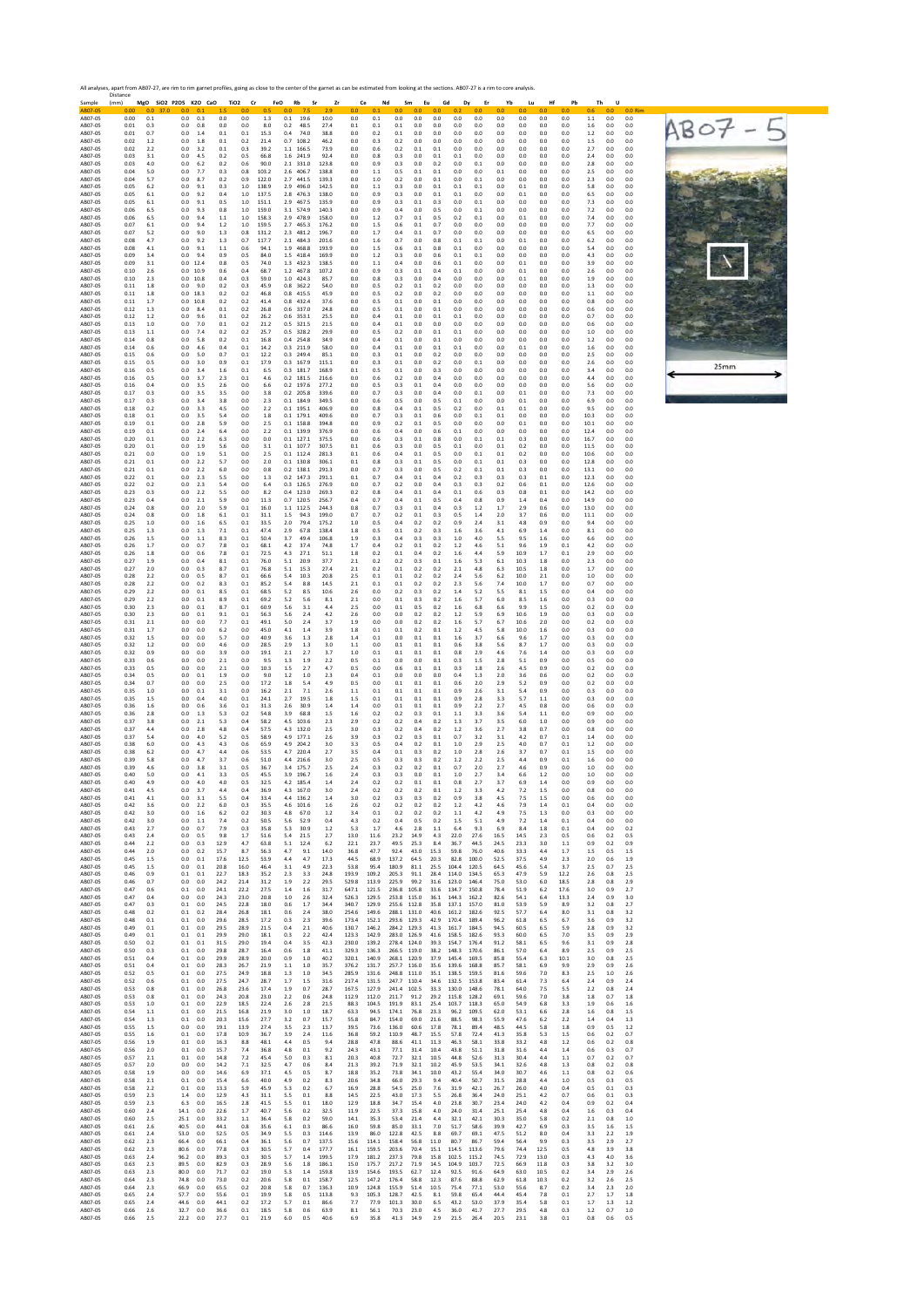All analyses, apart from AB07-27, are rim to rim garnet profiles, going as close to the center of the garnet as can be estimated from looking at the sections. AB07-27 is a rim to core analysis.

| Sample | Distance (mm) | MgO | SiO2 | P2O5 | K2O | CaO | TiO2 | | FeO | Rb | Sr | Zr | Ce | Nd | Sm | Eu | Gd | Dy | Er | Yb | Lu | Hf | | Pb | Th | U | |
|---|---|---|---|---|---|---|---|---|---|---|---|---|---|---|---|---|---|---|---|---|---|---|---|---|---|---|---|
| AB07-05 | 0.00 | 0.0 | 37.0 | 0.0 | 0.1 | 1.5 | 0.0 | 0.5 | 0.0 | 7.5 | 2.9 | 0.0 | 0.1 | 0.0 | 0.0 | 0.0 | 0.2 | 0.0 | 0.0 | 0.0 | 0.0 | 0.0 | 0.0 | 0.6 | 0.0 | 0.0 | Rim |
| AB07-05 | 0.00 | 0.1 | | 0.0 | 0.5 | 0.0 | 0.0 | 1.3 | 0.1 | 19.6 | 10.0 | 0.0 | 0.1 | 0.0 | 0.0 | 0.0 | 0.0 | 0.0 | 0.0 | 0.0 | 0.0 | 0.0 | 0.0 | 1.1 | 0.0 | 0.0 | |
| AB07-05 | 0.01 | 0.3 | | 0.0 | 0.8 | 0.0 | 0.0 | 8.0 | 0.2 | 48.5 | 27.4 | 0.1 | 0.1 | 0.1 | 0.0 | 0.0 | 0.0 | 0.0 | 0.0 | 0.0 | 0.0 | 0.0 | 0.0 | 1.6 | 0.0 | 0.0 | |
| AB07-05 | 0.01 | 0.7 | | 0.0 | 1.4 | 0.1 | 0.1 | 15.3 | 0.4 | 74.0 | 38.8 | 0.1 | 0.2 | 0.1 | 0.0 | 0.0 | 0.0 | 0.0 | 0.0 | 0.0 | 0.0 | 0.0 | 0.0 | 1.2 | 0.0 | 0.0 | |
| AB07-05 | 0.02 | 1.2 | | 0.0 | 1.8 | 0.1 | 0.2 | 21.4 | 0.7 | 108.2 | 46.2 | 0.0 | 0.3 | 0.2 | 0.0 | 0.0 | 0.0 | 0.0 | 0.0 | 0.0 | 0.0 | 0.0 | 0.0 | 1.5 | 0.0 | 0.0 | |
| AB07-05 | 0.02 | 2.2 | | 0.0 | 3.2 | 0.1 | 0.3 | 39.2 | 1.1 | 166.5 | 73.9 | 0.0 | 0.6 | 0.2 | 0.1 | 0.1 | 0.0 | 0.0 | 0.0 | 0.0 | 0.0 | 0.0 | 0.0 | 2.7 | 0.0 | 0.0 | |
| AB07-05 | 0.03 | 3.1 | | 0.0 | 4.5 | 0.2 | 0.5 | 66.8 | 1.6 | 241.9 | 92.4 | 0.0 | 0.8 | 0.3 | 0.0 | 0.1 | 0.1 | 0.0 | 0.0 | 0.0 | 0.0 | 0.0 | 0.0 | 2.4 | 0.0 | 0.0 | |
| AB07-05 | 0.03 | 4.0 | | 0.0 | 6.2 | 0.2 | 0.6 | 90.0 | 2.1 | 331.0 | 123.8 | 0.0 | 0.9 | 0.3 | 0.0 | 0.2 | 0.0 | 0.1 | 0.0 | 0.0 | 0.0 | 0.0 | 0.0 | 2.8 | 0.0 | 0.0 | |
| AB07-05 | 0.04 | 5.0 | | 0.0 | 7.7 | 0.3 | 0.8 | 103.2 | 2.6 | 406.7 | 138.8 | 0.0 | 1.1 | 0.5 | 0.1 | 0.1 | 0.0 | 0.0 | 0.1 | 0.0 | 0.0 | 0.0 | 0.0 | 2.5 | 0.0 | 0.0 | |
| AB07-05 | 0.04 | 5.7 | | 0.0 | 8.7 | 0.2 | 0.9 | 122.0 | 2.7 | 441.5 | 139.3 | 0.0 | 1.0 | 0.2 | 0.0 | 0.1 | 0.0 | 0.0 | 0.1 | 0.0 | 0.0 | 0.0 | 0.0 | 2.3 | 0.0 | 0.0 | |
| AB07-05 | 0.05 | 6.2 | | 0.0 | 9.1 | 0.3 | 1.0 | 138.9 | 2.9 | 496.0 | 142.5 | 0.0 | 1.1 | 0.3 | 0.0 | 0.1 | 0.1 | 0.1 | 0.0 | 0.1 | 0.0 | 0.0 | 0.0 | 5.8 | 0.0 | 0.0 | |
| AB07-05 | 0.05 | 6.1 | | 0.0 | 9.2 | 0.4 | 1.0 | 137.5 | 2.8 | 476.3 | 138.0 | 0.0 | 0.9 | 0.3 | 0.0 | 0.1 | 0.1 | 0.0 | 0.0 | 0.0 | 0.0 | 0.0 | 0.0 | 6.5 | 0.0 | 0.0 | |
| AB07-05 | 0.05 | 6.1 | | 0.0 | 9.1 | 0.5 | 1.0 | 151.1 | 2.9 | 467.5 | 135.9 | 0.0 | 0.9 | 0.3 | 0.1 | 0.3 | 0.0 | 0.1 | 0.0 | 0.0 | 0.0 | 0.0 | 0.0 | 7.3 | 0.0 | 0.0 | |
| AB07-05 | 0.06 | 6.5 | | 0.0 | 9.3 | 0.8 | 1.0 | 159.0 | 3.1 | 574.9 | 140.3 | 0.0 | 0.9 | 0.4 | 0.0 | 0.5 | 0.0 | 0.1 | 0.0 | 0.0 | 0.0 | 0.0 | 0.0 | 7.2 | 0.0 | 0.0 | |
| AB07-05 | 0.06 | 6.5 | | 0.0 | 9.4 | 1.1 | 1.0 | 158.3 | 2.9 | 478.9 | 158.0 | 0.0 | 1.2 | 0.7 | 0.1 | 0.5 | 0.2 | 0.1 | 0.0 | 0.1 | 0.0 | 0.0 | 0.0 | 7.4 | 0.0 | 0.0 | |
| AB07-05 | 0.07 | 6.1 | | 0.0 | 9.4 | 1.2 | 1.0 | 159.5 | 2.7 | 465.3 | 176.2 | 0.0 | 1.5 | 0.6 | 0.1 | 0.7 | 0.0 | 0.0 | 0.0 | 0.0 | 0.0 | 0.0 | 0.0 | 7.7 | 0.0 | 0.0 | |
| AB07-05 | 0.07 | 5.2 | | 0.0 | 9.0 | 1.3 | 0.8 | 131.2 | 2.3 | 481.2 | 196.7 | 0.0 | 1.7 | 0.4 | 0.1 | 0.7 | 0.0 | 0.0 | 0.0 | 0.0 | 0.0 | 0.0 | 0.0 | 6.5 | 0.0 | 0.0 | |
| AB07-05 | 0.08 | 4.7 | | 0.0 | 9.2 | 1.3 | 0.7 | 117.7 | 2.1 | 484.3 | 201.6 | 0.0 | 1.6 | 0.7 | 0.0 | 0.8 | 0.1 | 0.1 | 0.0 | 0.1 | 0.0 | 0.0 | 0.0 | 6.2 | 0.0 | 0.0 | |
| AB07-05 | 0.08 | 4.1 | | 0.0 | 9.1 | 1.1 | 0.6 | 94.1 | 1.9 | 468.8 | 193.9 | 0.0 | 1.5 | 0.6 | 0.1 | 0.8 | 0.1 | 0.0 | 0.0 | 0.0 | 0.0 | 0.0 | 0.0 | 5.4 | 0.0 | 0.0 | |
| AB07-05 | 0.09 | 3.4 | | 0.0 | 9.4 | 0.9 | 0.5 | 84.0 | 1.5 | 418.4 | 169.9 | 0.0 | 1.2 | 0.3 | 0.0 | 0.6 | 0.1 | 0.1 | 0.0 | 0.0 | 0.0 | 0.0 | 0.0 | 4.3 | 0.0 | 0.0 | |
| AB07-05 | 0.09 | 3.1 | | 0.0 | 12.4 | 0.8 | 0.5 | 74.0 | 1.3 | 432.3 | 138.5 | 0.0 | 1.1 | 0.4 | 0.0 | 0.6 | 0.1 | 0.0 | 0.0 | 0.1 | 0.0 | 0.0 | 0.0 | 3.9 | 0.0 | 0.0 | |
| AB07-05 | 0.10 | 2.6 | | 0.0 | 10.9 | 0.6 | 0.4 | 68.7 | 1.2 | 467.8 | 107.2 | 0.0 | 0.9 | 0.3 | 0.1 | 0.4 | 0.1 | 0.0 | 0.0 | 0.1 | 0.0 | 0.0 | 0.0 | 2.6 | 0.0 | 0.0 | |
| AB07-05 | 0.10 | 2.3 | | 0.0 | 10.8 | 0.4 | 0.3 | 59.0 | 1.0 | 424.3 | 85.7 | 0.0 | 0.8 | 0.3 | 0.0 | 0.4 | 0.0 | 0.0 | 0.0 | 0.1 | 0.0 | 0.0 | 0.0 | 1.9 | 0.0 | 0.0 | |
| AB07-05 | 0.11 | 1.8 | | 0.0 | 9.0 | 0.2 | 0.3 | 45.9 | 0.8 | 362.2 | 54.0 | 0.0 | 0.5 | 0.2 | 0.1 | 0.2 | 0.0 | 0.0 | 0.0 | 0.0 | 0.0 | 0.0 | 0.0 | 1.3 | 0.0 | 0.0 | |
| AB07-05 | 0.11 | 1.8 | | 0.0 | 18.3 | 0.2 | 0.2 | 46.8 | 0.8 | 415.5 | 45.9 | 0.0 | 0.5 | 0.2 | 0.0 | 0.2 | 0.0 | 0.0 | 0.0 | 0.0 | 0.0 | 0.0 | 0.0 | 1.1 | 0.0 | 0.0 | |
| AB07-05 | 0.11 | 1.7 | | 0.0 | 10.8 | 0.2 | 0.2 | 41.4 | 0.8 | 432.4 | 37.6 | 0.0 | 0.5 | 0.1 | 0.0 | 0.1 | 0.0 | 0.0 | 0.0 | 0.0 | 0.0 | 0.0 | 0.0 | 0.8 | 0.0 | 0.0 | |
| AB07-05 | 0.12 | 1.3 | | 0.0 | 8.4 | 0.1 | 0.2 | 26.8 | 0.6 | 337.0 | 24.8 | 0.0 | 0.5 | 0.1 | 0.0 | 0.1 | 0.0 | 0.0 | 0.0 | 0.0 | 0.0 | 0.0 | 0.0 | 0.6 | 0.0 | 0.0 | |
| AB07-05 | 0.12 | 1.2 | | 0.0 | 9.6 | 0.1 | 0.2 | 26.8 | 0.6 | 353.1 | 25.5 | 0.0 | 0.4 | 0.1 | 0.0 | 0.1 | 0.1 | 0.0 | 0.0 | 0.0 | 0.0 | 0.0 | 0.0 | 0.7 | 0.0 | 0.0 | |
| AB07-05 | 0.13 | 1.0 | | 0.0 | 7.0 | 0.1 | 0.2 | 21.2 | 0.5 | 321.5 | 21.5 | 0.0 | 0.4 | 0.1 | 0.0 | 0.0 | 0.0 | 0.0 | 0.0 | 0.0 | 0.0 | 0.0 | 0.0 | 0.6 | 0.0 | 0.0 | |
| AB07-05 | 0.13 | 1.1 | | 0.0 | 7.4 | 0.2 | 0.2 | 25.7 | 0.5 | 328.2 | 29.9 | 0.0 | 0.5 | 0.2 | 0.0 | 0.1 | 0.1 | 0.0 | 0.0 | 0.0 | 0.0 | 0.0 | 0.0 | 1.0 | 0.0 | 0.0 | |
| AB07-05 | 0.14 | 0.8 | | 0.0 | 5.8 | 0.2 | 0.1 | 16.8 | 0.4 | 254.8 | 34.9 | 0.0 | 0.4 | 0.1 | 0.0 | 0.1 | 0.0 | 0.0 | 0.0 | 0.0 | 0.0 | 0.0 | 0.0 | 1.2 | 0.0 | 0.0 | |
| AB07-05 | 0.14 | 0.6 | | 0.0 | 4.6 | 0.4 | 0.1 | 14.2 | 0.3 | 211.9 | 58.0 | 0.0 | 0.4 | 0.1 | 0.0 | 0.1 | 0.1 | 0.0 | 0.0 | 0.1 | 0.0 | 0.0 | 0.0 | 1.6 | 0.0 | 0.0 | |
| AB07-05 | 0.15 | 0.6 | | 0.0 | 5.0 | 0.7 | 0.1 | 12.2 | 0.3 | 249.4 | 85.1 | 0.0 | 0.3 | 0.1 | 0.0 | 0.2 | 0.0 | 0.0 | 0.0 | 0.0 | 0.0 | 0.0 | 0.0 | 2.5 | 0.0 | 0.0 | |
| AB07-05 | 0.15 | 0.5 | | 0.0 | 3.0 | 0.9 | 0.1 | 17.9 | 0.3 | 167.9 | 115.1 | 0.0 | 0.3 | 0.1 | 0.0 | 0.2 | 0.0 | 0.1 | 0.0 | 0.0 | 0.0 | 0.0 | 0.0 | 2.6 | 0.0 | 0.0 | |
| AB07-05 | 0.16 | 0.5 | | 0.0 | 3.4 | 1.6 | 0.1 | 6.5 | 0.3 | 181.7 | 168.9 | 0.1 | 0.5 | 0.1 | 0.0 | 0.3 | 0.0 | 0.0 | 0.0 | 0.0 | 0.0 | 0.0 | 0.0 | 3.4 | 0.0 | 0.0 | |
| AB07-05 | 0.16 | 0.5 | | 0.0 | 3.7 | 2.3 | 0.1 | 4.6 | 0.2 | 181.5 | 216.6 | 0.0 | 0.6 | 0.2 | 0.0 | 0.4 | 0.0 | 0.0 | 0.0 | 0.0 | 0.0 | 0.0 | 0.0 | 4.4 | 0.0 | 0.0 | |
| AB07-05 | 0.16 | 0.4 | | 0.0 | 3.5 | 2.6 | 0.0 | 6.6 | 0.2 | 197.6 | 277.2 | 0.0 | 0.5 | 0.3 | 0.1 | 0.4 | 0.0 | 0.0 | 0.0 | 0.0 | 0.0 | 0.0 | 0.0 | 5.6 | 0.0 | 0.0 | |
| AB07-05 | 0.17 | 0.3 | | 0.0 | 3.5 | 3.5 | 0.0 | 3.8 | 0.2 | 205.8 | 339.6 | 0.0 | 0.7 | 0.3 | 0.0 | 0.4 | 0.0 | 0.1 | 0.0 | 0.1 | 0.0 | 0.0 | 0.0 | 7.3 | 0.0 | 0.0 | |
| AB07-05 | 0.17 | 0.3 | | 0.0 | 3.4 | 3.8 | 0.0 | 2.3 | 0.1 | 184.9 | 349.5 | 0.0 | 0.6 | 0.5 | 0.0 | 0.5 | 0.1 | 0.0 | 0.0 | 0.1 | 0.0 | 0.0 | 0.0 | 6.9 | 0.0 | 0.0 | |
| AB07-05 | 0.18 | 0.2 | | 0.0 | 3.3 | 4.5 | 0.0 | 2.2 | 0.1 | 195.1 | 406.9 | 0.0 | 0.8 | 0.4 | 0.1 | 0.5 | 0.2 | 0.0 | 0.0 | 0.1 | 0.1 | 0.0 | 0.0 | 9.5 | 0.0 | 0.0 | |
| AB07-05 | 0.18 | 0.1 | | 0.0 | 3.5 | 5.4 | 0.0 | 1.8 | 0.1 | 179.1 | 409.6 | 0.0 | 0.7 | 0.3 | 0.1 | 0.6 | 0.0 | 0.1 | 0.1 | 0.0 | 0.0 | 0.0 | 0.0 | 10.3 | 0.0 | 0.0 | |
| AB07-05 | 0.19 | 0.1 | | 0.0 | 2.8 | 5.9 | 0.0 | 2.5 | 0.1 | 158.8 | 394.8 | 0.0 | 0.9 | 0.2 | 0.1 | 0.5 | 0.0 | 0.0 | 0.0 | 0.1 | 0.0 | 0.0 | 0.0 | 10.1 | 0.0 | 0.0 | |
| AB07-05 | 0.19 | 0.1 | | 0.0 | 2.4 | 6.4 | 0.0 | 2.2 | 0.1 | 139.9 | 376.9 | 0.0 | 0.6 | 0.4 | 0.0 | 0.6 | 0.1 | 0.0 | 0.0 | 0.0 | 0.0 | 0.0 | 0.0 | 12.4 | 0.0 | 0.0 | |
| AB07-05 | 0.20 | 0.1 | | 0.0 | 2.2 | 6.3 | 0.0 | 0.0 | 0.1 | 127.1 | 375.5 | 0.0 | 0.6 | 0.3 | 0.1 | 0.8 | 0.0 | 0.1 | 0.1 | 0.3 | 0.0 | 0.0 | 0.0 | 16.7 | 0.0 | 0.0 | |
| AB07-05 | 0.20 | 0.1 | | 0.0 | 1.9 | 5.6 | 0.0 | 3.1 | 0.1 | 107.7 | 307.5 | 0.1 | 0.6 | 0.3 | 0.0 | 0.5 | 0.1 | 0.0 | 0.0 | 0.1 | 0.2 | 0.0 | 0.0 | 11.5 | 0.0 | 0.0 | |
| AB07-05 | 0.21 | 0.0 | | 0.0 | 1.9 | 5.1 | 0.0 | 2.5 | 0.1 | 112.4 | 281.3 | 0.1 | 0.6 | 0.4 | 0.1 | 0.5 | 0.0 | 0.1 | 0.1 | 0.1 | 0.2 | 0.0 | 0.0 | 10.6 | 0.0 | 0.0 | |
| AB07-05 | 0.21 | 0.1 | | 0.0 | 2.2 | 5.7 | 0.0 | 2.0 | 0.1 | 130.8 | 306.1 | 0.1 | 0.8 | 0.3 | 0.1 | 0.5 | 0.0 | 0.1 | 0.1 | 0.3 | 0.0 | 0.0 | 0.0 | 12.8 | 0.0 | 0.0 | |
| AB07-05 | 0.21 | 0.1 | | 0.0 | 2.2 | 6.0 | 0.0 | 0.8 | 0.2 | 138.1 | 291.3 | 0.0 | 0.7 | 0.3 | 0.0 | 0.5 | 0.2 | 0.1 | 0.1 | 0.3 | 0.0 | 0.0 | 0.0 | 13.1 | 0.0 | 0.0 | |
| AB07-05 | 0.22 | 0.1 | | 0.0 | 2.3 | 5.5 | 0.0 | 1.3 | 0.2 | 147.3 | 291.1 | 0.1 | 0.7 | 0.4 | 0.1 | 0.4 | 0.2 | 0.3 | 0.3 | 0.3 | 0.1 | 0.0 | 0.0 | 12.3 | 0.0 | 0.0 | |
| AB07-05 | 0.22 | 0.2 | | 0.0 | 2.3 | 5.4 | 0.0 | 6.4 | 0.3 | 126.5 | 276.9 | 0.0 | 0.7 | 0.2 | 0.0 | 0.4 | 0.3 | 0.3 | 0.2 | 0.6 | 0.1 | 0.0 | 0.0 | 12.6 | 0.0 | 0.0 | |
| AB07-05 | 0.23 | 0.3 | | 0.0 | 2.2 | 5.5 | 0.0 | 8.2 | 0.4 | 123.0 | 269.3 | 0.2 | 0.8 | 0.4 | 0.1 | 0.4 | 0.1 | 0.6 | 0.3 | 0.8 | 0.1 | 0.0 | 0.0 | 14.2 | 0.0 | 0.0 | |
| AB07-05 | 0.23 | 0.4 | | 0.0 | 2.1 | 5.9 | 0.0 | 11.3 | 0.7 | 120.5 | 256.7 | 0.4 | 0.7 | 0.4 | 0.1 | 0.5 | 0.4 | 0.8 | 0.9 | 1.4 | 0.4 | 0.0 | 0.0 | 14.9 | 0.0 | 0.0 | |
| AB07-05 | 0.24 | 0.8 | | 0.0 | 2.0 | 5.9 | 0.1 | 16.0 | 1.1 | 112.5 | 244.3 | 0.8 | 0.7 | 0.3 | 0.1 | 0.4 | 0.3 | 1.2 | 1.7 | 2.9 | 0.6 | 0.0 | 0.0 | 13.0 | 0.0 | 0.0 | |
| AB07-05 | 0.24 | 0.8 | | 0.0 | 1.8 | 6.1 | 0.1 | 31.1 | 1.5 | 94.3 | 199.0 | 0.7 | 0.7 | 0.2 | 0.1 | 0.3 | 0.5 | 1.4 | 2.0 | 3.7 | 0.6 | 0.0 | 0.0 | 11.1 | 0.0 | 0.0 | |
| AB07-05 | 0.25 | 1.0 | | 0.0 | 1.6 | 6.5 | 0.1 | 33.5 | 2.0 | 79.4 | 175.2 | 1.0 | 0.5 | 0.4 | 0.2 | 0.2 | 0.9 | 2.4 | 3.1 | 4.8 | 0.9 | 0.0 | 0.0 | 9.4 | 0.0 | 0.0 | |
| AB07-05 | 0.25 | 1.3 | | 0.0 | 1.3 | 7.1 | 0.1 | 47.4 | 2.9 | 67.8 | 138.4 | 1.8 | 0.5 | 0.1 | 0.2 | 0.3 | 1.6 | 3.6 | 4.1 | 6.9 | 1.4 | 0.0 | 0.0 | 8.1 | 0.0 | 0.0 | |
| AB07-05 | 0.26 | 1.5 | | 0.0 | 1.1 | 8.3 | 0.1 | 50.4 | 3.7 | 49.4 | 106.8 | 1.9 | 0.3 | 0.4 | 0.3 | 0.3 | 1.0 | 4.0 | 5.5 | 9.5 | 1.6 | 0.0 | 0.0 | 6.6 | 0.0 | 0.0 | |
| AB07-05 | 0.26 | 1.7 | | 0.0 | 0.7 | 7.8 | 0.1 | 68.1 | 4.2 | 37.4 | 74.8 | 1.7 | 0.4 | 0.2 | 0.1 | 0.2 | 1.2 | 4.6 | 5.1 | 9.6 | 1.9 | 0.1 | 0.0 | 4.2 | 0.0 | 0.0 | |
| AB07-05 | 0.26 | 1.8 | | 0.0 | 0.6 | 7.8 | 0.1 | 72.5 | 4.3 | 27.1 | 51.1 | 1.8 | 0.2 | 0.1 | 0.4 | 0.2 | 1.6 | 4.4 | 5.9 | 10.9 | 1.7 | 0.1 | 0.0 | 2.9 | 0.0 | 0.0 | |
| AB07-05 | 0.27 | 1.9 | | 0.0 | 0.4 | 8.1 | 0.1 | 76.0 | 5.1 | 20.9 | 37.7 | 2.1 | 0.2 | 0.2 | 0.3 | 0.1 | 1.6 | 5.3 | 6.1 | 10.3 | 1.8 | 0.0 | 0.0 | 2.3 | 0.0 | 0.0 | |
| AB07-05 | 0.27 | 2.0 | | 0.0 | 0.3 | 8.7 | 0.1 | 76.8 | 5.1 | 15.3 | 27.4 | 2.1 | 0.2 | 0.1 | 0.2 | 0.2 | 2.1 | 4.8 | 6.3 | 10.5 | 1.8 | 0.0 | 0.0 | 1.7 | 0.0 | 0.0 | |
| AB07-05 | 0.28 | 2.2 | | 0.0 | 0.5 | 8.7 | 0.1 | 66.6 | 5.4 | 10.3 | 20.8 | 2.5 | 0.1 | 0.1 | 0.2 | 0.2 | 2.4 | 5.6 | 6.2 | 10.0 | 2.1 | 0.0 | 0.0 | 1.0 | 0.0 | 0.0 | |
| AB07-05 | 0.28 | 2.2 | | 0.0 | 0.2 | 8.3 | 0.1 | 85.2 | 5.4 | 8.8 | 14.5 | 2.1 | 0.1 | 0.1 | 0.2 | 0.2 | 2.3 | 5.6 | 7.4 | 10.0 | 1.7 | 0.0 | 0.0 | 0.7 | 0.0 | 0.0 | |
| AB07-05 | 0.29 | 2.2 | | 0.0 | 0.1 | 8.5 | 0.1 | 68.5 | 5.2 | 8.5 | 10.6 | 2.6 | 0.0 | 0.2 | 0.3 | 0.2 | 1.4 | 5.2 | 5.5 | 8.1 | 1.5 | 0.0 | 0.0 | 0.4 | 0.0 | 0.0 | |
| AB07-05 | 0.29 | 2.2 | | 0.0 | 0.1 | 8.9 | 0.1 | 69.2 | 5.2 | 5.6 | 8.1 | 2.1 | 0.0 | 0.1 | 0.3 | 0.2 | 1.6 | 5.7 | 6.0 | 8.5 | 1.6 | 0.0 | 0.0 | 0.3 | 0.0 | 0.0 | |
| AB07-05 | 0.30 | 2.3 | | 0.0 | 0.1 | 8.7 | 0.1 | 60.9 | 5.6 | 3.1 | 4.4 | 2.5 | 0.0 | 0.1 | 0.5 | 0.2 | 1.6 | 6.8 | 6.6 | 9.9 | 1.5 | 0.0 | 0.0 | 0.2 | 0.0 | 0.0 | |
| AB07-05 | 0.30 | 2.3 | | 0.0 | 0.1 | 9.1 | 0.1 | 56.3 | 5.6 | 2.4 | 4.2 | 2.6 | 0.0 | 0.0 | 0.2 | 0.2 | 1.2 | 5.9 | 6.9 | 10.6 | 1.9 | 0.0 | 0.0 | 0.3 | 0.0 | 0.0 | |
| AB07-05 | 0.31 | 2.1 | | 0.0 | 0.0 | 7.7 | 0.1 | 49.1 | 5.0 | 2.4 | 3.7 | 1.9 | 0.0 | 0.0 | 0.2 | 0.2 | 1.6 | 5.7 | 6.7 | 10.6 | 2.0 | 0.0 | 0.0 | 0.2 | 0.0 | 0.0 | |
| AB07-05 | 0.31 | 1.7 | | 0.0 | 0.0 | 6.2 | 0.0 | 45.0 | 4.1 | 1.4 | 3.9 | 1.8 | 0.0 | 0.1 | 0.2 | 0.1 | 1.2 | 4.5 | 5.8 | 10.0 | 1.6 | 0.0 | 0.0 | 0.3 | 0.0 | 0.0 | |
| AB07-05 | 0.32 | 1.5 | | 0.0 | 0.0 | 5.7 | 0.0 | 40.9 | 3.6 | 1.3 | 2.8 | 1.4 | 0.1 | 0.0 | 0.1 | 0.1 | 1.6 | 3.7 | 6.6 | 9.6 | 1.7 | 0.0 | 0.0 | 0.3 | 0.0 | 0.0 | |
| AB07-05 | 0.32 | 1.2 | | 0.0 | 0.0 | 4.6 | 0.0 | 28.5 | 2.9 | 1.3 | 3.0 | 1.1 | 0.0 | 0.1 | 0.1 | 0.1 | 0.6 | 3.8 | 5.6 | 8.7 | 1.7 | 0.0 | 0.0 | 0.3 | 0.0 | 0.0 | |
| AB07-05 | 0.32 | 0.9 | | 0.0 | 0.0 | 3.9 | 0.0 | 19.1 | 2.1 | 2.7 | 3.7 | 1.0 | 0.1 | 0.1 | 0.1 | 0.1 | 0.8 | 2.9 | 4.6 | 7.6 | 1.4 | 0.0 | 0.0 | 0.3 | 0.0 | 0.0 | |
| AB07-05 | 0.33 | 0.6 | | 0.0 | 0.0 | 2.1 | 0.0 | 9.5 | 1.3 | 1.9 | 2.2 | 0.5 | 0.1 | 0.0 | 0.0 | 0.1 | 0.3 | 1.5 | 2.8 | 5.1 | 0.9 | 0.0 | 0.0 | 0.5 | 0.0 | 0.0 | |
| AB07-05 | 0.33 | 0.5 | | 0.0 | 0.0 | 2.1 | 0.0 | 10.3 | 1.5 | 2.7 | 4.7 | 0.5 | 0.0 | 0.6 | 0.1 | 0.1 | 0.3 | 1.8 | 2.6 | 4.5 | 0.9 | 0.0 | 0.0 | 0.2 | 0.0 | 0.0 | |
| AB07-05 | 0.34 | 0.5 | | 0.0 | 0.1 | 1.9 | 0.0 | 9.0 | 1.2 | 1.0 | 2.3 | 0.4 | 0.1 | 0.0 | 0.0 | 0.0 | 0.4 | 1.3 | 2.0 | 3.6 | 0.6 | 0.0 | 0.0 | 0.2 | 0.0 | 0.0 | |
| AB07-05 | 0.34 | 0.7 | | 0.0 | 0.0 | 2.5 | 0.0 | 17.2 | 1.8 | 5.4 | 4.9 | 0.5 | 0.0 | 0.1 | 0.1 | 0.1 | 0.6 | 2.0 | 2.9 | 5.2 | 0.9 | 0.0 | 0.0 | 0.2 | 0.0 | 0.0 | |
| AB07-05 | 0.35 | 1.0 | | 0.0 | 0.1 | 3.1 | 0.0 | 16.2 | 2.1 | 7.1 | 2.6 | 1.1 | 0.1 | 0.1 | 0.1 | 0.1 | 0.9 | 2.6 | 3.1 | 5.4 | 0.9 | 0.0 | 0.0 | 0.3 | 0.0 | 0.0 | |
| AB07-05 | 0.35 | 1.5 | | 0.0 | 0.4 | 4.0 | 0.1 | 24.1 | 2.7 | 19.5 | 1.8 | 1.5 | 0.1 | 0.1 | 0.1 | 0.1 | 0.9 | 2.8 | 3.3 | 5.7 | 1.1 | 0.0 | 0.0 | 0.3 | 0.0 | 0.0 | |
| AB07-05 | 0.36 | 1.6 | | 0.0 | 0.6 | 3.6 | 0.1 | 31.3 | 2.6 | 30.9 | 1.4 | 1.4 | 0.0 | 0.1 | 0.1 | 0.1 | 0.9 | 2.2 | 2.7 | 4.5 | 0.8 | 0.0 | 0.0 | 0.6 | 0.0 | 0.0 | |
| AB07-05 | 0.36 | 2.8 | | 0.0 | 1.3 | 5.3 | 0.2 | 54.8 | 3.9 | 68.8 | 1.5 | 1.6 | 0.2 | 0.2 | 0.3 | 0.1 | 1.1 | 3.3 | 3.6 | 5.4 | 1.1 | 0.0 | 0.0 | 0.9 | 0.0 | 0.0 | |
| AB07-05 | 0.37 | 3.8 | | 0.0 | 2.1 | 5.3 | 0.4 | 58.2 | 4.5 | 103.6 | 2.3 | 2.9 | 0.2 | 0.2 | 0.4 | 0.2 | 1.3 | 3.7 | 3.5 | 6.0 | 1.0 | 0.0 | 0.0 | 0.9 | 0.0 | 0.0 | |
| AB07-05 | 0.37 | 4.4 | | 0.0 | 2.8 | 4.8 | 0.4 | 57.5 | 4.3 | 132.0 | 2.5 | 3.0 | 0.3 | 0.2 | 0.4 | 0.2 | 1.2 | 3.6 | 2.7 | 3.8 | 0.7 | 0.0 | 0.0 | 0.8 | 0.0 | 0.0 | |
| AB07-05 | 0.37 | 5.4 | | 0.0 | 4.0 | 5.2 | 0.5 | 58.9 | 4.9 | 177.1 | 2.6 | 3.9 | 0.3 | 0.2 | 0.3 | 0.1 | 0.7 | 3.2 | 3.1 | 4.2 | 0.7 | 0.1 | 0.0 | 1.4 | 0.0 | 0.0 | |
| AB07-05 | 0.38 | 6.0 | | 0.0 | 4.3 | 4.3 | 0.6 | 65.9 | 4.9 | 204.2 | 3.0 | 3.3 | 0.5 | 0.4 | 0.2 | 0.1 | 1.0 | 2.9 | 2.5 | 4.0 | 0.7 | 0.1 | 0.0 | 1.2 | 0.0 | 0.0 | |
| AB07-05 | 0.38 | 6.2 | | 0.0 | 4.7 | 4.4 | 0.6 | 53.5 | 4.7 | 220.4 | 2.7 | 3.5 | 0.4 | 0.1 | 0.3 | 0.2 | 1.0 | 2.8 | 2.6 | 3.7 | 0.7 | 0.1 | 0.0 | 1.5 | 0.0 | 0.0 | |
| AB07-05 | 0.39 | 5.8 | | 0.0 | 4.7 | 3.7 | 0.6 | 51.0 | 4.4 | 216.6 | 3.0 | 2.5 | 0.5 | 0.3 | 0.3 | 0.2 | 1.2 | 2.2 | 2.5 | 4.4 | 0.9 | 0.1 | 0.0 | 1.6 | 0.0 | 0.0 | |
| AB07-05 | 0.39 | 4.6 | | 0.0 | 3.8 | 3.1 | 0.5 | 36.7 | 3.4 | 175.7 | 2.5 | 2.4 | 0.3 | 0.2 | 0.2 | 0.1 | 0.7 | 2.0 | 2.7 | 4.6 | 0.9 | 0.0 | 0.0 | 1.0 | 0.0 | 0.0 | |
| AB07-05 | 0.40 | 5.0 | | 0.0 | 4.1 | 3.3 | 0.5 | 45.5 | 3.9 | 196.7 | 1.6 | 2.4 | 0.3 | 0.3 | 0.0 | 0.1 | 1.0 | 2.7 | 3.4 | 6.6 | 1.2 | 0.0 | 0.0 | 1.0 | 0.0 | 0.0 | |
| AB07-05 | 0.40 | 4.9 | | 0.0 | 4.0 | 4.0 | 0.5 | 32.5 | 4.2 | 185.4 | 1.4 | 2.4 | 0.2 | 0.2 | 0.1 | 0.1 | 0.8 | 2.7 | 3.7 | 6.9 | 1.4 | 0.0 | 0.0 | 0.9 | 0.0 | 0.0 | |
| AB07-05 | 0.41 | 4.5 | | 0.0 | 3.7 | 4.4 | 0.4 | 36.9 | 4.3 | 167.0 | 3.0 | 2.4 | 0.2 | 0.2 | 0.2 | 0.1 | 1.2 | 3.3 | 4.2 | 7.2 | 1.5 | 0.0 | 0.0 | 0.8 | 0.0 | 0.0 | |
| AB07-05 | 0.41 | 4.1 | | 0.0 | 3.1 | 5.5 | 0.4 | 33.4 | 4.4 | 136.2 | 1.4 | 3.0 | 0.2 | 0.3 | 0.3 | 0.2 | 0.9 | 3.8 | 4.5 | 7.5 | 1.5 | 0.0 | 0.0 | 0.6 | 0.0 | 0.0 | |
| AB07-05 | 0.42 | 3.6 | | 0.0 | 2.2 | 6.0 | 0.3 | 35.5 | 4.6 | 101.6 | 1.6 | 2.6 | 0.2 | 0.2 | 0.2 | 0.2 | 1.2 | 4.2 | 4.6 | 7.9 | 1.4 | 0.1 | 0.0 | 0.4 | 0.0 | 0.0 | |
| AB07-05 | 0.42 | 3.0 | | 0.0 | 1.6 | 6.2 | 0.2 | 30.3 | 4.8 | 67.0 | 1.2 | 3.4 | 0.1 | 0.2 | 0.2 | 0.2 | 1.1 | 4.2 | 4.9 | 7.5 | 1.3 | 0.0 | 0.0 | 0.3 | 0.0 | 0.0 | |
| AB07-05 | 0.42 | 3.0 | | 0.0 | 1.1 | 7.4 | 0.2 | 50.5 | 5.6 | 52.9 | 0.4 | 4.3 | 0.2 | 0.4 | 0.5 | 0.2 | 1.5 | 5.1 | 4.9 | 7.2 | 1.4 | 0.1 | 0.0 | 0.4 | 0.0 | 0.0 | |
| AB07-05 | 0.43 | 2.7 | | 0.0 | 0.7 | 7.9 | 0.3 | 35.8 | 5.3 | 30.9 | 1.2 | 5.3 | 1.7 | 4.6 | 2.8 | 1.1 | 6.4 | 9.3 | 6.9 | 8.4 | 1.8 | 0.1 | | 0.4 | 0.0 | 0.2 | |
| AB07-05 | 0.43 | 2.4 | | 0.0 | 0.5 | 9.8 | 1.7 | 51.6 | 5.4 | 21.5 | 2.7 | 13.0 | 11.6 | 23.2 | 14.9 | 4.3 | 22.0 | 27.6 | 16.5 | 14.5 | 2.3 | 0.5 | | 0.6 | 0.2 | 0.5 | |
| AB07-05 | 0.44 | 2.2 | | 0.0 | 0.3 | 12.9 | 4.7 | 63.8 | 5.1 | 12.4 | 6.2 | 22.1 | 23.7 | 49.5 | 25.3 | 8.4 | 36.7 | 44.5 | 24.5 | 23.3 | 3.0 | 1.1 | | 0.9 | 0.2 | 0.9 | |
| AB07-05 | 0.44 | 2.0 | | 0.0 | 0.2 | 15.7 | 8.7 | 56.3 | 4.7 | 9.1 | 14.0 | 36.8 | 47.7 | 92.4 | 43.0 | 15.3 | 59.8 | 76.0 | 40.6 | 33.3 | 4.4 | 1.7 | | 1.5 | 0.5 | 1.5 | |
| AB07-05 | 0.45 | 1.5 | | 0.0 | 0.1 | 17.6 | 12.5 | 53.9 | 4.4 | 4.7 | 17.3 | 44.5 | 68.9 | 137.2 | 64.5 | 20.3 | 82.8 | 100.0 | 52.5 | 37.5 | 4.9 | 2.3 | | 2.0 | 0.6 | 1.9 | |
| AB07-05 | 0.45 | 1.5 | | 0.0 | 0.1 | 20.8 | 16.0 | 46.4 | 3.1 | 4.9 | 22.3 | 53.8 | 95.4 | 180.9 | 81.1 | 25.5 | 104.4 | 120.3 | 64.5 | 45.6 | 5.4 | 3.7 | | 2.5 | 0.7 | 2.5 | |
| AB07-05 | 0.46 | 0.9 | | 0.1 | 0.1 | 22.7 | 18.3 | 35.2 | 2.3 | 3.3 | 24.8 | 193.9 | 109.2 | 205.3 | 91.1 | 28.4 | 114.0 | 134.5 | 65.3 | 47.9 | 5.9 | 12.2 | | 2.6 | 0.8 | 2.5 | |
| AB07-05 | 0.46 | 0.7 | | 0.0 | 0.0 | 24.2 | 21.4 | 31.2 | 1.9 | 2.2 | 29.5 | 529.8 | 113.9 | 225.9 | 99.2 | 31.6 | 123.0 | 146.4 | 75.0 | 53.0 | 6.0 | 18.5 | | 2.8 | 0.8 | 2.9 | |
| AB07-05 | 0.47 | 0.6 | | 0.1 | 0.0 | 24.1 | 22.2 | 27.5 | 1.4 | 1.6 | 31.7 | 647.1 | 121.5 | 236.8 | 105.8 | 33.6 | 134.7 | 150.8 | 78.4 | 51.9 | 6.2 | 17.6 | | 3.0 | 0.9 | 2.7 | |
| AB07-05 | 0.47 | 0.4 | | 0.0 | 0.0 | 24.3 | 23.0 | 20.8 | 1.0 | 2.6 | 32.4 | 526.3 | 129.5 | 253.8 | 115.0 | 36.1 | 144.3 | 162.2 | 82.6 | 54.1 | 6.4 | 13.3 | | 2.4 | 0.9 | 3.0 | |
| AB07-05 | 0.47 | 0.3 | | 0.1 | 0.0 | 24.5 | 22.8 | 18.0 | 0.6 | 1.7 | 34.4 | 340.7 | 129.9 | 255.6 | 112.8 | 35.8 | 137.1 | 157.0 | 81.0 | 53.9 | 5.9 | 8.9 | | 3.2 | 0.8 | 2.7 | |
| AB07-05 | 0.48 | 0.2 | | 0.1 | 0.0 | 26.4 | 26.8 | 18.1 | 0.6 | 2.4 | 38.0 | 254.6 | 149.6 | 288.1 | 131.0 | 40.6 | 161.2 | 182.6 | 92.5 | 57.7 | 6.4 | 8.0 | | 3.1 | 0.8 | 3.2 | |
| AB07-05 | 0.48 | 0.1 | | 0.1 | 0.0 | 29.6 | 28.5 | 17.2 | 0.3 | 2.3 | 39.6 | 173.4 | 152.1 | 293.6 | 129.3 | 42.9 | 170.4 | 189.4 | 96.2 | 61.8 | 6.5 | 6.7 | | 3.6 | 0.9 | 3.2 | |
| AB07-05 | 0.49 | 0.1 | | 0.1 | 0.0 | 29.5 | 28.9 | 21.5 | 0.4 | 2.1 | 40.6 | 130.7 | 146.2 | 284.2 | 129.3 | 41.3 | 161.7 | 184.5 | 94.5 | 60.5 | 6.5 | 5.9 | | 2.8 | 0.9 | 3.2 | |
| AB07-05 | 0.49 | 0.1 | | 0.1 | 0.0 | 29.9 | 29.0 | 18.1 | 0.3 | 2.2 | 42.4 | 123.3 | 142.9 | 283.0 | 126.9 | 41.6 | 158.5 | 182.6 | 93.3 | 60.0 | 6.5 | 7.0 | | 3.6 | 0.9 | 2.9 | |
| AB07-05 | 0.50 | 0.2 | | 0.1 | 0.1 | 31.5 | 29.0 | 19.4 | 0.4 | 3.5 | 42.3 | 230.0 | 139.2 | 278.4 | 124.0 | 39.3 | 154.7 | 176.4 | 91.2 | 58.1 | 6.5 | 9.6 | | 3.1 | 0.9 | 2.8 | |
| AB07-05 | 0.50 | 0.3 | | 0.1 | 0.0 | 29.8 | 28.7 | 16.4 | 0.6 | 1.8 | 41.1 | 329.3 | 136.3 | 265.5 | 119.0 | 38.2 | 148.3 | 170.6 | 86.1 | 57.0 | 6.4 | 8.9 | | 2.5 | 0.9 | 2.5 | |
| AB07-05 | 0.51 | 0.4 | | 0.1 | 0.0 | 29.9 | 28.9 | 20.0 | 0.9 | 1.0 | 40.2 | 320.1 | 140.9 | 268.1 | 120.9 | 37.9 | 145.4 | 169.5 | 85.8 | 55.4 | 6.3 | 10.1 | | 3.0 | 0.8 | 2.5 | |
| AB07-05 | 0.51 | 0.4 | | 0.1 | 0.0 | 28.3 | 26.7 | 21.9 | 1.1 | 1.0 | 35.7 | 376.2 | 131.7 | 257.7 | 116.0 | 35.6 | 139.6 | 168.8 | 85.7 | 58.1 | 6.9 | 9.9 | | 2.9 | 0.9 | 2.6 | |
| AB07-05 | 0.52 | 0.5 | | 0.1 | 0.0 | 27.5 | 24.9 | 18.8 | 1.3 | 1.0 | 34.5 | 285.9 | 131.6 | 248.8 | 111.0 | 35.1 | 138.5 | 159.5 | 81.0 | 59.6 | 7.0 | 8.3 | | 2.5 | 1.0 | 2.6 | |
| AB07-05 | 0.52 | 0.6 | | 0.1 | 0.0 | 27.5 | 24.7 | 28.7 | 1.7 | 1.5 | 31.6 | 217.4 | 131.5 | 247.7 | 110.4 | 34.6 | 132.5 | 153.8 | 83.4 | 61.4 | 7.3 | 6.4 | | 2.4 | 0.9 | 2.4 | |
| AB07-05 | 0.53 | 0.8 | | 0.1 | 0.0 | 26.8 | 23.6 | 17.4 | 1.9 | 0.7 | 28.7 | 167.5 | 127.9 | 241.4 | 102.5 | 33.3 | 130.0 | 148.6 | 78.1 | 64.0 | 7.5 | 5.5 | | 2.2 | 0.8 | 2.4 | |
| AB07-05 | 0.53 | 0.8 | | 0.1 | 0.0 | 24.3 | 20.8 | 23.0 | 2.2 | 0.6 | 24.8 | 112.9 | 112.0 | 211.7 | 91.2 | 29.2 | 115.8 | 128.2 | 69.1 | 59.6 | 7.0 | 3.8 | | 1.8 | 0.7 | 1.8 | |
| AB07-05 | 0.53 | 1.0 | | 0.1 | 0.0 | 22.9 | 18.5 | 22.4 | 2.6 | 2.8 | 21.5 | 88.3 | 104.5 | 191.9 | 83.1 | 25.4 | 103.7 | 118.3 | 65.0 | 54.9 | 6.8 | 3.3 | | 1.9 | 0.6 | 1.6 | |
| AB07-05 | 0.54 | 1.1 | | 0.1 | 0.0 | 21.5 | 16.8 | 21.9 | 3.0 | 1.0 | 18.7 | 63.3 | 94.5 | 174.1 | 76.8 | 23.3 | 96.2 | 109.5 | 62.0 | 53.1 | 6.6 | 2.8 | | 1.6 | 0.6 | 1.4 | |
| AB07-05 | 0.54 | 1.3 | | 0.1 | 0.0 | 20.3 | 15.6 | 27.7 | 3.2 | 0.7 | 15.7 | 55.8 | 84.7 | 154.0 | 69.0 | 21.6 | 88.5 | 98.3 | 55.9 | 47.6 | 6.2 | 2.2 | | 1.4 | 0.4 | 1.3 | |
| AB07-05 | 0.55 | 1.5 | | 0.0 | 0.0 | 19.1 | 13.9 | 27.4 | 3.5 | 2.3 | 13.7 | 39.5 | 73.6 | 136.0 | 60.6 | 17.8 | 78.1 | 89.4 | 48.5 | 44.5 | 5.8 | 1.8 | | 0.9 | 0.5 | 1.2 | |
| AB07-05 | 0.55 | 1.6 | | 0.1 | 0.0 | 17.8 | 10.9 | 36.7 | 3.9 | 2.4 | 11.6 | 36.8 | 59.2 | 110.9 | 48.7 | 15.5 | 57.8 | 72.4 | 41.3 | 35.8 | 5.3 | 1.5 | | 0.6 | 0.2 | 0.7 | |
| AB07-05 | 0.56 | 1.9 | | 0.1 | 0.0 | 16.3 | 8.8 | 48.1 | 4.4 | 0.5 | 9.4 | 28.8 | 47.8 | 88.6 | 41.1 | 11.3 | 46.3 | 58.1 | 33.8 | 33.2 | 4.8 | 1.2 | | 0.6 | 0.2 | 0.8 | |
| AB07-05 | 0.56 | 2.0 | | 0.1 | 0.0 | 15.7 | 7.4 | 36.8 | 4.8 | 0.1 | 9.2 | 24.3 | 43.1 | 77.1 | 31.4 | 10.4 | 43.8 | 51.1 | 31.8 | 31.6 | 4.4 | 1.4 | | 0.6 | 0.3 | 0.7 | |
| AB07-05 | 0.57 | 2.1 | | 0.1 | 0.0 | 14.8 | 7.2 | 45.4 | 5.0 | 0.3 | 8.1 | 20.3 | 40.8 | 72.1 | 32.1 | 10.5 | 44.8 | 52.6 | 31.3 | 30.4 | 4.4 | 1.1 | | 0.7 | 0.2 | 0.7 | |
| AB07-05 | 0.57 | 2.0 | | 0.0 | 0.0 | 14.2 | 7.1 | 32.5 | 4.7 | 0.6 | 8.4 | 21.3 | 39.2 | 71.9 | 32.1 | 10.2 | 45.9 | 53.5 | 34.1 | 32.6 | 4.8 | 1.3 | | 0.8 | 0.2 | 0.8 | |
| AB07-05 | 0.58 | 1.9 | | 0.0 | 0.0 | 14.6 | 6.9 | 37.1 | 4.5 | 0.5 | 8.7 | 18.8 | 35.2 | 73.8 | 34.1 | 10.0 | 43.2 | 55.4 | 34.0 | 30.7 | 4.6 | 1.1 | | 0.8 | 0.2 | 0.5 | |
| AB07-05 | 0.58 | 2.1 | | 0.1 | 0.0 | 15.4 | 6.6 | 40.0 | 4.9 | 0.2 | 8.3 | 20.6 | 34.8 | 66.0 | 29.3 | 9.4 | 40.4 | 50.7 | 31.5 | 28.8 | 4.4 | 1.0 | | 0.5 | 0.3 | 0.5 | |
| AB07-05 | 0.58 | 2.2 | | 0.1 | 0.0 | 13.3 | 5.9 | 45.9 | 5.3 | 0.2 | 6.7 | 16.9 | 28.8 | 54.5 | 25.0 | 7.6 | 31.9 | 42.1 | 26.7 | 26.0 | 4.0 | 0.4 | | 0.5 | 0.1 | 0.3 | |
| AB07-05 | 0.59 | 2.3 | | 1.4 | 0.0 | 12.9 | 4.3 | 31.1 | 5.5 | 0.1 | 8.8 | 14.5 | 22.5 | 43.0 | 17.3 | 5.5 | 26.8 | 36.4 | 24.0 | 25.1 | 4.2 | 0.7 | | 0.6 | 0.1 | 0.3 | |
| AB07-05 | 0.59 | 2.3 | | 6.3 | 0.0 | 16.5 | 2.8 | 41.5 | 5.5 | 0.1 | 18.0 | 12.9 | 18.8 | 34.7 | 15.4 | 4.0 | 23.8 | 30.7 | 23.4 | 24.0 | 4.2 | 0.4 | | 0.9 | 0.2 | 0.4 | |
| AB07-05 | 0.60 | 2.4 | | 14.1 | 0.0 | 22.6 | 1.7 | 40.7 | 5.6 | 0.2 | 32.5 | 11.9 | 22.5 | 37.3 | 15.8 | 4.0 | 24.0 | 31.4 | 25.1 | 25.4 | 4.8 | 0.4 | | 1.6 | 0.3 | 0.4 | |
| AB07-05 | 0.60 | 2.5 | | 25.1 | 0.0 | 33.2 | 1.1 | 36.4 | 5.8 | 0.2 | 59.0 | 14.1 | 35.3 | 53.4 | 21.4 | 4.4 | 32.1 | 42.1 | 30.3 | 35.0 | 5.8 | 0.2 | | 2.1 | 0.8 | 1.0 | |
| AB07-05 | 0.61 | 2.6 | | 40.5 | 0.0 | 44.1 | 0.8 | 35.6 | 6.1 | 0.3 | 86.6 | 16.0 | 59.8 | 85.0 | 33.1 | 7.0 | 51.7 | 58.6 | 39.9 | 42.7 | 6.9 | 0.3 | | 3.5 | 1.6 | 1.5 | |
| AB07-05 | 0.61 | 2.4 | | 53.0 | 0.0 | 52.5 | 0.5 | 34.9 | 5.5 | 0.3 | 114.6 | 13.9 | 86.0 | 122.8 | 42.5 | 8.8 | 69.7 | 69.1 | 47.5 | 51.2 | 8.0 | 0.4 | | 3.3 | 2.2 | 1.9 | |
| AB07-05 | 0.62 | 2.3 | | 66.4 | 0.0 | 66.1 | 0.4 | 36.1 | 5.6 | 0.7 | 137.5 | 15.6 | 114.1 | 158.4 | 56.8 | 11.0 | 80.7 | 86.7 | 59.4 | 56.4 | 9.9 | 0.3 | | 3.5 | 2.9 | 2.7 | |
| AB07-05 | 0.62 | 2.3 | | 80.6 | 0.0 | 77.8 | 0.3 | 30.5 | 5.7 | 0.4 | 177.7 | 16.1 | 159.5 | 203.6 | 70.4 | 15.1 | 114.5 | 113.6 | 79.6 | 74.4 | 12.5 | 0.5 | | 4.8 | 3.9 | 3.8 | |
| AB07-05 | 0.63 | 2.4 | | 96.2 | 0.0 | 89.3 | 0.3 | 30.5 | 5.7 | 1.4 | 199.5 | 17.9 | 181.2 | 237.3 | 79.8 | 15.8 | 102.5 | 115.2 | 74.5 | 72.9 | 13.0 | 0.3 | | 4.3 | 4.0 | 3.6 | |
| AB07-05 | 0.63 | 2.3 | | 89.5 | 0.0 | 82.9 | 0.3 | 28.9 | 5.6 | 1.8 | 186.1 | 15.0 | 175.7 | 217.2 | 71.9 | 14.5 | 104.9 | 103.7 | 72.5 | 66.9 | 11.8 | 0.3 | | 3.8 | 3.2 | 3.0 | |
| AB07-05 | 0.63 | 2.3 | | 80.0 | 0.0 | 71.7 | 0.2 | 19.0 | 5.3 | 1.4 | 159.8 | 13.9 | 154.6 | 193.5 | 62.7 | 12.4 | 92.5 | 91.6 | 64.9 | 63.0 | 10.5 | 0.2 | | 3.4 | 2.9 | 2.6 | |
| AB07-05 | 0.64 | 2.3 | | 74.0 | 0.0 | 73.0 | 0.2 | 20.6 | 5.8 | 0.1 | 158.7 | 12.5 | 147.2 | 176.4 | 58.8 | 12.0 | 87.6 | 88.8 | 62.9 | 61.8 | 10.3 | 0.2 | | 3.2 | 2.6 | 2.5 | |
| AB07-05 | 0.64 | 2.3 | | 66.9 | 0.0 | 65.5 | 0.2 | 20.8 | 5.8 | 0.7 | 136.3 | 10.9 | 124.8 | 155.9 | 51.4 | 10.5 | 75.4 | 77.1 | 53.0 | 55.6 | 8.7 | 0.2 | | 3.4 | 2.3 | 2.0 | |
| AB07-05 | 0.65 | 2.4 | | 57.7 | 0.0 | 55.6 | 0.1 | 19.9 | 5.8 | 0.5 | 113.8 | 9.3 | 105.3 | 128.7 | 42.5 | 8.1 | 59.8 | 65.4 | 44.4 | 45.4 | 7.8 | 0.1 | | 2.7 | 1.7 | 1.8 | |
| AB07-05 | 0.65 | 2.4 | | 44.6 | 0.0 | 44.1 | 0.2 | 17.2 | 5.7 | 0.1 | 86.6 | 7.7 | 77.9 | 101.3 | 30.0 | 6.5 | 43.2 | 53.0 | 37.9 | 35.4 | 5.8 | 0.1 | | 1.7 | 1.3 | 1.2 | |
| AB07-05 | 0.66 | 2.6 | | 32.7 | 0.0 | 36.6 | 0.1 | 18.5 | 5.8 | 0.6 | 63.9 | 8.1 | 56.1 | 70.3 | 23.0 | 4.5 | 36.0 | 41.7 | 27.7 | 29.5 | 4.8 | 0.3 | | 1.2 | 0.7 | 1.0 | |
| AB07-05 | 0.66 | 2.5 | | 22.2 | 0.0 | 27.7 | 0.1 | 21.9 | 6.0 | 0.5 | 40.6 | 6.9 | 35.8 | 41.3 | 14.9 | 2.9 | 21.5 | 26.4 | 20.5 | 23.1 | 3.8 | 0.1 | | 0.8 | 0.6 | 0.5 | |

AB07-5

25mm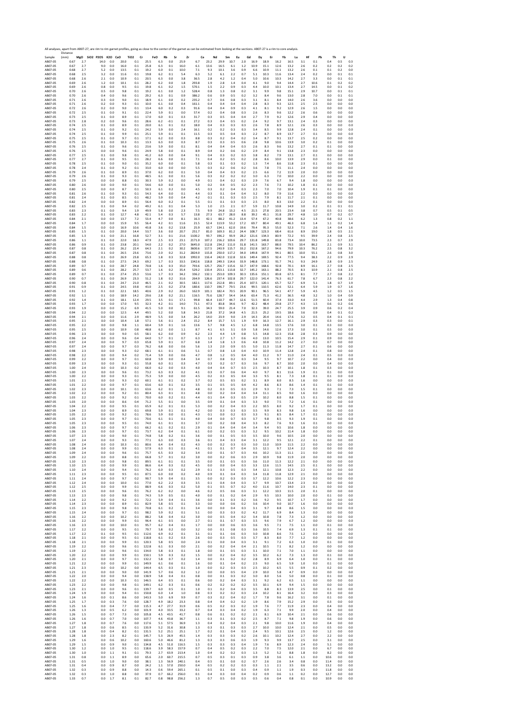All analyses, apart from AB07-27, are rim to rim garnet profiles, going as close to the center of the garnet as can be estimated from looking at the sections. AB07-27 is a rim to core analysis.

| Sample | Distance (mm) | MgO | SiO2 | P2O5 | K2O | CaO | TiO2 | Cr | FeO | Rb | Sr | Zr | Ce | Nd | Sm | Eu | Gd | Dy | Er | Yb | Lu | Hf | Pb | Th | U |
|---|---|---|---|---|---|---|---|---|---|---|---|---|---|---|---|---|---|---|---|---|---|---|---|---|---|
| AB07-05 | 0.67 | 2.7 | | 14.0 | 0.0 | 20.0 | 0.1 | 25.5 | 6.3 | 0.0 | 25.9 | 6.7 | 23.2 | 29.9 | 10.7 | 2.0 | 16.9 | 18.9 | 16.2 | 16.5 | 3.1 | 0.1 | 0.4 | 0.5 | 0.3 |
| AB07-05 | 0.67 | 2.7 | | 9.0 | 0.0 | 16.0 | 0.1 | 25.8 | 6.3 | 0.1 | 16.0 | 6.1 | 13.6 | 16.5 | 6.1 | 1.2 | 10.9 | 15.1 | 12.6 | 13.2 | 2.6 | 0.2 | 0.2 | 0.2 | 0.2 |
| AB07-05 | 0.68 | 2.7 | | 5.2 | 0.0 | 13.5 | 0.1 | 19.2 | 6.0 | 0.1 | 10.0 | 7.1 | 9.3 | 10.1 | 3.6 | 0.9 | 6.6 | 10.9 | 11.1 | 13.2 | 2.6 | 0.1 | 0.1 | 0.2 | 0.0 |
| AB07-05 | 0.68 | 2.5 | | 3.2 | 0.0 | 11.6 | 0.1 | 19.8 | 6.2 | 0.1 | 5.4 | 6.3 | 5.2 | 6.1 | 2.2 | 0.7 | 5.1 | 10.3 | 11.6 | 13.4 | 2.4 | 0.2 | 0.0 | 0.1 | 0.1 |
| AB07-05 | 0.68 | 2.6 | | 2.1 | 0.0 | 10.9 | 0.1 | 20.5 | 6.3 | 0.0 | 3.8 | 36.5 | 2.8 | 4.2 | 1.2 | 0.4 | 5.0 | 10.6 | 10.3 | 14.2 | 2.7 | 3.3 | 0.0 | 0.1 | 0.1 |
| AB07-05 | 0.69 | 2.6 | | 1.2 | 0.0 | 10.1 | 0.1 | 28.2 | 6.2 | 0.0 | 1.8 | 293.8 | 1.9 | 2.8 | 1.4 | 0.4 | 4.1 | 9.0 | 9.4 | 14.4 | 2.7 | 10.6 | 0.1 | 0.2 | 0.0 |
| AB07-05 | 0.69 | 2.6 | | 0.8 | 0.0 | 9.5 | 0.1 | 19.8 | 6.1 | 0.2 | 1.5 | 570.1 | 1.5 | 2.2 | 0.9 | 0.3 | 4.4 | 10.0 | 10.1 | 13.4 | 2.7 | 14.5 | 0.0 | 0.1 | 0.2 |
| AB07-05 | 0.70 | 2.6 | | 0.5 | 0.0 | 9.8 | 0.1 | 19.2 | 6.1 | 0.0 | 1.2 | 528.4 | 0.8 | 1.3 | 0.8 | 0.2 | 3.1 | 9.9 | 9.8 | 15.1 | 2.9 | 10.7 | 0.0 | 0.1 | 0.1 |
| AB07-05 | 0.70 | 2.6 | | 0.4 | 0.0 | 9.6 | 0.1 | 29.2 | 6.3 | 0.1 | 0.9 | 386.2 | 0.6 | 0.9 | 0.5 | 0.2 | 3.2 | 8.4 | 9.6 | 13.0 | 2.8 | 7.0 | 0.0 | 0.1 | 0.1 |
| AB07-05 | 0.71 | 2.6 | | 0.3 | 0.0 | 9.1 | 0.1 | 18.9 | 6.1 | 0.0 | 0.2 | 235.2 | 0.7 | 0.6 | 0.8 | 0.3 | 3.1 | 8.1 | 8.4 | 14.0 | 2.6 | 3.6 | 0.0 | 0.0 | 0.0 |
| AB07-05 | 0.71 | 2.6 | | 0.2 | 0.0 | 9.3 | 0.1 | 10.0 | 6.1 | 0.0 | 0.4 | 161.1 | 0.4 | 0.4 | 0.4 | 0.4 | 2.8 | 8.3 | 9.3 | 12.5 | 2.5 | 2.5 | 0.0 | 0.0 | 0.0 |
| AB07-05 | 0.72 | 2.6 | | 0.2 | 0.0 | 9.0 | 0.1 | 13.4 | 6.0 | 0.2 | 0.3 | 91.6 | 0.4 | 0.4 | 0.9 | 0.3 | 4.1 | 8.1 | 9.2 | 12.9 | 2.6 | 1.5 | 0.0 | 0.0 | 0.0 |
| AB07-05 | 0.72 | 2.5 | | 0.1 | 0.0 | 9.1 | 0.1 | 22.4 | 5.9 | 0.1 | 0.0 | 57.4 | 0.2 | 0.4 | 0.8 | 0.3 | 2.6 | 8.3 | 9.6 | 12.2 | 2.6 | 0.6 | 0.0 | 0.0 | 0.0 |
| AB07-05 | 0.73 | 2.5 | | 0.1 | 0.0 | 8.9 | 0.1 | 17.0 | 6.0 | 0.1 | 0.3 | 31.7 | 0.3 | 0.5 | 0.4 | 0.4 | 2.7 | 7.9 | 9.2 | 12.6 | 2.9 | 0.4 | 0.0 | 0.0 | 0.0 |
| AB07-05 | 0.73 | 2.8 | | 0.2 | 0.0 | 9.6 | 0.1 | 28.6 | 6.2 | 0.1 | 0.1 | 27.2 | 0.3 | 0.4 | 0.5 | 0.2 | 2.4 | 9.2 | 9.7 | 13.1 | 2.4 | 0.3 | 0.0 | 0.0 | 0.0 |
| AB07-05 | 0.74 | 2.5 | | 0.1 | 0.0 | 8.9 | 0.1 | 20.0 | 6.1 | 0.1 | 0.2 | 18.0 | 0.4 | 0.3 | 0.3 | 0.3 | 2.6 | 7.8 | 8.9 | 12.1 | 2.6 | 0.3 | 0.0 | 0.0 | 0.0 |
| AB07-05 | 0.74 | 2.5 | | 0.1 | 0.0 | 9.2 | 0.1 | 24.2 | 5.9 | 0.0 | 2.4 | 16.1 | 0.2 | 0.2 | 0.3 | 0.3 | 3.4 | 8.5 | 9.9 | 12.8 | 2.4 | 0.1 | 0.0 | 0.0 | 0.0 |
| AB07-05 | 0.74 | 2.5 | | 0.1 | 0.0 | 9.9 | 0.1 | 25.1 | 5.9 | 0.1 | 0.1 | 11.5 | 0.3 | 0.5 | 0.4 | 0.3 | 2.2 | 8.7 | 8.9 | 13.7 | 2.7 | 0.1 | 0.0 | 0.0 | 0.0 |
| AB07-05 | 0.75 | 2.5 | | 0.1 | 0.0 | 9.7 | 0.1 | 17.1 | 6.2 | 0.0 | 0.3 | 8.8 | 0.3 | 0.2 | 0.4 | 0.2 | 3.4 | 8.7 | 9.1 | 13.7 | 2.5 | 0.2 | 0.0 | 0.0 | 0.0 |
| AB07-05 | 0.75 | 2.6 | | 0.1 | 0.0 | 10.3 | 0.1 | 13.3 | 6.3 | 0.0 | 0.3 | 8.7 | 0.3 | 0.5 | 0.6 | 0.8 | 2.8 | 9.8 | 10.6 | 13.9 | 3.0 | 0.2 | 0.1 | 0.0 | 0.0 |
| AB07-05 | 0.76 | 2.5 | | 0.1 | 0.0 | 9.6 | 0.1 | 23.6 | 5.9 | 0.0 | 0.1 | 8.1 | 0.4 | 0.4 | 0.4 | 0.3 | 2.6 | 8.3 | 9.6 | 13.2 | 2.7 | 0.1 | 0.1 | 0.0 | 0.0 |
| AB07-05 | 0.76 | 2.5 | | 0.0 | 0.0 | 9.6 | 0.1 | 24.9 | 5.8 | 0.0 | 0.1 | 8.9 | 0.4 | 0.2 | 0.6 | 0.2 | 2.9 | 8.4 | 9.1 | 13.8 | 2.3 | 0.0 | 0.0 | 0.0 | 0.0 |
| AB07-05 | 0.77 | 2.5 | | 0.1 | 0.0 | 9.8 | 0.1 | 41.2 | 6.0 | 0.0 | 0.4 | 9.1 | 0.4 | 0.3 | 0.2 | 0.3 | 3.8 | 8.2 | 7.9 | 13.1 | 2.7 | 0.1 | 0.0 | 0.0 | 0.0 |
| AB07-05 | 0.77 | 2.7 | | 0.1 | 0.0 | 9.5 | 0.1 | 28.2 | 6.6 | 0.0 | 0.1 | 7.1 | 0.4 | 0.2 | 0.5 | 0.2 | 2.8 | 8.6 | 10.0 | 13.9 | 2.9 | 0.0 | 0.1 | 0.0 | 0.0 |
| AB07-05 | 0.78 | 2.5 | | 0.1 | 0.0 | 9.0 | 0.1 | 35.2 | 6.0 | 0.0 | 0.1 | 5.8 | 0.3 | 0.1 | 0.3 | 0.2 | 1.3 | 7.4 | 8.6 | 11.8 | 2.3 | 0.1 | 0.0 | 0.0 | 0.0 |
| AB07-05 | 0.78 | 2.4 | | 0.1 | 0.0 | 9.2 | 0.1 | 33.0 | 6.0 | 0.0 | 0.0 | 5.5 | 0.3 | 0.2 | 0.6 | 0.2 | 3.6 | 7.8 | 7.5 | 11.1 | 2.4 | 0.0 | 0.0 | 0.0 | 0.0 |
| AB07-05 | 0.79 | 2.6 | | 0.1 | 0.0 | 8.9 | 0.1 | 37.0 | 6.2 | 0.0 | 0.1 | 5.0 | 0.4 | 0.4 | 0.3 | 0.2 | 2.5 | 6.6 | 7.2 | 11.9 | 2.0 | 0.0 | 0.0 | 0.0 | 0.0 |
| AB07-05 | 0.79 | 2.6 | | 0.1 | 0.0 | 9.3 | 0.1 | 48.5 | 6.1 | 0.0 | 0.1 | 5.6 | 0.3 | 0.2 | 0.2 | 0.2 | 3.0 | 6.3 | 7.0 | 10.0 | 2.2 | 0.0 | 0.0 | 0.0 | 0.0 |
| AB07-05 | 0.79 | 2.5 | | 0.0 | 0.0 | 8.8 | 0.1 | 30.3 | 5.9 | 0.2 | 0.0 | 4.9 | 0.1 | 0.4 | 0.2 | 0.3 | 2.9 | 7.6 | 6.7 | 9.4 | 1.8 | 0.0 | 0.0 | 0.0 | 0.0 |
| AB07-05 | 0.80 | 2.6 | | 0.0 | 0.0 | 9.0 | 0.1 | 54.6 | 6.0 | 0.0 | 0.1 | 5.0 | 0.2 | 0.4 | 0.5 | 0.2 | 2.3 | 7.6 | 7.3 | 10.2 | 1.8 | 0.1 | 0.0 | 0.0 | 0.0 |
| AB07-05 | 0.80 | 2.5 | | 0.0 | 0.0 | 8.7 | 0.1 | 50.3 | 6.1 | 0.2 | 0.0 | 4.5 | 0.3 | 0.2 | 0.4 | 0.3 | 2.3 | 7.0 | 7.0 | 10.4 | 1.9 | 0.1 | 0.1 | 0.0 | 0.0 |
| AB07-05 | 0.81 | 2.6 | | 0.1 | 0.0 | 9.3 | 0.1 | 54.3 | 6.4 | 0.0 | 0.1 | 4.4 | 0.3 | 0.1 | 0.4 | 0.4 | 3.2 | 8.0 | 7.9 | 11.6 | 2.2 | 0.0 | 0.0 | 0.0 | 0.0 |
| AB07-05 | 0.81 | 2.4 | | 0.1 | 0.0 | 8.5 | 0.1 | 48.2 | 5.9 | 0.0 | 0.4 | 4.2 | 0.1 | 0.1 | 0.3 | 0.3 | 2.5 | 7.9 | 8.1 | 11.7 | 2.1 | 0.1 | 0.0 | 0.0 | 0.0 |
| AB07-05 | 0.82 | 2.4 | | 0.0 | 0.0 | 8.9 | 0.1 | 56.4 | 6.0 | 0.2 | 0.1 | 5.5 | 0.1 | 0.1 | 0.3 | 0.3 | 2.5 | 8.0 | 8.3 | 13.0 | 2.2 | 0.1 | 0.0 | 0.0 | 0.0 |
| AB07-05 | 0.82 | 2.5 | | 0.1 | 0.0 | 9.4 | 0.2 | 49.2 | 6.1 | 0.1 | 0.4 | 5.3 | 1.0 | 2.5 | 2.1 | 0.7 | 5.9 | 11.7 | 10.8 | 14.9 | 3.0 | 0.2 | 0.1 | 0.1 | 0.1 |
| AB07-05 | 0.83 | 2.3 | | 0.1 | 0.0 | 9.4 | 1.9 | 49.9 | 5.8 | 0.0 | 2.3 | 7.5 | 9.9 | 24.8 | 13.2 | 4.5 | 21.5 | 27.8 | 20.5 | 23.4 | 3.8 | 0.7 | 0.5 | 0.1 | 0.5 |
| AB07-05 | 0.83 | 2.2 | | 0.1 | 0.0 | 12.7 | 4.8 | 42.1 | 5.4 | 0.3 | 5.7 | 13.8 | 27.3 | 63.7 | 28.0 | 8.8 | 39.2 | 45.1 | 31.8 | 29.7 | 4.8 | 1.0 | 0.7 | 0.2 | 0.7 |
| AB07-05 | 0.84 | 2.1 | | 0.0 | 0.0 | 13.7 | 7.2 | 53.4 | 4.7 | 0.0 | 8.1 | 16.3 | 42.1 | 88.2 | 41.2 | 13.4 | 57.4 | 67.2 | 40.8 | 38.6 | 6.2 | 1.3 | 0.8 | 0.2 | 1.1 |
| AB07-05 | 0.84 | 1.7 | | 0.0 | 0.0 | 15.9 | 9.5 | 56.4 | 4.2 | 0.1 | 11.6 | 21.5 | 52.4 | 113.9 | 53.2 | 17.2 | 69.7 | 80.4 | 49.1 | 46.3 | 6.8 | 1.4 | 1.1 | 0.2 | 1.4 |
| AB07-05 | 0.84 | 1.5 | | 0.0 | 0.0 | 16.9 | 10.6 | 43.8 | 3.6 | 0.2 | 13.8 | 25.9 | 63.7 | 134.1 | 62.0 | 19.6 | 79.4 | 95.3 | 55.0 | 52.3 | 7.1 | 2.6 | 1.4 | 0.4 | 1.6 |
| AB07-05 | 0.85 | 1.5 | | 0.1 | 0.0 | 20.0 | 14.4 | 53.7 | 3.6 | 0.0 | 20.7 | 251.7 | 81.0 | 169.3 | 81.2 | 24.4 | 108.7 | 123.3 | 68.4 | 61.6 | 8.9 | 19.0 | 1.8 | 0.5 | 2.1 |
| AB07-05 | 0.85 | 1.3 | | 0.1 | 0.0 | 21.1 | 16.8 | 52.7 | 3.1 | 0.1 | 21.6 | 1100.2 | 93.7 | 196.2 | 93.9 | 28.2 | 121.6 | 134.3 | 80.9 | 72.2 | 9.5 | 39.9 | 2.4 | 0.8 | 2.5 |
| AB07-05 | 0.86 | 1.1 | | 0.1 | 0.0 | 22.0 | 18.3 | 47.9 | 2.5 | 0.3 | 23.1 | 2171.0 | 107.2 | 216.2 | 103.6 | 29.7 | 131.8 | 149.8 | 83.8 | 73.4 | 10.0 | 73.5 | 2.3 | 0.7 | 2.9 |
| AB07-05 | 0.86 | 0.9 | | 0.1 | 0.0 | 23.8 | 20.1 | 54.0 | 2.2 | 0.2 | 27.0 | 3645.0 | 112.8 | 234.2 | 111.0 | 31.8 | 141.5 | 163.7 | 88.0 | 79.5 | 10.4 | 86.2 | 2.1 | 0.9 | 3.1 |
| AB07-05 | 0.87 | 0.8 | | 0.1 | 0.0 | 26.2 | 22.4 | 64.3 | 2.1 | 0.2 | 30.2 | 3600.6 | 117.5 | 243.9 | 115.7 | 33.2 | 152.8 | 167.2 | 94.6 | 79.9 | 10.3 | 76.2 | 2.5 | 0.8 | 3.2 |
| AB07-05 | 0.87 | 0.8 | | 0.1 | 0.0 | 26.5 | 23.6 | 73.6 | 2.0 | 0.2 | 31.2 | 2824.0 | 115.8 | 250.0 | 117.2 | 34.0 | 149.8 | 167.9 | 94.1 | 80.5 | 10.0 | 55.1 | 2.6 | 0.8 | 3.0 |
| AB07-05 | 0.88 | 0.8 | | 0.1 | 0.0 | 26.9 | 23.8 | 65.3 | 1.8 | 0.3 | 32.8 | 1992.0 | 116.4 | 242.0 | 112.8 | 32.6 | 149.4 | 169.5 | 92.4 | 77.5 | 9.4 | 38.3 | 2.2 | 0.9 | 2.9 |
| AB07-05 | 0.88 | 0.8 | | 0.1 | 0.0 | 27.5 | 24.3 | 69.2 | 1.7 | 0.3 | 33.5 | 1342.6 | 118.8 | 249.3 | 114.6 | 33.9 | 148.8 | 173.1 | 91.7 | 74.1 | 9.3 | 24.9 | 2.8 | 0.9 | 2.5 |
| AB07-05 | 0.89 | 0.7 | | 0.1 | 0.0 | 28.7 | 24.8 | 70.8 | 1.6 | 0.3 | 35.0 | 793.6 | 125.7 | 256.7 | 115.6 | 32.7 | 147.9 | 168.6 | 92.8 | 70.1 | 8.9 | 16.1 | 2.7 | 0.8 | 2.5 |
| AB07-05 | 0.89 | 0.6 | | 0.1 | 0.0 | 28.2 | 25.7 | 53.7 | 1.6 | 0.2 | 35.4 | 529.2 | 133.4 | 253.1 | 113.8 | 32.7 | 145.2 | 163.1 | 88.2 | 70.5 | 8.3 | 10.9 | 2.1 | 0.8 | 2.5 |
| AB07-05 | 0.89 | 0.7 | | 0.1 | 0.0 | 27.4 | 25.3 | 53.6 | 1.7 | 0.3 | 34.2 | 336.2 | 132.1 | 253.0 | 109.3 | 30.3 | 135.6 | 151.1 | 83.8 | 67.5 | 8.1 | 7.7 | 2.7 | 0.8 | 2.2 |
| AB07-05 | 0.90 | 0.7 | | 0.1 | 0.0 | 26.9 | 23.3 | 51.2 | 1.8 | 0.2 | 31.6 | 264.9 | 126.6 | 237.4 | 102.8 | 29.7 | 122.0 | 141.4 | 76.3 | 61.7 | 7.8 | 6.7 | 2.3 | 0.8 | 2.2 |
| AB07-05 | 0.90 | 0.8 | | 0.1 | 0.0 | 24.7 | 21.0 | 46.5 | 2.1 | 0.2 | 30.5 | 182.1 | 117.6 | 212.8 | 89.1 | 25.4 | 107.5 | 120.1 | 65.7 | 52.7 | 6.9 | 5.1 | 1.8 | 0.7 | 1.9 |
| AB07-05 | 0.91 | 0.9 | | 0.1 | 0.0 | 24.5 | 19.8 | 43.0 | 2.5 | 0.2 | 27.8 | 180.6 | 110.7 | 196.7 | 79.5 | 23.6 | 99.5 | 110.5 | 62.6 | 52.1 | 6.4 | 5.9 | 1.9 | 0.7 | 1.6 |
| AB07-05 | 0.91 | 1.2 | | 0.1 | 0.0 | 22.1 | 18.5 | 40.6 | 2.9 | 0.2 | 26.0 | 162.9 | 101.1 | 182.4 | 70.5 | 20.9 | 90.1 | 96.5 | 54.1 | 47.7 | 5.9 | 4.5 | 1.2 | 0.5 | 1.5 |
| AB07-05 | 0.92 | 1.1 | | 0.1 | 0.0 | 18.9 | 14.2 | 29.6 | 2.8 | 0.2 | 21.1 | 116.5 | 75.6 | 128.7 | 54.4 | 14.6 | 63.4 | 71.3 | 41.2 | 36.5 | 4.8 | 3.2 | 1.0 | 0.4 | 0.9 |
| AB07-05 | 0.92 | 1.4 | | 0.1 | 0.0 | 18.1 | 12.4 | 29.5 | 3.5 | 0.1 | 17.1 | 99.8 | 66.4 | 110.7 | 44.7 | 12.6 | 51.5 | 60.4 | 37.4 | 33.0 | 4.4 | 2.9 | 1.3 | 0.4 | 0.8 |
| AB07-05 | 0.93 | 1.7 | | 0.0 | 0.0 | 17.0 | 9.5 | 32.3 | 4.2 | 0.1 | 14.0 | 71.1 | 47.3 | 83.8 | 34.6 | 9.7 | 42.2 | 48.4 | 29.8 | 27.7 | 4.3 | 1.5 | 0.6 | 0.2 | 0.6 |
| AB07-05 | 0.93 | 1.9 | | 0.0 | 0.0 | 15.2 | 6.9 | 41.5 | 5.0 | 0.0 | 9.1 | 61.5 | 34.3 | 59.0 | 21.4 | 7.0 | 32.3 | 39.0 | 24.7 | 25.5 | 3.9 | 0.9 | 0.6 | 0.2 | 0.4 |
| AB07-05 | 0.94 | 2.2 | | 0.0 | 0.0 | 12.5 | 4.4 | 49.5 | 5.2 | 0.0 | 5.8 | 34.3 | 21.8 | 37.2 | 14.8 | 4.5 | 21.5 | 25.2 | 19.5 | 18.6 | 3.6 | 0.9 | 0.4 | 0.1 | 0.2 |
| AB07-05 | 0.94 | 2.1 | | 0.0 | 0.0 | 11.6 | 2.9 | 48.9 | 5.5 | 0.0 | 3.4 | 26.2 | 14.0 | 23.9 | 9.0 | 2.9 | 14.3 | 20.4 | 14.6 | 17.6 | 3.2 | 0.5 | 0.4 | 0.1 | 0.1 |
| AB07-05 | 0.95 | 2.1 | | 0.0 | 0.0 | 10.4 | 1.8 | 57.1 | 5.6 | 0.1 | 2.4 | 15.2 | 8.4 | 15.7 | 5.5 | 1.9 | 9.9 | 16.3 | 12.7 | 16.1 | 2.9 | 0.3 | 0.3 | 0.0 | 0.1 |
| AB07-05 | 0.95 | 2.2 | | 0.0 | 0.0 | 9.8 | 1.1 | 60.4 | 5.9 | 0.1 | 1.6 | 13.6 | 5.7 | 9.8 | 4.5 | 1.2 | 6.8 | 14.8 | 13.5 | 17.6 | 3.0 | 0.1 | 0.3 | 0.0 | 0.0 |
| AB07-05 | 0.95 | 2.5 | | 0.0 | 0.0 | 10.9 | 0.8 | 48.8 | 6.2 | 0.0 | 1.1 | 8.7 | 4.1 | 6.5 | 3.1 | 0.9 | 5.8 | 14.6 | 12.6 | 17.3 | 3.0 | 0.1 | 0.5 | 0.0 | 0.0 |
| AB07-05 | 0.96 | 2.3 | | 0.0 | 0.0 | 9.0 | 0.5 | 58.1 | 6.2 | 0.0 | 0.9 | 6.2 | 2.3 | 4.4 | 1.9 | 0.8 | 5.5 | 14.8 | 12.3 | 15.8 | 2.8 | 0.3 | 0.9 | 0.0 | 0.0 |
| AB07-05 | 0.96 | 2.4 | | 0.0 | 0.0 | 9.6 | 0.4 | 64.0 | 5.7 | 0.1 | 0.7 | 6.3 | 1.3 | 2.7 | 1.7 | 0.6 | 4.0 | 13.0 | 10.5 | 15.4 | 2.9 | 0.1 | 0.9 | 0.0 | 0.0 |
| AB07-05 | 0.97 | 2.4 | | 0.0 | 0.0 | 9.7 | 0.3 | 65.8 | 5.9 | 0.1 | 0.7 | 6.8 | 1.4 | 1.8 | 1.3 | 0.6 | 4.8 | 10.8 | 11.2 | 14.2 | 2.7 | 0.0 | 0.7 | 0.0 | 0.0 |
| AB07-05 | 0.97 | 2.4 | | 0.0 | 0.0 | 9.7 | 0.3 | 76.2 | 6.8 | 0.0 | 0.6 | 5.6 | 1.3 | 2.0 | 0.9 | 0.5 | 5.0 | 11.3 | 11.8 | 14.7 | 2.7 | 0.1 | 0.6 | 0.0 | 0.0 |
| AB07-05 | 0.98 | 2.3 | | 0.0 | 0.0 | 9.3 | 0.2 | 68.1 | 6.1 | 0.1 | 0.6 | 5.1 | 0.7 | 0.8 | 1.0 | 0.4 | 4.0 | 10.9 | 11.4 | 12.8 | 2.4 | 0.1 | 0.8 | 0.0 | 0.0 |
| AB07-05 | 0.98 | 2.2 | | 0.0 | 0.0 | 9.4 | 0.2 | 71.4 | 5.9 | 0.0 | 0.6 | 4.7 | 0.8 | 1.2 | 0.5 | 0.4 | 4.0 | 11.2 | 9.7 | 11.0 | 2.4 | 0.1 | 0.5 | 0.0 | 0.0 |
| AB07-05 | 0.99 | 2.2 | | 0.0 | 0.0 | 9.7 | 0.1 | 60.8 | 5.9 | 0.0 | 0.4 | 3.4 | 0.7 | 0.8 | 0.2 | 0.3 | 3.4 | 9.5 | 9.7 | 10.7 | 2.2 | 0.0 | 0.4 | 0.0 | 0.0 |
| AB07-05 | 0.99 | 2.3 | | 0.0 | 0.0 | 9.3 | 0.1 | 55.8 | 6.0 | 0.1 | 0.3 | 4.7 | 0.3 | 0.2 | 0.7 | 0.3 | 3.6 | 9.7 | 8.7 | 10.0 | 2.0 | 0.0 | 0.4 | 0.0 | 0.0 |
| AB07-05 | 1.00 | 2.4 | | 0.0 | 0.0 | 10.3 | 0.2 | 66.0 | 6.2 | 0.0 | 0.3 | 4.0 | 0.4 | 0.4 | 0.7 | 0.3 | 2.5 | 10.3 | 8.7 | 10.1 | 1.8 | 0.1 | 0.3 | 0.0 | 0.0 |
| AB07-05 | 1.00 | 2.3 | | 0.0 | 0.0 | 9.6 | 0.1 | 73.2 | 6.3 | 0.3 | 0.2 | 4.1 | 0.3 | 0.7 | 0.6 | 0.4 | 4.0 | 9.7 | 8.1 | 11.6 | 1.9 | 0.1 | 0.1 | 0.0 | 0.0 |
| AB07-05 | 1.00 | 2.2 | | 0.0 | 0.0 | 9.3 | 0.1 | 75.3 | 5.9 | 0.0 | 0.0 | 4.5 | 0.2 | 0.3 | 0.5 | 0.4 | 3.3 | 9.5 | 8.1 | 7.3 | 1.8 | 0.1 | 0.1 | 0.0 | 0.0 |
| AB07-05 | 1.01 | 2.1 | | 0.0 | 0.0 | 9.3 | 0.2 | 60.1 | 6.1 | 0.1 | 0.2 | 3.7 | 0.2 | 0.5 | 0.5 | 0.2 | 3.1 | 8.9 | 8.0 | 8.5 | 1.6 | 0.0 | 0.0 | 0.0 | 0.0 |
| AB07-05 | 1.01 | 2.2 | | 0.0 | 0.0 | 9.7 | 0.1 | 63.6 | 6.0 | 0.1 | 0.2 | 3.5 | 0.1 | 0.5 | 0.5 | 0.4 | 4.2 | 8.6 | 8.3 | 8.6 | 1.4 | 0.1 | 0.1 | 0.0 | 0.0 |
| AB07-05 | 1.02 | 2.3 | | 0.0 | 0.0 | 10.1 | 0.1 | 63.6 | 6.2 | 0.1 | 0.1 | 4.8 | 0.2 | 0.3 | 0.5 | 0.3 | 2.9 | 9.3 | 7.1 | 7.3 | 1.5 | 0.1 | 0.0 | 0.0 | 0.0 |
| AB07-05 | 1.02 | 2.2 | | 0.0 | 0.0 | 9.2 | 0.1 | 80.4 | 6.3 | 0.1 | 0.1 | 4.8 | 0.0 | 0.2 | 0.4 | 0.4 | 3.4 | 11.1 | 8.5 | 9.0 | 1.6 | 0.0 | 0.0 | 0.0 | 0.0 |
| AB07-05 | 1.03 | 2.2 | | 0.0 | 0.0 | 9.2 | 0.1 | 70.0 | 6.0 | 0.2 | 0.1 | 4.4 | 0.1 | 0.4 | 0.3 | 0.5 | 2.9 | 10.2 | 8.0 | 8.8 | 1.5 | 0.1 | 0.0 | 0.0 | 0.0 |
| AB07-05 | 1.03 | 2.0 | | 0.0 | 0.0 | 8.6 | 0.4 | 71.2 | 5.5 | 0.1 | 0.0 | 3.5 | 0.9 | 0.1 | 0.4 | 0.3 | 3.3 | 9.0 | 7.5 | 7.2 | 1.6 | 0.1 | 0.0 | 0.0 | 0.0 |
| AB07-05 | 1.04 | 2.2 | | 0.0 | 0.0 | 9.5 | 0.1 | 65.9 | 6.2 | 0.1 | 0.1 | 5.3 | 0.0 | 0.2 | 0.4 | 0.3 | 2.2 | 10.5 | 8.0 | 9.2 | 1.7 | 0.1 | 0.0 | 0.0 | 0.0 |
| AB07-05 | 1.04 | 2.3 | | 0.0 | 0.0 | 8.9 | 0.1 | 69.8 | 5.9 | 0.1 | 0.1 | 4.2 | 0.0 | 0.3 | 0.3 | 0.3 | 3.5 | 9.9 | 8.3 | 9.8 | 1.6 | 0.0 | 0.0 | 0.0 | 0.0 |
| AB07-05 | 1.05 | 2.2 | | 0.0 | 0.0 | 9.2 | 0.1 | 78.6 | 5.9 | 0.0 | 0.1 | 4.3 | 0.1 | 0.0 | 0.2 | 0.3 | 3.3 | 9.1 | 8.5 | 8.4 | 1.7 | 0.1 | 0.0 | 0.0 | 0.0 |
| AB07-05 | 1.05 | 2.3 | | 0.0 | 0.0 | 9.7 | 0.1 | 78.6 | 6.1 | 0.1 | 0.1 | 4.0 | 0.4 | 0.0 | 0.7 | 0.3 | 3.7 | 9.8 | 8.5 | 9.3 | 1.9 | 0.1 | 0.0 | 0.0 | 0.0 |
| AB07-05 | 1.05 | 2.3 | | 0.0 | 0.0 | 9.5 | 0.1 | 74.0 | 6.1 | 0.1 | 0.1 | 3.7 | 0.0 | 0.2 | 0.8 | 0.4 | 3.3 | 8.2 | 7.6 | 9.3 | 1.6 | 0.1 | 0.0 | 0.0 | 0.0 |
| AB07-05 | 1.06 | 2.3 | | 0.0 | 0.0 | 9.7 | 0.1 | 66.2 | 6.1 | 0.2 | 0.1 | 2.9 | 0.1 | 0.4 | 0.4 | 0.4 | 3.4 | 9.4 | 9.5 | 10.6 | 1.8 | 0.0 | 0.0 | 0.0 | 0.0 |
| AB07-05 | 1.06 | 2.3 | | 0.0 | 0.0 | 9.7 | 0.1 | 73.7 | 6.2 | 0.4 | 0.1 | 6.1 | 0.0 | 0.2 | 0.5 | 0.3 | 3.2 | 9.5 | 10.2 | 11.4 | 1.8 | 0.0 | 0.0 | 0.0 | 0.0 |
| AB07-05 | 1.07 | 2.3 | | 0.0 | 0.0 | 9.0 | 0.1 | 74.8 | 5.8 | 0.2 | 0.1 | 3.6 | 0.0 | 0.1 | 0.5 | 0.3 | 3.5 | 10.0 | 9.6 | 10.5 | 2.0 | 0.0 | 0.0 | 0.0 | 0.0 |
| AB07-05 | 1.07 | 2.4 | | 0.0 | 0.0 | 9.3 | 0.1 | 77.1 | 6.3 | 0.0 | 0.3 | 3.6 | 0.1 | 0.4 | 0.3 | 0.4 | 3.1 | 12.2 | 9.5 | 12.1 | 2.2 | 0.1 | 0.0 | 0.0 | 0.0 |
| AB07-05 | 1.08 | 2.4 | | 0.0 | 0.0 | 10.3 | 0.1 | 80.6 | 6.4 | 0.4 | 0.2 | 4.3 | 0.0 | 0.2 | 0.3 | 0.3 | 3.0 | 11.0 | 10.9 | 11.5 | 2.2 | 0.0 | 0.0 | 0.0 | 0.0 |
| AB07-05 | 1.08 | 2.4 | | 0.0 | 0.0 | 9.9 | 0.1 | 57.9 | 6.3 | 0.1 | 0.1 | 4.1 | 0.1 | 0.1 | 0.7 | 0.4 | 3.5 | 12.1 | 9.7 | 12.4 | 2.2 | 0.0 | 0.0 | 0.0 | 0.0 |
| AB07-05 | 1.09 | 2.4 | | 0.0 | 0.0 | 9.6 | 0.1 | 75.7 | 6.5 | 0.3 | 0.2 | 3.4 | 0.0 | 0.1 | 0.7 | 0.3 | 4.6 | 10.2 | 11.3 | 11.1 | 2.1 | 0.0 | 0.0 | 0.0 | 0.0 |
| AB07-05 | 1.09 | 2.2 | | 0.0 | 0.0 | 8.8 | 0.1 | 66.8 | 5.7 | 0.1 | 0.2 | 3.0 | 0.0 | 0.2 | 0.6 | 0.3 | 2.9 | 10.9 | 9.8 | 11.9 | 2.0 | 0.0 | 0.0 | 0.0 | 0.0 |
| AB07-05 | 1.10 | 2.3 | | 0.0 | 0.0 | 9.8 | 0.1 | 89.5 | 6.1 | 0.1 | 0.1 | 3.5 | 0.0 | 0.1 | 0.5 | 0.3 | 3.6 | 11.0 | 11.3 | 12.2 | 2.1 | 0.0 | 0.0 | 0.0 | 0.0 |
| AB07-05 | 1.10 | 2.5 | | 0.0 | 0.0 | 9.9 | 0.1 | 86.6 | 6.4 | 0.3 | 0.2 | 4.5 | 0.0 | 0.0 | 0.4 | 0.3 | 3.3 | 12.6 | 11.5 | 14.5 | 2.5 | 0.1 | 0.0 | 0.0 | 0.0 |
| AB07-05 | 1.10 | 2.4 | | 0.0 | 0.0 | 9.4 | 0.1 | 76.2 | 6.0 | 0.3 | 0.2 | 2.9 | 0.1 | 0.3 | 0.5 | 0.3 | 3.4 | 12.1 | 10.8 | 12.3 | 2.2 | 0.0 | 0.0 | 0.0 | 0.0 |
| AB07-05 | 1.11 | 2.3 | | 0.0 | 0.0 | 9.5 | 0.1 | 87.5 | 6.0 | 0.0 | 0.2 | 4.0 | 0.9 | 0.1 | 0.4 | 0.3 | 3.4 | 11.8 | 11.8 | 12.9 | 2.1 | 0.0 | 0.0 | 0.0 | 0.0 |
| AB07-05 | 1.11 | 2.4 | | 0.0 | 0.0 | 9.7 | 0.2 | 90.7 | 5.9 | 0.4 | 0.1 | 3.5 | 0.0 | 0.2 | 0.3 | 0.3 | 3.7 | 12.2 | 10.6 | 12.2 | 2.3 | 0.0 | 0.0 | 0.0 | 0.0 |
| AB07-05 | 1.12 | 2.4 | | 0.0 | 0.0 | 10.0 | 0.1 | 77.0 | 6.2 | 2.2 | 0.3 | 3.5 | 0.1 | 0.4 | 0.4 | 0.3 | 3.7 | 9.9 | 10.7 | 13.4 | 2.3 | 0.0 | 0.0 | 0.0 | 0.0 |
| AB07-05 | 1.12 | 2.5 | | 0.0 | 0.0 | 9.9 | 0.1 | 88.9 | 6.6 | 0.3 | 0.2 | 5.0 | 0.1 | 0.5 | 0.7 | 0.2 | 4.0 | 11.6 | 10.7 | 14.0 | 2.3 | 0.1 | 0.0 | 0.0 | 0.0 |
| AB07-05 | 1.13 | 2.5 | | 0.0 | 0.0 | 9.6 | 0.1 | 76.2 | 6.2 | 0.2 | 0.0 | 4.6 | 0.2 | 0.5 | 0.6 | 0.3 | 3.1 | 12.2 | 10.3 | 11.5 | 2.0 | 0.1 | 0.0 | 0.0 | 0.0 |
| AB07-05 | 1.13 | 2.3 | | 0.0 | 0.0 | 9.8 | 0.1 | 74.3 | 5.9 | 0.5 | 0.1 | 4.0 | 0.0 | 0.1 | 0.2 | 0.4 | 2.9 | 9.5 | 10.3 | 10.0 | 2.0 | 0.0 | 0.1 | 0.0 | 0.0 |
| AB07-05 | 1.14 | 2.2 | | 0.0 | 0.0 | 9.2 | 0.1 | 72.2 | 5.9 | 0.4 | 0.1 | 3.6 | 0.0 | 0.1 | 0.3 | 0.2 | 3.6 | 9.2 | 9.5 | 10.7 | 1.7 | 0.0 | 0.0 | 0.0 | 0.0 |
| AB07-05 | 1.14 | 2.3 | | 0.0 | 0.0 | 8.9 | 0.1 | 82.9 | 5.8 | 0.5 | 0.1 | 3.3 | 0.0 | 0.0 | 0.6 | 0.2 | 3.6 | 10.4 | 9.0 | 10.7 | 1.6 | 0.0 | 0.0 | 0.0 | 0.0 |
| AB07-05 | 1.15 | 2.3 | | 0.0 | 0.0 | 9.8 | 0.1 | 70.8 | 6.1 | 0.2 | 0.1 | 3.4 | 0.0 | 0.0 | 0.4 | 0.3 | 3.1 | 9.7 | 8.8 | 8.6 | 1.5 | 0.0 | 0.0 | 0.0 | 0.0 |
| AB07-05 | 1.15 | 2.4 | | 0.0 | 0.0 | 9.7 | 0.1 | 98.2 | 5.9 | 0.2 | 0.1 | 5.1 | 0.0 | 0.3 | 0.3 | 0.2 | 4.2 | 11.7 | 6.9 | 8.4 | 1.3 | 0.0 | 0.0 | 0.0 | 0.0 |
| AB07-05 | 1.16 | 2.2 | | 0.0 | 0.0 | 10.2 | 0.1 | 88.2 | 5.8 | 0.4 | 0.2 | 3.0 | 0.0 | 0.5 | 0.4 | 0.2 | 3.4 | 10.8 | 7.8 | 7.3 | 1.2 | 0.0 | 0.0 | 0.0 | 0.0 |
| AB07-05 | 1.16 | 2.2 | | 0.0 | 0.0 | 9.9 | 0.1 | 96.4 | 6.1 | 0.5 | 0.0 | 2.7 | 0.1 | 0.1 | 0.7 | 0.3 | 3.5 | 9.6 | 7.9 | 6.7 | 1.2 | 0.0 | 0.0 | 0.0 | 0.0 |
| AB07-05 | 1.16 | 2.3 | | 0.0 | 0.0 | 10.0 | 0.1 | 95.7 | 6.2 | 0.4 | 0.1 | 1.7 | 0.0 | 0.0 | 0.6 | 0.3 | 3.6 | 9.5 | 7.1 | 7.5 | 1.1 | 0.0 | 0.1 | 0.0 | 0.0 |
| AB07-05 | 1.17 | 2.2 | | 0.0 | 0.0 | 9.5 | 0.1 | 79.7 | 5.8 | 0.2 | 0.0 | 3.2 | 0.0 | 0.1 | 0.8 | 0.3 | 3.6 | 10.5 | 7.4 | 6.9 | 1.3 | 0.1 | 0.1 | 0.0 | 0.0 |
| AB07-05 | 1.17 | 2.2 | | 0.1 | 0.0 | 9.5 | 0.1 | 112.6 | 6.9 | 0.2 | 0.1 | 3.1 | 0.1 | 0.1 | 0.6 | 0.3 | 3.0 | 10.8 | 8.6 | 7.5 | 1.2 | 0.0 | 0.0 | 0.0 | 0.0 |
| AB07-05 | 1.18 | 2.1 | | 0.0 | 0.0 | 9.5 | 0.1 | 118.8 | 6.1 | 0.2 | 0.3 | 2.6 | 0.0 | 0.3 | 0.5 | 0.3 | 3.7 | 8.3 | 8.0 | 7.7 | 1.2 | 0.0 | 0.0 | 0.0 | 0.0 |
| AB07-05 | 1.18 | 2.1 | | 0.0 | 0.0 | 9.9 | 0.1 | 120.3 | 5.8 | 0.5 | 0.0 | 2.4 | 0.1 | 0.0 | 0.4 | 0.3 | 3.1 | 9.1 | 7.2 | 6.3 | 1.0 | 0.0 | 0.1 | 0.0 | 0.0 |
| AB07-05 | 1.19 | 2.2 | | 0.0 | 0.0 | 9.6 | 0.1 | 122.8 | 6.1 | 0.3 | 0.0 | 2.1 | 0.0 | 0.2 | 0.4 | 0.4 | 2.1 | 10.5 | 7.1 | 8.2 | 1.2 | 0.0 | 0.0 | 0.0 | 0.0 |
| AB07-05 | 1.19 | 2.2 | | 0.0 | 0.0 | 9.6 | 0.1 | 134.0 | 5.8 | 0.3 | 0.1 | 1.8 | 0.0 | 0.5 | 0.3 | 0.3 | 3.1 | 10.0 | 7.1 | 7.0 | 1.1 | 0.0 | 0.0 | 0.0 | 0.0 |
| AB07-05 | 1.20 | 2.2 | | 0.0 | 0.0 | 9.9 | 0.1 | 150.1 | 5.9 | 0.3 | 0.2 | 1.5 | 0.0 | 0.2 | 0.4 | 0.2 | 3.5 | 10.2 | 6.2 | 7.3 | 1.3 | 0.0 | 0.1 | 0.0 | 0.0 |
| AB07-05 | 1.20 | 2.1 | | 0.0 | 0.0 | 9.7 | 0.1 | 132.2 | 5.8 | 0.7 | 0.2 | 1.4 | 0.0 | 0.1 | 0.2 | 0.2 | 2.8 | 8.9 | 6.9 | 6.4 | 1.0 | 0.0 | 0.1 | 0.0 | 0.0 |
| AB07-05 | 1.21 | 2.2 | | 0.0 | 0.0 | 9.9 | 0.1 | 149.9 | 6.1 | 0.6 | 0.1 | 1.6 | 0.0 | 0.1 | 0.4 | 0.2 | 2.5 | 9.0 | 6.5 | 5.9 | 1.0 | 0.0 | 0.1 | 0.0 | 0.0 |
| AB07-05 | 1.21 | 2.3 | | 0.0 | 0.0 | 10.2 | 0.0 | 144.4 | 6.5 | 0.3 | 0.1 | 1.0 | 0.0 | 0.2 | 0.3 | 0.3 | 2.5 | 10.2 | 6.5 | 5.5 | 0.9 | 0.1 | 0.2 | 0.0 | 0.0 |
| AB07-05 | 1.21 | 2.1 | | 0.0 | 0.0 | 9.0 | 0.0 | 141.9 | 5.7 | 0.6 | 0.2 | 1.2 | 0.0 | 0.0 | 0.5 | 0.4 | 2.9 | 10.0 | 5.8 | 4.7 | 0.9 | 0.0 | 0.0 | 0.0 | 0.0 |
| AB07-05 | 1.22 | 2.0 | | 0.0 | 0.0 | 9.4 | 0.0 | 138.9 | 5.8 | 0.4 | 0.1 | 0.8 | 0.0 | 0.1 | 0.3 | 0.2 | 3.0 | 8.0 | 5.6 | 5.0 | 0.8 | 0.0 | 0.1 | 0.0 | 0.0 |
| AB07-05 | 1.22 | 2.2 | | 0.0 | 0.0 | 10.3 | 0.1 | 146.5 | 6.4 | 0.5 | 0.1 | 0.6 | 0.0 | 0.2 | 0.4 | 0.3 | 3.1 | 9.2 | 6.2 | 6.5 | 1.1 | 0.0 | 0.0 | 0.0 | 0.0 |
| AB07-05 | 1.23 | 2.2 | | 0.0 | 0.0 | 9.8 | 0.1 | 149.1 | 6.2 | 0.3 | 0.1 | 0.6 | 0.2 | 0.2 | 0.2 | 0.2 | 3.5 | 10.1 | 6.9 | 9.4 | 1.5 | 0.0 | 0.0 | 0.0 | 0.0 |
| AB07-05 | 1.23 | 2.1 | | 0.0 | 0.0 | 9.6 | 0.1 | 139.7 | 6.0 | 0.5 | 0.1 | 1.0 | 0.1 | 0.2 | 0.4 | 0.3 | 3.5 | 8.8 | 8.3 | 13.9 | 2.5 | 0.0 | 0.1 | 0.0 | 0.0 |
| AB07-05 | 1.24 | 1.9 | | 0.0 | 0.0 | 9.4 | 0.1 | 150.8 | 6.0 | 1.4 | 1.0 | 0.8 | 0.3 | 0.2 | 0.2 | 0.3 | 2.4 | 10.2 | 8.1 | 16.4 | 3.2 | 0.0 | 0.3 | 0.0 | 0.0 |
| AB07-05 | 1.24 | 1.6 | | 0.0 | 0.1 | 8.6 | 0.0 | 143.3 | 5.0 | 6.9 | 9.9 | 0.7 | 0.3 | 0.2 | 0.4 | 0.2 | 1.7 | 7.8 | 9.6 | 16.2 | 3.1 | 0.0 | 1.1 | 0.0 | 0.0 |
| AB07-05 | 1.25 | 1.7 | | 0.0 | 0.3 | 7.6 | 0.0 | 128.7 | 4.9 | 18.2 | 23.3 | 0.8 | 0.4 | 0.4 | 0.2 | 0.2 | 1.9 | 8.6 | 7.9 | 15.2 | 2.9 | 0.0 | 2.3 | 0.0 | 0.0 |
| AB07-05 | 1.25 | 1.6 | | 0.0 | 0.4 | 7.7 | 0.0 | 115.3 | 4.7 | 27.7 | 31.9 | 0.6 | 0.5 | 0.2 | 0.3 | 0.2 | 1.9 | 7.6 | 7.7 | 11.9 | 2.3 | 0.0 | 3.4 | 0.0 | 0.0 |
| AB07-05 | 1.26 | 1.3 | | 0.0 | 0.5 | 6.2 | 0.0 | 101.9 | 4.0 | 33.5 | 33.2 | 0.7 | 0.4 | 0.3 | 0.4 | 0.2 | 1.9 | 6.3 | 7.1 | 9.9 | 2.0 | 0.0 | 4.4 | 0.0 | 0.0 |
| AB07-05 | 1.26 | 1.5 | | 0.0 | 0.7 | 7.3 | 0.0 | 105.8 | 4.5 | 43.5 | 41.7 | 0.8 | 0.6 | 0.1 | 0.2 | 0.2 | 2.1 | 8.1 | 6.9 | 10.4 | 2.1 | 0.0 | 6.4 | 0.0 | 0.0 |
| AB07-05 | 1.26 | 1.6 | | 0.0 | 0.7 | 7.0 | 0.0 | 107.7 | 4.6 | 43.8 | 36.7 | 1.1 | 0.3 | 0.1 | 0.3 | 0.2 | 2.5 | 8.7 | 7.1 | 9.8 | 1.9 | 0.0 | 6.6 | 0.0 | 0.0 |
| AB07-05 | 1.27 | 1.8 | | 0.0 | 0.7 | 7.6 | 0.0 | 117.6 | 5.1 | 57.5 | 36.9 | 1.3 | 0.4 | 0.2 | 0.4 | 0.3 | 2.1 | 9.8 | 10.0 | 11.6 | 1.9 | 0.0 | 6.4 | 0.0 | 0.0 |
| AB07-05 | 1.27 | 1.8 | | 0.0 | 0.6 | 8.5 | 0.1 | 133.9 | 5.2 | 31.6 | 30.8 | 1.3 | 0.3 | 0.1 | 0.3 | 0.3 | 2.7 | 10.0 | 10.0 | 12.4 | 2.1 | 0.0 | 5.5 | 0.0 | 0.0 |
| AB07-05 | 1.28 | 1.8 | | 0.0 | 0.4 | 8.2 | 0.1 | 131.5 | 5.2 | 25.1 | 25.1 | 1.7 | 0.2 | 0.1 | 0.4 | 0.3 | 2.4 | 9.5 | 10.1 | 12.6 | 2.5 | 0.0 | 1.2 | 0.0 | 0.0 |
| AB07-05 | 1.28 | 1.8 | | 0.0 | 2.3 | 8.2 | 0.1 | 145.7 | 5.3 | 26.9 | 45.5 | 1.4 | 0.3 | 0.3 | 0.3 | 0.2 | 2.6 | 10.1 | 10.2 | 12.4 | 2.7 | 0.0 | 2.2 | 0.0 | 0.0 |
| AB07-05 | 1.29 | 1.6 | | 0.0 | 0.6 | 10.2 | 0.0 | 160.6 | 5.0 | 46.6 | 81.2 | 1.3 | 0.3 | 0.3 | 0.6 | 0.3 | 1.9 | 9.3 | 9.9 | 13.7 | 2.5 | 0.0 | 3.1 | 0.0 | 0.0 |
| AB07-05 | 1.29 | 1.5 | | 0.0 | 0.9 | 9.0 | 0.1 | 134.8 | 4.5 | 51.0 | 116.5 | 1.5 | 0.3 | 0.3 | 0.3 | 0.4 | 1.9 | 7.6 | 8.9 | 12.3 | 2.4 | 0.0 | 5.1 | 0.0 | 0.0 |
| AB07-05 | 1.30 | 1.2 | | 0.0 | 1.0 | 9.5 | 0.1 | 118.6 | 3.9 | 58.3 | 157.9 | 0.7 | 0.4 | 0.5 | 0.2 | 0.3 | 2.2 | 7.0 | 7.5 | 12.0 | 2.1 | 0.0 | 6.7 | 0.0 | 0.0 |
| AB07-05 | 1.30 | 1.0 | | 0.0 | 1.1 | 9.1 | 0.1 | 79.3 | 2.7 | 63.9 | 213.4 | 1.0 | 0.4 | 0.2 | 0.2 | 0.3 | 1.3 | 5.2 | 5.2 | 8.8 | 1.8 | 0.0 | 8.2 | 0.0 | 0.0 |
| AB07-05 | 1.31 | 0.8 | | 0.0 | 1.1 | 8.9 | 0.0 | 65.6 | 2.0 | 60.7 | 215.5 | 0.7 | 0.5 | 0.3 | 0.1 | 0.3 | 0.9 | 3.8 | 3.6 | 6.1 | 1.1 | 0.0 | 10.6 | 0.0 | 0.0 |
| AB07-05 | 1.31 | 0.5 | | 0.0 | 1.0 | 9.0 | 0.0 | 38.1 | 1.3 | 56.9 | 240.1 | 0.4 | 0.5 | 0.1 | 0.0 | 0.2 | 0.7 | 2.6 | 2.6 | 3.4 | 0.8 | 0.0 | 13.4 | 0.0 | 0.0 |
| AB07-05 | 1.31 | 0.4 | | 0.0 | 0.9 | 8.7 | 0.0 | 24.2 | 1.1 | 57.8 | 250.0 | 0.4 | 0.5 | 0.2 | 0.2 | 0.3 | 0.3 | 1.1 | 2.1 | 3.5 | 0.6 | 0.0 | 13.2 | 0.0 | 0.0 |
| AB07-05 | 1.32 | 0.3 | | 0.0 | 0.9 | 8.8 | 0.0 | 14.3 | 0.6 | 59.4 | 265.1 | 0.1 | 0.5 | 0.1 | 0.0 | 0.3 | 0.4 | 0.9 | 1.1 | 1.9 | 0.3 | 0.0 | 11.8 | 0.0 | 0.0 |
| AB07-05 | 1.32 | 0.3 | | 0.0 | 1.0 | 8.8 | 0.0 | 37.9 | 0.7 | 66.2 | 256.0 | 0.1 | 0.4 | 0.3 | 0.0 | 0.4 | 0.2 | 0.9 | 0.6 | 1.1 | 0.2 | 0.0 | 12.7 | 0.0 | 0.0 |
| AB07-05 | 1.33 | 0.7 | | 0.0 | 1.7 | 8.1 | 0.1 | 82.7 | 0.8 | 98.8 | 256.2 | 1.3 | 0.7 | 0.5 | 0.0 | 0.3 | 0.5 | 0.6 | 0.4 | 0.8 | 0.1 | 0.0 | 10.9 | 0.0 | 0.0 |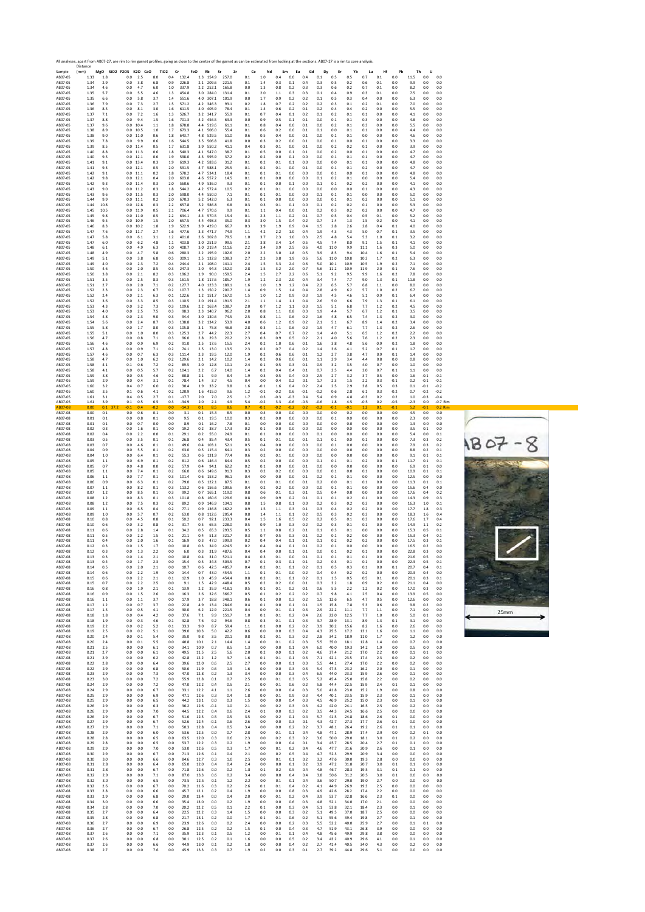All analyses, apart from AB07-27, are rim to rim garnet profiles, giving as close to the center of the garnet as can be estimated from looking at the sections. AB07-27 is a rim to core analysis.

| Sample | Distance (mm) | MgO | SiO2 | P2O5 | K2O | CaO | TiO2 | Cr | FeO | Rb | Sr | Zr | Ce | Nd | Sm | Eu | Gd | Dy | Er | Yb | Lu | Hf | Pb | Th | U | |
|---|---|---|---|---|---|---|---|---|---|---|---|---|---|---|---|---|---|---|---|---|---|---|---|---|---|---|
| AB07-05 | 1.33 | 1.8 | | 0.0 | 2.5 | 8.0 | 0.4 | 132.4 | 1.3 | 154.9 | 257.0 | 0.1 | 1.0 | 0.4 | 0.0 | 0.4 | 0.1 | 0.5 | 0.5 | 0.7 | 0.1 | 0.0 | 11.5 | 0.0 | 0.0 | |
| AB07-05 | 1.34 | 2.9 | | 0.0 | 3.8 | 6.8 | 0.9 | 226.8 | 2.1 | 209.6 | 221.5 | 0.1 | 1.4 | 0.3 | 0.1 | 0.4 | 0.3 | 0.5 | 0.2 | 0.6 | 0.1 | 0.0 | 9.9 | 0.0 | 0.0 | |
| AB07-05 | 1.34 | 4.6 | | 0.0 | 4.7 | 6.0 | 1.0 | 337.9 | 2.2 | 252.1 | 165.8 | 0.0 | 1.3 | 0.8 | 0.2 | 0.3 | 0.3 | 0.6 | 0.2 | 0.7 | 0.1 | 0.0 | 8.2 | 0.0 | 0.0 | |
| AB07-05 | 1.35 | 5.7 | | 0.0 | 5.5 | 4.6 | 1.3 | 454.8 | 3.0 | 284.0 | 131.4 | 0.1 | 2.0 | 1.1 | 0.3 | 0.3 | 0.1 | 0.4 | 0.9 | 0.3 | 0.1 | 0.0 | 7.5 | 0.0 | 0.0 | |
| AB07-05 | 1.35 | 6.6 | | 0.0 | 5.8 | 3.7 | 1.4 | 551.6 | 4.0 | 307.1 | 101.9 | 0.0 | 1.7 | 0.9 | 0.2 | 0.2 | 0.1 | 0.5 | 0.3 | 0.4 | 0.0 | 0.0 | 6.3 | 0.0 | 0.0 | |
| AB07-05 | 1.36 | 7.9 | | 0.0 | 7.3 | 2.7 | 1.5 | 571.2 | 4.2 | 346.3 | 93.1 | 0.2 | 1.8 | 0.7 | 0.2 | 0.2 | 0.2 | 0.3 | 0.1 | 0.2 | 0.1 | 0.0 | 7.0 | 0.0 | 0.0 | |
| AB07-05 | 1.36 | 8.5 | | 0.0 | 8.1 | 3.0 | 1.6 | 611.5 | 4.0 | 405.9 | 78.4 | 0.1 | 1.4 | 0.6 | 0.2 | 0.1 | 0.2 | 0.4 | 0.4 | 0.2 | 0.0 | 0.0 | 5.5 | 0.0 | 0.0 | |
| AB07-05 | 1.37 | 7.1 | | 0.0 | 7.2 | 1.6 | 1.3 | 526.7 | 3.2 | 341.7 | 55.9 | 0.1 | 0.7 | 0.4 | 0.1 | 0.2 | 0.1 | 0.2 | 0.1 | 0.1 | 0.0 | 0.0 | 4.1 | 0.0 | 0.0 | |
| AB07-05 | 1.37 | 8.8 | | 0.0 | 9.4 | 1.5 | 1.6 | 701.3 | 4.2 | 456.5 | 63.3 | 0.0 | 0.9 | 0.5 | 0.1 | 0.1 | 0.0 | 0.1 | 0.1 | 0.3 | 0.0 | 0.0 | 4.8 | 0.0 | 0.0 | |
| AB07-05 | 1.37 | 9.6 | | 0.0 | 10.4 | 1.1 | 1.8 | 678.8 | 4.4 | 519.6 | 61.1 | 0.1 | 0.8 | 0.4 | 0.0 | 0.1 | 0.0 | 0.2 | 0.1 | 0.3 | 0.0 | 0.0 | 5.5 | 0.0 | 0.0 | |
| AB07-05 | 1.38 | 8.9 | | 0.0 | 10.5 | 1.0 | 1.7 | 673.3 | 4.1 | 506.0 | 55.4 | 0.1 | 0.6 | 0.2 | 0.0 | 0.1 | 0.1 | 0.0 | 0.1 | 0.1 | 0.0 | 0.0 | 4.4 | 0.0 | 0.0 | |
| AB07-05 | 1.38 | 9.0 | | 0.0 | 11.0 | 0.6 | 1.8 | 643.7 | 4.8 | 529.5 | 51.0 | 0.6 | 0.5 | 0.4 | 0.0 | 0.1 | 0.0 | 0.0 | 0.1 | 0.1 | 0.0 | 0.0 | 4.6 | 0.0 | 0.0 | |
| AB07-05 | 1.39 | 7.8 | | 0.0 | 9.9 | 0.6 | 1.6 | 544.5 | 3.5 | 506.8 | 41.8 | 0.0 | 0.3 | 0.2 | 0.0 | 0.1 | 0.0 | 0.0 | 0.1 | 0.0 | 0.1 | 0.0 | 3.3 | 0.0 | 0.0 | |
| AB07-05 | 1.39 | 8.5 | | 0.0 | 11.4 | 0.5 | 1.7 | 631.8 | 3.9 | 550.2 | 41.1 | 0.4 | 0.3 | 0.1 | 0.0 | 0.1 | 0.0 | 0.2 | 0.2 | 0.1 | 0.0 | 0.0 | 3.9 | 0.0 | 0.0 | |
| AB07-05 | 1.40 | 8.8 | | 0.0 | 11.3 | 0.6 | 1.8 | 540.3 | 4.1 | 547.0 | 38.7 | 0.1 | 0.5 | 0.0 | 0.1 | 0.1 | 0.0 | 0.2 | 0.0 | 0.1 | 0.0 | 0.0 | 4.7 | 0.0 | 0.0 | |
| AB07-05 | 1.40 | 9.5 | | 0.0 | 12.1 | 0.6 | 1.9 | 598.0 | 4.3 | 595.9 | 37.2 | 0.2 | 0.2 | 0.0 | 0.1 | 0.0 | 0.0 | 0.0 | 0.1 | 0.1 | 0.0 | 0.0 | 4.7 | 0.0 | 0.0 | |
| AB07-05 | 1.41 | 9.1 | | 0.0 | 13.4 | 0.3 | 1.9 | 619.3 | 4.2 | 583.6 | 31.2 | 0.1 | 0.2 | 0.1 | 0.1 | 0.0 | 0.0 | 0.0 | 0.1 | 0.1 | 0.0 | 0.0 | 4.8 | 0.0 | 0.0 | |
| AB07-05 | 1.41 | 9.3 | | 0.0 | 12.1 | 0.5 | 2.0 | 591.5 | 4.7 | 588.1 | 25.5 | 0.1 | 0.2 | 0.1 | 0.0 | 0.1 | 0.0 | 0.1 | 0.1 | 0.2 | 0.0 | 0.0 | 4.7 | 0.0 | 0.0 | |
| AB07-05 | 1.42 | 9.1 | | 0.0 | 11.1 | 0.2 | 1.8 | 578.2 | 4.7 | 534.1 | 18.4 | 0.1 | 0.1 | 0.1 | 0.0 | 0.0 | 0.0 | 0.1 | 0.0 | 0.1 | 0.0 | 0.0 | 4.8 | 0.0 | 0.0 | |
| AB07-05 | 1.42 | 9.8 | | 0.0 | 12.1 | 0.4 | 2.0 | 603.8 | 4.6 | 557.2 | 14.5 | 0.1 | 0.1 | 0.0 | 0.0 | 0.0 | 0.1 | 0.2 | 0.1 | 0.0 | 0.0 | 0.0 | 5.4 | 0.0 | 0.0 | |
| AB07-05 | 1.42 | 9.3 | | 0.0 | 11.4 | 0.3 | 2.0 | 560.6 | 4.9 | 536.0 | 9.3 | 0.1 | 0.1 | 0.0 | 0.1 | 0.0 | 0.1 | 0.1 | 0.2 | 0.2 | 0.0 | 0.0 | 4.1 | 0.0 | 0.0 | |
| AB07-05 | 1.43 | 9.0 | | 0.0 | 11.2 | 0.3 | 1.8 | 544.2 | 4.2 | 572.4 | 10.5 | 0.2 | 0.1 | 0.1 | 0.0 | 0.0 | 0.0 | 0.0 | 0.0 | 0.1 | 0.0 | 0.0 | 4.3 | 0.0 | 0.0 | |
| AB07-05 | 1.43 | 9.6 | | 0.0 | 11.5 | 0.3 | 2.0 | 598.0 | 4.4 | 550.0 | 7.1 | 0.1 | 0.1 | 0.1 | 0.0 | 0.0 | 0.1 | 0.1 | 0.1 | 0.0 | 0.0 | 0.0 | 5.0 | 0.0 | 0.0 | |
| AB07-05 | 1.44 | 9.9 | | 0.0 | 11.1 | 0.2 | 2.0 | 670.3 | 5.2 | 542.0 | 6.3 | 0.1 | 0.1 | 0.0 | 0.0 | 0.0 | 0.0 | 0.1 | 0.1 | 0.2 | 0.0 | 0.0 | 5.1 | 0.0 | 0.0 | |
| AB07-05 | 1.44 | 10.8 | | 0.0 | 12.8 | 0.3 | 2.2 | 657.8 | 5.2 | 586.8 | 6.8 | 0.3 | 0.3 | 0.1 | 0.1 | 0.0 | 0.1 | 0.2 | 0.2 | 0.1 | 0.0 | 0.0 | 5.3 | 0.0 | 0.0 | |
| AB07-05 | 1.45 | 10.5 | | 0.0 | 11.9 | 0.5 | 2.1 | 706.4 | 4.7 | 579.6 | 9.9 | 0.1 | 1.1 | 0.4 | 0.0 | 0.1 | 0.2 | 0.3 | 0.3 | 0.2 | 0.0 | 0.0 | 4.7 | 0.0 | 0.0 | |
| AB07-05 | 1.45 | 9.8 | | 0.0 | 11.0 | 0.5 | 2.2 | 634.1 | 4.4 | 570.5 | 15.4 | 0.1 | 2.3 | 1.1 | 0.2 | 0.1 | 0.7 | 0.5 | 0.4 | 0.5 | 0.1 | 0.0 | 5.2 | 0.0 | 0.0 | |
| AB07-05 | 1.46 | 9.5 | | 0.0 | 10.9 | 1.5 | 2.0 | 657.5 | 4.4 | 498.3 | 35.0 | 0.3 | 3.0 | 1.5 | 0.4 | 0.2 | 0.7 | 1.4 | 1.3 | 1.5 | 0.2 | 0.0 | 4.1 | 0.0 | 0.0 | |
| AB07-05 | 1.46 | 8.3 | | 0.0 | 10.2 | 1.8 | 1.9 | 522.9 | 3.9 | 429.0 | 66.7 | 0.3 | 3.9 | 1.9 | 0.9 | 0.4 | 1.5 | 2.8 | 2.6 | 2.8 | 0.4 | 0.1 | 4.0 | 0.0 | 0.0 | |
| AB07-05 | 1.47 | 7.6 | | 0.0 | 11.7 | 2.7 | 1.6 | 477.6 | 3.3 | 471.7 | 74.9 | 1.1 | 4.2 | 2.2 | 1.0 | 0.4 | 1.9 | 4.3 | 4.3 | 5.0 | 0.7 | 0.1 | 3.5 | 0.0 | 0.0 | |
| AB07-05 | 1.47 | 5.8 | | 0.0 | 6.1 | 3.1 | 1.2 | 401.8 | 2.6 | 302.8 | 79.5 | 1.0 | 3.7 | 2.3 | 1.0 | 0.3 | 2.5 | 4.8 | 5.4 | 5.3 | 1.0 | 0.1 | 3.2 | 0.0 | 0.0 | |
| AB07-05 | 1.47 | 6.0 | | 0.0 | 6.2 | 4.8 | 1.1 | 403.8 | 3.0 | 251.9 | 99.5 | 2.1 | 3.8 | 3.4 | 1.4 | 0.5 | 4.5 | 7.4 | 8.0 | 9.1 | 1.5 | 0.1 | 4.1 | 0.0 | 0.0 | |
| AB07-05 | 1.48 | 6.1 | | 0.0 | 4.9 | 6.3 | 1.0 | 408.7 | 3.0 | 219.4 | 111.6 | 2.2 | 3.4 | 3.9 | 2.5 | 0.6 | 4.0 | 11.0 | 9.9 | 11.1 | 1.6 | 0.3 | 5.0 | 0.0 | 0.0 | |
| AB07-05 | 1.48 | 4.9 | | 0.0 | 4.7 | 5.8 | 0.6 | 280.3 | 2.2 | 195.9 | 102.6 | 2.0 | 2.2 | 3.0 | 1.8 | 0.5 | 3.9 | 8.5 | 9.4 | 10.4 | 1.6 | 0.1 | 5.4 | 0.0 | 0.0 | |
| AB07-05 | 1.49 | 5.1 | | 0.0 | 3.8 | 6.8 | 0.5 | 309.1 | 2.5 | 132.8 | 138.3 | 2.7 | 2.3 | 3.8 | 1.9 | 0.6 | 5.6 | 11.0 | 10.8 | 10.3 | 1.7 | 0.2 | 6.3 | 0.0 | 0.0 | |
| AB07-05 | 1.49 | 4.0 | | 0.0 | 2.3 | 7.2 | 0.4 | 244.4 | 2.1 | 108.0 | 141.1 | 2.4 | 1.5 | 3.3 | 2.4 | 0.6 | 5.0 | 10.1 | 10.9 | 10.5 | 1.9 | 0.2 | 7.1 | 0.0 | 0.0 | |
| AB07-05 | 1.50 | 4.6 | | 0.0 | 2.0 | 8.5 | 0.3 | 247.3 | 2.0 | 94.3 | 152.0 | 2.8 | 1.5 | 3.2 | 2.0 | 0.7 | 5.6 | 11.2 | 10.9 | 11.9 | 2.0 | 0.1 | 7.6 | 0.0 | 0.0 | |
| AB07-05 | 1.50 | 3.8 | | 0.0 | 2.1 | 8.2 | 0.3 | 196.2 | 1.9 | 90.0 | 159.5 | 2.4 | 1.5 | 2.7 | 2.2 | 0.6 | 5.1 | 9.2 | 9.5 | 9.9 | 1.6 | 0.2 | 7.8 | 0.0 | 0.0 | |
| AB07-05 | 1.51 | 3.5 | | 0.0 | 2.5 | 8.3 | 0.3 | 161.5 | 1.8 | 117.6 | 185.7 | 1.9 | 1.2 | 2.3 | 2.0 | 0.4 | 3.4 | 7.4 | 7.7 | 9.0 | 1.3 | 0.1 | 11.8 | 0.0 | 0.0 | |
| AB07-05 | 1.51 | 2.7 | | 0.0 | 2.0 | 7.1 | 0.2 | 127.7 | 4.0 | 123.3 | 189.1 | 1.6 | 1.0 | 1.9 | 1.2 | 0.4 | 2.2 | 6.5 | 5.7 | 6.8 | 1.1 | 0.0 | 8.0 | 0.0 | 0.0 | |
| AB07-05 | 1.52 | 2.3 | | 0.0 | 2.3 | 6.7 | 0.2 | 107.7 | 1.3 | 150.2 | 200.7 | 1.4 | 0.9 | 1.5 | 1.4 | 0.4 | 2.8 | 4.9 | 6.2 | 5.7 | 1.0 | 0.2 | 6.7 | 0.0 | 0.0 | |
| AB07-05 | 1.52 | 2.4 | | 0.0 | 2.1 | 6.3 | 0.1 | 122.6 | 1.2 | 151.7 | 167.0 | 1.5 | 1.0 | 1.2 | 0.9 | 0.3 | 1.9 | 4.5 | 4.6 | 5.1 | 0.9 | 0.1 | 6.4 | 0.0 | 0.0 | |
| AB07-05 | 1.52 | 3.6 | | 0.0 | 3.3 | 8.5 | 0.3 | 110.5 | 2.0 | 191.4 | 191.5 | 2.1 | 1.1 | 1.4 | 1.1 | 0.4 | 2.6 | 5.0 | 6.6 | 7.9 | 1.3 | 0.1 | 6.1 | 0.0 | 0.0 | |
| AB07-05 | 1.53 | 4.3 | | 0.0 | 3.2 | 7.3 | 0.3 | 109.6 | 2.2 | 163.4 | 138.7 | 2.0 | 0.7 | 1.2 | 1.1 | 0.3 | 1.5 | 5.1 | 6.8 | 7.7 | 1.2 | 0.2 | 4.5 | 0.0 | 0.0 | |
| AB07-05 | 1.53 | 4.0 | | 0.0 | 2.5 | 7.5 | 0.3 | 98.3 | 2.3 | 140.7 | 96.2 | 2.0 | 0.8 | 1.1 | 0.8 | 0.3 | 1.9 | 4.4 | 5.7 | 6.7 | 1.2 | 0.1 | 3.5 | 0.0 | 0.0 | |
| AB07-05 | 1.54 | 4.8 | | 0.0 | 2.3 | 9.0 | 0.3 | 94.4 | 3.0 | 130.6 | 74.5 | 2.5 | 0.8 | 1.1 | 0.6 | 0.2 | 1.6 | 4.8 | 6.5 | 7.4 | 1.3 | 0.2 | 3.0 | 0.0 | 0.0 | |
| AB07-05 | 1.54 | 5.6 | | 0.0 | 2.4 | 8.7 | 0.3 | 138.8 | 3.2 | 134.2 | 53.9 | 4.0 | 0.6 | 1.2 | 0.9 | 0.2 | 2.1 | 5.1 | 6.7 | 8.9 | 1.4 | 0.2 | 3.4 | 0.0 | 0.0 | |
| AB07-05 | 1.55 | 5.8 | | 0.0 | 1.7 | 8.0 | 0.3 | 105.8 | 3.1 | 75.8 | 46.8 | 2.8 | 0.3 | 1.1 | 0.6 | 0.2 | 1.9 | 4.7 | 6.1 | 7.7 | 1.3 | 0.2 | 2.6 | 0.0 | 0.0 | |
| AB07-05 | 1.55 | 5.1 | | 0.0 | 1.0 | 8.0 | 0.3 | 125.3 | 2.7 | 44.2 | 22.3 | 2.7 | 0.4 | 0.7 | 0.7 | 0.2 | 1.4 | 4.0 | 5.1 | 6.5 | 1.2 | 0.2 | 2.2 | 0.0 | 0.0 | |
| AB07-05 | 1.56 | 4.7 | | 0.0 | 0.8 | 7.1 | 0.3 | 96.0 | 2.8 | 29.3 | 20.2 | 2.3 | 0.3 | 0.9 | 0.5 | 0.2 | 2.1 | 4.0 | 5.6 | 7.6 | 1.2 | 0.2 | 2.3 | 0.0 | 0.0 | |
| AB07-05 | 1.56 | 4.6 | | 0.0 | 0.9 | 6.9 | 0.2 | 91.0 | 2.5 | 17.6 | 15.5 | 2.4 | 0.2 | 1.0 | 0.6 | 0.1 | 1.6 | 3.8 | 4.8 | 5.6 | 0.9 | 0.2 | 1.8 | 0.0 | 0.0 | |
| AB07-05 | 1.57 | 4.8 | | 0.0 | 0.9 | 7.1 | 0.2 | 74.1 | 2.5 | 13.0 | 13.5 | 2.3 | 0.2 | 0.7 | 0.4 | 0.2 | 1.4 | 3.6 | 4.1 | 5.2 | 0.7 | 0.1 | 1.7 | 0.0 | 0.0 | |
| AB07-05 | 1.57 | 4.6 | | 0.0 | 0.7 | 6.3 | 0.3 | 111.4 | 2.3 | 19.5 | 12.0 | 1.9 | 0.2 | 0.6 | 0.6 | 0.1 | 1.2 | 2.7 | 3.8 | 4.7 | 0.9 | 0.1 | 1.4 | 0.0 | 0.0 | |
| AB07-05 | 1.58 | 4.7 | | 0.0 | 1.0 | 6.2 | 0.2 | 129.6 | 2.1 | 14.2 | 10.2 | 1.4 | 0.2 | 0.6 | 0.6 | 0.1 | 1.1 | 2.9 | 3.4 | 4.4 | 0.8 | 0.0 | 0.8 | 0.0 | 0.0 | |
| AB07-05 | 1.58 | 4.1 | | 0.1 | 0.6 | 7.2 | 0.2 | 89.5 | 2.0 | 12.8 | 10.1 | 2.4 | 0.1 | 0.5 | 0.3 | 0.1 | 0.9 | 3.2 | 3.5 | 4.0 | 0.7 | 0.0 | 1.0 | 0.0 | 0.0 | |
| AB07-05 | 1.58 | 4.1 | | 0.0 | 0.5 | 5.7 | 0.2 | 104.1 | 2.2 | 6.7 | 14.0 | 1.4 | 0.2 | 0.4 | 0.4 | 0.1 | 0.7 | 2.5 | 4.4 | 3.0 | 0.7 | 0.1 | 1.1 | 0.0 | 0.0 | |
| AB07-05 | 1.59 | 3.8 | | 0.0 | 0.5 | 4.6 | 0.2 | 80.8 | 2.1 | 9.9 | 8.4 | 1.9 | 0.3 | 0.5 | 0.4 | 0.0 | 2.5 | 2.7 | 3.2 | 3.7 | 0.5 | 0.0 | 1.6 | -0.1 | 0.0 | |
| AB07-05 | 1.59 | 2.9 | | 0.0 | 0.4 | 3.1 | 0.1 | 78.4 | 1.4 | 3.7 | 4.5 | 0.4 | 0.0 | 0.4 | 0.2 | 0.1 | 1.7 | 2.3 | 1.5 | 2.2 | 0.3 | -0.1 | 0.2 | -0.1 | -0.1 | |
| AB07-05 | 1.60 | 3.2 | | 0.4 | 0.7 | 6.0 | 0.2 | 30.4 | 1.9 | 33.2 | 9.8 | 1.6 | -0.1 | 1.6 | 0.4 | 0.2 | 2.4 | 2.5 | 2.9 | 3.8 | 0.5 | 0.3 | 0.1 | -0.1 | -0.2 | |
| AB07-05 | 1.60 | 3.5 | | 0.1 | 0.6 | 4.1 | 0.2 | 120.9 | 1.6 | 415.0 | 9.6 | 1.2 | -0.1 | -0.2 | 0.6 | -0.1 | -0.2 | 0.6 | 2.8 | 6.1 | 0.3 | -0.2 | 0.7 | -0.2 | -0.2 | |
| AB07-05 | 1.61 | 3.1 | | 0.4 | 0.5 | 2.7 | 0.1 | -17.7 | 2.0 | 7.0 | 2.5 | 1.7 | -0.3 | -0.3 | -0.3 | 0.4 | 5.4 | 0.9 | 4.8 | -0.3 | 0.2 | 0.2 | 1.0 | -0.3 | -0.4 | |
| AB07-05 | 1.61 | 3.9 | | 0.1 | 0.5 | 6.5 | 0.3 | -34.9 | 2.0 | 2.1 | 4.9 | 5.4 | -0.2 | 3.3 | -0.6 | -0.3 | -0.6 | 1.8 | 4.5 | -0.5 | 0.2 | -0.5 | -2.3 | 0.0 | -0.7 | Rim |
| AB07-08 | 0.00 | 0.1 | 37.2 | -0.1 | 0.4 | -0.2 | 0.0 | -14.3 | 0.1 | 8.5 | 8.6 | 0.7 | -0.1 | -0.2 | 0.2 | 0.2 | -0.2 | -0.1 | -0.1 | 1.2 | 0.1 | -0.1 | 5.2 | -0.1 | 0.2 | Rim |
| AB07-08 | 0.00 | 0.1 | | 0.0 | 0.6 | 0.1 | 0.0 | 3.1 | 0.1 | 15.3 | 8.5 | 0.0 | 0.4 | 0.0 | 0.0 | 0.0 | 0.0 | 0.0 | 0.2 | 0.0 | 0.0 | 0.0 | 4.5 | 0.0 | 0.0 | |
| AB07-08 | 0.01 | 0.1 | | 0.0 | 0.8 | 0.1 | 0.0 | 9.5 | 0.1 | 19.5 | 10.0 | 0.3 | 0.2 | 0.0 | 0.0 | 0.0 | 0.0 | 0.1 | 0.0 | 0.0 | 0.0 | 0.0 | 2.3 | 0.0 | 0.0 | |
| AB07-08 | 0.01 | 0.1 | | 0.0 | 0.7 | 0.0 | 0.0 | 8.9 | 0.1 | 16.2 | 7.8 | 0.1 | 0.0 | 0.0 | 0.0 | 0.0 | 0.0 | 0.0 | 0.0 | 0.0 | 0.0 | 0.0 | 1.3 | 0.0 | 0.0 | |
| AB07-08 | 0.02 | 0.3 | | 0.0 | 1.6 | 0.1 | 0.0 | 19.2 | 0.2 | 38.7 | 17.3 | 0.2 | 0.1 | 0.0 | 0.0 | 0.0 | 0.0 | 0.0 | 0.0 | 0.0 | 0.0 | 0.0 | 3.5 | 0.1 | 0.0 | |
| AB07-08 | 0.02 | 0.4 | | 0.0 | 2.2 | 0.0 | 0.1 | 29.1 | 0.2 | 55.0 | 24.9 | 0.1 | 0.1 | 0.0 | 0.0 | 0.0 | 0.1 | 0.0 | 0.0 | 0.0 | 0.0 | 0.0 | 5.4 | 0.0 | 0.1 | |
| AB07-08 | 0.03 | 0.5 | | 0.0 | 3.5 | 0.1 | 0.1 | 26.8 | 0.4 | 85.4 | 43.4 | 0.5 | 0.1 | 0.1 | 0.0 | 0.1 | 0.1 | 0.1 | 0.0 | 0.1 | 0.0 | 0.0 | 7.3 | 0.3 | 0.2 | |
| AB07-08 | 0.03 | 0.7 | | 0.0 | 4.6 | 0.1 | 0.1 | 49.6 | 0.4 | 103.1 | 52.1 | 0.5 | 0.4 | 0.0 | 0.0 | 0.0 | 0.0 | 0.1 | 0.0 | 0.0 | 0.0 | 0.0 | 7.0 | 0.3 | 0.2 | |
| AB07-08 | 0.04 | 0.9 | | 0.0 | 5.5 | 0.1 | 0.2 | 63.0 | 0.5 | 115.4 | 64.1 | 0.3 | 0.2 | 0.0 | 0.0 | 0.0 | 0.0 | 0.0 | 0.0 | 0.0 | 0.0 | 0.0 | 8.8 | 0.2 | 0.1 | |
| AB07-08 | 0.04 | 1.0 | | 0.0 | 6.4 | 0.1 | 0.2 | 55.3 | 0.6 | 131.9 | 77.4 | 0.6 | 0.2 | 0.1 | 0.0 | 0.0 | 0.0 | 0.0 | 0.0 | 0.0 | 0.0 | 0.0 | 9.1 | 0.1 | 0.1 | |
| AB07-08 | 0.05 | 1.1 | | 0.0 | 6.9 | 0.1 | 0.2 | 81.2 | 0.6 | 146.4 | 84.4 | 0.5 | 0.2 | 0.0 | 0.0 | 0.0 | 0.1 | 0.1 | 0.1 | 0.2 | 0.0 | 0.1 | 13.7 | 0.1 | 0.1 | |
| AB07-08 | 0.05 | 0.7 | | 0.0 | 4.8 | 0.0 | 0.2 | 57.9 | 0.4 | 94.1 | 62.2 | 0.2 | 0.1 | 0.0 | 0.0 | 0.0 | 0.0 | 0.0 | 0.0 | 0.0 | 0.0 | 0.0 | 6.9 | 0.1 | 0.0 | |
| AB07-08 | 0.05 | 1.1 | | 0.0 | 7.4 | 0.1 | 0.2 | 66.0 | 0.6 | 149.6 | 91.3 | 0.3 | 0.2 | 0.2 | 0.0 | 0.0 | 0.0 | 0.0 | 0.1 | 0.0 | 0.1 | 0.0 | 10.9 | 0.1 | 0.1 | |
| AB07-08 | 0.06 | 1.1 | | 0.0 | 7.7 | 0.1 | 0.3 | 101.4 | 0.6 | 153.2 | 96.1 | 0.4 | 0.0 | 0.0 | 0.0 | 0.1 | 0.2 | 0.1 | 0.1 | 0.0 | 0.0 | 0.0 | 12.5 | 0.0 | 0.0 | |
| AB07-08 | 0.06 | 0.9 | | 0.0 | 6.3 | 0.1 | 0.2 | 79.0 | 0.5 | 122.1 | 87.5 | 0.1 | 0.1 | 0.1 | 0.0 | 0.1 | 0.2 | 0.0 | 0.1 | 0.0 | 0.0 | 0.0 | 11.3 | 0.1 | 0.1 | |
| AB07-08 | 0.07 | 1.1 | | 0.0 | 8.2 | 0.1 | 0.3 | 113.2 | 0.6 | 156.6 | 109.6 | 0.4 | 0.2 | 0.2 | 0.0 | 0.0 | 0.0 | 0.1 | 0.1 | 0.0 | 0.0 | 0.0 | 15.6 | 0.4 | 0.0 | |
| AB07-08 | 0.07 | 1.2 | | 0.0 | 8.5 | 0.1 | 0.3 | 99.2 | 0.7 | 165.1 | 119.0 | 0.8 | 0.6 | 0.1 | 0.3 | 0.1 | 0.5 | 0.4 | 0.0 | 0.0 | 0.0 | 0.0 | 17.6 | 0.4 | 0.2 | |
| AB07-08 | 0.08 | 1.2 | | 0.0 | 8.3 | 0.1 | 0.3 | 101.8 | 0.8 | 160.6 | 129.6 | 0.8 | 0.9 | 0.9 | 0.2 | 0.1 | 0.1 | 0.1 | 0.2 | 0.1 | 0.0 | 0.0 | 14.3 | 0.9 | 0.3 | |
| AB07-08 | 0.08 | 1.2 | | 0.0 | 7.5 | 0.3 | 0.2 | 89.2 | 0.9 | 146.9 | 134.1 | 0.8 | 1.5 | 0.8 | 0.1 | 0.0 | 0.2 | 0.3 | 0.2 | 0.3 | 0.0 | 0.0 | 16.3 | 1.0 | 0.1 | |
| AB07-08 | 0.09 | 1.1 | | 0.0 | 6.5 | 0.4 | 0.2 | 77.1 | 0.9 | 136.8 | 162.2 | 0.9 | 1.5 | 1.1 | 0.3 | 0.1 | 0.3 | 0.4 | 0.2 | 0.2 | 0.0 | 0.0 | 17.7 | 1.8 | 0.3 | |
| AB07-08 | 0.09 | 1.0 | | 0.0 | 5.7 | 0.7 | 0.2 | 63.0 | 0.8 | 112.6 | 205.4 | 0.8 | 1.4 | 1.1 | 0.1 | 0.2 | 0.5 | 0.3 | 0.2 | 0.3 | 0.0 | 0.0 | 18.3 | 1.6 | 0.4 | |
| AB07-08 | 0.10 | 0.8 | | 0.0 | 4.5 | 0.8 | 0.1 | 50.2 | 0.7 | 92.1 | 233.3 | 0.4 | 1.5 | 1.6 | 0.5 | 0.2 | 0.2 | 0.5 | 0.1 | 0.3 | 0.0 | 0.0 | 17.6 | 1.7 | 0.4 | |
| AB07-08 | 0.10 | 0.6 | | 0.0 | 3.2 | 0.8 | 0.1 | 31.7 | 0.5 | 65.5 | 228.0 | 0.5 | 0.9 | 1.0 | 0.3 | 0.2 | 0.2 | 0.3 | 0.2 | 0.1 | 0.0 | 0.0 | 14.9 | 1.1 | 0.2 | |
| AB07-08 | 0.11 | 0.6 | | 0.0 | 2.8 | 1.4 | 0.1 | 34.2 | 0.5 | 65.3 | 293.5 | 0.5 | 1.1 | 0.8 | 0.2 | 0.1 | 0.1 | 0.3 | 0.1 | 0.0 | 0.0 | 0.0 | 15.3 | 0.5 | 0.1 | |
| AB07-08 | 0.11 | 0.5 | | 0.0 | 2.2 | 1.5 | 0.1 | 21.1 | 0.4 | 51.3 | 321.7 | 0.3 | 0.7 | 0.5 | 0.3 | 0.1 | 0.2 | 0.1 | 0.2 | 0.0 | 0.0 | 0.0 | 15.3 | 0.4 | 0.1 | |
| AB07-08 | 0.11 | 0.4 | | 0.0 | 2.0 | 1.6 | 0.1 | 16.9 | 0.3 | 47.0 | 399.9 | 0.2 | 0.4 | 0.4 | 0.1 | 0.1 | 0.1 | 0.2 | 0.2 | 0.0 | 0.0 | 0.0 | 17.5 | 0.3 | 0.1 | |
| AB07-08 | 0.12 | 0.3 | | 0.0 | 1.5 | 1.7 | 0.0 | 10.8 | 0.3 | 34.9 | 424.5 | 0.2 | 0.4 | 0.4 | 0.1 | 0.1 | 0.2 | 0.1 | 0.0 | 0.0 | 0.0 | 0.0 | 16.5 | 0.2 | 0.0 | |
| AB07-08 | 0.12 | 0.3 | | 0.0 | 1.3 | 2.2 | 0.0 | 6.0 | 0.3 | 31.9 | 487.6 | 0.4 | 0.4 | 0.0 | 0.1 | 0.1 | 0.0 | 0.1 | 0.2 | 0.1 | 0.0 | 0.0 | 22.8 | 0.3 | 0.0 | |
| AB07-08 | 0.13 | 0.3 | | 0.0 | 1.4 | 2.1 | 0.0 | 10.8 | 0.4 | 31.0 | 521.1 | 0.4 | 0.3 | 0.1 | 0.0 | 0.1 | 0.1 | 0.1 | 0.1 | 0.0 | 0.0 | 0.0 | 21.6 | 0.5 | 0.0 | |
| AB07-08 | 0.13 | 0.4 | | 0.0 | 1.7 | 2.3 | 0.0 | 15.4 | 0.5 | 34.3 | 503.5 | 0.7 | 0.1 | 0.3 | 0.1 | 0.1 | 0.2 | 0.3 | 0.1 | 0.1 | 0.0 | 0.0 | 22.3 | 0.5 | 0.1 | |
| AB07-08 | 0.14 | 0.5 | | 0.0 | 2.0 | 2.1 | 0.0 | 10.7 | 0.6 | 42.5 | 485.7 | 0.4 | 0.2 | 0.1 | 0.1 | 0.2 | 0.1 | 0.5 | 0.3 | 0.1 | 0.0 | 0.1 | 20.7 | 0.4 | 0.1 | |
| AB07-08 | 0.14 | 0.6 | | 0.0 | 2.2 | 1.9 | 0.0 | 14.4 | 0.7 | 43.0 | 454.5 | 1.1 | 0.1 | 0.1 | 0.0 | 0.2 | 0.4 | 0.4 | 0.2 | 0.2 | 0.0 | 0.0 | 20.3 | 0.4 | 0.0 | |
| AB07-08 | 0.15 | 0.6 | | 0.0 | 2.2 | 2.1 | 0.1 | 12.9 | 1.0 | 45.9 | 454.4 | 0.8 | 0.2 | 0.1 | 0.1 | 0.2 | 0.1 | 1.5 | 0.5 | 0.5 | 0.1 | 0.0 | 20.1 | 0.3 | 0.1 | |
| AB07-08 | 0.15 | 0.7 | | 0.0 | 2.2 | 2.5 | 0.0 | 9.1 | 1.5 | 42.9 | 448.4 | 0.5 | 0.2 | 0.2 | 0.0 | 0.1 | 0.3 | 3.2 | 1.8 | 0.9 | 0.2 | 0.0 | 21.1 | 0.4 | 0.0 | |
| AB07-08 | 0.16 | 0.8 | | 0.0 | 1.9 | 2.1 | 0.1 | 13.9 | 2.2 | 35.9 | 418.1 | 0.5 | 0.1 | 0.1 | 0.2 | 0.1 | 0.6 | 5.5 | 2.2 | 1.2 | 0.2 | 0.0 | 17.0 | 0.3 | 0.0 | |
| AB07-08 | 0.16 | 0.9 | | 0.0 | 1.5 | 2.6 | 0.0 | 16.3 | 2.6 | 32.6 | 366.7 | 0.5 | 0.1 | 0.2 | 0.2 | 0.2 | 0.7 | 9.8 | 4.1 | 2.5 | 0.4 | 0.0 | 13.9 | 0.5 | 0.0 | |
| AB07-08 | 0.16 | 1.1 | | 0.0 | 1.1 | 3.7 | 0.0 | 17.9 | 3.7 | 18.8 | 348.1 | 0.6 | 0.1 | 0.0 | 0.3 | 0.2 | 1.5 | 12.6 | 6.5 | 4.7 | 0.5 | 0.0 | 12.6 | 0.0 | 0.0 | |
| AB07-08 | 0.17 | 1.2 | | 0.0 | 0.7 | 3.7 | 0.0 | 22.8 | 4.9 | 13.4 | 284.6 | 0.4 | 0.1 | 0.0 | 0.1 | 0.1 | 1.5 | 15.8 | 7.8 | 5.3 | 0.6 | 0.0 | 9.8 | 0.2 | 0.0 | |
| AB07-08 | 0.17 | 1.5 | | 0.0 | 0.5 | 4.1 | 0.0 | 30.0 | 6.2 | 12.9 | 221.5 | 0.4 | 0.0 | 0.1 | 0.1 | 0.3 | 2.9 | 22.2 | 11.1 | 7.7 | 1.1 | 0.0 | 7.1 | 0.0 | 0.0 | |
| AB07-08 | 0.18 | 1.8 | | 0.0 | 0.4 | 4.2 | 0.0 | 37.6 | 7.1 | 9.9 | 151.7 | 1.0 | 0.1 | 0.1 | 0.2 | 0.4 | 2.6 | 22.0 | 12.5 | 7.7 | 1.0 | 0.0 | 5.0 | 0.1 | 0.0 | |
| AB07-08 | 0.18 | 1.9 | | 0.0 | 0.3 | 4.6 | 0.1 | 32.8 | 7.6 | 9.2 | 94.6 | 0.8 | 0.3 | 0.1 | 0.1 | 0.3 | 3.7 | 28.9 | 13.1 | 8.9 | 1.3 | 0.1 | 3.1 | 0.0 | 0.0 | |
| AB07-08 | 0.19 | 2.2 | | 0.0 | 0.2 | 5.2 | 0.1 | 33.3 | 9.0 | 8.7 | 59.4 | 1.1 | 0.1 | 0.0 | 0.2 | 0.2 | 3.9 | 30.2 | 15.6 | 8.2 | 1.6 | 0.0 | 2.6 | 0.0 | 0.0 | |
| AB07-08 | 0.19 | 2.5 | | 0.0 | 0.2 | 5.1 | 0.0 | 39.0 | 10.3 | 5.0 | 42.2 | 0.6 | 0.0 | 0.0 | 0.3 | 0.4 | 4.3 | 25.5 | 17.2 | 13.1 | 1.6 | 0.0 | 1.1 | 0.0 | 0.0 | |
| AB07-08 | 0.20 | 2.4 | | 0.0 | 0.1 | 5.4 | 0.0 | 35.0 | 9.8 | 3.5 | 20.1 | 0.8 | 0.2 | 0.1 | 0.1 | 0.2 | 2.8 | 34.2 | 18.9 | 11.0 | 1.7 | 0.0 | 1.2 | 0.0 | 0.0 | |
| AB07-08 | 0.20 | 2.4 | | 0.0 | 0.1 | 5.5 | 0.0 | 40.8 | 10.1 | 2.1 | 14.4 | 1.4 | 0.0 | 0.1 | 0.2 | 0.3 | 5.5 | 35.0 | 18.1 | 12.8 | 1.4 | 0.0 | 0.7 | 0.0 | 0.0 | |
| AB07-08 | 0.21 | 2.5 | | 0.0 | 0.0 | 6.1 | 0.0 | 34.1 | 10.9 | 0.7 | 8.5 | 1.3 | 0.0 | 0.0 | 0.1 | 0.4 | 6.0 | 40.0 | 19.3 | 14.2 | 1.9 | 0.0 | 0.5 | 0.0 | 0.0 | |
| AB07-08 | 0.21 | 2.7 | | 0.0 | 0.0 | 6.1 | 0.0 | 49.5 | 11.5 | 2.5 | 5.6 | 2.0 | 0.2 | 0.0 | 0.1 | 0.2 | 4.6 | 37.4 | 21.2 | 17.0 | 2.2 | 0.0 | 0.1 | 0.0 | 0.0 | |
| AB07-08 | 0.21 | 2.9 | | 0.0 | 0.0 | 6.2 | 0.0 | 42.8 | 12.2 | 1.2 | 3.7 | 1.6 | 0.1 | 0.1 | 0.1 | 0.3 | 7.1 | 42.1 | 23.5 | 17.4 | 2.3 | 0.0 | 0.2 | 0.0 | 0.0 | |
| AB07-08 | 0.22 | 2.8 | | 0.0 | 0.0 | 6.4 | 0.0 | 39.6 | 12.0 | 0.6 | 2.5 | 2.7 | 0.0 | 0.0 | 0.1 | 0.3 | 5.5 | 44.1 | 27.4 | 17.0 | 2.2 | 0.0 | 0.2 | 0.0 | 0.0 | |
| AB07-08 | 0.22 | 2.9 | | 0.0 | 0.0 | 6.8 | 0.0 | 50.6 | 11.9 | 0.6 | 1.9 | 1.6 | 0.0 | 0.0 | 0.3 | 0.3 | 5.4 | 47.5 | 23.2 | 16.2 | 2.0 | 0.0 | 0.1 | 0.0 | 0.0 | |
| AB07-08 | 0.23 | 2.9 | | 0.0 | 0.0 | 7.3 | 0.0 | 47.0 | 12.8 | 0.2 | 1.3 | 3.4 | 0.0 | 0.0 | 0.3 | 0.4 | 6.5 | 44.0 | 23.3 | 15.9 | 2.6 | 0.0 | 0.1 | 0.0 | 0.0 | |
| AB07-08 | 0.23 | 3.0 | | 0.0 | 0.0 | 7.2 | 0.0 | 55.9 | 12.8 | 0.1 | 0.7 | 2.5 | 0.0 | 0.1 | 0.3 | 0.5 | 5.2 | 45.4 | 25.0 | 15.8 | 2.2 | 0.0 | 0.2 | 0.0 | 0.0 | |
| AB07-08 | 0.24 | 2.9 | | 0.0 | 0.0 | 7.2 | 0.0 | 47.0 | 12.2 | 0.4 | 0.5 | 2.1 | 0.0 | 0.1 | 0.6 | 0.2 | 5.8 | 44.4 | 22.5 | 15.9 | 2.4 | 0.0 | 0.1 | 0.0 | 0.0 | |
| AB07-08 | 0.24 | 2.9 | | 0.0 | 0.0 | 6.7 | 0.0 | 33.1 | 12.2 | 4.1 | 1.1 | 2.6 | 0.0 | 0.0 | 0.4 | 0.3 | 5.0 | 41.8 | 23.0 | 15.2 | 1.9 | 0.0 | 0.8 | 0.0 | 0.0 | |
| AB07-08 | 0.25 | 2.9 | | 0.0 | 0.0 | 6.7 | 0.0 | 47.1 | 12.6 | 0.3 | 0.4 | 1.8 | 0.0 | 0.1 | 0.9 | 0.3 | 4.4 | 40.1 | 23.5 | 15.9 | 2.3 | 0.0 | 0.1 | 0.0 | 0.0 | |
| AB07-08 | 0.25 | 2.9 | | 0.0 | 0.0 | 6.5 | 0.0 | 44.2 | 13.1 | 0.0 | 0.3 | 1.5 | 0.0 | 0.0 | 0.4 | 0.3 | 4.5 | 46.9 | 25.2 | 15.0 | 2.3 | 0.0 | 0.1 | 0.0 | 0.0 | |
| AB07-08 | 0.26 | 2.9 | | 0.0 | 0.0 | 6.3 | 0.0 | 36.2 | 12.6 | -0.1 | 1.0 | 2.1 | 0.0 | 0.2 | 0.3 | 0.3 | 4.2 | 42.0 | 24.1 | 16.5 | 2.5 | 0.0 | 0.2 | 0.0 | 0.0 | |
| AB07-08 | 0.26 | 2.9 | | 0.0 | 0.0 | 7.0 | 0.0 | 44.5 | 12.2 | 0.4 | 0.6 | 2.4 | 0.1 | 0.0 | 0.3 | 0.2 | 3.5 | 44.3 | 24.5 | 16.6 | 2.5 | 0.0 | 0.0 | 0.0 | 0.0 | |
| AB07-08 | 0.26 | 2.9 | | 0.0 | 0.0 | 6.7 | 0.0 | 51.6 | 12.5 | 0.5 | 0.5 | 3.5 | 0.0 | 0.2 | 0.1 | 0.4 | 5.7 | 41.5 | 24.8 | 18.6 | 2.6 | 0.1 | 0.0 | 0.0 | 0.0 | |
| AB07-08 | 0.27 | 2.9 | | 0.0 | 0.0 | 6.7 | 0.0 | 52.6 | 12.4 | -0.1 | 0.6 | 2.6 | 0.0 | 0.0 | 0.3 | 0.1 | 4.3 | 42.7 | 27.3 | 17.7 | 2.6 | 0.1 | 0.0 | 0.0 | 0.0 | |
| AB07-08 | 0.27 | 2.9 | | 0.0 | 0.0 | 7.1 | 0.0 | 50.3 | 12.8 | 0.4 | 0.5 | 3.4 | 0.0 | 0.0 | 0.2 | 0.2 | 3.7 | 48.1 | 26.4 | 19.2 | 2.6 | 0.1 | 0.1 | 0.0 | 0.0 | |
| AB07-08 | 0.28 | 2.9 | | 0.0 | 0.0 | 6.0 | 0.0 | 53.6 | 12.5 | 0.0 | 0.7 | 2.8 | 0.0 | 0.1 | 0.1 | 0.4 | 4.8 | 47.1 | 28.9 | 17.4 | 2.9 | 0.0 | 0.2 | 0.1 | 0.0 | |
| AB07-08 | 0.28 | 2.8 | | 0.0 | 0.0 | 6.0 | 0.0 | 63.5 | 12.0 | 0.3 | 0.6 | 2.3 | 0.0 | 0.2 | 0.3 | 0.2 | 3.6 | 50.0 | 29.0 | 18.1 | 3.0 | 0.1 | 0.2 | 0.0 | 0.0 | |
| AB07-08 | 0.29 | 2.8 | | 0.0 | 0.0 | 6.5 | 0.0 | 53.7 | 12.2 | 0.3 | 0.2 | 1.9 | 0.0 | 0.0 | 0.4 | 0.1 | 3.4 | 45.7 | 28.5 | 20.4 | 2.7 | 0.1 | 0.1 | 0.0 | 0.0 | |
| AB07-08 | 0.29 | 2.9 | | 0.0 | 0.0 | 7.0 | 0.0 | 53.0 | 12.6 | 0.5 | 0.3 | 1.7 | 0.0 | 0.1 | 0.2 | 0.4 | 4.6 | 47.7 | 31.6 | 20.9 | 2.6 | 0.0 | 0.1 | 0.0 | 0.0 | |
| AB07-08 | 0.30 | 2.9 | | 0.0 | 0.0 | 6.7 | 0.0 | 71.3 | 12.6 | 0.1 | 0.4 | 2.1 | 0.0 | 0.2 | 0.5 | 0.4 | 4.7 | 52.3 | 29.9 | 20.9 | 3.4 | 0.0 | 0.0 | 0.0 | 0.0 | |
| AB07-08 | 0.30 | 3.0 | | 0.0 | 0.0 | 6.6 | 0.0 | 84.6 | 12.7 | 0.3 | 1.0 | 2.5 | 0.0 | 0.1 | 0.1 | 0.2 | 3.2 | 47.6 | 30.0 | 19.3 | 2.8 | 0.0 | 0.0 | 0.0 | 0.0 | |
| AB07-08 | 0.31 | 2.8 | | 0.0 | 0.0 | 6.4 | 0.0 | 65.0 | 12.0 | 0.4 | 0.4 | 2.4 | 0.0 | 0.0 | 0.1 | 0.2 | 3.9 | 47.2 | 31.8 | 20.7 | 3.0 | 0.1 | 0.1 | 0.0 | 0.0 | |
| AB07-08 | 0.31 | 2.8 | | 0.0 | 0.0 | 6.7 | 0.0 | 71.8 | 12.6 | 0.0 | 0.2 | 1.8 | 0.1 | 0.2 | 0.5 | 0.4 | 4.8 | 46.7 | 28.3 | 19.5 | 3.1 | 0.1 | 0.1 | 0.0 | 0.0 | |
| AB07-08 | 0.32 | 2.9 | | 0.0 | 0.0 | 7.1 | 0.0 | 87.0 | 13.3 | 0.6 | 0.2 | 3.4 | 0.0 | 0.0 | 0.4 | 0.4 | 3.8 | 50.6 | 31.2 | 20.5 | 3.0 | 0.1 | 0.0 | 0.0 | 0.0 | |
| AB07-08 | 0.32 | 3.0 | | 0.0 | 0.0 | 6.5 | 0.0 | 73.5 | 12.5 | 0.1 | 1.2 | 2.2 | 0.0 | 0.1 | 0.1 | 0.4 | 3.6 | 50.7 | 29.0 | 19.0 | 2.7 | 0.0 | 0.0 | 0.0 | 0.0 | |
| AB07-08 | 0.32 | 2.6 | | 0.0 | 0.0 | 6.7 | 0.0 | 70.2 | 11.6 | 0.3 | 0.2 | 2.6 | 0.1 | 0.1 | 0.4 | 0.2 | 4.1 | 44.9 | 26.9 | 19.3 | 2.5 | 0.0 | 0.0 | 0.0 | 0.0 | |
| AB07-08 | 0.33 | 2.8 | | 0.0 | 0.0 | 6.6 | 0.0 | 45.7 | 12.1 | 0.2 | 0.4 | 1.9 | 0.0 | 0.0 | 0.8 | 0.3 | 4.9 | 42.6 | 28.2 | 17.4 | 2.2 | 0.0 | 0.0 | 0.0 | 0.0 | |
| AB07-08 | 0.33 | 2.9 | | 0.0 | 0.0 | 6.8 | 0.0 | 29.0 | 13.4 | 0.0 | 0.4 | 2.0 | 0.0 | 0.1 | 0.2 | 0.4 | 3.9 | 53.7 | 32.8 | 16.6 | 2.3 | 0.1 | 0.0 | 0.0 | 0.0 | |
| AB07-08 | 0.34 | 3.0 | | 0.0 | 0.0 | 6.6 | 0.0 | 35.4 | 13.0 | 0.0 | 0.2 | 1.9 | 0.0 | 0.0 | 0.6 | 0.3 | 4.8 | 52.1 | 34.0 | 17.0 | 2.1 | 0.0 | 0.0 | 0.0 | 0.0 | |
| AB07-08 | 0.34 | 2.8 | | 0.0 | 0.0 | 7.0 | 0.0 | 20.2 | 12.2 | 0.5 | 0.1 | 2.2 | 0.1 | 0.0 | 0.3 | 0.4 | 5.1 | 53.8 | 32.1 | 18.4 | 2.3 | 0.0 | 0.1 | 0.0 | 0.0 | |
| AB07-08 | 0.35 | 2.7 | | 0.0 | 0.0 | 6.4 | 0.0 | 22.5 | 12.2 | 0.3 | 1.4 | 1.5 | 0.0 | 0.0 | 0.3 | 0.2 | 5.1 | 49.5 | 37.0 | 18.7 | 2.5 | 0.0 | 0.0 | 0.0 | 0.0 | |
| AB07-08 | 0.35 | 2.8 | | 0.0 | 0.0 | 6.8 | 0.0 | 21.7 | 13.1 | 0.2 | 0.0 | 1.7 | 0.1 | 0.1 | 0.6 | 0.2 | 5.1 | 55.6 | 39.4 | 19.8 | 2.7 | 0.0 | 0.1 | 0.0 | 0.0 | |
| AB07-08 | 0.36 | 2.7 | | 0.0 | 0.0 | 6.9 | 0.0 | 23.9 | 12.6 | 0.0 | 0.2 | 2.4 | 0.0 | 0.0 | 0.2 | 0.3 | 5.5 | 52.2 | 40.0 | 25.9 | 2.7 | 0.0 | 0.1 | 0.0 | 0.0 | |
| AB07-08 | 0.36 | 2.7 | | 0.0 | 0.0 | 6.7 | 0.0 | 26.8 | 12.5 | 0.2 | 0.2 | 1.5 | 0.1 | 0.0 | 0.4 | 0.3 | 4.7 | 51.9 | 43.1 | 26.8 | 3.9 | 0.0 | 0.0 | 0.0 | 0.0 | |
| AB07-08 | 0.37 | 2.6 | | 0.0 | 0.0 | 7.1 | 0.0 | 35.9 | 12.3 | 0.1 | 0.5 | 1.2 | 0.0 | 0.1 | 0.1 | 0.4 | 4.8 | 45.6 | 49.9 | 29.8 | 3.8 | 0.0 | 0.0 | 0.0 | 0.0 | |
| AB07-08 | 0.37 | 2.6 | | 0.0 | 0.0 | 6.8 | 0.0 | 30.1 | 12.5 | 0.2 | 0.1 | 1.6 | 0.0 | 0.0 | 0.5 | 0.2 | 3.4 | 43.2 | 40.9 | 29.6 | 4.1 | 0.0 | 0.1 | 0.0 | 0.0 | |
| AB07-08 | 0.37 | 2.6 | | 0.0 | 0.0 | 6.6 | 0.0 | 44.9 | 13.0 | 0.1 | 0.2 | 1.8 | 0.0 | 0.0 | 0.4 | 0.2 | 2.7 | 41.4 | 40.5 | 34.0 | 4.3 | 0.0 | 0.2 | 0.0 | 0.0 | |
| AB07-08 | 0.38 | 2.7 | | 0.0 | 0.0 | 7.6 | 0.0 | 45.9 | 13.3 | 0.3 | 0.7 | 1.9 | 0.2 | 0.0 | 0.3 | 0.1 | 2.7 | 39.2 | 44.8 | 29.6 | 5.1 | 0.0 | 0.0 | 0.0 | 0.0 | |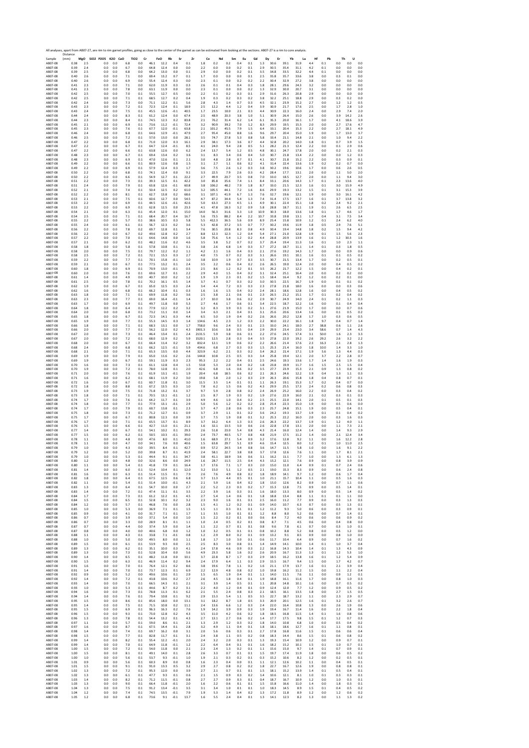All analyses, apart from AB07-27, are rim to rim garnet profiles, going as close to the center of the garnet as can be estimated from looking at the sections. AB07-27 is a rim to core analysis.

| Sample | Distance (mm) | MgO | SiO2 | P2O5 | K2O | CaO | TiO2 | Cr | FeO | Rb | Sr | Zr | Ce | Nd | Sm | Eu | Gd | Dy | Er | Yb | Lu | Hf | Pb | Th | U |
|---|---|---|---|---|---|---|---|---|---|---|---|---|---|---|---|---|---|---|---|---|---|---|---|---|---|
| AB07-08 | 0.38 | 2.5 | | 0.0 | 0.0 | 6.8 | 0.0 | 46.1 | 12.2 | 0.4 | 0.1 | 1.8 | 0.2 | 0.2 | 0.4 | 0.1 | 1.3 | 30.6 | 39.1 | 31.9 | 4.4 | 0.1 | 0.0 | 0.0 | 0.0 |
| AB07-08 | 0.39 | 2.4 | | 0.0 | 0.0 | 6.7 | 0.0 | 64.8 | 12.4 | 0.0 | 0.0 | 2.2 | 0.0 | 0.0 | 0.2 | 0.1 | 2.9 | 30.5 | 35.4 | 31.1 | 4.2 | 0.1 | 0.0 | 0.0 | 0.0 |
| AB07-08 | 0.39 | 2.5 | | 0.0 | 0.0 | 6.8 | 0.0 | 64.2 | 13.0 | 0.0 | 0.1 | 2.9 | 0.0 | 0.0 | 0.2 | 0.1 | 3.5 | 34.8 | 33.5 | 32.2 | 4.4 | 0.1 | 0.0 | 0.0 | 0.0 |
| AB07-08 | 0.40 | 2.6 | | 0.0 | 0.0 | 7.1 | 0.0 | 69.4 | 13.2 | 0.7 | 0.1 | 1.7 | 0.0 | 0.0 | 0.0 | 0.1 | 2.5 | 35.8 | 35.7 | 33.6 | 3.8 | 0.0 | 0.3 | 0.1 | 0.0 |
| AB07-08 | 0.40 | 2.6 | | 0.0 | 0.0 | 6.9 | 0.0 | 55.4 | 12.4 | 0.3 | 0.0 | 2.3 | 0.1 | 0.0 | 0.2 | 0.2 | 2.2 | 30.4 | 32.9 | 27.2 | 3.8 | 0.0 | 0.0 | 0.0 | 0.0 |
| AB07-08 | 0.41 | 2.3 | | 0.0 | 0.0 | 7.1 | 0.0 | 62.0 | 11.9 | 0.3 | 0.3 | 2.6 | 0.1 | 0.1 | 0.4 | 0.3 | 1.8 | 28.1 | 29.6 | 24.3 | 3.2 | 0.0 | 0.0 | 0.0 | 0.0 |
| AB07-08 | 0.41 | 2.3 | | 0.0 | 0.0 | 7.8 | 0.0 | 63.1 | 11.9 | 0.0 | 0.0 | 2.3 | 0.1 | 0.0 | 0.0 | 0.2 | 1.3 | 32.9 | 30.0 | 20.7 | 3.1 | 0.0 | 0.0 | 0.0 | 0.0 |
| AB07-08 | 0.42 | 2.5 | | 0.0 | 0.0 | 7.0 | 0.1 | 55.5 | 12.7 | 0.5 | 0.0 | 2.2 | 0.1 | 0.2 | 0.3 | 0.1 | 2.9 | 31.6 | 26.3 | 20.8 | 2.9 | 0.0 | 0.0 | 0.0 | 0.0 |
| AB07-08 | 0.42 | 2.5 | | 0.0 | 0.0 | 7.1 | 0.1 | 68.5 | 12.7 | 0.2 | 0.4 | 1.9 | 0.3 | 0.2 | 0.3 | 0.2 | 3.8 | 32.2 | 25.1 | 18.8 | 2.9 | 0.0 | 0.3 | 0.2 | 0.0 |
| AB07-08 | 0.42 | 2.4 | | 0.0 | 0.0 | 7.3 | 0.0 | 71.1 | 12.2 | 0.1 | 5.6 | 2.8 | 4.3 | 1.4 | 0.7 | 0.3 | 4.5 | 32.1 | 23.9 | 15.2 | 2.7 | 0.0 | 1.2 | 1.2 | 0.5 |
| AB07-08 | 0.43 | 2.3 | | 0.0 | 0.0 | 7.2 | 0.1 | 72.3 | 12.4 | 0.1 | 18.9 | 2.5 | 12.2 | 4.4 | 1.2 | 0.4 | 3.9 | 30.9 | 21.7 | 17.6 | 2.5 | 0.0 | 1.7 | 2.8 | 1.0 |
| AB07-08 | 0.43 | 2.4 | | 0.0 | 0.0 | 7.5 | 0.1 | 45.5 | 12.6 | -0.1 | 40.5 | 1.7 | 23.5 | 10.0 | 2.1 | 0.3 | 4.4 | 30.9 | 22.3 | 16.0 | 2.4 | 0.0 | 2.9 | 7.4 | 2.0 |
| AB07-08 | 0.44 | 2.4 | | 0.0 | 0.0 | 8.3 | 0.1 | 61.2 | 12.4 | 0.0 | 67.4 | 2.5 | 48.9 | 20.3 | 3.8 | 1.0 | 5.1 | 30.9 | 26.4 | 15.0 | 2.6 | 0.0 | 3.9 | 14.2 | 2.6 |
| AB07-08 | 0.44 | 2.3 | | 0.0 | 0.0 | 8.4 | 0.1 | 74.5 | 12.3 | 0.2 | 83.8 | 2.1 | 76.2 | 31.4 | 6.2 | 1.4 | 6.1 | 35.3 | 20.0 | 16.1 | 1.7 | 0.0 | 4.1 | 18.6 | 3.9 |
| AB07-08 | 0.45 | 2.1 | | 0.0 | 0.0 | 6.9 | 0.1 | 73.6 | 11.2 | -0.1 | 72.4 | 3.2 | 90.9 | 39.2 | 7.0 | 1.2 | 8.3 | 29.9 | 19.5 | 15.5 | 2.0 | 0.0 | 2.7 | 17.6 | 4.7 |
| AB07-08 | 0.45 | 2.3 | | 0.0 | 0.0 | 7.6 | 0.1 | 67.7 | 12.0 | -0.1 | 63.8 | 2.1 | 101.2 | 45.5 | 7.9 | 1.5 | 6.4 | 33.1 | 20.4 | 15.3 | 2.2 | 0.0 | 2.7 | 18.1 | 4.9 |
| AB07-08 | 0.46 | 2.4 | | 0.0 | 0.0 | 6.8 | 0.1 | 64.6 | 12.9 | -0.1 | 47.9 | 2.7 | 95.4 | 45.0 | 8.8 | 1.6 | 9.6 | 29.7 | 20.4 | 15.0 | 1.9 | 0.0 | 1.7 | 13.0 | 3.7 |
| AB07-08 | 0.46 | 2.5 | | 0.0 | 0.0 | 7.2 | 0.1 | 57.0 | 13.0 | 0.0 | 28.1 | 3.5 | 74.7 | 27.8 | 5.3 | 0.8 | 5.8 | 33.4 | 21.1 | 14.8 | 2.1 | 0.0 | 1.0 | 9.4 | 2.2 |
| AB07-08 | 0.47 | 2.2 | | 0.0 | 0.0 | 6.8 | 0.1 | 71.0 | 12.0 | 0.3 | 16.1 | 2.9 | 38.1 | 17.3 | 3.6 | 0.7 | 4.4 | 32.8 | 20.2 | 14.0 | 1.8 | 0.1 | 0.7 | 3.9 | 1.5 |
| AB07-08 | 0.47 | 2.2 | | 0.0 | 0.0 | 6.7 | 0.1 | 64.7 | 12.4 | -0.1 | 8.5 | 4.1 | 24.0 | 9.4 | 2.8 | 0.5 | 5.1 | 28.2 | 21.3 | 12.4 | 2.2 | 0.0 | 0.1 | 2.9 | 0.6 |
| AB07-08 | 0.47 | 2.2 | | 0.0 | 0.0 | 6.6 | 0.1 | 63.8 | 12.6 | 0.0 | 6.2 | 2.4 | 13.7 | 5.4 | 1.2 | 0.5 | 4.8 | 30.1 | 24.7 | 17.8 | 2.0 | 0.0 | 0.2 | 2.1 | 0.3 |
| AB07-08 | 0.48 | 2.3 | | 0.0 | 0.0 | 6.7 | 0.1 | 69.4 | 13.4 | 0.2 | 3.6 | 3.1 | 8.3 | 3.4 | 0.6 | 0.4 | 5.0 | 30.7 | 21.8 | 13.4 | 2.2 | 0.0 | 0.0 | 1.2 | 0.3 |
| AB07-08 | 0.48 | 2.3 | | 0.0 | 0.0 | 6.9 | 0.1 | 47.0 | 12.6 | 0.1 | 2.1 | 3.0 | 4.8 | 2.8 | 0.7 | 0.1 | 4.1 | 30.7 | 21.8 | 15.2 | 2.2 | 0.0 | 0.3 | 0.9 | 0.1 |
| AB07-08 | 0.49 | 2.2 | | 0.0 | 0.0 | 6.6 | 0.1 | 80.9 | 12.6 | 0.8 | 1.5 | 3.1 | 2.7 | 1.1 | 0.6 | 0.2 | 4.1 | 31.4 | 22.4 | 13.6 | 1.9 | 0.2 | 0.2 | 0.7 | 0.0 |
| AB07-08 | 0.49 | 2.2 | | 0.0 | 0.0 | 6.9 | 0.1 | 57.9 | 12.4 | 0.3 | 1.7 | 3.6 | 7.5 | 2.6 | 1.2 | 0.3 | 3.8 | 30.2 | 19.6 | 10.6 | 1.7 | 0.0 | 0.6 | 2.6 | 0.5 |
| AB07-08 | 0.50 | 2.2 | | 0.0 | 0.0 | 6.8 | 0.1 | 74.1 | 12.4 | 0.0 | 9.1 | 3.3 | 22.5 | 7.9 | 2.6 | 0.3 | 4.2 | 28.4 | 17.7 | 13.1 | 2.0 | 0.0 | 1.1 | 5.0 | 2.0 |
| AB07-08 | 0.50 | 2.2 | | 0.0 | 0.0 | 6.6 | 0.1 | 54.9 | 12.7 | 0.1 | 22.2 | 2.7 | 49.9 | 20.7 | 3.5 | 0.8 | 7.0 | 33.0 | 18.5 | 12.7 | 2.0 | 0.0 | 1.1 | 9.4 | 3.0 |
| AB07-08 | 0.51 | 2.2 | | 0.0 | 0.0 | 7.3 | 0.1 | 39.3 | 12.5 | 0.1 | 42.2 | 3.0 | 85.8 | 35.6 | 7.4 | 1.1 | 8.4 | 33.1 | 20.6 | 14.3 | 1.7 | 0.1 | 2.3 | 13.6 | 4.0 |
| AB07-08 | 0.51 | 2.4 | | 0.0 | 0.0 | 7.9 | 0.1 | 63.8 | 12.6 | -0.1 | 60.8 | 3.8 | 106.2 | 48.2 | 7.9 | 1.8 | 8.7 | 33.0 | 21.5 | 12.3 | 1.6 | 0.1 | 3.0 | 15.9 | 4.9 |
| AB07-08 | 0.52 | 2.1 | | 0.0 | 0.0 | 7.4 | 0.1 | 50.4 | 12.5 | 0.2 | 61.0 | 3.2 | 105.5 | 44.1 | 7.2 | 1.6 | 8.6 | 29.9 | 19.3 | 13.2 | 1.5 | 0.1 | 3.1 | 15.3 | 3.9 |
| AB07-08 | 0.52 | 2.2 | | 0.0 | 0.0 | 8.1 | 0.1 | 62.7 | 13.8 | 0.2 | 68.6 | 3.1 | 107.1 | 41.9 | 6.7 | 1.3 | 7.6 | 32.7 | 19.6 | 12.1 | 1.9 | 0.0 | 3.0 | 16.1 | 4.2 |
| AB07-08 | 0.53 | 2.1 | | 0.0 | 0.0 | 7.5 | 0.1 | 60.6 | 12.7 | 0.0 | 54.5 | 4.7 | 87.2 | 34.4 | 5.4 | 1.3 | 7.4 | 31.4 | 17.5 | 13.7 | 1.6 | 0.1 | 3.7 | 13.8 | 3.2 |
| AB07-08 | 0.53 | 2.2 | | 0.0 | 0.0 | 6.9 | 0.1 | 44.5 | 12.6 | -0.1 | 42.6 | 5.0 | 63.3 | 27.3 | 4.5 | 1.1 | 4.9 | 30.1 | 22.4 | 15.1 | 1.8 | 0.2 | 2.4 | 9.2 | 2.1 |
| AB07-08 | 0.53 | 2.2 | | 0.0 | 0.0 | 6.9 | 0.1 | 62.8 | 12.5 | 0.0 | 23.3 | 4.1 | 47.8 | 18.3 | 3.2 | 0.9 | 5.8 | 28.8 | 18.7 | 11.1 | 1.9 | 0.1 | 2.6 | 6.5 | 2.5 |
| AB07-08 | 0.54 | 2.1 | | 0.0 | 0.0 | 6.3 | 0.1 | 45.4 | 12.0 | 0.1 | 15.0 | 14.0 | 56.3 | 31.6 | 3.3 | 1.0 | 10.9 | 30.3 | 18.0 | 13.6 | 1.8 | 0.1 | 3.7 | 4.6 | 1.7 |
| AB07-08 | 0.54 | 2.5 | | 0.0 | 0.0 | 7.1 | 0.1 | 68.4 | 20.7 | 0.4 | 16.7 | 5.6 | 73.5 | 88.2 | 8.4 | 2.2 | 10.7 | 33.8 | 19.8 | 13.1 | 1.7 | 0.4 | 3.1 | 7.5 | 3.4 |
| AB07-08 | 0.55 | 2.2 | | 0.0 | 0.0 | 5.7 | 0.1 | 38.6 | 10.5 | 0.3 | 5.8 | 5.5 | 412.3 | 36.5 | 5.6 | 0.9 | 8.9 | 25.4 | 15.8 | 10.9 | 1.2 | 0.1 | 2.4 | 6.2 | 4.0 |
| AB07-08 | 0.55 | 2.4 | | 0.0 | 0.0 | 6.1 | 0.1 | 56.7 | 12.3 | 0.2 | 3.6 | 5.3 | 42.8 | 37.2 | 3.5 | 0.7 | 7.7 | 30.2 | 19.6 | 11.9 | 1.8 | 0.5 | 2.9 | 7.6 | 5.1 |
| AB07-08 | 0.56 | 2.2 | | 0.0 | 0.0 | 7.8 | 0.2 | 69.7 | 12.8 | 0.1 | 3.4 | 7.6 | 30.5 | 20.8 | 8.3 | 0.8 | 4.9 | 30.4 | 19.4 | 14.8 | 1.8 | 0.2 | 1.5 | 9.4 | 4.2 |
| AB07-08 | 0.56 | 2.2 | | 0.0 | 0.0 | 6.7 | 0.2 | 49.6 | 12.8 | 0.2 | 2.7 | 8.8 | 12.3 | 12.3 | 1.2 | 0.4 | 5.4 | 27.1 | 21.0 | 12.8 | 1.9 | 0.1 | 1.5 | 5.6 | 2.3 |
| AB07-08 | 0.57 | 2.2 | | 0.0 | 0.0 | 7.0 | 0.1 | 64.6 | 14.8 | 0.0 | 1.6 | 5.8 | 75.6 | 5.4 | 1.2 | 0.2 | 4.4 | 28.8 | 20.9 | 13.9 | 1.6 | 0.1 | 1.2 | 30.3 | 1.6 |
| AB07-08 | 0.57 | 2.1 | | 0.0 | 0.0 | 6.2 | 0.1 | 48.2 | 11.6 | 0.2 | 4.6 | 3.5 | 3.8 | 5.2 | 0.7 | 0.2 | 3.7 | 25.4 | 19.4 | 11.3 | 1.6 | 0.1 | 1.0 | 2.3 | 1.1 |
| AB07-08 | 0.58 | 1.8 | | 0.0 | 0.0 | 5.8 | 0.1 | 57.8 | 10.8 | 0.1 | 3.1 | 3.8 | 2.6 | 6.8 | 1.4 | 0.3 | 3.7 | 27.2 | 18.7 | 11.1 | 1.4 | 0.1 | 0.3 | 1.8 | 0.5 |
| AB07-08 | 0.58 | 2.0 | | 0.0 | 0.0 | 7.5 | 0.1 | 79.7 | 12.2 | 0.2 | 1.1 | 4.2 | 2.1 | 1.6 | 0.4 | 0.3 | 2.1 | 27.6 | 19.2 | 14.3 | 1.7 | 0.0 | 0.0 | 0.9 | 0.6 |
| AB07-08 | 0.58 | 2.5 | | 0.0 | 0.0 | 7.2 | 0.1 | 72.1 | 15.3 | 0.3 | 2.7 | 4.0 | 7.5 | 0.7 | 0.2 | 0.3 | 3.1 | 26.6 | 19.1 | 10.1 | 1.6 | 0.1 | 0.1 | 0.5 | 0.2 |
| AB07-08 | 0.59 | 2.2 | | 0.0 | 0.0 | 7.7 | 0.1 | 70.1 | 15.8 | -0.1 | 1.0 | 3.8 | 10.9 | 1.9 | 0.7 | 0.3 | 3.5 | 30.7 | 21.5 | 13.4 | 1.7 | 0.0 | 0.2 | 0.5 | 0.1 |
| AB07-08 | 0.59 | 2.1 | | 0.0 | 0.0 | 6.7 | 0.1 | 77.5 | 13.2 | 0.1 | 2.4 | 3.5 | 2.2 | 0.6 | 0.4 | 0.2 | 2.6 | 26.5 | 19.0 | 12.4 | 2.0 | 0.0 | 0.4 | 0.5 | 0.2 |
| AB07-08 | 0.60 | 1.8 | | 0.0 | 0.0 | 6.9 | 0.1 | 70.9 | 13.0 | -0.1 | 0.5 | 2.5 | 8.6 | 1.2 | 0.2 | 0.1 | 3.5 | 26.2 | 21.7 | 12.2 | 1.5 | 0.0 | 0.4 | 0.2 | 0.1 |
| AB07-08 | 0.60 | 2.0 | | 0.0 | 0.0 | 7.6 | 0.1 | 69.6 | 12.7 | 0.1 | 2.2 | 2.9 | 4.0 | 1.5 | 0.4 | 0.2 | 3.1 | 32.4 | 25.1 | 16.4 | 2.0 | 0.0 | 0.2 | 0.2 | 0.0 |
| AB07-08 | 0.61 | 1.4 | | 0.0 | 0.0 | 4.9 | 0.0 | 40.7 | 10.0 | 0.2 | 1.2 | 1.9 | 1.9 | 2.3 | 0.1 | 0.2 | 1.5 | 18.4 | 16.4 | 9.2 | 1.2 | 0.0 | 0.2 | 0.1 | 0.0 |
| AB07-08 | 0.61 | 2.5 | | 0.0 | 0.0 | 7.8 | 0.1 | 70.2 | 16.1 | 0.5 | 1.4 | 3.7 | 4.1 | 0.7 | 0.3 | 0.2 | 3.0 | 30.5 | 22.5 | 16.7 | 1.9 | 0.0 | 0.1 | 0.1 | 0.2 |
| AB07-08 | 0.62 | 1.9 | | 0.0 | 0.0 | 6.7 | 0.1 | 65.0 | 12.5 | 0.3 | 2.4 | 3.4 | 4.4 | 7.2 | 0.3 | 0.3 | 2.3 | 27.8 | 21.8 | 18.0 | 1.6 | 0.0 | 0.0 | 0.3 | 0.6 |
| AB07-08 | 0.62 | 1.6 | | 0.0 | 0.0 | 6.8 | 0.1 | 66.2 | 10.4 | 0.1 | 0.3 | 1.6 | 1.6 | 1.5 | 0.4 | 0.2 | 2.4 | 28.1 | 18.6 | 12.8 | 1.6 | 0.0 | 0.4 | 0.5 | 0.2 |
| AB07-08 | 0.63 | 1.8 | | 0.0 | 0.0 | 7.1 | 0.1 | 69.9 | 11.8 | 0.2 | 3.6 | 2.5 | 3.8 | 2.1 | 0.6 | 0.1 | 2.3 | 26.5 | 21.2 | 15.1 | 1.7 | 0.1 | 0.2 | 0.4 | 0.2 |
| AB07-08 | 0.63 | 2.3 | | 0.0 | 0.0 | 7.7 | 0.1 | 69.0 | 16.4 | -0.1 | 1.4 | 2.7 | 10.0 | 3.8 | 0.6 | 0.2 | 2.9 | 30.7 | 24.9 | 14.0 | 2.4 | 0.1 | 0.2 | 1.1 | 0.3 |
| AB07-08 | 0.63 | 1.7 | | 0.0 | 0.0 | 6.9 | 0.1 | 49.7 | 11.8 | 0.0 | 5.3 | 2.7 | 4.6 | 1.7 | 0.6 | 0.1 | 3.4 | 22.5 | 18.7 | 12.2 | 1.6 | 0.0 | 0.1 | 0.4 | 0.4 |
| AB07-08 | 0.64 | 1.8 | | 0.0 | 0.0 | 6.4 | 0.1 | 77.9 | 12.2 | 0.2 | 3.2 | 3.2 | 8.3 | 3.9 | 0.3 | 0.2 | 3.1 | 27.6 | 21.9 | 15.0 | 1.7 | 0.0 | 0.0 | 0.7 | 0.6 |
| AB07-08 | 0.64 | 2.0 | | 0.0 | 0.0 | 6.8 | 0.1 | 73.2 | 11.1 | 0.0 | 1.4 | 3.4 | 6.3 | 2.1 | 0.4 | 0.1 | 3.1 | 25.6 | 20.6 | 13.4 | 1.6 | 0.0 | 0.1 | 0.5 | 0.2 |
| AB07-08 | 0.65 | 1.8 | | 0.0 | 0.0 | 6.7 | 0.1 | 72.3 | 14.1 | 0.3 | 4.4 | 6.5 | 5.0 | 1.9 | 0.4 | 0.2 | 2.6 | 26.6 | 20.2 | 12.8 | 1.7 | 1.0 | 0.3 | 0.6 | 0.5 |
| AB07-08 | 0.65 | 1.9 | | 0.0 | 0.0 | 7.7 | 0.1 | 55.3 | 14.5 | 0.3 | 1.4 | 134.6 | 4.5 | 2.3 | 1.2 | 0.3 | 2.2 | 30.0 | 22.2 | 16.1 | 1.8 | 9.7 | 0.4 | 0.7 | 1.4 |
| AB07-08 | 0.66 | 1.8 | | 0.0 | 0.0 | 7.1 | 0.1 | 68.3 | 13.1 | 0.0 | 1.7 | 758.0 | 9.6 | 2.4 | 0.3 | 0.1 | 2.5 | 33.0 | 24.1 | 18.0 | 2.7 | 38.8 | 0.6 | 1.1 | 2.6 |
| AB07-08 | 0.66 | 2.0 | | 0.0 | 0.0 | 7.7 | 0.1 | 56.2 | 12.0 | 0.2 | 4.3 | 1901.3 | 10.6 | 3.8 | 0.5 | 0.4 | 2.9 | 29.9 | 23.4 | 23.0 | 3.4 | 58.6 | 0.7 | 1.4 | 4.3 |
| AB07-08 | 0.67 | 2.0 | | 0.0 | 0.0 | 7.3 | 0.1 | 46.4 | 13.4 | 0.1 | 2.4 | 2131.5 | 5.9 | 3.8 | 0.6 | 0.1 | 2.2 | 27.6 | 24.5 | 17.4 | 3.1 | 50.0 | 1.6 | 2.3 | 3.3 |
| AB07-08 | 0.67 | 2.0 | | 0.0 | 0.0 | 7.2 | 0.1 | 68.0 | 12.9 | 0.2 | 5.9 | 1520.1 | 12.5 | 2.8 | 0.3 | 0.4 | 3.5 | 27.8 | 22.0 | 19.2 | 2.6 | 29.2 | 2.6 | 3.2 | 2.2 |
| AB07-08 | 0.68 | 2.0 | | 0.0 | 0.0 | 6.7 | 0.1 | 66.4 | 11.4 | 0.2 | 3.2 | 832.4 | 12.1 | 1.9 | 0.6 | 0.2 | 2.2 | 26.6 | 21.4 | 17.6 | 2.3 | 16.3 | 2.1 | 2.8 | 1.3 |
| AB07-08 | 0.68 | 2.4 | | 0.0 | 0.0 | 6.8 | 0.1 | 66.2 | 12.5 | 0.1 | 5.9 | 434.6 | 6.8 | 2.7 | 0.3 | 0.3 | 1.5 | 25.3 | 21.4 | 16.0 | 1.8 | 10.0 | 1.4 | 3.3 | 1.0 |
| AB07-08 | 0.68 | 2.1 | | 0.0 | 0.0 | 7.1 | 0.1 | 65.3 | 13.5 | 0.0 | 4.4 | 323.9 | 6.2 | 2.1 | 0.3 | 0.2 | 3.4 | 26.2 | 21.4 | 17.1 | 1.9 | 5.6 | 1.3 | 4.4 | 0.3 |
| AB07-08 | 0.69 | 1.9 | | 0.0 | 0.0 | 7.9 | 0.1 | 65.0 | 11.6 | 0.2 | 2.6 | 144.8 | 10.8 | 2.5 | 0.5 | 0.3 | 3.4 | 25.8 | 19.4 | 12.1 | 2.0 | 3.7 | 2.2 | 2.8 | 0.7 |
| AB07-08 | 0.69 | 1.9 | | 0.0 | 0.0 | 6.7 | 0.1 | 59.1 | 11.9 | 0.3 | 2.3 | 95.3 | 2.2 | 2.2 | 0.4 | 0.1 | 2.5 | 24.6 | 19.3 | 13.6 | 1.7 | 1.4 | 1.6 | 1.9 | 0.3 |
| AB07-08 | 0.70 | 1.6 | | 0.0 | 0.0 | 7.3 | 0.1 | 61.1 | 12.8 | 0.4 | 1.5 | 53.8 | 5.3 | 2.0 | 0.4 | 0.2 | 1.8 | 23.8 | 19.9 | 11.7 | 1.6 | 1.5 | 2.5 | 1.5 | 0.4 |
| AB07-08 | 0.70 | 1.9 | | 0.0 | 0.0 | 7.2 | 0.1 | 78.0 | 12.8 | 0.1 | 2.0 | 42.6 | 6.8 | 1.6 | 0.6 | 0.2 | 3.5 | 27.7 | 23.9 | 15.3 | 2.1 | 0.9 | 1.3 | 0.8 | 0.2 |
| AB07-08 | 0.71 | 2.0 | | 0.0 | 0.0 | 7.6 | 0.1 | 61.9 | 13.1 | -0.1 | 1.9 | 20.4 | 6.8 | 18.5 | 0.6 | 0.2 | 2.1 | 26.3 | 24.6 | 12.2 | 1.9 | 0.4 | 1.3 | 1.1 | 0.3 |
| AB07-08 | 0.71 | 1.6 | | 0.0 | 0.0 | 6.2 | 0.1 | 68.1 | 11.9 | 0.2 | 3.0 | 19.8 | 5.8 | 2.0 | 1.2 | 0.3 | 2.9 | 26.3 | 20.6 | 15.8 | 1.8 | 0.4 | 0.8 | 0.7 | 0.1 |
| AB07-08 | 0.72 | 1.6 | | 0.0 | 0.0 | 6.7 | 0.1 | 60.7 | 11.8 | 0.1 | 3.0 | 11.5 | 3.5 | 1.4 | 0.1 | 0.1 | 1.1 | 26.3 | 19.1 | 15.3 | 1.7 | 0.2 | 0.4 | 0.7 | 0.0 |
| AB07-08 | 0.72 | 1.8 | | 0.0 | 0.0 | 8.8 | 0.1 | 67.2 | 13.5 | 0.3 | 1.0 | 7.8 | 6.2 | 1.5 | 0.6 | 0.2 | 4.3 | 29.9 | 25.5 | 17.3 | 2.4 | 0.2 | 0.6 | 0.8 | 0.3 |
| AB07-08 | 0.73 | 1.9 | | 0.0 | 0.0 | 7.5 | 0.1 | 71.8 | 13.2 | 0.1 | 3.7 | 9.7 | 5.9 | 2.8 | 0.8 | 0.2 | 2.4 | 26.9 | 25.2 | 16.0 | 2.2 | 0.0 | 0.3 | 0.4 | 0.2 |
| AB07-08 | 0.73 | 1.8 | | 0.0 | 0.0 | 7.1 | 0.1 | 70.5 | 13.1 | -0.1 | 1.2 | 2.5 | 8.7 | 1.9 | 0.3 | 0.2 | 1.9 | 27.6 | 22.9 | 16.0 | 2.1 | 0.2 | 0.3 | 0.1 | 0.3 |
| AB07-08 | 0.74 | 1.7 | | 0.0 | 0.0 | 7.6 | 0.1 | 64.2 | 11.7 | 0.1 | 3.9 | 4.9 | 4.6 | 1.0 | 0.4 | 0.2 | 2.5 | 25.5 | 22.0 | 14.1 | 2.0 | 0.1 | 0.5 | 0.1 | 0.3 |
| AB07-08 | 0.74 | 1.8 | | 0.0 | 0.0 | 7.7 | 0.1 | 77.9 | 13.1 | -0.1 | 2.9 | 5.0 | 5.6 | 1.2 | 0.2 | 0.2 | 2.8 | 25.4 | 22.3 | 15.0 | 1.9 | 0.0 | 0.5 | 0.6 | 0.0 |
| AB07-08 | 0.74 | 1.7 | | 0.0 | 0.0 | 7.9 | 0.1 | 60.7 | 13.8 | 0.1 | 2.3 | 3.7 | 4.7 | 2.8 | 0.6 | 0.3 | 2.3 | 25.7 | 24.8 | 15.1 | 1.9 | 0.0 | 0.5 | 0.4 | 0.1 |
| AB07-08 | 0.75 | 1.8 | | 0.0 | 0.0 | 7.3 | 0.1 | 71.2 | 12.7 | 0.1 | 0.9 | 3.7 | 2.9 | 1.1 | 0.1 | 0.2 | 3.6 | 24.2 | 19.3 | 13.7 | 1.9 | 0.1 | 0.1 | 0.4 | 0.2 |
| AB07-08 | 0.75 | 1.7 | | 0.0 | 0.0 | 6.7 | 0.1 | 80.8 | 12.3 | 0.0 | 3.9 | 3.7 | 7.5 | 1.9 | 0.8 | 0.1 | 3.2 | 25.3 | 22.2 | 16.0 | 2.0 | 0.0 | 0.3 | 1.6 | 0.3 |
| AB07-08 | 0.76 | 1.7 | | 0.0 | 0.0 | 7.1 | 0.1 | 65.5 | 13.7 | 0.1 | 8.9 | 3.7 | 16.2 | 6.4 | 1.3 | 0.3 | 2.6 | 26.3 | 22.2 | 13.7 | 1.9 | 0.1 | 1.2 | 4.0 | 1.1 |
| AB07-08 | 0.76 | 1.5 | | 0.0 | 0.0 | 6.6 | 0.1 | 42.7 | 11.0 | 0.1 | 21.1 | 1.6 | 32.1 | 13.5 | 3.0 | 0.6 | 2.6 | 22.8 | 17.8 | 13.1 | 2.0 | 0.0 | 1.1 | 7.3 | 2.1 |
| AB07-08 | 0.77 | 1.4 | | 0.0 | 0.0 | 6.7 | 0.1 | 54.1 | 10.2 | 0.1 | 29.3 | 2.6 | 51.8 | 23.0 | 5.4 | 0.8 | 4.3 | 21.4 | 16.0 | 12.4 | 1.4 | 0.0 | 1.4 | 9.3 | 2.9 |
| AB07-08 | 0.77 | 1.5 | | 0.0 | 0.0 | 6.2 | 0.1 | 50.5 | 10.3 | -0.1 | 39.0 | 2.4 | 73.7 | 40.5 | 5.7 | 0.8 | 4.8 | 21.9 | 17.5 | 11.2 | 1.4 | 0.0 | 2.1 | 12.4 | 3.4 |
| AB07-08 | 0.78 | 1.1 | | 0.0 | 0.0 | 4.8 | 0.0 | 47.6 | 8.0 | 0.1 | 41.0 | 1.6 | 68.9 | 27.1 | 5.4 | 0.9 | 3.2 | 17.6 | 12.8 | 9.2 | 1.1 | 0.0 | 1.6 | 12.2 | 2.8 |
| AB07-08 | 0.78 | 1.1 | | 0.0 | 0.0 | 4.7 | 0.0 | 34.1 | 7.6 | 0.0 | 40.6 | 1.5 | 63.8 | 29.7 | 5.1 | 0.9 | 4.6 | 15.4 | 12.5 | 8.0 | 1.2 | 0.1 | 1.0 | 11.0 | 2.5 |
| AB07-08 | 0.79 | 1.0 | | 0.0 | 0.0 | 4.3 | 0.0 | 39.5 | 8.4 | 0.1 | 42.7 | 0.9 | 57.2 | 24.5 | 3.4 | 0.8 | 3.6 | 14.7 | 11.5 | 5.8 | 1.0 | 0.0 | 1.6 | 9.1 | 2.2 |
| AB07-08 | 0.79 | 1.2 | | 0.0 | 0.0 | 5.2 | 0.0 | 39.8 | 8.7 | 0.1 | 41.9 | 2.4 | 58.1 | 22.7 | 3.8 | 0.8 | 3.7 | 17.8 | 12.6 | 7.6 | 1.1 | 0.0 | 1.7 | 8.1 | 2.1 |
| AB07-08 | 0.79 | 1.0 | | 0.0 | 0.0 | 5.3 | 0.1 | 44.4 | 9.1 | 0.1 | 34.7 | 3.8 | 41.1 | 18.9 | 3.6 | 0.6 | 3.1 | 16.2 | 11.1 | 7.7 | 1.0 | 0.0 | 1.3 | 6.1 | 1.3 |
| AB07-08 | 0.80 | 1.2 | | 0.0 | 0.0 | 4.8 | 0.0 | 32.6 | 8.6 | 0.0 | 24.9 | 1.6 | 28.7 | 11.5 | 2.5 | 0.4 | 4.3 | 15.2 | 12.1 | 7.6 | 0.9 | 0.0 | 0.8 | 3.9 | 0.9 |
| AB07-08 | 0.80 | 1.1 | | 0.0 | 0.0 | 5.4 | 0.1 | 41.8 | 7.9 | 0.1 | 16.4 | 1.7 | 17.6 | 7.1 | 1.7 | 0.3 | 2.0 | 15.0 | 11.0 | 6.4 | 0.9 | 0.1 | 0.7 | 2.4 | 0.6 |
| AB07-08 | 0.81 | 1.4 | | 0.0 | 0.0 | 6.0 | 0.1 | 52.4 | 10.4 | 0.1 | 12.0 | 3.2 | 15.0 | 5.1 | 1.2 | 0.5 | 2.1 | 19.0 | 15.3 | 8.3 | 0.9 | 0.0 | 0.6 | 2.4 | 0.8 |
| AB07-08 | 0.81 | 1.6 | | 0.0 | 0.0 | 6.3 | 0.1 | 51.4 | 11.5 | 0.1 | 7.9 | 2.6 | 7.6 | 4.9 | 0.8 | 0.2 | 1.8 | 18.9 | 14.1 | 9.7 | 1.2 | 0.0 | 0.6 | 1.7 | 0.4 |
| AB07-08 | 0.82 | 1.8 | | 0.0 | 0.0 | 6.4 | 0.1 | 67.5 | 12.5 | 0.6 | 6.8 | 3.7 | 11.3 | 4.4 | 0.5 | 0.1 | 1.0 | 21.1 | 15.7 | 10.4 | 1.1 | 0.0 | 0.5 | 1.6 | 0.3 |
| AB07-08 | 0.82 | 1.1 | | 0.0 | 0.0 | 5.4 | 0.1 | 51.4 | 10.0 | -0.1 | 4.3 | 2.1 | 5.9 | 1.6 | 0.4 | 0.2 | 1.8 | 15.0 | 12.6 | 8.2 | 0.9 | 0.0 | 0.7 | 1.1 | 0.6 |
| AB07-08 | 0.83 | 1.3 | | 0.0 | 0.0 | 6.4 | 0.1 | 54.7 | 10.0 | 0.0 | 2.7 | 2.2 | 5.2 | 2.3 | 0.3 | 0.2 | 1.7 | 15.3 | 12.8 | 7.5 | 0.9 | 0.0 | 0.5 | 1.4 | 0.1 |
| AB07-08 | 0.83 | 1.4 | | 0.0 | 0.0 | 7.2 | 0.1 | 47.4 | 11.1 | 0.1 | 3.5 | 2.2 | 3.9 | 1.6 | 0.3 | 0.1 | 1.6 | 18.0 | 13.3 | 8.0 | 0.9 | 0.0 | 0.5 | 1.4 | 0.2 |
| AB07-08 | 0.84 | 1.7 | | 0.0 | 0.0 | 7.3 | 0.1 | 61.2 | 12.2 | 0.1 | 4.5 | 2.7 | 5.4 | 1.4 | 0.6 | 0.1 | 1.8 | 18.8 | 13.4 | 8.8 | 1.1 | 0.1 | 0.1 | 1.1 | 0.0 |
| AB07-08 | 0.84 | 1.5 | | 0.0 | 0.0 | 6.5 | 0.1 | 52.8 | 10.1 | 0.2 | 3.2 | 2.3 | 9.0 | 1.6 | 0.1 | 0.1 | 2.5 | 16.0 | 11.2 | 7.7 | 0.9 | 0.0 | 0.3 | 1.3 | 0.3 |
| AB07-08 | 0.84 | 1.2 | | 0.0 | 0.0 | 5.7 | 0.1 | 46.8 | 7.6 | 0.0 | 2.8 | 1.5 | 4.1 | 1.2 | 0.2 | 0.1 | 0.9 | 14.0 | 10.7 | 6.3 | 0.7 | 0.0 | 0.5 | 1.3 | 0.1 |
| AB07-08 | 0.85 | 1.0 | | 0.0 | 0.0 | 5.3 | 0.0 | 36.9 | 7.1 | 0.1 | 1.5 | 1.5 | 1.1 | 0.3 | 0.1 | 0.1 | 1.2 | 11.2 | 9.3 | 5.0 | 0.6 | 0.0 | 0.3 | 0.9 | 0.1 |
| AB07-08 | 0.85 | 0.9 | | 0.0 | 0.0 | 4.1 | 0.0 | 31.7 | 7.1 | 0.1 | 1.7 | 1.1 | 3.5 | 1.0 | 0.1 | 0.1 | 1.2 | 8.8 | 8.0 | 5.2 | 0.6 | 0.0 | 0.7 | 1.4 | 0.1 |
| AB07-08 | 0.86 | 0.7 | | 0.0 | 0.0 | 3.9 | 0.0 | 37.1 | 5.4 | 0.0 | 1.0 | 1.5 | 2.2 | 0.2 | 0.1 | 0.0 | 0.6 | 8.4 | 7.2 | 4.0 | 0.6 | 0.0 | 0.6 | 0.9 | 0.2 |
| AB07-08 | 0.86 | 0.7 | | 0.0 | 0.0 | 3.3 | 0.0 | 28.9 | 8.1 | 0.1 | 1.1 | 1.0 | 2.4 | 0.5 | 0.2 | 0.1 | 0.8 | 8.7 | 7.1 | 4.5 | 0.6 | 0.0 | 0.4 | 0.8 | 0.0 |
| AB07-08 | 0.87 | 0.7 | | 0.0 | 0.0 | 4.4 | 0.0 | 37.4 | 5.9 | 0.0 | 1.4 | 1.1 | 2.2 | 0.7 | 0.1 | 0.1 | 0.8 | 9.6 | 7.8 | 6.1 | 0.7 | 0.0 | 0.3 | 1.0 | 0.1 |
| AB07-08 | 0.87 | 0.8 | | 0.0 | 0.0 | 4.0 | 0.0 | 40.6 | 6.8 | 0.0 | 1.2 | 1.0 | 3.2 | 0.5 | 0.1 | 0.1 | 0.8 | 10.2 | 8.8 | 5.2 | 0.8 | 0.0 | 0.5 | 1.2 | 0.0 |
| AB07-08 | 0.88 | 1.1 | | 0.0 | 0.0 | 4.3 | 0.1 | 33.8 | 7.1 | 0.1 | 0.8 | 1.2 | 2.9 | 8.0 | 0.2 | 0.1 | 0.9 | 13.2 | 9.1 | 8.5 | 0.9 | 0.0 | 0.8 | 1.0 | 0.0 |
| AB07-08 | 0.88 | 1.0 | | 0.0 | 0.0 | 5.0 | 0.0 | 49.5 | 8.0 | 0.0 | 1.1 | 1.8 | 1.7 | 1.0 | 3.0 | 0.1 | 0.6 | 11.7 | 10.4 | 6.4 | 0.9 | 0.0 | 0.7 | 1.6 | 0.2 |
| AB07-08 | 0.89 | 1.5 | | 0.0 | 0.0 | 6.1 | 0.1 | 53.9 | 9.3 | 0.0 | 2.5 | 2.5 | 8.3 | 3.0 | 0.8 | 0.1 | 1.4 | 14.9 | 14.1 | 10.0 | 1.4 | 0.1 | 1.0 | 3.7 | 0.4 |
| AB07-08 | 0.89 | 1.3 | | 0.0 | 0.0 | 6.2 | 0.1 | 35.1 | 10.0 | 0.3 | 4.1 | 2.4 | 17.8 | 4.6 | 0.9 | 0.3 | 2.2 | 16.8 | 14.3 | 10.4 | 1.4 | 0.1 | 1.3 | 4.3 | 0.9 |
| AB07-08 | 0.89 | 1.3 | | 0.0 | 0.0 | 7.3 | 0.1 | 52.8 | 10.4 | 0.0 | 5.6 | 4.9 | 23.3 | 5.8 | 1.6 | 0.2 | 2.6 | 20.9 | 16.7 | 11.3 | 1.3 | 0.1 | 1.2 | 5.3 | 1.0 |
| AB07-08 | 0.90 | 1.4 | | 0.0 | 0.0 | 6.5 | 0.1 | 48.2 | 11.8 | 0.0 | 10.1 | 3.7 | 22.8 | 8.7 | 1.7 | 0.3 | 2.9 | 18.5 | 16.2 | 13.8 | 1.6 | 0.1 | 1.2 | 5.4 | 0.9 |
| AB07-08 | 0.90 | 1.5 | | 0.0 | 0.0 | 6.3 | 0.1 | 46.9 | 11.4 | 0.2 | 9.4 | 2.4 | 17.9 | 6.4 | 1.1 | 0.3 | 2.9 | 15.5 | 16.7 | 9.4 | 1.5 | 0.0 | 1.7 | 4.2 | 0.7 |
| AB07-08 | 0.91 | 1.6 | | 0.0 | 0.0 | 7.0 | 0.1 | 76.4 | 12.1 | 0.2 | 8.6 | 3.8 | 19.6 | 7.8 | 1.1 | 0.2 | 1.6 | 21.1 | 17.9 | 13.7 | 1.6 | 0.1 | 2.1 | 3.9 | 0.4 |
| AB07-08 | 0.91 | 1.4 | | 0.0 | 0.0 | 7.0 | 0.1 | 73.7 | 12.3 | 0.1 | 6.9 | 2.2 | 12.9 | 4.8 | 0.8 | 0.2 | 1.0 | 19.8 | 16.2 | 11.2 | 1.5 | 0.0 | 1.1 | 2.2 | 0.4 |
| AB07-08 | 0.92 | 0.9 | | 0.0 | 0.0 | 5.2 | 0.0 | 49.6 | 10.6 | 0.1 | 2.9 | 1.5 | 6.5 | 1.9 | 0.4 | 0.1 | 1.1 | 14.0 | 11.5 | 7.6 | 1.1 | 0.0 | 0.9 | 1.2 | 0.1 |
| AB07-08 | 0.92 | 1.4 | | 0.0 | 0.0 | 7.2 | 0.1 | 43.8 | 10.6 | 0.2 | 2.7 | 2.6 | 4.5 | 1.8 | 0.4 | 0.1 | 1.9 | 18.8 | 16.1 | 11.6 | 1.7 | 0.0 | 0.8 | 1.0 | 0.3 |
| AB07-08 | 0.93 | 1.4 | | 0.0 | 0.0 | 7.0 | 0.1 | 66.5 | 14.3 | 0.1 | 2.1 | 3.1 | 3.9 | 1.4 | 0.5 | 0.1 | 1.1 | 20.8 | 14.8 | 10.1 | 1.6 | 0.0 | 0.7 | 0.5 | 0.2 |
| AB07-08 | 0.93 | 1.0 | | 0.0 | 0.0 | 5.3 | 0.1 | 44.6 | 8.7 | 0.2 | 3.1 | 2.2 | 4.0 | 1.4 | 0.4 | 0.1 | 0.9 | 12.4 | 12.0 | 7.7 | 1.2 | 0.0 | 0.9 | 0.5 | 0.2 |
| AB07-08 | 0.94 | 1.6 | | 0.0 | 0.0 | 7.3 | 0.1 | 78.8 | 11.3 | 0.1 | 6.2 | 2.1 | 5.5 | 2.4 | 0.8 | 0.3 | 2.1 | 18.5 | 16.1 | 13.5 | 1.8 | 0.0 | 2.7 | 1.5 | 0.5 |
| AB07-08 | 0.94 | 1.4 | | 0.0 | 0.0 | 7.6 | 0.1 | 79.4 | 10.8 | 0.1 | 9.2 | 2.9 | 15.3 | 5.4 | 1.1 | 0.5 | 3.5 | 22.7 | 18.7 | 13.2 | 1.1 | 0.0 | 2.3 | 2.9 | 0.7 |
| AB07-08 | 0.95 | 1.5 | | 0.0 | 0.0 | 8.6 | 0.1 | 85.6 | 18.0 | 0.0 | 13.1 | 3.1 | 18.2 | 8.7 | 1.8 | 0.5 | 3.3 | 20.9 | 20.1 | 12.5 | 1.6 | 0.1 | 3.2 | 2.6 | 0.7 |
| AB07-08 | 0.95 | 1.4 | | 0.0 | 0.0 | 7.5 | 0.1 | 71.5 | 10.8 | 0.2 | 11.1 | 2.4 | 13.6 | 6.6 | 1.2 | 0.3 | 2.4 | 22.0 | 16.4 | 10.8 | 1.3 | 0.0 | 2.6 | 1.9 | 0.6 |
| AB07-08 | 0.95 | 1.5 | | 0.0 | 0.0 | 6.9 | 0.1 | 96.3 | 16.3 | 0.2 | 7.6 | 1.9 | 14.2 | 3.9 | 0.9 | 0.3 | 1.9 | 19.4 | 16.7 | 11.4 | 1.6 | 0.0 | 2.2 | 1.8 | 0.4 |
| AB07-08 | 0.96 | 1.5 | | 0.0 | 0.0 | 9.3 | 0.1 | 73.0 | 12.8 | 0.2 | 4.3 | 3.5 | 11.0 | 4.2 | 0.6 | 0.2 | 1.8 | 18.5 | 16.8 | 11.5 | 1.4 | 0.1 | 1.6 | 0.8 | 0.6 |
| AB07-08 | 0.96 | 1.3 | | 0.0 | 0.0 | 7.8 | 0.1 | 54.4 | 13.2 | 0.1 | 4.3 | 2.7 | 13.1 | 2.7 | 0.6 | 0.2 | 1.4 | 17.7 | 17.5 | 9.8 | 1.5 | 0.1 | 1.2 | 0.7 | 0.3 |
| AB07-08 | 0.97 | 1.1 | | 0.0 | 0.0 | 5.7 | 0.1 | 59.0 | 8.6 | 0.1 | 2.1 | 1.3 | 2.9 | 1.2 | 0.3 | 0.2 | 1.8 | 14.0 | 10.8 | 6.8 | 1.0 | 0.0 | 0.5 | 0.4 | 0.2 |
| AB07-08 | 0.97 | 1.6 | | 0.0 | 0.0 | 8.7 | 0.1 | 67.5 | 14.4 | 0.1 | 2.8 | 3.2 | 4.9 | 1.1 | 0.4 | 0.1 | 1.8 | 18.1 | 18.6 | 12.7 | 1.6 | 0.1 | 1.1 | 0.8 | 0.1 |
| AB07-08 | 0.98 | 1.4 | | 0.0 | 0.0 | 7.4 | 0.1 | 69.7 | 16.2 | 0.0 | 3.1 | 2.0 | 5.6 | 0.6 | 0.3 | 0.1 | 2.7 | 17.8 | 16.8 | 11.6 | 1.5 | 0.1 | 0.6 | 0.6 | 0.4 |
| AB07-08 | 0.98 | 1.5 | | 0.0 | 0.0 | 7.7 | 0.1 | 82.8 | 11.7 | 0.1 | 3.1 | 2.4 | 3.8 | 1.1 | 0.5 | 0.2 | 0.8 | 18.3 | 14.4 | 8.6 | 1.5 | 0.1 | 0.6 | 0.8 | 0.2 |
| AB07-08 | 0.99 | 1.4 | | 0.0 | 0.0 | 8.2 | 0.1 | 55.4 | 12.2 | -0.1 | 2.0 | 2.4 | 3.2 | 2.0 | 0.3 | 0.1 | 1.3 | 19.3 | 15.4 | 10.9 | 1.2 | 0.0 | 0.9 | 0.7 | 0.1 |
| AB07-08 | 0.99 | 1.4 | | 0.0 | 0.0 | 7.0 | 0.1 | 64.9 | 11.8 | -0.1 | 1.2 | 2.2 | 6.4 | 0.4 | 0.1 | 0.1 | 1.6 | 18.2 | 15.2 | 10.1 | 1.5 | 0.1 | 1.0 | 0.7 | 0.1 |
| AB07-08 | 1.00 | 1.5 | | 0.0 | 0.0 | 7.2 | 0.1 | 54.0 | 11.8 | 0.0 | 2.1 | 2.3 | 2.4 | 1.3 | 0.2 | 0.1 | 1.1 | 15.6 | 15.0 | 9.7 | 1.4 | 0.1 | 0.7 | 0.9 | 0.1 |
| AB07-08 | 1.00 | 1.5 | | 0.0 | 0.0 | 8.1 | 0.1 | 49.1 | 14.0 | 0.1 | 2.8 | 2.6 | 3.3 | 0.7 | 0.1 | 0.1 | 1.5 | 19.7 | 17.4 | 11.9 | 1.8 | 0.0 | 0.6 | 0.5 | 0.2 |
| AB07-08 | 1.00 | 1.0 | | 0.0 | 0.0 | 5.6 | 0.1 | 53.7 | 9.3 | -0.1 | 1.0 | 1.9 | 2.1 | 0.3 | 0.2 | 0.1 | 0.3 | 15.2 | 10.6 | 8.2 | 1.2 | 0.0 | 0.2 | 0.5 | 0.1 |
| AB07-08 | 1.01 | 0.9 | | 0.0 | 0.0 | 5.6 | 0.1 | 60.3 | 8.9 | 0.0 | 0.8 | 1.6 | 2.3 | 0.4 | 0.0 | 0.1 | 1.1 | 12.1 | 12.6 | 10.2 | 1.1 | 0.0 | 0.4 | 0.5 | 0.1 |
| AB07-08 | 1.01 | 1.5 | | 0.0 | 0.0 | 9.1 | 0.1 | 91.0 | 13.3 | 0.5 | 3.2 | 2.9 | 2.7 | 0.8 | 0.2 | 0.2 | 1.8 | 22.7 | 16.7 | 12.6 | 1.9 | 0.0 | 0.8 | 0.8 | 0.1 |
| AB07-08 | 1.02 | 1.3 | | 0.0 | 0.0 | 7.2 | 0.1 | 95.3 | 12.0 | 0.0 | 3.9 | 2.7 | 2.1 | 0.7 | 0.1 | 0.1 | 1.5 | 18.1 | 15.2 | 13.9 | 1.4 | 0.1 | 0.5 | 0.4 | 0.1 |
| AB07-08 | 1.02 | 1.3 | | 0.0 | 0.0 | 6.1 | 0.1 | 47.7 | 9.3 | 0.1 | 0.6 | 2.1 | 1.5 | 0.9 | 0.3 | 0.2 | 1.4 | 10.6 | 12.1 | 8.1 | 1.0 | 0.1 | 0.3 | 0.3 | 0.1 |
| AB07-08 | 1.03 | 1.4 | | 0.0 | 0.0 | 8.2 | 0.1 | 71.2 | 11.5 | -0.1 | 0.8 | 2.7 | 2.7 | 0.9 | 0.3 | 0.1 | 0.4 | 18.7 | 16.7 | 10.9 | 1.2 | 0.0 | 1.0 | 0.3 | 0.1 |
| AB07-08 | 1.03 | 1.3 | | 0.0 | 0.0 | 9.0 | 0.1 | 66.4 | 11.8 | -0.1 | 2.0 | 1.6 | 2.2 | 0.6 | 0.1 | 0.1 | 1.5 | 15.8 | 16.6 | 11.0 | 1.4 | 0.0 | 1.8 | 0.3 | 0.1 |
| AB07-08 | 1.04 | 1.3 | | 0.0 | 0.0 | 7.5 | 0.1 | 91.2 | 13.4 | -0.1 | 3.5 | 3.1 | 3.4 | 1.0 | 0.1 | 0.1 | 1.0 | 18.3 | 14.5 | 8.9 | 1.5 | 0.1 | 0.4 | 0.2 | 0.1 |
| AB07-08 | 1.04 | 1.2 | | 0.0 | 0.0 | 7.4 | 0.1 | 74.5 | 13.5 | -0.1 | 7.9 | 1.9 | 5.3 | 1.4 | 0.4 | 0.2 | 1.3 | 17.2 | 11.8 | 8.9 | 1.2 | 0.0 | 1.2 | 0.6 | 0.2 |
| AB07-08 | 1.05 | 1.2 | | 0.0 | 0.0 | 6.8 | 0.1 | 73.6 | 9.1 | -0.1 | 13.7 | 1.6 | 5.5 | 2.4 | 0.4 | 0.1 | 1.3 | 14.1 | 12.3 | 8.2 | 1.3 | 0.0 | 1.1 | 1.3 | 0.2 |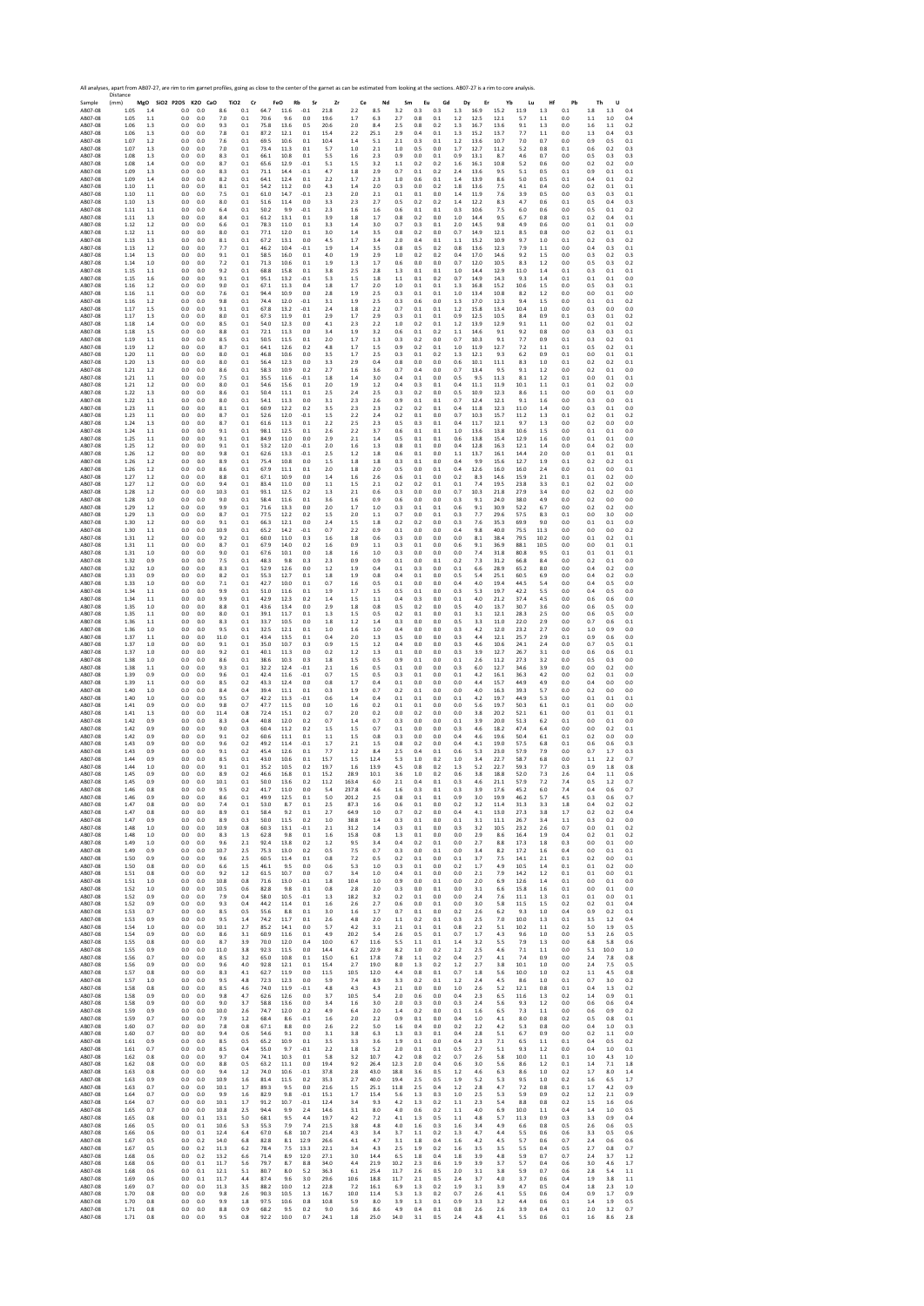All analyses, apart from AB07-27, are rim to rim garnet profiles, going as close to the center of the garnet as can be estimated from looking at the sections. AB07-27 is a rim to core analysis.

| Sample | Distance (mm) | MgO | SiO2 | P2O5 | K2O | CaO | TiO2 | Cr | FeO | Rb | Sr | Zr | Ce | Nd | Sm | Eu | Gd | Dy | Er | Yb | Lu | Hf | Pb | Th | U |
|---|---|---|---|---|---|---|---|---|---|---|---|---|---|---|---|---|---|---|---|---|---|---|---|---|---|
| AB07-08 | 1.05 | 1.4 | | 0.0 | 0.0 | 8.6 | 0.1 | 64.7 | 11.6 | -0.1 | 21.8 | 2.2 | 8.5 | 3.2 | 0.3 | 0.3 | 1.3 | 16.9 | 15.2 | 11.9 | 1.3 | 0.1 | 1.8 | 1.3 | 0.4 |
| AB07-08 | 1.05 | 1.1 | | 0.0 | 0.0 | 7.0 | 0.1 | 70.6 | 9.6 | 0.0 | 19.6 | 1.7 | 6.3 | 2.7 | 0.8 | 0.1 | 1.2 | 12.5 | 12.1 | 5.7 | 1.1 | 0.0 | 1.1 | 1.0 | 0.4 |
| AB07-08 | 1.06 | 1.3 | | 0.0 | 0.0 | 9.3 | 0.1 | 75.8 | 13.6 | 0.5 | 20.6 | 2.0 | 8.4 | 2.5 | 0.8 | 0.2 | 1.3 | 16.7 | 13.6 | 9.1 | 1.3 | 0.0 | 1.6 | 1.1 | 0.2 |
| AB07-08 | 1.06 | 1.3 | | 0.0 | 0.0 | 7.8 | 0.1 | 87.2 | 12.1 | 0.1 | 15.4 | 2.2 | 25.1 | 2.9 | 0.4 | 0.1 | 1.3 | 15.2 | 13.7 | 7.7 | 1.1 | 0.0 | 1.3 | 0.4 | 0.3 |
| AB07-08 | 1.07 | 1.2 | | 0.0 | 0.0 | 7.6 | 0.1 | 69.5 | 10.6 | 0.1 | 10.4 | 1.4 | 5.1 | 2.1 | 0.3 | 0.1 | 1.2 | 13.6 | 10.7 | 7.0 | 0.7 | 0.0 | 0.9 | 0.5 | 0.1 |
| AB07-08 | 1.07 | 1.3 | | 0.0 | 0.0 | 7.0 | 0.1 | 73.4 | 11.3 | 0.1 | 5.7 | 1.0 | 2.1 | 1.0 | 0.5 | 0.0 | 1.7 | 12.7 | 11.2 | 5.2 | 0.8 | 0.1 | 0.6 | 0.2 | 0.3 |
| AB07-08 | 1.08 | 1.3 | | 0.0 | 0.0 | 8.3 | 0.1 | 66.1 | 10.8 | 0.1 | 5.5 | 1.6 | 2.3 | 0.9 | 0.0 | 0.1 | 0.9 | 13.1 | 8.7 | 4.6 | 0.7 | 0.0 | 0.5 | 0.3 | 0.3 |
| AB07-08 | 1.08 | 1.4 | | 0.0 | 0.0 | 8.7 | 0.1 | 65.6 | 12.9 | -0.1 | 5.1 | 1.5 | 3.2 | 1.1 | 0.2 | 0.2 | 1.6 | 16.1 | 10.8 | 5.2 | 0.6 | 0.0 | 0.2 | 0.2 | 0.0 |
| AB07-08 | 1.09 | 1.3 | | 0.0 | 0.0 | 8.3 | 0.1 | 71.1 | 14.4 | -0.1 | 4.7 | 1.8 | 2.9 | 0.7 | 0.1 | 0.2 | 2.4 | 13.6 | 9.5 | 5.1 | 0.5 | 0.1 | 0.9 | 0.1 | 0.1 |
| AB07-08 | 1.09 | 1.4 | | 0.0 | 0.0 | 8.2 | 0.1 | 64.1 | 12.4 | 0.1 | 2.2 | 1.7 | 2.3 | 1.0 | 0.6 | 0.1 | 1.4 | 13.9 | 8.6 | 5.0 | 0.5 | 0.1 | 0.4 | 0.1 | 0.2 |
| AB07-08 | 1.10 | 1.1 | | 0.0 | 0.0 | 8.1 | 0.1 | 54.2 | 11.2 | 0.0 | 4.3 | 1.4 | 2.0 | 0.3 | 0.0 | 0.2 | 1.8 | 13.6 | 7.5 | 4.1 | 0.4 | 0.0 | 0.2 | 0.1 | 0.1 |
| AB07-08 | 1.10 | 1.1 | | 0.0 | 0.0 | 7.5 | 0.1 | 61.0 | 14.7 | -0.1 | 2.3 | 2.0 | 2.1 | 0.1 | 0.1 | 0.0 | 1.4 | 11.9 | 7.6 | 3.9 | 0.5 | 0.0 | 0.3 | 0.3 | 0.1 |
| AB07-08 | 1.10 | 1.3 | | 0.0 | 0.0 | 8.0 | 0.1 | 51.6 | 11.4 | 0.0 | 3.3 | 2.3 | 2.7 | 0.5 | 0.2 | 0.2 | 1.4 | 12.2 | 8.3 | 4.7 | 0.6 | 0.1 | 0.5 | 0.4 | 0.3 |
| AB07-08 | 1.11 | 1.1 | | 0.0 | 0.0 | 6.4 | 0.1 | 50.2 | 9.9 | -0.1 | 2.3 | 1.6 | 1.6 | 0.6 | 0.1 | 0.1 | 0.3 | 10.6 | 7.5 | 6.0 | 0.6 | 0.0 | 0.5 | 0.1 | 0.2 |
| AB07-08 | 1.11 | 1.3 | | 0.0 | 0.0 | 8.4 | 0.1 | 61.2 | 13.1 | 0.1 | 3.9 | 1.8 | 1.7 | 0.8 | 0.2 | 0.0 | 1.0 | 14.4 | 9.5 | 6.7 | 0.8 | 0.1 | 0.2 | 0.4 | 0.1 |
| AB07-08 | 1.12 | 1.2 | | 0.0 | 0.0 | 6.6 | 0.1 | 78.3 | 11.0 | 0.1 | 3.3 | 1.4 | 3.0 | 0.7 | 0.3 | 0.1 | 2.0 | 14.5 | 9.8 | 4.9 | 0.6 | 0.0 | 0.1 | 0.1 | 0.0 |
| AB07-08 | 1.12 | 1.1 | | 0.0 | 0.0 | 8.0 | 0.1 | 77.1 | 12.0 | 0.1 | 3.0 | 1.4 | 3.5 | 0.8 | 0.2 | 0.0 | 0.7 | 14.9 | 12.1 | 8.5 | 0.8 | 0.0 | 0.2 | 0.1 | 0.1 |
| AB07-08 | 1.13 | 1.3 | | 0.0 | 0.0 | 8.1 | 0.1 | 67.2 | 13.1 | 0.0 | 4.5 | 1.7 | 3.4 | 2.0 | 0.4 | 0.1 | 1.1 | 15.2 | 10.9 | 9.7 | 1.0 | 0.1 | 0.2 | 0.3 | 0.2 |
| AB07-08 | 1.13 | 1.2 | | 0.0 | 0.0 | 7.7 | 0.1 | 46.2 | 10.4 | -0.1 | 1.9 | 1.4 | 3.5 | 0.8 | 0.5 | 0.2 | 0.8 | 13.6 | 12.3 | 7.9 | 1.1 | 0.0 | 0.4 | 0.3 | 0.1 |
| AB07-08 | 1.14 | 1.3 | | 0.0 | 0.0 | 9.1 | 0.1 | 58.5 | 16.0 | 0.1 | 4.0 | 1.9 | 2.9 | 1.0 | 0.2 | 0.2 | 0.4 | 17.0 | 14.6 | 9.2 | 1.5 | 0.0 | 0.3 | 0.2 | 0.3 |
| AB07-08 | 1.14 | 1.0 | | 0.0 | 0.0 | 7.2 | 0.1 | 71.3 | 10.6 | 0.1 | 1.9 | 1.3 | 1.7 | 0.6 | 0.0 | 0.0 | 0.7 | 12.0 | 10.5 | 8.3 | 1.2 | 0.0 | 0.5 | 0.3 | 0.2 |
| AB07-08 | 1.15 | 1.1 | | 0.0 | 0.0 | 9.2 | 0.1 | 68.8 | 15.8 | 0.1 | 3.8 | 2.5 | 2.8 | 1.3 | 0.1 | 0.1 | 1.0 | 14.4 | 12.9 | 11.0 | 1.4 | 0.1 | 0.3 | 0.1 | 0.1 |
| AB07-08 | 1.15 | 1.6 | | 0.0 | 0.0 | 9.1 | 0.1 | 95.1 | 13.2 | -0.1 | 5.3 | 1.5 | 1.8 | 1.1 | 0.1 | 0.2 | 0.7 | 14.9 | 14.3 | 9.3 | 1.4 | 0.1 | 0.1 | 0.1 | 0.0 |
| AB07-08 | 1.16 | 1.2 | | 0.0 | 0.0 | 9.0 | 0.1 | 67.1 | 11.3 | 0.4 | 1.8 | 1.7 | 2.0 | 1.0 | 0.1 | 0.1 | 1.3 | 16.8 | 15.2 | 10.6 | 1.5 | 0.0 | 0.5 | 0.3 | 0.1 |
| AB07-08 | 1.16 | 1.1 | | 0.0 | 0.0 | 7.6 | 0.1 | 94.4 | 10.9 | 0.0 | 2.8 | 1.9 | 2.5 | 0.3 | 0.1 | 0.1 | 1.0 | 13.4 | 10.8 | 8.2 | 1.2 | 0.0 | 0.0 | 0.1 | 0.0 |
| AB07-08 | 1.16 | 1.2 | | 0.0 | 0.0 | 9.8 | 0.1 | 74.4 | 12.0 | -0.1 | 3.1 | 1.9 | 2.5 | 0.3 | 0.6 | 0.0 | 1.3 | 17.0 | 12.3 | 9.4 | 1.5 | 0.0 | 0.1 | 0.1 | 0.2 |
| AB07-08 | 1.17 | 1.5 | | 0.0 | 0.0 | 9.1 | 0.1 | 67.8 | 13.2 | -0.1 | 2.4 | 1.8 | 2.2 | 0.7 | 0.1 | 0.1 | 1.2 | 15.8 | 13.4 | 10.4 | 1.0 | 0.0 | 0.3 | 0.0 | 0.0 |
| AB07-08 | 1.17 | 1.3 | | 0.0 | 0.0 | 8.0 | 0.1 | 67.3 | 11.9 | 0.1 | 2.9 | 1.7 | 2.9 | 0.3 | 0.1 | 0.1 | 0.9 | 12.5 | 10.5 | 8.4 | 0.9 | 0.1 | 0.3 | 0.1 | 0.2 |
| AB07-08 | 1.18 | 1.4 | | 0.0 | 0.0 | 8.5 | 0.1 | 54.0 | 12.3 | 0.0 | 4.1 | 2.3 | 2.2 | 1.0 | 0.2 | 0.1 | 1.2 | 13.9 | 12.9 | 9.1 | 1.1 | 0.0 | 0.2 | 0.1 | 0.2 |
| AB07-08 | 1.18 | 1.5 | | 0.0 | 0.0 | 8.8 | 0.1 | 72.1 | 11.3 | 0.0 | 3.4 | 1.9 | 3.2 | 0.6 | 0.1 | 0.2 | 1.1 | 14.6 | 9.1 | 9.2 | 0.8 | 0.0 | 0.3 | 0.3 | 0.1 |
| AB07-08 | 1.19 | 1.1 | | 0.0 | 0.0 | 8.5 | 0.1 | 50.5 | 11.5 | 0.1 | 2.0 | 1.7 | 1.3 | 0.3 | 0.2 | 0.0 | 0.7 | 10.3 | 9.1 | 7.7 | 0.9 | 0.1 | 0.3 | 0.2 | 0.1 |
| AB07-08 | 1.19 | 1.2 | | 0.0 | 0.0 | 8.7 | 0.1 | 64.1 | 12.6 | 0.2 | 4.8 | 1.7 | 1.5 | 0.9 | 0.2 | 0.1 | 1.0 | 11.9 | 12.7 | 7.2 | 1.1 | 0.1 | 0.5 | 0.2 | 0.1 |
| AB07-08 | 1.20 | 1.1 | | 0.0 | 0.0 | 8.0 | 0.1 | 46.8 | 10.6 | 0.0 | 3.5 | 1.7 | 2.5 | 0.3 | 0.1 | 0.2 | 1.3 | 12.1 | 9.3 | 6.2 | 0.9 | 0.1 | 0.0 | 0.1 | 0.1 |
| AB07-08 | 1.20 | 1.3 | | 0.0 | 0.0 | 8.0 | 0.1 | 56.4 | 12.3 | 0.0 | 3.3 | 2.9 | 0.4 | 0.8 | 0.0 | 0.0 | 0.6 | 10.1 | 11.1 | 8.3 | 1.0 | 0.1 | 0.2 | 0.2 | 0.1 |
| AB07-08 | 1.21 | 1.2 | | 0.0 | 0.0 | 8.6 | 0.1 | 58.3 | 10.9 | 0.2 | 2.7 | 1.6 | 3.6 | 0.7 | 0.4 | 0.0 | 0.7 | 13.4 | 9.5 | 9.1 | 1.2 | 0.0 | 0.2 | 0.1 | 0.0 |
| AB07-08 | 1.21 | 1.1 | | 0.0 | 0.0 | 7.5 | 0.1 | 35.5 | 11.6 | -0.1 | 1.8 | 1.4 | 3.0 | 0.4 | 0.1 | 0.0 | 0.5 | 9.5 | 11.3 | 8.1 | 1.2 | 0.1 | 0.0 | 0.1 | 0.1 |
| AB07-08 | 1.21 | 1.2 | | 0.0 | 0.0 | 8.0 | 0.1 | 54.6 | 15.6 | 0.1 | 2.0 | 1.9 | 1.2 | 0.4 | 0.3 | 0.1 | 0.4 | 11.1 | 11.9 | 10.1 | 1.1 | 0.1 | 0.1 | 0.2 | 0.0 |
| AB07-08 | 1.22 | 1.3 | | 0.0 | 0.0 | 8.6 | 0.1 | 50.4 | 11.1 | 0.1 | 2.5 | 2.4 | 2.5 | 0.3 | 0.2 | 0.0 | 0.5 | 10.9 | 12.3 | 8.6 | 1.1 | 0.0 | 0.0 | 0.1 | 0.0 |
| AB07-08 | 1.22 | 1.1 | | 0.0 | 0.0 | 8.0 | 0.1 | 54.1 | 11.3 | 0.0 | 3.1 | 2.3 | 2.6 | 0.9 | 0.1 | 0.1 | 0.7 | 12.4 | 12.1 | 9.1 | 1.6 | 0.0 | 0.3 | 0.0 | 0.1 |
| AB07-08 | 1.23 | 1.1 | | 0.0 | 0.0 | 8.1 | 0.1 | 60.9 | 12.2 | 0.2 | 3.5 | 2.3 | 2.3 | 0.2 | 0.2 | 0.1 | 0.4 | 11.8 | 12.3 | 11.0 | 1.4 | 0.0 | 0.3 | 0.1 | 0.0 |
| AB07-08 | 1.23 | 1.1 | | 0.0 | 0.0 | 8.7 | 0.1 | 52.6 | 12.0 | -0.1 | 1.5 | 2.2 | 2.4 | 0.2 | 0.1 | 0.0 | 0.7 | 10.3 | 15.7 | 11.2 | 1.3 | 0.1 | 0.2 | 0.1 | 0.2 |
| AB07-08 | 1.24 | 1.3 | | 0.0 | 0.0 | 8.7 | 0.1 | 61.6 | 11.3 | 0.1 | 2.2 | 2.5 | 2.3 | 0.5 | 0.3 | 0.1 | 0.4 | 11.7 | 12.1 | 9.7 | 1.3 | 0.0 | 0.2 | 0.0 | 0.0 |
| AB07-08 | 1.24 | 1.1 | | 0.0 | 0.0 | 9.1 | 0.1 | 98.1 | 12.5 | 0.1 | 2.6 | 2.2 | 3.7 | 0.6 | 0.1 | 0.1 | 1.0 | 13.6 | 13.8 | 10.6 | 1.5 | 0.0 | 0.1 | 0.1 | 0.0 |
| AB07-08 | 1.25 | 1.1 | | 0.0 | 0.0 | 9.1 | 0.1 | 84.9 | 11.0 | 0.0 | 2.9 | 2.1 | 1.4 | 0.5 | 0.1 | 0.1 | 0.6 | 13.8 | 15.4 | 12.9 | 1.6 | 0.0 | 0.1 | 0.1 | 0.0 |
| AB07-08 | 1.25 | 1.2 | | 0.0 | 0.0 | 9.1 | 0.1 | 53.2 | 12.0 | -0.1 | 2.0 | 1.6 | 1.3 | 0.8 | 0.1 | 0.0 | 0.4 | 12.8 | 16.3 | 12.1 | 1.4 | 0.0 | 0.4 | 0.2 | 0.0 |
| AB07-08 | 1.26 | 1.2 | | 0.0 | 0.0 | 9.8 | 0.1 | 62.6 | 13.3 | -0.1 | 2.5 | 1.2 | 1.8 | 0.6 | 0.1 | 0.0 | 1.1 | 13.7 | 16.1 | 14.4 | 2.0 | 0.0 | 0.1 | 0.1 | 0.1 |
| AB07-08 | 1.26 | 1.2 | | 0.0 | 0.0 | 8.9 | 0.1 | 75.4 | 10.8 | 0.0 | 1.5 | 1.8 | 1.8 | 0.3 | 0.1 | 0.0 | 0.4 | 9.9 | 15.6 | 12.7 | 1.9 | 0.1 | 0.2 | 0.2 | 0.1 |
| AB07-08 | 1.26 | 1.2 | | 0.0 | 0.0 | 8.6 | 0.1 | 67.9 | 11.1 | 0.1 | 2.0 | 1.8 | 2.0 | 0.5 | 0.0 | 0.1 | 0.4 | 12.6 | 16.0 | 16.0 | 2.4 | 0.0 | 0.1 | 0.0 | 0.1 |
| AB07-08 | 1.27 | 1.2 | | 0.0 | 0.0 | 8.8 | 0.1 | 67.1 | 10.9 | 0.0 | 1.4 | 1.6 | 2.6 | 0.6 | 0.1 | 0.0 | 0.2 | 8.3 | 14.6 | 15.9 | 2.1 | 0.1 | 0.1 | 0.2 | 0.0 |
| AB07-08 | 1.27 | 1.2 | | 0.0 | 0.0 | 9.4 | 0.1 | 83.4 | 11.0 | 0.0 | 1.1 | 1.5 | 2.1 | 0.2 | 0.2 | 0.1 | 0.1 | 7.4 | 19.5 | 23.8 | 3.3 | 0.1 | 0.2 | 0.2 | 0.0 |
| AB07-08 | 1.28 | 1.2 | | 0.0 | 0.0 | 10.3 | 0.1 | 93.1 | 12.5 | 0.2 | 1.3 | 2.1 | 0.6 | 0.3 | 0.0 | 0.0 | 0.7 | 10.3 | 21.8 | 27.9 | 3.4 | 0.0 | 0.2 | 0.2 | 0.0 |
| AB07-08 | 1.28 | 1.0 | | 0.0 | 0.0 | 9.0 | 0.1 | 58.4 | 11.6 | 0.1 | 3.6 | 1.6 | 0.9 | 0.6 | 0.0 | 0.0 | 0.3 | 9.1 | 24.0 | 38.0 | 4.9 | 0.0 | 0.2 | 0.0 | 0.0 |
| AB07-08 | 1.29 | 1.2 | | 0.0 | 0.0 | 9.9 | 0.1 | 71.6 | 13.3 | 0.0 | 2.0 | 1.7 | 1.0 | 0.3 | 0.1 | 0.1 | 0.6 | 9.1 | 30.9 | 52.2 | 6.7 | 0.0 | 0.2 | 0.2 | 0.0 |
| AB07-08 | 1.29 | 1.3 | | 0.0 | 0.0 | 8.7 | 0.1 | 77.5 | 12.2 | 0.2 | 1.5 | 2.0 | 1.1 | 0.7 | 0.0 | 0.1 | 0.3 | 7.7 | 29.6 | 57.5 | 8.3 | 0.1 | 0.0 | 3.0 | 0.0 |
| AB07-08 | 1.30 | 1.2 | | 0.0 | 0.0 | 9.1 | 0.1 | 66.3 | 12.1 | 0.0 | 2.4 | 1.5 | 1.8 | 0.2 | 0.2 | 0.0 | 0.3 | 7.6 | 35.3 | 69.9 | 9.0 | 0.0 | 0.1 | 0.1 | 0.0 |
| AB07-08 | 1.30 | 1.1 | | 0.0 | 0.0 | 10.9 | 0.1 | 65.2 | 14.2 | -0.1 | 0.7 | 2.2 | 0.9 | 0.1 | 0.0 | 0.0 | 0.4 | 9.8 | 40.0 | 75.5 | 11.3 | 0.0 | 0.0 | 0.0 | 0.2 |
| AB07-08 | 1.31 | 1.2 | | 0.0 | 0.0 | 9.2 | 0.1 | 60.0 | 11.0 | 0.3 | 1.6 | 1.8 | 0.6 | 0.3 | 0.0 | 0.0 | 0.0 | 8.1 | 38.4 | 79.5 | 10.2 | 0.0 | 0.1 | 0.2 | 0.1 |
| AB07-08 | 1.31 | 1.1 | | 0.0 | 0.0 | 8.7 | 0.1 | 67.9 | 14.0 | 0.2 | 1.6 | 0.9 | 1.1 | 0.3 | 0.1 | 0.0 | 0.6 | 9.1 | 36.9 | 88.1 | 10.5 | 0.0 | 0.0 | 0.1 | 0.1 |
| AB07-08 | 1.31 | 1.0 | | 0.0 | 0.0 | 9.0 | 0.1 | 67.6 | 10.1 | 0.0 | 1.8 | 1.6 | 1.0 | 0.3 | 0.0 | 0.0 | 0.0 | 7.4 | 31.8 | 80.8 | 9.5 | 0.1 | 0.1 | 0.1 | 0.1 |
| AB07-08 | 1.32 | 0.9 | | 0.0 | 0.0 | 7.5 | 0.1 | 48.3 | 9.8 | 0.3 | 2.3 | 0.9 | 0.9 | 0.1 | 0.0 | 0.1 | 0.2 | 7.3 | 31.2 | 66.8 | 8.4 | 0.0 | 0.2 | 0.1 | 0.0 |
| AB07-08 | 1.32 | 1.0 | | 0.0 | 0.0 | 8.3 | 0.1 | 52.9 | 12.6 | 0.0 | 1.2 | 1.9 | 0.4 | 0.1 | 0.3 | 0.0 | 0.1 | 6.6 | 28.9 | 65.2 | 8.0 | 0.0 | 0.4 | 0.2 | 0.0 |
| AB07-08 | 1.33 | 0.9 | | 0.0 | 0.0 | 8.2 | 0.1 | 55.3 | 12.7 | 0.1 | 1.8 | 1.9 | 0.8 | 0.4 | 0.1 | 0.0 | 0.5 | 5.4 | 25.1 | 60.5 | 6.9 | 0.0 | 0.4 | 0.2 | 0.0 |
| AB07-08 | 1.33 | 1.0 | | 0.0 | 0.0 | 7.1 | 0.1 | 42.7 | 10.0 | 0.1 | 0.7 | 1.6 | 0.5 | 0.1 | 0.0 | 0.0 | 0.4 | 4.0 | 19.4 | 44.5 | 5.4 | 0.0 | 0.4 | 0.5 | 0.0 |
| AB07-08 | 1.34 | 1.1 | | 0.0 | 0.0 | 9.9 | 0.1 | 51.0 | 11.6 | 0.1 | 1.9 | 1.7 | 1.5 | 0.5 | 0.1 | 0.0 | 0.3 | 5.3 | 19.7 | 42.2 | 5.5 | 0.0 | 0.4 | 0.5 | 0.0 |
| AB07-08 | 1.34 | 1.1 | | 0.0 | 0.0 | 9.9 | 0.1 | 42.9 | 12.3 | 0.2 | 1.4 | 1.5 | 1.1 | 0.4 | 0.3 | 0.0 | 0.1 | 4.0 | 21.2 | 37.4 | 4.5 | 0.0 | 0.6 | 0.6 | 0.0 |
| AB07-08 | 1.35 | 1.0 | | 0.0 | 0.0 | 8.8 | 0.1 | 43.6 | 13.4 | 0.0 | 2.9 | 1.8 | 0.8 | 0.5 | 0.2 | 0.0 | 0.5 | 4.0 | 13.7 | 30.7 | 3.6 | 0.0 | 0.6 | 0.5 | 0.0 |
| AB07-08 | 1.35 | 1.1 | | 0.0 | 0.0 | 8.0 | 0.1 | 39.1 | 11.7 | 0.1 | 1.3 | 1.5 | 0.5 | 0.2 | 0.1 | 0.0 | 0.1 | 3.1 | 12.1 | 28.3 | 2.5 | 0.0 | 0.6 | 0.5 | 0.0 |
| AB07-08 | 1.36 | 1.1 | | 0.0 | 0.0 | 8.3 | 0.1 | 33.7 | 10.5 | 0.0 | 1.8 | 1.2 | 1.4 | 0.3 | 0.0 | 0.0 | 0.5 | 3.3 | 11.0 | 22.0 | 2.9 | 0.0 | 0.7 | 0.6 | 0.1 |
| AB07-08 | 1.36 | 1.0 | | 0.0 | 0.0 | 9.5 | 0.1 | 32.5 | 12.1 | 0.1 | 1.0 | 1.6 | 1.0 | 0.4 | 0.0 | 0.0 | 0.3 | 4.2 | 12.0 | 23.2 | 2.7 | 0.0 | 1.0 | 0.9 | 0.0 |
| AB07-08 | 1.37 | 1.1 | | 0.0 | 0.0 | 11.0 | 0.1 | 43.4 | 13.5 | 0.1 | 0.4 | 2.0 | 1.3 | 0.5 | 0.0 | 0.0 | 0.3 | 4.4 | 12.1 | 25.7 | 2.9 | 0.1 | 0.9 | 0.6 | 0.0 |
| AB07-08 | 1.37 | 1.0 | | 0.0 | 0.0 | 9.1 | 0.1 | 35.0 | 10.7 | 0.3 | 0.9 | 1.5 | 1.2 | 0.4 | 0.0 | 0.0 | 0.3 | 4.6 | 10.6 | 24.1 | 2.4 | 0.0 | 0.7 | 0.5 | 0.1 |
| AB07-08 | 1.37 | 1.0 | | 0.0 | 0.0 | 9.2 | 0.1 | 40.1 | 11.3 | 0.0 | 0.2 | 1.2 | 1.3 | 0.1 | 0.0 | 0.0 | 0.3 | 3.9 | 12.7 | 26.7 | 3.1 | 0.0 | 0.6 | 0.6 | 0.1 |
| AB07-08 | 1.38 | 1.0 | | 0.0 | 0.0 | 8.6 | 0.1 | 38.6 | 10.3 | 0.3 | 1.8 | 1.5 | 0.5 | 0.9 | 0.1 | 0.0 | 0.1 | 2.6 | 11.2 | 27.3 | 3.2 | 0.0 | 0.5 | 0.3 | 0.0 |
| AB07-08 | 1.38 | 1.1 | | 0.0 | 0.0 | 9.3 | 0.1 | 32.2 | 12.4 | -0.1 | 2.1 | 1.6 | 0.5 | 0.1 | 0.0 | 0.0 | 0.3 | 6.0 | 12.7 | 34.6 | 3.9 | 0.0 | 0.0 | 0.2 | 0.0 |
| AB07-08 | 1.39 | 0.9 | | 0.0 | 0.0 | 9.6 | 0.1 | 42.4 | 11.6 | -0.1 | 0.7 | 1.5 | 0.5 | 0.3 | 0.1 | 0.0 | 0.1 | 4.2 | 16.1 | 36.3 | 4.2 | 0.0 | 0.2 | 0.1 | 0.0 |
| AB07-08 | 1.39 | 1.1 | | 0.0 | 0.0 | 8.5 | 0.2 | 43.3 | 12.4 | 0.0 | 0.8 | 1.7 | 0.4 | 0.1 | 0.0 | 0.0 | 0.0 | 4.4 | 15.7 | 44.9 | 4.9 | 0.0 | 0.4 | 0.0 | 0.0 |
| AB07-08 | 1.40 | 1.0 | | 0.0 | 0.0 | 8.4 | 0.4 | 39.4 | 11.1 | 0.1 | 0.3 | 1.9 | 0.7 | 0.2 | 0.1 | 0.0 | 0.0 | 4.0 | 16.3 | 39.3 | 5.7 | 0.0 | 0.2 | 0.0 | 0.0 |
| AB07-08 | 1.40 | 1.0 | | 0.0 | 0.0 | 9.5 | 0.7 | 42.2 | 11.3 | -0.1 | 0.6 | 1.4 | 0.4 | 0.1 | 0.1 | 0.0 | 0.1 | 4.2 | 19.7 | 44.9 | 5.3 | 0.0 | 0.1 | 0.1 | 0.1 |
| AB07-08 | 1.41 | 0.9 | | 0.0 | 0.0 | 9.8 | 0.7 | 47.7 | 11.5 | 0.0 | 1.0 | 1.6 | 0.2 | 0.1 | 0.1 | 0.0 | 0.0 | 5.6 | 19.7 | 50.3 | 6.1 | 0.1 | 0.1 | 0.0 | 0.0 |
| AB07-08 | 1.41 | 1.3 | | 0.0 | 0.0 | 11.4 | 0.8 | 72.4 | 15.1 | 0.2 | 0.7 | 2.0 | 0.2 | 0.0 | 0.2 | 0.0 | 0.0 | 3.8 | 20.2 | 52.1 | 6.1 | 0.0 | 0.1 | 0.1 | 0.1 |
| AB07-08 | 1.42 | 0.9 | | 0.0 | 0.0 | 8.3 | 0.4 | 40.8 | 12.0 | 0.2 | 0.7 | 1.4 | 0.7 | 0.3 | 0.0 | 0.0 | 0.1 | 3.9 | 20.0 | 51.3 | 6.2 | 0.1 | 0.0 | 0.1 | 0.0 |
| AB07-08 | 1.42 | 0.9 | | 0.0 | 0.0 | 9.0 | 0.3 | 60.4 | 11.2 | 0.2 | 1.5 | 1.5 | 0.7 | 0.1 | 0.0 | 0.0 | 0.3 | 4.6 | 18.2 | 47.4 | 6.4 | 0.0 | 0.0 | 0.2 | 0.1 |
| AB07-08 | 1.42 | 0.9 | | 0.0 | 0.0 | 9.1 | 0.2 | 60.6 | 11.1 | 0.1 | 1.1 | 1.5 | 0.8 | 0.3 | 0.0 | 0.0 | 0.4 | 4.6 | 19.6 | 50.4 | 6.1 | 0.1 | 0.2 | 0.0 | 0.0 |
| AB07-08 | 1.43 | 0.9 | | 0.0 | 0.0 | 9.6 | 0.2 | 49.2 | 11.4 | -0.1 | 1.7 | 2.1 | 1.5 | 0.8 | 0.2 | 0.0 | 0.4 | 4.1 | 19.0 | 57.5 | 6.8 | 0.1 | 0.6 | 0.6 | 0.3 |
| AB07-08 | 1.43 | 0.9 | | 0.0 | 0.0 | 9.1 | 0.2 | 45.4 | 12.6 | 0.1 | 7.7 | 1.2 | 8.4 | 2.5 | 0.4 | 0.1 | 0.6 | 5.3 | 23.0 | 57.9 | 7.9 | 0.0 | 0.7 | 1.7 | 0.3 |
| AB07-08 | 1.44 | 0.9 | | 0.0 | 0.0 | 8.5 | 0.1 | 43.0 | 10.6 | 0.1 | 15.7 | 1.5 | 12.4 | 5.3 | 1.0 | 0.2 | 1.0 | 3.4 | 22.7 | 58.7 | 6.8 | 0.0 | 1.1 | 2.2 | 0.7 |
| AB07-08 | 1.44 | 1.0 | | 0.0 | 0.0 | 9.1 | 0.1 | 35.2 | 10.5 | 0.2 | 19.7 | 1.6 | 13.9 | 4.5 | 0.8 | 0.2 | 1.3 | 5.2 | 22.7 | 59.3 | 7.7 | 0.3 | 0.9 | 1.8 | 0.8 |
| AB07-08 | 1.45 | 0.9 | | 0.0 | 0.0 | 8.9 | 0.2 | 46.6 | 16.8 | 0.1 | 15.2 | 28.9 | 10.1 | 3.6 | 1.0 | 0.2 | 0.6 | 3.8 | 18.8 | 52.0 | 7.3 | 2.6 | 0.4 | 1.1 | 0.6 |
| AB07-08 | 1.45 | 0.9 | | 0.0 | 0.0 | 10.1 | 0.1 | 50.0 | 13.6 | 0.2 | 11.2 | 163.4 | 6.0 | 2.1 | 0.4 | 0.1 | 0.3 | 4.6 | 21.1 | 57.9 | 7.2 | 7.4 | 0.5 | 1.2 | 0.7 |
| AB07-08 | 1.46 | 0.8 | | 0.0 | 0.0 | 9.5 | 0.2 | 41.7 | 11.0 | 0.0 | 5.4 | 237.8 | 4.6 | 1.6 | 0.3 | 0.1 | 0.3 | 3.9 | 17.6 | 45.2 | 6.0 | 7.4 | 0.4 | 0.6 | 0.7 |
| AB07-08 | 1.46 | 0.9 | | 0.0 | 0.0 | 8.6 | 0.1 | 49.9 | 12.5 | 0.1 | 5.0 | 201.2 | 2.5 | 0.8 | 0.1 | 0.1 | 0.9 | 3.0 | 19.9 | 46.2 | 5.7 | 4.5 | 0.3 | 0.6 | 0.7 |
| AB07-08 | 1.47 | 0.8 | | 0.0 | 0.0 | 7.4 | 0.1 | 53.0 | 8.7 | 0.1 | 2.5 | 87.3 | 1.6 | 0.6 | 0.1 | 0.0 | 0.2 | 3.2 | 11.4 | 31.3 | 3.3 | 1.8 | 0.4 | 0.2 | 0.2 |
| AB07-08 | 1.47 | 0.8 | | 0.0 | 0.0 | 8.9 | 0.1 | 58.4 | 9.2 | 0.1 | 2.7 | 64.9 | 1.0 | 0.7 | 0.2 | 0.0 | 0.4 | 4.1 | 13.0 | 27.3 | 3.8 | 1.7 | 0.2 | 0.2 | 0.4 |
| AB07-08 | 1.47 | 0.9 | | 0.0 | 0.0 | 8.9 | 0.3 | 50.0 | 11.5 | 0.2 | 1.0 | 38.8 | 1.4 | 0.3 | 0.1 | 0.0 | 0.1 | 3.1 | 11.1 | 26.7 | 3.4 | 1.1 | 0.3 | 0.2 | 0.0 |
| AB07-08 | 1.48 | 1.0 | | 0.0 | 0.0 | 10.9 | 0.8 | 60.3 | 13.1 | -0.1 | 2.1 | 31.2 | 1.4 | 0.3 | 0.1 | 0.0 | 0.3 | 3.2 | 10.5 | 23.2 | 2.6 | 0.7 | 0.0 | 0.1 | 0.2 |
| AB07-08 | 1.48 | 1.0 | | 0.0 | 0.0 | 8.3 | 1.3 | 62.8 | 9.8 | 0.1 | 1.6 | 15.8 | 0.8 | 1.3 | 0.1 | 0.0 | 0.0 | 2.9 | 8.6 | 16.4 | 1.9 | 0.4 | 0.2 | 0.1 | 0.2 |
| AB07-08 | 1.49 | 1.0 | | 0.0 | 0.0 | 9.6 | 2.1 | 92.4 | 13.8 | 0.2 | 1.2 | 9.5 | 3.4 | 0.4 | 0.2 | 0.1 | 0.0 | 2.7 | 8.8 | 17.3 | 1.8 | 0.3 | 0.0 | 0.1 | 0.0 |
| AB07-08 | 1.49 | 0.9 | | 0.0 | 0.0 | 10.7 | 2.5 | 75.3 | 13.0 | 0.2 | 0.5 | 7.5 | 0.7 | 0.3 | 0.0 | 0.1 | 0.0 | 3.4 | 8.2 | 17.2 | 1.6 | 0.4 | 0.0 | 0.1 | 0.1 |
| AB07-08 | 1.50 | 0.9 | | 0.0 | 0.0 | 9.6 | 2.5 | 60.5 | 11.4 | 0.1 | 0.8 | 7.2 | 0.5 | 0.2 | 0.1 | 0.0 | 0.1 | 3.7 | 7.5 | 14.1 | 2.1 | 0.1 | 0.2 | 0.0 | 0.1 |
| AB07-08 | 1.50 | 0.8 | | 0.0 | 0.0 | 6.6 | 1.5 | 46.1 | 9.5 | 0.0 | 0.6 | 5.3 | 1.0 | 0.3 | 0.1 | 0.0 | 0.2 | 1.7 | 4.9 | 10.5 | 1.4 | 0.1 | 0.1 | 0.2 | 0.0 |
| AB07-08 | 1.51 | 0.8 | | 0.0 | 0.0 | 9.2 | 1.2 | 61.5 | 10.7 | 0.0 | 0.7 | 3.4 | 1.0 | 0.4 | 0.1 | 0.0 | 0.0 | 2.1 | 7.9 | 14.2 | 1.2 | 0.1 | 0.1 | 0.0 | 0.1 |
| AB07-08 | 1.51 | 1.0 | | 0.0 | 0.0 | 10.8 | 0.8 | 71.6 | 13.0 | -0.1 | 1.8 | 10.4 | 1.0 | 0.9 | 0.0 | 0.1 | 0.0 | 2.0 | 6.9 | 12.6 | 1.4 | 0.1 | 0.0 | 0.1 | 0.0 |
| AB07-08 | 1.52 | 1.0 | | 0.0 | 0.0 | 10.5 | 0.6 | 82.8 | 9.8 | 0.1 | 0.8 | 2.8 | 2.0 | 0.3 | 0.0 | 0.1 | 0.0 | 3.1 | 6.6 | 15.8 | 1.6 | 0.1 | 0.0 | 0.1 | 0.0 |
| AB07-08 | 1.52 | 0.9 | | 0.0 | 0.0 | 7.9 | 0.4 | 58.0 | 10.5 | -0.1 | 1.3 | 18.2 | 3.2 | 0.2 | 0.1 | 0.0 | 0.0 | 2.4 | 7.6 | 11.1 | 1.3 | 0.1 | 0.1 | 0.0 | 0.1 |
| AB07-08 | 1.52 | 0.9 | | 0.0 | 0.0 | 9.3 | 0.4 | 44.2 | 11.4 | 0.1 | 1.6 | 2.6 | 2.7 | 0.6 | 0.0 | 0.1 | 0.0 | 3.0 | 5.8 | 11.5 | 1.5 | 0.2 | 0.2 | 0.1 | 0.4 |
| AB07-08 | 1.53 | 0.7 | | 0.0 | 0.0 | 8.5 | 0.5 | 55.6 | 8.8 | 0.1 | 3.0 | 1.6 | 1.7 | 0.7 | 0.1 | 0.0 | 0.2 | 2.6 | 6.2 | 9.3 | 1.0 | 0.4 | 0.9 | 0.2 | 0.1 |
| AB07-08 | 1.53 | 0.9 | | 0.0 | 0.0 | 9.5 | 1.4 | 74.2 | 11.7 | 0.1 | 2.6 | 4.8 | 2.0 | 1.1 | 0.2 | 0.1 | 0.3 | 2.5 | 7.0 | 10.0 | 1.3 | 0.1 | 3.5 | 1.2 | 0.4 |
| AB07-08 | 1.54 | 1.0 | | 0.0 | 0.0 | 10.1 | 2.7 | 85.2 | 14.1 | 0.0 | 5.7 | 4.2 | 3.1 | 2.1 | 0.1 | 0.1 | 0.8 | 2.2 | 5.1 | 10.2 | 1.1 | 0.2 | 5.0 | 1.9 | 0.5 |
| AB07-08 | 1.54 | 0.9 | | 0.0 | 0.0 | 8.6 | 3.1 | 60.9 | 11.6 | 0.1 | 4.9 | 20.2 | 5.4 | 2.6 | 0.5 | 0.1 | 0.7 | 1.7 | 4.3 | 9.6 | 1.0 | 0.0 | 5.3 | 2.6 | 0.5 |
| AB07-08 | 1.55 | 0.8 | | 0.0 | 0.0 | 8.7 | 3.9 | 70.0 | 12.0 | 0.4 | 10.0 | 6.7 | 11.6 | 5.5 | 1.1 | 0.1 | 1.4 | 3.2 | 5.5 | 7.9 | 1.3 | 0.0 | 6.8 | 5.8 | 0.6 |
| AB07-08 | 1.55 | 0.9 | | 0.0 | 0.0 | 11.0 | 3.8 | 92.3 | 11.5 | 0.0 | 14.4 | 6.2 | 22.9 | 8.2 | 1.0 | 0.2 | 1.2 | 2.5 | 4.6 | 7.1 | 1.1 | 0.0 | 5.1 | 10.0 | 1.0 |
| AB07-08 | 1.56 | 0.7 | | 0.0 | 0.0 | 8.5 | 3.2 | 65.0 | 10.8 | 0.1 | 15.0 | 6.1 | 17.8 | 7.8 | 1.1 | 0.2 | 0.4 | 2.7 | 4.1 | 7.4 | 0.9 | 0.0 | 2.4 | 7.8 | 0.8 |
| AB07-08 | 1.56 | 0.9 | | 0.0 | 0.0 | 9.6 | 4.0 | 92.8 | 12.1 | 0.1 | 15.4 | 2.7 | 19.0 | 8.0 | 1.3 | 0.2 | 1.2 | 2.7 | 3.8 | 10.1 | 1.0 | 0.0 | 2.4 | 7.5 | 0.5 |
| AB07-08 | 1.57 | 0.8 | | 0.0 | 0.0 | 8.3 | 4.1 | 62.7 | 11.9 | 0.0 | 11.5 | 10.5 | 12.0 | 4.4 | 0.8 | 0.1 | 0.7 | 1.8 | 5.6 | 10.0 | 1.0 | 0.2 | 1.1 | 4.5 | 0.8 |
| AB07-08 | 1.57 | 1.0 | | 0.0 | 0.0 | 9.5 | 4.8 | 72.3 | 12.3 | 0.0 | 5.9 | 7.4 | 8.9 | 3.3 | 0.2 | 0.1 | 1.2 | 2.4 | 4.5 | 8.6 | 1.0 | 0.1 | 0.7 | 3.0 | 0.2 |
| AB07-08 | 1.58 | 0.8 | | 0.0 | 0.0 | 8.5 | 4.6 | 74.0 | 11.9 | -0.1 | 4.8 | 4.3 | 4.3 | 2.1 | 0.0 | 0.0 | 1.0 | 2.6 | 5.2 | 12.1 | 0.8 | 0.1 | 0.4 | 1.3 | 0.2 |
| AB07-08 | 1.58 | 0.9 | | 0.0 | 0.0 | 9.8 | 4.7 | 62.6 | 12.6 | 0.0 | 3.7 | 10.5 | 5.4 | 2.0 | 0.6 | 0.0 | 0.4 | 2.3 | 6.5 | 11.6 | 1.3 | 0.2 | 1.4 | 0.9 | 0.1 |
| AB07-08 | 1.58 | 0.9 | | 0.0 | 0.0 | 9.0 | 3.7 | 58.8 | 13.6 | 0.0 | 3.4 | 1.6 | 3.0 | 2.0 | 0.3 | 0.0 | 0.3 | 2.4 | 5.6 | 9.3 | 1.2 | 0.0 | 0.6 | 0.6 | 0.4 |
| AB07-08 | 1.59 | 0.9 | | 0.0 | 0.0 | 10.0 | 2.6 | 74.7 | 12.0 | 0.2 | 4.9 | 6.4 | 2.0 | 1.4 | 0.2 | 0.0 | 0.1 | 1.6 | 6.5 | 7.3 | 1.1 | 0.0 | 0.6 | 0.9 | 0.2 |
| AB07-08 | 1.59 | 0.7 | | 0.0 | 0.0 | 7.9 | 1.2 | 68.4 | 8.6 | -0.1 | 1.6 | 2.0 | 2.2 | 0.9 | 0.1 | 0.0 | 0.4 | 1.0 | 4.1 | 8.0 | 0.8 | 0.2 | 0.5 | 0.8 | 0.1 |
| AB07-08 | 1.60 | 0.7 | | 0.0 | 0.0 | 7.8 | 0.8 | 67.1 | 8.8 | 0.0 | 2.6 | 2.2 | 5.0 | 1.6 | 0.4 | 0.0 | 0.2 | 2.2 | 4.2 | 5.3 | 0.8 | 0.0 | 0.4 | 1.0 | 0.3 |
| AB07-08 | 1.60 | 0.7 | | 0.0 | 0.0 | 9.4 | 0.6 | 54.6 | 9.1 | 0.0 | 3.1 | 3.8 | 6.3 | 1.3 | 0.3 | 0.1 | 0.4 | 2.8 | 5.1 | 6.7 | 0.9 | 0.0 | 0.2 | 1.1 | 0.0 |
| AB07-08 | 1.61 | 0.9 | | 0.0 | 0.0 | 8.5 | 0.5 | 65.2 | 10.9 | 0.1 | 3.5 | 3.3 | 3.6 | 1.9 | 0.1 | 0.0 | 0.4 | 2.3 | 7.1 | 6.5 | 1.1 | 0.1 | 0.4 | 0.5 | 0.2 |
| AB07-08 | 1.61 | 0.7 | | 0.0 | 0.0 | 8.5 | 0.4 | 55.0 | 9.7 | -0.1 | 2.2 | 1.8 | 5.2 | 2.0 | 0.1 | 0.1 | 0.5 | 2.7 | 5.1 | 9.3 | 1.2 | 0.0 | 0.4 | 1.0 | 0.1 |
| AB07-08 | 1.62 | 0.8 | | 0.0 | 0.0 | 9.7 | 0.4 | 74.1 | 10.3 | 0.1 | 5.8 | 3.2 | 10.7 | 4.2 | 0.8 | 0.2 | 0.7 | 2.6 | 5.8 | 10.0 | 1.1 | 0.1 | 1.0 | 4.3 | 1.0 |
| AB07-08 | 1.62 | 0.8 | | 0.0 | 0.0 | 8.8 | 0.5 | 63.2 | 11.1 | 0.0 | 19.4 | 9.2 | 26.4 | 12.3 | 2.0 | 0.4 | 0.6 | 3.0 | 5.6 | 8.6 | 1.2 | 0.1 | 1.4 | 7.1 | 1.8 |
| AB07-08 | 1.63 | 0.8 | | 0.0 | 0.0 | 9.4 | 1.2 | 74.0 | 10.6 | -0.1 | 37.8 | 2.8 | 43.0 | 18.8 | 3.6 | 0.5 | 1.2 | 4.6 | 6.3 | 8.6 | 1.0 | 0.2 | 1.7 | 8.0 | 1.4 |
| AB07-08 | 1.63 | 0.9 | | 0.0 | 0.0 | 10.9 | 1.6 | 81.4 | 11.5 | 0.2 | 35.3 | 2.7 | 40.0 | 19.4 | 2.5 | 0.5 | 1.9 | 5.2 | 5.3 | 9.5 | 1.0 | 0.2 | 1.6 | 6.5 | 1.7 |
| AB07-08 | 1.63 | 0.7 | | 0.0 | 0.0 | 10.1 | 1.7 | 89.3 | 9.5 | 0.0 | 21.6 | 1.5 | 25.1 | 11.8 | 2.5 | 0.4 | 1.2 | 2.8 | 4.7 | 7.2 | 0.8 | 0.1 | 1.7 | 4.2 | 0.9 |
| AB07-08 | 1.64 | 0.7 | | 0.0 | 0.0 | 9.9 | 1.6 | 82.9 | 9.8 | -0.1 | 15.1 | 1.7 | 15.4 | 5.6 | 1.3 | 0.3 | 1.0 | 2.5 | 5.3 | 5.9 | 0.9 | 0.2 | 1.2 | 2.1 | 0.9 |
| AB07-08 | 1.64 | 0.7 | | 0.0 | 0.0 | 10.1 | 1.7 | 91.2 | 10.7 | -0.1 | 12.4 | 3.4 | 9.3 | 4.2 | 1.3 | 0.2 | 1.1 | 2.3 | 5.4 | 8.8 | 0.8 | 0.2 | 1.5 | 1.6 | 0.6 |
| AB07-08 | 1.65 | 0.7 | | 0.0 | 0.0 | 10.8 | 2.5 | 94.4 | 9.9 | 2.4 | 14.6 | 3.1 | 8.0 | 4.0 | 0.6 | 0.2 | 1.1 | 4.0 | 6.9 | 10.0 | 1.1 | 0.4 | 1.4 | 1.0 | 0.5 |
| AB07-08 | 1.65 | 0.8 | | 0.0 | 0.1 | 13.1 | 5.0 | 68.1 | 9.5 | 4.4 | 19.7 | 4.2 | 7.2 | 4.1 | 1.3 | 0.5 | 1.1 | 4.8 | 5.7 | 11.3 | 0.9 | 0.3 | 3.3 | 0.9 | 0.4 |
| AB07-08 | 1.66 | 0.5 | | 0.0 | 0.1 | 10.6 | 5.3 | 55.3 | 7.9 | 7.4 | 21.5 | 3.8 | 4.8 | 4.0 | 1.6 | 0.3 | 1.6 | 3.4 | 4.9 | 6.6 | 0.8 | 0.5 | 2.6 | 0.6 | 0.5 |
| AB07-08 | 1.66 | 0.6 | | 0.0 | 0.1 | 12.4 | 6.4 | 67.0 | 6.8 | 10.7 | 21.4 | 4.3 | 3.4 | 3.7 | 1.1 | 0.2 | 1.3 | 4.7 | 4.4 | 5.5 | 0.6 | 0.6 | 3.3 | 0.5 | 0.6 |
| AB07-08 | 1.67 | 0.5 | | 0.0 | 0.2 | 14.0 | 6.8 | 82.8 | 8.1 | 12.9 | 26.6 | 4.1 | 4.7 | 3.1 | 1.8 | 0.4 | 1.6 | 4.2 | 4.5 | 5.7 | 0.6 | 0.7 | 2.4 | 0.6 | 0.6 |
| AB07-08 | 1.67 | 0.5 | | 0.0 | 0.2 | 11.3 | 6.2 | 78.4 | 7.5 | 13.3 | 22.1 | 3.4 | 4.3 | 2.5 | 1.9 | 0.2 | 1.6 | 3.5 | 3.5 | 5.5 | 0.4 | 0.5 | 2.7 | 0.8 | 0.7 |
| AB07-08 | 1.68 | 0.6 | | 0.0 | 0.2 | 13.2 | 6.6 | 71.4 | 8.9 | 12.0 | 27.1 | 3.0 | 14.4 | 6.5 | 1.8 | 0.4 | 1.8 | 3.9 | 4.8 | 5.9 | 0.7 | 0.7 | 2.4 | 3.7 | 1.2 |
| AB07-08 | 1.68 | 0.6 | | 0.0 | 0.1 | 11.7 | 5.6 | 79.7 | 8.7 | 8.8 | 34.0 | 4.4 | 21.9 | 10.2 | 2.3 | 0.6 | 1.9 | 3.9 | 3.7 | 5.7 | 0.4 | 0.6 | 3.0 | 4.6 | 1.7 |
| AB07-08 | 1.68 | 0.6 | | 0.0 | 0.1 | 12.1 | 5.1 | 80.7 | 8.0 | 5.2 | 36.3 | 6.1 | 25.4 | 11.7 | 2.6 | 0.5 | 2.0 | 3.1 | 3.8 | 5.9 | 0.7 | 0.6 | 2.8 | 5.4 | 1.1 |
| AB07-08 | 1.69 | 0.6 | | 0.0 | 0.1 | 11.7 | 4.4 | 87.4 | 9.6 | 3.0 | 29.6 | 10.6 | 18.8 | 11.7 | 2.1 | 0.5 | 2.4 | 3.7 | 4.0 | 3.7 | 0.6 | 0.4 | 1.9 | 3.8 | 1.1 |
| AB07-08 | 1.69 | 0.7 | | 0.0 | 0.0 | 11.3 | 3.5 | 88.2 | 10.0 | 1.2 | 22.8 | 7.2 | 16.1 | 6.9 | 1.3 | 0.2 | 1.9 | 3.1 | 3.9 | 4.7 | 0.5 | 0.4 | 1.8 | 2.3 | 1.0 |
| AB07-08 | 1.70 | 0.8 | | 0.0 | 0.0 | 9.8 | 2.6 | 90.3 | 10.5 | 1.3 | 16.7 | 10.0 | 11.4 | 5.3 | 1.3 | 0.2 | 0.7 | 2.6 | 4.1 | 5.5 | 0.6 | 0.4 | 0.9 | 1.7 | 0.9 |
| AB07-08 | 1.70 | 0.8 | | 0.0 | 0.0 | 9.9 | 1.8 | 97.5 | 10.6 | 0.8 | 10.8 | 5.9 | 8.0 | 3.9 | 1.3 | 0.1 | 0.9 | 3.3 | 3.2 | 4.4 | 0.6 | 0.1 | 1.4 | 1.9 | 0.5 |
| AB07-08 | 1.71 | 0.8 | | 0.0 | 0.0 | 8.8 | 0.9 | 68.2 | 9.5 | 0.2 | 9.0 | 3.6 | 8.6 | 4.9 | 0.4 | 0.1 | 0.8 | 2.6 | 2.6 | 3.9 | 0.4 | 0.1 | 2.0 | 3.2 | 0.7 |
| AB07-08 | 1.71 | 0.8 | | 0.0 | 0.0 | 9.5 | 0.8 | 92.2 | 10.0 | 0.7 | 24.1 | 1.8 | 25.0 | 14.0 | 3.1 | 0.5 | 2.4 | 4.8 | 4.1 | 5.5 | 0.6 | 0.1 | 1.6 | 8.6 | 2.8 |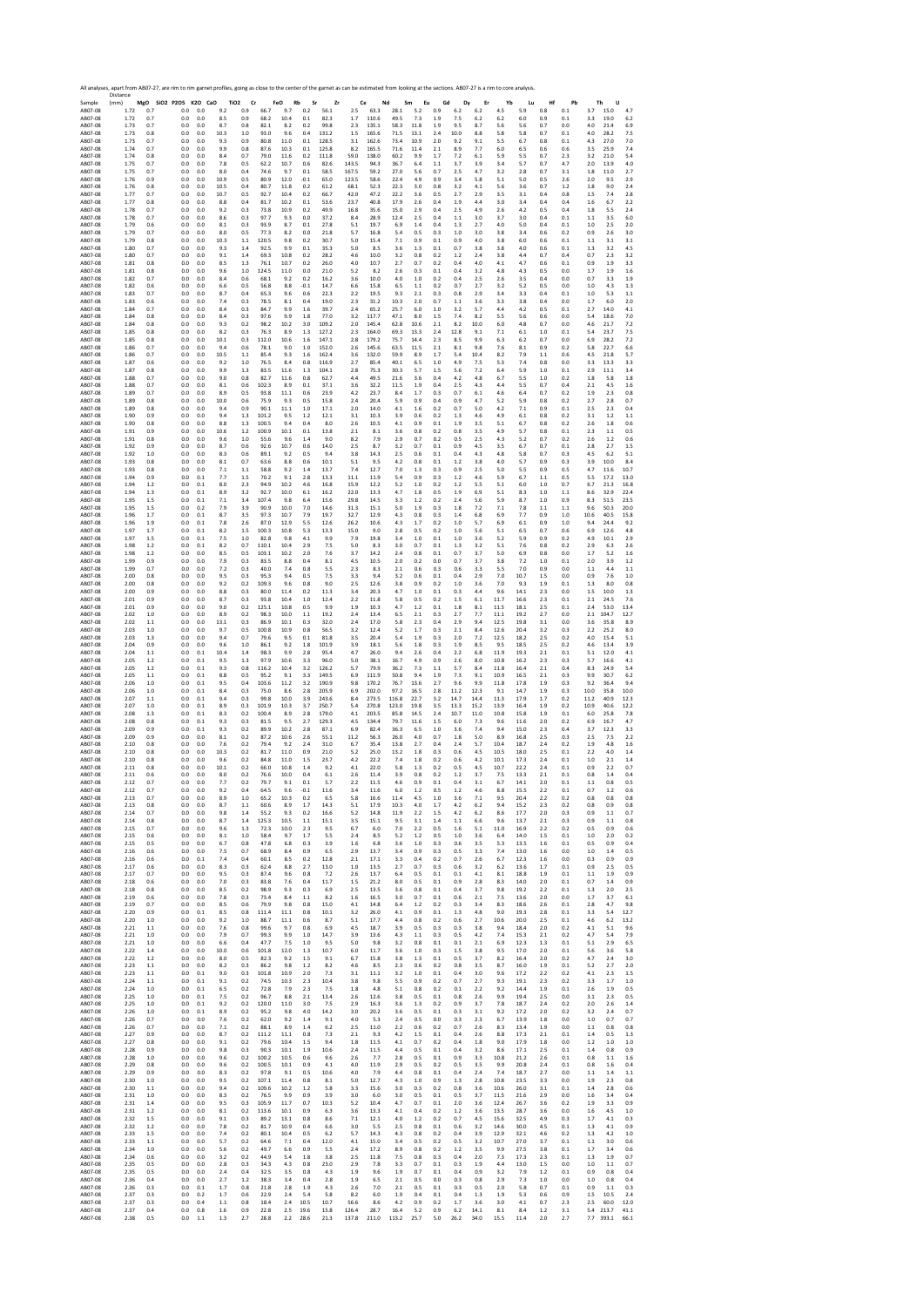All analyses, apart from AB07-27, are rim to rim garnet profiles, going as close to the center of the garnet as can be estimated from looking at the sections. AB07-27 is a rim to core analysis.

| Sample | Distance (mm) | MgO | SiO2 | P2O5 | K2O | CaO | TiO2 | Cr | FeO | Rb | Sr | Zr | Ce | Nd | Sm | Eu | Gd | Dy | Er | Yb | Lu | Hf | Pb | Th | U |
|---|---|---|---|---|---|---|---|---|---|---|---|---|---|---|---|---|---|---|---|---|---|---|---|---|---|
| AB07-08 | 1.72 | 0.7 | | 0.0 | 0.0 | 9.2 | 0.9 | 66.7 | 9.7 | 0.2 | 56.1 | 2.5 | 63.3 | 28.1 | 5.2 | 0.9 | 6.2 | 6.2 | 4.5 | 5.9 | 0.8 | 0.1 | 3.7 | 15.0 | 4.7 |
| AB07-08 | 1.72 | 0.7 | | 0.0 | 0.0 | 8.5 | 0.9 | 68.2 | 10.4 | 0.1 | 82.3 | 1.7 | 110.6 | 49.5 | 7.3 | 1.9 | 7.5 | 6.2 | 6.2 | 6.0 | 0.9 | 0.1 | 3.3 | 19.0 | 6.2 |
| AB07-08 | 1.73 | 0.7 | | 0.0 | 0.0 | 8.7 | 0.8 | 82.1 | 8.2 | 0.2 | 99.8 | 2.3 | 135.1 | 58.3 | 11.8 | 1.9 | 9.5 | 8.7 | 5.6 | 5.6 | 0.7 | 0.0 | 4.0 | 21.4 | 6.9 |
| AB07-08 | 1.73 | 0.8 | | 0.0 | 0.0 | 10.3 | 1.0 | 93.0 | 9.6 | 0.4 | 131.2 | 1.5 | 165.6 | 71.5 | 13.1 | 2.4 | 10.0 | 8.8 | 5.8 | 5.8 | 0.7 | 0.1 | 4.0 | 28.2 | 7.5 |
| AB07-08 | 1.73 | 0.7 | | 0.0 | 0.0 | 9.3 | 0.9 | 80.8 | 11.0 | 0.1 | 128.5 | 3.1 | 162.6 | 73.4 | 10.9 | 2.0 | 9.2 | 9.1 | 5.5 | 6.7 | 0.8 | 0.1 | 4.3 | 27.0 | 7.0 |
| AB07-08 | 1.74 | 0.7 | | 0.0 | 0.0 | 9.9 | 0.8 | 87.6 | 10.3 | 0.1 | 125.8 | 8.2 | 165.5 | 71.6 | 11.4 | 2.1 | 8.9 | 7.7 | 6.0 | 6.5 | 0.6 | 0.6 | 3.5 | 25.9 | 7.4 |
| AB07-08 | 1.74 | 0.8 | | 0.0 | 0.0 | 8.4 | 0.7 | 79.0 | 11.6 | 0.2 | 111.8 | 59.0 | 138.0 | 60.2 | 9.9 | 1.7 | 7.2 | 6.1 | 5.9 | 5.5 | 0.7 | 2.3 | 3.2 | 21.0 | 5.4 |
| AB07-08 | 1.75 | 0.7 | | 0.0 | 0.0 | 7.8 | 0.5 | 62.2 | 10.7 | 0.6 | 82.6 | 143.5 | 94.3 | 36.7 | 6.4 | 1.1 | 3.7 | 3.9 | 3.4 | 5.7 | 0.7 | 4.7 | 2.0 | 13.9 | 4.0 |
| AB07-08 | 1.75 | 0.7 | | 0.0 | 0.0 | 8.0 | 0.4 | 74.6 | 9.7 | 0.1 | 58.5 | 167.5 | 59.2 | 27.0 | 5.6 | 0.7 | 2.5 | 4.7 | 3.2 | 2.8 | 0.7 | 3.1 | 1.8 | 11.0 | 2.7 |
| AB07-08 | 1.76 | 0.9 | | 0.0 | 0.0 | 10.9 | 0.5 | 80.9 | 12.0 | 0.1 | 65.0 | 123.5 | 58.6 | 22.4 | 4.9 | 0.9 | 3.4 | 5.8 | 5.1 | 5.0 | 0.5 | 2.6 | 2.0 | 9.5 | 2.9 |
| AB07-08 | 1.76 | 0.8 | | 0.0 | 0.0 | 10.5 | 0.4 | 80.7 | 11.8 | 0.2 | 61.2 | 68.1 | 52.3 | 22.3 | 3.0 | 0.8 | 3.2 | 4.1 | 5.6 | 3.6 | 0.7 | 1.2 | 1.8 | 9.0 | 2.4 |
| AB07-08 | 1.77 | 0.7 | | 0.0 | 0.0 | 10.7 | 0.5 | 92.7 | 10.4 | 0.2 | 66.7 | 42.0 | 47.2 | 22.2 | 3.6 | 0.5 | 2.7 | 2.9 | 3.5 | 3.1 | 0.4 | 0.8 | 1.5 | 7.4 | 2.8 |
| AB07-08 | 1.77 | 0.8 | | 0.0 | 0.0 | 8.8 | 0.4 | 81.7 | 10.2 | 0.1 | 53.6 | 23.7 | 40.8 | 17.9 | 2.6 | 0.4 | 1.9 | 4.4 | 3.0 | 3.4 | 0.4 | 0.4 | 1.6 | 6.7 | 2.2 |
| AB07-08 | 1.78 | 0.7 | | 0.0 | 0.0 | 9.2 | 0.3 | 73.8 | 10.9 | 0.2 | 49.9 | 16.8 | 35.6 | 15.0 | 2.9 | 0.4 | 2.5 | 4.9 | 2.6 | 4.2 | 0.5 | 0.4 | 1.8 | 5.5 | 2.4 |
| AB07-08 | 1.78 | 0.7 | | 0.0 | 0.0 | 8.6 | 0.3 | 97.7 | 9.3 | 0.0 | 37.2 | 8.4 | 28.9 | 12.4 | 2.5 | 0.4 | 1.1 | 3.0 | 3.7 | 3.0 | 0.4 | 0.1 | 1.1 | 3.5 | 6.0 |
| AB07-08 | 1.79 | 0.6 | | 0.0 | 0.0 | 8.1 | 0.3 | 93.9 | 8.7 | 0.1 | 27.8 | 5.1 | 19.7 | 6.9 | 1.4 | 0.4 | 1.3 | 2.7 | 4.0 | 5.0 | 0.4 | 0.1 | 1.0 | 2.5 | 2.0 |
| AB07-08 | 1.79 | 0.7 | | 0.0 | 0.0 | 8.0 | 0.5 | 77.3 | 8.2 | 0.0 | 21.8 | 5.7 | 16.8 | 5.4 | 0.5 | 0.3 | 1.0 | 3.0 | 3.8 | 3.4 | 0.6 | 0.2 | 0.9 | 2.6 | 3.0 |
| AB07-08 | 1.79 | 0.8 | | 0.0 | 0.0 | 10.3 | 1.1 | 120.5 | 9.8 | 0.2 | 30.7 | 5.0 | 15.4 | 7.1 | 0.9 | 0.1 | 0.9 | 4.0 | 3.8 | 6.0 | 0.6 | 0.1 | 1.1 | 3.1 | 3.1 |
| AB07-08 | 1.80 | 0.7 | | 0.0 | 0.0 | 9.3 | 1.4 | 92.5 | 9.9 | 0.1 | 35.3 | 5.0 | 8.5 | 3.6 | 1.3 | 0.1 | 0.7 | 3.8 | 3.8 | 4.0 | 0.6 | 0.1 | 1.3 | 3.2 | 4.5 |
| AB07-08 | 1.80 | 0.7 | | 0.0 | 0.0 | 9.1 | 1.4 | 69.3 | 10.8 | 0.2 | 28.2 | 4.6 | 10.0 | 3.2 | 0.8 | 0.2 | 1.2 | 2.4 | 3.8 | 4.4 | 0.7 | 0.4 | 0.7 | 2.3 | 3.2 |
| AB07-08 | 1.81 | 0.8 | | 0.0 | 0.0 | 8.5 | 1.3 | 76.1 | 10.7 | 0.2 | 26.0 | 4.0 | 10.7 | 2.7 | 0.7 | 0.2 | 0.4 | 4.0 | 4.1 | 4.7 | 0.6 | 0.1 | 0.9 | 1.9 | 3.3 |
| AB07-08 | 1.81 | 0.8 | | 0.0 | 0.0 | 9.6 | 1.0 | 124.5 | 11.0 | 0.0 | 21.0 | 5.2 | 8.2 | 2.6 | 0.3 | 0.1 | 0.4 | 3.2 | 4.8 | 4.3 | 0.5 | 0.0 | 1.7 | 1.9 | 1.6 |
| AB07-08 | 1.82 | 0.7 | | 0.0 | 0.0 | 8.4 | 0.6 | 68.1 | 9.2 | 0.2 | 16.2 | 3.6 | 10.0 | 4.0 | 1.0 | 0.2 | 0.4 | 2.5 | 2.6 | 3.5 | 0.4 | 0.0 | 0.7 | 3.3 | 1.9 |
| AB07-08 | 1.82 | 0.6 | | 0.0 | 0.0 | 6.6 | 0.5 | 56.8 | 8.8 | -0.1 | 14.7 | 6.6 | 15.8 | 6.5 | 1.1 | 0.2 | 0.7 | 2.7 | 3.2 | 5.2 | 0.5 | 0.0 | 1.0 | 4.3 | 1.3 |
| AB07-08 | 1.83 | 0.7 | | 0.0 | 0.0 | 8.7 | 0.4 | 65.3 | 9.6 | 0.6 | 22.3 | 2.2 | 19.5 | 9.3 | 2.1 | 0.3 | 0.8 | 2.9 | 3.4 | 3.3 | 0.4 | 0.1 | 1.0 | 5.3 | 1.1 |
| AB07-08 | 1.83 | 0.6 | | 0.0 | 0.0 | 7.4 | 0.3 | 78.5 | 8.1 | 0.4 | 19.0 | 2.3 | 31.2 | 10.3 | 2.0 | 0.7 | 1.1 | 3.6 | 3.3 | 3.8 | 0.4 | 0.0 | 1.7 | 6.0 | 2.0 |
| AB07-08 | 1.84 | 0.7 | | 0.0 | 0.0 | 8.4 | 0.3 | 84.7 | 9.9 | 1.6 | 39.7 | 2.4 | 65.2 | 25.7 | 6.0 | 1.0 | 3.2 | 5.7 | 4.4 | 4.2 | 0.5 | 0.1 | 2.7 | 14.0 | 4.1 |
| AB07-08 | 1.84 | 0.8 | | 0.0 | 0.0 | 8.4 | 0.3 | 97.6 | 9.9 | 1.8 | 77.0 | 3.2 | 117.7 | 47.1 | 8.0 | 1.5 | 7.4 | 8.2 | 5.5 | 5.6 | 0.6 | 0.0 | 5.4 | 18.6 | 7.0 |
| AB07-08 | 1.84 | 0.8 | | 0.0 | 0.0 | 9.2 | 0.2 | 98.2 | 10.2 | 3.0 | 109.2 | 2.0 | 145.4 | 62.8 | 10.6 | 2.1 | 8.2 | 10.0 | 6.0 | 4.8 | 0.7 | 0.0 | 4.6 | 21.7 | 7.2 |
| AB07-08 | 1.85 | 0.8 | | 0.0 | 0.0 | 8.2 | 0.3 | 76.3 | 8.9 | 1.3 | 127.2 | 2.3 | 164.0 | 69.3 | 13.3 | 2.4 | 12.8 | 9.1 | 7.1 | 6.1 | 1.0 | 0.1 | 5.4 | 23.7 | 7.5 |
| AB07-08 | 1.85 | 0.8 | | 0.0 | 0.0 | 10.1 | 0.3 | 112.0 | 10.6 | 1.6 | 147.1 | 2.8 | 179.2 | 75.7 | 14.4 | 2.3 | 8.5 | 9.9 | 6.3 | 6.2 | 0.7 | 0.0 | 6.9 | 28.2 | 7.2 |
| AB07-08 | 1.86 | 0.7 | | 0.0 | 0.0 | 9.4 | 0.6 | 78.1 | 9.0 | 1.0 | 152.0 | 2.6 | 145.6 | 63.5 | 11.5 | 2.1 | 8.1 | 9.8 | 7.6 | 8.1 | 0.9 | 0.2 | 5.8 | 22.7 | 6.6 |
| AB07-08 | 1.86 | 0.7 | | 0.0 | 0.0 | 10.5 | 1.1 | 85.4 | 9.3 | 1.6 | 162.4 | 3.6 | 132.0 | 59.9 | 8.9 | 1.7 | 5.4 | 10.4 | 8.2 | 7.9 | 1.1 | 0.6 | 4.5 | 21.8 | 5.7 |
| AB07-08 | 1.87 | 0.6 | | 0.0 | 0.0 | 9.2 | 1.0 | 76.5 | 8.4 | 0.8 | 116.9 | 2.7 | 85.4 | 40.1 | 6.5 | 1.0 | 4.9 | 7.5 | 5.3 | 7.4 | 0.8 | 0.0 | 3.3 | 13.3 | 3.3 |
| AB07-08 | 1.87 | 0.8 | | 0.0 | 0.0 | 9.9 | 1.3 | 83.5 | 11.6 | 1.3 | 104.1 | 2.8 | 75.3 | 30.3 | 5.7 | 1.5 | 5.6 | 7.2 | 6.4 | 5.9 | 1.0 | 0.1 | 2.9 | 11.1 | 3.4 |
| AB07-08 | 1.88 | 0.7 | | 0.0 | 0.0 | 9.0 | 0.8 | 82.7 | 11.6 | 0.8 | 62.7 | 4.4 | 49.5 | 21.6 | 3.6 | 0.4 | 4.2 | 4.8 | 6.7 | 5.5 | 1.0 | 0.2 | 1.8 | 5.8 | 1.8 |
| AB07-08 | 1.88 | 0.7 | | 0.0 | 0.0 | 8.1 | 0.6 | 102.3 | 8.9 | 0.1 | 37.1 | 3.6 | 32.2 | 11.5 | 1.9 | 0.4 | 2.5 | 4.3 | 4.4 | 5.5 | 0.7 | 0.4 | 2.1 | 4.5 | 1.6 |
| AB07-08 | 1.89 | 0.7 | | 0.0 | 0.0 | 8.9 | 0.5 | 93.8 | 11.1 | 0.6 | 23.9 | 4.2 | 23.7 | 8.4 | 1.7 | 0.3 | 0.7 | 6.1 | 4.6 | 6.4 | 0.7 | 0.2 | 1.9 | 2.3 | 0.8 |
| AB07-08 | 1.89 | 0.8 | | 0.0 | 0.0 | 10.0 | 0.6 | 75.9 | 9.3 | 0.5 | 15.8 | 2.4 | 20.4 | 5.9 | 0.9 | 0.4 | 0.9 | 4.7 | 5.2 | 5.9 | 0.8 | 0.2 | 2.7 | 2.8 | 0.7 |
| AB07-08 | 1.89 | 0.8 | | 0.0 | 0.0 | 9.4 | 0.9 | 90.1 | 11.1 | 1.0 | 17.1 | 2.0 | 14.0 | 4.1 | 1.6 | 0.2 | 0.7 | 5.0 | 4.2 | 7.1 | 0.9 | 0.1 | 2.5 | 2.3 | 0.4 |
| AB07-08 | 1.90 | 0.9 | | 0.0 | 0.0 | 9.4 | 1.3 | 101.2 | 9.5 | 1.2 | 12.1 | 3.1 | 10.3 | 3.9 | 0.6 | 0.2 | 1.3 | 4.6 | 4.9 | 6.1 | 0.8 | 0.2 | 3.1 | 1.2 | 1.1 |
| AB07-08 | 1.90 | 0.8 | | 0.0 | 0.0 | 8.8 | 1.3 | 100.5 | 9.4 | 0.4 | 8.0 | 2.6 | 10.5 | 4.1 | 0.9 | 0.1 | 1.9 | 3.5 | 5.1 | 6.7 | 0.8 | 0.2 | 2.6 | 1.8 | 0.6 |
| AB07-08 | 1.91 | 0.9 | | 0.0 | 0.0 | 10.6 | 1.2 | 100.9 | 10.1 | 0.1 | 13.8 | 2.1 | 8.1 | 3.6 | 0.8 | 0.2 | 0.8 | 3.5 | 4.9 | 5.7 | 0.8 | 0.1 | 2.3 | 1.1 | 0.5 |
| AB07-08 | 1.91 | 0.8 | | 0.0 | 0.0 | 9.6 | 1.0 | 55.6 | 9.6 | 1.4 | 9.0 | 8.2 | 7.9 | 2.9 | 0.7 | 0.2 | 0.5 | 2.5 | 4.3 | 5.2 | 0.7 | 0.2 | 2.6 | 1.2 | 0.6 |
| AB07-08 | 1.92 | 0.9 | | 0.0 | 0.0 | 8.7 | 0.6 | 92.6 | 10.7 | 0.6 | 14.0 | 2.5 | 8.7 | 3.2 | 0.7 | 0.1 | 0.9 | 4.5 | 3.5 | 6.7 | 0.7 | 0.1 | 2.8 | 2.7 | 1.5 |
| AB07-08 | 1.92 | 1.0 | | 0.0 | 0.0 | 8.3 | 0.6 | 89.1 | 9.2 | 0.5 | 9.4 | 3.8 | 14.3 | 2.5 | 0.6 | 0.1 | 0.4 | 4.3 | 4.8 | 5.8 | 0.7 | 0.3 | 4.5 | 6.2 | 5.1 |
| AB07-08 | 1.93 | 0.8 | | 0.0 | 0.0 | 8.1 | 0.7 | 63.6 | 8.8 | 0.6 | 10.1 | 5.1 | 9.5 | 4.2 | 0.8 | 0.1 | 1.2 | 3.8 | 4.0 | 5.7 | 0.9 | 0.3 | 3.9 | 10.0 | 8.4 |
| AB07-08 | 1.93 | 0.8 | | 0.0 | 0.0 | 7.1 | 1.1 | 58.8 | 9.2 | 1.4 | 13.7 | 7.4 | 12.7 | 7.0 | 1.3 | 0.3 | 0.9 | 2.5 | 5.0 | 5.5 | 0.9 | 0.5 | 4.7 | 11.6 | 10.7 |
| AB07-08 | 1.94 | 0.9 | | 0.0 | 0.1 | 7.7 | 1.5 | 70.2 | 9.1 | 2.8 | 13.3 | 11.1 | 11.9 | 5.4 | 0.9 | 0.3 | 1.2 | 4.6 | 5.9 | 6.7 | 1.1 | 0.5 | 5.5 | 17.2 | 13.0 |
| AB07-08 | 1.94 | 1.2 | | 0.0 | 0.1 | 8.0 | 2.3 | 94.9 | 10.2 | 4.6 | 16.8 | 15.9 | 12.2 | 5.2 | 1.0 | 0.2 | 1.2 | 5.5 | 5.1 | 6.0 | 1.0 | 0.7 | 6.7 | 21.3 | 16.8 |
| AB07-08 | 1.94 | 1.3 | | 0.0 | 0.1 | 8.9 | 3.2 | 92.7 | 10.0 | 6.1 | 16.2 | 22.0 | 13.3 | 4.7 | 1.8 | 0.5 | 1.9 | 6.9 | 5.1 | 8.3 | 1.0 | 1.1 | 8.6 | 32.9 | 22.4 |
| AB07-08 | 1.95 | 1.5 | | 0.0 | 0.1 | 7.1 | 3.4 | 107.4 | 9.8 | 6.4 | 15.6 | 29.8 | 14.5 | 3.3 | 1.2 | 0.2 | 2.4 | 5.6 | 5.9 | 8.7 | 1.0 | 0.9 | 8.3 | 51.5 | 23.5 |
| AB07-08 | 1.95 | 1.5 | | 0.0 | 0.2 | 7.9 | 3.9 | 90.9 | 10.0 | 7.0 | 14.6 | 31.3 | 15.1 | 5.0 | 1.9 | 0.3 | 1.8 | 7.2 | 7.1 | 7.8 | 1.1 | 1.1 | 9.6 | 50.3 | 20.0 |
| AB07-08 | 1.96 | 1.7 | | 0.0 | 0.1 | 8.7 | 3.5 | 97.3 | 10.7 | 7.9 | 19.7 | 32.7 | 12.9 | 4.3 | 0.8 | 0.3 | 1.4 | 6.8 | 6.9 | 7.7 | 0.9 | 1.0 | 10.6 | 40.5 | 15.8 |
| AB07-08 | 1.96 | 1.9 | | 0.0 | 0.1 | 7.8 | 2.6 | 87.0 | 12.9 | 5.5 | 12.6 | 26.2 | 10.6 | 4.3 | 1.7 | 0.2 | 1.0 | 5.7 | 6.9 | 6.1 | 0.9 | 1.0 | 9.4 | 24.4 | 9.2 |
| AB07-08 | 1.97 | 1.7 | | 0.0 | 0.1 | 8.2 | 1.5 | 100.3 | 10.8 | 5.3 | 13.3 | 15.0 | 9.0 | 2.8 | 0.5 | 0.2 | 1.0 | 5.6 | 5.1 | 6.5 | 0.7 | 0.6 | 6.9 | 12.6 | 4.8 |
| AB07-08 | 1.97 | 1.5 | | 0.0 | 0.1 | 7.5 | 1.0 | 82.8 | 9.8 | 4.1 | 9.9 | 7.9 | 19.8 | 3.4 | 1.0 | 0.1 | 1.0 | 3.6 | 5.2 | 5.9 | 0.9 | 0.2 | 4.9 | 10.1 | 2.9 |
| AB07-08 | 1.98 | 1.2 | | 0.0 | 0.1 | 8.2 | 0.7 | 110.1 | 10.4 | 2.9 | 7.5 | 5.0 | 8.3 | 3.0 | 0.7 | 0.1 | 1.3 | 3.2 | 5.1 | 7.6 | 0.8 | 0.2 | 2.9 | 6.3 | 2.6 |
| AB07-08 | 1.98 | 1.2 | | 0.0 | 0.0 | 8.5 | 0.5 | 103.1 | 10.2 | 2.0 | 7.6 | 3.7 | 14.2 | 2.4 | 0.8 | 0.1 | 0.7 | 3.7 | 5.0 | 6.9 | 0.8 | 0.0 | 1.7 | 5.2 | 1.6 |
| AB07-08 | 1.99 | 0.9 | | 0.0 | 0.0 | 7.9 | 0.3 | 83.5 | 8.8 | 0.4 | 8.1 | 4.5 | 10.5 | 2.0 | 0.2 | 0.0 | 0.7 | 3.7 | 3.8 | 7.2 | 1.0 | 0.1 | 2.0 | 3.9 | 1.2 |
| AB07-08 | 1.99 | 0.7 | | 0.0 | 0.0 | 7.2 | 0.3 | 40.0 | 7.4 | 0.8 | 5.5 | 2.3 | 8.3 | 2.1 | 0.6 | 0.3 | 0.6 | 3.3 | 5.5 | 7.0 | 0.9 | 0.0 | 1.1 | 4.4 | 1.1 |
| AB07-08 | 2.00 | 0.8 | | 0.0 | 0.0 | 9.5 | 0.3 | 95.3 | 9.4 | 0.5 | 7.5 | 3.3 | 9.4 | 3.2 | 0.6 | 0.1 | 0.4 | 2.9 | 7.0 | 10.7 | 1.5 | 0.0 | 0.9 | 7.6 | 1.0 |
| AB07-08 | 2.00 | 0.8 | | 0.0 | 0.0 | 9.2 | 0.2 | 109.3 | 9.6 | 0.8 | 9.0 | 2.5 | 12.6 | 3.8 | 0.9 | 0.2 | 1.0 | 3.6 | 7.0 | 9.3 | 1.9 | 0.1 | 1.3 | 8.0 | 0.8 |
| AB07-08 | 2.00 | 0.9 | | 0.0 | 0.0 | 8.8 | 0.3 | 80.0 | 11.4 | 0.2 | 11.3 | 3.4 | 20.3 | 4.7 | 1.0 | 0.1 | 0.3 | 4.4 | 9.6 | 14.1 | 2.3 | 0.0 | 1.5 | 10.0 | 1.3 |
| AB07-08 | 2.01 | 0.9 | | 0.0 | 0.0 | 8.7 | 0.3 | 93.8 | 10.4 | 1.0 | 12.4 | 2.2 | 11.8 | 5.8 | 0.5 | 0.2 | 1.5 | 6.1 | 11.7 | 16.6 | 2.3 | 0.1 | 2.1 | 24.5 | 7.6 |
| AB07-08 | 2.01 | 0.9 | | 0.0 | 0.0 | 9.0 | 0.2 | 125.1 | 10.8 | 0.5 | 9.9 | 1.9 | 10.3 | 4.7 | 1.2 | 0.1 | 1.8 | 8.1 | 11.5 | 18.1 | 2.5 | 0.1 | 2.4 | 53.0 | 13.4 |
| AB07-08 | 2.02 | 1.0 | | 0.0 | 0.0 | 8.9 | 0.2 | 98.3 | 10.0 | 1.1 | 19.2 | 2.4 | 13.4 | 6.5 | 2.1 | 0.3 | 2.7 | 7.7 | 11.1 | 19.2 | 2.7 | 0.0 | 2.1 | 104.7 | 12.7 |
| AB07-08 | 2.02 | 1.1 | | 0.0 | 0.0 | 13.1 | 0.3 | 86.9 | 10.1 | 0.3 | 32.0 | 2.4 | 17.0 | 5.8 | 2.3 | 0.4 | 2.9 | 9.4 | 12.5 | 19.8 | 3.1 | 0.0 | 3.6 | 35.8 | 8.9 |
| AB07-08 | 2.03 | 1.0 | | 0.0 | 0.0 | 9.7 | 0.5 | 100.8 | 10.9 | 0.8 | 56.5 | 3.2 | 12.4 | 5.2 | 1.7 | 0.3 | 2.1 | 8.4 | 12.6 | 20.4 | 3.2 | 0.3 | 2.2 | 25.2 | 8.0 |
| AB07-08 | 2.03 | 1.3 | | 0.0 | 0.0 | 9.4 | 0.7 | 79.6 | 9.5 | 0.1 | 81.8 | 3.5 | 20.4 | 5.4 | 1.9 | 0.3 | 2.0 | 7.2 | 12.5 | 18.2 | 2.5 | 0.2 | 4.0 | 15.4 | 5.1 |
| AB07-08 | 2.04 | 0.9 | | 0.0 | 0.0 | 9.6 | 1.0 | 86.1 | 9.2 | 1.8 | 101.9 | 3.9 | 18.1 | 5.6 | 1.8 | 0.3 | 1.9 | 8.5 | 9.5 | 18.5 | 2.5 | 0.2 | 4.6 | 13.4 | 3.9 |
| AB07-08 | 2.04 | 1.1 | | 0.0 | 0.1 | 10.4 | 1.4 | 98.3 | 9.9 | 2.8 | 95.4 | 4.7 | 26.0 | 9.4 | 2.6 | 0.4 | 2.2 | 6.8 | 11.9 | 19.3 | 2.1 | 0.1 | 5.1 | 12.0 | 4.1 |
| AB07-08 | 2.05 | 1.2 | | 0.0 | 0.1 | 9.5 | 1.3 | 97.9 | 10.6 | 3.3 | 96.0 | 5.0 | 38.1 | 16.7 | 4.9 | 0.9 | 2.6 | 8.0 | 10.8 | 16.2 | 2.3 | 0.3 | 5.7 | 16.6 | 4.1 |
| AB07-08 | 2.05 | 1.2 | | 0.0 | 0.1 | 9.3 | 0.8 | 116.2 | 10.4 | 3.2 | 126.2 | 5.7 | 79.9 | 36.2 | 7.3 | 1.1 | 5.7 | 8.4 | 11.8 | 16.4 | 2.1 | 0.4 | 8.3 | 24.9 | 5.4 |
| AB07-08 | 2.05 | 1.1 | | 0.0 | 0.1 | 8.8 | 0.5 | 95.2 | 9.1 | 3.3 | 149.5 | 6.9 | 111.9 | 50.8 | 9.4 | 1.9 | 7.3 | 9.1 | 10.9 | 16.5 | 2.1 | 0.3 | 9.9 | 30.7 | 6.2 |
| AB07-08 | 2.06 | 1.0 | | 0.0 | 0.1 | 9.5 | 0.4 | 103.6 | 11.2 | 3.2 | 190.9 | 9.8 | 170.2 | 76.7 | 13.6 | 2.7 | 9.6 | 9.9 | 11.8 | 17.8 | 1.9 | 0.3 | 9.2 | 36.4 | 9.4 |
| AB07-08 | 2.06 | 1.0 | | 0.0 | 0.1 | 8.4 | 0.3 | 75.0 | 8.6 | 2.8 | 205.9 | 6.9 | 202.0 | 97.2 | 16.5 | 2.8 | 11.2 | 12.3 | 9.1 | 14.7 | 1.9 | 0.3 | 10.0 | 35.8 | 10.0 |
| AB07-08 | 2.07 | 1.1 | | 0.0 | 0.1 | 9.4 | 0.3 | 99.8 | 10.0 | 3.9 | 243.6 | 8.4 | 273.5 | 116.8 | 22.7 | 3.2 | 14.7 | 14.4 | 11.3 | 17.9 | 1.7 | 0.2 | 11.2 | 40.9 | 12.3 |
| AB07-08 | 2.07 | 1.0 | | 0.0 | 0.1 | 8.9 | 0.3 | 101.9 | 10.3 | 3.7 | 250.7 | 5.4 | 270.8 | 123.0 | 19.8 | 3.5 | 13.3 | 15.2 | 13.9 | 16.4 | 1.9 | 0.2 | 10.9 | 40.6 | 12.2 |
| AB07-08 | 2.08 | 1.3 | | 0.0 | 0.1 | 8.3 | 0.2 | 100.4 | 8.9 | 2.8 | 179.0 | 4.1 | 203.5 | 85.8 | 14.5 | 2.4 | 10.7 | 11.0 | 10.8 | 15.8 | 1.9 | 0.1 | 6.0 | 25.8 | 7.8 |
| AB07-08 | 2.08 | 0.8 | | 0.0 | 0.1 | 9.3 | 0.3 | 81.5 | 9.5 | 2.7 | 129.3 | 4.5 | 134.4 | 79.7 | 11.6 | 1.5 | 6.0 | 7.3 | 9.6 | 11.6 | 2.0 | 0.2 | 6.9 | 16.7 | 4.7 |
| AB07-08 | 2.09 | 0.9 | | 0.0 | 0.1 | 9.3 | 0.2 | 89.9 | 10.2 | 2.8 | 87.1 | 6.9 | 82.4 | 36.3 | 6.5 | 1.0 | 3.6 | 7.4 | 9.4 | 15.0 | 2.3 | 0.4 | 3.7 | 12.3 | 3.3 |
| AB07-08 | 2.09 | 0.9 | | 0.0 | 0.1 | 8.2 | 0.2 | 87.2 | 10.6 | 2.6 | 55.1 | 11.2 | 56.3 | 26.0 | 4.0 | 0.7 | 1.8 | 5.0 | 8.9 | 16.8 | 2.5 | 0.3 | 2.5 | 7.5 | 2.2 |
| AB07-08 | 2.10 | 0.8 | | 0.0 | 0.0 | 7.8 | 0.2 | 79.4 | 9.2 | 2.4 | 31.0 | 6.7 | 35.4 | 13.8 | 2.7 | 0.4 | 2.4 | 5.7 | 10.4 | 18.7 | 2.4 | 0.2 | 1.9 | 4.8 | 1.6 |
| AB07-08 | 2.10 | 0.8 | | 0.0 | 0.0 | 10.3 | 0.2 | 81.7 | 11.0 | 0.9 | 21.0 | 5.2 | 25.0 | 13.2 | 1.8 | 0.3 | 0.6 | 4.5 | 10.5 | 18.0 | 2.5 | 0.1 | 2.2 | 4.0 | 1.4 |
| AB07-08 | 2.10 | 0.8 | | 0.0 | 0.0 | 9.6 | 0.2 | 84.8 | 11.0 | 1.5 | 23.7 | 4.2 | 22.2 | 7.4 | 1.8 | 0.2 | 0.6 | 4.2 | 10.1 | 17.3 | 2.4 | 0.1 | 1.0 | 2.1 | 1.4 |
| AB07-08 | 2.11 | 0.8 | | 0.0 | 0.0 | 10.1 | 0.2 | 66.0 | 10.8 | 1.4 | 9.2 | 4.1 | 22.0 | 5.8 | 1.3 | 0.2 | 0.5 | 4.5 | 10.7 | 22.2 | 2.4 | 0.1 | 0.9 | 2.2 | 0.7 |
| AB07-08 | 2.11 | 0.6 | | 0.0 | 0.0 | 8.0 | 0.2 | 76.6 | 10.0 | 0.4 | 6.1 | 2.6 | 11.4 | 3.9 | 0.8 | 0.2 | 1.2 | 3.7 | 7.5 | 13.3 | 2.1 | 0.1 | 0.8 | 1.4 | 0.4 |
| AB07-08 | 2.12 | 0.7 | | 0.0 | 0.0 | 7.7 | 0.2 | 79.7 | 9.1 | 0.1 | 5.7 | 2.2 | 11.5 | 4.6 | 0.9 | 0.1 | 0.4 | 3.1 | 6.7 | 14.1 | 2.0 | 0.1 | 1.1 | 0.8 | 0.5 |
| AB07-08 | 2.12 | 0.7 | | 0.0 | 0.0 | 9.2 | 0.4 | 64.5 | 9.6 | 0.1 | 11.6 | 3.4 | 11.6 | 6.0 | 1.2 | 0.5 | 1.2 | 4.6 | 8.8 | 15.5 | 2.2 | 0.1 | 0.7 | 1.2 | 0.6 |
| AB07-08 | 2.13 | 0.7 | | 0.0 | 0.0 | 8.9 | 1.0 | 65.2 | 10.5 | 0.2 | 6.5 | 5.8 | 16.6 | 11.4 | 4.5 | 1.0 | 3.6 | 7.1 | 9.5 | 20.4 | 2.2 | 0.2 | 0.8 | 0.8 | 0.8 |
| AB07-08 | 2.13 | 0.8 | | 0.0 | 0.0 | 8.7 | 1.1 | 60.6 | 8.9 | 1.7 | 14.3 | 5.1 | 17.9 | 10.3 | 4.0 | 1.7 | 4.2 | 6.2 | 9.4 | 15.2 | 2.3 | 0.2 | 0.8 | 0.9 | 0.8 |
| AB07-08 | 2.14 | 0.7 | | 0.0 | 0.0 | 9.8 | 1.4 | 55.2 | 9.3 | 0.2 | 16.6 | 5.2 | 14.8 | 11.9 | 2.2 | 1.5 | 4.2 | 6.2 | 8.6 | 17.7 | 2.0 | 0.3 | 0.9 | 1.1 | 0.7 |
| AB07-08 | 2.14 | 0.8 | | 0.0 | 0.0 | 8.7 | 1.4 | 125.3 | 10.5 | 1.1 | 15.1 | 3.5 | 15.1 | 9.5 | 3.1 | 1.4 | 1.1 | 6.6 | 9.6 | 13.7 | 2.1 | 0.3 | 0.9 | 1.1 | 0.8 |
| AB07-08 | 2.15 | 0.7 | | 0.0 | 0.0 | 9.6 | 1.3 | 72.3 | 10.0 | 2.3 | 9.5 | 6.7 | 6.0 | 7.0 | 2.2 | 0.5 | 1.6 | 5.1 | 11.0 | 16.9 | 2.2 | 0.2 | 0.5 | 0.9 | 0.6 |
| AB07-08 | 2.15 | 0.6 | | 0.0 | 0.0 | 8.1 | 1.0 | 58.4 | 9.7 | 1.7 | 5.5 | 2.4 | 8.5 | 5.2 | 1.2 | 0.5 | 1.0 | 3.6 | 6.4 | 14.0 | 1.5 | 0.1 | 1.0 | 2.0 | 0.2 |
| AB07-08 | 2.15 | 0.5 | | 0.0 | 0.0 | 6.7 | 0.8 | 47.8 | 6.8 | 0.3 | 3.9 | 1.6 | 6.8 | 3.6 | 1.0 | 0.3 | 0.6 | 3.5 | 5.3 | 13.5 | 1.6 | 0.1 | 0.5 | 0.9 | 0.4 |
| AB07-08 | 2.16 | 0.6 | | 0.0 | 0.0 | 7.5 | 0.7 | 68.9 | 8.4 | 0.9 | 6.5 | 2.9 | 13.7 | 3.4 | 0.9 | 0.3 | 0.5 | 3.3 | 7.4 | 13.0 | 1.6 | 0.0 | 1.0 | 1.4 | 0.5 |
| AB07-08 | 2.16 | 0.6 | | 0.0 | 0.1 | 7.4 | 0.4 | 60.1 | 8.5 | 0.2 | 12.8 | 2.1 | 17.1 | 3.3 | 0.4 | 0.2 | 0.7 | 2.6 | 6.7 | 12.3 | 1.6 | 0.0 | 0.3 | 0.9 | 0.9 |
| AB07-08 | 2.17 | 0.6 | | 0.0 | 0.0 | 8.3 | 0.3 | 62.4 | 8.8 | 2.7 | 13.0 | 1.0 | 13.5 | 2.7 | 0.7 | 0.3 | 0.6 | 3.2 | 6.2 | 13.6 | 1.7 | 0.1 | 0.9 | 2.5 | 0.5 |
| AB07-08 | 2.17 | 0.7 | | 0.0 | 0.0 | 9.5 | 0.3 | 87.4 | 9.6 | 0.8 | 7.2 | 2.6 | 13.7 | 6.4 | 0.5 | 0.1 | 0.1 | 4.1 | 8.1 | 18.8 | 1.9 | 0.1 | 1.1 | 1.9 | 0.9 |
| AB07-08 | 2.18 | 0.6 | | 0.0 | 0.0 | 7.0 | 0.3 | 83.8 | 7.6 | 0.4 | 11.7 | 1.5 | 21.2 | 8.0 | 0.5 | 0.1 | 0.9 | 2.8 | 8.3 | 14.0 | 2.0 | 0.1 | 0.7 | 1.4 | 0.9 |
| AB07-08 | 2.18 | 0.8 | | 0.0 | 0.0 | 8.5 | 0.2 | 98.9 | 9.3 | 0.3 | 6.9 | 2.5 | 13.5 | 3.6 | 0.8 | 0.1 | 0.4 | 3.7 | 9.8 | 19.2 | 2.2 | 0.1 | 1.3 | 2.0 | 2.5 |
| AB07-08 | 2.19 | 0.6 | | 0.0 | 0.0 | 7.8 | 0.3 | 73.4 | 8.4 | 1.1 | 8.2 | 1.6 | 16.5 | 3.0 | 0.7 | 0.1 | 0.6 | 2.1 | 7.5 | 13.6 | 2.0 | 0.0 | 1.7 | 3.7 | 6.1 |
| AB07-08 | 2.19 | 0.7 | | 0.0 | 0.0 | 8.5 | 0.6 | 79.9 | 9.8 | 0.8 | 15.0 | 4.1 | 14.8 | 6.4 | 1.2 | 0.2 | 0.3 | 3.4 | 8.3 | 18.6 | 2.6 | 0.1 | 2.8 | 4.7 | 9.8 |
| AB07-08 | 2.20 | 0.9 | | 0.0 | 0.1 | 8.5 | 0.8 | 111.4 | 11.1 | 0.8 | 10.1 | 3.2 | 26.0 | 4.1 | 0.9 | 0.1 | 1.3 | 4.8 | 9.0 | 19.3 | 2.8 | 0.1 | 3.3 | 5.4 | 12.7 |
| AB07-08 | 2.20 | 1.0 | | 0.0 | 0.0 | 9.2 | 1.0 | 88.7 | 11.1 | 0.6 | 8.7 | 5.1 | 17.7 | 4.4 | 0.8 | 0.2 | 0.6 | 2.7 | 10.6 | 20.0 | 2.5 | 0.1 | 4.6 | 6.2 | 13.2 |
| AB07-08 | 2.21 | 1.1 | | 0.0 | 0.0 | 7.6 | 0.8 | 99.6 | 9.7 | 0.8 | 6.9 | 4.5 | 18.7 | 3.9 | 0.5 | 0.3 | 0.3 | 3.8 | 9.4 | 18.4 | 2.0 | 0.2 | 4.1 | 5.1 | 9.6 |
| AB07-08 | 2.21 | 1.0 | | 0.0 | 0.0 | 7.8 | 0.7 | 99.3 | 9.9 | 1.0 | 14.7 | 3.9 | 13.6 | 4.3 | 1.1 | 0.3 | 0.5 | 4.2 | 7.4 | 15.3 | 2.1 | 0.2 | 4.7 | 5.4 | 7.9 |
| AB07-08 | 2.21 | 1.0 | | 0.0 | 0.0 | 6.6 | 0.4 | 47.7 | 7.5 | 1.0 | 9.5 | 5.0 | 9.8 | 3.2 | 0.8 | 0.1 | 0.1 | 2.1 | 6.9 | 12.3 | 1.3 | 0.1 | 5.1 | 2.9 | 6.5 |
| AB07-08 | 2.22 | 1.4 | | 0.0 | 0.0 | 10.0 | 0.6 | 101.8 | 12.0 | 1.3 | 11.7 | 3.6 | 13.9 | 3.6 | 1.0 | 0.3 | 1.5 | 3.8 | 9.5 | 17.0 | 2.0 | 0.1 | 5.6 | 3.6 | 5.8 |
| AB07-08 | 2.22 | 1.2 | | 0.0 | 0.0 | 8.0 | 0.5 | 82.3 | 9.2 | 1.5 | 9.1 | 6.7 | 15.8 | 3.8 | 1.3 | 0.1 | 0.5 | 3.7 | 8.2 | 16.4 | 2.0 | 0.2 | 4.7 | 2.4 | 3.0 |
| AB07-08 | 2.23 | 1.1 | | 0.0 | 0.0 | 8.2 | 0.3 | 86.2 | 9.8 | 1.2 | 8.2 | 4.6 | 8.5 | 2.3 | 0.6 | 0.2 | 0.8 | 3.5 | 8.7 | 16.0 | 1.9 | 0.1 | 5.2 | 2.7 | 2.0 |
| AB07-08 | 2.23 | 1.1 | | 0.0 | 0.1 | 9.0 | 0.3 | 101.8 | 10.9 | 2.0 | 7.3 | 3.1 | 11.1 | 3.2 | 1.0 | 0.1 | 0.4 | 3.0 | 9.6 | 17.2 | 2.2 | 0.2 | 4.1 | 2.3 | 1.5 |
| AB07-08 | 2.24 | 1.1 | | 0.0 | 0.1 | 9.1 | 0.2 | 74.5 | 10.3 | 2.3 | 10.4 | 3.8 | 9.8 | 5.5 | 0.9 | 0.2 | 0.7 | 2.7 | 9.3 | 19.1 | 2.3 | 0.2 | 3.3 | 1.7 | 1.0 |
| AB07-08 | 2.24 | 1.0 | | 0.0 | 0.1 | 6.5 | 0.2 | 72.8 | 7.9 | 2.3 | 7.5 | 1.8 | 4.8 | 5.1 | 0.8 | 0.2 | 0.1 | 2.2 | 9.2 | 14.4 | 1.9 | 0.1 | 2.6 | 1.9 | 0.5 |
| AB07-08 | 2.25 | 1.0 | | 0.0 | 0.1 | 7.5 | 0.2 | 96.7 | 8.8 | 2.1 | 13.4 | 2.6 | 12.6 | 3.8 | 0.5 | 0.1 | 0.8 | 2.6 | 9.9 | 19.4 | 2.5 | 0.0 | 3.1 | 2.3 | 0.5 |
| AB07-08 | 2.25 | 1.0 | | 0.0 | 0.1 | 9.2 | 0.2 | 120.0 | 11.0 | 3.0 | 7.5 | 2.9 | 16.3 | 3.6 | 1.3 | 0.2 | 0.9 | 3.7 | 7.8 | 18.7 | 2.4 | 0.2 | 2.0 | 2.6 | 1.4 |
| AB07-08 | 2.26 | 1.0 | | 0.0 | 0.1 | 8.9 | 0.2 | 95.2 | 9.8 | 4.0 | 14.2 | 3.0 | 20.2 | 3.6 | 0.5 | 0.1 | 0.3 | 3.1 | 9.2 | 17.2 | 2.0 | 0.2 | 3.2 | 2.4 | 0.7 |
| AB07-08 | 2.26 | 0.7 | | 0.0 | 0.0 | 7.6 | 0.2 | 62.0 | 9.2 | 1.4 | 9.1 | 4.0 | 5.3 | 2.4 | 0.5 | 0.0 | 0.3 | 2.3 | 6.7 | 13.9 | 1.8 | 0.0 | 1.0 | 0.7 | 0.7 |
| AB07-08 | 2.26 | 0.7 | | 0.0 | 0.0 | 7.1 | 0.2 | 88.1 | 8.9 | 1.4 | 6.2 | 2.5 | 11.0 | 2.2 | 0.6 | 0.2 | 0.7 | 2.6 | 8.3 | 13.4 | 1.9 | 0.0 | 1.1 | 0.8 | 0.8 |
| AB07-08 | 2.27 | 0.9 | | 0.0 | 0.0 | 8.7 | 0.2 | 111.2 | 11.1 | 0.8 | 7.3 | 2.1 | 9.3 | 4.2 | 1.5 | 0.1 | 0.4 | 2.6 | 8.8 | 17.3 | 2.1 | 0.1 | 1.4 | 0.5 | 1.3 |
| AB07-08 | 2.27 | 0.8 | | 0.0 | 0.0 | 9.1 | 0.2 | 79.6 | 10.4 | 1.5 | 9.4 | 1.8 | 11.5 | 4.1 | 0.7 | 0.2 | 0.4 | 1.8 | 9.0 | 17.9 | 1.8 | 0.0 | 1.2 | 1.0 | 1.0 |
| AB07-08 | 2.28 | 0.9 | | 0.0 | 0.0 | 9.8 | 0.3 | 90.3 | 10.1 | 1.9 | 10.6 | 2.4 | 11.5 | 4.4 | 0.5 | 0.1 | 0.4 | 3.2 | 8.6 | 17.1 | 2.5 | 0.1 | 1.4 | 0.8 | 0.9 |
| AB07-08 | 2.28 | 1.0 | | 0.0 | 0.0 | 9.8 | 0.2 | 100.2 | 10.5 | 0.6 | 9.6 | 2.6 | 7.7 | 2.8 | 0.5 | 0.1 | 0.9 | 3.3 | 10.8 | 21.2 | 2.6 | 0.1 | 0.8 | 1.1 | 1.6 |
| AB07-08 | 2.29 | 0.8 | | 0.0 | 0.0 | 9.6 | 0.2 | 100.5 | 10.1 | 0.9 | 4.1 | 4.0 | 11.9 | 2.9 | 0.5 | 0.2 | 0.5 | 3.5 | 9.9 | 20.8 | 2.4 | 0.1 | 0.8 | 1.6 | 0.4 |
| AB07-08 | 2.29 | 0.9 | | 0.0 | 0.0 | 8.3 | 0.2 | 97.8 | 9.1 | 0.5 | 10.6 | 4.0 | 7.9 | 4.4 | 0.8 | 0.1 | 0.4 | 2.4 | 7.4 | 18.7 | 2.7 | 0.0 | 1.1 | 1.4 | 1.1 |
| AB07-08 | 2.30 | 1.0 | | 0.0 | 0.0 | 9.5 | 0.2 | 107.1 | 11.4 | 0.8 | 8.1 | 5.0 | 12.7 | 4.3 | 1.0 | 0.9 | 1.3 | 2.8 | 10.8 | 23.5 | 3.3 | 0.0 | 1.9 | 2.3 | 0.8 |
| AB07-08 | 2.30 | 1.1 | | 0.0 | 0.0 | 9.4 | 0.2 | 109.6 | 10.2 | 1.2 | 5.8 | 3.3 | 15.6 | 3.0 | 0.3 | 0.2 | 0.8 | 3.6 | 10.6 | 26.0 | 3.1 | 0.1 | 1.4 | 2.8 | 0.6 |
| AB07-08 | 2.31 | 1.0 | | 0.0 | 0.0 | 8.3 | 0.2 | 76.5 | 9.9 | 0.9 | 3.9 | 3.0 | 6.0 | 3.0 | 0.5 | 0.1 | 0.5 | 3.7 | 11.5 | 21.6 | 2.9 | 0.0 | 1.6 | 3.4 | 0.4 |
| AB07-08 | 2.31 | 1.4 | | 0.0 | 0.0 | 9.5 | 0.3 | 105.9 | 11.7 | 0.7 | 10.3 | 5.2 | 10.4 | 4.7 | 0.7 | 0.1 | 2.0 | 3.6 | 12.4 | 26.7 | 3.6 | 0.2 | 1.9 | 3.3 | 0.9 |
| AB07-08 | 2.31 | 1.2 | | 0.0 | 0.0 | 8.1 | 0.2 | 113.6 | 10.1 | 0.9 | 6.3 | 3.6 | 13.3 | 4.1 | 0.4 | 0.2 | 1.2 | 3.6 | 13.5 | 28.7 | 3.6 | 0.0 | 1.6 | 4.5 | 1.0 |
| AB07-08 | 2.32 | 1.5 | | 0.0 | 0.0 | 9.1 | 0.3 | 89.2 | 13.1 | 0.8 | 8.6 | 7.1 | 12.1 | 4.0 | 1.2 | 0.2 | 0.7 | 4.5 | 15.6 | 32.5 | 4.9 | 0.3 | 1.7 | 4.1 | 0.3 |
| AB07-08 | 2.32 | 1.2 | | 0.0 | 0.0 | 7.8 | 0.2 | 81.7 | 10.9 | 0.4 | 6.6 | 3.0 | 5.5 | 2.5 | 0.8 | 0.1 | 0.6 | 3.2 | 14.6 | 30.0 | 4.5 | 0.1 | 1.3 | 4.1 | 0.9 |
| AB07-08 | 2.33 | 1.5 | | 0.0 | 0.0 | 7.4 | 0.2 | 80.1 | 10.4 | 0.5 | 6.2 | 5.7 | 14.3 | 4.3 | 0.8 | 0.2 | 0.4 | 3.9 | 12.9 | 32.1 | 4.6 | 0.2 | 1.3 | 4.2 | 1.0 |
| AB07-08 | 2.33 | 1.1 | | 0.0 | 0.0 | 5.7 | 0.2 | 64.6 | 7.1 | 0.4 | 12.0 | 4.1 | 15.0 | 3.4 | 0.5 | 0.2 | 0.5 | 3.2 | 10.7 | 27.0 | 3.7 | 0.1 | 1.1 | 3.0 | 0.6 |
| AB07-08 | 2.34 | 1.0 | | 0.0 | 0.0 | 5.6 | 0.2 | 49.7 | 6.6 | 0.9 | 5.5 | 2.4 | 17.2 | 8.9 | 0.8 | 0.2 | 1.2 | 3.5 | 9.9 | 27.5 | 3.8 | 0.1 | 1.7 | 3.4 | 0.4 |
| AB07-08 | 2.34 | 0.6 | | 0.0 | 0.0 | 3.2 | 0.2 | 44.9 | 5.4 | 1.8 | 3.8 | 2.5 | 11.8 | 7.5 | 0.8 | 0.3 | 0.4 | 2.0 | 7.3 | 17.3 | 2.3 | 0.1 | 1.3 | 1.9 | 0.7 |
| AB07-08 | 2.35 | 0.5 | | 0.0 | 0.0 | 2.8 | 0.3 | 34.3 | 4.3 | 0.8 | 23.0 | 2.9 | 7.8 | 3.3 | 0.7 | 0.1 | 0.3 | 1.9 | 4.4 | 13.0 | 1.5 | 0.0 | 1.0 | 1.1 | 0.7 |
| AB07-08 | 2.35 | 0.5 | | 0.0 | 0.0 | 2.4 | 0.4 | 32.5 | 3.5 | 0.8 | 4.3 | 1.9 | 9.6 | 1.9 | 0.7 | 0.1 | 0.4 | 0.9 | 3.2 | 7.9 | 1.2 | 0.1 | 0.9 | 0.8 | 0.4 |
| AB07-08 | 2.36 | 0.4 | | 0.0 | 0.0 | 2.7 | 1.2 | 38.3 | 3.4 | 0.4 | 2.8 | 1.9 | 6.5 | 2.1 | 0.5 | 0.0 | 0.3 | 0.8 | 2.9 | 7.3 | 1.0 | 0.0 | 1.0 | 0.8 | 0.4 |
| AB07-08 | 2.36 | 0.3 | | 0.0 | 0.1 | 1.7 | 0.8 | 21.8 | 2.8 | 1.9 | 4.3 | 2.6 | 7.0 | 2.1 | 0.5 | 0.1 | 0.3 | 0.5 | 2.0 | 5.8 | 0.7 | 0.1 | 0.9 | 1.1 | 0.3 |
| AB07-08 | 2.37 | 0.3 | | 0.0 | 0.2 | 1.7 | 0.6 | 22.9 | 2.4 | 5.4 | 5.8 | 8.2 | 6.0 | 1.9 | 0.4 | 0.1 | 0.4 | 1.3 | 1.9 | 5.3 | 0.6 | 0.9 | 1.5 | 10.5 | 2.4 |
| AB07-08 | 2.37 | 0.3 | | 0.0 | 0.4 | 1.1 | 0.8 | 18.4 | 2.4 | 10.5 | 10.7 | 56.6 | 8.6 | 4.2 | 0.9 | 0.2 | 1.7 | 3.6 | 3.0 | 4.1 | 0.7 | 2.3 | 2.5 | 60.0 | 12.0 |
| AB07-08 | 2.37 | 0.4 | | 0.0 | 0.8 | 1.6 | 0.9 | 22.8 | 2.5 | 19.6 | 15.8 | 126.4 | 28.7 | 16.4 | 5.2 | 0.9 | 6.2 | 14.1 | 8.1 | 8.4 | 1.2 | 3.1 | 5.4 | 213.7 | 41.1 |
| AB07-08 | 2.38 | 0.5 | | 0.0 | 1.1 | 1.3 | 2.7 | 28.8 | 2.2 | 28.6 | 21.3 | 137.8 | 211.0 | 113.2 | 25.7 | 5.0 | 26.2 | 34.0 | 15.5 | 11.4 | 2.0 | 2.7 | 7.7 | 393.1 | 66.1 |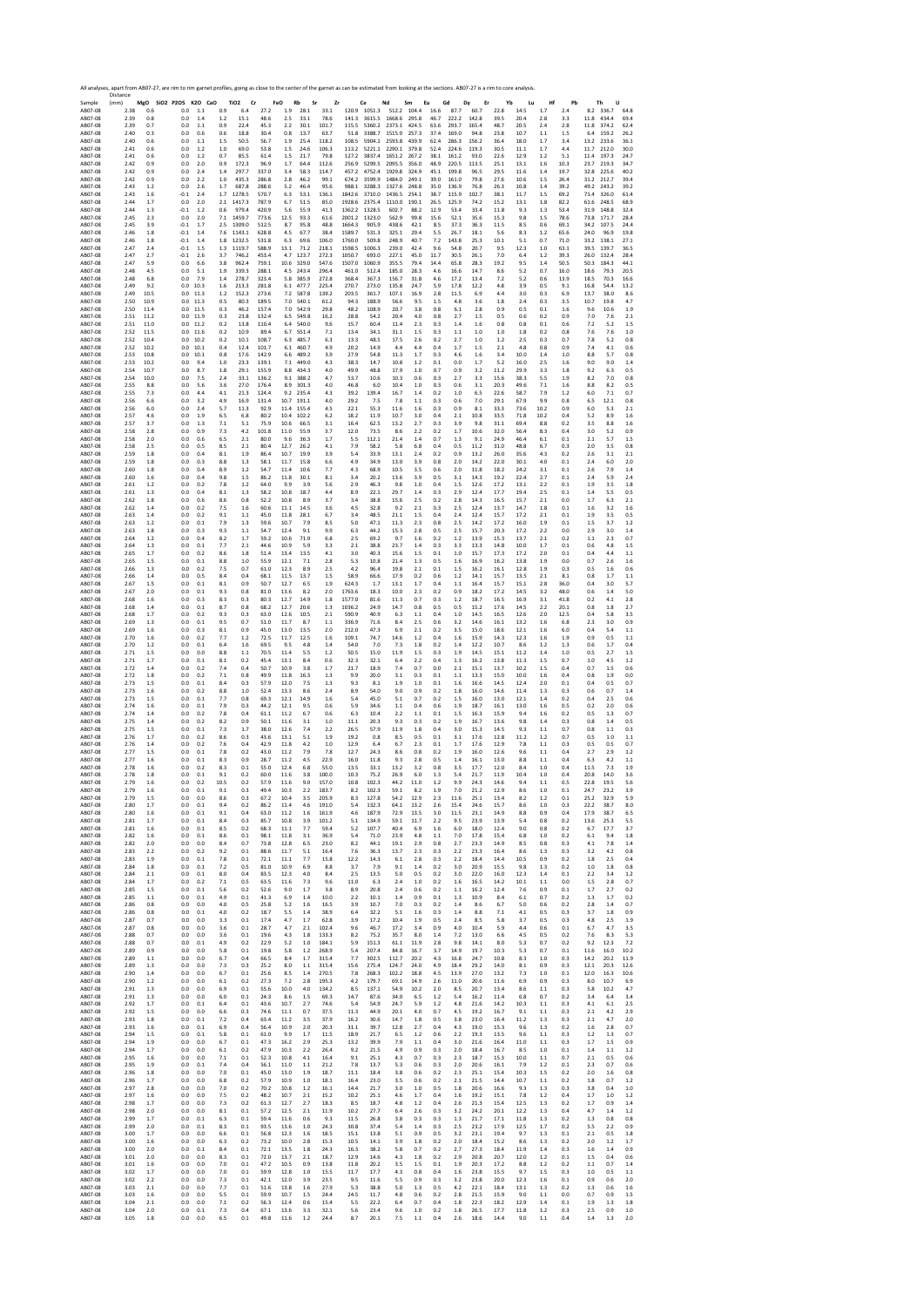All analyses, apart from AB07-27, are rim to rim garnet profiles, going as close to the center of the garnet as can be estimated from looking at the sections. AB07-27 is a rim to core analysis.

| Sample | Distance (mm) | MgO | SiO2 | P2O5 | K2O | CaO | TiO2 | Cr | FeO | Rb | Sr | Zr | Ce | Nd | Sm | Eu | Gd | Dy | Er | Yb | Lu | Hf | Pb | Th | U |
|---|---|---|---|---|---|---|---|---|---|---|---|---|---|---|---|---|---|---|---|---|---|---|---|---|---|
| AB07-08 | 2.38 | 0.6 | 0.0 | 1.1 | | 0.9 | 6.4 | 27.2 | 1.9 | 28.1 | 33.1 | 120.9 | 1051.3 | 512.2 | 104.4 | 16.6 | 87.7 | 60.7 | 22.8 | 14.5 | 1.7 | 2.4 | 8.2 | 336.7 | 64.8 |
| AB07-08 | 2.39 | 0.8 | 0.0 | 1.4 | | 1.2 | 15.1 | 48.6 | 2.5 | 33.1 | 78.6 | 141.3 | 3615.5 | 1668.6 | 295.8 | 46.7 | 222.2 | 142.8 | 39.5 | 20.4 | 2.8 | 3.3 | 11.8 | 434.4 | 69.4 |
| AB07-08 | 2.39 | 0.7 | 0.0 | 1.1 | | 0.9 | 22.4 | 45.3 | 2.2 | 30.1 | 101.7 | 115.5 | 5360.2 | 2373.1 | 424.5 | 63.6 | 293.7 | 165.4 | 48.7 | 20.5 | 2.4 | 2.8 | 11.8 | 374.2 | 62.4 |
| AB07-08 | 2.40 | 0.3 | 0.0 | 0.6 | | 0.6 | 18.8 | 30.4 | 0.8 | 13.7 | 63.7 | 51.8 | 3388.7 | 1515.9 | 257.3 | 37.4 | 169.0 | 94.8 | 23.8 | 10.7 | 1.1 | 1.5 | 6.4 | 159.2 | 26.2 |
| AB07-08 | 2.40 | 0.6 | 0.0 | 1.1 | | 1.5 | 50.5 | 56.7 | 1.9 | 25.4 | 118.2 | 108.5 | 5904.1 | 2593.8 | 439.9 | 62.4 | 286.3 | 156.2 | 36.4 | 18.0 | 1.7 | 3.4 | 13.2 | 233.6 | 36.1 |
| AB07-08 | 2.41 | 0.6 | 0.0 | 1.2 | | 1.0 | 69.0 | 53.8 | 1.5 | 24.6 | 106.3 | 113.2 | 5221.1 | 2290.1 | 379.8 | 52.4 | 224.6 | 119.3 | 30.5 | 11.1 | 1.7 | 4.4 | 11.7 | 212.0 | 30.0 |
| AB07-08 | 2.41 | 0.6 | 0.0 | 1.2 | | 0.7 | 85.5 | 61.4 | 1.5 | 21.7 | 79.8 | 127.2 | 3837.4 | 1651.2 | 267.2 | 38.1 | 161.2 | 93.0 | 22.6 | 12.9 | 1.2 | 5.1 | 11.4 | 197.3 | 24.7 |
| AB07-08 | 2.42 | 0.9 | 0.0 | 2.0 | | 0.9 | 172.3 | 96.9 | 1.7 | 64.4 | 112.6 | 256.9 | 5299.5 | 2095.5 | 356.0 | 48.9 | 220.5 | 113.5 | 25.1 | 13.1 | 1.6 | 10.3 | 23.7 | 219.3 | 34.7 |
| AB07-08 | 2.42 | 0.9 | 0.0 | 2.4 | | 1.4 | 297.7 | 337.0 | 3.4 | 58.3 | 114.7 | 457.2 | 4752.4 | 1929.8 | 324.9 | 45.1 | 199.8 | 96.5 | 29.5 | 11.6 | 1.4 | 19.7 | 32.8 | 225.6 | 40.2 |
| AB07-08 | 2.42 | 0.9 | 0.0 | 2.2 | | 1.0 | 435.3 | 286.8 | 2.8 | 46.2 | 99.1 | 674.2 | 3599.9 | 1484.0 | 249.1 | 39.0 | 161.0 | 79.8 | 27.6 | 10.6 | 1.5 | 26.4 | 31.2 | 212.7 | 39.4 |
| AB07-08 | 2.43 | 1.2 | 0.0 | 2.6 | | 1.7 | 687.8 | 288.6 | 5.2 | 46.4 | 95.6 | 988.1 | 3288.3 | 1327.6 | 248.8 | 35.0 | 136.9 | 76.8 | 26.3 | 10.8 | 1.4 | 39.2 | 49.2 | 243.2 | 39.2 |
| AB07-08 | 2.43 | 1.6 | -0.1 | 2.4 | | 1.7 | 1278.5 | 570.7 | 6.3 | 53.1 | 136.1 | 1842.6 | 3710.0 | 1436.5 | 254.1 | 38.7 | 115.9 | 102.7 | 38.1 | 11.7 | 1.5 | 69.2 | 71.4 | 326.0 | 61.4 |
| AB07-08 | 2.44 | 1.7 | 0.0 | 2.0 | | 2.1 | 1417.3 | 787.9 | 6.7 | 51.5 | 85.0 | 1928.6 | 2375.4 | 1110.0 | 190.1 | 26.5 | 125.9 | 74.2 | 15.2 | 13.1 | 1.8 | 82.2 | 61.6 | 248.5 | 68.9 |
| AB07-08 | 2.44 | 1.3 | -0.1 | 1.2 | | 0.6 | 979.4 | 420.9 | 5.6 | 55.9 | 41.3 | 1362.2 | 1328.5 | 602.7 | 88.2 | 12.9 | 53.4 | 33.4 | 11.8 | 9.3 | 1.3 | 53.4 | 31.9 | 148.8 | 32.4 |
| AB07-08 | 2.45 | 2.3 | 0.0 | 2.0 | | 7.1 | 1459.7 | 773.6 | 12.5 | 93.3 | 61.6 | 2001.2 | 1323.0 | 562.9 | 99.8 | 15.6 | 52.1 | 35.6 | 15.3 | 9.8 | 1.5 | 78.6 | 73.8 | 171.7 | 28.4 |
| AB07-08 | 2.45 | 3.9 | -0.1 | 1.7 | | 2.5 | 1309.0 | 512.5 | 8.7 | 95.8 | 48.8 | 1664.3 | 905.9 | 438.6 | 42.1 | 8.5 | 37.3 | 36.3 | 11.5 | 8.5 | 0.6 | 69.1 | 34.2 | 107.5 | 24.4 |
| AB07-08 | 2.46 | 1.8 | -0.1 | 1.4 | | 7.6 | 1143.1 | 628.8 | 4.5 | 67.7 | 38.4 | 1589.7 | 531.3 | 325.1 | 29.4 | 5.5 | 26.7 | 18.1 | 5.6 | 8.3 | 1.2 | 65.6 | 24.0 | 96.9 | 19.8 |
| AB07-08 | 2.46 | 1.8 | -0.1 | 1.4 | | 1.8 | 1232.5 | 531.8 | 6.3 | 69.6 | 106.0 | 1760.0 | 509.8 | 248.9 | 40.7 | 7.2 | 143.8 | 25.3 | 10.1 | 5.1 | 0.7 | 71.0 | 33.2 | 138.1 | 27.1 |
| AB07-08 | 2.47 | 2.4 | -0.1 | 1.5 | | 1.3 | 1119.7 | 588.9 | 13.1 | 71.2 | 218.1 | 1598.5 | 1006.3 | 239.0 | 42.4 | 9.6 | 54.8 | 20.7 | 9.5 | 12.3 | 1.0 | 63.1 | 39.5 | 139.7 | 36.5 |
| AB07-08 | 2.47 | 2.7 | -0.1 | 2.6 | | 3.7 | 746.2 | 453.4 | 4.7 | 123.7 | 272.3 | 1050.7 | 693.0 | 237.1 | 45.0 | 11.7 | 30.5 | 26.1 | 7.0 | 6.4 | 1.2 | 39.3 | 26.0 | 132.4 | 28.4 |
| AB07-08 | 2.47 | 5.9 | 0.0 | 6.6 | | 3.8 | 962.4 | 759.1 | 10.6 | 329.0 | 547.6 | 1507.0 | 1060.9 | 355.5 | 79.4 | 14.4 | 65.8 | 28.3 | 19.2 | 9.5 | 1.4 | 50.5 | 50.3 | 184.3 | 44.1 |
| AB07-08 | 2.48 | 4.5 | 0.0 | 5.1 | | 1.9 | 339.3 | 288.1 | 4.5 | 243.4 | 296.4 | 461.0 | 512.4 | 185.0 | 28.3 | 4.6 | 16.6 | 14.7 | 8.6 | 5.2 | 0.7 | 16.0 | 18.6 | 79.3 | 20.5 |
| AB07-08 | 2.48 | 6.8 | 0.0 | 7.9 | | 1.4 | 278.7 | 323.4 | 5.8 | 385.9 | 272.8 | 368.4 | 367.3 | 156.7 | 31.8 | 4.6 | 17.2 | 13.4 | 7.2 | 5.2 | 0.6 | 13.9 | 18.5 | 70.3 | 16.6 |
| AB07-08 | 2.49 | 9.2 | 0.0 | 10.3 | | 1.6 | 213.3 | 281.8 | 6.1 | 477.7 | 225.4 | 270.7 | 273.0 | 135.8 | 24.7 | 5.9 | 17.8 | 12.2 | 4.8 | 3.9 | 0.5 | 9.1 | 16.8 | 54.4 | 13.2 |
| AB07-08 | 2.49 | 10.5 | 0.0 | 11.3 | | 1.2 | 152.3 | 273.6 | 7.2 | 587.8 | 139.2 | 203.5 | 161.7 | 107.1 | 16.9 | 2.8 | 11.5 | 6.9 | 4.4 | 3.0 | 0.3 | 6.9 | 13.7 | 38.0 | 8.6 |
| AB07-08 | 2.50 | 10.9 | 0.0 | 11.3 | | 0.5 | 80.3 | 189.5 | 7.0 | 540.1 | 61.2 | 94.3 | 188.9 | 56.6 | 9.5 | 1.5 | 4.8 | 3.6 | 1.8 | 2.4 | 0.3 | 3.5 | 10.7 | 19.8 | 4.7 |
| AB07-08 | 2.50 | 11.4 | 0.0 | 11.5 | | 0.3 | 46.2 | 157.4 | 7.0 | 542.9 | 29.8 | 48.2 | 108.9 | 20.7 | 3.8 | 0.8 | 6.1 | 2.8 | 0.9 | 0.5 | 0.1 | 1.6 | 9.6 | 10.6 | 1.9 |
| AB07-08 | 2.51 | 11.2 | 0.0 | 11.9 | | 0.3 | 23.8 | 132.4 | 6.5 | 549.8 | 16.2 | 28.8 | 54.2 | 20.4 | 4.0 | 0.8 | 2.7 | 1.5 | 0.5 | 0.6 | 0.2 | 0.9 | 7.0 | 7.6 | 2.1 |
| AB07-08 | 2.51 | 11.0 | 0.0 | 11.2 | | 0.2 | 13.8 | 110.4 | 6.4 | 540.0 | 9.6 | 15.7 | 60.4 | 11.4 | 2.3 | 0.3 | 1.4 | 1.6 | 0.8 | 0.8 | 0.1 | 0.6 | 7.2 | 5.2 | 1.5 |
| AB07-08 | 2.52 | 11.5 | 0.0 | 11.6 | | 0.2 | 10.9 | 89.4 | 6.7 | 551.4 | 7.1 | 13.4 | 34.1 | 31.1 | 1.5 | 0.3 | 1.1 | 1.0 | 1.0 | 1.8 | 0.2 | 0.8 | 7.6 | 7.6 | 1.0 |
| AB07-08 | 2.52 | 10.4 | 0.0 | 10.2 | | 0.2 | 10.1 | 108.7 | 6.3 | 485.7 | 6.3 | 13.8 | 34.2 | 17.5 | 2.6 | 0.2 | 2.7 | 1.0 | 1.2 | 2.5 | 0.3 | 0.7 | 7.8 | 5.2 | 0.8 |
| AB07-08 | 2.52 | 10.2 | 0.0 | 10.1 | | 0.4 | 12.4 | 101.7 | 6.1 | 460.7 | 4.9 | 20.2 | 14.9 | 4.4 | 4.4 | 0.4 | 1.7 | 1.5 | 2.1 | 4.8 | 0.8 | 0.9 | 7.4 | 4.1 | 0.6 |
| AB07-08 | 2.53 | 10.8 | 0.0 | 10.1 | | 0.8 | 17.6 | 142.9 | 6.6 | 489.2 | 3.9 | 27.9 | 54.8 | 11.3 | 1.7 | 0.3 | 4.6 | 1.6 | 3.4 | 10.0 | 1.4 | 1.0 | 8.8 | 5.7 | 0.8 |
| AB07-08 | 2.53 | 10.2 | 0.0 | 9.4 | | 1.0 | 23.3 | 139.1 | 7.1 | 449.0 | 4.3 | 38.3 | 14.7 | 10.8 | 1.2 | 0.1 | 0.0 | 1.7 | 5.2 | 16.0 | 2.5 | 1.6 | 9.0 | 9.0 | 1.4 |
| AB07-08 | 2.54 | 10.7 | 0.0 | 8.7 | | 1.8 | 29.1 | 155.9 | 8.8 | 434.3 | 4.0 | 49.9 | 48.8 | 17.9 | 1.0 | 0.7 | 0.9 | 3.2 | 11.2 | 29.9 | 3.3 | 1.8 | 9.2 | 6.3 | 0.5 |
| AB07-08 | 2.54 | 10.0 | 0.0 | 7.5 | | 2.4 | 33.1 | 136.2 | 9.1 | 388.2 | 4.7 | 53.7 | 10.6 | 10.3 | 0.6 | 0.3 | 2.7 | 3.3 | 15.6 | 38.3 | 5.5 | 1.9 | 8.2 | 7.0 | 0.8 |
| AB07-08 | 2.55 | 8.8 | 0.0 | 5.6 | | 3.6 | 27.0 | 176.4 | 8.9 | 301.3 | 4.0 | 46.8 | 6.0 | 10.4 | 1.0 | 0.3 | 0.6 | 3.1 | 20.3 | 49.6 | 7.1 | 1.6 | 8.8 | 8.2 | 0.5 |
| AB07-08 | 2.55 | 7.3 | 0.0 | 4.4 | | 4.1 | 21.3 | 124.4 | 9.2 | 235.4 | 4.3 | 39.2 | 139.4 | 16.7 | 1.4 | 0.2 | 1.0 | 6.5 | 22.6 | 58.7 | 7.9 | 1.2 | 6.0 | 7.1 | 0.7 |
| AB07-08 | 2.56 | 6.6 | 0.0 | 3.2 | | 4.9 | 16.9 | 131.4 | 10.7 | 191.1 | 4.0 | 29.2 | 7.5 | 7.8 | 1.1 | 0.3 | 0.6 | 7.0 | 29.1 | 67.9 | 9.9 | 0.8 | 6.5 | 12.1 | 0.8 |
| AB07-08 | 2.56 | 6.0 | 0.0 | 2.4 | | 5.7 | 11.3 | 92.9 | 11.4 | 155.4 | 4.5 | 22.1 | 55.3 | 11.6 | 1.6 | 0.3 | 0.9 | 8.1 | 33.3 | 73.6 | 10.2 | 0.9 | 6.0 | 5.3 | 2.1 |
| AB07-08 | 2.57 | 4.6 | 0.0 | 1.9 | | 6.5 | 6.8 | 80.2 | 10.4 | 102.2 | 6.2 | 18.2 | 11.9 | 10.7 | 3.0 | 0.4 | 2.1 | 10.8 | 33.5 | 71.8 | 10.2 | 0.4 | 5.2 | 8.9 | 1.6 |
| AB07-08 | 2.57 | 3.7 | 0.0 | 1.3 | | 7.1 | 5.1 | 75.9 | 10.6 | 66.5 | 3.1 | 16.4 | 62.5 | 13.2 | 2.7 | 0.3 | 3.9 | 9.8 | 31.1 | 69.4 | 8.8 | 0.2 | 3.5 | 8.8 | 1.6 |
| AB07-08 | 2.58 | 2.8 | 0.0 | 0.9 | | 7.3 | 4.2 | 101.8 | 11.0 | 55.9 | 3.7 | 12.0 | 73.5 | 8.6 | 2.2 | 0.2 | 1.7 | 10.6 | 32.0 | 56.4 | 8.3 | 0.4 | 3.0 | 5.2 | 0.9 |
| AB07-08 | 2.58 | 2.0 | 0.0 | 0.6 | | 6.5 | 2.1 | 80.0 | 9.6 | 36.3 | 1.7 | 5.5 | 112.1 | 21.4 | 1.4 | 0.7 | 1.3 | 9.1 | 24.9 | 46.4 | 6.1 | 0.1 | 2.1 | 5.7 | 1.5 |
| AB07-08 | 2.58 | 2.5 | 0.0 | 0.5 | | 8.5 | 2.1 | 80.4 | 12.7 | 26.2 | 4.1 | 7.9 | 58.2 | 5.8 | 6.8 | 0.4 | 0.5 | 11.2 | 31.0 | 48.8 | 6.7 | 0.3 | 2.0 | 3.5 | 0.8 |
| AB07-08 | 2.59 | 1.8 | 0.0 | 0.4 | | 8.1 | 1.9 | 86.4 | 10.7 | 19.9 | 3.9 | 5.4 | 33.9 | 13.1 | 2.4 | 0.2 | 0.9 | 13.2 | 26.0 | 35.6 | 4.3 | 0.2 | 2.6 | 3.1 | 2.1 |
| AB07-08 | 2.59 | 1.8 | 0.0 | 0.3 | | 8.8 | 1.3 | 58.1 | 11.7 | 15.8 | 6.6 | 4.9 | 34.9 | 13.0 | 3.9 | 0.8 | 2.0 | 14.2 | 22.0 | 30.1 | 4.0 | 0.1 | 2.4 | 6.0 | 2.0 |
| AB07-08 | 2.60 | 1.8 | 0.0 | 0.4 | | 8.9 | 1.2 | 54.7 | 11.4 | 10.6 | 7.7 | 4.3 | 68.9 | 10.5 | 3.5 | 0.6 | 2.0 | 11.8 | 18.2 | 24.2 | 3.1 | 0.1 | 2.6 | 7.9 | 1.4 |
| AB07-08 | 2.60 | 1.6 | 0.0 | 0.4 | | 9.8 | 1.5 | 86.2 | 11.8 | 30.1 | 8.1 | 3.4 | 20.2 | 13.6 | 3.9 | 0.5 | 3.1 | 14.3 | 19.2 | 22.4 | 2.7 | 0.1 | 2.4 | 5.9 | 2.4 |
| AB07-08 | 2.61 | 1.2 | 0.0 | 0.2 | | 7.8 | 1.2 | 64.0 | 9.9 | 3.9 | 5.6 | 2.9 | 46.3 | 9.8 | 1.0 | 0.4 | 1.5 | 12.6 | 17.2 | 13.1 | 2.2 | 0.1 | 1.9 | 3.5 | 1.8 |
| AB07-08 | 2.61 | 1.3 | 0.0 | 0.4 | | 8.1 | 1.3 | 58.2 | 10.8 | 18.7 | 4.4 | 8.9 | 22.1 | 29.7 | 1.4 | 0.3 | 2.9 | 12.4 | 17.7 | 19.4 | 2.5 | 0.1 | 1.4 | 5.5 | 0.5 |
| AB07-08 | 2.62 | 1.8 | 0.0 | 0.6 | | 8.6 | 0.8 | 52.2 | 10.8 | 8.9 | 3.7 | 3.4 | 38.8 | 15.6 | 2.5 | 0.2 | 2.8 | 14.3 | 16.5 | 15.7 | 2.1 | 0.0 | 1.7 | 6.3 | 2.1 |
| AB07-08 | 2.62 | 1.4 | 0.0 | 0.2 | | 7.5 | 1.6 | 60.6 | 11.1 | 14.5 | 3.6 | 4.5 | 32.8 | 9.2 | 2.1 | 0.3 | 2.5 | 12.4 | 13.7 | 14.7 | 1.8 | 0.1 | 1.6 | 3.2 | 1.6 |
| AB07-08 | 2.63 | 1.4 | 0.0 | 0.2 | | 9.1 | 1.1 | 45.0 | 11.8 | 28.1 | 6.7 | 3.4 | 48.5 | 21.1 | 1.5 | 0.4 | 2.4 | 12.4 | 15.7 | 17.2 | 2.1 | 0.1 | 1.9 | 3.5 | 0.5 |
| AB07-08 | 2.63 | 1.2 | 0.0 | 0.1 | | 7.9 | 1.3 | 59.6 | 10.7 | 7.9 | 8.5 | 5.0 | 47.1 | 11.3 | 2.3 | 0.8 | 2.5 | 14.2 | 17.2 | 16.0 | 1.9 | 0.1 | 1.5 | 3.7 | 1.2 |
| AB07-08 | 2.63 | 1.8 | 0.0 | 0.3 | | 9.3 | 1.1 | 54.7 | 12.4 | 9.1 | 9.9 | 6.3 | 44.2 | 15.3 | 2.8 | 0.5 | 2.5 | 15.7 | 20.3 | 17.2 | 2.2 | 0.0 | 2.9 | 3.0 | 1.4 |
| AB07-08 | 2.64 | 1.2 | 0.0 | 0.4 | | 8.2 | 1.7 | 59.2 | 10.6 | 71.9 | 6.8 | 2.5 | 69.2 | 9.7 | 1.6 | 0.2 | 1.2 | 13.9 | 15.3 | 13.7 | 2.1 | 0.2 | 1.1 | 2.3 | 0.7 |
| AB07-08 | 2.64 | 1.3 | 0.0 | 0.1 | | 7.7 | 2.1 | 44.6 | 10.9 | 5.9 | 3.3 | 2.1 | 38.8 | 23.7 | 1.4 | 0.3 | 3.3 | 13.3 | 14.8 | 10.0 | 1.7 | 0.1 | 0.6 | 4.8 | 1.5 |
| AB07-08 | 2.65 | 1.7 | 0.0 | 0.2 | | 8.6 | 1.8 | 51.4 | 13.4 | 13.5 | 4.1 | 3.0 | 40.3 | 15.6 | 1.5 | 0.1 | 1.0 | 15.7 | 17.3 | 17.2 | 2.0 | 0.1 | 0.4 | 4.4 | 1.1 |
| AB07-08 | 2.65 | 1.5 | 0.0 | 0.1 | | 8.8 | 1.0 | 55.9 | 12.1 | 7.1 | 2.8 | 5.3 | 10.8 | 21.4 | 1.3 | 0.5 | 1.6 | 16.9 | 16.2 | 13.8 | 1.9 | 0.0 | 0.7 | 2.6 | 1.6 |
| AB07-08 | 2.66 | 1.3 | 0.0 | 0.2 | | 7.5 | 0.7 | 61.0 | 12.3 | 8.9 | 2.5 | 4.2 | 96.4 | 19.8 | 2.1 | 0.1 | 1.5 | 16.2 | 16.1 | 12.8 | 1.9 | 0.3 | 0.5 | 1.6 | 0.6 |
| AB07-08 | 2.66 | 1.4 | 0.0 | 0.5 | | 8.4 | 0.4 | 68.1 | 11.5 | 13.7 | 1.5 | 58.9 | 66.6 | 17.9 | 0.2 | 0.6 | 1.2 | 14.1 | 15.7 | 13.5 | 2.1 | 8.1 | 0.8 | 1.7 | 1.1 |
| AB07-08 | 2.67 | 1.5 | 0.0 | 0.1 | | 8.1 | 0.9 | 50.7 | 12.7 | 6.5 | 1.9 | 624.3 | 1.7 | 13.1 | 1.7 | 0.4 | 1.1 | 16.4 | 15.7 | 15.1 | 2.8 | 36.0 | 0.4 | 3.0 | 5.7 |
| AB07-08 | 2.67 | 2.0 | 0.0 | 0.1 | | 9.3 | 0.8 | 81.0 | 13.6 | 8.2 | 2.0 | 1763.6 | 18.3 | 10.0 | 2.3 | 0.2 | 0.9 | 18.2 | 17.2 | 14.5 | 3.2 | 48.0 | 0.6 | 1.4 | 5.0 |
| AB07-08 | 2.68 | 1.6 | 0.0 | 0.3 | | 8.3 | 0.3 | 80.3 | 12.7 | 14.9 | 1.8 | 1577.0 | 81.6 | 11.3 | 0.7 | 0.3 | 1.2 | 18.7 | 16.5 | 16.9 | 3.1 | 41.8 | 0.2 | 4.1 | 2.8 |
| AB07-08 | 2.68 | 1.4 | 0.0 | 0.1 | | 8.7 | 0.8 | 68.2 | 12.7 | 20.6 | 1.3 | 1036.2 | 24.9 | 14.7 | 0.8 | 0.5 | 0.5 | 15.2 | 17.6 | 14.5 | 2.2 | 20.1 | 0.8 | 1.8 | 2.7 |
| AB07-08 | 2.68 | 1.7 | 0.0 | 0.2 | | 9.3 | 0.3 | 63.0 | 12.6 | 10.5 | 2.1 | 590.9 | 40.9 | 6.3 | 1.1 | 0.4 | 1.0 | 14.5 | 16.5 | 12.6 | 2.0 | 12.5 | 0.4 | 5.8 | 3.5 |
| AB07-08 | 2.69 | 1.3 | 0.0 | 0.1 | | 9.5 | 0.7 | 51.0 | 11.7 | 8.7 | 1.1 | 336.9 | 71.6 | 8.4 | 2.5 | 0.6 | 3.2 | 14.6 | 16.1 | 13.2 | 1.6 | 6.8 | 2.3 | 3.0 | 0.9 |
| AB07-08 | 2.69 | 1.6 | 0.0 | 0.3 | | 8.1 | 0.9 | 45.0 | 13.0 | 13.5 | 2.0 | 212.0 | 47.3 | 6.9 | 2.1 | 0.2 | 3.5 | 15.0 | 18.6 | 12.1 | 1.6 | 6.0 | 0.4 | 5.4 | 1.1 |
| AB07-08 | 2.70 | 1.6 | 0.0 | 0.2 | | 7.7 | 1.2 | 72.5 | 11.7 | 12.5 | 1.6 | 109.1 | 74.7 | 14.6 | 1.2 | 0.4 | 1.6 | 15.9 | 14.3 | 12.3 | 1.6 | 1.9 | 0.9 | 0.5 | 1.1 |
| AB07-08 | 2.70 | 1.2 | 0.0 | 0.1 | | 6.4 | 1.6 | 69.5 | 9.5 | 4.8 | 1.4 | 54.0 | 7.0 | 7.3 | 1.8 | 0.2 | 1.4 | 12.2 | 10.7 | 8.6 | 1.2 | 1.3 | 0.6 | 1.7 | 0.4 |
| AB07-08 | 2.71 | 1.5 | 0.0 | 0.0 | | 8.8 | 1.1 | 70.5 | 11.4 | 5.5 | 1.2 | 50.5 | 15.0 | 11.9 | 1.5 | 0.3 | 1.9 | 14.5 | 15.1 | 11.2 | 1.4 | 1.0 | 0.5 | 2.7 | 1.5 |
| AB07-08 | 2.71 | 1.7 | 0.0 | 0.1 | | 8.1 | 0.2 | 45.4 | 13.1 | 8.4 | 0.6 | 32.3 | 32.1 | 6.4 | 2.2 | 0.4 | 1.3 | 16.2 | 13.8 | 11.3 | 1.5 | 0.7 | 1.0 | 4.5 | 1.2 |
| AB07-08 | 2.72 | 1.4 | 0.0 | 0.2 | | 7.4 | 0.4 | 50.7 | 10.9 | 3.8 | 1.7 | 21.7 | 18.9 | 7.4 | 0.7 | 0.0 | 2.1 | 15.1 | 13.7 | 10.2 | 1.5 | 0.4 | 0.7 | 1.5 | 0.6 |
| AB07-08 | 2.72 | 1.8 | 0.0 | 0.2 | | 7.1 | 0.8 | 49.9 | 11.8 | 16.3 | 1.3 | 9.9 | 20.0 | 3.1 | 0.3 | 0.1 | 1.1 | 13.3 | 15.0 | 10.0 | 1.6 | 0.4 | 0.8 | 1.9 | 0.0 |
| AB07-08 | 2.73 | 1.5 | 0.0 | 0.1 | | 8.4 | 0.3 | 57.9 | 12.0 | 7.5 | 1.3 | 9.3 | 8.1 | 1.9 | 1.0 | 0.1 | 1.6 | 16.6 | 14.5 | 12.4 | 2.0 | 0.1 | 0.4 | 0.5 | 0.7 |
| AB07-08 | 2.73 | 1.6 | 0.0 | 0.2 | | 8.8 | 1.0 | 52.4 | 13.3 | 8.6 | 2.4 | 8.9 | 54.0 | 9.0 | 0.9 | 0.2 | 1.8 | 16.0 | 14.6 | 11.4 | 1.3 | 0.3 | 0.6 | 0.7 | 1.4 |
| AB07-08 | 2.73 | 1.5 | 0.0 | 0.1 | | 7.7 | 0.8 | 69.3 | 12.1 | 14.9 | 1.6 | 5.4 | 45.0 | 5.1 | 0.7 | 0.2 | 1.5 | 16.0 | 13.0 | 12.1 | 1.4 | 0.2 | 0.4 | 2.5 | 0.6 |
| AB07-08 | 2.74 | 1.6 | 0.0 | 0.1 | | 7.9 | 0.3 | 44.2 | 12.1 | 9.5 | 0.6 | 5.9 | 34.6 | 1.1 | 0.4 | 0.6 | 1.9 | 18.7 | 16.1 | 13.0 | 1.6 | 0.5 | 0.2 | 2.0 | 0.6 |
| AB07-08 | 2.74 | 1.4 | 0.0 | 0.2 | | 7.8 | 0.4 | 61.1 | 11.2 | 6.7 | 0.6 | 6.3 | 10.4 | 2.2 | 1.1 | 0.1 | 1.5 | 16.3 | 15.9 | 9.4 | 1.6 | 0.2 | 0.5 | 1.3 | 0.7 |
| AB07-08 | 2.75 | 1.4 | 0.0 | 0.2 | | 8.2 | 0.9 | 50.1 | 11.6 | 3.1 | 1.0 | 11.1 | 20.3 | 9.3 | 0.3 | 0.2 | 1.9 | 16.7 | 13.6 | 9.8 | 1.4 | 0.3 | 0.8 | 1.4 | 0.5 |
| AB07-08 | 2.75 | 1.5 | 0.0 | 0.1 | | 7.3 | 1.7 | 38.0 | 12.6 | 7.4 | 2.2 | 26.5 | 57.9 | 11.9 | 1.8 | 0.4 | 3.0 | 15.3 | 14.5 | 9.3 | 1.1 | 0.7 | 0.8 | 1.1 | 0.3 |
| AB07-08 | 2.76 | 1.7 | 0.0 | 0.2 | | 8.6 | 0.3 | 43.6 | 13.1 | 5.1 | 1.9 | 19.2 | 0.8 | 8.5 | 0.5 | 0.1 | 3.1 | 17.6 | 12.8 | 11.2 | 1.2 | 0.7 | 0.5 | 1.0 | 1.1 |
| AB07-08 | 2.76 | 1.4 | 0.0 | 0.2 | | 7.6 | 0.4 | 42.9 | 11.8 | 4.2 | 1.0 | 12.9 | 6.4 | 6.7 | 2.3 | 0.1 | 1.7 | 17.6 | 12.9 | 7.8 | 1.1 | 0.3 | 0.5 | 0.5 | 0.7 |
| AB07-08 | 2.77 | 1.5 | 0.0 | 0.1 | | 7.8 | 0.2 | 43.0 | 11.2 | 7.9 | 7.8 | 12.7 | 24.3 | 8.6 | 0.8 | 0.2 | 1.9 | 16.0 | 12.6 | 9.6 | 1.1 | 0.4 | 2.7 | 2.9 | 1.2 |
| AB07-08 | 2.77 | 1.6 | 0.0 | 0.1 | | 8.3 | 0.9 | 28.7 | 11.2 | 4.5 | 22.9 | 16.0 | 11.8 | 9.3 | 2.8 | 0.5 | 1.4 | 16.1 | 13.0 | 8.8 | 1.1 | 0.4 | 6.3 | 4.2 | 1.1 |
| AB07-08 | 2.78 | 1.6 | 0.0 | 0.2 | | 8.3 | 0.1 | 55.0 | 12.4 | 6.8 | 55.0 | 13.5 | 33.1 | 13.2 | 3.2 | 0.8 | 3.5 | 17.7 | 12.0 | 8.4 | 1.0 | 0.4 | 11.5 | 7.3 | 1.9 |
| AB07-08 | 2.78 | 1.8 | 0.0 | 0.1 | | 9.1 | 0.2 | 60.0 | 11.6 | 3.8 | 100.0 | 10.3 | 75.2 | 26.9 | 6.0 | 1.3 | 5.4 | 21.7 | 11.9 | 10.4 | 1.0 | 0.4 | 20.8 | 14.0 | 3.6 |
| AB07-08 | 2.79 | 1.6 | 0.0 | 0.2 | | 10.5 | 0.2 | 57.9 | 11.6 | 9.0 | 157.0 | 10.8 | 102.3 | 44.2 | 11.0 | 1.2 | 9.9 | 24.3 | 14.6 | 9.4 | 1.1 | 0.5 | 22.8 | 19.5 | 5.6 |
| AB07-08 | 2.79 | 1.6 | 0.0 | 0.1 | | 9.1 | 0.3 | 49.4 | 10.3 | 2.2 | 183.7 | 8.2 | 102.3 | 59.1 | 8.2 | 1.9 | 7.0 | 21.2 | 12.9 | 8.6 | 1.0 | 0.1 | 24.7 | 23.2 | 3.9 |
| AB07-08 | 2.79 | 1.5 | 0.0 | 0.0 | | 8.6 | 0.3 | 67.2 | 10.4 | 3.5 | 205.9 | 8.3 | 127.8 | 54.2 | 12.9 | 2.3 | 11.6 | 25.1 | 13.4 | 8.2 | 1.2 | 0.1 | 25.2 | 32.9 | 5.9 |
| AB07-08 | 2.80 | 1.7 | 0.0 | 0.1 | | 9.4 | 0.2 | 85.2 | 11.4 | 4.6 | 191.0 | 5.4 | 132.3 | 64.1 | 13.2 | 2.6 | 15.4 | 24.6 | 15.7 | 8.6 | 1.0 | 0.3 | 22.2 | 38.7 | 8.0 |
| AB07-08 | 2.80 | 1.6 | 0.0 | 0.1 | | 9.1 | 0.4 | 63.0 | 11.2 | 1.6 | 161.9 | 4.6 | 187.9 | 72.9 | 13.5 | 3.0 | 11.5 | 23.1 | 14.9 | 8.8 | 0.9 | 0.4 | 17.9 | 38.7 | 6.5 |
| AB07-08 | 2.81 | 1.7 | 0.0 | 0.1 | | 8.4 | 0.3 | 85.7 | 10.8 | 3.9 | 101.2 | 5.1 | 134.9 | 59.1 | 11.7 | 2.2 | 9.5 | 23.9 | 13.9 | 5.4 | 0.8 | 0.2 | 13.6 | 25.3 | 5.5 |
| AB07-08 | 2.81 | 1.6 | 0.0 | 0.1 | | 8.5 | 0.2 | 68.3 | 11.1 | 7.7 | 59.4 | 5.2 | 107.7 | 40.4 | 6.9 | 1.6 | 6.0 | 18.0 | 12.4 | 9.0 | 0.8 | 0.2 | 6.7 | 17.7 | 3.7 |
| AB07-08 | 2.82 | 1.6 | 0.0 | 0.1 | | 8.6 | 0.1 | 98.1 | 11.8 | 3.1 | 36.9 | 5.4 | 71.0 | 23.9 | 4.8 | 1.1 | 7.0 | 17.8 | 15.4 | 6.8 | 1.0 | 0.2 | 6.1 | 9.4 | 1.8 |
| AB07-08 | 2.82 | 2.0 | 0.0 | 0.0 | | 8.4 | 0.7 | 73.8 | 12.8 | 6.5 | 23.0 | 8.2 | 44.1 | 19.1 | 2.9 | 0.8 | 2.7 | 23.3 | 14.9 | 8.5 | 0.8 | 0.3 | 4.1 | 7.8 | 1.4 |
| AB07-08 | 2.83 | 2.2 | 0.0 | 0.2 | | 9.2 | 0.1 | 88.6 | 11.7 | 5.1 | 16.4 | 7.6 | 36.3 | 13.7 | 2.3 | 0.3 | 2.2 | 23.3 | 16.4 | 8.6 | 1.3 | 0.3 | 3.2 | 4.2 | 0.8 |
| AB07-08 | 2.83 | 1.9 | 0.0 | 0.1 | | 7.8 | 0.1 | 72.1 | 11.1 | 7.7 | 15.8 | 12.2 | 14.3 | 6.1 | 2.8 | 0.3 | 2.2 | 18.4 | 14.4 | 10.5 | 0.9 | 0.2 | 1.8 | 2.5 | 0.4 |
| AB07-08 | 2.84 | 1.8 | 0.0 | 0.1 | | 7.2 | 0.5 | 81.0 | 10.9 | 6.9 | 8.8 | 3.7 | 7.9 | 9.1 | 1.4 | 0.2 | 3.0 | 20.9 | 15.5 | 9.8 | 1.3 | 0.2 | 1.0 | 1.8 | 0.8 |
| AB07-08 | 2.84 | 2.1 | 0.0 | 0.1 | | 8.0 | 0.4 | 83.5 | 12.3 | 13.5 | 4.0 | 8.4 | 2.5 | 5.0 | 0.5 | 0.2 | 3.0 | 22.0 | 16.0 | 12.3 | 1.4 | 0.1 | 2.2 | 3.4 | 1.2 |
| AB07-08 | 2.84 | 1.7 | 0.0 | 0.2 | | 7.1 | 0.5 | 63.5 | 11.6 | 7.3 | 9.6 | 11.0 | 6.3 | 2.4 | 1.0 | 0.2 | 1.6 | 16.5 | 14.2 | 10.1 | 1.1 | 0.0 | 1.5 | 2.8 | 0.7 |
| AB07-08 | 2.85 | 1.5 | 0.0 | 0.2 | | 5.6 | 0.2 | 52.6 | 9.0 | 1.7 | 3.8 | 8.9 | 20.8 | 2.4 | 0.6 | 0.2 | 1.1 | 16.2 | 12.4 | 7.6 | 0.9 | 0.1 | 1.7 | 2.7 | 0.2 |
| AB07-08 | 2.85 | 1.1 | 0.0 | 0.1 | | 4.9 | 0.1 | 41.3 | 6.9 | 1.4 | 10.0 | 2.2 | 10.1 | 1.4 | 0.9 | 0.1 | 1.3 | 10.9 | 8.4 | 6.1 | 0.7 | 0.2 | 1.3 | 1.7 | 0.2 |
| AB07-08 | 2.86 | 0.8 | 0.0 | 0.0 | | 4.0 | 0.5 | 25.8 | 5.2 | 1.6 | 16.5 | 3.9 | 10.7 | 7.0 | 0.3 | 0.2 | 1.4 | 8.6 | 6.7 | 5.0 | 0.6 | 0.2 | 2.8 | 1.4 | 0.7 |
| AB07-08 | 2.86 | 0.8 | 0.0 | 0.1 | | 4.0 | 0.2 | 18.7 | 5.5 | 1.4 | 38.9 | 6.4 | 32.2 | 5.1 | 1.6 | 0.3 | 1.4 | 8.8 | 7.1 | 4.1 | 0.5 | 0.3 | 3.7 | 1.8 | 0.9 |
| AB07-08 | 2.87 | 0.7 | 0.0 | 0.0 | | 3.3 | 0.1 | 17.4 | 4.7 | 1.7 | 62.8 | 3.9 | 17.2 | 10.4 | 1.9 | 0.5 | 2.4 | 8.5 | 5.8 | 3.7 | 0.5 | 0.3 | 4.8 | 2.5 | 1.9 |
| AB07-08 | 2.87 | 0.8 | 0.0 | 0.0 | | 3.6 | 0.1 | 28.7 | 4.7 | 2.1 | 102.4 | 9.6 | 46.7 | 17.2 | 3.4 | 0.9 | 4.0 | 10.4 | 5.9 | 4.4 | 0.6 | 0.1 | 6.7 | 4.7 | 3.5 |
| AB07-08 | 2.88 | 0.7 | 0.0 | 0.0 | | 3.6 | 0.1 | 19.6 | 4.3 | 1.8 | 133.3 | 8.2 | 75.2 | 35.7 | 8.0 | 1.4 | 7.2 | 13.0 | 6.6 | 4.5 | 0.5 | 0.2 | 7.6 | 8.3 | 5.3 |
| AB07-08 | 2.88 | 0.7 | 0.0 | 0.1 | | 4.9 | 0.2 | 22.9 | 5.2 | 1.0 | 184.1 | 5.9 | 151.3 | 61.1 | 11.9 | 2.8 | 9.8 | 14.1 | 8.0 | 5.3 | 0.7 | 0.2 | 9.2 | 12.3 | 7.2 |
| AB07-08 | 2.89 | 0.9 | 0.0 | 0.0 | | 5.8 | 0.1 | 29.8 | 5.8 | 1.2 | 268.9 | 5.4 | 207.4 | 84.8 | 16.7 | 3.7 | 14.9 | 19.7 | 10.3 | 5.3 | 0.7 | 0.1 | 11.6 | 16.0 | 10.2 |
| AB07-08 | 2.89 | 1.1 | 0.0 | 0.0 | | 6.7 | 0.4 | 66.5 | 8.4 | 1.7 | 315.4 | 7.7 | 302.5 | 112.7 | 20.2 | 4.3 | 16.8 | 24.7 | 10.8 | 8.3 | 1.0 | 0.3 | 14.2 | 20.2 | 11.9 |
| AB07-08 | 2.89 | 1.3 | 0.0 | 0.0 | | 7.3 | 0.3 | 25.2 | 8.0 | 1.1 | 315.4 | 15.6 | 275.4 | 124.7 | 24.0 | 4.9 | 18.4 | 29.2 | 14.0 | 8.1 | 0.9 | 0.3 | 12.1 | 20.3 | 12.6 |
| AB07-08 | 2.90 | 1.1 | 0.0 | 0.0 | | 6.7 | 0.1 | 25.6 | 8.5 | 1.4 | 270.5 | 7.8 | 268.3 | 102.2 | 18.8 | 4.5 | 13.9 | 27.0 | 13.2 | 7.3 | 0.8 | 0.1 | 12.0 | 16.3 | 10.6 |
| AB07-08 | 2.90 | 1.2 | 0.0 | 0.0 | | 6.1 | 0.2 | 27.3 | 7.2 | 2.8 | 195.3 | 4.2 | 179.7 | 69.1 | 14.9 | 2.6 | 11.0 | 20.6 | 11.6 | 6.9 | 0.9 | 0.3 | 8.0 | 10.7 | 6.9 |
| AB07-08 | 2.91 | 1.3 | 0.0 | 0.0 | | 6.9 | 0.1 | 55.6 | 10.0 | 4.0 | 134.2 | 8.5 | 137.1 | 54.9 | 10.2 | 2.0 | 8.5 | 20.7 | 13.4 | 8.6 | 1.1 | 0.3 | 5.8 | 10.2 | 4.7 |
| AB07-08 | 2.91 | 1.3 | 0.0 | 0.0 | | 6.1 | 0.1 | 24.3 | 8.6 | 1.5 | 69.3 | 14.7 | 87.6 | 34.0 | 6.5 | 1.2 | 5.4 | 16.2 | 11.4 | 6.8 | 0.7 | 0.2 | 3.4 | 6.4 | 3.4 |
| AB07-08 | 2.92 | 1.7 | 0.0 | 0.1 | | 6.4 | 0.1 | 43.6 | 10.7 | 2.7 | 74.6 | 5.4 | 54.9 | 24.7 | 5.9 | 1.2 | 4.8 | 21.6 | 14.2 | 10.3 | 1.1 | 0.3 | 4.1 | 6.1 | 2.5 |
| AB07-08 | 2.92 | 1.5 | 0.0 | 0.0 | | 6.6 | 0.3 | 74.6 | 11.1 | 0.7 | 37.5 | 11.3 | 44.9 | 20.1 | 4.0 | 0.7 | 4.5 | 19.2 | 16.7 | 9.1 | 1.1 | 0.3 | 2.1 | 4.2 | 1.9 |
| AB07-08 | 2.93 | 1.8 | 0.0 | 0.1 | | 7.2 | 0.4 | 63.4 | 11.2 | 3.5 | 37.9 | 16.2 | 30.6 | 14.7 | 1.8 | 0.5 | 3.8 | 23.0 | 16.4 | 11.2 | 1.3 | 0.3 | 2.1 | 4.7 | 2.0 |
| AB07-08 | 2.93 | 1.6 | 0.0 | 0.1 | | 6.9 | 0.4 | 56.4 | 10.9 | 2.0 | 20.3 | 31.1 | 39.7 | 12.8 | 2.7 | 0.4 | 4.3 | 19.0 | 15.3 | 9.6 | 1.3 | 0.2 | 1.6 | 2.8 | 0.7 |
| AB07-08 | 2.94 | 1.4 | 0.0 | 0.1 | | 5.8 | 0.5 | 61.0 | 9.9 | 1.7 | 11.5 | 18.9 | 21.7 | 6.5 | 1.2 | 0.6 | 2.2 | 19.3 | 13.5 | 9.6 | 1.1 | 0.3 | 1.2 | 1.3 | 0.7 |
| AB07-08 | 2.94 | 1.9 | 0.0 | 0.0 | | 6.7 | 0.1 | 47.3 | 16.2 | 2.9 | 25.3 | 13.2 | 39.9 | 7.9 | 1.1 | 0.4 | 3.0 | 21.6 | 16.4 | 11.0 | 1.1 | 0.3 | 1.7 | 1.5 | 0.9 |
| AB07-08 | 2.94 | 1.7 | 0.0 | 0.1 | | 6.1 | 0.2 | 47.9 | 10.3 | 2.2 | 26.4 | 9.2 | 21.5 | 4.9 | 0.9 | 0.3 | 2.0 | 18.4 | 16.7 | 8.5 | 1.0 | 0.1 | 1.4 | 1.1 | 1.2 |
| AB07-08 | 2.95 | 1.6 | 0.0 | 0.0 | | 7.1 | 0.1 | 52.3 | 10.8 | 4.1 | 26.4 | 9.1 | 25.1 | 4.4 | 0.7 | 0.3 | 2.3 | 18.7 | 15.3 | 10.0 | 1.1 | 0.2 | 2.1 | 0.5 | 0.6 |
| AB07-08 | 2.95 | 1.9 | 0.0 | 0.1 | | 7.4 | 0.4 | 56.1 | 11.0 | 1.1 | 21.2 | 7.8 | 13.7 | 5.3 | 0.6 | 0.3 | 2.0 | 20.6 | 16.1 | 7.9 | 1.2 | 0.1 | 2.3 | 0.7 | 0.6 |
| AB07-08 | 2.96 | 1.8 | 0.0 | 0.0 | | 7.0 | 0.1 | 45.0 | 13.0 | 1.9 | 18.7 | 11.1 | 18.4 | 3.8 | 0.6 | 0.2 | 2.5 | 25.1 | 15.4 | 10.3 | 1.5 | 0.2 | 2.0 | 1.6 | 0.8 |
| AB07-08 | 2.96 | 1.7 | 0.0 | 0.0 | | 6.8 | 0.2 | 57.9 | 10.9 | 1.0 | 18.1 | 16.4 | 23.0 | 3.5 | 0.6 | 0.2 | 2.1 | 21.5 | 14.4 | 10.7 | 1.1 | 0.2 | 1.8 | 0.7 | 1.2 |
| AB07-08 | 2.97 | 2.8 | 0.0 | 0.0 | | 7.0 | 0.2 | 70.2 | 10.8 | 1.2 | 16.1 | 14.4 | 21.7 | 3.0 | 1.0 | 0.5 | 1.8 | 20.6 | 16.6 | 9.3 | 1.3 | 0.3 | 3.8 | 0.4 | 1.0 |
| AB07-08 | 2.97 | 1.6 | 0.0 | 0.0 | | 7.5 | 0.2 | 48.2 | 10.7 | 2.1 | 15.2 | 10.2 | 25.1 | 4.6 | 1.7 | 0.4 | 1.6 | 19.2 | 15.1 | 7.8 | 1.2 | 0.4 | 1.7 | 1.0 | 1.2 |
| AB07-08 | 2.98 | 1.7 | 0.0 | 0.0 | | 7.3 | 0.2 | 61.3 | 12.7 | 2.7 | 18.3 | 8.5 | 18.7 | 4.8 | 1.2 | 0.4 | 2.6 | 21.3 | 15.4 | 12.5 | 1.3 | 0.2 | 1.9 | 1.4 | 1.4 |
| AB07-08 | 2.98 | 2.0 | 0.0 | 0.0 | | 8.1 | 0.1 | 57.2 | 12.5 | 2.1 | 11.9 | 10.2 | 27.7 | 6.4 | 2.6 | 0.3 | 3.2 | 24.2 | 20.1 | 12.2 | 1.3 | 0.4 | 4.7 | 1.4 | 1.2 |
| AB07-08 | 2.99 | 1.7 | 0.0 | 0.1 | | 6.9 | 0.1 | 59.4 | 11.6 | 0.6 | 9.3 | 11.5 | 26.8 | 3.8 | 0.3 | 0.3 | 1.3 | 21.7 | 17.1 | 11.8 | 1.3 | 0.2 | 1.3 | 0.8 | 0.8 |
| AB07-08 | 2.99 | 2.0 | 0.0 | 0.1 | | 8.3 | 0.1 | 93.5 | 13.6 | 1.0 | 24.3 | 30.8 | 37.4 | 5.4 | 1.4 | 0.3 | 2.5 | 23.2 | 17.9 | 12.5 | 1.7 | 0.2 | 5.5 | 2.2 | 0.9 |
| AB07-08 | 3.00 | 1.7 | 0.0 | 0.0 | | 6.6 | 0.1 | 56.8 | 12.3 | 1.6 | 18.5 | 15.1 | 13.8 | 5.1 | 0.9 | 0.5 | 3.2 | 23.1 | 19.4 | 9.7 | 1.3 | 0.1 | 2.1 | 0.5 | 1.8 |
| AB07-08 | 3.00 | 1.6 | 0.0 | 0.0 | | 6.3 | 0.2 | 73.2 | 10.0 | 2.8 | 15.3 | 10.5 | 14.1 | 3.9 | 1.8 | 0.2 | 2.0 | 18.4 | 15.2 | 8.6 | 1.3 | 0.2 | 2.0 | 1.2 | 1.7 |
| AB07-08 | 3.00 | 2.0 | 0.0 | 0.1 | | 8.4 | 0.1 | 72.1 | 13.5 | 1.8 | 24.3 | 16.3 | 38.2 | 5.8 | 0.7 | 0.2 | 2.7 | 27.3 | 18.4 | 11.9 | 1.4 | 0.1 | 1.6 | 1.4 | 0.9 |
| AB07-08 | 3.01 | 2.0 | 0.0 | 0.0 | | 8.3 | 0.1 | 72.0 | 13.7 | 2.1 | 18.7 | 12.9 | 14.6 | 4.3 | 1.8 | 0.2 | 2.9 | 20.8 | 20.7 | 12.0 | 1.2 | 0.1 | 1.5 | 0.4 | 0.6 |
| AB07-08 | 3.01 | 1.6 | 0.0 | 0.0 | | 7.0 | 0.1 | 47.2 | 10.5 | 0.9 | 13.8 | 11.8 | 20.2 | 3.5 | 1.5 | 0.1 | 1.9 | 20.3 | 17.2 | 8.8 | 1.2 | 0.2 | 1.1 | 0.7 | 1.4 |
| AB07-08 | 3.02 | 1.7 | 0.0 | 0.0 | | 7.0 | 0.1 | 59.9 | 12.8 | 1.0 | 15.5 | 11.7 | 17.7 | 4.3 | 0.8 | 0.4 | 1.6 | 23.8 | 15.5 | 9.7 | 1.5 | 0.1 | 1.0 | 0.5 | 1.1 |
| AB07-08 | 3.02 | 2.2 | 0.0 | 0.0 | | 7.3 | 0.1 | 42.1 | 12.0 | 3.9 | 23.5 | 9.5 | 11.6 | 5.5 | 0.9 | 0.3 | 3.2 | 23.8 | 20.0 | 12.3 | 1.6 | 0.1 | 0.9 | 0.6 | 2.0 |
| AB07-08 | 3.03 | 2.1 | 0.0 | 0.0 | | 7.7 | 0.1 | 51.6 | 13.8 | 1.6 | 27.9 | 5.3 | 38.8 | 5.0 | 1.3 | 0.5 | 4.2 | 22.1 | 18.4 | 13.1 | 1.3 | 0.2 | 1.3 | 0.6 | 1.6 |
| AB07-08 | 3.03 | 1.6 | 0.0 | 0.0 | | 5.5 | 0.1 | 59.9 | 10.7 | 1.5 | 24.4 | 24.5 | 11.7 | 4.8 | 0.6 | 0.2 | 2.8 | 21.5 | 15.9 | 9.0 | 1.0 | 0.0 | 0.7 | 0.9 | 1.5 |
| AB07-08 | 3.04 | 2.1 | 0.0 | 0.1 | | 7.2 | 0.1 | 56.3 | 12.4 | 0.6 | 15.4 | 5.5 | 22.2 | 6.4 | 0.7 | 0.4 | 1.8 | 22.3 | 18.2 | 12.9 | 1.4 | 0.1 | 1.9 | 1.3 | 1.8 |
| AB07-08 | 3.04 | 2.0 | 0.0 | 0.1 | | 7.3 | 0.4 | 67.1 | 13.6 | 3.3 | 32.1 | 5.6 | 23.4 | 9.6 | 1.0 | 0.2 | 1.8 | 26.5 | 17.7 | 11.8 | 1.2 | 0.3 | 2.5 | 0.9 | 1.0 |
| AB07-08 | 3.05 | 1.8 | 0.0 | 0.0 | | 6.5 | 0.1 | 49.8 | 11.6 | 1.2 | 24.4 | 8.7 | 20.1 | 7.5 | 1.1 | 0.4 | 2.6 | 18.6 | 14.4 | 9.0 | 1.1 | 0.4 | 1.4 | 1.3 | 2.0 |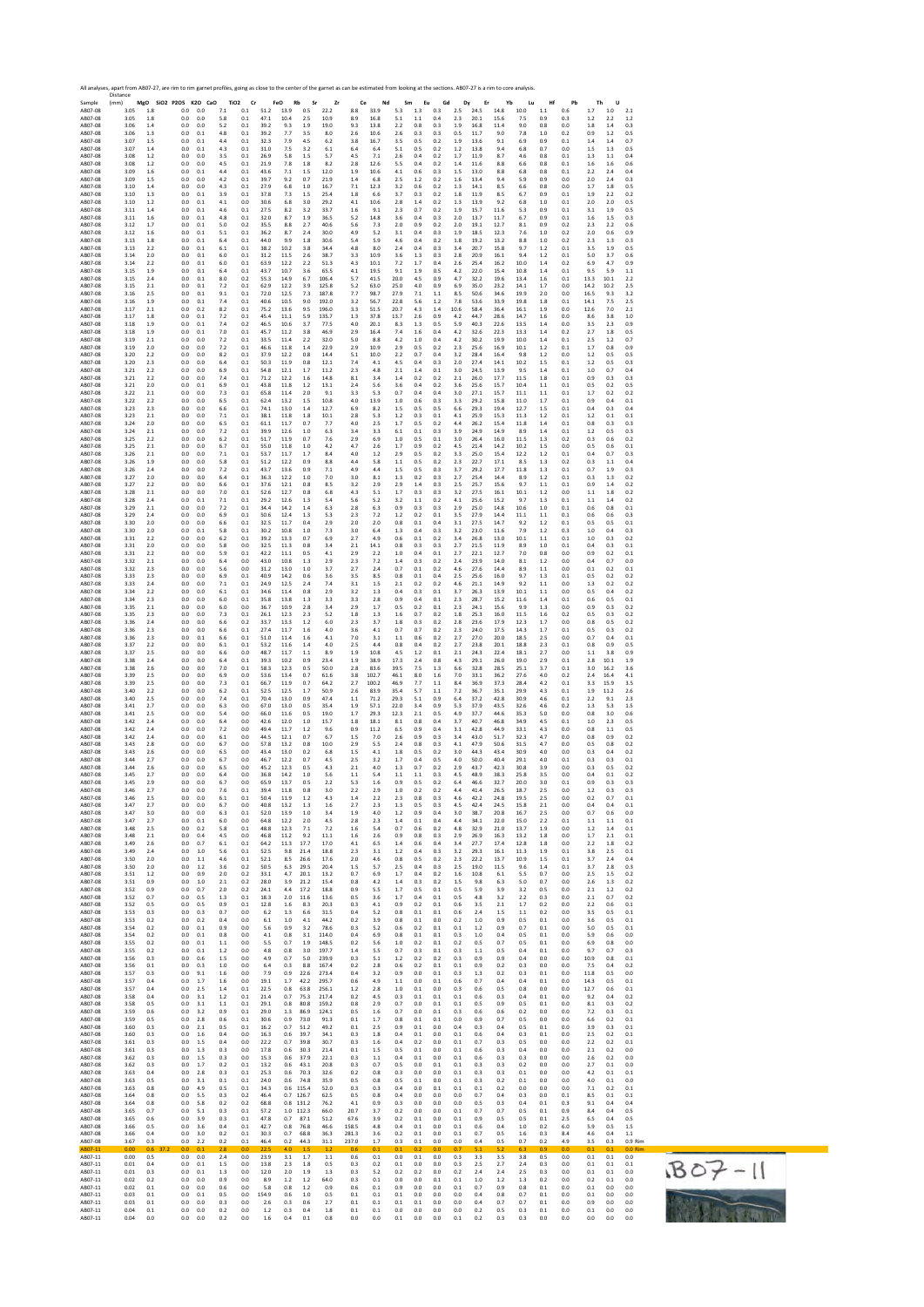All analyses, apart from AB07-27, are rim to rim garnet profiles, going as close to the center of the garnet as can be estimated from looking at the sections. AB07-27 is rim to core analysis.

| Sample | Distance (mm) | MgO | SiO2 | P2O5 | K2O | CaO | TiO2 | Cr | FeO | Rb | Sr | Zr | Ce | Nd | Sm | Eu | Gd | Dy | Er | Yb | Lu | Hf | Pb | Th | U | |
|---|---|---|---|---|---|---|---|---|---|---|---|---|---|---|---|---|---|---|---|---|---|---|---|---|---|---|
| AB07-08 | 3.05 | 1.8 | | 0.0 | 0.0 | 7.1 | 0.1 | 51.2 | 13.9 | 0.5 | 22.2 | 8.8 | 33.9 | 5.3 | 1.3 | 0.3 | 2.5 | 24.5 | 14.8 | 10.0 | 1.1 | 0.6 | 1.7 | 1.0 | 2.1 | |
| AB07-08 | 3.05 | 1.8 | | 0.0 | 0.0 | 5.8 | 0.1 | 47.1 | 10.4 | 2.5 | 10.9 | 8.9 | 16.8 | 5.1 | 1.1 | 0.4 | 2.3 | 20.1 | 15.6 | 7.5 | 0.9 | 0.3 | 1.2 | 2.2 | 1.2 | |
| AB07-08 | 3.06 | 1.4 | | 0.0 | 0.0 | 5.2 | 0.1 | 39.2 | 9.3 | 1.9 | 19.0 | 9.3 | 13.8 | 2.2 | 0.8 | 0.3 | 1.9 | 16.8 | 11.4 | 9.0 | 0.8 | 0.0 | 1.8 | 1.4 | 0.3 | |
| AB07-08 | 3.06 | 1.3 | | 0.0 | 0.1 | 4.8 | 0.1 | 39.2 | 7.7 | 3.5 | 8.0 | 2.6 | 10.6 | 2.6 | 0.3 | 0.3 | 0.5 | 11.7 | 9.0 | 7.8 | 1.0 | 0.2 | 0.9 | 1.2 | 0.5 | |
| AB07-08 | 3.07 | 1.5 | | 0.0 | 0.1 | 4.4 | 0.1 | 32.3 | 7.9 | 4.5 | 6.2 | 3.8 | 16.7 | 3.5 | 0.5 | 0.2 | 1.9 | 13.6 | 9.1 | 6.9 | 0.9 | 0.1 | 1.4 | 1.4 | 0.7 | |
| AB07-08 | 3.07 | 1.4 | | 0.0 | 0.1 | 4.3 | 0.1 | 31.0 | 7.5 | 3.2 | 6.1 | 6.4 | 6.4 | 5.1 | 0.5 | 0.2 | 1.2 | 13.8 | 9.4 | 6.8 | 0.7 | 0.0 | 1.5 | 1.3 | 0.5 | |
| AB07-08 | 3.08 | 1.2 | | 0.0 | 0.0 | 3.5 | 0.1 | 26.9 | 5.8 | 1.5 | 5.7 | 4.5 | 7.1 | 2.6 | 0.4 | 0.2 | 1.7 | 11.9 | 8.7 | 4.6 | 0.8 | 0.1 | 1.3 | 1.1 | 0.4 | |
| AB07-08 | 3.08 | 1.2 | | 0.0 | 0.0 | 4.5 | 0.1 | 21.9 | 7.8 | 1.8 | 8.2 | 2.8 | 12.6 | 5.5 | 0.4 | 0.2 | 1.4 | 11.6 | 8.8 | 6.6 | 0.8 | 0.1 | 1.6 | 1.6 | 0.6 | |
| AB07-08 | 3.09 | 1.6 | | 0.0 | 0.1 | 4.4 | 0.1 | 43.6 | 7.1 | 1.5 | 12.0 | 1.9 | 10.6 | 4.1 | 0.6 | 0.3 | 1.5 | 13.0 | 8.8 | 6.8 | 0.8 | 0.1 | 2.2 | 2.4 | 0.4 | |
| AB07-08 | 3.09 | 1.5 | | 0.0 | 0.0 | 4.2 | 0.1 | 39.7 | 9.2 | 0.7 | 21.9 | 1.4 | 6.8 | 2.5 | 1.2 | 0.2 | 1.6 | 13.4 | 9.4 | 5.9 | 0.9 | 0.0 | 2.0 | 2.4 | 0.3 | |
| AB07-08 | 3.10 | 1.4 | | 0.0 | 0.0 | 4.3 | 0.1 | 27.9 | 6.8 | 1.0 | 16.7 | 7.1 | 12.3 | 3.2 | 0.6 | 0.2 | 1.3 | 14.1 | 8.5 | 6.6 | 0.8 | 0.0 | 1.7 | 1.8 | 0.5 | |
| AB07-08 | 3.10 | 1.3 | | 0.0 | 0.1 | 3.9 | 0.1 | 37.8 | 7.3 | 1.5 | 25.4 | 1.8 | 6.6 | 3.7 | 0.3 | 0.2 | 1.8 | 11.9 | 8.5 | 6.7 | 0.9 | 0.1 | 1.9 | 2.2 | 0.2 | |
| AB07-08 | 3.10 | 1.2 | | 0.0 | 0.1 | 4.1 | 0.0 | 30.6 | 6.8 | 3.0 | 29.2 | 4.1 | 10.6 | 2.8 | 1.4 | 0.2 | 1.3 | 13.9 | 9.2 | 6.8 | 1.0 | 0.1 | 2.0 | 2.0 | 0.5 | |
| AB07-08 | 3.11 | 1.4 | | 0.0 | 0.1 | 4.6 | 0.1 | 27.5 | 8.2 | 3.2 | 33.7 | 1.6 | 9.1 | 2.3 | 0.7 | 0.2 | 1.9 | 15.7 | 11.6 | 5.3 | 0.9 | 0.1 | 3.1 | 1.9 | 0.5 | |
| AB07-08 | 3.11 | 1.6 | | 0.0 | 0.1 | 4.8 | 0.1 | 32.0 | 8.7 | 1.9 | 36.5 | 5.2 | 14.8 | 3.6 | 0.4 | 0.3 | 2.0 | 13.7 | 11.7 | 6.7 | 0.9 | 0.1 | 1.6 | 1.5 | 0.3 | |
| AB07-08 | 3.12 | 1.7 | | 0.0 | 0.1 | 5.0 | 0.2 | 35.5 | 8.8 | 2.7 | 40.6 | 5.6 | 7.3 | 2.0 | 0.9 | 0.2 | 2.0 | 19.1 | 12.7 | 8.1 | 0.9 | 0.2 | 2.3 | 2.2 | 0.6 | |
| AB07-08 | 3.12 | 1.6 | | 0.0 | 0.1 | 5.1 | 0.1 | 36.2 | 8.7 | 2.4 | 30.0 | 4.9 | 5.2 | 3.1 | 0.4 | 0.3 | 1.9 | 18.5 | 12.3 | 7.6 | 1.0 | 0.2 | 2.0 | 0.6 | 0.9 | |
| AB07-08 | 3.13 | 1.8 | | 0.0 | 0.1 | 6.4 | 0.1 | 44.0 | 9.9 | 1.8 | 30.6 | 5.4 | 5.9 | 4.6 | 0.4 | 0.2 | 1.8 | 19.2 | 13.2 | 8.8 | 1.0 | 0.2 | 2.3 | 1.3 | 0.3 | |
| AB07-08 | 3.13 | 2.2 | | 0.0 | 0.1 | 6.1 | 0.1 | 38.2 | 10.2 | 3.8 | 34.4 | 4.8 | 8.0 | 2.4 | 0.4 | 0.3 | 3.4 | 20.7 | 15.8 | 9.7 | 1.2 | 0.1 | 3.5 | 1.9 | 0.5 | |
| AB07-08 | 3.14 | 2.0 | | 0.0 | 0.1 | 6.0 | 0.1 | 31.2 | 11.5 | 2.6 | 38.7 | 3.3 | 10.9 | 3.6 | 1.3 | 0.3 | 2.8 | 20.9 | 16.1 | 9.4 | 1.2 | 0.1 | 5.0 | 3.7 | 0.6 | |
| AB07-08 | 3.14 | 2.2 | | 0.0 | 0.1 | 6.0 | 0.1 | 63.9 | 12.2 | 2.2 | 51.3 | 4.3 | 10.1 | 7.2 | 1.7 | 0.4 | 2.6 | 25.4 | 16.2 | 10.0 | 1.4 | 0.2 | 6.9 | 4.7 | 0.9 | |
| AB07-08 | 3.15 | 1.9 | | 0.0 | 0.1 | 6.4 | 0.1 | 43.7 | 10.7 | 3.6 | 65.5 | 4.1 | 19.5 | 9.1 | 1.9 | 0.5 | 4.2 | 22.0 | 15.4 | 10.8 | 1.4 | 0.1 | 9.5 | 5.9 | 1.1 | |
| AB07-08 | 3.15 | 2.4 | | 0.0 | 0.1 | 8.0 | 0.2 | 55.3 | 14.9 | 6.7 | 106.4 | 5.7 | 41.5 | 20.0 | 4.5 | 0.9 | 4.7 | 32.2 | 19.6 | 13.4 | 1.6 | 0.1 | 13.3 | 10.1 | 2.2 | |
| AB07-08 | 3.15 | 2.1 | | 0.0 | 0.1 | 7.2 | 0.1 | 62.9 | 12.2 | 3.9 | 125.8 | 5.2 | 63.0 | 25.0 | 4.0 | 0.9 | 6.9 | 35.0 | 23.2 | 14.1 | 1.7 | 0.0 | 14.2 | 10.2 | 2.5 | |
| AB07-08 | 3.16 | 2.5 | | 0.0 | 0.1 | 9.1 | 0.1 | 72.0 | 12.5 | 7.3 | 187.8 | 7.7 | 98.7 | 27.9 | 7.1 | 1.1 | 8.5 | 50.6 | 34.6 | 19.9 | 2.0 | 0.0 | 16.5 | 9.3 | 3.2 | |
| AB07-08 | 3.16 | 1.9 | | 0.0 | 0.1 | 7.4 | 0.1 | 40.6 | 10.5 | 9.0 | 192.0 | 3.2 | 56.7 | 22.8 | 5.6 | 1.2 | 7.8 | 53.6 | 33.9 | 19.8 | 1.8 | 0.1 | 14.1 | 7.5 | 2.5 | |
| AB07-08 | 3.17 | 2.1 | | 0.0 | 0.2 | 8.2 | 0.1 | 75.2 | 13.6 | 9.5 | 196.0 | 3.3 | 51.5 | 20.7 | 4.3 | 1.4 | 10.6 | 58.4 | 36.4 | 16.1 | 1.9 | 0.0 | 12.6 | 7.0 | 2.1 | |
| AB07-08 | 3.17 | 1.8 | | 0.0 | 0.1 | 7.2 | 0.1 | 45.4 | 11.1 | 5.9 | 135.7 | 1.3 | 37.8 | 13.7 | 2.6 | 0.9 | 4.2 | 44.7 | 28.6 | 14.7 | 1.6 | 0.0 | 8.6 | 3.8 | 1.0 | |
| AB07-08 | 3.18 | 1.9 | | 0.0 | 0.1 | 7.4 | 0.2 | 46.5 | 10.6 | 3.7 | 77.5 | 4.0 | 20.1 | 8.3 | 1.3 | 0.5 | 5.9 | 40.3 | 22.6 | 13.5 | 1.4 | 0.0 | 3.5 | 2.3 | 0.9 | |
| AB07-08 | 3.18 | 1.9 | | 0.0 | 0.1 | 7.0 | 0.1 | 45.7 | 11.2 | 3.8 | 46.9 | 2.9 | 16.4 | 7.4 | 1.6 | 0.4 | 4.2 | 32.6 | 22.3 | 13.3 | 1.4 | 0.2 | 2.7 | 1.8 | 0.5 | |
| AB07-08 | 3.19 | 2.1 | | 0.0 | 0.0 | 7.2 | 0.1 | 33.5 | 11.4 | 2.2 | 32.0 | 5.0 | 8.8 | 4.2 | 1.0 | 0.4 | 4.2 | 30.2 | 19.9 | 10.0 | 1.4 | 0.1 | 2.5 | 1.2 | 0.7 | |
| AB07-08 | 3.19 | 2.0 | | 0.0 | 0.0 | 7.2 | 0.1 | 46.6 | 11.8 | 1.4 | 22.9 | 2.9 | 10.9 | 2.9 | 0.5 | 0.2 | 2.3 | 25.6 | 16.9 | 10.1 | 1.2 | 0.1 | 1.7 | 0.8 | 0.9 | |
| AB07-08 | 3.20 | 2.2 | | 0.0 | 0.0 | 8.2 | 0.1 | 37.9 | 12.2 | 0.8 | 14.4 | 5.1 | 10.0 | 2.2 | 0.7 | 0.4 | 3.2 | 28.4 | 16.4 | 9.8 | 1.2 | 0.0 | 1.2 | 0.5 | 0.5 | |
| AB07-08 | 3.20 | 2.3 | | 0.0 | 0.0 | 6.4 | 0.1 | 50.3 | 11.9 | 0.8 | 12.1 | 7.4 | 4.1 | 4.5 | 0.4 | 0.3 | 2.0 | 27.4 | 14.1 | 10.2 | 1.5 | 0.1 | 1.2 | 0.5 | 0.3 | |
| AB07-08 | 3.21 | 2.2 | | 0.0 | 0.0 | 6.9 | 0.1 | 54.8 | 12.1 | 1.7 | 11.2 | 2.3 | 4.8 | 2.1 | 1.4 | 0.1 | 3.0 | 24.5 | 13.9 | 9.5 | 1.4 | 0.1 | 1.0 | 0.7 | 0.4 | |
| AB07-08 | 3.21 | 2.2 | | 0.0 | 0.0 | 7.4 | 0.1 | 71.2 | 12.2 | 1.6 | 14.8 | 8.1 | 3.4 | 1.4 | 0.2 | 0.2 | 2.1 | 26.0 | 17.7 | 11.5 | 1.8 | 0.1 | 0.9 | 0.3 | 0.3 | |
| AB07-08 | 3.21 | 2.0 | | 0.0 | 0.1 | 6.9 | 0.1 | 43.8 | 11.8 | 1.2 | 13.1 | 2.4 | 5.6 | 3.6 | 0.4 | 0.2 | 3.6 | 25.6 | 15.7 | 10.4 | 1.1 | 0.1 | 0.5 | 0.2 | 0.5 | |
| AB07-08 | 3.22 | 2.1 | | 0.0 | 0.0 | 7.3 | 0.1 | 65.8 | 11.4 | 2.0 | 9.1 | 3.3 | 5.3 | 0.7 | 0.4 | 0.4 | 3.0 | 27.1 | 15.7 | 11.1 | 1.1 | 0.1 | 1.7 | 0.2 | 0.2 | |
| AB07-08 | 3.22 | 2.2 | | 0.0 | 0.0 | 6.5 | 0.1 | 62.4 | 13.2 | 1.5 | 10.8 | 4.0 | 13.9 | 1.0 | 0.6 | 0.3 | 3.3 | 29.2 | 15.8 | 11.0 | 1.7 | 0.1 | 0.9 | 0.4 | 0.1 | |
| AB07-08 | 3.23 | 2.3 | | 0.0 | 0.0 | 6.6 | 0.1 | 74.1 | 13.0 | 1.4 | 12.7 | 6.9 | 8.2 | 1.5 | 0.5 | 0.5 | 6.6 | 29.3 | 19.4 | 12.7 | 1.5 | 0.1 | 0.4 | 0.3 | 0.4 | |
| AB07-08 | 3.23 | 2.1 | | 0.0 | 0.0 | 7.1 | 0.1 | 38.1 | 11.8 | 1.8 | 10.1 | 2.8 | 5.3 | 1.2 | 0.3 | 0.1 | 4.1 | 25.9 | 15.3 | 11.3 | 1.2 | 0.1 | 1.2 | 0.1 | 0.1 | |
| AB07-08 | 3.24 | 2.0 | | 0.0 | 0.0 | 6.5 | 0.1 | 61.1 | 11.7 | 0.7 | 7.7 | 4.0 | 2.5 | 1.7 | 0.5 | 0.2 | 4.4 | 26.2 | 15.4 | 11.8 | 1.4 | 0.1 | 0.8 | 0.3 | 0.3 | |
| AB07-08 | 3.24 | 2.1 | | 0.0 | 0.0 | 7.2 | 0.1 | 39.9 | 12.6 | 1.0 | 6.3 | 3.4 | 3.3 | 6.1 | 0.1 | 0.3 | 3.9 | 24.9 | 14.9 | 8.9 | 1.4 | 0.1 | 1.2 | 0.5 | 0.3 | |
| AB07-08 | 3.25 | 2.2 | | 0.0 | 0.0 | 6.2 | 0.1 | 51.7 | 11.9 | 0.7 | 7.6 | 2.9 | 6.9 | 1.0 | 0.5 | 0.1 | 3.0 | 26.4 | 16.0 | 11.5 | 1.3 | 0.2 | 0.3 | 0.6 | 0.2 | |
| AB07-08 | 3.25 | 2.1 | | 0.0 | 0.0 | 6.7 | 0.1 | 55.0 | 11.8 | 1.0 | 4.2 | 4.7 | 2.6 | 1.7 | 0.9 | 0.2 | 4.5 | 21.4 | 14.2 | 10.2 | 1.5 | 0.0 | 0.5 | 0.6 | 0.1 | |
| AB07-08 | 3.26 | 2.1 | | 0.0 | 0.0 | 7.1 | 0.1 | 53.7 | 11.7 | 1.7 | 8.4 | 4.0 | 1.2 | 2.9 | 0.5 | 0.2 | 3.3 | 25.0 | 15.4 | 12.2 | 1.2 | 0.1 | 0.4 | 0.7 | 0.3 | |
| AB07-08 | 3.26 | 1.9 | | 0.0 | 0.0 | 5.8 | 0.1 | 51.2 | 12.2 | 0.9 | 8.8 | 4.4 | 5.8 | 1.1 | 0.5 | 0.2 | 2.3 | 22.7 | 17.1 | 8.5 | 1.3 | 0.2 | 0.3 | 1.1 | 0.4 | |
| AB07-08 | 3.26 | 2.4 | | 0.0 | 0.0 | 7.2 | 0.1 | 43.7 | 13.6 | 0.9 | 7.1 | 4.9 | 4.4 | 1.5 | 0.5 | 0.3 | 3.7 | 29.2 | 17.7 | 11.8 | 1.3 | 0.1 | 0.7 | 1.9 | 0.3 | |
| AB07-08 | 3.27 | 2.0 | | 0.0 | 0.0 | 6.4 | 0.1 | 36.3 | 12.2 | 1.0 | 7.0 | 3.0 | 8.1 | 1.3 | 0.2 | 0.3 | 2.7 | 25.4 | 14.4 | 8.9 | 1.2 | 0.1 | 0.3 | 1.3 | 0.2 | |
| AB07-08 | 3.27 | 2.2 | | 0.0 | 0.0 | 6.6 | 0.1 | 37.6 | 12.1 | 0.8 | 8.5 | 3.2 | 2.9 | 2.9 | 1.4 | 0.3 | 2.5 | 25.7 | 15.6 | 9.7 | 1.1 | 0.1 | 0.9 | 1.4 | 0.2 | |
| AB07-08 | 3.28 | 2.1 | | 0.0 | 0.0 | 7.0 | 0.1 | 52.6 | 12.7 | 0.8 | 6.8 | 4.3 | 5.1 | 1.7 | 0.3 | 0.3 | 3.2 | 27.5 | 16.1 | 10.1 | 1.2 | 0.0 | 1.1 | 1.8 | 0.2 | |
| AB07-08 | 3.28 | 2.4 | | 0.0 | 0.1 | 7.1 | 0.1 | 29.2 | 12.6 | 1.3 | 5.4 | 5.6 | 5.2 | 3.2 | 1.1 | 0.2 | 4.1 | 25.6 | 15.2 | 9.7 | 1.3 | 0.1 | 1.1 | 1.4 | 0.2 | |
| AB07-08 | 3.29 | 2.1 | | 0.0 | 0.0 | 7.2 | 0.1 | 34.4 | 14.2 | 1.4 | 6.3 | 2.8 | 6.3 | 0.9 | 0.3 | 0.3 | 2.9 | 25.0 | 14.8 | 10.6 | 1.0 | 0.1 | 0.6 | 0.8 | 0.1 | |
| AB07-08 | 3.29 | 2.4 | | 0.0 | 0.0 | 6.9 | 0.1 | 50.6 | 12.4 | 1.3 | 5.3 | 2.3 | 7.2 | 1.2 | 0.2 | 0.1 | 3.5 | 27.9 | 14.4 | 11.1 | 1.1 | 0.1 | 0.6 | 0.6 | 0.3 | |
| AB07-08 | 3.30 | 2.0 | | 0.0 | 0.0 | 6.6 | 0.1 | 32.5 | 11.7 | 0.4 | 2.9 | 2.0 | 2.0 | 0.8 | 0.1 | 0.4 | 3.1 | 27.5 | 14.7 | 9.2 | 1.2 | 0.1 | 0.5 | 0.5 | 0.1 | |
| AB07-08 | 3.30 | 2.0 | | 0.0 | 0.1 | 5.8 | 0.1 | 30.2 | 10.8 | 1.0 | 7.3 | 3.0 | 6.4 | 1.3 | 0.4 | 0.3 | 3.2 | 23.0 | 11.6 | 7.9 | 1.2 | 0.3 | 1.0 | 0.4 | 0.3 | |
| AB07-08 | 3.31 | 2.2 | | 0.0 | 0.0 | 6.2 | 0.1 | 39.2 | 13.3 | 0.7 | 6.9 | 2.7 | 4.9 | 0.6 | 0.1 | 0.2 | 3.4 | 26.8 | 13.0 | 10.1 | 1.1 | 0.1 | 1.0 | 0.3 | 0.2 | |
| AB07-08 | 3.31 | 2.0 | | 0.0 | 0.0 | 5.8 | 0.0 | 32.5 | 11.3 | 0.8 | 3.4 | 2.1 | 14.1 | 0.8 | 0.3 | 0.3 | 2.7 | 21.5 | 11.9 | 8.9 | 1.0 | 0.1 | 0.4 | 0.3 | 0.1 | |
| AB07-08 | 3.31 | 2.2 | | 0.0 | 0.0 | 5.9 | 0.1 | 42.2 | 11.1 | 0.5 | 4.1 | 2.9 | 2.2 | 1.0 | 0.4 | 0.1 | 2.7 | 22.1 | 12.7 | 7.0 | 0.8 | 0.0 | 0.9 | 0.2 | 0.1 | |
| AB07-08 | 3.32 | 2.1 | | 0.0 | 0.0 | 6.4 | 0.0 | 43.0 | 10.8 | 1.3 | 2.9 | 2.3 | 7.2 | 1.4 | 0.3 | 0.2 | 2.4 | 23.9 | 14.0 | 8.1 | 1.2 | 0.0 | 0.4 | 0.7 | 0.0 | |
| AB07-08 | 3.32 | 2.3 | | 0.0 | 0.0 | 5.6 | 0.0 | 31.2 | 13.0 | 1.0 | 3.7 | 2.7 | 2.4 | 0.7 | 0.1 | 0.2 | 4.6 | 27.6 | 14.4 | 8.9 | 1.1 | 0.0 | 0.1 | 0.2 | 0.1 | |
| AB07-08 | 3.33 | 2.3 | | 0.0 | 0.0 | 6.9 | 0.1 | 40.9 | 14.2 | 0.6 | 3.6 | 3.5 | 8.5 | 0.8 | 0.1 | 0.4 | 2.5 | 25.6 | 16.0 | 9.7 | 1.3 | 0.1 | 0.5 | 0.2 | 0.2 | |
| AB07-08 | 3.33 | 2.4 | | 0.0 | 0.0 | 7.1 | 0.1 | 24.9 | 12.5 | 2.4 | 7.4 | 3.5 | 2.1 | 0.2 | 0.2 | 4.6 | 21.1 | 14.9 | 9.2 | 1.1 | 0.0 | 1.3 | 0.2 | 0.2 | |
| AB07-08 | 3.34 | 2.2 | | 0.0 | 0.0 | 6.1 | 0.1 | 34.6 | 11.4 | 0.8 | 2.9 | 3.2 | 1.3 | 0.4 | 0.3 | 0.1 | 3.7 | 26.3 | 13.9 | 10.1 | 1.1 | 0.0 | 0.5 | 0.4 | 0.2 | |
| AB07-08 | 3.34 | 2.3 | | 0.0 | 0.0 | 6.0 | 0.1 | 35.8 | 13.8 | 1.3 | 3.3 | 3.3 | 2.8 | 0.9 | 0.4 | 0.1 | 2.3 | 28.7 | 15.2 | 11.6 | 1.4 | 0.1 | 0.6 | 0.5 | 0.1 | |
| AB07-08 | 3.35 | 2.1 | | 0.0 | 0.0 | 6.0 | 0.0 | 36.7 | 10.9 | 2.8 | 3.4 | 2.9 | 1.7 | 0.5 | 0.2 | 0.1 | 2.3 | 24.1 | 15.6 | 9.9 | 1.3 | 0.0 | 0.9 | 0.3 | 0.2 | |
| AB07-08 | 3.35 | 2.3 | | 0.0 | 0.0 | 7.3 | 0.1 | 26.1 | 12.3 | 2.3 | 5.2 | 1.8 | 1.3 | 1.6 | 0.7 | 0.2 | 1.8 | 25.3 | 16.0 | 11.5 | 1.6 | 0.2 | 0.5 | 0.3 | 0.2 | |
| AB07-08 | 3.36 | 2.4 | | 0.0 | 0.0 | 6.6 | 0.2 | 33.7 | 13.3 | 1.2 | 6.0 | 2.3 | 3.7 | 1.8 | 0.3 | 0.2 | 2.8 | 23.6 | 17.9 | 12.3 | 1.7 | 0.0 | 0.8 | 0.5 | 0.2 | |
| AB07-08 | 3.36 | 2.3 | | 0.0 | 0.0 | 6.6 | 0.1 | 27.4 | 11.7 | 1.6 | 4.0 | 3.6 | 4.1 | 0.7 | 0.7 | 0.2 | 2.3 | 24.0 | 17.5 | 14.3 | 1.7 | 0.1 | 0.5 | 0.3 | 0.2 | |
| AB07-08 | 3.36 | 2.3 | | 0.0 | 0.1 | 6.6 | 0.1 | 51.0 | 11.4 | 1.6 | 4.1 | 7.0 | 3.1 | 1.1 | 0.6 | 0.2 | 2.7 | 27.0 | 20.0 | 18.5 | 2.5 | 0.0 | 0.7 | 0.4 | 0.1 | |
| AB07-08 | 3.37 | 2.2 | | 0.0 | 0.0 | 6.1 | 0.1 | 53.2 | 11.6 | 1.4 | 4.0 | 2.5 | 4.4 | 0.8 | 0.4 | 0.2 | 2.7 | 23.8 | 20.1 | 18.8 | 2.3 | 0.1 | 0.8 | 0.9 | 0.5 | |
| AB07-08 | 3.37 | 2.5 | | 0.0 | 0.0 | 6.6 | 0.0 | 48.7 | 11.7 | 1.1 | 8.9 | 1.9 | 10.8 | 4.5 | 1.2 | 0.1 | 2.1 | 24.3 | 22.4 | 18.1 | 2.7 | 0.0 | 1.1 | 3.8 | 0.9 | |
| AB07-08 | 3.38 | 2.4 | | 0.0 | 0.0 | 6.4 | 0.1 | 39.3 | 10.2 | 0.9 | 23.4 | 1.9 | 38.9 | 17.3 | 2.4 | 0.8 | 4.3 | 29.1 | 26.0 | 19.0 | 2.9 | 0.1 | 2.8 | 10.1 | 1.9 | |
| AB07-08 | 3.38 | 2.6 | | 0.0 | 0.0 | 7.0 | 0.1 | 58.3 | 12.3 | 0.5 | 50.0 | 2.8 | 83.6 | 39.5 | 7.5 | 1.3 | 6.6 | 32.8 | 28.5 | 25.1 | 3.7 | 0.1 | 3.0 | 16.2 | 3.6 | |
| AB07-08 | 3.39 | 2.5 | | 0.0 | 0.0 | 6.9 | 0.0 | 53.6 | 13.4 | 0.7 | 61.6 | 3.8 | 102.7 | 46.1 | 8.0 | 1.6 | 7.0 | 33.1 | 36.2 | 27.6 | 4.0 | 0.2 | 2.4 | 16.4 | 4.1 | |
| AB07-08 | 3.39 | 2.5 | | 0.0 | 0.0 | 7.3 | 0.1 | 66.7 | 11.9 | 0.7 | 64.2 | 2.7 | 100.2 | 46.9 | 7.7 | 1.1 | 8.4 | 36.9 | 37.3 | 28.4 | 4.2 | 0.1 | 3.3 | 15.9 | 3.5 | |
| AB07-08 | 3.40 | 2.2 | | 0.0 | 0.0 | 6.2 | 0.1 | 52.5 | 12.5 | 1.7 | 50.9 | 2.6 | 83.9 | 35.4 | 5.7 | 1.1 | 7.2 | 36.7 | 35.1 | 29.9 | 4.3 | 0.1 | 1.9 | 11.2 | 2.6 | |
| AB07-08 | 3.40 | 2.5 | | 0.0 | 0.0 | 7.4 | 0.1 | 70.4 | 13.0 | 0.9 | 47.4 | 1.1 | 71.2 | 29.3 | 5.1 | 0.9 | 6.4 | 37.2 | 42.8 | 30.9 | 4.6 | 0.1 | 2.2 | 9.1 | 2.3 | |
| AB07-08 | 3.41 | 2.7 | | 0.0 | 0.0 | 6.3 | 0.0 | 67.0 | 13.0 | 0.5 | 35.4 | 1.9 | 57.1 | 22.0 | 3.4 | 0.9 | 5.3 | 37.9 | 43.5 | 32.6 | 4.6 | 0.2 | 1.3 | 5.3 | 1.5 | |
| AB07-08 | 3.41 | 2.5 | | 0.0 | 0.0 | 5.4 | 0.0 | 66.0 | 11.6 | 0.5 | 19.0 | 1.7 | 29.3 | 12.3 | 2.1 | 0.5 | 4.9 | 37.7 | 44.6 | 35.3 | 5.0 | 0.0 | 0.8 | 3.0 | 0.6 | |
| AB07-08 | 3.42 | 2.4 | | 0.0 | 0.0 | 6.4 | 0.0 | 42.6 | 12.0 | 1.0 | 15.7 | 1.8 | 18.1 | 8.1 | 0.8 | 0.4 | 3.7 | 40.7 | 46.8 | 34.9 | 4.5 | 0.1 | 1.0 | 2.3 | 0.5 | |
| AB07-08 | 3.42 | 2.4 | | 0.0 | 0.0 | 7.2 | 0.0 | 49.4 | 11.7 | 1.2 | 9.6 | 0.9 | 11.2 | 6.5 | 0.9 | 0.4 | 3.1 | 42.8 | 44.9 | 33.1 | 4.3 | 0.0 | 0.8 | 1.1 | 0.5 | |
| AB07-08 | 3.42 | 2.4 | | 0.0 | 0.1 | 6.1 | 0.0 | 44.5 | 12.1 | 0.7 | 6.7 | 1.5 | 7.0 | 2.6 | 0.9 | 0.3 | 3.4 | 43.0 | 51.7 | 32.3 | 4.7 | 0.0 | 0.8 | 0.9 | 0.2 | |
| AB07-08 | 3.43 | 2.8 | | 0.0 | 0.0 | 6.7 | 0.0 | 57.8 | 13.2 | 0.8 | 10.0 | 2.9 | 5.5 | 2.4 | 0.8 | 0.3 | 4.1 | 47.9 | 50.6 | 31.5 | 4.7 | 0.0 | 0.5 | 0.8 | 0.2 | |
| AB07-08 | 3.43 | 2.6 | | 0.0 | 0.0 | 6.5 | 0.0 | 43.4 | 13.0 | 0.2 | 6.8 | 1.5 | 4.1 | 1.8 | 0.5 | 0.2 | 3.0 | 44.3 | 43.4 | 30.9 | 4.0 | 0.0 | 0.3 | 0.4 | 0.2 | |
| AB07-08 | 3.44 | 2.7 | | 0.0 | 0.0 | 6.7 | 0.0 | 46.7 | 12.2 | 0.7 | 4.5 | 2.5 | 3.2 | 1.7 | 0.4 | 0.5 | 4.0 | 50.0 | 40.4 | 29.1 | 4.0 | 0.1 | 0.3 | 0.3 | 0.1 | |
| AB07-08 | 3.44 | 2.6 | | 0.0 | 0.0 | 6.5 | 0.0 | 45.2 | 12.3 | 0.5 | 4.3 | 2.1 | 4.0 | 1.3 | 0.7 | 0.2 | 2.9 | 43.7 | 42.3 | 30.8 | 3.9 | 0.0 | 0.3 | 0.5 | 0.2 | |
| AB07-08 | 3.45 | 2.7 | | 0.0 | 0.0 | 6.4 | 0.0 | 36.8 | 14.2 | 1.0 | 5.6 | 1.1 | 5.4 | 1.1 | 1.1 | 0.3 | 4.5 | 48.9 | 38.3 | 25.8 | 3.5 | 0.0 | 0.4 | 0.1 | 0.2 | |
| AB07-08 | 3.45 | 2.9 | | 0.0 | 0.0 | 6.7 | 0.0 | 65.9 | 13.7 | 0.5 | 2.2 | 5.3 | 1.6 | 0.9 | 0.5 | 0.2 | 6.4 | 46.6 | 32.7 | 20.0 | 3.0 | 0.1 | 0.9 | 0.3 | 0.3 | |
| AB07-08 | 3.46 | 2.7 | | 0.0 | 0.0 | 7.6 | 0.1 | 39.4 | 11.8 | 0.8 | 3.0 | 2.2 | 2.9 | 1.0 | 0.2 | 0.2 | 4.4 | 41.4 | 26.5 | 18.7 | 2.5 | 0.0 | 1.2 | 0.3 | 0.3 | |
| AB07-08 | 3.46 | 2.5 | | 0.0 | 0.0 | 6.1 | 0.1 | 50.4 | 11.9 | 1.2 | 4.3 | 1.4 | 2.2 | 2.3 | 0.8 | 0.3 | 4.6 | 42.2 | 24.8 | 19.5 | 2.5 | 0.0 | 0.2 | 0.7 | 0.1 | |
| AB07-08 | 3.47 | 2.7 | | 0.0 | 0.0 | 6.7 | 0.0 | 40.8 | 13.2 | 1.3 | 1.6 | 2.7 | 2.3 | 1.3 | 0.5 | 0.3 | 4.5 | 42.4 | 24.5 | 15.8 | 2.1 | 0.0 | 0.4 | 0.4 | 0.1 | |
| AB07-08 | 3.47 | 3.0 | | 0.0 | 0.0 | 6.3 | 0.1 | 52.0 | 13.9 | 1.0 | 3.4 | 1.9 | 4.0 | 1.2 | 0.9 | 0.4 | 3.0 | 38.7 | 20.8 | 16.7 | 2.5 | 0.0 | 0.7 | 0.6 | 0.0 | |
| AB07-08 | 3.47 | 2.7 | | 0.0 | 0.1 | 6.0 | 0.0 | 64.8 | 12.2 | 2.0 | 4.5 | 2.8 | 2.3 | 1.4 | 0.1 | 0.4 | 4.4 | 34.1 | 22.0 | 15.0 | 2.2 | 0.1 | 1.1 | 1.1 | 0.1 | |
| AB07-08 | 3.48 | 2.5 | | 0.0 | 0.2 | 5.8 | 0.1 | 48.8 | 12.3 | 7.1 | 7.2 | 1.6 | 5.4 | 0.7 | 0.6 | 0.2 | 4.8 | 32.9 | 21.0 | 13.7 | 1.9 | 0.0 | 1.2 | 1.4 | 0.1 | |
| AB07-08 | 3.48 | 2.1 | | 0.0 | 0.4 | 4.5 | 0.0 | 46.8 | 11.2 | 9.2 | 11.1 | 1.6 | 2.6 | 0.9 | 0.8 | 0.3 | 2.9 | 26.9 | 16.3 | 13.2 | 1.8 | 0.0 | 1.7 | 2.1 | 0.1 | |
| AB07-08 | 3.49 | 2.6 | | 0.0 | 0.7 | 6.1 | 0.1 | 64.2 | 11.3 | 17.7 | 17.0 | 4.1 | 6.5 | 1.4 | 0.6 | 0.4 | 3.4 | 27.7 | 17.4 | 12.8 | 1.8 | 0.0 | 2.2 | 1.8 | 0.2 | |
| AB07-08 | 3.49 | 2.4 | | 0.0 | 1.0 | 5.6 | 0.1 | 52.5 | 9.8 | 21.4 | 18.8 | 2.3 | 3.1 | 1.2 | 0.4 | 0.3 | 3.2 | 29.3 | 16.1 | 11.3 | 1.9 | 0.1 | 3.8 | 2.5 | 0.1 | |
| AB07-08 | 3.50 | 2.0 | | 0.0 | 1.1 | 4.6 | 0.1 | 52.1 | 8.5 | 26.6 | 17.6 | 2.0 | 4.6 | 0.8 | 0.5 | 0.2 | 2.3 | 22.2 | 13.7 | 10.9 | 1.5 | 0.1 | 3.7 | 2.4 | 0.4 | |
| AB07-08 | 3.50 | 2.0 | | 0.0 | 1.2 | 3.6 | 0.2 | 50.5 | 6.3 | 29.5 | 20.4 | 1.5 | 5.7 | 2.5 | 0.4 | 0.3 | 2.5 | 19.0 | 11.5 | 9.6 | 1.4 | 0.1 | 3.7 | 2.8 | 0.3 | |
| AB07-08 | 3.51 | 1.2 | | 0.0 | 0.9 | 2.0 | 0.2 | 33.1 | 4.7 | 20.1 | 13.2 | 0.7 | 6.9 | 1.7 | 0.4 | 0.2 | 1.6 | 10.8 | 6.1 | 5.5 | 0.7 | 0.0 | 2.5 | 1.5 | 0.2 | |
| AB07-08 | 3.51 | 0.9 | | 0.0 | 1.0 | 2.1 | 0.2 | 28.0 | 3.9 | 21.2 | 15.4 | 0.8 | 4.2 | 1.4 | 0.3 | 0.2 | 1.5 | 9.8 | 6.3 | 5.0 | 0.7 | 0.0 | 2.6 | 1.3 | 0.2 | |
| AB07-08 | 3.52 | 0.9 | | 0.0 | 0.7 | 2.0 | 0.2 | 24.1 | 4.4 | 17.2 | 18.8 | 0.9 | 5.5 | 1.7 | 0.5 | 0.1 | 0.5 | 5.9 | 3.9 | 3.2 | 0.5 | 0.0 | 2.1 | 1.2 | 0.2 | |
| AB07-08 | 3.52 | 0.7 | | 0.0 | 0.5 | 1.3 | 0.1 | 18.3 | 2.0 | 11.6 | 13.6 | 0.5 | 3.6 | 1.7 | 0.4 | 0.1 | 0.5 | 4.8 | 3.2 | 2.2 | 0.3 | 0.0 | 2.1 | 0.7 | 0.2 | |
| AB07-08 | 3.52 | 0.5 | | 0.0 | 0.5 | 0.9 | 0.1 | 12.8 | 1.6 | 8.3 | 20.3 | 0.3 | 4.1 | 0.9 | 0.2 | 0.1 | 0.6 | 3.5 | 2.1 | 1.7 | 0.2 | 0.0 | 2.2 | 0.6 | 0.1 | |
| AB07-08 | 3.53 | 0.3 | | 0.0 | 0.3 | 0.7 | 0.0 | 6.2 | 1.3 | 6.6 | 31.5 | 0.4 | 5.2 | 0.8 | 0.1 | 0.1 | 0.6 | 2.4 | 1.5 | 1.1 | 0.2 | 0.0 | 3.5 | 0.5 | 0.1 | |
| AB07-08 | 3.53 | 0.2 | | 0.0 | 0.2 | 0.4 | 0.0 | 6.1 | 1.0 | 4.1 | 44.2 | 0.2 | 3.9 | 0.8 | 0.1 | 0.0 | 0.2 | 1.0 | 0.9 | 0.5 | 0.1 | 0.0 | 3.6 | 0.5 | 0.1 | |
| AB07-08 | 3.54 | 0.2 | | 0.0 | 0.1 | 0.9 | 0.0 | 5.6 | 0.9 | 3.2 | 78.6 | 0.3 | 5.2 | 0.6 | 0.2 | 0.1 | 0.1 | 1.2 | 0.9 | 0.7 | 0.1 | 0.0 | 5.0 | 0.5 | 0.1 | |
| AB07-08 | 3.54 | 0.2 | | 0.0 | 0.1 | 1.8 | 0.0 | 4.1 | 0.8 | 3.1 | 114.0 | 0.4 | 6.9 | 0.8 | 0.1 | 0.1 | 0.3 | 1.0 | 0.4 | 0.5 | 0.1 | 0.0 | 5.9 | 0.6 | 0.0 | |
| AB07-08 | 3.55 | 0.2 | | 0.0 | 0.1 | 1.1 | 0.0 | 5.5 | 0.7 | 1.9 | 148.5 | 0.2 | 5.6 | 1.0 | 0.2 | 0.1 | 0.2 | 0.5 | 0.7 | 0.5 | 0.1 | 0.0 | 6.9 | 0.8 | 0.0 | |
| AB07-08 | 3.55 | 0.2 | | 0.0 | 0.1 | 1.2 | 0.0 | 4.8 | 0.8 | 3.0 | 197.7 | 1.4 | 5.5 | 0.7 | 0.3 | 0.1 | 0.3 | 1.1 | 0.5 | 0.4 | 0.1 | 0.0 | 9.7 | 0.7 | 0.3 | |
| AB07-08 | 3.56 | 0.3 | | 0.0 | 0.6 | 1.5 | 0.0 | 4.9 | 0.7 | 5.0 | 239.9 | 0.3 | 5.1 | 1.2 | 0.2 | 0.2 | 0.3 | 0.9 | 0.9 | 0.4 | 0.0 | 0.0 | 10.9 | 0.8 | 0.1 | |
| AB07-08 | 3.56 | 0.1 | | 0.0 | 0.3 | 1.0 | 0.0 | 6.4 | 0.3 | 8.8 | 167.4 | 0.2 | 2.8 | 0.6 | 0.2 | 0.1 | 0.1 | 0.9 | 0.2 | 0.3 | 0.0 | 0.0 | 7.5 | 0.4 | 0.2 | |
| AB07-08 | 3.57 | 0.3 | | 0.0 | 9.1 | 1.6 | 0.0 | 7.9 | 0.9 | 22.6 | 273.4 | 0.4 | 3.2 | 0.9 | 0.0 | 0.1 | 0.3 | 1.3 | 0.2 | 0.3 | 0.1 | 0.0 | 11.8 | 0.5 | 0.0 | |
| AB07-08 | 3.57 | 0.4 | | 0.0 | 1.7 | 1.6 | 0.0 | 19.1 | 1.7 | 42.2 | 295.7 | 0.6 | 4.9 | 1.1 | 0.0 | 0.1 | 0.6 | 0.7 | 0.4 | 0.4 | 0.1 | 0.0 | 14.3 | 0.5 | 0.1 | |
| AB07-08 | 3.57 | 0.4 | | 0.0 | 2.5 | 1.4 | 0.1 | 22.5 | 0.8 | 63.8 | 256.1 | 1.2 | 2.8 | 1.0 | 0.1 | 0.0 | 0.3 | 0.6 | 0.5 | 0.8 | 0.0 | 0.0 | 12.7 | 0.6 | 0.1 | |
| AB07-08 | 3.58 | 0.4 | | 0.0 | 3.1 | 1.2 | 0.1 | 21.4 | 0.7 | 75.3 | 217.4 | 0.2 | 4.5 | 0.3 | 0.1 | 0.1 | 0.1 | 0.6 | 0.3 | 0.4 | 0.1 | 0.0 | 9.2 | 0.4 | 0.2 | |
| AB07-08 | 3.58 | 0.5 | | 0.0 | 3.1 | 1.1 | 0.1 | 29.1 | 0.8 | 80.8 | 159.2 | 0.8 | 2.9 | 0.7 | 0.0 | 0.1 | 0.5 | 0.9 | 0.5 | 0.1 | 0.1 | 0.0 | 8.1 | 0.3 | 0.2 | |
| AB07-08 | 3.59 | 0.6 | | 0.0 | 3.2 | 0.9 | 0.1 | 29.0 | 1.3 | 86.9 | 124.1 | 0.5 | 1.6 | 0.7 | 0.0 | 0.1 | 0.2 | 0.6 | 0.6 | 0.2 | 0.0 | 0.0 | 7.2 | 0.3 | 0.1 | |
| AB07-08 | 3.59 | 0.5 | | 0.0 | 2.8 | 0.6 | 0.1 | 30.6 | 0.9 | 73.0 | 91.3 | 0.1 | 1.7 | 0.8 | 0.1 | 0.1 | 0.0 | 0.9 | 0.7 | 0.5 | 0.0 | 0.0 | 6.6 | 0.2 | 0.1 | |
| AB07-08 | 3.60 | 0.3 | | 0.0 | 2.1 | 0.5 | 0.1 | 16.2 | 0.7 | 51.2 | 49.2 | 0.1 | 2.5 | 0.9 | 0.1 | 0.0 | 0.4 | 0.3 | 0.4 | 0.5 | 0.1 | 0.0 | 3.9 | 0.3 | 0.1 | |
| AB07-08 | 3.60 | 0.3 | | 0.0 | 1.6 | 0.4 | 0.0 | 16.3 | 0.6 | 39.7 | 34.1 | 0.3 | 1.8 | 0.4 | 0.1 | 0.0 | 0.1 | 0.6 | 0.4 | 0.3 | 0.1 | 0.0 | 2.5 | 0.2 | 0.1 | |
| AB07-08 | 3.61 | 0.3 | | 0.0 | 1.5 | 0.4 | 0.0 | 22.2 | 0.7 | 39.8 | 30.7 | 0.3 | 1.6 | 0.4 | 0.2 | 0.0 | 0.1 | 0.7 | 0.3 | 0.5 | 0.0 | 0.0 | 2.2 | 0.2 | 0.1 | |
| AB07-08 | 3.61 | 0.3 | | 0.0 | 1.3 | 0.3 | 0.0 | 17.8 | 0.6 | 30.3 | 21.4 | 0.1 | 1.5 | 0.5 | 0.1 | 0.0 | 0.1 | 0.6 | 0.3 | 0.4 | 0.0 | 0.0 | 2.1 | 0.2 | 0.0 | |
| AB07-08 | 3.62 | 0.3 | | 0.0 | 1.5 | 0.3 | 0.0 | 15.3 | 0.6 | 37.9 | 22.1 | 0.3 | 1.1 | 0.4 | 0.1 | 0.0 | 0.1 | 0.4 | 0.3 | 0.3 | 0.0 | 0.0 | 2.6 | 0.2 | 0.0 | |
| AB07-08 | 3.62 | 0.3 | | 0.0 | 1.7 | 0.2 | 0.1 | 13.2 | 0.6 | 43.1 | 20.8 | 0.3 | 0.7 | 0.5 | 0.0 | 0.1 | 0.1 | 0.3 | 0.3 | 0.2 | 0.0 | 0.0 | 2.7 | 0.1 | 0.0 | |
| AB07-08 | 3.63 | 0.4 | | 0.0 | 2.8 | 0.3 | 0.1 | 25.3 | 0.6 | 70.3 | 32.6 | 0.2 | 0.8 | 0.3 | 0.0 | 0.0 | 0.1 | 0.3 | 0.3 | 0.1 | 0.0 | 0.0 | 4.2 | 0.1 | 0.1 | |
| AB07-08 | 3.63 | 0.5 | | 0.0 | 3.1 | 0.1 | 0.1 | 24.0 | 0.6 | 74.8 | 35.9 | 0.5 | 0.8 | 0.5 | 0.1 | 0.0 | 0.1 | 0.3 | 0.2 | 0.1 | 0.0 | 0.0 | 4.0 | 0.1 | 0.0 | |
| AB07-08 | 3.63 | 0.8 | | 0.0 | 4.9 | 0.5 | 0.1 | 34.3 | 0.6 | 115.4 | 52.0 | 0.3 | 0.3 | 0.4 | 0.0 | 0.1 | 0.1 | 0.1 | 0.2 | 0.0 | 0.0 | 0.0 | 7.1 | 0.2 | 0.1 | |
| AB07-08 | 3.64 | 0.8 | | 0.0 | 5.5 | 0.3 | 0.2 | 46.4 | 0.7 | 126.7 | 62.5 | 0.5 | 0.8 | 0.4 | 0.0 | 0.0 | 0.0 | 0.7 | 0.4 | 0.3 | 0.0 | 0.1 | 8.5 | 0.1 | 0.1 | |
| AB07-08 | 3.64 | 0.8 | | 0.0 | 5.8 | 0.2 | 0.2 | 68.8 | 0.8 | 131.2 | 76.2 | 4.1 | 0.9 | 0.3 | 0.0 | 0.0 | 0.0 | 0.5 | 0.3 | 0.4 | 0.1 | 0.3 | 9.1 | 0.4 | 0.4 | |
| AB07-08 | 3.65 | 0.7 | | 0.0 | 5.1 | 0.3 | 0.1 | 57.2 | 1.0 | 112.3 | 66.0 | 20.7 | 3.7 | 0.2 | 0.0 | 0.0 | 0.1 | 0.7 | 0.7 | 0.5 | 0.1 | 0.9 | 8.4 | 0.4 | 0.5 | |
| AB07-08 | 3.65 | 0.6 | | 0.0 | 3.9 | 0.3 | 0.1 | 47.8 | 0.7 | 87.1 | 51.2 | 67.6 | 3.9 | 0.2 | 0.1 | 0.0 | 0.1 | 0.9 | 0.5 | 0.5 | 0.1 | 2.5 | 6.5 | 0.4 | 0.5 | |
| AB07-08 | 3.66 | 0.5 | | 0.0 | 3.6 | 0.4 | 0.1 | 42.7 | 0.8 | 76.8 | 46.6 | 158.5 | 4.8 | 0.4 | 0.1 | 0.0 | 0.1 | 0.6 | 0.4 | 1.0 | 0.2 | 6.0 | 5.9 | 0.5 | 1.5 | |
| AB07-08 | 3.66 | 0.4 | | 0.0 | 3.0 | 0.2 | 0.1 | 30.3 | 0.7 | 68.8 | 36.3 | 281.3 | 3.6 | 0.2 | 0.1 | 0.0 | 0.1 | 0.7 | 0.5 | 1.6 | 0.3 | 8.4 | 4.6 | 0.4 | 1.1 | |
| AB07-08 | 3.67 | 0.3 | | 0.0 | 2.2 | 0.2 | 0.1 | 46.4 | 0.2 | 44.3 | 31.1 | 237.0 | 1.7 | 0.3 | 0.1 | 0.0 | 0.0 | 0.4 | 0.5 | 0.7 | 0.2 | 4.9 | 3.5 | 0.3 | 0.9 | Rim |
| AB07-11 | 0.00 | 0.6 | 37.2 | 0.0 | 0.1 | 2.8 | 0.0 | 22.5 | 4.0 | 1.5 | 1.2 | 0.6 | 0.1 | 0.1 | 0.2 | 0.0 | 0.7 | 5.1 | 5.2 | 6.3 | 0.9 | 0.0 | 0.1 | 0.1 | 0.0 | Rim |
| AB07-11 | 0.00 | 0.5 | | 0.0 | 0.0 | 2.4 | 0.0 | 23.9 | 3.1 | 1.7 | 1.1 | 0.6 | 0.1 | 0.0 | 0.1 | 0.0 | 0.3 | 3.3 | 3.5 | 3.8 | 0.5 | 0.0 | 0.1 | 0.1 | 0.0 | |
| AB07-11 | 0.01 | 0.4 | | 0.0 | 0.1 | 1.5 | 0.0 | 13.8 | 2.3 | 1.8 | 0.5 | 0.3 | 0.2 | 0.1 | 0.0 | 0.0 | 0.3 | 2.5 | 2.7 | 2.4 | 0.3 | 0.0 | 0.1 | 0.1 | 0.0 | |
| AB07-11 | 0.01 | 0.3 | | 0.0 | 0.1 | 1.3 | 0.0 | 12.0 | 2.0 | 1.9 | 1.3 | 0.3 | 5.2 | 0.2 | 0.2 | 0.0 | 0.2 | 2.4 | 2.4 | 2.5 | 0.3 | 0.0 | 0.1 | 0.1 | 0.0 | |
| AB07-11 | 0.02 | 0.2 | | 0.0 | 0.0 | 0.9 | 0.0 | 8.9 | 1.2 | 1.2 | 64.0 | 0.3 | 0.1 | 0.0 | 0.0 | 0.0 | 0.1 | 1.0 | 1.2 | 1.3 | 0.2 | 0.0 | 0.2 | 0.1 | 0.0 | |
| AB07-11 | 0.02 | 0.1 | | 0.0 | 0.0 | 0.6 | 0.0 | 5.8 | 0.8 | 1.2 | 0.9 | 0.6 | 0.1 | 0.0 | 0.0 | 0.0 | 0.1 | 0.7 | 0.9 | 0.8 | 0.1 | 0.0 | 0.1 | 0.0 | 0.0 | |
| AB07-11 | 0.03 | 0.1 | | 0.0 | 0.1 | 0.5 | 0.0 | 154.9 | 0.6 | 1.0 | 0.5 | 0.1 | 0.1 | 0.1 | 0.0 | 0.0 | 0.0 | 0.4 | 0.7 | 0.7 | 0.1 | 0.0 | 0.1 | 0.0 | 0.0 | |
| AB07-11 | 0.03 | 0.1 | | 0.0 | 0.0 | 0.3 | 0.0 | 2.6 | 0.3 | 0.6 | 2.7 | 0.1 | 0.1 | 0.1 | 0.0 | 0.0 | 0.0 | 0.4 | 0.4 | 0.7 | 0.1 | 0.0 | 0.1 | 0.0 | 0.0 | |
| AB07-11 | 0.04 | 0.1 | | 0.0 | 0.0 | 0.2 | 0.0 | 1.2 | 0.3 | 0.4 | 1.8 | 0.1 | 0.1 | 0.0 | 0.0 | 0.0 | 0.0 | 0.2 | 0.5 | 0.3 | 0.1 | 0.0 | 0.1 | 0.0 | 0.0 | |
| AB07-11 | 0.04 | 0.0 | | 0.0 | 0.0 | 0.2 | 0.0 | 1.6 | 0.4 | 0.1 | 0.8 | 0.0 | 0.0 | 0.0 | 0.0 | 0.0 | 0.1 | 0.2 | 0.3 | 0.3 | 0.0 | 0.0 | 0.0 | 0.0 | 0.0 | |

B07-11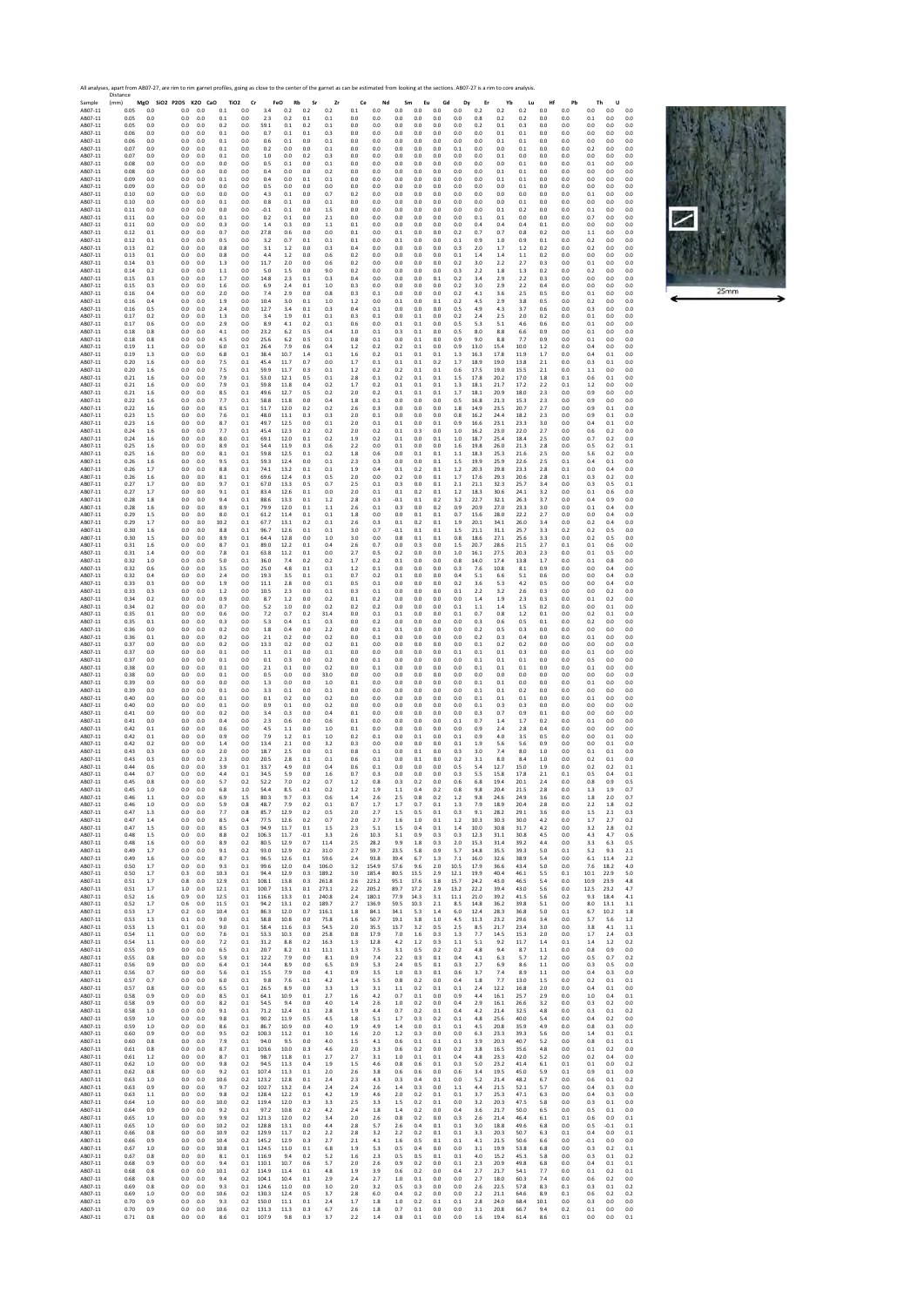All analyses, apart from AB07-27, are rim to rim garnet profiles, going as close to the center of the garnet as can be estimated from looking at the sections. AB07-27 is a rim to core analysis.

| Sample | Distance (mm) | MgO | SiO2 | P2O5 | K2O | CaO | TiO2 | Cr | FeO | Rb | Sr | Zr | Ce | Nd | Sm | Eu | Gd | Dy | Er | Yb | Lu | Hf | Pb | Th | U |
|---|---|---|---|---|---|---|---|---|---|---|---|---|---|---|---|---|---|---|---|---|---|---|---|---|---|
| AB07-11 | 0.05 | 0.0 | | 0.0 | 0.0 | 0.1 | 0.0 | 3.4 | 0.2 | 0.2 | 0.2 | 0.1 | 0.0 | 0.0 | 0.0 | 0.0 | 0.0 | 0.2 | 0.2 | 0.2 | 0.0 | 0.0 | 0.0 | 0.0 | 0.0 |
| AB07-11 | 0.05 | 0.0 | | 0.0 | 0.0 | 0.1 | 0.0 | 2.3 | 0.2 | 0.1 | 0.1 | 0.0 | 0.0 | 0.0 | 0.0 | 0.0 | 0.0 | 0.8 | 0.2 | 0.2 | 0.0 | 0.0 | 0.1 | 0.0 | 0.0 |
| AB07-11 | 0.05 | 0.0 | | 0.0 | 0.0 | 0.2 | 0.0 | 59.1 | 0.1 | 0.2 | 0.1 | 0.0 | 0.0 | 0.0 | 0.0 | 0.0 | 0.0 | 0.2 | 0.1 | 0.3 | 0.0 | 0.0 | 0.0 | 0.0 | 0.0 |
| AB07-11 | 0.06 | 0.0 | | 0.0 | 0.0 | 0.1 | 0.0 | 0.7 | 0.1 | 0.1 | 0.3 | 0.0 | 0.0 | 0.0 | 0.0 | 0.0 | 0.0 | 0.0 | 0.1 | 0.1 | 0.0 | 0.0 | 0.0 | 0.0 | 0.0 |
| AB07-11 | 0.06 | 0.0 | | 0.0 | 0.0 | 0.1 | 0.0 | 0.6 | 0.1 | 0.0 | 0.1 | 0.0 | 0.0 | 0.0 | 0.0 | 0.0 | 0.0 | 0.0 | 0.1 | 0.1 | 0.0 | 0.0 | 0.0 | 0.0 | 0.0 |
| AB07-11 | 0.07 | 0.0 | | 0.0 | 0.0 | 0.1 | 0.0 | 0.2 | 0.0 | 0.0 | 0.1 | 0.0 | 0.0 | 0.0 | 0.0 | 0.0 | 0.1 | 0.0 | 0.0 | 0.0 | 0.0 | 0.0 | 0.2 | 0.0 | 0.0 |
| AB07-11 | 0.07 | 0.0 | | 0.0 | 0.0 | 0.1 | 0.0 | 1.0 | 0.0 | 0.2 | 0.3 | 0.0 | 0.0 | 0.0 | 0.0 | 0.0 | 0.0 | 0.0 | 0.0 | 0.1 | 0.0 | 0.0 | 0.0 | 0.0 | 0.0 |
| AB07-11 | 0.08 | 0.0 | | 0.0 | 0.0 | 0.0 | 0.0 | 0.5 | 0.1 | 0.0 | 0.1 | 0.0 | 0.0 | 0.0 | 0.0 | 0.0 | 0.0 | 0.0 | 0.0 | 0.1 | 0.0 | 0.0 | 0.1 | 0.0 | 0.0 |
| AB07-11 | 0.08 | 0.0 | | 0.0 | 0.0 | 0.0 | 0.0 | 0.4 | 0.0 | 0.0 | 0.2 | 0.0 | 0.0 | 0.0 | 0.0 | 0.0 | 0.0 | 0.0 | 0.1 | 0.1 | 0.0 | 0.0 | 0.0 | 0.0 | 0.0 |
| AB07-11 | 0.09 | 0.0 | | 0.0 | 0.0 | 0.1 | 0.0 | 0.4 | 0.0 | 0.1 | 0.1 | 0.0 | 0.0 | 0.0 | 0.0 | 0.0 | 0.0 | 0.0 | 0.1 | 0.1 | 0.0 | 0.0 | 0.0 | 0.0 | 0.0 |
| AB07-11 | 0.09 | 0.0 | | 0.0 | 0.0 | 0.0 | 0.0 | 0.5 | 0.0 | 0.0 | 0.0 | 0.0 | 0.0 | 0.0 | 0.0 | 0.0 | 0.0 | 0.0 | 0.0 | 0.1 | 0.0 | 0.0 | 0.0 | 0.0 | 0.0 |
| AB07-11 | 0.10 | 0.0 | | 0.0 | 0.0 | 0.0 | 0.0 | 4.3 | 0.1 | 0.0 | 0.7 | 0.2 | 0.0 | 0.0 | 0.0 | 0.0 | 0.0 | 0.0 | 0.0 | 0.0 | 0.0 | 0.0 | 0.1 | 0.0 | 0.0 |
| AB07-11 | 0.10 | 0.0 | | 0.0 | 0.0 | 0.1 | 0.0 | 0.8 | 0.1 | 0.0 | 0.1 | 0.0 | 0.0 | 0.0 | 0.0 | 0.0 | 0.0 | 0.0 | 0.0 | 0.1 | 0.0 | 0.0 | 0.0 | 0.0 | 0.0 |
| AB07-11 | 0.11 | 0.0 | | 0.0 | 0.0 | 0.0 | 0.0 | -0.1 | 0.1 | 0.0 | 1.5 | 0.0 | 0.0 | 0.0 | 0.0 | 0.0 | 0.0 | 0.0 | 0.1 | 0.2 | 0.0 | 0.0 | 0.1 | 0.0 | 0.0 |
| AB07-11 | 0.11 | 0.0 | | 0.0 | 0.0 | 0.1 | 0.0 | 0.2 | 0.1 | 0.0 | 2.1 | 0.0 | 0.0 | 0.0 | 0.0 | 0.0 | 0.0 | 0.1 | 0.1 | 0.0 | 0.0 | 0.0 | 0.7 | 0.0 | 0.0 |
| AB07-11 | 0.11 | 0.0 | | 0.0 | 0.0 | 0.3 | 0.0 | 1.4 | 0.3 | 0.0 | 1.1 | 0.1 | 0.0 | 0.0 | 0.0 | 0.0 | 0.0 | 0.4 | 0.4 | 0.4 | 0.1 | 0.0 | 0.0 | 0.0 | 0.0 |
| AB07-11 | 0.12 | 0.1 | | 0.0 | 0.0 | 0.7 | 0.0 | 27.8 | 0.6 | 0.0 | 0.0 | 0.1 | 0.0 | 0.1 | 0.0 | 0.0 | 0.2 | 0.7 | 0.7 | 0.8 | 0.2 | 0.0 | 1.1 | 0.0 | 0.0 |
| AB07-11 | 0.12 | 0.1 | | 0.0 | 0.0 | 0.5 | 0.0 | 3.2 | 0.7 | 0.1 | 0.1 | 0.3 | 0.0 | 0.1 | 0.0 | 0.0 | 0.1 | 0.9 | 1.0 | 0.9 | 0.1 | 0.0 | 0.2 | 0.0 | 0.0 |
| AB07-11 | 0.13 | 0.2 | | 0.0 | 0.0 | 0.8 | 0.0 | 3.1 | 1.2 | 0.0 | 0.3 | 0.4 | 0.0 | 0.0 | 0.0 | 0.0 | 0.3 | 2.0 | 1.7 | 1.2 | 0.2 | 0.0 | 0.2 | 0.0 | 0.0 |
| AB07-11 | 0.13 | 0.1 | | 0.0 | 0.0 | 0.8 | 0.0 | 4.4 | 1.2 | 0.0 | 0.6 | 0.2 | 0.0 | 0.0 | 0.0 | 0.0 | 0.1 | 1.4 | 1.4 | 1.1 | 0.2 | 0.0 | 0.0 | 0.0 | 0.0 |
| AB07-11 | 0.14 | 0.3 | | 0.0 | 0.0 | 1.3 | 0.0 | 11.7 | 2.0 | 0.0 | 0.6 | 0.2 | 0.0 | 0.0 | 0.0 | 0.0 | 0.2 | 3.0 | 2.2 | 2.7 | 0.3 | 0.0 | 0.1 | 0.0 | 0.0 |
| AB07-11 | 0.14 | 0.2 | | 0.0 | 0.0 | 1.1 | 0.0 | 5.0 | 1.5 | 0.0 | 9.0 | 0.2 | 0.0 | 0.0 | 0.0 | 0.0 | 0.3 | 2.2 | 1.8 | 1.3 | 0.2 | 0.0 | 0.2 | 0.0 | 0.0 |
| AB07-11 | 0.15 | 0.3 | | 0.0 | 0.0 | 1.7 | 0.0 | 14.8 | 2.3 | 0.1 | 0.3 | 0.4 | 0.0 | 0.0 | 0.0 | 0.1 | 0.2 | 3.4 | 2.9 | 2.2 | 0.3 | 0.0 | 0.0 | 0.0 | 0.0 |
| AB07-11 | 0.15 | 0.3 | | 0.0 | 0.0 | 1.6 | 0.0 | 6.9 | 2.4 | 0.1 | 1.0 | 0.3 | 0.0 | 0.0 | 0.0 | 0.0 | 0.2 | 3.0 | 2.9 | 2.2 | 0.4 | 0.0 | 0.0 | 0.0 | 0.0 |
| AB07-11 | 0.16 | 0.4 | | 0.0 | 0.0 | 2.0 | 0.0 | 7.4 | 2.9 | 0.0 | 0.8 | 0.3 | 0.1 | 0.0 | 0.0 | 0.0 | 0.2 | 4.1 | 3.6 | 2.5 | 0.5 | 0.0 | 0.1 | 0.0 | 0.0 |
| AB07-11 | 0.16 | 0.4 | | 0.0 | 0.0 | 1.9 | 0.0 | 10.4 | 3.0 | 0.1 | 1.0 | 1.2 | 0.0 | 0.1 | 0.0 | 0.0 | 0.2 | 4.5 | 2.9 | 3.8 | 0.5 | 0.0 | 0.2 | 0.0 | 0.0 |
| AB07-11 | 0.16 | 0.5 | | 0.0 | 0.0 | 2.4 | 0.0 | 12.7 | 3.4 | 0.1 | 0.3 | 0.4 | 0.1 | 0.0 | 0.0 | 0.0 | 0.5 | 4.9 | 4.3 | 3.7 | 0.6 | 0.0 | 0.3 | 0.0 | 0.0 |
| AB07-11 | 0.17 | 0.2 | | 0.0 | 0.0 | 1.3 | 0.0 | 3.4 | 1.9 | 0.1 | 0.1 | 0.3 | 0.1 | 0.0 | 0.1 | 0.0 | 0.2 | 2.4 | 2.5 | 2.0 | 0.2 | 0.0 | 0.1 | 0.0 | 0.0 |
| AB07-11 | 0.17 | 0.6 | | 0.0 | 0.0 | 2.9 | 0.0 | 8.9 | 4.1 | 0.2 | 0.1 | 0.6 | 0.0 | 0.1 | 0.1 | 0.0 | 0.5 | 5.3 | 5.1 | 4.6 | 0.6 | 0.0 | 0.1 | 0.0 | 0.0 |
| AB07-11 | 0.18 | 0.8 | | 0.0 | 0.0 | 4.1 | 0.0 | 23.2 | 6.2 | 0.5 | 0.4 | 1.0 | 0.1 | 0.3 | 0.1 | 0.0 | 0.5 | 8.0 | 8.8 | 6.6 | 0.9 | 0.0 | 0.1 | 0.0 | 0.0 |
| AB07-11 | 0.18 | 0.8 | | 0.0 | 0.0 | 4.5 | 0.0 | 25.6 | 6.2 | 0.5 | 0.1 | 0.8 | 0.1 | 0.0 | 0.1 | 0.0 | 0.9 | 9.0 | 8.8 | 7.7 | 0.9 | 0.0 | 0.1 | 0.0 | 0.0 |
| AB07-11 | 0.19 | 1.1 | | 0.0 | 0.0 | 6.0 | 0.1 | 26.4 | 7.9 | 0.6 | 0.4 | 1.2 | 0.2 | 0.2 | 0.1 | 0.0 | 0.9 | 13.0 | 15.4 | 10.0 | 1.2 | 0.0 | 0.4 | 0.0 | 0.0 |
| AB07-11 | 0.19 | 1.3 | | 0.0 | 0.0 | 6.8 | 0.1 | 38.4 | 10.7 | 1.4 | 0.1 | 1.6 | 0.2 | 0.1 | 0.1 | 0.1 | 1.3 | 16.3 | 17.8 | 11.9 | 1.7 | 0.0 | 0.4 | 0.1 | 0.0 |
| AB07-11 | 0.20 | 1.6 | | 0.0 | 0.0 | 7.5 | 0.1 | 45.4 | 11.7 | 0.7 | 0.0 | 1.7 | 0.1 | 0.1 | 0.1 | 0.2 | 1.7 | 18.9 | 19.0 | 13.8 | 2.1 | 0.0 | 0.3 | 0.1 | 0.0 |
| AB07-11 | 0.20 | 1.6 | | 0.0 | 0.0 | 7.5 | 0.1 | 59.9 | 11.7 | 0.3 | 0.1 | 1.2 | 0.2 | 0.2 | 0.1 | 0.1 | 0.6 | 17.5 | 19.0 | 15.5 | 2.1 | 0.0 | 1.1 | 0.0 | 0.0 |
| AB07-11 | 0.21 | 1.6 | | 0.0 | 0.0 | 7.9 | 0.1 | 53.0 | 12.1 | 0.5 | 0.1 | 2.8 | 0.1 | 0.2 | 0.1 | 0.1 | 1.5 | 17.8 | 20.2 | 17.0 | 1.8 | 0.1 | 0.6 | 0.1 | 0.0 |
| AB07-11 | 0.21 | 1.6 | | 0.0 | 0.0 | 7.9 | 0.1 | 59.8 | 11.8 | 0.4 | 0.2 | 1.7 | 0.2 | 0.1 | 0.1 | 0.1 | 1.3 | 18.1 | 21.7 | 17.2 | 2.2 | 0.1 | 1.2 | 0.0 | 0.0 |
| AB07-11 | 0.21 | 1.6 | | 0.0 | 0.0 | 8.5 | 0.1 | 49.6 | 12.7 | 0.5 | 0.2 | 2.0 | 0.1 | 0.1 | 0.1 | 0.1 | 1.7 | 18.1 | 20.9 | 18.0 | 2.3 | 0.0 | 0.9 | 0.0 | 0.0 |
| AB07-11 | 0.22 | 1.6 | | 0.0 | 0.0 | 7.7 | 0.1 | 58.8 | 11.8 | 0.0 | 0.4 | 1.8 | 0.1 | 0.0 | 0.0 | 0.0 | 0.5 | 16.8 | 21.3 | 15.3 | 2.3 | 0.0 | 0.9 | 0.0 | 0.0 |
| AB07-11 | 0.22 | 1.6 | | 0.0 | 0.0 | 8.5 | 0.1 | 51.7 | 12.0 | 0.2 | 0.2 | 2.6 | 0.3 | 0.0 | 0.0 | 0.0 | 1.8 | 14.9 | 23.5 | 20.7 | 2.7 | 0.0 | 0.9 | 0.1 | 0.0 |
| AB07-11 | 0.23 | 1.5 | | 0.0 | 0.0 | 7.6 | 0.1 | 48.0 | 11.1 | 0.3 | 0.3 | 2.0 | 0.1 | 0.0 | 0.0 | 0.0 | 0.8 | 16.2 | 24.4 | 18.2 | 2.3 | 0.0 | 0.9 | 0.1 | 0.0 |
| AB07-11 | 0.23 | 1.6 | | 0.0 | 0.0 | 8.7 | 0.1 | 49.7 | 12.5 | 0.0 | 0.1 | 2.0 | 0.1 | 0.1 | 0.0 | 0.1 | 0.9 | 16.6 | 23.1 | 23.3 | 3.0 | 0.0 | 0.4 | 0.1 | 0.0 |
| AB07-11 | 0.24 | 1.6 | | 0.0 | 0.0 | 7.7 | 0.1 | 45.4 | 12.3 | 0.2 | 0.2 | 2.0 | 0.2 | 0.1 | 0.3 | 0.0 | 1.0 | 16.2 | 23.0 | 22.0 | 2.7 | 0.0 | 0.6 | 0.2 | 0.0 |
| AB07-11 | 0.24 | 1.6 | | 0.0 | 0.0 | 8.0 | 0.1 | 69.1 | 12.0 | 0.1 | 0.2 | 1.9 | 0.2 | 0.1 | 0.0 | 0.1 | 1.0 | 18.7 | 25.4 | 18.4 | 2.5 | 0.0 | 0.7 | 0.2 | 0.0 |
| AB07-11 | 0.25 | 1.6 | | 0.0 | 0.0 | 8.9 | 0.1 | 54.4 | 11.9 | 0.3 | 0.6 | 2.2 | 0.0 | 0.1 | 0.0 | 0.0 | 1.6 | 19.8 | 26.0 | 21.3 | 2.8 | 0.0 | 0.5 | 0.2 | 0.1 |
| AB07-11 | 0.25 | 1.6 | | 0.0 | 0.0 | 8.1 | 0.1 | 59.8 | 12.5 | 0.1 | 0.2 | 1.8 | 0.6 | 0.0 | 0.1 | 0.1 | 1.1 | 18.3 | 25.3 | 21.6 | 2.5 | 0.0 | 5.6 | 0.2 | 0.0 |
| AB07-11 | 0.26 | 1.6 | | 0.0 | 0.0 | 9.5 | 0.1 | 59.3 | 12.4 | 0.0 | 0.1 | 2.3 | 0.3 | 0.0 | 0.0 | 0.1 | 1.5 | 19.9 | 25.9 | 22.6 | 2.5 | 0.1 | 0.4 | 0.1 | 0.0 |
| AB07-11 | 0.26 | 1.7 | | 0.0 | 0.0 | 8.8 | 0.1 | 74.1 | 13.2 | 0.1 | 0.1 | 1.9 | 0.4 | 0.1 | 0.2 | 0.1 | 1.2 | 20.3 | 29.8 | 23.3 | 2.8 | 0.1 | 0.0 | 0.4 | 0.0 |
| AB07-11 | 0.26 | 1.6 | | 0.0 | 0.0 | 8.1 | 0.1 | 69.6 | 12.4 | 0.3 | 0.5 | 2.0 | 0.0 | 0.2 | 0.0 | 0.1 | 1.7 | 17.6 | 29.3 | 20.6 | 2.8 | 0.1 | 0.3 | 0.2 | 0.0 |
| AB07-11 | 0.27 | 1.7 | | 0.0 | 0.0 | 9.7 | 0.1 | 67.0 | 13.3 | 0.5 | 0.7 | 2.5 | 0.1 | 0.3 | 0.0 | 0.1 | 2.1 | 21.1 | 32.3 | 25.7 | 3.4 | 0.0 | 0.3 | 0.5 | 0.1 |
| AB07-11 | 0.27 | 1.7 | | 0.0 | 0.0 | 9.1 | 0.1 | 83.4 | 12.6 | 0.1 | 0.0 | 2.0 | 0.1 | 0.1 | 0.2 | 0.1 | 1.2 | 18.3 | 30.6 | 24.1 | 3.2 | 0.0 | 0.1 | 0.6 | 0.0 |
| AB07-11 | 0.28 | 1.8 | | 0.0 | 0.0 | 9.4 | 0.1 | 88.6 | 13.3 | 0.1 | 1.2 | 2.8 | 0.3 | 0.1 | 0.1 | 0.2 | 3.2 | 22.7 | 32.1 | 26.3 | 3.7 | 0.0 | 0.4 | 0.9 | 0.0 |
| AB07-11 | 0.28 | 1.6 | | 0.0 | 0.0 | 8.9 | 0.1 | 79.9 | 12.0 | 0.1 | 1.1 | 2.6 | 0.1 | 0.3 | 0.0 | 0.2 | 0.9 | 20.9 | 27.0 | 23.3 | 3.0 | 0.0 | 0.1 | 0.4 | 0.0 |
| AB07-11 | 0.29 | 1.5 | | 0.0 | 0.0 | 8.0 | 0.1 | 61.2 | 11.4 | 0.1 | 0.1 | 1.8 | 0.0 | 0.0 | 0.1 | 0.1 | 0.7 | 15.6 | 28.0 | 22.2 | 2.7 | 0.0 | 0.0 | 0.4 | 0.0 |
| AB07-11 | 0.29 | 1.7 | | 0.0 | 0.0 | 10.2 | 0.1 | 67.7 | 13.1 | 0.2 | 0.1 | 2.6 | 0.3 | 0.1 | 0.2 | 0.1 | 1.9 | 20.1 | 34.1 | 26.0 | 3.4 | 0.0 | 0.2 | 0.4 | 0.0 |
| AB07-11 | 0.30 | 1.6 | | 0.0 | 0.0 | 8.8 | 0.1 | 96.7 | 12.6 | 0.1 | 0.1 | 3.0 | 0.7 | -0.1 | 0.1 | 0.1 | 1.5 | 21.1 | 31.1 | 25.7 | 3.3 | 0.2 | 0.2 | 0.5 | 0.0 |
| AB07-11 | 0.30 | 1.5 | | 0.0 | 0.0 | 8.9 | 0.1 | 64.4 | 12.8 | 0.0 | 1.0 | 3.0 | 0.0 | 0.8 | 0.1 | 0.1 | 0.8 | 18.6 | 27.1 | 25.6 | 3.3 | 0.0 | 0.2 | 0.5 | 0.0 |
| AB07-11 | 0.31 | 1.6 | | 0.0 | 0.0 | 8.7 | 0.1 | 89.0 | 12.2 | 0.1 | 0.4 | 2.6 | 0.7 | 0.0 | 0.3 | 0.0 | 1.5 | 20.7 | 28.6 | 21.5 | 2.7 | 0.1 | 0.1 | 0.6 | 0.0 |
| AB07-11 | 0.31 | 1.4 | | 0.0 | 0.0 | 7.8 | 0.1 | 63.8 | 11.2 | 0.1 | 0.0 | 2.7 | 0.5 | 0.2 | 0.0 | 0.0 | 1.0 | 16.1 | 27.5 | 20.3 | 2.3 | 0.0 | 0.1 | 0.5 | 0.0 |
| AB07-11 | 0.32 | 1.0 | | 0.0 | 0.0 | 5.0 | 0.1 | 36.0 | 7.4 | 0.2 | 0.2 | 1.7 | 0.2 | 0.1 | 0.0 | 0.0 | 0.8 | 14.0 | 17.4 | 13.8 | 1.7 | 0.0 | 0.1 | 0.8 | 0.0 |
| AB07-11 | 0.32 | 0.6 | | 0.0 | 0.0 | 3.5 | 0.0 | 25.0 | 4.8 | 0.1 | 0.3 | 1.2 | 0.1 | 0.0 | 0.0 | 0.0 | 0.3 | 7.6 | 10.8 | 8.1 | 0.9 | 0.0 | 0.0 | 0.4 | 0.0 |
| AB07-11 | 0.32 | 0.4 | | 0.0 | 0.0 | 2.4 | 0.0 | 19.3 | 3.5 | 0.1 | 0.1 | 0.7 | 0.2 | 0.1 | 0.0 | 0.0 | 0.4 | 5.1 | 6.6 | 5.1 | 0.6 | 0.0 | 0.0 | 0.4 | 0.0 |
| AB07-11 | 0.33 | 0.3 | | 0.0 | 0.0 | 1.9 | 0.0 | 11.1 | 2.8 | 0.0 | 0.1 | 0.5 | 0.1 | 0.0 | 0.0 | 0.0 | 0.2 | 3.6 | 5.3 | 4.2 | 0.5 | 0.0 | 0.0 | 0.4 | 0.0 |
| AB07-11 | 0.33 | 0.3 | | 0.0 | 0.0 | 1.2 | 0.0 | 10.5 | 2.3 | 0.0 | 0.1 | 0.3 | 0.1 | 0.0 | 0.0 | 0.0 | 0.1 | 2.2 | 3.2 | 2.6 | 0.3 | 0.0 | 0.0 | 0.2 | 0.0 |
| AB07-11 | 0.34 | 0.2 | | 0.0 | 0.0 | 0.9 | 0.0 | 8.7 | 1.2 | 0.0 | 0.2 | 0.1 | 0.2 | 0.0 | 0.0 | 0.0 | 0.0 | 1.4 | 1.9 | 2.3 | 0.3 | 0.0 | 0.1 | 0.2 | 0.0 |
| AB07-11 | 0.34 | 0.2 | | 0.0 | 0.0 | 0.7 | 0.0 | 5.2 | 1.0 | 0.0 | 0.2 | 0.2 | 0.2 | 0.0 | 0.0 | 0.0 | 0.1 | 1.1 | 1.4 | 1.5 | 0.2 | 0.0 | 0.0 | 0.1 | 0.0 |
| AB07-11 | 0.35 | 0.1 | | 0.0 | 0.0 | 0.6 | 0.0 | 7.2 | 0.7 | 0.2 | 31.4 | 0.0 | 0.1 | 0.1 | 0.0 | 0.0 | 0.1 | 0.7 | 0.8 | 1.2 | 0.1 | 0.0 | 0.2 | 0.1 | 0.0 |
| AB07-11 | 0.35 | 0.1 | | 0.0 | 0.0 | 0.3 | 0.0 | 5.3 | 0.4 | 0.1 | 0.3 | 0.0 | 0.2 | 0.0 | 0.0 | 0.0 | 0.0 | 0.3 | 0.6 | 0.5 | 0.1 | 0.0 | 0.2 | 0.0 | 0.0 |
| AB07-11 | 0.36 | 0.0 | | 0.0 | 0.0 | 0.2 | 0.0 | 1.8 | 0.4 | 0.0 | 2.2 | 0.0 | 0.1 | 0.1 | 0.0 | 0.0 | 0.0 | 0.2 | 0.5 | 0.3 | 0.0 | 0.0 | 0.0 | 0.0 | 0.0 |
| AB07-11 | 0.36 | 0.1 | | 0.0 | 0.0 | 0.2 | 0.0 | 2.1 | 0.2 | 0.0 | 0.2 | 0.0 | 0.1 | 0.0 | 0.0 | 0.0 | 0.0 | 0.2 | 0.3 | 0.4 | 0.0 | 0.0 | 0.1 | 0.0 | 0.0 |
| AB07-11 | 0.37 | 0.0 | | 0.0 | 0.0 | 0.2 | 0.0 | 13.3 | 0.2 | 0.0 | 0.2 | 0.1 | 0.0 | 0.0 | 0.0 | 0.0 | 0.0 | 0.1 | 0.2 | 0.2 | 0.0 | 0.0 | 0.0 | 0.0 | 0.0 |
| AB07-11 | 0.37 | 0.0 | | 0.0 | 0.0 | 0.1 | 0.0 | 1.1 | 0.1 | 0.0 | 0.1 | 0.0 | 0.0 | 0.0 | 0.0 | 0.0 | 0.1 | 0.1 | 0.1 | 0.3 | 0.0 | 0.0 | 0.1 | 0.0 | 0.0 |
| AB07-11 | 0.37 | 0.0 | | 0.0 | 0.0 | 0.1 | 0.0 | 0.1 | 0.3 | 0.0 | 0.2 | 0.0 | 0.1 | 0.0 | 0.0 | 0.0 | 0.0 | 0.1 | 0.1 | 0.1 | 0.0 | 0.0 | 0.5 | 0.0 | 0.0 |
| AB07-11 | 0.38 | 0.0 | | 0.0 | 0.0 | 0.1 | 0.0 | 2.1 | 0.1 | 0.0 | 0.2 | 0.0 | 0.1 | 0.0 | 0.0 | 0.0 | 0.0 | 0.1 | 0.1 | 0.1 | 0.0 | 0.0 | 0.1 | 0.0 | 0.0 |
| AB07-11 | 0.38 | 0.0 | | 0.0 | 0.0 | 0.1 | 0.0 | 0.5 | 0.0 | 0.0 | 33.0 | 0.0 | 0.0 | 0.0 | 0.0 | 0.0 | 0.0 | 0.0 | 0.0 | 0.0 | 0.0 | 0.0 | 0.0 | 0.0 | 0.0 |
| AB07-11 | 0.39 | 0.0 | | 0.0 | 0.0 | 0.0 | 0.0 | 1.3 | 0.0 | 0.0 | 1.0 | 0.1 | 0.0 | 0.0 | 0.0 | 0.0 | 0.0 | 0.1 | 0.0 | 0.1 | 0.0 | 0.0 | 0.1 | 0.0 | 0.0 |
| AB07-11 | 0.39 | 0.0 | | 0.0 | 0.0 | 0.1 | 0.0 | 3.3 | 0.1 | 0.0 | 0.1 | 0.0 | 0.0 | 0.0 | 0.0 | 0.0 | 0.0 | 0.1 | 0.1 | 0.2 | 0.0 | 0.0 | 0.0 | 0.0 | 0.0 |
| AB07-11 | 0.40 | 0.0 | | 0.0 | 0.0 | 0.1 | 0.0 | 0.1 | 0.2 | 0.0 | 0.2 | 0.0 | 0.0 | 0.0 | 0.0 | 0.0 | 0.0 | 0.1 | 0.1 | 0.1 | 0.0 | 0.0 | 0.1 | 0.0 | 0.0 |
| AB07-11 | 0.40 | 0.0 | | 0.0 | 0.0 | 0.1 | 0.0 | 0.9 | 0.1 | 0.0 | 0.2 | 0.0 | 0.0 | 0.0 | 0.0 | 0.0 | 0.1 | 0.3 | 0.3 | 0.0 | 0.0 | 0.0 | 0.0 | 0.0 | 0.0 |
| AB07-11 | 0.41 | 0.0 | | 0.0 | 0.0 | 0.2 | 0.0 | 3.4 | 0.3 | 0.0 | 0.4 | 0.1 | 0.0 | 0.0 | 0.0 | 0.0 | 0.0 | 0.3 | 0.7 | 0.9 | 0.1 | 0.0 | 0.0 | 0.0 | 0.0 |
| AB07-11 | 0.41 | 0.0 | | 0.0 | 0.0 | 0.4 | 0.0 | 2.3 | 0.6 | 0.0 | 0.6 | 0.1 | 0.0 | 0.0 | 0.0 | 0.0 | 0.1 | 0.7 | 1.4 | 1.7 | 0.2 | 0.0 | 0.1 | 0.0 | 0.0 |
| AB07-11 | 0.42 | 0.1 | | 0.0 | 0.0 | 0.6 | 0.0 | 4.5 | 1.1 | 0.0 | 1.0 | 0.1 | 0.0 | 0.0 | 0.0 | 0.0 | 0.0 | 0.9 | 2.4 | 2.8 | 0.4 | 0.0 | 0.0 | 0.0 | 0.0 |
| AB07-11 | 0.42 | 0.1 | | 0.0 | 0.0 | 0.9 | 0.0 | 7.9 | 1.2 | 0.1 | 1.0 | 0.2 | 0.1 | 0.0 | 0.1 | 0.0 | 0.1 | 0.9 | 4.0 | 3.5 | 0.5 | 0.0 | 0.0 | 0.1 | 0.0 |
| AB07-11 | 0.42 | 0.2 | | 0.0 | 0.0 | 1.4 | 0.0 | 13.4 | 2.1 | 0.0 | 3.2 | 0.3 | 0.0 | 0.0 | 0.0 | 0.0 | 0.1 | 1.9 | 5.6 | 5.6 | 0.9 | 0.0 | 0.0 | 0.1 | 0.0 |
| AB07-11 | 0.43 | 0.3 | | 0.0 | 0.0 | 2.0 | 0.0 | 18.7 | 2.5 | 0.0 | 0.1 | 0.8 | 0.1 | 0.0 | 0.1 | 0.0 | 0.3 | 3.0 | 7.4 | 8.0 | 1.0 | 0.0 | 0.1 | 0.1 | 0.0 |
| AB07-11 | 0.43 | 0.3 | | 0.0 | 0.0 | 2.3 | 0.0 | 20.5 | 2.8 | 0.1 | 0.1 | 0.6 | 0.1 | 0.0 | 0.1 | 0.0 | 0.2 | 3.1 | 8.0 | 8.4 | 1.0 | 0.0 | 0.2 | 0.1 | 0.0 |
| AB07-11 | 0.44 | 0.6 | | 0.0 | 0.0 | 3.9 | 0.1 | 33.7 | 4.9 | 0.0 | 0.4 | 0.6 | 0.1 | 0.0 | 0.1 | 0.0 | 0.5 | 5.4 | 12.7 | 15.0 | 1.9 | 0.0 | 0.2 | 0.2 | 0.1 |
| AB07-11 | 0.44 | 0.7 | | 0.0 | 0.0 | 4.4 | 0.1 | 34.5 | 5.9 | 0.0 | 1.6 | 0.7 | 0.3 | 0.0 | 0.0 | 0.0 | 0.3 | 5.5 | 15.8 | 17.8 | 2.1 | 0.1 | 0.5 | 0.4 | 0.1 |
| AB07-11 | 0.45 | 0.8 | | 0.0 | 0.0 | 5.7 | 0.2 | 52.2 | 7.0 | 0.2 | 0.7 | 1.2 | 0.8 | 0.3 | 0.2 | 0.0 | 0.6 | 6.8 | 19.4 | 20.1 | 2.4 | 0.0 | 0.8 | 0.9 | 0.5 |
| AB07-11 | 0.45 | 1.0 | | 0.0 | 0.0 | 6.8 | 1.0 | 54.4 | 8.5 | -0.1 | 0.2 | 1.2 | 1.9 | 1.1 | 0.4 | 0.2 | 0.8 | 9.8 | 20.4 | 21.5 | 2.8 | 0.0 | 1.3 | 1.9 | 0.7 |
| AB07-11 | 0.46 | 1.1 | | 0.0 | 0.0 | 6.9 | 1.5 | 80.3 | 9.7 | 0.3 | 0.6 | 1.4 | 2.6 | 2.5 | 0.8 | 0.2 | 1.2 | 9.8 | 24.6 | 24.9 | 3.6 | 0.0 | 1.8 | 2.0 | 0.7 |
| AB07-11 | 0.46 | 1.0 | | 0.0 | 0.0 | 5.9 | 0.8 | 48.7 | 7.9 | 0.2 | 0.1 | 0.7 | 1.7 | 1.7 | 0.7 | 0.1 | 1.3 | 7.9 | 18.9 | 20.4 | 2.8 | 0.0 | 2.2 | 1.8 | 0.2 |
| AB07-11 | 0.47 | 1.3 | | 0.0 | 0.0 | 7.7 | 0.8 | 85.7 | 12.9 | 0.2 | 0.5 | 2.0 | 2.7 | 1.5 | 0.5 | 0.1 | 0.3 | 9.1 | 28.2 | 29.1 | 3.6 | 0.0 | 1.5 | 2.1 | 0.3 |
| AB07-11 | 0.47 | 1.4 | | 0.0 | 0.0 | 8.5 | 0.4 | 77.5 | 12.6 | 0.2 | 0.7 | 2.0 | 2.7 | 1.6 | 1.0 | 0.1 | 1.2 | 10.3 | 30.3 | 30.0 | 4.2 | 0.0 | 3.7 | 2.7 | 0.7 |
| AB07-11 | 0.47 | 1.5 | | 0.0 | 0.0 | 8.5 | 0.3 | 94.9 | 11.7 | 0.1 | 1.5 | 2.3 | 5.1 | 1.5 | 0.4 | 0.1 | 1.4 | 10.0 | 30.8 | 31.7 | 4.2 | 0.0 | 3.2 | 2.8 | 0.2 |
| AB07-11 | 0.48 | 1.5 | | 0.0 | 0.0 | 8.8 | 0.2 | 106.3 | 11.7 | -0.1 | 3.3 | 2.6 | 10.3 | 3.1 | 0.9 | 0.3 | 0.3 | 12.3 | 31.1 | 30.8 | 4.5 | 0.0 | 4.3 | 4.7 | 0.6 |
| AB07-11 | 0.48 | 1.6 | | 0.0 | 0.0 | 8.9 | 0.2 | 80.5 | 12.9 | 0.7 | 11.4 | 2.5 | 28.2 | 9.9 | 1.8 | 0.3 | 2.0 | 15.3 | 31.4 | 39.2 | 4.4 | 0.0 | 3.3 | 6.3 | 0.5 |
| AB07-11 | 0.49 | 1.7 | | 0.0 | 0.0 | 9.1 | 0.2 | 93.0 | 12.9 | 0.2 | 31.0 | 2.7 | 59.7 | 23.5 | 5.8 | 0.9 | 5.7 | 14.8 | 35.5 | 39.3 | 5.0 | 0.1 | 5.2 | 9.3 | 2.1 |
| AB07-11 | 0.49 | 1.6 | | 0.0 | 0.0 | 8.7 | 0.1 | 96.5 | 12.6 | 0.1 | 59.6 | 2.4 | 93.8 | 39.4 | 6.7 | 1.3 | 7.1 | 16.0 | 32.6 | 38.9 | 5.4 | 0.0 | 6.1 | 11.4 | 2.2 |
| AB07-11 | 0.50 | 1.7 | | 0.0 | 0.0 | 9.3 | 0.1 | 99.6 | 12.0 | 0.4 | 106.0 | 3.2 | 154.9 | 57.6 | 9.6 | 2.0 | 10.5 | 17.9 | 36.6 | 43.4 | 5.0 | 0.0 | 7.6 | 18.2 | 4.0 |
| AB07-11 | 0.50 | 1.7 | | 0.3 | 0.0 | 10.3 | 0.1 | 94.4 | 12.9 | 0.3 | 189.2 | 3.0 | 185.4 | 80.5 | 13.5 | 2.9 | 12.1 | 19.9 | 40.4 | 46.1 | 5.5 | 0.1 | 10.1 | 22.9 | 5.0 |
| AB07-11 | 0.51 | 1.7 | | 0.8 | 0.0 | 12.9 | 0.1 | 108.1 | 13.8 | 0.3 | 261.8 | 2.6 | 223.2 | 95.1 | 17.6 | 3.8 | 15.7 | 24.2 | 43.0 | 46.5 | 5.4 | 0.0 | 10.9 | 23.9 | 4.8 |
| AB07-11 | 0.51 | 1.7 | | 1.0 | 0.0 | 12.1 | 0.1 | 100.7 | 15.1 | 0.1 | 273.1 | 2.2 | 205.2 | 89.7 | 17.2 | 2.9 | 13.2 | 22.2 | 39.4 | 43.0 | 5.6 | 0.0 | 12.5 | 23.2 | 4.7 |
| AB07-11 | 0.52 | 1.6 | | 0.9 | 0.0 | 12.5 | 0.1 | 116.6 | 13.3 | 0.1 | 240.8 | 2.4 | 180.1 | 77.9 | 14.3 | 3.1 | 11.1 | 21.0 | 39.2 | 41.5 | 5.6 | 0.2 | 9.3 | 18.4 | 4.1 |
| AB07-11 | 0.52 | 1.7 | | 0.6 | 0.0 | 11.5 | 0.1 | 94.2 | 13.1 | 0.2 | 189.7 | 2.7 | 136.9 | 59.5 | 10.3 | 2.1 | 8.5 | 14.8 | 36.2 | 39.8 | 5.1 | 0.0 | 8.0 | 13.1 | 3.1 |
| AB07-11 | 0.53 | 1.7 | | 0.2 | 0.0 | 10.4 | 0.1 | 86.3 | 12.0 | 0.7 | 116.1 | 1.8 | 84.1 | 34.1 | 5.3 | 1.4 | 6.0 | 12.4 | 28.3 | 36.8 | 5.0 | 0.1 | 6.7 | 10.2 | 1.8 |
| AB07-11 | 0.53 | 1.3 | | 0.1 | 0.0 | 9.0 | 0.1 | 58.8 | 10.8 | 0.0 | 75.8 | 1.6 | 50.7 | 19.1 | 3.8 | 1.0 | 4.5 | 11.3 | 23.2 | 29.6 | 3.4 | 0.0 | 5.7 | 5.6 | 1.2 |
| AB07-11 | 0.53 | 1.3 | | 0.1 | 0.0 | 9.0 | 0.1 | 58.4 | 11.6 | 0.3 | 54.5 | 2.0 | 35.5 | 13.7 | 3.2 | 0.5 | 2.5 | 8.5 | 21.7 | 23.4 | 3.0 | 0.0 | 3.8 | 4.1 | 1.1 |
| AB07-11 | 0.54 | 1.1 | | 0.0 | 0.0 | 7.6 | 0.1 | 53.3 | 10.3 | 0.0 | 25.8 | 0.8 | 17.9 | 7.3 | 1.6 | 0.3 | 1.3 | 7.7 | 14.5 | 15.3 | 2.0 | 0.0 | 1.7 | 2.4 | 0.3 |
| AB07-11 | 0.54 | 1.1 | | 0.0 | 0.0 | 7.2 | 0.1 | 31.2 | 8.8 | 0.2 | 16.3 | 1.3 | 12.8 | 4.2 | 1.2 | 0.3 | 1.1 | 5.1 | 9.2 | 11.7 | 1.4 | 0.1 | 1.4 | 1.2 | 0.2 |
| AB07-11 | 0.55 | 0.9 | | 0.0 | 0.0 | 6.5 | 0.1 | 20.7 | 8.2 | 0.1 | 11.1 | 1.3 | 7.5 | 3.1 | 0.5 | 0.2 | 0.2 | 4.8 | 9.4 | 8.7 | 1.1 | 0.0 | 0.8 | 0.9 | 0.0 |
| AB07-11 | 0.55 | 0.8 | | 0.0 | 0.0 | 5.9 | 0.1 | 12.2 | 7.9 | 0.0 | 8.1 | 0.9 | 7.4 | 2.2 | 0.3 | 0.1 | 0.4 | 4.1 | 6.3 | 5.7 | 1.2 | 0.0 | 0.5 | 0.7 | 0.2 |
| AB07-11 | 0.56 | 0.9 | | 0.0 | 0.0 | 6.4 | 0.1 | 14.4 | 8.9 | 0.0 | 6.5 | 0.9 | 5.3 | 2.4 | 0.5 | 0.1 | 0.3 | 2.7 | 6.9 | 8.6 | 1.1 | 0.0 | 0.3 | 0.5 | 0.0 |
| AB07-11 | 0.56 | 0.7 | | 0.0 | 0.0 | 5.6 | 0.1 | 15.5 | 7.9 | 0.0 | 4.1 | 0.9 | 3.5 | 1.0 | 0.3 | 0.1 | 0.6 | 3.7 | 7.4 | 8.9 | 1.1 | 0.0 | 0.4 | 0.3 | 0.0 |
| AB07-11 | 0.57 | 0.7 | | 0.0 | 0.0 | 6.0 | 0.1 | 9.8 | 7.6 | -0.1 | 4.2 | 1.4 | 5.5 | 0.8 | 0.2 | 0.0 | 0.4 | 1.8 | 7.7 | 13.0 | 1.5 | 0.0 | 0.2 | 0.1 | 0.1 |
| AB07-11 | 0.57 | 0.8 | | 0.0 | 0.0 | 6.5 | 0.1 | 26.5 | 8.9 | 0.0 | 3.3 | 1.3 | 3.1 | 1.1 | 0.2 | 0.1 | 0.1 | 2.4 | 12.2 | 16.8 | 2.0 | 0.0 | 0.4 | 0.1 | 0.0 |
| AB07-11 | 0.58 | 0.9 | | 0.0 | 0.0 | 8.1 | 0.1 | 64.1 | 10.9 | 0.1 | 2.7 | 1.6 | 4.2 | 0.7 | 0.1 | 0.0 | 0.9 | 4.4 | 16.1 | 25.7 | 2.9 | 0.0 | 1.0 | 0.4 | 0.1 |
| AB07-11 | 0.58 | 0.9 | | 0.0 | 0.0 | 8.2 | 0.1 | 54.5 | 9.4 | 0.0 | 4.0 | 1.4 | 2.6 | 1.0 | 0.2 | 0.0 | 0.4 | 2.9 | 16.1 | 26.6 | 3.2 | 0.0 | 0.3 | 0.2 | 0.0 |
| AB07-11 | 0.58 | 1.0 | | 0.0 | 0.0 | 9.1 | 0.1 | 71.2 | 12.4 | 0.1 | 2.8 | 1.9 | 4.4 | 0.7 | 0.2 | 0.1 | 0.4 | 4.2 | 21.4 | 32.5 | 4.8 | 0.0 | 0.3 | 0.1 | 0.2 |
| AB07-11 | 0.59 | 1.0 | | 0.0 | 0.0 | 9.8 | 0.1 | 90.2 | 11.9 | 0.5 | 4.5 | 1.8 | 5.1 | 1.7 | 0.3 | 0.2 | 0.1 | 4.8 | 25.6 | 40.0 | 5.4 | 0.0 | 0.4 | 0.2 | 0.0 |
| AB07-11 | 0.59 | 1.0 | | 0.0 | 0.0 | 8.6 | 0.1 | 86.7 | 10.9 | 0.0 | 4.0 | 1.9 | 4.9 | 1.4 | 0.0 | 0.1 | 0.1 | 4.5 | 20.8 | 35.9 | 4.9 | 0.0 | 0.8 | 0.3 | 0.0 |
| AB07-11 | 0.60 | 0.9 | | 0.0 | 0.0 | 9.5 | 0.2 | 100.3 | 11.2 | 0.1 | 3.0 | 1.6 | 2.0 | 1.2 | 0.3 | 0.0 | 0.0 | 6.3 | 23.3 | 39.3 | 5.6 | 0.0 | 1.4 | 0.1 | 0.1 |
| AB07-11 | 0.60 | 0.8 | | 0.0 | 0.0 | 7.9 | 0.1 | 94.0 | 9.5 | 0.0 | 4.0 | 1.5 | 4.1 | 0.6 | 0.1 | 0.1 | 0.1 | 3.9 | 20.3 | 40.7 | 5.2 | 0.0 | 0.8 | 0.1 | 0.1 |
| AB07-11 | 0.61 | 0.8 | | 0.0 | 0.0 | 8.7 | 0.1 | 103.6 | 10.0 | 0.3 | 4.6 | 2.0 | 3.3 | 0.6 | 0.2 | 0.0 | 0.2 | 3.8 | 15.6 | 48.8 | 6.6 | 0.1 | 0.1 | 0.2 | 0.4 |
| AB07-11 | 0.61 | 1.2 | | 0.0 | 0.0 | 9.1 | 0.1 | 98.7 | 11.8 | 0.1 | 2.7 | 2.7 | 3.1 | 1.0 | 0.1 | 0.1 | 0.4 | 4.8 | 23.3 | 42.0 | 5.2 | 0.0 | 0.2 | 0.4 | 0.0 |
| AB07-11 | 0.62 | 1.0 | | 0.0 | 0.0 | 9.8 | 0.2 | 94.5 | 11.3 | 0.4 | 1.9 | 1.5 | 4.6 | 0.8 | 0.6 | 0.1 | 0.3 | 5.0 | 23.2 | 41.4 | 6.1 | 0.1 | 0.1 | 0.0 | 0.2 |
| AB07-11 | 0.62 | 0.8 | | 0.0 | 0.0 | 9.2 | 0.1 | 107.4 | 11.3 | 0.1 | 2.0 | 2.6 | 3.8 | 0.6 | 0.0 | 0.0 | 0.6 | 3.4 | 19.5 | 45.0 | 5.9 | 0.1 | 0.9 | 0.1 | 0.0 |
| AB07-11 | 0.63 | 1.0 | | 0.0 | 0.0 | 10.6 | 0.2 | 123.2 | 12.8 | 0.1 | 2.4 | 2.3 | 4.3 | 0.3 | 0.4 | 0.1 | 0.0 | 5.2 | 21.4 | 48.2 | 6.7 | 0.0 | 0.6 | 0.1 | 0.2 |
| AB07-11 | 0.63 | 0.9 | | 0.0 | 0.0 | 9.7 | 0.2 | 102.7 | 13.2 | 0.4 | 2.4 | 2.4 | 2.6 | 1.4 | 0.3 | 0.0 | 1.1 | 4.4 | 21.5 | 52.1 | 5.7 | 0.0 | 0.4 | 0.3 | 0.0 |
| AB07-11 | 0.63 | 1.1 | | 0.0 | 0.0 | 9.8 | 0.2 | 128.4 | 12.2 | 0.1 | 4.2 | 1.9 | 4.6 | 2.0 | 0.2 | 0.1 | 0.1 | 3.7 | 25.3 | 47.1 | 6.3 | 0.0 | 0.4 | 0.3 | 0.0 |
| AB07-11 | 0.64 | 1.0 | | 0.0 | 0.0 | 10.0 | 0.2 | 119.4 | 12.0 | 0.3 | 3.3 | 2.5 | 3.3 | 1.5 | 0.2 | 0.1 | 0.0 | 3.2 | 20.3 | 47.5 | 5.8 | 0.0 | 0.3 | 0.1 | 0.0 |
| AB07-11 | 0.64 | 0.9 | | 0.0 | 0.0 | 9.2 | 0.1 | 97.2 | 10.8 | 0.2 | 4.2 | 2.4 | 1.8 | 1.4 | 0.2 | 0.0 | 0.4 | 3.6 | 21.7 | 50.0 | 6.5 | 0.0 | 0.5 | 0.1 | 0.0 |
| AB07-11 | 0.65 | 1.0 | | 0.0 | 0.0 | 9.9 | 0.2 | 121.3 | 12.0 | 0.2 | 3.4 | 2.0 | 2.6 | 0.8 | 0.2 | 0.0 | 0.3 | 2.6 | 21.4 | 46.4 | 6.1 | 0.1 | 0.6 | 0.0 | 0.1 |
| AB07-11 | 0.65 | 1.0 | | 0.0 | 0.0 | 10.2 | 0.2 | 128.8 | 13.1 | 0.0 | 4.4 | 2.8 | 5.7 | 2.6 | 0.4 | 0.1 | 0.1 | 3.0 | 18.8 | 49.6 | 6.8 | 0.0 | 0.5 | -0.1 | 0.1 |
| AB07-11 | 0.66 | 0.8 | | 0.0 | 0.0 | 10.9 | 0.2 | 129.9 | 11.7 | 0.2 | 2.2 | 2.8 | 3.2 | 2.2 | 0.2 | 0.1 | 0.1 | 3.3 | 20.3 | 50.7 | 6.3 | 0.1 | 0.4 | 0.0 | 0.1 |
| AB07-11 | 0.66 | 0.9 | | 0.0 | 0.0 | 10.4 | 0.2 | 145.2 | 12.9 | 0.3 | 2.7 | 2.1 | 4.1 | 1.6 | 0.5 | 0.1 | 0.1 | 4.1 | 21.5 | 50.6 | 6.6 | 0.0 | -0.1 | 0.0 | 0.0 |
| AB07-11 | 0.67 | 1.0 | | 0.0 | 0.0 | 10.8 | 0.1 | 124.5 | 11.0 | 0.1 | 6.8 | 1.9 | 5.3 | 0.5 | 0.4 | 0.0 | 0.0 | 3.1 | 19.9 | 53.8 | 6.8 | 0.0 | 0.3 | 0.2 | 0.1 |
| AB07-11 | 0.67 | 0.8 | | 0.0 | 0.0 | 8.1 | 0.1 | 116.9 | 9.4 | 0.2 | 5.2 | 1.6 | 2.3 | 0.5 | 0.5 | 0.1 | 0.1 | 4.0 | 15.2 | 45.3 | 5.8 | 0.0 | 0.3 | 0.1 | 0.2 |
| AB07-11 | 0.68 | 0.9 | | 0.0 | 0.0 | 9.4 | 0.1 | 110.1 | 10.7 | 0.6 | 5.7 | 2.0 | 2.6 | 0.9 | 0.2 | 0.0 | 0.1 | 2.3 | 20.9 | 49.8 | 6.8 | 0.0 | 0.4 | 0.1 | 0.1 |
| AB07-11 | 0.68 | 0.9 | | 0.0 | 0.0 | 10.1 | 0.2 | 114.9 | 11.4 | 0.1 | 4.8 | 1.9 | 3.9 | 0.6 | 0.2 | 0.0 | 0.4 | 2.7 | 22.7 | 54.1 | 7.7 | 0.0 | 0.1 | 0.1 | 0.1 |
| AB07-11 | 0.68 | 0.8 | | 0.0 | 0.0 | 9.4 | 0.2 | 104.1 | 10.4 | 0.1 | 2.9 | 2.4 | 2.7 | 1.0 | 0.1 | 0.0 | 0.0 | 2.7 | 18.0 | 60.3 | 7.4 | 0.0 | 0.6 | 0.2 | 0.0 |
| AB07-11 | 0.69 | 0.8 | | 0.0 | 0.0 | 9.3 | 0.1 | 124.6 | 11.0 | 0.0 | 3.0 | 2.0 | 3.2 | 0.5 | 0.3 | 0.0 | 0.0 | 2.6 | 22.5 | 57.8 | 8.3 | 0.1 | 0.3 | 0.1 | 0.2 |
| AB07-11 | 0.69 | 1.0 | | 0.0 | 0.0 | 10.6 | 0.2 | 130.3 | 12.4 | 0.5 | 3.7 | 2.8 | 6.0 | 0.4 | 0.2 | 0.0 | 0.0 | 2.2 | 21.1 | 64.6 | 8.9 | 0.1 | 0.6 | 0.2 | 0.2 |
| AB07-11 | 0.70 | 0.9 | | 0.0 | 0.0 | 9.3 | 0.2 | 150.0 | 11.1 | 0.1 | 2.4 | 1.7 | 1.8 | 1.0 | 0.2 | 0.1 | 0.1 | 2.8 | 24.0 | 68.4 | 10.1 | 0.0 | 0.3 | 0.0 | 0.0 |
| AB07-11 | 0.70 | 0.9 | | 0.0 | 0.0 | 10.6 | 0.2 | 131.3 | 11.3 | 0.3 | 6.7 | 2.6 | 1.8 | 0.7 | 0.1 | 0.0 | 0.0 | 3.1 | 20.8 | 66.7 | 9.4 | 0.2 | 0.1 | 0.0 | 0.1 |
| AB07-11 | 0.71 | 0.8 | | 0.0 | 0.0 | 8.6 | 0.1 | 107.9 | 9.8 | 0.3 | 3.7 | 2.2 | 1.4 | 0.8 | 0.1 | 0.0 | 0.0 | 1.6 | 19.4 | 61.4 | 8.6 | 0.1 | 0.0 | 0.0 | 0.1 |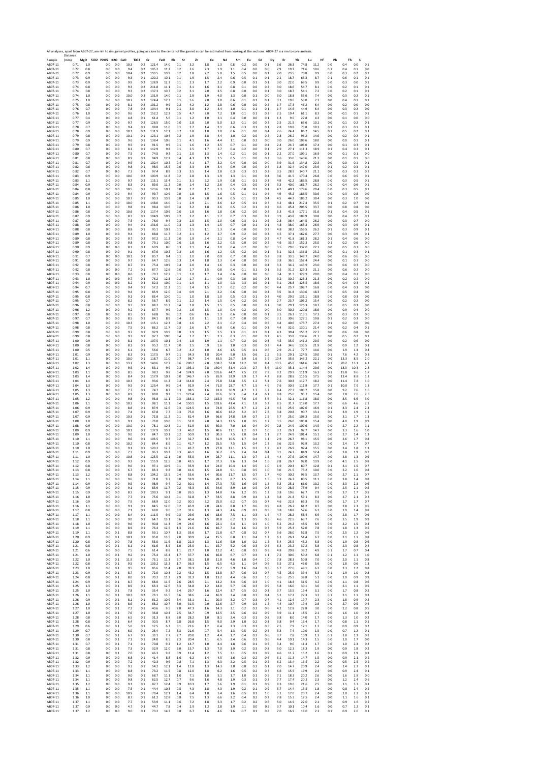All analyses, apart from AB07-27, are rim to rim garnet profiles, going as close to the center of the garnet as can be estimated from looking at the sections. AB07-27 is a rim to core analysis.

| Sample | Distance (mm) | MgO | SiO2 | P2O5 | K2O | CaO | TiO2 | Cr | FeO | Rb | Sr | Zr | Ce | Nd | Sm | Eu | Gd | Dy | Er | Yb | Lu | Hf | Pb | Th | U |
|---|---|---|---|---|---|---|---|---|---|---|---|---|---|---|---|---|---|---|---|---|---|---|---|---|---|
| AB07-11 | 0.71 | 1.0 | | 0.0 | 0.0 | 10.3 | 0.2 | 121.4 | 14.0 | 0.1 | 3.2 | 1.8 | 1.3 | 0.8 | 0.2 | 0.0 | 0.1 | 1.6 | 26.3 | 74.8 | 11.2 | 0.0 | 0.4 | 0.0 | 0.1 |
| AB07-11 | 0.72 | 0.8 | | 0.0 | 0.0 | 9.4 | 0.2 | 105.2 | 11.2 | 0.2 | 2.6 | 2.3 | 1.9 | 1.1 | 0.4 | 0.0 | 0.0 | 2.9 | 19.7 | 71.6 | 10.6 | 0.1 | 0.4 | 0.1 | 0.0 |
| AB07-11 | 0.72 | 0.9 | | 0.0 | 0.0 | 10.4 | 0.2 | 110.5 | 10.9 | 0.2 | 1.8 | 2.2 | 5.0 | 1.5 | 0.5 | 0.0 | 0.1 | 2.0 | 23.5 | 70.8 | 9.9 | 0.0 | 0.3 | 0.2 | 0.1 |
| AB07-11 | 0.73 | 0.9 | | 0.0 | 0.0 | 9.3 | 0.1 | 120.2 | 10.1 | 0.1 | 1.9 | 1.5 | 2.4 | 0.6 | 0.5 | 0.1 | 0.1 | 2.1 | 18.7 | 65.3 | 8.7 | 0.1 | 0.6 | 0.1 | 0.1 |
| AB07-11 | 0.73 | 0.9 | | 0.0 | 0.0 | 9.9 | 0.2 | 128.9 | 12.3 | 0.1 | 2.3 | 1.7 | 2.2 | 0.9 | 0.0 | 0.1 | 0.1 | 3.0 | 22.0 | 69.5 | 9.9 | 0.0 | 0.3 | 0.0 | 0.1 |
| AB07-11 | 0.74 | 0.8 | | 0.0 | 0.0 | 9.3 | 0.2 | 211.8 | 11.1 | 0.1 | 3.1 | 1.6 | 3.1 | 0.8 | 0.1 | 0.0 | 0.2 | 3.0 | 18.6 | 54.7 | 8.1 | 0.0 | 0.2 | 0.1 | 0.1 |
| AB07-11 | 0.74 | 0.8 | | 0.0 | 0.0 | 9.3 | 0.2 | 137.3 | 10.7 | 0.2 | 3.1 | 2.0 | 3.5 | 0.8 | 0.0 | 0.0 | 0.1 | 3.0 | 18.7 | 54.1 | 7.2 | 0.0 | 0.2 | 0.1 | 0.1 |
| AB07-11 | 0.74 | 1.0 | | 0.0 | 0.0 | 10.0 | 0.2 | 131.9 | 14.0 | 0.1 | 2.9 | 1.9 | 4.0 | 1.3 | 0.0 | 0.1 | 0.0 | 3.0 | 18.8 | 55.6 | 7.4 | 0.0 | 0.3 | 0.2 | 0.1 |
| AB07-11 | 0.75 | 1.0 | | 0.0 | 0.0 | 10.2 | 0.2 | 124.4 | 12.3 | 0.1 | 5.6 | 2.0 | 3.0 | 0.6 | 0.1 | 0.1 | 0.1 | 3.1 | 19.0 | 53.0 | 7.3 | 0.0 | 0.4 | 0.1 | 0.1 |
| AB07-11 | 0.75 | 0.8 | | 0.0 | 0.0 | 8.1 | 0.2 | 101.2 | 9.9 | 0.2 | 4.2 | 1.2 | 2.8 | 0.6 | 0.0 | 0.0 | 0.2 | 1.7 | 17.3 | 46.2 | 6.4 | 0.0 | 0.2 | 0.0 | 0.0 |
| AB07-11 | 0.76 | 0.7 | | 0.0 | 0.0 | 7.8 | 0.2 | 104.4 | 9.1 | 0.1 | 3.0 | 1.2 | 3.4 | 1.0 | 0.1 | 0.1 | 0.1 | 1.7 | 14.6 | 44.9 | 6.4 | 0.0 | 0.3 | 0.2 | 0.0 |
| AB07-11 | 0.76 | 1.0 | | 0.0 | 0.0 | 9.6 | 0.2 | 152.2 | 12.2 | 0.5 | 4.7 | 2.0 | 7.2 | 1.0 | 0.1 | 0.1 | 0.3 | 2.5 | 19.4 | 61.1 | 8.3 | 0.0 | -0.1 | 0.1 | 0.1 |
| AB07-11 | 0.77 | 0.4 | | 0.0 | 0.0 | 4.8 | 0.1 | 61.4 | 5.6 | 0.1 | 1.2 | 1.0 | 2.1 | 0.4 | 0.0 | 0.0 | 0.1 | 1.3 | 9.0 | 27.8 | 4.3 | 0.0 | 0.1 | 0.0 | 0.0 |
| AB07-11 | 0.77 | 0.9 | | 0.0 | 0.0 | 9.7 | 0.2 | 126.5 | 15.0 | 0.0 | 2.8 | 2.0 | 5.0 | 1.3 | 0.1 | 0.0 | 0.2 | 2.5 | 21.5 | 63.6 | 10.1 | 0.0 | 0.1 | 0.2 | 0.1 |
| AB07-11 | 0.78 | 0.7 | | 0.0 | 0.0 | 9.4 | 0.1 | 98.8 | 11.0 | 0.1 | 2.7 | 1.4 | 2.1 | 0.6 | 0.3 | 0.1 | 0.1 | 2.8 | 19.8 | 73.8 | 10.3 | 0.1 | 0.3 | 0.1 | 0.1 |
| AB07-11 | 0.78 | 0.9 | | 0.0 | 0.0 | 10.1 | 0.2 | 131.9 | 12.1 | 0.2 | 3.8 | 1.0 | 2.0 | 0.6 | 0.1 | 0.0 | 0.4 | 2.6 | 24.4 | 86.2 | 14.5 | 0.1 | 0.5 | 0.2 | 0.1 |
| AB07-11 | 0.79 | 0.8 | | 0.0 | 0.0 | 10.1 | 0.1 | 123.1 | 10.4 | 0.2 | 1.9 | 1.8 | 4.4 | 1.0 | 0.2 | 0.0 | 0.2 | 2.8 | 26.2 | 96.2 | 14.6 | 0.0 | 0.2 | 0.2 | 0.1 |
| AB07-11 | 0.79 | 0.9 | | 0.0 | 0.0 | 9.6 | 0.1 | 138.4 | 10.6 | 0.1 | 4.1 | 1.6 | 4.4 | 1.1 | 0.0 | 0.2 | 0.0 | 3.0 | 26.0 | 109.6 | 18.0 | 0.0 | 0.0 | 0.1 | 0.1 |
| AB07-11 | 0.79 | 0.8 | | 0.0 | 0.0 | 9.5 | 0.1 | 91.5 | 9.9 | 0.1 | 1.6 | 1.2 | 3.5 | 0.7 | 0.1 | 0.0 | 0.4 | 2.4 | 24.7 | 106.0 | 17.4 | 0.0 | 0.1 | 0.3 | 0.1 |
| AB07-11 | 0.80 | 0.7 | | 0.0 | 0.0 | 8.1 | 0.1 | 112.9 | 9.8 | 0.1 | 2.5 | 1.7 | 2.7 | 0.4 | 0.2 | 0.0 | 0.1 | 2.9 | 27.1 | 111.3 | 18.9 | 0.1 | 0.4 | 0.2 | 0.1 |
| AB07-11 | 0.80 | 0.7 | | 0.0 | 0.0 | 7.5 | 0.1 | 74.5 | 9.2 | 0.1 | 2.0 | 1.3 | 1.4 | 0.2 | 0.1 | 0.0 | 0.1 | 2.2 | 27.0 | 109.1 | 16.9 | 0.0 | 0.1 | 0.1 | 0.0 |
| AB07-11 | 0.81 | 0.8 | | 0.0 | 0.0 | 8.9 | 0.1 | 94.9 | 12.2 | 0.4 | 4.3 | 1.9 | 1.5 | 0.5 | 0.1 | 0.0 | 0.2 | 3.6 | 33.0 | 140.6 | 21.3 | 0.0 | 0.1 | 0.1 | 0.0 |
| AB07-11 | 0.81 | 0.7 | | 0.0 | 0.0 | 9.9 | 0.1 | 102.4 | 10.2 | 0.4 | 4.1 | 1.7 | 3.2 | 0.4 | 0.0 | 0.0 | 0.0 | 3.9 | 31.6 | 134.8 | 22.3 | 0.0 | 0.0 | 0.1 | 0.1 |
| AB07-11 | 0.82 | 0.8 | | 0.0 | 0.0 | 9.8 | 0.1 | 98.5 | 15.5 | 0.0 | 3.3 | 1.9 | 3.4 | 0.9 | 0.0 | 0.0 | 0.4 | 1.8 | 32.4 | 147.0 | 23.9 | 0.1 | 0.2 | 0.3 | 0.1 |
| AB07-11 | 0.82 | 0.7 | | 0.0 | 0.0 | 7.3 | 0.1 | 97.4 | 8.9 | 0.3 | 3.5 | 1.4 | 2.8 | 0.3 | 0.3 | 0.1 | 0.3 | 3.5 | 28.9 | 140.7 | 21.1 | 0.0 | 0.3 | 0.2 | 0.2 |
| AB07-11 | 0.83 | 0.9 | | 0.0 | 0.0 | 10.0 | 0.2 | 100.9 | 11.8 | 0.2 | 2.8 | 1.3 | 1.9 | 1.3 | 0.1 | 0.0 | 0.4 | 3.6 | 41.5 | 170.4 | 26.8 | 0.0 | 0.6 | 0.5 | 0.1 |
| AB07-11 | 0.83 | 1.1 | | 0.0 | 0.0 | 9.7 | 0.2 | 115.1 | 13.4 | 0.1 | 3.1 | 2.2 | 1.9 | 0.8 | 0.1 | 0.1 | 0.3 | 4.9 | 42.2 | 183.5 | 28.8 | 0.0 | 0.3 | 0.5 | 0.1 |
| AB07-11 | 0.84 | 0.9 | | 0.0 | 0.0 | 8.3 | 0.1 | 89.0 | 11.2 | 0.0 | 1.4 | 1.2 | 2.6 | 0.4 | 0.3 | 0.0 | 0.1 | 3.3 | 40.0 | 161.7 | 26.2 | 0.0 | 0.4 | 0.6 | 0.1 |
| AB07-11 | 0.84 | 0.8 | | 0.0 | 0.0 | 10.5 | 0.1 | 123.6 | 10.3 | 0.0 | 2.7 | 1.7 | 2.3 | 0.5 | 0.0 | 0.1 | 0.1 | 4.2 | 40.1 | 179.6 | 29.4 | 0.0 | 0.3 | 0.5 | 0.1 |
| AB07-11 | 0.84 | 0.9 | | 0.0 | 0.0 | 9.4 | 0.2 | 99.7 | 10.9 | 0.0 | 1.8 | 1.5 | 1.6 | 0.5 | 0.1 | 0.1 | 0.4 | 4.9 | 45.2 | 186.5 | 30.6 | 0.0 | 0.3 | 0.8 | 0.0 |
| AB07-11 | 0.85 | 1.0 | | 0.0 | 0.0 | 10.7 | 0.1 | 90.3 | 10.9 | 0.0 | 2.4 | 2.0 | 3.4 | 0.5 | 0.1 | 0.1 | 0.4 | 4.5 | 44.2 | 186.2 | 30.4 | 0.0 | 0.3 | 1.0 | 0.0 |
| AB07-11 | 0.85 | 1.1 | | 0.0 | 0.0 | 10.0 | 0.1 | 148.0 | 14.0 | 0.1 | 2.9 | 2.1 | 3.6 | 1.2 | 0.5 | 0.1 | 0.7 | 4.2 | 48.1 | 217.4 | 35.5 | 0.1 | 0.2 | 0.7 | 0.1 |
| AB07-11 | 0.86 | 1.0 | | 0.0 | 0.0 | 9.8 | 0.1 | 98.4 | 10.6 | 0.4 | 3.2 | 1.8 | 2.6 | 0.5 | 0.2 | 0.1 | 0.2 | 4.6 | 45.4 | 206.5 | 33.7 | 0.0 | 0.8 | 0.8 | 0.0 |
| AB07-11 | 0.86 | 0.8 | | 0.0 | 0.0 | 10.6 | 0.1 | 117.4 | 10.6 | 0.0 | 1.8 | 1.6 | 1.8 | 0.6 | 0.2 | 0.0 | 0.2 | 5.3 | 41.8 | 177.1 | 31.6 | 0.1 | 0.4 | 0.5 | 0.1 |
| AB07-11 | 0.87 | 0.9 | | 0.0 | 0.0 | 8.3 | 0.1 | 104.9 | 10.9 | 0.2 | 2.2 | 1.1 | 1.7 | 0.7 | 0.3 | 0.0 | 0.2 | 3.9 | 43.8 | 189.9 | 30.8 | 0.0 | 0.4 | 0.7 | 0.1 |
| AB07-11 | 0.87 | 0.8 | | 0.0 | 0.0 | 7.5 | 0.1 | 76.0 | 9.4 | 0.3 | 2.0 | 1.5 | 2.0 | 0.6 | 0.3 | 0.1 | 0.5 | 2.8 | 36.4 | 164.5 | 26.2 | 0.0 | 0.3 | 0.7 | 0.0 |
| AB07-11 | 0.88 | 0.9 | | 0.0 | 0.0 | 9.4 | 0.1 | 131.6 | 11.0 | 0.3 | 1.3 | 1.4 | 1.5 | 0.7 | 0.0 | 0.1 | 0.1 | 4.8 | 38.0 | 165.3 | 26.9 | 0.0 | 0.3 | 0.9 | 0.1 |
| AB07-11 | 0.88 | 0.8 | | 0.0 | 0.0 | 8.8 | 0.1 | 95.1 | 10.2 | 0.1 | 1.5 | 1.1 | 1.3 | 0.4 | 0.0 | 0.0 | 0.3 | 4.8 | 38.2 | 156.5 | 26.2 | 0.1 | 0.3 | 0.9 | 0.1 |
| AB07-11 | 0.89 | 1.0 | | 0.0 | 0.0 | 9.4 | 0.1 | 88.8 | 11.7 | 0.2 | 2.1 | 1.2 | 2.7 | 0.9 | 0.2 | 0.0 | 0.3 | 4.5 | 37.1 | 162.6 | 27.7 | 0.0 | 0.3 | 0.9 | 0.1 |
| AB07-11 | 0.89 | 0.8 | | 0.0 | 0.0 | 9.7 | 0.2 | 97.2 | 11.2 | 0.0 | 1.9 | 2.4 | 2.1 | 0.8 | 0.4 | 0.0 | 0.2 | 4.7 | 41.8 | 161.3 | 28.2 | 0.1 | 0.4 | 0.6 | 0.0 |
| AB07-11 | 0.89 | 0.8 | | 0.0 | 0.0 | 9.8 | 0.1 | 79.1 | 10.0 | 0.6 | 1.8 | 1.6 | 2.2 | 0.5 | 0.0 | 0.0 | 0.2 | 4.6 | 33.7 | 152.3 | 25.0 | 0.1 | 0.2 | 0.6 | 0.0 |
| AB07-11 | 0.90 | 0.9 | | 0.0 | 0.0 | 8.1 | 0.1 | 69.9 | 8.6 | 0.3 | 2.1 | 1.4 | 2.0 | 0.4 | 0.2 | 0.0 | 0.0 | 3.5 | 29.6 | 132.0 | 22.1 | 0.0 | 0.5 | 0.3 | 0.0 |
| AB07-11 | 0.90 | 0.8 | | 0.0 | 0.0 | 9.1 | 0.1 | 67.6 | 10.2 | 0.3 | 1.6 | 1.6 | 1.2 | 0.5 | 0.2 | 0.0 | 0.1 | 3.1 | 32.3 | 136.8 | 23.2 | 0.0 | 0.1 | 0.3 | 0.1 |
| AB07-11 | 0.91 | 0.7 | | 0.0 | 0.0 | 10.1 | 0.1 | 85.7 | 9.4 | 0.1 | 2.0 | 2.0 | 0.9 | 0.7 | 0.0 | 0.0 | 0.3 | 3.8 | 33.5 | 149.7 | 24.0 | 0.0 | 0.6 | 0.6 | 0.0 |
| AB07-11 | 0.91 | 0.8 | | 0.0 | 0.0 | 9.7 | 0.1 | 64.7 | 12.6 | 0.3 | 2.4 | 1.8 | 2.3 | 0.4 | 0.0 | 0.0 | 0.5 | 3.8 | 36.5 | 152.4 | 24.4 | 0.0 | 0.1 | 0.3 | 0.0 |
| AB07-11 | 0.92 | 0.8 | | 0.0 | 0.0 | 8.7 | 0.1 | 75.4 | 10.9 | 0.4 | 2.0 | 1.4 | 1.6 | 0.3 | 0.0 | 0.0 | 0.4 | 3.3 | 34.2 | 143.9 | 23.0 | 0.0 | 0.6 | 0.3 | 0.0 |
| AB07-11 | 0.92 | 0.8 | | 0.0 | 0.0 | 7.2 | 0.1 | 87.7 | 12.6 | 0.0 | 1.7 | 1.5 | 0.8 | 0.4 | 0.1 | 0.1 | 0.1 | 3.5 | 31.2 | 129.3 | 21.1 | 0.0 | 0.6 | 0.2 | 0.0 |
| AB07-11 | 0.93 | 0.8 | | 0.0 | 0.0 | 8.6 | 0.1 | 79.7 | 12.7 | 0.1 | 1.8 | 1.7 | 1.4 | 0.6 | 0.0 | 0.0 | 0.0 | 3.4 | 31.3 | 129.9 | 20.0 | 0.0 | 0.4 | 0.2 | 0.0 |
| AB07-11 | 0.93 | 1.0 | | 0.0 | 0.0 | 9.7 | 0.1 | 76.2 | 12.3 | 0.2 | 1.7 | 1.1 | 0.9 | 0.3 | 0.0 | 0.0 | 0.3 | 3.2 | 30.2 | 123.3 | 21.3 | 0.0 | 0.2 | 0.2 | 0.0 |
| AB07-11 | 0.94 | 0.9 | | 0.0 | 0.0 | 8.2 | 0.1 | 82.3 | 10.0 | 0.1 | 1.6 | 1.1 | 1.0 | 0.3 | 0.3 | 0.0 | 0.1 | 3.1 | 26.8 | 128.5 | 18.6 | 0.0 | 0.4 | 0.3 | 0.1 |
| AB07-11 | 0.94 | 0.7 | | 0.0 | 0.0 | 9.4 | 0.1 | 57.2 | 11.2 | 0.1 | 1.4 | 1.5 | 1.7 | 0.2 | 0.2 | 0.0 | 0.0 | 4.4 | 25.7 | 108.7 | 16.8 | 0.0 | 0.4 | 0.3 | 0.0 |
| AB07-11 | 0.95 | 0.8 | | 0.0 | 0.0 | 9.4 | 0.1 | 85.9 | 12.0 | 0.4 | 0.9 | 2.1 | 2.2 | 0.6 | 0.0 | 0.0 | 0.4 | 3.5 | 31.8 | 130.6 | 18.3 | 0.0 | 0.5 | 0.4 | 0.0 |
| AB07-11 | 0.95 | 0.8 | | 0.0 | 0.0 | 9.1 | 0.1 | 83.4 | 10.0 | 0.1 | 1.0 | 1.8 | 1.0 | 0.5 | 0.3 | 0.1 | 0.2 | 4.0 | 29.5 | 131.1 | 18.8 | 0.0 | 0.8 | 0.3 | 0.0 |
| AB07-11 | 0.95 | 0.7 | | 0.0 | 0.0 | 8.2 | 0.1 | 56.7 | 8.9 | 0.1 | 2.2 | 1.4 | 1.5 | 0.4 | 0.2 | 0.0 | 0.2 | 2.7 | 23.7 | 105.2 | 15.4 | 0.0 | 0.2 | 0.2 | 0.0 |
| AB07-11 | 0.96 | 0.8 | | 0.0 | 0.0 | 9.3 | 0.1 | 88.2 | 13.3 | 0.4 | 1.8 | 1.5 | 2.5 | 0.5 | 0.0 | 0.0 | 0.1 | 3.0 | 29.1 | 126.3 | 18.7 | 0.0 | 0.5 | 0.3 | 0.0 |
| AB07-11 | 0.96 | 1.2 | | 0.0 | 0.0 | 9.2 | 0.1 | 87.7 | 9.9 | 0.2 | 1.6 | 1.5 | 1.0 | 0.4 | 0.2 | 0.0 | 0.0 | 3.0 | 30.2 | 120.8 | 18.6 | 0.0 | 0.9 | 0.4 | 0.0 |
| AB07-11 | 0.97 | 0.8 | | 0.0 | 0.0 | 8.5 | 0.1 | 68.8 | 9.6 | 0.2 | 0.6 | 1.6 | 1.3 | 0.6 | 0.0 | 0.0 | 0.1 | 3.5 | 26.3 | 113.1 | 17.3 | 0.0 | 0.3 | 0.3 | 0.0 |
| AB07-11 | 0.97 | 0.7 | | 0.0 | 0.0 | 8.5 | 0.1 | 84.1 | 8.9 | 0.4 | 2.0 | 1.1 | 1.0 | 0.7 | 0.0 | 0.0 | 0.0 | 3.1 | 30.6 | 127.1 | 19.8 | 0.1 | 0.2 | 0.3 | 0.0 |
| AB07-11 | 0.98 | 1.0 | | 0.0 | 0.0 | 10.3 | 0.2 | 115.1 | 12.3 | 0.8 | 1.6 | 2.2 | 2.1 | 0.2 | 0.4 | 0.0 | 0.5 | 4.4 | 40.6 | 173.7 | 27.4 | 0.1 | 0.2 | 0.6 | 0.0 |
| AB07-11 | 0.98 | 0.8 | | 0.0 | 0.0 | 7.5 | 0.1 | 86.2 | 11.7 | 0.3 | 2.6 | 1.7 | 0.8 | 0.6 | 0.1 | 0.0 | 0.3 | 4.4 | 32.0 | 130.1 | 21.4 | 0.0 | 0.2 | 0.4 | 0.1 |
| AB07-11 | 0.99 | 0.8 | | 0.0 | 0.0 | 9.7 | 0.1 | 92.9 | 10.9 | 0.0 | 2.9 | 1.5 | 1.5 | 1.3 | 0.1 | 0.1 | 0.1 | 4.3 | 39.4 | 155.2 | 22.7 | 0.0 | 0.6 | 0.8 | 0.0 |
| AB07-11 | 0.99 | 0.8 | | 0.0 | 0.0 | 9.3 | 0.1 | 97.7 | 10.0 | 0.4 | 1.7 | 1.1 | 2.3 | 0.3 | 0.1 | 0.0 | 0.2 | 4.5 | 33.8 | 138.6 | 21.7 | 0.0 | 0.5 | 0.7 | 0.1 |
| AB07-11 | 1.00 | 0.9 | | 0.0 | 0.0 | 8.1 | 0.1 | 107.5 | 10.1 | 0.4 | 1.8 | 1.9 | 1.1 | 0.7 | 0.2 | 0.0 | 0.3 | 4.5 | 35.0 | 141.2 | 20.5 | 0.0 | 0.2 | 0.6 | 0.0 |
| AB07-11 | 1.00 | 0.8 | | 0.0 | 0.0 | 8.2 | 0.1 | 95.2 | 11.7 | 0.0 | 2.5 | 0.9 | 1.6 | 1.0 | 0.3 | 0.0 | 0.3 | 4.4 | 34.6 | 135.5 | 21.9 | 0.0 | 0.9 | 1.2 | 0.1 |
| AB07-11 | 1.00 | 0.5 | | 0.0 | 0.0 | 6.1 | 0.1 | 56.6 | 6.7 | 0.2 | 4.2 | 1.0 | 4.6 | 1.5 | 0.5 | 0.1 | 0.6 | 2.9 | 21.2 | 77.7 | 14.0 | 0.0 | 1.9 | 1.3 | 0.3 |
| AB07-11 | 1.01 | 0.9 | | 0.0 | 0.0 | 8.7 | 0.1 | 117.5 | 9.7 | 0.1 | 34.3 | 1.8 | 20.4 | 9.0 | 2.5 | 0.6 | 2.5 | 5.5 | 29.1 | 124.5 | 19.0 | 0.1 | 7.6 | 4.2 | 0.8 |
| AB07-11 | 1.01 | 1.1 | | 0.0 | 0.0 | 10.0 | 0.1 | 118.7 | 11.0 | 0.7 | 98.7 | 2.4 | 65.5 | 26.7 | 5.9 | 1.6 | 3.9 | 10.4 | 35.6 | 143.2 | 22.1 | 0.0 | 13.3 | 8.5 | 2.0 |
| AB07-11 | 1.02 | 1.3 | | 0.0 | 0.0 | 13.2 | 0.2 | 149.6 | 12.7 | 0.6 | 200.7 | 2.8 | 138.7 | 52.8 | 12.2 | 3.0 | 8.4 | 13.5 | 45.0 | 161.6 | 24.7 | 0.1 | 20.2 | 13.1 | 4.1 |
| AB07-11 | 1.02 | 1.4 | | 0.0 | 0.0 | 9.5 | 0.1 | 83.1 | 9.9 | 0.3 | 195.1 | 2.8 | 130.4 | 51.4 | 10.3 | 2.7 | 5.6 | 11.0 | 35.1 | 114.4 | 20.6 | 0.0 | 18.3 | 10.3 | 2.8 |
| AB07-11 | 1.03 | 1.1 | | 0.0 | 0.0 | 8.5 | 0.1 | 98.2 | 9.8 | 0.4 | 174.9 | 2.0 | 105.6 | 44.7 | 7.5 | 2.0 | 7.9 | 9.2 | 29.9 | 111.9 | 16.3 | 0.1 | 15.8 | 9.6 | 1.7 |
| AB07-11 | 1.03 | 1.4 | | 0.0 | 0.0 | 8.4 | 0.1 | 117.9 | 10.3 | 0.0 | 146.7 | 2.5 | 85.9 | 32.9 | 5.9 | 1.7 | 4.2 | 8.8 | 28.8 | 116.5 | 17.5 | 0.0 | 13.4 | 8.8 | 1.2 |
| AB07-11 | 1.04 | 1.4 | | 0.0 | 0.0 | 10.3 | 0.1 | 93.6 | 11.2 | 0.4 | 114.8 | 2.4 | 75.8 | 32.8 | 5.5 | 1.2 | 5.4 | 7.6 | 30.8 | 117.7 | 18.2 | 0.0 | 11.4 | 7.8 | 1.0 |
| AB07-11 | 1.04 | 1.3 | | 0.0 | 0.0 | 9.5 | 0.1 | 125.4 | 9.9 | 0.4 | 92.9 | 2.4 | 71.0 | 28.7 | 4.7 | 1.5 | 4.9 | 7.6 | 30.9 | 111.9 | 17.7 | 0.1 | 10.0 | 7.9 | 1.3 |
| AB07-11 | 1.05 | 1.3 | | 0.0 | 0.0 | 7.7 | 0.1 | 74.7 | 8.7 | 0.3 | 98.5 | 1.6 | 81.0 | 30.9 | 4.7 | 1.7 | 3.7 | 8.4 | 27.3 | 103.7 | 15.8 | 0.0 | 9.2 | 7.6 | 1.6 |
| AB07-11 | 1.05 | 1.3 | | 0.0 | 0.0 | 8.9 | 0.1 | 89.0 | 9.2 | 0.1 | 123.4 | 2.4 | 85.6 | 36.3 | 6.4 | 1.4 | 6.1 | 8.8 | 25.6 | 95.7 | 15.4 | 0.0 | 7.8 | 7.6 | 2.5 |
| AB07-11 | 1.05 | 1.2 | | 0.0 | 0.0 | 9.8 | 0.1 | 93.8 | 11.1 | 0.3 | 183.1 | 2.2 | 115.3 | 49.5 | 7.6 | 1.9 | 5.6 | 9.1 | 32.1 | 116.8 | 18.0 | 0.0 | 8.5 | 6.9 | 3.0 |
| AB07-11 | 1.06 | 1.1 | | 0.0 | 0.0 | 10.3 | 0.1 | 98.1 | 11.1 | 0.4 | 150.1 | 1.5 | 103.6 | 41.4 | 7.1 | 1.8 | 5.2 | 8.5 | 31.7 | 118.0 | 17.7 | 0.0 | 6.6 | 4.6 | 2.1 |
| AB07-11 | 1.06 | 0.9 | | 0.0 | 0.0 | 8.8 | 0.1 | 87.9 | 12.6 | 0.3 | 124.5 | 1.4 | 74.8 | 26.5 | 4.7 | 1.2 | 2.4 | 4.5 | 25.9 | 102.6 | 16.9 | 0.1 | 4.3 | 2.4 | 2.3 |
| AB07-11 | 1.07 | 0.9 | | 0.0 | 0.0 | 7.4 | 0.1 | 67.8 | 7.7 | 0.3 | 75.0 | 1.6 | 46.6 | 18.2 | 3.2 | 0.7 | 2.8 | 3.8 | 20.8 | 90.7 | 13.1 | 0.1 | 3.9 | 1.9 | 1.1 |
| AB07-11 | 1.07 | 0.9 | | 0.0 | 0.0 | 10.3 | 0.1 | 72.8 | 11.2 | 0.1 | 81.4 | 1.9 | 56.6 | 14.8 | 2.9 | 0.7 | 1.5 | 5.7 | 25.0 | 108.3 | 15.0 | 0.0 | 3.1 | 1.7 | 1.3 |
| AB07-11 | 1.08 | 1.0 | | 0.0 | 0.0 | 9.1 | 0.1 | 73.0 | 10.0 | 0.1 | 52.0 | 2.0 | 34.3 | 12.5 | 1.8 | 0.5 | 1.7 | 3.5 | 26.0 | 105.8 | 15.4 | 0.0 | 4.0 | 1.9 | 0.9 |
| AB07-11 | 1.08 | 0.9 | | 0.0 | 0.0 | 10.0 | 0.1 | 78.1 | 10.3 | 0.1 | 51.9 | 1.5 | 50.0 | 7.0 | 1.6 | 0.4 | 0.9 | 2.8 | 24.9 | 107.6 | 14.5 | 0.0 | 2.7 | 2.2 | 1.1 |
| AB07-11 | 1.09 | 0.9 | | 0.0 | 0.0 | 10.1 | 0.1 | 137.9 | 10.3 | 0.3 | 46.2 | 1.5 | 40.6 | 11.1 | 1.2 | 0.7 | 1.0 | 3.2 | 26.1 | 92.7 | 14.7 | 0.0 | 3.3 | 1.6 | 1.0 |
| AB07-11 | 1.09 | 1.0 | | 0.0 | 0.0 | 9.0 | 0.1 | 84.7 | 10.1 | 0.2 | 50.9 | 1.3 | 30.3 | 7.5 | 2.0 | 0.4 | 1.1 | 2.7 | 24.9 | 101.4 | 15.1 | 0.0 | 2.7 | 1.4 | 1.3 |
| AB07-11 | 1.10 | 1.1 | | 0.0 | 0.0 | 9.6 | 0.1 | 103.5 | 9.7 | 0.2 | 32.7 | 1.6 | 31.9 | 10.5 | 1.7 | 0.4 | 1.1 | 2.9 | 26.7 | 98.1 | 15.5 | 0.0 | 2.6 | 1.7 | 0.8 |
| AB07-11 | 1.10 | 0.8 | | 0.0 | 0.0 | 10.2 | 0.1 | 84.4 | 8.9 | 0.1 | 41.7 | 1.2 | 25.5 | 7.5 | 1.5 | 0.4 | 1.2 | 3.6 | 22.9 | 92.9 | 13.2 | 0.0 | 2.4 | 1.7 | 0.7 |
| AB07-11 | 1.10 | 1.0 | | 0.0 | 0.0 | 9.1 | 0.1 | 120.2 | 12.7 | 0.1 | 43.7 | 1.9 | 27.8 | 12.1 | 1.5 | 0.3 | 1.7 | 4.2 | 26.9 | 97.4 | 15.5 | 0.0 | 3.4 | 1.8 | 1.3 |
| AB07-11 | 1.11 | 0.9 | | 0.0 | 0.0 | 7.3 | 0.1 | 96.3 | 10.2 | 0.3 | 46.1 | 1.6 | 36.2 | 8.5 | 2.4 | 0.4 | 0.4 | 3.1 | 24.3 | 84.9 | 12.4 | 0.0 | 3.8 | 1.9 | 0.7 |
| AB07-11 | 1.11 | 1.0 | | 0.0 | 0.0 | 10.8 | 0.1 | 125.5 | 12.1 | 0.0 | 55.0 | 1.9 | 28.7 | 11.1 | 1.3 | 0.7 | 1.5 | 4.4 | 27.6 | 100.9 | 14.7 | 0.0 | 3.8 | 1.3 | 0.9 |
| AB07-11 | 1.12 | 0.9 | | 0.0 | 0.0 | 9.2 | 0.1 | 115.9 | 12.5 | 0.0 | 43.5 | 1.7 | 37.3 | 9.6 | 1.3 | 0.4 | 1.6 | 2.8 | 26.7 | 92.0 | 13.9 | 0.0 | 4.1 | 2.5 | 0.8 |
| AB07-11 | 1.12 | 0.8 | | 0.0 | 0.0 | 9.0 | 0.1 | 97.1 | 10.9 | 0.1 | 35.9 | 1.4 | 24.0 | 10.4 | 1.4 | 0.5 | 1.0 | 1.9 | 20.3 | 80.7 | 12.8 | 0.1 | 3.1 | 1.5 | 0.7 |
| AB07-11 | 1.13 | 0.8 | | 0.0 | 0.0 | 6.7 | 0.1 | 83.3 | 9.8 | 0.0 | 41.6 | 1.5 | 24.8 | 9.1 | 0.8 | 0.5 | 1.0 | 3.0 | 21.5 | 73.2 | 10.0 | 0.0 | 2.2 | 1.6 | 0.8 |
| AB07-11 | 1.13 | 1.2 | | 0.0 | 0.0 | 8.8 | 0.1 | 104.2 | 13.5 | 0.4 | 55.6 | 1.4 | 30.6 | 11.7 | 1.5 | 0.7 | 1.7 | 4.0 | 30.2 | 93.5 | 13.7 | 0.0 | 2.7 | 2.1 | 0.7 |
| AB07-11 | 1.14 | 1.1 | | 0.0 | 0.0 | 9.6 | 0.1 | 71.8 | 9.7 | 0.0 | 59.9 | 1.6 | 28.1 | 8.7 | 1.5 | 0.5 | 1.5 | 3.3 | 24.7 | 80.5 | 11.1 | 0.0 | 3.8 | 1.4 | 0.8 |
| AB07-11 | 1.14 | 0.9 | | 0.0 | 0.0 | 9.5 | 0.1 | 98.9 | 9.4 | 0.2 | 27.3 | 1.3 | 24.3 | 7.5 | 1.6 | 0.5 | 1.2 | 3.3 | 25.1 | 66.0 | 10.2 | 0.0 | 3.3 | 2.3 | 0.6 |
| AB07-11 | 1.15 | 0.9 | | 0.0 | 0.0 | 9.1 | 0.1 | 85.9 | 11.7 | 0.2 | 45.3 | 1.5 | 34.6 | 8.9 | 1.0 | 0.5 | 0.8 | 5.0 | 28.5 | 73.9 | 9.4 | 0.0 | 2.5 | 2.1 | 0.5 |
| AB07-11 | 1.15 | 0.9 | | 0.0 | 0.0 | 8.3 | 0.1 | 100.3 | 9.1 | 0.0 | 26.5 | 1.3 | 14.8 | 7.6 | 1.2 | 0.5 | 1.2 | 3.8 | 19.6 | 62.7 | 7.9 | 0.0 | 3.7 | 1.7 | 0.5 |
| AB07-11 | 1.16 | 1.0 | | 0.0 | 0.0 | 7.7 | 0.1 | 75.6 | 10.2 | 0.1 | 32.8 | 1.7 | 33.5 | 8.8 | 0.9 | 0.4 | 1.4 | 3.8 | 21.8 | 59.1 | 8.3 | 0.0 | 2.7 | 2.1 | 0.3 |
| AB07-11 | 1.16 | 0.9 | | 0.0 | 0.0 | 7.9 | 0.1 | 68.9 | 12.0 | 0.2 | 30.1 | 2.2 | 25.0 | 6.2 | 0.7 | 0.5 | 0.7 | 4.6 | 22.8 | 66.3 | 7.6 | 0.0 | 1.7 | 1.7 | 0.7 |
| AB07-11 | 1.16 | 1.1 | | 0.0 | 0.0 | 9.1 | 0.1 | 84.5 | 12.0 | 0.2 | 45.9 | 2.0 | 24.6 | 8.8 | 1.7 | 0.6 | 0.9 | 4.8 | 26.2 | 61.2 | 8.7 | 0.0 | 2.8 | 2.3 | 0.5 |
| AB07-11 | 1.17 | 0.8 | | 0.0 | 0.0 | 7.1 | 0.1 | 69.0 | 9.0 | 0.2 | 32.6 | 1.3 | 24.3 | 4.6 | 0.9 | 0.3 | 0.5 | 3.8 | 18.8 | 52.6 | 6.1 | 0.0 | 1.9 | 1.4 | 0.8 |
| AB07-11 | 1.17 | 1.1 | | 0.0 | 0.0 | 8.4 | 0.1 | 111.5 | 9.9 | 0.3 | 29.6 | 1.6 | 18.6 | 7.5 | 1.1 | 0.3 | 1.4 | 4.7 | 28.2 | 56.4 | 6.9 | 0.0 | 2.8 | 1.7 | 0.9 |
| AB07-11 | 1.18 | 1.1 | | 0.0 | 0.0 | 9.0 | 0.1 | 64.7 | 13.1 | 0.6 | 40.4 | 1.5 | 20.8 | 6.2 | 1.3 | 0.5 | 0.5 | 4.6 | 22.5 | 63.7 | 7.6 | 0.0 | 3.5 | 1.9 | 0.9 |
| AB07-11 | 1.18 | 1.0 | | 0.0 | 0.0 | 9.6 | 0.1 | 90.8 | 11.3 | 0.9 | 24.6 | 1.6 | 22.1 | 5.4 | 1.1 | 0.3 | 1.0 | 6.2 | 24.2 | 48.5 | 6.9 | 0.0 | 2.2 | 1.5 | 0.4 |
| AB07-11 | 1.19 | 1.1 | | 0.0 | 0.0 | 8.9 | 0.1 | 76.4 | 12.5 | 1.3 | 21.6 | 1.6 | 16.7 | 7.4 | 1.6 | 0.2 | 0.7 | 5.9 | 25.3 | 52.0 | 7.8 | 0.0 | 1.8 | 1.3 | 0.5 |
| AB07-11 | 1.19 | 1.1 | | 0.0 | 0.1 | 8.8 | 0.1 | 59.1 | 10.7 | 1.3 | 35.6 | 1.7 | 21.8 | 6.7 | 0.8 | 0.2 | 0.7 | 5.6 | 26.0 | 52.8 | 7.5 | 0.0 | 2.5 | 1.2 | 0.6 |
| AB07-11 | 1.20 | 0.9 | | 0.0 | 0.1 | 10.1 | 0.1 | 95.0 | 13.5 | 2.0 | 30.9 | 2.4 | 15.5 | 6.8 | 1.1 | 0.4 | 1.2 | 6.1 | 26.1 | 51.4 | 6.7 | 0.0 | 2.1 | 1.1 | 0.8 |
| AB07-11 | 1.20 | 0.8 | | 0.0 | 0.0 | 7.8 | 0.1 | 53.0 | 11.6 | 1.8 | 22.3 | 1.3 | 11.6 | 5.0 | 1.0 | 0.2 | 1.2 | 5.4 | 25.5 | 45.2 | 5.8 | 0.0 | 1.9 | 0.8 | 0.6 |
| AB07-11 | 1.21 | 0.8 | | 0.0 | 0.1 | 8.1 | 0.1 | 61.6 | 8.5 | 1.0 | 25.0 | 1.1 | 15.7 | 5.2 | 0.6 | 0.3 | 0.4 | 6.3 | 23.2 | 37.2 | 5.8 | 0.0 | 2.3 | 0.8 | 0.4 |
| AB07-11 | 1.21 | 0.6 | | 0.0 | 0.0 | 7.5 | 0.1 | 61.4 | 8.8 | 1.1 | 22.7 | 1.0 | 12.2 | 4.1 | 0.8 | 0.3 | 0.9 | 4.8 | 20.8 | 39.2 | 4.9 | 0.1 | 1.7 | 0.7 | 0.4 |
| AB07-11 | 1.21 | 1.0 | | 0.0 | 0.1 | 9.2 | 0.1 | 75.4 | 13.4 | 1.7 | 37.7 | 1.6 | 16.8 | 6.7 | 0.7 | 0.4 | 1.1 | 7.2 | 30.0 | 50.2 | 6.8 | 0.1 | 1.2 | 1.1 | 1.0 |
| AB07-11 | 1.22 | 1.0 | | 0.0 | 0.1 | 11.9 | 0.1 | 73.1 | 11.3 | 2.7 | 38.1 | 1.8 | 11.8 | 4.6 | 1.0 | 0.4 | 1.0 | 7.8 | 28.3 | 50.8 | 7.0 | 0.0 | 2.0 | 1.1 | 0.8 |
| AB07-11 | 1.22 | 0.8 | | 0.0 | 0.1 | 9.5 | 0.1 | 139.2 | 13.2 | 1.7 | 36.3 | 1.5 | 6.5 | 4.3 | 1.1 | 0.4 | 0.6 | 5.5 | 27.1 | 46.0 | 5.6 | 0.0 | 1.8 | 0.6 | 1.3 |
| AB07-11 | 1.23 | 1.0 | | 0.0 | 0.1 | 9.5 | 0.1 | 85.6 | 11.4 | 2.0 | 39.3 | 1.4 | 15.2 | 5.9 | 1.6 | 0.4 | 0.5 | 6.7 | 27.6 | 49.1 | 6.2 | 0.0 | 2.3 | 1.2 | 0.8 |
| AB07-11 | 1.23 | 0.9 | | 0.0 | 0.1 | 8.7 | 0.1 | 72.0 | 10.3 | 2.2 | 43.2 | 1.5 | 13.8 | 3.7 | 0.6 | 0.3 | 0.7 | 4.5 | 25.9 | 39.4 | 5.3 | 0.1 | 1.9 | 1.0 | 0.8 |
| AB07-11 | 1.24 | 0.8 | | 0.0 | 0.1 | 8.0 | 0.1 | 70.2 | 11.3 | 2.9 | 32.3 | 1.8 | 13.2 | 4.4 | 0.6 | 0.2 | 1.0 | 5.6 | 25.5 | 38.8 | 5.1 | 0.0 | 1.0 | 0.9 | 0.9 |
| AB07-11 | 1.24 | 0.9 | | 0.0 | 0.1 | 7.9 | 0.1 | 68.0 | 11.5 | 2.6 | 28.5 | 2.1 | 13.2 | 3.4 | 0.6 | 0.3 | 1.0 | 4.1 | 18.4 | 31.5 | 4.2 | 0.0 | 1.1 | 0.8 | 0.6 |
| AB07-11 | 1.25 | 1.3 | | 0.0 | 0.1 | 8.9 | 0.1 | 63.3 | 12.6 | 3.3 | 34.8 | 1.2 | 14.0 | 5.7 | 0.6 | 0.3 | 0.9 | 5.8 | 16.0 | 30.1 | 3.6 | 0.0 | 2.1 | 1.1 | 0.5 |
| AB07-11 | 1.25 | 1.0 | | 0.0 | 0.1 | 7.8 | 0.1 | 35.4 | 9.2 | 2.4 | 29.7 | 1.6 | 12.4 | 3.7 | 0.5 | 0.2 | 0.3 | 3.7 | 13.5 | 19.4 | 3.1 | 0.0 | 1.7 | 0.8 | 0.2 |
| AB07-11 | 1.26 | 1.1 | | 0.0 | 0.1 | 10.3 | 0.2 | 73.1 | 13.5 | 5.6 | 38.6 | 2.4 | 16.9 | 3.4 | 0.8 | 0.3 | 0.4 | 5.1 | 17.2 | 27.3 | 3.3 | 0.1 | 2.1 | 1.1 | 0.3 |
| AB07-11 | 1.26 | 0.9 | | 0.0 | 0.1 | 8.1 | 0.1 | 61.2 | 10.9 | 3.4 | 33.1 | 1.1 | 20.3 | 3.2 | 0.7 | 0.3 | 0.7 | 4.1 | 12.4 | 19.7 | 2.3 | 0.0 | 1.8 | 0.9 | 0.2 |
| AB07-11 | 1.26 | 1.0 | | 0.0 | 0.1 | 8.6 | 0.1 | 68.2 | 10.7 | 3.0 | 31.5 | 2.0 | 12.6 | 2.7 | 0.9 | 0.3 | 0.2 | 4.4 | 10.7 | 19.4 | 2.8 | 0.0 | 2.7 | 0.5 | 0.4 |
| AB07-11 | 1.27 | 1.0 | | 0.0 | 0.1 | 7.2 | 0.1 | 40.6 | 9.5 | 2.8 | 47.3 | 1.6 | 14.3 | 3.1 | 0.2 | 0.2 | 0.6 | 4.2 | 12.8 | 22.8 | 3.0 | 0.0 | 2.2 | 0.8 | 0.5 |
| AB07-11 | 1.27 | 1.0 | | 0.0 | 0.1 | 7.6 | 0.1 | 36.8 | 10.4 | 2.5 | 34.7 | 0.9 | 12.5 | 2.5 | 0.6 | 0.2 | 0.9 | 3.9 | 11.1 | 18.5 | 2.1 | 0.0 | 1.6 | 1.0 | 0.3 |
| AB07-11 | 1.28 | 0.8 | | 0.0 | 0.1 | 7.0 | 0.1 | 31.3 | 8.8 | 3.0 | 28.2 | 1.0 | 8.1 | 2.4 | 0.3 | 0.1 | 0.8 | 3.8 | 8.0 | 14.0 | 1.7 | 0.0 | 1.3 | 1.0 | 0.2 |
| AB07-11 | 1.28 | 0.8 | | 0.0 | 0.1 | 6.4 | 0.1 | 30.5 | 8.7 | 2.8 | 26.8 | 1.5 | 9.0 | 2.9 | 1.0 | 0.2 | 0.3 | 3.8 | 9.4 | 13.4 | 1.7 | 0.0 | 0.8 | 1.1 | 0.1 |
| AB07-11 | 1.29 | 0.6 | | 0.0 | 0.1 | 5.0 | 0.1 | 17.5 | 6.3 | 3.1 | 22.6 | 1.2 | 6.4 | 2.3 | 0.3 | 0.1 | 0.5 | 2.5 | 7.9 | 12.1 | 1.2 | 0.0 | 0.9 | 0.9 | 0.2 |
| AB07-11 | 1.29 | 0.7 | | 0.0 | 0.1 | 6.0 | 0.1 | 26.4 | 7.2 | 3.3 | 21.6 | 0.7 | 5.4 | 1.3 | 0.5 | 0.2 | 0.5 | 3.3 | 7.4 | 10.0 | 1.5 | 0.0 | 0.7 | 1.2 | 0.1 |
| AB07-11 | 1.30 | 0.7 | | 0.0 | 0.1 | 6.7 | 0.1 | 33.1 | 7.7 | 2.7 | 20.0 | 1.2 | 4.4 | 1.7 | 0.4 | 0.2 | 0.6 | 3.7 | 7.8 | 10.9 | 1.3 | 0.1 | 1.8 | 1.3 | 0.1 |
| AB07-11 | 1.30 | 0.8 | | 0.0 | 0.1 | 7.1 | 0.1 | 24.0 | 8.5 | 2.3 | 20.4 | 1.1 | 6.5 | 2.4 | 0.6 | 0.1 | 0.6 | 4.4 | 10.1 | 14.3 | 1.5 | 0.0 | 1.0 | 1.7 | 0.0 |
| AB07-11 | 1.31 | 0.7 | | 0.0 | 0.1 | 7.1 | 0.1 | 70.8 | 9.2 | 1.2 | 14.7 | 1.0 | 4.4 | 1.8 | 0.6 | 0.1 | 0.5 | 3.4 | 9.0 | 11.3 | 1.7 | 0.0 | 1.0 | 2.3 | 0.2 |
| AB07-11 | 1.31 | 0.8 | | 0.0 | 0.1 | 7.3 | 0.1 | 32.9 | 12.0 | 2.0 | 15.7 | 1.3 | 7.0 | 1.9 | 0.2 | 0.3 | 0.8 | 5.0 | 12.3 | 18.3 | 1.9 | 0.0 | 0.9 | 1.8 | 0.2 |
| AB07-11 | 1.31 | 0.8 | | 0.0 | 0.1 | 7.0 | 0.1 | 46.3 | 9.8 | 0.9 | 11.4 | 1.2 | 7.5 | 3.1 | 0.5 | 0.1 | 0.9 | 4.6 | 11.7 | 15.2 | 1.6 | 0.1 | 0.9 | 1.9 | 0.3 |
| AB07-11 | 1.32 | 0.9 | | 0.0 | 0.0 | 6.8 | 0.1 | 41.4 | 8.8 | 1.6 | 6.2 | 1.4 | 4.5 | 1.6 | 0.3 | 0.2 | 0.6 | 5.1 | 11.3 | 14.7 | 1.5 | 0.0 | 0.9 | 2.1 | 0.2 |
| AB07-11 | 1.32 | 0.9 | | 0.0 | 0.0 | 7.2 | 0.1 | 42.3 | 9.6 | 0.8 | 7.1 | 1.3 | 6.3 | 2.2 | 0.5 | 0.1 | 0.2 | 6.2 | 13.4 | 16.5 | 2.2 | 0.0 | 0.5 | 2.5 | 0.2 |
| AB07-11 | 1.33 | 1.2 | | 0.0 | 0.0 | 9.3 | 0.1 | 54.2 | 12.1 | 1.4 | 12.8 | 1.3 | 14.3 | 3.0 | 0.8 | 0.2 | 0.1 | 7.0 | 14.7 | 20.9 | 2.4 | 0.0 | 1.4 | 2.2 | 0.1 |
| AB07-11 | 1.33 | 1.1 | | 0.0 | 0.0 | 8.8 | 0.1 | 73.2 | 11.5 | 0.8 | 12.0 | 1.8 | 6.2 | 1.6 | 0.5 | 0.2 | 0.7 | 6.6 | 15.5 | 19.9 | 2.4 | 0.0 | 0.9 | 2.4 | 0.1 |
| AB07-11 | 1.34 | 1.1 | | 0.0 | 0.0 | 9.0 | 0.1 | 68.7 | 11.1 | 1.0 | 7.1 | 1.8 | 5.1 | 1.7 | 1.0 | 0.1 | 0.5 | 7.1 | 18.3 | 20.2 | 2.6 | 0.0 | 1.6 | 2.8 | 0.0 |
| AB07-11 | 1.34 | 1.1 | | 0.0 | 0.0 | 9.8 | 0.1 | 62.5 | 12.7 | 0.7 | 9.6 | 1.6 | 4.8 | 1.9 | 0.3 | 0.1 | 0.2 | 7.7 | 17.4 | 20.2 | 2.3 | 0.0 | 1.2 | 2.4 | 0.6 |
| AB07-11 | 1.35 | 1.2 | | 0.0 | 0.0 | 9.1 | 0.1 | 87.7 | 12.4 | 0.9 | 10.3 | 1.7 | 5.6 | 1.9 | 0.1 | 0.1 | 0.9 | 8.3 | 19.6 | 21.6 | 2.5 | 0.0 | 1.1 | 3.3 | 0.1 |
| AB07-11 | 1.35 | 1.1 | | 0.0 | 0.0 | 7.5 | 0.1 | 44.4 | 10.3 | 0.5 | 4.3 | 1.8 | 4.3 | 1.9 | 0.2 | 0.1 | 0.9 | 5.7 | 14.4 | 15.5 | 1.8 | 0.0 | 0.8 | 2.4 | 0.2 |
| AB07-11 | 1.36 | 1.1 | | 0.0 | 0.0 | 10.9 | 0.1 | 79.4 | 12.1 | 1.4 | 6.4 | 1.8 | 5.4 | 1.6 | 0.5 | 0.1 | 1.0 | 5.1 | 17.0 | 20.7 | 2.4 | 0.0 | 1.0 | 2.2 | 0.2 |
| AB07-11 | 1.36 | 1.0 | | 0.0 | 0.0 | 8.7 | 0.1 | 61.2 | 12.8 | 0.8 | 7.5 | 1.3 | 6.6 | 2.2 | 0.4 | 0.2 | 0.2 | 7.8 | 15.3 | 17.5 | 2.4 | 0.0 | 1.1 | 1.6 | 0.1 |
| AB07-11 | 1.37 | 1.1 | | 0.0 | 0.0 | 7.7 | 0.1 | 53.9 | 11.1 | 0.6 | 7.2 | 1.8 | 5.3 | 1.7 | 0.2 | 0.2 | 0.6 | 5.0 | 14.9 | 22.0 | 2.1 | 0.0 | 0.9 | 1.6 | 0.2 |
| AB07-11 | 1.37 | 0.9 | | 0.0 | 0.0 | 4.7 | 0.1 | 44.7 | 7.8 | 0.4 | 2.9 | 1.2 | 2.8 | 1.9 | 0.1 | 0.0 | 0.5 | 3.7 | 10.1 | 10.4 | 1.6 | 0.0 | 0.7 | 1.2 | 0.1 |
| AB07-11 | 1.37 | 1.2 | | 0.0 | 0.0 | 9.0 | 0.1 | 73.2 | 14.7 | 0.8 | 6.7 | 1.6 | 4.6 | 1.6 | 0.7 | 0.1 | 0.8 | 7.0 | 16.9 | 18.0 | 2.2 | 0.1 | 0.9 | 2.0 | 0.1 |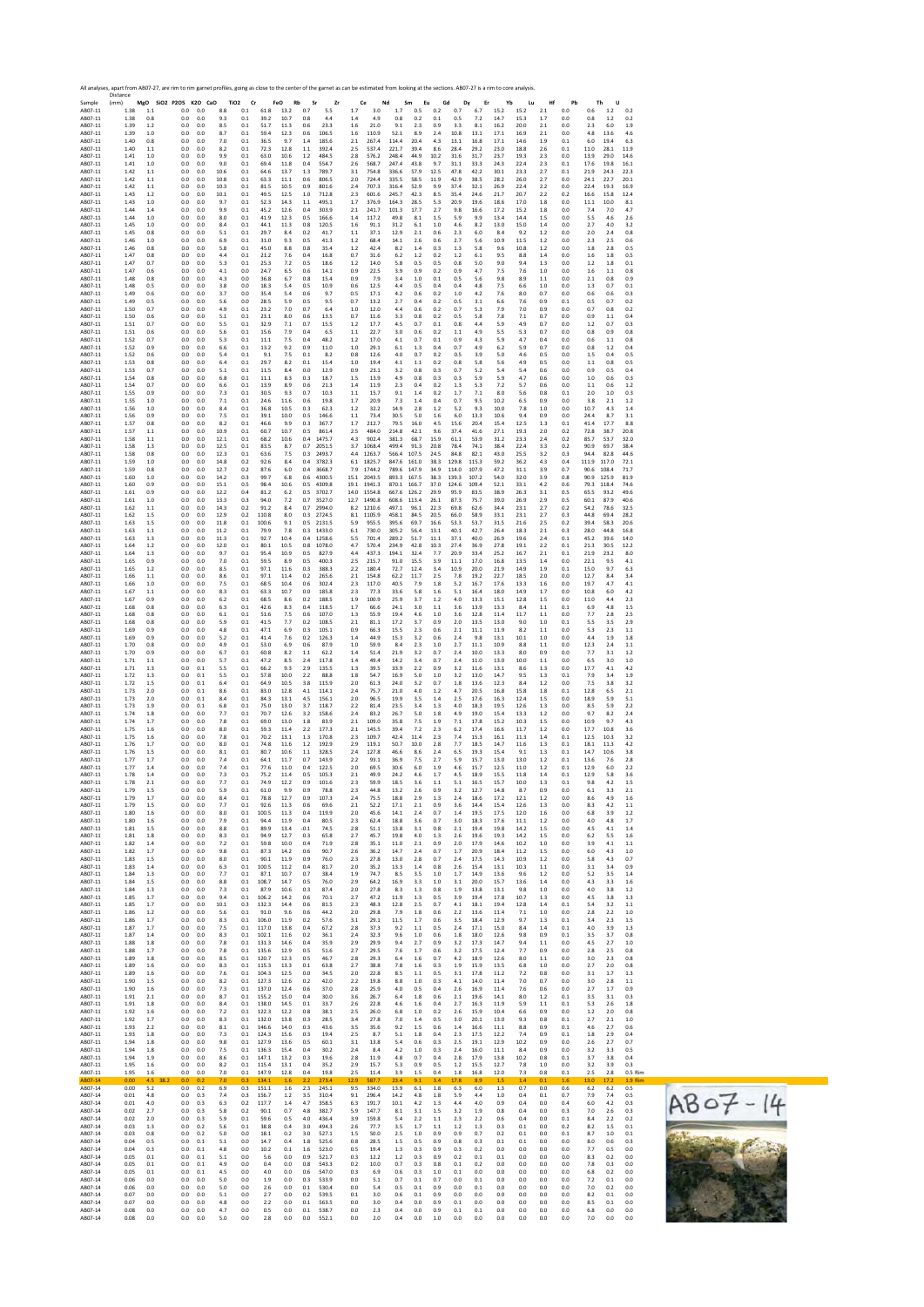All analyses, apart from AB07-27, are rim to rim garnet profiles, going as close to the center of the garnet as can be estimated from looking at the sections. AB07-27 is a rim to core analysis.

| Sample | Distance (mm) | MgO | SiO2 | P2O5 | K2O | CaO | TiO2 | Cr | FeO | Rb | Sr | Zr | Ce | Nd | Sm | Eu | Gd | Dy | Er | Yb | Lu | Hf | Pb | Th | U | |
|---|---|---|---|---|---|---|---|---|---|---|---|---|---|---|---|---|---|---|---|---|---|---|---|---|---|---|
| AB07-11 | 1.38 | 1.1 | | 0.0 | 0.0 | 8.8 | 0.1 | 61.8 | 13.2 | 0.7 | 5.5 | 1.7 | 3.0 | 1.7 | 0.5 | 0.2 | 0.7 | 6.7 | 15.2 | 15.2 | 2.1 | 0.0 | 0.6 | 1.2 | 0.2 | |
| AB07-11 | 1.38 | 0.8 | | 0.0 | 0.0 | 9.3 | 0.1 | 39.2 | 10.7 | 0.8 | 4.4 | 1.4 | 4.9 | 0.8 | 0.2 | 0.1 | 0.5 | 7.2 | 14.7 | 15.3 | 1.7 | 0.0 | 0.8 | 1.2 | 0.2 | |
| AB07-11 | 1.39 | 1.2 | | 0.0 | 0.0 | 8.5 | 0.1 | 51.7 | 11.3 | 0.6 | 23.3 | 1.6 | 21.0 | 9.1 | 2.3 | 0.9 | 3.3 | 8.1 | 16.2 | 20.0 | 2.1 | 0.0 | 2.3 | 6.0 | 1.9 | |
| AB07-11 | 1.39 | 1.0 | | 0.0 | 0.0 | 8.7 | 0.1 | 59.4 | 12.3 | 0.6 | 106.5 | 1.6 | 110.9 | 52.1 | 8.9 | 2.4 | 10.8 | 13.1 | 17.1 | 16.9 | 2.1 | 0.0 | 4.8 | 13.6 | 4.6 | |
| AB07-11 | 1.40 | 0.8 | | 0.0 | 0.0 | 7.0 | 0.1 | 36.5 | 9.7 | 1.4 | 185.6 | 2.1 | 267.4 | 134.4 | 20.4 | 4.3 | 13.1 | 16.8 | 17.1 | 14.6 | 1.9 | 0.1 | 6.0 | 19.4 | 6.3 | |
| AB07-11 | 1.40 | 1.1 | | 0.0 | 0.0 | 8.2 | 0.1 | 72.3 | 12.8 | 1.1 | 392.4 | 2.5 | 537.4 | 221.7 | 39.4 | 8.6 | 28.4 | 29.2 | 23.0 | 18.8 | 2.6 | 0.1 | 11.0 | 28.1 | 11.9 | |
| AB07-11 | 1.41 | 1.0 | | 0.0 | 0.0 | 9.9 | 0.1 | 63.0 | 10.6 | 1.2 | 484.5 | 2.8 | 576.2 | 248.4 | 44.9 | 10.2 | 31.6 | 31.7 | 23.7 | 19.3 | 2.3 | 0.0 | 13.9 | 29.0 | 14.6 | |
| AB07-11 | 1.41 | 1.0 | | 0.0 | 0.0 | 9.0 | 0.1 | 69.4 | 11.8 | 0.4 | 554.7 | 2.6 | 568.7 | 247.4 | 43.8 | 9.7 | 31.1 | 33.3 | 24.3 | 22.4 | 2.3 | 0.1 | 17.6 | 19.8 | 16.1 | |
| AB07-11 | 1.42 | 1.1 | | 0.0 | 0.0 | 10.6 | 0.1 | 64.6 | 13.7 | 1.3 | 789.7 | 3.1 | 754.8 | 336.6 | 57.9 | 12.5 | 47.8 | 42.2 | 30.1 | 23.3 | 2.7 | 0.1 | 21.9 | 24.3 | 22.3 | |
| AB07-11 | 1.42 | 1.1 | | 0.0 | 0.0 | 10.8 | 0.1 | 63.3 | 11.1 | 0.6 | 806.5 | 2.0 | 724.4 | 335.5 | 58.5 | 11.9 | 42.9 | 38.5 | 28.2 | 26.0 | 2.7 | 0.0 | 24.1 | 22.7 | 20.1 | |
| AB07-11 | 1.42 | 1.1 | | 0.0 | 0.0 | 10.3 | 0.1 | 81.5 | 10.5 | 0.9 | 801.6 | 2.4 | 707.3 | 316.4 | 52.9 | 9.9 | 37.4 | 32.1 | 26.9 | 22.4 | 2.2 | 0.0 | 22.4 | 19.3 | 16.9 | |
| AB07-11 | 1.43 | 1.2 | | 0.0 | 0.0 | 10.1 | 0.1 | 49.5 | 12.5 | 1.0 | 712.8 | 2.3 | 601.6 | 245.7 | 42.3 | 8.5 | 35.4 | 24.6 | 21.7 | 20.7 | 2.2 | 0.2 | 16.6 | 15.8 | 12.4 | |
| AB07-11 | 1.43 | 1.0 | | 0.0 | 0.0 | 9.7 | 0.1 | 52.3 | 14.3 | 1.1 | 495.1 | 1.7 | 376.9 | 164.3 | 28.5 | 5.3 | 20.9 | 19.6 | 18.6 | 17.0 | 1.8 | 0.0 | 11.1 | 10.0 | 8.1 | |
| AB07-11 | 1.44 | 1.4 | | 0.0 | 0.0 | 9.9 | 0.1 | 45.2 | 12.6 | 0.4 | 303.9 | 2.1 | 241.7 | 101.3 | 17.7 | 2.7 | 9.8 | 16.6 | 17.2 | 15.2 | 1.8 | 0.0 | 7.4 | 7.0 | 4.7 | |
| AB07-11 | 1.44 | 1.0 | | 0.0 | 0.0 | 8.0 | 0.1 | 41.9 | 12.3 | 0.5 | 166.6 | 1.4 | 117.2 | 49.8 | 8.1 | 1.5 | 5.9 | 9.9 | 13.4 | 14.4 | 1.5 | 0.0 | 5.5 | 4.6 | 2.6 | |
| AB07-11 | 1.45 | 1.0 | | 0.0 | 0.0 | 8.4 | 0.1 | 44.1 | 11.3 | 0.8 | 120.5 | 1.6 | 91.1 | 31.2 | 6.1 | 1.0 | 4.6 | 8.2 | 13.0 | 15.0 | 1.4 | 0.0 | 2.7 | 4.0 | 3.2 | |
| AB07-11 | 1.45 | 0.8 | | 0.0 | 0.0 | 5.1 | 0.1 | 29.7 | 8.4 | 0.2 | 41.7 | 1.1 | 37.1 | 12.9 | 2.1 | 0.6 | 2.3 | 6.0 | 8.4 | 9.2 | 1.2 | 0.0 | 2.0 | 2.4 | 0.8 | |
| AB07-11 | 1.46 | 1.0 | | 0.0 | 0.0 | 6.9 | 0.1 | 31.0 | 9.3 | 0.5 | 41.3 | 1.2 | 68.4 | 14.1 | 2.6 | 0.6 | 2.7 | 5.6 | 10.9 | 11.5 | 1.2 | 0.0 | 2.3 | 2.5 | 0.6 | |
| AB07-11 | 1.46 | 0.8 | | 0.0 | 0.0 | 5.8 | 0.1 | 45.0 | 8.8 | 0.8 | 35.4 | 1.2 | 42.4 | 8.2 | 1.4 | 0.3 | 1.3 | 5.8 | 9.6 | 10.8 | 1.2 | 0.0 | 1.8 | 2.8 | 0.5 | |
| AB07-11 | 1.47 | 0.8 | | 0.0 | 0.0 | 4.4 | 0.1 | 21.2 | 7.6 | 0.4 | 16.8 | 0.7 | 31.6 | 6.2 | 1.2 | 0.2 | 1.2 | 6.1 | 9.5 | 8.8 | 1.4 | 0.0 | 1.6 | 1.8 | 0.5 | |
| AB07-11 | 1.47 | 0.7 | | 0.0 | 0.0 | 5.3 | 0.1 | 25.3 | 7.2 | 0.5 | 18.6 | 1.2 | 14.0 | 5.8 | 0.5 | 0.5 | 0.8 | 5.0 | 9.0 | 9.4 | 1.3 | 0.0 | 1.2 | 1.8 | 0.1 | |
| AB07-11 | 1.47 | 0.6 | | 0.0 | 0.0 | 4.1 | 0.0 | 24.7 | 6.5 | 0.6 | 14.1 | 0.9 | 22.5 | 3.9 | 0.9 | 0.2 | 0.9 | 4.7 | 7.5 | 7.6 | 1.0 | 0.0 | 1.6 | 1.1 | 0.8 | |
| AB07-11 | 1.48 | 0.8 | | 0.0 | 0.0 | 4.3 | 0.0 | 36.8 | 6.7 | 0.8 | 15.4 | 0.9 | 7.9 | 3.4 | 1.0 | 0.1 | 0.5 | 5.6 | 9.8 | 8.9 | 1.1 | 0.0 | 2.1 | 0.8 | 0.9 | |
| AB07-11 | 1.48 | 0.5 | | 0.0 | 0.0 | 3.8 | 0.0 | 18.3 | 5.4 | 0.5 | 10.9 | 0.6 | 12.5 | 4.4 | 0.5 | 0.4 | 0.4 | 4.8 | 7.5 | 6.6 | 1.0 | 0.0 | 1.3 | 0.7 | 0.1 | |
| AB07-11 | 1.49 | 0.6 | | 0.0 | 0.0 | 3.7 | 0.0 | 35.4 | 5.4 | 0.6 | 9.7 | 0.5 | 17.1 | 4.2 | 0.6 | 0.2 | 1.0 | 4.2 | 7.6 | 8.0 | 0.7 | 0.0 | 0.6 | 0.6 | 0.3 | |
| AB07-11 | 1.49 | 0.5 | | 0.0 | 0.0 | 5.6 | 0.0 | 28.5 | 5.9 | 0.5 | 9.5 | 0.7 | 13.2 | 2.7 | 0.4 | 0.2 | 0.5 | 3.1 | 6.6 | 7.6 | 0.9 | 0.1 | 0.5 | 0.7 | 0.2 | |
| AB07-11 | 1.50 | 0.7 | | 0.0 | 0.0 | 4.9 | 0.1 | 23.2 | 7.0 | 0.7 | 6.4 | 1.0 | 12.0 | 4.4 | 0.6 | 0.2 | 0.7 | 5.3 | 7.9 | 7.0 | 0.9 | 0.0 | 0.7 | 0.8 | 0.2 | |
| AB07-11 | 1.50 | 0.6 | | 0.0 | 0.0 | 5.1 | 0.1 | 23.1 | 8.0 | 0.6 | 13.5 | 0.7 | 11.6 | 3.3 | 0.8 | 0.2 | 0.5 | 5.8 | 7.8 | 7.1 | 0.7 | 0.0 | 0.9 | 1.1 | 0.4 | |
| AB07-11 | 1.51 | 0.7 | | 0.0 | 0.0 | 5.5 | 0.1 | 32.9 | 7.1 | 0.7 | 15.5 | 1.2 | 17.7 | 4.5 | 0.7 | 0.1 | 0.8 | 4.4 | 5.9 | 4.9 | 0.7 | 0.0 | 1.2 | 0.7 | 0.3 | |
| AB07-11 | 1.51 | 0.6 | | 0.0 | 0.0 | 5.6 | 0.1 | 15.6 | 7.9 | 0.4 | 6.5 | 1.1 | 22.7 | 3.0 | 0.6 | 0.2 | 1.1 | 4.9 | 5.5 | 5.3 | 0.7 | 0.0 | 0.8 | 0.9 | 0.8 | |
| AB07-11 | 1.52 | 0.7 | | 0.0 | 0.0 | 5.3 | 0.1 | 11.1 | 7.5 | 0.4 | 48.2 | 1.2 | 17.0 | 4.1 | 0.7 | 0.1 | 0.9 | 4.3 | 5.9 | 4.7 | 0.4 | 0.0 | 0.6 | 1.1 | 0.8 | |
| AB07-11 | 1.52 | 0.9 | | 0.0 | 0.0 | 6.6 | 0.1 | 13.2 | 9.2 | 0.9 | 11.0 | 1.0 | 29.1 | 6.1 | 1.3 | 0.4 | 0.7 | 4.9 | 6.2 | 5.9 | 0.7 | 0.0 | 0.8 | 1.2 | 0.4 | |
| AB07-11 | 1.52 | 0.6 | | 0.0 | 0.0 | 5.4 | 0.1 | 9.1 | 7.5 | 0.1 | 8.2 | 0.8 | 12.6 | 4.0 | 0.7 | 0.2 | 0.5 | 3.9 | 5.0 | 4.6 | 0.5 | 0.0 | 1.5 | 0.4 | 0.5 | |
| AB07-11 | 1.53 | 0.8 | | 0.0 | 0.0 | 6.4 | 0.1 | 29.7 | 8.2 | 0.1 | 15.4 | 1.0 | 19.4 | 4.1 | 1.1 | 0.2 | 0.8 | 5.8 | 5.6 | 4.9 | 0.5 | 0.0 | 1.1 | 0.8 | 0.5 | |
| AB07-11 | 1.53 | 0.7 | | 0.0 | 0.0 | 5.1 | 0.1 | 11.5 | 8.4 | 0.0 | 12.9 | 0.9 | 23.1 | 3.2 | 0.8 | 0.3 | 0.7 | 5.2 | 5.4 | 5.4 | 0.6 | 0.0 | 0.9 | 0.5 | 0.4 | |
| AB07-11 | 1.54 | 0.8 | | 0.0 | 0.0 | 6.8 | 0.1 | 11.1 | 8.3 | 0.3 | 18.7 | 1.5 | 13.0 | 4.9 | 0.8 | 0.3 | 0.3 | 5.9 | 5.9 | 4.7 | 0.6 | 0.0 | 1.0 | 0.6 | 0.3 | |
| AB07-11 | 1.54 | 0.7 | | 0.0 | 0.0 | 6.6 | 0.1 | 13.9 | 8.9 | 0.6 | 21.3 | 1.4 | 11.9 | 2.3 | 0.4 | 0.2 | 1.3 | 5.3 | 7.2 | 5.7 | 0.6 | 0.0 | 1.1 | 0.6 | 1.2 | |
| AB07-11 | 1.55 | 0.9 | | 0.0 | 0.0 | 7.3 | 0.1 | 30.5 | 9.3 | 0.7 | 10.3 | 1.1 | 15.7 | 9.1 | 1.4 | 0.2 | 1.7 | 7.1 | 8.0 | 5.6 | 0.8 | 0.1 | 2.0 | 1.0 | 0.3 | |
| AB07-11 | 1.55 | 1.0 | | 0.0 | 0.0 | 7.1 | 0.1 | 24.6 | 11.6 | 0.6 | 19.8 | 1.7 | 20.9 | 7.3 | 1.4 | 0.4 | 0.7 | 9.5 | 10.2 | 6.5 | 0.9 | 0.0 | 3.8 | 2.1 | 1.2 | |
| AB07-11 | 1.56 | 1.0 | | 0.0 | 0.0 | 8.4 | 0.1 | 36.8 | 10.5 | 0.3 | 62.3 | 1.2 | 32.2 | 14.9 | 2.8 | 1.2 | 5.2 | 9.3 | 10.0 | 7.8 | 1.0 | 0.0 | 10.7 | 4.3 | 1.4 | |
| AB07-11 | 1.56 | 0.9 | | 0.0 | 0.0 | 7.5 | 0.1 | 39.1 | 10.0 | 0.5 | 146.6 | 1.1 | 73.4 | 30.5 | 5.0 | 1.6 | 6.0 | 13.3 | 10.6 | 9.4 | 0.9 | 0.0 | 24.4 | 8.7 | 3.1 | |
| AB07-11 | 1.57 | 0.8 | | 0.0 | 0.0 | 8.2 | 0.1 | 46.6 | 9.9 | 0.3 | 367.7 | 1.7 | 212.7 | 79.5 | 16.0 | 4.5 | 15.6 | 20.4 | 15.4 | 12.5 | 1.3 | 0.1 | 41.4 | 17.7 | 8.8 | |
| AB07-11 | 1.57 | 1.1 | | 0.0 | 0.0 | 10.9 | 0.1 | 60.7 | 10.7 | 0.5 | 861.4 | 2.5 | 484.0 | 234.8 | 42.1 | 9.6 | 37.4 | 41.6 | 27.1 | 19.3 | 2.0 | 0.2 | 72.8 | 38.7 | 20.8 | |
| AB07-11 | 1.58 | 1.1 | | 0.0 | 0.0 | 12.1 | 0.1 | 68.2 | 10.6 | 0.4 | 1475.7 | 4.3 | 902.4 | 381.3 | 68.7 | 15.9 | 61.1 | 53.9 | 31.2 | 23.3 | 2.4 | 0.2 | 85.7 | 53.7 | 32.0 | |
| AB07-11 | 1.58 | 1.3 | | 0.0 | 0.0 | 12.5 | 0.1 | 83.5 | 8.7 | 0.7 | 2051.5 | 3.7 | 1068.4 | 499.4 | 91.3 | 20.8 | 78.4 | 74.1 | 38.4 | 22.4 | 3.3 | 0.2 | 90.9 | 69.7 | 38.4 | |
| AB07-11 | 1.58 | 0.8 | | 0.0 | 0.0 | 12.3 | 0.1 | 63.6 | 7.5 | 0.3 | 2493.7 | 4.4 | 1263.7 | 566.4 | 107.5 | 24.5 | 84.8 | 82.1 | 43.0 | 25.5 | 3.2 | 0.3 | 94.4 | 82.8 | 44.6 | |
| AB07-11 | 1.59 | 1.0 | | 0.0 | 0.0 | 14.8 | 0.2 | 92.6 | 8.4 | 0.4 | 3782.3 | 6.1 | 1825.7 | 847.6 | 161.0 | 38.3 | 129.8 | 115.3 | 59.2 | 36.2 | 4.3 | 0.4 | 111.9 | 117.0 | 72.1 | |
| AB07-11 | 1.59 | 0.8 | | 0.0 | 0.0 | 12.7 | 0.2 | 87.6 | 6.0 | 0.4 | 3668.7 | 7.9 | 1744.2 | 789.6 | 147.9 | 34.9 | 114.0 | 107.9 | 47.2 | 31.1 | 3.9 | 0.7 | 90.6 | 108.4 | 71.7 | |
| AB07-11 | 1.60 | 1.0 | | 0.0 | 0.0 | 14.2 | 0.3 | 99.7 | 6.8 | 0.6 | 4300.5 | 15.1 | 2043.5 | 893.3 | 167.5 | 38.3 | 139.3 | 107.2 | 54.0 | 32.0 | 3.9 | 0.8 | 90.9 | 125.9 | 81.9 | |
| AB07-11 | 1.60 | 0.9 | | 0.0 | 0.0 | 15.1 | 0.5 | 98.4 | 10.6 | 0.5 | 4309.8 | 19.1 | 1941.3 | 870.1 | 166.7 | 37.0 | 124.6 | 109.4 | 52.1 | 33.1 | 4.2 | 0.6 | 79.3 | 118.4 | 74.6 | |
| AB07-11 | 1.61 | 0.9 | | 0.0 | 0.0 | 12.2 | 0.4 | 81.2 | 6.2 | 0.5 | 3702.7 | 14.0 | 1554.8 | 667.6 | 126.2 | 29.9 | 95.9 | 83.5 | 38.9 | 26.3 | 3.1 | 0.5 | 65.5 | 93.2 | 49.6 | |
| AB07-11 | 1.61 | 1.0 | | 0.0 | 0.0 | 13.3 | 0.3 | 94.0 | 7.2 | 0.7 | 3527.0 | 12.7 | 1490.8 | 608.6 | 113.4 | 26.1 | 87.3 | 75.7 | 39.0 | 26.9 | 2.9 | 0.5 | 60.1 | 87.9 | 40.6 | |
| AB07-11 | 1.62 | 1.1 | | 0.0 | 0.0 | 14.3 | 0.2 | 91.2 | 8.4 | 0.7 | 2994.0 | 8.2 | 1210.6 | 497.1 | 96.1 | 22.3 | 69.8 | 62.6 | 34.4 | 23.1 | 2.7 | 0.2 | 54.2 | 78.6 | 32.5 | |
| AB07-11 | 1.62 | 1.5 | | 0.0 | 0.0 | 12.9 | 0.2 | 110.8 | 8.0 | 0.3 | 2724.5 | 8.1 | 1105.9 | 458.1 | 84.5 | 20.5 | 66.0 | 58.9 | 33.1 | 23.1 | 2.7 | 0.3 | 44.8 | 69.4 | 28.2 | |
| AB07-11 | 1.63 | 1.5 | | 0.0 | 0.0 | 11.8 | 0.1 | 100.6 | 9.1 | 0.5 | 2131.5 | 5.9 | 955.5 | 395.6 | 69.7 | 16.6 | 53.3 | 53.7 | 31.5 | 21.6 | 2.5 | 0.2 | 39.4 | 58.3 | 20.6 | |
| AB07-11 | 1.63 | 1.1 | | 0.0 | 0.0 | 11.2 | 0.1 | 79.9 | 7.8 | 0.3 | 1433.0 | 6.1 | 730.0 | 305.2 | 56.4 | 13.1 | 40.1 | 42.7 | 26.4 | 18.3 | 2.1 | 0.3 | 28.0 | 44.8 | 16.8 | |
| AB07-11 | 1.63 | 1.3 | | 0.0 | 0.0 | 11.3 | 0.1 | 92.7 | 10.4 | 0.4 | 1258.6 | 5.5 | 701.4 | 289.2 | 51.7 | 11.1 | 37.1 | 40.0 | 26.9 | 19.6 | 2.4 | 0.1 | 45.2 | 39.6 | 14.0 | |
| AB07-11 | 1.64 | 1.2 | | 0.0 | 0.0 | 12.0 | 0.1 | 80.1 | 10.5 | 0.8 | 1078.0 | 4.7 | 570.4 | 234.9 | 42.8 | 10.3 | 27.4 | 36.9 | 27.8 | 19.1 | 2.2 | 0.1 | 21.3 | 30.5 | 12.2 | |
| AB07-11 | 1.64 | 3.3 | | 0.0 | 0.0 | 9.7 | 0.1 | 95.4 | 10.9 | 0.5 | 827.9 | 4.4 | 437.3 | 194.1 | 32.4 | 7.7 | 20.9 | 33.4 | 25.2 | 16.7 | 2.1 | 0.1 | 21.9 | 23.2 | 8.0 | |
| AB07-11 | 1.65 | 0.9 | | 0.0 | 0.0 | 7.0 | 0.1 | 59.5 | 8.9 | 0.5 | 400.3 | 2.5 | 215.7 | 91.0 | 15.5 | 3.9 | 11.1 | 17.0 | 16.8 | 13.5 | 1.4 | 0.0 | 22.1 | 9.5 | 4.1 | |
| AB07-11 | 1.65 | 1.2 | | 0.0 | 0.0 | 8.5 | 0.1 | 97.1 | 11.6 | 0.3 | 388.3 | 2.2 | 180.4 | 72.7 | 12.4 | 3.4 | 10.9 | 20.0 | 21.9 | 14.9 | 1.9 | 0.1 | 15.0 | 9.7 | 6.3 | |
| AB07-11 | 1.66 | 1.1 | | 0.0 | 0.0 | 8.6 | 0.1 | 97.1 | 11.4 | 0.2 | 265.6 | 2.1 | 154.8 | 62.2 | 11.7 | 2.5 | 7.8 | 19.2 | 22.7 | 18.5 | 2.0 | 0.0 | 12.7 | 8.4 | 3.4 | |
| AB07-11 | 1.66 | 1.0 | | 0.0 | 0.0 | 7.5 | 0.1 | 68.5 | 10.4 | 0.6 | 302.4 | 2.3 | 117.0 | 40.5 | 7.9 | 1.8 | 5.2 | 16.7 | 17.6 | 13.3 | 1.6 | 0.0 | 19.7 | 4.7 | 4.1 | |
| AB07-11 | 1.67 | 1.1 | | 0.0 | 0.0 | 8.3 | 0.1 | 63.3 | 10.7 | 0.0 | 185.8 | 2.3 | 77.3 | 33.6 | 5.8 | 1.6 | 5.1 | 16.4 | 18.0 | 14.9 | 1.7 | 0.0 | 10.8 | 6.0 | 4.2 | |
| AB07-11 | 1.67 | 0.9 | | 0.0 | 0.0 | 6.2 | 0.1 | 68.5 | 8.6 | 0.2 | 188.5 | 1.9 | 100.9 | 25.9 | 3.7 | 1.2 | 4.0 | 13.3 | 15.1 | 12.8 | 1.5 | 0.0 | 11.0 | 4.4 | 2.3 | |
| AB07-11 | 1.68 | 0.8 | | 0.0 | 0.0 | 6.3 | 0.1 | 42.6 | 8.3 | 0.4 | 118.5 | 1.7 | 66.6 | 24.1 | 3.0 | 1.1 | 3.6 | 13.9 | 13.3 | 8.4 | 1.1 | 0.1 | 6.9 | 4.8 | 1.5 | |
| AB07-11 | 1.68 | 0.8 | | 0.0 | 0.0 | 6.1 | 0.1 | 51.6 | 7.5 | 0.6 | 107.0 | 1.3 | 55.9 | 19.4 | 4.6 | 1.0 | 3.6 | 12.8 | 11.4 | 11.7 | 1.1 | 0.0 | 7.7 | 2.8 | 2.5 | |
| AB07-11 | 1.68 | 0.8 | | 0.0 | 0.0 | 5.9 | 0.1 | 41.5 | 7.7 | 0.2 | 108.5 | 2.1 | 81.1 | 17.2 | 3.7 | 0.9 | 2.0 | 13.5 | 13.0 | 9.0 | 1.0 | 0.1 | 5.5 | 3.5 | 2.9 | |
| AB07-11 | 1.69 | 0.9 | | 0.0 | 0.0 | 4.8 | 0.1 | 47.1 | 6.9 | 0.3 | 105.1 | 0.9 | 66.3 | 15.5 | 2.3 | 0.6 | 2.1 | 11.1 | 11.9 | 8.2 | 1.1 | 0.0 | 5.3 | 2.3 | 1.1 | |
| AB07-11 | 1.69 | 0.9 | | 0.0 | 0.0 | 5.2 | 0.1 | 41.4 | 7.6 | 0.2 | 126.3 | 1.4 | 44.9 | 15.3 | 3.2 | 0.6 | 2.4 | 9.8 | 13.1 | 10.1 | 1.0 | 0.0 | 4.4 | 1.9 | 1.8 | |
| AB07-11 | 1.70 | 0.8 | | 0.0 | 0.0 | 4.9 | 0.1 | 53.0 | 6.9 | 0.6 | 87.9 | 1.0 | 59.9 | 8.4 | 2.3 | 1.0 | 2.7 | 11.1 | 10.9 | 8.8 | 1.1 | 0.0 | 12.3 | 2.4 | 1.1 | |
| AB07-11 | 1.70 | 0.9 | | 0.0 | 0.0 | 6.7 | 0.1 | 60.8 | 8.2 | 1.1 | 62.2 | 1.4 | 51.4 | 21.9 | 3.2 | 0.7 | 2.4 | 10.0 | 13.3 | 8.0 | 0.9 | 0.0 | 7.7 | 3.1 | 1.2 | |
| AB07-11 | 1.71 | 1.1 | | 0.0 | 0.0 | 5.7 | 0.1 | 47.2 | 8.5 | 2.4 | 117.8 | 1.4 | 49.4 | 14.2 | 3.4 | 0.7 | 2.4 | 11.0 | 13.0 | 10.0 | 1.1 | 0.0 | 6.5 | 3.0 | 1.0 | |
| AB07-11 | 1.71 | 1.3 | | 0.0 | 0.1 | 5.5 | 0.1 | 66.2 | 9.3 | 2.9 | 135.9 | 1.3 | 39.5 | 33.9 | 2.2 | 0.9 | 3.2 | 11.6 | 13.1 | 8.6 | 1.3 | 0.0 | 17.7 | 4.1 | 4.2 | |
| AB07-11 | 1.72 | 1.3 | | 0.0 | 0.1 | 5.5 | 0.1 | 57.8 | 10.0 | 2.2 | 88.8 | 1.8 | 54.7 | 16.9 | 5.0 | 1.0 | 3.2 | 13.0 | 14.7 | 9.5 | 1.3 | 0.1 | 7.9 | 3.4 | 1.9 | |
| AB07-11 | 1.72 | 1.5 | | 0.0 | 0.1 | 6.4 | 0.1 | 64.9 | 10.5 | 3.8 | 115.9 | 2.0 | 61.3 | 24.0 | 3.2 | 0.7 | 1.8 | 13.6 | 12.3 | 8.4 | 1.2 | 0.0 | 7.5 | 3.8 | 3.2 | |
| AB07-11 | 1.73 | 2.0 | | 0.0 | 0.1 | 8.4 | 0.1 | 83.0 | 12.8 | 4.1 | 114.1 | 2.4 | 75.7 | 21.0 | 4.0 | 1.2 | 4.7 | 20.5 | 16.8 | 15.8 | 1.8 | 0.1 | 12.8 | 6.5 | 2.1 | |
| AB07-11 | 1.73 | 2.0 | | 0.0 | 0.1 | 8.4 | 0.1 | 84.3 | 13.1 | 4.5 | 156.1 | 2.0 | 96.5 | 19.9 | 3.5 | 1.4 | 2.5 | 17.6 | 16.3 | 12.4 | 1.5 | 0.0 | 18.9 | 5.9 | 5.1 | |
| AB07-11 | 1.73 | 1.9 | | 0.0 | 0.1 | 6.8 | 0.1 | 75.0 | 13.0 | 3.7 | 118.7 | 2.2 | 81.4 | 23.5 | 3.4 | 1.3 | 4.0 | 18.3 | 19.5 | 12.6 | 1.3 | 0.0 | 8.5 | 5.9 | 2.2 | |
| AB07-11 | 1.74 | 1.8 | | 0.0 | 0.0 | 7.7 | 0.1 | 70.7 | 12.6 | 3.2 | 158.6 | 2.4 | 83.2 | 26.7 | 5.0 | 1.8 | 4.9 | 19.0 | 15.4 | 13.3 | 1.2 | 0.0 | 9.7 | 8.2 | 2.4 | |
| AB07-11 | 1.74 | 1.7 | | 0.0 | 0.0 | 7.8 | 0.1 | 69.0 | 13.0 | 1.8 | 83.9 | 2.1 | 109.0 | 35.8 | 7.5 | 1.9 | 7.1 | 17.8 | 15.2 | 10.3 | 1.5 | 0.0 | 10.9 | 9.7 | 4.3 | |
| AB07-11 | 1.75 | 1.6 | | 0.0 | 0.0 | 8.0 | 0.1 | 59.3 | 11.4 | 2.2 | 177.3 | 2.1 | 145.5 | 39.4 | 7.2 | 2.3 | 6.2 | 17.4 | 16.6 | 11.7 | 1.2 | 0.0 | 17.7 | 10.8 | 3.6 | |
| AB07-11 | 1.75 | 1.6 | | 0.0 | 0.0 | 7.8 | 0.1 | 70.2 | 13.1 | 1.3 | 170.8 | 2.3 | 109.7 | 42.4 | 11.4 | 2.3 | 7.4 | 15.3 | 16.1 | 11.3 | 1.4 | 0.1 | 12.5 | 10.3 | 3.2 | |
| AB07-11 | 1.76 | 1.7 | | 0.0 | 0.0 | 8.0 | 0.1 | 74.8 | 11.6 | 1.2 | 192.9 | 2.9 | 119.1 | 50.7 | 10.0 | 2.8 | 7.7 | 18.5 | 14.7 | 11.6 | 1.3 | 0.1 | 18.1 | 11.3 | 4.2 | |
| AB07-11 | 1.76 | 1.5 | | 0.0 | 0.0 | 8.1 | 0.1 | 80.7 | 10.6 | 1.1 | 328.5 | 2.4 | 127.8 | 46.6 | 8.6 | 2.4 | 6.5 | 19.3 | 15.4 | 9.1 | 1.3 | 0.1 | 14.7 | 10.6 | 3.8 | |
| AB07-11 | 1.77 | 1.7 | | 0.0 | 0.0 | 7.4 | 0.1 | 64.1 | 11.7 | 0.7 | 143.9 | 2.2 | 93.1 | 36.9 | 7.5 | 2.7 | 5.9 | 15.7 | 13.0 | 13.0 | 1.2 | 0.1 | 13.6 | 7.6 | 2.8 | |
| AB07-11 | 1.77 | 1.7 | | 0.0 | 0.0 | 7.4 | 0.1 | 77.6 | 11.0 | 0.4 | 122.5 | 2.0 | 69.5 | 30.6 | 6.0 | 1.9 | 4.6 | 15.7 | 12.5 | 11.0 | 1.2 | 0.1 | 12.9 | 6.0 | 2.2 | |
| AB07-11 | 1.78 | 1.4 | | 0.0 | 0.0 | 7.3 | 0.1 | 75.2 | 11.4 | 0.5 | 105.3 | 2.1 | 49.9 | 24.2 | 4.6 | 1.7 | 4.5 | 18.9 | 15.5 | 11.8 | 1.4 | 0.1 | 12.9 | 5.8 | 3.6 | |
| AB07-11 | 1.78 | 2.1 | | 0.0 | 0.0 | 7.7 | 0.1 | 74.9 | 12.2 | 0.9 | 101.6 | 2.3 | 59.9 | 18.5 | 3.6 | 1.1 | 5.1 | 16.5 | 15.7 | 10.0 | 1.3 | 0.1 | 9.8 | 4.2 | 1.5 | |
| AB07-11 | 1.79 | 1.5 | | 0.0 | 0.0 | 5.9 | 0.1 | 61.0 | 9.9 | 0.9 | 78.8 | 2.3 | 44.8 | 13.2 | 2.6 | 0.9 | 3.2 | 12.7 | 14.8 | 8.7 | 0.9 | 0.0 | 6.1 | 3.3 | 2.1 | |
| AB07-11 | 1.79 | 1.7 | | 0.0 | 0.0 | 8.4 | 0.1 | 78.8 | 12.7 | 0.9 | 107.3 | 2.4 | 75.5 | 18.8 | 2.9 | 1.3 | 2.4 | 18.6 | 17.2 | 12.1 | 1.2 | 0.0 | 8.6 | 4.9 | 1.6 | |
| AB07-11 | 1.79 | 1.5 | | 0.0 | 0.0 | 7.7 | 0.1 | 92.6 | 11.3 | 0.6 | 69.6 | 2.1 | 52.2 | 17.1 | 2.1 | 0.9 | 3.6 | 14.4 | 15.4 | 12.6 | 1.3 | 0.0 | 8.3 | 4.2 | 1.1 | |
| AB07-11 | 1.80 | 1.6 | | 0.0 | 0.0 | 8.0 | 0.1 | 100.5 | 11.3 | 0.4 | 119.9 | 2.0 | 45.6 | 14.1 | 2.4 | 0.7 | 1.4 | 19.5 | 17.5 | 12.0 | 1.6 | 0.0 | 6.8 | 3.9 | 1.2 | |
| AB07-11 | 1.80 | 1.6 | | 0.0 | 0.0 | 7.9 | 0.1 | 94.4 | 11.9 | 0.4 | 80.5 | 2.3 | 62.4 | 18.8 | 3.6 | 0.7 | 3.0 | 18.3 | 17.6 | 11.1 | 1.2 | 0.0 | 4.0 | 4.8 | 1.7 | |
| AB07-11 | 1.81 | 1.5 | | 0.0 | 0.0 | 8.8 | 0.1 | 89.9 | 13.4 | -0.1 | 74.5 | 2.8 | 51.1 | 13.8 | 3.1 | 0.8 | 2.1 | 19.4 | 19.8 | 14.2 | 1.5 | 0.0 | 4.5 | 4.1 | 1.4 | |
| AB07-11 | 1.81 | 1.8 | | 0.0 | 0.0 | 8.3 | 0.1 | 94.9 | 12.7 | 0.3 | 65.8 | 2.7 | 45.7 | 19.8 | 4.0 | 1.3 | 2.6 | 19.6 | 19.3 | 14.2 | 1.5 | 0.0 | 6.2 | 5.5 | 1.6 | |
| AB07-11 | 1.82 | 1.4 | | 0.0 | 0.0 | 7.2 | 0.1 | 59.8 | 10.0 | 0.4 | 71.9 | 2.8 | 35.1 | 11.0 | 2.1 | 0.9 | 2.0 | 17.9 | 14.6 | 10.2 | 1.0 | 0.0 | 3.9 | 4.1 | 1.1 | |
| AB07-11 | 1.82 | 1.7 | | 0.0 | 0.0 | 9.8 | 0.1 | 87.3 | 14.2 | 0.6 | 90.7 | 2.6 | 36.2 | 14.7 | 2.4 | 0.7 | 1.7 | 20.9 | 18.4 | 11.2 | 1.5 | 0.0 | 6.0 | 4.3 | 1.0 | |
| AB07-11 | 1.83 | 1.5 | | 0.0 | 0.0 | 8.0 | 0.1 | 90.1 | 11.9 | 0.9 | 76.0 | 2.3 | 27.8 | 13.0 | 2.8 | 0.7 | 2.4 | 17.5 | 14.3 | 10.9 | 1.2 | 0.0 | 5.8 | 4.3 | 0.7 | |
| AB07-11 | 1.83 | 1.4 | | 0.0 | 0.0 | 6.3 | 0.1 | 100.5 | 11.2 | 0.4 | 81.7 | 2.0 | 35.2 | 13.3 | 1.4 | 0.8 | 2.6 | 15.4 | 13.1 | 10.3 | 1.1 | 0.0 | 3.1 | 3.4 | 0.9 | |
| AB07-11 | 1.84 | 1.3 | | 0.0 | 0.0 | 7.7 | 0.1 | 87.1 | 10.7 | 0.7 | 38.4 | 1.9 | 74.7 | 8.5 | 3.5 | 1.0 | 1.7 | 14.9 | 13.6 | 9.6 | 1.2 | 0.0 | 5.2 | 3.5 | 1.4 | |
| AB07-11 | 1.84 | 1.5 | | 0.0 | 0.0 | 8.8 | 0.1 | 108.7 | 14.7 | 0.5 | 76.0 | 2.9 | 64.2 | 16.9 | 3.3 | 1.0 | 3.1 | 20.0 | 15.7 | 13.6 | 1.4 | 0.0 | 4.3 | 3.3 | 1.6 | |
| AB07-11 | 1.84 | 1.3 | | 0.0 | 0.0 | 7.3 | 0.1 | 87.9 | 10.6 | 0.3 | 87.4 | 2.0 | 27.8 | 8.3 | 1.3 | 0.8 | 1.9 | 13.8 | 13.1 | 9.8 | 1.0 | 0.0 | 4.0 | 3.8 | 1.2 | |
| AB07-11 | 1.85 | 1.7 | | 0.0 | 0.0 | 9.4 | 0.1 | 106.2 | 14.2 | 0.6 | 70.1 | 2.7 | 47.2 | 11.9 | 1.3 | 0.5 | 3.9 | 19.4 | 17.8 | 10.7 | 1.3 | 0.0 | 4.5 | 3.8 | 1.3 | |
| AB07-11 | 1.85 | 1.7 | | 0.0 | 0.0 | 10.1 | 0.1 | 132.3 | 14.4 | 0.6 | 81.5 | 2.3 | 48.3 | 12.8 | 2.5 | 0.7 | 4.1 | 18.1 | 19.4 | 12.8 | 1.4 | 0.1 | 5.4 | 3.2 | 1.1 | |
| AB07-11 | 1.86 | 1.2 | | 0.0 | 0.0 | 5.6 | 0.1 | 91.0 | 9.6 | 0.6 | 44.2 | 2.0 | 29.8 | 7.9 | 1.8 | 0.6 | 2.2 | 13.6 | 11.4 | 7.1 | 1.0 | 0.0 | 2.8 | 2.2 | 1.0 | |
| AB07-11 | 1.86 | 1.7 | | 0.0 | 0.0 | 8.3 | 0.1 | 106.0 | 11.9 | 0.2 | 57.6 | 3.1 | 29.1 | 11.5 | 1.7 | 0.6 | 3.5 | 18.4 | 12.9 | 9.7 | 1.3 | 0.1 | 3.4 | 2.3 | 1.5 | |
| AB07-11 | 1.87 | 1.7 | | 0.0 | 0.0 | 7.5 | 0.1 | 117.0 | 13.8 | 0.4 | 67.2 | 2.8 | 37.3 | 9.2 | 1.1 | 0.5 | 2.4 | 17.1 | 15.0 | 8.4 | 1.4 | 0.1 | 4.0 | 3.9 | 1.3 | |
| AB07-11 | 1.87 | 1.4 | | 0.0 | 0.0 | 8.3 | 0.1 | 102.1 | 11.6 | 0.2 | 36.1 | 2.4 | 32.3 | 9.6 | 1.0 | 0.6 | 1.8 | 18.0 | 12.6 | 9.8 | 0.9 | 0.1 | 3.5 | 3.7 | 0.8 | |
| AB07-11 | 1.88 | 1.8 | | 0.0 | 0.0 | 7.8 | 0.1 | 131.3 | 14.6 | 0.4 | 35.9 | 2.9 | 29.9 | 9.4 | 2.7 | 0.9 | 3.2 | 17.3 | 14.7 | 9.4 | 1.1 | 0.0 | 4.5 | 2.7 | 1.0 | |
| AB07-11 | 1.88 | 1.7 | | 0.0 | 0.0 | 7.8 | 0.1 | 135.6 | 12.9 | 0.5 | 51.6 | 2.8 | 29.5 | 7.6 | 1.7 | 0.6 | 3.2 | 17.5 | 12.4 | 7.7 | 0.9 | 0.0 | 2.8 | 2.5 | 0.8 | |
| AB07-11 | 1.89 | 1.8 | | 0.0 | 0.0 | 8.5 | 0.1 | 120.7 | 12.3 | 0.5 | 46.7 | 2.8 | 29.3 | 6.4 | 1.6 | 0.7 | 4.2 | 18.9 | 12.6 | 8.0 | 1.1 | 0.0 | 3.0 | 2.3 | 0.8 | |
| AB07-11 | 1.89 | 1.6 | | 0.0 | 0.0 | 8.3 | 0.1 | 115.3 | 13.3 | 0.1 | 63.8 | 2.7 | 38.8 | 7.8 | 1.6 | 0.3 | 1.9 | 15.9 | 13.5 | 6.8 | 1.0 | 0.0 | 2.7 | 2.0 | 0.8 | |
| AB07-11 | 1.89 | 1.6 | | 0.0 | 0.0 | 7.6 | 0.1 | 104.3 | 12.5 | 0.0 | 34.5 | 2.0 | 22.8 | 8.5 | 1.1 | 0.5 | 3.1 | 17.8 | 11.2 | 7.2 | 0.8 | 0.0 | 3.1 | 1.7 | 1.3 | |
| AB07-11 | 1.90 | 1.5 | | 0.0 | 0.0 | 8.2 | 0.1 | 127.3 | 12.6 | 0.2 | 42.0 | 2.2 | 19.8 | 8.8 | 1.0 | 0.3 | 4.1 | 14.0 | 11.4 | 7.0 | 0.7 | 0.0 | 3.0 | 2.8 | 1.1 | |
| AB07-11 | 1.90 | 1.6 | | 0.0 | 0.0 | 7.3 | 0.1 | 137.0 | 12.4 | 0.6 | 37.0 | 2.8 | 25.9 | 4.0 | 0.5 | 0.4 | 2.6 | 16.9 | 11.4 | 7.6 | 0.6 | 0.0 | 2.7 | 1.7 | 0.9 | |
| AB07-11 | 1.91 | 2.1 | | 0.0 | 0.0 | 8.7 | 0.1 | 155.2 | 15.0 | 0.4 | 30.0 | 3.6 | 26.7 | 6.4 | 1.8 | 0.6 | 2.1 | 19.6 | 14.1 | 8.0 | 1.2 | 0.1 | 3.5 | 3.1 | 0.3 | |
| AB07-11 | 1.91 | 1.8 | | 0.0 | 0.0 | 8.4 | 0.1 | 138.0 | 14.5 | 0.1 | 33.7 | 2.6 | 22.8 | 4.6 | 1.6 | 0.4 | 2.7 | 16.3 | 11.9 | 5.9 | 1.1 | 0.1 | 5.3 | 2.6 | 1.8 | |
| AB07-11 | 1.92 | 1.6 | | 0.0 | 0.0 | 7.2 | 0.1 | 122.3 | 12.2 | 0.8 | 38.1 | 2.5 | 26.0 | 6.8 | 1.0 | 0.2 | 2.6 | 15.9 | 10.4 | 6.6 | 0.9 | 0.0 | 1.2 | 2.0 | 0.8 | |
| AB07-11 | 1.92 | 1.7 | | 0.0 | 0.0 | 8.3 | 0.1 | 132.0 | 13.8 | 0.3 | 28.5 | 3.4 | 27.8 | 7.0 | 1.4 | 0.5 | 3.0 | 20.1 | 13.0 | 9.3 | 0.8 | 0.1 | 2.7 | 2.1 | 1.0 | |
| AB07-11 | 1.93 | 2.2 | | 0.0 | 0.0 | 8.1 | 0.1 | 146.6 | 14.0 | 0.3 | 43.6 | 3.5 | 35.6 | 9.2 | 1.5 | 0.6 | 1.4 | 16.6 | 11.1 | 8.8 | 0.9 | 0.1 | 4.6 | 2.7 | 0.6 | |
| AB07-11 | 1.93 | 1.8 | | 0.0 | 0.0 | 7.3 | 0.1 | 124.3 | 15.6 | 0.3 | 19.4 | 2.5 | 8.7 | 5.1 | 1.8 | 0.4 | 2.3 | 17.5 | 12.2 | 7.4 | 0.9 | 0.1 | 1.8 | 2.9 | 0.4 | |
| AB07-11 | 1.94 | 1.8 | | 0.0 | 0.0 | 9.8 | 0.1 | 127.9 | 13.6 | 0.5 | 60.1 | 3.1 | 13.8 | 5.4 | 0.6 | 0.3 | 2.5 | 19.1 | 12.9 | 10.2 | 0.9 | 0.0 | 2.6 | 2.7 | 0.7 | |
| AB07-11 | 1.94 | 1.8 | | 0.0 | 0.0 | 7.5 | 0.1 | 136.3 | 15.4 | 0.4 | 30.2 | 2.4 | 8.4 | 4.2 | 1.0 | 0.3 | 2.4 | 16.0 | 11.1 | 8.4 | 0.9 | 0.0 | 3.2 | 3.3 | 0.5 | |
| AB07-11 | 1.94 | 1.9 | | 0.0 | 0.0 | 7.9 | 0.1 | 147.1 | 13.2 | 0.3 | 19.6 | 2.8 | 19.4 | 6.5 | 0.7 | 0.4 | 2.8 | 17.9 | 13.8 | 10.2 | 0.8 | 0.1 | 3.7 | 3.8 | 0.4 | |
| AB07-11 | 1.95 | 1.6 | | 0.0 | 0.0 | 8.2 | 0.1 | 115.4 | 13.1 | 0.4 | 35.2 | 2.9 | 15.7 | 5.3 | 0.9 | 0.5 | 1.2 | 15.5 | 12.7 | 7.8 | 1.0 | 0.0 | 3.2 | 3.9 | 0.3 | |
| AB07-11 | 1.95 | 1.6 | | 0.0 | 0.0 | 7.0 | 0.1 | 147.9 | 12.8 | 0.4 | 19.8 | 2.5 | 11.4 | 3.9 | 1.5 | 0.4 | 1.8 | 16.8 | 12.0 | 7.3 | 0.8 | 0.1 | 2.5 | 2.8 | 0.5 | Rim |
| AB07-14 | 0.00 | 4.5 | 38.2 | 0.0 | 0.2 | 7.0 | 0.3 | 134.1 | 1.6 | 2.2 | 273.4 | 12.9 | 587.7 | 23.4 | 9.1 | 3.4 | 17.8 | 8.9 | 1.5 | 1.4 | 0.1 | 1.6 | 13.0 | 17.2 | 1.9 | Rim |
| AB07-14 | 0.00 | 5.2 | | 0.0 | 0.2 | 6.9 | 0.3 | 151.1 | 1.6 | 2.3 | 245.1 | 9.5 | 334.0 | 13.9 | 6.1 | 1.8 | 6.3 | 6.0 | 1.3 | 0.7 | 0.0 | 0.6 | 6.2 | 6.2 | 0.5 | |
| AB07-14 | 0.01 | 4.8 | | 0.0 | 0.3 | 7.4 | 0.3 | 156.7 | 1.2 | 3.5 | 310.4 | 9.1 | 296.4 | 14.2 | 4.8 | 1.8 | 5.9 | 4.4 | 1.0 | 0.4 | 0.1 | 0.7 | 7.9 | 7.4 | 0.5 | |
| AB07-14 | 0.01 | 4.0 | | 0.0 | 0.3 | 6.3 | 0.2 | 117.7 | 1.4 | 4.7 | 358.5 | 6.3 | 191.7 | 10.1 | 4.2 | 1.3 | 4.4 | 4.0 | 0.9 | 0.4 | 0.0 | 0.4 | 6.0 | 4.2 | 0.3 | |
| AB07-14 | 0.02 | 2.7 | | 0.0 | 0.3 | 5.8 | 0.2 | 90.1 | 0.7 | 4.8 | 382.7 | 5.9 | 147.7 | 8.1 | 3.1 | 1.5 | 3.2 | 1.9 | 0.8 | 0.4 | 0.0 | 0.3 | 7.0 | 2.6 | 0.3 | |
| AB07-14 | 0.02 | 2.0 | | 0.0 | 0.3 | 5.9 | 0.1 | 59.6 | 0.5 | 4.0 | 436.4 | 3.9 | 159.8 | 5.4 | 2.2 | 1.1 | 2.3 | 2.2 | 0.6 | 0.4 | 0.0 | 0.1 | 8.4 | 2.2 | 0.2 | |
| AB07-14 | 0.03 | 1.3 | | 0.0 | 0.2 | 5.6 | 0.1 | 38.8 | 0.4 | 3.0 | 494.3 | 2.6 | 77.7 | 3.5 | 1.7 | 1.1 | 1.2 | 1.3 | 0.3 | 0.1 | 0.0 | 0.2 | 8.2 | 1.5 | 0.1 | |
| AB07-14 | 0.03 | 0.8 | | 0.0 | 0.2 | 5.0 | 0.1 | 18.1 | 0.2 | 3.0 | 527.1 | 1.5 | 50.0 | 2.5 | 1.0 | 0.9 | 0.9 | 0.7 | 0.2 | 0.1 | 0.0 | 0.1 | 8.7 | 1.0 | 0.1 | |
| AB07-14 | 0.04 | 0.5 | | 0.0 | 0.1 | 5.1 | 0.0 | 14.7 | 0.4 | 1.8 | 525.6 | 0.8 | 28.5 | 1.5 | 0.5 | 0.9 | 0.8 | 0.3 | 0.1 | 0.1 | 0.0 | 0.1 | 8.0 | 0.6 | 0.3 | |
| AB07-14 | 0.04 | 0.3 | | 0.0 | 0.1 | 4.8 | 0.0 | 10.2 | 0.1 | 1.6 | 523.0 | 0.5 | 19.4 | 1.3 | 0.3 | 0.9 | 0.2 | 0.3 | 0.0 | 0.0 | 0.0 | 0.0 | 7.7 | 0.5 | 0.0 | |
| AB07-14 | 0.05 | 0.1 | | 0.0 | 0.1 | 5.1 | 0.0 | 5.6 | 0.0 | 0.9 | 521.7 | 0.3 | 12.2 | 1.2 | 0.3 | 0.9 | 0.2 | 0.1 | 0.0 | 0.0 | 0.0 | 0.0 | 8.3 | 0.2 | 0.0 | |
| AB07-14 | 0.05 | 0.1 | | 0.0 | 0.1 | 4.9 | 0.0 | 0.4 | 0.0 | 0.8 | 543.3 | 0.2 | 10.0 | 0.7 | 0.3 | 0.8 | 0.1 | 0.2 | 0.0 | 0.0 | 0.0 | 0.0 | 7.8 | 0.3 | 0.0 | |
| AB07-14 | 0.05 | 0.1 | | 0.0 | 0.1 | 4.5 | 0.0 | 4.0 | 0.0 | 0.6 | 547.0 | 0.3 | 6.9 | 0.6 | 0.3 | 1.0 | 0.1 | 0.0 | 0.0 | 0.0 | 0.0 | 0.0 | 6.8 | 0.2 | 0.0 | |
| AB07-14 | 0.06 | 0.0 | | 0.0 | 0.0 | 5.0 | 0.0 | 1.9 | 0.0 | 0.3 | 533.9 | 0.0 | 5.1 | 0.7 | 0.1 | 0.7 | 0.0 | 0.1 | 0.0 | 0.0 | 0.0 | 0.0 | 7.2 | 0.1 | 0.0 | |
| AB07-14 | 0.06 | 0.0 | | 0.0 | 0.0 | 5.0 | 0.0 | 2.6 | 0.0 | 0.1 | 530.4 | 0.0 | 5.4 | 0.5 | 0.1 | 0.9 | 0.0 | 0.1 | 0.0 | 0.0 | 0.0 | 0.0 | 7.0 | 0.2 | 0.0 | |
| AB07-14 | 0.07 | 0.0 | | 0.0 | 0.0 | 5.1 | 0.0 | 2.7 | 0.0 | 0.2 | 539.5 | 0.1 | 3.0 | 0.6 | 0.1 | 0.8 | 0.0 | 0.1 | 0.0 | 0.0 | 0.0 | 0.0 | 8.2 | 0.3 | 0.0 | |
| AB07-14 | 0.07 | 0.0 | | 0.0 | 0.0 | 4.8 | 0.0 | 2.2 | 0.0 | 0.1 | 563.5 | 0.0 | 3.0 | 0.4 | 0.0 | 0.9 | 0.0 | 0.1 | 0.0 | 0.0 | 0.0 | 0.0 | 8.5 | 0.1 | 0.0 | |
| AB07-14 | 0.08 | 0.0 | | 0.0 | 0.0 | 4.7 | 0.0 | 0.5 | 0.0 | 0.1 | 538.7 | 0.0 | 2.3 | 0.4 | 0.0 | 0.9 | 0.1 | 0.1 | 0.0 | 0.0 | 0.0 | 0.0 | 6.8 | 0.0 | 0.0 | |
| AB07-14 | 0.08 | 0.0 | | 0.0 | 0.0 | 5.0 | 0.0 | 2.8 | 0.0 | 0.0 | 552.1 | 0.0 | 2.0 | 0.4 | 0.0 | 1.0 | 0.0 | 0.0 | 0.0 | 0.0 | 0.0 | 0.0 | 7.0 | 0.0 | 0.0 | |

AB07-14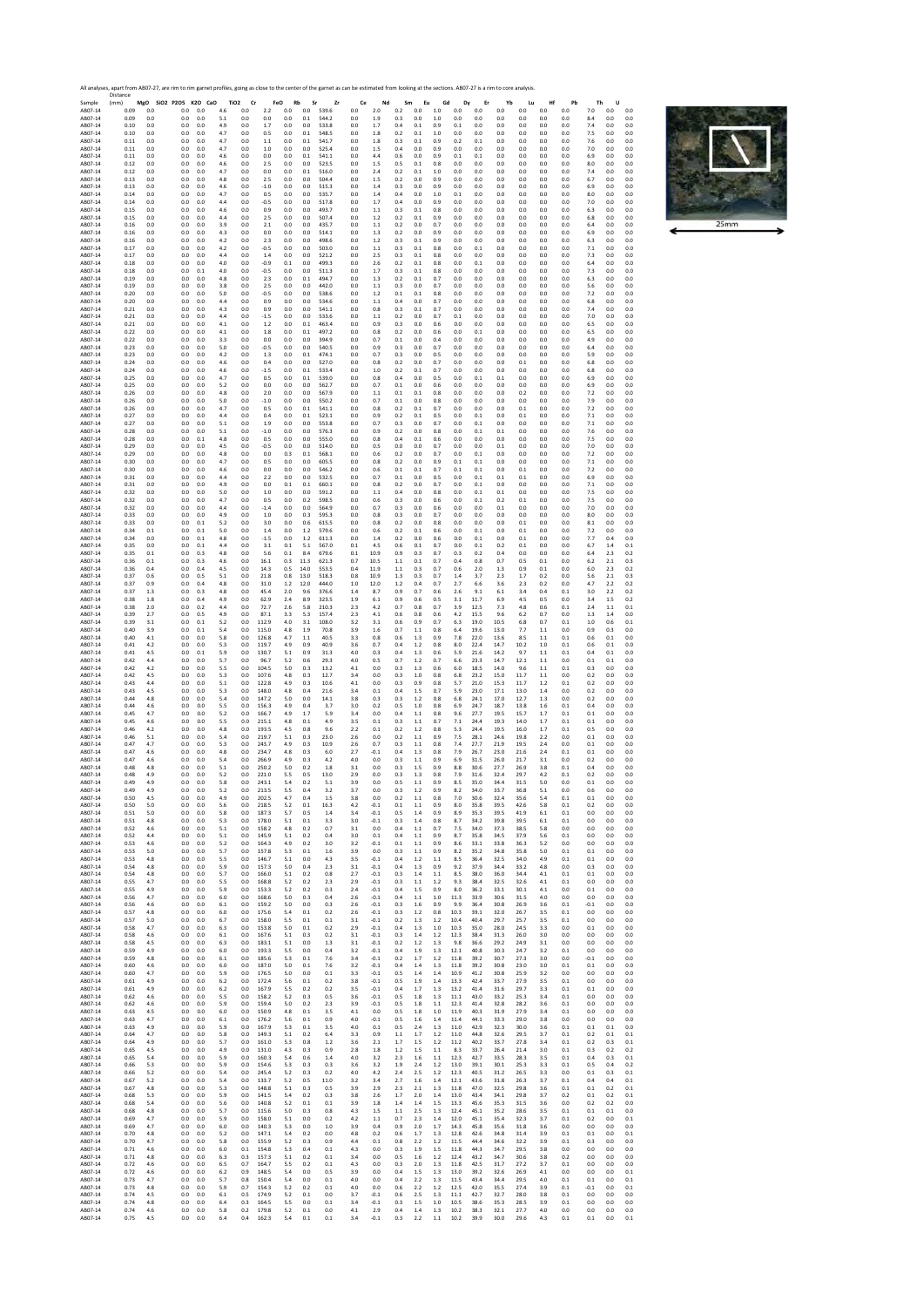All analyses, apart from AB07-27, are rim to rim garnet profiles, going as close to the center of the garnet as can be estimated from looking at the sections. AB07-27 is a rim to core analysis.

| Sample | Distance (mm) | MgO | SiO2 | P2O5 | K2O | CaO | TiO2 | Cr | FeO | Rb | Sr | Zr | Ce | Nd | Sm | Eu | Gd | Dy | Er | Yb | Lu | Hf | Pb | Th | U |
|---|---|---|---|---|---|---|---|---|---|---|---|---|---|---|---|---|---|---|---|---|---|---|---|---|---|
| AB07-14 | 0.09 | 0.0 | | 0.0 | 0.0 | 4.6 | 0.0 | 2.2 | 0.0 | 0.0 | 539.6 | 0.0 | 2.0 | 0.2 | 0.0 | 1.0 | 0.0 | 0.0 | 0.0 | 0.0 | 0.0 | 0.0 | 7.0 | 0.0 | 0.0 |
| AB07-14 | 0.09 | 0.0 | | 0.0 | 0.0 | 5.1 | 0.0 | 0.0 | 0.0 | 0.1 | 544.2 | 0.0 | 1.9 | 0.3 | 0.0 | 1.0 | 0.0 | 0.0 | 0.0 | 0.0 | 0.0 | 0.0 | 8.4 | 0.0 | 0.0 |
| AB07-14 | 0.10 | 0.0 | | 0.0 | 0.0 | 4.9 | 0.0 | 1.7 | 0.0 | 0.0 | 533.8 | 0.0 | 1.7 | 0.4 | 0.1 | 0.9 | 0.1 | 0.0 | 0.0 | 0.0 | 0.0 | 0.0 | 7.4 | 0.0 | 0.0 |
| AB07-14 | 0.10 | 0.0 | | 0.0 | 0.0 | 4.7 | 0.0 | 0.5 | 0.0 | 0.1 | 548.5 | 0.0 | 1.8 | 0.2 | 0.1 | 1.0 | 0.0 | 0.0 | 0.0 | 0.0 | 0.0 | 0.0 | 7.5 | 0.0 | 0.0 |
| AB07-14 | 0.11 | 0.0 | | 0.0 | 0.0 | 4.7 | 0.0 | 1.1 | 0.0 | 0.1 | 541.7 | 0.0 | 1.8 | 0.3 | 0.1 | 0.9 | 0.2 | 0.1 | 0.0 | 0.0 | 0.0 | 0.0 | 7.6 | 0.0 | 0.0 |
| AB07-14 | 0.11 | 0.0 | | 0.0 | 0.0 | 4.7 | 0.0 | 1.0 | 0.0 | 0.1 | 525.4 | 0.0 | 1.5 | 0.4 | 0.0 | 0.9 | 0.0 | 0.0 | 0.0 | 0.0 | 0.0 | 0.0 | 7.0 | 0.0 | 0.0 |
| AB07-14 | 0.11 | 0.0 | | 0.0 | 0.0 | 4.6 | 0.0 | 0.0 | 0.0 | 0.1 | 541.1 | 0.0 | 4.4 | 0.6 | 0.0 | 0.9 | 0.1 | 0.1 | 0.0 | 0.0 | 0.0 | 0.0 | 6.9 | 0.0 | 0.0 |
| AB07-14 | 0.12 | 0.0 | | 0.0 | 0.0 | 4.6 | 0.0 | 2.5 | 0.0 | 0.0 | 523.5 | 0.0 | 1.5 | 0.5 | 0.1 | 0.8 | 0.0 | 0.0 | 0.0 | 0.0 | 0.0 | 0.0 | 8.0 | 0.0 | 0.0 |
| AB07-14 | 0.12 | 0.0 | | 0.0 | 0.0 | 4.7 | 0.0 | 0.0 | 0.0 | 0.1 | 516.0 | 0.0 | 2.4 | 0.2 | 0.1 | 1.0 | 0.0 | 0.0 | 0.0 | 0.0 | 0.0 | 0.0 | 7.4 | 0.0 | 0.0 |
| AB07-14 | 0.13 | 0.0 | | 0.0 | 0.0 | 4.8 | 0.0 | 2.5 | 0.0 | 0.0 | 504.4 | 0.0 | 1.5 | 0.2 | 0.0 | 0.9 | 0.0 | 0.0 | 0.0 | 0.0 | 0.0 | 0.0 | 6.7 | 0.0 | 0.0 |
| AB07-14 | 0.13 | 0.0 | | 0.0 | 0.0 | 4.6 | 0.0 | -1.0 | 0.0 | 0.0 | 511.5 | 0.0 | 1.4 | 0.3 | 0.0 | 0.9 | 0.0 | 0.0 | 0.0 | 0.0 | 0.0 | 0.0 | 6.9 | 0.0 | 0.0 |
| AB07-14 | 0.14 | 0.0 | | 0.0 | 0.0 | 4.7 | 0.0 | 0.5 | 0.0 | 0.0 | 535.7 | 0.0 | 1.4 | 0.4 | 0.0 | 1.0 | 0.1 | 0.0 | 0.0 | 0.0 | 0.0 | 0.0 | 8.0 | 0.0 | 0.0 |
| AB07-14 | 0.14 | 0.0 | | 0.0 | 0.0 | 4.4 | 0.0 | -0.5 | 0.0 | 0.0 | 517.8 | 0.0 | 1.7 | 0.4 | 0.0 | 0.9 | 0.1 | 0.0 | 0.0 | 0.0 | 0.0 | 0.0 | 7.0 | 0.0 | 0.0 |
| AB07-14 | 0.15 | 0.0 | | 0.0 | 0.0 | 4.6 | 0.0 | 0.9 | 0.0 | 0.0 | 493.7 | 0.0 | 1.1 | 0.3 | 0.1 | 0.8 | 0.0 | 0.0 | 0.0 | 0.0 | 0.0 | 0.0 | 6.3 | 0.0 | 0.0 |
| AB07-14 | 0.15 | 0.0 | | 0.0 | 0.0 | 4.4 | 0.0 | 2.5 | 0.0 | 0.0 | 507.4 | 0.0 | 1.2 | 0.2 | 0.1 | 0.9 | 0.0 | 0.0 | 0.0 | 0.0 | 0.0 | 0.0 | 6.8 | 0.0 | 0.0 |
| AB07-14 | 0.16 | 0.0 | | 0.0 | 0.0 | 3.9 | 0.0 | 2.1 | 0.0 | 0.0 | 435.7 | 0.0 | 1.1 | 0.2 | 0.0 | 0.7 | 0.0 | 0.0 | 0.0 | 0.0 | 0.0 | 0.0 | 6.4 | 0.0 | 0.0 |
| AB07-14 | 0.16 | 0.0 | | 0.0 | 0.0 | 4.3 | 0.0 | 0.0 | 0.0 | 0.0 | 514.1 | 0.0 | 1.3 | 0.2 | 0.0 | 0.9 | 0.0 | 0.0 | 0.0 | 0.0 | 0.0 | 0.0 | 6.9 | 0.0 | 0.0 |
| AB07-14 | 0.16 | 0.0 | | 0.0 | 0.0 | 4.2 | 0.0 | 2.3 | 0.0 | 0.0 | 498.6 | 0.0 | 1.2 | 0.3 | 0.1 | 0.9 | 0.0 | 0.0 | 0.0 | 0.0 | 0.0 | 0.0 | 6.3 | 0.0 | 0.0 |
| AB07-14 | 0.17 | 0.0 | | 0.0 | 0.0 | 4.2 | 0.0 | -0.5 | 0.0 | 0.0 | 503.0 | 0.0 | 1.1 | 0.3 | 0.1 | 0.8 | 0.0 | 0.1 | 0.0 | 0.0 | 0.0 | 0.0 | 7.1 | 0.0 | 0.0 |
| AB07-14 | 0.17 | 0.0 | | 0.0 | 0.0 | 4.4 | 0.0 | 1.4 | 0.0 | 0.0 | 521.2 | 0.0 | 2.5 | 0.3 | 0.1 | 0.8 | 0.0 | 0.0 | 0.0 | 0.0 | 0.0 | 0.0 | 7.3 | 0.0 | 0.0 |
| AB07-14 | 0.18 | 0.0 | | 0.0 | 0.0 | 4.0 | 0.0 | -0.9 | 0.1 | 0.0 | 499.3 | 0.0 | 2.6 | 0.2 | 0.1 | 0.8 | 0.0 | 0.1 | 0.0 | 0.0 | 0.0 | 0.0 | 6.4 | 0.0 | 0.0 |
| AB07-14 | 0.18 | 0.0 | | 0.0 | 0.1 | 4.0 | 0.0 | -0.5 | 0.0 | 0.0 | 511.3 | 0.0 | 1.7 | 0.3 | 0.1 | 0.8 | 0.0 | 0.0 | 0.0 | 0.0 | 0.0 | 0.0 | 7.3 | 0.0 | 0.0 |
| AB07-14 | 0.19 | 0.0 | | 0.0 | 0.0 | 4.8 | 0.0 | 2.3 | 0.0 | 0.1 | 494.7 | 0.0 | 1.3 | 0.2 | 0.1 | 0.7 | 0.0 | 0.0 | 0.0 | 0.0 | 0.0 | 0.0 | 6.3 | 0.0 | 0.0 |
| AB07-14 | 0.19 | 0.0 | | 0.0 | 0.0 | 3.8 | 0.0 | 2.5 | 0.0 | 0.0 | 442.0 | 0.0 | 1.1 | 0.3 | 0.0 | 0.7 | 0.0 | 0.0 | 0.0 | 0.0 | 0.0 | 0.0 | 5.6 | 0.0 | 0.0 |
| AB07-14 | 0.20 | 0.0 | | 0.0 | 0.0 | 5.0 | 0.0 | -0.5 | 0.0 | 0.0 | 538.6 | 0.0 | 1.2 | 0.1 | 0.1 | 0.8 | 0.0 | 0.0 | 0.0 | 0.0 | 0.0 | 0.0 | 7.2 | 0.0 | 0.0 |
| AB07-14 | 0.20 | 0.0 | | 0.0 | 0.0 | 4.4 | 0.0 | 0.9 | 0.0 | 0.0 | 534.6 | 0.0 | 1.1 | 0.4 | 0.0 | 0.7 | 0.0 | 0.0 | 0.0 | 0.0 | 0.0 | 0.0 | 6.8 | 0.0 | 0.0 |
| AB07-14 | 0.21 | 0.0 | | 0.0 | 0.0 | 4.3 | 0.0 | 0.9 | 0.0 | 0.0 | 541.1 | 0.0 | 0.8 | 0.3 | 0.1 | 0.7 | 0.0 | 0.0 | 0.0 | 0.0 | 0.0 | 0.0 | 7.4 | 0.0 | 0.0 |
| AB07-14 | 0.21 | 0.0 | | 0.0 | 0.0 | 4.4 | 0.0 | -1.5 | 0.0 | 0.0 | 533.6 | 0.0 | 1.1 | 0.2 | 0.0 | 0.7 | 0.1 | 0.0 | 0.0 | 0.0 | 0.0 | 0.0 | 7.0 | 0.0 | 0.0 |
| AB07-14 | 0.21 | 0.0 | | 0.0 | 0.0 | 4.1 | 0.0 | 1.2 | 0.0 | 0.0 | 463.4 | 0.0 | 0.9 | 0.3 | 0.0 | 0.6 | 0.0 | 0.0 | 0.0 | 0.0 | 0.0 | 0.0 | 6.5 | 0.0 | 0.0 |
| AB07-14 | 0.22 | 0.0 | | 0.0 | 0.0 | 4.1 | 0.0 | 1.8 | 0.0 | 0.1 | 497.2 | 0.0 | 0.8 | 0.2 | 0.0 | 0.6 | 0.0 | 0.1 | 0.0 | 0.0 | 0.0 | 0.0 | 6.5 | 0.0 | 0.0 |
| AB07-14 | 0.22 | 0.0 | | 0.0 | 0.0 | 3.3 | 0.0 | 0.0 | 0.0 | 0.0 | 394.9 | 0.0 | 0.7 | 0.1 | 0.0 | 0.4 | 0.0 | 0.0 | 0.0 | 0.0 | 0.0 | 0.0 | 4.9 | 0.0 | 0.0 |
| AB07-14 | 0.23 | 0.0 | | 0.0 | 0.0 | 5.0 | 0.0 | -0.5 | 0.0 | 0.0 | 540.5 | 0.0 | 0.9 | 0.3 | 0.0 | 0.7 | 0.0 | 0.0 | 0.0 | 0.0 | 0.0 | 0.0 | 6.4 | 0.0 | 0.0 |
| AB07-14 | 0.23 | 0.0 | | 0.0 | 0.0 | 4.2 | 0.0 | 1.3 | 0.0 | 0.1 | 474.1 | 0.0 | 0.7 | 0.3 | 0.0 | 0.5 | 0.0 | 0.0 | 0.0 | 0.0 | 0.0 | 0.0 | 5.9 | 0.0 | 0.0 |
| AB07-14 | 0.24 | 0.0 | | 0.0 | 0.0 | 4.6 | 0.0 | 0.4 | 0.0 | 0.0 | 527.0 | 0.0 | 0.8 | 0.2 | 0.0 | 0.7 | 0.0 | 0.0 | 0.0 | 0.1 | 0.0 | 0.0 | 6.8 | 0.0 | 0.0 |
| AB07-14 | 0.24 | 0.0 | | 0.0 | 0.0 | 4.6 | 0.0 | -1.5 | 0.0 | 0.1 | 533.4 | 0.0 | 1.0 | 0.2 | 0.1 | 0.7 | 0.0 | 0.0 | 0.0 | 0.0 | 0.0 | 0.0 | 6.8 | 0.0 | 0.0 |
| AB07-14 | 0.25 | 0.0 | | 0.0 | 0.0 | 4.7 | 0.0 | 0.5 | 0.0 | 0.1 | 539.0 | 0.0 | 0.8 | 0.4 | 0.0 | 0.5 | 0.0 | 0.1 | 0.1 | 0.0 | 0.0 | 0.0 | 6.9 | 0.0 | 0.0 |
| AB07-14 | 0.25 | 0.0 | | 0.0 | 0.0 | 5.2 | 0.0 | 0.0 | 0.0 | 0.0 | 562.7 | 0.0 | 0.7 | 0.1 | 0.0 | 0.6 | 0.0 | 0.0 | 0.0 | 0.0 | 0.0 | 0.0 | 6.9 | 0.0 | 0.0 |
| AB07-14 | 0.26 | 0.0 | | 0.0 | 0.0 | 4.8 | 0.0 | 2.0 | 0.0 | 0.0 | 567.9 | 0.0 | 1.1 | 0.1 | 0.1 | 0.8 | 0.0 | 0.0 | 0.0 | 0.2 | 0.0 | 0.0 | 7.2 | 0.0 | 0.0 |
| AB07-14 | 0.26 | 0.0 | | 0.0 | 0.0 | 5.0 | 0.0 | -1.0 | 0.0 | 0.0 | 550.2 | 0.0 | 0.7 | 0.1 | 0.0 | 0.8 | 0.0 | 0.0 | 0.0 | 0.0 | 0.0 | 0.0 | 7.9 | 0.0 | 0.0 |
| AB07-14 | 0.26 | 0.0 | | 0.0 | 0.0 | 4.7 | 0.0 | 0.5 | 0.0 | 0.1 | 541.1 | 0.0 | 0.8 | 0.2 | 0.1 | 0.7 | 0.0 | 0.0 | 0.0 | 0.1 | 0.0 | 0.0 | 7.2 | 0.0 | 0.0 |
| AB07-14 | 0.27 | 0.0 | | 0.0 | 0.0 | 4.4 | 0.0 | 0.4 | 0.0 | 0.1 | 523.1 | 0.0 | 0.9 | 0.2 | 0.1 | 0.5 | 0.0 | 0.1 | 0.0 | 0.1 | 0.0 | 0.0 | 7.1 | 0.0 | 0.0 |
| AB07-14 | 0.27 | 0.0 | | 0.0 | 0.0 | 5.1 | 0.0 | 1.9 | 0.0 | 0.0 | 553.8 | 0.0 | 0.7 | 0.3 | 0.0 | 0.7 | 0.0 | 0.1 | 0.0 | 0.0 | 0.0 | 0.0 | 7.1 | 0.0 | 0.0 |
| AB07-14 | 0.28 | 0.0 | | 0.0 | 0.0 | 5.1 | 0.0 | -1.0 | 0.0 | 0.0 | 576.3 | 0.0 | 0.9 | 0.2 | 0.0 | 0.8 | 0.0 | 0.1 | 0.1 | 0.0 | 0.0 | 0.0 | 7.6 | 0.0 | 0.0 |
| AB07-14 | 0.28 | 0.0 | | 0.0 | 0.1 | 4.8 | 0.0 | 0.5 | 0.0 | 0.0 | 555.0 | 0.0 | 0.8 | 0.4 | 0.1 | 0.6 | 0.0 | 0.0 | 0.0 | 0.0 | 0.0 | 0.0 | 7.5 | 0.0 | 0.0 |
| AB07-14 | 0.29 | 0.0 | | 0.0 | 0.0 | 4.5 | 0.0 | -0.5 | 0.0 | 0.0 | 514.0 | 0.0 | 0.5 | 0.0 | 0.0 | 0.7 | 0.0 | 0.0 | 0.1 | 0.0 | 0.0 | 0.0 | 7.0 | 0.0 | 0.0 |
| AB07-14 | 0.29 | 0.0 | | 0.0 | 0.0 | 4.8 | 0.0 | 0.0 | 0.3 | 0.1 | 568.1 | 0.0 | 0.6 | 0.2 | 0.0 | 0.7 | 0.0 | 0.1 | 0.0 | 0.0 | 0.0 | 0.0 | 7.2 | 0.0 | 0.0 |
| AB07-14 | 0.30 | 0.0 | | 0.0 | 0.0 | 4.7 | 0.0 | 0.5 | 0.0 | 0.0 | 605.5 | 0.0 | 0.8 | 0.2 | 0.0 | 0.9 | 0.1 | 0.1 | 0.0 | 0.0 | 0.0 | 0.0 | 7.1 | 0.0 | 0.0 |
| AB07-14 | 0.30 | 0.0 | | 0.0 | 0.0 | 4.6 | 0.0 | 0.0 | 0.0 | 0.0 | 546.2 | 0.0 | 0.6 | 0.1 | 0.1 | 0.7 | 0.1 | 0.1 | 0.0 | 0.1 | 0.0 | 0.0 | 7.2 | 0.0 | 0.0 |
| AB07-14 | 0.31 | 0.0 | | 0.0 | 0.0 | 4.4 | 0.0 | 2.2 | 0.0 | 0.0 | 532.5 | 0.0 | 0.7 | 0.1 | 0.0 | 0.5 | 0.0 | 0.1 | 0.1 | 0.1 | 0.0 | 0.0 | 6.9 | 0.0 | 0.0 |
| AB07-14 | 0.31 | 0.0 | | 0.0 | 0.0 | 4.9 | 0.0 | 0.0 | 0.1 | 0.1 | 660.1 | 0.0 | 0.8 | 0.2 | 0.0 | 0.7 | 0.0 | 0.1 | 0.0 | 0.0 | 0.0 | 0.0 | 7.1 | 0.0 | 0.0 |
| AB07-14 | 0.32 | 0.0 | | 0.0 | 0.0 | 5.0 | 0.0 | 1.0 | 0.0 | 0.0 | 591.2 | 0.0 | 1.1 | 0.4 | 0.0 | 0.8 | 0.0 | 0.1 | 0.1 | 0.0 | 0.0 | 0.0 | 7.5 | 0.0 | 0.0 |
| AB07-14 | 0.32 | 0.0 | | 0.0 | 0.0 | 4.7 | 0.0 | 0.5 | 0.0 | 0.2 | 598.5 | 0.0 | 0.6 | 0.3 | 0.0 | 0.6 | 0.0 | 0.1 | 0.2 | 0.1 | 0.0 | 0.0 | 7.5 | 0.0 | 0.0 |
| AB07-14 | 0.32 | 0.0 | | 0.0 | 0.0 | 4.4 | 0.0 | -1.4 | 0.0 | 0.0 | 564.9 | 0.0 | 0.7 | 0.3 | 0.0 | 0.6 | 0.0 | 0.1 | 0.0 | 0.1 | 0.0 | 0.0 | 7.0 | 0.0 | 0.0 |
| AB07-14 | 0.33 | 0.0 | | 0.0 | 0.0 | 4.9 | 0.0 | 1.0 | 0.0 | 0.0 | 595.3 | 0.0 | 0.8 | 0.3 | 0.0 | 0.7 | 0.0 | 0.0 | 0.0 | 0.0 | 0.0 | 0.0 | 8.0 | 0.0 | 0.0 |
| AB07-14 | 0.33 | 0.0 | | 0.0 | 0.1 | 5.2 | 0.0 | 3.0 | 0.0 | 0.6 | 615.5 | 0.0 | 0.8 | 0.2 | 0.0 | 0.8 | 0.0 | 0.0 | 0.0 | 0.1 | 0.0 | 0.0 | 8.1 | 0.0 | 0.0 |
| AB07-14 | 0.34 | 0.1 | | 0.0 | 0.1 | 5.0 | 0.0 | 1.4 | 0.0 | 1.2 | 579.6 | 0.0 | 0.6 | 0.2 | 0.1 | 0.6 | 0.0 | 0.1 | 0.0 | 0.1 | 0.0 | 0.0 | 7.2 | 0.0 | 0.0 |
| AB07-14 | 0.34 | 0.0 | | 0.0 | 0.1 | 4.8 | 0.0 | -1.5 | 0.0 | 1.2 | 611.3 | 0.0 | 1.4 | 0.2 | 0.0 | 0.6 | 0.0 | 0.1 | 0.0 | 0.1 | 0.0 | 0.0 | 7.7 | 0.4 | 0.0 |
| AB07-14 | 0.35 | 0.0 | | 0.0 | 0.1 | 4.4 | 0.0 | 3.1 | 0.1 | 5.1 | 567.0 | 0.1 | 4.5 | 0.6 | 0.1 | 0.7 | 0.1 | 0.2 | 0.1 | 0.2 | 0.0 | 0.0 | 6.7 | 1.4 | 0.1 |
| AB07-14 | 0.35 | 0.1 | | 0.0 | 0.3 | 4.8 | 0.0 | 5.6 | 0.1 | 8.4 | 679.6 | 0.1 | 10.9 | 0.9 | 0.3 | 0.7 | 0.3 | 0.2 | 0.4 | 0.0 | 0.0 | 0.0 | 6.4 | 2.3 | 0.2 |
| AB07-14 | 0.36 | 0.1 | | 0.0 | 0.3 | 4.6 | 0.0 | 16.1 | 0.3 | 11.3 | 621.3 | 0.7 | 10.5 | 1.1 | 0.1 | 0.7 | 0.4 | 0.8 | 0.7 | 0.5 | 0.1 | 0.0 | 6.2 | 2.1 | 0.3 |
| AB07-14 | 0.36 | 0.4 | | 0.0 | 0.4 | 4.5 | 0.0 | 14.3 | 0.5 | 14.0 | 553.5 | 0.4 | 11.9 | 1.1 | 0.3 | 0.7 | 0.6 | 2.0 | 1.3 | 0.9 | 0.1 | 0.0 | 6.0 | 2.3 | 0.2 |
| AB07-14 | 0.37 | 0.6 | | 0.0 | 0.5 | 5.1 | 0.0 | 21.8 | 0.8 | 13.0 | 518.3 | 0.8 | 10.9 | 1.3 | 0.3 | 0.7 | 1.4 | 3.7 | 2.3 | 1.7 | 0.2 | 0.0 | 5.6 | 2.1 | 0.3 |
| AB07-14 | 0.37 | 0.9 | | 0.0 | 0.4 | 4.8 | 0.0 | 31.0 | 1.2 | 12.0 | 444.0 | 1.0 | 12.0 | 1.2 | 0.4 | 0.7 | 2.7 | 6.6 | 3.6 | 2.3 | 0.2 | 0.0 | 4.7 | 2.2 | 0.2 |
| AB07-14 | 0.37 | 1.3 | | 0.0 | 0.3 | 4.8 | 0.0 | 45.4 | 2.0 | 9.6 | 376.6 | 1.4 | 8.7 | 0.9 | 0.7 | 0.6 | 2.6 | 9.1 | 6.1 | 3.4 | 0.4 | 0.1 | 3.0 | 2.2 | 0.2 |
| AB07-14 | 0.38 | 1.8 | | 0.0 | 0.4 | 4.9 | 0.0 | 62.9 | 2.4 | 8.9 | 323.5 | 1.9 | 6.1 | 0.9 | 0.6 | 0.5 | 3.1 | 11.7 | 6.9 | 4.5 | 0.5 | 0.0 | 3.4 | 1.5 | 0.2 |
| AB07-14 | 0.38 | 2.0 | | 0.0 | 0.2 | 4.4 | 0.0 | 72.7 | 2.6 | 5.8 | 210.3 | 2.3 | 4.2 | 0.7 | 0.8 | 0.7 | 3.9 | 12.5 | 7.3 | 4.8 | 0.6 | 0.1 | 2.4 | 1.1 | 0.1 |
| AB07-14 | 0.39 | 2.7 | | 0.0 | 0.5 | 4.9 | 0.0 | 87.1 | 3.3 | 5.3 | 157.4 | 2.3 | 4.1 | 0.6 | 0.8 | 0.6 | 4.2 | 15.5 | 9.6 | 6.2 | 0.7 | 0.0 | 1.3 | 1.4 | 0.0 |
| AB07-14 | 0.39 | 3.1 | | 0.0 | 0.1 | 5.2 | 0.0 | 112.9 | 4.0 | 3.1 | 108.0 | 3.2 | 3.1 | 0.6 | 0.9 | 0.7 | 6.3 | 19.0 | 10.5 | 6.8 | 0.7 | 0.1 | 1.0 | 0.6 | 0.1 |
| AB07-14 | 0.40 | 3.9 | | 0.0 | 0.1 | 5.4 | 0.0 | 115.0 | 4.8 | 1.9 | 70.8 | 3.9 | 1.6 | 0.7 | 1.1 | 0.8 | 6.4 | 19.6 | 13.0 | 7.7 | 1.1 | 0.0 | 0.9 | 0.3 | 0.0 |
| AB07-14 | 0.40 | 4.1 | | 0.0 | 0.0 | 5.8 | 0.0 | 126.8 | 4.7 | 1.1 | 40.5 | 3.3 | 0.8 | 0.6 | 1.3 | 0.9 | 7.8 | 22.0 | 13.6 | 8.5 | 1.1 | 0.1 | 0.6 | 0.1 | 0.0 |
| AB07-14 | 0.41 | 4.2 | | 0.0 | 0.0 | 5.3 | 0.0 | 119.7 | 4.9 | 0.9 | 40.9 | 3.6 | 0.7 | 0.4 | 1.2 | 0.8 | 8.0 | 22.4 | 14.7 | 10.2 | 1.0 | 0.1 | 0.6 | 0.1 | 0.0 |
| AB07-14 | 0.41 | 4.5 | | 0.0 | 0.1 | 5.9 | 0.0 | 130.7 | 5.1 | 0.9 | 31.3 | 4.0 | 0.3 | 0.4 | 1.3 | 0.6 | 5.9 | 21.6 | 14.2 | 9.7 | 1.1 | 0.1 | 0.4 | 0.1 | 0.0 |
| AB07-14 | 0.42 | 4.4 | | 0.0 | 0.0 | 5.7 | 0.0 | 96.7 | 5.2 | 0.6 | 29.3 | 4.0 | 0.5 | 0.7 | 1.2 | 0.7 | 6.6 | 23.3 | 14.7 | 12.1 | 1.1 | 0.0 | 0.1 | 0.1 | 0.0 |
| AB07-14 | 0.42 | 4.2 | | 0.0 | 0.0 | 5.5 | 0.0 | 104.5 | 5.0 | 0.3 | 13.2 | 4.1 | 0.0 | 0.3 | 1.3 | 0.6 | 6.0 | 18.5 | 14.0 | 9.6 | 1.1 | 0.1 | 0.3 | 0.0 | 0.0 |
| AB07-14 | 0.42 | 4.5 | | 0.0 | 0.0 | 5.3 | 0.0 | 107.6 | 4.8 | 0.3 | 12.7 | 3.4 | 0.0 | 0.3 | 1.0 | 0.8 | 6.8 | 23.2 | 15.0 | 11.7 | 1.1 | 0.0 | 0.2 | 0.0 | 0.0 |
| AB07-14 | 0.43 | 4.4 | | 0.0 | 0.0 | 5.1 | 0.0 | 122.8 | 4.9 | 0.3 | 10.6 | 4.1 | 0.0 | 0.3 | 0.9 | 0.8 | 5.7 | 21.0 | 15.3 | 11.7 | 1.2 | 0.1 | 0.2 | 0.0 | 0.0 |
| AB07-14 | 0.43 | 4.5 | | 0.0 | 0.0 | 5.3 | 0.0 | 148.0 | 4.8 | 0.4 | 21.6 | 3.4 | 0.1 | 0.4 | 1.5 | 0.7 | 5.9 | 23.0 | 17.1 | 13.0 | 1.4 | 0.0 | 0.2 | 0.0 | 0.0 |
| AB07-14 | 0.44 | 4.8 | | 0.0 | 0.0 | 5.4 | 0.0 | 147.2 | 5.0 | 0.0 | 14.1 | 3.8 | 0.3 | 0.3 | 1.2 | 0.8 | 6.8 | 24.1 | 17.0 | 12.7 | 1.3 | 0.0 | 0.2 | 0.0 | 0.0 |
| AB07-14 | 0.44 | 4.6 | | 0.0 | 0.0 | 5.5 | 0.0 | 156.3 | 4.9 | 0.4 | 3.7 | 3.0 | 0.2 | 0.5 | 1.0 | 0.8 | 6.9 | 24.7 | 18.7 | 13.8 | 1.6 | 0.1 | 0.4 | 0.0 | 0.0 |
| AB07-14 | 0.45 | 4.7 | | 0.0 | 0.0 | 5.2 | 0.0 | 166.7 | 4.9 | 1.7 | 5.9 | 3.4 | 0.0 | 0.4 | 1.1 | 0.8 | 9.6 | 27.7 | 19.5 | 15.7 | 1.7 | 0.1 | 0.1 | 0.0 | 0.0 |
| AB07-14 | 0.45 | 4.6 | | 0.0 | 0.0 | 5.5 | 0.0 | 215.1 | 4.8 | 0.1 | 4.9 | 3.5 | 0.1 | 0.3 | 1.1 | 0.7 | 7.1 | 24.4 | 19.3 | 14.0 | 1.7 | 0.1 | 0.1 | 0.0 | 0.0 |
| AB07-14 | 0.46 | 4.2 | | 0.0 | 0.0 | 4.8 | 0.0 | 193.5 | 4.5 | 0.8 | 9.6 | 2.2 | 0.1 | 0.2 | 1.2 | 0.8 | 5.3 | 24.4 | 19.5 | 16.0 | 1.7 | 0.1 | 0.5 | 0.0 | 0.0 |
| AB07-14 | 0.46 | 5.1 | | 0.0 | 0.0 | 5.4 | 0.0 | 219.7 | 5.1 | 0.3 | 23.0 | 2.6 | 0.0 | 0.2 | 1.1 | 0.9 | 7.5 | 28.1 | 24.6 | 19.8 | 2.2 | 0.0 | 0.1 | 0.0 | 0.0 |
| AB07-14 | 0.47 | 4.7 | | 0.0 | 0.0 | 5.3 | 0.0 | 243.7 | 4.9 | 0.3 | 10.9 | 2.6 | 0.7 | 0.3 | 1.1 | 0.8 | 7.4 | 27.7 | 21.9 | 19.5 | 2.4 | 0.0 | 0.1 | 0.0 | 0.0 |
| AB07-14 | 0.47 | 4.6 | | 0.0 | 0.0 | 4.8 | 0.0 | 234.7 | 4.8 | 0.3 | 6.0 | 2.7 | -0.1 | 0.4 | 1.3 | 0.8 | 7.9 | 26.7 | 23.0 | 21.6 | 2.4 | 0.1 | 0.1 | 0.0 | 0.0 |
| AB07-14 | 0.47 | 4.6 | | 0.0 | 0.0 | 5.4 | 0.0 | 266.9 | 4.9 | 0.3 | 4.2 | 4.0 | 0.0 | 0.3 | 1.1 | 0.9 | 6.9 | 31.5 | 26.0 | 21.7 | 3.1 | 0.0 | 0.2 | 0.0 | 0.0 |
| AB07-14 | 0.48 | 4.8 | | 0.0 | 0.0 | 5.1 | 0.0 | 250.2 | 5.0 | 0.2 | 1.8 | 3.1 | 0.0 | 0.3 | 1.5 | 0.9 | 8.8 | 30.6 | 27.7 | 26.9 | 3.8 | 0.1 | 0.4 | 0.0 | 0.0 |
| AB07-14 | 0.48 | 4.9 | | 0.0 | 0.0 | 5.2 | 0.0 | 221.0 | 5.5 | 0.5 | 13.0 | 2.9 | 0.0 | 0.3 | 1.3 | 0.8 | 7.9 | 31.6 | 32.4 | 29.7 | 4.2 | 0.1 | 0.2 | 0.0 | 0.0 |
| AB07-14 | 0.49 | 4.9 | | 0.0 | 0.0 | 5.8 | 0.0 | 243.1 | 5.4 | 0.2 | 5.1 | 3.9 | 0.0 | 0.5 | 1.1 | 0.9 | 8.5 | 35.0 | 34.4 | 31.5 | 5.0 | 0.0 | 0.1 | 0.0 | 0.0 |
| AB07-14 | 0.49 | 4.9 | | 0.0 | 0.0 | 5.2 | 0.0 | 213.5 | 5.5 | 0.4 | 3.2 | 3.7 | 0.0 | 0.3 | 1.2 | 0.9 | 8.2 | 34.0 | 33.7 | 36.8 | 5.1 | 0.0 | 0.6 | 0.0 | 0.0 |
| AB07-14 | 0.50 | 4.5 | | 0.0 | 0.0 | 4.9 | 0.0 | 202.5 | 4.7 | 0.4 | 1.5 | 3.8 | 0.0 | 0.2 | 1.1 | 0.8 | 7.0 | 30.6 | 32.4 | 35.6 | 5.4 | 0.1 | 0.1 | 0.0 | 0.0 |
| AB07-14 | 0.50 | 5.0 | | 0.0 | 0.0 | 5.6 | 0.0 | 218.5 | 5.2 | 0.1 | 16.3 | 4.2 | -0.1 | 0.1 | 1.1 | 0.9 | 8.0 | 35.8 | 39.5 | 42.6 | 5.8 | 0.1 | 0.2 | 0.0 | 0.0 |
| AB07-14 | 0.51 | 5.0 | | 0.0 | 0.0 | 5.8 | 0.0 | 187.3 | 5.7 | 0.5 | 1.4 | 3.4 | -0.1 | 0.5 | 1.4 | 0.9 | 8.9 | 35.3 | 39.5 | 41.9 | 6.1 | 0.1 | 0.0 | 0.0 | 0.0 |
| AB07-14 | 0.51 | 4.8 | | 0.0 | 0.0 | 5.3 | 0.0 | 178.0 | 5.1 | 0.1 | 3.3 | 3.0 | -0.1 | 0.3 | 1.4 | 0.8 | 8.7 | 34.2 | 39.8 | 39.5 | 6.1 | 0.1 | 0.0 | 0.0 | 0.0 |
| AB07-14 | 0.52 | 4.6 | | 0.0 | 0.0 | 5.1 | 0.0 | 158.2 | 4.8 | 0.2 | 0.7 | 3.1 | 0.0 | 0.4 | 1.1 | 0.7 | 7.5 | 34.0 | 37.3 | 38.5 | 5.8 | 0.0 | 0.0 | 0.0 | 0.0 |
| AB07-14 | 0.52 | 4.4 | | 0.0 | 0.0 | 5.1 | 0.0 | 145.9 | 5.1 | 0.2 | 0.4 | 3.0 | 0.1 | 0.4 | 1.1 | 0.9 | 8.7 | 35.8 | 34.5 | 37.9 | 5.6 | 0.1 | 0.0 | 0.0 | 0.0 |
| AB07-14 | 0.53 | 4.6 | | 0.0 | 0.0 | 5.2 | 0.0 | 164.3 | 4.9 | 0.2 | 3.0 | 3.2 | -0.1 | 0.1 | 1.1 | 0.9 | 8.6 | 33.1 | 33.8 | 36.3 | 5.2 | 0.0 | 0.0 | 0.0 | 0.0 |
| AB07-14 | 0.53 | 5.0 | | 0.0 | 0.0 | 5.7 | 0.0 | 157.8 | 5.3 | 0.1 | 1.6 | 3.9 | 0.0 | 0.3 | 1.1 | 0.9 | 8.2 | 35.2 | 34.8 | 35.8 | 5.0 | 0.1 | 0.1 | 0.0 | 0.0 |
| AB07-14 | 0.53 | 4.8 | | 0.0 | 0.0 | 5.5 | 0.0 | 146.7 | 5.1 | 0.0 | 4.3 | 3.5 | -0.1 | 0.4 | 1.2 | 1.1 | 8.5 | 36.4 | 32.5 | 34.0 | 4.9 | 0.1 | 0.1 | 0.0 | 0.0 |
| AB07-14 | 0.54 | 4.8 | | 0.0 | 0.0 | 5.9 | 0.0 | 157.3 | 5.0 | 0.4 | 2.3 | 3.1 | -0.1 | 0.4 | 1.3 | 0.9 | 9.2 | 37.9 | 34.4 | 33.2 | 4.8 | 0.0 | 0.3 | 0.0 | 0.0 |
| AB07-14 | 0.54 | 4.8 | | 0.0 | 0.0 | 5.7 | 0.0 | 166.0 | 5.1 | 0.2 | 0.8 | 2.7 | -0.1 | 0.3 | 1.4 | 1.1 | 8.5 | 38.0 | 36.0 | 34.4 | 4.1 | 0.1 | 0.1 | 0.0 | 0.0 |
| AB07-14 | 0.55 | 4.7 | | 0.0 | 0.0 | 5.5 | 0.0 | 168.8 | 5.2 | 0.2 | 2.3 | 2.9 | -0.1 | 0.3 | 1.1 | 1.2 | 9.3 | 38.4 | 32.5 | 32.6 | 4.1 | 0.1 | 0.0 | 0.0 | 0.0 |
| AB07-14 | 0.55 | 4.9 | | 0.0 | 0.0 | 5.9 | 0.0 | 153.3 | 5.2 | 0.2 | 0.3 | 2.4 | -0.1 | 0.4 | 1.5 | 0.9 | 8.0 | 36.2 | 33.1 | 30.1 | 4.1 | 0.0 | 0.1 | 0.0 | 0.0 |
| AB07-14 | 0.56 | 4.7 | | 0.0 | 0.0 | 6.0 | 0.0 | 168.6 | 5.0 | 0.3 | 0.4 | 2.6 | -0.1 | 0.4 | 1.1 | 1.0 | 11.3 | 33.9 | 30.6 | 31.5 | 4.0 | 0.0 | 0.0 | 0.0 | 0.0 |
| AB07-14 | 0.56 | 4.6 | | 0.0 | 0.0 | 6.1 | 0.0 | 159.2 | 5.0 | 0.0 | 0.3 | 2.6 | -0.1 | 0.3 | 1.6 | 0.9 | 9.9 | 36.4 | 30.8 | 26.9 | 3.6 | 0.1 | -0.1 | 0.0 | 0.0 |
| AB07-14 | 0.57 | 4.8 | | 0.0 | 0.0 | 6.0 | 0.0 | 175.6 | 5.4 | 0.1 | 0.2 | 2.6 | -0.1 | 0.3 | 1.2 | 0.8 | 10.3 | 39.1 | 32.0 | 26.7 | 3.5 | 0.1 | 0.0 | 0.0 | 0.0 |
| AB07-14 | 0.57 | 5.0 | | 0.0 | 0.0 | 6.7 | 0.0 | 158.0 | 5.5 | 0.1 | 0.1 | 3.1 | -0.1 | 0.2 | 1.3 | 1.2 | 10.4 | 40.4 | 29.7 | 25.7 | 3.5 | 0.1 | 0.0 | 0.0 | 0.0 |
| AB07-14 | 0.58 | 4.7 | | 0.0 | 0.0 | 6.3 | 0.0 | 153.8 | 5.0 | 0.1 | 0.2 | 2.9 | -0.1 | 0.4 | 1.3 | 1.0 | 10.3 | 35.0 | 28.0 | 24.5 | 3.3 | 0.0 | 0.1 | 0.0 | 0.0 |
| AB07-14 | 0.58 | 4.6 | | 0.0 | 0.0 | 6.1 | 0.0 | 167.6 | 5.1 | 0.3 | 0.2 | 3.1 | 0.0 | 0.3 | 1.4 | 1.2 | 12.3 | 38.4 | 31.3 | 26.0 | 3.0 | 0.0 | 0.0 | 0.0 | 0.0 |
| AB07-14 | 0.58 | 4.5 | | 0.0 | 0.0 | 6.3 | 0.0 | 183.1 | 5.1 | 0.0 | 1.3 | 3.1 | -0.1 | 0.2 | 1.2 | 1.3 | 9.8 | 36.6 | 29.2 | 24.9 | 3.1 | 0.0 | 0.0 | 0.0 | 0.0 |
| AB07-14 | 0.59 | 4.9 | | 0.0 | 0.0 | 6.0 | 0.0 | 193.3 | 5.5 | 0.0 | 0.4 | 3.2 | -0.1 | 0.4 | 1.9 | 1.3 | 12.1 | 40.8 | 30.3 | 24.7 | 3.2 | 0.1 | 0.0 | 0.0 | 0.0 |
| AB07-14 | 0.59 | 4.8 | | 0.0 | 0.0 | 6.1 | 0.0 | 185.6 | 5.3 | 0.1 | 7.6 | 3.4 | -0.1 | 0.2 | 1.7 | 1.2 | 11.8 | 39.2 | 30.7 | 27.3 | 3.0 | 0.0 | -0.1 | 0.0 | 0.0 |
| AB07-14 | 0.60 | 4.6 | | 0.0 | 0.0 | 6.0 | 0.0 | 187.0 | 5.0 | 0.1 | 7.6 | 3.2 | -0.1 | 0.4 | 1.4 | 1.3 | 11.8 | 39.2 | 30.8 | 23.0 | 3.0 | 0.1 | 0.1 | 0.0 | 0.0 |
| AB07-14 | 0.60 | 4.7 | | 0.0 | 0.0 | 5.9 | 0.0 | 176.5 | 5.0 | 0.0 | 0.1 | 3.3 | -0.1 | 0.5 | 1.4 | 1.4 | 10.9 | 41.2 | 30.8 | 25.9 | 3.2 | 0.0 | 0.0 | 0.0 | 0.0 |
| AB07-14 | 0.61 | 4.9 | | 0.0 | 0.0 | 6.2 | 0.0 | 172.4 | 5.6 | 0.1 | 0.2 | 3.8 | -0.1 | 0.5 | 1.9 | 1.4 | 13.3 | 42.4 | 33.7 | 27.9 | 3.5 | 0.1 | 0.0 | 0.0 | 0.0 |
| AB07-14 | 0.61 | 4.9 | | 0.0 | 0.0 | 6.2 | 0.0 | 167.9 | 5.5 | 0.2 | 0.2 | 3.5 | -0.1 | 0.4 | 1.7 | 1.3 | 13.2 | 41.4 | 31.6 | 29.7 | 3.3 | 0.1 | 0.1 | 0.0 | 0.0 |
| AB07-14 | 0.62 | 4.6 | | 0.0 | 0.0 | 5.5 | 0.0 | 158.2 | 5.2 | 0.3 | 0.5 | 3.6 | -0.1 | 0.5 | 1.8 | 1.3 | 11.1 | 43.0 | 33.2 | 25.3 | 3.4 | 0.1 | 0.0 | 0.0 | 0.0 |
| AB07-14 | 0.62 | 4.6 | | 0.0 | 0.0 | 5.9 | 0.0 | 159.4 | 5.0 | 0.2 | 2.3 | 3.9 | -0.1 | 0.5 | 1.8 | 1.1 | 12.3 | 41.4 | 32.8 | 28.2 | 3.6 | 0.1 | 0.0 | 0.0 | 0.0 |
| AB07-14 | 0.63 | 4.5 | | 0.0 | 0.0 | 6.0 | 0.0 | 150.9 | 4.8 | 0.1 | 3.5 | 4.1 | 0.0 | 0.5 | 1.8 | 1.0 | 11.9 | 40.3 | 31.9 | 27.9 | 3.4 | 0.1 | 0.0 | 0.0 | 0.0 |
| AB07-14 | 0.63 | 4.7 | | 0.0 | 0.0 | 6.1 | 0.0 | 176.2 | 5.6 | 0.1 | 0.9 | 4.0 | -0.1 | 0.5 | 1.6 | 1.4 | 11.4 | 44.1 | 33.3 | 29.0 | 3.8 | 0.0 | 0.0 | 0.0 | 0.0 |
| AB07-14 | 0.63 | 4.9 | | 0.0 | 0.0 | 5.9 | 0.0 | 167.9 | 5.3 | 0.1 | 3.5 | 4.0 | 0.1 | 0.5 | 2.4 | 1.3 | 11.0 | 42.9 | 32.3 | 30.0 | 3.6 | 0.1 | 0.1 | 0.1 | 0.0 |
| AB07-14 | 0.64 | 4.7 | | 0.0 | 0.0 | 5.8 | 0.0 | 149.3 | 5.1 | 0.2 | 6.4 | 3.3 | 0.9 | 1.1 | 1.7 | 1.2 | 11.0 | 44.8 | 32.6 | 29.5 | 3.7 | 0.1 | 0.2 | 0.1 | 0.1 |
| AB07-14 | 0.64 | 4.9 | | 0.0 | 0.0 | 5.7 | 0.0 | 161.0 | 5.3 | 0.8 | 1.2 | 3.6 | 2.1 | 1.7 | 1.5 | 1.2 | 11.2 | 40.2 | 33.7 | 27.8 | 3.4 | 0.1 | 0.2 | 0.3 | 0.1 |
| AB07-14 | 0.65 | 4.5 | | 0.0 | 0.0 | 4.9 | 0.0 | 131.0 | 4.3 | 0.3 | 0.9 | 2.8 | 1.8 | 1.2 | 1.5 | 1.1 | 8.3 | 33.7 | 26.4 | 21.4 | 3.0 | 0.1 | 0.3 | 0.2 | 0.2 |
| AB07-14 | 0.65 | 5.4 | | 0.0 | 0.0 | 5.9 | 0.0 | 160.3 | 5.4 | 0.6 | 1.4 | 4.0 | 3.2 | 2.3 | 1.6 | 1.1 | 12.3 | 42.7 | 33.5 | 28.3 | 3.5 | 0.1 | 0.4 | 0.3 | 0.1 |
| AB07-14 | 0.66 | 5.3 | | 0.0 | 0.0 | 5.9 | 0.0 | 154.6 | 5.3 | 0.3 | 0.3 | 3.6 | 3.2 | 1.9 | 2.4 | 1.2 | 13.0 | 39.1 | 30.1 | 25.3 | 3.3 | 0.1 | 0.5 | 0.4 | 0.2 |
| AB07-14 | 0.66 | 5.2 | | 0.0 | 0.0 | 5.4 | 0.0 | 245.4 | 5.2 | 0.3 | 0.2 | 4.0 | 4.2 | 2.4 | 2.5 | 1.2 | 12.3 | 40.5 | 31.2 | 26.5 | 3.3 | 0.0 | 0.1 | 0.3 | 0.1 |
| AB07-14 | 0.67 | 5.2 | | 0.0 | 0.0 | 5.4 | 0.0 | 133.7 | 5.2 | 0.5 | 11.0 | 3.2 | 3.4 | 2.7 | 1.6 | 1.4 | 12.1 | 43.6 | 31.8 | 26.3 | 3.7 | 0.1 | 0.4 | 0.4 | 0.1 |
| AB07-14 | 0.67 | 4.8 | | 0.0 | 0.0 | 5.3 | 0.0 | 148.8 | 5.1 | 0.3 | 0.5 | 3.9 | 2.9 | 2.3 | 2.1 | 1.3 | 11.8 | 47.0 | 32.5 | 29.8 | 3.6 | 0.1 | 0.1 | 0.2 | 0.1 |
| AB07-14 | 0.68 | 5.3 | | 0.0 | 0.0 | 5.9 | 0.0 | 141.5 | 5.4 | 0.2 | 0.3 | 3.8 | 2.6 | 1.7 | 2.0 | 1.4 | 13.0 | 43.4 | 34.1 | 29.8 | 3.7 | 0.2 | 0.1 | 0.2 | 0.1 |
| AB07-14 | 0.68 | 5.4 | | 0.0 | 0.0 | 5.6 | 0.0 | 140.8 | 5.2 | 0.1 | 0.1 | 3.9 | 1.8 | 1.4 | 1.4 | 1.5 | 13.3 | 45.6 | 35.3 | 31.5 | 3.6 | 0.0 | 0.2 | 0.2 | 0.0 |
| AB07-14 | 0.68 | 4.8 | | 0.0 | 0.0 | 5.7 | 0.0 | 115.6 | 5.0 | 0.3 | 0.8 | 4.3 | 1.5 | 1.1 | 2.5 | 1.3 | 12.4 | 45.1 | 35.2 | 28.6 | 3.5 | 0.1 | 0.1 | 0.1 | 0.0 |
| AB07-14 | 0.69 | 4.7 | | 0.0 | 0.0 | 5.9 | 0.0 | 158.0 | 5.1 | 0.0 | 0.2 | 4.2 | 1.1 | 0.7 | 2.3 | 1.4 | 12.0 | 45.1 | 35.4 | 32.3 | 3.7 | 0.1 | 0.2 | 0.0 | 0.1 |
| AB07-14 | 0.69 | 4.7 | | 0.0 | 0.0 | 6.0 | 0.0 | 140.3 | 5.3 | 0.0 | 1.0 | 3.9 | 0.4 | 0.9 | 2.0 | 1.7 | 14.3 | 45.8 | 35.6 | 31.8 | 3.6 | 0.0 | 0.0 | 0.0 | 0.0 |
| AB07-14 | 0.70 | 4.8 | | 0.0 | 0.0 | 5.2 | 0.0 | 147.1 | 5.4 | 0.2 | 0.0 | 4.8 | 0.2 | 0.6 | 1.7 | 1.3 | 12.8 | 42.6 | 34.8 | 31.4 | 3.9 | 0.1 | 0.1 | 0.0 | 0.1 |
| AB07-14 | 0.70 | 4.7 | | 0.0 | 0.0 | 5.8 | 0.0 | 155.9 | 5.2 | 0.3 | 0.9 | 4.4 | 0.1 | 0.8 | 2.2 | 1.2 | 11.5 | 44.4 | 34.6 | 32.2 | 3.9 | 0.1 | 0.3 | 0.0 | 0.0 |
| AB07-14 | 0.71 | 4.6 | | 0.0 | 0.0 | 6.0 | 0.1 | 154.8 | 5.3 | 0.4 | 0.1 | 4.3 | 0.0 | 0.3 | 1.9 | 1.5 | 11.8 | 44.3 | 34.7 | 29.5 | 3.8 | 0.0 | 0.0 | 0.0 | 0.0 |
| AB07-14 | 0.71 | 4.8 | | 0.0 | 0.0 | 6.3 | 0.3 | 157.3 | 5.1 | 0.2 | 0.1 | 3.4 | 0.0 | 0.5 | 1.6 | 1.2 | 12.4 | 43.2 | 34.7 | 30.6 | 3.8 | 0.2 | 0.0 | 0.0 | 0.0 |
| AB07-14 | 0.72 | 4.6 | | 0.0 | 0.0 | 6.5 | 0.7 | 164.7 | 5.5 | 0.2 | 0.1 | 4.3 | 0.0 | 0.3 | 2.0 | 1.3 | 11.8 | 42.5 | 31.7 | 27.2 | 3.7 | 0.1 | 0.0 | 0.0 | 0.0 |
| AB07-14 | 0.72 | 4.6 | | 0.0 | 0.0 | 6.2 | 0.9 | 148.5 | 5.4 | 0.0 | 0.5 | 3.9 | 0.0 | 0.4 | 1.5 | 1.3 | 13.0 | 39.2 | 32.6 | 26.9 | 4.1 | 0.0 | 0.0 | 0.0 | 0.1 |
| AB07-14 | 0.73 | 4.7 | | 0.0 | 0.0 | 5.7 | 0.8 | 150.4 | 5.4 | 0.0 | 0.1 | 4.0 | 0.0 | 0.4 | 2.2 | 1.3 | 11.5 | 43.4 | 34.4 | 29.5 | 4.0 | 0.1 | 0.1 | 0.0 | 0.1 |
| AB07-14 | 0.73 | 4.8 | | 0.0 | 0.0 | 5.9 | 0.7 | 154.3 | 5.2 | 0.2 | 0.1 | 4.0 | 0.0 | 0.6 | 2.2 | 1.2 | 12.5 | 42.0 | 35.5 | 27.4 | 3.9 | 0.1 | -0.1 | 0.0 | 0.1 |
| AB07-14 | 0.74 | 4.5 | | 0.0 | 0.0 | 6.1 | 0.5 | 174.9 | 5.2 | 0.1 | 0.0 | 3.7 | -0.1 | 0.5 | 2.5 | 1.3 | 11.1 | 42.7 | 32.7 | 28.0 | 3.8 | 0.1 | 0.0 | 0.0 | 0.0 |
| AB07-14 | 0.74 | 4.8 | | 0.0 | 0.0 | 6.4 | 0.3 | 164.5 | 5.5 | 0.0 | 0.1 | 3.4 | -0.1 | 0.3 | 1.5 | 1.0 | 10.5 | 38.6 | 35.3 | 28.5 | 3.9 | 0.1 | 0.0 | 0.0 | 0.0 |
| AB07-14 | 0.74 | 4.6 | | 0.0 | 0.0 | 5.8 | 0.2 | 179.8 | 5.2 | 0.1 | 0.0 | 4.1 | 2.9 | 0.4 | 1.4 | 1.3 | 10.2 | 38.3 | 32.1 | 27.7 | 4.0 | 0.0 | 0.0 | 0.0 | 0.0 |
| AB07-14 | 0.75 | 4.5 | | 0.0 | 0.0 | 6.4 | 0.4 | 162.3 | 5.4 | 0.1 | 0.1 | 3.4 | -0.1 | 0.3 | 2.2 | 1.1 | 10.2 | 39.9 | 30.0 | 29.6 | 4.3 | 0.1 | 0.1 | 0.0 | 0.1 |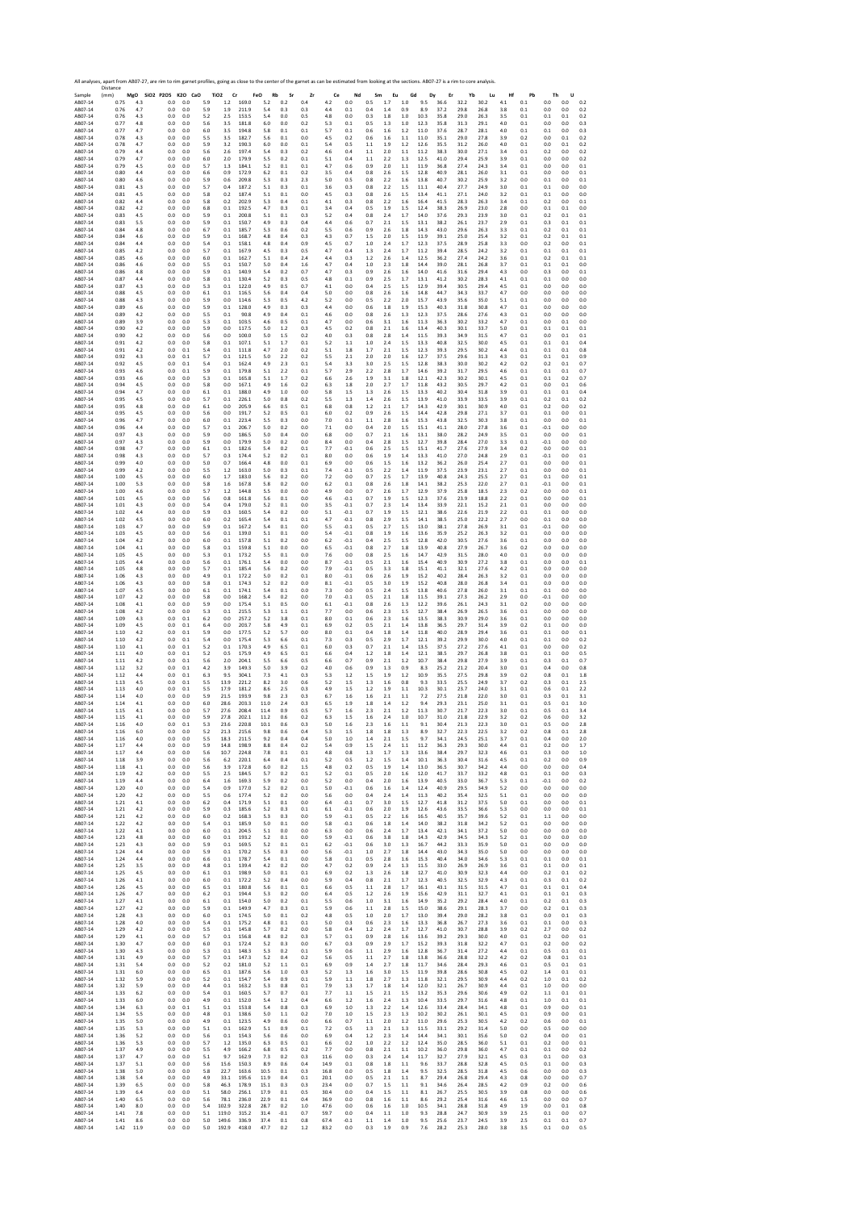All analyses, apart from AB07-27, are rim to rim garnet profiles, going as close to the center of the garnet as can be estimated from looking at the sections. AB07-27 is a rim to core analysis.

| Sample | Distance (mm) | MgO | SiO2 | P2O5 | K2O | CaO | TiO2 | Cr | FeO | Rb | Sr | Zr | Ce | Nd | Sm | Eu | Gd | Dy | Er | Yb | Lu | Hf | Pb | Th | U |
|---|---|---|---|---|---|---|---|---|---|---|---|---|---|---|---|---|---|---|---|---|---|---|---|---|---|
| AB07-14 | 0.75 | 4.3 | | 0.0 | 0.0 | 5.9 | 1.2 | 169.0 | 5.2 | 0.2 | 0.4 | 4.2 | 0.0 | 0.5 | 1.7 | 1.0 | 9.5 | 36.6 | 32.2 | 30.2 | 4.1 | 0.1 | 0.0 | 0.0 | 0.2 |
| AB07-14 | 0.76 | 4.7 | | 0.0 | 0.0 | 5.9 | 1.9 | 211.9 | 5.4 | 0.3 | 0.3 | 4.4 | 0.1 | 0.4 | 1.4 | 0.9 | 8.9 | 37.2 | 29.8 | 26.8 | 3.8 | 0.1 | 0.0 | 0.0 | 0.2 |
| AB07-14 | 0.76 | 4.3 | | 0.0 | 0.0 | 5.2 | 2.5 | 153.5 | 5.4 | 0.0 | 0.5 | 4.8 | 0.0 | 0.3 | 1.8 | 1.0 | 10.3 | 35.8 | 29.0 | 26.3 | 3.5 | 0.1 | 0.1 | 0.1 | 0.2 |
| AB07-14 | 0.77 | 4.8 | | 0.0 | 0.0 | 5.6 | 3.5 | 181.8 | 6.0 | 0.0 | 0.2 | 5.3 | 0.1 | 0.5 | 1.3 | 1.0 | 12.3 | 35.8 | 31.3 | 29.1 | 4.0 | 0.1 | 0.0 | 0.0 | 0.3 |
| AB07-14 | 0.77 | 4.7 | | 0.0 | 0.0 | 6.0 | 3.5 | 194.8 | 5.8 | 0.1 | 0.1 | 5.7 | 0.1 | 0.6 | 1.6 | 1.2 | 11.0 | 37.6 | 28.7 | 28.1 | 4.0 | 0.1 | 0.1 | 0.0 | 0.3 |
| AB07-14 | 0.78 | 4.3 | | 0.0 | 0.0 | 5.5 | 3.5 | 182.7 | 5.6 | 0.1 | 0.0 | 4.5 | 0.2 | 0.6 | 1.6 | 1.1 | 11.0 | 35.1 | 29.0 | 27.8 | 3.9 | 0.2 | 0.0 | 0.1 | 0.2 |
| AB07-14 | 0.78 | 4.7 | | 0.0 | 0.0 | 5.9 | 3.2 | 190.3 | 6.0 | 0.0 | 0.1 | 5.4 | 0.5 | 1.1 | 1.9 | 1.2 | 12.6 | 35.5 | 31.2 | 26.0 | 4.0 | 0.1 | 0.0 | 0.1 | 0.2 |
| AB07-14 | 0.79 | 4.4 | | 0.0 | 0.0 | 5.6 | 2.6 | 197.4 | 5.4 | 0.3 | 0.2 | 4.6 | 0.4 | 1.1 | 2.0 | 1.1 | 11.2 | 38.3 | 30.0 | 27.1 | 3.4 | 0.1 | 0.2 | 0.0 | 0.2 |
| AB07-14 | 0.79 | 4.7 | | 0.0 | 0.0 | 6.0 | 2.0 | 179.9 | 5.5 | 0.2 | 0.1 | 5.1 | 0.4 | 1.1 | 2.2 | 1.3 | 12.5 | 41.0 | 29.4 | 25.9 | 3.9 | 0.1 | 0.0 | 0.0 | 0.2 |
| AB07-14 | 0.79 | 4.5 | | 0.0 | 0.0 | 5.7 | 1.3 | 184.1 | 5.2 | 0.1 | 0.1 | 4.7 | 0.6 | 0.9 | 2.0 | 1.1 | 11.9 | 36.8 | 27.4 | 24.3 | 3.4 | 0.1 | 0.0 | 0.1 | 0.1 |
| AB07-14 | 0.80 | 4.4 | | 0.0 | 0.0 | 6.6 | 0.9 | 172.9 | 6.2 | 0.1 | 0.2 | 3.5 | 0.4 | 0.8 | 2.6 | 1.5 | 12.8 | 40.9 | 28.1 | 26.0 | 3.1 | 0.1 | 0.0 | 0.0 | 0.1 |
| AB07-14 | 0.80 | 4.6 | | 0.0 | 0.0 | 5.9 | 0.6 | 209.8 | 5.3 | 0.3 | 2.3 | 5.0 | 0.5 | 0.8 | 2.2 | 1.6 | 13.8 | 40.7 | 30.2 | 25.9 | 3.2 | 0.0 | 0.1 | 0.0 | 0.1 |
| AB07-14 | 0.81 | 4.3 | | 0.0 | 0.0 | 5.7 | 0.4 | 187.2 | 5.1 | 0.3 | 0.1 | 3.6 | 0.3 | 0.8 | 2.2 | 1.5 | 11.1 | 40.4 | 27.7 | 24.9 | 3.0 | 0.1 | 0.1 | 0.0 | 0.0 |
| AB07-14 | 0.81 | 4.5 | | 0.0 | 0.0 | 5.8 | 0.2 | 187.4 | 5.1 | 0.1 | 0.0 | 4.5 | 0.3 | 0.8 | 2.6 | 1.5 | 13.4 | 41.1 | 27.1 | 24.0 | 3.2 | 0.1 | 0.1 | 0.0 | 0.0 |
| AB07-14 | 0.82 | 4.4 | | 0.0 | 0.0 | 5.8 | 0.2 | 202.9 | 5.3 | 0.4 | 0.1 | 4.1 | 0.3 | 0.8 | 2.2 | 1.6 | 16.4 | 41.5 | 28.3 | 26.3 | 3.4 | 0.1 | 0.2 | 0.0 | 0.1 |
| AB07-14 | 0.82 | 4.2 | | 0.0 | 0.0 | 6.8 | 0.1 | 192.5 | 4.7 | 0.3 | 0.1 | 3.4 | 0.4 | 0.5 | 1.9 | 1.5 | 12.4 | 38.3 | 26.9 | 23.0 | 2.8 | 0.0 | 0.1 | 0.1 | 0.0 |
| AB07-14 | 0.83 | 4.5 | | 0.0 | 0.0 | 5.9 | 0.1 | 200.8 | 5.1 | 0.1 | 0.3 | 5.2 | 0.4 | 0.8 | 2.4 | 1.7 | 14.0 | 37.6 | 29.3 | 23.9 | 3.0 | 0.1 | 0.2 | 0.1 | 0.1 |
| AB07-14 | 0.83 | 5.5 | | 0.0 | 0.0 | 5.9 | 0.1 | 150.7 | 4.9 | 0.3 | 0.4 | 4.4 | 0.6 | 0.7 | 2.1 | 1.5 | 13.1 | 38.2 | 26.1 | 23.7 | 2.9 | 0.1 | 0.3 | 0.1 | 0.1 |
| AB07-14 | 0.84 | 4.8 | | 0.0 | 0.0 | 6.7 | 0.1 | 185.7 | 5.3 | 0.6 | 0.2 | 5.5 | 0.6 | 0.9 | 2.6 | 1.8 | 14.3 | 43.0 | 29.6 | 26.3 | 3.3 | 0.1 | 0.2 | 0.1 | 0.1 |
| AB07-14 | 0.84 | 4.6 | | 0.0 | 0.0 | 5.9 | 0.1 | 168.7 | 4.8 | 0.4 | 0.3 | 4.3 | 0.7 | 1.5 | 2.0 | 1.5 | 11.9 | 39.1 | 25.0 | 25.4 | 3.2 | 0.1 | 0.2 | 0.1 | 0.1 |
| AB07-14 | 0.84 | 4.4 | | 0.0 | 0.0 | 5.4 | 0.1 | 158.1 | 4.8 | 0.4 | 0.9 | 4.5 | 0.7 | 1.0 | 2.4 | 1.7 | 12.3 | 37.5 | 28.9 | 25.8 | 3.3 | 0.0 | 0.2 | 0.0 | 0.1 |
| AB07-14 | 0.85 | 4.2 | | 0.0 | 0.0 | 5.7 | 0.1 | 167.9 | 4.5 | 0.3 | 0.5 | 4.7 | 0.4 | 1.3 | 2.4 | 1.7 | 11.2 | 39.4 | 28.5 | 24.2 | 3.2 | 0.1 | 0.1 | 0.1 | 0.1 |
| AB07-14 | 0.85 | 4.6 | | 0.0 | 0.0 | 6.0 | 0.1 | 162.7 | 5.1 | 0.4 | 2.4 | 4.4 | 0.3 | 1.2 | 2.6 | 1.4 | 12.5 | 36.2 | 27.4 | 24.2 | 3.6 | 0.1 | 0.2 | 0.1 | 0.1 |
| AB07-14 | 0.86 | 4.6 | | 0.0 | 0.0 | 5.5 | 0.1 | 150.7 | 5.0 | 0.4 | 1.6 | 4.7 | 0.4 | 1.0 | 2.3 | 1.8 | 14.4 | 39.0 | 28.1 | 26.8 | 3.7 | 0.1 | 0.1 | 0.1 | 0.0 |
| AB07-14 | 0.86 | 4.8 | | 0.0 | 0.0 | 5.9 | 0.1 | 140.9 | 5.4 | 0.2 | 0.7 | 4.7 | 0.3 | 0.9 | 2.6 | 1.6 | 14.0 | 41.6 | 31.6 | 29.4 | 4.3 | 0.0 | 0.3 | 0.0 | 0.1 |
| AB07-14 | 0.87 | 4.4 | | 0.0 | 0.0 | 5.8 | 0.1 | 130.4 | 5.2 | 0.3 | 0.5 | 4.8 | 0.1 | 0.9 | 2.5 | 1.7 | 13.1 | 41.2 | 30.2 | 28.3 | 4.1 | 0.1 | 0.1 | 0.0 | 0.0 |
| AB07-14 | 0.87 | 4.3 | | 0.0 | 0.0 | 5.3 | 0.1 | 122.0 | 4.9 | 0.5 | 0.7 | 4.1 | 0.0 | 0.4 | 2.5 | 1.5 | 12.9 | 39.4 | 30.5 | 29.4 | 4.5 | 0.1 | 0.0 | 0.0 | 0.0 |
| AB07-14 | 0.88 | 4.5 | | 0.0 | 0.0 | 6.1 | 0.1 | 116.5 | 5.6 | 0.4 | 0.4 | 5.0 | 0.0 | 0.8 | 2.6 | 1.6 | 14.8 | 44.7 | 34.3 | 33.7 | 4.7 | 0.0 | 0.0 | 0.0 | 0.0 |
| AB07-14 | 0.88 | 4.3 | | 0.0 | 0.0 | 5.9 | 0.0 | 114.6 | 5.3 | 0.5 | 4.2 | 5.2 | 0.0 | 0.5 | 2.2 | 2.0 | 15.7 | 43.9 | 35.6 | 35.0 | 5.1 | 0.1 | 0.0 | 0.0 | 0.0 |
| AB07-14 | 0.89 | 4.6 | | 0.0 | 0.0 | 5.9 | 0.1 | 128.0 | 4.9 | 0.3 | 0.3 | 4.4 | 0.0 | 0.6 | 1.8 | 1.9 | 15.3 | 40.3 | 31.8 | 30.8 | 4.7 | 0.1 | 0.0 | 0.0 | 0.0 |
| AB07-14 | 0.89 | 4.2 | | 0.0 | 0.0 | 5.5 | 0.1 | 90.8 | 4.9 | 0.4 | 0.1 | 4.6 | 0.0 | 0.8 | 2.6 | 1.3 | 12.3 | 37.5 | 28.6 | 27.6 | 4.3 | 0.1 | 0.0 | 0.0 | 0.0 |
| AB07-14 | 0.89 | 3.9 | | 0.0 | 0.0 | 5.3 | 0.1 | 103.5 | 4.6 | 0.5 | 0.1 | 4.7 | 0.0 | 0.6 | 3.1 | 1.6 | 11.3 | 36.3 | 30.2 | 33.2 | 4.7 | 0.1 | 0.0 | 0.1 | 0.0 |
| AB07-14 | 0.90 | 4.2 | | 0.0 | 0.0 | 5.9 | 0.0 | 117.5 | 5.0 | 1.2 | 0.3 | 4.5 | 0.2 | 0.8 | 2.1 | 1.6 | 13.4 | 40.3 | 30.1 | 33.7 | 5.0 | 0.1 | 0.1 | 0.1 | 0.1 |
| AB07-14 | 0.90 | 4.2 | | 0.0 | 0.0 | 5.6 | 0.0 | 100.0 | 5.0 | 1.5 | 0.2 | 4.0 | 0.3 | 0.8 | 2.8 | 1.4 | 11.5 | 39.3 | 34.9 | 31.5 | 4.7 | 0.1 | 0.0 | 0.1 | 0.1 |
| AB07-14 | 0.91 | 4.2 | | 0.0 | 0.0 | 5.8 | 0.1 | 107.1 | 5.1 | 1.7 | 0.1 | 5.2 | 1.1 | 1.0 | 2.4 | 1.5 | 13.3 | 40.8 | 32.5 | 30.0 | 4.5 | 0.1 | 0.1 | 0.1 | 0.4 |
| AB07-14 | 0.91 | 4.2 | | 0.0 | 0.1 | 5.4 | 0.1 | 111.8 | 4.7 | 2.0 | 0.2 | 5.1 | 1.8 | 1.7 | 2.1 | 1.5 | 12.3 | 39.3 | 29.5 | 30.2 | 4.4 | 0.1 | 0.1 | 0.1 | 0.8 |
| AB07-14 | 0.92 | 4.3 | | 0.0 | 0.1 | 5.7 | 0.1 | 121.5 | 5.0 | 2.2 | 0.2 | 5.5 | 2.1 | 2.0 | 2.0 | 1.6 | 12.7 | 37.5 | 29.6 | 31.3 | 4.3 | 0.1 | 0.1 | 0.1 | 0.9 |
| AB07-14 | 0.92 | 4.5 | | 0.0 | 0.1 | 5.4 | 0.1 | 162.4 | 4.9 | 2.3 | 0.1 | 5.4 | 3.3 | 3.0 | 2.5 | 1.5 | 12.8 | 38.3 | 30.0 | 30.2 | 4.2 | 0.2 | 0.2 | 0.1 | 0.7 |
| AB07-14 | 0.93 | 4.6 | | 0.0 | 0.1 | 5.9 | 0.1 | 179.8 | 5.1 | 2.2 | 0.1 | 5.7 | 2.9 | 2.2 | 2.8 | 1.7 | 14.6 | 39.2 | 31.7 | 29.5 | 4.6 | 0.1 | 0.1 | 0.1 | 0.7 |
| AB07-14 | 0.93 | 4.6 | | 0.0 | 0.0 | 5.3 | 0.1 | 165.8 | 5.1 | 1.7 | 0.2 | 6.6 | 2.6 | 1.9 | 3.1 | 1.8 | 12.1 | 42.3 | 30.2 | 30.1 | 4.5 | 0.1 | 0.1 | 0.2 | 0.7 |
| AB07-14 | 0.94 | 4.5 | | 0.0 | 0.0 | 5.8 | 0.0 | 167.1 | 4.9 | 1.6 | 0.2 | 6.3 | 1.8 | 2.0 | 2.7 | 1.7 | 11.8 | 43.2 | 30.5 | 29.7 | 4.2 | 0.1 | 0.0 | 0.1 | 0.6 |
| AB07-14 | 0.94 | 4.7 | | 0.0 | 0.0 | 6.1 | 0.1 | 188.0 | 4.9 | 1.0 | 0.0 | 5.8 | 1.5 | 1.3 | 2.6 | 1.5 | 13.3 | 42.0 | 30.4 | 31.8 | 3.9 | 0.1 | 0.1 | 0.1 | 0.4 |
| AB07-14 | 0.95 | 4.5 | | 0.0 | 0.0 | 5.7 | 0.1 | 226.1 | 5.0 | 0.8 | 0.2 | 5.5 | 1.3 | 1.4 | 2.6 | 1.5 | 13.9 | 41.0 | 33.9 | 33.5 | 3.9 | 0.1 | 0.2 | 0.1 | 0.2 |
| AB07-14 | 0.95 | 4.8 | | 0.0 | 0.0 | 6.1 | 0.0 | 205.9 | 6.6 | 0.5 | 0.1 | 6.8 | 0.8 | 1.2 | 2.1 | 1.7 | 14.3 | 42.9 | 30.1 | 30.9 | 4.0 | 0.1 | 0.2 | 0.0 | 0.2 |
| AB07-14 | 0.95 | 4.5 | | 0.0 | 0.0 | 5.6 | 0.0 | 191.7 | 5.2 | 0.5 | 0.1 | 6.0 | 0.2 | 0.9 | 2.6 | 1.5 | 14.4 | 42.8 | 29.8 | 27.1 | 3.7 | 0.1 | 0.1 | 0.0 | 0.1 |
| AB07-14 | 0.96 | 4.7 | | 0.0 | 0.0 | 6.0 | 0.1 | 223.4 | 5.5 | 0.3 | 0.0 | 7.0 | 0.1 | 1.1 | 2.8 | 1.6 | 15.3 | 43.8 | 32.5 | 30.3 | 3.8 | 0.1 | 0.0 | 0.0 | 0.1 |
| AB07-14 | 0.96 | 4.4 | | 0.0 | 0.0 | 5.7 | 0.1 | 206.7 | 5.0 | 0.2 | 0.0 | 7.1 | 0.0 | 0.4 | 2.0 | 1.5 | 15.1 | 41.1 | 28.0 | 27.8 | 3.6 | 0.1 | -0.1 | 0.0 | 0.0 |
| AB07-14 | 0.97 | 4.3 | | 0.0 | 0.0 | 5.9 | 0.0 | 186.5 | 5.0 | 0.4 | 0.0 | 6.8 | 0.0 | 0.7 | 2.1 | 1.6 | 13.1 | 38.0 | 28.2 | 24.9 | 3.5 | 0.1 | 0.0 | 0.0 | 0.1 |
| AB07-14 | 0.97 | 4.3 | | 0.0 | 0.0 | 5.9 | 0.0 | 179.9 | 5.0 | 0.2 | 0.0 | 8.4 | 0.0 | 0.4 | 2.8 | 1.5 | 12.7 | 39.8 | 28.4 | 27.0 | 3.3 | 0.1 | -0.1 | 0.0 | 0.0 |
| AB07-14 | 0.98 | 4.7 | | 0.0 | 0.0 | 6.1 | 0.1 | 182.6 | 5.4 | 0.2 | 0.1 | 7.7 | -0.1 | 0.6 | 2.5 | 1.5 | 15.1 | 41.7 | 27.6 | 27.9 | 3.4 | 0.2 | 0.0 | 0.0 | 0.1 |
| AB07-14 | 0.98 | 4.3 | | 0.0 | 0.0 | 5.7 | 0.3 | 174.4 | 5.2 | 0.2 | 0.1 | 8.0 | 0.0 | 0.6 | 1.9 | 1.4 | 13.3 | 41.0 | 27.0 | 24.8 | 2.9 | 0.1 | -0.1 | 0.0 | 0.1 |
| AB07-14 | 0.99 | 4.0 | | 0.0 | 0.0 | 5.0 | 0.7 | 166.4 | 4.8 | 0.0 | 0.1 | 6.9 | 0.0 | 0.6 | 1.5 | 1.6 | 13.2 | 36.2 | 26.0 | 25.4 | 2.7 | 0.1 | 0.0 | 0.0 | 0.1 |
| AB07-14 | 0.99 | 4.2 | | 0.0 | 0.0 | 5.5 | 1.2 | 163.0 | 5.0 | 0.3 | 0.1 | 7.4 | -0.1 | 0.5 | 2.2 | 1.4 | 11.9 | 37.5 | 23.9 | 23.1 | 2.7 | 0.1 | 0.0 | 0.0 | 0.1 |
| AB07-14 | 1.00 | 4.5 | | 0.0 | 0.0 | 6.0 | 1.7 | 183.0 | 5.6 | 0.2 | 0.0 | 7.2 | 0.0 | 0.7 | 2.5 | 1.7 | 13.9 | 40.8 | 24.3 | 25.5 | 2.7 | 0.1 | 0.1 | 0.0 | 0.1 |
| AB07-14 | 1.00 | 5.3 | | 0.0 | 0.0 | 5.8 | 1.6 | 167.8 | 5.8 | 0.2 | 0.0 | 6.2 | 0.1 | 0.8 | 2.6 | 1.8 | 14.1 | 38.2 | 25.3 | 22.0 | 2.7 | 0.1 | -0.1 | 0.0 | 0.1 |
| AB07-14 | 1.00 | 4.6 | | 0.0 | 0.0 | 5.7 | 1.2 | 144.8 | 5.5 | 0.0 | 0.0 | 4.9 | 0.0 | 0.7 | 2.6 | 1.7 | 12.9 | 37.9 | 25.8 | 18.5 | 2.3 | 0.2 | 0.0 | 0.0 | 0.1 |
| AB07-14 | 1.01 | 4.5 | | 0.0 | 0.0 | 5.6 | 0.8 | 161.8 | 5.6 | 0.1 | 0.0 | 4.6 | -0.1 | 0.7 | 1.9 | 1.5 | 12.3 | 37.6 | 23.9 | 18.8 | 2.2 | 0.1 | 0.0 | 0.0 | 0.1 |
| AB07-14 | 1.01 | 4.3 | | 0.0 | 0.0 | 5.4 | 0.4 | 179.0 | 5.2 | 0.1 | 0.0 | 3.5 | -0.1 | 0.7 | 2.3 | 1.4 | 13.4 | 33.9 | 22.1 | 15.2 | 2.1 | 0.1 | 0.0 | 0.0 | 0.0 |
| AB07-14 | 1.02 | 4.4 | | 0.0 | 0.0 | 5.9 | 0.3 | 160.5 | 5.4 | 0.2 | 0.0 | 5.1 | -0.1 | 0.7 | 1.9 | 1.5 | 12.1 | 38.6 | 22.6 | 21.9 | 2.2 | 0.1 | 0.1 | 0.0 | 0.0 |
| AB07-14 | 1.02 | 4.5 | | 0.0 | 0.0 | 6.0 | 0.2 | 165.4 | 5.4 | 0.1 | 0.1 | 4.7 | -0.1 | 0.8 | 2.9 | 1.5 | 14.1 | 38.5 | 25.0 | 22.2 | 2.7 | 0.0 | 0.1 | 0.0 | 0.0 |
| AB07-14 | 1.03 | 4.7 | | 0.0 | 0.0 | 5.9 | 0.1 | 167.2 | 5.4 | 0.1 | 0.0 | 5.5 | -0.1 | 0.5 | 2.7 | 1.5 | 13.0 | 38.1 | 27.8 | 26.9 | 3.1 | 0.1 | -0.1 | 0.0 | 0.0 |
| AB07-14 | 1.03 | 4.5 | | 0.0 | 0.0 | 5.6 | 0.1 | 139.0 | 5.1 | 0.1 | 0.0 | 5.4 | -0.1 | 0.8 | 1.9 | 1.6 | 13.6 | 35.9 | 25.2 | 26.3 | 3.2 | 0.1 | 0.0 | 0.0 | 0.0 |
| AB07-14 | 1.04 | 4.2 | | 0.0 | 0.0 | 6.0 | 0.1 | 157.8 | 5.1 | 0.2 | 0.0 | 6.2 | -0.1 | 0.4 | 2.5 | 1.5 | 12.8 | 42.0 | 30.5 | 27.6 | 3.6 | 0.1 | 0.0 | 0.0 | 0.0 |
| AB07-14 | 1.04 | 4.1 | | 0.0 | 0.0 | 5.8 | 0.1 | 159.8 | 5.1 | 0.0 | 0.0 | 6.5 | -0.1 | 0.8 | 2.7 | 1.8 | 13.9 | 40.8 | 27.9 | 26.7 | 3.6 | 0.2 | 0.0 | 0.0 | 0.0 |
| AB07-14 | 1.05 | 4.5 | | 0.0 | 0.0 | 5.3 | 0.1 | 173.2 | 5.5 | 0.1 | 0.0 | 7.6 | 0.0 | 0.8 | 2.5 | 1.6 | 14.7 | 42.9 | 31.5 | 28.0 | 4.0 | 0.1 | 0.0 | 0.0 | 0.0 |
| AB07-14 | 1.05 | 4.4 | | 0.0 | 0.0 | 5.6 | 0.1 | 176.1 | 5.4 | 0.0 | 0.0 | 8.7 | -0.1 | 0.5 | 2.1 | 1.6 | 15.4 | 40.9 | 30.9 | 27.2 | 3.8 | 0.1 | 0.0 | 0.0 | 0.0 |
| AB07-14 | 1.05 | 4.8 | | 0.0 | 0.0 | 5.7 | 0.1 | 185.4 | 5.6 | 0.2 | 0.0 | 7.9 | -0.1 | 0.5 | 3.3 | 1.8 | 15.1 | 41.1 | 32.1 | 27.6 | 4.2 | 0.1 | 0.0 | 0.0 | 0.0 |
| AB07-14 | 1.06 | 4.3 | | 0.0 | 0.0 | 4.9 | 0.1 | 172.2 | 5.0 | 0.2 | 0.1 | 8.0 | -0.1 | 0.6 | 2.6 | 1.9 | 15.2 | 40.2 | 28.4 | 26.3 | 3.2 | 0.1 | 0.0 | 0.0 | 0.0 |
| AB07-14 | 1.06 | 4.3 | | 0.0 | 0.0 | 5.8 | 0.1 | 174.3 | 5.2 | 0.2 | 0.0 | 8.1 | -0.1 | 0.5 | 3.0 | 1.9 | 15.2 | 40.8 | 28.0 | 26.8 | 3.4 | 0.1 | 0.0 | 0.0 | 0.0 |
| AB07-14 | 1.07 | 4.5 | | 0.0 | 0.0 | 6.1 | 0.1 | 174.1 | 5.4 | 0.1 | 0.0 | 7.3 | 0.0 | 0.5 | 2.4 | 1.5 | 13.8 | 40.6 | 27.8 | 26.0 | 3.1 | 0.1 | -0.1 | 0.0 | 0.0 |
| AB07-14 | 1.07 | 4.2 | | 0.0 | 0.0 | 5.8 | 0.0 | 168.2 | 5.4 | 0.2 | 0.0 | 7.0 | -0.1 | 0.5 | 2.1 | 1.8 | 11.5 | 39.1 | 27.3 | 26.2 | 2.9 | 0.0 | -0.1 | 0.0 | 0.0 |
| AB07-14 | 1.08 | 4.1 | | 0.0 | 0.0 | 5.9 | 0.0 | 175.4 | 5.1 | 0.5 | 0.0 | 6.1 | -0.1 | 0.8 | 2.6 | 1.3 | 12.2 | 39.6 | 26.1 | 24.3 | 3.1 | 0.2 | 0.0 | 0.0 | 0.0 |
| AB07-14 | 1.08 | 4.2 | | 0.0 | 0.0 | 5.3 | 0.1 | 215.5 | 5.3 | 1.1 | 0.1 | 7.7 | 0.0 | 0.6 | 2.3 | 1.5 | 12.7 | 38.4 | 26.9 | 26.5 | 3.6 | 0.1 | 0.0 | 0.0 | 0.0 |
| AB07-14 | 1.09 | 4.3 | | 0.0 | 0.1 | 6.2 | 0.0 | 257.2 | 5.2 | 3.8 | 0.1 | 8.0 | 0.1 | 0.6 | 2.3 | 1.6 | 13.5 | 38.3 | 30.9 | 29.0 | 3.6 | 0.1 | 0.0 | 0.0 | 0.0 |
| AB07-14 | 1.09 | 4.5 | | 0.0 | 0.1 | 6.4 | 0.0 | 203.7 | 5.8 | 4.9 | 0.1 | 6.9 | 0.2 | 0.5 | 2.1 | 1.4 | 13.8 | 36.5 | 29.7 | 31.4 | 3.9 | 0.2 | 0.1 | 0.0 | 0.0 |
| AB07-14 | 1.10 | 4.2 | | 0.0 | 0.1 | 5.9 | 0.0 | 177.5 | 5.2 | 5.7 | 0.0 | 8.0 | 0.1 | 0.4 | 1.8 | 1.4 | 11.8 | 40.0 | 28.9 | 29.4 | 3.6 | 0.1 | 0.1 | 0.0 | 0.1 |
| AB07-14 | 1.10 | 4.2 | | 0.0 | 0.1 | 5.4 | 0.0 | 175.4 | 5.3 | 6.6 | 0.1 | 7.3 | 0.3 | 0.5 | 2.9 | 1.7 | 12.1 | 39.2 | 29.9 | 30.0 | 4.0 | 0.1 | 0.1 | 0.0 | 0.2 |
| AB07-14 | 1.10 | 4.1 | | 0.0 | 0.1 | 5.2 | 0.1 | 170.3 | 4.9 | 6.5 | 0.1 | 6.0 | 0.3 | 0.7 | 2.1 | 1.4 | 13.5 | 37.5 | 27.2 | 27.6 | 4.1 | 0.1 | 0.0 | 0.0 | 0.2 |
| AB07-14 | 1.11 | 4.0 | | 0.0 | 0.1 | 5.2 | 0.5 | 175.9 | 4.9 | 6.5 | 0.1 | 6.6 | 0.4 | 1.2 | 1.8 | 1.4 | 12.1 | 38.5 | 29.7 | 26.8 | 3.8 | 0.1 | 0.1 | 0.0 | 0.5 |
| AB07-14 | 1.11 | 4.2 | | 0.0 | 0.1 | 5.6 | 2.0 | 204.1 | 5.5 | 6.6 | 0.5 | 6.6 | 0.7 | 0.9 | 2.1 | 1.2 | 10.7 | 38.4 | 29.8 | 27.9 | 3.9 | 0.1 | 0.3 | 0.1 | 0.7 |
| AB07-14 | 1.12 | 3.2 | | 0.0 | 0.1 | 4.2 | 3.9 | 149.3 | 5.0 | 3.9 | 0.2 | 4.0 | 0.6 | 0.9 | 1.3 | 0.9 | 8.3 | 25.2 | 21.2 | 20.4 | 3.0 | 0.1 | 0.4 | 0.0 | 0.8 |
| AB07-14 | 1.12 | 4.4 | | 0.0 | 0.1 | 6.3 | 9.5 | 304.1 | 7.3 | 4.1 | 0.3 | 5.3 | 1.2 | 1.5 | 1.9 | 1.2 | 10.9 | 35.5 | 27.5 | 29.8 | 3.9 | 0.2 | 0.8 | 0.1 | 1.8 |
| AB07-14 | 1.13 | 4.5 | | 0.0 | 0.1 | 5.5 | 13.9 | 221.2 | 8.2 | 3.0 | 0.6 | 5.2 | 1.5 | 1.3 | 1.6 | 0.8 | 9.3 | 33.5 | 25.5 | 24.9 | 3.7 | 0.2 | 0.3 | 0.1 | 2.5 |
| AB07-14 | 1.13 | 4.0 | | 0.0 | 0.1 | 5.5 | 17.9 | 181.2 | 8.6 | 2.5 | 0.3 | 4.9 | 1.5 | 1.2 | 1.9 | 1.1 | 10.3 | 30.1 | 23.7 | 24.0 | 3.1 | 0.1 | 0.6 | 0.1 | 2.2 |
| AB07-14 | 1.14 | 4.0 | | 0.0 | 0.0 | 5.9 | 21.5 | 193.9 | 9.8 | 2.3 | 0.3 | 6.7 | 1.6 | 1.6 | 2.1 | 1.1 | 7.2 | 27.5 | 21.8 | 22.0 | 3.0 | 0.1 | 0.3 | 0.1 | 3.1 |
| AB07-14 | 1.14 | 4.1 | | 0.0 | 0.0 | 6.0 | 28.6 | 203.3 | 11.0 | 2.4 | 0.3 | 6.5 | 1.9 | 1.8 | 1.4 | 1.2 | 9.4 | 29.3 | 23.1 | 25.0 | 3.1 | 0.1 | 0.5 | 0.1 | 3.0 |
| AB07-14 | 1.15 | 4.1 | | 0.0 | 0.0 | 5.7 | 27.6 | 208.4 | 11.4 | 0.9 | 0.5 | 5.7 | 1.6 | 2.3 | 2.1 | 1.2 | 11.3 | 30.7 | 21.7 | 22.3 | 3.0 | 0.1 | 0.5 | 0.1 | 3.4 |
| AB07-14 | 1.15 | 4.1 | | 0.0 | 0.0 | 5.9 | 27.8 | 202.1 | 11.2 | 0.6 | 0.2 | 6.3 | 1.5 | 1.6 | 2.4 | 1.0 | 10.7 | 31.0 | 21.8 | 22.9 | 3.2 | 0.2 | 0.6 | 0.0 | 3.2 |
| AB07-14 | 1.16 | 4.0 | | 0.0 | 0.1 | 5.3 | 23.6 | 220.8 | 10.1 | 0.6 | 0.3 | 5.0 | 1.6 | 2.3 | 1.6 | 1.1 | 9.1 | 30.4 | 21.3 | 22.3 | 3.0 | 0.1 | 0.5 | 0.0 | 2.8 |
| AB07-14 | 1.16 | 6.0 | | 0.0 | 0.0 | 5.2 | 21.3 | 215.6 | 9.8 | 0.6 | 0.4 | 5.3 | 1.5 | 1.8 | 1.8 | 1.3 | 8.9 | 32.7 | 22.3 | 22.5 | 3.2 | 0.2 | 0.8 | 0.1 | 2.8 |
| AB07-14 | 1.16 | 4.0 | | 0.0 | 0.0 | 5.5 | 18.3 | 211.5 | 9.2 | 0.4 | 0.4 | 5.0 | 1.0 | 1.4 | 2.1 | 1.5 | 9.7 | 34.1 | 24.5 | 25.1 | 3.7 | 0.1 | 0.4 | 0.0 | 2.0 |
| AB07-14 | 1.17 | 4.4 | | 0.0 | 0.0 | 5.9 | 14.8 | 198.9 | 8.8 | 0.4 | 0.2 | 5.4 | 0.9 | 1.5 | 2.4 | 1.1 | 11.2 | 36.3 | 29.3 | 30.0 | 4.4 | 0.1 | 0.2 | 0.0 | 1.7 |
| AB07-14 | 1.17 | 4.4 | | 0.0 | 0.0 | 5.6 | 10.7 | 224.8 | 7.8 | 0.1 | 0.1 | 4.8 | 0.8 | 1.3 | 1.7 | 1.3 | 13.6 | 38.4 | 29.7 | 32.3 | 4.6 | 0.1 | 0.3 | 0.0 | 1.0 |
| AB07-14 | 1.18 | 3.9 | | 0.0 | 0.0 | 5.6 | 6.2 | 220.1 | 6.4 | 0.4 | 0.1 | 5.2 | 0.5 | 1.2 | 1.5 | 1.4 | 10.1 | 36.3 | 30.4 | 31.6 | 4.5 | 0.1 | 0.2 | 0.0 | 0.9 |
| AB07-14 | 1.18 | 4.1 | | 0.0 | 0.0 | 5.6 | 3.9 | 172.8 | 6.0 | 0.2 | 1.5 | 4.8 | 0.2 | 0.5 | 1.9 | 1.4 | 13.0 | 36.5 | 30.7 | 34.2 | 4.4 | 0.0 | 0.0 | 0.0 | 0.4 |
| AB07-14 | 1.19 | 4.2 | | 0.0 | 0.0 | 5.5 | 2.5 | 184.5 | 5.7 | 0.2 | 0.1 | 5.2 | 0.1 | 0.5 | 2.0 | 1.6 | 12.0 | 41.7 | 33.7 | 33.2 | 4.8 | 0.1 | 0.1 | 0.0 | 0.3 |
| AB07-14 | 1.19 | 4.4 | | 0.0 | 0.0 | 6.4 | 1.6 | 169.3 | 5.9 | 0.2 | 0.0 | 5.2 | 0.0 | 0.4 | 2.0 | 1.6 | 13.9 | 40.5 | 33.0 | 36.7 | 5.3 | 0.1 | -0.1 | 0.0 | 0.2 |
| AB07-14 | 1.20 | 4.0 | | 0.0 | 0.0 | 5.4 | 0.9 | 177.0 | 5.2 | 0.2 | 0.1 | 5.0 | -0.1 | 0.6 | 1.6 | 1.4 | 12.4 | 40.9 | 29.5 | 34.9 | 5.2 | 0.0 | 0.0 | 0.0 | 0.0 |
| AB07-14 | 1.20 | 4.2 | | 0.0 | 0.0 | 5.5 | 0.6 | 177.4 | 5.2 | 0.2 | 0.0 | 5.6 | 0.0 | 0.4 | 2.4 | 1.4 | 11.3 | 40.2 | 35.4 | 32.5 | 5.1 | 0.1 | 0.0 | 0.0 | 0.0 |
| AB07-14 | 1.21 | 4.1 | | 0.0 | 0.0 | 6.2 | 0.4 | 171.9 | 5.1 | 0.1 | 0.0 | 6.4 | -0.1 | 0.7 | 3.0 | 1.5 | 12.7 | 41.8 | 31.2 | 37.5 | 5.0 | 0.1 | 0.0 | 0.0 | 0.1 |
| AB07-14 | 1.21 | 4.2 | | 0.0 | 0.0 | 5.9 | 0.3 | 185.6 | 5.2 | 0.3 | 0.1 | 6.1 | -0.1 | 0.6 | 2.0 | 1.9 | 12.6 | 43.6 | 33.5 | 36.6 | 5.3 | 0.0 | 0.0 | 0.0 | 0.1 |
| AB07-14 | 1.21 | 4.2 | | 0.0 | 0.0 | 6.0 | 0.2 | 168.3 | 5.3 | 0.3 | 0.0 | 5.9 | -0.1 | 0.5 | 2.2 | 1.6 | 16.5 | 40.5 | 35.7 | 39.6 | 5.2 | 0.1 | 1.1 | 0.0 | 0.0 |
| AB07-14 | 1.22 | 4.2 | | 0.0 | 0.0 | 5.4 | 0.1 | 185.9 | 5.0 | 0.1 | 0.0 | 5.8 | -0.1 | 0.6 | 1.8 | 1.4 | 14.0 | 38.2 | 31.8 | 34.2 | 5.2 | 0.1 | 0.0 | 0.0 | 0.0 |
| AB07-14 | 1.22 | 4.1 | | 0.0 | 0.0 | 6.0 | 0.1 | 204.5 | 5.1 | 0.0 | 0.0 | 6.3 | 0.0 | 0.6 | 2.4 | 1.7 | 13.4 | 42.1 | 34.1 | 37.2 | 5.0 | 0.0 | 0.0 | 0.0 | 0.0 |
| AB07-14 | 1.23 | 4.8 | | 0.0 | 0.0 | 6.0 | 0.1 | 193.2 | 5.2 | 0.1 | 0.0 | 5.9 | -0.1 | 0.6 | 3.8 | 1.8 | 14.3 | 42.9 | 34.5 | 34.3 | 5.2 | 0.1 | 0.0 | 0.0 | 0.0 |
| AB07-14 | 1.23 | 4.3 | | 0.0 | 0.0 | 5.9 | 0.1 | 169.5 | 5.2 | 0.1 | 0.1 | 6.2 | -0.1 | 0.6 | 3.0 | 1.3 | 16.7 | 44.2 | 33.3 | 35.9 | 5.0 | 0.1 | 0.0 | 0.0 | 0.0 |
| AB07-14 | 1.24 | 4.4 | | 0.0 | 0.0 | 5.9 | 0.1 | 170.2 | 5.5 | 0.3 | 0.0 | 5.6 | -0.1 | 1.0 | 2.7 | 1.8 | 14.4 | 43.0 | 34.3 | 35.0 | 5.0 | 0.0 | 0.0 | 0.0 | 0.0 |
| AB07-14 | 1.24 | 4.4 | | 0.0 | 0.0 | 6.6 | 0.1 | 178.7 | 5.4 | 0.1 | 0.0 | 5.8 | 0.1 | 0.5 | 2.8 | 1.6 | 15.3 | 40.4 | 34.0 | 34.6 | 5.3 | 0.1 | 0.1 | 0.0 | 0.1 |
| AB07-14 | 1.25 | 3.5 | | 0.0 | 0.0 | 4.8 | 0.1 | 139.4 | 4.2 | 0.2 | 0.0 | 4.7 | 0.2 | 0.9 | 2.4 | 1.3 | 11.5 | 33.0 | 26.9 | 26.9 | 3.6 | 0.1 | 0.1 | 0.0 | 0.1 |
| AB07-14 | 1.25 | 4.5 | | 0.0 | 0.0 | 6.1 | 0.1 | 198.9 | 5.0 | 0.1 | 0.1 | 6.9 | 0.2 | 1.3 | 2.6 | 1.8 | 12.7 | 41.0 | 30.9 | 32.3 | 4.4 | 0.0 | 0.2 | 0.1 | 0.2 |
| AB07-14 | 1.26 | 4.1 | | 0.0 | 0.0 | 6.0 | 0.1 | 172.2 | 5.2 | 0.4 | 0.0 | 5.9 | 0.4 | 0.8 | 2.1 | 1.7 | 12.3 | 40.5 | 32.5 | 32.9 | 4.3 | 0.1 | 0.3 | 0.1 | 0.2 |
| AB07-14 | 1.26 | 4.5 | | 0.0 | 0.0 | 6.5 | 0.1 | 180.8 | 5.6 | 0.1 | 0.1 | 6.6 | 0.5 | 1.1 | 2.8 | 1.7 | 16.1 | 43.1 | 31.5 | 31.5 | 4.7 | 0.1 | 0.1 | 0.1 | 0.4 |
| AB07-14 | 1.26 | 4.7 | | 0.0 | 0.0 | 6.2 | 0.1 | 194.4 | 5.3 | 0.2 | 0.0 | 6.4 | 0.5 | 1.2 | 2.6 | 1.9 | 15.6 | 42.9 | 31.1 | 32.7 | 4.1 | 0.1 | 0.1 | 0.1 | 0.3 |
| AB07-14 | 1.27 | 4.1 | | 0.0 | 0.0 | 6.1 | 0.1 | 154.0 | 5.0 | 0.2 | 0.1 | 5.5 | 0.6 | 1.0 | 3.1 | 1.6 | 14.9 | 35.2 | 29.2 | 28.4 | 4.0 | 0.1 | 0.2 | 0.1 | 0.3 |
| AB07-14 | 1.27 | 4.2 | | 0.0 | 0.0 | 5.9 | 0.1 | 149.9 | 4.7 | 0.3 | 0.1 | 5.9 | 0.6 | 1.1 | 2.8 | 1.5 | 15.0 | 38.6 | 29.1 | 28.3 | 3.7 | 0.0 | 0.2 | 0.1 | 0.3 |
| AB07-14 | 1.28 | 4.3 | | 0.0 | 0.0 | 6.0 | 0.1 | 174.5 | 5.0 | 0.1 | 0.2 | 4.8 | 0.5 | 1.0 | 2.0 | 1.7 | 13.0 | 39.4 | 29.0 | 28.2 | 3.8 | 0.1 | 0.0 | 0.1 | 0.3 |
| AB07-14 | 1.28 | 4.0 | | 0.0 | 0.0 | 5.4 | 0.1 | 175.2 | 4.8 | 0.1 | 0.1 | 5.0 | 0.3 | 0.6 | 2.3 | 1.6 | 13.3 | 36.8 | 26.7 | 27.3 | 3.6 | 0.1 | 0.1 | 0.1 | 0.3 |
| AB07-14 | 1.29 | 4.2 | | 0.0 | 0.0 | 5.5 | 0.1 | 145.8 | 5.7 | 0.2 | 0.0 | 5.8 | 0.4 | 1.2 | 2.4 | 1.7 | 12.7 | 41.0 | 30.7 | 28.8 | 3.9 | 0.2 | 2.7 | 0.0 | 0.2 |
| AB07-14 | 1.29 | 4.1 | | 0.0 | 0.0 | 5.7 | 0.1 | 156.8 | 4.8 | 0.2 | 0.3 | 5.7 | 0.4 | 0.7 | 2.1 | 0.9 | 12.6 | 39.2 | 29.3 | 30.0 | 4.1 | 0.1 | 0.2 | 0.0 | 0.1 |
| AB07-14 | 1.30 | 4.7 | | 0.0 | 0.0 | 6.0 | 0.1 | 172.4 | 5.2 | 0.3 | 0.0 | 6.7 | 0.3 | 0.9 | 2.9 | 1.7 | 15.2 | 39.3 | 31.8 | 32.2 | 4.7 | 0.1 | 0.2 | 0.0 | 0.2 |
| AB07-14 | 1.30 | 4.3 | | 0.0 | 0.0 | 5.3 | 0.1 | 148.3 | 5.3 | 0.2 | 0.1 | 5.9 | 0.6 | 1.1 | 2.9 | 1.6 | 12.8 | 36.7 | 31.4 | 27.2 | 4.4 | 0.1 | 0.5 | 0.1 | 0.1 |
| AB07-14 | 1.31 | 4.9 | | 0.0 | 0.0 | 5.7 | 0.1 | 147.3 | 5.2 | 0.4 | 0.2 | 5.6 | 0.5 | 1.1 | 2.7 | 1.8 | 13.8 | 36.6 | 28.8 | 32.2 | 4.2 | 0.2 | 0.8 | 0.1 | 0.1 |
| AB07-14 | 1.31 | 5.4 | | 0.0 | 0.0 | 5.2 | 0.2 | 181.0 | 5.2 | 1.1 | 0.1 | 6.9 | 0.9 | 1.4 | 2.7 | 1.8 | 11.7 | 34.6 | 28.4 | 29.3 | 4.6 | 0.1 | 0.5 | 0.1 | 0.1 |
| AB07-14 | 1.31 | 6.0 | | 0.0 | 0.0 | 6.5 | 0.1 | 187.6 | 5.6 | 1.0 | 0.3 | 5.2 | 1.3 | 1.6 | 3.0 | 1.5 | 11.9 | 39.8 | 28.6 | 30.8 | 4.5 | 0.2 | 1.4 | 0.1 | 0.1 |
| AB07-14 | 1.32 | 5.9 | | 0.0 | 0.0 | 6.2 | 0.1 | 154.7 | 5.4 | 0.9 | 0.1 | 5.9 | 1.1 | 1.8 | 2.7 | 1.3 | 11.8 | 32.1 | 29.5 | 30.9 | 4.4 | 0.2 | 1.0 | 0.1 | 0.2 |
| AB07-14 | 1.32 | 5.9 | | 0.0 | 0.0 | 4.4 | 0.1 | 163.2 | 5.3 | 0.8 | 0.1 | 7.9 | 1.3 | 1.7 | 1.8 | 1.4 | 12.0 | 32.1 | 26.7 | 30.9 | 4.4 | 0.1 | 1.0 | 0.0 | 0.0 |
| AB07-14 | 1.33 | 6.2 | | 0.0 | 0.0 | 5.4 | 0.1 | 160.5 | 5.7 | 0.7 | 0.1 | 7.7 | 1.1 | 1.5 | 2.1 | 1.5 | 13.2 | 35.3 | 29.6 | 30.6 | 4.9 | 0.2 | 1.1 | 0.1 | 0.1 |
| AB07-14 | 1.33 | 6.0 | | 0.0 | 0.0 | 4.9 | 0.1 | 152.0 | 5.4 | 1.2 | 0.4 | 6.6 | 1.2 | 1.6 | 2.4 | 1.3 | 10.4 | 33.5 | 29.7 | 31.6 | 4.8 | 0.1 | 1.0 | 0.1 | 0.1 |
| AB07-14 | 1.34 | 6.3 | | 0.0 | 0.1 | 5.1 | 0.1 | 153.8 | 5.4 | 0.8 | 0.3 | 6.9 | 1.0 | 1.3 | 2.2 | 1.4 | 12.6 | 33.4 | 28.4 | 34.1 | 4.8 | 0.1 | 0.9 | 0.0 | 0.1 |
| AB07-14 | 1.34 | 5.5 | | 0.0 | 0.0 | 4.8 | 0.1 | 138.6 | 5.0 | 1.1 | 0.2 | 7.0 | 1.0 | 1.5 | 2.3 | 1.3 | 10.2 | 30.2 | 26.1 | 30.1 | 4.5 | 0.1 | 0.9 | 0.1 | 0.1 |
| AB07-14 | 1.35 | 5.0 | | 0.0 | 0.0 | 4.9 | 0.1 | 123.5 | 4.9 | 0.6 | 0.0 | 6.6 | 0.7 | 1.1 | 2.0 | 1.2 | 11.0 | 29.6 | 25.3 | 30.5 | 4.2 | 0.2 | 0.6 | 0.1 | 0.1 |
| AB07-14 | 1.35 | 5.3 | | 0.0 | 0.0 | 5.1 | 0.1 | 162.9 | 5.1 | 0.9 | 0.1 | 7.2 | 0.5 | 1.3 | 2.1 | 1.3 | 11.5 | 33.1 | 29.2 | 31.4 | 5.0 | 0.0 | 0.5 | 0.0 | 0.0 |
| AB07-14 | 1.36 | 5.2 | | 0.0 | 0.0 | 5.6 | 0.1 | 154.3 | 5.6 | 0.6 | 0.0 | 6.9 | 0.4 | 1.2 | 2.3 | 1.4 | 14.4 | 34.1 | 30.1 | 35.6 | 5.0 | 0.2 | 0.4 | 0.0 | 0.1 |
| AB07-14 | 1.36 | 5.3 | | 0.0 | 0.0 | 5.7 | 1.2 | 135.0 | 6.3 | 0.5 | 0.1 | 6.6 | 0.2 | 1.0 | 2.2 | 1.2 | 12.4 | 35.0 | 28.5 | 36.0 | 5.1 | 0.1 | 0.2 | 0.0 | 0.1 |
| AB07-14 | 1.37 | 4.9 | | 0.0 | 0.0 | 5.5 | 4.9 | 166.2 | 6.8 | 0.5 | 0.2 | 7.7 | 0.0 | 0.8 | 2.1 | 1.1 | 10.2 | 36.0 | 29.8 | 36.0 | 4.7 | 0.1 | 0.1 | 0.0 | 0.2 |
| AB07-14 | 1.37 | 4.7 | | 0.0 | 0.0 | 5.1 | 9.7 | 162.9 | 7.3 | 0.2 | 0.3 | 11.6 | 0.0 | 0.3 | 2.4 | 1.4 | 11.7 | 32.7 | 27.9 | 32.1 | 4.5 | 0.3 | 0.1 | 0.0 | 0.3 |
| AB07-14 | 1.37 | 5.1 | | 0.0 | 0.0 | 5.6 | 15.6 | 150.3 | 8.9 | 0.6 | 0.4 | 14.9 | 0.1 | 0.8 | 1.8 | 1.1 | 9.6 | 33.7 | 28.8 | 32.8 | 4.5 | 0.5 | 0.1 | 0.0 | 0.3 |
| AB07-14 | 1.38 | 5.0 | | 0.0 | 0.0 | 5.8 | 22.7 | 163.6 | 10.5 | 0.1 | 0.3 | 16.8 | 0.0 | 0.5 | 1.8 | 1.4 | 9.5 | 32.5 | 28.5 | 31.8 | 4.5 | 0.6 | 0.0 | 0.0 | 0.3 |
| AB07-14 | 1.38 | 5.4 | | 0.0 | 0.0 | 4.9 | 33.1 | 195.6 | 11.9 | 0.4 | 0.1 | 20.1 | 0.0 | 0.5 | 2.1 | 1.1 | 8.7 | 29.4 | 26.8 | 29.4 | 4.3 | 0.8 | 0.0 | 0.0 | 0.7 |
| AB07-14 | 1.39 | 6.5 | | 0.0 | 0.0 | 5.8 | 46.3 | 178.9 | 15.1 | 0.3 | 0.3 | 23.4 | 0.0 | 0.7 | 1.5 | 1.1 | 9.1 | 34.6 | 26.4 | 28.5 | 4.2 | 0.9 | 0.2 | 0.0 | 0.6 |
| AB07-14 | 1.39 | 6.4 | | 0.0 | 0.0 | 5.1 | 58.0 | 256.1 | 17.9 | 0.1 | 0.5 | 30.4 | 0.0 | 0.4 | 1.5 | 1.1 | 8.1 | 26.7 | 25.5 | 30.5 | 3.9 | 0.8 | 0.0 | 0.0 | 0.6 |
| AB07-14 | 1.40 | 6.5 | | 0.0 | 0.0 | 5.6 | 78.1 | 236.0 | 22.9 | 0.1 | 0.4 | 36.9 | 0.0 | 0.8 | 1.6 | 1.1 | 8.6 | 29.2 | 25.4 | 31.6 | 4.6 | 1.5 | 0.0 | 0.0 | 0.7 |
| AB07-14 | 1.40 | 8.0 | | 0.0 | 0.0 | 5.4 | 102.9 | 322.8 | 28.7 | 0.2 | 1.0 | 47.6 | 0.0 | 0.6 | 1.6 | 1.0 | 10.5 | 34.1 | 28.8 | 31.8 | 4.9 | 1.9 | 0.0 | 0.0 | 0.8 |
| AB07-14 | 1.41 | 7.8 | | 0.0 | 0.0 | 5.1 | 119.0 | 315.2 | 31.4 | -0.1 | 0.7 | 59.7 | 0.0 | 0.4 | 1.1 | 1.0 | 9.3 | 28.8 | 24.7 | 30.9 | 3.9 | 2.5 | 0.1 | 0.0 | 0.7 |
| AB07-14 | 1.41 | 8.6 | | 0.0 | 0.0 | 5.0 | 149.6 | 336.9 | 37.4 | 0.1 | 0.8 | 67.4 | -0.1 | 1.1 | 1.4 | 1.0 | 9.5 | 25.6 | 23.7 | 24.5 | 3.9 | 2.5 | 0.1 | 0.1 | 0.7 |
| AB07-14 | 1.42 | 11.9 | | 0.0 | 0.0 | 5.0 | 192.9 | 418.0 | 47.7 | 0.2 | 1.2 | 83.2 | 0.0 | 0.3 | 1.9 | 0.9 | 7.6 | 28.2 | 25.3 | 28.0 | 3.8 | 3.5 | 0.1 | 0.0 | 0.5 |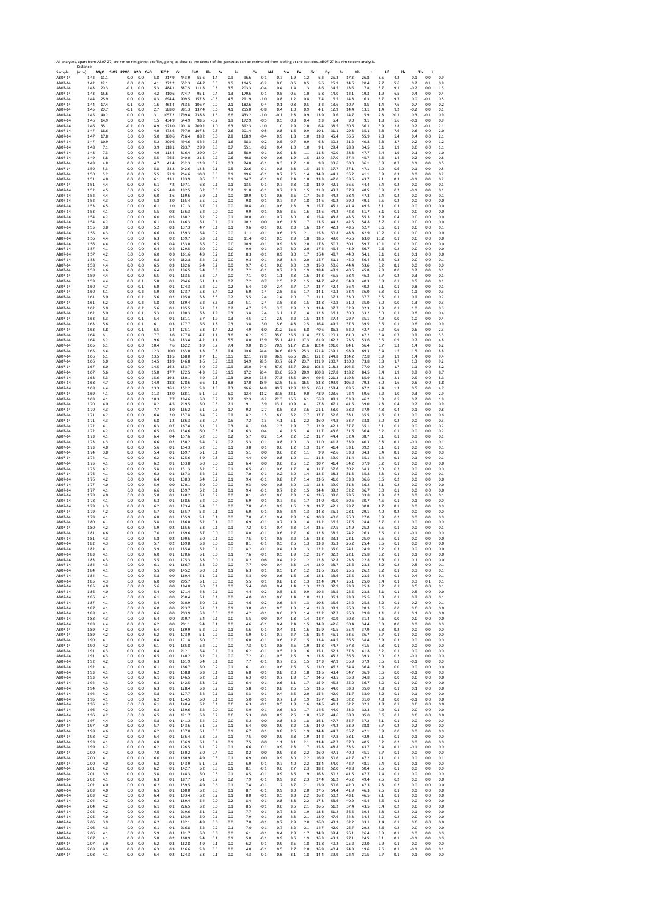All analyses, apart from AB07-27, are rim to rim garnet profiles, going as close to the center of the garnet as can be estimated from looking at the sections. AB07-27 is a rim to core analysis.

| Sample | Distance (mm) | MgO | SiO2 | P2O5 | K2O | CaO | TiO2 | Cr | FeO | Rb | Sr | Zr | Ce | Nd | Sm | Eu | Gd | Dy | Er | Yb | Lu | Hf | Pb | Th | U |
|---|---|---|---|---|---|---|---|---|---|---|---|---|---|---|---|---|---|---|---|---|---|---|---|---|---|
| AB07-14 | 1.42 | 11.1 | | 0.0 | 0.0 | 5.8 | 217.9 | 443.9 | 55.6 | 1.4 | 0.9 | 96.6 | -0.1 | 0.7 | 1.9 | 1.2 | 6.2 | 25.3 | 17.3 | 26.8 | 3.5 | 4.2 | 0.1 | 0.0 | 0.9 |
| AB07-14 | 1.42 | 12.1 | | 0.0 | 0.0 | 4.1 | 272.2 | 552.3 | 64.7 | 0.0 | 1.5 | 114.5 | -0.2 | 0.0 | 0.5 | 0.5 | 5.6 | 25.9 | 14.6 | 20.4 | 2.7 | 5.6 | 0.2 | 0.1 | 0.8 |
| AB07-14 | 1.43 | 20.3 | | -0.1 | 0.0 | 5.3 | 484.1 | 887.5 | 111.8 | 0.3 | 3.5 | 203.3 | -0.4 | 0.4 | 1.4 | 1.3 | 8.6 | 34.5 | 18.6 | 17.8 | 3.7 | 9.1 | -0.2 | 0.0 | 1.3 |
| AB07-14 | 1.43 | 15.6 | | 0.0 | 0.0 | 4.2 | 410.6 | 774.7 | 95.1 | 0.4 | 1.3 | 179.6 | -0.1 | 0.5 | 0.5 | 1.0 | 5.8 | 14.0 | 12.1 | 19.3 | 1.9 | 6.5 | 0.4 | 0.0 | 0.4 |
| AB07-14 | 1.44 | 25.9 | | 0.0 | 0.0 | 8.3 | 694.4 | 909.5 | 157.8 | -0.3 | 4.5 | 291.9 | -1.0 | 0.8 | 1.2 | 0.8 | 7.4 | 16.5 | 14.8 | 16.3 | 3.7 | 9.7 | 0.0 | -0.1 | 0.5 |
| AB07-14 | 1.44 | 17.4 | | 0.1 | 0.0 | 1.6 | 463.4 | 763.5 | 106.7 | 0.0 | 2.1 | 182.6 | -0.4 | 0.1 | 0.8 | 0.5 | 3.2 | 13.6 | 10.7 | 8.5 | 1.4 | 7.6 | 0.7 | 0.0 | 0.2 |
| AB07-14 | 1.45 | 20.7 | | -0.1 | 0.0 | 2.7 | 588.0 | 981.3 | 137.4 | 0.6 | 4.1 | 255.0 | -0.8 | 0.4 | 1.0 | 0.9 | 4.1 | 12.9 | 14.4 | 13.1 | 1.4 | 9.2 | -0.2 | 0.0 | 0.1 |
| AB07-14 | 1.45 | 40.2 | | 0.0 | 0.0 | 3.1 | 1057.2 | 1799.4 | 238.8 | 1.6 | 6.6 | 433.2 | -1.0 | -0.1 | 2.8 | 0.9 | 13.9 | 9.6 | 14.7 | 15.9 | 2.8 | 20.1 | 0.3 | -0.1 | 0.9 |
| AB07-14 | 1.46 | 14.9 | | 0.0 | 0.0 | 1.5 | 434.9 | 644.9 | 98.5 | -0.2 | 1.9 | 172.9 | -0.5 | 0.5 | 0.8 | 0.4 | 2.3 | 5.4 | 9.0 | 9.1 | 1.8 | 5.6 | -0.1 | 0.0 | 0.9 |
| AB07-14 | 1.46 | 35.1 | | -0.2 | 0.0 | 4.9 | 923.0 | 1901.8 | 209.2 | 1.0 | 6.3 | 392.3 | -1.0 | 1.0 | 2.9 | 2.0 | 6.4 | 38.5 | 30.6 | 36.1 | 5.9 | 12.8 | 0.2 | -0.1 | 2.1 |
| AB07-14 | 1.47 | 18.6 | | 0.0 | 0.0 | 4.0 | 472.6 | 797.0 | 107.3 | 0.5 | 2.6 | 201.4 | -0.5 | 0.8 | 1.6 | 0.9 | 10.1 | 31.1 | 29.3 | 35.1 | 5.3 | 7.6 | 0.6 | 0.0 | 2.0 |
| AB07-14 | 1.47 | 17.8 | | 0.0 | 0.0 | 5.0 | 380.6 | 716.4 | 88.2 | 0.0 | 2.8 | 168.9 | -0.4 | 0.9 | 1.8 | 1.0 | 13.8 | 45.4 | 36.5 | 55.9 | 7.3 | 5.4 | 0.4 | 0.0 | 2.1 |
| AB07-14 | 1.47 | 10.9 | | 0.0 | 0.0 | 5.2 | 209.6 | 494.6 | 52.4 | 0.3 | 1.6 | 98.3 | -0.2 | 0.5 | 0.7 | 0.9 | 6.8 | 30.3 | 31.2 | 40.8 | 6.3 | 3.7 | 0.2 | 0.0 | 1.2 |
| AB07-14 | 1.48 | 7.1 | | 0.0 | 0.0 | 3.9 | 118.1 | 283.7 | 29.9 | 0.3 | 0.7 | 55.1 | -0.2 | 0.4 | 1.0 | 1.0 | 9.1 | 29.4 | 28.3 | 34.5 | 5.1 | 1.9 | 0.0 | 0.0 | 1.1 |
| AB07-14 | 1.48 | 7.3 | | 0.0 | 0.0 | 4.9 | 112.4 | 316.4 | 29.0 | 0.4 | 0.6 | 58.9 | -0.1 | 0.9 | 1.8 | 1.1 | 11.8 | 40.0 | 38.3 | 47.7 | 7.4 | 1.9 | 0.1 | 0.0 | 1.0 |
| AB07-14 | 1.49 | 6.8 | | 0.0 | 0.0 | 5.5 | 76.5 | 240.0 | 21.5 | 0.2 | 0.6 | 40.8 | 0.0 | 0.6 | 1.9 | 1.5 | 12.0 | 37.0 | 37.4 | 45.7 | 6.6 | 1.4 | 0.2 | 0.0 | 0.8 |
| AB07-14 | 1.49 | 4.8 | | 0.0 | 0.0 | 4.7 | 41.4 | 232.3 | 12.9 | 0.2 | 0.3 | 24.0 | -0.1 | 0.3 | 1.7 | 1.0 | 9.8 | 33.6 | 30.0 | 36.1 | 5.8 | 0.7 | 0.1 | 0.0 | 0.5 |
| AB07-14 | 1.50 | 5.3 | | 0.0 | 0.0 | 5.8 | 33.2 | 242.6 | 12.3 | 0.1 | 0.5 | 22.6 | -0.1 | 0.8 | 2.8 | 1.5 | 15.4 | 37.7 | 37.1 | 47.1 | 7.0 | 0.6 | 0.1 | 0.0 | 0.5 |
| AB07-14 | 1.50 | 5.2 | | 0.0 | 0.0 | 5.5 | 21.9 | 214.6 | 10.0 | 0.0 | 0.1 | 19.6 | -0.1 | 0.7 | 2.5 | 1.4 | 14.8 | 44.1 | 36.2 | 41.1 | 6.9 | 0.3 | 0.0 | 0.0 | 0.2 |
| AB07-14 | 1.51 | 4.8 | | 0.0 | 0.0 | 6.1 | 13.1 | 193.9 | 8.6 | 0.0 | 0.1 | 14.7 | -0.1 | 0.8 | 2.4 | 1.8 | 13.3 | 47.0 | 38.5 | 43.7 | 7.1 | 0.3 | -0.1 | 0.0 | 0.2 |
| AB07-14 | 1.51 | 4.4 | | 0.0 | 0.0 | 6.1 | 7.2 | 197.1 | 6.8 | 0.1 | 0.1 | 13.5 | -0.1 | 0.7 | 2.8 | 1.8 | 13.9 | 42.1 | 36.5 | 44.4 | 6.4 | 0.2 | 0.0 | 0.0 | 0.1 |
| AB07-14 | 1.52 | 4.5 | | 0.0 | 0.0 | 6.5 | 4.8 | 192.5 | 6.2 | 0.3 | 0.2 | 11.8 | -0.1 | 0.7 | 2.3 | 1.5 | 11.8 | 43.7 | 37.9 | 48.5 | 6.9 | 0.2 | -0.1 | 0.0 | 0.1 |
| AB07-14 | 1.52 | 4.4 | | 0.0 | 0.0 | 6.0 | 3.6 | 169.6 | 5.9 | 0.1 | 0.0 | 10.9 | -0.1 | 0.6 | 2.6 | 1.7 | 16.2 | 44.2 | 38.4 | 47.3 | 7.4 | 0.2 | 0.0 | 0.0 | 0.1 |
| AB07-14 | 1.52 | 4.3 | | 0.0 | 0.0 | 5.8 | 2.0 | 165.4 | 5.5 | 0.2 | 0.0 | 9.8 | -0.1 | 0.7 | 2.7 | 1.8 | 14.6 | 41.2 | 39.0 | 49.1 | 7.5 | 0.2 | 0.0 | 0.0 | 0.0 |
| AB07-14 | 1.53 | 4.5 | | 0.0 | 0.0 | 6.1 | 1.0 | 171.3 | 5.7 | 0.1 | 0.0 | 10.8 | -0.1 | 0.6 | 2.3 | 1.9 | 15.7 | 45.1 | 41.4 | 49.5 | 8.1 | 0.3 | 0.0 | 0.0 | 0.0 |
| AB07-14 | 1.53 | 4.1 | | 0.0 | 0.0 | 5.5 | 0.8 | 136.3 | 5.2 | 0.0 | 0.0 | 9.9 | -0.1 | 0.5 | 2.5 | 1.6 | 12.6 | 44.2 | 42.3 | 51.7 | 8.1 | 0.1 | 0.0 | 0.0 | 0.0 |
| AB07-14 | 1.54 | 4.2 | | 0.0 | 0.0 | 6.0 | 0.5 | 160.2 | 5.2 | 0.2 | 0.1 | 10.0 | -0.1 | 0.7 | 3.0 | 1.6 | 15.4 | 43.8 | 43.5 | 55.3 | 8.9 | 0.4 | 0.0 | 0.0 | 0.0 |
| AB07-14 | 1.54 | 4.2 | | 0.0 | 0.0 | 6.1 | 0.3 | 146.3 | 5.1 | 0.1 | 0.1 | 10.2 | 0.0 | 0.6 | 2.8 | 1.7 | 13.5 | 44.2 | 42.5 | 54.8 | 8.7 | 0.1 | 0.0 | 0.0 | 0.0 |
| AB07-14 | 1.55 | 3.8 | | 0.0 | 0.0 | 5.2 | 0.3 | 137.3 | 4.7 | 0.1 | 0.1 | 9.6 | -0.1 | 0.6 | 2.3 | 1.6 | 13.7 | 42.3 | 43.6 | 52.7 | 8.6 | 0.1 | 0.0 | 0.0 | 0.1 |
| AB07-14 | 1.55 | 4.3 | | 0.0 | 0.0 | 6.6 | 0.3 | 159.3 | 5.4 | 0.2 | 0.0 | 11.1 | -0.1 | 0.6 | 2.5 | 2.1 | 15.3 | 50.8 | 48.8 | 62.9 | 10.2 | 0.1 | 0.0 | 0.0 | 0.0 |
| AB07-14 | 1.56 | 4.4 | | 0.0 | 0.0 | 6.3 | 0.2 | 159.7 | 5.3 | 0.1 | 0.0 | 11.4 | -0.1 | 0.5 | 2.9 | 1.8 | 18.5 | 49.0 | 46.5 | 63.0 | 10.2 | 0.1 | 0.0 | 0.0 | 0.0 |
| AB07-14 | 1.56 | 4.4 | | 0.0 | 0.0 | 6.5 | 0.4 | 153.0 | 5.5 | 0.2 | 0.0 | 10.9 | -0.1 | 0.9 | 3.3 | 2.0 | 17.8 | 50.7 | 50.1 | 59.7 | 10.1 | 0.2 | 0.0 | 0.0 | 0.0 |
| AB07-14 | 1.57 | 4.1 | | 0.0 | 0.0 | 6.4 | 0.2 | 129.5 | 5.0 | 0.2 | 0.0 | 9.9 | -0.1 | 0.7 | 3.0 | 2.0 | 17.2 | 49.4 | 43.9 | 56.7 | 9.6 | 0.2 | 0.0 | 0.0 | 0.0 |
| AB07-14 | 1.57 | 4.2 | | 0.0 | 0.0 | 6.0 | 0.3 | 161.6 | 4.9 | 0.2 | 0.0 | 8.3 | -0.1 | 0.9 | 3.0 | 1.7 | 16.4 | 49.7 | 44.0 | 54.1 | 9.1 | 0.1 | 0.1 | 0.0 | 0.0 |
| AB07-14 | 1.58 | 4.1 | | 0.0 | 0.0 | 6.8 | 0.2 | 182.8 | 5.2 | 0.1 | 0.0 | 9.3 | -0.1 | 0.8 | 3.4 | 2.0 | 15.7 | 51.1 | 45.0 | 56.4 | 8.5 | 0.3 | 0.0 | 0.0 | 0.1 |
| AB07-14 | 1.58 | 4.4 | | 0.0 | 0.0 | 6.5 | 0.3 | 182.6 | 5.4 | 0.2 | 0.0 | 9.7 | -0.1 | 0.6 | 3.0 | 1.9 | 15.0 | 50.6 | 44.4 | 53.6 | 8.2 | 0.1 | 0.0 | 0.0 | 0.0 |
| AB07-14 | 1.58 | 4.6 | | 0.0 | 0.0 | 6.4 | 0.1 | 196.5 | 5.4 | 0.3 | 0.2 | 7.2 | -0.1 | 0.7 | 2.8 | 1.9 | 18.4 | 48.9 | 40.6 | 45.8 | 7.3 | 0.0 | 0.2 | 0.0 | 0.1 |
| AB07-14 | 1.59 | 4.4 | | 0.0 | 0.0 | 6.5 | 0.1 | 163.5 | 5.3 | 0.4 | 0.0 | 7.1 | 0.1 | 1.1 | 2.3 | 1.6 | 14.3 | 45.5 | 38.4 | 46.3 | 6.7 | 0.2 | 0.3 | 0.0 | 0.1 |
| AB07-14 | 1.59 | 4.4 | | 0.0 | 0.1 | 5.8 | 0.1 | 204.6 | 5.1 | 1.4 | 0.2 | 7.2 | 0.7 | 2.5 | 2.7 | 1.5 | 14.7 | 42.0 | 34.9 | 40.3 | 6.8 | 0.1 | 0.5 | 0.0 | 0.1 |
| AB07-14 | 1.60 | 4.7 | | 0.0 | 0.1 | 6.0 | 0.1 | 174.3 | 5.2 | 2.7 | 0.2 | 6.4 | 1.0 | 2.4 | 2.7 | 1.7 | 13.7 | 42.4 | 36.4 | 40.2 | 6.1 | 0.1 | 0.8 | 0.0 | 0.1 |
| AB07-14 | 1.60 | 5.1 | | 0.0 | 0.2 | 5.9 | 0.2 | 173.7 | 5.3 | 3.4 | 0.2 | 6.9 | 1.4 | 2.5 | 2.6 | 1.7 | 14.1 | 40.3 | 33.4 | 36.0 | 5.3 | 0.1 | 1.1 | 0.0 | 0.3 |
| AB07-14 | 1.61 | 5.0 | | 0.0 | 0.2 | 5.6 | 0.2 | 195.0 | 5.3 | 3.3 | 0.2 | 5.5 | 2.4 | 2.4 | 2.0 | 1.7 | 11.1 | 37.3 | 33.0 | 37.7 | 5.5 | 0.1 | 0.9 | 0.0 | 0.2 |
| AB07-14 | 1.61 | 5.2 | | 0.0 | 0.2 | 5.8 | 0.2 | 189.4 | 5.2 | 3.6 | 0.3 | 5.1 | 2.4 | 3.5 | 3.3 | 1.5 | 13.8 | 40.8 | 31.0 | 35.0 | 5.0 | 0.0 | 1.3 | 0.0 | 0.3 |
| AB07-14 | 1.62 | 5.0 | | 0.0 | 0.2 | 5.6 | 0.1 | 195.5 | 5.1 | 3.1 | 0.2 | 4.7 | 2.5 | 3.3 | 2.9 | 1.3 | 13.4 | 37.7 | 32.9 | 32.3 | 4.9 | 0.1 | 1.0 | 0.0 | 0.3 |
| AB07-14 | 1.62 | 5.0 | | 0.0 | 0.1 | 5.3 | 0.1 | 190.3 | 5.3 | 1.9 | 0.3 | 3.8 | 2.4 | 3.1 | 1.7 | 1.4 | 12.3 | 36.3 | 30.0 | 33.2 | 5.0 | 0.1 | 0.6 | 0.0 | 0.4 |
| AB07-14 | 1.63 | 5.3 | | 0.0 | 0.1 | 5.4 | 0.1 | 181.1 | 5.7 | 1.9 | 0.3 | 4.5 | 2.1 | 2.9 | 2.2 | 1.5 | 12.4 | 37.4 | 29.7 | 35.1 | 4.9 | 0.0 | 1.0 | 0.0 | 0.4 |
| AB07-14 | 1.63 | 5.6 | | 0.0 | 0.1 | 6.1 | 0.3 | 177.7 | 5.6 | 1.8 | 0.3 | 3.8 | 3.0 | 5.6 | 4.8 | 2.5 | 16.4 | 49.5 | 37.6 | 39.5 | 5.6 | 0.1 | 0.6 | 0.0 | 0.9 |
| AB07-14 | 1.63 | 5.8 | | 0.0 | 0.1 | 6.5 | 1.4 | 175.1 | 5.3 | 1.4 | 2.2 | 4.9 | 6.0 | 21.2 | 16.6 | 6.8 | 40.6 | 86.8 | 52.0 | 42.7 | 5.2 | 0.6 | 0.6 | 0.0 | 2.3 |
| AB07-14 | 1.64 | 6.1 | | 0.0 | 0.0 | 7.7 | 3.6 | 177.8 | 4.7 | 1.1 | 3.6 | 6.2 | 9.7 | 35.0 | 25.6 | 11.4 | 57.5 | 120.3 | 61.0 | 47.2 | 5.4 | 0.7 | 0.9 | 0.0 | 3.3 |
| AB07-14 | 1.64 | 6.2 | | 0.0 | 0.0 | 9.6 | 5.8 | 183.4 | 4.2 | 1.1 | 5.5 | 8.0 | 13.9 | 55.1 | 42.1 | 17.3 | 81.9 | 162.2 | 73.5 | 53.6 | 5.5 | 0.9 | 0.7 | 0.0 | 4.8 |
| AB07-14 | 1.65 | 6.1 | | 0.0 | 0.0 | 10.4 | 7.6 | 162.2 | 3.9 | 0.7 | 7.4 | 9.0 | 19.5 | 70.9 | 51.7 | 21.6 | 102.4 | 191.0 | 84.1 | 56.4 | 5.7 | 1.3 | 1.4 | 0.0 | 6.2 |
| AB07-14 | 1.65 | 6.4 | | 0.0 | 0.0 | 12.3 | 10.0 | 163.0 | 3.8 | 0.8 | 9.4 | 10.6 | 24.4 | 94.6 | 62.3 | 25.3 | 121.4 | 239.1 | 98.9 | 69.3 | 6.4 | 1.5 | 1.5 | 0.0 | 8.8 |
| AB07-14 | 1.66 | 6.1 | | 0.0 | 0.0 | 13.5 | 13.5 | 168.0 | 3.7 | 1.0 | 10.5 | 12.1 | 27.8 | 96.9 | 65.5 | 26.1 | 121.2 | 244.8 | 114.2 | 72.8 | 6.9 | 1.9 | 1.4 | 0.0 | 9.4 |
| AB07-14 | 1.66 | 6.0 | | 0.0 | 0.0 | 14.5 | 13.9 | 146.8 | 3.6 | 0.9 | 10.9 | 14.9 | 28.5 | 93.7 | 61.7 | 23.7 | 111.9 | 230.7 | 110.0 | 73.8 | 6.8 | 1.7 | 1.3 | 0.0 | 9.2 |
| AB07-14 | 1.67 | 6.0 | | 0.0 | 0.0 | 14.5 | 16.2 | 153.7 | 4.0 | 0.9 | 10.9 | 15.0 | 24.6 | 87.9 | 55.7 | 20.8 | 103.2 | 218.3 | 104.5 | 77.0 | 6.9 | 1.7 | 1.1 | 0.0 | 8.2 |
| AB07-14 | 1.67 | 5.6 | | 0.0 | 0.0 | 15.0 | 17.7 | 172.5 | 4.3 | 0.9 | 11.5 | 17.2 | 26.4 | 83.6 | 55.0 | 20.9 | 100.8 | 227.8 | 118.2 | 84.5 | 8.4 | 1.9 | 0.9 | 0.0 | 8.7 |
| AB07-14 | 1.68 | 5.3 | | 0.0 | 0.0 | 15.6 | 19.3 | 180.1 | 4.9 | 0.8 | 10.3 | 19.0 | 23.5 | 77.3 | 48.5 | 19.4 | 99.6 | 221.3 | 119.3 | 85.9 | 8.1 | 2.1 | 0.9 | 0.0 | 8.3 |
| AB07-14 | 1.68 | 4.7 | | 0.0 | 0.0 | 14.9 | 18.8 | 178.6 | 6.6 | 1.1 | 8.8 | 17.0 | 18.9 | 62.5 | 45.6 | 16.5 | 83.8 | 199.9 | 106.2 | 79.3 | 8.0 | 1.6 | 0.5 | 0.0 | 6.8 |
| AB07-14 | 1.68 | 4.4 | | 0.0 | 0.0 | 13.3 | 16.1 | 152.2 | 5.3 | 1.3 | 7.3 | 16.6 | 14.8 | 49.7 | 32.8 | 12.5 | 66.1 | 158.4 | 89.6 | 67.2 | 7.4 | 1.3 | 0.5 | 0.0 | 4.7 |
| AB07-14 | 1.69 | 4.1 | | 0.0 | 0.0 | 11.3 | 12.0 | 188.1 | 5.1 | 0.7 | 6.0 | 12.4 | 11.2 | 33.5 | 22.1 | 9.0 | 48.9 | 123.6 | 72.4 | 59.6 | 6.2 | 1.0 | 0.3 | 0.0 | 2.9 |
| AB07-14 | 1.69 | 4.1 | | 0.0 | 0.0 | 10.3 | 7.7 | 194.6 | 5.0 | 0.7 | 3.2 | 12.3 | 6.2 | 22.3 | 15.5 | 6.1 | 36.8 | 88.1 | 53.8 | 46.2 | 5.3 | 0.5 | 0.2 | 0.0 | 1.8 |
| AB07-14 | 1.70 | 4.0 | | 0.0 | 0.0 | 8.2 | 4.5 | 219.5 | 5.0 | 0.3 | 2.1 | 9.1 | 3.9 | 13.1 | 10.9 | 4.1 | 27.8 | 67.1 | 41.5 | 39.0 | 4.8 | 0.4 | 0.2 | 0.0 | 0.9 |
| AB07-14 | 1.70 | 4.3 | | 0.0 | 0.0 | 7.7 | 3.0 | 166.2 | 5.1 | 0.5 | 1.7 | 9.2 | 2.7 | 8.5 | 8.9 | 3.6 | 21.1 | 58.0 | 38.2 | 37.9 | 4.8 | 0.4 | 0.1 | 0.0 | 0.8 |
| AB07-14 | 1.71 | 4.2 | | 0.0 | 0.0 | 6.4 | 2.0 | 157.8 | 5.4 | 0.2 | 0.9 | 8.2 | 1.3 | 6.0 | 5.2 | 2.7 | 17.7 | 52.6 | 38.1 | 35.5 | 4.6 | 0.3 | 0.0 | 0.0 | 0.6 |
| AB07-14 | 1.71 | 4.3 | | 0.0 | 0.0 | 6.8 | 1.2 | 186.3 | 5.3 | 0.4 | 0.5 | 7.2 | 1.3 | 4.1 | 5.1 | 2.2 | 16.0 | 44.8 | 33.7 | 33.8 | 5.0 | 0.2 | 0.0 | 0.0 | 0.3 |
| AB07-14 | 1.72 | 4.1 | | 0.0 | 0.0 | 6.3 | 0.7 | 167.4 | 5.1 | 0.1 | 0.3 | 8.1 | 0.8 | 2.3 | 2.9 | 1.7 | 12.9 | 42.3 | 37.7 | 35.1 | 5.1 | 0.1 | 0.0 | 0.0 | 0.2 |
| AB07-14 | 1.72 | 4.2 | | 0.0 | 0.0 | 6.5 | 0.5 | 134.6 | 6.0 | 0.3 | 0.4 | 6.3 | 0.4 | 1.4 | 2.5 | 1.4 | 11.7 | 43.6 | 31.6 | 36.4 | 5.2 | 0.1 | 0.0 | 0.0 | 0.2 |
| AB07-14 | 1.73 | 4.1 | | 0.0 | 0.0 | 6.4 | 0.4 | 157.6 | 5.2 | 0.3 | 0.2 | 5.7 | 0.2 | 1.4 | 2.2 | 1.2 | 11.7 | 44.4 | 32.4 | 38.7 | 5.1 | 0.1 | 0.0 | 0.0 | 0.1 |
| AB07-14 | 1.73 | 4.3 | | 0.0 | 0.0 | 6.6 | 0.2 | 150.2 | 5.4 | 0.4 | 0.2 | 5.3 | 0.1 | 0.8 | 2.0 | 1.3 | 11.0 | 41.8 | 33.9 | 40.3 | 5.8 | 0.1 | -0.1 | 0.0 | 0.1 |
| AB07-14 | 1.73 | 4.0 | | 0.0 | 0.0 | 5.6 | 0.1 | 154.3 | 5.2 | 0.5 | 0.1 | 3.8 | 0.1 | 0.6 | 1.2 | 1.3 | 11.7 | 41.4 | 33.1 | 39.2 | 6.1 | 0.1 | 0.0 | 0.0 | 0.1 |
| AB07-14 | 1.74 | 3.8 | | 0.0 | 0.0 | 5.4 | 0.1 | 169.7 | 5.1 | 0.1 | 0.1 | 5.1 | 0.0 | 0.6 | 2.2 | 1.1 | 9.9 | 42.6 | 33.3 | 34.3 | 5.4 | 0.1 | 0.0 | 0.0 | 0.0 |
| AB07-14 | 1.74 | 4.1 | | 0.0 | 0.0 | 6.2 | 0.1 | 125.6 | 4.9 | 0.3 | 0.0 | 4.4 | 0.0 | 0.8 | 1.0 | 1.1 | 11.3 | 39.0 | 31.4 | 35.1 | 5.4 | 0.1 | -0.1 | 0.0 | 0.1 |
| AB07-14 | 1.75 | 4.1 | | 0.0 | 0.0 | 6.2 | 0.1 | 153.8 | 5.0 | 0.0 | 0.1 | 6.4 | 0.0 | 0.6 | 2.6 | 1.2 | 10.7 | 41.4 | 34.2 | 37.9 | 5.2 | 0.1 | 0.0 | 0.0 | 0.0 |
| AB07-14 | 1.75 | 4.2 | | 0.0 | 0.0 | 5.8 | 0.1 | 131.3 | 5.2 | 0.2 | 0.1 | 6.5 | -0.1 | 0.6 | 1.7 | 1.4 | 11.7 | 37.6 | 30.2 | 38.3 | 5.0 | 0.2 | 0.0 | 0.0 | 0.0 |
| AB07-14 | 1.76 | 4.1 | | 0.0 | 0.0 | 6.2 | 0.1 | 167.3 | 5.2 | 0.1 | 0.0 | 7.0 | -0.1 | 0.2 | 2.0 | 1.4 | 12.5 | 38.3 | 31.5 | 35.8 | 5.3 | 0.1 | 0.0 | 0.0 | 0.1 |
| AB07-14 | 1.76 | 4.2 | | 0.0 | 0.0 | 6.4 | 0.1 | 138.3 | 5.4 | 0.2 | 0.1 | 9.4 | -0.1 | 0.8 | 2.7 | 1.4 | 13.6 | 41.0 | 33.3 | 36.6 | 5.6 | 0.2 | 0.0 | 0.0 | 0.0 |
| AB07-14 | 1.77 | 4.0 | | 0.0 | 0.0 | 5.9 | 0.0 | 170.1 | 5.0 | 0.0 | 0.0 | 9.3 | 0.0 | 0.8 | 2.0 | 1.3 | 13.3 | 39.0 | 31.3 | 36.2 | 5.1 | 0.2 | 0.0 | 0.0 | 0.0 |
| AB07-14 | 1.77 | 4.1 | | 0.0 | 0.0 | 6.6 | 0.1 | 159.7 | 5.2 | 0.1 | 0.1 | 9.4 | -0.1 | 0.7 | 2.2 | 1.5 | 14.4 | 39.2 | 32.2 | 36.7 | 5.0 | 0.1 | 0.0 | 0.0 | 0.0 |
| AB07-14 | 1.78 | 4.0 | | 0.0 | 0.0 | 5.8 | 0.1 | 148.2 | 5.1 | 0.2 | 0.0 | 8.1 | -0.1 | 0.6 | 2.3 | 1.6 | 13.6 | 39.0 | 29.6 | 33.8 | 4.9 | 0.2 | 0.0 | 0.0 | 0.1 |
| AB07-14 | 1.78 | 4.1 | | 0.0 | 0.0 | 6.3 | 0.1 | 158.6 | 5.2 | 0.0 | 0.0 | 6.9 | -0.1 | 0.7 | 2.5 | 1.7 | 14.0 | 41.0 | 30.6 | 30.7 | 4.6 | 0.1 | -0.1 | 0.0 | 0.0 |
| AB07-14 | 1.79 | 4.3 | | 0.0 | 0.0 | 6.2 | 0.1 | 173.4 | 5.4 | 0.0 | 0.0 | 7.8 | -0.1 | 0.9 | 1.6 | 1.9 | 13.7 | 42.1 | 29.7 | 30.8 | 4.7 | 0.1 | 0.0 | 0.0 | 0.0 |
| AB07-14 | 1.79 | 4.2 | | 0.0 | 0.0 | 5.7 | 0.1 | 155.7 | 5.2 | 0.1 | 0.1 | 6.9 | -0.1 | 0.5 | 2.4 | 1.3 | 14.8 | 36.1 | 28.1 | 29.1 | 4.0 | 0.2 | 0.0 | 0.0 | 0.0 |
| AB07-14 | 1.79 | 4.1 | | 0.0 | 0.0 | 6.0 | 0.1 | 155.9 | 5.1 | 0.1 | 0.0 | 7.0 | -0.1 | 0.4 | 2.8 | 1.6 | 10.8 | 40.0 | 26.0 | 27.0 | 3.9 | 0.2 | 0.0 | 0.0 | 0.0 |
| AB07-14 | 1.80 | 4.1 | | 0.0 | 0.0 | 5.8 | 0.1 | 186.0 | 5.2 | 0.1 | 0.0 | 6.9 | -0.1 | 0.7 | 1.9 | 1.4 | 13.2 | 36.5 | 27.6 | 28.4 | 3.7 | 0.1 | 0.0 | 0.0 | 0.0 |
| AB07-14 | 1.80 | 4.2 | | 0.0 | 0.0 | 5.9 | 0.2 | 165.6 | 5.3 | 0.1 | 0.1 | 7.2 | -0.1 | 0.4 | 2.3 | 1.4 | 13.5 | 37.5 | 24.9 | 25.2 | 3.5 | 0.1 | 0.0 | 0.0 | 0.1 |
| AB07-14 | 1.81 | 4.6 | | 0.0 | 0.0 | 7.0 | 0.2 | 169.6 | 5.7 | 0.0 | 0.0 | 8.0 | -0.1 | 0.6 | 2.7 | 1.6 | 12.3 | 38.5 | 24.2 | 26.3 | 3.5 | 0.1 | -0.1 | 0.0 | 0.0 |
| AB07-14 | 1.81 | 4.3 | | 0.0 | 0.0 | 5.8 | 0.2 | 199.6 | 5.0 | 0.1 | 0.0 | 7.5 | -0.1 | 0.5 | 2.2 | 1.6 | 13.3 | 33.3 | 23.1 | 25.0 | 3.6 | 0.1 | 0.0 | 0.0 | 0.0 |
| AB07-14 | 1.82 | 4.3 | | 0.0 | 0.0 | 5.7 | 0.2 | 169.8 | 5.3 | 0.0 | 0.0 | 8.1 | -0.1 | 0.5 | 2.5 | 1.3 | 13.3 | 36.3 | 26.2 | 25.4 | 3.5 | 0.1 | 0.0 | 0.0 | 0.0 |
| AB07-14 | 1.82 | 4.1 | | 0.0 | 0.0 | 5.9 | 0.1 | 185.4 | 5.2 | 0.1 | 0.0 | 8.2 | -0.1 | 0.4 | 1.9 | 1.3 | 12.2 | 35.0 | 24.1 | 24.9 | 3.2 | 0.3 | 0.0 | 0.0 | 0.0 |
| AB07-14 | 1.83 | 4.1 | | 0.0 | 0.0 | 6.0 | 0.1 | 170.6 | 5.1 | 0.0 | 0.1 | 7.6 | -0.1 | 0.5 | 1.9 | 1.2 | 11.7 | 32.2 | 22.1 | 25.8 | 3.2 | 0.1 | 0.1 | 0.0 | 0.0 |
| AB07-14 | 1.83 | 4.3 | | 0.0 | 0.0 | 5.5 | 0.1 | 175.3 | 5.3 | 0.0 | 0.1 | 8.2 | 0.6 | 0.4 | 2.2 | 1.2 | 12.8 | 32.8 | 23.3 | 22.8 | 3.3 | 0.1 | 0.1 | 0.0 | 0.0 |
| AB07-14 | 1.84 | 4.3 | | 0.0 | 0.0 | 6.1 | 0.1 | 166.7 | 5.3 | 0.0 | 0.0 | 7.7 | 0.0 | 0.4 | 2.3 | 1.4 | 13.0 | 33.7 | 25.6 | 23.3 | 3.2 | 0.2 | 0.5 | 0.0 | 0.1 |
| AB07-14 | 1.84 | 4.1 | | 0.0 | 0.0 | 5.5 | 0.0 | 145.2 | 5.0 | 0.1 | 0.1 | 6.3 | 0.1 | 0.5 | 1.7 | 1.2 | 11.6 | 35.0 | 25.6 | 26.2 | 3.2 | 0.1 | 0.3 | 0.0 | 0.1 |
| AB07-14 | 1.84 | 4.1 | | 0.0 | 0.0 | 5.8 | 0.0 | 169.4 | 5.1 | 0.1 | 0.0 | 5.3 | 0.0 | 0.6 | 1.6 | 1.6 | 12.1 | 33.6 | 25.5 | 23.5 | 3.4 | 0.1 | 0.4 | 0.0 | 0.1 |
| AB07-14 | 1.85 | 4.3 | | 0.0 | 0.0 | 6.0 | 0.0 | 205.7 | 5.1 | 0.3 | 0.0 | 5.5 | 0.1 | 0.8 | 1.2 | 1.3 | 12.4 | 34.7 | 26.1 | 25.0 | 3.4 | 0.1 | 0.3 | 0.1 | 0.1 |
| AB07-14 | 1.85 | 4.0 | | 0.0 | 0.0 | 5.6 | 0.0 | 184.0 | 5.0 | 0.1 | 0.0 | 5.4 | 0.0 | 0.4 | 1.4 | 1.3 | 12.0 | 32.9 | 23.3 | 25.3 | 3.2 | 0.1 | 0.5 | 0.0 | 0.1 |
| AB07-14 | 1.86 | 4.0 | | 0.0 | 0.0 | 5.4 | 0.0 | 171.4 | 4.8 | 0.1 | 0.0 | 4.4 | 0.2 | 0.5 | 1.5 | 0.9 | 10.2 | 33.5 | 22.5 | 23.8 | 3.1 | 0.1 | 0.5 | 0.0 | 0.0 |
| AB07-14 | 1.86 | 4.1 | | 0.0 | 0.0 | 6.1 | 0.0 | 230.4 | 5.1 | 0.1 | 0.0 | 4.0 | 0.1 | 0.6 | 1.4 | 1.0 | 11.1 | 36.3 | 23.3 | 25.5 | 3.3 | 0.1 | 0.2 | 0.0 | 0.1 |
| AB07-14 | 1.87 | 4.1 | | 0.0 | 0.0 | 5.4 | 0.0 | 210.9 | 5.0 | 0.1 | 0.0 | 4.6 | 0.2 | 0.6 | 2.4 | 1.3 | 10.8 | 35.6 | 24.2 | 25.8 | 3.2 | 0.1 | 0.2 | 0.0 | 0.1 |
| AB07-14 | 1.87 | 4.1 | | 0.0 | 0.0 | 6.0 | 0.0 | 223.7 | 5.1 | 0.1 | 0.1 | 3.8 | -0.1 | 0.5 | 1.3 | 1.4 | 11.8 | 38.9 | 26.3 | 28.3 | 3.6 | 0.0 | 0.0 | 0.0 | 0.0 |
| AB07-14 | 1.88 | 4.1 | | 0.0 | 0.0 | 6.6 | 0.0 | 203.9 | 5.3 | 0.0 | 0.0 | 4.2 | -0.1 | 0.6 | 2.0 | 1.4 | 12.2 | 37.7 | 26.3 | 29.8 | 4.1 | 0.1 | 0.0 | 0.0 | 0.0 |
| AB07-14 | 1.88 | 4.3 | | 0.0 | 0.0 | 6.4 | 0.0 | 219.7 | 5.4 | 0.1 | 0.0 | 5.5 | 0.0 | 0.4 | 1.8 | 1.4 | 13.7 | 40.9 | 30.3 | 31.4 | 4.6 | 0.0 | 0.0 | 0.0 | 0.0 |
| AB07-14 | 1.89 | 4.4 | | 0.0 | 0.0 | 6.2 | 0.0 | 201.1 | 5.4 | 0.1 | 0.0 | 4.6 | -0.1 | 0.4 | 2.4 | 1.5 | 14.8 | 42.6 | 30.4 | 34.4 | 5.3 | 0.0 | 0.0 | 0.0 | 0.0 |
| AB07-14 | 1.89 | 4.2 | | 0.0 | 0.0 | 6.4 | 0.1 | 189.9 | 5.2 | 0.2 | 0.1 | 5.6 | -0.1 | 0.4 | 2.1 | 1.6 | 15.9 | 41.5 | 35.4 | 37.9 | 5.8 | 0.2 | 0.0 | 0.0 | 0.0 |
| AB07-14 | 1.89 | 4.2 | | 0.0 | 0.0 | 6.2 | 0.1 | 173.9 | 5.1 | 0.2 | 0.0 | 5.9 | -0.1 | 0.7 | 2.7 | 1.6 | 15.4 | 46.1 | 33.5 | 36.7 | 5.7 | 0.1 | 0.0 | 0.0 | 0.0 |
| AB07-14 | 1.90 | 4.1 | | 0.0 | 0.0 | 6.4 | 0.1 | 171.8 | 5.0 | 0.0 | 0.0 | 6.0 | -0.1 | 0.6 | 2.7 | 1.5 | 13.4 | 44.5 | 36.5 | 38.4 | 5.9 | 0.3 | 0.0 | 0.0 | 0.0 |
| AB07-14 | 1.90 | 4.2 | | 0.0 | 0.0 | 6.1 | 0.1 | 185.8 | 5.2 | 0.2 | 0.0 | 7.3 | -0.1 | 0.8 | 2.6 | 1.9 | 13.8 | 44.7 | 37.3 | 41.5 | 5.8 | 0.1 | 0.0 | 0.0 | 0.0 |
| AB07-14 | 1.91 | 4.3 | | 0.0 | 0.0 | 6.4 | 0.1 | 212.1 | 5.4 | 0.1 | 0.1 | 6.2 | -0.1 | 0.5 | 2.9 | 1.6 | 15.1 | 52.3 | 37.3 | 41.8 | 6.2 | 0.1 | 0.0 | 0.0 | 0.0 |
| AB07-14 | 1.91 | 4.3 | | 0.0 | 0.0 | 6.5 | 0.1 | 140.2 | 5.2 | 0.1 | 0.0 | 7.2 | -0.1 | 0.5 | 2.5 | 1.9 | 13.8 | 45.2 | 36.6 | 39.3 | 6.0 | 0.2 | -0.1 | 0.0 | 0.0 |
| AB07-14 | 1.92 | 4.2 | | 0.0 | 0.0 | 6.3 | 0.1 | 161.9 | 5.4 | 0.1 | 0.0 | 7.7 | -0.1 | 0.7 | 2.6 | 1.5 | 17.3 | 47.9 | 36.9 | 37.9 | 5.6 | 0.1 | -0.1 | 0.0 | 0.0 |
| AB07-14 | 1.92 | 4.1 | | 0.0 | 0.0 | 6.1 | 0.1 | 166.7 | 5.0 | 0.2 | 0.1 | 6.1 | -0.1 | 0.6 | 2.6 | 1.5 | 13.0 | 46.2 | 34.4 | 36.4 | 5.9 | 0.0 | 0.0 | 0.0 | 0.0 |
| AB07-14 | 1.93 | 4.1 | | 0.0 | 0.0 | 6.2 | 0.1 | 158.8 | 5.3 | 0.1 | 0.1 | 6.0 | -0.1 | 0.8 | 2.0 | 1.8 | 13.5 | 43.4 | 34.7 | 36.9 | 5.6 | 0.0 | -0.1 | 0.0 | 0.0 |
| AB07-14 | 1.93 | 4.4 | | 0.0 | 0.0 | 6.1 | 0.1 | 146.5 | 5.2 | 0.1 | 0.0 | 6.3 | -0.1 | 0.7 | 1.9 | 1.7 | 14.6 | 43.5 | 35.3 | 34.8 | 5.5 | 0.0 | 0.0 | 0.0 | 0.0 |
| AB07-14 | 1.94 | 4.3 | | 0.0 | 0.0 | 6.3 | 0.1 | 142.5 | 5.3 | 0.1 | 0.0 | 6.4 | -0.1 | 0.6 | 3.1 | 1.7 | 15.9 | 45.8 | 35.0 | 36.7 | 5.0 | 0.1 | 0.0 | 0.0 | 0.0 |
| AB07-14 | 1.94 | 4.5 | | 0.0 | 0.0 | 6.3 | 0.1 | 128.4 | 5.3 | 0.2 | 0.1 | 5.8 | -0.1 | 0.8 | 2.5 | 1.5 | 13.5 | 44.0 | 33.3 | 35.0 | 4.8 | 0.1 | 0.1 | 0.0 | 0.0 |
| AB07-14 | 1.94 | 4.2 | | 0.0 | 0.0 | 5.8 | 0.1 | 127.7 | 5.2 | 0.1 | 0.1 | 5.3 | -0.1 | 0.4 | 2.5 | 2.0 | 15.4 | 42.0 | 31.7 | 33.0 | 5.2 | 0.1 | -0.1 | 0.0 | 0.0 |
| AB07-14 | 1.95 | 4.1 | | 0.0 | 0.0 | 6.2 | 0.1 | 134.5 | 5.0 | 0.1 | 0.0 | 5.0 | -0.1 | 0.7 | 1.9 | 1.9 | 15.7 | 41.3 | 32.2 | 31.0 | 4.8 | 0.0 | -0.1 | 0.0 | 0.0 |
| AB07-14 | 1.95 | 4.2 | | 0.0 | 0.0 | 6.1 | 0.1 | 140.4 | 5.2 | 0.1 | 0.0 | 6.3 | -0.1 | 0.5 | 1.8 | 1.6 | 14.5 | 41.3 | 32.2 | 32.1 | 4.8 | 0.1 | 0.0 | 0.0 | 0.0 |
| AB07-14 | 1.96 | 4.2 | | 0.0 | 0.0 | 6.3 | 0.1 | 139.6 | 5.2 | 0.0 | 0.0 | 5.9 | -0.1 | 0.6 | 3.0 | 1.7 | 14.6 | 44.0 | 33.2 | 32.3 | 4.9 | 0.1 | 0.0 | 0.0 | 0.0 |
| AB07-14 | 1.96 | 4.2 | | 0.0 | 0.0 | 6.5 | 0.1 | 121.7 | 5.3 | 0.2 | 0.0 | 5.3 | 0.0 | 0.9 | 2.6 | 1.8 | 15.7 | 44.6 | 33.8 | 35.0 | 5.6 | 0.2 | 0.0 | 0.0 | 0.0 |
| AB07-14 | 1.97 | 4.4 | | 0.0 | 0.0 | 5.8 | 0.1 | 141.2 | 5.4 | 0.2 | 0.0 | 5.2 | 0.0 | 0.8 | 3.2 | 1.8 | 16.1 | 47.7 | 35.7 | 37.2 | 5.1 | 0.1 | 0.0 | 0.0 | 0.0 |
| AB07-14 | 1.97 | 4.0 | | 0.0 | 0.0 | 5.7 | 0.1 | 143.6 | 5.1 | 0.3 | 0.1 | 6.4 | 0.0 | 0.9 | 3.2 | 1.6 | 14.0 | 44.2 | 33.9 | 38.8 | 5.7 | 0.2 | 0.2 | 0.0 | 0.0 |
| AB07-14 | 1.98 | 4.6 | | 0.0 | 0.0 | 6.2 | 0.1 | 137.8 | 5.1 | 0.5 | 0.1 | 6.7 | 0.1 | 0.8 | 2.6 | 1.9 | 14.4 | 44.7 | 35.7 | 42.1 | 5.9 | 0.0 | 0.0 | 0.0 | 0.0 |
| AB07-14 | 1.98 | 4.2 | | 0.0 | 0.0 | 6.4 | 0.1 | 136.4 | 5.3 | 0.5 | 0.1 | 7.5 | 0.0 | 0.9 | 2.8 | 1.9 | 14.2 | 47.8 | 38.1 | 42.9 | 6.1 | 0.1 | 0.1 | 0.0 | 0.0 |
| AB07-14 | 1.99 | 4.1 | | 0.0 | 0.0 | 6.0 | 0.1 | 136.9 | 5.1 | 0.4 | 0.1 | 7.5 | 0.0 | 1.1 | 3.1 | 2.1 | 13.4 | 47.7 | 37.0 | 40.5 | 6.2 | 0.2 | 0.0 | 0.0 | 0.0 |
| AB07-14 | 1.99 | 4.2 | | 0.0 | 0.0 | 6.2 | 0.1 | 126.5 | 5.1 | 0.2 | 0.1 | 6.6 | 0.1 | 0.9 | 2.8 | 1.7 | 15.8 | 48.8 | 38.5 | 43.7 | 6.4 | 0.1 | -0.1 | 0.0 | 0.0 |
| AB07-14 | 2.00 | 4.2 | | 0.0 | 0.0 | 7.0 | 0.1 | 150.2 | 5.0 | 0.4 | 0.0 | 8.2 | 0.0 | 0.9 | 3.3 | 2.2 | 16.0 | 47.1 | 40.0 | 45.1 | 6.7 | 0.1 | 0.0 | 0.0 | 0.0 |
| AB07-14 | 2.00 | 4.1 | | 0.0 | 0.0 | 6.1 | 0.1 | 160.9 | 4.9 | 0.3 | 0.1 | 6.9 | 0.0 | 0.9 | 3.0 | 2.2 | 16.9 | 50.6 | 42.7 | 47.2 | 7.1 | 0.1 | 0.0 | 0.0 | 0.0 |
| AB07-14 | 2.00 | 4.0 | | 0.0 | 0.0 | 6.2 | 0.1 | 143.9 | 5.1 | 0.3 | 0.0 | 6.9 | -0.1 | 0.7 | 4.0 | 2.2 | 18.4 | 54.0 | 42.7 | 48.1 | 7.4 | 0.1 | 0.1 | 0.0 | 0.0 |
| AB07-14 | 2.01 | 4.2 | | 0.0 | 0.0 | 6.2 | 0.1 | 142.7 | 5.2 | 0.3 | 0.1 | 8.1 | -0.1 | 0.6 | 2.7 | 2.3 | 18.2 | 52.0 | 43.8 | 50.4 | 7.5 | 0.1 | 0.0 | 0.0 | 0.0 |
| AB07-14 | 2.01 | 3.9 | | 0.0 | 0.0 | 5.8 | 0.1 | 148.3 | 5.0 | 0.3 | 0.1 | 8.5 | -0.1 | 0.9 | 3.6 | 1.9 | 16.3 | 50.2 | 41.5 | 47.7 | 7.4 | 0.1 | 0.0 | 0.0 | 0.0 |
| AB07-14 | 2.02 | 4.1 | | 0.0 | 0.0 | 6.3 | 0.1 | 187.7 | 5.1 | 0.2 | 0.2 | 7.9 | -0.1 | 0.9 | 3.2 | 2.3 | 17.4 | 51.2 | 46.2 | 49.4 | 7.5 | 0.2 | 0.0 | 0.0 | 0.0 |
| AB07-14 | 2.02 | 4.0 | | 0.0 | 0.0 | 6.2 | 0.1 | 159.5 | 4.9 | 0.6 | 0.1 | 7.4 | -0.1 | 1.2 | 3.7 | 2.1 | 15.9 | 50.6 | 42.0 | 47.3 | 7.3 | 0.2 | 0.0 | 0.0 | 0.0 |
| AB07-14 | 2.03 | 4.0 | | 0.0 | 0.0 | 6.5 | 0.1 | 160.0 | 5.2 | 0.3 | 0.1 | 8.7 | -0.1 | 0.9 | 3.0 | 2.0 | 17.6 | 54.4 | 41.9 | 46.3 | 7.5 | 0.1 | 0.0 | 0.0 | 0.0 |
| AB07-14 | 2.03 | 4.2 | | 0.0 | 0.0 | 6.4 | 0.1 | 193.4 | 5.2 | 0.2 | 0.1 | 8.0 | -0.1 | 0.5 | 3.3 | 2.2 | 16.2 | 50.2 | 43.1 | 46.5 | 7.1 | 0.1 | 0.0 | 0.0 | 0.0 |
| AB07-14 | 2.04 | 4.2 | | 0.0 | 0.0 | 6.2 | 0.1 | 189.4 | 5.4 | 0.0 | 0.2 | 8.4 | -0.1 | 0.8 | 3.8 | 2.2 | 17.3 | 53.6 | 40.9 | 45.4 | 6.6 | 0.1 | 0.0 | 0.0 | 0.0 |
| AB07-14 | 2.04 | 4.2 | | 0.0 | 0.0 | 6.1 | 0.1 | 226.5 | 5.2 | 0.0 | 0.1 | 8.5 | -0.1 | 0.6 | 3.5 | 2.1 | 16.6 | 51.2 | 37.4 | 43.5 | 6.4 | 0.2 | 0.0 | 0.0 | 0.0 |
| AB07-14 | 2.05 | 4.2 | | 0.0 | 0.0 | 6.5 | 0.1 | 219.6 | 5.1 | 0.1 | 0.1 | 7.7 | -0.1 | 0.7 | 3.2 | 1.9 | 18.3 | 51.2 | 36.5 | 39.4 | 5.8 | 0.2 | 0.0 | 0.0 | 0.0 |
| AB07-14 | 2.05 | 4.0 | | 0.0 | 0.0 | 6.3 | 0.1 | 193.9 | 5.0 | 0.1 | 0.0 | 7.9 | -0.1 | 0.6 | 2.3 | 2.1 | 18.0 | 47.6 | 34.3 | 34.4 | 5.0 | 0.2 | 0.0 | 0.0 | 0.0 |
| AB07-14 | 2.05 | 3.9 | | 0.0 | 0.0 | 6.2 | 0.1 | 192.1 | 4.9 | 0.0 | 0.0 | 7.0 | -0.1 | 0.7 | 2.9 | 2.0 | 16.0 | 43.3 | 32.2 | 33.1 | 4.4 | 0.1 | 0.0 | 0.0 | 0.0 |
| AB07-14 | 2.06 | 4.3 | | 0.0 | 0.0 | 6.1 | 0.1 | 216.8 | 5.2 | 0.2 | 0.1 | 7.0 | -0.1 | 0.7 | 3.2 | 2.1 | 14.7 | 42.0 | 26.7 | 29.2 | 3.6 | 0.2 | 0.0 | 0.0 | 0.0 |
| AB07-14 | 2.06 | 4.1 | | 0.0 | 0.0 | 5.9 | 0.1 | 181.7 | 5.0 | 0.0 | 0.0 | 6.1 | -0.1 | 0.4 | 2.8 | 1.7 | 14.9 | 39.4 | 26.1 | 26.4 | 3.3 | 0.1 | 0.0 | 0.0 | 0.0 |
| AB07-14 | 2.07 | 4.1 | | 0.0 | 0.0 | 5.8 | 0.2 | 168.9 | 5.4 | 0.1 | 0.1 | 5.8 | -0.1 | 0.9 | 3.6 | 1.9 | 16.3 | 43.3 | 27.1 | 24.5 | 3.1 | 0.1 | -0.1 | 0.0 | 0.0 |
| AB07-14 | 2.07 | 3.9 | | 0.0 | 0.0 | 6.2 | 0.3 | 162.8 | 4.9 | 0.1 | 0.0 | 6.2 | -0.1 | 0.9 | 2.5 | 1.8 | 11.8 | 40.2 | 25.2 | 22.0 | 2.9 | 0.1 | 0.0 | 0.0 | 0.0 |
| AB07-14 | 2.08 | 4.0 | | 0.0 | 0.0 | 6.3 | 0.3 | 136.9 | 5.3 | 0.0 | 0.0 | 4.8 | -0.1 | 0.5 | 2.7 | 2.0 | 16.9 | 40.4 | 24.3 | 19.6 | 2.6 | 0.1 | -0.1 | 0.0 | 0.0 |
| AB07-14 | 2.08 | 4.1 | | 0.0 | 0.0 | 6.4 | 0.2 | 124.3 | 5.3 | 0.1 | 0.0 | 4.3 | -0.1 | 0.6 | 3.1 | 1.8 | 14.4 | 39.9 | 22.4 | 21.5 | 2.7 | 0.1 | -0.1 | 0.0 | 0.0 |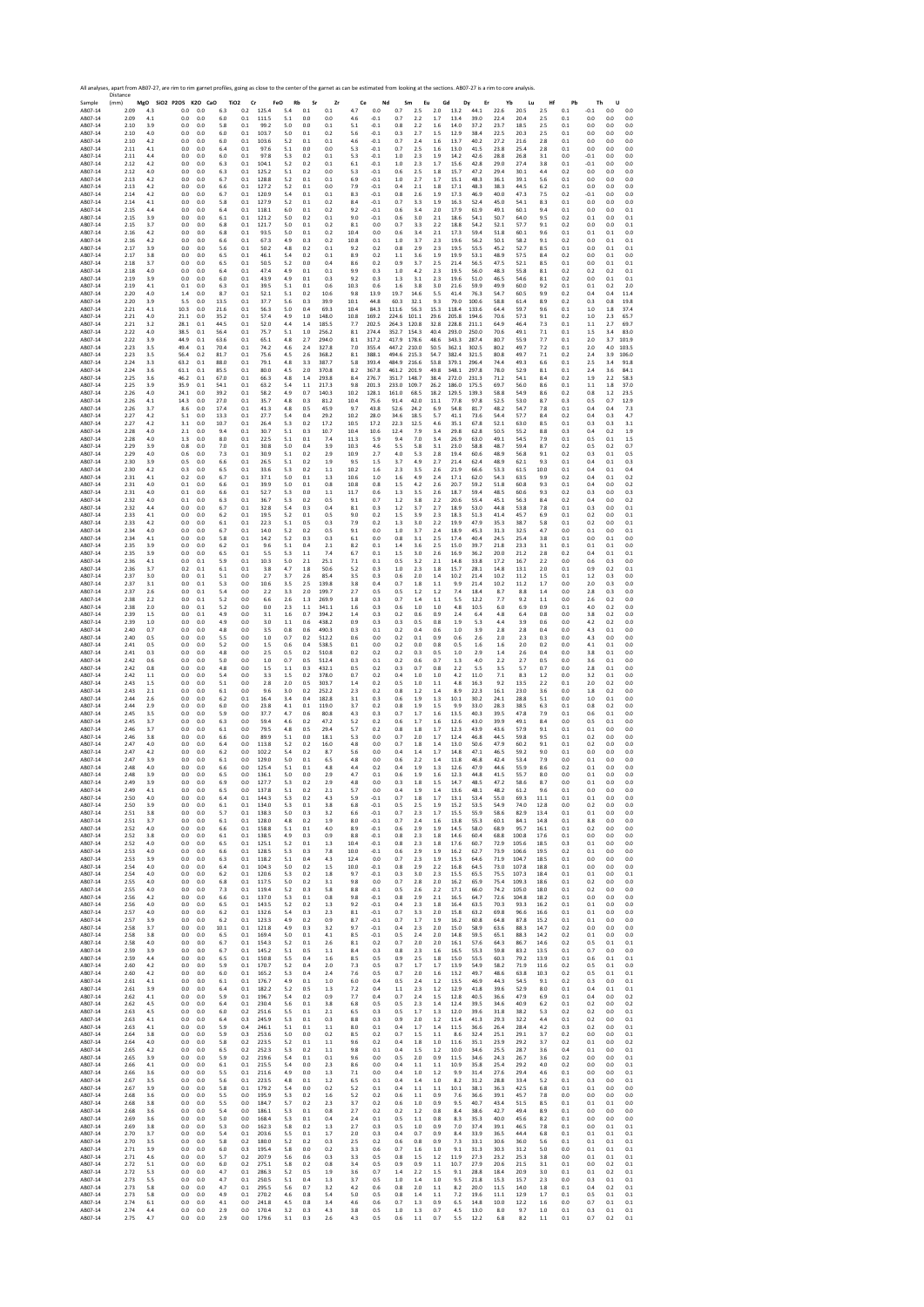All analyses, apart from AB07-27, are rim to rim garnet profiles, going as close to the center of the garnet as can be estimated from looking at the sections. AB07-27 is a rim to core analysis.

| Sample | Distance (mm) | MgO | SiO2 | P2O5 | K2O | CaO | TiO2 | Cr | FeO | Rb | Sr | Zr | Ce | Nd | Sm | Eu | Gd | Dy | Er | Yb | Lu | Hf | Pb | Th | U |
|---|---|---|---|---|---|---|---|---|---|---|---|---|---|---|---|---|---|---|---|---|---|---|---|---|---|
| AB07-14 | 2.09 | 4.3 | | 0.0 | 0.0 | 6.3 | 0.2 | 125.4 | 5.4 | 0.1 | 0.1 | 4.7 | 0.0 | 0.7 | 2.5 | 2.0 | 13.2 | 44.1 | 22.6 | 20.5 | 2.5 | 0.1 | -0.1 | 0.0 | 0.0 |
| AB07-14 | 2.09 | 4.1 | | 0.0 | 0.0 | 6.0 | 0.1 | 111.5 | 5.1 | 0.0 | 0.0 | 4.6 | -0.1 | 0.7 | 2.2 | 1.7 | 13.4 | 39.0 | 22.4 | 20.4 | 2.5 | 0.1 | 0.0 | 0.0 | 0.0 |
| AB07-14 | 2.10 | 3.9 | | 0.0 | 0.0 | 5.8 | 0.1 | 99.2 | 5.0 | 0.0 | 0.1 | 5.1 | -0.1 | 0.8 | 2.2 | 1.6 | 14.0 | 37.2 | 23.7 | 18.5 | 2.5 | 0.1 | 0.0 | 0.0 | 0.0 |
| AB07-14 | 2.10 | 4.0 | | 0.0 | 0.0 | 6.0 | 0.1 | 103.7 | 5.0 | 0.1 | 0.2 | 5.6 | -0.1 | 0.3 | 2.7 | 1.5 | 12.9 | 38.4 | 22.5 | 20.3 | 2.5 | 0.1 | 0.0 | 0.0 | 0.0 |
| AB07-14 | 2.10 | 4.2 | | 0.0 | 0.0 | 6.0 | 0.1 | 103.6 | 5.2 | 0.1 | 0.1 | 4.6 | -0.1 | 0.7 | 2.4 | 1.6 | 13.7 | 40.2 | 27.2 | 21.6 | 2.8 | 0.1 | 0.0 | 0.0 | 0.0 |
| AB07-14 | 2.11 | 4.1 | | 0.0 | 0.0 | 6.4 | 0.1 | 97.6 | 5.1 | 0.0 | 0.0 | 5.3 | -0.1 | 0.7 | 2.5 | 1.6 | 13.0 | 41.5 | 23.8 | 25.4 | 2.8 | 0.1 | 0.0 | 0.0 | 0.0 |
| AB07-14 | 2.11 | 4.4 | | 0.0 | 0.0 | 6.0 | 0.1 | 97.8 | 5.3 | 0.2 | 0.1 | 5.3 | -0.1 | 1.0 | 2.3 | 1.9 | 14.2 | 42.6 | 28.8 | 26.8 | 3.1 | 0.0 | -0.1 | 0.0 | 0.0 |
| AB07-14 | 2.12 | 4.2 | | 0.0 | 0.0 | 6.3 | 0.1 | 104.1 | 5.2 | 0.2 | 0.1 | 6.1 | -0.1 | 1.0 | 2.3 | 1.7 | 15.6 | 42.8 | 29.0 | 27.4 | 3.8 | 0.1 | -0.1 | 0.0 | 0.0 |
| AB07-14 | 2.12 | 4.0 | | 0.0 | 0.0 | 6.3 | 0.1 | 125.2 | 5.1 | 0.2 | 0.0 | 5.3 | -0.1 | 0.6 | 2.5 | 1.8 | 15.7 | 47.2 | 29.4 | 30.1 | 4.4 | 0.2 | 0.0 | 0.0 | 0.0 |
| AB07-14 | 2.13 | 4.2 | | 0.0 | 0.0 | 6.7 | 0.1 | 128.8 | 5.2 | 0.1 | 0.1 | 6.9 | -0.1 | 1.0 | 2.7 | 1.7 | 15.1 | 48.3 | 36.1 | 39.1 | 5.6 | 0.1 | 0.0 | 0.0 | 0.0 |
| AB07-14 | 2.13 | 4.2 | | 0.0 | 0.0 | 6.6 | 0.1 | 127.2 | 5.2 | 0.1 | 0.0 | 7.9 | -0.1 | 0.4 | 2.1 | 1.8 | 17.1 | 48.3 | 38.3 | 44.5 | 6.2 | 0.1 | 0.0 | 0.0 | 0.0 |
| AB07-14 | 2.14 | 4.2 | | 0.0 | 0.0 | 6.7 | 0.1 | 120.9 | 5.4 | 0.1 | 0.1 | 8.3 | -0.1 | 0.8 | 2.6 | 1.9 | 17.3 | 46.9 | 40.0 | 47.3 | 7.5 | 0.2 | -0.1 | 0.0 | 0.0 |
| AB07-14 | 2.14 | 4.1 | | 0.0 | 0.0 | 5.8 | 0.1 | 127.9 | 5.2 | 0.1 | 0.2 | 8.4 | -0.1 | 0.7 | 3.3 | 1.9 | 16.3 | 52.4 | 45.0 | 54.1 | 8.3 | 0.1 | 0.0 | 0.0 | 0.0 |
| AB07-14 | 2.15 | 4.4 | | 0.0 | 0.0 | 6.4 | 0.1 | 118.1 | 6.0 | 0.1 | 0.2 | 9.2 | -0.1 | 0.6 | 3.4 | 2.0 | 17.9 | 61.9 | 49.1 | 60.1 | 9.4 | 0.1 | 0.0 | 0.0 | 0.1 |
| AB07-14 | 2.15 | 3.9 | | 0.0 | 0.0 | 6.1 | 0.1 | 121.2 | 5.0 | 0.2 | 0.1 | 9.0 | -0.1 | 0.6 | 3.0 | 2.1 | 18.6 | 54.1 | 50.7 | 64.0 | 9.5 | 0.2 | 0.1 | 0.0 | 0.1 |
| AB07-14 | 2.15 | 3.7 | | 0.0 | 0.0 | 6.8 | 0.1 | 121.7 | 5.0 | 0.1 | 0.2 | 8.1 | 0.0 | 0.7 | 3.3 | 2.2 | 18.8 | 54.2 | 52.1 | 57.7 | 9.1 | 0.2 | 0.0 | 0.0 | 0.1 |
| AB07-14 | 2.16 | 4.2 | | 0.0 | 0.0 | 6.8 | 0.1 | 93.5 | 5.0 | 0.1 | 0.2 | 10.4 | 0.0 | 0.6 | 3.4 | 2.1 | 17.3 | 59.4 | 51.8 | 60.1 | 9.6 | 0.1 | 0.1 | 0.1 | 0.0 |
| AB07-14 | 2.16 | 4.2 | | 0.0 | 0.0 | 6.6 | 0.1 | 67.3 | 4.9 | 0.3 | 0.2 | 10.8 | 0.1 | 1.0 | 3.7 | 2.3 | 19.6 | 56.2 | 50.1 | 58.2 | 9.1 | 0.2 | 0.0 | 0.1 | 0.1 |
| AB07-14 | 2.17 | 3.9 | | 0.0 | 0.0 | 5.6 | 0.1 | 50.2 | 4.8 | 0.2 | 0.1 | 9.2 | 0.2 | 0.8 | 2.9 | 2.3 | 19.5 | 55.5 | 45.2 | 52.7 | 8.5 | 0.1 | 0.0 | 0.1 | 0.1 |
| AB07-14 | 2.17 | 3.8 | | 0.0 | 0.0 | 6.5 | 0.1 | 46.1 | 5.4 | 0.2 | 0.1 | 8.9 | 0.2 | 1.1 | 3.6 | 1.9 | 19.9 | 53.1 | 48.9 | 57.5 | 8.4 | 0.2 | 0.0 | 0.1 | 0.0 |
| AB07-14 | 2.18 | 3.7 | | 0.0 | 0.0 | 6.5 | 0.1 | 50.5 | 5.2 | 0.0 | 0.4 | 8.6 | 0.2 | 0.9 | 3.7 | 2.5 | 21.4 | 56.5 | 47.5 | 52.1 | 8.5 | 0.1 | 0.0 | 0.1 | 0.1 |
| AB07-14 | 2.18 | 4.0 | | 0.0 | 0.0 | 6.4 | 0.1 | 47.4 | 4.9 | 0.1 | 0.1 | 9.9 | 0.3 | 1.0 | 4.2 | 2.3 | 19.5 | 56.0 | 48.3 | 55.8 | 8.1 | 0.2 | 0.2 | 0.2 | 0.1 |
| AB07-14 | 2.19 | 3.9 | | 0.0 | 0.0 | 6.0 | 0.1 | 43.9 | 4.9 | 0.1 | 0.3 | 9.2 | 0.3 | 1.3 | 3.1 | 2.3 | 19.6 | 51.0 | 46.5 | 54.6 | 8.1 | 0.2 | 0.0 | 0.1 | 0.1 |
| AB07-14 | 2.19 | 4.1 | | 0.1 | 0.0 | 6.3 | 0.1 | 39.5 | 5.1 | 0.1 | 0.6 | 10.3 | 0.6 | 1.6 | 3.8 | 3.0 | 21.6 | 59.9 | 49.9 | 60.0 | 9.2 | 0.1 | 0.1 | 0.2 | 2.0 |
| AB07-14 | 2.20 | 4.0 | | 1.4 | 0.0 | 8.7 | 0.1 | 52.1 | 5.1 | 0.2 | 10.6 | 9.8 | 13.9 | 19.7 | 14.6 | 5.5 | 41.4 | 76.3 | 54.7 | 60.5 | 9.9 | 0.2 | 0.4 | 0.4 | 11.4 |
| AB07-14 | 2.20 | 3.9 | | 5.5 | 0.0 | 13.5 | 0.1 | 37.7 | 5.6 | 0.3 | 39.9 | 10.1 | 44.8 | 60.3 | 32.1 | 9.3 | 79.0 | 100.6 | 58.8 | 61.4 | 8.9 | 0.2 | 0.3 | 0.8 | 19.8 |
| AB07-14 | 2.21 | 4.1 | | 10.3 | 0.0 | 21.6 | 0.1 | 56.3 | 5.0 | 0.4 | 69.3 | 10.4 | 84.3 | 111.6 | 56.3 | 15.3 | 118.4 | 133.6 | 64.4 | 59.7 | 9.6 | 0.1 | 1.0 | 1.8 | 37.4 |
| AB07-14 | 2.21 | 4.0 | | 21.1 | 0.0 | 35.2 | 0.1 | 57.4 | 4.9 | 1.0 | 148.0 | 10.8 | 169.2 | 224.6 | 101.1 | 29.6 | 205.8 | 194.6 | 70.6 | 57.3 | 9.1 | 0.2 | 1.0 | 2.3 | 65.7 |
| AB07-14 | 2.21 | 3.2 | | 28.1 | 0.1 | 44.5 | 0.1 | 52.0 | 4.4 | 1.4 | 185.5 | 7.7 | 202.5 | 264.3 | 120.8 | 32.8 | 228.8 | 211.1 | 64.9 | 46.4 | 7.3 | 0.1 | 1.1 | 2.7 | 69.7 |
| AB07-14 | 2.22 | 4.0 | | 38.5 | 0.1 | 56.4 | 0.1 | 75.7 | 5.1 | 1.0 | 256.2 | 8.1 | 274.4 | 352.7 | 154.3 | 40.4 | 293.0 | 250.0 | 70.6 | 49.1 | 7.1 | 0.1 | 1.5 | 3.4 | 83.0 |
| AB07-14 | 2.22 | 3.9 | | 44.9 | 0.1 | 63.6 | 0.1 | 65.1 | 4.8 | 2.7 | 294.0 | 8.1 | 317.2 | 417.9 | 178.6 | 48.6 | 343.3 | 287.4 | 80.7 | 55.9 | 7.7 | 0.1 | 2.0 | 3.7 | 101.9 |
| AB07-14 | 2.23 | 3.5 | | 49.4 | 0.1 | 70.4 | 0.1 | 74.2 | 4.6 | 2.4 | 327.8 | 7.0 | 355.4 | 447.2 | 210.0 | 50.5 | 362.1 | 302.5 | 80.2 | 49.7 | 7.2 | 0.1 | 2.0 | 4.0 | 103.5 |
| AB07-14 | 2.23 | 3.5 | | 56.4 | 0.2 | 81.7 | 0.1 | 75.6 | 4.5 | 2.6 | 368.2 | 8.1 | 388.1 | 494.6 | 215.3 | 54.7 | 382.4 | 321.5 | 80.8 | 49.7 | 7.1 | 0.2 | 2.4 | 3.9 | 106.0 |
| AB07-14 | 2.24 | 3.3 | | 63.2 | 0.1 | 88.0 | 0.1 | 79.1 | 4.8 | 3.3 | 387.7 | 5.8 | 393.4 | 484.9 | 216.6 | 53.8 | 379.1 | 296.4 | 74.4 | 49.3 | 6.6 | 0.1 | 2.5 | 3.4 | 91.8 |
| AB07-14 | 2.24 | 3.6 | | 61.1 | 0.1 | 85.5 | 0.1 | 80.0 | 4.5 | 2.0 | 370.8 | 8.2 | 367.8 | 461.2 | 201.9 | 49.8 | 348.1 | 297.8 | 78.0 | 52.9 | 8.1 | 0.1 | 2.4 | 3.6 | 84.1 |
| AB07-14 | 2.25 | 3.6 | | 46.2 | 0.1 | 67.0 | 0.1 | 66.3 | 4.8 | 1.4 | 293.8 | 8.4 | 276.7 | 351.7 | 148.7 | 38.4 | 272.0 | 231.3 | 71.2 | 54.1 | 8.4 | 0.2 | 1.9 | 2.2 | 58.3 |
| AB07-14 | 2.25 | 3.9 | | 35.9 | 0.1 | 54.1 | 0.1 | 63.2 | 5.4 | 1.1 | 217.3 | 9.8 | 201.3 | 233.0 | 109.7 | 26.2 | 186.0 | 175.5 | 69.7 | 56.0 | 8.6 | 0.1 | 1.1 | 1.8 | 37.0 |
| AB07-14 | 2.26 | 4.0 | | 24.1 | 0.0 | 39.2 | 0.1 | 58.2 | 4.9 | 0.7 | 140.3 | 10.2 | 128.1 | 161.0 | 68.5 | 18.2 | 129.5 | 139.3 | 58.8 | 54.9 | 8.6 | 0.2 | 0.8 | 1.2 | 23.5 |
| AB07-14 | 2.26 | 4.1 | | 14.3 | 0.0 | 27.0 | 0.1 | 35.7 | 4.8 | 0.3 | 81.2 | 10.4 | 75.6 | 91.4 | 42.0 | 11.1 | 77.8 | 97.8 | 52.5 | 53.0 | 8.7 | 0.3 | 0.5 | 0.7 | 12.9 |
| AB07-14 | 2.26 | 3.7 | | 8.6 | 0.0 | 17.4 | 0.1 | 41.3 | 4.8 | 0.5 | 45.9 | 9.7 | 43.8 | 52.6 | 24.2 | 6.9 | 54.8 | 81.7 | 48.2 | 54.7 | 7.8 | 0.1 | 0.4 | 0.4 | 7.3 |
| AB07-14 | 2.27 | 4.2 | | 5.1 | 0.0 | 13.3 | 0.1 | 27.7 | 5.4 | 0.4 | 29.2 | 10.2 | 28.0 | 34.6 | 18.5 | 5.7 | 41.1 | 73.6 | 54.4 | 57.7 | 8.4 | 0.2 | 0.4 | 0.3 | 4.7 |
| AB07-14 | 2.27 | 4.2 | | 3.1 | 0.0 | 10.7 | 0.1 | 26.4 | 5.3 | 0.2 | 17.2 | 10.5 | 17.2 | 22.3 | 12.5 | 4.6 | 35.1 | 67.8 | 52.1 | 63.0 | 8.5 | 0.1 | 0.3 | 0.3 | 3.1 |
| AB07-14 | 2.28 | 4.0 | | 2.1 | 0.0 | 9.4 | 0.1 | 30.7 | 5.1 | 0.3 | 10.7 | 10.4 | 10.6 | 12.4 | 7.9 | 3.4 | 29.8 | 62.8 | 50.5 | 55.2 | 8.8 | 0.3 | 0.4 | 0.2 | 1.9 |
| AB07-14 | 2.28 | 4.0 | | 1.3 | 0.0 | 8.0 | 0.1 | 22.5 | 5.1 | 0.1 | 7.4 | 11.3 | 5.9 | 9.4 | 7.0 | 3.4 | 26.9 | 63.0 | 49.1 | 54.5 | 7.9 | 0.1 | 0.5 | 0.1 | 1.5 |
| AB07-14 | 2.29 | 3.9 | | 0.8 | 0.0 | 7.0 | 0.1 | 30.8 | 5.0 | 0.4 | 3.9 | 10.3 | 4.6 | 5.5 | 5.8 | 3.1 | 23.0 | 58.8 | 48.7 | 59.4 | 8.7 | 0.2 | 0.5 | 0.2 | 0.7 |
| AB07-14 | 2.29 | 4.0 | | 0.6 | 0.0 | 7.3 | 0.1 | 30.9 | 5.1 | 0.2 | 2.9 | 10.9 | 2.7 | 4.0 | 5.3 | 2.8 | 19.4 | 60.6 | 48.9 | 56.8 | 9.1 | 0.2 | 0.3 | 0.1 | 0.5 |
| AB07-14 | 2.30 | 3.9 | | 0.5 | 0.0 | 6.6 | 0.1 | 26.5 | 5.1 | 0.2 | 1.9 | 9.5 | 1.5 | 3.7 | 4.9 | 2.7 | 21.4 | 62.4 | 48.9 | 62.1 | 9.3 | 0.1 | 0.4 | 0.1 | 0.3 |
| AB07-14 | 2.30 | 4.2 | | 0.3 | 0.0 | 6.5 | 0.1 | 33.6 | 5.3 | 0.2 | 1.1 | 10.2 | 1.6 | 2.3 | 3.5 | 2.6 | 21.9 | 66.6 | 53.3 | 61.5 | 10.0 | 0.1 | 0.4 | 0.1 | 0.4 |
| AB07-14 | 2.31 | 4.1 | | 0.2 | 0.0 | 6.7 | 0.1 | 37.1 | 5.0 | 0.1 | 1.3 | 10.6 | 1.0 | 1.6 | 4.9 | 2.4 | 17.1 | 62.0 | 54.3 | 63.5 | 9.9 | 0.2 | 0.4 | 0.1 | 0.2 |
| AB07-14 | 2.31 | 4.0 | | 0.1 | 0.0 | 6.6 | 0.1 | 39.9 | 5.0 | 0.1 | 0.8 | 10.8 | 0.8 | 1.5 | 4.2 | 2.6 | 20.7 | 59.2 | 51.8 | 60.8 | 9.3 | 0.1 | 0.4 | 0.0 | 0.2 |
| AB07-14 | 2.31 | 4.0 | | 0.1 | 0.0 | 6.6 | 0.1 | 52.7 | 5.3 | 0.0 | 1.1 | 11.7 | 0.6 | 1.3 | 3.5 | 2.6 | 18.7 | 59.4 | 48.5 | 60.6 | 9.3 | 0.2 | 0.3 | 0.0 | 0.3 |
| AB07-14 | 2.32 | 4.0 | | 0.1 | 0.0 | 6.3 | 0.1 | 36.7 | 5.3 | 0.2 | 0.5 | 9.1 | 0.7 | 1.2 | 3.8 | 2.2 | 20.6 | 55.4 | 45.1 | 56.3 | 8.4 | 0.2 | 0.4 | 0.0 | 0.2 |
| AB07-14 | 2.32 | 4.4 | | 0.0 | 0.0 | 6.7 | 0.1 | 32.8 | 5.4 | 0.3 | 0.4 | 8.1 | 0.3 | 1.2 | 3.7 | 2.7 | 18.9 | 53.0 | 44.8 | 53.8 | 7.8 | 0.1 | 0.3 | 0.0 | 0.1 |
| AB07-14 | 2.33 | 4.1 | | 0.0 | 0.0 | 6.2 | 0.1 | 19.5 | 5.2 | 0.1 | 0.5 | 9.0 | 0.2 | 1.5 | 3.9 | 2.3 | 18.3 | 51.3 | 41.4 | 45.7 | 6.9 | 0.1 | 0.2 | 0.0 | 0.1 |
| AB07-14 | 2.33 | 4.2 | | 0.0 | 0.0 | 6.0 | 0.1 | 22.3 | 5.1 | 0.5 | 0.3 | 7.9 | 0.2 | 1.3 | 3.0 | 2.2 | 19.9 | 47.9 | 35.3 | 38.7 | 5.8 | 0.1 | 0.2 | 0.0 | 0.1 |
| AB07-14 | 2.34 | 4.0 | | 0.0 | 0.0 | 6.7 | 0.1 | 14.0 | 5.2 | 0.2 | 0.5 | 9.1 | 0.0 | 1.0 | 3.7 | 2.4 | 18.9 | 45.3 | 31.3 | 32.5 | 4.7 | 0.0 | 0.1 | 0.0 | 0.1 |
| AB07-14 | 2.34 | 4.1 | | 0.0 | 0.0 | 5.8 | 0.1 | 14.2 | 5.2 | 0.3 | 0.3 | 6.1 | 0.0 | 0.8 | 3.1 | 2.5 | 17.4 | 40.4 | 24.5 | 25.4 | 3.8 | 0.1 | 0.0 | 0.1 | 0.0 |
| AB07-14 | 2.35 | 3.9 | | 0.0 | 0.0 | 6.2 | 0.1 | 9.6 | 5.1 | 0.4 | 2.1 | 8.2 | 0.1 | 1.4 | 3.6 | 2.5 | 15.0 | 39.7 | 21.8 | 23.3 | 3.1 | 0.1 | 0.1 | 0.1 | 0.0 |
| AB07-14 | 2.35 | 3.9 | | 0.0 | 0.0 | 6.5 | 0.1 | 5.5 | 5.3 | 1.1 | 7.4 | 6.7 | 0.1 | 1.5 | 3.0 | 2.6 | 16.9 | 36.2 | 20.0 | 21.2 | 2.8 | 0.2 | 0.4 | 0.1 | 0.1 |
| AB07-14 | 2.36 | 4.1 | | 0.0 | 0.1 | 5.9 | 0.1 | 10.3 | 5.0 | 2.1 | 25.1 | 7.1 | 0.1 | 0.5 | 3.2 | 2.1 | 14.8 | 33.8 | 17.2 | 16.7 | 2.2 | 0.0 | 0.6 | 0.3 | 0.0 |
| AB07-14 | 2.36 | 3.7 | | 0.2 | 0.1 | 6.1 | 0.1 | 3.8 | 4.7 | 1.8 | 50.6 | 5.2 | 0.3 | 1.0 | 2.3 | 1.8 | 15.7 | 28.1 | 14.8 | 13.1 | 2.0 | 0.1 | 0.9 | 0.2 | 0.1 |
| AB07-14 | 2.37 | 3.0 | | 0.0 | 0.1 | 5.1 | 0.0 | 2.7 | 3.7 | 2.6 | 85.4 | 3.5 | 0.3 | 0.6 | 2.0 | 1.4 | 10.2 | 21.4 | 10.2 | 11.2 | 1.5 | 0.1 | 1.2 | 0.3 | 0.0 |
| AB07-14 | 2.37 | 3.1 | | 0.0 | 0.1 | 5.3 | 0.0 | 10.6 | 3.5 | 2.5 | 139.8 | 3.8 | 0.4 | 0.7 | 1.8 | 1.1 | 9.9 | 21.4 | 10.2 | 11.2 | 1.7 | 0.0 | 2.0 | 0.3 | 0.0 |
| AB07-14 | 2.37 | 2.6 | | 0.0 | 0.1 | 5.4 | 0.0 | 2.2 | 3.3 | 2.0 | 199.7 | 2.7 | 0.5 | 0.5 | 1.2 | 1.2 | 7.4 | 18.4 | 8.7 | 8.8 | 1.4 | 0.0 | 2.8 | 0.3 | 0.0 |
| AB07-14 | 2.38 | 2.2 | | 0.0 | 0.1 | 5.2 | 0.0 | 6.6 | 2.6 | 1.3 | 269.9 | 1.8 | 0.3 | 0.7 | 1.4 | 1.1 | 5.5 | 12.2 | 7.7 | 9.2 | 1.1 | 0.0 | 2.6 | 0.2 | 0.0 |
| AB07-14 | 2.38 | 2.0 | | 0.0 | 0.1 | 5.2 | 0.0 | 0.0 | 2.3 | 1.1 | 341.1 | 1.6 | 0.3 | 0.6 | 1.0 | 1.0 | 4.8 | 10.5 | 6.0 | 6.9 | 0.9 | 0.1 | 4.0 | 0.2 | 0.0 |
| AB07-14 | 2.39 | 1.5 | | 0.0 | 0.1 | 4.9 | 0.0 | 3.1 | 1.6 | 0.7 | 394.2 | 1.4 | 0.3 | 0.2 | 0.6 | 0.9 | 2.4 | 6.4 | 4.8 | 6.4 | 0.8 | 0.0 | 3.8 | 0.2 | 0.0 |
| AB07-14 | 2.39 | 1.0 | | 0.0 | 0.0 | 4.9 | 0.0 | 3.0 | 1.1 | 0.6 | 438.2 | 0.9 | 0.3 | 0.3 | 0.5 | 0.8 | 1.9 | 5.3 | 4.4 | 3.9 | 0.6 | 0.0 | 4.2 | 0.2 | 0.0 |
| AB07-14 | 2.40 | 0.7 | | 0.0 | 0.0 | 4.8 | 0.0 | 3.5 | 0.8 | 0.6 | 490.3 | 0.3 | 0.1 | 0.2 | 0.4 | 0.6 | 1.0 | 3.9 | 2.8 | 2.8 | 0.4 | 0.0 | 4.3 | 0.1 | 0.0 |
| AB07-14 | 2.40 | 0.5 | | 0.0 | 0.0 | 5.5 | 0.0 | 1.0 | 0.7 | 0.2 | 512.2 | 0.6 | 0.0 | 0.2 | 0.1 | 0.9 | 0.6 | 2.6 | 2.0 | 2.3 | 0.3 | 0.0 | 4.3 | 0.0 | 0.0 |
| AB07-14 | 2.41 | 0.5 | | 0.0 | 0.0 | 5.2 | 0.0 | 1.5 | 0.6 | 0.4 | 538.5 | 0.1 | 0.0 | 0.2 | 0.0 | 0.8 | 0.5 | 1.6 | 1.6 | 2.0 | 0.2 | 0.0 | 4.1 | 0.1 | 0.0 |
| AB07-14 | 2.41 | 0.3 | | 0.0 | 0.0 | 4.8 | 0.0 | 2.5 | 0.5 | 0.2 | 510.8 | 0.2 | 0.2 | 0.2 | 0.3 | 0.5 | 1.0 | 2.9 | 1.4 | 2.6 | 0.4 | 0.0 | 3.8 | 0.1 | 0.0 |
| AB07-14 | 2.42 | 0.6 | | 0.0 | 0.0 | 5.0 | 0.0 | 1.0 | 0.7 | 0.5 | 512.4 | 0.3 | 0.1 | 0.2 | 0.6 | 0.7 | 1.3 | 4.0 | 2.2 | 2.7 | 0.5 | 0.0 | 3.6 | 0.1 | 0.0 |
| AB07-14 | 2.42 | 0.8 | | 0.0 | 0.0 | 4.8 | 0.0 | 1.5 | 1.1 | 0.3 | 432.1 | 0.5 | 0.2 | 0.3 | 0.7 | 0.8 | 2.2 | 5.5 | 3.5 | 5.7 | 0.7 | 0.0 | 2.8 | 0.1 | 0.0 |
| AB07-14 | 2.42 | 1.1 | | 0.0 | 0.0 | 5.4 | 0.0 | 3.3 | 1.5 | 0.2 | 378.0 | 0.7 | 0.2 | 0.4 | 1.0 | 1.0 | 4.2 | 11.0 | 7.1 | 8.3 | 1.2 | 0.0 | 3.2 | 0.1 | 0.0 |
| AB07-14 | 2.43 | 1.5 | | 0.0 | 0.0 | 5.1 | 0.0 | 2.8 | 2.0 | 0.5 | 303.7 | 1.4 | 0.2 | 0.5 | 1.0 | 1.1 | 4.8 | 16.3 | 9.2 | 13.5 | 2.2 | 0.1 | 2.0 | 0.2 | 0.0 |
| AB07-14 | 2.43 | 2.1 | | 0.0 | 0.0 | 6.1 | 0.0 | 9.6 | 3.0 | 0.2 | 252.2 | 2.3 | 0.2 | 0.8 | 1.2 | 1.4 | 8.9 | 22.3 | 16.1 | 23.0 | 3.6 | 0.0 | 1.8 | 0.2 | 0.0 |
| AB07-14 | 2.44 | 2.6 | | 0.0 | 0.0 | 6.2 | 0.1 | 16.4 | 3.4 | 0.4 | 182.8 | 3.1 | 0.3 | 0.6 | 1.9 | 1.3 | 10.1 | 30.2 | 24.1 | 28.8 | 5.1 | 0.0 | 1.0 | 0.1 | 0.0 |
| AB07-14 | 2.44 | 2.9 | | 0.0 | 0.0 | 6.0 | 0.0 | 23.8 | 4.1 | 0.1 | 119.0 | 3.7 | 0.2 | 0.8 | 1.9 | 1.5 | 9.9 | 33.0 | 28.3 | 38.5 | 6.3 | 0.1 | 0.8 | 0.2 | 0.0 |
| AB07-14 | 2.45 | 3.5 | | 0.0 | 0.0 | 5.9 | 0.0 | 37.7 | 4.7 | 0.6 | 80.8 | 4.3 | 0.3 | 0.7 | 1.7 | 1.6 | 13.5 | 40.3 | 39.5 | 47.8 | 7.9 | 0.1 | 0.6 | 0.1 | 0.0 |
| AB07-14 | 2.45 | 3.7 | | 0.0 | 0.0 | 6.3 | 0.0 | 59.4 | 4.6 | 0.2 | 47.2 | 5.2 | 0.2 | 0.6 | 1.7 | 1.6 | 12.6 | 43.0 | 39.9 | 49.1 | 8.4 | 0.0 | 0.5 | 0.1 | 0.0 |
| AB07-14 | 2.46 | 3.7 | | 0.0 | 0.0 | 6.6 | 0.1 | 79.5 | 4.8 | 0.5 | 29.4 | 5.7 | 0.2 | 0.8 | 1.8 | 1.7 | 12.3 | 43.9 | 43.6 | 57.9 | 9.1 | 0.1 | 0.1 | 0.0 | 0.0 |
| AB07-14 | 2.46 | 3.8 | | 0.0 | 0.0 | 6.6 | 0.1 | 89.9 | 5.1 | 0.0 | 18.1 | 5.3 | 0.0 | 0.7 | 2.0 | 1.7 | 12.4 | 46.8 | 44.5 | 59.8 | 9.5 | 0.1 | 0.2 | 0.0 | 0.0 |
| AB07-14 | 2.47 | 4.0 | | 0.0 | 0.0 | 6.4 | 0.0 | 113.8 | 5.2 | 0.2 | 16.0 | 4.8 | 0.0 | 0.7 | 1.8 | 1.4 | 13.0 | 50.6 | 47.9 | 60.2 | 9.1 | 0.1 | 0.2 | 0.0 | 0.0 |
| AB07-14 | 2.47 | 4.2 | | 0.0 | 0.0 | 6.2 | 0.0 | 102.2 | 5.4 | 0.2 | 8.7 | 5.6 | 0.0 | 0.4 | 1.4 | 1.7 | 14.8 | 47.1 | 46.5 | 59.2 | 9.0 | 0.1 | 0.0 | 0.0 | 0.0 |
| AB07-14 | 2.47 | 3.9 | | 0.0 | 0.0 | 6.1 | 0.0 | 129.0 | 5.0 | 0.1 | 6.5 | 4.8 | 0.0 | 0.6 | 2.2 | 1.4 | 11.8 | 46.8 | 42.4 | 53.4 | 7.9 | 0.0 | 0.1 | 0.0 | 0.0 |
| AB07-14 | 2.48 | 4.0 | | 0.0 | 0.0 | 6.6 | 0.0 | 125.4 | 5.1 | 0.1 | 4.8 | 4.4 | 0.2 | 0.4 | 1.9 | 1.3 | 12.6 | 47.9 | 44.6 | 55.9 | 8.6 | 0.2 | 0.1 | 0.0 | 0.0 |
| AB07-14 | 2.48 | 3.9 | | 0.0 | 0.0 | 6.5 | 0.0 | 136.1 | 5.0 | 0.0 | 2.9 | 4.7 | 0.1 | 0.6 | 1.9 | 1.6 | 12.3 | 44.8 | 41.5 | 55.7 | 8.0 | 0.0 | 0.1 | 0.0 | 0.0 |
| AB07-14 | 2.49 | 3.9 | | 0.0 | 0.0 | 6.9 | 0.0 | 127.7 | 5.3 | 0.2 | 2.9 | 4.8 | 0.0 | 0.3 | 1.8 | 1.5 | 14.7 | 48.5 | 47.2 | 58.6 | 8.7 | 0.0 | 0.1 | 0.0 | 0.0 |
| AB07-14 | 2.49 | 4.1 | | 0.0 | 0.0 | 6.5 | 0.0 | 137.8 | 5.1 | 0.2 | 2.1 | 5.7 | 0.0 | 0.4 | 1.9 | 1.4 | 13.6 | 48.1 | 48.2 | 61.2 | 9.6 | 0.1 | 0.0 | 0.0 | 0.0 |
| AB07-14 | 2.50 | 4.0 | | 0.0 | 0.0 | 6.4 | 0.1 | 144.3 | 5.3 | 0.2 | 4.3 | 5.9 | -0.1 | 0.7 | 1.8 | 1.7 | 13.1 | 53.4 | 55.0 | 69.3 | 11.1 | 0.1 | 0.1 | 0.0 | 0.0 |
| AB07-14 | 2.50 | 3.9 | | 0.0 | 0.0 | 6.1 | 0.1 | 134.0 | 5.3 | 0.1 | 3.8 | 6.8 | -0.1 | 0.5 | 2.5 | 1.9 | 15.2 | 53.5 | 54.9 | 74.0 | 12.8 | 0.0 | 0.2 | 0.0 | 0.0 |
| AB07-14 | 2.51 | 3.8 | | 0.0 | 0.0 | 5.7 | 0.1 | 138.3 | 5.0 | 0.3 | 3.2 | 6.6 | -0.1 | 0.7 | 2.3 | 1.7 | 15.5 | 59.9 | 58.6 | 82.9 | 13.4 | 0.1 | 0.1 | 0.0 | 0.0 |
| AB07-14 | 2.51 | 3.7 | | 0.0 | 0.0 | 6.1 | 0.1 | 128.0 | 4.8 | 0.2 | 1.9 | 8.0 | -0.1 | 0.7 | 2.4 | 1.6 | 13.8 | 55.3 | 60.1 | 84.1 | 14.8 | 0.1 | 8.8 | 0.0 | 0.0 |
| AB07-14 | 2.52 | 4.0 | | 0.0 | 0.0 | 6.6 | 0.1 | 138.8 | 5.1 | 0.1 | 4.0 | 8.9 | -0.1 | 0.6 | 2.9 | 1.9 | 14.5 | 58.0 | 68.9 | 95.7 | 16.1 | 0.1 | 0.2 | 0.0 | 0.0 |
| AB07-14 | 2.52 | 3.8 | | 0.0 | 0.0 | 6.1 | 0.1 | 138.5 | 4.9 | 0.3 | 0.9 | 8.8 | -0.1 | 0.8 | 2.3 | 1.8 | 14.6 | 60.4 | 68.8 | 100.8 | 17.6 | 0.1 | 0.0 | 0.0 | 0.0 |
| AB07-14 | 2.52 | 4.0 | | 0.0 | 0.0 | 6.5 | 0.1 | 125.1 | 5.2 | 0.1 | 1.3 | 10.4 | -0.1 | 0.8 | 2.3 | 1.8 | 17.6 | 60.7 | 72.9 | 105.6 | 18.5 | 0.3 | 0.1 | 0.0 | 0.0 |
| AB07-14 | 2.53 | 4.0 | | 0.0 | 0.0 | 6.6 | 0.1 | 128.5 | 5.3 | 0.3 | 7.8 | 10.0 | -0.1 | 0.6 | 2.9 | 1.9 | 16.2 | 62.7 | 73.9 | 106.6 | 19.5 | 0.2 | 0.1 | 0.0 | 0.0 |
| AB07-14 | 2.53 | 3.9 | | 0.0 | 0.0 | 6.3 | 0.1 | 118.2 | 5.1 | 0.4 | 4.3 | 12.4 | 0.0 | 0.7 | 2.3 | 1.9 | 15.3 | 64.6 | 71.9 | 104.7 | 18.5 | 0.1 | 0.0 | 0.0 | 0.0 |
| AB07-14 | 2.54 | 4.0 | | 0.0 | 0.0 | 6.4 | 0.1 | 104.3 | 5.0 | 0.2 | 1.5 | 10.0 | -0.1 | 0.8 | 2.9 | 2.2 | 16.8 | 64.5 | 73.0 | 107.8 | 18.8 | 0.1 | 0.0 | 0.0 | 0.0 |
| AB07-14 | 2.54 | 4.0 | | 0.0 | 0.0 | 6.2 | 0.1 | 126.8 | 5.0 | 0.2 | 1.8 | 9.7 | -0.1 | 0.3 | 3.0 | 2.3 | 15.5 | 65.5 | 75.5 | 107.3 | 18.4 | 0.1 | 0.1 | 0.0 | 0.1 |
| AB07-14 | 2.55 | 4.0 | | 0.0 | 0.0 | 6.8 | 0.1 | 137.5 | 5.0 | 0.2 | 3.1 | 9.8 | 0.0 | 0.7 | 2.8 | 2.0 | 16.2 | 65.9 | 75.4 | 109.3 | 18.6 | 0.1 | 0.2 | 0.0 | 0.0 |
| AB07-14 | 2.55 | 4.0 | | 0.0 | 0.0 | 7.3 | 0.1 | 119.4 | 5.2 | 0.3 | 5.8 | 8.8 | -0.1 | 0.5 | 2.6 | 2.2 | 17.1 | 66.0 | 74.2 | 105.0 | 18.0 | 0.1 | 0.2 | 0.0 | 0.0 |
| AB07-14 | 2.56 | 4.2 | | 0.0 | 0.0 | 6.6 | 0.1 | 137.0 | 5.3 | 0.1 | 0.8 | 9.8 | -0.1 | 0.8 | 2.9 | 2.1 | 16.5 | 64.7 | 72.6 | 104.8 | 18.2 | 0.1 | 0.0 | 0.0 | 0.0 |
| AB07-14 | 2.56 | 4.0 | | 0.0 | 0.0 | 6.5 | 0.1 | 143.5 | 5.2 | 0.2 | 1.3 | 9.2 | -0.1 | 0.4 | 2.3 | 1.8 | 16.4 | 63.5 | 70.3 | 93.3 | 16.2 | 0.1 | 0.1 | 0.0 | 0.0 |
| AB07-14 | 2.57 | 4.0 | | 0.0 | 0.0 | 6.4 | 0.1 | 132.6 | 5.4 | 0.3 | 2.3 | 8.1 | -0.1 | 0.7 | 3.3 | 2.0 | 15.8 | 63.2 | 69.8 | 96.6 | 16.6 | 0.1 | 0.1 | 0.0 | 0.0 |
| AB07-14 | 2.57 | 3.9 | | 0.0 | 0.0 | 6.2 | 0.1 | 123.3 | 4.9 | 0.2 | 0.9 | 8.7 | -0.1 | 0.7 | 1.7 | 1.9 | 16.2 | 60.8 | 64.8 | 87.8 | 15.2 | 0.1 | 0.1 | 0.0 | 0.0 |
| AB07-14 | 2.58 | 3.7 | | 0.0 | 0.0 | 10.1 | 0.1 | 121.8 | 4.9 | 0.3 | 3.2 | 9.7 | -0.1 | 0.4 | 2.3 | 2.0 | 15.0 | 58.9 | 63.6 | 88.3 | 14.7 | 0.2 | 0.0 | 0.0 | 0.0 |
| AB07-14 | 2.58 | 3.8 | | 0.0 | 0.0 | 6.5 | 0.1 | 169.4 | 5.0 | 0.1 | 4.1 | 8.5 | -0.1 | 0.5 | 2.4 | 2.0 | 14.8 | 59.5 | 65.1 | 88.3 | 14.2 | 0.2 | 0.1 | 0.0 | 0.0 |
| AB07-14 | 2.58 | 4.0 | | 0.0 | 0.0 | 6.7 | 0.1 | 154.3 | 5.2 | 0.1 | 2.6 | 8.1 | 0.2 | 0.7 | 2.0 | 2.0 | 16.1 | 57.6 | 64.3 | 86.7 | 14.6 | 0.2 | 0.5 | 0.1 | 0.1 |
| AB07-14 | 2.59 | 3.9 | | 0.0 | 0.0 | 6.7 | 0.1 | 145.2 | 5.1 | 0.5 | 1.1 | 8.4 | 0.3 | 0.8 | 2.3 | 1.6 | 16.5 | 55.3 | 59.8 | 83.2 | 13.5 | 0.1 | 0.7 | 0.0 | 0.0 |
| AB07-14 | 2.59 | 4.4 | | 0.0 | 0.0 | 6.5 | 0.1 | 150.8 | 5.5 | 0.4 | 1.6 | 8.5 | 0.5 | 0.9 | 2.5 | 1.8 | 15.0 | 55.5 | 60.3 | 79.2 | 13.9 | 0.1 | 0.6 | 0.1 | 0.1 |
| AB07-14 | 2.60 | 4.2 | | 0.0 | 0.0 | 5.9 | 0.1 | 170.7 | 5.2 | 0.4 | 2.0 | 7.3 | 0.5 | 0.7 | 1.7 | 1.7 | 13.9 | 54.9 | 58.2 | 71.9 | 11.6 | 0.2 | 0.5 | 0.1 | 0.0 |
| AB07-14 | 2.60 | 4.2 | | 0.0 | 0.0 | 6.0 | 0.1 | 165.2 | 5.3 | 0.4 | 2.4 | 7.6 | 0.5 | 0.7 | 2.0 | 1.6 | 13.2 | 49.7 | 48.6 | 63.8 | 10.3 | 0.2 | 0.5 | 0.1 | 0.1 |
| AB07-14 | 2.61 | 4.1 | | 0.0 | 0.0 | 6.1 | 0.1 | 176.7 | 4.9 | 0.1 | 1.0 | 6.0 | 0.4 | 0.5 | 2.4 | 1.2 | 13.5 | 46.9 | 44.3 | 54.5 | 9.1 | 0.2 | 0.3 | 0.0 | 0.0 |
| AB07-14 | 2.61 | 3.9 | | 0.0 | 0.0 | 6.4 | 0.1 | 182.2 | 5.2 | 0.5 | 1.3 | 7.2 | 0.4 | 1.1 | 2.3 | 1.2 | 12.9 | 41.8 | 39.6 | 52.9 | 8.0 | 0.1 | 0.4 | 0.1 | 0.1 |
| AB07-14 | 2.62 | 4.1 | | 0.0 | 0.0 | 6.1 | 0.1 | 196.7 | 5.4 | 0.2 | 0.9 | 7.7 | 0.4 | 0.7 | 2.4 | 1.5 | 12.8 | 40.5 | 36.6 | 47.9 | 6.9 | 0.1 | 0.4 | 0.0 | 0.2 |
| AB07-14 | 2.62 | 4.5 | | 0.0 | 0.0 | 6.4 | 0.1 | 230.4 | 5.6 | 0.1 | 3.8 | 6.8 | 0.5 | 0.5 | 2.3 | 1.4 | 12.4 | 39.5 | 34.6 | 40.9 | 6.2 | 0.1 | 0.2 | 0.0 | 0.2 |
| AB07-14 | 2.63 | 4.5 | | 0.0 | 0.0 | 6.4 | 0.1 | 251.6 | 5.5 | 0.1 | 2.1 | 6.5 | 0.3 | 0.7 | 1.7 | 1.3 | 12.0 | 39.6 | 31.8 | 38.2 | 5.3 | 0.2 | 0.2 | 0.0 | 0.1 |
| AB07-14 | 2.63 | 4.1 | | 0.0 | 0.0 | 6.4 | 0.3 | 245.9 | 5.3 | 0.1 | 0.3 | 8.8 | 0.3 | 0.9 | 2.0 | 1.2 | 11.4 | 41.3 | 29.3 | 32.2 | 4.4 | 0.1 | 0.2 | 0.0 | 0.1 |
| AB07-14 | 2.63 | 4.1 | | 0.0 | 0.0 | 5.9 | 0.4 | 246.1 | 5.1 | 0.1 | 1.1 | 8.0 | 0.1 | 0.4 | 1.7 | 1.4 | 11.5 | 36.6 | 26.4 | 28.4 | 4.2 | 0.3 | 0.2 | 0.0 | 0.1 |
| AB07-14 | 2.64 | 3.8 | | 0.0 | 0.0 | 5.9 | 0.3 | 253.6 | 5.0 | 0.0 | 0.2 | 8.5 | 0.2 | 0.7 | 1.5 | 1.1 | 8.6 | 32.4 | 25.1 | 29.1 | 3.7 | 0.2 | 0.0 | 0.0 | 0.1 |
| AB07-14 | 2.64 | 4.0 | | 0.0 | 0.0 | 5.8 | 0.2 | 223.5 | 5.2 | 0.1 | 1.1 | 9.6 | 0.2 | 0.4 | 1.8 | 1.0 | 13.6 | 35.1 | 23.9 | 29.2 | 3.7 | 0.2 | 0.1 | 0.0 | 0.2 |
| AB07-14 | 2.65 | 4.2 | | 0.0 | 0.0 | 6.5 | 0.2 | 252.3 | 5.3 | 0.2 | 1.1 | 9.8 | 0.1 | 0.4 | 1.5 | 1.2 | 10.0 | 34.6 | 25.5 | 28.7 | 3.6 | 0.4 | 0.1 | 0.0 | 0.1 |
| AB07-14 | 2.65 | 3.9 | | 0.0 | 0.0 | 5.9 | 0.1 | 219.6 | 5.4 | 0.1 | 0.1 | 9.6 | 0.0 | 0.5 | 2.0 | 0.9 | 11.5 | 34.6 | 24.3 | 26.7 | 3.6 | 0.2 | 0.0 | 0.0 | 0.1 |
| AB07-14 | 2.66 | 4.1 | | 0.0 | 0.0 | 6.1 | 0.1 | 215.5 | 5.4 | 0.0 | 2.3 | 8.6 | 0.0 | 0.4 | 1.1 | 1.1 | 10.9 | 35.8 | 25.4 | 29.2 | 4.0 | 0.2 | 0.0 | 0.0 | 0.1 |
| AB07-14 | 2.66 | 3.6 | | 0.0 | 0.0 | 5.5 | 0.1 | 211.6 | 4.9 | 0.0 | 1.3 | 7.1 | 0.0 | 0.4 | 1.0 | 1.2 | 9.9 | 31.4 | 27.6 | 29.4 | 4.6 | 0.1 | 0.0 | 0.0 | 0.1 |
| AB07-14 | 2.67 | 3.5 | | 0.0 | 0.0 | 5.6 | 0.1 | 223.5 | 4.8 | 0.1 | 1.2 | 6.5 | 0.1 | 0.4 | 1.4 | 1.0 | 8.2 | 31.2 | 28.8 | 33.4 | 5.2 | 0.1 | 0.0 | 0.0 | 0.1 |
| AB07-14 | 2.67 | 3.9 | | 0.0 | 0.0 | 5.8 | 0.1 | 179.2 | 5.4 | 0.0 | 0.2 | 5.2 | 0.1 | 0.4 | 1.1 | 1.1 | 10.1 | 38.1 | 36.3 | 42.5 | 6.8 | 0.1 | 0.1 | 0.0 | 0.0 |
| AB07-14 | 2.68 | 3.6 | | 0.0 | 0.0 | 5.5 | 0.0 | 195.9 | 5.3 | 0.2 | 1.6 | 5.2 | 0.2 | 0.6 | 1.1 | 0.9 | 7.6 | 36.6 | 39.1 | 45.7 | 7.8 | 0.0 | 0.0 | 0.0 | 0.0 |
| AB07-14 | 2.68 | 3.8 | | 0.0 | 0.0 | 5.5 | 0.0 | 184.7 | 5.7 | 0.2 | 2.3 | 3.7 | 0.2 | 0.6 | 1.0 | 0.9 | 9.5 | 40.7 | 43.4 | 51.5 | 8.5 | 0.1 | 0.1 | 0.0 | 0.0 |
| AB07-14 | 2.68 | 3.6 | | 0.0 | 0.0 | 5.4 | 0.0 | 186.1 | 5.3 | 0.1 | 0.8 | 2.7 | 0.2 | 0.2 | 1.2 | 0.8 | 8.4 | 38.6 | 42.7 | 49.4 | 8.9 | 0.1 | 0.0 | 0.0 | 0.0 |
| AB07-14 | 2.69 | 3.6 | | 0.0 | 0.0 | 5.0 | 0.0 | 168.4 | 5.3 | 0.1 | 0.4 | 2.4 | 0.1 | 0.5 | 1.1 | 0.8 | 8.3 | 35.3 | 40.0 | 45.6 | 8.2 | 0.1 | 0.0 | 0.0 | 0.0 |
| AB07-14 | 2.69 | 3.8 | | 0.0 | 0.0 | 5.3 | 0.0 | 162.3 | 5.8 | 0.2 | 1.3 | 2.7 | 0.3 | 0.5 | 1.0 | 0.9 | 7.0 | 37.4 | 39.1 | 46.5 | 7.8 | 0.1 | 0.0 | 0.1 | 0.0 |
| AB07-14 | 2.70 | 3.7 | | 0.0 | 0.0 | 5.4 | 0.1 | 203.6 | 5.5 | 0.1 | 1.7 | 2.0 | 0.3 | 0.4 | 0.7 | 0.9 | 8.4 | 33.9 | 36.5 | 44.4 | 6.8 | 0.1 | 0.1 | 0.1 | 0.1 |
| AB07-14 | 2.70 | 3.5 | | 0.0 | 0.0 | 5.8 | 0.2 | 180.0 | 5.2 | 0.2 | 0.3 | 2.5 | 0.2 | 0.6 | 0.8 | 0.9 | 7.3 | 33.1 | 30.6 | 36.0 | 5.6 | 0.1 | 0.1 | 0.0 | 0.1 |
| AB07-14 | 2.71 | 3.9 | | 0.0 | 0.0 | 6.0 | 0.3 | 195.4 | 5.8 | 0.0 | 0.2 | 3.3 | 0.6 | 0.7 | 1.6 | 1.0 | 9.1 | 31.3 | 30.3 | 31.2 | 5.0 | 0.0 | 0.1 | 0.1 | 0.1 |
| AB07-14 | 2.71 | 4.6 | | 0.0 | 0.0 | 5.7 | 0.2 | 207.9 | 5.6 | 0.6 | 0.3 | 3.3 | 0.5 | 0.8 | 1.5 | 1.2 | 11.9 | 27.3 | 23.2 | 25.3 | 3.8 | 0.0 | 0.1 | 0.1 | 0.1 |
| AB07-14 | 2.72 | 5.1 | | 0.0 | 0.0 | 6.0 | 0.2 | 275.1 | 5.8 | 0.2 | 0.8 | 3.4 | 0.5 | 0.9 | 0.9 | 1.1 | 10.7 | 27.9 | 20.6 | 21.5 | 3.1 | 0.1 | 0.0 | 0.2 | 0.1 |
| AB07-14 | 2.72 | 5.3 | | 0.0 | 0.0 | 4.7 | 0.1 | 286.3 | 5.2 | 0.5 | 1.9 | 3.6 | 0.7 | 1.4 | 2.2 | 1.5 | 9.1 | 28.8 | 18.4 | 20.9 | 3.0 | 0.1 | 0.1 | 0.2 | 0.1 |
| AB07-14 | 2.73 | 5.5 | | 0.0 | 0.0 | 4.7 | 0.1 | 250.5 | 5.1 | 0.4 | 1.3 | 3.7 | 0.5 | 1.0 | 1.4 | 1.0 | 9.5 | 21.8 | 15.3 | 15.7 | 2.3 | 0.0 | 0.3 | 0.1 | 0.1 |
| AB07-14 | 2.73 | 5.8 | | 0.0 | 0.0 | 4.7 | 0.1 | 295.5 | 5.6 | 0.7 | 3.2 | 4.2 | 0.6 | 0.8 | 2.0 | 1.1 | 8.2 | 20.0 | 11.5 | 14.0 | 1.8 | 0.1 | 0.4 | 0.2 | 0.1 |
| AB07-14 | 2.73 | 5.8 | | 0.0 | 0.0 | 4.9 | 0.1 | 270.2 | 4.6 | 0.8 | 5.4 | 5.0 | 0.5 | 0.8 | 1.4 | 1.1 | 7.2 | 19.6 | 11.1 | 12.9 | 1.7 | 0.1 | 0.5 | 0.3 | 0.1 |
| AB07-14 | 2.74 | 6.1 | | 0.0 | 0.0 | 4.1 | 0.1 | 241.8 | 4.5 | 0.8 | 3.4 | 4.6 | 0.6 | 0.7 | 1.3 | 0.9 | 6.5 | 14.8 | 10.0 | 12.2 | 1.6 | 0.0 | 0.7 | 0.1 | 0.1 |
| AB07-14 | 2.74 | 4.4 | | 0.0 | 0.0 | 2.9 | 0.0 | 170.4 | 3.2 | 0.3 | 4.3 | 3.8 | 0.5 | 1.0 | 1.3 | 0.7 | 4.5 | 13.0 | 8.0 | 9.7 | 1.0 | 0.1 | 0.3 | 0.1 | 0.1 |
| AB07-14 | 2.75 | 4.7 | | 0.0 | 0.0 | 2.9 | 0.0 | 179.6 | 3.1 | 0.3 | 2.6 | 4.3 | 0.5 | 0.6 | 1.1 | 0.7 | 5.5 | 12.2 | 6.8 | 8.2 | 1.1 | 0.1 | 0.7 | 0.2 | 0.1 |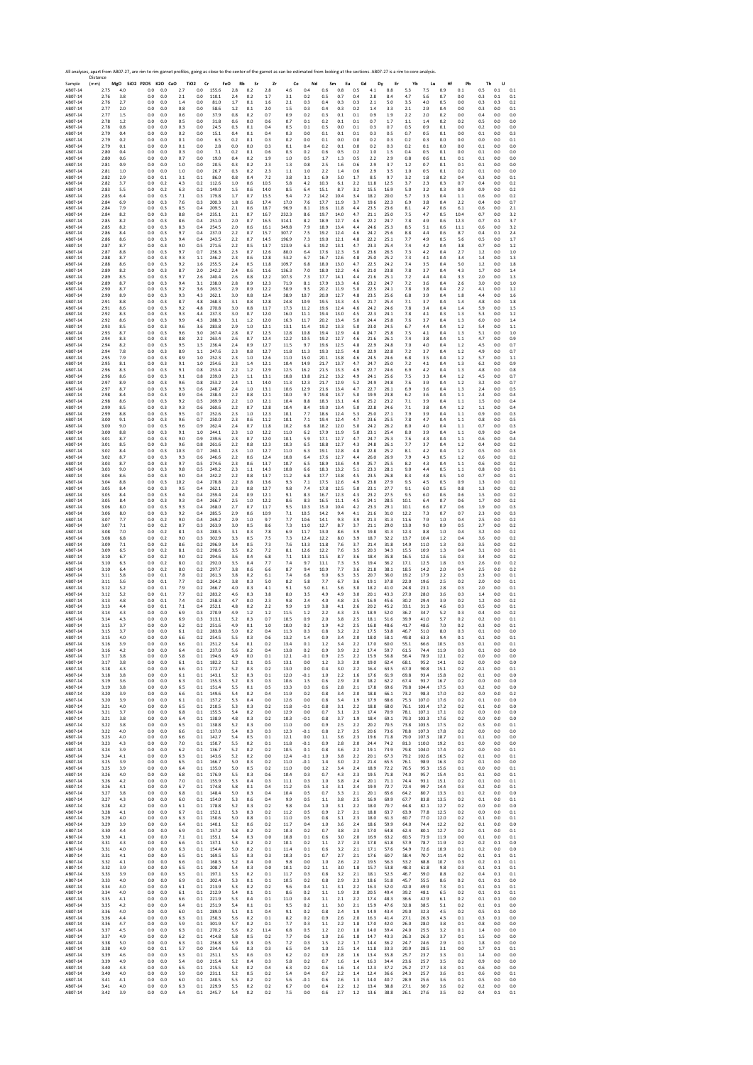All analyses, apart from AB07-27, are rim to rim garnet profiles, going as close to the center of the garnet as can be estimated from looking at the sections. AB07-27 is a rim to core analysis.

| Sample | Distance (mm) | MgO | SiO2 | P2O5 | K2O | CaO | TiO2 | Cr | FeO | Rb | Sr | Zr | Ce | Nd | Sm | Eu | Gd | Dy | Er | Yb | Lu | Hf | Pb | Th | U |
|---|---|---|---|---|---|---|---|---|---|---|---|---|---|---|---|---|---|---|---|---|---|---|---|---|---|
| AB07-14 | 2.75 | 4.0 | | 0.0 | 0.0 | 2.7 | 0.0 | 155.6 | 2.8 | 0.2 | 2.8 | 4.6 | 0.4 | 0.6 | 0.8 | 0.5 | 4.1 | 8.8 | 5.3 | 7.5 | 0.9 | 0.1 | 0.5 | 0.1 | 0.1 |
| AB07-14 | 2.76 | 3.8 | | 0.0 | 0.0 | 2.1 | 0.0 | 110.1 | 2.4 | 0.2 | 1.7 | 3.1 | 0.2 | 0.5 | 0.7 | 0.4 | 2.8 | 8.4 | 4.7 | 5.6 | 0.7 | 0.0 | 0.3 | 0.1 | 0.1 |
| AB07-14 | 2.76 | 2.7 | | 0.0 | 0.0 | 1.4 | 0.0 | 81.0 | 1.7 | 0.1 | 1.6 | 2.1 | 0.3 | 0.4 | 0.3 | 0.3 | 2.1 | 5.0 | 3.5 | 4.0 | 0.5 | 0.0 | 0.3 | 0.3 | 0.2 |
| AB07-14 | 2.77 | 2.0 | | 0.0 | 0.0 | 0.8 | 0.0 | 58.6 | 1.2 | 0.1 | 2.0 | 1.5 | 0.3 | 0.4 | 0.3 | 0.2 | 1.4 | 3.3 | 2.1 | 2.9 | 0.4 | 0.0 | 0.3 | 0.0 | 0.1 |
| AB07-14 | 2.77 | 1.5 | | 0.0 | 0.0 | 0.6 | 0.0 | 37.9 | 0.8 | 0.2 | 0.7 | 0.9 | 0.2 | 0.3 | 0.1 | 0.1 | 0.9 | 1.9 | 2.2 | 2.0 | 0.2 | 0.0 | 0.4 | 0.0 | 0.0 |
| AB07-14 | 2.78 | 1.2 | | 0.0 | 0.0 | 0.5 | 0.0 | 31.8 | 0.6 | 0.0 | 0.6 | 0.7 | 0.1 | 0.2 | 0.1 | 0.1 | 0.7 | 1.7 | 1.1 | 1.4 | 0.2 | 0.2 | 0.5 | 0.0 | 0.0 |
| AB07-14 | 2.78 | 0.8 | | 0.0 | 0.0 | 0.3 | 0.0 | 24.5 | 0.3 | 0.1 | 0.4 | 0.5 | 0.1 | 0.5 | 0.0 | 0.1 | 0.3 | 0.7 | 0.5 | 0.9 | 0.1 | 0.0 | 0.2 | 0.0 | 0.0 |
| AB07-14 | 2.79 | 0.4 | | 0.0 | 0.0 | 0.2 | 0.0 | 15.1 | 0.4 | 0.1 | 0.4 | 0.3 | 0.0 | 0.1 | 0.1 | 0.1 | 0.3 | 0.5 | 0.7 | 0.5 | 0.1 | 0.0 | 0.1 | 0.0 | 0.3 |
| AB07-14 | 2.79 | 0.2 | | 0.0 | 0.0 | 0.1 | 0.0 | 6.5 | 0.2 | 0.1 | 0.3 | 0.2 | 0.0 | 0.1 | 0.0 | 0.0 | 0.2 | 0.3 | 0.2 | 0.3 | 0.0 | 0.0 | 0.0 | 0.0 | 0.1 |
| AB07-14 | 2.79 | 0.1 | | 0.0 | 0.0 | 0.0 | 0.0 | 2.8 | 0.0 | 0.0 | 0.3 | 0.1 | 0.4 | 0.2 | 0.1 | 0.0 | 0.2 | 0.3 | 0.2 | 0.1 | 0.0 | 0.0 | 0.1 | 0.0 | 0.0 |
| AB07-14 | 2.80 | 0.4 | | 0.0 | 0.0 | 0.3 | 0.0 | 7.1 | 0.2 | 0.1 | 0.6 | 0.3 | 0.2 | 0.6 | 0.5 | 0.2 | 1.0 | 1.5 | 0.4 | 0.5 | 0.1 | 0.0 | 0.1 | 0.0 | 0.0 |
| AB07-14 | 2.80 | 0.6 | | 0.0 | 0.0 | 0.7 | 0.0 | 19.0 | 0.4 | 0.2 | 1.9 | 1.0 | 0.5 | 1.7 | 1.3 | 0.5 | 2.2 | 2.9 | 0.8 | 0.6 | 0.1 | 0.1 | 0.1 | 0.0 | 0.0 |
| AB07-14 | 2.81 | 0.9 | | 0.0 | 0.0 | 1.0 | 0.0 | 20.5 | 0.3 | 0.2 | 2.3 | 1.3 | 0.8 | 2.5 | 1.6 | 0.6 | 2.9 | 3.7 | 1.2 | 0.7 | 0.1 | 0.1 | 0.1 | 0.0 | 0.0 |
| AB07-14 | 2.81 | 1.0 | | 0.0 | 0.0 | 1.0 | 0.0 | 26.7 | 0.3 | 0.2 | 2.3 | 1.1 | 1.0 | 2.2 | 1.4 | 0.6 | 2.9 | 3.5 | 1.0 | 0.5 | 0.1 | 0.2 | 0.1 | 0.0 | 0.0 |
| AB07-14 | 2.82 | 2.9 | | 0.0 | 0.1 | 3.1 | 0.1 | 86.0 | 0.8 | 0.4 | 7.2 | 3.8 | 3.1 | 6.9 | 5.0 | 1.7 | 8.5 | 9.7 | 3.2 | 1.8 | 0.2 | 0.4 | 0.3 | 0.0 | 0.1 |
| AB07-14 | 2.82 | 3.7 | | 0.0 | 0.2 | 4.3 | 0.2 | 112.6 | 1.0 | 0.6 | 10.5 | 5.8 | 4.2 | 10.3 | 6.1 | 2.2 | 11.8 | 12.5 | 3.7 | 2.3 | 0.3 | 0.7 | 0.4 | 0.0 | 0.2 |
| AB07-14 | 2.83 | 5.5 | | 0.0 | 0.2 | 6.3 | 0.2 | 149.0 | 1.5 | 0.6 | 14.0 | 8.5 | 6.4 | 15.1 | 8.7 | 3.2 | 15.5 | 16.9 | 5.0 | 3.2 | 0.3 | 0.9 | 0.9 | 0.0 | 0.2 |
| AB07-14 | 2.83 | 6.4 | | 0.0 | 0.3 | 7.1 | 0.3 | 179.8 | 1.7 | 0.7 | 15.5 | 9.4 | 7.2 | 14.2 | 10.4 | 3.4 | 18.2 | 20.0 | 5.7 | 3.3 | 0.4 | 1.1 | 0.6 | 0.0 | 0.2 |
| AB07-14 | 2.84 | 6.9 | | 0.0 | 0.3 | 7.6 | 0.3 | 200.3 | 1.8 | 0.6 | 17.4 | 17.0 | 7.6 | 17.7 | 11.9 | 3.7 | 19.6 | 22.3 | 6.9 | 3.8 | 0.4 | 2.2 | 0.4 | 0.0 | 0.7 |
| AB07-14 | 2.84 | 7.9 | | 0.0 | 0.3 | 8.5 | 0.4 | 209.5 | 2.1 | 0.6 | 18.7 | 96.9 | 8.1 | 19.6 | 11.8 | 4.4 | 23.5 | 23.6 | 8.1 | 4.7 | 0.6 | 6.1 | 0.6 | 0.0 | 2.1 |
| AB07-14 | 2.84 | 8.2 | | 0.0 | 0.3 | 8.8 | 0.4 | 235.1 | 2.1 | 0.7 | 16.7 | 232.3 | 8.6 | 19.7 | 14.0 | 4.7 | 21.1 | 25.0 | 7.5 | 4.7 | 0.5 | 10.4 | 0.7 | 0.0 | 3.2 |
| AB07-14 | 2.85 | 8.2 | | 0.0 | 0.3 | 8.6 | 0.4 | 251.0 | 2.0 | 0.7 | 16.5 | 314.1 | 8.2 | 18.9 | 12.7 | 4.6 | 22.2 | 24.7 | 7.8 | 4.9 | 0.6 | 12.3 | 0.7 | 0.1 | 3.7 |
| AB07-14 | 2.85 | 8.2 | | 0.0 | 0.3 | 8.3 | 0.4 | 254.5 | 2.0 | 0.6 | 16.1 | 349.8 | 7.9 | 18.9 | 13.4 | 4.4 | 24.6 | 25.3 | 8.5 | 5.1 | 0.6 | 11.1 | 0.6 | 0.0 | 3.2 |
| AB07-14 | 2.86 | 8.4 | | 0.0 | 0.3 | 9.7 | 0.4 | 237.0 | 2.2 | 0.7 | 15.7 | 307.7 | 7.5 | 19.2 | 12.4 | 4.6 | 24.2 | 25.6 | 8.8 | 4.4 | 0.6 | 8.7 | 0.4 | 0.1 | 2.4 |
| AB07-14 | 2.86 | 8.6 | | 0.0 | 0.3 | 9.4 | 0.4 | 243.5 | 2.2 | 0.7 | 14.5 | 196.9 | 7.3 | 19.0 | 12.1 | 4.8 | 22.2 | 25.1 | 7.7 | 4.9 | 0.5 | 5.6 | 0.5 | 0.0 | 1.7 |
| AB07-14 | 2.87 | 8.7 | | 0.0 | 0.3 | 9.0 | 0.5 | 271.6 | 2.2 | 0.5 | 13.7 | 123.9 | 6.3 | 19.2 | 13.1 | 4.7 | 23.3 | 25.4 | 7.4 | 4.2 | 0.4 | 3.8 | 0.7 | 0.0 | 1.2 |
| AB07-14 | 2.87 | 8.8 | | 0.0 | 0.3 | 9.7 | 0.7 | 256.3 | 2.3 | 0.7 | 12.6 | 80.0 | 6.4 | 17.6 | 12.3 | 5.0 | 23.6 | 26.5 | 7.3 | 4.2 | 0.4 | 2.7 | 1.2 | 0.0 | 1.0 |
| AB07-14 | 2.88 | 8.7 | | 0.0 | 0.3 | 9.3 | 1.1 | 246.2 | 2.3 | 0.6 | 12.8 | 53.2 | 6.7 | 16.7 | 12.6 | 4.8 | 25.0 | 25.2 | 7.3 | 4.1 | 0.4 | 3.4 | 1.4 | 0.0 | 1.3 |
| AB07-14 | 2.88 | 8.6 | | 0.0 | 0.3 | 9.2 | 1.6 | 255.5 | 2.4 | 0.5 | 11.8 | 109.7 | 6.8 | 18.0 | 13.0 | 4.7 | 22.5 | 24.2 | 7.4 | 3.5 | 0.4 | 5.0 | 1.2 | 0.0 | 1.8 |
| AB07-14 | 2.89 | 8.2 | | 0.0 | 0.3 | 8.7 | 2.0 | 242.2 | 2.4 | 0.6 | 11.6 | 136.3 | 7.0 | 18.0 | 12.2 | 4.6 | 21.0 | 23.8 | 7.8 | 3.7 | 0.4 | 4.3 | 1.7 | 0.0 | 1.4 |
| AB07-14 | 2.89 | 8.5 | | 0.0 | 0.3 | 9.7 | 2.6 | 240.4 | 2.6 | 0.8 | 12.2 | 107.3 | 7.3 | 17.7 | 14.1 | 4.4 | 21.6 | 25.1 | 7.2 | 4.4 | 0.4 | 3.3 | 2.0 | 0.0 | 1.3 |
| AB07-14 | 2.89 | 8.7 | | 0.0 | 0.3 | 9.4 | 3.1 | 238.0 | 2.8 | 0.9 | 12.3 | 71.9 | 8.1 | 17.9 | 13.3 | 4.6 | 23.2 | 24.7 | 7.2 | 3.6 | 0.4 | 2.6 | 3.0 | 0.0 | 1.0 |
| AB07-14 | 2.90 | 8.7 | | 0.0 | 0.3 | 9.2 | 3.6 | 263.5 | 2.9 | 0.9 | 12.2 | 50.9 | 9.5 | 20.2 | 11.9 | 5.0 | 22.5 | 24.1 | 7.8 | 3.8 | 0.4 | 2.2 | 4.1 | 0.0 | 1.2 |
| AB07-14 | 2.90 | 8.9 | | 0.0 | 0.3 | 9.3 | 4.3 | 262.1 | 3.0 | 10.7 | 12.4 | 38.9 | 10.7 | 20.0 | 12.7 | 4.8 | 23.5 | 25.6 | 6.8 | 3.9 | 0.4 | 1.8 | 4.4 | 0.0 | 1.6 |
| AB07-14 | 2.91 | 8.8 | | 0.0 | 0.3 | 8.7 | 4.8 | 268.3 | 3.1 | 0.8 | 12.8 | 24.8 | 10.9 | 19.5 | 13.3 | 4.5 | 21.7 | 25.4 | 7.1 | 3.7 | 0.4 | 1.4 | 4.8 | 0.0 | 1.8 |
| AB07-14 | 2.91 | 8.6 | | 0.0 | 0.3 | 9.2 | 4.8 | 270.8 | 3.0 | 0.8 | 11.7 | 17.3 | 11.2 | 19.6 | 12.4 | 4.6 | 24.2 | 24.6 | 7.8 | 3.4 | 0.4 | 1.4 | 5.9 | 0.0 | 1.5 |
| AB07-14 | 2.92 | 8.3 | | 0.0 | 0.3 | 9.3 | 4.4 | 237.3 | 3.0 | 0.7 | 12.0 | 16.0 | 11.1 | 19.4 | 13.0 | 4.5 | 22.3 | 24.1 | 7.8 | 4.1 | 0.3 | 1.3 | 5.3 | 0.0 | 1.2 |
| AB07-14 | 2.92 | 8.6 | | 0.0 | 0.3 | 9.9 | 4.3 | 288.3 | 3.1 | 1.2 | 12.0 | 16.3 | 11.7 | 20.2 | 13.4 | 5.0 | 24.4 | 25.8 | 7.6 | 3.7 | 0.4 | 1.3 | 6.0 | 0.0 | 1.4 |
| AB07-14 | 2.93 | 8.5 | | 0.0 | 0.3 | 9.6 | 3.6 | 283.8 | 2.9 | 1.0 | 12.1 | 13.1 | 11.4 | 19.2 | 13.3 | 5.0 | 23.0 | 24.5 | 6.7 | 4.4 | 0.4 | 1.2 | 5.4 | 0.0 | 1.1 |
| AB07-14 | 2.93 | 8.7 | | 0.0 | 0.3 | 9.6 | 3.0 | 267.4 | 2.8 | 0.7 | 12.5 | 12.8 | 10.8 | 19.4 | 12.9 | 4.8 | 24.7 | 25.8 | 7.5 | 4.1 | 0.4 | 1.3 | 5.1 | 0.0 | 1.0 |
| AB07-14 | 2.94 | 8.3 | | 0.0 | 0.3 | 8.8 | 2.2 | 263.4 | 2.6 | 0.7 | 12.4 | 12.2 | 10.5 | 19.2 | 12.7 | 4.6 | 21.6 | 26.1 | 7.4 | 3.8 | 0.4 | 1.1 | 4.7 | 0.0 | 0.9 |
| AB07-14 | 2.94 | 8.2 | | 0.0 | 0.3 | 9.5 | 1.5 | 236.4 | 2.4 | 0.9 | 12.7 | 11.5 | 9.7 | 19.6 | 12.5 | 4.8 | 22.9 | 24.8 | 7.0 | 4.0 | 0.4 | 1.2 | 4.5 | 0.0 | 0.7 |
| AB07-14 | 2.94 | 7.8 | | 0.0 | 0.3 | 8.9 | 1.1 | 247.6 | 2.3 | 0.8 | 12.7 | 11.8 | 11.3 | 19.3 | 12.5 | 4.8 | 22.9 | 22.8 | 7.2 | 3.7 | 0.4 | 1.2 | 4.9 | 0.0 | 0.7 |
| AB07-14 | 2.95 | 7.9 | | 0.0 | 0.3 | 8.9 | 1.0 | 252.3 | 2.3 | 1.0 | 13.0 | 15.0 | 20.1 | 13.8 | 4.6 | 24.5 | 24.6 | 6.8 | 3.5 | 0.4 | 1.2 | 5.7 | 0.0 | 1.1 |
| AB07-14 | 2.95 | 8.1 | | 0.0 | 0.3 | 9.1 | 1.0 | 254.6 | 2.3 | 1.4 | 12.1 | 10.4 | 14.9 | 21.7 | 13.7 | 4.7 | 24.7 | 25.0 | 7.2 | 4.1 | 0.4 | 1.3 | 6.2 | 0.0 | 0.9 |
| AB07-14 | 2.96 | 8.3 | | 0.0 | 0.3 | 9.1 | 0.8 | 253.4 | 2.2 | 1.2 | 12.9 | 12.5 | 16.2 | 21.5 | 13.3 | 4.9 | 22.7 | 24.6 | 6.9 | 4.2 | 0.4 | 1.3 | 4.8 | 0.0 | 0.8 |
| AB07-14 | 2.96 | 8.6 | | 0.0 | 0.3 | 9.1 | 0.8 | 239.0 | 2.3 | 1.1 | 13.1 | 10.8 | 13.8 | 21.2 | 13.2 | 4.9 | 24.1 | 25.6 | 7.5 | 3.3 | 0.4 | 1.2 | 4.5 | 0.0 | 0.7 |
| AB07-14 | 2.97 | 8.9 | | 0.0 | 0.3 | 9.6 | 0.8 | 253.2 | 2.4 | 1.1 | 14.0 | 11.3 | 12.3 | 21.7 | 12.9 | 5.2 | 24.9 | 24.8 | 7.6 | 3.9 | 0.4 | 1.2 | 3.2 | 0.0 | 0.7 |
| AB07-14 | 2.97 | 8.7 | | 0.0 | 0.3 | 9.3 | 0.6 | 248.7 | 2.4 | 1.0 | 13.1 | 10.6 | 12.9 | 21.6 | 13.4 | 4.7 | 22.7 | 26.1 | 6.9 | 3.6 | 0.4 | 1.3 | 2.4 | 0.0 | 0.5 |
| AB07-14 | 2.98 | 8.4 | | 0.0 | 0.3 | 8.9 | 0.6 | 238.4 | 2.2 | 0.8 | 12.1 | 10.0 | 9.7 | 19.8 | 13.7 | 5.0 | 19.9 | 23.8 | 6.2 | 3.6 | 0.4 | 1.1 | 2.4 | 0.0 | 0.4 |
| AB07-14 | 2.98 | 8.6 | | 0.0 | 0.3 | 9.2 | 0.5 | 269.9 | 2.2 | 1.0 | 12.1 | 10.4 | 8.8 | 18.3 | 13.1 | 4.6 | 25.2 | 23.2 | 7.1 | 3.9 | 0.4 | 1.1 | 1.5 | 0.0 | 0.4 |
| AB07-14 | 2.99 | 8.5 | | 0.0 | 0.3 | 9.3 | 0.6 | 260.6 | 2.2 | 0.7 | 12.8 | 10.4 | 8.4 | 19.0 | 13.4 | 5.0 | 22.8 | 24.6 | 7.1 | 3.8 | 0.4 | 1.2 | 1.1 | 0.0 | 0.4 |
| AB07-14 | 2.99 | 8.8 | | 0.0 | 0.3 | 9.5 | 0.7 | 252.6 | 2.3 | 1.0 | 12.3 | 10.1 | 7.7 | 18.6 | 12.4 | 5.3 | 25.0 | 27.1 | 7.9 | 3.9 | 0.4 | 1.1 | 0.9 | 0.0 | 0.3 |
| AB07-14 | 3.00 | 9.1 | | 0.0 | 0.3 | 9.6 | 0.7 | 250.0 | 2.3 | 0.6 | 11.2 | 10.1 | 7.1 | 19.4 | 12.4 | 4.7 | 23.6 | 25.5 | 7.8 | 4.7 | 0.4 | 1.1 | 0.8 | 0.0 | 0.5 |
| AB07-14 | 3.00 | 9.0 | | 0.0 | 0.3 | 9.6 | 0.9 | 262.4 | 2.4 | 0.7 | 11.8 | 10.2 | 6.8 | 18.2 | 12.0 | 5.0 | 24.2 | 26.2 | 8.0 | 4.0 | 0.4 | 1.1 | 0.7 | 0.0 | 0.3 |
| AB07-14 | 3.00 | 8.8 | | 0.0 | 0.3 | 9.1 | 1.0 | 244.1 | 2.3 | 1.0 | 12.2 | 11.0 | 6.2 | 17.9 | 11.9 | 5.0 | 23.1 | 25.4 | 8.0 | 3.9 | 0.4 | 1.1 | 0.9 | 0.0 | 0.4 |
| AB07-14 | 3.01 | 8.7 | | 0.0 | 0.3 | 9.0 | 0.9 | 239.6 | 2.3 | 0.7 | 12.0 | 10.1 | 5.9 | 17.1 | 12.7 | 4.7 | 24.7 | 25.3 | 7.6 | 4.3 | 0.4 | 1.1 | 0.6 | 0.0 | 0.4 |
| AB07-14 | 3.01 | 8.5 | | 0.0 | 0.3 | 9.6 | 0.8 | 261.6 | 2.2 | 0.8 | 12.3 | 10.3 | 6.5 | 18.8 | 12.7 | 4.3 | 24.8 | 26.1 | 7.7 | 3.7 | 0.4 | 1.2 | 0.4 | 0.0 | 0.2 |
| AB07-14 | 3.02 | 8.4 | | 0.0 | 0.3 | 10.3 | 0.7 | 260.1 | 2.3 | 1.0 | 12.7 | 11.0 | 6.3 | 19.1 | 12.8 | 4.8 | 22.8 | 25.2 | 8.1 | 4.2 | 0.4 | 1.2 | 0.5 | 0.0 | 0.3 |
| AB07-14 | 3.02 | 8.7 | | 0.0 | 0.3 | 9.3 | 0.6 | 246.6 | 2.2 | 0.6 | 12.4 | 10.8 | 6.4 | 17.6 | 12.7 | 4.4 | 26.0 | 26.9 | 7.9 | 4.3 | 0.5 | 1.2 | 0.6 | 0.0 | 0.2 |
| AB07-14 | 3.03 | 8.7 | | 0.0 | 0.3 | 9.7 | 0.5 | 274.6 | 2.3 | 0.6 | 13.7 | 10.7 | 6.5 | 18.9 | 13.6 | 4.9 | 25.7 | 25.5 | 8.2 | 4.3 | 0.4 | 1.1 | 0.6 | 0.0 | 0.2 |
| AB07-14 | 3.03 | 9.0 | | 0.0 | 0.3 | 9.8 | 0.5 | 249.2 | 2.3 | 1.1 | 14.3 | 10.8 | 6.6 | 18.3 | 13.2 | 5.1 | 23.3 | 28.1 | 9.0 | 4.4 | 0.5 | 1.1 | 0.8 | 0.0 | 0.1 |
| AB07-14 | 3.04 | 8.6 | | 0.0 | 0.3 | 9.0 | 0.4 | 242.2 | 2.2 | 0.8 | 13.7 | 11.2 | 6.8 | 17.7 | 13.8 | 4.5 | 23.5 | 26.8 | 8.3 | 4.8 | 0.5 | 1.0 | 0.7 | 0.0 | 0.1 |
| AB07-14 | 3.04 | 8.8 | | 0.0 | 0.3 | 10.2 | 0.4 | 278.8 | 2.2 | 0.8 | 13.6 | 9.3 | 7.1 | 17.5 | 12.6 | 4.9 | 23.8 | 27.9 | 9.5 | 4.5 | 0.5 | 0.9 | 1.3 | 0.0 | 0.2 |
| AB07-14 | 3.05 | 8.4 | | 0.0 | 0.3 | 9.5 | 0.4 | 262.1 | 2.3 | 0.8 | 12.7 | 9.8 | 7.4 | 17.8 | 12.5 | 5.0 | 23.1 | 27.7 | 9.1 | 6.0 | 0.5 | 0.8 | 1.3 | 0.0 | 0.2 |
| AB07-14 | 3.05 | 8.4 | | 0.0 | 0.3 | 9.4 | 0.4 | 259.4 | 2.4 | 0.9 | 12.1 | 9.1 | 8.3 | 16.7 | 12.3 | 4.3 | 23.2 | 27.5 | 9.5 | 6.0 | 0.6 | 0.6 | 1.5 | 0.0 | 0.2 |
| AB07-14 | 3.05 | 8.4 | | 0.0 | 0.3 | 9.4 | 0.4 | 266.7 | 2.5 | 1.0 | 12.2 | 8.6 | 8.3 | 16.5 | 11.1 | 4.5 | 24.1 | 28.5 | 10.1 | 6.4 | 0.7 | 0.6 | 1.7 | 0.0 | 0.2 |
| AB07-14 | 3.06 | 8.0 | | 0.0 | 0.3 | 9.3 | 0.4 | 268.0 | 2.7 | 0.7 | 11.7 | 9.5 | 10.3 | 15.0 | 10.4 | 4.2 | 23.3 | 29.1 | 10.1 | 6.6 | 0.7 | 0.6 | 1.9 | 0.0 | 0.3 |
| AB07-14 | 3.06 | 8.0 | | 0.0 | 0.3 | 9.2 | 0.4 | 285.5 | 2.9 | 0.6 | 10.9 | 7.1 | 10.5 | 14.2 | 9.4 | 4.1 | 21.6 | 31.0 | 12.2 | 7.3 | 0.7 | 0.7 | 2.3 | 0.0 | 0.3 |
| AB07-14 | 3.07 | 7.7 | | 0.0 | 0.2 | 9.0 | 0.4 | 269.2 | 2.9 | 1.0 | 9.7 | 7.7 | 10.6 | 14.1 | 9.3 | 3.9 | 21.3 | 31.3 | 11.6 | 7.9 | 1.0 | 0.4 | 2.5 | 0.0 | 0.2 |
| AB07-14 | 3.07 | 7.1 | | 0.0 | 0.2 | 8.7 | 0.3 | 263.9 | 3.0 | 0.5 | 8.6 | 7.3 | 11.0 | 12.7 | 8.7 | 3.7 | 21.1 | 29.0 | 13.0 | 9.0 | 0.9 | 0.5 | 2.7 | 0.0 | 0.2 |
| AB07-14 | 3.08 | 7.0 | | 0.0 | 0.2 | 8.1 | 0.3 | 280.5 | 3.1 | 0.3 | 7.8 | 6.9 | 11.7 | 13.0 | 8.6 | 3.9 | 19.8 | 31.3 | 12.3 | 8.8 | 1.0 | 0.4 | 3.2 | 0.0 | 0.2 |
| AB07-14 | 3.08 | 6.8 | | 0.0 | 0.2 | 9.0 | 0.3 | 302.9 | 3.3 | 0.5 | 7.5 | 7.3 | 12.4 | 12.2 | 8.0 | 3.9 | 18.7 | 32.2 | 13.7 | 10.4 | 1.2 | 0.4 | 3.6 | 0.0 | 0.2 |
| AB07-14 | 3.09 | 7.1 | | 0.0 | 0.2 | 8.6 | 0.2 | 296.9 | 3.4 | 0.5 | 7.3 | 7.6 | 13.3 | 11.8 | 7.6 | 3.7 | 21.4 | 31.8 | 14.9 | 11.0 | 1.3 | 0.3 | 3.5 | 0.0 | 0.2 |
| AB07-14 | 3.09 | 6.5 | | 0.0 | 0.2 | 8.1 | 0.2 | 298.6 | 3.5 | 0.2 | 7.2 | 8.1 | 12.6 | 12.2 | 7.6 | 3.5 | 20.3 | 34.3 | 15.5 | 10.9 | 1.3 | 0.4 | 3.1 | 0.0 | 0.1 |
| AB07-14 | 3.10 | 6.7 | | 0.0 | 0.2 | 9.0 | 0.2 | 294.6 | 3.6 | 0.4 | 6.8 | 7.1 | 13.3 | 11.5 | 8.7 | 3.6 | 18.4 | 35.8 | 16.5 | 12.6 | 1.6 | 0.3 | 3.4 | 0.0 | 0.2 |
| AB07-14 | 3.10 | 6.3 | | 0.0 | 0.2 | 8.0 | 0.2 | 292.0 | 3.5 | 0.4 | 7.7 | 7.4 | 9.7 | 11.1 | 7.3 | 3.5 | 19.4 | 36.2 | 17.1 | 12.5 | 1.8 | 0.3 | 2.6 | 0.0 | 0.2 |
| AB07-14 | 3.10 | 6.4 | | 0.0 | 0.2 | 8.0 | 0.2 | 297.7 | 3.8 | 0.6 | 6.6 | 8.7 | 9.4 | 10.9 | 7.7 | 3.6 | 21.8 | 38.1 | 18.5 | 14.2 | 2.0 | 0.4 | 2.5 | 0.0 | 0.2 |
| AB07-14 | 3.11 | 5.8 | | 0.0 | 0.1 | 7.8 | 0.2 | 261.3 | 3.8 | 0.2 | 6.1 | 7.4 | 6.8 | 9.0 | 6.3 | 3.5 | 20.7 | 36.0 | 19.2 | 17.9 | 2.2 | 0.3 | 2.3 | 0.0 | 0.1 |
| AB07-14 | 3.11 | 5.6 | | 0.0 | 0.1 | 7.7 | 0.2 | 264.2 | 3.8 | 0.3 | 5.0 | 8.2 | 5.8 | 7.7 | 6.7 | 3.6 | 19.1 | 37.8 | 22.0 | 19.6 | 2.5 | 0.2 | 2.0 | 0.0 | 0.1 |
| AB07-14 | 3.12 | 5.2 | | 0.0 | 0.1 | 7.9 | 0.2 | 266.7 | 4.0 | 0.3 | 4.1 | 9.1 | 5.0 | 6.1 | 5.6 | 3.0 | 18.2 | 41.0 | 24.8 | 23.1 | 2.8 | 0.3 | 2.0 | 0.0 | 0.1 |
| AB07-14 | 3.12 | 5.2 | | 0.0 | 0.1 | 7.7 | 0.2 | 283.2 | 4.6 | 0.3 | 3.8 | 8.0 | 3.5 | 4.9 | 4.9 | 3.0 | 20.1 | 43.3 | 27.0 | 28.0 | 3.6 | 0.3 | 1.4 | 0.0 | 0.1 |
| AB07-14 | 3.13 | 4.8 | | 0.0 | 0.1 | 7.4 | 0.2 | 258.3 | 4.7 | 0.0 | 2.3 | 9.8 | 2.4 | 4.0 | 4.8 | 2.5 | 16.9 | 45.6 | 30.2 | 29.4 | 3.9 | 0.2 | 1.2 | 0.0 | 0.2 |
| AB07-14 | 3.13 | 4.4 | | 0.0 | 0.1 | 7.1 | 0.4 | 252.1 | 4.8 | 0.2 | 2.2 | 9.9 | 1.9 | 3.8 | 4.1 | 2.6 | 20.2 | 45.2 | 33.1 | 31.3 | 4.6 | 0.3 | 0.5 | 0.0 | 0.1 |
| AB07-14 | 3.14 | 4.3 | | 0.0 | 0.0 | 6.9 | 0.3 | 270.9 | 4.9 | 1.2 | 1.2 | 11.5 | 1.2 | 2.2 | 4.3 | 2.5 | 18.9 | 52.0 | 36.2 | 34.7 | 5.2 | 0.3 | 0.4 | 0.0 | 0.2 |
| AB07-14 | 3.14 | 4.3 | | 0.0 | 0.0 | 6.9 | 0.3 | 313.1 | 5.2 | 0.3 | 0.7 | 10.5 | 0.9 | 2.0 | 3.8 | 2.5 | 18.1 | 51.6 | 39.9 | 41.0 | 5.7 | 0.2 | 0.2 | 0.0 | 0.1 |
| AB07-14 | 3.15 | 3.7 | | 0.0 | 0.0 | 6.2 | 0.2 | 251.6 | 4.9 | 0.1 | 1.0 | 10.0 | 0.2 | 1.9 | 4.2 | 2.5 | 16.8 | 48.6 | 41.7 | 48.6 | 7.0 | 0.2 | 0.3 | 0.0 | 0.1 |
| AB07-14 | 3.15 | 3.7 | | 0.0 | 0.0 | 6.1 | 0.2 | 283.8 | 5.0 | 0.2 | 0.4 | 11.3 | 0.3 | 0.8 | 3.2 | 2.2 | 17.5 | 53.8 | 46.7 | 51.0 | 8.0 | 0.3 | 0.1 | 0.0 | 0.0 |
| AB07-14 | 3.15 | 4.0 | | 0.0 | 0.0 | 6.6 | 0.2 | 254.5 | 5.5 | 0.3 | 0.6 | 13.2 | 1.4 | 0.9 | 3.4 | 2.0 | 18.0 | 58.1 | 49.8 | 63.3 | 9.4 | 0.1 | 0.1 | 0.0 | 0.1 |
| AB07-14 | 3.16 | 3.9 | | 0.0 | 0.0 | 6.6 | 0.1 | 251.2 | 5.4 | 0.1 | 0.2 | 13.4 | 0.1 | 1.2 | 3.4 | 2.2 | 17.0 | 60.0 | 55.1 | 66.6 | 10.5 | 0.3 | 0.1 | 0.0 | 0.1 |
| AB07-14 | 3.16 | 4.2 | | 0.0 | 0.0 | 6.4 | 0.1 | 237.0 | 5.6 | 0.2 | 0.4 | 13.8 | 0.2 | 0.9 | 3.9 | 2.2 | 17.4 | 59.7 | 61.5 | 74.4 | 11.9 | 0.3 | 0.1 | 0.0 | 0.0 |
| AB07-14 | 3.17 | 3.8 | | 0.0 | 0.0 | 5.8 | 0.1 | 194.6 | 4.9 | 0.0 | 0.1 | 12.1 | -0.1 | 0.9 | 2.5 | 2.2 | 15.9 | 56.8 | 56.4 | 78.9 | 12.1 | 0.2 | 0.0 | 0.0 | 0.0 |
| AB07-14 | 3.17 | 3.8 | | 0.0 | 0.0 | 6.1 | 0.1 | 182.2 | 5.2 | 0.1 | 0.5 | 13.1 | 0.0 | 1.2 | 3.3 | 2.0 | 19.0 | 62.4 | 68.1 | 95.2 | 14.1 | 0.2 | 0.0 | 0.0 | 0.0 |
| AB07-14 | 3.18 | 4.3 | | 0.0 | 0.0 | 6.6 | 0.1 | 172.7 | 5.2 | 0.3 | 0.2 | 13.0 | 0.0 | 0.4 | 3.0 | 2.2 | 16.4 | 63.5 | 67.0 | 90.8 | 15.1 | 0.2 | -0.1 | 0.0 | 0.1 |
| AB07-14 | 3.18 | 3.8 | | 0.0 | 0.0 | 6.1 | 0.1 | 143.1 | 5.2 | 0.3 | 1.0 | 12.8 | -0.1 | 1.0 | 2.2 | 1.6 | 17.6 | 61.9 | 69.8 | 93.4 | 15.8 | 0.2 | 0.1 | 0.0 | 0.0 |
| AB07-14 | 3.19 | 3.6 | | 0.0 | 0.0 | 6.3 | 0.1 | 155.3 | 5.2 | 0.3 | 0.3 | 10.6 | 1.5 | 0.6 | 2.9 | 2.0 | 18.2 | 62.2 | 67.4 | 93.7 | 16.7 | 0.2 | 0.0 | 0.0 | 0.0 |
| AB07-14 | 3.19 | 3.8 | | 0.0 | 0.0 | 6.5 | 0.1 | 151.4 | 5.5 | 0.1 | 0.5 | 13.3 | 0.3 | 0.6 | 2.8 | 2.1 | 17.8 | 69.6 | 79.8 | 104.4 | 17.5 | 0.3 | 0.2 | 0.0 | 0.0 |
| AB07-14 | 3.20 | 3.9 | | 0.0 | 0.0 | 6.6 | 0.1 | 149.6 | 5.4 | 0.2 | 0.4 | 11.9 | 0.2 | 0.8 | 3.4 | 2.0 | 18.8 | 66.1 | 73.2 | 98.3 | 17.0 | 0.2 | 0.0 | 0.0 | 0.2 |
| AB07-14 | 3.20 | 3.9 | | 0.0 | 0.0 | 6.1 | 0.1 | 157.2 | 5.3 | 0.4 | 0.0 | 12.6 | 0.0 | 0.8 | 3.4 | 1.9 | 17.9 | 68.6 | 75.3 | 107.0 | 17.6 | 0.2 | 0.1 | 0.0 | 0.0 |
| AB07-14 | 3.21 | 4.0 | | 0.0 | 0.0 | 6.5 | 0.1 | 210.5 | 5.3 | 0.3 | 0.2 | 11.8 | -0.1 | 0.8 | 3.1 | 2.2 | 18.8 | 68.0 | 76.1 | 103.4 | 17.2 | 0.2 | 0.1 | 0.0 | 0.0 |
| AB07-14 | 3.21 | 3.7 | | 0.0 | 0.0 | 6.8 | 0.1 | 155.5 | 5.4 | 0.2 | 0.0 | 12.9 | 0.0 | 0.7 | 3.1 | 2.3 | 17.4 | 70.9 | 78.1 | 107.1 | 17.1 | 0.2 | 0.0 | 0.0 | 0.0 |
| AB07-14 | 3.21 | 3.8 | | 0.0 | 0.0 | 6.4 | 0.1 | 138.9 | 4.8 | 0.3 | 0.2 | 10.3 | -0.1 | 0.8 | 3.7 | 1.9 | 18.4 | 69.1 | 79.3 | 103.3 | 17.6 | 0.2 | 0.0 | 0.0 | 0.0 |
| AB07-14 | 3.22 | 3.8 | | 0.0 | 0.0 | 6.5 | 0.1 | 138.8 | 5.2 | 0.3 | 0.0 | 11.0 | 0.0 | 0.9 | 2.5 | 2.2 | 20.2 | 70.5 | 73.8 | 103.9 | 17.5 | 0.2 | 0.3 | 0.0 | 0.1 |
| AB07-14 | 3.22 | 4.0 | | 0.0 | 0.0 | 6.6 | 0.1 | 137.0 | 5.4 | 0.3 | 0.3 | 12.3 | -0.1 | 0.8 | 2.7 | 2.5 | 20.6 | 73.6 | 78.8 | 107.3 | 17.8 | 0.2 | 0.0 | 0.0 | 0.0 |
| AB07-14 | 3.23 | 4.0 | | 0.0 | 0.0 | 6.6 | 0.1 | 142.7 | 5.4 | 0.5 | 0.1 | 12.1 | 0.0 | 1.1 | 3.6 | 2.3 | 19.6 | 71.8 | 79.0 | 107.3 | 18.7 | 0.1 | 0.1 | 0.0 | 0.0 |
| AB07-14 | 3.23 | 4.3 | | 0.0 | 0.0 | 7.0 | 0.1 | 150.7 | 5.5 | 0.2 | 0.1 | 11.8 | -0.1 | 0.9 | 2.8 | 2.0 | 24.4 | 74.2 | 81.3 | 110.0 | 19.2 | 0.1 | 0.0 | 0.0 | 0.0 |
| AB07-14 | 3.24 | 3.9 | | 0.0 | 0.0 | 6.2 | 0.1 | 136.7 | 5.2 | 0.2 | 0.2 | 10.5 | 0.1 | 0.8 | 3.6 | 2.2 | 19.1 | 73.9 | 79.8 | 104.0 | 17.4 | 0.2 | 0.0 | 0.0 | 0.1 |
| AB07-14 | 3.24 | 4.1 | | 0.0 | 0.0 | 6.3 | 0.1 | 143.6 | 5.2 | 0.2 | 0.0 | 12.4 | -0.1 | 1.0 | 3.8 | 2.2 | 20.1 | 67.3 | 79.2 | 102.6 | 16.5 | 0.2 | 0.1 | 0.0 | 0.1 |
| AB07-14 | 3.25 | 3.9 | | 0.0 | 0.0 | 6.6 | 0.1 | 166.7 | 5.0 | 0.3 | 0.2 | 11.0 | -0.1 | 1.4 | 3.0 | 2.2 | 21.4 | 65.5 | 76.1 | 98.9 | 16.3 | 0.2 | 0.1 | 0.0 | 0.0 |
| AB07-14 | 3.25 | 3.9 | | 0.0 | 0.0 | 6.4 | 0.1 | 135.0 | 5.0 | 0.5 | 0.2 | 11.0 | 0.0 | 1.2 | 3.4 | 2.4 | 18.9 | 72.2 | 76.5 | 95.3 | 15.6 | 0.1 | 0.0 | 0.0 | 0.1 |
| AB07-14 | 3.26 | 4.0 | | 0.0 | 0.0 | 6.8 | 0.1 | 176.9 | 5.5 | 0.3 | 0.6 | 10.4 | 0.3 | 0.7 | 4.3 | 2.3 | 19.5 | 71.8 | 74.0 | 95.7 | 15.4 | 0.1 | 0.1 | 0.0 | 0.1 |
| AB07-14 | 3.26 | 4.2 | | 0.0 | 0.0 | 7.0 | 0.1 | 155.9 | 5.3 | 0.4 | 0.3 | 11.1 | 0.3 | 1.0 | 3.8 | 2.4 | 20.1 | 71.1 | 74.4 | 93.1 | 15.1 | 0.2 | 0.1 | 0.0 | 0.1 |
| AB07-14 | 3.26 | 4.1 | | 0.0 | 0.0 | 6.7 | 0.1 | 174.8 | 5.8 | 0.1 | 0.4 | 11.2 | 0.5 | 1.3 | 3.1 | 2.4 | 19.9 | 72.7 | 72.4 | 99.7 | 14.4 | 0.3 | 0.2 | 0.0 | 0.1 |
| AB07-14 | 3.27 | 3.8 | | 0.0 | 0.0 | 6.8 | 0.1 | 148.4 | 5.0 | 0.3 | 0.4 | 10.4 | 0.5 | 0.7 | 3.3 | 2.1 | 20.1 | 65.6 | 64.2 | 80.7 | 13.3 | 0.1 | 0.2 | 0.0 | 0.0 |
| AB07-14 | 3.27 | 4.3 | | 0.0 | 0.0 | 6.0 | 0.1 | 154.0 | 5.3 | 0.6 | 0.4 | 9.9 | 0.5 | 1.1 | 3.8 | 2.5 | 16.9 | 69.9 | 67.7 | 83.8 | 13.5 | 0.2 | 0.2 | 0.0 | 0.1 |
| AB07-14 | 3.28 | 4.2 | | 0.0 | 0.0 | 6.1 | 0.1 | 178.8 | 5.2 | 0.3 | 0.2 | 9.8 | 0.4 | 1.0 | 3.1 | 2.2 | 18.0 | 70.7 | 64.8 | 82.1 | 12.7 | 0.2 | 0.0 | 0.0 | 0.0 |
| AB07-14 | 3.28 | 4.1 | | 0.0 | 0.0 | 6.7 | 0.1 | 152.1 | 5.3 | 0.3 | 0.2 | 11.2 | 0.5 | 0.9 | 2.7 | 2.1 | 18.8 | 63.7 | 63.9 | 77.8 | 12.5 | 0.2 | 0.0 | 0.0 | 0.1 |
| AB07-14 | 3.29 | 4.0 | | 0.0 | 0.0 | 6.3 | 0.1 | 150.6 | 5.0 | 0.8 | 0.1 | 11.0 | 0.5 | 0.8 | 3.1 | 2.3 | 18.0 | 61.3 | 60.7 | 77.0 | 12.0 | 0.2 | 0.1 | 0.0 | 0.1 |
| AB07-14 | 3.29 | 3.9 | | 0.0 | 0.0 | 6.4 | 0.1 | 140.1 | 5.2 | 0.6 | 0.2 | 11.7 | 0.4 | 1.0 | 3.6 | 2.4 | 18.6 | 59.9 | 64.0 | 74.4 | 12.2 | 0.2 | 0.1 | 0.0 | 0.0 |
| AB07-14 | 3.30 | 4.4 | | 0.0 | 0.0 | 6.9 | 0.1 | 157.2 | 5.8 | 0.2 | 0.2 | 10.3 | 0.2 | 0.7 | 3.8 | 2.3 | 17.0 | 64.8 | 62.4 | 80.1 | 12.7 | 0.2 | 0.1 | 0.0 | 0.1 |
| AB07-14 | 3.30 | 4.1 | | 0.0 | 0.0 | 7.1 | 0.1 | 155.1 | 5.4 | 0.3 | 0.0 | 10.8 | 0.1 | 0.6 | 3.0 | 2.0 | 16.9 | 63.2 | 60.5 | 73.9 | 11.9 | 0.0 | 0.1 | 0.0 | 0.1 |
| AB07-14 | 3.31 | 4.3 | | 0.0 | 0.0 | 6.6 | 0.1 | 137.1 | 5.3 | 0.2 | 0.2 | 10.1 | 0.2 | 1.1 | 2.7 | 2.3 | 17.8 | 61.8 | 57.9 | 78.7 | 11.9 | 0.2 | 0.2 | 0.0 | 0.2 |
| AB07-14 | 3.31 | 4.0 | | 0.0 | 0.0 | 6.3 | 0.1 | 154.4 | 5.0 | 0.2 | 0.1 | 11.4 | 0.1 | 0.6 | 3.2 | 2.1 | 17.1 | 57.6 | 54.9 | 72.6 | 10.9 | 0.1 | 0.2 | 0.0 | 0.0 |
| AB07-14 | 3.31 | 4.1 | | 0.0 | 0.0 | 6.5 | 0.1 | 169.5 | 5.5 | 0.3 | 0.3 | 10.3 | 0.1 | 0.7 | 2.7 | 2.1 | 17.6 | 60.7 | 58.4 | 70.7 | 11.4 | 0.2 | 0.1 | 0.1 | 0.1 |
| AB07-14 | 3.32 | 4.1 | | 0.0 | 0.0 | 6.6 | 0.1 | 168.5 | 5.2 | 0.4 | 0.0 | 9.8 | 0.0 | 1.0 | 2.6 | 2.2 | 19.5 | 56.3 | 53.2 | 68.8 | 10.7 | 0.3 | 0.2 | 0.1 | 0.1 |
| AB07-14 | 3.32 | 3.9 | | 0.0 | 0.0 | 6.5 | 0.1 | 208.7 | 5.4 | 0.3 | 0.0 | 10.1 | 0.2 | 1.1 | 3.0 | 1.8 | 15.7 | 53.8 | 48.3 | 61.8 | 9.8 | 0.3 | 0.1 | 0.1 | 0.1 |
| AB07-14 | 3.33 | 3.9 | | 0.0 | 0.0 | 6.5 | 0.1 | 197.1 | 5.3 | 0.2 | 0.1 | 11.7 | 0.3 | 0.8 | 3.2 | 2.1 | 18.1 | 52.5 | 46.7 | 59.0 | 8.8 | 0.2 | 0.4 | 0.1 | 0.1 |
| AB07-14 | 3.33 | 4.0 | | 0.0 | 0.0 | 6.9 | 0.1 | 202.4 | 5.3 | 0.1 | 0.1 | 10.5 | 0.2 | 0.8 | 2.9 | 2.3 | 18.6 | 51.8 | 45.7 | 55.5 | 8.6 | 0.2 | 0.1 | 0.1 | 0.1 |
| AB07-14 | 3.34 | 4.0 | | 0.0 | 0.0 | 6.1 | 0.1 | 213.9 | 5.3 | 0.2 | 0.2 | 9.6 | 0.4 | 1.1 | 3.1 | 2.2 | 16.3 | 52.0 | 42.0 | 49.9 | 7.3 | 0.1 | 0.1 | 0.1 | 0.1 |
| AB07-14 | 3.34 | 4.0 | | 0.0 | 0.0 | 6.1 | 0.1 | 212.9 | 5.4 | 0.1 | 0.1 | 8.6 | 0.2 | 1.1 | 1.9 | 2.0 | 20.5 | 49.4 | 39.2 | 48.1 | 6.5 | 0.2 | 0.1 | 0.1 | 0.1 |
| AB07-14 | 3.35 | 4.1 | | 0.0 | 0.0 | 6.6 | 0.1 | 221.9 | 5.3 | 0.4 | 0.1 | 11.0 | 0.4 | 1.1 | 2.1 | 2.2 | 17.4 | 48.3 | 36.6 | 42.7 | 6.4 | 0.1 | 0.2 | 0.1 | 0.1 |
| AB07-14 | 3.35 | 4.2 | | 0.0 | 0.0 | 6.4 | 0.1 | 251.9 | 5.4 | 0.1 | 0.1 | 9.5 | 0.2 | 1.1 | 3.0 | 2.1 | 15.9 | 47.6 | 32.8 | 38.5 | 5.1 | 0.2 | 0.1 | 0.0 | 0.1 |
| AB07-14 | 3.36 | 4.0 | | 0.0 | 0.0 | 6.0 | 0.1 | 289.0 | 5.1 | 0.1 | 0.4 | 9.1 | 0.2 | 0.8 | 2.4 | 1.9 | 14.9 | 43.4 | 29.0 | 32.3 | 4.5 | 0.2 | 0.5 | 0.1 | 0.1 |
| AB07-14 | 3.36 | 4.4 | | 0.0 | 0.0 | 6.3 | 0.1 | 250.3 | 5.6 | 0.2 | 0.1 | 8.2 | 0.2 | 0.9 | 2.6 | 2.0 | 16.3 | 41.4 | 27.1 | 26.3 | 4.3 | 0.1 | 0.3 | 0.1 | 0.1 |
| AB07-14 | 3.36 | 4.7 | | 0.0 | 0.0 | 5.9 | 0.1 | 301.9 | 5.7 | 0.2 | 0.1 | 7.7 | 0.3 | 1.1 | 2.2 | 1.8 | 17.0 | 42.0 | 26.0 | 28.0 | 3.8 | 0.1 | 0.8 | 0.0 | 0.1 |
| AB07-14 | 3.37 | 4.5 | | 0.0 | 0.0 | 6.3 | 0.1 | 270.2 | 5.6 | 0.2 | 11.4 | 6.8 | 0.5 | 1.2 | 2.0 | 1.8 | 14.0 | 39.4 | 24.0 | 25.5 | 3.2 | 0.1 | 1.4 | 0.0 | 0.0 |
| AB07-14 | 3.37 | 4.9 | | 0.0 | 0.0 | 6.2 | 0.1 | 414.8 | 5.8 | 0.5 | 0.2 | 7.7 | 0.6 | 1.0 | 2.6 | 1.8 | 14.7 | 43.3 | 26.3 | 26.3 | 3.7 | 0.1 | 1.5 | 0.0 | 0.0 |
| AB07-14 | 3.38 | 5.0 | | 0.0 | 0.0 | 6.3 | 0.1 | 256.8 | 5.9 | 0.3 | 0.5 | 7.2 | 0.3 | 1.5 | 2.2 | 1.7 | 14.4 | 36.2 | 24.7 | 24.6 | 2.9 | 0.1 | 1.8 | 0.0 | 0.0 |
| AB07-14 | 3.38 | 4.9 | | 0.0 | 0.1 | 5.7 | 0.0 | 234.4 | 5.6 | 0.3 | 0.3 | 6.5 | 0.4 | 1.0 | 2.5 | 1.4 | 11.8 | 33.3 | 20.9 | 28.5 | 3.1 | 0.0 | 1.7 | 0.1 | 0.1 |
| AB07-14 | 3.39 | 4.6 | | 0.0 | 0.0 | 6.3 | 0.1 | 251.1 | 5.5 | 0.4 | 0.3 | 6.2 | 0.2 | 0.9 | 2.8 | 1.6 | 13.4 | 35.8 | 25.7 | 23.7 | 3.3 | 0.1 | 1.4 | 0.0 | 0.0 |
| AB07-14 | 3.39 | 4.9 | | 0.0 | 0.0 | 5.4 | 0.0 | 215.4 | 5.2 | 0.4 | 0.3 | 5.8 | 0.2 | 0.7 | 1.6 | 1.4 | 16.3 | 34.4 | 23.6 | 25.7 | 3.5 | 0.2 | 0.9 | 0.0 | 0.0 |
| AB07-14 | 3.40 | 4.3 | | 0.0 | 0.0 | 6.5 | 0.1 | 215.5 | 5.3 | 0.2 | 0.4 | 6.3 | 0.2 | 0.6 | 1.6 | 1.4 | 12.3 | 37.2 | 25.2 | 27.7 | 3.3 | 0.1 | 0.6 | 0.0 | 0.0 |
| AB07-14 | 3.40 | 4.0 | | 0.0 | 0.0 | 5.9 | 0.0 | 231.1 | 5.2 | 0.5 | 0.2 | 5.4 | 0.4 | 0.7 | 2.2 | 1.4 | 12.4 | 36.6 | 24.3 | 25.7 | 3.6 | 0.1 | 0.6 | 0.0 | 0.1 |
| AB07-14 | 3.41 | 4.1 | | 0.0 | 0.0 | 6.0 | 0.1 | 240.5 | 5.5 | 0.2 | 0.2 | 5.6 | -0.1 | 0.6 | 2.6 | 1.3 | 14.0 | 40.7 | 28.9 | 25.6 | 3.6 | 0.1 | 0.5 | 0.0 | 0.0 |
| AB07-14 | 3.41 | 4.0 | | 0.0 | 0.0 | 6.3 | 0.1 | 229.9 | 5.5 | 0.2 | 0.2 | 6.7 | 0.0 | 0.4 | 2.2 | 1.2 | 13.4 | 38.8 | 27.1 | 30.7 | 3.6 | 0.2 | 0.2 | 0.0 | 0.0 |
| AB07-14 | 3.42 | 3.9 | | 0.0 | 0.0 | 6.4 | 0.1 | 245.7 | 5.4 | 0.2 | 0.2 | 7.5 | 0.0 | 0.6 | 2.7 | 1.2 | 13.6 | 38.8 | 26.1 | 27.6 | 3.5 | 0.2 | 0.4 | 0.1 | 0.1 |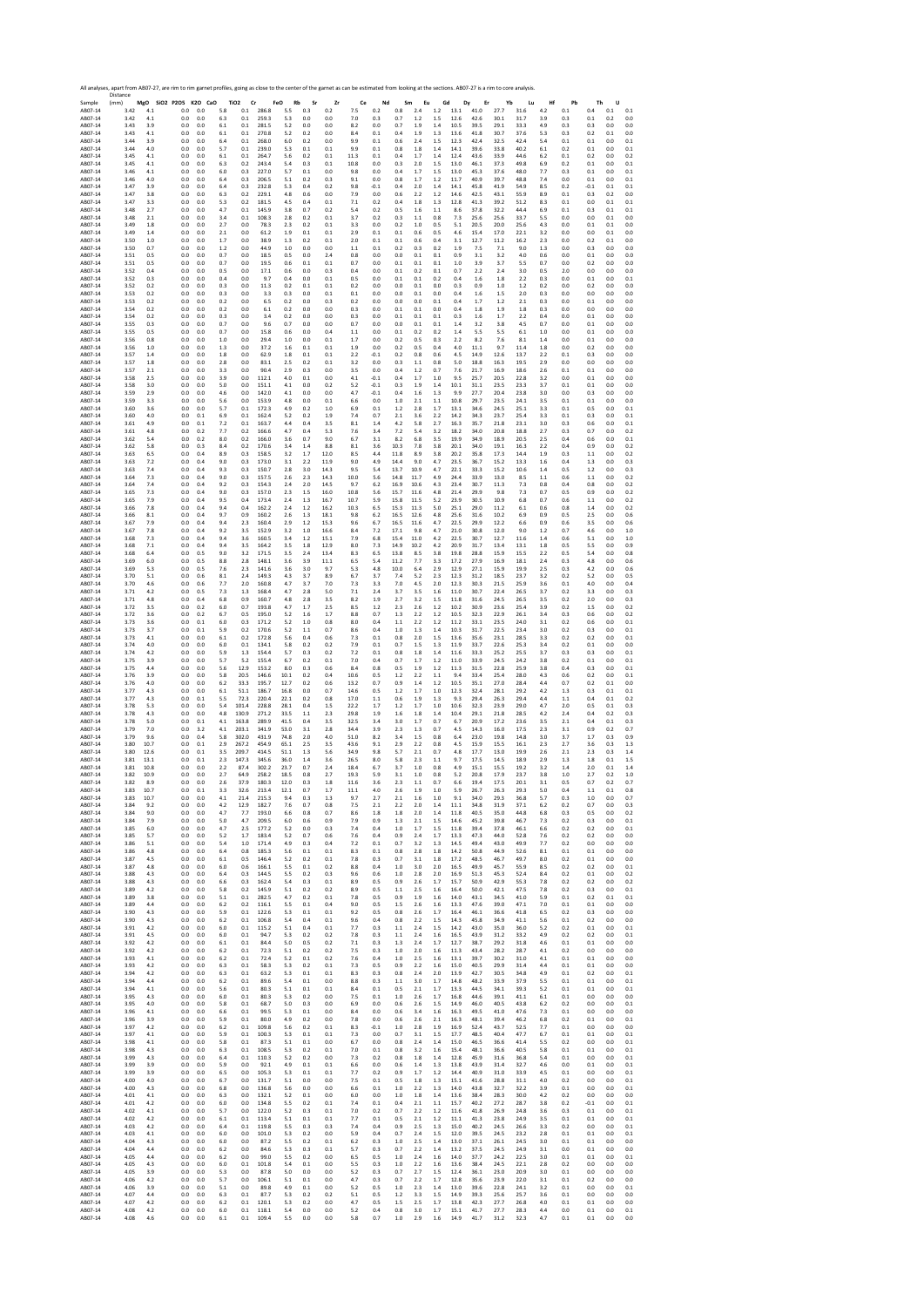All analyses, apart from AB07-27, are rim to rim garnet profiles, going as close to the center of the garnet as can be estimated from looking at the sections. AB07-27 is a rim to core analysis.

| Sample | Distance (mm) | MgO | SiO2 | P2O5 | K2O | CaO | TiO2 | Cr | FeO | Rb | Sr | Zr | Ce | Nd | Sm | Eu | Gd | Dy | Er | Yb | Lu | Hf | Pb | Th | U |
|---|---|---|---|---|---|---|---|---|---|---|---|---|---|---|---|---|---|---|---|---|---|---|---|---|---|
| AB07-14 | 3.42 | 4.1 | | 0.0 | 0.0 | 5.8 | 0.1 | 286.8 | 5.5 | 0.3 | 0.2 | 7.5 | 0.2 | 0.8 | 2.4 | 1.2 | 13.1 | 41.0 | 27.7 | 31.6 | 4.2 | 0.1 | | 0.4 | 0.1 | 0.1 |
| AB07-14 | 3.42 | 4.1 | | 0.0 | 0.0 | 6.3 | 0.1 | 259.3 | 5.3 | 0.0 | 0.0 | 7.0 | 0.3 | 0.7 | 1.2 | 1.5 | 12.6 | 42.6 | 30.1 | 31.7 | 3.9 | 0.3 | | 0.1 | 0.2 | 0.0 |
| AB07-14 | 3.43 | 3.9 | | 0.0 | 0.0 | 6.1 | 0.1 | 281.5 | 5.2 | 0.0 | 0.0 | 8.2 | 0.0 | 0.7 | 1.9 | 1.4 | 10.5 | 39.5 | 29.1 | 33.3 | 4.9 | 0.3 | | 0.3 | 0.0 | 0.0 |
| AB07-14 | 3.43 | 4.1 | | 0.0 | 0.0 | 6.1 | 0.1 | 270.8 | 5.2 | 0.2 | 0.0 | 8.4 | 0.1 | 0.4 | 1.9 | 1.3 | 13.6 | 41.8 | 30.7 | 37.6 | 5.3 | 0.3 | | 0.2 | 0.1 | 0.0 |
| AB07-14 | 3.44 | 3.9 | | 0.0 | 0.0 | 6.4 | 0.1 | 268.0 | 6.0 | 0.2 | 0.0 | 9.9 | 0.1 | 0.6 | 2.4 | 1.5 | 12.3 | 42.4 | 32.5 | 42.4 | 5.4 | 0.1 | | 0.1 | 0.0 | 0.1 |
| AB07-14 | 3.44 | 4.0 | | 0.0 | 0.0 | 5.7 | 0.1 | 239.0 | 5.3 | 0.1 | 0.1 | 9.9 | 0.1 | 0.8 | 1.8 | 1.4 | 14.1 | 39.6 | 33.8 | 40.2 | 6.1 | 0.2 | | 0.1 | 0.0 | 0.1 |
| AB07-14 | 3.45 | 4.1 | | 0.0 | 0.0 | 6.1 | 0.1 | 264.7 | 5.6 | 0.2 | 0.1 | 11.3 | 0.1 | 0.4 | 1.7 | 1.4 | 12.4 | 43.6 | 33.9 | 44.6 | 6.2 | 0.1 | | 0.2 | 0.0 | 0.2 |
| AB07-14 | 3.45 | 4.1 | | 0.0 | 0.0 | 6.3 | 0.2 | 243.4 | 5.4 | 0.3 | 0.1 | 10.8 | 0.0 | 0.3 | 2.0 | 1.5 | 13.0 | 46.1 | 37.3 | 49.8 | 6.9 | 0.2 | | 0.1 | 0.0 | 0.1 |
| AB07-14 | 3.46 | 4.1 | | 0.0 | 0.0 | 6.0 | 0.3 | 227.0 | 5.7 | 0.1 | 0.0 | 9.8 | 0.0 | 0.4 | 1.7 | 1.5 | 13.0 | 45.3 | 37.6 | 48.0 | 7.7 | 0.3 | | 0.1 | 0.0 | 0.1 |
| AB07-14 | 3.46 | 4.0 | | 0.0 | 0.0 | 6.4 | 0.3 | 206.5 | 5.1 | 0.2 | 0.3 | 9.1 | 0.0 | 0.8 | 1.7 | 1.2 | 11.7 | 40.9 | 39.7 | 48.8 | 7.4 | 0.0 | | 0.1 | 0.0 | 0.1 |
| AB07-14 | 3.47 | 3.9 | | 0.0 | 0.0 | 6.4 | 0.3 | 232.8 | 5.3 | 0.4 | 0.2 | 9.8 | -0.1 | 0.4 | 2.0 | 1.4 | 14.1 | 45.8 | 41.9 | 54.9 | 8.5 | 0.2 | | -0.1 | 0.1 | 0.1 |
| AB07-14 | 3.47 | 3.8 | | 0.0 | 0.0 | 6.3 | 0.2 | 229.1 | 4.8 | 0.6 | 0.0 | 7.9 | 0.0 | 0.6 | 2.2 | 1.2 | 14.6 | 42.5 | 43.1 | 55.9 | 8.9 | 0.1 | | 0.3 | 0.2 | 0.0 |
| AB07-14 | 3.47 | 3.3 | | 0.0 | 0.0 | 5.3 | 0.2 | 181.5 | 4.5 | 0.4 | 0.1 | 7.1 | 0.2 | 0.4 | 1.8 | 1.3 | 12.8 | 41.3 | 39.2 | 51.2 | 8.3 | 0.1 | | 0.0 | 0.1 | 0.1 |
| AB07-14 | 3.48 | 2.7 | | 0.0 | 0.0 | 4.7 | 0.1 | 145.9 | 3.8 | 0.7 | 0.2 | 5.4 | 0.2 | 0.5 | 1.6 | 1.1 | 8.6 | 37.8 | 32.2 | 44.4 | 6.9 | 0.1 | | 0.3 | 0.1 | 0.1 |
| AB07-14 | 3.48 | 2.1 | | 0.0 | 0.0 | 3.4 | 0.1 | 108.3 | 2.8 | 0.2 | 0.1 | 3.7 | 0.2 | 0.3 | 1.1 | 0.8 | 7.3 | 25.6 | 25.6 | 33.7 | 5.5 | 0.0 | | 0.0 | 0.1 | 0.0 |
| AB07-14 | 3.49 | 1.8 | | 0.0 | 0.0 | 2.7 | 0.0 | 78.3 | 2.3 | 0.2 | 0.1 | 3.3 | 0.0 | 0.2 | 1.0 | 0.5 | 5.1 | 20.5 | 20.0 | 25.6 | 4.3 | 0.0 | | 0.1 | 0.1 | 0.0 |
| AB07-14 | 3.49 | 1.4 | | 0.0 | 0.0 | 2.1 | 0.0 | 61.2 | 1.9 | 0.1 | 0.1 | 2.9 | 0.1 | 0.1 | 0.6 | 0.5 | 4.6 | 15.4 | 17.0 | 22.1 | 3.2 | 0.0 | | 0.0 | 0.1 | 0.0 |
| AB07-14 | 3.50 | 1.0 | | 0.0 | 0.0 | 1.7 | 0.0 | 38.9 | 1.3 | 0.2 | 0.1 | 2.0 | 0.1 | 0.1 | 0.6 | 0.4 | 3.1 | 12.7 | 11.2 | 16.2 | 2.3 | 0.0 | | 0.2 | 0.1 | 0.0 |
| AB07-14 | 3.50 | 0.7 | | 0.0 | 0.0 | 1.2 | 0.0 | 44.9 | 1.0 | 0.0 | 0.0 | 1.1 | 0.1 | 0.2 | 0.3 | 0.2 | 1.9 | 7.5 | 7.1 | 9.0 | 1.3 | 0.0 | | 0.3 | 0.0 | 0.0 |
| AB07-14 | 3.51 | 0.5 | | 0.0 | 0.0 | 0.7 | 0.0 | 18.5 | 0.5 | 0.0 | 2.4 | 0.8 | 0.0 | 0.0 | 0.1 | 0.1 | 0.9 | 3.1 | 3.2 | 4.0 | 0.6 | 0.0 | | 0.1 | 0.0 | 0.0 |
| AB07-14 | 3.51 | 0.5 | | 0.0 | 0.0 | 0.7 | 0.0 | 19.5 | 0.6 | 0.1 | 0.1 | 0.7 | 0.0 | 0.1 | 0.1 | 0.1 | 1.0 | 3.9 | 3.7 | 5.5 | 0.7 | 0.0 | | 0.2 | 0.0 | 0.0 |
| AB07-14 | 3.52 | 0.4 | | 0.0 | 0.0 | 0.5 | 0.0 | 17.1 | 0.6 | 0.0 | 0.3 | 0.4 | 0.0 | 0.1 | 0.2 | 0.1 | 0.7 | 2.2 | 2.4 | 3.0 | 0.5 | 2.0 | | 0.0 | 0.0 | 0.0 |
| AB07-14 | 3.52 | 0.3 | | 0.0 | 0.0 | 0.4 | 0.0 | 9.7 | 0.4 | 0.0 | 0.1 | 0.5 | 0.0 | 0.1 | 0.1 | 0.2 | 0.4 | 1.6 | 1.8 | 2.2 | 0.3 | 0.0 | | 0.1 | 0.0 | 0.1 |
| AB07-14 | 3.52 | 0.2 | | 0.0 | 0.0 | 0.3 | 0.0 | 11.3 | 0.2 | 0.1 | 0.1 | 0.2 | 0.0 | 0.0 | 0.1 | 0.0 | 0.3 | 0.9 | 1.0 | 1.2 | 0.2 | 0.0 | | 0.2 | 0.0 | 0.0 |
| AB07-14 | 3.53 | 0.2 | | 0.0 | 0.0 | 0.3 | 0.0 | 3.3 | 0.3 | 0.0 | 0.1 | 0.1 | 0.0 | 0.0 | 0.1 | 0.0 | 0.4 | 1.6 | 1.5 | 2.0 | 0.3 | 0.0 | | 0.0 | 0.0 | 0.0 |
| AB07-14 | 3.53 | 0.2 | | 0.0 | 0.0 | 0.2 | 0.0 | 6.5 | 0.2 | 0.0 | 0.3 | 0.2 | 0.0 | 0.0 | 0.0 | 0.1 | 0.4 | 1.7 | 1.2 | 2.1 | 0.3 | 0.0 | | 0.1 | 0.0 | 0.0 |
| AB07-14 | 3.54 | 0.2 | | 0.0 | 0.0 | 0.2 | 0.0 | 6.1 | 0.2 | 0.0 | 0.0 | 0.3 | 0.0 | 0.1 | 0.1 | 0.0 | 0.4 | 1.8 | 1.9 | 1.8 | 0.3 | 0.0 | | 0.0 | 0.0 | 0.0 |
| AB07-14 | 3.54 | 0.2 | | 0.0 | 0.0 | 0.3 | 0.0 | 3.4 | 0.2 | 0.0 | 0.0 | 0.3 | 0.0 | 0.1 | 0.1 | 0.1 | 0.3 | 1.6 | 1.7 | 2.2 | 0.4 | 0.0 | | 0.1 | 0.0 | 0.0 |
| AB07-14 | 3.55 | 0.3 | | 0.0 | 0.0 | 0.7 | 0.0 | 9.6 | 0.7 | 0.0 | 0.0 | 0.7 | 0.0 | 0.0 | 0.1 | 0.1 | 1.4 | 3.2 | 3.8 | 4.5 | 0.7 | 0.0 | | 0.1 | 0.0 | 0.0 |
| AB07-14 | 3.55 | 0.5 | | 0.0 | 0.0 | 0.7 | 0.0 | 15.8 | 0.6 | 0.0 | 0.4 | 1.1 | 0.0 | 0.1 | 0.2 | 0.2 | 1.4 | 5.5 | 5.5 | 6.1 | 1.0 | 0.0 | | 0.1 | 0.0 | 0.0 |
| AB07-14 | 3.56 | 0.8 | | 0.0 | 0.0 | 1.0 | 0.0 | 29.4 | 1.0 | 0.0 | 0.1 | 1.7 | 0.0 | 0.2 | 0.5 | 0.3 | 2.2 | 8.2 | 7.6 | 8.1 | 1.4 | 0.0 | | 0.1 | 0.0 | 0.0 |
| AB07-14 | 3.56 | 1.0 | | 0.0 | 0.0 | 1.3 | 0.0 | 37.2 | 1.6 | 0.1 | 0.1 | 1.9 | 0.0 | 0.2 | 0.5 | 0.4 | 4.0 | 11.1 | 9.7 | 11.4 | 1.8 | 0.0 | | 0.2 | 0.0 | 0.0 |
| AB07-14 | 3.57 | 1.4 | | 0.0 | 0.0 | 1.8 | 0.0 | 62.9 | 1.8 | 0.1 | 0.1 | 2.2 | -0.1 | 0.2 | 0.8 | 0.6 | 4.5 | 14.9 | 12.6 | 13.7 | 2.2 | 0.1 | | 0.3 | 0.0 | 0.0 |
| AB07-14 | 3.57 | 1.8 | | 0.0 | 0.0 | 2.8 | 0.0 | 83.1 | 2.5 | 0.2 | 0.1 | 3.2 | 0.0 | 0.3 | 1.1 | 0.8 | 5.0 | 18.8 | 16.3 | 19.5 | 2.9 | 0.0 | | 0.0 | 0.0 | 0.0 |
| AB07-14 | 3.57 | 2.1 | | 0.0 | 0.0 | 3.3 | 0.0 | 90.4 | 2.9 | 0.3 | 0.0 | 3.5 | 0.0 | 0.4 | 1.2 | 0.7 | 7.6 | 21.7 | 16.9 | 18.6 | 2.6 | 0.1 | | 0.1 | 0.0 | 0.0 |
| AB07-14 | 3.58 | 2.5 | | 0.0 | 0.0 | 3.9 | 0.0 | 112.1 | 4.0 | 0.1 | 0.0 | 4.1 | -0.1 | 0.4 | 1.7 | 1.0 | 9.5 | 25.7 | 20.5 | 22.8 | 3.2 | 0.0 | | 0.1 | 0.0 | 0.0 |
| AB07-14 | 3.58 | 3.0 | | 0.0 | 0.0 | 5.0 | 0.0 | 151.1 | 4.1 | 0.0 | 0.2 | 5.2 | -0.1 | 0.3 | 1.9 | 1.4 | 10.1 | 31.1 | 23.5 | 23.3 | 3.7 | 0.1 | | 0.1 | 0.0 | 0.0 |
| AB07-14 | 3.59 | 2.9 | | 0.0 | 0.0 | 4.6 | 0.0 | 142.0 | 4.1 | 0.0 | 0.0 | 4.7 | -0.1 | 0.4 | 1.6 | 1.3 | 9.9 | 27.7 | 20.4 | 23.8 | 3.0 | 0.0 | | 0.3 | 0.0 | 0.0 |
| AB07-14 | 3.59 | 3.3 | | 0.0 | 0.0 | 5.6 | 0.0 | 153.9 | 4.8 | 0.0 | 0.1 | 6.6 | 0.0 | 1.0 | 2.1 | 1.1 | 10.8 | 29.7 | 23.5 | 24.1 | 3.5 | 0.1 | | 0.1 | 0.0 | 0.0 |
| AB07-14 | 3.60 | 3.6 | | 0.0 | 0.0 | 5.7 | 0.1 | 172.3 | 4.9 | 0.2 | 1.0 | 6.9 | 0.1 | 1.2 | 2.8 | 1.7 | 13.1 | 34.6 | 24.5 | 25.1 | 3.3 | 0.1 | | 0.5 | 0.0 | 0.1 |
| AB07-14 | 3.60 | 4.0 | | 0.0 | 0.1 | 6.9 | 0.1 | 162.4 | 5.2 | 0.2 | 1.9 | 7.4 | 0.7 | 2.1 | 3.6 | 2.2 | 14.2 | 34.3 | 23.7 | 25.4 | 3.3 | 0.1 | | 0.3 | 0.0 | 0.1 |
| AB07-14 | 3.61 | 4.9 | | 0.0 | 0.1 | 7.2 | 0.1 | 163.7 | 4.4 | 0.4 | 3.5 | 8.1 | 1.4 | 4.2 | 5.8 | 2.7 | 16.3 | 35.7 | 21.8 | 23.1 | 3.0 | 0.3 | | 0.6 | 0.0 | 0.1 |
| AB07-14 | 3.61 | 4.8 | | 0.0 | 0.2 | 7.7 | 0.2 | 166.6 | 4.7 | 0.4 | 5.3 | 7.6 | 3.4 | 7.2 | 5.4 | 3.2 | 18.2 | 34.0 | 20.8 | 18.8 | 2.7 | 0.3 | | 0.7 | 0.0 | 0.2 |
| AB07-14 | 3.62 | 5.4 | | 0.0 | 0.2 | 8.0 | 0.2 | 166.0 | 3.6 | 0.7 | 9.0 | 6.7 | 3.1 | 8.2 | 6.8 | 3.5 | 19.9 | 34.9 | 18.9 | 20.5 | 2.5 | 0.4 | | 0.6 | 0.0 | 0.1 |
| AB07-14 | 3.62 | 5.8 | | 0.0 | 0.3 | 8.4 | 0.2 | 170.6 | 3.4 | 1.4 | 8.8 | 8.1 | 3.6 | 10.3 | 7.8 | 3.8 | 20.1 | 34.0 | 19.1 | 16.3 | 2.2 | 0.4 | | 0.9 | 0.0 | 0.2 |
| AB07-14 | 3.63 | 6.5 | | 0.0 | 0.4 | 8.9 | 0.3 | 158.5 | 3.2 | 1.7 | 12.0 | 8.5 | 4.4 | 11.8 | 8.9 | 3.8 | 20.2 | 35.8 | 17.3 | 14.4 | 1.9 | 0.3 | | 1.1 | 0.0 | 0.2 |
| AB07-14 | 3.63 | 7.2 | | 0.0 | 0.4 | 9.0 | 0.3 | 173.0 | 3.1 | 2.2 | 11.9 | 9.0 | 4.9 | 14.4 | 9.0 | 4.7 | 23.5 | 36.7 | 15.2 | 13.3 | 1.6 | 0.4 | | 1.3 | 0.0 | 0.3 |
| AB07-14 | 3.63 | 7.4 | | 0.0 | 0.4 | 9.3 | 0.3 | 150.7 | 2.8 | 3.0 | 14.3 | 9.5 | 5.4 | 13.7 | 10.9 | 4.7 | 22.1 | 33.3 | 15.2 | 10.6 | 1.4 | 0.5 | | 1.2 | 0.0 | 0.3 |
| AB07-14 | 3.64 | 7.3 | | 0.0 | 0.4 | 9.0 | 0.3 | 157.5 | 2.6 | 2.3 | 14.3 | 10.0 | 5.6 | 14.8 | 11.7 | 4.9 | 24.4 | 33.9 | 13.0 | 8.5 | 1.1 | 0.6 | | 1.1 | 0.0 | 0.2 |
| AB07-14 | 3.64 | 7.4 | | 0.0 | 0.4 | 9.2 | 0.3 | 154.3 | 2.4 | 2.0 | 14.5 | 9.7 | 6.2 | 16.9 | 10.6 | 4.3 | 23.4 | 30.7 | 11.3 | 7.3 | 0.8 | 0.4 | | 0.8 | 0.0 | 0.2 |
| AB07-14 | 3.65 | 7.3 | | 0.0 | 0.4 | 9.0 | 0.3 | 157.0 | 2.3 | 1.5 | 16.0 | 10.8 | 5.6 | 15.7 | 11.6 | 4.8 | 21.4 | 29.9 | 9.8 | 7.3 | 0.7 | 0.5 | | 0.9 | 0.0 | 0.2 |
| AB07-14 | 3.65 | 7.9 | | 0.0 | 0.4 | 9.5 | 0.4 | 173.4 | 2.4 | 1.3 | 16.7 | 10.7 | 5.9 | 15.8 | 11.5 | 5.2 | 23.9 | 30.5 | 10.9 | 6.8 | 0.7 | 0.6 | | 1.1 | 0.0 | 0.2 |
| AB07-14 | 3.66 | 7.8 | | 0.0 | 0.4 | 9.4 | 0.4 | 162.2 | 2.4 | 1.2 | 16.2 | 10.3 | 6.5 | 15.3 | 11.3 | 5.0 | 25.1 | 29.0 | 11.2 | 6.1 | 0.6 | 0.8 | | 1.4 | 0.0 | 0.2 |
| AB07-14 | 3.66 | 8.1 | | 0.0 | 0.4 | 9.7 | 0.9 | 160.2 | 2.6 | 1.3 | 18.1 | 9.8 | 6.2 | 16.5 | 12.6 | 4.8 | 25.6 | 31.6 | 10.2 | 6.9 | 0.9 | 0.5 | | 2.5 | 0.0 | 0.6 |
| AB07-14 | 3.67 | 7.9 | | 0.0 | 0.4 | 9.4 | 2.3 | 160.4 | 2.9 | 1.2 | 15.3 | 9.6 | 6.7 | 16.5 | 11.6 | 4.7 | 22.5 | 29.9 | 12.2 | 6.6 | 0.9 | 0.6 | | 3.5 | 0.0 | 0.6 |
| AB07-14 | 3.67 | 7.8 | | 0.0 | 0.4 | 9.2 | 3.5 | 152.9 | 3.2 | 1.0 | 16.6 | 8.4 | 7.2 | 17.1 | 9.8 | 4.7 | 21.0 | 30.8 | 12.0 | 9.0 | 1.2 | 0.7 | | 4.6 | 0.0 | 1.0 |
| AB07-14 | 3.68 | 7.3 | | 0.0 | 0.4 | 9.4 | 3.6 | 160.5 | 3.4 | 1.2 | 15.1 | 7.9 | 6.8 | 15.4 | 11.0 | 4.2 | 22.5 | 30.7 | 12.7 | 11.6 | 1.4 | 0.6 | | 5.1 | 0.0 | 1.0 |
| AB07-14 | 3.68 | 7.1 | | 0.0 | 0.4 | 9.4 | 3.5 | 164.2 | 3.5 | 1.8 | 12.9 | 8.0 | 7.3 | 14.9 | 10.2 | 4.2 | 20.9 | 31.7 | 13.4 | 13.1 | 1.8 | 0.5 | | 5.5 | 0.0 | 0.9 |
| AB07-14 | 3.68 | 6.4 | | 0.0 | 0.5 | 9.0 | 3.2 | 171.5 | 3.5 | 2.4 | 13.4 | 8.3 | 6.5 | 13.8 | 8.5 | 3.8 | 19.8 | 28.8 | 15.9 | 15.5 | 2.2 | 0.5 | | 5.4 | 0.0 | 0.8 |
| AB07-14 | 3.69 | 6.0 | | 0.0 | 0.5 | 8.8 | 2.8 | 148.1 | 3.6 | 3.9 | 11.1 | 6.5 | 5.4 | 11.2 | 7.7 | 3.3 | 17.2 | 27.9 | 16.9 | 18.1 | 2.4 | 0.3 | | 4.8 | 0.0 | 0.6 |
| AB07-14 | 3.69 | 5.3 | | 0.0 | 0.5 | 7.6 | 2.3 | 141.6 | 3.6 | 3.0 | 9.7 | 5.3 | 4.8 | 10.0 | 6.4 | 2.9 | 12.9 | 27.1 | 15.9 | 19.9 | 2.5 | 0.3 | | 4.2 | 0.0 | 0.6 |
| AB07-14 | 3.70 | 5.1 | | 0.0 | 0.6 | 8.1 | 2.4 | 149.3 | 4.3 | 3.7 | 8.9 | 6.7 | 3.7 | 7.4 | 5.2 | 2.3 | 12.3 | 31.2 | 18.5 | 23.7 | 3.2 | 0.2 | | 5.2 | 0.0 | 0.5 |
| AB07-14 | 3.70 | 4.6 | | 0.0 | 0.6 | 7.7 | 2.0 | 160.8 | 4.7 | 3.3 | 7.0 | 7.3 | 3.3 | 7.0 | 4.5 | 2.0 | 12.3 | 30.3 | 21.5 | 25.9 | 3.6 | 0.1 | | 4.0 | 0.0 | 0.4 |
| AB07-14 | 3.71 | 4.2 | | 0.0 | 0.5 | 7.3 | 1.3 | 168.4 | 4.7 | 2.8 | 5.0 | 7.1 | 2.4 | 3.7 | 3.5 | 1.6 | 11.0 | 30.7 | 22.4 | 26.5 | 3.7 | 0.2 | | 3.3 | 0.0 | 0.3 |
| AB07-14 | 3.71 | 4.8 | | 0.0 | 0.4 | 6.8 | 0.9 | 160.7 | 4.8 | 2.8 | 3.5 | 8.2 | 1.9 | 2.7 | 3.2 | 1.5 | 11.8 | 31.6 | 24.5 | 26.5 | 3.5 | 0.2 | | 2.0 | 0.0 | 0.3 |
| AB07-14 | 3.72 | 3.5 | | 0.0 | 0.2 | 6.0 | 0.7 | 193.8 | 4.7 | 1.7 | 2.5 | 8.5 | 1.2 | 2.3 | 2.6 | 1.2 | 10.2 | 30.9 | 23.6 | 25.4 | 3.9 | 0.2 | | 1.5 | 0.0 | 0.2 |
| AB07-14 | 3.72 | 3.6 | | 0.0 | 0.2 | 6.7 | 0.5 | 195.0 | 5.2 | 1.6 | 1.7 | 8.8 | 0.7 | 1.3 | 2.2 | 1.2 | 10.5 | 32.3 | 22.9 | 26.1 | 3.4 | 0.3 | | 0.6 | 0.0 | 0.2 |
| AB07-14 | 3.73 | 3.6 | | 0.0 | 0.1 | 6.0 | 0.3 | 171.2 | 5.2 | 1.0 | 0.8 | 8.0 | 0.4 | 1.1 | 2.2 | 1.2 | 11.2 | 33.1 | 23.5 | 24.0 | 3.1 | 0.2 | | 0.6 | 0.0 | 0.1 |
| AB07-14 | 3.73 | 3.7 | | 0.0 | 0.1 | 5.9 | 0.2 | 170.6 | 5.2 | 1.1 | 0.7 | 8.6 | 0.4 | 1.0 | 1.3 | 1.4 | 10.3 | 31.7 | 22.5 | 23.4 | 3.0 | 0.2 | | 0.3 | 0.0 | 0.1 |
| AB07-14 | 3.73 | 4.1 | | 0.0 | 0.0 | 6.1 | 0.2 | 172.8 | 5.6 | 0.4 | 0.6 | 7.3 | 0.1 | 0.8 | 2.0 | 1.5 | 13.6 | 35.6 | 23.1 | 28.5 | 3.3 | 0.2 | | 0.2 | 0.0 | 0.1 |
| AB07-14 | 3.74 | 4.0 | | 0.0 | 0.0 | 6.0 | 0.1 | 134.1 | 5.8 | 0.2 | 0.2 | 7.9 | 0.1 | 0.7 | 1.5 | 1.3 | 11.9 | 33.7 | 22.6 | 25.3 | 3.4 | 0.2 | | 0.1 | 0.0 | 0.0 |
| AB07-14 | 3.74 | 4.2 | | 0.0 | 0.0 | 5.9 | 1.3 | 154.4 | 5.7 | 0.3 | 0.2 | 7.2 | 0.1 | 0.8 | 1.8 | 1.4 | 11.6 | 33.3 | 25.2 | 25.5 | 3.7 | 0.3 | | 0.3 | 0.0 | 0.1 |
| AB07-14 | 3.75 | 3.9 | | 0.0 | 0.0 | 5.7 | 5.2 | 155.4 | 6.7 | 0.2 | 0.1 | 7.0 | 0.4 | 0.7 | 1.7 | 1.2 | 11.0 | 33.9 | 24.5 | 24.2 | 3.8 | 0.2 | | 0.1 | 0.0 | 0.1 |
| AB07-14 | 3.75 | 4.4 | | 0.0 | 0.0 | 5.6 | 12.9 | 153.2 | 8.0 | 0.3 | 0.6 | 8.4 | 0.8 | 0.5 | 1.9 | 1.2 | 11.3 | 31.5 | 22.8 | 25.9 | 3.8 | 0.4 | | 0.3 | 0.0 | 0.1 |
| AB07-14 | 3.76 | 3.9 | | 0.0 | 0.0 | 5.8 | 20.5 | 146.6 | 10.1 | 0.2 | 0.4 | 10.6 | 0.5 | 1.2 | 2.2 | 1.1 | 9.4 | 33.4 | 25.4 | 28.0 | 4.3 | 0.6 | | 0.2 | 0.0 | 0.1 |
| AB07-14 | 3.76 | 4.0 | | 0.0 | 0.0 | 6.2 | 33.3 | 195.7 | 12.7 | 0.2 | 0.6 | 13.2 | 0.7 | 0.9 | 1.4 | 1.2 | 10.5 | 35.1 | 27.0 | 28.4 | 4.4 | 0.7 | | 0.2 | 0.1 | 0.0 |
| AB07-14 | 3.77 | 4.3 | | 0.0 | 0.0 | 6.1 | 51.1 | 186.7 | 16.8 | 0.0 | 0.7 | 14.6 | 0.5 | 1.2 | 1.7 | 1.0 | 12.3 | 32.4 | 28.1 | 29.2 | 4.2 | 1.3 | | 0.3 | 0.1 | 0.1 |
| AB07-14 | 3.77 | 4.3 | | 0.0 | 0.1 | 5.5 | 72.3 | 220.4 | 22.1 | 0.2 | 0.8 | 17.0 | 1.1 | 0.6 | 1.9 | 1.3 | 9.3 | 29.4 | 26.3 | 29.4 | 4.4 | 1.1 | | 0.4 | 0.1 | 0.2 |
| AB07-14 | 3.78 | 5.3 | | 0.0 | 0.0 | 5.4 | 101.4 | 228.8 | 28.1 | 0.4 | 1.5 | 22.2 | 1.7 | 1.2 | 1.7 | 1.0 | 10.6 | 32.3 | 23.9 | 29.0 | 4.7 | 2.0 | | 0.5 | 0.1 | 0.3 |
| AB07-14 | 3.78 | 4.3 | | 0.0 | 0.0 | 4.8 | 130.9 | 271.2 | 33.5 | 1.1 | 2.3 | 29.8 | 1.9 | 1.6 | 1.8 | 1.4 | 10.4 | 29.1 | 21.8 | 28.5 | 4.2 | 2.4 | | 0.4 | 0.2 | 0.3 |
| AB07-14 | 3.78 | 5.0 | | 0.0 | 0.1 | 4.1 | 163.8 | 289.9 | 41.5 | 0.4 | 3.5 | 32.5 | 3.4 | 3.0 | 1.7 | 0.7 | 6.7 | 20.9 | 17.2 | 23.6 | 3.5 | 2.1 | | 0.4 | 0.1 | 0.3 |
| AB07-14 | 3.79 | 7.0 | | 0.0 | 0.2 | 4.1 | 203.1 | 341.9 | 53.0 | 3.1 | 2.8 | 34.4 | 3.9 | 2.3 | 1.3 | 0.7 | 4.5 | 14.3 | 16.0 | 17.5 | 2.3 | 3.1 | | 0.9 | 0.2 | 0.7 |
| AB07-14 | 3.79 | 9.6 | | 0.0 | 0.4 | 5.8 | 302.0 | 431.9 | 74.8 | 2.0 | 4.0 | 51.0 | 8.2 | 3.4 | 1.5 | 0.8 | 6.4 | 23.0 | 19.8 | 14.8 | 3.0 | 3.7 | | 1.7 | 0.3 | 0.9 |
| AB07-14 | 3.80 | 10.7 | | 0.0 | 0.1 | 2.9 | 267.2 | 454.9 | 65.1 | 2.5 | 3.5 | 43.6 | 9.1 | 2.9 | 2.2 | 0.8 | 4.5 | 15.9 | 15.5 | 16.1 | 2.3 | 2.7 | | 3.6 | 0.3 | 1.3 |
| AB07-14 | 3.80 | 12.6 | | 0.0 | 0.1 | 3.5 | 209.7 | 414.5 | 51.1 | 1.3 | 5.6 | 34.9 | 9.8 | 5.7 | 2.1 | 0.7 | 4.8 | 17.7 | 13.0 | 19.9 | 2.6 | 2.1 | | 2.3 | 0.3 | 1.4 |
| AB07-14 | 3.81 | 13.1 | | 0.0 | 0.1 | 2.3 | 147.3 | 345.6 | 36.0 | 1.4 | 3.6 | 26.5 | 8.0 | 5.8 | 2.3 | 1.1 | 9.7 | 17.5 | 14.5 | 18.9 | 2.9 | 1.3 | | 1.8 | 0.1 | 1.5 |
| AB07-14 | 3.81 | 10.8 | | 0.0 | 0.0 | 2.2 | 87.4 | 302.2 | 23.7 | 0.7 | 2.4 | 18.4 | 6.7 | 3.7 | 1.0 | 0.8 | 4.9 | 15.1 | 15.5 | 19.2 | 3.2 | 1.4 | | 2.0 | 0.1 | 1.4 |
| AB07-14 | 3.82 | 10.9 | | 0.0 | 0.0 | 2.7 | 64.9 | 258.2 | 18.5 | 0.8 | 2.7 | 19.3 | 5.9 | 3.1 | 1.0 | 0.8 | 5.2 | 20.8 | 17.9 | 23.7 | 3.8 | 1.0 | | 2.7 | 0.2 | 1.0 |
| AB07-14 | 3.82 | 8.9 | | 0.0 | 0.0 | 2.6 | 37.9 | 180.3 | 12.0 | 0.3 | 1.8 | 11.6 | 3.6 | 2.3 | 1.1 | 0.7 | 6.6 | 19.4 | 17.5 | 20.1 | 3.1 | 0.5 | | 0.7 | 0.2 | 0.7 |
| AB07-14 | 3.83 | 10.7 | | 0.0 | 0.1 | 3.3 | 32.6 | 213.4 | 12.1 | 0.7 | 1.7 | 11.1 | 4.0 | 2.6 | 1.9 | 1.0 | 5.9 | 26.7 | 26.3 | 29.3 | 5.0 | 0.4 | | 1.1 | 0.1 | 0.8 |
| AB07-14 | 3.83 | 10.7 | | 0.0 | 0.0 | 4.1 | 21.4 | 215.3 | 9.4 | 0.3 | 1.3 | 9.7 | 2.7 | 2.1 | 1.6 | 1.0 | 9.1 | 34.0 | 29.3 | 36.8 | 5.7 | 0.3 | | 1.0 | 0.0 | 0.7 |
| AB07-14 | 3.84 | 9.2 | | 0.0 | 0.0 | 4.2 | 12.9 | 182.7 | 7.6 | 0.7 | 0.8 | 7.5 | 2.1 | 2.2 | 2.0 | 1.4 | 11.1 | 34.8 | 31.9 | 37.1 | 6.2 | 0.2 | | 0.7 | 0.0 | 0.3 |
| AB07-14 | 3.84 | 9.0 | | 0.0 | 0.0 | 4.7 | 7.7 | 193.0 | 6.6 | 0.8 | 0.7 | 8.6 | 1.8 | 1.8 | 2.0 | 1.4 | 11.8 | 40.5 | 35.0 | 44.8 | 6.8 | 0.3 | | 0.5 | 0.0 | 0.2 |
| AB07-14 | 3.84 | 7.9 | | 0.0 | 0.0 | 5.0 | 4.7 | 209.5 | 6.0 | 0.6 | 0.9 | 7.9 | 0.9 | 1.3 | 2.1 | 1.5 | 14.6 | 45.2 | 39.8 | 46.7 | 7.3 | 0.2 | | 0.3 | 0.0 | 0.1 |
| AB07-14 | 3.85 | 6.0 | | 0.0 | 0.0 | 4.7 | 2.5 | 177.2 | 5.2 | 0.0 | 0.3 | 7.4 | 0.4 | 1.0 | 1.7 | 1.5 | 11.8 | 39.4 | 37.8 | 46.1 | 6.6 | 0.2 | | 0.2 | 0.0 | 0.1 |
| AB07-14 | 3.85 | 5.7 | | 0.0 | 0.0 | 5.2 | 1.7 | 183.4 | 5.2 | 0.7 | 0.6 | 7.6 | 0.4 | 0.9 | 2.4 | 1.7 | 13.3 | 47.3 | 44.0 | 52.8 | 7.6 | 0.2 | | 0.2 | 0.0 | 0.0 |
| AB07-14 | 3.86 | 5.1 | | 0.0 | 0.0 | 5.4 | 1.0 | 171.4 | 4.9 | 0.3 | 0.4 | 7.2 | 0.1 | 0.7 | 3.2 | 1.3 | 14.5 | 49.4 | 43.0 | 49.9 | 7.7 | 0.2 | | 0.0 | 0.0 | 0.0 |
| AB07-14 | 3.86 | 4.8 | | 0.0 | 0.0 | 6.4 | 0.8 | 185.3 | 5.6 | 0.1 | 0.1 | 8.3 | 0.1 | 0.8 | 2.8 | 1.8 | 14.2 | 50.8 | 44.9 | 52.6 | 8.1 | 0.1 | | 0.1 | 0.0 | 0.0 |
| AB07-14 | 3.87 | 4.5 | | 0.0 | 0.0 | 6.1 | 0.5 | 146.4 | 5.2 | 0.2 | 0.1 | 7.8 | 0.3 | 0.7 | 3.1 | 1.8 | 17.2 | 48.5 | 46.7 | 49.7 | 8.0 | 0.2 | | 0.1 | 0.0 | 0.0 |
| AB07-14 | 3.87 | 4.8 | | 0.0 | 0.0 | 6.6 | 0.6 | 166.1 | 5.5 | 0.1 | 0.2 | 8.8 | 0.4 | 1.0 | 3.0 | 2.0 | 16.5 | 49.9 | 45.7 | 55.9 | 8.5 | 0.2 | | 0.2 | 0.0 | 0.1 |
| AB07-14 | 3.88 | 4.3 | | 0.0 | 0.0 | 6.4 | 0.3 | 144.5 | 5.5 | 0.2 | 0.3 | 9.6 | 0.6 | 1.0 | 2.8 | 2.0 | 16.9 | 51.3 | 45.3 | 52.4 | 8.4 | 0.2 | | 0.1 | 0.0 | 0.2 |
| AB07-14 | 3.88 | 4.3 | | 0.0 | 0.0 | 6.6 | 0.3 | 162.4 | 5.4 | 0.3 | 0.1 | 8.9 | 0.5 | 0.9 | 2.6 | 1.7 | 15.7 | 50.9 | 42.9 | 55.3 | 7.8 | 0.2 | | 0.2 | 0.0 | 0.2 |
| AB07-14 | 3.89 | 4.2 | | 0.0 | 0.0 | 5.8 | 0.2 | 145.9 | 5.1 | 0.3 | 0.2 | 8.9 | 0.5 | 1.1 | 2.5 | 1.6 | 16.4 | 50.0 | 42.1 | 47.5 | 7.8 | 0.2 | | 0.3 | 0.0 | 0.1 |
| AB07-14 | 3.89 | 3.8 | | 0.0 | 0.0 | 5.1 | 0.1 | 282.5 | 4.7 | 0.2 | 0.1 | 7.8 | 0.5 | 0.9 | 1.9 | 1.6 | 14.0 | 43.1 | 34.5 | 41.0 | 5.9 | 0.1 | | 0.2 | 0.1 | 0.1 |
| AB07-14 | 3.89 | 4.4 | | 0.0 | 0.0 | 6.2 | 0.2 | 116.1 | 5.5 | 0.1 | 0.4 | 9.0 | 0.5 | 1.5 | 2.6 | 1.6 | 13.3 | 47.6 | 39.0 | 47.1 | 7.0 | 0.1 | | 0.1 | 0.0 | 0.0 |
| AB07-14 | 3.90 | 4.3 | | 0.0 | 0.0 | 5.9 | 0.1 | 122.6 | 5.3 | 0.1 | 0.1 | 9.2 | 0.5 | 0.8 | 2.6 | 1.7 | 16.4 | 46.1 | 36.6 | 41.8 | 6.5 | 0.2 | | 0.3 | 0.0 | 0.0 |
| AB07-14 | 3.90 | 4.3 | | 0.0 | 0.0 | 6.2 | 0.1 | 106.8 | 5.4 | 0.4 | 0.1 | 9.6 | 0.4 | 0.8 | 2.2 | 1.5 | 14.3 | 45.8 | 34.9 | 41.1 | 5.6 | 0.1 | | 0.2 | 0.0 | 0.0 |
| AB07-14 | 3.91 | 4.2 | | 0.0 | 0.0 | 6.0 | 0.1 | 115.2 | 5.1 | 0.4 | 0.1 | 7.7 | 0.3 | 1.1 | 2.4 | 1.5 | 14.2 | 43.0 | 35.0 | 36.0 | 5.2 | 0.2 | | 0.1 | 0.0 | 0.1 |
| AB07-14 | 3.91 | 4.5 | | 0.0 | 0.0 | 6.0 | 0.1 | 94.7 | 5.3 | 0.2 | 0.2 | 7.8 | 0.3 | 1.1 | 2.4 | 1.6 | 16.5 | 43.9 | 31.2 | 33.2 | 4.9 | 0.2 | | 0.2 | 0.0 | 0.1 |
| AB07-14 | 3.92 | 4.2 | | 0.0 | 0.0 | 6.1 | 0.1 | 84.4 | 5.0 | 0.5 | 0.2 | 7.1 | 0.3 | 1.3 | 2.4 | 1.7 | 12.7 | 38.7 | 29.2 | 31.8 | 4.6 | 0.1 | | 0.1 | 0.0 | 0.0 |
| AB07-14 | 3.92 | 4.2 | | 0.0 | 0.0 | 6.2 | 0.1 | 72.3 | 5.1 | 0.2 | 0.2 | 7.5 | 0.3 | 1.0 | 2.0 | 1.6 | 11.3 | 43.4 | 28.2 | 28.7 | 4.1 | 0.2 | | 0.0 | 0.0 | 0.0 |
| AB07-14 | 3.93 | 4.1 | | 0.0 | 0.0 | 6.2 | 0.1 | 72.4 | 5.2 | 0.1 | 0.2 | 7.6 | 0.4 | 1.0 | 2.5 | 1.6 | 13.1 | 39.7 | 30.2 | 31.0 | 4.1 | 0.1 | | 0.1 | 0.0 | 0.1 |
| AB07-14 | 3.93 | 4.2 | | 0.0 | 0.0 | 6.3 | 0.1 | 58.3 | 5.3 | 0.2 | 0.1 | 7.3 | 0.5 | 0.9 | 2.2 | 1.6 | 15.0 | 40.5 | 29.9 | 31.4 | 4.4 | 0.1 | | 0.1 | 0.0 | 0.0 |
| AB07-14 | 3.94 | 4.2 | | 0.0 | 0.0 | 6.3 | 0.1 | 63.2 | 5.3 | 0.1 | 0.1 | 8.3 | 0.3 | 0.8 | 2.4 | 2.0 | 13.9 | 42.7 | 30.5 | 34.8 | 4.9 | 0.1 | | 0.2 | 0.0 | 0.1 |
| AB07-14 | 3.94 | 4.4 | | 0.0 | 0.0 | 6.2 | 0.1 | 89.6 | 5.4 | 0.1 | 0.0 | 8.8 | 0.3 | 1.1 | 3.0 | 1.7 | 14.8 | 48.2 | 33.9 | 37.9 | 5.5 | 0.1 | | 0.1 | 0.0 | 0.1 |
| AB07-14 | 3.94 | 4.1 | | 0.0 | 0.0 | 5.6 | 0.1 | 80.3 | 5.1 | 0.1 | 0.1 | 8.4 | 0.1 | 0.5 | 2.1 | 1.7 | 13.3 | 44.5 | 34.1 | 39.3 | 5.2 | 0.1 | | 0.1 | 0.0 | 0.1 |
| AB07-14 | 3.95 | 4.3 | | 0.0 | 0.0 | 6.0 | 0.1 | 80.3 | 5.3 | 0.2 | 0.0 | 7.5 | 0.1 | 1.0 | 2.6 | 1.7 | 16.8 | 44.6 | 39.1 | 41.1 | 6.1 | 0.1 | | 0.0 | 0.0 | 0.1 |
| AB07-14 | 3.95 | 4.0 | | 0.0 | 0.0 | 5.8 | 0.1 | 68.7 | 5.0 | 0.3 | 0.0 | 6.9 | 0.0 | 0.6 | 2.6 | 1.5 | 14.9 | 46.0 | 40.5 | 43.8 | 6.2 | 0.2 | | 0.0 | 0.0 | 0.1 |
| AB07-14 | 3.96 | 4.1 | | 0.0 | 0.0 | 6.0 | 0.1 | 99.5 | 5.3 | 0.1 | 0.0 | 8.4 | 0.0 | 0.6 | 3.4 | 1.6 | 16.3 | 49.5 | 41.0 | 47.6 | 7.3 | 0.1 | | 0.0 | 0.0 | 0.0 |
| AB07-14 | 3.96 | 3.9 | | 0.0 | 0.0 | 5.9 | 0.1 | 80.0 | 4.9 | 0.2 | 0.0 | 7.8 | 0.0 | 0.6 | 2.6 | 2.1 | 16.3 | 48.1 | 39.4 | 46.2 | 6.8 | 0.2 | | 0.1 | 0.0 | 0.1 |
| AB07-14 | 3.97 | 4.2 | | 0.0 | 0.0 | 6.2 | 0.1 | 109.8 | 5.6 | 0.2 | 0.1 | 8.3 | -0.1 | 1.0 | 2.8 | 1.9 | 16.9 | 52.4 | 43.7 | 52.5 | 7.7 | 0.1 | | 0.0 | 0.0 | 0.0 |
| AB07-14 | 3.97 | 4.1 | | 0.0 | 0.0 | 5.9 | 0.1 | 100.3 | 5.3 | 0.1 | 0.1 | 7.3 | 0.0 | 0.7 | 3.1 | 1.5 | 17.7 | 48.5 | 40.4 | 47.7 | 6.7 | 0.1 | | 0.1 | 0.0 | 0.1 |
| AB07-14 | 3.98 | 4.1 | | 0.0 | 0.0 | 5.8 | 0.1 | 87.3 | 5.1 | 0.1 | 0.0 | 6.7 | 0.0 | 0.8 | 2.4 | 1.4 | 15.0 | 46.5 | 36.6 | 41.4 | 5.5 | 0.2 | | 0.0 | 0.0 | 0.1 |
| AB07-14 | 3.98 | 4.3 | | 0.0 | 0.0 | 6.3 | 0.1 | 108.5 | 5.3 | 0.2 | 0.1 | 7.0 | 0.1 | 0.8 | 3.2 | 1.6 | 15.4 | 48.1 | 36.6 | 40.5 | 5.8 | 0.1 | | 0.1 | 0.0 | 0.1 |
| AB07-14 | 3.99 | 4.3 | | 0.0 | 0.0 | 6.4 | 0.1 | 110.3 | 5.2 | 0.2 | 0.0 | 7.3 | 0.2 | 0.8 | 1.8 | 1.4 | 12.8 | 45.9 | 31.6 | 36.8 | 5.4 | 0.1 | | 0.2 | 0.0 | 0.0 |
| AB07-14 | 3.99 | 3.9 | | 0.0 | 0.0 | 5.9 | 0.1 | 92.1 | 4.9 | 0.1 | 0.1 | 6.6 | 0.0 | 0.6 | 1.4 | 1.3 | 13.8 | 43.9 | 31.4 | 32.7 | 4.6 | 0.0 | | 0.1 | 0.0 | 0.1 |
| AB07-14 | 3.99 | 3.9 | | 0.0 | 0.0 | 6.5 | 0.0 | 105.3 | 5.3 | 0.1 | 0.1 | 7.7 | 0.2 | 0.9 | 1.7 | 1.2 | 14.4 | 40.9 | 31.0 | 33.9 | 4.5 | 0.1 | | 0.0 | 0.0 | 0.1 |
| AB07-14 | 4.00 | 4.0 | | 0.0 | 0.0 | 6.7 | 0.0 | 131.7 | 5.1 | 0.0 | 0.0 | 7.5 | 0.1 | 0.5 | 1.8 | 1.3 | 15.1 | 41.6 | 28.8 | 31.1 | 4.0 | 0.2 | | 0.1 | 0.0 | 0.0 |
| AB07-14 | 4.00 | 4.3 | | 0.0 | 0.0 | 6.8 | 0.0 | 136.8 | 5.6 | 0.0 | 0.0 | 6.6 | 0.1 | 1.0 | 2.2 | 1.3 | 14.0 | 43.8 | 32.7 | 32.2 | 3.9 | 0.1 | | 0.0 | 0.1 | 0.0 |
| AB07-14 | 4.01 | 4.1 | | 0.0 | 0.0 | 6.3 | 0.0 | 132.1 | 5.2 | 0.1 | 0.0 | 6.0 | 0.0 | 1.0 | 1.8 | 1.4 | 13.6 | 38.4 | 28.3 | 30.0 | 4.2 | 0.2 | | 0.0 | 0.0 | 0.0 |
| AB07-14 | 4.01 | 4.2 | | 0.0 | 0.0 | 6.0 | 0.0 | 134.8 | 5.5 | 0.2 | 0.1 | 7.4 | 0.1 | 0.4 | 2.1 | 1.1 | 15.7 | 40.2 | 27.2 | 28.7 | 3.8 | 0.2 | | -0.1 | 0.0 | 0.1 |
| AB07-14 | 4.02 | 4.1 | | 0.0 | 0.0 | 5.7 | 0.0 | 122.0 | 5.2 | 0.3 | 0.1 | 7.0 | 0.2 | 0.7 | 2.2 | 1.2 | 11.6 | 41.8 | 26.9 | 24.8 | 3.6 | 0.3 | | 0.1 | 0.1 | 0.0 |
| AB07-14 | 4.02 | 4.2 | | 0.0 | 0.0 | 6.1 | 0.1 | 113.4 | 5.1 | 0.1 | 0.1 | 7.7 | 0.1 | 0.5 | 2.1 | 1.2 | 11.1 | 41.3 | 23.8 | 24.9 | 3.5 | 0.1 | | 0.1 | 0.0 | 0.1 |
| AB07-14 | 4.03 | 4.2 | | 0.0 | 0.0 | 6.4 | 0.1 | 119.8 | 5.5 | 0.3 | 0.3 | 7.4 | 0.4 | 0.9 | 2.5 | 1.3 | 15.0 | 40.2 | 24.5 | 26.6 | 3.3 | 0.2 | | 0.0 | 0.0 | 0.1 |
| AB07-14 | 4.03 | 4.1 | | 0.0 | 0.0 | 6.0 | 0.0 | 101.0 | 5.3 | 0.2 | 0.0 | 5.9 | 0.4 | 0.7 | 2.4 | 1.5 | 12.0 | 39.5 | 24.5 | 23.2 | 2.8 | 0.1 | | 0.1 | 0.0 | 0.1 |
| AB07-14 | 4.04 | 4.3 | | 0.0 | 0.0 | 6.0 | 0.1 | 87.2 | 5.5 | 0.2 | 0.1 | 6.2 | 0.3 | 1.0 | 2.5 | 1.4 | 13.0 | 37.1 | 26.1 | 24.5 | 3.0 | 0.1 | | 0.1 | 0.0 | 0.0 |
| AB07-14 | 4.04 | 4.4 | | 0.0 | 0.0 | 6.2 | 0.0 | 84.6 | 5.3 | 0.3 | 0.1 | 5.7 | 0.3 | 0.7 | 2.2 | 1.4 | 13.2 | 37.5 | 24.5 | 24.9 | 3.1 | 0.0 | | 0.1 | 0.0 | 0.1 |
| AB07-14 | 4.05 | 4.4 | | 0.0 | 0.0 | 6.2 | 0.0 | 99.0 | 5.5 | 0.2 | 0.0 | 6.5 | 0.5 | 1.0 | 2.4 | 1.6 | 14.0 | 37.7 | 24.2 | 22.5 | 3.0 | 0.1 | | 0.1 | 0.0 | 0.1 |
| AB07-14 | 4.05 | 4.3 | | 0.0 | 0.0 | 6.0 | 0.1 | 101.8 | 5.4 | 0.1 | 0.0 | 5.5 | 0.3 | 1.0 | 2.2 | 1.6 | 13.6 | 38.4 | 24.5 | 22.1 | 2.8 | 0.2 | | 0.0 | 0.0 | 0.1 |
| AB07-14 | 4.05 | 3.9 | | 0.0 | 0.0 | 5.3 | 0.0 | 87.8 | 5.0 | 0.0 | 0.0 | 5.2 | 0.3 | 0.7 | 2.5 | 1.2 | 12.4 | 36.1 | 23.0 | 20.9 | 3.0 | 0.1 | | 0.0 | 0.0 | 0.0 |
| AB07-14 | 4.06 | 4.2 | | 0.0 | 0.0 | 5.7 | 0.0 | 106.1 | 5.1 | 0.1 | 0.0 | 4.7 | 0.3 | 0.7 | 2.2 | 1.7 | 12.8 | 35.6 | 23.9 | 22.0 | 3.1 | 0.1 | | 0.2 | 0.0 | 0.1 |
| AB07-14 | 4.06 | 3.9 | | 0.0 | 0.0 | 5.1 | 0.0 | 89.8 | 4.9 | 0.1 | 0.0 | 5.2 | 0.5 | 1.0 | 2.3 | 1.4 | 13.0 | 39.6 | 22.8 | 24.1 | 3.2 | 0.1 | | 0.0 | 0.0 | 0.1 |
| AB07-14 | 4.07 | 4.4 | | 0.0 | 0.0 | 6.3 | 0.1 | 87.7 | 5.3 | 0.2 | 0.2 | 5.1 | 0.5 | 1.2 | 3.3 | 1.5 | 14.9 | 39.3 | 25.6 | 25.7 | 3.6 | 0.1 | | 0.0 | 0.0 | 0.0 |
| AB07-14 | 4.07 | 4.2 | | 0.0 | 0.0 | 6.2 | 0.1 | 120.1 | 5.3 | 0.2 | 0.0 | 4.7 | 0.5 | 1.5 | 2.5 | 1.7 | 13.8 | 42.3 | 27.7 | 26.8 | 4.0 | 0.1 | | 0.0 | 0.0 | 0.0 |
| AB07-14 | 4.08 | 4.2 | | 0.0 | 0.0 | 6.0 | 0.1 | 118.1 | 5.4 | 0.0 | 0.0 | 5.2 | 0.4 | 0.8 | 3.0 | 1.7 | 15.1 | 41.7 | 27.7 | 28.3 | 4.4 | 0.0 | | 0.1 | 0.0 | 0.1 |
| AB07-14 | 4.08 | 4.6 | | 0.0 | 0.0 | 6.1 | 0.1 | 109.4 | 5.5 | 0.0 | 0.0 | 5.8 | 0.7 | 1.0 | 2.9 | 1.6 | 14.9 | 41.7 | 31.2 | 32.3 | 4.7 | 0.1 | | 0.1 | 0.0 | 0.0 |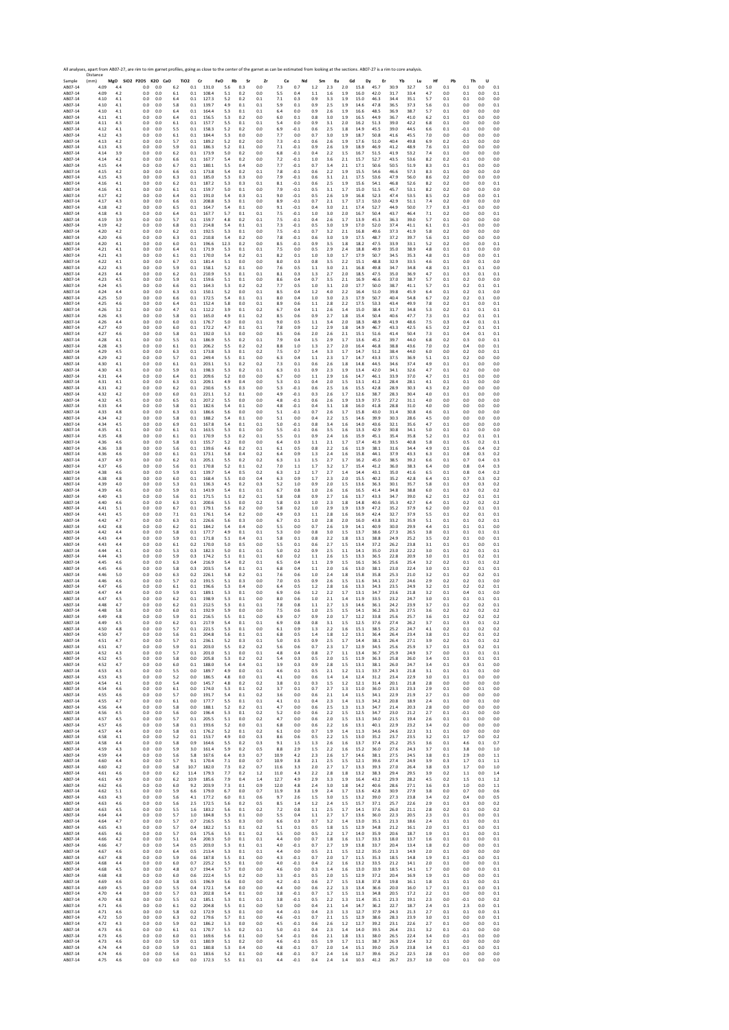All analyses, apart from AB07-27, are rim to rim garnet profiles, going as close to the center of the garnet as can be estimated from looking at the sections. AB07-27 is a rim to core analysis.

| Sample | Distance (mm) | MgO | SiO2 | P2O5 | K2O | CaO | TiO2 | Cr | FeO | Rb | Sr | Zr | Ce | Nd | Sm | Eu | Gd | Dy | Er | Yb | Lu | Hf | Pb | Th | U |
|---|---|---|---|---|---|---|---|---|---|---|---|---|---|---|---|---|---|---|---|---|---|---|---|---|---|
| AB07-14 | 4.09 | 4.4 | | 0.0 | 0.0 | 6.2 | 0.1 | 131.0 | 5.6 | 0.3 | 0.0 | 7.3 | 0.7 | 1.2 | 2.3 | 2.0 | 15.8 | 45.7 | 30.9 | 32.7 | 5.0 | 0.1 | 0.1 | 0.0 | 0.1 |
| AB07-14 | 4.09 | 4.2 | | 0.0 | 0.0 | 6.1 | 0.1 | 108.4 | 5.1 | 0.2 | 0.0 | 5.5 | 0.4 | 1.1 | 1.6 | 1.9 | 16.0 | 42.0 | 31.7 | 33.4 | 4.7 | 0.0 | 0.1 | 0.0 | 0.1 |
| AB07-14 | 4.10 | 4.1 | | 0.0 | 0.0 | 6.4 | 0.1 | 127.3 | 5.2 | 0.2 | 0.1 | 7.1 | 0.3 | 0.9 | 3.3 | 1.9 | 15.0 | 46.3 | 34.4 | 35.1 | 5.7 | 0.1 | 0.1 | 0.0 | 0.0 |
| AB07-14 | 4.10 | 4.1 | | 0.0 | 0.0 | 5.8 | 0.1 | 139.7 | 4.9 | 0.1 | 0.1 | 5.9 | 0.1 | 0.9 | 2.5 | 1.9 | 14.6 | 47.8 | 36.5 | 37.3 | 5.6 | 0.1 | 0.0 | 0.0 | 0.1 |
| AB07-14 | 4.10 | 4.1 | | 0.0 | 0.0 | 6.4 | 0.1 | 164.4 | 5.3 | 0.1 | 0.1 | 6.4 | 0.0 | 0.9 | 2.6 | 1.9 | 16.6 | 48.5 | 36.9 | 38.7 | 5.7 | 0.1 | 0.0 | 0.0 | 0.0 |
| AB07-14 | 4.11 | 4.1 | | 0.0 | 0.0 | 6.4 | 0.1 | 156.5 | 5.3 | 0.2 | 0.0 | 6.0 | 0.1 | 0.8 | 3.0 | 1.9 | 16.5 | 44.9 | 36.7 | 41.0 | 6.2 | 0.1 | 0.1 | 0.0 | 0.0 |
| AB07-14 | 4.11 | 4.3 | | 0.0 | 0.0 | 6.4 | 0.1 | 157.7 | 5.5 | 0.1 | 0.1 | 5.4 | 0.0 | 0.9 | 3.1 | 2.0 | 16.2 | 51.3 | 39.0 | 42.2 | 6.8 | 0.1 | 0.0 | 0.0 | 0.0 |
| AB07-14 | 4.12 | 4.1 | | 0.0 | 0.0 | 5.5 | 0.1 | 158.3 | 5.2 | 0.2 | 0.0 | 6.9 | -0.1 | 0.6 | 2.5 | 1.8 | 14.9 | 45.5 | 39.0 | 44.5 | 6.6 | 0.1 | -0.1 | 0.0 | 0.0 |
| AB07-14 | 4.12 | 4.3 | | 0.0 | 0.0 | 6.1 | 0.1 | 184.4 | 5.3 | 0.0 | 0.0 | 7.7 | 0.0 | 0.7 | 3.0 | 1.9 | 18.7 | 50.8 | 41.6 | 45.5 | 7.0 | 0.0 | 0.0 | 0.0 | 0.0 |
| AB07-14 | 4.13 | 4.2 | | 0.0 | 0.0 | 5.7 | 0.1 | 189.2 | 5.2 | 0.2 | 0.0 | 7.3 | -0.1 | 0.6 | 2.6 | 1.9 | 17.6 | 51.0 | 40.4 | 49.8 | 6.9 | 0.2 | -0.1 | 0.0 | 0.0 |
| AB07-14 | 4.13 | 4.3 | | 0.0 | 0.0 | 5.9 | 0.1 | 186.3 | 5.2 | 0.1 | 0.0 | 7.1 | -0.1 | 0.9 | 2.6 | 1.9 | 18.9 | 46.9 | 41.2 | 48.9 | 7.6 | 0.1 | 0.0 | 0.0 | 0.0 |
| AB07-14 | 4.14 | 3.9 | | 0.0 | 0.0 | 6.2 | 0.1 | 173.9 | 5.0 | 0.2 | 0.0 | 6.8 | -0.1 | 0.4 | 2.2 | 1.5 | 16.7 | 51.5 | 41.9 | 53.2 | 7.4 | 0.1 | 0.0 | 0.0 | 0.0 |
| AB07-14 | 4.14 | 4.2 | | 0.0 | 0.0 | 6.6 | 0.1 | 167.7 | 5.4 | 0.2 | 0.0 | 7.2 | -0.1 | 1.0 | 3.6 | 2.1 | 15.7 | 52.7 | 43.5 | 53.6 | 8.2 | 0.2 | -0.1 | 0.0 | 0.0 |
| AB07-14 | 4.15 | 4.4 | | 0.0 | 0.0 | 6.7 | 0.1 | 180.1 | 5.5 | 0.4 | 0.0 | 7.7 | -0.1 | 0.7 | 3.4 | 2.1 | 17.1 | 50.6 | 50.5 | 51.9 | 8.3 | 0.1 | 0.1 | 0.0 | 0.0 |
| AB07-14 | 4.15 | 4.2 | | 0.0 | 0.0 | 6.6 | 0.1 | 173.8 | 5.4 | 0.2 | 0.1 | 7.8 | -0.1 | 0.6 | 2.2 | 1.9 | 15.5 | 54.6 | 46.6 | 57.3 | 8.3 | 0.1 | 0.0 | 0.0 | 0.0 |
| AB07-14 | 4.15 | 4.3 | | 0.0 | 0.0 | 6.3 | 0.1 | 185.0 | 5.3 | 0.3 | 0.0 | 7.9 | -0.1 | 0.6 | 3.1 | 2.1 | 17.5 | 53.6 | 47.9 | 56.0 | 8.6 | 0.2 | 0.0 | 0.0 | 0.0 |
| AB07-14 | 4.16 | 4.1 | | 0.0 | 0.0 | 6.2 | 0.1 | 187.2 | 5.3 | 0.3 | 0.1 | 8.1 | -0.1 | 0.6 | 2.5 | 1.9 | 15.6 | 54.1 | 46.8 | 52.6 | 8.2 | 0.2 | 0.0 | 0.0 | 0.1 |
| AB07-14 | 4.16 | 4.1 | | 0.0 | 0.0 | 6.1 | 0.1 | 159.7 | 5.0 | 0.1 | 0.0 | 7.9 | -0.1 | 0.5 | 3.1 | 1.7 | 15.0 | 51.5 | 45.7 | 53.1 | 8.2 | 0.2 | 0.0 | 0.0 | 0.0 |
| AB07-14 | 4.17 | 4.2 | | 0.0 | 0.0 | 6.4 | 0.1 | 191.0 | 5.4 | 0.3 | 0.1 | 9.0 | -0.1 | 0.5 | 2.6 | 1.9 | 16.8 | 52.3 | 47.4 | 53.5 | 8.5 | 0.2 | 0.0 | 0.0 | 0.1 |
| AB07-14 | 4.17 | 4.3 | | 0.0 | 0.0 | 6.6 | 0.1 | 208.8 | 5.3 | 0.1 | 0.0 | 8.9 | -0.1 | 0.7 | 2.1 | 1.7 | 17.1 | 53.0 | 42.9 | 51.1 | 7.4 | 0.2 | 0.0 | 0.0 | 0.0 |
| AB07-14 | 4.18 | 4.2 | | 0.0 | 0.0 | 6.5 | 0.1 | 164.7 | 5.4 | 0.1 | 0.0 | 9.1 | -0.1 | 0.4 | 3.0 | 2.1 | 17.4 | 52.7 | 44.9 | 50.0 | 7.7 | 0.3 | -0.1 | 0.0 | 0.0 |
| AB07-14 | 4.18 | 4.3 | | 0.0 | 0.0 | 6.4 | 0.1 | 167.7 | 5.7 | 0.1 | 0.1 | 7.5 | -0.1 | 1.0 | 3.0 | 2.0 | 16.7 | 50.4 | 43.7 | 46.4 | 7.1 | 0.2 | 0.0 | 0.0 | 0.1 |
| AB07-14 | 4.19 | 3.9 | | 0.0 | 0.0 | 5.7 | 0.1 | 159.7 | 4.8 | 0.2 | 0.1 | 7.5 | -0.1 | 0.4 | 2.6 | 1.7 | 13.9 | 45.3 | 36.3 | 39.0 | 5.7 | 0.1 | 0.0 | 0.0 | 0.0 |
| AB07-14 | 4.19 | 4.2 | | 0.0 | 0.0 | 6.8 | 0.1 | 214.8 | 5.4 | 0.1 | 0.1 | 7.3 | -0.1 | 0.5 | 3.0 | 1.9 | 17.0 | 52.0 | 37.4 | 41.1 | 6.1 | 0.1 | -0.1 | 0.0 | 0.0 |
| AB07-14 | 4.20 | 4.2 | | 0.0 | 0.0 | 6.2 | 0.1 | 192.5 | 5.3 | 0.1 | 0.0 | 7.5 | -0.1 | 0.7 | 3.2 | 2.1 | 16.8 | 49.6 | 37.3 | 41.9 | 5.8 | 0.2 | 0.0 | 0.0 | 0.0 |
| AB07-14 | 4.20 | 4.6 | | 0.0 | 0.0 | 6.3 | 0.1 | 210.8 | 5.4 | 0.2 | 0.0 | 7.8 | -0.1 | 0.6 | 3.0 | 1.9 | 17.5 | 48.7 | 37.2 | 39.7 | 5.6 | 0.1 | 0.0 | 0.0 | 0.0 |
| AB07-14 | 4.20 | 4.1 | | 0.0 | 0.0 | 6.0 | 0.1 | 196.6 | 12.3 | 0.2 | 0.0 | 8.5 | -0.1 | 0.9 | 3.5 | 1.8 | 18.2 | 47.5 | 33.9 | 33.1 | 5.2 | 0.2 | 0.0 | 0.0 | 0.1 |
| AB07-14 | 4.21 | 4.1 | | 0.0 | 0.0 | 6.4 | 0.1 | 171.9 | 5.3 | 0.1 | 0.1 | 7.5 | 0.0 | 0.5 | 2.9 | 2.4 | 18.8 | 49.9 | 35.0 | 38.9 | 4.8 | 0.1 | 0.1 | 0.0 | 0.0 |
| AB07-14 | 4.21 | 4.3 | | 0.0 | 0.0 | 6.1 | 0.1 | 170.0 | 5.4 | 0.2 | 0.1 | 8.2 | 0.1 | 1.0 | 3.0 | 1.7 | 17.9 | 50.7 | 34.5 | 35.3 | 4.8 | 0.1 | 0.0 | 0.0 | 0.1 |
| AB07-14 | 4.22 | 4.1 | | 0.0 | 0.0 | 6.7 | 0.1 | 181.4 | 5.1 | 0.0 | 0.0 | 8.0 | 0.3 | 0.8 | 3.5 | 2.2 | 15.1 | 48.8 | 32.9 | 33.5 | 4.6 | 0.1 | 0.0 | 0.1 | 0.0 |
| AB07-14 | 4.22 | 4.3 | | 0.0 | 0.0 | 5.9 | 0.1 | 158.1 | 5.2 | 0.1 | 0.0 | 7.6 | 0.5 | 1.1 | 3.0 | 2.1 | 16.8 | 49.8 | 34.7 | 34.8 | 4.8 | 0.1 | 0.1 | 0.1 | 0.0 |
| AB07-14 | 4.23 | 4.4 | | 0.0 | 0.0 | 6.2 | 0.1 | 210.9 | 5.3 | 0.1 | 0.1 | 8.1 | 0.3 | 1.3 | 2.7 | 2.0 | 18.5 | 47.5 | 35.0 | 36.9 | 4.7 | 0.1 | 0.3 | 0.1 | 0.1 |
| AB07-14 | 4.23 | 4.5 | | 0.0 | 0.0 | 5.9 | 0.1 | 159.6 | 5.1 | 0.1 | 0.0 | 8.6 | 0.4 | 0.7 | 3.5 | 2.1 | 16.9 | 46.6 | 37.0 | 38.7 | 5.7 | 0.1 | 0.2 | 0.0 | 0.0 |
| AB07-14 | 4.24 | 4.5 | | 0.0 | 0.0 | 6.6 | 0.1 | 164.3 | 5.3 | 0.2 | 0.2 | 7.7 | 0.5 | 1.0 | 3.1 | 2.0 | 17.7 | 50.0 | 38.7 | 41.1 | 5.7 | 0.1 | 0.2 | 0.1 | 0.1 |
| AB07-14 | 4.24 | 4.4 | | 0.0 | 0.0 | 6.3 | 0.1 | 150.1 | 5.2 | 0.0 | 0.1 | 8.5 | 0.4 | 1.2 | 4.0 | 2.2 | 16.4 | 51.0 | 39.8 | 45.9 | 6.4 | 0.1 | 0.2 | 0.1 | 0.0 |
| AB07-14 | 4.25 | 5.0 | | 0.0 | 0.0 | 6.6 | 0.1 | 172.5 | 5.4 | 0.1 | 0.1 | 8.0 | 0.4 | 1.0 | 3.0 | 2.3 | 17.9 | 50.7 | 40.4 | 54.8 | 6.7 | 0.2 | 0.2 | 0.1 | 0.0 |
| AB07-14 | 4.25 | 4.6 | | 0.0 | 0.0 | 6.4 | 0.1 | 152.4 | 5.8 | 0.0 | 0.1 | 8.9 | 0.6 | 1.1 | 2.8 | 2.2 | 17.5 | 53.3 | 43.4 | 49.9 | 7.8 | 0.2 | 0.1 | 0.0 | 0.1 |
| AB07-14 | 4.26 | 3.2 | | 0.0 | 0.0 | 4.7 | 0.1 | 112.2 | 3.9 | 0.1 | 0.2 | 6.7 | 0.4 | 1.1 | 2.6 | 1.4 | 15.0 | 38.4 | 31.7 | 34.8 | 5.3 | 0.2 | 0.1 | 0.1 | 0.1 |
| AB07-14 | 4.26 | 4.3 | | 0.0 | 0.0 | 5.8 | 0.1 | 165.0 | 4.9 | 0.1 | 0.2 | 8.5 | 0.6 | 0.9 | 2.7 | 1.8 | 15.4 | 50.4 | 40.6 | 47.7 | 7.3 | 0.1 | 0.2 | 0.1 | 0.1 |
| AB07-14 | 4.26 | 4.4 | | 0.0 | 0.0 | 6.0 | 0.1 | 176.7 | 5.0 | 0.0 | 0.1 | 9.0 | 0.5 | 1.1 | 3.4 | 2.0 | 18.3 | 48.9 | 41.9 | 48.6 | 7.5 | 0.3 | 0.4 | 0.1 | 0.1 |
| AB07-14 | 4.27 | 4.0 | | 0.0 | 0.0 | 6.0 | 0.1 | 172.2 | 4.7 | 0.1 | 0.1 | 7.8 | 0.9 | 1.2 | 2.9 | 1.8 | 14.9 | 46.7 | 43.3 | 42.5 | 6.5 | 0.2 | 0.2 | 0.1 | 0.1 |
| AB07-14 | 4.27 | 4.6 | | 0.0 | 0.0 | 5.8 | 0.1 | 192.0 | 5.3 | 0.0 | 0.0 | 8.5 | 0.6 | 2.0 | 2.6 | 2.1 | 15.1 | 51.6 | 41.4 | 50.4 | 7.3 | 0.1 | 0.4 | 0.1 | 0.1 |
| AB07-14 | 4.28 | 4.1 | | 0.0 | 0.0 | 5.5 | 0.1 | 186.9 | 5.5 | 0.2 | 0.1 | 7.9 | 0.4 | 1.5 | 2.9 | 1.7 | 13.6 | 45.2 | 39.7 | 44.0 | 6.8 | 0.2 | 0.3 | 0.0 | 0.1 |
| AB07-14 | 4.28 | 4.3 | | 0.0 | 0.0 | 6.1 | 0.1 | 206.2 | 5.5 | 0.2 | 0.2 | 8.8 | 1.0 | 1.3 | 2.7 | 2.0 | 16.4 | 46.8 | 38.8 | 43.6 | 7.0 | 0.2 | 0.4 | 0.0 | 0.1 |
| AB07-14 | 4.29 | 4.5 | | 0.0 | 0.0 | 6.3 | 0.1 | 173.8 | 5.3 | 0.1 | 0.2 | 7.5 | 0.7 | 1.4 | 3.3 | 1.7 | 14.7 | 51.2 | 38.4 | 44.0 | 6.0 | 0.0 | 0.2 | 0.0 | 0.1 |
| AB07-14 | 4.29 | 4.2 | | 0.0 | 0.0 | 5.7 | 0.1 | 249.4 | 5.5 | 0.1 | 0.0 | 6.3 | 0.4 | 1.1 | 2.3 | 1.7 | 14.7 | 43.3 | 37.5 | 36.9 | 5.1 | 0.1 | 0.2 | 0.0 | 0.0 |
| AB07-14 | 4.30 | 4.1 | | 0.0 | 0.0 | 6.1 | 0.1 | 203.1 | 5.1 | 0.2 | 0.2 | 7.3 | 0.1 | 0.6 | 2.6 | 1.8 | 14.8 | 44.5 | 34.6 | 37.4 | 4.9 | 0.1 | 0.1 | 0.0 | 0.0 |
| AB07-14 | 4.30 | 4.3 | | 0.0 | 0.0 | 5.9 | 0.1 | 198.3 | 5.3 | 0.2 | 0.1 | 6.3 | 0.1 | 0.9 | 2.3 | 1.9 | 13.4 | 42.0 | 34.1 | 32.6 | 4.7 | 0.1 | 0.2 | 0.0 | 0.0 |
| AB07-14 | 4.31 | 4.4 | | 0.0 | 0.0 | 6.4 | 0.1 | 209.6 | 5.2 | 0.0 | 0.0 | 6.7 | 0.0 | 1.1 | 2.9 | 1.6 | 14.7 | 46.1 | 33.9 | 37.0 | 4.7 | 0.1 | 0.1 | 0.0 | 0.0 |
| AB07-14 | 4.31 | 4.1 | | 0.0 | 0.0 | 6.3 | 0.1 | 209.1 | 4.9 | 0.4 | 0.0 | 5.3 | 0.1 | 0.4 | 2.0 | 1.5 | 13.1 | 41.2 | 28.4 | 28.1 | 4.1 | 0.1 | 0.1 | 0.0 | 0.0 |
| AB07-14 | 4.31 | 4.2 | | 0.0 | 0.0 | 6.2 | 0.1 | 230.6 | 5.5 | 0.3 | 0.0 | 5.3 | -0.1 | 0.6 | 2.5 | 1.6 | 15.5 | 42.8 | 28.9 | 30.3 | 4.3 | 0.2 | 0.0 | 0.0 | 0.0 |
| AB07-14 | 4.32 | 4.2 | | 0.0 | 0.0 | 6.0 | 0.1 | 221.1 | 5.2 | 0.1 | 0.0 | 4.9 | -0.1 | 0.3 | 2.6 | 1.7 | 12.6 | 38.7 | 28.3 | 30.4 | 4.0 | 0.1 | 0.1 | 0.0 | 0.0 |
| AB07-14 | 4.32 | 4.5 | | 0.0 | 0.0 | 6.5 | 0.1 | 207.2 | 5.5 | 0.0 | 0.0 | 4.8 | -0.1 | 0.6 | 2.6 | 1.9 | 13.9 | 37.5 | 27.2 | 31.1 | 4.0 | 0.0 | 0.0 | 0.0 | 0.0 |
| AB07-14 | 4.33 | 4.4 | | 0.0 | 0.0 | 5.8 | 0.1 | 182.6 | 5.4 | 0.1 | 0.0 | 4.8 | -0.1 | 0.4 | 3.1 | 1.8 | 16.0 | 41.8 | 28.8 | 31.0 | 4.0 | 0.0 | 0.0 | 0.0 | 0.0 |
| AB07-14 | 4.33 | 4.8 | | 0.0 | 0.0 | 6.3 | 0.1 | 186.6 | 5.6 | 0.0 | 0.0 | 5.1 | -0.1 | 0.7 | 2.6 | 1.7 | 15.8 | 43.0 | 31.4 | 30.8 | 4.6 | 0.1 | 0.0 | 0.0 | 0.0 |
| AB07-14 | 4.34 | 4.2 | | 0.0 | 0.0 | 5.8 | 0.1 | 188.2 | 5.4 | 0.1 | 0.0 | 5.1 | 0.0 | 0.4 | 2.2 | 1.5 | 14.6 | 39.9 | 30.3 | 28.6 | 4.5 | 0.0 | 0.0 | 0.0 | 0.0 |
| AB07-14 | 4.34 | 4.5 | | 0.0 | 0.0 | 6.9 | 0.1 | 167.8 | 5.4 | 0.1 | 0.1 | 5.0 | -0.1 | 0.8 | 3.4 | 1.6 | 14.0 | 43.6 | 32.1 | 35.6 | 4.7 | 0.1 | 0.0 | 0.0 | 0.0 |
| AB07-14 | 4.35 | 4.1 | | 0.0 | 0.0 | 6.1 | 0.1 | 163.5 | 5.3 | 0.1 | 0.0 | 5.5 | -0.1 | 0.6 | 3.5 | 1.6 | 13.3 | 42.9 | 30.8 | 34.1 | 5.0 | 0.1 | 0.1 | 0.0 | 0.0 |
| AB07-14 | 4.35 | 4.8 | | 0.0 | 0.0 | 6.1 | 0.1 | 170.9 | 5.3 | 0.2 | 0.1 | 5.5 | 0.1 | 0.9 | 2.4 | 1.6 | 15.9 | 45.1 | 35.4 | 35.8 | 5.2 | 0.1 | 0.2 | 0.1 | 0.1 |
| AB07-14 | 4.36 | 4.6 | | 0.0 | 0.0 | 5.8 | 0.1 | 155.7 | 5.2 | 0.0 | 0.0 | 6.4 | 0.3 | 1.1 | 2.1 | 1.7 | 17.4 | 41.9 | 33.5 | 40.8 | 5.8 | 0.1 | 0.5 | 0.2 | 0.1 |
| AB07-14 | 4.36 | 3.8 | | 0.0 | 0.0 | 5.6 | 0.1 | 139.6 | 4.6 | 0.2 | 0.1 | 6.1 | 0.5 | 0.8 | 2.2 | 1.6 | 11.9 | 38.1 | 31.6 | 34.4 | 4.9 | 0.1 | 0.6 | 0.4 | 0.2 |
| AB07-14 | 4.36 | 4.6 | | 0.0 | 0.0 | 6.1 | 0.1 | 173.1 | 5.8 | 0.4 | 0.2 | 6.4 | 0.9 | 1.3 | 2.4 | 1.6 | 15.8 | 44.1 | 37.9 | 43.3 | 6.3 | 0.1 | 0.8 | 0.3 | 0.2 |
| AB07-14 | 4.37 | 4.9 | | 0.0 | 0.0 | 6.2 | 0.1 | 205.1 | 5.5 | 0.2 | 0.2 | 6.3 | 1.1 | 1.5 | 2.7 | 1.7 | 16.2 | 45.0 | 38.5 | 39.2 | 6.6 | 0.1 | 0.7 | 0.4 | 0.3 |
| AB07-14 | 4.37 | 4.6 | | 0.0 | 0.0 | 5.6 | 0.1 | 170.8 | 5.2 | 0.1 | 0.2 | 7.0 | 1.1 | 1.7 | 3.2 | 1.7 | 15.4 | 41.2 | 36.0 | 38.3 | 6.4 | 0.0 | 0.8 | 0.4 | 0.3 |
| AB07-14 | 4.38 | 4.6 | | 0.0 | 0.0 | 5.9 | 0.1 | 139.7 | 5.4 | 0.5 | 0.2 | 6.3 | 1.2 | 1.7 | 2.7 | 1.4 | 14.4 | 43.1 | 35.0 | 41.6 | 6.5 | 0.1 | 0.8 | 0.4 | 0.2 |
| AB07-14 | 4.38 | 4.8 | | 0.0 | 0.0 | 6.0 | 0.1 | 168.4 | 5.5 | 0.0 | 0.4 | 6.3 | 0.9 | 1.7 | 2.3 | 2.0 | 15.5 | 40.2 | 35.2 | 42.8 | 6.4 | 0.1 | 0.7 | 0.3 | 0.2 |
| AB07-14 | 4.39 | 4.0 | | 0.0 | 0.0 | 5.3 | 0.1 | 136.3 | 4.5 | 0.2 | 0.3 | 5.2 | 1.0 | 0.9 | 2.0 | 1.5 | 13.6 | 36.3 | 30.1 | 35.7 | 5.8 | 0.1 | 0.3 | 0.3 | 0.2 |
| AB07-14 | 4.39 | 4.6 | | 0.0 | 0.0 | 5.9 | 0.1 | 143.9 | 5.4 | 0.1 | 0.1 | 6.7 | 0.8 | 1.0 | 2.6 | 1.6 | 16.5 | 41.4 | 34.8 | 38.8 | 6.0 | 0.1 | 0.3 | 0.2 | 0.2 |
| AB07-14 | 4.40 | 4.3 | | 0.0 | 0.0 | 5.6 | 0.1 | 171.5 | 5.1 | 0.2 | 0.1 | 5.8 | 0.8 | 0.9 | 2.7 | 1.6 | 13.7 | 43.3 | 34.7 | 39.0 | 6.2 | 0.1 | 0.2 | 0.1 | 0.1 |
| AB07-14 | 4.40 | 4.6 | | 0.0 | 0.0 | 6.3 | 0.1 | 200.6 | 5.5 | 0.0 | 0.2 | 5.8 | 0.3 | 1.0 | 2.3 | 1.8 | 14.8 | 40.6 | 35.3 | 42.7 | 6.4 | 0.1 | 0.2 | 0.2 | 0.2 |
| AB07-14 | 4.41 | 5.1 | | 0.0 | 0.0 | 6.7 | 0.1 | 179.1 | 5.6 | 0.2 | 0.0 | 5.8 | 0.2 | 1.0 | 2.9 | 1.9 | 13.9 | 47.2 | 35.2 | 37.9 | 6.2 | 0.0 | 0.2 | 0.1 | 0.1 |
| AB07-14 | 4.41 | 4.5 | | 0.0 | 0.0 | 7.1 | 0.1 | 176.1 | 5.4 | 0.2 | 0.0 | 4.9 | 0.3 | 1.1 | 2.8 | 1.6 | 16.9 | 42.4 | 32.7 | 37.9 | 5.5 | 0.1 | 0.2 | 0.1 | 0.1 |
| AB07-14 | 4.42 | 4.7 | | 0.0 | 0.0 | 6.3 | 0.1 | 226.6 | 5.6 | 0.3 | 0.0 | 6.7 | 0.1 | 1.0 | 2.8 | 2.0 | 16.0 | 43.8 | 33.2 | 35.9 | 5.1 | 0.1 | 0.1 | 0.2 | 0.1 |
| AB07-14 | 4.42 | 4.8 | | 0.0 | 0.0 | 6.2 | 0.1 | 184.2 | 5.4 | 0.4 | 0.0 | 5.5 | 0.0 | 0.7 | 2.6 | 1.9 | 14.1 | 40.9 | 30.0 | 29.9 | 4.4 | 0.1 | 0.1 | 0.1 | 0.0 |
| AB07-14 | 4.42 | 4.4 | | 0.0 | 0.0 | 5.8 | 0.1 | 177.7 | 4.9 | 0.1 | 0.1 | 5.3 | 0.0 | 0.8 | 3.0 | 1.5 | 13.7 | 38.6 | 27.3 | 26.5 | 3.8 | 0.1 | 0.1 | 0.1 | 0.1 |
| AB07-14 | 4.43 | 4.4 | | 0.0 | 0.0 | 5.9 | 0.1 | 171.8 | 5.1 | 0.4 | 0.1 | 5.1 | 0.1 | 0.8 | 2.2 | 1.8 | 13.1 | 38.8 | 24.9 | 25.2 | 3.5 | 0.2 | 0.1 | 0.0 | 0.1 |
| AB07-14 | 4.43 | 4.4 | | 0.0 | 0.0 | 6.1 | 0.2 | 170.0 | 5.0 | 0.5 | 0.0 | 5.5 | 0.1 | 0.6 | 2.7 | 1.5 | 13.4 | 37.2 | 26.2 | 23.8 | 3.1 | 0.1 | 0.1 | 0.0 | 0.0 |
| AB07-14 | 4.44 | 4.1 | | 0.0 | 0.0 | 5.3 | 0.3 | 182.3 | 5.0 | 0.1 | 0.1 | 5.0 | 0.2 | 0.9 | 2.5 | 1.1 | 14.1 | 35.0 | 23.0 | 22.2 | 3.0 | 0.1 | 0.2 | 0.1 | 0.1 |
| AB07-14 | 4.44 | 4.3 | | 0.0 | 0.0 | 5.9 | 0.3 | 174.2 | 5.1 | 0.1 | 0.1 | 6.0 | 0.2 | 1.1 | 2.6 | 1.5 | 13.3 | 36.5 | 22.8 | 20.9 | 3.0 | 0.1 | 0.1 | 0.2 | 0.1 |
| AB07-14 | 4.45 | 4.6 | | 0.0 | 0.0 | 6.3 | 0.4 | 216.9 | 5.4 | 0.2 | 0.1 | 6.5 | 0.4 | 1.1 | 2.9 | 1.5 | 16.1 | 36.5 | 25.6 | 25.4 | 3.2 | 0.2 | 0.1 | 0.1 | 0.2 |
| AB07-14 | 4.45 | 4.6 | | 0.0 | 0.0 | 5.8 | 0.3 | 203.5 | 5.4 | 0.1 | 0.1 | 6.8 | 0.4 | 1.1 | 2.0 | 1.6 | 13.0 | 38.1 | 23.0 | 22.4 | 3.0 | 0.1 | 0.2 | 0.1 | 0.1 |
| AB07-14 | 4.46 | 5.0 | | 0.0 | 0.0 | 6.3 | 0.2 | 226.1 | 5.8 | 0.2 | 0.1 | 7.6 | 0.6 | 1.0 | 2.4 | 1.8 | 15.8 | 35.8 | 25.3 | 21.0 | 3.2 | 0.1 | 0.2 | 0.2 | 0.1 |
| AB07-14 | 4.46 | 4.6 | | 0.0 | 0.0 | 5.7 | 0.2 | 191.5 | 5.1 | 0.3 | 0.0 | 7.0 | 0.5 | 0.9 | 2.6 | 1.5 | 11.6 | 34.1 | 22.7 | 24.6 | 2.9 | 0.2 | 0.2 | 0.1 | 0.0 |
| AB07-14 | 4.47 | 4.6 | | 0.0 | 0.0 | 6.1 | 0.1 | 196.6 | 5.3 | 0.4 | 0.0 | 6.4 | 0.5 | 1.2 | 2.8 | 1.6 | 13.3 | 34.3 | 23.5 | 24.9 | 3.2 | 0.1 | 0.2 | 0.2 | 0.1 |
| AB07-14 | 4.47 | 4.4 | | 0.0 | 0.0 | 5.9 | 0.1 | 189.1 | 5.3 | 0.1 | 0.0 | 6.9 | 0.6 | 1.2 | 2.2 | 1.7 | 13.1 | 34.7 | 23.6 | 21.8 | 3.2 | 0.1 | 0.4 | 0.1 | 0.0 |
| AB07-14 | 4.47 | 4.5 | | 0.0 | 0.0 | 6.2 | 0.1 | 198.9 | 5.3 | 0.1 | 0.0 | 8.0 | 0.6 | 1.0 | 2.1 | 1.4 | 11.9 | 33.5 | 23.2 | 24.7 | 3.0 | 0.1 | 0.1 | 0.1 | 0.1 |
| AB07-14 | 4.48 | 4.7 | | 0.0 | 0.0 | 6.2 | 0.1 | 212.5 | 5.3 | 0.1 | 0.1 | 7.8 | 0.8 | 1.1 | 2.7 | 1.3 | 14.6 | 36.1 | 24.2 | 23.9 | 3.7 | 0.1 | 0.2 | 0.2 | 0.1 |
| AB07-14 | 4.48 | 5.8 | | 0.0 | 0.0 | 6.0 | 0.1 | 192.9 | 5.9 | 0.0 | 0.0 | 7.5 | 0.6 | 1.0 | 2.5 | 1.5 | 14.1 | 36.2 | 26.3 | 27.5 | 3.6 | 0.2 | 0.2 | 0.2 | 0.2 |
| AB07-14 | 4.49 | 4.8 | | 0.0 | 0.0 | 5.9 | 0.1 | 216.5 | 5.5 | 0.1 | 0.0 | 6.9 | 0.7 | 0.9 | 2.0 | 1.7 | 12.2 | 33.8 | 25.6 | 25.7 | 3.6 | 0.1 | 0.2 | 0.2 | 0.2 |
| AB07-14 | 4.49 | 4.5 | | 0.0 | 0.0 | 6.2 | 0.1 | 217.9 | 5.4 | 0.1 | 0.1 | 6.9 | 0.8 | 0.8 | 3.1 | 1.5 | 12.5 | 37.6 | 27.4 | 26.2 | 3.7 | 0.1 | 0.3 | 0.1 | 0.2 |
| AB07-14 | 4.50 | 4.8 | | 0.0 | 0.0 | 5.7 | 0.1 | 221.5 | 5.3 | 0.1 | 0.0 | 6.1 | 0.9 | 1.3 | 2.2 | 1.6 | 15.1 | 38.5 | 25.2 | 24.7 | 4.1 | 0.2 | 0.1 | 0.2 | 0.2 |
| AB07-14 | 4.50 | 4.7 | | 0.0 | 0.0 | 5.6 | 0.1 | 204.8 | 5.6 | 0.1 | 0.1 | 6.8 | 0.5 | 1.4 | 1.8 | 1.2 | 13.1 | 36.4 | 26.4 | 23.4 | 3.8 | 0.1 | 0.2 | 0.1 | 0.2 |
| AB07-14 | 4.51 | 4.7 | | 0.0 | 0.0 | 5.7 | 0.1 | 236.1 | 5.2 | 0.3 | 0.1 | 5.0 | 0.5 | 0.9 | 2.5 | 1.7 | 14.4 | 38.1 | 26.4 | 27.1 | 3.9 | 0.2 | 0.1 | 0.1 | 0.2 |
| AB07-14 | 4.51 | 4.7 | | 0.0 | 0.0 | 5.9 | 0.1 | 203.0 | 5.5 | 0.2 | 0.2 | 5.6 | 0.6 | 0.7 | 2.3 | 1.7 | 12.9 | 34.5 | 25.6 | 25.9 | 3.7 | 0.1 | 0.3 | 0.2 | 0.1 |
| AB07-14 | 4.52 | 4.3 | | 0.0 | 0.0 | 5.7 | 0.1 | 201.0 | 5.1 | 0.0 | 0.1 | 4.8 | 0.4 | 0.8 | 2.7 | 1.1 | 13.4 | 36.7 | 25.9 | 24.9 | 3.7 | 0.0 | 0.1 | 0.1 | 0.1 |
| AB07-14 | 4.52 | 4.5 | | 0.0 | 0.0 | 5.8 | 0.0 | 205.8 | 5.3 | 0.2 | 0.2 | 5.4 | 0.3 | 0.5 | 2.0 | 1.5 | 11.9 | 36.3 | 25.8 | 26.0 | 3.4 | 0.1 | 0.3 | 0.1 | 0.1 |
| AB07-14 | 4.52 | 4.7 | | 0.0 | 0.0 | 6.0 | 0.1 | 188.0 | 5.4 | 0.4 | 0.1 | 3.9 | 0.3 | 0.9 | 2.8 | 1.5 | 13.1 | 38.1 | 26.0 | 24.7 | 3.4 | 0.1 | 0.3 | 0.1 | 0.0 |
| AB07-14 | 4.53 | 4.3 | | 0.0 | 0.0 | 5.5 | 0.0 | 189.7 | 4.9 | 0.0 | 0.1 | 4.6 | 0.1 | 0.5 | 2.1 | 1.2 | 11.1 | 33.7 | 24.3 | 21.8 | 3.1 | 0.1 | 0.1 | 0.0 | 0.1 |
| AB07-14 | 4.53 | 4.3 | | 0.0 | 0.0 | 5.2 | 0.0 | 186.5 | 4.8 | 0.0 | 0.1 | 4.1 | 0.0 | 0.6 | 1.6 | 1.4 | 12.4 | 31.2 | 23.4 | 22.9 | 3.0 | 0.1 | 0.1 | 0.0 | 0.1 |
| AB07-14 | 4.54 | 4.1 | | 0.0 | 0.0 | 5.4 | 0.0 | 145.7 | 4.8 | 0.2 | 0.2 | 3.8 | 0.1 | 0.3 | 1.5 | 1.2 | 12.1 | 31.4 | 20.1 | 21.8 | 2.8 | 0.0 | 0.0 | 0.0 | 0.0 |
| AB07-14 | 4.54 | 4.6 | | 0.0 | 0.0 | 6.1 | 0.0 | 174.0 | 5.3 | 0.1 | 0.2 | 3.7 | 0.1 | 0.7 | 2.7 | 1.3 | 11.0 | 36.0 | 23.3 | 23.3 | 2.9 | 0.1 | 0.0 | 0.1 | 0.0 |
| AB07-14 | 4.55 | 4.6 | | 0.0 | 0.0 | 5.7 | 0.1 | 191.7 | 5.4 | 0.1 | 0.2 | 3.6 | 0.0 | 0.6 | 2.1 | 1.4 | 11.5 | 34.1 | 22.9 | 21.9 | 2.7 | 0.1 | 0.0 | 0.0 | 0.0 |
| AB07-14 | 4.55 | 4.7 | | 0.0 | 0.0 | 6.0 | 0.1 | 177.7 | 5.5 | 0.1 | 0.1 | 4.1 | 0.1 | 0.4 | 2.3 | 1.4 | 11.3 | 34.2 | 20.8 | 18.9 | 2.4 | 0.1 | 0.0 | 0.1 | 0.0 |
| AB07-14 | 4.56 | 4.4 | | 0.0 | 0.0 | 5.8 | 0.0 | 188.1 | 5.2 | 0.2 | 0.1 | 4.7 | 0.0 | 0.6 | 2.5 | 1.3 | 11.3 | 34.7 | 21.4 | 20.3 | 2.8 | 0.0 | 0.0 | 0.0 | 0.0 |
| AB07-14 | 4.56 | 4.5 | | 0.0 | 0.0 | 5.6 | 0.0 | 196.4 | 5.3 | 0.1 | 0.2 | 5.2 | 0.0 | 0.6 | 2.2 | 1.5 | 12.5 | 34.7 | 23.0 | 21.2 | 2.7 | 0.1 | -0.1 | 0.0 | 0.0 |
| AB07-14 | 4.57 | 4.5 | | 0.0 | 0.0 | 5.7 | 0.1 | 205.5 | 5.1 | 0.0 | 0.2 | 4.7 | 0.0 | 0.6 | 2.0 | 1.5 | 13.1 | 34.0 | 21.5 | 19.4 | 2.6 | 0.1 | 0.1 | 0.0 | 0.0 |
| AB07-14 | 4.57 | 4.6 | | 0.0 | 0.0 | 5.8 | 0.1 | 193.6 | 5.2 | 0.0 | 0.1 | 6.8 | 0.0 | 0.6 | 2.2 | 1.6 | 13.1 | 40.1 | 22.9 | 23.2 | 3.4 | 0.2 | 0.0 | 0.0 | 0.0 |
| AB07-14 | 4.57 | 4.4 | | 0.0 | 0.0 | 5.8 | 0.1 | 176.2 | 5.2 | 0.1 | 0.1 | 6.0 | 0.1 | 0.7 | 1.9 | 1.4 | 11.3 | 34.6 | 24.6 | 22.3 | 3.1 | 0.1 | 0.0 | 0.0 | 0.0 |
| AB07-14 | 4.58 | 4.1 | | 0.0 | 0.0 | 5.2 | 0.1 | 153.7 | 4.9 | 0.0 | 0.3 | 8.6 | 0.6 | 0.5 | 2.2 | 1.5 | 13.0 | 35.2 | 23.7 | 23.5 | 3.2 | 0.1 | 1.7 | 0.0 | 0.2 |
| AB07-14 | 4.58 | 4.4 | | 0.0 | 0.0 | 5.8 | 0.9 | 164.6 | 5.5 | 0.2 | 0.3 | 9.1 | 1.5 | 1.3 | 2.6 | 1.6 | 13.7 | 37.4 | 25.2 | 25.5 | 3.6 | 0.1 | 4.6 | 0.1 | 0.7 |
| AB07-14 | 4.59 | 4.3 | | 0.0 | 0.0 | 5.9 | 3.0 | 161.4 | 5.9 | 0.2 | 0.5 | 8.8 | 2.9 | 1.5 | 2.2 | 1.6 | 15.2 | 36.0 | 27.6 | 24.3 | 3.7 | 0.1 | 3.8 | 1.0 | 1.0 |
| AB07-14 | 4.59 | 4.4 | | 0.0 | 0.0 | 5.6 | 5.8 | 167.6 | 6.4 | 0.3 | 0.7 | 10.9 | 4.2 | 2.3 | 2.6 | 1.7 | 14.6 | 38.1 | 27.5 | 24.5 | 3.8 | 0.1 | 2.9 | 1.1 | 1.1 |
| AB07-14 | 4.60 | 4.4 | | 0.0 | 0.0 | 5.7 | 9.1 | 170.4 | 7.1 | 0.0 | 0.7 | 10.9 | 3.8 | 2.1 | 2.5 | 1.5 | 12.1 | 39.6 | 27.4 | 24.9 | 3.9 | 0.3 | 1.7 | 1.1 | 1.1 |
| AB07-14 | 4.60 | 4.2 | | 0.0 | 0.0 | 5.8 | 10.7 | 182.0 | 7.3 | 0.2 | 0.7 | 11.6 | 3.3 | 2.0 | 2.7 | 1.7 | 13.3 | 39.3 | 27.0 | 26.4 | 3.8 | 0.3 | 1.7 | 1.0 | 1.0 |
| AB07-14 | 4.61 | 4.6 | | 0.0 | 0.0 | 6.2 | 11.4 | 179.3 | 7.7 | 0.2 | 1.2 | 11.0 | 4.3 | 2.2 | 2.8 | 1.8 | 13.2 | 38.3 | 29.4 | 29.5 | 3.9 | 0.2 | 1.1 | 1.4 | 1.4 |
| AB07-14 | 4.61 | 4.9 | | 0.0 | 0.0 | 6.2 | 10.9 | 185.6 | 7.9 | 0.4 | 1.4 | 12.7 | 4.9 | 2.9 | 3.3 | 1.9 | 16.4 | 43.2 | 29.9 | 28.2 | 4.5 | 0.2 | 1.5 | 1.1 | 1.2 |
| AB07-14 | 4.62 | 4.6 | | 0.0 | 0.0 | 5.9 | 9.2 | 203.9 | 7.3 | 0.1 | 0.9 | 12.0 | 4.8 | 2.4 | 3.0 | 1.8 | 14.2 | 40.6 | 28.6 | 27.1 | 3.6 | 0.3 | 1.0 | 1.0 | 1.1 |
| AB07-14 | 4.62 | 5.1 | | 0.0 | 0.0 | 5.9 | 6.6 | 179.0 | 6.7 | 0.0 | 0.7 | 11.9 | 3.8 | 1.9 | 2.4 | 1.7 | 13.6 | 42.8 | 30.9 | 27.9 | 3.8 | 0.0 | 0.7 | 0.7 | 0.6 |
| AB07-14 | 4.63 | 4.3 | | 0.0 | 0.0 | 5.6 | 4.1 | 177.2 | 6.0 | 0.1 | 0.6 | 9.7 | 2.6 | 1.5 | 3.0 | 1.5 | 13.2 | 39.0 | 27.3 | 23.8 | 3.4 | 0.2 | 0.4 | 0.5 | 0.5 |
| AB07-14 | 4.63 | 4.6 | | 0.0 | 0.0 | 5.6 | 2.5 | 172.5 | 5.6 | 0.2 | 0.5 | 8.5 | 1.4 | 1.2 | 2.4 | 1.5 | 15.7 | 37.1 | 25.7 | 22.6 | 2.9 | 0.1 | 0.3 | 0.2 | 0.2 |
| AB07-14 | 4.63 | 4.5 | | 0.0 | 0.0 | 5.5 | 1.6 | 183.2 | 5.6 | 0.1 | 0.2 | 7.2 | 0.8 | 1.1 | 2.5 | 1.7 | 14.1 | 37.6 | 26.0 | 21.1 | 2.8 | 0.2 | 0.1 | 0.0 | 0.2 |
| AB07-14 | 4.64 | 4.4 | | 0.0 | 0.0 | 5.7 | 1.0 | 184.8 | 5.3 | 0.1 | 0.0 | 5.5 | 0.4 | 1.1 | 2.7 | 1.7 | 13.6 | 36.0 | 22.3 | 20.5 | 2.3 | 0.1 | 0.1 | 0.0 | 0.1 |
| AB07-14 | 4.64 | 4.7 | | 0.0 | 0.0 | 5.7 | 0.7 | 216.5 | 5.5 | 0.3 | 0.0 | 6.6 | 0.3 | 0.7 | 3.2 | 1.4 | 13.0 | 35.1 | 21.3 | 18.6 | 2.4 | 0.1 | 0.1 | 0.0 | 0.1 |
| AB07-14 | 4.65 | 4.3 | | 0.0 | 0.0 | 5.7 | 0.4 | 182.2 | 5.1 | 0.1 | 0.2 | 5.1 | 0.1 | 0.5 | 1.8 | 1.5 | 12.9 | 34.8 | 21.2 | 16.1 | 2.0 | 0.1 | 0.1 | 0.0 | 0.1 |
| AB07-14 | 4.65 | 4.6 | | 0.0 | 0.0 | 5.7 | 0.5 | 175.6 | 5.5 | 0.1 | 0.2 | 5.5 | 0.0 | 0.5 | 2.2 | 1.7 | 14.0 | 35.9 | 20.6 | 18.7 | 1.9 | 0.1 | 0.1 | 0.0 | 0.1 |
| AB07-14 | 4.66 | 4.2 | | 0.0 | 0.0 | 5.1 | 0.4 | 200.3 | 5.0 | 0.1 | 0.1 | 4.4 | 0.0 | 0.7 | 1.8 | 1.6 | 11.7 | 33.3 | 18.0 | 13.7 | 1.6 | 0.1 | 0.1 | 0.0 | 0.1 |
| AB07-14 | 4.66 | 4.7 | | 0.0 | 0.0 | 5.4 | 0.5 | 203.0 | 5.3 | 0.1 | 0.1 | 4.0 | -0.1 | 0.7 | 2.7 | 1.9 | 13.8 | 33.7 | 20.4 | 13.4 | 1.8 | 0.2 | 0.0 | 0.0 | 0.0 |
| AB07-14 | 4.67 | 4.6 | | 0.0 | 0.0 | 6.4 | 0.5 | 213.4 | 5.3 | 0.1 | 0.1 | 4.4 | 0.0 | 0.5 | 2.1 | 1.5 | 12.2 | 35.0 | 21.3 | 14.9 | 2.0 | 0.1 | 0.0 | 0.0 | 0.0 |
| AB07-14 | 4.67 | 4.8 | | 0.0 | 0.0 | 5.9 | 0.6 | 187.8 | 5.5 | 0.1 | 0.0 | 4.3 | -0.1 | 0.7 | 2.0 | 1.7 | 11.5 | 35.3 | 18.5 | 14.8 | 1.9 | 0.1 | -0.1 | 0.0 | 0.0 |
| AB07-14 | 4.68 | 4.4 | | 0.0 | 0.0 | 6.0 | 0.7 | 225.2 | 5.5 | 0.1 | 0.0 | 4.0 | -0.1 | 0.4 | 2.2 | 1.6 | 13.2 | 33.5 | 21.2 | 14.1 | 2.0 | 0.1 | 0.0 | 0.0 | 0.0 |
| AB07-14 | 4.68 | 4.5 | | 0.0 | 0.0 | 5.6 | 0.5 | 194.4 | 5.7 | 0.0 | 0.0 | 4.6 | 0.0 | 0.3 | 1.4 | 1.6 | 13.0 | 33.9 | 18.5 | 14.1 | 1.7 | 0.0 | 0.0 | 0.0 | 0.0 |
| AB07-14 | 4.68 | 4.8 | | 0.0 | 0.0 | 6.0 | 0.6 | 222.4 | 5.5 | 0.2 | 0.0 | 3.3 | -0.1 | 0.5 | 2.0 | 1.5 | 12.9 | 37.2 | 20.4 | 16.9 | 1.9 | 0.1 | 0.0 | 0.0 | 0.0 |
| AB07-14 | 4.69 | 4.6 | | 0.0 | 0.0 | 5.8 | 0.5 | 196.9 | 5.6 | 0.0 | 0.0 | 4.2 | -0.1 | 0.6 | 2.7 | 1.5 | 13.8 | 37.8 | 19.8 | 16.1 | 1.8 | 0.1 | 0.1 | 0.0 | 0.0 |
| AB07-14 | 4.69 | 4.5 | | 0.0 | 0.0 | 5.5 | 0.4 | 172.1 | 5.4 | 0.0 | 0.0 | 4.4 | 0.0 | 0.6 | 2.2 | 1.3 | 13.4 | 36.6 | 20.0 | 16.0 | 1.7 | 0.1 | 0.0 | 0.0 | 0.0 |
| AB07-14 | 4.70 | 4.4 | | 0.0 | 0.0 | 5.7 | 0.3 | 202.8 | 5.4 | 0.1 | 0.0 | 3.8 | -0.1 | 0.7 | 1.7 | 1.5 | 11.3 | 34.8 | 20.5 | 17.2 | 2.2 | 0.1 | 0.0 | 0.0 | 0.0 |
| AB07-14 | 4.70 | 4.8 | | 0.0 | 0.0 | 5.5 | 0.2 | 185.1 | 5.3 | 0.1 | 0.1 | 3.8 | -0.1 | 0.5 | 2.2 | 1.3 | 11.4 | 35.1 | 21.3 | 19.1 | 2.3 | 0.0 | -0.1 | 0.0 | 0.2 |
| AB07-14 | 4.71 | 4.6 | | 0.0 | 0.0 | 6.1 | 0.2 | 204.8 | 5.5 | 0.1 | 0.0 | 5.0 | 0.0 | 0.4 | 2.1 | 1.4 | 14.7 | 36.2 | 22.7 | 18.7 | 2.4 | 0.1 | 2.3 | 0.0 | 0.1 |
| AB07-14 | 4.71 | 4.6 | | 0.0 | 0.0 | 5.8 | 0.2 | 172.9 | 5.3 | 0.1 | 0.0 | 4.4 | -0.1 | 0.4 | 2.3 | 1.3 | 12.7 | 37.9 | 24.3 | 21.3 | 2.7 | 0.1 | 0.1 | 0.0 | 0.0 |
| AB07-14 | 4.72 | 5.0 | | 0.0 | 0.0 | 6.3 | 0.2 | 179.6 | 5.7 | 0.1 | 0.0 | 4.6 | -0.1 | 0.7 | 2.1 | 1.5 | 12.9 | 38.6 | 28.3 | 23.9 | 3.0 | 0.1 | 0.0 | 0.0 | 0.1 |
| AB07-14 | 4.72 | 4.3 | | 0.0 | 0.0 | 5.9 | 0.2 | 186.2 | 5.3 | 0.0 | 0.0 | 4.5 | -0.1 | 0.6 | 2.6 | 1.2 | 12.7 | 39.2 | 23.1 | 22.6 | 2.7 | 0.1 | 0.0 | 0.0 | 0.0 |
| AB07-14 | 4.73 | 4.6 | | 0.0 | 0.0 | 6.1 | 0.1 | 170.7 | 5.5 | 0.2 | 0.1 | 5.0 | -0.1 | 0.4 | 2.3 | 1.4 | 14.0 | 39.5 | 26.4 | 23.1 | 3.2 | 0.1 | -0.1 | 0.0 | 0.0 |
| AB07-14 | 4.73 | 4.6 | | 0.0 | 0.0 | 6.0 | 0.1 | 169.6 | 5.6 | 0.1 | 0.0 | 5.4 | -0.1 | 0.6 | 2.1 | 1.8 | 13.1 | 38.0 | 26.5 | 22.4 | 3.4 | 0.0 | -0.1 | 0.0 | 0.0 |
| AB07-14 | 4.73 | 4.6 | | 0.0 | 0.0 | 5.9 | 0.1 | 180.9 | 5.1 | 0.2 | 0.0 | 4.6 | -0.1 | 0.5 | 1.9 | 1.7 | 11.1 | 38.7 | 26.9 | 22.4 | 3.2 | 0.1 | 0.0 | 0.0 | 0.0 |
| AB07-14 | 4.74 | 4.4 | | 0.0 | 0.0 | 5.9 | 0.1 | 180.8 | 5.3 | 0.4 | 0.0 | 4.8 | -0.1 | 0.7 | 2.0 | 1.4 | 15.1 | 39.0 | 25.9 | 23.8 | 3.4 | 0.1 | -0.1 | 0.0 | 0.1 |
| AB07-14 | 4.74 | 4.6 | | 0.0 | 0.0 | 5.6 | 0.1 | 183.6 | 5.2 | 0.1 | 0.0 | 4.8 | -0.1 | 0.7 | 2.4 | 1.6 | 12.7 | 39.6 | 25.2 | 22.5 | 2.8 | 0.1 | 0.0 | 0.0 | 0.0 |
| AB07-14 | 4.75 | 4.6 | | 0.0 | 0.0 | 6.0 | 0.0 | 172.3 | 5.5 | 0.1 | 0.1 | 4.4 | -0.1 | 0.4 | 2.4 | 1.4 | 10.3 | 41.2 | 26.7 | 23.7 | 3.0 | 0.0 | 0.1 | 0.0 | 0.0 |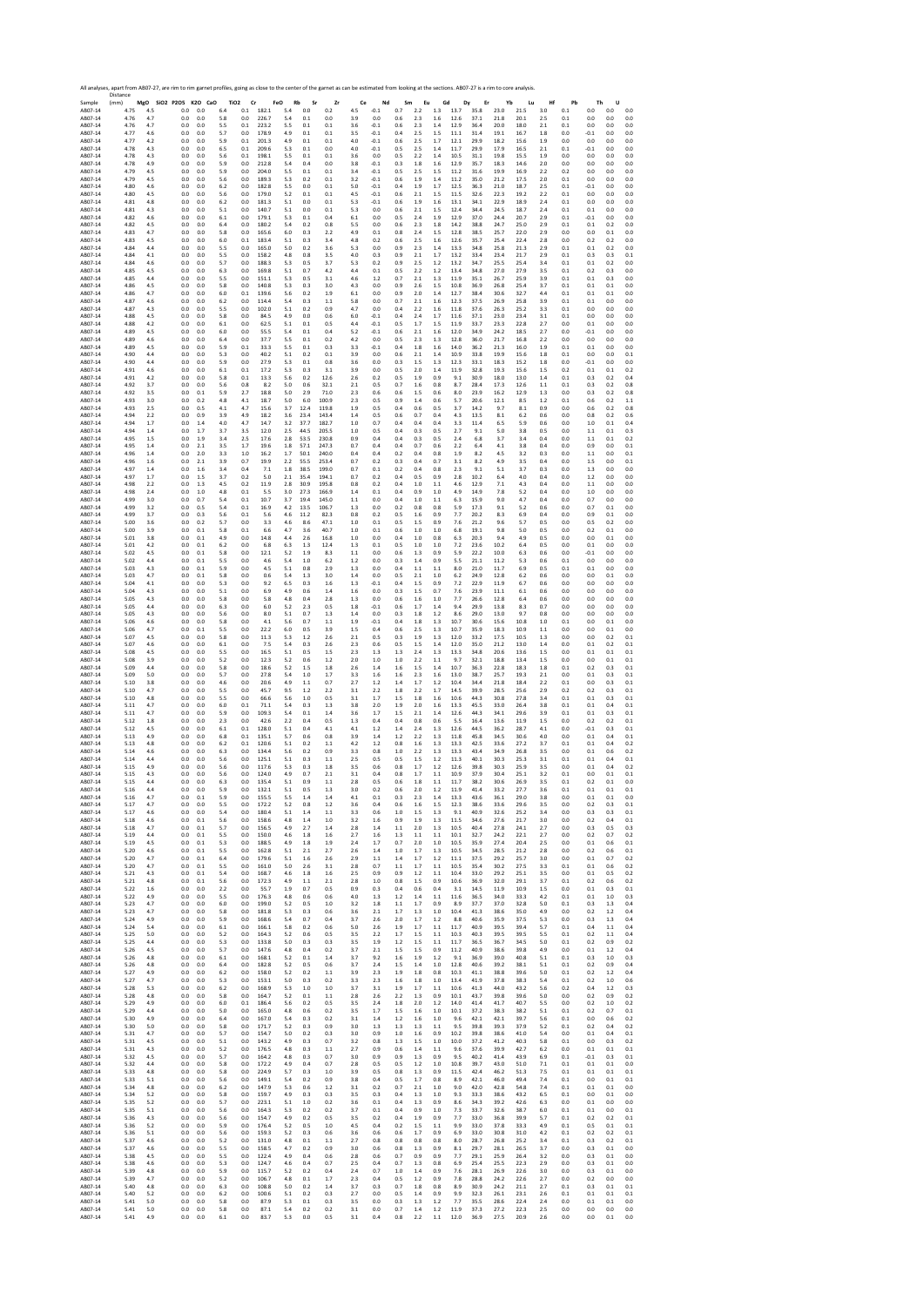All analyses, apart from AB07-27, are rim to rim garnet profiles, going as close to the center of the garnet as can be estimated from looking at the sections. AB07-27 is a rim to core analysis.

| Sample | Distance (mm) | MgO | SiO2 | P2O5 | K2O | CaO | TiO2 | Cr | FeO | Rb | Sr | Zr | Ce | Nd | Sm | Eu | Gd | Dy | Er | Yb | Lu | Hf | Pb | Th | U |
|---|---|---|---|---|---|---|---|---|---|---|---|---|---|---|---|---|---|---|---|---|---|---|---|---|---|
| AB07-14 | 4.75 | 4.5 | | 0.0 | 0.0 | 6.4 | 0.1 | 182.1 | 5.4 | 0.0 | 0.2 | 4.5 | -0.1 | 0.7 | 2.2 | 1.3 | 13.7 | 35.8 | 23.0 | 21.5 | 3.0 | 0.1 | 0.0 | 0.0 | 0.0 |
| AB07-14 | 4.76 | 4.7 | | 0.0 | 0.0 | 5.8 | 0.0 | 226.7 | 5.4 | 0.1 | 0.0 | 3.9 | 0.0 | 0.6 | 2.3 | 1.6 | 12.6 | 37.1 | 21.8 | 20.1 | 2.5 | 0.1 | 0.0 | 0.0 | 0.0 |
| AB07-14 | 4.76 | 4.7 | | 0.0 | 0.0 | 5.5 | 0.1 | 223.2 | 5.5 | 0.1 | 0.1 | 3.6 | -0.1 | 0.6 | 2.3 | 1.4 | 12.9 | 36.4 | 20.0 | 18.0 | 2.1 | 0.1 | 0.0 | 0.0 | 0.0 |
| AB07-14 | 4.77 | 4.6 | | 0.0 | 0.0 | 5.7 | 0.0 | 178.9 | 4.9 | 0.1 | 0.1 | 3.5 | -0.1 | 0.4 | 2.5 | 1.5 | 11.1 | 31.4 | 19.1 | 16.7 | 1.8 | 0.0 | -0.1 | 0.0 | 0.0 |
| AB07-14 | 4.77 | 4.2 | | 0.0 | 0.0 | 5.9 | 0.1 | 201.3 | 4.9 | 0.1 | 0.1 | 4.0 | -0.1 | 0.6 | 2.5 | 1.7 | 12.1 | 29.9 | 18.2 | 15.6 | 1.9 | 0.0 | 0.0 | 0.0 | 0.0 |
| AB07-14 | 4.78 | 4.3 | | 0.0 | 0.0 | 6.5 | 0.1 | 209.6 | 5.3 | 0.1 | 0.0 | 4.0 | -0.1 | 0.5 | 2.5 | 1.4 | 11.7 | 29.7 | 17.9 | 16.5 | 2.1 | 0.1 | -0.1 | 0.0 | 0.0 |
| AB07-14 | 4.78 | 4.3 | | 0.0 | 0.0 | 5.6 | 0.1 | 198.1 | 5.5 | 0.1 | 0.1 | 3.6 | 0.0 | 0.5 | 2.2 | 1.4 | 10.5 | 31.1 | 19.8 | 15.5 | 1.9 | 0.0 | 0.0 | 0.0 | 0.0 |
| AB07-14 | 4.78 | 4.9 | | 0.0 | 0.0 | 5.9 | 0.0 | 212.8 | 5.4 | 0.4 | 0.0 | 3.8 | -0.1 | 0.3 | 1.8 | 1.6 | 12.9 | 35.7 | 18.3 | 14.6 | 2.0 | 0.0 | 0.0 | 0.0 | 0.0 |
| AB07-14 | 4.79 | 4.5 | | 0.0 | 0.0 | 5.9 | 0.0 | 204.0 | 5.5 | 0.1 | 0.1 | 3.4 | -0.1 | 0.5 | 2.5 | 1.5 | 11.2 | 31.6 | 19.9 | 16.9 | 2.2 | 0.2 | 0.0 | 0.0 | 0.0 |
| AB07-14 | 4.79 | 4.5 | | 0.0 | 0.0 | 5.6 | 0.0 | 189.3 | 5.3 | 0.2 | 0.1 | 3.2 | -0.1 | 0.6 | 1.9 | 1.4 | 11.2 | 35.0 | 21.2 | 17.5 | 2.0 | 0.1 | 0.0 | 0.0 | 0.0 |
| AB07-14 | 4.80 | 4.6 | | 0.0 | 0.0 | 6.2 | 0.0 | 182.8 | 5.5 | 0.0 | 0.1 | 5.0 | -0.1 | 0.4 | 1.9 | 1.7 | 12.5 | 36.3 | 21.0 | 18.7 | 2.5 | 0.1 | -0.1 | 0.0 | 0.0 |
| AB07-14 | 4.80 | 4.5 | | 0.0 | 0.0 | 5.6 | 0.0 | 179.0 | 5.2 | 0.1 | 0.1 | 4.5 | -0.1 | 0.6 | 2.1 | 1.5 | 11.5 | 32.6 | 22.3 | 19.2 | 2.2 | 0.1 | 0.0 | 0.0 | 0.0 |
| AB07-14 | 4.81 | 4.8 | | 0.0 | 0.0 | 6.2 | 0.0 | 181.3 | 5.1 | 0.0 | 0.1 | 5.3 | -0.1 | 0.6 | 1.9 | 1.6 | 13.1 | 34.1 | 22.9 | 18.9 | 2.4 | 0.1 | 0.0 | 0.0 | 0.0 |
| AB07-14 | 4.81 | 4.3 | | 0.0 | 0.0 | 5.1 | 0.0 | 140.7 | 5.1 | 0.0 | 0.1 | 5.3 | 0.0 | 0.6 | 2.1 | 1.5 | 12.4 | 34.4 | 24.5 | 18.7 | 2.4 | 0.1 | 0.1 | 0.0 | 0.0 |
| AB07-14 | 4.82 | 4.6 | | 0.0 | 0.0 | 6.1 | 0.0 | 179.1 | 5.3 | 0.1 | 0.4 | 6.1 | 0.0 | 0.5 | 2.4 | 1.9 | 12.9 | 37.0 | 24.4 | 20.7 | 2.9 | 0.1 | -0.1 | 0.0 | 0.0 |
| AB07-14 | 4.82 | 4.5 | | 0.0 | 0.0 | 6.4 | 0.0 | 180.2 | 5.4 | 0.2 | 0.8 | 5.5 | 0.0 | 0.6 | 2.3 | 1.8 | 14.2 | 38.8 | 24.7 | 25.0 | 2.9 | 0.1 | 0.1 | 0.2 | 0.0 |
| AB07-14 | 4.83 | 4.7 | | 0.0 | 0.0 | 5.8 | 0.0 | 165.6 | 6.0 | 0.3 | 2.2 | 4.9 | 0.1 | 0.8 | 2.4 | 1.5 | 12.8 | 38.5 | 25.7 | 22.0 | 2.9 | 0.0 | 0.0 | 0.1 | 0.0 |
| AB07-14 | 4.83 | 4.5 | | 0.0 | 0.0 | 6.0 | 0.1 | 183.4 | 5.1 | 0.3 | 3.4 | 4.8 | 0.2 | 0.6 | 2.5 | 1.6 | 12.6 | 35.7 | 25.4 | 22.4 | 2.8 | 0.0 | 0.2 | 0.2 | 0.0 |
| AB07-14 | 4.84 | 4.4 | | 0.0 | 0.0 | 5.5 | 0.0 | 165.0 | 5.0 | 0.2 | 3.6 | 5.3 | 0.0 | 0.9 | 2.3 | 1.4 | 13.3 | 34.8 | 25.8 | 21.3 | 2.9 | 0.1 | 0.1 | 0.2 | 0.0 |
| AB07-14 | 4.84 | 4.1 | | 0.0 | 0.0 | 5.5 | 0.0 | 158.2 | 4.8 | 0.8 | 3.5 | 4.0 | 0.3 | 0.9 | 2.1 | 1.7 | 13.2 | 33.4 | 23.4 | 21.7 | 2.9 | 0.1 | 0.3 | 0.3 | 0.1 |
| AB07-14 | 4.84 | 4.6 | | 0.0 | 0.0 | 5.7 | 0.0 | 188.3 | 5.3 | 0.5 | 3.7 | 5.3 | 0.2 | 0.9 | 2.5 | 1.2 | 13.2 | 34.7 | 25.5 | 25.4 | 3.4 | 0.1 | 0.1 | 0.2 | 0.0 |
| AB07-14 | 4.85 | 4.5 | | 0.0 | 0.0 | 6.3 | 0.0 | 169.8 | 5.1 | 0.7 | 4.2 | 4.4 | 0.1 | 0.5 | 2.2 | 1.2 | 13.4 | 34.8 | 27.0 | 27.9 | 3.5 | 0.1 | 0.2 | 0.3 | 0.0 |
| AB07-14 | 4.85 | 4.4 | | 0.0 | 0.0 | 5.5 | 0.0 | 151.1 | 5.3 | 0.5 | 3.1 | 4.6 | 1.2 | 0.7 | 2.1 | 1.3 | 11.9 | 35.1 | 26.7 | 25.9 | 3.9 | 0.1 | 0.1 | 0.3 | 0.0 |
| AB07-14 | 4.86 | 4.5 | | 0.0 | 0.0 | 5.8 | 0.0 | 140.8 | 5.3 | 0.3 | 3.0 | 4.3 | 0.0 | 0.9 | 2.6 | 1.5 | 10.8 | 36.9 | 26.8 | 25.4 | 3.7 | 0.1 | 0.1 | 0.1 | 0.0 |
| AB07-14 | 4.86 | 4.7 | | 0.0 | 0.0 | 6.0 | 0.1 | 139.6 | 5.6 | 0.2 | 1.9 | 6.1 | 0.0 | 0.9 | 2.0 | 1.4 | 12.7 | 38.4 | 30.6 | 32.7 | 4.4 | 0.1 | 0.1 | 0.1 | 0.0 |
| AB07-14 | 4.87 | 4.6 | | 0.0 | 0.0 | 6.2 | 0.0 | 114.4 | 5.4 | 0.3 | 1.1 | 5.8 | 0.0 | 0.7 | 2.1 | 1.6 | 12.3 | 37.5 | 26.9 | 25.8 | 3.9 | 0.1 | 0.1 | 0.0 | 0.0 |
| AB07-14 | 4.87 | 4.3 | | 0.0 | 0.0 | 5.5 | 0.0 | 102.0 | 5.1 | 0.2 | 0.9 | 4.7 | 0.0 | 0.4 | 2.2 | 1.6 | 11.8 | 37.6 | 26.3 | 25.2 | 3.3 | 0.1 | 0.0 | 0.0 | 0.0 |
| AB07-14 | 4.88 | 4.5 | | 0.0 | 0.0 | 5.8 | 0.0 | 84.5 | 4.9 | 0.0 | 0.6 | 6.0 | -0.1 | 0.4 | 2.4 | 1.7 | 11.6 | 37.1 | 23.0 | 23.4 | 3.1 | 0.1 | 0.0 | 0.0 | 0.0 |
| AB07-14 | 4.88 | 4.2 | | 0.0 | 0.0 | 6.1 | 0.0 | 62.5 | 5.1 | 0.1 | 0.5 | 4.4 | -0.1 | 0.5 | 1.7 | 1.5 | 11.9 | 33.7 | 23.3 | 22.8 | 2.7 | 0.0 | 0.1 | 0.0 | 0.0 |
| AB07-14 | 4.89 | 4.5 | | 0.0 | 0.0 | 6.0 | 0.0 | 55.5 | 5.4 | 0.1 | 0.4 | 5.2 | -0.1 | 0.6 | 2.1 | 1.6 | 12.0 | 34.9 | 24.2 | 18.5 | 2.7 | 0.0 | -0.1 | 0.0 | 0.0 |
| AB07-14 | 4.89 | 4.6 | | 0.0 | 0.0 | 6.4 | 0.0 | 37.7 | 5.5 | 0.1 | 0.2 | 4.2 | 0.0 | 0.5 | 2.3 | 1.3 | 12.8 | 36.0 | 21.7 | 16.8 | 2.2 | 0.0 | 0.0 | 0.0 | 0.0 |
| AB07-14 | 4.89 | 4.5 | | 0.0 | 0.0 | 5.9 | 0.1 | 33.3 | 5.5 | 0.1 | 0.3 | 3.3 | -0.1 | 0.4 | 1.8 | 1.6 | 14.0 | 36.2 | 21.3 | 16.0 | 1.9 | 0.1 | 0.1 | 0.0 | 0.0 |
| AB07-14 | 4.90 | 4.4 | | 0.0 | 0.0 | 5.3 | 0.0 | 40.2 | 5.1 | 0.2 | 0.1 | 3.9 | 0.0 | 0.6 | 2.1 | 1.4 | 10.9 | 33.8 | 19.9 | 15.6 | 1.8 | 0.1 | 0.0 | 0.0 | 0.1 |
| AB07-14 | 4.90 | 4.4 | | 0.0 | 0.0 | 5.9 | 0.0 | 27.9 | 5.3 | 0.1 | 0.8 | 3.6 | 0.0 | 0.3 | 1.5 | 1.3 | 12.3 | 33.1 | 18.3 | 15.2 | 1.8 | 0.0 | -0.1 | 0.0 | 0.0 |
| AB07-14 | 4.91 | 4.6 | | 0.0 | 0.0 | 6.1 | 0.1 | 17.2 | 5.3 | 0.3 | 3.1 | 3.9 | 0.0 | 0.5 | 2.0 | 1.4 | 11.9 | 32.8 | 19.3 | 15.6 | 1.5 | 0.2 | 0.1 | 0.1 | 0.2 |
| AB07-14 | 4.91 | 4.2 | | 0.0 | 0.0 | 5.8 | 0.1 | 13.3 | 5.6 | 0.2 | 12.6 | 2.6 | 0.2 | 0.5 | 1.9 | 0.9 | 9.1 | 30.9 | 18.0 | 13.0 | 1.4 | 0.1 | 0.3 | 0.2 | 0.4 |
| AB07-14 | 4.92 | 3.7 | | 0.0 | 0.0 | 5.6 | 0.8 | 8.2 | 5.0 | 0.6 | 32.1 | 2.1 | 0.5 | 0.7 | 1.6 | 0.8 | 8.7 | 28.4 | 17.3 | 12.6 | 1.1 | 0.1 | 0.3 | 0.2 | 0.8 |
| AB07-14 | 4.92 | 3.5 | | 0.0 | 0.1 | 5.9 | 2.7 | 18.8 | 5.0 | 2.9 | 71.0 | 2.3 | 0.6 | 0.6 | 1.5 | 0.6 | 8.0 | 23.9 | 16.2 | 12.9 | 1.3 | 0.0 | 0.3 | 0.2 | 0.8 |
| AB07-14 | 4.93 | 3.0 | | 0.0 | 0.2 | 4.8 | 4.1 | 18.7 | 5.0 | 6.0 | 100.9 | 2.3 | 0.5 | 0.9 | 1.4 | 0.6 | 5.7 | 20.6 | 12.1 | 8.5 | 1.2 | 0.1 | 0.6 | 0.2 | 1.1 |
| AB07-14 | 4.93 | 2.5 | | 0.0 | 0.5 | 4.1 | 4.7 | 15.6 | 3.7 | 12.4 | 119.8 | 1.9 | 0.5 | 0.4 | 0.6 | 0.5 | 3.7 | 14.2 | 9.7 | 8.1 | 0.9 | 0.0 | 0.6 | 0.2 | 0.8 |
| AB07-14 | 4.94 | 2.2 | | 0.0 | 0.9 | 3.9 | 4.9 | 18.2 | 3.6 | 23.4 | 143.4 | 1.4 | 0.5 | 0.6 | 0.7 | 0.4 | 4.3 | 13.5 | 8.1 | 6.2 | 0.6 | 0.0 | 0.8 | 0.2 | 0.6 |
| AB07-14 | 4.94 | 1.7 | | 0.0 | 1.4 | 4.0 | 4.7 | 14.7 | 3.2 | 37.7 | 182.7 | 1.0 | 0.7 | 0.4 | 0.4 | 0.4 | 3.3 | 11.4 | 6.5 | 5.9 | 0.6 | 0.0 | 1.0 | 0.1 | 0.4 |
| AB07-14 | 4.94 | 1.4 | | 0.0 | 1.7 | 3.7 | 3.5 | 12.0 | 2.5 | 44.5 | 205.5 | 1.0 | 0.5 | 0.4 | 0.3 | 0.5 | 2.7 | 9.1 | 5.0 | 3.8 | 0.5 | 0.0 | 1.1 | 0.1 | 0.3 |
| AB07-14 | 4.95 | 1.5 | | 0.0 | 1.9 | 3.4 | 2.5 | 17.6 | 2.8 | 53.5 | 230.8 | 0.9 | 0.4 | 0.4 | 0.3 | 0.5 | 2.4 | 6.8 | 3.7 | 3.4 | 0.4 | 0.0 | 1.1 | 0.1 | 0.2 |
| AB07-14 | 4.95 | 1.4 | | 0.0 | 2.1 | 3.5 | 1.7 | 19.6 | 1.8 | 57.1 | 247.3 | 0.7 | 0.4 | 0.4 | 0.7 | 0.6 | 2.2 | 6.4 | 4.1 | 3.8 | 0.4 | 0.0 | 0.9 | 0.0 | 0.1 |
| AB07-14 | 4.96 | 1.4 | | 0.0 | 2.0 | 3.3 | 1.0 | 16.2 | 1.7 | 50.1 | 240.0 | 0.4 | 0.4 | 0.2 | 0.4 | 0.8 | 1.9 | 8.2 | 4.5 | 3.2 | 0.3 | 0.0 | 1.1 | 0.0 | 0.1 |
| AB07-14 | 4.96 | 1.6 | | 0.0 | 2.1 | 3.9 | 0.7 | 19.9 | 2.2 | 55.5 | 253.4 | 0.7 | 0.2 | 0.3 | 0.4 | 0.7 | 3.1 | 8.2 | 4.9 | 3.5 | 0.4 | 0.0 | 1.5 | 0.0 | 0.1 |
| AB07-14 | 4.97 | 1.4 | | 0.0 | 1.6 | 3.4 | 0.4 | 7.1 | 1.8 | 38.5 | 199.0 | 0.7 | 0.1 | 0.2 | 0.4 | 0.8 | 2.3 | 9.1 | 5.1 | 3.7 | 0.3 | 0.0 | 1.3 | 0.0 | 0.0 |
| AB07-14 | 4.97 | 1.7 | | 0.0 | 1.5 | 3.7 | 0.2 | 5.0 | 2.1 | 35.4 | 194.1 | 0.7 | 0.2 | 0.4 | 0.5 | 0.9 | 2.8 | 10.2 | 6.4 | 4.0 | 0.4 | 0.0 | 1.2 | 0.0 | 0.0 |
| AB07-14 | 4.98 | 2.2 | | 0.0 | 1.3 | 4.5 | 0.2 | 11.9 | 2.8 | 30.9 | 195.8 | 0.8 | 0.2 | 0.4 | 1.0 | 1.1 | 4.6 | 12.9 | 7.1 | 4.3 | 0.4 | 0.0 | 1.1 | 0.0 | 0.0 |
| AB07-14 | 4.98 | 2.4 | | 0.0 | 1.0 | 4.8 | 0.1 | 5.5 | 3.0 | 27.3 | 166.9 | 1.4 | 0.1 | 0.4 | 0.9 | 1.0 | 4.9 | 14.9 | 7.8 | 5.2 | 0.4 | 0.0 | 1.0 | 0.0 | 0.0 |
| AB07-14 | 4.99 | 3.0 | | 0.0 | 0.7 | 5.4 | 0.1 | 10.7 | 3.7 | 19.4 | 145.0 | 1.1 | 0.0 | 0.4 | 1.0 | 1.1 | 6.3 | 15.9 | 9.0 | 4.7 | 0.4 | 0.0 | 0.7 | 0.0 | 0.0 |
| AB07-14 | 4.99 | 3.2 | | 0.0 | 0.5 | 5.4 | 0.1 | 16.9 | 4.2 | 13.5 | 106.7 | 1.3 | 0.0 | 0.2 | 0.8 | 0.8 | 5.9 | 17.3 | 9.1 | 5.2 | 0.6 | 0.0 | 0.7 | 0.1 | 0.0 |
| AB07-14 | 4.99 | 3.7 | | 0.0 | 0.3 | 5.6 | 0.1 | 5.6 | 4.6 | 11.2 | 82.3 | 0.8 | 0.2 | 0.5 | 1.6 | 0.9 | 7.7 | 20.2 | 8.3 | 6.9 | 0.4 | 0.0 | 0.9 | 0.1 | 0.0 |
| AB07-14 | 5.00 | 3.6 | | 0.0 | 0.2 | 5.7 | 0.0 | 3.3 | 4.6 | 8.6 | 47.1 | 1.0 | 0.1 | 0.5 | 1.5 | 0.9 | 7.6 | 21.2 | 9.6 | 5.7 | 0.5 | 0.0 | 0.5 | 0.2 | 0.0 |
| AB07-14 | 5.00 | 3.9 | | 0.0 | 0.1 | 5.8 | 0.1 | 6.6 | 4.7 | 3.6 | 40.7 | 1.0 | 0.1 | 0.6 | 1.0 | 1.0 | 6.8 | 19.1 | 9.8 | 5.0 | 0.5 | 0.0 | 0.2 | 0.1 | 0.0 |
| AB07-14 | 5.01 | 3.8 | | 0.0 | 0.1 | 4.9 | 0.0 | 14.8 | 4.4 | 2.6 | 16.8 | 1.0 | 0.0 | 0.4 | 1.0 | 0.8 | 6.3 | 20.3 | 9.4 | 4.9 | 0.5 | 0.0 | 0.0 | 0.1 | 0.0 |
| AB07-14 | 5.01 | 4.2 | | 0.0 | 0.1 | 6.2 | 0.0 | 6.8 | 6.3 | 1.3 | 12.4 | 1.3 | 0.1 | 0.5 | 1.0 | 1.0 | 7.2 | 23.6 | 10.2 | 6.4 | 0.5 | 0.0 | 0.1 | 0.0 | 0.0 |
| AB07-14 | 5.02 | 4.5 | | 0.0 | 0.1 | 5.8 | 0.0 | 12.1 | 5.2 | 1.9 | 8.3 | 1.1 | 0.0 | 0.6 | 1.3 | 0.9 | 5.9 | 22.2 | 10.0 | 6.3 | 0.6 | 0.0 | -0.1 | 0.0 | 0.0 |
| AB07-14 | 5.02 | 4.4 | | 0.0 | 0.1 | 5.5 | 0.0 | 4.6 | 5.4 | 1.0 | 6.2 | 1.2 | 0.0 | 0.3 | 1.4 | 0.9 | 5.5 | 21.1 | 11.2 | 5.3 | 0.6 | 0.1 | 0.0 | 0.0 | 0.0 |
| AB07-14 | 5.03 | 4.3 | | 0.0 | 0.1 | 5.9 | 0.0 | 4.5 | 5.1 | 0.8 | 2.9 | 1.3 | 0.0 | 0.4 | 1.1 | 1.1 | 8.0 | 21.0 | 11.7 | 6.9 | 0.5 | 0.1 | 0.1 | 0.0 | 0.0 |
| AB07-14 | 5.03 | 4.7 | | 0.0 | 0.1 | 5.8 | 0.0 | 0.6 | 5.4 | 1.3 | 3.0 | 1.4 | 0.0 | 0.5 | 2.1 | 1.0 | 6.2 | 24.9 | 12.8 | 6.2 | 0.6 | 0.0 | 0.0 | 0.1 | 0.0 |
| AB07-14 | 5.04 | 4.1 | | 0.0 | 0.0 | 5.3 | 0.0 | 9.2 | 6.5 | 0.3 | 1.6 | 1.3 | -0.1 | 0.4 | 1.5 | 0.9 | 7.2 | 22.9 | 11.9 | 6.7 | 0.6 | 0.0 | 0.0 | 0.0 | 0.0 |
| AB07-14 | 5.04 | 4.3 | | 0.0 | 0.0 | 5.1 | 0.0 | 6.9 | 4.9 | 0.6 | 1.4 | 1.6 | 0.0 | 0.3 | 1.5 | 0.7 | 7.6 | 23.9 | 11.1 | 6.1 | 0.6 | 0.0 | 0.0 | 0.0 | 0.0 |
| AB07-14 | 5.05 | 4.3 | | 0.0 | 0.0 | 5.8 | 0.0 | 5.8 | 4.8 | 0.4 | 2.8 | 1.3 | 0.0 | 0.6 | 1.6 | 1.0 | 7.7 | 26.6 | 12.8 | 6.4 | 0.6 | 0.0 | 0.0 | 0.0 | 0.0 |
| AB07-14 | 5.05 | 4.4 | | 0.0 | 0.0 | 6.3 | 0.0 | 6.0 | 5.2 | 2.3 | 0.5 | 1.8 | -0.1 | 0.6 | 1.7 | 1.4 | 9.4 | 29.9 | 13.8 | 8.3 | 0.7 | 0.0 | 0.0 | 0.0 | 0.0 |
| AB07-14 | 5.05 | 4.3 | | 0.0 | 0.0 | 5.6 | 0.0 | 8.0 | 5.1 | 0.7 | 1.3 | 1.4 | 0.0 | 0.3 | 1.8 | 1.2 | 8.6 | 29.0 | 13.0 | 9.7 | 0.8 | 0.0 | 0.0 | 0.0 | 0.0 |
| AB07-14 | 5.06 | 4.6 | | 0.0 | 0.0 | 5.8 | 0.0 | 4.1 | 5.6 | 0.7 | 1.1 | 1.9 | -0.1 | 0.4 | 1.8 | 1.3 | 10.7 | 30.6 | 15.6 | 10.8 | 1.0 | 0.1 | 0.0 | 0.1 | 0.0 |
| AB07-14 | 5.06 | 4.7 | | 0.0 | 0.1 | 5.5 | 0.0 | 22.2 | 6.0 | 0.5 | 3.9 | 1.5 | 0.4 | 0.6 | 2.5 | 1.3 | 10.7 | 35.9 | 18.3 | 10.9 | 1.1 | 0.0 | 0.0 | 0.1 | 0.0 |
| AB07-14 | 5.07 | 4.5 | | 0.0 | 0.0 | 5.8 | 0.0 | 11.3 | 5.3 | 1.2 | 2.6 | 2.1 | 0.3 | 0.3 | 1.9 | 1.3 | 12.0 | 33.2 | 17.5 | 10.5 | 1.3 | 0.0 | 0.0 | 0.2 | 0.1 |
| AB07-14 | 5.07 | 4.6 | | 0.0 | 0.0 | 6.1 | 0.0 | 7.5 | 5.4 | 0.3 | 2.6 | 2.3 | 0.6 | 0.5 | 1.5 | 1.4 | 12.0 | 35.0 | 21.2 | 13.0 | 1.4 | 0.0 | 0.1 | 0.2 | 0.1 |
| AB07-14 | 5.08 | 4.5 | | 0.0 | 0.0 | 5.5 | 0.0 | 16.5 | 5.1 | 0.5 | 1.5 | 2.3 | 1.3 | 1.3 | 2.4 | 1.3 | 13.3 | 34.8 | 20.6 | 13.6 | 1.5 | 0.0 | 0.1 | 0.1 | 0.1 |
| AB07-14 | 5.08 | 3.9 | | 0.0 | 0.0 | 5.2 | 0.0 | 12.3 | 5.2 | 0.6 | 1.2 | 2.0 | 1.0 | 1.0 | 2.2 | 1.1 | 9.7 | 32.1 | 18.8 | 13.4 | 1.5 | 0.0 | 0.0 | 0.1 | 0.0 |
| AB07-14 | 5.09 | 4.4 | | 0.0 | 0.0 | 5.8 | 0.0 | 18.6 | 5.2 | 1.5 | 1.8 | 2.6 | 1.4 | 1.6 | 1.5 | 1.4 | 10.7 | 36.3 | 22.8 | 18.3 | 1.8 | 0.1 | 0.2 | 0.3 | 0.1 |
| AB07-14 | 5.09 | 5.0 | | 0.0 | 0.0 | 5.7 | 0.0 | 27.8 | 5.4 | 1.0 | 1.7 | 3.3 | 1.6 | 1.6 | 2.3 | 1.6 | 13.0 | 38.7 | 25.7 | 19.3 | 2.1 | 0.0 | 0.1 | 0.3 | 0.1 |
| AB07-14 | 5.10 | 3.8 | | 0.0 | 0.0 | 4.6 | 0.0 | 20.6 | 4.9 | 1.1 | 0.7 | 2.7 | 1.2 | 1.4 | 1.7 | 1.2 | 10.4 | 34.4 | 21.8 | 18.4 | 2.2 | 0.1 | 0.0 | 0.3 | 0.1 |
| AB07-14 | 5.10 | 4.7 | | 0.0 | 0.0 | 5.5 | 0.0 | 45.7 | 9.5 | 1.2 | 2.2 | 3.1 | 2.2 | 1.8 | 2.2 | 1.7 | 14.5 | 39.9 | 28.5 | 25.6 | 2.9 | 0.2 | 0.2 | 0.3 | 0.1 |
| AB07-14 | 5.10 | 4.8 | | 0.0 | 0.0 | 5.5 | 0.0 | 66.6 | 5.6 | 1.0 | 0.5 | 3.1 | 1.7 | 1.5 | 1.8 | 1.6 | 10.6 | 44.3 | 30.8 | 27.8 | 3.4 | 0.1 | 0.1 | 0.3 | 0.1 |
| AB07-14 | 5.11 | 4.7 | | 0.0 | 0.0 | 6.0 | 0.1 | 71.1 | 5.4 | 0.3 | 1.3 | 3.8 | 2.0 | 1.9 | 2.0 | 1.6 | 13.3 | 45.5 | 33.0 | 26.4 | 3.8 | 0.1 | 0.1 | 0.4 | 0.1 |
| AB07-14 | 5.11 | 4.7 | | 0.0 | 0.0 | 5.9 | 0.0 | 109.3 | 5.4 | 0.1 | 1.4 | 3.6 | 1.7 | 1.5 | 2.1 | 1.4 | 12.6 | 44.3 | 34.1 | 29.6 | 3.9 | 0.1 | 0.1 | 0.3 | 0.1 |
| AB07-14 | 5.12 | 1.8 | | 0.0 | 0.0 | 2.3 | 0.0 | 42.6 | 2.2 | 0.4 | 0.5 | 1.3 | 0.4 | 0.4 | 0.8 | 0.6 | 5.5 | 16.4 | 13.6 | 11.9 | 1.5 | 0.0 | 0.2 | 0.2 | 0.1 |
| AB07-14 | 5.12 | 4.5 | | 0.0 | 0.0 | 6.1 | 0.1 | 128.0 | 5.1 | 0.4 | 4.1 | 4.1 | 1.2 | 1.4 | 2.4 | 1.3 | 12.6 | 44.5 | 36.2 | 28.7 | 4.1 | 0.0 | -0.1 | 0.3 | 0.1 |
| AB07-14 | 5.13 | 4.9 | | 0.0 | 0.0 | 6.8 | 0.1 | 135.1 | 5.7 | 0.6 | 0.8 | 3.9 | 1.4 | 1.2 | 2.2 | 1.3 | 11.8 | 45.8 | 34.5 | 30.6 | 4.0 | 0.0 | 0.1 | 0.4 | 0.1 |
| AB07-14 | 5.13 | 4.8 | | 0.0 | 0.0 | 6.2 | 0.1 | 120.6 | 5.1 | 0.2 | 1.1 | 4.2 | 1.2 | 0.8 | 1.6 | 1.3 | 13.3 | 42.5 | 33.6 | 27.2 | 3.7 | 0.1 | 0.1 | 0.4 | 0.2 |
| AB07-14 | 5.14 | 4.6 | | 0.0 | 0.0 | 6.3 | 0.0 | 134.4 | 5.6 | 0.2 | 0.9 | 3.3 | 0.8 | 1.0 | 2.2 | 1.3 | 13.3 | 43.4 | 34.9 | 26.8 | 3.5 | 0.0 | 0.1 | 0.6 | 0.2 |
| AB07-14 | 5.14 | 4.4 | | 0.0 | 0.0 | 5.6 | 0.0 | 125.1 | 5.1 | 0.3 | 1.1 | 2.5 | 0.5 | 0.5 | 1.5 | 1.2 | 11.3 | 40.1 | 30.3 | 25.3 | 3.1 | 0.1 | 0.1 | 0.4 | 0.1 |
| AB07-14 | 5.15 | 4.9 | | 0.0 | 0.0 | 5.6 | 0.0 | 117.6 | 5.3 | 0.3 | 1.8 | 3.5 | 0.6 | 0.8 | 1.7 | 1.2 | 12.6 | 39.8 | 30.3 | 25.9 | 3.5 | 0.0 | 0.1 | 0.4 | 0.2 |
| AB07-14 | 5.15 | 4.3 | | 0.0 | 0.0 | 5.6 | 0.0 | 124.0 | 4.9 | 0.7 | 2.1 | 3.1 | 0.4 | 0.8 | 1.7 | 1.1 | 10.9 | 37.9 | 30.4 | 25.1 | 3.2 | 0.1 | 0.0 | 0.1 | 0.1 |
| AB07-14 | 5.15 | 4.4 | | 0.0 | 0.0 | 6.3 | 0.0 | 135.4 | 5.1 | 0.9 | 1.1 | 2.8 | 0.5 | 0.6 | 1.8 | 1.1 | 11.7 | 38.2 | 30.6 | 26.9 | 3.5 | 0.1 | 0.2 | 0.1 | 0.0 |
| AB07-14 | 5.16 | 4.4 | | 0.0 | 0.0 | 5.9 | 0.0 | 132.1 | 5.1 | 0.5 | 1.3 | 3.0 | 0.2 | 0.6 | 2.0 | 1.2 | 11.9 | 41.4 | 33.2 | 27.7 | 3.6 | 0.1 | 0.1 | 0.1 | 0.1 |
| AB07-14 | 5.16 | 4.7 | | 0.0 | 0.1 | 5.9 | 0.0 | 155.5 | 5.5 | 1.4 | 1.4 | 4.1 | 0.1 | 0.3 | 2.3 | 1.4 | 13.3 | 43.6 | 36.1 | 29.0 | 3.8 | 0.0 | 0.1 | 0.1 | 0.0 |
| AB07-14 | 5.17 | 4.7 | | 0.0 | 0.0 | 5.5 | 0.0 | 172.2 | 5.2 | 0.8 | 1.2 | 3.6 | 0.4 | 0.6 | 1.6 | 1.5 | 12.3 | 38.6 | 33.6 | 29.6 | 3.5 | 0.0 | 0.2 | 0.3 | 0.1 |
| AB07-14 | 5.17 | 4.6 | | 0.0 | 0.0 | 5.4 | 0.0 | 180.4 | 5.1 | 1.4 | 1.1 | 3.3 | 0.6 | 1.0 | 1.5 | 1.3 | 9.1 | 40.9 | 32.6 | 25.2 | 3.4 | 0.0 | 0.3 | 0.3 | 0.1 |
| AB07-14 | 5.18 | 4.6 | | 0.0 | 0.1 | 5.6 | 0.0 | 158.6 | 4.8 | 1.4 | 1.0 | 3.2 | 1.6 | 0.9 | 1.9 | 1.3 | 11.5 | 34.6 | 27.6 | 21.7 | 3.0 | 0.0 | 0.2 | 0.4 | 0.1 |
| AB07-14 | 5.18 | 4.7 | | 0.0 | 0.1 | 5.7 | 0.0 | 156.5 | 4.9 | 2.7 | 1.4 | 2.8 | 1.4 | 1.1 | 2.0 | 1.3 | 10.5 | 40.4 | 27.8 | 24.1 | 2.7 | 0.0 | 0.3 | 0.5 | 0.3 |
| AB07-14 | 5.19 | 4.4 | | 0.0 | 0.1 | 5.5 | 0.0 | 150.0 | 4.6 | 1.8 | 1.6 | 2.7 | 1.6 | 1.3 | 1.1 | 1.1 | 10.1 | 32.7 | 24.2 | 22.1 | 2.7 | 0.0 | 0.2 | 0.7 | 0.2 |
| AB07-14 | 5.19 | 4.5 | | 0.0 | 0.1 | 5.3 | 0.0 | 188.5 | 4.9 | 1.8 | 1.9 | 2.4 | 1.7 | 0.7 | 2.0 | 1.0 | 10.5 | 35.9 | 27.4 | 20.4 | 2.5 | 0.0 | 0.1 | 0.6 | 0.1 |
| AB07-14 | 5.20 | 4.6 | | 0.0 | 0.1 | 5.5 | 0.0 | 162.8 | 5.1 | 2.1 | 2.7 | 2.6 | 1.4 | 1.0 | 1.7 | 1.3 | 10.5 | 34.5 | 28.5 | 21.2 | 2.8 | 0.0 | 0.2 | 0.6 | 0.1 |
| AB07-14 | 5.20 | 4.7 | | 0.0 | 0.1 | 6.4 | 0.0 | 179.6 | 5.1 | 1.6 | 2.6 | 2.9 | 1.1 | 1.4 | 1.7 | 1.2 | 11.1 | 37.5 | 29.2 | 25.7 | 3.0 | 0.0 | 0.1 | 0.7 | 0.2 |
| AB07-14 | 5.20 | 4.7 | | 0.0 | 0.1 | 5.5 | 0.0 | 161.0 | 5.0 | 2.6 | 3.1 | 2.8 | 0.7 | 1.1 | 1.7 | 1.1 | 10.5 | 35.4 | 30.2 | 27.5 | 3.3 | 0.1 | 0.1 | 0.6 | 0.2 |
| AB07-14 | 5.21 | 4.3 | | 0.0 | 0.1 | 5.4 | 0.0 | 168.7 | 4.6 | 1.8 | 1.6 | 2.5 | 0.9 | 0.9 | 1.2 | 1.1 | 10.4 | 33.0 | 29.2 | 25.1 | 3.5 | 0.0 | 0.1 | 0.5 | 0.2 |
| AB07-14 | 5.21 | 4.8 | | 0.0 | 0.1 | 5.6 | 0.0 | 172.3 | 4.9 | 1.1 | 2.1 | 2.8 | 1.0 | 0.8 | 1.5 | 0.9 | 10.6 | 36.9 | 32.0 | 29.1 | 3.7 | 0.1 | 0.2 | 0.6 | 0.2 |
| AB07-14 | 5.22 | 1.6 | | 0.0 | 0.0 | 2.2 | 0.0 | 55.7 | 1.9 | 0.7 | 0.5 | 0.9 | 0.3 | 0.4 | 0.6 | 0.4 | 3.1 | 14.5 | 11.9 | 10.9 | 1.5 | 0.0 | 0.1 | 0.3 | 0.1 |
| AB07-14 | 5.22 | 4.9 | | 0.0 | 0.0 | 5.5 | 0.0 | 176.3 | 4.8 | 0.6 | 0.6 | 4.0 | 1.3 | 1.2 | 1.4 | 1.1 | 11.6 | 36.5 | 34.0 | 33.3 | 4.2 | 0.1 | 0.1 | 1.0 | 0.3 |
| AB07-14 | 5.23 | 4.7 | | 0.0 | 0.0 | 6.0 | 0.0 | 199.0 | 5.2 | 0.5 | 1.0 | 3.2 | 1.8 | 1.1 | 1.7 | 0.9 | 8.9 | 37.7 | 37.0 | 32.8 | 5.0 | 0.1 | 0.3 | 1.3 | 0.4 |
| AB07-14 | 5.23 | 4.7 | | 0.0 | 0.0 | 5.8 | 0.0 | 181.8 | 5.3 | 0.3 | 0.6 | 3.6 | 2.1 | 1.7 | 1.3 | 1.0 | 10.4 | 41.3 | 38.6 | 35.0 | 4.9 | 0.0 | 0.2 | 1.2 | 0.4 |
| AB07-14 | 5.24 | 4.9 | | 0.0 | 0.0 | 5.9 | 0.0 | 168.6 | 5.4 | 0.7 | 0.4 | 3.7 | 2.6 | 2.0 | 1.7 | 1.2 | 8.8 | 40.6 | 35.9 | 37.5 | 5.3 | 0.0 | 0.3 | 1.3 | 0.4 |
| AB07-14 | 5.24 | 5.4 | | 0.0 | 0.0 | 6.1 | 0.0 | 166.1 | 5.8 | 0.2 | 0.6 | 5.0 | 2.6 | 1.9 | 1.7 | 1.1 | 11.7 | 40.9 | 39.5 | 39.4 | 5.7 | 0.1 | 0.4 | 1.1 | 0.4 |
| AB07-14 | 5.25 | 5.0 | | 0.0 | 0.0 | 6.2 | 0.0 | 164.3 | 5.2 | 0.6 | 0.5 | 3.5 | 2.2 | 1.7 | 1.5 | 1.1 | 10.3 | 40.3 | 39.5 | 39.5 | 5.5 | 0.1 | 0.2 | 1.1 | 0.4 |
| AB07-14 | 5.25 | 4.4 | | 0.0 | 0.0 | 5.3 | 0.0 | 133.8 | 5.0 | 0.3 | 0.3 | 3.5 | 1.9 | 1.2 | 1.5 | 1.1 | 11.7 | 36.5 | 36.7 | 34.5 | 5.0 | 0.1 | 0.2 | 0.9 | 0.2 |
| AB07-14 | 5.26 | 4.5 | | 0.0 | 0.0 | 5.7 | 0.0 | 147.6 | 4.8 | 0.4 | 0.2 | 3.7 | 2.1 | 1.5 | 1.5 | 0.9 | 11.2 | 40.9 | 38.6 | 39.8 | 4.9 | 0.0 | 0.1 | 1.2 | 0.4 |
| AB07-14 | 5.26 | 4.8 | | 0.0 | 0.0 | 6.1 | 0.0 | 168.1 | 5.2 | 0.1 | 1.4 | 3.7 | 9.2 | 1.6 | 1.9 | 1.2 | 9.1 | 36.9 | 39.0 | 40.8 | 5.1 | 0.1 | 0.3 | 1.0 | 0.3 |
| AB07-14 | 5.26 | 4.8 | | 0.0 | 0.0 | 6.4 | 0.0 | 182.8 | 5.2 | 0.5 | 0.6 | 3.7 | 2.4 | 1.5 | 1.4 | 1.0 | 12.8 | 40.6 | 39.2 | 38.1 | 5.1 | 0.1 | 0.2 | 0.9 | 0.4 |
| AB07-14 | 5.27 | 4.9 | | 0.0 | 0.0 | 6.2 | 0.0 | 158.0 | 5.2 | 0.2 | 1.1 | 3.9 | 2.3 | 1.8 | 0.8 | 1.0 | 10.3 | 41.1 | 38.8 | 39.6 | 5.0 | 0.1 | 0.2 | 1.2 | 0.4 |
| AB07-14 | 5.27 | 4.7 | | 0.0 | 0.0 | 5.3 | 0.0 | 153.1 | 5.0 | 0.3 | 0.2 | 3.3 | 2.3 | 1.6 | 1.8 | 1.0 | 13.4 | 41.9 | 37.8 | 38.3 | 5.4 | 0.1 | 0.2 | 1.0 | 0.6 |
| AB07-14 | 5.28 | 5.3 | | 0.0 | 0.0 | 6.2 | 0.0 | 168.9 | 5.3 | 1.0 | 1.0 | 3.7 | 3.1 | 1.9 | 1.7 | 1.1 | 10.6 | 41.3 | 44.0 | 43.2 | 5.6 | 0.2 | 0.4 | 1.2 | 0.3 |
| AB07-14 | 5.28 | 4.8 | | 0.0 | 0.0 | 5.8 | 0.0 | 164.7 | 5.2 | 0.1 | 1.1 | 2.8 | 2.2 | 1.3 | 2.3 | 0.9 | 10.1 | 43.7 | 39.8 | 39.6 | 5.0 | 0.0 | 0.2 | 0.9 | 0.2 |
| AB07-14 | 5.29 | 4.9 | | 0.0 | 0.0 | 6.0 | 0.1 | 186.4 | 5.6 | 0.2 | 0.5 | 3.4 | 2.4 | 1.8 | 2.0 | 1.2 | 14.0 | 41.4 | 41.7 | 40.7 | 5.5 | 0.0 | 0.2 | 1.0 | 0.2 |
| AB07-14 | 5.29 | 4.4 | | 0.0 | 0.0 | 5.0 | 0.0 | 165.0 | 4.8 | 0.4 | 0.2 | 3.5 | 1.7 | 1.5 | 1.6 | 1.0 | 10.1 | 37.2 | 38.3 | 38.2 | 5.1 | 0.1 | 0.2 | 0.7 | 0.1 |
| AB07-14 | 5.30 | 4.9 | | 0.0 | 0.0 | 6.4 | 0.0 | 167.0 | 5.4 | 0.3 | 0.2 | 3.1 | 1.4 | 1.2 | 1.6 | 1.0 | 9.6 | 42.1 | 42.1 | 39.7 | 5.6 | 0.1 | 0.0 | 0.6 | 0.2 |
| AB07-14 | 5.30 | 5.0 | | 0.0 | 0.0 | 5.8 | 0.0 | 171.7 | 5.2 | 0.3 | 0.9 | 3.0 | 1.3 | 1.3 | 1.3 | 1.1 | 9.5 | 39.8 | 39.3 | 37.9 | 5.2 | 0.1 | 0.2 | 0.4 | 0.2 |
| AB07-14 | 5.31 | 4.7 | | 0.0 | 0.0 | 5.7 | 0.0 | 154.7 | 5.0 | 0.2 | 0.3 | 3.0 | 0.9 | 1.0 | 1.6 | 0.9 | 10.2 | 39.8 | 38.6 | 41.0 | 5.4 | 0.0 | 0.1 | 0.4 | 0.1 |
| AB07-14 | 5.31 | 4.5 | | 0.0 | 0.0 | 5.1 | 0.0 | 143.2 | 4.9 | 0.3 | 0.7 | 3.2 | 0.8 | 1.3 | 1.5 | 1.0 | 10.0 | 37.2 | 41.2 | 40.3 | 5.8 | 0.1 | 0.0 | 0.3 | 0.2 |
| AB07-14 | 5.31 | 4.3 | | 0.0 | 0.0 | 5.2 | 0.0 | 176.5 | 4.8 | 0.3 | 1.1 | 2.7 | 0.9 | 0.6 | 1.4 | 1.1 | 9.6 | 37.6 | 39.9 | 42.7 | 6.2 | 0.0 | 0.1 | 0.1 | 0.1 |
| AB07-14 | 5.32 | 4.5 | | 0.0 | 0.0 | 5.7 | 0.0 | 164.2 | 4.8 | 0.3 | 0.7 | 3.0 | 0.9 | 0.9 | 1.3 | 0.9 | 9.5 | 40.2 | 41.4 | 43.9 | 6.9 | 0.1 | -0.1 | 0.3 | 0.1 |
| AB07-14 | 5.32 | 4.4 | | 0.0 | 0.0 | 5.8 | 0.0 | 172.2 | 4.9 | 0.4 | 0.7 | 2.8 | 0.5 | 0.5 | 1.2 | 1.0 | 10.8 | 39.7 | 43.0 | 51.0 | 7.1 | 0.1 | 0.1 | 0.1 | 0.0 |
| AB07-14 | 5.33 | 4.8 | | 0.0 | 0.0 | 5.8 | 0.0 | 224.9 | 5.7 | 0.3 | 1.0 | 3.9 | 0.5 | 0.8 | 1.3 | 0.9 | 11.5 | 42.4 | 46.2 | 51.3 | 7.5 | 0.1 | 0.1 | 0.1 | 0.1 |
| AB07-14 | 5.33 | 5.1 | | 0.0 | 0.0 | 5.6 | 0.0 | 149.1 | 5.4 | 0.2 | 0.9 | 3.8 | 0.4 | 0.5 | 1.7 | 0.8 | 8.9 | 42.1 | 46.0 | 49.4 | 7.4 | 0.1 | 0.0 | 0.1 | 0.0 |
| AB07-14 | 5.34 | 4.8 | | 0.0 | 0.0 | 6.2 | 0.0 | 147.9 | 5.3 | 0.6 | 1.2 | 3.1 | 0.2 | 0.7 | 2.1 | 1.0 | 9.0 | 42.0 | 42.8 | 54.8 | 7.4 | 0.1 | 0.1 | 0.1 | 0.0 |
| AB07-14 | 5.34 | 5.2 | | 0.0 | 0.0 | 5.8 | 0.0 | 159.7 | 4.9 | 0.3 | 0.3 | 3.5 | 0.3 | 0.4 | 1.3 | 1.0 | 9.3 | 33.3 | 38.6 | 43.2 | 6.5 | 0.1 | 0.0 | 0.1 | 0.0 |
| AB07-14 | 5.35 | 5.2 | | 0.0 | 0.0 | 5.7 | 0.0 | 223.1 | 5.1 | 1.0 | 0.2 | 3.6 | 0.1 | 0.4 | 1.3 | 0.9 | 8.6 | 34.3 | 39.2 | 42.6 | 6.3 | 0.0 | 0.1 | 0.1 | 0.0 |
| AB07-14 | 5.35 | 5.1 | | 0.0 | 0.0 | 5.6 | 0.0 | 164.3 | 5.3 | 0.2 | 0.2 | 3.7 | 0.1 | 0.4 | 0.9 | 1.0 | 7.3 | 33.7 | 32.6 | 38.7 | 6.0 | 0.1 | 0.1 | 0.0 | 0.1 |
| AB07-14 | 5.36 | 4.3 | | 0.0 | 0.0 | 5.6 | 0.0 | 154.7 | 4.9 | 0.2 | 0.5 | 3.5 | 0.2 | 0.4 | 1.9 | 0.9 | 7.7 | 33.0 | 36.8 | 39.9 | 5.7 | 0.1 | 0.2 | 0.2 | 0.1 |
| AB07-14 | 5.36 | 5.2 | | 0.0 | 0.0 | 5.9 | 0.0 | 176.4 | 5.2 | 0.5 | 1.0 | 4.5 | 0.4 | 0.2 | 1.5 | 1.1 | 9.9 | 33.0 | 37.8 | 33.3 | 4.9 | 0.1 | 0.1 | 0.1 | 0.0 |
| AB07-14 | 5.36 | 5.1 | | 0.0 | 0.0 | 5.6 | 0.0 | 159.3 | 5.2 | 0.3 | 0.6 | 3.6 | 0.6 | 0.6 | 1.7 | 0.9 | 6.9 | 33.0 | 30.8 | 31.0 | 4.2 | 0.1 | 0.2 | 0.2 | 0.1 |
| AB07-14 | 5.37 | 4.6 | | 0.0 | 0.0 | 5.2 | 0.0 | 131.0 | 4.8 | 0.1 | 1.1 | 2.7 | 0.8 | 0.8 | 0.8 | 0.8 | 8.0 | 28.7 | 26.8 | 25.2 | 3.4 | 0.1 | 0.3 | 0.2 | 0.1 |
| AB07-14 | 5.37 | 4.6 | | 0.0 | 0.0 | 5.5 | 0.0 | 158.5 | 4.7 | 0.2 | 0.9 | 3.0 | 0.6 | 0.8 | 1.3 | 0.9 | 8.1 | 29.7 | 28.1 | 26.5 | 3.7 | 0.0 | 0.3 | 0.1 | 0.1 |
| AB07-14 | 5.38 | 4.5 | | 0.0 | 0.0 | 5.5 | 0.0 | 122.4 | 4.9 | 0.4 | 0.6 | 2.8 | 0.6 | 0.7 | 0.9 | 0.9 | 7.7 | 29.1 | 25.9 | 26.4 | 3.2 | 0.0 | 0.3 | 0.1 | 0.1 |
| AB07-14 | 5.38 | 4.6 | | 0.0 | 0.0 | 5.3 | 0.0 | 124.7 | 4.6 | 0.4 | 0.7 | 2.5 | 0.4 | 0.7 | 1.3 | 0.8 | 6.9 | 25.4 | 25.5 | 22.3 | 2.9 | 0.0 | 0.1 | 0.1 | 0.0 |
| AB07-14 | 5.39 | 4.8 | | 0.0 | 0.0 | 5.8 | 0.0 | 135.7 | 5.2 | 0.2 | 0.4 | 2.4 | 0.7 | 1.0 | 1.4 | 0.9 | 7.6 | 28.1 | 26.9 | 22.6 | 3.0 | 0.1 | 0.0 | 0.0 | 0.0 |
| AB07-14 | 5.39 | 4.7 | | 0.0 | 0.0 | 5.2 | 0.0 | 106.7 | 4.8 | 0.1 | 1.7 | 2.3 | 0.4 | 0.5 | 1.2 | 0.9 | 7.8 | 28.8 | 24.2 | 22.6 | 2.7 | 0.0 | 0.2 | 0.0 | 0.0 |
| AB07-14 | 5.40 | 4.8 | | 0.0 | 0.0 | 6.3 | 0.0 | 108.8 | 5.0 | 0.2 | 1.4 | 3.7 | 0.3 | 0.7 | 1.8 | 0.8 | 8.9 | 30.9 | 24.2 | 21.1 | 2.7 | 0.1 | 0.3 | 0.1 | 0.1 |
| AB07-14 | 5.40 | 5.2 | | 0.0 | 0.0 | 6.2 | 0.0 | 100.6 | 5.1 | 0.2 | 0.3 | 2.7 | 0.0 | 0.5 | 1.4 | 0.9 | 9.9 | 32.3 | 26.1 | 23.1 | 2.6 | 0.1 | 0.1 | 0.1 | 0.1 |
| AB07-14 | 5.41 | 5.0 | | 0.0 | 0.0 | 5.8 | 0.0 | 87.9 | 5.3 | 0.1 | 0.3 | 3.5 | 0.0 | 0.3 | 1.3 | 1.2 | 7.7 | 35.5 | 28.6 | 22.4 | 2.4 | 0.1 | 0.0 | 0.1 | 0.0 |
| AB07-14 | 5.41 | 5.0 | | 0.0 | 0.0 | 5.8 | 0.0 | 87.1 | 5.4 | 0.2 | 0.2 | 3.1 | 0.0 | 0.7 | 1.4 | 1.2 | 11.9 | 37.3 | 27.2 | 22.3 | 2.5 | 0.0 | 0.0 | 0.0 | 0.0 |
| AB07-14 | 5.41 | 4.9 | | 0.0 | 0.0 | 6.1 | 0.0 | 83.7 | 5.3 | 0.0 | 0.5 | 3.1 | 0.4 | 0.8 | 2.2 | 1.1 | 12.0 | 36.9 | 27.5 | 20.9 | 2.6 | 0.0 | 0.0 | 0.1 | 0.0 |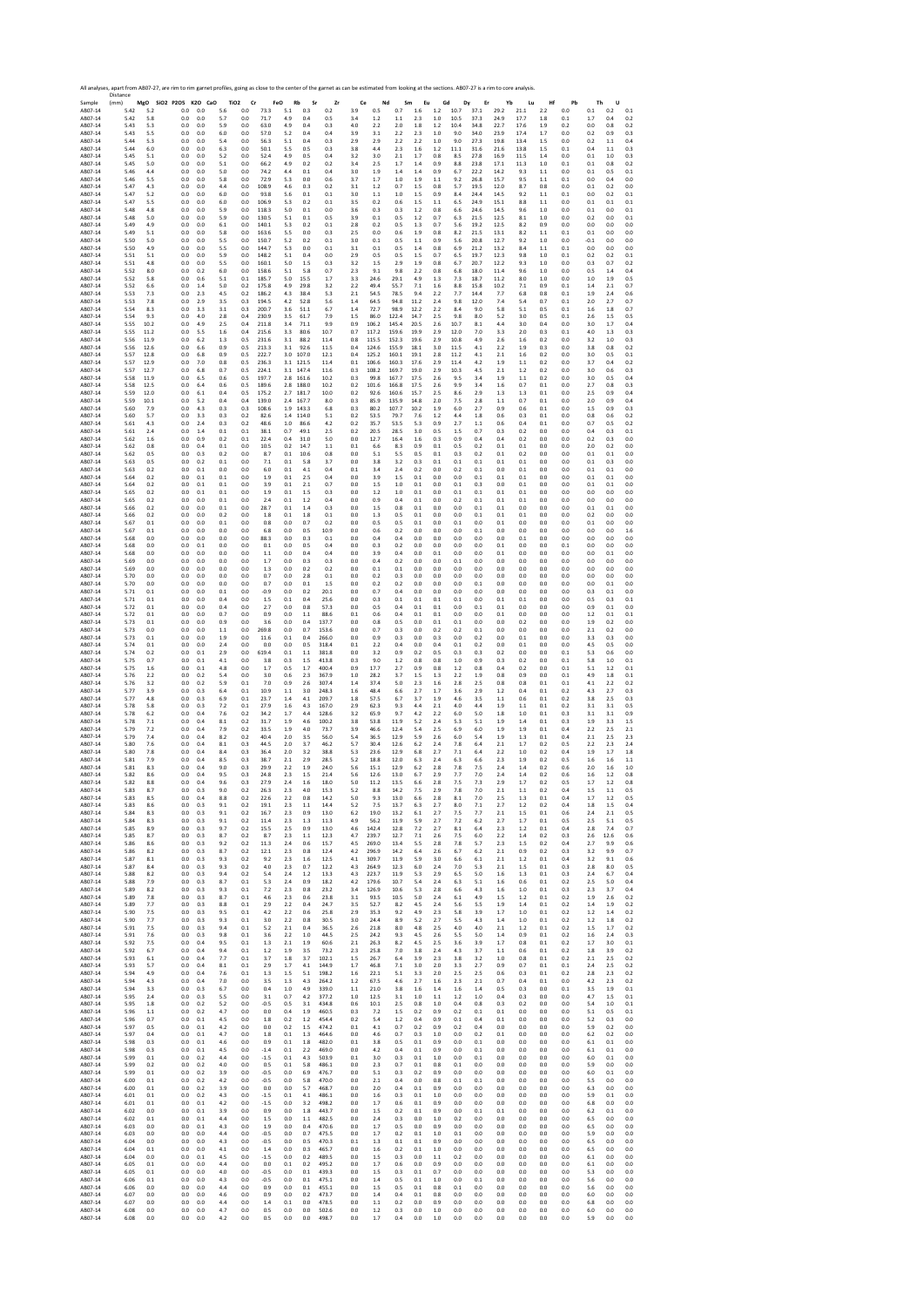All analyses, apart from AB07-27, are rim to rim garnet profiles, going as close to the center of the garnet as can be estimated from looking at the sections. AB07-27 is a rim to core analysis.

| Sample | Distance (mm) | MgO | SiO2 | P2O5 | K2O | CaO | TiO2 | Cr | FeO | Rb | Sr | Ce | Nd | Sm | Eu | Gd | Dy | Er | Yb | Lu | Hf | Pb | Th | U |
|---|---|---|---|---|---|---|---|---|---|---|---|---|---|---|---|---|---|---|---|---|---|---|---|---|
| AB07-14 | 5.42 | 5.2 | 0.0 | 0.0 | 5.6 | 0.0 | 73.3 | 5.1 | 0.3 | 0.2 | 3.9 | 0.5 | 0.7 | 1.6 | 1.2 | 10.7 | 37.1 | 29.2 | 21.1 | 2.2 | 0.0 | 0.1 | 0.2 | 0.1 |
| AB07-14 | 5.42 | 5.8 | 0.0 | 0.0 | 5.7 | 0.0 | 71.7 | 4.9 | 0.4 | 0.5 | 3.4 | 1.2 | 1.1 | 2.3 | 1.0 | 10.5 | 37.3 | 24.9 | 17.7 | 1.8 | 0.1 | 1.7 | 0.4 | 0.2 |
| AB07-14 | 5.43 | 5.3 | 0.0 | 0.0 | 5.9 | 0.0 | 63.0 | 4.9 | 0.4 | 0.3 | 4.0 | 2.2 | 2.0 | 1.8 | 1.2 | 10.4 | 34.8 | 22.7 | 17.6 | 1.9 | 0.2 | 0.0 | 0.8 | 0.2 |
| AB07-14 | 5.43 | 5.5 | 0.0 | 0.0 | 6.0 | 0.0 | 57.0 | 5.2 | 0.4 | 0.4 | 3.9 | 3.1 | 2.2 | 2.3 | 1.0 | 9.0 | 34.0 | 23.9 | 17.4 | 1.7 | 0.0 | 0.2 | 0.9 | 0.3 |
| AB07-14 | 5.44 | 5.3 | 0.0 | 0.0 | 5.4 | 0.0 | 56.3 | 5.1 | 0.4 | 0.3 | 2.9 | 2.9 | 2.2 | 2.2 | 1.0 | 9.0 | 27.3 | 19.8 | 13.4 | 1.5 | 0.0 | 0.2 | 1.1 | 0.4 |
| AB07-14 | 5.44 | 6.0 | 0.0 | 0.0 | 6.3 | 0.0 | 50.1 | 5.5 | 0.5 | 0.3 | 3.8 | 4.4 | 2.3 | 1.6 | 1.2 | 11.1 | 31.6 | 21.6 | 13.8 | 1.5 | 0.1 | 0.4 | 1.1 | 0.3 |
| AB07-14 | 5.45 | 5.1 | 0.0 | 0.0 | 5.2 | 0.0 | 52.4 | 4.9 | 0.5 | 0.4 | 3.2 | 3.0 | 2.1 | 1.7 | 0.8 | 8.5 | 27.8 | 16.9 | 11.5 | 1.4 | 0.0 | 0.1 | 1.0 | 0.3 |
| AB07-14 | 5.45 | 5.0 | 0.0 | 0.0 | 5.1 | 0.0 | 66.2 | 4.9 | 0.2 | 0.2 | 3.4 | 2.5 | 1.7 | 1.4 | 0.9 | 8.8 | 23.8 | 17.1 | 11.3 | 1.0 | 0.1 | 0.1 | 0.8 | 0.2 |
| AB07-14 | 5.46 | 4.4 | 0.0 | 0.0 | 5.0 | 0.0 | 74.2 | 4.4 | 0.1 | 0.4 | 3.0 | 1.9 | 1.4 | 1.4 | 0.9 | 6.7 | 22.2 | 14.2 | 9.3 | 1.1 | 0.0 | 0.1 | 0.5 | 0.1 |
| AB07-14 | 5.46 | 5.5 | 0.0 | 0.0 | 5.8 | 0.0 | 72.9 | 5.3 | 0.0 | 0.6 | 3.7 | 1.7 | 1.0 | 1.9 | 1.1 | 8.2 | 26.8 | 15.7 | 9.5 | 1.1 | 0.1 | 0.0 | 0.4 | 0.0 |
| AB07-14 | 5.47 | 4.3 | 0.0 | 0.0 | 4.4 | 0.0 | 108.9 | 4.6 | 0.3 | 0.2 | 3.1 | 1.2 | 0.7 | 1.5 | 0.8 | 5.7 | 19.5 | 12.0 | 8.7 | 0.8 | 0.0 | 0.1 | 0.2 | 0.0 |
| AB07-14 | 5.47 | 5.2 | 0.0 | 0.0 | 6.0 | 0.0 | 93.8 | 5.6 | 0.1 | 0.1 | 3.0 | 1.1 | 1.0 | 1.5 | 0.9 | 8.4 | 24.4 | 14.5 | 9.2 | 1.1 | 0.1 | 0.0 | 0.2 | 0.1 |
| AB07-14 | 5.47 | 5.5 | 0.0 | 0.0 | 6.0 | 0.0 | 106.9 | 5.3 | 0.2 | 0.1 | 3.5 | 0.2 | 0.6 | 1.5 | 1.1 | 6.5 | 24.9 | 15.1 | 8.8 | 1.1 | 0.0 | 0.1 | 0.1 | 0.1 |
| AB07-14 | 5.48 | 4.8 | 0.0 | 0.0 | 5.9 | 0.0 | 118.3 | 5.0 | 0.1 | 0.0 | 3.6 | 0.3 | 0.3 | 1.2 | 0.8 | 6.6 | 24.6 | 14.5 | 9.6 | 1.0 | 0.0 | 0.1 | 0.0 | 0.1 |
| AB07-14 | 5.48 | 5.0 | 0.0 | 0.0 | 5.9 | 0.0 | 130.5 | 5.1 | 0.1 | 0.5 | 3.9 | 0.1 | 0.5 | 1.2 | 0.7 | 6.3 | 21.5 | 12.5 | 8.1 | 1.0 | 0.0 | 0.2 | 0.0 | 0.1 |
| AB07-14 | 5.49 | 4.9 | 0.0 | 0.0 | 6.1 | 0.0 | 140.1 | 5.3 | 0.2 | 0.1 | 2.8 | 0.2 | 0.5 | 1.3 | 0.7 | 5.6 | 19.2 | 12.5 | 8.2 | 0.9 | 0.0 | 0.0 | 0.0 | 0.0 |
| AB07-14 | 5.49 | 5.1 | 0.0 | 0.0 | 5.8 | 0.0 | 163.6 | 5.5 | 0.0 | 0.3 | 2.5 | 0.0 | 0.6 | 1.9 | 0.8 | 8.2 | 21.5 | 13.1 | 8.2 | 1.1 | 0.1 | 0.1 | 0.0 | 0.0 |
| AB07-14 | 5.50 | 5.0 | 0.0 | 0.0 | 5.5 | 0.0 | 150.7 | 5.2 | 0.2 | 0.1 | 3.0 | 0.1 | 0.5 | 1.1 | 0.9 | 5.6 | 20.8 | 12.7 | 9.2 | 1.0 | 0.0 | -0.1 | 0.0 | 0.0 |
| AB07-14 | 5.50 | 4.9 | 0.0 | 0.0 | 5.5 | 0.0 | 144.7 | 5.3 | 0.0 | 0.1 | 3.1 | 0.1 | 0.5 | 1.4 | 0.8 | 6.9 | 21.2 | 13.2 | 8.4 | 1.1 | 0.1 | 0.0 | 0.0 | 0.0 |
| AB07-14 | 5.51 | 5.1 | 0.0 | 0.0 | 5.9 | 0.0 | 148.2 | 5.1 | 0.4 | 0.0 | 2.9 | 0.5 | 0.5 | 1.5 | 0.7 | 6.5 | 19.7 | 12.3 | 9.8 | 1.0 | 0.1 | 0.2 | 0.2 | 0.1 |
| AB07-14 | 5.51 | 4.8 | 0.0 | 0.0 | 5.5 | 0.0 | 160.1 | 5.0 | 1.5 | 0.3 | 3.2 | 1.5 | 2.9 | 1.9 | 0.8 | 6.7 | 20.7 | 12.2 | 9.3 | 1.0 | 0.0 | 0.3 | 0.7 | 0.2 |
| AB07-14 | 5.52 | 8.0 | 0.0 | 0.2 | 6.0 | 0.0 | 158.6 | 5.1 | 5.8 | 0.7 | 2.3 | 9.1 | 9.8 | 2.2 | 0.8 | 6.8 | 18.0 | 11.4 | 9.6 | 1.0 | 0.0 | 0.5 | 1.4 | 0.4 |
| AB07-14 | 5.52 | 5.8 | 0.0 | 0.6 | 5.1 | 0.1 | 185.7 | 5.0 | 15.5 | 1.7 | 3.3 | 24.6 | 29.1 | 4.9 | 1.3 | 7.3 | 18.7 | 11.2 | 8.0 | 1.0 | 0.0 | 1.0 | 1.9 | 0.5 |
| AB07-14 | 5.52 | 6.6 | 0.0 | 1.4 | 5.0 | 0.2 | 175.8 | 4.9 | 29.8 | 3.2 | 2.2 | 49.4 | 55.7 | 7.1 | 1.6 | 8.8 | 15.8 | 10.2 | 7.1 | 0.9 | 0.1 | 1.4 | 2.1 | 0.7 |
| AB07-14 | 5.53 | 7.3 | 0.0 | 2.3 | 4.5 | 0.2 | 186.2 | 4.3 | 38.4 | 5.3 | 2.1 | 54.5 | 78.5 | 9.4 | 2.2 | 7.7 | 14.4 | 7.7 | 6.8 | 0.8 | 0.1 | 1.9 | 2.4 | 0.6 |
| AB07-14 | 5.53 | 7.8 | 0.0 | 2.9 | 3.5 | 0.3 | 194.5 | 4.2 | 52.8 | 5.6 | 1.4 | 64.5 | 94.8 | 11.2 | 2.4 | 9.8 | 12.0 | 7.4 | 5.4 | 0.7 | 0.1 | 2.0 | 2.7 | 0.7 |
| AB07-14 | 5.54 | 8.3 | 0.0 | 3.3 | 3.1 | 0.3 | 200.7 | 3.6 | 51.1 | 6.7 | 1.4 | 72.7 | 98.9 | 12.2 | 2.2 | 8.4 | 9.0 | 5.8 | 5.1 | 0.5 | 0.1 | 1.6 | 1.8 | 0.7 |
| AB07-14 | 5.54 | 9.3 | 0.0 | 4.0 | 2.8 | 0.4 | 230.9 | 3.5 | 61.7 | 7.9 | 1.5 | 86.0 | 122.4 | 14.7 | 2.5 | 9.8 | 8.0 | 5.2 | 3.0 | 0.5 | 0.1 | 2.6 | 1.5 | 0.5 |
| AB07-14 | 5.55 | 10.2 | 0.0 | 4.9 | 2.5 | 0.4 | 211.8 | 3.4 | 71.1 | 9.9 | 0.9 | 106.2 | 145.4 | 20.5 | 2.6 | 10.7 | 8.1 | 4.4 | 3.0 | 0.4 | 0.0 | 3.0 | 1.7 | 0.4 |
| AB07-14 | 5.55 | 11.2 | 0.0 | 5.5 | 1.6 | 0.4 | 216.6 | 3.3 | 80.6 | 10.7 | 0.7 | 117.2 | 159.6 | 19.9 | 2.9 | 12.0 | 7.0 | 3.3 | 2.0 | 0.3 | 0.1 | 4.0 | 1.3 | 0.3 |
| AB07-14 | 5.56 | 11.9 | 0.0 | 6.2 | 1.3 | 0.5 | 231.6 | 3.1 | 88.2 | 11.4 | 0.8 | 115.5 | 152.3 | 19.6 | 2.9 | 10.8 | 4.9 | 2.6 | 1.6 | 0.2 | 0.0 | 3.2 | 1.0 | 0.3 |
| AB07-14 | 5.56 | 12.6 | 0.0 | 6.6 | 0.9 | 0.5 | 213.3 | 3.1 | 92.6 | 11.5 | 0.4 | 124.6 | 155.9 | 18.1 | 3.0 | 11.5 | 4.1 | 2.2 | 1.9 | 0.3 | 0.0 | 3.8 | 0.8 | 0.2 |
| AB07-14 | 5.57 | 12.8 | 0.0 | 6.8 | 0.9 | 0.5 | 222.7 | 3.0 | 107.0 | 12.1 | 0.4 | 125.2 | 160.1 | 19.1 | 2.8 | 11.2 | 4.1 | 2.1 | 1.6 | 0.2 | 0.0 | 3.0 | 0.5 | 0.1 |
| AB07-14 | 5.57 | 12.9 | 0.0 | 7.0 | 0.8 | 0.5 | 236.3 | 3.1 | 121.5 | 11.4 | 0.1 | 106.6 | 160.3 | 17.6 | 2.9 | 11.4 | 4.2 | 1.9 | 1.1 | 0.2 | 0.0 | 3.7 | 0.4 | 0.2 |
| AB07-14 | 5.57 | 12.7 | 0.0 | 6.8 | 0.7 | 0.5 | 224.1 | 3.1 | 147.4 | 11.6 | 0.3 | 108.2 | 169.7 | 19.0 | 2.9 | 10.3 | 4.5 | 2.1 | 1.2 | 0.2 | 0.0 | 3.0 | 0.6 | 0.3 |
| AB07-14 | 5.58 | 11.9 | 0.0 | 6.5 | 0.6 | 0.5 | 197.7 | 2.8 | 161.6 | 10.2 | 0.3 | 99.8 | 167.7 | 17.5 | 2.6 | 9.5 | 3.4 | 1.9 | 1.1 | 0.2 | 0.0 | 3.0 | 0.5 | 0.4 |
| AB07-14 | 5.58 | 12.5 | 0.0 | 6.4 | 0.6 | 0.5 | 189.6 | 2.8 | 188.0 | 10.2 | 0.2 | 101.6 | 166.8 | 17.5 | 2.6 | 9.9 | 3.4 | 1.6 | 0.7 | 0.1 | 0.0 | 2.7 | 0.8 | 0.3 |
| AB07-14 | 5.59 | 12.0 | 0.0 | 6.1 | 0.4 | 0.5 | 175.2 | 2.7 | 181.7 | 10.0 | 0.2 | 92.6 | 160.6 | 15.7 | 2.5 | 8.6 | 2.9 | 1.3 | 1.3 | 0.1 | 0.0 | 2.5 | 0.9 | 0.4 |
| AB07-14 | 5.59 | 10.1 | 0.0 | 5.2 | 0.4 | 0.4 | 139.0 | 2.4 | 167.7 | 8.0 | 0.3 | 85.9 | 135.9 | 14.8 | 2.0 | 7.5 | 2.8 | 1.1 | 0.7 | 0.1 | 0.0 | 2.0 | 0.9 | 0.4 |
| AB07-14 | 5.60 | 7.9 | 0.0 | 4.3 | 0.3 | 0.3 | 108.6 | 1.9 | 143.3 | 6.8 | 0.3 | 80.2 | 107.7 | 10.2 | 1.9 | 6.0 | 2.7 | 0.9 | 0.6 | 0.1 | 0.0 | 1.5 | 0.9 | 0.3 |
| AB07-14 | 5.60 | 5.7 | 0.0 | 3.3 | 0.3 | 0.2 | 82.6 | 1.4 | 114.0 | 5.1 | 0.2 | 53.5 | 79.7 | 7.6 | 1.2 | 4.4 | 1.8 | 0.6 | 0.3 | 0.1 | 0.0 | 0.8 | 0.6 | 0.2 |
| AB07-14 | 5.61 | 4.3 | 0.0 | 2.4 | 0.3 | 0.2 | 48.6 | 1.0 | 86.6 | 4.2 | 0.2 | 35.7 | 53.5 | 5.3 | 0.9 | 2.7 | 1.1 | 0.6 | 0.4 | 0.1 | 0.0 | 0.7 | 0.5 | 0.2 |
| AB07-14 | 5.61 | 2.4 | 0.0 | 1.4 | 0.1 | 0.1 | 38.1 | 0.7 | 49.1 | 2.5 | 0.2 | 20.5 | 28.5 | 3.0 | 0.5 | 1.5 | 0.7 | 0.3 | 0.2 | 0.0 | 0.0 | 0.4 | 0.3 | 0.1 |
| AB07-14 | 5.62 | 1.6 | 0.0 | 0.9 | 0.2 | 0.1 | 22.4 | 0.4 | 31.0 | 5.0 | 0.0 | 12.7 | 16.4 | 1.6 | 0.3 | 0.9 | 0.4 | 0.4 | 0.2 | 0.0 | 0.0 | 0.2 | 0.3 | 0.0 |
| AB07-14 | 5.62 | 0.8 | 0.0 | 0.4 | 0.1 | 0.0 | 10.5 | 0.2 | 14.7 | 1.1 | 0.1 | 6.6 | 8.3 | 0.9 | 0.1 | 0.5 | 0.2 | 0.1 | 0.1 | 0.0 | 0.0 | 2.0 | 0.2 | 0.0 |
| AB07-14 | 5.62 | 0.5 | 0.0 | 0.3 | 0.2 | 0.0 | 8.7 | 0.1 | 10.6 | 0.8 | 0.0 | 5.1 | 5.5 | 0.5 | 0.1 | 0.3 | 0.2 | 0.1 | 0.2 | 0.0 | 0.0 | 0.1 | 0.1 | 0.0 |
| AB07-14 | 5.63 | 0.5 | 0.0 | 0.2 | 0.1 | 0.0 | 7.1 | 0.1 | 5.8 | 3.7 | 0.0 | 3.8 | 3.2 | 0.3 | 0.1 | 0.1 | 0.1 | 0.1 | 0.1 | 0.0 | 0.0 | 0.1 | 0.3 | 0.0 |
| AB07-14 | 5.63 | 0.2 | 0.0 | 0.1 | 0.0 | 0.0 | 6.0 | 0.1 | 4.1 | 0.4 | 0.1 | 3.4 | 2.4 | 0.2 | 0.0 | 0.2 | 0.1 | 0.0 | 0.1 | 0.0 | 0.0 | 0.1 | 0.1 | 0.0 |
| AB07-14 | 5.64 | 0.2 | 0.0 | 0.1 | 0.0 | 0.0 | 1.9 | 0.1 | 2.5 | 0.4 | 0.0 | 3.9 | 1.5 | 0.1 | 0.0 | 0.0 | 0.1 | 0.1 | 0.1 | 0.0 | 0.0 | 0.1 | 0.1 | 0.0 |
| AB07-14 | 5.64 | 0.2 | 0.0 | 0.1 | 0.1 | 0.0 | 3.9 | 0.1 | 2.1 | 0.7 | 0.0 | 1.5 | 1.0 | 0.1 | 0.0 | 0.1 | 0.3 | 0.0 | 0.1 | 0.0 | 0.0 | 0.1 | 0.1 | 0.0 |
| AB07-14 | 5.65 | 0.2 | 0.0 | 0.1 | 0.1 | 0.0 | 1.9 | 0.1 | 1.5 | 0.3 | 0.0 | 1.2 | 1.0 | 0.1 | 0.0 | 0.1 | 0.1 | 0.1 | 0.1 | 0.0 | 0.0 | 0.1 | 0.0 | 0.0 |
| AB07-14 | 5.65 | 0.2 | 0.0 | 0.0 | 0.1 | 0.0 | 2.4 | 0.1 | 1.2 | 0.4 | 0.0 | 0.9 | 0.4 | 0.1 | 0.0 | 0.2 | 0.1 | 0.1 | 0.1 | 0.0 | 0.0 | 0.0 | 0.0 | 0.0 |
| AB07-14 | 5.66 | 0.2 | 0.0 | 0.0 | 0.1 | 0.0 | 28.7 | 0.1 | 1.4 | 0.3 | 0.0 | 1.5 | 0.8 | 0.1 | 0.0 | 0.0 | 0.1 | 0.1 | 0.0 | 0.0 | 0.0 | 0.1 | 0.1 | 0.0 |
| AB07-14 | 5.66 | 0.2 | 0.0 | 0.0 | 0.2 | 0.0 | 1.8 | 0.1 | 1.8 | 0.1 | 0.0 | 1.3 | 0.5 | 0.1 | 0.0 | 0.0 | 0.1 | 0.1 | 0.0 | 0.0 | 0.0 | 0.2 | 0.0 | 0.0 |
| AB07-14 | 5.67 | 0.1 | 0.0 | 0.0 | 0.1 | 0.0 | 0.8 | 0.0 | 0.7 | 0.2 | 0.0 | 0.5 | 0.5 | 0.1 | 0.0 | 0.1 | 0.0 | 0.1 | 0.0 | 0.0 | 0.0 | 0.1 | 0.0 | 0.0 |
| AB07-14 | 5.67 | 0.1 | 0.0 | 0.0 | 0.0 | 0.0 | 6.8 | 0.0 | 0.5 | 10.9 | 0.0 | 0.6 | 0.2 | 0.0 | 0.0 | 0.0 | 0.1 | 0.0 | 0.0 | 0.0 | 0.0 | 0.0 | 0.0 | 1.6 |
| AB07-14 | 5.68 | 0.0 | 0.0 | 0.0 | 0.0 | 0.0 | 88.3 | 0.0 | 0.3 | 0.1 | 0.0 | 0.4 | 0.4 | 0.0 | 0.0 | 0.0 | 0.0 | 0.0 | 0.0 | 0.0 | 0.0 | 0.0 | 0.0 | 0.0 |
| AB07-14 | 5.68 | 0.0 | 0.0 | 0.1 | 0.0 | 0.0 | 0.1 | 0.0 | 0.5 | 0.4 | 0.0 | 0.3 | 0.2 | 0.0 | 0.0 | 0.0 | 0.0 | 0.1 | 0.0 | 0.0 | 0.1 | 0.0 | 0.0 | 0.0 |
| AB07-14 | 5.68 | 0.0 | 0.0 | 0.0 | 0.0 | 0.0 | 1.1 | 0.0 | 0.4 | 0.4 | 0.0 | 3.9 | 0.4 | 0.0 | 0.1 | 0.0 | 0.0 | 0.1 | 0.0 | 0.0 | 0.0 | 0.0 | 0.1 | 0.0 |
| AB07-14 | 5.69 | 0.0 | 0.0 | 0.0 | 0.0 | 0.0 | 1.7 | 0.0 | 0.3 | 0.3 | 0.0 | 0.4 | 0.2 | 0.0 | 0.0 | 0.1 | 0.0 | 0.0 | 0.0 | 0.0 | 0.0 | 0.0 | 0.0 | 0.0 |
| AB07-14 | 5.69 | 0.0 | 0.0 | 0.0 | 0.0 | 0.0 | 1.3 | 0.0 | 0.2 | 0.2 | 0.0 | 0.1 | 0.1 | 0.0 | 0.0 | 0.0 | 0.0 | 0.0 | 0.0 | 0.0 | 0.0 | 0.0 | 0.0 | 0.0 |
| AB07-14 | 5.70 | 0.0 | 0.0 | 0.0 | 0.0 | 0.0 | 0.7 | 0.0 | 2.8 | 0.1 | 0.0 | 0.2 | 0.3 | 0.0 | 0.0 | 0.0 | 0.0 | 0.0 | 0.0 | 0.0 | 0.0 | 0.0 | 0.0 | 0.0 |
| AB07-14 | 5.70 | 0.0 | 0.0 | 0.0 | 0.0 | 0.0 | 0.7 | 0.0 | 0.1 | 1.5 | 0.0 | 0.2 | 0.2 | 0.0 | 0.0 | 0.0 | 0.1 | 0.0 | 0.0 | 0.0 | 0.0 | 0.0 | 0.1 | 0.0 |
| AB07-14 | 5.71 | 0.0 | 0.0 | 0.0 | 0.1 | 0.0 | -0.9 | 0.0 | 0.2 | 20.1 | 0.0 | 0.7 | 0.4 | 0.0 | 0.0 | 0.0 | 0.0 | 0.0 | 0.0 | 0.0 | 0.0 | 0.3 | 0.1 | 0.0 |
| AB07-14 | 5.71 | 0.1 | 0.0 | 0.0 | 0.4 | 0.0 | 1.5 | 0.1 | 0.4 | 25.6 | 0.0 | 0.3 | 0.1 | 0.1 | 0.1 | 0.1 | 0.0 | 0.1 | 0.1 | 0.0 | 0.0 | 0.5 | 0.3 | 0.1 |
| AB07-14 | 5.72 | 0.1 | 0.0 | 0.0 | 0.4 | 0.0 | 2.7 | 0.0 | 0.8 | 57.3 | 0.0 | 0.5 | 0.4 | 0.1 | 0.1 | 0.0 | 0.1 | 0.1 | 0.0 | 0.0 | 0.0 | 0.9 | 0.1 | 0.0 |
| AB07-14 | 5.72 | 0.1 | 0.0 | 0.0 | 0.7 | 0.0 | 0.9 | 0.0 | 1.1 | 88.6 | 0.1 | 0.6 | 0.4 | 0.1 | 0.1 | 0.0 | 0.0 | 0.1 | 0.0 | 0.0 | 0.0 | 1.2 | 0.1 | 0.1 |
| AB07-14 | 5.73 | 0.1 | 0.0 | 0.0 | 0.9 | 0.0 | 3.6 | 0.0 | 0.4 | 137.7 | 0.0 | 0.8 | 0.5 | 0.0 | 0.1 | 0.1 | 0.0 | 0.0 | 0.2 | 0.0 | 0.0 | 1.9 | 0.2 | 0.0 |
| AB07-14 | 5.73 | 0.0 | 0.0 | 0.0 | 1.1 | 0.0 | 269.8 | 0.0 | 0.7 | 153.6 | 0.0 | 0.7 | 0.3 | 0.0 | 0.2 | 0.2 | 0.1 | 0.0 | 0.0 | 0.0 | 0.0 | 2.1 | 0.2 | 0.0 |
| AB07-14 | 5.73 | 0.1 | 0.0 | 0.0 | 1.9 | 0.0 | 11.6 | 0.1 | 0.4 | 266.0 | 0.0 | 0.9 | 0.3 | 0.0 | 0.3 | 0.0 | 0.2 | 0.0 | 0.1 | 0.0 | 0.0 | 3.3 | 0.3 | 0.0 |
| AB07-14 | 5.74 | 0.1 | 0.0 | 0.0 | 2.4 | 0.0 | 0.0 | 0.0 | 0.5 | 318.4 | 0.1 | 2.2 | 0.4 | 0.0 | 0.4 | 0.1 | 0.2 | 0.0 | 0.1 | 0.0 | 0.0 | 4.5 | 0.5 | 0.0 |
| AB07-14 | 5.74 | 0.2 | 0.0 | 0.1 | 2.9 | 0.0 | 619.4 | 0.1 | 1.1 | 381.8 | 0.0 | 3.2 | 0.9 | 0.2 | 0.5 | 0.3 | 0.3 | 0.2 | 0.0 | 0.0 | 0.1 | 5.3 | 0.6 | 0.0 |
| AB07-14 | 5.75 | 0.7 | 0.0 | 0.1 | 4.1 | 0.0 | 3.8 | 0.3 | 1.5 | 413.8 | 0.3 | 9.0 | 1.2 | 0.8 | 0.8 | 1.0 | 0.9 | 0.3 | 0.2 | 0.0 | 0.1 | 5.8 | 1.0 | 0.1 |
| AB07-14 | 5.75 | 1.6 | 0.0 | 0.1 | 4.8 | 0.0 | 1.7 | 0.5 | 1.7 | 400.4 | 0.9 | 17.7 | 2.7 | 0.9 | 0.8 | 1.2 | 0.8 | 0.4 | 0.2 | 0.0 | 0.1 | 5.1 | 1.2 | 0.1 |
| AB07-14 | 5.76 | 2.2 | 0.0 | 0.2 | 5.4 | 0.0 | 3.0 | 0.6 | 2.3 | 367.9 | 1.0 | 28.2 | 3.7 | 1.5 | 1.3 | 2.2 | 1.9 | 0.8 | 0.9 | 0.0 | 0.1 | 4.9 | 1.8 | 0.1 |
| AB07-14 | 5.76 | 3.2 | 0.0 | 0.2 | 5.9 | 0.1 | 7.0 | 0.9 | 2.6 | 307.4 | 1.4 | 37.4 | 5.0 | 2.3 | 1.6 | 2.8 | 2.5 | 0.8 | 0.8 | 0.1 | 0.1 | 4.1 | 2.2 | 0.2 |
| AB07-14 | 5.77 | 3.9 | 0.0 | 0.3 | 6.4 | 0.1 | 10.9 | 1.1 | 3.0 | 248.3 | 1.6 | 48.4 | 6.6 | 2.7 | 1.7 | 3.6 | 2.9 | 1.2 | 0.4 | 0.1 | 0.2 | 4.3 | 2.7 | 0.3 |
| AB07-14 | 5.77 | 4.8 | 0.0 | 0.3 | 6.9 | 0.1 | 23.7 | 1.4 | 4.1 | 209.7 | 1.8 | 57.5 | 6.7 | 3.7 | 1.9 | 4.6 | 3.5 | 1.1 | 0.6 | 0.1 | 0.2 | 3.8 | 2.5 | 0.3 |
| AB07-14 | 5.78 | 5.8 | 0.0 | 0.3 | 7.2 | 0.1 | 27.9 | 1.6 | 4.3 | 167.0 | 2.9 | 62.3 | 9.3 | 4.4 | 2.1 | 4.0 | 4.4 | 1.9 | 1.1 | 0.1 | 0.2 | 3.1 | 3.1 | 0.5 |
| AB07-14 | 5.78 | 6.2 | 0.0 | 0.4 | 7.6 | 0.2 | 34.2 | 1.7 | 4.4 | 128.6 | 3.2 | 65.9 | 9.7 | 4.2 | 2.2 | 6.0 | 5.0 | 1.8 | 1.0 | 0.1 | 0.3 | 3.1 | 3.1 | 0.9 |
| AB07-14 | 5.78 | 7.1 | 0.0 | 0.4 | 8.1 | 0.2 | 31.7 | 1.9 | 4.6 | 100.2 | 3.8 | 53.8 | 11.9 | 5.2 | 2.4 | 5.3 | 5.1 | 1.9 | 1.4 | 0.1 | 0.3 | 1.9 | 3.3 | 1.5 |
| AB07-14 | 5.79 | 7.2 | 0.0 | 0.4 | 7.9 | 0.2 | 33.5 | 1.9 | 4.0 | 73.7 | 3.9 | 46.6 | 12.4 | 5.4 | 2.5 | 6.9 | 6.0 | 1.9 | 1.9 | 0.1 | 0.4 | 2.2 | 2.5 | 2.1 |
| AB07-14 | 5.79 | 7.4 | 0.0 | 0.4 | 8.2 | 0.2 | 40.4 | 2.0 | 3.5 | 56.0 | 5.4 | 36.5 | 12.9 | 5.9 | 2.6 | 6.0 | 5.4 | 1.9 | 1.3 | 0.1 | 0.4 | 2.1 | 2.5 | 2.3 |
| AB07-14 | 5.80 | 7.6 | 0.0 | 0.4 | 8.1 | 0.3 | 44.5 | 2.0 | 3.7 | 46.2 | 5.7 | 30.4 | 12.6 | 6.2 | 2.4 | 7.8 | 6.4 | 2.1 | 1.7 | 0.2 | 0.5 | 2.2 | 2.3 | 2.4 |
| AB07-14 | 5.80 | 7.8 | 0.0 | 0.4 | 8.4 | 0.3 | 36.4 | 2.0 | 3.2 | 38.8 | 5.3 | 23.6 | 12.9 | 6.8 | 2.7 | 7.1 | 6.4 | 2.2 | 1.0 | 0.2 | 0.4 | 1.9 | 1.7 | 1.8 |
| AB07-14 | 5.81 | 7.9 | 0.0 | 0.4 | 8.5 | 0.3 | 38.7 | 2.1 | 2.9 | 28.5 | 5.2 | 18.8 | 12.0 | 6.3 | 2.4 | 6.3 | 6.6 | 2.3 | 1.9 | 0.2 | 0.5 | 1.6 | 1.6 | 1.1 |
| AB07-14 | 5.81 | 8.3 | 0.0 | 0.4 | 9.0 | 0.3 | 29.9 | 2.2 | 1.9 | 24.0 | 5.6 | 15.1 | 12.9 | 6.2 | 2.8 | 7.8 | 7.5 | 2.4 | 1.4 | 0.2 | 0.6 | 2.0 | 1.6 | 1.0 |
| AB07-14 | 5.82 | 8.6 | 0.0 | 0.4 | 9.5 | 0.3 | 24.8 | 2.3 | 1.5 | 21.4 | 5.6 | 12.6 | 13.0 | 6.7 | 2.9 | 7.7 | 7.0 | 2.4 | 1.4 | 0.2 | 0.6 | 1.6 | 1.2 | 0.8 |
| AB07-14 | 5.82 | 8.8 | 0.0 | 0.4 | 9.6 | 0.3 | 27.9 | 2.4 | 1.6 | 18.0 | 5.0 | 11.2 | 13.5 | 6.6 | 2.8 | 7.5 | 7.3 | 2.9 | 1.7 | 0.2 | 0.5 | 1.7 | 1.2 | 0.8 |
| AB07-14 | 5.83 | 8.7 | 0.0 | 0.3 | 9.0 | 0.2 | 26.3 | 2.3 | 4.0 | 15.3 | 5.2 | 8.8 | 14.2 | 7.5 | 2.9 | 7.8 | 7.0 | 2.1 | 1.1 | 0.2 | 0.4 | 1.5 | 1.1 | 0.5 |
| AB07-14 | 5.83 | 8.5 | 0.0 | 0.4 | 8.8 | 0.2 | 22.6 | 2.2 | 0.8 | 14.2 | 5.0 | 9.3 | 13.0 | 6.6 | 2.8 | 8.1 | 7.0 | 2.5 | 1.3 | 0.1 | 0.4 | 1.7 | 1.2 | 0.5 |
| AB07-14 | 5.83 | 8.6 | 0.0 | 0.3 | 9.1 | 0.2 | 19.1 | 2.3 | 1.1 | 14.4 | 5.2 | 7.5 | 13.7 | 6.3 | 2.7 | 8.0 | 7.1 | 2.7 | 1.2 | 0.2 | 0.4 | 1.8 | 1.5 | 0.4 |
| AB07-14 | 5.84 | 8.3 | 0.0 | 0.3 | 9.1 | 0.2 | 16.7 | 2.3 | 0.9 | 13.0 | 6.2 | 19.0 | 13.2 | 6.1 | 2.7 | 7.5 | 7.7 | 2.1 | 1.5 | 0.1 | 0.6 | 2.4 | 2.1 | 0.5 |
| AB07-14 | 5.84 | 8.3 | 0.0 | 0.3 | 9.1 | 0.2 | 11.4 | 2.3 | 1.3 | 11.3 | 4.9 | 56.2 | 11.9 | 5.9 | 2.7 | 7.2 | 6.2 | 2.7 | 1.7 | 0.1 | 0.5 | 2.5 | 5.1 | 0.5 |
| AB07-14 | 5.85 | 8.9 | 0.0 | 0.3 | 9.7 | 0.2 | 15.5 | 2.5 | 0.9 | 13.0 | 4.6 | 142.4 | 12.8 | 7.2 | 2.7 | 8.1 | 6.4 | 2.3 | 1.2 | 0.1 | 0.4 | 2.8 | 7.4 | 0.7 |
| AB07-14 | 5.85 | 8.7 | 0.0 | 0.3 | 8.7 | 0.2 | 8.7 | 2.3 | 1.1 | 12.3 | 4.7 | 239.7 | 12.7 | 7.1 | 2.6 | 7.5 | 6.0 | 2.2 | 1.4 | 0.2 | 0.3 | 2.6 | 12.6 | 0.6 |
| AB07-14 | 5.86 | 8.6 | 0.0 | 0.3 | 9.2 | 0.2 | 11.3 | 2.4 | 0.6 | 15.7 | 4.5 | 269.0 | 13.4 | 5.5 | 2.8 | 7.8 | 5.7 | 2.3 | 1.5 | 0.2 | 0.4 | 2.7 | 9.9 | 0.6 |
| AB07-14 | 5.86 | 8.2 | 0.0 | 0.3 | 8.7 | 0.2 | 12.1 | 2.3 | 0.8 | 12.4 | 4.2 | 296.0 | 14.2 | 6.4 | 2.6 | 6.7 | 6.2 | 2.1 | 0.9 | 0.2 | 0.3 | 3.2 | 9.9 | 0.7 |
| AB07-14 | 5.87 | 8.1 | 0.0 | 0.3 | 9.3 | 0.2 | 9.2 | 2.3 | 1.6 | 12.5 | 4.1 | 309.7 | 11.9 | 5.9 | 3.0 | 6.6 | 6.1 | 2.1 | 1.2 | 0.1 | 0.4 | 3.2 | 9.1 | 0.6 |
| AB07-14 | 5.87 | 8.4 | 0.0 | 0.3 | 9.2 | 0.2 | 4.0 | 2.3 | 0.7 | 12.2 | 4.3 | 264.9 | 12.3 | 6.0 | 2.4 | 7.0 | 5.3 | 2.1 | 1.5 | 0.1 | 0.3 | 2.8 | 8.0 | 0.5 |
| AB07-14 | 5.88 | 8.2 | 0.0 | 0.3 | 9.4 | 0.2 | 5.4 | 2.4 | 1.2 | 13.3 | 4.3 | 223.7 | 11.9 | 5.3 | 2.9 | 6.5 | 5.0 | 1.6 | 1.3 | 0.1 | 0.3 | 2.4 | 6.7 | 0.4 |
| AB07-14 | 5.88 | 7.9 | 0.0 | 0.3 | 8.7 | 0.1 | 5.3 | 2.4 | 0.9 | 18.2 | 4.2 | 179.6 | 10.7 | 5.4 | 2.4 | 6.3 | 5.1 | 1.6 | 0.6 | 0.1 | 0.2 | 2.5 | 5.0 | 0.4 |
| AB07-14 | 5.89 | 8.2 | 0.0 | 0.3 | 9.3 | 0.1 | 7.2 | 2.3 | 0.8 | 23.2 | 3.4 | 126.9 | 10.6 | 5.3 | 2.8 | 6.6 | 4.3 | 1.6 | 1.0 | 0.1 | 0.3 | 2.3 | 3.7 | 0.4 |
| AB07-14 | 5.89 | 7.8 | 0.0 | 0.3 | 8.7 | 0.1 | 4.6 | 2.3 | 0.6 | 23.8 | 3.1 | 93.5 | 10.5 | 5.0 | 2.4 | 6.1 | 4.9 | 1.5 | 1.2 | 0.1 | 0.2 | 1.9 | 2.6 | 0.2 |
| AB07-14 | 5.89 | 7.7 | 0.0 | 0.3 | 8.8 | 0.1 | 2.9 | 2.2 | 0.4 | 24.7 | 3.5 | 52.7 | 8.2 | 4.5 | 2.4 | 5.6 | 5.5 | 1.9 | 1.4 | 0.1 | 0.2 | 1.4 | 1.9 | 0.2 |
| AB07-14 | 5.90 | 7.5 | 0.0 | 0.3 | 9.5 | 0.1 | 4.2 | 2.2 | 0.6 | 25.8 | 2.9 | 33.3 | 9.2 | 4.9 | 2.3 | 5.8 | 3.9 | 1.7 | 1.0 | 0.1 | 0.2 | 1.2 | 1.4 | 0.2 |
| AB07-14 | 5.90 | 7.7 | 0.0 | 0.3 | 9.3 | 0.1 | 3.0 | 2.2 | 0.8 | 30.5 | 3.0 | 24.4 | 8.9 | 5.2 | 2.7 | 5.5 | 4.3 | 1.4 | 1.0 | 0.1 | 0.2 | 1.2 | 1.8 | 0.2 |
| AB07-14 | 5.91 | 7.5 | 0.0 | 0.3 | 9.4 | 0.1 | 5.2 | 2.1 | 0.4 | 36.5 | 2.6 | 21.8 | 8.0 | 4.8 | 2.5 | 4.0 | 4.0 | 1.2 | 1.2 | 0.1 | 0.2 | 1.5 | 1.7 | 0.2 |
| AB07-14 | 5.91 | 7.6 | 0.0 | 0.3 | 9.8 | 0.1 | 3.6 | 2.2 | 1.0 | 44.5 | 2.5 | 24.2 | 9.3 | 4.5 | 2.6 | 5.5 | 5.0 | 1.4 | 0.9 | 0.1 | 0.2 | 1.6 | 2.4 | 0.3 |
| AB07-14 | 5.92 | 7.5 | 0.0 | 0.4 | 9.5 | 0.1 | 1.3 | 2.1 | 1.9 | 60.6 | 2.1 | 26.3 | 8.2 | 4.5 | 2.5 | 3.6 | 3.9 | 1.7 | 0.8 | 0.1 | 0.2 | 1.7 | 3.0 | 0.1 |
| AB07-14 | 5.92 | 6.7 | 0.0 | 0.4 | 9.4 | 0.1 | 1.2 | 1.9 | 3.5 | 73.2 | 2.3 | 25.8 | 7.0 | 3.8 | 2.4 | 4.3 | 3.7 | 1.1 | 0.6 | 0.1 | 0.2 | 1.8 | 3.9 | 0.2 |
| AB07-14 | 5.93 | 6.1 | 0.0 | 0.4 | 8.7 | 0.1 | 3.7 | 1.8 | 3.7 | 102.1 | 1.5 | 26.7 | 6.4 | 3.9 | 2.3 | 3.8 | 3.2 | 1.0 | 0.8 | 0.1 | 0.2 | 2.1 | 2.5 | 0.2 |
| AB07-14 | 5.93 | 5.7 | 0.0 | 0.4 | 8.1 | 0.1 | 2.9 | 1.7 | 4.1 | 144.9 | 1.7 | 46.8 | 7.1 | 3.0 | 2.0 | 3.3 | 2.7 | 0.9 | 0.7 | 0.1 | 0.1 | 2.4 | 2.5 | 0.2 |
| AB07-14 | 5.94 | 4.9 | 0.0 | 0.4 | 7.6 | 0.1 | 1.3 | 1.5 | 5.1 | 198.2 | 1.6 | 22.1 | 5.1 | 3.3 | 2.0 | 2.5 | 2.5 | 0.6 | 0.3 | 0.1 | 0.2 | 2.8 | 2.3 | 0.2 |
| AB07-14 | 5.94 | 4.3 | 0.0 | 0.4 | 7.0 | 0.0 | 3.5 | 1.3 | 4.3 | 264.2 | 1.2 | 67.5 | 4.6 | 2.7 | 1.6 | 2.3 | 2.1 | 0.7 | 0.4 | 0.1 | 0.0 | 4.2 | 2.3 | 0.2 |
| AB07-14 | 5.94 | 3.3 | 0.0 | 0.3 | 6.7 | 0.0 | 0.4 | 1.0 | 4.9 | 339.0 | 1.1 | 21.0 | 3.8 | 1.6 | 1.4 | 1.6 | 1.4 | 0.5 | 0.3 | 0.0 | 0.1 | 3.5 | 1.9 | 0.1 |
| AB07-14 | 5.95 | 2.4 | 0.0 | 0.3 | 5.5 | 0.0 | 3.1 | 0.7 | 4.2 | 377.2 | 1.0 | 12.5 | 3.1 | 1.0 | 1.1 | 1.2 | 1.0 | 0.4 | 0.3 | 0.0 | 0.0 | 4.7 | 1.5 | 0.1 |
| AB07-14 | 5.95 | 1.8 | 0.0 | 0.2 | 5.2 | 0.0 | -0.5 | 0.5 | 3.1 | 434.8 | 0.6 | 10.1 | 2.5 | 0.8 | 1.0 | 0.4 | 0.8 | 0.3 | 0.2 | 0.0 | 0.0 | 5.4 | 1.0 | 0.1 |
| AB07-14 | 5.96 | 1.1 | 0.0 | 0.2 | 4.7 | 0.0 | 0.0 | 0.4 | 1.9 | 460.5 | 0.3 | 7.2 | 1.5 | 0.2 | 0.9 | 0.2 | 0.1 | 0.1 | 0.0 | 0.0 | 0.0 | 5.1 | 0.5 | 0.1 |
| AB07-14 | 5.96 | 0.7 | 0.0 | 0.1 | 4.5 | 0.0 | 1.8 | 0.2 | 1.2 | 454.4 | 0.2 | 5.4 | 1.2 | 0.4 | 0.9 | 0.1 | 0.4 | 0.1 | 0.0 | 0.0 | 0.0 | 5.2 | 0.3 | 0.0 |
| AB07-14 | 5.97 | 0.5 | 0.0 | 0.1 | 4.2 | 0.0 | 0.0 | 0.2 | 1.5 | 474.2 | 0.1 | 4.1 | 0.7 | 0.2 | 0.9 | 0.2 | 0.4 | 0.0 | 0.0 | 0.0 | 0.0 | 5.9 | 0.2 | 0.0 |
| AB07-14 | 5.97 | 0.4 | 0.0 | 0.1 | 4.7 | 0.0 | 1.8 | 0.1 | 1.3 | 464.6 | 0.0 | 4.6 | 0.7 | 0.3 | 1.0 | 0.0 | 0.2 | 0.1 | 0.0 | 0.0 | 0.0 | 6.2 | 0.2 | 0.0 |
| AB07-14 | 5.98 | 0.3 | 0.0 | 0.1 | 4.6 | 0.0 | 0.9 | 0.1 | 1.8 | 482.0 | 0.1 | 3.8 | 0.5 | 0.1 | 0.9 | 0.0 | 0.1 | 0.0 | 0.0 | 0.0 | 0.0 | 6.1 | 0.1 | 0.0 |
| AB07-14 | 5.98 | 0.3 | 0.0 | 0.1 | 4.5 | 0.0 | -1.4 | 0.1 | 2.2 | 469.0 | 0.0 | 4.2 | 0.4 | 0.1 | 0.9 | 0.0 | 0.1 | 0.0 | 0.0 | 0.0 | 0.0 | 6.1 | 0.1 | 0.0 |
| AB07-14 | 5.99 | 0.1 | 0.0 | 0.2 | 4.4 | 0.0 | -1.5 | 0.1 | 4.3 | 503.9 | 0.1 | 3.0 | 0.3 | 0.1 | 1.0 | 0.0 | 0.1 | 0.0 | 0.0 | 0.0 | 0.0 | 6.0 | 0.1 | 0.0 |
| AB07-14 | 5.99 | 0.2 | 0.0 | 0.2 | 4.0 | 0.0 | 0.5 | 0.1 | 5.8 | 486.1 | 0.0 | 2.3 | 0.7 | 0.1 | 0.8 | 0.1 | 0.0 | 0.0 | 0.0 | 0.0 | 0.0 | 5.9 | 0.0 | 0.0 |
| AB07-14 | 5.99 | 0.1 | 0.0 | 0.2 | 3.9 | 0.0 | -0.5 | 0.0 | 6.9 | 476.7 | 0.0 | 5.1 | 0.3 | 0.2 | 0.9 | 0.0 | 0.0 | 0.0 | 0.0 | 0.0 | 0.0 | 6.0 | 0.1 | 0.0 |
| AB07-14 | 6.00 | 0.1 | 0.0 | 0.2 | 4.2 | 0.0 | -0.5 | 0.0 | 5.8 | 470.0 | 0.0 | 2.1 | 0.4 | 0.0 | 0.8 | 0.1 | 0.1 | 0.0 | 0.0 | 0.0 | 0.0 | 5.5 | 0.0 | 0.0 |
| AB07-14 | 6.00 | 0.1 | 0.0 | 0.2 | 3.9 | 0.0 | 0.0 | 0.0 | 5.7 | 468.7 | 0.0 | 2.0 | 0.4 | 0.1 | 0.9 | 0.0 | 0.0 | 0.0 | 0.0 | 0.0 | 0.0 | 6.3 | 0.0 | 0.0 |
| AB07-14 | 6.01 | 0.1 | 0.0 | 0.1 | 4.3 | 0.0 | -1.5 | 0.1 | 4.1 | 486.1 | 0.0 | 1.6 | 0.3 | 0.1 | 1.0 | 0.0 | 0.0 | 0.0 | 0.0 | 0.0 | 0.0 | 5.9 | 0.1 | 0.0 |
| AB07-14 | 6.01 | 0.1 | 0.0 | 0.1 | 4.2 | 0.0 | -1.5 | 0.0 | 3.2 | 498.2 | 0.0 | 1.7 | 0.6 | 0.1 | 0.9 | 0.0 | 0.0 | 0.0 | 0.0 | 0.0 | 0.0 | 6.8 | 0.0 | 0.0 |
| AB07-14 | 6.02 | 0.0 | 0.0 | 0.1 | 3.9 | 0.0 | 0.9 | 0.0 | 1.8 | 443.7 | 0.0 | 1.5 | 0.2 | 0.1 | 0.9 | 0.0 | 0.1 | 0.1 | 0.0 | 0.0 | 0.0 | 6.2 | 0.1 | 0.0 |
| AB07-14 | 6.02 | 0.1 | 0.0 | 0.1 | 4.4 | 0.0 | 1.5 | 0.0 | 1.1 | 482.5 | 0.0 | 2.4 | 0.3 | 0.0 | 1.0 | 0.2 | 0.0 | 0.0 | 0.0 | 0.0 | 0.0 | 6.5 | 0.0 | 0.0 |
| AB07-14 | 6.03 | 0.0 | 0.0 | 0.1 | 4.3 | 0.0 | 1.9 | 0.0 | 0.4 | 470.6 | 0.0 | 1.7 | 0.5 | 0.0 | 0.9 | 0.0 | 0.0 | 0.0 | 0.0 | 0.0 | 0.0 | 6.5 | 0.0 | 0.0 |
| AB07-14 | 6.03 | 0.0 | 0.0 | 0.0 | 4.4 | 0.0 | -0.5 | 0.0 | 0.7 | 475.5 | 0.0 | 1.7 | 0.2 | 0.1 | 1.0 | 0.1 | 0.0 | 0.0 | 0.0 | 0.0 | 0.0 | 5.9 | 0.0 | 0.0 |
| AB07-14 | 6.04 | 0.0 | 0.0 | 0.0 | 4.3 | 0.0 | -0.5 | 0.0 | 0.5 | 470.3 | 0.1 | 1.3 | 0.1 | 0.1 | 0.9 | 0.0 | 0.0 | 0.0 | 0.0 | 0.0 | 0.0 | 6.5 | 0.0 | 0.0 |
| AB07-14 | 6.04 | 0.0 | 0.0 | 0.0 | 4.1 | 0.0 | 1.4 | 0.0 | 0.3 | 465.7 | 0.0 | 1.6 | 0.2 | 0.1 | 1.0 | 0.0 | 0.1 | 0.0 | 0.0 | 0.0 | 0.0 | 6.5 | 0.0 | 0.0 |
| AB07-14 | 6.04 | 0.0 | 0.0 | 0.1 | 4.5 | 0.0 | -1.5 | 0.0 | 0.2 | 489.5 | 0.0 | 1.5 | 0.3 | 0.0 | 1.1 | 0.2 | 0.0 | 0.0 | 0.0 | 0.0 | 0.0 | 6.1 | 0.0 | 0.0 |
| AB07-14 | 6.05 | 0.1 | 0.0 | 0.0 | 4.4 | 0.0 | 0.0 | 0.1 | 0.2 | 495.2 | 0.0 | 1.7 | 0.6 | 0.0 | 0.9 | 0.0 | 0.0 | 0.0 | 0.0 | 0.0 | 0.0 | 6.1 | 0.0 | 0.0 |
| AB07-14 | 6.05 | 0.1 | 0.0 | 0.0 | 4.0 | 0.0 | -0.5 | 0.0 | 0.1 | 439.3 | 0.0 | 1.5 | 0.3 | 0.1 | 0.7 | 0.0 | 0.0 | 0.0 | 0.0 | 0.0 | 0.0 | 5.3 | 0.0 | 0.0 |
| AB07-14 | 6.06 | 0.1 | 0.0 | 0.0 | 4.3 | 0.0 | -0.5 | 0.0 | 0.1 | 475.1 | 0.0 | 1.4 | 0.5 | 0.1 | 1.0 | 0.0 | 0.1 | 0.0 | 0.0 | 0.0 | 0.0 | 5.6 | 0.0 | 0.0 |
| AB07-14 | 6.06 | 0.0 | 0.0 | 0.0 | 4.4 | 0.0 | 0.9 | 0.0 | 0.1 | 455.1 | 0.0 | 1.5 | 0.5 | 0.1 | 0.8 | 0.1 | 0.0 | 0.0 | 0.0 | 0.0 | 0.0 | 5.6 | 0.0 | 0.0 |
| AB07-14 | 6.07 | 0.0 | 0.0 | 0.0 | 4.6 | 0.0 | 0.9 | 0.0 | 0.2 | 473.7 | 0.0 | 1.4 | 0.4 | 0.1 | 0.8 | 0.0 | 0.0 | 0.0 | 0.0 | 0.0 | 0.0 | 6.0 | 0.0 | 0.0 |
| AB07-14 | 6.07 | 0.0 | 0.0 | 0.0 | 4.4 | 0.0 | 1.4 | 0.1 | 0.0 | 478.5 | 0.0 | 1.1 | 0.2 | 0.0 | 0.9 | 0.0 | 0.0 | 0.0 | 0.0 | 0.0 | 0.0 | 6.8 | 0.0 | 0.0 |
| AB07-14 | 6.08 | 0.0 | 0.0 | 0.0 | 4.7 | 0.0 | 0.5 | 0.0 | 0.0 | 502.6 | 0.0 | 1.2 | 0.3 | 0.0 | 1.0 | 0.0 | 0.0 | 0.0 | 0.0 | 0.0 | 0.0 | 6.3 | 0.0 | 0.0 |
| AB07-14 | 6.08 | 0.0 | 0.0 | 0.0 | 4.2 | 0.0 | 0.5 | 0.0 | 0.0 | 498.7 | 0.0 | 1.7 | 0.4 | 0.0 | 1.0 | 0.0 | 0.0 | 0.0 | 0.0 | 0.0 | 0.0 | 5.9 | 0.0 | 0.0 |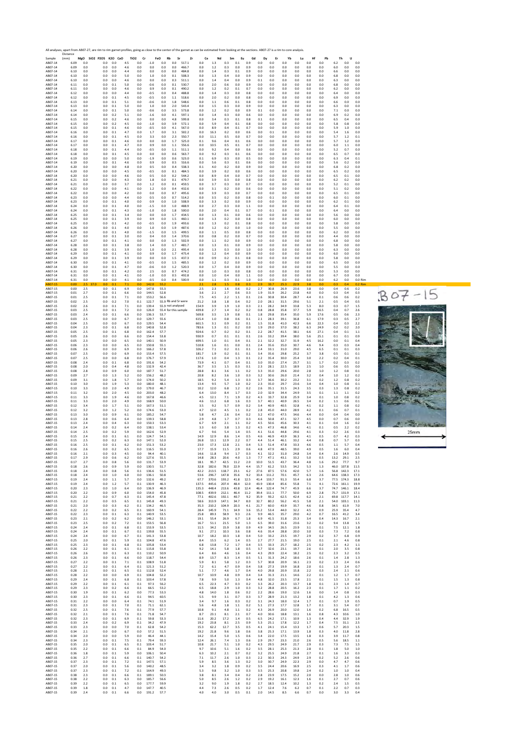All analyses, apart from AB07-27, are rim to rim garnet profiles, going as close to the center of the garnet as can be estimated from looking at the sections. AB07-27 is a rim to core analysis.

| Sample | Distance (mm) | MgO | SiO2 | P2O5 | K2O | CaO | TiO2 | Cr | FeO | Rb | Sr | Zr | Ce | Nd | Sm | Eu | Gd | Dy | Er | Yb | Lu | Hf | Pb | Th | U | |
|---|---|---|---|---|---|---|---|---|---|---|---|---|---|---|---|---|---|---|---|---|---|---|---|---|---|---|
| AB07-14 | 6.09 | 0.0 | | 0.0 | 0.0 | 4.5 | 0.0 | -1.0 | 0.0 | 0.0 | 517.1 | 0.0 | 1.3 | 0.3 | 0.1 | 0.9 | 0.0 | 0.0 | 0.0 | 0.0 | 0.0 | 0.0 | 6.2 | 0.0 | 0.0 | |
| AB07-14 | 6.09 | 0.0 | | 0.0 | 0.0 | 4.6 | 0.0 | 0.0 | 0.0 | 0.0 | 466.7 | 0.0 | 1.2 | 0.3 | 0.0 | 0.9 | 0.0 | 0.0 | 0.0 | 0.0 | 0.0 | 0.0 | 6.0 | 0.0 | 0.0 | |
| AB07-14 | 6.10 | 0.0 | | 0.0 | 0.0 | 4.4 | 0.0 | 0.0 | 0.0 | 0.0 | 484.8 | 0.0 | 1.4 | 0.3 | 0.1 | 0.9 | 0.0 | 0.0 | 0.0 | 0.0 | 0.0 | 0.0 | 6.6 | 0.0 | 0.0 | |
| AB07-14 | 6.10 | 0.0 | | 0.0 | 0.0 | 5.0 | 0.0 | 1.0 | 0.0 | 0.1 | 508.3 | 0.0 | 1.3 | 0.4 | 0.0 | 0.9 | 0.0 | 0.0 | 0.0 | 0.0 | 0.0 | 0.0 | 6.8 | 0.0 | 0.0 | |
| AB07-14 | 6.10 | 0.0 | | 0.0 | 0.0 | 4.6 | 0.0 | 0.0 | 0.0 | 0.3 | 511.1 | 0.0 | 1.4 | 0.4 | 0.0 | 0.9 | 0.1 | 0.0 | 0.0 | 0.0 | 0.0 | 0.0 | 6.3 | 0.0 | 0.0 | |
| AB07-14 | 6.11 | 0.0 | | 0.0 | 0.1 | 5.0 | 0.0 | -0.6 | 0.0 | 0.1 | 530.7 | 0.0 | 2.0 | 0.6 | 0.0 | 0.9 | 0.0 | 0.0 | 0.0 | 0.0 | 0.0 | 0.0 | 6.8 | 0.0 | 0.0 | |
| AB07-14 | 6.11 | 0.0 | | 0.0 | 0.0 | 4.6 | 0.0 | 0.9 | 0.0 | 0.1 | 490.2 | 0.0 | 1.2 | 0.2 | 0.1 | 0.7 | 0.0 | 0.0 | 0.0 | 0.0 | 0.0 | 0.0 | 6.2 | 0.0 | 0.0 | |
| AB07-14 | 6.12 | 0.0 | | 0.0 | 0.0 | 4.4 | 0.0 | -0.5 | 0.0 | 0.4 | 488.8 | 0.0 | 1.4 | 0.3 | 0.0 | 0.8 | 0.0 | 0.0 | 0.0 | 0.0 | 0.0 | 0.0 | 6.4 | 0.0 | 0.0 | |
| AB07-14 | 6.12 | 0.0 | | 0.0 | 0.1 | 4.5 | 0.0 | -0.5 | 0.0 | 1.1 | 518.6 | 0.0 | 2.0 | 0.2 | 0.0 | 0.8 | 0.0 | 0.0 | 0.0 | 0.0 | 0.0 | 0.0 | 6.9 | 0.0 | 0.0 | |
| AB07-14 | 6.13 | 0.0 | | 0.0 | 0.1 | 5.1 | 0.0 | -0.6 | 0.0 | 1.8 | 548.6 | 0.0 | 1.1 | 0.6 | 0.1 | 0.8 | 0.0 | 0.0 | 0.0 | 0.0 | 0.0 | 0.0 | 6.6 | 0.0 | 0.0 | |
| AB07-14 | 6.13 | 0.0 | | 0.0 | 0.1 | 5.0 | 0.0 | 1.0 | 0.0 | 2.0 | 543.4 | 0.0 | 1.5 | 0.3 | 0.0 | 0.9 | 0.0 | 0.0 | 0.0 | 0.0 | 0.0 | 0.0 | 6.3 | 0.0 | 0.0 | |
| AB07-14 | 6.14 | 0.0 | | 0.0 | 0.1 | 5.0 | 0.0 | -0.6 | 0.0 | 3.5 | 573.8 | 0.0 | 1.2 | 0.2 | 0.0 | 0.9 | 0.1 | 0.0 | 0.0 | 0.0 | 0.0 | 0.0 | 7.1 | 0.0 | 0.0 | |
| AB07-14 | 6.14 | 0.0 | | 0.0 | 0.2 | 5.1 | 0.0 | -1.6 | 0.0 | 4.1 | 597.1 | 0.0 | 1.4 | 0.3 | 0.0 | 0.6 | 0.0 | 0.0 | 0.0 | 0.0 | 0.0 | 0.0 | 6.9 | 0.2 | 0.0 | |
| AB07-14 | 6.15 | 0.0 | | 0.0 | 0.2 | 4.6 | 0.0 | 0.0 | 0.0 | 4.8 | 599.8 | 0.0 | 3.4 | 0.3 | 0.1 | 0.8 | 0.1 | 0.0 | 0.0 | 0.0 | 0.0 | 0.0 | 6.5 | 0.4 | 0.0 | |
| AB07-14 | 6.15 | 0.0 | | 0.0 | 0.2 | 4.5 | 0.0 | -1.0 | 0.0 | 3.9 | 572.1 | 0.0 | 5.9 | 0.4 | 0.1 | 0.8 | 0.0 | 0.0 | 0.0 | 0.0 | 0.0 | 0.0 | 5.8 | 0.8 | 0.0 | |
| AB07-14 | 6.15 | 0.0 | | 0.0 | 0.1 | 4.6 | 0.0 | -0.5 | 0.0 | 4.1 | 567.0 | 0.0 | 8.9 | 0.4 | 0.1 | 0.7 | 0.0 | 0.0 | 0.0 | 0.0 | 0.0 | 0.0 | 5.9 | 1.0 | 0.0 | |
| AB07-14 | 6.16 | 0.0 | | 0.0 | 0.1 | 4.7 | 0.0 | 1.7 | 0.0 | 3.1 | 502.2 | 0.0 | 16.3 | 0.2 | 0.0 | 0.6 | 0.0 | 0.1 | 0.0 | 0.0 | 0.0 | 0.0 | 5.4 | 1.6 | 0.0 | |
| AB07-14 | 6.16 | 0.0 | | 0.0 | 0.1 | 4.5 | 0.0 | 3.3 | 0.0 | 2.3 | 550.7 | 0.0 | 11.1 | 0.5 | 0.0 | 0.7 | 0.0 | 0.0 | 0.0 | 0.0 | 0.0 | 0.0 | 5.7 | 1.2 | 0.1 | |
| AB07-14 | 6.17 | 0.0 | | 0.0 | 0.1 | 4.6 | 0.0 | 0.0 | 0.0 | 1.7 | 525.0 | 0.1 | 9.6 | 0.4 | 0.1 | 0.6 | 0.0 | 0.0 | 0.0 | 0.0 | 0.0 | 0.0 | 5.7 | 1.2 | 0.0 | |
| AB07-14 | 6.17 | 0.0 | | 0.0 | 0.1 | 4.7 | 0.0 | 0.9 | 0.0 | 1.1 | 556.6 | 0.0 | 10.5 | 0.5 | 0.1 | 0.7 | 0.0 | 0.0 | 0.0 | 0.0 | 0.0 | 0.0 | 6.0 | 1.1 | 0.0 | |
| AB07-14 | 6.18 | 0.0 | | 0.0 | 0.1 | 4.4 | 0.0 | -0.5 | 0.0 | 1.1 | 511.1 | 0.0 | 9.2 | 0.4 | 0.0 | 0.6 | 0.0 | 0.0 | 0.0 | 0.0 | 0.0 | 0.0 | 5.2 | 0.7 | 0.0 | |
| AB07-14 | 6.18 | 0.0 | | 0.0 | 0.1 | 4.5 | 0.0 | 0.0 | 0.0 | 0.6 | 563.7 | 0.0 | 9.2 | 0.3 | 0.1 | 0.6 | 0.0 | 0.0 | 0.0 | 0.0 | 0.0 | 0.0 | 6.5 | 0.7 | 0.0 | |
| AB07-14 | 6.19 | 0.0 | | 0.0 | 0.0 | 5.0 | 0.0 | -1.9 | 0.0 | 0.6 | 523.0 | 0.1 | 6.9 | 0.3 | 0.0 | 0.5 | 0.0 | 0.0 | 0.0 | 0.0 | 0.0 | 0.0 | 6.3 | 0.4 | 0.1 | |
| AB07-14 | 6.19 | 0.0 | | 0.0 | 0.1 | 4.6 | 0.0 | 0.9 | 0.0 | 0.5 | 516.6 | 0.0 | 5.6 | 0.3 | 0.1 | 0.6 | 0.0 | 0.0 | 0.0 | 0.0 | 0.0 | 0.0 | 5.6 | 0.2 | 0.0 | |
| AB07-14 | 6.20 | 0.0 | | 0.0 | 0.0 | 4.8 | 0.0 | 0.5 | 0.0 | 0.4 | 538.3 | 0.1 | 4.0 | 0.2 | 0.0 | 0.9 | 0.0 | 0.0 | 0.0 | 0.0 | 0.0 | 0.0 | 6.8 | 0.2 | 0.0 | |
| AB07-14 | 6.20 | 0.0 | | 0.0 | 0.0 | 4.5 | 0.0 | -0.5 | 0.0 | 0.1 | 484.5 | 0.0 | 3.9 | 0.2 | 0.0 | 0.6 | 0.0 | 0.0 | 0.0 | 0.0 | 0.0 | 0.0 | 6.5 | 0.2 | 0.0 | |
| AB07-14 | 6.20 | 0.0 | | 0.0 | 0.0 | 4.6 | 0.0 | 0.5 | 0.0 | 0.2 | 544.2 | 0.0 | 8.9 | 0.4 | 0.0 | 0.7 | 0.0 | 0.0 | 0.0 | 0.0 | 0.0 | 0.0 | 6.5 | 0.1 | 0.0 | |
| AB07-14 | 6.21 | 0.0 | | 0.0 | 0.0 | 4.3 | 0.0 | 1.8 | 0.0 | 0.1 | 479.7 | 0.0 | 3.9 | 0.3 | 0.0 | 0.8 | 0.0 | 0.0 | 0.0 | 0.0 | 0.0 | 0.0 | 6.2 | 0.2 | 0.0 | |
| AB07-14 | 6.21 | 0.0 | | 0.0 | 0.0 | 3.7 | 0.0 | 1.2 | 0.0 | 0.1 | 459.5 | 0.0 | 3.7 | 0.3 | 0.0 | 0.7 | 0.0 | 0.0 | 0.0 | 0.0 | 0.0 | 0.0 | 5.2 | 0.1 | 0.0 | |
| AB07-14 | 6.22 | 0.0 | | 0.0 | 0.0 | 4.1 | 0.0 | 1.2 | 0.0 | 0.4 | 432.6 | 0.0 | 3.1 | 0.2 | 0.0 | 0.6 | 0.0 | 0.0 | 0.0 | 0.0 | 0.0 | 0.0 | 5.1 | 0.2 | 0.0 | |
| AB07-14 | 6.22 | 0.0 | | 0.0 | 0.0 | 4.2 | 0.0 | 0.0 | 0.0 | 0.7 | 495.6 | 0.0 | 3.9 | 0.3 | 0.0 | 0.7 | 0.0 | 0.0 | 0.0 | 0.0 | 0.0 | 0.0 | 6.5 | 0.1 | 0.0 | |
| AB07-14 | 6.23 | 0.0 | | 0.0 | 0.0 | 4.4 | 0.0 | 0.5 | 0.0 | 0.7 | 514.2 | 0.0 | 3.5 | 0.2 | 0.0 | 0.8 | 0.0 | 0.1 | 0.0 | 0.0 | 0.0 | 0.0 | 6.0 | 0.1 | 0.0 | |
| AB07-14 | 6.23 | 0.0 | | 0.0 | 0.1 | 4.0 | 0.0 | 0.9 | 0.0 | 1.0 | 508.9 | 0.0 | 3.3 | 0.2 | 0.0 | 0.9 | 0.0 | 0.0 | 0.0 | 0.0 | 0.0 | 0.0 | 6.2 | 0.1 | 0.0 | |
| AB07-14 | 6.24 | 0.0 | | 0.0 | 0.1 | 4.0 | 0.0 | -1.5 | 0.0 | 1.0 | 488.9 | 0.0 | 2.7 | 0.3 | 0.0 | 1.1 | 0.0 | 0.0 | 0.0 | 0.0 | 0.0 | 0.0 | 6.4 | 0.1 | 0.0 | |
| AB07-14 | 6.24 | 0.0 | | 0.0 | 0.1 | 4.3 | 0.0 | -1.0 | 0.0 | 1.8 | 500.0 | 0.0 | 2.0 | 0.4 | 0.1 | 0.7 | 0.0 | 0.1 | 0.0 | 0.0 | 0.0 | 0.0 | 6.4 | 0.0 | 0.0 | |
| AB07-14 | 6.25 | 0.0 | | 0.0 | 0.1 | 3.4 | 0.0 | 0.0 | 0.0 | 1.7 | 434.5 | 0.0 | 1.3 | 0.1 | 0.0 | 0.6 | 0.0 | 0.0 | 0.0 | 0.0 | 0.0 | 0.0 | 5.6 | 0.0 | 0.0 | |
| AB07-14 | 6.25 | 0.0 | | 0.0 | 0.1 | 3.9 | 0.0 | 0.9 | 0.0 | 1.5 | 460.1 | 0.0 | 1.3 | 0.2 | 0.0 | 0.8 | 0.0 | 0.0 | 0.0 | 0.0 | 0.0 | 0.0 | 6.0 | 0.0 | 0.0 | |
| AB07-14 | 6.25 | 0.0 | | 0.0 | 0.1 | 4.2 | 0.0 | -0.5 | 0.0 | 1.9 | 493.6 | 0.0 | 1.3 | 0.2 | 0.1 | 0.8 | 0.0 | 0.0 | 0.0 | 0.0 | 0.0 | 0.0 | 5.8 | 0.0 | 0.0 | |
| AB07-14 | 6.26 | 0.0 | | 0.0 | 0.1 | 4.0 | 0.0 | 1.0 | 0.0 | 1.9 | 487.6 | 0.0 | 1.2 | 0.2 | 0.0 | 1.0 | 0.0 | 0.0 | 0.0 | 0.0 | 0.0 | 0.0 | 5.5 | 0.0 | 0.0 | |
| AB07-14 | 6.26 | 0.0 | | 0.0 | 0.1 | 4.0 | 0.0 | -1.5 | 0.0 | 1.5 | 499.5 | 0.0 | 1.1 | 0.5 | 0.0 | 0.8 | 0.0 | 0.0 | 0.0 | 0.0 | 0.0 | 0.0 | 6.2 | 0.0 | 0.0 | |
| AB07-14 | 6.27 | 0.0 | | 0.0 | 0.1 | 3.0 | 0.0 | 0.4 | 0.0 | 1.4 | 370.6 | 0.0 | 0.8 | 0.2 | 0.0 | 0.7 | 0.0 | 0.0 | 0.0 | 0.0 | 0.0 | 0.0 | 4.4 | 0.0 | 0.0 | |
| AB07-14 | 6.27 | 0.0 | | 0.0 | 0.1 | 4.1 | 0.0 | 0.0 | 0.0 | 1.3 | 502.9 | 0.0 | 1.1 | 0.2 | 0.0 | 0.9 | 0.0 | 0.0 | 0.0 | 0.0 | 0.0 | 0.0 | 6.8 | 0.0 | 0.0 | |
| AB07-14 | 6.28 | 0.0 | | 0.0 | 0.1 | 3.8 | 0.0 | 1.4 | 0.0 | 1.7 | 481.7 | 0.0 | 1.3 | 0.1 | 0.0 | 0.9 | 0.0 | 0.0 | 0.0 | 0.0 | 0.0 | 0.0 | 5.8 | 0.0 | 0.0 | |
| AB07-14 | 6.28 | 0.0 | | 0.0 | 0.1 | 3.9 | 0.0 | 1.0 | 0.0 | 2.1 | 495.4 | 0.0 | 1.3 | 0.3 | 0.0 | 1.0 | 0.0 | 0.0 | 0.0 | 0.0 | 0.0 | 0.0 | 6.3 | 0.0 | 0.0 | |
| AB07-14 | 6.29 | 0.0 | | 0.0 | 0.1 | 4.1 | 0.0 | 0.9 | 0.0 | 1.2 | 475.4 | 0.0 | 1.4 | 0.4 | 0.0 | 0.9 | 0.0 | 0.0 | 0.0 | 0.0 | 0.0 | 0.0 | 6.0 | 0.0 | 0.0 | |
| AB07-14 | 6.29 | 0.0 | | 0.0 | 0.1 | 3.9 | 0.0 | 0.0 | 0.0 | 1.5 | 437.3 | 0.0 | 0.9 | 0.2 | 0.1 | 0.8 | 0.0 | 0.0 | 0.0 | 0.0 | 0.0 | 0.0 | 5.8 | 0.0 | 0.0 | |
| AB07-14 | 6.30 | 0.0 | | 0.0 | 0.1 | 4.1 | 0.0 | -0.5 | 0.0 | 1.5 | 485.5 | 0.0 | 1.2 | 0.2 | 0.0 | 0.9 | 0.0 | 0.0 | 0.0 | 0.0 | 0.0 | 0.0 | 6.5 | 0.0 | 0.0 | |
| AB07-14 | 6.30 | 0.0 | | 0.0 | 0.1 | 4.7 | 0.0 | -0.6 | 0.0 | 1.2 | 520.3 | 0.0 | 1.7 | 0.4 | 0.0 | 0.9 | 0.0 | 0.0 | 0.0 | 0.0 | 0.0 | 0.0 | 5.5 | 0.0 | 0.0 | |
| AB07-14 | 6.31 | 0.0 | | 0.0 | 0.1 | 4.2 | 0.0 | 2.5 | 0.0 | 0.7 | 474.2 | 0.0 | 1.0 | 0.3 | 0.0 | 0.8 | 0.0 | 0.0 | 0.0 | 0.0 | 0.0 | 0.0 | 5.3 | 0.0 | 0.0 | |
| AB07-14 | 6.31 | 0.0 | | 0.0 | 0.1 | 4.1 | 0.0 | -1.0 | 0.0 | 0.5 | 492.8 | 0.0 | 1.0 | 0.4 | 0.0 | 1.1 | 0.0 | 0.0 | 0.0 | 0.0 | 0.0 | 0.0 | 6.7 | 0.0 | 0.0 | |
| AB07-14 | 6.31 | 0.0 | | 0.0 | 0.1 | 4.1 | 0.0 | -0.5 | 0.0 | 0.4 | 500.9 | 0.0 | 1.1 | 0.3 | 0.1 | 1.0 | 0.0 | 0.0 | 0.0 | 0.0 | 0.0 | 0.0 | 6.2 | 0.0 | 0.0 | Rim |
| AB07-15 | 0.00 | 2.5 | 37.0 | 0.0 | 0.1 | 7.1 | 0.0 | 142.0 | 55.2 | | | 2.1 | 2.8 | 1.5 | 0.8 | 0.3 | 2.9 | 33.7 | 25.3 | 22.9 | 3.8 | 0.0 | 0.3 | 0.4 | 0.2 | Rim |
| AB07-15 | 0.00 | 2.5 | | 0.0 | 0.1 | 6.9 | 0.0 | 147.8 | 55.3 | | | 2.5 | 2.8 | 1.6 | 0.6 | 0.2 | 2.7 | 30.8 | 26.9 | 23.6 | 3.8 | 0.0 | 0.4 | 0.6 | 0.2 | |
| AB07-15 | 0.01 | 2.7 | | 0.0 | 0.1 | 6.6 | 0.0 | 144.5 | 52.8 | | | 3.6 | 2.1 | 2.7 | 0.6 | 0.3 | 1.9 | 31.9 | 26.2 | 23.8 | 4.0 | 0.0 | 0.3 | 0.4 | 0.3 | |
| AB07-15 | 0.01 | 2.5 | | 0.0 | 0.1 | 7.1 | 0.0 | 153.2 | 56.6 | | | 7.5 | 4.5 | 2.2 | 1.1 | 0.1 | 2.6 | 30.8 | 30.4 | 28.7 | 4.4 | 0.1 | 0.6 | 0.6 | 0.2 | |
| AB07-15 | 0.02 | 2.5 | | 0.0 | 0.2 | 7.0 | 0.1 | 122.7 | 55.9 | Rb and Sr were | | 21.2 | 3.8 | 1.8 | 0.4 | 0.2 | 2.0 | 28.1 | 31.5 | 29.6 | 5.1 | 2.1 | 0.5 | 0.4 | 0.5 | |
| AB07-15 | 0.02 | 2.6 | | 0.0 | 0.1 | 7.1 | 0.0 | 139.4 | 55.9 | not analysed | | 15.4 | 3.9 | 1.9 | 1.0 | 0.3 | 2.1 | | 34.9 | 33.8 | 5.3 | 8.0 | 0.3 | 0.7 | 1.5 | |
| AB07-15 | 0.03 | 2.5 | | 0.0 | 0.1 | 7.2 | 0.0 | 126.0 | 55.4 | for this sample | | 439.8 | 2.7 | 1.4 | 0.2 | 0.2 | 0.8 | 28.8 | 35.8 | 37.7 | 5.9 | 16.5 | 0.4 | 0.7 | 2.6 | |
| AB07-15 | 0.03 | 2.4 | | 0.0 | 0.1 | 6.6 | 0.0 | 136.3 | 53.7 | | | 569.8 | 3.5 | 1.9 | 0.8 | 0.1 | 1.8 | 29.8 | 35.4 | 35.0 | 5.9 | 17.6 | 0.5 | 0.6 | 2.3 | |
| AB07-15 | 0.03 | 2.5 | | 0.0 | 0.0 | 6.7 | 0.0 | 129.7 | 55.6 | | | 615.4 | 1.0 | 0.8 | 0.6 | 0.1 | 2.1 | 28.3 | 39.1 | 36.8 | 6.1 | 17.9 | 0.3 | 0.5 | 2.7 | |
| AB07-15 | 0.04 | 2.5 | | 0.0 | 0.0 | 6.7 | 0.0 | 129.5 | 54.4 | | | 661.5 | 3.1 | 0.9 | 0.2 | 0.1 | 1.5 | 31.8 | 41.0 | 42.3 | 6.6 | 22.3 | 0.4 | 0.3 | 2.2 | |
| AB07-15 | 0.04 | 2.3 | | 0.0 | 0.1 | 6.8 | 0.0 | 140.8 | 52.8 | | | 783.6 | 1.3 | 0.1 | 0.2 | 0.0 | 1.9 | 29.0 | 37.0 | 38.2 | 6.3 | 24.9 | 0.2 | 0.2 | 2.0 | |
| AB07-15 | 0.05 | 2.5 | | 0.0 | 0.1 | 6.8 | 0.0 | 162.4 | 57.7 | | | 924.6 | 0.7 | 0.2 | 0.2 | 0.1 | 2.2 | 28.7 | 41.5 | 38.1 | 6.6 | 27.1 | 0.4 | 0.1 | 1.1 | |
| AB07-15 | 0.05 | 2.6 | | 0.0 | 0.0 | 6.6 | 0.0 | 154.4 | 53.8 | | | 930.9 | 0.7 | 0.1 | 0.1 | 0.1 | 2.6 | 33.2 | 39.4 | 38.0 | 5.6 | 25.1 | 0.1 | 0.1 | 0.9 | |
| AB07-15 | 0.05 | 2.3 | | 0.0 | 0.0 | 6.5 | 0.0 | 140.1 | 50.9 | | | 699.5 | 1.0 | 0.1 | 0.4 | 0.1 | 2.1 | 32.2 | 32.7 | 31.9 | 4.5 | 16.2 | 0.0 | 0.1 | 0.4 | |
| AB07-15 | 0.06 | 2.3 | | 0.0 | 0.0 | 6.4 | 0.0 | 150.8 | 55.1 | | | 510.8 | 1.6 | 0.1 | 0.0 | 0.1 | 2.4 | 35.6 | 35.0 | 30.7 | 4.6 | 9.4 | 0.3 | 0.3 | 0.4 | |
| AB07-15 | 0.06 | 2.6 | | 0.0 | 0.0 | 6.9 | 0.0 | 166.2 | 57.8 | | | 326.2 | 7.1 | 0.2 | 0.1 | 0.1 | 2.4 | 33.1 | 31.0 | 29.0 | 4.5 | 6.5 | 0.1 | 0.1 | 0.3 | |
| AB07-15 | 0.07 | 2.5 | | 0.0 | 0.0 | 6.9 | 0.0 | 153.4 | 57.5 | | | 181.7 | 1.9 | 0.2 | 0.1 | 0.1 | 3.4 | 35.6 | 29.8 | 25.2 | 3.7 | 3.8 | 0.5 | 0.1 | 0.1 | |
| AB07-15 | 0.07 | 2.5 | | 0.0 | 0.0 | 6.8 | 0.0 | 176.7 | 57.9 | | | 117.6 | 1.0 | 0.4 | 1.3 | 0.1 | 2.2 | 35.4 | 30.0 | 25.4 | 3.0 | 2.2 | 0.2 | 0.4 | 0.1 | |
| AB07-15 | 0.08 | 2.4 | | 0.0 | 0.1 | 6.8 | 0.0 | 191.6 | 54.2 | | | 73.9 | 4.1 | 0.7 | 0.4 | 0.1 | 3.0 | 35.0 | 27.4 | 25.7 | 3.1 | 1.7 | 0.2 | 0.3 | 0.2 | |
| AB07-15 | 0.08 | 2.0 | | 0.0 | 0.4 | 4.8 | 0.0 | 132.9 | 42.4 | | | 36.7 | 3.5 | 1.5 | 0.3 | 0.1 | 2.3 | 28.1 | 22.5 | 18.9 | 2.5 | 1.0 | 0.6 | 0.5 | 0.0 | |
| AB07-15 | 0.08 | 2.8 | | 0.0 | 0.9 | 6.0 | 0.0 | 187.7 | 51.7 | | | 28.8 | 8.1 | 3.6 | 1.1 | 0.2 | 3.3 | 35.0 | 29.6 | 20.0 | 2.8 | 1.0 | 1.2 | 0.8 | 0.1 | |
| AB07-15 | 0.09 | 2.7 | | 0.0 | 1.3 | 5.2 | 0.0 | 156.2 | 48.2 | | | 20.8 | 8.2 | 3.6 | 1.0 | 0.3 | 3.2 | 30.6 | 26.0 | 21.4 | 3.2 | 0.4 | 1.0 | 1.2 | 0.2 | |
| AB07-15 | 0.09 | 3.1 | | 0.0 | 1.8 | 5.7 | 0.0 | 174.0 | 50.2 | | | 18.5 | 9.2 | 5.4 | 1.3 | 0.3 | 3.7 | 36.6 | 30.2 | 23.2 | 3.1 | 0.2 | 1.2 | 0.8 | 0.2 | |
| AB07-15 | 0.10 | 3.0 | | 0.0 | 1.9 | 5.3 | 0.0 | 180.0 | 48.1 | | | 13.4 | 9.5 | 5.7 | 1.0 | 0.2 | 2.3 | 35.0 | 29.7 | 23.6 | 3.4 | 0.4 | 1.0 | 0.8 | 0.1 | |
| AB07-15 | 0.10 | 3.3 | | 0.0 | 2.0 | 4.9 | 0.0 | 179.0 | 46.7 | | | 10.2 | 12.0 | 6.8 | 1.2 | 0.2 | 2.6 | 35.1 | 31.5 | 24.3 | 3.5 | 0.3 | 1.3 | 0.8 | 0.2 | |
| AB07-15 | 0.11 | 3.2 | | 0.0 | 2.0 | 4.5 | 0.0 | 203.0 | 48.2 | | | 6.4 | 13.0 | 8.4 | 1.7 | 0.3 | 2.0 | 32.9 | 34.4 | 24.9 | 3.5 | 0.1 | 1.1 | 1.1 | 0.2 | |
| AB07-15 | 0.11 | 3.3 | | 0.0 | 1.9 | 4.6 | 0.0 | 167.8 | 46.6 | | | 4.5 | 12.1 | 7.1 | 1.9 | 0.2 | 4.3 | 33.7 | 32.8 | 25.9 | 3.4 | 0.1 | 1.0 | 0.8 | 0.2 | |
| AB07-15 | 0.11 | 3.3 | | 0.0 | 2.0 | 4.9 | 0.0 | 168.9 | 50.0 | | | 4.6 | 11.2 | 6.8 | 1.6 | 0.3 | 3.7 | 40.1 | 40.9 | 26.5 | 3.4 | 0.2 | 1.1 | 0.6 | 0.1 | |
| AB07-15 | 0.12 | 3.4 | | 0.0 | 1.7 | 5.1 | 0.0 | 167.3 | 51.1 | | | 3.5 | 9.2 | 5.7 | 0.9 | 0.2 | 3.4 | 40.9 | 40.5 | 32.8 | 4.1 | 0.2 | 1.1 | 0.8 | 0.2 | |
| AB07-15 | 0.12 | 3.2 | | 0.0 | 1.2 | 5.2 | 0.0 | 174.6 | 53.0 | | | 4.7 | 12.0 | 4.5 | 1.1 | 0.2 | 2.8 | 45.0 | 44.0 | 28.9 | 4.2 | 0.1 | 0.6 | 0.7 | 0.1 | |
| AB07-15 | 0.13 | 3.0 | | 0.0 | 0.9 | 6.1 | 0.0 | 185.2 | 54.7 | | | 5.8 | 4.7 | 2.6 | 0.4 | 0.2 | 3.2 | 47.0 | 47.5 | 34.6 | 4.4 | 0.0 | 0.4 | 0.4 | 0.0 | |
| AB07-15 | 0.13 | 2.8 | | 0.0 | 0.6 | 6.4 | 0.0 | 139.3 | 58.8 | | | 2.9 | 4.8 | 1.7 | 0.7 | 0.3 | 4.6 | 50.8 | 47.1 | 32.7 | 4.5 | 0.0 | 0.7 | 0.6 | 0.0 | |
| AB07-15 | 0.13 | 2.4 | | 0.0 | 0.4 | 6.3 | 0.0 | 150.3 | 53.3 | | | 6.7 | 6.9 | 2.1 | 1.1 | 0.2 | 4.5 | 50.6 | 45.6 | 30.3 | 4.1 | 0.1 | 0.4 | 1.6 | 0.2 | |
| AB07-15 | 0.14 | 2.4 | | 0.0 | 0.2 | 6.4 | 0.0 | 138.1 | 53.4 | | | 3.3 | 6.0 | 3.8 | 1.3 | 0.2 | 4.5 | 47.3 | 46.8 | 34.6 | 4.1 | 0.1 | 0.5 | 2.2 | 0.2 | |
| AB07-15 | 0.14 | 2.5 | | 0.0 | 0.2 | 5.9 | 0.0 | 162.6 | 52.9 | | | 6.7 | 9.6 | 5.4 | 1.4 | 0.5 | 4.1 | 51.6 | 44.8 | 29.6 | 4.1 | 0.3 | 0.2 | 2.6 | 0.3 | |
| AB07-15 | 0.15 | 2.4 | | 0.0 | 0.1 | 6.1 | 0.0 | 124.7 | 54.1 | | | 14.9 | 12.9 | 8.6 | 1.4 | 0.5 | 4.6 | 46.9 | 43.9 | 36.3 | 4.1 | 0.5 | 0.7 | 4.2 | 0.3 | |
| AB07-15 | 0.15 | 2.5 | | 0.0 | 0.2 | 6.3 | 0.0 | 147.1 | 52.0 | | | 26.8 | 13.1 | 12.9 | 2.2 | 0.7 | 4.4 | 51.4 | 46.1 | 33.2 | 4.4 | 0.8 | 0.7 | 5.7 | 0.3 | |
| AB07-15 | 0.16 | 2.5 | | 0.0 | 0.1 | 6.2 | 0.0 | 151.3 | 53.2 | | | 23.0 | 17.3 | 12.8 | 2.1 | 0.4 | 5.3 | 51.4 | 47.8 | 33.3 | 4.6 | 0.5 | 1.1 | 5.7 | 0.4 | |
| AB07-15 | 0.16 | 2.6 | | 0.0 | 0.2 | 6.5 | 0.0 | 116.5 | 55.0 | | | 17.7 | 15.9 | 11.5 | 2.9 | 0.6 | 4.8 | 47.9 | 48.5 | 39.0 | 4.9 | 0.5 | 1.6 | 6.0 | 0.4 | |
| AB07-15 | 0.16 | 2.1 | | 0.0 | 0.3 | 4.5 | 0.0 | 94.4 | 40.1 | | | 14.6 | 11.8 | 9.4 | 1.7 | 0.3 | 4.1 | 32.2 | 31.0 | 24.8 | 3.4 | 0.4 | 2.6 | 14.9 | 0.5 | |
| AB07-15 | 0.17 | 2.9 | | 0.0 | 0.6 | 6.2 | 0.0 | 127.6 | 55.5 | | | 14.8 | 28.3 | 20.6 | 4.0 | 1.3 | 7.7 | 47.1 | 43.1 | 33.2 | 5.0 | 0.5 | 13.2 | 29.1 | 2.5 | |
| AB07-15 | 0.17 | 2.7 | | 0.0 | 0.8 | 5.6 | 0.0 | 131.7 | 53.9 | | | 18.1 | 95.7 | 42.5 | 11.2 | 2.0 | 10.0 | 51.5 | 43.7 | 36.4 | 4.8 | 1.6 | 29.2 | 77.7 | 9.7 | |
| AB07-15 | 0.18 | 2.6 | | 0.0 | 0.9 | 5.9 | 0.0 | 130.5 | 51.7 | | | 32.8 | 182.6 | 78.0 | 22.9 | 4.4 | 15.7 | 61.2 | 53.5 | 34.2 | 5.3 | 1.3 | 46.0 | 107.8 | 11.5 | |
| AB07-15 | 0.18 | 2.4 | | 0.0 | 0.8 | 5.6 | 0.1 | 136.6 | 51.5 | | | 42.2 | 213.5 | 118.7 | 23.1 | 6.2 | 27.6 | 87.5 | 57.6 | 42.0 | 5.7 | 1.6 | 56.8 | 142.3 | 17.1 | |
| AB07-15 | 0.18 | 2.4 | | 0.0 | 1.0 | 6.0 | 0.0 | 136.1 | 50.8 | | | 53.6 | 296.7 | 147.8 | 35.6 | 9.2 | 33.4 | 111.2 | 70.1 | 45.7 | 6.3 | 2.6 | 64.6 | 138.3 | 17.3 | |
| AB07-15 | 0.19 | 2.4 | | 0.0 | 1.1 | 5.7 | 0.0 | 132.6 | 49.2 | | | 67.7 | 370.6 | 193.2 | 41.8 | 12.5 | 41.4 | 133.7 | 91.3 | 55.4 | 6.8 | 3.7 | 77.5 | 174.3 | 18.8 | |
| AB07-15 | 0.19 | 2.4 | | 0.0 | 1.2 | 5.7 | 0.1 | 130.9 | 46.3 | | | 137.5 | 445.6 | 207.4 | 48.4 | 12.0 | 43.9 | 130.4 | 85.6 | 55.8 | 7.1 | 4.1 | 72.6 | 161.1 | 19.9 | |
| AB07-15 | 0.20 | 2.3 | | 0.0 | 1.0 | 6.4 | 0.0 | 136.9 | 46.9 | | | 135.3 | 448.4 | 233.6 | 43.8 | 12.4 | 46.4 | 122.4 | 74.7 | 45.9 | 6.6 | 3.7 | 74.7 | 146.1 | 18.4 | |
| AB07-15 | 0.20 | 2.2 | | 0.0 | 0.9 | 6.0 | 0.0 | 154.0 | 45.8 | | | 108.5 | 439.9 | 212.1 | 46.4 | 11.2 | 39.4 | 111.1 | 77.7 | 50.0 | 6.9 | 2.8 | 75.7 | 131.9 | 17.1 | |
| AB07-15 | 0.21 | 2.2 | | 0.0 | 0.7 | 6.3 | 0.1 | 145.4 | 47.8 | | | 77.1 | 402.6 | 192.1 | 40.7 | 9.2 | 35.9 | 93.2 | 62.5 | 42.4 | 6.2 | 2.1 | 69.8 | 117.7 | 14.1 | |
| AB07-15 | 0.21 | 2.2 | | 0.0 | 0.5 | 6.5 | 0.1 | 145.8 | 49.3 | | | 58.6 | 313.9 | 147.1 | 34.7 | 8.0 | 32.7 | 80.2 | 56.2 | 41.5 | 5.8 | 2.1 | 54.0 | 103.1 | 11.3 | |
| AB07-15 | 0.21 | 2.0 | | 0.0 | 0.3 | 6.2 | 0.1 | 134.2 | 46.5 | | | 35.3 | 210.2 | 104.9 | 20.3 | 4.1 | 21.7 | 60.0 | 43.9 | 35.7 | 4.6 | 0.8 | 34.5 | 61.9 | 7.0 | |
| AB07-15 | 0.22 | 2.2 | | 0.0 | 0.2 | 6.5 | 0.1 | 160.9 | 54.1 | | | 28.4 | 145.9 | 71.1 | 14.9 | 3.6 | 15.2 | 53.4 | 44.0 | 32.2 | 4.5 | 0.9 | 25.9 | 35.4 | 4.7 | |
| AB07-15 | 0.22 | 2.3 | | 0.0 | 0.1 | 6.3 | 0.1 | 140.9 | 53.5 | | | 25.8 | 89.3 | 58.9 | 9.3 | 2.6 | 9.9 | 46.3 | 35.7 | 29.0 | 4.2 | 0.7 | 16.5 | 41.2 | 3.4 | |
| AB07-15 | 0.23 | 2.1 | | 0.0 | 0.2 | 6.0 | 0.0 | 146.2 | 53.1 | | | 19.1 | 55.4 | 26.9 | 6.7 | 1.8 | 6.9 | 41.5 | 31.8 | 25.3 | 3.4 | 0.4 | 14.3 | 16.7 | 2.1 | |
| AB07-15 | 0.23 | 2.5 | | 0.0 | 0.2 | 7.2 | 0.1 | 153.5 | 56.8 | | | 16.7 | 51.1 | 21.5 | 5.0 | 1.3 | 6.5 | 39.0 | 31.6 | 23.6 | 3.2 | 0.2 | 9.4 | 13.8 | 1.5 | |
| AB07-15 | 0.24 | 2.4 | | 0.0 | 0.1 | 6.8 | 0.1 | 153.9 | 53.5 | | | 11.5 | 34.2 | 15.9 | 3.8 | 0.9 | 4.9 | 34.5 | 26.5 | 23.9 | 3.1 | 0.1 | 7.5 | 12.1 | 1.8 | |
| AB07-15 | 0.24 | 2.4 | | 0.0 | 0.1 | 6.7 | 0.1 | 139.8 | 55.5 | | | 9.1 | 27.1 | 10.3 | 3.6 | 0.8 | 4.6 | 35.4 | 28.8 | 20.0 | 3.0 | 0.3 | 7.3 | 7.2 | 0.8 | |
| AB07-15 | 0.24 | 2.4 | | 0.0 | 0.0 | 6.7 | 0.1 | 141.3 | 53.8 | | | 10.7 | 18.2 | 10.3 | 1.8 | 0.4 | 5.0 | 33.2 | 23.5 | 19.7 | 2.9 | 0.2 | 3.7 | 6.8 | 0.9 | |
| AB07-15 | 0.25 | 2.0 | | 0.0 | 0.1 | 5.9 | 0.1 | 104.8 | 47.6 | | | 8.4 | 15.5 | 6.2 | 1.4 | 0.5 | 2.7 | 27.7 | 21.5 | 19.0 | 2.5 | 0.1 | 2.1 | 4.6 | 0.8 | |
| AB07-15 | 0.25 | 2.3 | | 0.0 | 0.1 | 6.8 | 0.1 | 105.8 | 53.4 | | | 6.8 | 13.8 | 7.2 | 1.7 | 0.4 | 3.5 | 33.3 | 25.7 | 18.2 | 2.5 | 0.2 | 2.3 | 4.2 | 1.1 | |
| AB07-15 | 0.26 | 2.2 | | 0.0 | 0.1 | 6.1 | 0.1 | 115.8 | 55.8 | | | 9.2 | 14.1 | 5.8 | 1.8 | 0.5 | 3.7 | 32.6 | 23.1 | 19.7 | 2.6 | 0.1 | 2.0 | 3.5 | 0.8 | |
| AB07-15 | 0.26 | 2.6 | | 0.0 | 0.1 | 6.3 | 0.1 | 110.2 | 50.9 | | | 6.4 | 8.6 | 4.6 | 1.6 | 0.4 | 4.3 | 29.9 | 22.4 | 18.2 | 2.5 | 0.2 | 2.3 | 3.2 | 0.5 | |
| AB07-15 | 0.26 | 2.3 | | 0.0 | 0.1 | 6.0 | 0.1 | 118.7 | 54.4 | | | 8.9 | 13.7 | 8.3 | 1.4 | 0.5 | 5.1 | 31.3 | 24.2 | 18.6 | 2.6 | 0.1 | 1.4 | 2.8 | 1.3 | |
| AB07-15 | 0.27 | 2.2 | | 0.0 | 0.1 | 7.1 | 0.1 | 108.9 | 51.8 | | | 5.9 | 8.1 | 5.8 | 1.2 | 0.3 | 5.7 | 30.8 | 20.9 | 16.1 | 2.3 | 0.2 | 2.3 | 2.4 | 0.6 | |
| AB07-15 | 0.27 | 2.2 | | 0.0 | 0.1 | 6.4 | 0.1 | 121.3 | 51.2 | | | 7.2 | 6.1 | 4.7 | 0.9 | 0.4 | 3.8 | 27.3 | 19.9 | 16.8 | 2.0 | 0.1 | 1.3 | 2.4 | 0.7 | |
| AB07-15 | 0.28 | 2.1 | | 0.0 | 0.1 | 6.5 | 0.1 | 112.8 | 52.4 | | | 5.1 | 7.7 | 4.6 | 1.7 | 0.4 | 4.0 | 29.8 | 20.9 | 15.8 | 2.2 | 0.3 | 2.4 | 2.1 | 0.6 | |
| AB07-15 | 0.28 | 2.2 | | 0.0 | 0.0 | 6.9 | 0.1 | 104.8 | 52.2 | | | 10.7 | 10.9 | 4.8 | 0.9 | 0.4 | 3.4 | 31.3 | 21.1 | 14.6 | 2.2 | 0.1 | 1.2 | 1.7 | 0.7 | |
| AB07-15 | 0.29 | 2.4 | | 0.0 | 0.1 | 6.8 | 0.1 | 103.4 | 57.8 | | | 7.8 | 9.9 | 5.0 | 1.3 | 0.4 | 4.8 | 32.0 | 23.5 | 17.8 | 2.1 | 0.1 | 1.5 | 1.3 | 0.8 | |
| AB07-15 | 0.29 | 2.2 | | 0.0 | 0.1 | 6.1 | 0.1 | 97.3 | 56.2 | | | 6.5 | 22.3 | 4.7 | 0.3 | 0.2 | 3.3 | 26.2 | 20.3 | 13.7 | 1.8 | 0.1 | 2.3 | 1.4 | 0.7 | |
| AB07-15 | 0.29 | 2.3 | | 0.0 | 0.2 | 6.6 | 0.1 | 66.5 | 53.2 | | | 6.5 | 18.8 | 2.9 | 1.0 | 0.3 | 3.2 | 28.8 | 20.5 | 16.2 | 2.3 | 0.1 | 1.7 | 1.1 | 0.2 | |
| AB07-15 | 0.30 | 1.9 | | 0.0 | 0.1 | 6.2 | 0.0 | 77.3 | 53.3 | | | 4.8 | 14.0 | 1.8 | 0.6 | 0.2 | 2.2 | 28.6 | 19.0 | 12.6 | 1.6 | 0.0 | 1.4 | 0.8 | 0.3 | |
| AB07-15 | 0.30 | 2.3 | | 0.0 | 0.1 | 6.6 | 0.1 | 94.5 | 60.5 | | | 5.5 | 9.9 | 3.1 | 0.7 | 0.3 | 3.7 | 28.9 | 21.3 | 13.2 | 1.8 | 0.1 | 4.2 | 1.3 | 0.6 | |
| AB07-15 | 0.31 | 2.2 | | 0.0 | 0.0 | 6.4 | 0.1 | 74.1 | 51.9 | | | 3.4 | 9.7 | 1.6 | 0.3 | 0.2 | 3.1 | 24.3 | 18.0 | 12.4 | 1.7 | 0.1 | 0.7 | 1.9 | 0.5 | |
| AB07-15 | 0.31 | 2.3 | | 0.0 | 0.1 | 7.0 | 0.1 | 71.1 | 62.1 | | | 5.6 | 4.8 | 1.8 | 1.1 | 0.2 | 5.1 | 27.3 | 17.7 | 12.8 | 1.7 | 0.1 | 3.1 | 5.4 | 0.7 | |
| AB07-15 | 0.32 | 2.5 | | 0.0 | 0.1 | 7.6 | 0.1 | 77.9 | 57.7 | | | 10.8 | 9.1 | 4.8 | 1.1 | 0.2 | 4.3 | 26.9 | 20.0 | 12.0 | 1.6 | 0.2 | 6.8 | 16.5 | 0.5 | |
| AB07-15 | 0.32 | 2.1 | | 0.0 | 0.1 | 7.6 | 0.1 | 71.8 | 54.7 | | | 8.7 | 23.1 | 8.1 | 2.1 | 0.7 | 4.0 | 30.6 | 18.8 | 13.1 | 1.6 | 0.8 | 4.3 | 10.6 | 1.0 | |
| AB07-15 | 0.32 | 2.3 | | 0.0 | 0.1 | 6.9 | 0.1 | 59.8 | 53.3 | | | 11.6 | 20.2 | 17.2 | 1.4 | 0.5 | 6.5 | 24.2 | 17.1 | 10.9 | 1.3 | 0.4 | 4.4 | 32.9 | 1.9 | |
| AB07-15 | 0.33 | 2.4 | | 0.0 | 0.2 | 6.9 | 0.1 | 34.2 | 47.9 | | | 19.2 | 23.8 | 8.1 | 2.5 | 0.9 | 5.3 | 25.1 | 17.8 | 12.2 | 1.7 | 0.4 | 7.5 | 31.1 | 2.5 | |
| AB07-15 | 0.33 | 2.3 | | 0.0 | 0.0 | 7.0 | 0.1 | 62.8 | 54.2 | | | 15.3 | 62.2 | 12.7 | 3.5 | 0.5 | 4.1 | 24.1 | 15.4 | 13.3 | 1.7 | 0.6 | 5.7 | 20.3 | 1.5 | |
| AB07-15 | 0.34 | 2.1 | | 0.0 | 0.0 | 6.7 | 0.0 | 57.2 | 51.5 | | | 19.2 | 21.8 | 9.6 | 1.8 | 0.6 | 3.8 | 25.3 | 17.1 | 13.9 | 1.8 | 0.3 | 4.0 | 11.8 | 2.8 | |
| AB07-15 | 0.34 | 2.0 | | 0.0 | 0.0 | 5.9 | 0.0 | 46.4 | 44.1 | | | 14.2 | 15.4 | 5.0 | 1.5 | 0.6 | 3.4 | 22.0 | 17.5 | 13.5 | 1.8 | 0.3 | 3.9 | 11.7 | 0.8 | |
| AB07-15 | 0.34 | 2.3 | | 0.0 | 0.1 | 7.5 | 0.1 | 79.4 | 59.3 | | | 12.4 | 26.1 | 7.4 | 1.3 | 0.6 | 2.9 | 29.7 | 23.3 | 21.0 | 2.6 | 0.5 | 5.6 | 18.5 | 1.1 | |
| AB07-15 | 0.35 | 2.0 | | 0.0 | 0.1 | 6.5 | 0.1 | 103.4 | 51.7 | | | 10.8 | 21.7 | 5.1 | 1.0 | 0.2 | 4.3 | 29.5 | 24.9 | 21.7 | 2.9 | 0.3 | 7.3 | 7.5 | 1.5 | |
| AB07-15 | 0.35 | 2.2 | | 0.0 | 0.1 | 6.6 | 0.1 | 84.9 | 54.0 | | | 9.7 | 10.6 | 5.1 | 1.6 | 0.2 | 3.5 | 28.1 | 25.3 | 21.3 | 2.8 | 0.1 | 1.8 | 5.0 | 1.0 | |
| AB07-15 | 0.36 | 1.8 | | 0.0 | 0.1 | 5.9 | 0.0 | 106.1 | 50.4 | | | 6.3 | 10.2 | 2.1 | 0.7 | 0.2 | 3.2 | 25.5 | 24.9 | 21.8 | 2.7 | 0.1 | 1.6 | 3.3 | 0.3 | |
| AB07-15 | 0.36 | 2.7 | | 0.0 | 0.1 | 6.6 | 0.1 | 140.7 | 54.2 | | | 7.1 | 11.7 | 2.6 | 1.0 | 0.3 | 2.2 | 30.3 | 24.3 | 24.9 | 2.9 | 0.2 | 5.2 | 2.6 | 0.6 | |
| AB07-15 | 0.37 | 2.3 | | 0.0 | 0.1 | 7.2 | 0.1 | 147.5 | 57.1 | | | 5.9 | 8.5 | 3.6 | 1.3 | 0.2 | 3.0 | 30.7 | 24.9 | 22.3 | 2.9 | 0.0 | 4.7 | 4.7 | 0.6 | |
| AB07-15 | 0.37 | 2.0 | | 0.0 | 0.1 | 5.6 | 0.0 | 140.2 | 48.5 | | | 3.4 | 3.2 | 1.8 | 0.9 | 0.2 | 3.5 | 24.4 | 20.6 | 16.9 | 2.5 | 0.3 | 4.1 | 1.7 | 0.6 | |
| AB07-15 | 0.37 | 2.3 | | 0.0 | 0.1 | 7.2 | 0.1 | 164.9 | 49.3 | | | 5.3 | 9.8 | 3.2 | 1.0 | 0.3 | 2.5 | 25.3 | 20.8 | 19.8 | 2.4 | 0.2 | 1.0 | 1.0 | 0.4 | |
| AB07-15 | 0.38 | 2.3 | | 0.0 | 0.1 | 6.6 | 0.1 | 189.1 | 50.3 | | | 3.8 | 8.1 | 3.4 | 0.4 | 0.2 | 2.8 | 23.9 | 17.5 | 15.2 | 2.0 | 0.0 | 2.8 | 1.0 | 0.6 | |
| AB07-15 | 0.38 | 2.2 | | 0.0 | 0.1 | 6.3 | 0.0 | 185.7 | 56.6 | | | 5.0 | 8.5 | 2.6 | 1.2 | 0.2 | 2.9 | 19.2 | 16.1 | 12.3 | 1.6 | 0.1 | 2.7 | 0.7 | 0.6 | |
| AB07-15 | 0.39 | 2.2 | | 0.0 | 0.1 | 6.5 | 0.0 | 177.7 | 59.9 | | | 3.2 | 9.0 | 1.9 | 1.8 | 0.2 | 2.7 | 18.5 | 12.4 | 10.2 | 1.3 | 0.2 | 2.4 | 1.5 | 0.5 | |
| AB07-15 | 0.39 | 1.8 | | 0.0 | 0.1 | 4.7 | 0.0 | 147.7 | 40.5 | | | 4.4 | 7.3 | 2.6 | 0.5 | 0.2 | 1.7 | 12.4 | 7.6 | 6.2 | 0.7 | 0.1 | 2.2 | 0.7 | 0.3 | |
| AB07-15 | 0.39 | 2.4 | | 0.0 | 0.1 | 6.6 | 0.0 | 191.2 | 57.7 | | | 4.0 | 4.0 | 3.0 | 0.5 | 0.1 | 2.0 | 14.5 | 8.5 | 6.6 | 0.7 | 0.0 | 3.0 | 3.3 | 0.4 | |

B07-15

25mm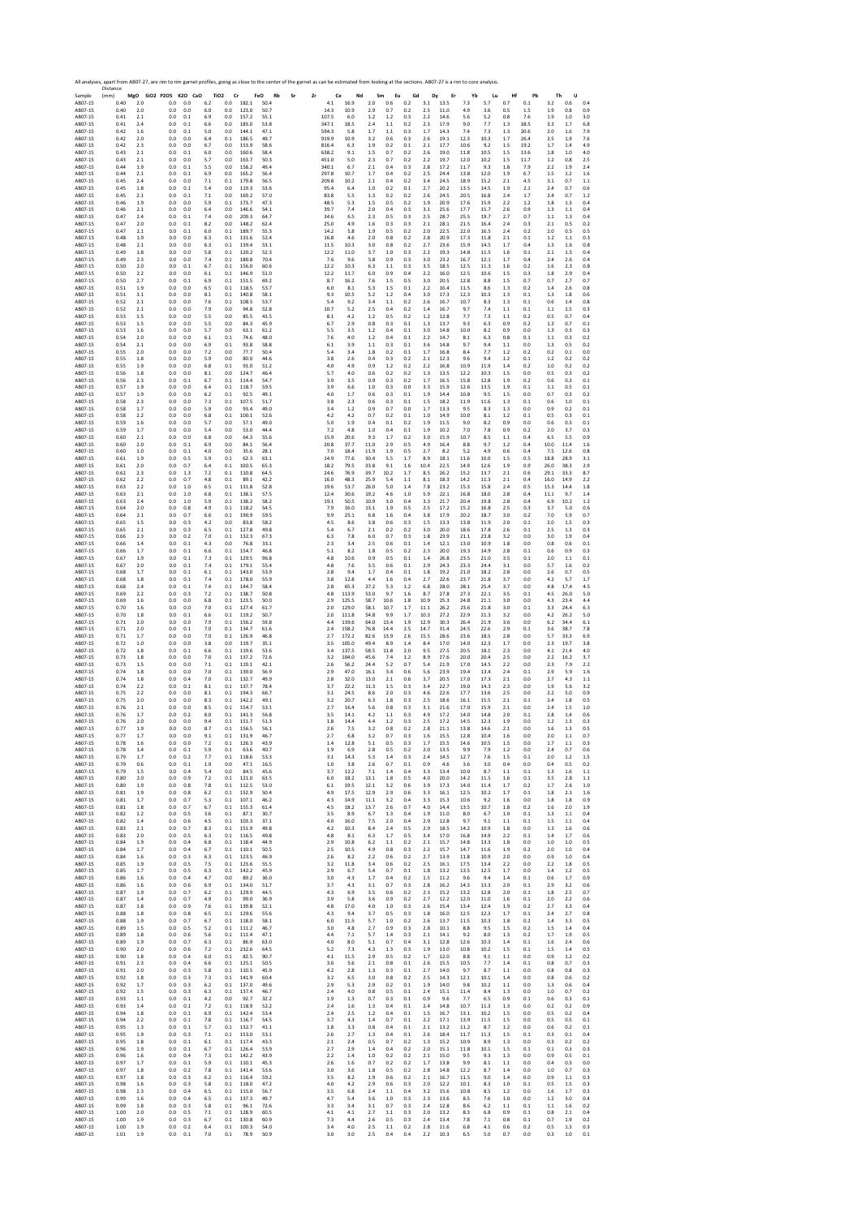All analyses, apart from AB07-27, are rim to rim garnet profiles, going as close to the centre of the garnet as can be estimated from looking at the sections. AB07-27 is a rim to core analysis.

| Sample | Distance (mm) | MgO | SiO2 | P2O5 | K2O | CaO | TiO2 | Cr | FeO | Rb | Sr | Zr | Ce | Nd | Sm | Eu | Gd | Dy | Er | Yb | Lu | Hf | Pb | Th | U |
|---|---|---|---|---|---|---|---|---|---|---|---|---|---|---|---|---|---|---|---|---|---|---|---|---|---|
| AB07-15 | 0.40 | 2.0 | | 0.0 | 0.0 | 6.2 | 0.0 | 182.1 | 50.4 | | | 4.1 | 16.9 | 2.0 | 0.6 | 0.2 | 3.1 | 13.5 | 7.3 | 5.7 | 0.7 | 0.1 | 3.2 | 0.6 | 0.4 |
| AB07-15 | 0.40 | 2.0 | | 0.0 | 0.0 | 6.0 | 0.0 | 123.0 | 50.7 | | | 14.3 | 10.9 | 2.9 | 0.7 | 0.2 | 2.5 | 11.0 | 4.9 | 3.6 | 0.5 | 1.5 | 1.9 | 0.8 | 0.9 |
| AB07-15 | 0.41 | 2.1 | | 0.0 | 0.1 | 6.9 | 0.0 | 157.2 | 55.1 | | | 107.5 | 6.0 | 1.2 | 1.2 | 0.3 | 2.2 | 14.6 | 5.6 | 5.2 | 0.8 | 7.6 | 1.9 | 1.0 | 3.0 |
| AB07-15 | 0.41 | 2.4 | | 0.0 | 0.1 | 6.6 | 0.0 | 183.0 | 53.8 | | | 347.1 | 18.5 | 2.4 | 1.1 | 0.2 | 2.3 | 17.9 | 9.0 | 7.7 | 1.3 | 18.5 | 3.3 | 1.7 | 6.8 |
| AB07-15 | 0.42 | 1.6 | | 0.0 | 0.1 | 5.0 | 0.0 | 144.1 | 47.1 | | | 594.3 | 5.8 | 1.7 | 1.1 | 0.3 | 1.7 | 14.3 | 7.4 | 7.3 | 1.3 | 20.6 | 2.0 | 1.6 | 7.9 |
| AB07-15 | 0.42 | 2.0 | | 0.0 | 0.0 | 6.4 | 0.1 | 186.5 | 49.7 | | | 919.9 | 10.9 | 3.2 | 0.6 | 0.3 | 2.6 | 19.1 | 12.3 | 10.3 | 1.7 | 26.4 | 2.5 | 1.9 | 7.6 |
| AB07-15 | 0.42 | 2.3 | | 0.0 | 0.0 | 6.7 | 0.0 | 153.9 | 58.6 | | | 816.4 | 6.3 | 1.9 | 0.2 | 0.1 | 2.1 | 17.7 | 10.6 | 9.2 | 1.5 | 19.2 | 1.7 | 1.4 | 4.9 |
| AB07-15 | 0.43 | 2.1 | | 0.0 | 0.1 | 6.0 | 0.0 | 160.6 | 58.4 | | | 638.2 | 9.1 | 1.5 | 0.7 | 0.2 | 2.6 | 19.0 | 11.8 | 10.5 | 1.5 | 13.6 | 1.8 | 1.0 | 4.0 |
| AB07-15 | 0.43 | 2.1 | | 0.0 | 0.0 | 5.7 | 0.0 | 163.7 | 50.3 | | | 451.0 | 5.0 | 2.3 | 0.7 | 0.2 | 2.2 | 19.7 | 12.0 | 10.2 | 1.5 | 11.7 | 1.2 | 0.8 | 2.5 |
| AB07-15 | 0.44 | 1.9 | | 0.0 | 0.1 | 5.5 | 0.0 | 158.2 | 49.4 | | | 340.1 | 6.7 | 2.1 | 0.4 | 0.3 | 2.8 | 17.2 | 11.7 | 9.3 | 1.8 | 7.9 | 2.2 | 1.9 | 2.4 |
| AB07-15 | 0.44 | 2.1 | | 0.0 | 0.1 | 6.9 | 0.0 | 165.2 | 56.4 | | | 297.8 | 10.7 | 1.7 | 0.4 | 0.2 | 2.5 | 24.4 | 13.8 | 12.0 | 1.9 | 6.7 | 1.5 | 1.2 | 1.6 |
| AB07-15 | 0.45 | 2.4 | | 0.0 | 0.0 | 7.1 | 0.1 | 179.8 | 56.5 | | | 209.8 | 10.2 | 2.1 | 0.4 | 0.2 | 3.4 | 24.5 | 18.9 | 15.2 | 2.1 | 4.5 | 3.1 | 0.7 | 1.1 |
| AB07-15 | 0.45 | 1.8 | | 0.0 | 0.1 | 5.4 | 0.0 | 119.3 | 53.6 | | | 95.4 | 6.4 | 1.0 | 0.2 | 0.1 | 2.7 | 20.2 | 13.5 | 14.5 | 1.9 | 2.1 | 2.4 | 0.7 | 0.6 |
| AB07-15 | 0.45 | 2.1 | | 0.0 | 0.1 | 7.1 | 0.0 | 169.2 | 57.0 | | | 83.8 | 5.5 | 1.3 | 0.2 | 0.2 | 2.6 | 24.5 | 20.5 | 16.8 | 2.4 | 1.7 | 2.4 | 0.7 | 1.2 |
| AB07-15 | 0.46 | 1.9 | | 0.0 | 0.0 | 5.9 | 0.1 | 173.7 | 47.3 | | | 48.5 | 5.3 | 1.5 | 0.5 | 0.2 | 1.9 | 20.9 | 17.6 | 15.9 | 2.2 | 1.2 | 1.8 | 1.3 | 0.4 |
| AB07-15 | 0.46 | 2.1 | | 0.0 | 0.0 | 6.4 | 0.0 | 146.6 | 54.1 | | | 39.7 | 7.4 | 2.0 | 0.4 | 0.3 | 3.1 | 25.6 | 17.7 | 15.7 | 2.6 | 0.9 | 1.3 | 1.1 | 0.4 |
| AB07-15 | 0.47 | 2.4 | | 0.0 | 0.1 | 7.4 | 0.0 | 209.3 | 64.7 | | | 34.6 | 6.5 | 2.3 | 0.5 | 0.3 | 2.5 | 28.7 | 25.5 | 19.7 | 2.7 | 0.7 | 1.1 | 1.3 | 0.4 |
| AB07-15 | 0.47 | 2.0 | | 0.0 | 0.1 | 8.2 | 0.0 | 148.2 | 62.4 | | | 25.0 | 4.9 | 1.6 | 0.3 | 0.3 | 2.1 | 28.1 | 21.5 | 16.4 | 2.4 | 0.3 | 2.1 | 0.5 | 0.2 |
| AB07-15 | 0.47 | 2.1 | | 0.0 | 0.1 | 6.0 | 0.1 | 189.7 | 55.3 | | | 14.2 | 5.8 | 1.9 | 0.5 | 0.2 | 2.0 | 22.5 | 22.0 | 16.5 | 2.4 | 0.2 | 2.0 | 0.5 | 0.5 |
| AB07-15 | 0.48 | 1.9 | | 0.0 | 0.0 | 6.3 | 0.1 | 131.6 | 52.4 | | | 16.8 | 4.6 | 2.0 | 0.8 | 0.2 | 2.8 | 20.9 | 17.3 | 11.8 | 2.1 | 0.1 | 1.2 | 1.1 | 0.3 |
| AB07-15 | 0.48 | 2.1 | | 0.0 | 0.0 | 6.3 | 0.1 | 139.4 | 53.1 | | | 11.5 | 10.3 | 3.0 | 0.8 | 0.2 | 2.7 | 23.6 | 15.9 | 14.5 | 1.7 | 0.4 | 1.3 | 1.6 | 0.8 |
| AB07-15 | 0.49 | 1.8 | | 0.0 | 0.0 | 5.8 | 0.1 | 120.2 | 52.3 | | | 12.2 | 11.0 | 3.7 | 1.0 | 0.3 | 2.2 | 19.3 | 14.8 | 11.5 | 1.6 | 0.1 | 2.1 | 1.5 | 0.4 |
| AB07-15 | 0.49 | 2.3 | | 0.0 | 0.0 | 7.4 | 0.1 | 180.8 | 70.4 | | | 7.6 | 9.6 | 5.8 | 0.9 | 0.3 | 3.0 | 23.2 | 16.7 | 12.1 | 1.7 | 0.4 | 2.4 | 2.6 | 0.4 |
| AB07-15 | 0.50 | 2.0 | | 0.0 | 0.1 | 6.7 | 0.1 | 156.0 | 60.6 | | | 12.2 | 10.3 | 6.3 | 1.1 | 0.3 | 3.5 | 18.5 | 12.5 | 11.3 | 1.6 | 0.2 | 1.6 | 2.3 | 0.8 |
| AB07-15 | 0.50 | 2.2 | | 0.0 | 0.0 | 6.1 | 0.1 | 146.9 | 51.0 | | | 12.2 | 11.7 | 6.0 | 0.9 | 0.4 | 2.2 | 16.0 | 12.5 | 10.6 | 1.5 | 0.3 | 1.8 | 2.9 | 0.4 |
| AB07-15 | 0.50 | 2.7 | | 0.0 | 0.1 | 6.9 | 0.1 | 151.5 | 69.2 | | | 8.7 | 16.2 | 7.6 | 1.5 | 0.5 | 3.0 | 20.5 | 12.8 | 8.8 | 1.5 | 0.7 | 0.7 | 2.7 | 0.7 |
| AB07-15 | 0.51 | 1.9 | | 0.0 | 0.0 | 6.5 | 0.1 | 118.5 | 53.7 | | | 6.0 | 8.1 | 5.3 | 1.5 | 0.1 | 2.2 | 16.4 | 11.5 | 8.6 | 1.3 | 0.2 | 1.4 | 2.6 | 0.8 |
| AB07-15 | 0.51 | 3.1 | | 0.0 | 0.0 | 8.1 | 0.1 | 140.8 | 58.1 | | | 9.3 | 10.5 | 5.2 | 1.2 | 0.4 | 3.0 | 17.3 | 12.3 | 10.3 | 1.3 | 0.1 | 1.3 | 1.8 | 0.6 |
| AB07-15 | 0.52 | 2.1 | | 0.0 | 0.0 | 7.6 | 0.1 | 108.5 | 53.7 | | | 5.4 | 9.2 | 3.4 | 1.1 | 0.2 | 2.6 | 16.7 | 10.7 | 8.3 | 1.3 | 0.1 | 0.6 | 1.4 | 0.8 |
| AB07-15 | 0.52 | 2.1 | | 0.0 | 0.0 | 7.9 | 0.0 | 94.8 | 52.8 | | | 10.7 | 5.2 | 2.5 | 0.4 | 0.2 | 1.4 | 16.7 | 9.7 | 7.4 | 1.1 | 0.1 | 1.1 | 1.5 | 0.3 |
| AB07-15 | 0.53 | 1.5 | | 0.0 | 0.0 | 5.5 | 0.0 | 85.5 | 43.5 | | | 8.1 | 4.2 | 1.2 | 0.5 | 0.2 | 1.2 | 12.8 | 7.7 | 7.3 | 1.1 | 0.2 | 0.5 | 0.7 | 0.4 |
| AB07-15 | 0.53 | 1.5 | | 0.0 | 0.0 | 5.0 | 0.0 | 84.3 | 45.9 | | | 6.7 | 2.9 | 0.8 | 0.3 | 0.1 | 1.3 | 13.7 | 9.3 | 6.3 | 0.9 | 0.2 | 1.3 | 0.7 | 0.1 |
| AB07-15 | 0.53 | 1.6 | | 0.0 | 0.0 | 5.7 | 0.0 | 63.1 | 61.2 | | | 5.5 | 3.5 | 1.2 | 0.4 | 0.1 | 3.0 | 14.8 | 10.0 | 8.2 | 0.9 | 0.0 | 1.3 | 0.3 | 0.3 |
| AB07-15 | 0.54 | 2.0 | | 0.0 | 0.0 | 6.1 | 0.1 | 74.6 | 48.0 | | | 7.6 | 4.0 | 1.2 | 0.4 | 0.1 | 2.2 | 14.7 | 8.1 | 6.3 | 0.8 | 0.1 | 1.1 | 0.3 | 0.2 |
| AB07-15 | 0.54 | 2.1 | | 0.0 | 0.0 | 6.9 | 0.1 | 93.8 | 58.8 | | | 6.1 | 3.9 | 1.1 | 0.3 | 0.1 | 3.6 | 14.8 | 9.7 | 9.4 | 1.1 | 0.0 | 1.3 | 0.5 | 0.2 |
| AB07-15 | 0.55 | 2.0 | | 0.0 | 0.0 | 7.2 | 0.0 | 77.7 | 50.4 | | | 5.4 | 3.4 | 1.8 | 0.2 | 0.1 | 1.7 | 16.8 | 8.4 | 7.7 | 1.2 | 0.2 | 0.2 | 0.1 | 0.0 |
| AB07-15 | 0.55 | 1.8 | | 0.0 | 0.0 | 5.9 | 0.0 | 80.0 | 44.6 | | | 3.8 | 2.6 | 0.4 | 0.3 | 0.2 | 2.1 | 12.3 | 9.6 | 9.4 | 1.2 | 0.1 | 1.2 | 0.2 | 0.2 |
| AB07-15 | 0.55 | 1.9 | | 0.0 | 0.0 | 6.8 | 0.1 | 91.0 | 51.2 | | | 4.0 | 4.9 | 0.9 | 1.2 | 0.2 | 2.2 | 16.8 | 10.9 | 11.9 | 1.4 | 0.2 | 1.0 | 0.2 | 0.2 |
| AB07-15 | 0.56 | 1.8 | | 0.0 | 0.0 | 8.1 | 0.0 | 124.7 | 46.4 | | | 5.7 | 4.0 | 0.6 | 0.2 | 0.2 | 1.3 | 13.5 | 12.2 | 10.3 | 1.5 | 0.0 | 0.5 | 0.3 | 0.2 |
| AB07-15 | 0.56 | 2.3 | | 0.0 | 0.1 | 6.7 | 0.1 | 114.4 | 54.7 | | | 3.9 | 3.5 | 0.9 | 0.3 | 0.2 | 1.7 | 16.5 | 15.8 | 12.8 | 1.9 | 0.2 | 0.6 | 0.3 | 0.1 |
| AB07-15 | 0.57 | 1.9 | | 0.0 | 0.0 | 6.4 | 0.1 | 118.7 | 59.5 | | | 3.9 | 6.6 | 1.0 | 0.3 | 0.0 | 3.3 | 15.9 | 12.6 | 13.5 | 1.9 | 0.1 | 1.1 | 0.5 | 0.1 |
| AB07-15 | 0.57 | 1.9 | | 0.0 | 0.0 | 6.2 | 0.1 | 92.5 | 49.1 | | | 4.0 | 1.7 | 0.6 | 0.3 | 0.1 | 1.9 | 14.4 | 10.8 | 9.5 | 1.5 | 0.0 | 0.7 | 0.3 | 0.2 |
| AB07-15 | 0.58 | 2.3 | | 0.0 | 0.0 | 7.3 | 0.1 | 107.5 | 51.7 | | | 3.8 | 2.3 | 0.6 | 0.3 | 0.1 | 1.5 | 18.2 | 11.9 | 11.6 | 1.3 | 0.1 | 0.6 | 1.0 | 0.1 |
| AB07-15 | 0.58 | 1.7 | | 0.0 | 0.0 | 5.9 | 0.0 | 93.4 | 49.0 | | | 3.4 | 1.2 | 0.9 | 0.7 | 0.0 | 1.7 | 13.3 | 9.5 | 8.3 | 1.3 | 0.0 | 0.9 | 0.2 | 0.1 |
| AB07-15 | 0.58 | 2.2 | | 0.0 | 0.0 | 6.8 | 0.1 | 100.1 | 52.6 | | | 4.2 | 4.2 | 0.7 | 0.2 | 0.1 | 1.0 | 14.9 | 10.0 | 8.1 | 1.2 | 0.1 | 0.5 | 0.3 | 0.1 |
| AB07-15 | 0.59 | 1.6 | | 0.0 | 0.0 | 5.7 | 0.0 | 57.1 | 49.0 | | | 5.0 | 1.9 | 0.4 | 0.1 | 0.2 | 1.9 | 11.5 | 9.0 | 8.2 | 0.9 | 0.0 | 0.6 | 0.3 | 0.1 |
| AB07-15 | 0.59 | 1.7 | | 0.0 | 0.0 | 5.4 | 0.0 | 53.0 | 44.4 | | | 7.2 | 4.8 | 1.0 | 0.4 | 0.1 | 1.9 | 10.2 | 7.0 | 7.8 | 0.9 | 0.2 | 2.0 | 3.7 | 0.3 |
| AB07-15 | 0.60 | 2.1 | | 0.0 | 0.0 | 6.8 | 0.0 | 64.3 | 55.6 | | | 15.9 | 20.6 | 9.3 | 1.7 | 0.2 | 3.0 | 15.9 | 10.7 | 8.5 | 1.1 | 0.4 | 6.5 | 5.5 | 0.9 |
| AB07-15 | 0.60 | 2.0 | | 0.0 | 0.1 | 6.9 | 0.0 | 84.1 | 56.4 | | | 20.8 | 37.7 | 11.0 | 2.9 | 0.5 | 4.9 | 16.4 | 8.8 | 9.7 | 1.2 | 0.4 | 10.0 | 11.4 | 1.6 |
| AB07-15 | 0.60 | 1.0 | | 0.0 | 0.1 | 4.0 | 0.0 | 35.6 | 28.1 | | | 7.0 | 18.4 | 11.9 | 1.9 | 0.5 | 2.7 | 8.2 | 5.2 | 4.9 | 0.6 | 0.4 | 7.5 | 12.6 | 0.8 |
| AB07-15 | 0.61 | 1.9 | | 0.0 | 0.5 | 5.9 | 0.1 | 62.3 | 63.1 | | | 14.9 | 77.6 | 30.4 | 5.5 | 1.7 | 8.9 | 18.1 | 11.6 | 10.0 | 1.5 | 0.5 | 18.8 | 28.9 | 3.1 |
| AB07-15 | 0.61 | 2.0 | | 0.0 | 0.7 | 6.4 | 0.1 | 100.5 | 65.3 | | | 18.2 | 79.5 | 33.8 | 9.1 | 1.6 | 10.4 | 22.5 | 14.9 | 12.6 | 1.9 | 0.9 | 26.0 | 38.3 | 2.9 |
| AB07-15 | 0.62 | 2.3 | | 0.0 | 1.3 | 7.2 | 0.1 | 110.8 | 64.5 | | | 24.6 | 76.9 | 39.7 | 10.2 | 1.7 | 8.5 | 26.2 | 15.2 | 13.7 | 2.1 | 0.6 | 29.1 | 33.3 | 8.7 |
| AB07-15 | 0.62 | 2.2 | | 0.0 | 0.7 | 4.8 | 0.1 | 89.1 | 42.2 | | | 16.0 | 48.3 | 25.9 | 5.4 | 1.1 | 8.1 | 18.3 | 14.2 | 11.3 | 2.1 | 0.4 | 16.0 | 14.9 | 2.2 |
| AB07-15 | 0.63 | 2.2 | | 0.0 | 1.0 | 6.5 | 0.1 | 131.8 | 52.8 | | | 19.6 | 53.7 | 26.0 | 5.0 | 1.4 | 7.8 | 23.2 | 15.3 | 15.8 | 2.4 | 0.5 | 15.3 | 14.4 | 1.8 |
| AB07-15 | 0.63 | 2.1 | | 0.0 | 1.0 | 6.8 | 0.1 | 138.1 | 57.5 | | | 12.4 | 30.6 | 19.2 | 4.6 | 1.0 | 5.9 | 22.1 | 16.8 | 18.0 | 2.8 | 0.4 | 11.1 | 9.7 | 1.4 |
| AB07-15 | 0.63 | 2.4 | | 0.0 | 1.0 | 5.9 | 0.1 | 138.2 | 58.2 | | | 19.1 | 50.5 | 10.9 | 3.0 | 0.4 | 3.3 | 21.7 | 20.4 | 19.8 | 2.8 | 0.4 | 6.9 | 10.2 | 1.2 |
| AB07-15 | 0.64 | 2.0 | | 0.0 | 0.8 | 4.9 | 0.1 | 118.2 | 54.5 | | | 7.9 | 16.0 | 13.1 | 1.9 | 0.5 | 2.5 | 17.2 | 15.2 | 16.8 | 2.5 | 0.3 | 3.7 | 5.0 | 0.6 |
| AB07-15 | 0.64 | 2.1 | | 0.0 | 0.7 | 6.6 | 0.1 | 190.9 | 59.5 | | | 9.9 | 25.1 | 6.8 | 1.6 | 0.4 | 3.8 | 17.9 | 20.2 | 18.7 | 3.0 | 0.2 | 7.0 | 5.9 | 0.7 |
| AB07-15 | 0.65 | 1.5 | | 0.0 | 0.3 | 4.2 | 0.0 | 83.8 | 58.2 | | | 4.5 | 8.6 | 3.8 | 0.6 | 0.3 | 1.5 | 13.3 | 13.8 | 11.9 | 2.0 | 0.1 | 2.0 | 1.5 | 0.3 |
| AB07-15 | 0.65 | 2.1 | | 0.0 | 0.3 | 6.5 | 0.1 | 127.8 | 49.8 | | | 5.4 | 6.7 | 2.1 | 0.2 | 0.2 | 3.0 | 20.0 | 18.6 | 17.8 | 2.6 | 0.1 | 2.5 | 1.3 | 0.3 |
| AB07-15 | 0.66 | 2.3 | | 0.0 | 0.2 | 7.0 | 0.1 | 132.3 | 67.3 | | | 6.3 | 7.8 | 6.0 | 0.7 | 0.3 | 1.8 | 23.9 | 21.1 | 23.8 | 3.2 | 0.0 | 3.0 | 1.9 | 0.4 |
| AB07-15 | 0.66 | 1.4 | | 0.0 | 0.1 | 4.3 | 0.0 | 76.8 | 33.1 | | | 2.3 | 3.4 | 2.5 | 0.6 | 0.1 | 1.4 | 12.1 | 13.0 | 10.9 | 1.8 | 0.0 | 0.8 | 0.6 | 0.1 |
| AB07-15 | 0.66 | 1.7 | | 0.0 | 0.1 | 6.6 | 0.1 | 154.7 | 46.8 | | | 5.1 | 8.2 | 1.8 | 0.5 | 0.2 | 2.3 | 20.0 | 19.3 | 14.9 | 2.8 | 0.1 | 0.6 | 0.9 | 0.3 |
| AB07-15 | 0.67 | 1.9 | | 0.0 | 0.1 | 7.3 | 0.1 | 129.5 | 96.8 | | | 4.8 | 10.6 | 0.9 | 0.5 | 0.1 | 1.4 | 26.8 | 23.5 | 21.0 | 3.5 | 0.1 | 2.0 | 1.1 | 0.1 |
| AB07-15 | 0.67 | 2.0 | | 0.0 | 0.1 | 5.2 | 0.1 | 179.1 | 55.4 | | | 4.8 | 7.6 | 3.5 | 0.6 | 0.1 | 2.9 | 24.3 | 23.3 | 24.4 | 3.1 | 0.0 | 5.7 | 1.6 | 0.2 |
| AB07-15 | 0.68 | 1.7 | | 0.0 | 0.1 | 6.1 | 0.1 | 143.0 | 53.9 | | | 2.8 | 9.4 | 1.7 | 0.4 | 0.1 | 1.8 | 19.2 | 21.0 | 18.2 | 2.8 | 0.0 | 2.6 | 0.7 | 0.5 |
| AB07-15 | 0.68 | 1.8 | | 0.0 | 0.1 | 7.4 | 0.1 | 178.0 | 55.9 | | | 3.8 | 12.8 | 4.4 | 1.6 | 0.4 | 2.7 | 22.6 | 23.7 | 21.8 | 3.7 | 0.0 | 4.2 | 5.7 | 1.7 |
| AB07-15 | 0.68 | 2.4 | | 0.0 | 0.1 | 7.4 | 0.1 | 144.7 | 58.4 | | | 2.8 | 65.3 | 27.2 | 5.3 | 1.2 | 6.8 | 28.0 | 28.1 | 25.4 | 3.7 | 0.0 | 4.8 | 17.4 | 4.5 |
| AB07-15 | 0.69 | 2.2 | | 0.0 | 0.3 | 7.2 | 0.1 | 138.7 | 50.8 | | | 4.8 | 113.9 | 53.0 | 9.7 | 1.6 | 8.7 | 27.8 | 27.3 | 22.1 | 3.5 | 0.1 | 4.5 | 26.0 | 5.0 |
| AB07-15 | 0.69 | 1.6 | | 0.0 | 0.0 | 6.8 | 0.1 | 123.5 | 50.0 | | | 2.9 | 125.5 | 58.7 | 10.6 | 1.8 | 10.9 | 25.3 | 24.8 | 21.1 | 3.0 | 0.0 | 4.3 | 23.4 | 4.4 |
| AB07-15 | 0.70 | 1.6 | | 0.0 | 0.0 | 7.0 | 0.1 | 127.4 | 61.7 | | | 2.0 | 129.0 | 58.1 | 10.7 | 1.7 | 11.1 | 26.2 | 23.6 | 21.8 | 3.0 | 0.1 | 3.3 | 24.4 | 6.3 |
| AB07-15 | 0.70 | 1.8 | | 0.0 | 0.1 | 6.6 | 0.1 | 119.2 | 50.7 | | | 2.0 | 111.8 | 54.8 | 9.9 | 1.7 | 10.3 | 27.2 | 22.9 | 21.3 | 3.2 | 0.0 | 4.2 | 26.2 | 5.0 |
| AB07-15 | 0.71 | 2.0 | | 0.0 | 0.0 | 7.9 | 0.1 | 156.2 | 59.8 | | | 4.4 | 139.6 | 64.0 | 13.4 | 1.9 | 12.9 | 30.3 | 26.4 | 21.9 | 3.6 | 0.0 | 6.2 | 34.4 | 6.1 |
| AB07-15 | 0.71 | 2.0 | | 0.0 | 0.1 | 7.0 | 0.1 | 134.7 | 61.6 | | | 2.4 | 158.2 | 76.8 | 14.4 | 2.5 | 14.7 | 31.4 | 24.5 | 22.6 | 2.9 | 0.1 | 3.6 | 38.7 | 7.8 |
| AB07-15 | 0.71 | 1.7 | | 0.0 | 0.0 | 7.0 | 0.1 | 126.9 | 46.8 | | | 2.7 | 172.2 | 82.6 | 13.9 | 2.6 | 15.5 | 28.6 | 23.6 | 18.5 | 2.8 | 0.0 | 5.7 | 33.3 | 6.9 |
| AB07-15 | 0.72 | 1.0 | | 0.0 | 0.0 | 3.8 | 0.0 | 119.7 | 35.1 | | | 3.5 | 105.0 | 49.4 | 8.9 | 1.4 | 8.4 | 17.0 | 14.0 | 12.3 | 1.7 | 0.0 | 2.3 | 19.7 | 3.8 |
| AB07-15 | 0.72 | 1.8 | | 0.0 | 0.1 | 6.6 | 0.1 | 119.6 | 53.6 | | | 3.4 | 137.5 | 58.5 | 11.8 | 2.0 | 9.5 | 27.5 | 20.5 | 18.1 | 2.3 | 0.0 | 4.1 | 21.4 | 4.0 |
| AB07-15 | 0.73 | 1.8 | | 0.0 | 0.0 | 7.0 | 0.1 | 137.2 | 72.6 | | | 3.2 | 104.0 | 45.6 | 7.4 | 1.2 | 8.9 | 27.6 | 20.0 | 20.4 | 2.5 | 0.0 | 2.2 | 16.2 | 3.7 |
| AB07-15 | 0.73 | 1.5 | | 0.0 | 0.0 | 7.1 | 0.1 | 119.1 | 42.1 | | | 2.6 | 56.2 | 24.4 | 5.2 | 0.7 | 5.4 | 21.9 | 17.0 | 14.5 | 2.2 | 0.0 | 2.3 | 7.9 | 2.2 |
| AB07-15 | 0.74 | 1.8 | | 0.0 | 0.0 | 7.0 | 0.1 | 139.0 | 56.9 | | | 2.9 | 47.0 | 16.1 | 3.4 | 0.6 | 5.6 | 23.9 | 19.4 | 13.4 | 2.4 | 0.1 | 2.9 | 5.9 | 1.6 |
| AB07-15 | 0.74 | 1.8 | | 0.0 | 0.4 | 7.0 | 0.1 | 132.7 | 49.9 | | | 2.8 | 32.0 | 13.0 | 2.1 | 0.6 | 3.7 | 20.5 | 17.0 | 17.3 | 2.1 | 0.0 | 2.7 | 4.3 | 1.1 |
| AB07-15 | 0.74 | 2.2 | | 0.0 | 0.1 | 8.1 | 0.1 | 137.7 | 78.4 | | | 3.7 | 22.2 | 11.3 | 1.5 | 0.3 | 3.4 | 22.7 | 19.0 | 14.3 | 2.3 | 0.0 | 1.9 | 5.6 | 3.2 |
| AB07-15 | 0.75 | 2.2 | | 0.0 | 0.0 | 8.1 | 0.1 | 194.3 | 66.7 | | | 3.1 | 24.5 | 8.6 | 2.0 | 0.3 | 4.6 | 22.6 | 17.7 | 13.6 | 2.5 | 0.0 | 2.2 | 5.0 | 0.9 |
| AB07-15 | 0.75 | 2.0 | | 0.0 | 0.0 | 8.3 | 0.1 | 142.2 | 49.1 | | | 3.2 | 20.7 | 6.3 | 1.8 | 0.3 | 2.5 | 18.6 | 16.1 | 15.5 | 2.1 | 0.1 | 2.4 | 1.8 | 0.5 |
| AB07-15 | 0.76 | 2.1 | | 0.0 | 0.0 | 8.5 | 0.1 | 154.7 | 53.1 | | | 2.7 | 16.4 | 5.6 | 0.8 | 0.3 | 3.1 | 21.6 | 17.0 | 15.9 | 2.1 | 0.0 | 2.4 | 1.5 | 1.0 |
| AB07-15 | 0.76 | 1.7 | | 0.0 | 0.2 | 8.0 | 0.1 | 141.3 | 56.8 | | | 3.5 | 14.1 | 4.2 | 1.1 | 0.3 | 4.9 | 17.2 | 14.0 | 14.8 | 2.0 | 0.1 | 2.8 | 1.4 | 0.6 |
| AB07-15 | 0.76 | 2.0 | | 0.0 | 0.0 | 9.4 | 0.1 | 151.7 | 51.3 | | | 1.8 | 14.4 | 4.4 | 1.2 | 0.3 | 2.5 | 17.2 | 14.5 | 12.3 | 1.9 | 0.0 | 1.2 | 1.3 | 0.3 |
| AB07-15 | 0.77 | 1.9 | | 0.0 | 0.0 | 8.7 | 0.1 | 156.5 | 56.1 | | | 2.6 | 7.5 | 3.2 | 0.8 | 0.2 | 2.8 | 21.1 | 13.8 | 14.6 | 2.1 | 0.0 | 1.6 | 1.3 | 0.5 |
| AB07-15 | 0.77 | 1.7 | | 0.0 | 0.0 | 9.1 | 0.1 | 131.9 | 46.7 | | | 2.7 | 6.8 | 3.2 | 0.7 | 0.3 | 1.6 | 15.5 | 12.8 | 10.4 | 1.6 | 0.0 | 2.0 | 1.1 | 0.7 |
| AB07-15 | 0.78 | 1.6 | | 0.0 | 0.0 | 7.2 | 0.1 | 126.3 | 43.9 | | | 1.4 | 12.8 | 5.1 | 0.5 | 0.3 | 1.7 | 15.5 | 14.6 | 10.5 | 1.5 | 0.0 | 1.7 | 1.1 | 0.3 |
| AB07-15 | 0.78 | 1.4 | | 0.0 | 0.1 | 5.9 | 0.1 | 63.6 | 40.7 | | | 1.9 | 6.9 | 2.8 | 0.5 | 0.2 | 2.0 | 13.5 | 9.9 | 7.9 | 1.2 | 0.0 | 2.4 | 0.7 | 0.6 |
| AB07-15 | 0.79 | 1.7 | | 0.0 | 0.2 | 7.7 | 0.1 | 118.6 | 53.3 | | | 3.1 | 14.3 | 5.3 | 1.4 | 0.3 | 2.4 | 14.5 | 12.7 | 7.6 | 1.5 | 0.1 | 2.0 | 1.2 | 1.5 |
| AB07-15 | 0.79 | 0.6 | | 0.0 | 0.1 | 1.9 | 0.0 | 47.1 | 16.5 | | | 1.0 | 3.8 | 2.6 | 0.7 | 0.1 | 0.9 | 4.6 | 3.6 | 3.0 | 0.4 | 0.0 | 0.4 | 0.5 | 0.2 |
| AB07-15 | 0.79 | 1.5 | | 0.0 | 0.4 | 5.4 | 0.0 | 84.5 | 45.6 | | | 3.7 | 12.2 | 7.1 | 1.4 | 0.4 | 3.3 | 13.4 | 10.0 | 8.7 | 1.1 | 0.1 | 1.3 | 1.6 | 1.1 |
| AB07-15 | 0.80 | 2.0 | | 0.0 | 0.9 | 7.2 | 0.1 | 121.0 | 63.5 | | | 6.0 | 18.2 | 13.1 | 1.8 | 0.5 | 4.0 | 20.0 | 14.2 | 11.5 | 1.6 | 0.1 | 3.5 | 2.8 | 1.1 |
| AB07-15 | 0.80 | 1.9 | | 0.0 | 0.8 | 7.8 | 0.1 | 132.5 | 53.0 | | | 6.1 | 19.5 | 12.1 | 3.2 | 0.6 | 3.9 | 17.3 | 14.0 | 11.4 | 1.7 | 0.2 | 1.7 | 2.6 | 1.0 |
| AB07-15 | 0.81 | 1.9 | | 0.0 | 0.8 | 6.2 | 0.1 | 152.9 | 50.4 | | | 4.9 | 17.5 | 12.9 | 2.9 | 0.6 | 3.3 | 16.1 | 12.5 | 10.2 | 1.7 | 0.1 | 1.8 | 2.1 | 1.6 |
| AB07-15 | 0.81 | 1.7 | | 0.0 | 0.7 | 5.3 | 0.1 | 107.1 | 46.2 | | | 4.3 | 14.9 | 11.1 | 3.2 | 0.4 | 3.3 | 15.3 | 10.6 | 9.2 | 1.6 | 0.0 | 1.8 | 1.8 | 0.9 |
| AB07-15 | 0.81 | 1.8 | | 0.0 | 0.7 | 6.7 | 0.1 | 155.3 | 61.4 | | | 4.5 | 18.2 | 13.7 | 2.6 | 0.7 | 4.0 | 14.4 | 13.5 | 10.7 | 1.8 | 0.2 | 1.6 | 2.0 | 1.9 |
| AB07-15 | 0.82 | 1.2 | | 0.0 | 0.5 | 3.6 | 0.1 | 87.1 | 30.7 | | | 3.5 | 8.9 | 6.7 | 1.3 | 0.4 | 1.9 | 11.0 | 8.0 | 6.7 | 1.0 | 0.1 | 1.3 | 1.1 | 0.4 |
| AB07-15 | 0.82 | 1.4 | | 0.0 | 0.6 | 4.5 | 0.1 | 103.3 | 37.1 | | | 4.0 | 16.0 | 7.5 | 2.0 | 0.4 | 2.9 | 12.8 | 9.7 | 9.1 | 1.1 | 0.1 | 1.5 | 1.1 | 0.4 |
| AB07-15 | 0.83 | 2.1 | | 0.0 | 0.7 | 8.3 | 0.1 | 151.9 | 49.8 | | | 4.2 | 10.3 | 8.4 | 2.4 | 0.5 | 2.9 | 18.5 | 14.2 | 10.9 | 1.8 | 0.0 | 1.3 | 1.6 | 0.6 |
| AB07-15 | 0.83 | 2.0 | | 0.0 | 0.5 | 6.3 | 0.1 | 116.5 | 49.8 | | | 4.8 | 8.1 | 6.3 | 1.7 | 0.5 | 3.4 | 17.0 | 16.8 | 14.9 | 2.2 | 0.1 | 1.4 | 1.7 | 0.6 |
| AB07-15 | 0.84 | 1.9 | | 0.0 | 0.4 | 6.8 | 0.1 | 118.4 | 44.9 | | | 2.9 | 10.8 | 6.2 | 1.1 | 0.2 | 2.1 | 15.7 | 14.8 | 13.3 | 1.8 | 0.0 | 1.0 | 1.0 | 0.5 |
| AB07-15 | 0.84 | 1.7 | | 0.0 | 0.4 | 6.7 | 0.1 | 110.1 | 50.5 | | | 2.5 | 10.5 | 4.9 | 0.8 | 0.3 | 2.2 | 15.7 | 14.7 | 11.6 | 1.9 | 0.2 | 2.0 | 1.0 | 0.4 |
| AB07-15 | 0.84 | 1.6 | | 0.0 | 0.3 | 6.3 | 0.1 | 123.5 | 46.9 | | | 2.6 | 8.2 | 2.2 | 0.6 | 0.2 | 2.7 | 13.9 | 11.8 | 10.9 | 2.0 | 0.0 | 0.9 | 1.0 | 0.4 |
| AB07-15 | 0.85 | 1.9 | | 0.0 | 0.5 | 7.5 | 0.1 | 123.6 | 55.5 | | | 3.2 | 11.8 | 3.4 | 0.6 | 0.2 | 2.5 | 16.1 | 17.5 | 13.4 | 2.2 | 0.0 | 2.2 | 1.8 | 0.5 |
| AB07-15 | 0.85 | 1.7 | | 0.0 | 0.5 | 6.3 | 0.1 | 142.2 | 45.9 | | | 2.9 | 6.7 | 5.4 | 0.7 | 0.1 | 1.8 | 13.2 | 13.5 | 12.5 | 1.7 | 0.0 | 1.4 | 1.2 | 0.5 |
| AB07-15 | 0.86 | 1.6 | | 0.0 | 0.4 | 4.7 | 0.0 | 89.2 | 36.0 | | | 3.0 | 4.3 | 1.7 | 0.4 | 0.2 | 1.5 | 11.2 | 9.6 | 9.4 | 1.4 | 0.1 | 0.6 | 1.7 | 0.9 |
| AB07-15 | 0.86 | 1.6 | | 0.0 | 0.6 | 6.9 | 0.1 | 134.0 | 51.7 | | | 3.7 | 4.3 | 3.1 | 0.7 | 0.3 | 2.8 | 16.2 | 14.3 | 13.3 | 2.0 | 0.1 | 2.9 | 3.2 | 0.6 |
| AB07-15 | 0.87 | 1.9 | | 0.0 | 0.7 | 6.2 | 0.1 | 129.9 | 44.5 | | | 4.3 | 6.9 | 3.5 | 0.6 | 0.2 | 2.3 | 15.2 | 13.2 | 12.8 | 2.0 | 0.1 | 1.8 | 2.5 | 0.7 |
| AB07-15 | 0.87 | 1.4 | | 0.0 | 0.7 | 4.9 | 0.1 | 99.0 | 36.9 | | | 3.9 | 5.8 | 3.6 | 0.9 | 0.2 | 2.7 | 12.2 | 12.0 | 11.0 | 1.6 | 0.1 | 2.0 | 2.2 | 0.6 |
| AB07-15 | 0.87 | 1.8 | | 0.0 | 0.9 | 7.6 | 0.1 | 139.8 | 52.1 | | | 4.8 | 17.0 | 4.0 | 1.0 | 0.3 | 2.6 | 15.4 | 13.4 | 12.4 | 1.9 | 0.2 | 2.7 | 3.3 | 0.4 |
| AB07-15 | 0.88 | 1.8 | | 0.0 | 0.8 | 6.5 | 0.1 | 129.6 | 55.6 | | | 4.3 | 9.4 | 3.7 | 0.5 | 0.3 | 1.8 | 16.0 | 12.5 | 12.3 | 1.7 | 0.1 | 2.4 | 2.7 | 0.8 |
| AB07-15 | 0.88 | 1.9 | | 0.0 | 0.7 | 6.7 | 0.1 | 118.0 | 58.1 | | | 6.0 | 11.5 | 5.7 | 1.0 | 0.2 | 2.6 | 13.7 | 11.5 | 10.3 | 1.8 | 0.2 | 1.4 | 3.3 | 0.5 |
| AB07-15 | 0.89 | 1.5 | | 0.0 | 0.5 | 5.2 | 0.1 | 111.2 | 46.7 | | | 3.0 | 4.8 | 2.7 | 0.9 | 0.3 | 2.8 | 10.1 | 8.8 | 9.5 | 1.5 | 0.2 | 1.5 | 1.4 | 0.4 |
| AB07-15 | 0.89 | 1.8 | | 0.0 | 0.6 | 5.6 | 0.1 | 111.4 | 47.1 | | | 4.4 | 7.1 | 5.7 | 1.4 | 0.3 | 2.1 | 14.1 | 9.2 | 8.0 | 1.3 | 0.2 | 1.7 | 1.9 | 0.5 |
| AB07-15 | 0.89 | 1.9 | | 0.0 | 0.7 | 6.3 | 0.1 | 86.9 | 63.0 | | | 4.0 | 8.0 | 5.1 | 0.7 | 0.4 | 3.1 | 12.8 | 12.6 | 10.3 | 1.4 | 0.1 | 1.6 | 2.4 | 0.6 |
| AB07-15 | 0.90 | 2.0 | | 0.0 | 0.6 | 7.2 | 0.1 | 232.6 | 64.5 | | | 5.2 | 7.3 | 4.3 | 1.3 | 0.3 | 1.9 | 13.0 | 10.8 | 10.2 | 1.5 | 0.1 | 1.5 | 1.4 | 0.5 |
| AB07-15 | 0.90 | 1.8 | | 0.0 | 0.4 | 6.0 | 0.1 | 82.5 | 90.7 | | | 4.1 | 11.5 | 2.9 | 0.5 | 0.2 | 1.7 | 12.0 | 8.8 | 9.1 | 1.1 | 0.0 | 0.9 | 1.2 | 0.2 |
| AB07-15 | 0.91 | 2.3 | | 0.0 | 0.4 | 6.6 | 0.1 | 125.1 | 50.5 | | | 3.6 | 5.6 | 2.1 | 0.8 | 0.1 | 2.6 | 15.5 | 10.5 | 7.7 | 1.4 | 0.1 | 0.8 | 0.7 | 0.3 |
| AB07-15 | 0.91 | 2.0 | | 0.0 | 0.3 | 5.8 | 0.1 | 110.5 | 45.9 | | | 4.2 | 2.8 | 1.3 | 0.3 | 0.1 | 2.7 | 14.0 | 9.7 | 8.7 | 1.1 | 0.0 | 0.8 | 0.8 | 0.3 |
| AB07-15 | 0.92 | 1.8 | | 0.0 | 0.3 | 7.3 | 0.1 | 141.9 | 60.4 | | | 3.2 | 6.5 | 3.0 | 0.8 | 0.2 | 2.5 | 14.3 | 12.1 | 10.1 | 1.4 | 0.0 | 0.8 | 0.6 | 0.2 |
| AB07-15 | 0.92 | 1.7 | | 0.0 | 0.3 | 6.2 | 0.1 | 137.0 | 49.6 | | | 2.9 | 5.3 | 2.9 | 0.2 | 0.1 | 1.9 | 14.0 | 9.8 | 10.2 | 1.1 | 0.0 | 1.3 | 0.6 | 0.4 |
| AB07-15 | 0.92 | 1.5 | | 0.0 | 0.3 | 6.3 | 0.1 | 137.4 | 46.7 | | | 2.4 | 4.0 | 0.8 | 0.5 | 0.1 | 2.4 | 15.1 | 11.4 | 8.4 | 1.3 | 0.0 | 1.0 | 0.7 | 0.2 |
| AB07-15 | 0.93 | 1.1 | | 0.0 | 0.1 | 4.2 | 0.0 | 92.7 | 32.2 | | | 1.9 | 1.3 | 0.7 | 0.3 | 0.1 | 0.9 | 9.6 | 7.7 | 6.5 | 0.9 | 0.1 | 0.6 | 0.3 | 0.1 |
| AB07-15 | 0.93 | 1.4 | | 0.0 | 0.1 | 7.2 | 0.1 | 118.9 | 52.2 | | | 2.4 | 1.6 | 1.3 | 0.4 | 0.1 | 2.4 | 14.8 | 10.7 | 11.3 | 1.3 | 0.0 | 0.2 | 0.2 | 0.9 |
| AB07-15 | 0.94 | 1.8 | | 0.0 | 0.1 | 6.9 | 0.1 | 142.4 | 53.4 | | | 2.4 | 2.5 | 1.2 | 0.4 | 0.1 | 1.5 | 16.7 | 13.1 | 10.2 | 1.5 | 0.0 | 0.5 | 0.2 | 0.4 |
| AB07-15 | 0.94 | 2.2 | | 0.0 | 0.1 | 7.8 | 0.1 | 116.7 | 54.5 | | | 3.7 | 4.3 | 1.4 | 0.7 | 0.1 | 2.2 | 17.1 | 13.9 | 11.5 | 1.5 | 0.0 | 0.5 | 0.5 | 0.1 |
| AB07-15 | 0.95 | 1.3 | | 0.0 | 0.1 | 5.7 | 0.1 | 132.7 | 41.1 | | | 1.8 | 3.3 | 0.8 | 0.4 | 0.1 | 2.1 | 13.2 | 11.2 | 8.7 | 1.2 | 0.0 | 0.6 | 0.2 | 0.1 |
| AB07-15 | 0.95 | 1.9 | | 0.0 | 0.3 | 7.1 | 0.1 | 153.0 | 53.1 | | | 2.6 | 2.7 | 1.3 | 0.4 | 0.1 | 2.6 | 18.4 | 11.7 | 11.3 | 1.5 | 0.1 | 0.3 | 0.1 | 0.4 |
| AB07-15 | 0.95 | 1.8 | | 0.0 | 0.1 | 6.1 | 0.1 | 117.4 | 43.3 | | | 2.1 | 2.4 | 0.5 | 0.7 | 0.2 | 1.3 | 15.2 | 10.9 | 8.9 | 1.3 | 0.0 | 0.3 | 0.2 | 0.2 |
| AB07-15 | 0.96 | 1.9 | | 0.0 | 0.1 | 6.7 | 0.1 | 126.4 | 53.9 | | | 2.7 | 2.9 | 1.4 | 0.4 | 0.2 | 2.0 | 15.1 | 11.8 | 10.1 | 1.5 | 0.1 | 0.1 | 0.3 | 0.3 |
| AB07-15 | 0.96 | 1.6 | | 0.0 | 0.4 | 7.3 | 0.1 | 142.2 | 43.9 | | | 2.2 | 1.4 | 1.0 | 0.2 | 0.2 | 2.1 | 15.0 | 9.5 | 9.3 | 1.3 | 0.0 | 0.9 | 0.5 | 0.1 |
| AB07-15 | 0.97 | 1.7 | | 0.0 | 0.1 | 5.9 | 0.1 | 110.1 | 45.3 | | | 2.6 | 1.6 | 0.7 | 0.2 | 0.2 | 1.7 | 13.8 | 9.9 | 8.1 | 1.1 | 0.0 | 0.4 | 0.3 | 0.0 |
| AB07-15 | 0.97 | 1.8 | | 0.0 | 0.2 | 7.8 | 0.1 | 141.4 | 53.6 | | | 3.0 | 3.6 | 1.8 | 0.5 | 0.2 | 2.8 | 14.8 | 12.2 | 8.7 | 1.4 | 0.0 | 1.0 | 0.7 | 0.3 |
| AB07-15 | 0.97 | 1.8 | | 0.0 | 0.3 | 6.2 | 0.1 | 116.4 | 59.2 | | | 3.5 | 8.2 | 1.9 | 0.6 | 0.2 | 2.1 | 16.7 | 11.5 | 9.0 | 1.4 | 0.0 | 0.9 | 1.1 | 0.3 |
| AB07-15 | 0.98 | 1.6 | | 0.0 | 0.3 | 5.8 | 0.1 | 118.0 | 47.2 | | | 4.0 | 4.2 | 2.9 | 0.6 | 0.3 | 2.0 | 12.2 | 10.1 | 8.3 | 1.0 | 0.1 | 0.5 | 1.5 | 0.3 |
| AB07-15 | 0.98 | 2.3 | | 0.0 | 0.4 | 6.5 | 0.1 | 115.0 | 56.7 | | | 3.5 | 6.8 | 2.4 | 1.1 | 0.4 | 3.2 | 15.6 | 10.8 | 8.5 | 1.2 | 0.0 | 1.6 | 1.7 | 0.3 |
| AB07-15 | 0.99 | 1.6 | | 0.0 | 0.4 | 5.7 | 0.1 | 137.3 | 49.7 | | | 4.7 | 5.4 | 3.6 | 1.0 | 0.3 | 2.3 | 13.6 | 8.5 | 7.6 | 1.0 | 0.0 | 1.2 | 3.0 | 0.4 |
| AB07-15 | 0.99 | 1.8 | | 0.0 | 0.3 | 5.8 | 0.1 | 96.1 | 72.6 | | | 3.3 | 3.4 | 3.1 | 0.7 | 0.3 | 2.4 | 12.8 | 8.6 | 6.2 | 1.1 | 0.1 | 1.1 | 1.6 | 0.2 |
| AB07-15 | 1.00 | 2.0 | | 0.0 | 0.5 | 7.1 | 0.1 | 128.9 | 60.5 | | | 4.1 | 4.1 | 2.7 | 1.1 | 0.3 | 2.0 | 13.2 | 8.3 | 6.8 | 0.9 | 0.1 | 0.8 | 2.1 | 0.4 |
| AB07-15 | 1.00 | 1.9 | | 0.0 | 0.3 | 6.7 | 0.1 | 130.8 | 60.9 | | | 7.3 | 4.4 | 2.6 | 0.5 | 0.3 | 2.4 | 13.4 | 7.8 | 7.1 | 0.8 | 0.1 | 0.7 | 1.9 | 0.2 |
| AB07-15 | 1.00 | 1.9 | | 0.0 | 0.2 | 6.4 | 0.1 | 100.3 | 54.0 | | | 3.4 | 4.0 | 2.5 | 1.1 | 0.2 | 2.8 | 11.6 | 6.8 | 4.1 | 0.6 | 0.2 | 0.5 | 1.3 | 0.3 |
| AB07-15 | 1.01 | 1.9 | | 0.0 | 0.1 | 7.0 | 0.1 | 78.9 | 50.9 | | | 3.0 | 3.0 | 2.5 | 0.4 | 0.4 | 2.2 | 10.3 | 6.5 | 5.0 | 0.7 | 0.0 | 0.3 | 1.0 | 0.1 |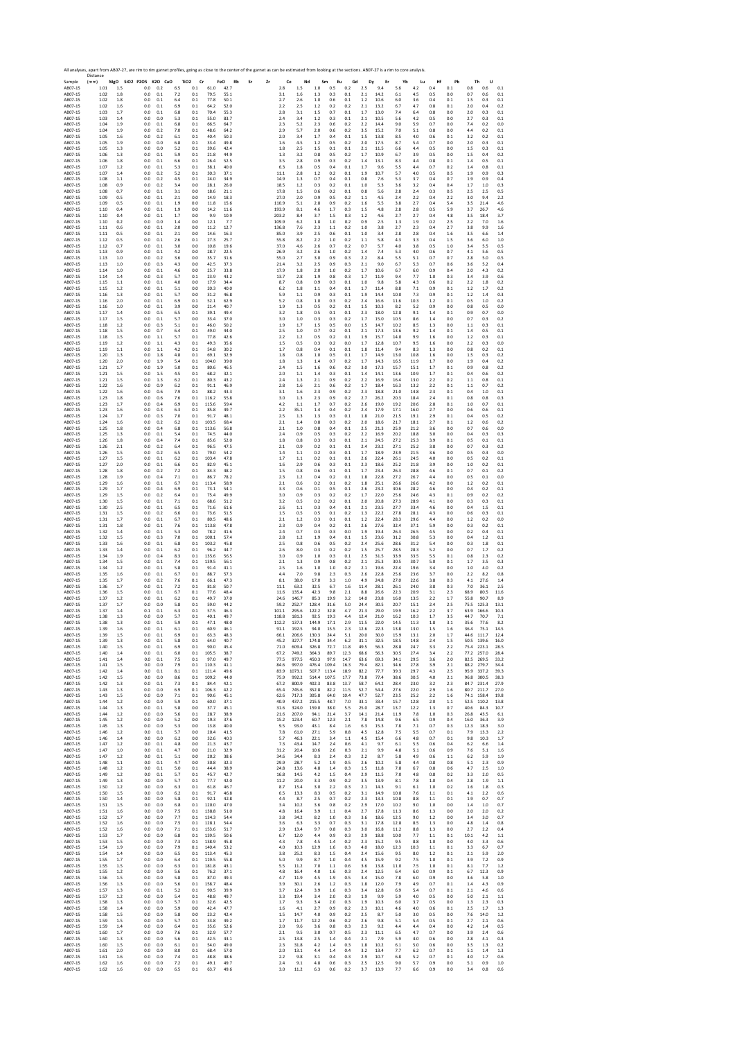All analyses, apart from AB07-27, are rim to rim garnet profiles, going as close to the center of the garnet as can be estimated from looking at the sections. AB07-27 is a rim to core analysis.

| Sample | Distance (mm) | MgO | SiO2 | P2O5 | K2O | CaO | TiO2 | Cr | FeO | Rb | Sr | Zr | Ce | Nd | Sm | Eu | Gd | Dy | Er | Yb | Lu | Hf | Pb | Th | U |
|---|---|---|---|---|---|---|---|---|---|---|---|---|---|---|---|---|---|---|---|---|---|---|---|---|---|
| AB07-15 | 1.01 | 1.5 | | 0.0 | 0.2 | 6.5 | 0.1 | 61.0 | 42.7 | | | | 2.8 | 1.5 | 1.0 | 0.5 | 0.2 | 2.5 | 9.4 | 5.6 | 4.2 | 0.4 | 0.1 | 0.8 | 0.6 | 0.1 |
| AB07-15 | 1.02 | 1.8 | | 0.0 | 0.1 | 7.2 | 0.1 | 79.5 | 55.1 | | | | 3.1 | 1.6 | 1.3 | 0.3 | 0.1 | 2.1 | 14.2 | 6.1 | 4.5 | 0.5 | 0.0 | 0.7 | 0.6 | 0.1 |
| AB07-15 | 1.02 | 1.8 | | 0.0 | 0.1 | 6.4 | 0.1 | 77.8 | 50.1 | | | | 2.7 | 2.6 | 1.0 | 0.6 | 0.1 | 1.2 | 10.6 | 6.0 | 3.6 | 0.4 | 0.1 | 1.5 | 0.3 | 0.1 |
| AB07-15 | 1.02 | 1.6 | | 0.0 | 0.1 | 6.9 | 0.1 | 64.2 | 52.0 | | | | 2.2 | 2.5 | 1.2 | 0.2 | 0.2 | 2.1 | 13.2 | 6.7 | 4.7 | 0.8 | 0.1 | 2.0 | 0.4 | 0.2 |
| AB07-15 | 1.03 | 1.7 | | 0.0 | 0.1 | 6.8 | 0.1 | 70.4 | 55.3 | | | | 2.8 | 3.1 | 1.5 | 0.7 | 0.1 | 1.7 | 13.0 | 7.4 | 6.4 | 0.8 | 0.0 | 2.0 | 0.3 | 0.1 |
| AB07-15 | 1.03 | 1.4 | | 0.0 | 0.0 | 5.3 | 0.1 | 55.0 | 83.7 | | | | 2.4 | 3.4 | 1.2 | 0.3 | 0.1 | 2.1 | 10.5 | 5.6 | 4.2 | 0.5 | 0.0 | 2.7 | 0.3 | 0.1 |
| AB07-15 | 1.04 | 1.9 | | 0.0 | 0.1 | 6.8 | 0.1 | 66.5 | 64.7 | | | | 2.3 | 5.2 | 2.3 | 0.6 | 0.2 | 2.2 | 14.4 | 9.0 | 5.9 | 0.7 | 0.0 | 7.4 | 0.2 | 0.0 |
| AB07-15 | 1.04 | 1.9 | | 0.0 | 0.2 | 7.0 | 0.1 | 48.6 | 64.2 | | | | 2.9 | 5.7 | 2.0 | 0.6 | 0.2 | 3.5 | 15.2 | 7.0 | 5.1 | 0.8 | 0.0 | 4.4 | 0.2 | 0.1 |
| AB07-15 | 1.05 | 1.6 | | 0.0 | 0.2 | 6.1 | 0.1 | 40.4 | 50.3 | | | | 2.0 | 3.4 | 1.7 | 0.4 | 0.1 | 1.5 | 13.8 | 8.5 | 4.0 | 0.6 | 0.1 | 3.2 | 0.2 | 0.1 |
| AB07-15 | 1.05 | 1.9 | | 0.0 | 0.0 | 6.8 | 0.1 | 33.4 | 49.8 | | | | 1.6 | 4.5 | 1.2 | 0.5 | 0.2 | 2.0 | 17.5 | 8.7 | 5.4 | 0.7 | 0.0 | 2.0 | 0.3 | 0.1 |
| AB07-15 | 1.05 | 1.3 | | 0.0 | 0.0 | 5.2 | 0.1 | 39.6 | 42.4 | | | | 1.8 | 2.5 | 1.5 | 0.1 | 0.1 | 2.1 | 11.5 | 6.6 | 4.4 | 0.5 | 0.0 | 1.5 | 0.3 | 0.1 |
| AB07-15 | 1.06 | 1.3 | | 0.0 | 0.1 | 5.9 | 0.1 | 21.8 | 44.9 | | | | 1.3 | 3.2 | 0.8 | 0.5 | 0.2 | 1.7 | 10.9 | 6.7 | 3.9 | 0.5 | 0.0 | 1.5 | 0.4 | 0.2 |
| AB07-15 | 1.06 | 1.8 | | 0.0 | 0.1 | 6.6 | 0.1 | 26.4 | 52.5 | | | | 3.5 | 2.8 | 0.9 | 0.3 | 0.2 | 1.4 | 13.1 | 8.3 | 4.4 | 0.8 | 0.1 | 1.4 | 0.5 | 0.1 |
| AB07-15 | 1.07 | 1.2 | | 0.0 | 0.1 | 5.3 | 0.1 | 38.1 | 40.0 | | | | 6.3 | 1.8 | 0.5 | 0.4 | 0.1 | 1.7 | 9.6 | 5.5 | 4.4 | 0.7 | 0.2 | 1.4 | 0.8 | 0.1 |
| AB07-15 | 1.07 | 1.4 | | 0.0 | 0.2 | 5.2 | 0.1 | 30.3 | 37.1 | | | | 11.1 | 2.8 | 1.2 | 0.2 | 0.1 | 1.9 | 10.7 | 5.7 | 4.0 | 0.5 | 0.5 | 1.9 | 0.9 | 0.3 |
| AB07-15 | 1.08 | 1.1 | | 0.0 | 0.2 | 4.5 | 0.1 | 24.0 | 34.9 | | | | 14.9 | 1.3 | 0.7 | 0.4 | 0.1 | 0.8 | 7.6 | 5.3 | 3.7 | 0.4 | 0.7 | 1.9 | 0.9 | 0.4 |
| AB07-15 | 1.08 | 0.9 | | 0.0 | 0.2 | 3.4 | 0.0 | 28.1 | 26.0 | | | | 18.5 | 1.2 | 0.3 | 0.2 | 0.1 | 1.0 | 5.3 | 3.6 | 3.2 | 0.4 | 0.4 | 1.7 | 1.0 | 0.3 |
| AB07-15 | 1.08 | 0.7 | | 0.0 | 0.1 | 3.1 | 0.0 | 18.6 | 21.1 | | | | 17.8 | 1.5 | 0.6 | 0.2 | 0.1 | 0.8 | 5.6 | 2.8 | 2.4 | 0.3 | 0.5 | 2.5 | 2.5 | 0.5 |
| AB07-15 | 1.09 | 0.5 | | 0.0 | 0.1 | 2.1 | 0.0 | 14.0 | 18.3 | | | | 27.0 | 2.0 | 0.9 | 0.5 | 0.1 | 1.1 | 4.5 | 2.4 | 2.2 | 0.4 | 2.2 | 3.0 | 9.4 | 2.2 |
| AB07-15 | 1.09 | 0.5 | | 0.0 | 0.1 | 1.9 | 0.0 | 11.8 | 15.6 | | | | 110.9 | 5.1 | 2.8 | 0.9 | 0.2 | 1.6 | 5.5 | 3.8 | 2.7 | 0.4 | 5.4 | 3.5 | 21.4 | 4.6 |
| AB07-15 | 1.10 | 0.4 | | 0.0 | 0.1 | 1.9 | 0.0 | 14.2 | 11.6 | | | | 193.9 | 8.1 | 4.6 | 1.7 | 0.3 | 1.5 | 4.8 | 2.8 | 2.8 | 0.5 | 5.9 | 3.7 | 26.7 | 4.6 |
| AB07-15 | 1.10 | 0.4 | | 0.0 | 0.1 | 1.7 | 0.0 | 9.9 | 10.9 | | | | 203.2 | 8.4 | 3.7 | 1.5 | 0.3 | 1.2 | 4.6 | 2.7 | 2.7 | 0.4 | 4.8 | 3.5 | 18.4 | 3.7 |
| AB07-15 | 1.10 | 0.2 | | 0.0 | 0.0 | 1.4 | 0.0 | 12.1 | 7.7 | | | | 109.9 | 6.2 | 1.8 | 1.0 | 0.2 | 0.9 | 2.5 | 1.3 | 1.9 | 0.2 | 2.5 | 2.2 | 7.0 | 1.6 |
| AB07-15 | 1.11 | 0.6 | | 0.0 | 0.1 | 2.0 | 0.0 | 11.2 | 12.7 | | | | 136.8 | 7.6 | 2.3 | 1.1 | 0.2 | 1.0 | 3.8 | 2.7 | 2.3 | 0.4 | 2.7 | 3.8 | 9.9 | 1.6 |
| AB07-15 | 1.11 | 0.5 | | 0.0 | 0.1 | 2.1 | 0.0 | 14.6 | 16.3 | | | | 85.0 | 3.9 | 2.5 | 0.6 | 0.1 | 1.0 | 3.4 | 2.8 | 2.8 | 0.4 | 1.6 | 3.5 | 6.6 | 1.4 |
| AB07-15 | 1.12 | 0.5 | | 0.0 | 0.1 | 2.6 | 0.1 | 27.3 | 25.7 | | | | 55.8 | 8.2 | 2.2 | 1.0 | 0.2 | 1.1 | 5.8 | 4.3 | 3.3 | 0.4 | 1.5 | 3.6 | 6.0 | 1.0 |
| AB07-15 | 1.12 | 0.7 | | 0.0 | 0.1 | 3.0 | 0.0 | 10.8 | 19.6 | | | | 37.0 | 4.6 | 2.6 | 0.7 | 0.2 | 0.7 | 5.7 | 4.0 | 3.8 | 0.5 | 1.0 | 3.4 | 5.5 | 0.5 |
| AB07-15 | 1.13 | 0.9 | | 0.0 | 0.1 | 4.2 | 0.0 | 28.7 | 22.5 | | | | 26.9 | 3.2 | 2.6 | 1.0 | 0.2 | 1.4 | 7.4 | 5.3 | 4.0 | 0.6 | 0.7 | 4.1 | 5.6 | 0.5 |
| AB07-15 | 1.13 | 1.0 | | 0.0 | 0.2 | 3.6 | 0.0 | 35.7 | 31.6 | | | | 55.0 | 2.7 | 3.0 | 0.9 | 0.3 | 2.2 | 8.4 | 5.5 | 5.1 | 0.7 | 0.7 | 2.8 | 5.0 | 0.5 |
| AB07-15 | 1.13 | 1.0 | | 0.0 | 0.3 | 4.3 | 0.0 | 42.5 | 37.3 | | | | 21.4 | 3.2 | 2.5 | 0.9 | 0.3 | 2.1 | 9.0 | 6.7 | 5.3 | 0.7 | 0.6 | 3.6 | 5.2 | 0.4 |
| AB07-15 | 1.14 | 1.0 | | 0.0 | 0.1 | 4.6 | 0.0 | 25.7 | 33.8 | | | | 17.9 | 1.8 | 2.0 | 1.0 | 0.2 | 1.7 | 10.6 | 6.7 | 6.0 | 0.9 | 0.4 | 2.0 | 4.3 | 0.2 |
| AB07-15 | 1.14 | 1.4 | | 0.0 | 0.3 | 5.7 | 0.1 | 23.9 | 43.2 | | | | 13.7 | 2.8 | 1.9 | 0.8 | 0.3 | 1.7 | 11.9 | 9.4 | 7.7 | 1.0 | 0.3 | 3.4 | 3.9 | 0.6 |
| AB07-15 | 1.15 | 1.1 | | 0.0 | 0.1 | 4.0 | 0.0 | 17.9 | 34.4 | | | | 8.7 | 0.8 | 0.9 | 0.3 | 0.1 | 1.0 | 9.8 | 5.8 | 4.3 | 0.6 | 0.2 | 2.2 | 1.8 | 0.2 |
| AB07-15 | 1.15 | 1.2 | | 0.0 | 0.1 | 5.1 | 0.0 | 20.3 | 40.0 | | | | 6.2 | 1.8 | 1.1 | 0.4 | 0.1 | 1.7 | 11.4 | 8.8 | 7.1 | 0.9 | 0.1 | 1.2 | 1.7 | 0.2 |
| AB07-15 | 1.16 | 1.3 | | 0.0 | 0.1 | 5.7 | 0.0 | 31.2 | 46.8 | | | | 5.9 | 1.1 | 0.9 | 0.3 | 0.1 | 1.9 | 14.4 | 10.0 | 7.3 | 0.9 | 0.1 | 1.2 | 1.4 | 0.3 |
| AB07-15 | 1.16 | 2.0 | | 0.0 | 0.1 | 6.9 | 0.1 | 52.1 | 62.9 | | | | 5.2 | 0.8 | 1.0 | 0.3 | 0.2 | 2.4 | 16.6 | 11.6 | 10.3 | 1.2 | 0.1 | 0.5 | 1.0 | 0.2 |
| AB07-15 | 1.16 | 1.0 | | 0.0 | 0.1 | 3.9 | 0.0 | 21.4 | 40.7 | | | | 1.9 | 1.3 | 0.5 | 0.2 | 0.1 | 1.5 | 10.3 | 8.2 | 5.2 | 0.9 | 0.0 | 0.8 | 0.5 | 0.0 |
| AB07-15 | 1.17 | 1.4 | | 0.0 | 0.5 | 6.5 | 0.1 | 39.1 | 49.4 | | | | 3.2 | 1.8 | 0.5 | 0.1 | 0.1 | 2.3 | 18.0 | 12.8 | 9.1 | 1.4 | 0.1 | 0.9 | 0.7 | 0.0 |
| AB07-15 | 1.17 | 1.5 | | 0.0 | 0.1 | 5.7 | 0.0 | 33.4 | 37.0 | | | | 3.0 | 1.0 | 0.3 | 0.3 | 0.2 | 1.7 | 15.0 | 10.5 | 8.6 | 1.4 | 0.0 | 0.7 | 0.3 | 0.2 |
| AB07-15 | 1.18 | 1.2 | | 0.0 | 0.3 | 5.1 | 0.1 | 46.0 | 50.2 | | | | 1.9 | 1.7 | 1.5 | 0.5 | 0.0 | 1.5 | 14.7 | 10.2 | 8.5 | 1.3 | 0.0 | 1.1 | 0.3 | 0.1 |
| AB07-15 | 1.18 | 1.5 | | 0.0 | 0.7 | 6.4 | 0.1 | 49.0 | 44.0 | | | | 2.5 | 1.0 | 0.7 | 0.2 | 0.1 | 2.1 | 17.3 | 13.6 | 9.2 | 1.4 | 0.1 | 1.4 | 0.5 | 0.1 |
| AB07-15 | 1.18 | 1.5 | | 0.0 | 1.1 | 5.7 | 0.1 | 77.8 | 42.6 | | | | 2.2 | 1.2 | 0.5 | 0.2 | 0.1 | 1.9 | 15.7 | 14.0 | 9.9 | 1.6 | 0.0 | 1.2 | 0.3 | 0.1 |
| AB07-15 | 1.19 | 1.2 | | 0.0 | 1.1 | 4.3 | 0.1 | 49.3 | 35.6 | | | | 1.5 | 0.5 | 0.3 | 0.2 | 0.0 | 1.7 | 12.8 | 10.7 | 9.5 | 1.6 | 0.0 | 2.2 | 0.3 | 0.0 |
| AB07-15 | 1.19 | 1.1 | | 0.0 | 1.1 | 4.2 | 0.1 | 54.8 | 30.2 | | | | 1.7 | 0.8 | 0.4 | 0.1 | 0.1 | 1.8 | 11.4 | 9.4 | 8.3 | 1.3 | 0.0 | 0.8 | 0.2 | 0.1 |
| AB07-15 | 1.20 | 1.3 | | 0.0 | 1.8 | 4.8 | 0.1 | 69.1 | 32.9 | | | | 1.8 | 0.8 | 1.0 | 0.5 | 0.1 | 1.7 | 14.9 | 13.0 | 10.8 | 1.6 | 0.0 | 1.5 | 0.3 | 0.2 |
| AB07-15 | 1.20 | 2.0 | | 0.0 | 1.9 | 5.4 | 0.1 | 104.0 | 39.0 | | | | 1.8 | 1.3 | 1.4 | 0.7 | 0.2 | 1.7 | 14.3 | 16.5 | 11.9 | 1.7 | 0.0 | 1.9 | 0.4 | 0.2 |
| AB07-15 | 1.21 | 1.7 | | 0.0 | 1.9 | 5.0 | 0.1 | 80.6 | 46.5 | | | | 2.4 | 1.5 | 1.6 | 0.6 | 0.2 | 3.0 | 17.3 | 15.7 | 15.1 | 1.7 | 0.1 | 0.9 | 0.8 | 0.2 |
| AB07-15 | 1.21 | 1.5 | | 0.0 | 1.5 | 4.5 | 0.1 | 68.2 | 32.1 | | | | 2.0 | 1.1 | 1.4 | 0.3 | 0.1 | 1.4 | 14.1 | 13.6 | 10.9 | 1.7 | 0.1 | 0.4 | 0.6 | 0.2 |
| AB07-15 | 1.21 | 1.5 | | 0.0 | 1.3 | 6.2 | 0.1 | 80.3 | 43.2 | | | | 2.4 | 1.3 | 2.1 | 0.9 | 0.2 | 2.2 | 16.9 | 16.4 | 13.0 | 2.2 | 0.2 | 1.1 | 0.8 | 0.1 |
| AB07-15 | 1.22 | 1.6 | | 0.0 | 0.9 | 6.2 | 0.1 | 91.1 | 46.9 | | | | 2.8 | 1.6 | 2.1 | 0.6 | 0.2 | 1.7 | 18.4 | 16.3 | 13.2 | 2.2 | 0.1 | 1.1 | 0.7 | 0.2 |
| AB07-15 | 1.22 | 1.6 | | 0.0 | 0.6 | 7.9 | 0.1 | 88.2 | 43.3 | | | | 3.1 | 1.6 | 2.3 | 0.9 | 0.2 | 2.3 | 18.8 | 21.0 | 14.8 | 2.3 | 0.1 | 0.4 | 1.0 | 0.1 |
| AB07-15 | 1.23 | 1.8 | | 0.0 | 0.6 | 7.6 | 0.1 | 116.2 | 55.8 | | | | 3.0 | 1.3 | 2.3 | 0.9 | 0.2 | 2.7 | 26.2 | 20.3 | 18.4 | 2.4 | 0.1 | 0.8 | 0.8 | 0.3 |
| AB07-15 | 1.23 | 1.7 | | 0.0 | 0.4 | 6.9 | 0.1 | 115.6 | 59.4 | | | | 4.2 | 1.1 | 1.7 | 0.7 | 0.2 | 2.6 | 19.0 | 19.2 | 20.6 | 2.8 | 0.1 | 1.0 | 0.7 | 0.1 |
| AB07-15 | 1.23 | 1.6 | | 0.0 | 0.3 | 6.3 | 0.1 | 85.8 | 49.7 | | | | 2.2 | 35.1 | 1.4 | 0.4 | 0.2 | 2.4 | 17.9 | 17.1 | 16.0 | 2.7 | 0.0 | 0.6 | 0.6 | 0.1 |
| AB07-15 | 1.24 | 1.7 | | 0.0 | 0.3 | 7.0 | 0.1 | 91.7 | 48.1 | | | | 2.5 | 1.3 | 1.3 | 0.3 | 0.1 | 1.8 | 21.0 | 21.5 | 19.1 | 2.9 | 0.1 | 0.4 | 0.5 | 0.2 |
| AB07-15 | 1.24 | 1.6 | | 0.0 | 0.2 | 6.2 | 0.1 | 103.5 | 68.4 | | | | 2.1 | 1.4 | 0.8 | 0.3 | 0.2 | 2.0 | 18.6 | 21.7 | 18.1 | 2.7 | 0.1 | 1.2 | 0.6 | 0.2 |
| AB07-15 | 1.25 | 1.8 | | 0.0 | 0.4 | 6.8 | 0.1 | 113.6 | 56.8 | | | | 2.1 | 1.0 | 0.8 | 0.4 | 0.1 | 2.5 | 21.3 | 25.9 | 21.2 | 3.6 | 0.0 | 0.7 | 0.6 | 0.0 |
| AB07-15 | 1.25 | 1.3 | | 0.0 | 0.1 | 5.4 | 0.1 | 74.5 | 44.0 | | | | 2.4 | 0.9 | 0.5 | 0.3 | 0.2 | 2.2 | 16.9 | 20.2 | 18.8 | 3.0 | 0.0 | 0.4 | 0.3 | 0.3 |
| AB07-15 | 1.26 | 1.8 | | 0.0 | 0.4 | 7.4 | 0.1 | 85.6 | 52.0 | | | | 1.8 | 0.8 | 0.3 | 0.3 | 0.1 | 2.1 | 24.5 | 27.2 | 25.3 | 3.9 | 0.1 | 0.5 | 0.1 | 0.1 |
| AB07-15 | 1.26 | 2.1 | | 0.0 | 0.2 | 6.4 | 0.1 | 96.5 | 47.5 | | | | 2.1 | 0.9 | 0.2 | 0.1 | 0.1 | 2.4 | 23.2 | 27.1 | 25.2 | 3.8 | 0.0 | 0.7 | 0.3 | 0.2 |
| AB07-15 | 1.26 | 1.5 | | 0.0 | 0.2 | 6.5 | 0.1 | 79.0 | 54.2 | | | | 1.4 | 1.1 | 0.2 | 0.3 | 0.1 | 1.7 | 18.9 | 23.9 | 21.5 | 3.6 | 0.0 | 0.5 | 0.3 | 0.0 |
| AB07-15 | 1.27 | 1.5 | | 0.0 | 0.1 | 6.2 | 0.1 | 103.4 | 47.8 | | | | 1.7 | 1.1 | 0.2 | 0.1 | 0.1 | 2.6 | 22.4 | 26.1 | 24.5 | 4.0 | 0.0 | 0.5 | 0.2 | 0.1 |
| AB07-15 | 1.27 | 2.0 | | 0.0 | 0.1 | 6.6 | 0.1 | 82.9 | 45.1 | | | | 1.6 | 2.9 | 0.6 | 0.3 | 0.1 | 2.3 | 18.6 | 25.2 | 21.8 | 3.9 | 0.0 | 1.0 | 0.2 | 0.1 |
| AB07-15 | 1.28 | 1.8 | | 0.0 | 0.2 | 7.2 | 0.1 | 84.3 | 48.2 | | | | 1.5 | 0.8 | 0.6 | 0.1 | 0.1 | 1.7 | 23.4 | 26.3 | 28.8 | 4.6 | 0.1 | 0.7 | 0.1 | 0.2 |
| AB07-15 | 1.28 | 1.9 | | 0.0 | 0.4 | 7.1 | 0.1 | 86.7 | 78.2 | | | | 2.3 | 1.2 | 0.4 | 0.2 | 0.1 | 1.8 | 22.8 | 27.2 | 26.7 | 4.4 | 0.0 | 0.5 | 0.1 | 0.0 |
| AB07-15 | 1.29 | 1.6 | | 0.0 | 0.1 | 6.7 | 0.1 | 113.4 | 58.9 | | | | 2.1 | 0.6 | 0.2 | 0.1 | 0.2 | 1.8 | 25.1 | 26.6 | 26.6 | 4.2 | 0.0 | 1.2 | 0.2 | 0.1 |
| AB07-15 | 1.29 | 1.7 | | 0.0 | 0.4 | 6.9 | 0.1 | 73.1 | 54.1 | | | | 3.3 | 0.6 | 0.1 | 0.5 | 0.1 | 2.6 | 23.2 | 30.6 | 28.2 | 4.6 | 0.0 | 0.4 | 0.2 | 0.1 |
| AB07-15 | 1.29 | 1.5 | | 0.0 | 0.2 | 6.4 | 0.1 | 75.4 | 49.9 | | | | 3.0 | 0.9 | 0.3 | 0.2 | 0.2 | 1.7 | 22.0 | 25.6 | 24.6 | 4.3 | 0.1 | 0.9 | 0.2 | 0.2 |
| AB07-15 | 1.30 | 1.5 | | 0.0 | 0.1 | 7.1 | 0.1 | 68.6 | 51.2 | | | | 3.2 | 0.5 | 0.2 | 0.2 | 0.1 | 2.0 | 20.8 | 27.3 | 28.9 | 4.1 | 0.0 | 0.3 | 0.3 | 0.1 |
| AB07-15 | 1.30 | 2.5 | | 0.0 | 0.1 | 6.5 | 0.1 | 71.6 | 61.6 | | | | 2.6 | 1.1 | 0.3 | 0.4 | 0.1 | 2.1 | 23.5 | 27.7 | 33.4 | 4.6 | 0.0 | 0.4 | 1.5 | 0.1 |
| AB07-15 | 1.31 | 1.5 | | 0.0 | 0.2 | 6.6 | 0.1 | 73.6 | 51.5 | | | | 1.5 | 0.5 | 0.5 | 0.1 | 0.2 | 1.3 | 22.2 | 27.8 | 28.1 | 4.3 | 0.0 | 0.6 | 0.3 | 0.1 |
| AB07-15 | 1.31 | 1.7 | | 0.0 | 0.1 | 6.7 | 0.1 | 80.5 | 48.6 | | | | 2.1 | 1.2 | 0.3 | 0.1 | 0.1 | 1.2 | 22.4 | 28.3 | 29.6 | 4.4 | 0.0 | 1.2 | 0.2 | 0.0 |
| AB07-15 | 1.31 | 1.8 | | 0.0 | 0.1 | 7.6 | 0.1 | 113.8 | 47.8 | | | | 2.3 | 0.9 | 0.4 | 0.2 | 0.1 | 2.6 | 27.6 | 32.4 | 37.1 | 5.9 | 0.0 | 0.3 | 0.2 | 0.1 |
| AB07-15 | 1.32 | 1.4 | | 0.0 | 0.1 | 5.3 | 0.0 | 78.2 | 41.6 | | | | 2.4 | 0.7 | 0.3 | 0.3 | 0.0 | 1.9 | 19.4 | 26.3 | 26.5 | 4.5 | 0.0 | 0.2 | 0.4 | 0.1 |
| AB07-15 | 1.32 | 1.5 | | 0.0 | 0.3 | 7.0 | 0.1 | 100.1 | 57.4 | | | | 2.8 | 1.2 | 1.9 | 0.4 | 0.1 | 1.5 | 23.6 | 31.2 | 30.8 | 5.3 | 0.0 | 0.4 | 1.2 | 0.1 |
| AB07-15 | 1.33 | 1.6 | | 0.0 | 0.1 | 6.8 | 0.1 | 103.2 | 45.8 | | | | 2.5 | 0.8 | 0.6 | 0.5 | 0.2 | 2.4 | 25.6 | 28.6 | 31.2 | 5.4 | 0.0 | 0.3 | 1.8 | 0.1 |
| AB07-15 | 1.33 | 1.4 | | 0.0 | 0.1 | 6.2 | 0.1 | 96.2 | 44.7 | | | | 2.6 | 8.0 | 0.3 | 0.2 | 0.2 | 1.5 | 25.7 | 28.5 | 28.3 | 5.2 | 0.0 | 0.7 | 1.7 | 0.2 |
| AB07-15 | 1.34 | 1.9 | | 0.0 | 0.4 | 8.3 | 0.1 | 135.6 | 56.5 | | | | 3.0 | 0.9 | 1.0 | 0.3 | 0.1 | 2.5 | 31.5 | 33.9 | 33.5 | 5.5 | 0.1 | 0.8 | 2.3 | 0.2 |
| AB07-15 | 1.34 | 1.5 | | 0.0 | 0.1 | 7.4 | 0.1 | 139.5 | 56.1 | | | | 2.1 | 1.3 | 0.9 | 0.8 | 0.2 | 2.1 | 25.3 | 30.5 | 30.7 | 5.0 | 0.1 | 1.7 | 3.5 | 0.3 |
| AB07-15 | 1.34 | 1.2 | | 0.0 | 0.1 | 5.8 | 0.1 | 91.4 | 41.1 | | | | 2.5 | 1.6 | 1.0 | 1.0 | 0.2 | 2.1 | 19.6 | 22.4 | 19.6 | 3.4 | 0.0 | 1.0 | 4.0 | 0.2 |
| AB07-15 | 1.35 | 1.6 | | 0.0 | 0.1 | 6.7 | 0.1 | 88.7 | 57.3 | | | | 4.4 | 7.0 | 9.8 | 2.3 | 0.3 | 2.6 | 22.8 | 25.6 | 23.6 | 3.7 | 0.0 | 2.2 | 8.2 | 0.8 |
| AB07-15 | 1.35 | 1.7 | | 0.0 | 0.2 | 7.6 | 0.1 | 66.1 | 47.3 | | | | 8.1 | 38.0 | 17.0 | 3.3 | 1.0 | 4.9 | 24.8 | 27.0 | 22.6 | 3.8 | 0.3 | 4.1 | 27.6 | 1.4 |
| AB07-15 | 1.36 | 1.7 | | 0.0 | 0.1 | 7.2 | 0.1 | 81.8 | 50.7 | | | | 11.1 | 63.2 | 32.5 | 6.7 | 1.6 | 11.4 | 28.1 | 26.1 | 24.0 | 3.8 | 0.3 | 7.0 | 36.1 | 2.5 |
| AB07-15 | 1.36 | 1.5 | | 0.0 | 0.1 | 6.7 | 0.1 | 77.6 | 48.4 | | | | 11.6 | 135.4 | 42.3 | 9.8 | 2.1 | 8.8 | 26.6 | 22.3 | 20.9 | 3.1 | 2.3 | 68.9 | 80.5 | 11.6 |
| AB07-15 | 1.37 | 1.2 | | 0.0 | 0.1 | 6.2 | 0.1 | 49.7 | 37.0 | | | | 24.6 | 146.7 | 85.3 | 19.9 | 3.2 | 14.0 | 23.8 | 16.0 | 13.5 | 2.2 | 1.7 | 55.8 | 90.7 | 8.9 |
| AB07-15 | 1.37 | 1.7 | | 0.0 | 0.0 | 5.8 | 0.1 | 59.0 | 44.2 | | | | 59.2 | 252.7 | 128.4 | 31.6 | 5.0 | 24.4 | 30.5 | 20.7 | 15.1 | 2.4 | 2.5 | 75.5 | 125.3 | 13.1 |
| AB07-15 | 1.37 | 1.4 | | 0.0 | 0.1 | 6.3 | 0.1 | 57.5 | 46.3 | | | | 101.1 | 295.6 | 122.2 | 32.8 | 4.7 | 21.3 | 29.0 | 19.9 | 16.2 | 2.2 | 3.7 | 63.9 | 166.6 | 10.3 |
| AB07-15 | 1.38 | 1.3 | | 0.0 | 0.0 | 5.7 | 0.1 | 40.1 | 49.7 | | | | 118.8 | 181.3 | 92.5 | 19.3 | 4.4 | 12.4 | 21.0 | 16.2 | 10.3 | 1.7 | 3.5 | 44.7 | 70.7 | 7.1 |
| AB07-15 | 1.38 | 1.3 | | 0.0 | 0.1 | 5.9 | 0.1 | 47.1 | 48.0 | | | | 112.2 | 137.3 | 144.9 | 17.1 | 2.9 | 11.5 | 22.0 | 14.5 | 11.3 | 1.8 | 3.1 | 35.6 | 77.6 | 8.2 |
| AB07-15 | 1.39 | 1.6 | | 0.0 | 0.1 | 6.1 | 0.1 | 60.9 | 46.1 | | | | 91.1 | 192.5 | 94.0 | 15.5 | 2.3 | 12.6 | 22.3 | 13.8 | 13.0 | 1.5 | 1.6 | 36.4 | 75.1 | 14.5 |
| AB07-15 | 1.39 | 1.5 | | 0.0 | 0.1 | 6.9 | 0.1 | 63.3 | 48.3 | | | | 66.1 | 206.6 | 130.3 | 24.4 | 5.1 | 20.0 | 30.0 | 15.9 | 13.1 | 2.0 | 1.7 | 44.6 | 111.7 | 12.4 |
| AB07-15 | 1.39 | 1.3 | | 0.0 | 0.1 | 5.8 | 0.1 | 64.0 | 40.7 | | | | 45.2 | 327.7 | 174.8 | 34.4 | 6.2 | 31.1 | 32.5 | 18.5 | 14.8 | 2.4 | 1.5 | 50.5 | 139.6 | 16.0 |
| AB07-15 | 1.40 | 1.5 | | 0.0 | 0.1 | 6.9 | 0.1 | 90.0 | 45.4 | | | | 71.0 | 609.4 | 326.8 | 72.7 | 11.8 | 49.5 | 56.3 | 28.8 | 24.7 | 3.3 | 2.2 | 75.4 | 223.1 | 28.5 |
| AB07-15 | 1.40 | 1.4 | | 0.0 | 0.1 | 6.0 | 0.1 | 105.5 | 38.7 | | | | 67.2 | 749.1 | 364.3 | 89.7 | 12.3 | 68.6 | 56.3 | 30.5 | 27.4 | 3.4 | 2.2 | 77.2 | 257.0 | 28.4 |
| AB07-15 | 1.41 | 1.4 | | 0.0 | 0.1 | 7.5 | 0.1 | 97.0 | 49.7 | | | | 77.5 | 977.5 | 450.3 | 97.9 | 14.7 | 63.6 | 69.3 | 34.1 | 29.5 | 3.6 | 2.0 | 82.5 | 269.5 | 33.2 |
| AB07-15 | 1.41 | 1.5 | | 0.0 | 0.0 | 7.9 | 0.1 | 110.3 | 41.1 | | | | 84.6 | 997.0 | 476.4 | 109.4 | 16.3 | 79.4 | 82.1 | 34.6 | 27.8 | 3.9 | 2.1 | 88.2 | 279.7 | 34.4 |
| AB07-15 | 1.42 | 1.4 | | 0.0 | 0.1 | 8.1 | 0.1 | 121.4 | 49.6 | | | | 83.9 | 1073.1 | 507.7 | 113.4 | 18.9 | 82.2 | 77.7 | 39.3 | 29.7 | 4.3 | 2.5 | 95.9 | 337.2 | 39.3 |
| AB07-15 | 1.42 | 1.5 | | 0.0 | 0.0 | 8.6 | 0.1 | 109.2 | 44.0 | | | | 75.9 | 992.2 | 534.4 | 107.5 | 17.7 | 73.8 | 77.4 | 38.6 | 30.5 | 4.0 | 2.1 | 96.8 | 300.5 | 38.3 |
| AB07-15 | 1.42 | 1.3 | | 0.0 | 0.1 | 7.3 | 0.1 | 84.4 | 42.1 | | | | 67.2 | 800.9 | 402.3 | 83.8 | 13.7 | 58.7 | 64.2 | 28.4 | 23.0 | 3.2 | 2.3 | 84.7 | 231.4 | 27.9 |
| AB07-15 | 1.43 | 1.3 | | 0.0 | 0.0 | 6.9 | 0.1 | 106.3 | 42.2 | | | | 65.4 | 745.6 | 352.8 | 82.2 | 11.5 | 52.7 | 54.4 | 27.6 | 22.0 | 2.9 | 1.6 | 80.7 | 211.7 | 27.0 |
| AB07-15 | 1.43 | 1.5 | | 0.0 | 0.0 | 7.1 | 0.1 | 90.6 | 45.1 | | | | 62.6 | 717.3 | 305.8 | 64.0 | 10.4 | 47.7 | 52.7 | 23.5 | 25.2 | 2.2 | 1.6 | 74.1 | 158.4 | 19.8 |
| AB07-15 | 1.44 | 1.2 | | 0.0 | 0.0 | 5.9 | 0.1 | 60.0 | 37.1 | | | | 40.9 | 437.2 | 215.5 | 48.7 | 7.0 | 33.1 | 33.4 | 15.7 | 12.8 | 2.0 | 1.1 | 52.5 | 110.2 | 13.8 |
| AB07-15 | 1.44 | 1.3 | | 0.0 | 0.1 | 5.8 | 0.0 | 37.7 | 45.1 | | | | 31.6 | 324.0 | 159.0 | 38.0 | 5.5 | 25.0 | 28.7 | 13.7 | 12.2 | 1.3 | 0.7 | 40.6 | 84.3 | 10.7 |
| AB07-15 | 1.44 | 1.2 | | 0.0 | 0.0 | 5.6 | 0.1 | 28.7 | 38.9 | | | | 21.6 | 207.0 | 94.1 | 21.4 | 3.7 | 14.1 | 21.4 | 11.9 | 7.8 | 1.0 | 0.3 | 26.8 | 43.5 | 6.1 |
| AB07-15 | 1.45 | 1.2 | | 0.0 | 0.0 | 5.2 | 0.0 | 19.3 | 37.6 | | | | 15.2 | 123.4 | 60.7 | 12.3 | 2.1 | 7.8 | 14.8 | 9.6 | 6.5 | 0.9 | 0.4 | 16.0 | 36.3 | 3.9 |
| AB07-15 | 1.45 | 1.3 | | 0.0 | 0.0 | 5.3 | 0.0 | 13.8 | 40.0 | | | | 9.5 | 93.0 | 45.1 | 8.4 | 1.6 | 6.3 | 15.3 | 7.8 | 7.1 | 0.7 | 0.3 | 12.3 | 18.3 | 3.0 |
| AB07-15 | 1.46 | 1.2 | | 0.0 | 0.1 | 5.7 | 0.0 | 20.4 | 41.5 | | | | 7.8 | 61.0 | 27.1 | 5.9 | 0.8 | 4.5 | 12.8 | 7.5 | 5.5 | 0.7 | 0.1 | 7.9 | 13.3 | 2.2 |
| AB07-15 | 1.46 | 1.4 | | 0.0 | 0.0 | 6.2 | 0.0 | 32.6 | 40.3 | | | | 5.7 | 46.3 | 22.1 | 3.4 | 1.1 | 4.5 | 15.4 | 6.6 | 4.8 | 0.7 | 0.1 | 9.8 | 10.3 | 1.7 |
| AB07-15 | 1.47 | 1.2 | | 0.0 | 0.1 | 6.8 | 0.0 | 21.3 | 43.7 | | | | 7.3 | 43.4 | 24.7 | 2.4 | 0.6 | 4.1 | 9.7 | 6.1 | 5.5 | 0.6 | 0.4 | 6.2 | 6.6 | 1.4 |
| AB07-15 | 1.47 | 1.0 | | 0.0 | 0.1 | 4.7 | 0.0 | 21.0 | 32.9 | | | | 31.2 | 20.4 | 10.6 | 2.6 | 0.3 | 2.1 | 9.9 | 4.8 | 5.1 | 0.6 | 0.9 | 7.6 | 5.1 | 1.6 |
| AB07-15 | 1.47 | 1.2 | | 0.0 | 0.1 | 5.1 | 0.0 | 20.2 | 38.6 | | | | 34.6 | 34.4 | 8.3 | 2.4 | 0.3 | 2.2 | 8.7 | 5.8 | 4.9 | 0.6 | 1.1 | 6.2 | 5.9 | 1.9 |
| AB07-15 | 1.48 | 1.1 | | 0.0 | 0.1 | 4.7 | 0.0 | 30.8 | 32.3 | | | | 29.9 | 28.7 | 5.2 | 1.9 | 0.5 | 2.6 | 10.2 | 5.8 | 4.4 | 0.8 | 0.8 | 5.1 | 2.3 | 0.9 |
| AB07-15 | 1.48 | 1.2 | | 0.0 | 0.1 | 5.0 | 0.1 | 44.4 | 38.9 | | | | 24.8 | 13.6 | 4.8 | 1.4 | 0.3 | 1.5 | 11.8 | 7.8 | 6.7 | 0.8 | 0.6 | 4.7 | 2.5 | 1.0 |
| AB07-15 | 1.49 | 1.2 | | 0.0 | 0.1 | 5.7 | 0.1 | 45.7 | 42.7 | | | | 16.8 | 14.5 | 4.2 | 1.5 | 0.4 | 2.9 | 11.5 | 7.0 | 4.8 | 0.8 | 0.2 | 3.3 | 2.0 | 0.5 |
| AB07-15 | 1.49 | 1.3 | | 0.0 | 0.0 | 5.7 | 0.1 | 77.7 | 42.0 | | | | 11.2 | 20.0 | 3.3 | 0.9 | 0.2 | 3.5 | 13.9 | 8.1 | 7.8 | 1.0 | 0.4 | 2.8 | 1.9 | 1.1 |
| AB07-15 | 1.50 | 1.2 | | 0.0 | 0.0 | 6.3 | 0.1 | 61.8 | 46.7 | | | | 8.7 | 15.4 | 3.0 | 2.2 | 0.3 | 2.1 | 14.3 | 9.1 | 6.1 | 1.0 | 0.2 | 1.6 | 1.8 | 0.3 |
| AB07-15 | 1.50 | 1.5 | | 0.0 | 0.0 | 7.2 | 0.1 | 91.7 | 46.8 | | | | 6.5 | 13.3 | 8.3 | 0.5 | 0.2 | 3.1 | 14.9 | 10.8 | 7.6 | 1.1 | 0.1 | 4.1 | 2.2 | 0.6 |
| AB07-15 | 1.50 | 1.4 | | 0.0 | 0.0 | 5.8 | 0.1 | 92.1 | 42.8 | | | | 4.4 | 8.7 | 2.5 | 0.7 | 0.2 | 2.3 | 13.3 | 10.8 | 8.8 | 1.1 | 0.1 | 1.9 | 0.7 | 0.7 |
| AB07-15 | 1.51 | 1.5 | | 0.0 | 0.0 | 6.8 | 0.1 | 120.0 | 47.0 | | | | 3.4 | 10.2 | 3.6 | 0.8 | 0.2 | 2.9 | 17.0 | 10.2 | 9.0 | 1.0 | 0.0 | 1.4 | 1.0 | 0.7 |
| AB07-15 | 1.51 | 1.6 | | 0.0 | 0.0 | 7.5 | 0.1 | 138.8 | 51.0 | | | | 4.8 | 16.4 | 3.9 | 1.1 | 0.4 | 2.7 | 17.8 | 11.3 | 8.6 | 1.3 | 0.0 | 2.0 | 2.0 | 0.2 |
| AB07-15 | 1.52 | 1.7 | | 0.0 | 0.0 | 7.7 | 0.1 | 134.3 | 54.4 | | | | 3.8 | 34.2 | 8.2 | 1.0 | 0.3 | 3.6 | 18.6 | 12.5 | 9.0 | 1.2 | 0.0 | 3.4 | 3.0 | 0.7 |
| AB07-15 | 1.52 | 1.6 | | 0.0 | 0.0 | 7.5 | 0.1 | 128.1 | 54.4 | | | | 3.6 | 6.3 | 3.3 | 0.7 | 0.3 | 3.1 | 17.8 | 12.8 | 8.5 | 1.3 | 0.0 | 4.8 | 1.4 | 0.8 |
| AB07-15 | 1.52 | 1.6 | | 0.0 | 0.0 | 7.1 | 0.1 | 153.6 | 51.7 | | | | 2.9 | 13.4 | 9.7 | 0.8 | 0.3 | 3.0 | 16.8 | 11.2 | 8.8 | 1.3 | 0.0 | 2.7 | 2.2 | 0.4 |
| AB07-15 | 1.53 | 1.7 | | 0.0 | 0.0 | 6.8 | 0.1 | 139.5 | 50.6 | | | | 6.7 | 12.0 | 4.4 | 0.9 | 0.3 | 2.9 | 18.8 | 10.0 | 7.7 | 1.1 | 0.1 | 10.1 | 4.2 | 1.1 |
| AB07-15 | 1.53 | 1.5 | | 0.0 | 0.0 | 7.3 | 0.1 | 138.9 | 45.8 | | | | 4.3 | 7.8 | 4.5 | 1.4 | 0.2 | 2.3 | 15.2 | 9.5 | 8.8 | 1.0 | 0.0 | 4.0 | 3.3 | 0.6 |
| AB07-15 | 1.54 | 1.9 | | 0.0 | 0.0 | 7.9 | 0.1 | 140.6 | 53.2 | | | | 4.0 | 10.3 | 12.9 | 1.6 | 0.3 | 4.0 | 18.0 | 12.3 | 10.3 | 1.1 | 0.1 | 3.3 | 6.7 | 0.7 |
| AB07-15 | 1.54 | 1.4 | | 0.0 | 0.0 | 6.5 | 0.1 | 113.4 | 45.3 | | | | 3.8 | 25.2 | 8.3 | 1.5 | 0.4 | 2.4 | 15.6 | 9.5 | 8.0 | 1.2 | 0.1 | 2.1 | 5.9 | 2.0 |
| AB07-15 | 1.55 | 1.7 | | 0.0 | 0.0 | 6.4 | 0.1 | 119.5 | 55.8 | | | | 5.0 | 9.9 | 8.7 | 1.0 | 0.4 | 4.5 | 15.9 | 9.2 | 7.5 | 1.0 | 0.1 | 3.9 | 7.2 | 0.9 |
| AB07-15 | 1.55 | 1.5 | | 0.0 | 0.0 | 6.3 | 0.1 | 181.8 | 43.1 | | | | 5.5 | 11.2 | 7.0 | 1.1 | 0.6 | 3.6 | 13.8 | 11.0 | 7.5 | 1.0 | 0.1 | 8.1 | 7.7 | 1.2 |
| AB07-15 | 1.55 | 1.2 | | 0.0 | 0.0 | 5.6 | 0.1 | 76.2 | 37.1 | | | | 4.8 | 16.4 | 4.0 | 1.6 | 0.3 | 2.4 | 12.5 | 6.4 | 6.0 | 0.9 | 0.1 | 6.7 | 12.3 | 0.9 |
| AB07-15 | 1.56 | 1.5 | | 0.0 | 0.0 | 5.8 | 0.1 | 87.0 | 49.3 | | | | 4.7 | 11.9 | 4.5 | 1.9 | 0.5 | 3.4 | 15.0 | 7.8 | 6.0 | 0.9 | 0.0 | 3.6 | 5.8 | 1.0 |
| AB07-15 | 1.56 | 1.3 | | 0.0 | 0.0 | 5.6 | 0.1 | 158.7 | 48.4 | | | | 3.9 | 30.1 | 2.6 | 1.2 | 0.3 | 1.8 | 12.0 | 7.9 | 4.9 | 0.7 | 0.1 | 1.4 | 4.3 | 0.9 |
| AB07-15 | 1.57 | 1.3 | | 0.0 | 0.1 | 5.2 | 0.1 | 90.5 | 39.9 | | | | 3.7 | 12.4 | 3.9 | 1.6 | 0.3 | 3.4 | 12.8 | 6.9 | 5.4 | 0.7 | 0.1 | 2.1 | 4.6 | 0.6 |
| AB07-15 | 1.57 | 1.2 | | 0.0 | 0.0 | 5.4 | 0.1 | 48.8 | 49.7 | | | | 3.3 | 19.4 | 3.4 | 2.0 | 0.3 | 1.9 | 9.9 | 5.9 | 4.0 | 0.5 | 0.0 | 5.0 | 2.1 | 1.1 |
| AB07-15 | 1.58 | 1.3 | | 0.0 | 0.0 | 5.7 | 0.1 | 32.6 | 42.5 | | | | 1.7 | 9.3 | 3.4 | 2.0 | 0.3 | 1.9 | 10.3 | 6.0 | 3.7 | 0.5 | 0.0 | 1.3 | 2.3 | 0.3 |
| AB07-15 | 1.58 | 1.4 | | 0.0 | 0.0 | 5.9 | 0.0 | 42.4 | 47.7 | | | | 1.6 | 4.1 | 2.7 | 0.9 | 0.2 | 2.3 | 10.1 | 4.6 | 4.0 | 0.6 | 0.1 | 2.5 | 1.7 | 1.3 |
| AB07-15 | 1.58 | 1.5 | | 0.0 | 0.0 | 5.8 | 0.0 | 23.2 | 42.4 | | | | 1.5 | 14.7 | 4.0 | 0.9 | 0.2 | 2.5 | 8.7 | 5.0 | 3.0 | 0.5 | 0.0 | 7.6 | 14.0 | 1.2 |
| AB07-15 | 1.59 | 1.5 | | 0.0 | 0.0 | 5.7 | 0.1 | 33.8 | 49.2 | | | | 1.7 | 11.7 | 12.2 | 0.6 | 0.2 | 2.6 | 9.8 | 5.1 | 5.4 | 0.5 | 0.1 | 2.7 | 2.1 | 0.6 |
| AB07-15 | 1.59 | 1.4 | | 0.0 | 0.0 | 6.4 | 0.1 | 35.6 | 52.6 | | | | 2.0 | 9.6 | 3.6 | 0.8 | 0.3 | 2.3 | 9.2 | 4.4 | 4.4 | 0.4 | 0.0 | 4.2 | 1.4 | 0.5 |
| AB07-15 | 1.60 | 1.7 | | 0.0 | 0.0 | 7.6 | 0.1 | 32.9 | 57.7 | | | | 2.1 | 9.5 | 3.0 | 0.7 | 0.5 | 2.3 | 11.1 | 6.5 | 4.7 | 0.7 | 0.0 | 3.9 | 2.4 | 0.6 |
| AB07-15 | 1.60 | 1.3 | | 0.0 | 0.0 | 5.6 | 0.1 | 42.5 | 43.1 | | | | 2.5 | 13.8 | 2.5 | 1.4 | 0.4 | 2.1 | 7.9 | 5.9 | 4.0 | 0.6 | 0.0 | 2.8 | 4.1 | 0.3 |
| AB07-15 | 1.60 | 1.5 | | 0.0 | 0.0 | 6.1 | 0.1 | 54.0 | 49.0 | | | | 2.3 | 31.8 | 4.2 | 1.4 | 0.3 | 1.8 | 10.2 | 6.1 | 5.0 | 0.6 | 0.0 | 3.5 | 1.3 | 0.2 |
| AB07-15 | 1.61 | 2.0 | | 0.0 | 0.0 | 8.0 | 0.1 | 68.4 | 57.0 | | | | 2.0 | 13.1 | 4.4 | 1.4 | 0.4 | 3.2 | 13.4 | 7.7 | 6.2 | 0.7 | 0.1 | 5.1 | 1.4 | 1.3 |
| AB07-15 | 1.61 | 1.6 | | 0.0 | 0.0 | 7.4 | 0.1 | 48.8 | 48.6 | | | | 2.2 | 9.8 | 3.1 | 0.4 | 0.3 | 2.9 | 10.7 | 6.8 | 5.2 | 0.7 | 0.1 | 4.0 | 1.7 | 0.6 |
| AB07-15 | 1.62 | 1.6 | | 0.0 | 0.0 | 7.2 | 0.1 | 49.1 | 49.7 | | | | 2.4 | 9.1 | 4.8 | 0.6 | 0.3 | 2.5 | 12.5 | 9.0 | 5.7 | 0.9 | 0.0 | 5.1 | 0.9 | 1.0 |
| AB07-15 | 1.62 | 1.6 | | 0.0 | 0.0 | 6.5 | 0.1 | 63.7 | 49.6 | | | | 3.0 | 11.2 | 6.3 | 0.6 | 0.2 | 3.7 | 13.9 | 7.7 | 6.6 | 0.9 | 0.0 | 3.4 | 0.8 | 0.6 |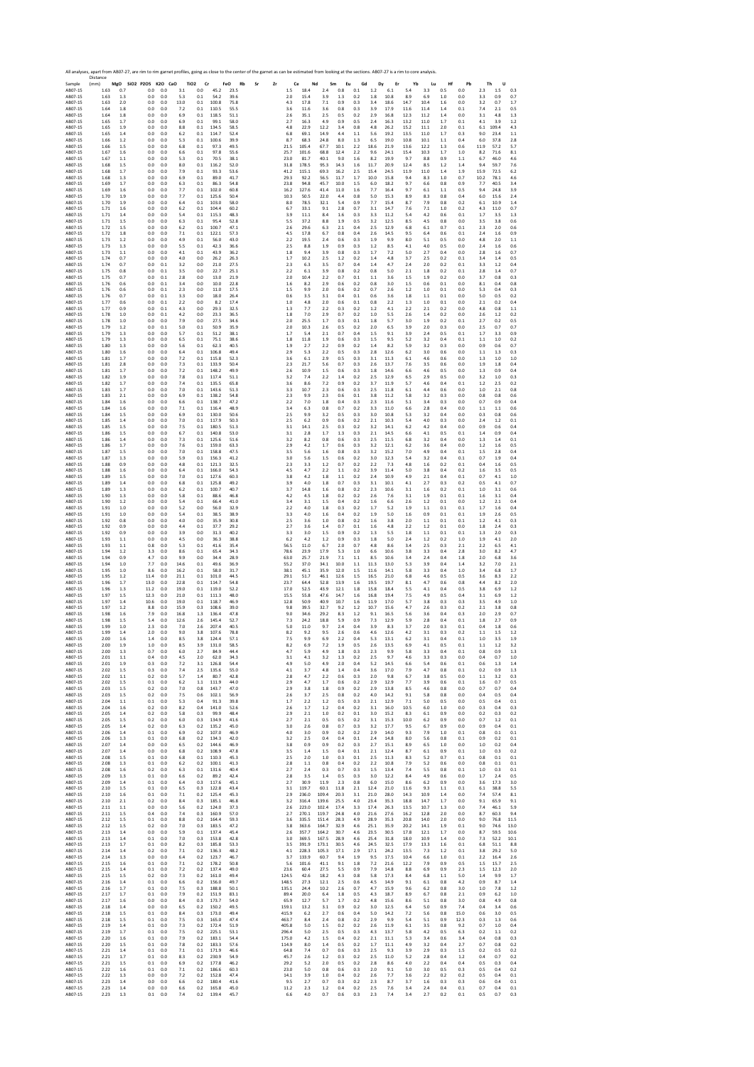| Sample | Distance (mm) | MgO | SiO2 | P2O5 | K2O | CaO | TiO2 | Cr | FeO | Rb | Sr | Zr | Ce | Nd | Sm | Eu | Gd | Dy | Er | Yb | Lu | Hf | Pb | Th | U |
|---|---|---|---|---|---|---|---|---|---|---|---|---|---|---|---|---|---|---|---|---|---|---|---|---|---|
| AB07-15 | 1.63 | 0.7 | 0.0 | 0.0 | | 3.1 | 0.0 | 45.2 | 23.5 | | | 1.5 | 18.4 | 2.4 | 0.8 | 0.1 | 1.2 | 6.1 | 5.4 | 3.3 | 0.5 | 0.0 | 2.3 | 1.5 | 0.3 |
| AB07-15 | 1.63 | 1.3 | 0.0 | 0.0 | | 5.3 | 0.1 | 54.2 | 39.6 | | | 2.0 | 15.4 | 3.9 | 1.3 | 0.2 | 1.8 | 10.8 | 8.9 | 6.9 | 1.0 | 0.0 | 3.3 | 0.9 | 0.7 |
| AB07-15 | 1.63 | 2.0 | 0.0 | 0.0 | | 13.0 | 0.1 | 100.8 | 75.8 | | | 4.3 | 17.8 | 7.1 | 0.9 | 0.3 | 3.4 | 18.6 | 14.7 | 10.4 | 1.6 | 0.0 | 3.2 | 0.7 | 1.7 |
| AB07-15 | 1.64 | 1.8 | 0.0 | 0.0 | | 7.2 | 0.1 | 110.5 | 55.5 | | | 3.6 | 11.6 | 3.6 | 0.8 | 0.3 | 3.9 | 17.9 | 11.6 | 11.4 | 1.4 | 0.1 | 7.4 | 2.1 | 0.5 |
| AB07-15 | 1.64 | 1.8 | 0.0 | 0.0 | | 6.9 | 0.1 | 118.5 | 51.1 | | | 2.6 | 35.1 | 2.5 | 0.5 | 0.2 | 2.9 | 16.8 | 12.3 | 11.2 | 1.4 | 0.0 | 3.1 | 4.8 | 1.3 |
| AB07-15 | 1.65 | 1.7 | 0.0 | 0.0 | | 6.9 | 0.1 | 99.1 | 58.0 | | | 2.7 | 16.3 | 4.9 | 0.9 | 0.5 | 2.4 | 16.3 | 13.2 | 11.0 | 1.7 | 0.1 | 4.1 | 3.9 | 1.2 |
| AB07-15 | 1.65 | 1.9 | 0.0 | 0.0 | | 8.8 | 0.1 | 134.5 | 58.5 | | | 4.8 | 22.9 | 12.2 | 3.4 | 0.8 | 4.8 | 26.2 | 15.2 | 11.1 | 2.0 | 0.1 | 6.1 | 109.4 | 4.3 |
| AB07-15 | 1.65 | 1.4 | 0.0 | 0.0 | | 6.2 | 0.1 | 114.7 | 52.4 | | | 6.8 | 69.1 | 14.9 | 4.4 | 1.1 | 5.6 | 19.2 | 13.5 | 11.0 | 1.7 | 0.3 | 9.0 | 23.4 | 1.1 |
| AB07-15 | 1.66 | 1.2 | 0.0 | 0.0 | | 5.3 | 0.1 | 100.6 | 39.9 | | | 8.7 | 68.3 | 24.8 | 8.0 | 1.3 | 6.5 | 19.0 | 10.8 | 10.1 | 1.1 | 0.4 | 6.0 | 37.8 | 2.8 |
| AB07-15 | 1.66 | 1.5 | 0.0 | 0.0 | | 6.8 | 0.1 | 97.3 | 49.5 | | | 21.5 | 105.4 | 67.7 | 10.1 | 2.2 | 18.6 | 21.9 | 13.6 | 12.2 | 1.3 | 0.6 | 11.9 | 57.2 | 5.7 |
| AB07-15 | 1.67 | 1.6 | 0.0 | 0.0 | | 6.6 | 0.1 | 97.8 | 55.6 | | | 25.7 | 101.6 | 68.8 | 12.4 | 2.2 | 9.6 | 24.1 | 15.4 | 10.3 | 1.7 | 1.0 | 8.2 | 71.6 | 8.1 |
| AB07-15 | 1.67 | 1.1 | 0.0 | 0.0 | | 5.3 | 0.1 | 70.5 | 38.1 | | | 23.0 | 81.7 | 40.1 | 9.0 | 1.6 | 8.2 | 19.9 | 9.7 | 8.8 | 0.9 | 1.1 | 6.7 | 46.0 | 4.6 |
| AB07-15 | 1.68 | 1.5 | 0.0 | 0.0 | | 8.0 | 0.1 | 116.2 | 52.0 | | | 31.8 | 178.5 | 95.3 | 14.3 | 1.6 | 11.7 | 20.9 | 12.4 | 8.5 | 1.2 | 1.4 | 9.4 | 59.7 | 7.6 |
| AB07-15 | 1.68 | 1.7 | 0.0 | 0.0 | | 7.9 | 0.1 | 93.3 | 53.6 | | | 41.2 | 115.1 | 69.3 | 16.2 | 2.5 | 15.4 | 24.5 | 11.9 | 11.0 | 1.4 | 1.9 | 15.9 | 72.5 | 6.2 |
| AB07-15 | 1.68 | 1.3 | 0.0 | 0.0 | | 6.9 | 0.1 | 89.0 | 41.7 | | | 29.3 | 92.2 | 56.5 | 11.7 | 1.7 | 10.0 | 15.8 | 9.4 | 8.3 | 1.0 | 0.7 | 10.2 | 78.1 | 4.6 |
| AB07-15 | 1.69 | 1.7 | 0.0 | 0.0 | | 6.3 | 0.1 | 86.3 | 54.8 | | | 23.8 | 94.8 | 45.7 | 10.0 | 1.5 | 6.0 | 18.2 | 9.7 | 6.6 | 0.8 | 0.9 | 7.7 | 40.5 | 3.4 |
| AB07-15 | 1.69 | 1.6 | 0.0 | 0.0 | | 7.7 | 0.1 | 102.0 | 60.8 | | | 16.2 | 127.6 | 41.4 | 11.0 | 1.6 | 7.7 | 16.4 | 9.7 | 6.1 | 1.1 | 0.5 | 9.4 | 24.8 | 3.9 |
| AB07-15 | 1.70 | 1.9 | 0.0 | 0.0 | | 7.7 | 0.1 | 125.6 | 50.4 | | | 10.3 | 50.5 | 22.0 | 4.4 | 0.8 | 5.0 | 15.3 | 8.9 | 8.3 | 0.8 | 0.4 | 6.0 | 15.6 | 2.4 |
| AB07-15 | 1.70 | 1.9 | 0.0 | 0.0 | | 6.4 | 0.1 | 103.0 | 58.0 | | | 8.0 | 78.5 | 32.1 | 5.4 | 0.9 | 7.7 | 15.4 | 8.7 | 7.9 | 0.8 | 0.2 | 6.1 | 10.9 | 1.4 |
| AB07-15 | 1.71 | 1.6 | 0.0 | 0.0 | | 6.2 | 0.1 | 104.4 | 60.2 | | | 6.7 | 33.1 | 9.1 | 2.8 | 0.7 | 3.1 | 14.7 | 7.6 | 7.1 | 1.0 | 0.2 | 4.3 | 11.0 | 0.7 |
| AB07-15 | 1.71 | 1.4 | 0.0 | 0.0 | | 5.4 | 0.1 | 115.3 | 48.3 | | | 3.9 | 11.1 | 8.4 | 1.6 | 0.3 | 3.3 | 11.2 | 5.4 | 4.2 | 0.6 | 0.1 | 1.7 | 3.5 | 1.3 |
| AB07-15 | 1.71 | 1.5 | 0.0 | 0.0 | | 6.3 | 0.1 | 95.4 | 52.8 | | | 5.5 | 37.2 | 8.8 | 1.9 | 0.5 | 3.2 | 12.5 | 8.5 | 4.5 | 0.8 | 0.0 | 3.5 | 3.8 | 0.6 |
| AB07-15 | 1.72 | 1.5 | 0.0 | 0.0 | | 6.2 | 0.1 | 100.7 | 47.1 | | | 2.6 | 29.6 | 6.3 | 2.1 | 0.4 | 2.5 | 12.9 | 6.8 | 6.1 | 0.7 | 0.1 | 2.3 | 2.0 | 0.6 |
| AB07-15 | 1.72 | 1.8 | 0.0 | 0.0 | | 7.1 | 0.1 | 122.1 | 57.3 | | | 4.5 | 17.8 | 6.7 | 0.8 | 0.4 | 2.6 | 14.5 | 9.5 | 6.4 | 0.6 | 0.1 | 2.4 | 1.6 | 0.9 |
| AB07-15 | 1.73 | 1.2 | 0.0 | 0.0 | | 4.9 | 0.1 | 56.0 | 43.0 | | | 2.2 | 19.5 | 2.4 | 0.6 | 0.3 | 1.9 | 9.9 | 8.0 | 5.1 | 0.5 | 0.0 | 4.8 | 2.0 | 1.1 |
| AB07-15 | 1.73 | 1.3 | 0.0 | 0.0 | | 5.5 | 0.1 | 42.3 | 36.6 | | | 2.5 | 8.8 | 1.9 | 0.9 | 0.3 | 1.2 | 8.5 | 4.1 | 4.0 | 0.5 | 0.0 | 2.4 | 1.6 | 0.6 |
| AB07-15 | 1.73 | 1.1 | 0.0 | 0.0 | | 4.1 | 0.1 | 43.9 | 36.2 | | | 1.8 | 9.4 | 3.9 | 0.8 | 0.3 | 1.7 | 7.2 | 5.0 | 2.7 | 0.4 | 0.0 | 2.8 | 1.6 | 0.7 |
| AB07-15 | 1.74 | 0.7 | 0.0 | 0.0 | | 4.0 | 0.0 | 26.2 | 26.3 | | | 1.7 | 10.2 | 2.5 | 1.2 | 0.2 | 1.4 | 4.8 | 3.7 | 2.5 | 0.2 | 0.1 | 3.4 | 1.4 | 0.5 |
| AB07-15 | 1.74 | 0.7 | 0.0 | 0.1 | | 3.2 | 0.0 | 21.0 | 27.5 | | | 2.3 | 6.3 | 3.5 | 0.7 | 0.4 | 1.4 | 4.7 | 2.4 | 2.0 | 0.2 | 0.1 | 3.3 | 1.2 | 0.4 |
| AB07-15 | 1.75 | 0.8 | 0.0 | 0.1 | | 3.5 | 0.0 | 22.7 | 25.1 | | | 2.2 | 6.1 | 3.9 | 0.8 | 0.2 | 0.8 | 5.0 | 2.1 | 1.8 | 0.2 | 0.1 | 2.8 | 1.4 | 0.7 |
| AB07-15 | 1.75 | 0.7 | 0.0 | 0.1 | | 2.8 | 0.0 | 13.0 | 21.9 | | | 2.0 | 10.4 | 2.2 | 0.7 | 0.1 | 1.1 | 3.6 | 1.5 | 1.9 | 0.2 | 0.0 | 3.7 | 0.8 | 0.3 |
| AB07-15 | 1.76 | 0.6 | 0.0 | 0.1 | | 3.4 | 0.0 | 10.0 | 22.8 | | | 1.6 | 8.2 | 2.9 | 0.6 | 0.2 | 0.8 | 3.0 | 1.5 | 0.6 | 0.1 | 0.0 | 8.1 | 0.4 | 0.8 |
| AB07-15 | 1.76 | 0.6 | 0.0 | 0.1 | | 2.3 | 0.0 | 11.0 | 17.5 | | | 1.5 | 9.9 | 2.0 | 0.6 | 0.2 | 0.7 | 2.6 | 1.2 | 1.0 | 0.1 | 0.0 | 5.3 | 0.4 | 0.3 |
| AB07-15 | 1.76 | 0.7 | 0.0 | 0.1 | | 3.3 | 0.0 | 18.0 | 26.4 | | | 0.6 | 3.5 | 3.1 | 0.4 | 0.1 | 0.6 | 3.6 | 1.8 | 1.1 | 0.1 | 0.0 | 5.0 | 0.5 | 0.2 |
| AB07-15 | 1.77 | 0.6 | 0.0 | 0.1 | | 2.2 | 0.0 | 8.2 | 17.4 | | | 1.0 | 4.8 | 2.0 | 0.6 | 0.1 | 0.8 | 2.2 | 1.3 | 1.0 | 0.1 | 0.0 | 2.1 | 0.2 | 0.4 |
| AB07-15 | 1.77 | 0.9 | 0.0 | 0.1 | | 4.3 | 0.0 | 29.3 | 32.5 | | | 1.3 | 7.7 | 2.2 | 0.3 | 0.2 | 1.2 | 4.1 | 2.2 | 2.1 | 0.2 | 0.0 | 4.8 | 0.8 | 1.1 |
| AB07-15 | 1.78 | 1.0 | 0.0 | 0.1 | | 4.2 | 0.0 | 23.3 | 36.5 | | | 1.8 | 7.0 | 2.9 | 0.7 | 0.2 | 1.0 | 5.5 | 2.6 | 1.4 | 0.2 | 0.0 | 2.6 | 1.2 | 0.2 |
| AB07-15 | 1.78 | 1.0 | 0.0 | 0.0 | | 7.9 | 0.0 | 27.5 | 34.6 | | | 2.0 | 25.5 | 1.7 | 0.3 | 0.1 | 1.8 | 5.7 | 3.0 | 1.9 | 0.2 | 0.1 | 2.7 | 0.2 | 0.5 |
| AB07-15 | 1.78 | 1.2 | 0.0 | 0.1 | | 5.0 | 0.1 | 50.9 | 35.9 | | | 2.0 | 10.3 | 2.6 | 0.5 | 0.2 | 2.0 | 6.5 | 3.9 | 2.0 | 0.3 | 0.0 | 2.5 | 0.7 | 0.7 |
| AB07-15 | 1.79 | 1.3 | 0.0 | 0.0 | | 5.7 | 0.1 | 51.2 | 38.1 | | | 1.7 | 5.4 | 2.1 | 0.7 | 0.4 | 1.5 | 9.1 | 3.9 | 2.4 | 0.5 | 0.1 | 1.7 | 3.3 | 0.9 |
| AB07-15 | 1.79 | 1.3 | 0.0 | 0.0 | | 6.5 | 0.1 | 75.1 | 38.6 | | | 1.8 | 11.8 | 1.9 | 0.6 | 0.3 | 1.5 | 9.5 | 5.2 | 3.2 | 0.4 | 0.1 | 1.1 | 1.0 | 0.2 |
| AB07-15 | 1.80 | 1.3 | 0.0 | 0.0 | | 5.6 | 0.1 | 62.3 | 40.5 | | | 1.9 | 2.7 | 2.2 | 0.9 | 0.2 | 1.4 | 8.2 | 5.9 | 3.2 | 0.3 | 0.0 | 0.9 | 0.6 | 0.7 |
| AB07-15 | 1.80 | 1.6 | 0.0 | 0.0 | | 6.4 | 0.1 | 106.8 | 49.4 | | | 2.9 | 5.3 | 2.2 | 0.5 | 0.3 | 2.8 | 12.6 | 6.2 | 3.0 | 0.6 | 0.0 | 1.1 | 1.3 | 0.3 |
| AB07-15 | 1.81 | 1.7 | 0.0 | 0.0 | | 7.2 | 0.1 | 115.8 | 52.3 | | | 3.6 | 6.1 | 2.9 | 0.5 | 0.3 | 3.1 | 11.3 | 6.1 | 4.6 | 0.6 | 0.0 | 1.3 | 1.0 | 1.0 |
| AB07-15 | 1.81 | 2.8 | 0.0 | 0.0 | | 7.3 | 0.1 | 133.9 | 50.4 | | | 2.3 | 21.7 | 5.6 | 0.7 | 0.3 | 2.6 | 13.7 | 7.6 | 3.5 | 0.6 | 0.0 | 1.9 | 1.8 | 0.4 |
| AB07-15 | 1.81 | 1.7 | 0.0 | 0.0 | | 7.2 | 0.1 | 148.2 | 49.9 | | | 2.6 | 10.9 | 1.5 | 0.6 | 0.3 | 1.8 | 14.6 | 6.6 | 4.6 | 0.5 | 0.0 | 1.3 | 0.9 | 0.4 |
| AB07-15 | 1.82 | 1.9 | 0.0 | 0.0 | | 7.8 | 0.1 | 117.4 | 51.1 | | | 3.2 | 7.4 | 2.2 | 1.4 | 0.2 | 2.5 | 12.9 | 6.5 | 2.9 | 0.5 | 0.0 | 3.2 | 1.0 | 0.3 |
| AB07-15 | 1.82 | 1.7 | 0.0 | 0.0 | | 7.4 | 0.1 | 135.5 | 65.8 | | | 3.6 | 8.6 | 7.2 | 0.9 | 0.2 | 3.7 | 11.9 | 5.7 | 4.6 | 0.4 | 0.1 | 1.2 | 2.5 | 0.2 |
| AB07-15 | 1.83 | 1.7 | 0.0 | 0.0 | | 7.0 | 0.1 | 143.6 | 51.3 | | | 3.3 | 10.7 | 2.3 | 0.6 | 0.3 | 2.5 | 11.8 | 6.1 | 4.4 | 0.6 | 0.0 | 1.0 | 2.1 | 0.8 |
| AB07-15 | 1.83 | 2.1 | 0.0 | 0.0 | | 6.9 | 0.1 | 138.2 | 54.8 | | | 2.3 | 9.9 | 2.3 | 0.6 | 0.1 | 3.8 | 11.2 | 5.8 | 3.2 | 0.3 | 0.0 | 0.8 | 0.8 | 0.6 |
| AB07-15 | 1.84 | 1.6 | 0.0 | 0.0 | | 6.6 | 0.1 | 138.7 | 47.2 | | | 2.2 | 7.0 | 1.8 | 0.4 | 0.3 | 2.3 | 11.6 | 5.1 | 3.4 | 0.3 | 0.0 | 0.7 | 0.9 | 0.4 |
| AB07-15 | 1.84 | 1.6 | 0.0 | 0.0 | | 7.1 | 0.1 | 136.4 | 48.9 | | | 3.4 | 6.3 | 0.8 | 0.7 | 0.2 | 3.3 | 11.0 | 6.6 | 2.8 | 0.4 | 0.0 | 1.1 | 1.1 | 0.6 |
| AB07-15 | 1.84 | 1.5 | 0.0 | 0.0 | | 6.9 | 0.1 | 130.0 | 50.6 | | | 2.5 | 9.9 | 3.2 | 0.5 | 0.3 | 3.0 | 10.8 | 5.3 | 3.2 | 0.4 | 0.0 | 0.3 | 0.8 | 0.6 |
| AB07-15 | 1.85 | 1.4 | 0.0 | 0.0 | | 7.0 | 0.1 | 117.9 | 50.3 | | | 2.5 | 6.2 | 0.9 | 0.6 | 0.2 | 2.1 | 10.3 | 5.4 | 4.0 | 0.3 | 0.0 | 2.4 | 1.2 | 0.1 |
| AB07-15 | 1.85 | 1.5 | 0.0 | 0.0 | | 7.0 | 0.1 | 180.5 | 51.3 | | | 3.1 | 14.1 | 2.5 | 0.3 | 0.2 | 3.2 | 14.1 | 6.2 | 4.2 | 0.4 | 0.0 | 0.9 | 0.6 | 0.4 |
| AB07-15 | 1.86 | 1.5 | 0.0 | 0.0 | | 6.7 | 0.1 | 140.8 | 53.0 | | | 3.1 | 2.8 | 1.7 | 1.3 | 0.3 | 2.1 | 14.5 | 6.6 | 4.1 | 0.5 | 0.1 | 1.4 | 0.9 | 0.4 |
| AB07-15 | 1.86 | 1.4 | 0.0 | 0.0 | | 7.3 | 0.1 | 125.6 | 51.6 | | | 3.2 | 8.2 | 0.8 | 0.6 | 0.3 | 2.5 | 11.5 | 6.8 | 3.2 | 0.4 | 0.0 | 1.3 | 1.4 | 0.1 |
| AB07-15 | 1.86 | 1.7 | 0.0 | 0.0 | | 7.6 | 0.1 | 159.0 | 63.3 | | | 2.9 | 4.2 | 1.7 | 0.6 | 0.3 | 3.2 | 12.1 | 6.2 | 3.6 | 0.4 | 0.0 | 1.2 | 1.6 | 0.5 |
| AB07-15 | 1.87 | 1.5 | 0.0 | 0.0 | | 7.0 | 0.1 | 158.8 | 47.5 | | | 3.5 | 5.6 | 1.6 | 0.8 | 0.3 | 3.2 | 15.2 | 7.0 | 4.9 | 0.4 | 0.1 | 1.5 | 2.8 | 0.4 |
| AB07-15 | 1.87 | 1.3 | 0.0 | 0.0 | | 5.9 | 0.1 | 156.3 | 41.2 | | | 3.0 | 5.6 | 1.5 | 0.6 | 0.2 | 3.0 | 12.3 | 5.4 | 3.2 | 0.4 | 0.1 | 0.7 | 1.9 | 0.4 |
| AB07-15 | 1.88 | 0.9 | 0.0 | 0.0 | | 4.8 | 0.1 | 121.3 | 32.5 | | | 2.3 | 3.3 | 1.2 | 0.7 | 0.2 | 2.2 | 7.3 | 4.8 | 1.6 | 0.2 | 0.1 | 0.4 | 1.6 | 0.5 |
| AB07-15 | 1.88 | 1.6 | 0.0 | 0.0 | | 6.4 | 0.1 | 166.0 | 54.3 | | | 4.5 | 4.7 | 2.2 | 1.1 | 0.2 | 3.9 | 11.4 | 5.0 | 3.8 | 0.4 | 0.2 | 1.6 | 3.5 | 0.5 |
| AB07-15 | 1.89 | 1.5 | 0.0 | 0.0 | | 7.0 | 0.1 | 127.6 | 60.3 | | | 3.8 | 4.2 | 1.8 | 1.1 | 0.2 | 2.4 | 10.9 | 4.9 | 2.1 | 0.4 | 0.1 | 0.7 | 4.1 | 1.0 |
| AB07-15 | 1.89 | 1.4 | 0.0 | 0.0 | | 6.8 | 0.1 | 125.8 | 49.2 | | | 3.9 | 4.0 | 1.8 | 0.7 | 0.3 | 3.1 | 10.1 | 4.1 | 2.7 | 0.3 | 0.2 | 0.5 | 4.1 | 0.7 |
| AB07-15 | 1.89 | 1.3 | 0.0 | 0.0 | | 6.2 | 0.1 | 100.7 | 40.7 | | | 3.7 | 14.8 | 1.6 | 0.8 | 0.2 | 2.3 | 10.6 | 3.1 | 1.6 | 0.2 | 0.1 | 1.0 | 3.1 | 0.6 |
| AB07-15 | 1.90 | 1.3 | 0.0 | 0.0 | | 5.8 | 0.1 | 88.6 | 46.8 | | | 4.2 | 4.5 | 1.8 | 0.2 | 0.2 | 2.6 | 7.6 | 3.1 | 1.9 | 0.1 | 0.1 | 1.6 | 3.1 | 0.4 |
| AB07-15 | 1.90 | 1.2 | 0.0 | 0.0 | | 5.4 | 0.1 | 66.4 | 41.0 | | | 3.4 | 3.1 | 1.5 | 0.4 | 0.2 | 1.6 | 6.6 | 2.6 | 1.2 | 0.1 | 0.0 | 1.2 | 2.1 | 0.4 |
| AB07-15 | 1.91 | 1.0 | 0.0 | 0.0 | | 5.2 | 0.0 | 56.0 | 32.9 | | | 2.2 | 4.0 | 1.8 | 0.3 | 0.2 | 1.7 | 5.2 | 1.9 | 1.1 | 0.1 | 0.1 | 1.7 | 1.6 | 0.4 |
| AB07-15 | 1.91 | 1.0 | 0.0 | 0.0 | | 5.4 | 0.1 | 38.5 | 38.9 | | | 3.3 | 4.0 | 1.6 | 0.4 | 0.2 | 1.9 | 5.0 | 1.6 | 0.9 | 0.1 | 0.1 | 1.9 | 2.6 | 0.5 |
| AB07-15 | 1.92 | 0.8 | 0.0 | 0.0 | | 4.0 | 0.0 | 35.9 | 30.8 | | | 2.5 | 3.6 | 1.0 | 0.8 | 0.2 | 1.6 | 3.8 | 2.0 | 1.1 | 0.1 | 0.1 | 1.2 | 4.1 | 0.3 |
| AB07-15 | 1.92 | 0.9 | 0.0 | 0.0 | | 4.4 | 0.1 | 37.7 | 29.2 | | | 2.7 | 3.6 | 1.4 | 0.7 | 0.1 | 1.6 | 4.8 | 2.2 | 1.2 | 0.1 | 0.0 | 1.8 | 2.4 | 0.3 |
| AB07-15 | 1.92 | 0.9 | 0.0 | 0.0 | | 3.9 | 0.0 | 31.3 | 40.2 | | | 3.3 | 3.0 | 1.5 | 0.9 | 0.2 | 1.3 | 5.5 | 1.8 | 1.1 | 0.1 | 0.1 | 1.3 | 2.0 | 0.3 |
| AB07-15 | 1.93 | 1.1 | 0.0 | 0.0 | | 4.5 | 0.0 | 36.3 | 38.8 | | | 6.2 | 4.2 | 1.2 | 0.9 | 0.3 | 1.8 | 5.0 | 2.4 | 1.2 | 0.2 | 1.0 | 1.9 | 4.1 | 2.0 |
| AB07-15 | 1.93 | 1.1 | 0.8 | 0.0 | | 5.3 | 0.1 | 41.6 | 35.4 | | | 56.5 | 11.0 | 6.7 | 2.0 | 0.7 | 4.8 | 8.6 | 3.4 | 2.5 | 0.3 | 2.1 | 2.2 | 6.5 | 4.1 |
| AB07-15 | 1.94 | 1.2 | 3.3 | 0.0 | | 8.6 | 0.1 | 65.4 | 34.3 | | | 78.6 | 23.9 | 17.9 | 5.3 | 1.0 | 6.6 | 10.6 | 3.8 | 3.3 | 0.4 | 2.8 | 3.0 | 8.2 | 4.7 |
| AB07-15 | 1.94 | 0.9 | 4.7 | 0.0 | | 9.9 | 0.0 | 34.4 | 28.9 | | | 63.0 | 25.7 | 21.9 | 7.1 | 1.1 | 8.5 | 10.6 | 3.4 | 2.4 | 0.4 | 1.8 | 2.0 | 6.8 | 3.6 |
| AB07-15 | 1.94 | 1.0 | 7.7 | 0.0 | | 14.6 | 0.1 | 49.6 | 36.9 | | | 55.2 | 37.0 | 34.1 | 10.0 | 1.1 | 11.3 | 13.0 | 5.3 | 3.9 | 0.4 | 1.4 | 3.2 | 7.0 | 2.1 |
| AB07-15 | 1.95 | 1.0 | 8.6 | 0.0 | | 16.2 | 0.1 | 58.0 | 31.7 | | | 38.1 | 45.1 | 35.9 | 12.0 | 1.5 | 11.6 | 14.1 | 5.8 | 3.3 | 0.4 | 1.0 | 3.4 | 6.8 | 1.7 |
| AB07-15 | 1.95 | 1.2 | 11.4 | 0.0 | | 21.1 | 0.1 | 101.0 | 44.5 | | | 29.1 | 51.7 | 46.1 | 12.6 | 1.5 | 16.5 | 21.0 | 6.8 | 4.6 | 0.5 | 0.5 | 3.6 | 8.3 | 2.2 |
| AB07-15 | 1.96 | 1.7 | 13.0 | 0.0 | | 22.8 | 0.1 | 114.7 | 54.8 | | | 23.7 | 64.4 | 52.8 | 13.9 | 1.6 | 19.5 | 19.7 | 8.1 | 4.7 | 0.6 | 0.8 | 4.4 | 8.2 | 2.0 |
| AB07-15 | 1.96 | 1.3 | 11.2 | 0.0 | | 19.0 | 0.1 | 119.0 | 52.2 | | | 17.0 | 52.5 | 43.9 | 12.1 | 1.8 | 15.8 | 18.4 | 5.5 | 4.1 | 0.4 | 0.5 | 3.8 | 6.9 | 1.2 |
| AB07-15 | 1.97 | 1.5 | 12.3 | 0.0 | | 21.0 | 0.1 | 111.3 | 48.0 | | | 15.5 | 55.8 | 47.6 | 14.7 | 1.6 | 16.8 | 19.4 | 7.5 | 4.9 | 0.5 | 0.4 | 3.1 | 6.9 | 1.2 |
| AB07-15 | 1.97 | 1.4 | 10.6 | 0.0 | | 19.0 | 0.1 | 118.7 | 46.9 | | | 12.8 | 50.9 | 40.9 | 10.7 | 1.6 | 11.9 | 17.0 | 5.7 | 3.8 | 0.3 | 0.3 | 3.5 | 4.9 | 1.0 |
| AB07-15 | 1.97 | 1.2 | 8.8 | 0.0 | | 15.9 | 0.3 | 108.6 | 39.0 | | | 9.8 | 39.5 | 32.7 | 9.2 | 1.2 | 10.7 | 15.6 | 4.7 | 2.6 | 0.3 | 0.2 | 2.1 | 3.8 | 0.8 |
| AB07-15 | 1.98 | 1.6 | 7.9 | 0.0 | | 16.8 | 1.3 | 136.4 | 47.8 | | | 9.0 | 34.6 | 29.2 | 8.3 | 1.2 | 9.1 | 16.5 | 5.6 | 3.6 | 0.4 | 0.3 | 2.0 | 2.9 | 0.7 |
| AB07-15 | 1.98 | 1.5 | 5.4 | 0.0 | | 12.6 | 2.6 | 145.4 | 52.7 | | | 7.3 | 24.2 | 18.8 | 5.9 | 0.9 | 7.3 | 12.9 | 5.9 | 2.8 | 0.4 | 0.1 | 1.8 | 2.7 | 0.9 |
| AB07-15 | 1.99 | 1.0 | 2.3 | 0.0 | | 7.0 | 2.6 | 207.4 | 40.5 | | | 5.0 | 11.0 | 9.7 | 2.4 | 0.4 | 3.9 | 8.3 | 3.7 | 2.0 | 0.3 | 0.1 | 0.4 | 1.8 | 0.6 |
| AB07-15 | 1.99 | 1.4 | 2.0 | 0.0 | | 9.0 | 3.8 | 107.6 | 78.8 | | | 8.2 | 9.2 | 9.5 | 2.6 | 0.6 | 4.6 | 12.6 | 4.2 | 3.1 | 0.3 | 0.2 | 1.1 | 1.5 | 1.2 |
| AB07-15 | 2.00 | 1.6 | 1.4 | 0.0 | | 8.5 | 3.8 | 124.4 | 57.1 | | | 7.5 | 9.9 | 6.9 | 2.2 | 0.4 | 5.3 | 13.1 | 6.2 | 3.1 | 0.4 | 0.1 | 1.0 | 3.5 | 1.9 |
| AB07-15 | 2.00 | 1.9 | 1.0 | 0.0 | | 9.6 | 3.9 | 131.0 | 58.5 | | | 8.2 | 6.9 | 7.2 | 1.9 | 0.5 | 2.6 | 13.5 | 6.9 | 4.1 | 0.5 | 0.1 | 1.1 | 1.2 | 3.2 |
| AB07-15 | 2.00 | 1.3 | 0.7 | 0.0 | | 6.0 | 2.7 | 84.9 | 44.4 | | | 4.7 | 5.9 | 4.9 | 1.8 | 0.3 | 2.3 | 9.9 | 5.8 | 3.3 | 0.4 | 0.1 | 0.8 | 0.9 | 1.3 |
| AB07-15 | 2.01 | 1.1 | 0.4 | 0.0 | | 4.5 | 2.0 | 62.0 | 34.3 | | | 3.1 | 4.1 | 3.2 | 1.3 | 0.2 | 2.5 | 9.7 | 4.6 | 3.3 | 0.3 | 0.0 | 0.4 | 0.7 | 1.0 |
| AB07-15 | 2.01 | 1.9 | 0.3 | 0.0 | | 7.2 | 3.1 | 126.8 | 54.4 | | | 4.9 | 5.0 | 4.9 | 2.0 | 0.4 | 5.2 | 14.5 | 6.6 | 5.4 | 0.6 | 0.1 | 0.6 | 1.3 | 1.4 |
| AB07-15 | 2.02 | 1.5 | 0.3 | 0.0 | | 7.4 | 2.5 | 135.6 | 55.0 | | | 4.1 | 3.7 | 4.8 | 1.4 | 0.4 | 3.6 | 17.0 | 7.9 | 4.7 | 0.8 | 0.1 | 0.2 | 0.9 | 1.3 |
| AB07-15 | 2.02 | 1.1 | 0.2 | 0.0 | | 5.7 | 1.4 | 80.7 | 42.8 | | | 2.8 | 4.7 | 2.2 | 0.6 | 0.3 | 2.0 | 9.8 | 6.7 | 3.8 | 0.5 | 0.0 | 1.1 | 3.2 | 0.3 |
| AB07-15 | 2.02 | 1.5 | 0.1 | 0.0 | | 6.2 | 1.1 | 111.9 | 44.0 | | | 2.9 | 4.7 | 1.7 | 0.6 | 0.2 | 2.9 | 12.9 | 7.7 | 3.9 | 0.6 | 0.1 | 1.6 | 0.7 | 0.5 |
| AB07-15 | 2.03 | 1.5 | 0.2 | 0.0 | | 7.0 | 0.8 | 143.7 | 47.0 | | | 2.9 | 3.8 | 1.8 | 0.9 | 0.2 | 2.9 | 13.8 | 8.5 | 4.6 | 0.8 | 0.0 | 0.7 | 0.7 | 0.4 |
| AB07-15 | 2.03 | 1.5 | 0.2 | 0.0 | | 7.5 | 0.6 | 102.1 | 56.9 | | | 2.6 | 3.7 | 2.5 | 0.8 | 0.2 | 4.0 | 14.2 | 9.1 | 5.8 | 0.8 | 0.0 | 0.4 | 0.5 | 0.4 |
| AB07-15 | 2.04 | 1.1 | 0.1 | 0.0 | | 5.3 | 0.4 | 91.3 | 39.8 | | | 1.7 | 2.2 | 1.2 | 0.5 | 0.3 | 2.1 | 12.9 | 7.1 | 5.0 | 0.5 | 0.0 | 0.5 | 0.4 | 0.1 |
| AB07-15 | 2.04 | 1.6 | 0.2 | 0.0 | | 8.2 | 0.4 | 141.0 | 52.6 | | | 2.6 | 1.7 | 1.2 | 0.4 | 0.2 | 3.1 | 16.0 | 10.5 | 6.0 | 1.0 | 0.0 | 0.3 | 0.4 | 0.3 |
| AB07-15 | 2.05 | 1.4 | 0.2 | 0.0 | | 5.8 | 0.3 | 99.9 | 48.4 | | | 2.9 | 2.1 | 1.0 | 0.2 | 0.1 | 3.0 | 15.2 | 8.3 | 6.1 | 0.9 | 0.0 | 0.2 | 0.3 | 0.2 |
| AB07-15 | 2.05 | 1.5 | 0.2 | 0.0 | | 6.0 | 0.3 | 134.9 | 41.6 | | | 2.7 | 2.1 | 0.5 | 0.5 | 0.2 | 3.1 | 15.3 | 10.0 | 6.2 | 0.9 | 0.0 | 0.7 | 1.2 | 0.1 |
| AB07-15 | 2.05 | 1.4 | 0.2 | 0.0 | | 6.3 | 0.2 | 135.2 | 45.0 | | | 3.0 | 2.6 | 0.8 | 0.7 | 0.3 | 3.2 | 17.7 | 9.5 | 6.7 | 0.9 | 0.0 | 0.9 | 0.4 | 0.1 |
| AB07-15 | 2.06 | 1.4 | 0.1 | 0.0 | | 6.9 | 0.2 | 107.0 | 46.9 | | | 4.0 | 3.0 | 0.9 | 0.2 | 0.2 | 2.9 | 14.0 | 9.3 | 7.9 | 1.0 | 0.1 | 0.8 | 0.1 | 0.1 |
| AB07-15 | 2.06 | 1.3 | 0.1 | 0.0 | | 6.8 | 0.2 | 134.3 | 42.0 | | | 3.2 | 2.5 | 0.4 | 0.4 | 0.1 | 2.4 | 14.8 | 8.0 | 5.6 | 0.8 | 0.1 | 0.9 | 0.2 | 0.1 |
| AB07-15 | 2.07 | 1.4 | 0.0 | 0.0 | | 6.5 | 0.2 | 144.6 | 46.9 | | | 3.8 | 0.9 | 0.9 | 0.2 | 0.3 | 2.7 | 15.1 | 8.9 | 6.5 | 1.0 | 0.0 | 1.0 | 0.2 | 0.4 |
| AB07-15 | 2.07 | 1.4 | 0.0 | 0.0 | | 6.8 | 0.2 | 108.9 | 47.8 | | | 3.5 | 1.4 | 1.5 | 0.4 | 0.1 | 2.1 | 12.4 | 8.7 | 6.1 | 0.9 | 0.1 | 1.0 | 0.3 | 0.2 |
| AB07-15 | 2.08 | 1.5 | 0.1 | 0.0 | | 6.8 | 0.1 | 110.3 | 45.3 | | | 2.5 | 2.0 | 1.0 | 0.3 | 0.1 | 2.5 | 11.3 | 8.3 | 5.2 | 0.7 | 0.1 | 0.8 | 0.1 | 0.1 |
| AB07-15 | 2.08 | 1.3 | 0.1 | 0.0 | | 6.2 | 0.2 | 100.1 | 41.3 | | | 2.8 | 1.1 | 0.8 | 0.4 | 0.2 | 2.2 | 10.8 | 7.9 | 5.2 | 0.6 | 0.0 | 0.8 | 0.1 | 0.1 |
| AB07-15 | 2.08 | 1.6 | 0.2 | 0.0 | | 6.3 | 0.1 | 131.6 | 40.4 | | | 2.7 | 2.4 | 0.3 | 0.7 | 0.3 | 1.5 | 13.4 | 7.4 | 5.5 | 0.8 | 0.1 | 1.0 | 0.3 | 0.1 |
| AB07-15 | 2.09 | 1.3 | 0.1 | 0.0 | | 6.6 | 0.2 | 89.2 | 42.4 | | | 2.8 | 3.5 | 1.4 | 0.5 | 0.3 | 3.0 | 12.2 | 8.4 | 4.9 | 0.6 | 0.0 | 1.7 | 2.4 | 0.5 |
| AB07-15 | 2.09 | 1.4 | 0.1 | 0.0 | | 6.4 | 0.3 | 117.6 | 45.1 | | | 2.7 | 30.9 | 11.9 | 2.3 | 0.8 | 6.0 | 15.0 | 8.6 | 6.2 | 0.9 | 0.0 | 3.6 | 17.3 | 3.0 |
| AB07-15 | 2.10 | 1.5 | 0.1 | 0.0 | | 6.5 | 0.3 | 122.8 | 43.4 | | | 3.1 | 119.7 | 60.1 | 11.8 | 2.1 | 12.4 | 21.0 | 11.6 | 9.3 | 1.1 | 0.1 | 6.1 | 38.8 | 5.5 |
| AB07-15 | 2.10 | 1.6 | 0.1 | 0.0 | | 7.1 | 0.2 | 125.4 | 45.3 | | | 2.9 | 236.0 | 109.4 | 20.3 | 3.1 | 21.0 | 28.0 | 14.3 | 10.9 | 1.4 | 0.0 | 7.4 | 57.4 | 8.1 |
| AB07-15 | 2.10 | 2.1 | 0.2 | 0.0 | | 8.4 | 0.3 | 185.1 | 46.8 | | | 3.2 | 316.4 | 139.6 | 25.5 | 4.0 | 23.4 | 35.3 | 18.8 | 14.7 | 1.7 | 0.0 | 9.1 | 65.9 | 9.1 |
| AB07-15 | 2.11 | 1.1 | 0.0 | 0.0 | | 5.6 | 0.2 | 124.0 | 37.3 | | | 2.6 | 223.0 | 102.4 | 17.4 | 3.3 | 17.4 | 26.3 | 13.5 | 10.7 | 1.3 | 0.0 | 7.4 | 46.1 | 5.9 |
| AB07-15 | 2.11 | 1.5 | 0.0 | 0.0 | | 7.4 | 0.3 | 160.9 | 57.0 | | | 2.7 | 270.1 | 119.7 | 24.8 | 4.0 | 21.6 | 27.6 | 16.2 | 12.8 | 2.0 | 0.0 | 8.7 | 60.3 | 9.4 |
| AB07-15 | 2.12 | 1.5 | 0.1 | 0.0 | | 8.8 | 0.2 | 164.4 | 59.3 | | | 3.6 | 335.5 | 151.4 | 28.3 | 4.9 | 28.9 | 35.3 | 20.8 | 14.0 | 2.0 | 0.0 | 9.0 | 76.8 | 11.5 |
| AB07-15 | 2.12 | 1.5 | 0.2 | 0.0 | | 7.0 | 0.3 | 183.5 | 47.2 | | | 3.8 | 363.6 | 164.7 | 32.9 | 4.6 | 25.1 | 35.9 | 20.2 | 14.1 | 1.9 | 0.1 | 9.0 | 74.6 | 13.0 |
| AB07-15 | 2.13 | 1.4 | 0.0 | 0.0 | | 5.9 | 0.1 | 137.4 | 45.4 | | | 2.6 | 357.7 | 164.2 | 30.7 | 4.6 | 23.5 | 30.5 | 17.8 | 12.1 | 1.7 | 0.0 | 8.7 | 59.5 | 10.6 |
| AB07-15 | 2.13 | 1.4 | 0.1 | 0.0 | | 7.0 | 0.3 | 153.8 | 42.8 | | | 3.0 | 369.5 | 167.5 | 28.9 | 4.6 | 25.4 | 31.8 | 18.0 | 10.9 | 1.4 | 0.0 | 7.3 | 52.2 | 10.1 |
| AB07-15 | 2.13 | 1.7 | 0.1 | 0.0 | | 8.2 | 0.3 | 185.8 | 53.3 | | | 3.5 | 391.9 | 173.1 | 30.5 | 4.6 | 24.5 | 32.5 | 17.9 | 13.3 | 1.6 | 0.1 | 6.8 | 51.1 | 8.8 |
| AB07-15 | 2.14 | 1.4 | 0.2 | 0.0 | | 7.1 | 0.2 | 136.3 | 48.2 | | | 4.1 | 228.3 | 105.3 | 17.1 | 2.9 | 17.1 | 24.2 | 13.5 | 7.3 | 1.2 | 0.1 | 3.8 | 29.2 | 5.0 |
| AB07-15 | 2.14 | 1.3 | 0.0 | 0.0 | | 6.4 | 0.2 | 123.7 | 46.7 | | | 3.7 | 133.9 | 60.7 | 9.4 | 1.9 | 9.5 | 17.5 | 10.6 | 6.6 | 1.0 | 0.1 | 2.2 | 16.4 | 2.6 |
| AB07-15 | 2.15 | 1.6 | 0.1 | 0.0 | | 7.1 | 0.2 | 178.2 | 50.8 | | | 5.6 | 101.6 | 41.1 | 9.1 | 1.8 | 7.2 | 21.6 | 12.2 | 7.9 | 0.9 | 0.5 | 1.5 | 15.7 | 2.5 |
| AB07-15 | 2.15 | 1.4 | 0.1 | 0.0 | | 7.2 | 0.2 | 137.4 | 49.0 | | | 23.6 | 60.4 | 27.5 | 5.5 | 0.9 | 7.9 | 14.8 | 8.8 | 6.9 | 0.9 | 2.3 | 1.5 | 12.3 | 2.0 |
| AB07-15 | 2.15 | 1.5 | 0.2 | 0.0 | | 7.3 | 0.2 | 161.0 | 49.4 | | | 124.5 | 42.6 | 18.2 | 4.3 | 0.8 | 5.8 | 17.3 | 8.4 | 6.8 | 1.1 | 5.0 | 1.4 | 9.9 | 1.7 |
| AB07-15 | 2.16 | 1.4 | 0.1 | 0.0 | | 6.6 | 0.2 | 156.0 | 49.7 | | | 148.5 | 27.3 | 12.1 | 2.5 | 0.6 | 4.5 | 14.9 | 9.1 | 6.1 | 0.8 | 4.2 | 0.9 | 8.7 | 1.4 |
| AB07-15 | 2.16 | 1.7 | 0.1 | 0.0 | | 7.5 | 0.3 | 188.8 | 50.1 | | | 135.1 | 24.4 | 10.2 | 2.6 | 0.7 | 4.7 | 15.9 | 9.6 | 6.2 | 0.8 | 3.0 | 1.0 | 7.8 | 1.2 |
| AB07-15 | 2.17 | 1.7 | 0.1 | 0.0 | | 7.9 | 0.2 | 151.9 | 83.1 | | | 89.4 | 20.0 | 6.4 | 1.8 | 0.5 | 4.3 | 18.7 | 8.9 | 6.7 | 0.8 | 2.1 | 0.9 | 6.2 | 1.0 |
| AB07-15 | 2.17 | 1.6 | 0.0 | 0.0 | | 8.4 | 0.3 | 173.7 | 54.0 | | | 65.9 | 12.7 | 5.7 | 1.7 | 0.2 | 4.8 | 15.6 | 8.6 | 5.1 | 0.8 | 3.0 | 0.8 | 4.9 | 0.8 |
| AB07-15 | 2.18 | 1.4 | 0.0 | 0.0 | | 6.5 | 0.2 | 150.2 | 49.5 | | | 159.1 | 13.2 | 3.1 | 0.9 | 0.2 | 3.0 | 12.5 | 6.4 | 5.0 | 0.9 | 7.4 | 0.4 | 3.4 | 0.6 |
| AB07-15 | 2.18 | 1.5 | 0.1 | 0.0 | | 8.4 | 0.3 | 173.0 | 49.4 | | | 415.9 | 6.2 | 2.7 | 0.6 | 0.4 | 5.0 | 14.2 | 7.2 | 5.6 | 0.8 | 15.0 | 0.6 | 3.0 | 0.5 |
| AB07-15 | 2.18 | 1.5 | 0.1 | 0.0 | | 7.5 | 0.3 | 165.0 | 47.4 | | | 463.7 | 8.4 | 2.4 | 0.8 | 0.2 | 2.9 | 9.9 | 5.4 | 5.1 | 0.9 | 12.3 | 0.3 | 1.3 | 0.6 |
| AB07-15 | 2.19 | 1.4 | 0.1 | 0.0 | | 7.3 | 0.2 | 172.4 | 51.9 | | | 405.8 | 5.0 | 1.5 | 0.2 | 0.2 | 2.6 | 11.9 | 6.1 | 3.5 | 0.8 | 9.2 | 0.7 | 1.0 | 0.4 |
| AB07-15 | 2.19 | 1.7 | 0.1 | 0.0 | | 7.5 | 0.2 | 225.1 | 53.1 | | | 296.4 | 5.0 | 2.5 | 0.5 | 0.3 | 4.3 | 13.7 | 5.8 | 4.2 | 0.5 | 6.3 | 0.2 | 1.1 | 0.2 |
| AB07-15 | 2.20 | 1.6 | 0.1 | 0.0 | | 7.9 | 0.2 | 183.1 | 54.4 | | | 175.0 | 4.2 | 1.5 | 0.4 | 0.2 | 2.1 | 11.1 | 5.3 | 3.4 | 0.6 | 3.4 | 0.4 | 0.8 | 0.3 |
| AB07-15 | 2.20 | 1.5 | 0.1 | 0.0 | | 7.8 | 0.2 | 183.3 | 57.6 | | | 114.9 | 8.0 | 1.4 | 0.5 | 0.2 | 1.7 | 11.1 | 4.9 | 3.2 | 0.4 | 2.7 | 0.7 | 0.8 | 0.2 |
| AB07-15 | 2.21 | 1.4 | 0.1 | 0.0 | | 7.1 | 0.1 | 171.9 | 46.6 | | | 64.8 | 7.4 | 0.7 | 0.6 | 0.3 | 2.5 | 9.3 | 3.9 | 2.9 | 0.3 | 1.5 | 0.2 | 0.5 | 0.2 |
| AB07-15 | 2.21 | 1.7 | 0.1 | 0.0 | | 8.3 | 0.2 | 230.9 | 54.9 | | | 45.7 | 2.6 | 1.2 | 0.3 | 0.2 | 2.5 | 11.0 | 5.2 | 2.8 | 0.4 | 1.2 | 0.4 | 0.7 | 0.2 |
| AB07-15 | 2.21 | 1.5 | 0.1 | 0.0 | | 6.9 | 0.2 | 177.8 | 46.2 | | | 29.2 | 5.2 | 2.0 | 0.5 | 0.2 | 2.8 | 8.6 | 4.0 | 2.2 | 0.4 | 0.4 | 0.5 | 0.3 | 0.4 |
| AB07-15 | 2.22 | 1.6 | 0.1 | 0.0 | | 7.1 | 0.2 | 186.6 | 60.3 | | | 23.0 | 5.0 | 0.8 | 0.6 | 0.3 | 2.0 | 9.1 | 5.0 | 3.0 | 0.5 | 0.3 | 0.5 | 0.4 | 0.2 |
| AB07-15 | 2.22 | 1.3 | 0.0 | 0.0 | | 7.2 | 0.2 | 152.8 | 47.4 | | | 14.1 | 3.9 | 1.0 | 0.4 | 0.2 | 2.6 | 7.7 | 3.6 | 2.2 | 0.2 | 0.2 | 0.5 | 0.4 | 0.1 |
| AB07-15 | 2.23 | 1.4 | 0.0 | 0.0 | | 6.6 | 0.2 | 180.4 | 41.6 | | | 9.5 | 2.7 | 0.7 | 0.3 | 0.2 | 2.3 | 8.7 | 3.7 | 1.6 | 0.3 | 0.3 | 0.6 | 0.4 | 0.1 |
| AB07-15 | 2.23 | 1.4 | 0.0 | 0.0 | | 6.6 | 0.2 | 165.8 | 45.0 | | | 11.2 | 2.3 | 1.2 | 0.4 | 0.2 | 2.5 | 7.6 | 3.4 | 2.4 | 0.4 | 0.1 | 0.7 | 0.4 | 0.1 |
| AB07-15 | 2.23 | 1.3 | 0.1 | 0.0 | | 7.4 | 0.2 | 139.4 | 45.7 | | | 6.6 | 4.0 | 0.7 | 0.6 | 0.3 | 2.3 | 7.4 | 3.4 | 2.7 | 0.2 | 0.1 | 0.5 | 0.7 | 0.3 |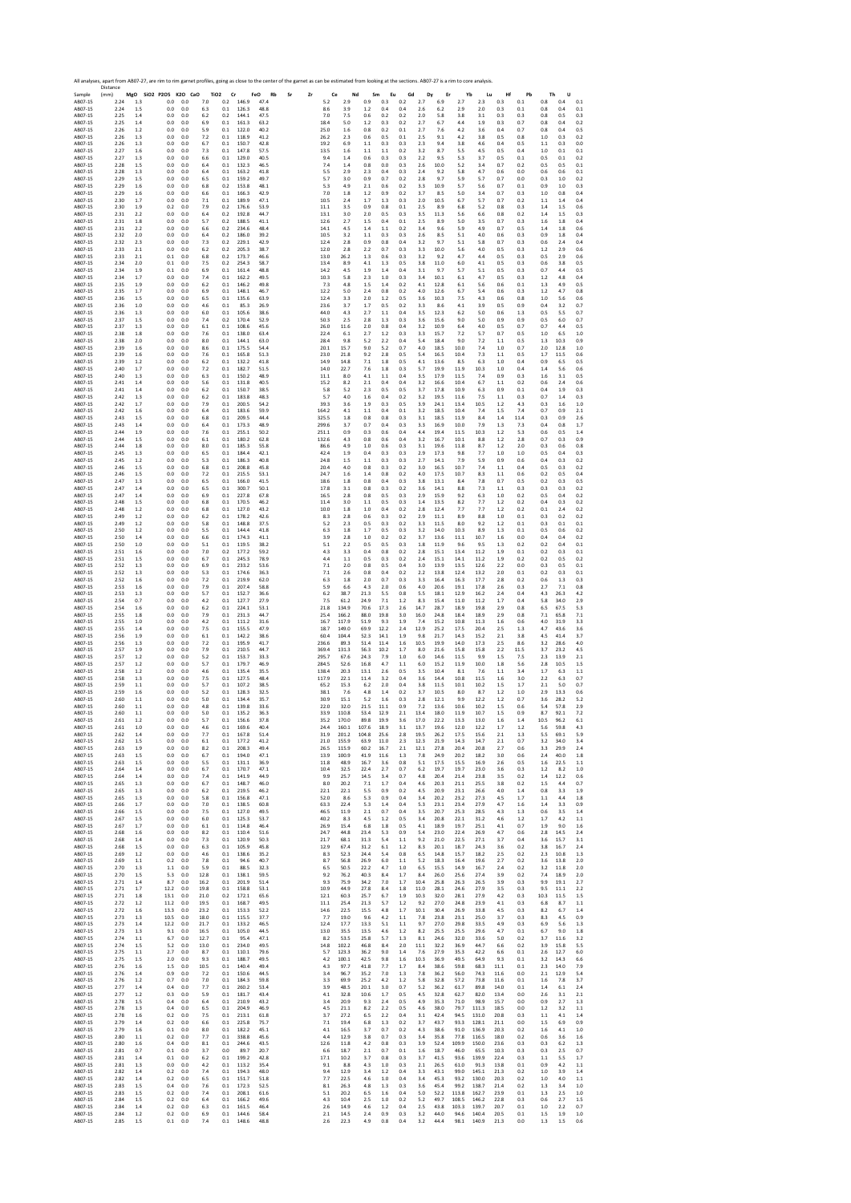All analyses, apart from AB07-27, are rim to rim garnet profiles, going as close to the centre of the garnet as can be estimated from looking at the sections. AB07-27 is a rim to core analysis.

| Sample | Distance (mm) | MgO | SiO2 | P2O5 | K2O | CaO | TiO2 | Cr | FeO | Rb | Sr | Zr | Ce | Nd | Sm | Eu | Gd | Dy | Er | Yb | Lu | Hf | Pb | Th | U |
|---|---|---|---|---|---|---|---|---|---|---|---|---|---|---|---|---|---|---|---|---|---|---|---|---|---|
| AB07-15 | 2.24 | 1.3 | | 0.0 | 0.0 | 7.0 | 0.2 | 146.9 | 47.4 | | | 5.2 | 2.9 | 0.9 | 0.3 | 0.2 | 2.7 | 6.9 | 2.7 | 2.3 | 0.3 | 0.1 | 0.8 | 0.4 | 0.1 |
| AB07-15 | 2.24 | 1.5 | | 0.0 | 0.0 | 6.3 | 0.1 | 126.3 | 48.8 | | | 8.6 | 3.9 | 1.2 | 0.4 | 0.4 | 2.6 | 6.2 | 2.9 | 2.0 | 0.3 | 0.1 | 0.8 | 0.4 | 0.1 |
| AB07-15 | 2.25 | 1.4 | | 0.0 | 0.0 | 6.2 | 0.2 | 144.1 | 47.5 | | | 7.0 | 7.5 | 0.6 | 0.2 | 0.2 | 2.0 | 5.8 | 3.8 | 3.1 | 0.3 | 0.3 | 0.8 | 0.5 | 0.3 |
| AB07-15 | 2.25 | 1.4 | | 0.0 | 0.0 | 6.9 | 0.1 | 161.3 | 63.2 | | | 18.4 | 5.0 | 1.2 | 0.3 | 0.2 | 2.7 | 6.7 | 4.4 | 1.9 | 0.3 | 0.7 | 0.8 | 0.4 | 0.2 |
| AB07-15 | 2.26 | 1.2 | | 0.0 | 0.0 | 5.9 | 0.1 | 122.0 | 40.2 | | | 25.0 | 1.6 | 0.8 | 0.2 | 0.1 | 2.7 | 7.6 | 4.2 | 3.6 | 0.4 | 0.7 | 0.8 | 0.4 | 0.5 |
| AB07-15 | 2.26 | 1.3 | | 0.0 | 0.0 | 7.2 | 0.1 | 118.9 | 41.2 | | | 26.2 | 2.3 | 0.6 | 0.5 | 0.1 | 2.5 | 9.1 | 4.2 | 3.8 | 0.5 | 0.8 | 1.0 | 0.3 | 0.2 |
| AB07-15 | 2.26 | 1.3 | | 0.0 | 0.0 | 6.7 | 0.1 | 150.7 | 42.8 | | | 19.2 | 6.9 | 1.1 | 0.3 | 0.3 | 2.3 | 9.4 | 3.8 | 4.6 | 0.4 | 0.5 | 1.1 | 0.3 | 0.0 |
| AB07-15 | 2.27 | 1.6 | | 0.0 | 0.0 | 7.3 | 0.1 | 147.8 | 57.5 | | | 13.5 | 1.6 | 1.1 | 1.1 | 0.2 | 3.2 | 8.7 | 5.5 | 4.5 | 0.5 | 0.4 | 1.0 | 0.1 | 0.1 |
| AB07-15 | 2.27 | 1.3 | | 0.0 | 0.0 | 6.6 | 0.1 | 129.0 | 40.5 | | | 9.4 | 1.4 | 0.6 | 0.3 | 0.3 | 2.2 | 9.5 | 5.3 | 3.7 | 0.5 | 0.1 | 0.5 | 0.1 | 0.2 |
| AB07-15 | 2.28 | 1.5 | | 0.0 | 0.0 | 6.4 | 0.1 | 132.3 | 46.5 | | | 7.4 | 1.4 | 0.8 | 0.0 | 0.3 | 2.6 | 10.0 | 5.2 | 3.4 | 0.7 | 0.2 | 0.5 | 0.5 | 0.1 |
| AB07-15 | 2.28 | 1.3 | | 0.0 | 0.0 | 6.4 | 0.1 | 163.2 | 41.8 | | | 5.5 | 2.9 | 2.3 | 0.4 | 0.3 | 2.4 | 9.2 | 5.8 | 4.7 | 0.6 | 0.0 | 0.6 | 0.6 | 0.1 |
| AB07-15 | 2.29 | 1.5 | | 0.0 | 0.0 | 6.5 | 0.1 | 159.2 | 49.7 | | | 5.7 | 3.0 | 0.9 | 0.7 | 0.2 | 2.8 | 9.7 | 5.9 | 5.7 | 0.7 | 0.0 | 0.3 | 1.0 | 0.2 |
| AB07-15 | 2.29 | 1.6 | | 0.0 | 0.0 | 6.8 | 0.2 | 153.8 | 48.1 | | | 5.3 | 4.9 | 2.1 | 0.6 | 0.2 | 3.3 | 10.9 | 5.7 | 5.6 | 0.7 | 0.1 | 0.9 | 1.0 | 0.3 |
| AB07-15 | 2.29 | 1.6 | | 0.0 | 0.0 | 6.6 | 0.1 | 166.3 | 42.9 | | | 7.0 | 1.8 | 1.2 | 0.9 | 0.2 | 3.7 | 8.5 | 5.0 | 3.4 | 0.7 | 0.3 | 1.0 | 0.8 | 0.4 |
| AB07-15 | 2.30 | 1.7 | | 0.0 | 0.0 | 7.1 | 0.1 | 189.9 | 47.1 | | | 10.5 | 2.4 | 1.7 | 1.3 | 0.3 | 2.0 | 10.5 | 6.7 | 5.7 | 0.7 | 0.2 | 1.1 | 1.4 | 0.4 |
| AB07-15 | 2.30 | 1.9 | | 0.2 | 0.0 | 7.9 | 0.2 | 176.6 | 53.9 | | | 11.1 | 3.5 | 0.9 | 0.8 | 0.1 | 2.5 | 8.9 | 6.8 | 5.2 | 0.8 | 0.3 | 1.4 | 1.5 | 0.6 |
| AB07-15 | 2.31 | 2.2 | | 0.0 | 0.0 | 6.4 | 0.2 | 192.8 | 44.7 | | | 13.1 | 3.0 | 2.0 | 0.5 | 0.3 | 3.5 | 11.3 | 5.6 | 6.6 | 0.8 | 0.2 | 1.4 | 1.5 | 0.3 |
| AB07-15 | 2.31 | 1.8 | | 0.0 | 0.0 | 5.7 | 0.2 | 188.5 | 41.1 | | | 12.6 | 2.7 | 1.5 | 0.4 | 0.1 | 2.5 | 8.9 | 5.0 | 3.5 | 0.7 | 0.3 | 1.6 | 1.8 | 0.4 |
| AB07-15 | 2.31 | 2.2 | | 0.0 | 0.0 | 6.6 | 0.2 | 234.6 | 48.4 | | | 14.1 | 4.5 | 1.4 | 1.1 | 0.2 | 3.4 | 9.6 | 5.9 | 4.9 | 0.7 | 0.5 | 1.4 | 1.8 | 0.6 |
| AB07-15 | 2.32 | 2.0 | | 0.0 | 0.0 | 6.4 | 0.2 | 186.0 | 39.2 | | | 10.5 | 3.2 | 1.1 | 0.3 | 0.3 | 2.6 | 8.5 | 5.1 | 4.0 | 0.6 | 0.3 | 0.9 | 1.8 | 0.4 |
| AB07-15 | 2.32 | 2.3 | | 0.0 | 0.0 | 7.3 | 0.2 | 229.1 | 42.9 | | | 12.4 | 2.8 | 0.9 | 0.8 | 0.4 | 3.2 | 9.7 | 5.1 | 5.8 | 0.7 | 0.3 | 0.6 | 2.4 | 0.4 |
| AB07-15 | 2.33 | 2.1 | | 0.0 | 0.0 | 6.2 | 0.2 | 205.3 | 38.7 | | | 12.0 | 2.8 | 2.2 | 0.7 | 0.3 | 3.3 | 10.0 | 5.6 | 4.0 | 0.5 | 0.3 | 1.2 | 2.9 | 0.6 |
| AB07-15 | 2.33 | 2.1 | | 0.1 | 0.0 | 6.8 | 0.2 | 173.7 | 46.6 | | | 13.0 | 26.2 | 1.3 | 0.6 | 0.3 | 3.2 | 9.2 | 4.7 | 4.4 | 0.5 | 0.3 | 0.5 | 2.9 | 0.6 |
| AB07-15 | 2.34 | 2.0 | | 0.1 | 0.0 | 7.5 | 0.2 | 254.3 | 58.7 | | | 13.4 | 8.9 | 4.1 | 1.3 | 0.5 | 3.8 | 11.0 | 6.0 | 4.1 | 0.5 | 0.3 | 0.6 | 3.8 | 0.5 |
| AB07-15 | 2.34 | 1.9 | | 0.1 | 0.0 | 6.9 | 0.1 | 161.4 | 48.8 | | | 14.2 | 4.5 | 1.9 | 1.4 | 0.4 | 3.1 | 9.7 | 5.7 | 5.1 | 0.5 | 0.3 | 0.7 | 4.4 | 0.5 |
| AB07-15 | 2.34 | 1.7 | | 0.0 | 0.0 | 7.4 | 0.1 | 162.2 | 49.5 | | | 10.3 | 5.8 | 2.3 | 1.0 | 0.3 | 3.4 | 10.1 | 6.1 | 4.7 | 0.5 | 0.3 | 1.2 | 4.8 | 0.4 |
| AB07-15 | 2.35 | 1.9 | | 0.0 | 0.0 | 6.2 | 0.1 | 146.2 | 49.8 | | | 7.3 | 4.8 | 1.5 | 1.4 | 0.2 | 4.1 | 12.8 | 6.1 | 5.6 | 0.6 | 0.1 | 3.3 | 4.9 | 0.5 |
| AB07-15 | 2.35 | 1.7 | | 0.0 | 0.0 | 6.9 | 0.1 | 148.1 | 46.7 | | | 12.2 | 5.0 | 2.4 | 0.8 | 0.2 | 4.0 | 12.6 | 6.7 | 5.4 | 0.6 | 0.3 | 1.2 | 4.7 | 0.8 |
| AB07-15 | 2.36 | 1.5 | | 0.0 | 0.0 | 6.5 | 0.1 | 135.6 | 63.9 | | | 12.4 | 3.3 | 2.0 | 1.2 | 0.5 | 3.6 | 10.3 | 7.5 | 4.3 | 0.6 | 0.8 | 1.0 | 5.6 | 0.6 |
| AB07-15 | 2.36 | 1.0 | | 0.0 | 0.0 | 4.6 | 0.1 | 85.3 | 26.9 | | | 23.6 | 3.7 | 1.7 | 0.5 | 0.2 | 3.3 | 8.6 | 4.1 | 3.9 | 0.5 | 0.9 | 0.4 | 3.2 | 0.7 |
| AB07-15 | 2.36 | 1.3 | | 0.0 | 0.0 | 6.0 | 0.1 | 105.6 | 38.6 | | | 44.0 | 4.3 | 2.7 | 1.1 | 0.4 | 3.5 | 12.3 | 6.2 | 5.0 | 0.6 | 1.3 | 0.5 | 5.5 | 0.7 |
| AB07-15 | 2.37 | 1.5 | | 0.0 | 0.0 | 7.4 | 0.2 | 170.4 | 52.9 | | | 50.3 | 2.5 | 2.8 | 1.3 | 0.3 | 3.6 | 15.6 | 9.0 | 5.0 | 0.9 | 0.9 | 0.5 | 6.0 | 0.7 |
| AB07-15 | 2.37 | 1.3 | | 0.0 | 0.0 | 6.1 | 0.1 | 108.6 | 45.6 | | | 26.0 | 11.6 | 2.0 | 0.8 | 0.4 | 3.2 | 10.9 | 6.4 | 4.0 | 0.5 | 0.7 | 0.7 | 4.4 | 0.5 |
| AB07-15 | 2.38 | 1.8 | | 0.0 | 0.0 | 7.6 | 0.1 | 138.0 | 63.4 | | | 22.4 | 6.1 | 2.7 | 1.2 | 0.3 | 3.3 | 15.7 | 7.2 | 5.7 | 0.7 | 0.5 | 1.0 | 6.5 | 1.0 |
| AB07-15 | 2.38 | 2.0 | | 0.0 | 0.0 | 8.0 | 0.1 | 144.1 | 63.0 | | | 28.4 | 9.8 | 5.2 | 2.2 | 0.4 | 5.4 | 18.4 | 9.0 | 7.2 | 1.1 | 0.5 | 1.3 | 10.3 | 0.9 |
| AB07-15 | 2.39 | 1.6 | | 0.0 | 0.0 | 8.6 | 0.1 | 175.5 | 54.4 | | | 20.1 | 15.7 | 9.0 | 5.2 | 0.7 | 4.0 | 18.5 | 10.0 | 7.4 | 1.0 | 0.7 | 2.0 | 12.8 | 1.0 |
| AB07-15 | 2.39 | 1.6 | | 0.0 | 0.0 | 7.6 | 0.1 | 165.8 | 51.3 | | | 23.0 | 21.8 | 9.2 | 2.8 | 0.5 | 5.4 | 16.5 | 10.4 | 7.3 | 1.1 | 0.5 | 1.7 | 11.5 | 0.6 |
| AB07-15 | 2.39 | 1.2 | | 0.0 | 0.0 | 6.2 | 0.1 | 132.2 | 41.8 | | | 14.9 | 14.8 | 7.1 | 1.8 | 0.5 | 4.1 | 13.6 | 8.5 | 6.3 | 1.0 | 0.4 | 0.9 | 6.5 | 0.5 |
| AB07-15 | 2.40 | 1.7 | | 0.0 | 0.0 | 7.2 | 0.1 | 182.7 | 51.5 | | | 14.0 | 22.7 | 7.6 | 1.8 | 0.3 | 5.7 | 19.9 | 11.9 | 10.3 | 1.0 | 0.4 | 1.4 | 5.6 | 0.6 |
| AB07-15 | 2.40 | 1.3 | | 0.0 | 0.0 | 6.3 | 0.1 | 150.2 | 48.9 | | | 11.1 | 8.0 | 4.1 | 1.1 | 0.4 | 3.5 | 17.9 | 11.5 | 7.4 | 0.9 | 0.3 | 1.6 | 3.1 | 0.5 |
| AB07-15 | 2.41 | 1.4 | | 0.0 | 0.0 | 5.6 | 0.1 | 131.8 | 40.5 | | | 15.2 | 8.2 | 2.1 | 0.4 | 0.4 | 3.2 | 16.6 | 10.4 | 6.7 | 1.1 | 0.2 | 0.6 | 2.4 | 0.6 |
| AB07-15 | 2.41 | 1.4 | | 0.0 | 0.0 | 6.2 | 0.1 | 150.7 | 38.5 | | | 5.8 | 5.2 | 2.3 | 0.5 | 0.5 | 3.7 | 17.8 | 10.9 | 6.3 | 0.9 | 0.1 | 0.4 | 1.9 | 0.3 |
| AB07-15 | 2.42 | 1.3 | | 0.0 | 0.0 | 6.2 | 0.1 | 183.8 | 48.3 | | | 5.7 | 4.0 | 1.6 | 0.4 | 0.2 | 3.2 | 19.5 | 11.6 | 7.5 | 1.1 | 0.3 | 0.7 | 1.4 | 0.3 |
| AB07-15 | 2.42 | 1.7 | | 0.0 | 0.0 | 7.9 | 0.1 | 200.5 | 54.2 | | | 39.3 | 3.6 | 1.9 | 0.3 | 0.5 | 3.9 | 24.1 | 13.4 | 10.5 | 1.2 | 4.3 | 0.3 | 1.6 | 1.0 |
| AB07-15 | 2.42 | 1.6 | | 0.0 | 0.0 | 6.4 | 0.1 | 183.6 | 59.9 | | | 164.2 | 4.1 | 1.1 | 0.4 | 0.1 | 3.2 | 18.5 | 10.4 | 7.4 | 1.5 | 7.4 | 0.7 | 0.9 | 2.1 |
| AB07-15 | 2.43 | 1.5 | | 0.0 | 0.0 | 6.8 | 0.1 | 209.5 | 44.4 | | | 325.5 | 1.8 | 0.8 | 0.8 | 0.3 | 3.1 | 18.5 | 11.9 | 8.4 | 1.4 | 11.4 | 0.3 | 0.9 | 2.6 |
| AB07-15 | 2.43 | 1.4 | | 0.0 | 0.0 | 6.4 | 0.1 | 173.3 | 48.9 | | | 299.6 | 3.7 | 0.7 | 0.4 | 0.3 | 3.3 | 16.9 | 10.0 | 7.9 | 1.3 | 7.3 | 0.4 | 0.8 | 1.7 |
| AB07-15 | 2.44 | 1.9 | | 0.0 | 0.0 | 7.6 | 0.1 | 255.1 | 50.2 | | | 251.1 | 0.9 | 0.3 | 0.6 | 0.4 | 4.4 | 19.4 | 11.5 | 10.3 | 1.2 | 5.3 | 0.6 | 0.5 | 1.4 |
| AB07-15 | 2.44 | 1.5 | | 0.0 | 0.0 | 6.1 | 0.1 | 180.2 | 62.8 | | | 132.6 | 4.3 | 0.8 | 0.6 | 0.4 | 3.2 | 16.7 | 10.1 | 8.8 | 1.2 | 2.8 | 0.7 | 0.3 | 0.9 |
| AB07-15 | 2.44 | 1.8 | | 0.0 | 0.0 | 8.0 | 0.1 | 185.3 | 55.8 | | | 86.6 | 4.9 | 1.0 | 0.6 | 0.3 | 3.1 | 19.6 | 11.8 | 8.7 | 1.2 | 2.0 | 0.3 | 0.6 | 0.8 |
| AB07-15 | 2.45 | 1.3 | | 0.0 | 0.0 | 6.5 | 0.1 | 184.4 | 42.1 | | | 42.4 | 1.9 | 0.4 | 0.3 | 0.3 | 2.9 | 17.3 | 9.8 | 7.7 | 1.0 | 1.0 | 0.5 | 0.4 | 0.3 |
| AB07-15 | 2.45 | 1.2 | | 0.0 | 0.0 | 5.3 | 0.1 | 186.3 | 40.8 | | | 24.8 | 1.5 | 1.1 | 0.3 | 0.3 | 2.7 | 14.1 | 7.9 | 5.9 | 0.9 | 0.6 | 0.4 | 0.3 | 0.2 |
| AB07-15 | 2.46 | 1.5 | | 0.0 | 0.0 | 6.8 | 0.1 | 208.8 | 45.8 | | | 20.4 | 4.0 | 0.8 | 0.3 | 0.2 | 3.0 | 16.5 | 10.7 | 7.4 | 1.1 | 0.4 | 0.5 | 0.3 | 0.2 |
| AB07-15 | 2.46 | 1.5 | | 0.0 | 0.0 | 7.2 | 0.1 | 215.5 | 53.1 | | | 24.7 | 1.6 | 1.4 | 0.8 | 0.2 | 4.0 | 17.5 | 10.7 | 8.3 | 1.1 | 0.6 | 0.2 | 0.5 | 0.4 |
| AB07-15 | 2.47 | 1.3 | | 0.0 | 0.0 | 6.5 | 0.1 | 166.0 | 41.5 | | | 18.6 | 1.8 | 0.8 | 0.4 | 0.3 | 3.8 | 13.1 | 8.4 | 7.8 | 0.7 | 0.5 | 0.2 | 0.3 | 0.5 |
| AB07-15 | 2.47 | 1.4 | | 0.0 | 0.0 | 6.5 | 0.1 | 300.7 | 50.1 | | | 17.8 | 3.1 | 0.8 | 0.3 | 0.2 | 3.6 | 14.1 | 8.8 | 7.3 | 1.1 | 0.3 | 0.3 | 0.3 | 0.2 |
| AB07-15 | 2.47 | 1.4 | | 0.0 | 0.0 | 6.9 | 0.1 | 227.8 | 67.8 | | | 16.5 | 2.8 | 0.8 | 0.5 | 0.3 | 2.9 | 15.9 | 9.2 | 6.3 | 1.0 | 0.2 | 0.5 | 0.4 | 0.2 |
| AB07-15 | 2.48 | 1.5 | | 0.0 | 0.0 | 6.8 | 0.1 | 170.5 | 46.2 | | | 11.4 | 3.0 | 1.1 | 0.5 | 0.3 | 3.4 | 13.5 | 8.2 | 7.7 | 1.2 | 0.2 | 0.4 | 0.3 | 0.2 |
| AB07-15 | 2.48 | 1.2 | | 0.0 | 0.0 | 6.8 | 0.1 | 127.0 | 43.2 | | | 10.0 | 1.8 | 1.0 | 0.4 | 0.2 | 2.8 | 12.4 | 7.7 | 7.7 | 1.2 | 0.2 | 0.1 | 2.4 | 0.2 |
| AB07-15 | 2.49 | 1.2 | | 0.0 | 0.0 | 6.2 | 0.1 | 178.2 | 42.6 | | | 8.3 | 2.8 | 0.6 | 0.3 | 0.2 | 2.9 | 11.1 | 8.9 | 8.8 | 1.0 | 0.1 | 0.3 | 0.2 | 0.2 |
| AB07-15 | 2.49 | 1.2 | | 0.0 | 0.0 | 5.8 | 0.1 | 148.8 | 37.5 | | | 5.2 | 2.3 | 0.5 | 0.3 | 0.2 | 3.3 | 11.5 | 8.0 | 9.2 | 1.2 | 0.1 | 0.3 | 0.1 | 0.1 |
| AB07-15 | 2.50 | 1.2 | | 0.0 | 0.0 | 5.5 | 0.1 | 144.4 | 41.8 | | | 6.3 | 1.8 | 1.7 | 0.5 | 0.3 | 3.2 | 14.0 | 10.3 | 8.9 | 1.3 | 0.1 | 0.5 | 0.6 | 0.2 |
| AB07-15 | 2.50 | 1.4 | | 0.0 | 0.0 | 6.6 | 0.1 | 174.3 | 41.1 | | | 3.9 | 2.8 | 1.0 | 0.2 | 0.2 | 3.7 | 13.6 | 11.1 | 10.7 | 1.6 | 0.0 | 0.4 | 0.4 | 0.2 |
| AB07-15 | 2.50 | 1.0 | | 0.0 | 0.0 | 5.1 | 0.1 | 119.5 | 38.2 | | | 5.1 | 2.2 | 0.5 | 0.5 | 0.3 | 1.8 | 11.9 | 9.6 | 9.5 | 1.3 | 0.2 | 0.2 | 0.4 | 0.1 |
| AB07-15 | 2.51 | 1.6 | | 0.0 | 0.0 | 7.0 | 0.2 | 177.2 | 59.2 | | | 4.3 | 3.3 | 0.4 | 0.8 | 0.2 | 2.8 | 15.1 | 13.4 | 11.2 | 1.9 | 0.1 | 0.2 | 0.3 | 0.1 |
| AB07-15 | 2.51 | 1.5 | | 0.0 | 0.0 | 6.7 | 0.1 | 245.3 | 78.9 | | | 4.4 | 1.1 | 0.5 | 0.3 | 0.2 | 2.4 | 15.1 | 14.1 | 11.2 | 1.9 | 0.2 | 0.2 | 0.5 | 0.2 |
| AB07-15 | 2.52 | 1.3 | | 0.0 | 0.0 | 6.9 | 0.1 | 233.2 | 53.6 | | | 7.1 | 2.0 | 0.8 | 0.5 | 0.4 | 3.0 | 13.9 | 13.5 | 12.6 | 2.2 | 0.0 | 0.3 | 0.5 | 0.1 |
| AB07-15 | 2.52 | 1.3 | | 0.0 | 0.0 | 5.3 | 0.1 | 174.6 | 36.3 | | | 7.1 | 2.6 | 0.8 | 0.4 | 0.2 | 2.2 | 13.8 | 12.4 | 13.2 | 2.0 | 0.1 | 0.2 | 0.3 | 0.1 |
| AB07-15 | 2.52 | 1.6 | | 0.0 | 0.0 | 7.2 | 0.1 | 219.9 | 62.0 | | | 6.3 | 1.8 | 2.0 | 0.7 | 0.3 | 3.3 | 16.4 | 16.3 | 17.7 | 2.8 | 0.2 | 0.6 | 1.3 | 0.3 |
| AB07-15 | 2.53 | 1.6 | | 0.0 | 0.0 | 7.9 | 0.1 | 207.4 | 58.8 | | | 5.9 | 6.6 | 4.3 | 2.0 | 0.6 | 4.0 | 20.6 | 19.1 | 17.8 | 2.6 | 0.3 | 2.7 | 7.1 | 0.8 |
| AB07-15 | 2.53 | 1.3 | | 0.0 | 0.0 | 5.7 | 0.1 | 152.7 | 36.6 | | | 6.2 | 38.7 | 21.3 | 5.5 | 0.8 | 5.5 | 18.1 | 12.9 | 16.2 | 2.4 | 0.4 | 4.3 | 26.3 | 4.2 |
| AB07-15 | 2.54 | 0.7 | | 0.0 | 0.0 | 4.2 | 0.1 | 127.7 | 27.9 | | | 7.5 | 61.2 | 24.9 | 7.1 | 1.2 | 8.3 | 15.4 | 11.0 | 11.2 | 1.7 | 0.4 | 5.8 | 34.0 | 2.9 |
| AB07-15 | 2.54 | 1.6 | | 0.0 | 0.0 | 6.2 | 0.1 | 224.1 | 53.1 | | | 21.8 | 134.9 | 70.6 | 17.3 | 2.6 | 14.7 | 28.7 | 18.9 | 19.8 | 2.9 | 0.8 | 6.5 | 67.5 | 5.3 |
| AB07-15 | 2.55 | 1.8 | | 0.0 | 0.0 | 7.9 | 0.1 | 231.3 | 44.7 | | | 25.4 | 166.2 | 88.0 | 19.8 | 3.0 | 16.0 | 24.8 | 18.4 | 18.9 | 2.9 | 0.8 | 7.1 | 65.8 | 7.1 |
| AB07-15 | 2.55 | 1.0 | | 0.0 | 0.0 | 4.2 | 0.1 | 111.2 | 31.6 | | | 16.7 | 117.9 | 51.9 | 9.3 | 1.9 | 7.4 | 15.2 | 10.8 | 11.3 | 1.6 | 0.6 | 4.0 | 31.9 | 3.3 |
| AB07-15 | 2.55 | 1.4 | | 0.0 | 0.0 | 7.5 | 0.1 | 155.5 | 47.9 | | | 18.7 | 149.0 | 69.9 | 12.2 | 2.4 | 12.9 | 25.2 | 17.5 | 20.4 | 2.5 | 1.3 | 4.7 | 43.6 | 3.6 |
| AB07-15 | 2.56 | 1.9 | | 0.0 | 0.0 | 6.1 | 0.1 | 142.2 | 38.6 | | | 60.4 | 104.4 | 52.3 | 14.1 | 1.9 | 9.8 | 21.7 | 14.3 | 15.2 | 2.1 | 3.8 | 4.5 | 41.4 | 3.7 |
| AB07-15 | 2.56 | 1.3 | | 0.0 | 0.0 | 7.2 | 0.1 | 195.9 | 41.7 | | | 236.6 | 89.3 | 51.4 | 11.4 | 1.6 | 10.5 | 19.9 | 14.0 | 17.3 | 2.5 | 8.6 | 3.2 | 28.6 | 4.0 |
| AB07-15 | 2.57 | 1.9 | | 0.0 | 0.0 | 7.9 | 0.1 | 210.5 | 44.7 | | | 369.4 | 131.3 | 56.3 | 10.2 | 1.7 | 8.0 | 21.6 | 15.8 | 15.8 | 2.2 | 11.5 | 3.7 | 23.2 | 4.5 |
| AB07-15 | 2.57 | 1.2 | | 0.0 | 0.0 | 5.2 | 0.1 | 153.7 | 33.3 | | | 295.7 | 67.6 | 24.3 | 7.9 | 1.0 | 6.0 | 14.6 | 11.5 | 9.9 | 1.5 | 7.5 | 2.3 | 13.9 | 2.1 |
| AB07-15 | 2.57 | 1.2 | | 0.0 | 0.0 | 5.7 | 0.1 | 179.7 | 46.9 | | | 284.5 | 52.6 | 16.8 | 4.7 | 1.1 | 6.0 | 15.2 | 11.9 | 10.0 | 1.8 | 5.6 | 2.8 | 10.5 | 1.5 |
| AB07-15 | 2.58 | 1.2 | | 0.0 | 0.0 | 4.6 | 0.1 | 135.4 | 35.5 | | | 138.4 | 20.3 | 13.1 | 2.6 | 0.5 | 3.5 | 10.4 | 8.1 | 7.6 | 1.1 | 3.4 | 1.7 | 6.3 | 1.1 |
| AB07-15 | 2.58 | 1.3 | | 0.0 | 0.0 | 7.5 | 0.1 | 127.5 | 48.4 | | | 117.9 | 22.1 | 11.4 | 3.2 | 0.4 | 3.6 | 14.4 | 10.8 | 11.5 | 1.6 | 3.0 | 2.2 | 6.3 | 0.7 |
| AB07-15 | 2.59 | 1.1 | | 0.0 | 0.0 | 5.7 | 0.1 | 107.2 | 38.5 | | | 65.2 | 15.3 | 6.2 | 2.0 | 0.4 | 3.8 | 11.5 | 10.1 | 10.2 | 1.5 | 1.7 | 2.1 | 5.0 | 0.7 |
| AB07-15 | 2.59 | 1.6 | | 0.0 | 0.0 | 5.2 | 0.1 | 128.3 | 32.5 | | | 38.1 | 7.6 | 4.8 | 1.4 | 0.2 | 3.7 | 10.5 | 8.0 | 8.7 | 1.2 | 1.0 | 2.9 | 13.3 | 0.6 |
| AB07-15 | 2.60 | 1.1 | | 0.0 | 0.0 | 5.0 | 0.1 | 134.4 | 35.7 | | | 30.9 | 15.1 | 5.2 | 1.6 | 0.3 | 2.8 | 12.1 | 9.9 | 12.2 | 1.2 | 0.7 | 3.6 | 28.2 | 5.2 |
| AB07-15 | 2.60 | 1.1 | | 0.0 | 0.0 | 4.8 | 0.1 | 139.8 | 33.6 | | | 22.0 | 32.0 | 21.5 | 11.1 | 0.9 | 7.2 | 13.6 | 10.6 | 10.2 | 1.5 | 0.6 | 5.4 | 57.8 | 2.9 |
| AB07-15 | 2.60 | 1.1 | | 0.0 | 0.0 | 5.0 | 0.1 | 135.2 | 36.3 | | | 33.9 | 110.8 | 53.4 | 12.9 | 2.1 | 13.4 | 18.0 | 11.9 | 10.7 | 1.5 | 0.9 | 8.7 | 92.1 | 7.2 |
| AB07-15 | 2.61 | 1.2 | | 0.0 | 0.0 | 5.7 | 0.1 | 156.6 | 37.8 | | | 35.2 | 170.0 | 89.8 | 19.9 | 3.6 | 17.0 | 22.2 | 13.3 | 13.0 | 1.6 | 1.4 | 10.5 | 96.2 | 6.1 |
| AB07-15 | 2.61 | 1.0 | | 0.0 | 0.0 | 4.6 | 0.1 | 169.6 | 40.4 | | | 24.4 | 160.1 | 107.6 | 18.9 | 3.1 | 13.7 | 19.6 | 12.0 | 12.2 | 1.7 | 1.2 | 5.6 | 59.8 | 4.3 |
| AB07-15 | 2.62 | 1.4 | | 0.0 | 0.0 | 7.7 | 0.1 | 167.8 | 51.4 | | | 31.9 | 201.2 | 104.8 | 25.6 | 2.8 | 19.5 | 26.2 | 17.5 | 15.6 | 2.1 | 1.3 | 5.5 | 69.1 | 5.9 |
| AB07-15 | 2.62 | 1.5 | | 0.0 | 0.0 | 6.1 | 0.1 | 177.2 | 41.2 | | | 21.0 | 155.9 | 63.9 | 11.0 | 2.3 | 12.3 | 21.9 | 14.3 | 14.7 | 2.1 | 0.7 | 3.2 | 34.0 | 3.4 |
| AB07-15 | 2.63 | 1.9 | | 0.0 | 0.0 | 8.2 | 0.1 | 208.3 | 49.4 | | | 26.5 | 115.9 | 60.2 | 16.7 | 2.1 | 12.1 | 27.8 | 20.4 | 20.8 | 2.7 | 0.6 | 3.3 | 29.9 | 2.4 |
| AB07-15 | 2.63 | 1.5 | | 0.0 | 0.0 | 6.7 | 0.1 | 194.0 | 47.1 | | | 13.9 | 100.9 | 41.9 | 11.6 | 1.3 | 7.8 | 24.9 | 20.2 | 18.2 | 3.0 | 0.6 | 2.4 | 40.0 | 1.8 |
| AB07-15 | 2.63 | 1.5 | | 0.0 | 0.0 | 5.5 | 0.1 | 131.1 | 36.9 | | | 11.8 | 48.9 | 16.7 | 3.6 | 0.8 | 5.1 | 17.5 | 15.5 | 16.9 | 2.6 | 0.5 | 1.6 | 22.5 | 1.1 |
| AB07-15 | 2.64 | 1.4 | | 0.0 | 0.0 | 6.7 | 0.1 | 170.7 | 47.1 | | | 10.4 | 32.5 | 22.4 | 2.7 | 0.7 | 6.2 | 19.7 | 19.7 | 23.0 | 3.6 | 0.3 | 1.2 | 8.2 | 1.0 |
| AB07-15 | 2.64 | 1.4 | | 0.0 | 0.0 | 7.4 | 0.1 | 141.9 | 44.9 | | | 9.9 | 25.7 | 14.5 | 3.4 | 0.7 | 4.8 | 20.4 | 21.4 | 23.8 | 3.5 | 0.2 | 1.4 | 12.2 | 0.6 |
| AB07-15 | 2.65 | 1.3 | | 0.0 | 0.0 | 6.7 | 0.1 | 148.7 | 46.0 | | | 8.0 | 20.2 | 7.1 | 1.7 | 0.4 | 4.6 | 20.3 | 21.1 | 25.5 | 3.8 | 0.2 | 1.5 | 4.4 | 0.7 |
| AB07-15 | 2.65 | 1.3 | | 0.0 | 0.0 | 6.2 | 0.1 | 219.5 | 46.2 | | | 22.1 | 22.1 | 5.5 | 0.9 | 0.2 | 4.5 | 20.9 | 23.1 | 26.6 | 4.0 | 1.4 | 0.8 | 3.3 | 1.9 |
| AB07-15 | 2.65 | 1.3 | | 0.0 | 0.0 | 5.8 | 0.1 | 156.8 | 47.1 | | | 52.0 | 8.6 | 5.3 | 0.9 | 0.4 | 3.4 | 20.2 | 23.2 | 27.3 | 4.5 | 1.7 | 1.1 | 4.4 | 1.8 |
| AB07-15 | 2.66 | 1.7 | | 0.0 | 0.0 | 7.0 | 0.1 | 138.5 | 60.8 | | | 63.3 | 22.4 | 5.3 | 1.4 | 0.4 | 5.3 | 23.1 | 23.4 | 27.9 | 4.7 | 1.6 | 1.4 | 3.3 | 0.9 |
| AB07-15 | 2.66 | 1.5 | | 0.0 | 0.0 | 7.5 | 0.1 | 127.0 | 49.5 | | | 46.5 | 11.9 | 2.1 | 0.7 | 0.4 | 3.5 | 20.7 | 25.3 | 28.5 | 4.3 | 1.3 | 0.6 | 3.5 | 1.4 |
| AB07-15 | 2.67 | 1.5 | | 0.0 | 0.0 | 6.0 | 0.1 | 125.3 | 53.7 | | | 40.2 | 8.3 | 4.5 | 1.2 | 0.5 | 3.4 | 20.8 | 22.1 | 31.2 | 4.6 | 1.2 | 1.7 | 4.2 | 1.1 |
| AB07-15 | 2.67 | 1.7 | | 0.0 | 0.0 | 6.1 | 0.1 | 114.8 | 46.4 | | | 26.9 | 15.4 | 6.8 | 1.8 | 0.5 | 4.1 | 18.9 | 19.7 | 25.1 | 4.1 | 0.7 | 1.9 | 9.0 | 1.6 |
| AB07-15 | 2.68 | 1.6 | | 0.0 | 0.0 | 8.2 | 0.1 | 110.4 | 51.6 | | | 24.7 | 44.8 | 23.4 | 5.3 | 0.9 | 5.4 | 23.0 | 22.4 | 26.9 | 4.7 | 0.6 | 2.8 | 14.5 | 2.4 |
| AB07-15 | 2.68 | 1.4 | | 0.0 | 0.0 | 7.3 | 0.1 | 120.9 | 50.3 | | | 21.7 | 68.1 | 31.3 | 5.4 | 1.1 | 9.2 | 21.0 | 22.5 | 27.1 | 3.7 | 0.4 | 3.6 | 15.7 | 3.1 |
| AB07-15 | 2.68 | 1.5 | | 0.0 | 0.0 | 6.3 | 0.1 | 105.9 | 45.8 | | | 12.9 | 67.4 | 31.2 | 6.1 | 1.2 | 8.3 | 20.1 | 18.7 | 24.3 | 3.6 | 0.2 | 3.8 | 16.7 | 2.4 |
| AB07-15 | 2.69 | 1.2 | | 0.0 | 0.0 | 4.6 | 0.1 | 138.6 | 35.2 | | | 8.3 | 52.3 | 24.4 | 5.4 | 0.8 | 6.5 | 14.8 | 15.7 | 18.2 | 2.5 | 0.2 | 2.3 | 10.8 | 1.3 |
| AB07-15 | 2.69 | 1.1 | | 0.2 | 0.0 | 7.8 | 0.1 | 94.6 | 40.7 | | | 8.7 | 56.8 | 26.9 | 6.0 | 1.1 | 5.2 | 18.3 | 16.4 | 19.6 | 2.7 | 0.2 | 3.6 | 13.8 | 2.0 |
| AB07-15 | 2.70 | 1.3 | | 1.1 | 0.0 | 5.9 | 0.1 | 88.5 | 32.3 | | | 6.5 | 50.5 | 22.2 | 4.7 | 1.0 | 6.5 | 15.5 | 14.9 | 16.7 | 2.4 | 0.2 | 3.2 | 11.8 | 2.0 |
| AB07-15 | 2.70 | 1.5 | | 5.3 | 0.0 | 12.8 | 0.1 | 138.1 | 59.5 | | | 9.2 | 76.2 | 40.3 | 8.4 | 1.7 | 8.4 | 26.0 | 25.6 | 27.4 | 3.9 | 0.2 | 7.4 | 18.9 | 2.0 |
| AB07-15 | 2.71 | 1.4 | | 8.7 | 0.0 | 16.2 | 0.1 | 201.9 | 51.4 | | | 9.3 | 75.9 | 34.2 | 7.0 | 1.7 | 10.4 | 25.8 | 26.3 | 26.5 | 3.9 | 0.3 | 9.9 | 19.1 | 2.7 |
| AB07-15 | 2.71 | 1.7 | | 12.2 | 0.0 | 19.8 | 0.1 | 158.8 | 53.1 | | | 10.9 | 44.9 | 27.8 | 8.4 | 1.8 | 11.0 | 28.1 | 24.6 | 27.9 | 3.5 | 0.3 | 9.5 | 11.1 | 2.2 |
| AB07-15 | 2.71 | 1.8 | | 13.1 | 0.0 | 21.0 | 0.2 | 172.1 | 65.6 | | | 12.1 | 60.3 | 25.7 | 6.7 | 1.9 | 10.3 | 32.0 | 28.1 | 27.9 | 4.2 | 0.3 | 10.3 | 11.5 | 1.5 |
| AB07-15 | 2.72 | 1.2 | | 11.2 | 0.0 | 19.5 | 0.1 | 168.7 | 49.5 | | | 11.1 | 25.4 | 21.3 | 5.7 | 1.2 | 9.2 | 27.0 | 24.8 | 23.9 | 4.1 | 0.3 | 6.8 | 8.7 | 1.1 |
| AB07-15 | 2.72 | 1.6 | | 13.3 | 0.0 | 23.2 | 0.1 | 153.3 | 52.2 | | | 14.6 | 22.5 | 15.5 | 4.8 | 1.7 | 10.1 | 30.4 | 26.9 | 33.8 | 4.5 | 0.3 | 8.2 | 6.7 | 1.4 |
| AB07-15 | 2.73 | 1.3 | | 10.5 | 0.0 | 18.0 | 0.1 | 115.5 | 37.7 | | | 7.7 | 19.0 | 9.6 | 4.2 | 1.1 | 7.8 | 23.8 | 23.1 | 25.0 | 3.7 | 0.3 | 8.3 | 4.5 | 0.9 |
| AB07-15 | 2.73 | 1.4 | | 12.2 | 0.0 | 21.7 | 0.1 | 133.2 | 46.5 | | | 12.4 | 17.7 | 13.3 | 5.1 | 1.1 | 9.7 | 27.0 | 29.8 | 33.5 | 4.9 | 0.3 | 6.9 | 5.6 | 1.3 |
| AB07-15 | 2.73 | 1.3 | | 9.1 | 0.0 | 16.5 | 0.1 | 105.0 | 44.5 | | | 13.0 | 35.5 | 13.5 | 4.6 | 1.2 | 8.2 | 25.5 | 25.5 | 29.6 | 4.7 | 0.1 | 6.7 | 9.0 | 1.8 |
| AB07-15 | 2.74 | 1.1 | | 6.7 | 0.0 | 12.7 | 0.1 | 95.4 | 47.1 | | | 8.2 | 53.5 | 25.8 | 5.7 | 1.3 | 8.1 | 24.6 | 32.0 | 33.6 | 5.0 | 0.2 | 3.7 | 11.6 | 3.2 |
| AB07-15 | 2.74 | 1.5 | | 5.2 | 0.0 | 13.0 | 0.1 | 234.0 | 49.5 | | | 14.8 | 102.2 | 46.8 | 8.4 | 2.0 | 11.1 | 32.2 | 36.9 | 44.7 | 6.6 | 0.2 | 3.9 | 15.8 | 5.5 |
| AB07-15 | 2.75 | 1.1 | | 2.7 | 0.0 | 8.7 | 0.1 | 110.1 | 79.6 | | | 5.7 | 123.3 | 36.2 | 9.0 | 1.4 | 7.6 | 27.9 | 35.3 | 42.2 | 6.6 | 0.1 | 2.6 | 12.7 | 6.0 |
| AB07-15 | 2.75 | 1.5 | | 2.0 | 0.0 | 9.3 | 0.1 | 188.7 | 49.5 | | | 4.2 | 100.1 | 42.5 | 9.8 | 1.6 | 10.3 | 36.9 | 49.5 | 64.9 | 9.3 | 0.1 | 3.2 | 14.3 | 6.6 |
| AB07-15 | 2.76 | 1.6 | | 1.5 | 0.0 | 10.5 | 0.1 | 140.4 | 49.4 | | | 4.3 | 97.7 | 41.8 | 7.7 | 1.7 | 8.4 | 38.6 | 59.8 | 68.3 | 11.1 | 0.1 | 2.3 | 14.0 | 7.9 |
| AB07-15 | 2.76 | 1.4 | | 0.9 | 0.0 | 7.2 | 0.1 | 150.6 | 44.5 | | | 3.4 | 96.7 | 35.2 | 7.0 | 1.3 | 7.8 | 36.2 | 56.0 | 74.3 | 11.6 | 0.0 | 2.1 | 12.9 | 5.4 |
| AB07-15 | 2.76 | 1.2 | | 0.7 | 0.0 | 7.0 | 0.1 | 184.3 | 59.8 | | | 3.3 | 69.9 | 25.2 | 4.2 | 1.2 | 5.8 | 32.8 | 57.2 | 73.8 | 11.6 | 0.1 | 1.6 | 7.8 | 3.7 |
| AB07-15 | 2.77 | 1.4 | | 0.4 | 0.0 | 7.7 | 0.1 | 260.2 | 53.4 | | | 3.9 | 48.5 | 20.1 | 3.0 | 0.7 | 5.2 | 36.2 | 61.7 | 89.8 | 14.0 | 0.1 | 1.4 | 6.1 | 2.4 |
| AB07-15 | 2.77 | 1.2 | | 0.3 | 0.0 | 5.9 | 0.1 | 181.7 | 43.4 | | | 4.1 | 32.8 | 10.6 | 1.7 | 0.5 | 4.5 | 32.8 | 62.7 | 82.0 | 13.4 | 0.0 | 2.6 | 3.1 | 2.1 |
| AB07-15 | 2.78 | 1.5 | | 0.4 | 0.0 | 6.4 | 0.1 | 210.9 | 43.2 | | | 3.4 | 20.9 | 9.3 | 2.4 | 0.5 | 4.9 | 35.3 | 71.0 | 98.9 | 15.7 | 0.0 | 0.9 | 2.7 | 1.3 |
| AB07-15 | 2.78 | 1.3 | | 0.4 | 0.0 | 6.5 | 0.1 | 204.9 | 46.9 | | | 4.5 | 21.1 | 8.2 | 2.2 | 0.5 | 4.6 | 38.0 | 79.7 | 111.3 | 18.5 | 0.0 | 1.2 | 3.2 | 1.1 |
| AB07-15 | 2.78 | 1.6 | | 0.2 | 0.0 | 7.5 | 0.1 | 213.1 | 61.8 | | | 3.7 | 27.2 | 6.5 | 2.2 | 0.4 | 3.1 | 42.4 | 94.5 | 131.0 | 20.8 | 0.3 | 1.1 | 4.1 | 1.4 |
| AB07-15 | 2.79 | 1.4 | | 0.2 | 0.0 | 6.6 | 0.1 | 225.8 | 75.7 | | | 7.1 | 19.4 | 6.8 | 1.3 | 0.2 | 3.7 | 43.7 | 93.3 | 128.1 | 21.1 | 0.0 | 1.5 | 6.9 | 0.9 |
| AB07-15 | 2.79 | 1.6 | | 0.1 | 0.0 | 8.0 | 0.1 | 182.2 | 45.1 | | | 4.1 | 16.5 | 3.7 | 0.7 | 0.2 | 4.3 | 38.6 | 91.0 | 136.9 | 20.3 | 0.2 | 1.6 | 4.1 | 1.0 |
| AB07-15 | 2.80 | 1.1 | | 0.2 | 0.0 | 7.7 | 0.1 | 338.8 | 45.6 | | | 4.4 | 12.9 | 3.8 | 0.7 | 0.3 | 3.4 | 35.8 | 77.8 | 116.5 | 18.0 | 0.2 | 0.6 | 3.6 | 1.6 |
| AB07-15 | 2.80 | 1.6 | | 0.4 | 0.0 | 8.1 | 0.1 | 244.6 | 43.5 | | | 12.6 | 11.8 | 4.2 | 0.8 | 0.3 | 3.9 | 52.4 | 109.9 | 150.0 | 23.6 | 0.3 | 0.3 | 6.2 | 1.3 |
| AB07-15 | 2.81 | 0.7 | | 0.1 | 0.0 | 3.7 | 0.0 | 89.7 | 20.7 | | | 6.6 | 18.7 | 2.1 | 0.7 | 0.1 | 1.6 | 18.7 | 46.0 | 65.5 | 10.3 | 0.3 | 0.3 | 2.5 | 0.7 |
| AB07-15 | 2.81 | 1.4 | | 0.1 | 0.0 | 6.2 | 0.1 | 199.2 | 42.8 | | | 17.1 | 10.2 | 3.7 | 0.8 | 0.3 | 3.7 | 41.5 | 93.6 | 139.9 | 22.4 | 0.3 | 1.1 | 5.5 | 1.7 |
| AB07-15 | 2.81 | 1.3 | | 0.0 | 0.0 | 4.2 | 0.1 | 113.2 | 35.4 | | | 9.1 | 8.8 | 4.3 | 1.0 | 0.3 | 2.1 | 26.5 | 61.0 | 91.3 | 13.8 | 0.1 | 0.9 | 4.2 | 1.1 |
| AB07-15 | 2.82 | 1.4 | | 0.2 | 0.0 | 7.4 | 0.1 | 194.3 | 48.0 | | | 9.4 | 12.9 | 3.4 | 1.2 | 0.4 | 3.3 | 43.1 | 99.0 | 145.1 | 21.3 | 0.2 | 1.0 | 3.9 | 1.4 |
| AB07-15 | 2.82 | 1.4 | | 0.2 | 0.0 | 6.5 | 0.1 | 151.7 | 51.8 | | | 7.7 | 22.5 | 4.6 | 1.0 | 0.4 | 3.4 | 45.3 | 93.2 | 130.0 | 20.3 | 0.2 | 1.0 | 4.0 | 1.1 |
| AB07-15 | 2.83 | 1.5 | | 0.4 | 0.0 | 7.6 | 0.1 | 172.3 | 52.5 | | | 8.1 | 26.3 | 4.8 | 1.3 | 0.3 | 3.6 | 45.4 | 99.2 | 138.7 | 21.4 | 0.2 | 1.3 | 3.4 | 1.0 |
| AB07-15 | 2.83 | 1.5 | | 0.2 | 0.0 | 7.4 | 0.1 | 208.1 | 61.6 | | | 5.1 | 20.2 | 6.5 | 1.6 | 0.4 | 5.0 | 52.2 | 113.8 | 162.7 | 23.9 | 0.1 | 1.3 | 2.5 | 1.0 |
| AB07-15 | 2.84 | 1.5 | | 0.2 | 0.0 | 6.4 | 0.1 | 166.2 | 49.6 | | | 4.3 | 10.4 | 2.5 | 1.0 | 0.2 | 5.2 | 49.7 | 108.5 | 146.2 | 22.8 | 0.3 | 0.6 | 2.7 | 0.7 |
| AB07-15 | 2.84 | 1.4 | | 0.2 | 0.0 | 6.3 | 0.1 | 161.5 | 46.4 | | | 2.6 | 14.9 | 4.6 | 1.2 | 0.4 | 2.5 | 43.8 | 103.3 | 139.7 | 20.7 | 0.1 | 1.0 | 2.2 | 0.7 |
| AB07-15 | 2.84 | 1.2 | | 0.2 | 0.0 | 6.9 | 0.1 | 144.6 | 58.4 | | | 2.1 | 14.5 | 2.4 | 0.9 | 0.3 | 3.2 | 44.0 | 94.6 | 140.4 | 20.5 | 0.1 | 1.5 | 1.9 | 1.0 |
| AB07-15 | 2.85 | 1.5 | | 0.1 | 0.0 | 7.4 | 0.1 | 148.6 | 48.8 | | | 2.6 | 22.3 | 4.9 | 0.8 | 0.4 | 3.2 | 44.4 | 98.1 | 140.9 | 21.3 | 0.0 | 1.3 | 1.5 | 0.6 |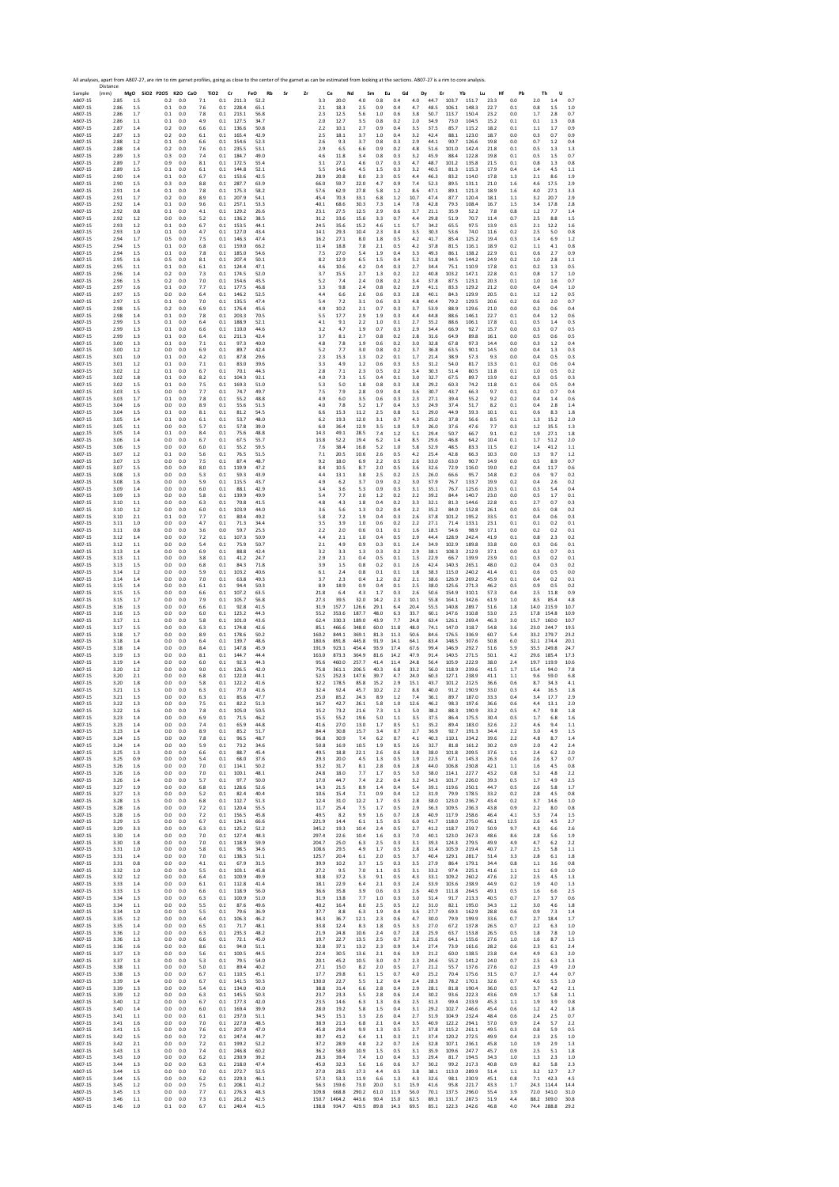All analyses, apart from AB07-27, are rim to rim garnet profiles, going as close to the center of the garnet as can be estimated from looking at the sections. AB07-27 is a rim to core analysis.

| Sample | Distance (mm) | MgO | SiO2 | P2O5 | K2O | CaO | TiO2 | Cr | FeO | Rb | Sr | Zr | Ce | Nd | Sm | Eu | Gd | Dy | Er | Yb | Lu | Hf | Pb | Th | U |
|---|---|---|---|---|---|---|---|---|---|---|---|---|---|---|---|---|---|---|---|---|---|---|---|---|---|
| AB07-15 | 2.85 | 1.5 | | 0.2 | 0.0 | 7.1 | 0.1 | 211.3 | 52.2 | | | 3.3 | 20.0 | 4.0 | 0.8 | 0.4 | 4.0 | 44.7 | 103.7 | 151.7 | 23.3 | 0.0 | 2.0 | 1.4 | 0.7 |
| AB07-15 | 2.86 | 1.5 | | 0.1 | 0.0 | 7.6 | 0.1 | 228.4 | 65.1 | | | 2.1 | 18.3 | 2.5 | 0.9 | 0.4 | 4.7 | 48.5 | 106.1 | 148.3 | 22.7 | 0.1 | 0.8 | 1.5 | 1.0 |
| AB07-15 | 2.86 | 1.7 | | 0.1 | 0.0 | 7.8 | 0.1 | 213.1 | 56.8 | | | 2.3 | 12.5 | 5.6 | 1.0 | 0.6 | 3.8 | 50.7 | 113.7 | 150.4 | 23.2 | 0.0 | 1.7 | 2.8 | 0.7 |
| AB07-15 | 2.86 | 1.1 | | 0.1 | 0.0 | 4.9 | 0.1 | 127.5 | 34.7 | | | 2.0 | 12.7 | 3.5 | 0.8 | 0.2 | 2.0 | 34.9 | 73.0 | 104.5 | 15.2 | 0.1 | 0.1 | 1.3 | 0.8 |
| AB07-15 | 2.87 | 1.4 | | 0.2 | 0.0 | 6.6 | 0.1 | 136.6 | 50.8 | | | 2.2 | 10.1 | 2.7 | 0.9 | 0.4 | 3.5 | 37.5 | 85.7 | 115.2 | 18.2 | 0.1 | 1.1 | 1.7 | 0.9 |
| AB07-15 | 2.87 | 1.3 | | 0.2 | 0.0 | 6.1 | 0.1 | 165.4 | 42.9 | | | 2.5 | 18.1 | 3.7 | 1.0 | 0.4 | 3.2 | 42.4 | 88.1 | 123.0 | 18.7 | 0.0 | 0.3 | 0.7 | 0.9 |
| AB07-15 | 2.88 | 1.2 | | 0.1 | 0.0 | 6.6 | 0.1 | 154.6 | 52.3 | | | 2.6 | 9.3 | 3.7 | 0.8 | 0.3 | 2.9 | 44.1 | 90.7 | 126.6 | 19.8 | 0.0 | 0.7 | 1.2 | 0.4 |
| AB07-15 | 2.88 | 1.4 | | 0.2 | 0.0 | 7.6 | 0.1 | 235.5 | 53.1 | | | 2.9 | 6.5 | 6.6 | 0.9 | 0.2 | 4.8 | 51.6 | 101.0 | 142.4 | 21.8 | 0.1 | 0.5 | 1.3 | 1.3 |
| AB07-15 | 2.89 | 1.3 | | 0.3 | 0.0 | 7.4 | 0.1 | 184.7 | 49.0 | | | 4.6 | 11.8 | 3.4 | 0.8 | 0.3 | 3.2 | 45.9 | 88.1 | 122.8 | 19.8 | 0.1 | 0.5 | 1.5 | 0.7 |
| AB07-15 | 2.89 | 1.7 | | 0.9 | 0.0 | 8.1 | 0.1 | 172.5 | 55.4 | | | 3.1 | 27.1 | 4.6 | 0.7 | 0.3 | 4.7 | 48.7 | 101.2 | 135.8 | 21.5 | 0.1 | 0.8 | 1.3 | 0.8 |
| AB07-15 | 2.89 | 1.5 | | 0.1 | 0.0 | 6.1 | 0.1 | 144.8 | 52.1 | | | 5.5 | 14.6 | 4.5 | 1.5 | 0.3 | 3.2 | 40.5 | 81.3 | 115.3 | 17.9 | 0.4 | 1.4 | 4.5 | 1.1 |
| AB07-15 | 2.90 | 1.4 | | 0.1 | 0.0 | 6.7 | 0.1 | 153.6 | 42.5 | | | 28.9 | 20.8 | 8.0 | 2.3 | 0.5 | 4.4 | 46.3 | 83.2 | 114.0 | 17.8 | 1.3 | 2.1 | 8.6 | 1.9 |
| AB07-15 | 2.90 | 1.5 | | 0.3 | 0.0 | 8.8 | 0.1 | 287.7 | 63.9 | | | 66.0 | 59.7 | 22.0 | 4.7 | 0.9 | 7.4 | 52.3 | 89.5 | 131.1 | 21.0 | 1.6 | 4.6 | 17.5 | 2.9 |
| AB07-15 | 2.91 | 1.4 | | 0.1 | 0.0 | 7.8 | 0.1 | 175.3 | 58.2 | | | 57.6 | 62.9 | 27.8 | 5.8 | 1.2 | 8.6 | 47.1 | 89.1 | 121.3 | 18.9 | 1.6 | 4.0 | 27.1 | 3.3 |
| AB07-15 | 2.91 | 1.7 | | 0.2 | 0.0 | 8.9 | 0.1 | 207.9 | 54.1 | | | 45.4 | 70.3 | 33.1 | 6.8 | 1.2 | 10.7 | 47.4 | 87.7 | 120.4 | 18.1 | 1.1 | 3.2 | 20.7 | 2.9 |
| AB07-15 | 2.92 | 1.4 | | 0.1 | 0.0 | 9.6 | 0.1 | 257.1 | 53.3 | | | 40.1 | 68.6 | 30.3 | 7.3 | 1.4 | 7.8 | 42.8 | 79.3 | 108.4 | 16.7 | 1.5 | 3.4 | 17.8 | 2.8 |
| AB07-15 | 2.92 | 0.8 | | 0.1 | 0.0 | 4.1 | 0.1 | 129.2 | 26.6 | | | 23.1 | 27.5 | 12.5 | 2.9 | 0.6 | 3.7 | 21.1 | 35.9 | 52.2 | 7.8 | 0.8 | 1.2 | 7.7 | 1.4 |
| AB07-15 | 2.92 | 1.2 | | 0.0 | 0.0 | 5.2 | 0.1 | 136.2 | 38.5 | | | 31.2 | 33.6 | 15.6 | 3.3 | 0.7 | 4.4 | 29.8 | 51.9 | 70.7 | 11.4 | 0.7 | 2.5 | 8.8 | 1.5 |
| AB07-15 | 2.93 | 1.2 | | 0.1 | 0.0 | 6.7 | 0.1 | 153.5 | 44.1 | | | 24.5 | 35.6 | 15.2 | 4.6 | 1.1 | 5.7 | 34.2 | 65.5 | 97.5 | 13.9 | 0.5 | 2.1 | 12.2 | 1.6 |
| AB07-15 | 2.93 | 1.0 | | 0.1 | 0.0 | 4.7 | 0.1 | 127.0 | 43.4 | | | 14.1 | 29.3 | 10.4 | 2.3 | 0.4 | 3.5 | 30.3 | 53.6 | 74.0 | 11.6 | 0.2 | 2.5 | 5.0 | 0.8 |
| AB07-15 | 2.94 | 1.7 | | 0.5 | 0.0 | 7.5 | 0.1 | 146.3 | 47.4 | | | 16.2 | 27.1 | 8.0 | 1.8 | 0.5 | 4.2 | 41.7 | 85.4 | 125.2 | 19.4 | 0.3 | 1.4 | 6.9 | 1.2 |
| AB07-15 | 2.94 | 1.5 | | 0.1 | 0.0 | 6.8 | 0.1 | 159.0 | 66.2 | | | 11.4 | 18.8 | 7.8 | 2.1 | 0.5 | 4.2 | 37.8 | 81.5 | 116.1 | 18.9 | 0.2 | 1.1 | 4.1 | 0.8 |
| AB07-15 | 2.94 | 1.5 | | 0.1 | 0.0 | 7.8 | 0.1 | 185.0 | 54.6 | | | 7.5 | 27.0 | 5.4 | 1.9 | 0.4 | 3.3 | 49.3 | 86.1 | 138.2 | 22.9 | 0.1 | 0.6 | 2.7 | 0.9 |
| AB07-15 | 2.95 | 1.6 | | 0.5 | 0.0 | 8.1 | 0.1 | 207.4 | 50.1 | | | 8.2 | 12.9 | 6.5 | 1.5 | 0.4 | 5.2 | 51.8 | 94.5 | 144.2 | 24.9 | 0.2 | 1.0 | 2.8 | 1.1 |
| AB07-15 | 2.95 | 1.1 | | 0.1 | 0.0 | 6.1 | 0.1 | 124.4 | 47.1 | | | 4.6 | 10.6 | 4.2 | 0.4 | 0.3 | 2.7 | 34.4 | 75.1 | 110.9 | 17.8 | 0.1 | 0.2 | 1.3 | 0.5 |
| AB07-15 | 2.96 | 1.4 | | 0.2 | 0.0 | 7.3 | 0.1 | 174.5 | 52.0 | | | 3.7 | 15.5 | 2.7 | 1.3 | 0.2 | 2.2 | 40.8 | 103.2 | 147.1 | 22.8 | 0.1 | 0.8 | 1.7 | 1.0 |
| AB07-15 | 2.96 | 1.5 | | 0.2 | 0.0 | 7.0 | 0.1 | 154.6 | 45.5 | | | 5.2 | 7.4 | 2.4 | 0.8 | 0.2 | 3.4 | 37.8 | 87.5 | 123.1 | 20.3 | 0.1 | 1.0 | 1.6 | 0.7 |
| AB07-15 | 2.97 | 1.6 | | 0.1 | 0.0 | 7.7 | 0.1 | 177.5 | 46.8 | | | 3.3 | 9.8 | 2.4 | 0.8 | 0.2 | 2.9 | 41.1 | 83.3 | 129.2 | 21.2 | 0.0 | 0.4 | 0.4 | 1.0 |
| AB07-15 | 2.97 | 1.5 | | 0.0 | 0.0 | 6.4 | 0.1 | 146.2 | 52.5 | | | 4.4 | 6.6 | 2.6 | 0.6 | 0.3 | 2.8 | 40.1 | 84.3 | 129.9 | 20.5 | 0.1 | 1.2 | 1.2 | 0.5 |
| AB07-15 | 2.97 | 1.5 | | 0.1 | 0.0 | 7.0 | 0.1 | 135.5 | 47.4 | | | 5.4 | 7.2 | 3.1 | 0.6 | 0.3 | 4.8 | 40.4 | 79.2 | 129.5 | 20.6 | 0.2 | 0.6 | 2.0 | 0.7 |
| AB07-15 | 2.98 | 1.5 | | 0.2 | 0.0 | 6.9 | 0.1 | 176.4 | 45.6 | | | 4.9 | 10.2 | 2.1 | 0.7 | 0.3 | 3.7 | 53.9 | 88.9 | 129.6 | 21.0 | 0.0 | 0.2 | 0.6 | 0.4 |
| AB07-15 | 2.98 | 1.4 | | 0.1 | 0.0 | 7.8 | 0.1 | 203.3 | 70.5 | | | 5.5 | 17.7 | 2.9 | 1.9 | 0.3 | 4.4 | 44.8 | 88.6 | 146.1 | 22.7 | 0.1 | 0.4 | 1.2 | 0.6 |
| AB07-15 | 2.99 | 1.3 | | 0.1 | 0.0 | 6.4 | 0.1 | 188.9 | 52.1 | | | 4.1 | 9.1 | 2.2 | 1.0 | 0.1 | 2.7 | 35.2 | 88.6 | 106.1 | 17.8 | 0.1 | 0.5 | 1.4 | 0.3 |
| AB07-15 | 2.99 | 1.3 | | 0.1 | 0.0 | 6.0 | 0.1 | 110.0 | 44.6 | | | 3.2 | 4.7 | 1.9 | 0.7 | 0.3 | 2.9 | 34.4 | 66.9 | 92.7 | 15.7 | 0.0 | 0.3 | 0.7 | 0.5 |
| AB07-15 | 2.99 | 1.3 | | 0.1 | 0.0 | 6.4 | 0.1 | 211.3 | 42.4 | | | 3.7 | 8.1 | 2.7 | 0.8 | 0.2 | 2.8 | 31.6 | 64.9 | 89.8 | 16.1 | 0.0 | 0.5 | 0.6 | 0.5 |
| AB07-15 | 3.00 | 1.3 | | 0.1 | 0.0 | 7.1 | 0.1 | 97.3 | 40.0 | | | 4.8 | 7.8 | 1.9 | 0.6 | 0.2 | 3.0 | 32.8 | 67.8 | 97.3 | 14.4 | 0.0 | 0.3 | 1.2 | 0.4 |
| AB07-15 | 3.00 | 1.2 | | 0.0 | 0.0 | 6.9 | 0.1 | 89.7 | 42.4 | | | 5.2 | 7.7 | 3.0 | 0.8 | 0.2 | 3.7 | 36.8 | 63.5 | 90.1 | 14.5 | 0.0 | 0.4 | 1.3 | 0.3 |
| AB07-15 | 3.01 | 1.0 | | 0.1 | 0.0 | 4.2 | 0.1 | 87.8 | 29.6 | | | 2.3 | 15.3 | 1.3 | 0.2 | 0.1 | 1.7 | 21.4 | 38.9 | 57.3 | 9.3 | 0.0 | 0.4 | 0.5 | 0.3 |
| AB07-15 | 3.01 | 1.2 | | 0.1 | 0.0 | 7.1 | 0.1 | 83.0 | 39.6 | | | 3.3 | 4.9 | 1.2 | 0.6 | 0.3 | 3.3 | 31.2 | 54.0 | 81.7 | 13.3 | 0.1 | 0.2 | 0.6 | 0.4 |
| AB07-15 | 3.02 | 1.2 | | 0.1 | 0.0 | 6.7 | 0.1 | 70.1 | 44.3 | | | 2.8 | 7.1 | 2.3 | 0.5 | 0.2 | 3.4 | 30.3 | 51.4 | 80.5 | 11.8 | 0.1 | 1.0 | 0.5 | 0.2 |
| AB07-15 | 3.02 | 1.8 | | 0.1 | 0.0 | 8.2 | 0.1 | 104.3 | 92.1 | | | 4.0 | 7.3 | 1.5 | 0.4 | 0.1 | 3.0 | 32.7 | 67.5 | 89.7 | 13.9 | 0.2 | 0.3 | 0.5 | 0.3 |
| AB07-15 | 3.02 | 1.5 | | 0.1 | 0.0 | 7.5 | 0.1 | 169.3 | 51.0 | | | 5.3 | 5.0 | 1.8 | 0.8 | 0.3 | 3.8 | 29.2 | 60.3 | 74.2 | 11.8 | 0.1 | 0.6 | 0.5 | 0.4 |
| AB07-15 | 3.03 | 1.5 | | 0.0 | 0.0 | 7.7 | 0.1 | 74.7 | 49.7 | | | 7.5 | 7.9 | 2.8 | 0.9 | 0.4 | 3.6 | 30.7 | 43.7 | 66.3 | 9.7 | 0.1 | 0.2 | 0.7 | 0.4 |
| AB07-15 | 3.03 | 1.7 | | 0.1 | 0.0 | 7.8 | 0.1 | 55.2 | 48.8 | | | 4.9 | 6.0 | 3.5 | 0.6 | 0.3 | 2.3 | 27.1 | 39.4 | 55.2 | 9.2 | 0.2 | 0.4 | 1.4 | 0.6 |
| AB07-15 | 3.04 | 1.6 | | 0.0 | 0.0 | 8.9 | 0.1 | 55.6 | 51.3 | | | 4.0 | 7.8 | 5.2 | 1.7 | 0.4 | 3.3 | 24.9 | 37.4 | 51.7 | 8.2 | 0.1 | 0.4 | 2.8 | 1.4 |
| AB07-15 | 3.04 | 1.5 | | 0.1 | 0.0 | 8.1 | 0.1 | 81.2 | 54.5 | | | 6.6 | 15.3 | 11.2 | 2.5 | 0.8 | 5.1 | 29.0 | 44.9 | 59.3 | 10.1 | 0.1 | 0.6 | 8.3 | 1.8 |
| AB07-15 | 3.05 | 1.4 | | 0.1 | 0.0 | 6.1 | 0.1 | 53.7 | 48.0 | | | 6.2 | 19.3 | 12.0 | 3.1 | 0.7 | 4.3 | 25.0 | 37.8 | 56.6 | 8.5 | 0.1 | 1.3 | 15.2 | 2.0 |
| AB07-15 | 3.05 | 1.1 | | 0.0 | 0.0 | 5.7 | 0.1 | 57.8 | 39.0 | | | 6.0 | 36.4 | 12.9 | 3.5 | 1.0 | 5.9 | 26.0 | 37.6 | 47.6 | 7.7 | 0.3 | 1.2 | 35.5 | 1.3 |
| AB07-15 | 3.05 | 1.4 | | 0.1 | 0.0 | 8.4 | 0.1 | 75.6 | 48.8 | | | 14.3 | 49.1 | 28.5 | 7.4 | 1.2 | 5.1 | 29.4 | 50.7 | 66.7 | 9.1 | 0.2 | 1.9 | 27.1 | 1.8 |
| AB07-15 | 3.06 | 1.4 | | 0.0 | 0.0 | 6.7 | 0.1 | 67.5 | 55.7 | | | 13.8 | 52.2 | 19.4 | 6.2 | 1.4 | 8.5 | 29.6 | 46.8 | 64.2 | 10.4 | 0.1 | 1.7 | 51.2 | 2.0 |
| AB07-15 | 3.06 | 1.3 | | 0.0 | 0.0 | 6.0 | 0.1 | 55.2 | 59.5 | | | 7.6 | 38.4 | 16.8 | 5.2 | 1.0 | 5.8 | 32.9 | 48.5 | 83.3 | 11.5 | 0.2 | 1.4 | 41.2 | 1.1 |
| AB07-15 | 3.07 | 1.2 | | 0.1 | 0.0 | 5.6 | 0.1 | 76.5 | 51.5 | | | 7.1 | 20.5 | 10.6 | 2.6 | 0.5 | 4.2 | 25.4 | 42.8 | 66.3 | 10.3 | 0.0 | 1.3 | 9.7 | 1.2 |
| AB07-15 | 3.07 | 1.5 | | 0.0 | 0.0 | 7.5 | 0.1 | 87.4 | 48.7 | | | 9.2 | 18.0 | 6.9 | 2.2 | 0.5 | 2.6 | 33.0 | 63.0 | 90.7 | 14.9 | 0.0 | 0.5 | 8.9 | 0.7 |
| AB07-15 | 3.07 | 1.5 | | 0.0 | 0.0 | 8.0 | 0.1 | 119.9 | 47.2 | | | 8.4 | 10.5 | 8.7 | 2.0 | 0.5 | 3.6 | 32.6 | 72.9 | 116.0 | 19.0 | 0.2 | 0.4 | 11.7 | 0.6 |
| AB07-15 | 3.08 | 1.3 | | 0.0 | 0.0 | 5.3 | 0.1 | 59.3 | 43.9 | | | 4.4 | 13.1 | 3.8 | 2.5 | 0.2 | 2.5 | 26.0 | 66.6 | 95.7 | 14.8 | 0.2 | 0.6 | 9.7 | 0.2 |
| AB07-15 | 3.08 | 1.6 | | 0.0 | 0.0 | 5.9 | 0.1 | 115.5 | 43.7 | | | 4.9 | 6.2 | 3.7 | 0.9 | 0.2 | 3.0 | 37.9 | 76.7 | 133.7 | 19.9 | 0.2 | 0.4 | 2.6 | 0.2 |
| AB07-15 | 3.09 | 1.4 | | 0.0 | 0.0 | 6.0 | 0.1 | 88.1 | 42.9 | | | 3.4 | 3.6 | 5.3 | 0.9 | 0.3 | 3.1 | 35.1 | 76.7 | 125.6 | 20.3 | 0.1 | 0.3 | 5.4 | 0.4 |
| AB07-15 | 3.09 | 1.3 | | 0.0 | 0.0 | 5.8 | 0.1 | 139.9 | 49.9 | | | 5.4 | 7.7 | 2.0 | 1.2 | 0.2 | 2.2 | 39.2 | 84.4 | 140.7 | 23.0 | 0.0 | 0.5 | 1.7 | 0.1 |
| AB07-15 | 3.10 | 1.1 | | 0.0 | 0.0 | 6.3 | 0.1 | 70.8 | 41.5 | | | 4.8 | 4.3 | 1.8 | 0.4 | 0.2 | 3.3 | 32.1 | 81.3 | 144.6 | 22.8 | 0.1 | 2.7 | 0.7 | 0.3 |
| AB07-15 | 3.10 | 1.2 | | 0.0 | 0.0 | 6.0 | 0.1 | 103.9 | 44.0 | | | 3.6 | 5.6 | 1.3 | 0.2 | 0.4 | 2.2 | 35.2 | 84.0 | 152.8 | 26.1 | 0.0 | 0.5 | 0.8 | 0.2 |
| AB07-15 | 3.10 | 2.1 | | 0.1 | 0.0 | 7.7 | 0.1 | 80.4 | 49.2 | | | 5.8 | 7.2 | 1.9 | 0.4 | 0.3 | 2.6 | 37.8 | 101.2 | 195.2 | 33.5 | 0.1 | 0.4 | 0.6 | 0.3 |
| AB07-15 | 3.11 | 1.0 | | 0.0 | 0.0 | 4.7 | 0.1 | 71.3 | 34.4 | | | 3.5 | 3.9 | 1.0 | 0.6 | 0.2 | 2.2 | 27.1 | 71.4 | 133.1 | 23.1 | 0.1 | 0.1 | 0.2 | 0.1 |
| AB07-15 | 3.11 | 0.8 | | 0.0 | 0.0 | 3.6 | 0.0 | 59.7 | 25.3 | | | 2.2 | 2.0 | 0.6 | 0.1 | 0.1 | 1.6 | 18.5 | 54.6 | 98.9 | 17.1 | 0.0 | 0.2 | 0.2 | 0.1 |
| AB07-15 | 3.12 | 1.4 | | 0.0 | 0.0 | 7.2 | 0.1 | 107.3 | 50.9 | | | 4.4 | 2.1 | 1.0 | 0.4 | 0.5 | 2.9 | 44.4 | 128.9 | 242.4 | 41.9 | 0.1 | 0.8 | 2.3 | 0.2 |
| AB07-15 | 3.12 | 1.1 | | 0.0 | 0.0 | 5.4 | 0.1 | 75.9 | 50.7 | | | 2.1 | 4.9 | 0.9 | 0.3 | 0.1 | 2.4 | 34.9 | 102.9 | 189.8 | 33.8 | 0.0 | 0.3 | 0.6 | 0.1 |
| AB07-15 | 3.13 | 1.4 | | 0.0 | 0.0 | 6.9 | 0.1 | 88.8 | 42.4 | | | 3.2 | 3.3 | 1.3 | 0.3 | 0.2 | 2.9 | 38.1 | 108.3 | 212.9 | 37.1 | 0.0 | 0.3 | 0.7 | 0.1 |
| AB07-15 | 3.13 | 1.1 | | 0.0 | 0.0 | 3.8 | 0.1 | 41.2 | 24.7 | | | 2.9 | 2.1 | 0.4 | 0.5 | 0.1 | 1.3 | 22.9 | 66.7 | 139.9 | 23.9 | 0.1 | 0.3 | 0.2 | 0.1 |
| AB07-15 | 3.13 | 1.5 | | 0.0 | 0.0 | 6.8 | 0.1 | 84.3 | 71.8 | | | 3.9 | 1.5 | 0.8 | 0.2 | 0.1 | 2.6 | 42.4 | 140.3 | 265.1 | 48.0 | 0.2 | 0.4 | 0.3 | 0.2 |
| AB07-15 | 3.14 | 1.2 | | 0.0 | 0.0 | 5.9 | 0.1 | 103.2 | 40.6 | | | 6.1 | 2.4 | 0.8 | 0.1 | 0.1 | 1.8 | 38.3 | 115.0 | 240.2 | 41.4 | 0.1 | 0.6 | 0.5 | 0.0 |
| AB07-15 | 3.14 | 1.4 | | 0.0 | 0.0 | 7.0 | 0.1 | 63.8 | 49.3 | | | 3.7 | 2.3 | 0.4 | 1.2 | 0.2 | 2.1 | 38.6 | 126.9 | 269.2 | 45.9 | 0.1 | 0.4 | 0.2 | 0.1 |
| AB07-15 | 3.15 | 1.4 | | 0.0 | 0.0 | 6.1 | 0.1 | 94.4 | 50.3 | | | 8.9 | 18.9 | 0.9 | 0.4 | 0.1 | 2.5 | 38.0 | 125.6 | 271.3 | 46.2 | 0.5 | 0.9 | 0.5 | 0.2 |
| AB07-15 | 3.15 | 1.5 | | 0.0 | 0.0 | 6.6 | 0.1 | 107.2 | 63.5 | | | 21.8 | 6.4 | 4.3 | 1.7 | 0.3 | 2.6 | 50.6 | 154.9 | 310.1 | 57.3 | 0.4 | 2.5 | 11.8 | 0.9 |
| AB07-15 | 3.15 | 1.7 | | 0.0 | 0.0 | 7.9 | 0.1 | 105.7 | 56.8 | | | 27.3 | 39.5 | 32.0 | 14.2 | 2.3 | 10.1 | 55.8 | 164.1 | 342.6 | 61.9 | 1.0 | 8.5 | 85.4 | 4.8 |
| AB07-15 | 3.16 | 1.3 | | 0.0 | 0.0 | 6.6 | 0.1 | 92.8 | 41.5 | | | 31.9 | 157.7 | 126.6 | 29.1 | 6.4 | 20.4 | 55.5 | 140.8 | 289.7 | 51.6 | 1.8 | 14.0 | 215.9 | 10.7 |
| AB07-15 | 3.16 | 1.5 | | 0.0 | 0.0 | 6.0 | 0.1 | 123.2 | 44.3 | | | 55.2 | 353.6 | 187.7 | 48.0 | 6.3 | 33.7 | 60.1 | 147.6 | 310.8 | 53.0 | 2.5 | 17.8 | 154.8 | 10.9 |
| AB07-15 | 3.17 | 1.1 | | 0.0 | 0.0 | 5.8 | 0.1 | 101.0 | 43.6 | | | 62.4 | 330.3 | 189.0 | 43.9 | 7.7 | 24.8 | 63.4 | 126.1 | 269.4 | 46.3 | 3.0 | 15.7 | 160.0 | 10.7 |
| AB07-15 | 3.17 | 1.5 | | 0.0 | 0.0 | 6.3 | 0.1 | 174.8 | 42.6 | | | 85.1 | 466.6 | 348.0 | 60.0 | 11.8 | 48.0 | 74.1 | 147.0 | 318.7 | 54.8 | 3.6 | 23.0 | 244.7 | 19.5 |
| AB07-15 | 3.18 | 1.7 | | 0.0 | 0.0 | 8.9 | 0.1 | 178.6 | 50.2 | | | 160.2 | 844.1 | 369.1 | 81.3 | 11.3 | 50.6 | 84.6 | 176.5 | 336.9 | 60.7 | 5.4 | 33.2 | 279.7 | 23.2 |
| AB07-15 | 3.18 | 1.4 | | 0.0 | 0.0 | 6.4 | 0.1 | 139.7 | 48.6 | | | 180.6 | 891.8 | 445.8 | 91.9 | 14.1 | 64.1 | 83.4 | 148.5 | 307.6 | 50.8 | 6.0 | 32.1 | 274.4 | 20.1 |
| AB07-15 | 3.18 | 1.4 | | 0.0 | 0.0 | 8.4 | 0.1 | 147.8 | 45.9 | | | 191.9 | 923.1 | 454.4 | 93.9 | 17.4 | 67.6 | 99.4 | 146.9 | 292.7 | 51.6 | 5.9 | 35.5 | 249.8 | 24.7 |
| AB07-15 | 3.19 | 1.3 | | 0.0 | 0.0 | 8.1 | 0.1 | 144.7 | 44.4 | | | 163.0 | 873.3 | 364.9 | 81.6 | 14.2 | 47.9 | 91.4 | 140.5 | 271.5 | 50.1 | 4.2 | 29.6 | 185.4 | 17.3 |
| AB07-15 | 3.19 | 1.4 | | 0.0 | 0.0 | 6.0 | 0.1 | 92.3 | 44.3 | | | 95.6 | 460.0 | 257.7 | 41.4 | 11.4 | 24.8 | 56.4 | 105.9 | 222.9 | 38.0 | 2.4 | 19.7 | 119.9 | 10.6 |
| AB07-15 | 3.20 | 1.2 | | 0.0 | 0.0 | 9.0 | 0.1 | 126.5 | 42.0 | | | 75.8 | 361.1 | 206.5 | 40.3 | 6.8 | 33.2 | 56.0 | 118.9 | 239.6 | 41.5 | 1.7 | 15.4 | 94.0 | 7.8 |
| AB07-15 | 3.20 | 2.1 | | 0.0 | 0.0 | 6.8 | 0.1 | 122.0 | 44.1 | | | 52.5 | 252.3 | 147.6 | 39.7 | 4.7 | 24.0 | 60.3 | 127.1 | 238.9 | 41.1 | 1.1 | 9.6 | 59.0 | 6.8 |
| AB07-15 | 3.20 | 1.8 | | 0.0 | 0.0 | 5.8 | 0.1 | 122.2 | 41.6 | | | 32.2 | 178.5 | 85.8 | 15.2 | 2.9 | 15.1 | 43.7 | 101.2 | 212.5 | 36.6 | 0.6 | 8.7 | 34.3 | 4.1 |
| AB07-15 | 3.21 | 1.3 | | 0.0 | 0.0 | 6.3 | 0.1 | 77.0 | 41.6 | | | 12.4 | 92.4 | 45.7 | 10.2 | 2.2 | 8.8 | 40.0 | 91.2 | 190.9 | 33.0 | 0.3 | 4.4 | 16.5 | 1.8 |
| AB07-15 | 3.21 | 1.3 | | 0.0 | 0.0 | 6.3 | 0.1 | 85.6 | 47.7 | | | 25.0 | 85.2 | 24.3 | 8.9 | 1.2 | 7.4 | 36.1 | 89.7 | 187.0 | 33.3 | 0.4 | 3.4 | 17.7 | 2.9 |
| AB07-15 | 3.22 | 1.3 | | 0.0 | 0.0 | 7.5 | 0.1 | 82.2 | 51.3 | | | 16.7 | 42.7 | 26.1 | 5.8 | 1.0 | 12.6 | 46.2 | 98.3 | 197.6 | 36.6 | 0.6 | 4.4 | 13.1 | 2.0 |
| AB07-15 | 3.22 | 1.6 | | 0.0 | 0.0 | 7.8 | 0.1 | 105.0 | 50.5 | | | 15.2 | 73.2 | 21.6 | 7.3 | 1.3 | 5.0 | 38.2 | 88.3 | 190.9 | 33.2 | 0.5 | 4.7 | 9.8 | 1.8 |
| AB07-15 | 3.23 | 1.4 | | 0.0 | 0.0 | 6.9 | 0.1 | 71.5 | 46.2 | | | 15.5 | 55.2 | 19.6 | 5.0 | 1.1 | 3.5 | 37.5 | 86.4 | 175.5 | 30.4 | 0.5 | 1.7 | 6.8 | 1.6 |
| AB07-15 | 3.23 | 1.4 | | 0.0 | 0.0 | 7.4 | 0.1 | 65.9 | 44.8 | | | 41.6 | 27.0 | 13.0 | 1.7 | 0.5 | 5.1 | 35.2 | 89.4 | 183.0 | 32.6 | 2.2 | 4.6 | 9.4 | 1.1 |
| AB07-15 | 3.23 | 1.4 | | 0.0 | 0.0 | 8.9 | 0.1 | 85.2 | 51.7 | | | 84.4 | 30.8 | 15.7 | 3.4 | 0.7 | 2.7 | 36.9 | 92.7 | 191.3 | 34.4 | 2.2 | 3.0 | 4.9 | 1.5 |
| AB07-15 | 3.24 | 1.5 | | 0.0 | 0.0 | 7.8 | 0.1 | 96.5 | 48.7 | | | 96.8 | 30.9 | 7.4 | 6.2 | 0.7 | 4.1 | 40.3 | 110.1 | 234.2 | 39.6 | 2.2 | 4.8 | 8.7 | 1.4 |
| AB07-15 | 3.24 | 1.4 | | 0.0 | 0.0 | 5.9 | 0.1 | 73.2 | 34.6 | | | 50.8 | 16.9 | 10.5 | 1.9 | 0.5 | 2.6 | 32.7 | 81.8 | 161.2 | 30.2 | 0.9 | 2.0 | 4.2 | 2.4 |
| AB07-15 | 3.25 | 1.3 | | 0.0 | 0.0 | 6.6 | 0.1 | 88.7 | 45.4 | | | 49.5 | 18.8 | 22.1 | 2.6 | 0.6 | 3.8 | 38.0 | 101.8 | 209.5 | 37.6 | 1.1 | 2.4 | 6.2 | 2.0 |
| AB07-15 | 3.25 | 0.9 | | 0.0 | 0.0 | 5.4 | 0.1 | 68.0 | 37.6 | | | 29.3 | 20.0 | 4.5 | 1.3 | 0.5 | 1.9 | 22.5 | 67.1 | 145.3 | 26.3 | 0.6 | 2.6 | 3.7 | 0.7 |
| AB07-15 | 3.26 | 1.6 | | 0.0 | 0.0 | 7.0 | 0.1 | 114.1 | 50.2 | | | 33.2 | 31.7 | 8.1 | 2.8 | 0.6 | 2.8 | 44.0 | 106.8 | 230.8 | 42.1 | 1.1 | 1.6 | 4.5 | 0.8 |
| AB07-15 | 3.26 | 1.6 | | 0.0 | 0.0 | 7.0 | 0.1 | 100.1 | 48.1 | | | 24.8 | 18.0 | 7.7 | 1.7 | 0.5 | 5.0 | 38.0 | 114.1 | 227.7 | 43.2 | 0.8 | 5.2 | 4.8 | 2.2 |
| AB07-15 | 3.26 | 1.4 | | 0.0 | 0.0 | 5.7 | 0.1 | 97.7 | 50.0 | | | 17.0 | 44.7 | 7.4 | 2.2 | 0.4 | 3.2 | 34.3 | 101.7 | 226.0 | 39.3 | 0.5 | 1.7 | 4.9 | 2.5 |
| AB07-15 | 3.27 | 1.9 | | 0.0 | 0.0 | 6.8 | 0.1 | 128.6 | 52.6 | | | 14.3 | 21.5 | 8.9 | 1.4 | 0.4 | 5.4 | 39.1 | 119.6 | 250.1 | 44.7 | 0.5 | 2.6 | 5.8 | 1.7 |
| AB07-15 | 3.27 | 1.3 | | 0.0 | 0.0 | 6.2 | 0.1 | 82.4 | 40.4 | | | 10.6 | 15.4 | 7.1 | 0.9 | 0.4 | 1.2 | 31.9 | 79.9 | 178.5 | 33.2 | 0.2 | 2.8 | 4.5 | 0.8 |
| AB07-15 | 3.28 | 1.5 | | 0.0 | 0.0 | 6.8 | 0.1 | 112.7 | 51.3 | | | 12.4 | 31.0 | 12.2 | 1.7 | 0.5 | 2.8 | 38.0 | 123.0 | 236.7 | 43.4 | 0.2 | 3.7 | 14.6 | 1.0 |
| AB07-15 | 3.28 | 1.6 | | 0.0 | 0.0 | 7.2 | 0.1 | 120.4 | 55.5 | | | 11.7 | 25.4 | 7.5 | 1.7 | 0.5 | 2.9 | 36.3 | 109.5 | 236.3 | 43.8 | 0.9 | 2.2 | 8.0 | 0.8 |
| AB07-15 | 3.28 | 1.6 | | 0.0 | 0.0 | 7.2 | 0.1 | 156.5 | 45.8 | | | 49.5 | 8.2 | 9.9 | 1.6 | 0.7 | 2.8 | 40.9 | 117.9 | 258.6 | 46.4 | 4.1 | 5.3 | 7.4 | 1.5 |
| AB07-15 | 3.29 | 1.5 | | 0.0 | 0.0 | 6.7 | 0.1 | 124.1 | 66.6 | | | 221.9 | 14.4 | 6.1 | 1.5 | 0.5 | 6.0 | 41.7 | 118.0 | 275.0 | 46.1 | 12.5 | 2.6 | 4.5 | 2.7 |
| AB07-15 | 3.29 | 3.3 | | 0.0 | 0.0 | 6.3 | 0.1 | 125.2 | 52.2 | | | 345.2 | 19.3 | 10.4 | 2.4 | 0.5 | 2.7 | 41.2 | 118.7 | 259.7 | 50.9 | 9.7 | 4.3 | 6.6 | 2.6 |
| AB07-15 | 3.30 | 1.4 | | 0.0 | 0.0 | 7.0 | 0.1 | 127.4 | 48.3 | | | 297.4 | 22.6 | 10.4 | 1.6 | 0.3 | 7.0 | 40.1 | 123.0 | 267.3 | 48.6 | 8.6 | 2.8 | 5.6 | 1.9 |
| AB07-15 | 3.30 | 1.8 | | 0.0 | 0.0 | 7.0 | 0.1 | 118.9 | 59.9 | | | 204.7 | 25.0 | 6.3 | 2.5 | 0.3 | 3.1 | 39.3 | 124.3 | 279.5 | 49.9 | 4.9 | 4.7 | 6.2 | 2.2 |
| AB07-15 | 3.31 | 1.0 | | 0.0 | 0.0 | 5.8 | 0.1 | 98.5 | 34.6 | | | 108.6 | 29.5 | 4.9 | 1.7 | 0.5 | 2.8 | 31.4 | 105.9 | 219.4 | 40.7 | 2.7 | 2.5 | 5.8 | 1.1 |
| AB07-15 | 3.31 | 1.4 | | 0.0 | 0.0 | 7.0 | 0.1 | 138.3 | 51.1 | | | 125.7 | 20.4 | 6.1 | 2.0 | 0.5 | 3.7 | 40.4 | 129.1 | 281.7 | 51.4 | 3.3 | 2.8 | 6.1 | 1.8 |
| AB07-15 | 3.31 | 0.8 | | 0.0 | 0.0 | 4.1 | 0.1 | 67.9 | 31.5 | | | 39.9 | 10.2 | 3.7 | 1.5 | 0.3 | 3.5 | 27.9 | 86.4 | 179.1 | 34.4 | 0.8 | 1.1 | 3.6 | 0.8 |
| AB07-15 | 3.32 | 1.0 | | 0.0 | 0.0 | 5.5 | 0.1 | 103.1 | 45.8 | | | 27.2 | 9.5 | 7.0 | 1.1 | 0.5 | 3.1 | 33.2 | 97.4 | 225.1 | 41.6 | 1.1 | 1.1 | 6.9 | 1.0 |
| AB07-15 | 3.32 | 1.2 | | 0.0 | 0.0 | 6.4 | 0.1 | 100.9 | 49.9 | | | 30.8 | 37.2 | 5.3 | 9.1 | 0.5 | 4.3 | 33.1 | 109.2 | 260.2 | 47.6 | 2.2 | 2.5 | 4.5 | 1.3 |
| AB07-15 | 3.33 | 1.4 | | 0.0 | 0.0 | 6.1 | 0.1 | 112.8 | 41.4 | | | 18.1 | 22.9 | 6.4 | 2.1 | 0.3 | 2.4 | 33.9 | 103.6 | 238.9 | 44.9 | 0.2 | 1.9 | 4.0 | 1.3 |
| AB07-15 | 3.33 | 1.3 | | 0.0 | 0.0 | 6.6 | 0.1 | 118.9 | 56.0 | | | 36.6 | 35.8 | 3.9 | 0.6 | 0.3 | 2.6 | 40.9 | 111.8 | 264.5 | 49.1 | 0.5 | 1.6 | 6.6 | 2.5 |
| AB07-15 | 3.34 | 1.3 | | 0.0 | 0.0 | 6.3 | 0.1 | 100.9 | 51.0 | | | 31.9 | 13.8 | 7.7 | 1.0 | 0.3 | 3.0 | 31.4 | 91.7 | 213.3 | 40.5 | 0.7 | 2.7 | 3.7 | 0.6 |
| AB07-15 | 3.34 | 1.1 | | 0.0 | 0.0 | 5.5 | 0.1 | 87.6 | 49.6 | | | 40.2 | 16.4 | 8.0 | 2.5 | 0.5 | 2.2 | 31.0 | 82.1 | 195.0 | 34.3 | 1.2 | 3.0 | 4.6 | 1.8 |
| AB07-15 | 3.34 | 1.0 | | 0.0 | 0.0 | 5.5 | 0.1 | 79.6 | 36.9 | | | 37.7 | 8.8 | 6.3 | 1.9 | 0.4 | 3.6 | 27.7 | 69.3 | 162.9 | 28.8 | 0.6 | 0.9 | 7.3 | 1.4 |
| AB07-15 | 3.35 | 1.2 | | 0.0 | 0.0 | 6.4 | 0.1 | 106.3 | 46.2 | | | 34.3 | 36.7 | 12.1 | 2.3 | 0.6 | 4.7 | 30.0 | 79.9 | 199.9 | 33.6 | 0.7 | 2.7 | 18.4 | 1.7 |
| AB07-15 | 3.35 | 1.4 | | 0.0 | 0.0 | 6.5 | 0.1 | 71.7 | 48.1 | | | 33.8 | 12.4 | 8.3 | 1.8 | 0.5 | 3.3 | 27.0 | 67.2 | 137.8 | 26.5 | 0.7 | 2.2 | 6.3 | 1.0 |
| AB07-15 | 3.36 | 1.2 | | 0.0 | 0.0 | 6.3 | 0.1 | 235.3 | 48.2 | | | 21.9 | 24.8 | 10.6 | 2.4 | 0.7 | 2.8 | 25.9 | 63.7 | 153.8 | 26.5 | 0.5 | 1.8 | 7.8 | 1.0 |
| AB07-15 | 3.36 | 1.3 | | 0.0 | 0.0 | 6.6 | 0.1 | 72.1 | 45.0 | | | 19.7 | 22.7 | 13.5 | 2.5 | 0.7 | 3.2 | 25.6 | 64.1 | 155.6 | 27.6 | 1.0 | 1.6 | 8.7 | 1.5 |
| AB07-15 | 3.36 | 1.6 | | 0.0 | 0.0 | 8.6 | 0.1 | 94.0 | 51.1 | | | 32.8 | 37.1 | 13.2 | 2.3 | 0.9 | 3.4 | 27.4 | 73.9 | 161.6 | 28.2 | 0.6 | 2.3 | 6.1 | 2.4 |
| AB07-15 | 3.37 | 1.3 | | 0.0 | 0.0 | 5.6 | 0.1 | 100.5 | 44.5 | | | 22.4 | 30.5 | 13.6 | 2.1 | 0.6 | 3.9 | 21.2 | 60.0 | 138.5 | 23.8 | 0.4 | 4.9 | 6.3 | 2.0 |
| AB07-15 | 3.37 | 1.3 | | 0.0 | 0.0 | 5.3 | 0.1 | 79.5 | 54.0 | | | 20.1 | 45.2 | 10.5 | 3.0 | 0.7 | 2.3 | 24.6 | 55.2 | 141.2 | 24.0 | 0.7 | 2.5 | 6.3 | 1.3 |
| AB07-15 | 3.38 | 1.1 | | 0.0 | 0.0 | 5.0 | 0.1 | 89.4 | 40.2 | | | 27.1 | 15.0 | 8.2 | 2.0 | 0.5 | 2.7 | 21.2 | 55.7 | 137.6 | 27.6 | 0.2 | 2.3 | 4.9 | 2.0 |
| AB07-15 | 3.38 | 1.3 | | 0.0 | 0.0 | 6.7 | 0.1 | 110.5 | 45.1 | | | 17.7 | 29.8 | 6.1 | 1.5 | 0.7 | 4.0 | 25.2 | 70.4 | 175.6 | 31.5 | 0.7 | 2.7 | 4.4 | 0.7 |
| AB07-15 | 3.39 | 1.4 | | 0.0 | 0.0 | 6.7 | 0.1 | 141.5 | 50.3 | | | 130.0 | 22.7 | 5.5 | 1.2 | 0.4 | 2.4 | 28.3 | 78.2 | 170.1 | 32.6 | 0.7 | 4.6 | 5.5 | 1.0 |
| AB07-15 | 3.39 | 1.3 | | 0.0 | 0.0 | 5.4 | 0.1 | 134.0 | 43.0 | | | 38.8 | 31.4 | 6.6 | 2.8 | 0.4 | 2.9 | 28.1 | 81.8 | 190.4 | 36.0 | 0.5 | 3.7 | 4.2 | 2.1 |
| AB07-15 | 3.39 | 1.2 | | 0.0 | 0.0 | 6.3 | 0.1 | 145.5 | 50.3 | | | 23.7 | 23.3 | 5.5 | 2.8 | 0.6 | 2.4 | 30.2 | 93.6 | 222.3 | 43.6 | 0.9 | 1.7 | 5.8 | 1.1 |
| AB07-15 | 3.40 | 1.2 | | 0.0 | 0.0 | 6.7 | 0.1 | 177.3 | 42.0 | | | 23.5 | 14.6 | 6.3 | 1.3 | 0.6 | 2.5 | 31.3 | 99.4 | 233.9 | 45.3 | 1.1 | 1.9 | 3.9 | 0.8 |
| AB07-15 | 3.40 | 1.4 | | 0.0 | 0.0 | 6.0 | 0.1 | 169.4 | 39.9 | | | 28.0 | 19.2 | 5.8 | 1.5 | 0.4 | 3.1 | 29.2 | 102.7 | 246.6 | 45.4 | 0.6 | 1.2 | 4.2 | 1.8 |
| AB07-15 | 3.41 | 1.1 | | 0.0 | 0.0 | 6.1 | 0.1 | 237.0 | 51.1 | | | 34.5 | 15.1 | 3.3 | 2.6 | 0.4 | 2.7 | 31.9 | 104.9 | 232.4 | 48.4 | 0.6 | 2.4 | 2.5 | 0.7 |
| AB07-15 | 3.41 | 1.6 | | 0.0 | 0.0 | 7.0 | 0.1 | 227.0 | 48.5 | | | 38.9 | 21.3 | 6.8 | 2.1 | 0.4 | 3.5 | 40.9 | 122.2 | 294.1 | 57.0 | 0.9 | 2.4 | 5.7 | 2.2 |
| AB07-15 | 3.41 | 1.5 | | 0.0 | 0.0 | 7.6 | 0.1 | 207.9 | 47.0 | | | 45.8 | 29.4 | 9.9 | 1.3 | 0.5 | 2.7 | 37.8 | 115.2 | 261.1 | 49.5 | 0.3 | 0.8 | 5.9 | 0.5 |
| AB07-15 | 3.42 | 1.5 | | 0.0 | 0.0 | 7.2 | 0.1 | 247.4 | 44.7 | | | 30.7 | 41.2 | 6.4 | 1.1 | 0.3 | 2.1 | 37.4 | 120.2 | 272.5 | 49.9 | 0.4 | 2.3 | 2.5 | 1.0 |
| AB07-15 | 3.42 | 2.1 | | 0.0 | 0.0 | 7.2 | 0.1 | 199.2 | 52.2 | | | 37.2 | 28.9 | 4.8 | 2.2 | 0.7 | 2.6 | 32.8 | 107.1 | 236.1 | 45.8 | 1.0 | 1.9 | 2.9 | 1.3 |
| AB07-15 | 3.43 | 1.3 | | 0.0 | 0.0 | 7.4 | 0.1 | 246.8 | 60.2 | | | 36.2 | 58.9 | 10.9 | 1.5 | 0.5 | 3.1 | 35.9 | 109.6 | 247.7 | 45.7 | 0.9 | 2.5 | 5.1 | 1.8 |
| AB07-15 | 3.43 | 1.0 | | 0.0 | 0.0 | 6.2 | 0.1 | 230.9 | 39.2 | | | 28.3 | 39.4 | 7.4 | 1.0 | 0.4 | 3.3 | 29.4 | 81.7 | 194.5 | 34.3 | 1.0 | 1.3 | 2.3 | 1.0 |
| AB07-15 | 3.44 | 1.3 | | 0.0 | 0.0 | 6.3 | 0.1 | 218.0 | 47.4 | | | 45.0 | 32.3 | 5.6 | 1.6 | 0.6 | 3.7 | 30.2 | 99.2 | 217.3 | 40.8 | 0.9 | 8.2 | 5.8 | 2.3 |
| AB07-15 | 3.44 | 1.5 | | 0.0 | 0.0 | 6.0 | 0.1 | 272.7 | 52.5 | | | 27.0 | 28.5 | 17.3 | 4.4 | 0.5 | 3.8 | 38.1 | 113.0 | 289.9 | 51.4 | 1.1 | 3.2 | 12.7 | 2.7 |
| AB07-15 | 3.44 | 1.5 | | 0.0 | 0.0 | 6.2 | 0.1 | 229.3 | 46.1 | | | 57.3 | 53.3 | 11.9 | 6.6 | 1.3 | 4.3 | 32.6 | 98.1 | 230.9 | 45.1 | 0.8 | 7.1 | 42.3 | 4.5 |
| AB07-15 | 3.45 | 1.2 | | 0.0 | 0.0 | 7.5 | 0.1 | 208.1 | 41.2 | | | 56.3 | 159.6 | 73.0 | 20.0 | 3.1 | 15.9 | 41.6 | 95.8 | 221.7 | 43.3 | 1.7 | 24.3 | 114.4 | 14.4 |
| AB07-15 | 3.45 | 1.3 | | 0.0 | 0.0 | 7.7 | 0.1 | 276.3 | 48.3 | | | 109.8 | 668.8 | 290.2 | 61.0 | 11.9 | 56.0 | 70.1 | 137.5 | 296.0 | 55.4 | 3.9 | 72.0 | 341.0 | 31.0 |
| AB07-15 | 3.46 | 1.1 | | 0.0 | 0.0 | 7.3 | 0.1 | 261.2 | 42.5 | | | 150.7 | 1464.2 | 443.6 | 90.4 | 15.0 | 62.5 | 89.3 | 131.7 | 287.5 | 51.9 | 4.4 | 88.2 | 309.0 | 30.8 |
| AB07-15 | 3.46 | 1.0 | | 0.1 | 0.0 | 6.7 | 0.1 | 240.4 | 41.5 | | | 138.8 | 934.7 | 429.5 | 89.8 | 14.3 | 69.5 | 85.1 | 122.3 | 242.6 | 46.8 | 4.0 | 74.4 | 288.8 | 29.2 |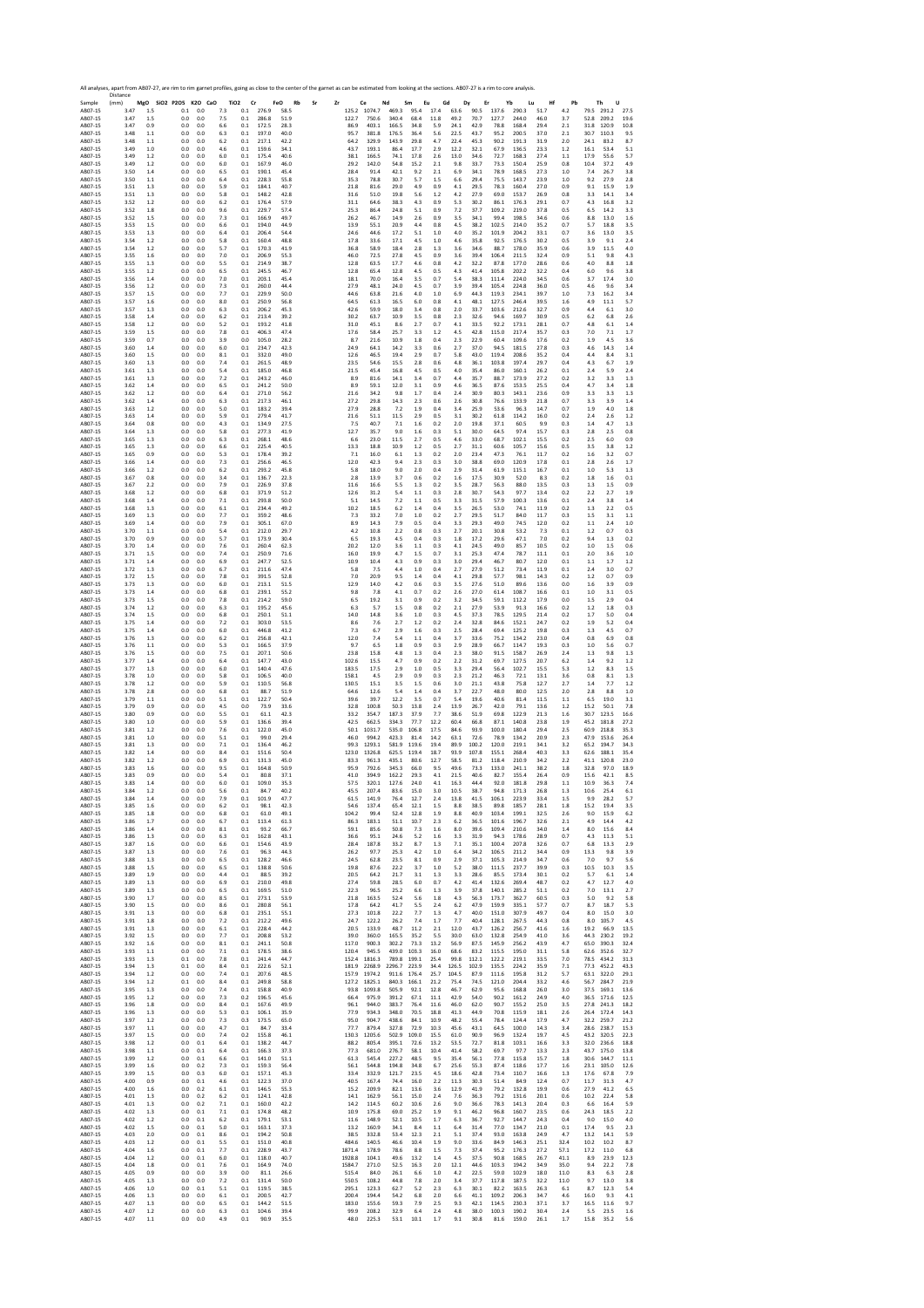All analyses, apart from AB07-27, are rim to rim garnet profiles, going as close to the center of the garnet as can be estimated from looking at the sections. AB07-27 is a rim to core analysis.

| Sample | Distance (mm) | MgO | SiO2 | P2O5 | K2O | CaO | TiO2 | Cr | FeO | Rb | Sr | Zr | Ce | Nd | Sm | Eu | Gd | Dy | Er | Yb | Lu | Hf | Pb | Th | U |
|---|---|---|---|---|---|---|---|---|---|---|---|---|---|---|---|---|---|---|---|---|---|---|---|---|---|
| AB07-15 | 3.47 | 1.5 | | 0.1 | 0.0 | 7.3 | 0.1 | 276.9 | 58.5 | | | 125.2 | 1074.7 | 469.3 | 95.4 | 17.4 | 63.6 | 90.5 | 137.6 | 290.3 | 51.7 | 4.2 | 79.5 | 291.2 | 27.5 |
| AB07-15 | 3.47 | 1.5 | | 0.0 | 0.0 | 7.5 | 0.1 | 286.8 | 51.9 | | | 122.7 | 750.6 | 340.4 | 68.4 | 11.8 | 49.2 | 70.7 | 127.7 | 244.0 | 46.0 | 3.7 | 52.8 | 209.2 | 19.6 |
| AB07-15 | 3.47 | 0.9 | | 0.0 | 0.0 | 6.6 | 0.1 | 172.5 | 28.3 | | | 86.9 | 403.1 | 166.5 | 34.8 | 5.9 | 24.1 | 42.9 | 78.8 | 168.4 | 29.4 | 2.1 | 31.8 | 120.9 | 10.8 |
| AB07-15 | 3.48 | 1.1 | | 0.0 | 0.0 | 6.3 | 0.1 | 197.0 | 40.0 | | | 95.7 | 381.8 | 176.5 | 36.4 | 5.6 | 22.5 | 43.7 | 95.2 | 200.5 | 37.0 | 2.1 | 30.7 | 110.3 | 9.5 |
| AB07-15 | 3.48 | 1.1 | | 0.0 | 0.0 | 6.2 | 0.1 | 217.1 | 42.2 | | | 64.2 | 329.9 | 143.9 | 29.8 | 4.7 | 22.4 | 45.3 | 90.2 | 191.3 | 31.9 | 2.0 | 24.1 | 83.2 | 8.7 |
| AB07-15 | 3.49 | 1.0 | | 0.0 | 0.0 | 4.6 | 0.1 | 159.6 | 34.1 | | | 43.7 | 193.1 | 85.4 | 17.7 | 2.9 | 12.2 | 32.1 | 67.9 | 136.5 | 23.3 | 1.2 | 16.1 | 53.4 | 5.1 |
| AB07-15 | 3.49 | 1.2 | | 0.0 | 0.0 | 6.0 | 0.1 | 175.4 | 40.6 | | | 38.1 | 166.5 | 74.1 | 17.8 | 2.6 | 13.0 | 34.6 | 72.7 | 168.3 | 27.4 | 1.1 | 17.9 | 55.6 | 5.7 |
| AB07-15 | 3.49 | 1.2 | | 0.0 | 0.0 | 6.0 | 0.1 | 167.9 | 46.0 | | | 29.2 | 142.0 | 54.8 | 15.2 | 2.1 | 9.8 | 33.7 | 73.3 | 150.4 | 25.9 | 0.8 | 10.4 | 37.2 | 4.9 |
| AB07-15 | 3.50 | 1.4 | | 0.0 | 0.0 | 6.5 | 0.1 | 190.1 | 45.4 | | | 28.4 | 91.4 | 42.1 | 9.2 | 2.1 | 6.9 | 34.1 | 78.9 | 168.5 | 27.3 | 1.0 | 7.4 | 26.7 | 3.8 |
| AB07-15 | 3.50 | 1.1 | | 0.0 | 0.0 | 6.4 | 0.1 | 228.3 | 55.8 | | | 35.3 | 78.8 | 30.7 | 5.7 | 1.5 | 6.6 | 29.4 | 75.5 | 143.7 | 23.9 | 1.0 | 9.2 | 27.9 | 2.8 |
| AB07-15 | 3.51 | 1.3 | | 0.0 | 0.0 | 5.9 | 0.1 | 184.1 | 40.7 | | | 21.8 | 81.6 | 29.0 | 4.9 | 0.9 | 4.1 | 29.5 | 78.3 | 160.4 | 27.0 | 0.9 | 9.1 | 15.9 | 1.9 |
| AB07-15 | 3.51 | 1.3 | | 0.0 | 0.0 | 5.8 | 0.1 | 148.2 | 42.8 | | | 31.6 | 51.0 | 19.8 | 5.6 | 1.2 | 4.2 | 27.9 | 69.0 | 153.7 | 26.9 | 0.8 | 3.3 | 14.1 | 3.4 |
| AB07-15 | 3.52 | 1.2 | | 0.0 | 0.0 | 6.2 | 0.1 | 176.4 | 57.9 | | | 31.1 | 64.6 | 38.3 | 4.3 | 0.9 | 5.3 | 30.2 | 86.1 | 176.3 | 29.1 | 0.7 | 4.3 | 16.8 | 3.2 |
| AB07-15 | 3.52 | 1.8 | | 0.0 | 0.0 | 9.6 | 0.1 | 229.7 | 57.4 | | | 25.3 | 86.4 | 24.8 | 5.1 | 0.9 | 7.2 | 37.7 | 109.2 | 219.0 | 37.8 | 0.5 | 6.5 | 14.2 | 3.3 |
| AB07-15 | 3.52 | 1.5 | | 0.0 | 0.0 | 7.3 | 0.1 | 166.9 | 49.7 | | | 26.2 | 46.7 | 14.9 | 2.6 | 0.9 | 3.5 | 34.1 | 99.4 | 198.5 | 34.6 | 0.6 | 8.8 | 13.0 | 1.6 |
| AB07-15 | 3.53 | 1.5 | | 0.0 | 0.0 | 6.6 | 0.1 | 194.0 | 44.9 | | | 13.9 | 55.1 | 20.9 | 4.4 | 0.8 | 4.5 | 38.2 | 102.5 | 214.0 | 35.2 | 0.7 | 5.7 | 18.8 | 3.5 |
| AB07-15 | 3.53 | 1.3 | | 0.0 | 0.0 | 6.4 | 0.1 | 206.4 | 54.4 | | | 24.6 | 44.6 | 17.2 | 5.1 | 1.0 | 4.0 | 35.2 | 101.9 | 204.2 | 33.1 | 0.7 | 3.6 | 13.0 | 3.5 |
| AB07-15 | 3.54 | 1.3 | | 0.0 | 0.0 | 5.8 | 0.1 | 160.4 | 48.8 | | | 17.8 | 33.6 | 17.1 | 4.5 | 1.0 | 4.6 | 35.8 | 92.5 | 176.5 | 30.2 | 0.5 | 3.9 | 9.1 | 2.4 |
| AB07-15 | 3.54 | 1.2 | | 0.0 | 0.0 | 5.7 | 0.1 | 170.3 | 41.9 | | | 36.8 | 58.9 | 18.4 | 2.8 | 1.3 | 3.6 | 34.6 | 88.7 | 178.0 | 35.9 | 0.6 | 3.9 | 11.5 | 4.0 |
| AB07-15 | 3.55 | 1.6 | | 0.0 | 0.0 | 7.0 | 0.1 | 206.9 | 55.3 | | | 46.0 | 72.5 | 27.8 | 4.5 | 0.9 | 3.6 | 39.4 | 106.4 | 211.5 | 32.4 | 0.9 | 5.1 | 9.8 | 4.3 |
| AB07-15 | 3.55 | 1.3 | | 0.0 | 0.0 | 5.5 | 0.1 | 214.9 | 38.7 | | | 12.8 | 63.5 | 17.7 | 4.6 | 0.8 | 4.2 | 32.2 | 87.8 | 177.0 | 28.6 | 0.6 | 4.0 | 8.8 | 3.8 |
| AB07-15 | 3.55 | 1.2 | | 0.0 | 0.0 | 6.5 | 0.1 | 245.5 | 46.7 | | | 12.8 | 65.4 | 12.8 | 4.5 | 0.5 | 4.3 | 41.4 | 105.8 | 202.2 | 32.2 | 0.4 | 6.0 | 9.6 | 3.8 |
| AB07-15 | 3.56 | 1.2 | | 0.0 | 0.0 | 6.0 | 0.1 | 203.1 | 45.4 | | | 18.1 | 70.0 | 16.4 | 3.5 | 0.7 | 5.4 | 38.3 | 111.4 | 224.0 | 34.5 | 0.6 | 3.7 | 17.4 | 3.0 |
| AB07-15 | 3.56 | 1.2 | | 0.0 | 0.0 | 7.3 | 0.1 | 260.0 | 44.4 | | | 27.9 | 48.1 | 24.0 | 4.5 | 0.7 | 3.9 | 39.4 | 105.4 | 224.8 | 36.0 | 0.5 | 4.6 | 9.6 | 3.4 |
| AB07-15 | 3.57 | 1.5 | | 0.0 | 0.0 | 7.7 | 0.1 | 229.9 | 50.0 | | | 44.6 | 63.8 | 21.6 | 4.0 | 1.0 | 6.9 | 44.3 | 119.3 | 234.1 | 39.7 | 1.0 | 7.3 | 16.2 | 3.4 |
| AB07-15 | 3.57 | 1.6 | | 0.0 | 0.0 | 8.0 | 0.1 | 250.9 | 56.8 | | | 64.5 | 61.3 | 16.5 | 6.0 | 0.8 | 4.1 | 48.1 | 127.5 | 246.4 | 39.5 | 1.6 | 4.9 | 11.1 | 5.7 |
| AB07-15 | 3.57 | 1.3 | | 0.0 | 0.0 | 6.3 | 0.1 | 206.2 | 45.3 | | | 42.6 | 59.9 | 18.0 | 3.4 | 0.8 | 2.0 | 33.7 | 103.6 | 212.6 | 32.7 | 0.9 | 4.4 | 6.1 | 3.0 |
| AB07-15 | 3.58 | 1.4 | | 0.0 | 0.0 | 6.2 | 0.1 | 213.4 | 39.2 | | | 30.2 | 63.7 | 10.9 | 3.5 | 0.8 | 2.3 | 32.6 | 94.6 | 169.7 | 30.9 | 0.5 | 6.2 | 6.8 | 2.6 |
| AB07-15 | 3.58 | 1.2 | | 0.0 | 0.0 | 6.4 | 0.1 | 193.2 | 41.8 | | | 31.0 | 45.1 | 8.6 | 2.7 | 0.7 | 4.1 | 33.5 | 92.2 | 173.1 | 28.1 | 0.7 | 4.8 | 6.1 | 1.4 |
| AB07-15 | 3.59 | 1.5 | | 0.0 | 0.0 | 7.8 | 0.1 | 406.3 | 47.4 | | | 17.6 | 58.4 | 25.7 | 3.3 | 1.2 | 4.5 | 42.8 | 115.0 | 217.4 | 35.7 | 0.3 | 7.0 | 7.1 | 1.7 |
| AB07-15 | 3.59 | 0.7 | | 0.0 | 0.0 | 3.9 | 0.0 | 105.0 | 28.2 | | | 8.7 | 21.6 | 10.9 | 1.8 | 0.4 | 2.3 | 22.9 | 60.4 | 109.6 | 17.6 | 0.2 | 1.9 | 4.5 | 3.6 |
| AB07-15 | 3.60 | 1.4 | | 0.0 | 0.0 | 6.0 | 0.1 | 234.7 | 42.3 | | | 24.9 | 64.1 | 14.2 | 3.3 | 0.6 | 2.7 | 37.0 | 94.5 | 181.5 | 27.8 | 0.3 | 4.6 | 14.3 | 1.4 |
| AB07-15 | 3.60 | 1.5 | | 0.0 | 0.0 | 8.1 | 0.1 | 332.0 | 49.0 | | | 12.6 | 46.5 | 19.4 | 2.9 | 0.7 | 5.8 | 43.0 | 119.4 | 208.6 | 35.2 | 0.4 | 4.4 | 8.4 | 3.1 |
| AB07-15 | 3.60 | 1.3 | | 0.0 | 0.0 | 7.4 | 0.1 | 261.5 | 48.9 | | | 23.5 | 54.6 | 15.5 | 2.8 | 0.6 | 4.8 | 36.1 | 103.8 | 197.4 | 29.7 | 0.4 | 4.3 | 6.7 | 1.9 |
| AB07-15 | 3.61 | 1.3 | | 0.0 | 0.0 | 5.4 | 0.1 | 185.0 | 46.8 | | | 21.5 | 45.4 | 16.8 | 4.5 | 0.5 | 4.0 | 35.4 | 86.0 | 160.1 | 26.2 | 0.1 | 2.4 | 5.9 | 2.4 |
| AB07-15 | 3.61 | 1.3 | | 0.0 | 0.0 | 7.2 | 0.1 | 243.2 | 46.0 | | | 8.9 | 81.6 | 14.1 | 3.4 | 0.7 | 4.4 | 35.7 | 88.7 | 173.9 | 27.2 | 0.2 | 3.2 | 3.3 | 1.3 |
| AB07-15 | 3.62 | 1.4 | | 0.0 | 0.0 | 6.5 | 0.1 | 241.2 | 50.0 | | | 8.9 | 59.1 | 12.0 | 3.1 | 0.9 | 4.6 | 36.5 | 87.6 | 153.5 | 25.5 | 0.4 | 4.7 | 3.4 | 1.8 |
| AB07-15 | 3.62 | 1.2 | | 0.0 | 0.0 | 6.4 | 0.1 | 271.0 | 56.2 | | | 21.6 | 34.2 | 9.8 | 1.7 | 0.4 | 2.4 | 30.9 | 80.3 | 143.1 | 23.6 | 0.9 | 3.3 | 3.3 | 1.3 |
| AB07-15 | 3.62 | 1.4 | | 0.0 | 0.0 | 6.3 | 0.1 | 217.3 | 46.1 | | | 27.2 | 29.8 | 14.3 | 2.3 | 0.6 | 2.6 | 30.8 | 76.6 | 133.9 | 21.8 | 0.7 | 3.3 | 3.9 | 1.4 |
| AB07-15 | 3.63 | 1.2 | | 0.0 | 0.0 | 5.0 | 0.1 | 183.2 | 39.4 | | | 27.9 | 28.8 | 7.2 | 1.9 | 0.4 | 3.4 | 25.9 | 53.6 | 96.3 | 14.7 | 0.7 | 1.9 | 4.0 | 1.8 |
| AB07-15 | 3.63 | 1.4 | | 0.0 | 0.0 | 5.9 | 0.1 | 279.4 | 41.7 | | | 21.6 | 51.1 | 11.5 | 2.9 | 0.5 | 3.1 | 30.2 | 61.8 | 114.2 | 16.0 | 0.2 | 2.4 | 2.6 | 1.2 |
| AB07-15 | 3.64 | 0.8 | | 0.0 | 0.0 | 4.3 | 0.1 | 134.9 | 27.5 | | | 7.5 | 40.7 | 7.1 | 1.6 | 0.2 | 2.0 | 19.8 | 37.1 | 60.5 | 9.9 | 0.3 | 1.4 | 4.7 | 1.3 |
| AB07-15 | 3.64 | 1.3 | | 0.0 | 0.0 | 5.8 | 0.1 | 277.3 | 41.9 | | | 12.7 | 35.7 | 9.0 | 1.6 | 0.3 | 5.1 | 30.0 | 64.5 | 97.4 | 15.7 | 0.3 | 2.8 | 2.5 | 0.8 |
| AB07-15 | 3.65 | 1.3 | | 0.0 | 0.0 | 6.3 | 0.1 | 268.1 | 48.6 | | | 6.6 | 23.0 | 11.5 | 2.7 | 0.5 | 4.6 | 33.0 | 68.7 | 102.1 | 15.5 | 0.2 | 2.5 | 6.0 | 0.9 |
| AB07-15 | 3.65 | 1.3 | | 0.0 | 0.0 | 6.6 | 0.1 | 225.4 | 40.5 | | | 13.3 | 18.8 | 10.9 | 1.2 | 0.5 | 2.7 | 31.1 | 60.6 | 105.7 | 15.6 | 0.5 | 3.5 | 3.8 | 1.2 |
| AB07-15 | 3.65 | 0.9 | | 0.0 | 0.0 | 5.3 | 0.1 | 178.4 | 39.2 | | | 7.1 | 16.0 | 6.1 | 1.3 | 0.2 | 2.0 | 23.4 | 47.3 | 76.1 | 11.7 | 0.2 | 1.6 | 3.2 | 0.7 |
| AB07-15 | 3.66 | 1.4 | | 0.0 | 0.0 | 7.3 | 0.1 | 256.6 | 46.5 | | | 12.0 | 42.3 | 9.4 | 2.3 | 0.3 | 3.0 | 38.8 | 69.0 | 120.9 | 17.8 | 0.1 | 2.8 | 2.6 | 1.7 |
| AB07-15 | 3.66 | 1.2 | | 0.0 | 0.0 | 6.2 | 0.1 | 293.2 | 45.8 | | | 5.8 | 18.0 | 9.0 | 2.0 | 0.4 | 2.9 | 31.4 | 61.9 | 115.1 | 16.7 | 0.1 | 1.0 | 5.3 | 1.3 |
| AB07-15 | 3.67 | 0.8 | | 0.0 | 0.0 | 3.4 | 0.1 | 136.7 | 22.3 | | | 2.8 | 13.9 | 3.7 | 0.6 | 0.2 | 1.6 | 17.5 | 30.9 | 52.0 | 8.3 | 0.2 | 1.8 | 1.6 | 0.1 |
| AB07-15 | 3.67 | 2.2 | | 0.0 | 0.0 | 7.9 | 0.1 | 226.9 | 37.8 | | | 11.6 | 16.6 | 5.5 | 1.3 | 0.2 | 3.5 | 28.7 | 56.3 | 88.0 | 13.5 | 0.3 | 1.3 | 1.5 | 0.9 |
| AB07-15 | 3.68 | 1.2 | | 0.0 | 0.0 | 6.8 | 0.1 | 371.9 | 51.2 | | | 12.6 | 31.2 | 5.4 | 1.1 | 0.3 | 2.8 | 30.7 | 54.3 | 97.7 | 13.4 | 0.2 | 2.2 | 2.7 | 1.9 |
| AB07-15 | 3.68 | 1.4 | | 0.0 | 0.0 | 7.1 | 0.1 | 293.8 | 50.0 | | | 5.1 | 14.5 | 7.2 | 1.1 | 0.5 | 3.3 | 31.5 | 57.9 | 100.3 | 13.6 | 0.1 | 2.4 | 3.8 | 1.4 |
| AB07-15 | 3.68 | 1.3 | | 0.0 | 0.0 | 6.1 | 0.1 | 234.4 | 49.2 | | | 10.2 | 18.5 | 6.2 | 1.4 | 0.4 | 3.5 | 26.5 | 53.0 | 74.1 | 11.9 | 0.2 | 1.3 | 2.2 | 0.5 |
| AB07-15 | 3.69 | 1.3 | | 0.0 | 0.0 | 7.7 | 0.1 | 359.2 | 48.6 | | | 7.3 | 33.2 | 7.0 | 1.0 | 0.2 | 2.7 | 29.5 | 51.7 | 84.0 | 11.7 | 0.3 | 1.5 | 3.1 | 1.1 |
| AB07-15 | 3.69 | 1.4 | | 0.0 | 0.0 | 7.9 | 0.1 | 305.1 | 67.0 | | | 8.9 | 14.3 | 7.9 | 0.5 | 0.4 | 3.3 | 29.3 | 49.0 | 74.5 | 12.0 | 0.2 | 1.1 | 2.4 | 1.0 |
| AB07-15 | 3.70 | 1.1 | | 0.0 | 0.0 | 5.4 | 0.1 | 212.0 | 29.7 | | | 4.2 | 10.8 | 2.2 | 0.8 | 0.3 | 2.7 | 20.1 | 30.8 | 53.2 | 7.3 | 0.1 | 1.2 | 0.7 | 0.3 |
| AB07-15 | 3.70 | 0.9 | | 0.0 | 0.0 | 5.7 | 0.1 | 173.9 | 30.4 | | | 6.5 | 19.3 | 4.5 | 0.4 | 0.3 | 1.8 | 17.2 | 29.6 | 47.1 | 7.0 | 0.2 | 9.4 | 1.3 | 0.2 |
| AB07-15 | 3.70 | 1.4 | | 0.0 | 0.0 | 7.6 | 0.1 | 260.4 | 62.3 | | | 20.2 | 12.0 | 3.6 | 1.1 | 0.3 | 4.1 | 24.5 | 49.0 | 85.7 | 10.5 | 0.2 | 1.0 | 1.5 | 0.6 |
| AB07-15 | 3.71 | 1.5 | | 0.0 | 0.0 | 7.4 | 0.1 | 250.9 | 71.6 | | | 16.0 | 19.9 | 4.7 | 1.5 | 0.7 | 3.1 | 25.3 | 47.4 | 78.7 | 11.1 | 0.1 | 2.0 | 3.6 | 1.0 |
| AB07-15 | 3.71 | 1.4 | | 0.0 | 0.0 | 6.9 | 0.1 | 247.7 | 52.5 | | | 10.9 | 10.4 | 4.3 | 0.9 | 0.3 | 3.0 | 29.4 | 46.7 | 80.7 | 12.0 | 0.1 | 1.1 | 1.7 | 1.2 |
| AB07-15 | 3.72 | 1.3 | | 0.0 | 0.0 | 6.7 | 0.1 | 211.6 | 47.4 | | | 5.8 | 7.5 | 4.4 | 1.0 | 0.4 | 2.7 | 27.9 | 51.2 | 73.4 | 11.9 | 0.1 | 2.4 | 3.0 | 0.7 |
| AB07-15 | 3.72 | 1.5 | | 0.0 | 0.0 | 7.8 | 0.1 | 391.5 | 52.8 | | | 7.0 | 20.9 | 9.5 | 1.4 | 0.4 | 4.1 | 29.8 | 57.7 | 98.1 | 14.3 | 0.2 | 1.2 | 0.7 | 0.9 |
| AB07-15 | 3.73 | 1.3 | | 0.0 | 0.0 | 6.0 | 0.1 | 213.1 | 51.5 | | | 12.9 | 14.0 | 4.2 | 0.6 | 0.3 | 3.5 | 27.6 | 51.0 | 89.6 | 13.6 | 0.0 | 1.6 | 3.9 | 0.9 |
| AB07-15 | 3.73 | 1.4 | | 0.0 | 0.0 | 6.8 | 0.1 | 239.1 | 55.2 | | | 9.8 | 7.8 | 4.1 | 0.7 | 0.2 | 2.6 | 27.0 | 61.4 | 108.7 | 16.6 | 0.1 | 1.0 | 3.1 | 0.5 |
| AB07-15 | 3.73 | 1.5 | | 0.0 | 0.0 | 7.8 | 0.1 | 214.2 | 59.0 | | | 6.5 | 19.2 | 3.1 | 0.9 | 0.2 | 3.2 | 34.5 | 59.1 | 112.2 | 17.9 | 0.0 | 1.5 | 2.9 | 0.4 |
| AB07-15 | 3.74 | 1.2 | | 0.0 | 0.0 | 6.3 | 0.1 | 195.2 | 45.6 | | | 6.3 | 5.7 | 1.5 | 0.8 | 0.2 | 2.1 | 27.9 | 53.9 | 91.3 | 16.6 | 0.2 | 1.2 | 1.8 | 0.3 |
| AB07-15 | 3.74 | 1.5 | | 0.0 | 0.0 | 6.8 | 0.1 | 250.1 | 51.1 | | | 14.0 | 14.8 | 3.6 | 1.0 | 0.3 | 4.5 | 37.3 | 78.5 | 129.5 | 21.4 | 0.2 | 1.7 | 5.0 | 0.4 |
| AB07-15 | 3.75 | 1.4 | | 0.0 | 0.0 | 7.2 | 0.1 | 303.0 | 53.5 | | | 8.6 | 7.6 | 2.7 | 1.2 | 0.2 | 2.4 | 32.8 | 84.6 | 152.1 | 24.7 | 0.2 | 1.9 | 5.2 | 0.4 |
| AB07-15 | 3.75 | 1.4 | | 0.0 | 0.0 | 6.0 | 0.1 | 446.8 | 41.2 | | | 7.3 | 6.7 | 2.9 | 1.6 | 0.3 | 2.5 | 28.4 | 69.4 | 125.2 | 19.8 | 0.3 | 1.3 | 4.5 | 0.7 |
| AB07-15 | 3.76 | 1.3 | | 0.0 | 0.0 | 6.2 | 0.1 | 256.8 | 42.1 | | | 12.0 | 7.4 | 5.4 | 1.1 | 0.4 | 3.7 | 33.6 | 75.2 | 134.2 | 23.0 | 0.4 | 0.8 | 6.9 | 0.8 |
| AB07-15 | 3.76 | 1.1 | | 0.0 | 0.0 | 5.3 | 0.1 | 166.5 | 37.9 | | | 9.7 | 6.5 | 1.8 | 0.9 | 0.3 | 2.9 | 28.9 | 66.7 | 114.7 | 19.3 | 0.3 | 1.0 | 5.6 | 0.7 |
| AB07-15 | 3.76 | 1.5 | | 0.0 | 0.0 | 7.5 | 0.1 | 207.1 | 50.6 | | | 23.8 | 15.8 | 4.8 | 1.3 | 0.4 | 2.3 | 38.0 | 91.5 | 158.7 | 26.9 | 0.4 | 1.3 | 9.8 | 1.3 |
| AB07-15 | 3.77 | 1.4 | | 0.0 | 0.0 | 6.4 | 0.1 | 147.7 | 43.0 | | | 102.6 | 15.5 | 4.7 | 0.9 | 0.2 | 2.2 | 31.2 | 69.7 | 127.5 | 20.7 | 6.2 | 1.4 | 9.2 | 1.2 |
| AB07-15 | 3.77 | 1.3 | | 0.0 | 0.0 | 6.0 | 0.1 | 140.4 | 47.6 | | | 183.5 | 17.5 | 2.9 | 1.0 | 0.5 | 3.3 | 29.4 | 56.4 | 102.7 | 15.5 | 5.3 | 1.2 | 8.3 | 1.5 |
| AB07-15 | 3.78 | 1.0 | | 0.0 | 0.0 | 5.8 | 0.1 | 106.5 | 40.0 | | | 158.1 | 4.5 | 2.9 | 0.9 | 0.3 | 2.3 | 21.2 | 46.3 | 72.1 | 13.1 | 3.6 | 0.8 | 8.1 | 1.3 |
| AB07-15 | 3.78 | 1.2 | | 0.0 | 0.0 | 5.9 | 0.1 | 110.5 | 56.8 | | | 130.5 | 15.1 | 3.5 | 1.5 | 0.6 | 3.0 | 21.1 | 43.8 | 75.8 | 12.7 | 2.7 | 1.4 | 7.7 | 1.2 |
| AB07-15 | 3.78 | 2.8 | | 0.0 | 0.0 | 6.8 | 0.1 | 88.7 | 51.9 | | | 64.6 | 12.6 | 5.4 | 1.4 | 0.4 | 3.7 | 22.7 | 48.0 | 80.0 | 12.5 | 2.0 | 2.8 | 8.8 | 1.0 |
| AB07-15 | 3.79 | 1.1 | | 0.0 | 0.0 | 5.1 | 0.1 | 122.7 | 50.4 | | | 39.6 | 39.7 | 12.2 | 3.5 | 0.7 | 5.4 | 19.6 | 40.6 | 81.4 | 11.5 | 1.1 | 6.5 | 19.0 | 3.1 |
| AB07-15 | 3.79 | 0.9 | | 0.0 | 0.0 | 4.5 | 0.0 | 73.9 | 33.6 | | | 32.8 | 100.8 | 50.3 | 13.8 | 2.4 | 13.9 | 26.7 | 42.0 | 79.1 | 13.6 | 1.2 | 15.2 | 50.1 | 7.8 |
| AB07-15 | 3.80 | 0.9 | | 0.0 | 0.0 | 5.5 | 0.1 | 61.1 | 42.3 | | | 33.2 | 354.7 | 187.3 | 37.9 | 7.7 | 38.6 | 51.9 | 69.8 | 122.9 | 21.3 | 1.6 | 30.7 | 123.5 | 16.6 |
| AB07-15 | 3.80 | 1.0 | | 0.0 | 0.0 | 5.9 | 0.1 | 136.6 | 39.4 | | | 42.5 | 662.5 | 334.3 | 77.7 | 12.2 | 60.4 | 66.8 | 87.1 | 140.8 | 23.8 | 1.9 | 45.2 | 181.8 | 27.2 |
| AB07-15 | 3.81 | 1.2 | | 0.0 | 0.0 | 7.6 | 0.1 | 122.0 | 45.0 | | | 50.1 | 1031.7 | 535.0 | 106.8 | 17.5 | 84.6 | 93.9 | 100.0 | 180.4 | 29.4 | 2.5 | 60.9 | 218.8 | 35.3 |
| AB07-15 | 3.81 | 1.0 | | 0.0 | 0.0 | 5.1 | 0.1 | 99.0 | 29.4 | | | 46.0 | 994.2 | 423.3 | 81.4 | 14.2 | 63.1 | 72.6 | 78.9 | 134.2 | 20.9 | 2.3 | 47.9 | 153.6 | 26.4 |
| AB07-15 | 3.81 | 1.3 | | 0.0 | 0.0 | 7.1 | 0.1 | 136.4 | 46.2 | | | 99.3 | 1293.1 | 581.9 | 119.6 | 19.4 | 89.9 | 100.2 | 120.0 | 219.1 | 34.1 | 3.2 | 65.2 | 194.7 | 34.3 |
| AB07-15 | 3.82 | 1.4 | | 0.0 | 0.0 | 8.4 | 0.1 | 151.6 | 50.4 | | | 123.0 | 1326.8 | 625.5 | 119.4 | 18.7 | 93.9 | 107.8 | 155.1 | 268.4 | 40.3 | 3.3 | 62.6 | 188.1 | 35.4 |
| AB07-15 | 3.82 | 1.2 | | 0.0 | 0.0 | 6.9 | 0.1 | 131.3 | 45.0 | | | 83.3 | 961.3 | 435.1 | 80.6 | 12.7 | 58.5 | 81.2 | 118.4 | 210.9 | 34.2 | 2.2 | 41.1 | 120.8 | 23.0 |
| AB07-15 | 3.83 | 1.6 | | 0.0 | 0.0 | 9.5 | 0.1 | 164.8 | 50.9 | | | 95.9 | 792.6 | 345.3 | 66.0 | 9.5 | 49.6 | 73.3 | 133.0 | 241.1 | 38.2 | 1.8 | 32.8 | 97.0 | 18.9 |
| AB07-15 | 3.83 | 0.9 | | 0.0 | 0.0 | 5.4 | 0.1 | 80.8 | 37.1 | | | 41.0 | 394.9 | 162.2 | 29.3 | 4.1 | 21.5 | 40.6 | 82.7 | 155.4 | 26.4 | 0.9 | 15.6 | 42.1 | 8.5 |
| AB07-15 | 3.83 | 1.4 | | 0.0 | 0.0 | 6.0 | 0.1 | 109.0 | 35.3 | | | 57.5 | 320.1 | 127.6 | 24.0 | 4.1 | 16.3 | 44.4 | 92.0 | 181.8 | 29.8 | 1.1 | 10.9 | 36.3 | 7.4 |
| AB07-15 | 3.84 | 1.2 | | 0.0 | 0.0 | 5.6 | 0.1 | 84.7 | 40.2 | | | 45.5 | 207.4 | 83.6 | 15.0 | 3.0 | 10.5 | 38.7 | 94.8 | 171.3 | 26.8 | 1.3 | 10.6 | 25.4 | 6.1 |
| AB07-15 | 3.84 | 1.4 | | 0.0 | 0.0 | 7.9 | 0.1 | 101.9 | 47.7 | | | 61.5 | 141.9 | 76.4 | 12.7 | 2.4 | 13.8 | 41.5 | 106.1 | 223.9 | 33.4 | 1.5 | 9.9 | 28.2 | 5.7 |
| AB07-15 | 3.85 | 1.6 | | 0.0 | 0.0 | 6.2 | 0.1 | 98.1 | 42.3 | | | 54.6 | 137.4 | 65.4 | 12.1 | 1.5 | 8.8 | 38.5 | 89.8 | 185.7 | 28.1 | 1.8 | 15.2 | 19.4 | 3.5 |
| AB07-15 | 3.85 | 1.8 | | 0.0 | 0.0 | 6.8 | 0.1 | 61.0 | 49.1 | | | 104.2 | 99.4 | 52.4 | 12.8 | 1.9 | 8.8 | 40.9 | 103.4 | 199.1 | 32.5 | 2.6 | 9.0 | 15.9 | 6.2 |
| AB07-15 | 3.86 | 1.7 | | 0.0 | 0.0 | 6.7 | 0.1 | 113.4 | 61.3 | | | 86.3 | 183.1 | 51.1 | 10.7 | 2.3 | 6.2 | 36.5 | 101.6 | 196.7 | 32.6 | 2.1 | 4.9 | 14.4 | 4.2 |
| AB07-15 | 3.86 | 1.4 | | 0.0 | 0.0 | 8.1 | 0.1 | 93.2 | 66.7 | | | 59.1 | 85.6 | 50.8 | 7.3 | 1.6 | 8.0 | 39.6 | 109.4 | 210.6 | 34.0 | 1.4 | 8.0 | 15.6 | 8.4 |
| AB07-15 | 3.86 | 1.3 | | 0.0 | 0.0 | 6.3 | 0.1 | 162.8 | 43.1 | | | 36.6 | 95.1 | 24.6 | 5.2 | 1.6 | 3.3 | 31.9 | 94.3 | 178.6 | 28.9 | 0.7 | 4.3 | 11.3 | 5.1 |
| AB07-15 | 3.87 | 1.6 | | 0.0 | 0.0 | 6.6 | 0.1 | 154.6 | 43.9 | | | 28.4 | 187.8 | 33.2 | 8.7 | 1.3 | 7.1 | 35.1 | 100.4 | 207.8 | 32.6 | 0.7 | 6.8 | 13.3 | 2.9 |
| AB07-15 | 3.87 | 1.3 | | 0.0 | 0.0 | 7.6 | 0.1 | 96.3 | 44.3 | | | 26.2 | 97.7 | 25.3 | 4.2 | 1.0 | 6.4 | 34.2 | 106.5 | 211.2 | 34.4 | 0.9 | 13.3 | 9.8 | 3.9 |
| AB07-15 | 3.88 | 1.3 | | 0.0 | 0.0 | 6.5 | 0.1 | 128.2 | 46.6 | | | 24.5 | 62.8 | 23.5 | 8.1 | 0.9 | 2.9 | 37.1 | 105.3 | 214.9 | 34.7 | 0.6 | 7.0 | 9.7 | 5.6 |
| AB07-15 | 3.88 | 1.5 | | 0.0 | 0.0 | 6.5 | 0.1 | 138.8 | 50.6 | | | 19.8 | 87.6 | 22.2 | 3.7 | 1.0 | 5.2 | 38.0 | 111.5 | 237.7 | 39.9 | 0.3 | 10.5 | 10.3 | 3.5 |
| AB07-15 | 3.89 | 1.9 | | 0.0 | 0.0 | 6.4 | 0.1 | 88.5 | 39.2 | | | 20.5 | 64.2 | 21.7 | 3.1 | 1.3 | 3.3 | 28.6 | 85.5 | 173.4 | 30.1 | 0.2 | 5.7 | 6.1 | 1.4 |
| AB07-15 | 3.89 | 1.3 | | 0.0 | 0.0 | 6.9 | 0.1 | 210.0 | 49.8 | | | 27.4 | 59.8 | 28.5 | 6.0 | 0.7 | 4.2 | 41.4 | 132.6 | 269.4 | 48.7 | 0.2 | 4.7 | 12.7 | 4.0 |
| AB07-15 | 3.89 | 1.3 | | 0.0 | 0.0 | 6.5 | 0.1 | 169.5 | 51.0 | | | 22.3 | 96.5 | 25.2 | 6.6 | 1.3 | 3.9 | 37.8 | 140.1 | 285.2 | 51.1 | 0.2 | 7.0 | 13.1 | 2.7 |
| AB07-15 | 3.90 | 1.7 | | 0.0 | 0.0 | 8.5 | 0.1 | 273.1 | 53.9 | | | 21.8 | 163.5 | 52.4 | 5.6 | 1.8 | 4.3 | 56.3 | 173.7 | 362.7 | 60.5 | 0.3 | 5.0 | 9.2 | 5.8 |
| AB07-15 | 3.90 | 1.5 | | 0.0 | 0.0 | 8.6 | 0.1 | 280.8 | 56.1 | | | 17.8 | 64.2 | 41.7 | 5.5 | 2.4 | 6.2 | 47.9 | 159.9 | 335.1 | 57.7 | 0.7 | 8.7 | 18.7 | 5.3 |
| AB07-15 | 3.91 | 1.3 | | 0.0 | 0.0 | 6.8 | 0.1 | 235.1 | 55.1 | | | 27.3 | 101.8 | 22.2 | 7.7 | 1.3 | 4.7 | 40.0 | 151.0 | 307.9 | 49.7 | 0.4 | 8.0 | 15.0 | 3.0 |
| AB07-15 | 3.91 | 1.8 | | 0.0 | 0.0 | 7.2 | 0.1 | 212.2 | 49.6 | | | 24.7 | 122.2 | 26.2 | 7.4 | 1.7 | 7.7 | 40.4 | 128.1 | 267.5 | 44.3 | 0.8 | 8.0 | 105.7 | 4.5 |
| AB07-15 | 3.91 | 1.3 | | 0.0 | 0.0 | 6.1 | 0.1 | 228.4 | 44.2 | | | 20.5 | 133.9 | 48.7 | 11.2 | 2.1 | 12.0 | 43.7 | 126.2 | 256.7 | 41.6 | 1.6 | 19.2 | 66.9 | 13.5 |
| AB07-15 | 3.92 | 1.5 | | 0.0 | 0.0 | 7.7 | 0.1 | 208.8 | 53.2 | | | 39.0 | 360.0 | 165.5 | 35.2 | 5.5 | 30.0 | 63.0 | 132.8 | 254.9 | 41.0 | 3.6 | 44.3 | 230.2 | 19.2 |
| AB07-15 | 3.92 | 1.6 | | 0.0 | 0.0 | 8.1 | 0.1 | 241.1 | 50.8 | | | 117.0 | 900.3 | 302.2 | 73.3 | 13.2 | 56.9 | 87.5 | 145.9 | 256.2 | 43.9 | 4.7 | 65.0 | 390.3 | 32.4 |
| AB07-15 | 3.93 | 1.1 | | 0.0 | 0.0 | 7.1 | 0.1 | 178.5 | 38.6 | | | 120.4 | 945.5 | 439.0 | 103.3 | 16.0 | 68.6 | 83.2 | 115.5 | 195.0 | 31.1 | 5.8 | 62.6 | 352.6 | 32.7 |
| AB07-15 | 3.93 | 1.3 | | 0.1 | 0.0 | 7.8 | 0.1 | 241.4 | 44.7 | | | 152.4 | 1816.3 | 789.8 | 199.1 | 25.4 | 99.8 | 112.1 | 122.2 | 219.1 | 33.5 | 7.0 | 78.5 | 434.2 | 31.3 |
| AB07-15 | 3.94 | 1.3 | | 0.1 | 0.0 | 8.4 | 0.1 | 222.6 | 52.1 | | | 181.9 | 2268.9 | 1296.7 | 223.9 | 34.4 | 126.5 | 102.9 | 135.5 | 224.2 | 35.9 | 7.1 | 77.3 | 452.2 | 43.3 |
| AB07-15 | 3.94 | 1.2 | | 0.0 | 0.0 | 7.4 | 0.1 | 207.6 | 48.5 | | | 157.9 | 1974.2 | 911.6 | 176.4 | 25.7 | 104.5 | 87.9 | 111.6 | 195.8 | 31.2 | 5.7 | 63.1 | 322.0 | 29.1 |
| AB07-15 | 3.94 | 1.2 | | 0.1 | 0.0 | 8.4 | 0.1 | 249.8 | 58.8 | | | 127.2 | 1825.1 | 840.3 | 166.1 | 21.2 | 75.4 | 74.5 | 121.0 | 204.4 | 33.2 | 4.6 | 56.7 | 284.7 | 21.9 |
| AB07-15 | 3.95 | 1.3 | | 0.0 | 0.0 | 7.4 | 0.1 | 158.8 | 40.9 | | | 93.8 | 1093.8 | 505.9 | 92.1 | 12.8 | 46.7 | 62.9 | 95.6 | 168.8 | 26.0 | 3.0 | 37.5 | 169.1 | 13.6 |
| AB07-15 | 3.95 | 1.2 | | 0.0 | 0.0 | 7.3 | 0.2 | 196.5 | 45.6 | | | 66.4 | 975.9 | 391.2 | 67.1 | 11.1 | 42.9 | 54.0 | 90.2 | 161.2 | 24.9 | 4.0 | 36.5 | 171.6 | 12.5 |
| AB07-15 | 3.96 | 1.8 | | 0.0 | 0.0 | 8.4 | 0.1 | 167.6 | 49.9 | | | 96.1 | 944.0 | 383.7 | 76.4 | 11.6 | 46.0 | 62.0 | 90.7 | 155.2 | 25.0 | 3.5 | 27.8 | 241.3 | 18.2 |
| AB07-15 | 3.96 | 1.3 | | 0.0 | 0.0 | 5.3 | 0.1 | 106.1 | 35.9 | | | 77.9 | 954.3 | 348.0 | 70.5 | 10.8 | 41.3 | 44.9 | 70.8 | 115.9 | 18.1 | 2.6 | 26.4 | 172.4 | 14.3 |
| AB07-15 | 3.97 | 1.2 | | 0.0 | 0.0 | 7.3 | 0.3 | 173.5 | 65.0 | | | 95.0 | 904.7 | 438.6 | 84.1 | 10.9 | 48.2 | 55.4 | 78.4 | 124.4 | 17.9 | 4.7 | 32.2 | 259.7 | 21.2 |
| AB07-15 | 3.97 | 1.1 | | 0.0 | 0.0 | 4.7 | 0.1 | 84.7 | 33.4 | | | 77.7 | 879.4 | 327.8 | 72.9 | 10.3 | 45.6 | 43.1 | 64.5 | 100.0 | 14.3 | 3.4 | 28.6 | 238.7 | 15.3 |
| AB07-15 | 3.97 | 1.5 | | 0.0 | 0.0 | 7.4 | 0.2 | 155.8 | 46.1 | | | 130.3 | 1205.6 | 502.9 | 109.0 | 15.1 | 61.0 | 90.9 | 96.9 | 132.4 | 19.7 | 4.5 | 43.2 | 320.5 | 22.3 |
| AB07-15 | 3.98 | 1.2 | | 0.0 | 0.1 | 6.4 | 0.1 | 138.2 | 44.7 | | | 88.2 | 805.4 | 395.1 | 72.6 | 13.2 | 53.5 | 72.7 | 81.8 | 103.1 | 16.6 | 3.3 | 32.0 | 236.6 | 18.8 |
| AB07-15 | 3.98 | 1.1 | | 0.0 | 0.1 | 6.4 | 0.1 | 166.3 | 37.3 | | | 77.3 | 681.0 | 276.7 | 58.1 | 10.4 | 41.4 | 58.2 | 69.7 | 97.7 | 13.3 | 2.3 | 43.7 | 175.0 | 13.8 |
| AB07-15 | 3.99 | 1.2 | | 0.0 | 0.1 | 6.6 | 0.1 | 141.0 | 51.1 | | | 61.3 | 545.4 | 227.2 | 48.5 | 9.5 | 35.4 | 56.1 | 77.8 | 115.8 | 15.7 | 1.8 | 30.6 | 144.7 | 11.1 |
| AB07-15 | 3.99 | 1.6 | | 0.0 | 0.2 | 7.3 | 0.1 | 139.3 | 56.4 | | | 56.1 | 544.8 | 194.8 | 34.8 | 6.7 | 25.6 | 55.3 | 87.4 | 118.6 | 17.7 | 1.6 | 23.1 | 105.0 | 12.6 |
| AB07-15 | 3.99 | 1.5 | | 0.0 | 0.3 | 6.0 | 0.1 | 157.1 | 45.3 | | | 33.4 | 332.9 | 121.7 | 23.5 | 4.5 | 18.6 | 42.8 | 73.4 | 110.7 | 16.6 | 1.3 | 17.6 | 67.8 | 7.9 |
| AB07-15 | 4.00 | 0.9 | | 0.0 | 0.1 | 4.6 | 0.1 | 122.3 | 37.0 | | | 40.5 | 167.4 | 74.4 | 16.0 | 2.2 | 11.3 | 30.3 | 51.4 | 84.9 | 12.4 | 0.7 | 11.7 | 31.3 | 4.7 |
| AB07-15 | 4.00 | 1.6 | | 0.0 | 0.2 | 6.1 | 0.1 | 146.5 | 55.3 | | | 15.2 | 209.9 | 82.1 | 13.6 | 3.6 | 12.9 | 41.9 | 79.2 | 132.8 | 19.9 | 0.6 | 27.9 | 41.2 | 6.5 |
| AB07-15 | 4.01 | 1.3 | | 0.0 | 0.2 | 6.2 | 0.1 | 124.1 | 42.8 | | | 14.1 | 162.9 | 56.1 | 15.0 | 2.4 | 7.6 | 36.3 | 79.2 | 131.6 | 20.1 | 0.6 | 10.2 | 22.4 | 5.8 |
| AB07-15 | 4.01 | 1.3 | | 0.0 | 0.2 | 7.1 | 0.1 | 160.0 | 42.2 | | | 14.2 | 114.5 | 60.2 | 10.6 | 2.6 | 9.0 | 36.6 | 78.3 | 141.3 | 20.4 | 0.3 | 6.6 | 16.4 | 5.9 |
| AB07-15 | 4.02 | 1.3 | | 0.0 | 0.1 | 7.1 | 0.1 | 174.8 | 48.2 | | | 10.9 | 175.8 | 69.0 | 25.2 | 1.9 | 9.1 | 46.2 | 96.8 | 160.7 | 23.5 | 0.6 | 24.3 | 18.5 | 2.2 |
| AB07-15 | 4.02 | 1.2 | | 0.0 | 0.1 | 6.2 | 0.1 | 179.1 | 53.1 | | | 11.6 | 148.9 | 52.1 | 10.5 | 1.7 | 6.3 | 36.7 | 92.7 | 144.7 | 24.3 | 0.4 | 9.0 | 15.0 | 4.0 |
| AB07-15 | 4.02 | 1.5 | | 0.0 | 0.1 | 5.0 | 0.1 | 163.1 | 37.3 | | | 13.2 | 160.9 | 34.1 | 8.4 | 1.1 | 6.4 | 31.4 | 77.0 | 134.7 | 21.0 | 0.1 | 17.4 | 9.5 | 2.3 |
| AB07-15 | 4.03 | 2.0 | | 0.0 | 0.1 | 8.6 | 0.1 | 194.2 | 50.8 | | | 38.5 | 332.8 | 53.4 | 12.3 | 2.1 | 5.1 | 37.4 | 93.0 | 163.8 | 24.9 | 4.7 | 13.2 | 14.1 | 5.9 |
| AB07-15 | 4.03 | 1.2 | | 0.0 | 0.1 | 5.5 | 0.1 | 151.0 | 40.8 | | | 484.6 | 140.5 | 46.6 | 10.4 | 1.9 | 9.0 | 33.6 | 84.9 | 146.3 | 25.1 | 32.4 | 10.2 | 10.2 | 8.7 |
| AB07-15 | 4.04 | 1.6 | | 0.0 | 0.1 | 7.7 | 0.1 | 228.9 | 43.7 | | | 1871.4 | 178.9 | 78.6 | 8.8 | 1.5 | 7.3 | 37.4 | 95.2 | 176.3 | 27.2 | 57.1 | 17.2 | 11.0 | 6.8 |
| AB07-15 | 4.04 | 1.2 | | 0.0 | 0.1 | 6.0 | 0.1 | 118.0 | 40.7 | | | 1928.8 | 104.1 | 49.6 | 13.2 | 1.4 | 4.5 | 37.5 | 90.8 | 168.5 | 26.7 | 41.1 | 8.9 | 23.9 | 12.3 |
| AB07-15 | 4.04 | 1.8 | | 0.0 | 0.1 | 7.6 | 0.1 | 164.9 | 74.0 | | | 1584.7 | 271.0 | 52.5 | 16.3 | 2.0 | 12.1 | 44.6 | 103.3 | 194.2 | 34.9 | 35.0 | 9.4 | 22.2 | 7.8 |
| AB07-15 | 4.05 | 0.9 | | 0.0 | 0.0 | 3.9 | 0.0 | 81.1 | 26.6 | | | 515.4 | 84.0 | 26.1 | 6.6 | 1.0 | 4.2 | 22.5 | 59.0 | 102.9 | 18.0 | 11.0 | 8.3 | 6.3 | 2.8 |
| AB07-15 | 4.05 | 1.3 | | 0.0 | 0.0 | 7.2 | 0.1 | 131.4 | 50.0 | | | 550.5 | 108.2 | 44.8 | 7.8 | 2.0 | 3.4 | 37.7 | 117.8 | 187.5 | 32.2 | 11.0 | 9.7 | 13.0 | 3.8 |
| AB07-15 | 4.06 | 1.0 | | 0.0 | 0.1 | 5.1 | 0.1 | 119.5 | 38.5 | | | 295.1 | 123.3 | 62.7 | 5.2 | 2.3 | 6.3 | 30.1 | 82.2 | 163.5 | 26.3 | 6.1 | 8.7 | 12.3 | 5.4 |
| AB07-15 | 4.06 | 1.3 | | 0.0 | 0.0 | 6.1 | 0.1 | 200.5 | 42.7 | | | 200.4 | 194.4 | 54.2 | 6.8 | 2.0 | 6.6 | 41.1 | 109.2 | 206.3 | 34.7 | 4.6 | 16.0 | 9.3 | 4.1 |
| AB07-15 | 4.07 | 1.3 | | 0.0 | 0.0 | 6.5 | 0.1 | 144.2 | 51.5 | | | 183.0 | 155.6 | 59.3 | 7.9 | 2.5 | 9.3 | 42.1 | 114.5 | 230.3 | 37.1 | 3.7 | 16.5 | 11.6 | 9.7 |
| AB07-15 | 4.07 | 1.2 | | 0.0 | 0.0 | 6.3 | 0.1 | 104.6 | 39.4 | | | 99.9 | 208.2 | 32.9 | 6.4 | 2.4 | 4.8 | 38.0 | 100.3 | 190.2 | 30.4 | 2.4 | 5.5 | 23.5 | 1.6 |
| AB07-15 | 4.07 | 1.1 | | 0.0 | 0.0 | 4.9 | 0.1 | 90.9 | 35.5 | | | 48.0 | 225.3 | 53.1 | 10.1 | 1.7 | 9.1 | 30.8 | 81.6 | 159.0 | 26.1 | 1.7 | 15.8 | 35.2 | 5.6 |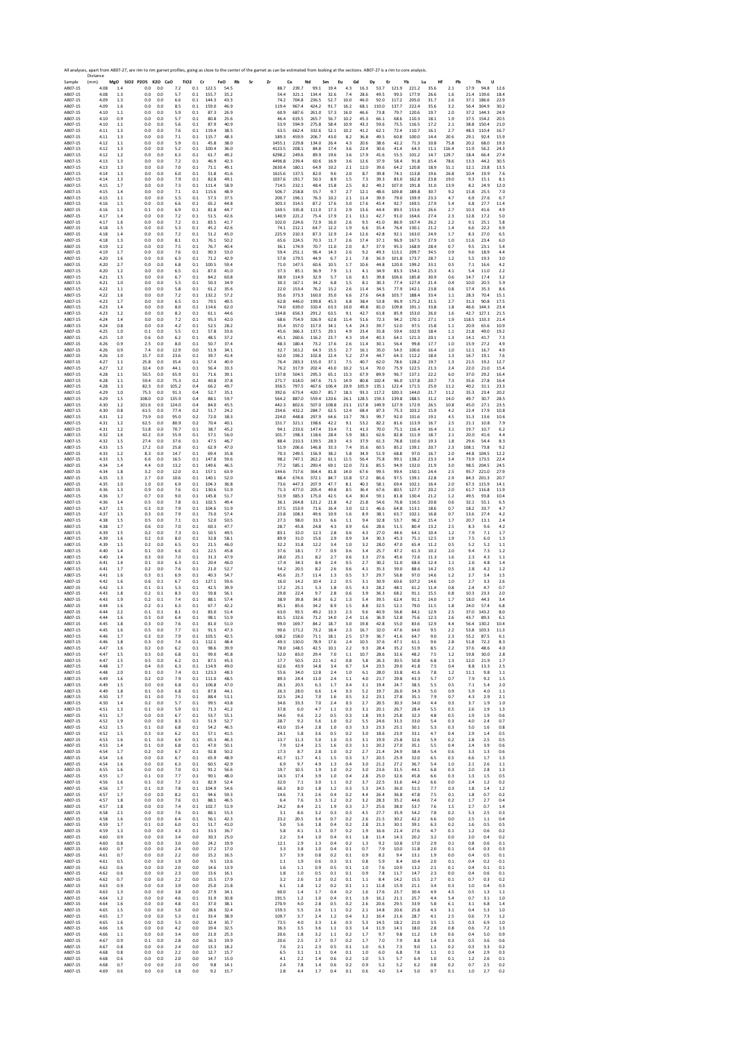All analyses, apart from AB07-27, are rim to rim garnet profiles, going as close to the centre of the garnet as can be estimated from looking at the sections. AB07-27 is a rim to core analysis.

| Sample | Distance (mm) | MgO | SiO2 | P2O5 | K2O | CaO | TiO2 | Cr | FeO | Rb | Sr | Zr | Ce | Nd | Sm | Eu | Gd | Dy | Er | Yb | Lu | Hf | Pb | Th | U |
|---|---|---|---|---|---|---|---|---|---|---|---|---|---|---|---|---|---|---|---|---|---|---|---|---|---|
| AB07-15 | 4.08 | 1.4 | | 0.0 | 0.0 | 7.2 | 0.1 | 122.5 | 54.5 | | | 88.7 | 239.7 | 99.1 | 19.4 | 4.3 | 16.3 | 53.7 | 121.9 | 221.2 | 35.6 | 2.1 | 17.9 | 94.8 | 12.6 |
| AB07-15 | 4.08 | 1.3 | | 0.0 | 0.0 | 5.7 | 0.1 | 155.7 | 35.2 | | | 54.4 | 321.1 | 134.4 | 32.6 | 7.4 | 28.6 | 49.5 | 99.3 | 177.9 | 26.6 | 1.6 | 21.4 | 139.6 | 18.4 |
| AB07-15 | 4.09 | 1.3 | | 0.0 | 0.0 | 6.6 | 0.1 | 144.3 | 43.3 | | | 74.2 | 704.8 | 236.5 | 52.7 | 10.0 | 46.0 | 92.0 | 117.2 | 205.0 | 31.7 | 2.6 | 37.1 | 186.6 | 22.9 |
| AB07-15 | 4.09 | 1.6 | | 0.0 | 0.0 | 8.5 | 0.1 | 159.0 | 46.9 | | | 119.4 | 967.4 | 424.2 | 91.7 | 16.2 | 68.1 | 110.0 | 137.7 | 222.4 | 35.6 | 3.2 | 56.4 | 304.9 | 30.2 |
| AB07-15 | 4.10 | 1.1 | | 0.0 | 0.0 | 5.9 | 0.1 | 87.3 | 26.9 | | | 60.9 | 687.6 | 261.0 | 57.3 | 16.0 | 46.6 | 73.8 | 79.7 | 120.6 | 19.7 | 2.0 | 37.2 | 144.3 | 24.9 |
| AB07-15 | 4.10 | 0.9 | | 0.0 | 0.0 | 5.7 | 0.1 | 80.8 | 25.6 | | | 46.4 | 619.5 | 265.7 | 56.7 | 10.2 | 45.3 | 66.1 | 68.6 | 110.3 | 18.1 | 1.9 | 37.5 | 154.2 | 20.5 |
| AB07-15 | 4.10 | 1.1 | | 0.0 | 0.0 | 5.6 | 0.1 | 87.9 | 40.9 | | | 53.9 | 594.9 | 275.8 | 58.4 | 10.9 | 43.3 | 59.6 | 75.5 | 116.5 | 17.2 | 2.1 | 38.8 | 150.4 | 21.0 |
| AB07-15 | 4.11 | 1.3 | | 0.0 | 0.0 | 7.6 | 0.1 | 119.4 | 38.5 | | | 63.5 | 662.4 | 332.6 | 52.1 | 10.2 | 41.2 | 62.1 | 72.4 | 110.7 | 16.1 | 2.7 | 48.3 | 110.4 | 16.7 |
| AB07-15 | 4.11 | 1.3 | | 0.0 | 0.0 | 7.1 | 0.1 | 115.7 | 48.3 | | | 189.3 | 459.9 | 206.7 | 43.0 | 8.2 | 36.8 | 49.5 | 60.8 | 100.0 | 14.4 | 20.6 | 29.1 | 92.4 | 15.9 |
| AB07-15 | 4.12 | 1.1 | | 0.0 | 0.0 | 5.9 | 0.1 | 45.8 | 38.0 | | | 1455.1 | 229.8 | 134.0 | 26.4 | 4.3 | 20.6 | 38.6 | 42.2 | 71.3 | 10.8 | 75.8 | 20.2 | 68.0 | 19.3 |
| AB07-15 | 4.12 | 1.3 | | 0.0 | 0.0 | 5.2 | 0.1 | 100.4 | 36.0 | | | 4123.5 | 208.1 | 84.8 | 17.4 | 3.6 | 22.4 | 30.6 | 41.4 | 64.3 | 11.1 | 116.4 | 11.9 | 56.2 | 24.3 |
| AB07-15 | 4.12 | 1.2 | | 0.0 | 0.0 | 6.3 | 0.1 | 61.7 | 49.2 | | | 6298.2 | 249.6 | 89.9 | 19.6 | 3.6 | 17.9 | 41.6 | 55.5 | 101.2 | 14.7 | 129.7 | 18.4 | 66.4 | 27.4 |
| AB07-15 | 4.13 | 1.3 | | 0.0 | 0.0 | 7.2 | 0.1 | 46.9 | 42.3 | | | 4496.8 | 239.4 | 60.6 | 16.9 | 3.6 | 12.6 | 37.9 | 58.4 | 91.8 | 15.4 | 78.6 | 13.3 | 44.2 | 30.5 |
| AB07-15 | 4.13 | 1.3 | | 0.0 | 0.0 | 7.0 | 0.1 | 71.1 | 49.1 | | | 2630.4 | 180.1 | 64.9 | 10.2 | 2.1 | 12.0 | 39.6 | 64.2 | 120.8 | 18.9 | 51.1 | 12.1 | 23.8 | 13.5 |
| AB07-15 | 4.14 | 1.3 | | 0.0 | 0.0 | 6.0 | 0.1 | 51.8 | 41.6 | | | 1615.6 | 137.5 | 82.0 | 9.6 | 2.0 | 8.7 | 39.8 | 74.1 | 113.8 | 19.6 | 26.8 | 10.4 | 19.9 | 7.6 |
| AB07-15 | 4.14 | 1.3 | | 0.0 | 0.0 | 7.9 | 0.1 | 82.8 | 49.1 | | | 1037.6 | 191.7 | 50.3 | 8.9 | 1.5 | 7.3 | 39.3 | 83.0 | 162.8 | 23.8 | 19.0 | 9.3 | 15.1 | 8.1 |
| AB07-15 | 4.15 | 1.7 | | 0.0 | 0.0 | 7.3 | 0.1 | 111.4 | 58.9 | | | 714.5 | 232.1 | 48.4 | 15.8 | 2.5 | 8.2 | 49.2 | 107.0 | 191.8 | 31.0 | 13.9 | 8.2 | 24.9 | 12.0 |
| AB07-15 | 4.15 | 1.4 | | 0.0 | 0.0 | 7.1 | 0.1 | 115.6 | 48.9 | | | 506.7 | 258.8 | 55.7 | 9.7 | 2.7 | 12.1 | 48.6 | 109.8 | 189.8 | 30.7 | 9.2 | 15.8 | 25.5 | 7.0 |
| AB07-15 | 4.15 | 1.1 | | 0.0 | 0.0 | 5.5 | 0.1 | 57.3 | 37.5 | | | 200.7 | 196.1 | 76.3 | 10.2 | 2.1 | 11.4 | 39.9 | 79.0 | 139.9 | 23.3 | 4.7 | 6.9 | 27.6 | 6.7 |
| AB07-15 | 4.16 | 1.5 | | 0.0 | 0.0 | 6.6 | 0.1 | 65.2 | 44.8 | | | 303.3 | 314.5 | 87.2 | 17.6 | 3.0 | 17.6 | 45.4 | 92.7 | 169.5 | 27.9 | 5.4 | 6.8 | 27.7 | 11.4 |
| AB07-15 | 4.16 | 1.3 | | 0.1 | 0.0 | 6.9 | 0.1 | 81.8 | 44.7 | | | 169.5 | 335.8 | 111.0 | 17.3 | 2.9 | 13.6 | 44.4 | 89.3 | 153.6 | 26.6 | 2.7 | 10.3 | 41.6 | 4.9 |
| AB07-15 | 4.17 | 1.4 | | 0.0 | 0.0 | 7.2 | 0.1 | 51.5 | 42.6 | | | 140.9 | 221.2 | 75.4 | 17.9 | 2.1 | 13.1 | 42.7 | 91.0 | 164.6 | 27.4 | 2.3 | 12.8 | 17.2 | 5.0 |
| AB07-15 | 4.17 | 1.6 | | 0.0 | 0.0 | 7.2 | 0.1 | 83.5 | 41.7 | | | 102.0 | 224.6 | 72.9 | 16.0 | 2.6 | 9.5 | 41.0 | 86.9 | 167.4 | 26.2 | 2.2 | 9.1 | 25.1 | 5.8 |
| AB07-15 | 4.18 | 1.5 | | 0.0 | 0.0 | 5.3 | 0.1 | 45.2 | 42.6 | | | 74.1 | 212.1 | 64.7 | 12.2 | 1.9 | 6.6 | 35.4 | 76.4 | 130.1 | 21.2 | 1.4 | 6.6 | 22.2 | 6.9 |
| AB07-15 | 4.18 | 1.4 | | 0.0 | 0.0 | 7.2 | 0.1 | 51.2 | 45.0 | | | 225.9 | 210.3 | 87.3 | 12.9 | 2.4 | 12.6 | 42.8 | 92.1 | 163.0 | 24.9 | 1.7 | 8.3 | 27.0 | 6.5 |
| AB07-15 | 4.18 | 1.3 | | 0.0 | 0.0 | 8.1 | 0.1 | 76.1 | 50.2 | | | 65.6 | 224.5 | 70.3 | 11.7 | 2.6 | 17.4 | 37.1 | 96.9 | 167.5 | 27.9 | 1.0 | 11.6 | 23.4 | 6.0 |
| AB07-15 | 4.19 | 1.2 | | 0.0 | 0.0 | 7.5 | 0.1 | 76.7 | 40.4 | | | 36.1 | 174.9 | 70.7 | 11.0 | 2.0 | 8.7 | 37.9 | 95.3 | 168.9 | 28.4 | 0.7 | 9.5 | 23.1 | 5.4 |
| AB07-15 | 4.19 | 1.7 | | 0.0 | 0.0 | 7.6 | 0.1 | 90.3 | 53.0 | | | 59.4 | 251.1 | 96.4 | 14.3 | 2.6 | 9.2 | 49.3 | 113.1 | 209.7 | 34.5 | 0.9 | 9.6 | 18.9 | 4.4 |
| AB07-15 | 4.20 | 1.6 | | 0.0 | 0.0 | 6.3 | 0.1 | 71.2 | 42.9 | | | 57.8 | 179.5 | 44.9 | 6.7 | 2.1 | 7.8 | 36.9 | 101.8 | 173.7 | 28.7 | 1.2 | 5.5 | 19.3 | 3.0 |
| AB07-15 | 4.20 | 2.7 | | 0.0 | 0.0 | 6.8 | 0.1 | 100.5 | 59.4 | | | 71.0 | 147.5 | 60.6 | 10.5 | 1.7 | 10.6 | 44.8 | 120.0 | 199.2 | 33.1 | 0.5 | 7.1 | 16.6 | 4.2 |
| AB07-15 | 4.20 | 1.2 | | 0.0 | 0.0 | 6.5 | 0.1 | 87.0 | 41.0 | | | 37.3 | 85.1 | 36.9 | 7.9 | 1.1 | 4.1 | 34.9 | 83.3 | 154.1 | 25.3 | 4.1 | 5.4 | 11.0 | 2.2 |
| AB07-15 | 4.21 | 1.5 | | 0.0 | 0.0 | 6.7 | 0.1 | 84.2 | 60.8 | | | 38.9 | 114.9 | 32.9 | 5.7 | 1.6 | 8.5 | 39.8 | 106.6 | 185.8 | 30.9 | 0.6 | 14.7 | 17.4 | 3.2 |
| AB07-15 | 4.21 | 1.0 | | 0.0 | 0.0 | 5.5 | 0.1 | 50.3 | 34.9 | | | 30.3 | 167.1 | 34.2 | 6.8 | 1.5 | 8.1 | 30.3 | 77.4 | 127.4 | 21.4 | 0.4 | 10.0 | 20.5 | 5.9 |
| AB07-15 | 4.22 | 1.1 | | 0.0 | 0.0 | 5.8 | 0.1 | 61.2 | 35.6 | | | 22.0 | 153.4 | 76.2 | 15.2 | 2.6 | 11.4 | 34.5 | 77.9 | 142.1 | 23.8 | 0.8 | 17.4 | 35.3 | 8.6 |
| AB07-15 | 4.22 | 1.6 | | 0.0 | 0.0 | 7.2 | 0.1 | 132.2 | 57.2 | | | 35.6 | 373.3 | 160.0 | 35.0 | 6.6 | 27.6 | 64.8 | 103.7 | 188.4 | 33.4 | 1.1 | 28.3 | 70.4 | 15.1 |
| AB07-15 | 4.23 | 1.7 | | 0.0 | 0.0 | 6.5 | 0.1 | 79.5 | 49.5 | | | 62.8 | 446.0 | 199.8 | 45.3 | 6.8 | 38.4 | 53.8 | 96.9 | 175.2 | 31.5 | 2.7 | 31.3 | 90.8 | 17.5 |
| AB07-15 | 4.23 | 1.4 | | 0.0 | 0.0 | 8.0 | 0.1 | 114.6 | 62.0 | | | 74.0 | 639.0 | 310.4 | 63.3 | 10.0 | 49.8 | 81.0 | 109.8 | 191.1 | 33.8 | 1.8 | 46.6 | 144.3 | 23.4 |
| AB07-15 | 4.23 | 1.2 | | 0.0 | 0.0 | 8.2 | 0.1 | 61.1 | 44.6 | | | 134.8 | 656.3 | 291.2 | 63.5 | 9.1 | 42.7 | 61.8 | 85.9 | 153.0 | 26.0 | 1.6 | 42.7 | 127.1 | 21.5 |
| AB07-15 | 4.24 | 1.4 | | 0.0 | 0.0 | 7.2 | 0.1 | 95.3 | 42.0 | | | 68.6 | 754.9 | 326.9 | 62.8 | 11.4 | 51.6 | 72.3 | 94.2 | 170.1 | 27.1 | 1.9 | 118.5 | 133.3 | 21.4 |
| AB07-15 | 4.24 | 0.8 | | 0.0 | 0.0 | 4.2 | 0.1 | 52.5 | 28.2 | | | 35.4 | 357.0 | 157.0 | 34.1 | 5.4 | 24.3 | 39.7 | 52.0 | 97.5 | 15.8 | 1.1 | 20.9 | 65.6 | 10.9 |
| AB07-15 | 4.25 | 1.0 | | 0.1 | 0.0 | 5.5 | 0.1 | 57.8 | 33.6 | | | 45.6 | 366.3 | 137.5 | 29.1 | 4.9 | 23.4 | 35.8 | 59.4 | 102.9 | 18.4 | 1.1 | 21.8 | 49.0 | 19.2 |
| AB07-15 | 4.25 | 1.0 | | 0.6 | 0.0 | 6.2 | 0.1 | 48.5 | 37.2 | | | 45.1 | 260.6 | 116.2 | 23.7 | 4.3 | 19.4 | 40.3 | 64.1 | 121.3 | 20.1 | 1.3 | 14.1 | 41.7 | 7.3 |
| AB07-15 | 4.26 | 0.9 | | 2.5 | 0.0 | 8.0 | 0.1 | 50.7 | 37.4 | | | 48.3 | 180.4 | 73.2 | 17.6 | 2.6 | 11.4 | 30.1 | 56.4 | 99.8 | 17.7 | 1.0 | 15.9 | 27.2 | 4.9 |
| AB07-15 | 4.26 | 0.9 | | 7.4 | 0.0 | 12.9 | 0.0 | 51.9 | 34.1 | | | 32.7 | 161.2 | 64.3 | 15.5 | 2.7 | 16.1 | 35.0 | 54.3 | 100.6 | 16.4 | 1.0 | 12.1 | 16.7 | 4.9 |
| AB07-15 | 4.26 | 1.0 | | 15.7 | 0.0 | 23.6 | 0.1 | 39.7 | 41.4 | | | 62.0 | 196.2 | 102.8 | 22.4 | 5.2 | 27.4 | 44.7 | 64.3 | 112.2 | 18.4 | 1.3 | 16.7 | 19.1 | 7.6 |
| AB07-15 | 4.27 | 1.1 | | 25.8 | 0.0 | 35.4 | 0.1 | 57.4 | 40.9 | | | 76.4 | 283.3 | 155.0 | 37.1 | 7.5 | 40.7 | 62.0 | 78.6 | 128.2 | 19.7 | 1.3 | 21.5 | 19.2 | 12.7 |
| AB07-15 | 4.27 | 1.2 | | 32.4 | 0.0 | 44.1 | 0.1 | 56.4 | 33.3 | | | 76.2 | 317.9 | 202.4 | 43.0 | 10.2 | 51.4 | 70.0 | 75.9 | 122.5 | 21.3 | 2.4 | 22.0 | 21.0 | 15.4 |
| AB07-15 | 4.28 | 1.1 | | 50.5 | 0.0 | 65.9 | 0.1 | 71.6 | 39.1 | | | 137.8 | 504.5 | 295.3 | 65.1 | 13.3 | 67.9 | 89.9 | 96.7 | 137.1 | 22.2 | 6.0 | 37.0 | 29.2 | 16.4 |
| AB07-15 | 4.28 | 1.1 | | 59.4 | 0.0 | 75.3 | 0.2 | 40.8 | 37.8 | | | 271.7 | 618.0 | 347.6 | 71.5 | 14.9 | 80.8 | 102.4 | 96.0 | 137.8 | 20.7 | 7.3 | 35.6 | 27.8 | 16.4 |
| AB07-15 | 4.28 | 1.3 | | 82.3 | 0.0 | 105.2 | 0.4 | 66.2 | 49.7 | | | 356.5 | 797.5 | 467.6 | 106.4 | 20.9 | 105.9 | 135.1 | 122.4 | 171.5 | 25.0 | 11.2 | 40.2 | 31.1 | 23.3 |
| AB07-15 | 4.29 | 1.0 | | 75.3 | 0.0 | 91.3 | 0.4 | 52.7 | 35.1 | | | 392.6 | 673.4 | 420.7 | 85.7 | 18.3 | 93.3 | 117.2 | 100.3 | 144.0 | 21.7 | 13.2 | 35.3 | 23.4 | 20.2 |
| AB07-15 | 4.29 | 1.5 | | 108.0 | 0.0 | 135.9 | 0.4 | 88.1 | 59.7 | | | 564.2 | 887.0 | 559.4 | 120.6 | 26.1 | 128.5 | 159.3 | 139.8 | 188.5 | 31.2 | 14.0 | 49.7 | 30.7 | 28.5 |
| AB07-15 | 4.30 | 1.2 | | 101.6 | 0.0 | 124.0 | 0.4 | 84.0 | 45.5 | | | 442.3 | 802.6 | 507.0 | 108.8 | 23.1 | 117.8 | 149.9 | 127.9 | 172.9 | 26.5 | 10.8 | 45.0 | 27.1 | 23.5 |
| AB07-15 | 4.30 | 0.8 | | 61.5 | 0.0 | 77.4 | 0.2 | 51.7 | 24.2 | | | 234.6 | 432.2 | 284.7 | 62.5 | 12.4 | 68.4 | 87.3 | 75.3 | 103.2 | 15.9 | 4.2 | 22.4 | 17.9 | 10.8 |
| AB07-15 | 4.31 | 1.2 | | 73.9 | 0.0 | 95.0 | 0.2 | 72.0 | 38.3 | | | 224.0 | 448.8 | 297.9 | 64.6 | 13.7 | 78.3 | 99.7 | 92.0 | 131.6 | 19.1 | 4.5 | 31.3 | 13.6 | 10.6 |
| AB07-15 | 4.31 | 1.2 | | 62.5 | 0.0 | 80.9 | 0.2 | 70.4 | 40.1 | | | 151.7 | 321.1 | 198.6 | 42.2 | 9.1 | 53.2 | 82.2 | 81.6 | 113.9 | 16.7 | 2.5 | 21.1 | 10.8 | 7.9 |
| AB07-15 | 4.31 | 1.2 | | 51.8 | 0.0 | 70.7 | 0.1 | 38.7 | 45.2 | | | 94.1 | 233.6 | 147.4 | 33.4 | 7.1 | 41.3 | 70.0 | 75.1 | 116.4 | 16.4 | 3.1 | 19.7 | 10.7 | 6.2 |
| AB07-15 | 4.32 | 1.6 | | 42.2 | 0.0 | 55.9 | 0.1 | 57.1 | 56.0 | | | 101.7 | 198.3 | 118.6 | 28.4 | 5.9 | 38.1 | 62.6 | 82.8 | 111.9 | 18.7 | 2.1 | 20.0 | 41.6 | 4.4 |
| AB07-15 | 4.32 | 1.5 | | 27.4 | 0.0 | 37.6 | 0.1 | 47.5 | 46.7 | | | 88.4 | 210.3 | 139.5 | 28.3 | 4.3 | 37.9 | 61.3 | 78.8 | 110.6 | 19.3 | 1.8 | 29.6 | 54.4 | 8.3 |
| AB07-15 | 4.33 | 1.5 | | 17.2 | 0.0 | 25.8 | 0.1 | 62.9 | 47.0 | | | 51.9 | 206.6 | 146.8 | 33.3 | 7.4 | 35.6 | 60.5 | 85.2 | 139.1 | 20.7 | 2.3 | 108.1 | 73.8 | 9.2 |
| AB07-15 | 4.33 | 1.2 | | 8.3 | 0.0 | 14.7 | 0.1 | 69.4 | 35.8 | | | 70.3 | 249.5 | 156.9 | 38.2 | 5.8 | 34.9 | 51.9 | 68.8 | 97.0 | 16.7 | 2.0 | 44.8 | 104.5 | 12.2 |
| AB07-15 | 4.33 | 1.5 | | 6.6 | 0.0 | 16.5 | 0.1 | 147.8 | 59.6 | | | 98.2 | 747.1 | 262.2 | 61.1 | 11.5 | 56.4 | 75.8 | 99.1 | 138.2 | 23.3 | 3.4 | 73.9 | 173.5 | 22.4 |
| AB07-15 | 4.34 | 1.4 | | 4.4 | 0.0 | 13.2 | 0.1 | 149.6 | 46.5 | | | 77.2 | 585.1 | 290.4 | 69.1 | 12.0 | 72.6 | 85.5 | 94.9 | 132.0 | 21.9 | 3.0 | 98.5 | 204.5 | 24.5 |
| AB07-15 | 4.34 | 1.8 | | 3.2 | 0.0 | 12.0 | 0.1 | 157.1 | 63.9 | | | 144.6 | 717.6 | 364.4 | 81.8 | 14.0 | 67.6 | 99.5 | 99.4 | 150.1 | 24.4 | 2.5 | 95.7 | 221.0 | 27.9 |
| AB07-15 | 4.35 | 1.3 | | 2.7 | 0.0 | 10.6 | 0.1 | 140.1 | 52.0 | | | 88.4 | 674.6 | 372.1 | 84.7 | 13.8 | 57.2 | 86.6 | 97.5 | 139.1 | 22.8 | 2.9 | 84.3 | 201.3 | 20.7 |
| AB07-15 | 4.35 | 1.3 | | 1.0 | 0.0 | 6.9 | 0.1 | 104.3 | 36.8 | | | 73.6 | 447.3 | 207.9 | 47.7 | 8.1 | 40.3 | 58.1 | 69.4 | 102.1 | 16.4 | 2.0 | 67.3 | 115.9 | 14.1 |
| AB07-15 | 4.36 | 1.3 | | 0.9 | 0.0 | 7.6 | 0.1 | 130.6 | 51.9 | | | 71.3 | 477.0 | 205.4 | 49.8 | 8.5 | 36.4 | 67.6 | 80.5 | 127.7 | 20.2 | 2.0 | 61.7 | 116.8 | 11.9 |
| AB07-15 | 4.36 | 1.7 | | 0.7 | 0.0 | 9.0 | 0.1 | 145.8 | 51.7 | | | 51.9 | 385.3 | 175.0 | 42.5 | 6.4 | 30.4 | 59.1 | 81.8 | 130.4 | 21.2 | 1.2 | 49.5 | 93.8 | 10.4 |
| AB07-15 | 4.36 | 1.4 | | 0.5 | 0.0 | 7.8 | 0.1 | 102.5 | 49.4 | | | 36.1 | 264.8 | 121.2 | 21.8 | 4.2 | 21.8 | 54.6 | 76.8 | 116.5 | 20.8 | 0.6 | 32.1 | 55.1 | 6.5 |
| AB07-15 | 4.37 | 1.5 | | 0.3 | 0.0 | 7.9 | 0.1 | 104.6 | 51.9 | | | 37.5 | 153.9 | 71.6 | 16.4 | 3.0 | 12.1 | 46.6 | 64.8 | 113.1 | 18.6 | 0.7 | 18.2 | 33.7 | 4.7 |
| AB07-15 | 4.37 | 1.5 | | 0.3 | 0.0 | 7.9 | 0.1 | 73.0 | 57.4 | | | 23.8 | 108.3 | 49.6 | 10.9 | 1.6 | 8.9 | 38.1 | 63.7 | 102.1 | 16.8 | 0.7 | 13.6 | 27.4 | 4.2 |
| AB07-15 | 4.38 | 1.5 | | 0.5 | 0.0 | 7.1 | 0.1 | 52.0 | 50.5 | | | 27.3 | 98.0 | 33.3 | 6.6 | 1.1 | 9.4 | 32.8 | 53.7 | 96.2 | 15.4 | 1.7 | 20.7 | 13.1 | 2.4 |
| AB07-15 | 4.38 | 1.7 | | 0.6 | 0.0 | 7.0 | 0.1 | 60.3 | 47.7 | | | 28.7 | 45.8 | 24.8 | 4.3 | 0.9 | 6.6 | 28.6 | 51.5 | 80.4 | 13.2 | 2.5 | 8.3 | 9.6 | 4.2 |
| AB07-15 | 4.39 | 1.5 | | 0.2 | 0.0 | 7.3 | 0.1 | 50.5 | 49.5 | | | 83.1 | 32.0 | 12.3 | 2.8 | 0.6 | 4.3 | 27.0 | 44.6 | 64.1 | 10.4 | 1.2 | 7.9 | 7.1 | 1.7 |
| AB07-15 | 4.39 | 1.6 | | 0.2 | 0.0 | 8.0 | 0.1 | 32.8 | 58.1 | | | 89.9 | 31.0 | 15.6 | 2.9 | 0.9 | 3.4 | 30.3 | 45.3 | 75.1 | 12.5 | 1.9 | 7.5 | 6.0 | 1.3 |
| AB07-15 | 4.39 | 1.5 | | 0.2 | 0.0 | 6.5 | 0.1 | 21.5 | 46.0 | | | 32.2 | 31.8 | 12.2 | 3.4 | 1.0 | 5.2 | 28.0 | 47.0 | 65.4 | 11.2 | 0.5 | 5.2 | 5.2 | 1.1 |
| AB07-15 | 4.40 | 1.4 | | 0.1 | 0.0 | 6.6 | 0.1 | 22.5 | 45.8 | | | 37.6 | 18.1 | 7.7 | 0.9 | 0.6 | 3.4 | 25.7 | 47.2 | 61.3 | 10.2 | 2.0 | 9.4 | 7.3 | 1.2 |
| AB07-15 | 4.40 | 1.4 | | 0.3 | 0.0 | 7.0 | 0.1 | 31.3 | 47.9 | | | 28.0 | 25.1 | 8.2 | 2.7 | 0.6 | 3.3 | 27.6 | 45.6 | 72.6 | 11.3 | 1.6 | 2.3 | 4.3 | 1.1 |
| AB07-15 | 4.41 | 1.4 | | 0.1 | 0.0 | 6.3 | 0.1 | 20.4 | 46.0 | | | 17.4 | 34.3 | 8.4 | 2.4 | 0.5 | 2.7 | 30.2 | 51.0 | 68.6 | 12.4 | 1.1 | 2.6 | 4.8 | 1.4 |
| AB07-15 | 4.41 | 1.7 | | 0.2 | 0.0 | 7.6 | 0.1 | 21.0 | 52.7 | | | 54.2 | 20.5 | 8.2 | 2.6 | 0.6 | 4.1 | 35.3 | 59.0 | 88.6 | 14.2 | 0.5 | 2.8 | 4.2 | 1.2 |
| AB07-15 | 4.41 | 1.6 | | 0.3 | 0.1 | 6.9 | 0.1 | 40.3 | 54.7 | | | 45.6 | 21.7 | 11.4 | 1.3 | 0.5 | 3.7 | 29.7 | 56.8 | 97.0 | 14.6 | 1.2 | 2.7 | 3.4 | 1.5 |
| AB07-15 | 4.42 | 1.6 | | 0.6 | 0.1 | 6.7 | 0.1 | 127.1 | 59.6 | | | 16.0 | 14.2 | 10.4 | 2.2 | 0.5 | 3.1 | 30.9 | 60.6 | 107.2 | 14.6 | 1.0 | 2.7 | 3.3 | 2.6 |
| AB07-15 | 4.42 | 1.3 | | 0.1 | 0.1 | 5.3 | 0.1 | 42.5 | 39.9 | | | 17.2 | 25.1 | 5.3 | 1.8 | 0.5 | 4.3 | 28.2 | 48.1 | 61.2 | 11.4 | 0.8 | 2.4 | 4.7 | 0.7 |
| AB07-15 | 4.43 | 1.8 | | 0.2 | 0.1 | 8.3 | 0.1 | 59.8 | 56.1 | | | 29.8 | 22.4 | 9.7 | 2.8 | 0.6 | 3.9 | 36.3 | 68.2 | 91.1 | 15.5 | 0.8 | 10.3 | 23.3 | 2.0 |
| AB07-15 | 4.43 | 1.9 | | 0.2 | 0.1 | 7.4 | 0.1 | 88.1 | 57.4 | | | 38.9 | 39.8 | 34.0 | 6.2 | 1.3 | 5.4 | 39.5 | 62.4 | 91.1 | 14.0 | 1.7 | 18.0 | 44.3 | 3.4 |
| AB07-15 | 4.44 | 1.6 | | 0.2 | 0.1 | 6.3 | 0.1 | 67.7 | 42.2 | | | 85.1 | 85.6 | 34.2 | 8.9 | 1.5 | 8.8 | 32.5 | 52.1 | 79.0 | 11.5 | 1.8 | 24.0 | 57.4 | 6.8 |
| AB07-15 | 4.44 | 2.2 | | 0.1 | 0.1 | 8.1 | 0.1 | 83.0 | 51.4 | | | 63.0 | 93.5 | 49.2 | 13.3 | 2.3 | 9.6 | 40.9 | 56.8 | 84.1 | 12.9 | 2.5 | 37.0 | 143.2 | 8.0 |
| AB07-15 | 4.44 | 1.6 | | 0.3 | 0.0 | 6.4 | 0.1 | 98.1 | 51.9 | | | 81.5 | 132.6 | 71.2 | 14.0 | 2.4 | 11.6 | 36.9 | 52.8 | 75.6 | 12.3 | 2.6 | 43.7 | 89.3 | 6.1 |
| AB07-15 | 4.45 | 1.8 | | 0.3 | 0.0 | 7.6 | 0.1 | 81.0 | 51.0 | | | 99.0 | 169.7 | 84.2 | 18.7 | 3.0 | 19.8 | 42.8 | 55.0 | 83.6 | 12.9 | 4.4 | 56.4 | 130.2 | 10.4 |
| AB07-15 | 4.45 | 1.6 | | 0.5 | 0.0 | 7.7 | 0.1 | 91.5 | 47.3 | | | 90.6 | 171.2 | 73.2 | 18.4 | 2.3 | 16.7 | 32.0 | 47.6 | 64.0 | 9.5 | 2.2 | 53.8 | 103.3 | 11.3 |
| AB07-15 | 4.46 | 1.7 | | 0.3 | 0.0 | 7.9 | 0.1 | 103.5 | 42.5 | | | 108.2 | 158.0 | 71.1 | 18.1 | 2.5 | 17.9 | 36.7 | 41.6 | 64.7 | 9.0 | 2.3 | 55.2 | 87.5 | 6.1 |
| AB07-15 | 4.46 | 1.8 | | 0.3 | 0.0 | 7.4 | 0.1 | 112.1 | 48.4 | | | 49.3 | 130.0 | 78.9 | 17.6 | 2.4 | 10.5 | 37.6 | 47.1 | 61.1 | 9.6 | 2.8 | 51.8 | 72.2 | 8.3 |
| AB07-15 | 4.47 | 1.6 | | 0.2 | 0.0 | 6.2 | 0.1 | 98.6 | 39.9 | | | 78.0 | 148.5 | 42.5 | 10.1 | 2.2 | 9.3 | 28.4 | 35.2 | 51.9 | 8.5 | 2.2 | 37.6 | 48.6 | 4.0 |
| AB07-15 | 4.47 | 1.5 | | 0.3 | 0.0 | 6.8 | 0.1 | 99.0 | 45.8 | | | 52.0 | 83.0 | 29.4 | 7.0 | 1.1 | 10.7 | 28.6 | 32.6 | 48.2 | 7.5 | 1.2 | 19.8 | 30.0 | 2.8 |
| AB07-15 | 4.47 | 1.5 | | 0.5 | 0.0 | 6.2 | 0.1 | 87.5 | 45.3 | | | 17.7 | 50.5 | 22.1 | 4.2 | 0.8 | 5.8 | 26.3 | 30.5 | 50.8 | 6.8 | 1.3 | 12.0 | 21.9 | 1.7 |
| AB07-15 | 4.48 | 1.7 | | 0.4 | 0.0 | 6.3 | 0.1 | 114.9 | 49.0 | | | 62.6 | 43.9 | 14.8 | 3.4 | 0.7 | 3.4 | 23.5 | 29.0 | 41.8 | 7.5 | 0.4 | 8.8 | 13.3 | 2.5 |
| AB07-15 | 4.48 | 2.0 | | 0.1 | 0.0 | 7.4 | 0.1 | 123.3 | 48.3 | | | 55.6 | 34.0 | 12.8 | 2.4 | 1.0 | 6.1 | 28.0 | 33.8 | 41.6 | 7.8 | 1.2 | 11.1 | 9.8 | 1.1 |
| AB07-15 | 4.49 | 1.6 | | 0.2 | 0.0 | 7.9 | 0.1 | 111.0 | 48.5 | | | 89.3 | 24.4 | 11.0 | 2.4 | 1.1 | 4.0 | 21.7 | 29.8 | 43.3 | 5.7 | 0.7 | 7.9 | 9.2 | 1.5 |
| AB07-15 | 4.49 | 1.5 | | 0.0 | 0.0 | 6.8 | 0.1 | 106.8 | 47.0 | | | 26.1 | 20.5 | 6.3 | 1.7 | 0.4 | 3.1 | 19.4 | 24.7 | 38.5 | 5.5 | 0.5 | 7.1 | 5.4 | 2.0 |
| AB07-15 | 4.49 | 1.8 | | 0.1 | 0.0 | 6.8 | 0.1 | 87.8 | 44.1 | | | 26.3 | 28.0 | 6.6 | 1.4 | 0.3 | 5.2 | 19.7 | 26.0 | 34.3 | 5.0 | 0.9 | 5.9 | 4.0 | 1.1 |
| AB07-15 | 4.50 | 1.7 | | 0.1 | 0.0 | 7.5 | 0.1 | 88.4 | 51.1 | | | 32.5 | 24.2 | 7.0 | 1.6 | 0.5 | 3.2 | 23.1 | 27.8 | 35.1 | 7.9 | 0.7 | 4.3 | 2.9 | 2.1 |
| AB07-15 | 4.50 | 1.4 | | 0.2 | 0.0 | 5.7 | 0.1 | 99.5 | 43.8 | | | 34.6 | 33.3 | 7.0 | 2.4 | 0.3 | 2.7 | 20.5 | 30.3 | 34.0 | 4.4 | 0.3 | 3.7 | 1.9 | 1.0 |
| AB07-15 | 4.51 | 1.3 | | 0.1 | 0.0 | 5.9 | 0.1 | 71.3 | 41.2 | | | 37.8 | 6.0 | 4.7 | 1.1 | 0.3 | 3.1 | 20.1 | 26.7 | 28.4 | 5.5 | 0.3 | 2.6 | 1.9 | 1.3 |
| AB07-15 | 4.51 | 1.7 | | 0.0 | 0.0 | 6.7 | 0.1 | 53.7 | 55.1 | | | 34.6 | 9.6 | 2.2 | 0.5 | 0.3 | 1.8 | 19.3 | 25.8 | 32.3 | 4.8 | 0.5 | 1.9 | 1.9 | 0.6 |
| AB07-15 | 4.52 | 1.9 | | 0.0 | 0.0 | 8.3 | 0.1 | 51.9 | 52.7 | | | 28.7 | 9.2 | 5.6 | 1.0 | 0.2 | 5.5 | 24.6 | 31.3 | 33.0 | 5.4 | 0.3 | 4.0 | 2.4 | 0.7 |
| AB07-15 | 4.52 | 1.5 | | 0.1 | 0.0 | 6.8 | 0.1 | 54.2 | 46.5 | | | 43.0 | 15.4 | 2.8 | 1.0 | 0.3 | 3.3 | 23.3 | 25.1 | 30.1 | 5.3 | 0.3 | 5.0 | 1.6 | 0.8 |
| AB07-15 | 4.52 | 1.5 | | 0.3 | 0.0 | 6.2 | 0.1 | 57.1 | 41.5 | | | 24.1 | 5.8 | 3.6 | 0.5 | 0.2 | 3.0 | 18.6 | 23.9 | 33.1 | 4.7 | 0.4 | 2.9 | 1.4 | 0.5 |
| AB07-15 | 4.53 | 1.6 | | 0.1 | 0.0 | 6.9 | 0.1 | 65.3 | 46.3 | | | 13.7 | 11.3 | 5.0 | 1.0 | 0.3 | 3.1 | 19.9 | 25.8 | 32.6 | 5.9 | 0.2 | 2.8 | 2.5 | 0.5 |
| AB07-15 | 4.53 | 1.4 | | 0.1 | 0.0 | 6.8 | 0.1 | 47.0 | 50.1 | | | 7.9 | 12.4 | 2.5 | 1.6 | 0.3 | 3.1 | 20.2 | 27.0 | 35.1 | 5.5 | 0.4 | 2.4 | 3.9 | 0.6 |
| AB07-15 | 4.54 | 1.7 | | 0.2 | 0.0 | 6.7 | 0.1 | 92.8 | 50.2 | | | 17.3 | 8.7 | 2.8 | 1.0 | 0.2 | 2.7 | 21.4 | 24.9 | 38.4 | 5.4 | 0.6 | 3.3 | 1.3 | 0.6 |
| AB07-15 | 4.54 | 1.6 | | 0.0 | 0.0 | 6.7 | 0.1 | 65.9 | 48.9 | | | 41.7 | 11.7 | 4.1 | 1.5 | 0.3 | 3.7 | 20.5 | 25.9 | 32.0 | 6.5 | 0.5 | 6.6 | 1.7 | 1.3 |
| AB07-15 | 4.54 | 1.6 | | 0.0 | 0.0 | 6.3 | 0.1 | 60.5 | 42.9 | | | 6.9 | 9.7 | 4.9 | 1.3 | 0.4 | 3.0 | 21.2 | 27.2 | 36.7 | 5.4 | 1.0 | 2.1 | 2.6 | 1.1 |
| AB07-15 | 4.55 | 1.6 | | 0.0 | 0.0 | 7.0 | 0.1 | 91.2 | 56.6 | | | 19.7 | 10.5 | 1.9 | 1.0 | 0.2 | 3.0 | 23.6 | 31.5 | 44.1 | 6.8 | 0.3 | 2.0 | 2.8 | 1.3 |
| AB07-15 | 4.55 | 1.7 | | 0.1 | 0.0 | 7.7 | 0.1 | 90.1 | 48.0 | | | 14.3 | 17.4 | 3.9 | 1.0 | 0.4 | 2.8 | 25.0 | 32.6 | 45.8 | 6.6 | 0.3 | 1.3 | 1.5 | 0.5 |
| AB07-15 | 4.56 | 1.6 | | 0.1 | 0.0 | 7.2 | 0.1 | 82.9 | 52.4 | | | 32.0 | 7.1 | 3.0 | 1.1 | 0.2 | 3.7 | 22.5 | 31.6 | 44.2 | 6.6 | 0.0 | 2.4 | 1.2 | 0.2 |
| AB07-15 | 4.56 | 1.7 | | 0.1 | 0.0 | 7.8 | 0.1 | 104.9 | 54.6 | | | 66.3 | 8.0 | 1.8 | 1.2 | 0.3 | 5.3 | 24.5 | 36.0 | 51.5 | 7.7 | 0.3 | 1.8 | 1.4 | 1.2 |
| AB07-15 | 4.57 | 1.7 | | 0.0 | 0.0 | 8.2 | 0.1 | 94.6 | 59.3 | | | 14.6 | 7.3 | 2.6 | 0.4 | 0.2 | 4.4 | 26.4 | 36.8 | 47.8 | 7.5 | 0.1 | 1.8 | 0.7 | 0.2 |
| AB07-15 | 4.57 | 1.8 | | 0.0 | 0.0 | 7.6 | 0.1 | 88.1 | 46.5 | | | 6.4 | 7.6 | 3.3 | 1.2 | 0.2 | 3.2 | 28.3 | 35.2 | 44.6 | 7.4 | 0.2 | 1.7 | 2.7 | 0.4 |
| AB07-15 | 4.57 | 1.8 | | 0.0 | 0.0 | 7.4 | 0.1 | 102.7 | 51.9 | | | 24.2 | 8.4 | 2.1 | 1.9 | 0.3 | 2.7 | 25.6 | 38.0 | 53.7 | 7.6 | 1.5 | 2.7 | 0.7 | 1.4 |
| AB07-15 | 4.58 | 2.1 | | 0.0 | 0.0 | 7.6 | 0.1 | 86.1 | 55.3 | | | 3.1 | 8.6 | 3.2 | 0.3 | 0.3 | 4.5 | 27.7 | 35.9 | 54.2 | 7.8 | 0.2 | 5.3 | 2.5 | 0.3 |
| AB07-15 | 4.58 | 1.6 | | 0.0 | 0.0 | 6.4 | 0.1 | 56.1 | 42.3 | | | 23.2 | 20.5 | 3.4 | 0.7 | 0.2 | 2.6 | 21.5 | 30.2 | 42.2 | 6.6 | 0.0 | 2.5 | 1.1 | 0.4 |
| AB07-15 | 4.59 | 1.7 | | 0.1 | 0.0 | 6.0 | 0.1 | 51.7 | 41.0 | | | 5.0 | 5.6 | 1.8 | 0.4 | 0.2 | 2.8 | 21.3 | 30.1 | 39.1 | 6.3 | 0.2 | 1.6 | 0.5 | 0.5 |
| AB07-15 | 4.59 | 1.3 | | 0.0 | 0.0 | 4.3 | 0.1 | 33.3 | 36.7 | | | 5.8 | 4.1 | 1.3 | 0.7 | 0.2 | 1.9 | 16.6 | 21.4 | 27.6 | 4.7 | 0.1 | 1.2 | 0.6 | 0.2 |
| AB07-15 | 4.60 | 0.9 | | 0.0 | 0.0 | 3.4 | 0.0 | 30.3 | 25.0 | | | 2.2 | 3.4 | 1.0 | 0.4 | 0.1 | 1.8 | 11.4 | 14.3 | 20.2 | 3.2 | 0.0 | 2.0 | 0.4 | 0.2 |
| AB07-15 | 4.60 | 0.8 | | 0.0 | 0.0 | 3.0 | 0.0 | 24.2 | 19.9 | | | 12.1 | 2.9 | 1.3 | 0.4 | 0.2 | 1.3 | 9.2 | 10.8 | 17.0 | 2.9 | 0.1 | 0.8 | 0.6 | 0.1 |
| AB07-15 | 4.60 | 0.7 | | 0.0 | 0.0 | 2.4 | 0.0 | 17.2 | 17.0 | | | 3.3 | 3.8 | 1.0 | 0.4 | 0.1 | 0.7 | 7.9 | 10.0 | 11.8 | 2.0 | 0.1 | 0.4 | 0.3 | 0.3 |
| AB07-15 | 4.61 | 0.7 | | 0.0 | 0.0 | 2.2 | 0.0 | 15.2 | 16.5 | | | 3.7 | 3.9 | 0.8 | 0.2 | 0.1 | 0.9 | 8.2 | 9.4 | 13.1 | 1.9 | 0.0 | 0.4 | 0.5 | 0.1 |
| AB07-15 | 4.61 | 0.5 | | 0.0 | 0.0 | 1.9 | 0.0 | 9.5 | 13.6 | | | 1.1 | 1.9 | 0.6 | 0.3 | 0.1 | 0.8 | 5.9 | 8.4 | 10.4 | 2.0 | 0.1 | 0.4 | 0.2 | 0.1 |
| AB07-15 | 4.62 | 0.6 | | 0.0 | 0.0 | 2.0 | 0.0 | 14.6 | 13.9 | | | 1.6 | 1.1 | 0.9 | 0.5 | 0.1 | 1.0 | 7.6 | 10.9 | 13.2 | 2.1 | 0.1 | 0.4 | 0.1 | 0.1 |
| AB07-15 | 4.62 | 0.6 | | 0.0 | 0.0 | 2.3 | 0.0 | 13.6 | 16.1 | | | 1.8 | 1.0 | 0.5 | 0.1 | 0.1 | 0.9 | 7.8 | 11.7 | 14.7 | 2.3 | 0.0 | 0.4 | 0.6 | 0.1 |
| AB07-15 | 4.62 | 0.7 | | 0.0 | 0.0 | 2.2 | 0.0 | 15.5 | 17.9 | | | 3.2 | 2.6 | 1.0 | 0.2 | 0.1 | 1.1 | 8.4 | 14.2 | 15.5 | 2.7 | 0.1 | 0.7 | 0.3 | 0.2 |
| AB07-15 | 4.63 | 0.9 | | 0.0 | 0.0 | 3.9 | 0.0 | 25.0 | 21.8 | | | 6.1 | 1.8 | 1.2 | 0.2 | 0.1 | 1.1 | 11.8 | 15.9 | 21.1 | 3.4 | 0.3 | 1.0 | 0.4 | 0.3 |
| AB07-15 | 4.63 | 1.3 | | 0.0 | 0.0 | 3.8 | 0.0 | 27.9 | 34.1 | | | 60.0 | 1.4 | 1.7 | 0.4 | 0.2 | 1.6 | 17.6 | 23.7 | 30.4 | 4.9 | 4.5 | 0.5 | 1.3 | 1.1 |
| AB07-15 | 4.64 | 1.2 | | 0.0 | 0.0 | 4.6 | 0.1 | 31.9 | 30.8 | | | 191.5 | 1.2 | 1.0 | 0.4 | 0.1 | 1.9 | 16.2 | 21.1 | 25.7 | 4.4 | 5.4 | 0.7 | 3.1 | 1.0 |
| AB07-15 | 4.64 | 1.6 | | 0.0 | 0.0 | 4.8 | 0.1 | 37.0 | 38.1 | | | 270.9 | 4.0 | 2.8 | 0.5 | 0.2 | 2.6 | 20.6 | 29.5 | 33.9 | 5.8 | 6.1 | 3.1 | 6.8 | 1.4 |
| AB07-15 | 4.65 | 1.5 | | 0.0 | 0.0 | 5.0 | 0.0 | 28.6 | 32.4 | | | 159.3 | 5.5 | 2.6 | 1.1 | 0.2 | 2.1 | 14.8 | 20.6 | 25.8 | 4.3 | 3.1 | 0.4 | 5.3 | 1.0 |
| AB07-15 | 4.65 | 1.7 | | 0.0 | 0.0 | 5.3 | 0.1 | 33.4 | 38.9 | | | 109.7 | 3.7 | 2.4 | 1.2 | 0.4 | 3.2 | 16.4 | 21.6 | 28.7 | 4.1 | 2.5 | 0.6 | 7.3 | 1.2 |
| AB07-15 | 4.65 | 1.6 | | 0.0 | 0.0 | 5.3 | 0.0 | 32.4 | 35.7 | | | 73.5 | 4.0 | 3.3 | 1.6 | 0.3 | 5.3 | 14.5 | 18.2 | 21.0 | 3.5 | 1.5 | 0.3 | 6.9 | 1.0 |
| AB07-15 | 4.66 | 1.6 | | 0.0 | 0.0 | 4.2 | 0.0 | 19.4 | 32.5 | | | 36.3 | 3.5 | 3.6 | 1.1 | 0.3 | 1.4 | 11.9 | 14.1 | 18.0 | 2.8 | 0.8 | 0.6 | 7.2 | 1.3 |
| AB07-15 | 4.66 | 1.1 | | 0.0 | 0.0 | 3.4 | 0.0 | 21.0 | 25.3 | | | 20.6 | 1.8 | 3.2 | 1.1 | 0.2 | 1.7 | 9.7 | 9.8 | 11.2 | 1.9 | 0.6 | 0.4 | 5.0 | 0.9 |
| AB07-15 | 4.67 | 0.9 | | 0.0 | 0.0 | 2.8 | 0.0 | 16.3 | 19.9 | | | 20.6 | 2.5 | 2.7 | 0.7 | 0.2 | 1.7 | 7.0 | 7.9 | 8.8 | 1.4 | 0.3 | 0.5 | 3.6 | 0.6 |
| AB07-15 | 4.67 | 0.8 | | 0.0 | 0.0 | 2.4 | 0.0 | 13.3 | 18.2 | | | 7.6 | 2.1 | 2.3 | 0.5 | 0.1 | 1.0 | 6.3 | 7.3 | 9.0 | 1.1 | 0.2 | 0.3 | 3.3 | 0.2 |
| AB07-15 | 4.68 | 0.8 | | 0.0 | 0.0 | 2.2 | 0.0 | 12.7 | 15.7 | | | 6.5 | 3.1 | 1.1 | 0.4 | 0.1 | 1.0 | 6.0 | 6.8 | 7.8 | 1.1 | 0.1 | 0.4 | 2.9 | 0.3 |
| AB07-15 | 4.68 | 0.6 | | 0.0 | 0.0 | 2.0 | 0.0 | 14.7 | 15.0 | | | 4.1 | 2.2 | 1.4 | 0.6 | 0.2 | 1.0 | 5.5 | 5.7 | 6.4 | 1.0 | 0.1 | 1.2 | 2.6 | 0.1 |
| AB07-15 | 4.68 | 0.7 | | 0.0 | 0.0 | 2.0 | 0.0 | 9.8 | 14.1 | | | 2.4 | 7.8 | 1.4 | 0.6 | 0.2 | 0.9 | 5.2 | 5.2 | 6.2 | 0.8 | 0.2 | 0.7 | 2.5 | 0.2 |
| AB07-15 | 4.69 | 0.6 | | 0.0 | 0.0 | 1.8 | 0.0 | 9.2 | 15.7 | | | 2.8 | 4.4 | 1.7 | 0.4 | 0.1 | 0.6 | 4.0 | 3.4 | 5.0 | 0.7 | 0.1 | 1.0 | 2.7 | 0.2 |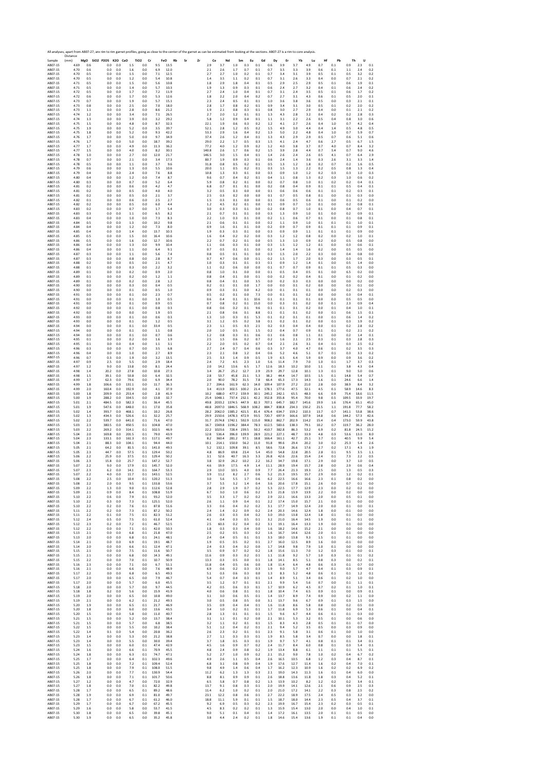All analyses, apart from AB07-27, are rim to rim garnet profiles, going as close to the center of the garnet as can be estimated from looking at the sections. AB07-27 is a rim to core analysis.

| Sample | Distance (mm) | MgO | SiO2 | P2O5 | K2O | CaO | TiO2 | Cr | FeO | Rb | Sr | Zr | Ce | Nd | Sm | Eu | Gd | Dy | Er | Yb | Lu | Hf | Pb | Th | U |
|---|---|---|---|---|---|---|---|---|---|---|---|---|---|---|---|---|---|---|---|---|---|---|---|---|---|
| AB07-15 | 4.69 | 0.6 | | 0.0 | 0.0 | 1.5 | 0.0 | 9.5 | 13.5 | | | 2.9 | 3.7 | 1.0 | 0.3 | 0.1 | 0.6 | 3.9 | 3.7 | 4.9 | 0.7 | 0.1 | 0.9 | 2.3 | 0.1 |
| AB07-15 | 4.70 | 0.6 | | 0.0 | 0.0 | 1.6 | 0.0 | 6.9 | 12.0 | | | 2.1 | 2.6 | 1.7 | 0.7 | 0.1 | 0.7 | 3.5 | 3.3 | 3.9 | 0.6 | 0.1 | 1.1 | 2.4 | 0.2 |
| AB07-15 | 4.70 | 0.5 | | 0.0 | 0.0 | 1.5 | 0.0 | 7.1 | 12.5 | | | 2.7 | 2.7 | 1.0 | 0.2 | 0.1 | 0.7 | 3.4 | 3.1 | 3.9 | 0.5 | 0.1 | 0.5 | 3.2 | 0.2 |
| AB07-15 | 4.70 | 0.5 | | 0.0 | 0.0 | 1.2 | 0.0 | 5.4 | 10.8 | | | 1.4 | 3.5 | 1.1 | 0.2 | 0.1 | 0.7 | 3.1 | 2.6 | 3.3 | 0.4 | 0.0 | 0.7 | 2.1 | 0.2 |
| AB07-15 | 4.71 | 0.5 | | 0.0 | 0.0 | 1.5 | 0.0 | 5.6 | 10.8 | | | 1.8 | 2.9 | 1.8 | 0.4 | 0.1 | 0.5 | 2.9 | 2.5 | 2.9 | 0.5 | 0.1 | 0.6 | 1.9 | 0.1 |
| AB07-15 | 4.71 | 0.5 | | 0.0 | 0.0 | 1.4 | 0.0 | 5.7 | 10.3 | | | 1.9 | 1.3 | 0.9 | 0.3 | 0.1 | 0.6 | 2.4 | 2.7 | 3.2 | 0.4 | 0.1 | 0.6 | 2.4 | 0.2 |
| AB07-15 | 4.72 | 0.5 | | 0.0 | 0.0 | 1.7 | 0.0 | 7.2 | 11.9 | | | 2.7 | 2.4 | 1.0 | 0.4 | 0.1 | 0.7 | 3.1 | 2.4 | 3.5 | 0.5 | 0.1 | 0.6 | 1.7 | 0.2 |
| AB07-15 | 4.72 | 0.6 | | 0.0 | 0.0 | 1.7 | 0.0 | 5.3 | 12.6 | | | 1.8 | 2.2 | 2.0 | 0.4 | 0.2 | 0.7 | 2.7 | 3.1 | 4.3 | 0.6 | 0.1 | 0.5 | 2.0 | 0.1 |
| AB07-15 | 4.73 | 0.7 | | 0.0 | 0.0 | 1.9 | 0.0 | 5.7 | 15.1 | | | 2.3 | 2.4 | 0.5 | 0.1 | 0.1 | 1.0 | 3.6 | 3.8 | 3.6 | 0.5 | 0.0 | 0.3 | 2.1 | 0.1 |
| AB07-15 | 4.73 | 0.8 | | 0.0 | 0.0 | 2.5 | 0.0 | 7.0 | 18.0 | | | 2.8 | 1.7 | 0.8 | 0.2 | 0.1 | 0.9 | 3.4 | 3.1 | 3.0 | 0.5 | 0.1 | 0.2 | 2.0 | 0.2 |
| AB07-15 | 4.73 | 1.1 | | 0.0 | 0.0 | 2.8 | 0.0 | 8.6 | 21.2 | | | 1.9 | 2.1 | 0.8 | 0.3 | 0.1 | 0.8 | 3.0 | 2.7 | 2.9 | 0.4 | 0.0 | 0.1 | 2.1 | 0.2 |
| AB07-15 | 4.74 | 1.2 | | 0.0 | 0.0 | 3.4 | 0.0 | 7.1 | 26.5 | | | 2.7 | 2.0 | 1.2 | 0.1 | 0.1 | 1.3 | 4.3 | 2.8 | 3.2 | 0.4 | 0.2 | 0.2 | 2.8 | 0.3 |
| AB07-15 | 4.74 | 1.3 | | 0.0 | 0.0 | 3.9 | 0.0 | 3.2 | 29.2 | | | 5.8 | 1.2 | 0.9 | 0.4 | 0.1 | 1.1 | 3.1 | 2.2 | 2.6 | 0.5 | 0.4 | 0.8 | 3.0 | 0.6 |
| AB07-15 | 4.75 | 1.5 | | 0.0 | 0.0 | 4.8 | 0.0 | 8.7 | 32.3 | | | 22.1 | 1.9 | 0.6 | 0.3 | 0.2 | 1.2 | 4.1 | 2.7 | 2.6 | 0.4 | 1.0 | 0.7 | 4.2 | 0.4 |
| AB07-15 | 4.75 | 1.9 | | 0.0 | 0.0 | 5.2 | 0.0 | 3.5 | 39.7 | | | 52.1 | 2.8 | 1.2 | 0.5 | 0.2 | 1.5 | 4.9 | 3.0 | 4.4 | 0.4 | 1.4 | 0.5 | 4.8 | 0.5 |
| AB07-15 | 4.75 | 1.8 | | 0.0 | 0.0 | 5.2 | 0.0 | 9.3 | 42.2 | | | 53.3 | 2.9 | 1.6 | 0.4 | 0.2 | 1.3 | 5.0 | 2.2 | 4.8 | 0.4 | 1.0 | 0.7 | 5.9 | 0.7 |
| AB07-15 | 4.76 | 1.7 | | 0.0 | 0.0 | 5.0 | 0.0 | 9.7 | 34.9 | | | 37.4 | 2.6 | 1.2 | 0.4 | 0.1 | 1.3 | 4.3 | 2.9 | 2.9 | 0.5 | 0.7 | 0.6 | 5.1 | 0.6 |
| AB07-15 | 4.76 | 1.7 | | 0.0 | 0.0 | 5.0 | 0.0 | 18.7 | 39.2 | | | 29.0 | 2.2 | 1.7 | 0.5 | 0.3 | 1.5 | 4.1 | 2.4 | 4.7 | 0.6 | 2.7 | 0.5 | 6.7 | 1.5 |
| AB07-15 | 4.77 | 1.7 | | 0.0 | 0.0 | 4.9 | 0.0 | 11.3 | 36.2 | | | 77.2 | 4.0 | 1.2 | 0.9 | 0.2 | 1.2 | 4.0 | 3.8 | 3.7 | 0.7 | 4.0 | 0.7 | 8.4 | 3.2 |
| AB07-15 | 4.77 | 1.5 | | 0.0 | 0.0 | 4.0 | 0.0 | 8.2 | 30.1 | | | 140.8 | 2.6 | 1.7 | 0.6 | 0.2 | 1.5 | 3.9 | 2.8 | 4.4 | 0.7 | 5.4 | 0.7 | 9.0 | 4.6 |
| AB07-15 | 4.78 | 1.0 | | 0.0 | 0.0 | 2.7 | 0.0 | 12.0 | 21.7 | | | 146.5 | 3.0 | 1.5 | 0.4 | 0.1 | 1.4 | 2.6 | 2.4 | 2.6 | 0.5 | 4.1 | 0.7 | 6.4 | 2.9 |
| AB07-15 | 4.78 | 0.7 | | 0.0 | 0.0 | 2.1 | 0.0 | 3.4 | 17.3 | | | 80.7 | 1.9 | 0.9 | 0.3 | 0.1 | 0.6 | 2.4 | 1.4 | 3.6 | 0.3 | 2.6 | 3.1 | 3.3 | 1.4 |
| AB07-15 | 4.78 | 0.5 | | 0.0 | 0.0 | 1.1 | 0.0 | 3.7 | 9.6 | | | 31.8 | 0.8 | 0.5 | 0.2 | 0.1 | 0.5 | 1.3 | 1.2 | 1.8 | 0.2 | 0.7 | 0.2 | 1.6 | 0.5 |
| AB07-15 | 4.79 | 0.6 | | 0.0 | 0.0 | 1.3 | 0.0 | 5.5 | 10.6 | | | 20.0 | 1.1 | 0.5 | 0.2 | 0.1 | 0.3 | 1.5 | 1.3 | 2.2 | 0.2 | 0.5 | 0.8 | 1.3 | 0.4 |
| AB07-15 | 4.79 | 0.4 | | 0.0 | 0.0 | 2.4 | 0.0 | 7.6 | 8.8 | | | 10.8 | 1.3 | 0.3 | 0.1 | 0.0 | 0.3 | 0.9 | 1.0 | 1.2 | 0.2 | 0.3 | 0.3 | 1.0 | 0.3 |
| AB07-15 | 4.80 | 0.4 | | 0.0 | 0.0 | 1.2 | 0.0 | 7.4 | 8.7 | | | 9.6 | 0.7 | 0.4 | 0.2 | 0.1 | 0.4 | 1.1 | 0.8 | 1.3 | 0.2 | 0.3 | 1.0 | 0.6 | 0.2 |
| AB07-15 | 4.80 | 0.3 | | 0.0 | 0.0 | 0.7 | 0.0 | 5.2 | 6.4 | | | 5.9 | 0.8 | 0.2 | 0.1 | 0.0 | 0.2 | 0.7 | 0.8 | 1.0 | 0.1 | 0.2 | 0.2 | 0.4 | 0.1 |
| AB07-15 | 4.81 | 0.2 | | 0.0 | 0.0 | 0.6 | 0.0 | 4.2 | 4.7 | | | 6.8 | 0.7 | 0.1 | 0.1 | 0.0 | 0.2 | 0.8 | 0.4 | 0.9 | 0.1 | 0.1 | 0.5 | 0.4 | 0.1 |
| AB07-15 | 4.81 | 0.2 | | 0.0 | 0.0 | 0.5 | 0.0 | 4.0 | 4.0 | | | 3.2 | 0.5 | 0.3 | 0.0 | 0.0 | 0.1 | 0.6 | 0.6 | 0.6 | 0.1 | 0.1 | 0.2 | 0.3 | 0.1 |
| AB07-15 | 4.81 | 0.2 | | 0.0 | 0.0 | 0.5 | 0.0 | 2.1 | 3.7 | | | 2.5 | 0.3 | 0.2 | 0.0 | 0.0 | 0.1 | 0.7 | 0.5 | 0.8 | 0.1 | 0.0 | 0.1 | 0.3 | 0.0 |
| AB07-15 | 4.82 | 0.1 | | 0.0 | 0.0 | 0.6 | 0.0 | 2.5 | 2.7 | | | 1.5 | 0.3 | 0.1 | 0.0 | 0.0 | 0.1 | 0.6 | 0.5 | 0.6 | 0.1 | 0.0 | 0.1 | 0.2 | 0.0 |
| AB07-15 | 4.82 | 0.2 | | 0.0 | 0.0 | 0.5 | 0.0 | 6.0 | 4.4 | | | 1.2 | 4.5 | 0.2 | 0.1 | 0.0 | 0.1 | 0.9 | 0.7 | 1.0 | 0.1 | 0.0 | 0.2 | 0.8 | 0.1 |
| AB07-15 | 4.83 | 0.2 | | 0.0 | 0.0 | 0.7 | 0.0 | 1.7 | 5.4 | | | 3.0 | 0.3 | 0.3 | 0.1 | 0.0 | 0.2 | 0.8 | 0.7 | 1.0 | 0.1 | 0.0 | 0.4 | 0.7 | 0.1 |
| AB07-15 | 4.83 | 0.3 | | 0.0 | 0.0 | 1.1 | 0.0 | 6.5 | 8.2 | | | 2.1 | 0.7 | 0.1 | 0.1 | 0.0 | 0.3 | 1.3 | 0.9 | 1.0 | 0.1 | 0.0 | 0.2 | 0.9 | 0.1 |
| AB07-15 | 4.83 | 0.4 | | 0.0 | 0.0 | 1.0 | 0.0 | 7.3 | 8.3 | | | 2.2 | 1.0 | 0.3 | 0.1 | 0.0 | 0.2 | 1.1 | 0.6 | 0.7 | 0.1 | 0.0 | 0.1 | 0.8 | 0.1 |
| AB07-15 | 4.84 | 0.5 | | 0.0 | 0.0 | 1.3 | 0.0 | 10.2 | 9.8 | | | 2.1 | 0.6 | 0.1 | 0.1 | 0.0 | 0.3 | 1.1 | 0.9 | 1.0 | 0.1 | 0.1 | 0.1 | 1.0 | 0.1 |
| AB07-15 | 4.84 | 0.4 | | 0.0 | 0.0 | 1.2 | 0.0 | 7.3 | 8.0 | | | 0.9 | 1.6 | 0.1 | 0.1 | 0.0 | 0.2 | 0.9 | 0.7 | 0.9 | 0.1 | 0.1 | 0.1 | 0.9 | 0.1 |
| AB07-15 | 4.85 | 0.4 | | 0.0 | 0.0 | 1.4 | 0.0 | 13.7 | 10.3 | | | 1.9 | 0.3 | 0.3 | 0.1 | 0.0 | 0.3 | 0.9 | 0.9 | 1.1 | 0.1 | 0.1 | 0.1 | 0.9 | 0.1 |
| AB07-15 | 4.85 | 0.5 | | 0.0 | 0.0 | 1.5 | 0.0 | 16.4 | 10.6 | | | 1.6 | 0.4 | 0.2 | 0.2 | 0.0 | 0.3 | 1.2 | 1.2 | 0.8 | 0.2 | 0.0 | 0.2 | 1.0 | 0.1 |
| AB07-15 | 4.86 | 0.5 | | 0.0 | 0.0 | 1.6 | 0.0 | 12.7 | 10.6 | | | 2.2 | 0.7 | 0.2 | 0.1 | 0.0 | 0.5 | 1.3 | 1.0 | 0.9 | 0.2 | 0.0 | 0.5 | 0.8 | 0.0 |
| AB07-15 | 4.86 | 0.4 | | 0.0 | 0.0 | 1.3 | 0.0 | 9.9 | 10.4 | | | 1.1 | 0.6 | 0.3 | 0.1 | 0.0 | 0.3 | 1.5 | 1.2 | 1.2 | 0.1 | 0.0 | 0.3 | 0.6 | 0.1 |
| AB07-15 | 4.86 | 0.4 | | 0.0 | 0.0 | 1.1 | 0.0 | 6.4 | 9.1 | | | 0.7 | 0.5 | 0.1 | 0.1 | 0.0 | 0.2 | 1.4 | 1.4 | 1.6 | 0.2 | 0.0 | 0.5 | 0.5 | 0.0 |
| AB07-15 | 4.87 | 0.3 | | 0.0 | 0.0 | 1.1 | 0.0 | 5.6 | 7.4 | | | 0.8 | 0.5 | 0.1 | 0.1 | 0.0 | 0.3 | 1.5 | 2.0 | 2.2 | 0.3 | 0.0 | 0.4 | 0.8 | 0.0 |
| AB07-15 | 4.87 | 0.3 | | 0.0 | 0.0 | 0.8 | 0.0 | 2.8 | 8.7 | | | 0.7 | 4.7 | 0.6 | 0.0 | 0.1 | 0.2 | 1.5 | 1.7 | 2.0 | 0.3 | 0.0 | 0.3 | 0.5 | 0.1 |
| AB07-15 | 4.88 | 0.2 | | 0.0 | 0.0 | 0.5 | 0.0 | 2.1 | 4.7 | | | 1.0 | 0.3 | 0.1 | 0.1 | 0.3 | 0.1 | 0.9 | 1.2 | 1.4 | 0.1 | 0.0 | 0.5 | 1.4 | 0.0 |
| AB07-15 | 4.88 | 0.1 | | 0.0 | 0.0 | 0.3 | 0.0 | 2.2 | 3.2 | | | 1.1 | 0.2 | 0.6 | 0.0 | 0.0 | 0.1 | 0.7 | 0.7 | 0.9 | 0.1 | 0.1 | 0.5 | 0.3 | 0.0 |
| AB07-15 | 4.89 | 0.1 | | 0.0 | 0.0 | 0.2 | 0.0 | 0.9 | 2.0 | | | 0.8 | 1.0 | 0.1 | 0.0 | 0.0 | 0.1 | 0.5 | 0.4 | 0.5 | 0.1 | 0.0 | 6.5 | 0.2 | 0.0 |
| AB07-15 | 4.89 | 0.1 | | 0.0 | 0.0 | 0.2 | 0.0 | 1.2 | 1.1 | | | 0.8 | 0.4 | 0.1 | 0.0 | 0.1 | 0.0 | 0.2 | 0.2 | 0.4 | 0.1 | 0.0 | 0.1 | 0.2 | 0.0 |
| AB07-15 | 4.89 | 0.1 | | 0.0 | 0.0 | 0.2 | 0.0 | 2.8 | 1.2 | | | 0.8 | 0.4 | 0.1 | 0.0 | 3.5 | 0.0 | 0.2 | 0.3 | 0.3 | 0.0 | 0.0 | 0.0 | 0.2 | 0.0 |
| AB07-15 | 4.90 | 0.0 | | 0.0 | 0.0 | 0.3 | 0.0 | 0.4 | 0.5 | | | 0.2 | 0.1 | 0.1 | 0.0 | 1.7 | 0.0 | 0.0 | 0.1 | 0.2 | 0.0 | 0.0 | 0.3 | 0.1 | 0.0 |
| AB07-15 | 4.90 | 0.0 | | 0.0 | 0.0 | 0.1 | 0.0 | 0.5 | 1.0 | | | 0.9 | 0.3 | 0.1 | 0.0 | 4.2 | 0.0 | 0.1 | 0.1 | 0.1 | 0.0 | 0.0 | 0.2 | 0.3 | 0.0 |
| AB07-15 | 4.91 | 0.0 | | 0.0 | 0.0 | 0.1 | 0.0 | 2.3 | 0.7 | | | 0.5 | 0.2 | 0.1 | 0.0 | 7.3 | 0.0 | 0.1 | 0.1 | 0.2 | 0.0 | 0.0 | 0.3 | 0.4 | 0.1 |
| AB07-15 | 4.91 | 0.0 | | 0.0 | 0.0 | 0.1 | 0.0 | 1.0 | 0.5 | | | 0.6 | 0.4 | 0.1 | 0.1 | 10.6 | 0.1 | 0.1 | 0.1 | 0.1 | 0.0 | 0.0 | 0.5 | 0.5 | 0.0 |
| AB07-15 | 4.91 | 0.0 | | 0.0 | 0.0 | 0.1 | 0.0 | 0.9 | 0.5 | | | 0.7 | 0.8 | 0.2 | 0.1 | 15.0 | 0.0 | 0.3 | 0.1 | 0.2 | 0.0 | 0.1 | 2.3 | 0.9 | 0.4 |
| AB07-15 | 4.92 | 0.0 | | 0.0 | 0.0 | 0.1 | 0.0 | 0.8 | 0.3 | | | 0.8 | 0.6 | 0.2 | 0.1 | 9.6 | 0.1 | 0.1 | 0.1 | 0.1 | 0.0 | 0.1 | 0.4 | 1.0 | 0.1 |
| AB07-15 | 4.92 | 0.0 | | 0.0 | 0.0 | 0.0 | 0.0 | 1.9 | 0.5 | | | 2.1 | 0.8 | 0.6 | 0.1 | 8.8 | 0.1 | 0.1 | 0.1 | 0.2 | 0.0 | 0.1 | 0.6 | 1.5 | 0.1 |
| AB07-15 | 4.93 | 0.0 | | 0.0 | 0.0 | 0.1 | 0.0 | 0.6 | 0.3 | | | 1.3 | 1.0 | 0.3 | 0.1 | 5.3 | 0.1 | 0.2 | 0.1 | 0.1 | 0.0 | 0.1 | 0.6 | 1.4 | 0.2 |
| AB07-15 | 4.93 | 0.0 | | 0.0 | 0.0 | 0.1 | 0.0 | 1.2 | 0.5 | | | 3.1 | 1.2 | 0.5 | 0.2 | 3.8 | 0.1 | 0.2 | 0.1 | 0.2 | 0.0 | 0.1 | 0.3 | 1.9 | 0.2 |
| AB07-15 | 4.94 | 0.0 | | 0.0 | 0.0 | 0.1 | 0.0 | 33.4 | 0.5 | | | 2.3 | 1.1 | 0.5 | 0.3 | 2.1 | 0.2 | 0.3 | 0.4 | 0.4 | 0.0 | 0.1 | 0.2 | 2.8 | 0.2 |
| AB07-15 | 4.94 | 0.0 | | 0.0 | 0.0 | 0.1 | 0.0 | 1.1 | 0.8 | | | 2.0 | 1.0 | 0.5 | 0.1 | 1.5 | 0.2 | 0.4 | 0.7 | 0.9 | 0.1 | 0.1 | 0.2 | 2.1 | 0.2 |
| AB07-15 | 4.94 | 0.0 | | 0.0 | 0.0 | 0.1 | 0.0 | 0.7 | 0.6 | | | 1.2 | 0.8 | 0.3 | 0.1 | 0.6 | 0.1 | 0.6 | 0.8 | 1.1 | 0.1 | 0.0 | 0.2 | 1.4 | 0.1 |
| AB07-15 | 4.95 | 0.1 | | 0.0 | 0.0 | 0.2 | 0.0 | 1.6 | 1.9 | | | 2.5 | 1.5 | 0.6 | 0.2 | 0.7 | 0.2 | 1.6 | 2.1 | 2.5 | 0.3 | 0.1 | 0.3 | 2.8 | 0.3 |
| AB07-15 | 4.95 | 0.1 | | 0.0 | 0.0 | 0.4 | 0.0 | 1.1 | 3.1 | | | 2.2 | 2.0 | 0.5 | 0.2 | 0.7 | 0.4 | 2.1 | 2.6 | 3.1 | 0.4 | 0.1 | 0.3 | 2.5 | 0.2 |
| AB07-15 | 4.96 | 0.3 | | 0.0 | 0.0 | 0.7 | 0.0 | 3.5 | 6.8 | | | 2.7 | 2.4 | 0.7 | 0.4 | 0.6 | 0.3 | 3.7 | 4.0 | 4.7 | 0.6 | 0.1 | 0.2 | 3.5 | 0.3 |
| AB07-15 | 4.96 | 0.4 | | 0.0 | 0.0 | 1.0 | 0.0 | 2.7 | 8.9 | | | 2.3 | 2.1 | 0.8 | 1.2 | 0.4 | 0.6 | 5.2 | 4.6 | 5.1 | 0.7 | 0.1 | 0.3 | 3.3 | 0.2 |
| AB07-15 | 4.96 | 0.7 | | 0.3 | 0.0 | 1.9 | 0.0 | 3.2 | 13.5 | | | 2.5 | 3.3 | 1.4 | 0.9 | 0.5 | 1.9 | 6.5 | 6.4 | 5.9 | 0.9 | 0.0 | 0.9 | 3.6 | 0.2 |
| AB07-15 | 4.97 | 0.9 | | 2.5 | 0.0 | 5.5 | 0.0 | 2.9 | 18.4 | | | 2.4 | 7.2 | 4.5 | 2.3 | 1.0 | 5.6 | 11.4 | 7.9 | 7.0 | 1.0 | 0.1 | 1.7 | 3.7 | 0.3 |
| AB07-15 | 4.97 | 1.2 | | 9.0 | 0.0 | 13.8 | 0.0 | 8.1 | 24.4 | | | 2.0 | 14.2 | 13.6 | 6.5 | 1.7 | 12.6 | 18.3 | 10.2 | 10.0 | 1.1 | 0.1 | 3.8 | 4.3 | 0.4 |
| AB07-15 | 4.98 | 1.4 | | 20.2 | 0.0 | 27.8 | 0.0 | 10.8 | 27.3 | | | 3.4 | 26.7 | 25.2 | 12.7 | 2.9 | 23.9 | 29.7 | 12.8 | 10.1 | 1.3 | 0.1 | 9.0 | 5.0 | 0.6 |
| AB07-15 | 4.98 | 1.5 | | 39.1 | 0.0 | 50.8 | 0.0 | 6.4 | 32.5 | | | 2.8 | 53.7 | 45.8 | 21.1 | 5.3 | 38.2 | 44.4 | 14.7 | 10.5 | 1.5 | 0.1 | 14.8 | 5.4 | 0.7 |
| AB07-15 | 4.99 | 1.7 | | 62.3 | 0.0 | 79.6 | 0.0 | 6.9 | 34.4 | | | 2.0 | 90.0 | 78.2 | 31.5 | 7.8 | 66.4 | 65.4 | 17.3 | 14.3 | 1.6 | 0.1 | 24.6 | 6.6 | 1.4 |
| AB07-15 | 4.99 | 1.8 | | 106.6 | 0.0 | 131.1 | 0.0 | 11.7 | 36.3 | | | 2.7 | 204.6 | 161.9 | 62.3 | 14.0 | 109.4 | 107.9 | 27.2 | 21.0 | 2.8 | 0.0 | 38.9 | 8.4 | 3.2 |
| AB07-15 | 4.99 | 2.0 | | 160.4 | 0.0 | 192.9 | 0.0 | 4.1 | 37.9 | | | 3.4 | 413.9 | 302.5 | 100.2 | 21.4 | 178.1 | 177.6 | 47.5 | 32.1 | 4.5 | 0.1 | 58.9 | 14.6 | 8.3 |
| AB07-15 | 5.00 | 1.8 | | 209.9 | 0.0 | 253.4 | 0.0 | 2.8 | 41.9 | | | 10.2 | 688.0 | 477.2 | 159.9 | 30.1 | 245.2 | 242.1 | 65.5 | 48.3 | 6.6 | 0.9 | 75.4 | 18.6 | 11.5 |
| AB07-15 | 5.00 | 1.9 | | 288.2 | 0.0 | 334.5 | 0.0 | 13.8 | 32.7 | | | 25.4 | 1048.1 | 737.4 | 232.1 | 82.3 | 352.8 | 355.8 | 95.4 | 70.0 | 9.8 | 0.5 | 109.5 | 33.9 | 19.7 |
| AB07-15 | 5.01 | 2.1 | | 484.5 | 0.0 | 582.3 | 0.1 | 36.4 | 45.5 | | | 49.8 | 2033.2 | 1374.5 | 447.9 | 82.3 | 707.1 | 645.7 | 182.7 | 145.6 | 19.9 | 1.6 | 176.4 | 65.1 | 45.0 |
| AB07-15 | 5.01 | 1.9 | | 547.6 | 0.0 | 648.0 | 0.1 | 17.0 | 35.8 | | | 48.8 | 2697.0 | 1846.5 | 568.9 | 108.2 | 884.7 | 838.8 | 234.3 | 150.2 | 21.5 | 1.1 | 191.8 | 77.7 | 58.2 |
| AB07-15 | 5.02 | 1.4 | | 393.7 | 0.0 | 468.1 | 0.1 | 10.2 | 26.8 | | | 28.2 | 2062.0 | 1385.2 | 421.5 | 81.4 | 676.4 | 634.7 | 159.2 | 110.3 | 13.7 | 0.7 | 141.1 | 53.8 | 38.6 |
| AB07-15 | 5.02 | 1.3 | | 434.3 | 0.0 | 526.6 | 0.1 | 32.2 | 25.7 | | | 29.9 | 2150.6 | 1478.3 | 472.9 | 93.5 | 720.7 | 697.9 | 166.6 | 107.9 | 14.8 | 0.6 | 144.2 | 57.3 | 42.6 |
| AB07-15 | 5.02 | 2.2 | | 539.7 | 0.0 | 641.0 | 0.1 | 71.6 | 47.0 | | | 31.7 | 2574.8 | 1742.1 | 592.9 | 115.0 | 908.2 | 862.7 | 202.9 | 114.2 | 15.4 | 0.4 | 173.0 | 59.9 | 43.8 |
| AB07-15 | 5.03 | 2.3 | | 380.5 | 0.0 | 450.5 | 0.1 | 104.8 | 47.0 | | | 16.7 | 1569.8 | 1196.2 | 384.4 | 78.3 | 612.5 | 583.6 | 138.3 | 79.1 | 10.2 | 0.7 | 119.7 | 36.2 | 28.0 |
| AB07-15 | 5.03 | 2.2 | | 269.2 | 0.0 | 314.1 | 0.1 | 102.5 | 46.9 | | | 22.2 | 1023.6 | 728.4 | 239.5 | 50.2 | 410.7 | 382.8 | 86.3 | 53.2 | 6.9 | 0.2 | 81.8 | 24.5 | 15.2 |
| AB07-15 | 5.04 | 2.0 | | 169.8 | 0.0 | 201.5 | 0.1 | 79.0 | 43.9 | | | 12.8 | 536.4 | 396.0 | 139.9 | 28.9 | 221.2 | 227.1 | 48.7 | 33.9 | 4.8 | 0.3 | 53.6 | 13.0 | 8.0 |
| AB07-15 | 5.04 | 2.3 | | 133.1 | 0.0 | 161.3 | 0.1 | 117.1 | 49.7 | | | 8.2 | 360.4 | 281.2 | 97.1 | 18.8 | 166.4 | 161.1 | 42.7 | 25.1 | 3.7 | 0.1 | 40.5 | 9.9 | 5.4 |
| AB07-15 | 5.04 | 2.1 | | 88.3 | 0.0 | 104.1 | 0.1 | 94.4 | 44.0 | | | 10.1 | 214.1 | 150.0 | 56.2 | 11.0 | 91.8 | 99.6 | 29.4 | 20.2 | 3.0 | 0.2 | 25.3 | 5.4 | 2.6 |
| AB07-15 | 5.05 | 2.1 | | 64.2 | 0.0 | 81.5 | 0.1 | 141.0 | 49.3 | | | 5.2 | 132.1 | 109.8 | 39.1 | 8.5 | 58.6 | 72.8 | 26.6 | 17.6 | 2.7 | 0.2 | 17.1 | 4.3 | 1.9 |
| AB07-15 | 5.05 | 2.3 | | 44.7 | 0.0 | 57.5 | 0.1 | 129.4 | 50.2 | | | 4.8 | 86.9 | 69.8 | 23.4 | 5.4 | 45.0 | 54.8 | 22.8 | 20.5 | 2.8 | 0.1 | 9.5 | 3.5 | 1.1 |
| AB07-15 | 5.06 | 2.2 | | 25.9 | 0.0 | 37.5 | 0.1 | 129.4 | 50.2 | | | 3.1 | 52.6 | 40.7 | 16.3 | 3.3 | 26.8 | 42.6 | 22.6 | 15.4 | 2.4 | 0.1 | 7.3 | 2.2 | 0.5 |
| AB07-15 | 5.06 | 2.3 | | 15.8 | 0.0 | 25.7 | 0.1 | 147.2 | 52.7 | | | 3.8 | 32.9 | 26.2 | 10.2 | 2.2 | 16.2 | 34.7 | 19.8 | 17.1 | 2.9 | 0.0 | 3.7 | 1.0 | 0.5 |
| AB07-15 | 5.07 | 2.2 | | 9.0 | 0.0 | 17.9 | 0.1 | 145.7 | 52.0 | | | 4.6 | 19.9 | 17.5 | 4.9 | 1.4 | 11.1 | 28.9 | 19.4 | 15.7 | 2.8 | 0.0 | 2.9 | 0.6 | 0.4 |
| AB07-15 | 5.07 | 2.3 | | 6.2 | 0.0 | 14.1 | 0.1 | 164.7 | 53.3 | | | 2.9 | 13.0 | 10.5 | 4.0 | 0.9 | 7.7 | 26.4 | 21.3 | 19.3 | 2.5 | 0.0 | 1.3 | 0.5 | 0.3 |
| AB07-15 | 5.07 | 2.2 | | 4.0 | 0.0 | 11.7 | 0.1 | 143.1 | 52.5 | | | 3.9 | 11.2 | 8.2 | 2.7 | 0.6 | 5.2 | 21.3 | 19.5 | 15.7 | 2.9 | 0.0 | 1.2 | 0.2 | 0.1 |
| AB07-15 | 5.08 | 2.2 | | 2.5 | 0.0 | 10.4 | 0.1 | 120.2 | 51.3 | | | 3.0 | 5.6 | 5.5 | 1.7 | 0.6 | 6.2 | 22.5 | 16.6 | 16.6 | 2.3 | 0.1 | 0.8 | 0.2 | 0.0 |
| AB07-15 | 5.08 | 2.2 | | 2.0 | 0.0 | 9.5 | 0.1 | 133.8 | 53.6 | | | 3.7 | 5.5 | 3.2 | 1.4 | 0.4 | 3.6 | 20.6 | 17.8 | 15.1 | 2.6 | 0.0 | 0.7 | 0.1 | 0.0 |
| AB07-15 | 5.09 | 2.2 | | 1.3 | 0.0 | 9.0 | 0.1 | 112.6 | 52.8 | | | 2.8 | 2.9 | 1.9 | 0.7 | 0.2 | 5.3 | 22.5 | 17.7 | 12.9 | 2.3 | 0.0 | 0.2 | 0.2 | 0.0 |
| AB07-15 | 5.09 | 2.1 | | 0.9 | 0.0 | 8.4 | 0.1 | 108.8 | 51.9 | | | 6.7 | 3.0 | 1.0 | 0.6 | 0.2 | 3.3 | 21.8 | 13.9 | 13.9 | 2.2 | 0.0 | 0.2 | 0.0 | 0.0 |
| AB07-15 | 5.10 | 2.2 | | 0.6 | 0.0 | 7.9 | 0.1 | 93.2 | 52.0 | | | 3.5 | 3.3 | 1.7 | 0.2 | 0.2 | 2.9 | 22.1 | 16.6 | 13.3 | 2.0 | 0.0 | 0.5 | 0.1 | 0.0 |
| AB07-15 | 5.10 | 2.2 | | 0.3 | 0.0 | 7.3 | 0.1 | 125.1 | 52.0 | | | 2.6 | 1.1 | 0.9 | 0.4 | 0.1 | 2.2 | 17.4 | 15.0 | 15.7 | 2.1 | 0.0 | 0.1 | 0.0 | 0.0 |
| AB07-15 | 5.10 | 2.2 | | 0.2 | 0.0 | 7.6 | 0.1 | 87.8 | 51.6 | | | 3.3 | 0.6 | 0.4 | 0.2 | 0.2 | 3.1 | 17.7 | 14.9 | 12.4 | 2.0 | 0.0 | 0.1 | 0.0 | 0.1 |
| AB07-15 | 5.11 | 2.2 | | 0.2 | 0.0 | 7.3 | 0.1 | 87.2 | 50.2 | | | 2.4 | 1.4 | 0.2 | 0.9 | 0.2 | 2.4 | 20.3 | 14.6 | 12.4 | 1.8 | 0.0 | -0.1 | 0.0 | 0.0 |
| AB07-15 | 5.11 | 2.2 | | 0.1 | 0.0 | 7.5 | 0.1 | 82.3 | 51.2 | | | 2.6 | 0.3 | 0.3 | 0.4 | 0.2 | 3.0 | 19.0 | 13.8 | 12.4 | 1.8 | 0.1 | 0.1 | 0.0 | 0.0 |
| AB07-15 | 5.12 | 2.4 | | 0.5 | 0.0 | 7.5 | 0.1 | 61.0 | 52.4 | | | 4.1 | 0.4 | 0.3 | 0.5 | 0.1 | 3.2 | 21.0 | 16.4 | 14.5 | 1.9 | 0.0 | 0.1 | 0.1 | 0.0 |
| AB07-15 | 5.12 | 2.3 | | 0.2 | 0.0 | 7.2 | 0.1 | 46.7 | 52.5 | | | 2.5 | 60.3 | 0.2 | 0.4 | 0.2 | 3.1 | 19.1 | 16.4 | 13.3 | 1.9 | 0.0 | 0.1 | 0.0 | 0.0 |
| AB07-15 | 5.12 | 2.2 | | 0.0 | 0.0 | 7.1 | 0.1 | 42.0 | 50.3 | | | 1.8 | 0.3 | 0.3 | 0.4 | 0.0 | 1.6 | 18.2 | 14.6 | 15.2 | 2.1 | 0.0 | 0.0 | 0.0 | 0.0 |
| AB07-15 | 5.13 | 2.1 | | 0.0 | 0.0 | 6.8 | 0.1 | 21.8 | 47.0 | | | 2.5 | 0.2 | 0.5 | 0.3 | 0.2 | 1.6 | 16.7 | 14.6 | 12.6 | 2.0 | 0.1 | 0.1 | 0.0 | 0.0 |
| AB07-15 | 5.13 | 2.0 | | 0.0 | 0.0 | 6.8 | 0.1 | 24.1 | 48.1 | | | 2.4 | 0.4 | 0.5 | 0.1 | 0.1 | 3.3 | 18.0 | 13.8 | 9.3 | 1.5 | 0.1 | 0.1 | 0.0 | 0.0 |
| AB07-15 | 5.14 | 2.1 | | 0.0 | 0.0 | 6.9 | 0.1 | 19.1 | 48.7 | | | 1.9 | 0.5 | 0.5 | 0.2 | 0.1 | 2.7 | 16.0 | 12.5 | 8.9 | 1.6 | 0.0 | -0.1 | 0.0 | 0.0 |
| AB07-15 | 5.14 | 2.0 | | 0.0 | 0.0 | 6.6 | 0.1 | 12.4 | 47.1 | | | 2.4 | 0.3 | 0.4 | 0.2 | 0.0 | 1.7 | 14.8 | 9.8 | 7.9 | 1.0 | 0.1 | 0.0 | 0.0 | 0.0 |
| AB07-15 | 5.15 | 2.1 | | 0.0 | 0.0 | 7.5 | 0.1 | 11.6 | 50.7 | | | 3.5 | 0.9 | 0.7 | 0.2 | 0.2 | 1.8 | 15.6 | 11.3 | 7.0 | 1.2 | 0.3 | -0.1 | 0.0 | 0.1 |
| AB07-15 | 5.15 | 2.1 | | 0.0 | 0.0 | 6.8 | 0.1 | 14.3 | 49.1 | | | 11.6 | 0.9 | 0.3 | 0.2 | 0.1 | 1.1 | 11.8 | 9.2 | 5.7 | 1.0 | 0.3 | 0.1 | 0.1 | 0.2 |
| AB07-15 | 5.15 | 2.2 | | 0.0 | 0.0 | 7.0 | 0.1 | 10.7 | 50.9 | | | 13.3 | 0.3 | 0.5 | 0.0 | 0.1 | 1.8 | 14.1 | 8.5 | 5.1 | 0.8 | 0.3 | 0.0 | 0.2 | 0.1 |
| AB07-15 | 5.16 | 2.3 | | 0.0 | 0.0 | 7.1 | 0.0 | 6.7 | 51.1 | | | 11.8 | 0.4 | 0.5 | 0.6 | 0.0 | 1.8 | 11.4 | 6.4 | 4.8 | 0.6 | 0.3 | 0.1 | 0.7 | 0.0 |
| AB07-15 | 5.16 | 2.1 | | 0.0 | 0.0 | 6.6 | 0.0 | 7.6 | 48.9 | | | 6.9 | 0.6 | 0.2 | 0.3 | 0.3 | 1.9 | 9.0 | 5.7 | 4.7 | 0.4 | 0.1 | 0.3 | 0.9 | 0.1 |
| AB07-15 | 5.17 | 2.2 | | 0.0 | 0.0 | 6.8 | 0.0 | 6.5 | 49.3 | | | 5.1 | 0.3 | 0.6 | 0.3 | 0.0 | 1.3 | 8.3 | 5.2 | 4.8 | 0.6 | 0.1 | 0.1 | 1.2 | 0.1 |
| AB07-15 | 5.17 | 2.0 | | 0.0 | 0.0 | 6.5 | 0.0 | 7.9 | 46.7 | | | 5.4 | 0.7 | 0.4 | 0.3 | 0.1 | 1.4 | 8.9 | 5.1 | 3.4 | 0.6 | 0.1 | 0.2 | 1.0 | 0.0 |
| AB07-15 | 5.17 | 2.0 | | 0.0 | 0.0 | 5.7 | 0.0 | 6.0 | 45.5 | | | 3.5 | 1.2 | 0.7 | 0.1 | 0.1 | 2.1 | 9.9 | 5.4 | 5.6 | 0.7 | 0.0 | 0.1 | 1.1 | 0.1 |
| AB07-15 | 5.18 | 2.0 | | 0.0 | 0.0 | 5.7 | 0.0 | 9.7 | 44.5 | | | 4.2 | 0.5 | 0.6 | 0.3 | 0.1 | 1.7 | 10.9 | 6.2 | 4.5 | 0.7 | 0.2 | 0.1 | 1.0 | 0.1 |
| AB07-15 | 5.18 | 1.8 | | 0.2 | 0.0 | 5.6 | 0.0 | 15.9 | 41.9 | | | 4.0 | 0.6 | 0.8 | 0.1 | 0.1 | 1.8 | 10.4 | 7.4 | 6.5 | 0.9 | 0.1 | 0.0 | 0.9 | 0.1 |
| AB07-15 | 5.19 | 2.0 | | 0.0 | 0.0 | 6.5 | 0.0 | 10.8 | 49.0 | | | 3.1 | 3.0 | 0.6 | 0.5 | 0.1 | 1.4 | 13.7 | 8.9 | 7.4 | 0.9 | 0.0 | 0.2 | 1.1 | 0.0 |
| AB07-15 | 5.19 | 2.1 | | 0.0 | 0.0 | 6.2 | 0.1 | 21.2 | 49.3 | | | 3.0 | 0.5 | 0.8 | 0.5 | 0.0 | 3.1 | 13.7 | 9.6 | 6.7 | 0.9 | 0.1 | 0.3 | 1.5 | 0.0 |
| AB07-15 | 5.20 | 1.9 | | 0.0 | 0.0 | 6.5 | 0.1 | 21.7 | 46.9 | | | 3.5 | 0.9 | 0.4 | 0.4 | 0.1 | 1.6 | 11.8 | 8.6 | 5.8 | 0.8 | 0.0 | 0.2 | 0.5 | 0.0 |
| AB07-15 | 5.20 | 1.8 | | 0.0 | 0.0 | 6.0 | 0.1 | 13.6 | 43.5 | | | 3.4 | 1.0 | 0.2 | 0.1 | 0.1 | 1.7 | 11.8 | 6.9 | 5.3 | 0.6 | 0.1 | 0.0 | 0.4 | 0.1 |
| AB07-15 | 5.20 | 1.5 | | 0.0 | 0.0 | 5.8 | 0.0 | 11.0 | 40.7 | | | 2.8 | 1.3 | 0.1 | 0.1 | 0.1 | 1.5 | 9.6 | 6.7 | 4.4 | 0.6 | 0.1 | 0.1 | 0.3 | 0.0 |
| AB07-15 | 5.21 | 1.5 | | 0.0 | 0.0 | 5.2 | 0.0 | 13.7 | 38.4 | | | 3.1 | 1.1 | 0.1 | 0.2 | 0.0 | 2.1 | 10.1 | 5.3 | 3.2 | 0.5 | 0.1 | 0.0 | 0.6 | 0.0 |
| AB07-15 | 5.21 | 1.5 | | 0.0 | 0.0 | 5.7 | 0.0 | 6.8 | 38.5 | | | 3.2 | 1.1 | 0.2 | 0.1 | 0.1 | 1.5 | 8.3 | 4.3 | 2.8 | 0.5 | 0.1 | 0.1 | 0.7 | 0.0 |
| AB07-15 | 5.22 | 1.5 | | 0.0 | 0.0 | 5.5 | 0.0 | 10.2 | 38.4 | | | 5.1 | 1.2 | 0.4 | 0.2 | 0.1 | 2.1 | 9.4 | 5.2 | 3.5 | 0.5 | 0.0 | 0.3 | 0.9 | 0.0 |
| AB07-15 | 5.22 | 1.4 | | 0.0 | 0.0 | 5.4 | 0.0 | 20.8 | 36.2 | | | 2.6 | 2.3 | 0.2 | 0.1 | 0.1 | 2.3 | 9.1 | 5.8 | 3.1 | 0.6 | 0.1 | 0.0 | 1.0 | 0.0 |
| AB07-15 | 5.23 | 1.4 | | 0.0 | 0.0 | 5.3 | 0.0 | 21.2 | 38.8 | | | 2.7 | 1.1 | 0.3 | 0.3 | 0.1 | 1.9 | 8.5 | 5.8 | 3.4 | 0.7 | 0.0 | 0.0 | 1.8 | 0.1 |
| AB07-15 | 5.23 | 1.4 | | 0.0 | 0.0 | 5.5 | 0.0 | 30.0 | 39.4 | | | 3.7 | 1.8 | 0.5 | 0.3 | 0.1 | 1.9 | 9.7 | 5.7 | 4.1 | 0.8 | 0.1 | 0.1 | 3.4 | 0.1 |
| AB07-15 | 5.23 | 1.5 | | 0.0 | 0.0 | 6.0 | 0.1 | 47.4 | 42.9 | | | 4.5 | 1.6 | 0.9 | 0.7 | 0.2 | 2.4 | 11.7 | 8.4 | 6.0 | 0.8 | 0.1 | 0.3 | 5.4 | 0.1 |
| AB07-15 | 5.24 | 1.6 | | 0.0 | 0.0 | 6.6 | 0.1 | 70.9 | 45.5 | | | 4.8 | 2.4 | 0.9 | 0.8 | 0.2 | 1.9 | 13.4 | 8.8 | 6.1 | 1.1 | 0.1 | 0.1 | 5.5 | 0.1 |
| AB07-15 | 5.24 | 1.8 | | 0.0 | 0.0 | 6.3 | 0.1 | 74.7 | 47.1 | | | 5.2 | 2.7 | 1.0 | 0.9 | 0.2 | 2.1 | 15.2 | 9.0 | 7.8 | 1.0 | 0.2 | 0.4 | 6.7 | 0.2 |
| AB07-15 | 5.25 | 1.7 | | 0.0 | 0.0 | 6.4 | 0.1 | 102.3 | 49.6 | | | 4.9 | 2.6 | 1.1 | 0.5 | 0.4 | 2.6 | 16.5 | 10.5 | 6.8 | 1.2 | 0.3 | 0.4 | 8.7 | 0.1 |
| AB07-15 | 5.25 | 1.8 | | 0.0 | 0.0 | 7.2 | 0.1 | 109.4 | 52.4 | | | 6.8 | 3.1 | 0.8 | 0.9 | 0.4 | 1.9 | 17.6 | 12.7 | 11.4 | 1.6 | 0.2 | 0.4 | 7.0 | 0.1 |
| AB07-15 | 5.25 | 1.8 | | 0.0 | 0.0 | 7.9 | 0.1 | 108.0 | 51.5 | | | 9.8 | 4.9 | 1.4 | 0.6 | 0.4 | 1.7 | 16.2 | 12.3 | 10.9 | 1.6 | 0.2 | 0.2 | 6.9 | 0.2 |
| AB07-15 | 5.26 | 2.0 | | 0.0 | 0.0 | 7.7 | 0.1 | 130.9 | 54.4 | | | 11.2 | 6.2 | 1.3 | 1.3 | 0.3 | 2.1 | 19.0 | 14.3 | 11.3 | 1.6 | 0.1 | 0.4 | 6.0 | 0.0 |
| AB07-15 | 5.26 | 1.8 | | 0.0 | 0.0 | 7.1 | 0.1 | 101.7 | 50.6 | | | 8.8 | 8.1 | 0.9 | 0.9 | 0.1 | 2.6 | 18.8 | 13.6 | 11.8 | 1.8 | 0.3 | 0.4 | 5.2 | 0.1 |
| AB07-15 | 5.27 | 1.2 | | 0.0 | 0.0 | 4.7 | 0.0 | 72.0 | 32.9 | | | 6.5 | 5.8 | 0.7 | 0.8 | 0.2 | 1.3 | 13.9 | 10.2 | 8.2 | 1.2 | 0.2 | 0.2 | 3.4 | 0.1 |
| AB07-15 | 5.27 | 1.8 | | 0.0 | 0.0 | 7.0 | 0.1 | 82.2 | 49.8 | | | 13.7 | 9.1 | 0.8 | 0.3 | 0.1 | 2.0 | 19.9 | 14.1 | 12.6 | 2.1 | 0.6 | 0.9 | 2.5 | 0.3 |
| AB07-15 | 5.28 | 1.7 | | 0.0 | 0.0 | 6.5 | 0.1 | 89.2 | 48.6 | | | 11.4 | 6.2 | 1.0 | 0.2 | 0.1 | 2.0 | 21.0 | 17.2 | 14.1 | 2.2 | 0.3 | 0.8 | 2.5 | 0.2 |
| AB07-15 | 5.28 | 1.9 | | 0.0 | 0.0 | 6.5 | 0.1 | 81.0 | 49.7 | | | 23.1 | 12.2 | 0.8 | 0.6 | 0.1 | 2.7 | 22.2 | 18.9 | 17.5 | 2.4 | 0.5 | 0.3 | 3.2 | 0.0 |
| AB07-15 | 5.28 | 1.7 | | 0.0 | 0.0 | 6.7 | 0.1 | 61.2 | 46.0 | | | 18.8 | 11.1 | 5.9 | 0.1 | 0.1 | 1.5 | 18.7 | 18.0 | 14.4 | 2.3 | 0.5 | 0.4 | 3.7 | 0.1 |
| AB07-15 | 5.29 | 1.7 | | 0.0 | 0.0 | 6.7 | 0.0 | 67.2 | 45.5 | | | 9.2 | 6.9 | 0.5 | 0.3 | 0.2 | 2.3 | 19.9 | 16.7 | 15.4 | 2.3 | 0.2 | 0.3 | 0.5 | 0.1 |
| AB07-15 | 5.29 | 1.6 | | 0.0 | 0.0 | 5.8 | 0.0 | 53.7 | 41.5 | | | 4.5 | 8.3 | 0.2 | 0.2 | 0.1 | 1.3 | 15.9 | 15.4 | 13.0 | 2.0 | 0.0 | 0.4 | 1.0 | 0.1 |
| AB07-15 | 5.30 | 1.8 | | 0.0 | 0.0 | 6.5 | 0.0 | 39.8 | 45.1 | | | 9.0 | 5.1 | 0.1 | 0.4 | 0.1 | 1.4 | 17.2 | 16.1 | 13.5 | 2.0 | 0.1 | 0.1 | 0.5 | 0.0 |
| AB07-15 | 5.30 | 1.9 | | 0.0 | 0.0 | 6.5 | 0.0 | 35.2 | 45.8 | | | 3.8 | 4.4 | 2.4 | 0.2 | 0.1 | 1.8 | 14.6 | 15.4 | 13.6 | 1.9 | 0.1 | 0.1 | 0.4 | 0.0 |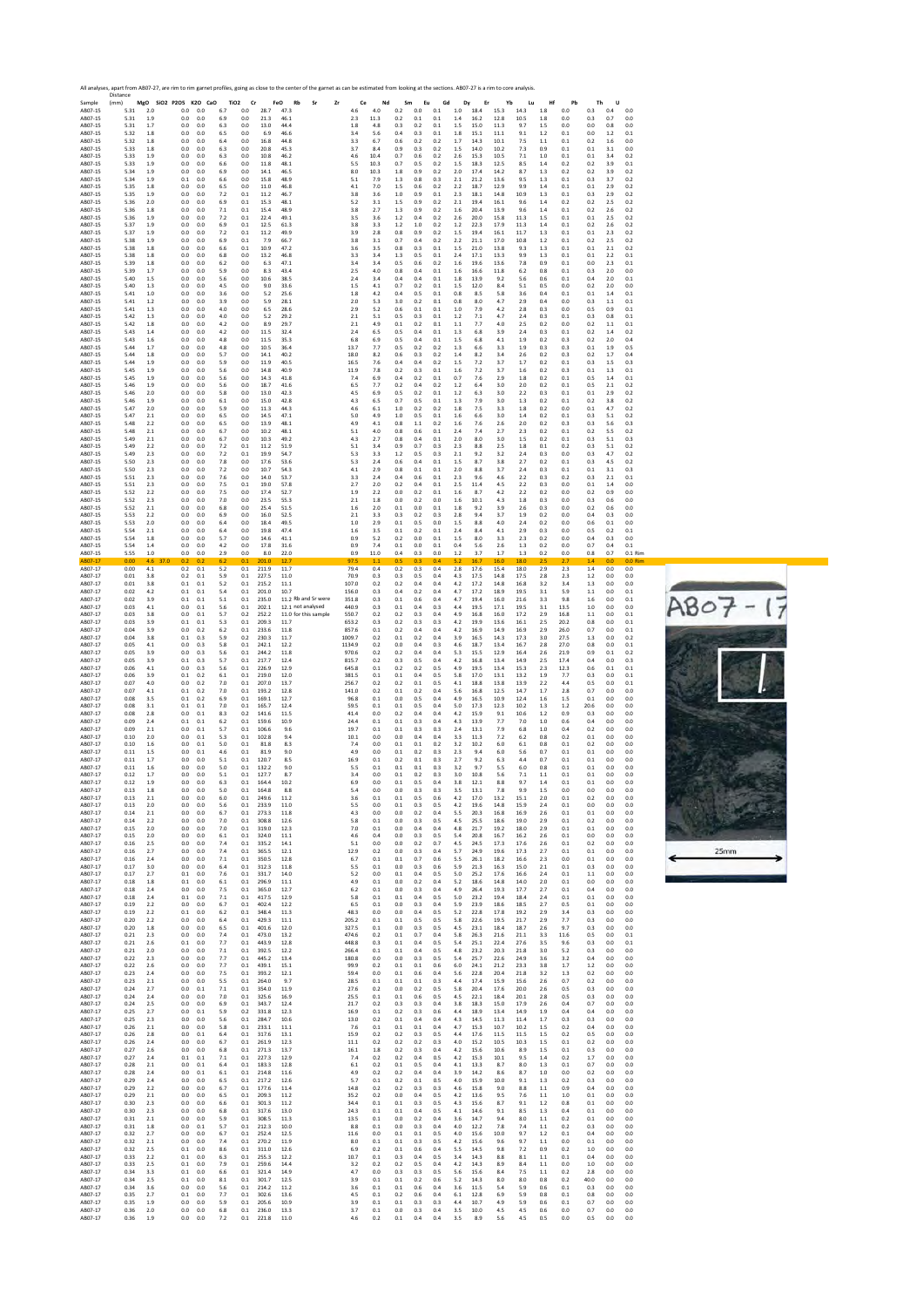All analyses, apart from AB07-27, are rim to rim garnet profiles, going as close to the centre of the garnet as can be estimated from looking at the sections. AB07-17 is a rim to core analysis.

| Sample | Distance (mm) | MgO | SiO2 | P2O5 | K2O | CaO | TiO2 | Cr | FeO | Rb | Sr | Zr | Ce | Nd | Sm | Eu | Gd | Dy | Er | Yb | Lu | Hf | Pb | Th | U | |
|---|---|---|---|---|---|---|---|---|---|---|---|---|---|---|---|---|---|---|---|---|---|---|---|---|---|---|
| AB07-15 | 5.31 | 2.0 | | 0.0 | 0.0 | 6.7 | 0.0 | 28.7 | 47.3 | | | 4.6 | 4.0 | 0.2 | 0.0 | 0.1 | 1.0 | 18.4 | 15.3 | 14.3 | 1.8 | 0.0 | 0.3 | 0.4 | 0.0 | |
| AB07-15 | 5.31 | 1.9 | | 0.0 | 0.0 | 6.9 | 0.0 | 21.3 | 46.1 | | | 2.3 | 11.3 | 0.2 | 0.1 | 0.1 | 1.4 | 16.2 | 12.8 | 10.5 | 1.8 | 0.0 | 0.3 | 0.7 | 0.0 | |
| AB07-15 | 5.31 | 1.7 | | 0.0 | 0.0 | 6.3 | 0.0 | 13.0 | 44.4 | | | 1.8 | 4.8 | 0.3 | 0.2 | 0.1 | 1.5 | 15.0 | 11.3 | 9.7 | 1.5 | 0.0 | 0.0 | 0.8 | 0.0 | |
| AB07-15 | 5.32 | 1.8 | | 0.0 | 0.0 | 6.5 | 0.0 | 6.9 | 46.6 | | | 3.4 | 5.6 | 0.4 | 0.3 | 0.1 | 1.8 | 15.1 | 11.1 | 9.1 | 1.2 | 0.1 | 0.0 | 1.2 | 0.1 | |
| AB07-15 | 5.32 | 1.8 | | 0.0 | 0.0 | 6.4 | 0.0 | 16.8 | 44.8 | | | 3.3 | 6.7 | 0.6 | 0.2 | 0.2 | 1.7 | 14.3 | 10.1 | 7.5 | 1.1 | 0.1 | 0.2 | 1.6 | 0.0 | |
| AB07-15 | 5.33 | 1.8 | | 0.0 | 0.0 | 6.3 | 0.0 | 20.8 | 45.3 | | | 3.7 | 8.4 | 0.9 | 0.3 | 0.2 | 1.5 | 14.0 | 10.2 | 7.3 | 0.9 | 0.1 | 0.1 | 3.1 | 0.0 | |
| AB07-15 | 5.33 | 1.9 | | 0.0 | 0.0 | 6.3 | 0.0 | 10.8 | 46.2 | | | 4.6 | 10.4 | 0.7 | 0.6 | 0.2 | 2.6 | 15.3 | 10.5 | 7.1 | 1.0 | 0.1 | 0.1 | 3.4 | 0.2 | |
| AB07-15 | 5.33 | 1.9 | | 0.0 | 0.0 | 6.6 | 0.0 | 11.8 | 48.1 | | | 5.5 | 10.3 | 0.7 | 0.5 | 0.2 | 1.5 | 18.3 | 12.5 | 8.5 | 1.4 | 0.2 | 0.2 | 3.9 | 0.1 | |
| AB07-15 | 5.34 | 1.9 | | 0.0 | 0.0 | 6.9 | 0.0 | 14.1 | 46.5 | | | 8.0 | 10.3 | 1.8 | 0.9 | 0.2 | 2.0 | 17.4 | 14.2 | 8.7 | 1.3 | 0.2 | 0.2 | 3.9 | 0.2 | |
| AB07-15 | 5.34 | 1.9 | | 0.1 | 0.0 | 6.6 | 0.0 | 15.8 | 48.9 | | | 5.1 | 7.9 | 1.3 | 0.8 | 0.3 | 2.1 | 21.2 | 13.6 | 9.5 | 1.3 | 0.1 | 0.3 | 3.7 | 0.2 | |
| AB07-15 | 5.35 | 1.8 | | 0.0 | 0.0 | 6.5 | 0.0 | 11.0 | 46.8 | | | 4.1 | 7.0 | 1.5 | 0.6 | 0.2 | 2.2 | 18.7 | 12.9 | 9.9 | 1.4 | 0.1 | 0.1 | 2.9 | 0.2 | |
| AB07-15 | 5.35 | 1.9 | | 0.0 | 0.0 | 7.2 | 0.1 | 11.2 | 46.7 | | | 3.8 | 3.6 | 1.0 | 0.9 | 0.1 | 2.3 | 18.1 | 14.8 | 10.9 | 1.3 | 0.1 | 0.3 | 2.9 | 0.2 | |
| AB07-15 | 5.36 | 2.0 | | 0.0 | 0.0 | 6.9 | 0.1 | 15.3 | 48.1 | | | 5.2 | 3.1 | 1.5 | 0.9 | 0.2 | 2.1 | 19.4 | 16.1 | 9.6 | 1.4 | 0.2 | 0.2 | 2.5 | 0.2 | |
| AB07-15 | 5.36 | 1.8 | | 0.0 | 0.0 | 7.1 | 0.1 | 15.4 | 48.9 | | | 3.8 | 2.7 | 1.3 | 0.9 | 0.2 | 1.6 | 20.4 | 13.9 | 9.6 | 1.4 | 0.1 | 0.2 | 2.6 | 0.2 | |
| AB07-15 | 5.36 | 1.9 | | 0.0 | 0.0 | 7.2 | 0.1 | 22.4 | 49.1 | | | 3.5 | 3.6 | 1.2 | 0.4 | 0.2 | 2.6 | 20.0 | 15.8 | 11.3 | 1.5 | 0.1 | 0.1 | 2.5 | 0.2 | |
| AB07-15 | 5.37 | 1.9 | | 0.0 | 0.0 | 6.9 | 0.1 | 12.5 | 61.3 | | | 3.8 | 3.3 | 1.2 | 1.0 | 0.2 | 1.2 | 22.3 | 17.9 | 11.3 | 1.4 | 0.1 | 0.2 | 2.6 | 0.2 | |
| AB07-15 | 5.37 | 1.9 | | 0.0 | 0.0 | 7.2 | 0.1 | 11.2 | 49.9 | | | 3.9 | 2.8 | 0.8 | 0.9 | 0.2 | 1.5 | 19.4 | 16.1 | 11.7 | 1.3 | 0.1 | 0.1 | 2.3 | 0.2 | |
| AB07-15 | 5.38 | 1.9 | | 0.0 | 0.0 | 6.9 | 0.1 | 7.9 | 66.7 | | | 3.8 | 3.1 | 0.7 | 0.4 | 0.2 | 2.2 | 21.1 | 17.0 | 10.8 | 1.2 | 0.1 | 0.2 | 2.5 | 0.2 | |
| AB07-15 | 5.38 | 1.8 | | 0.0 | 0.0 | 6.6 | 0.1 | 10.9 | 47.2 | | | 3.6 | 3.5 | 0.8 | 0.3 | 0.1 | 1.5 | 21.0 | 13.8 | 9.3 | 1.3 | 0.1 | 0.1 | 2.1 | 0.2 | |
| AB07-15 | 5.38 | 1.8 | | 0.0 | 0.0 | 6.8 | 0.0 | 13.2 | 46.8 | | | 3.3 | 3.4 | 1.3 | 0.5 | 0.1 | 2.4 | 17.1 | 13.3 | 9.9 | 1.3 | 0.1 | 0.1 | 2.2 | 0.1 | |
| AB07-15 | 5.39 | 1.8 | | 0.0 | 0.0 | 6.2 | 0.0 | 6.3 | 47.1 | | | 3.4 | 3.4 | 0.5 | 0.6 | 0.2 | 1.6 | 19.6 | 13.6 | 7.8 | 0.9 | 0.1 | 0.0 | 2.3 | 0.1 | |
| AB07-15 | 5.39 | 1.7 | | 0.0 | 0.0 | 5.9 | 0.0 | 8.3 | 43.4 | | | 2.5 | 4.0 | 0.8 | 0.4 | 0.1 | 1.6 | 16.6 | 11.8 | 6.2 | 0.8 | 0.1 | 0.3 | 2.0 | 0.0 | |
| AB07-15 | 5.40 | 1.5 | | 0.0 | 0.0 | 5.6 | 0.0 | 10.6 | 38.5 | | | 2.4 | 3.4 | 0.4 | 0.4 | 0.1 | 1.8 | 13.9 | 9.2 | 5.6 | 0.6 | 0.1 | 0.4 | 2.0 | 0.1 | |
| AB07-15 | 5.40 | 1.3 | | 0.0 | 0.0 | 4.5 | 0.0 | 9.0 | 33.6 | | | 1.5 | 4.1 | 0.7 | 0.2 | 0.1 | 1.5 | 12.0 | 8.4 | 5.1 | 0.5 | 0.0 | 0.2 | 2.0 | 0.0 | |
| AB07-15 | 5.41 | 1.0 | | 0.0 | 0.0 | 3.6 | 0.0 | 5.2 | 25.6 | | | 1.8 | 4.2 | 0.4 | 0.5 | 0.1 | 0.8 | 8.5 | 5.8 | 3.6 | 0.4 | 0.1 | 0.1 | 1.4 | 0.1 | |
| AB07-15 | 5.41 | 1.2 | | 0.0 | 0.0 | 3.9 | 0.0 | 5.9 | 28.1 | | | 2.0 | 5.3 | 3.0 | 0.2 | 0.1 | 0.8 | 8.0 | 4.7 | 2.9 | 0.4 | 0.0 | 0.3 | 1.1 | 0.1 | |
| AB07-15 | 5.41 | 1.3 | | 0.0 | 0.0 | 4.0 | 0.0 | 6.5 | 28.6 | | | 2.9 | 5.2 | 0.6 | 0.1 | 0.1 | 1.0 | 7.9 | 4.2 | 2.8 | 0.3 | 0.0 | 0.5 | 0.9 | 0.1 | |
| AB07-15 | 5.42 | 1.3 | | 0.0 | 0.0 | 4.0 | 0.0 | 5.2 | 29.2 | | | 2.1 | 5.1 | 0.5 | 0.3 | 0.1 | 1.2 | 7.1 | 4.7 | 2.4 | 0.3 | 0.1 | 0.3 | 0.8 | 0.1 | |
| AB07-15 | 5.42 | 1.8 | | 0.0 | 0.0 | 4.2 | 0.0 | 8.9 | 29.7 | | | 2.1 | 4.9 | 0.1 | 0.2 | 0.1 | 1.1 | 7.7 | 4.0 | 2.5 | 0.2 | 0.0 | 0.2 | 1.1 | 0.1 | |
| AB07-15 | 5.43 | 1.4 | | 0.0 | 0.0 | 4.2 | 0.0 | 11.5 | 32.4 | | | 2.4 | 6.5 | 0.5 | 0.4 | 0.1 | 1.3 | 6.8 | 3.9 | 2.4 | 0.3 | 0.1 | 0.2 | 1.4 | 0.2 | |
| AB07-15 | 5.43 | 1.6 | | 0.0 | 0.0 | 4.8 | 0.0 | 11.5 | 35.3 | | | 6.8 | 6.9 | 0.5 | 0.4 | 0.1 | 1.5 | 6.8 | 4.1 | 1.9 | 0.2 | 0.3 | 0.2 | 2.0 | 0.4 | |
| AB07-15 | 5.44 | 1.7 | | 0.0 | 0.0 | 4.8 | 0.0 | 10.5 | 36.4 | | | 13.7 | 7.7 | 0.5 | 0.2 | 0.2 | 1.3 | 6.6 | 3.3 | 1.9 | 0.3 | 0.3 | 0.1 | 1.9 | 0.5 | |
| AB07-15 | 5.44 | 1.8 | | 0.0 | 0.0 | 5.7 | 0.0 | 14.1 | 40.2 | | | 18.0 | 8.2 | 0.6 | 0.3 | 0.2 | 1.4 | 8.2 | 3.4 | 2.6 | 0.2 | 0.3 | 0.2 | 1.7 | 0.4 | |
| AB07-15 | 5.44 | 1.9 | | 0.0 | 0.0 | 5.9 | 0.0 | 11.9 | 40.5 | | | 16.5 | 7.6 | 0.4 | 0.4 | 0.2 | 1.5 | 7.2 | 3.7 | 1.7 | 0.2 | 0.1 | 0.3 | 1.5 | 0.3 | |
| AB07-15 | 5.45 | 1.9 | | 0.0 | 0.0 | 5.6 | 0.0 | 14.8 | 40.9 | | | 11.9 | 7.8 | 0.2 | 0.3 | 0.1 | 1.6 | 7.2 | 3.7 | 1.6 | 0.2 | 0.3 | 0.1 | 1.3 | 0.1 | |
| AB07-15 | 5.45 | 1.9 | | 0.0 | 0.0 | 5.6 | 0.0 | 14.3 | 41.8 | | | 7.4 | 6.9 | 0.4 | 0.2 | 0.1 | 0.7 | 7.6 | 2.9 | 1.8 | 0.2 | 0.1 | 0.5 | 1.4 | 0.1 | |
| AB07-15 | 5.46 | 1.9 | | 0.0 | 0.0 | 5.6 | 0.0 | 18.7 | 41.6 | | | 6.5 | 7.7 | 0.2 | 0.4 | 0.2 | 1.2 | 6.4 | 3.0 | 2.0 | 0.2 | 0.1 | 0.5 | 2.1 | 0.2 | |
| AB07-15 | 5.46 | 2.0 | | 0.0 | 0.0 | 5.8 | 0.0 | 13.0 | 42.3 | | | 4.5 | 6.9 | 0.5 | 0.2 | 0.1 | 1.2 | 6.3 | 3.0 | 2.2 | 0.3 | 0.1 | 0.1 | 2.9 | 0.2 | |
| AB07-15 | 5.46 | 1.9 | | 0.0 | 0.0 | 6.1 | 0.0 | 15.0 | 42.8 | | | 4.3 | 6.5 | 0.7 | 0.5 | 0.1 | 1.3 | 7.9 | 3.0 | 1.3 | 0.2 | 0.1 | 0.2 | 3.8 | 0.2 | |
| AB07-15 | 5.47 | 2.0 | | 0.0 | 0.0 | 5.9 | 0.0 | 11.3 | 44.3 | | | 4.6 | 6.1 | 1.0 | 0.2 | 0.2 | 1.8 | 7.5 | 3.3 | 1.8 | 0.2 | 0.0 | 0.1 | 4.7 | 0.2 | |
| AB07-15 | 5.47 | 2.1 | | 0.0 | 0.0 | 6.5 | 0.0 | 14.5 | 47.1 | | | 5.0 | 4.9 | 1.0 | 0.5 | 0.1 | 1.6 | 6.6 | 3.0 | 1.4 | 0.2 | 0.1 | 0.3 | 5.1 | 0.2 | |
| AB07-15 | 5.48 | 2.2 | | 0.0 | 0.0 | 6.5 | 0.0 | 13.9 | 48.1 | | | 4.9 | 4.1 | 0.8 | 1.1 | 0.2 | 1.6 | 7.6 | 2.6 | 2.0 | 0.2 | 0.3 | 0.3 | 5.6 | 0.3 | |
| AB07-15 | 5.48 | 2.1 | | 0.0 | 0.0 | 6.7 | 0.0 | 10.2 | 48.1 | | | 5.1 | 4.0 | 0.8 | 0.6 | 0.1 | 2.4 | 7.4 | 2.7 | 2.3 | 0.2 | 0.1 | 0.2 | 5.5 | 0.2 | |
| AB07-15 | 5.49 | 2.1 | | 0.0 | 0.0 | 6.7 | 0.0 | 10.3 | 49.2 | | | 4.3 | 2.7 | 0.8 | 0.4 | 0.1 | 2.0 | 8.0 | 3.0 | 1.5 | 0.2 | 0.1 | 0.3 | 5.1 | 0.3 | |
| AB07-15 | 5.49 | 2.2 | | 0.0 | 0.0 | 7.2 | 0.1 | 11.2 | 51.9 | | | 5.1 | 3.4 | 0.9 | 0.7 | 0.3 | 2.3 | 8.8 | 2.5 | 1.8 | 0.1 | 0.2 | 0.3 | 5.1 | 0.2 | |
| AB07-15 | 5.49 | 2.3 | | 0.0 | 0.0 | 7.2 | 0.1 | 19.9 | 54.7 | | | 5.3 | 3.3 | 1.2 | 0.5 | 0.3 | 2.1 | 9.2 | 3.2 | 2.4 | 0.3 | 0.0 | 0.3 | 4.7 | 0.2 | |
| AB07-15 | 5.50 | 2.3 | | 0.0 | 0.0 | 7.8 | 0.0 | 17.6 | 53.6 | | | 5.3 | 2.4 | 0.6 | 0.4 | 0.1 | 1.5 | 8.7 | 3.8 | 2.7 | 0.2 | 0.1 | 0.3 | 4.5 | 0.2 | |
| AB07-15 | 5.50 | 2.3 | | 0.0 | 0.0 | 7.2 | 0.0 | 10.7 | 54.3 | | | 4.1 | 2.9 | 0.8 | 0.1 | 0.1 | 2.0 | 8.8 | 3.7 | 2.4 | 0.3 | 0.1 | 0.1 | 3.1 | 0.3 | |
| AB07-15 | 5.51 | 2.3 | | 0.0 | 0.0 | 7.6 | 0.0 | 14.0 | 53.7 | | | 3.3 | 2.4 | 0.4 | 0.6 | 0.1 | 2.3 | 9.6 | 4.6 | 2.2 | 0.3 | 0.2 | 0.3 | 2.1 | 0.1 | |
| AB07-15 | 5.51 | 2.3 | | 0.0 | 0.0 | 7.5 | 0.1 | 19.0 | 57.8 | | | 2.7 | 2.0 | 0.2 | 0.4 | 0.1 | 2.5 | 11.4 | 4.5 | 2.2 | 0.3 | 0.0 | 0.1 | 1.4 | 0.0 | |
| AB07-15 | 5.52 | 2.2 | | 0.0 | 0.0 | 7.5 | 0.0 | 17.4 | 52.7 | | | 1.9 | 2.2 | 0.0 | 0.2 | 0.1 | 1.6 | 8.7 | 4.2 | 2.2 | 0.2 | 0.0 | 0.2 | 0.9 | 0.0 | |
| AB07-15 | 5.52 | 2.3 | | 0.0 | 0.0 | 7.0 | 0.0 | 23.5 | 55.3 | | | 2.1 | 1.8 | 0.0 | 0.2 | 0.0 | 1.6 | 10.1 | 4.3 | 1.8 | 0.3 | 0.0 | 0.3 | 0.6 | 0.0 | |
| AB07-15 | 5.52 | 2.1 | | 0.0 | 0.0 | 6.8 | 0.0 | 25.4 | 51.5 | | | 1.6 | 2.0 | 0.1 | 0.0 | 0.1 | 1.8 | 9.2 | 3.9 | 2.6 | 0.3 | 0.0 | 0.2 | 0.6 | 0.0 | |
| AB07-15 | 5.53 | 2.2 | | 0.0 | 0.0 | 6.9 | 0.0 | 16.0 | 52.5 | | | 2.1 | 3.3 | 0.3 | 0.2 | 0.3 | 2.8 | 9.4 | 3.7 | 1.9 | 0.2 | 0.0 | 0.4 | 0.3 | 0.0 | |
| AB07-15 | 5.53 | 2.0 | | 0.0 | 0.0 | 6.4 | 0.0 | 18.4 | 49.5 | | | 1.0 | 2.9 | 0.1 | 0.5 | 0.0 | 1.5 | 8.8 | 4.0 | 2.4 | 0.2 | 0.0 | 0.6 | 0.1 | 0.0 | |
| AB07-15 | 5.54 | 2.1 | | 0.0 | 0.0 | 6.4 | 0.0 | 19.8 | 47.4 | | | 1.6 | 3.5 | 0.1 | 0.2 | 0.1 | 2.4 | 8.4 | 4.1 | 2.9 | 0.3 | 0.0 | 0.5 | 0.2 | 0.1 | |
| AB07-15 | 5.54 | 1.8 | | 0.0 | 0.0 | 5.7 | 0.0 | 14.6 | 41.1 | | | 0.9 | 5.2 | 0.2 | 0.0 | 0.1 | 1.5 | 8.0 | 3.3 | 2.3 | 0.2 | 0.0 | 0.4 | 0.3 | 0.0 | |
| AB07-15 | 5.54 | 1.4 | | 0.0 | 0.0 | 4.2 | 0.0 | 17.8 | 31.6 | | | 0.9 | 7.4 | 0.1 | 0.0 | 0.1 | 0.4 | 5.6 | 2.6 | 1.3 | 0.2 | 0.0 | 0.7 | 0.4 | 0.1 | |
| AB07-15 | 5.55 | 1.0 | | 0.0 | 0.0 | 2.9 | 0.0 | 8.0 | 22.0 | | | 0.9 | 11.0 | 0.4 | 0.3 | 0.0 | 1.2 | 3.7 | 1.7 | 1.3 | 0.2 | 0.0 | 0.8 | 0.7 | 0.1 | Rim |
| AB07-17 | 0.00 | 4.6 | 37.0 | 0.2 | 0.2 | 6.2 | 0.1 | 201.0 | 12.7 | | | 97.5 | 1.1 | 0.5 | 0.3 | 0.4 | 5.2 | 16.7 | 16.0 | 18.0 | 2.5 | 2.7 | 1.4 | 0.0 | 0.0 | Rim |
| AB07-17 | 0.00 | 4.1 | | 0.2 | 0.1 | 5.2 | 0.1 | 211.9 | 11.7 | | | 79.4 | 0.4 | 0.2 | 0.3 | 0.4 | 2.8 | 17.6 | 15.4 | 18.0 | 2.9 | 2.3 | 1.4 | 0.0 | 0.0 | |
| AB07-17 | 0.01 | 3.8 | | 0.2 | 0.1 | 5.9 | 0.1 | 227.5 | 11.0 | | | 70.9 | 0.3 | 0.3 | 0.5 | 0.4 | 4.3 | 17.5 | 14.8 | 17.5 | 2.8 | 2.3 | 1.2 | 0.0 | 0.0 | |
| AB07-17 | 0.01 | 3.8 | | 0.1 | 0.1 | 5.2 | 0.1 | 215.2 | 11.1 | | | 107.0 | 0.2 | 0.2 | 0.4 | 0.4 | 4.2 | 17.2 | 14.8 | 16.8 | 3.2 | 3.4 | 1.3 | 0.0 | 0.0 | |
| AB07-17 | 0.02 | 4.2 | | 0.1 | 0.1 | 5.4 | 0.1 | 201.0 | 10.7 | | | 156.0 | 0.3 | 0.4 | 0.2 | 0.4 | 4.7 | 17.2 | 18.9 | 19.5 | 3.1 | 5.9 | 1.1 | 0.0 | 0.1 | |
| AB07-17 | 0.02 | 3.9 | | 0.1 | 0.1 | 5.1 | 0.1 | 235.0 | 11.2 | Rb and Sr were | | 351.8 | 0.3 | 0.1 | 0.6 | 0.4 | 4.7 | 19.4 | 16.0 | 21.6 | 3.3 | 9.8 | 1.6 | 0.0 | 0.1 | |
| AB07-17 | 0.03 | 4.1 | | 0.0 | 0.1 | 5.6 | 0.1 | 202.1 | 12.1 | not analysed | | 440.9 | 0.3 | 0.1 | 0.4 | 0.3 | 4.4 | 19.5 | 17.1 | 19.5 | 3.1 | 13.5 | 1.0 | 0.0 | 0.0 | |
| AB07-17 | 0.03 | 3.8 | | 0.0 | 0.1 | 5.7 | 0.2 | 252.2 | 11.0 | for this sample | | 550.7 | 0.2 | 0.2 | 0.3 | 0.4 | 4.9 | 16.8 | 16.0 | 17.2 | 2.9 | 16.8 | 1.1 | 0.0 | 0.1 | |
| AB07-17 | 0.03 | 3.9 | | 0.1 | 0.1 | 5.3 | 0.1 | 209.3 | 11.7 | | | 653.2 | 0.3 | 0.2 | 0.3 | 0.3 | 4.2 | 19.9 | 13.6 | 16.1 | 2.5 | 20.2 | 0.8 | 0.0 | 0.1 | |
| AB07-17 | 0.04 | 3.9 | | 0.0 | 0.2 | 6.2 | 0.1 | 233.6 | 11.8 | | | 857.6 | 0.1 | 0.2 | 0.4 | 0.4 | 4.2 | 16.9 | 14.9 | 16.9 | 2.9 | 26.0 | 0.7 | 0.0 | 0.1 | |
| AB07-17 | 0.04 | 3.8 | | 0.1 | 0.3 | 5.9 | 0.2 | 230.3 | 11.7 | | | 1009.7 | 0.2 | 0.1 | 0.2 | 0.4 | 3.9 | 16.5 | 14.3 | 17.3 | 3.0 | 27.5 | 1.3 | 0.0 | 0.2 | |
| AB07-17 | 0.05 | 4.1 | | 0.0 | 0.3 | 5.8 | 0.1 | 242.1 | 12.2 | | | 1134.9 | 0.2 | 0.0 | 0.4 | 0.3 | 4.6 | 18.7 | 13.4 | 16.7 | 2.8 | 27.0 | 0.8 | 0.0 | 0.1 | |
| AB07-17 | 0.05 | 3.9 | | 0.0 | 0.3 | 5.6 | 0.1 | 244.2 | 11.8 | | | 970.6 | 0.2 | 0.2 | 0.4 | 0.4 | 5.3 | 15.5 | 12.9 | 16.4 | 2.6 | 21.9 | 0.9 | 0.1 | 0.2 | |
| AB07-17 | 0.05 | 3.9 | | 0.1 | 0.3 | 5.7 | 0.1 | 217.7 | 12.4 | | | 815.7 | 0.2 | 0.3 | 0.5 | 0.4 | 4.2 | 16.8 | 13.4 | 14.9 | 2.5 | 17.4 | 0.4 | 0.0 | 0.3 | |
| AB07-17 | 0.06 | 4.1 | | 0.0 | 0.3 | 5.6 | 0.1 | 226.9 | 12.9 | | | 645.8 | 0.1 | 0.2 | 0.2 | 0.5 | 4.9 | 19.5 | 13.4 | 15.3 | 2.3 | 12.3 | 0.6 | 0.1 | 0.1 | |
| AB07-17 | 0.06 | 3.9 | | 0.1 | 0.2 | 6.1 | 0.1 | 219.0 | 12.0 | | | 381.5 | 0.1 | 0.1 | 0.4 | 0.5 | 5.8 | 17.0 | 13.1 | 13.2 | 1.9 | 7.7 | 0.3 | 0.0 | 0.1 | |
| AB07-17 | 0.07 | 4.0 | | 0.0 | 0.2 | 7.0 | 0.1 | 207.0 | 13.7 | | | 256.7 | 0.2 | 0.2 | 0.1 | 0.5 | 4.1 | 18.8 | 13.8 | 13.9 | 2.2 | 4.4 | 0.5 | 0.0 | 0.1 | |
| AB07-17 | 0.07 | 4.1 | | 0.1 | 0.2 | 7.0 | 0.1 | 193.2 | 12.8 | | | 141.0 | 0.2 | 0.1 | 0.2 | 0.4 | 5.6 | 16.8 | 12.5 | 14.7 | 1.7 | 2.8 | 0.7 | 0.0 | 0.0 | |
| AB07-17 | 0.08 | 3.5 | | 0.1 | 0.2 | 6.9 | 0.1 | 169.1 | 12.7 | | | 96.8 | 0.1 | 0.0 | 0.5 | 0.4 | 4.9 | 16.5 | 10.9 | 12.4 | 1.6 | 1.5 | 0.1 | 0.0 | 0.0 | |
| AB07-17 | 0.08 | 3.1 | | 0.1 | 0.1 | 7.0 | 0.1 | 165.7 | 12.4 | | | 59.5 | 0.1 | 0.1 | 0.5 | 0.4 | 5.0 | 17.3 | 12.3 | 10.2 | 1.3 | 1.2 | 20.6 | 0.0 | 0.0 | |
| AB07-17 | 0.08 | 2.8 | | 0.0 | 0.1 | 8.3 | 0.2 | 141.6 | 11.5 | | | 41.4 | 0.0 | 0.2 | 0.4 | 0.4 | 4.2 | 15.9 | 9.1 | 10.6 | 1.2 | 0.9 | 0.3 | 0.0 | 0.0 | |
| AB07-17 | 0.09 | 2.4 | | 0.1 | 0.1 | 6.2 | 0.1 | 159.6 | 10.9 | | | 24.4 | 0.1 | 0.1 | 0.3 | 0.4 | 4.3 | 13.9 | 7.7 | 7.0 | 1.0 | 0.6 | 0.4 | 0.0 | 0.0 | |
| AB07-17 | 0.09 | 2.1 | | 0.0 | 0.1 | 5.7 | 0.1 | 106.6 | 9.6 | | | 19.7 | 0.1 | 0.1 | 0.3 | 0.3 | 2.4 | 13.1 | 7.9 | 6.8 | 1.0 | 0.4 | 0.2 | 0.0 | 0.0 | |
| AB07-17 | 0.10 | 2.0 | | 0.0 | 0.1 | 5.3 | 0.1 | 102.8 | 9.4 | | | 10.1 | 0.0 | 0.0 | 0.4 | 0.4 | 3.3 | 11.3 | 7.2 | 6.2 | 0.8 | 0.2 | 0.1 | 0.0 | 0.0 | |
| AB07-17 | 0.10 | 1.6 | | 0.0 | 0.1 | 5.0 | 0.1 | 81.8 | 8.3 | | | 7.4 | 0.0 | 0.1 | 0.1 | 0.2 | 3.2 | 10.2 | 6.0 | 6.1 | 0.8 | 0.1 | 0.2 | 0.0 | 0.0 | |
| AB07-17 | 0.11 | 1.5 | | 0.0 | 0.1 | 4.6 | 0.1 | 81.9 | 9.0 | | | 4.9 | 0.0 | 0.1 | 0.2 | 0.3 | 2.3 | 9.4 | 6.0 | 5.6 | 0.7 | 0.1 | 0.1 | 0.0 | 0.0 | |
| AB07-17 | 0.11 | 1.7 | | 0.0 | 0.0 | 5.1 | 0.1 | 120.7 | 8.5 | | | 16.9 | 0.1 | 0.2 | 0.1 | 0.3 | 2.7 | 9.2 | 6.3 | 4.4 | 0.7 | 0.1 | 0.1 | 0.0 | 0.0 | |
| AB07-17 | 0.11 | 1.6 | | 0.0 | 0.0 | 5.0 | 0.1 | 132.2 | 9.0 | | | 5.5 | 0.1 | 0.1 | 0.1 | 0.3 | 3.2 | 9.7 | 5.5 | 6.0 | 0.8 | 0.1 | 0.1 | 0.0 | 0.0 | |
| AB07-17 | 0.12 | 1.7 | | 0.0 | 0.0 | 5.1 | 0.1 | 127.7 | 8.7 | | | 3.4 | 0.0 | 0.1 | 0.2 | 0.3 | 3.0 | 10.8 | 5.6 | 7.1 | 1.1 | 0.1 | 0.1 | 0.0 | 0.0 | |
| AB07-17 | 0.12 | 1.9 | | 0.0 | 0.0 | 6.3 | 0.1 | 164.4 | 10.2 | | | 6.9 | 0.0 | 0.1 | 0.5 | 0.4 | 3.8 | 12.1 | 8.8 | 9.7 | 1.4 | 0.1 | 0.1 | 0.0 | 0.0 | |
| AB07-17 | 0.13 | 1.8 | | 0.0 | 0.0 | 5.3 | 0.1 | 164.8 | 8.8 | | | 5.4 | 0.0 | 0.0 | 0.3 | 0.3 | 3.5 | 13.1 | 7.8 | 9.9 | 1.5 | 0.0 | 0.0 | 0.0 | 0.0 | |
| AB07-17 | 0.13 | 2.1 | | 0.0 | 0.0 | 6.0 | 0.1 | 249.6 | 11.2 | | | 3.6 | 0.1 | 0.1 | 0.5 | 0.6 | 4.2 | 17.0 | 13.2 | 15.1 | 2.0 | 0.1 | 0.2 | 0.0 | 0.0 | |
| AB07-17 | 0.13 | 2.0 | | 0.0 | 0.0 | 5.6 | 0.1 | 233.9 | 11.0 | | | 5.5 | 0.0 | 0.1 | 0.3 | 0.5 | 4.2 | 19.6 | 14.8 | 15.9 | 2.4 | 0.1 | 0.0 | 0.0 | 0.0 | |
| AB07-17 | 0.14 | 2.1 | | 0.0 | 0.0 | 6.7 | 0.1 | 273.3 | 11.8 | | | 4.3 | 0.0 | 0.0 | 0.2 | 0.4 | 5.5 | 20.3 | 16.8 | 16.9 | 2.6 | 0.1 | 0.1 | 0.0 | 0.0 | |
| AB07-17 | 0.14 | 2.2 | | 0.0 | 0.0 | 7.0 | 0.1 | 308.8 | 12.6 | | | 5.8 | 0.1 | 0.0 | 0.3 | 0.5 | 4.5 | 25.5 | 18.6 | 19.0 | 2.9 | 0.1 | 0.2 | 0.0 | 0.0 | |
| AB07-17 | 0.15 | 2.0 | | 0.0 | 0.0 | 7.0 | 0.1 | 319.0 | 12.3 | | | 7.0 | 0.1 | 0.0 | 0.4 | 0.4 | 4.8 | 21.7 | 19.2 | 18.0 | 2.9 | 0.1 | 0.0 | 0.0 | 0.0 | |
| AB07-17 | 0.15 | 2.0 | | 0.0 | 0.0 | 6.1 | 0.1 | 324.0 | 11.1 | | | 4.6 | 0.4 | 0.0 | 0.3 | 0.5 | 5.4 | 20.8 | 16.7 | 16.2 | 2.6 | 0.1 | 0.0 | 0.0 | 0.0 | |
| AB07-17 | 0.16 | 2.5 | | 0.0 | 0.0 | 7.4 | 0.1 | 335.2 | 14.1 | | | 5.1 | 0.0 | 0.0 | 0.2 | 0.7 | 4.5 | 24.5 | 17.3 | 17.6 | 2.6 | 0.1 | 0.2 | 0.0 | 0.0 | |
| AB07-17 | 0.16 | 2.7 | | 0.0 | 0.0 | 7.4 | 0.1 | 365.5 | 12.1 | | | 12.9 | 0.2 | 0.0 | 0.3 | 0.4 | 5.7 | 24.9 | 19.6 | 17.3 | 2.7 | 0.1 | 0.1 | 0.0 | 0.0 | |
| AB07-17 | 0.16 | 2.4 | | 0.0 | 0.0 | 7.1 | 0.1 | 350.5 | 12.8 | | | 6.7 | 0.1 | 0.1 | 0.7 | 0.6 | 5.5 | 26.1 | 18.2 | 16.6 | 2.3 | 0.0 | 0.1 | 0.0 | 0.0 | |
| AB07-17 | 0.17 | 3.0 | | 0.0 | 0.0 | 6.4 | 0.1 | 312.3 | 11.8 | | | 5.5 | 0.1 | 0.0 | 0.3 | 0.6 | 5.9 | 21.3 | 16.3 | 15.0 | 2.1 | 0.1 | 0.3 | 0.0 | 0.0 | |
| AB07-17 | 0.17 | 2.7 | | 0.1 | 0.0 | 7.6 | 0.1 | 331.7 | 14.0 | | | 5.2 | 0.0 | 0.0 | 0.4 | 0.5 | 5.0 | 25.2 | 17.6 | 16.6 | 2.4 | 0.1 | 1.1 | 0.0 | 0.0 | |
| AB07-17 | 0.18 | 1.8 | | 0.1 | 0.0 | 6.1 | 0.1 | 296.9 | 11.1 | | | 4.9 | 0.1 | 0.0 | 0.2 | 0.4 | 5.2 | 18.6 | 14.8 | 14.0 | 2.0 | 0.1 | 0.0 | 0.0 | 0.0 | |
| AB07-17 | 0.18 | 2.4 | | 0.0 | 0.0 | 7.5 | 0.1 | 365.0 | 12.7 | | | 6.2 | 0.1 | 0.0 | 0.3 | 0.4 | 4.9 | 26.4 | 19.3 | 17.7 | 2.7 | 0.1 | 0.4 | 0.0 | 0.0 | |
| AB07-17 | 0.18 | 2.4 | | 0.1 | 0.0 | 7.1 | 0.1 | 417.5 | 12.9 | | | 5.8 | 0.1 | 0.1 | 0.4 | 0.5 | 5.0 | 23.2 | 19.4 | 18.4 | 2.4 | 0.1 | 0.1 | 0.0 | 0.0 | |
| AB07-17 | 0.19 | 2.2 | | 0.0 | 0.0 | 6.7 | 0.1 | 402.4 | 12.2 | | | 6.5 | 0.1 | 0.0 | 0.3 | 0.4 | 5.9 | 23.9 | 18.6 | 18.5 | 2.7 | 0.5 | 0.1 | 0.0 | 0.0 | |
| AB07-17 | 0.19 | 2.2 | | 0.1 | 0.0 | 6.2 | 0.1 | 348.4 | 11.3 | | | 48.3 | 0.0 | 0.0 | 0.4 | 0.5 | 5.2 | 22.8 | 17.8 | 19.2 | 2.9 | 3.4 | 0.3 | 0.0 | 0.0 | |
| AB07-17 | 0.20 | 2.2 | | 0.0 | 0.0 | 6.4 | 0.1 | 429.3 | 11.1 | | | 205.2 | 0.1 | 0.1 | 0.5 | 0.5 | 5.8 | 22.6 | 19.5 | 21.7 | 2.9 | 7.7 | 0.3 | 0.0 | 0.0 | |
| AB07-17 | 0.20 | 1.8 | | 0.0 | 0.0 | 6.5 | 0.1 | 401.6 | 12.0 | | | 327.5 | 0.1 | 0.0 | 0.3 | 0.5 | 4.5 | 23.1 | 18.4 | 18.7 | 2.6 | 9.7 | 0.3 | 0.0 | 0.0 | |
| AB07-17 | 0.21 | 2.3 | | 0.0 | 0.0 | 7.4 | 0.1 | 473.0 | 13.2 | | | 474.6 | 0.2 | 0.1 | 0.7 | 0.4 | 5.8 | 26.3 | 21.6 | 21.1 | 3.3 | 11.6 | 0.5 | 0.0 | 0.1 | |
| AB07-17 | 0.21 | 2.6 | | 0.1 | 0.0 | 7.7 | 0.1 | 443.9 | 12.8 | | | 448.8 | 0.3 | 0.1 | 0.4 | 0.5 | 5.4 | 25.1 | 22.4 | 27.6 | 3.5 | 9.6 | 0.3 | 0.0 | 0.1 | |
| AB07-17 | 0.21 | 2.0 | | 0.0 | 0.0 | 7.1 | 0.1 | 392.5 | 12.2 | | | 266.4 | 0.1 | 0.1 | 0.4 | 0.5 | 4.8 | 23.2 | 20.3 | 21.8 | 3.0 | 5.2 | 0.3 | 0.0 | 0.0 | |
| AB07-17 | 0.22 | 2.3 | | 0.0 | 0.0 | 7.7 | 0.1 | 445.2 | 13.4 | | | 180.8 | 0.0 | 0.0 | 0.3 | 0.5 | 5.4 | 25.7 | 22.6 | 24.9 | 3.6 | 3.2 | 0.4 | 0.0 | 0.0 | |
| AB07-17 | 0.22 | 2.6 | | 0.0 | 0.0 | 7.7 | 0.1 | 439.1 | 15.1 | | | 99.9 | 0.2 | 0.1 | 0.1 | 0.6 | 6.0 | 24.1 | 21.2 | 23.3 | 3.8 | 1.7 | 1.2 | 0.0 | 0.0 | |
| AB07-17 | 0.23 | 2.4 | | 0.0 | 0.0 | 7.5 | 0.1 | 393.2 | 12.1 | | | 59.4 | 0.0 | 0.1 | 0.6 | 0.4 | 5.6 | 22.8 | 20.4 | 21.8 | 3.2 | 1.3 | 0.2 | 0.0 | 0.0 | |
| AB07-17 | 0.23 | 2.1 | | 0.0 | 0.0 | 5.5 | 0.1 | 264.0 | 9.7 | | | 28.5 | 0.1 | 0.1 | 0.1 | 0.3 | 4.4 | 17.4 | 15.9 | 15.6 | 2.6 | 0.7 | 0.2 | 0.0 | 0.0 | |
| AB07-17 | 0.24 | 2.7 | | 0.0 | 0.1 | 7.1 | 0.1 | 354.0 | 11.9 | | | 27.6 | 0.2 | 0.0 | 0.2 | 0.5 | 5.8 | 20.4 | 17.6 | 20.0 | 2.6 | 0.5 | 0.3 | 0.0 | 0.0 | |
| AB07-17 | 0.24 | 2.4 | | 0.0 | 0.0 | 7.8 | 0.1 | 325.6 | 16.9 | | | 25.5 | 0.1 | 0.1 | 0.6 | 0.5 | 4.5 | 22.1 | 18.4 | 20.1 | 2.8 | 0.5 | 0.3 | 0.0 | 0.0 | |
| AB07-17 | 0.24 | 2.5 | | 0.0 | 0.0 | 6.9 | 0.1 | 343.7 | 12.4 | | | 21.7 | 0.2 | 0.3 | 0.3 | 0.4 | 3.8 | 18.3 | 15.0 | 17.9 | 2.6 | 0.4 | 0.7 | 0.0 | 0.0 | |
| AB07-17 | 0.25 | 2.7 | | 0.0 | 0.1 | 5.9 | 0.2 | 331.8 | 12.3 | | | 16.9 | 0.1 | 0.2 | 0.3 | 0.6 | 4.4 | 18.9 | 13.4 | 14.9 | 1.9 | 0.4 | 0.4 | 0.0 | 0.0 | |
| AB07-17 | 0.25 | 2.3 | | 0.0 | 0.0 | 5.6 | 0.1 | 284.7 | 10.6 | | | 13.0 | 0.2 | 0.1 | 0.4 | 0.4 | 4.3 | 14.5 | 11.3 | 11.4 | 1.7 | 0.3 | 0.3 | 0.0 | 0.0 | |
| AB07-17 | 0.26 | 2.1 | | 0.0 | 0.0 | 5.8 | 0.1 | 233.1 | 11.1 | | | 7.6 | 0.1 | 0.1 | 0.1 | 0.4 | 4.7 | 15.3 | 10.7 | 10.2 | 1.5 | 0.2 | 0.4 | 0.0 | 0.0 | |
| AB07-17 | 0.26 | 2.8 | | 0.0 | 0.1 | 6.4 | 0.1 | 317.6 | 13.1 | | | 15.9 | 0.2 | 0.2 | 0.3 | 0.5 | 4.4 | 17.6 | 11.5 | 11.5 | 1.5 | 0.2 | 0.5 | 0.0 | 0.0 | |
| AB07-17 | 0.26 | 2.4 | | 0.0 | 0.0 | 6.7 | 0.1 | 261.9 | 12.3 | | | 11.1 | 0.2 | 0.2 | 0.2 | 0.3 | 4.0 | 15.2 | 10.5 | 10.3 | 1.5 | 0.1 | 0.2 | 0.0 | 0.0 | |
| AB07-17 | 0.27 | 2.6 | | 0.0 | 0.0 | 6.8 | 0.1 | 271.3 | 13.7 | | | 16.1 | 1.8 | 0.2 | 0.3 | 0.4 | 4.2 | 15.6 | 10.6 | 8.9 | 1.5 | 0.1 | 0.3 | 0.0 | 0.0 | |
| AB07-17 | 0.27 | 2.4 | | 0.1 | 0.1 | 7.4 | 0.1 | 227.3 | 12.9 | | | 7.4 | 0.2 | 0.2 | 0.4 | 0.5 | 4.2 | 15.3 | 10.1 | 9.5 | 1.4 | 0.2 | 1.7 | 0.0 | 0.0 | |
| AB07-17 | 0.28 | 2.1 | | 0.0 | 0.1 | 6.4 | 0.1 | 183.3 | 12.8 | | | 6.1 | 0.2 | 0.1 | 0.5 | 0.4 | 4.1 | 13.3 | 8.7 | 8.0 | 1.3 | 0.1 | 0.7 | 0.0 | 0.0 | |
| AB07-17 | 0.28 | 2.4 | | 0.0 | 0.1 | 6.1 | 0.1 | 214.8 | 11.6 | | | 4.9 | 0.2 | 0.2 | 0.4 | 0.4 | 3.9 | 14.2 | 8.6 | 8.7 | 1.0 | 0.0 | 0.2 | 0.0 | 0.0 | |
| AB07-17 | 0.29 | 2.4 | | 0.0 | 0.0 | 6.5 | 0.1 | 217.2 | 12.6 | | | 5.7 | 0.1 | 0.2 | 0.1 | 0.5 | 4.0 | 15.9 | 10.0 | 9.1 | 1.3 | 0.2 | 0.3 | 0.0 | 0.0 | |
| AB07-17 | 0.29 | 2.2 | | 0.0 | 0.0 | 6.7 | 0.1 | 177.6 | 11.4 | | | 14.8 | 0.2 | 0.2 | 0.3 | 0.3 | 4.6 | 15.8 | 9.0 | 8.8 | 1.1 | 0.9 | 0.4 | 0.0 | 0.0 | |
| AB07-17 | 0.29 | 2.1 | | 0.0 | 0.0 | 6.5 | 0.1 | 209.3 | 11.2 | | | 35.2 | 0.2 | 0.0 | 0.4 | 0.3 | 4.2 | 13.6 | 9.5 | 7.6 | 1.1 | 1.0 | 0.1 | 0.0 | 0.0 | |
| AB07-17 | 0.30 | 2.3 | | 0.0 | 0.0 | 6.6 | 0.1 | 301.3 | 11.2 | | | 34.4 | 0.1 | 0.1 | 0.3 | 0.5 | 4.3 | 15.6 | 8.7 | 9.1 | 1.2 | 0.8 | 0.1 | 0.0 | 0.0 | |
| AB07-17 | 0.30 | 2.3 | | 0.0 | 0.0 | 6.8 | 0.1 | 317.6 | 13.0 | | | 24.3 | 0.1 | 0.1 | 0.4 | 0.5 | 4.1 | 14.6 | 9.1 | 8.5 | 1.3 | 0.4 | 0.1 | 0.0 | 0.0 | |
| AB07-17 | 0.31 | 2.1 | | 0.0 | 0.0 | 5.9 | 0.1 | 308.5 | 11.3 | | | 13.5 | 0.1 | 0.0 | 0.2 | 0.4 | 3.6 | 14.7 | 9.4 | 8.0 | 1.1 | 0.2 | 0.1 | 0.0 | 0.0 | |
| AB07-17 | 0.31 | 1.8 | | 0.0 | 0.1 | 5.7 | 0.1 | 212.3 | 10.0 | | | 8.8 | 0.1 | 0.0 | 0.3 | 0.4 | 4.0 | 12.2 | 7.8 | 7.4 | 1.1 | 0.2 | 0.3 | 0.0 | 0.0 | |
| AB07-17 | 0.32 | 1.9 | | 0.0 | 0.0 | 6.7 | 0.1 | 252.4 | 12.5 | | | 11.6 | 0.0 | 0.1 | 0.1 | 0.5 | 4.0 | 15.6 | 10.0 | 9.7 | 1.2 | 0.1 | 0.4 | 0.0 | 0.0 | |
| AB07-17 | 0.32 | 2.1 | | 0.0 | 0.0 | 7.4 | 0.1 | 270.2 | 11.9 | | | 8.0 | 0.1 | 0.1 | 0.3 | 0.5 | 4.2 | 15.6 | 9.6 | 9.7 | 1.1 | 0.0 | 0.1 | 0.0 | 0.0 | |
| AB07-17 | 0.32 | 2.5 | | 0.1 | 0.0 | 8.6 | 0.1 | 311.0 | 12.6 | | | 6.9 | 0.2 | 0.1 | 0.6 | 0.4 | 5.5 | 14.5 | 9.8 | 7.2 | 0.9 | 0.2 | 1.0 | 0.0 | 0.0 | |
| AB07-17 | 0.33 | 2.2 | | 0.1 | 0.0 | 6.3 | 0.1 | 255.3 | 12.2 | | | 10.7 | 0.1 | 0.3 | 0.4 | 0.5 | 3.4 | 14.3 | 8.8 | 8.1 | 1.1 | 0.1 | 0.4 | 0.0 | 0.0 | |
| AB07-17 | 0.33 | 2.5 | | 0.1 | 0.0 | 7.9 | 0.1 | 259.6 | 14.4 | | | 3.2 | 0.2 | 0.2 | 0.5 | 0.4 | 4.2 | 14.3 | 8.9 | 8.4 | 1.1 | 0.0 | 1.0 | 0.0 | 0.0 | |
| AB07-17 | 0.34 | 3.3 | | 0.1 | 0.0 | 6.6 | 0.1 | 321.4 | 14.9 | | | 4.7 | 0.0 | 0.3 | 0.3 | 0.5 | 5.6 | 15.6 | 8.4 | 7.5 | 1.1 | 0.2 | 2.8 | 0.0 | 0.0 | |
| AB07-17 | 0.34 | 2.5 | | 0.1 | 0.0 | 8.1 | 0.1 | 301.7 | 12.5 | | | 3.9 | 0.1 | 0.1 | 0.2 | 0.6 | 5.2 | 14.3 | 8.0 | 8.0 | 0.8 | 0.2 | 40.0 | 0.0 | 0.0 | |
| AB07-17 | 0.34 | 3.6 | | 0.0 | 0.0 | 5.6 | 0.1 | 214.2 | 11.2 | | | 3.6 | 0.1 | 0.1 | 0.6 | 0.4 | 3.6 | 11.5 | 5.4 | 5.9 | 0.6 | 0.1 | 0.3 | 0.0 | 0.0 | |
| AB07-17 | 0.35 | 2.7 | | 0.1 | 0.0 | 7.7 | 0.1 | 302.6 | 13.6 | | | 4.5 | 0.1 | 0.2 | 0.6 | 0.4 | 6.1 | 12.8 | 6.9 | 5.9 | 0.8 | 0.1 | 0.8 | 0.0 | 0.0 | |
| AB07-17 | 0.35 | 1.9 | | 0.0 | 0.0 | 5.9 | 0.1 | 205.6 | 10.9 | | | 3.9 | 0.1 | 0.1 | 0.3 | 0.3 | 4.4 | 10.7 | 4.9 | 5.9 | 0.6 | 0.1 | 0.7 | 0.0 | 0.0 | |
| AB07-17 | 0.36 | 2.0 | | 0.0 | 0.0 | 6.8 | 0.1 | 236.0 | 13.3 | | | 3.7 | 0.1 | 0.0 | 0.3 | 0.4 | 3.5 | 10.0 | 4.5 | 4.5 | 0.6 | 0.0 | 0.7 | 0.0 | 0.0 | |
| AB07-17 | 0.36 | 1.9 | | 0.0 | 0.0 | 7.2 | 0.1 | 221.8 | 11.0 | | | 4.6 | 0.2 | 0.1 | 0.4 | 0.4 | 3.5 | 8.9 | 5.6 | 4.5 | 0.5 | 0.0 | 0.5 | 0.0 | 0.0 | |

AB07 - 17

25mm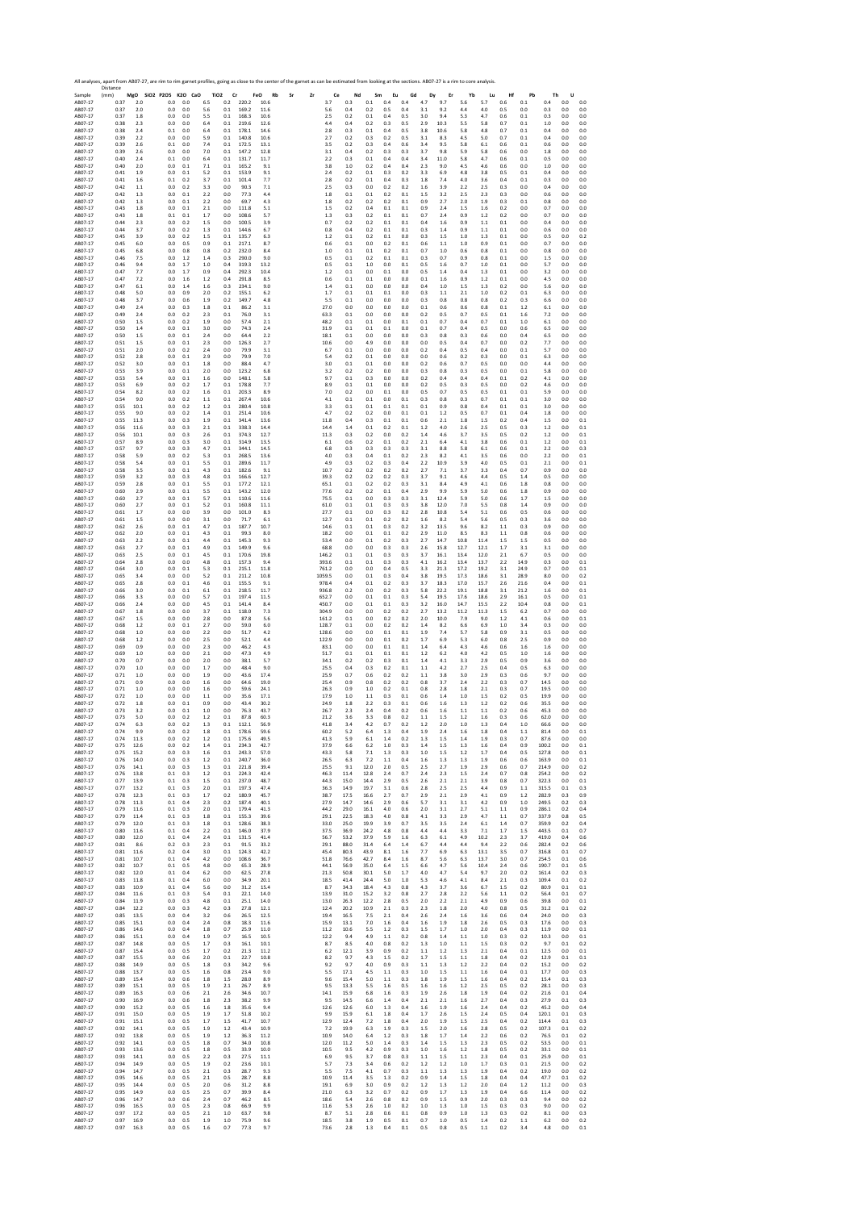All analyses, apart from AB07-27, are rim to rim garnet profiles, going as close to the center of the garnet as can be estimated from looking at the sections. AB07-27 is a rim to core analysis.

| Sample | Distance (mm) | MgO | SiO2 | P2O5 | K2O | CaO | TiO2 | Cr | FeO | Rb | Sr | Zr | Ce | Nd | Sm | Eu | Gd | Dy | Er | Yb | Lu | Hf | Pb | Th | U | |
|---|---|---|---|---|---|---|---|---|---|---|---|---|---|---|---|---|---|---|---|---|---|---|---|---|---|---|
| AB07-17 | 0.37 | 2.0 | | 0.0 | 0.0 | 6.5 | 0.2 | 220.2 | 10.6 | | | | 3.7 | 0.3 | 0.1 | 0.4 | 0.4 | 4.7 | 9.7 | 5.6 | 5.7 | 0.6 | 0.1 | 0.4 | 0.0 | 0.0 |
| AB07-17 | 0.37 | 2.0 | | 0.0 | 0.0 | 5.6 | 0.1 | 169.2 | 11.6 | | | | 5.6 | 0.4 | 0.2 | 0.5 | 0.4 | 3.1 | 9.2 | 4.4 | 4.0 | 0.5 | 0.0 | 0.3 | 0.0 | 0.0 |
| AB07-17 | 0.37 | 1.8 | | 0.0 | 0.0 | 5.5 | 0.1 | 168.3 | 10.6 | | | | 2.5 | 0.2 | 0.1 | 0.4 | 0.5 | 3.0 | 9.4 | 5.3 | 4.7 | 0.6 | 0.1 | 0.3 | 0.0 | 0.0 |
| AB07-17 | 0.38 | 2.3 | | 0.0 | 0.0 | 6.4 | 0.1 | 219.6 | 12.6 | | | | 4.4 | 0.4 | 0.2 | 0.3 | 0.5 | 2.9 | 10.3 | 5.5 | 5.8 | 0.7 | 0.1 | 1.0 | 0.0 | 0.0 |
| AB07-17 | 0.38 | 2.4 | | 0.1 | 0.0 | 6.4 | 0.1 | 178.1 | 14.6 | | | | 2.8 | 0.3 | 0.1 | 0.4 | 0.5 | 3.8 | 10.6 | 5.8 | 4.8 | 0.7 | 0.1 | 0.4 | 0.0 | 0.0 |
| AB07-17 | 0.39 | 2.2 | | 0.0 | 0.0 | 5.9 | 0.1 | 140.8 | 10.6 | | | | 2.7 | 0.2 | 0.3 | 0.2 | 0.5 | 3.1 | 8.3 | 4.5 | 5.0 | 0.7 | 0.1 | 0.4 | 0.0 | 0.0 |
| AB07-17 | 0.39 | 2.6 | | 0.1 | 0.0 | 7.4 | 0.1 | 172.5 | 13.1 | | | | 3.5 | 0.2 | 0.3 | 0.4 | 0.6 | 3.4 | 9.5 | 5.8 | 6.1 | 0.6 | 0.1 | 0.6 | 0.0 | 0.0 |
| AB07-17 | 0.39 | 2.6 | | 0.0 | 0.0 | 7.0 | 0.1 | 147.2 | 12.8 | | | | 3.1 | 0.4 | 0.2 | 0.3 | 0.3 | 3.7 | 9.8 | 5.9 | 5.8 | 0.6 | 0.0 | 1.8 | 0.0 | 0.0 |
| AB07-17 | 0.40 | 2.4 | | 0.1 | 0.0 | 6.4 | 0.1 | 131.7 | 11.7 | | | | 2.2 | 0.3 | 0.1 | 0.4 | 0.4 | 3.4 | 11.0 | 5.8 | 4.7 | 0.6 | 0.1 | 0.5 | 0.0 | 0.0 |
| AB07-17 | 0.40 | 2.0 | | 0.0 | 0.1 | 7.1 | 0.1 | 165.2 | 9.1 | | | | 3.8 | 1.0 | 0.2 | 0.4 | 0.4 | 2.3 | 9.0 | 4.5 | 4.6 | 0.6 | 0.0 | 1.0 | 0.0 | 0.0 |
| AB07-17 | 0.41 | 1.9 | | 0.0 | 0.1 | 5.2 | 0.1 | 153.9 | 9.1 | | | | 2.4 | 0.2 | 0.1 | 0.3 | 0.2 | 3.3 | 6.9 | 4.8 | 3.8 | 0.5 | 0.1 | 0.4 | 0.0 | 0.0 |
| AB07-17 | 0.41 | 1.6 | | 0.1 | 0.2 | 3.7 | 0.1 | 101.4 | 7.7 | | | | 2.8 | 0.2 | 0.1 | 0.4 | 0.3 | 1.8 | 7.4 | 4.0 | 3.6 | 0.4 | 0.1 | 0.3 | 0.0 | 0.0 |
| AB07-17 | 0.42 | 1.1 | | 0.0 | 0.2 | 3.3 | 0.0 | 90.3 | 7.1 | | | | 2.5 | 0.3 | 0.0 | 0.2 | 0.2 | 1.6 | 3.9 | 2.2 | 2.5 | 0.3 | 0.0 | 0.4 | 0.0 | 0.0 |
| AB07-17 | 0.42 | 1.3 | | 0.0 | 0.1 | 2.2 | 0.0 | 77.3 | 4.4 | | | | 1.8 | 0.1 | 0.1 | 0.2 | 0.1 | 1.5 | 3.2 | 2.5 | 2.3 | 0.3 | 0.0 | 0.6 | 0.0 | 0.0 |
| AB07-17 | 0.42 | 1.3 | | 0.0 | 0.1 | 2.2 | 0.0 | 69.7 | 4.3 | | | | 1.8 | 0.2 | 0.2 | 0.2 | 0.1 | 0.9 | 2.7 | 2.0 | 1.9 | 0.3 | 0.1 | 0.8 | 0.0 | 0.0 |
| AB07-17 | 0.43 | 1.8 | | 0.0 | 0.1 | 2.1 | 0.0 | 111.8 | 5.1 | | | | 1.5 | 0.2 | 0.4 | 0.1 | 0.1 | 0.9 | 2.4 | 1.5 | 1.6 | 0.2 | 0.0 | 0.7 | 0.0 | 0.0 |
| AB07-17 | 0.43 | 1.8 | | 0.1 | 0.1 | 1.7 | 0.0 | 108.6 | 5.7 | | | | 1.3 | 0.3 | 0.2 | 0.1 | 0.1 | 0.7 | 2.4 | 0.9 | 1.2 | 0.2 | 0.0 | 0.7 | 0.0 | 0.0 |
| AB07-17 | 0.44 | 2.3 | | 0.0 | 0.2 | 1.5 | 0.0 | 100.5 | 3.9 | | | | 0.7 | 0.2 | 0.2 | 0.1 | 0.1 | 0.4 | 1.6 | 0.9 | 1.1 | 0.1 | 0.0 | 0.4 | 0.0 | 0.0 |
| AB07-17 | 0.44 | 3.7 | | 0.0 | 0.2 | 1.3 | 0.1 | 144.6 | 6.7 | | | | 0.8 | 0.4 | 0.2 | 0.1 | 0.1 | 0.3 | 1.4 | 0.9 | 1.1 | 0.1 | 0.0 | 0.6 | 0.0 | 0.0 |
| AB07-17 | 0.45 | 3.9 | | 0.0 | 0.2 | 1.5 | 0.1 | 135.7 | 6.3 | | | | 1.2 | 0.1 | 0.2 | 0.1 | 0.0 | 0.3 | 1.5 | 1.0 | 1.3 | 0.1 | 0.0 | 0.5 | 0.0 | 0.2 |
| AB07-17 | 0.45 | 6.0 | | 0.0 | 0.5 | 0.9 | 0.1 | 217.1 | 8.7 | | | | 0.6 | 0.1 | 0.0 | 0.2 | 0.1 | 0.6 | 1.1 | 1.0 | 0.9 | 0.1 | 0.0 | 0.7 | 0.0 | 0.0 |
| AB07-17 | 0.45 | 6.8 | | 0.0 | 0.8 | 0.8 | 0.2 | 232.0 | 8.4 | | | | 1.0 | 0.1 | 0.1 | 0.2 | 0.1 | 0.7 | 1.0 | 0.6 | 0.8 | 0.1 | 0.0 | 0.8 | 0.0 | 0.0 |
| AB07-17 | 0.46 | 7.5 | | 0.0 | 1.2 | 1.4 | 0.3 | 290.0 | 9.0 | | | | 0.5 | 0.1 | 0.2 | 0.1 | 0.1 | 0.3 | 0.7 | 0.9 | 0.8 | 0.1 | 0.0 | 1.5 | 0.0 | 0.0 |
| AB07-17 | 0.46 | 9.4 | | 0.0 | 1.7 | 1.0 | 0.4 | 319.3 | 13.2 | | | | 0.5 | 0.1 | 1.0 | 0.0 | 0.1 | 0.5 | 1.6 | 0.7 | 1.0 | 0.1 | 0.0 | 5.7 | 0.0 | 0.0 |
| AB07-17 | 0.47 | 7.7 | | 0.0 | 1.7 | 0.9 | 0.4 | 292.3 | 10.4 | | | | 1.2 | 0.1 | 0.0 | 0.1 | 0.0 | 0.5 | 1.4 | 0.4 | 1.3 | 0.1 | 0.0 | 3.2 | 0.0 | 0.0 |
| AB07-17 | 0.47 | 7.2 | | 0.0 | 1.6 | 1.2 | 0.4 | 291.8 | 8.5 | | | | 0.6 | 0.1 | 0.1 | 0.0 | 0.0 | 0.1 | 1.6 | 0.9 | 1.2 | 0.1 | 0.0 | 4.5 | 0.0 | 0.0 |
| AB07-17 | 0.47 | 6.1 | | 0.0 | 1.4 | 1.6 | 0.3 | 234.1 | 9.0 | | | | 1.4 | 0.1 | 0.0 | 0.0 | 0.0 | 0.4 | 1.0 | 1.5 | 1.3 | 0.2 | 0.0 | 5.6 | 0.0 | 0.0 |
| AB07-17 | 0.48 | 5.0 | | 0.0 | 0.9 | 2.0 | 0.2 | 155.1 | 6.2 | | | | 1.7 | 0.1 | 0.1 | 0.1 | 0.0 | 0.3 | 1.1 | 2.1 | 1.0 | 0.2 | 0.1 | 6.3 | 0.0 | 0.0 |
| AB07-17 | 0.48 | 3.7 | | 0.0 | 0.6 | 1.9 | 0.2 | 149.7 | 4.8 | | | | 5.5 | 0.1 | 0.0 | 0.0 | 0.0 | 0.3 | 0.8 | 0.8 | 0.8 | 0.2 | 0.3 | 6.6 | 0.0 | 0.0 |
| AB07-17 | 0.49 | 2.4 | | 0.0 | 0.3 | 1.8 | 0.1 | 86.2 | 3.1 | | | | 27.0 | 0.0 | 0.0 | 0.0 | 0.0 | 0.1 | 0.6 | 0.6 | 0.8 | 0.1 | 1.2 | 6.1 | 0.0 | 0.0 |
| AB07-17 | 0.49 | 2.4 | | 0.0 | 0.2 | 2.3 | 0.1 | 76.0 | 3.1 | | | | 63.3 | 0.1 | 0.0 | 0.0 | 0.0 | 0.2 | 0.5 | 0.7 | 0.5 | 0.1 | 1.6 | 7.2 | 0.0 | 0.0 |
| AB07-17 | 0.50 | 1.5 | | 0.0 | 0.2 | 1.9 | 0.0 | 57.4 | 2.1 | | | | 48.2 | 0.1 | 0.1 | 0.0 | 0.1 | 0.1 | 0.7 | 0.4 | 0.7 | 0.1 | 1.0 | 6.1 | 0.0 | 0.0 |
| AB07-17 | 0.50 | 1.4 | | 0.0 | 0.1 | 3.0 | 0.0 | 74.3 | 2.4 | | | | 31.9 | 0.1 | 0.1 | 0.1 | 0.0 | 0.1 | 0.7 | 0.4 | 0.5 | 0.0 | 0.6 | 6.5 | 0.0 | 0.0 |
| AB07-17 | 0.50 | 1.5 | | 0.0 | 0.1 | 2.4 | 0.0 | 64.4 | 2.2 | | | | 18.1 | 0.1 | 0.0 | 0.0 | 0.0 | 0.3 | 0.8 | 0.3 | 0.6 | 0.0 | 0.4 | 6.5 | 0.0 | 0.0 |
| AB07-17 | 0.51 | 1.5 | | 0.0 | 0.1 | 2.3 | 0.0 | 126.3 | 2.7 | | | | 10.6 | 0.0 | 4.9 | 0.0 | 0.0 | 0.0 | 0.5 | 0.4 | 0.7 | 0.0 | 0.2 | 7.7 | 0.0 | 0.0 |
| AB07-17 | 0.51 | 2.0 | | 0.0 | 0.2 | 2.4 | 0.0 | 79.9 | 3.1 | | | | 6.7 | 0.1 | 0.0 | 0.0 | 0.0 | 0.2 | 0.4 | 0.5 | 0.4 | 0.0 | 0.1 | 5.7 | 0.0 | 0.0 |
| AB07-17 | 0.52 | 2.8 | | 0.0 | 0.1 | 2.9 | 0.0 | 79.9 | 7.0 | | | | 5.4 | 0.2 | 0.1 | 0.0 | 0.0 | 0.0 | 0.6 | 0.2 | 0.3 | 0.0 | 0.1 | 6.3 | 0.0 | 0.0 |
| AB07-17 | 0.52 | 3.0 | | 0.0 | 0.1 | 1.8 | 0.0 | 88.4 | 4.7 | | | | 3.0 | 0.1 | 0.1 | 0.0 | 0.0 | 0.2 | 0.6 | 0.7 | 0.5 | 0.0 | 0.0 | 4.4 | 0.0 | 0.0 |
| AB07-17 | 0.53 | 3.9 | | 0.0 | 0.1 | 2.0 | 0.0 | 123.2 | 6.8 | | | | 3.2 | 0.2 | 0.2 | 0.0 | 0.0 | 0.3 | 0.8 | 0.3 | 0.5 | 0.0 | 0.1 | 5.8 | 0.0 | 0.0 |
| AB07-17 | 0.53 | 5.4 | | 0.0 | 0.1 | 1.6 | 0.0 | 148.1 | 5.8 | | | | 9.7 | 0.1 | 0.3 | 0.0 | 0.0 | 0.2 | 0.4 | 0.4 | 0.4 | 0.1 | 0.2 | 4.1 | 0.0 | 0.0 |
| AB07-17 | 0.53 | 6.9 | | 0.0 | 0.2 | 1.7 | 0.1 | 178.8 | 7.7 | | | | 8.9 | 0.1 | 0.1 | 0.0 | 0.0 | 0.2 | 0.5 | 0.3 | 0.5 | 0.0 | 0.2 | 4.6 | 0.0 | 0.0 |
| AB07-17 | 0.54 | 8.2 | | 0.0 | 0.2 | 1.6 | 0.1 | 203.3 | 8.9 | | | | 7.0 | 0.2 | 0.0 | 0.1 | 0.0 | 0.5 | 0.7 | 0.5 | 0.5 | 0.1 | 0.1 | 5.9 | 0.0 | 0.0 |
| AB07-17 | 0.54 | 9.0 | | 0.0 | 0.2 | 1.1 | 0.1 | 267.4 | 10.6 | | | | 4.1 | 0.1 | 0.1 | 0.0 | 0.1 | 0.3 | 0.8 | 0.3 | 0.7 | 0.1 | 0.1 | 3.0 | 0.0 | 0.0 |
| AB07-17 | 0.55 | 10.1 | | 0.0 | 0.2 | 1.2 | 0.1 | 280.4 | 10.8 | | | | 3.3 | 0.1 | 0.1 | 0.1 | 0.1 | 0.9 | 0.8 | 0.4 | 0.1 | 0.1 | 0.1 | 3.0 | 0.0 | 0.0 |
| AB07-17 | 0.55 | 9.0 | | 0.0 | 0.2 | 1.4 | 0.1 | 251.4 | 10.6 | | | | 4.7 | 0.2 | 0.2 | 0.0 | 0.1 | 0.1 | 1.2 | 0.5 | 0.7 | 0.1 | 0.4 | 1.8 | 0.0 | 0.0 |
| AB07-17 | 0.55 | 11.3 | | 0.0 | 0.3 | 1.9 | 0.1 | 341.4 | 13.6 | | | | 11.8 | 0.4 | 0.3 | 0.1 | 0.1 | 0.6 | 2.1 | 1.8 | 1.5 | 0.2 | 0.4 | 1.5 | 0.0 | 0.1 |
| AB07-17 | 0.56 | 11.6 | | 0.0 | 0.3 | 2.1 | 0.1 | 338.3 | 14.4 | | | | 14.4 | 1.4 | 0.1 | 0.2 | 0.1 | 1.2 | 4.0 | 2.6 | 2.5 | 0.5 | 0.3 | 1.2 | 0.0 | 0.1 |
| AB07-17 | 0.56 | 10.1 | | 0.0 | 0.3 | 2.6 | 0.1 | 374.3 | 12.7 | | | | 11.3 | 0.3 | 0.2 | 0.0 | 0.2 | 1.4 | 4.6 | 3.7 | 3.5 | 0.5 | 0.2 | 1.2 | 0.0 | 0.1 |
| AB07-17 | 0.57 | 8.9 | | 0.0 | 0.3 | 3.0 | 0.1 | 314.9 | 13.5 | | | | 6.1 | 0.6 | 0.2 | 0.1 | 0.2 | 2.1 | 6.4 | 4.1 | 3.8 | 0.6 | 0.1 | 1.2 | 0.0 | 0.1 |
| AB07-17 | 0.57 | 9.7 | | 0.0 | 0.3 | 4.7 | 0.1 | 344.1 | 14.5 | | | | 6.8 | 0.3 | 0.3 | 0.3 | 0.3 | 3.1 | 8.8 | 5.8 | 6.1 | 0.6 | 0.1 | 2.2 | 0.0 | 0.3 |
| AB07-17 | 0.58 | 5.9 | | 0.0 | 0.2 | 5.3 | 0.1 | 268.5 | 13.6 | | | | 4.0 | 0.3 | 0.4 | 0.1 | 0.2 | 2.3 | 8.2 | 4.1 | 3.5 | 0.6 | 0.0 | 2.2 | 0.0 | 0.1 |
| AB07-17 | 0.58 | 5.4 | | 0.0 | 0.1 | 5.5 | 0.1 | 289.6 | 11.7 | | | | 4.9 | 0.3 | 0.2 | 0.3 | 0.4 | 2.2 | 10.9 | 3.9 | 4.0 | 0.5 | 0.1 | 2.1 | 0.0 | 0.1 |
| AB07-17 | 0.58 | 3.5 | | 0.0 | 0.1 | 4.3 | 0.1 | 182.6 | 9.1 | | | | 10.7 | 0.2 | 0.2 | 0.2 | 0.2 | 2.7 | 7.1 | 3.7 | 3.3 | 0.4 | 0.7 | 0.9 | 0.0 | 0.0 |
| AB07-17 | 0.59 | 3.2 | | 0.0 | 0.3 | 4.8 | 0.1 | 166.6 | 12.7 | | | | 39.3 | 0.2 | 0.2 | 0.2 | 0.3 | 3.7 | 9.1 | 4.6 | 4.4 | 0.5 | 1.4 | 0.5 | 0.0 | 0.0 |
| AB07-17 | 0.59 | 2.8 | | 0.0 | 0.1 | 5.5 | 0.1 | 177.2 | 12.1 | | | | 65.1 | 0.1 | 0.2 | 0.2 | 0.3 | 3.1 | 8.4 | 4.9 | 4.1 | 0.6 | 1.8 | 0.8 | 0.0 | 0.0 |
| AB07-17 | 0.60 | 2.9 | | 0.0 | 0.1 | 5.5 | 0.1 | 143.2 | 12.0 | | | | 77.6 | 0.2 | 0.2 | 0.1 | 0.4 | 2.9 | 9.9 | 5.9 | 5.0 | 0.6 | 1.8 | 0.9 | 0.0 | 0.0 |
| AB07-17 | 0.60 | 2.7 | | 0.0 | 0.1 | 5.7 | 0.1 | 110.6 | 11.6 | | | | 75.5 | 0.1 | 0.0 | 0.3 | 0.3 | 3.1 | 12.4 | 5.9 | 5.0 | 0.6 | 1.7 | 1.5 | 0.0 | 0.0 |
| AB07-17 | 0.60 | 2.7 | | 0.0 | 0.1 | 5.2 | 0.1 | 160.8 | 11.1 | | | | 61.0 | 0.1 | 0.1 | 0.3 | 0.3 | 3.8 | 12.0 | 7.0 | 5.5 | 0.8 | 1.4 | 0.9 | 0.0 | 0.0 |
| AB07-17 | 0.61 | 1.7 | | 0.0 | 0.0 | 3.9 | 0.0 | 101.0 | 8.3 | | | | 27.7 | 0.1 | 0.0 | 0.3 | 0.2 | 2.8 | 10.8 | 5.4 | 5.1 | 0.6 | 0.5 | 0.6 | 0.0 | 0.0 |
| AB07-17 | 0.61 | 1.5 | | 0.0 | 0.0 | 3.1 | 0.0 | 71.7 | 6.1 | | | | 12.7 | 0.1 | 0.1 | 0.2 | 0.2 | 1.6 | 8.2 | 5.4 | 5.6 | 0.5 | 0.3 | 3.6 | 0.0 | 0.0 |
| AB07-17 | 0.62 | 2.6 | | 0.0 | 0.1 | 4.7 | 0.1 | 187.7 | 10.7 | | | | 14.6 | 0.1 | 0.1 | 0.3 | 0.2 | 3.2 | 13.5 | 9.6 | 8.2 | 1.1 | 0.3 | 0.9 | 0.0 | 0.0 |
| AB07-17 | 0.62 | 2.0 | | 0.0 | 0.1 | 4.3 | 0.1 | 99.3 | 8.0 | | | | 18.2 | 0.0 | 0.1 | 0.1 | 0.2 | 2.9 | 11.0 | 8.5 | 8.3 | 1.1 | 0.8 | 0.6 | 0.0 | 0.0 |
| AB07-17 | 0.63 | 2.2 | | 0.0 | 0.1 | 4.4 | 0.1 | 145.3 | 9.3 | | | | 53.4 | 0.0 | 0.1 | 0.2 | 0.3 | 2.7 | 14.7 | 10.8 | 11.4 | 1.5 | 1.5 | 0.5 | 0.0 | 0.0 |
| AB07-17 | 0.63 | 2.7 | | 0.0 | 0.1 | 4.9 | 0.1 | 149.9 | 9.6 | | | | 68.8 | 0.0 | 0.0 | 0.3 | 0.3 | 2.6 | 15.8 | 12.7 | 12.1 | 1.7 | 3.1 | 3.1 | 0.0 | 0.0 |
| AB07-17 | 0.63 | 2.5 | | 0.0 | 0.1 | 4.5 | 0.1 | 170.6 | 19.8 | | | | 146.2 | 0.1 | 0.1 | 0.3 | 0.3 | 3.7 | 16.1 | 13.4 | 12.0 | 2.1 | 6.7 | 0.5 | 0.0 | 0.0 |
| AB07-17 | 0.64 | 2.8 | | 0.0 | 0.0 | 4.8 | 0.1 | 157.3 | 9.4 | | | | 393.6 | 0.1 | 0.1 | 0.3 | 0.3 | 4.1 | 16.2 | 13.4 | 13.7 | 2.2 | 14.9 | 0.3 | 0.0 | 0.1 |
| AB07-17 | 0.64 | 3.0 | | 0.0 | 0.1 | 5.3 | 0.1 | 215.1 | 11.8 | | | | 761.2 | 0.0 | 0.0 | 0.4 | 0.5 | 3.3 | 21.3 | 17.2 | 19.2 | 3.1 | 24.9 | 0.7 | 0.0 | 0.1 |
| AB07-17 | 0.65 | 3.4 | | 0.0 | 0.0 | 5.2 | 0.1 | 211.2 | 10.8 | | | | 1059.5 | 0.0 | 0.1 | 0.3 | 0.4 | 3.8 | 19.5 | 17.3 | 18.6 | 3.1 | 28.9 | 8.0 | 0.0 | 0.2 |
| AB07-17 | 0.65 | 2.8 | | 0.0 | 0.1 | 4.6 | 0.1 | 155.5 | 9.1 | | | | 978.4 | 0.4 | 0.1 | 0.2 | 0.3 | 3.7 | 18.3 | 17.0 | 15.7 | 2.6 | 21.6 | 0.4 | 0.0 | 0.1 |
| AB07-17 | 0.66 | 3.0 | | 0.0 | 0.1 | 6.1 | 0.1 | 218.5 | 11.7 | | | | 936.8 | 0.2 | 0.0 | 0.2 | 0.3 | 5.8 | 22.2 | 19.1 | 18.8 | 3.1 | 21.2 | 1.6 | 0.0 | 0.1 |
| AB07-17 | 0.66 | 3.3 | | 0.0 | 0.0 | 5.7 | 0.1 | 197.4 | 11.5 | | | | 652.7 | 0.0 | 0.1 | 0.1 | 0.3 | 5.4 | 19.5 | 17.6 | 18.6 | 2.9 | 16.1 | 0.5 | 0.0 | 0.1 |
| AB07-17 | 0.66 | 2.4 | | 0.0 | 0.0 | 4.5 | 0.1 | 141.4 | 8.4 | | | | 450.7 | 0.0 | 0.1 | 0.1 | 0.3 | 3.2 | 16.0 | 14.7 | 15.5 | 2.2 | 10.4 | 0.8 | 0.0 | 0.1 |
| AB07-17 | 0.67 | 1.8 | | 0.0 | 0.0 | 3.7 | 0.1 | 118.0 | 7.3 | | | | 304.9 | 0.0 | 0.0 | 0.2 | 0.2 | 2.7 | 13.2 | 11.2 | 11.3 | 1.5 | 6.2 | 0.7 | 0.0 | 0.0 |
| AB07-17 | 0.67 | 1.5 | | 0.0 | 0.0 | 2.8 | 0.0 | 87.8 | 5.6 | | | | 161.2 | 0.1 | 0.0 | 0.2 | 0.2 | 2.0 | 10.0 | 7.9 | 9.0 | 1.2 | 4.1 | 0.6 | 0.0 | 0.1 |
| AB07-17 | 0.68 | 1.2 | | 0.0 | 0.1 | 2.7 | 0.0 | 59.0 | 6.0 | | | | 128.7 | 0.1 | 0.0 | 0.2 | 0.2 | 1.4 | 8.2 | 6.6 | 6.9 | 1.0 | 3.4 | 0.3 | 0.0 | 0.0 |
| AB07-17 | 0.68 | 1.0 | | 0.0 | 0.0 | 2.2 | 0.0 | 51.7 | 4.2 | | | | 128.6 | 0.0 | 0.0 | 0.1 | 0.1 | 1.9 | 7.4 | 5.7 | 5.8 | 0.9 | 3.1 | 0.5 | 0.0 | 0.0 |
| AB07-17 | 0.68 | 1.2 | | 0.0 | 0.0 | 2.5 | 0.0 | 52.1 | 4.4 | | | | 122.9 | 0.0 | 0.0 | 0.1 | 0.2 | 1.7 | 6.9 | 5.3 | 6.0 | 0.8 | 2.5 | 0.9 | 0.0 | 0.0 |
| AB07-17 | 0.69 | 0.9 | | 0.0 | 0.0 | 2.3 | 0.0 | 46.2 | 4.3 | | | | 83.1 | 0.0 | 0.0 | 0.1 | 0.1 | 1.4 | 6.4 | 4.3 | 4.6 | 0.6 | 1.6 | 1.6 | 0.0 | 0.0 |
| AB07-17 | 0.69 | 1.0 | | 0.0 | 0.0 | 2.1 | 0.0 | 47.3 | 4.9 | | | | 51.7 | 0.1 | 0.1 | 0.1 | 0.1 | 1.2 | 6.2 | 4.0 | 4.2 | 0.5 | 1.0 | 1.6 | 0.0 | 0.0 |
| AB07-17 | 0.70 | 0.7 | | 0.0 | 0.0 | 2.0 | 0.0 | 38.1 | 5.7 | | | | 34.1 | 0.2 | 0.2 | 0.3 | 0.1 | 1.4 | 4.1 | 3.3 | 2.9 | 0.5 | 0.9 | 3.6 | 0.0 | 0.0 |
| AB07-17 | 0.70 | 1.0 | | 0.0 | 0.0 | 1.7 | 0.0 | 48.4 | 9.0 | | | | 25.5 | 0.4 | 0.3 | 0.2 | 0.1 | 1.1 | 4.2 | 2.7 | 2.5 | 0.4 | 0.5 | 6.3 | 0.0 | 0.0 |
| AB07-17 | 0.71 | 1.0 | | 0.0 | 0.0 | 1.9 | 0.0 | 43.6 | 17.4 | | | | 25.9 | 0.7 | 0.6 | 0.2 | 0.2 | 1.1 | 3.8 | 3.0 | 2.9 | 0.3 | 0.6 | 9.7 | 0.0 | 0.0 |
| AB07-17 | 0.71 | 0.9 | | 0.0 | 0.0 | 1.6 | 0.0 | 64.6 | 19.0 | | | | 25.4 | 0.9 | 0.8 | 0.2 | 0.2 | 0.8 | 3.7 | 2.4 | 2.2 | 0.3 | 0.7 | 14.5 | 0.0 | 0.0 |
| AB07-17 | 0.71 | 1.0 | | 0.0 | 0.0 | 1.6 | 0.0 | 59.6 | 24.1 | | | | 26.3 | 0.9 | 1.0 | 0.2 | 0.1 | 0.8 | 2.8 | 1.8 | 2.1 | 0.3 | 0.7 | 19.5 | 0.0 | 0.0 |
| AB07-17 | 0.72 | 1.0 | | 0.0 | 0.0 | 1.1 | 0.0 | 35.6 | 17.1 | | | | 17.9 | 1.0 | 1.1 | 0.3 | 0.1 | 0.6 | 1.4 | 1.0 | 1.5 | 0.2 | 0.5 | 19.9 | 0.0 | 0.0 |
| AB07-17 | 0.72 | 1.8 | | 0.0 | 0.1 | 0.9 | 0.0 | 43.4 | 30.2 | | | | 24.9 | 1.8 | 2.2 | 0.3 | 0.1 | 0.6 | 1.6 | 1.3 | 1.2 | 0.2 | 0.6 | 35.5 | 0.0 | 0.0 |
| AB07-17 | 0.73 | 3.2 | | 0.0 | 0.1 | 1.0 | 0.0 | 76.3 | 43.7 | | | | 26.7 | 2.3 | 2.4 | 0.4 | 0.2 | 0.6 | 1.6 | 1.1 | 1.1 | 0.2 | 0.6 | 45.3 | 0.0 | 0.0 |
| AB07-17 | 0.73 | 5.0 | | 0.0 | 0.2 | 1.2 | 0.1 | 87.8 | 60.3 | | | | 21.2 | 3.6 | 3.3 | 0.8 | 0.2 | 1.1 | 1.5 | 1.2 | 1.6 | 0.3 | 0.6 | 62.0 | 0.0 | 0.0 |
| AB07-17 | 0.74 | 6.3 | | 0.0 | 0.2 | 1.3 | 0.1 | 112.1 | 56.9 | | | | 41.8 | 3.4 | 4.2 | 0.7 | 0.2 | 1.2 | 2.0 | 1.0 | 1.3 | 0.4 | 1.0 | 66.6 | 0.0 | 0.0 |
| AB07-17 | 0.74 | 9.9 | | 0.0 | 0.2 | 1.8 | 0.1 | 178.6 | 59.6 | | | | 60.2 | 5.2 | 6.4 | 1.3 | 0.4 | 1.9 | 2.4 | 1.6 | 1.8 | 0.4 | 1.1 | 81.4 | 0.0 | 0.1 |
| AB07-17 | 0.74 | 11.3 | | 0.0 | 0.2 | 1.2 | 0.1 | 175.6 | 49.5 | | | | 41.3 | 5.9 | 6.1 | 1.4 | 0.2 | 1.3 | 1.5 | 1.4 | 1.9 | 0.3 | 0.7 | 87.6 | 0.0 | 0.0 |
| AB07-17 | 0.75 | 12.6 | | 0.0 | 0.2 | 1.4 | 0.1 | 234.3 | 42.7 | | | | 37.9 | 6.6 | 6.2 | 1.0 | 0.3 | 1.4 | 1.5 | 1.3 | 1.6 | 0.4 | 0.9 | 100.2 | 0.0 | 0.1 |
| AB07-17 | 0.75 | 15.2 | | 0.0 | 0.3 | 1.6 | 0.1 | 243.3 | 57.0 | | | | 43.3 | 5.8 | 7.1 | 1.3 | 0.3 | 1.0 | 1.5 | 1.2 | 1.7 | 0.4 | 0.5 | 127.8 | 0.0 | 0.1 |
| AB07-17 | 0.76 | 14.0 | | 0.0 | 0.3 | 1.2 | 0.1 | 240.7 | 36.0 | | | | 26.5 | 6.3 | 7.2 | 1.1 | 0.4 | 1.6 | 1.3 | 1.3 | 1.9 | 0.6 | 0.6 | 163.9 | 0.0 | 0.1 |
| AB07-17 | 0.76 | 14.1 | | 0.0 | 0.3 | 1.3 | 0.1 | 221.8 | 39.4 | | | | 25.5 | 9.1 | 12.0 | 2.0 | 0.5 | 2.5 | 2.7 | 1.9 | 2.9 | 0.6 | 0.7 | 214.9 | 0.0 | 0.2 |
| AB07-17 | 0.76 | 13.8 | | 0.1 | 0.3 | 1.2 | 0.1 | 224.3 | 42.4 | | | | 46.3 | 11.4 | 12.8 | 2.4 | 0.7 | 2.4 | 2.3 | 1.5 | 2.4 | 0.7 | 0.8 | 254.2 | 0.0 | 0.2 |
| AB07-17 | 0.77 | 13.9 | | 0.1 | 0.3 | 1.5 | 0.1 | 237.0 | 48.7 | | | | 44.3 | 15.0 | 14.4 | 2.9 | 0.5 | 2.6 | 2.1 | 2.1 | 3.9 | 0.8 | 0.7 | 322.3 | 0.0 | 0.1 |
| AB07-17 | 0.77 | 13.2 | | 0.1 | 0.3 | 2.0 | 0.1 | 197.3 | 47.4 | | | | 36.3 | 14.9 | 19.7 | 3.1 | 0.6 | 2.8 | 2.5 | 2.5 | 4.4 | 0.9 | 1.1 | 315.5 | 0.1 | 0.3 |
| AB07-17 | 0.78 | 12.3 | | 0.1 | 0.3 | 1.7 | 0.1 | 180.9 | 45.7 | | | | 38.7 | 17.5 | 16.6 | 2.7 | 0.7 | 2.9 | 2.1 | 2.9 | 4.1 | 0.9 | 1.2 | 282.9 | 0.3 | 0.9 |
| AB07-17 | 0.78 | 11.3 | | 0.1 | 0.4 | 2.3 | 0.2 | 187.4 | 40.1 | | | | 27.9 | 14.7 | 14.6 | 2.9 | 0.6 | 5.7 | 3.1 | 3.1 | 4.2 | 0.9 | 1.0 | 249.5 | 0.2 | 0.3 |
| AB07-17 | 0.79 | 11.6 | | 0.1 | 0.3 | 2.0 | 0.1 | 179.4 | 41.3 | | | | 44.2 | 29.0 | 16.1 | 4.0 | 0.6 | 2.0 | 3.1 | 2.7 | 5.1 | 1.1 | 0.9 | 286.1 | 0.2 | 0.4 |
| AB07-17 | 0.79 | 11.4 | | 0.1 | 0.3 | 1.8 | 0.1 | 155.3 | 39.6 | | | | 29.1 | 22.5 | 18.3 | 4.0 | 0.8 | 4.1 | 3.3 | 2.9 | 4.7 | 1.1 | 0.7 | 337.9 | 0.8 | 0.5 |
| AB07-17 | 0.79 | 12.0 | | 0.1 | 0.3 | 1.8 | 0.1 | 128.6 | 38.3 | | | | 33.0 | 25.0 | 19.9 | 3.9 | 0.7 | 3.5 | 3.5 | 2.4 | 6.1 | 1.4 | 0.7 | 359.9 | 0.2 | 0.4 |
| AB07-17 | 0.80 | 11.6 | | 0.1 | 0.4 | 2.2 | 0.1 | 146.0 | 37.9 | | | | 37.5 | 36.9 | 24.2 | 4.8 | 0.8 | 4.4 | 4.4 | 3.3 | 7.1 | 1.7 | 1.5 | 443.5 | 0.1 | 0.7 |
| AB07-17 | 0.80 | 12.0 | | 0.1 | 0.4 | 2.4 | 0.1 | 131.5 | 41.4 | | | | 56.7 | 53.2 | 37.9 | 5.9 | 1.6 | 6.3 | 6.1 | 4.9 | 10.2 | 2.3 | 3.7 | 419.0 | 0.4 | 0.6 |
| AB07-17 | 0.81 | 8.6 | | 0.2 | 0.3 | 2.3 | 0.1 | 91.5 | 33.2 | | | | 29.1 | 88.0 | 31.4 | 6.4 | 1.4 | 6.7 | 4.4 | 4.4 | 9.4 | 2.2 | 0.6 | 282.4 | 0.2 | 0.6 |
| AB07-17 | 0.81 | 11.6 | | 0.2 | 0.4 | 3.0 | 0.1 | 124.3 | 42.2 | | | | 45.4 | 80.3 | 43.9 | 8.1 | 1.6 | 7.7 | 6.9 | 6.3 | 13.1 | 3.5 | 0.7 | 316.8 | 0.1 | 0.7 |
| AB07-17 | 0.81 | 10.7 | | 0.1 | 0.4 | 4.2 | 0.0 | 108.6 | 36.7 | | | | 51.8 | 76.6 | 42.7 | 8.4 | 1.6 | 8.7 | 5.6 | 6.3 | 13.7 | 3.0 | 0.7 | 254.5 | 0.1 | 0.6 |
| AB07-17 | 0.82 | 10.7 | | 0.1 | 0.5 | 4.8 | 0.0 | 65.3 | 28.9 | | | | 44.1 | 56.9 | 35.0 | 6.4 | 1.5 | 6.6 | 4.7 | 5.6 | 10.4 | 2.4 | 0.6 | 190.7 | 0.1 | 0.5 |
| AB07-17 | 0.82 | 12.0 | | 0.1 | 0.4 | 6.2 | 0.0 | 62.5 | 27.8 | | | | 21.3 | 50.8 | 30.1 | 5.0 | 1.7 | 4.0 | 4.7 | 5.4 | 9.7 | 2.0 | 0.2 | 161.4 | 0.2 | 0.3 |
| AB07-17 | 0.83 | 11.8 | | 0.1 | 0.4 | 6.0 | 0.0 | 34.9 | 20.1 | | | | 18.5 | 41.4 | 24.4 | 5.0 | 1.0 | 5.3 | 4.6 | 4.1 | 8.4 | 2.1 | 0.3 | 109.4 | 0.1 | 0.2 |
| AB07-17 | 0.83 | 10.9 | | 0.1 | 0.4 | 5.6 | 0.0 | 31.2 | 15.4 | | | | 8.7 | 34.3 | 18.4 | 4.3 | 0.8 | 4.3 | 3.7 | 3.6 | 6.7 | 1.5 | 0.2 | 80.9 | 0.1 | 0.1 |
| AB07-17 | 0.84 | 11.6 | | 0.1 | 0.3 | 5.4 | 0.1 | 22.1 | 14.0 | | | | 13.9 | 31.0 | 15.2 | 3.2 | 0.8 | 2.7 | 2.8 | 2.2 | 5.6 | 1.1 | 0.2 | 56.4 | 0.1 | 0.7 |
| AB07-17 | 0.84 | 11.9 | | 0.0 | 0.3 | 4.8 | 0.1 | 25.1 | 14.0 | | | | 13.0 | 26.3 | 12.2 | 2.8 | 0.5 | 2.0 | 2.2 | 2.1 | 4.9 | 0.9 | 0.6 | 39.8 | 0.0 | 0.1 |
| AB07-17 | 0.84 | 12.2 | | 0.0 | 0.3 | 4.2 | 0.3 | 27.8 | 12.1 | | | | 12.4 | 20.2 | 10.9 | 2.1 | 0.3 | 2.3 | 1.8 | 2.0 | 4.0 | 0.8 | 0.5 | 31.2 | 0.1 | 0.2 |
| AB07-17 | 0.85 | 13.5 | | 0.0 | 0.4 | 3.2 | 0.6 | 26.5 | 12.5 | | | | 19.4 | 16.5 | 7.5 | 2.1 | 0.4 | 2.6 | 2.4 | 1.6 | 3.6 | 0.6 | 0.4 | 24.0 | 0.0 | 0.3 |
| AB07-17 | 0.85 | 15.1 | | 0.0 | 0.4 | 2.4 | 0.8 | 18.3 | 11.6 | | | | 15.9 | 13.1 | 7.0 | 1.6 | 0.4 | 1.6 | 1.9 | 1.8 | 2.6 | 0.5 | 0.3 | 17.6 | 0.0 | 0.3 |
| AB07-17 | 0.86 | 14.6 | | 0.0 | 0.4 | 1.8 | 0.7 | 25.9 | 11.0 | | | | 11.2 | 10.6 | 5.5 | 1.2 | 0.3 | 1.5 | 1.7 | 1.0 | 2.0 | 0.4 | 0.3 | 11.9 | 0.0 | 0.1 |
| AB07-17 | 0.86 | 15.1 | | 0.0 | 0.4 | 1.9 | 0.7 | 16.5 | 10.5 | | | | 12.2 | 9.4 | 4.9 | 1.1 | 0.2 | 0.8 | 1.4 | 1.1 | 1.0 | 0.3 | 0.2 | 10.3 | 0.0 | 0.1 |
| AB07-17 | 0.87 | 14.8 | | 0.0 | 0.5 | 1.7 | 0.3 | 16.1 | 10.1 | | | | 8.7 | 8.5 | 4.0 | 0.8 | 0.2 | 1.3 | 1.0 | 1.1 | 1.5 | 0.3 | 0.2 | 9.7 | 0.1 | 0.2 |
| AB07-17 | 0.87 | 15.4 | | 0.0 | 0.5 | 1.7 | 0.2 | 21.3 | 11.2 | | | | 6.2 | 12.1 | 3.9 | 0.9 | 0.2 | 1.1 | 1.2 | 1.3 | 2.1 | 0.4 | 0.1 | 12.5 | 0.0 | 0.1 |
| AB07-17 | 0.87 | 15.5 | | 0.0 | 0.6 | 2.0 | 0.1 | 22.7 | 10.8 | | | | 8.2 | 9.7 | 4.3 | 1.5 | 0.2 | 1.7 | 1.5 | 1.1 | 1.8 | 0.4 | 0.2 | 12.9 | 0.1 | 0.1 |
| AB07-17 | 0.88 | 14.9 | | 0.0 | 0.5 | 1.8 | 0.3 | 34.2 | 9.6 | | | | 9.2 | 9.7 | 4.0 | 0.9 | 0.3 | 1.1 | 1.3 | 1.2 | 2.2 | 0.4 | 0.2 | 15.2 | 0.0 | 0.2 |
| AB07-17 | 0.88 | 13.7 | | 0.0 | 0.5 | 1.6 | 0.8 | 23.4 | 9.0 | | | | 5.5 | 17.1 | 4.5 | 1.1 | 0.3 | 1.0 | 1.5 | 1.1 | 1.6 | 0.4 | 0.1 | 17.7 | 0.0 | 0.3 |
| AB07-17 | 0.89 | 15.4 | | 0.0 | 0.6 | 1.8 | 1.5 | 28.0 | 8.9 | | | | 9.6 | 15.4 | 5.0 | 1.1 | 0.3 | 1.8 | 1.9 | 1.5 | 1.6 | 0.4 | 0.2 | 15.4 | 0.1 | 0.3 |
| AB07-17 | 0.89 | 15.1 | | 0.0 | 0.5 | 1.9 | 2.1 | 26.7 | 8.9 | | | | 9.5 | 13.3 | 5.5 | 1.6 | 0.5 | 1.6 | 1.6 | 1.2 | 2.5 | 0.5 | 0.2 | 28.1 | 0.0 | 0.3 |
| AB07-17 | 0.89 | 16.3 | | 0.0 | 0.6 | 2.1 | 2.6 | 34.6 | 10.7 | | | | 14.1 | 15.9 | 6.8 | 1.6 | 0.3 | 1.9 | 2.6 | 1.8 | 1.9 | 0.4 | 0.2 | 21.6 | 0.1 | 0.4 |
| AB07-17 | 0.90 | 16.9 | | 0.0 | 0.6 | 1.8 | 2.3 | 38.2 | 9.9 | | | | 9.5 | 14.5 | 6.6 | 1.4 | 0.4 | 2.1 | 2.1 | 1.6 | 2.7 | 0.4 | 0.3 | 27.9 | 0.1 | 0.3 |
| AB07-17 | 0.90 | 15.2 | | 0.0 | 0.5 | 1.6 | 1.8 | 35.6 | 9.4 | | | | 12.6 | 12.6 | 6.0 | 1.3 | 0.4 | 1.6 | 1.9 | 1.6 | 2.4 | 0.4 | 0.2 | 45.2 | 0.0 | 0.4 |
| AB07-17 | 0.91 | 15.0 | | 0.0 | 0.5 | 1.9 | 1.7 | 51.8 | 10.2 | | | | 9.9 | 15.9 | 6.1 | 1.8 | 0.4 | 1.7 | 2.6 | 1.5 | 2.4 | 0.5 | 0.4 | 120.1 | 0.1 | 0.3 |
| AB07-17 | 0.91 | 15.1 | | 0.0 | 0.5 | 1.7 | 1.5 | 41.7 | 10.7 | | | | 12.9 | 12.4 | 7.2 | 1.8 | 0.4 | 2.0 | 1.9 | 1.5 | 2.5 | 0.4 | 0.2 | 114.4 | 0.1 | 0.3 |
| AB07-17 | 0.92 | 14.1 | | 0.0 | 0.5 | 1.9 | 1.2 | 43.4 | 10.9 | | | | 7.2 | 19.9 | 6.3 | 1.9 | 0.3 | 1.5 | 2.0 | 1.6 | 2.8 | 0.5 | 0.2 | 107.3 | 0.1 | 0.2 |
| AB07-17 | 0.92 | 13.8 | | 0.0 | 0.5 | 1.9 | 1.2 | 36.3 | 11.2 | | | | 10.9 | 14.0 | 6.4 | 1.2 | 0.3 | 1.8 | 1.7 | 1.4 | 2.2 | 0.6 | 0.2 | 76.5 | 0.1 | 0.2 |
| AB07-17 | 0.92 | 14.1 | | 0.0 | 0.5 | 1.8 | 0.7 | 34.0 | 10.8 | | | | 12.0 | 11.2 | 5.0 | 1.4 | 0.3 | 1.4 | 1.5 | 1.3 | 2.3 | 0.5 | 0.2 | 53.5 | 0.0 | 0.1 |
| AB07-17 | 0.93 | 13.6 | | 0.0 | 0.5 | 1.8 | 0.5 | 33.9 | 10.0 | | | | 10.5 | 9.5 | 4.2 | 0.9 | 0.3 | 1.0 | 1.6 | 1.2 | 1.8 | 0.5 | 0.2 | 33.1 | 0.0 | 0.1 |
| AB07-17 | 0.93 | 14.1 | | 0.0 | 0.5 | 2.2 | 0.3 | 27.5 | 11.1 | | | | 6.9 | 9.5 | 3.7 | 0.8 | 0.3 | 1.1 | 1.5 | 1.1 | 2.3 | 0.4 | 0.1 | 25.9 | 0.0 | 0.1 |
| AB07-17 | 0.94 | 14.9 | | 0.0 | 0.5 | 1.9 | 0.2 | 23.6 | 10.1 | | | | 5.7 | 7.3 | 3.4 | 0.6 | 0.2 | 1.2 | 1.2 | 1.0 | 1.7 | 0.3 | 0.1 | 21.5 | 0.0 | 0.2 |
| AB07-17 | 0.94 | 14.7 | | 0.0 | 0.5 | 2.1 | 0.3 | 28.7 | 9.3 | | | | 5.5 | 7.5 | 4.1 | 0.7 | 0.3 | 1.1 | 1.3 | 1.3 | 1.9 | 0.4 | 0.2 | 19.0 | 0.0 | 0.2 |
| AB07-17 | 0.95 | 14.6 | | 0.0 | 0.5 | 2.1 | 0.5 | 28.7 | 8.8 | | | | 10.9 | 11.4 | 3.5 | 1.3 | 0.2 | 0.9 | 1.4 | 1.5 | 1.8 | 0.4 | 0.4 | 47.7 | 0.1 | 0.2 |
| AB07-17 | 0.95 | 14.4 | | 0.0 | 0.5 | 2.0 | 0.6 | 31.2 | 8.8 | | | | 19.1 | 6.9 | 3.0 | 0.9 | 0.2 | 1.2 | 1.3 | 1.2 | 2.0 | 0.4 | 1.2 | 11.2 | 0.0 | 0.3 |
| AB07-17 | 0.95 | 14.9 | | 0.0 | 0.5 | 2.5 | 0.7 | 39.9 | 8.4 | | | | 21.0 | 6.3 | 3.2 | 0.7 | 0.2 | 0.9 | 1.7 | 1.3 | 1.9 | 0.4 | 6.6 | 11.4 | 0.0 | 0.2 |
| AB07-17 | 0.96 | 14.7 | | 0.0 | 0.6 | 2.4 | 0.7 | 46.2 | 8.5 | | | | 18.6 | 5.4 | 2.6 | 0.8 | 0.2 | 0.9 | 1.5 | 0.9 | 2.0 | 0.3 | 0.3 | 9.4 | 0.0 | 0.2 |
| AB07-17 | 0.96 | 16.5 | | 0.0 | 0.5 | 2.3 | 0.8 | 66.9 | 9.9 | | | | 11.6 | 5.3 | 2.6 | 1.0 | 0.2 | 1.0 | 1.3 | 1.0 | 1.5 | 0.3 | 0.3 | 9.0 | 0.0 | 0.2 |
| AB07-17 | 0.97 | 17.2 | | 0.0 | 0.5 | 2.1 | 1.0 | 63.7 | 9.8 | | | | 8.7 | 5.1 | 2.8 | 0.6 | 0.1 | 0.8 | 0.9 | 1.0 | 1.3 | 0.3 | 0.2 | 8.1 | 0.0 | 0.3 |
| AB07-17 | 0.97 | 16.9 | | 0.0 | 0.5 | 1.9 | 1.0 | 75.9 | 9.6 | | | | 18.5 | 3.8 | 1.9 | 0.5 | 0.1 | 0.7 | 1.0 | 0.5 | 1.4 | 0.2 | 1.1 | 6.2 | 0.0 | 0.2 |
| AB07-17 | 0.97 | 16.3 | | 0.0 | 0.5 | 1.6 | 0.7 | 77.3 | 9.7 | | | | 73.6 | 2.8 | 1.3 | 0.4 | 0.1 | 0.5 | 0.8 | 0.5 | 1.1 | 0.2 | 3.4 | 4.8 | 0.0 | 0.1 |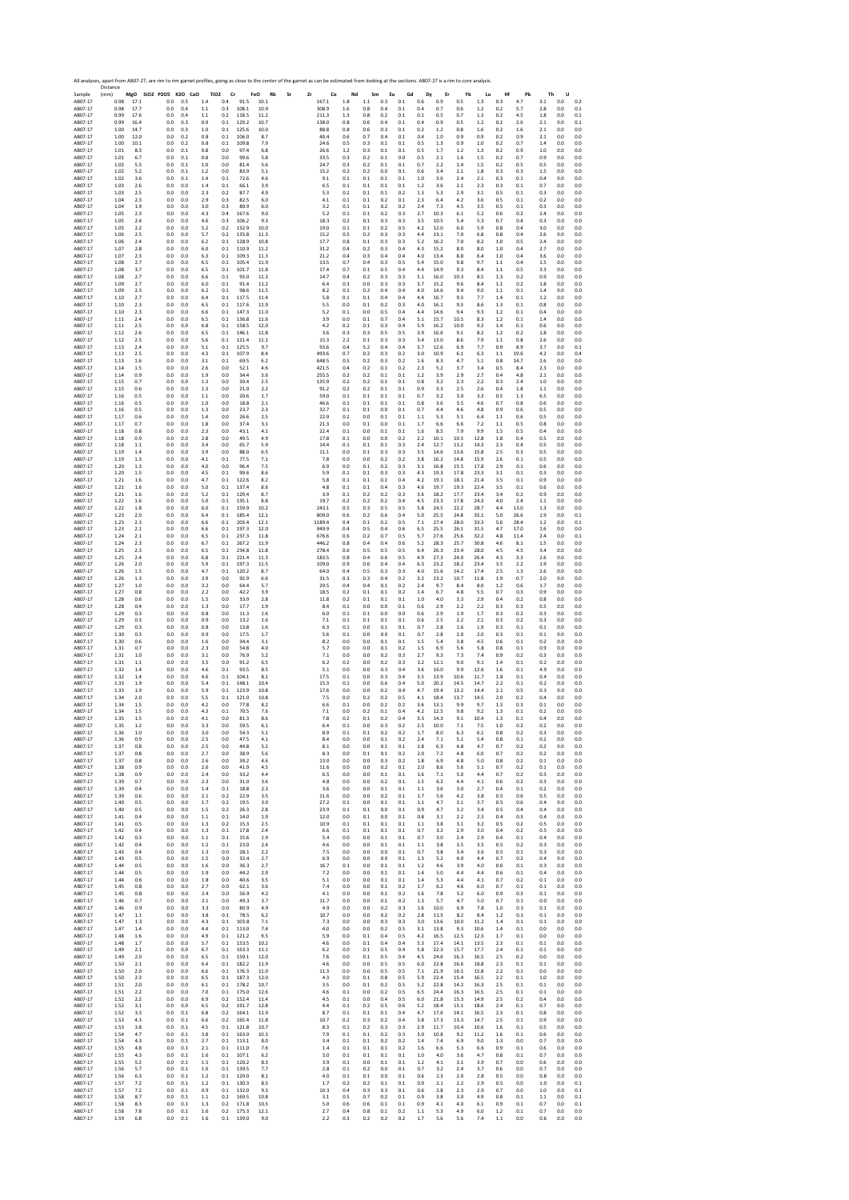All analyses, apart from AB07-27, are rim to rim garnet profiles, going as close to the center of the garnet as can be estimated from looking at the sections. AB07-27 is a rim to core analysis.

| Sample | Distance (mm) | MgO | SiO2 | P2O5 | K2O | CaO | TiO2 | Cr | FeO | Rb | Sr | Zr | Ce | Nd | Sm | Eu | Gd | Dy | Er | Yb | Lu | Hf | Pb | Th | U |
|---|---|---|---|---|---|---|---|---|---|---|---|---|---|---|---|---|---|---|---|---|---|---|---|---|---|
| AB07-17 | 0.98 | 17.1 | | 0.0 | 0.5 | 1.4 | 0.4 | 91.5 | 10.1 | | | 167.1 | 1.8 | 1.1 | 0.3 | 0.1 | 0.6 | 0.9 | 0.5 | 1.3 | 0.3 | 4.7 | 3.1 | 0.0 | 0.2 |
| AB07-17 | 0.98 | 17.7 | | 0.0 | 0.4 | 1.1 | 0.3 | 108.1 | 10.9 | | | 308.9 | 1.6 | 0.8 | 0.4 | 0.1 | 0.4 | 0.7 | 0.6 | 1.2 | 0.2 | 5.7 | 2.8 | 0.0 | 0.1 |
| AB07-17 | 0.99 | 17.6 | | 0.0 | 0.4 | 1.1 | 0.2 | 118.5 | 11.2 | | | 211.3 | 1.3 | 0.8 | 0.2 | 0.1 | 0.1 | 0.5 | 0.7 | 1.3 | 0.2 | 4.5 | 1.8 | 0.0 | 0.1 |
| AB07-17 | 0.99 | 16.4 | | 0.0 | 0.3 | 0.9 | 0.1 | 129.2 | 10.7 | | | 138.0 | 0.8 | 0.6 | 0.4 | 0.1 | 0.4 | 0.9 | 0.5 | 1.2 | 0.2 | 2.6 | 2.1 | 0.0 | 0.1 |
| AB07-17 | 1.00 | 14.7 | | 0.0 | 0.3 | 1.0 | 0.1 | 125.6 | 10.0 | | | 88.8 | 0.8 | 0.6 | 0.3 | 0.1 | 0.2 | 1.2 | 0.8 | 1.6 | 0.2 | 1.6 | 2.1 | 0.0 | 0.0 |
| AB07-17 | 1.00 | 12.0 | | 0.0 | 0.2 | 0.8 | 0.1 | 106.0 | 8.7 | | | 40.4 | 0.6 | 0.7 | 0.4 | 0.1 | 0.4 | 1.0 | 0.9 | 0.9 | 0.2 | 0.9 | 2.1 | 0.0 | 0.0 |
| AB07-17 | 1.00 | 10.1 | | 0.0 | 0.2 | 0.8 | 0.1 | 109.8 | 7.9 | | | 24.6 | 0.5 | 0.3 | 0.1 | 0.1 | 0.5 | 1.3 | 0.9 | 1.0 | 0.2 | 0.7 | 1.4 | 0.0 | 0.0 |
| AB07-17 | 1.01 | 8.3 | | 0.0 | 0.1 | 0.8 | 0.0 | 97.4 | 6.8 | | | 26.6 | 1.2 | 0.3 | 0.1 | 0.1 | 0.5 | 1.7 | 1.2 | 1.3 | 0.2 | 0.9 | 1.0 | 0.0 | 0.0 |
| AB07-17 | 1.01 | 6.7 | | 0.0 | 0.1 | 0.8 | 0.0 | 99.6 | 5.8 | | | 33.5 | 0.3 | 0.2 | 0.1 | 0.0 | 0.5 | 2.1 | 1.6 | 1.5 | 0.2 | 0.7 | 0.9 | 0.0 | 0.0 |
| AB07-17 | 1.02 | 5.5 | | 0.0 | 0.1 | 1.0 | 0.0 | 81.4 | 5.6 | | | 24.7 | 0.3 | 0.2 | 0.1 | 0.1 | 0.7 | 2.2 | 1.4 | 1.5 | 0.2 | 0.5 | 0.5 | 0.0 | 0.0 |
| AB07-17 | 1.02 | 5.2 | | 0.0 | 0.1 | 1.2 | 0.0 | 83.9 | 5.1 | | | 15.2 | 0.2 | 0.2 | 0.0 | 0.1 | 0.6 | 3.4 | 2.1 | 1.8 | 0.3 | 0.3 | 1.5 | 0.0 | 0.0 |
| AB07-17 | 1.02 | 3.6 | | 0.0 | 0.1 | 1.4 | 0.1 | 72.6 | 4.6 | | | 9.1 | 0.1 | 0.1 | 0.1 | 0.1 | 1.0 | 3.6 | 2.4 | 2.1 | 0.3 | 0.1 | 0.4 | 0.0 | 0.0 |
| AB07-17 | 1.03 | 2.6 | | 0.0 | 0.0 | 1.4 | 0.1 | 66.1 | 3.9 | | | 6.5 | 0.1 | 0.1 | 0.1 | 0.1 | 1.2 | 3.6 | 2.1 | 2.3 | 0.3 | 0.1 | 0.7 | 0.0 | 0.0 |
| AB07-17 | 1.03 | 2.5 | | 0.0 | 0.0 | 2.3 | 0.2 | 87.7 | 4.9 | | | 5.3 | 0.2 | 0.1 | 0.1 | 0.2 | 1.3 | 5.3 | 2.9 | 3.1 | 0.5 | 0.1 | 0.3 | 0.0 | 0.0 |
| AB07-17 | 1.04 | 2.3 | | 0.0 | 0.0 | 2.9 | 0.3 | 82.5 | 6.0 | | | 4.1 | 0.1 | 0.1 | 0.2 | 0.1 | 2.3 | 6.4 | 4.2 | 3.6 | 0.5 | 0.1 | 0.2 | 0.0 | 0.0 |
| AB07-17 | 1.04 | 1.9 | | 0.0 | 0.0 | 3.0 | 0.3 | 80.9 | 6.0 | | | 3.2 | 0.1 | 0.1 | 0.2 | 0.2 | 2.4 | 7.3 | 4.5 | 3.5 | 0.5 | 0.1 | 0.3 | 0.0 | 0.0 |
| AB07-17 | 1.05 | 2.3 | | 0.0 | 0.0 | 4.3 | 0.4 | 167.6 | 9.0 | | | 5.2 | 0.1 | 0.1 | 0.2 | 0.3 | 2.7 | 10.3 | 6.1 | 5.2 | 0.6 | 0.2 | 2.4 | 0.0 | 0.0 |
| AB07-17 | 1.05 | 2.4 | | 0.0 | 0.0 | 4.6 | 0.3 | 106.2 | 9.3 | | | 18.3 | 0.2 | 0.1 | 0.3 | 0.3 | 3.5 | 10.5 | 5.4 | 5.3 | 0.7 | 0.4 | 0.3 | 0.0 | 0.0 |
| AB07-17 | 1.05 | 2.2 | | 0.0 | 0.0 | 5.2 | 0.2 | 132.9 | 10.0 | | | 19.0 | 0.1 | 0.1 | 0.2 | 0.5 | 4.2 | 12.0 | 6.0 | 5.9 | 0.8 | 0.4 | 3.0 | 0.0 | 0.0 |
| AB07-17 | 1.06 | 2.5 | | 0.0 | 0.0 | 5.7 | 0.2 | 135.8 | 11.3 | | | 15.2 | 0.5 | 0.2 | 0.3 | 0.3 | 4.4 | 13.1 | 7.0 | 6.8 | 0.8 | 0.4 | 2.6 | 0.0 | 0.0 |
| AB07-17 | 1.06 | 2.4 | | 0.0 | 0.0 | 6.2 | 0.1 | 128.9 | 10.8 | | | 17.7 | 0.8 | 0.1 | 0.3 | 0.3 | 5.2 | 16.2 | 7.0 | 8.2 | 1.0 | 0.5 | 2.4 | 0.0 | 0.0 |
| AB07-17 | 1.07 | 2.8 | | 0.0 | 0.0 | 6.0 | 0.1 | 110.9 | 11.2 | | | 31.2 | 0.4 | 0.2 | 0.3 | 0.4 | 4.3 | 15.2 | 8.0 | 8.0 | 1.0 | 0.4 | 2.7 | 0.0 | 0.0 |
| AB07-17 | 1.07 | 2.3 | | 0.0 | 0.0 | 6.3 | 0.1 | 109.3 | 11.3 | | | 21.2 | 0.4 | 0.3 | 0.4 | 0.4 | 4.0 | 13.4 | 8.8 | 6.4 | 1.0 | 0.4 | 3.6 | 0.0 | 0.0 |
| AB07-17 | 1.08 | 2.7 | | 0.0 | 0.0 | 6.5 | 0.1 | 105.4 | 11.9 | | | 13.5 | 0.7 | 0.4 | 0.3 | 0.5 | 5.4 | 15.0 | 9.8 | 9.7 | 1.1 | 0.4 | 1.5 | 0.0 | 0.0 |
| AB07-17 | 1.08 | 3.7 | | 0.0 | 0.0 | 6.5 | 0.1 | 101.7 | 11.8 | | | 17.4 | 0.7 | 0.1 | 0.5 | 0.4 | 4.4 | 14.9 | 9.3 | 8.4 | 1.1 | 0.5 | 3.3 | 0.0 | 0.0 |
| AB07-17 | 1.08 | 2.7 | | 0.0 | 0.0 | 6.6 | 0.1 | 93.0 | 11.3 | | | 14.7 | 0.4 | 0.2 | 0.3 | 0.3 | 5.1 | 16.0 | 10.3 | 8.5 | 1.3 | 0.2 | 0.9 | 0.0 | 0.0 |
| AB07-17 | 1.09 | 2.7 | | 0.0 | 0.0 | 6.0 | 0.1 | 91.4 | 11.2 | | | 6.4 | 0.3 | 0.0 | 0.3 | 0.3 | 3.7 | 15.2 | 9.6 | 8.4 | 1.1 | 0.2 | 1.8 | 0.0 | 0.0 |
| AB07-17 | 1.09 | 2.3 | | 0.0 | 0.0 | 6.2 | 0.1 | 98.6 | 11.5 | | | 8.2 | 0.1 | 0.2 | 0.4 | 0.4 | 4.0 | 14.6 | 9.4 | 9.0 | 1.1 | 0.1 | 1.4 | 0.0 | 0.0 |
| AB07-17 | 1.10 | 2.7 | | 0.0 | 0.0 | 6.4 | 0.1 | 117.5 | 11.4 | | | 5.8 | 0.1 | 0.1 | 0.4 | 0.4 | 4.4 | 16.7 | 9.3 | 7.7 | 1.4 | 0.1 | 1.2 | 0.0 | 0.0 |
| AB07-17 | 1.10 | 2.3 | | 0.0 | 0.0 | 6.5 | 0.1 | 117.6 | 11.9 | | | 5.5 | 0.0 | 0.1 | 0.2 | 0.3 | 4.0 | 16.1 | 9.3 | 8.6 | 1.3 | 0.1 | 0.8 | 0.0 | 0.0 |
| AB07-17 | 1.10 | 2.3 | | 0.0 | 0.0 | 6.6 | 0.1 | 147.3 | 11.0 | | | 5.2 | 0.1 | 0.0 | 0.5 | 0.4 | 4.4 | 14.6 | 9.4 | 9.3 | 1.2 | 0.1 | 0.4 | 0.0 | 0.0 |
| AB07-17 | 1.11 | 2.4 | | 0.0 | 0.0 | 6.5 | 0.1 | 136.8 | 11.6 | | | 3.9 | 0.0 | 0.1 | 0.7 | 0.4 | 5.1 | 15.7 | 10.5 | 8.3 | 1.2 | 0.1 | 1.4 | 0.0 | 0.0 |
| AB07-17 | 1.11 | 2.5 | | 0.0 | 0.0 | 6.8 | 0.1 | 158.5 | 12.0 | | | 4.2 | 0.2 | 0.1 | 0.3 | 0.4 | 5.9 | 16.2 | 10.0 | 9.2 | 1.4 | 0.1 | 0.6 | 0.0 | 0.0 |
| AB07-17 | 1.12 | 2.6 | | 0.0 | 0.0 | 6.5 | 0.1 | 146.1 | 11.8 | | | 3.6 | 0.3 | 0.3 | 0.5 | 0.5 | 3.9 | 16.6 | 9.1 | 8.2 | 1.2 | 0.2 | 1.8 | 0.0 | 0.0 |
| AB07-17 | 1.12 | 2.5 | | 0.0 | 0.0 | 5.6 | 0.1 | 121.4 | 11.1 | | | 15.3 | 2.2 | 0.1 | 0.3 | 0.3 | 3.4 | 13.0 | 8.6 | 7.9 | 1.1 | 0.8 | 2.6 | 0.0 | 0.0 |
| AB07-17 | 1.13 | 2.4 | | 0.0 | 0.0 | 5.1 | 0.1 | 125.5 | 9.7 | | | 93.6 | 0.4 | 5.2 | 0.4 | 0.4 | 3.7 | 12.6 | 6.9 | 7.7 | 0.9 | 8.9 | 3.7 | 0.0 | 0.1 |
| AB07-17 | 1.13 | 2.5 | | 0.0 | 0.0 | 4.3 | 0.1 | 107.9 | 8.4 | | | 493.6 | 0.7 | 0.2 | 0.3 | 0.2 | 3.0 | 10.9 | 6.1 | 6.3 | 1.1 | 19.6 | 4.2 | 0.0 | 0.4 |
| AB07-17 | 1.13 | 1.6 | | 0.0 | 0.0 | 3.1 | 0.1 | 69.5 | 6.2 | | | 648.5 | 0.5 | 0.2 | 0.3 | 0.2 | 1.6 | 8.3 | 4.7 | 5.1 | 0.8 | 14.7 | 2.6 | 0.0 | 0.0 |
| AB07-17 | 1.14 | 1.5 | | 0.0 | 0.0 | 2.6 | 0.0 | 52.1 | 4.6 | | | 421.5 | 0.4 | 0.2 | 0.1 | 0.2 | 2.3 | 5.2 | 3.7 | 3.4 | 0.5 | 8.4 | 2.3 | 0.0 | 0.0 |
| AB07-17 | 1.14 | 0.9 | | 0.0 | 0.0 | 1.9 | 0.0 | 34.4 | 3.6 | | | 255.5 | 0.2 | 0.2 | 0.1 | 0.1 | 1.2 | 3.9 | 2.9 | 2.7 | 0.4 | 4.8 | 2.1 | 0.0 | 0.0 |
| AB07-17 | 1.15 | 0.7 | | 0.0 | 0.0 | 1.3 | 0.0 | 30.4 | 2.5 | | | 135.9 | 0.2 | 0.2 | 0.1 | 0.1 | 0.8 | 3.2 | 2.3 | 2.2 | 0.3 | 2.4 | 1.0 | 0.0 | 0.0 |
| AB07-17 | 1.15 | 0.6 | | 0.0 | 0.0 | 1.3 | 0.0 | 21.0 | 2.2 | | | 91.2 | 0.2 | 0.2 | 0.1 | 0.1 | 0.9 | 3.3 | 2.5 | 2.6 | 0.4 | 1.8 | 1.1 | 0.0 | 0.0 |
| AB07-17 | 1.16 | 0.5 | | 0.0 | 0.0 | 1.1 | 0.0 | 20.6 | 1.7 | | | 59.0 | 0.1 | 0.1 | 0.1 | 0.1 | 0.7 | 3.2 | 3.0 | 3.3 | 0.5 | 1.3 | 6.5 | 0.0 | 0.0 |
| AB07-17 | 1.16 | 0.5 | | 0.0 | 0.0 | 1.0 | 0.0 | 18.8 | 2.1 | | | 46.6 | 0.1 | 0.1 | 0.1 | 0.1 | 0.8 | 3.6 | 3.5 | 4.6 | 0.7 | 0.8 | 0.6 | 0.0 | 0.0 |
| AB07-17 | 1.16 | 0.5 | | 0.0 | 0.0 | 1.3 | 0.0 | 23.7 | 2.3 | | | 32.7 | 0.1 | 0.1 | 0.0 | 0.1 | 0.7 | 4.4 | 4.6 | 4.8 | 0.9 | 0.6 | 0.5 | 0.0 | 0.0 |
| AB07-17 | 1.17 | 0.6 | | 0.0 | 0.0 | 1.4 | 0.0 | 26.6 | 2.5 | | | 22.9 | 0.2 | 0.0 | 0.1 | 0.1 | 1.1 | 5.3 | 5.1 | 6.4 | 1.1 | 0.6 | 0.5 | 0.0 | 0.0 |
| AB07-17 | 1.17 | 0.7 | | 0.0 | 0.0 | 1.8 | 0.0 | 37.4 | 3.1 | | | 21.3 | 0.0 | 0.1 | 0.0 | 0.1 | 1.7 | 6.6 | 6.6 | 7.2 | 1.1 | 0.5 | 0.8 | 0.0 | 0.0 |
| AB07-17 | 1.18 | 0.8 | | 0.0 | 0.0 | 2.3 | 0.0 | 43.1 | 4.1 | | | 22.4 | 0.1 | 0.0 | 0.1 | 0.1 | 1.6 | 8.5 | 7.9 | 9.9 | 1.5 | 0.5 | 0.4 | 0.0 | 0.0 |
| AB07-17 | 1.18 | 0.9 | | 0.0 | 0.0 | 2.8 | 0.0 | 49.5 | 4.9 | | | 17.8 | 0.1 | 0.0 | 0.0 | 0.2 | 2.2 | 10.1 | 10.3 | 12.8 | 1.8 | 0.4 | 0.5 | 0.0 | 0.0 |
| AB07-17 | 1.18 | 1.1 | | 0.0 | 0.0 | 3.4 | 0.0 | 65.7 | 5.9 | | | 14.4 | 0.1 | 0.1 | 0.1 | 0.3 | 2.4 | 12.7 | 13.2 | 14.3 | 2.3 | 0.4 | 0.5 | 0.0 | 0.0 |
| AB07-17 | 1.19 | 1.4 | | 0.0 | 0.0 | 3.9 | 0.0 | 88.0 | 6.5 | | | 11.1 | 0.0 | 0.1 | 0.3 | 0.3 | 3.5 | 14.6 | 13.6 | 15.8 | 2.5 | 0.3 | 0.5 | 0.0 | 0.0 |
| AB07-17 | 1.19 | 1.3 | | 0.0 | 0.0 | 4.1 | 0.1 | 77.5 | 7.1 | | | 7.8 | 0.0 | 0.0 | 0.2 | 0.2 | 3.8 | 16.2 | 14.8 | 15.9 | 2.6 | 0.1 | 0.5 | 0.0 | 0.0 |
| AB07-17 | 1.20 | 1.3 | | 0.0 | 0.0 | 4.0 | 0.0 | 96.4 | 7.5 | | | 6.9 | 0.0 | 0.1 | 0.2 | 0.3 | 3.1 | 16.8 | 15.5 | 17.8 | 2.9 | 0.1 | 0.6 | 0.0 | 0.0 |
| AB07-17 | 1.20 | 1.5 | | 0.0 | 0.0 | 4.5 | 0.1 | 99.6 | 8.6 | | | 5.9 | 0.1 | 0.1 | 0.3 | 0.3 | 4.3 | 19.3 | 17.8 | 23.3 | 3.1 | 0.1 | 0.3 | 0.0 | 0.0 |
| AB07-17 | 1.21 | 1.6 | | 0.0 | 0.0 | 4.7 | 0.1 | 122.6 | 8.2 | | | 5.8 | 0.1 | 0.1 | 0.1 | 0.4 | 4.2 | 19.1 | 18.1 | 21.4 | 3.5 | 0.1 | 0.9 | 0.0 | 0.0 |
| AB07-17 | 1.21 | 1.6 | | 0.0 | 0.0 | 5.0 | 0.1 | 137.4 | 8.6 | | | 4.8 | 0.1 | 0.1 | 0.4 | 0.3 | 4.6 | 19.7 | 19.3 | 22.4 | 3.5 | 0.1 | 0.6 | 0.0 | 0.0 |
| AB07-17 | 1.21 | 1.6 | | 0.0 | 0.0 | 5.2 | 0.1 | 129.4 | 8.7 | | | 3.9 | 0.1 | 0.2 | 0.2 | 0.3 | 3.6 | 18.2 | 17.7 | 23.4 | 3.4 | 0.2 | 0.9 | 0.0 | 0.0 |
| AB07-17 | 1.22 | 1.6 | | 0.0 | 0.0 | 5.0 | 0.1 | 135.1 | 8.8 | | | 19.7 | 0.2 | 0.2 | 0.2 | 0.4 | 4.5 | 23.3 | 17.8 | 24.3 | 4.0 | 2.4 | 1.1 | 0.0 | 0.0 |
| AB07-17 | 1.22 | 1.8 | | 0.0 | 0.0 | 6.0 | 0.1 | 159.9 | 10.2 | | | 243.1 | 0.5 | 0.3 | 0.5 | 0.5 | 5.8 | 24.5 | 22.2 | 28.7 | 4.4 | 13.0 | 1.3 | 0.0 | 0.0 |
| AB07-17 | 1.23 | 2.0 | | 0.0 | 0.0 | 6.4 | 0.1 | 185.4 | 12.1 | | | 809.0 | 0.6 | 0.2 | 0.6 | 0.4 | 5.0 | 25.5 | 24.8 | 35.1 | 5.0 | 26.6 | 1.9 | 0.0 | 0.1 |
| AB07-17 | 1.23 | 2.3 | | 0.0 | 0.0 | 6.6 | 0.1 | 203.4 | 12.1 | | | 1189.4 | 0.4 | 0.1 | 0.2 | 0.5 | 7.1 | 27.4 | 28.0 | 33.3 | 5.6 | 28.4 | 1.2 | 0.0 | 0.1 |
| AB07-17 | 1.23 | 2.1 | | 0.0 | 0.0 | 6.6 | 0.1 | 197.3 | 12.0 | | | 949.9 | 0.4 | 0.5 | 0.4 | 0.6 | 6.5 | 25.5 | 26.1 | 31.5 | 4.7 | 17.0 | 1.6 | 0.0 | 0.0 |
| AB07-17 | 1.24 | 2.1 | | 0.0 | 0.0 | 6.5 | 0.1 | 237.3 | 11.8 | | | 676.6 | 0.6 | 0.2 | 0.7 | 0.5 | 5.7 | 27.6 | 25.6 | 32.2 | 4.8 | 11.4 | 2.4 | 0.0 | 0.1 |
| AB07-17 | 1.24 | 2.3 | | 0.0 | 0.0 | 6.7 | 0.1 | 267.2 | 11.9 | | | 446.2 | 0.8 | 0.4 | 0.4 | 0.6 | 5.2 | 28.3 | 25.7 | 30.8 | 4.6 | 8.1 | 1.5 | 0.0 | 0.0 |
| AB07-17 | 1.25 | 2.3 | | 0.0 | 0.0 | 6.5 | 0.1 | 234.8 | 11.8 | | | 278.4 | 0.6 | 0.5 | 0.5 | 0.5 | 6.4 | 26.3 | 23.4 | 28.0 | 4.5 | 4.5 | 3.4 | 0.0 | 0.0 |
| AB07-17 | 1.25 | 2.4 | | 0.0 | 0.0 | 6.8 | 0.1 | 221.4 | 11.3 | | | 183.5 | 0.8 | 0.4 | 0.6 | 0.5 | 4.9 | 27.3 | 24.0 | 26.4 | 4.3 | 3.3 | 2.6 | 0.0 | 0.0 |
| AB07-17 | 1.26 | 2.0 | | 0.0 | 0.0 | 5.9 | 0.1 | 197.3 | 11.5 | | | 109.0 | 0.9 | 0.6 | 0.4 | 0.4 | 6.3 | 23.2 | 18.2 | 23.4 | 3.5 | 2.2 | 1.9 | 0.0 | 0.0 |
| AB07-17 | 1.26 | 1.5 | | 0.0 | 0.0 | 4.7 | 0.1 | 120.2 | 8.7 | | | 64.0 | 0.4 | 0.5 | 0.3 | 0.3 | 4.0 | 15.6 | 14.2 | 17.4 | 2.5 | 1.3 | 2.6 | 0.0 | 0.0 |
| AB07-17 | 1.26 | 1.3 | | 0.0 | 0.0 | 3.9 | 0.0 | 92.9 | 6.6 | | | 31.5 | 0.3 | 0.3 | 0.4 | 0.2 | 3.2 | 13.2 | 10.7 | 11.8 | 1.9 | 0.7 | 2.0 | 0.0 | 0.0 |
| AB07-17 | 1.27 | 1.0 | | 0.0 | 0.0 | 3.2 | 0.0 | 64.4 | 5.7 | | | 29.5 | 0.4 | 0.4 | 0.1 | 0.2 | 2.4 | 9.7 | 8.4 | 8.0 | 1.2 | 0.6 | 1.7 | 0.0 | 0.0 |
| AB07-17 | 1.27 | 0.8 | | 0.0 | 0.0 | 2.2 | 0.0 | 42.2 | 3.9 | | | 18.5 | 0.2 | 0.1 | 0.1 | 0.2 | 1.4 | 6.7 | 4.8 | 5.5 | 0.7 | 0.3 | 0.9 | 0.0 | 0.0 |
| AB07-17 | 1.28 | 0.6 | | 0.0 | 0.0 | 1.5 | 0.0 | 33.9 | 2.8 | | | 11.8 | 0.2 | 0.1 | 0.1 | 0.1 | 1.0 | 4.0 | 3.3 | 2.9 | 0.4 | 0.2 | 0.8 | 0.0 | 0.0 |
| AB07-17 | 1.28 | 0.4 | | 0.0 | 0.0 | 1.3 | 0.0 | 17.7 | 1.9 | | | 8.4 | 0.1 | 0.0 | 0.0 | 0.1 | 0.6 | 2.9 | 2.2 | 2.2 | 0.3 | 0.3 | 0.5 | 0.0 | 0.0 |
| AB07-17 | 1.29 | 0.3 | | 0.0 | 0.0 | 0.8 | 0.0 | 11.3 | 1.6 | | | 6.0 | 0.1 | 0.1 | 0.0 | 0.0 | 0.6 | 2.9 | 1.9 | 1.7 | 0.3 | 0.2 | 0.3 | 0.0 | 0.0 |
| AB07-17 | 1.29 | 0.3 | | 0.0 | 0.0 | 0.9 | 0.0 | 13.2 | 1.6 | | | 7.1 | 0.1 | 0.1 | 0.1 | 0.1 | 0.6 | 2.5 | 2.2 | 2.1 | 0.3 | 0.2 | 0.3 | 0.0 | 0.0 |
| AB07-17 | 1.29 | 0.3 | | 0.0 | 0.0 | 0.8 | 0.0 | 13.8 | 1.6 | | | 6.3 | 0.1 | 0.0 | 0.1 | 0.1 | 0.7 | 2.8 | 1.6 | 1.9 | 0.3 | 0.1 | 0.1 | 0.0 | 0.0 |
| AB07-17 | 1.30 | 0.3 | | 0.0 | 0.0 | 0.9 | 0.0 | 17.5 | 1.7 | | | 5.6 | 0.1 | 0.0 | 0.0 | 0.1 | 0.7 | 2.8 | 2.0 | 2.0 | 0.3 | 0.1 | 0.1 | 0.0 | 0.0 |
| AB07-17 | 1.30 | 0.6 | | 0.0 | 0.0 | 1.6 | 0.0 | 34.4 | 3.1 | | | 8.2 | 0.0 | 0.0 | 0.1 | 0.1 | 1.5 | 5.4 | 3.8 | 4.5 | 0.6 | 0.1 | 0.2 | 0.0 | 0.0 |
| AB07-17 | 1.31 | 0.7 | | 0.0 | 0.0 | 2.3 | 0.0 | 54.8 | 4.0 | | | 5.7 | 0.0 | 0.0 | 0.1 | 0.2 | 1.5 | 6.9 | 5.6 | 5.8 | 0.8 | 0.1 | 0.9 | 0.0 | 0.0 |
| AB07-17 | 1.31 | 1.0 | | 0.0 | 0.0 | 3.1 | 0.0 | 76.9 | 5.2 | | | 7.1 | 0.0 | 0.0 | 0.2 | 0.3 | 2.7 | 9.3 | 7.3 | 7.4 | 0.9 | 0.2 | 0.3 | 0.0 | 0.0 |
| AB07-17 | 1.31 | 1.1 | | 0.0 | 0.0 | 3.5 | 0.0 | 91.2 | 6.5 | | | 6.2 | 0.2 | 0.0 | 0.2 | 0.3 | 3.2 | 12.1 | 9.0 | 9.1 | 1.4 | 0.1 | 0.2 | 0.0 | 0.0 |
| AB07-17 | 1.32 | 1.4 | | 0.0 | 0.0 | 4.6 | 0.1 | 93.5 | 8.5 | | | 5.1 | 0.0 | 0.0 | 0.3 | 0.4 | 3.6 | 16.0 | 9.9 | 12.6 | 1.6 | 0.1 | 4.9 | 0.0 | 0.0 |
| AB07-17 | 1.32 | 1.4 | | 0.0 | 0.0 | 4.6 | 0.1 | 104.1 | 8.1 | | | 17.5 | 0.1 | 0.0 | 0.3 | 0.4 | 3.5 | 13.9 | 10.6 | 11.7 | 1.8 | 0.1 | 0.4 | 0.0 | 0.0 |
| AB07-17 | 1.33 | 1.9 | | 0.0 | 0.0 | 5.4 | 0.1 | 148.1 | 10.4 | | | 15.3 | 0.1 | 0.0 | 0.6 | 0.4 | 5.0 | 20.2 | 14.5 | 14.7 | 2.2 | 0.1 | 0.2 | 0.0 | 0.0 |
| AB07-17 | 1.33 | 1.9 | | 0.0 | 0.0 | 5.9 | 0.1 | 123.9 | 10.8 | | | 17.6 | 0.0 | 0.0 | 0.2 | 0.4 | 4.7 | 19.4 | 13.2 | 14.4 | 2.1 | 0.5 | 0.3 | 0.0 | 0.0 |
| AB07-17 | 1.34 | 2.0 | | 0.0 | 0.0 | 5.5 | 0.1 | 121.0 | 10.8 | | | 7.5 | 0.0 | 0.2 | 0.2 | 0.5 | 4.1 | 18.4 | 13.7 | 14.5 | 2.0 | 0.2 | 0.4 | 0.0 | 0.0 |
| AB07-17 | 1.34 | 1.5 | | 0.0 | 0.0 | 4.2 | 0.0 | 77.8 | 8.2 | | | 6.6 | 0.1 | 0.0 | 0.2 | 0.2 | 3.6 | 13.1 | 9.9 | 9.7 | 1.3 | 0.3 | 0.1 | 0.0 | 0.0 |
| AB07-17 | 1.34 | 1.5 | | 0.0 | 0.0 | 4.3 | 0.1 | 70.5 | 7.6 | | | 7.1 | 0.0 | 0.2 | 0.1 | 0.4 | 4.2 | 12.5 | 9.8 | 9.2 | 1.3 | 0.1 | 0.2 | 0.0 | 0.0 |
| AB07-17 | 1.35 | 1.5 | | 0.0 | 0.0 | 4.1 | 0.0 | 81.3 | 8.6 | | | 7.8 | 0.2 | 0.1 | 0.2 | 0.4 | 3.3 | 14.3 | 9.1 | 10.4 | 1.3 | 0.1 | 0.4 | 0.0 | 0.0 |
| AB07-17 | 1.35 | 1.2 | | 0.0 | 0.0 | 3.3 | 0.0 | 59.5 | 6.1 | | | 6.4 | 0.1 | 0.0 | 0.3 | 0.2 | 2.5 | 10.0 | 7.1 | 7.5 | 1.0 | 0.2 | 0.2 | 0.0 | 0.0 |
| AB07-17 | 1.36 | 1.0 | | 0.0 | 0.0 | 3.0 | 0.0 | 54.3 | 5.1 | | | 8.9 | 0.1 | 0.1 | 0.2 | 0.2 | 1.7 | 8.0 | 6.3 | 6.1 | 0.8 | 0.2 | 0.3 | 0.0 | 0.0 |
| AB07-17 | 1.36 | 0.9 | | 0.0 | 0.0 | 2.5 | 0.0 | 47.5 | 4.1 | | | 8.4 | 0.0 | 0.0 | 0.1 | 0.2 | 2.4 | 7.1 | 5.1 | 5.4 | 0.8 | 0.1 | 0.2 | 0.0 | 0.0 |
| AB07-17 | 1.37 | 0.8 | | 0.0 | 0.0 | 2.5 | 0.0 | 44.8 | 5.2 | | | 8.1 | 0.0 | 0.0 | 0.1 | 0.1 | 1.8 | 6.3 | 4.8 | 4.7 | 0.7 | 0.2 | 0.2 | 0.0 | 0.0 |
| AB07-17 | 1.37 | 0.8 | | 0.0 | 0.0 | 2.7 | 0.0 | 38.9 | 5.6 | | | 8.3 | 0.0 | 0.1 | 0.1 | 0.2 | 2.0 | 7.2 | 4.8 | 6.0 | 0.7 | 0.2 | 0.2 | 0.0 | 0.0 |
| AB07-17 | 1.37 | 0.8 | | 0.0 | 0.0 | 2.6 | 0.0 | 39.2 | 4.6 | | | 13.0 | 0.0 | 0.1 | 0.3 | 0.2 | 1.8 | 6.9 | 4.8 | 5.0 | 0.8 | 0.2 | 0.1 | 0.0 | 0.0 |
| AB07-17 | 1.38 | 0.9 | | 0.0 | 0.0 | 2.6 | 0.0 | 41.9 | 4.5 | | | 11.6 | 0.0 | 0.0 | 0.2 | 0.1 | 2.0 | 8.6 | 5.6 | 5.1 | 0.7 | 0.2 | 0.1 | 0.0 | 0.0 |
| AB07-17 | 1.38 | 0.9 | | 0.0 | 0.0 | 2.4 | 0.0 | 33.2 | 4.4 | | | 6.5 | 0.0 | 0.0 | 0.1 | 0.1 | 1.6 | 7.1 | 5.0 | 4.4 | 0.7 | 0.2 | 0.3 | 0.0 | 0.0 |
| AB07-17 | 1.39 | 0.7 | | 0.0 | 0.0 | 2.3 | 0.0 | 31.0 | 3.6 | | | 4.8 | 0.0 | 0.0 | 0.2 | 0.1 | 1.5 | 6.2 | 4.4 | 4.1 | 0.6 | 0.2 | 0.3 | 0.0 | 0.0 |
| AB07-17 | 1.39 | 0.4 | | 0.0 | 0.0 | 1.4 | 0.1 | 18.8 | 2.3 | | | 3.6 | 0.0 | 0.0 | 0.1 | 0.1 | 1.1 | 3.6 | 3.0 | 2.7 | 0.4 | 0.1 | 0.2 | 0.0 | 0.0 |
| AB07-17 | 1.39 | 0.6 | | 0.0 | 0.0 | 2.1 | 0.2 | 22.9 | 3.5 | | | 11.6 | 0.0 | 0.0 | 0.2 | 0.1 | 1.7 | 5.6 | 4.2 | 3.8 | 0.5 | 0.6 | 0.5 | 0.0 | 0.0 |
| AB07-17 | 1.40 | 0.5 | | 0.0 | 0.0 | 1.7 | 0.2 | 19.5 | 3.0 | | | 27.2 | 0.1 | 0.0 | 0.1 | 0.1 | 1.1 | 4.7 | 3.1 | 3.7 | 0.5 | 0.6 | 0.4 | 0.0 | 0.0 |
| AB07-17 | 1.40 | 0.5 | | 0.0 | 0.0 | 1.5 | 0.2 | 26.3 | 2.8 | | | 23.9 | 0.1 | 0.1 | 0.0 | 0.1 | 0.9 | 4.7 | 3.2 | 3.4 | 0.5 | 0.4 | 0.4 | 0.0 | 0.0 |
| AB07-17 | 1.41 | 0.4 | | 0.0 | 0.0 | 1.1 | 0.1 | 14.0 | 1.9 | | | 12.0 | 0.0 | 0.1 | 0.0 | 0.1 | 0.8 | 3.1 | 2.2 | 2.5 | 0.4 | 0.3 | 0.4 | 0.0 | 0.0 |
| AB07-17 | 1.41 | 0.5 | | 0.0 | 0.0 | 1.3 | 0.2 | 15.3 | 2.5 | | | 10.9 | 0.1 | 0.1 | 0.1 | 0.1 | 1.1 | 3.8 | 3.1 | 3.2 | 0.5 | 0.2 | 0.5 | 0.0 | 0.0 |
| AB07-17 | 1.42 | 0.4 | | 0.0 | 0.0 | 1.3 | 0.1 | 17.8 | 2.4 | | | 6.6 | 0.1 | 0.1 | 0.1 | 0.1 | 0.7 | 3.2 | 2.9 | 3.0 | 0.4 | 0.2 | 0.5 | 0.0 | 0.0 |
| AB07-17 | 1.42 | 0.3 | | 0.0 | 0.0 | 1.1 | 0.1 | 15.6 | 1.9 | | | 5.4 | 0.0 | 0.0 | 0.1 | 0.1 | 0.7 | 3.0 | 2.4 | 2.9 | 0.4 | 0.1 | 0.4 | 0.0 | 0.0 |
| AB07-17 | 1.42 | 0.4 | | 0.0 | 0.0 | 1.2 | 0.1 | 23.0 | 2.4 | | | 4.6 | 0.0 | 0.0 | 0.1 | 0.1 | 1.1 | 3.8 | 3.5 | 3.5 | 0.5 | 0.2 | 0.3 | 0.0 | 0.0 |
| AB07-17 | 1.43 | 0.4 | | 0.0 | 0.0 | 1.3 | 0.0 | 28.1 | 2.2 | | | 7.5 | 0.0 | 0.0 | 0.0 | 0.1 | 0.7 | 3.8 | 3.4 | 3.6 | 0.5 | 0.1 | 0.3 | 0.0 | 0.0 |
| AB07-17 | 1.43 | 0.5 | | 0.0 | 0.0 | 1.5 | 0.0 | 32.4 | 2.7 | | | 6.9 | 0.0 | 0.0 | 0.0 | 0.1 | 1.3 | 5.2 | 4.0 | 4.4 | 0.7 | 0.2 | 0.4 | 0.0 | 0.0 |
| AB07-17 | 1.44 | 0.5 | | 0.0 | 0.0 | 1.6 | 0.0 | 36.3 | 2.7 | | | 16.7 | 0.1 | 0.0 | 0.1 | 0.1 | 1.2 | 4.6 | 3.9 | 4.0 | 0.6 | 0.1 | 0.3 | 0.0 | 0.0 |
| AB07-17 | 1.44 | 0.5 | | 0.0 | 0.0 | 1.9 | 0.0 | 44.2 | 2.9 | | | 7.2 | 0.0 | 0.0 | 0.1 | 0.1 | 1.4 | 5.0 | 4.4 | 4.4 | 0.6 | 0.1 | 0.4 | 0.0 | 0.0 |
| AB07-17 | 1.44 | 0.6 | | 0.0 | 0.0 | 1.8 | 0.0 | 40.6 | 3.5 | | | 5.1 | 0.0 | 0.0 | 0.1 | 0.1 | 1.4 | 5.3 | 4.4 | 4.1 | 0.7 | 0.2 | 0.1 | 0.0 | 0.0 |
| AB07-17 | 1.45 | 0.8 | | 0.0 | 0.0 | 2.7 | 0.0 | 62.1 | 3.6 | | | 7.4 | 0.0 | 0.0 | 0.1 | 0.2 | 1.7 | 6.2 | 4.6 | 6.0 | 0.7 | 0.1 | 0.1 | 0.0 | 0.0 |
| AB07-17 | 1.45 | 0.8 | | 0.0 | 0.0 | 2.4 | 0.0 | 56.9 | 4.2 | | | 4.1 | 0.0 | 0.0 | 0.1 | 0.2 | 1.6 | 7.8 | 5.2 | 6.0 | 0.9 | 0.3 | 0.1 | 0.0 | 0.0 |
| AB07-17 | 1.46 | 0.7 | | 0.0 | 0.0 | 2.1 | 0.0 | 49.3 | 3.7 | | | 11.7 | 0.0 | 0.0 | 0.1 | 0.2 | 1.3 | 5.7 | 4.7 | 5.0 | 0.7 | 0.1 | 0.0 | 0.0 | 0.0 |
| AB07-17 | 1.46 | 0.9 | | 0.0 | 0.0 | 3.3 | 0.0 | 80.9 | 4.9 | | | 4.9 | 0.0 | 0.0 | 0.2 | 0.3 | 1.6 | 10.0 | 6.9 | 7.8 | 1.0 | 0.3 | 0.1 | 0.0 | 0.0 |
| AB07-17 | 1.47 | 1.1 | | 0.0 | 0.0 | 3.8 | 0.1 | 78.5 | 6.2 | | | 10.7 | 0.0 | 0.0 | 0.2 | 0.2 | 2.8 | 11.5 | 8.2 | 8.4 | 1.2 | 0.1 | 0.1 | 0.0 | 0.0 |
| AB07-17 | 1.47 | 1.3 | | 0.0 | 0.0 | 4.3 | 0.1 | 103.8 | 7.1 | | | 7.3 | 0.0 | 0.0 | 0.3 | 0.3 | 3.0 | 13.6 | 10.0 | 11.2 | 1.4 | 0.1 | 0.1 | 0.0 | 0.0 |
| AB07-17 | 1.47 | 1.4 | | 0.0 | 0.0 | 4.4 | 0.1 | 113.0 | 7.4 | | | 4.0 | 0.0 | 0.0 | 0.2 | 0.5 | 3.1 | 13.8 | 9.3 | 10.6 | 1.4 | 0.1 | 0.0 | 0.0 | 0.0 |
| AB07-17 | 1.48 | 1.6 | | 0.0 | 0.0 | 4.9 | 0.1 | 121.2 | 9.5 | | | 5.9 | 0.0 | 0.1 | 0.4 | 0.5 | 4.2 | 16.5 | 12.5 | 12.3 | 1.7 | 0.1 | 0.0 | 0.0 | 0.0 |
| AB07-17 | 1.48 | 1.7 | | 0.0 | 0.0 | 5.7 | 0.1 | 153.5 | 10.2 | | | 4.6 | 0.0 | 0.1 | 0.4 | 0.4 | 5.3 | 17.4 | 14.1 | 13.5 | 2.3 | 0.1 | 0.1 | 0.0 | 0.0 |
| AB07-17 | 1.49 | 2.1 | | 0.0 | 0.0 | 6.7 | 0.1 | 163.3 | 11.1 | | | 6.2 | 0.0 | 0.1 | 0.5 | 0.4 | 5.8 | 22.3 | 15.7 | 17.7 | 2.4 | 0.1 | 0.1 | 0.0 | 0.0 |
| AB07-17 | 1.49 | 2.0 | | 0.0 | 0.0 | 6.5 | 0.1 | 159.1 | 12.0 | | | 7.6 | 0.0 | 0.1 | 0.5 | 0.4 | 4.5 | 24.6 | 16.3 | 16.5 | 2.5 | 0.2 | 0.0 | 0.0 | 0.0 |
| AB07-17 | 1.50 | 2.1 | | 0.0 | 0.0 | 6.4 | 0.1 | 182.2 | 11.9 | | | 4.6 | 0.0 | 0.0 | 0.5 | 0.5 | 6.0 | 22.8 | 16.6 | 18.8 | 2.3 | 0.1 | 0.1 | 0.0 | 0.0 |
| AB07-17 | 1.50 | 2.0 | | 0.0 | 0.0 | 6.6 | 0.1 | 176.3 | 11.0 | | | 11.3 | 0.0 | 0.0 | 0.5 | 0.5 | 7.1 | 21.9 | 16.1 | 15.8 | 2.2 | 0.1 | 0.0 | 0.0 | 0.0 |
| AB07-17 | 1.50 | 2.3 | | 0.0 | 0.0 | 6.5 | 0.1 | 187.3 | 12.0 | | | 4.3 | 0.0 | 0.1 | 0.8 | 0.5 | 5.9 | 22.4 | 15.4 | 16.5 | 2.2 | 0.1 | 1.0 | 0.0 | 0.0 |
| AB07-17 | 1.51 | 2.0 | | 0.0 | 0.0 | 6.1 | 0.1 | 178.2 | 10.7 | | | 3.5 | 0.0 | 0.1 | 0.2 | 0.5 | 5.2 | 22.8 | 14.2 | 16.3 | 2.5 | 0.1 | 0.1 | 0.0 | 0.0 |
| AB07-17 | 1.51 | 2.2 | | 0.0 | 0.0 | 7.0 | 0.1 | 175.0 | 12.6 | | | 4.6 | 0.1 | 0.0 | 0.2 | 0.5 | 6.5 | 24.4 | 16.3 | 16.5 | 2.5 | 0.1 | 0.1 | 0.0 | 0.0 |
| AB07-17 | 1.52 | 2.2 | | 0.0 | 0.0 | 6.9 | 0.2 | 152.4 | 11.4 | | | 4.5 | 0.1 | 0.0 | 0.4 | 0.5 | 6.0 | 21.8 | 15.3 | 14.9 | 2.5 | 0.2 | 0.4 | 0.0 | 0.0 |
| AB07-17 | 1.52 | 3.1 | | 0.0 | 0.0 | 6.5 | 0.2 | 191.7 | 12.8 | | | 4.4 | 0.1 | 0.2 | 0.5 | 0.6 | 5.2 | 18.4 | 15.1 | 18.6 | 2.4 | 0.1 | 0.7 | 0.0 | 0.0 |
| AB07-17 | 1.52 | 3.3 | | 0.0 | 0.1 | 6.8 | 0.2 | 164.1 | 11.9 | | | 8.7 | 0.1 | 0.1 | 0.1 | 0.4 | 4.7 | 17.6 | 14.1 | 16.5 | 2.3 | 0.1 | 0.8 | 0.0 | 0.0 |
| AB07-17 | 1.53 | 4.3 | | 0.0 | 0.1 | 6.6 | 0.2 | 165.4 | 11.8 | | | 10.7 | 0.2 | 0.3 | 0.2 | 0.4 | 3.8 | 17.3 | 13.3 | 14.7 | 2.5 | 0.1 | 0.9 | 0.0 | 0.0 |
| AB07-17 | 1.53 | 3.8 | | 0.0 | 0.1 | 4.5 | 0.1 | 121.8 | 10.7 | | | 8.3 | 0.1 | 0.2 | 0.3 | 0.3 | 2.9 | 11.7 | 10.4 | 10.6 | 1.6 | 0.1 | 0.5 | 0.0 | 0.0 |
| AB07-17 | 1.54 | 4.7 | | 0.0 | 0.1 | 3.8 | 0.1 | 163.0 | 10.3 | | | 7.9 | 0.1 | 0.1 | 0.2 | 0.3 | 3.0 | 10.8 | 9.2 | 11.2 | 1.6 | 0.1 | 0.6 | 0.0 | 0.0 |
| AB07-17 | 1.54 | 4.3 | | 0.0 | 0.1 | 2.7 | 0.1 | 113.1 | 8.0 | | | 3.4 | 0.1 | 0.1 | 0.2 | 0.2 | 1.4 | 7.4 | 6.9 | 9.0 | 1.3 | 0.0 | 0.7 | 0.0 | 0.0 |
| AB07-17 | 1.55 | 4.8 | | 0.0 | 0.1 | 2.1 | 0.1 | 111.0 | 7.6 | | | 1.4 | 0.1 | 0.1 | 0.1 | 0.2 | 1.6 | 6.6 | 5.3 | 6.6 | 0.9 | 0.1 | 0.6 | 0.0 | 0.0 |
| AB07-17 | 1.55 | 4.3 | | 0.0 | 0.1 | 1.6 | 0.1 | 107.1 | 6.2 | | | 3.0 | 0.1 | 0.1 | 0.1 | 0.1 | 1.0 | 4.0 | 3.6 | 4.7 | 0.8 | 0.1 | 0.7 | 0.0 | 0.0 |
| AB07-17 | 1.55 | 5.2 | | 0.0 | 0.1 | 1.5 | 0.1 | 120.2 | 8.3 | | | 3.9 | 0.1 | 0.0 | 0.1 | 0.1 | 1.2 | 4.1 | 3.1 | 3.9 | 0.7 | 0.0 | 0.6 | 0.0 | 0.0 |
| AB07-17 | 1.56 | 5.7 | | 0.0 | 0.1 | 1.6 | 0.1 | 139.5 | 7.7 | | | 2.8 | 0.1 | 0.2 | 0.0 | 0.1 | 0.7 | 3.2 | 2.4 | 3.7 | 0.6 | 0.0 | 0.7 | 0.0 | 0.0 |
| AB07-17 | 1.56 | 6.3 | | 0.0 | 0.1 | 1.2 | 0.1 | 120.0 | 8.1 | | | 4.0 | 0.1 | 0.1 | 0.0 | 0.1 | 0.6 | 2.3 | 2.0 | 2.8 | 0.5 | 0.0 | 0.8 | 0.0 | 0.0 |
| AB07-17 | 1.57 | 7.2 | | 0.0 | 0.1 | 1.2 | 0.1 | 130.3 | 8.5 | | | 1.7 | 0.2 | 0.2 | 0.1 | 0.1 | 0.9 | 2.1 | 2.2 | 2.9 | 0.5 | 0.0 | 1.0 | 0.0 | 0.1 |
| AB07-17 | 1.57 | 7.2 | | 0.0 | 0.1 | 0.9 | 0.1 | 132.0 | 9.3 | | | 10.3 | 0.4 | 0.3 | 0.3 | 0.1 | 0.6 | 2.8 | 2.3 | 2.9 | 0.7 | 0.0 | 1.0 | 0.0 | 0.1 |
| AB07-17 | 1.58 | 8.7 | | 0.0 | 0.1 | 1.1 | 0.2 | 169.5 | 10.8 | | | 3.1 | 0.5 | 0.7 | 0.2 | 0.1 | 0.9 | 3.8 | 3.0 | 4.9 | 0.8 | 0.1 | 1.1 | 0.0 | 0.1 |
| AB07-17 | 1.58 | 8.3 | | 0.0 | 0.1 | 1.3 | 0.2 | 171.8 | 10.5 | | | 5.0 | 0.6 | 0.6 | 0.1 | 0.1 | 0.9 | 4.1 | 4.0 | 6.1 | 0.9 | 0.1 | 0.7 | 0.0 | 0.1 |
| AB07-17 | 1.58 | 7.8 | | 0.0 | 0.1 | 1.6 | 0.2 | 175.3 | 12.1 | | | 2.7 | 0.4 | 0.8 | 0.1 | 0.2 | 1.1 | 5.3 | 4.9 | 6.0 | 1.2 | 0.1 | 0.7 | 0.0 | 0.0 |
| AB07-17 | 1.59 | 6.8 | | 0.0 | 0.1 | 1.6 | 0.1 | 139.0 | 9.0 | | | 2.2 | 0.3 | 0.2 | 0.2 | 0.2 | 1.7 | 5.6 | 5.6 | 7.4 | 1.1 | 0.0 | 0.6 | 0.0 | 0.0 |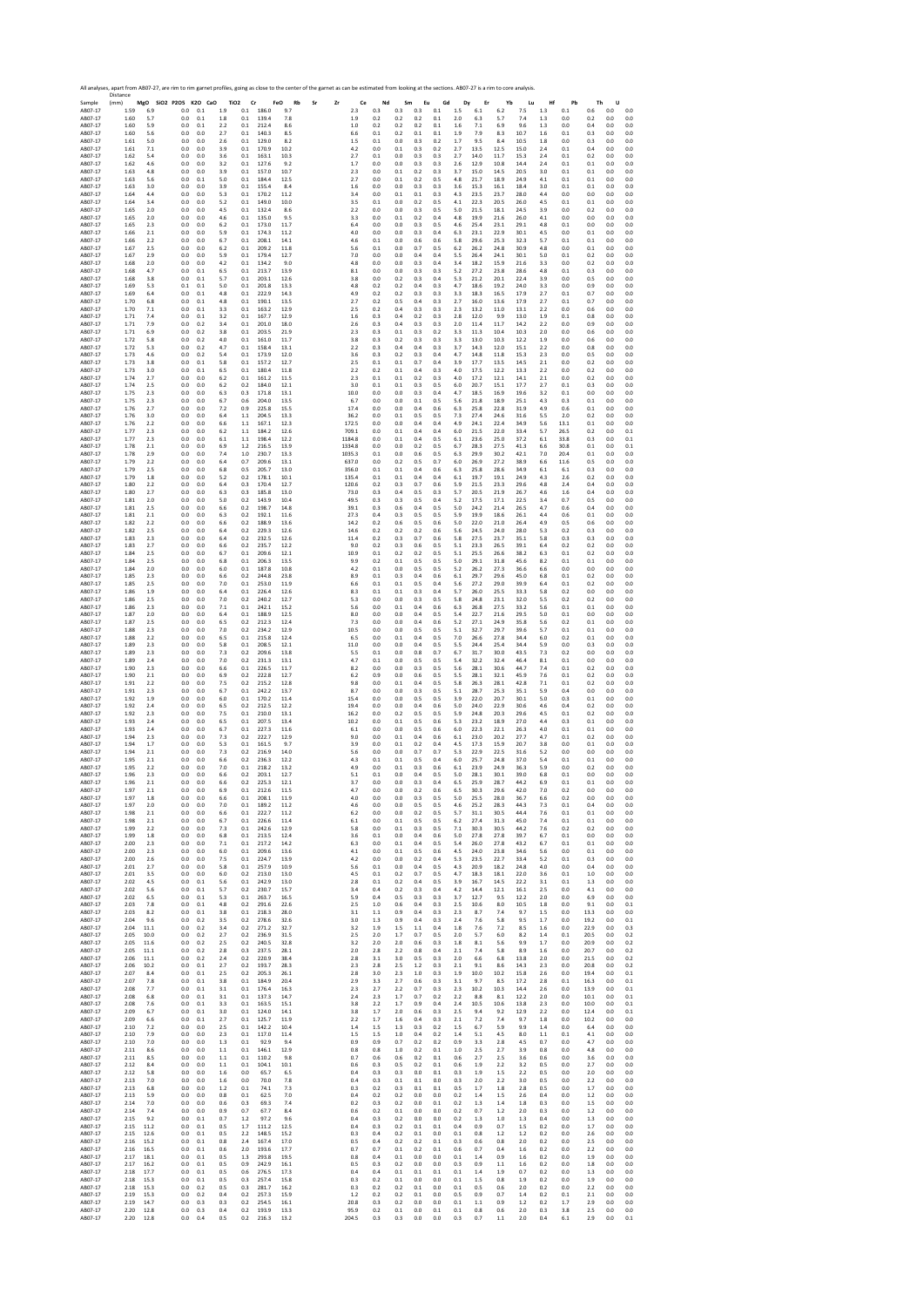All analyses, apart from AB07-27, are rim to rim garnet profiles, going as close to the center of the garnet as can be estimated from looking at the sections. AB07-27 is a rim to core analysis.

| Sample | Distance (mm) | MgO | SiO2 | P2O5 | K2O | CaO | TiO2 | Cr | FeO | Rb | Sr | Zr | Ce | Nd | Sm | Eu | Gd | Dy | Er | Yb | Lu | Hf | Pb | Th | U |
|---|---|---|---|---|---|---|---|---|---|---|---|---|---|---|---|---|---|---|---|---|---|---|---|---|---|
| AB07-17 | 1.59 | 6.9 | | 0.0 | 0.1 | 1.9 | 0.1 | 186.0 | 9.7 | | | 2.3 | 0.3 | 0.3 | 0.3 | 0.1 | 1.5 | 6.1 | 6.2 | 7.5 | 1.3 | 0.1 | 0.6 | 0.0 | 0.0 |
| AB07-17 | 1.60 | 5.7 | | 0.0 | 0.1 | 1.8 | 0.1 | 139.4 | 7.8 | | | 1.9 | 0.2 | 0.2 | 0.2 | 0.1 | 2.0 | 6.3 | 5.7 | 7.4 | 1.3 | 0.0 | 0.2 | 0.0 | 0.0 |
| AB07-17 | 1.60 | 5.9 | | 0.0 | 0.1 | 2.2 | 0.1 | 212.4 | 8.6 | | | 1.0 | 0.2 | 0.2 | 0.2 | 0.1 | 1.6 | 7.1 | 6.9 | 9.6 | 1.3 | 0.0 | 0.4 | 0.0 | 0.0 |
| AB07-17 | 1.60 | 5.6 | | 0.0 | 0.0 | 2.7 | 0.1 | 140.3 | 8.5 | | | 6.6 | 0.1 | 0.2 | 0.1 | 0.1 | 1.9 | 7.9 | 8.3 | 10.7 | 1.6 | 0.1 | 0.3 | 0.0 | 0.0 |
| AB07-17 | 1.61 | 5.0 | | 0.0 | 0.0 | 2.6 | 0.1 | 129.0 | 8.2 | | | 1.5 | 0.1 | 0.0 | 0.3 | 0.2 | 1.7 | 9.5 | 8.4 | 10.5 | 1.8 | 0.0 | 0.3 | 0.0 | 0.0 |
| AB07-17 | 1.61 | 7.1 | | 0.0 | 0.0 | 3.9 | 0.1 | 170.9 | 10.2 | | | 4.2 | 0.0 | 0.1 | 0.3 | 0.2 | 2.7 | 13.5 | 12.5 | 15.0 | 2.4 | 0.1 | 0.4 | 0.0 | 0.0 |
| AB07-17 | 1.62 | 5.4 | | 0.0 | 0.0 | 3.6 | 0.1 | 163.1 | 10.3 | | | 2.7 | 0.1 | 0.0 | 0.3 | 0.2 | 2.7 | 14.0 | 11.7 | 15.3 | 2.4 | 0.1 | 0.2 | 0.0 | 0.0 |
| AB07-17 | 1.62 | 4.6 | | 0.0 | 0.0 | 3.2 | 0.1 | 127.6 | 9.2 | | | 1.7 | 0.0 | 0.0 | 0.3 | 0.3 | 2.6 | 12.9 | 10.8 | 14.4 | 2.4 | 0.1 | 0.1 | 0.0 | 0.0 |
| AB07-17 | 1.63 | 4.8 | | 0.0 | 0.0 | 3.9 | 0.1 | 157.0 | 10.7 | | | 2.3 | 0.0 | 0.1 | 0.2 | 0.3 | 3.7 | 15.0 | 14.5 | 20.5 | 3.0 | 0.1 | 0.1 | 0.0 | 0.0 |
| AB07-17 | 1.63 | 5.6 | | 0.0 | 0.1 | 5.0 | 0.1 | 184.4 | 12.5 | | | 2.7 | 0.0 | 0.1 | 0.2 | 0.5 | 4.8 | 21.7 | 18.9 | 24.9 | 4.1 | 0.1 | 0.1 | 0.0 | 0.0 |
| AB07-17 | 1.63 | 3.0 | | 0.0 | 0.0 | 3.9 | 0.1 | 155.4 | 8.4 | | | 1.6 | 0.0 | 0.0 | 0.3 | 0.3 | 3.6 | 15.3 | 16.1 | 18.4 | 3.0 | 0.1 | 0.1 | 0.0 | 0.0 |
| AB07-17 | 1.64 | 4.4 | | 0.0 | 0.0 | 5.3 | 0.1 | 170.2 | 11.2 | | | 3.4 | 0.0 | 0.1 | 0.1 | 0.3 | 4.3 | 23.5 | 23.7 | 28.0 | 4.4 | 0.0 | 0.0 | 0.0 | 0.0 |
| AB07-17 | 1.64 | 3.4 | | 0.0 | 0.0 | 5.2 | 0.1 | 149.0 | 10.0 | | | 3.5 | 0.1 | 0.0 | 0.2 | 0.5 | 4.1 | 22.3 | 20.5 | 26.0 | 4.5 | 0.1 | 0.1 | 0.0 | 0.0 |
| AB07-17 | 1.65 | 2.0 | | 0.0 | 0.0 | 4.5 | 0.1 | 132.4 | 8.6 | | | 2.2 | 0.0 | 0.0 | 0.3 | 0.5 | 5.0 | 21.5 | 18.1 | 24.5 | 3.9 | 0.0 | 0.2 | 0.0 | 0.0 |
| AB07-17 | 1.65 | 2.0 | | 0.0 | 0.0 | 4.6 | 0.1 | 135.0 | 9.5 | | | 3.3 | 0.0 | 0.1 | 0.2 | 0.4 | 4.8 | 19.9 | 21.6 | 26.0 | 4.1 | 0.0 | 0.0 | 0.0 | 0.0 |
| AB07-17 | 1.65 | 2.3 | | 0.0 | 0.0 | 6.2 | 0.1 | 173.0 | 11.7 | | | 6.4 | 0.0 | 0.0 | 0.3 | 0.5 | 4.6 | 25.4 | 23.1 | 29.1 | 4.8 | 0.1 | 0.0 | 0.0 | 0.0 |
| AB07-17 | 1.66 | 2.1 | | 0.0 | 0.0 | 5.9 | 0.1 | 174.3 | 11.2 | | | 4.0 | 0.0 | 0.0 | 0.3 | 0.4 | 6.3 | 23.1 | 22.9 | 30.1 | 4.5 | 0.0 | 0.1 | 0.0 | 0.0 |
| AB07-17 | 1.66 | 2.2 | | 0.0 | 0.0 | 6.7 | 0.1 | 208.1 | 14.1 | | | 4.6 | 0.1 | 0.0 | 0.6 | 0.6 | 5.8 | 29.6 | 25.3 | 32.3 | 5.7 | 0.1 | 0.1 | 0.0 | 0.0 |
| AB07-17 | 1.67 | 2.5 | | 0.0 | 0.0 | 6.2 | 0.1 | 209.2 | 11.8 | | | 5.6 | 0.1 | 0.0 | 0.7 | 0.5 | 6.2 | 26.2 | 24.8 | 30.9 | 4.8 | 0.0 | 0.1 | 0.0 | 0.0 |
| AB07-17 | 1.67 | 2.9 | | 0.0 | 0.0 | 5.9 | 0.1 | 179.4 | 12.7 | | | 7.0 | 0.0 | 0.0 | 0.4 | 0.4 | 5.5 | 26.4 | 24.1 | 30.1 | 5.0 | 0.1 | 0.2 | 0.0 | 0.0 |
| AB07-17 | 1.68 | 2.0 | | 0.0 | 0.0 | 4.2 | 0.1 | 134.2 | 9.0 | | | 4.8 | 0.0 | 0.0 | 0.3 | 0.4 | 3.4 | 18.2 | 15.9 | 21.6 | 3.3 | 0.0 | 0.2 | 0.0 | 0.0 |
| AB07-17 | 1.68 | 4.7 | | 0.0 | 0.1 | 6.5 | 0.1 | 213.7 | 13.9 | | | 8.1 | 0.0 | 0.0 | 0.3 | 0.3 | 5.2 | 27.2 | 23.8 | 28.6 | 4.8 | 0.1 | 0.3 | 0.0 | 0.0 |
| AB07-17 | 1.68 | 3.8 | | 0.0 | 0.1 | 5.7 | 0.1 | 203.1 | 12.6 | | | 3.8 | 0.0 | 0.2 | 0.3 | 0.4 | 5.3 | 21.2 | 20.1 | 22.4 | 3.9 | 0.0 | 0.5 | 0.0 | 0.0 |
| AB07-17 | 1.69 | 5.3 | | 0.1 | 0.1 | 5.0 | 0.1 | 201.8 | 13.3 | | | 4.8 | 0.2 | 0.2 | 0.4 | 0.3 | 4.7 | 18.6 | 19.2 | 24.0 | 3.3 | 0.0 | 0.9 | 0.0 | 0.0 |
| AB07-17 | 1.69 | 6.4 | | 0.0 | 0.1 | 4.8 | 0.1 | 222.9 | 14.3 | | | 4.9 | 0.2 | 0.2 | 0.3 | 0.3 | 3.3 | 18.3 | 16.5 | 17.9 | 2.7 | 0.1 | 0.7 | 0.0 | 0.0 |
| AB07-17 | 1.70 | 6.8 | | 0.0 | 0.1 | 4.8 | 0.1 | 190.1 | 13.5 | | | 2.7 | 0.2 | 0.5 | 0.4 | 0.3 | 2.7 | 16.0 | 13.6 | 17.9 | 2.7 | 0.1 | 0.7 | 0.0 | 0.0 |
| AB07-17 | 1.70 | 7.1 | | 0.0 | 0.1 | 3.3 | 0.1 | 163.2 | 12.9 | | | 2.5 | 0.2 | 0.4 | 0.3 | 0.3 | 2.3 | 13.2 | 11.0 | 13.1 | 2.2 | 0.0 | 0.6 | 0.0 | 0.0 |
| AB07-17 | 1.71 | 7.4 | | 0.0 | 0.1 | 3.2 | 0.1 | 167.7 | 12.9 | | | 1.6 | 0.3 | 0.4 | 0.2 | 0.3 | 2.8 | 12.0 | 9.9 | 13.0 | 1.9 | 0.1 | 0.8 | 0.0 | 0.0 |
| AB07-17 | 1.71 | 7.9 | | 0.0 | 0.2 | 3.4 | 0.1 | 201.0 | 18.0 | | | 2.6 | 0.3 | 0.4 | 0.3 | 0.3 | 2.0 | 11.4 | 11.7 | 14.2 | 2.2 | 0.0 | 0.9 | 0.0 | 0.0 |
| AB07-17 | 1.71 | 6.9 | | 0.0 | 0.2 | 3.8 | 0.1 | 203.5 | 21.9 | | | 2.3 | 0.3 | 0.1 | 0.3 | 0.2 | 3.3 | 11.3 | 10.4 | 10.3 | 2.0 | 0.0 | 0.6 | 0.0 | 0.0 |
| AB07-17 | 1.72 | 5.8 | | 0.0 | 0.2 | 4.0 | 0.1 | 161.0 | 11.7 | | | 3.8 | 0.3 | 0.2 | 0.3 | 0.3 | 3.3 | 13.0 | 10.3 | 12.2 | 1.9 | 0.0 | 0.6 | 0.0 | 0.0 |
| AB07-17 | 1.72 | 5.3 | | 0.0 | 0.2 | 4.7 | 0.1 | 158.4 | 13.1 | | | 2.2 | 0.3 | 0.4 | 0.4 | 0.3 | 3.7 | 14.3 | 12.0 | 15.1 | 2.2 | 0.0 | 0.8 | 0.0 | 0.0 |
| AB07-17 | 1.73 | 4.6 | | 0.0 | 0.2 | 5.4 | 0.1 | 173.9 | 12.0 | | | 3.6 | 0.3 | 0.2 | 0.3 | 0.4 | 4.7 | 14.8 | 11.8 | 15.3 | 2.3 | 0.0 | 0.5 | 0.0 | 0.0 |
| AB07-17 | 1.73 | 3.8 | | 0.0 | 0.1 | 5.8 | 0.1 | 157.2 | 12.7 | | | 2.5 | 0.1 | 0.1 | 0.7 | 0.4 | 3.9 | 17.7 | 13.5 | 14.5 | 2.1 | 0.0 | 0.2 | 0.0 | 0.0 |
| AB07-17 | 1.73 | 3.0 | | 0.0 | 0.1 | 6.5 | 0.1 | 180.4 | 11.8 | | | 2.2 | 0.2 | 0.1 | 0.4 | 0.3 | 4.0 | 17.5 | 12.2 | 13.3 | 2.2 | 0.0 | 0.2 | 0.0 | 0.0 |
| AB07-17 | 1.74 | 2.7 | | 0.0 | 0.0 | 6.2 | 0.1 | 161.2 | 11.5 | | | 2.3 | 0.1 | 0.1 | 0.2 | 0.3 | 4.0 | 17.2 | 12.1 | 14.1 | 2.1 | 0.0 | 0.2 | 0.0 | 0.0 |
| AB07-17 | 1.74 | 2.5 | | 0.0 | 0.0 | 6.2 | 0.2 | 184.0 | 12.1 | | | 3.0 | 0.1 | 0.1 | 0.3 | 0.5 | 6.0 | 20.7 | 15.1 | 17.7 | 2.7 | 0.1 | 0.3 | 0.0 | 0.0 |
| AB07-17 | 1.75 | 2.3 | | 0.0 | 0.0 | 6.3 | 0.3 | 171.8 | 13.1 | | | 10.0 | 0.0 | 0.0 | 0.3 | 0.4 | 4.7 | 18.5 | 16.9 | 19.6 | 3.2 | 0.1 | 0.0 | 0.0 | 0.0 |
| AB07-17 | 1.75 | 2.3 | | 0.0 | 0.0 | 6.7 | 0.6 | 204.0 | 13.5 | | | 6.7 | 0.0 | 0.0 | 0.1 | 0.5 | 5.6 | 21.8 | 18.9 | 25.1 | 4.3 | 0.3 | 0.1 | 0.0 | 0.0 |
| AB07-17 | 1.76 | 2.7 | | 0.0 | 0.0 | 7.2 | 0.9 | 225.8 | 15.5 | | | 17.4 | 0.0 | 0.0 | 0.4 | 0.6 | 6.3 | 25.8 | 22.8 | 31.9 | 4.9 | 0.6 | 0.1 | 0.0 | 0.0 |
| AB07-17 | 1.76 | 3.0 | | 0.0 | 0.0 | 6.4 | 1.1 | 204.5 | 13.3 | | | 36.2 | 0.0 | 0.1 | 0.5 | 0.5 | 7.3 | 27.4 | 24.6 | 31.6 | 5.5 | 2.0 | 0.2 | 0.0 | 0.0 |
| AB07-17 | 1.76 | 2.2 | | 0.0 | 0.0 | 6.6 | 1.1 | 167.1 | 12.3 | | | 172.5 | 0.0 | 0.0 | 0.4 | 0.4 | 4.9 | 24.1 | 22.4 | 34.9 | 5.6 | 13.1 | 0.1 | 0.0 | 0.0 |
| AB07-17 | 1.77 | 2.3 | | 0.0 | 0.0 | 6.2 | 1.1 | 184.2 | 12.6 | | | 709.1 | 0.0 | 0.1 | 0.4 | 0.4 | 6.0 | 21.5 | 22.0 | 33.4 | 5.7 | 26.5 | 0.2 | 0.0 | 0.1 |
| AB07-17 | 1.77 | 2.3 | | 0.0 | 0.0 | 6.1 | 1.1 | 198.4 | 12.2 | | | 1184.8 | 0.0 | 0.1 | 0.4 | 0.5 | 6.1 | 23.6 | 25.0 | 37.2 | 6.1 | 33.8 | 0.3 | 0.0 | 0.1 |
| AB07-17 | 1.78 | 2.1 | | 0.0 | 0.0 | 6.9 | 1.2 | 216.5 | 13.9 | | | 1334.8 | 0.0 | 0.0 | 0.2 | 0.5 | 6.7 | 28.3 | 27.5 | 41.3 | 6.6 | 30.8 | 0.1 | 0.0 | 0.1 |
| AB07-17 | 1.78 | 2.9 | | 0.0 | 0.0 | 7.4 | 1.0 | 230.7 | 13.3 | | | 1035.3 | 0.1 | 0.0 | 0.6 | 0.5 | 6.3 | 29.9 | 30.2 | 42.1 | 7.0 | 20.4 | 0.1 | 0.0 | 0.0 |
| AB07-17 | 1.79 | 2.2 | | 0.0 | 0.0 | 6.4 | 0.7 | 209.6 | 13.1 | | | 637.0 | 0.0 | 0.2 | 0.5 | 0.7 | 6.0 | 26.9 | 27.2 | 38.9 | 6.6 | 11.6 | 0.5 | 0.0 | 0.0 |
| AB07-17 | 1.79 | 2.5 | | 0.0 | 0.0 | 6.8 | 0.5 | 205.7 | 13.0 | | | 356.0 | 0.1 | 0.1 | 0.4 | 0.6 | 6.3 | 25.8 | 28.6 | 34.9 | 6.1 | 6.1 | 0.3 | 0.0 | 0.0 |
| AB07-17 | 1.79 | 1.8 | | 0.0 | 0.0 | 5.2 | 0.2 | 178.1 | 10.1 | | | 135.4 | 0.1 | 0.1 | 0.4 | 0.4 | 6.1 | 19.7 | 19.1 | 24.9 | 4.3 | 2.6 | 0.2 | 0.0 | 0.0 |
| AB07-17 | 1.80 | 2.2 | | 0.0 | 0.0 | 6.4 | 0.3 | 170.4 | 12.7 | | | 120.6 | 0.2 | 0.3 | 0.7 | 0.6 | 5.9 | 21.5 | 23.3 | 29.6 | 4.8 | 2.4 | 0.4 | 0.0 | 0.0 |
| AB07-17 | 1.80 | 2.7 | | 0.0 | 0.0 | 6.3 | 0.3 | 185.8 | 13.0 | | | 73.0 | 0.3 | 0.4 | 0.5 | 0.3 | 5.7 | 20.5 | 21.9 | 26.7 | 4.6 | 1.6 | 0.4 | 0.0 | 0.0 |
| AB07-17 | 1.81 | 2.0 | | 0.0 | 0.0 | 5.0 | 0.2 | 143.9 | 10.4 | | | 49.5 | 0.3 | 0.3 | 0.5 | 0.4 | 5.2 | 17.5 | 17.1 | 22.5 | 3.4 | 0.7 | 0.5 | 0.0 | 0.0 |
| AB07-17 | 1.81 | 2.5 | | 0.0 | 0.0 | 6.6 | 0.2 | 198.7 | 14.8 | | | 39.1 | 0.3 | 0.6 | 0.4 | 0.5 | 5.0 | 24.2 | 21.4 | 26.5 | 4.7 | 0.6 | 0.4 | 0.0 | 0.0 |
| AB07-17 | 1.81 | 2.1 | | 0.0 | 0.0 | 6.3 | 0.2 | 192.1 | 11.6 | | | 27.3 | 0.4 | 0.3 | 0.5 | 0.5 | 5.9 | 19.9 | 18.6 | 26.1 | 4.4 | 0.6 | 0.1 | 0.0 | 0.0 |
| AB07-17 | 1.82 | 2.2 | | 0.0 | 0.0 | 6.6 | 0.2 | 188.9 | 13.6 | | | 14.2 | 0.2 | 0.6 | 0.5 | 0.6 | 5.0 | 22.0 | 21.0 | 26.4 | 4.9 | 0.5 | 0.6 | 0.0 | 0.0 |
| AB07-17 | 1.82 | 2.5 | | 0.0 | 0.0 | 6.4 | 0.2 | 229.3 | 12.6 | | | 14.6 | 0.2 | 0.2 | 0.2 | 0.6 | 5.6 | 24.5 | 24.0 | 28.0 | 5.3 | 0.2 | 0.3 | 0.0 | 0.0 |
| AB07-17 | 1.83 | 2.3 | | 0.0 | 0.0 | 6.4 | 0.2 | 232.5 | 12.6 | | | 11.4 | 0.2 | 0.3 | 0.7 | 0.6 | 5.8 | 27.5 | 23.7 | 35.1 | 5.8 | 0.3 | 0.3 | 0.0 | 0.0 |
| AB07-17 | 1.83 | 2.7 | | 0.0 | 0.0 | 6.7 | 0.2 | 235.7 | 12.2 | | | 9.0 | 0.2 | 0.3 | 0.6 | 0.5 | 5.1 | 23.3 | 26.5 | 39.1 | 6.4 | 0.2 | 0.2 | 0.0 | 0.0 |
| AB07-17 | 1.84 | 2.5 | | 0.0 | 0.0 | 6.7 | 0.1 | 209.6 | 12.1 | | | 10.9 | 0.1 | 0.2 | 0.2 | 0.5 | 5.1 | 25.5 | 26.6 | 38.2 | 6.3 | 0.1 | 0.2 | 0.0 | 0.0 |
| AB07-17 | 1.84 | 2.5 | | 0.0 | 0.0 | 6.8 | 0.1 | 206.3 | 13.5 | | | 9.9 | 0.2 | 0.1 | 0.5 | 0.5 | 5.0 | 29.1 | 31.8 | 45.6 | 8.2 | 0.1 | 0.1 | 0.0 | 0.0 |
| AB07-17 | 1.84 | 2.0 | | 0.0 | 0.0 | 6.0 | 0.1 | 187.8 | 10.8 | | | 4.2 | 0.1 | 0.0 | 0.5 | 0.5 | 5.2 | 26.2 | 27.3 | 36.6 | 6.6 | 0.0 | 0.0 | 0.0 | 0.0 |
| AB07-17 | 1.85 | 2.3 | | 0.0 | 0.0 | 6.6 | 0.2 | 244.8 | 23.8 | | | 8.9 | 0.1 | 0.3 | 0.4 | 0.6 | 6.1 | 29.7 | 29.6 | 45.0 | 6.8 | 0.1 | 0.2 | 0.0 | 0.0 |
| AB07-17 | 1.85 | 2.5 | | 0.0 | 0.0 | 7.0 | 0.1 | 253.0 | 11.9 | | | 6.6 | 0.1 | 0.1 | 0.5 | 0.4 | 5.6 | 27.2 | 29.0 | 39.9 | 6.4 | 0.1 | 0.2 | 0.0 | 0.0 |
| AB07-17 | 1.86 | 1.9 | | 0.0 | 0.0 | 6.4 | 0.1 | 226.4 | 12.6 | | | 8.3 | 0.1 | 0.1 | 0.3 | 0.4 | 5.7 | 26.0 | 25.5 | 33.3 | 5.8 | 0.2 | 0.0 | 0.0 | 0.0 |
| AB07-17 | 1.86 | 2.5 | | 0.0 | 0.0 | 7.0 | 0.2 | 240.2 | 12.7 | | | 5.3 | 0.0 | 0.0 | 0.3 | 0.5 | 5.8 | 24.8 | 23.1 | 32.0 | 5.5 | 0.2 | 0.2 | 0.0 | 0.0 |
| AB07-17 | 1.86 | 2.3 | | 0.0 | 0.0 | 7.1 | 0.1 | 242.1 | 15.2 | | | 5.6 | 0.0 | 0.1 | 0.4 | 0.6 | 6.3 | 26.8 | 27.5 | 33.2 | 5.6 | 0.1 | 0.1 | 0.0 | 0.0 |
| AB07-17 | 1.87 | 2.0 | | 0.0 | 0.0 | 6.4 | 0.1 | 188.9 | 12.5 | | | 8.0 | 0.0 | 0.0 | 0.4 | 0.5 | 5.4 | 22.7 | 21.6 | 29.5 | 5.0 | 0.1 | 0.0 | 0.0 | 0.0 |
| AB07-17 | 1.87 | 2.5 | | 0.0 | 0.0 | 6.5 | 0.2 | 212.3 | 12.4 | | | 7.3 | 0.0 | 0.0 | 0.4 | 0.6 | 5.2 | 27.1 | 24.9 | 35.8 | 5.6 | 0.2 | 0.1 | 0.0 | 0.0 |
| AB07-17 | 1.88 | 2.3 | | 0.0 | 0.0 | 7.0 | 0.2 | 234.2 | 12.9 | | | 10.5 | 0.0 | 0.0 | 0.5 | 0.5 | 5.1 | 32.7 | 29.7 | 39.6 | 5.7 | 0.1 | 0.1 | 0.0 | 0.0 |
| AB07-17 | 1.88 | 2.2 | | 0.0 | 0.0 | 6.5 | 0.1 | 215.8 | 12.4 | | | 6.5 | 0.0 | 0.1 | 0.4 | 0.5 | 7.0 | 26.6 | 27.8 | 34.4 | 6.0 | 0.2 | 0.1 | 0.0 | 0.0 |
| AB07-17 | 1.89 | 2.3 | | 0.0 | 0.0 | 5.8 | 0.1 | 208.5 | 12.1 | | | 11.0 | 0.0 | 0.0 | 0.4 | 0.5 | 5.5 | 24.4 | 25.4 | 34.4 | 5.9 | 0.0 | 0.3 | 0.0 | 0.0 |
| AB07-17 | 1.89 | 2.3 | | 0.0 | 0.0 | 7.3 | 0.2 | 209.6 | 13.8 | | | 5.5 | 0.1 | 0.0 | 0.8 | 0.7 | 6.7 | 31.7 | 30.0 | 43.5 | 7.3 | 0.2 | 0.0 | 0.0 | 0.0 |
| AB07-17 | 1.89 | 2.4 | | 0.0 | 0.0 | 7.0 | 0.2 | 231.3 | 13.1 | | | 4.7 | 0.1 | 0.0 | 0.5 | 0.5 | 5.4 | 32.2 | 32.4 | 46.4 | 8.1 | 0.1 | 0.0 | 0.0 | 0.0 |
| AB07-17 | 1.90 | 2.3 | | 0.0 | 0.0 | 6.6 | 0.1 | 226.5 | 11.7 | | | 8.2 | 0.0 | 0.0 | 0.3 | 0.5 | 5.6 | 28.1 | 30.6 | 44.7 | 7.4 | 0.1 | 0.2 | 0.0 | 0.0 |
| AB07-17 | 1.90 | 2.1 | | 0.0 | 0.0 | 6.9 | 0.2 | 222.8 | 12.7 | | | 6.2 | 0.9 | 0.0 | 0.6 | 0.5 | 5.5 | 28.1 | 32.1 | 45.9 | 7.6 | 0.1 | 0.2 | 0.0 | 0.0 |
| AB07-17 | 1.91 | 2.2 | | 0.0 | 0.0 | 7.5 | 0.2 | 215.2 | 12.8 | | | 9.8 | 0.0 | 0.1 | 0.4 | 0.5 | 5.8 | 26.3 | 28.1 | 42.8 | 7.1 | 0.1 | 0.2 | 0.0 | 0.0 |
| AB07-17 | 1.91 | 2.3 | | 0.0 | 0.0 | 6.7 | 0.1 | 242.2 | 13.7 | | | 8.7 | 0.0 | 0.0 | 0.3 | 0.5 | 5.1 | 28.7 | 25.3 | 35.1 | 5.9 | 0.4 | 0.0 | 0.0 | 0.0 |
| AB07-17 | 1.92 | 1.9 | | 0.0 | 0.0 | 6.0 | 0.1 | 170.2 | 11.4 | | | 15.4 | 0.0 | 0.0 | 0.5 | 0.5 | 3.9 | 22.0 | 20.7 | 30.1 | 5.0 | 0.3 | 0.1 | 0.0 | 0.0 |
| AB07-17 | 1.92 | 2.4 | | 0.0 | 0.0 | 6.5 | 0.2 | 212.5 | 12.2 | | | 19.4 | 0.0 | 0.0 | 0.4 | 0.6 | 5.0 | 24.0 | 22.9 | 30.6 | 4.6 | 0.4 | 0.2 | 0.0 | 0.0 |
| AB07-17 | 1.92 | 2.3 | | 0.0 | 0.0 | 7.5 | 0.1 | 210.0 | 13.1 | | | 16.2 | 0.0 | 0.2 | 0.5 | 0.5 | 5.9 | 24.8 | 20.3 | 29.6 | 4.5 | 0.1 | 0.2 | 0.0 | 0.0 |
| AB07-17 | 1.93 | 2.4 | | 0.0 | 0.0 | 6.5 | 0.1 | 207.5 | 13.4 | | | 10.2 | 0.0 | 0.1 | 0.5 | 0.6 | 5.3 | 23.2 | 18.9 | 27.0 | 4.4 | 0.3 | 0.1 | 0.0 | 0.0 |
| AB07-17 | 1.93 | 2.4 | | 0.0 | 0.0 | 6.7 | 0.1 | 227.3 | 11.6 | | | 6.1 | 0.0 | 0.0 | 0.5 | 0.6 | 6.0 | 22.3 | 22.1 | 26.3 | 4.0 | 0.1 | 0.1 | 0.0 | 0.0 |
| AB07-17 | 1.94 | 2.3 | | 0.0 | 0.0 | 7.3 | 0.2 | 222.7 | 12.9 | | | 9.0 | 0.0 | 0.1 | 0.4 | 0.6 | 6.1 | 23.0 | 20.2 | 27.7 | 4.7 | 0.1 | 0.2 | 0.0 | 0.0 |
| AB07-17 | 1.94 | 1.7 | | 0.0 | 0.0 | 5.3 | 0.1 | 161.5 | 9.7 | | | 3.9 | 0.0 | 0.1 | 0.2 | 0.4 | 4.5 | 17.3 | 15.9 | 20.7 | 3.8 | 0.0 | 0.1 | 0.0 | 0.0 |
| AB07-17 | 1.94 | 2.1 | | 0.0 | 0.0 | 7.3 | 0.2 | 216.9 | 14.0 | | | 5.6 | 0.0 | 0.0 | 0.7 | 0.7 | 5.3 | 22.9 | 22.5 | 31.6 | 5.2 | 0.0 | 0.0 | 0.0 | 0.0 |
| AB07-17 | 1.95 | 2.1 | | 0.0 | 0.0 | 6.6 | 0.2 | 236.3 | 12.2 | | | 4.3 | 0.1 | 0.1 | 0.5 | 0.4 | 6.0 | 25.7 | 24.8 | 37.0 | 5.4 | 0.1 | 0.1 | 0.0 | 0.0 |
| AB07-17 | 1.95 | 2.2 | | 0.0 | 0.0 | 7.0 | 0.1 | 218.2 | 13.2 | | | 4.9 | 0.0 | 0.1 | 0.3 | 0.6 | 6.1 | 23.9 | 24.9 | 36.3 | 5.9 | 0.0 | 0.2 | 0.0 | 0.0 |
| AB07-17 | 1.96 | 2.3 | | 0.0 | 0.0 | 6.6 | 0.2 | 203.1 | 12.7 | | | 5.1 | 0.1 | 0.0 | 0.4 | 0.5 | 5.0 | 28.1 | 30.1 | 39.0 | 6.8 | 0.1 | 0.0 | 0.0 | 0.0 |
| AB07-17 | 1.96 | 2.1 | | 0.0 | 0.0 | 6.6 | 0.2 | 225.3 | 12.1 | | | 3.7 | 0.0 | 0.0 | 0.3 | 0.4 | 6.5 | 25.9 | 28.7 | 44.2 | 6.9 | 0.1 | 0.1 | 0.0 | 0.0 |
| AB07-17 | 1.97 | 2.1 | | 0.0 | 0.0 | 6.9 | 0.1 | 212.6 | 11.5 | | | 4.7 | 0.0 | 0.0 | 0.2 | 0.6 | 6.5 | 30.3 | 29.6 | 42.0 | 7.0 | 0.2 | 0.0 | 0.0 | 0.0 |
| AB07-17 | 1.97 | 1.8 | | 0.0 | 0.0 | 6.6 | 0.1 | 208.1 | 11.9 | | | 4.0 | 0.0 | 0.0 | 0.3 | 0.5 | 5.0 | 25.5 | 28.0 | 36.7 | 6.6 | 0.2 | 0.0 | 0.0 | 0.0 |
| AB07-17 | 1.97 | 2.0 | | 0.0 | 0.0 | 7.0 | 0.1 | 189.2 | 11.2 | | | 4.6 | 0.0 | 0.0 | 0.5 | 0.5 | 4.6 | 25.2 | 28.3 | 44.3 | 7.3 | 0.1 | 0.4 | 0.0 | 0.0 |
| AB07-17 | 1.98 | 2.1 | | 0.0 | 0.0 | 6.6 | 0.1 | 222.7 | 11.2 | | | 6.2 | 0.0 | 0.0 | 0.2 | 0.5 | 5.7 | 31.1 | 30.5 | 44.4 | 7.6 | 0.1 | 0.1 | 0.0 | 0.0 |
| AB07-17 | 1.98 | 2.1 | | 0.0 | 0.0 | 6.7 | 0.1 | 226.6 | 11.4 | | | 6.1 | 0.0 | 0.1 | 0.5 | 0.5 | 6.2 | 27.4 | 31.3 | 45.0 | 7.4 | 0.1 | 0.1 | 0.0 | 0.0 |
| AB07-17 | 1.99 | 2.2 | | 0.0 | 0.0 | 7.3 | 0.1 | 242.6 | 12.9 | | | 5.8 | 0.0 | 0.1 | 0.3 | 0.5 | 7.1 | 30.3 | 30.5 | 44.2 | 7.6 | 0.2 | 0.2 | 0.0 | 0.0 |
| AB07-17 | 1.99 | 1.8 | | 0.0 | 0.0 | 6.8 | 0.1 | 213.5 | 12.4 | | | 3.6 | 0.1 | 0.0 | 0.4 | 0.6 | 5.0 | 27.8 | 27.8 | 39.7 | 6.7 | 0.1 | 0.0 | 0.0 | 0.0 |
| AB07-17 | 2.00 | 2.3 | | 0.0 | 0.0 | 7.1 | 0.1 | 217.2 | 14.2 | | | 6.3 | 0.0 | 0.1 | 0.4 | 0.5 | 5.4 | 26.0 | 27.8 | 43.2 | 6.7 | 0.1 | 0.1 | 0.0 | 0.0 |
| AB07-17 | 2.00 | 2.3 | | 0.0 | 0.0 | 6.0 | 0.1 | 209.6 | 13.6 | | | 4.1 | 0.0 | 0.1 | 0.5 | 0.6 | 4.5 | 24.0 | 23.8 | 34.6 | 5.6 | 0.0 | 0.1 | 0.0 | 0.0 |
| AB07-17 | 2.00 | 2.6 | | 0.0 | 0.0 | 7.5 | 0.1 | 224.7 | 13.9 | | | 4.2 | 0.0 | 0.0 | 0.2 | 0.4 | 5.3 | 23.5 | 22.7 | 33.4 | 5.2 | 0.1 | 0.3 | 0.0 | 0.0 |
| AB07-17 | 2.01 | 2.7 | | 0.0 | 0.0 | 5.8 | 0.1 | 257.9 | 10.9 | | | 5.6 | 0.1 | 0.0 | 0.4 | 0.5 | 4.3 | 20.9 | 18.2 | 24.8 | 4.0 | 0.0 | 0.4 | 0.0 | 0.0 |
| AB07-17 | 2.01 | 3.5 | | 0.0 | 0.0 | 6.0 | 0.2 | 213.0 | 13.0 | | | 4.5 | 0.1 | 0.2 | 0.7 | 0.5 | 4.7 | 18.3 | 18.1 | 22.0 | 3.6 | 0.1 | 1.0 | 0.0 | 0.0 |
| AB07-17 | 2.02 | 4.5 | | 0.0 | 0.1 | 5.6 | 0.1 | 242.9 | 13.0 | | | 2.8 | 0.1 | 0.2 | 0.4 | 0.5 | 3.9 | 16.7 | 14.5 | 22.2 | 3.1 | 0.1 | 1.3 | 0.0 | 0.0 |
| AB07-17 | 2.02 | 5.6 | | 0.0 | 0.1 | 5.7 | 0.2 | 230.7 | 15.7 | | | 3.4 | 0.4 | 0.2 | 0.3 | 0.4 | 4.2 | 14.4 | 12.1 | 16.1 | 2.5 | 0.0 | 4.1 | 0.0 | 0.0 |
| AB07-17 | 2.02 | 6.5 | | 0.0 | 0.1 | 5.3 | 0.1 | 263.7 | 16.5 | | | 5.9 | 0.4 | 0.5 | 0.3 | 0.3 | 3.7 | 12.7 | 9.5 | 12.2 | 2.0 | 0.0 | 6.9 | 0.0 | 0.0 |
| AB07-17 | 2.03 | 7.8 | | 0.0 | 0.1 | 4.8 | 0.2 | 291.6 | 22.6 | | | 2.5 | 1.0 | 0.6 | 0.4 | 0.3 | 2.5 | 10.6 | 8.0 | 10.5 | 1.8 | 0.0 | 9.1 | 0.0 | 0.1 |
| AB07-17 | 2.03 | 8.2 | | 0.0 | 0.1 | 3.8 | 0.1 | 238.3 | 28.0 | | | 3.1 | 1.1 | 0.9 | 0.4 | 0.3 | 2.3 | 8.7 | 7.4 | 9.7 | 1.5 | 0.0 | 13.3 | 0.0 | 0.0 |
| AB07-17 | 2.04 | 9.6 | | 0.0 | 0.2 | 3.5 | 0.2 | 278.6 | 32.6 | | | 3.0 | 1.3 | 0.9 | 0.4 | 0.3 | 2.4 | 7.6 | 5.8 | 9.5 | 1.7 | 0.0 | 19.2 | 0.0 | 0.1 |
| AB07-17 | 2.04 | 11.1 | | 0.0 | 0.2 | 3.4 | 0.2 | 271.2 | 32.7 | | | 3.2 | 1.9 | 1.5 | 1.1 | 0.4 | 1.8 | 7.6 | 7.2 | 8.5 | 1.6 | 0.0 | 22.9 | 0.0 | 0.3 |
| AB07-17 | 2.05 | 10.0 | | 0.0 | 0.2 | 2.7 | 0.2 | 236.9 | 31.5 | | | 2.5 | 2.0 | 1.7 | 0.7 | 0.5 | 2.0 | 5.7 | 6.0 | 8.2 | 1.4 | 0.1 | 20.5 | 0.0 | 0.2 |
| AB07-17 | 2.05 | 11.6 | | 0.0 | 0.2 | 2.5 | 0.2 | 240.5 | 32.8 | | | 3.2 | 2.0 | 2.0 | 0.6 | 0.3 | 1.8 | 8.1 | 5.6 | 9.9 | 1.7 | 0.0 | 20.9 | 0.0 | 0.2 |
| AB07-17 | 2.05 | 11.1 | | 0.0 | 0.2 | 2.8 | 0.3 | 237.5 | 28.1 | | | 2.0 | 2.8 | 2.2 | 0.8 | 0.4 | 2.1 | 7.4 | 5.8 | 8.9 | 1.6 | 0.0 | 20.7 | 0.0 | 0.2 |
| AB07-17 | 2.06 | 11.1 | | 0.0 | 0.2 | 2.4 | 0.2 | 220.9 | 38.4 | | | 2.8 | 3.1 | 3.0 | 0.5 | 0.3 | 2.0 | 6.6 | 6.8 | 13.8 | 2.0 | 0.0 | 21.5 | 0.0 | 0.2 |
| AB07-17 | 2.06 | 10.2 | | 0.0 | 0.1 | 2.7 | 0.2 | 193.7 | 28.3 | | | 2.3 | 2.8 | 2.5 | 1.2 | 0.3 | 2.1 | 9.1 | 8.6 | 14.3 | 2.3 | 0.0 | 20.8 | 0.0 | 0.2 |
| AB07-17 | 2.07 | 8.4 | | 0.0 | 0.1 | 2.5 | 0.2 | 205.3 | 26.1 | | | 2.8 | 3.0 | 2.3 | 1.0 | 0.3 | 1.9 | 10.0 | 10.2 | 15.8 | 2.6 | 0.0 | 19.4 | 0.0 | 0.1 |
| AB07-17 | 2.07 | 7.8 | | 0.0 | 0.1 | 3.8 | 0.1 | 184.9 | 20.4 | | | 2.9 | 3.3 | 2.7 | 0.6 | 0.3 | 3.1 | 9.7 | 8.5 | 17.2 | 2.8 | 0.1 | 16.3 | 0.0 | 0.1 |
| AB07-17 | 2.08 | 7.7 | | 0.0 | 0.1 | 3.1 | 0.1 | 176.4 | 16.3 | | | 2.3 | 2.7 | 2.2 | 0.7 | 0.3 | 2.3 | 10.2 | 10.3 | 14.4 | 2.6 | 0.0 | 13.9 | 0.0 | 0.1 |
| AB07-17 | 2.08 | 6.8 | | 0.0 | 0.1 | 3.1 | 0.1 | 137.3 | 14.7 | | | 2.4 | 2.3 | 1.7 | 0.7 | 0.2 | 2.2 | 8.8 | 8.1 | 12.2 | 2.0 | 0.0 | 10.1 | 0.0 | 0.1 |
| AB07-17 | 2.08 | 7.6 | | 0.0 | 0.1 | 3.3 | 0.1 | 163.5 | 15.1 | | | 3.8 | 2.2 | 1.7 | 0.9 | 0.4 | 2.4 | 10.5 | 10.6 | 13.8 | 2.3 | 0.0 | 10.0 | 0.0 | 0.1 |
| AB07-17 | 2.09 | 6.7 | | 0.0 | 0.1 | 3.0 | 0.1 | 124.0 | 14.1 | | | 3.8 | 1.7 | 2.0 | 0.6 | 0.3 | 2.5 | 9.4 | 9.2 | 12.9 | 2.2 | 0.0 | 12.4 | 0.0 | 0.1 |
| AB07-17 | 2.09 | 6.6 | | 0.0 | 0.1 | 2.7 | 0.1 | 125.7 | 11.9 | | | 2.2 | 1.7 | 1.6 | 0.4 | 0.3 | 2.1 | 7.2 | 7.4 | 9.7 | 1.8 | 0.0 | 10.2 | 0.0 | 0.0 |
| AB07-17 | 2.10 | 7.2 | | 0.0 | 0.0 | 2.5 | 0.1 | 142.2 | 10.4 | | | 1.4 | 1.5 | 1.3 | 0.3 | 0.2 | 1.5 | 6.7 | 5.9 | 9.9 | 1.4 | 0.0 | 6.4 | 0.0 | 0.0 |
| AB07-17 | 2.10 | 7.9 | | 0.0 | 0.0 | 2.3 | 0.1 | 117.0 | 11.4 | | | 1.5 | 1.5 | 1.0 | 0.4 | 0.2 | 1.4 | 5.1 | 4.5 | 8.0 | 1.1 | 0.1 | 4.1 | 0.0 | 0.0 |
| AB07-17 | 2.10 | 7.0 | | 0.0 | 0.0 | 1.3 | 0.1 | 92.9 | 9.4 | | | 0.9 | 0.9 | 0.7 | 0.2 | 0.2 | 0.9 | 3.3 | 2.8 | 4.5 | 0.7 | 0.0 | 4.7 | 0.0 | 0.0 |
| AB07-17 | 2.11 | 8.6 | | 0.0 | 0.0 | 1.1 | 0.1 | 146.1 | 12.9 | | | 0.8 | 0.8 | 1.0 | 0.2 | 0.1 | 1.0 | 2.5 | 2.7 | 3.9 | 0.8 | 0.0 | 4.8 | 0.0 | 0.0 |
| AB07-17 | 2.11 | 8.5 | | 0.0 | 0.0 | 1.1 | 0.1 | 110.2 | 9.8 | | | 0.7 | 0.6 | 0.6 | 0.2 | 0.1 | 0.6 | 2.7 | 2.5 | 3.6 | 0.6 | 0.0 | 3.6 | 0.0 | 0.0 |
| AB07-17 | 2.12 | 8.4 | | 0.0 | 0.0 | 1.1 | 0.1 | 104.1 | 10.1 | | | 0.6 | 0.3 | 0.5 | 0.2 | 0.1 | 0.6 | 1.9 | 2.2 | 3.2 | 0.5 | 0.0 | 2.7 | 0.0 | 0.0 |
| AB07-17 | 2.12 | 5.8 | | 0.0 | 0.0 | 1.6 | 0.0 | 65.7 | 6.5 | | | 0.4 | 0.3 | 0.3 | 0.0 | 0.1 | 0.3 | 1.9 | 1.5 | 2.2 | 0.5 | 0.0 | 2.0 | 0.0 | 0.0 |
| AB07-17 | 2.13 | 7.0 | | 0.0 | 0.0 | 1.6 | 0.0 | 70.0 | 7.8 | | | 0.4 | 0.3 | 0.1 | 0.1 | 0.0 | 0.3 | 2.0 | 2.2 | 3.0 | 0.5 | 0.0 | 2.2 | 0.0 | 0.0 |
| AB07-17 | 2.13 | 6.8 | | 0.0 | 0.0 | 1.2 | 0.1 | 74.1 | 7.3 | | | 0.3 | 0.2 | 0.3 | 0.1 | 0.1 | 0.5 | 1.7 | 1.8 | 2.8 | 0.5 | 0.0 | 1.7 | 0.0 | 0.0 |
| AB07-17 | 2.13 | 5.9 | | 0.0 | 0.0 | 0.8 | 0.1 | 62.5 | 7.0 | | | 0.4 | 0.2 | 0.2 | 0.0 | 0.0 | 0.2 | 1.4 | 1.5 | 2.6 | 0.4 | 0.0 | 1.2 | 0.0 | 0.0 |
| AB07-17 | 2.14 | 7.0 | | 0.0 | 0.0 | 0.6 | 0.3 | 69.3 | 7.4 | | | 0.2 | 0.3 | 0.2 | 0.0 | 0.1 | 0.2 | 1.3 | 1.4 | 1.8 | 0.3 | 0.0 | 1.5 | 0.0 | 0.0 |
| AB07-17 | 2.14 | 7.4 | | 0.0 | 0.0 | 0.9 | 0.7 | 67.7 | 8.4 | | | 0.6 | 0.2 | 0.1 | 0.0 | 0.0 | 0.2 | 0.7 | 1.2 | 2.0 | 0.3 | 0.0 | 1.2 | 0.0 | 0.0 |
| AB07-17 | 2.15 | 9.2 | | 0.0 | 0.1 | 0.7 | 1.2 | 97.2 | 9.6 | | | 0.4 | 0.3 | 0.2 | 0.0 | 0.0 | 0.2 | 1.3 | 1.0 | 1.3 | 0.4 | 0.0 | 1.3 | 0.0 | 0.0 |
| AB07-17 | 2.15 | 11.2 | | 0.0 | 0.1 | 0.5 | 1.7 | 111.2 | 12.5 | | | 0.4 | 0.3 | 0.2 | 0.1 | 0.1 | 0.4 | 0.9 | 0.7 | 1.5 | 0.2 | 0.0 | 1.7 | 0.0 | 0.0 |
| AB07-17 | 2.15 | 12.6 | | 0.0 | 0.1 | 0.5 | 2.2 | 148.5 | 15.2 | | | 0.3 | 0.4 | 0.2 | 0.1 | 0.0 | 0.1 | 0.8 | 1.2 | 1.2 | 0.2 | 0.0 | 2.6 | 0.0 | 0.0 |
| AB07-17 | 2.16 | 15.2 | | 0.0 | 0.1 | 0.8 | 2.4 | 167.4 | 17.0 | | | 0.5 | 0.4 | 0.2 | 0.2 | 0.1 | 0.3 | 0.6 | 0.8 | 2.0 | 0.2 | 0.0 | 2.5 | 0.0 | 0.0 |
| AB07-17 | 2.16 | 16.5 | | 0.0 | 0.1 | 0.6 | 2.0 | 193.6 | 17.7 | | | 0.7 | 0.7 | 0.1 | 0.2 | 0.1 | 0.6 | 0.7 | 0.4 | 1.6 | 0.2 | 0.0 | 2.2 | 0.0 | 0.0 |
| AB07-17 | 2.17 | 18.1 | | 0.0 | 0.1 | 0.5 | 1.3 | 293.8 | 19.5 | | | 0.8 | 0.4 | 0.1 | 0.0 | 0.0 | 0.1 | 1.4 | 0.9 | 1.6 | 0.2 | 0.0 | 1.9 | 0.0 | 0.0 |
| AB07-17 | 2.17 | 16.2 | | 0.0 | 0.1 | 0.5 | 0.9 | 242.9 | 16.1 | | | 0.5 | 0.3 | 0.2 | 0.0 | 0.0 | 0.3 | 0.9 | 1.1 | 1.6 | 0.2 | 0.0 | 1.8 | 0.0 | 0.0 |
| AB07-17 | 2.18 | 17.7 | | 0.0 | 0.1 | 0.5 | 0.6 | 276.5 | 17.3 | | | 0.4 | 0.4 | 0.1 | 0.1 | 0.1 | 0.1 | 1.4 | 1.9 | 0.7 | 0.2 | 0.0 | 1.3 | 0.0 | 0.0 |
| AB07-17 | 2.18 | 15.3 | | 0.0 | 0.1 | 0.4 | 0.3 | 257.4 | 15.8 | | | 0.3 | 0.2 | 0.1 | 0.0 | 0.0 | 0.1 | 1.5 | 0.8 | 1.9 | 0.2 | 0.0 | 1.9 | 0.0 | 0.0 |
| AB07-17 | 2.18 | 15.3 | | 0.0 | 0.2 | 0.5 | 0.3 | 281.7 | 16.2 | | | 0.3 | 0.2 | 0.2 | 0.1 | 0.0 | 0.1 | 0.5 | 0.6 | 2.0 | 0.2 | 0.0 | 2.2 | 0.0 | 0.0 |
| AB07-17 | 2.19 | 15.3 | | 0.0 | 0.2 | 0.4 | 0.2 | 257.3 | 15.9 | | | 1.2 | 0.2 | 0.2 | 0.1 | 0.0 | 0.5 | 0.9 | 0.7 | 1.4 | 0.2 | 0.1 | 2.1 | 0.0 | 0.0 |
| AB07-17 | 2.19 | 14.7 | | 0.0 | 0.3 | 0.3 | 0.2 | 254.5 | 16.1 | | | 20.8 | 0.3 | 0.2 | 0.0 | 0.0 | 0.1 | 1.1 | 0.9 | 1.2 | 0.2 | 1.7 | 2.9 | 0.0 | 0.0 |
| AB07-17 | 2.20 | 12.8 | | 0.0 | 0.3 | 0.4 | 0.2 | 193.9 | 13.3 | | | 95.9 | 0.2 | 0.1 | 0.0 | 0.1 | 0.1 | 0.8 | 0.6 | 2.0 | 0.3 | 3.8 | 2.5 | 0.0 | 0.0 |
| AB07-17 | 2.20 | 12.8 | | 0.0 | 0.4 | 0.5 | 0.2 | 216.3 | 13.2 | | | 204.5 | 0.3 | 0.3 | 0.0 | 0.0 | 0.3 | 0.7 | 1.1 | 2.0 | 0.4 | 6.1 | 2.9 | 0.0 | 0.1 |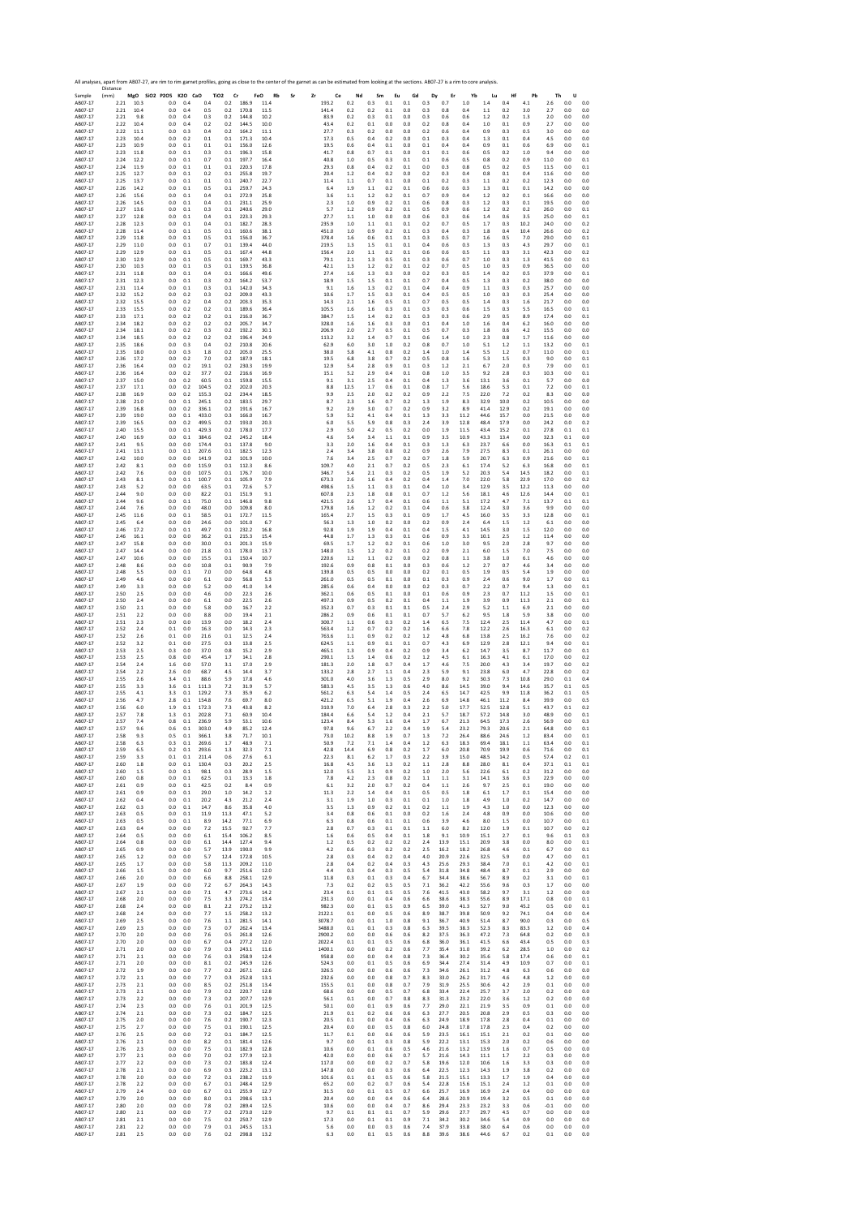All analyses, apart from AB07-27, are rim to rim garnet profiles, going as close to the center of the garnet as can be estimated from looking at the sections. AB07-27 is a rim to core analysis.

| Sample | Distance (mm) | MgO | SiO2 | P2O5 | K2O | CaO | TiO2 | Cr | FeO | Rb | Sr | Zr | Ce | Nd | Sm | Eu | Gd | Dy | Er | Yb | Lu | Hf | Pb | Th | U |
|---|---|---|---|---|---|---|---|---|---|---|---|---|---|---|---|---|---|---|---|---|---|---|---|---|---|
| AB07-17 | 2.21 | 10.3 | 0.0 | 0.4 | 0.4 | 0.2 | | 186.9 | 11.4 | | | 193.2 | 0.2 | 0.3 | 0.1 | 0.1 | 0.3 | 0.7 | 1.0 | 1.4 | 0.4 | 4.1 | 2.6 | 0.0 | 0.0 |
| AB07-17 | 2.21 | 10.4 | 0.0 | 0.4 | 0.5 | 0.2 | | 170.8 | 11.5 | | | 141.4 | 0.2 | 0.2 | 0.1 | 0.0 | 0.3 | 0.8 | 0.4 | 1.1 | 0.2 | 3.0 | 2.7 | 0.0 | 0.0 |
| AB07-17 | 2.21 | 9.8 | 0.0 | 0.4 | 0.3 | 0.2 | | 144.8 | 10.2 | | | 83.9 | 0.2 | 0.3 | 0.1 | 0.0 | 0.3 | 0.6 | 0.6 | 1.2 | 0.2 | 1.3 | 2.0 | 0.0 | 0.0 |
| AB07-17 | 2.22 | 10.4 | 0.0 | 0.4 | 0.2 | 0.2 | | 144.5 | 10.0 | | | 43.4 | 0.2 | 0.1 | 0.0 | 0.0 | 0.2 | 0.8 | 0.4 | 1.0 | 0.1 | 0.9 | 2.7 | 0.0 | 0.0 |
| AB07-17 | 2.22 | 11.1 | 0.0 | 0.3 | 0.4 | 0.2 | | 164.2 | 11.1 | | | 27.7 | 0.3 | 0.2 | 0.0 | 0.0 | 0.2 | 0.6 | 0.4 | 0.9 | 0.3 | 0.5 | 3.0 | 0.0 | 0.0 |
| AB07-17 | 2.23 | 10.4 | 0.0 | 0.2 | 0.1 | 0.1 | | 171.3 | 10.4 | | | 17.3 | 0.5 | 0.4 | 0.2 | 0.0 | 0.1 | 0.3 | 0.4 | 1.3 | 0.1 | 0.4 | 4.5 | 0.0 | 0.0 |
| AB07-17 | 2.23 | 10.9 | 0.0 | 0.1 | 0.1 | 0.1 | | 156.0 | 12.6 | | | 19.5 | 0.6 | 0.4 | 0.1 | 0.0 | 0.1 | 0.4 | 0.4 | 0.9 | 0.1 | 0.6 | 6.9 | 0.0 | 0.1 |
| AB07-17 | 2.23 | 11.8 | 0.0 | 0.1 | 0.3 | 0.1 | | 196.3 | 15.8 | | | 41.7 | 0.8 | 0.7 | 0.1 | 0.0 | 0.1 | 0.1 | 0.6 | 0.5 | 0.2 | 1.0 | 9.4 | 0.0 | 0.0 |
| AB07-17 | 2.24 | 12.2 | 0.0 | 0.1 | 0.7 | 0.1 | | 197.7 | 16.4 | | | 40.8 | 1.0 | 0.5 | 0.3 | 0.1 | 0.1 | 0.6 | 0.5 | 0.8 | 0.2 | 0.9 | 11.0 | 0.0 | 0.1 |
| AB07-17 | 2.24 | 11.9 | 0.0 | 0.1 | 0.1 | 0.1 | | 220.3 | 17.8 | | | 29.3 | 0.8 | 0.4 | 0.2 | 0.1 | 0.0 | 0.3 | 0.8 | 0.5 | 0.2 | 0.5 | 11.5 | 0.0 | 0.1 |
| AB07-17 | 2.25 | 12.7 | 0.0 | 0.1 | 0.2 | 0.1 | | 255.8 | 19.7 | | | 20.4 | 1.2 | 0.4 | 0.2 | 0.0 | 0.2 | 0.3 | 0.4 | 0.8 | 0.1 | 0.4 | 11.6 | 0.0 | 0.0 |
| AB07-17 | 2.25 | 13.7 | 0.0 | 0.1 | 0.1 | 0.1 | | 240.7 | 22.7 | | | 11.4 | 1.1 | 0.7 | 0.1 | 0.0 | 0.1 | 0.2 | 0.3 | 1.1 | 0.2 | 0.2 | 12.3 | 0.0 | 0.0 |
| AB07-17 | 2.26 | 14.2 | 0.0 | 0.1 | 0.5 | 0.1 | | 259.7 | 24.3 | | | 6.4 | 1.9 | 1.1 | 0.2 | 0.1 | 0.6 | 0.6 | 0.3 | 1.3 | 0.1 | 0.1 | 14.2 | 0.0 | 0.0 |
| AB07-17 | 2.26 | 15.6 | 0.0 | 0.1 | 0.4 | 0.1 | | 272.9 | 25.8 | | | 3.6 | 1.1 | 1.2 | 0.2 | 0.1 | 0.7 | 0.9 | 0.4 | 1.2 | 0.2 | 0.1 | 16.6 | 0.0 | 0.0 |
| AB07-17 | 2.26 | 14.5 | 0.0 | 0.1 | 0.4 | 0.1 | | 231.1 | 25.9 | | | 2.3 | 1.0 | 0.9 | 0.2 | 0.1 | 0.6 | 0.8 | 0.3 | 1.2 | 0.3 | 0.1 | 19.5 | 0.0 | 0.0 |
| AB07-17 | 2.27 | 13.6 | 0.0 | 0.1 | 0.3 | 0.1 | | 240.6 | 29.0 | | | 5.7 | 1.2 | 0.9 | 0.2 | 0.1 | 0.5 | 0.9 | 0.6 | 1.2 | 0.2 | 0.2 | 26.0 | 0.0 | 0.1 |
| AB07-17 | 2.27 | 12.8 | 0.0 | 0.1 | 0.4 | 0.1 | | 223.3 | 29.3 | | | 27.7 | 1.1 | 1.0 | 0.0 | 0.0 | 0.6 | 0.3 | 0.6 | 1.4 | 0.6 | 3.5 | 25.0 | 0.0 | 0.1 |
| AB07-17 | 2.28 | 12.3 | 0.0 | 0.1 | 0.4 | 0.1 | | 182.7 | 28.3 | | | 235.9 | 1.0 | 1.1 | 0.1 | 0.1 | 0.2 | 0.7 | 0.5 | 1.7 | 0.3 | 10.2 | 24.0 | 0.0 | 0.2 |
| AB07-17 | 2.28 | 11.4 | 0.0 | 0.1 | 0.5 | 0.1 | | 160.6 | 38.1 | | | 451.0 | 1.0 | 0.9 | 0.2 | 0.1 | 0.3 | 0.4 | 0.3 | 1.8 | 0.4 | 10.4 | 26.6 | 0.0 | 0.2 |
| AB07-17 | 2.29 | 11.8 | 0.0 | 0.1 | 0.5 | 0.1 | | 156.0 | 36.7 | | | 378.4 | 1.6 | 0.6 | 0.1 | 0.1 | 0.3 | 0.5 | 0.7 | 1.6 | 0.5 | 7.0 | 29.0 | 0.0 | 0.1 |
| AB07-17 | 2.29 | 11.0 | 0.0 | 0.1 | 0.7 | 0.1 | | 139.4 | 44.0 | | | 219.5 | 1.3 | 1.5 | 0.1 | 0.1 | 0.4 | 0.6 | 0.3 | 1.3 | 0.3 | 4.3 | 29.7 | 0.0 | 0.1 |
| AB07-17 | 2.29 | 12.9 | 0.0 | 0.1 | 0.5 | 0.1 | | 167.4 | 44.8 | | | 156.4 | 2.0 | 1.1 | 0.2 | 0.1 | 0.6 | 0.6 | 0.5 | 1.1 | 0.3 | 3.1 | 42.3 | 0.0 | 0.2 |
| AB07-17 | 2.30 | 12.9 | 0.0 | 0.1 | 0.5 | 0.1 | | 169.7 | 43.3 | | | 79.1 | 2.1 | 1.3 | 0.5 | 0.1 | 0.3 | 0.6 | 0.7 | 1.0 | 0.3 | 1.3 | 41.5 | 0.0 | 0.1 |
| AB07-17 | 2.30 | 10.3 | 0.0 | 0.1 | 0.3 | 0.1 | | 139.5 | 36.8 | | | 42.1 | 1.3 | 1.2 | 0.2 | 0.1 | 0.2 | 0.7 | 0.5 | 1.0 | 0.3 | 0.9 | 36.5 | 0.0 | 0.0 |
| AB07-17 | 2.31 | 11.8 | 0.0 | 0.1 | 0.4 | 0.1 | | 166.6 | 49.6 | | | 27.4 | 1.6 | 1.3 | 0.3 | 0.0 | 0.2 | 0.3 | 0.5 | 1.4 | 0.2 | 0.5 | 37.9 | 0.0 | 0.1 |
| AB07-17 | 2.31 | 12.3 | 0.0 | 0.1 | 0.3 | 0.2 | | 164.2 | 53.7 | | | 18.9 | 1.5 | 1.5 | 0.1 | 0.1 | 0.7 | 0.4 | 0.5 | 1.3 | 0.3 | 0.2 | 38.0 | 0.0 | 0.0 |
| AB07-17 | 2.31 | 11.4 | 0.0 | 0.1 | 0.3 | 0.1 | | 142.0 | 34.3 | | | 9.1 | 1.6 | 1.3 | 0.2 | 0.1 | 0.4 | 0.4 | 0.9 | 1.1 | 0.3 | 0.3 | 25.7 | 0.0 | 0.0 |
| AB07-17 | 2.32 | 15.2 | 0.0 | 0.2 | 0.3 | 0.2 | | 209.0 | 43.3 | | | 10.6 | 1.7 | 1.5 | 0.3 | 0.1 | 0.4 | 0.5 | 0.5 | 1.0 | 0.3 | 0.3 | 25.4 | 0.0 | 0.0 |
| AB07-17 | 2.32 | 15.5 | 0.0 | 0.2 | 0.4 | 0.2 | | 203.3 | 35.3 | | | 14.3 | 2.1 | 1.6 | 0.5 | 0.1 | 0.7 | 0.5 | 0.5 | 1.4 | 0.3 | 1.6 | 21.7 | 0.0 | 0.0 |
| AB07-17 | 2.33 | 15.5 | 0.0 | 0.2 | 0.2 | 0.1 | | 189.6 | 36.4 | | | 105.5 | 1.6 | 1.6 | 0.3 | 0.1 | 0.3 | 0.3 | 0.6 | 1.5 | 0.3 | 5.5 | 16.5 | 0.0 | 0.1 |
| AB07-17 | 2.33 | 17.1 | 0.0 | 0.2 | 0.2 | 0.1 | | 216.0 | 36.7 | | | 384.7 | 1.5 | 1.4 | 0.2 | 0.1 | 0.3 | 0.3 | 0.6 | 2.9 | 0.5 | 8.9 | 17.4 | 0.0 | 0.1 |
| AB07-17 | 2.34 | 18.2 | 0.0 | 0.2 | 0.2 | 0.2 | | 205.7 | 34.7 | | | 328.0 | 1.6 | 1.6 | 0.3 | 0.0 | 0.1 | 0.4 | 1.0 | 1.6 | 0.4 | 6.2 | 16.0 | 0.0 | 0.0 |
| AB07-17 | 2.34 | 18.1 | 0.0 | 0.2 | 0.3 | 0.2 | | 192.2 | 30.1 | | | 206.9 | 2.0 | 2.7 | 0.5 | 0.1 | 0.5 | 0.7 | 0.3 | 1.8 | 0.6 | 4.2 | 15.5 | 0.0 | 0.0 |
| AB07-17 | 2.34 | 18.5 | 0.0 | 0.2 | 0.2 | 0.2 | | 196.4 | 24.9 | | | 113.2 | 3.2 | 1.4 | 0.7 | 0.1 | 0.6 | 1.4 | 1.0 | 2.3 | 0.8 | 1.7 | 11.6 | 0.0 | 0.0 |
| AB07-17 | 2.35 | 18.6 | 0.0 | 0.3 | 0.4 | 0.2 | | 210.8 | 20.6 | | | 62.9 | 6.0 | 3.0 | 1.0 | 0.2 | 0.8 | 0.7 | 1.0 | 5.1 | 1.2 | 1.1 | 13.2 | 0.0 | 0.1 |
| AB07-17 | 2.35 | 18.0 | 0.0 | 0.3 | 1.8 | 0.2 | | 205.0 | 25.5 | | | 38.0 | 5.8 | 4.1 | 0.8 | 0.2 | 1.4 | 1.0 | 1.4 | 5.5 | 1.2 | 0.7 | 11.0 | 0.0 | 0.1 |
| AB07-17 | 2.36 | 17.2 | 0.0 | 0.2 | 7.0 | 0.2 | | 187.9 | 18.1 | | | 19.5 | 6.8 | 3.8 | 0.7 | 0.2 | 0.5 | 0.8 | 1.6 | 5.3 | 1.5 | 0.3 | 9.0 | 0.0 | 0.1 |
| AB07-17 | 2.36 | 16.4 | 0.0 | 0.2 | 19.1 | 0.2 | | 230.3 | 19.9 | | | 12.9 | 5.4 | 2.8 | 0.9 | 0.1 | 0.3 | 1.2 | 2.1 | 6.7 | 2.0 | 0.3 | 7.9 | 0.0 | 0.1 |
| AB07-17 | 2.36 | 16.4 | 0.0 | 0.2 | 37.7 | 0.2 | | 216.6 | 16.9 | | | 15.1 | 5.2 | 2.9 | 0.4 | 0.1 | 0.8 | 1.0 | 3.5 | 9.2 | 2.8 | 0.3 | 10.3 | 0.0 | 0.1 |
| AB07-17 | 2.37 | 15.0 | 0.0 | 0.2 | 60.5 | 0.1 | | 159.8 | 15.5 | | | 9.1 | 3.1 | 2.5 | 0.4 | 0.1 | 0.4 | 1.3 | 3.6 | 13.1 | 3.6 | 0.1 | 5.7 | 0.0 | 0.0 |
| AB07-17 | 2.37 | 17.1 | 0.0 | 0.2 | 104.5 | 0.2 | | 202.0 | 20.3 | | | 8.8 | 12.5 | 1.7 | 0.6 | 0.1 | 0.8 | 1.7 | 5.6 | 18.6 | 5.3 | 0.1 | 7.2 | 0.0 | 0.1 |
| AB07-17 | 2.38 | 16.9 | 0.0 | 0.2 | 155.3 | 0.2 | | 234.4 | 18.5 | | | 9.9 | 2.5 | 2.0 | 0.2 | 0.2 | 0.9 | 2.2 | 7.5 | 22.0 | 7.2 | 0.2 | 8.3 | 0.0 | 0.0 |
| AB07-17 | 2.38 | 21.0 | 0.0 | 0.1 | 245.1 | 0.2 | | 183.5 | 29.7 | | | 8.7 | 2.3 | 1.6 | 0.7 | 0.2 | 1.3 | 1.9 | 8.3 | 32.9 | 10.0 | 0.2 | 10.5 | 0.0 | 0.0 |
| AB07-17 | 2.39 | 16.8 | 0.0 | 0.2 | 336.1 | 0.2 | | 191.6 | 16.7 | | | 9.2 | 2.9 | 3.0 | 0.7 | 0.2 | 0.9 | 3.2 | 8.9 | 41.4 | 12.9 | 0.2 | 19.1 | 0.0 | 0.0 |
| AB07-17 | 2.39 | 19.0 | 0.0 | 0.1 | 433.0 | 0.3 | | 166.0 | 16.7 | | | 5.9 | 5.2 | 4.1 | 0.4 | 0.1 | 1.3 | 3.3 | 11.2 | 44.6 | 15.7 | 0.0 | 21.5 | 0.0 | 0.0 |
| AB07-17 | 2.39 | 16.5 | 0.0 | 0.2 | 499.5 | 0.2 | | 193.0 | 20.3 | | | 6.0 | 5.5 | 5.9 | 0.8 | 0.3 | 2.4 | 3.9 | 12.8 | 48.4 | 17.9 | 0.0 | 24.2 | 0.0 | 0.2 |
| AB07-17 | 2.40 | 15.5 | 0.0 | 0.1 | 429.3 | 0.2 | | 178.0 | 17.7 | | | 2.9 | 5.0 | 4.2 | 0.5 | 0.2 | 0.0 | 1.9 | 11.5 | 43.4 | 15.2 | 0.1 | 27.8 | 0.1 | 0.1 |
| AB07-17 | 2.40 | 16.9 | 0.0 | 0.1 | 384.6 | 0.2 | | 245.2 | 18.4 | | | 4.6 | 5.4 | 3.4 | 1.1 | 0.1 | 0.9 | 3.5 | 10.9 | 43.3 | 13.4 | 0.0 | 32.3 | 0.1 | 0.0 |
| AB07-17 | 2.41 | 9.5 | 0.0 | 0.0 | 174.4 | 0.1 | | 137.8 | 9.0 | | | 3.3 | 2.0 | 1.6 | 0.4 | 0.1 | 0.3 | 1.3 | 6.3 | 23.7 | 6.6 | 0.0 | 16.3 | 0.1 | 0.1 |
| AB07-17 | 2.41 | 13.1 | 0.0 | 0.1 | 207.6 | 0.1 | | 182.5 | 12.3 | | | 2.4 | 3.4 | 3.8 | 0.8 | 0.2 | 0.9 | 2.6 | 7.9 | 27.5 | 8.3 | 0.1 | 26.1 | 0.0 | 0.0 |
| AB07-17 | 2.42 | 10.0 | 0.0 | 0.0 | 141.9 | 0.2 | | 101.9 | 10.0 | | | 7.6 | 3.4 | 2.5 | 0.7 | 0.2 | 0.7 | 1.8 | 5.9 | 20.7 | 6.3 | 0.9 | 21.6 | 0.0 | 0.1 |
| AB07-17 | 2.42 | 8.1 | 0.0 | 0.0 | 115.9 | 0.1 | | 112.3 | 8.6 | | | 109.7 | 4.0 | 2.1 | 0.7 | 0.2 | 0.5 | 2.3 | 6.1 | 17.4 | 5.2 | 6.3 | 16.8 | 0.0 | 0.1 |
| AB07-17 | 2.42 | 7.6 | 0.0 | 0.0 | 107.5 | 0.1 | | 176.7 | 10.0 | | | 346.7 | 5.4 | 2.1 | 0.3 | 0.2 | 0.5 | 1.9 | 5.2 | 20.3 | 5.4 | 14.5 | 18.2 | 0.0 | 0.1 |
| AB07-17 | 2.43 | 8.1 | 0.0 | 0.1 | 100.7 | 0.1 | | 105.9 | 7.9 | | | 673.3 | 2.6 | 1.6 | 0.4 | 0.2 | 0.4 | 1.4 | 7.0 | 22.0 | 5.8 | 22.9 | 17.0 | 0.0 | 0.2 |
| AB07-17 | 2.43 | 5.2 | 0.0 | 0.0 | 63.5 | 0.1 | | 72.6 | 5.7 | | | 498.6 | 1.5 | 1.1 | 0.3 | 0.1 | 0.4 | 1.0 | 3.4 | 12.9 | 3.5 | 12.2 | 11.3 | 0.0 | 0.0 |
| AB07-17 | 2.44 | 9.0 | 0.0 | 0.0 | 82.2 | 0.1 | | 151.9 | 9.1 | | | 607.8 | 2.3 | 1.8 | 0.8 | 0.1 | 0.7 | 1.2 | 5.6 | 18.1 | 4.6 | 12.6 | 14.4 | 0.0 | 0.1 |
| AB07-17 | 2.44 | 9.6 | 0.0 | 0.1 | 75.0 | 0.1 | | 146.8 | 9.8 | | | 421.5 | 2.6 | 1.7 | 0.4 | 0.1 | 0.6 | 1.1 | 5.1 | 17.2 | 4.7 | 7.1 | 13.7 | 0.1 | 0.1 |
| AB07-17 | 2.44 | 7.6 | 0.0 | 0.0 | 48.0 | 0.0 | | 109.8 | 8.0 | | | 179.8 | 1.6 | 1.2 | 0.2 | 0.1 | 0.4 | 0.6 | 3.8 | 12.4 | 3.0 | 3.6 | 9.9 | 0.0 | 0.0 |
| AB07-17 | 2.45 | 11.6 | 0.0 | 0.1 | 58.5 | 0.1 | | 172.7 | 11.5 | | | 165.4 | 2.7 | 1.5 | 0.3 | 0.1 | 0.9 | 1.7 | 4.5 | 16.0 | 3.5 | 3.3 | 12.8 | 0.0 | 0.1 |
| AB07-17 | 2.45 | 6.4 | 0.0 | 0.0 | 24.6 | 0.0 | | 101.0 | 6.7 | | | 56.3 | 1.3 | 1.0 | 0.2 | 0.0 | 0.2 | 0.9 | 2.4 | 6.4 | 1.5 | 1.2 | 6.1 | 0.0 | 0.0 |
| AB07-17 | 2.46 | 17.2 | 0.0 | 0.1 | 49.7 | 0.1 | | 232.2 | 16.8 | | | 92.8 | 1.9 | 1.9 | 0.4 | 0.1 | 0.4 | 1.5 | 4.1 | 14.5 | 3.0 | 1.5 | 12.0 | 0.0 | 0.0 |
| AB07-17 | 2.46 | 16.1 | 0.0 | 0.0 | 36.2 | 0.1 | | 215.3 | 15.4 | | | 44.8 | 1.7 | 1.3 | 0.3 | 0.1 | 0.6 | 0.9 | 3.3 | 10.1 | 2.5 | 1.2 | 11.4 | 0.0 | 0.0 |
| AB07-17 | 2.47 | 15.8 | 0.0 | 0.0 | 30.0 | 0.1 | | 201.3 | 15.9 | | | 69.5 | 1.7 | 1.2 | 0.2 | 0.1 | 0.6 | 1.0 | 3.0 | 9.5 | 2.0 | 2.8 | 9.7 | 0.0 | 0.0 |
| AB07-17 | 2.47 | 14.4 | 0.0 | 0.0 | 21.8 | 0.1 | | 178.0 | 13.7 | | | 148.0 | 1.5 | 1.2 | 0.2 | 0.1 | 0.2 | 0.9 | 2.1 | 6.0 | 1.5 | 7.0 | 7.5 | 0.0 | 0.0 |
| AB07-17 | 2.47 | 10.6 | 0.0 | 0.0 | 15.5 | 0.1 | | 150.4 | 10.7 | | | 220.6 | 1.2 | 1.1 | 0.2 | 0.0 | 0.2 | 0.8 | 1.1 | 3.8 | 1.0 | 6.1 | 4.6 | 0.0 | 0.0 |
| AB07-17 | 2.48 | 8.6 | 0.0 | 0.0 | 10.8 | 0.1 | | 90.9 | 7.9 | | | 192.6 | 0.9 | 0.8 | 0.1 | 0.0 | 0.3 | 0.6 | 1.2 | 2.7 | 0.7 | 4.6 | 3.4 | 0.0 | 0.0 |
| AB07-17 | 2.48 | 5.5 | 0.0 | 0.1 | 7.0 | 0.0 | | 64.8 | 4.8 | | | 139.8 | 0.5 | 0.5 | 0.0 | 0.0 | 0.2 | 0.1 | 0.5 | 1.9 | 0.5 | 5.4 | 1.9 | 0.0 | 0.0 |
| AB07-17 | 2.49 | 4.6 | 0.0 | 0.0 | 6.1 | 0.0 | | 56.8 | 5.3 | | | 261.0 | 0.5 | 0.5 | 0.1 | 0.0 | 0.1 | 0.3 | 0.9 | 2.4 | 0.6 | 9.0 | 1.7 | 0.0 | 0.1 |
| AB07-17 | 2.49 | 3.3 | 0.0 | 0.0 | 5.2 | 0.0 | | 41.0 | 3.4 | | | 285.6 | 0.6 | 0.4 | 0.0 | 0.0 | 0.2 | 0.3 | 0.7 | 2.2 | 0.7 | 9.4 | 1.3 | 0.0 | 0.1 |
| AB07-17 | 2.50 | 2.5 | 0.0 | 0.0 | 4.6 | 0.0 | | 22.3 | 2.6 | | | 362.1 | 0.6 | 0.5 | 0.1 | 0.0 | 0.1 | 0.6 | 0.9 | 2.3 | 0.7 | 11.2 | 1.5 | 0.0 | 0.1 |
| AB07-17 | 2.50 | 2.4 | 0.0 | 0.0 | 6.1 | 0.0 | | 22.5 | 2.6 | | | 497.3 | 0.9 | 0.5 | 0.2 | 0.1 | 0.4 | 1.1 | 1.9 | 3.9 | 0.9 | 11.3 | 2.1 | 0.0 | 0.1 |
| AB07-17 | 2.50 | 2.1 | 0.0 | 0.0 | 5.8 | 0.0 | | 16.7 | 2.2 | | | 352.3 | 0.7 | 0.3 | 0.1 | 0.1 | 0.5 | 2.4 | 2.9 | 5.2 | 1.1 | 6.9 | 2.1 | 0.0 | 0.0 |
| AB07-17 | 2.51 | 2.2 | 0.0 | 0.0 | 8.8 | 0.0 | | 19.4 | 2.1 | | | 286.2 | 0.9 | 0.6 | 0.1 | 0.1 | 0.7 | 5.7 | 6.2 | 9.5 | 1.8 | 5.9 | 3.8 | 0.0 | 0.0 |
| AB07-17 | 2.51 | 2.3 | 0.0 | 0.0 | 13.9 | 0.0 | | 18.2 | 2.4 | | | 300.7 | 1.1 | 0.6 | 0.3 | 0.2 | 1.4 | 6.5 | 7.5 | 12.4 | 2.5 | 11.4 | 4.7 | 0.0 | 0.1 |
| AB07-17 | 2.52 | 2.4 | 0.1 | 0.0 | 16.3 | 0.0 | | 14.3 | 2.3 | | | 563.4 | 1.2 | 0.7 | 0.2 | 0.2 | 1.6 | 6.6 | 7.8 | 12.2 | 2.6 | 16.3 | 6.1 | 0.0 | 0.2 |
| AB07-17 | 2.52 | 2.6 | 0.1 | 0.0 | 21.6 | 0.1 | | 12.5 | 2.4 | | | 763.6 | 1.1 | 0.9 | 0.2 | 0.2 | 1.2 | 4.8 | 6.8 | 13.8 | 2.5 | 16.2 | 7.6 | 0.0 | 0.2 |
| AB07-17 | 2.52 | 3.2 | 0.1 | 0.0 | 27.5 | 0.3 | | 13.8 | 2.5 | | | 624.5 | 1.1 | 0.9 | 0.1 | 0.1 | 0.7 | 4.3 | 6.9 | 12.9 | 2.8 | 12.1 | 9.4 | 0.0 | 0.1 |
| AB07-17 | 2.53 | 2.5 | 0.3 | 0.0 | 37.0 | 0.8 | | 15.2 | 2.9 | | | 465.1 | 1.3 | 0.9 | 0.4 | 0.2 | 0.9 | 3.4 | 6.2 | 14.7 | 3.5 | 8.7 | 11.7 | 0.0 | 0.1 |
| AB07-17 | 2.53 | 2.5 | 0.8 | 0.0 | 45.4 | 1.7 | | 14.1 | 2.8 | | | 290.1 | 1.5 | 1.4 | 0.6 | 0.2 | 1.2 | 4.5 | 6.1 | 16.3 | 4.1 | 6.1 | 17.0 | 0.0 | 0.2 |
| AB07-17 | 2.54 | 2.4 | 1.6 | 0.0 | 57.0 | 3.1 | | 17.0 | 2.9 | | | 181.3 | 2.0 | 1.8 | 0.7 | 0.4 | 1.7 | 4.6 | 7.5 | 20.0 | 4.3 | 3.4 | 19.7 | 0.0 | 0.2 |
| AB07-17 | 2.54 | 2.2 | 2.6 | 0.0 | 68.7 | 4.5 | | 14.4 | 3.7 | | | 133.2 | 2.8 | 2.7 | 1.1 | 0.4 | 2.3 | 5.9 | 9.1 | 23.8 | 6.0 | 4.7 | 22.8 | 0.0 | 0.2 |
| AB07-17 | 2.55 | 2.6 | 3.4 | 0.1 | 88.6 | 5.9 | | 17.8 | 4.6 | | | 301.0 | 4.0 | 3.6 | 1.3 | 0.5 | 2.9 | 8.0 | 9.2 | 30.3 | 7.3 | 10.8 | 29.0 | 0.1 | 0.4 |
| AB07-17 | 2.55 | 3.3 | 3.6 | 0.1 | 111.3 | 7.2 | | 31.9 | 5.7 | | | 583.3 | 4.5 | 3.5 | 1.3 | 0.6 | 4.0 | 8.6 | 14.5 | 39.0 | 9.4 | 14.6 | 35.7 | 0.1 | 0.5 |
| AB07-17 | 2.55 | 4.1 | 3.3 | 0.1 | 129.2 | 7.3 | | 35.9 | 6.2 | | | 561.2 | 6.3 | 5.4 | 1.4 | 0.5 | 2.4 | 6.5 | 14.7 | 42.5 | 9.9 | 11.8 | 36.2 | 0.1 | 0.5 |
| AB07-17 | 2.56 | 4.7 | 2.8 | 0.1 | 154.8 | 7.6 | | 69.7 | 8.0 | | | 421.2 | 6.5 | 5.1 | 1.9 | 0.4 | 2.6 | 6.9 | 14.8 | 46.1 | 11.2 | 8.4 | 39.9 | 0.0 | 0.5 |
| AB07-17 | 2.56 | 6.0 | 1.9 | 0.1 | 172.3 | 7.3 | | 43.8 | 8.2 | | | 310.9 | 7.0 | 6.4 | 2.8 | 0.3 | 2.2 | 5.0 | 17.7 | 52.5 | 12.8 | 5.1 | 43.7 | 0.1 | 0.2 |
| AB07-17 | 2.57 | 7.8 | 1.3 | 0.1 | 202.8 | 7.1 | | 60.9 | 10.4 | | | 184.4 | 6.6 | 5.4 | 1.2 | 0.4 | 2.1 | 5.7 | 18.7 | 57.2 | 14.8 | 3.0 | 48.9 | 0.0 | 0.1 |
| AB07-17 | 2.57 | 7.4 | 0.8 | 0.1 | 236.9 | 5.9 | | 53.1 | 10.6 | | | 123.4 | 8.4 | 5.3 | 1.6 | 0.4 | 1.7 | 6.7 | 21.3 | 64.5 | 17.3 | 2.6 | 56.9 | 0.0 | 0.3 |
| AB07-17 | 2.57 | 9.6 | 0.6 | 0.1 | 303.0 | 4.9 | | 85.2 | 12.4 | | | 97.8 | 9.6 | 6.7 | 2.2 | 0.4 | 1.9 | 5.4 | 23.2 | 79.3 | 20.6 | 2.1 | 64.8 | 0.0 | 0.1 |
| AB07-17 | 2.58 | 9.3 | 0.5 | 0.1 | 366.1 | 3.8 | | 71.7 | 10.1 | | | 73.0 | 10.2 | 8.8 | 1.9 | 0.7 | 1.3 | 7.2 | 26.4 | 88.6 | 24.6 | 1.2 | 83.4 | 0.0 | 0.1 |
| AB07-17 | 2.58 | 6.3 | 0.3 | 0.1 | 269.6 | 1.7 | | 48.9 | 7.1 | | | 50.9 | 7.2 | 7.1 | 1.4 | 0.4 | 1.2 | 6.3 | 18.3 | 69.4 | 18.1 | 1.1 | 63.4 | 0.0 | 0.1 |
| AB07-17 | 2.59 | 6.5 | 0.2 | 0.1 | 293.6 | 1.3 | | 32.3 | 7.1 | | | 42.8 | 14.4 | 6.9 | 0.8 | 0.2 | 1.7 | 6.0 | 20.8 | 70.9 | 19.9 | 0.6 | 71.6 | 0.0 | 0.1 |
| AB07-17 | 2.59 | 3.3 | 0.1 | 0.1 | 211.4 | 0.6 | | 27.6 | 6.1 | | | 22.3 | 8.1 | 6.2 | 1.7 | 0.3 | 2.2 | 3.9 | 15.0 | 48.5 | 14.2 | 0.5 | 57.4 | 0.2 | 0.1 |
| AB07-17 | 2.60 | 1.8 | 0.0 | 0.1 | 130.4 | 0.3 | | 20.2 | 2.5 | | | 16.8 | 4.5 | 3.6 | 1.3 | 0.2 | 1.1 | 2.8 | 8.8 | 28.0 | 8.1 | 0.4 | 37.1 | 0.1 | 0.1 |
| AB07-17 | 2.60 | 1.5 | 0.0 | 0.1 | 98.1 | 0.3 | | 28.9 | 1.5 | | | 12.0 | 5.5 | 3.1 | 0.9 | 0.2 | 1.0 | 2.0 | 5.6 | 22.6 | 6.1 | 0.2 | 31.2 | 0.0 | 0.0 |
| AB07-17 | 2.60 | 0.8 | 0.0 | 0.1 | 62.5 | 0.1 | | 13.3 | 1.8 | | | 7.8 | 4.2 | 2.3 | 0.8 | 0.2 | 1.1 | 1.1 | 3.1 | 14.1 | 3.6 | 0.3 | 22.9 | 0.0 | 0.0 |
| AB07-17 | 2.61 | 0.9 | 0.0 | 0.1 | 42.5 | 0.2 | | 8.4 | 0.9 | | | 6.1 | 3.2 | 2.0 | 0.7 | 0.2 | 0.4 | 1.1 | 2.6 | 9.7 | 2.5 | 0.1 | 19.0 | 0.0 | 0.0 |
| AB07-17 | 2.61 | 0.9 | 0.0 | 0.1 | 29.0 | 1.0 | | 14.2 | 1.2 | | | 11.3 | 2.2 | 1.4 | 0.4 | 0.1 | 0.5 | 0.5 | 1.8 | 6.1 | 1.7 | 0.1 | 15.4 | 0.0 | 0.0 |
| AB07-17 | 2.62 | 0.4 | 0.0 | 0.1 | 20.2 | 4.3 | | 21.2 | 2.4 | | | 3.1 | 1.9 | 1.0 | 0.3 | 0.1 | 0.1 | 1.0 | 1.8 | 4.9 | 1.0 | 0.2 | 14.7 | 0.0 | 0.0 |
| AB07-17 | 2.62 | 0.3 | 0.0 | 0.1 | 14.7 | 8.6 | | 35.8 | 4.0 | | | 3.5 | 1.3 | 0.9 | 0.2 | 0.1 | 0.2 | 1.1 | 1.9 | 4.3 | 1.0 | 0.0 | 12.3 | 0.0 | 0.0 |
| AB07-17 | 2.63 | 0.5 | 0.0 | 0.1 | 11.9 | 11.3 | | 47.1 | 5.2 | | | 3.4 | 0.8 | 0.6 | 0.1 | 0.0 | 0.2 | 1.6 | 2.4 | 4.8 | 0.9 | 0.0 | 10.6 | 0.0 | 0.0 |
| AB07-17 | 2.63 | 0.5 | 0.0 | 0.1 | 8.9 | 14.2 | | 77.1 | 6.9 | | | 6.3 | 0.8 | 0.6 | 0.1 | 0.1 | 0.6 | 3.9 | 4.6 | 8.0 | 1.5 | 0.0 | 10.7 | 0.0 | 0.1 |
| AB07-17 | 2.63 | 0.4 | 0.0 | 0.0 | 7.2 | 15.5 | | 92.7 | 7.7 | | | 2.8 | 0.7 | 0.3 | 0.1 | 0.1 | 1.1 | 6.0 | 8.2 | 12.0 | 1.9 | 0.1 | 10.7 | 0.0 | 0.2 |
| AB07-17 | 2.64 | 0.5 | 0.0 | 0.0 | 6.1 | 15.4 | | 106.2 | 8.5 | | | 1.6 | 0.6 | 0.5 | 0.4 | 0.1 | 1.8 | 9.1 | 10.9 | 15.1 | 2.7 | 0.1 | 9.6 | 0.1 | 0.3 |
| AB07-17 | 2.64 | 0.8 | 0.0 | 0.0 | 6.1 | 14.4 | | 127.4 | 9.4 | | | 1.2 | 0.5 | 0.2 | 0.2 | 0.2 | 2.4 | 13.9 | 15.1 | 20.9 | 3.8 | 0.0 | 8.0 | 0.0 | 0.1 |
| AB07-17 | 2.65 | 0.9 | 0.0 | 0.0 | 5.7 | 13.9 | | 190.0 | 9.9 | | | 4.2 | 0.6 | 0.3 | 0.2 | 0.2 | 2.5 | 16.2 | 18.2 | 26.8 | 4.6 | 0.1 | 6.7 | 0.0 | 0.1 |
| AB07-17 | 2.65 | 1.2 | 0.0 | 0.0 | 5.7 | 12.4 | | 172.8 | 10.5 | | | 2.8 | 0.3 | 0.4 | 0.2 | 0.4 | 4.0 | 20.9 | 22.6 | 32.5 | 5.9 | 0.0 | 4.7 | 0.0 | 0.1 |
| AB07-17 | 2.65 | 1.7 | 0.0 | 0.0 | 5.8 | 11.3 | | 209.2 | 11.0 | | | 2.8 | 0.4 | 0.2 | 0.4 | 0.3 | 4.3 | 25.6 | 29.3 | 38.4 | 7.0 | 0.1 | 4.2 | 0.0 | 0.1 |
| AB07-17 | 2.66 | 1.5 | 0.0 | 0.0 | 6.0 | 9.7 | | 251.6 | 12.0 | | | 4.4 | 0.3 | 0.4 | 0.3 | 0.5 | 5.4 | 31.8 | 34.8 | 48.4 | 8.7 | 0.1 | 2.9 | 0.0 | 0.0 |
| AB07-17 | 2.66 | 2.0 | 0.0 | 0.0 | 6.6 | 8.8 | | 258.1 | 12.9 | | | 11.8 | 0.3 | 0.1 | 0.3 | 0.4 | 6.7 | 34.4 | 38.6 | 56.7 | 8.9 | 0.2 | 3.1 | 0.0 | 0.1 |
| AB07-17 | 2.67 | 1.9 | 0.0 | 0.0 | 7.2 | 6.7 | | 264.3 | 14.3 | | | 7.3 | 0.2 | 0.2 | 0.5 | 0.5 | 7.1 | 36.2 | 42.2 | 55.6 | 9.6 | 0.3 | 1.7 | 0.0 | 0.0 |
| AB07-17 | 2.67 | 2.1 | 0.0 | 0.0 | 7.1 | 4.7 | | 273.6 | 14.2 | | | 23.4 | 0.1 | 0.1 | 0.5 | 0.5 | 7.6 | 41.5 | 43.0 | 58.2 | 9.7 | 3.1 | 1.2 | 0.0 | 0.0 |
| AB07-17 | 2.68 | 2.0 | 0.0 | 0.0 | 7.5 | 3.3 | | 274.2 | 13.4 | | | 231.3 | 0.0 | 0.1 | 0.4 | 0.6 | 6.6 | 38.6 | 38.3 | 55.6 | 8.9 | 17.1 | 0.8 | 0.0 | 0.1 |
| AB07-17 | 2.68 | 2.4 | 0.0 | 0.0 | 8.1 | 2.2 | | 273.2 | 13.2 | | | 982.3 | 0.0 | 0.1 | 0.5 | 0.9 | 6.5 | 39.0 | 41.3 | 52.7 | 9.0 | 45.2 | 0.5 | 0.0 | 0.1 |
| AB07-17 | 2.68 | 2.4 | 0.0 | 0.0 | 7.7 | 1.5 | | 258.2 | 13.2 | | | 2122.1 | 0.1 | 0.0 | 0.5 | 0.6 | 8.9 | 38.7 | 39.8 | 50.9 | 9.2 | 74.1 | 0.4 | 0.0 | 0.4 |
| AB07-17 | 2.69 | 2.5 | 0.0 | 0.0 | 7.6 | 1.1 | | 281.5 | 14.1 | | | 3078.7 | 0.0 | 0.1 | 1.0 | 0.8 | 9.1 | 36.7 | 40.9 | 51.4 | 8.7 | 90.0 | 0.3 | 0.0 | 0.5 |
| AB07-17 | 2.69 | 2.3 | 0.0 | 0.0 | 7.3 | 0.7 | | 262.4 | 13.4 | | | 3488.0 | 0.1 | 0.1 | 0.3 | 0.8 | 6.3 | 39.5 | 38.3 | 52.3 | 8.3 | 83.3 | 1.2 | 0.0 | 0.4 |
| AB07-17 | 2.70 | 2.0 | 0.0 | 0.0 | 7.6 | 0.5 | | 261.8 | 12.6 | | | 2900.2 | 0.0 | 0.0 | 0.6 | 0.6 | 8.2 | 37.5 | 36.3 | 47.2 | 7.3 | 64.8 | 0.2 | 0.0 | 0.3 |
| AB07-17 | 2.70 | 2.0 | 0.0 | 0.0 | 6.7 | 0.4 | | 277.2 | 12.0 | | | 2022.4 | 0.1 | 0.1 | 0.5 | 0.6 | 6.8 | 36.0 | 36.1 | 41.5 | 6.6 | 43.4 | 0.5 | 0.0 | 0.3 |
| AB07-17 | 2.71 | 2.0 | 0.0 | 0.0 | 7.9 | 0.3 | | 243.1 | 11.6 | | | 1400.1 | 0.0 | 0.0 | 0.2 | 0.6 | 7.7 | 35.4 | 31.0 | 39.2 | 6.2 | 28.5 | 1.0 | 0.0 | 0.2 |
| AB07-17 | 2.71 | 2.1 | 0.0 | 0.0 | 7.6 | 0.3 | | 258.9 | 12.4 | | | 958.8 | 0.0 | 0.0 | 0.4 | 0.8 | 7.3 | 36.4 | 30.2 | 35.6 | 5.8 | 17.4 | 0.6 | 0.0 | 0.1 |
| AB07-17 | 2.71 | 2.0 | 0.0 | 0.0 | 8.1 | 0.2 | | 245.9 | 12.6 | | | 524.3 | 0.0 | 0.1 | 0.5 | 0.6 | 6.9 | 34.4 | 27.4 | 31.4 | 4.9 | 10.9 | 0.7 | 0.0 | 0.1 |
| AB07-17 | 2.72 | 1.9 | 0.0 | 0.0 | 7.7 | 0.2 | | 267.1 | 12.6 | | | 326.5 | 0.0 | 0.0 | 0.6 | 0.6 | 7.3 | 34.6 | 26.1 | 31.2 | 4.8 | 6.3 | 0.6 | 0.0 | 0.0 |
| AB07-17 | 2.72 | 2.1 | 0.0 | 0.0 | 7.7 | 0.3 | | 252.8 | 13.1 | | | 232.6 | 0.0 | 0.0 | 0.8 | 0.7 | 8.3 | 33.0 | 26.2 | 31.7 | 4.6 | 4.8 | 1.2 | 0.0 | 0.0 |
| AB07-17 | 2.73 | 2.1 | 0.0 | 0.0 | 8.5 | 0.2 | | 251.8 | 13.4 | | | 155.5 | 0.1 | 0.0 | 0.8 | 0.7 | 7.9 | 31.9 | 25.5 | 30.6 | 4.2 | 2.9 | 0.1 | 0.0 | 0.0 |
| AB07-17 | 2.73 | 2.1 | 0.0 | 0.0 | 7.9 | 0.2 | | 220.7 | 12.8 | | | 68.6 | 0.0 | 0.0 | 0.5 | 0.7 | 6.8 | 33.4 | 22.4 | 25.7 | 3.7 | 2.0 | 0.2 | 0.0 | 0.0 |
| AB07-17 | 2.73 | 2.2 | 0.0 | 0.0 | 7.3 | 0.2 | | 207.7 | 12.9 | | | 56.1 | 0.1 | 0.0 | 0.7 | 0.8 | 8.3 | 31.3 | 23.2 | 22.0 | 3.6 | 1.2 | 0.2 | 0.0 | 0.0 |
| AB07-17 | 2.74 | 2.3 | 0.0 | 0.0 | 7.6 | 0.1 | | 201.9 | 12.5 | | | 50.1 | 0.0 | 0.1 | 0.9 | 0.6 | 7.7 | 29.0 | 22.1 | 21.9 | 3.5 | 0.9 | 0.1 | 0.0 | 0.0 |
| AB07-17 | 2.74 | 2.1 | 0.0 | 0.0 | 7.3 | 0.2 | | 184.7 | 12.5 | | | 21.9 | 0.1 | 0.2 | 0.6 | 0.6 | 6.3 | 27.7 | 20.5 | 20.8 | 2.9 | 0.5 | 0.3 | 0.0 | 0.0 |
| AB07-17 | 2.75 | 2.0 | 0.0 | 0.0 | 7.6 | 0.2 | | 190.7 | 12.5 | | | 20.5 | 0.1 | 0.0 | 0.4 | 0.6 | 6.3 | 24.9 | 18.9 | 17.8 | 2.8 | 0.4 | 0.1 | 0.0 | 0.0 |
| AB07-17 | 2.75 | 2.7 | 0.0 | 0.0 | 7.5 | 0.1 | | 190.1 | 12.5 | | | 20.4 | 0.0 | 0.0 | 0.5 | 0.8 | 6.0 | 24.8 | 17.8 | 17.8 | 2.3 | 0.4 | 0.2 | 0.0 | 0.0 |
| AB07-17 | 2.76 | 2.5 | 0.0 | 0.0 | 7.2 | 0.1 | | 184.7 | 12.5 | | | 11.7 | 0.1 | 0.0 | 0.6 | 0.6 | 5.9 | 23.5 | 16.1 | 15.1 | 2.1 | 0.2 | 0.1 | 0.0 | 0.0 |
| AB07-17 | 2.76 | 2.1 | 0.0 | 0.0 | 8.2 | 0.1 | | 181.4 | 12.6 | | | 9.7 | 0.0 | 0.1 | 0.3 | 0.8 | 5.9 | 22.2 | 13.1 | 15.3 | 2.0 | 0.2 | 0.6 | 0.0 | 0.0 |
| AB07-17 | 2.76 | 2.3 | 0.0 | 0.0 | 7.5 | 0.1 | | 182.9 | 12.8 | | | 10.6 | 0.0 | 0.1 | 0.6 | 0.5 | 4.6 | 21.6 | 13.2 | 13.9 | 1.6 | 0.7 | 0.5 | 0.0 | 0.0 |
| AB07-17 | 2.77 | 2.1 | 0.0 | 0.0 | 7.0 | 0.2 | | 177.9 | 12.3 | | | 42.0 | 0.0 | 0.0 | 0.6 | 0.7 | 5.7 | 21.6 | 14.3 | 11.1 | 1.7 | 2.2 | 0.3 | 0.0 | 0.0 |
| AB07-17 | 2.77 | 2.2 | 0.0 | 0.0 | 7.3 | 0.2 | | 183.8 | 12.4 | | | 117.0 | 0.0 | 0.0 | 0.2 | 0.7 | 5.8 | 19.6 | 12.0 | 10.6 | 1.6 | 3.3 | 0.3 | 0.0 | 0.0 |
| AB07-17 | 2.78 | 2.1 | 0.0 | 0.0 | 6.9 | 0.3 | | 223.2 | 13.1 | | | 147.8 | 0.0 | 0.0 | 0.3 | 0.6 | 6.4 | 22.5 | 12.3 | 14.3 | 1.9 | 3.8 | 0.2 | 0.0 | 0.0 |
| AB07-17 | 2.78 | 2.0 | 0.0 | 0.0 | 7.2 | 0.1 | | 238.2 | 11.9 | | | 101.6 | 0.1 | 0.1 | 0.5 | 0.6 | 5.8 | 21.5 | 15.1 | 13.3 | 1.7 | 1.9 | 0.4 | 0.0 | 0.0 |
| AB07-17 | 2.78 | 2.2 | 0.0 | 0.0 | 6.7 | 0.1 | | 248.4 | 12.9 | | | 65.2 | 0.0 | 0.2 | 0.7 | 0.6 | 5.4 | 22.8 | 15.6 | 15.1 | 2.4 | 1.2 | 0.1 | 0.0 | 0.0 |
| AB07-17 | 2.79 | 2.4 | 0.0 | 0.0 | 6.7 | 0.1 | | 255.9 | 12.7 | | | 31.5 | 0.0 | 0.1 | 0.5 | 0.7 | 6.6 | 25.7 | 16.9 | 16.9 | 2.4 | 0.4 | 0.0 | 0.0 | 0.0 |
| AB07-17 | 2.79 | 2.0 | 0.0 | 0.0 | 8.0 | 0.1 | | 298.6 | 13.1 | | | 20.4 | 0.0 | 0.0 | 0.4 | 0.6 | 6.4 | 28.6 | 20.9 | 19.4 | 3.2 | 0.5 | 0.1 | 0.0 | 0.0 |
| AB07-17 | 2.80 | 2.0 | 0.0 | 0.0 | 7.8 | 0.2 | | 289.4 | 12.5 | | | 10.6 | 0.0 | 0.0 | 0.4 | 0.7 | 8.6 | 29.4 | 23.3 | 23.2 | 3.3 | 0.6 | -0.1 | 0.0 | 0.0 |
| AB07-17 | 2.80 | 2.1 | 0.0 | 0.0 | 7.7 | 0.2 | | 273.0 | 12.9 | | | 9.7 | 0.1 | 0.1 | 0.7 | 0.7 | 5.9 | 29.6 | 27.7 | 29.7 | 4.5 | 0.7 | 0.0 | 0.0 | 0.0 |
| AB07-17 | 2.81 | 2.1 | 0.0 | 0.0 | 7.5 | 0.2 | | 250.7 | 12.9 | | | 17.3 | 0.0 | 0.1 | 0.1 | 0.9 | 7.1 | 34.2 | 30.2 | 34.6 | 5.4 | 0.9 | 0.0 | 0.0 | 0.0 |
| AB07-17 | 2.81 | 2.2 | 0.0 | 0.0 | 7.9 | 0.1 | | 245.5 | 13.1 | | | 5.6 | 0.0 | 0.0 | 0.3 | 0.6 | 7.4 | 37.9 | 33.8 | 38.0 | 6.4 | 0.6 | 0.0 | 0.0 | 0.0 |
| AB07-17 | 2.81 | 2.5 | 0.0 | 0.0 | 7.6 | 0.2 | | 298.8 | 13.2 | | | 6.3 | 0.0 | 0.1 | 0.5 | 0.6 | 8.8 | 39.6 | 38.6 | 44.6 | 6.7 | 0.2 | 0.1 | 0.0 | 0.0 |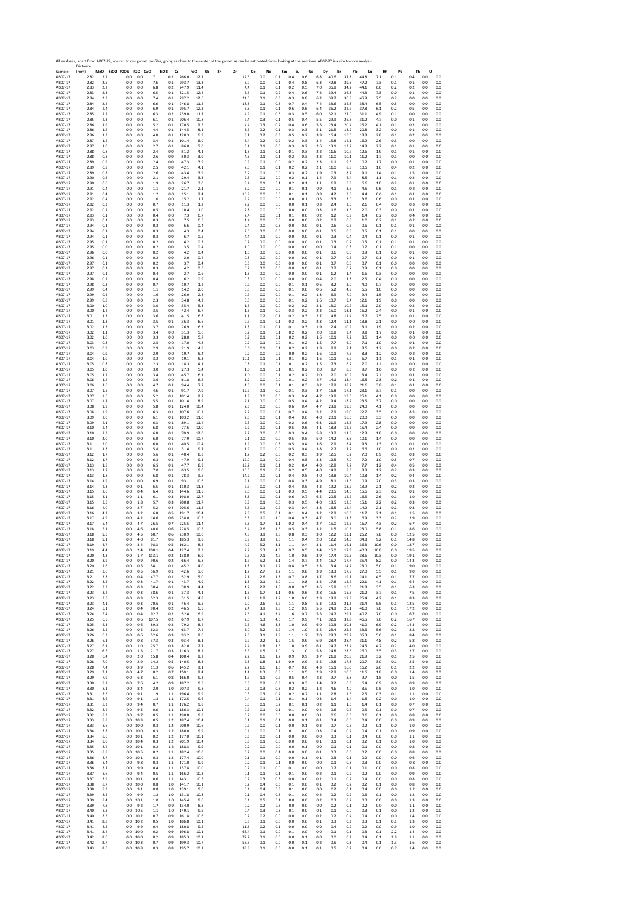All analyses, apart from AB07-27, are rim to rim garnet profiles, going as close to the center of the garnet as can be estimated from looking at the sections. AB07-27 is a rim to core analysis.

| Sample | Distance (mm) | MgO | SiO2 | P2O5 | K2O | CaO | TiO2 | Cr | FeO | Rb | Sr | Zr | Ce | Nd | Sm | Eu | Gd | Dy | Er | Yb | Lu | Hf | Pb | Th | U |
|---|---|---|---|---|---|---|---|---|---|---|---|---|---|---|---|---|---|---|---|---|---|---|---|---|---|
| AB07-17 | 2.82 | 2.2 | | 0.0 | 0.0 | 7.1 | 0.2 | 266.0 | 12.7 | | | 12.6 | 0.0 | 0.1 | 0.4 | 0.6 | 6.8 | 40.6 | 37.3 | 44.8 | 7.1 | 0.1 | 0.4 | 0.0 | 0.0 |
| AB07-17 | 2.82 | 2.5 | | 0.0 | 0.0 | 7.6 | 0.1 | 293.7 | 13.3 | | | 5.0 | 0.0 | 0.1 | 0.4 | 0.8 | 6.3 | 42.8 | 39.8 | 47.2 | 7.3 | 0.1 | 0.1 | 0.0 | 0.0 |
| AB07-17 | 2.83 | 2.2 | | 0.0 | 0.0 | 6.8 | 0.2 | 247.9 | 11.4 | | | 4.4 | 0.1 | 0.1 | 0.2 | 0.5 | 7.0 | 36.8 | 34.2 | 44.1 | 6.6 | 0.2 | 0.2 | 0.0 | 0.0 |
| AB07-17 | 2.83 | 2.3 | | 0.0 | 0.0 | 6.5 | 0.1 | 321.5 | 12.6 | | | 5.6 | 0.1 | 0.2 | 0.4 | 0.6 | 7.2 | 39.4 | 36.8 | 44.3 | 7.3 | 0.0 | 0.1 | 0.0 | 0.0 |
| AB07-17 | 2.84 | 2.3 | | 0.0 | 0.0 | 7.4 | 0.1 | 297.2 | 12.6 | | | 24.0 | 0.1 | 0.3 | 0.3 | 0.8 | 6.2 | 39.7 | 36.8 | 45.9 | 7.5 | 0.2 | 0.0 | 0.0 | 0.0 |
| AB07-17 | 2.84 | 2.2 | | 0.0 | 0.0 | 6.6 | 0.1 | 246.8 | 11.5 | | | 18.3 | 0.1 | 0.3 | 0.7 | 0.4 | 7.4 | 33.6 | 32.3 | 38.4 | 6.5 | 0.5 | 0.0 | 0.0 | 0.0 |
| AB07-17 | 2.84 | 2.4 | | 0.0 | 0.0 | 6.9 | 0.1 | 295.7 | 12.3 | | | 6.8 | 0.1 | 0.1 | 0.6 | 0.6 | 6.4 | 36.2 | 32.7 | 37.8 | 6.1 | 0.2 | 0.5 | 0.0 | 0.0 |
| AB07-17 | 2.85 | 2.2 | | 0.0 | 0.0 | 6.3 | 0.2 | 239.0 | 11.7 | | | 4.9 | 0.1 | 0.5 | 0.3 | 0.5 | 6.0 | 32.1 | 27.0 | 31.1 | 4.9 | 0.1 | 0.0 | 0.0 | 0.0 |
| AB07-17 | 2.85 | 2.3 | | 0.0 | 0.0 | 6.1 | 0.1 | 206.4 | 10.8 | | | 7.4 | 0.3 | 0.1 | 0.5 | 0.4 | 5.5 | 29.9 | 26.3 | 31.2 | 4.7 | 0.0 | 0.1 | 0.0 | 0.0 |
| AB07-17 | 2.86 | 1.9 | | 0.0 | 0.0 | 5.2 | 0.1 | 170.5 | 9.5 | | | 4.4 | 0.3 | 0.2 | 0.4 | 0.6 | 5.5 | 23.4 | 20.4 | 25.2 | 4.1 | 0.1 | 0.2 | 0.0 | 0.0 |
| AB07-17 | 2.86 | 1.6 | | 0.0 | 0.0 | 4.4 | 0.1 | 144.5 | 8.1 | | | 3.6 | 0.2 | 0.1 | 0.3 | 0.3 | 5.1 | 21.5 | 18.2 | 20.8 | 3.2 | 0.0 | 0.1 | 0.0 | 0.0 |
| AB07-17 | 2.86 | 1.3 | | 0.0 | 0.0 | 4.0 | 0.1 | 120.3 | 6.9 | | | 8.1 | 0.2 | 0.3 | 0.5 | 0.2 | 3.9 | 15.6 | 18.8 | 2.8 | 0.1 | 0.2 | 0.0 | 0.0 | 0.0 |
| AB07-17 | 2.87 | 1.2 | | 0.0 | 0.0 | 3.4 | 0.1 | 101.4 | 6.0 | | | 5.4 | 0.2 | 0.2 | 0.2 | 0.3 | 3.4 | 15.8 | 14.1 | 16.9 | 2.6 | 0.3 | 0.0 | 0.0 | 0.0 |
| AB07-17 | 2.87 | 1.0 | | 0.0 | 0.0 | 2.7 | 0.1 | 86.0 | 5.0 | | | 3.4 | 0.1 | 0.0 | 0.3 | 0.2 | 2.6 | 13.1 | 13.2 | 14.8 | 2.2 | 0.1 | 0.1 | 0.0 | 0.0 |
| AB07-17 | 2.88 | 0.8 | | 0.0 | 0.0 | 2.4 | 0.0 | 51.2 | 4.1 | | | 1.3 | 0.1 | 0.1 | 0.1 | 0.3 | 2.2 | 11.6 | 10.7 | 12.6 | 1.9 | 0.1 | 0.1 | 0.0 | 0.0 |
| AB07-17 | 2.88 | 0.8 | | 0.0 | 0.0 | 2.6 | 0.0 | 50.3 | 3.9 | | | 4.8 | 0.1 | 0.1 | 0.2 | 0.3 | 2.3 | 11.0 | 10.1 | 11.2 | 1.7 | 0.1 | 0.0 | 0.0 | 0.0 |
| AB07-17 | 2.89 | 0.9 | | 0.0 | 0.0 | 2.4 | 0.0 | 47.3 | 3.9 | | | 0.9 | 0.1 | 0.0 | 0.2 | 0.2 | 2.3 | 11.1 | 9.5 | 10.2 | 1.7 | 0.0 | 0.1 | 0.0 | 0.0 |
| AB07-17 | 2.89 | 0.9 | | 0.0 | 0.0 | 2.5 | 0.0 | 42.1 | 4.1 | | | 7.0 | 0.1 | 0.1 | 0.2 | 0.2 | 2.1 | 11.0 | 8.8 | 10.5 | 1.6 | 0.4 | 0.2 | 0.0 | 0.0 |
| AB07-17 | 2.89 | 0.8 | | 0.0 | 0.0 | 2.6 | 0.0 | 43.4 | 3.9 | | | 5.2 | 0.1 | 0.0 | 0.3 | 0.2 | 1.9 | 10.3 | 8.7 | 9.1 | 1.4 | 0.1 | 1.5 | 0.0 | 0.0 |
| AB07-17 | 2.90 | 0.6 | | 0.0 | 0.0 | 2.1 | 0.0 | 29.4 | 3.3 | | | 2.3 | 0.1 | 0.0 | 0.2 | 0.1 | 1.4 | 7.9 | 6.4 | 8.5 | 1.1 | 0.1 | 0.2 | 0.0 | 0.0 |
| AB07-17 | 2.90 | 0.6 | | 0.0 | 0.0 | 1.9 | 0.0 | 26.7 | 3.0 | | | 8.4 | 0.1 | 0.1 | 0.2 | 0.1 | 1.1 | 6.9 | 5.8 | 6.6 | 1.0 | 0.2 | 0.1 | 0.0 | 0.0 |
| AB07-17 | 2.91 | 0.4 | | 0.0 | 0.0 | 1.1 | 0.0 | 21.7 | 2.1 | | | 3.2 | 0.0 | 0.0 | 0.1 | 0.1 | 0.9 | 4.1 | 3.6 | 4.5 | 0.6 | 0.1 | 0.2 | 0.0 | 0.0 |
| AB07-17 | 2.91 | 0.4 | | 0.0 | 0.0 | 1.2 | 0.0 | 15.1 | 2.4 | | | 10.9 | 0.0 | 0.0 | 0.1 | 0.1 | 0.8 | 4.2 | 3.5 | 4.4 | 0.6 | 0.1 | 0.1 | 0.0 | 0.0 |
| AB07-17 | 2.92 | 0.4 | | 0.0 | 0.0 | 1.0 | 0.0 | 15.2 | 1.7 | | | 9.2 | 0.0 | 0.0 | 0.0 | 0.1 | 0.5 | 3.3 | 3.0 | 3.6 | 0.6 | 0.0 | 0.1 | 0.0 | 0.0 |
| AB07-17 | 2.92 | 0.3 | | 0.0 | 0.0 | 0.7 | 0.0 | 11.3 | 1.2 | | | 7.7 | 0.0 | 0.0 | 0.0 | 0.1 | 0.3 | 2.4 | 2.0 | 2.6 | 0.4 | 0.0 | 0.3 | 0.0 | 0.0 |
| AB07-17 | 2.92 | 0.2 | | 0.0 | 0.0 | 0.5 | 0.0 | 10.4 | 1.0 | | | 2.8 | 0.0 | 0.0 | 0.0 | 0.0 | 0.3 | 1.6 | 1.5 | 2.0 | 0.3 | 0.0 | 0.1 | 0.0 | 0.0 |
| AB07-17 | 2.93 | 0.1 | | 0.0 | 0.0 | 0.4 | 0.0 | 7.3 | 0.7 | | | 2.4 | 0.0 | 0.1 | 0.1 | 0.0 | 0.2 | 1.2 | 0.9 | 1.4 | 0.2 | 0.0 | 0.4 | 0.0 | 0.0 |
| AB07-17 | 2.93 | 0.1 | | 0.0 | 0.0 | 0.3 | 0.0 | 7.5 | 0.5 | | | 1.4 | 0.0 | 0.0 | 0.0 | 0.0 | 0.2 | 0.7 | 0.8 | 1.0 | 0.2 | 0.1 | 0.2 | 0.0 | 0.0 |
| AB07-17 | 2.94 | 0.1 | | 0.0 | 0.0 | 0.3 | 0.0 | 6.6 | 0.4 | | | 2.4 | 0.0 | 0.3 | 0.0 | 0.0 | 0.1 | 0.6 | 0.6 | 0.6 | 0.1 | 0.1 | 0.1 | 0.0 | 0.0 |
| AB07-17 | 2.94 | 0.1 | | 0.0 | 0.0 | 0.3 | 0.0 | 4.3 | 0.4 | | | 2.6 | 0.0 | 0.0 | 0.0 | 0.0 | 0.1 | 0.5 | 0.5 | 0.5 | 0.1 | 0.1 | 0.0 | 0.0 | 0.0 |
| AB07-17 | 2.94 | 0.1 | | 0.0 | 0.0 | 0.3 | 0.0 | 6.7 | 0.5 | | | 4.4 | 0.1 | 0.0 | 0.0 | 0.0 | 0.1 | 0.3 | 0.4 | 0.4 | 0.1 | 0.0 | 0.1 | 0.0 | 0.0 |
| AB07-17 | 2.95 | 0.1 | | 0.0 | 0.0 | 0.2 | 0.0 | 4.2 | 0.3 | | | 0.7 | 0.0 | 0.0 | 0.0 | 0.0 | 0.1 | 0.3 | 0.2 | 0.5 | 0.1 | 0.1 | 0.1 | 0.0 | 0.0 |
| AB07-17 | 2.95 | 0.0 | | 0.0 | 0.0 | 0.2 | 0.0 | 3.5 | 0.4 | | | 1.0 | 0.0 | 0.0 | 0.0 | 0.0 | 0.0 | 0.4 | 0.3 | 0.7 | 0.1 | 0.1 | 0.0 | 0.0 | 0.0 |
| AB07-17 | 2.96 | 0.0 | | 0.0 | 0.0 | 0.2 | 0.0 | 4.2 | 0.4 | | | 1.0 | 0.0 | 0.0 | 0.0 | 0.0 | 0.1 | 0.6 | 0.6 | 0.9 | 0.1 | 0.0 | 0.1 | 0.0 | 0.0 |
| AB07-17 | 2.96 | 0.1 | | 0.0 | 0.0 | 0.2 | 0.0 | 2.0 | 0.4 | | | 0.3 | 0.0 | 0.0 | 0.0 | 0.0 | 0.1 | 0.7 | 0.6 | 0.7 | 0.1 | 0.0 | 0.1 | 0.0 | 0.0 |
| AB07-17 | 2.97 | 0.1 | | 0.0 | 0.0 | 0.2 | 0.0 | 3.7 | 0.4 | | | 0.3 | 0.0 | 0.0 | 0.0 | 0.0 | 0.1 | 0.7 | 0.5 | 0.7 | 0.1 | 0.0 | 0.0 | 0.0 | 0.0 |
| AB07-17 | 2.97 | 0.1 | | 0.0 | 0.0 | 0.3 | 0.0 | 4.2 | 0.5 | | | 0.7 | 0.0 | 0.0 | 0.0 | 0.0 | 0.1 | 0.7 | 0.7 | 0.9 | 0.1 | 0.0 | 0.0 | 0.0 | 0.0 |
| AB07-17 | 2.97 | 0.1 | | 0.0 | 0.0 | 0.4 | 0.0 | 2.7 | 0.6 | | | 1.3 | 0.0 | 0.0 | 0.0 | 0.0 | 0.1 | 1.2 | 1.4 | 1.6 | 0.3 | 0.0 | 0.0 | 0.0 | 0.0 |
| AB07-17 | 2.98 | 0.2 | | 0.0 | 0.0 | 0.4 | 0.0 | 6.2 | 0.9 | | | 0.3 | 0.0 | 0.0 | 0.0 | 0.0 | 0.4 | 2.0 | 1.8 | 2.5 | 0.4 | 0.0 | 0.0 | 0.0 | 0.0 |
| AB07-17 | 2.98 | 0.3 | | 0.0 | 0.0 | 0.7 | 0.0 | 10.7 | 1.2 | | | 0.9 | 0.0 | 0.0 | 0.1 | 0.1 | 0.6 | 3.2 | 3.0 | 4.0 | 0.7 | 0.0 | 0.0 | 0.0 | 0.0 |
| AB07-17 | 2.99 | 0.4 | | 0.0 | 0.0 | 1.1 | 0.0 | 14.2 | 2.0 | | | 0.6 | 0.0 | 0.0 | 0.1 | 0.0 | 0.6 | 5.2 | 4.9 | 6.5 | 1.0 | 0.0 | 0.0 | 0.0 | 0.0 |
| AB07-17 | 2.99 | 0.5 | | 0.0 | 0.0 | 1.6 | 0.0 | 26.0 | 2.8 | | | 0.7 | 0.0 | 0.0 | 0.1 | 0.2 | 1.3 | 6.9 | 7.0 | 9.4 | 1.5 | 0.0 | 0.0 | 0.0 | 0.0 |
| AB07-17 | 2.99 | 0.8 | | 0.0 | 0.0 | 2.3 | 0.0 | 34.8 | 4.2 | | | 0.6 | 0.0 | 0.0 | 0.1 | 0.2 | 1.6 | 10.7 | 9.4 | 12.1 | 1.9 | 0.0 | 0.0 | 0.0 | 0.0 |
| AB07-17 | 3.00 | 1.0 | | 0.0 | 0.0 | 3.0 | 0.0 | 35.4 | 5.3 | | | 1.6 | 0.0 | 0.0 | 0.2 | 0.2 | 2.1 | 13.0 | 10.7 | 15.1 | 2.0 | 0.0 | 0.2 | 0.0 | 0.0 |
| AB07-17 | 3.00 | 1.2 | | 0.0 | 0.0 | 3.5 | 0.0 | 42.4 | 6.7 | | | 1.3 | 0.1 | 0.0 | 0.3 | 0.2 | 2.3 | 15.0 | 13.1 | 16.2 | 2.4 | 0.0 | 0.1 | 0.0 | 0.0 |
| AB07-17 | 3.01 | 1.3 | | 0.0 | 0.0 | 3.6 | 0.0 | 41.5 | 6.8 | | | 1.1 | 0.2 | 0.1 | 0.2 | 0.3 | 2.7 | 14.8 | 12.4 | 16.7 | 2.5 | 0.0 | 0.1 | 0.0 | 0.0 |
| AB07-17 | 3.01 | 1.3 | | 0.0 | 0.0 | 3.5 | 0.1 | 36.3 | 6.6 | | | 0.7 | 0.1 | 0.1 | 0.2 | 0.2 | 2.3 | 12.4 | 11.1 | 13.8 | 2.1 | 0.0 | 0.0 | 0.0 | 0.0 |
| AB07-17 | 3.02 | 1.3 | | 0.0 | 0.0 | 3.7 | 0.0 | 26.9 | 6.3 | | | 1.8 | 0.1 | 0.1 | 0.1 | 0.3 | 1.9 | 12.4 | 10.9 | 13.1 | 1.9 | 0.0 | 0.2 | 0.0 | 0.0 |
| AB07-17 | 3.02 | 1.1 | | 0.0 | 0.0 | 3.4 | 0.0 | 31.3 | 5.6 | | | 0.7 | 0.1 | 0.1 | 0.2 | 0.2 | 2.0 | 10.8 | 9.4 | 9.8 | 1.7 | 0.0 | 0.1 | 0.0 | 0.0 |
| AB07-17 | 3.02 | 1.0 | | 0.0 | 0.0 | 3.3 | 0.0 | 28.0 | 5.7 | | | 3.7 | 0.1 | 0.1 | 0.2 | 0.2 | 1.6 | 10.1 | 7.2 | 8.5 | 1.4 | 0.0 | 0.0 | 0.0 | 0.0 |
| AB07-17 | 3.03 | 0.8 | | 0.0 | 0.0 | 2.5 | 0.0 | 17.0 | 4.8 | | | 0.7 | 0.1 | 0.0 | 0.1 | 0.2 | 1.5 | 7.7 | 6.0 | 7.1 | 1.0 | 0.0 | 0.1 | 0.0 | 0.0 |
| AB07-17 | 3.03 | 0.9 | | 0.0 | 0.0 | 2.9 | 0.0 | 21.9 | 4.8 | | | 0.6 | 0.1 | 0.1 | 0.2 | 0.2 | 1.9 | 9.9 | 7.1 | 8.5 | 1.2 | 0.0 | 0.2 | 0.0 | 0.0 |
| AB07-17 | 3.04 | 0.9 | | 0.0 | 0.0 | 2.9 | 0.0 | 19.7 | 5.4 | | | 0.7 | 0.0 | 0.2 | 0.0 | 0.2 | 1.6 | 10.1 | 7.6 | 8.3 | 1.2 | 0.0 | 0.2 | 0.0 | 0.0 |
| AB07-17 | 3.04 | 1.0 | | 0.0 | 0.0 | 3.2 | 0.0 | 19.1 | 5.3 | | | 10.1 | 0.1 | 0.1 | 0.1 | 0.2 | 1.6 | 10.1 | 6.9 | 6.7 | 1.1 | 0.1 | 0.1 | 0.0 | 0.0 |
| AB07-17 | 3.05 | 0.8 | | 0.0 | 0.0 | 2.3 | 0.0 | 18.3 | 4.1 | | | 0.8 | 0.1 | 0.1 | 0.1 | 0.2 | 1.5 | 7.3 | 6.2 | 7.0 | 1.1 | 0.0 | 0.0 | 0.0 | 0.0 |
| AB07-17 | 3.05 | 1.0 | | 0.0 | 0.0 | 3.0 | 0.0 | 27.3 | 5.4 | | | 1.0 | 0.1 | 0.1 | 0.1 | 0.2 | 2.0 | 9.7 | 8.5 | 9.7 | 1.6 | 0.0 | 0.2 | 0.0 | 0.0 |
| AB07-17 | 3.05 | 1.2 | | 0.0 | 0.0 | 3.4 | 0.0 | 45.7 | 6.1 | | | 1.0 | 0.0 | 0.1 | 0.0 | 0.2 | 2.0 | 12.0 | 10.9 | 13.4 | 2.1 | 0.0 | 0.1 | 0.0 | 0.0 |
| AB07-17 | 3.06 | 1.2 | | 0.0 | 0.0 | 3.6 | 0.0 | 61.8 | 6.6 | | | 1.2 | 0.0 | 0.0 | 0.1 | 0.2 | 2.7 | 14.1 | 13.4 | 16.5 | 2.8 | 0.2 | 0.1 | 0.0 | 0.0 |
| AB07-17 | 3.06 | 1.6 | | 0.0 | 0.0 | 4.7 | 0.1 | 94.4 | 7.7 | | | 1.3 | 0.0 | 0.1 | 0.1 | 0.3 | 3.2 | 17.9 | 18.2 | 21.6 | 3.8 | 0.1 | 0.1 | 0.0 | 0.0 |
| AB07-17 | 3.07 | 1.5 | | 0.0 | 0.0 | 4.6 | 0.1 | 91.7 | 7.9 | | | 12.2 | 0.1 | 0.0 | 0.1 | 0.3 | 3.7 | 16.8 | 17.1 | 23.1 | 3.7 | 0.1 | 0.0 | 0.0 | 0.0 |
| AB07-17 | 3.07 | 1.6 | | 0.0 | 0.0 | 5.2 | 0.1 | 101.4 | 8.7 | | | 1.9 | 0.0 | 0.0 | 0.3 | 0.4 | 4.7 | 19.8 | 19.5 | 25.1 | 4.1 | 0.0 | 0.0 | 0.0 | 0.0 |
| AB07-17 | 3.07 | 1.7 | | 0.0 | 0.0 | 5.5 | 0.1 | 101.4 | 8.9 | | | 2.1 | 0.0 | 0.0 | 0.5 | 0.4 | 4.2 | 19.4 | 18.2 | 23.5 | 3.7 | 0.0 | 0.0 | 0.0 | 0.0 |
| AB07-17 | 3.08 | 1.9 | | 0.0 | 0.0 | 5.8 | 0.1 | 124.0 | 10.4 | | | 2.3 | 0.0 | 0.0 | 0.6 | 0.4 | 4.7 | 23.8 | 19.8 | 24.0 | 4.1 | 0.0 | 0.0 | 0.0 | 0.0 |
| AB07-17 | 3.08 | 1.9 | | 0.0 | 0.0 | 6.3 | 0.1 | 107.6 | 10.2 | | | 2.2 | 0.0 | 0.1 | 0.7 | 0.4 | 5.2 | 17.9 | 19.0 | 22.7 | 3.5 | 0.0 | 18.5 | 0.0 | 0.0 |
| AB07-17 | 3.09 | 2.0 | | 0.0 | 0.0 | 6.1 | 0.1 | 103.2 | 11.0 | | | 2.6 | 0.0 | 0.1 | 0.4 | 0.6 | 4.0 | 20.1 | 16.6 | 20.0 | 3.3 | 0.0 | 0.0 | 0.0 | 0.0 |
| AB07-17 | 3.09 | 2.1 | | 0.0 | 0.0 | 6.3 | 0.1 | 89.1 | 11.4 | | | 2.5 | 0.0 | 0.0 | 0.2 | 0.6 | 6.3 | 21.9 | 15.5 | 17.9 | 2.8 | 0.0 | 0.0 | 0.0 | 0.0 |
| AB07-17 | 3.10 | 2.4 | | 0.0 | 0.0 | 6.8 | 0.1 | 77.6 | 12.0 | | | 2.2 | 0.0 | 0.1 | 0.5 | 0.6 | 4.1 | 18.3 | 12.6 | 15.4 | 2.4 | 0.0 | 0.0 | 0.0 | 0.0 |
| AB07-17 | 3.10 | 2.3 | | 0.0 | 0.0 | 6.8 | 0.1 | 70.9 | 12.0 | | | 2.2 | 0.0 | 0.0 | 0.3 | 0.4 | 5.8 | 13.7 | 11.8 | 12.8 | 1.8 | 0.0 | 0.0 | 0.0 | 0.0 |
| AB07-17 | 3.10 | 2.0 | | 0.0 | 0.0 | 6.0 | 0.1 | 77.9 | 10.7 | | | 2.1 | 0.0 | 0.0 | 0.5 | 0.5 | 5.0 | 14.2 | 8.6 | 10.1 | 1.4 | 0.0 | 0.0 | 0.0 | 0.0 |
| AB07-17 | 3.11 | 2.0 | | 0.0 | 0.0 | 6.0 | 0.1 | 40.5 | 10.4 | | | 1.9 | 0.0 | 0.3 | 0.5 | 0.4 | 3.6 | 12.9 | 8.4 | 9.3 | 1.3 | 0.0 | 0.1 | 0.0 | 0.0 |
| AB07-17 | 3.11 | 1.8 | | 0.0 | 0.0 | 5.8 | 0.1 | 31.4 | 9.7 | | | 1.9 | 0.0 | 0.0 | 0.5 | 0.4 | 3.8 | 12.7 | 7.2 | 6.6 | 1.0 | 0.0 | 0.2 | 0.0 | 0.0 |
| AB07-17 | 3.12 | 1.7 | | 0.0 | 0.0 | 5.6 | 0.1 | 40.4 | 8.8 | | | 1.7 | 0.2 | 0.0 | 0.2 | 0.3 | 3.9 | 12.5 | 6.2 | 7.0 | 0.9 | 0.1 | 0.3 | 0.0 | 0.0 |
| AB07-17 | 3.12 | 1.7 | | 0.0 | 0.0 | 6.3 | 0.1 | 47.9 | 9.1 | | | 12.0 | 0.1 | 0.0 | 0.4 | 0.5 | 3.3 | 12.5 | 7.0 | 7.2 | 1.0 | 0.5 | 0.7 | 0.0 | 0.0 |
| AB07-17 | 3.13 | 1.8 | | 0.0 | 0.0 | 6.5 | 0.1 | 47.7 | 8.9 | | | 19.2 | 0.1 | 0.1 | 0.2 | 0.4 | 4.0 | 12.8 | 7.7 | 7.7 | 1.2 | 0.4 | 0.5 | 0.0 | 0.0 |
| AB07-17 | 3.13 | 1.7 | | 0.0 | 0.0 | 7.0 | 0.1 | 63.5 | 9.0 | | | 16.5 | 0.1 | 0.2 | 0.2 | 0.5 | 4.0 | 14.9 | 8.3 | 8.8 | 1.2 | 0.2 | 0.3 | 0.0 | 0.0 |
| AB07-17 | 3.13 | 1.8 | | 0.0 | 0.0 | 6.8 | 0.1 | 78.3 | 9.5 | | | 14.2 | 0.0 | 0.1 | 0.4 | 0.5 | 4.0 | 13.8 | 10.4 | 10.8 | 1.4 | 0.2 | 0.4 | 0.0 | 0.0 |
| AB07-17 | 3.14 | 1.9 | | 0.0 | 0.0 | 6.9 | 0.1 | 93.1 | 10.6 | | | 9.1 | 0.0 | 0.1 | 0.8 | 0.3 | 4.9 | 18.1 | 11.5 | 10.9 | 2.0 | 0.3 | 0.3 | 0.0 | 0.0 |
| AB07-17 | 3.14 | 2.3 | | 0.0 | 0.1 | 6.5 | 0.1 | 110.3 | 11.3 | | | 7.7 | 0.0 | 0.1 | 0.4 | 0.5 | 4.3 | 19.2 | 13.2 | 13.9 | 2.1 | 0.2 | 0.2 | 0.0 | 0.0 |
| AB07-17 | 3.15 | 2.6 | | 0.0 | 0.4 | 6.4 | 0.1 | 144.6 | 11.5 | | | 9.6 | 0.0 | 0.1 | 0.3 | 0.5 | 4.4 | 20.5 | 14.6 | 15.6 | 2.3 | 0.2 | 0.1 | 0.0 | 0.0 |
| AB07-17 | 3.15 | 3.1 | | 0.0 | 1.1 | 6.1 | 0.3 | 198.0 | 12.7 | | | 8.3 | 0.0 | 0.1 | 0.6 | 0.7 | 6.5 | 20.5 | 15.7 | 16.5 | 2.6 | 0.1 | 1.0 | 0.0 | 0.0 |
| AB07-17 | 3.15 | 3.5 | | 0.0 | 1.8 | 5.7 | 0.3 | 200.8 | 11.7 | | | 8.9 | 0.1 | 0.0 | 0.3 | 0.5 | 4.0 | 18.5 | 12.6 | 15.1 | 2.2 | 0.2 | 0.3 | 0.0 | 0.0 |
| AB07-17 | 3.16 | 4.0 | | 0.0 | 2.7 | 5.2 | 0.4 | 205.6 | 11.5 | | | 6.6 | 0.1 | 0.2 | 0.3 | 0.4 | 3.8 | 16.5 | 12.4 | 14.2 | 2.1 | 0.2 | 0.8 | 0.0 | 0.0 |
| AB07-17 | 3.16 | 4.2 | | 0.0 | 3.2 | 6.8 | 0.5 | 191.7 | 10.4 | | | 7.8 | 0.5 | 0.1 | 0.1 | 0.4 | 3.2 | 12.9 | 10.3 | 11.7 | 2.1 | 0.1 | 1.5 | 0.0 | 0.0 |
| AB07-17 | 3.17 | 4.9 | | 0.0 | 4.2 | 14.6 | 0.6 | 238.0 | 10.5 | | | 6.3 | 1.0 | 1.0 | 0.4 | 0.3 | 4.7 | 13.0 | 11.8 | 16.9 | 3.3 | 0.2 | 2.9 | 0.0 | 0.0 |
| AB07-17 | 3.17 | 5.4 | | 0.0 | 4.7 | 26.5 | 0.7 | 225.5 | 11.4 | | | 6.3 | 1.7 | 1.1 | 0.2 | 0.4 | 2.7 | 15.0 | 12.6 | 16.7 | 4.3 | 0.2 | 6.7 | 0.0 | 0.0 |
| AB07-17 | 3.18 | 5.1 | | 0.0 | 4.6 | 40.0 | 0.6 | 228.5 | 10.5 | | | 5.4 | 2.6 | 1.5 | 0.5 | 0.3 | 3.2 | 11.5 | 10.5 | 23.0 | 5.8 | 0.1 | 8.6 | 0.0 | 0.0 |
| AB07-17 | 3.18 | 5.5 | | 0.0 | 4.5 | 60.7 | 0.6 | 230.9 | 10.0 | | | 4.8 | 3.9 | 2.8 | 0.8 | 0.3 | 3.0 | 12.2 | 13.1 | 26.2 | 7.8 | 0.0 | 12.5 | 0.0 | 0.0 |
| AB07-17 | 3.18 | 5.1 | | 0.0 | 4.0 | 81.7 | 0.6 | 185.3 | 9.8 | | | 3.9 | 3.9 | 2.6 | 1.1 | 0.4 | 2.0 | 12.2 | 14.5 | 34.8 | 9.2 | 0.1 | 14.8 | 0.0 | 0.0 |
| AB07-17 | 3.19 | 4.7 | | 0.0 | 3.4 | 98.3 | 0.5 | 162.1 | 8.2 | | | 4.2 | 5.2 | 3.1 | 1.1 | 0.4 | 3.1 | 11.4 | 16.1 | 36.3 | 10.6 | 0.0 | 18.7 | 0.0 | 0.0 |
| AB07-17 | 3.19 | 4.4 | | 0.0 | 2.4 | 108.1 | 0.4 | 127.4 | 7.3 | | | 2.7 | 6.3 | 4.3 | 0.7 | 0.5 | 3.4 | 15.0 | 17.9 | 40.3 | 10.8 | 0.0 | 19.5 | 0.0 | 0.0 |
| AB07-17 | 3.20 | 4.3 | | 0.0 | 1.7 | 113.1 | 0.2 | 118.0 | 6.9 | | | 2.6 | 7.1 | 4.7 | 1.0 | 0.6 | 3.9 | 17.4 | 19.5 | 38.6 | 10.3 | 0.0 | 19.1 | 0.0 | 0.0 |
| AB07-17 | 3.20 | 3.9 | | 0.0 | 0.9 | 90.6 | 0.2 | 66.4 | 5.8 | | | 1.7 | 5.2 | 3.1 | 1.4 | 0.7 | 2.4 | 16.7 | 17.7 | 35.4 | 8.2 | 0.0 | 14.3 | 0.0 | 0.0 |
| AB07-17 | 3.20 | 2.6 | | 0.0 | 0.5 | 54.1 | 0.1 | 45.2 | 4.0 | | | 1.8 | 3.1 | 2.2 | 0.8 | 0.5 | 2.3 | 13.4 | 14.2 | 23.0 | 5.0 | 0.1 | 9.0 | 0.0 | 0.0 |
| AB07-17 | 3.21 | 3.6 | | 0.0 | 0.5 | 56.9 | 0.1 | 42.6 | 5.0 | | | 1.7 | 2.7 | 2.2 | 1.1 | 0.8 | 3.9 | 18.3 | 17.9 | 27.0 | 5.5 | 0.1 | 9.0 | 0.0 | 0.0 |
| AB07-17 | 3.21 | 3.8 | | 0.0 | 0.4 | 47.7 | 0.1 | 52.9 | 5.0 | | | 2.1 | 2.6 | 1.8 | 0.7 | 0.8 | 3.7 | 18.6 | 19.1 | 24.1 | 4.5 | 0.1 | 7.7 | 0.0 | 0.0 |
| AB07-17 | 3.22 | 3.5 | | 0.0 | 0.3 | 41.7 | 0.1 | 43.7 | 4.9 | | | 1.3 | 2.1 | 2.0 | 1.1 | 0.8 | 3.5 | 17.8 | 15.7 | 22.1 | 4.1 | 0.1 | 6.4 | 0.0 | 0.0 |
| AB07-17 | 3.22 | 3.3 | | 0.0 | 0.3 | 38.4 | 0.1 | 38.9 | 4.4 | | | 1.7 | 2.2 | 1.8 | 0.8 | 0.5 | 3.6 | 16.8 | 15.5 | 21.8 | 3.5 | 0.1 | 6.3 | 0.0 | 0.0 |
| AB07-17 | 3.23 | 3.2 | | 0.0 | 0.3 | 38.6 | 0.1 | 37.3 | 4.1 | | | 1.5 | 1.7 | 1.1 | 0.6 | 0.6 | 2.8 | 15.6 | 15.5 | 21.2 | 3.7 | 0.1 | 7.5 | 0.0 | 0.0 |
| AB07-17 | 3.23 | 3.5 | | 0.0 | 0.3 | 52.3 | 0.1 | 31.5 | 4.8 | | | 1.7 | 1.8 | 1.7 | 1.0 | 0.6 | 2.9 | 18.9 | 17.9 | 25.4 | 4.2 | 0.1 | 8.3 | 0.0 | 0.0 |
| AB07-17 | 3.23 | 4.1 | | 0.0 | 0.3 | 70.6 | 0.1 | 46.4 | 5.5 | | | 2.0 | 2.6 | 2.7 | 1.1 | 0.8 | 5.3 | 19.1 | 21.2 | 31.4 | 5.5 | 0.1 | 12.5 | 0.0 | 0.0 |
| AB07-17 | 3.24 | 5.1 | | 0.0 | 0.4 | 90.4 | 0.2 | 46.5 | 6.5 | | | 2.4 | 3.9 | 2.8 | 1.2 | 0.9 | 5.5 | 24.9 | 26.1 | 41.0 | 7.0 | 0.1 | 17.2 | 0.0 | 0.0 |
| AB07-17 | 3.24 | 5.4 | | 0.0 | 0.4 | 92.7 | 0.2 | 52.4 | 6.9 | | | 2.6 | 4.1 | 3.4 | 1.6 | 0.7 | 5.5 | 24.7 | 29.7 | 40.7 | 7.0 | 0.0 | 16.7 | 0.0 | 0.0 |
| AB07-17 | 3.25 | 6.5 | | 0.0 | 0.6 | 107.5 | 0.2 | 67.9 | 8.7 | | | 2.6 | 5.3 | 4.5 | 1.7 | 0.9 | 7.1 | 32.1 | 32.8 | 46.5 | 7.6 | 0.2 | 16.7 | 0.0 | 0.0 |
| AB07-17 | 3.25 | 6.3 | | 0.0 | 0.6 | 89.3 | 0.2 | 79.2 | 8.4 | | | 2.5 | 4.6 | 3.8 | 1.0 | 0.9 | 6.0 | 30.3 | 30.3 | 41.0 | 6.9 | 0.2 | 14.3 | 0.0 | 0.0 |
| AB07-17 | 3.26 | 5.5 | | 0.0 | 0.5 | 62.3 | 0.2 | 63.7 | 7.2 | | | 3.0 | 3.2 | 2.2 | 1.4 | 1.0 | 5.5 | 23.4 | 25.5 | 33.6 | 5.6 | 0.2 | 8.8 | 0.0 | 0.0 |
| AB07-17 | 3.26 | 6.3 | | 0.0 | 0.6 | 52.6 | 0.3 | 93.2 | 8.6 | | | 2.6 | 3.1 | 2.9 | 1.1 | 1.2 | 7.0 | 29.3 | 29.2 | 35.3 | 5.6 | 0.1 | 8.4 | 0.0 | 0.0 |
| AB07-17 | 3.26 | 6.1 | | 0.0 | 0.8 | 37.3 | 0.3 | 93.4 | 8.1 | | | 2.9 | 2.2 | 1.9 | 1.5 | 0.9 | 6.9 | 28.4 | 28.4 | 31.1 | 4.8 | 0.2 | 5.8 | 0.0 | 0.0 |
| AB07-17 | 3.27 | 6.1 | | 0.0 | 1.0 | 25.7 | 0.3 | 82.0 | 7.7 | | | 2.4 | 1.8 | 1.6 | 1.0 | 0.9 | 6.1 | 24.7 | 23.4 | 24.5 | 4.2 | 0.2 | 4.0 | 0.0 | 0.0 |
| AB07-17 | 3.27 | 6.5 | | 0.0 | 1.5 | 21.7 | 0.3 | 116.3 | 8.2 | | | 3.6 | 1.5 | 2.0 | 1.3 | 1.0 | 5.3 | 24.8 | 23.6 | 26.0 | 3.5 | 0.3 | 2.7 | 0.0 | 0.0 |
| AB07-17 | 3.28 | 6.4 | | 0.0 | 2.0 | 15.8 | 0.4 | 100.4 | 8.2 | | | 2.2 | 1.6 | 1.7 | 0.9 | 0.9 | 3.7 | 21.8 | 20.8 | 21.9 | 3.2 | 0.1 | 2.5 | 0.0 | 0.0 |
| AB07-17 | 3.28 | 7.0 | | 0.0 | 2.9 | 14.2 | 0.5 | 140.5 | 8.3 | | | 2.3 | 1.8 | 1.3 | 0.9 | 0.9 | 5.5 | 19.8 | 17.8 | 20.7 | 3.0 | 0.1 | 2.5 | 0.0 | 0.0 |
| AB07-17 | 3.28 | 7.4 | | 0.0 | 3.9 | 11.3 | 0.6 | 145.2 | 9.1 | | | 2.2 | 1.6 | 1.3 | 0.7 | 0.6 | 4.3 | 16.1 | 16.0 | 16.2 | 2.6 | 0.1 | 2.2 | 0.0 | 0.0 |
| AB07-17 | 3.29 | 7.1 | | 0.0 | 4.7 | 8.2 | 0.7 | 150.1 | 8.4 | | | 1.4 | 1.3 | 0.8 | 1.1 | 0.5 | 2.9 | 12.9 | 10.5 | 11.6 | 1.8 | 0.0 | 1.4 | 0.0 | 0.0 |
| AB07-17 | 3.29 | 7.9 | | 0.0 | 6.3 | 6.1 | 0.8 | 166.0 | 9.3 | | | 1.7 | 1.1 | 0.7 | 0.5 | 0.4 | 2.3 | 9.7 | 8.8 | 9.7 | 1.5 | 0.0 | 1.5 | 0.0 | 0.0 |
| AB07-17 | 3.30 | 8.2 | | 0.0 | 7.6 | 4.2 | 0.9 | 187.2 | 9.5 | | | 0.8 | 0.9 | 0.8 | 0.3 | 0.3 | 1.4 | 8.2 | 6.3 | 6.4 | 0.9 | 0.0 | 0.9 | 0.0 | 0.0 |
| AB07-17 | 3.30 | 8.1 | | 0.0 | 8.4 | 2.9 | 1.0 | 207.3 | 9.8 | | | 0.6 | 0.3 | 0.3 | 0.2 | 0.2 | 1.2 | 4.6 | 4.0 | 3.5 | 0.5 | 0.0 | 1.0 | 0.0 | 0.0 |
| AB07-17 | 3.31 | 8.5 | | 0.0 | 9.1 | 1.9 | 1.1 | 196.4 | 9.9 | | | 0.5 | 0.3 | 0.2 | 0.2 | 0.2 | 1.1 | 2.8 | 2.6 | 2.5 | 0.3 | 0.1 | 1.1 | 0.0 | 0.0 |
| AB07-17 | 3.31 | 8.6 | | 0.0 | 9.1 | 1.3 | 1.1 | 172.5 | 9.6 | | | 0.4 | 0.1 | 0.1 | 0.1 | 0.1 | 0.5 | 1.4 | 1.4 | 1.5 | 0.2 | 0.0 | 1.0 | 0.0 | 0.0 |
| AB07-17 | 3.31 | 8.3 | | 0.0 | 9.4 | 0.7 | 1.1 | 176.2 | 9.8 | | | 0.3 | 0.1 | 0.2 | 0.1 | 0.1 | 0.2 | 1.1 | 1.0 | 1.4 | 0.1 | 0.0 | 0.7 | 0.0 | 0.0 |
| AB07-17 | 3.32 | 8.4 | | 0.0 | 9.5 | 0.6 | 1.1 | 186.3 | 10.1 | | | 0.2 | 0.1 | 0.1 | 0.1 | 0.0 | 0.2 | 0.6 | 0.7 | 0.5 | 0.1 | 0.0 | 0.7 | 0.0 | 0.0 |
| AB07-17 | 3.32 | 8.3 | | 0.0 | 9.7 | 0.5 | 1.1 | 190.8 | 9.8 | | | 0.2 | 0.0 | 0.0 | 0.0 | 0.0 | 0.1 | 0.6 | 0.5 | 0.6 | 0.1 | 0.0 | 0.8 | 0.0 | 0.0 |
| AB07-17 | 3.33 | 8.8 | | 0.0 | 10.3 | 0.5 | 1.2 | 187.4 | 10.4 | | | 0.1 | 0.1 | 0.1 | 0.0 | 0.1 | 0.1 | 0.4 | 0.6 | 0.4 | 0.0 | 0.0 | 0.9 | 0.0 | 0.0 |
| AB07-17 | 3.33 | 8.6 | | 0.0 | 10.0 | 0.3 | 1.2 | 200.9 | 10.6 | | | 0.2 | 0.0 | 0.1 | 0.0 | 0.1 | 0.3 | 0.7 | 0.5 | 0.2 | 0.1 | 0.0 | 1.0 | 0.0 | 0.0 |
| AB07-17 | 3.34 | 8.8 | | 0.0 | 10.0 | 0.3 | 1.2 | 180.0 | 9.9 | | | 0.1 | 0.0 | 0.1 | 0.1 | 0.0 | 0.3 | 0.4 | 0.2 | 0.4 | 0.1 | 0.0 | 0.9 | 0.0 | 0.0 |
| AB07-17 | 3.34 | 8.6 | | 0.0 | 10.1 | 0.4 | 1.2 | 177.0 | 10.1 | | | 0.3 | 0.0 | 0.1 | 0.0 | 0.0 | 0.0 | 0.3 | 0.1 | 0.4 | 0.0 | 0.0 | 1.1 | 0.0 | 0.0 |
| AB07-17 | 3.34 | 9.0 | | 0.0 | 10.4 | 0.3 | 1.2 | 201.9 | 10.4 | | | 0.3 | 0.1 | 0.0 | 0.0 | 0.0 | 0.1 | 0.1 | 0.1 | 0.2 | 0.1 | 0.0 | 1.0 | 0.0 | 0.0 |
| AB07-17 | 3.35 | 8.4 | | 0.0 | 10.1 | 0.2 | 1.2 | 188.3 | 9.9 | | | 0.2 | 0.0 | 0.0 | 0.0 | 0.1 | 0.0 | 0.1 | 0.1 | 0.1 | 0.0 | 0.0 | 0.8 | 0.0 | 0.0 |
| AB07-17 | 3.35 | 8.8 | | 0.0 | 10.5 | 0.2 | 1.1 | 182.4 | 10.0 | | | 0.2 | 0.0 | 0.1 | 0.0 | 0.0 | 0.1 | 0.3 | 0.5 | 0.2 | 0.0 | 0.0 | 0.8 | 0.0 | 0.0 |
| AB07-17 | 3.36 | 8.7 | | 0.0 | 10.1 | 0.3 | 1.2 | 177.4 | 10.0 | | | 0.1 | 0.1 | 0.0 | 0.0 | 0.1 | 0.1 | 0.3 | 0.1 | 0.2 | 0.0 | 0.0 | 0.6 | 0.0 | 0.0 |
| AB07-17 | 3.36 | 8.4 | | 0.0 | 9.8 | 0.3 | 1.1 | 171.0 | 9.9 | | | 0.2 | 0.1 | 0.1 | 0.0 | 0.0 | 0.0 | 0.1 | 0.3 | 0.3 | 0.0 | 0.0 | 0.8 | 0.0 | 0.0 |
| AB07-17 | 3.36 | 8.7 | | 0.0 | 9.9 | 0.4 | 1.1 | 137.8 | 10.0 | | | 0.2 | 0.1 | 0.0 | 0.1 | 0.0 | 0.0 | 0.7 | 0.1 | 0.1 | 0.0 | 0.0 | 0.8 | 0.0 | 0.0 |
| AB07-17 | 3.37 | 8.6 | | 0.0 | 9.4 | 0.5 | 1.1 | 166.2 | 10.3 | | | 0.1 | 0.1 | 0.1 | 0.1 | 0.0 | 0.2 | 0.1 | 0.2 | 0.2 | 0.0 | 0.0 | 0.9 | 0.0 | 0.0 |
| AB07-17 | 3.37 | 8.9 | | 0.0 | 10.1 | 0.6 | 1.1 | 143.1 | 10.5 | | | 0.2 | 0.3 | 0.3 | 0.0 | 0.0 | 0.2 | 0.1 | 0.2 | 0.4 | 0.0 | 0.0 | 0.8 | 0.0 | 0.0 |
| AB07-17 | 3.38 | 8.7 | | 0.0 | 10.0 | 0.8 | 1.0 | 141.7 | 10.1 | | | 0.2 | 0.4 | 0.5 | 0.1 | 0.0 | 0.1 | 0.2 | 0.2 | 0.2 | 0.1 | 0.0 | 0.8 | 0.0 | 0.0 |
| AB07-17 | 3.38 | 8.3 | | 0.0 | 9.1 | 0.8 | 1.0 | 139.1 | 9.6 | | | 0.1 | 0.4 | 0.3 | 0.1 | 0.0 | 0.0 | 0.2 | 0.1 | 0.4 | 0.0 | 0.0 | 1.2 | 0.0 | 0.0 |
| AB07-17 | 3.39 | 8.5 | | 0.0 | 9.9 | 1.2 | 1.0 | 131.8 | 10.8 | | | 0.1 | 0.4 | 0.3 | 0.1 | 0.0 | 0.2 | 0.2 | 0.2 | 0.6 | 0.1 | 0.0 | 1.2 | 0.0 | 0.0 |
| AB07-17 | 3.39 | 8.4 | | 0.0 | 10.1 | 1.0 | 1.0 | 145.4 | 9.6 | | | 0.1 | 0.5 | 0.1 | 0.0 | 0.0 | 0.2 | 0.3 | 0.2 | 0.3 | 0.0 | 0.0 | 1.3 | 0.0 | 0.0 |
| AB07-17 | 3.39 | 7.8 | | 0.0 | 9.2 | 1.7 | 0.9 | 134.0 | 8.8 | | | 0.2 | 0.2 | 0.3 | 0.0 | 0.0 | 0.0 | 0.2 | 0.1 | 0.2 | 0.0 | 0.0 | 1.1 | 0.0 | 0.0 |
| AB07-17 | 3.40 | 8.8 | | 0.0 | 10.5 | 1.1 | 1.0 | 149.1 | 9.6 | | | 0.4 | 0.3 | 0.3 | 0.1 | 0.0 | 0.1 | 0.1 | 0.0 | 0.3 | 0.1 | 0.0 | 1.2 | 0.0 | 0.0 |
| AB07-17 | 3.40 | 8.5 | | 0.0 | 10.2 | 0.7 | 0.9 | 161.8 | 10.6 | | | 0.2 | 0.2 | 0.0 | 0.0 | 0.0 | 0.2 | 0.2 | 0.4 | 0.4 | 0.0 | 0.0 | 1.4 | 0.0 | 0.0 |
| AB07-17 | 3.41 | 8.8 | | 0.0 | 10.2 | 0.5 | 1.0 | 186.8 | 10.1 | | | 0.3 | 0.1 | 0.0 | 0.0 | 0.0 | 0.1 | 0.3 | 0.3 | 0.3 | 0.1 | 0.1 | 1.3 | 0.0 | 0.0 |
| AB07-17 | 3.41 | 8.5 | | 0.0 | 9.9 | 0.4 | 0.9 | 180.8 | 9.5 | | | 11.5 | 0.2 | 0.1 | 0.0 | 0.0 | 0.0 | 0.4 | 0.2 | 0.2 | 0.0 | 0.9 | 1.0 | 0.0 | 0.0 |
| AB07-17 | 3.41 | 8.4 | | 0.0 | 10.0 | 0.2 | 0.9 | 196.8 | 10.1 | | | 65.4 | 0.1 | 0.0 | 0.1 | 0.0 | 0.0 | 0.1 | 0.1 | 0.3 | 0.1 | 2.2 | 1.4 | 0.0 | 0.0 |
| AB07-17 | 3.42 | 8.6 | | 0.0 | 10.0 | 0.2 | 0.9 | 185.3 | 10.1 | | | 77.2 | 0.1 | 0.0 | 0.0 | 0.1 | 0.0 | 0.0 | 0.2 | 0.4 | 0.1 | 1.9 | 1.1 | 0.0 | 0.0 |
| AB07-17 | 3.42 | 8.7 | | 0.0 | 10.3 | 0.7 | 0.9 | 199.3 | 10.7 | | | 55.6 | 0.1 | 0.0 | 0.0 | 0.1 | 0.2 | 0.5 | 0.3 | 0.4 | 0.1 | 1.3 | 1.6 | 0.0 | 0.0 |
| AB07-17 | 3.43 | 8.6 | | 0.0 | 10.8 | 0.3 | 0.8 | 195.7 | 10.1 | | | 33.8 | 0.1 | 0.0 | 0.0 | 0.1 | 0.1 | 0.5 | 0.7 | 0.4 | 0.0 | 0.7 | 1.4 | 0.0 | 0.0 |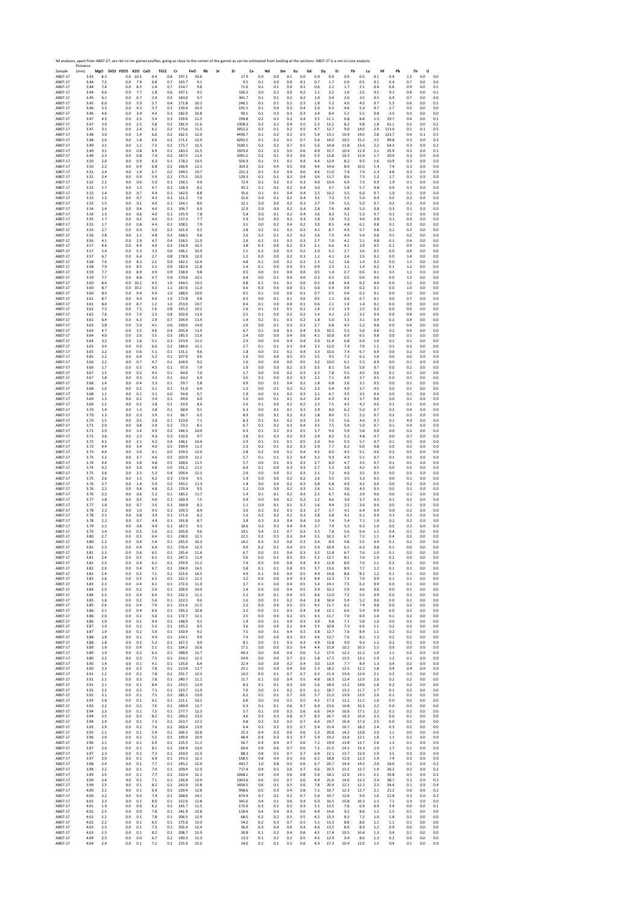All analyses, apart from AB07-27, are rim to rim garnet profiles, going as close to the center of the garnet as can be estimated from looking at the sections. AB07-27 is a rim to core analysis.

| Sample | Distance (mm) | MgO | SiO2 | P2O5 | K2O | CaO | TiO2 | Cr | FeO | Rb | Sr | Zr | Ce | Nd | Sm | Eu | Gd | Dy | Er | Yb | Lu | Hf | Pb | Th | U |
|---|---|---|---|---|---|---|---|---|---|---|---|---|---|---|---|---|---|---|---|---|---|---|---|---|---|
| AB07-17 | 3.43 | 8.3 | | 0.0 | 10.5 | 0.4 | 0.8 | 197.1 | 10.6 | | | 17.9 | 0.0 | 0.0 | 0.1 | 0.0 | 0.9 | 0.9 | 0.9 | 0.5 | 0.1 | 0.4 | 1.3 | 0.0 | 0.0 |
| AB07-17 | 3.44 | 7.5 | | 0.0 | 7.9 | 0.8 | 0.7 | 165.7 | 9.1 | | | 9.5 | 0.1 | 0.0 | 0.0 | 0.1 | 0.7 | 1.7 | 0.9 | 0.5 | 0.1 | 0.4 | 0.7 | 0.0 | 0.0 |
| AB07-17 | 3.44 | 7.4 | | 0.0 | 8.5 | 1.4 | 0.7 | 214.7 | 9.6 | | | 71.0 | 0.1 | 0.1 | 0.0 | 0.1 | 0.6 | 2.1 | 1.7 | 2.1 | 0.4 | 6.6 | 0.9 | 0.0 | 0.1 |
| AB07-17 | 3.44 | 6.6 | | 0.0 | 7.7 | 1.8 | 0.6 | 197.1 | 9.2 | | | 326.5 | 0.0 | 0.2 | 0.0 | 0.2 | 1.1 | 3.2 | 1.6 | 2.5 | 0.5 | 9.1 | 0.8 | 0.0 | 0.1 |
| AB07-17 | 3.45 | 6.1 | | 0.0 | 6.7 | 2.4 | 0.5 | 183.0 | 9.7 | | | 341.7 | 0.1 | 0.1 | 0.2 | 0.2 | 1.0 | 3.4 | 2.6 | 3.5 | 0.5 | 6.9 | 0.7 | 0.0 | 0.0 |
| AB07-17 | 3.45 | 6.0 | | 0.0 | 5.9 | 2.7 | 0.4 | 171.8 | 10.2 | | | 246.1 | 0.1 | 0.1 | 0.2 | 0.3 | 1.8 | 5.2 | 4.0 | 4.2 | 0.7 | 5.3 | 0.6 | 0.0 | 0.1 |
| AB07-17 | 3.46 | 5.3 | | 0.0 | 4.3 | 3.7 | 0.3 | 159.0 | 10.3 | | | 191.5 | 0.1 | 0.0 | 0.3 | 0.4 | 2.0 | 6.3 | 4.6 | 5.3 | 0.7 | 2.7 | 0.5 | 0.0 | 0.0 |
| AB07-17 | 3.46 | 4.6 | | 0.0 | 3.9 | 4.4 | 0.3 | 182.0 | 10.8 | | | 90.1 | 0.1 | 0.3 | 0.3 | 0.3 | 3.4 | 8.4 | 5.2 | 5.5 | 0.8 | 3.5 | 0.3 | 0.0 | 0.0 |
| AB07-17 | 3.47 | 4.3 | | 0.0 | 2.5 | 5.4 | 0.3 | 159.6 | 11.5 | | | 290.8 | 0.2 | 0.2 | 0.2 | 0.4 | 3.5 | 11.1 | 6.8 | 8.8 | 1.3 | 19.7 | 0.4 | 0.0 | 0.1 |
| AB07-17 | 3.47 | 3.9 | | 0.0 | 2.5 | 5.8 | 0.2 | 181.9 | 11.6 | | | 1308.3 | 0.2 | 0.2 | 0.4 | 0.5 | 5.3 | 12.2 | 8.2 | 9.8 | 1.8 | 61.1 | 0.3 | 0.0 | 0.2 |
| AB07-17 | 3.47 | 3.1 | | 0.0 | 2.4 | 6.2 | 0.2 | 175.6 | 11.5 | | | 3052.2 | 0.2 | 0.1 | 0.2 | 0.5 | 4.7 | 12.7 | 9.0 | 14.0 | 2.9 | 113.0 | 0.1 | 0.1 | 0.5 |
| AB07-17 | 3.48 | 3.0 | | 0.0 | 1.4 | 6.6 | 0.2 | 162.5 | 12.0 | | | 4436.7 | 0.1 | 0.2 | 0.2 | 0.5 | 5.4 | 13.1 | 10.4 | 14.5 | 2.8 | 123.7 | 0.4 | 0.1 | 0.5 |
| AB07-17 | 3.48 | 2.6 | | 0.0 | 1.8 | 6.6 | 0.2 | 171.1 | 12.0 | | | 4292.5 | 0.1 | 0.2 | 0.2 | 0.7 | 5.6 | 14.0 | 10.5 | 15.2 | 2.5 | 99.8 | 0.3 | 0.0 | 0.3 |
| AB07-17 | 3.49 | 3.5 | | 0.0 | 1.2 | 7.3 | 0.2 | 175.7 | 12.5 | | | 3180.1 | 0.3 | 0.2 | 0.7 | 0.5 | 5.6 | 14.8 | 11.8 | 13.6 | 2.2 | 64.3 | 0.3 | 0.0 | 0.2 |
| AB07-17 | 3.49 | 3.1 | | 0.0 | 0.8 | 6.9 | 0.1 | 183.3 | 12.5 | | | 1929.0 | 0.2 | 0.2 | 0.5 | 0.6 | 4.9 | 15.7 | 10.4 | 11.9 | 2.1 | 35.9 | 0.2 | 0.0 | 0.1 |
| AB07-17 | 3.49 | 2.3 | | 0.0 | 0.8 | 7.4 | 0.2 | 187.5 | 11.4 | | | 1091.1 | 0.2 | 0.1 | 0.3 | 0.6 | 5.3 | 13.8 | 10.3 | 12.4 | 1.7 | 20.9 | 0.3 | 0.0 | 0.0 |
| AB07-17 | 3.50 | 2.0 | | 0.0 | 0.9 | 6.3 | 0.1 | 178.2 | 10.5 | | | 556.9 | 0.1 | 0.1 | 0.1 | 0.4 | 4.4 | 12.9 | 8.2 | 9.5 | 1.6 | 10.9 | 0.3 | 0.0 | 0.0 |
| AB07-17 | 3.50 | 2.2 | | 0.0 | 0.4 | 6.8 | 0.2 | 166.4 | 12.1 | | | 354.2 | 0.3 | 0.4 | 0.5 | 0.6 | 4.4 | 14.4 | 8.4 | 10.0 | 1.4 | 7.4 | 0.3 | 0.0 | 0.0 |
| AB07-17 | 3.51 | 2.4 | | 0.0 | 1.4 | 6.7 | 0.2 | 194.5 | 10.7 | | | 221.3 | 0.1 | 0.2 | 0.4 | 0.6 | 4.6 | 11.0 | 7.4 | 7.4 | 1.3 | 4.8 | 0.3 | 0.0 | 0.0 |
| AB07-17 | 3.51 | 2.4 | | 0.0 | 0.9 | 5.9 | 0.1 | 175.1 | 10.5 | | | 129.3 | 0.1 | 0.1 | 0.2 | 0.4 | 3.6 | 11.7 | 8.6 | 7.5 | 1.2 | 2.7 | 0.3 | 0.0 | 0.0 |
| AB07-17 | 3.52 | 2.1 | | 0.0 | 0.6 | 5.0 | 0.1 | 158.1 | 9.9 | | | 72.9 | 0.1 | 0.2 | 0.3 | 0.3 | 4.0 | 10.4 | 6.9 | 7.3 | 0.9 | 1.9 | 0.1 | 0.0 | 0.0 |
| AB07-17 | 3.52 | 1.7 | | 0.0 | 1.3 | 4.7 | 0.1 | 128.3 | 8.2 | | | 43.2 | 0.1 | 0.1 | 0.2 | 0.4 | 3.0 | 9.7 | 5.8 | 5.7 | 0.8 | 0.9 | 0.3 | 0.0 | 0.0 |
| AB07-17 | 3.52 | 1.4 | | 0.0 | 0.7 | 4.4 | 0.1 | 142.0 | 8.8 | | | 35.6 | 0.1 | 0.1 | 0.4 | 0.4 | 2.5 | 10.2 | 5.5 | 6.6 | 0.7 | 1.0 | 0.1 | 0.0 | 0.0 |
| AB07-17 | 3.53 | 1.3 | | 0.0 | 0.7 | 4.3 | 0.1 | 121.2 | 7.0 | | | 21.6 | 0.0 | 0.1 | 0.2 | 0.4 | 3.5 | 7.3 | 5.5 | 5.0 | 0.9 | 0.5 | 0.2 | 0.0 | 0.0 |
| AB07-17 | 3.53 | 1.5 | | 0.0 | 0.1 | 4.0 | 0.1 | 134.1 | 8.0 | | | 12.1 | 0.0 | 0.0 | 0.2 | 0.3 | 2.7 | 7.9 | 5.5 | 5.0 | 0.7 | 0.2 | 0.2 | 0.0 | 0.0 |
| AB07-17 | 3.54 | 1.4 | | 0.0 | 0.4 | 4.0 | 0.1 | 106.7 | 6.9 | | | 12.9 | 0.0 | 0.0 | 0.2 | 0.4 | 2.8 | 7.6 | 4.8 | 5.0 | 0.8 | 0.3 | 0.1 | 0.0 | 0.0 |
| AB07-17 | 3.54 | 1.5 | | 0.0 | 0.6 | 4.0 | 0.1 | 135.9 | 7.8 | | | 5.8 | 0.0 | 0.1 | 0.2 | 0.4 | 3.6 | 8.3 | 5.1 | 5.3 | 0.7 | 0.1 | 0.1 | 0.0 | 0.0 |
| AB07-17 | 3.55 | 1.7 | | 0.0 | 0.2 | 4.6 | 0.1 | 117.3 | 7.7 | | | 5.9 | 0.0 | 0.2 | 0.2 | 0.3 | 2.8 | 7.6 | 5.2 | 4.6 | 0.8 | 0.1 | 0.0 | 0.0 | 0.0 |
| AB07-17 | 3.55 | 1.7 | | 0.0 | 0.8 | 4.4 | 0.1 | 108.5 | 7.9 | | | 3.1 | 0.0 | 0.2 | 0.4 | 0.2 | 3.0 | 8.5 | 4.8 | 6.1 | 0.8 | 0.1 | 0.2 | 0.0 | 0.0 |
| AB07-17 | 3.55 | 2.7 | | 0.0 | 0.9 | 5.0 | 0.2 | 321.4 | 9.2 | | | 2.8 | 0.2 | 0.1 | 0.3 | 0.3 | 4.1 | 8.7 | 4.9 | 5.7 | 0.8 | 0.1 | 0.3 | 0.0 | 0.0 |
| AB07-17 | 3.56 | 2.8 | | 0.0 | 2.1 | 4.8 | 0.3 | 168.3 | 9.8 | | | 2.6 | 0.2 | 0.1 | 0.2 | 0.2 | 2.6 | 7.9 | 4.9 | 5.4 | 0.8 | 0.1 | 0.2 | 0.0 | 0.0 |
| AB07-17 | 3.56 | 4.1 | | 0.0 | 2.9 | 4.7 | 0.4 | 158.1 | 11.0 | | | 2.0 | 0.2 | 0.1 | 0.3 | 0.3 | 2.7 | 7.0 | 4.2 | 5.1 | 0.8 | 0.1 | 0.4 | 0.0 | 0.0 |
| AB07-17 | 3.57 | 4.6 | | 0.0 | 4.4 | 4.0 | 0.5 | 156.9 | 10.3 | | | 3.8 | 0.3 | 0.0 | 0.2 | 0.3 | 2.1 | 6.6 | 4.1 | 3.9 | 0.5 | 0.1 | 0.9 | 0.0 | 0.0 |
| AB07-17 | 3.57 | 5.4 | | 0.0 | 5.3 | 3.3 | 0.6 | 196.1 | 10.9 | | | 1.5 | 0.2 | 0.0 | 0.3 | 0.2 | 2.0 | 5.1 | 2.7 | 3.6 | 0.5 | 0.0 | 0.6 | 0.0 | 0.0 |
| AB07-17 | 3.57 | 6.7 | | 0.0 | 6.4 | 2.7 | 0.8 | 178.9 | 12.0 | | | 1.2 | 0.0 | 0.0 | 0.2 | 0.3 | 1.2 | 4.1 | 2.4 | 2.5 | 0.2 | 0.0 | 1.4 | 0.0 | 0.0 |
| AB07-17 | 3.58 | 7.6 | | 0.0 | 8.3 | 2.1 | 0.9 | 182.1 | 12.4 | | | 4.8 | 0.1 | 0.0 | 0.2 | 0.3 | 1.3 | 3.2 | 1.6 | 1.4 | 0.3 | 0.0 | 1.1 | 0.0 | 0.0 |
| AB07-17 | 3.58 | 7.9 | | 0.0 | 8.5 | 1.5 | 0.9 | 182.4 | 11.8 | | | 1.4 | 0.1 | 0.0 | 0.0 | 0.1 | 0.9 | 2.3 | 1.1 | 1.4 | 0.2 | 0.1 | 1.2 | 0.0 | 0.0 |
| AB07-17 | 3.59 | 7.7 | | 0.0 | 8.9 | 0.9 | 0.9 | 158.9 | 9.8 | | | 0.5 | 0.0 | 0.1 | 0.0 | 0.0 | 0.5 | 1.4 | 0.7 | 0.6 | 0.1 | 0.3 | 1.1 | 0.0 | 0.0 |
| AB07-17 | 3.59 | 7.7 | | 0.0 | 8.8 | 0.7 | 0.9 | 170.0 | 10.1 | | | 0.8 | 0.0 | 0.1 | 0.0 | 0.0 | 0.3 | 0.5 | 0.5 | 0.6 | 0.0 | 0.0 | 1.5 | 0.0 | 0.0 |
| AB07-17 | 3.60 | 8.4 | | 0.0 | 10.2 | 0.5 | 1.0 | 164.5 | 10.1 | | | 0.8 | 0.1 | 0.1 | 0.1 | 0.0 | 0.5 | 0.8 | 0.4 | 0.2 | 0.0 | 0.0 | 1.2 | 0.0 | 0.0 |
| AB07-17 | 3.60 | 8.7 | | 0.0 | 10.2 | 0.3 | 1.1 | 187.6 | 11.0 | | | 0.6 | 0.0 | 0.0 | 0.0 | 0.1 | 0.0 | 0.4 | 0.4 | 0.2 | 0.1 | 0.0 | 1.0 | 0.0 | 0.0 |
| AB07-17 | 3.60 | 8.3 | | 0.0 | 9.4 | 0.4 | 1.0 | 188.0 | 10.0 | | | 0.5 | 0.1 | 0.0 | 0.0 | 0.1 | 0.7 | 0.5 | 0.4 | 0.2 | 0.1 | 0.0 | 1.0 | 0.0 | 0.0 |
| AB07-17 | 3.61 | 8.7 | | 0.0 | 9.0 | 0.6 | 1.0 | 172.8 | 9.8 | | | 0.5 | 0.0 | 0.1 | 0.1 | 0.0 | 0.5 | 1.1 | 0.6 | 0.7 | 0.1 | 0.0 | 0.7 | 0.0 | 0.0 |
| AB07-17 | 3.61 | 8.4 | | 0.0 | 8.7 | 1.2 | 1.0 | 253.0 | 10.7 | | | 0.4 | 0.1 | 0.0 | 0.0 | 0.1 | 0.6 | 2.1 | 1.4 | 1.4 | 0.2 | 0.0 | 0.9 | 0.0 | 0.0 |
| AB07-17 | 3.62 | 7.3 | | 0.0 | 7.5 | 1.6 | 0.8 | 165.2 | 10.2 | | | 1.0 | 0.1 | 0.1 | 0.1 | 0.1 | 1.4 | 2.3 | 1.9 | 2.2 | 0.2 | 0.0 | 0.6 | 0.0 | 0.0 |
| AB07-17 | 3.62 | 7.6 | | 0.0 | 7.0 | 2.3 | 0.8 | 202.0 | 11.6 | | | 2.5 | 0.1 | 0.0 | 0.2 | 0.2 | 1.4 | 4.2 | 2.3 | 2.2 | 0.4 | 0.0 | 0.4 | 0.0 | 0.0 |
| AB07-17 | 3.62 | 6.4 | | 0.0 | 6.3 | 2.9 | 0.7 | 194.9 | 11.4 | | | 1.4 | 0.2 | 0.1 | 0.3 | 0.2 | 1.8 | 5.0 | 3.3 | 3.1 | 0.4 | 0.2 | 0.4 | 0.0 | 0.0 |
| AB07-17 | 3.63 | 5.8 | | 0.0 | 5.0 | 4.1 | 0.6 | 230.6 | 14.0 | | | 2.0 | 0.0 | 0.1 | 0.3 | 0.3 | 2.7 | 6.8 | 4.5 | 5.2 | 0.8 | 0.0 | 0.4 | 0.0 | 0.0 |
| AB07-17 | 3.63 | 4.7 | | 0.0 | 3.5 | 4.6 | 0.4 | 205.0 | 11.9 | | | 6.7 | 0.1 | 0.0 | 0.3 | 0.4 | 3.0 | 10.2 | 5.5 | 5.0 | 0.8 | 0.2 | 0.4 | 0.0 | 0.0 |
| AB07-17 | 3.64 | 4.0 | | 0.0 | 2.6 | 5.5 | 0.3 | 185.3 | 11.6 | | | 2.4 | 0.0 | 0.0 | 0.4 | 0.6 | 4.1 | 10.8 | 6.9 | 6.5 | 0.8 | 0.0 | 0.1 | 0.0 | 0.0 |
| AB07-17 | 3.64 | 3.2 | | 0.0 | 1.6 | 5.1 | 0.3 | 223.9 | 11.2 | | | 2.9 | 0.0 | 0.0 | 0.4 | 0.4 | 3.0 | 11.4 | 6.8 | 6.4 | 1.0 | 0.1 | 0.1 | 0.0 | 0.0 |
| AB07-17 | 3.65 | 3.4 | | 0.0 | 0.9 | 6.0 | 0.2 | 186.0 | 12.1 | | | 2.7 | 0.1 | 0.1 | 0.3 | 0.4 | 3.3 | 12.0 | 7.4 | 7.9 | 1.1 | 0.1 | 0.3 | 0.0 | 0.0 |
| AB07-17 | 3.65 | 2.2 | | 0.0 | 0.6 | 5.1 | 0.1 | 131.1 | 9.6 | | | 1.8 | 0.0 | 0.1 | 0.2 | 0.4 | 3.3 | 10.6 | 7.4 | 6.7 | 0.9 | 0.0 | 0.2 | 0.0 | 0.0 |
| AB07-17 | 3.65 | 2.2 | | 0.0 | 0.4 | 5.2 | 0.1 | 107.9 | 9.6 | | | 1.6 | 0.0 | 0.0 | 0.5 | 0.5 | 3.5 | 9.5 | 7.2 | 6.1 | 1.0 | 0.0 | 0.0 | 0.0 | 0.0 |
| AB07-17 | 3.66 | 2.2 | | 0.0 | 0.7 | 4.7 | 0.1 | 104.9 | 9.2 | | | 1.6 | 0.0 | 0.0 | 0.0 | 0.5 | 3.2 | 10.0 | 6.1 | 5.5 | 0.9 | 0.0 | 0.1 | 0.0 | 0.0 |
| AB07-17 | 3.66 | 1.7 | | 0.0 | 0.3 | 4.5 | 0.1 | 97.0 | 7.9 | | | 1.9 | 0.0 | 0.0 | 0.2 | 0.3 | 3.5 | 8.1 | 5.6 | 5.9 | 0.7 | 0.0 | 0.2 | 0.0 | 0.0 |
| AB07-17 | 3.67 | 1.5 | | 0.0 | 0.2 | 4.5 | 0.1 | 64.0 | 7.0 | | | 1.7 | 0.0 | 0.0 | 0.2 | 0.3 | 3.3 | 7.8 | 5.5 | 4.5 | 0.6 | 0.1 | 0.1 | 0.0 | 0.0 |
| AB07-17 | 3.67 | 1.8 | | 0.0 | 0.3 | 3.5 | 0.1 | 63.2 | 6.9 | | | 3.5 | 0.1 | 0.0 | 0.2 | 0.3 | 2.2 | 7.1 | 4.0 | 3.7 | 0.5 | 0.0 | 0.1 | 0.0 | 0.0 |
| AB07-17 | 3.68 | 1.4 | | 0.0 | 0.4 | 3.3 | 0.1 | 59.7 | 5.8 | | | 0.9 | 0.0 | 0.1 | 0.4 | 0.2 | 1.8 | 6.8 | 3.6 | 3.1 | 0.5 | 0.0 | 0.1 | 0.0 | 0.0 |
| AB07-17 | 3.68 | 1.6 | | 0.0 | 0.2 | 3.1 | 0.1 | 51.0 | 6.0 | | | 1.3 | 0.0 | 0.1 | 0.2 | 0.2 | 2.3 | 6.4 | 4.0 | 3.7 | 0.5 | 0.0 | 0.1 | 0.0 | 0.0 |
| AB07-17 | 3.68 | 1.1 | | 0.0 | 0.1 | 3.1 | 0.0 | 54.8 | 5.7 | | | 1.9 | 0.0 | 0.1 | 0.2 | 0.3 | 2.1 | 6.7 | 3.5 | 3.5 | 0.4 | 0.0 | 0.1 | 0.0 | 0.0 |
| AB07-17 | 3.69 | 1.3 | | 0.0 | 0.2 | 3.4 | 0.1 | 49.0 | 6.0 | | | 1.6 | 0.0 | 0.1 | 0.1 | 0.2 | 2.4 | 6.9 | 4.1 | 3.7 | 0.6 | 0.0 | 0.1 | 0.0 | 0.0 |
| AB07-17 | 3.69 | 1.2 | | 0.0 | 0.2 | 3.8 | 0.1 | 53.0 | 8.4 | | | 2.6 | 0.1 | 0.0 | 0.2 | 0.2 | 2.3 | 7.5 | 4.5 | 4.2 | 0.6 | 0.1 | 0.1 | 0.0 | 0.0 |
| AB07-17 | 3.70 | 1.4 | | 0.0 | 1.3 | 3.8 | 0.1 | 68.0 | 9.1 | | | 6.3 | 0.0 | 0.1 | 0.1 | 0.3 | 2.9 | 8.0 | 6.2 | 5.0 | 0.7 | 0.2 | 0.4 | 0.0 | 0.0 |
| AB07-17 | 3.70 | 1.3 | | 0.0 | 0.3 | 3.9 | 0.1 | 66.7 | 6.5 | | | 8.9 | 0.0 | 0.1 | 0.2 | 0.3 | 1.8 | 8.0 | 5.1 | 5.2 | 0.7 | 0.2 | 0.3 | 0.0 | 0.0 |
| AB07-17 | 3.70 | 1.5 | | 0.0 | 0.5 | 3.8 | 0.1 | 123.0 | 7.1 | | | 8.3 | 0.1 | 0.1 | 0.2 | 0.3 | 2.5 | 7.5 | 5.6 | 4.6 | 0.7 | 0.1 | 4.0 | 0.0 | 0.0 |
| AB07-17 | 3.71 | 2.0 | | 0.0 | 0.8 | 3.9 | 0.2 | 73.2 | 8.1 | | | 6.7 | 0.1 | 0.2 | 0.3 | 0.4 | 3.5 | 7.5 | 5.0 | 5.0 | 0.7 | 0.1 | 0.4 | 0.0 | 0.0 |
| AB07-17 | 3.71 | 2.9 | | 0.0 | 1.4 | 4.9 | 0.2 | 146.3 | 10.0 | | | 6.3 | 0.1 | 0.2 | 0.3 | 0.5 | 3.7 | 9.6 | 5.9 | 5.8 | 0.9 | 0.0 | 0.3 | 0.0 | 0.0 |
| AB07-17 | 3.72 | 3.6 | | 0.0 | 2.3 | 4.3 | 0.3 | 132.6 | 9.7 | | | 3.8 | 0.1 | 0.3 | 0.2 | 0.3 | 2.9 | 8.2 | 5.2 | 4.8 | 0.7 | 0.0 | 0.7 | 0.0 | 0.0 |
| AB07-17 | 3.72 | 4.1 | | 0.0 | 3.1 | 4.2 | 0.4 | 148.1 | 10.4 | | | 2.9 | 0.1 | 0.1 | 0.1 | 0.5 | 2.0 | 9.6 | 5.5 | 5.7 | 0.7 | 0.1 | 0.5 | 0.0 | 0.0 |
| AB07-17 | 3.73 | 4.4 | | 0.0 | 3.4 | 4.6 | 0.5 | 190.4 | 11.3 | | | 2.3 | 0.2 | 0.1 | 0.3 | 0.3 | 3.9 | 7.7 | 6.2 | 6.0 | 0.8 | 0.0 | 0.3 | 0.0 | 0.0 |
| AB07-17 | 3.73 | 4.4 | | 0.0 | 3.4 | 4.1 | 0.5 | 159.3 | 12.0 | | | 2.8 | 0.2 | 0.0 | 0.2 | 0.4 | 4.5 | 8.0 | 4.5 | 5.1 | 0.6 | 0.2 | 0.5 | 0.0 | 0.0 |
| AB07-17 | 3.73 | 5.2 | | 0.0 | 3.7 | 4.6 | 0.5 | 203.9 | 12.2 | | | 5.7 | 0.1 | 0.1 | 0.2 | 0.4 | 3.2 | 9.3 | 4.9 | 5.1 | 0.7 | 0.1 | 0.3 | 0.0 | 0.0 |
| AB07-17 | 3.74 | 4.4 | | 0.0 | 3.8 | 4.8 | 0.5 | 328.6 | 11.5 | | | 5.7 | 0.0 | 0.1 | 0.3 | 0.3 | 2.7 | 8.0 | 4.7 | 3.5 | 0.7 | 0.1 | 0.5 | 0.0 | 0.0 |
| AB07-17 | 3.74 | 4.2 | | 0.0 | 3.0 | 4.8 | 0.5 | 191.2 | 11.2 | | | 6.4 | 0.1 | 0.0 | 0.3 | 0.3 | 2.7 | 5.3 | 3.8 | 4.2 | 0.5 | 0.0 | 0.3 | 0.0 | 0.0 |
| AB07-17 | 3.75 | 3.6 | | 0.0 | 2.5 | 5.3 | 0.4 | 209.4 | 12.3 | | | 2.9 | 0.0 | 0.0 | 0.1 | 0.3 | 2.1 | 7.2 | 4.0 | 3.5 | 0.5 | 0.0 | 0.3 | 0.0 | 0.0 |
| AB07-17 | 3.75 | 2.6 | | 0.0 | 1.5 | 4.2 | 0.3 | 170.4 | 9.5 | | | 1.9 | 0.0 | 0.0 | 0.2 | 0.2 | 2.6 | 5.5 | 3.5 | 3.3 | 0.5 | 0.0 | 0.1 | 0.0 | 0.0 |
| AB07-17 | 3.76 | 2.7 | | 0.0 | 1.4 | 5.9 | 0.2 | 193.2 | 11.3 | | | 1.8 | 0.0 | 0.0 | 0.2 | 0.3 | 3.8 | 6.8 | 4.0 | 4.2 | 0.6 | 0.0 | 0.2 | 0.0 | 0.0 |
| AB07-17 | 3.76 | 2.2 | | 0.0 | 0.6 | 4.8 | 0.2 | 170.4 | 9.5 | | | 1.2 | 0.0 | 0.0 | 0.2 | 0.3 | 2.6 | 6.1 | 3.6 | 4.3 | 0.5 | 0.0 | 0.1 | 0.0 | 0.0 |
| AB07-17 | 3.76 | 2.3 | | 0.0 | 0.6 | 5.2 | 0.1 | 185.2 | 11.7 | | | 1.4 | 0.1 | 0.1 | 0.2 | 0.4 | 2.5 | 6.7 | 4.6 | 3.9 | 0.6 | 0.0 | 0.1 | 0.0 | 0.0 |
| AB07-17 | 3.77 | 1.8 | | 0.0 | 0.5 | 4.0 | 0.1 | 160.4 | 7.5 | | | 0.9 | 0.0 | 0.0 | 0.2 | 0.2 | 1.2 | 4.6 | 3.0 | 3.7 | 0.5 | 0.1 | 0.2 | 0.0 | 0.0 |
| AB07-17 | 3.77 | 1.6 | | 0.0 | 0.7 | 3.5 | 0.1 | 160.8 | 8.2 | | | 1.1 | 0.0 | 0.1 | 0.1 | 0.2 | 1.6 | 4.4 | 3.2 | 3.6 | 0.6 | 0.0 | 0.1 | 0.0 | 0.0 |
| AB07-17 | 3.78 | 2.2 | | 0.0 | 1.0 | 4.5 | 0.2 | 159.3 | 8.9 | | | 3.6 | 0.2 | 0.2 | 0.3 | 0.3 | 2.7 | 5.7 | 4.1 | 6.4 | 0.9 | 0.0 | 0.2 | 0.0 | 0.0 |
| AB07-17 | 3.78 | 2.1 | | 0.0 | 0.8 | 3.9 | 0.1 | 171.6 | 8.2 | | | 1.6 | 0.2 | 0.2 | 0.2 | 0.3 | 2.8 | 6.8 | 4.1 | 6.1 | 0.9 | 0.1 | 0.2 | 0.0 | 0.0 |
| AB07-17 | 3.78 | 2.2 | | 0.0 | 0.7 | 4.4 | 0.1 | 191.8 | 8.7 | | | 3.8 | 0.3 | 0.3 | 0.4 | 0.4 | 3.0 | 7.4 | 5.4 | 7.1 | 1.0 | 0.2 | 0.2 | 0.0 | 0.0 |
| AB07-17 | 3.79 | 2.1 | | 0.0 | 0.8 | 4.9 | 0.1 | 187.5 | 9.5 | | | 10.6 | 0.2 | 0.3 | 0.4 | 0.4 | 2.7 | 7.9 | 5.3 | 6.5 | 1.0 | 0.5 | 0.3 | 0.0 | 0.0 |
| AB07-17 | 3.79 | 2.4 | | 0.0 | 0.5 | 5.0 | 0.1 | 205.8 | 9.6 | | | 19.1 | 0.4 | 0.1 | 0.7 | 0.3 | 3.3 | 7.8 | 5.6 | 6.4 | 1.1 | 0.4 | 0.1 | 0.0 | 0.0 |
| AB07-17 | 3.80 | 2.7 | | 0.0 | 0.5 | 6.4 | 0.1 | 238.0 | 12.1 | | | 22.1 | 0.2 | 0.3 | 0.3 | 0.4 | 3.5 | 10.3 | 6.7 | 7.2 | 1.1 | 0.4 | 0.2 | 0.0 | 0.0 |
| AB07-17 | 3.80 | 2.2 | | 0.0 | 0.4 | 5.4 | 0.1 | 255.0 | 10.3 | | | 14.2 | 0.3 | 0.2 | 0.6 | 0.3 | 3.4 | 8.9 | 5.8 | 5.5 | 0.9 | 0.1 | 0.1 | 0.0 | 0.0 |
| AB07-17 | 3.81 | 2.3 | | 0.0 | 0.4 | 6.4 | 0.1 | 276.4 | 12.3 | | | 9.0 | 0.2 | 0.1 | 0.4 | 0.5 | 3.9 | 10.4 | 6.2 | 6.3 | 0.8 | 0.1 | 0.0 | 0.0 | 0.0 |
| AB07-17 | 3.81 | 2.3 | | 0.0 | 0.6 | 6.5 | 0.1 | 255.4 | 11.6 | | | 6.7 | 0.0 | 0.1 | 0.4 | 0.3 | 3.2 | 11.8 | 6.7 | 7.6 | 1.0 | 0.1 | 0.3 | 0.0 | 0.0 |
| AB07-17 | 3.81 | 2.4 | | 0.0 | 0.5 | 6.1 | 0.1 | 247.5 | 11.9 | | | 5.6 | 0.0 | 0.1 | 0.5 | 0.5 | 5.2 | 12.7 | 8.1 | 7.6 | 1.0 | 0.2 | 0.0 | 0.0 | 0.0 |
| AB07-17 | 3.82 | 2.3 | | 0.0 | 0.4 | 6.2 | 0.1 | 259.9 | 11.2 | | | 7.4 | 0.0 | 0.0 | 0.8 | 0.4 | 4.3 | 12.8 | 8.0 | 7.6 | 1.1 | 0.2 | 0.1 | 0.0 | 0.0 |
| AB07-17 | 3.82 | 2.6 | | 0.0 | 0.4 | 6.7 | 0.1 | 334.9 | 14.5 | | | 5.8 | 0.1 | 0.1 | 0.8 | 0.5 | 5.7 | 13.6 | 8.9 | 7.7 | 1.2 | 0.1 | 0.1 | 0.0 | 0.0 |
| AB07-17 | 3.83 | 2.4 | | 0.0 | 0.2 | 7.1 | 0.1 | 313.6 | 14.5 | | | 4.9 | 0.1 | 0.0 | 0.4 | 0.5 | 4.9 | 14.8 | 8.8 | 8.3 | 1.2 | 0.1 | 0.1 | 0.0 | 0.0 |
| AB07-17 | 3.83 | 2.6 | | 0.0 | 0.5 | 6.3 | 0.1 | 222.2 | 11.2 | | | 3.2 | 0.0 | 0.0 | 0.4 | 0.3 | 4.4 | 12.3 | 7.3 | 7.0 | 0.9 | 0.1 | 0.1 | 0.0 | 0.0 |
| AB07-17 | 3.83 | 2.3 | | 0.0 | 0.4 | 6.1 | 0.1 | 272.0 | 11.0 | | | 3.7 | 0.1 | 0.0 | 0.4 | 0.5 | 5.4 | 14.1 | 7.5 | 6.2 | 0.9 | 0.0 | 0.1 | 0.0 | 0.0 |
| AB07-17 | 3.84 | 2.0 | | 0.0 | 0.2 | 5.4 | 0.1 | 209.0 | 10.0 | | | 2.4 | 0.0 | 0.0 | 0.4 | 0.5 | 3.9 | 10.2 | 5.9 | 4.6 | 0.8 | 0.0 | 0.1 | 0.0 | 0.0 |
| AB07-17 | 3.84 | 2.3 | | 0.0 | 0.4 | 6.0 | 0.1 | 222.3 | 11.1 | | | 2.2 | 0.0 | 0.1 | 0.4 | 0.5 | 4.6 | 12.0 | 7.2 | 5.5 | 0.9 | 0.0 | 0.3 | 0.0 | 0.0 |
| AB07-17 | 3.85 | 1.6 | | 0.0 | 0.2 | 5.6 | 0.1 | 222.5 | 9.6 | | | 1.6 | 0.0 | 0.1 | 0.2 | 0.4 | 2.8 | 10.4 | 5.9 | 5.2 | 0.6 | 0.0 | 0.1 | 0.0 | 0.0 |
| AB07-17 | 3.85 | 2.4 | | 0.0 | 0.4 | 7.0 | 0.1 | 221.6 | 11.5 | | | 2.2 | 0.0 | 0.0 | 0.5 | 0.5 | 4.5 | 11.7 | 6.2 | 7.4 | 0.8 | 0.0 | 0.2 | 0.0 | 0.0 |
| AB07-17 | 3.86 | 2.1 | | 0.0 | 0.4 | 6.0 | 0.1 | 193.2 | 10.8 | | | 2.2 | 0.0 | 0.1 | 0.3 | 0.4 | 3.8 | 12.1 | 6.6 | 5.4 | 0.9 | 0.0 | 0.2 | 0.0 | 0.0 |
| AB07-17 | 3.86 | 2.0 | | 0.0 | 0.2 | 5.6 | 0.1 | 172.7 | 12.1 | | | 2.5 | 0.0 | 0.0 | 0.2 | 0.5 | 4.3 | 11.7 | 7.0 | 6.4 | 1.0 | 0.1 | 0.2 | 0.0 | 0.0 |
| AB07-17 | 3.86 | 1.9 | | 0.0 | 0.2 | 4.9 | 0.1 | 148.9 | 9.1 | | | 1.9 | 0.0 | 0.1 | 0.4 | 0.3 | 3.9 | 9.8 | 7.1 | 5.8 | 1.0 | 0.0 | 0.3 | 0.0 | 0.0 |
| AB07-17 | 3.87 | 1.9 | | 0.0 | 0.2 | 5.3 | 0.1 | 165.2 | 8.5 | | | 3.6 | 0.0 | 0.0 | 0.2 | 0.4 | 3.5 | 10.8 | 7.3 | 6.9 | 1.1 | 0.2 | 0.3 | 0.0 | 0.0 |
| AB07-17 | 3.87 | 1.9 | | 0.0 | 0.2 | 5.0 | 0.1 | 150.9 | 9.2 | | | 7.5 | 0.0 | 0.1 | 0.4 | 0.3 | 3.8 | 12.7 | 7.6 | 8.4 | 1.1 | 0.2 | 0.2 | 0.0 | 0.0 |
| AB07-17 | 3.88 | 1.8 | | 0.0 | 0.1 | 4.9 | 0.1 | 154.1 | 9.9 | | | 7.4 | 0.0 | 0.0 | 0.3 | 0.3 | 4.6 | 13.7 | 7.6 | 8.2 | 1.3 | 0.2 | 0.1 | 0.0 | 0.0 |
| AB07-17 | 3.88 | 1.8 | | 0.0 | 0.3 | 5.2 | 0.1 | 167.2 | 9.0 | | | 8.1 | 0.0 | 0.1 | 0.3 | 0.3 | 4.9 | 13.8 | 9.0 | 9.3 | 1.3 | 0.2 | 0.1 | 0.0 | 0.0 |
| AB07-17 | 3.89 | 1.9 | | 0.0 | 0.4 | 5.1 | 0.1 | 164.2 | 10.6 | | | 17.1 | 0.0 | 0.0 | 0.5 | 0.4 | 4.4 | 15.8 | 10.2 | 10.3 | 1.5 | 0.9 | 0.0 | 0.0 | 0.0 |
| AB07-17 | 3.89 | 1.9 | | 0.0 | 0.2 | 6.3 | 0.1 | 398.9 | 11.7 | | | 40.3 | 0.0 | 0.0 | 0.4 | 0.6 | 5.2 | 17.9 | 12.2 | 11.2 | 1.9 | 1.1 | 0.3 | 0.0 | 0.0 |
| AB07-17 | 3.89 | 2.2 | | 0.0 | 0.3 | 7.5 | 0.1 | 254.2 | 12.3 | | | 54.9 | 0.0 | 0.0 | 0.7 | 0.5 | 5.8 | 17.5 | 13.5 | 13.1 | 1.9 | 1.2 | 0.1 | 0.0 | 0.0 |
| AB07-17 | 3.90 | 1.4 | | 0.0 | 0.1 | 4.1 | 0.1 | 125.0 | 6.4 | | | 22.4 | 0.0 | 0.0 | 0.2 | 0.4 | 3.0 | 12.9 | 7.7 | 8.4 | 1.3 | 0.4 | 0.2 | 0.0 | 0.0 |
| AB07-17 | 3.90 | 2.3 | | 0.0 | 0.3 | 7.8 | 0.1 | 213.0 | 11.7 | | | 25.1 | 0.0 | 0.0 | 0.4 | 0.6 | 5.3 | 18.2 | 12.5 | 12.2 | 1.8 | 0.4 | 0.4 | 0.0 | 0.0 |
| AB07-17 | 3.91 | 2.2 | | 0.0 | 0.2 | 7.8 | 0.1 | 251.7 | 12.3 | | | 14.2 | 0.0 | 0.1 | 0.7 | 0.7 | 6.3 | 21.4 | 13.4 | 12.4 | 2.1 | 0.2 | 0.3 | 0.0 | 0.0 |
| AB07-17 | 3.91 | 2.1 | | 0.0 | 0.3 | 7.8 | 0.1 | 240.7 | 11.1 | | | 11.7 | 0.1 | 0.0 | 0.4 | 0.5 | 4.8 | 18.3 | 12.4 | 12.9 | 2.0 | 0.2 | 0.2 | 0.0 | 0.0 |
| AB07-17 | 3.91 | 2.1 | | 0.0 | 0.1 | 8.4 | 0.1 | 233.5 | 12.0 | | | 8.3 | 0.1 | 0.1 | 0.3 | 0.6 | 5.6 | 18.4 | 13.2 | 14.0 | 1.8 | 0.2 | 0.3 | 0.0 | 0.0 |
| AB07-17 | 3.92 | 2.2 | | 0.0 | 0.3 | 7.3 | 0.1 | 233.7 | 11.9 | | | 7.0 | 0.0 | 0.1 | 0.2 | 0.5 | 6.1 | 18.7 | 13.2 | 11.7 | 1.7 | 0.1 | 0.3 | 0.0 | 0.0 |
| AB07-17 | 3.92 | 2.1 | | 0.0 | 0.1 | 7.5 | 0.1 | 281.5 | 13.0 | | | 6.2 | 0.1 | 0.1 | 0.7 | 0.6 | 5.7 | 21.0 | 13.9 | 13.5 | 2.0 | 0.1 | 0.3 | 0.0 | 0.0 |
| AB07-17 | 3.93 | 1.8 | | 0.0 | 0.1 | 6.1 | 0.1 | 211.1 | 10.1 | | | 6.0 | 0.0 | 0.0 | 0.2 | 0.5 | 4.2 | 17.3 | 12.2 | 11.1 | 1.6 | 0.0 | 0.0 | 0.0 | 0.0 |
| AB07-17 | 3.93 | 2.2 | | 0.0 | 0.2 | 7.6 | 0.1 | 249.9 | 12.7 | | | 6.3 | 0.1 | 0.1 | 0.6 | 0.7 | 6.0 | 23.6 | 14.8 | 15.3 | 2.2 | 0.0 | 0.3 | 0.0 | 0.0 |
| AB07-17 | 3.94 | 2.3 | | 0.0 | 0.1 | 7.5 | 0.1 | 277.7 | 12.3 | | | 5.7 | 0.1 | 0.0 | 0.3 | 0.6 | 6.6 | 24.9 | 16.0 | 17.1 | 2.2 | 0.1 | 0.2 | 0.0 | 0.0 |
| AB07-17 | 3.94 | 2.5 | | 0.0 | 0.3 | 8.2 | 0.1 | 260.2 | 13.0 | | | 4.6 | 0.3 | 0.3 | 0.8 | 0.7 | 8.3 | 26.7 | 16.3 | 15.4 | 2.3 | 0.0 | 0.1 | 0.0 | 0.0 |
| AB07-17 | 3.94 | 2.4 | | 0.0 | 0.2 | 7.3 | 0.1 | 253.7 | 12.2 | | | 4.8 | 0.2 | 0.2 | 0.2 | 0.7 | 6.4 | 24.7 | 16.4 | 17.3 | 2.5 | 0.0 | 0.2 | 0.0 | 0.0 |
| AB07-17 | 3.95 | 2.9 | | 0.0 | 0.2 | 7.6 | 0.1 | 260.4 | 13.9 | | | 6.4 | 0.3 | 0.2 | 0.5 | 0.7 | 5.4 | 25.4 | 16.7 | 18.2 | 2.4 | 0.3 | 0.5 | 0.0 | 0.0 |
| AB07-17 | 3.95 | 2.1 | | 0.0 | 0.1 | 5.9 | 0.1 | 206.3 | 10.8 | | | 25.3 | 0.4 | 0.3 | 0.6 | 0.6 | 5.3 | 20.8 | 14.2 | 13.8 | 2.0 | 1.1 | 0.0 | 0.0 | 0.0 |
| AB07-17 | 3.96 | 2.0 | | 0.0 | 0.2 | 5.5 | 0.1 | 199.0 | 10.9 | | | 48.4 | 0.4 | 0.3 | 0.3 | 0.7 | 5.9 | 19.2 | 13.0 | 12.1 | 1.8 | 1.1 | 0.2 | 0.0 | 0.0 |
| AB07-17 | 3.96 | 2.1 | | 0.0 | 0.1 | 6.9 | 0.1 | 215.5 | 11.1 | | | 56.7 | 0.4 | 0.4 | 0.7 | 0.6 | 7.2 | 19.9 | 13.8 | 13.7 | 2.0 | 1.3 | 0.1 | 0.0 | 0.0 |
| AB07-17 | 3.97 | 2.6 | | 0.0 | 0.1 | 8.1 | 0.1 | 234.9 | 13.0 | | | 60.4 | 0.9 | 0.6 | 0.7 | 0.6 | 7.2 | 21.5 | 14.2 | 13.3 | 2.0 | 1.7 | 0.1 | 0.0 | 0.0 |
| AB07-17 | 3.97 | 2.3 | | 0.0 | 0.1 | 7.3 | 0.1 | 250.0 | 11.5 | | | 88.3 | 0.8 | 0.5 | 0.7 | 0.7 | 6.9 | 22.1 | 13.7 | 13.9 | 1.9 | 3.5 | 0.3 | 0.0 | 0.0 |
| AB07-17 | 3.97 | 2.0 | | 0.0 | 0.1 | 6.9 | 0.1 | 193.3 | 12.1 | | | 168.5 | 0.8 | 0.4 | 0.5 | 0.6 | 6.1 | 18.8 | 12.0 | 12.3 | 1.9 | 7.4 | 0.3 | 0.0 | 0.0 |
| AB07-17 | 3.98 | 2.4 | | 0.0 | 0.1 | 7.7 | 0.1 | 245.2 | 12.9 | | | 443.7 | 1.0 | 0.8 | 0.5 | 0.6 | 6.7 | 20.7 | 14.4 | 14.5 | 2.0 | 18.6 | 0.2 | 0.0 | 0.2 |
| AB07-17 | 3.98 | 2.2 | | 0.0 | 0.1 | 7.0 | 0.1 | 209.4 | 12.0 | | | 717.4 | 0.9 | 0.5 | 0.6 | 0.7 | 6.6 | 20.5 | 13.1 | 12.7 | 1.9 | 26.2 | 0.2 | 0.0 | 0.2 |
| AB07-17 | 3.99 | 2.5 | | 0.0 | 0.1 | 7.7 | 0.1 | 210.4 | 12.2 | | | 1068.1 | 0.4 | 0.4 | 0.6 | 0.8 | 5.6 | 18.1 | 12.0 | 13.1 | 2.1 | 35.8 | 0.5 | 0.0 | 0.2 |
| AB07-17 | 3.99 | 2.4 | | 0.0 | 0.2 | 7.1 | 0.1 | 226.9 | 13.9 | | | 1363.0 | 0.6 | 0.5 | 0.7 | 0.6 | 4.9 | 21.6 | 14.6 | 13.3 | 2.4 | 38.7 | 0.1 | 0.0 | 0.3 |
| AB07-17 | 3.99 | 2.5 | | 0.0 | 0.1 | 8.2 | 0.1 | 242.0 | 13.8 | | | 1456.5 | 0.6 | 0.1 | 0.5 | 0.6 | 7.8 | 20.4 | 12.1 | 12.1 | 2.3 | 34.4 | 0.1 | 0.0 | 0.4 |
| AB07-17 | 4.00 | 2.2 | | 0.0 | 0.1 | 6.9 | 0.1 | 220.4 | 12.8 | | | 998.6 | 0.5 | 0.3 | 0.4 | 0.8 | 7.1 | 19.7 | 12.3 | 12.7 | 2.1 | 21.2 | 0.6 | 0.0 | 0.2 |
| AB07-17 | 4.00 | 2.2 | | 0.0 | 0.0 | 7.4 | 0.1 | 268.6 | 14.1 | | | 674.4 | 0.7 | 0.1 | 0.2 | 0.7 | 5.0 | 19.7 | 12.0 | 9.9 | 1.6 | 12.8 | 0.3 | 0.0 | 0.2 |
| AB07-17 | 4.01 | 2.3 | | 0.0 | 0.1 | 8.0 | 0.1 | 212.6 | 12.8 | | | 345.6 | 0.4 | 0.1 | 0.6 | 0.4 | 6.0 | 16.5 | 10.8 | 10.3 | 1.5 | 7.1 | 0.3 | 0.0 | 0.0 |
| AB07-17 | 4.01 | 1.9 | | 0.0 | 0.0 | 6.2 | 0.1 | 165.7 | 11.5 | | | 175.0 | 0.3 | 0.2 | 0.5 | 0.3 | 5.1 | 13.5 | 7.8 | 6.9 | 0.9 | 3.4 | 0.0 | 0.0 | 0.1 |
| AB07-17 | 4.02 | 2.5 | | 0.0 | 0.0 | 7.8 | 0.1 | 241.9 | 13.8 | | | 118.4 | 0.4 | 0.4 | 0.3 | 0.6 | 4.9 | 14.6 | 9.2 | 8.8 | 1.2 | 2.5 | 0.1 | 0.0 | 0.0 |
| AB07-17 | 4.02 | 2.2 | | 0.0 | 0.1 | 7.8 | 0.1 | 206.5 | 12.9 | | | 68.5 | 0.2 | 0.2 | 0.5 | 0.5 | 4.2 | 15.8 | 8.3 | 7.2 | 1.0 | 1.8 | 0.2 | 0.0 | 0.0 |
| AB07-17 | 4.02 | 2.2 | | 0.0 | 0.1 | 6.5 | 0.1 | 175.0 | 13.0 | | | 54.2 | 0.2 | 0.3 | 0.7 | 0.5 | 5.1 | 13.3 | 8.8 | 8.6 | 1.1 | 1.1 | 0.1 | 0.0 | 0.0 |
| AB07-17 | 4.03 | 2.3 | | 0.0 | 0.1 | 7.3 | 0.1 | 202.4 | 12.4 | | | 36.0 | 0.3 | 0.4 | 0.6 | 0.4 | 4.6 | 13.5 | 8.9 | 8.3 | 1.2 | 0.9 | 0.0 | 0.0 | 0.0 |
| AB07-17 | 4.03 | 2.5 | | 0.0 | 0.1 | 8.2 | 0.1 | 208.7 | 13.9 | | | 26.8 | 0.1 | 0.2 | 0.4 | 0.6 | 4.5 | 17.4 | 10.5 | 10.4 | 1.3 | 0.4 | 0.1 | 0.0 | 0.0 |
| AB07-17 | 4.04 | 2.3 | | 0.0 | 0.0 | 6.7 | 0.1 | 190.3 | 11.3 | | | 13.3 | 0.1 | 0.2 | 0.2 | 0.5 | 4.5 | 12.9 | 9.4 | 8.6 | 1.3 | 0.2 | 0.0 | 0.0 | 0.0 |
| AB07-17 | 4.04 | 2.4 | | 0.0 | 0.1 | 7.2 | 0.1 | 215.9 | 15.0 | | | 14.0 | 0.2 | 0.1 | 0.5 | 0.6 | 4.9 | 17.3 | 10.4 | 12.0 | 1.5 | 0.4 | 0.1 | 0.0 | 0.0 |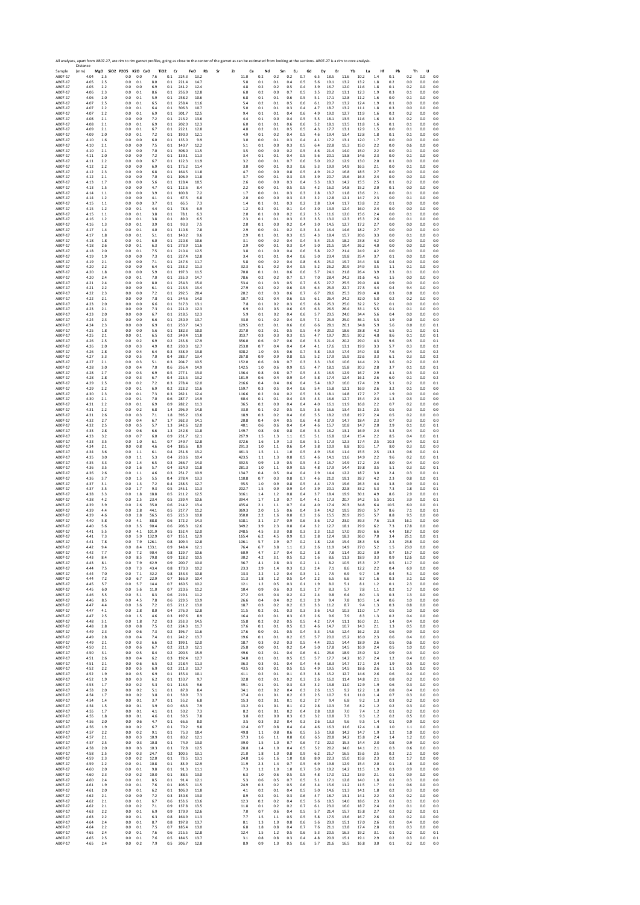All analyses, apart from AB07-27, are rim to rim garnet profiles, going as close to the centre of the garnet as can be estimated from looking at the sections. AB07-27 is a rim to core analysis.

| Sample | Distance (mm) | MgO | SiO2 | P2O5 | K2O | CaO | TiO2 | Cr | FeO | Rb | Sr | Zr | Ce | Nd | Sm | Eu | Gd | Dy | Er | Yb | Lu | Hf | Pb | Th | U |
|---|---|---|---|---|---|---|---|---|---|---|---|---|---|---|---|---|---|---|---|---|---|---|---|---|---|
| AB07-17 | 4.04 | 2.5 | | 0.0 | 0.0 | 7.6 | 0.1 | 224.3 | 13.2 | | | | 11.0 | 0.2 | 0.2 | 0.2 | 0.7 | 6.5 | 18.5 | 11.6 | 10.2 | 1.4 | 0.1 | 0.2 | 0.0 |
| AB07-17 | 4.05 | 2.5 | | 0.0 | 0.1 | 8.0 | 0.1 | 221.4 | 14.7 | | | | 5.8 | 0.1 | 0.1 | 0.4 | 0.5 | 5.6 | 19.1 | 13.2 | 13.2 | 1.8 | 0.2 | 0.0 | 0.0 |
| AB07-17 | 4.05 | 2.2 | | 0.0 | 0.0 | 6.9 | 0.1 | 241.2 | 12.4 | | | | 4.8 | 0.2 | 0.2 | 0.5 | 0.4 | 3.9 | 16.7 | 12.0 | 11.6 | 1.8 | 0.1 | 0.2 | 0.0 |
| AB07-17 | 4.06 | 2.3 | | 0.0 | 0.1 | 8.6 | 0.1 | 256.9 | 12.8 | | | | 6.8 | 0.2 | 0.0 | 0.7 | 0.5 | 3.5 | 20.2 | 13.1 | 12.3 | 1.9 | 0.3 | 0.1 | 0.0 |
| AB07-17 | 4.06 | 2.0 | | 0.0 | 0.1 | 5.9 | 0.1 | 258.2 | 10.6 | | | | 6.8 | 0.1 | 0.1 | 0.6 | 0.5 | 5.1 | 17.1 | 12.8 | 11.2 | 1.6 | 0.0 | 0.1 | 0.0 |
| AB07-17 | 4.07 | 2.5 | | 0.0 | 0.1 | 6.5 | 0.1 | 258.4 | 11.6 | | | | 5.4 | 0.2 | 0.1 | 0.5 | 0.6 | 6.1 | 20.7 | 13.2 | 12.4 | 1.9 | 0.1 | 0.0 | 0.0 |
| AB07-17 | 4.07 | 2.2 | | 0.0 | 0.1 | 6.4 | 0.1 | 306.3 | 10.7 | | | | 5.0 | 0.1 | 0.1 | 0.3 | 0.4 | 4.7 | 18.7 | 13.2 | 11.1 | 1.8 | 0.3 | 0.0 | 0.0 |
| AB07-17 | 4.07 | 2.2 | | 0.0 | 0.1 | 6.9 | 0.1 | 301.7 | 12.5 | | | | 9.4 | 0.1 | 0.1 | 0.4 | 0.6 | 4.9 | 19.0 | 12.7 | 11.9 | 1.6 | 0.2 | 0.2 | 0.0 |
| AB07-17 | 4.08 | 2.1 | | 0.0 | 0.0 | 7.2 | 0.1 | 213.2 | 13.6 | | | | 4.4 | 0.1 | 0.0 | 0.4 | 0.5 | 5.5 | 18.1 | 13.5 | 11.6 | 1.6 | 0.2 | 0.0 | 0.0 |
| AB07-17 | 4.08 | 2.1 | | 0.0 | 0.1 | 6.9 | 0.1 | 202.0 | 12.3 | | | | 6.0 | 0.1 | 0.1 | 0.6 | 0.6 | 5.2 | 18.1 | 13.5 | 11.8 | 1.6 | 0.1 | 0.1 | 0.0 |
| AB07-17 | 4.09 | 2.1 | | 0.0 | 0.1 | 6.7 | 0.1 | 222.1 | 12.8 | | | | 4.8 | 0.2 | 0.1 | 0.5 | 0.5 | 4.3 | 17.7 | 13.1 | 12.9 | 1.5 | 0.0 | 0.1 | 0.0 |
| AB07-17 | 4.09 | 2.0 | | 0.0 | 0.1 | 7.2 | 0.1 | 190.0 | 12.1 | | | | 4.9 | 0.1 | 0.2 | 0.4 | 0.5 | 4.6 | 19.4 | 13.4 | 12.8 | 1.8 | 0.1 | 0.1 | 0.0 |
| AB07-17 | 4.10 | 1.6 | | 0.0 | 0.0 | 6.0 | 0.1 | 135.0 | 9.9 | | | | 3.0 | 0.0 | 0.1 | 0.3 | 0.4 | 4.1 | 17.2 | 13.1 | 12.0 | 1.7 | 0.0 | 0.0 | 0.0 |
| AB07-17 | 4.10 | 2.1 | | 0.0 | 0.0 | 7.5 | 0.1 | 140.7 | 12.2 | | | | 5.1 | 0.1 | 0.0 | 0.3 | 0.5 | 6.4 | 22.8 | 15.3 | 15.0 | 2.2 | 0.0 | 0.6 | 0.0 |
| AB07-17 | 4.10 | 2.1 | | 0.0 | 0.0 | 7.0 | 0.1 | 308.0 | 11.5 | | | | 3.5 | 0.0 | 0.0 | 0.2 | 0.5 | 4.6 | 21.4 | 14.0 | 15.0 | 2.2 | 0.0 | 0.1 | 0.0 |
| AB07-17 | 4.11 | 2.0 | | 0.0 | 0.0 | 7.2 | 0.1 | 139.1 | 11.3 | | | | 3.4 | 0.1 | 0.1 | 0.4 | 0.5 | 5.6 | 20.1 | 13.8 | 14.6 | 2.3 | 0.0 | 0.1 | 0.0 |
| AB07-17 | 4.11 | 2.2 | | 0.0 | 0.0 | 6.7 | 0.1 | 122.3 | 11.9 | | | | 3.2 | 0.0 | 0.1 | 0.7 | 0.6 | 5.0 | 20.2 | 12.9 | 13.0 | 2.0 | 0.1 | 0.0 | 0.0 |
| AB07-17 | 4.12 | 2.2 | | 0.0 | 0.0 | 6.9 | 0.1 | 175.2 | 11.4 | | | | 3.0 | 0.0 | 0.1 | 0.3 | 0.6 | 5.3 | 19.9 | 14.9 | 16.5 | 2.1 | 0.0 | 0.1 | 0.0 |
| AB07-17 | 4.12 | 2.3 | | 0.0 | 0.0 | 6.8 | 0.1 | 164.5 | 11.8 | | | | 4.7 | 0.0 | 0.0 | 0.8 | 0.5 | 4.9 | 21.2 | 16.8 | 18.5 | 2.7 | 0.0 | 0.0 | 0.0 |
| AB07-17 | 4.12 | 2.1 | | 0.0 | 0.0 | 7.0 | 0.1 | 106.9 | 11.8 | | | | 3.7 | 0.0 | 0.1 | 0.3 | 0.5 | 3.9 | 20.7 | 15.6 | 16.3 | 2.4 | 0.0 | 0.0 | 0.0 |
| AB07-17 | 4.13 | 1.7 | | 0.0 | 0.0 | 5.6 | 0.1 | 128.4 | 10.5 | | | | 2.6 | 0.0 | 0.0 | 0.3 | 0.4 | 5.3 | 18.3 | 14.2 | 15.5 | 2.5 | 0.1 | 0.2 | 0.0 |
| AB07-17 | 4.13 | 1.5 | | 0.0 | 0.0 | 4.7 | 0.1 | 112.6 | 8.4 | | | | 2.2 | 0.0 | 0.1 | 0.5 | 0.5 | 4.2 | 16.0 | 14.8 | 15.2 | 2.0 | 0.1 | 0.0 | 0.0 |
| AB07-17 | 4.14 | 1.1 | | 0.0 | 0.0 | 3.9 | 0.1 | 100.8 | 7.2 | | | | 1.7 | 0.0 | 0.1 | 0.3 | 0.3 | 2.8 | 13.7 | 11.8 | 13.6 | 2.1 | 0.0 | 0.1 | 0.0 |
| AB07-17 | 4.14 | 1.2 | | 0.0 | 0.0 | 4.1 | 0.1 | 67.5 | 6.8 | | | | 2.0 | 0.0 | 0.0 | 0.3 | 0.3 | 3.2 | 12.8 | 12.1 | 14.7 | 2.3 | 0.0 | 0.1 | 0.0 |
| AB07-17 | 4.15 | 1.1 | | 0.0 | 0.0 | 3.7 | 0.1 | 66.5 | 7.3 | | | | 1.4 | 0.1 | 0.1 | 0.3 | 0.2 | 2.8 | 13.4 | 11.7 | 13.8 | 2.2 | 0.1 | 0.0 | 0.0 |
| AB07-17 | 4.15 | 1.2 | | 0.0 | 0.1 | 4.4 | 0.1 | 78.6 | 6.9 | | | | 1.2 | 0.2 | 0.1 | 0.1 | 0.4 | 3.0 | 13.9 | 12.4 | 16.0 | 2.4 | 0.0 | 0.0 | 0.0 |
| AB07-17 | 4.15 | 1.1 | | 0.0 | 0.1 | 3.8 | 0.1 | 78.1 | 6.3 | | | | 2.0 | 0.1 | 0.0 | 0.2 | 0.2 | 3.5 | 11.6 | 12.0 | 15.6 | 2.4 | 0.0 | 0.1 | 0.0 |
| AB07-17 | 4.16 | 1.2 | | 0.0 | 0.1 | 3.8 | 0.1 | 89.0 | 6.5 | | | | 2.3 | 0.1 | 0.1 | 0.3 | 0.3 | 3.5 | 13.0 | 12.3 | 15.3 | 2.6 | 0.0 | 0.1 | 0.0 |
| AB07-17 | 4.16 | 1.3 | | 0.0 | 0.1 | 3.9 | 0.1 | 93.3 | 7.5 | | | | 2.0 | 0.1 | 0.0 | 0.2 | 0.4 | 3.0 | 14.5 | 12.7 | 17.2 | 2.7 | 0.0 | 0.0 | 0.0 |
| AB07-17 | 4.17 | 1.4 | | 0.0 | 0.1 | 4.0 | 0.1 | 110.8 | 7.8 | | | | 2.9 | 0.0 | 0.1 | 0.2 | 0.3 | 3.4 | 16.4 | 14.6 | 18.2 | 2.7 | 0.0 | 0.0 | 0.0 |
| AB07-17 | 4.17 | 1.8 | | 0.0 | 0.1 | 5.1 | 0.1 | 143.2 | 9.6 | | | | 2.9 | 0.1 | 0.1 | 0.3 | 0.5 | 4.3 | 18.4 | 15.7 | 20.6 | 3.3 | 0.0 | 0.1 | 0.0 |
| AB07-17 | 4.18 | 1.8 | | 0.0 | 0.1 | 6.0 | 0.1 | 220.8 | 10.6 | | | | 3.1 | 0.0 | 0.2 | 0.4 | 0.4 | 5.4 | 21.5 | 18.2 | 23.8 | 4.2 | 0.0 | 0.0 | 0.0 |
| AB07-17 | 4.18 | 2.6 | | 0.0 | 0.1 | 6.3 | 0.1 | 273.9 | 11.6 | | | | 2.9 | 0.0 | 0.1 | 0.3 | 0.4 | 5.0 | 21.5 | 19.4 | 26.2 | 4.0 | 0.0 | 0.0 | 0.0 |
| AB07-17 | 4.18 | 2.0 | | 0.0 | 0.1 | 7.5 | 0.1 | 210.4 | 12.5 | | | | 3.8 | 0.1 | 0.0 | 0.4 | 0.6 | 5.8 | 22.7 | 21.4 | 24.9 | 4.2 | 0.0 | 0.0 | 0.0 |
| AB07-17 | 4.19 | 1.9 | | 0.0 | 0.0 | 7.3 | 0.1 | 227.4 | 12.8 | | | | 3.4 | 0.1 | 0.1 | 0.4 | 0.6 | 5.0 | 23.4 | 19.8 | 25.4 | 3.7 | 0.1 | 0.0 | 0.0 |
| AB07-17 | 4.19 | 2.1 | | 0.0 | 0.0 | 7.1 | 0.1 | 247.6 | 11.7 | | | | 5.8 | 0.0 | 0.2 | 0.4 | 0.8 | 6.5 | 25.0 | 19.7 | 24.4 | 3.8 | 0.4 | 0.0 | 0.0 |
| AB07-17 | 4.20 | 2.2 | | 0.0 | 0.0 | 6.4 | 0.1 | 233.2 | 11.3 | | | | 32.3 | 0.1 | 0.2 | 0.4 | 0.5 | 5.2 | 26.2 | 20.9 | 24.9 | 3.5 | 1.1 | 0.1 | 0.0 |
| AB07-17 | 4.20 | 1.8 | | 0.0 | 0.0 | 5.9 | 0.1 | 197.3 | 11.5 | | | | 70.8 | 0.1 | 0.1 | 0.6 | 0.6 | 5.7 | 24.1 | 21.8 | 26.4 | 3.9 | 2.3 | 0.1 | 0.0 |
| AB07-17 | 4.20 | 2.4 | | 0.0 | 0.1 | 7.0 | 0.1 | 235.0 | 14.7 | | | | 78.6 | 0.2 | 0.2 | 0.7 | 0.7 | 7.0 | 28.4 | 24.2 | 31.6 | 4.5 | 1.5 | 0.0 | 0.0 |
| AB07-17 | 4.21 | 2.4 | | 0.0 | 0.0 | 8.0 | 0.1 | 254.3 | 15.0 | | | | 53.4 | 0.1 | 0.3 | 0.5 | 0.7 | 6.5 | 27.7 | 25.5 | 29.0 | 4.8 | 0.9 | 0.0 | 0.0 |
| AB07-17 | 4.21 | 2.2 | | 0.0 | 0.0 | 6.1 | 0.1 | 213.5 | 13.4 | | | | 27.9 | 0.2 | 0.2 | 0.6 | 0.5 | 6.4 | 25.9 | 22.7 | 27.5 | 4.4 | 0.4 | 9.4 | 0.0 |
| AB07-17 | 4.22 | 2.3 | | 0.0 | 0.0 | 7.2 | 0.1 | 292.5 | 20.4 | | | | 20.2 | 0.2 | 0.3 | 0.6 | 0.7 | 6.7 | 28.6 | 25.3 | 29.0 | 4.8 | 0.3 | 0.0 | 0.0 |
| AB07-17 | 4.22 | 2.1 | | 0.0 | 0.0 | 7.8 | 0.1 | 244.6 | 14.0 | | | | 10.7 | 0.2 | 0.4 | 0.6 | 0.5 | 6.1 | 26.4 | 24.2 | 32.0 | 5.0 | 0.2 | 0.2 | 0.0 |
| AB07-17 | 4.23 | 2.0 | | 0.0 | 0.0 | 6.6 | 0.1 | 317.3 | 13.1 | | | | 7.8 | 0.1 | 0.2 | 0.3 | 0.5 | 6.8 | 25.3 | 25.0 | 32.2 | 5.2 | 0.1 | 0.0 | 0.0 |
| AB07-17 | 4.23 | 2.1 | | 0.0 | 0.0 | 7.3 | 0.1 | 221.0 | 12.3 | | | | 6.9 | 0.2 | 0.5 | 0.6 | 0.5 | 6.3 | 26.5 | 26.4 | 33.1 | 5.5 | 0.1 | 0.1 | 0.0 |
| AB07-17 | 4.23 | 2.0 | | 0.0 | 0.0 | 6.7 | 0.1 | 218.5 | 12.3 | | | | 5.9 | 0.1 | 0.2 | 0.4 | 0.6 | 5.7 | 23.5 | 24.0 | 34.4 | 5.6 | 0.4 | 0.0 | 0.0 |
| AB07-17 | 4.24 | 2.3 | | 0.0 | 0.0 | 6.6 | 0.1 | 250.9 | 13.7 | | | | 33.0 | 0.1 | 0.2 | 0.4 | 0.5 | 7.1 | 25.9 | 25.0 | 36.1 | 5.5 | 1.9 | 0.0 | 0.0 |
| AB07-17 | 4.24 | 2.3 | | 0.0 | 0.0 | 6.9 | 0.1 | 253.7 | 14.3 | | | | 129.5 | 0.2 | 0.1 | 0.6 | 0.6 | 6.6 | 28.1 | 26.1 | 34.8 | 5.9 | 5.6 | 0.0 | 0.1 |
| AB07-17 | 4.25 | 1.8 | | 0.0 | 0.0 | 5.6 | 0.1 | 182.3 | 10.0 | | | | 217.0 | 0.2 | 0.1 | 0.5 | 0.5 | 4.9 | 20.0 | 18.6 | 28.8 | 4.2 | 6.5 | 0.1 | 0.1 |
| AB07-17 | 4.25 | 2.1 | | 0.0 | 0.1 | 6.5 | 0.2 | 249.4 | 11.8 | | | | 313.7 | 0.3 | 0.3 | 0.3 | 0.5 | 4.7 | 19.7 | 20.5 | 30.2 | 4.8 | 8.6 | 0.1 | 0.1 |
| AB07-17 | 4.26 | 2.5 | | 0.0 | 0.2 | 6.9 | 0.2 | 235.8 | 17.9 | | | | 356.0 | 0.6 | 0.7 | 0.6 | 0.6 | 5.3 | 21.4 | 20.2 | 29.0 | 4.3 | 9.6 | 0.5 | 0.1 |
| AB07-17 | 4.26 | 2.0 | | 0.0 | 0.3 | 4.9 | 0.2 | 230.3 | 12.7 | | | | 253.0 | 0.7 | 0.4 | 0.4 | 0.4 | 4.1 | 17.6 | 13.1 | 19.9 | 3.3 | 5.7 | 0.3 | 0.2 |
| AB07-17 | 4.26 | 2.8 | | 0.0 | 0.4 | 6.4 | 0.3 | 338.9 | 13.8 | | | | 308.2 | 1.0 | 0.5 | 0.6 | 0.7 | 5.8 | 19.3 | 17.4 | 24.0 | 3.8 | 7.6 | 0.4 | 0.2 |
| AB07-17 | 4.27 | 3.3 | | 0.0 | 0.5 | 7.0 | 0.4 | 283.7 | 13.4 | | | | 267.8 | 0.9 | 0.9 | 0.8 | 0.5 | 5.2 | 17.9 | 15.9 | 22.6 | 3.3 | 6.1 | 0.3 | 0.2 |
| AB07-17 | 4.27 | 2.1 | | 0.0 | 0.3 | 5.1 | 0.3 | 204.7 | 10.5 | | | | 152.0 | 0.6 | 0.8 | 0.7 | 0.3 | 3.3 | 13.6 | 10.6 | 14.4 | 2.3 | 3.6 | 0.2 | 0.2 |
| AB07-17 | 4.28 | 3.0 | | 0.0 | 0.4 | 7.0 | 0.6 | 256.4 | 14.9 | | | | 142.5 | 1.0 | 0.6 | 0.9 | 0.5 | 4.7 | 18.1 | 15.8 | 20.3 | 2.8 | 3.7 | 0.1 | 0.1 |
| AB07-17 | 4.28 | 2.7 | | 0.0 | 0.3 | 6.9 | 0.5 | 277.1 | 13.0 | | | | 136.4 | 0.8 | 0.8 | 0.7 | 0.5 | 4.3 | 16.5 | 12.9 | 16.7 | 2.9 | 4.1 | 0.3 | 0.2 |
| AB07-17 | 4.28 | 2.8 | | 0.0 | 0.3 | 6.7 | 0.4 | 225.5 | 13.2 | | | | 181.9 | 0.6 | 0.4 | 0.9 | 0.4 | 5.8 | 17.4 | 12.4 | 16.1 | 2.6 | 6.0 | 0.1 | 0.2 |
| AB07-17 | 4.29 | 2.5 | | 0.0 | 0.2 | 7.2 | 0.3 | 278.4 | 12.0 | | | | 216.6 | 0.4 | 0.4 | 0.6 | 0.4 | 5.4 | 18.7 | 16.0 | 17.4 | 2.9 | 5.1 | 0.2 | 0.1 |
| AB07-17 | 4.29 | 2.2 | | 0.0 | 0.1 | 6.9 | 0.2 | 223.2 | 11.6 | | | | 159.7 | 0.3 | 0.5 | 0.4 | 0.6 | 5.4 | 15.8 | 12.1 | 16.9 | 2.6 | 3.2 | 0.1 | 0.0 |
| AB07-17 | 4.30 | 2.3 | | 0.0 | 0.1 | 7.3 | 0.3 | 262.1 | 12.4 | | | | 116.6 | 0.2 | 0.4 | 0.2 | 0.5 | 3.6 | 18.1 | 14.8 | 17.7 | 2.7 | 1.9 | 0.0 | 0.0 |
| AB07-17 | 4.30 | 2.1 | | 0.0 | 0.1 | 7.0 | 0.6 | 287.7 | 14.9 | | | | 60.4 | 0.1 | 0.1 | 0.4 | 0.5 | 4.3 | 16.6 | 12.7 | 15.4 | 2.4 | 1.3 | 0.3 | 0.0 |
| AB07-17 | 4.31 | 2.2 | | 0.0 | 0.1 | 6.9 | 0.9 | 282.2 | 11.3 | | | | 36.5 | 0.2 | 0.0 | 0.4 | 0.4 | 4.0 | 16.1 | 11.9 | 16.8 | 2.2 | 0.7 | 0.2 | 0.0 |
| AB07-17 | 4.31 | 2.2 | | 0.0 | 0.2 | 6.8 | 1.4 | 296.9 | 14.8 | | | | 33.0 | 0.1 | 0.2 | 0.5 | 0.5 | 3.6 | 16.6 | 13.4 | 15.1 | 2.5 | 0.5 | 0.3 | 0.0 |
| AB07-17 | 4.31 | 2.6 | | 0.0 | 0.3 | 7.1 | 1.8 | 395.2 | 13.6 | | | | 18.9 | 0.3 | 0.2 | 0.4 | 0.6 | 5.5 | 18.2 | 13.8 | 19.7 | 2.4 | 0.5 | 0.2 | 0.0 |
| AB07-17 | 4.32 | 2.7 | | 0.0 | 0.4 | 6.7 | 1.7 | 262.3 | 14.1 | | | | 20.8 | 0.4 | 0.4 | 0.5 | 0.6 | 4.8 | 17.9 | 14.7 | 18.4 | 2.3 | 0.7 | 0.3 | 0.0 |
| AB07-17 | 4.32 | 2.5 | | 0.0 | 0.5 | 5.7 | 1.3 | 242.6 | 12.0 | | | | 40.1 | 0.6 | 0.6 | 0.4 | 0.4 | 4.6 | 15.7 | 10.8 | 14.7 | 2.0 | 2.9 | 0.1 | 0.1 |
| AB07-17 | 4.33 | 2.8 | | 0.0 | 0.6 | 6.6 | 1.3 | 242.8 | 11.8 | | | | 149.7 | 0.8 | 0.8 | 0.8 | 0.6 | 5.3 | 16.2 | 13.1 | 16.9 | 2.4 | 5.3 | 0.4 | 0.0 |
| AB07-17 | 4.33 | 3.2 | | 0.0 | 0.7 | 6.0 | 0.9 | 231.7 | 12.1 | | | | 267.9 | 1.5 | 1.3 | 1.1 | 0.5 | 5.1 | 16.8 | 12.4 | 15.4 | 2.2 | 8.5 | 0.4 | 0.1 |
| AB07-17 | 4.33 | 3.5 | | 0.0 | 1.0 | 6.1 | 0.7 | 249.7 | 12.8 | | | | 372.6 | 1.6 | 1.9 | 1.3 | 0.6 | 5.1 | 17.3 | 12.3 | 17.4 | 2.5 | 10.3 | 0.4 | 0.2 |
| AB07-17 | 4.34 | 2.1 | | 0.0 | 0.8 | 4.6 | 0.4 | 185.6 | 8.9 | | | | 291.3 | 1.0 | 1.1 | 0.6 | 0.4 | 3.8 | 10.9 | 8.8 | 10.5 | 1.7 | 8.0 | 0.3 | 0.0 |
| AB07-17 | 4.34 | 3.6 | | 0.0 | 1.1 | 6.1 | 0.4 | 251.8 | 13.2 | | | | 461.3 | 1.5 | 1.1 | 1.0 | 0.5 | 4.9 | 15.6 | 11.4 | 15.5 | 2.5 | 13.3 | 0.6 | 0.1 |
| AB07-17 | 4.35 | 3.0 | | 0.0 | 1.1 | 5.3 | 0.4 | 233.6 | 10.4 | | | | 423.5 | 1.1 | 1.3 | 0.8 | 0.5 | 4.6 | 14.1 | 11.6 | 14.9 | 2.2 | 9.6 | 0.2 | 0.1 |
| AB07-17 | 4.35 | 3.3 | | 0.0 | 1.4 | 6.5 | 0.3 | 266.7 | 14.0 | | | | 392.5 | 0.9 | 1.0 | 0.5 | 0.5 | 4.2 | 16.7 | 14.9 | 17.2 | 2.4 | 8.0 | 0.4 | 0.0 |
| AB07-17 | 4.36 | 3.5 | | 0.0 | 1.6 | 5.7 | 0.4 | 324.0 | 11.8 | | | | 281.3 | 1.0 | 1.1 | 0.9 | 0.5 | 4.8 | 17.9 | 14.4 | 19.8 | 3.5 | 5.1 | 0.3 | 0.1 |
| AB07-17 | 4.36 | 2.6 | | 0.0 | 1.1 | 4.6 | 0.3 | 251.7 | 10.9 | | | | 134.7 | 0.4 | 0.5 | 0.4 | 0.4 | 2.9 | 14.4 | 12.2 | 18.7 | 3.0 | 2.4 | 0.3 | 0.1 |
| AB07-17 | 4.36 | 3.7 | | 0.0 | 1.5 | 5.5 | 0.4 | 278.4 | 13.3 | | | | 110.8 | 0.7 | 0.3 | 0.8 | 0.7 | 4.6 | 21.0 | 19.1 | 28.7 | 4.2 | 2.3 | 0.8 | 0.1 |
| AB07-17 | 4.37 | 3.1 | | 0.0 | 1.3 | 7.2 | 0.4 | 238.5 | 12.7 | | | | 95.5 | 1.0 | 0.9 | 0.8 | 0.5 | 4.4 | 17.3 | 19.6 | 26.3 | 4.4 | 3.8 | 0.9 | 0.1 |
| AB07-17 | 4.37 | 3.5 | | 0.0 | 1.7 | 9.3 | 0.5 | 245.1 | 11.3 | | | | 202.7 | 1.5 | 0.9 | 0.9 | 0.4 | 3.9 | 20.1 | 22.8 | 33.2 | 5.3 | 7.3 | 1.8 | 0.1 |
| AB07-17 | 4.38 | 3.3 | | 0.0 | 1.8 | 18.8 | 0.5 | 211.2 | 12.5 | | | | 316.1 | 1.4 | 1.2 | 0.8 | 0.4 | 3.7 | 18.4 | 19.9 | 30.1 | 4.9 | 8.6 | 2.9 | 0.1 |
| AB07-17 | 4.38 | 4.2 | | 0.0 | 2.5 | 23.4 | 0.5 | 239.4 | 10.6 | | | | 394.4 | 1.7 | 1.0 | 0.7 | 0.4 | 4.1 | 17.3 | 20.7 | 34.2 | 5.5 | 10.1 | 3.9 | 0.1 |
| AB07-17 | 4.39 | 3.9 | | 0.0 | 2.6 | 35.0 | 0.6 | 214.2 | 13.4 | | | | 435.4 | 2.1 | 1.1 | 0.7 | 0.4 | 4.0 | 17.4 | 20.3 | 34.8 | 6.4 | 10.5 | 6.0 | 0.1 |
| AB07-17 | 4.39 | 4.4 | | 0.0 | 2.8 | 44.1 | 0.5 | 217.7 | 11.2 | | | | 369.3 | 2.0 | 1.5 | 0.6 | 0.4 | 3.4 | 14.2 | 19.5 | 29.0 | 5.7 | 8.6 | 7.1 | 0.1 |
| AB07-17 | 4.39 | 4.6 | | 0.0 | 2.8 | 56.5 | 0.5 | 225.3 | 10.8 | | | | 350.0 | 2.2 | 1.6 | 0.8 | 0.3 | 2.6 | 15.5 | 20.9 | 29.5 | 5.7 | 8.8 | 9.5 | 0.0 |
| AB07-17 | 4.40 | 5.8 | | 0.0 | 4.1 | 88.8 | 0.6 | 172.2 | 14.3 | | | | 518.1 | 3.1 | 2.7 | 0.9 | 0.6 | 3.6 | 17.2 | 23.0 | 39.3 | 7.6 | 11.8 | 16.1 | 0.0 |
| AB07-17 | 4.40 | 5.6 | | 0.0 | 3.5 | 90.4 | 0.6 | 206.3 | 12.6 | | | | 349.2 | 3.9 | 2.3 | 0.8 | 0.4 | 3.2 | 12.7 | 18.1 | 29.9 | 6.2 | 7.3 | 17.8 | 0.0 |
| AB07-17 | 4.41 | 5.5 | | 0.0 | 4.1 | 101.9 | 0.5 | 152.4 | 12.0 | | | | 248.5 | 4.5 | 3.3 | 0.8 | 0.3 | 2.3 | 11.0 | 17.0 | 29.0 | 6.6 | 4.4 | 18.7 | 0.0 |
| AB07-17 | 4.41 | 7.3 | | 0.0 | 5.9 | 132.9 | 0.7 | 155.1 | 12.9 | | | | 165.4 | 6.2 | 4.5 | 0.9 | 0.3 | 2.8 | 12.4 | 18.3 | 36.0 | 7.0 | 3.4 | 25.1 | 0.1 |
| AB07-17 | 4.41 | 7.8 | | 0.0 | 7.9 | 126.1 | 0.8 | 109.4 | 12.8 | | | | 106.1 | 5.7 | 2.9 | 0.7 | 0.2 | 1.8 | 12.6 | 15.4 | 28.3 | 5.6 | 2.3 | 23.8 | 0.0 |
| AB07-17 | 4.42 | 9.4 | | 0.0 | 8.4 | 133.1 | 0.9 | 148.4 | 12.1 | | | | 76.4 | 6.7 | 3.8 | 1.1 | 0.2 | 2.6 | 11.9 | 14.9 | 27.0 | 5.2 | 1.5 | 23.0 | 0.0 |
| AB07-17 | 4.42 | 7.7 | | 0.0 | 7.2 | 90.4 | 0.8 | 129.7 | 10.6 | | | | 60.9 | 4.7 | 2.7 | 0.4 | 0.2 | 1.8 | 7.8 | 11.4 | 20.2 | 3.9 | 0.7 | 15.7 | 0.0 |
| AB07-17 | 4.43 | 8.4 | | 0.0 | 8.5 | 79.8 | 0.9 | 128.2 | 10.5 | | | | 30.2 | 4.2 | 3.1 | 0.5 | 0.2 | 1.6 | 8.6 | 11.3 | 18.9 | 3.3 | 0.9 | 12.6 | 0.0 |
| AB07-17 | 4.43 | 8.1 | | 0.0 | 7.9 | 62.9 | 0.9 | 200.7 | 10.0 | | | | 36.7 | 4.1 | 2.8 | 0.3 | 0.2 | 1.1 | 8.2 | 10.5 | 15.3 | 2.7 | 0.5 | 11.7 | 0.0 |
| AB07-17 | 4.44 | 7.5 | | 0.0 | 7.3 | 43.4 | 0.8 | 173.3 | 10.2 | | | | 23.3 | 2.9 | 1.4 | 0.3 | 0.2 | 2.4 | 7.1 | 8.6 | 12.2 | 2.2 | 0.4 | 6.9 | 0.0 |
| AB07-17 | 4.44 | 7.0 | | 0.0 | 7.1 | 32.2 | 0.8 | 153.3 | 10.8 | | | | 13.3 | 2.2 | 1.2 | 0.4 | 0.3 | 1.1 | 7.5 | 6.9 | 9.7 | 1.9 | 0.4 | 5.1 | 0.0 |
| AB07-17 | 4.44 | 7.2 | | 0.0 | 6.7 | 22.9 | 0.7 | 165.9 | 10.4 | | | | 11.3 | 1.8 | 1.2 | 0.5 | 0.4 | 2.2 | 6.5 | 6.6 | 8.7 | 1.6 | 0.3 | 3.1 | 0.0 |
| AB07-17 | 4.45 | 5.7 | | 0.0 | 5.7 | 14.4 | 0.7 | 160.5 | 10.2 | | | | 12.1 | 1.2 | 0.5 | 0.3 | 0.1 | 1.9 | 8.0 | 5.1 | 8.1 | 1.2 | 0.1 | 2.3 | 0.0 |
| AB07-17 | 4.45 | 6.0 | | 0.0 | 5.6 | 11.0 | 0.7 | 220.6 | 11.2 | | | | 10.4 | 0.9 | 0.6 | 0.3 | 0.3 | 1.7 | 8.3 | 5.7 | 7.8 | 1.1 | 0.2 | 1.7 | 0.0 |
| AB07-17 | 4.46 | 5.5 | | 0.0 | 5.1 | 8.3 | 0.6 | 219.1 | 11.2 | | | | 27.2 | 0.5 | 0.4 | 0.2 | 0.2 | 2.4 | 9.8 | 6.4 | 8.0 | 1.3 | 0.3 | 1.3 | 0.0 |
| AB07-17 | 4.46 | 8.5 | | 0.0 | 4.5 | 7.8 | 0.6 | 229.5 | 13.9 | | | | 26.6 | 0.4 | 0.4 | 0.2 | 0.3 | 2.9 | 9.4 | 7.8 | 10.5 | 1.4 | 0.6 | 1.0 | 0.0 |
| AB07-17 | 4.47 | 4.4 | | 0.0 | 3.6 | 7.2 | 0.5 | 211.2 | 13.0 | | | | 18.7 | 0.3 | 0.2 | 0.2 | 0.3 | 3.3 | 11.2 | 8.7 | 9.4 | 1.3 | 0.3 | 0.8 | 0.0 |
| AB07-17 | 4.47 | 4.1 | | 0.0 | 2.8 | 8.0 | 0.4 | 276.0 | 12.8 | | | | 11.5 | 0.2 | 0.1 | 0.3 | 0.3 | 3.6 | 14.3 | 10.3 | 11.0 | 1.7 | 0.5 | 1.0 | 0.0 |
| AB07-17 | 4.47 | 2.5 | | 0.0 | 1.5 | 4.6 | 0.3 | 197.6 | 8.9 | | | | 16.4 | 0.2 | 0.1 | 0.3 | 0.3 | 2.6 | 9.6 | 7.9 | 8.3 | 1.3 | 0.2 | 0.4 | 0.0 |
| AB07-17 | 4.48 | 3.1 | | 0.0 | 1.8 | 7.2 | 0.3 | 253.3 | 14.5 | | | | 15.8 | 0.2 | 0.2 | 0.5 | 0.5 | 4.2 | 17.4 | 11.1 | 16.0 | 2.1 | 1.4 | 0.4 | 0.0 |
| AB07-17 | 4.48 | 2.8 | | 0.0 | 0.8 | 7.5 | 0.2 | 224.3 | 11.7 | | | | 17.6 | 0.1 | 0.1 | 0.5 | 0.3 | 4.6 | 14.7 | 10.7 | 14.3 | 2.1 | 1.3 | 0.5 | 0.0 |
| AB07-17 | 4.49 | 2.3 | | 0.0 | 0.6 | 7.3 | 0.2 | 196.7 | 11.6 | | | | 17.6 | 0.0 | 0.1 | 0.5 | 0.4 | 5.3 | 14.6 | 12.4 | 16.2 | 2.3 | 0.6 | 0.9 | 0.0 |
| AB07-17 | 4.49 | 2.8 | | 0.0 | 0.4 | 7.4 | 0.1 | 242.2 | 13.7 | | | | 19.6 | 0.1 | 0.1 | 0.2 | 0.5 | 5.7 | 20.0 | 15.2 | 16.0 | 2.3 | 0.6 | 0.4 | 0.0 |
| AB07-17 | 4.49 | 2.1 | | 0.0 | 0.3 | 6.6 | 0.2 | 199.1 | 12.0 | | | | 18.7 | 0.3 | 0.2 | 0.3 | 0.5 | 4.4 | 20.1 | 14.4 | 18.9 | 2.6 | 0.5 | 0.6 | 0.0 |
| AB07-17 | 4.50 | 2.1 | | 0.0 | 0.6 | 6.7 | 0.2 | 221.0 | 12.1 | | | | 25.8 | 0.0 | 0.1 | 0.2 | 0.4 | 5.0 | 17.8 | 14.5 | 16.9 | 2.4 | 0.5 | 1.0 | 0.0 |
| AB07-17 | 4.50 | 3.1 | | 0.0 | 0.5 | 8.4 | 0.2 | 200.5 | 15.9 | | | | 49.6 | 0.2 | 0.1 | 0.4 | 0.6 | 6.1 | 23.6 | 18.9 | 23.0 | 3.2 | 0.9 | 0.3 | 0.0 |
| AB07-17 | 4.51 | 2.6 | | 0.0 | 0.4 | 6.2 | 0.3 | 192.4 | 12.7 | | | | 34.8 | 0.1 | 0.1 | 0.5 | 0.5 | 5.7 | 17.7 | 14.2 | 16.7 | 2.4 | 1.2 | 0.4 | 0.0 |
| AB07-17 | 4.51 | 2.1 | | 0.0 | 0.6 | 6.5 | 0.2 | 218.4 | 11.3 | | | | 36.3 | 0.3 | 0.1 | 0.4 | 0.4 | 4.6 | 18.3 | 14.7 | 17.1 | 2.4 | 1.9 | 0.5 | 0.0 |
| AB07-17 | 4.52 | 2.2 | | 0.0 | 0.5 | 6.9 | 0.2 | 211.3 | 13.7 | | | | 43.5 | 0.3 | 0.1 | 0.5 | 0.5 | 4.9 | 19.5 | 14.5 | 18.6 | 2.6 | 1.1 | 0.5 | 0.0 |
| AB07-17 | 4.52 | 1.9 | | 0.0 | 0.5 | 6.9 | 0.1 | 155.4 | 10.1 | | | | 41.1 | 0.2 | 0.1 | 0.1 | 0.3 | 3.8 | 15.2 | 12.7 | 14.6 | 2.6 | 0.6 | 0.4 | 0.0 |
| AB07-17 | 4.52 | 1.9 | | 0.0 | 0.3 | 6.2 | 0.1 | 133.7 | 9.7 | | | | 32.8 | 0.2 | 0.1 | 0.2 | 0.3 | 2.6 | 16.0 | 11.4 | 14.8 | 2.1 | 0.8 | 0.2 | 0.0 |
| AB07-17 | 4.53 | 1.7 | | 0.0 | 0.2 | 5.3 | 0.1 | 116.5 | 9.6 | | | | 39.1 | 0.1 | 0.1 | 0.3 | 0.3 | 3.2 | 13.8 | 11.0 | 12.9 | 1.9 | 0.6 | 0.3 | 0.0 |
| AB07-17 | 4.53 | 2.0 | | 0.0 | 0.2 | 5.1 | 0.1 | 87.8 | 8.4 | | | | 34.1 | 0.2 | 0.2 | 0.4 | 0.3 | 2.6 | 11.5 | 9.2 | 12.2 | 1.8 | 0.8 | 0.4 | 0.0 |
| AB07-17 | 4.54 | 1.7 | | 0.0 | 0.2 | 3.8 | 0.1 | 59.9 | 7.3 | | | | 17.4 | 0.1 | 0.1 | 0.2 | 0.3 | 2.5 | 10.7 | 9.1 | 11.0 | 1.4 | 0.7 | 0.3 | 0.0 |
| AB07-17 | 4.54 | 1.4 | | 0.0 | 0.1 | 3.7 | 0.1 | 55.2 | 6.8 | | | | 15.3 | 0.2 | 0.1 | 0.1 | 0.2 | 2.7 | 9.4 | 6.8 | 9.2 | 1.3 | 0.3 | 0.2 | 0.0 |
| AB07-17 | 4.54 | 1.5 | | 0.0 | 0.1 | 3.9 | 0.0 | 63.3 | 7.9 | | | | 13.2 | 0.1 | 0.1 | 0.1 | 0.2 | 2.8 | 10.3 | 7.6 | 8.2 | 1.2 | 0.2 | 0.3 | 0.0 |
| AB07-17 | 4.55 | 1.7 | | 0.0 | 0.1 | 4.1 | 0.1 | 50.2 | 7.3 | | | | 8.2 | 0.1 | 0.1 | 0.2 | 0.4 | 2.8 | 10.8 | 7.0 | 7.4 | 1.2 | 0.1 | 0.2 | 0.0 |
| AB07-17 | 4.55 | 1.8 | | 0.0 | 0.1 | 4.6 | 0.1 | 59.5 | 7.8 | | | | 3.8 | 0.2 | 0.0 | 0.3 | 0.3 | 3.2 | 10.8 | 7.3 | 9.3 | 1.2 | 0.2 | 0.5 | 0.0 |
| AB07-17 | 4.56 | 2.0 | | 0.0 | 0.6 | 4.7 | 0.1 | 66.6 | 8.0 | | | | 3.5 | 0.3 | 0.2 | 0.4 | 0.3 | 2.6 | 13.3 | 9.6 | 9.5 | 1.4 | 0.1 | 0.9 | 0.0 |
| AB07-17 | 4.56 | 1.9 | | 0.0 | 0.2 | 6.7 | 0.1 | 70.2 | 9.8 | | | | 12.4 | 0.7 | 0.8 | 0.4 | 0.4 | 4.6 | 16.3 | 11.6 | 12.4 | 1.8 | 1.0 | 1.1 | 0.0 |
| AB07-17 | 4.57 | 2.2 | | 0.0 | 0.2 | 9.4 | 0.1 | 75.3 | 10.4 | | | | 49.8 | 1.1 | 0.8 | 0.6 | 0.5 | 5.5 | 19.8 | 14.2 | 14.7 | 1.9 | 1.2 | 1.0 | 0.0 |
| AB07-17 | 4.57 | 2.1 | | 0.0 | 0.3 | 10.9 | 0.1 | 83.2 | 12.1 | | | | 57.3 | 1.6 | 1.1 | 0.8 | 0.6 | 6.5 | 20.8 | 14.2 | 15.8 | 2.4 | 1.4 | 1.2 | 0.0 |
| AB07-17 | 4.57 | 2.5 | | 0.0 | 0.3 | 10.8 | 0.1 | 74.9 | 13.0 | | | | 39.0 | 1.5 | 1.0 | 0.7 | 0.6 | 7.2 | 22.0 | 15.3 | 14.4 | 2.0 | 0.8 | 0.9 | 0.0 |
| AB07-17 | 4.58 | 2.0 | | 0.0 | 0.3 | 10.3 | 0.1 | 72.8 | 12.5 | | | | 28.8 | 1.4 | 1.0 | 0.4 | 0.5 | 5.2 | 20.2 | 14.0 | 14.1 | 2.1 | 0.3 | 0.6 | 0.0 |
| AB07-17 | 4.58 | 2.5 | | 0.0 | 0.3 | 24.7 | 0.2 | 100.5 | 13.1 | | | | 21.0 | 1.8 | 1.0 | 0.8 | 0.9 | 6.2 | 21.7 | 16.5 | 15.6 | 2.5 | 0.2 | 2.1 | 0.0 |
| AB07-17 | 4.59 | 2.3 | | 0.0 | 0.2 | 12.0 | 0.1 | 73.5 | 13.1 | | | | 24.8 | 1.6 | 1.6 | 1.0 | 0.8 | 8.0 | 22.3 | 15.0 | 15.8 | 2.3 | 0.2 | 1.7 | 0.0 |
| AB07-17 | 4.59 | 2.2 | | 0.0 | 0.1 | 10.8 | 0.1 | 83.9 | 12.9 | | | | 11.9 | 2.3 | 1.4 | 0.7 | 0.5 | 6.9 | 19.8 | 12.9 | 15.4 | 2.0 | 0.1 | 1.8 | 0.0 |
| AB07-17 | 4.60 | 2.0 | | 0.0 | 0.1 | 9.8 | 0.1 | 91.3 | 11.1 | | | | 7.3 | 1.2 | 1.0 | 1.0 | 0.7 | 5.0 | 19.2 | 14.2 | 11.5 | 1.9 | 0.3 | 0.9 | 0.0 |
| AB07-17 | 4.60 | 2.3 | | 0.0 | 0.2 | 10.0 | 0.1 | 88.5 | 13.0 | | | | 6.3 | 1.0 | 0.6 | 0.5 | 0.5 | 4.8 | 17.0 | 11.2 | 13.9 | 2.1 | 0.1 | 0.9 | 0.0 |
| AB07-17 | 4.60 | 2.4 | | 0.0 | 0.1 | 8.5 | 0.1 | 91.4 | 12.1 | | | | 5.3 | 0.6 | 0.5 | 0.7 | 0.5 | 5.1 | 17.1 | 12.8 | 14.0 | 1.8 | 0.2 | 0.3 | 0.0 |
| AB07-17 | 4.61 | 1.9 | | 0.0 | 0.1 | 7.6 | 0.1 | 106.5 | 11.5 | | | | 24.9 | 0.3 | 0.2 | 0.5 | 0.6 | 3.4 | 15.6 | 11.2 | 11.5 | 1.7 | 0.1 | 0.6 | 0.0 |
| AB07-17 | 4.61 | 2.0 | | 0.0 | 0.1 | 6.2 | 0.1 | 106.0 | 11.8 | | | | 4.1 | 0.2 | 0.1 | 0.4 | 0.5 | 5.0 | 14.6 | 11.3 | 14.1 | 1.8 | 0.2 | 0.3 | 0.0 |
| AB07-17 | 4.62 | 2.1 | | 0.0 | 0.0 | 7.2 | 0.3 | 150.8 | 13.0 | | | | 8.9 | 0.2 | 0.1 | 0.3 | 0.6 | 4.7 | 18.7 | 13.1 | 14.1 | 2.2 | 0.2 | 0.2 | 0.0 |
| AB07-17 | 4.62 | 2.1 | | 0.0 | 0.1 | 6.7 | 0.6 | 153.6 | 13.6 | | | | 12.3 | 0.2 | 0.2 | 0.4 | 0.5 | 5.6 | 18.5 | 14.0 | 18.6 | 2.3 | 0.1 | 0.1 | 0.0 |
| AB07-17 | 4.62 | 2.1 | | 0.0 | 0.2 | 7.1 | 0.9 | 137.8 | 13.5 | | | | 11.8 | 0.1 | 0.2 | 0.2 | 0.7 | 6.1 | 23.0 | 16.0 | 18.7 | 2.4 | 0.2 | 0.1 | 0.0 |
| AB07-17 | 4.63 | 2.2 | | 0.0 | 0.1 | 6.9 | 0.9 | 179.9 | 12.6 | | | | 7.0 | 0.7 | 0.6 | 0.4 | 0.5 | 5.7 | 21.4 | 15.7 | 15.8 | 2.7 | 0.2 | 0.2 | 0.1 |
| AB07-17 | 4.63 | 2.2 | | 0.0 | 0.1 | 6.3 | 0.8 | 164.9 | 11.3 | | | | 7.7 | 1.5 | 1.1 | 0.5 | 0.5 | 5.8 | 17.5 | 13.6 | 16.7 | 2.6 | 0.2 | 0.2 | 0.0 |
| AB07-17 | 4.64 | 2.4 | | 0.0 | 0.1 | 8.7 | 0.8 | 197.8 | 13.7 | | | | 8.1 | 1.3 | 1.0 | 0.8 | 0.6 | 5.6 | 23.9 | 15.1 | 17.0 | 2.6 | 0.2 | 0.4 | 0.0 |
| AB07-17 | 4.64 | 2.2 | | 0.0 | 0.1 | 7.5 | 0.7 | 185.4 | 13.0 | | | | 6.8 | 1.8 | 0.8 | 0.4 | 0.7 | 7.6 | 21.1 | 13.8 | 17.4 | 2.8 | 0.1 | 0.3 | 0.0 |
| AB07-17 | 4.65 | 2.4 | | 0.0 | 0.1 | 7.6 | 0.6 | 215.5 | 12.8 | | | | 12.4 | 1.5 | 1.2 | 0.5 | 0.6 | 5.3 | 20.5 | 16.3 | 19.2 | 3.1 | 0.1 | 0.2 | 0.1 |
| AB07-17 | 4.65 | 2.5 | | 0.0 | 0.1 | 7.6 | 0.5 | 184.5 | 13.7 | | | | 3.1 | 0.8 | 0.8 | 0.3 | 0.4 | 4.8 | 20.9 | 15.1 | 19.1 | 2.9 | 0.2 | 0.3 | 0.1 |
| AB07-17 | 4.65 | 2.4 | | 0.0 | 0.2 | 7.9 | 0.5 | 206.7 | 12.8 | | | | 8.9 | 0.9 | 1.0 | 0.5 | 0.6 | 5.7 | 21.6 | 16.5 | 16.8 | 3.0 | 0.1 | 0.2 | 0.0 |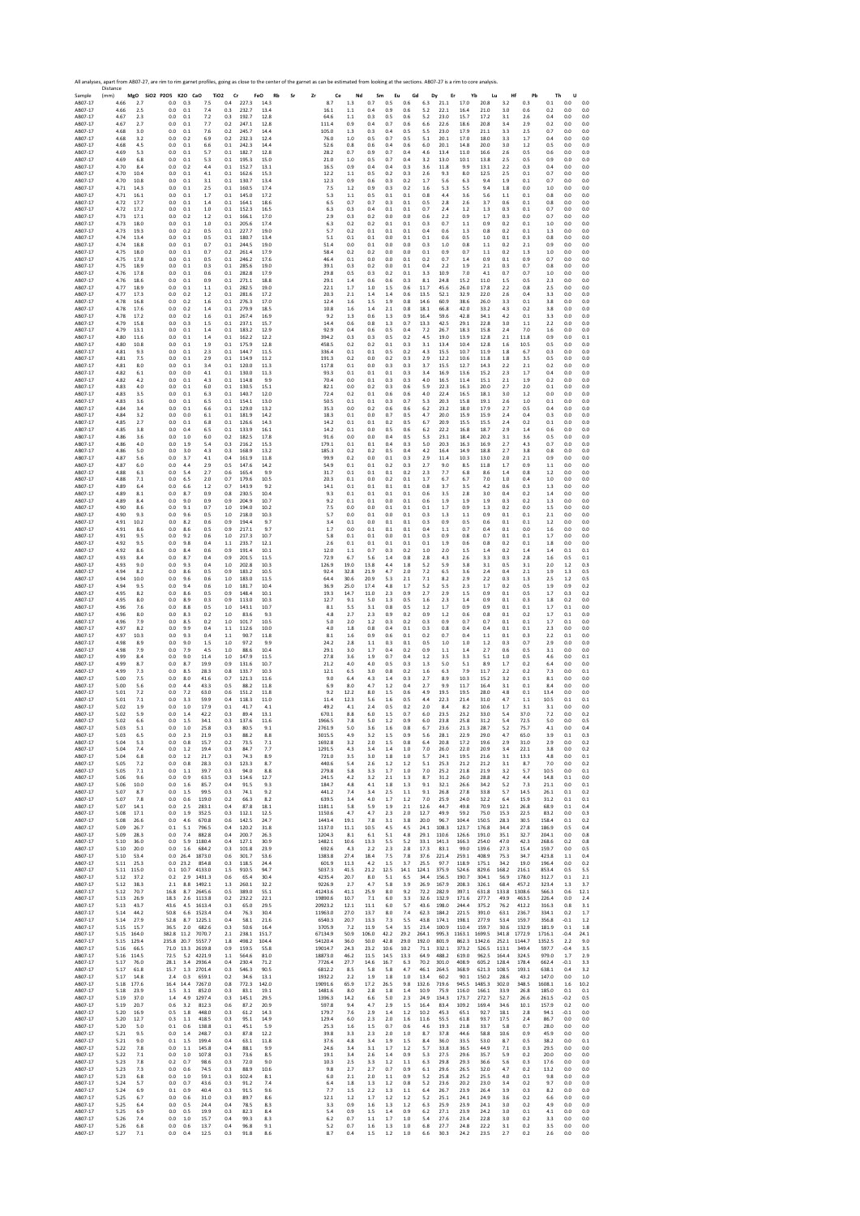All analyses, apart from AB07-27, are rim to rim garnet profiles, giving as close to the centre of the garnet as can be estimated from looking at the sections. AB07-27 is a rim to core analysis.

| Sample | Distance (mm) | MgO | $SiO_2$ | $P_2O_5$ | $K_2O$ | CaO | $TiO_2$ | Cr | FeO | Rb | Sr | Zr | Ce | Nd | Sm | Eu | Gd | Dy | Er | Yb | Lu | Hf | Pb | Th | U |
|---|---|---|---|---|---|---|---|---|---|---|---|---|---|---|---|---|---|---|---|---|---|---|---|---|---|
| AB07-17 | 4.66 | 2.7 | | 0.0 | 0.3 | 7.5 | 0.4 | 227.3 | 14.3 | | | 8.7 | 1.3 | 0.7 | 0.5 | 0.6 | 6.3 | 21.1 | 17.0 | 20.8 | 3.2 | 0.3 | 0.1 | 0.0 | 0.0 |
| AB07-17 | 4.66 | 2.5 | | 0.0 | 0.1 | 7.4 | 0.3 | 232.7 | 13.4 | | | 16.1 | 1.1 | 0.4 | 0.9 | 0.6 | 5.2 | 22.1 | 16.4 | 21.0 | 3.0 | 0.6 | 0.2 | 0.0 | 0.0 |
| AB07-17 | 4.67 | 2.3 | | 0.0 | 0.1 | 7.2 | 0.3 | 192.7 | 12.8 | | | 64.6 | 1.1 | 0.3 | 0.5 | 0.6 | 5.2 | 23.0 | 15.7 | 17.2 | 3.1 | 2.6 | 0.4 | 0.0 | 0.0 |
| AB07-17 | 4.67 | 2.7 | | 0.0 | 0.1 | 7.7 | 0.2 | 247.1 | 12.8 | | | 111.4 | 0.9 | 0.4 | 0.7 | 0.6 | 6.6 | 22.6 | 18.6 | 20.8 | 3.4 | 2.9 | 0.2 | 0.0 | 0.0 |
| AB07-17 | 4.68 | 3.0 | | 0.0 | 0.1 | 7.6 | 0.2 | 245.7 | 14.4 | | | 105.0 | 1.3 | 0.3 | 0.4 | 0.5 | 5.5 | 23.0 | 17.9 | 21.1 | 3.3 | 2.5 | 0.7 | 0.0 | 0.0 |
| AB07-17 | 4.68 | 3.2 | | 0.0 | 0.2 | 6.9 | 0.2 | 232.3 | 12.4 | | | 76.0 | 1.0 | 0.5 | 0.7 | 0.5 | 5.1 | 20.1 | 17.0 | 18.0 | 3.3 | 1.7 | 0.4 | 0.0 | 0.0 |
| AB07-17 | 4.68 | 4.5 | | 0.0 | 0.1 | 6.6 | 0.1 | 242.3 | 14.4 | | | 52.6 | 0.8 | 0.6 | 0.4 | 0.6 | 6.0 | 20.1 | 14.8 | 20.0 | 3.0 | 1.2 | 0.5 | 0.0 | 0.0 |
| AB07-17 | 4.69 | 5.3 | | 0.0 | 0.1 | 5.7 | 0.1 | 182.7 | 12.8 | | | 28.2 | 0.7 | 0.9 | 0.7 | 0.4 | 4.6 | 13.4 | 11.0 | 16.6 | 2.6 | 0.5 | 0.6 | 0.0 | 0.0 |
| AB07-17 | 4.69 | 6.8 | | 0.0 | 0.1 | 5.3 | 0.1 | 195.3 | 15.0 | | | 21.0 | 1.0 | 0.5 | 0.7 | 0.4 | 3.2 | 13.0 | 10.1 | 13.8 | 2.5 | 0.5 | 0.9 | 0.0 | 0.0 |
| AB07-17 | 4.70 | 8.4 | | 0.0 | 0.2 | 4.4 | 0.1 | 152.7 | 13.1 | | | 16.5 | 0.9 | 0.4 | 0.4 | 0.3 | 3.6 | 11.8 | 9.9 | 13.1 | 2.2 | 0.3 | 0.4 | 0.0 | 0.0 |
| AB07-17 | 4.70 | 10.4 | | 0.0 | 0.1 | 4.1 | 0.1 | 162.6 | 15.3 | | | 12.2 | 1.1 | 0.5 | 0.2 | 0.3 | 2.6 | 9.3 | 8.0 | 12.5 | 2.5 | 0.1 | 0.7 | 0.0 | 0.0 |
| AB07-17 | 4.70 | 10.8 | | 0.0 | 0.1 | 3.1 | 0.1 | 130.7 | 13.4 | | | 12.3 | 0.9 | 0.6 | 0.3 | 0.2 | 1.7 | 5.6 | 6.3 | 9.4 | 1.9 | 0.1 | 0.7 | 0.0 | 0.0 |
| AB07-17 | 4.71 | 14.3 | | 0.0 | 0.1 | 2.5 | 0.1 | 160.5 | 17.4 | | | 7.5 | 1.2 | 0.9 | 0.3 | 0.2 | 1.6 | 5.3 | 5.5 | 9.4 | 1.8 | 0.0 | 1.0 | 0.0 | 0.0 |
| AB07-17 | 4.71 | 16.1 | | 0.0 | 0.1 | 1.7 | 0.1 | 145.0 | 17.2 | | | 5.3 | 1.1 | 0.5 | 0.1 | 0.1 | 0.8 | 4.4 | 3.6 | 5.6 | 1.1 | 0.1 | 0.8 | 0.0 | 0.0 |
| AB07-17 | 4.72 | 17.7 | | 0.0 | 0.1 | 1.4 | 0.1 | 164.1 | 18.6 | | | 6.5 | 0.7 | 0.7 | 0.3 | 0.1 | 0.5 | 2.8 | 2.6 | 3.7 | 0.6 | 0.1 | 0.8 | 0.0 | 0.0 |
| AB07-17 | 4.72 | 17.2 | | 0.0 | 0.1 | 1.0 | 0.1 | 152.3 | 16.5 | | | 6.3 | 0.3 | 0.4 | 0.1 | 0.1 | 0.7 | 2.4 | 1.2 | 1.3 | 0.3 | 0.1 | 0.7 | 0.0 | 0.0 |
| AB07-17 | 4.73 | 17.1 | | 0.0 | 0.2 | 1.2 | 0.1 | 166.1 | 17.0 | | | 2.9 | 0.3 | 0.2 | 0.0 | 0.0 | 0.6 | 2.2 | 0.9 | 1.7 | 0.3 | 0.0 | 0.7 | 0.0 | 0.0 |
| AB07-17 | 4.73 | 18.0 | | 0.0 | 0.1 | 1.0 | 0.1 | 205.6 | 17.4 | | | 6.3 | 0.2 | 0.2 | 0.1 | 0.1 | 0.3 | 0.7 | 1.1 | 0.9 | 0.2 | 0.1 | 1.0 | 0.0 | 0.0 |
| AB07-17 | 4.73 | 19.3 | | 0.0 | 0.2 | 0.5 | 0.1 | 227.7 | 19.0 | | | 5.7 | 0.2 | 0.1 | 0.1 | 0.1 | 0.4 | 0.6 | 1.3 | 0.8 | 0.2 | 0.1 | 1.3 | 0.0 | 0.0 |
| AB07-17 | 4.74 | 13.4 | | 0.0 | 0.1 | 0.5 | 0.1 | 180.7 | 13.4 | | | 5.1 | 0.1 | 0.1 | 0.0 | 0.1 | 0.1 | 0.6 | 0.5 | 1.0 | 0.1 | 0.3 | 0.8 | 0.0 | 0.0 |
| AB07-17 | 4.74 | 18.8 | | 0.0 | 0.1 | 0.7 | 0.1 | 244.5 | 19.0 | | | 51.4 | 0.0 | 0.1 | 0.0 | 0.0 | 0.3 | 1.0 | 0.8 | 1.1 | 0.2 | 2.1 | 0.9 | 0.0 | 0.0 |
| AB07-17 | 4.75 | 18.0 | | 0.0 | 0.1 | 0.7 | 0.2 | 261.4 | 17.9 | | | 58.4 | 0.2 | 0.2 | 0.0 | 0.0 | 0.1 | 0.9 | 0.7 | 1.1 | 0.2 | 1.3 | 1.0 | 0.0 | 0.0 |
| AB07-17 | 4.75 | 17.8 | | 0.0 | 0.1 | 0.5 | 0.1 | 246.2 | 17.6 | | | 46.4 | 0.1 | 0.0 | 0.0 | 0.1 | 0.2 | 0.7 | 1.4 | 0.9 | 0.1 | 0.9 | 0.7 | 0.0 | 0.0 |
| AB07-17 | 4.75 | 18.9 | | 0.0 | 0.1 | 0.3 | 0.1 | 285.6 | 19.0 | | | 39.1 | 0.3 | 0.2 | 0.0 | 0.1 | 0.4 | 2.2 | 1.9 | 2.1 | 0.3 | 0.7 | 0.8 | 0.0 | 0.0 |
| AB07-17 | 4.76 | 17.8 | | 0.0 | 0.1 | 0.6 | 0.1 | 282.8 | 17.9 | | | 29.8 | 0.5 | 0.3 | 0.2 | 0.1 | 3.3 | 10.9 | 7.0 | 4.1 | 0.7 | 0.7 | 1.0 | 0.0 | 0.0 |
| AB07-17 | 4.76 | 18.6 | | 0.0 | 0.1 | 0.9 | 0.1 | 271.1 | 18.8 | | | 29.1 | 1.4 | 0.6 | 0.6 | 0.3 | 8.1 | 24.8 | 15.2 | 11.0 | 1.5 | 0.5 | 2.3 | 0.0 | 0.0 |
| AB07-17 | 4.77 | 18.9 | | 0.0 | 0.1 | 1.1 | 0.1 | 282.5 | 19.0 | | | 22.1 | 1.7 | 1.0 | 1.5 | 0.6 | 11.7 | 45.6 | 26.0 | 17.8 | 2.2 | 0.8 | 2.5 | 0.0 | 0.0 |
| AB07-17 | 4.77 | 17.3 | | 0.0 | 0.2 | 1.2 | 0.1 | 281.6 | 17.2 | | | 20.3 | 2.1 | 1.4 | 1.4 | 0.6 | 13.5 | 52.1 | 32.9 | 22.0 | 2.6 | 0.4 | 3.3 | 0.0 | 0.0 |
| AB07-17 | 4.78 | 16.8 | | 0.0 | 0.2 | 1.6 | 0.1 | 276.3 | 17.0 | | | 12.4 | 1.6 | 1.5 | 1.9 | 0.8 | 14.6 | 60.9 | 38.6 | 26.0 | 3.3 | 0.1 | 3.8 | 0.0 | 0.0 |
| AB07-17 | 4.78 | 17.6 | | 0.0 | 0.2 | 1.4 | 0.1 | 279.9 | 18.5 | | | 10.8 | 1.6 | 1.4 | 2.1 | 0.8 | 18.1 | 66.8 | 42.0 | 33.2 | 4.3 | 0.2 | 3.8 | 0.0 | 0.0 |
| AB07-17 | 4.78 | 17.2 | | 0.0 | 0.2 | 1.6 | 0.1 | 267.4 | 16.9 | | | 9.2 | 1.3 | 0.6 | 1.3 | 0.9 | 16.4 | 59.6 | 42.8 | 34.1 | 4.2 | 0.1 | 3.3 | 0.0 | 0.0 |
| AB07-17 | 4.79 | 15.8 | | 0.0 | 0.3 | 1.5 | 0.1 | 237.1 | 15.7 | | | 14.4 | 0.6 | 0.8 | 1.3 | 0.7 | 13.3 | 42.5 | 29.1 | 22.8 | 3.0 | 1.1 | 2.2 | 0.0 | 0.0 |
| AB07-17 | 4.79 | 13.1 | | 0.0 | 0.1 | 1.4 | 0.1 | 183.2 | 12.9 | | | 92.9 | 0.4 | 0.6 | 0.5 | 0.4 | 7.2 | 26.7 | 18.3 | 15.8 | 2.4 | 7.0 | 1.6 | 0.0 | 0.0 |
| AB07-17 | 4.80 | 11.6 | | 0.0 | 0.1 | 1.4 | 0.1 | 162.2 | 12.2 | | | 394.2 | 0.3 | 0.3 | 0.5 | 0.2 | 4.5 | 19.0 | 13.9 | 12.8 | 2.1 | 11.8 | 0.9 | 0.0 | 0.1 |
| AB07-17 | 4.80 | 10.8 | | 0.0 | 0.1 | 1.9 | 0.1 | 175.9 | 12.8 | | | 458.5 | 0.2 | 0.2 | 0.1 | 0.3 | 3.1 | 13.4 | 10.4 | 12.8 | 1.6 | 10.5 | 0.5 | 0.0 | 0.0 |
| AB07-17 | 4.81 | 9.3 | | 0.0 | 0.1 | 2.3 | 0.1 | 144.7 | 11.5 | | | 336.4 | 0.1 | 0.1 | 0.5 | 0.2 | 4.3 | 15.5 | 10.7 | 11.9 | 1.8 | 6.7 | 0.3 | 0.0 | 0.0 |
| AB07-17 | 4.81 | 7.5 | | 0.0 | 0.1 | 2.9 | 0.1 | 114.9 | 11.2 | | | 191.3 | 0.2 | 0.0 | 0.2 | 0.3 | 2.9 | 12.2 | 10.6 | 11.8 | 1.8 | 3.5 | 0.5 | 0.0 | 0.0 |
| AB07-17 | 4.81 | 8.0 | | 0.0 | 0.1 | 3.4 | 0.1 | 120.0 | 11.3 | | | 117.8 | 0.1 | 0.0 | 0.3 | 0.3 | 3.7 | 15.5 | 12.7 | 14.3 | 2.2 | 2.1 | 0.2 | 0.0 | 0.0 |
| AB07-17 | 4.82 | 6.1 | | 0.0 | 0.0 | 4.1 | 0.1 | 130.0 | 11.3 | | | 93.3 | 0.1 | 0.1 | 0.1 | 0.3 | 3.4 | 16.9 | 13.6 | 15.2 | 2.3 | 1.7 | 0.4 | 0.0 | 0.0 |
| AB07-17 | 4.82 | 4.2 | | 0.0 | 0.1 | 4.3 | 0.1 | 114.8 | 9.9 | | | 70.4 | 0.0 | 0.1 | 0.3 | 0.3 | 4.0 | 16.5 | 11.4 | 15.1 | 2.1 | 1.9 | 0.2 | 0.0 | 0.0 |
| AB07-17 | 4.83 | 4.0 | | 0.0 | 0.1 | 6.0 | 0.1 | 130.5 | 15.1 | | | 82.1 | 0.0 | 0.2 | 0.3 | 0.6 | 5.9 | 22.3 | 16.3 | 20.0 | 2.7 | 2.0 | 0.1 | 0.0 | 0.0 |
| AB07-17 | 4.83 | 3.5 | | 0.0 | 0.1 | 6.3 | 0.1 | 140.7 | 12.0 | | | 72.4 | 0.2 | 0.1 | 0.6 | 0.6 | 4.0 | 22.4 | 16.5 | 18.1 | 3.0 | 1.2 | 0.0 | 0.0 | 0.0 |
| AB07-17 | 4.83 | 3.6 | | 0.0 | 0.1 | 6.5 | 0.1 | 154.1 | 13.0 | | | 50.5 | 0.1 | 0.1 | 0.3 | 0.7 | 5.3 | 20.3 | 15.8 | 19.1 | 2.6 | 1.0 | 0.1 | 0.0 | 0.0 |
| AB07-17 | 4.84 | 3.4 | | 0.0 | 0.1 | 6.6 | 0.1 | 129.0 | 13.2 | | | 35.3 | 0.0 | 0.2 | 0.6 | 0.6 | 6.2 | 23.2 | 18.0 | 17.9 | 2.7 | 0.5 | 0.4 | 0.0 | 0.0 |
| AB07-17 | 4.84 | 3.2 | | 0.0 | 0.0 | 6.1 | 0.1 | 181.9 | 14.2 | | | 18.3 | 0.1 | 0.0 | 0.7 | 0.5 | 4.7 | 20.0 | 15.9 | 15.9 | 2.4 | 0.4 | 0.3 | 0.0 | 0.0 |
| AB07-17 | 4.85 | 2.7 | | 0.0 | 0.1 | 6.8 | 0.1 | 126.6 | 14.3 | | | 14.2 | 0.1 | 0.1 | 0.2 | 0.5 | 6.7 | 20.9 | 15.5 | 15.5 | 2.4 | 0.2 | 0.1 | 0.0 | 0.0 |
| AB07-17 | 4.85 | 3.8 | | 0.0 | 0.4 | 6.5 | 0.1 | 133.9 | 16.1 | | | 14.2 | 0.1 | 0.0 | 0.5 | 0.6 | 6.2 | 22.2 | 16.8 | 18.7 | 2.9 | 1.4 | 0.6 | 0.0 | 0.0 |
| AB07-17 | 4.86 | 3.6 | | 0.0 | 1.0 | 6.0 | 0.2 | 182.5 | 17.8 | | | 91.6 | 0.0 | 0.0 | 0.4 | 0.5 | 5.3 | 23.1 | 18.4 | 20.2 | 3.1 | 3.6 | 0.5 | 0.0 | 0.0 |
| AB07-17 | 4.86 | 4.0 | | 0.0 | 1.9 | 5.4 | 0.3 | 216.2 | 15.3 | | | 179.1 | 0.1 | 0.1 | 0.4 | 0.3 | 5.0 | 20.3 | 16.3 | 16.9 | 2.7 | 4.3 | 0.7 | 0.0 | 0.0 |
| AB07-17 | 4.86 | 5.0 | | 0.0 | 3.0 | 4.3 | 0.3 | 168.9 | 13.2 | | | 185.3 | 0.2 | 0.2 | 0.5 | 0.4 | 4.2 | 16.4 | 14.9 | 18.8 | 2.7 | 3.8 | 0.8 | 0.0 | 0.0 |
| AB07-17 | 4.87 | 5.6 | | 0.0 | 3.7 | 4.1 | 0.4 | 161.9 | 11.8 | | | 99.9 | 0.2 | 0.0 | 0.1 | 0.3 | 2.9 | 11.4 | 10.3 | 13.0 | 2.0 | 2.1 | 0.9 | 0.0 | 0.0 |
| AB07-17 | 4.87 | 6.0 | | 0.0 | 4.4 | 2.9 | 0.5 | 147.6 | 14.2 | | | 54.9 | 0.1 | 0.1 | 0.2 | 0.3 | 2.7 | 9.0 | 8.5 | 11.8 | 1.7 | 0.9 | 1.1 | 0.0 | 0.0 |
| AB07-17 | 4.88 | 6.3 | | 0.0 | 5.4 | 2.7 | 0.6 | 165.4 | 9.9 | | | 31.7 | 0.1 | 0.1 | 0.1 | 0.2 | 2.3 | 7.7 | 6.8 | 8.6 | 1.4 | 0.8 | 1.2 | 0.0 | 0.0 |
| AB07-17 | 4.88 | 7.1 | | 0.0 | 6.5 | 2.0 | 0.7 | 179.6 | 10.5 | | | 20.3 | 0.1 | 0.0 | 0.2 | 0.1 | 1.7 | 6.7 | 6.7 | 7.0 | 1.0 | 0.4 | 1.0 | 0.0 | 0.0 |
| AB07-17 | 4.89 | 6.4 | | 0.0 | 6.6 | 1.2 | 0.7 | 143.9 | 9.2 | | | 14.1 | 0.1 | 0.1 | 0.1 | 0.1 | 0.8 | 3.7 | 3.5 | 4.2 | 0.6 | 0.3 | 1.3 | 0.0 | 0.0 |
| AB07-17 | 4.89 | 8.1 | | 0.0 | 8.7 | 0.9 | 0.8 | 230.5 | 10.4 | | | 9.3 | 0.1 | 0.1 | 0.1 | 0.1 | 0.6 | 3.5 | 2.8 | 3.0 | 0.4 | 0.2 | 1.4 | 0.0 | 0.0 |
| AB07-17 | 4.89 | 8.4 | | 0.0 | 9.0 | 0.9 | 0.9 | 204.9 | 10.7 | | | 9.2 | 0.1 | 0.1 | 0.0 | 0.1 | 0.6 | 1.9 | 1.9 | 1.9 | 0.3 | 0.2 | 1.3 | 0.0 | 0.0 |
| AB07-17 | 4.90 | 8.6 | | 0.0 | 9.1 | 0.7 | 0.9 | 194.0 | 10.2 | | | 7.5 | 0.0 | 0.0 | 0.1 | 0.1 | 0.1 | 1.7 | 0.9 | 1.3 | 0.2 | 0.0 | 1.5 | 0.0 | 0.0 |
| AB07-17 | 4.90 | 9.3 | | 0.0 | 9.6 | 0.5 | 1.0 | 218.0 | 10.3 | | | 5.7 | 0.0 | 0.1 | 0.0 | 0.1 | 0.3 | 1.3 | 1.1 | 0.9 | 0.1 | 0.1 | 2.1 | 0.0 | 0.0 |
| AB07-17 | 4.91 | 10.2 | | 0.0 | 8.2 | 0.6 | 0.9 | 194.4 | 9.7 | | | 3.4 | 0.1 | 0.0 | 0.1 | 0.1 | 0.3 | 0.9 | 0.5 | 0.6 | 0.1 | 0.1 | 1.2 | 0.0 | 0.0 |
| AB07-17 | 4.91 | 8.6 | | 0.0 | 8.6 | 0.5 | 0.9 | 217.1 | 9.7 | | | 1.7 | 0.0 | 0.1 | 0.1 | 0.1 | 0.4 | 1.1 | 0.7 | 0.4 | 0.1 | 0.0 | 1.6 | 0.0 | 0.0 |
| AB07-17 | 4.91 | 9.5 | | 0.0 | 9.2 | 0.6 | 1.0 | 217.3 | 10.7 | | | 5.8 | 0.1 | 0.1 | 0.0 | 0.1 | 0.3 | 0.9 | 0.8 | 0.7 | 0.1 | 0.1 | 1.7 | 0.0 | 0.0 |
| AB07-17 | 4.92 | 9.5 | | 0.0 | 9.8 | 0.4 | 1.1 | 233.7 | 12.1 | | | 2.6 | 0.1 | 0.1 | 0.1 | 0.1 | 0.1 | 1.9 | 0.6 | 0.8 | 0.2 | 0.1 | 1.8 | 0.0 | 0.0 |
| AB07-17 | 4.92 | 8.6 | | 0.0 | 8.4 | 0.6 | 0.9 | 191.4 | 10.1 | | | 12.0 | 1.1 | 0.7 | 0.3 | 0.2 | 1.0 | 2.0 | 1.5 | 1.4 | 0.2 | 1.4 | 1.4 | 0.1 | 0.1 |
| AB07-17 | 4.93 | 8.4 | | 0.0 | 8.7 | 0.4 | 0.9 | 201.5 | 11.5 | | | 72.9 | 6.7 | 5.6 | 1.4 | 0.8 | 2.8 | 4.3 | 2.6 | 3.3 | 0.3 | 2.8 | 1.6 | 0.5 | 0.1 |
| AB07-17 | 4.93 | 9.0 | | 0.0 | 9.3 | 0.4 | 1.0 | 202.8 | 10.3 | | | 126.9 | 19.0 | 13.8 | 4.4 | 1.8 | 5.2 | 5.9 | 3.8 | 3.1 | 0.5 | 3.1 | 2.0 | 1.2 | 0.3 |
| AB07-17 | 4.94 | 8.2 | | 0.0 | 8.6 | 0.5 | 0.9 | 183.2 | 10.5 | | | 92.4 | 32.8 | 21.9 | 4.7 | 2.0 | 7.2 | 6.5 | 3.6 | 2.4 | 0.4 | 2.1 | 1.9 | 1.3 | 0.5 |
| AB07-17 | 4.94 | 10.0 | | 0.0 | 9.6 | 0.6 | 1.0 | 183.0 | 11.5 | | | 64.4 | 30.6 | 20.9 | 5.3 | 2.1 | 7.1 | 8.2 | 2.9 | 2.2 | 0.3 | 1.3 | 2.5 | 1.2 | 0.5 |
| AB07-17 | 4.94 | 9.5 | | 0.0 | 9.4 | 0.6 | 1.0 | 181.7 | 10.4 | | | 36.9 | 25.0 | 17.4 | 4.8 | 1.7 | 5.2 | 5.5 | 2.3 | 1.7 | 0.2 | 0.5 | 1.9 | 0.9 | 0.2 |
| AB07-17 | 4.95 | 8.2 | | 0.0 | 8.6 | 0.5 | 0.9 | 148.4 | 10.1 | | | 19.3 | 14.7 | 11.0 | 2.3 | 0.9 | 2.7 | 2.9 | 1.5 | 0.9 | 0.1 | 0.5 | 1.7 | 0.3 | 0.2 |
| AB07-17 | 4.95 | 8.0 | | 0.0 | 8.9 | 0.3 | 0.9 | 113.0 | 10.3 | | | 12.7 | 9.1 | 5.0 | 1.3 | 0.5 | 1.6 | 2.3 | 1.4 | 0.9 | 0.1 | 0.3 | 1.8 | 0.2 | 0.0 |
| AB07-17 | 4.96 | 7.6 | | 0.0 | 8.8 | 0.5 | 1.0 | 143.1 | 10.7 | | | 8.1 | 5.5 | 3.1 | 0.8 | 0.5 | 1.2 | 1.7 | 0.9 | 0.9 | 0.1 | 0.1 | 1.7 | 0.1 | 0.0 |
| AB07-17 | 4.96 | 8.0 | | 0.0 | 8.3 | 0.2 | 1.0 | 83.6 | 9.3 | | | 4.8 | 2.7 | 2.3 | 0.9 | 0.2 | 0.9 | 1.2 | 0.6 | 0.8 | 0.1 | 0.2 | 1.7 | 0.1 | 0.0 |
| AB07-17 | 4.96 | 7.9 | | 0.0 | 8.5 | 0.2 | 1.0 | 101.7 | 10.5 | | | 5.0 | 2.0 | 1.2 | 0.3 | 0.2 | 0.3 | 0.9 | 0.7 | 0.7 | 0.1 | 0.1 | 1.7 | 0.1 | 0.0 |
| AB07-17 | 4.97 | 8.2 | | 0.0 | 9.9 | 0.4 | 1.1 | 112.6 | 10.0 | | | 4.0 | 1.8 | 0.8 | 0.4 | 0.1 | 0.3 | 0.8 | 0.4 | 0.4 | 0.1 | 0.1 | 2.3 | 0.0 | 0.0 |
| AB07-17 | 4.97 | 10.3 | | 0.0 | 9.3 | 0.4 | 1.1 | 90.7 | 11.8 | | | 8.1 | 1.6 | 0.9 | 0.6 | 0.1 | 0.2 | 0.7 | 0.4 | 1.1 | 0.1 | 0.3 | 2.2 | 0.1 | 0.0 |
| AB07-17 | 4.98 | 8.9 | | 0.0 | 9.0 | 1.5 | 1.0 | 97.2 | 9.9 | | | 24.2 | 2.8 | 1.1 | 0.3 | 0.1 | 0.5 | 1.0 | 1.0 | 1.2 | 0.3 | 0.7 | 2.9 | 0.0 | 0.0 |
| AB07-17 | 4.98 | 7.9 | | 0.0 | 7.9 | 4.5 | 1.0 | 88.6 | 10.4 | | | 29.1 | 3.0 | 1.7 | 0.4 | 0.2 | 0.9 | 1.1 | 1.4 | 2.7 | 0.6 | 0.5 | 3.1 | 0.0 | 0.0 |
| AB07-17 | 4.99 | 8.4 | | 0.0 | 9.0 | 11.4 | 1.0 | 147.9 | 11.5 | | | 27.8 | 3.6 | 1.9 | 0.7 | 0.4 | 1.2 | 3.5 | 3.3 | 5.1 | 1.0 | 0.5 | 4.6 | 0.0 | 0.1 |
| AB07-17 | 4.99 | 8.7 | | 0.0 | 8.7 | 19.9 | 0.9 | 131.6 | 10.7 | | | 21.2 | 4.0 | 4.0 | 0.5 | 0.3 | 1.3 | 5.0 | 5.1 | 8.9 | 1.7 | 0.2 | 6.4 | 0.0 | 0.0 |
| AB07-17 | 4.99 | 7.3 | | 0.0 | 8.5 | 28.3 | 0.8 | 133.7 | 10.3 | | | 12.1 | 6.5 | 3.0 | 0.8 | 0.2 | 1.6 | 6.3 | 7.9 | 11.7 | 2.2 | 0.2 | 7.3 | 0.0 | 0.1 |
| AB07-17 | 5.00 | 7.5 | | 0.0 | 8.0 | 41.6 | 0.7 | 121.3 | 11.6 | | | 9.0 | 6.4 | 4.3 | 1.4 | 0.3 | 2.7 | 8.9 | 10.3 | 15.2 | 3.2 | 0.1 | 8.1 | 0.0 | 0.0 |
| AB07-17 | 5.00 | 5.6 | | 0.0 | 4.4 | 43.3 | 0.5 | 88.2 | 11.8 | | | 6.9 | 8.0 | 4.7 | 1.2 | 0.4 | 2.7 | 9.9 | 11.7 | 16.4 | 3.1 | 0.1 | 8.4 | 0.0 | 0.0 |
| AB07-17 | 5.01 | 7.2 | | 0.0 | 7.2 | 63.0 | 0.6 | 151.2 | 11.8 | | | 9.2 | 12.2 | 8.0 | 1.5 | 0.6 | 4.9 | 19.5 | 19.5 | 28.0 | 4.8 | 0.1 | 13.4 | 0.0 | 0.0 |
| AB07-17 | 5.01 | 7.1 | | 0.0 | 3.3 | 59.9 | 0.4 | 118.3 | 11.0 | | | 11.4 | 12.3 | 5.6 | 1.6 | 0.5 | 4.4 | 22.3 | 21.4 | 31.0 | 4.7 | 1.1 | 10.5 | 0.1 | 0.1 |
| AB07-17 | 5.02 | 1.9 | | 0.0 | 1.0 | 17.9 | 0.1 | 41.7 | 4.1 | | | 49.2 | 4.1 | 2.4 | 0.5 | 0.2 | 2.0 | 8.4 | 8.2 | 10.6 | 1.7 | 3.1 | 3.1 | 0.0 | 0.0 |
| AB07-17 | 5.02 | 5.9 | | 0.0 | 1.4 | 42.2 | 0.3 | 89.4 | 11.1 | | | 670.1 | 8.8 | 6.0 | 1.5 | 0.7 | 6.0 | 23.5 | 23.2 | 33.0 | 5.4 | 37.0 | 7.2 | 0.0 | 0.2 |
| AB07-17 | 5.02 | 6.6 | | 0.0 | 1.5 | 34.1 | 0.3 | 137.6 | 11.6 | | | 1966.5 | 7.8 | 5.0 | 1.2 | 0.9 | 6.0 | 23.8 | 25.8 | 31.2 | 5.4 | 72.5 | 5.0 | 0.0 | 0.5 |
| AB07-17 | 5.03 | 5.1 | | 0.0 | 1.0 | 25.8 | 0.3 | 80.5 | 9.1 | | | 2761.9 | 5.0 | 3.6 | 1.6 | 0.8 | 6.7 | 23.6 | 21.3 | 28.7 | 5.2 | 75.7 | 4.1 | 0.0 | 0.4 |
| AB07-17 | 5.03 | 6.5 | | 0.0 | 2.3 | 21.9 | 0.3 | 88.2 | 8.8 | | | 3015.5 | 4.9 | 3.2 | 1.5 | 0.9 | 5.6 | 28.1 | 22.9 | 29.0 | 4.7 | 65.0 | 3.9 | 0.1 | 0.3 |
| AB07-17 | 5.04 | 5.3 | | 0.0 | 0.8 | 15.7 | 0.2 | 73.5 | 7.1 | | | 1692.8 | 3.2 | 2.0 | 1.5 | 0.8 | 6.4 | 20.8 | 17.2 | 19.6 | 2.9 | 31.0 | 2.9 | 0.0 | 0.2 |
| AB07-17 | 5.04 | 7.4 | | 0.0 | 1.2 | 19.4 | 0.3 | 84.7 | 7.7 | | | 1291.5 | 4.3 | 3.4 | 1.4 | 1.0 | 7.0 | 26.0 | 22.0 | 20.9 | 3.4 | 22.1 | 3.8 | 0.0 | 0.2 |
| AB07-17 | 5.04 | 6.8 | | 0.0 | 1.2 | 21.7 | 0.3 | 74.3 | 8.9 | | | 721.0 | 3.5 | 3.0 | 1.8 | 1.0 | 5.7 | 24.1 | 19.5 | 21.6 | 3.1 | 13.3 | 4.8 | 0.0 | 0.1 |
| AB07-17 | 5.05 | 7.2 | | 0.0 | 0.8 | 28.3 | 0.3 | 123.3 | 8.7 | | | 440.6 | 5.4 | 2.6 | 1.2 | 1.2 | 5.1 | 25.3 | 21.2 | 21.2 | 3.1 | 8.7 | 7.0 | 0.0 | 0.2 |
| AB07-17 | 5.05 | 7.1 | | 0.0 | 1.1 | 39.7 | 0.3 | 94.0 | 8.8 | | | 279.8 | 5.8 | 3.3 | 1.7 | 1.0 | 7.0 | 25.2 | 21.8 | 21.9 | 3.2 | 5.7 | 10.5 | 0.0 | 0.1 |
| AB07-17 | 5.06 | 9.6 | | 0.0 | 0.9 | 63.5 | 0.3 | 114.6 | 12.7 | | | 241.5 | 4.2 | 3.2 | 2.1 | 1.3 | 8.7 | 31.2 | 26.0 | 28.8 | 4.2 | 4.4 | 14.8 | 0.1 | 0.0 |
| AB07-17 | 5.06 | 10.0 | | 0.0 | 1.6 | 85.7 | 0.4 | 91.5 | 9.3 | | | 184.7 | 4.8 | 4.1 | 1.8 | 1.3 | 9.1 | 32.1 | 26.6 | 34.2 | 5.2 | 7.3 | 21.1 | 0.0 | 0.1 |
| AB07-17 | 5.07 | 8.7 | | 0.0 | 1.5 | 99.5 | 0.3 | 74.1 | 9.2 | | | 441.2 | 7.4 | 3.4 | 2.5 | 1.1 | 9.1 | 26.8 | 27.8 | 33.8 | 5.7 | 14.5 | 26.1 | 0.1 | 0.2 |
| AB07-17 | 5.07 | 7.8 | | 0.0 | 0.6 | 119.0 | 0.2 | 66.3 | 8.2 | | | 639.5 | 3.4 | 4.0 | 1.7 | 1.2 | 7.0 | 25.9 | 24.0 | 32.2 | 6.4 | 15.9 | 31.2 | 0.1 | 0.1 |
| AB07-17 | 5.07 | 14.1 | | 0.0 | 2.5 | 283.1 | 0.4 | 87.8 | 18.1 | | | 1181.1 | 5.8 | 5.9 | 1.9 | 2.1 | 12.6 | 44.7 | 49.8 | 70.9 | 12.1 | 26.8 | 68.9 | 0.1 | 0.4 |
| AB07-17 | 5.08 | 17.1 | | 0.0 | 1.9 | 352.5 | 0.3 | 112.1 | 12.5 | | | 1150.6 | 4.7 | 4.7 | 2.3 | 2.0 | 12.7 | 49.9 | 59.2 | 75.0 | 15.3 | 22.5 | 83.2 | 0.0 | 0.3 |
| AB07-17 | 5.08 | 26.6 | | 0.0 | 4.6 | 670.8 | 0.6 | 142.5 | 24.7 | | | 1443.4 | 19.1 | 7.8 | 3.1 | 3.8 | 20.0 | 96.7 | 104.4 | 150.5 | 28.3 | 30.5 | 158.4 | 0.1 | 0.2 |
| AB07-17 | 5.09 | 26.7 | | 0.1 | 5.1 | 796.5 | 0.4 | 120.2 | 31.8 | | | 1137.0 | 11.1 | 10.5 | 4.5 | 4.5 | 24.1 | 108.3 | 123.7 | 176.8 | 34.4 | 27.8 | 186.9 | 0.5 | 0.4 |
| AB07-17 | 5.09 | 28.3 | | 0.0 | 7.4 | 882.8 | 0.4 | 200.7 | 26.3 | | | 1204.3 | 8.1 | 6.1 | 5.1 | 4.8 | 29.1 | 110.6 | 126.6 | 191.0 | 35.1 | 32.7 | 204.1 | 0.0 | 0.8 |
| AB07-17 | 5.10 | 36.0 | | 0.0 | 5.9 | 1180.4 | 0.4 | 127.1 | 30.9 | | | 1482.1 | 10.6 | 13.3 | 5.5 | 5.2 | 33.1 | 141.3 | 166.3 | 254.0 | 47.0 | 42.3 | 268.6 | 0.2 | 0.8 |
| AB07-17 | 5.10 | 20.0 | | 0.0 | 1.6 | 684.2 | 0.3 | 101.8 | 23.9 | | | 692.6 | 4.3 | 2.2 | 2.3 | 2.8 | 17.3 | 83.1 | 99.0 | 139.6 | 27.3 | 15.4 | 159.7 | 0.0 | 0.5 |
| AB07-17 | 5.10 | 53.4 | | 0.0 | 26.4 | 1873.0 | 0.6 | 301.7 | 53.6 | | | 1383.8 | 27.4 | 18.4 | 7.5 | 7.8 | 37.6 | 221.4 | 259.1 | 408.9 | 75.3 | 34.7 | 423.8 | 1.1 | 0.4 |
| AB07-17 | 5.11 | 25.3 | | 0.0 | 23.2 | 854.8 | 0.3 | 118.5 | 24.4 | | | 601.9 | 11.3 | 4.2 | 1.5 | 3.7 | 25.5 | 97.7 | 118.9 | 175.1 | 34.2 | 19.0 | 196.4 | 0.0 | 0.2 |
| AB07-17 | 5.11 | 113.0 | | 0.1 | 10.7 | 4133.0 | 1.5 | 910.5 | 94.7 | | | 5037.3 | 41.5 | 21.2 | 12.5 | 14.1 | 124.1 | 375.9 | 524.6 | 829.6 | 168.2 | 216.1 | 853.4 | 0.5 | 5.5 |
| AB07-17 | 5.12 | 37.2 | | 0.2 | 2.9 | 1431.3 | 0.6 | 65.4 | 30.4 | | | 4235.4 | 20.7 | 8.0 | 5.1 | 6.5 | 34.4 | 156.5 | 190.7 | 304.1 | 56.9 | 178.0 | 312.7 | 0.1 | 2.1 |
| AB07-17 | 5.12 | 38.3 | | 2.1 | 8.8 | 1492.1 | 1.3 | 260.1 | 32.2 | | | 3226.9 | 2.7 | 4.7 | 5.8 | 3.9 | 26.9 | 167.9 | 208.3 | 326.1 | 68.4 | 457.2 | 323.4 | 1.3 | 3.7 |
| AB07-17 | 5.12 | 70.7 | | 16.8 | 8.7 | 2645.6 | 0.5 | 389.0 | 55.1 | | | 41243.6 | 41.1 | 25.9 | 8.0 | 9.2 | 72.2 | 282.9 | 397.1 | 631.8 | 133.8 | 1308.6 | 566.3 | 0.6 | 12.1 |
| AB07-17 | 5.13 | 26.9 | | 18.3 | 2.6 | 1113.8 | 0.2 | 232.2 | 22.1 | | | 19890.6 | 10.7 | 7.1 | 6.0 | 3.3 | 32.6 | 132.9 | 171.6 | 277.7 | 49.9 | 463.5 | 226.4 | 0.0 | 2.4 |
| AB07-17 | 5.13 | 43.7 | | 43.6 | 4.5 | 1613.4 | 0.3 | 65.0 | 29.5 | | | 20923.2 | 12.1 | 11.1 | 6.0 | 5.7 | 43.6 | 198.0 | 244.4 | 375.2 | 76.2 | 412.2 | 316.3 | 0.8 | 3.1 |
| AB07-17 | 5.14 | 44.2 | | 50.8 | 6.6 | 1523.4 | 0.4 | 76.3 | 30.4 | | | 11963.0 | 27.0 | 13.7 | 8.0 | 7.4 | 62.3 | 184.2 | 221.5 | 391.0 | 63.1 | 236.7 | 334.1 | 0.2 | 1.7 |
| AB07-17 | 5.14 | 27.9 | | 52.8 | 8.7 | 1225.1 | 0.4 | 58.1 | 21.6 | | | 6540.3 | 20.7 | 13.3 | 7.3 | 5.5 | 43.8 | 174.1 | 198.1 | 277.9 | 53.4 | 159.7 | 356.8 | -0.1 | 1.2 |
| AB07-17 | 5.15 | 15.7 | | 36.5 | 2.0 | 682.6 | 0.3 | 50.6 | 16.4 | | | 3705.9 | 7.2 | 11.9 | 5.4 | 3.5 | 23.4 | 100.9 | 110.4 | 159.7 | 30.6 | 132.9 | 181.9 | 0.1 | 1.8 |
| AB07-17 | 5.15 | 164.0 | | 382.8 | 11.2 | 7070.7 | 2.1 | 238.1 | 151.7 | | | 67134.9 | 50.9 | 106.0 | 42.2 | 29.2 | 264.1 | 995.3 | 1163.1 | 1699.5 | 341.8 | 1772.9 | 1716.1 | -0.4 | 24.1 |
| AB07-17 | 5.15 | 129.4 | | 235.8 | 20.7 | 5557.7 | 1.8 | 498.2 | 104.4 | | | 54120.4 | 36.0 | 50.0 | 42.8 | 29.0 | 192.0 | 801.9 | 862.3 | 1342.6 | 252.1 | 1144.7 | 1352.5 | 2.2 | 9.0 |
| AB07-17 | 5.16 | 66.5 | | 71.0 | 13.3 | 2619.8 | 0.9 | 159.5 | 55.8 | | | 19014.7 | 24.3 | 23.2 | 10.6 | 10.2 | 71.1 | 332.1 | 373.2 | 526.5 | 113.1 | 349.4 | 597.7 | -0.4 | 3.5 |
| AB07-17 | 5.16 | 114.5 | | 72.5 | 5.2 | 4221.9 | 1.1 | 564.6 | 81.0 | | | 18873.0 | 46.2 | 11.5 | 14.5 | 13.3 | 64.9 | 488.2 | 619.0 | 962.5 | 164.4 | 324.5 | 979.0 | 1.7 | 2.9 |
| AB07-17 | 5.17 | 76.0 | | 28.1 | 3.4 | 2936.4 | 0.4 | 230.4 | 71.2 | | | 7726.4 | 27.7 | 14.6 | 16.7 | 6.2 | 70.2 | 301.0 | 408.9 | 605.2 | 128.4 | 178.4 | 662.4 | -0.1 | 3.3 |
| AB07-17 | 5.17 | 61.8 | | 15.7 | 1.3 | 2701.4 | 0.3 | 546.3 | 90.5 | | | 6812.2 | 8.5 | 5.8 | 5.8 | 4.7 | 46.1 | 264.5 | 368.9 | 621.3 | 108.5 | 193.1 | 638.1 | 0.4 | 3.2 |
| AB07-17 | 5.17 | 14.8 | | 2.4 | 0.3 | 659.1 | 0.2 | 34.6 | 13.1 | | | 1932.2 | 2.2 | 1.9 | 1.8 | 1.0 | 13.4 | 60.2 | 90.1 | 150.2 | 28.6 | 43.2 | 147.0 | 0.0 | 1.0 |
| AB07-17 | 5.18 | 177.6 | | 16.4 | 14.4 | 7267.0 | 0.8 | 772.3 | 142.0 | | | 19091.6 | 65.9 | 17.2 | 26.5 | 9.8 | 132.6 | 719.6 | 945.5 | 1485.3 | 302.0 | 348.5 | 1608.1 | 1.6 | 10.2 |
| AB07-17 | 5.18 | 23.9 | | 1.5 | 3.1 | 852.0 | 0.3 | 83.1 | 19.1 | | | 1481.6 | 8.0 | 2.8 | 1.8 | 1.4 | 10.9 | 75.9 | 116.0 | 166.1 | 33.9 | 26.8 | 185.0 | 0.1 | 0.1 |
| AB07-17 | 5.19 | 37.0 | | 1.4 | 4.9 | 1297.4 | 0.3 | 145.1 | 29.5 | | | 1396.3 | 14.2 | 6.6 | 5.0 | 2.3 | 24.9 | 134.3 | 173.7 | 272.7 | 52.7 | 26.6 | 261.5 | -0.2 | 0.5 |
| AB07-17 | 5.19 | 20.7 | | 0.6 | 3.2 | 812.3 | 0.6 | 87.2 | 20.9 | | | 597.8 | 9.4 | 4.7 | 2.9 | 1.5 | 16.4 | 83.4 | 109.2 | 169.4 | 34.6 | 10.1 | 157.9 | 0.2 | 0.0 |
| AB07-17 | 5.20 | 16.9 | | 0.5 | 1.8 | 448.0 | 0.3 | 61.2 | 14.3 | | | 179.7 | 7.6 | 2.9 | 1.4 | 1.2 | 10.2 | 45.3 | 65.1 | 92.7 | 18.1 | 2.8 | 94.1 | -0.1 | 0.0 |
| AB07-17 | 5.20 | 12.7 | | 0.3 | 1.1 | 418.5 | 0.3 | 95.1 | 14.9 | | | 129.4 | 6.0 | 2.3 | 2.0 | 1.6 | 11.6 | 55.5 | 61.8 | 93.7 | 17.5 | 2.4 | 86.7 | 0.0 | 0.0 |
| AB07-17 | 5.20 | 5.0 | | 0.1 | 0.6 | 138.8 | 0.1 | 45.1 | 5.9 | | | 25.3 | 1.6 | 1.5 | 0.7 | 0.6 | 4.6 | 19.3 | 21.8 | 33.7 | 5.8 | 0.7 | 28.0 | 0.0 | 0.0 |
| AB07-17 | 5.21 | 9.5 | | 0.0 | 1.4 | 248.7 | 0.3 | 87.8 | 12.2 | | | 39.8 | 3.3 | 2.3 | 2.0 | 1.0 | 8.7 | 37.8 | 44.6 | 58.8 | 10.6 | 0.9 | 45.9 | 0.0 | 0.0 |
| AB07-17 | 5.21 | 9.0 | | 0.1 | 1.5 | 199.4 | 0.4 | 63.1 | 11.8 | | | 37.6 | 4.8 | 3.4 | 1.9 | 1.5 | 8.4 | 36.0 | 33.5 | 53.0 | 8.7 | 0.5 | 38.2 | 0.0 | 0.1 |
| AB07-17 | 5.22 | 7.8 | | 0.0 | 1.1 | 145.8 | 0.4 | 88.1 | 9.9 | | | 24.6 | 3.4 | 3.1 | 1.7 | 1.2 | 5.7 | 33.8 | 36.5 | 44.9 | 7.1 | 0.3 | 29.5 | 0.0 | 0.0 |
| AB07-17 | 5.22 | 7.1 | | 0.0 | 1.0 | 107.8 | 0.3 | 73.6 | 8.5 | | | 19.1 | 3.4 | 2.6 | 1.4 | 0.9 | 5.3 | 27.5 | 29.6 | 35.7 | 5.9 | 0.2 | 20.0 | 0.0 | 0.0 |
| AB07-17 | 5.23 | 7.8 | | 0.2 | 0.7 | 98.6 | 0.3 | 72.0 | 9.0 | | | 10.3 | 2.5 | 3.3 | 1.2 | 1.1 | 6.3 | 29.8 | 29.3 | 36.6 | 5.6 | 0.3 | 17.6 | 0.0 | 0.0 |
| AB07-17 | 5.23 | 7.3 | | 0.0 | 0.6 | 74.5 | 0.3 | 88.9 | 10.6 | | | 9.8 | 2.7 | 2.7 | 0.7 | 0.9 | 6.1 | 29.6 | 26.5 | 32.0 | 4.7 | 0.2 | 13.2 | 0.0 | 0.0 |
| AB07-17 | 5.23 | 6.8 | | 0.0 | 1.0 | 59.1 | 0.3 | 102.4 | 8.1 | | | 6.0 | 2.1 | 2.0 | 1.1 | 0.9 | 5.2 | 25.8 | 25.2 | 25.5 | 4.0 | 0.1 | 9.8 | 0.0 | 0.0 |
| AB07-17 | 5.24 | 5.7 | | 0.0 | 0.7 | 43.6 | 0.3 | 91.2 | 7.4 | | | 6.4 | 1.8 | 1.3 | 1.2 | 0.8 | 5.2 | 23.6 | 20.2 | 23.0 | 3.4 | 0.2 | 9.7 | 0.0 | 0.0 |
| AB07-17 | 5.24 | 6.9 | | 0.1 | 0.9 | 40.4 | 0.3 | 91.5 | 9.6 | | | 7.7 | 1.5 | 2.2 | 1.3 | 1.1 | 6.4 | 26.7 | 23.9 | 26.4 | 3.9 | 0.3 | 8.2 | 0.0 | 0.0 |
| AB07-17 | 5.25 | 6.7 | | 0.0 | 0.6 | 31.0 | 0.3 | 89.7 | 8.6 | | | 12.1 | 1.2 | 1.7 | 1.2 | 1.2 | 5.2 | 25.1 | 24.1 | 24.9 | 3.6 | 0.2 | 6.6 | 0.0 | 0.0 |
| AB07-17 | 5.25 | 6.4 | | 0.0 | 0.5 | 24.4 | 0.4 | 78.5 | 8.3 | | | 3.3 | 0.9 | 1.6 | 1.3 | 1.2 | 6.3 | 25.9 | 23.9 | 24.1 | 3.0 | 0.2 | 4.9 | 0.0 | 0.0 |
| AB07-17 | 5.25 | 6.9 | | 0.0 | 0.5 | 19.9 | 0.3 | 82.3 | 8.4 | | | 5.4 | 0.9 | 1.5 | 1.4 | 0.9 | 6.2 | 27.1 | 23.9 | 24.2 | 3.0 | 0.1 | 4.1 | 0.0 | 0.0 |
| AB07-17 | 5.26 | 7.4 | | 0.0 | 1.0 | 15.7 | 0.4 | 99.3 | 8.3 | | | 6.2 | 0.7 | 1.1 | 1.7 | 1.0 | 5.4 | 27.6 | 23.4 | 22.8 | 3.0 | 0.2 | 3.3 | 0.0 | 0.0 |
| AB07-17 | 5.26 | 6.8 | | 0.0 | 0.6 | 13.7 | 0.4 | 96.8 | 9.1 | | | 5.2 | 0.7 | 1.6 | 1.3 | 1.0 | 6.8 | 27.7 | 24.8 | 22.2 | 3.1 | 0.2 | 3.5 | 0.0 | 0.0 |
| AB07-17 | 5.27 | 7.1 | | 0.0 | 0.4 | 12.5 | 0.3 | 91.8 | 8.6 | | | 8.7 | 0.4 | 1.5 | 1.2 | 1.0 | 6.6 | 30.3 | 24.2 | 23.5 | 2.7 | 0.2 | 2.6 | 0.0 | 0.0 |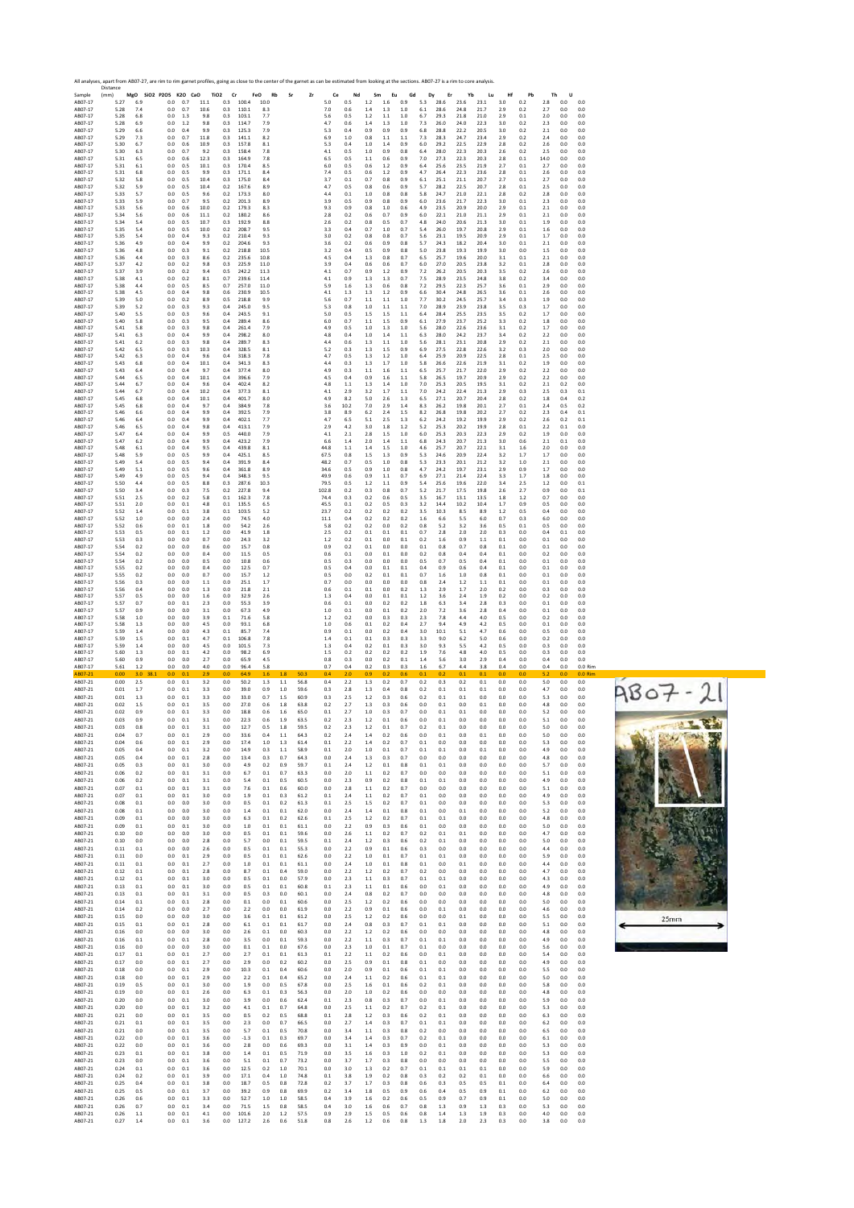All analyses, apart from AB07-27, are rim to rim garnet profiles, going as close to the center of the garnet as can be estimated from looking at the sections. AB07-27 is a rim to core analysis.

| Sample | Distance (mm) | MgO | SiO2 | P2O5 | K2O | CaO | TiO2 | Cr | FeO | Rb | Sr | Zr | Ce | Nd | Sm | Eu | Gd | Dy | Er | Yb | Lu | Hf | Pb | Th | U | |
|---|---|---|---|---|---|---|---|---|---|---|---|---|---|---|---|---|---|---|---|---|---|---|---|---|---|---|
| AB07-17 | 5.27 | 6.9 | | 0.0 | 0.7 | 11.1 | 0.3 | 100.4 | 10.0 | | | 5.0 | 0.5 | 1.2 | 1.6 | 0.9 | 5.3 | 28.6 | 23.6 | 23.1 | 3.0 | 0.2 | 2.8 | 0.0 | 0.0 | |
| AB07-17 | 5.28 | 7.4 | | 0.0 | 0.7 | 10.6 | 0.3 | 110.1 | 8.3 | | | 7.0 | 0.6 | 1.4 | 1.3 | 1.0 | 6.1 | 28.6 | 24.8 | 21.7 | 2.9 | 0.2 | 2.7 | 0.0 | 0.0 | |
| AB07-17 | 5.28 | 6.8 | | 0.0 | 1.3 | 9.8 | 0.3 | 103.1 | 7.7 | | | 5.6 | 0.5 | 1.2 | 1.1 | 1.0 | 6.7 | 29.3 | 21.8 | 21.0 | 2.9 | 0.1 | 2.0 | 0.0 | 0.0 | |
| AB07-17 | 5.28 | 6.9 | | 0.0 | 1.2 | 9.8 | 0.3 | 114.7 | 7.9 | | | 4.7 | 0.6 | 1.4 | 1.3 | 1.0 | 7.3 | 26.0 | 24.0 | 22.3 | 3.0 | 0.2 | 2.3 | 0.0 | 0.0 | |
| AB07-17 | 5.29 | 6.6 | | 0.0 | 0.4 | 9.9 | 0.3 | 125.3 | 7.9 | | | 5.3 | 0.4 | 0.9 | 0.9 | 0.9 | 6.8 | 28.8 | 22.2 | 20.5 | 3.0 | 0.2 | 2.1 | 0.0 | 0.0 | |
| AB07-17 | 5.29 | 7.3 | | 0.0 | 0.7 | 11.8 | 0.3 | 141.1 | 8.2 | | | 6.9 | 1.0 | 0.8 | 1.1 | 1.1 | 7.3 | 28.3 | 24.7 | 23.4 | 2.9 | 0.2 | 2.4 | 0.0 | 0.0 | |
| AB07-17 | 5.30 | 6.7 | | 0.0 | 0.6 | 10.9 | 0.3 | 157.8 | 8.1 | | | 5.3 | 0.4 | 1.0 | 1.4 | 0.9 | 6.0 | 29.2 | 22.5 | 22.9 | 2.8 | 0.2 | 2.6 | 0.0 | 0.0 | |
| AB07-17 | 5.30 | 6.3 | | 0.0 | 0.7 | 9.2 | 0.3 | 158.4 | 7.8 | | | 4.1 | 0.5 | 1.0 | 0.9 | 0.8 | 6.4 | 28.0 | 22.3 | 20.3 | 2.6 | 0.2 | 2.5 | 0.0 | 0.0 | |
| AB07-17 | 5.31 | 6.5 | | 0.0 | 0.6 | 12.3 | 0.3 | 164.9 | 7.8 | | | 6.5 | 0.5 | 1.1 | 0.6 | 0.9 | 7.0 | 27.3 | 22.3 | 20.3 | 2.8 | 0.1 | 14.0 | 0.0 | 0.0 | |
| AB07-17 | 5.31 | 6.1 | | 0.0 | 0.5 | 10.1 | 0.3 | 170.4 | 8.5 | | | 6.0 | 0.5 | 0.6 | 1.2 | 0.9 | 6.4 | 25.6 | 23.5 | 21.9 | 2.7 | 0.1 | 2.7 | 0.0 | 0.0 | |
| AB07-17 | 5.31 | 6.8 | | 0.0 | 0.5 | 9.9 | 0.3 | 171.1 | 8.4 | | | 7.4 | 0.5 | 0.6 | 1.2 | 0.9 | 4.7 | 26.4 | 22.3 | 23.6 | 2.8 | 0.1 | 2.6 | 0.0 | 0.0 | |
| AB07-17 | 5.32 | 5.8 | | 0.0 | 0.5 | 10.4 | 0.3 | 175.0 | 8.4 | | | 3.7 | 0.1 | 0.7 | 0.8 | 0.9 | 6.1 | 25.1 | 21.1 | 20.7 | 2.7 | 0.1 | 2.7 | 0.0 | 0.0 | |
| AB07-17 | 5.32 | 5.9 | | 0.0 | 0.5 | 10.4 | 0.2 | 167.6 | 8.9 | | | 4.7 | 0.5 | 0.8 | 0.6 | 0.9 | 5.7 | 28.2 | 22.5 | 20.7 | 2.8 | 0.1 | 2.5 | 0.0 | 0.0 | |
| AB07-17 | 5.33 | 5.7 | | 0.0 | 0.5 | 9.6 | 0.2 | 173.3 | 8.0 | | | 4.4 | 0.1 | 1.0 | 0.8 | 0.8 | 5.8 | 24.7 | 21.0 | 22.1 | 2.8 | 0.0 | 2.8 | 0.0 | 0.0 | |
| AB07-17 | 5.33 | 5.9 | | 0.0 | 0.7 | 9.5 | 0.2 | 201.3 | 8.9 | | | 3.9 | 0.5 | 0.9 | 0.8 | 0.9 | 6.0 | 23.6 | 21.7 | 22.3 | 3.0 | 0.1 | 2.3 | 0.0 | 0.0 | |
| AB07-17 | 5.33 | 5.6 | | 0.0 | 0.6 | 10.0 | 0.2 | 179.3 | 8.3 | | | 9.3 | 0.9 | 0.8 | 1.0 | 0.6 | 4.9 | 23.5 | 20.0 | 20.0 | 2.9 | 0.1 | 2.1 | 0.0 | 0.0 | |
| AB07-17 | 5.34 | 5.6 | | 0.0 | 0.6 | 11.1 | 0.2 | 180.2 | 8.6 | | | 2.8 | 0.2 | 0.6 | 0.7 | 0.9 | 6.0 | 22.1 | 21.0 | 21.1 | 2.9 | 0.1 | 2.1 | 0.0 | 0.0 | |
| AB07-17 | 5.34 | 5.4 | | 0.0 | 0.5 | 10.7 | 0.3 | 192.9 | 8.8 | | | 2.6 | 0.2 | 0.8 | 0.5 | 0.7 | 4.8 | 24.0 | 20.6 | 21.3 | 3.0 | 0.1 | 1.9 | 0.0 | 0.0 | |
| AB07-17 | 5.35 | 5.4 | | 0.0 | 0.5 | 10.0 | 0.2 | 208.7 | 9.5 | | | 3.3 | 0.4 | 0.7 | 1.0 | 0.7 | 5.4 | 26.0 | 19.7 | 20.8 | 2.9 | 0.1 | 1.6 | 0.0 | 0.0 | |
| AB07-17 | 5.35 | 5.4 | | 0.0 | 0.4 | 9.3 | 0.2 | 210.4 | 9.3 | | | 3.0 | 0.2 | 0.8 | 0.8 | 0.7 | 5.6 | 23.1 | 19.5 | 20.9 | 2.9 | 0.1 | 1.7 | 0.0 | 0.0 | |
| AB07-17 | 5.36 | 4.9 | | 0.0 | 0.4 | 9.9 | 0.2 | 204.6 | 9.3 | | | 3.6 | 0.2 | 0.6 | 0.9 | 0.8 | 5.7 | 24.3 | 18.2 | 20.4 | 3.0 | 0.1 | 2.1 | 0.0 | 0.0 | |
| AB07-17 | 5.36 | 4.8 | | 0.0 | 0.3 | 9.1 | 0.2 | 218.8 | 10.5 | | | 3.2 | 0.4 | 0.5 | 0.9 | 0.8 | 5.0 | 23.8 | 19.3 | 19.9 | 3.0 | 0.0 | 1.5 | 0.0 | 0.0 | |
| AB07-17 | 5.36 | 4.4 | | 0.0 | 0.3 | 8.6 | 0.2 | 235.6 | 10.8 | | | 4.5 | 0.4 | 1.3 | 0.8 | 0.7 | 6.5 | 25.7 | 19.6 | 20.0 | 3.1 | 0.1 | 2.1 | 0.0 | 0.0 | |
| AB07-17 | 5.37 | 4.2 | | 0.0 | 0.2 | 9.8 | 0.3 | 225.9 | 11.0 | | | 3.9 | 0.4 | 0.6 | 0.6 | 0.7 | 6.0 | 27.0 | 20.5 | 23.8 | 3.2 | 0.1 | 2.8 | 0.0 | 0.0 | |
| AB07-17 | 5.37 | 3.9 | | 0.0 | 0.2 | 9.4 | 0.5 | 242.2 | 11.3 | | | 4.1 | 0.7 | 0.9 | 1.2 | 0.9 | 7.2 | 26.2 | 20.5 | 20.3 | 3.5 | 0.2 | 2.6 | 0.0 | 0.0 | |
| AB07-17 | 5.38 | 4.1 | | 0.0 | 0.2 | 8.1 | 0.7 | 239.6 | 11.4 | | | 4.1 | 0.9 | 1.3 | 1.3 | 0.7 | 7.5 | 28.9 | 23.5 | 24.8 | 3.8 | 0.2 | 3.4 | 0.0 | 0.0 | |
| AB07-17 | 5.38 | 4.4 | | 0.0 | 0.5 | 8.5 | 0.7 | 257.0 | 11.0 | | | 5.9 | 1.6 | 1.3 | 0.6 | 0.8 | 7.2 | 29.5 | 22.3 | 25.7 | 3.6 | 0.1 | 2.9 | 0.0 | 0.0 | |
| AB07-17 | 5.38 | 4.5 | | 0.0 | 0.4 | 9.8 | 0.6 | 230.9 | 10.5 | | | 4.1 | 1.3 | 1.3 | 1.2 | 0.9 | 6.6 | 30.4 | 24.8 | 26.5 | 3.6 | 0.1 | 2.6 | 0.0 | 0.0 | |
| AB07-17 | 5.39 | 5.0 | | 0.0 | 0.2 | 8.9 | 0.5 | 218.8 | 9.9 | | | 5.6 | 0.7 | 1.1 | 1.1 | 1.0 | 7.7 | 30.2 | 24.5 | 25.7 | 3.4 | 0.3 | 1.9 | 0.0 | 0.0 | |
| AB07-17 | 5.39 | 5.2 | | 0.0 | 0.3 | 9.3 | 0.4 | 245.0 | 9.5 | | | 5.3 | 0.8 | 1.0 | 1.1 | 1.1 | 7.0 | 28.9 | 23.9 | 23.8 | 3.5 | 0.3 | 1.7 | 0.0 | 0.0 | |
| AB07-17 | 5.40 | 5.5 | | 0.0 | 0.3 | 9.6 | 0.4 | 243.5 | 9.1 | | | 5.0 | 0.5 | 1.5 | 1.5 | 1.1 | 6.4 | 28.4 | 25.5 | 23.5 | 3.5 | 0.2 | 1.7 | 0.0 | 0.0 | |
| AB07-17 | 5.40 | 5.8 | | 0.0 | 0.3 | 9.5 | 0.4 | 289.4 | 8.6 | | | 6.0 | 0.7 | 1.1 | 1.5 | 0.9 | 6.1 | 27.9 | 23.7 | 25.2 | 3.3 | 0.2 | 1.8 | 0.0 | 0.0 | |
| AB07-17 | 5.41 | 5.8 | | 0.0 | 0.3 | 9.8 | 0.4 | 261.4 | 7.9 | | | 4.9 | 0.5 | 1.0 | 1.3 | 1.0 | 5.6 | 28.0 | 22.6 | 23.6 | 3.1 | 0.2 | 1.7 | 0.0 | 0.0 | |
| AB07-17 | 5.41 | 6.3 | | 0.0 | 0.4 | 9.9 | 0.4 | 298.2 | 8.0 | | | 4.8 | 0.4 | 1.0 | 1.4 | 1.1 | 6.3 | 28.0 | 24.2 | 23.7 | 3.4 | 0.2 | 2.2 | 0.0 | 0.0 | |
| AB07-17 | 5.41 | 6.2 | | 0.0 | 0.3 | 9.8 | 0.4 | 289.7 | 8.3 | | | 4.4 | 0.6 | 1.3 | 1.1 | 1.0 | 5.6 | 28.1 | 23.1 | 20.8 | 2.9 | 0.2 | 2.1 | 0.0 | 0.0 | |
| AB07-17 | 5.42 | 6.5 | | 0.0 | 0.3 | 10.3 | 0.4 | 328.5 | 8.1 | | | 5.2 | 0.3 | 1.3 | 1.5 | 0.9 | 6.9 | 27.5 | 22.8 | 22.6 | 3.2 | 0.3 | 2.0 | 0.0 | 0.0 | |
| AB07-17 | 5.42 | 6.3 | | 0.0 | 0.4 | 9.6 | 0.4 | 318.3 | 7.8 | | | 4.7 | 0.5 | 1.3 | 1.2 | 1.0 | 6.4 | 25.9 | 20.9 | 22.5 | 2.8 | 0.1 | 2.5 | 0.0 | 0.0 | |
| AB07-17 | 5.43 | 6.8 | | 0.0 | 0.4 | 10.1 | 0.4 | 341.3 | 8.3 | | | 4.4 | 0.3 | 1.3 | 1.7 | 1.0 | 5.8 | 26.6 | 22.6 | 21.9 | 3.1 | 0.2 | 1.9 | 0.0 | 0.0 | |
| AB07-17 | 5.43 | 6.4 | | 0.0 | 0.4 | 9.7 | 0.4 | 377.4 | 8.0 | | | 4.9 | 0.3 | 1.1 | 1.6 | 1.1 | 6.5 | 25.7 | 21.7 | 22.0 | 2.9 | 0.2 | 2.2 | 0.0 | 0.0 | |
| AB07-17 | 5.44 | 6.5 | | 0.0 | 0.4 | 10.1 | 0.4 | 396.6 | 7.9 | | | 4.5 | 0.4 | 0.9 | 1.6 | 1.1 | 5.8 | 26.5 | 19.7 | 20.9 | 2.9 | 0.2 | 2.2 | 0.0 | 0.0 | |
| AB07-17 | 5.44 | 6.7 | | 0.0 | 0.4 | 9.6 | 0.4 | 402.4 | 8.2 | | | 4.8 | 1.1 | 1.3 | 1.4 | 1.0 | 7.0 | 25.3 | 20.5 | 19.5 | 3.1 | 0.2 | 2.1 | 0.2 | 0.0 | |
| AB07-17 | 5.44 | 6.7 | | 0.0 | 0.4 | 10.2 | 0.4 | 377.3 | 8.1 | | | 4.1 | 2.9 | 3.2 | 1.7 | 1.1 | 7.0 | 24.2 | 22.4 | 21.3 | 2.9 | 0.3 | 2.5 | 0.3 | 0.1 | |
| AB07-17 | 5.45 | 6.8 | | 0.0 | 0.4 | 10.1 | 0.4 | 401.7 | 8.0 | | | 4.9 | 8.2 | 5.0 | 2.6 | 1.3 | 6.5 | 27.1 | 20.7 | 20.4 | 2.8 | 0.2 | 1.8 | 0.4 | 0.2 | |
| AB07-17 | 5.45 | 6.8 | | 0.0 | 0.4 | 9.7 | 0.4 | 384.9 | 7.8 | | | 3.6 | 10.2 | 7.0 | 2.9 | 1.4 | 8.3 | 26.2 | 19.8 | 20.1 | 2.7 | 0.1 | 2.4 | 0.5 | 0.2 | |
| AB07-17 | 5.46 | 6.6 | | 0.0 | 0.4 | 9.9 | 0.4 | 392.5 | 7.9 | | | 3.8 | 8.9 | 6.2 | 2.4 | 1.5 | 8.2 | 26.8 | 19.8 | 20.2 | 2.7 | 0.2 | 2.3 | 0.4 | 0.1 | |
| AB07-17 | 5.46 | 6.4 | | 0.0 | 0.4 | 9.9 | 0.4 | 402.1 | 7.7 | | | 4.7 | 6.5 | 5.1 | 2.5 | 1.3 | 6.2 | 24.2 | 19.2 | 19.9 | 2.9 | 0.2 | 2.6 | 0.2 | 0.1 | |
| AB07-17 | 5.46 | 6.5 | | 0.0 | 0.4 | 9.8 | 0.4 | 413.1 | 7.9 | | | 2.9 | 4.2 | 3.0 | 1.8 | 1.2 | 5.2 | 25.3 | 20.2 | 19.9 | 2.8 | 0.1 | 2.2 | 0.1 | 0.0 | |
| AB07-17 | 5.47 | 6.4 | | 0.0 | 0.4 | 9.9 | 0.5 | 440.0 | 7.9 | | | 4.1 | 2.1 | 2.8 | 1.5 | 1.0 | 6.0 | 25.3 | 20.3 | 22.3 | 2.9 | 0.2 | 1.9 | 0.0 | 0.0 | |
| AB07-17 | 5.47 | 6.2 | | 0.0 | 0.4 | 9.9 | 0.4 | 423.2 | 7.9 | | | 6.6 | 1.4 | 2.0 | 1.4 | 1.1 | 6.8 | 24.3 | 20.7 | 21.3 | 3.0 | 0.6 | 2.1 | 0.1 | 0.0 | |
| AB07-17 | 5.48 | 6.1 | | 0.0 | 0.4 | 9.5 | 0.4 | 439.8 | 8.1 | | | 44.8 | 1.1 | 1.4 | 1.5 | 1.0 | 4.6 | 25.7 | 20.7 | 22.1 | 3.1 | 1.6 | 2.0 | 0.0 | 0.0 | |
| AB07-17 | 5.48 | 5.9 | | 0.0 | 0.5 | 9.9 | 0.4 | 425.1 | 8.5 | | | 67.5 | 0.8 | 1.5 | 1.3 | 0.9 | 5.3 | 24.6 | 20.9 | 22.4 | 3.2 | 1.7 | 1.7 | 0.0 | 0.0 | |
| AB07-17 | 5.49 | 5.4 | | 0.0 | 0.5 | 9.4 | 0.4 | 391.9 | 8.4 | | | 48.2 | 0.7 | 0.5 | 1.0 | 0.8 | 5.3 | 23.3 | 20.1 | 21.2 | 3.2 | 1.0 | 2.1 | 0.0 | 0.0 | |
| AB07-17 | 5.49 | 5.1 | | 0.0 | 0.5 | 9.6 | 0.4 | 361.8 | 8.9 | | | 34.6 | 0.5 | 0.9 | 1.0 | 0.8 | 4.7 | 24.2 | 19.7 | 23.1 | 2.9 | 0.9 | 1.7 | 0.0 | 0.0 | |
| AB07-17 | 5.49 | 4.9 | | 0.0 | 0.5 | 9.4 | 0.4 | 348.3 | 9.5 | | | 49.9 | 0.6 | 0.9 | 1.1 | 0.7 | 6.9 | 27.1 | 21.4 | 22.4 | 3.3 | 1.7 | 1.8 | 0.0 | 0.0 | |
| AB07-17 | 5.50 | 4.4 | | 0.0 | 0.5 | 8.8 | 0.3 | 287.6 | 10.3 | | | 79.5 | 0.5 | 1.2 | 1.1 | 0.9 | 5.4 | 25.6 | 19.6 | 22.0 | 3.4 | 2.5 | 1.2 | 0.0 | 0.1 | |
| AB07-17 | 5.50 | 3.4 | | 0.0 | 0.3 | 7.5 | 0.2 | 227.8 | 9.4 | | | 102.8 | 0.2 | 0.3 | 0.8 | 0.7 | 5.2 | 21.7 | 17.5 | 19.8 | 2.6 | 2.7 | 0.9 | 0.0 | 0.1 | |
| AB07-17 | 5.51 | 2.5 | | 0.0 | 0.2 | 5.8 | 0.1 | 162.3 | 7.8 | | | 74.4 | 0.3 | 0.2 | 0.6 | 0.5 | 3.5 | 16.7 | 13.1 | 13.5 | 1.8 | 1.2 | 0.7 | 0.0 | 0.0 | |
| AB07-17 | 5.51 | 2.0 | | 0.0 | 0.1 | 4.8 | 0.1 | 135.5 | 6.5 | | | 45.5 | 0.1 | 0.2 | 0.5 | 0.3 | 3.2 | 14.4 | 10.2 | 10.4 | 1.7 | 0.9 | 0.5 | 0.0 | 0.0 | |
| AB07-17 | 5.52 | 1.4 | | 0.0 | 0.1 | 3.8 | 0.1 | 103.5 | 5.2 | | | 23.7 | 0.2 | 0.2 | 0.2 | 0.2 | 3.5 | 10.3 | 8.5 | 8.9 | 1.2 | 0.5 | 0.4 | 0.0 | 0.0 | |
| AB07-17 | 5.52 | 1.0 | | 0.0 | 0.0 | 2.4 | 0.0 | 74.5 | 4.0 | | | 11.1 | 0.4 | 0.2 | 0.2 | 0.2 | 1.6 | 6.6 | 5.5 | 6.0 | 0.7 | 0.3 | 6.0 | 0.0 | 0.0 | |
| AB07-17 | 5.52 | 0.6 | | 0.0 | 0.1 | 1.8 | 0.0 | 54.2 | 2.6 | | | 5.8 | 0.2 | 0.2 | 0.0 | 0.2 | 0.8 | 5.2 | 3.2 | 3.6 | 0.5 | 0.1 | 0.5 | 0.0 | 0.0 | |
| AB07-17 | 5.53 | 0.5 | | 0.0 | 0.1 | 1.2 | 0.0 | 41.9 | 1.8 | | | 2.5 | 0.2 | 0.1 | 0.1 | 0.1 | 0.7 | 2.8 | 2.0 | 2.0 | 0.3 | 0.0 | 0.4 | 0.1 | 0.0 | |
| AB07-17 | 5.53 | 0.3 | | 0.0 | 0.0 | 0.7 | 0.0 | 24.3 | 3.2 | | | 1.2 | 0.2 | 0.1 | 0.0 | 0.1 | 0.2 | 1.6 | 0.9 | 1.1 | 0.1 | 0.0 | 0.1 | 0.0 | 0.0 | |
| AB07-17 | 5.54 | 0.2 | | 0.0 | 0.0 | 0.6 | 0.0 | 15.7 | 0.8 | | | 0.9 | 0.2 | 0.1 | 0.0 | 0.0 | 0.1 | 0.8 | 0.7 | 0.8 | 0.1 | 0.0 | 0.1 | 0.0 | 0.0 | |
| AB07-17 | 5.54 | 0.2 | | 0.0 | 0.0 | 0.4 | 0.0 | 11.5 | 0.5 | | | 0.6 | 0.1 | 0.0 | 0.1 | 0.0 | 0.2 | 0.8 | 0.4 | 0.4 | 0.1 | 0.0 | 0.2 | 0.0 | 0.0 | |
| AB07-17 | 5.54 | 0.2 | | 0.0 | 0.0 | 0.5 | 0.0 | 10.8 | 0.6 | | | 0.5 | 0.3 | 0.0 | 0.0 | 0.0 | 0.5 | 0.7 | 0.5 | 0.4 | 0.1 | 0.0 | 0.1 | 0.0 | 0.0 | |
| AB07-17 | 5.55 | 0.2 | | 0.0 | 0.0 | 0.4 | 0.0 | 12.5 | 0.7 | | | 0.5 | 0.4 | 0.0 | 0.1 | 0.1 | 0.4 | 0.9 | 0.6 | 0.4 | 0.1 | 0.0 | 0.1 | 0.0 | 0.0 | |
| AB07-17 | 5.55 | 0.2 | | 0.0 | 0.0 | 0.7 | 0.0 | 15.7 | 1.2 | | | 0.5 | 0.0 | 0.2 | 0.1 | 0.1 | 0.7 | 1.6 | 1.0 | 0.8 | 0.1 | 0.0 | 0.1 | 0.0 | 0.0 | |
| AB07-17 | 5.56 | 0.3 | | 0.0 | 0.0 | 1.1 | 0.0 | 25.1 | 1.7 | | | 0.7 | 0.0 | 0.0 | 0.0 | 0.0 | 0.8 | 2.4 | 1.2 | 1.1 | 0.1 | 0.0 | 0.1 | 0.0 | 0.0 | |
| AB07-17 | 5.56 | 0.4 | | 0.0 | 0.0 | 1.3 | 0.0 | 21.8 | 2.1 | | | 0.6 | 0.1 | 0.1 | 0.0 | 0.2 | 1.3 | 2.9 | 1.7 | 2.0 | 0.2 | 0.0 | 0.3 | 0.0 | 0.0 | |
| AB07-17 | 5.57 | 0.5 | | 0.0 | 0.0 | 1.6 | 0.0 | 32.9 | 2.6 | | | 1.3 | 0.4 | 0.0 | 0.1 | 0.1 | 1.2 | 3.6 | 2.4 | 1.9 | 0.2 | 0.0 | 0.2 | 0.0 | 0.0 | |
| AB07-17 | 5.57 | 0.7 | | 0.0 | 0.1 | 2.3 | 0.0 | 55.3 | 3.9 | | | 0.6 | 0.1 | 0.0 | 0.2 | 0.2 | 1.8 | 6.3 | 3.4 | 2.8 | 0.3 | 0.0 | 0.1 | 0.0 | 0.0 | |
| AB07-17 | 5.57 | 0.9 | | 0.0 | 0.0 | 3.1 | 0.0 | 67.3 | 4.9 | | | 1.0 | 0.1 | 0.0 | 0.1 | 0.2 | 2.0 | 7.2 | 3.6 | 2.8 | 0.4 | 0.0 | 0.1 | 0.0 | 0.0 | |
| AB07-17 | 5.58 | 1.0 | | 0.0 | 0.0 | 3.9 | 0.1 | 71.6 | 5.8 | | | 1.2 | 0.2 | 0.0 | 0.3 | 0.3 | 2.3 | 7.8 | 4.4 | 4.0 | 0.5 | 0.0 | 0.2 | 0.0 | 0.0 | |
| AB07-17 | 5.58 | 1.3 | | 0.0 | 0.0 | 4.5 | 0.0 | 93.1 | 6.8 | | | 1.0 | 0.6 | 0.1 | 0.2 | 0.4 | 2.7 | 9.4 | 4.9 | 4.2 | 0.5 | 0.0 | 0.1 | 0.0 | 0.0 | |
| AB07-17 | 5.59 | 1.4 | | 0.0 | 0.0 | 4.3 | 0.1 | 85.7 | 7.4 | | | 0.9 | 0.1 | 0.0 | 0.2 | 0.4 | 3.0 | 10.1 | 5.1 | 4.7 | 0.6 | 0.0 | 0.5 | 0.0 | 0.0 | |
| AB07-17 | 5.59 | 1.5 | | 0.0 | 0.1 | 4.7 | 0.1 | 106.8 | 7.8 | | | 1.4 | 0.1 | 0.1 | 0.3 | 0.3 | 3.3 | 9.0 | 6.2 | 5.0 | 0.6 | 0.0 | 0.2 | 0.0 | 0.0 | |
| AB07-17 | 5.59 | 1.4 | | 0.0 | 0.0 | 4.5 | 0.0 | 101.5 | 7.3 | | | 1.3 | 0.4 | 0.2 | 0.1 | 0.3 | 3.0 | 9.3 | 5.5 | 4.2 | 0.5 | 0.0 | 0.3 | 0.0 | 0.0 | |
| AB07-17 | 5.60 | 1.3 | | 0.0 | 0.1 | 4.2 | 0.0 | 98.2 | 6.9 | | | 1.5 | 0.2 | 0.2 | 0.2 | 0.2 | 1.9 | 7.6 | 4.8 | 4.0 | 0.5 | 0.0 | 0.3 | 0.0 | 0.0 | |
| AB07-17 | 5.60 | 0.9 | | 0.0 | 0.0 | 2.7 | 0.0 | 65.9 | 4.5 | | | 0.8 | 0.3 | 0.0 | 0.2 | 0.1 | 1.4 | 5.6 | 3.0 | 2.9 | 0.4 | 0.0 | 0.4 | 0.0 | 0.0 | |
| AB07-17 | 5.61 | 1.2 | | 0.0 | 0.0 | 4.0 | 0.0 | 96.4 | 5.8 | | | 0.7 | 0.4 | 0.2 | 0.3 | 0.3 | 1.6 | 6.7 | 4.4 | 3.8 | 0.4 | 0.0 | 0.4 | 0.0 | 0.0 | Rim |
| AB07-21 | 0.00 | 3.0 | 38.1 | 0.0 | 0.1 | 2.9 | 0.0 | 64.9 | 1.6 | 1.8 | 50.3 | 0.4 | 2.0 | 0.9 | 0.2 | 0.6 | 0.1 | 0.2 | 0.1 | 0.1 | 0.0 | 0.0 | 5.2 | 0.0 | 0.0 | Rim |
| AB07-21 | 0.00 | 2.5 | | 0.0 | 0.1 | 3.2 | 0.0 | 50.2 | 1.3 | 1.1 | 56.8 | 0.4 | 2.2 | 1.3 | 0.2 | 0.7 | 0.2 | 0.3 | 0.2 | 0.1 | 0.0 | 0.0 | 5.0 | 0.0 | 0.0 | |
| AB07-21 | 0.01 | 1.7 | | 0.0 | 0.1 | 3.3 | 0.0 | 39.0 | 0.9 | 1.0 | 59.6 | 0.3 | 2.8 | 1.3 | 0.4 | 0.8 | 0.2 | 0.1 | 0.1 | 0.1 | 0.0 | 0.0 | 4.7 | 0.0 | 0.0 | |
| AB07-21 | 0.01 | 1.3 | | 0.0 | 0.1 | 3.3 | 0.0 | 33.0 | 0.7 | 1.5 | 60.9 | 0.3 | 2.5 | 1.2 | 0.3 | 0.6 | 0.2 | 0.1 | 0.1 | 0.1 | 0.0 | 0.0 | 5.3 | 0.0 | 0.0 | |
| AB07-21 | 0.02 | 1.5 | | 0.0 | 0.1 | 3.5 | 0.0 | 27.0 | 0.6 | 1.8 | 63.8 | 0.2 | 2.7 | 1.3 | 0.3 | 0.6 | 0.0 | 0.1 | 0.0 | 0.1 | 0.0 | 0.0 | 4.8 | 0.0 | 0.0 | |
| AB07-21 | 0.02 | 0.9 | | 0.0 | 0.1 | 3.3 | 0.0 | 18.8 | 0.6 | 1.6 | 65.0 | 0.1 | 2.7 | 1.0 | 0.3 | 0.7 | 0.0 | 0.1 | 0.1 | 0.0 | 0.0 | 0.0 | 5.2 | 0.0 | 0.0 | |
| AB07-21 | 0.03 | 0.9 | | 0.0 | 0.1 | 3.1 | 0.0 | 22.3 | 0.6 | 1.9 | 63.5 | 0.2 | 1.9 | 1.2 | 0.1 | 0.6 | 0.0 | 0.1 | 0.0 | 0.0 | 0.0 | 0.0 | 5.1 | 0.0 | 0.0 | |
| AB07-21 | 0.03 | 0.8 | | 0.0 | 0.1 | 3.1 | 0.0 | 12.7 | 0.5 | 1.8 | 59.5 | 0.2 | 2.3 | 1.2 | 0.1 | 0.7 | 0.2 | 0.1 | 0.0 | 0.0 | 0.0 | 0.0 | 5.0 | 0.0 | 0.0 | |
| AB07-21 | 0.04 | 0.7 | | 0.0 | 0.1 | 2.9 | 0.0 | 33.6 | 0.4 | 1.1 | 64.3 | 0.2 | 2.4 | 1.4 | 0.2 | 0.6 | 0.0 | 0.1 | 0.0 | 0.1 | 0.0 | 0.0 | 5.0 | 0.0 | 0.0 | |
| AB07-21 | 0.04 | 0.6 | | 0.0 | 0.1 | 2.9 | 0.0 | 17.4 | 1.0 | 1.3 | 61.4 | 0.1 | 2.2 | 1.4 | 0.2 | 0.7 | 0.1 | 0.0 | 0.0 | 0.0 | 0.0 | 0.0 | 5.3 | 0.0 | 0.0 | |
| AB07-21 | 0.05 | 0.4 | | 0.0 | 0.1 | 3.2 | 0.0 | 14.9 | 0.3 | 1.1 | 58.9 | 0.1 | 2.0 | 1.0 | 0.1 | 0.7 | 0.1 | 0.1 | 0.1 | 0.0 | 0.0 | 0.0 | 4.9 | 0.0 | 0.0 | |
| AB07-21 | 0.05 | 0.4 | | 0.0 | 0.1 | 2.8 | 0.0 | 13.4 | 0.3 | 0.7 | 64.3 | 0.1 | 2.4 | 1.3 | 0.3 | 0.7 | 0.0 | 0.0 | 0.0 | 0.0 | 0.0 | 0.0 | 4.8 | 0.0 | 0.0 | |
| AB07-21 | 0.05 | 0.3 | | 0.0 | 0.1 | 3.0 | 0.0 | 4.9 | 0.2 | 0.9 | 59.7 | 0.1 | 2.4 | 1.2 | 0.1 | 0.8 | 0.1 | 0.1 | 0.0 | 0.0 | 0.0 | 0.0 | 5.7 | 0.0 | 0.0 | |
| AB07-21 | 0.06 | 0.2 | | 0.0 | 0.1 | 3.1 | 0.0 | 6.7 | 0.1 | 0.7 | 63.3 | 0.0 | 2.0 | 1.1 | 0.2 | 0.7 | 0.0 | 0.0 | 0.0 | 0.0 | 0.0 | 0.0 | 5.1 | 0.0 | 0.0 | |
| AB07-21 | 0.06 | 0.2 | | 0.0 | 0.1 | 3.1 | 0.0 | 5.4 | 0.1 | 0.5 | 60.5 | 0.0 | 2.3 | 0.9 | 0.2 | 0.8 | 0.1 | 0.1 | 0.0 | 0.0 | 0.0 | 0.0 | 4.9 | 0.0 | 0.0 | |
| AB07-21 | 0.07 | 0.1 | | 0.0 | 0.1 | 3.1 | 0.0 | 7.6 | 0.1 | 0.6 | 60.0 | 0.0 | 2.8 | 1.1 | 0.2 | 0.7 | 0.0 | 0.0 | 0.0 | 0.0 | 0.0 | 0.0 | 5.1 | 0.0 | 0.0 | |
| AB07-21 | 0.07 | 0.1 | | 0.0 | 0.1 | 3.0 | 0.0 | 1.9 | 0.1 | 0.3 | 61.2 | 0.1 | 2.4 | 1.1 | 0.2 | 0.7 | 0.1 | 0.0 | 0.0 | 0.0 | 0.0 | 0.0 | 4.9 | 0.0 | 0.0 | |
| AB07-21 | 0.08 | 0.1 | | 0.0 | 0.0 | 3.0 | 0.0 | 0.5 | 0.1 | 0.2 | 61.3 | 0.1 | 2.5 | 1.5 | 0.2 | 0.7 | 0.1 | 0.0 | 0.0 | 0.0 | 0.0 | 0.0 | 5.3 | 0.0 | 0.0 | |
| AB07-21 | 0.08 | 0.1 | | 0.0 | 0.1 | 3.0 | 0.0 | 1.4 | 0.1 | 0.1 | 62.0 | 0.0 | 2.4 | 1.4 | 0.1 | 0.8 | 0.1 | 0.0 | 0.1 | 0.0 | 0.0 | 0.0 | 5.2 | 0.0 | 0.0 | |
| AB07-21 | 0.09 | 0.1 | | 0.0 | 0.0 | 3.0 | 0.0 | 6.3 | 0.1 | 0.2 | 62.6 | 0.1 | 2.5 | 1.2 | 0.2 | 0.7 | 0.1 | 0.1 | 0.0 | 0.0 | 0.0 | 0.0 | 4.8 | 0.0 | 0.0 | |
| AB07-21 | 0.09 | 0.1 | | 0.0 | 0.1 | 3.0 | 0.0 | 1.0 | 0.1 | 0.1 | 61.1 | 0.0 | 2.2 | 0.9 | 0.3 | 0.6 | 0.1 | 0.0 | 0.0 | 0.0 | 0.0 | 0.0 | 5.0 | 0.0 | 0.0 | |
| AB07-21 | 0.10 | 0.0 | | 0.0 | 0.0 | 3.0 | 0.0 | 0.5 | 0.1 | 0.1 | 59.6 | 0.0 | 2.6 | 1.1 | 0.2 | 0.7 | 0.2 | 0.1 | 0.1 | 0.0 | 0.0 | 0.0 | 4.7 | 0.0 | 0.0 | |
| AB07-21 | 0.10 | 0.0 | | 0.0 | 0.0 | 2.8 | 0.0 | 5.7 | 0.0 | 0.1 | 59.5 | 0.1 | 2.4 | 1.2 | 0.3 | 0.6 | 0.2 | 0.1 | 0.0 | 0.0 | 0.0 | 0.0 | 5.0 | 0.0 | 0.0 | |
| AB07-21 | 0.11 | 0.1 | | 0.0 | 0.0 | 2.6 | 0.0 | 0.5 | 0.1 | 0.1 | 55.3 | 0.0 | 2.2 | 0.9 | 0.1 | 0.6 | 0.0 | 0.3 | 0.0 | 0.0 | 0.0 | 0.0 | 4.4 | 0.0 | 0.0 | |
| AB07-21 | 0.11 | 0.0 | | 0.0 | 0.1 | 2.9 | 0.0 | 0.5 | 0.1 | 0.1 | 62.6 | 0.0 | 2.2 | 1.0 | 0.1 | 0.7 | 0.1 | 0.1 | 0.0 | 0.0 | 0.0 | 0.0 | 5.9 | 0.0 | 0.0 | |
| AB07-21 | 0.11 | 0.1 | | 0.0 | 0.1 | 2.7 | 0.0 | 1.0 | 0.1 | 0.1 | 61.1 | 0.0 | 2.4 | 1.0 | 0.1 | 0.8 | 0.1 | 0.0 | 0.1 | 0.0 | 0.0 | 0.0 | 4.4 | 0.0 | 0.0 | |
| AB07-21 | 0.12 | 0.1 | | 0.0 | 0.1 | 2.8 | 0.0 | 8.7 | 0.1 | 0.4 | 59.0 | 0.0 | 2.2 | 1.2 | 0.2 | 0.7 | 0.2 | 0.0 | 0.0 | 0.0 | 0.0 | 0.0 | 4.7 | 0.0 | 0.0 | |
| AB07-21 | 0.12 | 0.1 | | 0.0 | 0.1 | 3.0 | 0.0 | 0.5 | 0.1 | 0.0 | 57.9 | 0.0 | 2.3 | 1.1 | 0.3 | 0.7 | 0.1 | 0.1 | 0.0 | 0.0 | 0.0 | 0.0 | 4.3 | 0.0 | 0.0 | |
| AB07-21 | 0.13 | 0.1 | | 0.0 | 0.1 | 3.0 | 0.0 | 0.5 | 0.1 | 0.1 | 60.8 | 0.1 | 2.3 | 1.1 | 0.1 | 0.6 | 0.0 | 0.1 | 0.0 | 0.0 | 0.0 | 0.0 | 4.9 | 0.0 | 0.0 | |
| AB07-21 | 0.13 | 0.1 | | 0.0 | 0.1 | 3.1 | 0.0 | 0.5 | 0.3 | 0.0 | 60.1 | 0.0 | 2.4 | 0.8 | 0.2 | 0.7 | 0.0 | 0.0 | 0.0 | 0.0 | 0.0 | 0.0 | 4.8 | 0.0 | 0.0 | |
| AB07-21 | 0.14 | 0.1 | | 0.0 | 0.1 | 2.8 | 0.0 | 0.1 | 0.0 | 0.1 | 60.6 | 0.0 | 2.5 | 1.2 | 0.2 | 0.6 | 0.0 | 0.0 | 0.0 | 0.0 | 0.0 | 0.0 | 5.0 | 0.0 | 0.0 | |
| AB07-21 | 0.14 | 0.2 | | 0.0 | 0.0 | 2.7 | 0.0 | 2.2 | 0.0 | 0.0 | 61.9 | 0.0 | 2.2 | 0.9 | 0.1 | 0.6 | 0.0 | 0.1 | 0.0 | 0.0 | 0.0 | 0.0 | 4.6 | 0.0 | 0.0 | |
| AB07-21 | 0.15 | 0.0 | | 0.0 | 0.0 | 3.0 | 0.0 | 3.6 | 0.1 | 0.1 | 61.2 | 0.0 | 2.5 | 1.2 | 0.2 | 0.6 | 0.0 | 0.0 | 0.1 | 0.0 | 0.0 | 0.0 | 5.5 | 0.0 | 0.0 | |
| AB07-21 | 0.15 | 0.1 | | 0.0 | 0.1 | 2.8 | 0.0 | 6.1 | 0.1 | 0.1 | 61.7 | 0.0 | 2.4 | 0.8 | 0.3 | 0.7 | 0.1 | 0.1 | 0.0 | 0.0 | 0.0 | 0.0 | 5.1 | 0.0 | 0.0 | |
| AB07-21 | 0.16 | 0.0 | | 0.0 | 0.0 | 3.0 | 0.0 | 2.6 | 0.1 | 0.0 | 60.3 | 0.0 | 2.2 | 1.2 | 0.2 | 0.6 | 0.0 | 0.0 | 0.0 | 0.0 | 0.0 | 0.0 | 4.8 | 0.0 | 0.0 | |
| AB07-21 | 0.16 | 0.1 | | 0.0 | 0.1 | 2.8 | 0.0 | 3.5 | 0.0 | 0.1 | 59.3 | 0.0 | 2.2 | 1.1 | 0.3 | 0.7 | 0.1 | 0.1 | 0.0 | 0.0 | 0.0 | 0.0 | 4.9 | 0.0 | 0.0 | |
| AB07-21 | 0.16 | 0.0 | | 0.0 | 0.1 | 3.0 | 0.0 | 0.1 | 0.0 | 0.1 | 67.6 | 0.0 | 2.3 | 1.0 | 0.1 | 0.7 | 0.1 | 0.0 | 0.0 | 0.0 | 0.0 | 0.0 | 5.6 | 0.0 | 0.0 | |
| AB07-21 | 0.17 | 0.1 | | 0.0 | 0.1 | 2.7 | 0.0 | 2.7 | 0.1 | 0.1 | 61.3 | 0.1 | 2.2 | 1.1 | 0.2 | 0.6 | 0.0 | 0.1 | 0.0 | 0.0 | 0.0 | 0.0 | 5.4 | 0.0 | 0.0 | |
| AB07-21 | 0.17 | 0.0 | | 0.0 | 0.1 | 2.7 | 0.0 | 2.9 | 0.0 | 0.2 | 60.2 | 0.0 | 2.5 | 0.9 | 0.1 | 0.8 | 0.1 | 0.0 | 0.0 | 0.0 | 0.0 | 0.0 | 4.9 | 0.0 | 0.0 | |
| AB07-21 | 0.18 | 0.0 | | 0.0 | 0.1 | 2.9 | 0.0 | 10.3 | 0.1 | 0.4 | 60.6 | 0.0 | 2.0 | 0.9 | 0.1 | 0.6 | 0.1 | 0.1 | 0.0 | 0.0 | 0.0 | 0.0 | 5.5 | 0.0 | 0.0 | |
| AB07-21 | 0.18 | 0.0 | | 0.0 | 0.1 | 2.9 | 0.0 | 2.2 | 0.1 | 0.4 | 65.2 | 0.0 | 2.4 | 1.2 | 0.2 | 0.6 | 0.1 | 0.1 | 0.0 | 0.0 | 0.0 | 0.0 | 5.0 | 0.0 | 0.0 | |
| AB07-21 | 0.19 | 0.5 | | 0.0 | 0.1 | 3.0 | 0.0 | 1.9 | 0.0 | 0.5 | 67.8 | 0.0 | 2.5 | 1.6 | 0.1 | 0.6 | 0.2 | 0.1 | 0.0 | 0.0 | 0.0 | 0.0 | 5.8 | 0.0 | 0.0 | |
| AB07-21 | 0.19 | 0.0 | | 0.0 | 0.1 | 2.6 | 0.0 | 6.3 | 0.1 | 0.3 | 56.3 | 0.0 | 2.0 | 1.0 | 0.2 | 0.6 | 0.0 | 0.0 | 0.0 | 0.0 | 0.0 | 0.0 | 4.8 | 0.0 | 0.0 | |
| AB07-21 | 0.20 | 0.0 | | 0.0 | 0.1 | 3.0 | 0.0 | 3.9 | 0.0 | 0.6 | 62.4 | 0.1 | 2.3 | 0.8 | 0.3 | 0.7 | 0.0 | 0.1 | 0.0 | 0.0 | 0.0 | 0.0 | 5.9 | 0.0 | 0.0 | |
| AB07-21 | 0.20 | 0.0 | | 0.0 | 0.1 | 3.2 | 0.0 | 4.1 | 0.1 | 0.7 | 64.8 | 0.0 | 2.5 | 1.1 | 0.2 | 0.7 | 0.2 | 0.1 | 0.0 | 0.0 | 0.0 | 0.0 | 5.3 | 0.0 | 0.0 | |
| AB07-21 | 0.21 | 0.0 | | 0.0 | 0.1 | 3.5 | 0.0 | 0.5 | 0.2 | 0.5 | 68.8 | 0.1 | 2.8 | 1.2 | 0.3 | 0.6 | 0.2 | 0.1 | 0.0 | 0.0 | 0.0 | 0.0 | 6.3 | 0.0 | 0.0 | |
| AB07-21 | 0.21 | 0.1 | | 0.0 | 0.1 | 3.5 | 0.0 | 2.3 | 0.0 | 0.7 | 66.5 | 0.0 | 2.7 | 1.4 | 0.3 | 0.7 | 0.1 | 0.1 | 0.0 | 0.0 | 0.0 | 0.0 | 6.2 | 0.0 | 0.0 | |
| AB07-21 | 0.21 | 0.0 | | 0.0 | 0.1 | 3.5 | 0.0 | 5.7 | 0.1 | 0.5 | 70.8 | 0.0 | 3.4 | 1.1 | 0.3 | 0.8 | 0.2 | 0.0 | 0.0 | 0.0 | 0.0 | 0.0 | 6.5 | 0.0 | 0.0 | |
| AB07-21 | 0.22 | 0.0 | | 0.0 | 0.1 | 3.6 | 0.0 | -1.3 | 0.1 | 0.3 | 69.7 | 0.0 | 3.4 | 1.4 | 0.3 | 0.7 | 0.2 | 0.1 | 0.0 | 0.0 | 0.0 | 0.0 | 6.1 | 0.0 | 0.0 | |
| AB07-21 | 0.22 | 0.0 | | 0.0 | 0.1 | 3.6 | 0.0 | 2.8 | 0.0 | 0.6 | 69.3 | 0.0 | 3.1 | 1.4 | 0.3 | 0.9 | 0.0 | 0.1 | 0.0 | 0.0 | 0.0 | 0.0 | 5.3 | 0.0 | 0.0 | |
| AB07-21 | 0.23 | 0.1 | | 0.0 | 0.1 | 3.8 | 0.0 | 1.4 | 0.1 | 0.5 | 71.9 | 0.0 | 3.5 | 1.6 | 0.3 | 1.0 | 0.2 | 0.1 | 0.0 | 0.0 | 0.0 | 0.0 | 5.3 | 0.0 | 0.0 | |
| AB07-21 | 0.23 | 0.0 | | 0.0 | 0.1 | 3.6 | 0.0 | 5.1 | 0.1 | 0.7 | 73.2 | 0.0 | 3.7 | 1.7 | 0.3 | 0.8 | 0.0 | 0.0 | 0.0 | 0.0 | 0.0 | 0.0 | 5.5 | 0.0 | 0.0 | |
| AB07-21 | 0.24 | 0.1 | | 0.0 | 0.1 | 3.6 | 0.0 | 12.5 | 0.2 | 1.0 | 70.1 | 0.0 | 3.0 | 1.3 | 0.2 | 0.7 | 0.1 | 0.1 | 0.1 | 0.0 | 0.0 | 0.0 | 5.9 | 0.0 | 0.0 | |
| AB07-21 | 0.24 | 0.2 | | 0.0 | 0.1 | 3.9 | 0.0 | 17.1 | 0.4 | 1.0 | 74.8 | 0.1 | 3.8 | 1.9 | 0.2 | 0.8 | 0.3 | 0.2 | 0.2 | 0.1 | 0.1 | 0.0 | 6.6 | 0.0 | 0.0 | |
| AB07-21 | 0.25 | 0.4 | | 0.0 | 0.1 | 3.8 | 0.0 | 18.7 | 0.5 | 0.8 | 72.8 | 0.2 | 3.7 | 1.7 | 0.3 | 0.8 | 0.6 | 0.3 | 0.5 | 0.5 | 0.1 | 0.0 | 6.4 | 0.0 | 0.0 | |
| AB07-21 | 0.25 | 0.5 | | 0.0 | 0.1 | 3.7 | 0.0 | 39.2 | 0.9 | 3.4 | 69.9 | 0.2 | 3.4 | 1.8 | 0.5 | 0.9 | 0.6 | 0.4 | 0.5 | 0.9 | 0.1 | 0.0 | 6.2 | 0.0 | 0.0 | |
| AB07-21 | 0.26 | 0.6 | | 0.0 | 0.1 | 3.3 | 0.0 | 52.7 | 1.0 | 1.0 | 58.5 | 0.4 | 3.9 | 1.6 | 0.2 | 0.6 | 0.5 | 0.9 | 0.7 | 0.9 | 0.1 | 0.0 | 5.0 | 0.0 | 0.0 | |
| AB07-21 | 0.26 | 0.7 | | 0.0 | 0.1 | 3.4 | 0.0 | 71.5 | 1.5 | 0.8 | 58.5 | 0.4 | 3.0 | 1.6 | 0.6 | 0.7 | 0.8 | 1.3 | 0.9 | 1.3 | 0.3 | 0.0 | 5.3 | 0.0 | 0.0 | |
| AB07-21 | 0.26 | 1.1 | | 0.0 | 0.1 | 4.1 | 0.0 | 101.6 | 2.0 | 1.2 | 57.5 | 0.9 | 2.9 | 1.5 | 0.5 | 0.6 | 0.8 | 1.4 | 1.3 | 1.9 | 0.3 | 0.0 | 4.0 | 0.0 | 0.0 | |
| AB07-21 | 0.27 | 1.4 | | 0.0 | 0.1 | 3.6 | 0.0 | 127.2 | 2.6 | 0.6 | 51.8 | 0.8 | 2.6 | 1.2 | 0.6 | 0.8 | 1.3 | 1.8 | 2.0 | 2.3 | 0.3 | 0.0 | 3.8 | 0.0 | 0.0 | |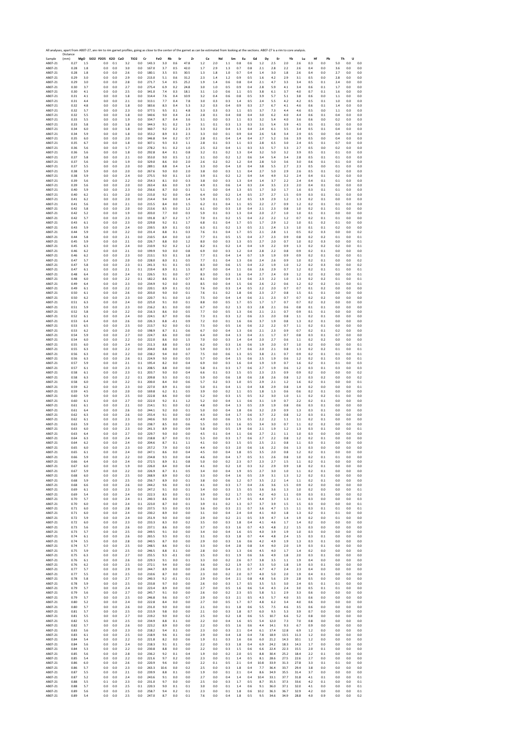All analyses, apart from AB07-27, are rim to rim garnet profiles, going as close to the center of the garnet as can be estimated from looking at the sections. AB07-27 is a rim to core analysis.

| Sample | Distance (mm) | MgO | SiO2 | P2O5 | K2O | CaO | TiO2 | Cr | FeO | Rb | Sr | Zr | Ce | Nd | Sm | Eu | Gd | Dy | Er | Yb | Lu | Hf | Pb | Th | U |
|---|---|---|---|---|---|---|---|---|---|---|---|---|---|---|---|---|---|---|---|---|---|---|---|---|---|
| AB07-21 | 0.27 | 1.5 | | 0.0 | 0.1 | 3.2 | 0.0 | 143.3 | 3.0 | 0.6 | 47.8 | 1.2 | 2.0 | 1.1 | 0.8 | 0.6 | 1.2 | 2.5 | 2.0 | 2.6 | 0.3 | 0.0 | 5.0 | 0.0 | 0.0 |
| AB07-21 | 0.28 | 1.8 | | 0.0 | 0.0 | 3.0 | 0.0 | 167.0 | 3.7 | 0.5 | 42.0 | 1.7 | 2.9 | 1.3 | 0.7 | 0.8 | 2.1 | 2.8 | 2.2 | 2.6 | 0.4 | 0.0 | 3.6 | 0.0 | 0.0 |
| AB07-21 | 0.28 | 1.8 | | 0.0 | 0.0 | 2.6 | 0.0 | 180.1 | 3.5 | 0.5 | 30.5 | 1.3 | 1.8 | 1.0 | 0.7 | 0.4 | 1.4 | 3.0 | 1.8 | 2.6 | 0.4 | 0.0 | 2.7 | 0.0 | 0.0 |
| AB07-21 | 0.29 | 3.0 | | 0.0 | 0.0 | 2.9 | 0.0 | 213.0 | 5.1 | 0.6 | 31.2 | 2.3 | 1.4 | 1.2 | 0.9 | 0.5 | 1.6 | 4.2 | 2.9 | 3.1 | 0.5 | 0.0 | 2.8 | 0.0 | 0.0 |
| AB07-21 | 0.29 | 3.0 | | 0.0 | 0.0 | 2.8 | 0.0 | 271.7 | 5.4 | 0.5 | 25.2 | 1.9 | 1.4 | 0.6 | 0.8 | 0.4 | 2.1 | 4.7 | 3.3 | 3.4 | 0.5 | 0.1 | 2.4 | 0.0 | 0.0 |
| AB07-21 | 0.30 | 3.7 | | 0.0 | 0.0 | 2.7 | 0.0 | 275.4 | 6.9 | 0.2 | 24.8 | 3.0 | 1.0 | 0.5 | 0.9 | 0.4 | 2.8 | 5.9 | 4.1 | 3.4 | 0.6 | 0.1 | 1.7 | 0.0 | 0.0 |
| AB07-21 | 0.30 | 4.1 | | 0.0 | 0.0 | 2.5 | 0.0 | 341.0 | 7.4 | 0.3 | 18.1 | 3.1 | 1.0 | 0.6 | 1.1 | 0.5 | 3.8 | 6.1 | 3.7 | 4.0 | 0.7 | 0.1 | 1.6 | 0.0 | 0.0 |
| AB07-21 | 0.31 | 4.1 | | 0.0 | 0.0 | 1.8 | 0.0 | 314.4 | 7.6 | 0.4 | 10.9 | 3.2 | 0.4 | 0.6 | 0.8 | 0.5 | 3.9 | 5.7 | 5.1 | 3.8 | 0.6 | 0.0 | 1.1 | 0.0 | 0.0 |
| AB07-21 | 0.31 | 4.4 | | 0.0 | 0.0 | 2.1 | 0.0 | 313.1 | 7.7 | 0.4 | 7.8 | 3.0 | 0.3 | 0.3 | 1.4 | 0.5 | 2.4 | 5.5 | 4.2 | 4.2 | 0.5 | 0.1 | 1.0 | 0.0 | 0.0 |
| AB07-21 | 0.32 | 4.8 | | 0.0 | 0.0 | 1.8 | 0.0 | 383.6 | 8.3 | 0.4 | 5.3 | 3.2 | 0.3 | 0.4 | 0.9 | 0.3 | 2.7 | 6.7 | 4.1 | 4.6 | 0.6 | 0.1 | 1.4 | 0.0 | 0.0 |
| AB07-21 | 0.32 | 5.7 | | 0.0 | 0.0 | 2.3 | 0.0 | 377.5 | 9.5 | 0.1 | 4.8 | 3.3 | 0.3 | 0.3 | 1.1 | 0.5 | 3.7 | 7.3 | 4.4 | 4.6 | 0.5 | 0.0 | 1.1 | 0.0 | 0.0 |
| AB07-21 | 0.32 | 5.5 | | 0.0 | 0.0 | 1.8 | 0.0 | 340.6 | 9.0 | 0.4 | 2.4 | 2.8 | 0.1 | 0.4 | 0.8 | 0.4 | 3.0 | 6.2 | 4.0 | 4.4 | 0.6 | 0.1 | 0.4 | 0.0 | 0.0 |
| AB07-21 | 0.33 | 5.5 | | 0.0 | 0.0 | 1.9 | 0.0 | 334.7 | 8.7 | 0.4 | 3.6 | 3.1 | 0.0 | 0.3 | 1.1 | 0.3 | 3.2 | 5.4 | 4.0 | 3.6 | 0.6 | 0.0 | 0.2 | 0.0 | 0.0 |
| AB07-21 | 0.33 | 5.8 | | 0.0 | 0.0 | 1.8 | 0.0 | 344.3 | 9.1 | 0.2 | 1.9 | 3.1 | 0.1 | 0.3 | 1.3 | 0.3 | 3.1 | 5.4 | 3.9 | 4.5 | 0.5 | 0.1 | 0.3 | 0.0 | 0.0 |
| AB07-21 | 0.34 | 6.0 | | 0.0 | 0.0 | 1.8 | 0.0 | 360.7 | 9.2 | 0.2 | 2.3 | 3.3 | 0.2 | 0.4 | 1.3 | 0.4 | 2.4 | 6.1 | 3.5 | 3.4 | 0.5 | 0.1 | 0.4 | 0.0 | 0.0 |
| AB07-21 | 0.34 | 5.9 | | 0.0 | 0.0 | 1.8 | 0.0 | 353.2 | 8.9 | 0.3 | 2.3 | 3.3 | 0.0 | 0.1 | 0.9 | 0.4 | 2.6 | 5.8 | 3.4 | 2.9 | 0.5 | 0.0 | 0.4 | 0.0 | 0.0 |
| AB07-21 | 0.35 | 6.0 | | 0.0 | 0.0 | 2.0 | 0.0 | 346.8 | 9.4 | 0.2 | 0.7 | 2.8 | 0.1 | 0.4 | 1.4 | 0.4 | 2.7 | 5.2 | 3.6 | 3.9 | 0.5 | 0.0 | 0.4 | 0.0 | 0.0 |
| AB07-21 | 0.35 | 6.7 | | 0.0 | 0.0 | 1.8 | 0.0 | 307.1 | 9.3 | 0.3 | 1.1 | 2.8 | 0.1 | 0.3 | 1.1 | 0.3 | 2.8 | 6.5 | 3.0 | 2.4 | 0.5 | 0.1 | 0.7 | 0.0 | 0.0 |
| AB07-21 | 0.36 | 5.6 | | 0.0 | 0.0 | 1.7 | 0.0 | 278.2 | 9.1 | 0.2 | 1.0 | 2.5 | 0.2 | 0.4 | 1.1 | 0.3 | 3.3 | 5.7 | 3.3 | 2.7 | 0.5 | 0.0 | 0.2 | 0.0 | 0.0 |
| AB07-21 | 0.36 | 5.6 | | 0.0 | 0.0 | 1.8 | 0.0 | 292.8 | 8.4 | 0.1 | 0.8 | 3.2 | 0.1 | 0.2 | 1.3 | 0.4 | 3.2 | 5.0 | 3.2 | 3.9 | 0.5 | 0.1 | 0.1 | 0.0 | 0.0 |
| AB07-21 | 0.37 | 5.8 | | 0.0 | 0.0 | 2.1 | 0.0 | 353.0 | 9.0 | 0.5 | 1.2 | 3.1 | 0.0 | 0.2 | 1.2 | 0.6 | 3.4 | 5.4 | 3.4 | 2.8 | 0.5 | 0.1 | 0.1 | 0.0 | 0.0 |
| AB07-21 | 0.37 | 5.6 | | 0.0 | 0.0 | 1.9 | 0.0 | 329.0 | 8.6 | 0.0 | 2.0 | 2.6 | 0.2 | 0.2 | 1.2 | 0.4 | 2.8 | 5.0 | 3.6 | 3.0 | 0.6 | 0.1 | 0.1 | 0.0 | 0.0 |
| AB07-21 | 0.37 | 5.5 | | 0.0 | 0.0 | 2.0 | 0.0 | 289.1 | 8.8 | 0.4 | 1.4 | 3.3 | 0.0 | 0.4 | 1.0 | 0.4 | 3.8 | 5.5 | 2.7 | 2.3 | 0.5 | 0.0 | 0.1 | 0.0 | 0.0 |
| AB07-21 | 0.38 | 5.9 | | 0.0 | 0.0 | 2.0 | 0.0 | 267.6 | 9.0 | 0.0 | 2.0 | 3.8 | 0.0 | 0.3 | 1.1 | 0.4 | 2.7 | 5.0 | 2.9 | 2.6 | 0.5 | 0.1 | 0.2 | 0.0 | 0.0 |
| AB07-21 | 0.38 | 5.9 | | 0.0 | 0.0 | 2.4 | 0.0 | 275.5 | 9.0 | 0.1 | 1.0 | 3.9 | 0.1 | 0.2 | 1.2 | 0.4 | 3.4 | 4.9 | 3.2 | 2.4 | 0.4 | 0.1 | 0.2 | 0.0 | 0.0 |
| AB07-21 | 0.39 | 5.6 | | 0.0 | 0.0 | 2.2 | 0.0 | 254.3 | 8.1 | 0.0 | 0.3 | 3.8 | 0.0 | 0.3 | 1.3 | 0.4 | 1.4 | 3.7 | 2.2 | 2.4 | 0.4 | 0.1 | 0.1 | 0.0 | 0.0 |
| AB07-21 | 0.39 | 5.6 | | 0.0 | 0.0 | 2.0 | 0.0 | 263.4 | 8.6 | 0.0 | 1.9 | 4.9 | 0.1 | 0.6 | 1.4 | 0.3 | 2.4 | 3.5 | 2.3 | 2.0 | 0.4 | 0.1 | 0.0 | 0.0 | 0.0 |
| AB07-21 | 0.40 | 5.9 | | 0.0 | 0.0 | 2.3 | 0.0 | 256.6 | 8.7 | 0.0 | 0.1 | 5.1 | 0.0 | 0.4 | 1.3 | 0.5 | 1.7 | 3.0 | 1.7 | 1.6 | 0.3 | 0.1 | 0.1 | 0.0 | 0.0 |
| AB07-21 | 0.40 | 6.2 | | 0.1 | 0.0 | 2.0 | 0.0 | 215.0 | 9.2 | 0.0 | 0.4 | 6.4 | 0.0 | 0.2 | 1.4 | 0.5 | 2.7 | 2.7 | 1.5 | 0.9 | 0.3 | 0.1 | 0.1 | 0.0 | 0.0 |
| AB07-21 | 0.41 | 6.2 | | 0.0 | 0.0 | 2.0 | 0.0 | 214.4 | 9.4 | 0.0 | 1.4 | 5.9 | 0.1 | 0.5 | 1.2 | 0.5 | 1.9 | 2.9 | 1.2 | 1.3 | 0.2 | 0.1 | 0.0 | 0.0 | 0.0 |
| AB07-21 | 0.41 | 5.6 | | 0.0 | 0.0 | 2.1 | 0.0 | 215.5 | 8.4 | 0.0 | 1.5 | 6.2 | 0.1 | 0.4 | 1.1 | 0.5 | 2.2 | 2.7 | 0.9 | 1.2 | 0.2 | 0.1 | 0.1 | 0.0 | 0.0 |
| AB07-21 | 0.42 | 5.8 | | 0.0 | 0.0 | 2.0 | 0.0 | 213.6 | 8.5 | 0.0 | 1.2 | 6.1 | 0.0 | 0.3 | 1.0 | 0.4 | 2.1 | 2.3 | 0.8 | 1.0 | 0.2 | 0.1 | 0.1 | 0.0 | 0.0 |
| AB07-21 | 0.42 | 5.2 | | 0.0 | 0.0 | 1.9 | 0.0 | 203.0 | 7.7 | 0.0 | 0.3 | 5.9 | 0.1 | 0.3 | 1.3 | 0.4 | 2.0 | 2.7 | 1.0 | 1.0 | 0.1 | 0.1 | 0.0 | 0.0 | 0.0 |
| AB07-21 | 0.42 | 5.7 | | 0.0 | 0.0 | 2.3 | 0.0 | 191.8 | 8.7 | 0.2 | 1.7 | 7.0 | 0.1 | 0.2 | 1.5 | 0.4 | 2.2 | 2.2 | 1.2 | 0.7 | 0.2 | 0.1 | 0.1 | 0.0 | 0.0 |
| AB07-21 | 0.43 | 6.1 | | 0.0 | 0.0 | 2.3 | 0.0 | 229.8 | 9.2 | 0.1 | 1.7 | 6.8 | 0.1 | 0.4 | 1.7 | 0.5 | 1.7 | 2.9 | 1.2 | 1.0 | 0.1 | 0.2 | 0.1 | 0.0 | 0.0 |
| AB07-21 | 0.43 | 5.9 | | 0.0 | 0.0 | 2.4 | 0.0 | 239.5 | 8.9 | 0.1 | 0.3 | 6.3 | 0.1 | 0.2 | 1.3 | 0.5 | 2.1 | 2.4 | 1.3 | 1.0 | 0.1 | 0.1 | 0.2 | 0.0 | 0.0 |
| AB07-21 | 0.44 | 5.9 | | 0.0 | 0.0 | 2.2 | 0.0 | 231.4 | 8.8 | 0.1 | 0.3 | 7.6 | 0.1 | 0.4 | 1.7 | 0.5 | 2.1 | 2.8 | 1.1 | 0.5 | 0.2 | 0.3 | 0.0 | 0.0 | 0.2 |
| AB07-21 | 0.44 | 5.8 | | 0.0 | 0.0 | 2.1 | 0.0 | 210.5 | 8.4 | 0.0 | 1.0 | 7.7 | 0.1 | 0.5 | 1.5 | 0.4 | 2.7 | 2.3 | 0.9 | 0.8 | 0.2 | 0.2 | 0.1 | 0.0 | 0.1 |
| AB07-21 | 0.45 | 5.9 | | 0.0 | 0.0 | 2.1 | 0.0 | 226.7 | 8.8 | 0.0 | 1.2 | 8.0 | 0.0 | 0.3 | 1.3 | 0.5 | 2.7 | 2.0 | 0.7 | 1.0 | 0.2 | 0.3 | 0.0 | 0.0 | 0.1 |
| AB07-21 | 0.45 | 6.3 | | 0.0 | 0.0 | 2.4 | 0.0 | 210.9 | 9.2 | 0.2 | 1.2 | 8.2 | 0.1 | 0.2 | 1.4 | 0.4 | 1.9 | 2.2 | 0.9 | 1.3 | 0.2 | 0.2 | 0.2 | 0.0 | 0.1 |
| AB07-21 | 0.46 | 6.2 | | 0.0 | 0.0 | 2.1 | 0.0 | 199.9 | 9.0 | 0.0 | 0.8 | 6.9 | 0.0 | 0.3 | 1.2 | 0.4 | 2.8 | 2.2 | 0.8 | 0.9 | 0.2 | 0.1 | 0.0 | 0.0 | 0.0 |
| AB07-21 | 0.46 | 6.2 | | 0.0 | 0.0 | 2.3 | 0.0 | 213.1 | 9.3 | 0.1 | 1.8 | 7.7 | 0.1 | 0.4 | 1.4 | 0.7 | 1.9 | 1.9 | 0.9 | 0.9 | 0.2 | 0.1 | 0.2 | 0.0 | 0.1 |
| AB07-21 | 0.47 | 5.7 | | 0.0 | 0.0 | 2.0 | 0.0 | 228.0 | 8.0 | 0.1 | 0.5 | 7.7 | 0.1 | 0.4 | 1.3 | 0.6 | 2.4 | 2.6 | 0.9 | 1.0 | 0.2 | 0.1 | 0.0 | 0.0 | 0.2 |
| AB07-21 | 0.47 | 5.8 | | 0.0 | 0.0 | 2.3 | 0.1 | 241.3 | 9.1 | 0.1 | 0.5 | 8.3 | 0.0 | 0.6 | 1.5 | 0.4 | 2.2 | 1.9 | 1.0 | 1.2 | 0.2 | 0.3 | 0.0 | 0.0 | 0.2 |
| AB07-21 | 0.47 | 6.1 | | 0.0 | 0.0 | 2.1 | 0.1 | 219.4 | 8.9 | 0.1 | 1.5 | 8.7 | 0.0 | 0.4 | 1.1 | 0.6 | 2.6 | 2.9 | 0.7 | 1.2 | 0.2 | 0.1 | 0.1 | 0.0 | 0.1 |
| AB07-21 | 0.48 | 6.4 | | 0.0 | 0.0 | 2.4 | 0.1 | 226.5 | 9.1 | 0.0 | 0.7 | 8.3 | 0.0 | 0.3 | 1.6 | 0.4 | 2.7 | 2.4 | 0.9 | 1.2 | 0.2 | 0.2 | 0.0 | 0.0 | 0.1 |
| AB07-21 | 0.48 | 6.0 | | 0.0 | 0.0 | 2.2 | 0.1 | 182.2 | 8.6 | 0.1 | 0.7 | 8.1 | 0.0 | 0.4 | 1.3 | 0.6 | 2.3 | 2.2 | 1.0 | 1.3 | 0.2 | 0.2 | 0.1 | 0.0 | 0.1 |
| AB07-21 | 0.49 | 6.4 | | 0.0 | 0.0 | 2.3 | 0.0 | 234.9 | 9.2 | 0.0 | 0.3 | 8.5 | 0.0 | 0.4 | 1.5 | 0.6 | 2.6 | 2.2 | 0.6 | 1.2 | 0.2 | 0.2 | 0.1 | 0.0 | 0.1 |
| AB07-21 | 0.49 | 6.1 | | 0.0 | 0.0 | 2.2 | 0.0 | 220.1 | 8.9 | 0.1 | 0.2 | 7.6 | 0.0 | 0.3 | 1.4 | 0.5 | 2.2 | 2.0 | 0.7 | 0.7 | 0.1 | 0.2 | 0.0 | 0.0 | 0.0 |
| AB07-21 | 0.50 | 6.1 | | 0.0 | 0.0 | 2.6 | 0.0 | 203.0 | 9.0 | 0.0 | 0.1 | 7.6 | 0.1 | 0.2 | 1.8 | 0.6 | 2.3 | 2.7 | 0.8 | 1.5 | 0.1 | 0.1 | 0.0 | 0.0 | 0.0 |
| AB07-21 | 0.50 | 6.2 | | 0.0 | 0.0 | 2.3 | 0.0 | 220.7 | 9.1 | 0.0 | 1.0 | 7.5 | 0.0 | 0.4 | 1.4 | 0.6 | 2.1 | 2.3 | 0.7 | 0.7 | 0.2 | 0.2 | 0.0 | 0.0 | 0.0 |
| AB07-21 | 0.51 | 6.3 | | 0.0 | 0.0 | 2.4 | 0.0 | 225.0 | 9.1 | 0.0 | 0.1 | 8.8 | 0.0 | 0.5 | 1.7 | 0.5 | 1.7 | 1.7 | 0.7 | 0.7 | 0.2 | 0.2 | 0.0 | 0.0 | 0.0 |
| AB07-21 | 0.51 | 5.9 | | 0.0 | 0.0 | 2.3 | 0.0 | 216.2 | 8.1 | 0.0 | 0.0 | 6.7 | 0.0 | 0.2 | 1.3 | 0.3 | 2.8 | 2.1 | 0.6 | 0.8 | 0.1 | 0.1 | 0.0 | 0.0 | 0.0 |
| AB07-21 | 0.52 | 5.8 | | 0.0 | 0.0 | 2.2 | 0.0 | 216.3 | 8.6 | 0.0 | 0.5 | 7.7 | 0.0 | 0.5 | 1.3 | 0.6 | 2.1 | 2.1 | 0.7 | 0.9 | 0.1 | 0.1 | 0.0 | 0.0 | 0.0 |
| AB07-21 | 0.52 | 6.1 | | 0.0 | 0.0 | 2.4 | 0.0 | 224.1 | 8.7 | 0.0 | 0.6 | 7.3 | 0.1 | 0.3 | 1.2 | 0.6 | 2.3 | 2.0 | 0.8 | 1.1 | 0.2 | 0.1 | 0.0 | 0.0 | 0.0 |
| AB07-21 | 0.53 | 6.4 | | 0.0 | 0.0 | 2.6 | 0.0 | 226.3 | 8.8 | -0.1 | 0.9 | 7.2 | 0.0 | 0.1 | 1.6 | 0.6 | 3.7 | 1.9 | 0.8 | 1.3 | 0.2 | 0.1 | 0.0 | 0.0 | 0.0 |
| AB07-21 | 0.53 | 6.5 | | 0.0 | 0.0 | 2.5 | 0.0 | 213.7 | 9.2 | 0.0 | 0.1 | 7.5 | 0.0 | 0.5 | 1.6 | 0.6 | 2.2 | 2.2 | 0.7 | 1.1 | 0.2 | 0.1 | 0.0 | 0.0 | 0.0 |
| AB07-21 | 0.53 | 6.2 | | 0.0 | 0.0 | 2.0 | 0.0 | 198.9 | 8.7 | 0.1 | 0.6 | 6.7 | 0.0 | 0.4 | 1.3 | 0.6 | 2.1 | 2.3 | 0.9 | 0.7 | 0.2 | 0.1 | 0.2 | 0.0 | 0.0 |
| AB07-21 | 0.54 | 5.9 | | 0.0 | 0.0 | 2.7 | 0.0 | 224.7 | 8.6 | 0.0 | 0.0 | 6.4 | 0.0 | 0.4 | 1.3 | 0.4 | 2.1 | 1.7 | 0.7 | 0.8 | 0.3 | 0.1 | 0.7 | 0.0 | 0.0 |
| AB07-21 | 0.54 | 6.0 | | 0.0 | 0.0 | 2.2 | 0.0 | 222.0 | 8.6 | 0.0 | 1.5 | 7.0 | 0.0 | 0.3 | 1.4 | 0.4 | 2.0 | 2.7 | 0.6 | 1.1 | 0.2 | 0.2 | 0.0 | 0.0 | 0.0 |
| AB07-21 | 0.55 | 6.0 | | 0.0 | 0.0 | 2.4 | 0.0 | 211.3 | 8.8 | 0.0 | 0.3 | 6.2 | 0.0 | 0.3 | 1.6 | 0.6 | 1.9 | 2.0 | 0.7 | 1.0 | 0.2 | 0.0 | 0.0 | 0.0 | 0.1 |
| AB07-21 | 0.55 | 6.3 | | 0.0 | 0.0 | 2.2 | 0.0 | 204.0 | 8.8 | 0.0 | 1.0 | 5.9 | 0.0 | 0.3 | 1.7 | 0.6 | 2.0 | 2.1 | 0.8 | 1.3 | 0.2 | 0.2 | 0.1 | 0.0 | 0.1 |
| AB07-21 | 0.56 | 6.3 | | 0.0 | 0.0 | 2.2 | 0.0 | 238.2 | 9.4 | 0.0 | 0.7 | 7.5 | 0.0 | 0.6 | 1.3 | 0.5 | 3.8 | 2.1 | 0.7 | 0.9 | 0.2 | 0.1 | 0.1 | 0.0 | 0.1 |
| AB07-21 | 0.56 | 6.3 | | 0.0 | 0.0 | 2.6 | 0.1 | 224.9 | 9.0 | 0.0 | 0.5 | 5.7 | 0.0 | 0.4 | 1.5 | 0.6 | 2.5 | 1.9 | 0.6 | 1.2 | 0.2 | 0.1 | 0.3 | 0.0 | 0.1 |
| AB07-21 | 0.57 | 5.9 | | 0.0 | 0.0 | 2.1 | 0.1 | 195.4 | 8.2 | 0.0 | 0.4 | 6.9 | 0.0 | 0.3 | 1.6 | 0.4 | 1.9 | 1.9 | 0.7 | 1.6 | 0.2 | 0.1 | 0.1 | 0.0 | 0.3 |
| AB07-21 | 0.57 | 6.1 | | 0.0 | 0.0 | 2.3 | 0.1 | 208.5 | 8.8 | 0.0 | 0.0 | 5.8 | 0.1 | 0.3 | 1.7 | 0.6 | 2.7 | 1.9 | 0.6 | 1.2 | 0.3 | 0.1 | 0.3 | 0.0 | 0.3 |
| AB07-21 | 0.58 | 6.1 | | 0.0 | 0.0 | 2.3 | 0.1 | 203.7 | 9.0 | 0.0 | 0.4 | 6.6 | 0.1 | 0.3 | 1.5 | 0.5 | 2.3 | 2.5 | 0.9 | 0.9 | 0.2 | 0.0 | 0.0 | 0.0 | 0.2 |
| AB07-21 | 0.58 | 6.3 | | 0.0 | 0.0 | 2.2 | 0.1 | 209.8 | 9.3 | 0.0 | 0.1 | 5.9 | 0.0 | 0.6 | 1.8 | 0.6 | 2.8 | 2.6 | 0.8 | 1.2 | 0.3 | 0.2 | 0.0 | 0.0 | 0.2 |
| AB07-21 | 0.58 | 6.0 | | 0.0 | 0.0 | 2.2 | 0.1 | 200.0 | 8.4 | 0.0 | 0.6 | 5.7 | 0.2 | 0.3 | 1.0 | 0.5 | 2.9 | 2.1 | 1.2 | 1.6 | 0.2 | 0.1 | 0.0 | 0.0 | 0.1 |
| AB07-21 | 0.59 | 6.2 | | 0.0 | 0.0 | 2.3 | 0.0 | 227.0 | 8.9 | 0.1 | 0.0 | 5.0 | 0.1 | 0.4 | 1.1 | 0.4 | 3.8 | 2.9 | 0.8 | 1.4 | 0.2 | 0.0 | 0.0 | 0.0 | 0.1 |
| AB07-21 | 0.59 | 4.5 | | 0.0 | 0.0 | 2.0 | 0.0 | 169.8 | 6.2 | 0.1 | 0.5 | 3.9 | 0.0 | 0.2 | 1.1 | 0.5 | 1.8 | 1.3 | 0.6 | 0.6 | 0.2 | 0.1 | 0.0 | 0.0 | 0.0 |
| AB07-21 | 0.60 | 5.9 | | 0.0 | 0.0 | 2.5 | 0.0 | 222.8 | 8.6 | 0.0 | 0.0 | 5.2 | 0.0 | 0.3 | 1.5 | 0.5 | 3.2 | 3.0 | 1.0 | 1.1 | 0.2 | 0.2 | 0.1 | 0.0 | 0.0 |
| AB07-21 | 0.60 | 6.1 | | 0.0 | 0.0 | 2.7 | 0.0 | 222.0 | 9.2 | 0.1 | 1.2 | 5.2 | 0.0 | 0.4 | 1.1 | 0.6 | 3.1 | 1.9 | 0.7 | 2.2 | 0.2 | 0.1 | 0.0 | 0.0 | 0.0 |
| AB07-21 | 0.61 | 6.1 | | 0.0 | 0.0 | 2.1 | 0.0 | 214.1 | 9.1 | 0.0 | 0.2 | 4.8 | 0.0 | 0.4 | 1.3 | 0.5 | 2.9 | 1.9 | 0.8 | 0.6 | 0.3 | 0.1 | 0.0 | 0.0 | 0.0 |
| AB07-21 | 0.61 | 6.4 | | 0.0 | 0.0 | 2.6 | 0.0 | 244.1 | 9.2 | 0.0 | 0.1 | 5.0 | 0.0 | 0.4 | 1.8 | 0.6 | 3.2 | 2.9 | 0.9 | 1.3 | 0.3 | 0.1 | 0.0 | 0.0 | 0.0 |
| AB07-21 | 0.62 | 6.3 | | 0.0 | 0.0 | 2.6 | 0.0 | 255.4 | 9.1 | 0.0 | 0.0 | 4.3 | 0.0 | 0.4 | 1.7 | 0.6 | 3.7 | 2.2 | 0.8 | 1.2 | 0.3 | 0.1 | 0.0 | 0.0 | 0.0 |
| AB07-21 | 0.62 | 6.1 | | 0.0 | 0.0 | 2.3 | 0.0 | 240.6 | 9.0 | 0.0 | 0.3 | 4.9 | 0.0 | 0.6 | 1.5 | 0.5 | 2.2 | 2.2 | 1.1 | 1.1 | 0.2 | 0.1 | 0.0 | 0.0 | 0.0 |
| AB07-21 | 0.63 | 5.9 | | 0.0 | 0.0 | 2.3 | 0.0 | 238.7 | 8.5 | 0.0 | 0.6 | 5.5 | 0.0 | 0.3 | 1.6 | 0.5 | 3.4 | 3.0 | 0.7 | 1.1 | 0.2 | 0.2 | 0.0 | 0.0 | 0.0 |
| AB07-21 | 0.63 | 6.0 | | 0.0 | 0.0 | 2.3 | 0.0 | 241.3 | 8.9 | 0.0 | 0.9 | 5.8 | 0.0 | 0.5 | 1.9 | 0.6 | 2.1 | 1.9 | 1.2 | 1.3 | 0.3 | 0.1 | 0.0 | 0.0 | 0.1 |
| AB07-21 | 0.63 | 6.4 | | 0.0 | 0.0 | 2.7 | 0.0 | 229.7 | 9.0 | 0.0 | 0.0 | 4.5 | 0.1 | 0.4 | 1.1 | 0.6 | 2.7 | 2.1 | 1.1 | 1.0 | 0.3 | 0.0 | 0.0 | 0.0 | 0.0 |
| AB07-21 | 0.64 | 6.3 | | 0.0 | 0.0 | 2.4 | 0.0 | 218.8 | 8.7 | 0.0 | 0.1 | 5.3 | 0.0 | 0.3 | 1.7 | 0.6 | 2.7 | 2.2 | 0.8 | 1.2 | 0.2 | 0.1 | 0.0 | 0.0 | 0.0 |
| AB07-21 | 0.64 | 6.2 | | 0.0 | 0.0 | 2.4 | 0.0 | 204.6 | 8.7 | 0.1 | 1.1 | 4.1 | 0.0 | 0.3 | 1.5 | 0.5 | 2.5 | 2.1 | 0.8 | 1.1 | 0.3 | 0.1 | 0.0 | 0.0 | 0.0 |
| AB07-21 | 0.65 | 6.0 | | 0.0 | 0.0 | 2.3 | 0.0 | 257.2 | 7.9 | 0.0 | 0.3 | 4.4 | 0.0 | 0.3 | 2.0 | 0.6 | 1.6 | 2.2 | 0.6 | 1.3 | 0.3 | 0.0 | 0.0 | 0.0 | 0.0 |
| AB07-21 | 0.65 | 6.1 | | 0.0 | 0.0 | 2.4 | 0.0 | 247.1 | 8.6 | 0.0 | 0.4 | 4.5 | 0.0 | 0.4 | 1.8 | 0.5 | 3.5 | 2.0 | 0.8 | 1.2 | 0.2 | 0.1 | 0.0 | 0.0 | 0.0 |
| AB07-21 | 0.66 | 5.9 | | 0.0 | 0.0 | 2.2 | 0.0 | 234.8 | 9.3 | 0.0 | 0.4 | 4.6 | 0.0 | 0.4 | 1.7 | 0.5 | 3.1 | 2.6 | 0.8 | 1.0 | 0.2 | 0.1 | 0.1 | 0.0 | 0.0 |
| AB07-21 | 0.66 | 6.4 | | 0.0 | 0.0 | 2.4 | 0.0 | 272.5 | 8.9 | 0.1 | 0.8 | 5.0 | 0.0 | 0.2 | 2.3 | 0.7 | 2.3 | 2.7 | 1.5 | 1.1 | 0.2 | 0.1 | 0.0 | 0.0 | 0.0 |
| AB07-21 | 0.67 | 6.0 | | 0.0 | 0.0 | 1.9 | 0.0 | 226.0 | 8.4 | 0.0 | 0.4 | 4.1 | 0.0 | 0.2 | 1.0 | 0.3 | 3.2 | 2.9 | 0.9 | 1.8 | 0.2 | 0.1 | 0.0 | 0.0 | 0.0 |
| AB07-21 | 0.67 | 5.9 | | 0.0 | 0.0 | 2.2 | 0.0 | 226.9 | 8.7 | 0.1 | 0.5 | 3.4 | 0.0 | 0.4 | 1.9 | 0.5 | 2.7 | 3.0 | 1.0 | 1.1 | 0.2 | 0.1 | 0.0 | 0.0 | 0.0 |
| AB07-21 | 0.68 | 6.0 | | 0.0 | 0.0 | 2.5 | 0.0 | 268.9 | 8.9 | 0.0 | 0.2 | 3.3 | 0.0 | 0.4 | 1.6 | 0.5 | 2.9 | 3.1 | 1.3 | 1.2 | 0.2 | 0.1 | 0.0 | 0.0 | 0.0 |
| AB07-21 | 0.68 | 5.9 | | 0.0 | 0.0 | 2.5 | 0.0 | 256.7 | 8.9 | 0.0 | 0.1 | 3.8 | 0.0 | 0.6 | 1.2 | 0.7 | 3.5 | 2.2 | 1.4 | 1.1 | 0.2 | 0.1 | 0.0 | 0.0 | 0.0 |
| AB07-21 | 0.68 | 6.6 | | 0.0 | 0.0 | 2.6 | 0.0 | 244.2 | 9.6 | 0.0 | 0.3 | 4.1 | 0.0 | 0.3 | 1.7 | 0.4 | 2.6 | 3.6 | 1.5 | 0.9 | 0.2 | 0.0 | 0.0 | 0.0 | 0.0 |
| AB07-21 | 0.69 | 6.1 | | 0.0 | 0.0 | 2.3 | 0.0 | 247.2 | 9.1 | 0.0 | 0.1 | 3.4 | 0.0 | 0.3 | 1.5 | 0.5 | 3.6 | 3.6 | 1.3 | 1.0 | 0.2 | 0.0 | 0.0 | 0.0 | 0.1 |
| AB07-21 | 0.69 | 5.4 | | 0.0 | 0.0 | 2.4 | 0.0 | 222.3 | 8.3 | 0.0 | 0.1 | 3.9 | 0.0 | 0.2 | 1.7 | 0.5 | 4.2 | 4.0 | 1.1 | 0.9 | 0.3 | 0.1 | 0.0 | 0.0 | 0.2 |
| AB07-21 | 0.70 | 5.7 | | 0.0 | 0.0 | 2.4 | 0.1 | 240.3 | 8.6 | 0.0 | 0.3 | 3.1 | 0.0 | 0.4 | 1.7 | 0.5 | 4.4 | 3.7 | 1.3 | 1.1 | 0.3 | 0.0 | 0.0 | 0.0 | 0.3 |
| AB07-21 | 0.70 | 6.0 | | 0.0 | 0.0 | 2.4 | 0.1 | 223.0 | 8.7 | 0.0 | 0.1 | 3.9 | 0.1 | 0.2 | 1.3 | 0.7 | 3.7 | 3.9 | 1.5 | 1.5 | 0.3 | 0.0 | 0.0 | 0.0 | 0.1 |
| AB07-21 | 0.71 | 6.0 | | 0.0 | 0.0 | 2.8 | 0.0 | 237.5 | 9.3 | 0.0 | 0.3 | 3.6 | 0.0 | 0.3 | 2.1 | 0.7 | 3.6 | 4.7 | 1.5 | 1.1 | 0.3 | 0.1 | 0.1 | 0.0 | 0.1 |
| AB07-21 | 0.71 | 6.0 | | 0.0 | 0.0 | 2.4 | 0.0 | 230.2 | 8.9 | 0.0 | 0.0 | 3.1 | 0.0 | 0.4 | 2.4 | 0.4 | 4.1 | 4.0 | 1.8 | 1.3 | 0.2 | 0.1 | 0.1 | 0.0 | 0.0 |
| AB07-21 | 0.72 | 5.9 | | 0.0 | 0.0 | 2.4 | 0.0 | 251.9 | 9.0 | 0.0 | 0.0 | 2.9 | 0.0 | 0.2 | 2.1 | 0.5 | 3.9 | 4.7 | 1.4 | 1.9 | 0.2 | 0.0 | 0.1 | 0.0 | 0.0 |
| AB07-21 | 0.72 | 6.0 | | 0.0 | 0.0 | 2.3 | 0.0 | 233.3 | 8.3 | 0.0 | 0.2 | 3.5 | 0.0 | 0.3 | 1.8 | 0.4 | 4.1 | 4.6 | 1.7 | 1.4 | 0.2 | 0.0 | 0.0 | 0.0 | 0.0 |
| AB07-21 | 0.73 | 5.6 | | 0.0 | 0.0 | 2.6 | 0.0 | 237.1 | 8.6 | 0.0 | 0.0 | 3.7 | 0.0 | 0.3 | 1.6 | 0.7 | 4.3 | 4.8 | 2.2 | 1.5 | 0.3 | 0.0 | 0.0 | 0.0 | 0.0 |
| AB07-21 | 0.73 | 5.7 | | 0.0 | 0.0 | 2.5 | 0.0 | 249.5 | 9.1 | 0.0 | 0.0 | 3.4 | 0.0 | 0.4 | 1.6 | 0.5 | 4.0 | 3.9 | 1.9 | 1.0 | 0.3 | 0.0 | 0.0 | 0.0 | 0.0 |
| AB07-21 | 0.74 | 6.1 | | 0.0 | 0.0 | 2.6 | 0.0 | 265.5 | 9.3 | 0.0 | 0.1 | 3.1 | 0.0 | 0.3 | 1.8 | 0.7 | 4.4 | 4.8 | 2.4 | 1.5 | 0.3 | 0.1 | 0.0 | 0.0 | 0.0 |
| AB07-21 | 0.74 | 5.5 | | 0.0 | 0.0 | 2.8 | 0.0 | 240.5 | 8.7 | 0.0 | 0.0 | 2.9 | 0.0 | 0.3 | 1.6 | 0.6 | 4.2 | 4.9 | 1.9 | 1.3 | 0.3 | 0.1 | 0.0 | 0.0 | 0.0 |
| AB07-21 | 0.74 | 5.7 | | 0.0 | 0.0 | 2.5 | 0.0 | 248.5 | 8.6 | 0.0 | 0.1 | 3.3 | 0.0 | 0.4 | 2.8 | 0.8 | 3.4 | 4.0 | 2.0 | 1.9 | 0.3 | 0.1 | 0.0 | 0.0 | 0.0 |
| AB07-21 | 0.75 | 5.9 | | 0.0 | 0.0 | 2.5 | 0.0 | 246.5 | 8.8 | 0.1 | 0.0 | 2.8 | 0.0 | 0.3 | 1.3 | 0.6 | 4.5 | 4.0 | 1.7 | 1.4 | 0.2 | 0.0 | 0.0 | 0.0 | 0.0 |
| AB07-21 | 0.75 | 6.3 | | 0.0 | 0.0 | 2.7 | 0.0 | 255.5 | 9.3 | -0.1 | 0.0 | 3.5 | 0.0 | 0.1 | 1.9 | 0.6 | 3.6 | 4.9 | 1.8 | 2.0 | 0.3 | 0.1 | 0.0 | 0.0 | 0.0 |
| AB07-21 | 0.76 | 6.1 | | 0.0 | 0.0 | 2.6 | 0.0 | 229.3 | 9.1 | 0.0 | 0.1 | 3.3 | 0.0 | 0.2 | 2.6 | 0.7 | 3.8 | 3.5 | 1.1 | 1.9 | 0.4 | 0.0 | 0.0 | 0.0 | 0.0 |
| AB07-21 | 0.76 | 6.2 | | 0.0 | 0.0 | 2.5 | 0.0 | 272.1 | 9.4 | 0.0 | 0.0 | 3.6 | 0.0 | 0.2 | 1.9 | 0.7 | 3.3 | 5.0 | 1.8 | 1.9 | 0.3 | 0.1 | 0.0 | 0.0 | 0.0 |
| AB07-21 | 0.77 | 5.7 | | 0.0 | 0.0 | 2.9 | 0.0 | 244.7 | 8.9 | 0.0 | 0.0 | 2.6 | 0.0 | 0.4 | 2.1 | 0.7 | 4.7 | 4.7 | 2.4 | 2.3 | 0.4 | 0.0 | 0.0 | 0.0 | 0.0 |
| AB07-21 | 0.77 | 5.5 | | 0.0 | 0.0 | 2.5 | 0.0 | 230.6 | 8.7 | 0.0 | 0.0 | 2.3 | 0.0 | 0.2 | 2.0 | 0.7 | 4.0 | 5.0 | 2.0 | 1.9 | 0.4 | 0.1 | 0.0 | 0.0 | 0.0 |
| AB07-21 | 0.78 | 5.8 | | 0.0 | 0.0 | 2.7 | 0.0 | 240.3 | 9.2 | -0.1 | 0.1 | 2.9 | 0.0 | 0.4 | 2.1 | 0.8 | 4.8 | 5.6 | 2.9 | 2.8 | 0.5 | 0.0 | 0.0 | 0.0 | 0.0 |
| AB07-21 | 0.78 | 5.9 | | 0.0 | 0.0 | 2.5 | 0.0 | 233.8 | 9.7 | 0.0 | 0.0 | 2.6 | 0.0 | 0.3 | 1.7 | 0.5 | 3.5 | 5.5 | 3.0 | 2.4 | 0.5 | 0.1 | 0.1 | 0.0 | 0.0 |
| AB07-21 | 0.79 | 5.7 | | 0.0 | 0.0 | 2.4 | 0.0 | 223.4 | 8.9 | 0.0 | 0.0 | 2.7 | 0.0 | 0.5 | 1.6 | 0.6 | 5.4 | 4.3 | 2.4 | 3.0 | 0.5 | 0.1 | 0.1 | 0.0 | 0.0 |
| AB07-21 | 0.79 | 5.6 | | 0.0 | 0.0 | 2.7 | 0.0 | 245.7 | 9.1 | 0.0 | 0.0 | 2.6 | 0.0 | 0.2 | 2.3 | 0.5 | 5.8 | 5.1 | 2.9 | 3.3 | 0.6 | 0.0 | 0.0 | 0.0 | 0.0 |
| AB07-21 | 0.79 | 5.7 | | 0.0 | 0.0 | 2.5 | 0.0 | 246.8 | 9.6 | 0.0 | 0.7 | 2.9 | 0.0 | 0.3 | 2.1 | 0.5 | 4.3 | 5.7 | 4.0 | 3.5 | 0.6 | 0.0 | 0.0 | 0.0 | 0.0 |
| AB07-21 | 0.80 | 5.2 | | 0.0 | 0.0 | 2.4 | 0.0 | 222.8 | 8.4 | 0.0 | 0.0 | 2.7 | 0.0 | 0.5 | 1.7 | 0.7 | 4.8 | 6.2 | 3.4 | 4.0 | 0.6 | 0.0 | 0.0 | 0.0 | 0.0 |
| AB07-21 | 0.80 | 5.7 | | 0.0 | 0.0 | 2.6 | 0.0 | 231.0 | 9.0 | 0.0 | 0.0 | 2.1 | 0.0 | 0.1 | 1.8 | 0.6 | 5.5 | 7.5 | 4.6 | 3.5 | 0.6 | 0.0 | 0.0 | 0.0 | 0.0 |
| AB07-21 | 0.81 | 5.7 | | 0.0 | 0.0 | 2.5 | 0.0 | 215.9 | 9.8 | 0.0 | 0.0 | 2.1 | 0.0 | 0.3 | 1.8 | 0.7 | 6.0 | 9.5 | 5.3 | 3.9 | 0.7 | 0.0 | 0.0 | 0.0 | 0.0 |
| AB07-21 | 0.81 | 5.5 | | 0.0 | 0.0 | 2.7 | 0.0 | 219.2 | 9.0 | 0.0 | 0.2 | 2.5 | 0.0 | 0.2 | 1.8 | 0.6 | 5.5 | 10.7 | 6.6 | 5.2 | 0.8 | 0.0 | 0.0 | 0.0 | 0.0 |
| AB07-21 | 0.82 | 5.5 | | 0.0 | 0.0 | 2.5 | 0.0 | 234.9 | 8.8 | 0.1 | 0.0 | 2.2 | 0.0 | 0.4 | 1.6 | 0.5 | 5.4 | 12.0 | 7.3 | 7.0 | 0.8 | 0.0 | 0.0 | 0.0 | 0.0 |
| AB07-21 | 0.82 | 5.7 | | 0.0 | 0.0 | 2.6 | 0.0 | 223.2 | 8.9 | 0.0 | 0.0 | 2.2 | 0.0 | 0.5 | 1.6 | 0.6 | 4.4 | 14.1 | 9.3 | 6.7 | 0.9 | 0.0 | 0.0 | 0.0 | 0.0 |
| AB07-21 | 0.83 | 5.6 | | 0.0 | 0.0 | 2.3 | 0.0 | 218.2 | 9.4 | 0.1 | 0.0 | 2.3 | 0.0 | 0.3 | 2.1 | 0.4 | 6.1 | 17.4 | 12.8 | 6.9 | 1.2 | 0.0 | 0.0 | 0.0 | 0.0 |
| AB07-21 | 0.83 | 6.1 | | 0.0 | 0.0 | 2.5 | 0.0 | 218.9 | 9.6 | 0.1 | 0.0 | 2.9 | 0.0 | 0.4 | 1.9 | 0.4 | 7.8 | 18.9 | 13.5 | 11.3 | 1.2 | 0.0 | 0.0 | 0.0 | 0.0 |
| AB07-21 | 0.84 | 5.4 | | 0.0 | 0.0 | 2.2 | 0.0 | 221.8 | 8.2 | 0.0 | 0.6 | 1.9 | 0.1 | 0.3 | 1.6 | 0.6 | 6.0 | 21.2 | 14.3 | 10.1 | 1.2 | 0.0 | 0.0 | 0.0 | 0.0 |
| AB07-21 | 0.84 | 5.6 | | 0.0 | 0.0 | 2.4 | 0.0 | 218.3 | 9.1 | 0.1 | 0.0 | 2.2 | 0.0 | 0.3 | 1.8 | 0.4 | 6.9 | 24.2 | 18.3 | 14.3 | 1.7 | 0.0 | 0.0 | 0.0 | 0.0 |
| AB07-21 | 0.84 | 5.3 | | 0.0 | 0.0 | 2.2 | 0.0 | 230.8 | 8.8 | 0.0 | 0.0 | 2.2 | 0.0 | 0.3 | 1.5 | 0.6 | 6.6 | 22.4 | 22.3 | 15.5 | 2.0 | 0.1 | 0.0 | 0.0 | 0.0 |
| AB07-21 | 0.85 | 5.6 | | 0.0 | 0.0 | 2.8 | 0.0 | 236.2 | 9.2 | 0.1 | 0.4 | 1.9 | 0.0 | 0.2 | 2.0 | 0.5 | 8.8 | 30.4 | 25.2 | 18.4 | 2.2 | 0.1 | 0.0 | 0.0 | 0.0 |
| AB07-21 | 0.85 | 5.4 | | 0.0 | 0.0 | 2.2 | 0.0 | 221.6 | 9.7 | 0.2 | 0.0 | 2.3 | 0.0 | 0.1 | 1.4 | 0.5 | 8.1 | 28.6 | 27.5 | 22.6 | 2.7 | 0.0 | 0.0 | 0.0 | 0.0 |
| AB07-21 | 0.86 | 6.0 | | 0.0 | 0.0 | 2.6 | 0.0 | 220.9 | 9.6 | 0.0 | 0.0 | 2.2 | 0.1 | 0.5 | 2.1 | 0.4 | 10.8 | 33.9 | 31.3 | 27.8 | 3.3 | 0.1 | 0.1 | 0.0 | 0.0 |
| AB07-21 | 0.86 | 5.7 | | 0.0 | 0.0 | 2.3 | 0.0 | 263.3 | 10.6 | 0.0 | 0.2 | 2.5 | 0.0 | 0.3 | 1.8 | 0.4 | 7.7 | 36.4 | 35.7 | 29.4 | 3.8 | 0.0 | 0.0 | 0.0 | 0.0 |
| AB07-21 | 0.87 | 5.5 | | 0.0 | 0.0 | 2.5 | 0.0 | 239.9 | 8.8 | 0.1 | 0.0 | 1.9 | 0.0 | 0.1 | 2.1 | 0.4 | 8.6 | 34.9 | 35.5 | 31.4 | 3.7 | 0.0 | 0.0 | 0.0 | 0.0 |
| AB07-21 | 0.87 | 5.2 | | 0.0 | 0.0 | 2.4 | 0.0 | 243.6 | 9.1 | 0.0 | 0.0 | 2.7 | 0.0 | 0.4 | 1.4 | 0.4 | 10.4 | 33.1 | 37.7 | 31.8 | 4.1 | 0.1 | 0.0 | 0.0 | 0.1 |
| AB07-21 | 0.88 | 5.5 | | 0.1 | 0.0 | 2.3 | 0.0 | 231.0 | 9.7 | 0.0 | 0.0 | 2.5 | 0.0 | 0.3 | 1.7 | 0.5 | 8.7 | 35.5 | 37.3 | 33.6 | 4.2 | 0.1 | 0.0 | 0.0 | 0.1 |
| AB07-21 | 0.88 | 5.7 | | 0.0 | 0.0 | 2.5 | 0.1 | 220.3 | 9.0 | 0.1 | 0.1 | 3.0 | 0.0 | 0.3 | 1.4 | 0.6 | 9.1 | 36.0 | 37.1 | 32.0 | 4.1 | 0.0 | 0.0 | 0.0 | 0.1 |
| AB07-21 | 0.89 | 5.6 | | 0.0 | 0.0 | 2.5 | 0.0 | 258.7 | 9.4 | 0.2 | 0.1 | 2.3 | 0.0 | 0.1 | 1.8 | 0.6 | 10.2 | 36.3 | 36.7 | 32.9 | 4.2 | 0.0 | 0.0 | 0.0 | 0.1 |
| AB07-21 | 0.89 | 5.4 | | 0.0 | 0.0 | 2.5 | 0.0 | 247.0 | 8.7 | 0.0 | 0.1 | 7.6 | 0.0 | 0.4 | 1.8 | 0.5 | 9.5 | 34.6 | 34.9 | 28.8 | 4.0 | 0.9 | 0.0 | 0.0 | 0.2 |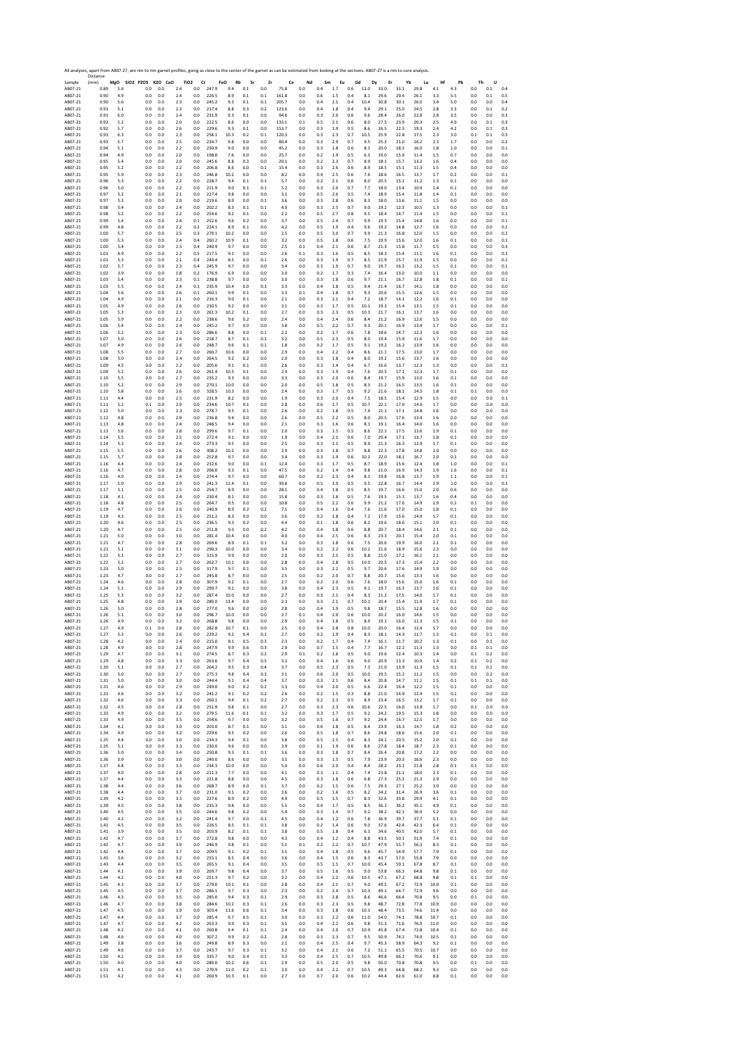All analyses, apart from AB07-27, are rim to rim garnet profiles, going as close to the center of the garnet as can be estimated from looking at the sections. AB07-27 is a rim to core analysis.

| Sample | Distance (mm) | MgO | SiO2 | P2O5 | K2O | CaO | TiO2 | Cr | FeO | Rb | Sr | Zr | Ce | Nd | Sm | Eu | Gd | Dy | Er | Yb | Lu | Hf | Pb | Th | U |
|---|---|---|---|---|---|---|---|---|---|---|---|---|---|---|---|---|---|---|---|---|---|---|---|---|---|
| AB07-21 | 0.89 | 5.6 | | 0.0 | 0.0 | 2.4 | 0.0 | 247.9 | 9.4 | 0.1 | 0.0 | 75.8 | 0.0 | 0.4 | 1.7 | 0.6 | 11.0 | 33.0 | 33.1 | 29.8 | 4.1 | 4.3 | 0.0 | 0.1 | 0.4 |
| AB07-21 | 0.90 | 4.9 | | 0.0 | 0.0 | 2.4 | 0.0 | 226.5 | 8.9 | 0.1 | 0.1 | 161.8 | 0.0 | 0.6 | 1.5 | 0.4 | 8.1 | 29.6 | 29.4 | 26.1 | 3.3 | 5.5 | 0.0 | 0.1 | 0.5 |
| AB07-21 | 0.90 | 5.6 | | 0.0 | 0.0 | 2.3 | 0.0 | 245.2 | 9.3 | 0.1 | 0.1 | 205.7 | 0.0 | 0.4 | 2.1 | 0.4 | 10.4 | 30.8 | 30.1 | 26.0 | 3.4 | 5.0 | 0.0 | 0.0 | 0.4 |
| AB07-21 | 0.91 | 5.1 | | 0.0 | 0.0 | 2.3 | 0.0 | 217.4 | 8.8 | 0.3 | 0.2 | 123.6 | 0.0 | 0.4 | 1.8 | 0.4 | 9.4 | 29.1 | 25.0 | 24.5 | 2.8 | 3.3 | 0.0 | 0.1 | 0.2 |
| AB07-21 | 0.91 | 6.0 | | 0.0 | 0.0 | 2.4 | 0.0 | 231.9 | 9.3 | 0.1 | 0.0 | 94.6 | 0.0 | 0.3 | 2.0 | 0.6 | 9.6 | 28.4 | 26.0 | 22.8 | 2.8 | 3.5 | 0.0 | 0.0 | 0.3 |
| AB07-21 | 0.92 | 5.2 | | 0.0 | 0.0 | 2.0 | 0.0 | 222.5 | 8.6 | 0.0 | 0.0 | 133.1 | 0.1 | 0.5 | 2.1 | 0.6 | 8.0 | 27.5 | 23.9 | 20.3 | 2.5 | 4.9 | 0.0 | 0.1 | 0.3 |
| AB07-21 | 0.92 | 5.7 | | 0.0 | 0.0 | 2.6 | 0.0 | 229.6 | 9.3 | 0.1 | 0.0 | 153.7 | 0.0 | 0.3 | 1.9 | 0.5 | 8.6 | 26.5 | 22.3 | 19.3 | 2.4 | 4.2 | 0.0 | 0.1 | 0.3 |
| AB07-21 | 0.93 | 6.3 | | 0.0 | 0.0 | 2.3 | 0.0 | 258.1 | 10.3 | 0.2 | 0.1 | 120.3 | 0.0 | 0.3 | 2.3 | 0.7 | 10.5 | 25.9 | 22.8 | 17.5 | 2.3 | 3.0 | 0.1 | 0.1 | 0.3 |
| AB07-21 | 0.93 | 5.7 | | 0.0 | 0.0 | 2.5 | 0.0 | 234.7 | 9.8 | 0.0 | 0.0 | 80.4 | 0.0 | 0.3 | 2.9 | 0.7 | 9.5 | 25.3 | 21.0 | 16.2 | 2.3 | 1.7 | 0.0 | 0.0 | 0.2 |
| AB07-21 | 0.94 | 5.1 | | 0.0 | 0.0 | 2.2 | 0.0 | 230.9 | 9.0 | 0.0 | 0.0 | 45.2 | 0.0 | 0.3 | 1.8 | 0.6 | 8.1 | 20.0 | 18.3 | 16.0 | 1.8 | 1.0 | 0.0 | 0.0 | 0.1 |
| AB07-21 | 0.94 | 4.9 | | 0.0 | 0.0 | 2.0 | 0.0 | 198.0 | 7.6 | 0.0 | 0.0 | 25.7 | 0.0 | 0.2 | 1.9 | 0.5 | 6.3 | 19.0 | 15.9 | 11.4 | 1.5 | 0.7 | 0.0 | 0.0 | 0.0 |
| AB07-21 | 0.95 | 5.4 | | 0.0 | 0.0 | 2.0 | 0.0 | 245.6 | 8.8 | 0.3 | 0.0 | 20.1 | 0.0 | 0.2 | 2.3 | 0.7 | 8.9 | 18.1 | 15.7 | 13.2 | 1.5 | 0.4 | 0.0 | 0.0 | 0.0 |
| AB07-21 | 0.95 | 5.2 | | 0.0 | 0.0 | 2.2 | 0.0 | 206.8 | 8.6 | 0.0 | 0.1 | 15.4 | 0.0 | 0.3 | 2.6 | 0.6 | 8.9 | 18.5 | 15.1 | 11.3 | 1.5 | 0.4 | 0.0 | 0.0 | 0.0 |
| AB07-21 | 0.95 | 5.9 | | 0.0 | 0.0 | 2.3 | 0.0 | 246.8 | 10.2 | 0.0 | 0.0 | 8.2 | 0.0 | 0.4 | 2.5 | 0.6 | 7.6 | 18.6 | 16.5 | 13.7 | 1.7 | 0.2 | 0.0 | 0.0 | 0.1 |
| AB07-21 | 0.96 | 5.3 | | 0.0 | 0.0 | 2.2 | 0.0 | 228.7 | 9.4 | 0.1 | 0.1 | 5.7 | 0.0 | 0.2 | 2.1 | 0.6 | 8.0 | 20.5 | 15.1 | 11.2 | 1.3 | 0.1 | 0.0 | 0.0 | 0.0 |
| AB07-21 | 0.96 | 5.0 | | 0.0 | 0.0 | 2.2 | 0.0 | 211.9 | 9.0 | 0.1 | 0.1 | 5.2 | 0.0 | 0.3 | 2.0 | 0.7 | 7.7 | 18.0 | 13.4 | 10.9 | 1.4 | 0.1 | 0.0 | 0.0 | 0.0 |
| AB07-21 | 0.97 | 5.2 | | 0.0 | 0.0 | 2.1 | 0.0 | 227.4 | 9.8 | 0.0 | 0.0 | 3.1 | 0.0 | 0.5 | 2.6 | 0.5 | 7.4 | 18.9 | 15.4 | 11.8 | 1.4 | 0.1 | 0.0 | 0.0 | 0.0 |
| AB07-21 | 0.97 | 5.3 | | 0.0 | 0.0 | 2.0 | 0.0 | 219.6 | 8.9 | 0.0 | 0.1 | 3.6 | 0.0 | 0.3 | 2.8 | 0.6 | 8.3 | 18.0 | 13.6 | 11.1 | 1.5 | 0.0 | 0.0 | 0.0 | 0.0 |
| AB07-21 | 0.98 | 5.4 | | 0.0 | 0.0 | 2.4 | 0.0 | 202.2 | 8.3 | 0.1 | 0.1 | 4.0 | 0.0 | 0.3 | 2.5 | 0.7 | 9.0 | 19.2 | 12.3 | 10.5 | 1.3 | 0.0 | 0.0 | 0.0 | 0.1 |
| AB07-21 | 0.98 | 5.2 | | 0.0 | 0.0 | 2.2 | 0.0 | 254.6 | 9.2 | 0.1 | 0.0 | 2.2 | 0.0 | 0.5 | 2.7 | 0.8 | 9.5 | 18.4 | 14.7 | 11.4 | 1.5 | 0.0 | 0.0 | 0.0 | 0.1 |
| AB07-21 | 0.99 | 5.4 | | 0.0 | 0.0 | 2.4 | 0.1 | 252.6 | 9.6 | 0.2 | 0.0 | 3.7 | 0.0 | 0.5 | 2.4 | 0.7 | 9.9 | 19.3 | 15.4 | 14.8 | 1.6 | 0.0 | 0.0 | 0.0 | 0.1 |
| AB07-21 | 0.99 | 4.8 | | 0.0 | 0.0 | 2.2 | 0.2 | 224.1 | 8.9 | 0.1 | 0.0 | 4.2 | 0.0 | 0.5 | 1.9 | 0.4 | 9.6 | 19.2 | 14.8 | 12.7 | 1.6 | 0.0 | 0.0 | 0.0 | 0.2 |
| AB07-21 | 1.00 | 5.7 | | 0.0 | 0.0 | 2.5 | 0.3 | 279.1 | 10.2 | 0.0 | 0.0 | 2.5 | 0.0 | 0.5 | 3.0 | 0.7 | 9.9 | 21.3 | 16.8 | 12.0 | 1.5 | 0.0 | 0.0 | 0.0 | 0.2 |
| AB07-21 | 1.00 | 5.3 | | 0.0 | 0.0 | 2.4 | 0.4 | 260.2 | 10.9 | 0.1 | 0.0 | 3.2 | 0.0 | 0.5 | 1.8 | 0.6 | 7.5 | 19.9 | 15.6 | 12.0 | 1.6 | 0.1 | 0.0 | 0.0 | 0.1 |
| AB07-21 | 1.00 | 5.4 | | 0.0 | 0.0 | 2.5 | 0.4 | 240.9 | 9.7 | 0.0 | 0.0 | 2.5 | 0.1 | 0.4 | 2.1 | 0.6 | 8.7 | 21.3 | 15.8 | 11.7 | 1.5 | 0.0 | 0.0 | 0.0 | 0.3 |
| AB07-21 | 1.01 | 4.9 | | 0.0 | 0.0 | 2.2 | 0.5 | 217.5 | 9.1 | 0.0 | 0.0 | 2.6 | 0.1 | 0.3 | 1.6 | 0.5 | 8.5 | 18.3 | 15.4 | 11.1 | 1.6 | 0.1 | 0.0 | 0.0 | 0.3 |
| AB07-21 | 1.01 | 5.3 | | 0.0 | 0.0 | 2.1 | 0.4 | 244.4 | 8.5 | 0.0 | 0.1 | 2.6 | 0.0 | 0.3 | 1.9 | 0.7 | 8.5 | 21.9 | 15.7 | 11.9 | 1.5 | 0.0 | 0.0 | 0.0 | 0.1 |
| AB07-21 | 1.02 | 5.7 | | 0.0 | 0.0 | 2.3 | 0.4 | 245.9 | 9.7 | 0.0 | 0.0 | 3.4 | 0.0 | 0.3 | 1.9 | 0.7 | 9.0 | 19.7 | 16.3 | 13.2 | 1.5 | 0.1 | 0.0 | 0.0 | 0.1 |
| AB07-21 | 1.02 | 3.9 | | 0.0 | 0.0 | 1.8 | 0.2 | 176.9 | 6.9 | 0.0 | 0.0 | 3.0 | 0.0 | 0.2 | 1.7 | 0.3 | 7.4 | 16.4 | 13.0 | 10.0 | 1.1 | 0.0 | 0.0 | 0.0 | 0.0 |
| AB07-21 | 1.03 | 5.4 | | 0.0 | 0.0 | 2.3 | 0.1 | 238.8 | 9.7 | 0.0 | 0.0 | 3.0 | 0.0 | 0.3 | 1.8 | 0.6 | 9.7 | 21.1 | 16.7 | 12.8 | 1.8 | 0.1 | 0.0 | 0.0 | 0.1 |
| AB07-21 | 1.03 | 5.5 | | 0.0 | 0.0 | 2.4 | 0.1 | 235.9 | 10.4 | 0.0 | 0.3 | 3.3 | 0.0 | 0.4 | 1.8 | 0.5 | 9.4 | 21.4 | 16.7 | 14.1 | 1.8 | 0.0 | 0.0 | 0.0 | 0.0 |
| AB07-21 | 1.04 | 5.6 | | 0.0 | 0.0 | 2.6 | 0.1 | 260.1 | 9.9 | 0.1 | 0.0 | 3.3 | 0.1 | 0.4 | 1.8 | 0.7 | 9.3 | 20.6 | 15.5 | 12.6 | 1.5 | 0.0 | 0.0 | 0.0 | 0.0 |
| AB07-21 | 1.04 | 4.9 | | 0.0 | 0.0 | 2.1 | 0.0 | 216.3 | 9.0 | 0.1 | 0.0 | 2.1 | 0.0 | 0.3 | 2.1 | 0.4 | 7.2 | 18.7 | 14.1 | 12.2 | 1.6 | 0.1 | 0.0 | 0.0 | 0.0 |
| AB07-21 | 1.05 | 4.9 | | 0.0 | 0.0 | 2.6 | 0.0 | 230.5 | 9.2 | 0.0 | 0.0 | 3.1 | 0.0 | 0.3 | 1.7 | 0.5 | 10.1 | 19.3 | 15.4 | 13.1 | 1.5 | 0.1 | 0.0 | 0.0 | 0.0 |
| AB07-21 | 1.05 | 5.3 | | 0.0 | 0.0 | 2.3 | 0.0 | 261.3 | 10.2 | 0.1 | 0.0 | 2.7 | 0.0 | 0.3 | 2.3 | 0.5 | 10.3 | 21.7 | 16.1 | 13.7 | 1.6 | 0.0 | 0.0 | 0.0 | 0.0 |
| AB07-21 | 1.05 | 5.9 | | 0.0 | 0.0 | 2.2 | 0.0 | 238.6 | 9.6 | 0.2 | 0.0 | 2.4 | 0.0 | 0.4 | 2.4 | 0.6 | 8.4 | 21.2 | 16.9 | 12.6 | 1.5 | 0.0 | 0.0 | 0.0 | 0.0 |
| AB07-21 | 1.06 | 5.4 | | 0.0 | 0.0 | 2.4 | 0.0 | 245.2 | 9.7 | 0.0 | 0.0 | 3.8 | 0.0 | 0.5 | 2.2 | 0.7 | 9.3 | 20.1 | 16.9 | 13.4 | 1.7 | 0.0 | 0.0 | 0.0 | 0.1 |
| AB07-21 | 1.06 | 5.2 | | 0.0 | 0.0 | 2.3 | 0.0 | 286.6 | 8.8 | 0.0 | 0.1 | 2.2 | 0.0 | 0.2 | 1.7 | 0.6 | 7.8 | 18.6 | 14.7 | 12.3 | 1.6 | 0.0 | 0.0 | 0.0 | 0.0 |
| AB07-21 | 1.07 | 5.0 | | 0.0 | 0.0 | 2.6 | 0.0 | 218.7 | 8.7 | 0.1 | 0.1 | 3.2 | 0.0 | 0.5 | 2.3 | 0.5 | 8.0 | 19.4 | 15.9 | 11.6 | 1.7 | 0.0 | 0.0 | 0.0 | 0.0 |
| AB07-21 | 1.07 | 4.9 | | 0.0 | 0.0 | 2.6 | 0.0 | 248.7 | 9.6 | 0.1 | 0.1 | 1.8 | 0.0 | 0.2 | 1.7 | 0.5 | 9.1 | 19.2 | 16.2 | 13.9 | 1.6 | 0.0 | 0.0 | 0.0 | 0.0 |
| AB07-21 | 1.08 | 5.5 | | 0.0 | 0.0 | 2.7 | 0.0 | 260.7 | 10.6 | 0.0 | 0.0 | 2.9 | 0.0 | 0.4 | 2.2 | 0.4 | 8.6 | 21.1 | 17.5 | 13.0 | 1.7 | 0.0 | 0.0 | 0.0 | 0.0 |
| AB07-21 | 1.08 | 5.0 | | 0.0 | 0.0 | 2.4 | 0.0 | 264.5 | 9.2 | 0.2 | 0.0 | 2.0 | 0.0 | 0.3 | 1.8 | 0.4 | 8.0 | 19.2 | 15.6 | 13.7 | 1.6 | 0.0 | 0.0 | 0.0 | 0.0 |
| AB07-21 | 1.09 | 4.5 | | 0.0 | 0.0 | 2.2 | 0.0 | 205.6 | 9.1 | 0.1 | 0.0 | 2.6 | 0.0 | 0.3 | 1.4 | 0.4 | 6.7 | 16.6 | 13.7 | 12.3 | 1.3 | 0.0 | 0.0 | 0.0 | 0.1 |
| AB07-21 | 1.09 | 5.2 | | 0.0 | 0.0 | 2.6 | 0.0 | 261.4 | 10.5 | 0.1 | 0.0 | 2.9 | 0.0 | 0.3 | 1.9 | 0.4 | 7.6 | 20.5 | 17.1 | 12.3 | 1.7 | 0.1 | 0.0 | 0.0 | 0.0 |
| AB07-21 | 1.10 | 5.5 | | 0.0 | 0.0 | 2.7 | 0.0 | 235.2 | 9.3 | 0.0 | 0.0 | 3.3 | 0.0 | 0.3 | 2.0 | 0.6 | 8.4 | 19.7 | 15.9 | 13.0 | 1.6 | 0.1 | 0.0 | 0.0 | 0.0 |
| AB07-21 | 1.10 | 5.2 | | 0.0 | 0.0 | 2.9 | 0.0 | 270.1 | 10.0 | 0.0 | 0.0 | 2.0 | 0.0 | 0.5 | 1.8 | 0.5 | 8.3 | 21.2 | 16.5 | 13.5 | 1.6 | 0.1 | 0.0 | 0.0 | 0.0 |
| AB07-21 | 1.10 | 5.8 | | 0.0 | 0.0 | 2.6 | 0.0 | 328.5 | 10.3 | 0.0 | 0.0 | 2.4 | 0.0 | 0.3 | 1.7 | 0.5 | 9.2 | 21.6 | 18.1 | 14.5 | 1.8 | 0.1 | 0.1 | 0.0 | 0.0 |
| AB07-21 | 1.11 | 4.4 | | 0.0 | 0.0 | 2.5 | 0.0 | 231.9 | 8.2 | 0.0 | 0.0 | 1.9 | 0.0 | 0.3 | 2.0 | 0.4 | 7.5 | 18.5 | 15.4 | 12.9 | 1.5 | 0.0 | 0.0 | 0.0 | 0.1 |
| AB07-21 | 1.11 | 5.2 | | 0.1 | 0.0 | 2.9 | 0.0 | 234.6 | 10.7 | 0.1 | 0.0 | 2.8 | 0.0 | 0.6 | 1.7 | 0.5 | 10.7 | 22.1 | 17.0 | 14.6 | 1.7 | 0.0 | 0.0 | 0.0 | 0.0 |
| AB07-21 | 1.12 | 5.0 | | 0.0 | 0.0 | 2.3 | 0.0 | 278.7 | 9.5 | 0.1 | 0.0 | 2.6 | 0.0 | 0.2 | 1.8 | 0.5 | 7.4 | 21.1 | 17.1 | 14.8 | 1.6 | 0.0 | 0.0 | 0.0 | 0.0 |
| AB07-21 | 1.12 | 4.8 | | 0.0 | 0.0 | 2.9 | 0.0 | 236.8 | 9.4 | 0.0 | 0.0 | 2.6 | 0.0 | 0.5 | 2.2 | 0.5 | 8.0 | 20.5 | 17.6 | 13.4 | 1.6 | 0.0 | 0.0 | 0.0 | 0.0 |
| AB07-21 | 1.13 | 4.8 | | 0.0 | 0.0 | 2.4 | 0.0 | 248.5 | 9.4 | 0.0 | 0.0 | 2.1 | 0.0 | 0.3 | 1.6 | 0.6 | 8.1 | 19.1 | 16.4 | 14.0 | 1.6 | 0.0 | 0.0 | 0.0 | 0.0 |
| AB07-21 | 1.13 | 5.6 | | 0.0 | 0.0 | 2.8 | 0.0 | 299.6 | 9.7 | 0.1 | 0.0 | 2.0 | 0.0 | 0.3 | 1.5 | 0.5 | 8.6 | 22.1 | 17.5 | 13.6 | 1.9 | 0.1 | 0.0 | 0.0 | 0.0 |
| AB07-21 | 1.14 | 5.5 | | 0.0 | 0.0 | 2.5 | 0.0 | 272.4 | 9.1 | 0.0 | 0.0 | 1.9 | 0.0 | 0.4 | 2.1 | 0.6 | 7.0 | 20.4 | 17.1 | 13.7 | 1.8 | 0.1 | 0.0 | 0.0 | 0.0 |
| AB07-21 | 1.14 | 5.3 | | 0.0 | 0.0 | 2.4 | 0.0 | 273.3 | 9.5 | 0.0 | 0.0 | 2.5 | 0.0 | 0.3 | 2.1 | 0.5 | 8.9 | 21.3 | 16.3 | 12.9 | 1.7 | 0.1 | 0.0 | 0.0 | 0.0 |
| AB07-21 | 1.15 | 5.5 | | 0.0 | 0.0 | 2.6 | 0.0 | 308.2 | 10.2 | 0.0 | 0.0 | 2.9 | 0.0 | 0.3 | 1.8 | 0.7 | 8.8 | 22.3 | 17.8 | 14.8 | 2.0 | 0.0 | 0.0 | 0.0 | 0.0 |
| AB07-21 | 1.15 | 5.7 | | 0.0 | 0.0 | 2.8 | 0.0 | 252.8 | 9.7 | 0.0 | 0.0 | 3.4 | 0.0 | 0.3 | 1.9 | 0.6 | 10.2 | 22.0 | 18.1 | 16.7 | 2.0 | 0.1 | 0.0 | 0.0 | 0.0 |
| AB07-21 | 1.16 | 4.4 | | 0.0 | 0.0 | 2.4 | 0.0 | 232.6 | 9.0 | 0.0 | 0.1 | 12.4 | 0.0 | 0.3 | 1.7 | 0.5 | 8.7 | 18.9 | 15.6 | 12.4 | 1.8 | 1.0 | 0.0 | 0.0 | 0.1 |
| AB07-21 | 1.16 | 4.7 | | 0.0 | 0.0 | 2.8 | 0.0 | 266.0 | 9.3 | 0.1 | 0.0 | 47.5 | 0.0 | 0.2 | 1.4 | 0.4 | 9.8 | 21.0 | 16.9 | 14.3 | 1.9 | 1.6 | 0.0 | 0.0 | 0.1 |
| AB07-21 | 1.16 | 4.9 | | 0.0 | 0.0 | 2.4 | 0.0 | 274.4 | 9.7 | 0.0 | 0.0 | 60.7 | 0.0 | 0.2 | 2.3 | 0.4 | 8.1 | 19.8 | 16.8 | 13.7 | 1.9 | 1.1 | 0.0 | 0.0 | 0.1 |
| AB07-21 | 1.17 | 5.0 | | 0.0 | 0.0 | 2.9 | 0.0 | 241.3 | 11.4 | 0.1 | 0.0 | 39.8 | 0.0 | 0.5 | 1.9 | 0.5 | 9.5 | 22.8 | 16.7 | 14.4 | 1.9 | 1.0 | 0.0 | 0.0 | 0.1 |
| AB07-21 | 1.17 | 5.1 | | 0.0 | 0.0 | 2.5 | 0.0 | 254.7 | 8.9 | 0.0 | 0.0 | 28.1 | 0.0 | 0.4 | 1.8 | 0.5 | 8.5 | 19.7 | 16.6 | 15.0 | 2.0 | 0.6 | 0.0 | 0.0 | 0.0 |
| AB07-21 | 1.18 | 4.1 | | 0.0 | 0.0 | 2.4 | 0.0 | 230.4 | 8.1 | 0.0 | 0.0 | 15.8 | 0.0 | 0.3 | 1.8 | 0.5 | 7.6 | 19.5 | 15.3 | 13.7 | 1.6 | 0.4 | 0.0 | 0.0 | 0.0 |
| AB07-21 | 1.18 | 4.8 | | 0.0 | 0.0 | 2.5 | 0.0 | 264.7 | 9.5 | 0.0 | 0.0 | 10.8 | 0.0 | 0.5 | 2.2 | 0.6 | 9.9 | 21.2 | 17.6 | 14.9 | 1.9 | 0.2 | 0.1 | 0.0 | 0.0 |
| AB07-21 | 1.19 | 4.7 | | 0.0 | 0.0 | 2.6 | 0.0 | 240.9 | 8.9 | 0.2 | 0.2 | 7.1 | 0.0 | 0.4 | 1.6 | 0.4 | 7.6 | 21.6 | 17.0 | 15.0 | 1.8 | 0.1 | 0.0 | 0.0 | 0.0 |
| AB07-21 | 1.19 | 4.3 | | 0.0 | 0.0 | 2.5 | 0.0 | 251.2 | 8.3 | 0.0 | 0.0 | 3.6 | 0.0 | 0.2 | 1.8 | 0.4 | 7.2 | 17.9 | 15.6 | 14.9 | 1.7 | 0.1 | 0.0 | 0.0 | 0.0 |
| AB07-21 | 1.20 | 4.6 | | 0.0 | 0.0 | 2.5 | 0.0 | 236.5 | 9.3 | 0.2 | 0.0 | 4.4 | 0.0 | 0.1 | 1.8 | 0.6 | 8.2 | 19.6 | 18.6 | 15.1 | 2.0 | 0.1 | 0.0 | 0.0 | 0.0 |
| AB07-21 | 1.20 | 4.7 | | 0.0 | 0.0 | 2.5 | 0.0 | 251.8 | 9.3 | 0.0 | 0.2 | 4.2 | 0.0 | 0.4 | 1.8 | 0.6 | 8.8 | 20.7 | 18.4 | 14.6 | 2.1 | 0.1 | 0.0 | 0.0 | 0.0 |
| AB07-21 | 1.21 | 5.0 | | 0.0 | 0.0 | 3.0 | 0.0 | 281.4 | 10.4 | 0.0 | 0.0 | 4.0 | 0.0 | 0.4 | 2.5 | 0.6 | 8.3 | 23.3 | 20.1 | 15.4 | 2.0 | 0.1 | 0.0 | 0.0 | 0.0 |
| AB07-21 | 1.21 | 4.7 | | 0.0 | 0.0 | 2.8 | 0.0 | 269.6 | 8.9 | 0.1 | 0.1 | 3.2 | 0.0 | 0.3 | 1.8 | 0.6 | 7.5 | 20.6 | 19.9 | 16.0 | 2.1 | 0.1 | 0.0 | 0.0 | 0.0 |
| AB07-21 | 1.21 | 5.1 | | 0.0 | 0.0 | 3.1 | 0.0 | 290.3 | 10.0 | 0.0 | 0.0 | 3.4 | 0.0 | 0.2 | 2.2 | 0.6 | 10.2 | 21.6 | 18.9 | 15.6 | 2.3 | 0.0 | 0.0 | 0.0 | 0.0 |
| AB07-21 | 1.22 | 5.1 | | 0.0 | 0.0 | 2.7 | 0.0 | 315.9 | 9.9 | 0.0 | 0.0 | 2.0 | 0.0 | 0.3 | 2.1 | 0.5 | 8.8 | 21.0 | 17.2 | 16.1 | 2.1 | 0.0 | 0.0 | 0.0 | 0.0 |
| AB07-21 | 1.22 | 5.2 | | 0.0 | 0.0 | 2.7 | 0.0 | 262.7 | 10.1 | 0.0 | 0.0 | 2.8 | 0.0 | 0.4 | 2.8 | 0.5 | 10.0 | 20.5 | 17.3 | 15.4 | 2.2 | 0.0 | 0.0 | 0.0 | 0.0 |
| AB07-21 | 1.23 | 5.0 | | 0.0 | 0.0 | 2.5 | 0.0 | 317.9 | 9.7 | 0.1 | 0.0 | 3.5 | 0.0 | 0.3 | 2.2 | 0.5 | 9.7 | 20.6 | 17.6 | 14.9 | 1.9 | 0.0 | 0.0 | 0.0 | 0.0 |
| AB07-21 | 1.23 | 4.7 | | 0.0 | 0.0 | 2.7 | 0.0 | 245.8 | 8.7 | 0.0 | 0.0 | 2.5 | 0.0 | 0.2 | 2.0 | 0.7 | 8.8 | 20.7 | 15.6 | 13.3 | 1.6 | 0.0 | 0.0 | 0.0 | 0.0 |
| AB07-21 | 1.24 | 4.6 | | 0.0 | 0.0 | 2.8 | 0.0 | 307.9 | 9.2 | 0.1 | 0.0 | 2.7 | 0.0 | 0.2 | 2.0 | 0.6 | 7.6 | 18.0 | 15.6 | 15.0 | 1.6 | 0.1 | 0.0 | 0.0 | 0.0 |
| AB07-21 | 1.24 | 5.1 | | 0.0 | 0.0 | 2.9 | 0.0 | 299.7 | 9.1 | 0.0 | 0.0 | 3.8 | 0.0 | 0.4 | 2.3 | 0.5 | 9.1 | 19.7 | 16.3 | 13.7 | 1.6 | 0.1 | 0.0 | 0.0 | 0.0 |
| AB07-21 | 1.25 | 5.3 | | 0.0 | 0.0 | 3.2 | 0.0 | 287.4 | 10.0 | 0.0 | 0.0 | 2.7 | 0.0 | 0.3 | 2.1 | 0.4 | 8.3 | 21.2 | 17.5 | 14.0 | 1.7 | 0.1 | 0.0 | 0.0 | 0.0 |
| AB07-21 | 1.25 | 4.8 | | 0.0 | 0.0 | 2.9 | 0.0 | 289.0 | 13.4 | 0.0 | 0.0 | 2.3 | 0.0 | 0.3 | 2.1 | 0.7 | 10.1 | 20.4 | 15.4 | 11.9 | 1.7 | 0.1 | 0.0 | 0.0 | 0.0 |
| AB07-21 | 1.26 | 5.0 | | 0.0 | 0.0 | 2.8 | 0.0 | 277.0 | 9.6 | 0.0 | 0.0 | 2.8 | 0.0 | 0.4 | 1.9 | 0.5 | 9.8 | 18.7 | 15.5 | 12.8 | 1.6 | 0.0 | 0.0 | 0.0 | 0.0 |
| AB07-21 | 1.26 | 5.1 | | 0.0 | 0.0 | 3.0 | 0.0 | 298.7 | 10.0 | 0.0 | 0.0 | 2.7 | 0.1 | 0.4 | 2.0 | 0.6 | 10.0 | 20.2 | 16.0 | 14.6 | 1.5 | 0.0 | 0.0 | 0.0 | 0.0 |
| AB07-21 | 1.26 | 4.9 | | 0.0 | 0.0 | 3.2 | 0.0 | 268.8 | 9.8 | 0.0 | 0.0 | 2.9 | 0.0 | 0.4 | 1.8 | 0.5 | 8.9 | 19.1 | 16.0 | 11.3 | 1.5 | 0.1 | 0.0 | 0.0 | 0.0 |
| AB07-21 | 1.27 | 4.9 | | 0.1 | 0.0 | 2.8 | 0.0 | 282.8 | 10.7 | 0.1 | 0.0 | 2.5 | 0.0 | 0.4 | 2.8 | 0.8 | 10.0 | 20.0 | 16.4 | 12.4 | 1.7 | 0.0 | 0.0 | 0.0 | 0.0 |
| AB07-21 | 1.27 | 5.3 | | 0.0 | 0.0 | 2.6 | 0.0 | 229.2 | 9.2 | 0.4 | 0.1 | 2.7 | 0.0 | 0.2 | 1.9 | 0.4 | 8.3 | 18.1 | 14.3 | 11.7 | 1.3 | 0.1 | 0.0 | 0.1 | 0.0 |
| AB07-21 | 1.28 | 4.2 | | 0.0 | 0.0 | 2.4 | 0.0 | 215.0 | 8.1 | 0.5 | 0.3 | 2.3 | 0.0 | 0.2 | 1.7 | 0.4 | 7.4 | 16.1 | 11.7 | 10.2 | 1.3 | 0.1 | 0.0 | 0.1 | 0.0 |
| AB07-21 | 1.28 | 4.9 | | 0.0 | 0.0 | 2.8 | 0.0 | 247.9 | 9.9 | 0.6 | 0.3 | 2.9 | 0.0 | 0.7 | 1.5 | 0.4 | 7.7 | 16.7 | 12.2 | 11.3 | 1.3 | 0.0 | 0.1 | 0.1 | 0.0 |
| AB07-21 | 1.29 | 4.7 | | 0.0 | 0.0 | 3.1 | 0.0 | 274.5 | 8.7 | 0.3 | 0.2 | 2.9 | 0.1 | 0.2 | 1.8 | 0.5 | 9.0 | 19.6 | 12.4 | 10.3 | 1.4 | 0.0 | 0.1 | 0.2 | 0.0 |
| AB07-21 | 1.29 | 4.8 | | 0.0 | 0.0 | 3.3 | 0.0 | 263.6 | 9.7 | 0.4 | 0.5 | 3.2 | 0.0 | 0.4 | 1.6 | 0.6 | 9.0 | 20.9 | 13.3 | 10.9 | 1.4 | 0.2 | 0.1 | 0.2 | 0.0 |
| AB07-21 | 1.30 | 5.1 | | 0.0 | 0.0 | 2.7 | 0.0 | 264.2 | 9.5 | 0.3 | 0.4 | 3.7 | 0.0 | 0.5 | 2.3 | 0.5 | 7.3 | 21.0 | 13.9 | 11.3 | 1.5 | 0.1 | 0.1 | 0.1 | 0.0 |
| AB07-21 | 1.30 | 5.0 | | 0.0 | 0.0 | 2.7 | 0.0 | 275.3 | 9.8 | 0.4 | 0.3 | 3.1 | 0.0 | 0.6 | 2.0 | 0.5 | 10.0 | 19.5 | 15.2 | 11.2 | 1.5 | 0.0 | 0.0 | 0.2 | 0.0 |
| AB07-21 | 1.31 | 5.0 | | 0.0 | 0.0 | 3.0 | 0.0 | 244.4 | 9.1 | 0.4 | 0.4 | 3.7 | 0.0 | 0.3 | 2.1 | 0.6 | 8.4 | 20.8 | 14.7 | 11.1 | 1.5 | 0.1 | 0.1 | 0.1 | 0.0 |
| AB07-21 | 1.31 | 4.6 | | 0.0 | 0.0 | 2.9 | 0.0 | 249.0 | 9.0 | 0.2 | 0.2 | 3.3 | 0.0 | 0.4 | 2.0 | 0.5 | 6.6 | 22.4 | 16.4 | 12.2 | 1.5 | 0.1 | 0.0 | 0.0 | 0.0 |
| AB07-21 | 1.31 | 4.6 | | 0.0 | 0.0 | 3.2 | 0.0 | 241.2 | 9.1 | 0.2 | 0.2 | 2.6 | 0.0 | 0.2 | 1.5 | 0.3 | 8.8 | 21.0 | 14.9 | 12.4 | 1.5 | 0.1 | 0.0 | 0.0 | 0.0 |
| AB07-21 | 1.32 | 4.6 | | 0.0 | 0.0 | 3.3 | 0.0 | 260.1 | 9.4 | 0.1 | 0.2 | 2.7 | 0.0 | 0.2 | 2.3 | 0.5 | 8.9 | 23.4 | 16.5 | 13.2 | 1.7 | 0.1 | 0.0 | 0.0 | 0.0 |
| AB07-21 | 1.32 | 4.5 | | 0.0 | 0.0 | 2.8 | 0.0 | 251.9 | 9.8 | 0.1 | 0.0 | 2.7 | 0.0 | 0.3 | 2.3 | 0.6 | 10.6 | 22.5 | 16.0 | 13.8 | 1.7 | 0.0 | 0.1 | 0.0 | 0.0 |
| AB07-21 | 1.33 | 4.9 | | 0.0 | 0.0 | 3.2 | 0.0 | 279.5 | 11.6 | 0.1 | 0.1 | 3.2 | 0.0 | 0.3 | 1.7 | 0.5 | 9.2 | 24.2 | 19.5 | 15.3 | 1.8 | 0.0 | 0.0 | 0.0 | 0.0 |
| AB07-21 | 1.33 | 4.9 | | 0.0 | 0.0 | 3.5 | 0.0 | 254.6 | 9.7 | 0.0 | 0.0 | 3.2 | 0.0 | 0.5 | 1.0 | 0.7 | 9.2 | 24.4 | 16.7 | 12.5 | 1.7 | 0.0 | 0.0 | 0.0 | 0.0 |
| AB07-21 | 1.34 | 4.2 | | 0.0 | 0.0 | 3.0 | 0.0 | 203.0 | 8.7 | 0.1 | 0.0 | 3.1 | 0.0 | 0.6 | 1.8 | 0.5 | 8.4 | 23.9 | 16.3 | 14.7 | 1.8 | 0.2 | 0.0 | 0.0 | 0.0 |
| AB07-21 | 1.34 | 4.9 | | 0.0 | 0.0 | 3.2 | 0.0 | 229.6 | 9.5 | 0.2 | 0.0 | 2.6 | 0.0 | 0.5 | 1.8 | 0.7 | 8.6 | 24.8 | 18.6 | 15.6 | 2.0 | 0.1 | 0.0 | 0.0 | 0.0 |
| AB07-21 | 1.35 | 4.4 | | 0.0 | 0.0 | 3.0 | 0.0 | 234.3 | 9.4 | 0.1 | 0.0 | 3.8 | 0.0 | 0.5 | 2.5 | 0.4 | 8.3 | 24.1 | 20.5 | 15.2 | 2.0 | 0.1 | 0.0 | 0.0 | 0.0 |
| AB07-21 | 1.35 | 5.1 | | 0.0 | 0.0 | 3.3 | 0.0 | 230.0 | 9.6 | 0.0 | 0.0 | 3.9 | 0.0 | 0.1 | 1.9 | 0.6 | 8.6 | 27.8 | 18.4 | 18.7 | 2.3 | 0.1 | 0.0 | 0.0 | 0.0 |
| AB07-21 | 1.36 | 5.0 | | 0.0 | 0.0 | 3.4 | 0.0 | 250.8 | 9.3 | 0.1 | 0.1 | 3.6 | 0.0 | 0.3 | 1.8 | 0.7 | 8.4 | 26.4 | 20.8 | 17.2 | 2.2 | 0.0 | 0.0 | 0.0 | 0.0 |
| AB07-21 | 1.36 | 3.9 | | 0.0 | 0.0 | 3.0 | 0.0 | 240.0 | 8.6 | 0.0 | 0.0 | 3.5 | 0.0 | 0.3 | 1.5 | 0.5 | 7.9 | 23.9 | 20.3 | 16.6 | 2.3 | 0.0 | 0.0 | 0.0 | 0.0 |
| AB07-21 | 1.37 | 4.8 | | 0.0 | 0.0 | 3.3 | 0.0 | 234.3 | 10.0 | 0.0 | 0.0 | 5.0 | 0.0 | 0.6 | 2.0 | 0.4 | 8.4 | 28.2 | 23.1 | 21.8 | 2.8 | 0.1 | 0.1 | 0.0 | 0.0 |
| AB07-21 | 1.37 | 4.0 | | 0.0 | 0.0 | 2.8 | 0.0 | 211.3 | 7.7 | 0.0 | 0.0 | 4.1 | 0.0 | 0.3 | 1.1 | 0.4 | 7.4 | 23.8 | 21.1 | 18.0 | 2.3 | 0.1 | 0.0 | 0.0 | 0.0 |
| AB07-21 | 1.37 | 4.4 | | 0.0 | 0.0 | 3.3 | 0.0 | 221.8 | 8.8 | 0.0 | 0.0 | 4.5 | 0.0 | 0.3 | 1.8 | 0.6 | 6.8 | 27.3 | 25.3 | 21.3 | 2.9 | 0.0 | 0.0 | 0.0 | 0.0 |
| AB07-21 | 1.38 | 4.4 | | 0.0 | 0.0 | 3.6 | 0.0 | 268.7 | 8.9 | 0.0 | 0.1 | 3.7 | 0.0 | 0.2 | 1.5 | 0.6 | 7.5 | 29.3 | 27.1 | 25.2 | 3.0 | 0.0 | 0.0 | 0.0 | 0.0 |
| AB07-21 | 1.38 | 4.4 | | 0.0 | 0.0 | 3.7 | 0.0 | 231.0 | 9.1 | 0.2 | 0.0 | 3.6 | 0.0 | 0.2 | 1.6 | 0.5 | 8.2 | 34.2 | 31.4 | 26.9 | 3.6 | 0.1 | 0.0 | 0.0 | 0.0 |
| AB07-21 | 1.39 | 4.2 | | 0.0 | 0.0 | 3.3 | 0.0 | 227.6 | 8.9 | 0.2 | 0.0 | 4.9 | 0.0 | 0.5 | 1.5 | 0.7 | 8.3 | 32.6 | 33.8 | 29.9 | 4.1 | 0.1 | 0.0 | 0.0 | 0.0 |
| AB07-21 | 1.39 | 4.5 | | 0.0 | 0.0 | 3.8 | 0.0 | 235.3 | 9.8 | 0.0 | 0.0 | 5.5 | 0.0 | 0.4 | 1.7 | 0.5 | 8.5 | 36.1 | 36.2 | 35.1 | 4.9 | 0.1 | 0.0 | 0.0 | 0.0 |
| AB07-21 | 1.40 | 4.5 | | 0.0 | 0.0 | 3.5 | 0.0 | 244.6 | 9.8 | 0.2 | 0.0 | 5.4 | 0.0 | 0.3 | 1.4 | 0.7 | 9.2 | 38.2 | 42.1 | 36.9 | 5.2 | 0.0 | 0.0 | 0.0 | 0.0 |
| AB07-21 | 1.40 | 4.2 | | 0.0 | 0.0 | 3.2 | 0.0 | 241.4 | 9.7 | 0.0 | 0.1 | 4.5 | 0.0 | 0.4 | 1.2 | 0.6 | 7.8 | 36.9 | 39.7 | 37.7 | 5.1 | 0.1 | 0.0 | 0.0 | 0.0 |
| AB07-21 | 1.41 | 4.5 | | 0.0 | 0.0 | 3.5 | 0.0 | 226.5 | 8.5 | 0.1 | 0.1 | 3.8 | 0.0 | 0.2 | 1.4 | 0.6 | 9.0 | 37.6 | 42.4 | 42.3 | 6.4 | 0.1 | 0.0 | 0.0 | 0.0 |
| AB07-21 | 1.41 | 3.9 | | 0.0 | 0.0 | 3.5 | 0.0 | 203.9 | 8.2 | 0.1 | 0.1 | 3.8 | 0.0 | 0.5 | 1.8 | 0.4 | 6.1 | 34.6 | 40.5 | 42.0 | 5.7 | 0.1 | 0.0 | 0.0 | 0.0 |
| AB07-21 | 1.42 | 4.7 | | 0.0 | 0.0 | 3.7 | 0.0 | 272.8 | 9.8 | 0.0 | 0.0 | 4.3 | 0.0 | 0.4 | 1.2 | 0.4 | 8.8 | 43.5 | 50.1 | 51.9 | 7.4 | 0.1 | 0.0 | 0.0 | 0.0 |
| AB07-21 | 1.42 | 4.7 | | 0.0 | 0.0 | 3.9 | 0.0 | 246.9 | 9.8 | 0.1 | 0.0 | 5.1 | 0.1 | 0.2 | 2.2 | 0.7 | 10.7 | 47.9 | 55.7 | 56.3 | 8.3 | 0.1 | 0.0 | 0.0 | 0.0 |
| AB07-21 | 1.42 | 4.4 | | 0.0 | 0.0 | 3.7 | 0.0 | 209.5 | 9.1 | 0.2 | 0.1 | 3.1 | 0.0 | 0.4 | 1.8 | 0.5 | 9.6 | 45.7 | 54.9 | 57.7 | 7.9 | 0.1 | 0.0 | 0.0 | 0.0 |
| AB07-21 | 1.43 | 3.6 | | 0.0 | 0.0 | 3.2 | 0.0 | 255.1 | 8.5 | 0.4 | 0.0 | 3.6 | 0.0 | 0.4 | 1.5 | 0.6 | 8.3 | 43.7 | 57.0 | 55.8 | 7.9 | 0.0 | 0.0 | 0.0 | 0.0 |
| AB07-21 | 1.43 | 4.4 | | 0.0 | 0.0 | 3.5 | 0.0 | 265.5 | 9.1 | 0.4 | 0.0 | 3.5 | 0.0 | 0.5 | 1.5 | 0.7 | 10.0 | 45.4 | 59.1 | 67.8 | 8.7 | 0.1 | 0.0 | 0.0 | 0.0 |
| AB07-21 | 1.44 | 4.1 | | 0.0 | 0.0 | 3.9 | 0.0 | 269.7 | 9.8 | 0.4 | 0.0 | 3.7 | 0.0 | 0.5 | 1.6 | 0.5 | 9.0 | 53.8 | 66.3 | 64.8 | 9.8 | 0.1 | 0.0 | 0.0 | 0.0 |
| AB07-21 | 1.44 | 4.2 | | 0.0 | 0.0 | 4.0 | 0.0 | 251.3 | 9.7 | 0.2 | 0.0 | 3.2 | 0.0 | 0.4 | 2.2 | 0.6 | 10.5 | 47.1 | 67.2 | 68.8 | 9.8 | 0.1 | 0.1 | 0.0 | 0.0 |
| AB07-21 | 1.45 | 4.3 | | 0.0 | 0.0 | 3.7 | 0.0 | 279.0 | 10.1 | 0.1 | 0.0 | 2.8 | 0.0 | 0.4 | 2.1 | 0.7 | 9.0 | 49.5 | 67.2 | 72.9 | 10.0 | 0.1 | 0.0 | 0.0 | 0.0 |
| AB07-21 | 1.45 | 4.5 | | 0.0 | 0.0 | 3.7 | 0.0 | 286.1 | 9.7 | 0.3 | 0.0 | 2.3 | 0.0 | 0.2 | 2.4 | 0.7 | 10.3 | 49.1 | 64.7 | 72.9 | 9.6 | 0.0 | 0.0 | 0.0 | 0.0 |
| AB07-21 | 1.46 | 4.3 | | 0.0 | 0.0 | 3.5 | 0.0 | 285.0 | 9.4 | 0.3 | 0.1 | 2.9 | 0.0 | 0.3 | 2.8 | 0.5 | 8.6 | 46.6 | 66.4 | 70.8 | 9.5 | 0.0 | 0.1 | 0.0 | 0.0 |
| AB07-21 | 1.46 | 4.7 | | 0.0 | 0.0 | 3.8 | 0.0 | 284.6 | 10.2 | 0.3 | 0.1 | 2.6 | 0.0 | 0.3 | 2.3 | 0.5 | 9.8 | 48.7 | 72.8 | 77.8 | 10.9 | 0.0 | 0.0 | 0.0 | 0.0 |
| AB07-21 | 1.47 | 4.5 | | 0.0 | 0.0 | 3.9 | 0.0 | 303.4 | 11.6 | 0.6 | 0.1 | 3.4 | 0.0 | 0.3 | 1.8 | 0.6 | 10.1 | 48.4 | 73.5 | 74.6 | 11.4 | 0.0 | 0.0 | 0.0 | 0.0 |
| AB07-21 | 1.47 | 4.4 | | 0.0 | 0.0 | 3.7 | 0.0 | 285.4 | 9.7 | 0.5 | 0.1 | 3.0 | 0.0 | 0.3 | 2.2 | 0.6 | 11.0 | 54.0 | 74.1 | 78.8 | 10.7 | 0.1 | 0.0 | 0.0 | 0.0 |
| AB07-21 | 1.47 | 4.7 | | 0.0 | 0.0 | 4.2 | 0.0 | 263.3 | 9.9 | 0.3 | 0.1 | 3.1 | 0.0 | 0.4 | 2.2 | 0.6 | 9.8 | 51.3 | 71.6 | 76.9 | 11.0 | 0.0 | 0.0 | 0.0 | 0.0 |
| AB07-21 | 1.48 | 4.2 | | 0.0 | 0.0 | 4.1 | 0.0 | 260.8 | 9.4 | 0.1 | 0.1 | 2.4 | 0.0 | 0.4 | 2.0 | 0.7 | 10.9 | 45.8 | 67.4 | 72.8 | 10.4 | 0.1 | 0.0 | 0.0 | 0.0 |
| AB07-21 | 1.48 | 4.6 | | 0.0 | 0.0 | 4.0 | 0.0 | 307.2 | 9.9 | 0.2 | 0.2 | 2.8 | 0.0 | 0.3 | 2.3 | 0.7 | 9.5 | 50.9 | 74.1 | 74.9 | 10.5 | 0.1 | 0.0 | 0.0 | 0.0 |
| AB07-21 | 1.49 | 3.8 | | 0.0 | 0.0 | 3.6 | 0.0 | 249.8 | 8.9 | 0.3 | 0.0 | 2.1 | 0.0 | 0.4 | 2.5 | 0.4 | 9.7 | 45.3 | 58.9 | 64.3 | 9.2 | 0.1 | 0.0 | 0.0 | 0.0 |
| AB07-21 | 1.49 | 4.6 | | 0.0 | 0.0 | 3.7 | 0.0 | 243.7 | 9.7 | 0.3 | 0.1 | 3.2 | 0.0 | 0.4 | 2.1 | 0.6 | 7.2 | 51.1 | 65.5 | 70.5 | 10.7 | 0.0 | 0.0 | 0.0 | 0.0 |
| AB07-21 | 1.50 | 4.2 | | 0.0 | 0.0 | 3.9 | 0.0 | 335.7 | 9.0 | 0.4 | 0.1 | 3.3 | 0.0 | 0.4 | 2.5 | 0.7 | 10.5 | 49.8 | 66.1 | 70.6 | 9.1 | 0.0 | 0.0 | 0.0 | 0.0 |
| AB07-21 | 1.50 | 4.0 | | 0.0 | 0.0 | 4.0 | 0.0 | 289.0 | 10.2 | 0.6 | 0.1 | 2.9 | 0.0 | 0.5 | 2.0 | 0.5 | 9.8 | 50.0 | 70.8 | 70.8 | 9.5 | 0.0 | 0.1 | 0.0 | 0.0 |
| AB07-21 | 1.51 | 4.1 | | 0.0 | 0.0 | 4.3 | 0.0 | 279.9 | 11.0 | 0.2 | 0.1 | 3.0 | 0.0 | 0.4 | 2.2 | 0.7 | 10.5 | 49.3 | 64.8 | 68.2 | 9.3 | 0.0 | 0.0 | 0.0 | 0.0 |
| AB07-21 | 1.51 | 4.2 | | 0.0 | 0.0 | 4.1 | 0.0 | 260.9 | 10.3 | 0.1 | 0.0 | 2.7 | 0.0 | 0.7 | 2.0 | 0.6 | 10.2 | 44.4 | 62.6 | 61.0 | 8.8 | 0.1 | 0.0 | 0.0 | 0.0 |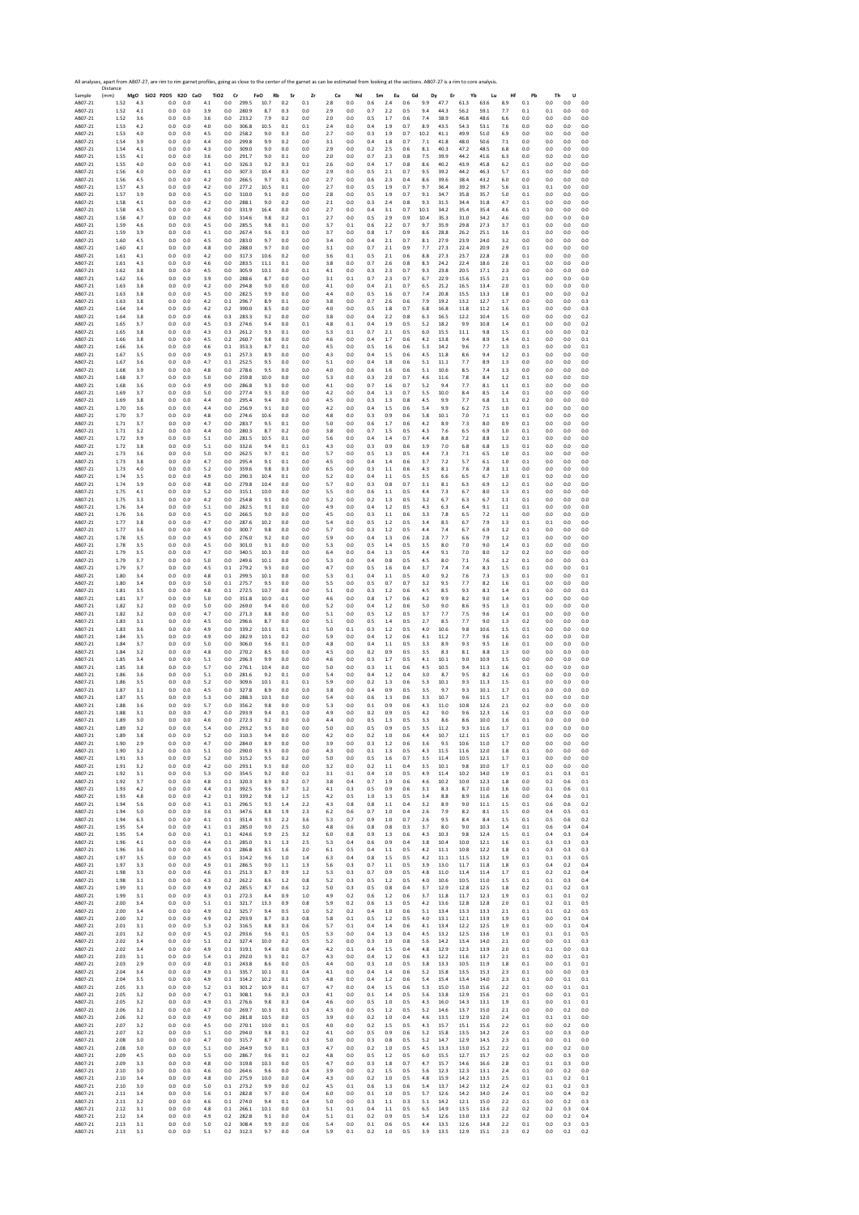All analyses, apart from AB07-27, are rim to rim garnet profiles, going as close to the center of the garnet as can be estimated from looking at the sections. AB07-27 is a rim to core analysis.

| Sample | Distance (mm) | MgO | SiO2 | P2O5 | K2O | CaO | TiO2 | Cr | FeO | Rb | Sr | Zr | Ce | Nd | Sm | Eu | Gd | Dy | Er | Yb | Lu | Hf | Pb | Th | U |
|---|---|---|---|---|---|---|---|---|---|---|---|---|---|---|---|---|---|---|---|---|---|---|---|---|---|
| AB07-21 | 1.52 | 4.3 | | 0.0 | 0.0 | 4.1 | 0.0 | 299.5 | 10.7 | 0.2 | 0.1 | 2.8 | 0.0 | 0.6 | 2.4 | 0.6 | 9.9 | 47.7 | 61.3 | 63.6 | 8.9 | 0.1 | 0.0 | 0.0 | 0.0 |
| AB07-21 | 1.52 | 4.1 | | 0.0 | 0.0 | 3.9 | 0.0 | 280.9 | 8.7 | 0.3 | 0.0 | 2.9 | 0.0 | 0.7 | 2.2 | 0.5 | 9.4 | 44.3 | 56.2 | 59.1 | 7.7 | 0.1 | 0.1 | 0.0 | 0.0 |
| AB07-21 | 1.52 | 3.6 | | 0.0 | 0.0 | 3.6 | 0.0 | 233.2 | 7.9 | 0.2 | 0.0 | 2.0 | 0.0 | 0.5 | 1.7 | 0.6 | 7.4 | 38.9 | 46.8 | 48.6 | 6.6 | 0.0 | 0.0 | 0.0 | 0.0 |
| AB07-21 | 1.53 | 4.2 | | 0.0 | 0.0 | 4.0 | 0.0 | 306.8 | 10.5 | 0.1 | 0.1 | 2.4 | 0.0 | 0.4 | 1.9 | 0.7 | 8.9 | 43.5 | 54.3 | 53.1 | 7.6 | 0.0 | 0.0 | 0.0 | 0.0 |
| AB07-21 | 1.53 | 4.0 | | 0.0 | 0.0 | 4.5 | 0.0 | 258.2 | 9.0 | 0.3 | 0.0 | 2.7 | 0.0 | 0.3 | 1.9 | 0.7 | 10.2 | 41.1 | 49.9 | 51.0 | 6.9 | 0.0 | 0.0 | 0.0 | 0.0 |
| AB07-21 | 1.54 | 3.9 | | 0.0 | 0.0 | 4.4 | 0.0 | 299.8 | 9.9 | 0.2 | 0.0 | 3.1 | 0.0 | 0.4 | 1.8 | 0.7 | 7.1 | 41.8 | 48.0 | 50.6 | 7.1 | 0.0 | 0.0 | 0.0 | 0.0 |
| AB07-21 | 1.54 | 4.1 | | 0.0 | 0.0 | 4.3 | 0.0 | 309.0 | 9.0 | 0.0 | 0.0 | 2.9 | 0.0 | 0.2 | 2.5 | 0.6 | 8.1 | 40.3 | 47.2 | 48.5 | 6.8 | 0.0 | 0.0 | 0.0 | 0.0 |
| AB07-21 | 1.55 | 4.1 | | 0.0 | 0.0 | 3.6 | 0.0 | 291.7 | 9.0 | 0.1 | 0.0 | 2.0 | 0.0 | 0.7 | 2.3 | 0.8 | 7.5 | 39.9 | 44.2 | 41.6 | 6.3 | 0.0 | 0.0 | 0.0 | 0.0 |
| AB07-21 | 1.55 | 4.0 | | 0.0 | 0.0 | 4.0 | 0.0 | 326.3 | 9.2 | 0.3 | 0.1 | 2.6 | 0.0 | 0.4 | 1.7 | 0.8 | 8.6 | 40.2 | 43.9 | 45.8 | 6.2 | 0.1 | 0.0 | 0.0 | 0.0 |
| AB07-21 | 1.56 | 4.0 | | 0.0 | 0.0 | 4.1 | 0.0 | 307.3 | 10.4 | 0.3 | 0.0 | 2.9 | 0.0 | 0.5 | 2.1 | 0.7 | 9.5 | 39.2 | 44.2 | 46.3 | 5.7 | 0.1 | 0.0 | 0.0 | 0.0 |
| AB07-21 | 1.56 | 4.5 | | 0.0 | 0.0 | 4.2 | 0.0 | 266.5 | 9.7 | 0.1 | 0.0 | 2.7 | 0.0 | 0.6 | 2.3 | 0.4 | 8.6 | 39.6 | 38.4 | 43.2 | 6.0 | 0.0 | 0.0 | 0.0 | 0.0 |
| AB07-21 | 1.57 | 4.3 | | 0.0 | 0.0 | 4.2 | 0.0 | 277.2 | 10.5 | 0.1 | 0.0 | 2.7 | 0.0 | 0.5 | 1.9 | 0.7 | 9.7 | 36.4 | 39.2 | 39.7 | 5.6 | 0.1 | 0.1 | 0.0 | 0.0 |
| AB07-21 | 1.57 | 3.9 | | 0.0 | 0.0 | 4.5 | 0.0 | 310.0 | 9.1 | 0.0 | 0.0 | 2.8 | 0.0 | 0.5 | 1.9 | 0.7 | 9.1 | 34.7 | 35.8 | 35.7 | 5.0 | 0.1 | 0.0 | 0.0 | 0.0 |
| AB07-21 | 1.58 | 4.1 | | 0.0 | 0.0 | 4.2 | 0.0 | 288.1 | 9.0 | 0.2 | 0.0 | 2.1 | 0.0 | 0.3 | 2.4 | 0.8 | 9.3 | 31.5 | 34.4 | 31.8 | 4.7 | 0.1 | 0.0 | 0.0 | 0.0 |
| AB07-21 | 1.58 | 4.5 | | 0.0 | 0.0 | 4.2 | 0.0 | 331.9 | 16.4 | 0.0 | 0.0 | 2.7 | 0.0 | 0.4 | 3.1 | 0.7 | 10.1 | 34.2 | 35.4 | 35.4 | 4.6 | 0.1 | 0.0 | 0.0 | 0.0 |
| AB07-21 | 1.58 | 4.7 | | 0.0 | 0.0 | 4.6 | 0.0 | 314.6 | 9.8 | 0.2 | 0.1 | 2.7 | 0.0 | 0.5 | 2.9 | 0.9 | 10.4 | 35.3 | 31.0 | 34.2 | 4.6 | 0.0 | 0.0 | 0.0 | 0.0 |
| AB07-21 | 1.59 | 4.6 | | 0.0 | 0.0 | 4.5 | 0.0 | 285.5 | 9.8 | 0.1 | 0.0 | 3.7 | 0.1 | 0.6 | 2.2 | 0.7 | 9.7 | 35.9 | 29.8 | 27.3 | 3.7 | 0.1 | 0.0 | 0.0 | 0.0 |
| AB07-21 | 1.59 | 3.9 | | 0.0 | 0.0 | 4.1 | 0.0 | 267.4 | 9.6 | 0.3 | 0.0 | 3.7 | 0.0 | 0.8 | 1.7 | 0.9 | 8.6 | 28.8 | 26.2 | 25.1 | 3.6 | 0.1 | 0.0 | 0.0 | 0.0 |
| AB07-21 | 1.60 | 4.5 | | 0.0 | 0.0 | 4.5 | 0.0 | 283.0 | 9.7 | 0.0 | 0.0 | 3.4 | 0.0 | 0.4 | 2.1 | 0.7 | 8.1 | 27.9 | 23.9 | 24.0 | 3.2 | 0.0 | 0.0 | 0.0 | 0.0 |
| AB07-21 | 1.60 | 4.1 | | 0.0 | 0.0 | 4.8 | 0.0 | 288.0 | 9.7 | 0.0 | 0.0 | 3.1 | 0.0 | 0.7 | 2.1 | 0.9 | 7.7 | 27.3 | 22.4 | 20.9 | 2.9 | 0.1 | 0.0 | 0.0 | 0.0 |
| AB07-21 | 1.61 | 4.1 | | 0.0 | 0.0 | 4.2 | 0.0 | 317.3 | 10.6 | 0.2 | 0.0 | 3.6 | 0.1 | 0.5 | 2.1 | 0.6 | 8.8 | 27.3 | 23.7 | 22.8 | 2.8 | 0.1 | 0.0 | 0.0 | 0.0 |
| AB07-21 | 1.61 | 4.3 | | 0.0 | 0.0 | 4.6 | 0.0 | 283.5 | 11.1 | 0.1 | 0.0 | 3.8 | 0.0 | 0.7 | 2.6 | 0.8 | 8.3 | 24.2 | 22.4 | 18.6 | 2.6 | 0.1 | 0.0 | 0.0 | 0.0 |
| AB07-21 | 1.62 | 3.8 | | 0.0 | 0.0 | 4.5 | 0.0 | 305.9 | 10.1 | 0.0 | 0.1 | 4.1 | 0.0 | 0.3 | 2.3 | 0.7 | 9.3 | 23.8 | 20.5 | 17.1 | 2.3 | 0.0 | 0.0 | 0.0 | 0.0 |
| AB07-21 | 1.62 | 3.6 | | 0.0 | 0.0 | 3.9 | 0.0 | 288.6 | 8.7 | 0.0 | 0.0 | 3.1 | 0.1 | 0.7 | 2.3 | 0.7 | 6.7 | 22.9 | 15.6 | 15.5 | 2.1 | 0.1 | 0.0 | 0.0 | 0.0 |
| AB07-21 | 1.63 | 3.8 | | 0.0 | 0.0 | 4.2 | 0.0 | 294.8 | 9.0 | 0.0 | 0.0 | 4.1 | 0.0 | 0.4 | 2.1 | 0.7 | 6.5 | 21.2 | 16.5 | 13.4 | 2.0 | 0.1 | 0.0 | 0.0 | 0.0 |
| AB07-21 | 1.63 | 3.8 | | 0.0 | 0.0 | 4.5 | 0.0 | 282.5 | 9.9 | 0.0 | 0.0 | 4.4 | 0.0 | 0.5 | 1.6 | 0.7 | 7.4 | 20.8 | 15.5 | 13.3 | 1.8 | 0.1 | 0.0 | 0.0 | 0.2 |
| AB07-21 | 1.63 | 3.8 | | 0.0 | 0.0 | 4.2 | 0.1 | 296.7 | 8.9 | 0.1 | 0.0 | 3.8 | 0.0 | 0.7 | 2.6 | 0.6 | 7.9 | 19.2 | 13.2 | 12.7 | 1.7 | 0.0 | 0.0 | 0.0 | 0.3 |
| AB07-21 | 1.64 | 3.4 | | 0.0 | 0.0 | 4.2 | 0.2 | 390.0 | 8.5 | 0.0 | 0.0 | 4.0 | 0.0 | 0.5 | 1.8 | 0.7 | 6.8 | 16.8 | 11.8 | 11.2 | 1.6 | 0.1 | 0.0 | 0.0 | 0.3 |
| AB07-21 | 1.64 | 3.8 | | 0.0 | 0.0 | 4.6 | 0.3 | 283.3 | 9.2 | 0.0 | 0.0 | 3.8 | 0.0 | 0.4 | 2.2 | 0.8 | 6.3 | 16.5 | 12.2 | 10.4 | 1.5 | 0.0 | 0.0 | 0.0 | 0.2 |
| AB07-21 | 1.65 | 3.7 | | 0.0 | 0.0 | 4.5 | 0.3 | 274.6 | 9.4 | 0.0 | 0.1 | 4.8 | 0.1 | 0.4 | 1.9 | 0.5 | 5.2 | 18.2 | 9.9 | 10.8 | 1.4 | 0.1 | 0.0 | 0.0 | 0.2 |
| AB07-21 | 1.65 | 3.8 | | 0.0 | 0.0 | 4.3 | 0.3 | 261.2 | 9.3 | 0.1 | 0.0 | 5.3 | 0.1 | 0.7 | 2.1 | 0.5 | 6.0 | 15.5 | 11.1 | 9.8 | 1.5 | 0.1 | 0.0 | 0.0 | 0.2 |
| AB07-21 | 1.66 | 3.8 | | 0.0 | 0.0 | 4.5 | 0.2 | 260.7 | 9.8 | 0.0 | 0.0 | 4.6 | 0.0 | 0.4 | 1.7 | 0.6 | 4.2 | 13.8 | 9.4 | 8.9 | 1.4 | 0.1 | 0.0 | 0.0 | 0.1 |
| AB07-21 | 1.66 | 3.6 | | 0.0 | 0.0 | 4.6 | 0.1 | 353.3 | 8.7 | 0.1 | 0.0 | 4.5 | 0.0 | 0.5 | 1.6 | 0.6 | 5.3 | 14.2 | 9.6 | 7.7 | 1.3 | 0.1 | 0.0 | 0.0 | 0.1 |
| AB07-21 | 1.67 | 3.5 | | 0.0 | 0.0 | 4.9 | 0.1 | 257.3 | 8.9 | 0.0 | 0.0 | 4.3 | 0.0 | 0.4 | 1.5 | 0.6 | 4.5 | 11.8 | 8.6 | 9.4 | 1.2 | 0.1 | 0.0 | 0.0 | 0.0 |
| AB07-21 | 1.67 | 3.6 | | 0.0 | 0.0 | 4.7 | 0.1 | 252.5 | 9.5 | 0.0 | 0.0 | 5.1 | 0.0 | 0.4 | 1.8 | 0.6 | 5.1 | 11.1 | 7.7 | 8.9 | 1.3 | 0.0 | 0.0 | 0.0 | 0.0 |
| AB07-21 | 1.68 | 3.9 | | 0.0 | 0.0 | 4.8 | 0.0 | 278.6 | 9.5 | 0.0 | 0.0 | 4.0 | 0.0 | 0.6 | 1.6 | 0.6 | 5.1 | 10.6 | 8.5 | 7.4 | 1.3 | 0.0 | 0.0 | 0.0 | 0.0 |
| AB07-21 | 1.68 | 3.7 | | 0.0 | 0.0 | 5.0 | 0.0 | 259.8 | 10.0 | 0.0 | 0.0 | 5.3 | 0.0 | 0.3 | 2.0 | 0.7 | 4.6 | 11.6 | 7.8 | 8.4 | 1.2 | 0.1 | 0.0 | 0.0 | 0.0 |
| AB07-21 | 1.68 | 3.6 | | 0.0 | 0.0 | 4.9 | 0.0 | 286.8 | 9.3 | 0.0 | 0.0 | 4.1 | 0.0 | 0.7 | 1.6 | 0.7 | 5.2 | 9.4 | 7.7 | 8.1 | 1.1 | 0.1 | 0.0 | 0.0 | 0.0 |
| AB07-21 | 1.69 | 3.7 | | 0.0 | 0.0 | 5.0 | 0.0 | 277.4 | 9.3 | 0.0 | 0.0 | 4.2 | 0.0 | 0.4 | 1.3 | 0.7 | 5.5 | 10.0 | 8.4 | 8.5 | 1.4 | 0.1 | 0.0 | 0.0 | 0.0 |
| AB07-21 | 1.69 | 3.8 | | 0.0 | 0.0 | 4.4 | 0.0 | 295.4 | 9.4 | 0.0 | 0.0 | 4.5 | 0.0 | 0.3 | 1.3 | 0.8 | 4.5 | 9.9 | 7.7 | 6.8 | 1.1 | 0.2 | 0.0 | 0.0 | 0.0 |
| AB07-21 | 1.70 | 3.6 | | 0.0 | 0.0 | 4.4 | 0.0 | 256.9 | 9.1 | 0.0 | 0.0 | 4.2 | 0.0 | 0.4 | 1.5 | 0.6 | 5.4 | 9.9 | 6.2 | 7.5 | 1.0 | 0.1 | 0.0 | 0.0 | 0.0 |
| AB07-21 | 1.70 | 3.7 | | 0.0 | 0.0 | 4.8 | 0.0 | 274.6 | 10.6 | 0.0 | 0.0 | 4.8 | 0.0 | 0.3 | 0.9 | 0.6 | 5.8 | 10.1 | 7.0 | 7.1 | 1.1 | 0.1 | 0.0 | 0.0 | 0.0 |
| AB07-21 | 1.71 | 3.7 | | 0.0 | 0.0 | 4.7 | 0.0 | 283.7 | 9.5 | 0.1 | 0.0 | 5.0 | 0.0 | 0.6 | 1.7 | 0.6 | 4.2 | 8.9 | 7.3 | 8.0 | 0.9 | 0.1 | 0.0 | 0.0 | 0.0 |
| AB07-21 | 1.71 | 3.2 | | 0.0 | 0.0 | 4.4 | 0.0 | 280.3 | 8.7 | 0.2 | 0.0 | 3.8 | 0.0 | 0.7 | 1.5 | 0.5 | 4.3 | 7.6 | 6.5 | 6.9 | 1.0 | 0.1 | 0.0 | 0.0 | 0.0 |
| AB07-21 | 1.72 | 3.9 | | 0.0 | 0.0 | 5.1 | 0.0 | 281.5 | 10.5 | 0.1 | 0.0 | 5.6 | 0.0 | 0.4 | 1.4 | 0.7 | 4.4 | 8.8 | 7.2 | 8.8 | 1.2 | 0.1 | 0.0 | 0.0 | 0.0 |
| AB07-21 | 1.72 | 3.8 | | 0.0 | 0.0 | 5.1 | 0.0 | 332.6 | 9.4 | 0.1 | 0.1 | 4.3 | 0.0 | 0.3 | 0.9 | 0.6 | 3.9 | 7.0 | 6.8 | 6.8 | 1.3 | 0.1 | 0.0 | 0.0 | 0.0 |
| AB07-21 | 1.73 | 3.6 | | 0.0 | 0.0 | 5.0 | 0.0 | 262.5 | 9.7 | 0.1 | 0.0 | 5.7 | 0.0 | 0.5 | 1.3 | 0.5 | 4.4 | 7.3 | 7.1 | 6.5 | 1.0 | 0.1 | 0.0 | 0.0 | 0.0 |
| AB07-21 | 1.73 | 3.8 | | 0.0 | 0.0 | 4.7 | 0.0 | 295.4 | 9.1 | 0.1 | 0.0 | 4.5 | 0.0 | 0.4 | 1.4 | 0.6 | 3.7 | 7.2 | 5.7 | 6.1 | 1.0 | 0.1 | 0.0 | 0.0 | 0.0 |
| AB07-21 | 1.73 | 4.0 | | 0.0 | 0.0 | 5.2 | 0.0 | 359.6 | 9.8 | 0.3 | 0.0 | 6.5 | 0.0 | 0.3 | 1.1 | 0.6 | 4.3 | 8.1 | 7.6 | 7.8 | 1.1 | 0.0 | 0.0 | 0.0 | 0.0 |
| AB07-21 | 1.74 | 3.5 | | 0.0 | 0.0 | 4.9 | 0.0 | 290.3 | 10.4 | 0.1 | 0.0 | 5.2 | 0.0 | 0.4 | 1.1 | 0.5 | 3.5 | 6.6 | 6.5 | 6.7 | 1.0 | 0.1 | 0.0 | 0.0 | 0.0 |
| AB07-21 | 1.74 | 3.9 | | 0.0 | 0.0 | 4.8 | 0.0 | 279.8 | 10.4 | 0.0 | 0.0 | 5.7 | 0.0 | 0.3 | 0.8 | 0.7 | 3.1 | 8.1 | 6.3 | 6.9 | 1.2 | 0.1 | 0.0 | 0.0 | 0.0 |
| AB07-21 | 1.75 | 4.1 | | 0.0 | 0.0 | 5.2 | 0.0 | 315.1 | 10.0 | 0.0 | 0.0 | 5.5 | 0.0 | 0.6 | 1.1 | 0.5 | 4.4 | 7.3 | 6.7 | 8.0 | 1.3 | 0.1 | 0.0 | 0.0 | 0.0 |
| AB07-21 | 1.75 | 3.3 | | 0.0 | 0.0 | 4.2 | 0.0 | 254.8 | 9.1 | 0.0 | 0.0 | 5.2 | 0.0 | 0.2 | 1.3 | 0.5 | 3.2 | 6.7 | 6.3 | 6.7 | 1.1 | 0.1 | 0.0 | 0.0 | 0.0 |
| AB07-21 | 1.76 | 3.4 | | 0.0 | 0.0 | 5.1 | 0.0 | 282.5 | 9.1 | 0.0 | 0.0 | 4.9 | 0.0 | 0.4 | 1.2 | 0.5 | 4.3 | 6.3 | 6.4 | 9.1 | 1.1 | 0.1 | 0.0 | 0.0 | 0.0 |
| AB07-21 | 1.76 | 3.6 | | 0.0 | 0.0 | 4.5 | 0.0 | 266.5 | 9.0 | 0.0 | 0.0 | 4.5 | 0.0 | 0.3 | 1.1 | 0.6 | 3.3 | 7.8 | 6.5 | 7.2 | 1.1 | 0.0 | 0.0 | 0.0 | 0.0 |
| AB07-21 | 1.77 | 3.8 | | 0.0 | 0.0 | 4.7 | 0.0 | 287.6 | 10.2 | 0.0 | 0.0 | 5.4 | 0.0 | 0.5 | 1.2 | 0.5 | 3.4 | 8.5 | 6.7 | 7.9 | 1.3 | 0.1 | 0.1 | 0.0 | 0.0 |
| AB07-21 | 1.77 | 3.6 | | 0.0 | 0.0 | 4.9 | 0.0 | 300.7 | 9.8 | 0.0 | 0.0 | 5.7 | 0.0 | 0.3 | 1.2 | 0.5 | 4.4 | 7.4 | 6.7 | 6.9 | 1.2 | 0.1 | 0.0 | 0.0 | 0.0 |
| AB07-21 | 1.78 | 3.5 | | 0.0 | 0.0 | 4.5 | 0.0 | 276.0 | 9.2 | 0.0 | 0.0 | 5.9 | 0.0 | 0.4 | 1.3 | 0.6 | 2.8 | 7.7 | 6.6 | 7.9 | 1.2 | 0.1 | 0.0 | 0.0 | 0.0 |
| AB07-21 | 1.78 | 3.5 | | 0.0 | 0.0 | 4.5 | 0.0 | 301.0 | 9.1 | 0.0 | 0.0 | 5.3 | 0.0 | 0.5 | 1.4 | 0.5 | 3.5 | 8.0 | 7.0 | 9.0 | 1.4 | 0.1 | 0.0 | 0.0 | 0.0 |
| AB07-21 | 1.79 | 3.5 | | 0.0 | 0.0 | 4.7 | 0.0 | 340.5 | 10.3 | 0.0 | 0.0 | 6.4 | 0.0 | 0.4 | 1.3 | 0.5 | 4.4 | 9.1 | 7.0 | 8.0 | 1.2 | 0.2 | 0.0 | 0.0 | 0.0 |
| AB07-21 | 1.79 | 3.7 | | 0.0 | 0.0 | 5.0 | 0.0 | 249.6 | 10.1 | 0.0 | 0.0 | 5.3 | 0.0 | 0.4 | 0.8 | 0.5 | 4.5 | 8.0 | 7.1 | 7.6 | 1.2 | 0.1 | 0.0 | 0.0 | 0.1 |
| AB07-21 | 1.79 | 3.7 | | 0.0 | 0.0 | 4.5 | 0.1 | 279.2 | 9.3 | 0.0 | 0.0 | 4.7 | 0.0 | 0.5 | 1.6 | 0.4 | 3.7 | 7.4 | 7.4 | 8.3 | 1.5 | 0.1 | 0.0 | 0.0 | 0.1 |
| AB07-21 | 1.80 | 3.4 | | 0.0 | 0.0 | 4.8 | 0.1 | 299.5 | 10.1 | 0.0 | 0.0 | 5.3 | 0.1 | 0.4 | 1.1 | 0.5 | 4.0 | 9.2 | 7.6 | 7.3 | 1.3 | 0.1 | 0.0 | 0.0 | 0.1 |
| AB07-21 | 1.80 | 3.4 | | 0.0 | 0.0 | 5.0 | 0.1 | 275.7 | 9.5 | 0.0 | 0.0 | 5.5 | 0.0 | 0.5 | 0.7 | 0.7 | 3.2 | 9.5 | 7.7 | 8.2 | 1.6 | 0.1 | 0.0 | 0.0 | 0.0 |
| AB07-21 | 1.81 | 3.5 | | 0.0 | 0.0 | 4.8 | 0.1 | 272.5 | 10.7 | 0.0 | 0.0 | 5.1 | 0.0 | 0.3 | 1.2 | 0.6 | 4.5 | 8.5 | 9.3 | 8.3 | 1.4 | 0.1 | 0.0 | 0.0 | 0.1 |
| AB07-21 | 1.81 | 3.7 | | 0.0 | 0.0 | 5.0 | 0.0 | 351.8 | 10.0 | 0.1 | 0.0 | 4.6 | 0.0 | 0.8 | 1.7 | 0.6 | 4.2 | 9.9 | 8.2 | 9.0 | 1.4 | 0.1 | 0.0 | 0.0 | 0.0 |
| AB07-21 | 1.82 | 3.2 | | 0.0 | 0.0 | 5.0 | 0.0 | 269.0 | 9.4 | 0.0 | 0.0 | 5.2 | 0.0 | 0.4 | 1.2 | 0.6 | 5.0 | 9.0 | 8.6 | 9.5 | 1.3 | 0.1 | 0.0 | 0.0 | 0.0 |
| AB07-21 | 1.82 | 3.2 | | 0.0 | 0.0 | 4.7 | 0.0 | 271.3 | 8.8 | 0.0 | 0.0 | 5.1 | 0.0 | 0.5 | 1.2 | 0.5 | 3.7 | 7.7 | 7.5 | 9.6 | 1.4 | 0.1 | 0.0 | 0.0 | 0.0 |
| AB07-21 | 1.83 | 3.1 | | 0.0 | 0.0 | 4.5 | 0.0 | 296.6 | 8.7 | 0.0 | 0.0 | 5.1 | 0.0 | 0.5 | 1.4 | 0.5 | 2.7 | 8.5 | 7.7 | 9.0 | 1.3 | 0.2 | 0.0 | 0.0 | 0.0 |
| AB07-21 | 1.83 | 3.6 | | 0.0 | 0.0 | 4.9 | 0.0 | 339.2 | 10.1 | 0.1 | 0.1 | 5.0 | 0.1 | 0.3 | 1.2 | 0.5 | 4.0 | 10.6 | 9.8 | 10.6 | 1.5 | 0.1 | 0.0 | 0.0 | 0.0 |
| AB07-21 | 1.84 | 3.5 | | 0.0 | 0.0 | 4.9 | 0.0 | 282.9 | 10.1 | 0.2 | 0.0 | 5.9 | 0.0 | 0.4 | 1.2 | 0.6 | 4.1 | 11.2 | 7.7 | 9.6 | 1.6 | 0.1 | 0.0 | 0.0 | 0.0 |
| AB07-21 | 1.84 | 3.7 | | 0.0 | 0.0 | 5.0 | 0.0 | 306.0 | 9.6 | 0.1 | 0.0 | 4.8 | 0.0 | 0.4 | 1.1 | 0.5 | 3.3 | 8.9 | 9.3 | 9.5 | 1.6 | 0.1 | 0.0 | 0.0 | 0.0 |
| AB07-21 | 1.84 | 3.2 | | 0.0 | 0.0 | 4.8 | 0.0 | 270.2 | 8.5 | 0.0 | 0.0 | 4.5 | 0.0 | 0.2 | 0.9 | 0.5 | 3.5 | 8.3 | 8.1 | 8.8 | 1.3 | 0.0 | 0.0 | 0.0 | 0.0 |
| AB07-21 | 1.85 | 3.4 | | 0.0 | 0.0 | 5.1 | 0.0 | 296.3 | 9.9 | 0.0 | 0.0 | 4.6 | 0.0 | 0.3 | 1.7 | 0.5 | 4.1 | 10.1 | 9.0 | 10.9 | 1.5 | 0.0 | 0.0 | 0.0 | 0.0 |
| AB07-21 | 1.85 | 3.8 | | 0.0 | 0.0 | 5.7 | 0.0 | 276.1 | 10.4 | 0.0 | 0.0 | 5.0 | 0.0 | 0.3 | 1.1 | 0.6 | 4.5 | 10.5 | 9.4 | 11.3 | 1.6 | 0.1 | 0.0 | 0.0 | 0.0 |
| AB07-21 | 1.86 | 3.6 | | 0.0 | 0.0 | 5.1 | 0.0 | 281.6 | 9.2 | 0.1 | 0.0 | 5.4 | 0.0 | 0.4 | 1.2 | 0.4 | 3.0 | 8.7 | 9.5 | 8.2 | 1.6 | 0.1 | 0.0 | 0.0 | 0.0 |
| AB07-21 | 1.86 | 3.5 | | 0.0 | 0.0 | 5.2 | 0.0 | 309.6 | 10.1 | 0.1 | 0.1 | 5.9 | 0.0 | 0.2 | 1.3 | 0.6 | 5.3 | 10.1 | 9.3 | 11.3 | 1.5 | 0.1 | 0.0 | 0.0 | 0.0 |
| AB07-21 | 1.87 | 3.1 | | 0.0 | 0.0 | 4.5 | 0.0 | 327.8 | 8.9 | 0.0 | 0.0 | 3.8 | 0.0 | 0.4 | 0.9 | 0.5 | 3.5 | 9.7 | 9.3 | 10.1 | 1.7 | 0.1 | 0.0 | 0.0 | 0.0 |
| AB07-21 | 1.87 | 3.5 | | 0.0 | 0.0 | 5.3 | 0.0 | 288.3 | 10.3 | 0.0 | 0.0 | 5.4 | 0.0 | 0.6 | 1.3 | 0.6 | 3.3 | 10.7 | 9.6 | 11.5 | 1.7 | 0.1 | 0.0 | 0.0 | 0.0 |
| AB07-21 | 1.88 | 3.6 | | 0.0 | 0.0 | 5.7 | 0.0 | 356.2 | 9.8 | 0.0 | 0.0 | 5.3 | 0.0 | 0.1 | 0.9 | 0.6 | 4.3 | 11.0 | 10.8 | 12.6 | 2.1 | 0.2 | 0.0 | 0.0 | 0.0 |
| AB07-21 | 1.88 | 3.1 | | 0.0 | 0.0 | 4.7 | 0.0 | 293.9 | 9.4 | 0.1 | 0.0 | 4.9 | 0.0 | 0.2 | 0.9 | 0.5 | 4.2 | 9.0 | 9.6 | 12.3 | 1.6 | 0.1 | 0.0 | 0.0 | 0.0 |
| AB07-21 | 1.89 | 3.0 | | 0.0 | 0.0 | 4.6 | 0.0 | 272.3 | 9.2 | 0.0 | 0.0 | 4.4 | 0.0 | 0.5 | 1.3 | 0.5 | 3.3 | 8.6 | 8.6 | 10.0 | 1.6 | 0.1 | 0.0 | 0.0 | 0.0 |
| AB07-21 | 1.89 | 3.2 | | 0.0 | 0.0 | 5.4 | 0.0 | 293.2 | 9.3 | 0.0 | 0.0 | 5.0 | 0.0 | 0.5 | 0.9 | 0.5 | 3.5 | 11.2 | 9.3 | 11.6 | 1.7 | 0.1 | 0.0 | 0.0 | 0.0 |
| AB07-21 | 1.89 | 3.8 | | 0.0 | 0.0 | 5.2 | 0.0 | 310.3 | 9.4 | 0.0 | 0.0 | 4.2 | 0.0 | 0.2 | 1.0 | 0.6 | 4.4 | 10.7 | 12.1 | 11.5 | 1.7 | 0.1 | 0.0 | 0.0 | 0.0 |
| AB07-21 | 1.90 | 2.9 | | 0.0 | 0.0 | 4.7 | 0.0 | 284.0 | 8.9 | 0.0 | 0.0 | 3.9 | 0.0 | 0.3 | 1.2 | 0.6 | 3.6 | 9.5 | 10.6 | 11.0 | 1.7 | 0.0 | 0.0 | 0.0 | 0.0 |
| AB07-21 | 1.90 | 3.2 | | 0.0 | 0.0 | 5.1 | 0.0 | 290.0 | 9.3 | 0.0 | 0.0 | 4.3 | 0.0 | 0.1 | 1.3 | 0.5 | 4.3 | 11.5 | 11.6 | 12.0 | 1.8 | 0.1 | 0.0 | 0.0 | 0.0 |
| AB07-21 | 1.91 | 3.3 | | 0.0 | 0.0 | 5.2 | 0.0 | 315.2 | 9.5 | 0.2 | 0.0 | 5.0 | 0.0 | 0.5 | 1.6 | 0.7 | 3.5 | 11.4 | 10.5 | 12.1 | 1.7 | 0.1 | 0.0 | 0.0 | 0.0 |
| AB07-21 | 1.91 | 3.2 | | 0.0 | 0.0 | 4.2 | 0.0 | 293.1 | 9.3 | 0.0 | 0.0 | 3.2 | 0.0 | 0.2 | 1.1 | 0.4 | 3.5 | 10.1 | 9.8 | 10.0 | 1.7 | 0.1 | 0.0 | 0.0 | 0.0 |
| AB07-21 | 1.92 | 3.1 | | 0.0 | 0.0 | 5.3 | 0.0 | 354.5 | 9.2 | 0.0 | 0.2 | 3.1 | 0.1 | 0.4 | 1.0 | 0.5 | 4.9 | 11.4 | 10.2 | 14.0 | 1.9 | 0.1 | 0.1 | 0.3 | 0.1 |
| AB07-21 | 1.92 | 3.7 | | 0.0 | 0.0 | 4.8 | 0.1 | 320.3 | 8.9 | 0.2 | 0.7 | 3.8 | 0.4 | 0.7 | 1.9 | 0.6 | 4.6 | 10.2 | 10.0 | 12.3 | 1.8 | 0.0 | 0.2 | 0.6 | 0.1 |
| AB07-21 | 1.93 | 4.2 | | 0.0 | 0.0 | 4.4 | 0.1 | 392.5 | 9.6 | 0.7 | 1.2 | 4.1 | 0.3 | 0.5 | 0.9 | 0.6 | 3.1 | 8.3 | 8.7 | 11.0 | 1.6 | 0.0 | 0.1 | 0.6 | 0.1 |
| AB07-21 | 1.93 | 4.8 | | 0.0 | 0.0 | 4.2 | 0.1 | 339.2 | 9.8 | 1.2 | 1.5 | 4.2 | 0.5 | 1.0 | 1.3 | 0.5 | 3.4 | 8.8 | 8.9 | 11.6 | 1.6 | 0.0 | 0.4 | 0.6 | 0.1 |
| AB07-21 | 1.94 | 5.6 | | 0.0 | 0.0 | 4.1 | 0.1 | 296.5 | 9.3 | 1.4 | 2.2 | 4.3 | 0.8 | 0.8 | 1.1 | 0.4 | 3.2 | 8.9 | 9.0 | 11.1 | 1.5 | 0.1 | 0.6 | 0.6 | 0.2 |
| AB07-21 | 1.94 | 5.0 | | 0.0 | 0.0 | 3.6 | 0.1 | 347.6 | 8.8 | 1.9 | 2.3 | 6.2 | 0.6 | 0.7 | 1.0 | 0.4 | 2.6 | 7.9 | 8.2 | 8.1 | 1.5 | 0.0 | 0.4 | 0.5 | 0.1 |
| AB07-21 | 1.94 | 6.3 | | 0.0 | 0.0 | 4.1 | 0.1 | 351.4 | 9.3 | 2.2 | 3.6 | 5.3 | 0.7 | 0.9 | 1.0 | 0.7 | 2.6 | 9.5 | 8.4 | 8.4 | 1.5 | 0.1 | 0.5 | 0.6 | 0.2 |
| AB07-21 | 1.95 | 5.4 | | 0.0 | 0.0 | 4.1 | 0.1 | 285.0 | 9.0 | 2.5 | 3.0 | 4.8 | 0.6 | 0.8 | 0.8 | 0.3 | 3.7 | 8.0 | 9.0 | 10.3 | 1.4 | 0.1 | 0.6 | 0.4 | 0.4 |
| AB07-21 | 1.95 | 5.4 | | 0.0 | 0.0 | 4.1 | 0.1 | 424.6 | 9.9 | 2.5 | 3.2 | 6.0 | 0.8 | 0.9 | 1.3 | 0.6 | 4.3 | 10.3 | 9.8 | 12.4 | 1.5 | 0.1 | 0.4 | 0.3 | 0.4 |
| AB07-21 | 1.96 | 4.1 | | 0.0 | 0.0 | 4.4 | 0.1 | 285.0 | 9.1 | 1.3 | 2.5 | 5.3 | 0.4 | 0.6 | 0.9 | 0.4 | 3.8 | 10.4 | 10.0 | 12.1 | 1.6 | 0.1 | 0.3 | 0.3 | 0.3 |
| AB07-21 | 1.96 | 3.6 | | 0.0 | 0.0 | 4.4 | 0.1 | 286.8 | 8.5 | 1.6 | 2.0 | 6.1 | 0.5 | 0.4 | 1.1 | 0.5 | 4.2 | 11.1 | 10.8 | 12.2 | 1.8 | 0.1 | 0.3 | 0.3 | 0.3 |
| AB07-21 | 1.97 | 3.5 | | 0.0 | 0.0 | 4.5 | 0.1 | 314.2 | 9.6 | 1.0 | 1.4 | 6.3 | 0.4 | 0.8 | 1.5 | 0.5 | 4.2 | 11.1 | 11.5 | 13.2 | 1.9 | 0.1 | 0.1 | 0.3 | 0.5 |
| AB07-21 | 1.97 | 3.3 | | 0.0 | 0.0 | 4.9 | 0.1 | 286.5 | 9.0 | 1.1 | 1.3 | 5.6 | 0.3 | 0.7 | 1.1 | 0.5 | 3.9 | 13.0 | 11.7 | 11.8 | 1.8 | 0.1 | 0.4 | 0.2 | 0.4 |
| AB07-21 | 1.98 | 3.3 | | 0.0 | 0.0 | 4.6 | 0.1 | 251.3 | 8.7 | 0.9 | 1.2 | 5.3 | 0.3 | 0.7 | 0.9 | 0.5 | 4.8 | 11.0 | 11.4 | 11.4 | 1.7 | 0.1 | 0.2 | 0.2 | 0.4 |
| AB07-21 | 1.98 | 3.1 | | 0.0 | 0.0 | 4.3 | 0.2 | 262.2 | 8.6 | 1.2 | 0.8 | 5.2 | 0.3 | 0.5 | 1.2 | 0.5 | 4.0 | 10.6 | 10.5 | 11.0 | 1.5 | 0.1 | 0.1 | 0.3 | 0.4 |
| AB07-21 | 1.99 | 3.1 | | 0.0 | 0.0 | 4.9 | 0.2 | 285.5 | 8.7 | 0.6 | 1.2 | 5.0 | 0.3 | 0.5 | 0.8 | 0.4 | 3.7 | 12.9 | 12.8 | 12.5 | 1.8 | 0.2 | 0.1 | 0.2 | 0.3 |
| AB07-21 | 1.99 | 3.1 | | 0.0 | 0.0 | 4.3 | 0.1 | 272.3 | 8.4 | 0.9 | 1.0 | 4.9 | 0.2 | 0.6 | 1.2 | 0.6 | 3.7 | 11.8 | 11.7 | 12.3 | 1.9 | 0.1 | 0.1 | 0.1 | 0.2 |
| AB07-21 | 2.00 | 3.4 | | 0.0 | 0.0 | 5.1 | 0.1 | 321.7 | 13.3 | 0.9 | 0.8 | 5.9 | 0.2 | 0.6 | 1.3 | 0.5 | 4.2 | 13.6 | 12.8 | 12.8 | 2.0 | 0.1 | 0.2 | 0.1 | 0.5 |
| AB07-21 | 2.00 | 3.4 | | 0.0 | 0.0 | 4.9 | 0.2 | 325.7 | 9.4 | 0.5 | 1.0 | 5.2 | 0.2 | 0.4 | 1.0 | 0.6 | 5.1 | 13.4 | 13.3 | 13.3 | 2.1 | 0.1 | 0.1 | 0.2 | 0.5 |
| AB07-21 | 2.00 | 3.2 | | 0.0 | 0.0 | 4.9 | 0.2 | 293.9 | 8.7 | 0.3 | 0.8 | 5.8 | 0.1 | 0.5 | 1.2 | 0.5 | 4.0 | 13.1 | 12.1 | 13.9 | 1.9 | 0.1 | 0.0 | 0.1 | 0.4 |
| AB07-21 | 2.01 | 3.1 | | 0.0 | 0.0 | 5.3 | 0.2 | 316.5 | 8.8 | 0.3 | 0.6 | 5.7 | 0.1 | 0.4 | 1.4 | 0.6 | 4.1 | 13.4 | 12.2 | 12.5 | 1.9 | 0.1 | 0.0 | 0.1 | 0.4 |
| AB07-21 | 2.01 | 3.2 | | 0.0 | 0.0 | 4.5 | 0.2 | 293.6 | 9.6 | 0.1 | 0.5 | 5.3 | 0.0 | 0.4 | 1.3 | 0.4 | 4.5 | 13.2 | 12.5 | 13.6 | 1.9 | 0.1 | 0.1 | 0.1 | 0.5 |
| AB07-21 | 2.02 | 3.4 | | 0.0 | 0.0 | 5.1 | 0.2 | 327.4 | 10.0 | 0.2 | 0.5 | 5.2 | 0.0 | 0.3 | 1.0 | 0.8 | 5.6 | 14.2 | 13.4 | 14.0 | 2.1 | 0.0 | 0.0 | 0.1 | 0.3 |
| AB07-21 | 2.02 | 3.4 | | 0.0 | 0.0 | 4.9 | 0.1 | 319.1 | 9.4 | 0.0 | 0.4 | 4.2 | 0.1 | 0.4 | 1.5 | 0.4 | 4.8 | 12.9 | 12.3 | 13.9 | 2.0 | 0.1 | 0.0 | 0.0 | 0.3 |
| AB07-21 | 2.03 | 3.1 | | 0.0 | 0.0 | 5.4 | 0.1 | 292.0 | 9.3 | 0.1 | 0.7 | 4.3 | 0.0 | 0.4 | 1.2 | 0.6 | 4.3 | 12.2 | 11.6 | 13.7 | 2.1 | 0.1 | 0.0 | 0.1 | 0.1 |
| AB07-21 | 2.03 | 2.9 | | 0.0 | 0.0 | 4.0 | 0.1 | 243.8 | 8.6 | 0.0 | 0.5 | 4.4 | 0.0 | 0.3 | 1.0 | 0.5 | 3.8 | 13.3 | 10.5 | 11.9 | 1.8 | 0.1 | 0.0 | 0.1 | 0.1 |
| AB07-21 | 2.04 | 3.4 | | 0.0 | 0.0 | 4.9 | 0.1 | 335.7 | 10.1 | 0.1 | 0.4 | 4.1 | 0.0 | 0.4 | 1.4 | 0.6 | 5.2 | 15.8 | 13.5 | 15.3 | 2.3 | 0.1 | 0.0 | 0.0 | 0.3 |
| AB07-21 | 2.04 | 3.5 | | 0.0 | 0.0 | 4.9 | 0.1 | 314.2 | 10.2 | 0.1 | 0.5 | 4.8 | 0.0 | 0.4 | 1.2 | 0.6 | 5.4 | 15.4 | 13.4 | 14.0 | 2.3 | 0.1 | 0.0 | 0.0 | 0.1 |
| AB07-21 | 2.05 | 3.3 | | 0.0 | 0.0 | 5.2 | 0.1 | 301.2 | 10.9 | 0.1 | 0.7 | 4.7 | 0.0 | 0.4 | 1.5 | 0.6 | 5.3 | 15.0 | 15.0 | 15.6 | 2.2 | 0.1 | 0.0 | 0.1 | 0.1 |
| AB07-21 | 2.05 | 3.2 | | 0.0 | 0.0 | 4.7 | 0.1 | 308.1 | 9.6 | 0.0 | 0.3 | 4.1 | 0.0 | 0.1 | 1.4 | 0.5 | 5.6 | 13.8 | 12.9 | 15.6 | 2.1 | 0.1 | 0.0 | 0.1 | 0.1 |
| AB07-21 | 2.05 | 3.2 | | 0.0 | 0.0 | 4.9 | 0.1 | 276.6 | 9.8 | 0.3 | 0.4 | 4.6 | 0.0 | 0.5 | 1.0 | 0.5 | 4.3 | 16.0 | 14.3 | 13.1 | 1.9 | 0.1 | 0.0 | 0.1 | 0.1 |
| AB07-21 | 2.06 | 3.2 | | 0.0 | 0.0 | 4.7 | 0.0 | 269.7 | 10.3 | 0.1 | 0.3 | 4.3 | 0.0 | 0.5 | 1.2 | 0.5 | 5.2 | 14.6 | 13.7 | 15.0 | 2.1 | 0.0 | 0.0 | 0.2 | 0.0 |
| AB07-21 | 2.06 | 3.2 | | 0.0 | 0.0 | 4.9 | 0.0 | 281.8 | 10.5 | 0.0 | 0.5 | 3.9 | 0.0 | 0.2 | 1.0 | 0.4 | 4.6 | 13.5 | 12.9 | 12.0 | 2.4 | 0.1 | 0.1 | 0.1 | 0.0 |
| AB07-21 | 2.07 | 3.2 | | 0.0 | 0.0 | 4.5 | 0.0 | 270.1 | 10.0 | 0.1 | 0.5 | 4.0 | 0.0 | 0.2 | 1.5 | 0.5 | 4.3 | 15.7 | 15.1 | 15.6 | 2.2 | 0.1 | 0.0 | 0.2 | 0.0 |
| AB07-21 | 2.07 | 3.2 | | 0.0 | 0.0 | 5.1 | 0.0 | 294.0 | 9.8 | 0.1 | 0.2 | 4.1 | 0.0 | 0.5 | 0.9 | 0.6 | 5.2 | 15.8 | 13.5 | 14.2 | 2.4 | 0.1 | 0.0 | 0.3 | 0.0 |
| AB07-21 | 2.08 | 3.0 | | 0.0 | 0.0 | 4.7 | 0.0 | 315.7 | 8.7 | 0.0 | 0.3 | 5.0 | 0.0 | 0.3 | 0.8 | 0.5 | 5.2 | 14.7 | 12.9 | 14.5 | 2.3 | 0.1 | 0.0 | 0.1 | 0.0 |
| AB07-21 | 2.08 | 3.0 | | 0.0 | 0.0 | 5.1 | 0.0 | 264.9 | 9.0 | 0.1 | 0.3 | 4.7 | 0.0 | 0.2 | 1.0 | 0.5 | 4.5 | 13.3 | 13.0 | 15.2 | 2.2 | 0.1 | 0.0 | 0.2 | 0.0 |
| AB07-21 | 2.09 | 4.5 | | 0.0 | 0.0 | 5.5 | 0.0 | 286.7 | 9.6 | 0.1 | 0.2 | 4.8 | 0.0 | 0.5 | 1.2 | 0.5 | 6.0 | 15.5 | 12.7 | 15.7 | 2.5 | 0.2 | 0.0 | 0.3 | 0.0 |
| AB07-21 | 2.09 | 3.3 | | 0.0 | 0.0 | 4.8 | 0.0 | 319.8 | 10.3 | 0.0 | 0.5 | 4.7 | 0.0 | 0.3 | 1.8 | 0.7 | 4.7 | 15.7 | 14.6 | 16.6 | 2.8 | 0.1 | 0.1 | 0.3 | 0.0 |
| AB07-21 | 2.10 | 3.0 | | 0.0 | 0.0 | 4.6 | 0.0 | 264.6 | 9.6 | 0.0 | 0.4 | 3.9 | 0.0 | 0.2 | 1.5 | 0.5 | 5.6 | 12.3 | 12.3 | 13.1 | 2.4 | 0.1 | 0.0 | 0.2 | 0.0 |
| AB07-21 | 2.10 | 3.4 | | 0.0 | 0.0 | 4.8 | 0.0 | 275.9 | 10.0 | 0.0 | 0.4 | 4.3 | 0.0 | 0.2 | 1.0 | 0.5 | 4.8 | 15.9 | 14.2 | 13.5 | 2.5 | 0.1 | 0.1 | 0.2 | 0.1 |
| AB07-21 | 2.10 | 3.0 | | 0.0 | 0.0 | 5.0 | 0.1 | 273.2 | 9.9 | 0.0 | 0.2 | 4.5 | 0.0 | 0.6 | 1.3 | 0.6 | 5.4 | 13.7 | 14.2 | 13.2 | 2.4 | 0.2 | 0.1 | 0.2 | 0.3 |
| AB07-21 | 2.11 | 3.4 | | 0.0 | 0.0 | 5.6 | 0.1 | 282.8 | 9.7 | 0.0 | 0.4 | 6.0 | 0.0 | 0.1 | 1.0 | 0.5 | 5.7 | 12.6 | 14.2 | 14.0 | 2.4 | 0.1 | 0.0 | 0.4 | 0.2 |
| AB07-21 | 2.11 | 3.2 | | 0.0 | 0.0 | 4.6 | 0.1 | 274.0 | 9.4 | 0.1 | 0.4 | 5.0 | 0.0 | 0.3 | 1.1 | 0.3 | 5.1 | 14.2 | 12.1 | 15.0 | 2.2 | 0.1 | 0.0 | 0.2 | 0.3 |
| AB07-21 | 2.12 | 3.1 | | 0.0 | 0.0 | 4.8 | 0.1 | 266.1 | 10.1 | 0.0 | 0.3 | 4.5 | 0.1 | 0.4 | 1.1 | 0.5 | 6.5 | 14.9 | 13.5 | 13.6 | 2.2 | 0.2 | 0.2 | 0.3 | 0.4 |
| AB07-21 | 2.12 | 3.4 | | 0.0 | 0.0 | 4.9 | 0.2 | 282.8 | 9.1 | 0.0 | 0.4 | 5.1 | 0.1 | 0.2 | 0.9 | 0.5 | 5.4 | 12.6 | 13.0 | 13.3 | 2.2 | 0.2 | 0.2 | 0.2 | 0.4 |
| AB07-21 | 2.13 | 3.1 | | 0.0 | 0.0 | 5.0 | 0.2 | 308.4 | 9.9 | 0.0 | 0.6 | 5.4 | 0.0 | 0.1 | 0.6 | 0.5 | 4.4 | 13.5 | 12.6 | 14.8 | 2.2 | 0.1 | 0.0 | 0.3 | 0.3 |
| AB07-21 | 2.13 | 3.1 | | 0.0 | 0.0 | 5.1 | 0.2 | 312.3 | 9.7 | 0.0 | 0.4 | 5.9 | 0.1 | 0.2 | 1.0 | 0.5 | 3.9 | 13.5 | 12.9 | 15.1 | 2.3 | 0.2 | 0.0 | 0.2 | 0.2 |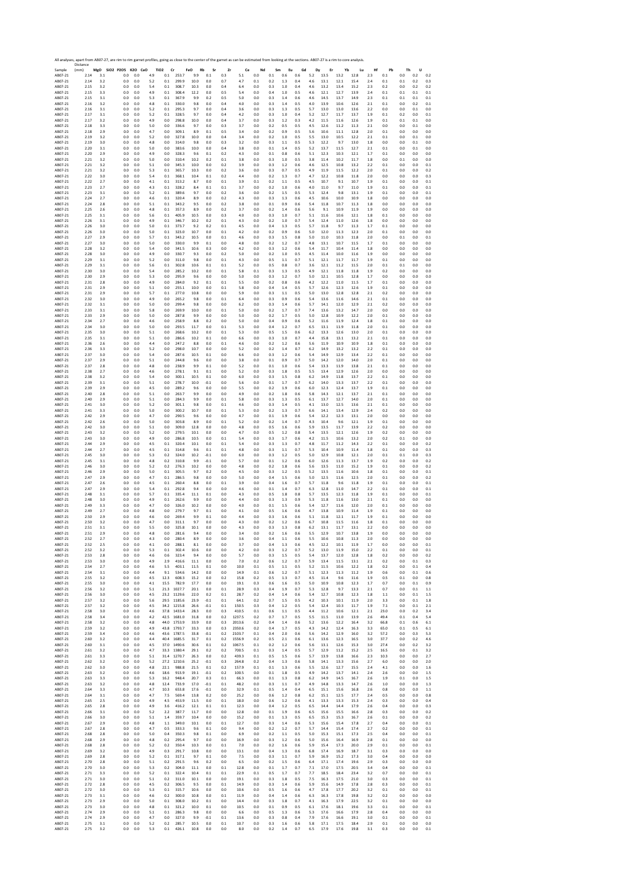All analyses, apart from AB07-27, are rim to rim garnet profiles, going as close to the center of the garnet as can be estimated from looking at the sections. AB07-27 is a rim to core analysis.

| Sample | Distance (mm) | MgO | SiO2 | P2O5 | K2O | CaO | TiO2 | Cr | FeO | Rb | Sr | Zr | Ce | Nd | Sm | Eu | Gd | Dy | Er | Yb | Lu | Hf | Pb | Th | U |
|---|---|---|---|---|---|---|---|---|---|---|---|---|---|---|---|---|---|---|---|---|---|---|---|---|---|
| AB07-21 | 2.14 | 3.1 | | 0.0 | 0.0 | 4.9 | 0.1 | 253.7 | 9.9 | 0.1 | 0.3 | 5.1 | 0.0 | 0.1 | 0.6 | 0.6 | 5.2 | 13.5 | 13.2 | 12.8 | 2.3 | 0.1 | 0.0 | 0.2 | 0.2 |
| AB07-21 | 2.14 | 3.2 | | 0.0 | 0.0 | 5.2 | 0.1 | 299.9 | 10.0 | 0.0 | 0.7 | 4.7 | 0.1 | 0.2 | 1.3 | 0.4 | 4.6 | 13.1 | 12.1 | 15.4 | 2.4 | 0.1 | 0.1 | 0.2 | 0.3 |
| AB07-21 | 2.15 | 3.2 | | 0.0 | 0.0 | 5.4 | 0.1 | 308.7 | 10.3 | 0.0 | 0.4 | 6.4 | 0.0 | 0.3 | 1.0 | 0.4 | 4.6 | 13.2 | 13.4 | 15.2 | 2.3 | 0.2 | 0.0 | 0.2 | 0.2 |
| AB07-21 | 2.15 | 3.3 | | 0.0 | 0.0 | 4.9 | 0.1 | 308.4 | 12.2 | 0.0 | 0.5 | 5.4 | 0.0 | 0.4 | 1.0 | 0.5 | 4.6 | 12.1 | 12.7 | 13.9 | 2.4 | 0.1 | 0.1 | 0.1 | 0.1 |
| AB07-21 | 2.15 | 3.1 | | 0.0 | 0.0 | 5.3 | 0.1 | 367.9 | 9.9 | 0.2 | 0.5 | 5.0 | 0.0 | 0.3 | 1.4 | 0.6 | 4.6 | 14.5 | 13.7 | 14.9 | 2.3 | 0.1 | 0.1 | 0.1 | 0.1 |
| AB07-21 | 2.16 | 3.2 | | 0.0 | 0.0 | 4.8 | 0.1 | 330.0 | 9.8 | 0.0 | 0.4 | 4.0 | 0.0 | 0.3 | 1.4 | 0.5 | 4.0 | 13.9 | 10.6 | 12.6 | 2.1 | 0.1 | 0.0 | 0.2 | 0.1 |
| AB07-21 | 2.16 | 3.1 | | 0.0 | 0.0 | 5.2 | 0.1 | 295.3 | 9.7 | 0.0 | 0.4 | 3.6 | 0.0 | 0.3 | 1.3 | 0.5 | 5.7 | 13.0 | 13.0 | 13.6 | 2.2 | 0.0 | 0.0 | 0.1 | 0.0 |
| AB07-21 | 2.17 | 3.1 | | 0.0 | 0.0 | 5.2 | 0.1 | 328.5 | 9.7 | 0.0 | 0.4 | 4.2 | 0.0 | 0.3 | 1.0 | 0.4 | 5.2 | 12.7 | 11.7 | 13.7 | 1.9 | 0.1 | 0.2 | 0.0 | 0.1 |
| AB07-21 | 2.17 | 3.2 | | 0.0 | 0.0 | 4.9 | 0.0 | 298.8 | 10.0 | 0.0 | 0.4 | 3.7 | 0.0 | 0.3 | 1.2 | 0.3 | 4.2 | 11.5 | 11.6 | 12.6 | 1.9 | 0.1 | 0.1 | 0.1 | 0.0 |
| AB07-21 | 2.18 | 3.3 | | 0.0 | 0.0 | 5.0 | 0.0 | 336.6 | 9.7 | 0.0 | 0.3 | 3.7 | 0.0 | 0.2 | 0.5 | 0.5 | 4.5 | 12.6 | 11.2 | 11.3 | 2.1 | 0.0 | 0.0 | 0.1 | 0.0 |
| AB07-21 | 2.18 | 2.9 | | 0.0 | 0.0 | 4.7 | 0.0 | 309.1 | 8.9 | 0.1 | 0.5 | 3.4 | 0.0 | 0.2 | 0.9 | 0.5 | 5.6 | 10.6 | 11.1 | 12.8 | 2.0 | 0.1 | 0.0 | 0.0 | 0.0 |
| AB07-21 | 2.19 | 3.2 | | 0.0 | 0.0 | 5.2 | 0.0 | 327.8 | 10.0 | 0.0 | 0.4 | 3.4 | 0.0 | 0.2 | 1.0 | 0.5 | 5.5 | 13.0 | 10.5 | 12.2 | 2.1 | 0.1 | 0.0 | 0.1 | 0.0 |
| AB07-21 | 2.19 | 3.0 | | 0.0 | 0.0 | 4.8 | 0.0 | 314.0 | 9.8 | 0.0 | 0.3 | 3.2 | 0.0 | 0.3 | 1.1 | 0.5 | 5.3 | 12.2 | 9.7 | 13.0 | 1.8 | 0.0 | 0.0 | 0.1 | 0.0 |
| AB07-21 | 2.20 | 3.1 | | 0.0 | 0.0 | 5.0 | 0.0 | 383.6 | 10.0 | 0.0 | 0.4 | 3.8 | 0.0 | 0.1 | 1.4 | 0.5 | 5.2 | 13.7 | 11.5 | 12.7 | 2.1 | 0.1 | 0.0 | 0.1 | 0.0 |
| AB07-21 | 2.20 | 2.9 | | 0.0 | 0.0 | 4.9 | 0.0 | 328.3 | 9.6 | 0.1 | 0.2 | 4.3 | 0.0 | 0.1 | 0.8 | 0.6 | 5.1 | 12.3 | 10.3 | 12.1 | 1.7 | 0.1 | 0.0 | 0.0 | 0.0 |
| AB07-21 | 2.21 | 3.2 | | 0.0 | 0.0 | 5.0 | 0.0 | 310.4 | 10.2 | 0.2 | 0.1 | 3.8 | 0.0 | 0.3 | 1.0 | 0.5 | 3.8 | 11.4 | 10.2 | 11.7 | 1.8 | 0.0 | 0.1 | 0.0 | 0.0 |
| AB07-21 | 2.21 | 3.2 | | 0.0 | 0.0 | 5.1 | 0.0 | 345.3 | 10.0 | 0.0 | 0.2 | 3.9 | 0.0 | 0.3 | 1.2 | 0.6 | 4.6 | 12.5 | 10.8 | 13.2 | 2.2 | 0.1 | 0.0 | 0.0 | 0.1 |
| AB07-21 | 2.21 | 3.2 | | 0.0 | 0.0 | 5.3 | 0.1 | 365.7 | 10.3 | 0.0 | 0.2 | 3.6 | 0.0 | 0.3 | 0.7 | 0.5 | 4.9 | 11.9 | 11.5 | 12.2 | 2.0 | 0.1 | 0.0 | 0.0 | 0.2 |
| AB07-21 | 2.22 | 3.0 | | 0.0 | 0.0 | 5.4 | 0.1 | 368.1 | 10.4 | 0.1 | 0.2 | 4.4 | 0.0 | 0.2 | 1.3 | 0.7 | 4.7 | 12.2 | 10.8 | 11.8 | 2.0 | 0.0 | 0.0 | 0.0 | 0.3 |
| AB07-21 | 2.22 | 2.7 | | 0.0 | 0.0 | 4.1 | 0.1 | 313.2 | 8.7 | 0.0 | 0.1 | 3.9 | 0.1 | 0.2 | 1.1 | 0.5 | 4.5 | 10.7 | 9.1 | 10.7 | 1.9 | 0.1 | 0.0 | 0.0 | 0.1 |
| AB07-21 | 2.23 | 2.7 | | 0.0 | 0.0 | 4.3 | 0.1 | 328.2 | 8.4 | 0.1 | 0.1 | 3.7 | 0.0 | 0.2 | 1.0 | 0.6 | 4.0 | 11.0 | 9.7 | 11.0 | 1.9 | 0.1 | 0.0 | 0.1 | 0.0 |
| AB07-21 | 2.23 | 3.1 | | 0.0 | 0.0 | 5.2 | 0.1 | 389.6 | 9.7 | 0.0 | 0.2 | 3.6 | 0.0 | 0.2 | 1.5 | 0.5 | 5.3 | 12.4 | 9.8 | 13.1 | 1.9 | 0.1 | 0.0 | 0.0 | 0.1 |
| AB07-21 | 2.24 | 2.7 | | 0.0 | 0.0 | 4.6 | 0.1 | 320.4 | 8.9 | 0.0 | 0.2 | 4.3 | 0.0 | 0.3 | 1.3 | 0.6 | 4.5 | 10.6 | 10.0 | 10.9 | 1.8 | 0.0 | 0.0 | 0.0 | 0.0 |
| AB07-21 | 2.24 | 2.8 | | 0.0 | 0.0 | 5.1 | 0.1 | 343.2 | 9.5 | 0.0 | 0.2 | 3.8 | 0.0 | 0.1 | 0.9 | 0.6 | 5.4 | 11.8 | 10.7 | 11.3 | 1.8 | 0.0 | 0.0 | 0.0 | 0.0 |
| AB07-21 | 2.25 | 2.6 | | 0.0 | 0.0 | 4.8 | 0.1 | 357.3 | 8.9 | 0.0 | 0.2 | 3.7 | 0.0 | 0.2 | 1.4 | 0.6 | 5.6 | 9.1 | 10.9 | 11.9 | 1.9 | 0.0 | 0.0 | 0.0 | 0.0 |
| AB07-21 | 2.25 | 3.1 | | 0.0 | 0.0 | 5.6 | 0.1 | 405.9 | 10.5 | 0.0 | 0.3 | 4.0 | 0.0 | 0.3 | 1.0 | 0.7 | 5.1 | 11.6 | 10.6 | 12.1 | 1.8 | 0.1 | 0.0 | 0.0 | 0.0 |
| AB07-21 | 2.26 | 3.1 | | 0.0 | 0.0 | 4.9 | 0.1 | 346.7 | 10.2 | 0.2 | 0.1 | 4.3 | 0.0 | 0.2 | 1.0 | 0.7 | 5.4 | 12.4 | 11.0 | 12.6 | 1.8 | 0.0 | 0.0 | 0.0 | 0.0 |
| AB07-21 | 2.26 | 3.0 | | 0.0 | 0.0 | 5.0 | 0.1 | 373.7 | 9.2 | 0.2 | 0.1 | 4.5 | 0.0 | 0.4 | 1.3 | 0.5 | 5.7 | 11.8 | 9.7 | 11.3 | 1.7 | 0.1 | 0.0 | 0.0 | 0.0 |
| AB07-21 | 2.26 | 3.0 | | 0.0 | 0.0 | 5.0 | 0.1 | 323.0 | 10.7 | 0.0 | 0.1 | 4.2 | 0.0 | 0.2 | 0.9 | 0.6 | 5.0 | 12.0 | 11.3 | 12.3 | 2.0 | 0.1 | 0.0 | 0.0 | 0.0 |
| AB07-21 | 2.27 | 2.9 | | 0.0 | 0.0 | 5.7 | 0.1 | 343.2 | 10.5 | 0.0 | 0.1 | 4.6 | 0.0 | 0.3 | 1.5 | 0.8 | 5.0 | 11.0 | 10.3 | 11.8 | 2.0 | 0.0 | 0.1 | 0.0 | 0.1 |
| AB07-21 | 2.27 | 3.0 | | 0.0 | 0.0 | 5.0 | 0.0 | 330.0 | 9.9 | 0.1 | 0.0 | 4.8 | 0.0 | 0.2 | 1.2 | 0.7 | 4.8 | 13.1 | 10.7 | 11.5 | 1.7 | 0.1 | 0.0 | 0.0 | 0.0 |
| AB07-21 | 2.28 | 3.2 | | 0.0 | 0.0 | 5.4 | 0.0 | 341.5 | 10.6 | 0.3 | 0.0 | 4.2 | 0.0 | 0.3 | 1.2 | 0.6 | 5.4 | 11.7 | 10.4 | 11.4 | 1.8 | 0.0 | 0.0 | 0.0 | 0.0 |
| AB07-21 | 2.28 | 3.0 | | 0.0 | 0.0 | 4.9 | 0.0 | 330.7 | 9.3 | 0.0 | 0.2 | 5.0 | 0.0 | 0.2 | 1.0 | 0.5 | 4.5 | 11.4 | 10.0 | 11.6 | 1.9 | 0.0 | 0.0 | 0.0 | 0.0 |
| AB07-21 | 2.29 | 3.1 | | 0.0 | 0.0 | 5.2 | 0.0 | 311.0 | 9.8 | 0.0 | 0.1 | 4.3 | 0.0 | 0.5 | 1.1 | 0.7 | 5.1 | 12.1 | 11.7 | 11.7 | 1.9 | 0.1 | 0.0 | 0.0 | 0.0 |
| AB07-21 | 2.29 | 3.1 | | 0.0 | 0.0 | 5.6 | 0.1 | 302.8 | 10.6 | 0.1 | 0.1 | 5.2 | 0.0 | 0.5 | 0.8 | 0.7 | 3.6 | 12.1 | 11.2 | 11.5 | 2.0 | 0.1 | 0.1 | 0.0 | 0.0 |
| AB07-21 | 2.30 | 3.0 | | 0.0 | 0.0 | 5.4 | 0.1 | 285.2 | 10.2 | 0.0 | 0.1 | 5.8 | 0.1 | 0.3 | 1.3 | 0.5 | 4.9 | 12.1 | 11.8 | 11.8 | 1.9 | 0.2 | 0.0 | 0.0 | 0.0 |
| AB07-21 | 2.30 | 2.9 | | 0.0 | 0.0 | 5.3 | 0.0 | 295.9 | 9.6 | 0.0 | 0.0 | 5.0 | 0.0 | 0.3 | 1.2 | 0.7 | 5.0 | 12.1 | 10.5 | 12.8 | 1.7 | 0.0 | 0.0 | 0.0 | 0.0 |
| AB07-21 | 2.31 | 2.8 | | 0.0 | 0.0 | 4.9 | 0.0 | 284.0 | 9.2 | 0.1 | 0.1 | 5.5 | 0.0 | 0.2 | 0.8 | 0.6 | 4.2 | 12.2 | 11.0 | 11.5 | 1.7 | 0.1 | 0.0 | 0.0 | 0.0 |
| AB07-21 | 2.31 | 2.9 | | 0.0 | 0.0 | 5.1 | 0.0 | 255.1 | 10.0 | 0.0 | 0.1 | 5.8 | 0.0 | 0.4 | 1.4 | 0.5 | 5.7 | 12.6 | 12.3 | 12.6 | 1.9 | 0.1 | 0.0 | 0.0 | 0.0 |
| AB07-21 | 2.31 | 2.9 | | 0.0 | 0.0 | 5.7 | 0.1 | 277.0 | 10.8 | 0.0 | 0.0 | 5.9 | 0.0 | 0.3 | 1.1 | 0.5 | 5.0 | 13.0 | 12.8 | 12.8 | 2.1 | 0.2 | 0.0 | 0.0 | 0.0 |
| AB07-21 | 2.32 | 3.0 | | 0.0 | 0.0 | 4.9 | 0.0 | 265.2 | 9.8 | 0.0 | 0.1 | 6.4 | 0.0 | 0.3 | 0.9 | 0.6 | 5.4 | 13.6 | 11.6 | 14.6 | 2.1 | 0.1 | 0.0 | 0.0 | 0.0 |
| AB07-21 | 2.32 | 3.1 | | 0.0 | 0.0 | 5.0 | 0.0 | 299.4 | 9.8 | 0.0 | 0.0 | 6.2 | 0.0 | 0.3 | 1.4 | 0.6 | 5.7 | 14.1 | 12.0 | 12.9 | 2.1 | 0.2 | 0.0 | 0.0 | 0.0 |
| AB07-21 | 2.33 | 3.1 | | 0.0 | 0.0 | 5.8 | 0.0 | 269.9 | 10.0 | 0.0 | 0.1 | 5.0 | 0.0 | 0.2 | 1.7 | 0.7 | 7.4 | 13.6 | 13.2 | 14.7 | 2.0 | 0.0 | 0.0 | 0.0 | 0.0 |
| AB07-21 | 2.33 | 2.9 | | 0.0 | 0.0 | 5.0 | 0.0 | 287.8 | 9.9 | 0.0 | 0.0 | 5.0 | 0.0 | 0.2 | 1.7 | 0.5 | 5.0 | 12.8 | 10.9 | 12.2 | 2.0 | 0.1 | 0.0 | 0.0 | 0.0 |
| AB07-21 | 2.34 | 2.7 | | 0.0 | 0.0 | 4.6 | 0.0 | 258.9 | 8.8 | 0.2 | 0.0 | 5.0 | 0.0 | 0.4 | 0.9 | 0.6 | 5.2 | 11.6 | 11.9 | 12.4 | 1.8 | 0.1 | 0.0 | 0.0 | 0.0 |
| AB07-21 | 2.34 | 3.0 | | 0.0 | 0.0 | 5.0 | 0.0 | 293.5 | 11.7 | 0.0 | 0.1 | 5.3 | 0.0 | 0.4 | 1.2 | 0.7 | 6.5 | 13.1 | 11.9 | 11.8 | 2.0 | 0.1 | 0.0 | 0.0 | 0.0 |
| AB07-21 | 2.35 | 3.0 | | 0.0 | 0.0 | 5.1 | 0.0 | 268.6 | 10.2 | 0.0 | 0.1 | 5.3 | 0.0 | 0.5 | 1.5 | 0.6 | 6.2 | 13.3 | 12.6 | 13.0 | 2.0 | 0.1 | 0.0 | 0.0 | 0.0 |
| AB07-21 | 2.35 | 3.1 | | 0.0 | 0.0 | 5.1 | 0.0 | 286.6 | 10.2 | 0.1 | 0.0 | 6.6 | 0.0 | 0.3 | 1.0 | 0.7 | 4.4 | 15.8 | 13.1 | 13.2 | 2.1 | 0.1 | 0.0 | 0.0 | 0.0 |
| AB07-21 | 2.36 | 2.6 | | 0.0 | 0.0 | 4.4 | 0.0 | 247.2 | 8.8 | 0.0 | 0.1 | 4.6 | 0.0 | 0.2 | 1.2 | 0.6 | 5.6 | 11.9 | 10.9 | 10.9 | 1.8 | 0.1 | 0.0 | 0.0 | 0.0 |
| AB07-21 | 2.36 | 3.3 | | 0.0 | 0.0 | 5.2 | 0.0 | 298.0 | 10.7 | 0.0 | 0.0 | 5.2 | 0.0 | 0.2 | 1.4 | 0.7 | 6.2 | 14.9 | 13.2 | 13.2 | 2.2 | 0.1 | 0.0 | 0.0 | 0.0 |
| AB07-21 | 2.37 | 3.0 | | 0.0 | 0.0 | 5.4 | 0.0 | 287.6 | 10.5 | 0.1 | 0.0 | 6.6 | 0.0 | 0.3 | 1.2 | 0.6 | 5.4 | 14.9 | 12.9 | 13.4 | 2.2 | 0.1 | 0.0 | 0.0 | 0.0 |
| AB07-21 | 2.37 | 2.9 | | 0.0 | 0.0 | 5.1 | 0.0 | 244.8 | 9.6 | 0.0 | 0.0 | 3.8 | 0.0 | 0.1 | 0.9 | 0.7 | 5.0 | 14.2 | 12.0 | 14.0 | 2.0 | 0.1 | 0.0 | 0.0 | 0.0 |
| AB07-21 | 2.37 | 2.8 | | 0.0 | 0.0 | 4.8 | 0.0 | 238.9 | 9.9 | 0.1 | 0.0 | 5.2 | 0.0 | 0.1 | 1.0 | 0.6 | 5.4 | 13.3 | 11.9 | 13.8 | 2.1 | 0.1 | 0.0 | 0.0 | 0.0 |
| AB07-21 | 2.38 | 2.7 | | 0.0 | 0.0 | 4.6 | 0.0 | 278.1 | 9.1 | 0.1 | 0.0 | 5.2 | 0.0 | 0.3 | 1.8 | 0.5 | 5.5 | 13.4 | 12.9 | 12.6 | 2.0 | 0.0 | 0.0 | 0.0 | 0.0 |
| AB07-21 | 2.38 | 3.2 | | 0.0 | 0.0 | 5.4 | 0.0 | 300.1 | 10.5 | 0.1 | 0.0 | 6.0 | 0.0 | 0.3 | 1.5 | 0.8 | 6.2 | 14.9 | 11.8 | 13.7 | 2.2 | 0.1 | 0.0 | 0.0 | 0.0 |
| AB07-21 | 2.39 | 3.1 | | 0.0 | 0.0 | 5.1 | 0.0 | 278.7 | 10.0 | -0.1 | 0.0 | 5.6 | 0.0 | 0.1 | 1.7 | 0.7 | 6.2 | 14.0 | 13.3 | 13.7 | 2.2 | 0.1 | 0.0 | 0.0 | 0.0 |
| AB07-21 | 2.39 | 2.9 | | 0.0 | 0.0 | 4.5 | 0.0 | 289.2 | 9.6 | 0.0 | 0.0 | 5.5 | 0.0 | 0.2 | 1.9 | 0.6 | 6.0 | 12.3 | 12.4 | 13.7 | 1.9 | 0.1 | 0.0 | 0.0 | 0.0 |
| AB07-21 | 2.40 | 2.8 | | 0.0 | 0.0 | 5.1 | 0.0 | 263.7 | 9.9 | 0.0 | 0.0 | 4.9 | 0.0 | 0.2 | 1.8 | 0.6 | 5.8 | 14.3 | 12.1 | 13.7 | 2.1 | 0.1 | 0.0 | 0.0 | 0.0 |
| AB07-21 | 2.40 | 2.9 | | 0.0 | 0.0 | 5.1 | 0.0 | 284.3 | 9.9 | 0.0 | 0.1 | 5.8 | 0.0 | 0.3 | 1.3 | 0.5 | 6.1 | 13.7 | 12.7 | 14.0 | 2.0 | 0.1 | 0.0 | 0.0 | 0.0 |
| AB07-21 | 2.41 | 3.0 | | 0.0 | 0.0 | 5.2 | 0.0 | 301.1 | 9.8 | 0.0 | 0.1 | 4.6 | 0.0 | 0.3 | 1.4 | 0.5 | 4.1 | 13.0 | 12.5 | 13.6 | 2.1 | 0.1 | 0.0 | 0.0 | 0.0 |
| AB07-21 | 2.41 | 3.3 | | 0.0 | 0.0 | 5.0 | 0.0 | 300.2 | 10.7 | 0.0 | 0.1 | 5.3 | 0.0 | 0.2 | 1.3 | 0.7 | 6.6 | 14.1 | 13.4 | 12.9 | 2.4 | 0.2 | 0.0 | 0.0 | 0.0 |
| AB07-21 | 2.42 | 2.9 | | 0.0 | 0.0 | 4.7 | 0.0 | 290.5 | 9.6 | 0.0 | 0.0 | 4.7 | 0.0 | 0.1 | 1.9 | 0.6 | 5.4 | 12.2 | 12.3 | 13.1 | 2.0 | 0.0 | 0.0 | 0.0 | 0.0 |
| AB07-21 | 2.42 | 2.6 | | 0.0 | 0.0 | 5.0 | 0.0 | 303.8 | 8.9 | 0.0 | 0.1 | 5.2 | 0.0 | 0.2 | 1.4 | 0.7 | 4.3 | 10.4 | 9.6 | 12.1 | 1.9 | 0.1 | 0.0 | 0.0 | 0.0 |
| AB07-21 | 2.42 | 3.0 | | 0.0 | 0.0 | 5.1 | 0.0 | 309.0 | 12.8 | 0.0 | 0.0 | 4.8 | 0.0 | 0.5 | 1.6 | 0.6 | 5.9 | 13.5 | 11.7 | 13.9 | 2.2 | 0.2 | 0.0 | 0.0 | 0.0 |
| AB07-21 | 2.43 | 3.2 | | 0.0 | 0.0 | 5.2 | 0.0 | 279.5 | 10.1 | 0.0 | 0.0 | 4.7 | 0.0 | 0.5 | 1.2 | 0.8 | 5.4 | 13.5 | 12.1 | 12.6 | 1.9 | 0.2 | 0.0 | 0.0 | 0.0 |
| AB07-21 | 2.43 | 3.0 | | 0.0 | 0.0 | 4.9 | 0.0 | 286.8 | 10.5 | 0.0 | 0.1 | 5.4 | 0.0 | 0.3 | 1.7 | 0.6 | 4.2 | 11.5 | 10.6 | 13.2 | 2.0 | 0.2 | 0.1 | 0.0 | 0.0 |
| AB07-21 | 2.44 | 2.9 | | 0.0 | 0.0 | 4.5 | 0.1 | 320.4 | 10.1 | 0.0 | 0.1 | 5.4 | 0.0 | 0.3 | 1.3 | 0.7 | 4.8 | 11.7 | 11.2 | 14.3 | 2.2 | 0.1 | 0.0 | 0.0 | 0.2 |
| AB07-21 | 2.44 | 2.7 | | 0.0 | 0.0 | 4.5 | 0.1 | 314.8 | 9.6 | 0.1 | 0.1 | 4.8 | 0.0 | 0.3 | 1.1 | 0.7 | 5.3 | 10.4 | 10.9 | 11.4 | 1.8 | 0.1 | 0.0 | 0.0 | 0.3 |
| AB07-21 | 2.45 | 3.0 | | 0.0 | 0.0 | 5.3 | 0.2 | 324.0 | 10.2 | -0.1 | 0.0 | 6.0 | 0.0 | 0.3 | 1.2 | 0.5 | 5.0 | 12.9 | 10.8 | 12.1 | 2.0 | 0.1 | 0.1 | 0.0 | 0.3 |
| AB07-21 | 2.45 | 3.1 | | 0.0 | 0.0 | 4.8 | 0.2 | 310.8 | 9.9 | -0.1 | 0.0 | 5.7 | 0.0 | 0.1 | 1.2 | 0.6 | 6.0 | 12.6 | 11.3 | 13.7 | 1.9 | 0.2 | 0.0 | 0.0 | 0.2 |
| AB07-21 | 2.46 | 3.0 | | 0.0 | 0.0 | 5.2 | 0.2 | 276.3 | 10.2 | 0.0 | 0.0 | 4.8 | 0.0 | 0.2 | 1.8 | 0.6 | 5.6 | 13.5 | 11.0 | 15.2 | 1.9 | 0.1 | 0.0 | 0.0 | 0.2 |
| AB07-21 | 2.46 | 2.9 | | 0.0 | 0.0 | 5.0 | 0.1 | 305.5 | 9.7 | 0.2 | 0.0 | 4.5 | 0.0 | 0.3 | 1.2 | 0.5 | 5.2 | 13.5 | 11.6 | 10.6 | 1.8 | 0.1 | 0.0 | 0.0 | 0.1 |
| AB07-21 | 2.47 | 2.9 | | 0.0 | 0.0 | 4.7 | 0.1 | 286.5 | 9.8 | 0.0 | 0.0 | 5.0 | 0.0 | 0.4 | 1.5 | 0.6 | 5.0 | 12.5 | 11.6 | 12.5 | 2.0 | 0.1 | 0.0 | 0.0 | 0.2 |
| AB07-21 | 2.47 | 2.6 | | 0.0 | 0.0 | 4.5 | 0.1 | 260.4 | 8.8 | 0.0 | 0.1 | 3.9 | 0.0 | 0.4 | 1.6 | 0.7 | 5.7 | 11.8 | 9.6 | 11.8 | 1.9 | 0.1 | 0.0 | 0.0 | 0.1 |
| AB07-21 | 2.47 | 2.9 | | 0.0 | 0.0 | 5.4 | 0.1 | 292.8 | 9.4 | 0.0 | 0.0 | 4.6 | 0.0 | 0.1 | 1.4 | 0.7 | 6.3 | 12.8 | 11.0 | 14.7 | 2.2 | 0.1 | 0.0 | 0.0 | 0.1 |
| AB07-21 | 2.48 | 3.1 | | 0.0 | 0.0 | 5.7 | 0.1 | 335.4 | 11.1 | 0.1 | 0.0 | 4.3 | 0.0 | 0.5 | 1.8 | 0.8 | 5.7 | 13.5 | 12.3 | 11.8 | 1.9 | 0.1 | 0.0 | 0.0 | 0.1 |
| AB07-21 | 2.48 | 3.0 | | 0.0 | 0.0 | 4.9 | 0.1 | 262.6 | 9.9 | 0.0 | 0.0 | 4.4 | 0.0 | 0.3 | 1.3 | 0.9 | 5.3 | 11.8 | 11.6 | 13.0 | 2.1 | 0.1 | 0.0 | 0.0 | 0.0 |
| AB07-21 | 2.49 | 3.3 | | 0.0 | 0.0 | 4.7 | 0.0 | 326.0 | 10.2 | 0.0 | 0.0 | 4.0 | 0.0 | 0.1 | 1.5 | 0.6 | 5.4 | 12.7 | 11.6 | 12.0 | 2.0 | 0.1 | 0.0 | 0.0 | 0.0 |
| AB07-21 | 2.49 | 2.7 | | 0.0 | 0.0 | 4.8 | 0.0 | 279.7 | 9.7 | 0.1 | 0.0 | 4.1 | 0.0 | 0.5 | 1.6 | 0.6 | 4.7 | 13.8 | 10.9 | 11.4 | 1.9 | 0.1 | 0.0 | 0.0 | 0.0 |
| AB07-21 | 2.50 | 2.9 | | 0.0 | 0.0 | 4.6 | 0.0 | 269.4 | 9.9 | 0.1 | 0.0 | 4.4 | 0.0 | 0.3 | 1.6 | 0.6 | 5.1 | 11.8 | 12.1 | 11.7 | 1.9 | 0.1 | 0.0 | 0.0 | 0.0 |
| AB07-21 | 2.50 | 3.2 | | 0.0 | 0.0 | 4.7 | 0.0 | 311.1 | 9.7 | 0.0 | 0.0 | 4.3 | 0.0 | 0.2 | 1.2 | 0.6 | 6.7 | 10.8 | 11.5 | 11.6 | 1.8 | 0.1 | 0.0 | 0.0 | 0.0 |
| AB07-21 | 2.51 | 3.1 | | 0.0 | 0.0 | 5.5 | 0.0 | 325.8 | 10.1 | 0.0 | 0.0 | 4.3 | 0.0 | 0.3 | 1.3 | 0.8 | 6.2 | 13.1 | 11.7 | 13.1 | 2.2 | 0.0 | 0.0 | 0.0 | 0.0 |
| AB07-21 | 2.51 | 2.9 | | 0.0 | 0.0 | 4.8 | 0.0 | 281.6 | 9.4 | 0.0 | 0.0 | 3.4 | 0.0 | 0.2 | 1.6 | 0.6 | 5.5 | 12.9 | 10.7 | 13.8 | 1.9 | 0.0 | 0.0 | 0.0 | 0.0 |
| AB07-21 | 2.52 | 2.7 | | 0.0 | 0.0 | 4.3 | 0.0 | 280.4 | 8.9 | 0.0 | 0.0 | 3.6 | 0.0 | 0.4 | 1.1 | 0.6 | 5.5 | 10.6 | 10.8 | 11.3 | 2.0 | 0.0 | 0.0 | 0.0 | 0.0 |
| AB07-21 | 2.52 | 2.5 | | 0.0 | 0.0 | 4.1 | 0.0 | 288.1 | 8.1 | 0.0 | 0.0 | 3.7 | 0.0 | 0.4 | 1.3 | 0.6 | 4.5 | 12.2 | 10.1 | 11.9 | 1.7 | 0.0 | 0.0 | 0.0 | 0.1 |
| AB07-21 | 2.52 | 3.2 | | 0.0 | 0.0 | 5.3 | 0.1 | 302.4 | 10.6 | 0.0 | 0.0 | 4.2 | 0.0 | 0.3 | 1.2 | 0.7 | 5.2 | 13.0 | 11.9 | 15.0 | 2.2 | 0.1 | 0.0 | 0.0 | 0.1 |
| AB07-21 | 2.53 | 2.8 | | 0.0 | 0.0 | 4.6 | 0.6 | 323.4 | 9.4 | 0.0 | 0.0 | 5.7 | 0.0 | 0.3 | 1.5 | 0.5 | 5.4 | 13.7 | 12.0 | 12.8 | 1.8 | 0.2 | 0.0 | 0.0 | 0.2 |
| AB07-21 | 2.53 | 3.0 | | 0.0 | 0.0 | 4.9 | 2.9 | 416.6 | 11.1 | 0.0 | 0.0 | 7.0 | 0.2 | 0.6 | 1.2 | 0.7 | 5.9 | 13.4 | 11.5 | 13.1 | 2.1 | 0.2 | 0.0 | 0.1 | 0.3 |
| AB07-21 | 2.54 | 2.7 | | 0.0 | 0.0 | 4.6 | 5.5 | 403.1 | 11.5 | 0.1 | 0.0 | 10.0 | 0.1 | 0.5 | 1.1 | 0.5 | 5.2 | 11.5 | 10.6 | 12.2 | 1.8 | 0.2 | 0.0 | 0.1 | 0.4 |
| AB07-21 | 2.54 | 3.1 | | 0.0 | 0.0 | 4.4 | 9.1 | 534.6 | 14.2 | 0.0 | 0.0 | 14.9 | 0.1 | 0.6 | 1.2 | 0.7 | 5.1 | 12.3 | 11.3 | 11.2 | 1.9 | 0.6 | 0.0 | 0.1 | 0.6 |
| AB07-21 | 2.55 | 3.2 | | 0.0 | 0.0 | 4.5 | 12.3 | 608.3 | 15.2 | 0.0 | 0.2 | 15.8 | 0.2 | 0.5 | 1.3 | 0.7 | 4.5 | 11.4 | 9.6 | 11.6 | 1.9 | 0.5 | 0.1 | 0.0 | 0.8 |
| AB07-21 | 2.55 | 3.0 | | 0.0 | 0.0 | 4.1 | 15.5 | 782.9 | 17.7 | 0.0 | 0.0 | 19.1 | 0.3 | 0.6 | 1.6 | 0.5 | 5.0 | 10.9 | 10.8 | 12.3 | 1.7 | 0.7 | 0.0 | 0.1 | 0.9 |
| AB07-21 | 2.56 | 3.2 | | 0.0 | 0.0 | 5.1 | 21.3 | 1027.7 | 20.1 | 0.0 | 0.1 | 28.9 | 0.3 | 0.4 | 1.9 | 0.7 | 5.3 | 12.8 | 9.7 | 13.3 | 2.1 | 0.7 | 0.0 | 0.1 | 1.1 |
| AB07-21 | 2.56 | 3.0 | | 0.0 | 0.0 | 4.5 | 23.2 | 1129.6 | 22.0 | 0.2 | 0.1 | 28.7 | 0.2 | 0.4 | 1.4 | 0.6 | 5.4 | 12.7 | 10.8 | 12.3 | 1.8 | 1.1 | 0.0 | 0.1 | 1.5 |
| AB07-21 | 2.57 | 3.2 | | 0.0 | 0.0 | 5.6 | 29.5 | 1185.6 | 23.9 | -0.1 | 0.1 | 64.1 | 0.2 | 0.7 | 1.5 | 0.5 | 4.2 | 10.3 | 10.1 | 11.9 | 2.0 | 3.3 | 0.0 | 0.1 | 1.8 |
| AB07-21 | 2.57 | 3.2 | | 0.0 | 0.0 | 4.5 | 34.2 | 1215.8 | 26.6 | -0.1 | 0.1 | 150.5 | 0.3 | 0.4 | 1.2 | 0.5 | 5.4 | 12.4 | 10.3 | 11.7 | 1.9 | 7.1 | 0.0 | 0.1 | 2.1 |
| AB07-21 | 2.58 | 3.0 | | 0.0 | 0.0 | 4.6 | 37.8 | 1433.4 | 28.3 | 0.0 | 0.3 | 410.5 | 0.1 | 0.6 | 1.1 | 0.5 | 4.4 | 11.2 | 10.6 | 12.1 | 2.1 | 23.0 | 0.0 | 0.2 | 3.4 |
| AB07-21 | 2.58 | 3.4 | | 0.0 | 0.0 | 4.2 | 42.5 | 1681.0 | 31.8 | 0.0 | 0.2 | 1237.5 | 0.2 | 0.7 | 1.7 | 0.5 | 5.5 | 11.5 | 11.0 | 13.9 | 2.6 | 49.4 | 0.1 | 0.4 | 5.4 |
| AB07-21 | 2.58 | 3.2 | | 0.0 | 0.0 | 4.8 | 44.0 | 1753.9 | 33.9 | 0.0 | 0.3 | 2013.6 | 0.2 | 0.4 | 1.4 | 0.6 | 5.2 | 13.6 | 12.2 | 16.4 | 3.2 | 66.8 | 0.1 | 0.6 | 6.1 |
| AB07-21 | 2.59 | 3.2 | | 0.0 | 0.0 | 4.9 | 43.8 | 1793.7 | 33.3 | 0.0 | 0.3 | 2350.6 | 0.2 | 0.4 | 1.7 | 0.5 | 4.3 | 14.2 | 12.4 | 16.3 | 3.3 | 65.0 | 0.1 | 0.5 | 6.1 |
| AB07-21 | 2.59 | 3.4 | | 0.0 | 0.0 | 4.6 | 43.6 | 1787.5 | 33.8 | -0.1 | 0.2 | 2103.7 | 0.1 | 0.4 | 2.0 | 0.6 | 5.6 | 14.2 | 12.9 | 16.0 | 3.2 | 57.2 | 0.0 | 0.3 | 5.3 |
| AB07-21 | 2.60 | 3.2 | | 0.0 | 0.0 | 4.4 | 40.4 | 1685.5 | 31.7 | 0.1 | 0.2 | 1556.9 | 0.2 | 0.5 | 2.1 | 0.6 | 6.1 | 13.6 | 12.3 | 16.5 | 3.0 | 37.7 | 0.0 | 0.2 | 4.6 |
| AB07-21 | 2.60 | 3.1 | | 0.0 | 0.0 | 4.5 | 37.0 | 1490.6 | 30.6 | 0.1 | 0.2 | 1067.5 | 0.1 | 0.2 | 1.2 | 0.6 | 5.6 | 13.1 | 12.6 | 15.3 | 3.0 | 27.4 | 0.0 | 0.2 | 3.2 |
| AB07-21 | 2.61 | 3.2 | | 0.0 | 0.0 | 4.7 | 33.3 | 1380.4 | 29.1 | 0.2 | 0.2 | 700.5 | 0.1 | 0.3 | 1.4 | 0.5 | 5.7 | 12.9 | 11.2 | 15.2 | 2.5 | 16.5 | 0.0 | 0.1 | 3.2 |
| AB07-21 | 2.61 | 3.3 | | 0.0 | 0.0 | 5.1 | 31.4 | 1270.7 | 26.3 | 0.0 | 0.2 | 439.3 | 0.1 | 0.5 | 1.5 | 0.6 | 5.7 | 13.9 | 13.8 | 16.6 | 2.3 | 10.3 | 0.0 | 0.0 | 2.7 |
| AB07-21 | 2.62 | 3.2 | | 0.0 | 0.0 | 5.2 | 27.2 | 1210.6 | 25.2 | -0.1 | 0.3 | 264.8 | 0.2 | 0.4 | 1.3 | 0.6 | 5.8 | 14.1 | 13.3 | 15.6 | 2.7 | 6.0 | 0.0 | 0.0 | 2.0 |
| AB07-21 | 2.62 | 3.0 | | 0.0 | 0.0 | 4.8 | 22.1 | 988.8 | 21.5 | 0.1 | 0.2 | 157.9 | 0.1 | 0.1 | 1.3 | 0.6 | 5.5 | 12.6 | 12.7 | 15.5 | 2.4 | 4.1 | 0.0 | 0.0 | 1.6 |
| AB07-21 | 2.63 | 3.2 | | 0.0 | 0.0 | 4.6 | 18.6 | 913.9 | 19.1 | -0.1 | 0.2 | 100.5 | 0.0 | 0.1 | 1.8 | 0.5 | 4.9 | 14.2 | 13.7 | 14.1 | 2.4 | 2.6 | 0.0 | 0.0 | 1.5 |
| AB07-21 | 2.63 | 3.3 | | 0.0 | 0.0 | 5.3 | 16.2 | 948.4 | 20.7 | 0.3 | 0.1 | 66.3 | 0.0 | 0.1 | 1.3 | 0.8 | 6.2 | 14.9 | 14.5 | 16.7 | 2.6 | 1.9 | 0.1 | 0.0 | 1.5 |
| AB07-21 | 2.63 | 3.2 | | 0.0 | 0.0 | 4.8 | 12.4 | 733.9 | 17.0 | -0.1 | 0.1 | 48.2 | 0.0 | 0.3 | 1.1 | 0.7 | 4.9 | 14.8 | 13.3 | 14.7 | 2.6 | 1.0 | 0.0 | 0.0 | 1.3 |
| AB07-21 | 2.64 | 3.3 | | 0.0 | 0.0 | 4.7 | 10.3 | 653.8 | 17.6 | -0.1 | 0.0 | 32.9 | 0.1 | 0.5 | 1.4 | 0.4 | 6.5 | 15.1 | 15.6 | 16.8 | 2.6 | 0.8 | 0.0 | 0.0 | 1.1 |
| AB07-21 | 2.64 | 3.1 | | 0.0 | 0.0 | 4.7 | 7.5 | 569.4 | 13.8 | 0.2 | 0.0 | 25.2 | 0.0 | 0.6 | 1.2 | 0.8 | 6.2 | 15.1 | 12.5 | 17.7 | 2.4 | 0.5 | 0.0 | 0.0 | 0.8 |
| AB07-21 | 2.65 | 2.5 | | 0.0 | 0.0 | 4.9 | 4.5 | 453.9 | 11.5 | 0.0 | 0.1 | 18.0 | 0.0 | 0.6 | 1.2 | 0.6 | 4.1 | 13.3 | 13.3 | 15.3 | 2.4 | 0.3 | 0.0 | 0.0 | 0.4 |
| AB07-21 | 2.65 | 2.8 | | 0.0 | 0.0 | 4.9 | 3.6 | 416.2 | 12.1 | 0.1 | 0.1 | 12.3 | 0.0 | 0.4 | 1.2 | 0.5 | 6.5 | 14.4 | 14.4 | 17.9 | 2.6 | 0.4 | 0.0 | 0.0 | 0.3 |
| AB07-21 | 2.66 | 3.1 | | 0.0 | 0.0 | 5.2 | 2.2 | 387.7 | 11.7 | 0.0 | 0.0 | 12.8 | 0.0 | 0.1 | 1.9 | 0.6 | 6.5 | 15.6 | 15.5 | 16.6 | 2.8 | 0.3 | 0.0 | 0.0 | 0.2 |
| AB07-21 | 2.66 | 3.0 | | 0.0 | 0.0 | 5.1 | 1.4 | 359.7 | 10.4 | 0.0 | 0.0 | 15.2 | 0.0 | 0.1 | 1.3 | 0.5 | 6.5 | 15.3 | 15.3 | 16.7 | 2.6 | 0.1 | 0.0 | 0.0 | 0.2 |
| AB07-21 | 2.67 | 2.9 | | 0.0 | 0.0 | 4.8 | 1.1 | 349.0 | 10.1 | 0.0 | 0.1 | 12.7 | 0.0 | 0.3 | 1.4 | 0.6 | 5.3 | 15.6 | 15.4 | 17.8 | 2.7 | 0.4 | 0.0 | 0.0 | 0.1 |
| AB07-21 | 2.67 | 2.8 | | 0.0 | 0.0 | 4.7 | 0.5 | 333.3 | 9.6 | 0.1 | 0.0 | 9.4 | 0.0 | 0.2 | 1.2 | 0.7 | 5.7 | 14.4 | 15.4 | 17.4 | 2.7 | 0.2 | 0.0 | 0.0 | 0.1 |
| AB07-21 | 2.68 | 2.8 | | 0.0 | 0.0 | 5.0 | 0.4 | 350.3 | 9.8 | 0.1 | 0.0 | 6.9 | 0.0 | 0.2 | 1.1 | 0.5 | 5.0 | 15.3 | 15.1 | 17.3 | 2.5 | 0.4 | 0.0 | 0.0 | 0.1 |
| AB07-21 | 2.68 | 2.9 | | 0.0 | 0.0 | 4.8 | 0.2 | 295.4 | 9.7 | 0.0 | 0.0 | 16.9 | 0.0 | 0.3 | 1.2 | 0.6 | 5.0 | 15.6 | 16.4 | 16.9 | 2.8 | 0.1 | 0.0 | 0.0 | 0.0 |
| AB07-21 | 2.68 | 2.8 | | 0.0 | 0.0 | 5.2 | 0.2 | 350.4 | 10.3 | 0.0 | 0.1 | 7.0 | 0.0 | 0.2 | 1.6 | 0.6 | 5.9 | 15.4 | 17.3 | 20.0 | 2.9 | 0.1 | 0.0 | 0.0 | 0.1 |
| AB07-21 | 2.69 | 3.2 | | 0.0 | 0.0 | 4.9 | 0.3 | 291.7 | 10.8 | 0.0 | 0.0 | 13.1 | 0.0 | 0.4 | 1.3 | 0.6 | 6.8 | 17.4 | 16.9 | 18.7 | 3.1 | 0.3 | 0.0 | 0.0 | 0.0 |
| AB07-21 | 2.69 | 2.8 | | 0.0 | 0.0 | 5.2 | 0.1 | 317.1 | 9.7 | 0.1 | 0.0 | 7.5 | 0.0 | 0.3 | 1.1 | 0.7 | 5.9 | 16.9 | 15.2 | 17.3 | 3.0 | 0.4 | 0.0 | 0.0 | 0.0 |
| AB07-21 | 2.70 | 2.8 | | 0.0 | 0.0 | 5.1 | 0.2 | 291.5 | 9.6 | 0.2 | 0.0 | 6.5 | 0.0 | 0.2 | 1.5 | 0.6 | 6.4 | 17.1 | 17.4 | 19.6 | 2.9 | 0.3 | 0.0 | 0.0 | 0.0 |
| AB07-21 | 2.70 | 3.0 | | 0.0 | 0.0 | 5.3 | 0.2 | 304.0 | 11.1 | 0.0 | 0.1 | 12.8 | 0.0 | 0.1 | 1.7 | 0.7 | 7.1 | 17.0 | 17.5 | 20.5 | 3.4 | 0.4 | 0.0 | 0.0 | 0.1 |
| AB07-21 | 2.71 | 3.3 | | 0.0 | 0.0 | 5.2 | 0.1 | 322.4 | 10.4 | 0.1 | 0.1 | 22.9 | 0.1 | 0.5 | 1.7 | 0.7 | 7.7 | 18.5 | 18.4 | 23.4 | 3.2 | 0.7 | 0.0 | 0.0 | 0.1 |
| AB07-21 | 2.71 | 3.0 | | 0.0 | 0.0 | 5.1 | 0.2 | 311.0 | 10.1 | 0.0 | 0.0 | 19.1 | 0.0 | 0.3 | 1.8 | 0.5 | 7.5 | 16.3 | 17.5 | 21.0 | 3.0 | 0.3 | 0.0 | 0.0 | 0.1 |
| AB07-21 | 2.72 | 2.8 | | 0.0 | 0.0 | 4.5 | 0.2 | 306.5 | 9.5 | 0.0 | 0.1 | 14.9 | 0.0 | 0.3 | 1.4 | 0.6 | 5.9 | 15.6 | 14.9 | 17.8 | 2.8 | 0.3 | 0.0 | 0.0 | 0.1 |
| AB07-21 | 2.72 | 3.0 | | 0.0 | 0.0 | 5.3 | 0.1 | 315.7 | 10.6 | 0.0 | 0.0 | 10.6 | 0.0 | 0.5 | 1.6 | 0.6 | 4.7 | 17.8 | 17.7 | 20.2 | 3.2 | 0.1 | 0.0 | 0.0 | 0.1 |
| AB07-21 | 2.73 | 3.1 | | 0.0 | 0.0 | 4.6 | 0.2 | 300.0 | 10.8 | 0.0 | 0.1 | 11.9 | 0.0 | 0.4 | 1.4 | 0.6 | 6.3 | 16.3 | 17.8 | 19.8 | 3.2 | 0.2 | 0.0 | 0.0 | 0.0 |
| AB07-21 | 2.73 | 2.9 | | 0.0 | 0.0 | 5.0 | 0.1 | 308.0 | 10.2 | 0.1 | 0.0 | 14.4 | 0.0 | 0.3 | 1.8 | 0.7 | 4.1 | 16.3 | 17.9 | 22.5 | 3.2 | 0.1 | 0.0 | 0.0 | 0.0 |
| AB07-21 | 2.73 | 3.0 | | 0.0 | 0.0 | 4.8 | 0.1 | 321.2 | 10.0 | 0.1 | 0.0 | 10.5 | 0.0 | 0.1 | 0.9 | 0.5 | 6.1 | 17.6 | 18.1 | 19.6 | 3.3 | 0.1 | 0.0 | 0.0 | 0.1 |
| AB07-21 | 2.74 | 2.9 | | 0.0 | 0.0 | 5.1 | 0.1 | 286.3 | 9.8 | 0.0 | 0.0 | 6.6 | 0.0 | 0.5 | 1.3 | 0.6 | 5.3 | 17.6 | 16.6 | 17.9 | 2.8 | 0.4 | 0.0 | 0.0 | 0.0 |
| AB07-21 | 2.74 | 2.9 | | 0.0 | 0.0 | 4.7 | 0.0 | 327.0 | 9.9 | -0.1 | 0.1 | 13.6 | 0.0 | 0.3 | 0.8 | 0.4 | 7.9 | 17.6 | 16.6 | 19.1 | 3.0 | 0.1 | 0.0 | 0.0 | 0.1 |
| AB07-21 | 2.75 | 3.1 | | 0.0 | 0.0 | 5.2 | 0.2 | 285.7 | 10.5 | 0.0 | 0.1 | 10.7 | 0.0 | 0.3 | 1.6 | 0.6 | 5.8 | 17.1 | 17.5 | 18.4 | 2.9 | 0.1 | 0.0 | 0.0 | 0.0 |
| AB07-21 | 2.75 | 3.2 | | 0.0 | 0.0 | 5.3 | 0.1 | 426.1 | 10.8 | 0.0 | 0.0 | 8.0 | 0.0 | 0.2 | 1.4 | 0.7 | 6.5 | 17.9 | 17.6 | 19.8 | 3.1 | 0.3 | 0.0 | 0.0 | 0.1 |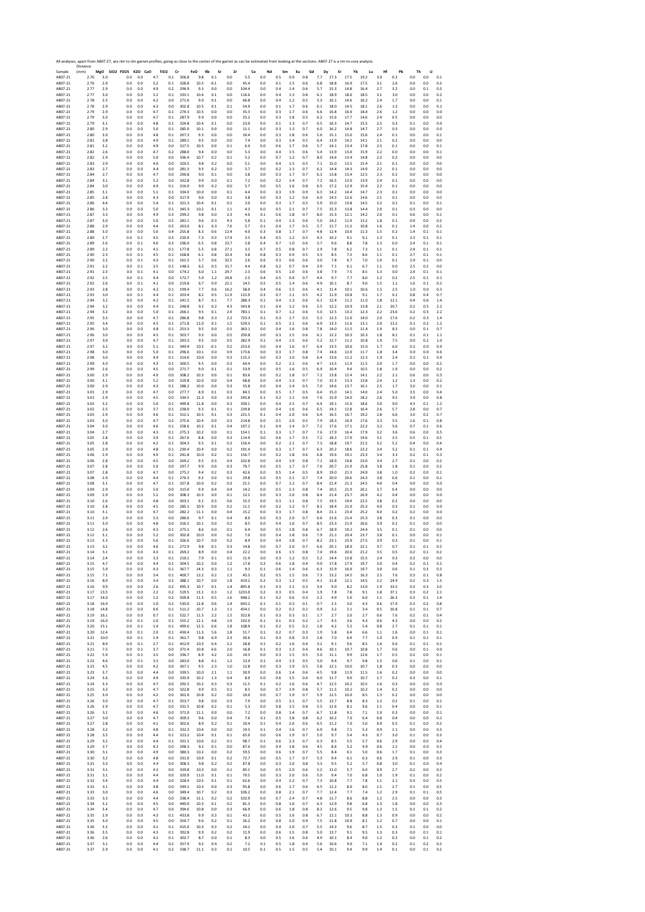All analyses, apart from AB07-27, are rim to rim garnet profiles, going as close to the center of the garnet as can be estimated from looking at the sections. AB07-27 is a rim to core analysis.

| Sample | Distance (mm) | MgO | SiO2 | P2O5 | K2O | CaO | TiO2 | Cr | FeO | Rb | Sr | Zr | Ce | Nd | Sm | Eu | Gd | Dy | Er | Yb | Lu | Hf | Pb | Th | U |
|---|---|---|---|---|---|---|---|---|---|---|---|---|---|---|---|---|---|---|---|---|---|---|---|---|---|
| AB07-21 | 2.76 | 3.0 | | 0.0 | 0.0 | 4.7 | 0.1 | 306.8 | 9.8 | 0.1 | 0.0 | 5.5 | 0.0 | 0.5 | 0.9 | 0.8 | 7.7 | 17.3 | 17.5 | 19.2 | 3.0 | 0.3 | 0.0 | 0.0 | 0.1 |
| AB07-21 | 2.76 | 2.9 | | 0.0 | 0.0 | 5.2 | 0.1 | 328.8 | 10.5 | -0.1 | 0.0 | 45.4 | 0.0 | 0.1 | 1.5 | 0.6 | 6.8 | 18.8 | 16.9 | 17.5 | 3.1 | 2.6 | 0.0 | 0.0 | 0.3 |
| AB07-21 | 2.77 | 2.9 | | 0.0 | 0.0 | 4.9 | 0.2 | 296.9 | 9.3 | 0.0 | 0.0 | 104.4 | 0.0 | 0.4 | 1.4 | 0.6 | 5.7 | 15.3 | 14.8 | 16.4 | 2.7 | 3.2 | 0.0 | 0.1 | 0.3 |
| AB07-21 | 2.77 | 3.0 | | 0.0 | 0.0 | 5.2 | 0.1 | 333.1 | 10.6 | 0.1 | 0.0 | 116.6 | 0.0 | 0.4 | 1.3 | 0.8 | 6.1 | 18.9 | 18.6 | 18.5 | 3.1 | 3.0 | 0.0 | 0.0 | 0.2 |
| AB07-21 | 2.78 | 2.5 | | 0.0 | 0.0 | 4.2 | 0.0 | 271.6 | 9.0 | 0.1 | 0.0 | 66.8 | 0.0 | 0.4 | 1.2 | 0.5 | 5.3 | 16.1 | 14.6 | 16.2 | 2.4 | 1.7 | 0.0 | 0.0 | 0.1 |
| AB07-21 | 2.78 | 2.9 | | 0.0 | 0.0 | 4.3 | 0.0 | 302.8 | 10.5 | 0.1 | 0.1 | 54.9 | 0.0 | 0.1 | 1.7 | 0.6 | 6.1 | 18.0 | 14.5 | 18.1 | 2.6 | 1.3 | 0.0 | 0.0 | 0.1 |
| AB07-21 | 2.79 | 2.9 | | 0.0 | 0.0 | 4.7 | 0.1 | 274.3 | 10.5 | 0.0 | 0.0 | 35.3 | 0.0 | 0.3 | 1.7 | 0.6 | 6.6 | 16.8 | 16.0 | 18.4 | 2.6 | 1.2 | 0.0 | 0.0 | 0.0 |
| AB07-21 | 2.79 | 3.0 | | 0.0 | 0.0 | 4.7 | 0.1 | 287.9 | 9.9 | 0.0 | 0.0 | 25.2 | 0.0 | 0.3 | 1.8 | 0.5 | 6.2 | 15.6 | 17.7 | 14.6 | 2.4 | 0.5 | 0.0 | 0.0 | 0.0 |
| AB07-21 | 2.79 | 3.1 | | 0.0 | 0.0 | 4.8 | 0.1 | 324.8 | 10.4 | 0.1 | 0.0 | 23.0 | 0.0 | 0.1 | 1.3 | 0.7 | 6.5 | 16.3 | 14.7 | 15.5 | 2.5 | 0.3 | 0.1 | 0.0 | 0.0 |
| AB07-21 | 2.80 | 2.9 | | 0.0 | 0.0 | 5.0 | 0.1 | 285.0 | 10.1 | 0.0 | 0.0 | 11.1 | 0.0 | 0.3 | 1.3 | 0.7 | 6.0 | 16.2 | 14.8 | 14.7 | 2.7 | 0.3 | 0.0 | 0.0 | 0.0 |
| AB07-21 | 2.80 | 3.0 | | 0.0 | 0.0 | 4.8 | 0.1 | 267.3 | 9.3 | 0.0 | 0.0 | 10.4 | 0.0 | 0.3 | 1.8 | 0.6 | 5.6 | 15.1 | 15.0 | 15.6 | 2.4 | 0.1 | 0.0 | 0.0 | 0.1 |
| AB07-21 | 2.81 | 2.8 | | 0.0 | 0.0 | 4.9 | 0.1 | 289.1 | 9.5 | 0.0 | 0.0 | 7.4 | 0.0 | 0.3 | 1.4 | 0.5 | 6.4 | 13.9 | 14.2 | 14.1 | 2.1 | 0.2 | 0.0 | 0.0 | 0.0 |
| AB07-21 | 2.81 | 3.2 | | 0.0 | 0.0 | 4.9 | 0.0 | 317.5 | 10.5 | 0.0 | 0.1 | 6.4 | 0.0 | 0.6 | 1.7 | 0.6 | 5.7 | 14.1 | 13.4 | 17.8 | 2.5 | 0.1 | 0.0 | 0.0 | 0.1 |
| AB07-21 | 2.82 | 2.6 | | 0.0 | 0.0 | 4.7 | 0.2 | 288.0 | 9.4 | 0.0 | 0.0 | 5.3 | 0.0 | 0.4 | 1.5 | 0.6 | 5.4 | 13.9 | 13.0 | 15.9 | 2.2 | 0.0 | 0.0 | 0.0 | 0.1 |
| AB07-21 | 2.82 | 2.9 | | 0.0 | 0.0 | 5.0 | 0.0 | 336.4 | 10.7 | 0.2 | 0.1 | 5.2 | 0.0 | 0.7 | 1.2 | 0.7 | 8.0 | 14.6 | 13.4 | 14.8 | 2.2 | 0.2 | 0.0 | 0.0 | 0.0 |
| AB07-21 | 2.83 | 2.9 | | 0.0 | 0.0 | 4.6 | 0.0 | 320.5 | 9.8 | 0.2 | 0.0 | 5.1 | 0.0 | 0.4 | 1.5 | 0.5 | 7.1 | 15.0 | 13.5 | 15.4 | 2.1 | 0.1 | 0.0 | 0.0 | 0.0 |
| AB07-21 | 2.83 | 2.7 | | 0.0 | 0.0 | 4.4 | 0.0 | 281.3 | 9.3 | 0.2 | 0.0 | 5.7 | 0.0 | 0.2 | 1.3 | 0.7 | 6.2 | 14.4 | 14.3 | 14.9 | 2.2 | 0.1 | 0.0 | 0.0 | 0.0 |
| AB07-21 | 2.84 | 2.7 | | 0.0 | 0.0 | 4.7 | 0.0 | 290.8 | 9.0 | 0.1 | 0.0 | 3.8 | 0.0 | 0.3 | 1.7 | 0.7 | 6.3 | 13.8 | 13.4 | 12.5 | 2.3 | 0.2 | 0.0 | 0.0 | 0.0 |
| AB07-21 | 2.84 | 3.1 | | 0.0 | 0.0 | 5.2 | 0.0 | 332.8 | 9.9 | 0.0 | 0.1 | 7.2 | 0.0 | 0.2 | 1.4 | 0.7 | 7.2 | 16.5 | 13.0 | 13.9 | 2.4 | 0.1 | 0.0 | 0.0 | 0.0 |
| AB07-21 | 2.84 | 3.0 | | 0.0 | 0.0 | 4.9 | 0.1 | 316.0 | 9.9 | 0.2 | 0.0 | 5.7 | 0.0 | 0.5 | 1.6 | 0.8 | 6.5 | 17.2 | 12.9 | 15.4 | 2.2 | 0.1 | 0.0 | 0.0 | 0.0 |
| AB07-21 | 2.85 | 3.1 | | 0.0 | 0.0 | 5.1 | 0.1 | 334.0 | 10.0 | 0.0 | 0.1 | 4.4 | 0.0 | 0.3 | 1.9 | 0.9 | 6.3 | 14.2 | 14.4 | 14.7 | 2.3 | 0.1 | 0.0 | 0.0 | 0.0 |
| AB07-21 | 2.85 | 2.8 | | 0.0 | 0.0 | 4.3 | 0.0 | 317.9 | 9.6 | 0.0 | 0.1 | 3.8 | 0.0 | 0.3 | 1.2 | 0.6 | 6.0 | 14.5 | 12.6 | 14.6 | 2.1 | 0.1 | 0.0 | 0.0 | 0.0 |
| AB07-21 | 2.86 | 4.4 | | 0.0 | 0.0 | 5.4 | 0.1 | 321.3 | 10.4 | 0.1 | 0.2 | 3.0 | 0.0 | 0.3 | 1.7 | 0.5 | 5.9 | 15.0 | 13.8 | 14.5 | 2.2 | 0.1 | 0.1 | 0.0 | 0.1 |
| AB07-21 | 2.86 | 3.3 | | 0.0 | 0.0 | 5.0 | 0.1 | 345.3 | 10.2 | 0.1 | 1.1 | 4.3 | 0.0 | 0.5 | 2.1 | 0.7 | 7.5 | 15.3 | 13.8 | 14.4 | 2.0 | 0.1 | 0.3 | 0.0 | 0.0 |
| AB07-21 | 2.87 | 3.3 | | 0.0 | 0.0 | 4.9 | 0.3 | 299.2 | 9.8 | 0.0 | 2.3 | 4.0 | 0.1 | 0.6 | 1.8 | 0.7 | 8.0 | 15.3 | 12.1 | 14.2 | 2.0 | 0.1 | 0.6 | 0.0 | 0.1 |
| AB07-21 | 2.87 | 3.0 | | 0.0 | 0.0 | 5.0 | 0.5 | 281.1 | 9.6 | 0.3 | 4.3 | 5.8 | 0.1 | 0.4 | 1.3 | 0.6 | 5.0 | 14.2 | 11.9 | 13.2 | 1.8 | 0.1 | 0.9 | 0.0 | 0.2 |
| AB07-21 | 2.88 | 2.9 | | 0.0 | 0.0 | 4.4 | 0.5 | 263.0 | 8.1 | 0.3 | 7.6 | 5.7 | 0.1 | 0.4 | 1.7 | 0.5 | 5.7 | 11.7 | 11.3 | 10.8 | 1.6 | 0.1 | 1.4 | 0.0 | 0.2 |
| AB07-21 | 2.88 | 3.0 | | 0.0 | 0.0 | 5.6 | 0.4 | 255.8 | 8.3 | 0.6 | 12.4 | 4.0 | 0.3 | 0.8 | 1.7 | 0.7 | 4.8 | 12.4 | 10.6 | 11.3 | 1.5 | 0.2 | 1.4 | 0.1 | 0.1 |
| AB07-21 | 2.89 | 2.7 | | 0.0 | 0.1 | 4.5 | 0.3 | 210.9 | 7.3 | 0.3 | 17.4 | 3.5 | 0.4 | 0.5 | 1.2 | 0.5 | 4.3 | 10.2 | 9.1 | 9.1 | 1.3 | 0.1 | 2.3 | 0.1 | 0.1 |
| AB07-21 | 2.89 | 2.6 | | 0.0 | 0.1 | 4.0 | 0.3 | 196.0 | 6.5 | 0.8 | 23.7 | 2.8 | 0.4 | 0.7 | 1.0 | 0.6 | 2.7 | 9.6 | 8.8 | 7.8 | 1.3 | 0.0 | 2.4 | 0.1 | 0.1 |
| AB07-21 | 2.89 | 2.2 | | 0.0 | 0.1 | 4.1 | 0.1 | 177.8 | 5.5 | 0.8 | 27.1 | 3.5 | 0.7 | 0.5 | 0.8 | 0.7 | 2.9 | 7.8 | 6.2 | 7.3 | 1.1 | 0.1 | 2.4 | 0.1 | 0.1 |
| AB07-21 | 2.90 | 2.3 | | 0.0 | 0.1 | 4.5 | 0.1 | 168.8 | 6.1 | 0.8 | 32.4 | 3.8 | 0.8 | 0.3 | 0.9 | 0.5 | 3.3 | 8.5 | 7.3 | 8.6 | 1.1 | 0.1 | 2.7 | 0.1 | 0.1 |
| AB07-21 | 2.90 | 2.2 | | 0.0 | 0.1 | 4.3 | 0.1 | 161.5 | 5.7 | 0.6 | 32.5 | 2.6 | 0.6 | 0.3 | 0.6 | 0.6 | 3.0 | 7.8 | 6.7 | 7.0 | 1.0 | 0.1 | 2.9 | 0.1 | 0.0 |
| AB07-21 | 2.91 | 2.2 | | 0.0 | 0.1 | 3.5 | 0.1 | 148.3 | 6.2 | 0.5 | 31.7 | 4.4 | 0.8 | 0.2 | 0.7 | 0.4 | 3.9 | 7.1 | 6.1 | 6.7 | 1.1 | 0.0 | 2.5 | 0.2 | 0.0 |
| AB07-21 | 2.91 | 2.3 | | 0.0 | 0.1 | 4.1 | 0.0 | 174.2 | 6.0 | 1.1 | 29.7 | 2.3 | 0.6 | 0.5 | 1.0 | 0.6 | 3.8 | 7.9 | 7.5 | 8.5 | 1.3 | 0.0 | 2.4 | 0.1 | 0.1 |
| AB07-21 | 2.92 | 2.5 | | 0.0 | 0.1 | 4.4 | 0.0 | 172.7 | 5.9 | 1.2 | 24.8 | 2.5 | 0.4 | 0.5 | 0.9 | 0.7 | 4.4 | 9.7 | 7.7 | 8.0 | 1.2 | 0.2 | 2.5 | 0.1 | 0.1 |
| AB07-21 | 2.92 | 2.6 | | 0.0 | 0.1 | 4.1 | 0.0 | 219.8 | 6.7 | 0.9 | 22.1 | 14.5 | 0.5 | 0.5 | 1.4 | 0.6 | 4.9 | 10.1 | 8.7 | 9.0 | 1.5 | 1.1 | 1.6 | 0.1 | 0.2 |
| AB07-21 | 2.93 | 2.8 | | 0.0 | 0.1 | 4.2 | 0.1 | 199.4 | 7.7 | 0.6 | 16.2 | 58.0 | 0.4 | 0.6 | 1.5 | 0.6 | 4.1 | 11.4 | 10.1 | 10.6 | 1.5 | 2.5 | 1.0 | 0.0 | 0.3 |
| AB07-21 | 2.93 | 3.0 | | 0.0 | 0.1 | 4.4 | 0.1 | 203.4 | 8.2 | 0.5 | 11.9 | 122.9 | 0.3 | 0.7 | 1.1 | 0.5 | 4.2 | 11.9 | 10.8 | 9.1 | 1.7 | 6.1 | 0.8 | 0.4 | 0.7 |
| AB07-21 | 2.94 | 3.2 | | 0.0 | 0.0 | 4.2 | 0.1 | 241.5 | 8.7 | 0.1 | 7.7 | 288.3 | 0.1 | 0.4 | 1.3 | 0.6 | 6.1 | 12.4 | 11.2 | 11.0 | 1.8 | 12.1 | 0.4 | 0.6 | 1.4 |
| AB07-21 | 2.94 | 3.2 | | 0.0 | 0.0 | 4.4 | 0.1 | 248.8 | 9.2 | 0.2 | 4.3 | 543.8 | 0.1 | 0.4 | 1.2 | 0.6 | 5.5 | 12.2 | 10.9 | 13.8 | 2.1 | 20.7 | 0.2 | 0.5 | 2.2 |
| AB07-21 | 2.94 | 3.2 | | 0.0 | 0.0 | 5.0 | 0.1 | 266.1 | 9.5 | 0.1 | 2.9 | 783.1 | 0.1 | 0.7 | 1.2 | 0.6 | 5.0 | 12.5 | 13.2 | 12.3 | 2.2 | 23.6 | 0.2 | 0.5 | 2.2 |
| AB07-21 | 2.95 | 3.3 | | 0.0 | 0.0 | 4.7 | 0.1 | 286.8 | 9.8 | 0.3 | 2.2 | 723.3 | 0.1 | 0.3 | 1.7 | 0.5 | 5.3 | 12.3 | 11.0 | 14.0 | 2.0 | 17.6 | 0.2 | 0.3 | 1.4 |
| AB07-21 | 2.95 | 3.4 | | 0.0 | 0.0 | 4.5 | 0.1 | 271.8 | 11.0 | 0.1 | 1.5 | 529.3 | 0.1 | 0.5 | 2.1 | 0.6 | 6.9 | 13.3 | 11.6 | 13.1 | 2.0 | 13.2 | 0.1 | 0.2 | 1.2 |
| AB07-21 | 2.96 | 3.0 | | 0.0 | 0.0 | 4.8 | 0.1 | 253.3 | 9.5 | 0.0 | 0.5 | 363.1 | 0.0 | 0.4 | 1.6 | 0.8 | 7.8 | 14.0 | 11.5 | 11.4 | 1.9 | 8.3 | 0.0 | 0.1 | 0.7 |
| AB07-21 | 2.96 | 3.0 | | 0.0 | 0.0 | 4.5 | 0.1 | 303.7 | 9.3 | 0.0 | 0.5 | 250.8 | 0.0 | 0.3 | 1.5 | 0.6 | 6.1 | 12.2 | 10.3 | 10.3 | 1.8 | 8.1 | 0.1 | 0.1 | 1.1 |
| AB07-21 | 2.97 | 3.0 | | 0.0 | 0.0 | 4.7 | 0.1 | 293.3 | 9.5 | 0.0 | 0.5 | 282.9 | 0.1 | 0.4 | 1.5 | 0.6 | 5.2 | 12.7 | 11.2 | 10.8 | 1.9 | 7.5 | 0.0 | 0.2 | 1.0 |
| AB07-21 | 2.97 | 3.2 | | 0.0 | 0.0 | 5.1 | 0.1 | 349.4 | 10.2 | -0.1 | 0.2 | 253.0 | 0.0 | 0.4 | 1.6 | 0.7 | 6.4 | 13.5 | 10.6 | 15.0 | 1.7 | 6.0 | 0.2 | 0.0 | 0.9 |
| AB07-21 | 2.98 | 3.0 | | 0.0 | 0.0 | 5.0 | 0.1 | 296.6 | 10.1 | 0.0 | 0.9 | 173.6 | 0.0 | 0.3 | 1.7 | 0.8 | 7.4 | 14.6 | 12.0 | 11.7 | 1.8 | 3.4 | 0.0 | 0.0 | 0.6 |
| AB07-21 | 2.98 | 3.0 | | 0.0 | 0.0 | 4.9 | 0.1 | 314.6 | 10.0 | 0.0 | 0.3 | 115.3 | 0.0 | 0.3 | 1.0 | 0.8 | 6.4 | 13.6 | 11.2 | 12.5 | 1.9 | 2.4 | 0.2 | 0.1 | 0.4 |
| AB07-21 | 2.99 | 3.0 | | 0.0 | 0.0 | 4.3 | 0.1 | 300.5 | 9.5 | 0.0 | 0.3 | 64.4 | 0.0 | 0.2 | 2.2 | 0.6 | 4.7 | 13.5 | 11.9 | 11.5 | 2.0 | 1.7 | 0.0 | 0.0 | 0.2 |
| AB07-21 | 2.99 | 2.6 | | 0.0 | 0.0 | 4.5 | 0.0 | 271.7 | 9.0 | 0.1 | 0.1 | 53.9 | 0.0 | 0.5 | 1.6 | 0.5 | 6.9 | 10.4 | 9.4 | 10.5 | 1.8 | 1.9 | 0.0 | 0.0 | 0.2 |
| AB07-21 | 3.00 | 2.9 | | 0.0 | 0.0 | 4.9 | 0.0 | 308.2 | 10.3 | 0.0 | 0.1 | 83.6 | 0.0 | 0.2 | 1.8 | 0.7 | 7.2 | 13.8 | 12.4 | 14.1 | 2.2 | 2.1 | 0.6 | 0.0 | 0.3 |
| AB07-21 | 3.00 | 3.1 | | 0.0 | 0.0 | 5.2 | 0.0 | 319.8 | 10.0 | 0.0 | 0.4 | 68.8 | 0.0 | 0.4 | 1.3 | 0.7 | 7.0 | 15.3 | 13.3 | 13.8 | 2.4 | 1.2 | 1.3 | 0.0 | 0.2 |
| AB07-21 | 3.00 | 2.9 | | 0.0 | 0.0 | 4.3 | 0.1 | 288.2 | 10.0 | 0.0 | 0.3 | 55.8 | 0.0 | 0.4 | 1.4 | 0.5 | 7.0 | 14.6 | 13.7 | 16.1 | 2.5 | 1.7 | 3.0 | 0.0 | 0.1 |
| AB07-21 | 3.01 | 2.9 | | 0.0 | 0.0 | 4.7 | 0.0 | 277.7 | 8.9 | 0.1 | 0.3 | 84.3 | 0.0 | 0.5 | 1.7 | 0.5 | 6.4 | 15.0 | 14.1 | 14.0 | 2.4 | 5.0 | 3.5 | 0.0 | 0.4 |
| AB07-21 | 3.01 | 2.9 | | 0.0 | 0.0 | 4.5 | 0.0 | 334.5 | 12.3 | 0.0 | 0.3 | 245.8 | 0.1 | 0.2 | 1.1 | 0.6 | 7.6 | 15.9 | 14.0 | 18.2 | 2.6 | 9.5 | 3.9 | 0.0 | 0.8 |
| AB07-21 | 3.02 | 3.2 | | 0.0 | 0.0 | 5.0 | 0.1 | 499.8 | 11.8 | 0.0 | 0.3 | 330.1 | 0.0 | 0.4 | 2.5 | 0.7 | 6.4 | 19.1 | 15.0 | 18.6 | 3.0 | 9.0 | 4.3 | 0.1 | 1.2 |
| AB07-21 | 3.02 | 2.5 | | 0.0 | 0.0 | 3.7 | 0.1 | 238.0 | 9.3 | 0.1 | 0.1 | 239.8 | 0.0 | 0.4 | 1.6 | 0.6 | 6.5 | 14.1 | 12.8 | 16.4 | 2.6 | 5.7 | 2.8 | 0.0 | 0.7 |
| AB07-21 | 3.03 | 2.9 | | 0.0 | 0.0 | 4.6 | 0.1 | 312.1 | 10.5 | 0.1 | 0.3 | 221.5 | 0.1 | 0.4 | 2.0 | 0.6 | 6.4 | 16.5 | 16.7 | 19.2 | 2.8 | 6.6 | 3.0 | 0.2 | 0.7 |
| AB07-21 | 3.03 | 3.0 | | 0.0 | 0.0 | 4.7 | 0.2 | 275.6 | 10.4 | 0.0 | 0.3 | 214.8 | 0.0 | 0.1 | 2.0 | 0.5 | 7.9 | 18.3 | 16.9 | 17.6 | 3.3 | 5.5 | 1.6 | 0.1 | 0.8 |
| AB07-21 | 3.04 | 3.0 | | 0.0 | 0.0 | 4.6 | 0.1 | 258.6 | 10.2 | 0.1 | 0.4 | 197.2 | 0.1 | 0.4 | 1.4 | 0.7 | 7.2 | 17.6 | 17.1 | 22.2 | 3.2 | 5.6 | 0.7 | 0.1 | 0.6 |
| AB07-21 | 3.04 | 2.7 | | 0.0 | 0.0 | 4.3 | 0.1 | 275.3 | 10.2 | 0.0 | 0.1 | 154.1 | 0.1 | 0.3 | 1.7 | 0.7 | 7.6 | 17.9 | 16.4 | 17.9 | 3.2 | 3.6 | 0.6 | 0.0 | 0.5 |
| AB07-21 | 3.05 | 2.8 | | 0.0 | 0.0 | 3.9 | 0.1 | 267.6 | 8.8 | 0.0 | 0.3 | 114.9 | 0.0 | 0.6 | 1.7 | 0.5 | 7.2 | 18.3 | 17.9 | 19.6 | 3.1 | 3.5 | 0.5 | 0.1 | 0.5 |
| AB07-21 | 3.05 | 2.8 | | 0.0 | 0.0 | 4.2 | 0.1 | 304.3 | 9.5 | 0.1 | 0.3 | 156.4 | 0.0 | 0.2 | 2.1 | 0.7 | 7.3 | 18.8 | 19.7 | 21.5 | 3.2 | 5.2 | 0.4 | 0.0 | 0.4 |
| AB07-21 | 3.05 | 2.9 | | 0.0 | 0.0 | 4.8 | 0.1 | 239.4 | 10.4 | 0.0 | 0.2 | 191.4 | 0.0 | 0.3 | 1.7 | 0.7 | 6.3 | 20.2 | 18.6 | 22.2 | 3.4 | 5.2 | 0.1 | 0.1 | 0.4 |
| AB07-21 | 3.06 | 2.9 | | 0.0 | 0.0 | 4.9 | 0.1 | 241.8 | 10.0 | 0.2 | 0.1 | 156.7 | 0.0 | 0.2 | 1.8 | 0.6 | 6.8 | 19.6 | 19.1 | 23.3 | 3.4 | 3.3 | 0.2 | 0.1 | 0.3 |
| AB07-21 | 3.06 | 2.8 | | 0.0 | 0.0 | 4.5 | 0.0 | 269.2 | 9.5 | 0.3 | 0.4 | 102.8 | 0.0 | 0.4 | 1.9 | 0.8 | 7.1 | 18.9 | 19.8 | 23.0 | 3.4 | 2.7 | 0.1 | 0.0 | 0.2 |
| AB07-21 | 3.07 | 2.8 | | 0.0 | 0.0 | 5.0 | 0.0 | 297.7 | 9.9 | 0.0 | 0.3 | 70.7 | 0.0 | 0.5 | 1.7 | 0.7 | 7.6 | 20.7 | 21.9 | 25.8 | 3.8 | 1.8 | 0.1 | 0.0 | 0.2 |
| AB07-21 | 3.07 | 2.8 | | 0.0 | 0.0 | 4.7 | 0.0 | 275.2 | 9.4 | 0.2 | 0.3 | 42.6 | 0.0 | 0.5 | 1.4 | 0.5 | 8.9 | 19.0 | 21.3 | 24.9 | 3.8 | 1.0 | 0.2 | 0.0 | 0.1 |
| AB07-21 | 3.08 | 2.9 | | 0.0 | 0.0 | 4.4 | 0.1 | 276.3 | 9.2 | 0.0 | 0.1 | 29.8 | 0.0 | 0.5 | 2.1 | 0.7 | 7.4 | 20.0 | 20.6 | 24.3 | 3.8 | 0.6 | 0.1 | 0.0 | 0.1 |
| AB07-21 | 3.08 | 3.1 | | 0.0 | 0.0 | 4.7 | 0.1 | 327.8 | 10.0 | 0.2 | 0.3 | 21.1 | 0.0 | 0.7 | 1.2 | 0.7 | 8.4 | 21.4 | 21.3 | 24.5 | 4.0 | 0.4 | 0.0 | 0.0 | 0.0 |
| AB07-21 | 3.09 | 2.9 | | 0.0 | 0.0 | 5.0 | 0.0 | 315.0 | 9.9 | 0.4 | 0.4 | 14.2 | 0.0 | 0.5 | 2.3 | 0.8 | 7.4 | 20.5 | 21.9 | 26.1 | 3.7 | 0.4 | 0.0 | 0.0 | 0.0 |
| AB07-21 | 3.09 | 2.9 | | 0.0 | 0.0 | 5.1 | 0.0 | 308.3 | 10.3 | 0.0 | 0.1 | 12.1 | 0.0 | 0.3 | 2.0 | 0.8 | 8.4 | 21.4 | 23.7 | 26.9 | 4.2 | 0.4 | 0.0 | 0.0 | 0.0 |
| AB07-21 | 3.10 | 2.6 | | 0.0 | 0.0 | 4.8 | 0.1 | 303.1 | 9.1 | 0.3 | 0.6 | 15.3 | 0.0 | 0.3 | 1.1 | 0.8 | 7.5 | 19.5 | 19.4 | 22.5 | 3.8 | 0.2 | 0.0 | 0.0 | 0.0 |
| AB07-21 | 3.10 | 2.8 | | 0.0 | 0.0 | 4.5 | 0.0 | 285.1 | 10.9 | 0.0 | 0.2 | 11.1 | 0.0 | 0.2 | 1.2 | 0.7 | 8.2 | 18.4 | 21.0 | 25.3 | 4.0 | 0.3 | 0.1 | 0.0 | 0.0 |
| AB07-21 | 3.10 | 3.1 | | 0.0 | 0.0 | 4.7 | 0.0 | 282.2 | 11.1 | 0.0 | 0.4 | 15.2 | 0.0 | 0.3 | 1.7 | 0.8 | 8.4 | 21.1 | 23.4 | 25.2 | 4.0 | 0.2 | 0.2 | 0.0 | 0.0 |
| AB07-21 | 3.11 | 2.9 | | 0.0 | 0.0 | 5.3 | 0.0 | 286.6 | 9.7 | 0.1 | 0.4 | 8.0 | 0.0 | 0.3 | 2.0 | 0.7 | 6.6 | 21.6 | 21.4 | 25.3 | 3.8 | 0.3 | 0.1 | 0.0 | 0.0 |
| AB07-21 | 3.11 | 3.0 | | 0.0 | 0.0 | 4.8 | 0.0 | 316.5 | 10.1 | 0.0 | 0.2 | 8.5 | 0.0 | 0.4 | 1.6 | 0.7 | 8.5 | 23.3 | 21.9 | 26.6 | 3.9 | 0.2 | 0.1 | 0.0 | 0.0 |
| AB07-21 | 3.12 | 2.6 | | 0.0 | 0.0 | 4.3 | 0.1 | 275.1 | 8.6 | 0.0 | 0.1 | 6.4 | 0.0 | 0.5 | 1.8 | 0.8 | 6.7 | 18.9 | 19.2 | 24.4 | 3.5 | 0.1 | 0.1 | 0.0 | 0.0 |
| AB07-21 | 3.12 | 3.1 | | 0.0 | 0.0 | 5.2 | 0.0 | 302.8 | 10.0 | 0.0 | 0.2 | 7.0 | 0.0 | 0.4 | 1.8 | 0.6 | 7.9 | 21.1 | 20.4 | 23.7 | 3.8 | 0.1 | 0.0 | 0.0 | 0.1 |
| AB07-21 | 3.13 | 3.3 | | 0.0 | 0.0 | 5.6 | 0.1 | 326.6 | 10.7 | 0.0 | 0.2 | 8.9 | 0.0 | 0.4 | 1.8 | 0.7 | 8.2 | 23.1 | 23.9 | 27.5 | 3.9 | 0.3 | 0.1 | 0.0 | 0.1 |
| AB07-21 | 3.13 | 3.2 | | 0.0 | 0.0 | 4.6 | 0.1 | 272.9 | 9.8 | 0.1 | 0.3 | 14.8 | 0.0 | 0.7 | 2.0 | 0.7 | 6.6 | 20.1 | 18.9 | 22.1 | 3.7 | 0.7 | 0.1 | 0.1 | 0.2 |
| AB07-21 | 3.14 | 3.1 | | 0.0 | 0.0 | 4.3 | 0.1 | 269.2 | 8.9 | 0.0 | 0.4 | 22.2 | 0.0 | 0.6 | 1.5 | 0.8 | 7.4 | 19.6 | 20.6 | 21.2 | 3.5 | 0.5 | 0.2 | 0.1 | 0.2 |
| AB07-21 | 3.14 | 2.4 | | 0.0 | 0.0 | 3.3 | 0.1 | 210.1 | 7.9 | 0.1 | 0.5 | 11.9 | 0.0 | 0.3 | 1.2 | 0.5 | 5.2 | 14.4 | 13.8 | 15.5 | 2.4 | 0.3 | 0.2 | 0.0 | 0.0 |
| AB07-21 | 3.15 | 4.7 | | 0.0 | 0.0 | 4.4 | 0.1 | 304.5 | 10.2 | 0.0 | 1.2 | 17.8 | 0.2 | 0.6 | 1.8 | 0.4 | 9.0 | 17.8 | 17.9 | 19.7 | 3.0 | 0.4 | 0.2 | 0.1 | 0.2 |
| AB07-21 | 3.15 | 5.9 | | 0.0 | 0.0 | 4.3 | 0.1 | 367.7 | 14.3 | 0.3 | 1.1 | 9.3 | 0.1 | 0.6 | 1.4 | 0.6 | 6.3 | 15.9 | 16.0 | 19.7 | 3.0 | 0.6 | 0.1 | 0.3 | 0.3 |
| AB07-21 | 3.15 | 7.1 | | 0.0 | 0.0 | 3.4 | 0.1 | 400.7 | 12.2 | 0.2 | 1.3 | 45.5 | 0.2 | 0.5 | 1.5 | 0.6 | 7.3 | 13.2 | 14.5 | 16.3 | 2.5 | 7.6 | 0.3 | 0.1 | 0.8 |
| AB07-21 | 3.16 | 8.9 | | 0.0 | 0.0 | 3.4 | 0.2 | 388.1 | 10.7 | 0.0 | 1.8 | 419.2 | 0.2 | 0.3 | 1.2 | 0.5 | 4.1 | 11.8 | 12.1 | 14.5 | 2.2 | 24.9 | 0.2 | 0.3 | 1.5 |
| AB07-21 | 3.16 | 9.9 | | 0.0 | 0.0 | 2.6 | 0.2 | 495.3 | 10.7 | 0.1 | 1.4 | 895.8 | 0.1 | 0.3 | 1.1 | 0.3 | 3.4 | 9.0 | 8.2 | 13.0 | 1.9 | 33.5 | 0.2 | 0.3 | 2.0 |
| AB07-21 | 3.17 | 13.5 | | 0.0 | 0.0 | 2.2 | 0.2 | 519.5 | 13.1 | 0.3 | 1.2 | 1233.0 | 0.2 | 0.3 | 0.5 | 0.4 | 1.9 | 7.8 | 7.8 | 9.1 | 1.8 | 37.1 | 0.3 | 0.2 | 2.1 |
| AB07-21 | 3.17 | 14.0 | | 0.0 | 0.0 | 1.2 | 0.2 | 509.8 | 11.5 | 0.5 | 1.6 | 948.2 | 0.1 | 0.2 | 0.6 | 0.3 | 2.2 | 4.9 | 5.0 | 6.0 | 1.1 | 26.3 | 0.3 | 0.1 | 1.4 |
| AB07-21 | 3.18 | 16.9 | | 0.0 | 0.0 | 1.0 | 0.2 | 530.0 | 12.8 | 0.6 | 1.4 | 693.2 | 0.1 | 0.1 | 0.3 | 0.1 | 0.7 | 2.5 | 3.0 | 4.3 | 0.6 | 17.9 | 0.3 | 0.2 | 0.8 |
| AB07-21 | 3.18 | 14.8 | | 0.0 | 0.0 | 0.6 | 0.1 | 511.2 | 10.7 | 1.3 | 1.1 | 454.1 | 0.0 | 0.2 | 0.2 | 0.2 | 0.9 | 3.2 | 2.1 | 3.4 | 0.5 | 10.8 | 0.1 | 0.1 | 0.7 |
| AB07-21 | 3.19 | 16.1 | | 0.0 | 0.0 | 0.7 | 0.1 | 522.7 | 11.5 | 2.2 | 1.5 | 322.8 | 0.1 | 0.3 | 0.3 | 0.1 | 1.7 | 2.7 | 2.0 | 2.7 | 0.6 | 7.6 | 0.2 | 0.1 | 0.4 |
| AB07-21 | 3.19 | 16.0 | | 0.0 | 0.1 | 1.0 | 0.1 | 555.2 | 12.1 | 4.8 | 1.9 | 192.0 | 0.1 | 0.1 | 0.3 | 0.2 | 1.7 | 4.5 | 3.6 | 4.3 | 0.6 | 4.3 | 0.0 | 0.0 | 0.2 |
| AB07-21 | 3.20 | 15.1 | | 0.0 | 0.1 | 1.4 | 0.1 | 499.6 | 12.3 | 6.6 | 1.8 | 108.9 | 0.1 | 0.2 | 0.5 | 0.2 | 1.8 | 4.2 | 5.3 | 5.4 | 0.8 | 2.7 | 0.1 | 0.1 | 0.1 |
| AB07-21 | 3.20 | 12.4 | | 0.0 | 0.1 | 2.0 | 0.1 | 430.4 | 11.3 | 5.6 | 1.8 | 51.7 | 0.1 | 0.2 | 0.7 | 0.3 | 1.9 | 5.8 | 6.4 | 6.6 | 1.1 | 1.6 | 0.0 | 0.1 | 0.1 |
| AB07-21 | 3.21 | 10.0 | | 0.0 | 0.1 | 1.9 | 0.1 | 361.7 | 9.8 | 6.9 | 2.3 | 30.6 | 0.1 | 0.3 | 0.8 | 0.3 | 2.8 | 7.0 | 6.4 | 7.7 | 1.0 | 0.9 | 0.1 | 0.1 | 0.1 |
| AB07-21 | 3.21 | 8.9 | | 0.0 | 0.1 | 2.7 | 0.1 | 452.9 | 10.3 | 6.4 | 2.2 | 28.8 | 0.1 | 0.2 | 1.6 | 0.4 | 3.2 | 9.1 | 9.6 | 8.5 | 1.6 | 0.6 | 0.1 | 0.1 | 0.1 |
| AB07-21 | 3.21 | 7.5 | | 0.0 | 0.1 | 3.7 | 0.0 | 371.4 | 10.8 | 6.6 | 2.0 | 16.8 | 0.1 | 0.3 | 1.3 | 0.4 | 4.6 | 10.1 | 10.7 | 10.8 | 1.7 | 0.6 | 0.0 | 0.1 | 0.0 |
| AB07-21 | 3.22 | 5.9 | | 0.0 | 0.1 | 3.5 | 0.0 | 336.7 | 8.9 | 4.2 | 2.0 | 14.3 | 0.0 | 0.3 | 1.5 | 0.5 | 5.0 | 11.1 | 9.9 | 12.6 | 1.7 | 0.5 | 0.2 | 0.0 | 0.1 |
| AB07-21 | 3.22 | 4.6 | | 0.0 | 0.1 | 3.5 | 0.0 | 283.0 | 8.8 | 4.1 | 1.2 | 13.4 | 0.1 | 0.4 | 1.3 | 0.5 | 5.0 | 9.4 | 9.7 | 9.8 | 1.5 | 0.6 | 0.1 | 0.0 | 0.1 |
| AB07-21 | 3.23 | 4.5 | | 0.0 | 0.0 | 4.2 | 0.0 | 367.1 | 9.5 | 2.3 | 1.0 | 12.8 | 0.0 | 0.3 | 1.9 | 0.5 | 5.8 | 12.1 | 10.0 | 10.7 | 1.8 | 0.3 | 0.0 | 0.0 | 0.0 |
| AB07-21 | 3.23 | 3.7 | | 0.0 | 0.0 | 4.4 | 0.0 | 339.5 | 10.0 | 2.1 | 1.1 | 10.9 | 0.0 | 0.6 | 1.4 | 0.6 | 4.5 | 9.8 | 11.9 | 11.5 | 1.6 | 0.2 | 0.0 | 0.0 | 0.0 |
| AB07-21 | 3.24 | 3.6 | | 0.0 | 0.0 | 4.9 | 0.0 | 333.9 | 10.2 | 1.3 | 0.4 | 8.0 | 0.0 | 0.6 | 1.5 | 0.6 | 6.0 | 11.7 | 9.9 | 10.7 | 1.7 | 0.2 | 0.3 | 0.0 | 0.1 |
| AB07-21 | 3.24 | 3.3 | | 0.0 | 0.0 | 4.7 | 0.0 | 292.5 | 10.2 | 0.3 | 0.3 | 11.5 | 0.1 | 0.2 | 1.6 | 0.6 | 4.7 | 12.5 | 10.2 | 10.5 | 1.6 | 0.3 | 0.0 | 0.0 | 0.0 |
| AB07-21 | 3.25 | 3.3 | | 0.0 | 0.0 | 4.7 | 0.0 | 322.8 | 9.9 | 0.5 | 0.1 | 8.5 | 0.0 | 0.7 | 1.9 | 0.8 | 5.7 | 11.5 | 10.2 | 10.3 | 1.4 | 0.2 | 0.0 | 0.0 | 0.0 |
| AB07-21 | 3.25 | 3.0 | | 0.0 | 0.0 | 4.2 | 0.0 | 361.0 | 10.8 | 0.2 | 0.0 | 10.0 | 0.0 | 0.7 | 1.9 | 0.7 | 5.9 | 12.5 | 10.0 | 8.5 | 1.3 | 0.2 | 0.0 | 0.0 | 0.0 |
| AB07-21 | 3.26 | 3.0 | | 0.0 | 0.0 | 4.7 | 0.1 | 353.7 | 9.8 | 0.0 | 0.3 | 7.9 | 0.0 | 0.5 | 2.1 | 0.7 | 5.5 | 13.7 | 8.8 | 8.3 | 1.2 | 0.2 | 0.1 | 0.0 | 0.1 |
| AB07-21 | 3.26 | 2.9 | | 0.0 | 0.0 | 4.7 | 0.0 | 331.5 | 10.8 | 0.2 | 0.1 | 5.3 | 0.0 | 0.8 | 1.5 | 0.8 | 5.5 | 12.6 | 8.1 | 9.6 | 1.1 | 0.4 | 0.0 | 0.0 | 0.1 |
| AB07-21 | 3.26 | 3.1 | | 0.0 | 0.0 | 4.6 | 0.0 | 371.0 | 11.1 | 0.0 | 0.0 | 7.2 | 0.0 | 0.8 | 1.4 | 0.7 | 6.7 | 11.8 | 9.1 | 7.1 | 1.0 | 0.3 | 0.0 | 0.0 | 0.1 |
| AB07-21 | 3.27 | 3.0 | | 0.0 | 0.0 | 4.7 | 0.0 | 309.3 | 9.6 | 0.0 | 0.4 | 7.6 | 0.1 | 0.5 | 1.8 | 0.8 | 6.2 | 10.2 | 7.0 | 6.4 | 0.8 | 0.4 | 0.0 | 0.1 | 0.1 |
| AB07-21 | 3.27 | 2.8 | | 0.0 | 0.0 | 4.1 | 0.0 | 302.6 | 8.9 | 0.2 | 0.1 | 10.4 | 0.1 | 0.4 | 2.6 | 0.6 | 6.5 | 11.2 | 7.0 | 5.0 | 0.9 | 0.5 | 0.1 | 0.0 | 0.2 |
| AB07-21 | 3.28 | 3.2 | | 0.0 | 0.0 | 4.8 | 0.1 | 312.3 | 10.4 | 0.0 | 0.0 | 19.5 | 0.1 | 0.4 | 1.6 | 0.7 | 6.9 | 9.8 | 7.1 | 5.3 | 0.9 | 1.1 | 0.0 | 0.0 | 0.3 |
| AB07-21 | 3.28 | 3.5 | | 0.0 | 0.0 | 4.4 | 0.1 | 323.2 | 10.4 | 0.1 | 0.1 | 65.0 | 0.0 | 0.6 | 1.9 | 0.7 | 5.0 | 9.7 | 5.4 | 4.3 | 0.7 | 3.0 | 0.1 | 0.0 | 0.3 |
| AB07-21 | 3.29 | 3.2 | | 0.0 | 0.0 | 4.4 | 0.1 | 331.1 | 10.6 | 0.2 | 0.1 | 98.7 | 0.1 | 0.6 | 2.3 | 0.7 | 6.3 | 8.5 | 5.5 | 5.7 | 0.6 | 2.9 | 0.0 | 0.0 | 0.4 |
| AB07-21 | 3.29 | 2.7 | | 0.0 | 0.0 | 4.2 | 0.0 | 298.3 | 9.2 | 0.1 | 0.0 | 87.6 | 0.0 | 0.4 | 1.8 | 0.6 | 4.5 | 8.6 | 5.2 | 4.9 | 0.6 | 2.2 | 0.0 | 0.0 | 0.2 |
| AB07-21 | 3.30 | 3.1 | | 0.0 | 0.0 | 4.9 | 0.0 | 380.3 | 10.2 | 0.0 | 0.2 | 59.5 | 0.0 | 0.6 | 1.9 | 0.7 | 5.5 | 8.4 | 6.1 | 5.0 | 0.6 | 1.7 | 0.1 | 0.0 | 0.3 |
| AB07-21 | 3.30 | 3.2 | | 0.0 | 0.0 | 4.8 | 0.0 | 331.0 | 10.9 | 0.1 | 0.2 | 72.7 | 0.0 | 0.5 | 1.7 | 0.7 | 5.3 | 9.4 | 6.1 | 6.3 | 0.6 | 2.9 | 0.1 | 0.0 | 0.3 |
| AB07-21 | 3.31 | 3.3 | | 0.0 | 0.0 | 4.4 | 0.0 | 308.3 | 9.8 | 0.2 | 0.2 | 87.8 | 0.0 | 0.3 | 2.0 | 0.8 | 5.3 | 9.5 | 5.2 | 5.7 | 0.8 | 3.0 | 0.1 | 0.0 | 0.4 |
| AB07-21 | 3.31 | 3.1 | | 0.0 | 0.0 | 4.3 | 0.0 | 339.8 | 10.3 | 0.0 | 0.1 | 85.1 | 0.0 | 0.5 | 2.0 | 0.6 | 5.2 | 11.0 | 5.7 | 6.0 | 0.9 | 2.7 | 0.2 | 0.0 | 0.2 |
| AB07-21 | 3.31 | 3.1 | | 0.0 | 0.0 | 4.4 | 0.0 | 320.9 | 11.0 | 0.1 | 0.1 | 70.5 | 0.0 | 0.3 | 2.0 | 0.6 | 5.0 | 9.4 | 7.0 | 6.8 | 1.0 | 1.9 | 0.1 | 0.0 | 0.2 |
| AB07-21 | 3.32 | 3.4 | | 0.0 | 0.0 | 4.4 | 0.0 | 328.4 | 10.5 | 0.1 | 0.1 | 62.6 | 0.0 | 0.4 | 2.2 | 0.7 | 7.3 | 10.8 | 7.7 | 7.8 | 1.1 | 2.1 | 0.3 | 0.0 | 0.5 |
| AB07-21 | 3.32 | 3.1 | | 0.0 | 0.0 | 4.8 | 0.0 | 349.1 | 10.3 | 0.0 | 0.3 | 95.8 | 0.0 | 0.6 | 1.7 | 0.6 | 6.5 | 12.2 | 8.0 | 8.0 | 1.1 | 2.7 | 0.1 | 0.0 | 0.5 |
| AB07-21 | 3.33 | 3.0 | | 0.0 | 0.0 | 4.6 | 0.0 | 349.4 | 10.7 | 0.2 | 0.3 | 106.2 | 0.0 | 0.8 | 2.1 | 0.7 | 7.7 | 12.4 | 7.7 | 7.4 | 1.2 | 2.9 | 0.1 | 0.1 | 0.5 |
| AB07-21 | 3.33 | 3.3 | | 0.0 | 0.0 | 4.4 | 0.0 | 338.4 | 12.1 | 0.2 | 0.2 | 102.9 | 0.0 | 0.7 | 2.4 | 0.7 | 4.8 | 11.7 | 8.6 | 8.8 | 1.2 | 2.5 | 0.0 | 0.0 | 0.3 |
| AB07-21 | 3.34 | 3.1 | | 0.0 | 0.0 | 4.5 | 0.0 | 449.0 | 10.3 | 0.1 | 0.2 | 81.3 | 0.0 | 0.8 | 1.6 | 0.7 | 6.3 | 12.9 | 9.8 | 6.8 | 1.3 | 1.8 | 0.0 | 0.0 | 0.3 |
| AB07-21 | 3.34 | 3.4 | | 0.0 | 0.0 | 4.7 | 0.0 | 394.6 | 10.8 | 0.0 | 0.3 | 66.9 | 0.0 | 0.6 | 1.8 | 0.8 | 8.2 | 12.6 | 9.5 | 9.8 | 1.3 | 1.5 | 0.1 | 0.1 | 0.2 |
| AB07-21 | 3.35 | 2.9 | | 0.0 | 0.0 | 4.3 | 0.1 | 433.8 | 9.9 | 0.3 | 0.1 | 43.2 | 0.0 | 0.5 | 1.6 | 0.8 | 6.7 | 12.1 | 10.3 | 8.8 | 1.3 | 0.9 | 0.0 | 0.0 | 0.2 |
| AB07-21 | 3.35 | 3.0 | | 0.0 | 0.0 | 4.5 | 0.0 | 350.7 | 9.6 | 0.2 | 0.1 | 26.2 | 0.0 | 0.8 | 2.0 | 0.9 | 7.5 | 11.8 | 10.9 | 8.1 | 1.2 | 0.7 | 0.0 | 0.0 | 0.1 |
| AB07-21 | 3.36 | 3.2 | | 0.0 | 0.0 | 4.1 | 0.1 | 415.0 | 10.3 | 0.3 | 0.2 | 24.2 | 0.0 | 0.4 | 2.0 | 0.7 | 5.5 | 14.3 | 9.6 | 8.7 | 1.5 | 0.3 | 0.1 | 0.0 | 0.0 |
| AB07-21 | 3.36 | 3.5 | | 0.0 | 0.0 | 4.3 | 0.1 | 392.8 | 9.9 | 0.2 | 0.2 | 11.9 | 0.0 | 0.6 | 1.5 | 0.8 | 5.0 | 13.7 | 9.1 | 9.5 | 1.3 | 0.3 | 0.0 | 0.1 | 0.1 |
| AB07-21 | 3.36 | 2.6 | | 0.0 | 0.0 | 4.1 | 0.1 | 302.7 | 8.7 | 0.0 | 0.1 | 8.3 | 0.0 | 0.5 | 1.6 | 0.6 | 4.9 | 10.1 | 8.4 | 9.0 | 1.2 | 0.2 | 0.0 | 0.0 | 0.0 |
| AB07-21 | 3.37 | 3.1 | | 0.0 | 0.0 | 4.4 | 0.2 | 357.9 | 9.2 | 0.4 | 0.2 | 7.2 | 0.1 | 0.5 | 1.8 | 0.4 | 5.6 | 10.6 | 9.0 | 7.1 | 1.4 | 0.2 | 0.1 | 0.2 | 0.2 |
| AB07-21 | 3.37 | 2.9 | | 0.0 | 0.0 | 4.1 | 0.2 | 338.7 | 11.1 | 0.3 | 0.1 | 10.5 | 0.1 | 0.5 | 1.5 | 0.5 | 5.4 | 10.1 | 9.4 | 9.9 | 1.4 | 0.1 | 0.0 | 0.1 | 0.2 |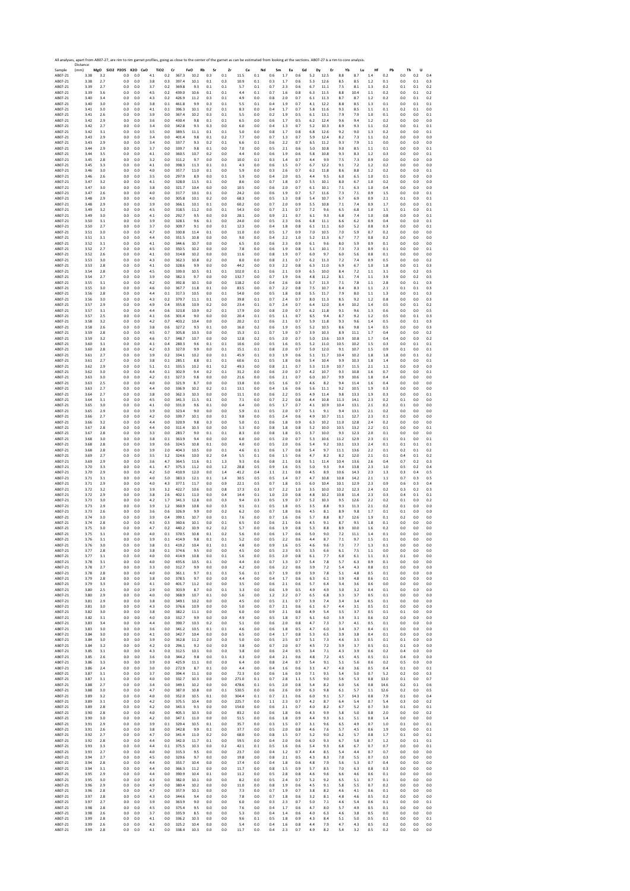All analyses, apart from AB07-27, are rim to rim garnet profiles, going as close to the center of the garnet as can be estimated from looking at the sections. AB07-27 is a rim to core analysis.

| Sample | Distance (mm) | MgO | SiO2 | P2O5 | K2O | CaO | TiO2 | Cr | FeO | Rb | Sr | Zr | Ce | Nd | Sm | Eu | Gd | Dy | Er | Yb | Lu | Hf | Pb | Th | U |
|---|---|---|---|---|---|---|---|---|---|---|---|---|---|---|---|---|---|---|---|---|---|---|---|---|---|
| AB07-21 | 3.38 | 3.2 | | 0.0 | 0.0 | 4.1 | 0.2 | 367.3 | 10.2 | 0.3 | 0.1 | 11.5 | 0.1 | 0.6 | 1.7 | 0.6 | 5.2 | 12.5 | 8.8 | 8.7 | 1.4 | 0.2 | 0.0 | 0.2 | 0.4 |
| AB07-21 | 3.38 | 2.7 | | 0.0 | 0.0 | 3.8 | 0.3 | 397.4 | 10.1 | 0.1 | 0.3 | 10.9 | 0.1 | 0.3 | 1.7 | 0.6 | 5.3 | 12.6 | 8.5 | 8.5 | 1.2 | 0.1 | 0.0 | 0.1 | 0.3 |
| AB07-21 | 3.39 | 2.7 | | 0.0 | 0.0 | 3.7 | 0.2 | 369.8 | 9.3 | 0.1 | 0.1 | 5.7 | 0.1 | 0.7 | 2.3 | 0.6 | 6.7 | 11.1 | 7.5 | 8.1 | 1.3 | 0.2 | 0.1 | 0.1 | 0.2 |
| AB07-21 | 3.39 | 3.6 | | 0.0 | 0.0 | 4.5 | 0.2 | 439.0 | 10.6 | 0.1 | 0.1 | 4.4 | 0.1 | 0.7 | 1.6 | 0.8 | 6.3 | 11.5 | 8.8 | 10.4 | 1.1 | 0.2 | 0.0 | 0.1 | 0.2 |
| AB07-21 | 3.40 | 3.4 | | 0.0 | 0.0 | 4.3 | 0.2 | 426.9 | 11.2 | 0.3 | 0.1 | 4.9 | 0.0 | 0.8 | 2.0 | 0.7 | 6.1 | 11.3 | 8.7 | 8.7 | 1.2 | 0.2 | 0.0 | 0.1 | 0.2 |
| AB07-21 | 3.40 | 3.0 | | 0.0 | 0.0 | 3.8 | 0.1 | 461.8 | 9.9 | 0.3 | 0.1 | 5.5 | 0.1 | 0.4 | 1.9 | 0.7 | 4.1 | 12.2 | 8.8 | 8.5 | 1.3 | 0.1 | 0.0 | 0.1 | 0.1 |
| AB07-21 | 3.41 | 3.0 | | 0.0 | 0.0 | 4.1 | 0.1 | 396.3 | 10.1 | 0.2 | 0.1 | 8.3 | 0.0 | 0.4 | 1.7 | 0.7 | 5.8 | 11.6 | 9.3 | 8.5 | 1.1 | 0.1 | 0.2 | 0.1 | 0.0 |
| AB07-21 | 3.41 | 2.6 | | 0.0 | 0.0 | 3.9 | 0.0 | 367.4 | 10.2 | 0.3 | 0.1 | 5.5 | 0.0 | 0.2 | 1.9 | 0.5 | 6.1 | 13.1 | 7.9 | 7.9 | 1.0 | 0.1 | 0.0 | 0.0 | 0.1 |
| AB07-21 | 3.42 | 2.9 | | 0.0 | 0.0 | 3.6 | 0.0 | 430.4 | 9.8 | 0.1 | 0.1 | 6.5 | 0.0 | 0.6 | 1.7 | 0.5 | 6.2 | 12.4 | 9.6 | 9.4 | 1.2 | 0.2 | 0.0 | 0.0 | 0.0 |
| AB07-21 | 3.42 | 2.7 | | 0.0 | 0.0 | 3.4 | 0.0 | 342.8 | 9.3 | 0.3 | 0.0 | 6.0 | 0.0 | 0.4 | 1.3 | 0.7 | 5.2 | 10.3 | 8.9 | 9.3 | 1.1 | 0.2 | 0.0 | 0.1 | 0.1 |
| AB07-21 | 3.42 | 3.1 | | 0.0 | 0.0 | 3.5 | 0.0 | 389.5 | 11.1 | 0.1 | 0.1 | 5.0 | 0.0 | 0.8 | 1.7 | 0.8 | 6.8 | 12.6 | 9.2 | 9.0 | 1.3 | 0.2 | 0.0 | 0.0 | 0.1 |
| AB07-21 | 3.43 | 2.9 | | 0.0 | 0.0 | 3.4 | 0.0 | 401.4 | 9.8 | 0.1 | 0.2 | 7.7 | 0.0 | 0.7 | 1.3 | 0.7 | 5.9 | 12.4 | 8.2 | 7.3 | 1.1 | 0.2 | 0.0 | 0.0 | 0.0 |
| AB07-21 | 3.43 | 2.9 | | 0.0 | 0.0 | 3.4 | 0.0 | 337.7 | 9.3 | 0.2 | 0.1 | 6.6 | 0.1 | 0.6 | 2.2 | 0.7 | 6.5 | 11.2 | 9.3 | 7.9 | 1.1 | 0.0 | 0.0 | 0.0 | 0.0 |
| AB07-21 | 3.44 | 2.9 | | 0.0 | 0.0 | 3.7 | 0.0 | 339.7 | 9.8 | 0.1 | 0.0 | 7.0 | 0.0 | 0.5 | 2.1 | 0.6 | 5.0 | 10.8 | 9.0 | 8.5 | 1.1 | 0.1 | 0.0 | 0.0 | 0.1 |
| AB07-21 | 3.44 | 3.5 | | 0.0 | 0.0 | 4.1 | 0.0 | 360.5 | 10.7 | 0.2 | 0.0 | 4.4 | 0.0 | 0.6 | 1.9 | 0.6 | 5.8 | 10.8 | 9.3 | 8.3 | 1.2 | 0.3 | 0.0 | 0.0 | 0.1 |
| AB07-21 | 3.45 | 2.8 | | 0.0 | 0.0 | 3.2 | 0.0 | 311.2 | 9.7 | 0.0 | 0.0 | 10.0 | 0.1 | 0.3 | 1.4 | 0.7 | 4.4 | 9.9 | 7.5 | 7.3 | 0.9 | 0.0 | 0.0 | 0.0 | 0.0 |
| AB07-21 | 3.45 | 3.3 | | 0.0 | 0.0 | 4.1 | 0.0 | 398.3 | 11.3 | 0.1 | 0.1 | 4.3 | 0.0 | 0.6 | 1.5 | 0.7 | 6.7 | 12.2 | 9.1 | 7.2 | 1.2 | 0.2 | 0.0 | 0.0 | 0.0 |
| AB07-21 | 3.46 | 3.0 | | 0.0 | 0.0 | 4.0 | 0.0 | 357.7 | 11.0 | 0.1 | 0.0 | 5.9 | 0.0 | 0.3 | 2.6 | 0.7 | 6.2 | 11.8 | 8.6 | 8.8 | 1.2 | 0.2 | 0.0 | 0.0 | 0.1 |
| AB07-21 | 3.46 | 2.6 | | 0.0 | 0.0 | 3.5 | 0.0 | 297.9 | 8.9 | 0.0 | 0.1 | 5.9 | 0.0 | 0.4 | 2.0 | 0.5 | 4.4 | 9.5 | 6.0 | 6.5 | 1.0 | 0.1 | 0.0 | 0.0 | 0.0 |
| AB07-21 | 3.47 | 3.2 | | 0.0 | 0.0 | 4.1 | 0.0 | 328.0 | 11.5 | 0.1 | 0.0 | 8.6 | 0.0 | 0.7 | 1.8 | 0.7 | 5.5 | 10.1 | 8.0 | 6.7 | 1.0 | 0.2 | 0.0 | 0.0 | 0.0 |
| AB07-21 | 3.47 | 3.0 | | 0.0 | 0.0 | 3.8 | 0.0 | 321.7 | 10.4 | 0.0 | 0.0 | 10.5 | 0.0 | 0.6 | 2.0 | 0.7 | 6.1 | 10.1 | 7.1 | 6.3 | 1.0 | 0.4 | 0.0 | 0.0 | 0.0 |
| AB07-21 | 3.47 | 2.6 | | 0.0 | 0.0 | 4.0 | 0.0 | 317.7 | 10.1 | 0.1 | 0.0 | 24.2 | 0.0 | 0.6 | 1.9 | 0.7 | 5.7 | 11.6 | 7.3 | 7.1 | 0.9 | 1.5 | 0.0 | 0.0 | 0.1 |
| AB07-21 | 3.48 | 2.9 | | 0.0 | 0.0 | 4.0 | 0.0 | 305.8 | 10.1 | 0.2 | 0.0 | 68.3 | 0.0 | 0.5 | 1.3 | 0.8 | 5.4 | 10.7 | 6.7 | 6.9 | 0.9 | 2.1 | 0.1 | 0.0 | 0.1 |
| AB07-21 | 3.48 | 2.9 | | 0.0 | 0.0 | 3.9 | 0.0 | 366.1 | 10.1 | 0.1 | 0.0 | 60.2 | 0.0 | 0.7 | 2.0 | 0.9 | 5.5 | 10.8 | 7.1 | 7.4 | 0.9 | 1.7 | 0.0 | 0.0 | 0.1 |
| AB07-21 | 3.49 | 3.2 | | 0.0 | 0.0 | 4.5 | 0.0 | 318.5 | 11.2 | 0.0 | 0.1 | 54.3 | 0.0 | 0.7 | 2.1 | 0.7 | 7.2 | 9.6 | 6.5 | 6.8 | 1.0 | 1.5 | 0.1 | 0.0 | 0.1 |
| AB07-21 | 3.49 | 3.0 | | 0.0 | 0.0 | 4.1 | 0.0 | 292.7 | 9.5 | 0.0 | 0.0 | 28.1 | 0.0 | 0.9 | 2.1 | 0.7 | 6.1 | 9.3 | 6.8 | 7.4 | 1.0 | 0.8 | 0.0 | 0.0 | 0.1 |
| AB07-21 | 3.50 | 3.1 | | 0.0 | 0.0 | 3.9 | 0.0 | 328.1 | 9.6 | 0.1 | 0.0 | 24.0 | 0.0 | 0.5 | 2.3 | 0.6 | 6.8 | 11.1 | 6.6 | 6.2 | 0.9 | 0.4 | 0.0 | 0.0 | 0.1 |
| AB07-21 | 3.50 | 2.7 | | 0.0 | 0.0 | 3.7 | 0.0 | 309.7 | 9.1 | 0.0 | 0.1 | 12.3 | 0.0 | 0.4 | 1.8 | 0.8 | 6.1 | 11.1 | 6.0 | 5.2 | 0.8 | 0.3 | 0.0 | 0.0 | 0.1 |
| AB07-21 | 3.51 | 3.0 | | 0.0 | 0.0 | 4.7 | 0.0 | 330.8 | 11.4 | 0.1 | 0.0 | 11.0 | 0.0 | 0.5 | 1.7 | 0.9 | 7.0 | 10.5 | 7.0 | 5.9 | 0.7 | 0.2 | 0.0 | 0.0 | 0.0 |
| AB07-21 | 3.51 | 3.1 | | 0.0 | 0.0 | 4.4 | 0.0 | 351.5 | 10.8 | 0.0 | 0.0 | 9.0 | 0.0 | 0.4 | 2.2 | 1.0 | 5.2 | 11.3 | 6.7 | 7.7 | 0.8 | 0.2 | 0.0 | 0.0 | 0.0 |
| AB07-21 | 3.52 | 3.1 | | 0.0 | 0.0 | 4.1 | 0.0 | 344.6 | 10.7 | 0.0 | 0.0 | 6.5 | 0.0 | 0.6 | 2.3 | 0.9 | 6.1 | 9.6 | 8.0 | 5.9 | 0.9 | 0.1 | 0.0 | 0.0 | 0.0 |
| AB07-21 | 3.52 | 2.7 | | 0.0 | 0.0 | 4.5 | 0.0 | 350.5 | 10.2 | 0.0 | 0.0 | 7.8 | 0.0 | 0.6 | 1.9 | 0.8 | 5.1 | 10.1 | 7.3 | 7.3 | 0.9 | 0.1 | 0.0 | 0.0 | 0.1 |
| AB07-21 | 3.52 | 2.6 | | 0.0 | 0.0 | 4.1 | 0.0 | 314.8 | 10.2 | 0.0 | 0.0 | 11.6 | 0.0 | 0.8 | 1.9 | 0.7 | 6.0 | 9.7 | 6.0 | 5.6 | 0.8 | 0.1 | 0.0 | 0.0 | 0.0 |
| AB07-21 | 3.53 | 3.0 | | 0.0 | 0.0 | 4.3 | 0.0 | 362.3 | 10.8 | 0.2 | 0.0 | 8.0 | 0.0 | 0.8 | 2.1 | 0.7 | 6.2 | 11.3 | 7.2 | 7.4 | 0.9 | 0.5 | 0.0 | 0.0 | 0.2 |
| AB07-21 | 3.53 | 2.8 | | 0.0 | 0.0 | 4.1 | 0.0 | 328.6 | 9.9 | 0.0 | 0.0 | 44.2 | 0.0 | 0.3 | 2.2 | 0.8 | 6.3 | 11.0 | 6.9 | 6.7 | 1.0 | 1.8 | 0.0 | 0.1 | 0.3 |
| AB07-21 | 3.54 | 2.8 | | 0.0 | 0.0 | 4.5 | 0.0 | 339.0 | 10.5 | 0.1 | 0.1 | 102.0 | 0.1 | 0.6 | 2.1 | 0.9 | 6.5 | 10.0 | 8.4 | 7.2 | 1.1 | 3.1 | 0.0 | 0.2 | 0.5 |
| AB07-21 | 3.54 | 2.7 | | 0.0 | 0.0 | 3.9 | 0.0 | 382.3 | 9.7 | 0.0 | 0.0 | 132.7 | 0.0 | 0.7 | 1.9 | 0.6 | 4.8 | 11.2 | 8.1 | 7.4 | 1.1 | 3.9 | 0.0 | 0.2 | 0.5 |
| AB07-21 | 3.55 | 3.1 | | 0.0 | 0.0 | 4.2 | 0.0 | 392.8 | 10.1 | 0.0 | 0.0 | 118.2 | 0.0 | 0.4 | 2.6 | 0.8 | 5.7 | 11.3 | 7.1 | 7.8 | 1.1 | 2.8 | 0.0 | 0.1 | 0.3 |
| AB07-21 | 3.55 | 3.0 | | 0.0 | 0.0 | 4.6 | 0.0 | 367.7 | 11.8 | 0.1 | 0.0 | 83.5 | 0.0 | 0.7 | 2.2 | 0.8 | 7.5 | 10.7 | 8.4 | 8.3 | 1.1 | 2.1 | 0.1 | 0.1 | 0.3 |
| AB07-21 | 3.56 | 2.8 | | 0.0 | 0.0 | 4.4 | 0.1 | 317.3 | 10.5 | 0.0 | 0.1 | 54.0 | 0.0 | 0.5 | 1.8 | 0.8 | 5.5 | 11.7 | 7.9 | 8.0 | 1.1 | 1.3 | 0.0 | 0.1 | 0.3 |
| AB07-21 | 3.56 | 3.0 | | 0.0 | 0.0 | 4.3 | 0.2 | 379.7 | 11.1 | 0.1 | 0.0 | 39.8 | 0.1 | 0.7 | 2.4 | 0.7 | 8.0 | 11.3 | 8.5 | 9.2 | 1.2 | 0.8 | 0.0 | 0.0 | 0.3 |
| AB07-21 | 3.57 | 2.9 | | 0.0 | 0.0 | 4.9 | 0.4 | 355.8 | 10.9 | 0.2 | 0.0 | 23.4 | 0.1 | 0.7 | 2.4 | 0.7 | 6.4 | 12.0 | 8.4 | 10.2 | 1.4 | 0.5 | 0.0 | 0.1 | 0.2 |
| AB07-21 | 3.57 | 3.1 | | 0.0 | 0.0 | 4.4 | 0.6 | 323.8 | 10.9 | 0.2 | 0.1 | 17.9 | 0.0 | 0.8 | 2.0 | 0.7 | 6.2 | 11.8 | 9.1 | 9.6 | 1.3 | 0.6 | 0.0 | 0.0 | 0.5 |
| AB07-21 | 3.57 | 2.5 | | 0.0 | 0.0 | 4.1 | 0.6 | 301.4 | 9.0 | 0.0 | 0.0 | 20.4 | 0.1 | 0.5 | 1.1 | 0.7 | 6.5 | 9.4 | 8.7 | 9.2 | 1.2 | 0.5 | 0.0 | 0.1 | 0.3 |
| AB07-21 | 3.58 | 3.2 | | 0.0 | 0.0 | 4.2 | 0.7 | 403.2 | 10.4 | 0.0 | 0.0 | 20.2 | 0.1 | 0.6 | 2.1 | 0.7 | 5.9 | 11.8 | 9.3 | 9.6 | 1.4 | 0.5 | 0.0 | 0.1 | 0.3 |
| AB07-21 | 3.58 | 2.6 | | 0.0 | 0.0 | 3.8 | 0.6 | 327.2 | 9.3 | 0.1 | 0.0 | 16.0 | 0.2 | 0.6 | 1.9 | 0.5 | 5.2 | 10.5 | 8.6 | 9.8 | 1.4 | 0.5 | 0.0 | 0.0 | 0.0 |
| AB07-21 | 3.59 | 2.8 | | 0.0 | 0.0 | 4.5 | 0.7 | 305.8 | 10.3 | 0.0 | 0.0 | 15.3 | 0.1 | 0.7 | 1.9 | 0.7 | 3.9 | 10.3 | 8.9 | 11.1 | 1.7 | 0.4 | 0.0 | 0.0 | 0.2 |
| AB07-21 | 3.59 | 3.2 | | 0.0 | 0.0 | 4.6 | 0.7 | 348.7 | 10.7 | 0.0 | 0.0 | 12.8 | 0.2 | 0.5 | 2.0 | 0.7 | 5.0 | 13.6 | 10.9 | 10.8 | 1.7 | 0.4 | 0.0 | 0.0 | 0.2 |
| AB07-21 | 3.60 | 3.1 | | 0.0 | 0.0 | 4.1 | 0.4 | 280.3 | 9.6 | 0.1 | 0.1 | 10.6 | 0.0 | 0.5 | 1.6 | 0.5 | 5.2 | 11.0 | 10.5 | 10.2 | 1.5 | 0.3 | 0.0 | 0.1 | 0.1 |
| AB07-21 | 3.60 | 2.8 | | 0.0 | 0.0 | 4.2 | 0.3 | 327.0 | 9.9 | 0.0 | 0.1 | 15.1 | 0.1 | 0.8 | 2.0 | 0.7 | 5.0 | 12.0 | 9.1 | 10.7 | 1.5 | 0.9 | 0.1 | 0.0 | 0.1 |
| AB07-21 | 3.61 | 2.7 | | 0.0 | 0.0 | 3.9 | 0.2 | 334.1 | 10.2 | 0.1 | 0.1 | 45.9 | 0.1 | 0.3 | 1.9 | 0.6 | 5.1 | 11.7 | 10.4 | 10.2 | 1.8 | 1.8 | 0.0 | 0.1 | 0.2 |
| AB07-21 | 3.61 | 2.7 | | 0.0 | 0.0 | 3.8 | 0.1 | 285.1 | 8.8 | 0.1 | 0.1 | 60.6 | 0.1 | 0.5 | 1.8 | 0.6 | 5.4 | 10.4 | 9.9 | 10.3 | 1.8 | 1.4 | 0.0 | 0.0 | 0.1 |
| AB07-21 | 3.62 | 2.9 | | 0.0 | 0.0 | 5.1 | 0.1 | 335.5 | 10.2 | 0.1 | 0.2 | 49.3 | 0.0 | 0.8 | 2.1 | 0.7 | 5.3 | 11.9 | 10.7 | 11.5 | 2.1 | 1.1 | 0.0 | 0.0 | 0.0 |
| AB07-21 | 3.62 | 3.0 | | 0.0 | 0.0 | 4.4 | 0.1 | 302.9 | 9.4 | 0.2 | 0.1 | 31.2 | 0.0 | 0.6 | 2.0 | 0.7 | 4.2 | 10.7 | 9.3 | 10.8 | 1.6 | 0.7 | 0.0 | 0.0 | 0.1 |
| AB07-21 | 3.63 | 3.0 | | 0.0 | 0.0 | 4.2 | 0.1 | 327.3 | 9.8 | 0.0 | 0.0 | 21.6 | 0.0 | 0.6 | 2.1 | 0.7 | 6.0 | 10.7 | 9.9 | 10.6 | 1.8 | 0.4 | 0.0 | 0.0 | 0.0 |
| AB07-21 | 3.63 | 2.5 | | 0.0 | 0.0 | 4.0 | 0.0 | 321.9 | 8.7 | 0.0 | 0.0 | 13.8 | 0.0 | 0.5 | 1.6 | 0.7 | 4.6 | 8.2 | 9.4 | 11.4 | 1.6 | 0.4 | 0.0 | 0.0 | 0.0 |
| AB07-21 | 3.63 | 2.7 | | 0.0 | 0.0 | 4.4 | 0.0 | 336.9 | 10.2 | 0.2 | 0.1 | 13.1 | 0.0 | 0.4 | 1.6 | 0.6 | 5.6 | 11.1 | 9.2 | 10.5 | 1.9 | 0.3 | 0.0 | 0.0 | 0.0 |
| AB07-21 | 3.64 | 2.7 | | 0.0 | 0.0 | 3.8 | 0.0 | 362.3 | 10.3 | 0.0 | 0.0 | 11.1 | 0.0 | 0.6 | 2.2 | 0.5 | 4.9 | 11.4 | 9.8 | 13.3 | 1.9 | 0.3 | 0.0 | 0.0 | 0.1 |
| AB07-21 | 3.64 | 3.1 | | 0.0 | 0.0 | 4.5 | 0.0 | 341.3 | 11.5 | 0.1 | 0.0 | 7.1 | 0.0 | 0.7 | 2.2 | 0.8 | 4.4 | 10.8 | 11.3 | 14.1 | 2.3 | 0.2 | 0.1 | 0.0 | 0.0 |
| AB07-21 | 3.65 | 3.0 | | 0.0 | 0.0 | 4.1 | 0.0 | 331.0 | 9.6 | 0.1 | 0.0 | 6.4 | 0.0 | 0.5 | 1.7 | 0.7 | 4.1 | 10.9 | 10.4 | 13.1 | 2.1 | 0.2 | 0.1 | 0.0 | 0.0 |
| AB07-21 | 3.65 | 2.9 | | 0.0 | 0.0 | 3.9 | 0.0 | 323.4 | 9.0 | 0.0 | 0.0 | 5.9 | 0.1 | 0.5 | 2.0 | 0.7 | 5.1 | 9.1 | 9.4 | 13.1 | 2.1 | 0.2 | 0.0 | 0.0 | 0.0 |
| AB07-21 | 3.66 | 2.7 | | 0.0 | 0.0 | 4.2 | 0.0 | 339.7 | 10.1 | 0.0 | 0.1 | 9.8 | 0.0 | 0.5 | 2.4 | 0.6 | 4.9 | 10.7 | 11.1 | 12.7 | 2.3 | 0.1 | 0.0 | 0.0 | 0.0 |
| AB07-21 | 3.66 | 3.2 | | 0.0 | 0.0 | 4.4 | 0.0 | 320.9 | 9.8 | 0.3 | 0.0 | 5.0 | 0.1 | 0.6 | 1.8 | 0.9 | 6.3 | 10.2 | 11.0 | 12.8 | 2.4 | 0.2 | 0.0 | 0.0 | 0.0 |
| AB07-21 | 3.67 | 2.8 | | 0.0 | 0.0 | 4.4 | 0.0 | 311.4 | 10.3 | 0.0 | 0.0 | 5.3 | 0.0 | 0.8 | 1.8 | 0.8 | 5.2 | 10.0 | 10.5 | 13.2 | 2.2 | 0.1 | 0.0 | 0.0 | 0.1 |
| AB07-21 | 3.67 | 2.8 | | 0.0 | 0.0 | 3.3 | 0.0 | 283.7 | 9.0 | 0.1 | 0.1 | 8.3 | 0.0 | 0.8 | 1.8 | 0.5 | 3.7 | 10.0 | 9.3 | 12.3 | 2.0 | 0.1 | 0.0 | 0.0 | 0.0 |
| AB07-21 | 3.68 | 3.0 | | 0.0 | 0.0 | 3.8 | 0.1 | 363.9 | 9.4 | 0.0 | 0.0 | 6.0 | 0.0 | 0.5 | 2.0 | 0.7 | 5.3 | 10.6 | 11.2 | 12.9 | 2.3 | 0.1 | 0.1 | 0.0 | 0.1 |
| AB07-21 | 3.68 | 2.8 | | 0.0 | 0.0 | 3.9 | 0.6 | 324.5 | 10.8 | 0.1 | 0.0 | 4.0 | 0.0 | 0.5 | 2.0 | 0.6 | 5.4 | 9.2 | 10.1 | 13.3 | 2.4 | 0.1 | 0.1 | 0.1 | 0.1 |
| AB07-21 | 3.68 | 2.8 | | 0.0 | 0.0 | 3.9 | 2.0 | 404.3 | 10.5 | 0.0 | 0.1 | 4.6 | 0.1 | 0.6 | 1.7 | 0.8 | 5.4 | 9.7 | 11.1 | 13.6 | 2.2 | 0.1 | 0.2 | 0.1 | 0.2 |
| AB07-21 | 3.69 | 2.7 | | 0.0 | 0.0 | 3.5 | 3.2 | 324.6 | 10.0 | 0.2 | 0.4 | 5.5 | 0.1 | 0.6 | 1.5 | 0.6 | 4.7 | 8.2 | 8.2 | 12.0 | 2.1 | 0.1 | 0.4 | 0.1 | 0.2 |
| AB07-21 | 3.69 | 2.9 | | 0.0 | 0.0 | 3.6 | 4.7 | 364.5 | 11.6 | 0.1 | 1.3 | 9.3 | 0.6 | 0.8 | 2.1 | 0.8 | 5.1 | 11.4 | 10.4 | 13.6 | 2.6 | 0.4 | 0.7 | 0.2 | 0.3 |
| AB07-21 | 3.70 | 3.3 | | 0.0 | 0.0 | 4.1 | 4.7 | 375.3 | 11.2 | 0.0 | 1.2 | 28.8 | 0.5 | 0.9 | 1.6 | 0.5 | 5.0 | 9.3 | 9.4 | 13.8 | 2.3 | 1.0 | 0.5 | 0.2 | 0.4 |
| AB07-21 | 3.70 | 2.9 | | 0.0 | 0.0 | 4.2 | 5.0 | 410.9 | 12.0 | 0.0 | 1.4 | 41.2 | 0.4 | 1.1 | 2.1 | 0.8 | 4.5 | 8.9 | 10.6 | 14.3 | 2.3 | 1.3 | 0.3 | 0.4 | 0.5 |
| AB07-21 | 3.71 | 3.1 | | 0.0 | 0.0 | 4.0 | 5.0 | 383.3 | 12.1 | 0.1 | 1.4 | 30.5 | 0.5 | 0.5 | 1.4 | 0.7 | 4.7 | 10.8 | 10.8 | 14.2 | 2.1 | 1.1 | 0.7 | 0.3 | 0.5 |
| AB07-21 | 3.71 | 2.9 | | 0.0 | 0.0 | 4.0 | 4.3 | 377.1 | 11.7 | 0.0 | 0.9 | 22.1 | 0.5 | 0.7 | 1.8 | 0.5 | 6.0 | 10.4 | 10.1 | 12.9 | 2.3 | 0.9 | 0.6 | 0.3 | 0.4 |
| AB07-21 | 3.72 | 3.2 | | 0.0 | 0.0 | 3.9 | 3.2 | 422.7 | 10.6 | 0.0 | 0.8 | 17.3 | 0.3 | 0.7 | 2.2 | 1.0 | 3.5 | 10.0 | 10.2 | 12.3 | 2.4 | 0.2 | 0.3 | 0.2 | 0.3 |
| AB07-21 | 3.72 | 2.9 | | 0.0 | 0.0 | 3.8 | 2.6 | 402.1 | 11.0 | 0.0 | 0.4 | 14.4 | 0.1 | 1.0 | 2.0 | 0.8 | 4.8 | 10.2 | 10.8 | 11.4 | 2.3 | 0.3 | 0.4 | 0.1 | 0.1 |
| AB07-21 | 3.73 | 3.0 | | 0.0 | 0.0 | 4.2 | 1.7 | 341.3 | 12.8 | 0.0 | 0.3 | 9.4 | 0.3 | 0.5 | 1.9 | 0.7 | 5.2 | 10.3 | 9.5 | 12.6 | 2.2 | 0.2 | 0.1 | 0.0 | 0.2 |
| AB07-21 | 3.73 | 2.9 | | 0.0 | 0.0 | 3.9 | 1.2 | 360.9 | 10.8 | 0.0 | 0.3 | 9.1 | 0.1 | 0.5 | 1.8 | 0.5 | 3.5 | 8.8 | 9.3 | 11.3 | 2.1 | 0.2 | 0.1 | 0.0 | 0.0 |
| AB07-21 | 3.73 | 2.6 | | 0.0 | 0.0 | 3.6 | 0.6 | 326.9 | 9.9 | 0.0 | 0.2 | 6.2 | 0.0 | 0.7 | 1.8 | 0.6 | 4.5 | 8.1 | 8.9 | 9.8 | 1.7 | 0.1 | 0.1 | 0.0 | 0.0 |
| AB07-21 | 3.74 | 3.0 | | 0.0 | 0.0 | 3.9 | 0.4 | 399.1 | 10.7 | 0.0 | 0.1 | 7.6 | 0.0 | 0.7 | 1.6 | 0.6 | 5.7 | 8.8 | 8.7 | 12.6 | 1.9 | 0.1 | 0.2 | 0.0 | 0.0 |
| AB07-21 | 3.74 | 2.8 | | 0.0 | 0.0 | 4.3 | 0.3 | 360.6 | 10.1 | 0.0 | 0.1 | 6.5 | 0.0 | 0.6 | 2.1 | 0.6 | 4.5 | 9.1 | 8.7 | 9.5 | 1.8 | 0.1 | 0.0 | 0.0 | 0.0 |
| AB07-21 | 3.75 | 3.0 | | 0.0 | 0.0 | 4.7 | 0.2 | 440.2 | 10.9 | 0.2 | 0.2 | 5.7 | 0.0 | 0.6 | 1.9 | 0.8 | 5.3 | 8.8 | 8.9 | 10.0 | 1.6 | 0.2 | 0.0 | 0.0 | 0.0 |
| AB07-21 | 3.75 | 3.1 | | 0.0 | 0.0 | 4.0 | 0.1 | 370.5 | 10.8 | 0.1 | 0.2 | 5.6 | 0.0 | 0.6 | 1.7 | 0.6 | 5.0 | 9.0 | 7.2 | 11.1 | 1.4 | 0.1 | 0.0 | 0.0 | 0.0 |
| AB07-21 | 3.76 | 3.1 | | 0.0 | 0.0 | 3.9 | 0.1 | 414.9 | 9.8 | 0.1 | 0.1 | 5.2 | 0.0 | 0.5 | 2.2 | 0.6 | 4.4 | 8.7 | 7.1 | 9.7 | 1.5 | 0.1 | 0.0 | 0.0 | 0.0 |
| AB07-21 | 3.76 | 3.0 | | 0.0 | 0.0 | 3.8 | 0.1 | 419.2 | 10.4 | 0.1 | 0.1 | 4.8 | 0.0 | 0.9 | 1.6 | 0.5 | 4.6 | 9.6 | 7.3 | 7.7 | 1.3 | 0.1 | 0.0 | 0.0 | 0.0 |
| AB07-21 | 3.77 | 2.8 | | 0.0 | 0.0 | 3.8 | 0.1 | 374.6 | 9.5 | 0.0 | 0.0 | 4.5 | 0.0 | 0.5 | 2.3 | 0.5 | 3.5 | 6.6 | 6.1 | 7.5 | 1.1 | 0.0 | 0.0 | 0.0 | 0.0 |
| AB07-21 | 3.77 | 3.1 | | 0.0 | 0.0 | 4.0 | 0.0 | 414.9 | 10.8 | 0.0 | 0.1 | 5.6 | 0.0 | 0.5 | 2.0 | 0.8 | 6.1 | 7.7 | 6.0 | 6.1 | 1.1 | 0.1 | 0.1 | 0.0 | 0.0 |
| AB07-21 | 3.78 | 3.1 | | 0.0 | 0.0 | 4.0 | 0.0 | 435.6 | 10.5 | 0.1 | 0.0 | 4.4 | 0.0 | 0.7 | 1.3 | 0.7 | 5.4 | 7.8 | 5.7 | 6.3 | 0.9 | 0.1 | 0.0 | 0.0 | 0.0 |
| AB07-21 | 3.78 | 2.7 | | 0.0 | 0.0 | 3.3 | 0.0 | 312.7 | 9.9 | 0.0 | 0.0 | 4.2 | 0.0 | 0.6 | 2.2 | 0.6 | 3.9 | 7.2 | 5.4 | 4.3 | 0.8 | 0.1 | 0.0 | 0.0 | 0.0 |
| AB07-21 | 3.78 | 2.8 | | 0.0 | 0.0 | 4.0 | 0.0 | 361.1 | 9.7 | 0.1 | 0.1 | 5.6 | 0.1 | 0.7 | 1.9 | 0.9 | 3.9 | 7.8 | 5.1 | 4.8 | 0.5 | 0.1 | 0.0 | 0.0 | 0.0 |
| AB07-21 | 3.79 | 2.8 | | 0.0 | 0.0 | 3.8 | 0.0 | 378.5 | 9.7 | 0.0 | 0.0 | 4.4 | 0.0 | 0.4 | 1.7 | 0.6 | 6.3 | 6.1 | 3.9 | 4.8 | 0.6 | 0.1 | 0.0 | 0.0 | 0.0 |
| AB07-21 | 3.79 | 3.3 | | 0.0 | 0.0 | 4.1 | 0.0 | 401.7 | 11.2 | 0.0 | 0.0 | 3.5 | 0.0 | 0.6 | 2.1 | 0.6 | 5.7 | 6.4 | 3.4 | 3.6 | 0.6 | 0.0 | 0.0 | 0.0 | 0.0 |
| AB07-21 | 3.80 | 2.5 | | 0.0 | 0.0 | 2.9 | 0.0 | 303.9 | 8.7 | 0.0 | 0.1 | 3.3 | 0.0 | 0.6 | 1.9 | 0.5 | 4.9 | 4.9 | 3.0 | 3.2 | 0.4 | 0.1 | 0.0 | 0.0 | 0.0 |
| AB07-21 | 3.80 | 2.9 | | 0.0 | 0.0 | 4.0 | 0.0 | 368.9 | 10.7 | 0.1 | 0.0 | 5.6 | 0.0 | 1.2 | 2.2 | 0.7 | 6.5 | 6.8 | 3.3 | 3.7 | 0.5 | 0.1 | 0.0 | 0.0 | 0.0 |
| AB07-21 | 3.81 | 2.9 | | 0.0 | 0.0 | 3.8 | 0.0 | 349.1 | 10.2 | 0.0 | 0.0 | 4.5 | 0.0 | 0.5 | 2.1 | 0.7 | 3.9 | 7.4 | 3.4 | 3.4 | 0.5 | 0.1 | 0.0 | 0.0 | 0.0 |
| AB07-21 | 3.81 | 3.0 | | 0.0 | 0.0 | 4.3 | 0.0 | 376.6 | 10.9 | 0.0 | 0.0 | 5.0 | 0.0 | 0.7 | 2.1 | 0.6 | 6.1 | 6.7 | 4.4 | 3.1 | 0.5 | 0.1 | 0.0 | 0.0 | 0.0 |
| AB07-21 | 3.82 | 3.0 | | 0.0 | 0.0 | 3.8 | 0.0 | 382.2 | 11.1 | 0.0 | 0.0 | 6.0 | 0.0 | 0.9 | 2.1 | 0.8 | 4.9 | 5.4 | 3.5 | 3.7 | 0.5 | 0.1 | 0.1 | 0.0 | 0.0 |
| AB07-21 | 3.82 | 3.1 | | 0.0 | 0.0 | 4.0 | 0.0 | 332.7 | 9.9 | 0.0 | 0.0 | 4.9 | 0.0 | 0.5 | 1.8 | 0.7 | 6.1 | 6.0 | 3.9 | 3.1 | 0.6 | 0.2 | 0.0 | 0.0 | 0.0 |
| AB07-21 | 3.83 | 3.4 | | 0.0 | 0.0 | 4.4 | 0.0 | 390.7 | 10.3 | 0.2 | 0.0 | 5.1 | 0.0 | 0.6 | 2.0 | 0.8 | 4.7 | 7.3 | 3.7 | 4.1 | 0.5 | 0.1 | 0.0 | 0.0 | 0.0 |
| AB07-21 | 3.83 | 3.0 | | 0.0 | 0.0 | 3.6 | 0.0 | 341.2 | 10.5 | 0.1 | 0.1 | 4.6 | 0.0 | 0.6 | 1.8 | 0.5 | 4.7 | 6.0 | 3.4 | 3.7 | 0.4 | 0.1 | 0.0 | 0.0 | 0.0 |
| AB07-21 | 3.84 | 3.0 | | 0.0 | 0.0 | 4.1 | 0.0 | 342.7 | 10.4 | 0.0 | 0.0 | 6.5 | 0.0 | 0.4 | 1.7 | 0.8 | 5.3 | 6.5 | 3.9 | 3.8 | 0.4 | 0.1 | 0.0 | 0.0 | 0.0 |
| AB07-21 | 3.84 | 3.0 | | 0.0 | 0.0 | 3.9 | 0.0 | 362.8 | 11.2 | 0.0 | 0.0 | 5.0 | 0.0 | 0.5 | 2.5 | 0.7 | 5.1 | 7.3 | 4.6 | 3.5 | 0.5 | 0.1 | 0.1 | 0.0 | 0.0 |
| AB07-21 | 3.84 | 3.2 | | 0.0 | 0.0 | 4.2 | 0.0 | 296.1 | 9.2 | 0.0 | 0.0 | 3.8 | 0.0 | 0.7 | 2.0 | 0.7 | 4.5 | 7.2 | 3.9 | 3.7 | 0.5 | 0.1 | 0.1 | 0.0 | 0.0 |
| AB07-21 | 3.85 | 3.1 | | 0.0 | 0.0 | 4.3 | 0.0 | 312.5 | 10.1 | 0.0 | 0.0 | 3.8 | 0.0 | 0.6 | 2.4 | 0.5 | 3.4 | 7.1 | 4.3 | 3.9 | 0.6 | 0.2 | 0.4 | 0.0 | 0.0 |
| AB07-21 | 3.85 | 2.6 | | 0.0 | 0.0 | 3.6 | 0.0 | 344.2 | 9.8 | 0.0 | 0.1 | 4.3 | 0.0 | 0.4 | 2.1 | 0.6 | 4.8 | 7.2 | 4.5 | 4.5 | 0.5 | 0.1 | 0.4 | 0.0 | 0.0 |
| AB07-21 | 3.86 | 3.3 | | 0.0 | 0.0 | 3.9 | 0.0 | 425.9 | 11.1 | 0.0 | 0.0 | 6.4 | 0.0 | 0.8 | 2.4 | 0.7 | 5.4 | 9.1 | 5.1 | 5.6 | 0.6 | 0.2 | 0.5 | 0.0 | 0.0 |
| AB07-21 | 3.86 | 2.4 | | 0.0 | 0.0 | 3.0 | 0.0 | 272.9 | 8.7 | 0.1 | 0.0 | 4.4 | 0.0 | 0.4 | 1.6 | 0.6 | 3.1 | 4.7 | 4.0 | 3.6 | 0.5 | 0.4 | 0.1 | 0.0 | 0.1 |
| AB07-21 | 3.87 | 3.1 | | 0.0 | 0.0 | 3.7 | 0.0 | 394.4 | 11.1 | 0.0 | 0.0 | 72.3 | 0.0 | 0.6 | 1.6 | 0.9 | 7.1 | 9.5 | 5.4 | 5.0 | 0.7 | 5.2 | 0.2 | 0.0 | 0.3 |
| AB07-21 | 3.87 | 3.1 | | 0.0 | 0.0 | 4.0 | 0.0 | 332.7 | 10.3 | 0.0 | 0.0 | 271.0 | 0.1 | 0.7 | 2.8 | 1.1 | 5.5 | 9.0 | 5.6 | 5.3 | 0.8 | 13.0 | 0.1 | 0.0 | 0.7 |
| AB07-21 | 3.88 | 2.7 | | 0.0 | 0.0 | 3.4 | 0.0 | 349.1 | 10.2 | 0.0 | 0.0 | 478.6 | 0.1 | 0.5 | 2.0 | 0.8 | 5.4 | 8.2 | 6.0 | 5.6 | 0.8 | 14.6 | 0.2 | 0.1 | 0.6 |
| AB07-21 | 3.88 | 3.0 | | 0.0 | 0.0 | 4.7 | 0.0 | 387.0 | 10.8 | 0.0 | 0.1 | 530.5 | 0.0 | 0.6 | 2.6 | 0.9 | 6.3 | 9.8 | 6.1 | 5.7 | 1.1 | 12.6 | 0.2 | 0.0 | 0.5 |
| AB07-21 | 3.89 | 3.2 | | 0.0 | 0.0 | 4.0 | 0.0 | 352.0 | 10.5 | 0.1 | 0.0 | 304.4 | 0.1 | 0.7 | 2.1 | 0.6 | 6.0 | 9.1 | 5.7 | 14.3 | 0.8 | 7.9 | 0.1 | 0.0 | 0.4 |
| AB07-21 | 3.89 | 3.1 | | 0.0 | 0.0 | 4.2 | 0.0 | 375.5 | 10.4 | 0.0 | 0.0 | 225.7 | 0.0 | 1.1 | 2.3 | 0.7 | 4.2 | 8.7 | 6.4 | 5.4 | 0.7 | 5.4 | 0.3 | 0.0 | 0.2 |
| AB07-21 | 3.89 | 2.8 | | 0.0 | 0.0 | 4.2 | 0.0 | 343.3 | 9.3 | 0.0 | 0.0 | 154.0 | 0.0 | 0.6 | 2.1 | 0.7 | 4.0 | 8.2 | 6.7 | 5.2 | 0.7 | 3.0 | 0.1 | 0.0 | 0.1 |
| AB07-21 | 3.90 | 2.8 | | 0.0 | 0.0 | 4.0 | 0.0 | 405.3 | 10.3 | 0.0 | 0.0 | 83.2 | 0.0 | 0.6 | 1.8 | 0.6 | 4.3 | 9.9 | 5.8 | 5.0 | 0.8 | 2.0 | 0.0 | 0.0 | 0.2 |
| AB07-21 | 3.90 | 3.0 | | 0.0 | 0.0 | 4.2 | 0.0 | 347.1 | 11.0 | 0.0 | 0.0 | 51.5 | 0.0 | 0.6 | 1.8 | 0.9 | 4.4 | 9.3 | 6.1 | 5.1 | 0.8 | 1.4 | 0.0 | 0.0 | 0.0 |
| AB07-21 | 3.91 | 2.9 | | 0.0 | 0.0 | 3.9 | 0.1 | 329.4 | 10.5 | 0.1 | 0.0 | 35.7 | 0.0 | 0.3 | 1.5 | 0.7 | 3.1 | 9.6 | 6.5 | 4.9 | 0.7 | 1.0 | 0.1 | 0.0 | 0.1 |
| AB07-21 | 3.91 | 2.6 | | 0.0 | 0.0 | 3.8 | 0.0 | 342.8 | 9.9 | 0.0 | 0.0 | 37.7 | 0.0 | 0.5 | 2.0 | 0.8 | 4.6 | 7.6 | 5.7 | 4.5 | 0.6 | 1.9 | 0.0 | 0.0 | 0.1 |
| AB07-21 | 3.92 | 2.7 | | 0.0 | 0.0 | 4.7 | 0.0 | 341.4 | 11.0 | 0.2 | 0.0 | 68.0 | 0.0 | 0.8 | 1.5 | 0.7 | 5.2 | 9.0 | 6.2 | 5.7 | 0.8 | 1.7 | 0.1 | 0.0 | 0.1 |
| AB07-21 | 3.92 | 2.8 | | 0.0 | 0.0 | 4.4 | 0.0 | 342.0 | 11.7 | 0.1 | 0.0 | 59.5 | 0.0 | 0.4 | 2.0 | 0.6 | 6.0 | 9.3 | 6.7 | 5.8 | 0.7 | 1.2 | 0.0 | 0.1 | 0.1 |
| AB07-21 | 3.93 | 3.3 | | 0.0 | 0.0 | 4.4 | 0.1 | 375.5 | 10.3 | 0.0 | 0.2 | 42.1 | 0.1 | 0.5 | 1.6 | 0.6 | 5.4 | 9.3 | 6.8 | 6.7 | 0.7 | 0.7 | 0.0 | 0.0 | 0.1 |
| AB07-21 | 3.93 | 2.7 | | 0.0 | 0.0 | 4.0 | 0.0 | 315.3 | 9.5 | 0.0 | 0.0 | 23.7 | 0.0 | 0.4 | 1.2 | 0.7 | 4.4 | 8.5 | 5.4 | 4.4 | 0.7 | 0.7 | 0.0 | 0.0 | 0.0 |
| AB07-21 | 3.94 | 2.7 | | 0.0 | 0.0 | 4.5 | 0.0 | 329.6 | 9.7 | 0.0 | 0.0 | 19.8 | 0.0 | 0.8 | 2.1 | 0.5 | 4.3 | 8.3 | 7.0 | 5.5 | 0.7 | 0.3 | 0.0 | 0.0 | 0.0 |
| AB07-21 | 3.94 | 2.8 | | 0.0 | 0.0 | 4.4 | 0.0 | 353.7 | 10.4 | 0.0 | 0.0 | 17.4 | 0.0 | 0.4 | 1.8 | 0.6 | 4.8 | 7.9 | 5.6 | 5.3 | 0.7 | 0.4 | 0.0 | 0.0 | 0.0 |
| AB07-21 | 3.94 | 3.1 | | 0.0 | 0.0 | 4.4 | 0.0 | 366.3 | 11.2 | 0.0 | 0.0 | 11.7 | 0.0 | 0.8 | 1.5 | 0.9 | 5.7 | 8.5 | 7.0 | 6.3 | 0.8 | 0.3 | 0.0 | 0.0 | 0.0 |
| AB07-21 | 3.95 | 2.9 | | 0.0 | 0.0 | 4.4 | 0.0 | 390.0 | 10.4 | 0.1 | 0.0 | 11.2 | 0.0 | 0.5 | 2.8 | 0.8 | 4.6 | 9.6 | 6.6 | 4.6 | 0.6 | 0.1 | 0.0 | 0.0 | 0.0 |
| AB07-21 | 3.95 | 3.0 | | 0.0 | 0.0 | 4.3 | 0.0 | 382.0 | 10.1 | 0.0 | 0.0 | 8.2 | 0.0 | 0.5 | 2.4 | 0.7 | 5.2 | 9.2 | 6.5 | 5.1 | 0.7 | 0.1 | 0.0 | 0.0 | 0.0 |
| AB07-21 | 3.96 | 2.9 | | 0.0 | 0.0 | 4.9 | 0.0 | 380.4 | 10.2 | 0.0 | 0.0 | 11.0 | 0.0 | 0.8 | 1.9 | 0.6 | 4.5 | 9.1 | 5.8 | 5.5 | 0.7 | 0.2 | 0.0 | 0.0 | 0.0 |
| AB07-21 | 3.96 | 2.8 | | 0.0 | 0.0 | 4.7 | 0.0 | 357.9 | 10.1 | 0.0 | 0.0 | 7.3 | 0.0 | 0.7 | 1.9 | 0.7 | 3.8 | 8.2 | 4.6 | 4.1 | 0.6 | 0.1 | 0.0 | 0.0 | 0.0 |
| AB07-21 | 3.97 | 2.8 | | 0.0 | 0.0 | 4.3 | 0.0 | 344.6 | 9.4 | 0.0 | 0.0 | 7.8 | 0.0 | 0.7 | 1.8 | 0.6 | 3.2 | 8.1 | 4.8 | 4.6 | 0.5 | 0.2 | 0.0 | 0.0 | 0.0 |
| AB07-21 | 3.97 | 2.7 | | 0.0 | 0.0 | 3.9 | 0.0 | 363.9 | 9.0 | 0.0 | 0.0 | 6.0 | 0.0 | 0.3 | 2.3 | 0.7 | 5.0 | 7.1 | 4.6 | 5.4 | 0.6 | 0.1 | 0.0 | 0.0 | 0.1 |
| AB07-21 | 3.98 | 2.8 | | 0.0 | 0.0 | 4.5 | 0.0 | 375.4 | 9.5 | 0.0 | 0.0 | 7.6 | 0.0 | 0.4 | 1.7 | 0.6 | 4.7 | 8.0 | 5.7 | 4.9 | 0.5 | 0.1 | 0.0 | 0.0 | 0.0 |
| AB07-21 | 3.98 | 2.6 | | 0.0 | 0.0 | 3.7 | 0.0 | 335.9 | 8.5 | 0.0 | 0.0 | 5.3 | 0.0 | 0.4 | 1.4 | 0.6 | 4.0 | 6.3 | 4.6 | 3.8 | 0.5 | 0.0 | 0.0 | 0.0 | 0.0 |
| AB07-21 | 3.99 | 2.8 | | 0.0 | 0.0 | 4.1 | 0.0 | 336.2 | 10.3 | 0.0 | 0.0 | 9.6 | 0.1 | 0.5 | 1.8 | 0.9 | 4.3 | 8.4 | 5.1 | 5.0 | 0.5 | 0.1 | 0.0 | 0.0 | 0.1 |
| AB07-21 | 3.99 | 2.6 | | 0.0 | 0.0 | 4.3 | 0.0 | 325.2 | 10.4 | 0.0 | 0.0 | 5.4 | 0.0 | 0.4 | 1.6 | 0.8 | 4.4 | 7.9 | 4.7 | 4.3 | 0.5 | 0.2 | 0.0 | 0.0 | 0.0 |
| AB07-21 | 3.99 | 2.8 | | 0.0 | 0.0 | 4.1 | 0.0 | 338.4 | 10.3 | 0.0 | 0.0 | 11.7 | 0.0 | 0.4 | 2.3 | 0.7 | 4.9 | 8.2 | 5.4 | 3.2 | 0.5 | 0.2 | 0.0 | 0.0 | 0.0 |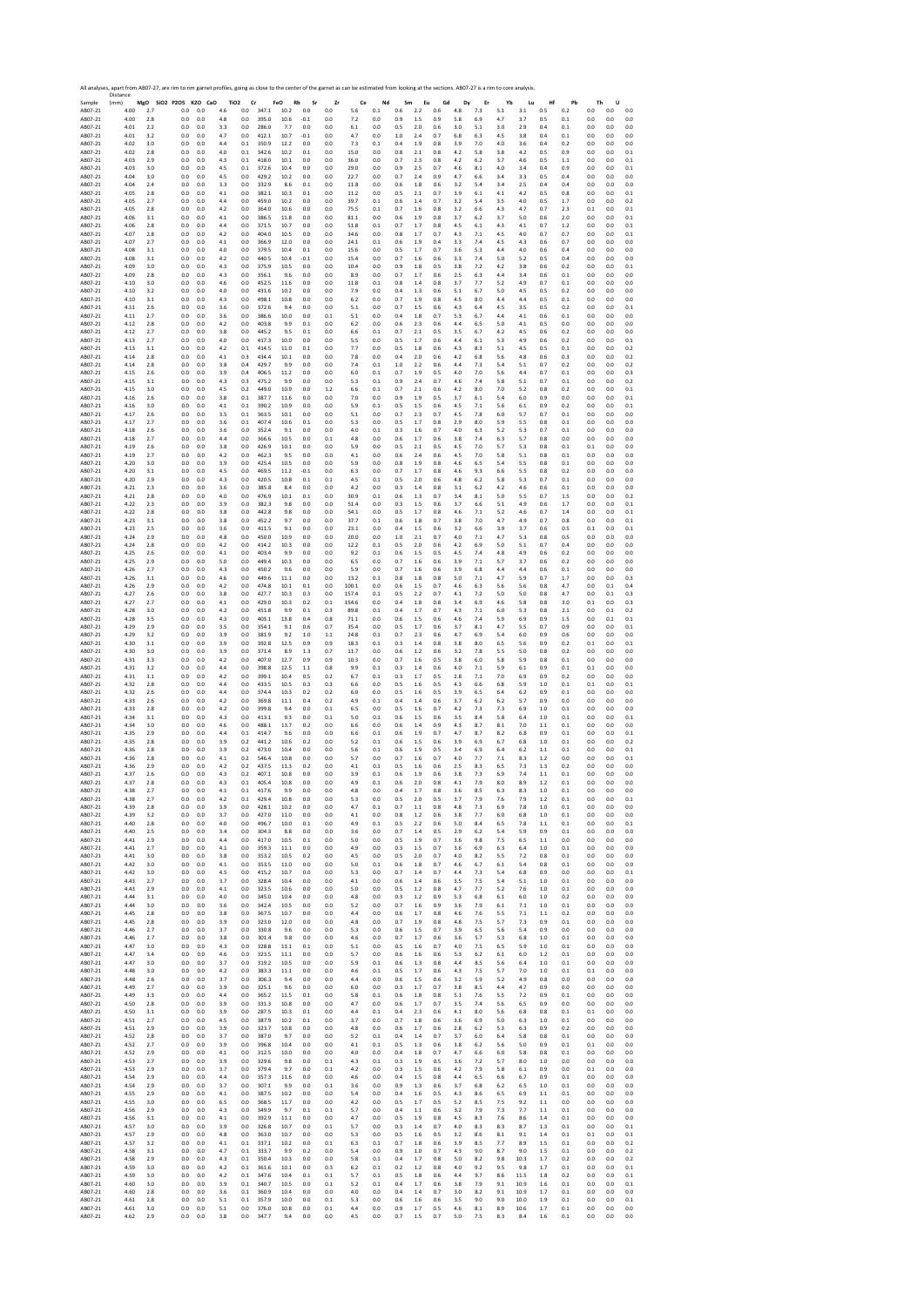All analyses, apart from AB07-27, are rim to rim garnet profiles, going as close to the center of the garnet as can be estimated from looking at the sections. AB07-27 is a rim to core analysis.

| Sample | Distance (mm) | MgO | SiO2 | P2O5 | K2O | CaO | TiO2 | Cr | FeO | Rb | Sr | Zr | Ce | Nd | Sm | Eu | Gd | Dy | Er | Yb | Lu | Hf | Pb | Th | U |
|---|---|---|---|---|---|---|---|---|---|---|---|---|---|---|---|---|---|---|---|---|---|---|---|---|---|
| AB07-21 | 4.00 | 2.7 | | 0.0 | 0.0 | 4.6 | 0.0 | 347.1 | 10.2 | 0.0 | 0.0 | 5.6 | 0.1 | 0.6 | 2.2 | 0.6 | 4.8 | 7.3 | 5.1 | 3.1 | 0.5 | 0.2 | 0.0 | 0.0 | 0.0 |
| AB07-21 | 4.00 | 2.8 | | 0.0 | 0.0 | 4.8 | 0.0 | 395.0 | 10.6 | -0.1 | 0.0 | 7.2 | 0.0 | 0.9 | 1.5 | 0.9 | 5.8 | 6.9 | 4.7 | 3.7 | 0.5 | 0.1 | 0.0 | 0.0 | 0.0 |
| AB07-21 | 4.01 | 2.2 | | 0.0 | 0.0 | 3.3 | 0.0 | 286.0 | 7.7 | 0.0 | 0.0 | 6.1 | 0.0 | 0.5 | 2.0 | 0.6 | 3.0 | 5.1 | 3.0 | 2.9 | 0.4 | 0.1 | 0.0 | 0.0 | 0.0 |
| AB07-21 | 4.01 | 3.2 | | 0.0 | 0.0 | 4.7 | 0.0 | 412.1 | 10.7 | -0.1 | 0.0 | 4.7 | 0.0 | 1.0 | 2.4 | 0.7 | 6.8 | 6.3 | 4.5 | 3.8 | 0.4 | 0.1 | 0.0 | 0.0 | 0.0 |
| AB07-21 | 4.02 | 3.0 | | 0.0 | 0.0 | 4.4 | 0.1 | 350.9 | 12.2 | 0.0 | 0.0 | 7.3 | 0.1 | 0.4 | 1.9 | 0.8 | 3.9 | 7.0 | 4.0 | 3.6 | 0.4 | 0.2 | 0.0 | 0.0 | 0.0 |
| AB07-21 | 4.02 | 2.8 | | 0.0 | 0.0 | 4.0 | 0.1 | 342.6 | 10.2 | 0.1 | 0.0 | 15.0 | 0.0 | 0.8 | 2.1 | 0.8 | 4.2 | 5.8 | 3.8 | 4.2 | 0.5 | 0.9 | 0.0 | 0.0 | 0.1 |
| AB07-21 | 4.03 | 2.9 | | 0.0 | 0.0 | 4.3 | 0.1 | 418.0 | 10.1 | 0.0 | 0.0 | 36.0 | 0.0 | 0.7 | 2.3 | 0.8 | 4.2 | 6.2 | 3.7 | 4.6 | 0.5 | 1.1 | 0.0 | 0.0 | 0.1 |
| AB07-21 | 4.03 | 3.0 | | 0.0 | 0.0 | 4.5 | 0.1 | 372.6 | 10.4 | 0.0 | 0.0 | 29.0 | 0.0 | 0.9 | 2.5 | 0.7 | 4.6 | 8.1 | 4.0 | 3.4 | 0.4 | 0.9 | 0.0 | 0.0 | 0.1 |
| AB07-21 | 4.04 | 3.0 | | 0.0 | 0.0 | 4.5 | 0.0 | 429.2 | 10.2 | 0.0 | 0.0 | 22.7 | 0.0 | 0.7 | 2.4 | 0.9 | 4.7 | 6.6 | 3.4 | 3.3 | 0.5 | 0.4 | 0.0 | 0.0 | 0.0 |
| AB07-21 | 4.04 | 2.4 | | 0.0 | 0.0 | 3.3 | 0.0 | 332.9 | 8.6 | 0.1 | 0.0 | 11.8 | 0.0 | 0.6 | 1.8 | 0.6 | 3.2 | 5.4 | 3.4 | 2.5 | 0.4 | 0.4 | 0.0 | 0.0 | 0.0 |
| AB07-21 | 4.05 | 2.8 | | 0.0 | 0.0 | 4.1 | 0.0 | 382.1 | 10.3 | 0.1 | 0.0 | 11.2 | 0.0 | 0.5 | 2.1 | 0.7 | 3.9 | 6.1 | 4.1 | 4.2 | 0.5 | 0.8 | 0.0 | 0.0 | 0.1 |
| AB07-21 | 4.05 | 2.7 | | 0.0 | 0.0 | 4.4 | 0.0 | 459.0 | 10.2 | 0.0 | 0.0 | 39.7 | 0.1 | 0.6 | 1.4 | 0.7 | 3.2 | 5.4 | 3.5 | 4.0 | 0.5 | 1.7 | 0.0 | 0.0 | 0.2 |
| AB07-21 | 4.05 | 2.8 | | 0.0 | 0.0 | 4.2 | 0.0 | 364.0 | 10.6 | 0.0 | 0.0 | 75.5 | 0.1 | 0.7 | 1.6 | 0.8 | 3.2 | 6.6 | 4.3 | 4.7 | 0.7 | 2.3 | 0.1 | 0.0 | 0.1 |
| AB07-21 | 4.06 | 3.1 | | 0.0 | 0.0 | 4.1 | 0.0 | 386.5 | 11.8 | 0.0 | 0.0 | 81.1 | 0.0 | 0.6 | 1.9 | 0.8 | 3.7 | 6.2 | 3.7 | 5.0 | 0.6 | 2.0 | 0.0 | 0.0 | 0.1 |
| AB07-21 | 4.06 | 2.8 | | 0.0 | 0.0 | 4.4 | 0.0 | 371.5 | 10.7 | 0.0 | 0.0 | 51.8 | 0.1 | 0.7 | 1.7 | 0.8 | 4.5 | 6.1 | 4.3 | 4.1 | 0.7 | 1.2 | 0.0 | 0.0 | 0.1 |
| AB07-21 | 4.07 | 2.8 | | 0.0 | 0.0 | 4.2 | 0.0 | 404.0 | 10.5 | 0.0 | 0.0 | 34.6 | 0.0 | 0.8 | 1.7 | 0.7 | 4.3 | 7.1 | 4.5 | 4.0 | 0.7 | 0.7 | 0.0 | 0.0 | 0.1 |
| AB07-21 | 4.07 | 2.7 | | 0.0 | 0.0 | 4.1 | 0.0 | 366.9 | 12.0 | 0.0 | 0.0 | 24.1 | 0.1 | 0.6 | 1.9 | 0.4 | 3.3 | 7.4 | 4.5 | 4.3 | 0.6 | 0.7 | 0.0 | 0.0 | 0.0 |
| AB07-21 | 4.08 | 3.1 | | 0.0 | 0.0 | 4.0 | 0.0 | 379.5 | 10.4 | 0.1 | 0.0 | 15.6 | 0.0 | 0.5 | 1.7 | 0.7 | 3.6 | 5.3 | 4.4 | 4.0 | 0.6 | 0.4 | 0.0 | 0.0 | 0.0 |
| AB07-21 | 4.08 | 3.1 | | 0.0 | 0.0 | 4.2 | 0.0 | 440.5 | 10.4 | -0.1 | 0.0 | 15.4 | 0.0 | 0.7 | 1.6 | 0.6 | 3.3 | 7.4 | 5.0 | 5.2 | 0.5 | 0.4 | 0.0 | 0.0 | 0.0 |
| AB07-21 | 4.09 | 3.0 | | 0.0 | 0.0 | 4.3 | 0.0 | 375.9 | 10.5 | 0.0 | 0.0 | 10.4 | 0.0 | 0.9 | 1.8 | 0.5 | 3.8 | 7.2 | 4.2 | 3.8 | 0.6 | 0.2 | 0.0 | 0.0 | 0.1 |
| AB07-21 | 4.09 | 2.8 | | 0.0 | 0.0 | 4.3 | 0.0 | 356.1 | 9.6 | 0.0 | 0.0 | 8.9 | 0.0 | 0.7 | 1.7 | 0.6 | 2.5 | 6.3 | 4.4 | 3.4 | 0.6 | 0.1 | 0.0 | 0.0 | 0.0 |
| AB07-21 | 4.10 | 3.0 | | 0.0 | 0.0 | 4.6 | 0.0 | 452.5 | 11.6 | 0.0 | 0.0 | 11.8 | 0.1 | 0.8 | 1.4 | 0.8 | 3.7 | 7.7 | 5.2 | 4.9 | 0.7 | 0.1 | 0.0 | 0.0 | 0.0 |
| AB07-21 | 4.10 | 3.2 | | 0.0 | 0.0 | 4.0 | 0.0 | 431.6 | 10.2 | 0.0 | 0.0 | 7.9 | 0.0 | 0.4 | 1.3 | 0.6 | 5.1 | 6.7 | 5.0 | 4.5 | 0.5 | 0.2 | 0.0 | 0.0 | 0.0 |
| AB07-21 | 4.10 | 3.1 | | 0.0 | 0.0 | 4.3 | 0.0 | 498.1 | 10.8 | 0.0 | 0.0 | 6.2 | 0.0 | 0.7 | 1.9 | 0.8 | 4.5 | 8.0 | 4.4 | 4.4 | 0.5 | 0.1 | 0.0 | 0.0 | 0.0 |
| AB07-21 | 4.11 | 2.6 | | 0.0 | 0.0 | 3.6 | 0.0 | 372.6 | 9.4 | 0.0 | 0.0 | 5.1 | 0.0 | 0.7 | 1.5 | 0.6 | 4.3 | 6.4 | 4.5 | 3.5 | 0.5 | 0.2 | 0.0 | 0.0 | 0.1 |
| AB07-21 | 4.11 | 2.7 | | 0.0 | 0.0 | 3.6 | 0.0 | 386.6 | 10.0 | 0.0 | 0.1 | 5.1 | 0.0 | 0.4 | 1.8 | 0.7 | 5.3 | 6.7 | 4.4 | 4.1 | 0.6 | 0.1 | 0.0 | 0.0 | 0.0 |
| AB07-21 | 4.12 | 2.8 | | 0.0 | 0.0 | 4.2 | 0.0 | 403.8 | 9.9 | 0.1 | 0.0 | 6.2 | 0.0 | 0.6 | 2.3 | 0.6 | 4.4 | 6.5 | 5.0 | 4.1 | 0.5 | 0.0 | 0.0 | 0.0 | 0.0 |
| AB07-21 | 4.12 | 2.7 | | 0.0 | 0.0 | 3.8 | 0.0 | 445.2 | 9.5 | 0.1 | 0.0 | 6.6 | 0.1 | 0.7 | 2.1 | 0.5 | 3.5 | 6.7 | 4.2 | 4.5 | 0.6 | 0.2 | 0.0 | 0.0 | 0.0 |
| AB07-21 | 4.13 | 2.7 | | 0.0 | 0.0 | 4.0 | 0.0 | 417.3 | 10.0 | 0.0 | 0.0 | 5.5 | 0.0 | 0.5 | 1.7 | 0.6 | 4.4 | 6.1 | 5.3 | 4.9 | 0.6 | 0.2 | 0.0 | 0.0 | 0.1 |
| AB07-21 | 4.13 | 3.1 | | 0.0 | 0.0 | 4.2 | 0.1 | 414.5 | 11.0 | 0.1 | 0.0 | 7.7 | 0.0 | 0.5 | 1.8 | 0.6 | 4.3 | 8.3 | 5.1 | 4.5 | 0.5 | 0.1 | 0.0 | 0.0 | 0.2 |
| AB07-21 | 4.14 | 2.8 | | 0.0 | 0.0 | 4.1 | 0.3 | 434.4 | 10.1 | 0.0 | 0.0 | 7.8 | 0.0 | 0.4 | 2.0 | 0.6 | 4.2 | 6.8 | 5.6 | 4.8 | 0.6 | 0.3 | 0.0 | 0.0 | 0.2 |
| AB07-21 | 4.14 | 2.8 | | 0.0 | 0.0 | 3.8 | 0.4 | 429.7 | 9.9 | 0.0 | 0.0 | 7.4 | 0.1 | 1.0 | 2.2 | 0.6 | 4.4 | 7.3 | 5.4 | 5.1 | 0.7 | 0.2 | 0.0 | 0.0 | 0.2 |
| AB07-21 | 4.15 | 2.6 | | 0.0 | 0.0 | 3.9 | 0.4 | 406.5 | 11.2 | 0.0 | 0.0 | 6.0 | 0.1 | 0.7 | 1.9 | 0.5 | 4.0 | 7.0 | 5.6 | 4.4 | 0.7 | 0.1 | 0.0 | 0.0 | 0.3 |
| AB07-21 | 4.15 | 3.1 | | 0.0 | 0.0 | 4.3 | 0.3 | 475.2 | 9.9 | 0.0 | 0.0 | 5.3 | 0.1 | 0.9 | 2.4 | 0.7 | 4.6 | 7.4 | 5.8 | 5.1 | 0.7 | 0.1 | 0.0 | 0.0 | 0.2 |
| AB07-21 | 4.15 | 3.0 | | 0.0 | 0.0 | 4.5 | 0.2 | 449.0 | 10.9 | 0.0 | 1.2 | 6.6 | 0.1 | 0.7 | 2.1 | 0.6 | 4.2 | 8.0 | 7.0 | 5.2 | 0.8 | 0.2 | 0.0 | 0.0 | 0.1 |
| AB07-21 | 4.16 | 2.6 | | 0.0 | 0.0 | 3.8 | 0.1 | 387.7 | 11.6 | 0.0 | 0.0 | 7.0 | 0.0 | 0.9 | 1.9 | 0.5 | 3.7 | 6.1 | 5.4 | 6.0 | 0.9 | 0.0 | 0.0 | 0.0 | 0.1 |
| AB07-21 | 4.16 | 3.0 | | 0.0 | 0.0 | 4.1 | 0.1 | 390.2 | 10.9 | 0.0 | 0.0 | 5.9 | 0.1 | 0.5 | 1.5 | 0.6 | 4.5 | 7.1 | 5.6 | 6.1 | 0.9 | 0.2 | 0.0 | 0.0 | 0.1 |
| AB07-21 | 4.17 | 2.6 | | 0.0 | 0.0 | 3.5 | 0.1 | 363.5 | 10.1 | 0.0 | 0.0 | 5.1 | 0.0 | 0.7 | 2.3 | 0.7 | 4.5 | 7.8 | 6.0 | 5.7 | 0.7 | 0.1 | 0.0 | 0.0 | 0.0 |
| AB07-21 | 4.17 | 2.7 | | 0.0 | 0.0 | 3.6 | 0.1 | 407.4 | 10.6 | 0.1 | 0.0 | 5.3 | 0.0 | 0.5 | 1.7 | 0.8 | 2.9 | 8.0 | 5.9 | 5.5 | 0.8 | 0.1 | 0.0 | 0.0 | 0.0 |
| AB07-21 | 4.18 | 2.6 | | 0.0 | 0.0 | 3.6 | 0.0 | 352.4 | 9.1 | 0.0 | 0.0 | 4.0 | 0.1 | 0.3 | 1.6 | 0.7 | 4.0 | 6.3 | 5.2 | 5.3 | 0.7 | 0.1 | 0.0 | 0.0 | 0.0 |
| AB07-21 | 4.18 | 2.7 | | 0.0 | 0.0 | 4.4 | 0.0 | 366.6 | 10.5 | 0.0 | 0.1 | 4.8 | 0.0 | 0.6 | 1.7 | 0.6 | 3.8 | 7.4 | 6.3 | 5.7 | 0.8 | 0.0 | 0.0 | 0.0 | 0.0 |
| AB07-21 | 4.19 | 2.6 | | 0.0 | 0.0 | 3.8 | 0.0 | 426.9 | 10.1 | 0.0 | 0.0 | 5.9 | 0.0 | 0.5 | 2.1 | 0.5 | 4.5 | 7.0 | 5.7 | 5.3 | 0.8 | 0.1 | 0.1 | 0.0 | 0.0 |
| AB07-21 | 4.19 | 2.7 | | 0.0 | 0.0 | 4.2 | 0.0 | 462.3 | 9.5 | 0.0 | 0.0 | 4.1 | 0.0 | 0.6 | 2.4 | 0.6 | 4.5 | 7.0 | 5.8 | 5.1 | 0.8 | 0.1 | 0.0 | 0.0 | 0.0 |
| AB07-21 | 4.20 | 3.0 | | 0.0 | 0.0 | 3.9 | 0.0 | 425.4 | 10.5 | 0.0 | 0.0 | 5.9 | 0.0 | 0.8 | 1.9 | 0.8 | 4.6 | 6.5 | 5.4 | 5.5 | 0.8 | 0.1 | 0.0 | 0.0 | 0.0 |
| AB07-21 | 4.20 | 3.1 | | 0.0 | 0.0 | 4.5 | 0.0 | 469.5 | 11.2 | -0.1 | 0.0 | 6.3 | 0.0 | 0.7 | 1.7 | 0.8 | 4.6 | 9.3 | 6.6 | 5.5 | 0.8 | 0.2 | 0.0 | 0.0 | 0.0 |
| AB07-21 | 4.20 | 2.9 | | 0.0 | 0.0 | 4.3 | 0.0 | 420.5 | 10.8 | 0.1 | 0.1 | 4.5 | 0.1 | 0.5 | 2.0 | 0.6 | 4.8 | 6.2 | 5.8 | 5.3 | 0.7 | 0.1 | 0.0 | 0.0 | 0.0 |
| AB07-21 | 4.21 | 2.3 | | 0.0 | 0.0 | 3.6 | 0.0 | 385.8 | 8.4 | 0.0 | 0.0 | 4.2 | 0.0 | 0.3 | 1.4 | 0.8 | 3.1 | 6.2 | 4.2 | 4.6 | 0.6 | 0.1 | 0.0 | 0.0 | 0.0 |
| AB07-21 | 4.21 | 2.8 | | 0.0 | 0.0 | 4.0 | 0.0 | 476.9 | 10.1 | 0.1 | 0.0 | 30.9 | 0.1 | 0.6 | 1.3 | 0.7 | 3.4 | 8.1 | 5.0 | 5.5 | 0.7 | 1.5 | 0.0 | 0.0 | 0.2 |
| AB07-21 | 4.22 | 2.3 | | 0.0 | 0.0 | 3.9 | 0.0 | 382.3 | 9.8 | 0.0 | 0.0 | 51.4 | 0.0 | 0.3 | 1.5 | 0.6 | 3.7 | 6.6 | 5.1 | 4.9 | 0.6 | 1.7 | 0.0 | 0.0 | 0.1 |
| AB07-21 | 4.22 | 2.8 | | 0.0 | 0.0 | 3.8 | 0.0 | 442.8 | 9.8 | 0.0 | 0.0 | 54.1 | 0.0 | 0.5 | 1.7 | 0.8 | 4.6 | 7.1 | 5.2 | 4.6 | 0.7 | 1.4 | 0.0 | 0.0 | 0.1 |
| AB07-21 | 4.23 | 3.1 | | 0.0 | 0.0 | 3.8 | 0.0 | 452.2 | 9.7 | 0.0 | 0.0 | 37.7 | 0.1 | 0.6 | 1.8 | 0.7 | 3.8 | 7.0 | 4.7 | 4.9 | 0.7 | 0.8 | 0.0 | 0.0 | 0.1 |
| AB07-21 | 4.23 | 2.5 | | 0.0 | 0.0 | 3.6 | 0.0 | 411.5 | 9.1 | 0.0 | 0.0 | 23.1 | 0.0 | 0.4 | 1.5 | 0.6 | 3.2 | 6.6 | 3.9 | 3.7 | 0.6 | 0.5 | 0.1 | 0.0 | 0.1 |
| AB07-21 | 4.24 | 2.9 | | 0.0 | 0.0 | 4.8 | 0.0 | 450.0 | 10.9 | 0.0 | 0.0 | 20.0 | 0.0 | 1.0 | 2.1 | 0.7 | 4.0 | 7.1 | 4.7 | 5.3 | 0.8 | 0.5 | 0.0 | 0.0 | 0.0 |
| AB07-21 | 4.24 | 2.8 | | 0.0 | 0.0 | 4.2 | 0.0 | 414.2 | 10.3 | 0.0 | 0.0 | 12.2 | 0.1 | 0.5 | 2.0 | 0.6 | 4.2 | 6.9 | 5.0 | 5.1 | 0.7 | 0.4 | 0.0 | 0.0 | 0.0 |
| AB07-21 | 4.25 | 2.6 | | 0.0 | 0.0 | 4.1 | 0.0 | 403.4 | 9.9 | 0.0 | 0.0 | 9.2 | 0.1 | 0.6 | 1.5 | 0.5 | 4.5 | 7.4 | 4.8 | 4.9 | 0.6 | 0.2 | 0.0 | 0.0 | 0.0 |
| AB07-21 | 4.25 | 2.9 | | 0.0 | 0.0 | 5.0 | 0.0 | 449.4 | 10.3 | 0.0 | 0.0 | 6.5 | 0.0 | 0.7 | 1.6 | 0.6 | 3.9 | 7.1 | 5.7 | 3.7 | 0.6 | 0.2 | 0.0 | 0.0 | 0.0 |
| AB07-21 | 4.26 | 2.7 | | 0.0 | 0.0 | 4.3 | 0.0 | 450.2 | 9.6 | 0.0 | 0.0 | 5.9 | 0.0 | 0.7 | 1.6 | 0.6 | 3.9 | 6.8 | 4.4 | 4.4 | 0.6 | 0.1 | 0.0 | 0.0 | 0.0 |
| AB07-21 | 4.26 | 3.1 | | 0.0 | 0.0 | 4.6 | 0.0 | 449.6 | 11.1 | 0.0 | 0.0 | 13.2 | 0.1 | 0.8 | 1.8 | 0.8 | 5.0 | 7.1 | 4.7 | 5.9 | 0.7 | 1.7 | 0.0 | 0.0 | 0.3 |
| AB07-21 | 4.26 | 2.9 | | 0.0 | 0.0 | 4.2 | 0.0 | 474.8 | 10.1 | 0.1 | 0.0 | 100.1 | 0.0 | 0.6 | 1.5 | 0.7 | 4.6 | 6.3 | 5.6 | 5.6 | 0.8 | 4.7 | 0.0 | 0.1 | 0.4 |
| AB07-21 | 4.27 | 2.6 | | 0.0 | 0.0 | 3.8 | 0.0 | 427.7 | 10.3 | 0.3 | 0.0 | 157.4 | 0.1 | 0.5 | 2.2 | 0.7 | 4.1 | 7.2 | 5.0 | 5.0 | 0.8 | 4.7 | 0.0 | 0.1 | 0.3 |
| AB07-21 | 4.27 | 2.7 | | 0.0 | 0.0 | 4.1 | 0.0 | 429.0 | 10.3 | 0.2 | 0.1 | 154.6 | 0.0 | 0.4 | 1.8 | 0.8 | 3.4 | 6.9 | 4.6 | 5.8 | 0.8 | 3.0 | 0.1 | 0.0 | 0.3 |
| AB07-21 | 4.28 | 3.0 | | 0.0 | 0.0 | 4.2 | 0.0 | 451.8 | 9.9 | 0.1 | 0.3 | 89.8 | 0.1 | 0.4 | 1.7 | 0.7 | 4.3 | 7.1 | 6.0 | 5.3 | 0.8 | 2.1 | 0.0 | 0.1 | 0.2 |
| AB07-21 | 4.28 | 3.5 | | 0.0 | 0.0 | 4.3 | 0.0 | 403.1 | 13.8 | 0.4 | 0.8 | 71.1 | 0.0 | 0.6 | 1.5 | 0.6 | 4.6 | 7.4 | 5.9 | 6.9 | 0.9 | 1.5 | 0.0 | 0.1 | 0.1 |
| AB07-21 | 4.29 | 2.9 | | 0.0 | 0.0 | 3.5 | 0.0 | 354.1 | 9.1 | 0.6 | 0.7 | 35.4 | 0.0 | 0.5 | 1.7 | 0.6 | 3.7 | 8.1 | 4.7 | 5.5 | 0.7 | 0.9 | 0.0 | 0.0 | 0.1 |
| AB07-21 | 4.29 | 3.2 | | 0.0 | 0.0 | 3.9 | 0.0 | 381.9 | 9.2 | 1.0 | 1.1 | 24.8 | 0.1 | 0.7 | 2.3 | 0.6 | 4.7 | 6.9 | 5.4 | 6.0 | 0.9 | 0.6 | 0.0 | 0.0 | 0.0 |
| AB07-21 | 4.30 | 3.1 | | 0.0 | 0.0 | 3.9 | 0.0 | 392.8 | 12.5 | 0.9 | 0.9 | 18.3 | 0.1 | 0.3 | 1.4 | 0.8 | 3.8 | 8.0 | 6.5 | 5.6 | 0.9 | 0.2 | 0.1 | 0.0 | 0.1 |
| AB07-21 | 4.30 | 3.0 | | 0.0 | 0.0 | 3.9 | 0.0 | 371.4 | 8.9 | 1.3 | 0.7 | 11.7 | 0.0 | 0.6 | 1.2 | 0.6 | 3.2 | 7.8 | 5.5 | 5.0 | 0.8 | 0.2 | 0.0 | 0.0 | 0.0 |
| AB07-21 | 4.31 | 3.3 | | 0.0 | 0.0 | 4.2 | 0.0 | 407.0 | 12.7 | 0.9 | 0.9 | 10.3 | 0.0 | 0.7 | 1.6 | 0.5 | 3.8 | 6.0 | 5.8 | 5.9 | 0.8 | 0.1 | 0.0 | 0.0 | 0.0 |
| AB07-21 | 4.31 | 3.2 | | 0.0 | 0.0 | 4.4 | 0.0 | 398.8 | 12.5 | 1.1 | 0.8 | 9.9 | 0.1 | 0.3 | 1.4 | 0.6 | 4.0 | 7.1 | 5.9 | 6.1 | 0.9 | 0.1 | 0.1 | 0.0 | 0.0 |
| AB07-21 | 4.31 | 3.1 | | 0.0 | 0.0 | 4.2 | 0.0 | 399.1 | 10.4 | 0.5 | 0.2 | 6.7 | 0.1 | 0.3 | 1.7 | 0.5 | 2.8 | 7.1 | 7.0 | 6.9 | 0.9 | 0.2 | 0.0 | 0.0 | 0.0 |
| AB07-21 | 4.32 | 2.8 | | 0.0 | 0.0 | 4.4 | 0.0 | 433.5 | 10.5 | 0.3 | 0.3 | 6.6 | 0.0 | 0.5 | 1.6 | 0.5 | 4.3 | 6.6 | 6.8 | 5.9 | 1.0 | 0.1 | 0.1 | 0.0 | 0.1 |
| AB07-21 | 4.32 | 2.6 | | 0.0 | 0.0 | 4.4 | 0.0 | 374.4 | 10.3 | 0.2 | 0.2 | 6.0 | 0.0 | 0.5 | 1.6 | 0.5 | 3.9 | 6.5 | 6.4 | 6.2 | 0.9 | 0.1 | 0.0 | 0.0 | 0.0 |
| AB07-21 | 4.33 | 2.6 | | 0.0 | 0.0 | 4.2 | 0.0 | 369.8 | 11.1 | 0.4 | 0.2 | 4.9 | 0.1 | 0.4 | 1.4 | 0.6 | 3.7 | 6.2 | 6.2 | 5.7 | 0.9 | 0.0 | 0.0 | 0.0 | 0.0 |
| AB07-21 | 4.33 | 2.8 | | 0.0 | 0.0 | 4.2 | 0.0 | 399.8 | 9.4 | 0.0 | 0.1 | 6.5 | 0.0 | 0.5 | 1.6 | 0.7 | 4.2 | 7.3 | 7.3 | 6.9 | 1.0 | 0.1 | 0.0 | 0.0 | 0.0 |
| AB07-21 | 4.34 | 3.1 | | 0.0 | 0.0 | 4.3 | 0.0 | 413.1 | 9.3 | 0.0 | 0.1 | 5.0 | 0.1 | 0.6 | 1.5 | 0.6 | 3.5 | 8.4 | 5.8 | 6.4 | 1.0 | 0.1 | 0.0 | 0.0 | 0.1 |
| AB07-21 | 4.34 | 3.0 | | 0.0 | 0.0 | 4.6 | 0.0 | 488.1 | 13.7 | 0.2 | 0.0 | 6.6 | 0.0 | 0.6 | 1.4 | 0.9 | 4.3 | 8.7 | 8.1 | 7.0 | 1.1 | 0.1 | 0.0 | 0.0 | 0.0 |
| AB07-21 | 4.35 | 2.9 | | 0.0 | 0.0 | 4.4 | 0.1 | 414.7 | 9.6 | 0.0 | 0.0 | 6.6 | 0.1 | 0.6 | 1.9 | 0.7 | 4.7 | 8.7 | 8.2 | 6.8 | 0.9 | 0.1 | 0.0 | 0.0 | 0.1 |
| AB07-21 | 4.35 | 2.8 | | 0.0 | 0.0 | 3.9 | 0.2 | 441.2 | 10.6 | 0.2 | 0.0 | 5.2 | 0.1 | 0.6 | 1.5 | 0.6 | 3.9 | 6.9 | 6.7 | 6.8 | 1.0 | 0.1 | 0.0 | 0.0 | 0.2 |
| AB07-21 | 4.36 | 2.8 | | 0.0 | 0.0 | 3.9 | 0.2 | 473.0 | 10.4 | 0.0 | 0.0 | 5.6 | 0.1 | 0.6 | 1.9 | 0.5 | 3.4 | 6.9 | 6.4 | 6.2 | 1.1 | 0.1 | 0.0 | 0.0 | 0.1 |
| AB07-21 | 4.36 | 2.8 | | 0.0 | 0.0 | 4.1 | 0.2 | 546.4 | 10.8 | 0.0 | 0.0 | 5.7 | 0.0 | 0.7 | 1.6 | 0.7 | 4.0 | 7.7 | 7.1 | 8.3 | 1.2 | 0.0 | 0.0 | 0.0 | 0.1 |
| AB07-21 | 4.36 | 2.9 | | 0.0 | 0.0 | 4.2 | 0.2 | 437.5 | 11.3 | 0.2 | 0.0 | 4.1 | 0.1 | 0.5 | 1.6 | 0.6 | 2.5 | 8.3 | 6.5 | 7.3 | 1.3 | 0.2 | 0.0 | 0.0 | 0.0 |
| AB07-21 | 4.37 | 2.6 | | 0.0 | 0.0 | 4.3 | 0.2 | 407.1 | 10.8 | 0.0 | 0.0 | 3.9 | 0.1 | 0.6 | 1.9 | 0.6 | 3.8 | 7.3 | 6.9 | 7.4 | 1.1 | 0.1 | 0.0 | 0.0 | 0.0 |
| AB07-21 | 4.37 | 2.8 | | 0.0 | 0.0 | 4.3 | 0.1 | 405.4 | 10.8 | 0.0 | 0.0 | 4.9 | 0.1 | 0.6 | 2.0 | 0.8 | 4.1 | 7.9 | 8.0 | 8.9 | 1.2 | 0.1 | 0.0 | 0.0 | 0.0 |
| AB07-21 | 4.38 | 2.7 | | 0.0 | 0.0 | 4.1 | 0.1 | 417.6 | 9.9 | 0.0 | 0.0 | 4.8 | 0.0 | 0.4 | 1.7 | 0.8 | 3.6 | 8.5 | 6.3 | 8.3 | 1.0 | 0.1 | 0.0 | 0.0 | 0.0 |
| AB07-21 | 4.38 | 2.7 | | 0.0 | 0.0 | 4.2 | 0.1 | 429.4 | 10.8 | 0.0 | 0.0 | 5.3 | 0.0 | 0.5 | 2.0 | 0.5 | 3.7 | 7.9 | 7.6 | 7.9 | 1.2 | 0.1 | 0.0 | 0.0 | 0.1 |
| AB07-21 | 4.39 | 2.8 | | 0.0 | 0.0 | 3.9 | 0.0 | 428.1 | 10.2 | 0.0 | 0.0 | 4.7 | 0.1 | 0.7 | 1.1 | 0.8 | 4.8 | 7.3 | 6.9 | 7.8 | 1.0 | 0.1 | 0.0 | 0.0 | 0.0 |
| AB07-21 | 4.39 | 3.2 | | 0.0 | 0.0 | 3.7 | 0.0 | 427.0 | 11.0 | 0.0 | 0.0 | 4.1 | 0.0 | 0.8 | 1.2 | 0.6 | 3.8 | 7.7 | 6.0 | 6.8 | 1.0 | 0.1 | 0.0 | 0.0 | 0.0 |
| AB07-21 | 4.40 | 2.8 | | 0.0 | 0.0 | 4.0 | 0.0 | 496.7 | 10.0 | 0.1 | 0.0 | 4.9 | 0.1 | 0.5 | 2.2 | 0.6 | 5.0 | 8.4 | 6.5 | 7.8 | 1.1 | 0.1 | 0.0 | 0.0 | 0.1 |
| AB07-21 | 4.40 | 2.5 | | 0.0 | 0.0 | 3.4 | 0.0 | 304.3 | 8.8 | 0.0 | 0.0 | 3.6 | 0.0 | 0.7 | 1.4 | 0.5 | 2.9 | 6.2 | 5.4 | 5.9 | 0.9 | 0.1 | 0.0 | 0.0 | 0.0 |
| AB07-21 | 4.41 | 2.9 | | 0.0 | 0.0 | 4.4 | 0.0 | 417.0 | 10.5 | 0.1 | 0.0 | 5.0 | 0.0 | 0.5 | 1.9 | 0.7 | 3.6 | 9.8 | 7.5 | 6.5 | 1.1 | 0.0 | 0.0 | 0.0 | 0.0 |
| AB07-21 | 4.41 | 2.7 | | 0.0 | 0.0 | 4.1 | 0.0 | 359.3 | 11.1 | 0.0 | 0.0 | 4.9 | 0.0 | 0.3 | 1.5 | 0.7 | 3.6 | 6.9 | 6.3 | 6.4 | 1.0 | 0.1 | 0.0 | 0.0 | 0.0 |
| AB07-21 | 4.41 | 3.0 | | 0.0 | 0.0 | 3.8 | 0.0 | 353.2 | 10.5 | 0.2 | 0.0 | 4.5 | 0.0 | 0.5 | 2.0 | 0.7 | 4.0 | 8.2 | 5.5 | 7.2 | 0.8 | 0.1 | 0.0 | 0.0 | 0.0 |
| AB07-21 | 4.42 | 3.0 | | 0.0 | 0.0 | 4.1 | 0.0 | 353.5 | 11.0 | 0.0 | 0.0 | 5.0 | 0.1 | 0.6 | 1.8 | 0.7 | 4.6 | 6.7 | 6.1 | 5.4 | 0.8 | 0.1 | 0.0 | 0.0 | 0.0 |
| AB07-21 | 4.42 | 3.0 | | 0.0 | 0.0 | 4.5 | 0.0 | 415.2 | 10.7 | 0.0 | 0.0 | 5.3 | 0.0 | 0.7 | 1.4 | 0.7 | 4.4 | 7.3 | 5.4 | 6.8 | 0.9 | 0.0 | 0.0 | 0.0 | 0.1 |
| AB07-21 | 4.43 | 2.7 | | 0.0 | 0.0 | 3.7 | 0.0 | 328.4 | 10.4 | 0.0 | 0.0 | 4.1 | 0.0 | 0.6 | 1.4 | 0.6 | 3.5 | 7.5 | 5.4 | 5.1 | 1.0 | 0.1 | 0.0 | 0.0 | 0.0 |
| AB07-21 | 4.43 | 2.9 | | 0.0 | 0.0 | 4.1 | 0.0 | 323.5 | 10.6 | 0.0 | 0.0 | 5.0 | 0.0 | 0.5 | 1.2 | 0.8 | 4.7 | 7.7 | 5.2 | 7.6 | 1.0 | 0.1 | 0.0 | 0.0 | 0.0 |
| AB07-21 | 4.44 | 3.1 | | 0.0 | 0.0 | 4.0 | 0.0 | 345.0 | 10.4 | 0.0 | 0.0 | 4.8 | 0.0 | 0.3 | 1.2 | 0.9 | 5.3 | 6.8 | 6.1 | 6.0 | 1.0 | 0.2 | 0.0 | 0.0 | 0.0 |
| AB07-21 | 4.44 | 3.0 | | 0.0 | 0.0 | 3.6 | 0.0 | 342.4 | 10.5 | 0.0 | 0.0 | 5.2 | 0.0 | 0.7 | 1.6 | 0.9 | 3.6 | 7.9 | 6.1 | 7.1 | 1.0 | 0.1 | 0.0 | 0.0 | 0.0 |
| AB07-21 | 4.45 | 2.8 | | 0.0 | 0.0 | 3.8 | 0.0 | 367.5 | 10.7 | 0.0 | 0.0 | 4.4 | 0.0 | 0.6 | 1.7 | 0.8 | 4.6 | 7.6 | 5.5 | 7.1 | 1.1 | 0.2 | 0.0 | 0.0 | 0.0 |
| AB07-21 | 4.45 | 2.8 | | 0.0 | 0.0 | 3.9 | 0.0 | 323.0 | 12.0 | 0.0 | 0.0 | 4.8 | 0.0 | 0.7 | 1.9 | 0.8 | 4.8 | 7.5 | 5.7 | 7.3 | 0.9 | 0.1 | 0.0 | 0.0 | 0.0 |
| AB07-21 | 4.46 | 2.7 | | 0.0 | 0.0 | 3.7 | 0.0 | 330.8 | 9.6 | 0.0 | 0.0 | 5.3 | 0.0 | 0.6 | 1.5 | 0.7 | 3.9 | 6.5 | 5.6 | 5.4 | 0.9 | 0.0 | 0.0 | 0.0 | 0.0 |
| AB07-21 | 4.46 | 2.7 | | 0.0 | 0.0 | 3.8 | 0.0 | 301.4 | 9.8 | 0.0 | 0.0 | 4.6 | 0.0 | 0.7 | 1.7 | 0.6 | 3.6 | 5.7 | 5.3 | 6.8 | 1.0 | 0.1 | 0.0 | 0.0 | 0.0 |
| AB07-21 | 4.47 | 3.0 | | 0.0 | 0.0 | 4.3 | 0.0 | 328.8 | 11.1 | 0.1 | 0.0 | 5.1 | 0.0 | 0.5 | 1.6 | 0.7 | 4.0 | 7.5 | 6.5 | 5.9 | 1.0 | 0.1 | 0.0 | 0.0 | 0.0 |
| AB07-21 | 4.47 | 3.4 | | 0.0 | 0.0 | 4.6 | 0.0 | 323.5 | 11.1 | 0.0 | 0.0 | 5.7 | 0.0 | 0.6 | 1.6 | 0.6 | 5.3 | 6.2 | 6.1 | 6.0 | 1.2 | 0.1 | 0.0 | 0.0 | 0.0 |
| AB07-21 | 4.47 | 3.0 | | 0.0 | 0.0 | 3.7 | 0.0 | 319.2 | 10.5 | 0.0 | 0.0 | 5.9 | 0.1 | 0.6 | 1.3 | 0.8 | 4.4 | 8.5 | 5.6 | 6.4 | 1.0 | 0.1 | 0.0 | 0.0 | 0.0 |
| AB07-21 | 4.48 | 3.0 | | 0.0 | 0.0 | 4.2 | 0.0 | 383.3 | 11.1 | 0.0 | 0.0 | 4.6 | 0.1 | 0.5 | 1.7 | 0.6 | 4.3 | 7.5 | 5.7 | 7.0 | 1.0 | 0.1 | 0.1 | 0.0 | 0.0 |
| AB07-21 | 4.48 | 2.6 | | 0.0 | 0.0 | 3.7 | 0.0 | 306.3 | 9.4 | 0.0 | 0.0 | 4.4 | 0.0 | 0.6 | 1.5 | 0.6 | 3.2 | 5.9 | 5.2 | 4.9 | 0.8 | 0.0 | 0.0 | 0.0 | 0.0 |
| AB07-21 | 4.49 | 2.7 | | 0.0 | 0.0 | 3.9 | 0.0 | 325.1 | 9.6 | 0.0 | 0.0 | 6.0 | 0.0 | 0.3 | 1.7 | 0.7 | 3.8 | 8.5 | 4.4 | 4.7 | 0.9 | 0.0 | 0.0 | 0.0 | 0.0 |
| AB07-21 | 4.49 | 3.3 | | 0.0 | 0.0 | 4.4 | 0.0 | 365.2 | 11.5 | 0.1 | 0.0 | 5.8 | 0.1 | 0.6 | 1.8 | 0.8 | 5.1 | 7.6 | 5.5 | 7.2 | 0.9 | 0.1 | 0.0 | 0.0 | 0.0 |
| AB07-21 | 4.50 | 2.8 | | 0.0 | 0.0 | 3.9 | 0.0 | 331.3 | 10.8 | 0.0 | 0.0 | 4.7 | 0.0 | 0.6 | 1.7 | 0.7 | 3.5 | 7.4 | 5.6 | 6.5 | 0.9 | 0.0 | 0.0 | 0.0 | 0.0 |
| AB07-21 | 4.50 | 3.1 | | 0.0 | 0.0 | 3.9 | 0.0 | 287.5 | 10.3 | 0.1 | 0.0 | 4.4 | 0.1 | 0.4 | 2.3 | 0.6 | 4.1 | 8.0 | 5.6 | 6.8 | 0.8 | 0.1 | 0.1 | 0.0 | 0.0 |
| AB07-21 | 4.51 | 2.7 | | 0.0 | 0.0 | 4.5 | 0.0 | 387.9 | 10.2 | 0.1 | 0.0 | 3.7 | 0.0 | 0.7 | 1.8 | 0.6 | 3.6 | 6.9 | 5.0 | 6.3 | 1.0 | 0.1 | 0.0 | 0.0 | 0.0 |
| AB07-21 | 4.51 | 2.9 | | 0.0 | 0.0 | 3.9 | 0.0 | 323.7 | 10.8 | 0.0 | 0.0 | 4.8 | 0.0 | 0.6 | 1.7 | 0.6 | 2.8 | 6.2 | 5.3 | 6.3 | 0.9 | 0.2 | 0.0 | 0.0 | 0.0 |
| AB07-21 | 4.52 | 2.8 | | 0.0 | 0.0 | 3.7 | 0.0 | 387.0 | 9.7 | 0.0 | 0.0 | 5.2 | 0.1 | 0.4 | 1.4 | 0.7 | 3.7 | 6.0 | 6.4 | 5.8 | 0.8 | 0.1 | 0.0 | 0.0 | 0.0 |
| AB07-21 | 4.52 | 2.7 | | 0.0 | 0.0 | 3.9 | 0.0 | 396.8 | 10.4 | 0.0 | 0.0 | 4.1 | 0.1 | 0.5 | 1.3 | 0.6 | 3.8 | 6.2 | 5.6 | 5.0 | 0.9 | 0.1 | 0.1 | 0.0 | 0.0 |
| AB07-21 | 4.52 | 2.9 | | 0.0 | 0.0 | 4.1 | 0.0 | 312.5 | 10.0 | 0.0 | 0.0 | 4.0 | 0.0 | 0.4 | 1.8 | 0.7 | 4.7 | 6.6 | 6.0 | 5.8 | 0.8 | 0.1 | 0.0 | 0.0 | 0.0 |
| AB07-21 | 4.53 | 2.7 | | 0.0 | 0.0 | 3.9 | 0.0 | 329.6 | 9.8 | 0.0 | 0.1 | 4.3 | 0.1 | 0.3 | 1.9 | 0.5 | 3.6 | 7.2 | 5.7 | 8.0 | 1.0 | 0.0 | 0.0 | 0.0 | 0.0 |
| AB07-21 | 4.53 | 2.9 | | 0.0 | 0.0 | 3.7 | 0.0 | 379.4 | 9.7 | 0.0 | 0.1 | 4.2 | 0.0 | 0.3 | 1.5 | 0.6 | 4.2 | 7.9 | 5.8 | 6.1 | 0.9 | 0.0 | 0.1 | 0.0 | 0.0 |
| AB07-21 | 4.54 | 2.9 | | 0.0 | 0.0 | 4.4 | 0.0 | 357.3 | 11.6 | 0.0 | 0.0 | 4.6 | 0.0 | 0.4 | 1.5 | 0.8 | 4.4 | 6.5 | 6.6 | 6.7 | 0.9 | 0.1 | 0.0 | 0.0 | 0.0 |
| AB07-21 | 4.54 | 2.9 | | 0.0 | 0.0 | 3.7 | 0.0 | 307.1 | 9.9 | 0.0 | 0.1 | 3.6 | 0.0 | 0.9 | 1.3 | 0.6 | 3.7 | 6.8 | 6.2 | 6.5 | 1.0 | 0.1 | 0.0 | 0.0 | 0.0 |
| AB07-21 | 4.55 | 2.9 | | 0.0 | 0.0 | 4.1 | 0.0 | 387.5 | 10.2 | 0.0 | 0.0 | 5.4 | 0.0 | 0.4 | 1.6 | 0.5 | 4.3 | 8.6 | 6.5 | 6.9 | 1.1 | 0.1 | 0.0 | 0.0 | 0.0 |
| AB07-21 | 4.55 | 3.0 | | 0.0 | 0.0 | 6.5 | 0.0 | 368.5 | 11.7 | 0.0 | 0.0 | 4.2 | 0.0 | 0.5 | 1.7 | 0.5 | 5.2 | 8.5 | 7.5 | 9.2 | 1.1 | 0.0 | 0.0 | 0.0 | 0.0 |
| AB07-21 | 4.56 | 2.9 | | 0.0 | 0.0 | 4.3 | 0.0 | 349.9 | 9.7 | 0.1 | 0.1 | 5.7 | 0.0 | 0.4 | 1.1 | 0.6 | 3.2 | 7.9 | 7.3 | 7.7 | 1.1 | 0.1 | 0.0 | 0.0 | 0.0 |
| AB07-21 | 4.56 | 3.1 | | 0.0 | 0.0 | 4.1 | 0.0 | 392.9 | 11.1 | 0.0 | 0.0 | 4.7 | 0.0 | 0.5 | 1.9 | 0.8 | 4.5 | 8.3 | 7.6 | 8.6 | 1.4 | 0.1 | 0.0 | 0.0 | 0.0 |
| AB07-21 | 4.57 | 3.0 | | 0.0 | 0.0 | 3.9 | 0.0 | 326.8 | 10.7 | 0.0 | 0.1 | 5.7 | 0.0 | 0.3 | 1.4 | 0.7 | 4.0 | 8.3 | 8.3 | 8.7 | 1.3 | 0.1 | 0.0 | 0.0 | 0.1 |
| AB07-21 | 4.57 | 2.9 | | 0.0 | 0.0 | 4.8 | 0.0 | 363.0 | 10.7 | 0.0 | 0.0 | 5.3 | 0.0 | 0.5 | 1.6 | 0.5 | 3.2 | 8.6 | 8.1 | 9.1 | 1.4 | 0.1 | 0.1 | 0.0 | 0.1 |
| AB07-21 | 4.57 | 3.2 | | 0.0 | 0.0 | 4.1 | 0.1 | 337.1 | 10.2 | 0.0 | 0.1 | 6.3 | 0.1 | 0.7 | 1.8 | 0.6 | 3.9 | 8.5 | 7.7 | 8.9 | 1.5 | 0.1 | 0.0 | 0.0 | 0.2 |
| AB07-21 | 4.58 | 3.1 | | 0.0 | 0.0 | 4.7 | 0.1 | 333.7 | 9.9 | 0.2 | 0.0 | 5.4 | 0.0 | 0.9 | 1.0 | 0.7 | 4.3 | 9.0 | 8.7 | 9.0 | 1.5 | 0.1 | 0.0 | 0.0 | 0.1 |
| AB07-21 | 4.58 | 2.9 | | 0.0 | 0.0 | 4.3 | 0.1 | 350.4 | 10.3 | 0.0 | 0.0 | 5.8 | 0.1 | 0.4 | 1.7 | 0.8 | 5.0 | 8.2 | 9.8 | 10.3 | 1.7 | 0.2 | 0.0 | 0.0 | 0.2 |
| AB07-21 | 4.59 | 3.0 | | 0.0 | 0.0 | 4.2 | 0.1 | 361.6 | 10.1 | 0.0 | 0.3 | 6.2 | 0.1 | 0.2 | 1.2 | 0.8 | 4.0 | 9.2 | 9.5 | 9.8 | 1.7 | 0.1 | 0.0 | 0.0 | 0.1 |
| AB07-21 | 4.59 | 3.0 | | 0.0 | 0.0 | 4.2 | 0.1 | 347.6 | 10.4 | 0.1 | 0.1 | 5.7 | 0.1 | 0.5 | 1.8 | 0.6 | 4.4 | 9.7 | 8.6 | 11.5 | 1.8 | 0.2 | 0.0 | 0.0 | 0.2 |
| AB07-21 | 4.60 | 3.0 | | 0.0 | 0.0 | 3.9 | 0.1 | 340.7 | 10.5 | 0.0 | 0.1 | 5.2 | 0.1 | 0.4 | 1.7 | 0.6 | 3.8 | 7.9 | 9.1 | 10.9 | 1.6 | 0.1 | 0.0 | 0.0 | 0.1 |
| AB07-21 | 4.60 | 2.8 | | 0.0 | 0.0 | 3.6 | 0.1 | 360.9 | 10.4 | 0.0 | 0.0 | 4.0 | 0.0 | 0.4 | 1.4 | 0.7 | 3.0 | 8.2 | 9.1 | 10.9 | 1.7 | 0.1 | 0.0 | 0.0 | 0.1 |
| AB07-21 | 4.61 | 2.8 | | 0.0 | 0.0 | 5.1 | 0.1 | 357.9 | 10.0 | 0.0 | 0.1 | 5.3 | 0.0 | 0.6 | 1.6 | 0.6 | 3.5 | 9.0 | 9.0 | 10.0 | 1.9 | 0.1 | 0.0 | 0.0 | 0.1 |
| AB07-21 | 4.61 | 3.0 | | 0.0 | 0.0 | 5.1 | 0.0 | 376.0 | 10.8 | 0.0 | 0.1 | 4.4 | 0.0 | 0.9 | 1.7 | 0.5 | 4.6 | 8.1 | 8.9 | 10.6 | 1.7 | 0.1 | 0.0 | 0.0 | 0.0 |
| AB07-21 | 4.62 | 2.9 | | 0.0 | 0.0 | 3.8 | 0.0 | 347.7 | 9.4 | 0.0 | 0.0 | 4.5 | 0.0 | 0.7 | 1.5 | 0.7 | 5.0 | 7.5 | 8.3 | 8.4 | 1.6 | 0.1 | 0.0 | 0.0 | 0.0 |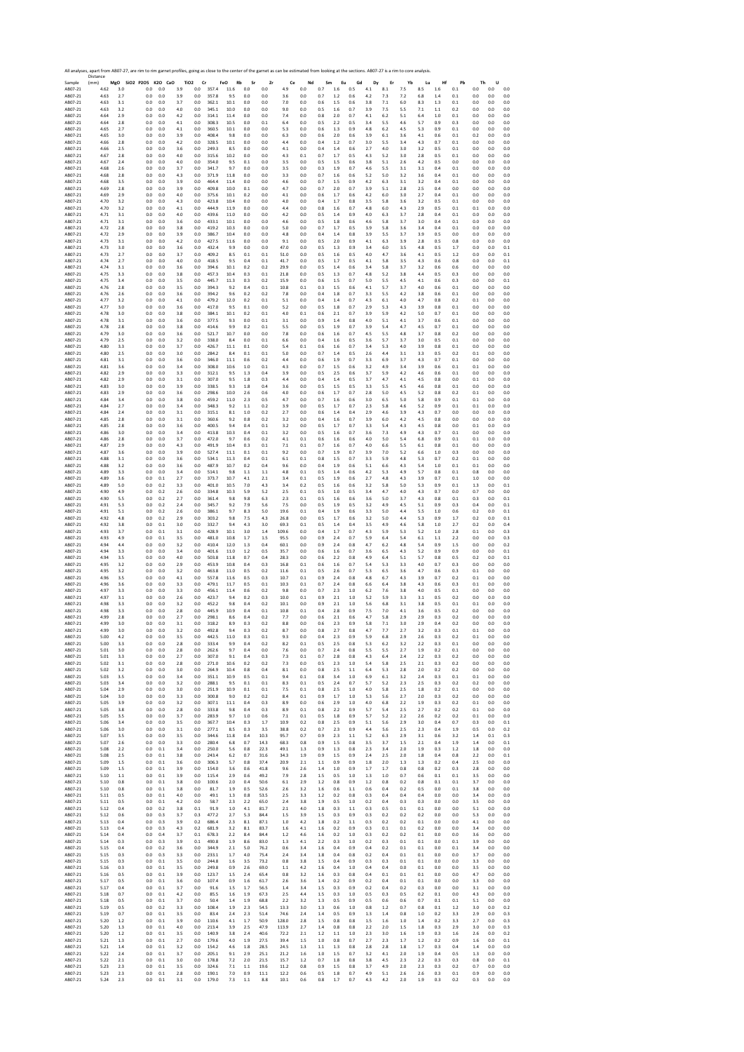All analyses, apart from AB07-27, are rim to rim garnet profiles, going as close to the center of the garnet as can be estimated from looking at the sections. AB07-27 is a rim to core analysis.

| Sample | Distance (mm) | MgO | SiO2 | P2O5 | K2O | CaO | TiO2 | Cr | FeO | Rb | Sr | Zr | Ce | Nd | Sm | Eu | Gd | Dy | Er | Yb | Lu | Hf | Pb | Th | U |
|---|---|---|---|---|---|---|---|---|---|---|---|---|---|---|---|---|---|---|---|---|---|---|---|---|---|
| AB07-21 | 4.62 | 3.0 | | 0.0 | 0.0 | 3.9 | 0.0 | 357.4 | 11.6 | 0.0 | 0.0 | 4.9 | 0.0 | 0.7 | 1.6 | 0.5 | 4.1 | 8.1 | 7.5 | 8.5 | 1.6 | 0.1 | 0.0 | 0.0 | 0.0 |
| AB07-21 | 4.63 | 2.7 | | 0.0 | 0.0 | 3.9 | 0.0 | 357.8 | 9.5 | 0.0 | 0.0 | 3.6 | 0.0 | 0.7 | 1.2 | 0.6 | 4.2 | 7.3 | 7.2 | 6.8 | 1.4 | 0.1 | 0.0 | 0.0 | 0.0 |
| AB07-21 | 4.63 | 3.1 | | 0.0 | 0.0 | 3.7 | 0.0 | 362.1 | 10.1 | 0.0 | 0.0 | 7.0 | 0.0 | 0.6 | 1.5 | 0.6 | 3.8 | 7.1 | 6.0 | 8.3 | 1.3 | 0.1 | 0.0 | 0.0 | 0.0 |
| AB07-21 | 4.63 | 3.2 | | 0.0 | 0.0 | 4.0 | 0.0 | 345.1 | 10.0 | 0.0 | 0.0 | 9.0 | 0.0 | 0.5 | 1.6 | 0.7 | 3.9 | 7.5 | 5.5 | 7.1 | 1.1 | 0.2 | 0.0 | 0.0 | 0.0 |
| AB07-21 | 4.64 | 2.9 | | 0.0 | 0.0 | 4.2 | 0.0 | 314.1 | 11.4 | 0.0 | 0.0 | 7.4 | 0.0 | 0.8 | 2.0 | 0.7 | 4.1 | 6.2 | 5.1 | 6.4 | 1.0 | 0.1 | 0.0 | 0.0 | 0.0 |
| AB07-21 | 4.64 | 2.8 | | 0.0 | 0.0 | 4.1 | 0.0 | 308.3 | 10.5 | 0.0 | 0.1 | 6.4 | 0.0 | 0.5 | 2.2 | 0.5 | 3.4 | 5.5 | 4.6 | 5.7 | 0.9 | 0.3 | 0.0 | 0.0 | 0.0 |
| AB07-21 | 4.65 | 2.7 | | 0.0 | 0.0 | 4.1 | 0.0 | 360.5 | 10.1 | 0.0 | 0.0 | 5.3 | 0.0 | 0.6 | 1.3 | 0.9 | 4.8 | 6.2 | 4.5 | 5.3 | 0.9 | 0.1 | 0.0 | 0.0 | 0.0 |
| AB07-21 | 4.65 | 3.0 | | 0.0 | 0.0 | 3.9 | 0.0 | 408.4 | 9.8 | 0.0 | 0.0 | 6.3 | 0.0 | 0.6 | 2.0 | 0.6 | 3.9 | 6.1 | 3.6 | 4.1 | 0.6 | 0.1 | 0.2 | 0.0 | 0.0 |
| AB07-21 | 4.66 | 2.8 | | 0.0 | 0.0 | 4.2 | 0.0 | 328.5 | 10.1 | 0.0 | 0.0 | 4.4 | 0.0 | 0.4 | 1.2 | 0.7 | 3.0 | 5.5 | 3.4 | 4.3 | 0.7 | 0.1 | 0.0 | 0.0 | 0.0 |
| AB07-21 | 4.66 | 2.5 | | 0.0 | 0.0 | 3.6 | 0.0 | 249.3 | 8.5 | 0.0 | 0.0 | 4.1 | 0.0 | 0.4 | 1.4 | 0.6 | 2.7 | 4.0 | 3.0 | 3.2 | 0.5 | 0.1 | 0.0 | 0.0 | 0.0 |
| AB07-21 | 4.67 | 2.8 | | 0.0 | 0.0 | 4.0 | 0.0 | 315.6 | 10.2 | 0.0 | 0.0 | 4.3 | 0.1 | 0.7 | 1.7 | 0.5 | 4.3 | 5.2 | 3.0 | 2.8 | 0.5 | 0.1 | 0.0 | 0.0 | 0.0 |
| AB07-21 | 4.67 | 2.4 | | 0.0 | 0.0 | 4.0 | 0.0 | 354.0 | 9.5 | 0.1 | 0.0 | 3.5 | 0.0 | 0.5 | 1.5 | 0.6 | 3.8 | 5.1 | 2.6 | 4.2 | 0.5 | 0.0 | 0.0 | 0.0 | 0.0 |
| AB07-21 | 4.68 | 2.6 | | 0.0 | 0.0 | 3.7 | 0.0 | 341.7 | 9.7 | 0.0 | 0.0 | 3.5 | 0.0 | 0.3 | 1.9 | 0.7 | 4.6 | 5.5 | 3.1 | 3.1 | 0.4 | 0.1 | 0.0 | 0.0 | 0.0 |
| AB07-21 | 4.68 | 2.8 | | 0.0 | 0.0 | 4.3 | 0.0 | 371.9 | 11.8 | 0.0 | 0.0 | 3.3 | 0.0 | 0.7 | 1.6 | 0.6 | 5.2 | 5.0 | 3.2 | 3.6 | 0.4 | 0.1 | 0.0 | 0.0 | 0.0 |
| AB07-21 | 4.68 | 3.5 | | 0.0 | 0.0 | 3.9 | 0.0 | 464.4 | 11.4 | 0.0 | 0.0 | 4.6 | 0.0 | 0.7 | 1.5 | 0.9 | 4.2 | 6.3 | 3.1 | 3.2 | 0.4 | 0.1 | 0.0 | 0.0 | 0.0 |
| AB07-21 | 4.69 | 2.8 | | 0.0 | 0.0 | 3.9 | 0.0 | 409.8 | 10.0 | 0.1 | 0.0 | 4.7 | 0.0 | 0.7 | 2.0 | 0.7 | 3.9 | 5.1 | 2.8 | 2.5 | 0.4 | 0.0 | 0.0 | 0.0 | 0.0 |
| AB07-21 | 4.69 | 2.9 | | 0.0 | 0.0 | 4.0 | 0.0 | 375.6 | 10.1 | 0.2 | 0.0 | 4.1 | 0.0 | 0.6 | 1.7 | 0.6 | 4.2 | 6.0 | 3.0 | 2.7 | 0.4 | 0.1 | 0.0 | 0.0 | 0.0 |
| AB07-21 | 4.70 | 3.2 | | 0.0 | 0.0 | 4.3 | 0.0 | 423.8 | 10.4 | 0.0 | 0.0 | 4.0 | 0.0 | 0.4 | 1.7 | 0.8 | 3.5 | 5.8 | 3.6 | 3.2 | 0.5 | 0.1 | 0.0 | 0.0 | 0.0 |
| AB07-21 | 4.70 | 3.2 | | 0.0 | 0.0 | 4.1 | 0.0 | 444.9 | 11.9 | 0.0 | 0.0 | 4.4 | 0.0 | 0.8 | 1.6 | 0.7 | 4.8 | 6.0 | 4.3 | 2.9 | 0.5 | 0.1 | 0.1 | 0.0 | 0.0 |
| AB07-21 | 4.71 | 3.1 | | 0.0 | 0.0 | 4.0 | 0.0 | 439.6 | 11.0 | 0.0 | 0.0 | 4.2 | 0.0 | 0.5 | 1.4 | 0.9 | 4.0 | 6.3 | 3.7 | 2.8 | 0.4 | 0.1 | 0.0 | 0.0 | 0.0 |
| AB07-21 | 4.71 | 3.1 | | 0.0 | 0.0 | 3.6 | 0.0 | 433.1 | 10.1 | 0.0 | 0.0 | 4.6 | 0.0 | 0.5 | 1.8 | 0.6 | 4.6 | 5.8 | 3.7 | 3.0 | 0.4 | 0.1 | 0.0 | 0.0 | 0.0 |
| AB07-21 | 4.72 | 2.8 | | 0.0 | 0.0 | 3.8 | 0.0 | 419.2 | 10.3 | 0.0 | 0.0 | 5.0 | 0.0 | 0.7 | 1.7 | 0.5 | 3.9 | 5.8 | 3.6 | 3.4 | 0.4 | 0.1 | 0.0 | 0.0 | 0.0 |
| AB07-21 | 4.72 | 2.9 | | 0.0 | 0.0 | 3.9 | 0.0 | 386.7 | 10.4 | 0.0 | 0.0 | 4.8 | 0.0 | 0.4 | 1.4 | 0.8 | 3.9 | 5.5 | 3.7 | 3.9 | 0.5 | 0.0 | 0.0 | 0.0 | 0.0 |
| AB07-21 | 4.73 | 3.1 | | 0.0 | 0.0 | 4.2 | 0.0 | 427.5 | 11.6 | 0.0 | 0.0 | 9.1 | 0.0 | 0.5 | 2.0 | 0.9 | 4.1 | 6.3 | 3.9 | 2.8 | 0.5 | 0.8 | 0.0 | 0.0 | 0.0 |
| AB07-21 | 4.73 | 3.0 | | 0.0 | 0.0 | 3.6 | 0.0 | 432.4 | 9.9 | 0.0 | 0.0 | 47.0 | 0.0 | 0.5 | 1.3 | 0.9 | 3.4 | 6.0 | 3.5 | 4.8 | 0.5 | 1.7 | 0.0 | 0.0 | 0.1 |
| AB07-21 | 4.73 | 2.7 | | 0.0 | 0.0 | 3.7 | 0.0 | 409.2 | 8.5 | 0.1 | 0.1 | 51.0 | 0.0 | 0.5 | 1.6 | 0.5 | 4.0 | 4.7 | 3.6 | 4.1 | 0.5 | 1.2 | 0.0 | 0.0 | 0.1 |
| AB07-21 | 4.74 | 2.7 | | 0.0 | 0.0 | 4.0 | 0.0 | 418.5 | 9.5 | 0.4 | 0.1 | 41.7 | 0.0 | 0.5 | 1.7 | 0.5 | 4.1 | 5.8 | 3.5 | 4.3 | 0.6 | 0.8 | 0.0 | 0.0 | 0.1 |
| AB07-21 | 4.74 | 3.1 | | 0.0 | 0.0 | 3.6 | 0.0 | 394.6 | 10.1 | 0.2 | 0.2 | 29.9 | 0.0 | 0.5 | 1.4 | 0.6 | 3.4 | 5.8 | 3.7 | 3.2 | 0.6 | 0.6 | 0.0 | 0.0 | 0.0 |
| AB07-21 | 4.75 | 3.3 | | 0.0 | 0.0 | 3.8 | 0.0 | 457.3 | 10.4 | 0.3 | 0.1 | 21.8 | 0.0 | 0.5 | 1.3 | 0.7 | 4.8 | 5.2 | 3.8 | 4.4 | 0.5 | 0.3 | 0.0 | 0.0 | 0.0 |
| AB07-21 | 4.75 | 3.4 | | 0.0 | 0.0 | 3.5 | 0.0 | 445.7 | 11.3 | 0.3 | 0.2 | 15.9 | 0.0 | 0.6 | 1.5 | 0.7 | 5.0 | 5.5 | 4.5 | 4.1 | 0.6 | 0.3 | 0.0 | 0.0 | 0.1 |
| AB07-21 | 4.76 | 2.8 | | 0.0 | 0.0 | 3.5 | 0.0 | 394.3 | 9.2 | 0.4 | 0.1 | 10.8 | 0.1 | 0.3 | 1.5 | 0.6 | 4.1 | 5.7 | 3.7 | 4.0 | 0.6 | 0.1 | 0.0 | 0.0 | 0.0 |
| AB07-21 | 4.76 | 2.6 | | 0.0 | 0.0 | 3.6 | 0.0 | 394.2 | 9.6 | 0.2 | 0.2 | 7.8 | 0.0 | 0.4 | 1.8 | 0.7 | 3.3 | 5.5 | 4.2 | 3.8 | 0.6 | 0.1 | 0.0 | 0.0 | 0.0 |
| AB07-21 | 4.77 | 3.2 | | 0.0 | 0.0 | 4.1 | 0.0 | 479.2 | 12.0 | 0.2 | 0.1 | 5.1 | 0.0 | 0.4 | 1.4 | 0.7 | 4.3 | 6.1 | 4.0 | 4.7 | 0.8 | 0.2 | 0.1 | 0.0 | 0.0 |
| AB07-21 | 4.77 | 3.0 | | 0.0 | 0.0 | 3.6 | 0.0 | 417.0 | 9.5 | 0.1 | 0.0 | 5.2 | 0.0 | 0.5 | 1.8 | 0.7 | 2.9 | 5.3 | 4.3 | 3.9 | 0.8 | 0.1 | 0.0 | 0.0 | 0.0 |
| AB07-21 | 4.78 | 3.0 | | 0.0 | 0.0 | 3.8 | 0.0 | 384.1 | 10.1 | 0.2 | 0.1 | 4.0 | 0.1 | 0.6 | 2.1 | 0.7 | 3.9 | 5.9 | 4.2 | 5.0 | 0.7 | 0.1 | 0.0 | 0.0 | 0.0 |
| AB07-21 | 4.78 | 3.1 | | 0.0 | 0.0 | 3.6 | 0.0 | 377.5 | 9.3 | 0.0 | 0.1 | 3.1 | 0.0 | 0.9 | 1.4 | 0.8 | 4.0 | 5.1 | 4.1 | 3.7 | 0.6 | 0.1 | 0.0 | 0.0 | 0.0 |
| AB07-21 | 4.78 | 2.8 | | 0.0 | 0.0 | 3.8 | 0.0 | 414.6 | 9.9 | 0.2 | 0.1 | 5.5 | 0.0 | 0.5 | 1.9 | 0.7 | 3.9 | 5.4 | 4.7 | 4.5 | 0.7 | 0.1 | 0.0 | 0.0 | 0.0 |
| AB07-21 | 4.79 | 3.0 | | 0.0 | 0.0 | 3.6 | 0.0 | 521.7 | 10.7 | 0.0 | 0.0 | 7.8 | 0.0 | 0.6 | 1.6 | 0.7 | 4.5 | 5.5 | 4.8 | 3.7 | 0.8 | 0.2 | 0.0 | 0.0 | 0.0 |
| AB07-21 | 4.79 | 2.5 | | 0.0 | 0.0 | 3.2 | 0.0 | 338.0 | 8.4 | 0.0 | 0.1 | 6.6 | 0.0 | 0.4 | 1.6 | 0.5 | 3.6 | 5.7 | 3.7 | 3.0 | 0.5 | 0.1 | 0.0 | 0.0 | 0.0 |
| AB07-21 | 4.80 | 3.3 | | 0.0 | 0.0 | 3.7 | 0.0 | 426.7 | 11.1 | 0.1 | 0.0 | 5.4 | 0.1 | 0.6 | 1.6 | 0.7 | 3.4 | 5.3 | 4.0 | 3.9 | 0.8 | 0.1 | 0.0 | 0.0 | 0.0 |
| AB07-21 | 4.80 | 2.5 | | 0.0 | 0.0 | 3.0 | 0.0 | 284.2 | 8.4 | 0.1 | 0.1 | 5.0 | 0.0 | 0.7 | 1.4 | 0.5 | 2.6 | 4.4 | 3.1 | 3.3 | 0.5 | 0.2 | 0.1 | 0.0 | 0.0 |
| AB07-21 | 4.81 | 3.1 | | 0.0 | 0.0 | 3.6 | 0.0 | 346.0 | 11.1 | 0.6 | 0.2 | 4.4 | 0.0 | 0.6 | 1.9 | 0.7 | 3.3 | 6.9 | 3.7 | 4.3 | 0.7 | 0.1 | 0.0 | 0.0 | 0.0 |
| AB07-21 | 4.81 | 3.6 | | 0.0 | 0.0 | 3.4 | 0.0 | 308.0 | 10.6 | 1.0 | 0.1 | 4.3 | 0.0 | 0.7 | 1.5 | 0.6 | 3.2 | 4.9 | 3.4 | 3.9 | 0.6 | 0.1 | 0.1 | 0.0 | 0.0 |
| AB07-21 | 4.82 | 2.9 | | 0.0 | 0.0 | 3.3 | 0.0 | 312.1 | 9.5 | 1.3 | 0.4 | 3.9 | 0.0 | 0.5 | 2.5 | 0.6 | 3.7 | 5.9 | 4.2 | 4.6 | 0.6 | 0.1 | 0.0 | 0.0 | 0.0 |
| AB07-21 | 4.82 | 2.9 | | 0.0 | 0.0 | 3.1 | 0.0 | 307.0 | 9.5 | 1.8 | 0.3 | 4.4 | 0.0 | 0.4 | 1.4 | 0.5 | 3.7 | 4.7 | 4.1 | 4.5 | 0.8 | 0.0 | 0.1 | 0.0 | 0.0 |
| AB07-21 | 4.83 | 3.0 | | 0.0 | 0.0 | 3.9 | 0.0 | 338.5 | 9.3 | 1.8 | 0.4 | 3.6 | 0.0 | 0.5 | 1.5 | 0.5 | 3.3 | 5.5 | 4.5 | 4.6 | 0.8 | 0.1 | 0.0 | 0.0 | 0.0 |
| AB07-21 | 4.83 | 2.9 | | 0.0 | 0.0 | 3.6 | 0.0 | 298.6 | 10.0 | 2.6 | 0.6 | 4.0 | 0.0 | 0.6 | 1.7 | 0.7 | 2.8 | 5.0 | 4.5 | 5.2 | 0.8 | 0.2 | 0.1 | 0.0 | 0.0 |
| AB07-21 | 4.84 | 3.4 | | 0.0 | 0.0 | 3.8 | 0.0 | 459.2 | 11.0 | 2.3 | 0.5 | 4.7 | 0.0 | 0.7 | 1.6 | 0.6 | 3.0 | 6.5 | 5.0 | 5.8 | 0.9 | 0.1 | 0.1 | 0.0 | 0.0 |
| AB07-21 | 4.84 | 2.7 | | 0.0 | 0.0 | 3.4 | 0.0 | 348.3 | 9.2 | 1.1 | 0.2 | 3.9 | 0.0 | 0.5 | 1.7 | 0.7 | 2.3 | 5.8 | 4.6 | 5.2 | 0.9 | 0.1 | 0.1 | 0.0 | 0.0 |
| AB07-21 | 4.84 | 2.4 | | 0.0 | 0.0 | 3.1 | 0.0 | 315.1 | 8.1 | 1.0 | 0.2 | 2.7 | 0.0 | 0.6 | 1.4 | 0.4 | 2.9 | 4.6 | 3.9 | 4.3 | 0.7 | 0.0 | 0.0 | 0.0 | 0.0 |
| AB07-21 | 4.85 | 2.8 | | 0.0 | 0.0 | 3.1 | 0.0 | 360.6 | 9.2 | 0.8 | 0.2 | 3.2 | 0.0 | 0.4 | 1.6 | 0.7 | 3.9 | 6.0 | 4.2 | 4.5 | 0.8 | 0.0 | 0.0 | 0.0 | 0.0 |
| AB07-21 | 4.85 | 2.8 | | 0.0 | 0.0 | 3.6 | 0.0 | 400.5 | 9.4 | 0.4 | 0.1 | 3.2 | 0.0 | 0.5 | 1.7 | 0.7 | 3.3 | 5.4 | 4.3 | 4.5 | 0.8 | 0.0 | 0.1 | 0.0 | 0.0 |
| AB07-21 | 4.86 | 3.0 | | 0.0 | 0.0 | 3.4 | 0.0 | 413.8 | 10.3 | 0.4 | 0.1 | 3.2 | 0.0 | 0.5 | 1.6 | 0.7 | 3.6 | 7.3 | 4.9 | 4.3 | 0.7 | 0.1 | 0.0 | 0.0 | 0.0 |
| AB07-21 | 4.86 | 2.8 | | 0.0 | 0.0 | 3.7 | 0.0 | 472.0 | 9.7 | 0.6 | 0.2 | 4.1 | 0.1 | 0.6 | 1.6 | 0.6 | 4.0 | 5.0 | 5.4 | 6.8 | 0.9 | 0.1 | 0.1 | 0.0 | 0.0 |
| AB07-21 | 4.87 | 2.9 | | 0.0 | 0.0 | 4.3 | 0.0 | 491.9 | 10.4 | 0.3 | 0.1 | 7.1 | 0.1 | 0.7 | 1.6 | 0.7 | 4.0 | 6.6 | 5.5 | 6.1 | 0.8 | 0.1 | 0.0 | 0.0 | 0.0 |
| AB07-21 | 4.87 | 3.6 | | 0.0 | 0.0 | 3.9 | 0.0 | 527.4 | 11.1 | 0.1 | 0.1 | 9.2 | 0.0 | 0.7 | 1.9 | 0.7 | 3.9 | 7.0 | 5.2 | 6.6 | 1.0 | 0.3 | 0.0 | 0.0 | 0.0 |
| AB07-21 | 4.88 | 3.1 | | 0.0 | 0.0 | 3.6 | 0.0 | 534.1 | 11.3 | 0.4 | 0.1 | 6.1 | 0.1 | 0.8 | 1.5 | 0.7 | 3.3 | 5.9 | 4.8 | 5.3 | 0.7 | 0.2 | 0.1 | 0.0 | 0.0 |
| AB07-21 | 4.88 | 3.2 | | 0.0 | 0.0 | 3.6 | 0.0 | 487.9 | 10.7 | 0.2 | 0.4 | 9.6 | 0.0 | 0.4 | 1.9 | 0.6 | 5.1 | 6.6 | 4.3 | 5.4 | 1.0 | 0.1 | 0.1 | 0.0 | 0.0 |
| AB07-21 | 4.89 | 3.3 | | 0.0 | 0.0 | 3.4 | 0.0 | 514.1 | 9.8 | 1.1 | 1.1 | 4.8 | 0.1 | 0.5 | 1.4 | 0.6 | 4.2 | 5.3 | 4.9 | 5.7 | 0.8 | 0.1 | 0.8 | 0.0 | 0.0 |
| AB07-21 | 4.89 | 3.6 | | 0.0 | 0.1 | 2.7 | 0.0 | 373.7 | 10.7 | 4.1 | 2.1 | 3.4 | 0.1 | 0.5 | 1.9 | 0.6 | 2.7 | 4.8 | 4.3 | 3.9 | 0.7 | 0.1 | 1.0 | 0.0 | 0.0 |
| AB07-21 | 4.89 | 5.0 | | 0.0 | 0.2 | 3.3 | 0.0 | 401.0 | 10.5 | 7.0 | 4.3 | 3.4 | 0.2 | 0.5 | 1.6 | 0.6 | 3.2 | 5.8 | 5.0 | 5.3 | 0.9 | 0.1 | 1.3 | 0.0 | 0.1 |
| AB07-21 | 4.90 | 4.9 | | 0.0 | 0.2 | 2.6 | 0.0 | 334.8 | 10.3 | 5.9 | 5.2 | 2.5 | 0.1 | 0.5 | 1.0 | 0.5 | 3.4 | 4.7 | 4.0 | 4.3 | 0.7 | 0.0 | 0.7 | 0.0 | 0.0 |
| AB07-21 | 4.90 | 5.5 | | 0.0 | 0.2 | 2.7 | 0.0 | 361.4 | 9.8 | 9.8 | 6.3 | 2.3 | 0.1 | 0.5 | 1.6 | 0.6 | 3.6 | 5.0 | 3.7 | 4.3 | 0.8 | 0.1 | 0.3 | 0.0 | 0.1 |
| AB07-21 | 4.91 | 5.3 | | 0.0 | 0.2 | 2.4 | 0.0 | 345.7 | 9.2 | 7.9 | 5.6 | 7.5 | 0.0 | 0.5 | 1.9 | 0.5 | 3.2 | 4.9 | 4.5 | 5.1 | 0.9 | 0.3 | 0.4 | 0.0 | 0.1 |
| AB07-21 | 4.91 | 5.1 | | 0.0 | 0.2 | 2.6 | 0.0 | 386.1 | 9.7 | 8.3 | 5.0 | 19.6 | 0.1 | 0.4 | 1.9 | 0.6 | 3.3 | 5.0 | 4.4 | 5.5 | 1.0 | 0.6 | 0.2 | 0.0 | 0.1 |
| AB07-21 | 4.92 | 4.8 | | 0.0 | 0.2 | 2.9 | 0.0 | 303.2 | 9.8 | 7.5 | 4.3 | 26.8 | 0.0 | 0.5 | 1.7 | 0.6 | 3.2 | 5.0 | 4.4 | 5.3 | 0.9 | 1.7 | 0.2 | 0.0 | 0.1 |
| AB07-21 | 4.92 | 3.8 | | 0.0 | 0.1 | 3.0 | 0.0 | 332.7 | 9.4 | 4.3 | 3.0 | 69.3 | 0.1 | 0.5 | 1.4 | 0.4 | 3.5 | 4.9 | 4.6 | 5.8 | 1.0 | 2.7 | 0.2 | 0.0 | 0.4 |
| AB07-21 | 4.93 | 3.7 | | 0.0 | 0.1 | 3.1 | 0.0 | 428.9 | 10.1 | 3.0 | 1.4 | 109.6 | 0.0 | 0.4 | 1.7 | 0.7 | 4.3 | 5.9 | 5.3 | 5.2 | 1.0 | 2.8 | 0.1 | 0.0 | 0.3 |
| AB07-21 | 4.93 | 4.9 | | 0.0 | 0.1 | 3.5 | 0.0 | 481.0 | 10.8 | 1.7 | 1.5 | 95.5 | 0.0 | 0.9 | 2.4 | 0.7 | 5.9 | 6.4 | 5.4 | 6.1 | 1.1 | 2.2 | 0.0 | 0.0 | 0.3 |
| AB07-21 | 4.94 | 4.4 | | 0.0 | 0.0 | 3.2 | 0.0 | 410.4 | 12.0 | 1.3 | 0.4 | 60.1 | 0.0 | 0.9 | 2.4 | 0.8 | 4.7 | 6.2 | 4.8 | 5.4 | 0.9 | 1.5 | 0.0 | 0.0 | 0.2 |
| AB07-21 | 4.94 | 3.3 | | 0.0 | 0.0 | 3.4 | 0.0 | 401.6 | 11.0 | 1.2 | 0.5 | 35.7 | 0.0 | 0.6 | 1.6 | 0.7 | 3.6 | 6.5 | 4.3 | 5.2 | 0.9 | 0.9 | 0.0 | 0.0 | 0.1 |
| AB07-21 | 4.94 | 3.5 | | 0.0 | 0.0 | 4.0 | 0.0 | 503.8 | 11.8 | 0.7 | 0.4 | 28.3 | 0.0 | 0.6 | 2.2 | 0.8 | 4.9 | 6.4 | 5.1 | 5.7 | 0.8 | 0.5 | 0.2 | 0.0 | 0.1 |
| AB07-21 | 4.95 | 3.2 | | 0.0 | 0.0 | 2.9 | 0.0 | 453.9 | 10.8 | 0.4 | 0.3 | 16.8 | 0.1 | 0.6 | 1.6 | 0.7 | 5.4 | 5.3 | 3.3 | 4.0 | 0.7 | 0.3 | 0.0 | 0.0 | 0.0 |
| AB07-21 | 4.95 | 3.2 | | 0.0 | 0.0 | 3.2 | 0.0 | 463.8 | 11.0 | 0.5 | 0.2 | 11.6 | 0.1 | 0.5 | 2.6 | 0.7 | 5.3 | 6.5 | 3.6 | 4.7 | 0.6 | 0.3 | 0.1 | 0.0 | 0.0 |
| AB07-21 | 4.96 | 3.5 | | 0.0 | 0.0 | 4.1 | 0.0 | 557.8 | 11.6 | 0.5 | 0.3 | 10.7 | 0.1 | 0.9 | 2.4 | 0.8 | 4.8 | 6.7 | 4.3 | 3.9 | 0.7 | 0.2 | 0.1 | 0.0 | 0.0 |
| AB07-21 | 4.96 | 3.6 | | 0.0 | 0.0 | 3.3 | 0.0 | 479.1 | 11.7 | 0.5 | 0.1 | 10.3 | 0.1 | 0.7 | 2.4 | 0.8 | 6.6 | 6.4 | 3.8 | 4.3 | 0.6 | 0.3 | 0.1 | 0.0 | 0.0 |
| AB07-21 | 4.97 | 3.3 | | 0.0 | 0.0 | 3.3 | 0.0 | 456.1 | 11.4 | 0.6 | 0.2 | 9.8 | 0.0 | 0.7 | 2.3 | 1.0 | 6.2 | 7.6 | 3.8 | 4.0 | 0.5 | 0.1 | 0.0 | 0.0 | 0.0 |
| AB07-21 | 4.97 | 3.1 | | 0.0 | 0.0 | 2.6 | 0.0 | 423.7 | 9.4 | 0.2 | 0.3 | 10.0 | 0.1 | 0.9 | 2.1 | 1.0 | 5.2 | 5.9 | 3.3 | 3.1 | 0.5 | 0.2 | 0.0 | 0.0 | 0.0 |
| AB07-21 | 4.98 | 3.3 | | 0.0 | 0.0 | 3.2 | 0.0 | 452.2 | 9.8 | 0.4 | 0.2 | 10.1 | 0.0 | 0.9 | 2.1 | 1.0 | 5.6 | 6.8 | 3.1 | 3.8 | 0.5 | 0.1 | 0.1 | 0.0 | 0.0 |
| AB07-21 | 4.98 | 3.3 | | 0.0 | 0.0 | 2.8 | 0.0 | 445.9 | 10.9 | 0.4 | 0.1 | 10.8 | 0.1 | 0.4 | 2.8 | 0.9 | 7.5 | 7.0 | 4.1 | 3.6 | 0.5 | 0.2 | 0.0 | 0.0 | 0.0 |
| AB07-21 | 4.99 | 2.8 | | 0.0 | 0.0 | 2.7 | 0.0 | 298.1 | 8.6 | 0.4 | 0.2 | 7.7 | 0.0 | 0.6 | 2.1 | 0.6 | 4.7 | 5.8 | 2.9 | 2.9 | 0.3 | 0.2 | 0.0 | 0.0 | 0.0 |
| AB07-21 | 4.99 | 3.0 | | 0.0 | 0.0 | 3.1 | 0.0 | 318.2 | 8.9 | 0.3 | 0.2 | 8.8 | 0.0 | 0.6 | 2.3 | 0.9 | 5.8 | 7.1 | 3.0 | 2.9 | 0.4 | 0.2 | 0.0 | 0.0 | 0.0 |
| AB07-21 | 4.99 | 3.0 | | 0.0 | 0.0 | 3.2 | 0.0 | 492.8 | 9.4 | 0.3 | 0.2 | 8.7 | 0.0 | 0.8 | 2.7 | 0.8 | 4.7 | 7.7 | 2.7 | 3.2 | 0.3 | 0.1 | 0.1 | 0.0 | 0.0 |
| AB07-21 | 5.00 | 4.2 | | 0.0 | 0.0 | 3.5 | 0.0 | 442.5 | 11.0 | 0.3 | 0.1 | 9.3 | 0.0 | 0.4 | 2.3 | 0.9 | 5.9 | 6.8 | 2.9 | 2.6 | 0.3 | 0.2 | 0.1 | 0.0 | 0.0 |
| AB07-21 | 5.00 | 3.3 | | 0.0 | 0.0 | 2.8 | 0.0 | 333.4 | 9.9 | 0.4 | 0.2 | 8.2 | 0.1 | 0.5 | 2.5 | 0.8 | 5.3 | 6.2 | 3.2 | 2.2 | 0.3 | 0.1 | 0.0 | 0.0 | 0.0 |
| AB07-21 | 5.01 | 3.0 | | 0.0 | 0.0 | 2.8 | 0.0 | 262.6 | 9.7 | 0.4 | 0.0 | 7.6 | 0.0 | 0.7 | 2.4 | 0.8 | 5.5 | 5.5 | 2.7 | 1.9 | 0.2 | 0.1 | 0.0 | 0.0 | 0.0 |
| AB07-21 | 5.01 | 3.3 | | 0.0 | 0.0 | 2.7 | 0.0 | 307.0 | 9.1 | 0.4 | 0.3 | 7.3 | 0.1 | 0.7 | 2.8 | 0.8 | 4.3 | 6.4 | 2.4 | 2.2 | 0.3 | 0.2 | 0.0 | 0.0 | 0.0 |
| AB07-21 | 5.02 | 3.1 | | 0.0 | 0.0 | 2.8 | 0.0 | 271.0 | 10.6 | 0.2 | 0.2 | 7.3 | 0.0 | 0.5 | 2.3 | 1.0 | 5.4 | 5.8 | 2.5 | 2.1 | 0.3 | 0.2 | 0.0 | 0.0 | 0.0 |
| AB07-21 | 5.02 | 3.2 | | 0.0 | 0.0 | 3.0 | 0.0 | 264.9 | 10.4 | 0.8 | 0.4 | 8.1 | 0.0 | 0.8 | 2.5 | 1.1 | 6.4 | 5.3 | 2.8 | 2.0 | 0.2 | 0.2 | 0.0 | 0.0 | 0.0 |
| AB07-21 | 5.03 | 3.5 | | 0.0 | 0.0 | 3.4 | 0.0 | 351.1 | 10.9 | 0.5 | 0.1 | 9.4 | 0.1 | 0.8 | 3.4 | 1.0 | 6.9 | 6.1 | 3.2 | 2.4 | 0.3 | 0.1 | 0.1 | 0.0 | 0.0 |
| AB07-21 | 5.03 | 3.4 | | 0.0 | 0.0 | 3.2 | 0.0 | 288.1 | 9.5 | 0.1 | 0.1 | 8.3 | 0.1 | 0.5 | 2.4 | 0.7 | 5.7 | 5.2 | 2.3 | 2.5 | 0.3 | 0.2 | 0.2 | 0.0 | 0.0 |
| AB07-21 | 5.04 | 2.9 | | 0.0 | 0.0 | 3.0 | 0.0 | 251.9 | 10.9 | 0.1 | 0.1 | 7.5 | 0.1 | 0.8 | 2.5 | 1.0 | 4.0 | 5.8 | 2.5 | 1.8 | 0.2 | 0.1 | 0.0 | 0.0 | 0.0 |
| AB07-21 | 5.04 | 3.0 | | 0.0 | 0.0 | 3.3 | 0.0 | 300.8 | 9.0 | 0.2 | 0.2 | 8.4 | 0.1 | 0.9 | 1.7 | 1.0 | 5.3 | 5.6 | 2.7 | 2.0 | 0.3 | 0.2 | 0.0 | 0.0 | 0.0 |
| AB07-21 | 5.05 | 3.9 | | 0.0 | 0.0 | 3.2 | 0.0 | 307.1 | 11.1 | 0.4 | 0.3 | 8.9 | 0.0 | 0.6 | 2.9 | 1.0 | 4.0 | 6.8 | 2.2 | 1.9 | 0.3 | 0.2 | 0.1 | 0.0 | 0.0 |
| AB07-21 | 5.05 | 3.8 | | 0.0 | 0.0 | 2.8 | 0.0 | 333.8 | 9.8 | 0.4 | 0.3 | 8.9 | 0.1 | 0.8 | 2.2 | 0.9 | 5.7 | 5.4 | 2.5 | 2.7 | 0.2 | 0.2 | 0.1 | 0.0 | 0.0 |
| AB07-21 | 5.05 | 3.5 | | 0.0 | 0.0 | 3.0 | 0.0 | 283.9 | 9.7 | 1.0 | 0.6 | 7.1 | 0.1 | 0.5 | 1.8 | 0.9 | 5.7 | 5.2 | 2.2 | 2.6 | 0.2 | 0.2 | 0.1 | 0.0 | 0.0 |
| AB07-21 | 5.06 | 3.4 | | 0.0 | 0.0 | 3.5 | 0.0 | 367.7 | 10.4 | 0.3 | 1.7 | 10.9 | 0.2 | 0.8 | 2.5 | 0.9 | 5.1 | 5.6 | 2.9 | 3.0 | 0.4 | 0.7 | 0.3 | 0.0 | 0.1 |
| AB07-21 | 5.06 | 3.0 | | 0.0 | 0.0 | 3.1 | 0.0 | 277.1 | 8.5 | 0.3 | 3.5 | 38.8 | 0.2 | 0.7 | 2.3 | 0.9 | 4.4 | 5.6 | 2.5 | 2.3 | 0.4 | 1.9 | 0.5 | 0.0 | 0.2 |
| AB07-21 | 5.07 | 3.5 | | 0.0 | 0.0 | 3.5 | 0.0 | 344.6 | 11.8 | 0.4 | 10.3 | 95.7 | 0.7 | 0.9 | 2.3 | 1.1 | 5.2 | 6.3 | 2.9 | 3.1 | 0.6 | 3.2 | 1.4 | 0.1 | 0.3 |
| AB07-21 | 5.07 | 2.6 | | 0.0 | 0.0 | 3.3 | 0.0 | 280.4 | 6.8 | 0.7 | 14.3 | 68.3 | 0.8 | 0.9 | 1.5 | 0.8 | 3.5 | 3.7 | 1.5 | 2.1 | 0.4 | 1.9 | 1.4 | 0.1 | 0.1 |
| AB07-21 | 5.08 | 2.2 | | 0.0 | 0.1 | 3.4 | 0.0 | 250.0 | 5.6 | 0.8 | 22.3 | 49.1 | 1.3 | 0.9 | 1.3 | 0.8 | 2.3 | 3.4 | 2.0 | 1.9 | 0.3 | 1.2 | 1.8 | 0.0 | 0.0 |
| AB07-21 | 5.08 | 2.5 | | 0.0 | 0.1 | 3.8 | 0.0 | 243.4 | 6.2 | 0.7 | 31.6 | 34.3 | 1.9 | 0.9 | 1.5 | 0.9 | 2.4 | 2.5 | 2.0 | 1.8 | 0.4 | 0.8 | 2.2 | 0.0 | 0.1 |
| AB07-21 | 5.09 | 1.5 | | 0.0 | 0.1 | 3.6 | 0.0 | 306.3 | 5.7 | 0.8 | 37.4 | 20.9 | 2.1 | 1.1 | 0.9 | 0.9 | 1.8 | 2.0 | 1.3 | 1.3 | 0.2 | 0.4 | 2.5 | 0.0 | 0.0 |
| AB07-21 | 5.09 | 1.5 | | 0.0 | 0.1 | 3.9 | 0.0 | 154.0 | 3.6 | 0.6 | 41.8 | 9.6 | 2.6 | 1.4 | 1.0 | 0.9 | 1.7 | 1.7 | 0.8 | 0.8 | 0.2 | 0.3 | 2.8 | 0.0 | 0.0 |
| AB07-21 | 5.10 | 1.1 | | 0.0 | 0.1 | 3.9 | 0.0 | 115.4 | 2.9 | 0.6 | 49.2 | 7.9 | 2.8 | 1.5 | 0.5 | 1.0 | 1.3 | 1.0 | 0.7 | 0.6 | 0.1 | 0.1 | 3.5 | 0.0 | 0.0 |
| AB07-21 | 5.10 | 0.8 | | 0.0 | 0.1 | 3.8 | 0.0 | 100.6 | 2.0 | 0.4 | 50.6 | 6.1 | 2.9 | 1.2 | 0.8 | 0.9 | 1.2 | 0.8 | 0.2 | 0.8 | 0.1 | 0.1 | 3.7 | 0.0 | 0.0 |
| AB07-21 | 5.10 | 0.8 | | 0.0 | 0.1 | 3.8 | 0.0 | 81.7 | 1.9 | 0.5 | 52.6 | 2.6 | 3.2 | 1.6 | 0.6 | 1.1 | 0.6 | 0.4 | 0.2 | 0.5 | 0.0 | 0.1 | 3.8 | 0.0 | 0.0 |
| AB07-21 | 5.11 | 0.5 | | 0.0 | 0.1 | 4.0 | 0.0 | 49.1 | 1.3 | 0.8 | 53.5 | 2.5 | 3.3 | 1.2 | 0.2 | 0.8 | 0.3 | 0.4 | 0.4 | 0.4 | 0.0 | 0.0 | 3.4 | 0.0 | 0.0 |
| AB07-21 | 5.11 | 0.5 | | 0.0 | 0.1 | 4.2 | 0.0 | 58.7 | 2.3 | 2.2 | 65.0 | 2.4 | 3.8 | 1.9 | 0.5 | 1.0 | 0.2 | 0.4 | 0.3 | 0.3 | 0.0 | 0.0 | 3.5 | 0.0 | 0.0 |
| AB07-21 | 5.12 | 0.4 | | 0.0 | 0.2 | 3.8 | 0.1 | 91.9 | 1.0 | 4.1 | 81.7 | 2.1 | 4.0 | 1.8 | 0.3 | 1.1 | 0.3 | 0.5 | 0.1 | 0.1 | 0.0 | 0.0 | 5.1 | 0.0 | 0.0 |
| AB07-21 | 5.12 | 0.6 | | 0.0 | 0.3 | 3.7 | 0.3 | 477.2 | 2.7 | 5.3 | 84.4 | 1.5 | 3.9 | 1.5 | 0.3 | 0.9 | 0.3 | 0.2 | 0.2 | 0.2 | 0.0 | 0.0 | 5.3 | 0.0 | 0.0 |
| AB07-21 | 5.13 | 0.4 | | 0.0 | 0.3 | 3.9 | 0.2 | 686.4 | 2.3 | 8.1 | 87.1 | 1.0 | 4.2 | 1.8 | 0.2 | 1.1 | 0.3 | 0.2 | 0.2 | 0.1 | 0.0 | 0.0 | 4.1 | 0.0 | 0.0 |
| AB07-21 | 5.13 | 0.4 | | 0.0 | 0.3 | 4.3 | 0.2 | 681.9 | 3.2 | 8.1 | 83.7 | 1.6 | 4.1 | 1.6 | 0.2 | 0.9 | 0.3 | 0.1 | 0.1 | 0.2 | 0.0 | 0.0 | 3.4 | 0.0 | 0.0 |
| AB07-21 | 5.14 | 0.4 | | 0.0 | 0.4 | 3.7 | 0.1 | 678.3 | 2.2 | 8.4 | 84.4 | 1.2 | 4.6 | 1.6 | 0.2 | 1.0 | 0.3 | 0.2 | 0.2 | 0.1 | 0.0 | 0.0 | 3.6 | 0.0 | 0.0 |
| AB07-21 | 5.14 | 0.3 | | 0.0 | 0.3 | 3.9 | 0.1 | 490.8 | 1.9 | 8.6 | 83.0 | 1.3 | 4.1 | 2.2 | 0.3 | 1.0 | 0.2 | 0.3 | 0.1 | 0.1 | 0.0 | 0.1 | 3.9 | 0.0 | 0.0 |
| AB07-21 | 5.15 | 0.4 | | 0.0 | 0.2 | 3.6 | 0.0 | 344.9 | 2.1 | 5.0 | 76.2 | 0.6 | 3.4 | 1.6 | 0.4 | 0.9 | 0.4 | 0.2 | 0.1 | 0.1 | 0.0 | 0.1 | 3.4 | 0.0 | 0.0 |
| AB07-21 | 5.15 | 0.3 | | 0.0 | 0.3 | 3.3 | 0.0 | 233.1 | 1.7 | 4.0 | 75.4 | 2.4 | 3.4 | 1.8 | 0.4 | 0.8 | 0.2 | 0.4 | 0.1 | 0.1 | 0.0 | 0.0 | 3.7 | 0.0 | 0.0 |
| AB07-21 | 5.15 | 0.3 | | 0.0 | 0.1 | 3.5 | 0.0 | 244.8 | 1.6 | 3.5 | 73.2 | 0.8 | 3.8 | 1.5 | 0.4 | 0.9 | 0.3 | 0.3 | 0.1 | 0.1 | 0.0 | 0.0 | 3.3 | 0.0 | 0.0 |
| AB07-21 | 5.16 | 0.3 | | 0.0 | 0.1 | 3.5 | 0.0 | 249.8 | 0.9 | 2.6 | 69.0 | 1.1 | 4.2 | 1.6 | 0.4 | 1.0 | 0.4 | 0.4 | 0.0 | 0.1 | 0.0 | 0.0 | 3.5 | 0.0 | 0.0 |
| AB07-21 | 5.16 | 0.5 | | 0.0 | 0.1 | 3.9 | 0.0 | 123.7 | 1.5 | 2.4 | 65.4 | 0.8 | 3.2 | 1.6 | 0.3 | 0.8 | 0.4 | 0.1 | 0.1 | 0.1 | 0.0 | 0.0 | 4.7 | 0.0 | 0.0 |
| AB07-21 | 5.17 | 0.5 | | 0.0 | 0.1 | 3.6 | 0.0 | 107.4 | 0.9 | 1.6 | 61.7 | 2.6 | 3.6 | 1.4 | 0.2 | 0.9 | 0.2 | 0.4 | 0.1 | 0.1 | 0.0 | 0.0 | 3.3 | 0.0 | 0.0 |
| AB07-21 | 5.17 | 0.4 | | 0.0 | 0.1 | 3.7 | 0.0 | 91.6 | 1.5 | 1.7 | 56.5 | 1.4 | 3.4 | 1.5 | 0.3 | 0.9 | 0.2 | 0.4 | 0.2 | 0.3 | 0.0 | 0.0 | 3.1 | 0.0 | 0.0 |
| AB07-21 | 5.18 | 0.7 | | 0.0 | 0.1 | 4.2 | 0.0 | 85.5 | 1.6 | 1.9 | 67.3 | 2.5 | 4.4 | 1.5 | 0.3 | 1.0 | 0.5 | 0.3 | 0.5 | 0.2 | 0.1 | 0.0 | 4.3 | 0.0 | 0.0 |
| AB07-21 | 5.18 | 0.5 | | 0.0 | 0.1 | 3.7 | 0.0 | 50.4 | 1.4 | 1.9 | 68.8 | 2.2 | 3.2 | 1.3 | 0.5 | 0.9 | 0.5 | 0.6 | 0.6 | 0.7 | 0.1 | 0.1 | 5.1 | 0.0 | 0.0 |
| AB07-21 | 5.19 | 0.5 | | 0.0 | 0.2 | 3.3 | 0.0 | 108.4 | 1.9 | 2.3 | 54.5 | 13.3 | 3.0 | 1.3 | 0.6 | 1.0 | 0.8 | 1.2 | 0.7 | 0.8 | 0.1 | 1.2 | 3.0 | 0.0 | 0.2 |
| AB07-21 | 5.19 | 0.7 | | 0.0 | 0.1 | 3.5 | 0.0 | 83.4 | 2.4 | 2.3 | 51.4 | 74.6 | 2.4 | 1.4 | 0.5 | 0.9 | 1.3 | 1.4 | 0.8 | 1.0 | 0.2 | 3.3 | 2.9 | 0.0 | 0.3 |
| AB07-21 | 5.20 | 1.2 | | 0.0 | 0.1 | 3.9 | 0.0 | 110.6 | 4.1 | 1.7 | 50.9 | 128.0 | 2.8 | 1.5 | 0.8 | 0.8 | 1.5 | 1.6 | 1.0 | 1.4 | 0.2 | 3.3 | 2.7 | 0.0 | 0.3 |
| AB07-21 | 5.20 | 1.3 | | 0.0 | 0.1 | 4.0 | 0.0 | 213.4 | 3.9 | 2.5 | 47.9 | 113.9 | 2.7 | 1.4 | 0.8 | 0.8 | 2.2 | 2.0 | 1.5 | 1.8 | 0.3 | 2.9 | 3.0 | 0.0 | 0.3 |
| AB07-21 | 5.20 | 1.2 | | 0.0 | 0.1 | 3.5 | 0.0 | 140.9 | 3.8 | 2.4 | 40.6 | 72.2 | 2.1 | 1.2 | 1.1 | 1.0 | 2.3 | 3.0 | 1.6 | 1.9 | 0.3 | 1.6 | 2.6 | 0.0 | 0.2 |
| AB07-21 | 5.21 | 1.3 | | 0.0 | 0.1 | 2.7 | 0.0 | 179.6 | 4.0 | 1.9 | 27.5 | 39.4 | 1.5 | 1.0 | 0.8 | 0.7 | 2.7 | 2.3 | 1.7 | 1.2 | 0.2 | 0.9 | 1.6 | 0.0 | 0.1 |
| AB07-21 | 5.21 | 1.4 | | 0.0 | 0.1 | 3.2 | 0.0 | 154.2 | 4.6 | 1.8 | 28.5 | 24.5 | 1.3 | 1.1 | 1.3 | 0.8 | 2.8 | 2.8 | 1.8 | 1.7 | 0.3 | 0.4 | 1.4 | 0.0 | 0.0 |
| AB07-21 | 5.22 | 2.4 | | 0.0 | 0.1 | 3.7 | 0.0 | 205.1 | 9.1 | 2.9 | 25.1 | 21.2 | 1.6 | 1.0 | 1.5 | 0.7 | 3.2 | 4.1 | 2.0 | 1.9 | 0.4 | 0.5 | 1.3 | 0.0 | 0.0 |
| AB07-21 | 5.22 | 2.1 | | 0.0 | 0.1 | 3.0 | 0.0 | 178.8 | 7.2 | 2.0 | 21.5 | 15.7 | 1.2 | 0.7 | 1.8 | 0.8 | 3.8 | 4.5 | 2.3 | 2.2 | 0.3 | 0.3 | 0.8 | 0.0 | 0.1 |
| AB07-21 | 5.23 | 2.3 | | 0.0 | 0.1 | 3.5 | 0.0 | 324.6 | 7.1 | 1.1 | 19.6 | 11.2 | 0.8 | 0.9 | 1.5 | 0.8 | 3.7 | 4.9 | 2.0 | 2.3 | 0.3 | 0.2 | 0.7 | 0.0 | 0.0 |
| AB07-21 | 5.23 | 2.3 | | 0.0 | 0.1 | 2.8 | 0.0 | 190.1 | 7.0 | 0.9 | 11.1 | 12.2 | 0.6 | 0.5 | 1.8 | 0.7 | 4.9 | 5.1 | 2.6 | 2.6 | 0.3 | 0.1 | 0.9 | 0.0 | 0.0 |
| AB07-21 | 5.24 | 2.3 | | 0.0 | 0.1 | 3.1 | 0.0 | 179.0 | 7.3 | 1.1 | 8.8 | 10.1 | 0.6 | 0.8 | 1.7 | 0.7 | 4.3 | 4.2 | 2.0 | 1.9 | 0.3 | 0.2 | 0.3 | 0.0 | 0.0 |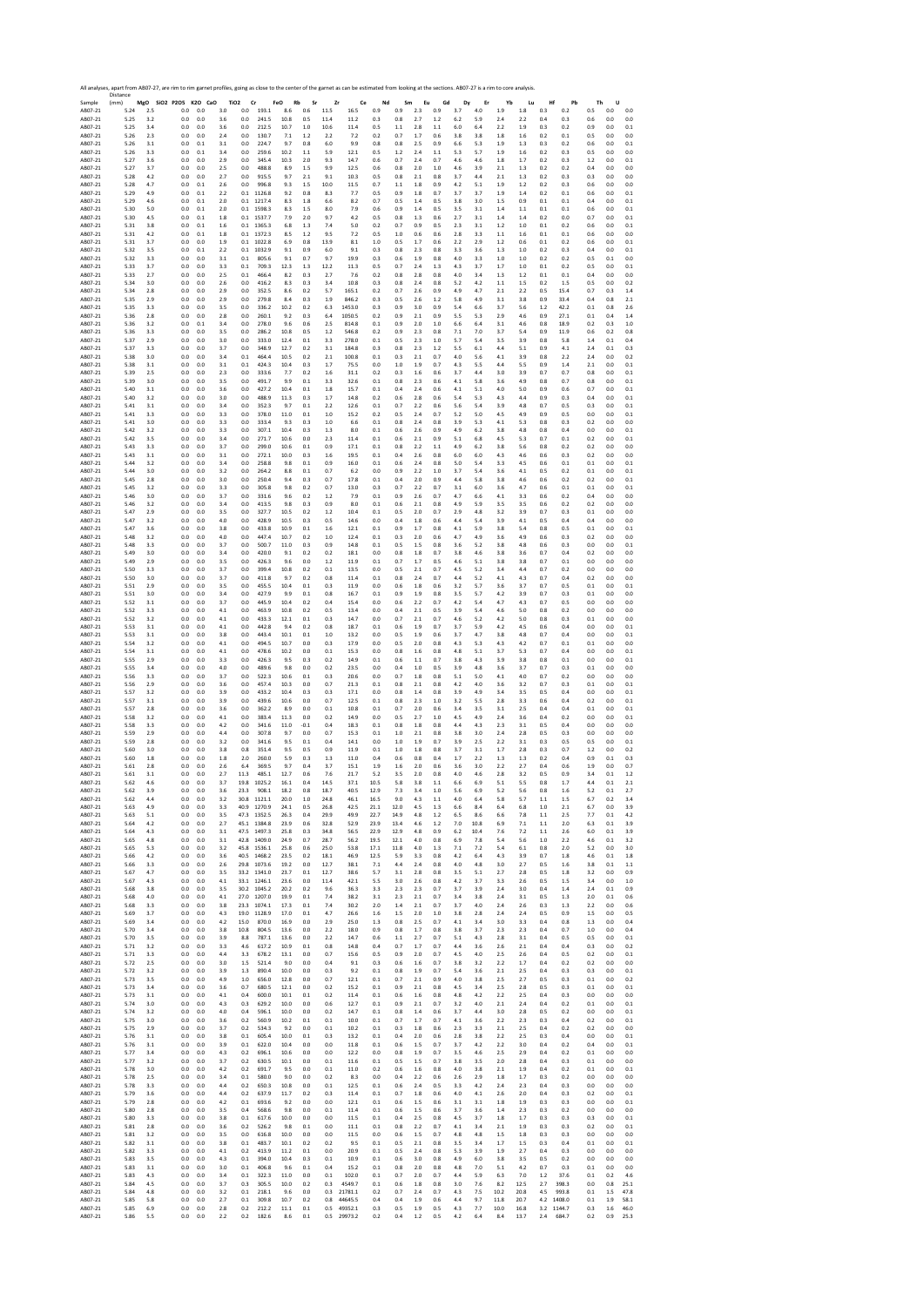All analyses, apart from AB07-27, are rim to rim garnet profiles, going as close to the center of the garnet as can be estimated from looking at the sections. AB07-27 is a rim to core analysis.

| Sample | Distance (mm) | MgO | SiO2 | P2O5 | K2O | CaO | TiO2 | Cr | FeO | Rb | Sr | Zr | Ce | Nd | Sm | Eu | Gd | Dy | Er | Yb | Lu | Hf | Pb | Th | U |
|---|---|---|---|---|---|---|---|---|---|---|---|---|---|---|---|---|---|---|---|---|---|---|---|---|---|
| AB07-21 | 5.24 | 2.5 | | 0.0 | 0.0 | 3.0 | 0.0 | 193.1 | 8.6 | 0.6 | 11.5 | 16.5 | 0.9 | 0.9 | 2.3 | 0.9 | 3.7 | 4.0 | 1.9 | 1.8 | 0.3 | 0.2 | 0.5 | 0.0 | 0.0 |
| AB07-21 | 5.25 | 3.2 | | 0.0 | 0.0 | 3.6 | 0.0 | 241.5 | 10.8 | 0.5 | 11.4 | 11.2 | 0.3 | 0.8 | 2.7 | 1.2 | 6.2 | 5.9 | 2.4 | 2.2 | 0.4 | 0.3 | 0.6 | 0.0 | 0.0 |
| AB07-21 | 5.25 | 3.4 | | 0.0 | 0.0 | 3.6 | 0.0 | 212.5 | 10.7 | 1.0 | 10.6 | 11.4 | 0.5 | 1.1 | 2.8 | 1.1 | 6.0 | 6.4 | 2.2 | 1.9 | 0.3 | 0.2 | 0.9 | 0.0 | 0.1 |
| AB07-21 | 5.26 | 2.3 | | 0.0 | 0.0 | 2.4 | 0.0 | 130.7 | 7.1 | 1.2 | 2.2 | 7.2 | 0.2 | 0.7 | 1.7 | 0.6 | 3.8 | 3.8 | 1.8 | 1.6 | 0.2 | 0.1 | 0.5 | 0.0 | 0.0 |
| AB07-21 | 5.26 | 3.1 | | 0.0 | 0.1 | 3.1 | 0.0 | 224.7 | 9.7 | 0.8 | 6.0 | 9.9 | 0.8 | 0.8 | 2.5 | 0.9 | 6.6 | 5.3 | 1.9 | 1.3 | 0.3 | 0.2 | 0.6 | 0.0 | 0.1 |
| AB07-21 | 5.26 | 3.3 | | 0.0 | 0.1 | 3.4 | 0.0 | 259.6 | 10.2 | 1.1 | 5.9 | 12.1 | 0.5 | 1.2 | 2.4 | 1.1 | 5.3 | 5.7 | 1.9 | 1.6 | 0.2 | 0.3 | 0.5 | 0.0 | 0.0 |
| AB07-21 | 5.27 | 3.6 | | 0.0 | 0.0 | 2.9 | 0.0 | 345.4 | 10.3 | 2.0 | 9.3 | 14.7 | 0.6 | 0.7 | 2.4 | 0.7 | 4.6 | 4.6 | 1.8 | 1.7 | 0.2 | 0.3 | 1.2 | 0.0 | 0.1 |
| AB07-21 | 5.27 | 3.7 | | 0.0 | 0.0 | 2.5 | 0.0 | 488.8 | 8.9 | 1.5 | 9.9 | 12.5 | 0.6 | 0.8 | 2.0 | 1.0 | 4.6 | 3.9 | 2.1 | 1.3 | 0.2 | 0.2 | 0.6 | 0.0 | 0.0 |
| AB07-21 | 5.28 | 4.2 | | 0.0 | 0.0 | 2.7 | 0.0 | 915.5 | 9.7 | 2.1 | 9.1 | 10.3 | 0.5 | 0.8 | 2.1 | 0.8 | 3.7 | 4.4 | 2.1 | 1.3 | 0.2 | 0.3 | 0.3 | 0.0 | 0.0 |
| AB07-21 | 5.28 | 4.7 | | 0.0 | 0.1 | 2.6 | 0.0 | 996.8 | 9.3 | 1.5 | 10.0 | 11.5 | 0.7 | 1.1 | 1.8 | 0.9 | 4.2 | 5.1 | 1.9 | 1.2 | 0.2 | 0.3 | 0.6 | 0.0 | 0.0 |
| AB07-21 | 5.29 | 4.9 | | 0.0 | 0.1 | 2.2 | 0.1 | 1126.8 | 9.2 | 0.8 | 8.3 | 7.7 | 0.5 | 0.9 | 1.8 | 0.7 | 3.7 | 3.7 | 1.9 | 1.4 | 0.2 | 0.1 | 0.6 | 0.0 | 0.1 |
| AB07-21 | 5.29 | 4.6 | | 0.0 | 0.1 | 2.0 | 0.1 | 1217.4 | 8.3 | 1.8 | 6.6 | 8.2 | 0.7 | 0.5 | 1.4 | 0.5 | 3.8 | 3.0 | 1.5 | 0.9 | 0.1 | 0.1 | 0.4 | 0.0 | 0.1 |
| AB07-21 | 5.30 | 5.0 | | 0.0 | 0.1 | 2.0 | 0.1 | 1598.3 | 8.3 | 1.5 | 8.0 | 7.9 | 0.6 | 0.9 | 1.4 | 0.5 | 3.5 | 3.1 | 1.4 | 1.1 | 0.1 | 0.1 | 0.6 | 0.0 | 0.1 |
| AB07-21 | 5.30 | 4.5 | | 0.0 | 0.1 | 1.8 | 0.1 | 1537.7 | 7.9 | 2.0 | 9.7 | 4.2 | 0.5 | 0.8 | 1.3 | 0.6 | 2.7 | 3.1 | 1.4 | 1.4 | 0.2 | 0.0 | 0.7 | 0.0 | 0.1 |
| AB07-21 | 5.31 | 3.8 | | 0.0 | 0.1 | 1.6 | 0.1 | 1365.3 | 6.8 | 1.3 | 7.4 | 5.0 | 0.2 | 0.7 | 0.9 | 0.5 | 2.3 | 3.1 | 1.2 | 1.0 | 0.1 | 0.2 | 0.6 | 0.0 | 0.1 |
| AB07-21 | 5.31 | 4.2 | | 0.0 | 0.1 | 1.8 | 0.1 | 1372.3 | 8.5 | 1.2 | 9.5 | 7.2 | 0.5 | 1.0 | 0.6 | 0.6 | 2.8 | 3.3 | 1.1 | 1.6 | 0.1 | 0.1 | 0.6 | 0.0 | 0.0 |
| AB07-21 | 5.31 | 3.7 | | 0.0 | 0.0 | 1.9 | 0.1 | 1022.8 | 6.9 | 0.8 | 13.9 | 8.1 | 1.0 | 0.5 | 1.7 | 0.6 | 2.2 | 2.9 | 1.2 | 0.6 | 0.1 | 0.2 | 0.6 | 0.0 | 0.1 |
| AB07-21 | 5.32 | 3.5 | | 0.0 | 0.1 | 2.2 | 0.1 | 1032.9 | 9.1 | 0.9 | 6.0 | 9.1 | 0.3 | 0.8 | 2.3 | 0.8 | 3.3 | 3.6 | 1.3 | 1.0 | 0.2 | 0.3 | 0.4 | 0.0 | 0.1 |
| AB07-21 | 5.32 | 3.3 | | 0.0 | 0.0 | 3.1 | 0.1 | 805.6 | 9.1 | 0.7 | 9.7 | 19.9 | 0.3 | 0.6 | 1.9 | 0.8 | 4.0 | 3.3 | 1.0 | 1.0 | 0.2 | 0.2 | 0.5 | 0.1 | 0.0 |
| AB07-21 | 5.33 | 3.7 | | 0.0 | 0.0 | 3.3 | 0.1 | 709.3 | 12.3 | 1.3 | 12.2 | 11.3 | 0.5 | 0.7 | 2.4 | 1.3 | 4.3 | 3.7 | 1.7 | 1.0 | 0.1 | 0.2 | 0.5 | 0.0 | 0.1 |
| AB07-21 | 5.33 | 2.7 | | 0.0 | 0.0 | 2.5 | 0.1 | 466.4 | 8.2 | 0.3 | 2.7 | 7.6 | 0.2 | 0.8 | 2.8 | 0.8 | 4.0 | 3.4 | 1.3 | 1.2 | 0.1 | 0.1 | 0.4 | 0.0 | 0.0 |
| AB07-21 | 5.34 | 3.0 | | 0.0 | 0.0 | 2.6 | 0.0 | 416.2 | 8.3 | 0.3 | 3.4 | 10.8 | 0.3 | 0.8 | 2.4 | 0.8 | 5.2 | 4.2 | 1.1 | 1.5 | 0.2 | 1.5 | 0.5 | 0.0 | 0.2 |
| AB07-21 | 5.34 | 2.8 | | 0.0 | 0.0 | 2.9 | 0.0 | 352.5 | 8.6 | 0.2 | 5.7 | 165.1 | 0.2 | 0.7 | 2.6 | 0.9 | 4.9 | 4.7 | 2.1 | 2.2 | 0.5 | 15.4 | 0.7 | 0.3 | 1.4 |
| AB07-21 | 5.35 | 2.9 | | 0.0 | 0.0 | 2.9 | 0.0 | 279.8 | 8.4 | 0.3 | 1.9 | 846.2 | 0.3 | 0.5 | 2.6 | 1.2 | 5.8 | 4.9 | 3.1 | 3.8 | 0.9 | 33.4 | 0.4 | 0.8 | 2.1 |
| AB07-21 | 5.35 | 3.3 | | 0.0 | 0.0 | 3.5 | 0.0 | 336.2 | 10.2 | 0.2 | 6.3 | 1453.0 | 0.3 | 0.9 | 3.0 | 0.9 | 5.4 | 6.6 | 3.7 | 5.6 | 1.2 | 42.2 | 0.1 | 0.8 | 2.6 |
| AB07-21 | 5.36 | 2.8 | | 0.0 | 0.0 | 2.8 | 0.0 | 260.1 | 9.2 | 0.3 | 6.4 | 1050.5 | 0.2 | 0.9 | 2.1 | 0.9 | 5.5 | 5.3 | 2.9 | 4.6 | 0.9 | 27.1 | 0.1 | 0.4 | 1.4 |
| AB07-21 | 5.36 | 3.2 | | 0.0 | 0.1 | 3.4 | 0.0 | 278.0 | 9.6 | 0.6 | 2.5 | 814.8 | 0.1 | 0.9 | 2.0 | 1.0 | 6.6 | 6.4 | 3.1 | 4.6 | 0.8 | 18.9 | 0.2 | 0.3 | 1.0 |
| AB07-21 | 5.36 | 3.3 | | 0.0 | 0.0 | 3.5 | 0.0 | 286.2 | 10.8 | 0.5 | 1.2 | 546.8 | 0.2 | 0.9 | 2.3 | 0.8 | 7.1 | 7.0 | 3.7 | 5.4 | 0.9 | 11.9 | 0.6 | 0.2 | 0.8 |
| AB07-21 | 5.37 | 2.9 | | 0.0 | 0.0 | 3.0 | 0.0 | 333.0 | 12.4 | 0.1 | 3.3 | 278.0 | 0.1 | 0.5 | 2.3 | 1.0 | 5.7 | 5.4 | 3.5 | 3.9 | 0.8 | 5.8 | 1.4 | 0.1 | 0.4 |
| AB07-21 | 5.37 | 3.3 | | 0.0 | 0.0 | 3.7 | 0.0 | 348.9 | 12.7 | 0.2 | 3.1 | 184.8 | 0.3 | 0.8 | 2.3 | 1.2 | 5.5 | 6.1 | 4.4 | 5.1 | 0.9 | 4.1 | 2.4 | 0.1 | 0.3 |
| AB07-21 | 5.38 | 3.0 | | 0.0 | 0.0 | 3.4 | 0.1 | 464.4 | 10.5 | 0.2 | 2.1 | 100.8 | 0.1 | 0.3 | 2.1 | 0.7 | 4.0 | 5.6 | 4.1 | 3.9 | 0.8 | 2.2 | 2.4 | 0.0 | 0.2 |
| AB07-21 | 5.38 | 3.1 | | 0.0 | 0.0 | 3.1 | 0.1 | 424.3 | 10.4 | 0.3 | 1.7 | 75.5 | 0.0 | 1.0 | 1.9 | 0.7 | 4.3 | 5.5 | 4.4 | 5.5 | 0.9 | 1.4 | 2.1 | 0.0 | 0.1 |
| AB07-21 | 5.39 | 2.5 | | 0.0 | 0.0 | 2.3 | 0.0 | 333.6 | 7.7 | 0.2 | 1.6 | 31.1 | 0.2 | 0.3 | 1.6 | 0.6 | 3.7 | 4.4 | 3.0 | 3.9 | 0.7 | 0.7 | 0.8 | 0.0 | 0.1 |
| AB07-21 | 5.39 | 3.0 | | 0.0 | 0.0 | 3.5 | 0.0 | 491.7 | 9.9 | 0.1 | 3.3 | 32.6 | 0.1 | 0.8 | 2.3 | 0.6 | 4.1 | 5.8 | 3.6 | 4.9 | 0.8 | 0.7 | 0.8 | 0.0 | 0.1 |
| AB07-21 | 5.40 | 3.1 | | 0.0 | 0.0 | 3.6 | 0.0 | 427.2 | 10.4 | 0.1 | 1.8 | 15.7 | 0.1 | 0.4 | 2.4 | 0.6 | 4.1 | 5.1 | 4.0 | 5.0 | 0.9 | 0.6 | 0.7 | 0.0 | 0.1 |
| AB07-21 | 5.40 | 3.2 | | 0.0 | 0.0 | 3.0 | 0.0 | 488.9 | 11.3 | 0.3 | 1.7 | 14.8 | 0.2 | 0.6 | 2.8 | 0.6 | 5.4 | 5.3 | 4.3 | 4.4 | 0.9 | 0.3 | 0.4 | 0.0 | 0.1 |
| AB07-21 | 5.41 | 3.1 | | 0.0 | 0.0 | 3.4 | 0.0 | 352.3 | 9.7 | 0.1 | 2.2 | 12.6 | 0.1 | 0.7 | 2.2 | 0.6 | 5.6 | 5.4 | 3.9 | 4.8 | 0.7 | 0.5 | 0.3 | 0.0 | 0.1 |
| AB07-21 | 5.41 | 3.3 | | 0.0 | 0.0 | 3.3 | 0.0 | 378.0 | 11.0 | 0.1 | 1.0 | 15.2 | 0.2 | 0.5 | 2.4 | 0.7 | 5.2 | 5.0 | 4.5 | 4.9 | 0.9 | 0.5 | 0.0 | 0.0 | 0.1 |
| AB07-21 | 5.41 | 3.0 | | 0.0 | 0.0 | 3.3 | 0.0 | 333.4 | 9.3 | 0.3 | 1.0 | 6.6 | 0.1 | 0.8 | 2.4 | 0.8 | 3.9 | 5.3 | 4.1 | 5.3 | 0.8 | 0.3 | 0.2 | 0.0 | 0.0 |
| AB07-21 | 5.42 | 3.2 | | 0.0 | 0.0 | 3.3 | 0.0 | 307.1 | 10.4 | 0.3 | 1.3 | 8.0 | 0.1 | 0.6 | 2.6 | 0.9 | 4.9 | 6.2 | 3.8 | 4.8 | 0.8 | 0.4 | 0.0 | 0.0 | 0.1 |
| AB07-21 | 5.42 | 3.5 | | 0.0 | 0.0 | 3.4 | 0.0 | 271.7 | 10.6 | 0.0 | 2.3 | 11.4 | 0.1 | 0.6 | 2.1 | 0.9 | 5.1 | 6.8 | 4.5 | 5.3 | 0.7 | 0.1 | 0.2 | 0.0 | 0.1 |
| AB07-21 | 5.43 | 3.3 | | 0.0 | 0.0 | 3.7 | 0.0 | 299.0 | 10.6 | 0.1 | 0.9 | 17.1 | 0.1 | 0.8 | 2.2 | 1.1 | 4.9 | 6.2 | 3.8 | 5.6 | 0.8 | 0.2 | 0.2 | 0.0 | 0.0 |
| AB07-21 | 5.43 | 3.1 | | 0.0 | 0.0 | 3.1 | 0.0 | 272.1 | 10.0 | 0.3 | 1.6 | 19.5 | 0.1 | 0.4 | 2.6 | 0.8 | 6.0 | 6.0 | 4.3 | 4.6 | 0.6 | 0.3 | 0.2 | 0.0 | 0.0 |
| AB07-21 | 5.44 | 3.2 | | 0.0 | 0.0 | 3.4 | 0.0 | 258.8 | 9.8 | 0.1 | 0.9 | 16.0 | 0.1 | 0.6 | 2.4 | 0.8 | 5.0 | 5.4 | 3.3 | 4.5 | 0.6 | 0.1 | 0.1 | 0.0 | 0.1 |
| AB07-21 | 5.44 | 3.0 | | 0.0 | 0.0 | 3.2 | 0.0 | 264.2 | 8.8 | 0.1 | 0.7 | 6.2 | 0.0 | 0.9 | 2.2 | 1.0 | 3.7 | 5.4 | 3.6 | 4.1 | 0.5 | 0.2 | 0.1 | 0.0 | 0.1 |
| AB07-21 | 5.45 | 2.8 | | 0.0 | 0.0 | 3.0 | 0.0 | 250.4 | 9.4 | 0.3 | 0.7 | 17.8 | 0.1 | 0.4 | 2.0 | 0.9 | 4.4 | 5.8 | 3.8 | 4.6 | 0.6 | 0.2 | 0.2 | 0.0 | 0.1 |
| AB07-21 | 5.45 | 3.2 | | 0.0 | 0.0 | 3.3 | 0.0 | 305.8 | 9.8 | 0.2 | 0.7 | 13.0 | 0.3 | 0.7 | 2.2 | 0.7 | 3.1 | 6.0 | 3.6 | 4.7 | 0.6 | 0.1 | 0.1 | 0.0 | 0.1 |
| AB07-21 | 5.46 | 3.0 | | 0.0 | 0.0 | 3.7 | 0.0 | 331.6 | 9.6 | 0.2 | 1.2 | 7.9 | 0.1 | 0.9 | 2.6 | 0.7 | 4.7 | 6.6 | 4.1 | 3.3 | 0.6 | 0.2 | 0.4 | 0.0 | 0.0 |
| AB07-21 | 5.46 | 3.2 | | 0.0 | 0.0 | 3.4 | 0.0 | 413.5 | 9.8 | 0.3 | 0.9 | 8.0 | 0.1 | 0.6 | 2.1 | 0.8 | 4.9 | 5.9 | 3.5 | 3.5 | 0.6 | 0.2 | 0.2 | 0.0 | 0.0 |
| AB07-21 | 5.47 | 2.9 | | 0.0 | 0.0 | 3.5 | 0.0 | 327.7 | 10.5 | 0.2 | 1.2 | 10.4 | 0.1 | 0.5 | 2.0 | 0.7 | 2.9 | 4.8 | 3.2 | 3.9 | 0.7 | 0.3 | 0.1 | 0.0 | 0.0 |
| AB07-21 | 5.47 | 3.2 | | 0.0 | 0.0 | 4.0 | 0.0 | 428.9 | 10.5 | 0.3 | 0.5 | 14.6 | 0.0 | 0.4 | 1.8 | 0.6 | 4.4 | 5.4 | 3.9 | 4.1 | 0.5 | 0.4 | 0.4 | 0.0 | 0.0 |
| AB07-21 | 5.47 | 3.6 | | 0.0 | 0.0 | 3.8 | 0.0 | 433.8 | 10.9 | 0.1 | 1.6 | 12.1 | 0.1 | 0.9 | 1.7 | 0.8 | 4.1 | 5.9 | 3.8 | 5.4 | 0.8 | 0.5 | 0.1 | 0.0 | 0.1 |
| AB07-21 | 5.48 | 3.2 | | 0.0 | 0.0 | 4.0 | 0.0 | 447.4 | 10.7 | 0.2 | 1.0 | 12.4 | 0.1 | 0.3 | 2.0 | 0.6 | 4.7 | 4.9 | 3.6 | 4.9 | 0.6 | 0.3 | 0.2 | 0.0 | 0.0 |
| AB07-21 | 5.48 | 3.3 | | 0.0 | 0.0 | 3.7 | 0.0 | 500.7 | 11.0 | 0.3 | 0.9 | 14.8 | 0.1 | 0.5 | 1.5 | 0.8 | 3.6 | 5.2 | 3.8 | 4.8 | 0.6 | 0.3 | 0.0 | 0.0 | 0.1 |
| AB07-21 | 5.49 | 3.0 | | 0.0 | 0.0 | 3.4 | 0.0 | 420.0 | 9.1 | 0.2 | 0.2 | 18.1 | 0.0 | 0.8 | 1.8 | 0.7 | 3.8 | 4.6 | 3.8 | 3.6 | 0.7 | 0.4 | 0.2 | 0.0 | 0.0 |
| AB07-21 | 5.49 | 2.9 | | 0.0 | 0.0 | 3.5 | 0.0 | 426.3 | 9.6 | 0.0 | 1.2 | 11.9 | 0.1 | 0.7 | 1.7 | 0.5 | 4.6 | 5.1 | 3.8 | 3.8 | 0.7 | 0.1 | 0.0 | 0.0 | 0.0 |
| AB07-21 | 5.50 | 3.3 | | 0.0 | 0.0 | 3.7 | 0.0 | 399.4 | 10.8 | 0.2 | 0.1 | 13.5 | 0.0 | 0.5 | 2.1 | 0.7 | 4.5 | 5.2 | 3.4 | 4.4 | 0.7 | 0.2 | 0.0 | 0.0 | 0.0 |
| AB07-21 | 5.50 | 3.0 | | 0.0 | 0.0 | 3.7 | 0.0 | 411.8 | 9.7 | 0.2 | 0.8 | 11.4 | 0.1 | 0.8 | 2.4 | 0.7 | 4.4 | 5.2 | 4.1 | 4.3 | 0.7 | 0.4 | 0.2 | 0.0 | 0.0 |
| AB07-21 | 5.51 | 2.9 | | 0.0 | 0.0 | 3.5 | 0.0 | 455.5 | 10.4 | 0.1 | 0.3 | 11.9 | 0.0 | 0.6 | 1.8 | 0.6 | 3.2 | 5.7 | 3.6 | 3.7 | 0.7 | 0.5 | 0.1 | 0.0 | 0.1 |
| AB07-21 | 5.51 | 3.0 | | 0.0 | 0.0 | 3.4 | 0.0 | 427.9 | 9.9 | 0.1 | 0.8 | 16.7 | 0.1 | 0.9 | 1.9 | 0.8 | 3.5 | 5.7 | 4.2 | 3.9 | 0.7 | 0.3 | 0.1 | 0.0 | 0.0 |
| AB07-21 | 5.52 | 3.1 | | 0.0 | 0.0 | 3.7 | 0.0 | 445.9 | 10.4 | 0.2 | 0.4 | 15.4 | 0.0 | 0.6 | 2.2 | 0.7 | 4.2 | 5.4 | 4.7 | 4.3 | 0.7 | 0.5 | 0.0 | 0.0 | 0.0 |
| AB07-21 | 5.52 | 3.3 | | 0.0 | 0.0 | 4.1 | 0.0 | 463.9 | 10.8 | 0.2 | 0.5 | 13.4 | 0.0 | 0.4 | 2.1 | 0.5 | 3.9 | 5.4 | 4.6 | 5.0 | 0.8 | 0.2 | 0.0 | 0.0 | 0.0 |
| AB07-21 | 5.52 | 3.2 | | 0.0 | 0.0 | 4.1 | 0.0 | 433.3 | 12.1 | 0.1 | 0.3 | 14.7 | 0.0 | 0.7 | 2.1 | 0.7 | 4.6 | 5.2 | 4.2 | 5.0 | 0.8 | 0.3 | 0.1 | 0.0 | 0.0 |
| AB07-21 | 5.53 | 3.1 | | 0.0 | 0.0 | 4.1 | 0.0 | 442.8 | 9.4 | 0.2 | 0.8 | 18.7 | 0.1 | 0.6 | 1.9 | 0.7 | 3.7 | 5.9 | 4.2 | 4.5 | 0.6 | 0.4 | 0.0 | 0.0 | 0.1 |
| AB07-21 | 5.53 | 3.1 | | 0.0 | 0.0 | 3.8 | 0.0 | 443.4 | 10.1 | 0.1 | 1.0 | 13.2 | 0.0 | 0.5 | 1.9 | 0.6 | 3.7 | 4.7 | 3.8 | 4.8 | 0.7 | 0.4 | 0.0 | 0.0 | 0.1 |
| AB07-21 | 5.54 | 3.2 | | 0.0 | 0.0 | 4.1 | 0.0 | 494.5 | 10.7 | 0.0 | 0.3 | 17.9 | 0.0 | 0.5 | 2.0 | 0.8 | 4.3 | 5.3 | 4.3 | 4.2 | 0.7 | 0.1 | 0.1 | 0.0 | 0.0 |
| AB07-21 | 5.54 | 3.1 | | 0.0 | 0.0 | 4.1 | 0.0 | 478.6 | 10.2 | 0.0 | 0.1 | 15.3 | 0.0 | 0.8 | 1.6 | 0.8 | 4.8 | 5.1 | 3.7 | 5.3 | 0.7 | 0.4 | 0.0 | 0.0 | 0.1 |
| AB07-21 | 5.55 | 2.9 | | 0.0 | 0.0 | 3.3 | 0.0 | 426.3 | 9.5 | 0.3 | 0.2 | 14.9 | 0.1 | 0.6 | 1.1 | 0.7 | 3.8 | 4.3 | 3.9 | 3.8 | 0.8 | 0.1 | 0.0 | 0.0 | 0.1 |
| AB07-21 | 5.55 | 3.4 | | 0.0 | 0.0 | 4.0 | 0.0 | 489.6 | 9.8 | 0.0 | 0.2 | 23.5 | 0.0 | 0.4 | 1.0 | 0.5 | 3.9 | 4.8 | 3.6 | 3.7 | 0.7 | 0.3 | 0.1 | 0.0 | 0.0 |
| AB07-21 | 5.56 | 3.3 | | 0.0 | 0.0 | 3.7 | 0.0 | 522.3 | 10.6 | 0.1 | 0.3 | 20.6 | 0.0 | 0.7 | 1.8 | 0.8 | 5.1 | 5.0 | 4.1 | 4.0 | 0.7 | 0.2 | 0.0 | 0.0 | 0.0 |
| AB07-21 | 5.56 | 2.9 | | 0.0 | 0.0 | 3.6 | 0.0 | 457.4 | 10.3 | 0.0 | 0.7 | 21.3 | 0.1 | 0.8 | 2.1 | 0.8 | 4.2 | 4.0 | 3.6 | 3.2 | 0.7 | 0.3 | 0.1 | 0.0 | 0.1 |
| AB07-21 | 5.57 | 3.2 | | 0.0 | 0.0 | 3.9 | 0.0 | 433.2 | 10.4 | 0.3 | 0.3 | 17.1 | 0.0 | 0.8 | 1.4 | 0.8 | 3.9 | 4.9 | 3.4 | 3.5 | 0.5 | 0.4 | 0.0 | 0.0 | 0.1 |
| AB07-21 | 5.57 | 3.1 | | 0.0 | 0.0 | 3.9 | 0.0 | 439.6 | 10.6 | 0.0 | 0.7 | 12.5 | 0.1 | 0.8 | 2.3 | 1.0 | 3.2 | 5.5 | 2.8 | 3.3 | 0.6 | 0.4 | 0.2 | 0.0 | 0.1 |
| AB07-21 | 5.57 | 2.8 | | 0.0 | 0.0 | 3.6 | 0.0 | 362.2 | 8.9 | 0.0 | 0.1 | 10.8 | 0.1 | 0.7 | 2.0 | 0.6 | 3.4 | 3.5 | 3.1 | 2.5 | 0.4 | 0.4 | 0.1 | 0.0 | 0.1 |
| AB07-21 | 5.58 | 3.2 | | 0.0 | 0.0 | 4.1 | 0.0 | 383.4 | 11.3 | 0.0 | 0.2 | 14.9 | 0.0 | 0.5 | 2.7 | 1.0 | 4.5 | 4.9 | 2.4 | 3.6 | 0.4 | 0.2 | 0.0 | 0.0 | 0.0 |
| AB07-21 | 5.58 | 3.3 | | 0.0 | 0.0 | 4.2 | 0.0 | 341.6 | 11.0 | -0.1 | 0.4 | 18.3 | 0.1 | 0.8 | 1.8 | 0.8 | 4.4 | 4.3 | 2.3 | 3.1 | 0.5 | 0.4 | 0.0 | 0.0 | 0.0 |
| AB07-21 | 5.59 | 2.9 | | 0.0 | 0.0 | 4.4 | 0.0 | 307.8 | 9.7 | 0.0 | 0.7 | 15.3 | 0.1 | 1.0 | 2.1 | 0.8 | 3.8 | 3.0 | 2.4 | 2.8 | 0.5 | 0.3 | 0.0 | 0.0 | 0.0 |
| AB07-21 | 5.59 | 2.8 | | 0.0 | 0.0 | 3.2 | 0.0 | 341.6 | 9.5 | 0.1 | 0.4 | 14.1 | 0.0 | 1.0 | 1.9 | 0.7 | 3.9 | 2.5 | 2.2 | 3.1 | 0.3 | 0.5 | 0.5 | 0.0 | 0.1 |
| AB07-21 | 5.60 | 3.0 | | 0.0 | 0.0 | 3.8 | 0.8 | 351.4 | 9.5 | 0.5 | 0.9 | 11.9 | 0.1 | 1.0 | 1.8 | 0.8 | 3.7 | 3.1 | 1.7 | 2.8 | 0.3 | 0.7 | 1.2 | 0.0 | 0.2 |
| AB07-21 | 5.60 | 1.8 | | 0.0 | 0.0 | 1.8 | 2.0 | 260.0 | 5.9 | 0.3 | 1.3 | 11.0 | 0.4 | 0.6 | 0.8 | 0.4 | 1.7 | 2.2 | 1.3 | 1.3 | 0.2 | 0.4 | 0.9 | 0.1 | 0.3 |
| AB07-21 | 5.61 | 2.8 | | 0.0 | 0.0 | 2.6 | 6.4 | 369.5 | 9.7 | 0.4 | 3.7 | 15.1 | 1.9 | 1.6 | 2.0 | 0.6 | 3.6 | 3.0 | 2.2 | 2.7 | 0.4 | 0.6 | 1.9 | 0.0 | 0.7 |
| AB07-21 | 5.61 | 3.1 | | 0.0 | 0.0 | 2.7 | 11.3 | 485.1 | 12.7 | 0.6 | 7.6 | 21.7 | 5.2 | 3.5 | 2.0 | 0.8 | 4.0 | 4.6 | 2.8 | 3.2 | 0.5 | 0.9 | 3.4 | 0.1 | 1.2 |
| AB07-21 | 5.62 | 4.6 | | 0.0 | 0.0 | 3.7 | 19.8 | 1025.2 | 16.1 | 0.4 | 14.5 | 37.1 | 10.5 | 5.8 | 3.8 | 1.1 | 6.6 | 6.9 | 5.1 | 5.5 | 0.8 | 1.7 | 4.4 | 0.1 | 2.1 |
| AB07-21 | 5.62 | 3.9 | | 0.0 | 0.0 | 3.6 | 23.3 | 908.1 | 18.2 | 0.8 | 18.7 | 40.5 | 12.9 | 7.3 | 3.4 | 1.0 | 5.6 | 6.9 | 5.2 | 5.6 | 0.8 | 1.6 | 5.2 | 0.1 | 2.7 |
| AB07-21 | 5.62 | 4.4 | | 0.0 | 0.0 | 3.2 | 30.8 | 1121.1 | 20.0 | 1.0 | 24.8 | 46.1 | 16.5 | 9.0 | 4.3 | 1.1 | 4.0 | 6.4 | 5.8 | 5.7 | 1.1 | 1.5 | 6.7 | 0.2 | 3.4 |
| AB07-21 | 5.63 | 4.9 | | 0.0 | 0.0 | 3.3 | 40.9 | 1270.9 | 24.1 | 0.5 | 26.8 | 42.5 | 21.1 | 12.0 | 4.5 | 1.3 | 6.6 | 8.4 | 6.4 | 6.8 | 1.0 | 2.1 | 6.7 | 0.0 | 3.9 |
| AB07-21 | 5.63 | 5.1 | | 0.0 | 0.0 | 3.5 | 47.3 | 1352.5 | 26.3 | 0.4 | 29.9 | 49.9 | 22.7 | 14.9 | 4.8 | 1.2 | 6.5 | 8.6 | 6.6 | 7.8 | 1.1 | 2.5 | 7.7 | 0.1 | 4.2 |
| AB07-21 | 5.64 | 4.2 | | 0.0 | 0.0 | 2.7 | 45.1 | 1384.8 | 23.9 | 0.6 | 32.8 | 52.9 | 23.9 | 13.4 | 4.6 | 1.2 | 7.0 | 10.8 | 6.9 | 7.1 | 1.1 | 2.0 | 6.3 | 0.1 | 3.9 |
| AB07-21 | 5.64 | 4.3 | | 0.0 | 0.0 | 3.1 | 47.5 | 1497.3 | 25.8 | 0.3 | 34.8 | 56.5 | 22.9 | 12.9 | 4.8 | 0.9 | 6.2 | 10.4 | 7.6 | 7.2 | 1.1 | 2.6 | 6.0 | 0.1 | 3.9 |
| AB07-21 | 5.65 | 4.8 | | 0.0 | 0.0 | 3.1 | 42.8 | 1409.0 | 24.9 | 0.7 | 28.7 | 56.2 | 19.5 | 12.1 | 4.0 | 0.8 | 6.9 | 7.8 | 5.4 | 5.6 | 1.0 | 2.2 | 4.6 | 0.1 | 3.2 |
| AB07-21 | 5.65 | 5.3 | | 0.0 | 0.0 | 3.2 | 45.8 | 1536.1 | 25.8 | 0.6 | 25.0 | 53.8 | 17.1 | 11.8 | 4.0 | 1.3 | 7.1 | 7.2 | 5.4 | 6.1 | 0.8 | 2.0 | 5.2 | 0.0 | 3.0 |
| AB07-21 | 5.66 | 4.2 | | 0.0 | 0.0 | 3.6 | 40.5 | 1468.2 | 23.5 | 0.2 | 18.1 | 46.9 | 12.5 | 5.9 | 3.3 | 0.8 | 4.2 | 6.4 | 4.3 | 3.9 | 0.7 | 1.8 | 4.6 | 0.1 | 1.8 |
| AB07-21 | 5.66 | 3.3 | | 0.0 | 0.0 | 2.6 | 29.8 | 1073.6 | 19.2 | 0.0 | 12.7 | 38.1 | 7.1 | 4.4 | 2.4 | 0.8 | 4.0 | 4.8 | 3.0 | 2.7 | 0.5 | 1.6 | 3.8 | 0.1 | 1.1 |
| AB07-21 | 5.67 | 4.7 | | 0.0 | 0.0 | 3.5 | 33.2 | 1341.0 | 23.7 | 0.1 | 12.7 | 38.6 | 5.7 | 3.1 | 2.8 | 0.8 | 3.5 | 5.1 | 2.7 | 2.8 | 0.5 | 1.8 | 3.2 | 0.0 | 0.9 |
| AB07-21 | 5.67 | 4.3 | | 0.0 | 0.0 | 4.1 | 33.1 | 1246.1 | 23.6 | 0.0 | 11.4 | 42.1 | 5.5 | 3.0 | 2.6 | 0.8 | 4.2 | 3.7 | 3.3 | 2.6 | 0.5 | 1.5 | 3.4 | 0.0 | 1.0 |
| AB07-21 | 5.68 | 3.8 | | 0.0 | 0.0 | 3.5 | 30.2 | 1045.2 | 20.2 | 0.2 | 9.6 | 36.3 | 3.3 | 2.3 | 2.3 | 0.7 | 3.7 | 3.9 | 2.4 | 3.0 | 0.4 | 1.4 | 2.4 | 0.1 | 0.9 |
| AB07-21 | 5.68 | 4.0 | | 0.0 | 0.0 | 4.1 | 27.0 | 1207.0 | 19.9 | 0.1 | 7.4 | 38.2 | 3.1 | 2.3 | 2.1 | 0.7 | 3.4 | 3.8 | 2.4 | 3.1 | 0.5 | 1.3 | 2.0 | 0.1 | 0.6 |
| AB07-21 | 5.68 | 3.3 | | 0.0 | 0.0 | 3.8 | 23.3 | 1074.1 | 17.3 | 0.1 | 7.4 | 30.2 | 2.0 | 1.4 | 2.1 | 0.7 | 3.7 | 4.0 | 2.4 | 2.6 | 0.3 | 1.3 | 2.2 | 0.0 | 0.6 |
| AB07-21 | 5.69 | 3.7 | | 0.0 | 0.0 | 4.3 | 19.0 | 1128.9 | 17.0 | 0.1 | 4.7 | 26.6 | 1.6 | 1.5 | 2.0 | 1.0 | 3.8 | 2.8 | 2.4 | 2.4 | 0.5 | 0.9 | 1.5 | 0.0 | 0.5 |
| AB07-21 | 5.69 | 3.4 | | 0.0 | 0.0 | 4.2 | 15.0 | 870.0 | 16.9 | 0.0 | 2.9 | 25.0 | 1.3 | 0.8 | 2.5 | 0.7 | 4.1 | 3.4 | 3.0 | 3.3 | 0.4 | 0.8 | 1.3 | 0.0 | 0.4 |
| AB07-21 | 5.70 | 3.4 | | 0.0 | 0.0 | 3.8 | 10.8 | 804.5 | 13.6 | 0.0 | 2.2 | 18.0 | 0.9 | 0.8 | 1.7 | 0.8 | 3.8 | 3.7 | 2.3 | 2.3 | 0.4 | 0.7 | 1.0 | 0.0 | 0.4 |
| AB07-21 | 5.70 | 3.5 | | 0.0 | 0.0 | 3.9 | 8.8 | 787.1 | 13.6 | 0.0 | 2.2 | 14.7 | 0.6 | 1.1 | 2.7 | 0.7 | 5.1 | 4.3 | 2.8 | 3.1 | 0.4 | 0.5 | 0.5 | 0.0 | 0.1 |
| AB07-21 | 5.71 | 3.2 | | 0.0 | 0.0 | 3.3 | 4.6 | 617.2 | 10.9 | 0.1 | 0.8 | 14.8 | 0.4 | 0.7 | 1.7 | 0.7 | 4.4 | 3.6 | 2.6 | 2.1 | 0.4 | 0.4 | 0.3 | 0.0 | 0.2 |
| AB07-21 | 5.71 | 3.3 | | 0.0 | 0.0 | 4.4 | 3.3 | 678.2 | 13.1 | 0.0 | 0.7 | 15.6 | 0.5 | 0.9 | 2.0 | 0.7 | 4.5 | 4.0 | 2.5 | 2.6 | 0.4 | 0.5 | 0.2 | 0.0 | 0.1 |
| AB07-21 | 5.72 | 2.5 | | 0.0 | 0.0 | 3.0 | 1.5 | 521.4 | 9.0 | 0.0 | 0.4 | 9.1 | 0.3 | 0.6 | 1.6 | 0.7 | 3.8 | 3.2 | 2.2 | 1.7 | 0.4 | 0.2 | 0.2 | 0.0 | 0.0 |
| AB07-21 | 5.72 | 3.2 | | 0.0 | 0.0 | 3.9 | 1.3 | 890.4 | 10.0 | 0.0 | 0.3 | 9.2 | 0.1 | 0.8 | 1.9 | 0.7 | 5.4 | 3.6 | 2.1 | 2.5 | 0.4 | 0.3 | 0.3 | 0.0 | 0.1 |
| AB07-21 | 5.73 | 3.5 | | 0.0 | 0.0 | 4.9 | 1.0 | 656.0 | 12.8 | 0.0 | 0.7 | 12.1 | 0.1 | 0.7 | 2.1 | 0.9 | 4.0 | 3.8 | 2.5 | 2.7 | 0.5 | 0.3 | 0.1 | 0.0 | 0.2 |
| AB07-21 | 5.73 | 3.4 | | 0.0 | 0.0 | 3.6 | 0.7 | 680.5 | 12.1 | 0.0 | 0.2 | 15.2 | 0.1 | 0.9 | 2.1 | 0.8 | 4.5 | 3.4 | 2.5 | 2.8 | 0.5 | 0.3 | 0.1 | 0.0 | 0.1 |
| AB07-21 | 5.73 | 3.1 | | 0.0 | 0.0 | 4.1 | 0.4 | 600.0 | 10.1 | 0.1 | 0.2 | 11.4 | 0.1 | 0.6 | 1.6 | 0.8 | 4.8 | 4.2 | 2.2 | 2.5 | 0.4 | 0.3 | 0.0 | 0.0 | 0.0 |
| AB07-21 | 5.74 | 3.0 | | 0.0 | 0.0 | 4.3 | 0.3 | 629.2 | 10.0 | 0.0 | 0.6 | 12.7 | 0.1 | 0.9 | 2.1 | 0.7 | 3.2 | 4.0 | 2.1 | 2.4 | 0.4 | 0.2 | 0.1 | 0.0 | 0.1 |
| AB07-21 | 5.74 | 3.2 | | 0.0 | 0.0 | 4.0 | 0.4 | 596.1 | 10.0 | 0.0 | 0.2 | 14.7 | 0.1 | 0.8 | 1.4 | 0.6 | 3.7 | 4.4 | 3.0 | 2.8 | 0.5 | 0.2 | 0.0 | 0.0 | 0.1 |
| AB07-21 | 5.75 | 3.0 | | 0.0 | 0.0 | 3.6 | 0.2 | 560.9 | 10.2 | 0.1 | 0.1 | 10.0 | 0.1 | 0.7 | 1.7 | 0.7 | 4.1 | 3.6 | 2.2 | 2.3 | 0.3 | 0.4 | 0.2 | 0.0 | 0.1 |
| AB07-21 | 5.75 | 2.9 | | 0.0 | 0.0 | 3.7 | 0.2 | 534.3 | 9.2 | 0.0 | 0.1 | 10.2 | 0.1 | 0.3 | 1.8 | 0.6 | 2.3 | 3.3 | 2.1 | 2.5 | 0.4 | 0.2 | 0.2 | 0.0 | 0.0 |
| AB07-21 | 5.76 | 3.1 | | 0.0 | 0.0 | 3.8 | 0.1 | 605.4 | 10.0 | 0.1 | 0.3 | 13.2 | 0.1 | 0.4 | 2.0 | 0.6 | 2.8 | 3.8 | 2.2 | 2.5 | 0.3 | 0.4 | 0.0 | 0.0 | 0.1 |
| AB07-21 | 5.76 | 3.1 | | 0.0 | 0.0 | 3.9 | 0.1 | 622.0 | 10.4 | 0.0 | 0.0 | 11.8 | 0.1 | 0.6 | 1.5 | 0.7 | 3.7 | 4.2 | 2.2 | 3.0 | 0.4 | 0.2 | 0.4 | 0.0 | 0.1 |
| AB07-21 | 5.77 | 3.4 | | 0.0 | 0.0 | 4.3 | 0.2 | 696.1 | 10.6 | 0.0 | 0.0 | 12.2 | 0.0 | 0.8 | 1.9 | 0.7 | 3.5 | 4.6 | 2.5 | 2.9 | 0.4 | 0.2 | 0.1 | 0.0 | 0.0 |
| AB07-21 | 5.77 | 3.2 | | 0.0 | 0.0 | 3.7 | 0.2 | 630.5 | 10.1 | 0.0 | 0.1 | 11.6 | 0.1 | 0.5 | 1.5 | 0.7 | 3.8 | 3.5 | 2.0 | 2.8 | 0.4 | 0.3 | 0.1 | 0.0 | 0.0 |
| AB07-21 | 5.78 | 3.0 | | 0.0 | 0.0 | 4.2 | 0.2 | 691.7 | 9.5 | 0.0 | 0.1 | 11.0 | 0.2 | 0.6 | 1.6 | 0.8 | 4.0 | 3.8 | 2.1 | 1.9 | 0.4 | 0.2 | 0.1 | 0.0 | 0.1 |
| AB07-21 | 5.78 | 2.5 | | 0.0 | 0.0 | 3.4 | 0.1 | 580.0 | 9.0 | 0.0 | 0.2 | 8.3 | 0.0 | 0.4 | 2.2 | 0.6 | 2.6 | 2.9 | 1.8 | 1.7 | 0.3 | 0.2 | 0.0 | 0.0 | 0.0 |
| AB07-21 | 5.78 | 3.3 | | 0.0 | 0.0 | 4.4 | 0.2 | 650.3 | 10.8 | 0.0 | 0.1 | 12.5 | 0.1 | 0.6 | 2.4 | 0.5 | 3.3 | 4.2 | 2.4 | 2.3 | 0.4 | 0.3 | 0.0 | 0.0 | 0.0 |
| AB07-21 | 5.79 | 3.6 | | 0.0 | 0.0 | 4.4 | 0.2 | 637.9 | 11.7 | 0.2 | 0.3 | 11.4 | 0.1 | 0.7 | 1.8 | 0.6 | 4.0 | 4.1 | 2.6 | 2.0 | 0.4 | 0.3 | 0.2 | 0.0 | 0.1 |
| AB07-21 | 5.79 | 2.8 | | 0.0 | 0.0 | 4.2 | 0.1 | 693.6 | 9.2 | 0.0 | 0.0 | 12.1 | 0.1 | 0.6 | 1.5 | 0.6 | 3.1 | 3.1 | 1.8 | 1.9 | 0.3 | 0.3 | 0.0 | 0.0 | 0.1 |
| AB07-21 | 5.80 | 2.8 | | 0.0 | 0.0 | 3.5 | 0.4 | 568.6 | 9.8 | 0.0 | 0.1 | 11.4 | 0.1 | 0.6 | 1.5 | 0.6 | 3.7 | 3.6 | 1.4 | 2.3 | 0.3 | 0.2 | 0.0 | 0.0 | 0.0 |
| AB07-21 | 5.80 | 3.3 | | 0.0 | 0.0 | 3.8 | 0.1 | 617.6 | 10.0 | 0.0 | 0.0 | 11.5 | 0.1 | 0.4 | 2.5 | 0.8 | 4.5 | 3.7 | 1.8 | 1.7 | 0.3 | 0.3 | 0.3 | 0.0 | 0.1 |
| AB07-21 | 5.81 | 2.8 | | 0.0 | 0.0 | 3.6 | 0.2 | 526.2 | 9.8 | 0.1 | 0.0 | 11.1 | 0.1 | 0.8 | 2.2 | 0.7 | 4.1 | 3.4 | 2.1 | 1.9 | 0.3 | 0.3 | 0.2 | 0.0 | 0.1 |
| AB07-21 | 5.81 | 3.2 | | 0.0 | 0.0 | 3.5 | 0.0 | 616.8 | 10.0 | 0.0 | 0.0 | 11.5 | 0.0 | 0.6 | 1.5 | 0.7 | 4.8 | 4.8 | 1.5 | 1.8 | 0.3 | 0.3 | 0.0 | 0.0 | 0.0 |
| AB07-21 | 5.82 | 3.1 | | 0.0 | 0.0 | 3.8 | 0.1 | 483.7 | 10.1 | 0.2 | 0.2 | 9.5 | 0.1 | 0.5 | 2.1 | 0.8 | 3.5 | 3.4 | 1.7 | 1.5 | 0.3 | 0.4 | 0.1 | 0.0 | 0.1 |
| AB07-21 | 5.82 | 3.3 | | 0.0 | 0.0 | 4.1 | 0.2 | 413.9 | 11.2 | 0.1 | 0.0 | 20.9 | 0.1 | 0.5 | 2.4 | 0.8 | 5.3 | 3.9 | 1.9 | 2.7 | 0.4 | 0.3 | 0.0 | 0.0 | 0.0 |
| AB07-21 | 5.83 | 3.5 | | 0.0 | 0.0 | 4.3 | 0.1 | 394.0 | 10.4 | 0.3 | 0.1 | 10.9 | 0.1 | 0.6 | 3.0 | 0.8 | 4.9 | 6.0 | 3.8 | 3.5 | 0.5 | 0.2 | 0.0 | 0.0 | 0.0 |
| AB07-21 | 5.83 | 3.1 | | 0.0 | 0.0 | 3.0 | 0.1 | 406.8 | 9.6 | 0.3 | 0.4 | 15.2 | 0.1 | 0.8 | 2.0 | 0.8 | 4.8 | 7.0 | 5.1 | 4.2 | 0.7 | 0.3 | 0.1 | 0.0 | 0.0 |
| AB07-21 | 5.83 | 4.3 | | 0.0 | 0.0 | 3.4 | 0.1 | 322.3 | 11.0 | 0.0 | 0.1 | 102.0 | 0.1 | 0.7 | 2.0 | 0.7 | 4.4 | 5.9 | 6.3 | 7.0 | 1.2 | 37.6 | 0.1 | 0.2 | 4.6 |
| AB07-21 | 5.84 | 4.5 | | 0.0 | 0.0 | 3.7 | 0.3 | 305.5 | 10.0 | 0.2 | 0.3 | 4549.7 | 0.1 | 0.6 | 1.8 | 0.8 | 3.0 | 7.6 | 8.2 | 12.5 | 2.7 | 398.3 | 0.0 | 0.8 | 25.1 |
| AB07-21 | 5.84 | 4.8 | | 0.0 | 0.0 | 3.2 | 0.1 | 218.1 | 9.6 | 0.0 | 0.3 | 21781.1 | 0.2 | 0.7 | 2.4 | 0.7 | 4.3 | 7.5 | 10.2 | 20.8 | 4.5 | 993.8 | 0.1 | 1.5 | 47.8 |
| AB07-21 | 5.85 | 5.8 | | 0.0 | 0.0 | 2.7 | 0.1 | 309.8 | 10.7 | 0.2 | 0.8 | 44645.5 | 0.4 | 0.4 | 1.9 | 0.6 | 4.4 | 9.7 | 11.8 | 20.7 | 4.2 | 1408.0 | 0.1 | 1.9 | 58.1 |
| AB07-21 | 5.85 | 6.9 | | 0.0 | 0.0 | 2.8 | 0.2 | 212.2 | 11.1 | 0.1 | 0.5 | 49352.1 | 0.3 | 0.5 | 1.9 | 0.5 | 4.3 | 7.7 | 10.0 | 16.8 | 3.2 | 1144.7 | 0.3 | 1.6 | 46.0 |
| AB07-21 | 5.86 | 5.5 | | 0.0 | 0.0 | 2.2 | 0.2 | 182.6 | 8.6 | 0.1 | 0.5 | 29973.2 | 0.2 | 0.4 | 1.2 | 0.5 | 4.2 | 6.4 | 8.4 | 13.7 | 2.4 | 684.7 | 0.2 | 0.9 | 25.3 |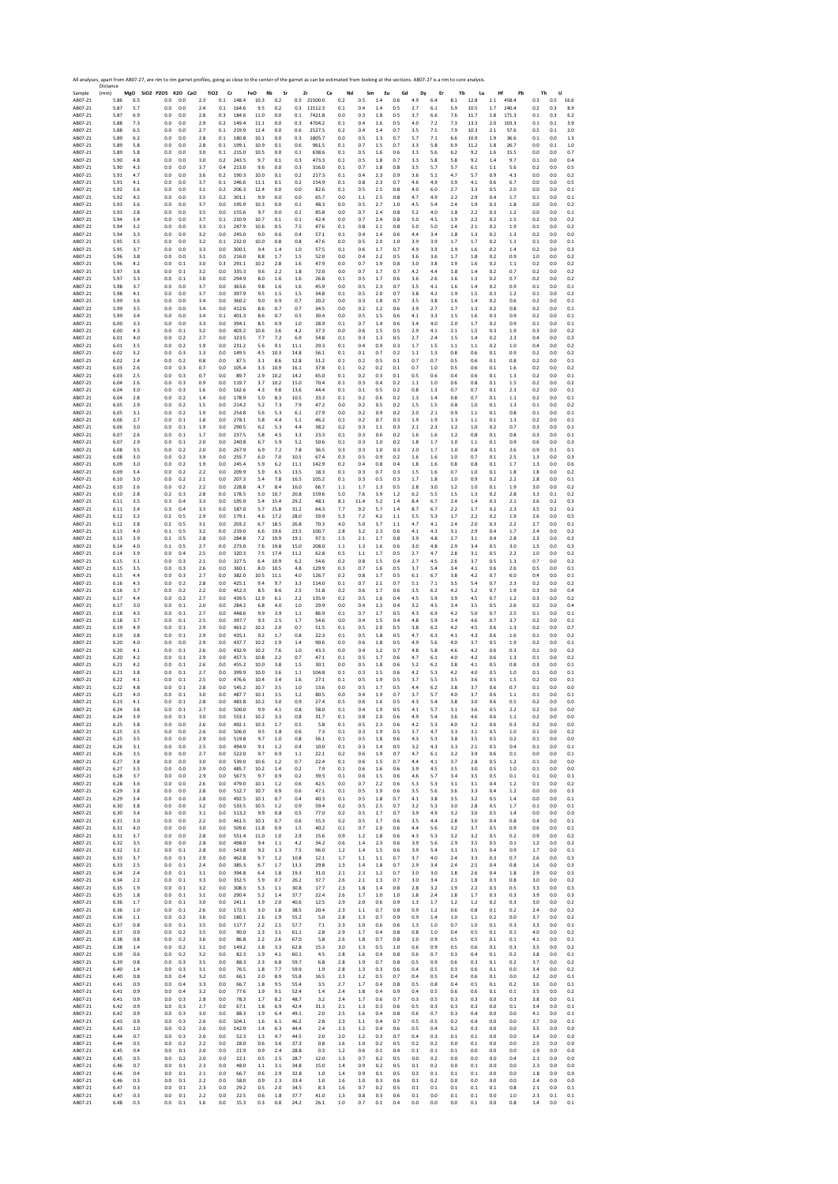All analyses, apart from AB07-27, are rim to rim garnet profiles, going as close to the center of the garnet as can be estimated from looking at the sections. AB07-27 is a rim to core analysis.

| Sample | Distance (mm) | MgO | SiO2 | P2O5 | K2O | CaO | TiO2 | Cr | FeO | Rb | Sr | Zr | Ce | Nd | Sm | Eu | Gd | Dy | Er | Yb | Lu | Hf | Pb | Th | U |
|---|---|---|---|---|---|---|---|---|---|---|---|---|---|---|---|---|---|---|---|---|---|---|---|---|---|
| AB07-21 | 5.86 | 6.5 | | 0.0 | 0.0 | 2.3 | 0.1 | 148.4 | 10.3 | 0.2 | 0.5 | 21500.0 | 0.2 | 0.5 | 1.4 | 0.6 | 4.9 | 6.4 | 8.1 | 12.8 | 2.1 | 458.4 | 0.3 | 0.5 | 16.6 |
| AB07-21 | 5.87 | 5.7 | | 0.0 | 0.0 | 2.4 | 0.1 | 164.6 | 9.5 | 0.2 | 0.3 | 11512.3 | 0.1 | 0.4 | 1.4 | 0.5 | 2.7 | 6.1 | 5.9 | 10.5 | 1.7 | 240.4 | 0.2 | 0.3 | 8.9 |
| AB07-21 | 5.87 | 6.9 | | 0.0 | 0.0 | 2.8 | 0.3 | 184.6 | 11.0 | 0.0 | 0.1 | 7421.8 | 0.0 | 0.3 | 1.8 | 0.5 | 3.7 | 6.6 | 7.6 | 11.7 | 1.8 | 171.3 | 0.1 | 0.3 | 6.2 |
| AB07-21 | 5.88 | 7.3 | | 0.0 | 0.0 | 2.9 | 0.2 | 149.4 | 11.1 | 0.0 | 0.3 | 4704.2 | 0.1 | 0.4 | 1.6 | 0.5 | 4.0 | 7.2 | 7.3 | 13.3 | 2.0 | 103.3 | 0.1 | 0.1 | 3.9 |
| AB07-21 | 5.88 | 6.5 | | 0.0 | 0.0 | 2.7 | 0.1 | 219.9 | 12.4 | 0.0 | 0.6 | 2527.5 | 0.2 | 0.4 | 1.4 | 0.7 | 3.5 | 7.5 | 7.9 | 10.3 | 2.1 | 57.6 | 0.5 | 0.1 | 2.0 |
| AB07-21 | 5.89 | 6.2 | | 0.0 | 0.0 | 2.8 | 0.1 | 180.8 | 10.1 | 0.0 | 0.3 | 1805.7 | 0.0 | 0.5 | 1.3 | 0.7 | 5.7 | 7.1 | 6.6 | 10.9 | 1.9 | 36.6 | 0.1 | 0.0 | 1.3 |
| AB07-21 | 5.89 | 5.8 | | 0.0 | 0.0 | 2.8 | 0.1 | 199.1 | 10.9 | 0.1 | 0.6 | 961.5 | 0.1 | 0.7 | 1.5 | 0.7 | 3.3 | 5.8 | 6.9 | 11.2 | 1.8 | 26.7 | 0.0 | 0.1 | 1.0 |
| AB07-21 | 5.89 | 5.8 | | 0.0 | 0.0 | 3.0 | 0.1 | 215.0 | 10.5 | 0.0 | 0.1 | 638.6 | 0.1 | 0.5 | 1.6 | 0.6 | 3.3 | 5.6 | 6.2 | 9.2 | 1.6 | 15.5 | 0.0 | 0.0 | 0.7 |
| AB07-21 | 5.90 | 4.8 | | 0.0 | 0.0 | 3.0 | 0.2 | 243.5 | 9.7 | 0.1 | 0.3 | 473.3 | 0.1 | 0.5 | 1.8 | 0.7 | 3.3 | 5.8 | 5.8 | 9.2 | 1.4 | 9.7 | 0.1 | 0.0 | 0.4 |
| AB07-21 | 5.90 | 4.3 | | 0.0 | 0.0 | 3.7 | 0.4 | 213.0 | 9.6 | 0.0 | 0.3 | 316.0 | 0.1 | 0.7 | 1.8 | 0.8 | 3.5 | 5.7 | 5.7 | 6.1 | 1.1 | 5.6 | 0.2 | 0.0 | 0.5 |
| AB07-21 | 5.91 | 4.7 | | 0.0 | 0.0 | 3.6 | 0.2 | 190.3 | 10.0 | 0.1 | 0.2 | 217.3 | 0.1 | 0.4 | 2.3 | 0.9 | 3.6 | 5.1 | 4.7 | 5.7 | 0.9 | 4.3 | 0.0 | 0.0 | 0.2 |
| AB07-21 | 5.91 | 4.1 | | 0.0 | 0.0 | 3.7 | 0.1 | 246.6 | 11.1 | 0.1 | 0.2 | 154.9 | 0.1 | 0.8 | 2.3 | 0.7 | 4.6 | 4.9 | 3.9 | 4.1 | 0.6 | 6.7 | 0.0 | 0.0 | 0.5 |
| AB07-21 | 5.92 | 3.6 | | 0.0 | 0.0 | 3.1 | 0.2 | 206.3 | 12.4 | 0.0 | 0.0 | 82.6 | 0.1 | 0.5 | 2.5 | 0.8 | 4.0 | 6.0 | 2.7 | 3.3 | 0.5 | 2.0 | 0.0 | 0.0 | 0.1 |
| AB07-21 | 5.92 | 4.2 | | 0.0 | 0.0 | 3.5 | 0.2 | 301.1 | 9.9 | 0.0 | 0.0 | 65.7 | 0.0 | 1.1 | 2.5 | 0.8 | 4.7 | 4.9 | 2.2 | 2.9 | 0.4 | 1.7 | 0.1 | 0.0 | 0.1 |
| AB07-21 | 5.93 | 3.6 | | 0.0 | 0.0 | 3.7 | 0.0 | 195.9 | 10.3 | 0.0 | 0.1 | 48.3 | 0.0 | 0.5 | 2.7 | 1.0 | 4.5 | 5.4 | 2.4 | 1.9 | 0.3 | 1.8 | 0.0 | 0.0 | 0.2 |
| AB07-21 | 5.93 | 2.8 | | 0.0 | 0.0 | 3.5 | 0.0 | 155.6 | 9.7 | 0.0 | 0.1 | 85.8 | 0.0 | 0.7 | 2.4 | 0.8 | 5.2 | 4.0 | 1.8 | 2.2 | 0.3 | 1.2 | 0.0 | 0.0 | 0.1 |
| AB07-21 | 5.94 | 3.4 | | 0.0 | 0.0 | 3.7 | 0.1 | 210.9 | 10.7 | 0.1 | 0.1 | 42.4 | 0.0 | 0.7 | 2.4 | 0.8 | 5.0 | 4.5 | 1.9 | 2.2 | 0.2 | 1.5 | 0.2 | 0.0 | 0.2 |
| AB07-21 | 5.94 | 3.2 | | 0.0 | 0.0 | 3.3 | 0.1 | 247.9 | 10.6 | 0.5 | 7.5 | 47.6 | 0.1 | 0.8 | 2.1 | 0.8 | 5.0 | 5.0 | 1.4 | 2.1 | 0.2 | 1.9 | 0.1 | 0.0 | 0.2 |
| AB07-21 | 5.94 | 3.3 | | 0.0 | 0.0 | 3.2 | 0.0 | 245.0 | 9.0 | 0.6 | 0.4 | 57.1 | 0.1 | 0.4 | 1.4 | 0.6 | 4.4 | 3.4 | 1.8 | 1.3 | 0.2 | 1.3 | 0.2 | 0.0 | 0.0 |
| AB07-21 | 5.95 | 3.5 | | 0.0 | 0.0 | 3.2 | 0.1 | 232.0 | 10.0 | 0.8 | 0.8 | 47.6 | 0.0 | 0.5 | 2.0 | 1.0 | 3.9 | 3.9 | 1.7 | 1.7 | 0.2 | 1.1 | 0.1 | 0.0 | 0.1 |
| AB07-21 | 5.95 | 3.7 | | 0.0 | 0.0 | 3.3 | 0.0 | 300.1 | 9.4 | 1.4 | 1.0 | 57.5 | 0.1 | 0.6 | 1.7 | 0.7 | 4.9 | 3.9 | 1.9 | 1.6 | 0.2 | 1.4 | 0.2 | 0.0 | 0.3 |
| AB07-21 | 5.96 | 3.8 | | 0.0 | 0.0 | 3.1 | 0.0 | 216.0 | 8.8 | 1.7 | 1.5 | 52.0 | 0.0 | 0.4 | 2.2 | 0.5 | 3.6 | 3.6 | 1.7 | 1.8 | 0.2 | 0.9 | 1.0 | 0.0 | 0.2 |
| AB07-21 | 5.96 | 4.2 | | 0.0 | 0.1 | 3.0 | 0.3 | 291.1 | 10.2 | 2.8 | 1.6 | 47.9 | 0.0 | 0.7 | 1.9 | 0.8 | 3.0 | 3.8 | 1.9 | 1.6 | 0.2 | 1.1 | 0.2 | 0.0 | 0.2 |
| AB07-21 | 5.97 | 3.8 | | 0.0 | 0.1 | 3.2 | 0.0 | 335.3 | 9.6 | 2.2 | 1.8 | 72.0 | 0.0 | 0.7 | 1.7 | 0.7 | 4.2 | 4.4 | 1.8 | 1.4 | 0.2 | 0.7 | 0.2 | 0.0 | 0.2 |
| AB07-21 | 5.97 | 3.3 | | 0.0 | 0.1 | 3.0 | 0.0 | 294.9 | 8.0 | 1.6 | 1.6 | 26.8 | 0.1 | 0.5 | 1.7 | 0.6 | 3.6 | 2.6 | 1.6 | 1.3 | 0.2 | 0.7 | 0.2 | 0.0 | 0.2 |
| AB07-21 | 5.98 | 3.7 | | 0.0 | 0.0 | 3.7 | 0.0 | 363.6 | 9.8 | 1.6 | 1.6 | 45.9 | 0.0 | 0.5 | 2.3 | 0.7 | 3.5 | 4.1 | 1.6 | 1.4 | 0.2 | 0.9 | 0.1 | 0.0 | 0.1 |
| AB07-21 | 5.98 | 4.1 | | 0.0 | 0.0 | 3.7 | 0.0 | 397.9 | 9.5 | 1.5 | 1.5 | 34.8 | 0.1 | 0.5 | 2.0 | 0.7 | 3.8 | 4.2 | 1.9 | 1.5 | 0.3 | 1.2 | 0.1 | 0.0 | 0.2 |
| AB07-21 | 5.99 | 3.6 | | 0.0 | 0.0 | 3.4 | 0.0 | 360.2 | 9.0 | 0.9 | 0.7 | 20.2 | 0.0 | 0.3 | 1.8 | 0.7 | 3.5 | 3.8 | 1.6 | 1.4 | 0.2 | 0.6 | 0.2 | 0.0 | 0.1 |
| AB07-21 | 5.99 | 3.5 | | 0.0 | 0.0 | 3.4 | 0.0 | 412.6 | 8.6 | 0.7 | 0.7 | 34.5 | 0.0 | 0.2 | 1.2 | 0.6 | 3.9 | 2.7 | 1.7 | 1.3 | 0.2 | 0.8 | 0.2 | 0.0 | 0.1 |
| AB07-21 | 5.99 | 3.4 | | 0.0 | 0.0 | 3.4 | 0.1 | 401.3 | 8.6 | 0.7 | 0.5 | 30.4 | 0.0 | 0.5 | 1.5 | 0.6 | 4.1 | 3.3 | 1.5 | 1.6 | 0.3 | 0.9 | 0.2 | 0.0 | 0.1 |
| AB07-21 | 6.00 | 3.3 | | 0.0 | 0.0 | 3.3 | 0.0 | 394.1 | 8.5 | 0.9 | 1.0 | 28.9 | 0.1 | 0.7 | 1.4 | 0.6 | 3.4 | 4.0 | 2.0 | 1.7 | 0.2 | 0.9 | 0.1 | 0.0 | 0.1 |
| AB07-21 | 6.00 | 4.3 | | 0.0 | 0.1 | 3.2 | 0.0 | 403.2 | 10.6 | 3.6 | 4.2 | 37.3 | 0.0 | 0.6 | 1.5 | 0.5 | 2.9 | 4.1 | 2.1 | 1.5 | 0.3 | 1.9 | 0.3 | 0.0 | 0.2 |
| AB07-21 | 6.01 | 4.0 | | 0.0 | 0.2 | 2.7 | 0.0 | 323.5 | 7.7 | 7.2 | 6.9 | 54.8 | 0.1 | 0.3 | 1.3 | 0.5 | 2.7 | 2.4 | 1.5 | 1.4 | 0.2 | 2.3 | 0.4 | 0.0 | 0.3 |
| AB07-21 | 6.01 | 3.5 | | 0.0 | 0.2 | 1.9 | 0.0 | 231.2 | 5.6 | 9.1 | 11.1 | 29.3 | 0.1 | 0.4 | 0.9 | 0.3 | 1.7 | 1.5 | 1.1 | 1.1 | 0.2 | 1.0 | 0.4 | 0.0 | 0.2 |
| AB07-21 | 6.02 | 3.2 | | 0.0 | 0.3 | 1.3 | 0.0 | 149.5 | 4.5 | 10.3 | 14.8 | 56.1 | 0.1 | 0.1 | 0.7 | 0.2 | 1.1 | 1.3 | 0.8 | 0.6 | 0.1 | 0.9 | 0.2 | 0.0 | 0.2 |
| AB07-21 | 6.02 | 2.4 | | 0.0 | 0.2 | 0.8 | 0.0 | 87.5 | 3.1 | 8.6 | 12.8 | 51.2 | 0.1 | 0.2 | 0.5 | 0.1 | 0.7 | 0.7 | 0.5 | 0.6 | 0.1 | 0.8 | 0.2 | 0.0 | 0.1 |
| AB07-21 | 6.03 | 2.6 | | 0.0 | 0.3 | 0.7 | 0.0 | 105.4 | 3.3 | 10.9 | 16.1 | 37.8 | 0.1 | 0.2 | 0.2 | 0.1 | 0.7 | 1.0 | 0.5 | 0.6 | 0.1 | 1.6 | 0.2 | 0.0 | 0.2 |
| AB07-21 | 6.03 | 2.5 | | 0.0 | 0.3 | 0.7 | 0.0 | 89.7 | 2.9 | 10.2 | 14.2 | 65.0 | 0.1 | 0.2 | 0.3 | 0.1 | 0.5 | 0.6 | 0.4 | 0.6 | 0.1 | 1.3 | 0.2 | 0.0 | 0.1 |
| AB07-21 | 6.04 | 2.6 | | 0.0 | 0.3 | 0.9 | 0.0 | 119.7 | 3.7 | 10.2 | 15.0 | 70.4 | 0.1 | 0.3 | 0.4 | 0.2 | 1.1 | 1.0 | 0.6 | 0.8 | 0.1 | 1.5 | 0.2 | 0.0 | 0.2 |
| AB07-21 | 6.04 | 3.0 | | 0.0 | 0.3 | 1.6 | 0.0 | 162.6 | 4.3 | 9.8 | 13.6 | 44.4 | 0.1 | 0.1 | 0.5 | 0.2 | 0.8 | 1.3 | 0.7 | 0.7 | 0.1 | 2.3 | 0.2 | 0.0 | 0.1 |
| AB07-21 | 6.04 | 2.8 | | 0.0 | 0.2 | 1.4 | 0.0 | 178.9 | 5.0 | 8.3 | 10.5 | 33.3 | 0.1 | 0.2 | 0.6 | 0.2 | 1.3 | 1.4 | 0.8 | 0.7 | 0.1 | 1.1 | 0.2 | 0.0 | 0.1 |
| AB07-21 | 6.05 | 2.9 | | 0.0 | 0.2 | 1.5 | 0.0 | 214.2 | 5.2 | 7.3 | 7.9 | 47.2 | 0.0 | 0.2 | 0.5 | 0.2 | 1.5 | 1.5 | 0.8 | 1.0 | 0.1 | 1.3 | 0.1 | 0.0 | 0.2 |
| AB07-21 | 6.05 | 3.1 | | 0.0 | 0.2 | 1.9 | 0.0 | 254.8 | 5.6 | 5.3 | 6.1 | 27.9 | 0.0 | 0.2 | 0.9 | 0.2 | 2.0 | 2.1 | 0.9 | 1.1 | 0.1 | 0.8 | 0.1 | 0.0 | 0.1 |
| AB07-21 | 6.06 | 2.7 | | 0.0 | 0.1 | 1.8 | 0.0 | 278.1 | 5.8 | 4.4 | 5.1 | 46.2 | 0.1 | 0.2 | 0.7 | 0.3 | 1.9 | 1.9 | 1.3 | 1.1 | 0.1 | 1.3 | 0.2 | 0.0 | 0.1 |
| AB07-21 | 6.06 | 3.0 | | 0.0 | 0.1 | 1.9 | 0.0 | 290.5 | 6.2 | 5.3 | 4.4 | 38.2 | 0.2 | 0.3 | 1.1 | 0.3 | 2.1 | 2.3 | 1.2 | 1.0 | 0.2 | 0.7 | 0.3 | 0.0 | 0.1 |
| AB07-21 | 6.07 | 2.6 | | 0.0 | 0.1 | 1.7 | 0.0 | 237.5 | 5.8 | 4.5 | 3.3 | 23.3 | 0.1 | 0.3 | 0.6 | 0.2 | 1.6 | 1.6 | 1.2 | 0.8 | 0.1 | 0.8 | 0.3 | 0.0 | 0.1 |
| AB07-21 | 6.07 | 2.9 | | 0.0 | 0.1 | 2.0 | 0.0 | 240.8 | 6.7 | 5.9 | 5.2 | 50.6 | 0.1 | 0.3 | 1.0 | 0.2 | 1.8 | 1.7 | 1.0 | 1.1 | 0.1 | 0.9 | 0.6 | 0.0 | 0.3 |
| AB07-21 | 6.08 | 3.5 | | 0.0 | 0.2 | 2.0 | 0.0 | 267.9 | 6.9 | 7.2 | 7.8 | 36.5 | 0.3 | 0.3 | 1.0 | 0.3 | 2.0 | 1.7 | 1.0 | 0.8 | 0.1 | 2.6 | 0.9 | 0.1 | 0.1 |
| AB07-21 | 6.08 | 3.0 | | 0.0 | 0.2 | 3.9 | 0.0 | 255.7 | 6.0 | 7.0 | 10.5 | 67.4 | 0.3 | 0.5 | 0.9 | 0.2 | 1.6 | 1.6 | 1.0 | 0.7 | 0.1 | 2.5 | 1.3 | 0.3 | 0.3 |
| AB07-21 | 6.09 | 3.0 | | 0.0 | 0.2 | 1.9 | 0.0 | 245.4 | 5.9 | 6.2 | 11.1 | 142.9 | 0.2 | 0.4 | 0.8 | 0.4 | 1.8 | 1.6 | 0.8 | 0.8 | 0.1 | 1.7 | 1.3 | 0.0 | 0.6 |
| AB07-21 | 6.09 | 3.4 | | 0.0 | 0.2 | 2.2 | 0.0 | 209.9 | 5.9 | 6.5 | 13.5 | 18.3 | 0.1 | 0.3 | 0.7 | 0.3 | 1.5 | 1.6 | 0.7 | 1.0 | 0.1 | 1.8 | 1.8 | 0.0 | 0.2 |
| AB07-21 | 6.10 | 3.0 | | 0.0 | 0.2 | 2.1 | 0.0 | 207.3 | 5.4 | 7.8 | 16.5 | 105.2 | 0.1 | 0.3 | 0.5 | 0.3 | 1.7 | 1.8 | 1.0 | 0.9 | 0.2 | 2.2 | 2.8 | 0.0 | 0.1 |
| AB07-21 | 6.10 | 2.6 | | 0.0 | 0.2 | 2.2 | 0.0 | 228.8 | 4.7 | 8.4 | 16.0 | 66.7 | 1.1 | 1.7 | 1.3 | 0.5 | 2.8 | 3.0 | 1.2 | 1.0 | 0.1 | 1.9 | 3.0 | 0.0 | 0.2 |
| AB07-21 | 6.10 | 2.8 | | 0.2 | 0.3 | 2.8 | 0.0 | 178.5 | 5.0 | 10.7 | 20.8 | 159.6 | 5.0 | 7.6 | 3.9 | 1.2 | 6.2 | 5.5 | 1.5 | 1.3 | 0.2 | 2.8 | 3.3 | 0.1 | 0.2 |
| AB07-21 | 6.11 | 3.5 | | 0.3 | 0.4 | 3.3 | 0.0 | 195.9 | 5.4 | 15.4 | 29.2 | 48.1 | 8.1 | 11.4 | 5.2 | 1.4 | 8.4 | 6.7 | 2.4 | 1.4 | 0.3 | 2.1 | 3.6 | 0.2 | 0.3 |
| AB07-21 | 6.11 | 3.4 | | 0.3 | 0.4 | 3.3 | 0.0 | 187.0 | 5.7 | 15.8 | 31.2 | 64.3 | 7.7 | 9.2 | 5.7 | 1.4 | 8.7 | 6.7 | 2.2 | 1.7 | 0.2 | 2.3 | 3.5 | 0.2 | 0.2 |
| AB07-21 | 6.12 | 3.2 | | 0.2 | 0.5 | 2.9 | 0.0 | 179.1 | 4.6 | 17.2 | 28.0 | 59.9 | 5.3 | 7.2 | 4.2 | 1.1 | 5.5 | 5.3 | 1.7 | 2.2 | 0.2 | 1.9 | 2.6 | 0.0 | 0.5 |
| AB07-21 | 6.12 | 3.8 | | 0.2 | 0.5 | 3.1 | 0.0 | 203.2 | 6.7 | 18.5 | 26.8 | 70.3 | 4.0 | 5.0 | 3.7 | 1.1 | 4.7 | 4.1 | 2.4 | 2.0 | 0.3 | 2.2 | 2.7 | 0.0 | 0.1 |
| AB07-21 | 6.13 | 4.0 | | 0.1 | 0.5 | 3.2 | 0.0 | 219.0 | 6.6 | 19.6 | 23.5 | 100.7 | 2.8 | 3.2 | 2.3 | 0.6 | 4.1 | 4.3 | 3.1 | 2.9 | 0.4 | 1.7 | 2.4 | 0.0 | 0.2 |
| AB07-21 | 6.13 | 3.9 | | 0.1 | 0.5 | 2.8 | 0.0 | 284.8 | 7.2 | 19.9 | 19.1 | 97.3 | 1.5 | 2.1 | 1.7 | 0.8 | 3.9 | 4.8 | 2.7 | 3.1 | 0.4 | 2.8 | 2.3 | 0.0 | 0.3 |
| AB07-21 | 6.14 | 4.0 | | 0.1 | 0.5 | 2.7 | 0.0 | 273.0 | 7.6 | 19.8 | 15.0 | 208.0 | 1.1 | 1.3 | 1.6 | 0.6 | 3.0 | 4.8 | 2.9 | 3.4 | 0.5 | 3.0 | 1.5 | 0.0 | 0.3 |
| AB07-21 | 6.14 | 3.9 | | 0.0 | 0.4 | 2.5 | 0.0 | 320.3 | 7.5 | 17.4 | 11.2 | 62.8 | 0.5 | 1.1 | 1.7 | 0.5 | 2.7 | 4.7 | 2.8 | 3.1 | 0.5 | 2.2 | 1.0 | 0.0 | 0.2 |
| AB07-21 | 6.15 | 3.1 | | 0.0 | 0.3 | 2.1 | 0.0 | 327.5 | 6.4 | 10.9 | 6.2 | 54.6 | 0.2 | 0.8 | 1.5 | 0.4 | 2.7 | 4.5 | 2.6 | 3.7 | 0.5 | 1.3 | 0.7 | 0.0 | 0.2 |
| AB07-21 | 6.15 | 3.5 | | 0.0 | 0.3 | 2.6 | 0.0 | 360.1 | 8.0 | 10.5 | 4.8 | 129.9 | 0.3 | 0.7 | 1.6 | 0.5 | 3.7 | 5.4 | 3.4 | 4.1 | 0.6 | 2.6 | 0.5 | 0.0 | 0.1 |
| AB07-21 | 6.15 | 4.4 | | 0.0 | 0.3 | 2.7 | 0.0 | 382.0 | 10.5 | 11.1 | 4.0 | 126.7 | 0.2 | 0.8 | 1.7 | 0.5 | 6.1 | 6.7 | 3.8 | 4.2 | 0.7 | 6.0 | 0.4 | 0.0 | 0.1 |
| AB07-21 | 6.16 | 4.3 | | 0.0 | 0.2 | 2.8 | 0.0 | 425.1 | 9.4 | 9.7 | 3.3 | 114.0 | 0.1 | 0.7 | 2.1 | 0.7 | 5.1 | 7.1 | 3.5 | 5.4 | 0.7 | 2.3 | 0.2 | 0.0 | 0.2 |
| AB07-21 | 6.16 | 3.7 | | 0.0 | 0.2 | 2.2 | 0.0 | 452.3 | 8.5 | 8.6 | 2.5 | 51.8 | 0.2 | 0.6 | 1.7 | 0.6 | 3.5 | 6.2 | 4.2 | 5.2 | 0.7 | 1.9 | 0.3 | 0.0 | 0.4 |
| AB07-21 | 6.17 | 4.4 | | 0.0 | 0.2 | 2.7 | 0.0 | 439.5 | 12.9 | 6.1 | 2.2 | 135.9 | 0.2 | 0.5 | 1.6 | 0.4 | 4.5 | 5.9 | 3.9 | 4.5 | 0.7 | 1.2 | 0.3 | 0.0 | 0.2 |
| AB07-21 | 6.17 | 3.0 | | 0.0 | 0.1 | 2.0 | 0.0 | 284.2 | 6.8 | 4.0 | 1.0 | 29.9 | 0.0 | 0.4 | 1.3 | 0.4 | 3.2 | 4.5 | 3.4 | 3.5 | 0.5 | 2.6 | 0.2 | 0.0 | 0.4 |
| AB07-21 | 6.18 | 4.3 | | 0.0 | 0.1 | 2.7 | 0.0 | 448.6 | 9.9 | 3.9 | 1.1 | 86.9 | 0.1 | 0.7 | 1.7 | 0.5 | 4.3 | 6.9 | 4.2 | 5.0 | 0.7 | 2.5 | 0.1 | 0.0 | 0.1 |
| AB07-21 | 6.18 | 3.7 | | 0.0 | 0.1 | 2.5 | 0.0 | 397.7 | 9.3 | 2.5 | 1.7 | 54.6 | 0.0 | 0.4 | 1.5 | 0.4 | 4.8 | 5.9 | 3.4 | 4.6 | 0.7 | 3.7 | 0.2 | 0.0 | 0.1 |
| AB07-21 | 6.19 | 4.9 | | 0.0 | 0.1 | 2.9 | 0.0 | 461.2 | 10.2 | 2.0 | 0.7 | 51.5 | 0.1 | 0.5 | 2.0 | 0.5 | 3.8 | 6.2 | 4.2 | 4.5 | 0.6 | 1.3 | 0.2 | 0.0 | 0.7 |
| AB07-21 | 6.19 | 3.8 | | 0.0 | 0.1 | 2.9 | 0.0 | 435.1 | 9.2 | 1.7 | 0.8 | 22.3 | 0.1 | 0.5 | 1.8 | 0.5 | 4.7 | 6.3 | 4.1 | 4.3 | 0.6 | 1.6 | 0.1 | 0.0 | 0.2 |
| AB07-21 | 6.20 | 4.0 | | 0.0 | 0.0 | 2.9 | 0.0 | 437.7 | 10.2 | 1.9 | 1.4 | 90.6 | 0.0 | 0.6 | 1.8 | 0.5 | 4.9 | 5.6 | 4.0 | 3.7 | 0.5 | 1.9 | 0.2 | 0.0 | 0.1 |
| AB07-21 | 6.20 | 4.1 | | 0.0 | 0.1 | 2.6 | 0.0 | 432.9 | 10.2 | 7.6 | 1.0 | 43.3 | 0.0 | 0.4 | 1.2 | 0.7 | 4.8 | 5.8 | 4.6 | 4.2 | 0.6 | 0.3 | 0.1 | 0.0 | 0.2 |
| AB07-21 | 6.20 | 4.2 | | 0.0 | 0.1 | 2.9 | 0.0 | 457.3 | 10.8 | 2.2 | 0.7 | 47.1 | 0.1 | 0.5 | 1.7 | 0.6 | 4.7 | 6.1 | 4.0 | 4.2 | 0.6 | 1.3 | 0.1 | 0.0 | 0.2 |
| AB07-21 | 6.21 | 4.2 | | 0.0 | 0.1 | 2.6 | 0.0 | 455.2 | 10.0 | 3.8 | 1.5 | 30.1 | 0.0 | 0.5 | 1.8 | 0.6 | 5.2 | 6.2 | 3.8 | 4.1 | 0.5 | 0.8 | 0.3 | 0.0 | 0.1 |
| AB07-21 | 6.21 | 3.8 | | 0.0 | 0.1 | 2.7 | 0.0 | 399.9 | 10.0 | 3.6 | 1.1 | 104.8 | 0.1 | 0.3 | 1.5 | 0.6 | 4.2 | 5.3 | 4.2 | 4.0 | 0.5 | 1.0 | 0.1 | 0.0 | 0.1 |
| AB07-21 | 6.22 | 4.1 | | 0.0 | 0.1 | 2.5 | 0.0 | 476.6 | 10.4 | 3.4 | 1.6 | 27.1 | 0.1 | 0.5 | 1.9 | 0.5 | 3.7 | 5.5 | 3.5 | 3.6 | 0.5 | 1.5 | 0.2 | 0.0 | 0.1 |
| AB07-21 | 6.22 | 4.8 | | 0.0 | 0.1 | 2.8 | 0.0 | 545.2 | 10.7 | 3.5 | 1.0 | 13.6 | 0.0 | 0.5 | 1.7 | 0.5 | 4.4 | 6.2 | 3.8 | 3.7 | 0.6 | 0.7 | 0.1 | 0.0 | 0.0 |
| AB07-21 | 6.23 | 4.0 | | 0.0 | 0.1 | 3.0 | 0.0 | 487.7 | 10.1 | 3.5 | 1.2 | 80.5 | 0.0 | 0.4 | 1.9 | 0.7 | 3.7 | 5.7 | 4.0 | 3.7 | 0.6 | 1.1 | 0.1 | 0.0 | 0.1 |
| AB07-21 | 6.23 | 4.1 | | 0.0 | 0.1 | 2.8 | 0.0 | 483.8 | 10.2 | 3.0 | 0.9 | 27.4 | 0.5 | 0.6 | 1.6 | 0.5 | 4.3 | 5.4 | 3.8 | 3.0 | 0.6 | 0.5 | 0.2 | 0.0 | 0.0 |
| AB07-21 | 6.24 | 3.8 | | 0.0 | 0.1 | 2.7 | 0.0 | 500.0 | 9.9 | 4.1 | 0.8 | 58.0 | 0.1 | 0.4 | 1.9 | 0.5 | 4.1 | 5.7 | 3.1 | 3.6 | 0.5 | 2.2 | 0.2 | 0.0 | 0.0 |
| AB07-21 | 6.24 | 3.9 | | 0.0 | 0.1 | 3.0 | 0.0 | 553.1 | 10.2 | 3.3 | 0.8 | 31.7 | 0.1 | 0.8 | 2.0 | 0.6 | 4.9 | 5.4 | 3.6 | 4.6 | 0.6 | 1.1 | 0.2 | 0.0 | 0.0 |
| AB07-21 | 6.25 | 3.8 | | 0.0 | 0.0 | 2.6 | 0.0 | 492.1 | 10.3 | 1.7 | 0.5 | 5.8 | 0.1 | 0.5 | 2.3 | 0.6 | 4.2 | 5.3 | 4.0 | 3.2 | 0.6 | 0.3 | 0.2 | 0.0 | 0.0 |
| AB07-21 | 6.25 | 3.5 | | 0.0 | 0.0 | 2.6 | 0.0 | 506.0 | 9.5 | 1.8 | 0.6 | 7.3 | 0.1 | 0.3 | 1.9 | 0.5 | 3.7 | 4.7 | 3.3 | 3.1 | 0.5 | 1.0 | 0.1 | 0.0 | 0.2 |
| AB07-21 | 6.25 | 3.5 | | 0.0 | 0.0 | 2.9 | 0.0 | 519.8 | 9.7 | 1.0 | 0.8 | 56.1 | 0.1 | 0.5 | 1.8 | 0.6 | 4.3 | 5.3 | 3.8 | 3.5 | 0.5 | 0.2 | 0.1 | 0.0 | 0.0 |
| AB07-21 | 6.26 | 3.1 | | 0.0 | 0.0 | 2.5 | 0.0 | 494.9 | 9.1 | 1.2 | 0.4 | 10.0 | 0.1 | 0.3 | 1.4 | 0.5 | 3.2 | 4.3 | 3.3 | 2.1 | 0.5 | 0.4 | 0.1 | 0.0 | 0.1 |
| AB07-21 | 6.26 | 3.5 | | 0.0 | 0.0 | 2.7 | 0.0 | 522.0 | 9.7 | 0.9 | 1.1 | 22.1 | 0.2 | 0.6 | 1.9 | 0.7 | 4.7 | 6.1 | 3.2 | 3.9 | 0.6 | 0.1 | 0.0 | 0.0 | 0.1 |
| AB07-21 | 6.27 | 3.8 | | 0.0 | 0.0 | 3.0 | 0.0 | 539.0 | 10.6 | 1.2 | 0.7 | 22.4 | 0.1 | 0.6 | 1.5 | 0.7 | 4.4 | 4.1 | 3.7 | 2.8 | 0.5 | 1.2 | 0.1 | 0.0 | 0.0 |
| AB07-21 | 6.27 | 3.5 | | 0.0 | 0.0 | 2.9 | 0.0 | 485.7 | 10.2 | 1.4 | 0.2 | 7.9 | 0.1 | 0.6 | 1.6 | 0.6 | 3.9 | 4.5 | 3.5 | 3.0 | 0.5 | 1.0 | 0.1 | 0.0 | 0.0 |
| AB07-21 | 6.28 | 3.7 | | 0.0 | 0.0 | 2.9 | 0.0 | 567.5 | 9.7 | 0.9 | 0.2 | 39.5 | 0.1 | 0.6 | 1.5 | 0.6 | 4.6 | 5.7 | 3.4 | 3.5 | 0.5 | 0.1 | 0.1 | 0.0 | 0.1 |
| AB07-21 | 6.28 | 3.6 | | 0.0 | 0.0 | 2.6 | 0.0 | 479.0 | 10.1 | 1.2 | 0.6 | 42.5 | 0.0 | 0.7 | 2.2 | 0.6 | 5.3 | 5.3 | 3.1 | 3.1 | 0.4 | 1.2 | 0.1 | 0.0 | 0.2 |
| AB07-21 | 6.29 | 3.8 | | 0.0 | 0.0 | 2.8 | 0.0 | 512.7 | 10.7 | 0.9 | 0.6 | 47.1 | 0.1 | 0.5 | 1.9 | 0.6 | 3.5 | 5.6 | 3.6 | 3.3 | 0.4 | 1.2 | 0.0 | 0.0 | 0.3 |
| AB07-21 | 6.29 | 3.4 | | 0.0 | 0.0 | 2.8 | 0.0 | 492.5 | 10.1 | 0.7 | 0.4 | 40.3 | 0.1 | 0.5 | 1.8 | 0.7 | 4.1 | 3.8 | 3.5 | 3.2 | 0.5 | 1.4 | 0.0 | 0.0 | 0.1 |
| AB07-21 | 6.30 | 3.8 | | 0.0 | 0.0 | 3.2 | 0.0 | 533.5 | 10.5 | 1.2 | 0.9 | 59.4 | 0.2 | 0.5 | 2.5 | 0.7 | 3.2 | 5.3 | 3.0 | 2.8 | 0.5 | 1.7 | 0.1 | 0.0 | 0.1 |
| AB07-21 | 6.30 | 3.4 | | 0.0 | 0.0 | 3.1 | 0.0 | 513.2 | 9.9 | 0.8 | 0.5 | 77.0 | 0.2 | 0.5 | 1.7 | 0.7 | 3.9 | 4.9 | 3.2 | 3.0 | 0.5 | 1.4 | 0.0 | 0.0 | 0.0 |
| AB07-21 | 6.31 | 3.0 | | 0.0 | 0.0 | 2.2 | 0.0 | 461.5 | 10.1 | 0.7 | 0.6 | 55.3 | 0.2 | 0.5 | 1.7 | 0.6 | 3.5 | 4.4 | 2.8 | 3.0 | 0.4 | 0.8 | 0.4 | 0.0 | 0.1 |
| AB07-21 | 6.31 | 4.0 | | 0.0 | 0.0 | 3.0 | 0.0 | 509.6 | 11.8 | 0.9 | 1.5 | 40.2 | 0.1 | 0.7 | 2.0 | 0.6 | 4.4 | 5.6 | 3.2 | 3.7 | 0.5 | 0.9 | 0.6 | 0.0 | 0.1 |
| AB07-21 | 6.31 | 3.7 | | 0.0 | 0.0 | 2.8 | 0.0 | 551.4 | 11.0 | 1.0 | 2.9 | 15.6 | 0.9 | 1.2 | 1.8 | 0.6 | 4.3 | 5.3 | 3.2 | 3.2 | 0.5 | 0.2 | 0.9 | 0.0 | 0.2 |
| AB07-21 | 6.32 | 3.5 | | 0.0 | 0.0 | 2.8 | 0.0 | 498.0 | 9.4 | 1.1 | 4.2 | 34.2 | 0.6 | 1.4 | 2.3 | 0.6 | 3.9 | 5.6 | 2.9 | 3.5 | 0.5 | 0.1 | 1.2 | 0.0 | 0.2 |
| AB07-21 | 6.32 | 3.2 | | 0.0 | 0.1 | 2.8 | 0.0 | 543.8 | 9.2 | 1.3 | 7.5 | 96.0 | 1.2 | 1.4 | 1.5 | 0.6 | 3.9 | 5.4 | 3.1 | 3.5 | 0.4 | 0.9 | 1.7 | 0.0 | 0.1 |
| AB07-21 | 6.33 | 3.7 | | 0.0 | 0.1 | 2.9 | 0.0 | 462.8 | 9.7 | 1.2 | 10.8 | 12.1 | 1.7 | 1.1 | 1.1 | 0.7 | 3.7 | 4.0 | 2.4 | 3.3 | 0.3 | 0.7 | 2.6 | 0.0 | 0.3 |
| AB07-21 | 6.33 | 2.5 | | 0.0 | 0.1 | 2.4 | 0.0 | 385.3 | 6.7 | 1.7 | 13.3 | 29.8 | 1.3 | 1.4 | 1.8 | 0.7 | 2.9 | 3.4 | 2.4 | 2.5 | 0.4 | 0.8 | 1.6 | 0.0 | 0.3 |
| AB07-21 | 6.34 | 2.4 | | 0.0 | 0.1 | 3.1 | 0.0 | 394.8 | 6.4 | 1.8 | 19.3 | 31.0 | 2.1 | 2.3 | 1.2 | 0.7 | 3.0 | 3.0 | 1.8 | 2.6 | 0.4 | 1.8 | 2.9 | 0.0 | 0.3 |
| AB07-21 | 6.34 | 2.2 | | 0.0 | 0.1 | 3.3 | 0.0 | 352.5 | 5.9 | 0.7 | 26.2 | 37.7 | 2.6 | 2.1 | 1.3 | 0.7 | 3.0 | 3.4 | 2.1 | 1.8 | 0.3 | 0.8 | 3.0 | 0.0 | 0.2 |
| AB07-21 | 6.35 | 1.9 | | 0.0 | 0.1 | 3.2 | 0.0 | 308.3 | 5.3 | 1.1 | 30.8 | 17.7 | 2.3 | 1.8 | 1.4 | 0.8 | 2.8 | 3.2 | 1.9 | 2.2 | 0.3 | 0.5 | 3.3 | 0.0 | 0.3 |
| AB07-21 | 6.35 | 1.8 | | 0.0 | 0.1 | 3.1 | 0.0 | 290.4 | 5.2 | 1.4 | 37.7 | 22.4 | 2.6 | 1.7 | 1.0 | 1.0 | 1.8 | 2.4 | 1.8 | 1.7 | 0.3 | 0.3 | 3.9 | 0.0 | 0.3 |
| AB07-21 | 6.36 | 1.7 | | 0.0 | 0.1 | 3.0 | 0.0 | 241.1 | 3.9 | 2.0 | 40.6 | 12.5 | 2.9 | 2.0 | 0.6 | 0.9 | 1.3 | 1.7 | 1.2 | 1.2 | 0.2 | 0.3 | 3.0 | 0.0 | 0.2 |
| AB07-21 | 6.36 | 1.0 | | 0.0 | 0.1 | 2.6 | 0.0 | 172.5 | 3.0 | 1.8 | 38.5 | 20.4 | 2.3 | 1.1 | 0.7 | 0.8 | 0.9 | 1.2 | 0.6 | 0.8 | 0.1 | 0.2 | 2.4 | 0.0 | 0.2 |
| AB07-21 | 6.36 | 1.1 | | 0.0 | 0.2 | 3.6 | 0.0 | 180.1 | 2.6 | 1.9 | 55.2 | 5.0 | 2.8 | 1.3 | 0.7 | 0.9 | 0.9 | 1.4 | 1.0 | 1.1 | 0.2 | 0.0 | 3.7 | 0.0 | 0.2 |
| AB07-21 | 6.37 | 0.8 | | 0.0 | 0.1 | 3.5 | 0.0 | 117.7 | 2.2 | 2.1 | 57.7 | 7.1 | 2.3 | 1.0 | 0.6 | 1.0 | 1.3 | 1.0 | 0.7 | 1.0 | 0.1 | 0.3 | 3.3 | 0.0 | 0.1 |
| AB07-21 | 6.37 | 0.9 | | 0.0 | 0.2 | 3.5 | 0.0 | 90.0 | 2.3 | 3.1 | 61.1 | 2.8 | 2.9 | 1.7 | 0.4 | 0.8 | 0.8 | 1.0 | 0.4 | 0.5 | 0.1 | 0.1 | 4.0 | 0.0 | 0.2 |
| AB07-21 | 6.38 | 0.8 | | 0.0 | 0.2 | 3.6 | 0.0 | 86.8 | 2.2 | 2.6 | 67.0 | 5.8 | 2.6 | 1.8 | 0.7 | 0.8 | 1.0 | 0.9 | 0.5 | 0.5 | 0.1 | 0.1 | 4.1 | 0.0 | 0.1 |
| AB07-21 | 6.38 | 1.4 | | 0.0 | 0.2 | 3.1 | 0.0 | 149.2 | 1.8 | 3.3 | 62.8 | 15.3 | 3.0 | 1.3 | 0.5 | 1.0 | 0.6 | 0.9 | 0.5 | 0.6 | 0.1 | 0.3 | 3.5 | 0.0 | 0.2 |
| AB07-21 | 6.39 | 0.6 | | 0.0 | 0.2 | 3.2 | 0.0 | 82.3 | 1.9 | 4.1 | 60.1 | 4.5 | 2.8 | 1.6 | 0.4 | 0.8 | 0.6 | 0.7 | 0.3 | 0.4 | 0.1 | 0.2 | 3.8 | 0.0 | 0.1 |
| AB07-21 | 6.39 | 0.8 | | 0.0 | 0.3 | 3.5 | 0.0 | 88.3 | 2.3 | 6.8 | 59.7 | 6.8 | 2.8 | 1.9 | 0.7 | 0.8 | 0.5 | 0.9 | 0.6 | 0.3 | 0.1 | 0.2 | 3.7 | 0.0 | 0.2 |
| AB07-21 | 6.40 | 1.4 | | 0.0 | 0.3 | 3.1 | 0.0 | 76.5 | 1.8 | 7.7 | 59.9 | 1.9 | 2.8 | 1.3 | 0.3 | 0.6 | 0.4 | 0.5 | 0.3 | 0.6 | 0.1 | 0.0 | 3.4 | 0.0 | 0.2 |
| AB07-21 | 6.40 | 0.8 | | 0.0 | 0.4 | 3.2 | 0.0 | 66.1 | 2.0 | 8.9 | 55.8 | 16.5 | 2.3 | 1.2 | 0.5 | 0.7 | 0.4 | 0.5 | 0.4 | 0.6 | 0.1 | 0.0 | 3.2 | 0.0 | 0.1 |
| AB07-21 | 6.41 | 0.9 | | 0.0 | 0.4 | 3.3 | 0.0 | 66.7 | 1.8 | 9.5 | 55.4 | 3.5 | 2.7 | 1.7 | 0.4 | 0.8 | 0.5 | 0.8 | 0.4 | 0.5 | 0.1 | 0.2 | 3.6 | 0.0 | 0.1 |
| AB07-21 | 6.41 | 0.9 | | 0.0 | 0.4 | 3.2 | 0.0 | 77.6 | 1.9 | 9.1 | 52.4 | 1.4 | 2.4 | 1.8 | 0.4 | 0.9 | 0.4 | 0.5 | 0.6 | 0.6 | 0.1 | 0.1 | 3.5 | 0.0 | 0.2 |
| AB07-21 | 6.41 | 0.9 | | 0.0 | 0.3 | 2.8 | 0.0 | 78.3 | 1.7 | 8.2 | 48.7 | 3.2 | 2.4 | 1.7 | 0.6 | 0.7 | 0.3 | 0.5 | 0.3 | 0.3 | 0.0 | 0.3 | 3.8 | 0.0 | 0.1 |
| AB07-21 | 6.42 | 0.9 | | 0.0 | 0.3 | 2.7 | 0.0 | 67.1 | 1.8 | 6.9 | 42.4 | 31.3 | 2.1 | 1.3 | 0.3 | 0.6 | 0.5 | 0.3 | 0.3 | 0.3 | 0.0 | 0.1 | 3.4 | 0.0 | 0.1 |
| AB07-21 | 6.42 | 0.9 | | 0.0 | 0.3 | 3.0 | 0.0 | 88.3 | 1.9 | 6.4 | 49.1 | 2.0 | 2.5 | 1.6 | 0.4 | 0.8 | 0.6 | 0.7 | 0.3 | 0.4 | 0.0 | 0.0 | 4.1 | 0.0 | 0.1 |
| AB07-21 | 6.43 | 0.9 | | 0.0 | 0.3 | 2.6 | 0.0 | 104.1 | 1.6 | 6.1 | 46.2 | 2.8 | 2.3 | 1.1 | 0.4 | 0.7 | 0.5 | 0.5 | 0.2 | 0.4 | 0.0 | 0.0 | 3.7 | 0.0 | 0.1 |
| AB07-21 | 6.43 | 1.0 | | 0.0 | 0.2 | 2.6 | 0.0 | 142.9 | 1.4 | 6.3 | 44.4 | 2.4 | 2.3 | 1.2 | 0.4 | 0.6 | 0.5 | 0.4 | 0.2 | 0.3 | 0.0 | 0.0 | 3.5 | 0.0 | 0.0 |
| AB07-21 | 6.44 | 0.7 | | 0.0 | 0.3 | 2.6 | 0.0 | 52.3 | 1.3 | 4.7 | 44.5 | 2.0 | 2.0 | 1.2 | 0.3 | 0.7 | 0.4 | 0.3 | 0.1 | 0.1 | 0.0 | 0.0 | 3.4 | 0.0 | 0.0 |
| AB07-21 | 6.44 | 0.5 | | 0.0 | 0.2 | 2.2 | 0.0 | 28.0 | 0.6 | 3.6 | 37.3 | 0.8 | 1.6 | 1.0 | 0.2 | 0.5 | 0.2 | 0.2 | 0.0 | 0.1 | 0.0 | 0.0 | 2.5 | 0.0 | 0.0 |
| AB07-21 | 6.45 | 0.4 | | 0.0 | 0.1 | 2.0 | 0.0 | 21.9 | 0.9 | 2.4 | 28.8 | 0.3 | 1.2 | 0.6 | 0.1 | 0.4 | 0.1 | 0.1 | 0.1 | 0.0 | 0.0 | 0.0 | 1.9 | 0.0 | 0.0 |
| AB07-21 | 6.45 | 0.5 | | 0.0 | 0.2 | 2.0 | 0.0 | 22.1 | 0.5 | 2.5 | 28.7 | 12.0 | 1.3 | 0.7 | 0.2 | 0.5 | 0.0 | 0.2 | 0.0 | 0.0 | 0.0 | 0.4 | 2.1 | 0.0 | 0.0 |
| AB07-21 | 6.46 | 0.7 | | 0.0 | 0.1 | 2.3 | 0.0 | 48.0 | 1.1 | 3.1 | 34.8 | 15.0 | 1.4 | 0.9 | 0.2 | 0.5 | 0.1 | 0.2 | 0.0 | 0.1 | 0.0 | 0.0 | 2.3 | 0.0 | 0.0 |
| AB07-21 | 6.46 | 0.4 | | 0.0 | 0.1 | 2.1 | 0.0 | 66.7 | 0.6 | 2.9 | 32.8 | 1.0 | 1.4 | 0.9 | 0.1 | 0.5 | 0.3 | 0.1 | 0.1 | 0.1 | 0.0 | 0.0 | 1.8 | 0.0 | 0.0 |
| AB07-21 | 6.46 | 0.3 | | 0.0 | 0.1 | 2.2 | 0.0 | 58.0 | 0.9 | 2.3 | 33.4 | 1.0 | 1.6 | 1.0 | 0.3 | 0.6 | 0.1 | 0.2 | 0.0 | 0.0 | 0.0 | 0.0 | 2.4 | 0.0 | 0.0 |
| AB07-21 | 6.47 | 0.3 | | 0.0 | 0.1 | 2.3 | 0.0 | 29.2 | 0.5 | 2.0 | 34.5 | 8.3 | 1.6 | 0.7 | 0.2 | 0.5 | 0.1 | 0.1 | 0.1 | 0.1 | 0.1 | 0.8 | 2.1 | 0.1 | 0.0 |
| AB07-21 | 6.47 | 0.3 | | 0.0 | 0.1 | 2.2 | 0.0 | 22.5 | 0.6 | 1.8 | 37.7 | 41.0 | 1.3 | 0.8 | 0.3 | 0.6 | 0.1 | 0.0 | 0.1 | 0.1 | 0.0 | 1.0 | 2.3 | 0.1 | 0.1 |
| AB07-21 | 6.48 | 0.3 | | 0.0 | 0.1 | 1.6 | 0.0 | 15.3 | 0.3 | 0.8 | 24.2 | 26.1 | 1.0 | 0.7 | 0.1 | 0.4 | 0.0 | 0.0 | 0.0 | 0.1 | 0.0 | 0.8 | 1.4 | 0.0 | 0.1 |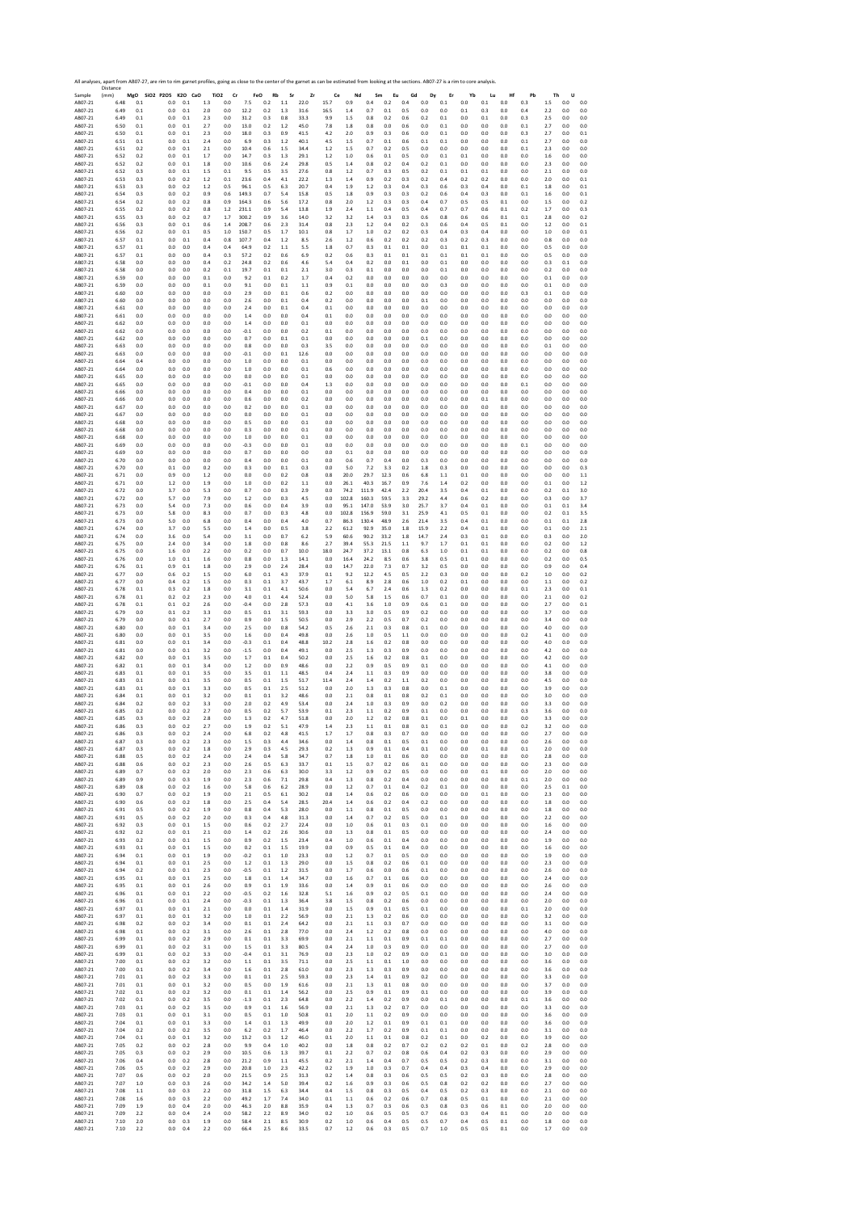All analyses, apart from AB07-27, are rim to rim garnet profiles, going as close to the center of the garnet as can be estimated from looking at the sections. AB07-27 is a rim to core analysis.

| Sample | Distance (mm) | MgO | SiO2 | P2O5 | K2O | CaO | TiO2 | Cr | FeO | Rb | Sr | Zr | Ce | Nd | Sm | Eu | Gd | Dy | Er | Yb | Lu | Hf | Pb | Th | U |
|---|---|---|---|---|---|---|---|---|---|---|---|---|---|---|---|---|---|---|---|---|---|---|---|---|---|
| AB07-21 | 6.48 | 0.1 | | 0.0 | 0.1 | 1.3 | 0.0 | 7.5 | 0.2 | 1.1 | 22.0 | 15.7 | 0.9 | 0.4 | 0.2 | 0.4 | 0.0 | 0.1 | 0.0 | 0.1 | 0.0 | 0.3 | 1.5 | 0.0 | 0.0 |
| AB07-21 | 6.49 | 0.1 | | 0.0 | 0.1 | 2.0 | 0.0 | 12.2 | 0.2 | 1.3 | 31.6 | 16.5 | 1.4 | 0.7 | 0.1 | 0.5 | 0.0 | 0.0 | 0.1 | 0.3 | 0.0 | 0.4 | 2.2 | 0.0 | 0.0 |
| AB07-21 | 6.49 | 0.1 | | 0.0 | 0.1 | 2.3 | 0.0 | 31.2 | 0.3 | 0.8 | 33.3 | 9.9 | 1.5 | 0.8 | 0.2 | 0.6 | 0.2 | 0.1 | 0.0 | 0.1 | 0.0 | 0.3 | 2.5 | 0.0 | 0.0 |
| AB07-21 | 6.50 | 0.1 | | 0.0 | 0.1 | 2.7 | 0.0 | 13.0 | 0.2 | 1.2 | 45.0 | 7.8 | 1.8 | 0.8 | 0.0 | 0.6 | 0.0 | 0.1 | 0.0 | 0.0 | 0.0 | 0.1 | 2.7 | 0.0 | 0.0 |
| AB07-21 | 6.50 | 0.1 | | 0.0 | 0.1 | 2.3 | 0.0 | 18.0 | 0.3 | 0.9 | 41.5 | 4.2 | 2.0 | 0.9 | 0.3 | 0.6 | 0.0 | 0.1 | 0.0 | 0.0 | 0.0 | 0.3 | 2.7 | 0.0 | 0.1 |
| AB07-21 | 6.51 | 0.1 | | 0.0 | 0.1 | 2.4 | 0.0 | 6.9 | 0.3 | 1.2 | 40.1 | 4.5 | 1.5 | 0.7 | 0.1 | 0.6 | 0.1 | 0.1 | 0.0 | 0.0 | 0.0 | 0.1 | 2.7 | 0.0 | 0.0 |
| AB07-21 | 6.51 | 0.2 | | 0.0 | 0.1 | 2.1 | 0.0 | 10.4 | 0.6 | 1.5 | 34.4 | 1.2 | 1.5 | 0.7 | 0.2 | 0.5 | 0.0 | 0.0 | 0.0 | 0.0 | 0.0 | 0.1 | 2.3 | 0.0 | 0.0 |
| AB07-21 | 6.52 | 0.2 | | 0.0 | 0.1 | 1.7 | 0.0 | 14.7 | 0.3 | 1.3 | 29.1 | 1.2 | 1.0 | 0.6 | 0.1 | 0.5 | 0.0 | 0.1 | 0.0 | 0.0 | 0.0 | 0.0 | 1.6 | 0.0 | 0.0 |
| AB07-21 | 6.52 | 0.2 | | 0.0 | 0.1 | 1.8 | 0.0 | 10.6 | 0.6 | 2.4 | 29.8 | 0.5 | 1.4 | 0.8 | 0.2 | 0.4 | 0.2 | 0.1 | 0.0 | 0.0 | 0.0 | 0.0 | 2.3 | 0.0 | 0.0 |
| AB07-21 | 6.52 | 0.3 | | 0.0 | 0.1 | 1.5 | 0.1 | 9.5 | 0.5 | 3.5 | 27.6 | 0.8 | 1.2 | 0.7 | 0.3 | 0.5 | 0.2 | 0.1 | 0.1 | 0.1 | 0.0 | 0.0 | 2.1 | 0.0 | 0.0 |
| AB07-21 | 6.53 | 0.3 | | 0.0 | 0.2 | 1.2 | 0.1 | 23.6 | 0.4 | 4.1 | 22.2 | 1.3 | 1.4 | 0.9 | 0.2 | 0.3 | 0.2 | 0.4 | 0.2 | 0.2 | 0.0 | 0.0 | 2.0 | 0.0 | 0.1 |
| AB07-21 | 6.53 | 0.3 | | 0.0 | 0.2 | 1.2 | 0.5 | 96.1 | 0.5 | 6.3 | 20.7 | 0.4 | 1.9 | 1.2 | 0.3 | 0.4 | 0.3 | 0.6 | 0.3 | 0.4 | 0.0 | 0.1 | 1.8 | 0.0 | 0.1 |
| AB07-21 | 6.54 | 0.3 | | 0.0 | 0.2 | 0.9 | 0.6 | 149.3 | 0.7 | 5.4 | 15.8 | 0.5 | 1.8 | 0.9 | 0.3 | 0.3 | 0.2 | 0.6 | 0.4 | 0.3 | 0.0 | 0.1 | 1.6 | 0.0 | 0.1 |
| AB07-21 | 6.54 | 0.2 | | 0.0 | 0.2 | 0.8 | 0.9 | 164.3 | 0.6 | 5.6 | 17.2 | 0.8 | 2.0 | 1.2 | 0.3 | 0.3 | 0.4 | 0.7 | 0.5 | 0.5 | 0.1 | 0.0 | 1.5 | 0.0 | 0.2 |
| AB07-21 | 6.55 | 0.2 | | 0.0 | 0.2 | 0.8 | 1.2 | 231.1 | 0.9 | 5.4 | 13.8 | 1.9 | 2.4 | 1.1 | 0.4 | 0.5 | 0.4 | 0.7 | 0.7 | 0.6 | 0.1 | 0.2 | 1.7 | 0.0 | 0.3 |
| AB07-21 | 6.55 | 0.3 | | 0.0 | 0.2 | 0.7 | 1.7 | 300.2 | 0.9 | 3.6 | 14.0 | 3.2 | 3.2 | 1.4 | 0.3 | 0.3 | 0.6 | 0.8 | 0.6 | 0.6 | 0.1 | 0.1 | 2.8 | 0.0 | 0.2 |
| AB07-21 | 6.56 | 0.3 | | 0.0 | 0.1 | 0.6 | 1.4 | 208.7 | 0.6 | 2.3 | 31.4 | 0.8 | 2.3 | 1.2 | 0.4 | 0.2 | 0.3 | 0.6 | 0.4 | 0.5 | 0.1 | 0.1 | 1.2 | 0.0 | 0.1 |
| AB07-21 | 6.56 | 0.2 | | 0.0 | 0.1 | 0.5 | 1.0 | 150.7 | 0.5 | 1.7 | 10.1 | 0.8 | 1.7 | 1.0 | 0.2 | 0.2 | 0.3 | 0.4 | 0.3 | 0.4 | 0.0 | 0.0 | 1.0 | 0.0 | 0.1 |
| AB07-21 | 6.57 | 0.1 | | 0.0 | 0.1 | 0.4 | 0.8 | 107.7 | 0.4 | 1.2 | 8.5 | 2.6 | 1.2 | 0.6 | 0.2 | 0.2 | 0.2 | 0.3 | 0.2 | 0.3 | 0.0 | 0.0 | 0.8 | 0.0 | 0.0 |
| AB07-21 | 6.57 | 0.1 | | 0.0 | 0.0 | 0.4 | 0.4 | 64.9 | 0.2 | 1.1 | 5.5 | 1.8 | 0.7 | 0.3 | 0.1 | 0.1 | 0.0 | 0.1 | 0.1 | 0.1 | 0.0 | 0.0 | 0.5 | 0.0 | 0.0 |
| AB07-21 | 6.57 | 0.1 | | 0.0 | 0.0 | 0.4 | 0.3 | 57.2 | 0.2 | 0.6 | 6.9 | 0.2 | 0.6 | 0.3 | 0.1 | 0.1 | 0.1 | 0.1 | 0.1 | 0.1 | 0.0 | 0.0 | 0.5 | 0.0 | 0.0 |
| AB07-21 | 6.58 | 0.0 | | 0.0 | 0.0 | 0.4 | 0.2 | 24.8 | 0.2 | 0.6 | 4.6 | 5.4 | 0.4 | 0.2 | 0.0 | 0.1 | 0.0 | 0.1 | 0.0 | 0.0 | 0.0 | 0.0 | 0.3 | 0.1 | 0.0 |
| AB07-21 | 6.58 | 0.0 | | 0.0 | 0.0 | 0.2 | 0.1 | 19.7 | 0.1 | 0.1 | 2.1 | 3.0 | 0.3 | 0.1 | 0.0 | 0.0 | 0.0 | 0.1 | 0.0 | 0.0 | 0.0 | 0.0 | 0.2 | 0.0 | 0.0 |
| AB07-21 | 6.59 | 0.0 | | 0.0 | 0.0 | 0.1 | 0.0 | 9.2 | 0.1 | 0.2 | 1.7 | 0.4 | 0.2 | 0.0 | 0.0 | 0.0 | 0.0 | 0.0 | 0.0 | 0.0 | 0.0 | 0.0 | 0.1 | 0.0 | 0.0 |
| AB07-21 | 6.59 | 0.0 | | 0.0 | 0.0 | 0.1 | 0.0 | 9.1 | 0.0 | 0.1 | 1.1 | 0.9 | 0.1 | 0.0 | 0.0 | 0.0 | 0.0 | 0.3 | 0.0 | 0.0 | 0.0 | 0.0 | 0.1 | 0.0 | 0.0 |
| AB07-21 | 6.60 | 0.0 | | 0.0 | 0.0 | 0.0 | 0.0 | 2.9 | 0.0 | 0.1 | 0.6 | 0.2 | 0.0 | 0.0 | 0.0 | 0.0 | 0.0 | 0.0 | 0.0 | 0.0 | 0.0 | 0.3 | 0.1 | 0.0 | 0.0 |
| AB07-21 | 6.60 | 0.0 | | 0.0 | 0.0 | 0.0 | 0.0 | 2.6 | 0.0 | 0.1 | 0.4 | 0.2 | 0.0 | 0.0 | 0.0 | 0.0 | 0.1 | 0.0 | 0.0 | 0.0 | 0.0 | 0.0 | 0.0 | 0.0 | 0.0 |
| AB07-21 | 6.61 | 0.0 | | 0.0 | 0.0 | 0.0 | 0.0 | 2.4 | 0.0 | 0.1 | 0.4 | 0.1 | 0.0 | 0.0 | 0.0 | 0.0 | 0.0 | 0.0 | 0.0 | 0.0 | 0.0 | 0.0 | 0.0 | 0.0 | 0.0 |
| AB07-21 | 6.61 | 0.0 | | 0.0 | 0.0 | 0.0 | 0.0 | 1.4 | 0.0 | 0.0 | 0.4 | 0.1 | 0.0 | 0.0 | 0.0 | 0.0 | 0.0 | 0.0 | 0.0 | 0.0 | 0.0 | 0.0 | 0.0 | 0.0 | 0.0 |
| AB07-21 | 6.62 | 0.0 | | 0.0 | 0.0 | 0.0 | 0.0 | 1.4 | 0.0 | 0.0 | 0.1 | 0.0 | 0.0 | 0.0 | 0.0 | 0.0 | 0.0 | 0.0 | 0.0 | 0.0 | 0.0 | 0.0 | 0.0 | 0.0 | 0.0 |
| AB07-21 | 6.62 | 0.0 | | 0.0 | 0.0 | 0.0 | 0.0 | -0.1 | 0.0 | 0.0 | 0.2 | 0.1 | 0.0 | 0.0 | 0.0 | 0.0 | 0.0 | 0.0 | 0.0 | 0.0 | 0.0 | 0.0 | 0.0 | 0.0 | 0.0 |
| AB07-21 | 6.62 | 0.0 | | 0.0 | 0.0 | 0.0 | 0.0 | 0.7 | 0.0 | 0.1 | 0.1 | 0.0 | 0.0 | 0.0 | 0.0 | 0.0 | 0.1 | 0.0 | 0.0 | 0.0 | 0.0 | 0.0 | 0.0 | 0.0 | 0.0 |
| AB07-21 | 6.63 | 0.0 | | 0.0 | 0.0 | 0.0 | 0.0 | 0.8 | 0.0 | 0.0 | 0.3 | 3.5 | 0.0 | 0.0 | 0.0 | 0.0 | 0.0 | 0.0 | 0.0 | 0.0 | 0.0 | 0.0 | 0.1 | 0.0 | 0.0 |
| AB07-21 | 6.63 | 0.0 | | 0.0 | 0.0 | 0.0 | 0.0 | -0.1 | 0.0 | 0.1 | 12.6 | 0.0 | 0.0 | 0.0 | 0.0 | 0.0 | 0.0 | 0.0 | 0.0 | 0.0 | 0.0 | 0.0 | 0.0 | 0.0 | 0.0 |
| AB07-21 | 6.64 | 0.4 | | 0.0 | 0.0 | 0.0 | 0.0 | 1.0 | 0.0 | 0.0 | 0.1 | 0.0 | 0.0 | 0.0 | 0.0 | 0.0 | 0.0 | 0.0 | 0.0 | 0.0 | 0.0 | 0.0 | 0.0 | 0.0 | 0.0 |
| AB07-21 | 6.64 | 0.0 | | 0.0 | 0.0 | 0.0 | 0.0 | 1.0 | 0.0 | 0.0 | 0.1 | 0.6 | 0.0 | 0.0 | 0.0 | 0.0 | 0.0 | 0.0 | 0.0 | 0.0 | 0.0 | 0.0 | 0.0 | 0.0 | 0.0 |
| AB07-21 | 6.65 | 0.0 | | 0.0 | 0.0 | 0.0 | 0.0 | 0.0 | 0.0 | 0.0 | 0.1 | 0.0 | 0.0 | 0.0 | 0.0 | 0.0 | 0.0 | 0.0 | 0.0 | 0.0 | 0.0 | 0.0 | 0.0 | 0.0 | 0.0 |
| AB07-21 | 6.65 | 0.0 | | 0.0 | 0.0 | 0.0 | 0.0 | -0.1 | 0.0 | 0.0 | 0.4 | 1.3 | 0.0 | 0.0 | 0.0 | 0.0 | 0.0 | 0.0 | 0.0 | 0.0 | 0.0 | 0.1 | 0.0 | 0.0 | 0.0 |
| AB07-21 | 6.66 | 0.0 | | 0.0 | 0.0 | 0.0 | 0.0 | 0.4 | 0.0 | 0.0 | 0.1 | 0.0 | 0.0 | 0.0 | 0.0 | 0.0 | 0.0 | 0.0 | 0.0 | 0.0 | 0.0 | 0.0 | 0.0 | 0.0 | 0.0 |
| AB07-21 | 6.66 | 0.0 | | 0.0 | 0.0 | 0.0 | 0.0 | 0.6 | 0.0 | 0.0 | 0.2 | 0.0 | 0.0 | 0.0 | 0.0 | 0.0 | 0.0 | 0.0 | 0.0 | 0.1 | 0.0 | 0.0 | 0.0 | 0.0 | 0.0 |
| AB07-21 | 6.67 | 0.0 | | 0.0 | 0.0 | 0.0 | 0.0 | 0.2 | 0.0 | 0.0 | 0.1 | 0.0 | 0.0 | 0.0 | 0.0 | 0.0 | 0.0 | 0.0 | 0.0 | 0.0 | 0.0 | 0.0 | 0.0 | 0.0 | 0.0 |
| AB07-21 | 6.67 | 0.0 | | 0.0 | 0.0 | 0.0 | 0.0 | 0.0 | 0.0 | 0.0 | 0.1 | 0.0 | 0.0 | 0.0 | 0.0 | 0.0 | 0.0 | 0.0 | 0.0 | 0.0 | 0.0 | 0.0 | 0.0 | 0.0 | 0.0 |
| AB07-21 | 6.68 | 0.0 | | 0.0 | 0.0 | 0.0 | 0.0 | 0.5 | 0.0 | 0.0 | 0.1 | 0.0 | 0.0 | 0.0 | 0.0 | 0.0 | 0.0 | 0.0 | 0.0 | 0.0 | 0.0 | 0.0 | 0.0 | 0.0 | 0.0 |
| AB07-21 | 6.68 | 0.0 | | 0.0 | 0.0 | 0.0 | 0.0 | 0.3 | 0.0 | 0.0 | 0.1 | 0.0 | 0.0 | 0.0 | 0.0 | 0.0 | 0.0 | 0.0 | 0.0 | 0.0 | 0.0 | 0.0 | 0.0 | 0.0 | 0.0 |
| AB07-21 | 6.68 | 0.0 | | 0.0 | 0.0 | 0.0 | 0.0 | 1.0 | 0.0 | 0.0 | 0.1 | 0.0 | 0.0 | 0.0 | 0.0 | 0.0 | 0.0 | 0.0 | 0.0 | 0.0 | 0.0 | 0.0 | 0.0 | 0.0 | 0.0 |
| AB07-21 | 6.69 | 0.0 | | 0.0 | 0.0 | 0.0 | 0.0 | -0.3 | 0.0 | 0.0 | 0.1 | 0.0 | 0.0 | 0.0 | 0.0 | 0.0 | 0.0 | 0.0 | 0.0 | 0.0 | 0.0 | 0.1 | 0.0 | 0.0 | 0.0 |
| AB07-21 | 6.69 | 0.0 | | 0.0 | 0.0 | 0.0 | 0.0 | 0.7 | 0.0 | 0.0 | 0.0 | 0.0 | 0.1 | 0.0 | 0.0 | 0.0 | 0.0 | 0.0 | 0.0 | 0.0 | 0.0 | 0.0 | 0.0 | 0.0 | 0.0 |
| AB07-21 | 6.70 | 0.0 | | 0.0 | 0.0 | 0.0 | 0.0 | 0.4 | 0.0 | 0.0 | 0.1 | 0.0 | 0.6 | 0.7 | 0.4 | 0.0 | 0.3 | 0.0 | 0.0 | 0.0 | 0.0 | 0.0 | 0.0 | 0.0 | 0.0 |
| AB07-21 | 6.70 | 0.0 | | 0.1 | 0.0 | 0.2 | 0.0 | 0.3 | 0.0 | 0.1 | 0.3 | 0.0 | 5.0 | 7.2 | 3.3 | 0.2 | 1.8 | 0.3 | 0.0 | 0.0 | 0.0 | 0.0 | 0.0 | 0.0 | 0.3 |
| AB07-21 | 6.71 | 0.0 | | 0.9 | 0.0 | 1.2 | 0.0 | 0.0 | 0.0 | 0.2 | 0.8 | 0.8 | 20.0 | 29.7 | 12.3 | 0.6 | 6.8 | 1.1 | 0.1 | 0.0 | 0.0 | 0.0 | 0.0 | 0.0 | 1.1 |
| AB07-21 | 6.71 | 0.0 | | 1.2 | 0.0 | 1.9 | 0.0 | 1.0 | 0.0 | 0.2 | 1.1 | 0.0 | 26.1 | 40.3 | 16.7 | 0.9 | 7.6 | 1.4 | 0.2 | 0.0 | 0.0 | 0.0 | 0.1 | 0.0 | 1.2 |
| AB07-21 | 6.72 | 0.0 | | 3.7 | 0.0 | 5.3 | 0.0 | 0.7 | 0.0 | 0.3 | 2.9 | 0.0 | 74.2 | 111.9 | 42.4 | 2.2 | 20.4 | 3.5 | 0.4 | 0.1 | 0.0 | 0.0 | 0.2 | 0.1 | 3.0 |
| AB07-21 | 6.72 | 0.0 | | 5.7 | 0.0 | 7.9 | 0.0 | 1.2 | 0.0 | 0.3 | 4.5 | 0.0 | 102.8 | 160.3 | 59.5 | 3.3 | 29.2 | 4.4 | 0.6 | 0.2 | 0.0 | 0.0 | 0.3 | 0.0 | 3.7 |
| AB07-21 | 6.73 | 0.0 | | 5.4 | 0.0 | 7.3 | 0.0 | 0.6 | 0.0 | 0.4 | 3.9 | 0.0 | 95.1 | 147.0 | 53.9 | 3.0 | 25.7 | 3.7 | 0.4 | 0.1 | 0.0 | 0.0 | 0.1 | 0.1 | 3.4 |
| AB07-21 | 6.73 | 0.0 | | 5.8 | 0.0 | 8.3 | 0.0 | 0.7 | 0.0 | 0.3 | 4.8 | 0.0 | 102.8 | 156.9 | 59.0 | 3.1 | 25.9 | 4.1 | 0.5 | 0.1 | 0.0 | 0.0 | 0.2 | 0.1 | 3.5 |
| AB07-21 | 6.73 | 0.0 | | 5.0 | 0.0 | 6.8 | 0.0 | 0.4 | 0.0 | 0.4 | 4.0 | 0.7 | 86.3 | 130.4 | 48.9 | 2.6 | 21.4 | 3.5 | 0.4 | 0.1 | 0.0 | 0.0 | 0.1 | 0.1 | 2.8 |
| AB07-21 | 6.74 | 0.0 | | 3.7 | 0.0 | 5.5 | 0.0 | 1.4 | 0.0 | 0.5 | 3.8 | 2.2 | 61.2 | 92.9 | 35.0 | 1.8 | 15.9 | 2.2 | 0.4 | 0.1 | 0.0 | 0.0 | 0.1 | 0.0 | 2.1 |
| AB07-21 | 6.74 | 0.0 | | 3.6 | 0.0 | 5.4 | 0.0 | 3.1 | 0.0 | 0.7 | 6.2 | 5.9 | 60.6 | 90.2 | 33.2 | 1.8 | 14.7 | 2.4 | 0.3 | 0.1 | 0.0 | 0.0 | 0.3 | 0.0 | 2.0 |
| AB07-21 | 6.75 | 0.0 | | 2.4 | 0.0 | 3.4 | 0.0 | 1.8 | 0.0 | 0.8 | 8.6 | 2.7 | 39.4 | 55.3 | 21.5 | 1.1 | 9.7 | 1.7 | 0.1 | 0.1 | 0.0 | 0.0 | 0.2 | 0.0 | 1.2 |
| AB07-21 | 6.75 | 0.0 | | 1.6 | 0.0 | 2.2 | 0.0 | 0.2 | 0.0 | 0.7 | 10.0 | 18.0 | 24.7 | 37.2 | 13.1 | 0.8 | 6.3 | 1.0 | 0.1 | 0.1 | 0.0 | 0.0 | 0.2 | 0.0 | 0.8 |
| AB07-21 | 6.76 | 0.0 | | 1.0 | 0.1 | 1.6 | 0.0 | 0.8 | 0.0 | 1.3 | 14.1 | 0.0 | 16.4 | 24.2 | 8.5 | 0.6 | 3.8 | 0.5 | 0.1 | 0.0 | 0.0 | 0.0 | 0.2 | 0.0 | 0.5 |
| AB07-21 | 6.76 | 0.1 | | 0.9 | 0.1 | 1.8 | 0.0 | 2.9 | 0.0 | 2.4 | 28.4 | 0.0 | 14.7 | 22.0 | 7.3 | 0.7 | 3.2 | 0.5 | 0.0 | 0.0 | 0.0 | 0.0 | 0.9 | 0.0 | 0.4 |
| AB07-21 | 6.77 | 0.0 | | 0.6 | 0.2 | 1.5 | 0.0 | 6.0 | 0.1 | 4.3 | 37.9 | 0.1 | 9.2 | 12.2 | 4.5 | 0.5 | 2.2 | 0.3 | 0.0 | 0.0 | 0.0 | 0.2 | 1.0 | 0.0 | 0.2 |
| AB07-21 | 6.77 | 0.0 | | 0.4 | 0.2 | 1.5 | 0.0 | 0.3 | 0.1 | 3.7 | 43.7 | 1.7 | 6.1 | 8.9 | 2.8 | 0.6 | 1.0 | 0.2 | 0.1 | 0.0 | 0.0 | 0.0 | 1.1 | 0.0 | 0.2 |
| AB07-21 | 6.78 | 0.1 | | 0.3 | 0.2 | 1.8 | 0.0 | 3.1 | 0.1 | 4.1 | 50.6 | 0.0 | 5.4 | 6.7 | 2.4 | 0.6 | 1.3 | 0.2 | 0.0 | 0.0 | 0.0 | 0.1 | 2.3 | 0.0 | 0.1 |
| AB07-21 | 6.78 | 0.1 | | 0.2 | 0.2 | 2.3 | 0.0 | 4.0 | 0.1 | 4.4 | 52.4 | 0.0 | 5.0 | 5.8 | 1.5 | 0.6 | 0.7 | 0.1 | 0.0 | 0.0 | 0.0 | 0.0 | 2.1 | 0.0 | 0.2 |
| AB07-21 | 6.78 | 0.1 | | 0.1 | 0.2 | 2.6 | 0.0 | -0.4 | 0.0 | 2.8 | 57.3 | 0.0 | 4.1 | 3.6 | 1.0 | 0.9 | 0.6 | 0.1 | 0.0 | 0.0 | 0.0 | 0.0 | 2.7 | 0.0 | 0.1 |
| AB07-21 | 6.79 | 0.0 | | 0.1 | 0.2 | 3.3 | 0.0 | 0.5 | 0.1 | 3.1 | 59.3 | 0.0 | 3.3 | 3.0 | 0.5 | 0.9 | 0.2 | 0.0 | 0.0 | 0.0 | 0.0 | 0.0 | 3.7 | 0.0 | 0.0 |
| AB07-21 | 6.79 | 0.0 | | 0.0 | 0.1 | 2.7 | 0.0 | 0.9 | 0.0 | 1.5 | 50.5 | 0.0 | 2.9 | 2.2 | 0.5 | 0.7 | 0.2 | 0.0 | 0.0 | 0.0 | 0.0 | 0.0 | 3.4 | 0.0 | 0.0 |
| AB07-21 | 6.80 | 0.0 | | 0.0 | 0.1 | 3.4 | 0.0 | 2.5 | 0.0 | 0.8 | 54.2 | 0.5 | 2.6 | 2.1 | 0.3 | 0.8 | 0.1 | 0.0 | 0.0 | 0.0 | 0.0 | 0.0 | 4.0 | 0.0 | 0.0 |
| AB07-21 | 6.80 | 0.0 | | 0.0 | 0.1 | 3.5 | 0.0 | 1.6 | 0.0 | 0.4 | 49.8 | 0.0 | 2.6 | 1.0 | 0.5 | 1.1 | 0.0 | 0.0 | 0.0 | 0.0 | 0.0 | 0.2 | 4.1 | 0.0 | 0.0 |
| AB07-21 | 6.81 | 0.0 | | 0.0 | 0.1 | 3.4 | 0.0 | -0.3 | 0.1 | 0.4 | 48.8 | 10.2 | 2.8 | 1.6 | 0.2 | 0.8 | 0.0 | 0.0 | 0.0 | 0.0 | 0.0 | 0.0 | 4.0 | 0.0 | 0.0 |
| AB07-21 | 6.81 | 0.0 | | 0.0 | 0.1 | 3.2 | 0.0 | -1.5 | 0.0 | 0.4 | 49.1 | 0.0 | 2.5 | 1.3 | 0.3 | 0.9 | 0.0 | 0.0 | 0.0 | 0.0 | 0.0 | 0.0 | 4.2 | 0.0 | 0.0 |
| AB07-21 | 6.82 | 0.0 | | 0.0 | 0.1 | 3.5 | 0.0 | 1.7 | 0.1 | 0.4 | 50.2 | 0.0 | 2.5 | 1.6 | 0.2 | 0.8 | 0.1 | 0.0 | 0.0 | 0.0 | 0.0 | 0.0 | 4.2 | 0.0 | 0.0 |
| AB07-21 | 6.82 | 0.1 | | 0.0 | 0.1 | 3.4 | 0.0 | 1.2 | 0.0 | 0.9 | 48.6 | 0.0 | 2.2 | 0.9 | 0.5 | 0.9 | 0.1 | 0.0 | 0.0 | 0.0 | 0.0 | 0.0 | 4.1 | 0.0 | 0.0 |
| AB07-21 | 6.83 | 0.1 | | 0.0 | 0.1 | 3.5 | 0.0 | 3.5 | 0.1 | 1.1 | 48.5 | 0.4 | 2.4 | 1.1 | 0.3 | 0.9 | 0.0 | 0.0 | 0.0 | 0.0 | 0.0 | 0.0 | 3.8 | 0.0 | 0.0 |
| AB07-21 | 6.83 | 0.1 | | 0.0 | 0.1 | 3.5 | 0.0 | 0.5 | 0.1 | 1.5 | 51.7 | 11.4 | 2.4 | 1.4 | 0.2 | 1.1 | 0.2 | 0.0 | 0.0 | 0.0 | 0.0 | 0.0 | 4.5 | 0.0 | 0.0 |
| AB07-21 | 6.83 | 0.1 | | 0.0 | 0.1 | 3.3 | 0.0 | 0.5 | 0.1 | 2.5 | 51.2 | 0.0 | 2.0 | 1.3 | 0.3 | 0.8 | 0.0 | 0.1 | 0.0 | 0.0 | 0.0 | 0.0 | 3.9 | 0.0 | 0.0 |
| AB07-21 | 6.84 | 0.1 | | 0.0 | 0.1 | 3.2 | 0.0 | 0.1 | 0.1 | 3.2 | 48.6 | 0.0 | 2.1 | 0.8 | 0.1 | 0.8 | 0.2 | 0.1 | 0.0 | 0.0 | 0.0 | 0.0 | 3.0 | 0.0 | 0.0 |
| AB07-21 | 6.84 | 0.2 | | 0.0 | 0.2 | 3.3 | 0.0 | 2.0 | 0.2 | 4.9 | 53.4 | 0.0 | 2.4 | 1.0 | 0.3 | 0.9 | 0.0 | 0.2 | 0.0 | 0.0 | 0.0 | 0.0 | 3.3 | 0.0 | 0.0 |
| AB07-21 | 6.85 | 0.2 | | 0.0 | 0.2 | 2.7 | 0.0 | 0.5 | 0.2 | 5.7 | 53.9 | 0.1 | 2.3 | 1.1 | 0.2 | 0.9 | 0.1 | 0.0 | 0.0 | 0.0 | 0.0 | 0.3 | 3.6 | 0.0 | 0.0 |
| AB07-21 | 6.85 | 0.3 | | 0.0 | 0.2 | 2.8 | 0.0 | 1.3 | 0.2 | 4.7 | 51.8 | 0.0 | 2.0 | 1.2 | 0.2 | 0.8 | 0.1 | 0.0 | 0.1 | 0.0 | 0.0 | 0.0 | 3.3 | 0.0 | 0.0 |
| AB07-21 | 6.86 | 0.3 | | 0.0 | 0.2 | 2.7 | 0.0 | 1.9 | 0.2 | 5.1 | 47.9 | 1.4 | 2.3 | 1.1 | 0.1 | 0.8 | 0.1 | 0.1 | 0.0 | 0.0 | 0.0 | 0.2 | 3.2 | 0.0 | 0.0 |
| AB07-21 | 6.86 | 0.3 | | 0.0 | 0.2 | 2.4 | 0.0 | 6.8 | 0.2 | 4.8 | 41.5 | 1.7 | 1.7 | 0.8 | 0.3 | 0.7 | 0.0 | 0.0 | 0.0 | 0.0 | 0.0 | 0.0 | 2.7 | 0.0 | 0.0 |
| AB07-21 | 6.87 | 0.3 | | 0.0 | 0.2 | 2.3 | 0.0 | 1.5 | 0.3 | 4.4 | 34.6 | 0.0 | 1.4 | 0.8 | 0.1 | 0.5 | 0.1 | 0.0 | 0.0 | 0.0 | 0.0 | 0.0 | 2.6 | 0.0 | 0.0 |
| AB07-21 | 6.87 | 0.3 | | 0.0 | 0.2 | 1.8 | 0.0 | 2.9 | 0.3 | 4.5 | 29.3 | 0.2 | 1.3 | 0.9 | 0.1 | 0.4 | 0.1 | 0.0 | 0.0 | 0.1 | 0.0 | 0.1 | 2.0 | 0.0 | 0.0 |
| AB07-21 | 6.88 | 0.5 | | 0.0 | 0.2 | 2.4 | 0.0 | 2.4 | 0.4 | 5.8 | 34.7 | 0.7 | 1.8 | 1.0 | 0.1 | 0.6 | 0.0 | 0.0 | 0.0 | 0.0 | 0.0 | 0.0 | 2.8 | 0.0 | 0.0 |
| AB07-21 | 6.88 | 0.6 | | 0.0 | 0.2 | 2.3 | 0.0 | 2.6 | 0.5 | 6.3 | 33.7 | 0.1 | 1.5 | 0.7 | 0.2 | 0.6 | 0.1 | 0.0 | 0.0 | 0.0 | 0.0 | 0.0 | 2.3 | 0.0 | 0.0 |
| AB07-21 | 6.89 | 0.7 | | 0.0 | 0.2 | 2.0 | 0.0 | 2.3 | 0.6 | 6.3 | 30.0 | 3.3 | 1.2 | 0.9 | 0.2 | 0.5 | 0.0 | 0.0 | 0.0 | 0.1 | 0.0 | 0.0 | 2.0 | 0.0 | 0.0 |
| AB07-21 | 6.89 | 0.9 | | 0.0 | 0.3 | 1.9 | 0.0 | 2.3 | 0.6 | 7.1 | 29.8 | 0.4 | 1.3 | 0.8 | 0.2 | 0.4 | 0.0 | 0.0 | 0.0 | 0.0 | 0.0 | 0.1 | 2.0 | 0.0 | 0.0 |
| AB07-21 | 6.89 | 0.8 | | 0.0 | 0.2 | 1.6 | 0.0 | 5.8 | 0.6 | 6.2 | 28.9 | 0.0 | 1.2 | 0.7 | 0.1 | 0.4 | 0.2 | 0.1 | 0.0 | 0.0 | 0.0 | 0.0 | 2.5 | 0.1 | 0.0 |
| AB07-21 | 6.90 | 0.7 | | 0.0 | 0.2 | 1.9 | 0.0 | 2.1 | 0.5 | 6.1 | 30.2 | 0.8 | 1.4 | 0.6 | 0.2 | 0.6 | 0.0 | 0.0 | 0.0 | 0.1 | 0.0 | 0.0 | 2.3 | 0.0 | 0.0 |
| AB07-21 | 6.90 | 0.6 | | 0.0 | 0.2 | 1.8 | 0.0 | 2.5 | 0.4 | 5.4 | 28.5 | 20.4 | 1.4 | 0.6 | 0.2 | 0.4 | 0.2 | 0.0 | 0.0 | 0.0 | 0.0 | 0.0 | 1.8 | 0.0 | 0.0 |
| AB07-21 | 6.91 | 0.5 | | 0.0 | 0.2 | 1.9 | 0.0 | 0.8 | 0.4 | 5.3 | 28.0 | 0.0 | 1.1 | 0.8 | 0.1 | 0.5 | 0.0 | 0.0 | 0.0 | 0.0 | 0.0 | 0.0 | 1.8 | 0.0 | 0.0 |
| AB07-21 | 6.91 | 0.5 | | 0.0 | 0.2 | 2.0 | 0.0 | 0.3 | 0.4 | 4.8 | 31.3 | 0.0 | 1.4 | 0.7 | 0.2 | 0.5 | 0.0 | 0.1 | 0.0 | 0.0 | 0.0 | 0.0 | 2.2 | 0.0 | 0.0 |
| AB07-21 | 6.92 | 0.3 | | 0.0 | 0.1 | 1.5 | 0.0 | 0.6 | 0.2 | 2.7 | 22.4 | 0.0 | 1.0 | 0.6 | 0.1 | 0.3 | 0.1 | 0.0 | 0.0 | 0.0 | 0.0 | 0.0 | 1.6 | 0.0 | 0.0 |
| AB07-21 | 6.92 | 0.2 | | 0.0 | 0.1 | 2.1 | 0.0 | 1.4 | 0.2 | 2.6 | 30.6 | 0.0 | 1.3 | 0.8 | 0.1 | 0.5 | 0.0 | 0.0 | 0.0 | 0.0 | 0.0 | 0.0 | 2.4 | 0.0 | 0.0 |
| AB07-21 | 6.93 | 0.2 | | 0.0 | 0.1 | 1.5 | 0.0 | 0.9 | 0.2 | 1.5 | 23.4 | 0.4 | 1.0 | 0.6 | 0.1 | 0.4 | 0.0 | 0.0 | 0.0 | 0.0 | 0.0 | 0.0 | 1.9 | 0.0 | 0.0 |
| AB07-21 | 6.93 | 0.1 | | 0.0 | 0.1 | 1.5 | 0.0 | 0.2 | 0.1 | 1.5 | 19.9 | 0.0 | 0.9 | 0.5 | 0.1 | 0.4 | 0.0 | 0.0 | 0.0 | 0.0 | 0.0 | 0.0 | 1.6 | 0.0 | 0.0 |
| AB07-21 | 6.94 | 0.1 | | 0.0 | 0.1 | 1.9 | 0.0 | -0.2 | 0.1 | 1.0 | 23.3 | 0.0 | 1.2 | 0.7 | 0.1 | 0.5 | 0.0 | 0.0 | 0.0 | 0.0 | 0.0 | 0.0 | 1.9 | 0.0 | 0.0 |
| AB07-21 | 6.94 | 0.1 | | 0.0 | 0.1 | 2.5 | 0.0 | 1.2 | 0.1 | 1.3 | 29.0 | 0.0 | 1.5 | 0.8 | 0.2 | 0.6 | 0.1 | 0.0 | 0.0 | 0.0 | 0.0 | 0.0 | 2.3 | 0.0 | 0.0 |
| AB07-21 | 6.94 | 0.2 | | 0.0 | 0.1 | 2.3 | 0.0 | -0.5 | 0.1 | 1.2 | 31.5 | 0.0 | 1.7 | 0.8 | 0.0 | 0.6 | 0.1 | 0.0 | 0.0 | 0.0 | 0.0 | 0.0 | 2.6 | 0.0 | 0.0 |
| AB07-21 | 6.95 | 0.1 | | 0.0 | 0.1 | 2.5 | 0.0 | 1.8 | 0.1 | 1.4 | 34.7 | 0.0 | 1.6 | 0.7 | 0.1 | 0.6 | 0.0 | 0.0 | 0.0 | 0.0 | 0.0 | 0.0 | 2.4 | 0.0 | 0.0 |
| AB07-21 | 6.95 | 0.1 | | 0.0 | 0.1 | 2.6 | 0.0 | 0.9 | 0.1 | 1.9 | 33.6 | 0.0 | 1.4 | 0.9 | 0.1 | 0.6 | 0.0 | 0.0 | 0.0 | 0.0 | 0.0 | 0.0 | 2.6 | 0.0 | 0.0 |
| AB07-21 | 6.96 | 0.1 | | 0.0 | 0.1 | 2.2 | 0.0 | -0.5 | 0.2 | 1.6 | 32.8 | 5.1 | 1.6 | 0.9 | 0.2 | 0.5 | 0.1 | 0.0 | 0.0 | 0.0 | 0.0 | 0.0 | 2.4 | 0.0 | 0.0 |
| AB07-21 | 6.96 | 0.1 | | 0.0 | 0.1 | 2.4 | 0.0 | -0.3 | 0.1 | 1.3 | 36.4 | 3.8 | 1.5 | 0.8 | 0.2 | 0.6 | 0.0 | 0.0 | 0.0 | 0.0 | 0.0 | 0.0 | 2.0 | 0.0 | 0.0 |
| AB07-21 | 6.97 | 0.1 | | 0.0 | 0.1 | 2.1 | 0.0 | 0.0 | 0.1 | 1.4 | 31.9 | 0.0 | 1.5 | 0.9 | 0.1 | 0.5 | 0.1 | 0.0 | 0.0 | 0.0 | 0.0 | 0.1 | 2.0 | 0.0 | 0.0 |
| AB07-21 | 6.97 | 0.1 | | 0.0 | 0.1 | 3.2 | 0.0 | 1.0 | 0.1 | 2.2 | 56.9 | 0.0 | 2.1 | 1.3 | 0.2 | 0.6 | 0.0 | 0.0 | 0.0 | 0.0 | 0.0 | 0.0 | 3.2 | 0.0 | 0.0 |
| AB07-21 | 6.98 | 0.2 | | 0.0 | 0.2 | 3.4 | 0.0 | 0.1 | 0.1 | 2.4 | 64.2 | 0.0 | 2.1 | 1.1 | 0.3 | 0.7 | 0.0 | 0.0 | 0.0 | 0.0 | 0.0 | 0.0 | 3.1 | 0.0 | 0.0 |
| AB07-21 | 6.98 | 0.1 | | 0.0 | 0.2 | 3.1 | 0.0 | 2.6 | 0.1 | 2.8 | 77.0 | 0.0 | 2.4 | 1.2 | 0.2 | 0.8 | 0.0 | 0.0 | 0.0 | 0.0 | 0.0 | 0.0 | 4.0 | 0.0 | 0.0 |
| AB07-21 | 6.99 | 0.1 | | 0.0 | 0.2 | 2.9 | 0.0 | 0.1 | 0.1 | 3.3 | 69.9 | 0.0 | 2.1 | 1.1 | 0.1 | 0.9 | 0.1 | 0.1 | 0.0 | 0.0 | 0.0 | 0.0 | 2.7 | 0.0 | 0.0 |
| AB07-21 | 6.99 | 0.1 | | 0.0 | 0.2 | 3.1 | 0.0 | 1.5 | 0.1 | 3.3 | 80.5 | 0.4 | 2.4 | 1.0 | 0.3 | 0.9 | 0.0 | 0.0 | 0.0 | 0.0 | 0.0 | 0.0 | 2.7 | 0.0 | 0.0 |
| AB07-21 | 6.99 | 0.1 | | 0.0 | 0.2 | 3.3 | 0.0 | -0.4 | 0.1 | 3.1 | 76.9 | 0.0 | 2.3 | 1.0 | 0.2 | 0.9 | 0.0 | 0.1 | 0.0 | 0.0 | 0.0 | 0.0 | 3.0 | 0.0 | 0.0 |
| AB07-21 | 7.00 | 0.1 | | 0.0 | 0.2 | 3.2 | 0.0 | 1.1 | 0.1 | 3.5 | 71.1 | 0.0 | 2.5 | 1.1 | 0.1 | 1.0 | 0.0 | 0.0 | 0.0 | 0.0 | 0.0 | 0.0 | 3.6 | 0.0 | 0.0 |
| AB07-21 | 7.00 | 0.1 | | 0.0 | 0.2 | 3.4 | 0.0 | 1.6 | 0.1 | 2.8 | 61.0 | 0.0 | 2.3 | 1.3 | 0.3 | 0.9 | 0.0 | 0.0 | 0.0 | 0.0 | 0.0 | 0.0 | 3.6 | 0.0 | 0.0 |
| AB07-21 | 7.01 | 0.1 | | 0.0 | 0.2 | 3.3 | 0.0 | 0.1 | 0.1 | 2.5 | 59.3 | 0.0 | 2.3 | 1.4 | 0.1 | 0.9 | 0.2 | 0.0 | 0.0 | 0.0 | 0.0 | 0.0 | 3.3 | 0.0 | 0.0 |
| AB07-21 | 7.01 | 0.1 | | 0.0 | 0.1 | 3.2 | 0.0 | 0.5 | 0.0 | 1.9 | 61.6 | 0.0 | 2.1 | 1.3 | 0.1 | 0.8 | 0.0 | 0.0 | 0.0 | 0.0 | 0.0 | 0.0 | 3.7 | 0.0 | 0.0 |
| AB07-21 | 7.02 | 0.1 | | 0.0 | 0.2 | 3.2 | 0.0 | 0.1 | 0.1 | 1.4 | 56.2 | 0.0 | 2.5 | 0.9 | 0.1 | 0.9 | 0.1 | 0.0 | 0.0 | 0.0 | 0.0 | 0.0 | 3.9 | 0.0 | 0.0 |
| AB07-21 | 7.02 | 0.1 | | 0.0 | 0.2 | 3.5 | 0.0 | -1.3 | 0.1 | 2.3 | 64.8 | 0.0 | 2.2 | 1.4 | 0.2 | 0.9 | 0.0 | 0.1 | 0.0 | 0.0 | 0.0 | 0.1 | 3.6 | 0.0 | 0.0 |
| AB07-21 | 7.03 | 0.1 | | 0.0 | 0.2 | 3.5 | 0.0 | 0.9 | 0.1 | 1.6 | 56.9 | 0.0 | 2.1 | 1.3 | 0.2 | 0.7 | 0.0 | 0.0 | 0.0 | 0.0 | 0.0 | 0.0 | 3.3 | 0.0 | 0.0 |
| AB07-21 | 7.03 | 0.1 | | 0.0 | 0.1 | 3.1 | 0.0 | 0.5 | 0.1 | 1.0 | 50.8 | 0.1 | 2.0 | 1.1 | 0.2 | 0.9 | 0.0 | 0.0 | 0.0 | 0.0 | 0.0 | 0.0 | 3.6 | 0.0 | 0.0 |
| AB07-21 | 7.04 | 0.1 | | 0.0 | 0.1 | 3.3 | 0.0 | 1.4 | 0.1 | 1.3 | 49.9 | 0.0 | 2.0 | 1.2 | 0.1 | 0.9 | 0.1 | 0.1 | 0.0 | 0.0 | 0.0 | 0.0 | 3.6 | 0.0 | 0.0 |
| AB07-21 | 7.04 | 0.2 | | 0.0 | 0.2 | 3.5 | 0.0 | 6.2 | 0.2 | 1.7 | 46.4 | 0.0 | 2.2 | 1.7 | 0.2 | 0.9 | 0.1 | 0.1 | 0.0 | 0.0 | 0.0 | 0.0 | 3.1 | 0.0 | 0.0 |
| AB07-21 | 7.04 | 0.1 | | 0.0 | 0.1 | 3.2 | 0.0 | 13.2 | 0.3 | 1.2 | 46.0 | 0.1 | 2.0 | 1.1 | 0.1 | 0.8 | 0.2 | 0.1 | 0.0 | 0.2 | 0.0 | 0.0 | 3.9 | 0.0 | 0.0 |
| AB07-21 | 7.05 | 0.2 | | 0.0 | 0.2 | 2.8 | 0.0 | 9.9 | 0.4 | 1.0 | 40.2 | 0.0 | 1.8 | 0.8 | 0.2 | 0.7 | 0.2 | 0.2 | 0.2 | 0.1 | 0.0 | 0.2 | 2.8 | 0.0 | 0.0 |
| AB07-21 | 7.05 | 0.3 | | 0.0 | 0.2 | 2.9 | 0.0 | 10.5 | 0.6 | 1.3 | 39.7 | 0.1 | 2.2 | 0.7 | 0.2 | 0.8 | 0.6 | 0.4 | 0.2 | 0.3 | 0.0 | 0.0 | 2.9 | 0.0 | 0.0 |
| AB07-21 | 7.06 | 0.4 | | 0.0 | 0.2 | 2.8 | 0.0 | 21.2 | 0.9 | 1.1 | 45.5 | 0.2 | 2.1 | 1.4 | 0.4 | 0.7 | 0.5 | 0.5 | 0.2 | 0.3 | 0.0 | 0.0 | 3.1 | 0.0 | 0.0 |
| AB07-21 | 7.06 | 0.5 | | 0.0 | 0.2 | 2.9 | 0.0 | 20.8 | 1.0 | 2.3 | 42.2 | 0.2 | 1.9 | 1.0 | 0.3 | 0.7 | 0.4 | 0.4 | 0.3 | 0.4 | 0.0 | 0.0 | 2.9 | 0.0 | 0.0 |
| AB07-21 | 7.07 | 0.6 | | 0.0 | 0.2 | 2.0 | 0.0 | 21.5 | 0.9 | 2.5 | 31.3 | 0.2 | 1.4 | 0.8 | 0.3 | 0.6 | 0.5 | 0.5 | 0.2 | 0.3 | 0.0 | 0.0 | 2.8 | 0.0 | 0.0 |
| AB07-21 | 7.07 | 1.0 | | 0.0 | 0.3 | 2.6 | 0.0 | 34.2 | 1.4 | 5.0 | 39.4 | 0.2 | 1.6 | 0.9 | 0.3 | 0.6 | 0.5 | 0.8 | 0.2 | 0.4 | 0.0 | 0.0 | 2.7 | 0.0 | 0.0 |
| AB07-21 | 7.08 | 1.1 | | 0.0 | 0.3 | 2.2 | 0.0 | 31.8 | 1.5 | 6.3 | 34.4 | 0.4 | 1.5 | 0.8 | 0.3 | 0.5 | 0.4 | 0.5 | 0.2 | 0.3 | 0.0 | 0.0 | 2.1 | 0.0 | 0.0 |
| AB07-21 | 7.08 | 1.6 | | 0.0 | 0.3 | 2.2 | 0.0 | 49.2 | 1.7 | 7.4 | 34.0 | 0.1 | 1.1 | 0.6 | 0.2 | 0.6 | 0.7 | 0.8 | 0.5 | 0.1 | 0.0 | 0.0 | 2.1 | 0.0 | 0.0 |
| AB07-21 | 7.09 | 1.9 | | 0.0 | 0.4 | 2.0 | 0.0 | 46.3 | 2.0 | 8.8 | 35.9 | 0.4 | 1.3 | 0.7 | 0.3 | 0.6 | 0.3 | 0.8 | 0.3 | 0.6 | 0.1 | 0.0 | 2.0 | 0.0 | 0.0 |
| AB07-21 | 7.09 | 2.2 | | 0.0 | 0.4 | 2.4 | 0.0 | 58.2 | 2.2 | 8.9 | 34.0 | 0.2 | 1.0 | 0.6 | 0.5 | 0.5 | 0.7 | 0.6 | 0.3 | 0.4 | 0.1 | 0.0 | 2.0 | 0.0 | 0.0 |
| AB07-21 | 7.10 | 2.0 | | 0.0 | 0.3 | 1.9 | 0.0 | 58.4 | 2.1 | 8.5 | 30.9 | 0.2 | 1.0 | 0.6 | 0.4 | 0.5 | 0.5 | 0.7 | 0.4 | 0.5 | 0.1 | 0.0 | 1.8 | 0.0 | 0.0 |
| AB07-21 | 7.10 | 2.2 | | 0.0 | 0.4 | 2.2 | 0.0 | 66.4 | 2.5 | 8.6 | 33.5 | 0.7 | 1.2 | 0.6 | 0.3 | 0.5 | 0.7 | 1.0 | 0.5 | 0.5 | 0.1 | 0.0 | 1.7 | 0.0 | 0.0 |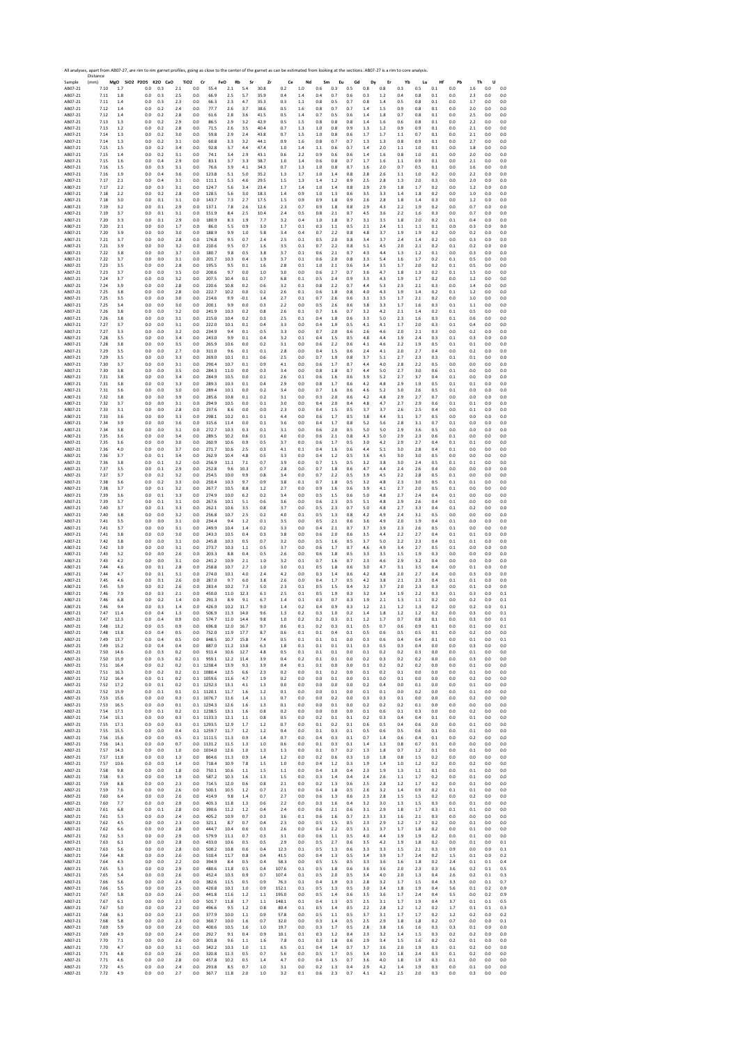All analyses, apart from AB07-27, are rim to rim garnet profiles, going as close to the center of the garnet as can be estimated from looking at the sections. AB07-27 is a rim to core analysis.

| Sample | Distance (mm) | MgO | SiO2 | P2O5 | K2O | CaO | TiO2 | Cr | FeO | Rb | Sr | Zr | Ce | Nd | Sm | Eu | Gd | Dy | Er | Yb | Lu | Hf | Pb | Th | U |
|---|---|---|---|---|---|---|---|---|---|---|---|---|---|---|---|---|---|---|---|---|---|---|---|---|---|
| AB07-21 | 7.10 | 1.7 | 0.0 | 0.3 | 2.1 | 0.0 | 55.4 | 2.1 | 5.4 | 30.8 | 0.2 | 1.0 | 0.6 | 0.3 | 0.5 | 0.8 | 0.8 | 0.3 | 0.5 | 0.1 | 0.0 | 1.6 | 0.0 | 0.0 | |
| AB07-21 | 7.11 | 1.8 | 0.0 | 0.3 | 2.5 | 0.0 | 66.9 | 2.5 | 5.7 | 35.9 | 0.4 | 1.4 | 0.4 | 0.7 | 0.6 | 0.3 | 1.2 | 0.4 | 0.8 | 0.1 | 0.0 | 2.3 | 0.0 | 0.0 | |
| AB07-21 | 7.11 | 1.4 | 0.0 | 0.3 | 2.3 | 0.0 | 66.3 | 2.3 | 4.7 | 35.3 | 0.3 | 1.1 | 0.8 | 0.5 | 0.7 | 0.8 | 1.4 | 0.5 | 0.8 | 0.1 | 0.0 | 1.7 | 0.0 | 0.0 | |
| AB07-21 | 7.12 | 1.4 | 0.0 | 0.2 | 2.4 | 0.0 | 77.7 | 2.6 | 3.7 | 38.6 | 0.5 | 1.6 | 0.8 | 0.7 | 0.7 | 1.4 | 1.5 | 0.9 | 0.8 | 0.1 | 0.0 | 2.0 | 0.0 | 0.0 | |
| AB07-21 | 7.12 | 1.4 | 0.0 | 0.2 | 2.8 | 0.0 | 61.6 | 2.8 | 3.6 | 41.5 | 0.5 | 1.4 | 0.7 | 0.5 | 0.6 | 1.4 | 1.8 | 0.7 | 0.8 | 0.1 | 0.0 | 2.5 | 0.0 | 0.0 | |
| AB07-21 | 7.13 | 1.3 | 0.0 | 0.2 | 2.9 | 0.0 | 86.5 | 2.9 | 3.2 | 42.9 | 0.5 | 1.5 | 0.8 | 0.8 | 0.8 | 1.4 | 1.6 | 0.6 | 0.8 | 0.1 | 0.0 | 2.2 | 0.0 | 0.0 | |
| AB07-21 | 7.13 | 1.2 | 0.0 | 0.2 | 2.8 | 0.0 | 71.5 | 2.6 | 3.5 | 40.4 | 0.7 | 1.3 | 1.0 | 0.8 | 0.9 | 1.3 | 1.2 | 0.9 | 0.9 | 0.1 | 0.0 | 2.1 | 0.0 | 0.0 | |
| AB07-21 | 7.14 | 1.3 | 0.0 | 0.2 | 3.0 | 0.0 | 59.8 | 2.9 | 2.4 | 43.8 | 0.7 | 1.5 | 1.0 | 0.8 | 0.6 | 1.7 | 1.7 | 1.1 | 0.7 | 0.1 | 0.0 | 2.1 | 0.0 | 0.0 | |
| AB07-21 | 7.14 | 1.3 | 0.0 | 0.2 | 3.1 | 0.0 | 60.8 | 3.3 | 3.2 | 44.1 | 0.9 | 1.6 | 0.8 | 0.7 | 0.7 | 1.3 | 1.3 | 0.8 | 0.9 | 0.1 | 0.0 | 2.7 | 0.0 | 0.0 | |
| AB07-21 | 7.15 | 1.5 | 0.0 | 0.2 | 3.4 | 0.0 | 92.8 | 3.7 | 4.4 | 47.4 | 1.0 | 1.4 | 1.1 | 0.6 | 0.7 | 1.4 | 2.0 | 1.1 | 1.0 | 0.1 | 0.0 | 1.8 | 0.0 | 0.0 | |
| AB07-21 | 7.15 | 1.4 | 0.0 | 0.2 | 3.1 | 0.0 | 74.1 | 3.4 | 2.9 | 43.1 | 0.6 | 2.2 | 0.9 | 0.6 | 0.6 | 1.4 | 1.6 | 0.8 | 1.0 | 0.1 | 0.0 | 2.0 | 0.0 | 0.0 | |
| AB07-21 | 7.15 | 1.6 | 0.0 | 0.4 | 2.9 | 0.0 | 83.1 | 3.7 | 3.3 | 38.7 | 1.0 | 1.4 | 0.6 | 0.8 | 0.7 | 1.7 | 1.6 | 1.1 | 0.9 | 0.1 | 0.0 | 2.1 | 0.0 | 0.0 | |
| AB07-21 | 7.16 | 1.5 | 0.0 | 0.3 | 3.1 | 0.0 | 76.6 | 3.9 | 4.1 | 34.3 | 0.7 | 1.3 | 1.0 | 0.8 | 0.7 | 1.6 | 2.0 | 0.7 | 0.5 | 0.1 | 0.0 | 1.6 | 0.0 | 0.0 | |
| AB07-21 | 7.16 | 1.9 | 0.0 | 0.4 | 3.6 | 0.0 | 123.8 | 5.1 | 5.0 | 35.2 | 1.3 | 1.7 | 1.0 | 1.4 | 0.8 | 2.8 | 2.6 | 1.1 | 1.0 | 0.2 | 0.0 | 2.2 | 0.0 | 0.0 | |
| AB07-21 | 7.17 | 2.1 | 0.0 | 0.4 | 3.1 | 0.0 | 111.1 | 5.3 | 4.6 | 29.5 | 1.5 | 1.3 | 1.4 | 1.2 | 0.9 | 2.5 | 2.8 | 1.3 | 2.0 | 0.3 | 0.0 | 2.0 | 0.0 | 0.0 | |
| AB07-21 | 7.17 | 2.2 | 0.0 | 0.3 | 3.1 | 0.0 | 124.7 | 5.6 | 3.4 | 23.4 | 1.7 | 1.4 | 1.0 | 1.4 | 0.8 | 2.9 | 2.9 | 1.8 | 1.7 | 0.2 | 0.0 | 1.2 | 0.0 | 0.0 | |
| AB07-21 | 7.18 | 2.2 | 0.0 | 0.2 | 2.8 | 0.0 | 128.5 | 5.6 | 3.0 | 18.3 | 1.4 | 0.9 | 1.0 | 1.3 | 0.6 | 3.5 | 3.3 | 1.4 | 1.8 | 0.2 | 0.0 | 1.0 | 0.0 | 0.0 | |
| AB07-21 | 7.18 | 3.0 | 0.0 | 0.1 | 3.1 | 0.0 | 143.7 | 7.3 | 2.7 | 17.5 | 1.5 | 0.9 | 0.9 | 1.8 | 0.9 | 2.6 | 2.8 | 1.8 | 1.4 | 0.3 | 0.0 | 1.2 | 0.0 | 0.0 | |
| AB07-21 | 7.19 | 3.2 | 0.0 | 0.1 | 2.9 | 0.0 | 137.1 | 7.8 | 2.6 | 12.6 | 2.3 | 0.7 | 0.9 | 1.8 | 0.8 | 2.9 | 4.3 | 2.2 | 1.9 | 0.2 | 0.0 | 0.7 | 0.0 | 0.0 | |
| AB07-21 | 7.19 | 3.7 | 0.0 | 0.1 | 3.1 | 0.0 | 151.9 | 8.4 | 2.5 | 10.4 | 2.4 | 0.5 | 0.8 | 2.1 | 0.7 | 4.5 | 3.6 | 2.2 | 1.6 | 0.3 | 0.0 | 0.7 | 0.0 | 0.0 | |
| AB07-21 | 7.20 | 3.3 | 0.0 | 0.1 | 2.9 | 0.0 | 180.9 | 8.3 | 1.9 | 7.7 | 3.2 | 0.4 | 1.0 | 1.8 | 0.7 | 3.1 | 3.5 | 1.8 | 2.0 | 0.2 | 0.1 | 0.4 | 0.0 | 0.0 | |
| AB07-21 | 7.20 | 2.1 | 0.0 | 0.0 | 1.7 | 0.0 | 86.0 | 5.5 | 0.9 | 3.0 | 1.7 | 0.1 | 0.3 | 1.1 | 0.5 | 2.1 | 2.4 | 1.1 | 1.1 | 0.1 | 0.0 | 0.3 | 0.0 | 0.0 | |
| AB07-21 | 7.20 | 3.9 | 0.0 | 0.0 | 3.0 | 0.0 | 188.9 | 9.9 | 1.0 | 5.8 | 3.4 | 0.4 | 0.7 | 2.2 | 0.8 | 4.8 | 3.7 | 1.9 | 1.9 | 0.2 | 0.0 | 0.2 | 0.0 | 0.0 | |
| AB07-21 | 7.21 | 3.7 | 0.0 | 0.0 | 2.8 | 0.0 | 176.8 | 9.5 | 0.7 | 2.4 | 2.5 | 0.1 | 0.5 | 2.0 | 0.8 | 3.4 | 3.7 | 2.4 | 1.4 | 0.2 | 0.0 | 0.3 | 0.0 | 0.0 | |
| AB07-21 | 7.21 | 3.9 | 0.0 | 0.0 | 3.2 | 0.0 | 210.6 | 9.5 | 0.7 | 1.6 | 3.5 | 0.1 | 0.7 | 2.2 | 0.8 | 5.1 | 4.5 | 2.0 | 2.1 | 0.2 | 0.1 | 0.2 | 0.0 | 0.0 | |
| AB07-21 | 7.22 | 3.8 | 0.0 | 0.0 | 3.7 | 0.0 | 180.7 | 9.8 | 0.5 | 3.8 | 3.7 | 0.1 | 0.8 | 2.1 | 0.7 | 4.3 | 4.4 | 1.3 | 1.2 | 0.1 | 0.0 | 0.3 | 0.0 | 0.0 | |
| AB07-21 | 7.22 | 3.7 | 0.0 | 0.0 | 3.1 | 0.0 | 201.7 | 10.3 | 0.4 | 1.9 | 3.7 | 0.1 | 0.6 | 2.0 | 0.8 | 3.3 | 5.4 | 1.6 | 1.7 | 0.2 | 0.1 | 0.5 | 0.0 | 0.0 | |
| AB07-21 | 7.23 | 3.5 | 0.0 | 0.0 | 2.8 | 0.0 | 195.5 | 9.5 | 0.1 | 1.6 | 2.8 | 0.1 | 1.0 | 2.1 | 0.6 | 3.4 | 3.5 | 1.7 | 2.0 | 0.2 | 0.1 | 0.5 | 0.0 | 0.0 | |
| AB07-21 | 7.23 | 3.7 | 0.0 | 0.0 | 3.5 | 0.0 | 200.6 | 9.7 | 0.0 | 1.0 | 3.0 | 0.0 | 0.6 | 2.7 | 0.7 | 3.6 | 4.7 | 1.8 | 1.3 | 0.2 | 0.1 | 1.5 | 0.0 | 0.0 | |
| AB07-21 | 7.24 | 3.7 | 0.0 | 0.0 | 3.2 | 0.0 | 207.5 | 10.4 | 0.1 | 0.7 | 6.8 | 0.1 | 0.5 | 2.4 | 0.9 | 3.3 | 4.3 | 1.9 | 1.7 | 0.2 | 0.0 | 1.2 | 0.0 | 0.0 | |
| AB07-21 | 7.24 | 3.9 | 0.0 | 0.0 | 2.8 | 0.0 | 220.6 | 10.8 | 0.2 | 0.6 | 3.2 | 0.1 | 0.8 | 2.2 | 0.7 | 4.4 | 5.3 | 2.3 | 2.1 | 0.3 | 0.0 | 1.4 | 0.0 | 0.0 | |
| AB07-21 | 7.25 | 3.8 | 0.0 | 0.0 | 2.8 | 0.0 | 222.7 | 10.2 | 0.0 | 0.2 | 2.6 | 0.1 | 0.6 | 1.8 | 0.8 | 4.0 | 4.3 | 1.9 | 1.4 | 0.2 | 0.1 | 1.2 | 0.0 | 0.0 | |
| AB07-21 | 7.25 | 3.5 | 0.0 | 0.0 | 3.0 | 0.0 | 214.6 | 9.9 | -0.1 | 1.4 | 2.7 | 0.1 | 0.7 | 2.6 | 0.6 | 3.1 | 3.5 | 1.7 | 2.1 | 0.2 | 0.0 | 1.0 | 0.0 | 0.0 | |
| AB07-21 | 7.25 | 3.4 | 0.0 | 0.0 | 3.0 | 0.0 | 200.1 | 9.9 | 0.0 | 0.3 | 2.2 | 0.0 | 0.5 | 2.6 | 0.6 | 3.8 | 3.3 | 1.7 | 1.6 | 0.3 | 0.1 | 1.1 | 0.0 | 0.0 | |
| AB07-21 | 7.26 | 3.8 | 0.0 | 0.0 | 3.2 | 0.0 | 241.9 | 10.3 | 0.2 | 0.8 | 2.6 | 0.1 | 0.7 | 1.6 | 0.7 | 3.2 | 4.2 | 2.1 | 1.4 | 0.2 | 0.1 | 0.5 | 0.0 | 0.0 | |
| AB07-21 | 7.26 | 3.8 | 0.0 | 0.0 | 3.1 | 0.0 | 215.0 | 10.4 | 0.2 | 0.3 | 2.5 | 0.1 | 0.4 | 1.8 | 0.6 | 3.3 | 5.0 | 2.3 | 1.6 | 0.3 | 0.1 | 0.6 | 0.0 | 0.0 | |
| AB07-21 | 7.27 | 3.7 | 0.0 | 0.0 | 3.1 | 0.0 | 222.0 | 10.1 | 0.1 | 0.4 | 3.3 | 0.0 | 0.4 | 1.9 | 0.5 | 4.1 | 4.1 | 1.7 | 2.0 | 0.3 | 0.1 | 0.4 | 0.0 | 0.0 | |
| AB07-21 | 7.27 | 3.3 | 0.0 | 0.0 | 3.2 | 0.0 | 234.9 | 9.4 | 0.1 | 0.5 | 3.3 | 0.0 | 0.7 | 2.0 | 0.6 | 2.6 | 4.6 | 2.0 | 2.1 | 0.3 | 0.0 | 0.2 | 0.0 | 0.0 | |
| AB07-21 | 7.28 | 3.5 | 0.0 | 0.0 | 3.4 | 0.0 | 243.0 | 9.9 | 0.1 | 0.4 | 3.2 | 0.1 | 0.4 | 1.5 | 0.5 | 4.8 | 4.4 | 1.9 | 2.4 | 0.3 | 0.1 | 0.3 | 0.0 | 0.0 | |
| AB07-21 | 7.28 | 3.8 | 0.0 | 0.0 | 3.5 | 0.0 | 265.9 | 10.6 | 0.0 | 0.2 | 3.1 | 0.0 | 0.6 | 2.2 | 0.6 | 4.1 | 4.6 | 2.2 | 1.9 | 0.5 | 0.1 | 0.1 | 0.0 | 0.0 | |
| AB07-21 | 7.29 | 3.5 | 0.0 | 0.0 | 2.7 | 0.0 | 311.0 | 9.6 | 0.1 | 0.1 | 2.8 | 0.0 | 0.4 | 1.5 | 0.6 | 2.4 | 4.1 | 2.0 | 2.7 | 0.4 | 0.0 | 0.2 | 0.0 | 0.0 | |
| AB07-21 | 7.29 | 3.5 | 0.0 | 0.0 | 3.3 | 0.0 | 269.0 | 10.1 | 0.1 | 0.6 | 2.5 | 0.0 | 0.7 | 1.9 | 0.8 | 3.7 | 5.1 | 2.7 | 2.3 | 0.3 | 0.1 | 0.1 | 0.0 | 0.0 | |
| AB07-21 | 7.30 | 3.7 | 0.0 | 0.0 | 3.1 | 0.0 | 290.4 | 10.7 | 0.1 | 0.9 | 4.1 | 0.0 | 0.6 | 1.7 | 0.7 | 4.4 | 4.0 | 2.8 | 2.2 | 0.5 | 0.0 | 0.0 | 0.0 | 0.0 | |
| AB07-21 | 7.30 | 3.8 | 0.0 | 0.0 | 3.5 | 0.0 | 284.3 | 11.0 | 0.0 | 0.3 | 3.4 | 0.0 | 0.8 | 1.8 | 0.7 | 4.4 | 5.0 | 2.7 | 3.0 | 0.6 | 0.1 | 0.0 | 0.0 | 0.0 | |
| AB07-21 | 7.31 | 3.8 | 0.0 | 0.0 | 3.4 | 0.0 | 284.9 | 10.5 | 0.0 | 0.1 | 2.6 | 0.1 | 0.6 | 1.6 | 0.6 | 3.9 | 5.2 | 2.7 | 3.7 | 0.4 | 0.1 | 0.0 | 0.0 | 0.0 | |
| AB07-21 | 7.31 | 3.8 | 0.0 | 0.0 | 3.3 | 0.0 | 289.3 | 10.3 | 0.1 | 0.4 | 2.9 | 0.0 | 0.8 | 1.7 | 0.6 | 4.2 | 4.8 | 2.9 | 1.9 | 0.5 | 0.1 | 0.1 | 0.0 | 0.0 | |
| AB07-21 | 7.31 | 3.6 | 0.0 | 0.0 | 3.0 | 0.0 | 289.4 | 10.1 | 0.0 | 0.2 | 3.4 | 0.0 | 0.7 | 1.6 | 0.6 | 4.6 | 5.2 | 3.0 | 2.6 | 0.5 | 0.1 | 0.0 | 0.0 | 0.0 | |
| AB07-21 | 7.32 | 3.8 | 0.0 | 0.0 | 3.9 | 0.0 | 285.6 | 10.8 | 0.1 | 0.2 | 3.1 | 0.0 | 0.3 | 2.0 | 0.6 | 4.2 | 4.8 | 2.9 | 2.7 | 0.7 | 0.0 | 0.0 | 0.0 | 0.0 | |
| AB07-21 | 7.32 | 3.7 | 0.0 | 0.0 | 3.1 | 0.0 | 294.9 | 10.5 | 0.0 | 0.1 | 3.0 | 0.0 | 0.4 | 2.0 | 0.4 | 4.8 | 4.7 | 2.7 | 2.9 | 0.6 | 0.1 | 0.1 | 0.0 | 0.0 | |
| AB07-21 | 7.33 | 3.1 | 0.0 | 0.0 | 2.8 | 0.0 | 257.6 | 8.6 | 0.0 | 0.0 | 2.3 | 0.0 | 0.4 | 1.5 | 0.5 | 3.7 | 3.7 | 2.6 | 2.5 | 0.4 | 0.0 | 0.1 | 0.0 | 0.0 | |
| AB07-21 | 7.33 | 3.6 | 0.0 | 0.0 | 3.3 | 0.0 | 298.1 | 10.2 | 0.1 | 0.1 | 4.4 | 0.0 | 0.6 | 1.7 | 0.5 | 3.8 | 4.4 | 3.1 | 3.7 | 0.5 | 0.0 | 0.0 | 0.0 | 0.0 | |
| AB07-21 | 7.34 | 3.9 | 0.0 | 0.0 | 3.6 | 0.0 | 315.6 | 11.4 | 0.0 | 0.1 | 3.6 | 0.0 | 0.4 | 1.7 | 0.8 | 5.2 | 5.6 | 2.8 | 3.1 | 0.7 | 0.1 | 0.0 | 0.0 | 0.0 | |
| AB07-21 | 7.34 | 3.8 | 0.0 | 0.0 | 3.1 | 0.0 | 272.7 | 10.3 | 0.3 | 0.1 | 3.1 | 0.0 | 0.6 | 2.0 | 0.5 | 5.0 | 5.0 | 2.9 | 3.6 | 0.5 | 0.0 | 0.0 | 0.0 | 0.0 | |
| AB07-21 | 7.35 | 3.6 | 0.0 | 0.0 | 3.4 | 0.0 | 289.5 | 10.2 | 0.6 | 0.1 | 4.0 | 0.0 | 0.6 | 2.1 | 0.8 | 4.3 | 5.0 | 2.9 | 2.3 | 0.6 | 0.1 | 0.0 | 0.0 | 0.0 | |
| AB07-21 | 7.35 | 3.6 | 0.0 | 0.0 | 3.0 | 0.0 | 260.9 | 10.6 | 0.9 | 0.5 | 3.7 | 0.0 | 0.6 | 1.7 | 0.5 | 3.0 | 4.2 | 2.9 | 2.7 | 0.4 | 0.1 | 0.1 | 0.0 | 0.0 | |
| AB07-21 | 7.36 | 4.0 | 0.0 | 0.0 | 3.7 | 0.0 | 271.7 | 10.6 | 2.5 | 0.3 | 4.1 | 0.1 | 0.4 | 1.6 | 0.6 | 4.4 | 5.1 | 3.0 | 2.8 | 0.4 | 0.1 | 0.0 | 0.0 | 0.0 | |
| AB07-21 | 7.36 | 3.7 | 0.0 | 0.1 | 3.4 | 0.0 | 262.9 | 10.4 | 4.8 | 0.5 | 3.3 | 0.0 | 0.4 | 1.2 | 0.5 | 3.6 | 4.5 | 3.0 | 3.0 | 0.5 | 0.0 | 0.0 | 0.0 | 0.0 | |
| AB07-21 | 7.36 | 3.8 | 0.0 | 0.1 | 3.2 | 0.0 | 256.9 | 11.1 | 7.1 | 0.7 | 3.9 | 0.0 | 0.7 | 1.5 | 0.5 | 3.2 | 3.8 | 3.0 | 2.4 | 0.5 | 0.1 | 0.1 | 0.0 | 0.0 | |
| AB07-21 | 7.37 | 3.5 | 0.0 | 0.1 | 2.9 | 0.0 | 252.8 | 9.6 | 10.3 | 0.7 | 2.8 | 0.0 | 0.7 | 1.8 | 0.6 | 4.7 | 4.4 | 2.4 | 2.6 | 0.4 | 0.0 | 0.0 | 0.0 | 0.0 | |
| AB07-21 | 7.37 | 3.7 | 0.0 | 0.2 | 3.2 | 0.0 | 254.5 | 10.0 | 9.9 | 0.8 | 3.4 | 0.0 | 0.7 | 2.2 | 0.5 | 3.9 | 4.5 | 2.2 | 2.8 | 0.5 | 0.1 | 0.0 | 0.0 | 0.0 | |
| AB07-21 | 7.38 | 3.6 | 0.0 | 0.2 | 3.3 | 0.0 | 250.4 | 10.3 | 9.7 | 0.9 | 3.8 | 0.1 | 0.7 | 1.8 | 0.5 | 3.2 | 4.8 | 2.3 | 3.0 | 0.5 | 0.1 | 0.1 | 0.0 | 0.0 | |
| AB07-21 | 7.38 | 3.7 | 0.0 | 0.1 | 3.2 | 0.0 | 267.7 | 10.5 | 8.8 | 1.2 | 2.7 | 0.0 | 0.9 | 1.6 | 0.6 | 3.9 | 4.1 | 2.7 | 2.0 | 0.5 | 0.1 | 0.0 | 0.0 | 0.0 | |
| AB07-21 | 7.39 | 3.6 | 0.0 | 0.1 | 3.3 | 0.0 | 274.9 | 10.0 | 6.2 | 0.2 | 3.4 | 0.0 | 0.5 | 1.5 | 0.6 | 5.0 | 4.8 | 2.7 | 2.4 | 0.4 | 0.1 | 0.0 | 0.0 | 0.0 | |
| AB07-21 | 7.39 | 3.7 | 0.0 | 0.1 | 3.1 | 0.0 | 267.6 | 10.1 | 5.1 | 0.6 | 3.6 | 0.0 | 0.6 | 2.3 | 0.5 | 5.1 | 4.8 | 2.9 | 2.6 | 0.4 | 0.1 | 0.0 | 0.0 | 0.0 | |
| AB07-21 | 7.40 | 3.7 | 0.0 | 0.1 | 3.3 | 0.0 | 262.1 | 10.6 | 3.5 | 0.8 | 3.7 | 0.0 | 0.5 | 2.3 | 0.7 | 5.0 | 4.8 | 2.7 | 3.3 | 0.4 | 0.1 | 0.2 | 0.0 | 0.0 | |
| AB07-21 | 7.40 | 3.8 | 0.0 | 0.0 | 3.2 | 0.0 | 256.8 | 10.7 | 2.5 | 0.2 | 4.0 | 0.1 | 0.5 | 1.3 | 0.8 | 4.2 | 4.9 | 2.4 | 3.1 | 0.5 | 0.0 | 0.0 | 0.0 | 0.0 | |
| AB07-21 | 7.41 | 3.5 | 0.0 | 0.0 | 3.1 | 0.0 | 234.4 | 9.4 | 1.2 | 0.1 | 3.5 | 0.0 | 0.5 | 2.1 | 0.6 | 3.6 | 4.9 | 2.0 | 1.9 | 0.4 | 0.1 | 0.0 | 0.0 | 0.0 | |
| AB07-21 | 7.41 | 3.7 | 0.0 | 0.0 | 3.1 | 0.0 | 249.9 | 10.4 | 1.4 | 0.2 | 3.3 | 0.0 | 0.4 | 2.1 | 0.7 | 3.7 | 3.9 | 2.3 | 2.6 | 0.5 | 0.1 | 0.0 | 0.0 | 0.0 | |
| AB07-21 | 7.41 | 3.8 | 0.0 | 0.0 | 3.0 | 0.0 | 243.3 | 10.5 | 0.4 | 0.3 | 3.8 | 0.0 | 0.6 | 2.0 | 0.6 | 3.5 | 4.4 | 2.2 | 2.7 | 0.4 | 0.1 | 0.1 | 0.0 | 0.0 | |
| AB07-21 | 7.42 | 3.8 | 0.0 | 0.0 | 3.1 | 0.0 | 245.8 | 10.3 | 0.5 | 0.7 | 3.2 | 0.0 | 0.5 | 1.6 | 0.5 | 3.7 | 5.0 | 2.2 | 2.3 | 0.4 | 0.1 | 0.1 | 0.0 | 0.0 | |
| AB07-21 | 7.42 | 3.9 | 0.0 | 0.0 | 3.1 | 0.0 | 273.7 | 10.3 | 1.1 | 0.5 | 3.7 | 0.0 | 0.6 | 1.7 | 0.7 | 4.6 | 4.9 | 3.4 | 2.7 | 0.5 | 0.1 | 0.0 | 0.0 | 0.0 | |
| AB07-21 | 7.43 | 3.2 | 0.0 | 0.0 | 2.6 | 0.0 | 203.3 | 8.8 | 0.4 | 0.5 | 2.6 | 0.0 | 0.6 | 1.8 | 0.5 | 3.3 | 3.5 | 1.5 | 1.9 | 0.3 | 0.0 | 0.0 | 0.0 | 0.0 | |
| AB07-21 | 7.43 | 4.2 | 0.0 | 0.0 | 3.1 | 0.0 | 241.2 | 10.9 | 2.1 | 1.0 | 3.2 | 0.1 | 0.7 | 1.6 | 0.7 | 2.3 | 4.6 | 2.9 | 3.2 | 0.4 | 0.0 | 0.0 | 0.0 | 0.0 | |
| AB07-21 | 7.44 | 4.6 | 0.0 | 0.1 | 2.8 | 0.0 | 258.8 | 10.7 | 2.7 | 1.0 | 3.0 | 0.1 | 0.5 | 1.8 | 0.6 | 3.0 | 4.7 | 3.1 | 3.5 | 0.4 | 0.0 | 0.1 | 0.0 | 0.0 | |
| AB07-21 | 7.44 | 4.7 | 0.0 | 0.1 | 3.1 | 0.0 | 274.0 | 10.1 | 4.0 | 2.4 | 4.2 | 0.0 | 0.3 | 1.4 | 0.6 | 4.2 | 4.8 | 2.0 | 2.7 | 0.4 | 0.0 | 0.3 | 0.0 | 0.0 | |
| AB07-21 | 7.45 | 4.6 | 0.0 | 0.1 | 2.6 | 0.0 | 287.0 | 9.7 | 6.0 | 3.8 | 2.6 | 0.0 | 0.4 | 1.7 | 0.5 | 4.2 | 3.8 | 2.1 | 2.3 | 0.4 | 0.1 | 0.1 | 0.0 | 0.0 | |
| AB07-21 | 7.45 | 5.9 | 0.0 | 0.2 | 2.6 | 0.0 | 283.4 | 10.2 | 7.3 | 5.0 | 2.3 | 0.1 | 0.5 | 1.5 | 0.4 | 3.2 | 3.7 | 2.0 | 2.3 | 0.3 | 0.0 | 0.1 | 0.0 | 0.0 | |
| AB07-21 | 7.46 | 7.9 | 0.0 | 0.3 | 2.1 | 0.0 | 450.0 | 11.0 | 12.3 | 6.1 | 2.5 | 0.1 | 0.5 | 1.9 | 0.3 | 3.2 | 3.4 | 1.9 | 2.2 | 0.3 | 0.1 | 0.3 | 0.0 | 0.1 | |
| AB07-21 | 7.46 | 6.8 | 0.0 | 0.2 | 1.4 | 0.0 | 291.3 | 8.9 | 9.1 | 6.7 | 1.4 | 0.1 | 0.3 | 0.7 | 0.3 | 1.9 | 2.1 | 1.3 | 1.1 | 0.2 | 0.0 | 0.2 | 0.0 | 0.1 | |
| AB07-21 | 7.46 | 9.4 | 0.0 | 0.3 | 1.4 | 0.0 | 426.9 | 10.2 | 11.7 | 9.0 | 1.4 | 0.2 | 0.4 | 0.9 | 0.3 | 1.2 | 2.1 | 1.2 | 1.3 | 0.2 | 0.0 | 0.2 | 0.0 | 0.1 | |
| AB07-21 | 7.47 | 11.4 | 0.0 | 0.4 | 1.3 | 0.0 | 506.9 | 11.3 | 14.0 | 9.6 | 1.3 | 0.2 | 0.3 | 1.0 | 0.2 | 1.4 | 1.8 | 1.2 | 1.2 | 0.2 | 0.0 | 0.3 | 0.0 | 0.1 | |
| AB07-21 | 7.47 | 12.3 | 0.0 | 0.4 | 0.9 | 0.0 | 574.7 | 11.0 | 14.4 | 9.8 | 1.0 | 0.2 | 0.2 | 0.3 | 0.1 | 1.2 | 1.7 | 0.7 | 0.8 | 0.1 | 0.0 | 0.3 | 0.0 | 0.1 | |
| AB07-21 | 7.48 | 13.2 | 0.0 | 0.5 | 0.9 | 0.0 | 696.8 | 12.0 | 16.7 | 9.7 | 0.6 | 0.1 | 0.2 | 0.3 | 0.1 | 0.5 | 0.7 | 0.6 | 0.9 | 0.1 | 0.0 | 0.1 | 0.0 | 0.1 | |
| AB07-21 | 7.48 | 13.8 | 0.0 | 0.4 | 0.5 | 0.0 | 752.0 | 11.9 | 17.7 | 8.7 | 0.6 | 0.1 | 0.1 | 0.4 | 0.1 | 0.5 | 0.6 | 0.5 | 0.5 | 0.1 | 0.0 | 0.2 | 0.0 | 0.0 | |
| AB07-21 | 7.49 | 13.7 | 0.0 | 0.4 | 0.5 | 0.0 | 848.5 | 10.7 | 15.8 | 7.4 | 0.5 | 0.1 | 0.1 | 0.1 | 0.0 | 0.3 | 0.6 | 0.4 | 0.4 | 0.1 | 0.0 | 0.1 | 0.0 | 0.1 | |
| AB07-21 | 7.49 | 15.2 | 0.0 | 0.4 | 0.4 | 0.0 | 887.0 | 11.2 | 13.8 | 6.3 | 1.8 | 0.1 | 0.1 | 0.1 | 0.1 | 0.3 | 0.5 | 0.3 | 0.4 | 0.0 | 0.0 | 0.3 | 0.0 | 0.0 | |
| AB07-21 | 7.50 | 14.6 | 0.0 | 0.3 | 0.2 | 0.0 | 911.4 | 10.6 | 12.7 | 4.8 | 0.5 | 0.1 | 0.1 | 0.1 | 0.0 | 0.1 | 0.2 | 0.2 | 0.3 | 0.0 | 0.0 | 0.1 | 0.0 | 0.0 | |
| AB07-21 | 7.50 | 15.9 | 0.0 | 0.3 | 0.2 | 0.1 | 959.1 | 12.2 | 11.4 | 3.9 | 0.4 | 0.2 | 0.1 | 0.1 | 0.0 | 0.2 | 0.3 | 0.2 | 0.2 | 0.0 | 0.0 | 0.3 | 0.0 | 0.0 | |
| AB07-21 | 7.51 | 16.4 | 0.0 | 0.2 | 0.2 | 0.1 | 1238.4 | 13.9 | 9.3 | 3.9 | 0.4 | 0.1 | 0.1 | 0.0 | 0.0 | 0.1 | 0.2 | 0.2 | 0.2 | 0.0 | 0.0 | 0.1 | 0.0 | 0.0 | |
| AB07-21 | 7.51 | 16.3 | 0.0 | 0.2 | 0.2 | 0.1 | 1080.4 | 12.5 | 6.6 | 2.3 | 0.2 | 0.0 | 0.1 | 0.2 | 0.0 | 0.1 | 0.2 | 0.1 | 0.1 | 0.0 | 0.0 | 0.1 | 0.0 | 0.0 | |
| AB07-21 | 7.52 | 16.4 | 0.0 | 0.1 | 0.2 | 0.1 | 1059.6 | 11.6 | 4.7 | 1.9 | 0.2 | 0.0 | 0.0 | 0.1 | 0.0 | 0.1 | 0.0 | 0.1 | 0.0 | 0.0 | 0.0 | 0.2 | 0.0 | 0.0 | |
| AB07-21 | 7.52 | 17.2 | 0.0 | 0.1 | 0.2 | 0.1 | 1232.3 | 13.1 | 4.1 | 1.3 | 0.0 | 0.0 | 0.0 | 0.0 | 0.0 | 0.2 | 0.4 | 0.0 | 0.1 | 0.0 | 0.0 | 0.1 | 0.0 | 0.0 | |
| AB07-21 | 7.52 | 15.9 | 0.0 | 0.1 | 0.1 | 0.1 | 1120.1 | 11.7 | 1.6 | 1.2 | 0.1 | 0.0 | 0.0 | 0.1 | 0.0 | 0.1 | 0.1 | 0.0 | 0.2 | 0.0 | 0.0 | 0.1 | 0.0 | 0.0 | |
| AB07-21 | 7.53 | 15.6 | 0.0 | 0.0 | 0.3 | 0.1 | 1076.7 | 11.6 | 1.4 | 1.1 | 0.7 | 0.0 | 0.0 | 0.2 | 0.0 | 0.3 | 0.3 | 0.1 | 0.0 | 0.0 | 0.0 | 0.2 | 0.0 | 0.0 | |
| AB07-21 | 7.53 | 16.5 | 0.0 | 0.0 | 0.1 | 0.1 | 1234.3 | 12.6 | 1.6 | 1.3 | 0.1 | 0.0 | 0.0 | 0.1 | 0.0 | 0.2 | 0.2 | 0.2 | 0.1 | 0.0 | 0.0 | 0.0 | 0.0 | 0.0 | |
| AB07-21 | 7.54 | 17.1 | 0.0 | 0.1 | 0.2 | 0.1 | 1238.5 | 13.1 | 1.6 | 0.8 | 0.2 | 0.0 | 0.0 | 0.0 | 0.0 | 0.1 | 0.6 | 0.1 | 0.3 | 0.0 | 0.0 | 0.2 | 0.0 | 0.0 | |
| AB07-21 | 7.54 | 15.1 | 0.0 | 0.0 | 0.3 | 0.1 | 1133.3 | 12.1 | 1.1 | 0.8 | 0.5 | 0.0 | 0.2 | 0.1 | 0.1 | 0.2 | 0.3 | 0.4 | 0.4 | 0.1 | 0.0 | 0.1 | 0.0 | 0.0 | |
| AB07-21 | 7.55 | 17.1 | 0.0 | 0.0 | 0.3 | 0.1 | 1293.5 | 12.9 | 1.7 | 1.2 | 0.7 | 0.0 | 0.1 | 0.2 | 0.1 | 0.6 | 0.5 | 0.4 | 0.6 | 0.0 | 0.0 | 0.1 | 0.0 | 0.0 | |
| AB07-21 | 7.55 | 15.5 | 0.0 | 0.0 | 0.4 | 0.1 | 1259.7 | 11.7 | 1.2 | 1.2 | 0.4 | 0.0 | 0.1 | 0.3 | 0.1 | 0.5 | 0.6 | 0.5 | 0.6 | 0.1 | 0.0 | 0.1 | 0.0 | 0.0 | |
| AB07-21 | 7.56 | 15.6 | 0.0 | 0.0 | 0.5 | 0.1 | 1111.5 | 11.3 | 0.9 | 1.4 | 0.7 | 0.0 | 0.4 | 0.3 | 0.1 | 0.7 | 1.4 | 0.6 | 0.4 | 0.1 | 0.0 | 0.2 | 0.0 | 0.0 | |
| AB07-21 | 7.56 | 14.1 | 0.0 | 0.0 | 0.7 | 0.0 | 1131.2 | 11.5 | 1.3 | 1.0 | 0.6 | 0.0 | 0.1 | 0.3 | 0.1 | 1.4 | 1.3 | 0.8 | 0.7 | 0.1 | 0.0 | 0.0 | 0.0 | 0.0 | |
| AB07-21 | 7.57 | 14.3 | 0.0 | 0.0 | 1.0 | 0.0 | 1034.0 | 12.6 | 1.0 | 1.3 | 1.3 | 0.0 | 0.1 | 0.7 | 0.2 | 1.3 | 1.8 | 0.7 | 1.2 | 0.1 | 0.0 | 0.1 | 0.0 | 0.0 | |
| AB07-21 | 7.57 | 11.8 | 0.0 | 0.0 | 1.3 | 0.0 | 864.6 | 11.3 | 0.9 | 1.4 | 1.2 | 0.0 | 0.2 | 0.6 | 0.3 | 1.0 | 1.8 | 0.8 | 1.5 | 0.2 | 0.0 | 0.0 | 0.0 | 0.0 | |
| AB07-21 | 7.57 | 10.6 | 0.0 | 0.0 | 1.4 | 0.0 | 718.4 | 10.9 | 7.8 | 1.5 | 1.0 | 0.0 | 0.4 | 1.2 | 0.3 | 1.9 | 1.4 | 1.0 | 1.2 | 0.2 | 0.0 | 0.2 | 0.0 | 0.0 | |
| AB07-21 | 7.58 | 9.8 | 0.0 | 0.0 | 1.8 | 0.0 | 750.1 | 10.6 | 1.1 | 1.5 | 1.1 | 0.0 | 0.4 | 1.0 | 0.4 | 2.3 | 1.9 | 1.3 | 1.1 | 0.1 | 0.0 | 0.1 | 0.0 | 0.0 | |
| AB07-21 | 7.58 | 9.3 | 0.0 | 0.0 | 1.9 | 0.0 | 587.2 | 10.3 | 1.6 | 1.3 | 1.5 | 0.0 | 0.3 | 1.4 | 0.4 | 2.4 | 2.6 | 1.1 | 1.7 | 0.2 | 0.0 | 0.1 | 0.0 | 0.0 | |
| AB07-21 | 7.59 | 8.8 | 0.0 | 0.0 | 2.3 | 0.0 | 714.5 | 12.0 | 0.6 | 0.8 | 2.1 | 0.0 | 0.2 | 1.3 | 0.6 | 2.5 | 2.8 | 1.2 | 1.7 | 0.2 | 0.0 | 0.1 | 0.0 | 0.0 | |
| AB07-21 | 7.59 | 7.6 | 0.0 | 0.0 | 2.6 | 0.0 | 500.1 | 10.5 | 1.2 | 0.7 | 2.1 | 0.0 | 0.4 | 1.8 | 0.5 | 2.6 | 3.2 | 1.4 | 0.9 | 0.2 | 0.1 | 0.1 | 0.0 | 0.0 | |
| AB07-21 | 7.60 | 6.4 | 0.0 | 0.0 | 2.6 | 0.0 | 414.9 | 9.8 | 1.4 | 0.7 | 2.7 | 0.0 | 0.6 | 1.3 | 0.6 | 2.3 | 2.8 | 1.5 | 1.5 | 0.2 | 0.0 | 0.2 | 0.0 | 0.0 | |
| AB07-21 | 7.60 | 7.7 | 0.0 | 0.0 | 2.9 | 0.0 | 403.3 | 11.8 | 1.3 | 0.6 | 2.2 | 0.0 | 0.3 | 1.6 | 0.4 | 3.2 | 3.0 | 1.3 | 1.5 | 0.3 | 0.0 | 0.1 | 0.0 | 0.0 | |
| AB07-21 | 7.61 | 6.8 | 0.0 | 0.1 | 2.8 | 0.0 | 390.6 | 11.2 | 1.2 | 0.4 | 2.4 | 0.0 | 0.6 | 2.1 | 0.6 | 3.1 | 2.9 | 1.8 | 1.7 | 0.3 | 0.1 | 0.1 | 0.0 | 0.0 | |
| AB07-21 | 7.61 | 5.3 | 0.0 | 0.0 | 2.4 | 0.0 | 405.2 | 10.9 | 0.7 | 0.3 | 3.6 | 0.1 | 0.6 | 1.6 | 0.7 | 2.3 | 3.3 | 1.6 | 2.1 | 0.3 | 0.0 | 0.0 | 0.0 | 0.0 | |
| AB07-21 | 7.62 | 4.5 | 0.0 | 0.0 | 2.3 | 0.0 | 321.1 | 8.7 | 0.7 | 0.4 | 2.3 | 0.0 | 0.5 | 1.5 | 0.5 | 2.3 | 2.9 | 1.2 | 1.7 | 0.2 | 0.0 | 0.1 | 0.0 | 0.0 | |
| AB07-21 | 7.62 | 6.6 | 0.0 | 0.0 | 2.8 | 0.0 | 444.7 | 10.4 | 0.6 | 0.3 | 2.6 | 0.0 | 0.4 | 2.2 | 0.5 | 3.1 | 3.7 | 1.7 | 1.8 | 0.2 | 0.0 | 0.1 | 0.0 | 0.0 | |
| AB07-21 | 7.62 | 5.3 | 0.0 | 0.0 | 2.9 | 0.0 | 579.9 | 11.1 | 0.7 | 0.3 | 3.1 | 0.0 | 0.6 | 1.1 | 0.5 | 4.0 | 4.4 | 1.9 | 1.9 | 0.2 | 0.0 | 0.1 | 0.0 | 0.0 | |
| AB07-21 | 7.63 | 6.1 | 0.0 | 0.0 | 2.8 | 0.0 | 433.0 | 10.6 | 0.5 | 0.5 | 2.9 | 0.0 | 0.5 | 2.7 | 0.6 | 3.5 | 4.2 | 1.9 | 1.8 | 0.2 | 0.0 | 0.1 | 0.0 | 0.1 | |
| AB07-21 | 7.63 | 5.6 | 0.0 | 0.0 | 2.8 | 0.0 | 500.2 | 10.8 | 0.6 | 0.4 | 12.3 | 0.1 | 0.5 | 1.3 | 0.6 | 3.3 | 3.3 | 1.5 | 2.1 | 0.3 | 0.9 | 0.0 | 0.0 | 0.1 | |
| AB07-21 | 7.64 | 4.8 | 0.0 | 0.0 | 2.6 | 0.0 | 510.4 | 11.7 | 0.8 | 0.4 | 41.5 | 0.0 | 0.4 | 1.3 | 0.5 | 3.4 | 3.9 | 1.7 | 2.4 | 0.2 | 1.5 | 0.1 | 0.0 | 0.2 | |
| AB07-21 | 7.64 | 4.3 | 0.0 | 0.0 | 2.2 | 0.0 | 394.9 | 8.4 | 0.5 | 0.4 | 58.3 | 0.0 | 0.5 | 1.5 | 0.5 | 3.3 | 3.6 | 1.6 | 1.8 | 0.2 | 2.4 | 0.1 | 0.1 | 0.4 | |
| AB07-21 | 7.65 | 5.3 | 0.0 | 0.0 | 2.9 | 0.0 | 480.6 | 11.8 | 0.5 | 0.4 | 107.6 | 0.1 | 0.5 | 1.8 | 0.6 | 3.6 | 3.6 | 2.0 | 2.3 | 0.3 | 3.6 | 0.2 | 0.1 | 0.5 | |
| AB07-21 | 7.65 | 5.4 | 0.0 | 0.0 | 2.6 | 0.0 | 452.4 | 10.3 | 0.9 | 0.7 | 107.4 | 0.1 | 0.5 | 2.0 | 0.5 | 3.4 | 4.0 | 2.0 | 1.3 | 0.4 | 2.6 | 0.2 | 0.1 | 0.5 | |
| AB07-21 | 7.66 | 5.6 | 0.0 | 0.0 | 2.4 | 0.0 | 382.6 | 11.5 | 0.5 | 0.9 | 76.3 | 0.1 | 0.4 | 1.9 | 0.3 | 2.8 | 3.2 | 1.7 | 1.5 | 0.4 | 3.3 | 0.0 | 0.1 | 0.7 | |
| AB07-21 | 7.66 | 5.5 | 0.0 | 0.0 | 2.5 | 0.0 | 420.8 | 10.1 | 1.0 | 0.9 | 152.1 | 0.1 | 0.5 | 1.3 | 0.5 | 3.0 | 3.4 | 1.8 | 1.9 | 0.4 | 5.6 | 0.1 | 0.2 | 0.9 | |
| AB07-21 | 7.67 | 5.8 | 0.0 | 0.0 | 2.6 | 0.0 | 441.8 | 11.6 | 1.2 | 1.1 | 195.0 | 0.0 | 0.5 | 1.4 | 0.6 | 3.5 | 3.6 | 1.7 | 2.4 | 0.4 | 5.5 | 0.0 | 0.2 | 0.9 | |
| AB07-21 | 7.67 | 6.1 | 0.0 | 0.0 | 2.3 | 0.0 | 501.7 | 11.8 | 1.7 | 1.1 | 148.1 | 0.1 | 0.4 | 1.3 | 0.5 | 2.5 | 3.1 | 1.7 | 1.9 | 0.4 | 3.7 | 0.1 | 0.1 | 0.5 | |
| AB07-21 | 7.67 | 5.0 | 0.0 | 0.0 | 2.2 | 0.0 | 496.6 | 9.5 | 1.2 | 0.8 | 80.4 | 0.1 | 0.5 | 1.4 | 0.5 | 2.2 | 2.8 | 1.2 | 1.2 | 0.2 | 1.7 | 0.1 | 0.1 | 0.3 | |
| AB07-21 | 7.68 | 6.1 | 0.0 | 0.0 | 2.3 | 0.0 | 377.9 | 10.0 | 1.1 | 0.9 | 57.8 | 0.0 | 0.5 | 1.1 | 0.5 | 3.7 | 3.1 | 1.7 | 1.7 | 0.2 | 1.2 | 0.2 | 0.0 | 0.2 | |
| AB07-21 | 7.68 | 5.8 | 0.0 | 0.0 | 2.3 | 0.0 | 360.7 | 10.0 | 1.6 | 0.7 | 32.0 | 0.0 | 0.3 | 1.4 | 0.5 | 2.5 | 2.9 | 1.8 | 1.8 | 0.2 | 0.7 | 0.0 | 0.0 | 0.1 | |
| AB07-21 | 7.69 | 5.9 | 0.0 | 0.0 | 2.6 | 0.0 | 400.6 | 10.5 | 1.6 | 1.0 | 19.7 | 0.0 | 0.3 | 1.7 | 0.5 | 2.8 | 3.8 | 1.6 | 1.6 | 0.3 | 0.3 | 0.1 | 0.0 | 0.0 | |
| AB07-21 | 7.69 | 4.9 | 0.0 | 0.0 | 2.4 | 0.0 | 292.7 | 9.1 | 0.4 | 0.9 | 10.1 | 0.1 | 0.3 | 1.2 | 0.4 | 2.3 | 3.2 | 1.4 | 1.5 | 0.3 | 0.2 | 0.2 | 0.0 | 0.0 | |
| AB07-21 | 7.70 | 7.1 | 0.0 | 0.0 | 2.6 | 0.0 | 301.8 | 9.6 | 1.1 | 1.6 | 7.8 | 0.1 | 0.3 | 1.8 | 0.6 | 2.9 | 3.4 | 1.5 | 1.6 | 0.2 | 0.2 | 0.1 | 0.0 | 0.0 | |
| AB07-21 | 7.70 | 4.7 | 0.0 | 0.0 | 3.1 | 0.0 | 342.2 | 10.3 | 1.0 | 1.1 | 6.5 | 0.1 | 0.4 | 1.4 | 0.7 | 3.7 | 3.6 | 2.0 | 1.9 | 0.3 | 0.1 | 0.2 | 0.0 | 0.0 | |
| AB07-21 | 7.71 | 4.8 | 0.0 | 0.0 | 2.6 | 0.0 | 320.8 | 11.3 | 0.5 | 0.7 | 5.6 | 0.0 | 0.5 | 1.7 | 0.5 | 3.4 | 3.0 | 1.8 | 2.4 | 0.3 | 0.1 | 0.2 | 0.0 | 0.0 | |
| AB07-21 | 7.71 | 4.6 | 0.0 | 0.0 | 2.8 | 0.0 | 457.8 | 10.2 | 0.5 | 1.4 | 4.7 | 0.0 | 0.4 | 1.5 | 0.7 | 3.6 | 4.0 | 1.8 | 1.9 | 0.3 | 0.1 | 0.1 | 0.0 | 0.0 | |
| AB07-21 | 7.72 | 4.5 | 0.0 | 0.0 | 2.4 | 0.0 | 293.8 | 8.5 | 0.7 | 1.0 | 3.1 | 0.0 | 0.2 | 1.3 | 0.4 | 2.9 | 4.2 | 1.4 | 1.9 | 0.3 | 0.0 | 0.1 | 0.0 | 0.0 | |
| AB07-21 | 7.72 | 4.9 | 0.0 | 0.0 | 2.7 | 0.0 | 367.7 | 11.8 | 2.0 | 1.0 | 3.2 | 0.1 | 0.6 | 2.3 | 0.7 | 4.1 | 4.2 | 2.5 | 2.0 | 0.3 | 0.0 | 0.3 | 0.0 | 0.0 | |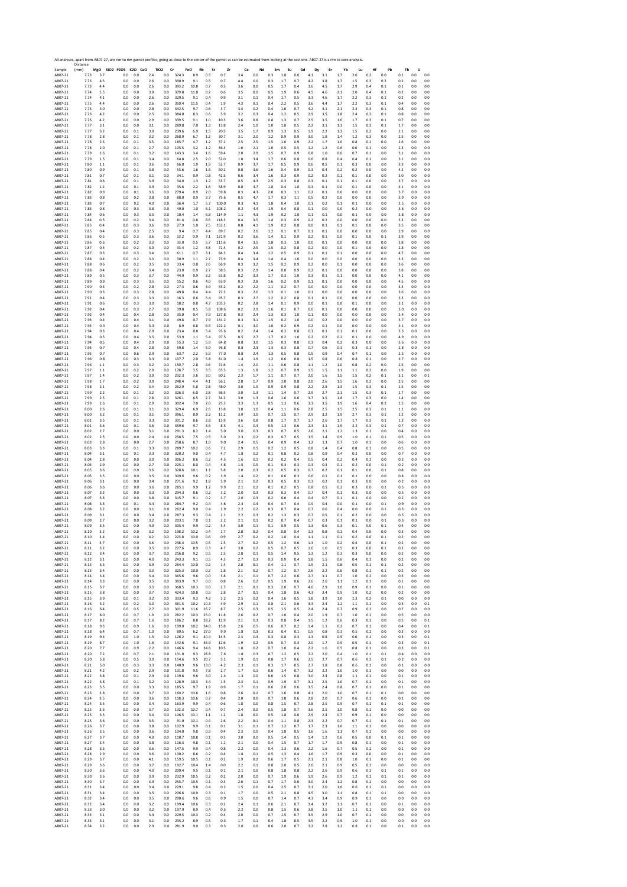All analyses, apart from AB07-27, are rim to rim garnet profiles, going as close to the center of the garnet as can be estimated from looking at the sections. AB07-27 is a rim to core analysis.

| Sample | Distance (mm) | MgO | SiO2 | P2O5 | K2O | CaO | TiO2 | Cr | FeO | Rb | Sr | Zr | Ce | Nd | Sm | Eu | Gd | Dy | Er | Yb | Lu | Hf | Pb | Th | U |
|---|---|---|---|---|---|---|---|---|---|---|---|---|---|---|---|---|---|---|---|---|---|---|---|---|---|
| AB07-21 | 7.73 | 3.7 | | 0.0 | 0.0 | 2.4 | 0.0 | 324.3 | 8.9 | 0.5 | 0.7 | 3.4 | 0.0 | 0.3 | 1.8 | 0.6 | 4.1 | 3.1 | 1.7 | 2.6 | 0.2 | 0.0 | 0.1 | 0.0 | 0.0 |
| AB07-21 | 7.73 | 4.5 | | 0.0 | 0.0 | 2.6 | 0.0 | 390.9 | 9.1 | 0.5 | 0.7 | 4.4 | 0.0 | 0.3 | 1.7 | 0.7 | 4.2 | 3.8 | 1.7 | 1.5 | 0.3 | 0.2 | 0.2 | 0.0 | 0.0 |
| AB07-21 | 7.73 | 4.4 | | 0.0 | 0.0 | 2.6 | 0.0 | 393.2 | 10.8 | 0.7 | 0.5 | 3.6 | 0.0 | 0.5 | 1.7 | 0.4 | 3.6 | 4.5 | 1.7 | 2.9 | 0.4 | 0.1 | 0.1 | 0.0 | 0.0 |
| AB07-21 | 7.74 | 5.5 | | 0.0 | 0.0 | 3.0 | 0.0 | 379.8 | 11.8 | 0.2 | 0.6 | 3.5 | 0.0 | 0.5 | 1.9 | 0.6 | 4.5 | 4.6 | 2.1 | 2.0 | 0.4 | 0.1 | 0.2 | 0.0 | 0.0 |
| AB07-21 | 7.74 | 4.1 | | 0.0 | 0.0 | 2.6 | 0.0 | 329.5 | 9.1 | 0.4 | 0.9 | 3.1 | 0.1 | 0.4 | 1.7 | 0.5 | 3.3 | 4.6 | 1.7 | 2.2 | 0.3 | 0.1 | 0.2 | 0.0 | 0.0 |
| AB07-21 | 7.75 | 4.4 | | 0.0 | 0.0 | 2.6 | 0.0 | 350.4 | 11.5 | 0.4 | 1.9 | 4.3 | 0.1 | 0.4 | 2.2 | 0.5 | 3.6 | 4.4 | 1.7 | 2.2 | 0.3 | 0.1 | 0.4 | 0.0 | 0.0 |
| AB07-21 | 7.75 | 4.0 | | 0.0 | 0.0 | 2.8 | 0.0 | 342.5 | 9.7 | 0.6 | 3.7 | 3.4 | 0.2 | 0.4 | 1.6 | 0.7 | 4.2 | 4.1 | 2.1 | 2.3 | 0.3 | 0.1 | 0.8 | 0.0 | 0.0 |
| AB07-21 | 7.76 | 4.2 | | 0.0 | 0.0 | 2.5 | 0.0 | 384.0 | 8.3 | 0.6 | 5.9 | 3.2 | 0.3 | 0.4 | 1.2 | 0.5 | 2.9 | 3.5 | 1.8 | 2.4 | 0.2 | 0.1 | 0.8 | 0.0 | 0.0 |
| AB07-21 | 7.76 | 4.2 | | 0.0 | 0.0 | 2.9 | 0.0 | 339.5 | 9.1 | 1.0 | 10.3 | 3.6 | 0.8 | 0.8 | 1.3 | 0.7 | 2.5 | 3.5 | 1.6 | 1.7 | 0.3 | 0.1 | 0.7 | 0.0 | 0.0 |
| AB07-21 | 7.77 | 3.1 | | 0.0 | 0.0 | 3.1 | 0.0 | 289.8 | 7.0 | 1.3 | 13.8 | 2.4 | 1.0 | 1.0 | 1.8 | 0.5 | 2.2 | 3.1 | 1.3 | 1.5 | 0.3 | 0.1 | 1.7 | 0.0 | 0.0 |
| AB07-21 | 7.77 | 3.2 | | 0.0 | 0.1 | 3.0 | 0.0 | 239.6 | 6.9 | 1.5 | 20.5 | 3.5 | 1.7 | 0.9 | 1.3 | 0.5 | 1.9 | 2.2 | 1.3 | 1.5 | 0.2 | 0.0 | 2.1 | 0.0 | 0.0 |
| AB07-21 | 7.78 | 2.8 | | 0.0 | 0.1 | 3.2 | 0.0 | 268.9 | 6.7 | 1.2 | 30.7 | 3.1 | 2.0 | 1.2 | 0.9 | 0.9 | 3.0 | 1.8 | 1.4 | 1.2 | 0.3 | 0.0 | 2.5 | 0.0 | 0.0 |
| AB07-21 | 7.78 | 2.3 | | 0.0 | 0.1 | 3.5 | 0.0 | 185.7 | 4.7 | 1.2 | 37.2 | 2.5 | 2.5 | 1.5 | 1.0 | 0.9 | 2.2 | 1.7 | 1.0 | 0.8 | 0.1 | 0.0 | 2.6 | 0.0 | 0.0 |
| AB07-21 | 7.78 | 2.0 | | 0.0 | 0.1 | 2.7 | 0.0 | 105.5 | 3.2 | 1.2 | 36.4 | 1.6 | 2.1 | 1.0 | 0.5 | 0.5 | 1.2 | 1.2 | 0.6 | 0.6 | 0.1 | 0.0 | 2.3 | 0.0 | 0.0 |
| AB07-21 | 7.79 | 1.6 | | 0.0 | 0.1 | 3.2 | 0.0 | 143.3 | 3.4 | 1.6 | 59.4 | 2.0 | 2.9 | 1.5 | 0.7 | 0.9 | 0.8 | 1.0 | 0.6 | 0.7 | 0.1 | 0.0 | 3.1 | 0.0 | 0.0 |
| AB07-21 | 7.79 | 1.5 | | 0.0 | 0.1 | 3.4 | 0.0 | 64.8 | 2.5 | 2.0 | 52.0 | 1.0 | 3.4 | 1.7 | 0.6 | 0.8 | 0.6 | 0.8 | 0.4 | 0.4 | 0.1 | 0.0 | 3.1 | 0.0 | 0.0 |
| AB07-21 | 7.80 | 1.1 | | 0.0 | 0.1 | 3.6 | 0.0 | 66.0 | 1.9 | 1.9 | 52.7 | 0.9 | 3.7 | 1.7 | 0.5 | 0.9 | 0.6 | 0.5 | 0.1 | 0.3 | 0.0 | 0.0 | 3.3 | 0.0 | 0.0 |
| AB07-21 | 7.80 | 0.9 | | 0.0 | 0.1 | 3.8 | 0.0 | 55.6 | 1.6 | 1.6 | 50.2 | 0.8 | 3.6 | 1.6 | 0.4 | 0.9 | 0.3 | 0.4 | 0.2 | 0.2 | 0.0 | 0.0 | 4.2 | 0.0 | 0.0 |
| AB07-21 | 7.81 | 0.7 | | 0.0 | 0.1 | 3.1 | 0.0 | 34.1 | 0.9 | 0.8 | 42.5 | 0.6 | 3.4 | 1.6 | 0.3 | 0.9 | 0.2 | 0.2 | 0.1 | 0.1 | 0.0 | 0.0 | 3.0 | 0.0 | 0.0 |
| AB07-21 | 7.81 | 0.6 | | 0.0 | 0.1 | 3.9 | 0.0 | 34.0 | 1.3 | 1.2 | 53.7 | 0.5 | 4.3 | 2.5 | 0.3 | 0.8 | 0.3 | 0.1 | 0.1 | 0.1 | 0.0 | 0.0 | 3.7 | 0.0 | 0.0 |
| AB07-21 | 7.82 | 1.2 | | 0.0 | 0.1 | 3.9 | 0.0 | 35.6 | 2.2 | 1.6 | 58.9 | 0.8 | 4.7 | 1.8 | 0.4 | 1.0 | 0.3 | 0.1 | 0.0 | 0.1 | 0.0 | 0.0 | 4.1 | 0.0 | 0.0 |
| AB07-21 | 7.82 | 0.9 | | 0.0 | 0.1 | 3.6 | 0.0 | 279.4 | 0.9 | 2.0 | 59.8 | 0.3 | 4.3 | 2.0 | 0.3 | 1.1 | 0.2 | 0.1 | 0.0 | 0.0 | 0.0 | 0.0 | 3.7 | 0.0 | 0.0 |
| AB07-21 | 7.83 | 0.8 | | 0.0 | 0.2 | 3.8 | 0.0 | 88.0 | 0.9 | 3.7 | 75.6 | 0.5 | 4.7 | 1.7 | 0.3 | 1.1 | 0.5 | 0.2 | 0.0 | 0.0 | 0.0 | 0.0 | 3.9 | 0.0 | 0.0 |
| AB07-21 | 7.83 | 0.7 | | 0.0 | 0.2 | 4.0 | 0.0 | 36.4 | 1.7 | 5.7 | 100.0 | 0.3 | 4.1 | 1.8 | 0.4 | 1.0 | 0.1 | 0.2 | 0.1 | 0.1 | 0.0 | 0.0 | 3.5 | 0.0 | 0.0 |
| AB07-21 | 7.83 | 0.8 | | 0.0 | 0.3 | 3.8 | 0.0 | 49.0 | 1.0 | 6.1 | 108.2 | 0.2 | 4.4 | 1.9 | 0.4 | 0.8 | 0.1 | 0.0 | 0.0 | 0.2 | 0.0 | 0.0 | 3.6 | 0.0 | 0.0 |
| AB07-21 | 7.84 | 0.6 | | 0.0 | 0.3 | 3.5 | 0.0 | 10.4 | 1.4 | 6.8 | 114.9 | 1.1 | 4.3 | 1.9 | 0.2 | 1.0 | 0.1 | 0.1 | 0.0 | 0.1 | 0.0 | 0.0 | 3.8 | 0.0 | 0.0 |
| AB07-21 | 7.84 | 0.5 | | 0.0 | 0.2 | 3.4 | 0.0 | 81.4 | 0.8 | 6.6 | 118.3 | 0.4 | 3.5 | 1.4 | 0.3 | 0.9 | 0.2 | 0.2 | 0.0 | 0.0 | 0.0 | 0.0 | 3.3 | 0.0 | 0.0 |
| AB07-21 | 7.85 | 0.4 | | 0.0 | 0.3 | 3.6 | 0.0 | 27.9 | 1.0 | 7.5 | 153.1 | 0.8 | 4.1 | 1.9 | 0.2 | 0.8 | 0.0 | 0.1 | 0.1 | 0.1 | 0.0 | 0.0 | 3.5 | 0.0 | 0.0 |
| AB07-21 | 7.85 | 0.4 | | 0.0 | 0.3 | 2.5 | 0.0 | 9.4 | 0.7 | 4.4 | 89.7 | 0.2 | 2.6 | 1.2 | 0.1 | 0.7 | 0.1 | 0.1 | 0.0 | 0.0 | 0.0 | 0.0 | 2.9 | 0.0 | 0.0 |
| AB07-21 | 7.86 | 0.5 | | 0.0 | 0.3 | 3.6 | 0.0 | 13.2 | 0.9 | 7.1 | 121.9 | 0.2 | 3.6 | 1.4 | 0.1 | 0.9 | 0.2 | 0.1 | 0.0 | 0.1 | 0.0 | 0.1 | 3.9 | 0.0 | 0.0 |
| AB07-21 | 7.86 | 0.6 | | 0.0 | 0.2 | 3.3 | 0.0 | 33.0 | 0.5 | 5.7 | 111.6 | 0.4 | 3.5 | 1.8 | 0.3 | 1.0 | 0.0 | 0.1 | 0.0 | 0.0 | 0.0 | 0.0 | 3.8 | 0.0 | 0.0 |
| AB07-21 | 7.87 | 0.4 | | 0.0 | 0.2 | 3.0 | 0.0 | 33.4 | 1.2 | 2.3 | 72.4 | 0.2 | 2.5 | 1.5 | 0.2 | 0.8 | 0.2 | 0.0 | 0.0 | 0.1 | 0.0 | 0.0 | 2.8 | 0.0 | 0.0 |
| AB07-21 | 7.87 | 0.3 | | 0.0 | 0.3 | 3.4 | 0.0 | 61.1 | 0.7 | 3.1 | 84.3 | 0.4 | 3.4 | 1.2 | 0.5 | 0.9 | 0.1 | 0.1 | 0.1 | 0.0 | 0.0 | 0.0 | 4.7 | 0.0 | 0.0 |
| AB07-21 | 7.88 | 0.4 | | 0.0 | 0.2 | 3.3 | 0.0 | 30.9 | 1.1 | 2.7 | 73.9 | 0.4 | 3.4 | 1.4 | 0.4 | 1.0 | 0.0 | 0.0 | 0.0 | 0.0 | 0.0 | 0.0 | 3.3 | 0.0 | 0.0 |
| AB07-21 | 7.88 | 0.6 | | 0.0 | 0.2 | 3.5 | 0.0 | 33.4 | 0.8 | 2.6 | 66.9 | 0.3 | 3.2 | 1.5 | 0.2 | 0.9 | 0.2 | 0.0 | 0.1 | 0.0 | 0.0 | 0.0 | 3.6 | 0.0 | 0.0 |
| AB07-21 | 7.88 | 0.4 | | 0.0 | 0.2 | 3.4 | 0.0 | 23.0 | 0.9 | 2.7 | 58.5 | 0.3 | 2.9 | 1.4 | 0.0 | 0.9 | 0.2 | 0.1 | 0.0 | 0.0 | 0.0 | 0.0 | 3.8 | 0.0 | 0.0 |
| AB07-21 | 7.89 | 0.5 | | 0.0 | 0.3 | 3.7 | 0.0 | 44.9 | 0.9 | 3.2 | 63.8 | 0.2 | 3.3 | 1.7 | 0.3 | 1.0 | 0.3 | 0.1 | 0.1 | 0.0 | 0.0 | 0.0 | 4.1 | 0.0 | 0.0 |
| AB07-21 | 7.89 | 0.9 | | 0.0 | 0.3 | 3.5 | 0.0 | 15.2 | 0.6 | 4.0 | 65.9 | 0.3 | 2.8 | 1.6 | 0.2 | 0.9 | 0.1 | 0.1 | 0.0 | 0.0 | 0.0 | 0.0 | 4.5 | 0.0 | 0.0 |
| AB07-21 | 7.90 | 0.3 | | 0.0 | 0.2 | 2.8 | 0.0 | 27.3 | 0.6 | 3.9 | 55.2 | 0.2 | 2.2 | 1.1 | 0.2 | 0.7 | 0.0 | 0.0 | 0.0 | 0.0 | 0.0 | 0.0 | 3.4 | 0.0 | 0.0 |
| AB07-21 | 7.90 | 0.3 | | 0.0 | 0.3 | 2.8 | 0.0 | 49.8 | 0.4 | 4.4 | 72.3 | 0.3 | 2.6 | 1.3 | 0.1 | 1.0 | 0.1 | 0.0 | 0.0 | 0.0 | 0.0 | 0.0 | 3.6 | 0.0 | 0.0 |
| AB07-21 | 7.91 | 0.4 | | 0.0 | 0.3 | 3.3 | 0.0 | 16.3 | 0.6 | 5.4 | 95.7 | 0.3 | 2.7 | 1.2 | 0.2 | 0.8 | 0.1 | 0.1 | 0.0 | 0.0 | 0.0 | 0.0 | 3.3 | 0.0 | 0.0 |
| AB07-21 | 7.91 | 0.6 | | 0.0 | 0.3 | 3.0 | 0.0 | 18.2 | 0.8 | 4.7 | 105.3 | 0.2 | 2.8 | 1.4 | 0.1 | 0.9 | 0.0 | 0.1 | 0.0 | 0.1 | 0.0 | 0.0 | 3.1 | 0.0 | 0.0 |
| AB07-21 | 7.92 | 0.4 | | 0.0 | 0.3 | 2.7 | 0.0 | 39.8 | 0.5 | 5.8 | 108.6 | 0.2 | 2.9 | 1.6 | 0.1 | 0.7 | 0.0 | 0.1 | 0.0 | 0.0 | 0.0 | 0.0 | 3.0 | 0.0 | 0.0 |
| AB07-21 | 7.92 | 0.4 | | 0.0 | 0.4 | 2.8 | 0.0 | 35.0 | 0.4 | 7.9 | 127.8 | 0.3 | 2.4 | 1.3 | 0.3 | 1.0 | 0.1 | 0.0 | 0.0 | 0.0 | 0.0 | 0.0 | 3.4 | 0.0 | 0.0 |
| AB07-21 | 7.93 | 0.4 | | 0.0 | 0.4 | 3.1 | 0.0 | 49.8 | 0.7 | 7.9 | 131.2 | 0.3 | 3.1 | 1.5 | 0.2 | 1.0 | 0.0 | 0.2 | 0.0 | 0.0 | 0.0 | 0.0 | 3.7 | 0.0 | 0.0 |
| AB07-21 | 7.93 | 0.4 | | 0.0 | 0.4 | 3.3 | 0.0 | 8.9 | 0.8 | 6.5 | 122.2 | 0.1 | 3.0 | 1.0 | 0.2 | 0.9 | 0.2 | 0.1 | 0.0 | 0.0 | 0.0 | 0.0 | 3.1 | 0.0 | 0.0 |
| AB07-21 | 7.94 | 0.3 | | 0.0 | 0.4 | 2.9 | 0.0 | 23.4 | 0.8 | 5.4 | 93.6 | 0.2 | 2.4 | 1.4 | 0.2 | 0.8 | 0.1 | 0.1 | 0.1 | 0.1 | 0.0 | 0.0 | 3.3 | 0.0 | 0.0 |
| AB07-21 | 7.94 | 0.5 | | 0.0 | 0.4 | 3.5 | 0.0 | 53.9 | 1.1 | 5.4 | 97.5 | 0.5 | 2.7 | 1.7 | 0.2 | 1.0 | 0.2 | 0.2 | 0.2 | 0.1 | 0.0 | 0.0 | 4.9 | 0.0 | 0.0 |
| AB07-21 | 7.94 | 0.5 | | 0.0 | 0.4 | 2.9 | 0.0 | 55.3 | 1.2 | 5.9 | 84.8 | 0.8 | 3.0 | 1.5 | 0.3 | 0.8 | 0.3 | 0.4 | 0.2 | 0.3 | 0.0 | 0.0 | 3.6 | 0.0 | 0.0 |
| AB07-21 | 7.95 | 0.7 | | 0.0 | 0.4 | 2.8 | 0.0 | 59.8 | 1.4 | 5.9 | 76.8 | 0.8 | 2.3 | 1.3 | 0.3 | 0.8 | 0.7 | 0.6 | 0.3 | 0.3 | 0.1 | 0.0 | 2.8 | 0.0 | 0.0 |
| AB07-21 | 7.95 | 0.7 | | 0.0 | 0.6 | 2.9 | 0.0 | 63.7 | 2.2 | 5.9 | 77.0 | 0.8 | 2.4 | 1.3 | 0.5 | 0.8 | 0.5 | 0.9 | 0.4 | 0.7 | 0.1 | 0.0 | 2.5 | 0.0 | 0.0 |
| AB07-21 | 7.96 | 0.8 | | 0.0 | 0.3 | 3.3 | 0.0 | 137.7 | 2.0 | 5.8 | 81.0 | 1.4 | 1.9 | 1.2 | 0.6 | 0.8 | 1.5 | 0.8 | 0.6 | 0.8 | 0.1 | 0.0 | 3.7 | 0.0 | 0.0 |
| AB07-21 | 7.96 | 1.1 | | 0.0 | 0.3 | 3.2 | 0.0 | 150.7 | 2.8 | 4.6 | 72.6 | 1.4 | 2.0 | 1.1 | 0.6 | 0.8 | 1.1 | 1.2 | 1.0 | 0.8 | 0.2 | 0.0 | 2.5 | 0.0 | 0.0 |
| AB07-21 | 7.97 | 1.1 | | 0.0 | 0.2 | 2.9 | 0.0 | 178.7 | 3.5 | 3.5 | 65.5 | 1.3 | 1.8 | 1.2 | 0.7 | 0.9 | 1.5 | 1.5 | 1.1 | 1.1 | 0.2 | 0.0 | 1.9 | 0.0 | 0.0 |
| AB07-21 | 7.97 | 1.4 | | 0.0 | 0.2 | 3.0 | 0.0 | 232.3 | 3.6 | 3.0 | 60.2 | 2.3 | 1.7 | 1.1 | 0.7 | 0.7 | 2.0 | 1.6 | 1.5 | 1.5 | 0.2 | 0.1 | 3.1 | 0.0 | 0.1 |
| AB07-21 | 7.98 | 1.7 | | 0.0 | 0.2 | 3.9 | 0.0 | 248.4 | 4.4 | 4.1 | 56.2 | 2.8 | 1.7 | 0.9 | 1.0 | 0.8 | 2.0 | 2.6 | 1.5 | 1.6 | 0.2 | 0.0 | 2.5 | 0.0 | 0.0 |
| AB07-21 | 7.98 | 2.1 | | 0.0 | 0.2 | 3.4 | 0.0 | 262.9 | 5.8 | 2.8 | 48.0 | 3.0 | 1.5 | 0.9 | 0.9 | 0.8 | 2.2 | 2.8 | 1.3 | 1.5 | 0.3 | 0.1 | 1.5 | 0.0 | 0.0 |
| AB07-21 | 7.99 | 2.2 | | 0.0 | 0.1 | 3.2 | 0.0 | 326.3 | 6.0 | 2.8 | 36.5 | 3.0 | 1.3 | 1.1 | 1.4 | 0.7 | 2.9 | 2.7 | 2.1 | 1.5 | 0.3 | 0.1 | 1.7 | 0.0 | 0.0 |
| AB07-21 | 7.99 | 2.5 | | 0.0 | 0.1 | 2.8 | 0.0 | 326.1 | 6.5 | 2.7 | 34.2 | 3.0 | 1.3 | 0.8 | 1.6 | 0.6 | 3.7 | 3.5 | 1.8 | 1.7 | 0.3 | 0.0 | 1.4 | 0.0 | 0.0 |
| AB07-21 | 7.99 | 2.6 | | 0.0 | 0.1 | 2.9 | 0.0 | 302.4 | 7.0 | 2.0 | 25.3 | 3.3 | 1.3 | 0.5 | 1.3 | 0.6 | 3.3 | 3.5 | 1.9 | 1.6 | 0.4 | 0.2 | 1.5 | 0.0 | 0.0 |
| AB07-21 | 8.00 | 2.6 | | 0.0 | 0.1 | 3.1 | 0.0 | 329.4 | 6.9 | 2.6 | 13.8 | 3.8 | 1.0 | 0.4 | 1.1 | 0.6 | 2.8 | 2.5 | 1.5 | 2.5 | 0.3 | 0.1 | 1.1 | 0.0 | 0.0 |
| AB07-21 | 8.00 | 3.2 | | 0.0 | 0.1 | 3.1 | 0.0 | 396.1 | 8.9 | 2.2 | 11.2 | 3.9 | 1.0 | 0.7 | 1.5 | 0.7 | 2.9 | 3.2 | 1.9 | 2.7 | 0.3 | 0.1 | 1.2 | 0.0 | 0.0 |
| AB07-21 | 8.01 | 3.5 | | 0.0 | 0.1 | 3.3 | 0.0 | 331.2 | 8.6 | 2.8 | 13.9 | 3.6 | 0.8 | 0.8 | 1.7 | 0.7 | 1.7 | 2.6 | 1.7 | 1.7 | 0.3 | 0.1 | 1.3 | 0.0 | 0.0 |
| AB07-21 | 8.01 | 3.6 | | 0.0 | 0.1 | 3.6 | 0.0 | 359.6 | 9.7 | 3.5 | 8.5 | 4.1 | 0.4 | 0.5 | 1.3 | 0.6 | 2.3 | 3.1 | 1.9 | 2.2 | 0.3 | 0.1 | 0.7 | 0.0 | 0.0 |
| AB07-21 | 8.02 | 2.7 | | 0.0 | 0.0 | 3.1 | 0.0 | 291.3 | 8.2 | 1.4 | 5.0 | 3.0 | 0.3 | 0.3 | 0.7 | 0.5 | 2.6 | 2.1 | 1.2 | 1.3 | 0.1 | 0.0 | 0.4 | 0.0 | 0.0 |
| AB07-21 | 8.02 | 2.5 | | 0.0 | 0.0 | 2.4 | 0.0 | 258.5 | 7.5 | 0.5 | 5.0 | 2.3 | 0.2 | 0.3 | 0.7 | 0.5 | 1.5 | 1.4 | 0.9 | 1.0 | 0.1 | 0.1 | 0.5 | 0.0 | 0.0 |
| AB07-21 | 8.03 | 2.8 | | 0.0 | 0.0 | 2.7 | 0.0 | 258.6 | 8.7 | 1.0 | 9.0 | 2.4 | 0.5 | 0.4 | 0.9 | 0.4 | 1.2 | 1.3 | 0.7 | 1.0 | 0.1 | 0.0 | 0.6 | 0.0 | 0.0 |
| AB07-21 | 8.03 | 3.3 | | 0.0 | 0.1 | 3.3 | 0.0 | 289.7 | 10.2 | 0.6 | 7.2 | 2.9 | 0.5 | 0.2 | 1.2 | 0.5 | 0.8 | 1.4 | 0.4 | 0.8 | 0.1 | 0.0 | 0.5 | 0.0 | 0.0 |
| AB07-21 | 8.04 | 3.1 | | 0.0 | 0.1 | 3.3 | 0.0 | 320.2 | 9.0 | 0.4 | 4.7 | 1.8 | 0.2 | 0.1 | 0.8 | 0.2 | 0.8 | 0.9 | 0.4 | 0.2 | 0.0 | 0.0 | 0.7 | 0.0 | 0.0 |
| AB07-21 | 8.04 | 2.8 | | 0.0 | 0.0 | 3.0 | 0.0 | 306.2 | 8.6 | 0.2 | 4.5 | 1.6 | 0.1 | 0.2 | 0.2 | 0.4 | 0.5 | 0.4 | 0.2 | 0.4 | 0.1 | 0.0 | 0.2 | 0.0 | 0.0 |
| AB07-21 | 8.04 | 2.9 | | 0.0 | 0.0 | 2.7 | 0.0 | 225.1 | 8.0 | 0.4 | 4.8 | 1.5 | 0.5 | 0.1 | 0.3 | 0.3 | 0.3 | 0.3 | 0.1 | 0.2 | 0.0 | 0.1 | 0.2 | 0.0 | 0.0 |
| AB07-21 | 8.05 | 3.6 | | 0.0 | 0.0 | 3.6 | 0.0 | 328.6 | 10.1 | 1.1 | 5.8 | 2.0 | 0.3 | 0.2 | 0.5 | 0.3 | 0.7 | 0.2 | 0.1 | 0.1 | 0.0 | 0.1 | 0.8 | 0.0 | 0.0 |
| AB07-21 | 8.05 | 3.5 | | 0.0 | 0.0 | 3.5 | 0.0 | 309.6 | 9.6 | 0.2 | 3.9 | 1.4 | 0.2 | 0.1 | 0.6 | 0.3 | 0.6 | 0.1 | 0.1 | 0.1 | 0.0 | 0.0 | 0.4 | 0.0 | 0.0 |
| AB07-21 | 8.06 | 3.1 | | 0.0 | 0.0 | 3.4 | 0.0 | 271.6 | 9.2 | 1.8 | 5.9 | 2.1 | 0.2 | 0.3 | 0.5 | 0.3 | 0.3 | 0.2 | 0.1 | 0.3 | 0.0 | 0.0 | 0.2 | 0.0 | 0.0 |
| AB07-21 | 8.06 | 3.6 | | 0.0 | 0.0 | 3.6 | 0.0 | 285.1 | 9.9 | 1.2 | 9.9 | 2.1 | 0.2 | 0.1 | 0.2 | 0.5 | 0.8 | 0.5 | 0.2 | 0.3 | 0.0 | 0.1 | 0.5 | 0.0 | 0.0 |
| AB07-21 | 8.07 | 3.2 | | 0.0 | 0.0 | 3.3 | 0.0 | 294.3 | 8.6 | 0.2 | 3.2 | 2.0 | 0.3 | 0.3 | 0.3 | 0.4 | 0.7 | 0.4 | 0.1 | 0.3 | 0.0 | 0.0 | 0.5 | 0.0 | 0.0 |
| AB07-21 | 8.07 | 3.3 | | 0.0 | 0.0 | 3.8 | 0.0 | 315.7 | 9.1 | 0.2 | 3.7 | 2.0 | 0.3 | 0.2 | 0.6 | 0.4 | 0.4 | 0.7 | 0.1 | 0.1 | 0.0 | 0.0 | 0.2 | 0.0 | 0.0 |
| AB07-21 | 8.08 | 3.3 | | 0.0 | 0.1 | 3.4 | 0.0 | 284.7 | 9.2 | 0.4 | 4.6 | 2.4 | 0.4 | 0.4 | 0.7 | 0.4 | 0.9 | 0.4 | 0.0 | 0.1 | 0.0 | 0.1 | 0.9 | 0.0 | 0.0 |
| AB07-21 | 8.08 | 3.2 | | 0.0 | 0.0 | 3.1 | 0.0 | 262.4 | 9.0 | 0.4 | 2.9 | 2.2 | 0.2 | 0.3 | 0.7 | 0.4 | 0.7 | 0.6 | 0.4 | 0.0 | 0.0 | 0.1 | 0.3 | 0.0 | 0.0 |
| AB07-21 | 8.09 | 3.1 | | 0.0 | 0.0 | 3.4 | 0.0 | 287.3 | 9.3 | 0.4 | 2.1 | 2.2 | 0.3 | 0.2 | 1.3 | 0.3 | 0.7 | 0.5 | 0.1 | 0.2 | 0.0 | 0.0 | 0.5 | 0.0 | 0.0 |
| AB07-21 | 8.09 | 2.7 | | 0.0 | 0.0 | 3.2 | 0.0 | 203.1 | 7.8 | 0.1 | 2.2 | 2.1 | 0.1 | 0.2 | 0.7 | 0.4 | 0.7 | 0.3 | 0.1 | 0.1 | 0.0 | 0.1 | 0.3 | 0.0 | 0.0 |
| AB07-21 | 8.09 | 3.5 | | 0.0 | 0.0 | 4.0 | 0.0 | 305.4 | 9.9 | 0.2 | 5.4 | 3.0 | 0.1 | 0.1 | 0.9 | 0.5 | 1.3 | 0.6 | 0.3 | 0.1 | 0.0 | 0.1 | 0.4 | 0.0 | 0.0 |
| AB07-21 | 8.10 | 3.2 | | 0.0 | 0.0 | 3.2 | 0.0 | 198.2 | 10.2 | 0.4 | 1.7 | 2.8 | 0.2 | 0.4 | 0.8 | 0.4 | 1.3 | 0.8 | 0.1 | 0.4 | 0.0 | 0.0 | 0.3 | 0.0 | 0.0 |
| AB07-21 | 8.10 | 3.4 | | 0.0 | 0.0 | 4.2 | 0.0 | 223.8 | 10.0 | 0.6 | 0.9 | 2.7 | 0.2 | 0.2 | 1.0 | 0.4 | 1.1 | 1.1 | 0.1 | 0.2 | 0.0 | 0.1 | 0.2 | 0.0 | 0.0 |
| AB07-21 | 8.11 | 3.7 | | 0.0 | 0.0 | 3.6 | 0.0 | 238.4 | 10.5 | 0.5 | 2.5 | 2.7 | 0.2 | 0.5 | 1.2 | 0.6 | 1.3 | 1.0 | 0.2 | 0.4 | 0.0 | 0.1 | 0.2 | 0.0 | 0.0 |
| AB07-21 | 8.11 | 3.2 | | 0.0 | 0.0 | 3.5 | 0.0 | 227.6 | 8.9 | 0.3 | 4.7 | 3.0 | 0.2 | 0.5 | 0.7 | 0.5 | 1.6 | 1.0 | 0.5 | 0.3 | 0.0 | 0.1 | 0.2 | 0.0 | 0.0 |
| AB07-21 | 8.12 | 3.4 | | 0.0 | 0.0 | 3.7 | 0.0 | 216.8 | 9.2 | 0.5 | 2.5 | 2.8 | 0.1 | 0.5 | 1.4 | 0.5 | 1.3 | 1.2 | 0.3 | 0.3 | 0.0 | 0.0 | 0.2 | 0.0 | 0.0 |
| AB07-21 | 8.12 | 3.1 | | 0.0 | 0.0 | 4.0 | 0.0 | 243.3 | 9.1 | 0.5 | 4.3 | 2.7 | 0.3 | 0.3 | 0.9 | 0.4 | 1.8 | 1.5 | 0.6 | 0.4 | 0.1 | 0.0 | 0.2 | 0.0 | 0.0 |
| AB07-21 | 8.13 | 3.5 | | 0.0 | 0.0 | 3.9 | 0.0 | 264.4 | 10.0 | 0.2 | 1.4 | 2.8 | 0.1 | 0.4 | 1.1 | 0.7 | 1.9 | 2.1 | 0.8 | 0.5 | 0.1 | 0.1 | 0.2 | 0.0 | 0.0 |
| AB07-21 | 8.13 | 3.4 | | 0.0 | 0.0 | 3.3 | 0.0 | 325.3 | 10.0 | 0.2 | 2.8 | 2.1 | 0.2 | 0.7 | 1.2 | 0.7 | 2.6 | 2.2 | 0.6 | 0.8 | 0.1 | 0.1 | 0.2 | 0.0 | 0.0 |
| AB07-21 | 8.14 | 3.4 | | 0.0 | 0.0 | 3.4 | 0.0 | 365.6 | 9.6 | 0.0 | 3.8 | 2.1 | 0.1 | 0.7 | 2.2 | 0.6 | 2.7 | 3.1 | 0.7 | 1.0 | 0.2 | 0.0 | 0.3 | 0.0 | 0.0 |
| AB07-21 | 8.14 | 3.3 | | 0.0 | 0.0 | 3.5 | 0.0 | 393.9 | 9.7 | 0.0 | 0.8 | 2.6 | 0.2 | 0.5 | 1.9 | 0.6 | 2.6 | 2.6 | 1.1 | 1.2 | 0.1 | 0.0 | 0.1 | 0.0 | 0.0 |
| AB07-21 | 8.15 | 3.7 | | 0.0 | 0.0 | 3.3 | 0.0 | 368.5 | 10.3 | 0.0 | 2.7 | 2.1 | 0.1 | 0.3 | 2.0 | 0.7 | 4.0 | 2.9 | 1.0 | 0.9 | 0.1 | 0.0 | 0.1 | 0.0 | 0.0 |
| AB07-21 | 8.15 | 3.8 | | 0.0 | 0.0 | 3.7 | 0.0 | 424.3 | 10.8 | 0.5 | 2.8 | 2.7 | 0.1 | 0.4 | 1.8 | 0.6 | 4.3 | 3.4 | 0.9 | 1.0 | 0.2 | 0.0 | 0.2 | 0.0 | 0.0 |
| AB07-21 | 8.15 | 3.9 | | 0.0 | 0.1 | 3.2 | 0.0 | 333.4 | 9.3 | 4.2 | 3.2 | 2.5 | 0.2 | 0.4 | 1.6 | 0.5 | 3.8 | 3.9 | 1.0 | 1.3 | 0.2 | 0.1 | 0.0 | 0.0 | 0.0 |
| AB07-21 | 8.16 | 5.2 | | 0.0 | 0.2 | 3.0 | 0.0 | 361.5 | 10.2 | 10.3 | 4.9 | 2.9 | 0.1 | 0.8 | 2.1 | 0.6 | 3.3 | 2.4 | 1.2 | 1.1 | 0.1 | 0.0 | 0.3 | 0.0 | 0.1 |
| AB07-21 | 8.16 | 6.4 | | 0.0 | 0.5 | 2.7 | 0.0 | 301.9 | 11.6 | 26.7 | 8.7 | 2.5 | 0.3 | 0.5 | 1.5 | 0.5 | 2.4 | 2.4 | 0.7 | 0.9 | 0.1 | 0.0 | 0.7 | 0.0 | 0.0 |
| AB07-21 | 8.17 | 8.0 | | 0.0 | 0.7 | 1.9 | 0.0 | 282.2 | 10.3 | 25.0 | 11.8 | 2.6 | 0.2 | 0.7 | 1.0 | 0.4 | 2.0 | 1.9 | 0.7 | 1.0 | 0.1 | 0.0 | 0.5 | 0.0 | 0.0 |
| AB07-21 | 8.17 | 8.2 | | 0.0 | 0.7 | 1.6 | 0.0 | 186.2 | 8.8 | 28.2 | 12.9 | 2.1 | 0.3 | 0.3 | 0.8 | 0.4 | 1.5 | 1.2 | 0.6 | 0.3 | 0.1 | 0.0 | 0.5 | 0.1 | 0.0 |
| AB07-21 | 8.18 | 9.3 | | 0.0 | 0.9 | 1.6 | 0.0 | 199.0 | 10.2 | 34.0 | 15.8 | 2.6 | 0.5 | 0.6 | 0.7 | 0.2 | 1.4 | 1.1 | 0.2 | 0.7 | 0.1 | 0.0 | 0.4 | 0.0 | 0.1 |
| AB07-21 | 8.18 | 6.4 | | 0.0 | 0.7 | 1.0 | 0.0 | 89.5 | 6.2 | 27.0 | 9.9 | 1.8 | 0.3 | 0.3 | 0.4 | 0.1 | 0.5 | 0.8 | 0.3 | 0.5 | 0.1 | 0.0 | 0.3 | 0.0 | 0.0 |
| AB07-21 | 8.19 | 9.4 | | 0.0 | 1.0 | 1.5 | 0.0 | 126.2 | 9.1 | 40.4 | 14.5 | 2.3 | 0.3 | 0.3 | 0.8 | 0.3 | 1.3 | 0.8 | 0.5 | 0.6 | 0.1 | 0.0 | 0.3 | 0.0 | 0.1 |
| AB07-21 | 8.19 | 8.7 | | 0.0 | 1.0 | 1.6 | 0.0 | 142.6 | 9.1 | 36.9 | 12.6 | 1.9 | 0.2 | 0.5 | 0.7 | 0.3 | 2.0 | 1.7 | 0.5 | 0.5 | 0.1 | 0.0 | 0.3 | 0.0 | 0.1 |
| AB07-21 | 8.20 | 7.7 | | 0.0 | 0.9 | 2.2 | 0.0 | 146.6 | 9.4 | 34.6 | 10.5 | 1.8 | 0.2 | 0.7 | 1.0 | 0.4 | 2.2 | 1.6 | 0.5 | 0.8 | 0.1 | 0.0 | 0.3 | 0.0 | 0.1 |
| AB07-21 | 8.20 | 7.2 | | 0.0 | 0.7 | 2.1 | 0.0 | 131.0 | 9.3 | 28.8 | 7.6 | 1.8 | 0.3 | 0.7 | 1.2 | 0.5 | 2.2 | 2.0 | 0.4 | 1.0 | 0.1 | 0.1 | 0.4 | 0.0 | 0.0 |
| AB07-21 | 8.20 | 5.8 | | 0.0 | 0.5 | 3.0 | 0.0 | 154.6 | 9.5 | 20.7 | 5.1 | 1.9 | 0.1 | 0.8 | 1.7 | 0.6 | 2.5 | 2.7 | 0.7 | 0.6 | 0.1 | 0.1 | 0.2 | 0.0 | 0.0 |
| AB07-21 | 8.21 | 5.0 | | 0.0 | 0.3 | 3.3 | 0.0 | 140.9 | 9.6 | 13.0 | 4.2 | 2.3 | 0.1 | 0.3 | 1.7 | 0.5 | 2.7 | 1.8 | 0.8 | 0.6 | 0.1 | 0.0 | 0.1 | 0.0 | 0.0 |
| AB07-21 | 8.21 | 4.2 | | 0.0 | 0.2 | 2.9 | 0.0 | 131.8 | 9.5 | 7.8 | 2.7 | 1.7 | 0.1 | 0.6 | 1.4 | 0.7 | 3.2 | 2.2 | 1.0 | 1.0 | 0.1 | 0.0 | 0.0 | 0.0 | 0.0 |
| AB07-21 | 8.22 | 3.8 | | 0.0 | 0.1 | 2.9 | 0.0 | 119.6 | 9.6 | 4.0 | 2.4 | 1.3 | 0.0 | 0.6 | 1.5 | 0.8 | 3.0 | 2.4 | 0.8 | 1.1 | 0.1 | 0.0 | 0.1 | 0.0 | 0.0 |
| AB07-21 | 8.22 | 3.8 | | 0.0 | 0.1 | 3.2 | 0.0 | 126.9 | 10.3 | 3.4 | 1.5 | 2.3 | 0.1 | 0.9 | 1.9 | 0.7 | 3.1 | 2.5 | 1.0 | 0.7 | 0.1 | 0.0 | 0.1 | 0.0 | 0.0 |
| AB07-21 | 8.23 | 3.5 | | 0.0 | 0.0 | 3.3 | 0.0 | 185.5 | 9.7 | 1.9 | 0.9 | 1.7 | 0.1 | 0.6 | 2.0 | 0.6 | 3.5 | 2.4 | 0.8 | 0.7 | 0.1 | 0.0 | 0.1 | 0.0 | 0.0 |
| AB07-21 | 8.23 | 3.8 | | 0.0 | 0.0 | 3.7 | 0.0 | 160.2 | 10.6 | 1.6 | 0.8 | 2.6 | 0.2 | 0.7 | 1.6 | 0.8 | 4.1 | 2.0 | 1.0 | 0.7 | 0.1 | 0.1 | 0.0 | 0.0 | 0.0 |
| AB07-21 | 8.24 | 3.5 | | 0.0 | 0.0 | 3.6 | 0.0 | 118.3 | 10.6 | 0.7 | 0.4 | 2.0 | 0.0 | 0.7 | 1.8 | 0.6 | 2.8 | 2.0 | 0.7 | 0.6 | 0.1 | 0.0 | 0.1 | 0.0 | 0.0 |
| AB07-21 | 8.24 | 3.5 | | 0.0 | 0.0 | 3.4 | 0.0 | 163.9 | 9.9 | 0.4 | 0.6 | 1.8 | 0.0 | 0.8 | 1.5 | 0.7 | 2.8 | 2.5 | 0.9 | 0.7 | 0.1 | 0.1 | 0.1 | 0.0 | 0.0 |
| AB07-21 | 8.25 | 3.6 | | 0.0 | 0.0 | 3.7 | 0.0 | 132.3 | 10.7 | 0.4 | 0.7 | 2.4 | 0.0 | 0.5 | 1.8 | 0.7 | 3.6 | 2.5 | 1.0 | 0.8 | 0.1 | 0.0 | 0.0 | 0.0 | 0.0 |
| AB07-21 | 8.25 | 3.5 | | 0.0 | 0.0 | 3.4 | 0.0 | 106.5 | 10.1 | 1.1 | 1.2 | 1.8 | 0.0 | 0.5 | 1.8 | 0.6 | 2.9 | 2.4 | 0.7 | 0.9 | 0.1 | 0.0 | 0.1 | 0.0 | 0.0 |
| AB07-21 | 8.25 | 3.6 | | 0.0 | 0.0 | 3.5 | 0.0 | 91.0 | 10.1 | 0.4 | 2.6 | 2.2 | 0.1 | 0.4 | 1.1 | 0.8 | 2.3 | 2.2 | 0.7 | 0.7 | 0.1 | 0.1 | 0.1 | 0.0 | 0.0 |
| AB07-21 | 8.26 | 3.7 | | 0.0 | 0.0 | 3.8 | 0.0 | 102.9 | 9.9 | 0.1 | 0.1 | 3.1 | 0.1 | 0.7 | 1.2 | 0.7 | 1.7 | 2.3 | 1.0 | 1.1 | 0.1 | 0.0 | 0.0 | 0.0 | 0.0 |
| AB07-21 | 8.26 | 3.5 | | 0.0 | 0.0 | 3.6 | 0.0 | 104.0 | 9.8 | 0.5 | 0.4 | 2.3 | 0.0 | 0.4 | 1.8 | 0.5 | 1.6 | 1.6 | 1.1 | 0.7 | 0.1 | 0.0 | 0.1 | 0.0 | 0.0 |
| AB07-21 | 8.27 | 3.7 | | 0.0 | 0.0 | 4.0 | 0.0 | 118.7 | 10.8 | 0.1 | 0.3 | 3.0 | 0.0 | 0.5 | 1.4 | 0.5 | 1.4 | 1.2 | 0.6 | 0.5 | 0.0 | 0.1 | 0.1 | 0.0 | 0.0 |
| AB07-21 | 8.27 | 3.4 | | 0.0 | 0.0 | 3.8 | 0.0 | 116.3 | 9.8 | 0.1 | 1.1 | 2.1 | 0.0 | 0.4 | 1.5 | 0.7 | 1.7 | 1.7 | 0.9 | 0.8 | 0.1 | 0.0 | 0.1 | 0.0 | 0.0 |
| AB07-21 | 8.28 | 3.5 | | 0.0 | 0.0 | 3.6 | 0.0 | 147.5 | 9.9 | 0.4 | 0.8 | 2.2 | 0.0 | 0.4 | 1.3 | 0.6 | 2.2 | 1.6 | 0.7 | 0.5 | 0.1 | 0.1 | 0.1 | 0.0 | 0.0 |
| AB07-21 | 8.28 | 2.9 | | 0.0 | 0.0 | 3.6 | 0.0 | 130.2 | 8.6 | 0.2 | 0.4 | 1.8 | 0.1 | 0.5 | 1.3 | 0.4 | 1.6 | 1.7 | 0.9 | 0.3 | 0.0 | 0.0 | 0.1 | 0.0 | 0.0 |
| AB07-21 | 8.29 | 3.7 | | 0.0 | 0.0 | 4.1 | 0.0 | 159.5 | 10.5 | 0.1 | 0.2 | 1.9 | 0.2 | 0.6 | 1.7 | 0.5 | 2.1 | 2.1 | 0.8 | 1.0 | 0.1 | 0.0 | 0.1 | 0.0 | 0.0 |
| AB07-21 | 8.29 | 3.6 | | 0.0 | 0.0 | 3.7 | 0.0 | 192.7 | 10.4 | 1.4 | 0.0 | 2.2 | 0.1 | 0.8 | 2.0 | 0.5 | 2.6 | 2.1 | 0.9 | 0.5 | 0.1 | 0.0 | 0.1 | 0.0 | 0.0 |
| AB07-21 | 8.30 | 3.6 | | 0.0 | 0.0 | 4.0 | 0.0 | 209.4 | 9.5 | 0.1 | 0.1 | 2.1 | 0.0 | 0.8 | 1.8 | 0.8 | 2.2 | 2.6 | 0.9 | 0.6 | 0.1 | 0.1 | 0.1 | 0.0 | 0.0 |
| AB07-21 | 8.30 | 3.6 | | 0.0 | 0.0 | 3.9 | 0.0 | 232.9 | 10.5 | 0.2 | 0.2 | 2.0 | 0.0 | 0.7 | 1.9 | 0.6 | 1.9 | 2.6 | 0.9 | 1.2 | 0.1 | 0.1 | 0.1 | 0.0 | 0.0 |
| AB07-21 | 8.30 | 3.7 | | 0.0 | 0.0 | 3.9 | 0.0 | 255.7 | 10.5 | 0.1 | 0.3 | 2.6 | 0.1 | 0.7 | 1.7 | 0.6 | 3.0 | 2.4 | 1.2 | 0.8 | 0.1 | 0.0 | 0.1 | 0.0 | 0.0 |
| AB07-21 | 8.31 | 3.4 | | 0.0 | 0.0 | 3.4 | 0.0 | 229.1 | 9.8 | 0.4 | 0.2 | 1.5 | 0.0 | 0.4 | 2.5 | 0.7 | 3.1 | 2.0 | 1.6 | 0.6 | 0.1 | 0.1 | 0.0 | 0.0 | 0.0 |
| AB07-21 | 8.31 | 3.4 | | 0.0 | 0.0 | 3.5 | 0.0 | 206.6 | 10.0 | 0.3 | 0.1 | 1.7 | 0.0 | 0.5 | 2.1 | 0.8 | 4.5 | 3.0 | 1.1 | 0.8 | 0.1 | 0.1 | 0.0 | 0.0 | 0.0 |
| AB07-21 | 8.32 | 3.4 | | 0.0 | 0.0 | 3.5 | 0.0 | 200.6 | 9.6 | 0.6 | 0.9 | 1.5 | 0.0 | 0.7 | 1.4 | 0.7 | 4.3 | 3.4 | 0.9 | 0.9 | 0.1 | 0.1 | 0.0 | 0.0 | 0.0 |
| AB07-21 | 8.32 | 3.4 | | 0.0 | 0.0 | 3.2 | 0.0 | 199.4 | 10.6 | 0.3 | 0.2 | 2.4 | 0.1 | 0.6 | 2.1 | 0.7 | 3.4 | 3.2 | 1.1 | 0.7 | 0.1 | 0.0 | 0.1 | 0.0 | 0.0 |
| AB07-21 | 8.33 | 3.0 | | 0.0 | 0.0 | 3.2 | 0.0 | 197.9 | 8.9 | 0.4 | 0.5 | 2.2 | 0.0 | 0.8 | 1.5 | 0.6 | 3.8 | 2.5 | 1.0 | 1.1 | 0.1 | 0.0 | 0.0 | 0.0 | 0.0 |
| AB07-21 | 8.33 | 3.1 | | 0.0 | 0.0 | 3.3 | 0.0 | 229.5 | 10.3 | 0.2 | 0.4 | 2.0 | 0.0 | 0.7 | 1.5 | 0.7 | 3.5 | 2.9 | 1.0 | 0.7 | 0.1 | 0.0 | 0.0 | 0.0 | 0.0 |
| AB07-21 | 8.34 | 3.1 | | 0.0 | 0.0 | 3.1 | 0.0 | 235.2 | 8.9 | 0.5 | 0.3 | 1.7 | 0.1 | 0.4 | 1.8 | 0.5 | 3.5 | 2.2 | 0.9 | 1.0 | 0.1 | 0.0 | 0.0 | 0.0 | 0.0 |
| AB07-21 | 8.34 | 3.2 | | 0.0 | 0.0 | 2.9 | 0.0 | 281.9 | 9.0 | 0.3 | 0.3 | 2.0 | 0.0 | 0.6 | 2.0 | 0.7 | 3.2 | 2.8 | 1.2 | 0.8 | 0.1 | 0.0 | 0.1 | 0.0 | 0.0 |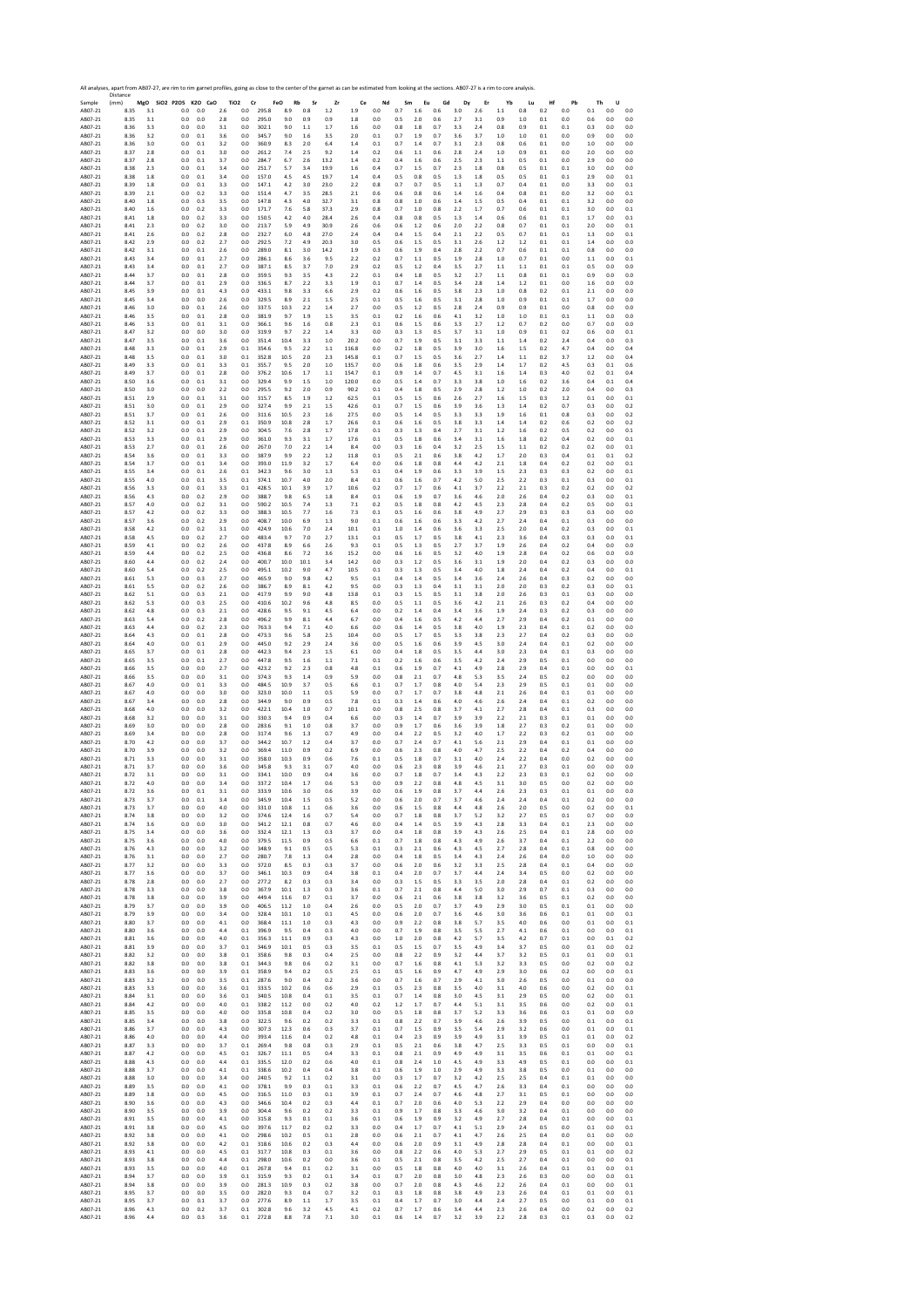All analyses, apart from AB07-27, are rim to rim garnet profiles, going as close to the center of the garnet as can be estimated from looking at the sections. AB07-27 is a rim to core analysis.

| Sample | Distance (mm) | MgO | SiO2 | P2O5 | K2O | CaO | TiO2 | Cr | FeO | Rb | Sr | Zr | Ce | Nd | Sm | Eu | Gd | Dy | Er | Yb | Lu | Hf | Pb | Th | U |
|---|---|---|---|---|---|---|---|---|---|---|---|---|---|---|---|---|---|---|---|---|---|---|---|---|---|
| AB07-21 | 8.35 | 3.1 | | 0.0 | 0.0 | 2.6 | 0.0 | 295.8 | 8.9 | 0.8 | 1.2 | 1.9 | 0.0 | 0.7 | 1.6 | 0.6 | 3.0 | 2.6 | 1.1 | 0.8 | 0.2 | 0.0 | 0.1 | 0.0 | 0.0 |
| AB07-21 | 8.35 | 3.1 | | 0.0 | 0.0 | 2.8 | 0.0 | 295.0 | 9.0 | 0.9 | 0.9 | 1.8 | 0.0 | 0.5 | 2.0 | 0.6 | 2.7 | 3.1 | 0.9 | 1.0 | 0.1 | 0.0 | 0.6 | 0.0 | 0.0 |
| AB07-21 | 8.36 | 3.3 | | 0.0 | 0.0 | 3.1 | 0.0 | 302.1 | 9.0 | 1.1 | 1.7 | 1.6 | 0.0 | 0.8 | 1.8 | 0.7 | 3.3 | 2.4 | 0.8 | 0.9 | 0.1 | 0.1 | 0.3 | 0.0 | 0.0 |
| AB07-21 | 8.36 | 3.2 | | 0.0 | 0.1 | 3.6 | 0.0 | 345.7 | 9.0 | 1.6 | 3.5 | 2.0 | 0.1 | 0.7 | 1.9 | 0.7 | 3.6 | 3.7 | 1.0 | 1.0 | 0.1 | 0.0 | 0.9 | 0.0 | 0.0 |
| AB07-21 | 8.36 | 3.0 | | 0.0 | 0.1 | 3.2 | 0.0 | 360.9 | 8.3 | 2.0 | 6.4 | 1.4 | 0.1 | 0.7 | 1.4 | 0.7 | 3.1 | 2.3 | 0.8 | 0.6 | 0.1 | 0.0 | 1.0 | 0.0 | 0.0 |
| AB07-21 | 8.37 | 2.8 | | 0.0 | 0.1 | 3.0 | 0.0 | 261.2 | 7.4 | 2.5 | 9.2 | 1.4 | 0.2 | 0.6 | 1.1 | 0.6 | 2.8 | 2.4 | 1.0 | 0.9 | 0.1 | 0.0 | 2.0 | 0.0 | 0.0 |
| AB07-21 | 8.37 | 2.8 | | 0.0 | 0.1 | 3.7 | 0.0 | 284.7 | 6.7 | 2.6 | 13.2 | 1.4 | 0.2 | 0.4 | 1.6 | 0.6 | 2.5 | 2.3 | 1.1 | 0.5 | 0.1 | 0.0 | 2.9 | 0.0 | 0.0 |
| AB07-21 | 8.38 | 2.3 | | 0.0 | 0.1 | 3.4 | 0.0 | 251.7 | 5.7 | 3.4 | 19.9 | 1.6 | 0.4 | 0.7 | 1.5 | 0.7 | 2.3 | 1.8 | 0.8 | 0.5 | 0.1 | 0.1 | 3.0 | 0.0 | 0.0 |
| AB07-21 | 8.38 | 1.8 | | 0.0 | 0.1 | 3.4 | 0.0 | 157.0 | 4.5 | 4.5 | 19.7 | 1.4 | 0.4 | 0.5 | 0.8 | 0.5 | 1.3 | 1.8 | 0.5 | 0.5 | 0.1 | 0.1 | 2.9 | 0.0 | 0.1 |
| AB07-21 | 8.39 | 1.8 | | 0.0 | 0.1 | 3.3 | 0.0 | 147.1 | 4.2 | 3.0 | 23.0 | 2.2 | 0.8 | 0.7 | 0.7 | 0.5 | 1.1 | 1.3 | 0.7 | 0.4 | 0.1 | 0.0 | 3.3 | 0.0 | 0.1 |
| AB07-21 | 8.39 | 2.1 | | 0.0 | 0.2 | 3.3 | 0.0 | 151.4 | 4.7 | 3.5 | 28.5 | 2.1 | 0.6 | 0.6 | 0.8 | 0.6 | 1.4 | 1.6 | 0.4 | 0.8 | 0.1 | 0.0 | 3.2 | 0.0 | 0.1 |
| AB07-21 | 8.40 | 1.8 | | 0.0 | 0.3 | 3.5 | 0.0 | 147.8 | 4.3 | 4.0 | 32.7 | 3.1 | 0.8 | 0.8 | 1.0 | 0.6 | 1.4 | 1.5 | 0.5 | 0.4 | 0.1 | 0.1 | 3.2 | 0.0 | 0.0 |
| AB07-21 | 8.40 | 1.6 | | 0.0 | 0.2 | 3.3 | 0.0 | 171.7 | 7.6 | 5.8 | 37.3 | 2.9 | 0.8 | 0.7 | 1.0 | 0.8 | 2.2 | 1.7 | 0.7 | 0.6 | 0.1 | 0.1 | 3.0 | 0.0 | 0.1 |
| AB07-21 | 8.41 | 1.8 | | 0.0 | 0.2 | 3.3 | 0.0 | 150.5 | 4.2 | 4.0 | 28.4 | 2.6 | 0.4 | 0.8 | 0.8 | 0.5 | 1.3 | 1.4 | 0.6 | 0.6 | 0.1 | 0.1 | 1.7 | 0.0 | 0.1 |
| AB07-21 | 8.41 | 2.3 | | 0.0 | 0.2 | 3.0 | 0.0 | 213.7 | 5.9 | 4.9 | 30.9 | 2.6 | 0.6 | 0.6 | 1.2 | 0.6 | 2.0 | 2.2 | 0.8 | 0.7 | 0.1 | 0.1 | 2.0 | 0.0 | 0.1 |
| AB07-21 | 8.41 | 2.6 | | 0.0 | 0.2 | 2.8 | 0.0 | 232.7 | 6.0 | 4.8 | 27.0 | 2.4 | 0.4 | 0.4 | 1.5 | 0.4 | 2.1 | 2.2 | 0.5 | 0.7 | 0.1 | 0.1 | 1.3 | 0.0 | 0.1 |
| AB07-21 | 8.42 | 2.9 | | 0.0 | 0.2 | 2.7 | 0.0 | 292.5 | 7.2 | 4.9 | 20.3 | 3.0 | 0.5 | 0.6 | 1.5 | 0.5 | 3.1 | 2.6 | 1.2 | 1.2 | 0.1 | 0.1 | 1.4 | 0.0 | 0.0 |
| AB07-21 | 8.42 | 3.1 | | 0.0 | 0.1 | 2.6 | 0.0 | 289.0 | 8.1 | 3.0 | 14.2 | 1.9 | 0.3 | 0.6 | 1.9 | 0.4 | 2.8 | 2.2 | 0.7 | 0.6 | 0.1 | 0.1 | 0.8 | 0.0 | 0.0 |
| AB07-21 | 8.43 | 3.4 | | 0.0 | 0.1 | 2.7 | 0.0 | 286.1 | 8.6 | 3.6 | 9.5 | 2.2 | 0.2 | 0.7 | 1.1 | 0.5 | 1.9 | 2.8 | 1.0 | 0.7 | 0.1 | 0.0 | 1.1 | 0.0 | 0.1 |
| AB07-21 | 8.43 | 3.4 | | 0.0 | 0.1 | 2.7 | 0.0 | 387.1 | 8.5 | 3.7 | 7.0 | 2.9 | 0.2 | 0.5 | 1.2 | 0.4 | 3.5 | 2.7 | 1.1 | 1.1 | 0.1 | 0.1 | 0.5 | 0.0 | 0.0 |
| AB07-21 | 8.44 | 3.7 | | 0.0 | 0.1 | 2.8 | 0.0 | 359.5 | 9.3 | 3.5 | 4.3 | 2.2 | 0.1 | 0.4 | 1.8 | 0.5 | 3.2 | 2.7 | 1.1 | 0.8 | 0.1 | 0.1 | 0.9 | 0.0 | 0.0 |
| AB07-21 | 8.44 | 3.7 | | 0.0 | 0.1 | 2.9 | 0.0 | 336.5 | 8.7 | 2.2 | 3.3 | 1.9 | 0.1 | 0.7 | 1.4 | 0.5 | 3.4 | 2.8 | 1.4 | 1.2 | 0.1 | 0.0 | 1.6 | 0.0 | 0.0 |
| AB07-21 | 8.45 | 3.9 | | 0.0 | 0.1 | 4.3 | 0.0 | 433.1 | 9.8 | 3.3 | 6.6 | 2.9 | 0.2 | 0.6 | 1.6 | 0.5 | 3.8 | 2.3 | 1.0 | 0.8 | 0.2 | 0.1 | 2.1 | 0.0 | 0.0 |
| AB07-21 | 8.45 | 3.4 | | 0.0 | 0.0 | 2.6 | 0.0 | 329.5 | 8.9 | 2.1 | 1.5 | 2.5 | 0.1 | 0.5 | 1.6 | 0.5 | 3.1 | 2.8 | 1.0 | 0.9 | 0.1 | 0.1 | 1.7 | 0.0 | 0.0 |
| AB07-21 | 8.46 | 3.0 | | 0.0 | 0.1 | 2.6 | 0.0 | 337.5 | 10.3 | 2.2 | 1.4 | 2.7 | 0.0 | 0.5 | 1.2 | 0.5 | 2.8 | 2.4 | 0.9 | 0.9 | 0.1 | 0.0 | 0.8 | 0.0 | 0.0 |
| AB07-21 | 8.46 | 3.5 | | 0.0 | 0.1 | 2.8 | 0.0 | 381.9 | 9.7 | 1.9 | 1.5 | 3.5 | 0.1 | 0.2 | 1.6 | 0.6 | 4.1 | 3.2 | 1.0 | 1.0 | 0.1 | 0.1 | 1.1 | 0.0 | 0.0 |
| AB07-21 | 8.46 | 3.3 | | 0.0 | 0.1 | 3.1 | 0.0 | 366.1 | 9.6 | 1.6 | 0.8 | 2.3 | 0.1 | 0.6 | 1.5 | 0.6 | 3.3 | 2.7 | 1.2 | 0.7 | 0.2 | 0.0 | 0.7 | 0.0 | 0.0 |
| AB07-21 | 8.47 | 3.2 | | 0.0 | 0.0 | 3.0 | 0.0 | 319.9 | 9.7 | 2.2 | 1.4 | 3.3 | 0.0 | 0.3 | 1.3 | 0.5 | 3.7 | 3.1 | 1.0 | 0.9 | 0.1 | 0.2 | 0.6 | 0.0 | 0.1 |
| AB07-21 | 8.47 | 3.5 | | 0.0 | 0.1 | 3.6 | 0.0 | 351.4 | 10.4 | 3.3 | 1.0 | 20.2 | 0.0 | 0.7 | 1.9 | 0.5 | 3.1 | 3.3 | 1.1 | 1.4 | 0.2 | 2.4 | 0.4 | 0.0 | 0.3 |
| AB07-21 | 8.48 | 3.3 | | 0.0 | 0.1 | 2.9 | 0.1 | 354.6 | 9.5 | 2.2 | 1.1 | 116.8 | 0.0 | 0.2 | 1.8 | 0.5 | 3.9 | 3.0 | 1.6 | 1.5 | 0.2 | 4.7 | 0.4 | 0.0 | 0.4 |
| AB07-21 | 8.48 | 3.5 | | 0.0 | 0.1 | 3.0 | 0.1 | 352.8 | 10.5 | 2.0 | 2.3 | 145.8 | 0.1 | 0.7 | 1.5 | 0.5 | 3.6 | 2.7 | 1.4 | 1.1 | 0.2 | 3.7 | 1.2 | 0.0 | 0.4 |
| AB07-21 | 8.49 | 3.3 | | 0.0 | 0.1 | 3.3 | 0.1 | 355.7 | 9.5 | 2.0 | 1.0 | 135.7 | 0.0 | 0.6 | 1.8 | 0.6 | 3.5 | 2.9 | 1.4 | 1.7 | 0.2 | 4.5 | 0.3 | 0.1 | 0.6 |
| AB07-21 | 8.49 | 3.7 | | 0.0 | 0.1 | 2.8 | 0.0 | 376.2 | 10.6 | 1.7 | 1.1 | 154.7 | 0.1 | 0.9 | 1.4 | 0.7 | 4.5 | 3.1 | 1.6 | 1.4 | 0.3 | 4.0 | 0.2 | 0.1 | 0.4 |
| AB07-21 | 8.50 | 3.6 | | 0.0 | 0.1 | 3.1 | 0.0 | 329.4 | 9.9 | 1.5 | 1.0 | 120.0 | 0.0 | 0.5 | 1.4 | 0.7 | 3.3 | 3.8 | 1.0 | 1.6 | 0.2 | 3.6 | 0.4 | 0.1 | 0.4 |
| AB07-21 | 8.50 | 3.0 | | 0.0 | 0.0 | 2.2 | 0.0 | 295.5 | 9.2 | 2.0 | 0.9 | 90.2 | 0.1 | 0.4 | 1.8 | 0.5 | 2.9 | 2.8 | 1.2 | 1.0 | 0.2 | 2.0 | 0.4 | 0.0 | 0.3 |
| AB07-21 | 8.51 | 2.9 | | 0.0 | 0.1 | 3.1 | 0.0 | 315.7 | 8.5 | 1.9 | 1.2 | 62.5 | 0.1 | 0.5 | 1.5 | 0.6 | 2.6 | 2.7 | 1.6 | 1.5 | 0.3 | 1.2 | 0.1 | 0.0 | 0.1 |
| AB07-21 | 8.51 | 3.0 | | 0.0 | 0.1 | 2.9 | 0.0 | 327.4 | 9.9 | 2.1 | 1.5 | 42.6 | 0.1 | 0.7 | 1.5 | 0.6 | 3.9 | 3.6 | 1.3 | 1.4 | 0.2 | 0.7 | 0.3 | 0.0 | 0.2 |
| AB07-21 | 8.52 | 3.7 | | 0.0 | 0.1 | 2.6 | 0.0 | 311.6 | 10.5 | 2.3 | 1.6 | 27.5 | 0.0 | 0.5 | 1.4 | 0.5 | 3.3 | 3.3 | 1.9 | 1.6 | 0.1 | 0.8 | 0.3 | 0.0 | 0.2 |
| AB07-21 | 8.52 | 3.1 | | 0.0 | 0.1 | 2.9 | 0.1 | 350.9 | 10.8 | 2.8 | 1.7 | 26.6 | 0.1 | 0.6 | 1.6 | 0.5 | 3.8 | 3.3 | 1.4 | 1.4 | 0.2 | 0.6 | 0.2 | 0.0 | 0.2 |
| AB07-21 | 8.52 | 3.2 | | 0.0 | 0.1 | 2.9 | 0.0 | 304.5 | 7.6 | 2.8 | 1.7 | 17.8 | 0.1 | 0.3 | 1.3 | 0.4 | 2.7 | 3.1 | 1.2 | 1.6 | 0.2 | 0.5 | 0.2 | 0.0 | 0.1 |
| AB07-21 | 8.53 | 3.3 | | 0.0 | 0.1 | 2.9 | 0.0 | 361.0 | 9.3 | 3.1 | 1.7 | 17.6 | 0.1 | 0.5 | 1.8 | 0.6 | 3.4 | 3.1 | 1.6 | 1.8 | 0.2 | 0.4 | 0.2 | 0.0 | 0.1 |
| AB07-21 | 8.53 | 2.7 | | 0.0 | 0.1 | 2.6 | 0.0 | 267.0 | 7.0 | 2.2 | 1.4 | 8.4 | 0.0 | 0.3 | 1.6 | 0.4 | 3.2 | 2.5 | 1.5 | 1.1 | 0.2 | 0.2 | 0.2 | 0.0 | 0.1 |
| AB07-21 | 8.54 | 3.6 | | 0.0 | 0.1 | 3.3 | 0.0 | 387.9 | 9.9 | 2.2 | 1.2 | 11.8 | 0.1 | 0.5 | 2.1 | 0.6 | 3.8 | 4.2 | 1.7 | 2.0 | 0.3 | 0.4 | 0.1 | 0.1 | 0.2 |
| AB07-21 | 8.54 | 3.7 | | 0.0 | 0.1 | 3.4 | 0.0 | 393.0 | 11.9 | 3.2 | 1.7 | 6.4 | 0.0 | 0.6 | 1.8 | 0.8 | 4.4 | 4.2 | 2.1 | 1.8 | 0.4 | 0.2 | 0.2 | 0.0 | 0.1 |
| AB07-21 | 8.55 | 3.4 | | 0.0 | 0.1 | 2.6 | 0.1 | 342.3 | 9.6 | 3.0 | 1.3 | 5.3 | 0.1 | 0.4 | 1.9 | 0.6 | 3.3 | 3.9 | 1.5 | 2.3 | 0.3 | 0.3 | 0.2 | 0.0 | 0.1 |
| AB07-21 | 8.55 | 4.0 | | 0.0 | 0.1 | 3.5 | 0.1 | 374.1 | 10.7 | 4.0 | 2.0 | 8.4 | 0.1 | 0.6 | 1.6 | 0.7 | 4.2 | 5.0 | 2.5 | 2.2 | 0.3 | 0.1 | 0.3 | 0.0 | 0.1 |
| AB07-21 | 8.56 | 3.3 | | 0.0 | 0.1 | 3.3 | 0.1 | 428.5 | 10.1 | 3.9 | 1.7 | 10.6 | 0.2 | 0.7 | 1.7 | 0.6 | 4.1 | 3.7 | 2.2 | 2.1 | 0.3 | 0.2 | 0.2 | 0.0 | 0.2 |
| AB07-21 | 8.56 | 4.3 | | 0.0 | 0.2 | 2.9 | 0.0 | 388.7 | 9.8 | 6.5 | 1.8 | 8.4 | 0.1 | 0.6 | 1.9 | 0.7 | 3.6 | 4.6 | 2.0 | 2.6 | 0.4 | 0.2 | 0.3 | 0.0 | 0.1 |
| AB07-21 | 8.57 | 4.0 | | 0.0 | 0.2 | 3.1 | 0.0 | 590.2 | 10.5 | 7.4 | 1.3 | 7.1 | 0.2 | 0.5 | 1.8 | 0.8 | 4.2 | 4.5 | 2.3 | 2.8 | 0.4 | 0.2 | 0.5 | 0.0 | 0.1 |
| AB07-21 | 8.57 | 4.2 | | 0.0 | 0.2 | 3.3 | 0.0 | 388.3 | 10.5 | 7.7 | 1.6 | 7.3 | 0.1 | 0.5 | 1.6 | 0.6 | 3.8 | 4.9 | 2.7 | 2.9 | 0.3 | 0.3 | 0.3 | 0.0 | 0.0 |
| AB07-21 | 8.57 | 3.6 | | 0.0 | 0.2 | 2.9 | 0.0 | 408.7 | 10.0 | 6.9 | 1.3 | 9.0 | 0.1 | 0.6 | 1.6 | 0.6 | 3.3 | 4.2 | 2.7 | 2.4 | 0.4 | 0.1 | 0.3 | 0.0 | 0.0 |
| AB07-21 | 8.58 | 4.2 | | 0.0 | 0.2 | 3.1 | 0.0 | 424.9 | 10.6 | 7.0 | 2.4 | 10.1 | 0.1 | 1.0 | 1.4 | 0.6 | 3.6 | 3.3 | 2.5 | 2.0 | 0.4 | 0.2 | 0.3 | 0.0 | 0.1 |
| AB07-21 | 8.58 | 4.5 | | 0.0 | 0.2 | 2.7 | 0.0 | 483.4 | 9.7 | 7.0 | 2.7 | 13.1 | 0.1 | 0.5 | 1.7 | 0.5 | 3.8 | 4.1 | 2.3 | 3.6 | 0.4 | 0.3 | 0.3 | 0.0 | 0.1 |
| AB07-21 | 8.59 | 4.1 | | 0.0 | 0.2 | 2.6 | 0.0 | 437.8 | 8.9 | 6.6 | 2.6 | 9.3 | 0.1 | 0.5 | 1.3 | 0.5 | 2.7 | 3.7 | 1.9 | 2.6 | 0.4 | 0.2 | 0.4 | 0.0 | 0.0 |
| AB07-21 | 8.59 | 4.4 | | 0.0 | 0.2 | 2.5 | 0.0 | 436.8 | 8.6 | 7.2 | 3.6 | 15.2 | 0.0 | 0.6 | 1.6 | 0.5 | 3.2 | 4.0 | 1.9 | 2.8 | 0.4 | 0.2 | 0.6 | 0.0 | 0.0 |
| AB07-21 | 8.60 | 4.4 | | 0.0 | 0.2 | 2.4 | 0.0 | 400.7 | 10.0 | 10.1 | 3.4 | 14.2 | 0.0 | 0.3 | 1.2 | 0.5 | 3.6 | 3.1 | 1.9 | 2.0 | 0.4 | 0.2 | 0.3 | 0.0 | 0.0 |
| AB07-21 | 8.60 | 5.4 | | 0.0 | 0.2 | 2.5 | 0.0 | 495.1 | 10.2 | 9.0 | 4.7 | 10.5 | 0.1 | 0.3 | 1.3 | 0.5 | 3.4 | 4.0 | 1.8 | 2.4 | 0.4 | 0.2 | 0.4 | 0.0 | 0.1 |
| AB07-21 | 8.61 | 5.3 | | 0.0 | 0.3 | 2.7 | 0.0 | 465.9 | 9.0 | 9.8 | 4.2 | 9.5 | 0.1 | 0.4 | 1.4 | 0.5 | 3.4 | 3.6 | 2.4 | 2.6 | 0.4 | 0.3 | 0.2 | 0.0 | 0.0 |
| AB07-21 | 8.61 | 5.5 | | 0.0 | 0.2 | 2.6 | 0.0 | 386.7 | 8.9 | 8.1 | 4.2 | 9.5 | 0.0 | 0.3 | 1.3 | 0.4 | 3.1 | 3.1 | 2.0 | 2.0 | 0.3 | 0.2 | 0.3 | 0.0 | 0.1 |
| AB07-21 | 8.62 | 5.1 | | 0.0 | 0.3 | 2.1 | 0.0 | 417.9 | 9.9 | 9.0 | 4.8 | 13.8 | 0.1 | 0.3 | 1.5 | 0.5 | 3.1 | 3.8 | 2.0 | 2.6 | 0.3 | 0.1 | 0.3 | 0.0 | 0.0 |
| AB07-21 | 8.62 | 5.3 | | 0.0 | 0.3 | 2.5 | 0.0 | 410.6 | 10.2 | 9.6 | 4.8 | 8.5 | 0.0 | 0.5 | 1.1 | 0.5 | 3.6 | 4.2 | 2.1 | 2.6 | 0.3 | 0.2 | 0.4 | 0.0 | 0.0 |
| AB07-21 | 8.62 | 4.8 | | 0.0 | 0.3 | 2.1 | 0.0 | 428.6 | 9.5 | 9.1 | 4.5 | 6.4 | 0.0 | 0.2 | 1.4 | 0.4 | 3.4 | 3.6 | 1.9 | 2.4 | 0.3 | 0.2 | 0.3 | 0.0 | 0.0 |
| AB07-21 | 8.63 | 5.4 | | 0.0 | 0.2 | 2.8 | 0.0 | 496.2 | 9.9 | 8.1 | 4.4 | 6.7 | 0.0 | 0.4 | 1.6 | 0.5 | 4.2 | 4.4 | 2.7 | 2.9 | 0.4 | 0.2 | 0.1 | 0.0 | 0.0 |
| AB07-21 | 8.63 | 4.4 | | 0.0 | 0.2 | 2.3 | 0.0 | 763.3 | 9.4 | 7.1 | 4.0 | 6.6 | 0.0 | 0.6 | 1.4 | 0.5 | 3.8 | 4.0 | 1.9 | 2.3 | 0.4 | 0.1 | 0.2 | 0.0 | 0.0 |
| AB07-21 | 8.64 | 4.3 | | 0.0 | 0.1 | 2.8 | 0.0 | 473.3 | 9.6 | 5.8 | 2.5 | 10.4 | 0.0 | 0.5 | 1.7 | 0.5 | 3.3 | 3.8 | 2.3 | 2.7 | 0.4 | 0.2 | 0.3 | 0.0 | 0.0 |
| AB07-21 | 8.64 | 4.0 | | 0.0 | 0.1 | 2.9 | 0.0 | 445.0 | 9.2 | 2.9 | 2.4 | 3.6 | 0.0 | 0.5 | 1.6 | 0.6 | 3.9 | 4.5 | 3.0 | 2.4 | 0.4 | 0.1 | 0.2 | 0.0 | 0.0 |
| AB07-21 | 8.65 | 3.7 | | 0.0 | 0.1 | 2.8 | 0.0 | 442.3 | 9.4 | 2.3 | 1.5 | 6.1 | 0.0 | 0.4 | 1.8 | 0.5 | 3.5 | 4.4 | 3.0 | 2.3 | 0.4 | 0.1 | 0.3 | 0.0 | 0.0 |
| AB07-21 | 8.65 | 3.5 | | 0.0 | 0.1 | 2.7 | 0.0 | 447.8 | 9.5 | 1.6 | 1.1 | 7.1 | 0.1 | 0.2 | 1.6 | 0.6 | 3.5 | 4.2 | 2.4 | 2.9 | 0.5 | 0.1 | 0.0 | 0.0 | 0.0 |
| AB07-21 | 8.66 | 3.5 | | 0.0 | 0.0 | 2.7 | 0.0 | 423.2 | 9.2 | 2.3 | 0.8 | 4.8 | 0.1 | 0.6 | 1.9 | 0.7 | 4.1 | 4.9 | 2.8 | 2.9 | 0.4 | 0.1 | 0.0 | 0.0 | 0.1 |
| AB07-21 | 8.66 | 3.5 | | 0.0 | 0.0 | 3.1 | 0.0 | 374.3 | 9.3 | 1.4 | 0.9 | 5.9 | 0.0 | 0.8 | 2.1 | 0.7 | 4.8 | 5.3 | 3.5 | 2.4 | 0.5 | 0.2 | 0.0 | 0.0 | 0.0 |
| AB07-21 | 8.67 | 4.0 | | 0.0 | 0.1 | 3.3 | 0.0 | 484.5 | 10.9 | 3.7 | 0.5 | 6.6 | 0.1 | 0.7 | 1.7 | 0.8 | 4.0 | 5.4 | 2.3 | 2.9 | 0.5 | 0.1 | 0.1 | 0.0 | 0.0 |
| AB07-21 | 8.67 | 4.0 | | 0.0 | 0.0 | 3.0 | 0.0 | 323.0 | 10.0 | 1.1 | 0.5 | 5.9 | 0.0 | 0.7 | 1.7 | 0.7 | 3.8 | 4.8 | 2.1 | 2.6 | 0.4 | 0.1 | 0.1 | 0.0 | 0.0 |
| AB07-21 | 8.67 | 3.4 | | 0.0 | 0.0 | 2.8 | 0.0 | 344.9 | 9.0 | 0.9 | 0.5 | 7.8 | 0.1 | 0.3 | 1.4 | 0.6 | 4.0 | 4.6 | 2.6 | 2.4 | 0.4 | 0.1 | 0.2 | 0.0 | 0.0 |
| AB07-21 | 8.68 | 4.0 | | 0.0 | 0.0 | 3.2 | 0.0 | 422.1 | 10.4 | 1.0 | 0.7 | 10.1 | 0.0 | 0.8 | 2.5 | 0.8 | 3.7 | 4.1 | 2.7 | 2.8 | 0.4 | 0.1 | 0.3 | 0.0 | 0.0 |
| AB07-21 | 8.68 | 3.2 | | 0.0 | 0.0 | 3.1 | 0.0 | 330.3 | 9.4 | 0.9 | 0.4 | 6.6 | 0.0 | 0.3 | 1.4 | 0.7 | 3.9 | 3.9 | 2.2 | 2.1 | 0.3 | 0.1 | 0.1 | 0.0 | 0.0 |
| AB07-21 | 8.69 | 3.0 | | 0.0 | 0.0 | 2.8 | 0.0 | 283.6 | 9.1 | 1.0 | 0.8 | 3.7 | 0.0 | 0.9 | 1.7 | 0.6 | 3.6 | 3.9 | 1.8 | 2.7 | 0.3 | 0.2 | 0.1 | 0.0 | 0.0 |
| AB07-21 | 8.69 | 3.4 | | 0.0 | 0.0 | 2.8 | 0.0 | 317.4 | 9.6 | 1.3 | 0.7 | 4.9 | 0.0 | 0.4 | 2.2 | 0.5 | 3.2 | 4.0 | 1.7 | 2.2 | 0.3 | 0.2 | 0.1 | 0.0 | 0.0 |
| AB07-21 | 8.70 | 4.2 | | 0.0 | 0.0 | 3.7 | 0.0 | 344.2 | 10.7 | 1.2 | 0.4 | 3.7 | 0.0 | 0.7 | 2.4 | 0.7 | 4.1 | 5.6 | 2.1 | 2.9 | 0.4 | 0.1 | 0.1 | 0.0 | 0.0 |
| AB07-21 | 8.70 | 3.9 | | 0.0 | 0.0 | 3.2 | 0.0 | 369.4 | 11.0 | 0.9 | 0.2 | 6.9 | 0.0 | 0.6 | 2.3 | 0.8 | 4.0 | 4.7 | 2.5 | 2.2 | 0.4 | 0.2 | 0.4 | 0.0 | 0.0 |
| AB07-21 | 8.71 | 3.3 | | 0.0 | 0.0 | 3.1 | 0.0 | 358.0 | 10.3 | 0.9 | 0.6 | 7.6 | 0.1 | 0.5 | 1.8 | 0.7 | 3.1 | 4.0 | 2.4 | 2.2 | 0.4 | 0.0 | 0.2 | 0.0 | 0.0 |
| AB07-21 | 8.71 | 3.7 | | 0.0 | 0.0 | 3.6 | 0.0 | 345.8 | 9.5 | 3.1 | 0.7 | 4.0 | 0.0 | 0.6 | 2.3 | 0.8 | 3.9 | 4.6 | 2.1 | 2.7 | 0.3 | 0.1 | 0.0 | 0.0 | 0.0 |
| AB07-21 | 8.72 | 3.1 | | 0.0 | 0.0 | 3.1 | 0.0 | 334.1 | 10.0 | 0.9 | 0.4 | 3.6 | 0.0 | 0.7 | 1.8 | 0.7 | 3.4 | 4.3 | 2.2 | 2.3 | 0.3 | 0.1 | 0.2 | 0.0 | 0.0 |
| AB07-21 | 8.72 | 4.0 | | 0.0 | 0.0 | 3.4 | 0.0 | 337.2 | 10.4 | 1.7 | 0.6 | 5.3 | 0.0 | 0.9 | 2.2 | 0.8 | 4.8 | 4.5 | 3.1 | 3.0 | 0.5 | 0.0 | 0.2 | 0.0 | 0.0 |
| AB07-21 | 8.72 | 3.6 | | 0.0 | 0.1 | 3.1 | 0.0 | 333.9 | 10.6 | 3.0 | 0.6 | 3.9 | 0.0 | 0.6 | 1.9 | 0.8 | 3.7 | 4.4 | 2.6 | 2.3 | 0.3 | 0.1 | 0.1 | 0.0 | 0.0 |
| AB07-21 | 8.73 | 3.7 | | 0.0 | 0.1 | 3.4 | 0.0 | 345.9 | 10.4 | 1.5 | 0.5 | 5.2 | 0.0 | 0.6 | 2.0 | 0.7 | 3.7 | 4.6 | 2.4 | 2.4 | 0.4 | 0.1 | 0.2 | 0.0 | 0.0 |
| AB07-21 | 8.73 | 3.7 | | 0.0 | 0.0 | 4.0 | 0.0 | 331.0 | 10.8 | 1.1 | 0.6 | 3.6 | 0.0 | 0.6 | 1.5 | 0.8 | 4.4 | 4.8 | 2.6 | 2.0 | 0.5 | 0.0 | 0.2 | 0.0 | 0.1 |
| AB07-21 | 8.74 | 3.8 | | 0.0 | 0.0 | 3.2 | 0.0 | 374.6 | 12.4 | 1.6 | 0.7 | 5.4 | 0.0 | 0.7 | 1.8 | 0.8 | 3.7 | 5.2 | 3.2 | 2.7 | 0.5 | 0.1 | 0.7 | 0.0 | 0.0 |
| AB07-21 | 8.74 | 3.6 | | 0.0 | 0.0 | 3.0 | 0.0 | 341.2 | 12.1 | 0.8 | 0.7 | 4.6 | 0.0 | 0.4 | 1.4 | 0.5 | 3.9 | 4.3 | 2.8 | 3.3 | 0.4 | 0.1 | 2.3 | 0.0 | 0.0 |
| AB07-21 | 8.75 | 3.4 | | 0.0 | 0.0 | 3.6 | 0.0 | 332.4 | 12.1 | 1.3 | 0.3 | 3.7 | 0.0 | 0.4 | 1.8 | 0.8 | 3.9 | 4.3 | 2.6 | 2.5 | 0.4 | 0.1 | 2.8 | 0.0 | 0.0 |
| AB07-21 | 8.75 | 3.6 | | 0.0 | 0.0 | 4.0 | 0.0 | 379.5 | 11.5 | 0.9 | 0.5 | 6.6 | 0.1 | 0.7 | 1.8 | 0.8 | 4.3 | 4.9 | 2.6 | 3.7 | 0.4 | 0.1 | 2.2 | 0.0 | 0.0 |
| AB07-21 | 8.76 | 4.3 | | 0.0 | 0.0 | 3.2 | 0.0 | 348.9 | 9.1 | 0.5 | 0.5 | 5.3 | 0.1 | 0.3 | 2.1 | 0.6 | 4.3 | 4.5 | 2.7 | 2.8 | 0.4 | 0.1 | 0.8 | 0.0 | 0.0 |
| AB07-21 | 8.76 | 3.1 | | 0.0 | 0.0 | 2.7 | 0.0 | 280.7 | 7.8 | 1.3 | 0.4 | 2.8 | 0.0 | 0.4 | 1.8 | 0.5 | 3.4 | 4.3 | 2.4 | 2.6 | 0.4 | 0.0 | 1.0 | 0.0 | 0.0 |
| AB07-21 | 8.77 | 3.2 | | 0.0 | 0.0 | 3.3 | 0.0 | 372.0 | 8.5 | 0.3 | 0.3 | 3.7 | 0.0 | 0.6 | 2.0 | 0.6 | 3.2 | 3.3 | 2.5 | 2.8 | 0.4 | 0.1 | 0.4 | 0.0 | 0.0 |
| AB07-21 | 8.77 | 3.6 | | 0.0 | 0.0 | 3.7 | 0.0 | 346.1 | 10.3 | 0.9 | 0.4 | 3.8 | 0.1 | 0.4 | 2.0 | 0.7 | 3.7 | 4.4 | 2.4 | 3.4 | 0.5 | 0.0 | 0.2 | 0.0 | 0.0 |
| AB07-21 | 8.78 | 2.8 | | 0.0 | 0.0 | 2.7 | 0.0 | 277.2 | 8.2 | 0.3 | 0.3 | 3.4 | 0.0 | 0.3 | 1.5 | 0.5 | 3.3 | 3.5 | 2.0 | 2.8 | 0.4 | 0.1 | 0.2 | 0.0 | 0.0 |
| AB07-21 | 8.78 | 3.3 | | 0.0 | 0.0 | 3.8 | 0.0 | 367.9 | 10.1 | 1.3 | 0.3 | 3.6 | 0.1 | 0.7 | 2.1 | 0.8 | 4.4 | 5.0 | 3.0 | 2.9 | 0.7 | 0.1 | 0.3 | 0.0 | 0.0 |
| AB07-21 | 8.78 | 3.8 | | 0.0 | 0.0 | 3.9 | 0.0 | 449.4 | 11.6 | 0.7 | 0.1 | 3.7 | 0.0 | 0.6 | 2.1 | 0.6 | 3.8 | 3.8 | 3.2 | 3.6 | 0.5 | 0.1 | 0.2 | 0.0 | 0.0 |
| AB07-21 | 8.79 | 3.7 | | 0.0 | 0.0 | 3.9 | 0.0 | 406.5 | 11.2 | 1.0 | 0.4 | 2.6 | 0.0 | 0.5 | 2.0 | 0.7 | 3.7 | 4.9 | 2.9 | 3.0 | 0.5 | 0.1 | 0.1 | 0.0 | 0.0 |
| AB07-21 | 8.79 | 3.9 | | 0.0 | 0.0 | 3.4 | 0.0 | 328.4 | 10.1 | 1.0 | 0.1 | 4.5 | 0.0 | 0.6 | 2.0 | 0.7 | 3.6 | 4.6 | 3.0 | 3.6 | 0.6 | 0.1 | 0.1 | 0.0 | 0.1 |
| AB07-21 | 8.80 | 3.7 | | 0.0 | 0.0 | 4.1 | 0.0 | 368.4 | 11.1 | 1.0 | 0.3 | 4.3 | 0.0 | 0.9 | 2.2 | 0.8 | 3.8 | 5.7 | 3.5 | 4.0 | 0.6 | 0.0 | 0.1 | 0.0 | 0.1 |
| AB07-21 | 8.80 | 3.6 | | 0.0 | 0.0 | 4.4 | 0.1 | 396.9 | 9.5 | 0.4 | 0.3 | 4.0 | 0.0 | 0.7 | 1.9 | 0.8 | 3.5 | 5.5 | 2.7 | 4.1 | 0.6 | 0.1 | 0.0 | 0.0 | 0.1 |
| AB07-21 | 8.81 | 3.6 | | 0.0 | 0.0 | 4.0 | 0.1 | 356.3 | 11.1 | 0.9 | 0.3 | 4.3 | 0.0 | 1.0 | 2.0 | 0.8 | 4.2 | 5.7 | 3.5 | 4.2 | 0.7 | 0.1 | 0.0 | 0.1 | 0.2 |
| AB07-21 | 8.81 | 3.9 | | 0.0 | 0.0 | 3.7 | 0.1 | 346.9 | 10.1 | 0.5 | 0.3 | 3.5 | 0.1 | 0.5 | 1.5 | 0.7 | 3.5 | 4.9 | 3.4 | 3.7 | 0.5 | 0.0 | 0.1 | 0.0 | 0.2 |
| AB07-21 | 8.82 | 3.2 | | 0.0 | 0.0 | 3.8 | 0.1 | 358.6 | 9.8 | 0.3 | 0.4 | 2.5 | 0.0 | 0.8 | 2.2 | 0.9 | 3.2 | 4.4 | 3.7 | 3.2 | 0.5 | 0.1 | 0.1 | 0.0 | 0.1 |
| AB07-21 | 8.82 | 3.8 | | 0.0 | 0.0 | 3.8 | 0.1 | 344.3 | 9.8 | 0.6 | 0.2 | 3.1 | 0.0 | 0.7 | 1.6 | 0.8 | 4.1 | 5.3 | 3.2 | 3.3 | 0.5 | 0.0 | 0.2 | 0.0 | 0.2 |
| AB07-21 | 8.83 | 3.6 | | 0.0 | 0.0 | 3.9 | 0.1 | 358.9 | 9.4 | 0.2 | 0.5 | 2.5 | 0.1 | 0.5 | 1.6 | 0.9 | 4.7 | 4.9 | 2.9 | 3.0 | 0.6 | 0.2 | 0.0 | 0.0 | 0.0 |
| AB07-21 | 8.83 | 3.2 | | 0.0 | 0.0 | 3.5 | 0.1 | 287.6 | 9.0 | 0.4 | 0.2 | 3.6 | 0.0 | 0.7 | 1.6 | 0.7 | 2.9 | 4.1 | 3.0 | 2.6 | 0.5 | 0.0 | 0.1 | 0.0 | 0.0 |
| AB07-21 | 8.83 | 3.3 | | 0.0 | 0.0 | 3.6 | 0.1 | 333.5 | 10.2 | 0.6 | 0.6 | 2.9 | 0.1 | 0.5 | 2.3 | 0.8 | 3.5 | 4.0 | 3.1 | 4.0 | 0.6 | 0.0 | 0.2 | 0.0 | 0.1 |
| AB07-21 | 8.84 | 3.1 | | 0.0 | 0.0 | 3.6 | 0.1 | 340.5 | 10.8 | 0.4 | 0.1 | 3.5 | 0.1 | 0.7 | 1.4 | 0.8 | 4.0 | 4.5 | 3.1 | 2.9 | 0.5 | 0.0 | 0.0 | 0.0 | 0.1 |
| AB07-21 | 8.84 | 4.2 | | 0.0 | 0.0 | 4.0 | 0.1 | 338.2 | 11.2 | 0.0 | 0.2 | 4.0 | 0.2 | 1.2 | 1.7 | 0.7 | 4.4 | 5.1 | 3.1 | 3.5 | 0.6 | 0.0 | 0.2 | 0.0 | 0.1 |
| AB07-21 | 8.85 | 3.5 | | 0.0 | 0.0 | 4.0 | 0.0 | 335.8 | 10.8 | 0.4 | 0.2 | 3.0 | 0.0 | 0.5 | 1.8 | 0.8 | 3.7 | 5.2 | 3.3 | 3.6 | 0.6 | 0.1 | 0.1 | 0.0 | 0.0 |
| AB07-21 | 8.85 | 3.4 | | 0.0 | 0.0 | 3.8 | 0.0 | 322.5 | 9.6 | 0.2 | 0.2 | 3.3 | 0.1 | 0.8 | 2.2 | 0.7 | 3.9 | 4.6 | 2.6 | 3.9 | 0.5 | 0.0 | 0.1 | 0.0 | 0.1 |
| AB07-21 | 8.86 | 3.7 | | 0.0 | 0.0 | 4.3 | 0.0 | 307.3 | 12.3 | 0.6 | 0.3 | 3.7 | 0.1 | 0.7 | 1.5 | 0.9 | 3.5 | 5.4 | 2.9 | 3.2 | 0.6 | 0.0 | 0.1 | 0.0 | 0.1 |
| AB07-21 | 8.86 | 4.0 | | 0.0 | 0.0 | 4.4 | 0.0 | 393.4 | 11.6 | 0.4 | 0.2 | 4.8 | 0.1 | 0.4 | 2.3 | 0.9 | 3.9 | 4.9 | 3.1 | 3.9 | 0.5 | 0.1 | 0.1 | 0.0 | 0.2 |
| AB07-21 | 8.87 | 3.3 | | 0.0 | 0.0 | 3.7 | 0.1 | 269.4 | 9.8 | 0.8 | 0.3 | 2.9 | 0.1 | 0.5 | 2.1 | 0.6 | 3.8 | 4.7 | 2.5 | 3.3 | 0.5 | 0.1 | 0.0 | 0.0 | 0.1 |
| AB07-21 | 8.87 | 4.2 | | 0.0 | 0.0 | 4.5 | 0.1 | 326.7 | 11.1 | 0.5 | 0.4 | 3.3 | 0.1 | 0.8 | 2.1 | 0.9 | 4.9 | 4.9 | 3.1 | 3.5 | 0.6 | 0.1 | 0.1 | 0.1 | 0.1 |
| AB07-21 | 8.88 | 4.3 | | 0.0 | 0.0 | 4.4 | 0.1 | 335.5 | 12.0 | 0.2 | 0.6 | 4.0 | 0.1 | 0.8 | 2.4 | 1.0 | 4.5 | 4.9 | 3.3 | 4.9 | 0.5 | 0.1 | 0.0 | 0.0 | 0.1 |
| AB07-21 | 8.88 | 3.7 | | 0.0 | 0.0 | 4.1 | 0.1 | 338.6 | 10.2 | 0.4 | 0.4 | 3.8 | 0.1 | 0.6 | 1.9 | 1.0 | 2.9 | 4.9 | 3.3 | 3.8 | 0.5 | 0.0 | 0.1 | 0.0 | 0.0 |
| AB07-21 | 8.88 | 3.0 | | 0.0 | 0.0 | 3.4 | 0.0 | 240.5 | 9.2 | 1.1 | 0.2 | 3.1 | 0.0 | 0.3 | 1.7 | 0.7 | 3.2 | 4.2 | 2.5 | 2.5 | 0.4 | 0.1 | 0.1 | 0.0 | 0.0 |
| AB07-21 | 8.89 | 3.5 | | 0.0 | 0.0 | 4.1 | 0.0 | 378.1 | 9.9 | 0.3 | 0.1 | 3.3 | 0.1 | 0.6 | 2.2 | 0.7 | 4.5 | 4.7 | 2.6 | 3.3 | 0.4 | 0.1 | 0.0 | 0.0 | 0.1 |
| AB07-21 | 8.89 | 3.8 | | 0.0 | 0.0 | 4.5 | 0.0 | 316.5 | 11.0 | 0.3 | 0.1 | 3.9 | 0.1 | 0.7 | 2.4 | 0.7 | 4.6 | 4.8 | 2.7 | 3.1 | 0.5 | 0.1 | 0.0 | 0.0 | 0.0 |
| AB07-21 | 8.90 | 3.6 | | 0.0 | 0.0 | 4.3 | 0.0 | 346.6 | 10.4 | 0.2 | 0.3 | 4.4 | 0.1 | 0.7 | 2.0 | 0.6 | 4.0 | 5.3 | 2.2 | 2.9 | 0.4 | 0.0 | 0.0 | 0.0 | 0.0 |
| AB07-21 | 8.90 | 3.5 | | 0.0 | 0.0 | 3.9 | 0.0 | 304.4 | 9.6 | 0.2 | 0.2 | 3.3 | 0.1 | 0.9 | 1.7 | 0.8 | 3.3 | 4.6 | 3.0 | 3.2 | 0.4 | 0.1 | 0.0 | 0.0 | 0.0 |
| AB07-21 | 8.91 | 3.5 | | 0.0 | 0.0 | 4.1 | 0.0 | 315.8 | 9.3 | 0.1 | 0.1 | 3.6 | 0.1 | 0.6 | 1.9 | 0.9 | 3.2 | 4.9 | 2.7 | 2.8 | 0.4 | 0.1 | 0.0 | 0.0 | 0.1 |
| AB07-21 | 8.91 | 3.8 | | 0.0 | 0.0 | 4.5 | 0.0 | 397.6 | 11.7 | 0.2 | 0.2 | 3.3 | 0.0 | 0.4 | 1.7 | 0.7 | 4.1 | 5.1 | 2.9 | 2.4 | 0.5 | 0.1 | 0.1 | 0.0 | 0.1 |
| AB07-21 | 8.92 | 3.8 | | 0.0 | 0.0 | 4.1 | 0.0 | 298.6 | 10.2 | 0.5 | 0.1 | 2.8 | 0.0 | 0.6 | 2.1 | 0.7 | 4.1 | 4.7 | 2.6 | 2.5 | 0.4 | 0.0 | 0.1 | 0.0 | 0.0 |
| AB07-21 | 8.92 | 3.8 | | 0.0 | 0.0 | 4.2 | 0.1 | 318.6 | 10.6 | 0.2 | 0.3 | 4.4 | 0.0 | 0.6 | 2.0 | 0.9 | 3.1 | 4.9 | 2.8 | 2.8 | 0.4 | 0.1 | 0.0 | 0.0 | 0.1 |
| AB07-21 | 8.93 | 4.1 | | 0.0 | 0.0 | 4.5 | 0.1 | 317.7 | 10.8 | 0.3 | 0.1 | 3.6 | 0.0 | 0.8 | 2.2 | 0.6 | 4.0 | 5.3 | 2.7 | 2.9 | 0.5 | 0.1 | 0.1 | 0.0 | 0.2 |
| AB07-21 | 8.93 | 3.8 | | 0.0 | 0.0 | 4.4 | 0.1 | 298.0 | 10.6 | 0.2 | 0.0 | 3.6 | 0.1 | 0.5 | 2.1 | 0.8 | 3.5 | 4.2 | 2.5 | 2.7 | 0.4 | 0.1 | 0.0 | 0.0 | 0.1 |
| AB07-21 | 8.93 | 3.5 | | 0.0 | 0.0 | 4.0 | 0.1 | 267.8 | 9.4 | 0.1 | 0.2 | 3.1 | 0.0 | 0.5 | 1.8 | 0.8 | 4.0 | 4.0 | 3.1 | 2.6 | 0.4 | 0.1 | 0.0 | 0.0 | 0.1 |
| AB07-21 | 8.94 | 3.7 | | 0.0 | 0.0 | 3.9 | 0.1 | 315.9 | 9.3 | 0.2 | 0.1 | 3.4 | 0.1 | 0.7 | 2.0 | 0.8 | 3.0 | 4.8 | 2.3 | 2.6 | 0.3 | 0.0 | 0.0 | 0.0 | 0.0 |
| AB07-21 | 8.94 | 3.8 | | 0.0 | 0.0 | 3.9 | 0.0 | 281.3 | 10.9 | 0.3 | 0.2 | 3.8 | 0.0 | 0.7 | 2.0 | 0.8 | 4.3 | 4.6 | 2.2 | 2.6 | 0.4 | 0.1 | 0.0 | 0.0 | 0.0 |
| AB07-21 | 8.95 | 3.7 | | 0.0 | 0.0 | 3.5 | 0.0 | 282.0 | 9.3 | 0.4 | 0.7 | 3.2 | 0.1 | 0.3 | 1.8 | 0.8 | 3.8 | 4.9 | 2.3 | 2.6 | 0.4 | 0.1 | 0.1 | 0.0 | 0.1 |
| AB07-21 | 8.95 | 3.7 | | 0.0 | 0.1 | 3.7 | 0.0 | 277.6 | 8.9 | 1.1 | 1.7 | 3.5 | 0.1 | 0.4 | 1.7 | 0.7 | 3.0 | 4.4 | 2.4 | 2.7 | 0.5 | 0.0 | 0.1 | 0.0 | 0.1 |
| AB07-21 | 8.96 | 4.3 | | 0.0 | 0.2 | 3.7 | 0.1 | 302.8 | 9.6 | 3.2 | 4.5 | 4.1 | 0.2 | 0.7 | 1.7 | 0.6 | 3.4 | 4.4 | 2.3 | 2.6 | 0.4 | 0.0 | 0.2 | 0.0 | 0.2 |
| AB07-21 | 8.96 | 4.4 | | 0.0 | 0.3 | 3.6 | 0.1 | 272.8 | 8.8 | 7.8 | 7.1 | 3.0 | 0.1 | 0.6 | 1.4 | 0.7 | 3.2 | 3.9 | 2.2 | 2.8 | 0.3 | 0.1 | 0.3 | 0.0 | 0.2 |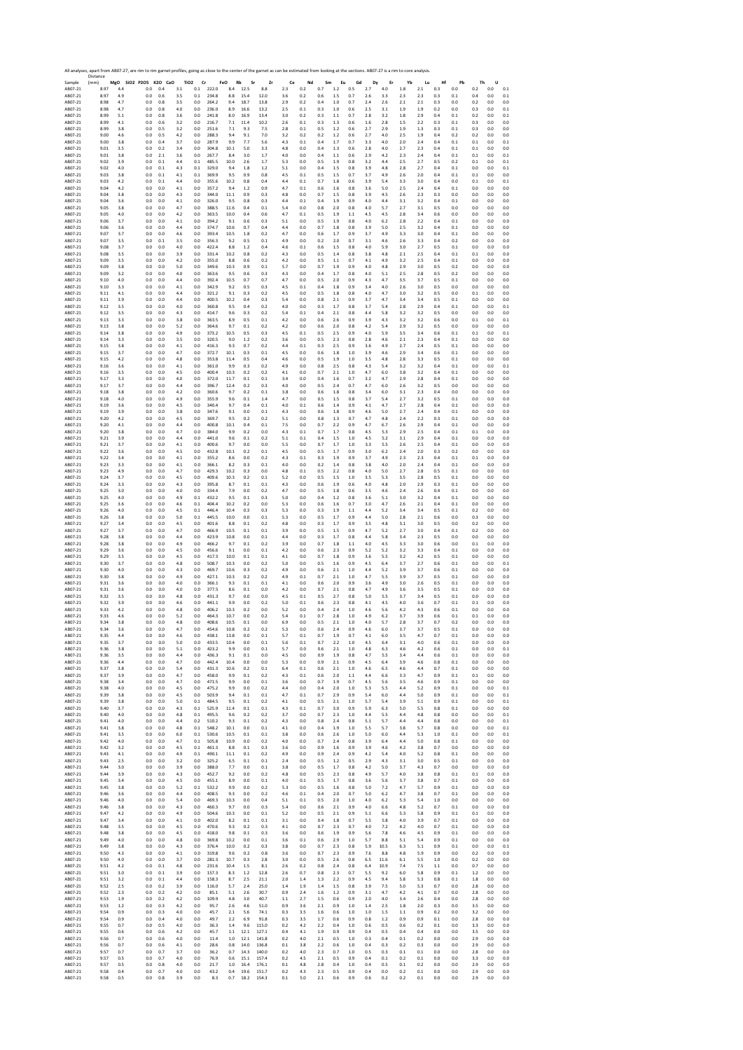All analyses, apart from AB07-27, are rim to rim garnet profiles, going as close to the center of the garnet as can be estimated from looking at the sections. AB07-27 is a rim to core analysis.

| Sample | Distance (mm) | MgO | SiO2 | P2O5 | K2O | CaO | TiO2 | Cr | FeO | Rb | Sr | Zr | Ce | Nd | Sm | Eu | Gd | Dy | Er | Yb | Lu | Hf | Pb | Th | U |
|---|---|---|---|---|---|---|---|---|---|---|---|---|---|---|---|---|---|---|---|---|---|---|---|---|---|
| AB07-21 | 8.97 | 4.4 | | 0.0 | 0.4 | 3.1 | 0.1 | 222.0 | 8.4 | 12.5 | 8.8 | 2.3 | 0.2 | 0.7 | 1.2 | 0.5 | 2.7 | 4.0 | 1.8 | 2.1 | 0.3 | 0.0 | 0.2 | 0.0 | 0.1 |
| AB07-21 | 8.97 | 4.9 | | 0.0 | 0.6 | 3.5 | 0.1 | 234.8 | 8.8 | 15.4 | 12.0 | 3.6 | 0.2 | 0.6 | 1.5 | 0.7 | 2.6 | 3.3 | 2.3 | 2.3 | 0.3 | 0.1 | 0.4 | 0.0 | 0.1 |
| AB07-21 | 8.98 | 4.7 | | 0.0 | 0.8 | 3.5 | 0.0 | 264.2 | 9.4 | 18.7 | 13.8 | 2.9 | 0.2 | 0.4 | 1.0 | 0.7 | 2.4 | 2.6 | 2.1 | 2.1 | 0.3 | 0.0 | 0.2 | 0.0 | 0.0 |
| AB07-21 | 8.98 | 4.7 | | 0.0 | 0.8 | 4.0 | 0.0 | 236.0 | 8.9 | 16.6 | 13.2 | 2.5 | 0.1 | 0.3 | 1.0 | 0.6 | 2.5 | 3.1 | 1.9 | 1.9 | 0.2 | 0.0 | 0.3 | 0.0 | 0.1 |
| AB07-21 | 8.99 | 5.1 | | 0.0 | 0.8 | 3.6 | 0.0 | 241.8 | 8.0 | 16.9 | 13.4 | 3.0 | 0.2 | 0.3 | 1.1 | 0.7 | 2.8 | 3.2 | 1.8 | 2.9 | 0.4 | 0.1 | 0.2 | 0.0 | 0.1 |
| AB07-21 | 8.99 | 4.1 | | 0.0 | 0.6 | 3.2 | 0.0 | 216.7 | 7.1 | 11.4 | 10.2 | 2.6 | 0.1 | 0.3 | 1.3 | 0.6 | 1.6 | 2.8 | 1.5 | 2.2 | 0.3 | 0.1 | 0.3 | 0.0 | 0.0 |
| AB07-21 | 8.99 | 3.8 | | 0.0 | 0.5 | 3.2 | 0.0 | 251.6 | 7.1 | 9.3 | 7.5 | 2.8 | 0.1 | 0.5 | 1.2 | 0.6 | 2.7 | 2.9 | 1.9 | 1.3 | 0.3 | 0.1 | 0.3 | 0.0 | 0.0 |
| AB07-21 | 9.00 | 4.6 | | 0.0 | 0.5 | 4.2 | 0.0 | 288.3 | 9.4 | 9.1 | 7.0 | 3.2 | 0.2 | 0.2 | 1.2 | 0.6 | 2.7 | 4.0 | 2.5 | 1.9 | 0.4 | 0.2 | 0.2 | 0.0 | 0.0 |
| AB07-21 | 9.00 | 3.8 | | 0.0 | 0.4 | 3.7 | 0.0 | 287.9 | 9.9 | 7.7 | 5.6 | 4.3 | 0.1 | 0.4 | 1.7 | 0.7 | 3.3 | 4.0 | 2.0 | 2.4 | 0.4 | 0.1 | 0.1 | 0.0 | 0.1 |
| AB07-21 | 9.01 | 3.5 | | 0.0 | 0.2 | 3.4 | 0.0 | 304.8 | 10.1 | 5.0 | 3.3 | 4.8 | 0.0 | 0.4 | 1.3 | 0.6 | 2.8 | 4.0 | 2.7 | 2.3 | 0.4 | 0.1 | 0.1 | 0.0 | 0.0 |
| AB07-21 | 9.01 | 3.8 | | 0.0 | 2.1 | 3.6 | 0.0 | 267.7 | 8.4 | 3.0 | 1.7 | 4.0 | 0.0 | 0.4 | 1.1 | 0.6 | 2.9 | 4.2 | 2.3 | 2.4 | 0.4 | 0.1 | 0.1 | 0.0 | 0.1 |
| AB07-21 | 9.02 | 3.9 | | 0.0 | 0.1 | 4.4 | 0.1 | 485.5 | 10.0 | 2.6 | 1.7 | 5.3 | 0.0 | 0.5 | 1.9 | 0.8 | 3.2 | 4.4 | 2.5 | 2.7 | 0.5 | 0.2 | 0.1 | 0.0 | 0.1 |
| AB07-21 | 9.02 | 4.0 | | 0.0 | 0.1 | 4.3 | 0.1 | 329.0 | 9.4 | 1.8 | 1.2 | 5.1 | 0.0 | 0.4 | 1.5 | 0.8 | 3.9 | 4.8 | 2.8 | 2.7 | 0.4 | 0.1 | 0.0 | 0.0 | 0.1 |
| AB07-21 | 9.03 | 3.8 | | 0.0 | 0.1 | 4.1 | 0.1 | 369.9 | 9.5 | 0.9 | 0.8 | 4.5 | 0.1 | 0.5 | 1.5 | 0.7 | 3.7 | 4.9 | 2.6 | 2.0 | 0.4 | 0.1 | 0.1 | 0.0 | 0.0 |
| AB07-21 | 9.03 | 4.2 | | 0.0 | 0.1 | 4.4 | 0.0 | 355.6 | 10.2 | 0.8 | 0.4 | 4.4 | 0.1 | 0.7 | 1.8 | 0.6 | 3.9 | 5.4 | 3.3 | 3.0 | 0.4 | 0.0 | 0.1 | 0.0 | 0.1 |
| AB07-21 | 9.04 | 4.2 | | 0.0 | 0.0 | 4.1 | 0.0 | 357.2 | 9.4 | 1.2 | 0.9 | 4.7 | 0.1 | 0.6 | 1.6 | 0.8 | 3.6 | 5.0 | 2.5 | 2.4 | 0.4 | 0.1 | 0.0 | 0.0 | 0.0 |
| AB07-21 | 9.04 | 3.8 | | 0.0 | 0.0 | 4.3 | 0.0 | 344.0 | 11.1 | 0.9 | 0.3 | 4.8 | 0.0 | 0.7 | 1.5 | 0.8 | 3.9 | 4.5 | 2.6 | 2.3 | 0.3 | 0.0 | 0.0 | 0.0 | 0.0 |
| AB07-21 | 9.04 | 3.6 | | 0.0 | 0.0 | 4.1 | 0.0 | 326.0 | 9.5 | 0.8 | 0.3 | 4.4 | 0.1 | 0.4 | 1.9 | 0.9 | 4.0 | 4.4 | 3.1 | 3.2 | 0.4 | 0.1 | 0.0 | 0.0 | 0.0 |
| AB07-21 | 9.05 | 3.8 | | 0.0 | 0.0 | 4.7 | 0.0 | 388.5 | 11.6 | 0.4 | 0.1 | 5.4 | 0.0 | 0.8 | 2.0 | 0.8 | 4.0 | 5.7 | 2.7 | 3.1 | 0.5 | 0.0 | 0.0 | 0.0 | 0.0 |
| AB07-21 | 9.05 | 4.0 | | 0.0 | 0.0 | 4.2 | 0.0 | 363.5 | 10.0 | 0.4 | 0.6 | 4.7 | 0.1 | 0.5 | 1.9 | 1.1 | 4.5 | 4.5 | 2.8 | 3.4 | 0.6 | 0.0 | 0.0 | 0.0 | 0.0 |
| AB07-21 | 9.06 | 3.7 | | 0.0 | 0.0 | 4.1 | 0.0 | 394.2 | 9.1 | 0.6 | 0.3 | 5.1 | 0.0 | 0.5 | 1.9 | 0.8 | 4.0 | 6.2 | 2.8 | 2.2 | 0.4 | 0.1 | 0.0 | 0.0 | 0.0 |
| AB07-21 | 9.06 | 3.6 | | 0.0 | 0.0 | 4.4 | 0.0 | 374.7 | 10.6 | 0.7 | 0.4 | 4.4 | 0.0 | 0.7 | 1.8 | 0.8 | 3.9 | 5.0 | 2.5 | 3.2 | 0.4 | 0.1 | 0.0 | 0.0 | 0.0 |
| AB07-21 | 9.07 | 3.7 | | 0.0 | 0.0 | 4.6 | 0.0 | 393.4 | 10.5 | 1.8 | 0.2 | 4.7 | 0.0 | 0.6 | 1.7 | 0.9 | 3.7 | 4.9 | 3.3 | 3.0 | 0.4 | 0.1 | 0.0 | 0.0 | 0.0 |
| AB07-21 | 9.07 | 3.5 | | 0.0 | 0.1 | 3.5 | 0.0 | 356.3 | 9.2 | 0.5 | 0.1 | 4.9 | 0.0 | 0.2 | 2.0 | 0.7 | 3.1 | 4.6 | 2.6 | 3.3 | 0.4 | 0.2 | 0.0 | 0.0 | 0.0 |
| AB07-21 | 9.08 | 3.7 | | 0.0 | 0.0 | 4.0 | 0.0 | 422.4 | 8.8 | 1.2 | 0.4 | 4.6 | 0.1 | 0.6 | 1.5 | 0.8 | 4.0 | 5.9 | 3.0 | 2.7 | 0.5 | 0.1 | 0.0 | 0.0 | 0.0 |
| AB07-21 | 9.08 | 3.5 | | 0.0 | 0.0 | 3.9 | 0.0 | 331.4 | 10.2 | 0.8 | 0.2 | 4.3 | 0.0 | 0.5 | 1.4 | 0.8 | 3.8 | 4.8 | 2.1 | 2.5 | 0.4 | 0.1 | 0.1 | 0.0 | 0.0 |
| AB07-21 | 9.09 | 3.5 | | 0.0 | 0.0 | 4.2 | 0.0 | 355.0 | 8.8 | 0.6 | 0.2 | 4.2 | 0.0 | 0.5 | 1.1 | 0.7 | 4.1 | 4.9 | 3.2 | 2.5 | 0.4 | 0.1 | 0.0 | 0.0 | 0.0 |
| AB07-21 | 9.09 | 3.8 | | 0.0 | 0.0 | 5.0 | 0.0 | 349.6 | 10.3 | 0.9 | 0.1 | 5.7 | 0.0 | 0.7 | 1.9 | 0.9 | 4.0 | 4.8 | 2.9 | 3.0 | 0.5 | 0.2 | 0.0 | 0.0 | 0.0 |
| AB07-21 | 9.09 | 3.2 | | 0.0 | 0.0 | 4.0 | 0.0 | 363.6 | 9.5 | 0.6 | 0.3 | 4.3 | 0.0 | 0.4 | 1.7 | 0.8 | 4.0 | 5.1 | 2.5 | 2.8 | 0.5 | 0.2 | 0.0 | 0.0 | 0.0 |
| AB07-21 | 9.10 | 4.0 | | 0.0 | 0.0 | 4.4 | 0.0 | 392.4 | 10.5 | 0.7 | 0.7 | 4.7 | 0.0 | 0.5 | 2.0 | 0.9 | 4.3 | 4.7 | 3.5 | 3.7 | 0.5 | 0.1 | 0.0 | 0.0 | 0.0 |
| AB07-21 | 9.10 | 3.3 | | 0.0 | 0.0 | 4.1 | 0.0 | 342.9 | 9.2 | 0.5 | 0.3 | 4.5 | 0.1 | 0.4 | 1.8 | 0.9 | 3.4 | 4.0 | 2.6 | 3.0 | 0.5 | 0.0 | 0.0 | 0.0 | 0.0 |
| AB07-21 | 9.11 | 4.1 | | 0.0 | 0.0 | 4.4 | 0.0 | 321.2 | 9.1 | 0.3 | 0.2 | 4.5 | 0.0 | 0.5 | 1.8 | 0.8 | 4.0 | 4.7 | 3.0 | 3.2 | 0.5 | 0.0 | 0.1 | 0.0 | 0.0 |
| AB07-21 | 9.11 | 3.9 | | 0.0 | 0.0 | 4.4 | 0.0 | 400.5 | 10.2 | 0.4 | 0.3 | 5.4 | 0.0 | 0.8 | 2.1 | 0.9 | 3.7 | 4.7 | 3.4 | 3.4 | 0.5 | 0.1 | 0.0 | 0.0 | 0.0 |
| AB07-21 | 9.12 | 3.5 | | 0.0 | 0.0 | 4.0 | 0.0 | 360.8 | 9.5 | 0.4 | 0.2 | 4.0 | 0.0 | 0.3 | 1.7 | 0.8 | 3.7 | 5.4 | 2.8 | 2.9 | 0.4 | 0.1 | 0.0 | 0.0 | 0.1 |
| AB07-21 | 9.12 | 3.5 | | 0.0 | 0.0 | 4.3 | 0.0 | 414.7 | 9.6 | 0.3 | 0.2 | 5.4 | 0.1 | 0.4 | 2.1 | 0.8 | 4.4 | 5.8 | 3.2 | 3.2 | 0.5 | 0.0 | 0.0 | 0.0 | 0.0 |
| AB07-21 | 9.13 | 3.3 | | 0.0 | 0.0 | 3.8 | 0.0 | 363.5 | 8.9 | 0.5 | 0.1 | 4.2 | 0.0 | 0.6 | 2.6 | 0.9 | 3.9 | 4.3 | 3.2 | 3.2 | 0.6 | 0.0 | 0.1 | 0.0 | 0.1 |
| AB07-21 | 9.13 | 3.8 | | 0.0 | 0.0 | 5.2 | 0.0 | 364.6 | 9.7 | 0.1 | 0.2 | 4.2 | 0.0 | 0.6 | 2.0 | 0.8 | 4.2 | 5.4 | 2.9 | 3.2 | 0.5 | 0.0 | 0.0 | 0.0 | 0.0 |
| AB07-21 | 9.14 | 3.8 | | 0.0 | 0.0 | 4.9 | 0.0 | 373.2 | 10.5 | 0.5 | 0.3 | 4.5 | 0.1 | 0.5 | 2.5 | 0.9 | 4.0 | 5.9 | 3.5 | 3.4 | 0.6 | 0.1 | 0.1 | 0.0 | 0.1 |
| AB07-21 | 9.14 | 3.3 | | 0.0 | 0.0 | 3.5 | 0.0 | 320.5 | 9.0 | 1.2 | 0.2 | 3.6 | 0.0 | 0.5 | 2.3 | 0.8 | 2.8 | 4.6 | 2.1 | 2.3 | 0.4 | 0.1 | 0.0 | 0.0 | 0.0 |
| AB07-21 | 9.15 | 3.8 | | 0.0 | 0.0 | 4.1 | 0.0 | 416.3 | 9.3 | 0.7 | 0.2 | 4.4 | 0.1 | 0.3 | 2.5 | 0.9 | 3.6 | 4.9 | 2.7 | 2.4 | 0.5 | 0.1 | 0.0 | 0.0 | 0.0 |
| AB07-21 | 9.15 | 3.7 | | 0.0 | 0.0 | 4.7 | 0.0 | 372.7 | 10.1 | 0.3 | 0.1 | 4.5 | 0.0 | 0.6 | 1.8 | 1.0 | 3.9 | 4.6 | 2.9 | 3.4 | 0.6 | 0.1 | 0.0 | 0.0 | 0.0 |
| AB07-21 | 9.15 | 4.2 | | 0.0 | 0.0 | 4.8 | 0.0 | 353.8 | 11.4 | 0.5 | 0.4 | 4.6 | 0.0 | 0.5 | 1.9 | 1.0 | 3.5 | 4.8 | 2.8 | 3.3 | 0.5 | 0.1 | 0.0 | 0.0 | 0.0 |
| AB07-21 | 9.16 | 3.6 | | 0.0 | 0.0 | 4.1 | 0.0 | 361.0 | 9.9 | 0.3 | 0.2 | 4.9 | 0.0 | 0.8 | 2.5 | 0.8 | 4.3 | 5.4 | 3.2 | 3.2 | 0.4 | 0.1 | 0.0 | 0.0 | 0.1 |
| AB07-21 | 9.16 | 3.5 | | 0.0 | 0.0 | 4.5 | 0.0 | 400.4 | 10.3 | 0.2 | 0.2 | 4.1 | 0.0 | 0.7 | 2.1 | 1.0 | 4.7 | 6.0 | 3.8 | 3.2 | 0.4 | 0.1 | 0.0 | 0.0 | 0.0 |
| AB07-21 | 9.17 | 3.3 | | 0.0 | 0.0 | 4.0 | 0.0 | 372.0 | 11.7 | 0.1 | 0.1 | 3.4 | 0.0 | 0.4 | 1.6 | 0.7 | 3.2 | 4.7 | 2.9 | 2.8 | 0.4 | 0.1 | 0.0 | 0.0 | 0.0 |
| AB07-21 | 9.17 | 3.7 | | 0.0 | 0.0 | 4.4 | 0.0 | 396.7 | 12.4 | 0.2 | 0.3 | 4.0 | 0.0 | 0.5 | 2.4 | 0.7 | 4.7 | 6.0 | 2.6 | 3.2 | 0.5 | 0.0 | 0.0 | 0.0 | 0.0 |
| AB07-21 | 9.18 | 3.8 | | 0.0 | 0.0 | 4.2 | 0.0 | 360.6 | 9.7 | 0.2 | 0.1 | 3.8 | 0.0 | 0.6 | 1.8 | 0.8 | 3.4 | 6.0 | 3.1 | 2.3 | 0.4 | 0.0 | 0.0 | 0.0 | 0.0 |
| AB07-21 | 9.18 | 4.0 | | 0.0 | 0.0 | 4.9 | 0.0 | 355.9 | 9.6 | 0.1 | 1.4 | 4.7 | 0.0 | 0.5 | 1.5 | 0.8 | 3.7 | 5.4 | 2.7 | 3.2 | 0.5 | 0.1 | 0.0 | 0.0 | 0.0 |
| AB07-21 | 9.19 | 3.6 | | 0.0 | 0.0 | 4.5 | 0.0 | 340.4 | 9.7 | 0.4 | 0.1 | 4.0 | 0.1 | 0.6 | 1.4 | 0.9 | 4.1 | 4.7 | 2.7 | 2.8 | 0.4 | 0.1 | 0.0 | 0.0 | 0.0 |
| AB07-21 | 9.19 | 3.9 | | 0.0 | 0.0 | 3.8 | 0.0 | 347.6 | 9.1 | 0.0 | 0.1 | 4.3 | 0.0 | 0.6 | 1.8 | 0.9 | 4.6 | 5.0 | 2.7 | 2.4 | 0.4 | 0.1 | 0.0 | 0.0 | 0.0 |
| AB07-21 | 9.20 | 4.2 | | 0.0 | 0.0 | 4.5 | 0.0 | 369.7 | 9.5 | 0.2 | 0.2 | 5.1 | 0.0 | 0.8 | 1.3 | 0.7 | 4.7 | 4.8 | 2.4 | 2.2 | 0.3 | 0.1 | 0.0 | 0.0 | 0.0 |
| AB07-21 | 9.20 | 4.1 | | 0.0 | 0.0 | 4.4 | 0.0 | 400.8 | 10.1 | 0.4 | 0.1 | 7.5 | 0.0 | 0.7 | 2.2 | 0.9 | 4.7 | 6.7 | 2.6 | 2.9 | 0.4 | 0.1 | 0.0 | 0.0 | 0.0 |
| AB07-21 | 9.20 | 3.8 | | 0.0 | 0.0 | 4.7 | 0.0 | 384.0 | 9.9 | 0.2 | 0.0 | 4.3 | 0.1 | 0.7 | 1.7 | 0.8 | 4.5 | 5.3 | 2.9 | 2.5 | 0.4 | 0.1 | 0.1 | 0.0 | 0.0 |
| AB07-21 | 9.21 | 3.9 | | 0.0 | 0.0 | 4.4 | 0.0 | 441.0 | 9.6 | 0.1 | 0.2 | 5.1 | 0.1 | 0.4 | 1.5 | 1.0 | 4.5 | 5.2 | 3.1 | 2.9 | 0.4 | 0.1 | 0.0 | 0.0 | 0.0 |
| AB07-21 | 9.21 | 3.7 | | 0.0 | 0.0 | 4.1 | 0.0 | 400.6 | 9.7 | 0.0 | 0.0 | 5.5 | 0.0 | 0.7 | 1.7 | 1.0 | 3.3 | 5.5 | 2.6 | 2.5 | 0.4 | 0.1 | 0.0 | 0.0 | 0.0 |
| AB07-21 | 9.22 | 3.6 | | 0.0 | 0.0 | 4.5 | 0.0 | 432.8 | 10.1 | 0.2 | 0.1 | 4.5 | 0.0 | 0.5 | 1.7 | 0.9 | 3.0 | 6.2 | 2.4 | 2.0 | 0.3 | 0.2 | 0.0 | 0.0 | 0.0 |
| AB07-21 | 9.22 | 3.4 | | 0.0 | 0.0 | 4.1 | 0.0 | 355.2 | 8.6 | 0.0 | 0.2 | 4.3 | 0.1 | 0.3 | 1.9 | 0.9 | 3.7 | 4.9 | 2.3 | 2.3 | 0.4 | 0.1 | 0.1 | 0.0 | 0.0 |
| AB07-21 | 9.23 | 3.3 | | 0.0 | 0.0 | 4.1 | 0.0 | 366.1 | 8.2 | 0.3 | 0.1 | 4.0 | 0.0 | 0.2 | 1.4 | 0.8 | 3.8 | 4.0 | 2.0 | 2.4 | 0.4 | 0.1 | 0.0 | 0.0 | 0.0 |
| AB07-21 | 9.23 | 4.9 | | 0.0 | 0.0 | 4.7 | 0.0 | 429.3 | 10.2 | 0.3 | 0.0 | 4.8 | 0.1 | 0.5 | 2.2 | 0.8 | 4.0 | 5.0 | 2.7 | 2.8 | 0.5 | 0.1 | 0.0 | 0.0 | 0.0 |
| AB07-21 | 9.24 | 3.7 | | 0.0 | 0.0 | 4.5 | 0.0 | 409.6 | 10.3 | 0.2 | 0.1 | 5.2 | 0.0 | 0.5 | 1.5 | 1.0 | 3.5 | 5.3 | 3.5 | 2.8 | 0.5 | 0.1 | 0.0 | 0.0 | 0.0 |
| AB07-21 | 9.24 | 3.3 | | 0.0 | 0.0 | 4.3 | 0.0 | 395.8 | 8.7 | 0.1 | 0.1 | 4.3 | 0.0 | 0.6 | 1.9 | 0.6 | 4.0 | 4.8 | 2.0 | 2.9 | 0.3 | 0.1 | 0.0 | 0.0 | 0.0 |
| AB07-21 | 9.25 | 3.0 | | 0.0 | 0.0 | 4.0 | 0.0 | 334.4 | 7.9 | 0.0 | 0.2 | 4.7 | 0.0 | 0.5 | 1.8 | 0.6 | 3.5 | 4.6 | 2.4 | 2.6 | 0.4 | 0.1 | 0.0 | 0.0 | 0.0 |
| AB07-21 | 9.25 | 4.0 | | 0.0 | 0.0 | 4.9 | 0.1 | 432.2 | 9.5 | 0.1 | 0.3 | 5.0 | 0.0 | 0.4 | 1.2 | 0.8 | 3.6 | 5.1 | 3.0 | 3.2 | 0.4 | 0.1 | 0.0 | 0.0 | 0.0 |
| AB07-21 | 9.25 | 3.6 | | 0.0 | 0.0 | 4.6 | 0.1 | 404.4 | 10.2 | 0.2 | 0.0 | 5.3 | 0.0 | 0.6 | 1.6 | 0.7 | 3.0 | 4.7 | 2.6 | 2.1 | 0.4 | 0.1 | 0.0 | 0.0 | 0.0 |
| AB07-21 | 9.26 | 4.0 | | 0.0 | 0.0 | 4.5 | 0.1 | 446.4 | 10.4 | 0.3 | 0.3 | 5.3 | 0.0 | 0.3 | 1.9 | 1.1 | 4.4 | 5.2 | 3.4 | 3.4 | 0.5 | 0.1 | 0.2 | 0.0 | 0.0 |
| AB07-21 | 9.26 | 3.8 | | 0.0 | 0.0 | 5.0 | 0.1 | 445.5 | 10.0 | 0.0 | 0.1 | 5.3 | 0.0 | 0.5 | 1.7 | 0.9 | 4.4 | 5.0 | 2.8 | 2.1 | 0.6 | 0.0 | 0.3 | 0.0 | 0.0 |
| AB07-21 | 9.27 | 3.4 | | 0.0 | 0.0 | 4.5 | 0.0 | 401.6 | 8.8 | 0.1 | 0.2 | 4.8 | 0.0 | 0.3 | 1.7 | 0.9 | 3.5 | 4.8 | 3.1 | 3.0 | 0.5 | 0.0 | 0.2 | 0.0 | 0.0 |
| AB07-21 | 9.27 | 3.7 | | 0.0 | 0.0 | 4.7 | 0.0 | 466.9 | 10.5 | 0.1 | 0.1 | 3.9 | 0.0 | 0.5 | 1.5 | 0.9 | 4.7 | 5.2 | 2.7 | 3.0 | 0.4 | 0.1 | 0.2 | 0.0 | 0.0 |
| AB07-21 | 9.28 | 3.8 | | 0.0 | 0.0 | 4.4 | 0.0 | 423.9 | 10.8 | 0.0 | 0.1 | 4.4 | 0.0 | 0.3 | 1.7 | 0.8 | 4.4 | 5.8 | 3.4 | 2.3 | 0.5 | 0.0 | 0.0 | 0.0 | 0.0 |
| AB07-21 | 9.28 | 3.8 | | 0.0 | 0.0 | 4.9 | 0.0 | 466.2 | 9.7 | 0.1 | 0.2 | 3.9 | 0.0 | 0.7 | 1.8 | 1.1 | 4.0 | 4.5 | 3.3 | 3.0 | 0.6 | 0.0 | 0.1 | 0.0 | 0.0 |
| AB07-21 | 9.29 | 3.6 | | 0.0 | 0.0 | 4.5 | 0.0 | 456.6 | 9.1 | 0.0 | 0.1 | 4.2 | 0.0 | 0.6 | 2.3 | 0.9 | 5.2 | 5.2 | 3.2 | 3.3 | 0.4 | 0.1 | 0.0 | 0.0 | 0.0 |
| AB07-21 | 9.29 | 3.5 | | 0.0 | 0.0 | 4.5 | 0.0 | 417.3 | 10.0 | 0.1 | 0.1 | 4.1 | 0.0 | 0.7 | 1.8 | 0.9 | 3.6 | 5.5 | 3.2 | 4.2 | 0.5 | 0.1 | 0.0 | 0.0 | 0.0 |
| AB07-21 | 9.30 | 3.7 | | 0.0 | 0.0 | 4.8 | 0.0 | 508.7 | 10.3 | 0.0 | 0.2 | 5.0 | 0.0 | 0.5 | 1.6 | 0.9 | 4.5 | 6.4 | 3.7 | 2.7 | 0.6 | 0.1 | 0.0 | 0.0 | 0.1 |
| AB07-21 | 9.30 | 4.0 | | 0.0 | 0.0 | 4.3 | 0.0 | 469.7 | 10.6 | 0.3 | 0.2 | 4.9 | 0.0 | 0.6 | 2.1 | 1.0 | 4.4 | 5.2 | 3.9 | 3.7 | 0.6 | 0.1 | 0.0 | 0.0 | 0.0 |
| AB07-21 | 9.30 | 3.8 | | 0.0 | 0.0 | 4.9 | 0.0 | 427.1 | 10.3 | 0.2 | 0.2 | 4.9 | 0.1 | 0.7 | 2.1 | 1.0 | 4.7 | 5.5 | 3.9 | 3.7 | 0.5 | 0.1 | 0.0 | 0.0 | 0.0 |
| AB07-21 | 9.31 | 3.6 | | 0.0 | 0.0 | 4.0 | 0.0 | 366.1 | 9.3 | 0.1 | 0.1 | 4.1 | 0.0 | 0.6 | 2.0 | 0.9 | 3.6 | 4.9 | 3.0 | 2.6 | 0.5 | 0.1 | 0.0 | 0.0 | 0.0 |
| AB07-21 | 9.31 | 3.6 | | 0.0 | 0.0 | 4.0 | 0.0 | 377.5 | 8.6 | 0.1 | 0.0 | 4.2 | 0.0 | 0.7 | 2.1 | 0.8 | 4.7 | 4.9 | 3.6 | 3.5 | 0.5 | 0.1 | 0.0 | 0.0 | 0.0 |
| AB07-21 | 9.32 | 3.5 | | 0.0 | 0.0 | 4.8 | 0.0 | 431.3 | 9.7 | 0.0 | 0.0 | 4.5 | 0.1 | 0.5 | 2.7 | 0.8 | 5.0 | 5.5 | 3.7 | 3.4 | 0.5 | 0.1 | 0.0 | 0.0 | 0.0 |
| AB07-21 | 9.32 | 3.9 | | 0.0 | 0.0 | 4.6 | 0.0 | 441.1 | 9.9 | 0.0 | 0.2 | 5.0 | 0.1 | 0.6 | 2.3 | 0.8 | 4.1 | 4.5 | 4.0 | 3.6 | 0.7 | 0.1 | 0.1 | 0.0 | 0.0 |
| AB07-21 | 9.33 | 4.2 | | 0.0 | 0.0 | 4.8 | 0.0 | 406.2 | 10.3 | 0.2 | 0.0 | 5.2 | 0.0 | 0.4 | 2.4 | 1.0 | 4.6 | 5.6 | 4.2 | 4.3 | 0.6 | 0.1 | 0.0 | 0.0 | 0.0 |
| AB07-21 | 9.33 | 4.6 | | 0.0 | 0.0 | 5.2 | 0.0 | 464.3 | 10.7 | 0.0 | 0.2 | 5.4 | 0.1 | 0.7 | 2.8 | 1.0 | 4.9 | 6.2 | 3.7 | 3.9 | 0.6 | 0.1 | 0.1 | 0.0 | 0.0 |
| AB07-21 | 9.34 | 3.8 | | 0.0 | 0.0 | 4.8 | 0.0 | 408.6 | 10.5 | 0.1 | 0.0 | 6.9 | 0.0 | 0.5 | 2.1 | 1.0 | 4.0 | 5.7 | 2.8 | 3.7 | 0.7 | 0.2 | 0.0 | 0.0 | 0.0 |
| AB07-21 | 9.34 | 3.6 | | 0.0 | 0.0 | 4.7 | 0.0 | 454.6 | 10.8 | 0.2 | 0.2 | 5.3 | 0.0 | 0.6 | 2.4 | 0.9 | 4.6 | 6.0 | 3.7 | 3.7 | 0.5 | 0.1 | 0.0 | 0.0 | 0.0 |
| AB07-21 | 9.35 | 4.4 | | 0.0 | 0.0 | 4.6 | 0.0 | 438.1 | 13.8 | 0.0 | 0.1 | 5.7 | 0.1 | 0.7 | 1.9 | 0.7 | 4.1 | 6.0 | 3.5 | 4.7 | 0.7 | 0.1 | 0.0 | 0.0 | 0.0 |
| AB07-21 | 9.35 | 3.7 | | 0.0 | 0.0 | 5.0 | 0.0 | 433.5 | 10.4 | 0.0 | 0.1 | 5.6 | 0.1 | 0.7 | 2.2 | 1.0 | 4.5 | 6.4 | 3.1 | 4.0 | 0.6 | 0.1 | 0.0 | 0.0 | 0.0 |
| AB07-21 | 9.36 | 3.8 | | 0.0 | 0.0 | 5.1 | 0.0 | 423.2 | 9.9 | 0.0 | 0.1 | 5.7 | 0.0 | 0.6 | 2.1 | 1.0 | 4.8 | 6.3 | 4.6 | 4.2 | 0.6 | 0.1 | 0.0 | 0.0 | 0.1 |
| AB07-21 | 9.36 | 3.5 | | 0.0 | 0.0 | 4.4 | 0.0 | 436.3 | 9.1 | 0.1 | 0.0 | 4.5 | 0.0 | 0.9 | 1.9 | 0.8 | 4.7 | 5.5 | 3.4 | 4.4 | 0.6 | 0.1 | 0.0 | 0.0 | 0.0 |
| AB07-21 | 9.36 | 4.4 | | 0.0 | 0.0 | 4.7 | 0.0 | 442.4 | 10.4 | 0.0 | 0.0 | 5.3 | 0.0 | 0.9 | 2.1 | 0.9 | 4.5 | 6.4 | 3.9 | 4.6 | 0.8 | 0.1 | 0.0 | 0.0 | 0.0 |
| AB07-21 | 9.37 | 3.8 | | 0.0 | 0.0 | 5.4 | 0.0 | 431.3 | 10.6 | 0.2 | 0.1 | 6.4 | 0.1 | 0.6 | 2.1 | 1.0 | 4.6 | 6.5 | 4.6 | 4.4 | 0.7 | 0.1 | 0.0 | 0.0 | 0.0 |
| AB07-21 | 9.37 | 3.9 | | 0.0 | 0.0 | 4.7 | 0.0 | 458.0 | 9.9 | 0.1 | 0.2 | 4.3 | 0.1 | 0.6 | 2.0 | 1.1 | 4.4 | 6.6 | 3.3 | 4.7 | 0.9 | 0.1 | 0.1 | 0.0 | 0.0 |
| AB07-21 | 9.38 | 3.4 | | 0.0 | 0.0 | 4.7 | 0.0 | 471.5 | 9.9 | 0.0 | 0.1 | 3.6 | 0.0 | 0.7 | 1.9 | 0.7 | 4.5 | 5.6 | 3.5 | 4.6 | 0.9 | 0.1 | 0.0 | 0.0 | 0.0 |
| AB07-21 | 9.38 | 4.0 | | 0.0 | 0.0 | 4.5 | 0.0 | 475.2 | 9.9 | 0.0 | 0.2 | 4.4 | 0.0 | 0.4 | 2.0 | 1.0 | 5.3 | 5.5 | 4.4 | 5.2 | 0.9 | 0.1 | 0.0 | 0.0 | 0.1 |
| AB07-21 | 9.39 | 3.8 | | 0.0 | 0.0 | 4.5 | 0.0 | 503.9 | 9.4 | 0.1 | 0.1 | 4.7 | 0.1 | 0.7 | 2.9 | 0.9 | 5.4 | 6.0 | 4.4 | 5.0 | 0.9 | 0.1 | 0.0 | 0.0 | 0.1 |
| AB07-21 | 9.39 | 3.8 | | 0.0 | 0.0 | 5.0 | 0.1 | 484.5 | 9.5 | 0.1 | 0.2 | 4.1 | 0.0 | 0.5 | 2.1 | 1.0 | 5.7 | 5.4 | 3.9 | 5.1 | 0.9 | 0.1 | 0.0 | 0.0 | 0.1 |
| AB07-21 | 9.40 | 3.7 | | 0.0 | 0.0 | 4.3 | 0.1 | 525.9 | 11.4 | 0.1 | 0.1 | 4.3 | 0.1 | 0.7 | 3.0 | 0.9 | 5.9 | 6.3 | 5.0 | 5.5 | 0.8 | 0.1 | 0.0 | 0.0 | 0.0 |
| AB07-21 | 9.40 | 4.0 | | 0.0 | 0.0 | 4.8 | 0.1 | 495.5 | 9.6 | 0.2 | 0.2 | 3.7 | 0.0 | 0.7 | 2.3 | 1.0 | 4.4 | 5.5 | 4.4 | 4.8 | 0.8 | 0.0 | 0.0 | 0.0 | 0.1 |
| AB07-21 | 9.41 | 4.0 | | 0.0 | 0.0 | 4.4 | 0.2 | 510.2 | 9.3 | 0.1 | 0.2 | 4.3 | 0.0 | 0.8 | 2.4 | 0.8 | 5.1 | 5.7 | 4.4 | 4.4 | 0.8 | 0.0 | 0.0 | 0.0 | 0.1 |
| AB07-21 | 9.41 | 3.8 | | 0.0 | 0.0 | 4.8 | 0.1 | 548.2 | 10.1 | 0.0 | 0.1 | 4.1 | 0.0 | 0.4 | 1.9 | 1.0 | 5.5 | 5.7 | 3.8 | 5.7 | 0.8 | 0.0 | 0.0 | 0.0 | 0.1 |
| AB07-21 | 9.41 | 3.5 | | 0.0 | 0.0 | 6.0 | 0.1 | 530.6 | 10.5 | 0.1 | 0.1 | 3.8 | 0.0 | 0.6 | 2.6 | 1.0 | 5.0 | 6.0 | 4.4 | 5.3 | 1.0 | 0.1 | 0.0 | 0.0 | 0.1 |
| AB07-21 | 9.42 | 4.0 | | 0.0 | 0.0 | 4.7 | 0.1 | 505.8 | 10.9 | 0.0 | 0.2 | 4.0 | 0.0 | 0.7 | 2.4 | 0.8 | 3.9 | 6.4 | 4.4 | 5.0 | 0.8 | 0.1 | 0.0 | 0.0 | 0.0 |
| AB07-21 | 9.42 | 3.2 | | 0.0 | 0.0 | 4.5 | 0.1 | 461.3 | 8.8 | 0.1 | 0.3 | 3.6 | 0.0 | 0.9 | 1.6 | 0.9 | 3.9 | 4.6 | 4.2 | 3.8 | 0.7 | 0.0 | 0.0 | 0.0 | 0.0 |
| AB07-21 | 9.43 | 4.1 | | 0.0 | 0.0 | 4.9 | 0.1 | 490.1 | 11.1 | 0.1 | 0.2 | 4.9 | 0.0 | 0.9 | 2.4 | 0.9 | 4.2 | 5.4 | 4.0 | 5.2 | 0.8 | 0.1 | 0.0 | 0.0 | 0.0 |
| AB07-21 | 9.43 | 2.5 | | 0.0 | 0.0 | 3.2 | 0.0 | 325.2 | 6.5 | 0.1 | 0.1 | 2.4 | 0.0 | 0.5 | 1.2 | 0.5 | 2.9 | 4.3 | 3.1 | 3.0 | 0.5 | 0.1 | 0.0 | 0.0 | 0.0 |
| AB07-21 | 9.44 | 3.0 | | 0.0 | 0.0 | 3.9 | 0.0 | 388.0 | 7.7 | 0.0 | 0.1 | 3.8 | 0.0 | 0.5 | 1.7 | 0.8 | 4.2 | 5.0 | 3.7 | 4.3 | 0.7 | 0.0 | 0.0 | 0.0 | 0.0 |
| AB07-21 | 9.44 | 3.9 | | 0.0 | 0.0 | 4.3 | 0.0 | 452.7 | 9.2 | 0.0 | 0.2 | 4.8 | 0.0 | 0.5 | 2.3 | 0.8 | 4.9 | 5.7 | 4.0 | 3.8 | 0.8 | 0.1 | 0.1 | 0.0 | 0.0 |
| AB07-21 | 9.45 | 3.4 | | 0.0 | 0.0 | 4.5 | 0.0 | 455.1 | 8.9 | 0.0 | 0.1 | 4.0 | 0.1 | 0.5 | 1.7 | 0.8 | 3.6 | 5.6 | 3.7 | 3.8 | 0.7 | 0.1 | 0.0 | 0.0 | 0.0 |
| AB07-21 | 9.45 | 3.8 | | 0.0 | 0.0 | 5.2 | 0.1 | 532.2 | 9.9 | 0.0 | 0.2 | 5.3 | 0.0 | 0.5 | 1.6 | 0.8 | 5.0 | 7.2 | 4.7 | 5.7 | 0.9 | 0.1 | 0.0 | 0.0 | 0.0 |
| AB07-21 | 9.46 | 3.6 | | 0.0 | 0.0 | 4.4 | 0.0 | 408.5 | 9.3 | 0.0 | 0.2 | 4.6 | 0.1 | 0.4 | 2.0 | 0.7 | 5.0 | 6.2 | 4.7 | 3.8 | 0.7 | 0.1 | 0.0 | 0.0 | 0.0 |
| AB07-21 | 9.46 | 4.0 | | 0.0 | 0.0 | 5.4 | 0.0 | 469.3 | 10.3 | 0.0 | 0.4 | 5.1 | 0.1 | 0.5 | 2.0 | 1.0 | 4.0 | 6.2 | 5.3 | 5.4 | 1.0 | 0.0 | 0.0 | 0.0 | 0.0 |
| AB07-21 | 9.46 | 3.8 | | 0.0 | 0.0 | 4.3 | 0.0 | 460.3 | 9.7 | 0.0 | 0.3 | 5.4 | 0.0 | 0.6 | 2.1 | 0.9 | 4.0 | 6.6 | 4.8 | 5.2 | 0.7 | 0.1 | 0.0 | 0.0 | 0.0 |
| AB07-21 | 9.47 | 4.2 | | 0.0 | 0.0 | 4.9 | 0.0 | 504.6 | 10.5 | 0.0 | 0.1 | 5.2 | 0.0 | 0.5 | 2.1 | 0.9 | 5.1 | 6.6 | 5.3 | 5.8 | 0.9 | 0.1 | 0.1 | 0.0 | 0.0 |
| AB07-21 | 9.47 | 3.4 | | 0.0 | 0.0 | 4.1 | 0.0 | 402.0 | 8.2 | 0.1 | 0.1 | 3.1 | 0.0 | 0.4 | 1.8 | 0.7 | 5.5 | 5.8 | 4.0 | 3.9 | 0.7 | 0.1 | 0.0 | 0.0 | 0.0 |
| AB07-21 | 9.48 | 3.5 | | 0.0 | 0.0 | 4.5 | 0.0 | 470.6 | 9.3 | 0.2 | 0.3 | 4.1 | 0.0 | 0.7 | 2.3 | 0.7 | 4.0 | 7.2 | 4.2 | 4.0 | 0.7 | 0.1 | 0.0 | 0.0 | 0.0 |
| AB07-21 | 9.48 | 3.8 | | 0.0 | 0.0 | 4.5 | 0.0 | 418.0 | 9.8 | 0.1 | 0.3 | 3.6 | 0.0 | 0.6 | 1.9 | 0.9 | 5.6 | 7.8 | 4.6 | 4.5 | 0.9 | 0.1 | 0.0 | 0.0 | 0.0 |
| AB07-21 | 9.49 | 4.0 | | 0.0 | 0.0 | 4.8 | 0.0 | 369.8 | 10.2 | 0.0 | 0.1 | 3.6 | 0.1 | 0.6 | 2.9 | 1.0 | 5.7 | 8.8 | 5.1 | 5.4 | 0.9 | 0.1 | 0.0 | 0.0 | 0.0 |
| AB07-21 | 9.49 | 3.8 | | 0.0 | 0.0 | 4.3 | 0.0 | 376.4 | 10.0 | 0.2 | 0.3 | 3.8 | 0.0 | 0.7 | 2.3 | 0.8 | 5.9 | 10.5 | 6.3 | 5.1 | 0.9 | 0.1 | 0.0 | 0.0 | 0.1 |
| AB07-21 | 9.50 | 4.3 | | 0.0 | 0.0 | 4.1 | 0.0 | 319.8 | 9.6 | 0.2 | 0.8 | 3.6 | 0.0 | 0.7 | 2.3 | 0.9 | 7.6 | 8.8 | 4.8 | 5.9 | 0.9 | 0.0 | 0.2 | 0.0 | 0.0 |
| AB07-21 | 9.50 | 4.0 | | 0.0 | 0.0 | 3.7 | 0.0 | 281.3 | 10.7 | 0.3 | 2.8 | 3.0 | 0.0 | 0.5 | 2.6 | 0.8 | 6.5 | 11.6 | 6.1 | 5.5 | 1.0 | 0.0 | 0.2 | 0.0 | 0.0 |
| AB07-21 | 9.51 | 4.2 | | 0.0 | 0.1 | 4.8 | 0.0 | 231.6 | 10.4 | 1.5 | 8.1 | 2.6 | 0.2 | 0.8 | 2.4 | 0.8 | 6.4 | 10.9 | 7.4 | 7.5 | 1.1 | 0.0 | 0.7 | 0.0 | 0.0 |
| AB07-21 | 9.51 | 3.0 | | 0.0 | 0.1 | 3.9 | 0.0 | 157.3 | 8.3 | 1.2 | 12.8 | 2.6 | 0.7 | 0.8 | 2.3 | 0.7 | 5.5 | 9.2 | 6.0 | 5.8 | 0.9 | 0.1 | 1.2 | 0.0 | 0.0 |
| AB07-21 | 9.51 | 3.2 | | 0.0 | 0.1 | 4.4 | 0.0 | 158.3 | 8.7 | 2.5 | 21.1 | 2.0 | 1.4 | 1.3 | 2.2 | 0.9 | 4.5 | 9.4 | 5.8 | 5.3 | 0.8 | 0.1 | 1.8 | 0.0 | 0.0 |
| AB07-21 | 9.52 | 2.5 | | 0.0 | 0.2 | 3.9 | 0.0 | 116.0 | 5.7 | 2.4 | 25.0 | 1.4 | 1.9 | 1.4 | 1.5 | 0.8 | 3.9 | 7.5 | 5.0 | 5.3 | 0.7 | 0.0 | 2.8 | 0.0 | 0.0 |
| AB07-21 | 9.52 | 2.3 | | 0.0 | 0.2 | 4.2 | 0.0 | 85.1 | 5.1 | 2.6 | 30.7 | 0.9 | 2.4 | 1.6 | 1.2 | 0.9 | 3.1 | 4.7 | 4.2 | 4.1 | 0.7 | 0.0 | 2.8 | 0.0 | 0.0 |
| AB07-21 | 9.53 | 1.9 | | 0.0 | 0.2 | 4.2 | 0.0 | 109.9 | 4.8 | 3.0 | 40.7 | 1.1 | 2.7 | 1.5 | 0.6 | 0.9 | 2.0 | 4.0 | 3.4 | 2.6 | 0.4 | 0.0 | 2.8 | 0.0 | 0.0 |
| AB07-21 | 9.53 | 1.2 | | 0.0 | 0.3 | 4.2 | 0.0 | 95.7 | 2.6 | 4.6 | 51.0 | 0.9 | 3.6 | 2.1 | 0.9 | 1.0 | 1.4 | 2.5 | 1.8 | 2.0 | 0.3 | 0.0 | 3.5 | 0.0 | 0.0 |
| AB07-21 | 9.54 | 0.9 | | 0.0 | 0.3 | 4.0 | 0.0 | 45.7 | 2.1 | 5.6 | 74.1 | 0.3 | 3.5 | 1.6 | 0.6 | 1.0 | 1.0 | 1.5 | 1.1 | 0.9 | 0.2 | 0.0 | 3.2 | 0.0 | 0.0 |
| AB07-21 | 9.54 | 0.9 | | 0.0 | 0.4 | 4.0 | 0.0 | 49.7 | 2.2 | 6.9 | 91.8 | 0.3 | 3.5 | 1.7 | 0.6 | 0.9 | 0.8 | 1.2 | 0.9 | 0.9 | 0.1 | 0.0 | 2.8 | 0.0 | 0.0 |
| AB07-21 | 9.55 | 0.7 | | 0.0 | 0.5 | 4.0 | 0.0 | 36.3 | 1.4 | 9.6 | 115.0 | 0.2 | 4.2 | 2.2 | 0.4 | 1.0 | 0.6 | 0.5 | 0.6 | 0.2 | 0.1 | 0.0 | 3.3 | 0.0 | 0.0 |
| AB07-21 | 9.55 | 0.6 | | 0.0 | 0.6 | 4.2 | 0.0 | 45.7 | 1.1 | 12.1 | 127.1 | 0.4 | 4.1 | 1.9 | 0.9 | 0.9 | 0.4 | 0.5 | 0.4 | 0.4 | 0.0 | 0.0 | 3.5 | 0.0 | 0.0 |
| AB07-21 | 9.56 | 0.7 | | 0.0 | 0.6 | 4.0 | 0.0 | 11.4 | 1.0 | 12.1 | 141.8 | 0.2 | 4.0 | 2.1 | 0.5 | 1.0 | 0.3 | 0.4 | 0.1 | 0.2 | 0.0 | 0.0 | 2.9 | 0.0 | 0.0 |
| AB07-21 | 9.56 | 0.7 | | 0.0 | 0.6 | 4.1 | 0.0 | 28.6 | 0.8 | 14.0 | 136.8 | 0.1 | 3.8 | 2.2 | 0.6 | 1.0 | 0.4 | 0.3 | 0.2 | 0.3 | 0.0 | 0.0 | 2.9 | 0.0 | 0.0 |
| AB07-21 | 9.57 | 0.7 | | 0.0 | 0.7 | 3.7 | 0.0 | 36.2 | 0.7 | 14.3 | 140.0 | 0.2 | 4.0 | 2.3 | 0.7 | 1.0 | 0.5 | 0.3 | 0.1 | 0.1 | 0.0 | 0.0 | 2.8 | 0.0 | 0.0 |
| AB07-21 | 9.57 | 0.5 | | 0.0 | 0.7 | 4.0 | 0.0 | 76.9 | 0.6 | 15.1 | 157.4 | 0.2 | 4.5 | 2.1 | 0.5 | 0.9 | 0.4 | 0.1 | 0.2 | 0.1 | 0.0 | 0.0 | 3.3 | 0.0 | 0.0 |
| AB07-21 | 9.57 | 0.5 | | 0.0 | 0.8 | 4.0 | 0.0 | 21.7 | 1.0 | 16.4 | 176.1 | 0.1 | 4.8 | 2.8 | 0.4 | 1.0 | 0.4 | 0.5 | 0.1 | 0.2 | 0.0 | 0.0 | 2.9 | 0.0 | 0.0 |
| AB07-21 | 9.58 | 0.4 | | 0.0 | 0.7 | 4.0 | 0.0 | 43.2 | 0.4 | 19.6 | 151.7 | 0.2 | 4.3 | 2.3 | 0.5 | 0.9 | 0.4 | 0.0 | 0.2 | 0.1 | 0.0 | 0.0 | 2.9 | 0.0 | 0.0 |
| AB07-21 | 9.58 | 0.5 | | 0.0 | 0.8 | 3.9 | 0.0 | 8.3 | 0.7 | 18.2 | 154.3 | 0.1 | 5.0 | 2.1 | 0.6 | 0.9 | 0.6 | 0.2 | 0.2 | 0.1 | 0.0 | 0.0 | 2.9 | 0.0 | 0.0 |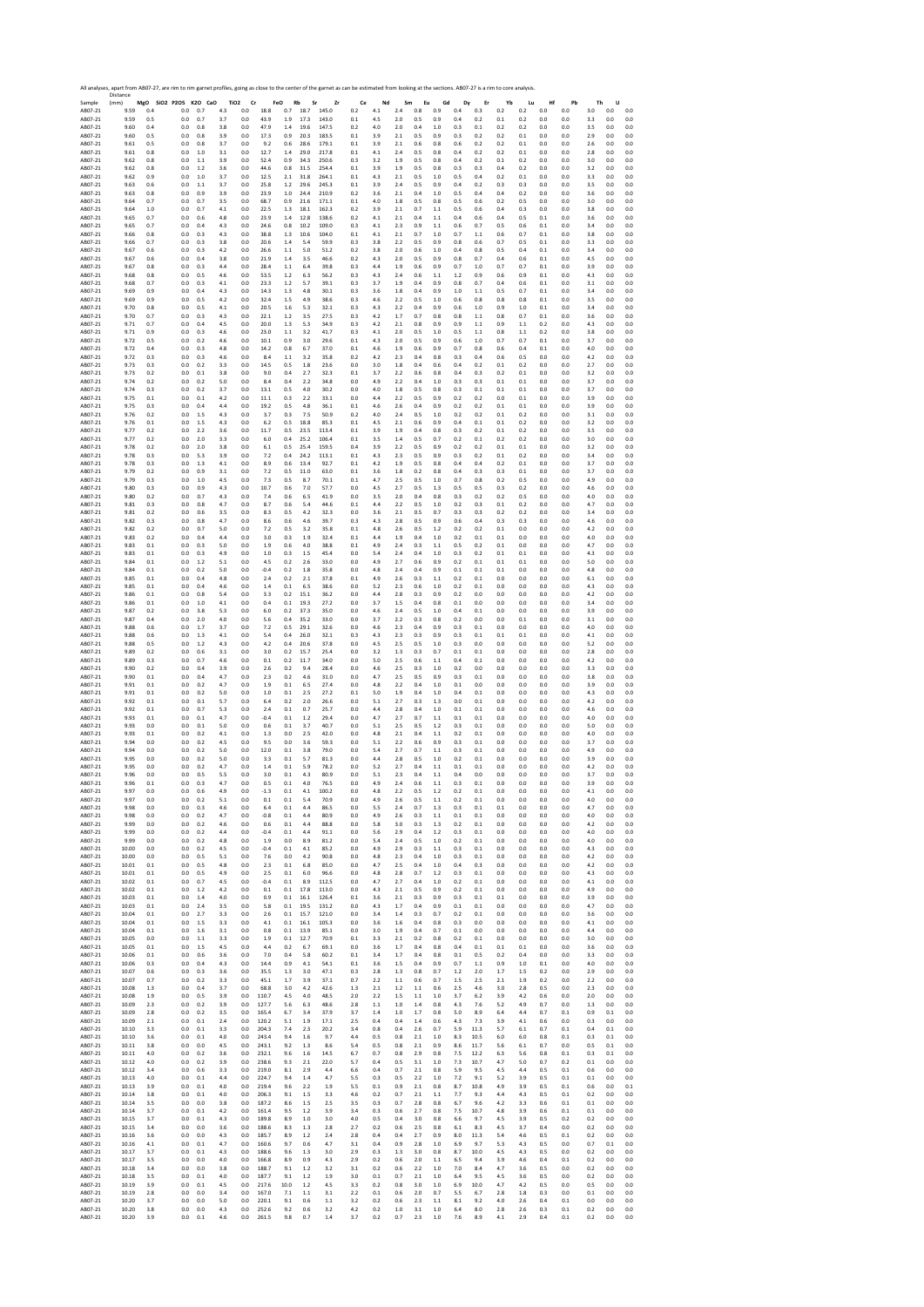All analyses, apart from AB07-27, are rim to rim garnet profiles, going as close to the center of the garnet as can be estimated from looking at the sections. AB07-27 is a rim to core analysis.

| Sample | Distance (mm) | MgO | SiO2 | P2O5 | K2O | CaO | TiO2 | Cr | FeO | Rb | Sr | Zr | Ce | Nd | Sm | Eu | Gd | Dy | Er | Yb | Lu | Hf | Pb | Th | U |
|---|---|---|---|---|---|---|---|---|---|---|---|---|---|---|---|---|---|---|---|---|---|---|---|---|---|
| AB07-21 | 9.59 | 0.4 | | 0.0 | 0.7 | 4.3 | 0.0 | 18.8 | 0.7 | 18.7 | 145.0 | 0.2 | 4.1 | 2.4 | 0.8 | 0.9 | 0.4 | 0.3 | 0.2 | 0.2 | 0.0 | 0.0 | 3.0 | 0.0 | 0.0 |
| AB07-21 | 9.59 | 0.5 | | 0.0 | 0.7 | 3.7 | 0.0 | 43.9 | 1.9 | 17.3 | 143.0 | 0.1 | 4.5 | 2.0 | 0.5 | 0.9 | 0.4 | 0.2 | 0.1 | 0.2 | 0.0 | 0.0 | 3.3 | 0.0 | 0.0 |
| AB07-21 | 9.60 | 0.4 | | 0.0 | 0.8 | 3.8 | 0.0 | 47.9 | 1.4 | 19.6 | 147.5 | 0.2 | 4.0 | 2.0 | 0.4 | 1.0 | 0.3 | 0.1 | 0.2 | 0.2 | 0.0 | 0.0 | 3.5 | 0.0 | 0.0 |
| AB07-21 | 9.60 | 0.5 | | 0.0 | 0.8 | 3.9 | 0.0 | 17.3 | 0.9 | 20.3 | 183.5 | 0.1 | 3.9 | 2.1 | 0.5 | 0.9 | 0.3 | 0.2 | 0.2 | 0.1 | 0.0 | 0.0 | 2.9 | 0.0 | 0.0 |
| AB07-21 | 9.61 | 0.5 | | 0.0 | 0.8 | 3.7 | 0.0 | 9.2 | 0.6 | 28.6 | 179.1 | 0.1 | 3.9 | 2.1 | 0.6 | 0.8 | 0.6 | 0.2 | 0.2 | 0.1 | 0.0 | 0.0 | 2.6 | 0.0 | 0.0 |
| AB07-21 | 9.61 | 0.8 | | 0.0 | 1.0 | 3.1 | 0.0 | 12.7 | 1.4 | 29.0 | 217.8 | 0.1 | 4.1 | 2.4 | 0.5 | 0.8 | 0.4 | 0.2 | 0.2 | 0.1 | 0.0 | 0.0 | 2.8 | 0.0 | 0.0 |
| AB07-21 | 9.62 | 0.8 | | 0.0 | 1.1 | 3.9 | 0.0 | 52.4 | 0.9 | 34.3 | 250.6 | 0.3 | 3.2 | 1.9 | 0.5 | 0.8 | 0.4 | 0.2 | 0.1 | 0.2 | 0.0 | 0.0 | 3.0 | 0.0 | 0.0 |
| AB07-21 | 9.62 | 0.8 | | 0.0 | 1.2 | 3.6 | 0.0 | 44.6 | 0.8 | 31.5 | 254.4 | 0.1 | 3.9 | 1.9 | 0.5 | 0.8 | 0.3 | 0.3 | 0.4 | 0.2 | 0.0 | 0.0 | 3.2 | 0.0 | 0.0 |
| AB07-21 | 9.62 | 0.9 | | 0.0 | 1.0 | 3.7 | 0.0 | 12.5 | 2.1 | 31.8 | 264.1 | 0.1 | 4.3 | 2.1 | 0.5 | 1.0 | 0.5 | 0.4 | 0.2 | 0.1 | 0.0 | 0.0 | 3.3 | 0.0 | 0.0 |
| AB07-21 | 9.63 | 0.6 | | 0.0 | 1.1 | 3.7 | 0.0 | 25.8 | 1.2 | 29.6 | 245.3 | 0.1 | 3.9 | 2.4 | 0.5 | 0.9 | 0.4 | 0.2 | 0.3 | 0.3 | 0.0 | 0.0 | 3.5 | 0.0 | 0.0 |
| AB07-21 | 9.63 | 0.8 | | 0.0 | 0.9 | 3.9 | 0.0 | 23.9 | 1.0 | 24.4 | 210.9 | 0.2 | 3.6 | 2.1 | 0.4 | 1.0 | 0.5 | 0.4 | 0.4 | 0.2 | 0.0 | 0.0 | 3.6 | 0.0 | 0.0 |
| AB07-21 | 9.64 | 0.7 | | 0.0 | 0.7 | 3.5 | 0.0 | 68.7 | 0.9 | 21.6 | 171.1 | 0.1 | 4.0 | 1.8 | 0.5 | 0.8 | 0.5 | 0.6 | 0.2 | 0.5 | 0.0 | 0.0 | 3.0 | 0.0 | 0.0 |
| AB07-21 | 9.64 | 1.0 | | 0.0 | 0.7 | 4.1 | 0.0 | 22.5 | 1.3 | 18.1 | 162.3 | 0.2 | 3.9 | 2.1 | 0.7 | 1.1 | 0.5 | 0.6 | 0.4 | 0.3 | 0.0 | 0.0 | 3.8 | 0.0 | 0.0 |
| AB07-21 | 9.65 | 0.7 | | 0.0 | 0.6 | 4.8 | 0.0 | 23.9 | 1.4 | 12.8 | 138.6 | 0.2 | 4.1 | 2.1 | 0.4 | 1.1 | 0.4 | 0.6 | 0.4 | 0.5 | 0.1 | 0.0 | 3.6 | 0.0 | 0.0 |
| AB07-21 | 9.65 | 0.7 | | 0.0 | 0.4 | 4.3 | 0.0 | 24.6 | 0.8 | 10.2 | 109.0 | 0.3 | 4.1 | 2.3 | 0.9 | 1.1 | 0.6 | 0.7 | 0.5 | 0.6 | 0.1 | 0.0 | 3.4 | 0.0 | 0.0 |
| AB07-21 | 9.66 | 0.8 | | 0.0 | 0.3 | 4.3 | 0.0 | 38.8 | 1.3 | 10.6 | 104.0 | 0.1 | 4.1 | 2.1 | 0.7 | 1.0 | 0.7 | 1.1 | 0.6 | 0.7 | 0.1 | 0.0 | 3.8 | 0.0 | 0.0 |
| AB07-21 | 9.66 | 0.7 | | 0.0 | 0.3 | 3.8 | 0.0 | 20.6 | 1.4 | 5.4 | 59.9 | 0.3 | 3.8 | 2.2 | 0.5 | 0.9 | 0.8 | 0.6 | 0.7 | 0.5 | 0.1 | 0.0 | 3.3 | 0.0 | 0.0 |
| AB07-21 | 9.67 | 0.6 | | 0.0 | 0.3 | 4.2 | 0.0 | 26.6 | 1.1 | 5.0 | 51.2 | 0.2 | 3.8 | 2.0 | 0.6 | 1.0 | 0.4 | 0.8 | 0.5 | 0.4 | 0.1 | 0.0 | 3.4 | 0.0 | 0.0 |
| AB07-21 | 9.67 | 0.6 | | 0.0 | 0.4 | 3.8 | 0.0 | 21.9 | 1.4 | 3.5 | 46.6 | 0.2 | 4.3 | 2.0 | 0.5 | 0.9 | 0.8 | 0.7 | 0.4 | 0.6 | 0.1 | 0.0 | 4.5 | 0.0 | 0.0 |
| AB07-21 | 9.67 | 0.8 | | 0.0 | 0.3 | 4.4 | 0.0 | 28.4 | 1.1 | 6.4 | 39.8 | 0.3 | 4.4 | 1.9 | 0.6 | 0.9 | 0.7 | 1.0 | 0.7 | 0.7 | 0.1 | 0.0 | 3.9 | 0.0 | 0.0 |
| AB07-21 | 9.68 | 0.8 | | 0.0 | 0.5 | 4.6 | 0.0 | 53.5 | 1.2 | 6.3 | 56.2 | 0.3 | 4.3 | 2.4 | 0.6 | 1.1 | 1.2 | 0.9 | 0.6 | 0.9 | 0.1 | 0.0 | 4.3 | 0.0 | 0.0 |
| AB07-21 | 9.68 | 0.7 | | 0.0 | 0.3 | 4.1 | 0.0 | 23.3 | 1.2 | 5.7 | 39.1 | 0.3 | 3.7 | 1.9 | 0.4 | 0.9 | 0.8 | 0.7 | 0.4 | 0.6 | 0.1 | 0.0 | 3.1 | 0.0 | 0.0 |
| AB07-21 | 9.69 | 0.9 | | 0.0 | 0.4 | 4.3 | 0.0 | 14.3 | 1.3 | 4.8 | 30.1 | 0.3 | 3.6 | 1.8 | 0.4 | 0.9 | 1.0 | 1.1 | 0.5 | 0.7 | 0.1 | 0.0 | 3.4 | 0.0 | 0.0 |
| AB07-21 | 9.69 | 0.9 | | 0.0 | 0.5 | 4.2 | 0.0 | 32.4 | 1.5 | 4.9 | 38.6 | 0.3 | 4.6 | 2.2 | 0.5 | 1.0 | 0.6 | 0.8 | 0.8 | 0.8 | 0.1 | 0.0 | 3.5 | 0.0 | 0.0 |
| AB07-21 | 9.70 | 0.8 | | 0.0 | 0.5 | 4.1 | 0.0 | 20.5 | 1.6 | 5.3 | 32.1 | 0.3 | 4.3 | 2.2 | 0.4 | 0.9 | 0.6 | 1.0 | 0.9 | 1.0 | 0.1 | 0.0 | 3.4 | 0.0 | 0.0 |
| AB07-21 | 9.70 | 0.7 | | 0.0 | 0.3 | 4.3 | 0.0 | 22.1 | 1.2 | 3.5 | 27.5 | 0.3 | 4.2 | 1.7 | 0.7 | 0.8 | 0.8 | 1.1 | 0.8 | 0.7 | 0.1 | 0.0 | 3.6 | 0.0 | 0.0 |
| AB07-21 | 9.71 | 0.7 | | 0.0 | 0.4 | 4.5 | 0.0 | 20.0 | 1.3 | 5.3 | 34.9 | 0.3 | 4.2 | 2.1 | 0.8 | 0.9 | 0.9 | 1.1 | 0.9 | 1.1 | 0.2 | 0.0 | 4.3 | 0.0 | 0.0 |
| AB07-21 | 9.71 | 0.9 | | 0.0 | 0.3 | 4.6 | 0.0 | 23.0 | 1.1 | 3.2 | 41.7 | 0.3 | 4.1 | 2.0 | 0.5 | 1.0 | 0.5 | 1.1 | 0.8 | 1.1 | 0.2 | 0.0 | 3.8 | 0.0 | 0.0 |
| AB07-21 | 9.72 | 0.5 | | 0.0 | 0.2 | 4.6 | 0.0 | 10.1 | 0.9 | 3.0 | 29.6 | 0.1 | 4.3 | 2.0 | 0.5 | 0.9 | 0.6 | 1.0 | 0.7 | 0.7 | 0.1 | 0.0 | 3.7 | 0.0 | 0.0 |
| AB07-21 | 9.72 | 0.4 | | 0.0 | 0.3 | 4.8 | 0.0 | 14.2 | 0.8 | 6.7 | 37.0 | 0.1 | 4.6 | 1.9 | 0.6 | 0.9 | 0.7 | 0.8 | 0.6 | 0.4 | 0.1 | 0.0 | 4.0 | 0.0 | 0.0 |
| AB07-21 | 9.72 | 0.3 | | 0.0 | 0.3 | 4.6 | 0.0 | 8.4 | 1.1 | 3.2 | 35.8 | 0.2 | 4.2 | 2.3 | 0.4 | 0.8 | 0.3 | 0.4 | 0.6 | 0.5 | 0.0 | 0.0 | 4.2 | 0.0 | 0.0 |
| AB07-21 | 9.73 | 0.3 | | 0.0 | 0.2 | 3.3 | 0.0 | 14.5 | 0.5 | 1.8 | 23.6 | 0.0 | 3.0 | 1.8 | 0.4 | 0.6 | 0.4 | 0.2 | 0.1 | 0.2 | 0.0 | 0.0 | 2.7 | 0.0 | 0.0 |
| AB07-21 | 9.73 | 0.2 | | 0.0 | 0.1 | 3.8 | 0.0 | 9.0 | 0.4 | 2.7 | 32.3 | 0.1 | 3.7 | 2.2 | 0.6 | 0.8 | 0.4 | 0.3 | 0.2 | 0.1 | 0.0 | 0.0 | 3.2 | 0.0 | 0.0 |
| AB07-21 | 9.74 | 0.2 | | 0.0 | 0.2 | 5.0 | 0.0 | 8.4 | 0.4 | 2.2 | 34.8 | 0.0 | 4.9 | 2.2 | 0.4 | 1.0 | 0.3 | 0.3 | 0.1 | 0.1 | 0.0 | 0.0 | 3.7 | 0.0 | 0.0 |
| AB07-21 | 9.74 | 0.3 | | 0.0 | 0.2 | 3.7 | 0.0 | 13.1 | 0.5 | 4.0 | 30.2 | 0.0 | 4.0 | 1.8 | 0.5 | 0.8 | 0.3 | 0.1 | 0.1 | 0.1 | 0.0 | 0.0 | 3.7 | 0.0 | 0.0 |
| AB07-21 | 9.75 | 0.1 | | 0.0 | 0.1 | 4.2 | 0.0 | 11.1 | 0.3 | 2.2 | 33.1 | 0.0 | 4.4 | 2.2 | 0.5 | 0.9 | 0.2 | 0.2 | 0.0 | 0.1 | 0.0 | 0.0 | 3.9 | 0.0 | 0.0 |
| AB07-21 | 9.75 | 0.3 | | 0.0 | 0.4 | 4.4 | 0.0 | 19.2 | 0.5 | 4.8 | 36.1 | 0.1 | 4.6 | 2.6 | 0.4 | 0.9 | 0.2 | 0.2 | 0.1 | 0.1 | 0.0 | 0.0 | 3.9 | 0.0 | 0.0 |
| AB07-21 | 9.76 | 0.2 | | 0.0 | 1.5 | 4.3 | 0.0 | 3.7 | 0.3 | 7.5 | 50.9 | 0.2 | 4.0 | 2.4 | 0.5 | 1.0 | 0.2 | 0.2 | 0.1 | 0.2 | 0.0 | 0.0 | 3.1 | 0.0 | 0.0 |
| AB07-21 | 9.76 | 0.1 | | 0.0 | 1.5 | 4.3 | 0.0 | 6.2 | 0.5 | 18.8 | 85.3 | 0.1 | 4.5 | 2.1 | 0.6 | 0.9 | 0.4 | 0.1 | 0.1 | 0.2 | 0.0 | 0.0 | 3.2 | 0.0 | 0.0 |
| AB07-21 | 9.77 | 0.2 | | 0.0 | 2.2 | 3.6 | 0.0 | 11.7 | 0.5 | 23.5 | 113.4 | 0.1 | 3.9 | 1.9 | 0.4 | 0.8 | 0.3 | 0.2 | 0.1 | 0.2 | 0.0 | 0.0 | 3.5 | 0.0 | 0.0 |
| AB07-21 | 9.77 | 0.2 | | 0.0 | 2.0 | 3.3 | 0.0 | 6.0 | 0.4 | 25.2 | 106.4 | 0.1 | 3.5 | 1.4 | 0.5 | 0.7 | 0.2 | 0.1 | 0.2 | 0.2 | 0.0 | 0.0 | 3.0 | 0.0 | 0.0 |
| AB07-21 | 9.78 | 0.2 | | 0.0 | 2.0 | 3.8 | 0.0 | 6.1 | 0.5 | 25.4 | 159.5 | 0.4 | 3.9 | 2.2 | 0.5 | 0.9 | 0.2 | 0.2 | 0.1 | 0.1 | 0.0 | 0.0 | 3.2 | 0.0 | 0.0 |
| AB07-21 | 9.78 | 0.3 | | 0.0 | 5.3 | 3.9 | 0.0 | 7.2 | 0.4 | 24.2 | 113.1 | 0.1 | 4.3 | 2.3 | 0.5 | 0.9 | 0.3 | 0.2 | 0.1 | 0.2 | 0.0 | 0.0 | 3.4 | 0.0 | 0.0 |
| AB07-21 | 9.78 | 0.3 | | 0.0 | 1.3 | 4.1 | 0.0 | 8.9 | 0.6 | 13.4 | 92.7 | 0.1 | 4.2 | 1.9 | 0.5 | 0.8 | 0.4 | 0.4 | 0.2 | 0.1 | 0.0 | 0.0 | 3.7 | 0.0 | 0.0 |
| AB07-21 | 9.79 | 0.2 | | 0.0 | 0.9 | 3.1 | 0.0 | 7.2 | 0.5 | 11.0 | 63.0 | 0.1 | 3.6 | 1.8 | 0.2 | 0.8 | 0.4 | 0.3 | 0.3 | 0.1 | 0.0 | 0.0 | 3.7 | 0.0 | 0.0 |
| AB07-21 | 9.79 | 0.3 | | 0.0 | 1.0 | 4.5 | 0.0 | 7.3 | 0.5 | 8.7 | 70.1 | 0.1 | 4.7 | 2.5 | 0.5 | 1.0 | 0.7 | 0.8 | 0.2 | 0.5 | 0.0 | 0.0 | 4.9 | 0.0 | 0.0 |
| AB07-21 | 9.80 | 0.3 | | 0.0 | 0.9 | 4.3 | 0.0 | 10.7 | 0.6 | 7.0 | 57.7 | 0.0 | 4.5 | 2.7 | 0.5 | 1.3 | 0.5 | 0.5 | 0.3 | 0.2 | 0.0 | 0.0 | 4.6 | 0.0 | 0.0 |
| AB07-21 | 9.80 | 0.2 | | 0.0 | 0.7 | 4.3 | 0.0 | 7.4 | 0.6 | 6.5 | 41.9 | 0.0 | 3.5 | 2.0 | 0.4 | 0.8 | 0.3 | 0.2 | 0.2 | 0.5 | 0.0 | 0.0 | 4.0 | 0.0 | 0.0 |
| AB07-21 | 9.81 | 0.3 | | 0.0 | 0.8 | 4.7 | 0.0 | 8.7 | 0.6 | 5.4 | 44.6 | 0.1 | 4.4 | 2.2 | 0.5 | 1.0 | 0.2 | 0.3 | 0.1 | 0.2 | 0.0 | 0.0 | 4.7 | 0.0 | 0.0 |
| AB07-21 | 9.81 | 0.2 | | 0.0 | 0.6 | 3.5 | 0.0 | 8.3 | 0.5 | 4.2 | 32.3 | 0.0 | 3.6 | 2.1 | 0.5 | 0.7 | 0.3 | 0.3 | 0.2 | 0.2 | 0.0 | 0.0 | 3.4 | 0.0 | 0.0 |
| AB07-21 | 9.82 | 0.3 | | 0.0 | 0.8 | 4.7 | 0.0 | 8.6 | 0.6 | 4.6 | 39.7 | 0.3 | 4.3 | 2.8 | 0.5 | 0.9 | 0.6 | 0.4 | 0.3 | 0.3 | 0.0 | 0.0 | 4.6 | 0.0 | 0.0 |
| AB07-21 | 9.82 | 0.2 | | 0.0 | 0.7 | 5.0 | 0.0 | 7.2 | 0.5 | 3.2 | 35.8 | 0.1 | 4.8 | 2.6 | 0.5 | 1.2 | 0.2 | 0.2 | 0.1 | 0.0 | 0.0 | 0.0 | 4.2 | 0.0 | 0.0 |
| AB07-21 | 9.83 | 0.2 | | 0.0 | 0.4 | 4.4 | 0.0 | 3.0 | 0.3 | 1.9 | 32.4 | 0.1 | 4.4 | 1.9 | 0.4 | 1.0 | 0.2 | 0.1 | 0.1 | 0.0 | 0.0 | 0.0 | 4.0 | 0.0 | 0.0 |
| AB07-21 | 9.83 | 0.1 | | 0.0 | 0.3 | 5.0 | 0.0 | 1.9 | 0.6 | 4.0 | 38.8 | 0.1 | 4.9 | 2.4 | 0.3 | 1.1 | 0.5 | 0.2 | 0.1 | 0.0 | 0.0 | 0.0 | 4.7 | 0.0 | 0.0 |
| AB07-21 | 9.83 | 0.1 | | 0.0 | 0.3 | 4.9 | 0.0 | 1.0 | 0.3 | 1.5 | 45.4 | 0.0 | 5.4 | 2.4 | 0.4 | 1.0 | 0.3 | 0.2 | 0.1 | 0.1 | 0.0 | 0.0 | 4.3 | 0.0 | 0.0 |
| AB07-21 | 9.84 | 0.1 | | 0.0 | 1.2 | 5.1 | 0.0 | 4.5 | 0.2 | 2.6 | 33.0 | 0.0 | 4.9 | 2.7 | 0.6 | 0.9 | 0.2 | 0.1 | 0.1 | 0.1 | 0.0 | 0.0 | 5.0 | 0.0 | 0.0 |
| AB07-21 | 9.84 | 0.1 | | 0.0 | 0.2 | 5.0 | 0.0 | -0.4 | 0.2 | 1.8 | 35.8 | 0.0 | 4.8 | 2.4 | 0.4 | 0.9 | 0.1 | 0.1 | 0.1 | 0.0 | 0.0 | 0.0 | 4.8 | 0.0 | 0.0 |
| AB07-21 | 9.85 | 0.1 | | 0.0 | 0.4 | 4.8 | 0.0 | 2.4 | 0.2 | 2.1 | 37.8 | 0.1 | 4.9 | 2.6 | 0.3 | 1.1 | 0.2 | 0.1 | 0.0 | 0.0 | 0.0 | 0.0 | 6.1 | 0.0 | 0.0 |
| AB07-21 | 9.85 | 0.1 | | 0.0 | 0.4 | 4.6 | 0.0 | 1.4 | 0.1 | 6.5 | 38.6 | 0.0 | 5.2 | 2.3 | 0.6 | 1.0 | 0.2 | 0.1 | 0.0 | 0.0 | 0.0 | 0.0 | 4.3 | 0.0 | 0.0 |
| AB07-21 | 9.86 | 0.1 | | 0.0 | 0.8 | 5.4 | 0.0 | 3.3 | 0.2 | 15.1 | 36.2 | 0.0 | 4.4 | 2.8 | 0.3 | 0.9 | 0.2 | 0.0 | 0.0 | 0.0 | 0.0 | 0.0 | 4.2 | 0.0 | 0.0 |
| AB07-21 | 9.86 | 0.1 | | 0.0 | 1.0 | 4.1 | 0.0 | 0.4 | 0.1 | 19.3 | 27.2 | 0.0 | 3.7 | 1.5 | 0.4 | 0.8 | 0.1 | 0.0 | 0.0 | 0.0 | 0.0 | 0.0 | 3.4 | 0.0 | 0.0 |
| AB07-21 | 9.87 | 0.2 | | 0.0 | 3.8 | 5.3 | 0.0 | 6.0 | 0.2 | 37.3 | 35.0 | 0.0 | 4.6 | 2.4 | 0.5 | 1.0 | 0.4 | 0.1 | 0.0 | 0.0 | 0.0 | 0.0 | 3.9 | 0.0 | 0.0 |
| AB07-21 | 9.87 | 0.4 | | 0.0 | 2.0 | 4.0 | 0.0 | 5.6 | 0.4 | 35.2 | 33.0 | 0.0 | 3.7 | 2.2 | 0.3 | 0.8 | 0.2 | 0.0 | 0.0 | 0.1 | 0.0 | 0.0 | 3.1 | 0.0 | 0.0 |
| AB07-21 | 9.88 | 0.6 | | 0.0 | 1.7 | 3.7 | 0.0 | 7.2 | 0.5 | 29.1 | 32.6 | 0.0 | 4.6 | 2.3 | 0.4 | 0.9 | 0.3 | 0.1 | 0.0 | 0.0 | 0.0 | 0.0 | 4.0 | 0.0 | 0.0 |
| AB07-21 | 9.88 | 0.6 | | 0.0 | 1.3 | 4.1 | 0.0 | 5.4 | 0.4 | 26.0 | 32.1 | 0.3 | 4.3 | 2.3 | 0.3 | 0.9 | 0.3 | 0.1 | 0.1 | 0.1 | 0.0 | 0.0 | 4.1 | 0.0 | 0.0 |
| AB07-21 | 9.88 | 0.5 | | 0.0 | 1.2 | 4.3 | 0.0 | 4.2 | 0.4 | 20.6 | 37.8 | 0.0 | 4.5 | 2.5 | 0.5 | 1.0 | 0.3 | 0.0 | 0.0 | 0.0 | 0.0 | 0.0 | 5.2 | 0.0 | 0.0 |
| AB07-21 | 9.89 | 0.2 | | 0.0 | 0.6 | 3.1 | 0.0 | 3.0 | 0.2 | 15.7 | 25.4 | 0.0 | 3.2 | 1.3 | 0.3 | 0.7 | 0.1 | 0.1 | 0.0 | 0.0 | 0.0 | 0.0 | 2.8 | 0.0 | 0.0 |
| AB07-21 | 9.89 | 0.3 | | 0.0 | 0.7 | 4.6 | 0.0 | 0.1 | 0.2 | 11.7 | 34.0 | 0.0 | 5.0 | 2.5 | 0.6 | 1.1 | 0.4 | 0.1 | 0.0 | 0.0 | 0.0 | 0.0 | 4.2 | 0.0 | 0.0 |
| AB07-21 | 9.90 | 0.2 | | 0.0 | 0.4 | 3.9 | 0.0 | 2.6 | 0.2 | 9.4 | 28.4 | 0.0 | 4.6 | 2.5 | 0.3 | 1.0 | 0.2 | 0.0 | 0.0 | 0.0 | 0.0 | 0.0 | 3.3 | 0.0 | 0.0 |
| AB07-21 | 9.90 | 0.1 | | 0.0 | 0.4 | 4.7 | 0.0 | 2.3 | 0.2 | 4.6 | 31.0 | 0.0 | 4.7 | 2.5 | 0.5 | 0.9 | 0.3 | 0.1 | 0.0 | 0.0 | 0.0 | 0.0 | 3.8 | 0.0 | 0.0 |
| AB07-21 | 9.91 | 0.1 | | 0.0 | 0.2 | 4.7 | 0.0 | 1.9 | 0.1 | 6.5 | 27.4 | 0.0 | 4.8 | 2.2 | 0.4 | 1.0 | 0.1 | 0.0 | 0.0 | 0.0 | 0.0 | 0.0 | 3.9 | 0.0 | 0.0 |
| AB07-21 | 9.91 | 0.1 | | 0.0 | 0.2 | 5.0 | 0.0 | 1.0 | 0.1 | 2.5 | 27.2 | 0.1 | 5.0 | 1.9 | 0.4 | 1.0 | 0.4 | 0.1 | 0.0 | 0.0 | 0.0 | 0.0 | 4.3 | 0.0 | 0.0 |
| AB07-21 | 9.92 | 0.1 | | 0.0 | 0.1 | 5.7 | 0.0 | 6.4 | 0.2 | 2.0 | 26.6 | 0.0 | 5.1 | 2.7 | 0.3 | 1.3 | 0.0 | 0.1 | 0.0 | 0.0 | 0.0 | 0.0 | 4.2 | 0.0 | 0.0 |
| AB07-21 | 9.92 | 0.1 | | 0.0 | 0.7 | 5.3 | 0.0 | 2.4 | 0.1 | 0.7 | 25.7 | 0.0 | 4.4 | 2.8 | 0.4 | 1.0 | 0.1 | 0.1 | 0.0 | 0.0 | 0.0 | 0.0 | 4.6 | 0.0 | 0.0 |
| AB07-21 | 9.93 | 0.1 | | 0.0 | 0.1 | 4.7 | 0.0 | -0.4 | 0.1 | 1.2 | 29.4 | 0.0 | 4.7 | 2.7 | 0.7 | 1.1 | 0.1 | 0.1 | 0.0 | 0.0 | 0.0 | 0.0 | 4.0 | 0.0 | 0.0 |
| AB07-21 | 9.93 | 0.0 | | 0.0 | 0.1 | 5.0 | 0.0 | 0.6 | 0.1 | 3.7 | 40.7 | 0.0 | 5.1 | 2.5 | 0.5 | 1.2 | 0.3 | 0.1 | 0.0 | 0.0 | 0.0 | 0.0 | 5.0 | 0.0 | 0.0 |
| AB07-21 | 9.93 | 0.1 | | 0.0 | 0.2 | 4.1 | 0.0 | 1.3 | 0.0 | 2.5 | 42.0 | 0.0 | 4.8 | 2.1 | 0.4 | 1.1 | 0.2 | 0.1 | 0.0 | 0.0 | 0.0 | 0.0 | 4.0 | 0.0 | 0.0 |
| AB07-21 | 9.94 | 0.0 | | 0.0 | 0.2 | 4.5 | 0.0 | 9.5 | 0.0 | 3.6 | 59.3 | 0.0 | 5.1 | 2.2 | 0.6 | 0.9 | 0.3 | 0.1 | 0.0 | 0.0 | 0.0 | 0.0 | 3.7 | 0.0 | 0.0 |
| AB07-21 | 9.94 | 0.0 | | 0.0 | 0.2 | 5.0 | 0.0 | 12.0 | 0.1 | 3.8 | 79.0 | 0.0 | 5.4 | 2.7 | 0.7 | 1.1 | 0.3 | 0.1 | 0.0 | 0.0 | 0.0 | 0.0 | 4.9 | 0.0 | 0.0 |
| AB07-21 | 9.95 | 0.0 | | 0.0 | 0.2 | 5.0 | 0.0 | 3.3 | 0.1 | 5.7 | 81.3 | 0.0 | 4.4 | 2.8 | 0.5 | 1.0 | 0.2 | 0.1 | 0.0 | 0.0 | 0.0 | 0.0 | 3.9 | 0.0 | 0.0 |
| AB07-21 | 9.95 | 0.0 | | 0.0 | 0.2 | 4.7 | 0.0 | 1.4 | 0.1 | 5.9 | 78.2 | 0.0 | 5.2 | 2.7 | 0.4 | 1.1 | 0.1 | 0.1 | 0.0 | 0.0 | 0.0 | 0.0 | 4.2 | 0.0 | 0.0 |
| AB07-21 | 9.96 | 0.0 | | 0.0 | 0.5 | 5.5 | 0.0 | 3.0 | 0.1 | 4.3 | 80.9 | 0.0 | 5.1 | 2.3 | 0.4 | 1.1 | 0.4 | 0.0 | 0.0 | 0.0 | 0.0 | 0.0 | 3.7 | 0.0 | 0.0 |
| AB07-21 | 9.96 | 0.1 | | 0.0 | 0.3 | 4.7 | 0.0 | 0.5 | 0.1 | 4.0 | 76.5 | 0.0 | 4.9 | 2.4 | 0.6 | 1.1 | 0.3 | 0.1 | 0.0 | 0.0 | 0.0 | 0.0 | 3.9 | 0.0 | 0.0 |
| AB07-21 | 9.97 | 0.0 | | 0.0 | 0.6 | 4.9 | 0.0 | -1.3 | 0.1 | 4.1 | 100.2 | 0.0 | 4.8 | 2.2 | 0.5 | 1.2 | 0.2 | 0.1 | 0.0 | 0.0 | 0.0 | 0.0 | 4.1 | 0.0 | 0.0 |
| AB07-21 | 9.97 | 0.0 | | 0.0 | 0.2 | 5.1 | 0.0 | 0.1 | 0.1 | 5.4 | 70.9 | 0.0 | 4.9 | 2.6 | 0.5 | 1.1 | 0.2 | 0.1 | 0.0 | 0.0 | 0.0 | 0.0 | 4.0 | 0.0 | 0.0 |
| AB07-21 | 9.98 | 0.0 | | 0.0 | 0.3 | 4.6 | 0.0 | 6.4 | 0.1 | 4.4 | 86.5 | 0.0 | 5.5 | 2.4 | 0.7 | 1.3 | 0.3 | 0.1 | 0.1 | 0.0 | 0.0 | 0.0 | 4.7 | 0.0 | 0.0 |
| AB07-21 | 9.98 | 0.0 | | 0.0 | 0.2 | 4.7 | 0.0 | -0.8 | 0.1 | 4.4 | 80.9 | 0.0 | 4.9 | 2.6 | 0.3 | 1.1 | 0.1 | 0.1 | 0.0 | 0.0 | 0.0 | 0.0 | 4.0 | 0.0 | 0.0 |
| AB07-21 | 9.99 | 0.0 | | 0.0 | 0.2 | 4.6 | 0.0 | 0.6 | 0.1 | 4.4 | 88.8 | 0.0 | 5.8 | 3.0 | 0.3 | 1.3 | 0.2 | 0.1 | 0.0 | 0.0 | 0.0 | 0.0 | 4.2 | 0.0 | 0.0 |
| AB07-21 | 9.99 | 0.0 | | 0.0 | 0.2 | 4.4 | 0.0 | -0.4 | 0.1 | 4.4 | 93.1 | 0.0 | 5.6 | 2.9 | 0.4 | 1.2 | 0.3 | 0.1 | 0.0 | 0.0 | 0.0 | 0.0 | 4.0 | 0.0 | 0.0 |
| AB07-21 | 9.99 | 0.0 | | 0.0 | 0.2 | 4.8 | 0.0 | 1.9 | 0.0 | 8.9 | 81.2 | 0.0 | 5.4 | 2.4 | 0.5 | 1.0 | 0.2 | 0.1 | 0.0 | 0.0 | 0.0 | 0.0 | 4.0 | 0.0 | 0.0 |
| AB07-21 | 10.00 | 0.0 | | 0.0 | 0.2 | 4.5 | 0.0 | -0.4 | 0.1 | 4.1 | 85.2 | 0.0 | 4.9 | 2.9 | 0.3 | 1.1 | 0.3 | 0.1 | 0.0 | 0.0 | 0.0 | 0.0 | 4.3 | 0.0 | 0.0 |
| AB07-21 | 10.00 | 0.0 | | 0.0 | 0.5 | 5.1 | 0.0 | 7.6 | 0.0 | 4.2 | 90.8 | 0.0 | 4.8 | 2.3 | 0.4 | 1.0 | 0.3 | 0.0 | 0.0 | 0.0 | 0.0 | 0.0 | 4.2 | 0.0 | 0.0 |
| AB07-21 | 10.01 | 0.1 | | 0.0 | 0.5 | 4.8 | 0.0 | 2.3 | 0.1 | 6.8 | 85.0 | 0.0 | 4.7 | 2.5 | 0.4 | 1.0 | 0.4 | 0.3 | 0.0 | 0.0 | 0.0 | 0.0 | 4.2 | 0.0 | 0.0 |
| AB07-21 | 10.01 | 0.1 | | 0.0 | 0.5 | 4.9 | 0.0 | 2.5 | 0.1 | 6.0 | 96.6 | 0.0 | 4.8 | 2.8 | 0.7 | 1.2 | 0.3 | 0.1 | 0.0 | 0.0 | 0.0 | 0.0 | 4.3 | 0.0 | 0.0 |
| AB07-21 | 10.02 | 0.1 | | 0.0 | 0.7 | 4.5 | 0.0 | -0.4 | 0.1 | 8.9 | 112.5 | 0.0 | 4.7 | 2.7 | 0.4 | 1.0 | 0.2 | 0.1 | 0.0 | 0.0 | 0.0 | 0.0 | 4.1 | 0.0 | 0.0 |
| AB07-21 | 10.02 | 0.1 | | 0.0 | 1.2 | 4.2 | 0.0 | 0.1 | 0.1 | 17.8 | 113.0 | 0.0 | 4.3 | 2.1 | 0.5 | 0.9 | 0.2 | 0.1 | 0.0 | 0.0 | 0.0 | 0.0 | 4.9 | 0.0 | 0.0 |
| AB07-21 | 10.03 | 0.1 | | 0.0 | 1.4 | 4.0 | 0.0 | 0.9 | 0.1 | 16.1 | 126.4 | 0.1 | 3.6 | 2.1 | 0.3 | 0.9 | 0.3 | 0.1 | 0.1 | 0.0 | 0.0 | 0.0 | 3.9 | 0.0 | 0.0 |
| AB07-21 | 10.03 | 0.1 | | 0.0 | 2.4 | 3.5 | 0.0 | 5.8 | 0.1 | 19.5 | 131.2 | 0.0 | 4.3 | 1.7 | 0.4 | 0.9 | 0.1 | 0.1 | 0.0 | 0.0 | 0.0 | 0.0 | 4.7 | 0.0 | 0.0 |
| AB07-21 | 10.04 | 0.1 | | 0.0 | 2.7 | 3.3 | 0.0 | 2.6 | 0.1 | 15.7 | 121.0 | 0.0 | 3.4 | 1.4 | 0.3 | 0.7 | 0.2 | 0.1 | 0.0 | 0.0 | 0.0 | 0.0 | 3.6 | 0.0 | 0.0 |
| AB07-21 | 10.04 | 0.1 | | 0.0 | 1.5 | 3.3 | 0.0 | 4.1 | 0.1 | 16.1 | 105.3 | 0.0 | 3.6 | 1.6 | 0.4 | 0.8 | 0.3 | 0.0 | 0.0 | 0.0 | 0.0 | 0.0 | 4.1 | 0.0 | 0.0 |
| AB07-21 | 10.04 | 0.1 | | 0.0 | 1.6 | 3.1 | 0.0 | 0.8 | 0.1 | 13.9 | 85.1 | 0.0 | 3.0 | 1.9 | 0.4 | 0.7 | 0.1 | 0.0 | 0.0 | 0.0 | 0.0 | 0.0 | 4.4 | 0.0 | 0.0 |
| AB07-21 | 10.05 | 0.0 | | 0.0 | 1.1 | 3.3 | 0.0 | 1.9 | 0.1 | 12.7 | 70.9 | 0.1 | 3.3 | 2.1 | 0.2 | 0.8 | 0.2 | 0.1 | 0.0 | 0.0 | 0.0 | 0.0 | 3.0 | 0.0 | 0.0 |
| AB07-21 | 10.05 | 0.1 | | 0.0 | 1.5 | 4.5 | 0.0 | 4.4 | 0.2 | 6.7 | 69.1 | 0.0 | 3.6 | 1.7 | 0.4 | 0.8 | 0.4 | 0.1 | 0.1 | 0.1 | 0.0 | 0.0 | 3.6 | 0.0 | 0.0 |
| AB07-21 | 10.06 | 0.1 | | 0.0 | 0.6 | 3.6 | 0.0 | 7.0 | 0.4 | 5.8 | 60.2 | 0.1 | 3.4 | 1.7 | 0.4 | 0.8 | 0.1 | 0.5 | 0.2 | 0.4 | 0.0 | 0.0 | 3.3 | 0.0 | 0.0 |
| AB07-21 | 10.06 | 0.3 | | 0.0 | 0.4 | 4.3 | 0.0 | 14.4 | 0.9 | 4.1 | 54.1 | 0.1 | 3.6 | 1.5 | 0.4 | 0.9 | 0.7 | 1.1 | 0.9 | 1.0 | 0.1 | 0.0 | 4.0 | 0.0 | 0.0 |
| AB07-21 | 10.07 | 0.6 | | 0.0 | 0.3 | 3.6 | 0.0 | 35.5 | 1.3 | 3.0 | 47.1 | 0.3 | 2.8 | 1.3 | 0.8 | 0.7 | 1.2 | 2.0 | 1.7 | 1.5 | 0.2 | 0.0 | 2.9 | 0.0 | 0.0 |
| AB07-21 | 10.07 | 0.7 | | 0.0 | 0.2 | 3.3 | 0.0 | 45.1 | 1.7 | 3.9 | 37.1 | 0.7 | 2.2 | 1.1 | 0.6 | 0.7 | 1.5 | 2.5 | 2.1 | 1.9 | 0.2 | 0.0 | 2.2 | 0.0 | 0.0 |
| AB07-21 | 10.08 | 1.3 | | 0.0 | 0.4 | 3.7 | 0.0 | 68.8 | 3.0 | 4.2 | 42.6 | 1.3 | 2.1 | 1.2 | 1.1 | 0.6 | 2.5 | 4.6 | 3.0 | 2.8 | 0.5 | 0.0 | 2.3 | 0.0 | 0.0 |
| AB07-21 | 10.08 | 1.9 | | 0.0 | 0.5 | 3.9 | 0.0 | 110.7 | 4.5 | 4.0 | 48.5 | 2.0 | 2.2 | 1.5 | 1.1 | 1.0 | 3.7 | 6.2 | 3.9 | 4.2 | 0.6 | 0.0 | 2.0 | 0.0 | 0.0 |
| AB07-21 | 10.09 | 2.3 | | 0.0 | 0.2 | 3.9 | 0.0 | 127.7 | 5.6 | 6.3 | 48.6 | 2.8 | 1.1 | 1.0 | 1.4 | 0.8 | 4.3 | 7.6 | 5.2 | 4.9 | 0.7 | 0.0 | 1.3 | 0.0 | 0.0 |
| AB07-21 | 10.09 | 2.8 | | 0.0 | 0.2 | 3.5 | 0.0 | 165.4 | 6.7 | 3.4 | 37.9 | 3.7 | 1.4 | 1.0 | 1.7 | 0.8 | 5.0 | 8.9 | 6.4 | 4.4 | 0.7 | 0.1 | 0.9 | 0.1 | 0.0 |
| AB07-21 | 10.09 | 2.1 | | 0.0 | 0.1 | 2.4 | 0.0 | 120.2 | 5.1 | 1.9 | 17.1 | 2.5 | 0.4 | 0.4 | 1.4 | 0.6 | 4.3 | 7.3 | 3.9 | 4.1 | 0.6 | 0.0 | 0.3 | 0.0 | 0.0 |
| AB07-21 | 10.10 | 3.3 | | 0.0 | 0.1 | 3.3 | 0.0 | 204.3 | 7.4 | 2.3 | 20.2 | 3.4 | 0.8 | 0.4 | 2.6 | 0.7 | 5.9 | 11.3 | 5.7 | 6.1 | 0.7 | 0.1 | 0.4 | 0.1 | 0.0 |
| AB07-21 | 10.10 | 3.6 | | 0.0 | 0.1 | 4.0 | 0.0 | 243.4 | 9.4 | 1.6 | 9.7 | 4.4 | 0.5 | 0.8 | 2.1 | 1.0 | 8.3 | 10.5 | 6.0 | 6.0 | 0.8 | 0.1 | 0.3 | 0.1 | 0.0 |
| AB07-21 | 10.11 | 3.8 | | 0.0 | 0.0 | 4.5 | 0.0 | 243.1 | 9.2 | 1.3 | 8.6 | 5.4 | 0.5 | 0.8 | 2.1 | 0.9 | 8.6 | 11.7 | 5.6 | 6.1 | 0.7 | 0.0 | 0.5 | 0.1 | 0.0 |
| AB07-21 | 10.11 | 4.0 | | 0.0 | 0.2 | 3.6 | 0.0 | 232.1 | 9.6 | 1.6 | 14.5 | 6.7 | 0.7 | 0.8 | 2.9 | 0.8 | 7.5 | 12.2 | 6.3 | 5.6 | 0.8 | 0.1 | 0.3 | 0.1 | 0.0 |
| AB07-21 | 10.12 | 4.0 | | 0.0 | 0.2 | 3.9 | 0.0 | 238.6 | 9.3 | 2.1 | 22.0 | 5.7 | 0.4 | 0.5 | 3.1 | 1.0 | 7.3 | 10.7 | 4.7 | 5.0 | 0.7 | 0.2 | 0.1 | 0.0 | 0.0 |
| AB07-21 | 10.12 | 3.4 | | 0.0 | 0.6 | 3.3 | 0.0 | 219.0 | 8.1 | 2.9 | 4.4 | 6.6 | 0.4 | 0.7 | 2.1 | 0.8 | 5.9 | 9.5 | 4.5 | 4.4 | 0.5 | 0.1 | 0.6 | 0.0 | 0.0 |
| AB07-21 | 10.13 | 4.0 | | 0.0 | 0.1 | 4.4 | 0.0 | 224.7 | 9.4 | 1.4 | 4.7 | 5.5 | 0.3 | 0.5 | 2.2 | 1.0 | 7.2 | 9.1 | 5.2 | 3.9 | 0.5 | 0.1 | 0.1 | 0.0 | 0.0 |
| AB07-21 | 10.13 | 3.9 | | 0.0 | 0.1 | 4.0 | 0.0 | 219.4 | 9.6 | 2.2 | 1.9 | 5.5 | 0.1 | 0.9 | 2.1 | 0.8 | 8.7 | 10.8 | 4.9 | 3.9 | 0.5 | 0.1 | 0.6 | 0.0 | 0.1 |
| AB07-21 | 10.14 | 3.8 | | 0.0 | 0.1 | 4.0 | 0.0 | 206.3 | 9.1 | 1.5 | 3.3 | 4.6 | 0.2 | 0.7 | 2.1 | 1.1 | 7.7 | 9.3 | 4.4 | 4.3 | 0.5 | 0.1 | 0.2 | 0.0 | 0.0 |
| AB07-21 | 10.14 | 3.5 | | 0.0 | 0.0 | 3.8 | 0.0 | 187.2 | 8.6 | 1.5 | 2.5 | 3.5 | 0.3 | 0.7 | 2.8 | 0.8 | 6.7 | 9.6 | 4.2 | 3.3 | 0.6 | 0.1 | 0.1 | 0.0 | 0.0 |
| AB07-21 | 10.14 | 3.7 | | 0.0 | 0.1 | 4.2 | 0.0 | 161.4 | 9.5 | 1.2 | 3.9 | 3.4 | 0.3 | 0.6 | 2.7 | 0.8 | 7.5 | 10.7 | 4.8 | 3.9 | 0.6 | 0.1 | 0.1 | 0.0 | 0.0 |
| AB07-21 | 10.15 | 3.7 | | 0.0 | 0.1 | 4.3 | 0.0 | 189.8 | 8.9 | 1.0 | 3.0 | 4.0 | 0.5 | 0.4 | 3.0 | 0.8 | 6.6 | 9.7 | 4.5 | 3.9 | 0.5 | 0.2 | 0.2 | 0.0 | 0.0 |
| AB07-21 | 10.15 | 3.4 | | 0.0 | 0.0 | 3.6 | 0.0 | 188.6 | 8.3 | 1.3 | 2.8 | 2.7 | 0.2 | 0.6 | 2.5 | 0.8 | 6.1 | 8.3 | 4.5 | 3.7 | 0.4 | 0.0 | 0.2 | 0.0 | 0.0 |
| AB07-21 | 10.16 | 3.6 | | 0.0 | 0.0 | 4.3 | 0.0 | 185.7 | 8.9 | 1.2 | 2.4 | 2.8 | 0.4 | 0.4 | 2.7 | 0.9 | 8.0 | 11.3 | 5.4 | 4.6 | 0.5 | 0.1 | 0.2 | 0.0 | 0.0 |
| AB07-21 | 10.16 | 4.1 | | 0.0 | 0.1 | 4.7 | 0.0 | 160.6 | 9.7 | 0.6 | 4.7 | 3.1 | 0.4 | 0.9 | 2.8 | 1.0 | 6.9 | 9.7 | 5.3 | 4.3 | 0.5 | 0.0 | 0.7 | 0.1 | 0.0 |
| AB07-21 | 10.17 | 3.7 | | 0.0 | 0.1 | 4.3 | 0.0 | 188.6 | 9.6 | 1.3 | 3.0 | 2.9 | 0.3 | 1.3 | 3.0 | 0.8 | 8.7 | 10.0 | 4.5 | 4.3 | 0.5 | 0.0 | 0.2 | 0.0 | 0.0 |
| AB07-21 | 10.17 | 3.5 | | 0.0 | 0.0 | 4.0 | 0.0 | 166.8 | 8.9 | 0.9 | 4.3 | 2.9 | 0.2 | 0.6 | 2.0 | 1.1 | 6.5 | 9.4 | 3.9 | 4.6 | 0.4 | 0.1 | 0.2 | 0.0 | 0.0 |
| AB07-21 | 10.18 | 3.4 | | 0.0 | 0.0 | 3.8 | 0.0 | 188.7 | 9.1 | 1.2 | 3.2 | 3.1 | 0.2 | 0.6 | 2.2 | 1.0 | 7.0 | 8.4 | 4.7 | 3.6 | 0.5 | 0.0 | 0.2 | 0.0 | 0.0 |
| AB07-21 | 10.18 | 3.5 | | 0.0 | 0.1 | 4.0 | 0.0 | 187.7 | 9.1 | 1.2 | 1.9 | 3.0 | 0.1 | 0.7 | 2.1 | 1.0 | 6.4 | 9.5 | 4.5 | 3.6 | 0.5 | 0.0 | 0.2 | 0.0 | 0.0 |
| AB07-21 | 10.19 | 3.9 | | 0.0 | 0.1 | 4.5 | 0.0 | 217.6 | 10.0 | 1.2 | 4.5 | 3.3 | 0.2 | 0.8 | 3.0 | 1.0 | 6.9 | 10.0 | 4.7 | 4.2 | 0.5 | 0.0 | 0.5 | 0.0 | 0.0 |
| AB07-21 | 10.19 | 2.8 | | 0.0 | 0.0 | 3.4 | 0.0 | 167.0 | 7.1 | 1.1 | 3.1 | 2.2 | 0.1 | 0.6 | 2.0 | 0.7 | 5.5 | 6.7 | 2.8 | 1.8 | 0.3 | 0.0 | 0.1 | 0.0 | 0.0 |
| AB07-21 | 10.19 | 3.7 | | 0.0 | 0.0 | 5.0 | 0.0 | 220.1 | 9.1 | 0.6 | 1.1 | 3.2 | 0.2 | 0.6 | 2.3 | 1.1 | 8.1 | 9.2 | 4.0 | 2.6 | 0.4 | 0.1 | 0.0 | 0.0 | 0.0 |
| AB07-21 | 10.20 | 3.8 | | 0.0 | 0.0 | 4.3 | 0.0 | 252.6 | 9.2 | 0.6 | 3.2 | 4.2 | 0.2 | 1.0 | 3.1 | 1.0 | 6.4 | 8.0 | 2.8 | 2.6 | 0.3 | 0.1 | 0.2 | 0.0 | 0.0 |
| AB07-21 | 10.20 | 3.9 | | 0.0 | 0.1 | 4.6 | 0.0 | 261.5 | 9.8 | 0.7 | 1.4 | 3.7 | 0.2 | 0.7 | 2.3 | 1.0 | 7.6 | 8.9 | 4.1 | 2.9 | 0.4 | 0.1 | 0.2 | 0.0 | 0.0 |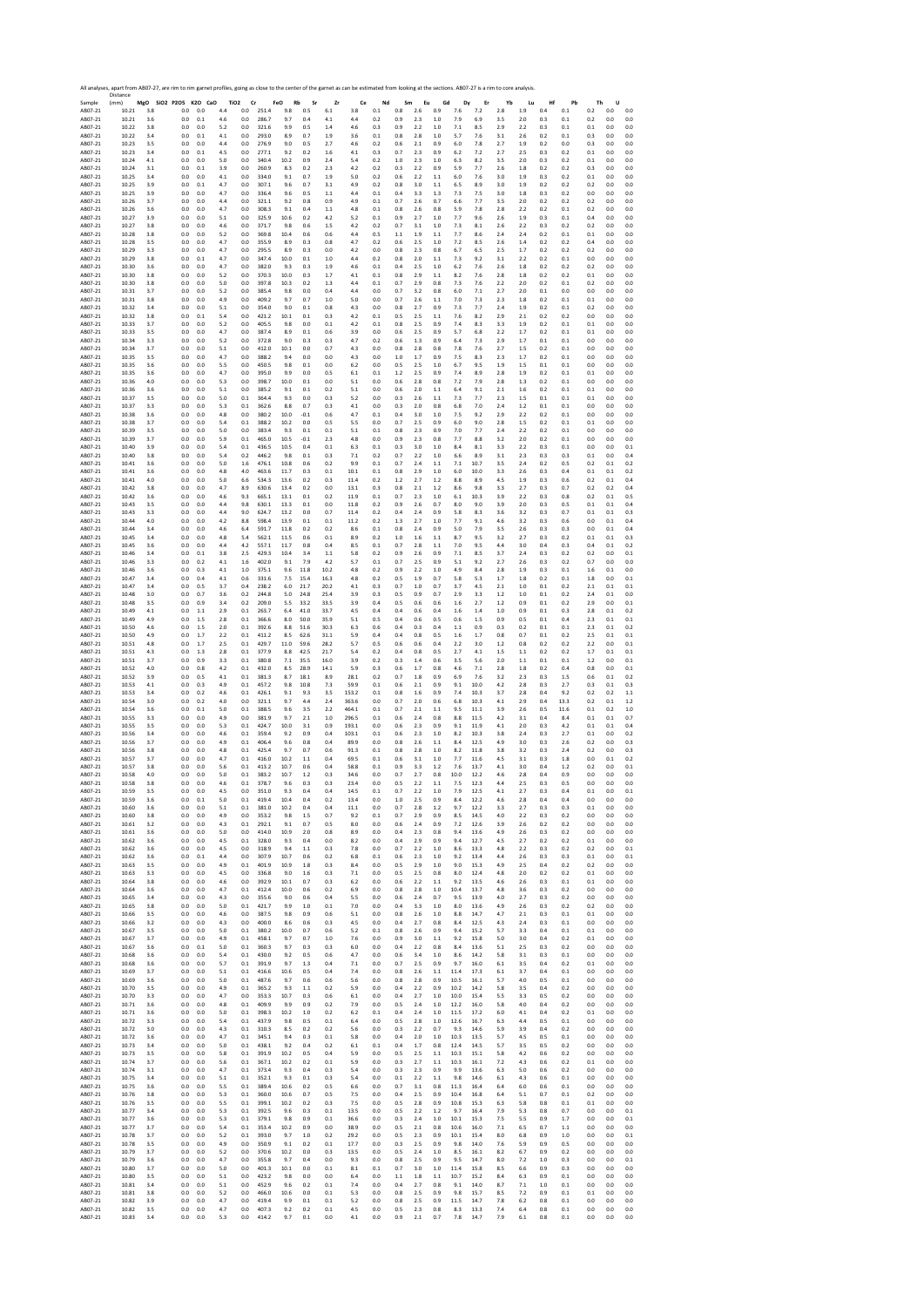All analyses, apart from AB07-27, are rim to rim garnet profiles, going as close to the center of the garnet as can be estimated from looking at the sections. AB07-27 is a rim to core analysis.

| Sample | Distance (mm) | MgO | SiO2 | P2O5 | K2O | CaO | TiO2 | Cr | FeO | Rb | Sr | Zr | Ce | Nd | Sm | Eu | Gd | Dy | Er | Yb | Lu | Hf | Pb | Th | U |
|---|---|---|---|---|---|---|---|---|---|---|---|---|---|---|---|---|---|---|---|---|---|---|---|---|---|
| AB07-21 | 10.21 | 3.8 | | 0.0 | 0.0 | 4.4 | 0.0 | 251.4 | 9.8 | 0.5 | 6.1 | 3.8 | 0.1 | 0.8 | 2.6 | 0.9 | 7.6 | 7.2 | 2.8 | 1.9 | 0.4 | 0.1 | 0.2 | 0.0 | 0.0 |
| AB07-21 | 10.21 | 3.6 | | 0.0 | 0.1 | 4.6 | 0.0 | 286.7 | 9.7 | 0.4 | 4.1 | 4.4 | 0.2 | 0.9 | 2.3 | 1.0 | 7.9 | 6.9 | 3.5 | 2.0 | 0.3 | 0.1 | 0.2 | 0.0 | 0.0 |
| AB07-21 | 10.22 | 3.8 | | 0.0 | 0.0 | 5.2 | 0.0 | 321.6 | 9.9 | 0.5 | 1.4 | 4.6 | 0.3 | 0.9 | 2.2 | 1.0 | 7.1 | 8.5 | 2.9 | 2.2 | 0.3 | 0.1 | 0.1 | 0.0 | 0.0 |
| AB07-21 | 10.22 | 3.4 | | 0.0 | 0.1 | 4.1 | 0.0 | 293.0 | 8.9 | 0.7 | 1.9 | 3.6 | 0.1 | 0.8 | 2.8 | 1.0 | 5.7 | 7.6 | 3.1 | 2.6 | 0.2 | 0.1 | 0.3 | 0.0 | 0.0 |
| AB07-21 | 10.23 | 3.5 | | 0.0 | 0.0 | 4.4 | 0.0 | 276.9 | 9.0 | 0.5 | 2.7 | 4.6 | 0.2 | 0.6 | 2.1 | 0.9 | 6.0 | 7.8 | 2.7 | 1.9 | 0.2 | 0.0 | 0.3 | 0.0 | 0.0 |
| AB07-21 | 10.23 | 3.4 | | 0.0 | 0.1 | 4.5 | 0.0 | 277.1 | 9.2 | 0.2 | 1.6 | 4.1 | 0.3 | 0.7 | 2.3 | 0.9 | 6.2 | 7.2 | 2.7 | 2.5 | 0.3 | 0.2 | 0.1 | 0.0 | 0.0 |
| AB07-21 | 10.24 | 4.1 | | 0.0 | 0.0 | 5.0 | 0.0 | 340.4 | 10.2 | 0.9 | 2.4 | 5.4 | 0.2 | 1.0 | 2.3 | 1.0 | 6.3 | 8.2 | 3.5 | 2.0 | 0.3 | 0.2 | 0.1 | 0.0 | 0.0 |
| AB07-21 | 10.24 | 3.1 | | 0.0 | 0.1 | 3.9 | 0.0 | 260.9 | 8.3 | 0.2 | 2.3 | 4.2 | 0.2 | 0.3 | 2.2 | 0.9 | 5.9 | 7.7 | 2.6 | 1.8 | 0.2 | 0.2 | 0.3 | 0.0 | 0.0 |
| AB07-21 | 10.25 | 3.4 | | 0.0 | 0.0 | 4.1 | 0.0 | 334.0 | 9.1 | 0.7 | 1.9 | 5.0 | 0.2 | 0.6 | 2.2 | 1.1 | 6.0 | 7.6 | 3.0 | 1.9 | 0.3 | 0.2 | 0.1 | 0.0 | 0.0 |
| AB07-21 | 10.25 | 3.9 | | 0.0 | 0.1 | 4.7 | 0.0 | 307.1 | 9.6 | 0.7 | 3.1 | 4.9 | 0.2 | 0.8 | 3.0 | 1.1 | 6.5 | 8.9 | 3.0 | 1.9 | 0.2 | 0.2 | 0.2 | 0.0 | 0.0 |
| AB07-21 | 10.25 | 3.9 | | 0.0 | 0.0 | 4.7 | 0.0 | 336.4 | 9.6 | 0.5 | 1.1 | 4.4 | 0.1 | 0.4 | 3.3 | 1.3 | 7.3 | 7.5 | 3.0 | 1.8 | 0.3 | 0.2 | 0.0 | 0.0 | 0.0 |
| AB07-21 | 10.26 | 3.7 | | 0.0 | 0.0 | 4.4 | 0.0 | 321.1 | 9.2 | 0.8 | 0.9 | 4.9 | 0.1 | 0.7 | 2.6 | 0.7 | 6.6 | 7.7 | 3.5 | 2.0 | 0.2 | 0.2 | 0.2 | 0.0 | 0.0 |
| AB07-21 | 10.26 | 3.6 | | 0.0 | 0.0 | 4.7 | 0.0 | 308.3 | 9.1 | 0.4 | 1.1 | 4.8 | 0.1 | 0.8 | 2.6 | 0.8 | 5.9 | 7.8 | 2.8 | 2.2 | 0.2 | 0.1 | 0.2 | 0.0 | 0.0 |
| AB07-21 | 10.27 | 3.9 | | 0.0 | 0.0 | 5.1 | 0.0 | 325.9 | 10.6 | 0.2 | 4.2 | 5.2 | 0.1 | 0.9 | 2.7 | 1.0 | 7.7 | 9.6 | 2.6 | 1.9 | 0.3 | 0.1 | 0.4 | 0.0 | 0.0 |
| AB07-21 | 10.27 | 3.8 | | 0.0 | 0.0 | 4.6 | 0.0 | 371.7 | 9.8 | 0.6 | 1.5 | 4.2 | 0.2 | 0.7 | 3.1 | 1.0 | 7.3 | 8.1 | 2.6 | 2.2 | 0.3 | 0.2 | 0.2 | 0.0 | 0.0 |
| AB07-21 | 10.28 | 3.8 | | 0.0 | 0.0 | 5.2 | 0.0 | 369.8 | 10.4 | 0.6 | 0.6 | 4.4 | 0.5 | 1.1 | 1.9 | 1.1 | 7.7 | 8.6 | 2.4 | 2.4 | 0.2 | 0.1 | 0.1 | 0.0 | 0.0 |
| AB07-21 | 10.28 | 3.5 | | 0.0 | 0.0 | 4.7 | 0.0 | 355.9 | 8.9 | 0.3 | 0.8 | 4.7 | 0.2 | 0.6 | 2.5 | 1.0 | 7.2 | 8.5 | 2.6 | 1.4 | 0.2 | 0.2 | 0.4 | 0.0 | 0.0 |
| AB07-21 | 10.29 | 3.3 | | 0.0 | 0.0 | 4.7 | 0.0 | 295.5 | 8.9 | 0.3 | 0.0 | 4.2 | 0.0 | 0.8 | 2.3 | 0.8 | 6.7 | 6.5 | 2.5 | 1.7 | 0.2 | 0.2 | 0.2 | 0.0 | 0.0 |
| AB07-21 | 10.29 | 3.8 | | 0.0 | 0.1 | 4.7 | 0.0 | 347.4 | 10.0 | 0.1 | 1.0 | 4.4 | 0.2 | 0.8 | 2.0 | 1.1 | 7.3 | 9.2 | 3.1 | 2.2 | 0.2 | 0.1 | 0.0 | 0.0 | 0.0 |
| AB07-21 | 10.30 | 3.6 | | 0.0 | 0.0 | 4.7 | 0.0 | 382.0 | 9.3 | 0.3 | 1.9 | 4.6 | 0.1 | 0.4 | 2.5 | 1.0 | 6.2 | 7.6 | 2.6 | 1.8 | 0.2 | 0.2 | 0.2 | 0.0 | 0.0 |
| AB07-21 | 10.30 | 3.8 | | 0.0 | 0.0 | 5.2 | 0.0 | 370.3 | 10.0 | 0.3 | 1.7 | 4.1 | 0.1 | 0.8 | 2.9 | 1.1 | 8.2 | 7.6 | 2.8 | 1.8 | 0.2 | 0.2 | 0.1 | 0.0 | 0.0 |
| AB07-21 | 10.30 | 3.8 | | 0.0 | 0.0 | 5.0 | 0.0 | 397.8 | 10.3 | 0.2 | 1.3 | 4.4 | 0.1 | 0.7 | 2.9 | 0.8 | 7.3 | 7.6 | 2.2 | 2.0 | 0.2 | 0.1 | 0.2 | 0.0 | 0.0 |
| AB07-21 | 10.31 | 3.7 | | 0.0 | 0.0 | 5.2 | 0.0 | 385.4 | 9.8 | 0.0 | 0.4 | 4.4 | 0.0 | 0.7 | 3.2 | 0.8 | 6.0 | 7.1 | 2.7 | 2.0 | 0.1 | 0.0 | 0.0 | 0.0 | 0.0 |
| AB07-21 | 10.31 | 3.8 | | 0.0 | 0.0 | 4.9 | 0.0 | 409.2 | 9.7 | 0.7 | 1.0 | 5.0 | 0.0 | 0.7 | 2.6 | 1.1 | 7.0 | 7.3 | 2.3 | 1.8 | 0.2 | 0.1 | 0.1 | 0.0 | 0.0 |
| AB07-21 | 10.32 | 3.4 | | 0.0 | 0.0 | 5.1 | 0.0 | 354.0 | 9.0 | 0.1 | 0.8 | 4.3 | 0.0 | 0.8 | 2.7 | 0.9 | 7.3 | 7.7 | 2.4 | 1.9 | 0.2 | 0.1 | 0.2 | 0.0 | 0.0 |
| AB07-21 | 10.32 | 3.8 | | 0.0 | 0.1 | 5.4 | 0.0 | 421.2 | 10.1 | 0.1 | 0.3 | 4.2 | 0.1 | 0.5 | 2.5 | 1.1 | 7.6 | 8.2 | 2.9 | 2.1 | 0.2 | 0.2 | 0.0 | 0.0 | 0.0 |
| AB07-21 | 10.33 | 3.7 | | 0.0 | 0.0 | 5.2 | 0.0 | 405.5 | 9.8 | 0.0 | 0.1 | 4.2 | 0.1 | 0.8 | 2.5 | 0.9 | 7.4 | 8.3 | 3.3 | 1.9 | 0.2 | 0.1 | 0.1 | 0.0 | 0.0 |
| AB07-21 | 10.33 | 3.5 | | 0.0 | 0.0 | 4.7 | 0.0 | 387.4 | 8.9 | 0.1 | 0.6 | 3.9 | 0.0 | 0.6 | 2.5 | 0.9 | 5.7 | 6.8 | 2.2 | 1.7 | 0.2 | 0.1 | 0.1 | 0.0 | 0.0 |
| AB07-21 | 10.34 | 3.3 | | 0.0 | 0.0 | 5.2 | 0.0 | 372.8 | 9.0 | 0.3 | 0.3 | 4.7 | 0.2 | 0.6 | 1.3 | 0.9 | 6.4 | 7.3 | 2.9 | 1.7 | 0.1 | 0.1 | 0.0 | 0.0 | 0.0 |
| AB07-21 | 10.34 | 3.7 | | 0.0 | 0.0 | 5.1 | 0.0 | 412.0 | 10.1 | 0.0 | 0.7 | 4.3 | 0.0 | 0.8 | 2.8 | 0.8 | 7.8 | 7.6 | 2.7 | 1.5 | 0.2 | 0.1 | 0.0 | 0.0 | 0.0 |
| AB07-21 | 10.35 | 3.5 | | 0.0 | 0.0 | 4.7 | 0.0 | 388.2 | 9.4 | 0.0 | 0.0 | 4.3 | 0.0 | 1.0 | 1.7 | 0.9 | 7.5 | 8.3 | 2.3 | 1.7 | 0.2 | 0.1 | 0.0 | 0.0 | 0.0 |
| AB07-21 | 10.35 | 3.6 | | 0.0 | 0.0 | 5.5 | 0.0 | 450.5 | 9.8 | 0.1 | 0.0 | 6.2 | 0.0 | 0.5 | 2.5 | 1.0 | 6.7 | 9.5 | 1.9 | 1.5 | 0.1 | 0.1 | 0.0 | 0.0 | 0.0 |
| AB07-21 | 10.36 | 3.6 | | 0.0 | 0.0 | 4.7 | 0.0 | 395.0 | 9.9 | 0.0 | 0.5 | 6.1 | 0.1 | 1.2 | 2.5 | 0.9 | 7.4 | 8.9 | 2.8 | 1.9 | 0.2 | 0.1 | 0.1 | 0.0 | 0.0 |
| AB07-21 | 10.36 | 4.0 | | 0.0 | 0.0 | 5.3 | 0.0 | 398.7 | 10.0 | 0.1 | 0.0 | 5.1 | 0.0 | 0.6 | 2.8 | 0.8 | 7.2 | 7.9 | 2.8 | 1.3 | 0.2 | 0.1 | 0.0 | 0.0 | 0.0 |
| AB07-21 | 10.37 | 3.6 | | 0.0 | 0.0 | 5.1 | 0.0 | 385.2 | 9.1 | 0.1 | 0.2 | 5.1 | 0.0 | 0.6 | 2.0 | 1.1 | 6.4 | 9.1 | 2.1 | 1.6 | 0.2 | 0.1 | 0.1 | 0.0 | 0.0 |
| AB07-21 | 10.37 | 3.5 | | 0.0 | 0.0 | 5.0 | 0.1 | 364.4 | 9.3 | 0.0 | 0.3 | 5.2 | 0.0 | 0.3 | 2.6 | 1.1 | 7.3 | 7.7 | 2.3 | 1.5 | 0.1 | 0.1 | 0.1 | 0.0 | 0.0 |
| AB07-21 | 10.37 | 3.3 | | 0.0 | 0.0 | 5.3 | 0.1 | 362.6 | 8.8 | 0.7 | 0.3 | 4.1 | 0.0 | 0.3 | 2.0 | 0.8 | 6.8 | 7.0 | 2.4 | 1.2 | 0.1 | 0.1 | 0.0 | 0.0 | 0.0 |
| AB07-21 | 10.38 | 3.6 | | 0.0 | 0.0 | 4.8 | 0.0 | 380.2 | 10.0 | -0.1 | 0.6 | 4.7 | 0.1 | 0.4 | 3.0 | 1.0 | 7.5 | 9.2 | 2.9 | 2.2 | 0.2 | 0.1 | 0.0 | 0.0 | 0.0 |
| AB07-21 | 10.38 | 3.7 | | 0.0 | 0.0 | 5.4 | 0.1 | 388.2 | 10.2 | 0.0 | 0.5 | 5.5 | 0.0 | 0.7 | 2.5 | 0.9 | 6.0 | 9.0 | 2.8 | 1.5 | 0.2 | 0.1 | 0.1 | 0.0 | 0.0 |
| AB07-21 | 10.39 | 3.5 | | 0.0 | 0.0 | 5.0 | 0.0 | 383.4 | 9.3 | 0.1 | 0.1 | 5.1 | 0.1 | 0.8 | 2.3 | 0.9 | 7.0 | 7.7 | 2.4 | 2.2 | 0.2 | 0.1 | 0.0 | 0.0 | 0.0 |
| AB07-21 | 10.39 | 3.7 | | 0.0 | 0.0 | 5.9 | 0.1 | 465.0 | 10.5 | -0.1 | 2.3 | 4.8 | 0.0 | 0.9 | 2.3 | 0.8 | 7.7 | 8.8 | 3.2 | 2.0 | 0.2 | 0.1 | 0.0 | 0.0 | 0.0 |
| AB07-21 | 10.40 | 3.9 | | 0.0 | 0.0 | 5.4 | 0.1 | 436.5 | 10.5 | 0.4 | 0.1 | 6.3 | 0.1 | 0.3 | 3.0 | 1.0 | 8.4 | 8.1 | 3.3 | 2.2 | 0.3 | 0.1 | 0.0 | 0.0 | 0.1 |
| AB07-21 | 10.40 | 3.8 | | 0.0 | 0.0 | 5.4 | 0.2 | 446.2 | 9.8 | 0.1 | 0.3 | 7.1 | 0.2 | 0.7 | 2.2 | 1.0 | 6.6 | 8.9 | 3.1 | 2.3 | 0.3 | 0.3 | 0.1 | 0.0 | 0.4 |
| AB07-21 | 10.41 | 3.6 | | 0.0 | 0.0 | 5.0 | 1.6 | 476.1 | 10.8 | 0.6 | 0.2 | 9.9 | 0.1 | 0.7 | 2.4 | 1.1 | 7.1 | 10.7 | 3.5 | 2.4 | 0.2 | 0.5 | 0.2 | 0.1 | 0.2 |
| AB07-21 | 10.41 | 3.6 | | 0.0 | 0.0 | 4.8 | 4.0 | 463.6 | 11.7 | 0.3 | 0.1 | 10.1 | 0.1 | 0.8 | 2.9 | 1.0 | 6.0 | 10.0 | 3.3 | 2.6 | 0.3 | 0.4 | 0.1 | 0.1 | 0.2 |
| AB07-21 | 10.41 | 4.0 | | 0.0 | 0.0 | 5.0 | 6.6 | 534.3 | 13.6 | 0.2 | 0.3 | 11.4 | 0.2 | 1.2 | 2.7 | 1.2 | 8.8 | 8.9 | 4.5 | 1.9 | 0.3 | 0.6 | 0.2 | 0.1 | 0.4 |
| AB07-21 | 10.42 | 3.8 | | 0.0 | 0.0 | 4.7 | 8.9 | 630.6 | 13.4 | 0.2 | 0.0 | 13.1 | 0.3 | 0.8 | 2.1 | 1.2 | 8.6 | 9.8 | 3.3 | 2.7 | 0.3 | 0.7 | 0.2 | 0.2 | 0.4 |
| AB07-21 | 10.42 | 3.6 | | 0.0 | 0.0 | 4.6 | 9.3 | 665.1 | 13.1 | 0.1 | 0.2 | 11.9 | 0.1 | 0.7 | 2.3 | 1.0 | 6.1 | 10.3 | 3.9 | 2.2 | 0.3 | 0.8 | 0.2 | 0.1 | 0.5 |
| AB07-21 | 10.43 | 3.5 | | 0.0 | 0.0 | 4.4 | 9.8 | 630.1 | 13.3 | 0.1 | 0.0 | 11.8 | 0.2 | 0.9 | 2.6 | 0.7 | 8.0 | 9.0 | 3.9 | 2.0 | 0.3 | 0.5 | 0.1 | 0.1 | 0.4 |
| AB07-21 | 10.43 | 3.3 | | 0.0 | 0.0 | 4.4 | 9.0 | 624.7 | 13.2 | 0.0 | 0.7 | 11.4 | 0.2 | 0.4 | 2.4 | 0.9 | 5.8 | 8.3 | 3.6 | 3.2 | 0.3 | 0.7 | 0.1 | 0.1 | 0.3 |
| AB07-21 | 10.44 | 4.0 | | 0.0 | 0.0 | 4.2 | 8.8 | 598.4 | 13.9 | 0.1 | 0.1 | 11.2 | 0.2 | 1.3 | 2.7 | 1.0 | 7.7 | 9.1 | 4.6 | 3.2 | 0.3 | 0.6 | 0.0 | 0.1 | 0.4 |
| AB07-21 | 10.44 | 3.4 | | 0.0 | 0.0 | 4.6 | 6.4 | 591.7 | 11.8 | 0.2 | 0.2 | 8.6 | 0.1 | 0.8 | 2.4 | 0.9 | 5.0 | 7.9 | 3.5 | 2.6 | 0.3 | 0.3 | 0.0 | 0.1 | 0.4 |
| AB07-21 | 10.45 | 3.4 | | 0.0 | 0.0 | 4.8 | 5.4 | 562.1 | 11.5 | 0.6 | 0.1 | 8.9 | 0.2 | 1.0 | 1.6 | 1.1 | 8.7 | 9.5 | 3.2 | 2.7 | 0.3 | 0.2 | 0.1 | 0.1 | 0.3 |
| AB07-21 | 10.45 | 3.6 | | 0.0 | 0.0 | 4.4 | 4.2 | 557.1 | 11.7 | 0.8 | 0.4 | 8.5 | 0.1 | 0.7 | 2.8 | 1.1 | 7.0 | 9.5 | 4.4 | 3.0 | 0.4 | 0.3 | 0.4 | 0.1 | 0.2 |
| AB07-21 | 10.46 | 3.4 | | 0.0 | 0.1 | 3.8 | 2.5 | 429.3 | 10.4 | 3.4 | 1.1 | 5.8 | 0.2 | 0.9 | 2.6 | 0.9 | 7.1 | 8.5 | 3.7 | 2.4 | 0.3 | 0.2 | 0.2 | 0.0 | 0.1 |
| AB07-21 | 10.46 | 3.3 | | 0.0 | 0.2 | 4.1 | 1.6 | 402.0 | 9.1 | 7.9 | 4.2 | 5.7 | 0.1 | 0.7 | 2.5 | 0.9 | 5.1 | 9.2 | 2.7 | 2.6 | 0.3 | 0.2 | 0.7 | 0.0 | 0.0 |
| AB07-21 | 10.46 | 3.6 | | 0.0 | 0.3 | 4.1 | 1.0 | 375.1 | 9.6 | 11.8 | 10.2 | 4.8 | 0.2 | 0.9 | 2.2 | 1.0 | 4.9 | 8.4 | 2.8 | 1.9 | 0.3 | 0.1 | 1.6 | 0.1 | 0.0 |
| AB07-21 | 10.47 | 3.4 | | 0.0 | 0.4 | 4.1 | 0.6 | 331.6 | 7.5 | 15.4 | 16.3 | 4.8 | 0.2 | 0.5 | 1.9 | 0.7 | 5.8 | 5.3 | 1.7 | 1.8 | 0.2 | 0.1 | 1.8 | 0.0 | 0.1 |
| AB07-21 | 10.47 | 3.4 | | 0.0 | 0.5 | 3.7 | 0.4 | 238.2 | 6.0 | 21.7 | 20.2 | 4.1 | 0.3 | 0.7 | 1.0 | 0.7 | 3.7 | 4.5 | 2.1 | 1.0 | 0.1 | 0.2 | 2.1 | 0.1 | 0.1 |
| AB07-21 | 10.48 | 3.0 | | 0.0 | 0.7 | 3.6 | 0.2 | 244.8 | 5.0 | 24.8 | 25.4 | 3.9 | 0.3 | 0.5 | 0.9 | 0.7 | 2.9 | 3.3 | 1.2 | 1.0 | 0.1 | 0.2 | 2.4 | 0.1 | 0.0 |
| AB07-21 | 10.48 | 3.5 | | 0.0 | 0.9 | 3.4 | 0.2 | 209.0 | 5.5 | 33.2 | 33.5 | 3.9 | 0.4 | 0.5 | 0.6 | 0.6 | 1.6 | 2.7 | 1.2 | 0.9 | 0.1 | 0.2 | 2.9 | 0.0 | 0.1 |
| AB07-21 | 10.49 | 4.1 | | 0.0 | 1.1 | 2.9 | 0.1 | 263.7 | 6.4 | 41.0 | 33.7 | 4.5 | 0.4 | 0.4 | 0.6 | 0.4 | 1.6 | 1.4 | 1.0 | 0.9 | 0.1 | 0.3 | 2.8 | 0.1 | 0.2 |
| AB07-21 | 10.49 | 4.9 | | 0.0 | 1.5 | 2.8 | 0.1 | 366.6 | 8.0 | 50.0 | 35.9 | 5.1 | 0.5 | 0.4 | 0.6 | 0.5 | 0.6 | 1.5 | 0.9 | 0.5 | 0.1 | 0.4 | 2.3 | 0.1 | 0.1 |
| AB07-21 | 10.50 | 4.6 | | 0.0 | 1.5 | 2.0 | 0.1 | 392.6 | 8.8 | 51.6 | 30.3 | 6.3 | 0.6 | 0.4 | 0.3 | 0.4 | 1.1 | 0.9 | 0.3 | 0.2 | 0.1 | 0.1 | 2.3 | 0.1 | 0.2 |
| AB07-21 | 10.50 | 4.9 | | 0.0 | 1.7 | 2.2 | 0.1 | 411.2 | 8.5 | 62.6 | 31.1 | 5.9 | 0.4 | 0.4 | 0.8 | 0.5 | 1.6 | 1.7 | 0.8 | 0.7 | 0.1 | 0.2 | 2.5 | 0.1 | 0.1 |
| AB07-21 | 10.51 | 4.8 | | 0.0 | 1.7 | 2.5 | 0.1 | 429.7 | 11.0 | 59.6 | 28.2 | 5.7 | 0.5 | 0.6 | 0.6 | 0.4 | 2.2 | 3.0 | 1.2 | 0.8 | 0.2 | 0.2 | 2.2 | 0.0 | 0.1 |
| AB07-21 | 10.51 | 4.3 | | 0.0 | 1.3 | 2.8 | 0.1 | 377.9 | 8.8 | 42.5 | 21.7 | 5.4 | 0.2 | 0.4 | 0.8 | 0.5 | 2.7 | 4.1 | 1.5 | 1.1 | 0.2 | 0.2 | 1.7 | 0.1 | 0.1 |
| AB07-21 | 10.51 | 3.7 | | 0.0 | 0.9 | 3.3 | 0.1 | 380.8 | 7.1 | 35.5 | 16.0 | 3.9 | 0.2 | 0.3 | 1.4 | 0.6 | 3.5 | 5.6 | 2.0 | 1.1 | 0.1 | 0.1 | 1.2 | 0.0 | 0.1 |
| AB07-21 | 10.52 | 4.0 | | 0.0 | 0.8 | 4.2 | 0.1 | 432.0 | 8.5 | 28.9 | 14.1 | 5.9 | 0.3 | 0.6 | 1.7 | 0.8 | 4.6 | 7.1 | 2.8 | 1.8 | 0.2 | 0.4 | 0.8 | 0.0 | 0.1 |
| AB07-21 | 10.52 | 3.9 | | 0.0 | 0.5 | 4.1 | 0.1 | 381.3 | 8.7 | 18.1 | 8.9 | 28.1 | 0.2 | 0.7 | 1.8 | 0.9 | 6.9 | 7.6 | 3.2 | 2.3 | 0.3 | 1.5 | 0.6 | 0.1 | 0.2 |
| AB07-21 | 10.53 | 4.1 | | 0.0 | 0.3 | 4.9 | 0.1 | 457.2 | 9.8 | 10.8 | 7.3 | 59.9 | 0.1 | 0.6 | 2.1 | 0.9 | 9.1 | 10.0 | 4.2 | 2.8 | 0.3 | 2.7 | 0.3 | 0.1 | 0.3 |
| AB07-21 | 10.53 | 3.4 | | 0.0 | 0.2 | 4.6 | 0.1 | 426.1 | 9.1 | 9.3 | 3.5 | 153.2 | 0.1 | 0.8 | 1.6 | 0.9 | 7.4 | 10.3 | 3.7 | 2.8 | 0.4 | 9.2 | 0.2 | 0.2 | 1.1 |
| AB07-21 | 10.54 | 3.0 | | 0.0 | 0.2 | 4.0 | 0.0 | 321.1 | 9.7 | 4.4 | 2.4 | 363.6 | 0.0 | 0.7 | 2.0 | 0.6 | 6.8 | 10.3 | 4.1 | 2.9 | 0.4 | 13.3 | 0.2 | 0.1 | 1.2 |
| AB07-21 | 10.54 | 3.6 | | 0.0 | 0.1 | 5.0 | 0.1 | 388.5 | 9.6 | 3.5 | 2.2 | 464.1 | 0.1 | 0.7 | 2.1 | 1.1 | 9.5 | 11.1 | 3.9 | 2.6 | 0.5 | 11.6 | 0.1 | 0.2 | 1.0 |
| AB07-21 | 10.55 | 3.3 | | 0.0 | 0.0 | 4.9 | 0.0 | 381.9 | 9.7 | 2.1 | 1.0 | 296.5 | 0.1 | 0.6 | 2.4 | 0.8 | 8.8 | 11.5 | 4.2 | 3.1 | 0.4 | 8.4 | 0.1 | 0.1 | 0.7 |
| AB07-21 | 10.55 | 3.5 | | 0.0 | 0.0 | 5.3 | 0.1 | 424.7 | 10.0 | 3.1 | 0.9 | 193.1 | 0.0 | 0.6 | 2.3 | 0.9 | 9.1 | 11.9 | 4.1 | 2.0 | 0.3 | 4.2 | 0.1 | 0.1 | 0.4 |
| AB07-21 | 10.56 | 3.4 | | 0.0 | 0.0 | 4.6 | 0.1 | 359.4 | 9.2 | 0.9 | 0.4 | 103.1 | 0.1 | 0.6 | 2.3 | 1.0 | 8.2 | 10.3 | 3.8 | 2.4 | 0.3 | 2.7 | 0.1 | 0.0 | 0.2 |
| AB07-21 | 10.56 | 3.7 | | 0.0 | 0.0 | 4.9 | 0.1 | 406.4 | 9.6 | 0.8 | 0.4 | 89.9 | 0.0 | 0.8 | 2.6 | 1.1 | 8.4 | 12.5 | 4.9 | 3.0 | 0.3 | 2.6 | 0.2 | 0.0 | 0.3 |
| AB07-21 | 10.56 | 3.8 | | 0.0 | 0.0 | 4.8 | 0.1 | 425.4 | 9.7 | 0.7 | 0.6 | 91.3 | 0.1 | 0.8 | 2.8 | 1.0 | 8.2 | 11.8 | 3.8 | 3.2 | 0.3 | 2.4 | 0.2 | 0.0 | 0.3 |
| AB07-21 | 10.57 | 3.7 | | 0.0 | 0.0 | 4.7 | 0.1 | 416.0 | 10.2 | 1.1 | 0.4 | 69.5 | 0.1 | 0.6 | 3.1 | 1.0 | 7.7 | 11.6 | 4.5 | 3.1 | 0.3 | 1.8 | 0.0 | 0.1 | 0.2 |
| AB07-21 | 10.57 | 3.8 | | 0.0 | 0.0 | 5.6 | 0.1 | 413.2 | 10.7 | 0.6 | 0.4 | 58.8 | 0.1 | 0.9 | 3.3 | 1.2 | 7.6 | 13.7 | 4.1 | 3.0 | 0.4 | 1.2 | 0.2 | 0.0 | 0.1 |
| AB07-21 | 10.58 | 4.0 | | 0.0 | 0.0 | 5.0 | 0.1 | 383.2 | 10.7 | 1.2 | 0.3 | 34.6 | 0.0 | 0.7 | 2.7 | 0.8 | 10.0 | 12.2 | 4.6 | 2.8 | 0.4 | 0.9 | 0.0 | 0.0 | 0.0 |
| AB07-21 | 10.58 | 3.8 | | 0.0 | 0.0 | 4.6 | 0.1 | 378.7 | 9.6 | 0.3 | 0.3 | 23.4 | 0.0 | 0.5 | 2.2 | 1.1 | 7.5 | 12.3 | 4.4 | 2.5 | 0.3 | 0.5 | 0.0 | 0.0 | 0.0 |
| AB07-21 | 10.59 | 3.5 | | 0.0 | 0.0 | 4.5 | 0.0 | 351.0 | 9.3 | 0.4 | 0.4 | 14.5 | 0.1 | 0.7 | 2.2 | 1.0 | 7.9 | 12.5 | 4.1 | 2.7 | 0.3 | 0.4 | 0.1 | 0.0 | 0.1 |
| AB07-21 | 10.59 | 3.6 | | 0.0 | 0.1 | 5.0 | 0.1 | 419.4 | 10.4 | 0.4 | 0.2 | 13.4 | 0.0 | 1.0 | 2.5 | 0.9 | 8.4 | 12.2 | 4.6 | 2.8 | 0.4 | 0.4 | 0.0 | 0.0 | 0.0 |
| AB07-21 | 10.60 | 3.6 | | 0.0 | 0.0 | 5.1 | 0.1 | 381.0 | 10.2 | 0.4 | 0.4 | 11.1 | 0.0 | 0.7 | 2.8 | 1.2 | 9.7 | 12.2 | 3.3 | 2.7 | 0.3 | 0.3 | 0.1 | 0.0 | 0.0 |
| AB07-21 | 10.60 | 3.8 | | 0.0 | 0.0 | 4.9 | 0.0 | 353.2 | 9.8 | 1.5 | 0.7 | 9.2 | 0.1 | 0.7 | 2.9 | 0.9 | 8.5 | 14.5 | 4.0 | 2.2 | 0.3 | 0.2 | 0.0 | 0.0 | 0.0 |
| AB07-21 | 10.61 | 3.2 | | 0.0 | 0.0 | 4.3 | 0.1 | 292.1 | 9.1 | 0.7 | 0.5 | 8.0 | 0.0 | 0.6 | 2.4 | 0.9 | 7.2 | 12.6 | 3.9 | 2.6 | 0.2 | 0.2 | 0.0 | 0.0 | 0.0 |
| AB07-21 | 10.61 | 3.6 | | 0.0 | 0.0 | 5.0 | 0.0 | 414.0 | 10.9 | 2.0 | 0.8 | 8.9 | 0.0 | 0.4 | 2.3 | 0.8 | 9.4 | 13.6 | 4.9 | 2.6 | 0.3 | 0.2 | 0.0 | 0.0 | 0.0 |
| AB07-21 | 10.62 | 3.6 | | 0.0 | 0.0 | 4.5 | 0.1 | 328.0 | 9.3 | 0.4 | 0.0 | 8.2 | 0.0 | 0.4 | 2.9 | 0.9 | 9.4 | 12.7 | 4.5 | 2.7 | 0.2 | 0.2 | 0.1 | 0.0 | 0.0 |
| AB07-21 | 10.62 | 3.6 | | 0.0 | 0.0 | 4.5 | 0.0 | 318.9 | 9.4 | 1.1 | 0.3 | 7.8 | 0.0 | 0.7 | 2.2 | 1.0 | 8.6 | 13.3 | 4.8 | 2.2 | 0.3 | 0.2 | 0.2 | 0.0 | 0.1 |
| AB07-21 | 10.62 | 3.6 | | 0.0 | 0.1 | 4.4 | 0.0 | 307.9 | 10.7 | 0.6 | 0.2 | 6.8 | 0.1 | 0.6 | 2.3 | 1.0 | 9.2 | 13.4 | 4.4 | 2.6 | 0.3 | 0.3 | 0.1 | 0.0 | 0.1 |
| AB07-21 | 10.63 | 3.5 | | 0.0 | 0.0 | 4.9 | 0.1 | 401.9 | 10.9 | 1.8 | 0.3 | 8.4 | 0.0 | 0.5 | 2.9 | 1.0 | 9.0 | 15.3 | 4.9 | 2.5 | 0.4 | 0.2 | 0.2 | 0.0 | 0.0 |
| AB07-21 | 10.63 | 3.3 | | 0.0 | 0.0 | 4.5 | 0.0 | 336.8 | 9.0 | 1.6 | 0.3 | 7.1 | 0.0 | 0.5 | 2.5 | 0.8 | 8.0 | 12.4 | 4.8 | 2.0 | 0.2 | 0.2 | 0.1 | 0.0 | 0.0 |
| AB07-21 | 10.64 | 3.8 | | 0.0 | 0.0 | 4.6 | 0.0 | 392.9 | 10.1 | 0.7 | 0.3 | 6.2 | 0.0 | 0.6 | 2.2 | 1.1 | 9.2 | 13.5 | 4.6 | 2.6 | 0.3 | 0.1 | 0.1 | 0.0 | 0.0 |
| AB07-21 | 10.64 | 3.6 | | 0.0 | 0.0 | 4.7 | 0.1 | 412.4 | 10.0 | 0.6 | 0.2 | 6.9 | 0.0 | 0.8 | 2.8 | 1.0 | 10.4 | 13.7 | 4.8 | 3.6 | 0.3 | 0.2 | 0.0 | 0.0 | 0.0 |
| AB07-21 | 10.65 | 3.4 | | 0.0 | 0.0 | 4.3 | 0.0 | 355.6 | 9.0 | 0.6 | 0.4 | 5.5 | 0.0 | 0.6 | 2.4 | 0.7 | 9.5 | 13.9 | 4.0 | 2.7 | 0.3 | 0.2 | 0.0 | 0.0 | 0.0 |
| AB07-21 | 10.65 | 3.8 | | 0.0 | 0.0 | 5.0 | 0.1 | 421.7 | 9.9 | 1.0 | 0.1 | 7.0 | 0.0 | 0.4 | 3.3 | 1.0 | 8.0 | 13.6 | 4.9 | 2.6 | 0.3 | 0.2 | 0.2 | 0.0 | 0.0 |
| AB07-21 | 10.66 | 3.5 | | 0.0 | 0.0 | 4.6 | 0.0 | 387.5 | 9.8 | 0.9 | 0.6 | 5.1 | 0.0 | 0.8 | 2.6 | 1.0 | 8.8 | 14.7 | 4.7 | 2.1 | 0.3 | 0.1 | 0.1 | 0.0 | 0.0 |
| AB07-21 | 10.66 | 3.2 | | 0.0 | 0.0 | 4.3 | 0.0 | 400.0 | 8.6 | 0.6 | 0.3 | 4.5 | 0.0 | 0.4 | 2.7 | 0.8 | 8.4 | 12.5 | 4.3 | 2.4 | 0.3 | 0.1 | 0.0 | 0.0 | 0.0 |
| AB07-21 | 10.67 | 3.5 | | 0.0 | 0.0 | 5.0 | 0.1 | 380.2 | 10.0 | 0.7 | 0.6 | 5.2 | 0.1 | 0.8 | 2.6 | 0.9 | 9.4 | 15.2 | 5.7 | 3.3 | 0.4 | 0.1 | 0.1 | 0.0 | 0.0 |
| AB07-21 | 10.67 | 3.7 | | 0.0 | 0.0 | 4.9 | 0.1 | 458.1 | 9.7 | 0.7 | 1.0 | 7.6 | 0.0 | 0.9 | 3.0 | 1.1 | 9.2 | 15.8 | 5.0 | 3.0 | 0.4 | 0.2 | 0.1 | 0.0 | 0.0 |
| AB07-21 | 10.67 | 3.6 | | 0.0 | 0.1 | 5.0 | 0.1 | 360.3 | 9.7 | 0.3 | 0.3 | 6.0 | 0.0 | 0.4 | 2.2 | 0.8 | 8.4 | 13.6 | 5.1 | 2.5 | 0.3 | 0.2 | 0.0 | 0.0 | 0.0 |
| AB07-21 | 10.68 | 3.6 | | 0.0 | 0.0 | 5.4 | 0.1 | 430.0 | 9.2 | 0.5 | 0.6 | 4.7 | 0.0 | 0.6 | 3.4 | 1.0 | 8.6 | 14.2 | 5.8 | 3.1 | 0.3 | 0.1 | 0.0 | 0.0 | 0.0 |
| AB07-21 | 10.68 | 3.6 | | 0.0 | 0.0 | 5.7 | 0.1 | 391.9 | 9.7 | 1.3 | 0.4 | 7.1 | 0.0 | 0.7 | 2.5 | 0.9 | 9.7 | 16.0 | 6.1 | 3.5 | 0.4 | 0.2 | 0.1 | 0.0 | 0.0 |
| AB07-21 | 10.69 | 3.7 | | 0.0 | 0.0 | 5.1 | 0.1 | 416.6 | 10.6 | 0.5 | 0.4 | 7.4 | 0.0 | 0.8 | 2.6 | 1.1 | 11.4 | 17.3 | 6.1 | 3.7 | 0.4 | 0.1 | 0.0 | 0.0 | 0.0 |
| AB07-21 | 10.69 | 3.6 | | 0.0 | 0.0 | 5.0 | 0.1 | 487.6 | 9.7 | 0.6 | 0.6 | 5.6 | 0.0 | 0.8 | 2.8 | 0.9 | 10.5 | 16.1 | 5.7 | 4.0 | 0.5 | 0.1 | 0.0 | 0.0 | 0.0 |
| AB07-21 | 10.70 | 3.5 | | 0.0 | 0.0 | 4.9 | 0.1 | 365.2 | 9.3 | 1.1 | 0.2 | 5.9 | 0.0 | 0.4 | 2.2 | 0.9 | 10.2 | 14.2 | 5.8 | 3.5 | 0.4 | 0.2 | 0.0 | 0.0 | 0.0 |
| AB07-21 | 10.70 | 3.3 | | 0.0 | 0.0 | 4.7 | 0.0 | 353.3 | 10.7 | 0.3 | 0.6 | 6.1 | 0.0 | 0.4 | 2.7 | 1.0 | 10.0 | 15.4 | 5.5 | 3.3 | 0.5 | 0.2 | 0.0 | 0.0 | 0.0 |
| AB07-21 | 10.71 | 3.6 | | 0.0 | 0.0 | 4.8 | 0.1 | 409.9 | 9.9 | 0.9 | 0.2 | 7.9 | 0.0 | 0.5 | 2.4 | 1.0 | 12.2 | 16.0 | 5.8 | 4.0 | 0.4 | 0.2 | 0.0 | 0.0 | 0.0 |
| AB07-21 | 10.71 | 3.6 | | 0.0 | 0.0 | 5.0 | 0.1 | 398.3 | 10.2 | 1.0 | 0.2 | 6.2 | 0.1 | 0.4 | 2.4 | 1.0 | 11.5 | 17.2 | 6.0 | 4.1 | 0.4 | 0.2 | 0.1 | 0.0 | 0.0 |
| AB07-21 | 10.72 | 3.3 | | 0.0 | 0.0 | 5.4 | 0.1 | 437.9 | 9.8 | 0.5 | 0.1 | 6.4 | 0.0 | 0.5 | 2.8 | 1.0 | 12.6 | 16.7 | 6.3 | 4.4 | 0.5 | 0.1 | 0.0 | 0.0 | 0.0 |
| AB07-21 | 10.72 | 3.0 | | 0.0 | 0.0 | 4.3 | 0.1 | 310.3 | 8.5 | 0.2 | 0.2 | 5.6 | 0.0 | 0.3 | 2.2 | 0.7 | 9.3 | 14.6 | 5.9 | 3.9 | 0.4 | 0.2 | 0.0 | 0.0 | 0.0 |
| AB07-21 | 10.72 | 3.6 | | 0.0 | 0.0 | 4.7 | 0.1 | 345.1 | 9.4 | 0.3 | 0.1 | 5.8 | 0.0 | 0.4 | 2.0 | 1.0 | 10.3 | 13.5 | 5.7 | 4.5 | 0.5 | 0.1 | 0.0 | 0.0 | 0.0 |
| AB07-21 | 10.73 | 3.4 | | 0.0 | 0.0 | 5.0 | 0.1 | 438.1 | 9.2 | 0.4 | 0.2 | 6.1 | 0.1 | 0.4 | 1.7 | 0.8 | 12.4 | 14.5 | 5.7 | 3.5 | 0.5 | 0.2 | 0.0 | 0.0 | 0.0 |
| AB07-21 | 10.73 | 3.5 | | 0.0 | 0.0 | 5.8 | 0.1 | 391.9 | 10.2 | 0.5 | 0.4 | 5.9 | 0.0 | 0.5 | 2.5 | 1.1 | 10.3 | 15.1 | 5.8 | 4.2 | 0.6 | 0.2 | 0.0 | 0.0 | 0.0 |
| AB07-21 | 10.74 | 3.7 | | 0.0 | 0.0 | 5.6 | 0.1 | 367.1 | 10.2 | 0.2 | 0.1 | 5.9 | 0.0 | 0.3 | 2.7 | 1.1 | 10.3 | 16.1 | 7.2 | 4.3 | 0.6 | 0.2 | 0.1 | 0.0 | 0.0 |
| AB07-21 | 10.74 | 3.1 | | 0.0 | 0.0 | 4.7 | 0.1 | 373.4 | 9.3 | 0.4 | 0.3 | 5.4 | 0.0 | 0.3 | 2.3 | 0.9 | 9.9 | 13.6 | 6.3 | 5.0 | 0.6 | 0.2 | 0.0 | 0.0 | 0.0 |
| AB07-21 | 10.75 | 3.4 | | 0.0 | 0.0 | 5.1 | 0.1 | 352.1 | 9.3 | 0.1 | 0.3 | 5.4 | 0.0 | 0.1 | 2.2 | 1.1 | 9.8 | 14.6 | 6.1 | 4.3 | 0.6 | 0.1 | 0.0 | 0.0 | 0.0 |
| AB07-21 | 10.75 | 3.6 | | 0.0 | 0.0 | 5.5 | 0.1 | 389.4 | 10.6 | 0.2 | 0.5 | 6.6 | 0.0 | 0.7 | 3.1 | 0.8 | 11.3 | 16.4 | 6.4 | 6.0 | 0.6 | 0.1 | 0.0 | 0.0 | 0.0 |
| AB07-21 | 10.76 | 3.8 | | 0.0 | 0.0 | 5.3 | 0.1 | 360.0 | 10.6 | 0.7 | 0.5 | 7.5 | 0.0 | 0.4 | 2.5 | 0.9 | 10.4 | 16.8 | 6.4 | 5.1 | 0.7 | 0.1 | 0.2 | 0.0 | 0.0 |
| AB07-21 | 10.76 | 3.5 | | 0.0 | 0.0 | 5.5 | 0.1 | 399.1 | 10.2 | 0.2 | 0.3 | 7.5 | 0.0 | 0.5 | 2.8 | 0.9 | 10.8 | 15.3 | 6.3 | 5.8 | 0.8 | 0.1 | 0.1 | 0.0 | 0.0 |
| AB07-21 | 10.77 | 3.4 | | 0.0 | 0.0 | 5.3 | 0.1 | 392.5 | 9.6 | 0.3 | 0.1 | 13.5 | 0.0 | 0.5 | 2.2 | 1.2 | 9.7 | 16.4 | 7.9 | 5.3 | 0.8 | 0.7 | 0.0 | 0.0 | 0.1 |
| AB07-21 | 10.77 | 3.6 | | 0.0 | 0.0 | 5.3 | 0.1 | 379.1 | 9.8 | 0.9 | 0.1 | 36.6 | 0.0 | 0.3 | 2.4 | 1.0 | 10.1 | 15.3 | 7.5 | 5.5 | 0.9 | 1.7 | 0.0 | 0.0 | 0.1 |
| AB07-21 | 10.77 | 3.7 | | 0.0 | 0.0 | 5.4 | 0.1 | 353.4 | 10.2 | 0.9 | 0.0 | 38.9 | 0.0 | 0.5 | 2.1 | 0.8 | 10.6 | 16.0 | 7.1 | 6.5 | 0.7 | 1.1 | 0.0 | 0.0 | 0.0 |
| AB07-21 | 10.78 | 3.7 | | 0.0 | 0.0 | 5.2 | 0.1 | 393.0 | 9.7 | 1.0 | 0.2 | 29.2 | 0.0 | 0.5 | 2.3 | 0.9 | 10.1 | 15.4 | 8.0 | 6.8 | 0.9 | 1.0 | 0.0 | 0.0 | 0.1 |
| AB07-21 | 10.78 | 3.5 | | 0.0 | 0.0 | 4.9 | 0.0 | 350.9 | 9.1 | 0.2 | 0.1 | 17.7 | 0.0 | 0.3 | 2.5 | 0.9 | 9.8 | 14.0 | 7.6 | 5.9 | 0.9 | 0.5 | 0.0 | 0.0 | 0.0 |
| AB07-21 | 10.79 | 3.7 | | 0.0 | 0.0 | 5.2 | 0.0 | 370.6 | 10.2 | 0.0 | 0.3 | 13.5 | 0.0 | 0.5 | 2.4 | 1.0 | 8.5 | 16.1 | 8.2 | 6.7 | 0.9 | 0.2 | 0.0 | 0.0 | 0.0 |
| AB07-21 | 10.79 | 3.6 | | 0.0 | 0.0 | 4.7 | 0.0 | 355.8 | 9.7 | 0.4 | 0.0 | 9.3 | 0.0 | 0.8 | 2.5 | 0.9 | 9.5 | 14.7 | 8.0 | 7.2 | 1.0 | 0.3 | 0.0 | 0.0 | 0.1 |
| AB07-21 | 10.80 | 3.7 | | 0.0 | 0.0 | 5.0 | 0.0 | 401.3 | 10.1 | 0.0 | 0.1 | 8.1 | 0.1 | 0.7 | 3.0 | 1.0 | 11.4 | 15.8 | 8.5 | 6.6 | 0.9 | 0.3 | 0.0 | 0.0 | 0.0 |
| AB07-21 | 10.80 | 3.5 | | 0.0 | 0.0 | 5.1 | 0.0 | 423.2 | 9.8 | 0.0 | 0.0 | 6.4 | 0.0 | 1.1 | 1.8 | 1.1 | 10.7 | 15.2 | 8.4 | 6.3 | 0.9 | 0.1 | 0.0 | 0.0 | 0.0 |
| AB07-21 | 10.81 | 3.4 | | 0.0 | 0.0 | 5.1 | 0.0 | 452.9 | 9.6 | 0.2 | 0.1 | 7.4 | 0.0 | 0.4 | 2.7 | 0.8 | 9.1 | 14.0 | 8.7 | 7.1 | 1.0 | 0.1 | 0.0 | 0.0 | 0.0 |
| AB07-21 | 10.81 | 3.8 | | 0.0 | 0.0 | 5.2 | 0.0 | 466.0 | 10.6 | 0.0 | 0.1 | 5.3 | 0.0 | 0.5 | 2.5 | 0.9 | 9.8 | 15.7 | 8.5 | 7.2 | 0.9 | 0.1 | 0.0 | 0.0 | 0.0 |
| AB07-21 | 10.82 | 3.9 | | 0.0 | 0.0 | 4.7 | 0.0 | 419.4 | 9.9 | 0.1 | 0.1 | 5.2 | 0.0 | 0.8 | 2.5 | 0.9 | 11.5 | 14.7 | 7.8 | 6.2 | 0.8 | 0.1 | 0.0 | 0.0 | 0.0 |
| AB07-21 | 10.82 | 3.5 | | 0.0 | 0.0 | 4.7 | 0.0 | 407.3 | 9.2 | 0.2 | 0.1 | 4.5 | 0.0 | 0.5 | 2.3 | 0.8 | 8.3 | 13.3 | 7.4 | 6.4 | 0.8 | 0.1 | 0.0 | 0.0 | 0.0 |
| AB07-21 | 10.83 | 3.4 | | 0.0 | 0.0 | 5.3 | 0.0 | 414.2 | 9.7 | 0.1 | 0.0 | 4.1 | 0.0 | 0.9 | 2.1 | 0.7 | 7.8 | 14.7 | 7.9 | 6.1 | 0.8 | 0.1 | 0.0 | 0.0 | 0.0 |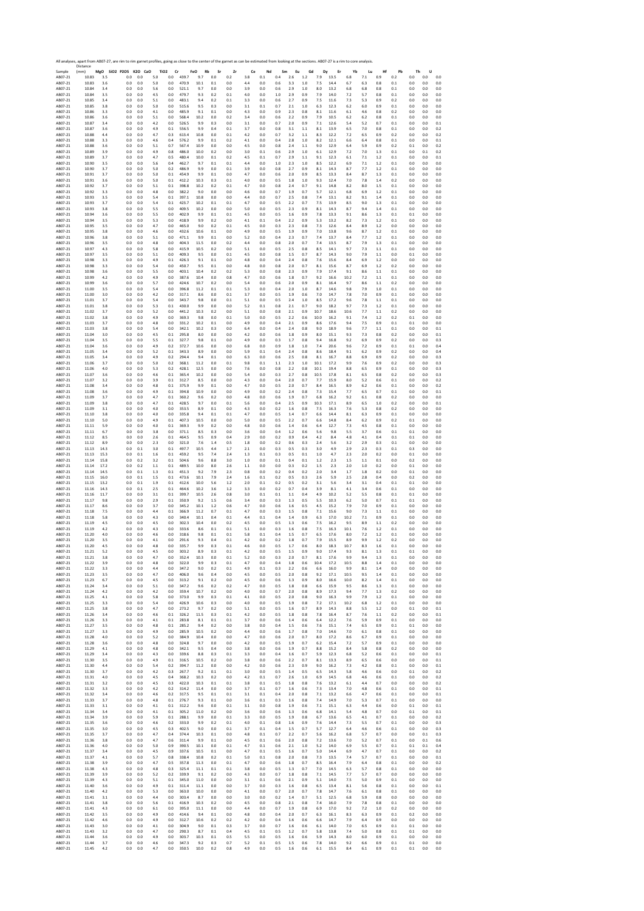All analyses, apart from AB07-27, are rim to rim garnet profiles, going as close to the center of the garnet as can be estimated from looking at the sections. AB07-27 is a rim to core analysis.

| Sample | Distance (mm) | MgO | SiO2 | P2O5 | K2O | CaO | TiO2 | Cr | FeO | Rb | Sr | Zr | Ce | Nd | Sm | Eu | Gd | Dy | Er | Yb | Lu | Hf | Pb | Th | U |
|---|---|---|---|---|---|---|---|---|---|---|---|---|---|---|---|---|---|---|---|---|---|---|---|---|---|
| AB07-21 | 10.83 | 3.5 | | 0.0 | 0.0 | 5.0 | 0.0 | 439.7 | 9.7 | 0.0 | 0.2 | 3.8 | 0.1 | 0.4 | 2.6 | 1.2 | 7.9 | 13.5 | 6.8 | 7.1 | 0.9 | 0.2 | 0.0 | 0.0 | 0.0 |
| AB07-21 | 10.83 | 3.6 | | 0.0 | 0.0 | 5.0 | 0.0 | 470.9 | 10.1 | 0.1 | 0.0 | 4.4 | 0.0 | 0.6 | 3.3 | 1.0 | 7.5 | 14.4 | 6.7 | 6.3 | 0.8 | 0.1 | 0.0 | 0.0 | 0.0 |
| AB07-21 | 10.84 | 3.4 | | 0.0 | 0.0 | 5.6 | 0.0 | 521.1 | 9.7 | 0.0 | 0.0 | 3.9 | 0.0 | 0.6 | 2.9 | 1.0 | 8.0 | 13.2 | 6.8 | 6.8 | 0.8 | 0.1 | 0.0 | 0.0 | 0.0 |
| AB07-21 | 10.84 | 3.5 | | 0.0 | 0.0 | 4.5 | 0.0 | 479.7 | 9.3 | 0.2 | 0.1 | 4.0 | 0.0 | 1.0 | 2.9 | 0.9 | 7.9 | 14.0 | 7.2 | 5.7 | 0.8 | 0.1 | 0.0 | 0.0 | 0.0 |
| AB07-21 | 10.85 | 3.4 | | 0.0 | 0.0 | 5.1 | 0.0 | 483.1 | 9.4 | 0.2 | 0.1 | 3.3 | 0.0 | 0.6 | 2.7 | 0.9 | 7.5 | 11.6 | 7.3 | 5.3 | 0.9 | 0.2 | 0.0 | 0.0 | 0.0 |
| AB07-21 | 10.85 | 3.8 | | 0.0 | 0.0 | 5.0 | 0.0 | 515.6 | 9.5 | 0.3 | 0.0 | 3.1 | 0.1 | 0.7 | 2.1 | 1.0 | 6.3 | 12.3 | 6.2 | 6.0 | 0.9 | 0.1 | 0.0 | 0.0 | 0.0 |
| AB07-21 | 10.86 | 3.3 | | 0.0 | 0.0 | 4.1 | 0.0 | 485.9 | 9.1 | 0.1 | 0.0 | 4.3 | 0.0 | 0.9 | 2.3 | 0.8 | 8.1 | 11.6 | 6.1 | 4.6 | 0.8 | 0.2 | 0.0 | 0.0 | 0.0 |
| AB07-21 | 10.86 | 3.6 | | 0.0 | 0.0 | 5.1 | 0.0 | 568.4 | 10.2 | 0.0 | 0.2 | 3.4 | 0.0 | 0.6 | 2.2 | 0.9 | 7.9 | 10.5 | 6.2 | 6.2 | 0.8 | 0.1 | 0.0 | 0.0 | 0.0 |
| AB07-21 | 10.87 | 3.4 | | 0.0 | 0.0 | 4.2 | 0.0 | 526.5 | 9.9 | 0.3 | 0.0 | 3.1 | 0.0 | 0.7 | 2.0 | 0.9 | 7.1 | 12.6 | 5.4 | 5.2 | 0.7 | 0.1 | 0.0 | 0.0 | 0.1 |
| AB07-21 | 10.87 | 3.6 | | 0.0 | 0.0 | 4.9 | 0.1 | 556.5 | 9.9 | 0.4 | 0.1 | 3.7 | 0.0 | 0.8 | 3.1 | 1.1 | 8.1 | 13.9 | 6.5 | 7.0 | 0.8 | 0.1 | 0.0 | 0.0 | 0.2 |
| AB07-21 | 10.88 | 4.4 | | 0.0 | 0.0 | 4.7 | 0.3 | 613.4 | 10.8 | 0.0 | 0.1 | 4.2 | 0.0 | 0.7 | 3.2 | 1.1 | 8.3 | 12.2 | 7.2 | 6.5 | 0.9 | 0.2 | 0.0 | 0.0 | 0.2 |
| AB07-21 | 10.88 | 3.3 | | 0.0 | 0.0 | 4.4 | 0.0 | 576.2 | 9.9 | 0.1 | 0.2 | 4.1 | 0.0 | 0.4 | 2.8 | 1.0 | 8.2 | 12.1 | 6.6 | 6.4 | 0.8 | 0.1 | 0.0 | 0.0 | 0.1 |
| AB07-21 | 10.88 | 3.6 | | 0.0 | 0.0 | 5.1 | 0.7 | 567.4 | 10.9 | 0.0 | 0.0 | 4.5 | 0.0 | 0.8 | 2.4 | 1.1 | 9.0 | 12.9 | 6.4 | 5.9 | 0.9 | 0.2 | 0.1 | 0.0 | 0.2 |
| AB07-21 | 10.89 | 3.9 | | 0.0 | 0.0 | 4.9 | 0.8 | 486.0 | 10.0 | 0.2 | 0.0 | 3.0 | 0.1 | 0.6 | 2.9 | 1.0 | 6.1 | 12.9 | 7.2 | 7.0 | 1.3 | 0.1 | 0.0 | 0.1 | 0.2 |
| AB07-21 | 10.89 | 3.7 | | 0.0 | 0.0 | 4.7 | 0.5 | 480.4 | 10.0 | 0.1 | 0.2 | 4.5 | 0.1 | 0.7 | 2.9 | 1.1 | 9.1 | 12.3 | 6.1 | 7.1 | 1.2 | 0.1 | 0.0 | 0.0 | 0.1 |
| AB07-21 | 10.90 | 3.5 | | 0.0 | 0.0 | 5.6 | 0.4 | 462.7 | 9.7 | 0.1 | 0.1 | 4.4 | 0.0 | 1.0 | 2.3 | 1.0 | 8.5 | 12.2 | 6.9 | 7.1 | 1.2 | 0.1 | 0.0 | 0.0 | 0.0 |
| AB07-21 | 10.90 | 3.7 | | 0.0 | 0.0 | 5.0 | 0.2 | 486.9 | 9.9 | 0.0 | 0.1 | 3.9 | 0.0 | 0.8 | 2.7 | 0.9 | 8.1 | 14.3 | 8.7 | 7.7 | 1.2 | 0.1 | 0.0 | 0.0 | 0.0 |
| AB07-21 | 10.91 | 3.7 | | 0.0 | 0.0 | 5.0 | 0.1 | 454.9 | 9.9 | 0.1 | 0.0 | 4.7 | 0.0 | 0.6 | 2.0 | 0.9 | 8.5 | 13.3 | 8.4 | 8.7 | 1.3 | 0.1 | 0.0 | 0.0 | 0.0 |
| AB07-21 | 10.91 | 3.6 | | 0.0 | 0.0 | 5.0 | 0.1 | 412.2 | 10.3 | 0.3 | 0.1 | 4.0 | 0.0 | 0.5 | 1.8 | 1.0 | 9.3 | 12.4 | 7.0 | 7.8 | 1.4 | 0.2 | 0.0 | 0.0 | 0.0 |
| AB07-21 | 10.92 | 3.7 | | 0.0 | 0.0 | 5.1 | 0.1 | 398.8 | 10.2 | 0.2 | 0.1 | 4.7 | 0.0 | 0.8 | 2.4 | 0.7 | 9.1 | 14.8 | 8.2 | 8.0 | 1.5 | 0.1 | 0.0 | 0.0 | 0.0 |
| AB07-21 | 10.92 | 3.3 | | 0.0 | 0.0 | 4.8 | 0.0 | 382.2 | 9.0 | 0.0 | 0.0 | 4.6 | 0.0 | 0.7 | 1.9 | 0.7 | 5.7 | 12.1 | 6.8 | 6.9 | 1.2 | 0.1 | 0.0 | 0.0 | 0.0 |
| AB07-21 | 10.93 | 3.5 | | 0.0 | 0.0 | 5.4 | 0.1 | 397.1 | 10.8 | 0.0 | 0.0 | 4.4 | 0.0 | 0.7 | 2.5 | 0.8 | 7.4 | 13.1 | 8.2 | 9.1 | 1.4 | 0.1 | 0.0 | 0.0 | 0.0 |
| AB07-21 | 10.93 | 3.7 | | 0.0 | 0.0 | 5.4 | 0.1 | 423.7 | 10.2 | 0.1 | 0.1 | 4.7 | 0.0 | 0.5 | 2.2 | 0.7 | 7.5 | 13.9 | 8.5 | 9.0 | 1.3 | 0.1 | 0.0 | 0.0 | 0.0 |
| AB07-21 | 10.93 | 3.8 | | 0.0 | 0.0 | 5.5 | 0.0 | 409.5 | 10.2 | 0.0 | 0.0 | 5.0 | 0.0 | 0.5 | 2.3 | 0.9 | 8.1 | 14.3 | 8.7 | 9.4 | 1.4 | 0.1 | 0.0 | 0.0 | 0.0 |
| AB07-21 | 10.94 | 3.6 | | 0.0 | 0.0 | 5.5 | 0.0 | 402.9 | 9.9 | 0.1 | 0.1 | 4.5 | 0.0 | 0.5 | 1.6 | 0.9 | 7.8 | 13.3 | 9.1 | 8.6 | 1.3 | 0.1 | 0.1 | 0.0 | 0.0 |
| AB07-21 | 10.94 | 3.5 | | 0.0 | 0.0 | 5.3 | 0.0 | 418.9 | 9.9 | 0.2 | 0.0 | 4.1 | 0.1 | 0.4 | 2.2 | 0.9 | 5.3 | 13.2 | 8.2 | 7.3 | 1.2 | 0.1 | 0.0 | 0.0 | 0.0 |
| AB07-21 | 10.95 | 3.5 | | 0.0 | 0.0 | 4.7 | 0.0 | 465.0 | 9.0 | 0.2 | 0.1 | 4.5 | 0.0 | 0.3 | 2.3 | 0.8 | 7.3 | 12.6 | 8.4 | 8.9 | 1.2 | 0.0 | 0.0 | 0.0 | 0.0 |
| AB07-21 | 10.95 | 3.8 | | 0.0 | 0.0 | 4.6 | 0.0 | 432.6 | 10.6 | 0.1 | 0.0 | 4.9 | 0.0 | 0.5 | 1.9 | 0.9 | 7.0 | 13.8 | 9.6 | 8.7 | 1.2 | 0.1 | 0.0 | 0.0 | 0.0 |
| AB07-21 | 10.96 | 3.8 | | 0.0 | 0.0 | 5.1 | 0.0 | 471.1 | 9.9 | 0.1 | 0.0 | 5.2 | 0.0 | 0.4 | 2.3 | 0.7 | 7.4 | 13.7 | 8.4 | 7.7 | 1.2 | 0.1 | 0.0 | 0.0 | 0.0 |
| AB07-21 | 10.96 | 3.5 | | 0.0 | 0.0 | 4.8 | 0.0 | 404.3 | 11.5 | 0.0 | 0.2 | 4.4 | 0.0 | 0.8 | 2.0 | 0.7 | 7.4 | 13.5 | 8.7 | 7.9 | 1.3 | 0.1 | 0.0 | 0.0 | 0.0 |
| AB07-21 | 10.97 | 4.3 | | 0.0 | 0.0 | 5.8 | 0.0 | 415.9 | 10.5 | 0.2 | 0.0 | 5.1 | 0.0 | 0.5 | 2.5 | 0.8 | 8.5 | 14.1 | 9.7 | 7.3 | 1.1 | 0.1 | 0.0 | 0.0 | 0.0 |
| AB07-21 | 10.97 | 3.5 | | 0.0 | 0.0 | 5.1 | 0.0 | 409.3 | 9.5 | 0.0 | 0.1 | 4.5 | 0.0 | 0.8 | 1.5 | 0.7 | 8.7 | 14.3 | 9.0 | 7.9 | 1.1 | 0.0 | 0.1 | 0.0 | 0.0 |
| AB07-21 | 10.98 | 3.3 | | 0.0 | 0.0 | 4.9 | 0.1 | 426.3 | 9.1 | 0.1 | 0.0 | 4.8 | 0.0 | 0.4 | 2.4 | 0.8 | 7.6 | 15.6 | 8.4 | 6.9 | 1.2 | 0.0 | 0.0 | 0.0 | 0.0 |
| AB07-21 | 10.98 | 3.3 | | 0.0 | 0.0 | 5.4 | 0.0 | 450.7 | 9.5 | 0.1 | 0.0 | 4.8 | 0.0 | 0.8 | 2.0 | 0.7 | 8.1 | 15.6 | 8.7 | 6.9 | 1.2 | 0.2 | 0.0 | 0.0 | 0.0 |
| AB07-21 | 10.98 | 3.6 | | 0.0 | 0.0 | 5.5 | 0.0 | 403.1 | 10.4 | 0.2 | 0.2 | 5.3 | 0.0 | 0.8 | 2.3 | 0.9 | 7.9 | 17.4 | 9.1 | 8.6 | 1.1 | 0.1 | 0.0 | 0.0 | 0.0 |
| AB07-21 | 10.99 | 4.2 | | 0.0 | 0.0 | 4.9 | 0.0 | 387.6 | 10.4 | 0.0 | 0.8 | 4.7 | 0.0 | 0.6 | 1.8 | 0.7 | 9.2 | 16.6 | 10.2 | 7.2 | 1.1 | 0.1 | 0.0 | 0.0 | 0.0 |
| AB07-21 | 10.99 | 3.6 | | 0.0 | 0.0 | 5.7 | 0.0 | 424.6 | 10.7 | 0.2 | 0.0 | 5.4 | 0.0 | 0.6 | 2.0 | 0.9 | 8.1 | 16.4 | 9.7 | 8.6 | 1.1 | 0.2 | 0.0 | 0.0 | 0.0 |
| AB07-21 | 11.00 | 3.5 | | 0.0 | 0.0 | 5.4 | 0.0 | 396.8 | 11.2 | 0.1 | 0.1 | 5.3 | 0.0 | 0.4 | 2.0 | 1.0 | 8.7 | 14.6 | 9.8 | 7.9 | 1.0 | 0.1 | 0.0 | 0.0 | 0.0 |
| AB07-21 | 11.00 | 3.0 | | 0.0 | 0.0 | 4.2 | 0.0 | 317.1 | 8.6 | 0.0 | 0.1 | 3.7 | 0.0 | 0.5 | 1.9 | 0.6 | 7.0 | 14.7 | 7.8 | 7.0 | 0.9 | 0.1 | 0.0 | 0.0 | 0.0 |
| AB07-21 | 11.01 | 3.7 | | 0.0 | 0.0 | 5.4 | 0.0 | 343.7 | 9.8 | 0.0 | 0.1 | 5.1 | 0.0 | 0.5 | 2.4 | 1.0 | 8.5 | 17.2 | 9.6 | 7.8 | 1.1 | 0.1 | 0.0 | 0.0 | 0.0 |
| AB07-21 | 11.01 | 3.8 | | 0.0 | 0.0 | 5.3 | 0.1 | 430.0 | 9.9 | 0.0 | 0.0 | 5.2 | 0.1 | 0.8 | 2.1 | 0.7 | 9.0 | 18.2 | 9.7 | 7.3 | 1.2 | 0.1 | 0.0 | 0.0 | 0.0 |
| AB07-21 | 11.02 | 3.7 | | 0.0 | 0.0 | 5.2 | 0.0 | 441.2 | 10.3 | 0.2 | 0.0 | 5.1 | 0.0 | 0.8 | 2.1 | 0.9 | 10.7 | 18.6 | 10.6 | 7.7 | 1.1 | 0.2 | 0.0 | 0.0 | 0.0 |
| AB07-21 | 11.02 | 3.8 | | 0.0 | 0.0 | 4.9 | 0.0 | 369.3 | 9.8 | 0.0 | 0.1 | 5.0 | 0.0 | 0.5 | 2.2 | 0.6 | 10.0 | 16.2 | 9.1 | 7.4 | 1.2 | 0.2 | 0.1 | 0.0 | 0.0 |
| AB07-21 | 11.03 | 3.7 | | 0.0 | 0.0 | 4.8 | 0.0 | 331.2 | 10.2 | 0.1 | 0.0 | 4.9 | 0.0 | 0.4 | 2.1 | 0.9 | 8.6 | 17.6 | 9.4 | 7.5 | 0.9 | 0.1 | 0.1 | 0.0 | 0.0 |
| AB07-21 | 11.03 | 3.8 | | 0.0 | 0.0 | 5.4 | 0.0 | 342.1 | 10.2 | 0.3 | 0.0 | 6.4 | 0.0 | 0.4 | 2.4 | 0.8 | 9.0 | 18.9 | 9.6 | 7.7 | 1.1 | 0.1 | 0.0 | 0.0 | 0.1 |
| AB07-21 | 11.04 | 3.0 | | 0.0 | 0.0 | 4.5 | 0.1 | 295.8 | 8.0 | 0.0 | 0.0 | 4.2 | 0.0 | 0.6 | 1.8 | 0.9 | 8.0 | 15.1 | 9.3 | 7.3 | 0.8 | 0.2 | 0.0 | 0.0 | 0.1 |
| AB07-21 | 11.04 | 3.5 | | 0.0 | 0.0 | 5.5 | 0.1 | 327.7 | 9.8 | 0.1 | 0.0 | 4.9 | 0.0 | 0.3 | 1.7 | 0.8 | 9.4 | 16.8 | 9.2 | 6.9 | 0.9 | 0.2 | 0.0 | 0.0 | 0.3 |
| AB07-21 | 11.04 | 3.6 | | 0.0 | 0.0 | 4.9 | 0.2 | 372.7 | 10.6 | 0.0 | 0.0 | 6.8 | 0.0 | 0.9 | 1.8 | 1.0 | 7.4 | 20.6 | 9.6 | 7.2 | 0.9 | 0.1 | 0.1 | 0.0 | 0.4 |
| AB07-21 | 11.05 | 3.4 | | 0.0 | 0.0 | 5.2 | 0.1 | 343.3 | 8.9 | 0.0 | 0.0 | 5.9 | 0.1 | 0.4 | 2.4 | 0.8 | 8.6 | 18.4 | 9.1 | 6.2 | 0.9 | 0.2 | 0.0 | 0.0 | 0.4 |
| AB07-21 | 11.05 | 3.4 | | 0.0 | 0.0 | 4.9 | 0.2 | 294.4 | 9.4 | 0.1 | 0.0 | 6.3 | 0.0 | 0.6 | 2.5 | 0.8 | 8.1 | 16.7 | 8.8 | 6.9 | 0.9 | 0.2 | 0.0 | 0.0 | 0.3 |
| AB07-21 | 11.06 | 3.7 | | 0.0 | 0.0 | 5.0 | 0.2 | 368.1 | 11.2 | 0.0 | 0.1 | 9.8 | 0.1 | 1.1 | 2.3 | 1.0 | 10.1 | 17.2 | 9.9 | 7.6 | 0.9 | 0.2 | 0.0 | 0.0 | 0.3 |
| AB07-21 | 11.06 | 4.0 | | 0.0 | 0.0 | 5.3 | 0.2 | 428.1 | 12.5 | 0.0 | 0.0 | 7.6 | 0.0 | 0.8 | 2.2 | 0.8 | 10.1 | 19.4 | 8.8 | 6.5 | 0.9 | 0.1 | 0.0 | 0.0 | 0.3 |
| AB07-21 | 11.07 | 3.6 | | 0.0 | 0.0 | 4.6 | 0.1 | 365.4 | 10.2 | 0.0 | 0.0 | 5.4 | 0.0 | 0.3 | 2.7 | 0.8 | 10.5 | 17.8 | 8.1 | 6.5 | 0.8 | 0.2 | 0.0 | 0.0 | 0.3 |
| AB07-21 | 11.07 | 3.2 | | 0.0 | 0.0 | 3.9 | 0.1 | 312.7 | 8.5 | 0.0 | 0.0 | 4.3 | 0.0 | 0.4 | 2.0 | 0.7 | 7.7 | 15.9 | 8.0 | 5.2 | 0.6 | 0.1 | 0.0 | 0.0 | 0.2 |
| AB07-21 | 11.08 | 3.4 | | 0.0 | 0.0 | 4.8 | 0.1 | 375.9 | 9.9 | 0.1 | 0.0 | 4.7 | 0.0 | 0.5 | 2.0 | 0.7 | 8.4 | 16.5 | 8.9 | 6.2 | 0.6 | 0.1 | 0.0 | 0.0 | 0.2 |
| AB07-21 | 11.08 | 3.6 | | 0.0 | 0.0 | 4.9 | 0.1 | 394.8 | 10.9 | 0.0 | 0.0 | 4.9 | 0.0 | 0.2 | 2.4 | 0.8 | 7.3 | 15.4 | 7.7 | 6.5 | 0.7 | 0.1 | 0.0 | 0.0 | 0.1 |
| AB07-21 | 11.09 | 3.7 | | 0.0 | 0.0 | 4.7 | 0.1 | 360.2 | 9.6 | 0.2 | 0.0 | 4.8 | 0.0 | 0.6 | 1.9 | 0.7 | 6.8 | 16.2 | 9.2 | 6.1 | 0.8 | 0.2 | 0.0 | 0.0 | 0.0 |
| AB07-21 | 11.09 | 3.8 | | 0.0 | 0.0 | 4.7 | 0.1 | 428.5 | 9.7 | 0.0 | 0.1 | 5.6 | 0.0 | 0.4 | 2.5 | 0.9 | 10.3 | 17.1 | 8.9 | 6.5 | 1.0 | 0.2 | 0.0 | 0.0 | 0.1 |
| AB07-21 | 11.09 | 3.1 | | 0.0 | 0.0 | 4.0 | 0.0 | 353.5 | 8.9 | 0.1 | 0.0 | 4.3 | 0.0 | 0.2 | 1.6 | 0.8 | 7.5 | 16.3 | 7.6 | 5.3 | 0.8 | 0.2 | 0.0 | 0.0 | 0.0 |
| AB07-21 | 11.10 | 3.8 | | 0.0 | 0.0 | 4.0 | 0.0 | 335.8 | 9.4 | 0.1 | 0.1 | 4.7 | 0.0 | 0.5 | 1.4 | 0.7 | 6.6 | 14.4 | 8.1 | 6.3 | 0.9 | 0.1 | 0.0 | 0.0 | 0.0 |
| AB07-21 | 11.10 | 5.0 | | 0.0 | 0.0 | 4.9 | 0.1 | 407.3 | 10.5 | 0.0 | 0.0 | 5.0 | 0.0 | 0.5 | 2.2 | 0.7 | 6.6 | 14.8 | 8.4 | 6.2 | 0.9 | 0.2 | 0.1 | 0.0 | 0.0 |
| AB07-21 | 11.11 | 5.9 | | 0.0 | 0.0 | 4.0 | 0.1 | 369.3 | 9.9 | 0.2 | 0.0 | 4.8 | 0.0 | 0.6 | 1.4 | 0.6 | 6.4 | 12.7 | 7.3 | 4.5 | 0.8 | 0.1 | 0.0 | 0.0 | 0.0 |
| AB07-21 | 11.11 | 6.7 | | 0.0 | 0.0 | 3.8 | 0.0 | 371.1 | 8.5 | 0.3 | 0.0 | 3.6 | 0.0 | 0.4 | 1.2 | 0.6 | 5.6 | 9.8 | 5.5 | 3.7 | 0.6 | 0.1 | 0.1 | 0.0 | 0.0 |
| AB07-21 | 11.12 | 8.5 | | 0.0 | 0.0 | 2.6 | 0.1 | 464.5 | 9.5 | 0.9 | 0.4 | 2.9 | 0.0 | 0.2 | 0.9 | 0.4 | 4.2 | 8.4 | 4.8 | 4.1 | 0.4 | 0.1 | 0.1 | 0.0 | 0.0 |
| AB07-21 | 11.12 | 8.9 | | 0.0 | 0.0 | 2.3 | 0.0 | 321.0 | 7.6 | 1.4 | 0.5 | 1.8 | 0.0 | 0.2 | 0.6 | 0.3 | 2.4 | 5.6 | 3.2 | 2.9 | 0.3 | 0.1 | 0.0 | 0.0 | 0.0 |
| AB07-21 | 11.13 | 14.3 | | 0.0 | 0.1 | 3.0 | 0.1 | 497.7 | 10.5 | 4.4 | 1.7 | 2.1 | 0.0 | 0.3 | 0.5 | 0.3 | 3.0 | 4.9 | 2.9 | 2.3 | 0.3 | 0.1 | 0.3 | 0.0 | 0.0 |
| AB07-21 | 11.13 | 15.3 | | 0.0 | 0.1 | 1.6 | 0.1 | 459.2 | 9.5 | 7.4 | 2.4 | 1.3 | 0.1 | 0.3 | 0.5 | 0.1 | 1.0 | 4.7 | 2.3 | 2.0 | 0.2 | 0.0 | 0.1 | 0.0 | 0.0 |
| AB07-21 | 11.14 | 15.8 | | 0.0 | 0.2 | 3.2 | 0.1 | 504.6 | 9.6 | 8.8 | 3.0 | 1.0 | 0.0 | 0.1 | 0.4 | 0.1 | 1.2 | 2.3 | 1.5 | 1.1 | 0.1 | 0.0 | 0.2 | 0.0 | 0.0 |
| AB07-21 | 11.14 | 17.2 | | 0.0 | 0.2 | 1.1 | 0.1 | 489.5 | 10.0 | 8.0 | 2.6 | 1.1 | 0.0 | 0.0 | 0.3 | 0.2 | 1.5 | 2.3 | 2.0 | 1.0 | 0.2 | 0.0 | 0.1 | 0.0 | 0.0 |
| AB07-21 | 11.14 | 14.5 | | 0.0 | 0.1 | 1.3 | 0.1 | 451.3 | 9.2 | 7.9 | 2.3 | 0.8 | 0.0 | 0.2 | 0.4 | 0.2 | 2.0 | 3.4 | 1.7 | 1.8 | 0.2 | 0.0 | 0.1 | 0.0 | 0.0 |
| AB07-21 | 11.15 | 16.0 | | 0.0 | 0.1 | 1.5 | 0.1 | 473.6 | 10.1 | 7.9 | 2.4 | 1.6 | 0.1 | 0.2 | 0.5 | 0.3 | 2.6 | 5.9 | 2.5 | 2.8 | 0.4 | 0.0 | 0.2 | 0.0 | 0.0 |
| AB07-21 | 11.15 | 13.2 | | 0.0 | 0.1 | 1.9 | 0.1 | 412.6 | 10.0 | 5.6 | 1.2 | 2.0 | 0.1 | 0.2 | 0.5 | 0.2 | 3.1 | 5.6 | 3.4 | 3.1 | 0.4 | 0.1 | 0.1 | 0.0 | 0.0 |
| AB07-21 | 11.16 | 14.3 | | 0.0 | 0.1 | 2.5 | 0.1 | 464.6 | 10.2 | 3.6 | 1.2 | 3.3 | 0.0 | 0.2 | 0.7 | 0.4 | 3.9 | 8.1 | 4.1 | 3.4 | 0.6 | 0.1 | 0.1 | 0.0 | 0.0 |
| AB07-21 | 11.16 | 11.7 | | 0.0 | 0.0 | 3.1 | 0.1 | 399.7 | 10.5 | 2.6 | 0.8 | 3.0 | 0.1 | 0.1 | 1.1 | 0.4 | 4.9 | 10.2 | 5.2 | 5.5 | 0.8 | 0.1 | 0.1 | 0.0 | 0.0 |
| AB07-21 | 11.17 | 9.8 | | 0.0 | 0.0 | 2.9 | 0.1 | 350.9 | 9.2 | 1.5 | 0.6 | 3.4 | 0.0 | 0.3 | 1.3 | 0.5 | 5.5 | 10.3 | 6.2 | 5.0 | 0.7 | 0.1 | 0.1 | 0.0 | 0.0 |
| AB07-21 | 11.17 | 8.6 | | 0.0 | 0.0 | 3.7 | 0.0 | 345.2 | 10.1 | 1.2 | 0.6 | 4.7 | 0.0 | 0.6 | 1.6 | 0.5 | 4.5 | 15.2 | 7.9 | 7.0 | 0.9 | 0.1 | 0.0 | 0.0 | 0.0 |
| AB07-21 | 11.18 | 7.5 | | 0.0 | 0.0 | 4.4 | 0.1 | 366.9 | 11.2 | 0.7 | 0.1 | 4.7 | 0.0 | 0.3 | 1.5 | 0.8 | 7.1 | 15.6 | 9.0 | 7.3 | 1.1 | 0.1 | 0.0 | 0.0 | 0.0 |
| AB07-21 | 11.18 | 5.8 | | 0.0 | 0.0 | 4.3 | 0.0 | 340.4 | 10.1 | 0.4 | 0.1 | 4.4 | 0.1 | 0.4 | 1.4 | 0.9 | 6.3 | 17.0 | 10.2 | 7.1 | 0.9 | 0.1 | 0.0 | 0.0 | 0.0 |
| AB07-21 | 11.19 | 4.5 | | 0.0 | 0.0 | 4.5 | 0.0 | 302.3 | 10.4 | 0.0 | 0.2 | 4.5 | 0.0 | 0.5 | 1.3 | 0.6 | 7.5 | 16.2 | 9.5 | 8.9 | 1.1 | 0.2 | 0.0 | 0.0 | 0.0 |
| AB07-21 | 11.19 | 4.2 | | 0.0 | 0.0 | 4.3 | 0.0 | 333.6 | 8.6 | 0.1 | 0.1 | 5.1 | 0.0 | 0.3 | 1.6 | 0.8 | 7.5 | 16.3 | 10.1 | 7.6 | 1.2 | 0.1 | 0.0 | 0.0 | 0.0 |
| AB07-21 | 11.20 | 4.0 | | 0.0 | 0.0 | 4.6 | 0.0 | 318.6 | 9.8 | 0.1 | 0.1 | 5.8 | 0.1 | 0.4 | 1.5 | 0.7 | 6.5 | 17.6 | 8.0 | 7.2 | 1.2 | 0.1 | 0.0 | 0.0 | 0.0 |
| AB07-21 | 11.20 | 3.5 | | 0.0 | 0.0 | 4.1 | 0.0 | 291.6 | 9.3 | 0.4 | 0.1 | 4.2 | 0.0 | 0.2 | 1.8 | 0.7 | 7.9 | 15.5 | 8.9 | 9.9 | 1.2 | 0.2 | 0.0 | 0.0 | 0.0 |
| AB07-21 | 11.20 | 4.5 | | 0.0 | 0.0 | 4.8 | 0.0 | 335.7 | 9.9 | 0.3 | 0.1 | 4.6 | 0.0 | 0.5 | 1.7 | 0.6 | 8.0 | 18.3 | 10.7 | 8.3 | 1.6 | 0.1 | 0.0 | 0.0 | 0.0 |
| AB07-21 | 11.21 | 5.2 | | 0.0 | 0.0 | 4.5 | 0.0 | 303.2 | 8.9 | 0.3 | 0.1 | 4.2 | 0.0 | 0.5 | 1.5 | 0.9 | 9.0 | 17.4 | 9.3 | 8.1 | 1.3 | 0.1 | 0.0 | 0.0 | 0.0 |
| AB07-21 | 11.21 | 3.8 | | 0.0 | 0.0 | 4.7 | 0.0 | 352.4 | 10.3 | 0.0 | 0.1 | 5.2 | 0.0 | 0.3 | 2.0 | 0.7 | 8.1 | 17.6 | 9.9 | 9.4 | 1.3 | 0.1 | 0.0 | 0.0 | 0.0 |
| AB07-21 | 11.22 | 3.9 | | 0.0 | 0.0 | 4.8 | 0.0 | 322.0 | 9.9 | 0.3 | 0.1 | 4.7 | 0.0 | 0.4 | 1.8 | 0.6 | 10.4 | 17.2 | 10.5 | 8.8 | 1.4 | 0.1 | 0.0 | 0.0 | 0.0 |
| AB07-21 | 11.22 | 3.3 | | 0.0 | 0.0 | 4.4 | 0.0 | 347.2 | 9.0 | 0.2 | 0.1 | 4.9 | 0.1 | 0.3 | 2.2 | 0.6 | 6.6 | 16.0 | 9.9 | 8.1 | 1.4 | 0.0 | 0.0 | 0.0 | 0.0 |
| AB07-21 | 11.23 | 3.5 | | 0.0 | 0.0 | 4.7 | 0.0 | 406.0 | 9.6 | 0.4 | 0.0 | 4.5 | 0.0 | 0.5 | 2.0 | 0.8 | 9.2 | 17.1 | 10.5 | 9.5 | 1.4 | 0.1 | 0.0 | 0.0 | 0.0 |
| AB07-21 | 11.23 | 6.7 | | 0.0 | 0.0 | 4.5 | 0.0 | 313.2 | 9.1 | 0.2 | 0.0 | 4.5 | 0.0 | 0.6 | 1.3 | 0.9 | 8.0 | 16.6 | 10.0 | 8.2 | 1.4 | 0.1 | 0.0 | 0.0 | 0.0 |
| AB07-21 | 11.24 | 3.4 | | 0.0 | 0.0 | 5.1 | 0.0 | 347.2 | 9.6 | 0.2 | 0.2 | 4.7 | 0.0 | 0.5 | 1.8 | 0.8 | 6.6 | 15.9 | 9.5 | 8.6 | 1.3 | 0.1 | 0.0 | 0.0 | 0.0 |
| AB07-21 | 11.24 | 4.2 | | 0.0 | 0.0 | 4.2 | 0.0 | 359.4 | 10.7 | 0.2 | 0.0 | 4.0 | 0.0 | 0.7 | 2.0 | 0.8 | 8.9 | 17.3 | 9.4 | 7.7 | 1.3 | 0.2 | 0.0 | 0.0 | 0.0 |
| AB07-21 | 11.25 | 4.1 | | 0.0 | 0.0 | 5.8 | 0.0 | 373.0 | 9.9 | 0.3 | 0.1 | 4.1 | 0.0 | 0.5 | 2.0 | 0.8 | 9.0 | 16.3 | 9.9 | 7.9 | 1.2 | 0.1 | 0.0 | 0.0 | 0.0 |
| AB07-21 | 11.25 | 3.3 | | 0.0 | 0.0 | 5.4 | 0.0 | 426.9 | 10.6 | 0.3 | 0.0 | 4.0 | 0.0 | 0.5 | 1.9 | 0.8 | 7.2 | 17.1 | 10.2 | 6.8 | 1.2 | 0.1 | 0.0 | 0.0 | 0.0 |
| AB07-21 | 11.25 | 3.8 | | 0.0 | 0.0 | 4.7 | 0.0 | 273.2 | 9.7 | 0.2 | 0.0 | 5.1 | 0.0 | 0.5 | 1.6 | 0.7 | 8.9 | 14.3 | 8.8 | 5.5 | 1.2 | 0.0 | 0.1 | 0.0 | 0.1 |
| AB07-21 | 11.26 | 3.4 | | 0.0 | 0.0 | 4.6 | 0.1 | 326.2 | 11.5 | 0.3 | 0.1 | 4.2 | 0.0 | 0.5 | 1.8 | 0.8 | 7.8 | 16.4 | 8.7 | 7.6 | 1.1 | 0.2 | 0.0 | 0.0 | 0.1 |
| AB07-21 | 11.26 | 3.3 | | 0.0 | 0.0 | 4.1 | 0.1 | 283.8 | 8.1 | 0.1 | 0.1 | 3.7 | 0.0 | 0.6 | 1.4 | 0.6 | 6.4 | 12.2 | 7.6 | 5.9 | 0.9 | 0.1 | 0.0 | 0.0 | 0.0 |
| AB07-21 | 11.27 | 3.5 | | 0.0 | 0.0 | 4.8 | 0.1 | 285.2 | 9.4 | 0.2 | 0.0 | 3.8 | 0.0 | 0.4 | 1.5 | 0.6 | 7.6 | 15.1 | 7.4 | 6.5 | 0.9 | 0.1 | 0.1 | 0.0 | 0.0 |
| AB07-21 | 11.27 | 3.3 | | 0.0 | 0.0 | 4.9 | 0.0 | 285.9 | 10.5 | 0.2 | 0.0 | 4.4 | 0.0 | 0.6 | 1.7 | 0.8 | 7.0 | 14.6 | 7.0 | 6.1 | 0.8 | 0.1 | 0.0 | 0.0 | 0.0 |
| AB07-21 | 11.28 | 4.0 | | 0.0 | 0.0 | 5.2 | 0.0 | 384.9 | 10.4 | 0.0 | 0.0 | 4.7 | 0.0 | 0.6 | 2.0 | 0.7 | 8.0 | 17.2 | 8.6 | 6.7 | 0.9 | 0.1 | 0.0 | 0.0 | 0.0 |
| AB07-21 | 11.28 | 3.6 | | 0.0 | 0.0 | 4.8 | 0.0 | 324.8 | 9.7 | 0.0 | 0.0 | 4.2 | 0.0 | 0.5 | 1.9 | 0.7 | 6.2 | 15.4 | 7.2 | 5.7 | 0.9 | 0.1 | 0.0 | 0.0 | 0.0 |
| AB07-21 | 11.29 | 4.1 | | 0.0 | 0.0 | 4.8 | 0.0 | 342.1 | 9.5 | 0.4 | 0.0 | 3.8 | 0.0 | 0.6 | 1.9 | 0.7 | 8.8 | 15.2 | 8.4 | 5.8 | 0.8 | 0.2 | 0.0 | 0.0 | 0.0 |
| AB07-21 | 11.29 | 3.4 | | 0.0 | 0.0 | 4.3 | 0.0 | 339.6 | 8.8 | 0.3 | 0.1 | 3.3 | 0.0 | 0.4 | 1.6 | 0.7 | 5.9 | 12.3 | 6.8 | 5.2 | 0.6 | 0.1 | 0.0 | 0.0 | 0.1 |
| AB07-21 | 11.30 | 3.5 | | 0.0 | 0.0 | 4.9 | 0.1 | 316.5 | 10.5 | 0.2 | 0.0 | 3.8 | 0.0 | 0.6 | 2.2 | 0.7 | 8.1 | 13.3 | 8.9 | 6.5 | 0.6 | 0.0 | 0.0 | 0.0 | 0.1 |
| AB07-21 | 11.30 | 4.4 | | 0.0 | 0.0 | 5.4 | 0.2 | 394.7 | 11.2 | 0.0 | 0.0 | 4.2 | 0.0 | 0.6 | 2.3 | 0.9 | 9.0 | 16.2 | 7.3 | 4.2 | 0.8 | 0.1 | 0.0 | 0.0 | 0.1 |
| AB07-21 | 11.30 | 3.7 | | 0.0 | 0.0 | 4.2 | 0.3 | 267.7 | 9.2 | 0.1 | 0.1 | 3.0 | 0.0 | 0.5 | 1.4 | 0.5 | 6.5 | 14.3 | 5.8 | 4.6 | 0.6 | 0.0 | 0.1 | 0.0 | 0.2 |
| AB07-21 | 11.31 | 4.0 | | 0.0 | 0.0 | 4.5 | 0.4 | 368.2 | 10.3 | 0.2 | 0.0 | 4.2 | 0.1 | 0.7 | 2.5 | 1.0 | 6.9 | 14.5 | 6.8 | 4.6 | 0.6 | 0.1 | 0.0 | 0.0 | 0.2 |
| AB07-21 | 11.31 | 3.2 | | 0.0 | 0.0 | 4.5 | 0.3 | 422.0 | 10.3 | 0.1 | 0.1 | 3.8 | 0.1 | 0.5 | 1.8 | 0.8 | 7.6 | 13.2 | 6.1 | 4.4 | 0.7 | 0.0 | 0.0 | 0.0 | 0.2 |
| AB07-21 | 11.32 | 3.3 | | 0.0 | 0.0 | 4.2 | 0.2 | 314.2 | 11.4 | 0.0 | 0.0 | 3.7 | 0.1 | 0.7 | 1.6 | 0.6 | 7.3 | 13.4 | 7.0 | 4.8 | 0.6 | 0.1 | 0.0 | 0.0 | 0.1 |
| AB07-21 | 11.32 | 3.4 | | 0.0 | 0.0 | 4.6 | 0.2 | 317.5 | 9.5 | 0.1 | 0.1 | 3.1 | 0.1 | 0.4 | 2.0 | 0.8 | 7.1 | 13.2 | 6.6 | 4.7 | 0.6 | 0.1 | 0.0 | 0.0 | 0.1 |
| AB07-21 | 11.33 | 3.7 | | 0.0 | 0.0 | 4.8 | 0.1 | 276.7 | 9.3 | 0.1 | 0.0 | 3.6 | 0.1 | 0.3 | 1.6 | 0.8 | 7.4 | 14.9 | 7.0 | 5.3 | 0.7 | 0.1 | 0.0 | 0.0 | 0.0 |
| AB07-21 | 11.33 | 3.1 | | 0.0 | 0.0 | 4.1 | 0.1 | 312.2 | 9.6 | 0.0 | 0.1 | 3.1 | 0.0 | 0.8 | 1.9 | 0.6 | 7.1 | 15.1 | 6.3 | 4.4 | 0.6 | 0.0 | 0.1 | 0.0 | 0.1 |
| AB07-21 | 11.34 | 3.4 | | 0.0 | 0.0 | 4.1 | 0.1 | 305.2 | 11.0 | 0.2 | 0.0 | 3.6 | 0.0 | 0.6 | 1.3 | 0.6 | 6.8 | 14.1 | 5.4 | 4.8 | 0.7 | 0.0 | 0.1 | 0.0 | 0.1 |
| AB07-21 | 11.34 | 3.9 | | 0.0 | 0.0 | 5.9 | 0.1 | 288.1 | 9.9 | 0.0 | 0.1 | 3.3 | 0.0 | 0.5 | 1.9 | 0.8 | 6.7 | 13.6 | 6.5 | 4.1 | 0.7 | 0.1 | 0.0 | 0.0 | 0.2 |
| AB07-21 | 11.35 | 3.6 | | 0.0 | 0.0 | 4.6 | 0.2 | 333.0 | 9.9 | 0.2 | 0.1 | 4.0 | 0.1 | 0.8 | 1.6 | 0.9 | 7.6 | 14.4 | 7.3 | 5.5 | 0.7 | 0.1 | 0.0 | 0.0 | 0.3 |
| AB07-21 | 11.35 | 3.0 | | 0.0 | 0.0 | 4.5 | 0.3 | 402.5 | 9.0 | 0.0 | 0.1 | 3.7 | 0.1 | 0.4 | 1.5 | 0.7 | 5.7 | 12.7 | 6.4 | 4.6 | 0.6 | 0.1 | 0.0 | 0.0 | 0.3 |
| AB07-21 | 11.35 | 3.7 | | 0.0 | 0.0 | 4.7 | 0.4 | 374.4 | 10.3 | 0.1 | 0.0 | 4.8 | 0.1 | 0.7 | 2.2 | 0.7 | 5.6 | 16.2 | 6.8 | 5.7 | 0.7 | 0.0 | 0.0 | 0.1 | 0.3 |
| AB07-21 | 11.36 | 3.8 | | 0.0 | 0.0 | 4.7 | 0.6 | 311.4 | 9.9 | 0.1 | 0.0 | 4.5 | 0.1 | 0.6 | 2.0 | 0.8 | 7.2 | 13.6 | 7.0 | 5.2 | 0.7 | 0.1 | 0.0 | 0.1 | 0.6 |
| AB07-21 | 11.36 | 4.0 | | 0.0 | 0.0 | 5.0 | 0.9 | 390.5 | 10.1 | 0.0 | 0.1 | 4.7 | 0.1 | 0.6 | 2.1 | 1.0 | 5.2 | 14.0 | 6.9 | 5.5 | 0.7 | 0.1 | 0.1 | 0.1 | 0.4 |
| AB07-21 | 11.37 | 3.4 | | 0.0 | 0.0 | 4.5 | 0.9 | 337.6 | 10.5 | 0.1 | 0.0 | 4.7 | 0.1 | 0.5 | 1.6 | 0.7 | 5.0 | 14.4 | 6.9 | 4.7 | 0.7 | 0.1 | 0.0 | 0.0 | 0.2 |
| AB07-21 | 11.37 | 4.1 | | 0.0 | 0.0 | 5.7 | 0.8 | 338.4 | 10.8 | 0.2 | 0.1 | 5.0 | 0.1 | 0.8 | 2.0 | 0.8 | 7.3 | 13.5 | 7.4 | 5.7 | 0.7 | 0.1 | 0.0 | 0.0 | 0.1 |
| AB07-21 | 11.38 | 3.9 | | 0.0 | 0.0 | 4.7 | 0.5 | 357.8 | 11.3 | 0.0 | 0.1 | 4.7 | 0.0 | 0.6 | 1.8 | 0.7 | 8.5 | 16.4 | 7.9 | 6.4 | 0.8 | 0.1 | 0.0 | 0.0 | 0.2 |
| AB07-21 | 11.38 | 4.3 | | 0.0 | 0.0 | 4.8 | 0.3 | 325.4 | 11.1 | 0.1 | 0.1 | 3.8 | 0.0 | 0.5 | 1.3 | 0.7 | 7.0 | 14.5 | 6.3 | 5.7 | 0.8 | 0.1 | 0.0 | 0.0 | 0.0 |
| AB07-21 | 11.39 | 3.9 | | 0.0 | 0.0 | 5.2 | 0.2 | 339.9 | 9.1 | 0.2 | 0.0 | 4.3 | 0.0 | 0.7 | 1.8 | 0.8 | 7.1 | 14.5 | 7.7 | 5.7 | 0.7 | 0.0 | 0.0 | 0.0 | 0.0 |
| AB07-21 | 11.39 | 4.3 | | 0.0 | 0.0 | 5.1 | 0.1 | 345.0 | 11.0 | 0.0 | 0.0 | 3.1 | 0.1 | 0.6 | 2.1 | 0.9 | 5.1 | 14.0 | 7.5 | 5.0 | 0.9 | 0.1 | 0.0 | 0.0 | 0.0 |
| AB07-21 | 11.40 | 3.6 | | 0.0 | 0.0 | 4.9 | 0.1 | 311.4 | 11.1 | 0.0 | 0.0 | 3.7 | 0.0 | 0.3 | 1.6 | 0.8 | 6.5 | 13.4 | 8.1 | 5.6 | 0.8 | 0.1 | 0.0 | 0.0 | 0.1 |
| AB07-21 | 11.40 | 4.2 | | 0.0 | 0.0 | 5.3 | 0.0 | 363.0 | 10.0 | 0.0 | 0.0 | 4.1 | 0.0 | 0.7 | 2.0 | 0.7 | 7.8 | 14.7 | 7.6 | 6.1 | 0.8 | 0.1 | 0.0 | 0.0 | 0.0 |
| AB07-21 | 11.41 | 3.1 | | 0.0 | 0.0 | 4.4 | 0.0 | 303.4 | 8.7 | 0.0 | 0.0 | 3.0 | 0.0 | 0.2 | 1.4 | 0.7 | 5.1 | 12.5 | 6.8 | 5.9 | 0.8 | 0.0 | 0.0 | 0.0 | 0.0 |
| AB07-21 | 11.41 | 3.8 | | 0.0 | 0.0 | 5.6 | 0.1 | 416.9 | 10.3 | 0.2 | 0.0 | 4.5 | 0.0 | 0.8 | 2.1 | 0.8 | 7.4 | 16.0 | 7.9 | 7.8 | 0.8 | 0.1 | 0.0 | 0.0 | 0.0 |
| AB07-21 | 11.41 | 4.3 | | 0.0 | 0.0 | 6.1 | 0.0 | 395.0 | 11.1 | 0.0 | 0.0 | 4.4 | 0.0 | 0.7 | 1.9 | 0.8 | 6.9 | 17.0 | 9.2 | 7.2 | 1.0 | 0.2 | 0.0 | 0.0 | 0.0 |
| AB07-21 | 11.42 | 3.5 | | 0.0 | 0.0 | 4.9 | 0.0 | 414.6 | 9.4 | 0.1 | 0.0 | 4.8 | 0.0 | 0.4 | 2.0 | 0.7 | 6.3 | 16.1 | 8.3 | 6.3 | 0.9 | 0.1 | 0.2 | 0.0 | 0.0 |
| AB07-21 | 11.42 | 4.6 | | 0.0 | 0.0 | 4.9 | 0.0 | 312.7 | 10.6 | 0.2 | 0.2 | 4.2 | 0.0 | 0.4 | 1.6 | 0.6 | 6.6 | 14.7 | 7.9 | 6.4 | 0.9 | 0.0 | 0.0 | 0.0 | 0.0 |
| AB07-21 | 11.43 | 3.0 | | 0.0 | 0.0 | 4.1 | 0.0 | 304.9 | 9.0 | 0.1 | 0.3 | 3.7 | 0.0 | 0.7 | 1.6 | 0.6 | 6.1 | 14.0 | 7.0 | 6.5 | 0.9 | 0.1 | 0.1 | 0.0 | 0.0 |
| AB07-21 | 11.43 | 3.2 | | 0.0 | 0.0 | 4.7 | 0.0 | 290.3 | 8.7 | 0.1 | 0.4 | 4.5 | 0.1 | 0.5 | 1.2 | 0.7 | 5.8 | 13.8 | 7.4 | 5.0 | 0.8 | 0.1 | 0.1 | 0.0 | 0.0 |
| AB07-21 | 11.44 | 3.6 | | 0.0 | 0.0 | 4.9 | 0.0 | 303.7 | 10.3 | 0.1 | 0.5 | 5.5 | 0.0 | 0.5 | 1.6 | 0.6 | 5.9 | 14.3 | 8.0 | 6.0 | 0.9 | 0.1 | 0.0 | 0.0 | 0.0 |
| AB07-21 | 11.44 | 3.7 | | 0.0 | 0.0 | 4.6 | 0.0 | 347.3 | 9.2 | 0.3 | 0.7 | 5.2 | 0.1 | 0.5 | 1.5 | 0.6 | 7.8 | 14.0 | 9.2 | 6.6 | 0.9 | 0.1 | 0.1 | 0.0 | 0.0 |
| AB07-21 | 11.45 | 4.2 | | 0.0 | 0.0 | 4.7 | 0.0 | 350.5 | 10.0 | 0.2 | 0.8 | 4.9 | 0.0 | 0.5 | 1.6 | 0.6 | 6.1 | 15.5 | 8.4 | 6.1 | 0.9 | 0.1 | 0.1 | 0.0 | 0.0 |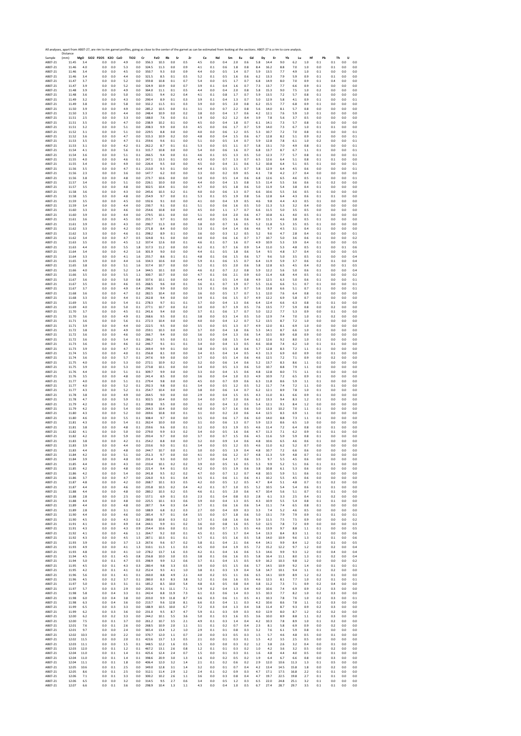All analyses, apart from AB07-27, are rim to rim garnet profiles, going as close to the center of the garnet as can be estimated from looking at the sections. AB07-27 is a rim to core analysis.

| Sample | Distance (mm) | MgO | SiO2 | P2O5 | K2O | CaO | TiO2 | Cr | FeO | Rb | Sr | Zr | Ce | Nd | Sm | Eu | Gd | Dy | Er | Yb | Lu | Hf | Pb | Th | U |
|---|---|---|---|---|---|---|---|---|---|---|---|---|---|---|---|---|---|---|---|---|---|---|---|---|---|
| AB07-21 | 11.45 | 3.4 | | 0.0 | 0.0 | 4.9 | 0.0 | 356.3 | 10.3 | 0.0 | 0.5 | 4.5 | 0.0 | 0.4 | 2.0 | 0.6 | 5.8 | 14.4 | 9.0 | 6.2 | 1.0 | 0.1 | 0.1 | 0.0 | 0.0 |
| AB07-21 | 11.46 | 4.0 | | 0.0 | 0.0 | 5.3 | 0.0 | 324.5 | 11.3 | 0.0 | 0.9 | 4.1 | 0.1 | 0.6 | 1.8 | 0.8 | 8.4 | 16.2 | 8.8 | 7.0 | 1.0 | 0.0 | 0.1 | 0.0 | 0.0 |
| AB07-21 | 11.46 | 3.4 | | 0.0 | 0.0 | 4.5 | 0.0 | 350.7 | 9.3 | 0.0 | 0.9 | 4.4 | 0.0 | 0.5 | 1.4 | 0.7 | 5.9 | 13.5 | 7.7 | 4.9 | 1.0 | 0.1 | 0.0 | 0.0 | 0.0 |
| AB07-21 | 11.46 | 3.4 | | 0.0 | 0.0 | 4.4 | 0.0 | 321.5 | 8.5 | 0.1 | 0.5 | 5.2 | 0.1 | 0.5 | 1.6 | 0.6 | 6.2 | 13.3 | 7.9 | 5.9 | 0.9 | 0.1 | 0.1 | 0.0 | 0.0 |
| AB07-21 | 11.47 | 3.7 | | 0.0 | 0.0 | 5.2 | 0.0 | 359.8 | 10.8 | 0.1 | 0.7 | 5.4 | 0.0 | 0.5 | 1.7 | 0.7 | 6.8 | 14.9 | 8.0 | 7.0 | 0.9 | 0.1 | 0.4 | 0.0 | 0.0 |
| AB07-21 | 11.47 | 3.9 | | 0.0 | 0.0 | 5.2 | 0.0 | 324.9 | 10.9 | 0.0 | 0.7 | 3.9 | 0.1 | 0.4 | 1.6 | 0.7 | 7.3 | 13.7 | 7.7 | 6.6 | 0.9 | 0.1 | 0.0 | 0.0 | 0.0 |
| AB07-21 | 11.48 | 3.9 | | 0.0 | 0.0 | 4.9 | 0.0 | 364.0 | 11.1 | 0.1 | 0.5 | 4.4 | 0.0 | 0.4 | 2.0 | 0.8 | 5.8 | 15.3 | 9.0 | 7.5 | 1.0 | 0.2 | 0.0 | 0.0 | 0.0 |
| AB07-21 | 11.48 | 3.6 | | 0.0 | 0.0 | 5.0 | 0.0 | 320.1 | 9.4 | 0.2 | 0.4 | 4.1 | 0.1 | 0.8 | 1.7 | 0.7 | 5.9 | 13.5 | 7.2 | 5.7 | 0.8 | 0.1 | 0.0 | 0.0 | 0.0 |
| AB07-21 | 11.49 | 3.2 | | 0.0 | 0.0 | 4.3 | 0.0 | 290.4 | 8.9 | 0.1 | 0.3 | 3.9 | 0.1 | 0.4 | 1.3 | 0.7 | 5.0 | 12.9 | 5.8 | 4.1 | 0.9 | 0.1 | 0.0 | 0.0 | 0.1 |
| AB07-21 | 11.49 | 3.8 | | 0.0 | 0.0 | 5.8 | 0.0 | 332.2 | 11.5 | 0.1 | 0.3 | 3.9 | 0.0 | 0.5 | 2.0 | 0.8 | 6.2 | 15.5 | 7.7 | 6.8 | 0.9 | 0.1 | 0.0 | 0.0 | 0.0 |
| AB07-21 | 11.50 | 3.9 | | 0.0 | 0.0 | 4.9 | 0.0 | 285.2 | 10.5 | 0.0 | 0.1 | 3.1 | 0.0 | 0.7 | 2.2 | 0.8 | 5.6 | 14.0 | 8.1 | 5.7 | 0.8 | 0.0 | 0.0 | 0.0 | 0.0 |
| AB07-21 | 11.50 | 3.3 | | 0.0 | 0.0 | 4.4 | 0.0 | 248.4 | 10.9 | 0.0 | 0.2 | 3.8 | 0.0 | 0.4 | 1.7 | 0.6 | 4.2 | 12.1 | 7.6 | 5.9 | 1.0 | 0.1 | 0.0 | 0.0 | 0.0 |
| AB07-21 | 11.51 | 2.5 | | 0.0 | 0.0 | 3.3 | 0.0 | 188.0 | 7.6 | 0.0 | 0.1 | 1.9 | 0.0 | 0.2 | 1.2 | 0.4 | 3.9 | 7.8 | 5.6 | 3.7 | 0.5 | 0.0 | 0.0 | 0.0 | 0.0 |
| AB07-21 | 11.51 | 3.5 | | 0.0 | 0.0 | 4.7 | 0.0 | 238.9 | 10.2 | 0.1 | 0.0 | 4.5 | 0.0 | 0.4 | 1.8 | 0.7 | 6.1 | 14.1 | 7.3 | 5.7 | 0.8 | 0.1 | 0.0 | 0.0 | 0.0 |
| AB07-21 | 11.51 | 3.2 | | 0.0 | 0.0 | 5.1 | 0.0 | 208.3 | 9.9 | 0.0 | 0.3 | 4.5 | 0.0 | 0.6 | 1.7 | 0.7 | 5.9 | 14.0 | 7.3 | 6.7 | 1.0 | 0.1 | 0.1 | 0.0 | 0.0 |
| AB07-21 | 11.52 | 3.1 | | 0.0 | 0.0 | 5.1 | 0.0 | 229.5 | 8.8 | 0.0 | 0.0 | 4.0 | 0.0 | 0.6 | 1.2 | 0.5 | 5.3 | 10.7 | 7.2 | 7.0 | 0.8 | 0.1 | 0.0 | 0.0 | 0.1 |
| AB07-21 | 11.52 | 3.6 | | 0.0 | 0.0 | 4.7 | 0.0 | 315.3 | 10.9 | 0.2 | 0.0 | 4.8 | 0.0 | 0.4 | 1.5 | 0.6 | 6.7 | 12.8 | 8.2 | 5.1 | 0.9 | 0.2 | 0.0 | 0.0 | 0.1 |
| AB07-21 | 11.53 | 3.5 | | 0.0 | 0.0 | 4.7 | 0.1 | 259.6 | 9.6 | 0.1 | 0.0 | 5.1 | 0.0 | 0.5 | 1.4 | 0.7 | 5.9 | 12.8 | 7.8 | 6.1 | 1.0 | 0.2 | 0.0 | 0.0 | 0.1 |
| AB07-21 | 11.53 | 3.1 | | 0.0 | 0.0 | 4.2 | 0.1 | 262.2 | 8.7 | 0.1 | 0.1 | 5.3 | 0.0 | 0.5 | 1.1 | 0.7 | 5.8 | 13.1 | 7.0 | 4.9 | 0.8 | 0.1 | 0.0 | 0.0 | 0.1 |
| AB07-21 | 11.54 | 4.1 | | 0.0 | 0.0 | 5.6 | 0.1 | 315.7 | 10.8 | 0.0 | 0.0 | 5.4 | 0.0 | 0.6 | 1.6 | 0.7 | 6.8 | 13.7 | 8.7 | 6.7 | 1.1 | 0.1 | 0.0 | 0.0 | 0.1 |
| AB07-21 | 11.54 | 3.6 | | 0.0 | 0.0 | 5.1 | 0.1 | 266.5 | 9.4 | 0.0 | 0.1 | 4.6 | 0.1 | 0.5 | 1.3 | 0.5 | 5.0 | 12.3 | 7.7 | 5.7 | 0.8 | 0.1 | 0.0 | 0.0 | 0.1 |
| AB07-21 | 11.55 | 4.0 | | 0.0 | 0.0 | 4.6 | 0.1 | 247.1 | 13.3 | 0.1 | 0.0 | 4.3 | 0.0 | 0.7 | 1.3 | 0.7 | 6.5 | 12.6 | 6.4 | 5.1 | 0.8 | 0.1 | 0.1 | 0.0 | 0.0 |
| AB07-21 | 11.55 | 3.4 | | 0.0 | 0.0 | 4.9 | 0.0 | 226.4 | 9.5 | 0.0 | 0.0 | 4.5 | 0.0 | 0.4 | 2.1 | 0.6 | 5.2 | 10.8 | 6.4 | 5.1 | 0.5 | 0.1 | 0.0 | 0.0 | 0.1 |
| AB07-21 | 11.56 | 3.5 | | 0.0 | 0.0 | 4.7 | 0.1 | 213.0 | 9.3 | 0.1 | 0.0 | 4.4 | 0.1 | 0.5 | 1.5 | 0.7 | 5.8 | 12.9 | 6.4 | 4.5 | 0.6 | 0.0 | 0.0 | 0.0 | 0.1 |
| AB07-21 | 11.56 | 2.3 | | 0.0 | 0.0 | 3.6 | 0.0 | 147.7 | 6.2 | 0.0 | 0.0 | 3.3 | 0.0 | 0.2 | 0.9 | 0.5 | 4.1 | 7.8 | 4.2 | 2.7 | 0.4 | 0.0 | 0.0 | 0.0 | 0.0 |
| AB07-21 | 11.56 | 3.8 | | 0.0 | 0.0 | 4.8 | 0.0 | 273.7 | 10.6 | 0.0 | 0.0 | 5.0 | 0.0 | 0.5 | 1.4 | 0.6 | 6.8 | 12.6 | 6.5 | 4.6 | 0.5 | 0.1 | 0.0 | 0.0 | 0.1 |
| AB07-21 | 11.57 | 3.4 | | 0.0 | 0.0 | 5.1 | 0.0 | 226.1 | 10.0 | 0.0 | 0.0 | 4.4 | 0.0 | 0.4 | 1.5 | 0.8 | 5.5 | 11.4 | 5.5 | 3.6 | 0.6 | 0.1 | 0.2 | 0.0 | 0.0 |
| AB07-21 | 11.57 | 3.5 | | 0.0 | 0.0 | 4.8 | 0.0 | 302.5 | 10.4 | 0.1 | 0.0 | 4.7 | 0.0 | 0.5 | 1.8 | 0.6 | 5.0 | 11.9 | 5.4 | 3.8 | 0.4 | 0.1 | 0.0 | 0.0 | 0.0 |
| AB07-21 | 11.58 | 3.6 | | 0.0 | 0.0 | 4.3 | 0.0 | 245.6 | 10.3 | 0.2 | 0.1 | 4.0 | 0.0 | 0.6 | 1.3 | 0.7 | 6.6 | 10.6 | 5.5 | 3.6 | 0.5 | 0.1 | 0.0 | 0.0 | 0.0 |
| AB07-21 | 11.58 | 3.5 | | 0.0 | 0.0 | 4.8 | 0.0 | 254.9 | 9.7 | 0.0 | 0.1 | 5.3 | 0.1 | 0.5 | 1.9 | 0.8 | 5.6 | 12.8 | 6.4 | 4.3 | 0.6 | 0.1 | 0.1 | 0.0 | 0.0 |
| AB07-21 | 11.59 | 3.5 | | 0.0 | 0.0 | 4.5 | 0.0 | 192.6 | 9.1 | 0.0 | 0.0 | 4.1 | 0.0 | 0.4 | 1.9 | 0.5 | 4.6 | 9.8 | 4.4 | 4.3 | 0.5 | 0.1 | 0.0 | 0.0 | 0.0 |
| AB07-21 | 11.59 | 3.4 | | 0.0 | 0.0 | 4.4 | 0.0 | 230.7 | 9.1 | 0.0 | 0.1 | 5.1 | 0.0 | 0.6 | 1.6 | 0.5 | 5.0 | 11.3 | 5.3 | 3.2 | 0.4 | 0.0 | 0.0 | 0.0 | 0.0 |
| AB07-21 | 11.60 | 3.3 | | 0.0 | 0.0 | 4.6 | 0.0 | 254.6 | 10.8 | 0.0 | 0.0 | 4.5 | 0.0 | 1.1 | 1.7 | 0.7 | 6.6 | 11.5 | 5.0 | 3.5 | 0.5 | 0.0 | 0.0 | 0.0 | 0.0 |
| AB07-21 | 11.60 | 3.9 | | 0.0 | 0.0 | 4.4 | 0.0 | 279.5 | 10.1 | 0.0 | 0.0 | 5.1 | 0.0 | 0.4 | 2.0 | 0.6 | 4.7 | 10.8 | 6.1 | 4.0 | 0.5 | 0.1 | 0.0 | 0.0 | 0.0 |
| AB07-21 | 11.61 | 3.6 | | 0.0 | 0.0 | 4.5 | 0.0 | 255.7 | 9.7 | 0.1 | 0.0 | 4.0 | 0.0 | 0.5 | 1.6 | 0.6 | 4.9 | 11.5 | 4.6 | 3.8 | 0.5 | 0.1 | 0.0 | 0.0 | 0.0 |
| AB07-21 | 11.61 | 3.9 | | 0.0 | 0.0 | 4.3 | 0.0 | 290.7 | 11.3 | 0.0 | 0.0 | 3.8 | 0.0 | 0.7 | 1.6 | 0.5 | 5.2 | 11.8 | 5.3 | 3.5 | 0.5 | 0.1 | 0.0 | 0.0 | 0.0 |
| AB07-21 | 11.62 | 3.3 | | 0.0 | 0.0 | 4.2 | 0.0 | 271.8 | 8.4 | 0.0 | 0.0 | 3.3 | 0.1 | 0.4 | 1.4 | 0.6 | 4.6 | 9.7 | 4.5 | 3.1 | 0.4 | 0.1 | 0.0 | 0.0 | 0.0 |
| AB07-21 | 11.62 | 3.3 | | 0.0 | 0.0 | 4.6 | 0.1 | 298.2 | 8.9 | 0.1 | 0.0 | 3.6 | 0.0 | 0.3 | 1.2 | 0.5 | 5.2 | 9.6 | 4.7 | 2.8 | 0.4 | 0.1 | 0.0 | 0.0 | 0.1 |
| AB07-21 | 11.62 | 3.4 | | 0.0 | 0.0 | 4.7 | 0.5 | 324.8 | 9.1 | 0.0 | 0.0 | 4.0 | 0.0 | 0.6 | 1.6 | 0.7 | 3.7 | 10.7 | 5.0 | 3.6 | 0.6 | 0.1 | 0.0 | 0.0 | 0.2 |
| AB07-21 | 11.63 | 3.5 | | 0.0 | 0.0 | 4.5 | 1.2 | 337.4 | 12.6 | 0.0 | 0.1 | 4.6 | 0.1 | 0.7 | 1.6 | 0.7 | 4.9 | 10.9 | 5.3 | 3.9 | 0.4 | 0.1 | 0.0 | 0.0 | 0.5 |
| AB07-21 | 11.63 | 4.4 | | 0.0 | 0.0 | 5.5 | 1.8 | 317.3 | 11.2 | 0.0 | 0.0 | 6.2 | 0.1 | 0.7 | 1.6 | 0.9 | 5.4 | 11.0 | 5.3 | 4.8 | 0.5 | 0.1 | 0.0 | 0.1 | 0.6 |
| AB07-21 | 11.64 | 3.4 | | 0.0 | 0.0 | 4.2 | 1.6 | 301.9 | 9.0 | 0.0 | 0.0 | 4.4 | 0.1 | 0.5 | 1.8 | 0.6 | 5.4 | 9.5 | 4.8 | 3.7 | 0.4 | 0.1 | 0.0 | 0.0 | 0.5 |
| AB07-21 | 11.64 | 3.3 | | 0.0 | 0.0 | 4.1 | 1.6 | 255.7 | 8.6 | 0.1 | 0.1 | 4.8 | 0.1 | 0.6 | 1.5 | 0.6 | 5.7 | 9.6 | 5.0 | 3.5 | 0.5 | 0.1 | 0.0 | 0.0 | 0.4 |
| AB07-21 | 11.65 | 3.9 | | 0.0 | 0.0 | 4.4 | 1.6 | 334.3 | 10.6 | 0.0 | 0.0 | 5.9 | 0.1 | 0.6 | 1.5 | 0.7 | 6.4 | 11.9 | 5.9 | 3.7 | 0.6 | 0.2 | 0.1 | 0.0 | 0.4 |
| AB07-21 | 11.65 | 3.8 | | 0.0 | 0.0 | 5.1 | 1.6 | 317.4 | 10.7 | 0.0 | 0.0 | 5.2 | 0.1 | 0.5 | 2.0 | 0.6 | 5.8 | 12.8 | 6.5 | 4.5 | 0.4 | 0.2 | 0.0 | 0.1 | 0.5 |
| AB07-21 | 11.66 | 4.0 | | 0.0 | 0.0 | 5.2 | 1.4 | 344.5 | 10.1 | 0.0 | 0.0 | 4.6 | 0.2 | 0.7 | 2.2 | 0.8 | 5.9 | 12.2 | 5.6 | 5.0 | 0.6 | 0.1 | 0.0 | 0.0 | 0.4 |
| AB07-21 | 11.66 | 3.5 | | 0.0 | 0.0 | 5.5 | 1.1 | 300.7 | 10.7 | 0.0 | 0.0 | 4.7 | 0.1 | 0.6 | 2.1 | 0.9 | 6.0 | 11.4 | 6.8 | 4.4 | 0.5 | 0.1 | 0.0 | 0.0 | 0.2 |
| AB07-21 | 11.67 | 3.6 | | 0.0 | 0.0 | 5.0 | 0.8 | 337.6 | 10.1 | 0.0 | 0.0 | 4.4 | 0.1 | 0.5 | 1.4 | 0.8 | 4.9 | 12.5 | 6.3 | 5.0 | 0.6 | 0.1 | 0.0 | 0.0 | 0.1 |
| AB07-21 | 11.67 | 3.5 | | 0.0 | 0.0 | 4.6 | 0.5 | 268.5 | 9.6 | 0.0 | 0.1 | 3.6 | 0.1 | 0.7 | 1.9 | 0.7 | 5.5 | 11.6 | 6.6 | 5.1 | 0.7 | 0.1 | 0.0 | 0.0 | 0.1 |
| AB07-21 | 11.67 | 3.7 | | 0.0 | 0.0 | 4.9 | 0.4 | 296.0 | 9.9 | 0.0 | 0.0 | 3.3 | 0.1 | 0.6 | 1.9 | 0.7 | 5.6 | 13.8 | 6.6 | 5.1 | 0.7 | 0.1 | 0.0 | 0.0 | 0.1 |
| AB07-21 | 11.68 | 3.6 | | 0.0 | 0.0 | 4.7 | 0.2 | 282.5 | 10.4 | 0.0 | 0.0 | 3.6 | 0.0 | 0.5 | 1.7 | 0.7 | 5.1 | 12.0 | 7.6 | 6.4 | 0.8 | 0.1 | 0.0 | 0.0 | 0.0 |
| AB07-21 | 11.68 | 3.3 | | 0.0 | 0.0 | 4.4 | 0.1 | 262.8 | 9.4 | 0.0 | 0.0 | 3.9 | 0.1 | 0.6 | 1.5 | 0.7 | 4.9 | 12.2 | 6.9 | 5.8 | 0.7 | 0.0 | 0.0 | 0.0 | 0.0 |
| AB07-21 | 11.69 | 3.5 | | 0.0 | 0.0 | 5.4 | 0.1 | 278.3 | 9.7 | 0.1 | 0.1 | 3.7 | 0.0 | 0.4 | 1.3 | 0.6 | 6.4 | 12.4 | 6.6 | 6.3 | 0.8 | 0.1 | 0.1 | 0.0 | 0.0 |
| AB07-21 | 11.69 | 4.0 | | 0.0 | 0.0 | 5.0 | 0.1 | 277.1 | 10.7 | 0.0 | 0.2 | 3.0 | 0.0 | 0.7 | 1.9 | 0.5 | 7.6 | 13.5 | 7.7 | 5.9 | 0.8 | 0.0 | 0.2 | 0.0 | 0.0 |
| AB07-21 | 11.70 | 3.7 | | 0.0 | 0.0 | 4.5 | 0.1 | 241.6 | 9.4 | 0.0 | 0.0 | 3.7 | 0.1 | 0.6 | 1.7 | 0.7 | 5.0 | 12.2 | 7.7 | 5.3 | 0.9 | 0.0 | 0.1 | 0.0 | 0.0 |
| AB07-21 | 11.70 | 3.6 | | 0.0 | 0.0 | 4.9 | 0.1 | 268.6 | 9.5 | 0.0 | 0.1 | 3.8 | 0.0 | 0.3 | 1.4 | 0.5 | 5.0 | 12.9 | 7.4 | 7.0 | 1.0 | 0.1 | 0.2 | 0.0 | 0.0 |
| AB07-21 | 11.71 | 3.6 | | 0.0 | 0.0 | 5.6 | 0.1 | 272.3 | 10.4 | 0.0 | 0.0 | 4.0 | 0.0 | 0.4 | 1.2 | 0.7 | 5.2 | 13.5 | 8.7 | 7.2 | 1.0 | 0.0 | 0.0 | 0.0 | 0.0 |
| AB07-21 | 11.71 | 3.9 | | 0.0 | 0.0 | 4.4 | 0.0 | 222.5 | 9.5 | 0.0 | 0.0 | 3.5 | 0.0 | 0.5 | 1.3 | 0.7 | 4.9 | 12.0 | 8.1 | 6.9 | 1.0 | 0.0 | 0.0 | 0.0 | 0.0 |
| AB07-21 | 11.72 | 3.8 | | 0.0 | 0.0 | 4.9 | 0.0 | 259.1 | 10.3 | 0.0 | 0.0 | 3.7 | 0.0 | 0.4 | 1.8 | 0.6 | 5.3 | 14.1 | 8.7 | 6.6 | 1.0 | 0.1 | 0.0 | 0.0 | 0.0 |
| AB07-21 | 11.72 | 3.6 | | 0.0 | 0.0 | 4.6 | 0.0 | 266.7 | 9.4 | 0.0 | 0.0 | 3.6 | 0.0 | 0.4 | 1.3 | 0.6 | 5.4 | 10.5 | 8.9 | 6.8 | 0.9 | 0.0 | 0.0 | 0.0 | 0.0 |
| AB07-21 | 11.72 | 3.6 | | 0.0 | 0.0 | 5.4 | 0.1 | 286.2 | 9.5 | 0.0 | 0.1 | 3.3 | 0.0 | 0.8 | 1.5 | 0.4 | 6.2 | 12.6 | 9.2 | 8.0 | 1.0 | 0.1 | 0.0 | 0.0 | 0.0 |
| AB07-21 | 11.73 | 3.6 | | 0.0 | 0.0 | 4.6 | 0.2 | 246.7 | 9.1 | 0.1 | 0.1 | 3.4 | 0.0 | 0.4 | 1.3 | 0.5 | 4.6 | 10.8 | 7.4 | 6.2 | 1.0 | 0.1 | 0.1 | 0.0 | 0.0 |
| AB07-21 | 11.73 | 3.9 | | 0.0 | 0.0 | 4.7 | 0.1 | 269.4 | 9.9 | 0.1 | 0.0 | 3.8 | 0.0 | 0.5 | 1.8 | 0.6 | 5.7 | 12.8 | 8.3 | 7.2 | 1.1 | 0.1 | 0.0 | 0.0 | 0.0 |
| AB07-21 | 11.74 | 3.5 | | 0.0 | 0.0 | 4.0 | 0.1 | 256.8 | 8.1 | 0.0 | 0.0 | 3.4 | 0.5 | 0.4 | 1.4 | 0.5 | 4.3 | 11.3 | 6.9 | 6.0 | 0.9 | 0.0 | 0.1 | 0.0 | 0.0 |
| AB07-21 | 11.74 | 3.6 | | 0.0 | 0.0 | 5.7 | 0.1 | 247.6 | 9.9 | 0.0 | 0.0 | 3.7 | 0.0 | 0.5 | 1.4 | 0.6 | 4.6 | 12.5 | 7.2 | 7.1 | 0.9 | 0.0 | 0.2 | 0.0 | 0.0 |
| AB07-21 | 11.75 | 4.0 | | 0.0 | 0.0 | 5.3 | 0.0 | 272.1 | 10.9 | 0.2 | 0.0 | 3.2 | 0.0 | 0.6 | 1.4 | 0.6 | 5.2 | 13.7 | 8.3 | 8.6 | 1.1 | 0.1 | 0.0 | 0.0 | 0.0 |
| AB07-21 | 11.75 | 3.9 | | 0.0 | 0.0 | 5.3 | 0.0 | 273.8 | 10.1 | 0.0 | 0.0 | 3.4 | 0.0 | 0.5 | 1.3 | 0.6 | 5.0 | 10.7 | 8.8 | 7.9 | 1.1 | 0.0 | 0.0 | 0.0 | 0.0 |
| AB07-21 | 11.76 | 4.4 | | 0.0 | 0.0 | 5.1 | 0.1 | 309.7 | 9.9 | 0.0 | 0.0 | 3.3 | 0.0 | 0.4 | 1.5 | 0.6 | 4.8 | 12.8 | 8.0 | 7.5 | 1.1 | 0.1 | 0.0 | 0.0 | 0.0 |
| AB07-21 | 11.76 | 3.5 | | 0.0 | 0.0 | 4.8 | 0.0 | 241.4 | 8.5 | 0.0 | 0.0 | 3.6 | 0.0 | 0.4 | 1.0 | 0.3 | 4.9 | 10.9 | 7.2 | 6.5 | 0.9 | 0.1 | 0.0 | 0.0 | 0.0 |
| AB07-21 | 11.77 | 4.0 | | 0.0 | 0.0 | 5.1 | 0.1 | 279.4 | 9.8 | 0.0 | 0.0 | 4.5 | 0.0 | 0.7 | 0.9 | 0.6 | 6.3 | 11.8 | 8.6 | 5.9 | 1.1 | 0.1 | 0.0 | 0.0 | 0.0 |
| AB07-21 | 11.77 | 4.0 | | 0.0 | 0.0 | 5.2 | 0.1 | 292.3 | 9.8 | 0.0 | 0.1 | 3.4 | 0.0 | 0.5 | 1.2 | 0.5 | 5.2 | 11.7 | 7.4 | 7.2 | 1.1 | 0.0 | 0.1 | 0.0 | 0.0 |
| AB07-21 | 11.77 | 4.3 | | 0.0 | 0.0 | 5.2 | 0.1 | 254.7 | 10.4 | 0.0 | 0.0 | 3.8 | 0.0 | 0.6 | 1.4 | 0.7 | 6.2 | 12.1 | 8.9 | 7.8 | 1.0 | 0.1 | 0.0 | 0.0 | 0.0 |
| AB07-21 | 11.78 | 3.8 | | 0.0 | 0.0 | 4.9 | 0.0 | 264.5 | 9.0 | 0.0 | 0.0 | 2.9 | 0.0 | 0.4 | 1.5 | 0.5 | 4.3 | 11.0 | 8.1 | 6.6 | 0.9 | 0.1 | 0.0 | 0.0 | 0.0 |
| AB07-21 | 11.78 | 4.7 | | 0.0 | 0.0 | 5.9 | 0.1 | 302.5 | 10.4 | 0.0 | 0.0 | 3.4 | 0.0 | 0.7 | 2.0 | 0.6 | 6.2 | 13.3 | 9.4 | 8.3 | 1.2 | 0.1 | 0.0 | 0.0 | 0.0 |
| AB07-21 | 11.79 | 4.2 | | 0.0 | 0.0 | 5.2 | 0.1 | 299.8 | 9.5 | 0.0 | 0.0 | 3.2 | 0.0 | 0.4 | 1.2 | 0.5 | 5.4 | 12.1 | 9.1 | 8.4 | 1.2 | 0.0 | 0.0 | 0.0 | 0.0 |
| AB07-21 | 11.79 | 4.2 | | 0.0 | 0.0 | 5.4 | 0.0 | 264.3 | 10.4 | 0.0 | 0.0 | 4.0 | 0.0 | 0.7 | 1.6 | 0.6 | 5.0 | 13.3 | 10.2 | 7.0 | 1.1 | 0.1 | 0.0 | 0.0 | 0.0 |
| AB07-21 | 11.80 | 4.3 | | 0.0 | 0.0 | 5.2 | 0.0 | 269.6 | 10.8 | 0.0 | 0.1 | 3.1 | 0.0 | 0.2 | 2.0 | 0.6 | 4.4 | 12.5 | 8.3 | 6.9 | 1.1 | 0.0 | 0.0 | 0.0 | 0.0 |
| AB07-21 | 11.80 | 4.6 | | 0.0 | 0.0 | 5.5 | 0.1 | 308.4 | 9.7 | 0.0 | 0.0 | 3.5 | 0.0 | 0.6 | 1.7 | 0.6 | 6.0 | 14.0 | 8.8 | 7.3 | 1.1 | 0.1 | 0.0 | 0.0 | 0.0 |
| AB07-21 | 11.81 | 4.3 | | 0.0 | 0.0 | 5.4 | 0.1 | 262.4 | 10.0 | 0.0 | 0.0 | 3.1 | 0.0 | 0.6 | 1.3 | 0.7 | 5.9 | 12.3 | 8.6 | 6.5 | 1.0 | 0.0 | 0.0 | 0.0 | 0.0 |
| AB07-21 | 11.81 | 3.8 | | 0.0 | 0.0 | 4.8 | 0.1 | 259.6 | 9.6 | 0.0 | 0.1 | 3.2 | 0.0 | 0.3 | 1.9 | 0.5 | 4.6 | 11.4 | 7.2 | 6.4 | 0.8 | 0.0 | 0.1 | 0.0 | 0.0 |
| AB07-21 | 11.82 | 4.1 | | 0.0 | 0.0 | 5.0 | 0.0 | 279.0 | 9.9 | 0.3 | 0.2 | 3.4 | 0.0 | 0.5 | 1.6 | 0.6 | 4.7 | 11.3 | 7.1 | 6.2 | 0.9 | 0.1 | 0.1 | 0.0 | 0.0 |
| AB07-21 | 11.82 | 4.2 | | 0.0 | 0.0 | 5.9 | 0.0 | 293.4 | 9.7 | 0.0 | 0.0 | 3.7 | 0.0 | 0.7 | 1.5 | 0.6 | 4.5 | 11.6 | 5.9 | 5.9 | 0.8 | 0.1 | 0.0 | 0.0 | 0.0 |
| AB07-21 | 11.83 | 3.8 | | 0.0 | 0.0 | 4.2 | 0.1 | 254.2 | 8.8 | 0.0 | 0.0 | 3.2 | 0.0 | 0.9 | 1.4 | 0.6 | 4.8 | 10.6 | 6.5 | 4.6 | 0.6 | 0.1 | 0.0 | 0.0 | 0.0 |
| AB07-21 | 11.83 | 3.9 | | 0.0 | 0.0 | 4.4 | 0.0 | 233.6 | 9.0 | 0.1 | 0.1 | 3.4 | 0.0 | 0.5 | 1.2 | 0.5 | 4.6 | 11.0 | 6.2 | 5.2 | 0.7 | 0.0 | 0.0 | 0.0 | 0.0 |
| AB07-21 | 11.83 | 4.4 | | 0.0 | 0.0 | 4.8 | 0.0 | 244.7 | 10.7 | 0.0 | 0.1 | 3.0 | 0.0 | 0.5 | 1.9 | 0.4 | 4.8 | 10.7 | 7.2 | 6.6 | 0.6 | 0.0 | 0.0 | 0.0 | 0.0 |
| AB07-21 | 11.84 | 4.2 | | 0.0 | 0.0 | 5.1 | 0.0 | 251.3 | 9.7 | 0.0 | 0.0 | 4.1 | 0.0 | 0.6 | 1.2 | 0.7 | 4.8 | 11.3 | 5.9 | 4.8 | 0.7 | 0.1 | 0.0 | 0.0 | 0.0 |
| AB07-21 | 11.84 | 3.9 | | 0.0 | 0.0 | 4.8 | 0.0 | 231.4 | 9.3 | 0.0 | 0.0 | 3.7 | 0.0 | 0.4 | 1.7 | 0.6 | 3.5 | 9.7 | 5.5 | 4.5 | 0.6 | 0.0 | 0.0 | 0.0 | 0.0 |
| AB07-21 | 11.85 | 4.4 | | 0.0 | 0.0 | 4.3 | 0.0 | 233.4 | 10.1 | 0.2 | 0.2 | 3.9 | 0.0 | 0.5 | 1.6 | 0.5 | 5.3 | 9.9 | 5.2 | 5.1 | 0.6 | 0.1 | 0.1 | 0.0 | 0.0 |
| AB07-21 | 11.85 | 4.2 | | 0.0 | 0.0 | 4.8 | 0.0 | 221.4 | 9.4 | 0.1 | 0.3 | 4.2 | 0.0 | 0.5 | 1.9 | 0.6 | 3.8 | 10.8 | 6.1 | 5.3 | 0.6 | 0.0 | 0.0 | 0.0 | 0.0 |
| AB07-21 | 11.86 | 4.2 | | 0.0 | 0.0 | 5.4 | 0.0 | 241.8 | 9.5 | 0.2 | 0.2 | 4.7 | 0.0 | 0.7 | 1.2 | 0.7 | 4.8 | 10.5 | 5.9 | 5.1 | 0.6 | 0.1 | 0.1 | 0.0 | 0.0 |
| AB07-21 | 11.86 | 3.7 | | 0.0 | 0.0 | 4.7 | 0.0 | 226.0 | 9.3 | 0.1 | 0.4 | 3.5 | 0.1 | 0.6 | 1.1 | 0.6 | 4.1 | 10.2 | 5.5 | 4.5 | 0.6 | 0.0 | 0.0 | 0.0 | 0.0 |
| AB07-21 | 11.87 | 4.8 | | 0.0 | 0.0 | 4.2 | 0.0 | 268.7 | 10.1 | 0.3 | 0.5 | 4.2 | 0.0 | 0.5 | 1.2 | 0.5 | 4.7 | 8.4 | 5.1 | 4.8 | 0.7 | 0.1 | 0.2 | 0.0 | 0.0 |
| AB07-21 | 11.87 | 4.4 | | 0.0 | 0.0 | 4.6 | 0.0 | 235.8 | 10.3 | 0.2 | 0.4 | 4.2 | 0.1 | 0.7 | 1.0 | 0.5 | 5.2 | 10.5 | 5.4 | 5.4 | 0.6 | 0.1 | 0.1 | 0.0 | 0.0 |
| AB07-21 | 11.88 | 4.4 | | 0.0 | 0.0 | 4.8 | 0.0 | 280.2 | 10.3 | 0.2 | 0.5 | 4.6 | 0.1 | 0.5 | 2.0 | 0.6 | 4.7 | 10.4 | 5.6 | 5.1 | 0.7 | 0.1 | 0.1 | 0.0 | 0.0 |
| AB07-21 | 11.88 | 2.8 | | 0.0 | 0.0 | 2.5 | 0.0 | 157.1 | 6.9 | 0.1 | 0.3 | 2.3 | 0.1 | 0.4 | 0.8 | 0.3 | 2.8 | 6.1 | 3.3 | 2.5 | 0.4 | 0.1 | 0.2 | 0.0 | 0.0 |
| AB07-21 | 11.88 | 4.4 | | 0.0 | 0.0 | 4.8 | 0.0 | 225.5 | 10.1 | 0.3 | 0.6 | 3.9 | 0.0 | 0.4 | 1.3 | 0.5 | 4.3 | 10.9 | 5.5 | 5.4 | 0.8 | 0.1 | 0.1 | 0.0 | 0.0 |
| AB07-21 | 11.89 | 4.4 | | 0.0 | 0.0 | 4.8 | 0.0 | 287.7 | 9.4 | 0.3 | 0.4 | 3.7 | 0.1 | 0.6 | 1.6 | 0.6 | 5.4 | 11.1 | 7.4 | 6.5 | 0.8 | 0.1 | 0.0 | 0.0 | 0.0 |
| AB07-21 | 11.89 | 2.8 | | 0.0 | 0.0 | 3.1 | 0.0 | 188.9 | 6.8 | 0.2 | 0.3 | 2.7 | 0.0 | 0.4 | 0.9 | 0.3 | 3.3 | 7.4 | 5.2 | 4.6 | 0.5 | 0.0 | 0.0 | 0.0 | 0.0 |
| AB07-21 | 11.90 | 4.4 | | 0.0 | 0.0 | 4.6 | 0.0 | 285.4 | 9.7 | 0.1 | 0.4 | 3.5 | 0.0 | 0.7 | 1.8 | 0.6 | 5.0 | 13.1 | 7.9 | 7.9 | 0.9 | 0.1 | 0.1 | 0.0 | 0.1 |
| AB07-21 | 11.90 | 4.5 | | 0.0 | 0.0 | 4.3 | 0.2 | 280.8 | 10.8 | 0.3 | 0.2 | 3.7 | 0.1 | 0.8 | 1.6 | 0.6 | 5.9 | 11.5 | 7.5 | 7.5 | 0.9 | 0.0 | 0.0 | 0.0 | 0.2 |
| AB07-21 | 11.91 | 4.1 | | 0.0 | 0.0 | 4.9 | 0.4 | 244.1 | 9.9 | 0.1 | 0.2 | 3.6 | 0.0 | 0.8 | 1.6 | 0.5 | 5.0 | 12.5 | 7.8 | 7.2 | 0.9 | 0.0 | 0.0 | 0.0 | 0.3 |
| AB07-21 | 11.91 | 4.3 | | 0.0 | 0.0 | 4.3 | 0.9 | 254.4 | 10.6 | 0.1 | 0.1 | 5.0 | 0.0 | 0.7 | 1.5 | 0.5 | 4.6 | 13.9 | 9.7 | 8.8 | 1.1 | 0.1 | 0.0 | 0.0 | 0.5 |
| AB07-21 | 11.92 | 4.1 | | 0.0 | 0.0 | 4.6 | 1.1 | 264.7 | 9.2 | 0.0 | 0.1 | 4.5 | 0.1 | 0.5 | 1.7 | 0.4 | 5.4 | 13.3 | 8.4 | 8.3 | 1.1 | 0.1 | 0.0 | 0.0 | 0.6 |
| AB07-21 | 11.92 | 4.3 | | 0.0 | 0.0 | 4.5 | 1.5 | 287.1 | 10.3 | 0.1 | 0.1 | 5.7 | 0.1 | 0.5 | 1.6 | 0.5 | 5.8 | 14.0 | 10.9 | 9.6 | 1.3 | 0.2 | 0.1 | 0.0 | 0.6 |
| AB07-21 | 11.93 | 3.9 | | 0.0 | 0.0 | 3.7 | 1.3 | 267.6 | 9.6 | 0.7 | 0.2 | 5.8 | 0.1 | 0.4 | 2.1 | 0.6 | 4.4 | 14.1 | 9.9 | 8.4 | 1.2 | 0.2 | 0.1 | 0.0 | 0.5 |
| AB07-21 | 11.93 | 4.9 | | 0.0 | 0.0 | 4.1 | 1.3 | 310.1 | 11.3 | 1.1 | 0.3 | 4.5 | 0.0 | 0.4 | 1.9 | 0.5 | 7.2 | 15.2 | 12.2 | 9.7 | 1.2 | 0.0 | 0.2 | 0.0 | 0.4 |
| AB07-21 | 11.93 | 4.8 | | 0.0 | 0.0 | 4.1 | 1.0 | 278.2 | 13.7 | 1.6 | 0.3 | 4.2 | 0.1 | 0.4 | 1.6 | 0.6 | 5.3 | 14.6 | 9.9 | 9.3 | 1.2 | 0.0 | 0.4 | 0.0 | 0.4 |
| AB07-21 | 11.94 | 4.5 | | 0.0 | 0.1 | 4.5 | 0.8 | 256.8 | 10.0 | 3.0 | 0.5 | 3.8 | 0.1 | 0.6 | 1.6 | 0.5 | 5.8 | 16.4 | 11.1 | 8.0 | 1.3 | 0.1 | 0.2 | 0.0 | 0.4 |
| AB07-21 | 11.94 | 5.0 | | 0.0 | 0.1 | 4.7 | 0.5 | 298.9 | 9.9 | 3.2 | 0.6 | 3.7 | 0.1 | 0.4 | 1.5 | 0.5 | 6.9 | 16.2 | 10.3 | 9.8 | 1.2 | 0.0 | 0.0 | 0.0 | 0.2 |
| AB07-21 | 11.95 | 4.5 | | 0.0 | 0.1 | 4.3 | 0.3 | 280.4 | 9.8 | 3.3 | 0.5 | 3.9 | 0.0 | 0.5 | 1.5 | 0.6 | 5.7 | 14.5 | 10.9 | 9.2 | 1.4 | 0.0 | 0.1 | 0.0 | 0.1 |
| AB07-21 | 11.95 | 4.2 | | 0.0 | 0.1 | 4.1 | 0.2 | 252.4 | 9.3 | 4.1 | 1.0 | 3.8 | 0.1 | 0.3 | 1.9 | 0.4 | 5.8 | 14.7 | 10.1 | 9.4 | 1.1 | 0.1 | 0.2 | 0.0 | 0.0 |
| AB07-21 | 11.96 | 5.6 | | 0.0 | 0.1 | 4.1 | 0.1 | 260.0 | 8.8 | 4.9 | 2.1 | 4.0 | 0.2 | 0.5 | 1.1 | 0.6 | 6.5 | 14.1 | 10.9 | 8.9 | 1.2 | 0.2 | 0.1 | 0.0 | 0.0 |
| AB07-21 | 11.96 | 4.5 | | 0.0 | 0.2 | 3.7 | 0.1 | 280.0 | 8.3 | 8.3 | 3.8 | 5.2 | 0.1 | 0.6 | 1.6 | 0.5 | 4.6 | 12.5 | 8.1 | 7.7 | 1.0 | 0.2 | 0.1 | 0.0 | 0.1 |
| AB07-21 | 11.97 | 5.0 | | 0.0 | 0.3 | 3.1 | 0.1 | 185.2 | 8.5 | 10.0 | 5.4 | 4.8 | 0.3 | 0.5 | 0.8 | 0.4 | 3.8 | 11.2 | 7.3 | 7.1 | 0.9 | 0.2 | 0.4 | 0.0 | 0.0 |
| AB07-21 | 11.97 | 5.7 | | 0.0 | 0.3 | 2.9 | 0.0 | 203.6 | 9.1 | 11.1 | 7.1 | 5.9 | 0.2 | 0.4 | 1.3 | 0.4 | 4.0 | 10.6 | 7.4 | 6.9 | 0.9 | 0.2 | 0.3 | 0.0 | 0.0 |
| AB07-21 | 11.98 | 5.8 | | 0.0 | 0.4 | 3.3 | 0.1 | 242.4 | 8.8 | 11.9 | 7.3 | 6.1 | 0.3 | 0.6 | 1.1 | 0.3 | 3.5 | 10.3 | 7.7 | 8.2 | 1.0 | 0.2 | 0.3 | 0.0 | 0.0 |
| AB07-21 | 11.98 | 6.0 | | 0.0 | 0.4 | 3.8 | 0.0 | 203.0 | 9.9 | 11.8 | 8.7 | 6.6 | 0.3 | 0.6 | 1.1 | 0.5 | 4.1 | 10.3 | 7.8 | 7.6 | 1.0 | 0.2 | 0.3 | 0.0 | 0.1 |
| AB07-21 | 11.98 | 6.3 | | 0.0 | 0.4 | 3.6 | 0.0 | 213.7 | 9.6 | 12.8 | 8.1 | 6.6 | 0.3 | 0.4 | 1.1 | 0.3 | 4.2 | 10.6 | 8.6 | 7.8 | 1.1 | 0.2 | 0.3 | 0.0 | 0.0 |
| AB07-21 | 11.99 | 6.5 | | 0.0 | 0.3 | 3.3 | 0.0 | 188.9 | 10.5 | 10.0 | 6.7 | 7.2 | 0.3 | 0.4 | 1.3 | 0.4 | 3.8 | 11.4 | 8.7 | 9.3 | 0.9 | 0.2 | 0.3 | 0.0 | 0.0 |
| AB07-21 | 11.99 | 6.2 | | 0.0 | 0.3 | 3.6 | 0.0 | 231.0 | 9.5 | 8.7 | 4.7 | 5.9 | 0.1 | 0.3 | 0.9 | 0.3 | 4.0 | 12.9 | 8.0 | 8.7 | 1.2 | 0.2 | 0.2 | 0.0 | 0.0 |
| AB07-21 | 12.00 | 6.2 | | 0.0 | 0.2 | 3.3 | 0.0 | 244.2 | 10.1 | 5.5 | 3.6 | 5.0 | 0.1 | 0.3 | 1.6 | 0.5 | 3.6 | 10.0 | 8.9 | 8.8 | 1.1 | 0.2 | 0.3 | 0.0 | 0.0 |
| AB07-21 | 12.00 | 7.5 | | 0.0 | 0.1 | 3.7 | 0.0 | 261.2 | 10.7 | 3.5 | 2.1 | 4.9 | 0.1 | 0.3 | 1.4 | 0.4 | 4.2 | 10.3 | 7.8 | 8.9 | 1.0 | 0.1 | 0.2 | 0.0 | 0.0 |
| AB07-21 | 12.01 | 7.6 | | 0.0 | 0.1 | 2.6 | 0.0 | 268.5 | 10.9 | 2.0 | 1.1 | 3.1 | 0.1 | 0.2 | 0.7 | 0.4 | 2.3 | 8.1 | 5.8 | 6.9 | 0.9 | 0.0 | 0.2 | 0.0 | 0.0 |
| AB07-21 | 12.01 | 9.7 | | 0.0 | 0.0 | 2.4 | 0.0 | 365.4 | 13.4 | 1.2 | 1.0 | 2.9 | 0.1 | 0.1 | 0.8 | 0.3 | 3.2 | 7.6 | 6.1 | 5.9 | 0.8 | 0.1 | 0.0 | 0.0 | 0.0 |
| AB07-21 | 12.02 | 10.3 | | 0.0 | 0.0 | 2.2 | 0.0 | 370.7 | 12.0 | 1.1 | 0.7 | 2.0 | 0.0 | 0.3 | 0.5 | 0.3 | 1.5 | 5.7 | 4.6 | 4.8 | 0.5 | 0.0 | 0.1 | 0.0 | 0.0 |
| AB07-21 | 12.02 | 11.5 | | 0.0 | 0.0 | 2.0 | 0.1 | 423.6 | 13.7 | 1.3 | 0.5 | 2.1 | 0.0 | 0.1 | 0.3 | 0.1 | 1.5 | 4.2 | 3.5 | 2.5 | 0.5 | 0.0 | 0.0 | 0.0 | 0.0 |
| AB07-21 | 12.03 | 11.1 | | 0.0 | 0.0 | 1.5 | 0.1 | 348.5 | 12.2 | 1.6 | 0.5 | 1.5 | 0.0 | 0.0 | 0.3 | 0.2 | 1.2 | 3.8 | 2.6 | 3.2 | 0.4 | 0.0 | 0.1 | 0.0 | 0.0 |
| AB07-21 | 12.03 | 12.0 | | 0.0 | 0.1 | 1.2 | 0.1 | 467.2 | 13.1 | 2.6 | 0.8 | 1.2 | 0.1 | 0.1 | 0.3 | 0.2 | 1.0 | 4.2 | 3.6 | 3.2 | 0.5 | 0.0 | 0.2 | 0.0 | 0.0 |
| AB07-21 | 12.04 | 11.0 | | 0.0 | 0.1 | 1.4 | 0.1 | 425.6 | 12.4 | 2.4 | 0.7 | 1.5 | 0.0 | 0.1 | 0.3 | 0.1 | 1.6 | 4.8 | 4.4 | 4.0 | 0.5 | 0.0 | 0.1 | 0.0 | 0.0 |
| AB07-21 | 12.04 | 11.0 | | 0.0 | 0.1 | 1.4 | 0.1 | 398.6 | 20.9 | 3.0 | 1.3 | 1.6 | 0.0 | 0.2 | 0.5 | 0.2 | 1.9 | 6.4 | 6.7 | 6.6 | 0.8 | 0.0 | 0.3 | 0.0 | 0.0 |
| AB07-21 | 12.04 | 11.1 | | 0.0 | 0.1 | 1.8 | 0.0 | 406.4 | 12.0 | 3.2 | 1.4 | 2.1 | 0.1 | 0.2 | 0.6 | 0.2 | 2.9 | 12.0 | 10.6 | 11.3 | 1.3 | 0.1 | 0.5 | 0.0 | 0.0 |
| AB07-21 | 12.05 | 10.6 | | 0.0 | 0.1 | 2.5 | 0.0 | 349.0 | 12.8 | 3.1 | 1.4 | 3.2 | 0.0 | 0.1 | 0.7 | 0.4 | 4.2 | 13.4 | 14.5 | 15.8 | 1.8 | 0.0 | 0.2 | 0.0 | 0.0 |
| AB07-21 | 12.05 | 8.6 | | 0.0 | 0.1 | 2.5 | 0.0 | 312.1 | 11.4 | 2.9 | 1.2 | 2.4 | 0.1 | 0.2 | 0.9 | 0.3 | 4.7 | 17.1 | 17.5 | 16.8 | 2.2 | 0.1 | 0.1 | 0.0 | 0.0 |
| AB07-21 | 12.06 | 7.1 | | 0.0 | 0.1 | 3.3 | 0.0 | 300.2 | 10.2 | 2.6 | 1.1 | 3.6 | 0.0 | 0.3 | 0.8 | 0.4 | 4.7 | 19.7 | 22.5 | 19.8 | 2.7 | 0.1 | 0.1 | 0.0 | 0.0 |
| AB07-21 | 12.06 | 6.5 | | 0.0 | 0.0 | 3.2 | 0.0 | 314.5 | 9.5 | 2.7 | 0.6 | 3.4 | 0.0 | 0.5 | 1.2 | 0.3 | 6.5 | 22.0 | 24.8 | 25.1 | 3.2 | 0.1 | 0.0 | 0.0 | 0.0 |
| AB07-21 | 12.07 | 6.6 | | 0.0 | 0.1 | 3.6 | 0.0 | 298.9 | 10.4 | 1.3 | 1.1 | 4.3 | 0.0 | 0.4 | 1.0 | 0.5 | 6.7 | 27.4 | 28.7 | 29.7 | 3.5 | 0.1 | 0.1 | 0.0 | 0.0 |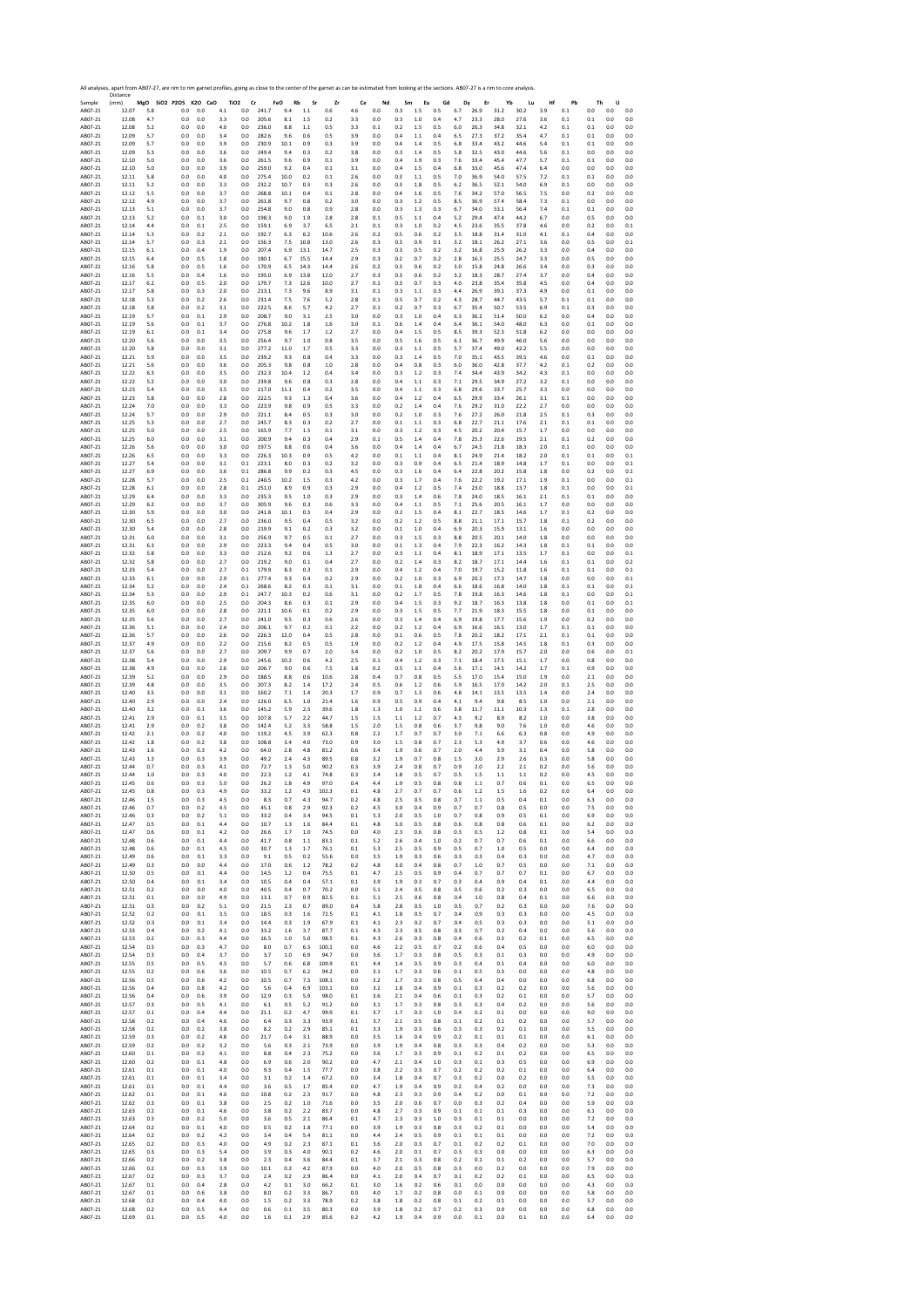All analyses, apart from AB07-27, are rim to rim garnet profiles, going as close to the center of the garnet as can be estimated from looking at the sections. AB07-27 is a rim to core analysis.

| Sample | Distance (mm) | MgO | SiO2 | P2O5 | K2O | CaO | TiO2 | Cr | FeO | Rb | Sr | Zr | Ce | Nd | Sm | Eu | Gd | Dy | Er | Yb | Lu | Hf | Pb | Th | U |
|---|---|---|---|---|---|---|---|---|---|---|---|---|---|---|---|---|---|---|---|---|---|---|---|---|---|
| AB07-21 | 12.07 | 5.8 | | 0.0 | 0.0 | 4.1 | 0.0 | 241.7 | 9.4 | 1.1 | 0.6 | 4.6 | 0.0 | 0.3 | 1.5 | 0.5 | 6.7 | 26.9 | 31.2 | 30.2 | 3.9 | 0.1 | 0.0 | 0.0 | 0.0 |
| AB07-21 | 12.08 | 4.7 | | 0.0 | 0.0 | 3.3 | 0.0 | 205.6 | 8.1 | 1.5 | 0.2 | 3.3 | 0.0 | 0.3 | 1.0 | 0.4 | 4.7 | 23.3 | 28.0 | 27.6 | 3.6 | 0.1 | 0.1 | 0.0 | 0.0 |
| AB07-21 | 12.08 | 5.2 | | 0.0 | 0.0 | 4.0 | 0.0 | 236.0 | 8.8 | 1.1 | 0.5 | 3.3 | 0.1 | 0.2 | 1.5 | 0.5 | 6.0 | 26.3 | 34.8 | 32.1 | 4.2 | 0.1 | 0.1 | 0.0 | 0.0 |
| AB07-21 | 12.09 | 5.7 | | 0.0 | 0.0 | 3.4 | 0.0 | 282.6 | 9.6 | 0.6 | 0.5 | 3.9 | 0.0 | 0.4 | 1.1 | 0.4 | 6.5 | 27.3 | 37.2 | 35.4 | 4.7 | 0.1 | 0.1 | 0.0 | 0.0 |
| AB07-21 | 12.09 | 5.7 | | 0.0 | 0.0 | 3.9 | 0.0 | 230.9 | 10.1 | 0.9 | 0.3 | 3.9 | 0.0 | 0.4 | 1.4 | 0.5 | 6.8 | 33.4 | 43.2 | 44.6 | 5.4 | 0.1 | 0.1 | 0.0 | 0.0 |
| AB07-21 | 12.09 | 5.3 | | 0.0 | 0.0 | 3.6 | 0.0 | 249.4 | 9.4 | 0.3 | 0.2 | 3.8 | 0.0 | 0.3 | 1.4 | 0.5 | 5.8 | 32.5 | 43.0 | 44.6 | 5.6 | 0.1 | 0.0 | 0.0 | 0.0 |
| AB07-21 | 12.10 | 5.0 | | 0.0 | 0.0 | 3.6 | 0.0 | 261.5 | 9.6 | 0.9 | 0.1 | 3.9 | 0.0 | 0.4 | 1.9 | 0.3 | 7.6 | 33.4 | 45.4 | 47.7 | 5.7 | 0.1 | 0.1 | 0.0 | 0.0 |
| AB07-21 | 12.10 | 5.0 | | 0.0 | 0.0 | 3.9 | 0.0 | 259.0 | 9.2 | 0.4 | 0.1 | 3.1 | 0.0 | 0.4 | 1.5 | 0.4 | 6.8 | 33.0 | 45.6 | 47.4 | 6.4 | 0.0 | 0.0 | 0.0 | 0.0 |
| AB07-21 | 12.11 | 5.8 | | 0.0 | 0.0 | 4.0 | 0.0 | 275.4 | 10.0 | 0.2 | 0.1 | 2.6 | 0.0 | 0.3 | 1.1 | 0.5 | 7.0 | 36.9 | 54.0 | 57.5 | 7.2 | 0.1 | 0.1 | 0.0 | 0.0 |
| AB07-21 | 12.11 | 5.2 | | 0.0 | 0.0 | 3.3 | 0.0 | 232.2 | 10.7 | 0.3 | 0.3 | 2.6 | 0.0 | 0.3 | 1.8 | 0.5 | 6.2 | 36.5 | 52.1 | 54.0 | 6.9 | 0.1 | 0.0 | 0.0 | 0.0 |
| AB07-21 | 12.12 | 5.5 | | 0.0 | 0.0 | 3.7 | 0.0 | 268.8 | 10.1 | 0.4 | 0.1 | 2.8 | 0.0 | 0.4 | 1.6 | 0.5 | 7.6 | 34.2 | 57.0 | 56.5 | 7.5 | 0.0 | 0.2 | 0.0 | 0.0 |
| AB07-21 | 12.12 | 4.9 | | 0.0 | 0.0 | 3.7 | 0.0 | 261.8 | 9.7 | 0.8 | 0.2 | 3.0 | 0.0 | 0.3 | 1.2 | 0.5 | 8.5 | 36.9 | 57.4 | 58.4 | 7.3 | 0.1 | 0.0 | 0.0 | 0.0 |
| AB07-21 | 12.13 | 5.1 | | 0.0 | 0.0 | 3.7 | 0.0 | 254.8 | 9.0 | 0.8 | 0.9 | 2.8 | 0.0 | 0.3 | 1.3 | 0.3 | 6.7 | 34.0 | 53.1 | 56.4 | 7.4 | 0.1 | 0.1 | 0.0 | 0.0 |
| AB07-21 | 12.13 | 5.2 | | 0.0 | 0.1 | 3.0 | 0.0 | 198.3 | 9.0 | 1.9 | 2.8 | 2.8 | 0.1 | 0.5 | 1.1 | 0.4 | 5.2 | 29.4 | 47.4 | 44.2 | 6.7 | 0.0 | 0.5 | 0.0 | 0.0 |
| AB07-21 | 12.14 | 4.4 | | 0.0 | 0.1 | 2.5 | 0.0 | 159.1 | 6.9 | 3.7 | 6.5 | 2.1 | 0.1 | 0.3 | 1.0 | 0.2 | 4.5 | 23.6 | 35.5 | 37.8 | 4.6 | 0.0 | 0.2 | 0.0 | 0.1 |
| AB07-21 | 12.14 | 5.3 | | 0.0 | 0.2 | 2.1 | 0.0 | 192.7 | 6.3 | 6.2 | 10.6 | 2.6 | 0.2 | 0.5 | 0.6 | 0.2 | 3.5 | 18.8 | 31.4 | 31.0 | 4.1 | 0.1 | 0.4 | 0.0 | 0.0 |
| AB07-21 | 12.14 | 5.7 | | 0.0 | 0.3 | 2.1 | 0.0 | 156.3 | 7.5 | 10.8 | 13.0 | 2.6 | 0.3 | 0.3 | 0.9 | 0.1 | 3.2 | 18.1 | 26.2 | 27.1 | 3.6 | 0.0 | 0.5 | 0.0 | 0.1 |
| AB07-21 | 12.15 | 6.1 | | 0.0 | 0.4 | 1.9 | 0.0 | 207.4 | 6.9 | 13.1 | 14.7 | 2.5 | 0.3 | 0.3 | 0.5 | 0.2 | 3.2 | 16.8 | 25.9 | 26.2 | 3.3 | 0.0 | 0.4 | 0.0 | 0.0 |
| AB07-21 | 12.15 | 6.4 | | 0.0 | 0.5 | 1.8 | 0.0 | 180.1 | 6.7 | 15.5 | 14.4 | 2.9 | 0.3 | 0.2 | 0.7 | 0.2 | 2.8 | 16.3 | 25.5 | 24.7 | 3.3 | 0.0 | 0.5 | 0.0 | 0.0 |
| AB07-21 | 12.16 | 5.8 | | 0.0 | 0.5 | 1.6 | 0.0 | 170.9 | 6.5 | 14.3 | 14.4 | 2.6 | 0.2 | 0.3 | 0.6 | 0.2 | 3.0 | 15.8 | 24.8 | 26.6 | 3.4 | 0.0 | 0.3 | 0.0 | 0.0 |
| AB07-21 | 12.16 | 5.5 | | 0.0 | 0.4 | 1.6 | 0.0 | 193.0 | 6.9 | 13.8 | 12.0 | 2.7 | 0.3 | 0.3 | 0.6 | 0.2 | 3.2 | 18.3 | 28.7 | 27.4 | 3.7 | 0.0 | 0.4 | 0.0 | 0.0 |
| AB07-21 | 12.17 | 6.2 | | 0.0 | 0.5 | 2.0 | 0.0 | 179.7 | 7.3 | 12.6 | 10.0 | 2.7 | 0.1 | 0.3 | 0.7 | 0.3 | 4.0 | 23.8 | 35.4 | 35.8 | 4.5 | 0.0 | 0.4 | 0.0 | 0.0 |
| AB07-21 | 12.17 | 5.8 | | 0.0 | 0.3 | 2.0 | 0.0 | 213.1 | 7.3 | 9.6 | 8.9 | 3.1 | 0.1 | 0.3 | 1.1 | 0.3 | 4.4 | 26.9 | 39.1 | 37.3 | 4.9 | 0.0 | 0.1 | 0.0 | 0.0 |
| AB07-21 | 12.18 | 5.3 | | 0.0 | 0.2 | 2.6 | 0.0 | 231.4 | 7.5 | 7.6 | 5.2 | 2.8 | 0.1 | 0.5 | 0.7 | 0.2 | 4.3 | 28.7 | 44.7 | 43.5 | 5.7 | 0.1 | 0.1 | 0.0 | 0.0 |
| AB07-21 | 12.18 | 5.8 | | 0.0 | 0.2 | 3.1 | 0.0 | 222.5 | 8.6 | 5.7 | 4.2 | 2.7 | 0.1 | 0.2 | 0.7 | 0.3 | 6.7 | 35.4 | 50.7 | 53.5 | 6.9 | 0.1 | 0.3 | 0.0 | 0.0 |
| AB07-21 | 12.19 | 5.7 | | 0.0 | 0.1 | 2.9 | 0.0 | 208.7 | 9.0 | 3.1 | 2.5 | 3.0 | 0.0 | 0.3 | 1.0 | 0.4 | 6.3 | 36.2 | 51.4 | 50.0 | 6.2 | 0.0 | 0.4 | 0.0 | 0.0 |
| AB07-21 | 12.19 | 5.6 | | 0.0 | 0.1 | 3.7 | 0.0 | 276.8 | 10.2 | 1.8 | 1.6 | 3.0 | 0.1 | 0.6 | 1.4 | 0.4 | 6.4 | 36.1 | 54.0 | 48.0 | 6.3 | 0.0 | 0.1 | 0.0 | 0.0 |
| AB07-21 | 12.19 | 6.1 | | 0.0 | 0.1 | 3.4 | 0.0 | 275.8 | 9.6 | 1.7 | 1.2 | 2.7 | 0.0 | 0.4 | 1.5 | 0.5 | 8.5 | 39.3 | 52.3 | 51.8 | 6.2 | 0.0 | 0.0 | 0.0 | 0.0 |
| AB07-21 | 12.20 | 5.6 | | 0.0 | 0.0 | 3.5 | 0.0 | 256.4 | 9.7 | 1.0 | 0.8 | 3.5 | 0.0 | 0.5 | 1.6 | 0.5 | 6.1 | 36.7 | 49.9 | 46.0 | 5.6 | 0.0 | 0.0 | 0.0 | 0.0 |
| AB07-21 | 12.20 | 5.8 | | 0.0 | 0.0 | 3.1 | 0.0 | 277.2 | 11.0 | 1.7 | 0.5 | 3.3 | 0.0 | 0.3 | 1.1 | 0.5 | 5.7 | 37.4 | 49.0 | 42.2 | 5.5 | 0.0 | 0.0 | 0.0 | 0.0 |
| AB07-21 | 12.21 | 5.9 | | 0.0 | 0.0 | 3.5 | 0.0 | 239.2 | 9.3 | 0.8 | 0.4 | 3.3 | 0.0 | 0.3 | 1.4 | 0.5 | 7.0 | 35.1 | 43.5 | 39.5 | 4.6 | 0.0 | 0.1 | 0.0 | 0.0 |
| AB07-21 | 12.21 | 5.6 | | 0.0 | 0.0 | 3.6 | 0.0 | 205.3 | 9.8 | 0.8 | 1.0 | 2.8 | 0.0 | 0.4 | 0.8 | 0.3 | 6.0 | 36.0 | 42.8 | 37.7 | 4.2 | 0.1 | 0.2 | 0.0 | 0.0 |
| AB07-21 | 12.22 | 6.3 | | 0.0 | 0.0 | 3.5 | 0.0 | 232.3 | 10.4 | 1.2 | 0.4 | 3.4 | 0.0 | 0.3 | 1.2 | 0.3 | 7.4 | 34.4 | 43.9 | 34.2 | 4.3 | 0.1 | 0.0 | 0.0 | 0.0 |
| AB07-21 | 12.22 | 5.2 | | 0.0 | 0.0 | 3.0 | 0.0 | 239.8 | 9.6 | 0.8 | 0.3 | 2.8 | 0.0 | 0.4 | 1.1 | 0.3 | 7.1 | 29.5 | 34.9 | 27.2 | 3.2 | 0.1 | 0.0 | 0.0 | 0.0 |
| AB07-21 | 12.23 | 5.4 | | 0.0 | 0.0 | 3.5 | 0.0 | 217.0 | 11.1 | 0.4 | 0.2 | 3.5 | 0.0 | 0.4 | 1.1 | 0.3 | 6.8 | 29.6 | 33.7 | 25.7 | 3.3 | 0.0 | 0.0 | 0.0 | 0.0 |
| AB07-21 | 12.23 | 5.8 | | 0.0 | 0.0 | 2.8 | 0.0 | 222.5 | 9.3 | 1.3 | 0.4 | 3.6 | 0.0 | 0.4 | 1.2 | 0.4 | 6.5 | 29.9 | 33.4 | 26.1 | 3.1 | 0.1 | 0.0 | 0.0 | 0.0 |
| AB07-21 | 12.24 | 7.0 | | 0.0 | 0.0 | 3.3 | 0.0 | 223.9 | 9.8 | 0.9 | 0.5 | 3.3 | 0.0 | 0.2 | 1.4 | 0.4 | 7.6 | 29.2 | 31.0 | 22.2 | 2.7 | 0.0 | 0.0 | 0.0 | 0.0 |
| AB07-21 | 12.24 | 5.7 | | 0.0 | 0.0 | 2.9 | 0.0 | 221.1 | 8.4 | 0.5 | 0.3 | 3.0 | 0.0 | 0.2 | 1.0 | 0.3 | 7.6 | 27.2 | 26.0 | 21.8 | 2.5 | 0.1 | 0.3 | 0.0 | 0.0 |
| AB07-21 | 12.25 | 5.3 | | 0.0 | 0.0 | 2.7 | 0.0 | 245.7 | 8.3 | 0.3 | 0.2 | 2.7 | 0.0 | 0.1 | 1.1 | 0.3 | 6.8 | 22.7 | 21.1 | 17.6 | 2.1 | 0.1 | 0.1 | 0.0 | 0.0 |
| AB07-21 | 12.25 | 5.0 | | 0.0 | 0.0 | 2.5 | 0.0 | 165.9 | 7.7 | 1.5 | 0.1 | 3.1 | 0.0 | 0.3 | 1.2 | 0.3 | 4.5 | 20.2 | 20.4 | 15.7 | 1.7 | 0.0 | 0.0 | 0.0 | 0.0 |
| AB07-21 | 12.25 | 6.0 | | 0.0 | 0.0 | 3.1 | 0.0 | 200.9 | 9.4 | 0.3 | 0.4 | 2.9 | 0.1 | 0.5 | 1.4 | 0.4 | 7.8 | 25.3 | 22.6 | 19.5 | 2.1 | 0.1 | 0.2 | 0.0 | 0.0 |
| AB07-21 | 12.26 | 5.6 | | 0.0 | 0.0 | 3.0 | 0.0 | 197.5 | 8.8 | 0.6 | 0.4 | 3.6 | 0.0 | 0.4 | 1.4 | 0.4 | 6.7 | 24.5 | 21.8 | 18.3 | 2.0 | 0.1 | 0.0 | 0.0 | 0.0 |
| AB07-21 | 12.26 | 6.5 | | 0.0 | 0.0 | 3.3 | 0.0 | 226.3 | 10.5 | 0.9 | 0.5 | 4.2 | 0.0 | 0.1 | 1.1 | 0.4 | 8.1 | 24.9 | 21.4 | 18.2 | 2.0 | 0.1 | 0.1 | 0.0 | 0.1 |
| AB07-21 | 12.27 | 5.4 | | 0.0 | 0.0 | 3.1 | 0.1 | 223.1 | 8.0 | 0.3 | 0.2 | 3.2 | 0.0 | 0.3 | 0.9 | 0.4 | 6.5 | 21.4 | 18.9 | 14.8 | 1.7 | 0.1 | 0.0 | 0.0 | 0.1 |
| AB07-21 | 12.27 | 6.9 | | 0.0 | 0.0 | 3.6 | 0.1 | 286.8 | 9.9 | 0.2 | 0.3 | 4.5 | 0.0 | 0.3 | 1.6 | 0.4 | 6.4 | 22.8 | 20.2 | 15.8 | 1.8 | 0.0 | 0.2 | 0.0 | 0.1 |
| AB07-21 | 12.28 | 5.7 | | 0.0 | 0.0 | 2.5 | 0.1 | 240.5 | 10.2 | 1.5 | 0.3 | 4.2 | 0.0 | 0.3 | 1.7 | 0.4 | 7.6 | 22.2 | 19.2 | 17.1 | 1.9 | 0.1 | 0.0 | 0.0 | 0.1 |
| AB07-21 | 12.28 | 6.1 | | 0.0 | 0.0 | 2.8 | 0.1 | 251.0 | 8.9 | 0.9 | 0.3 | 2.9 | 0.0 | 0.4 | 1.2 | 0.5 | 7.4 | 23.0 | 18.8 | 13.7 | 1.8 | 0.1 | 0.0 | 0.0 | 0.1 |
| AB07-21 | 12.29 | 6.4 | | 0.0 | 0.0 | 3.3 | 0.0 | 235.3 | 9.5 | 1.0 | 0.3 | 2.9 | 0.0 | 0.3 | 1.4 | 0.6 | 7.8 | 24.0 | 18.5 | 16.1 | 2.1 | 0.1 | 0.1 | 0.0 | 0.0 |
| AB07-21 | 12.29 | 6.2 | | 0.0 | 0.0 | 3.7 | 0.0 | 305.9 | 9.6 | 0.3 | 0.6 | 3.3 | 0.0 | 0.4 | 1.1 | 0.5 | 7.1 | 25.6 | 20.5 | 16.1 | 1.7 | 0.0 | 0.0 | 0.0 | 0.0 |
| AB07-21 | 12.30 | 5.9 | | 0.0 | 0.0 | 3.0 | 0.0 | 241.8 | 10.1 | 0.3 | 0.4 | 2.9 | 0.0 | 0.2 | 1.5 | 0.4 | 8.1 | 22.7 | 18.5 | 14.6 | 1.7 | 0.1 | 0.2 | 0.0 | 0.0 |
| AB07-21 | 12.30 | 6.5 | | 0.0 | 0.0 | 2.7 | 0.0 | 236.0 | 9.5 | 0.4 | 0.5 | 3.2 | 0.0 | 0.2 | 1.2 | 0.5 | 8.8 | 21.1 | 17.1 | 15.7 | 1.8 | 0.1 | 0.2 | 0.0 | 0.0 |
| AB07-21 | 12.30 | 5.4 | | 0.0 | 0.0 | 2.8 | 0.0 | 219.9 | 9.1 | 0.2 | 0.3 | 3.2 | 0.0 | 0.1 | 1.0 | 0.4 | 6.9 | 20.3 | 15.9 | 13.1 | 1.6 | 0.0 | 0.0 | 0.0 | 0.0 |
| AB07-21 | 12.31 | 6.0 | | 0.0 | 0.0 | 3.1 | 0.0 | 256.9 | 9.7 | 0.5 | 0.1 | 2.7 | 0.0 | 0.3 | 1.5 | 0.3 | 8.8 | 20.5 | 20.1 | 14.0 | 1.8 | 0.0 | 0.0 | 0.0 | 0.0 |
| AB07-21 | 12.31 | 6.3 | | 0.0 | 0.0 | 2.9 | 0.0 | 223.3 | 9.4 | 0.4 | 0.5 | 3.0 | 0.0 | 0.1 | 1.3 | 0.4 | 7.9 | 22.3 | 16.2 | 14.3 | 1.8 | 0.1 | 0.1 | 0.0 | 0.0 |
| AB07-21 | 12.32 | 5.8 | | 0.0 | 0.0 | 3.3 | 0.0 | 212.6 | 9.2 | 0.6 | 1.3 | 2.7 | 0.0 | 0.3 | 1.1 | 0.4 | 8.1 | 18.9 | 17.1 | 13.5 | 1.7 | 0.1 | 0.0 | 0.0 | 0.1 |
| AB07-21 | 12.32 | 5.8 | | 0.0 | 0.0 | 2.7 | 0.0 | 219.2 | 9.0 | 0.1 | 0.4 | 2.7 | 0.0 | 0.2 | 1.4 | 0.3 | 8.2 | 18.7 | 17.1 | 14.4 | 1.6 | 0.1 | 0.1 | 0.0 | 0.2 |
| AB07-21 | 12.33 | 5.4 | | 0.0 | 0.0 | 2.7 | 0.1 | 179.9 | 8.3 | 0.3 | 0.1 | 2.9 | 0.0 | 0.4 | 1.2 | 0.4 | 7.0 | 19.7 | 15.2 | 11.8 | 1.6 | 0.1 | 0.1 | 0.0 | 0.1 |
| AB07-21 | 12.33 | 6.1 | | 0.0 | 0.0 | 2.9 | 0.1 | 277.4 | 9.3 | 0.4 | 0.2 | 2.9 | 0.0 | 0.2 | 1.0 | 0.3 | 6.9 | 20.2 | 17.3 | 14.7 | 1.8 | 0.0 | 0.0 | 0.0 | 0.1 |
| AB07-21 | 12.34 | 5.2 | | 0.0 | 0.0 | 2.4 | 0.1 | 268.6 | 8.2 | 0.3 | 0.1 | 3.1 | 0.0 | 0.1 | 1.8 | 0.4 | 6.6 | 18.6 | 16.8 | 14.0 | 1.8 | 0.1 | 0.1 | 0.0 | 0.1 |
| AB07-21 | 12.34 | 5.3 | | 0.0 | 0.0 | 2.9 | 0.1 | 247.7 | 10.3 | 0.2 | 0.6 | 3.1 | 0.0 | 0.2 | 1.7 | 0.5 | 7.8 | 19.8 | 16.3 | 14.6 | 1.8 | 0.1 | 0.0 | 0.0 | 0.1 |
| AB07-21 | 12.35 | 6.0 | | 0.0 | 0.0 | 2.5 | 0.0 | 204.3 | 8.6 | 0.3 | 0.1 | 2.9 | 0.0 | 0.4 | 1.5 | 0.3 | 9.2 | 18.7 | 16.3 | 13.8 | 1.8 | 0.0 | 0.1 | 0.0 | 0.1 |
| AB07-21 | 12.35 | 6.0 | | 0.0 | 0.0 | 2.8 | 0.0 | 221.1 | 10.6 | 0.1 | 0.2 | 2.9 | 0.0 | 0.3 | 1.5 | 0.5 | 7.7 | 21.9 | 18.3 | 15.5 | 1.8 | 0.0 | 0.1 | 0.0 | 0.0 |
| AB07-21 | 12.35 | 5.6 | | 0.0 | 0.0 | 2.7 | 0.0 | 241.0 | 9.5 | 0.3 | 0.6 | 2.6 | 0.0 | 0.3 | 1.4 | 0.4 | 6.9 | 19.8 | 17.7 | 15.6 | 1.9 | 0.0 | 0.2 | 0.0 | 0.0 |
| AB07-21 | 12.36 | 5.1 | | 0.0 | 0.0 | 2.4 | 0.0 | 206.1 | 9.7 | 0.2 | 0.1 | 2.2 | 0.0 | 0.2 | 1.2 | 0.4 | 6.9 | 16.6 | 16.5 | 13.0 | 1.7 | 0.1 | 0.1 | 0.0 | 0.0 |
| AB07-21 | 12.36 | 5.7 | | 0.0 | 0.0 | 2.6 | 0.0 | 226.3 | 12.0 | 0.4 | 0.5 | 2.8 | 0.0 | 0.1 | 0.6 | 0.5 | 7.8 | 20.2 | 18.2 | 17.1 | 2.1 | 0.1 | 0.1 | 0.0 | 0.0 |
| AB07-21 | 12.37 | 4.9 | | 0.0 | 0.0 | 2.2 | 0.0 | 215.6 | 8.2 | 0.5 | 0.5 | 1.9 | 0.0 | 0.2 | 1.2 | 0.4 | 4.9 | 17.5 | 15.8 | 14.5 | 1.8 | 0.1 | 0.3 | 0.0 | 0.0 |
| AB07-21 | 12.37 | 5.6 | | 0.0 | 0.0 | 2.7 | 0.0 | 209.7 | 9.9 | 0.7 | 2.0 | 3.4 | 0.0 | 0.2 | 1.0 | 0.5 | 8.2 | 20.2 | 17.9 | 15.7 | 2.0 | 0.0 | 0.6 | 0.0 | 0.1 |
| AB07-21 | 12.38 | 5.4 | | 0.0 | 0.0 | 2.9 | 0.0 | 245.6 | 10.2 | 0.6 | 4.2 | 2.5 | 0.1 | 0.4 | 1.2 | 0.3 | 7.1 | 18.4 | 17.5 | 15.1 | 1.7 | 0.0 | 0.8 | 0.0 | 0.0 |
| AB07-21 | 12.38 | 4.9 | | 0.0 | 0.0 | 2.6 | 0.0 | 206.7 | 9.0 | 0.6 | 7.5 | 1.8 | 0.2 | 0.5 | 1.1 | 0.4 | 5.6 | 17.1 | 14.5 | 14.2 | 1.7 | 0.1 | 0.9 | 0.0 | 0.0 |
| AB07-21 | 12.39 | 5.2 | | 0.0 | 0.0 | 2.9 | 0.0 | 188.5 | 8.8 | 0.6 | 10.6 | 2.8 | 0.4 | 0.7 | 0.8 | 0.5 | 5.5 | 17.0 | 15.4 | 15.0 | 1.9 | 0.0 | 2.1 | 0.0 | 0.0 |
| AB07-21 | 12.39 | 4.8 | | 0.0 | 0.0 | 3.5 | 0.0 | 207.3 | 8.2 | 1.4 | 17.2 | 2.4 | 0.5 | 0.6 | 1.2 | 0.6 | 5.9 | 16.5 | 17.0 | 14.2 | 2.0 | 0.1 | 2.5 | 0.0 | 0.0 |
| AB07-21 | 12.40 | 3.5 | | 0.0 | 0.0 | 3.1 | 0.0 | 160.2 | 7.1 | 1.4 | 20.3 | 1.7 | 0.9 | 0.7 | 1.3 | 0.6 | 4.8 | 14.1 | 13.5 | 13.5 | 1.4 | 0.0 | 2.4 | 0.0 | 0.0 |
| AB07-21 | 12.40 | 2.9 | | 0.0 | 0.0 | 2.4 | 0.0 | 126.0 | 6.5 | 1.0 | 21.4 | 1.6 | 0.9 | 0.5 | 0.9 | 0.4 | 4.1 | 9.4 | 9.8 | 8.5 | 1.0 | 0.0 | 2.1 | 0.0 | 0.0 |
| AB07-21 | 12.40 | 3.2 | | 0.0 | 0.1 | 3.6 | 0.0 | 145.2 | 5.9 | 2.3 | 39.6 | 1.8 | 1.3 | 1.0 | 1.1 | 0.6 | 3.8 | 11.7 | 11.1 | 10.3 | 1.3 | 0.1 | 2.8 | 0.0 | 0.0 |
| AB07-21 | 12.41 | 2.9 | | 0.0 | 0.1 | 3.5 | 0.0 | 107.8 | 5.7 | 2.2 | 44.7 | 1.5 | 1.5 | 1.1 | 1.2 | 0.7 | 4.3 | 9.2 | 8.9 | 8.2 | 1.0 | 0.0 | 3.8 | 0.0 | 0.0 |
| AB07-21 | 12.41 | 2.9 | | 0.0 | 0.2 | 3.8 | 0.0 | 142.4 | 5.2 | 3.3 | 58.8 | 1.5 | 2.0 | 1.5 | 0.8 | 0.6 | 3.7 | 9.8 | 9.0 | 7.6 | 1.0 | 0.0 | 4.6 | 0.0 | 0.0 |
| AB07-21 | 12.42 | 2.1 | | 0.0 | 0.2 | 4.0 | 0.0 | 119.2 | 4.5 | 3.9 | 62.3 | 0.8 | 2.2 | 1.7 | 0.7 | 0.7 | 3.0 | 7.1 | 6.6 | 6.3 | 0.8 | 0.0 | 4.9 | 0.0 | 0.0 |
| AB07-21 | 12.42 | 1.8 | | 0.0 | 0.2 | 3.8 | 0.0 | 108.8 | 3.4 | 4.0 | 73.0 | 0.9 | 3.0 | 1.5 | 0.8 | 0.7 | 2.3 | 5.3 | 4.9 | 3.7 | 0.6 | 0.0 | 4.6 | 0.0 | 0.0 |
| AB07-21 | 12.43 | 1.6 | | 0.0 | 0.3 | 4.2 | 0.0 | 64.0 | 2.8 | 4.8 | 81.2 | 0.6 | 3.4 | 1.9 | 0.6 | 0.7 | 2.0 | 4.4 | 3.9 | 3.1 | 0.4 | 0.0 | 5.8 | 0.0 | 0.0 |
| AB07-21 | 12.43 | 1.3 | | 0.0 | 0.3 | 3.9 | 0.0 | 49.2 | 2.4 | 4.3 | 89.5 | 0.8 | 3.2 | 1.9 | 0.7 | 0.8 | 1.5 | 3.0 | 2.9 | 2.6 | 0.3 | 0.0 | 5.8 | 0.0 | 0.0 |
| AB07-21 | 12.44 | 0.7 | | 0.0 | 0.3 | 4.1 | 0.0 | 72.7 | 1.3 | 5.0 | 90.2 | 0.3 | 3.9 | 2.4 | 0.8 | 0.7 | 0.9 | 2.0 | 2.2 | 2.1 | 0.2 | 0.0 | 5.6 | 0.0 | 0.0 |
| AB07-21 | 12.44 | 1.0 | | 0.0 | 0.3 | 4.0 | 0.0 | 22.3 | 1.2 | 4.1 | 74.8 | 0.3 | 3.4 | 1.8 | 0.5 | 0.7 | 0.5 | 1.5 | 1.1 | 1.1 | 0.2 | 0.0 | 4.5 | 0.0 | 0.0 |
| AB07-21 | 12.45 | 0.6 | | 0.0 | 0.3 | 5.0 | 0.0 | 26.2 | 1.8 | 4.9 | 97.0 | 0.4 | 4.4 | 1.9 | 0.5 | 0.8 | 0.8 | 1.1 | 0.7 | 0.6 | 0.1 | 0.0 | 6.5 | 0.0 | 0.0 |
| AB07-21 | 12.45 | 0.8 | | 0.0 | 0.3 | 4.9 | 0.0 | 33.2 | 1.2 | 4.9 | 102.3 | 0.1 | 4.8 | 2.7 | 0.7 | 0.7 | 0.6 | 1.2 | 1.5 | 1.6 | 0.2 | 0.0 | 6.4 | 0.0 | 0.0 |
| AB07-21 | 12.46 | 1.5 | | 0.0 | 0.3 | 4.5 | 0.0 | 8.3 | 0.7 | 4.3 | 94.7 | 0.2 | 4.8 | 2.5 | 0.5 | 0.8 | 0.7 | 1.1 | 0.5 | 0.4 | 0.1 | 0.0 | 6.3 | 0.0 | 0.0 |
| AB07-21 | 12.46 | 0.7 | | 0.0 | 0.2 | 4.5 | 0.0 | 45.1 | 0.8 | 2.9 | 92.3 | 0.2 | 4.5 | 3.0 | 0.4 | 0.9 | 0.7 | 0.7 | 0.8 | 0.5 | 0.0 | 0.0 | 7.5 | 0.0 | 0.0 |
| AB07-21 | 12.46 | 0.3 | | 0.0 | 0.2 | 5.1 | 0.0 | 33.2 | 0.4 | 3.4 | 94.5 | 0.1 | 5.3 | 2.0 | 0.5 | 1.0 | 0.7 | 0.8 | 0.9 | 0.5 | 0.1 | 0.0 | 6.9 | 0.0 | 0.0 |
| AB07-21 | 12.47 | 0.5 | | 0.0 | 0.1 | 4.4 | 0.0 | 10.7 | 1.3 | 1.6 | 84.4 | 0.1 | 4.8 | 3.0 | 0.5 | 0.8 | 0.6 | 0.8 | 0.8 | 0.6 | 0.1 | 0.0 | 6.2 | 0.0 | 0.0 |
| AB07-21 | 12.47 | 0.6 | | 0.0 | 0.1 | 4.2 | 0.0 | 26.6 | 1.7 | 1.0 | 74.5 | 0.0 | 4.0 | 2.3 | 0.6 | 0.8 | 0.3 | 0.5 | 1.2 | 0.8 | 0.1 | 0.0 | 5.4 | 0.0 | 0.0 |
| AB07-21 | 12.48 | 0.6 | | 0.0 | 0.1 | 4.4 | 0.0 | 41.7 | 0.8 | 1.1 | 83.1 | 0.1 | 5.2 | 2.6 | 0.4 | 1.0 | 0.2 | 0.7 | 0.7 | 0.6 | 0.1 | 0.0 | 6.6 | 0.0 | 0.0 |
| AB07-21 | 12.48 | 0.6 | | 0.0 | 0.1 | 4.5 | 0.0 | 30.7 | 1.3 | 1.7 | 76.1 | 0.1 | 5.3 | 2.5 | 0.5 | 0.9 | 0.5 | 0.7 | 1.0 | 0.5 | 0.0 | 0.0 | 6.4 | 0.0 | 0.0 |
| AB07-21 | 12.49 | 0.6 | | 0.0 | 0.1 | 3.3 | 0.0 | 9.1 | 0.5 | 0.2 | 55.6 | 0.0 | 3.5 | 1.9 | 0.3 | 0.6 | 0.3 | 0.3 | 0.4 | 0.3 | 0.0 | 0.0 | 4.7 | 0.0 | 0.0 |
| AB07-21 | 12.49 | 0.3 | | 0.0 | 0.0 | 4.4 | 0.0 | 17.0 | 0.6 | 1.2 | 78.2 | 0.2 | 4.8 | 3.0 | 0.4 | 0.8 | 0.7 | 1.0 | 0.7 | 0.5 | 0.0 | 0.0 | 7.1 | 0.0 | 0.0 |
| AB07-21 | 12.50 | 0.5 | | 0.0 | 0.1 | 4.4 | 0.0 | 14.5 | 1.2 | 0.4 | 75.5 | 0.1 | 4.7 | 2.5 | 0.5 | 0.9 | 0.4 | 0.7 | 0.7 | 0.7 | 0.1 | 0.0 | 6.7 | 0.0 | 0.0 |
| AB07-21 | 12.50 | 0.4 | | 0.0 | 0.1 | 3.4 | 0.0 | 10.5 | 0.4 | 0.4 | 57.1 | 0.1 | 3.9 | 1.9 | 0.3 | 0.7 | 0.3 | 0.4 | 0.9 | 0.4 | 0.1 | 0.0 | 4.4 | 0.0 | 0.0 |
| AB07-21 | 12.51 | 0.2 | | 0.0 | 0.0 | 4.0 | 0.0 | 40.5 | 0.4 | 0.7 | 70.2 | 0.0 | 5.1 | 2.4 | 0.5 | 0.8 | 0.5 | 0.6 | 0.2 | 0.3 | 0.0 | 0.0 | 6.5 | 0.0 | 0.0 |
| AB07-21 | 12.51 | 0.1 | | 0.0 | 0.0 | 4.9 | 0.0 | 13.1 | 0.7 | 0.9 | 82.5 | 0.1 | 5.1 | 2.5 | 0.6 | 0.8 | 0.4 | 1.0 | 0.8 | 0.4 | 0.1 | 0.0 | 6.6 | 0.0 | 0.0 |
| AB07-21 | 12.51 | 0.3 | | 0.0 | 0.2 | 5.1 | 0.0 | 21.5 | 2.3 | 0.7 | 89.0 | 0.4 | 5.8 | 2.8 | 0.5 | 1.0 | 0.5 | 0.7 | 0.2 | 0.3 | 0.0 | 0.0 | 7.6 | 0.0 | 0.0 |
| AB07-21 | 12.52 | 0.2 | | 0.0 | 0.1 | 3.5 | 0.0 | 18.5 | 0.3 | 1.6 | 72.5 | 0.1 | 4.1 | 1.8 | 0.5 | 0.7 | 0.4 | 0.9 | 0.3 | 0.3 | 0.0 | 0.0 | 4.5 | 0.0 | 0.0 |
| AB07-21 | 12.52 | 0.3 | | 0.0 | 0.1 | 3.4 | 0.0 | 14.4 | 0.3 | 1.9 | 67.9 | 0.1 | 4.1 | 2.3 | 0.2 | 0.7 | 0.4 | 0.5 | 0.3 | 0.3 | 0.0 | 0.0 | 5.1 | 0.0 | 0.0 |
| AB07-21 | 12.53 | 0.4 | | 0.0 | 0.2 | 4.1 | 0.0 | 33.2 | 1.6 | 3.7 | 87.7 | 0.1 | 4.3 | 2.3 | 0.5 | 0.8 | 0.3 | 0.7 | 0.2 | 0.4 | 0.0 | 0.0 | 5.6 | 0.0 | 0.0 |
| AB07-21 | 12.53 | 0.2 | | 0.0 | 0.3 | 4.4 | 0.0 | 16.5 | 1.0 | 5.0 | 98.5 | 0.1 | 4.3 | 2.6 | 0.3 | 0.8 | 0.4 | 0.6 | 0.3 | 0.2 | 0.1 | 0.0 | 6.5 | 0.0 | 0.0 |
| AB07-21 | 12.54 | 0.3 | | 0.0 | 0.3 | 4.7 | 0.0 | 8.0 | 0.7 | 6.3 | 100.1 | 0.0 | 4.6 | 2.2 | 0.5 | 0.7 | 0.2 | 0.6 | 0.4 | 0.5 | 0.0 | 0.0 | 6.0 | 0.0 | 0.0 |
| AB07-21 | 12.54 | 0.3 | | 0.0 | 0.4 | 3.7 | 0.0 | 3.7 | 1.0 | 6.9 | 94.7 | 0.0 | 3.6 | 1.7 | 0.3 | 0.8 | 0.5 | 0.3 | 0.1 | 0.3 | 0.0 | 0.0 | 4.9 | 0.0 | 0.0 |
| AB07-21 | 12.55 | 0.5 | | 0.0 | 0.5 | 4.5 | 0.0 | 5.7 | 0.6 | 6.8 | 109.9 | 0.1 | 4.4 | 1.4 | 0.5 | 0.9 | 0.3 | 0.4 | 0.1 | 0.4 | 0.0 | 0.0 | 6.0 | 0.0 | 0.0 |
| AB07-21 | 12.55 | 0.2 | | 0.0 | 0.6 | 3.6 | 0.0 | 10.5 | 0.7 | 6.2 | 94.2 | 0.0 | 3.1 | 1.7 | 0.3 | 0.6 | 0.1 | 0.5 | 0.3 | 0.0 | 0.0 | 0.0 | 4.8 | 0.0 | 0.0 |
| AB07-21 | 12.56 | 0.5 | | 0.0 | 0.6 | 4.2 | 0.0 | 10.5 | 0.7 | 7.3 | 108.1 | 0.0 | 3.2 | 1.7 | 0.3 | 0.8 | 0.5 | 0.4 | 0.4 | 0.0 | 0.0 | 0.0 | 6.8 | 0.0 | 0.0 |
| AB07-21 | 12.56 | 0.4 | | 0.0 | 0.8 | 4.2 | 0.0 | 5.6 | 0.4 | 6.9 | 103.1 | 0.0 | 3.2 | 1.8 | 0.4 | 0.9 | 0.1 | 0.3 | 0.2 | 0.2 | 0.0 | 0.0 | 5.6 | 0.0 | 0.0 |
| AB07-21 | 12.56 | 0.4 | | 0.0 | 0.6 | 3.9 | 0.0 | 12.9 | 0.3 | 5.9 | 98.0 | 0.1 | 3.6 | 2.1 | 0.4 | 0.6 | 0.1 | 0.3 | 0.2 | 0.1 | 0.0 | 0.0 | 5.7 | 0.0 | 0.0 |
| AB07-21 | 12.57 | 0.3 | | 0.0 | 0.5 | 4.1 | 0.0 | 6.1 | 0.5 | 5.2 | 91.2 | 0.0 | 3.1 | 1.7 | 0.3 | 0.8 | 0.3 | 0.3 | 0.4 | 0.2 | 0.0 | 0.0 | 5.6 | 0.0 | 0.0 |
| AB07-21 | 12.57 | 0.1 | | 0.0 | 0.4 | 4.4 | 0.0 | 21.1 | 0.2 | 4.7 | 99.9 | 0.1 | 3.7 | 1.7 | 0.3 | 1.0 | 0.4 | 0.2 | 0.1 | 0.0 | 0.0 | 0.0 | 9.0 | 0.0 | 0.0 |
| AB07-21 | 12.58 | 0.2 | | 0.0 | 0.4 | 4.6 | 0.0 | 6.4 | 0.3 | 3.3 | 93.9 | 0.1 | 3.7 | 2.1 | 0.5 | 0.8 | 0.1 | 0.2 | 0.1 | 0.2 | 0.0 | 0.0 | 5.7 | 0.0 | 0.0 |
| AB07-21 | 12.58 | 0.2 | | 0.0 | 0.2 | 3.8 | 0.0 | 8.2 | 0.2 | 2.9 | 85.1 | 0.1 | 3.3 | 1.9 | 0.3 | 0.6 | 0.3 | 0.3 | 0.2 | 0.1 | 0.0 | 0.0 | 5.5 | 0.0 | 0.0 |
| AB07-21 | 12.59 | 0.3 | | 0.0 | 0.2 | 4.8 | 0.0 | 21.7 | 0.4 | 3.1 | 88.9 | 0.0 | 3.5 | 1.6 | 0.4 | 0.9 | 0.2 | 0.1 | 0.1 | 0.1 | 0.0 | 0.0 | 6.1 | 0.0 | 0.0 |
| AB07-21 | 12.59 | 0.2 | | 0.0 | 0.2 | 3.2 | 0.0 | 5.6 | 0.3 | 2.1 | 73.9 | 0.0 | 3.9 | 1.9 | 0.4 | 0.8 | 0.3 | 0.3 | 0.4 | 0.2 | 0.0 | 0.0 | 5.3 | 0.0 | 0.0 |
| AB07-21 | 12.60 | 0.1 | | 0.0 | 0.2 | 4.1 | 0.0 | 8.8 | 0.4 | 2.3 | 75.2 | 0.0 | 3.6 | 1.7 | 0.3 | 0.9 | 0.1 | 0.2 | 0.1 | 0.2 | 0.0 | 0.0 | 6.5 | 0.0 | 0.0 |
| AB07-21 | 12.60 | 0.2 | | 0.0 | 0.1 | 4.8 | 0.0 | 6.9 | 0.6 | 2.0 | 90.2 | 0.0 | 4.7 | 2.1 | 0.4 | 1.0 | 0.3 | 0.1 | 0.3 | 0.5 | 0.0 | 0.0 | 6.9 | 0.0 | 0.0 |
| AB07-21 | 12.61 | 0.1 | | 0.0 | 0.1 | 4.0 | 0.0 | 9.3 | 0.4 | 1.5 | 77.7 | 0.0 | 3.8 | 2.2 | 0.3 | 0.7 | 0.2 | 0.2 | 0.2 | 0.1 | 0.0 | 0.0 | 6.4 | 0.0 | 0.0 |
| AB07-21 | 12.61 | 0.1 | | 0.0 | 0.1 | 3.4 | 0.0 | 3.1 | 0.2 | 1.4 | 67.2 | 0.0 | 3.4 | 1.8 | 0.4 | 0.7 | 0.3 | 0.2 | 0.0 | 0.2 | 0.0 | 0.0 | 5.5 | 0.0 | 0.0 |
| AB07-21 | 12.61 | 0.1 | | 0.0 | 0.1 | 4.4 | 0.0 | 3.6 | 0.5 | 1.7 | 85.4 | 0.0 | 4.7 | 1.9 | 0.4 | 0.9 | 0.2 | 0.4 | 0.2 | 0.0 | 0.0 | 0.0 | 7.3 | 0.0 | 0.0 |
| AB07-21 | 12.62 | 0.1 | | 0.0 | 0.1 | 4.6 | 0.0 | 10.8 | 0.2 | 2.3 | 91.7 | 0.0 | 4.8 | 2.3 | 0.3 | 0.9 | 0.4 | 0.2 | 0.0 | 0.1 | 0.0 | 0.0 | 7.2 | 0.0 | 0.0 |
| AB07-21 | 12.62 | 0.3 | | 0.0 | 0.1 | 3.8 | 0.0 | 2.5 | 0.2 | 1.0 | 71.6 | 0.0 | 3.5 | 2.0 | 0.6 | 0.7 | 0.0 | 0.3 | 0.2 | 0.4 | 0.0 | 0.0 | 5.9 | 0.0 | 0.0 |
| AB07-21 | 12.63 | 0.2 | | 0.0 | 0.1 | 4.6 | 0.0 | 3.8 | 0.2 | 2.2 | 83.7 | 0.0 | 4.8 | 2.7 | 0.3 | 0.9 | 0.1 | 0.1 | 0.1 | 0.3 | 0.0 | 0.0 | 6.1 | 0.0 | 0.0 |
| AB07-21 | 12.63 | 0.3 | | 0.0 | 0.2 | 5.0 | 0.0 | 3.6 | 0.5 | 2.1 | 86.4 | 0.1 | 4.7 | 2.3 | 0.3 | 1.0 | 0.3 | 0.1 | 0.1 | 0.0 | 0.0 | 0.0 | 7.2 | 0.0 | 0.0 |
| AB07-21 | 12.64 | 0.2 | | 0.0 | 0.1 | 4.0 | 0.0 | 0.5 | 0.2 | 1.8 | 77.1 | 0.0 | 3.9 | 1.9 | 0.3 | 0.8 | 0.3 | 0.2 | 0.1 | 0.1 | 0.0 | 0.0 | 5.4 | 0.0 | 0.0 |
| AB07-21 | 12.64 | 0.2 | | 0.0 | 0.2 | 4.2 | 0.0 | 3.4 | 0.4 | 5.4 | 81.1 | 0.0 | 4.4 | 2.4 | 0.5 | 0.9 | 0.1 | 0.1 | 0.1 | 0.0 | 0.0 | 0.0 | 7.2 | 0.0 | 0.0 |
| AB07-21 | 12.65 | 0.2 | | 0.0 | 0.3 | 4.0 | 0.0 | 4.9 | 0.2 | 2.3 | 87.1 | 0.1 | 3.6 | 2.0 | 0.3 | 0.7 | 0.1 | 0.2 | 0.2 | 0.1 | 0.0 | 0.0 | 7.0 | 0.0 | 0.0 |
| AB07-21 | 12.65 | 0.3 | | 0.0 | 0.3 | 5.4 | 0.0 | 3.9 | 0.3 | 4.0 | 90.1 | 0.2 | 4.6 | 2.0 | 0.1 | 0.7 | 0.3 | 0.3 | 0.0 | 0.0 | 0.0 | 0.0 | 6.3 | 0.0 | 0.0 |
| AB07-21 | 12.66 | 0.2 | | 0.0 | 0.2 | 3.8 | 0.0 | 2.3 | 0.4 | 3.6 | 84.4 | 0.1 | 3.7 | 2.1 | 0.3 | 0.8 | 0.2 | 0.1 | 0.1 | 0.2 | 0.0 | 0.0 | 5.7 | 0.0 | 0.0 |
| AB07-21 | 12.66 | 0.2 | | 0.0 | 0.3 | 3.9 | 0.0 | 10.1 | 0.2 | 4.2 | 87.9 | 0.0 | 4.0 | 2.0 | 0.5 | 0.8 | 0.3 | 0.0 | 0.2 | 0.0 | 0.0 | 0.0 | 7.9 | 0.0 | 0.0 |
| AB07-21 | 12.67 | 0.2 | | 0.0 | 0.3 | 3.7 | 0.0 | 2.4 | 0.2 | 2.9 | 86.4 | 0.0 | 4.1 | 2.0 | 0.4 | 0.7 | 0.1 | 0.2 | 0.2 | 0.1 | 0.0 | 0.0 | 6.5 | 0.0 | 0.0 |
| AB07-21 | 12.67 | 0.1 | | 0.0 | 0.4 | 2.8 | 0.0 | 4.2 | 0.1 | 3.0 | 66.2 | 0.1 | 3.0 | 1.6 | 0.2 | 0.6 | 0.1 | 0.0 | 0.0 | 0.0 | 0.0 | 0.0 | 4.3 | 0.0 | 0.0 |
| AB07-21 | 12.67 | 0.1 | | 0.0 | 0.6 | 3.8 | 0.0 | 8.0 | 0.2 | 3.3 | 86.7 | 0.0 | 4.0 | 1.7 | 0.2 | 0.8 | 0.0 | 0.1 | 0.0 | 0.0 | 0.0 | 0.0 | 5.8 | 0.0 | 0.0 |
| AB07-21 | 12.68 | 0.2 | | 0.0 | 0.4 | 4.0 | 0.0 | 1.5 | 0.2 | 3.3 | 78.9 | 0.2 | 3.8 | 1.8 | 0.2 | 0.8 | 0.1 | 0.2 | 0.1 | 0.0 | 0.0 | 0.0 | 5.7 | 0.0 | 0.0 |
| AB07-21 | 12.68 | 0.2 | | 0.0 | 0.5 | 4.4 | 0.0 | 0.6 | 0.1 | 3.5 | 80.3 | 0.0 | 3.9 | 1.8 | 0.2 | 0.7 | 0.2 | 0.3 | 0.0 | 0.0 | 0.0 | 0.0 | 6.8 | 0.0 | 0.0 |
| AB07-21 | 12.69 | 0.1 | | 0.0 | 0.5 | 4.0 | 0.0 | 1.6 | 0.1 | 2.9 | 85.6 | 0.2 | 4.2 | 1.9 | 0.4 | 0.9 | 0.0 | 0.1 | 0.0 | 0.1 | 0.0 | 0.0 | 6.4 | 0.0 | 0.0 |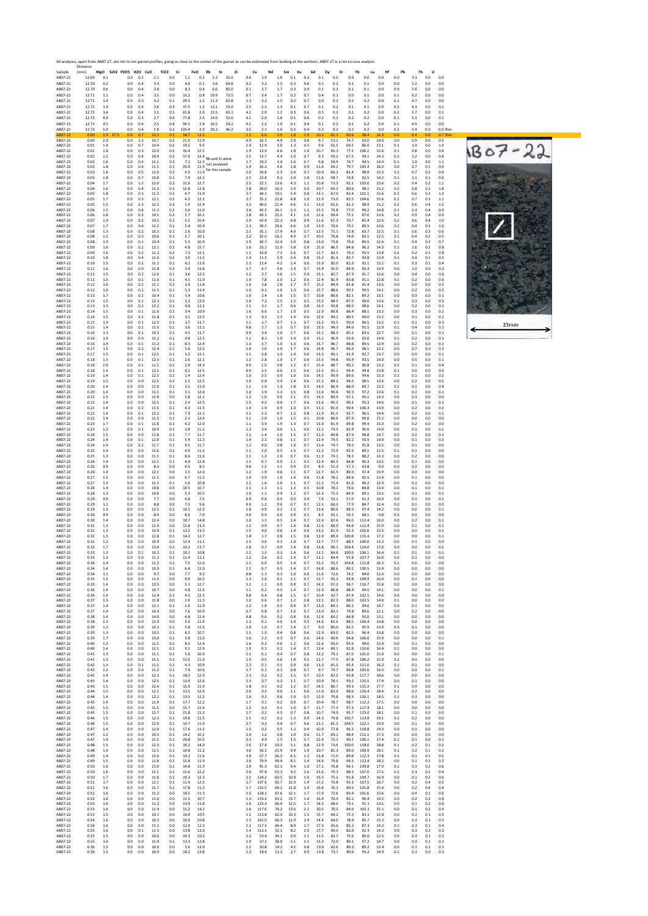All analyses, apart from AB07-27, are rim to rim garnet profiles, going as close to the center of the garnet as can be estimated from looking at the sections. AB07-27 is a rim to core analysis.

| Sample | Distance (mm) | MgO | SiO2 | P2O5 | K2O | CaO | TiO2 | Cr | FeO | Rb | Sr | Zr | Ce | Nd | Sm | Eu | Gd | Dy | Er | Yb | Lu | Hf | Pb | Th | U | |
|---|---|---|---|---|---|---|---|---|---|---|---|---|---|---|---|---|---|---|---|---|---|---|---|---|---|---|
| AB07-21 | 12.69 | 0.1 | | 0.0 | 0.2 | 2.1 | 0.0 | 1.1 | 0.1 | 2.3 | 35.0 | 0.0 | 1.9 | 1.0 | 0.1 | 0.3 | 0.1 | 0.0 | 0.0 | 0.0 | 0.0 | 0.0 | 3.3 | 0.0 | 0.0 | |
| AB07-21 | 12.70 | 0.2 | | 0.0 | 0.4 | 3.3 | 0.0 | 4.0 | 0.1 | 3.6 | 64.8 | 0.2 | 3.2 | 1.5 | 0.3 | 0.8 | 0.1 | 0.2 | 0.1 | 0.1 | 0.0 | 0.0 | 5.2 | 0.0 | 0.0 | |
| AB07-21 | 12.70 | 0.6 | | 0.0 | 0.4 | 3.8 | 0.0 | 8.3 | 0.4 | 6.6 | 85.0 | 0.1 | 3.7 | 1.7 | 0.3 | 0.9 | 0.1 | 0.3 | 0.1 | 0.1 | 0.0 | 0.0 | 5.6 | 0.0 | 0.0 | |
| AB07-21 | 12.71 | 1.1 | | 0.0 | 0.4 | 3.5 | 0.0 | 13.2 | 0.8 | 10.9 | 73.5 | 0.7 | 3.4 | 1.7 | 0.2 | 0.7 | 0.4 | 0.1 | 0.0 | 0.1 | 0.0 | 0.1 | 6.2 | 0.0 | 0.0 | |
| AB07-21 | 12.71 | 1.4 | | 0.0 | 0.3 | 3.2 | 0.1 | 29.5 | 1.1 | 11.3 | 65.8 | 1.3 | 3.2 | 1.5 | 0.2 | 0.7 | 0.0 | 0.2 | 0.2 | 0.0 | 0.0 | 0.1 | 4.7 | 0.0 | 0.0 | |
| AB07-21 | 12.72 | 1.9 | | 0.0 | 0.4 | 2.6 | 0.3 | 37.5 | 1.2 | 12.1 | 53.0 | 2.5 | 2.3 | 1.3 | 0.1 | 0.7 | 0.1 | 0.2 | 0.1 | 0.1 | 0.0 | 0.2 | 4.3 | 0.0 | 0.1 | |
| AB07-21 | 12.72 | 3.4 | | 0.0 | 0.4 | 3.1 | 0.5 | 65.8 | 2.0 | 15.5 | 65.1 | 4.1 | 2.9 | 1.1 | 0.3 | 0.6 | 0.3 | 0.3 | 0.2 | 0.2 | 0.0 | 0.2 | 5.7 | 0.0 | 0.1 | |
| AB07-21 | 12.72 | 4.0 | | 0.0 | 0.3 | 2.7 | 0.6 | 77.8 | 2.5 | 14.0 | 55.0 | 4.1 | 2.0 | 1.6 | 0.1 | 0.6 | 0.2 | 0.2 | 0.2 | 0.2 | 0.0 | 0.2 | 5.3 | 0.0 | 0.1 | |
| AB07-21 | 12.73 | 4.5 | | 0.0 | 0.4 | 2.5 | 0.4 | 94.1 | 2.8 | 16.5 | 54.2 | 4.1 | 2.2 | 1.0 | 0.1 | 0.4 | 0.1 | 0.2 | 0.1 | 0.2 | 0.0 | 0.1 | 4.5 | 0.0 | 0.0 | |
| AB07-21 | 12.73 | 5.0 | | 0.0 | 0.4 | 1.9 | 0.3 | 105.4 | 2.9 | 20.2 | 46.2 | 3.5 | 2.1 | 1.0 | 0.2 | 0.4 | 0.3 | 0.2 | 0.2 | 0.2 | 0.0 | 0.2 | 3.4 | 0.0 | 0.0 | Rim |
| AB07-21 | 0.00 | 1.9 | 37.5 | 0.0 | 0.7 | 12.2 | 0.1 | 38.7 | 11.2 | | | 1.1 | 6.0 | 9.9 | 1.8 | 1.0 | 10.2 | 61.1 | 80.6 | 98.4 | 16.3 | 0.0 | 0.4 | 0.0 | 0.7 | Rim |
| AB07-22 | 0.00 | 2.0 | | 0.0 | 1.3 | 10.7 | 0.2 | 21.9 | 11.9 | | | 0.9 | 10.3 | 4.9 | 2.0 | 0.8 | 9.7 | 53.1 | 74.8 | 93.0 | 14.0 | 0.0 | 0.9 | 0.0 | 0.5 | Rb and Sr were not analysed for this sample |
| AB07-22 | 0.01 | 1.4 | | 0.0 | 0.7 | 10.4 | 0.2 | 19.5 | 9.5 | | | 1.4 | 12.9 | 3.0 | 1.3 | 0.5 | 9.6 | 55.5 | 69.2 | 88.0 | 13.1 | 0.1 | 1.0 | 0.0 | 1.0 | |
| AB07-22 | 0.01 | 1.8 | | 0.0 | 0.3 | 12.0 | 0.2 | 16.4 | 12.5 | | | 1.9 | 13.9 | 4.6 | 1.8 | 1.0 | 10.7 | 65.3 | 77.2 | 106.1 | 15.6 | 0.1 | 0.8 | 0.0 | 0.4 | |
| AB07-22 | 0.02 | 1.5 | | 0.0 | 0.4 | 10.4 | 0.2 | 17.0 | 12.4 | | | 1.5 | 13.7 | 4.4 | 1.0 | 0.7 | 9.3 | 59.2 | 67.5 | 94.1 | 14.3 | 0.1 | 1.2 | 0.0 | 0.4 | |
| AB07-22 | 0.02 | 1.6 | | 0.0 | 0.4 | 11.1 | 0.3 | 7.2 | 12.5 | | | 1.7 | 19.3 | 3.4 | 1.6 | 0.7 | 9.8 | 59.9 | 74.7 | 94.5 | 14.4 | 0.1 | 1.0 | 0.0 | 1.1 | |
| AB07-22 | 0.03 | 1.8 | | 0.0 | 0.6 | 11.5 | 0.1 | 29.0 | 11.9 | | | 1.9 | 16.2 | 4.6 | 1.8 | 0.9 | 11.6 | 69.2 | 79.7 | 105.4 | 16.0 | 0.0 | 0.7 | 0.1 | 0.9 | |
| AB07-22 | 0.03 | 1.6 | | 0.0 | 0.5 | 11.0 | 0.2 | 6.9 | 11.9 | | | 2.0 | 24.8 | 5.3 | 2.4 | 0.7 | 10.9 | 66.2 | 81.4 | 98.9 | 15.3 | 0.1 | 0.7 | 0.2 | 0.9 | |
| AB07-22 | 0.03 | 1.8 | | 0.0 | 0.7 | 10.8 | 0.1 | 7.9 | 12.2 | | | 2.1 | 22.4 | 9.2 | 2.0 | 1.0 | 11.6 | 58.7 | 74.8 | 92.5 | 14.2 | 0.1 | 1.1 | 0.1 | 0.6 | |
| AB07-22 | 0.04 | 1.7 | | 0.0 | 1.2 | 12.0 | 0.2 | 12.6 | 12.7 | | | 2.5 | 22.1 | 13.6 | 4.3 | 1.1 | 10.8 | 72.3 | 81.1 | 105.0 | 15.6 | 0.2 | 0.4 | 0.2 | 1.1 | |
| AB07-22 | 0.04 | 1.6 | | 0.0 | 0.4 | 11.3 | 0.3 | 12.8 | 12.8 | | | 2.8 | 28.0 | 16.3 | 3.4 | 0.9 | 10.7 | 69.2 | 80.6 | 98.1 | 15.2 | 0.2 | 0.8 | 0.3 | 1.8 | |
| AB07-22 | 0.05 | 1.8 | | 0.0 | 0.3 | 11.3 | 0.2 | 4.7 | 11.9 | | | 2.7 | 44.1 | 19.1 | 3.4 | 0.8 | 9.8 | 67.0 | 81.4 | 101.1 | 15.6 | 0.2 | 0.6 | 0.3 | 1.3 | |
| AB07-22 | 0.05 | 1.7 | | 0.0 | 0.5 | 12.1 | 0.2 | 4.2 | 12.1 | | | 2.7 | 35.2 | 22.8 | 4.8 | 1.0 | 12.9 | 73.0 | 82.5 | 104.6 | 15.6 | 0.2 | 0.7 | 0.3 | 1.1 | |
| AB07-22 | 0.05 | 1.5 | | 0.0 | 0.3 | 12.2 | 0.3 | 1.9 | 12.4 | | | 3.3 | 40.6 | 22.4 | 4.6 | 1.1 | 13.0 | 65.6 | 81.2 | 98.9 | 15.2 | 0.2 | 0.6 | 0.4 | 1.5 | |
| AB07-22 | 0.06 | 1.5 | | 0.0 | 0.8 | 11.3 | 0.2 | 3.6 | 11.0 | | | 3.6 | 42.5 | 26.1 | 5.3 | 1.1 | 15.5 | 70.8 | 77.0 | 99.2 | 14.8 | 0.1 | 0.3 | 0.4 | 0.9 | |
| AB07-22 | 0.06 | 1.8 | | 0.0 | 0.3 | 10.1 | 0.2 | 1.7 | 10.1 | | | 2.8 | 43.3 | 22.5 | 4.1 | 1.0 | 12.6 | 69.4 | 75.1 | 87.6 | 13.6 | 0.2 | 0.9 | 0.4 | 0.9 | |
| AB07-22 | 0.07 | 1.9 | | 0.0 | 0.2 | 10.5 | 0.1 | 5.5 | 10.4 | | | 2.9 | 43.4 | 22.3 | 4.8 | 0.9 | 11.6 | 67.3 | 70.7 | 85.4 | 12.6 | 0.2 | 0.6 | 0.4 | 1.0 | |
| AB07-22 | 0.07 | 1.7 | | 0.0 | 0.6 | 11.2 | 0.1 | 5.4 | 10.9 | | | 2.3 | 39.5 | 24.6 | 4.6 | 1.0 | 13.9 | 70.6 | 79.2 | 89.5 | 13.6 | 0.2 | 0.4 | 0.3 | 1.0 | |
| AB07-22 | 0.08 | 1.3 | | 0.0 | 0.2 | 10.3 | 0.1 | 2.6 | 10.0 | | | 2.1 | 35.1 | 17.9 | 4.0 | 0.7 | 12.5 | 71.1 | 72.8 | 83.7 | 12.5 | 0.1 | 0.6 | 0.3 | 0.6 | |
| AB07-22 | 0.08 | 1.5 | | 0.0 | 0.3 | 10.6 | 0.1 | 2.7 | 10.1 | | | 2.2 | 32.0 | 16.1 | 4.9 | 0.7 | 10.5 | 70.8 | 74.0 | 83.1 | 12.5 | 0.1 | 0.4 | 0.2 | 0.5 | |
| AB07-22 | 0.08 | 1.9 | | 0.0 | 0.1 | 10.4 | 0.1 | 5.3 | 10.9 | | | 1.9 | 26.7 | 12.4 | 3.9 | 0.8 | 13.0 | 73.8 | 79.4 | 89.5 | 12.4 | 0.1 | 0.4 | 0.3 | 0.7 | |
| AB07-22 | 0.09 | 1.6 | | 0.0 | 0.2 | 12.1 | 0.2 | 4.8 | 15.7 | | | 1.6 | 23.1 | 11.0 | 3.8 | 0.9 | 15.0 | 86.5 | 84.6 | 96.2 | 14.3 | 0.1 | 1.6 | 0.2 | 0.8 | |
| AB07-22 | 0.09 | 1.6 | | 0.0 | 0.2 | 11.2 | 0.2 | 7.3 | 12.1 | | | 1.1 | 16.8 | 7.2 | 2.6 | 0.7 | 11.7 | 83.5 | 79.3 | 93.5 | 13.8 | 0.2 | 0.2 | 0.1 | 0.8 | |
| AB07-22 | 0.10 | 1.8 | | 0.0 | 0.4 | 11.6 | 0.2 | 3.0 | 11.1 | | | 1.4 | 11.5 | 5.9 | 2.4 | 0.8 | 15.2 | 81.4 | 83.7 | 93.8 | 13.9 | 0.1 | 0.4 | 0.1 | 0.5 | |
| AB07-22 | 0.10 | 1.5 | | 0.0 | 0.2 | 11.2 | 0.1 | 6.2 | 11.6 | | | 1.3 | 11.4 | 4.2 | 1.4 | 0.6 | 13.0 | 82.0 | 81.0 | 92.1 | 13.2 | 0.1 | 0.3 | 0.1 | 0.4 | |
| AB07-22 | 0.11 | 1.6 | | 0.0 | 0.9 | 11.8 | 0.2 | 5.4 | 11.8 | | | 1.7 | 6.7 | 4.6 | 1.4 | 0.7 | 13.9 | 91.0 | 84.9 | 95.4 | 13.9 | 0.0 | 1.0 | 0.0 | 0.2 | |
| AB07-22 | 0.11 | 1.5 | | 0.0 | 0.2 | 12.6 | 0.1 | 3.6 | 12.5 | | | 1.2 | 3.7 | 3.6 | 1.5 | 0.9 | 15.1 | 82.7 | 87.9 | 91.7 | 13.6 | 0.0 | 0.4 | 0.0 | 0.6 | |
| AB07-22 | 0.11 | 1.5 | | 0.0 | 0.1 | 11.6 | 0.1 | 4.1 | 11.9 | | | 1.9 | 7.8 | 2.0 | 1.2 | 0.6 | 12.4 | 81.9 | 83.8 | 91.1 | 12.8 | 0.1 | 0.2 | 0.0 | 0.6 | |
| AB07-22 | 0.12 | 1.6 | | 0.0 | 0.2 | 11.1 | 0.2 | 2.4 | 11.8 | | | 1.0 | 3.8 | 2.8 | 1.7 | 0.7 | 15.2 | 84.9 | 81.8 | 91.4 | 13.5 | 0.0 | 0.0 | 0.0 | 0.5 | |
| AB07-22 | 0.12 | 1.6 | | 0.0 | 0.2 | 11.5 | 0.1 | 5.3 | 11.4 | | | 1.5 | 6.1 | 1.6 | 1.3 | 0.6 | 15.7 | 88.6 | 90.1 | 99.5 | 14.1 | 0.0 | 0.2 | 0.0 | 0.5 | |
| AB07-22 | 0.13 | 1.7 | | 0.0 | 0.2 | 10.4 | 0.1 | 5.4 | 10.6 | | | 1.0 | 2.4 | 1.8 | 1.5 | 0.7 | 10.8 | 80.6 | 82.1 | 89.2 | 13.1 | 0.0 | 0.0 | 0.0 | 0.1 | |
| AB07-22 | 0.13 | 1.5 | | 0.0 | 0.1 | 12.3 | 0.1 | 5.2 | 12.3 | | | 1.6 | 7.2 | 2.5 | 1.2 | 0.5 | 13.2 | 88.5 | 87.5 | 90.0 | 13.6 | 0.1 | 0.3 | 0.0 | 0.5 | |
| AB07-22 | 0.13 | 1.3 | | 0.0 | 0.2 | 12.2 | 0.1 | 0.8 | 12.1 | | | 1.1 | 3.1 | 1.7 | 0.6 | 0.8 | 13.3 | 93.8 | 88.5 | 98.6 | 14.1 | 0.0 | 0.2 | 0.0 | 0.1 | |
| AB07-22 | 0.14 | 1.5 | | 0.0 | 0.1 | 11.6 | 0.1 | 3.4 | 10.9 | | | 1.1 | 6.6 | 1.7 | 1.0 | 0.5 | 12.0 | 89.8 | 86.4 | 88.1 | 13.2 | 0.0 | 0.3 | 0.0 | 0.2 | |
| AB07-22 | 0.14 | 1.5 | | 0.0 | 0.2 | 11.8 | 0.1 | 3.1 | 12.5 | | | 1.3 | 4.3 | 2.3 | 1.4 | 0.6 | 12.6 | 94.1 | 89.5 | 94.0 | 13.2 | 0.0 | 0.1 | 0.0 | 0.1 | |
| AB07-22 | 0.15 | 1.9 | | 0.0 | 0.1 | 12.5 | 0.1 | 3.7 | 11.7 | | | 1.1 | 1.7 | 0.7 | 1.3 | 0.7 | 13.2 | 93.5 | 90.0 | 96.5 | 13.5 | 0.1 | 0.1 | 0.0 | 0.3 | |
| AB07-22 | 0.15 | 1.4 | | 0.0 | 0.1 | 11.0 | 0.1 | 3.6 | 11.1 | | | 0.8 | 2.7 | 1.3 | 0.7 | 0.6 | 13.5 | 94.3 | 84.0 | 91.5 | 12.9 | 0.1 | 0.4 | 0.0 | 0.1 | |
| AB07-22 | 0.16 | 1.3 | | 0.0 | 0.1 | 10.5 | 0.1 | 4.5 | 11.7 | | | 0.9 | 3.4 | 1.0 | 1.7 | 0.6 | 15.1 | 88.3 | 85.1 | 83.5 | 12.7 | 0.0 | 0.1 | 0.0 | 0.1 | |
| AB07-22 | 0.16 | 1.4 | | 0.0 | 0.0 | 11.2 | 0.1 | 0.8 | 12.2 | | | 1.1 | 8.1 | 1.0 | 1.4 | 0.9 | 15.1 | 96.9 | 93.6 | 92.6 | 14.0 | 0.1 | 0.2 | 0.0 | 0.1 | |
| AB07-22 | 0.16 | 1.4 | | 0.0 | 0.1 | 11.2 | 0.1 | -0.3 | 12.4 | | | 1.3 | 3.7 | 1.0 | 1.3 | 0.6 | 13.7 | 86.7 | 88.8 | 89.5 | 12.9 | 0.0 | 0.2 | 0.0 | 0.1 | |
| AB07-22 | 0.17 | 1.5 | | 0.0 | 0.2 | 12.4 | 0.1 | 5.0 | 12.5 | | | 1.0 | 1.6 | 1.0 | 1.7 | 0.6 | 14.8 | 96.7 | 96.0 | 98.1 | 13.2 | 0.0 | 0.7 | 0.0 | 0.3 | |
| AB07-22 | 0.17 | 1.5 | | 0.0 | 0.1 | 12.5 | 0.1 | 3.2 | 13.1 | | | 1.1 | 3.8 | 1.3 | 1.4 | 0.6 | 13.3 | 90.1 | 91.9 | 92.7 | 13.7 | 0.0 | 0.0 | 0.0 | 0.1 | |
| AB07-22 | 0.18 | 1.5 | | 0.0 | 0.1 | 12.3 | 0.1 | 2.6 | 12.1 | | | 1.2 | 2.8 | 1.0 | 1.7 | 0.6 | 15.5 | 94.8 | 96.9 | 93.5 | 14.0 | 0.0 | 0.5 | 0.0 | 0.1 | |
| AB07-22 | 0.18 | 2.0 | | 0.0 | 0.1 | 11.5 | 0.1 | 2.0 | 14.3 | | | 0.9 | 1.0 | 0.8 | 1.2 | 0.7 | 15.4 | 88.7 | 90.2 | 90.8 | 13.2 | 0.1 | 0.1 | 0.0 | 0.4 | |
| AB07-22 | 0.18 | 1.4 | | 0.0 | 0.1 | 12.1 | 0.1 | 0.2 | 12.5 | | | 0.9 | 3.5 | 0.6 | 1.5 | 0.6 | 12.5 | 95.1 | 94.4 | 99.8 | 13.8 | 0.1 | 0.0 | 0.0 | 0.0 | |
| AB07-22 | 0.19 | 1.4 | | 0.0 | 0.1 | 12.3 | 0.1 | 1.4 | 12.4 | | | 1.0 | 2.5 | 0.9 | 1.0 | 0.6 | 14.5 | 90.9 | 89.6 | 94.6 | 13.3 | 0.1 | 0.1 | 0.0 | 0.2 | |
| AB07-22 | 0.19 | 1.5 | | 0.0 | 0.0 | 12.5 | 0.1 | 2.1 | 12.5 | | | 1.0 | 0.8 | 0.4 | 1.4 | 0.6 | 15.1 | 88.2 | 94.5 | 98.5 | 13.6 | 0.0 | 0.2 | 0.0 | 0.5 | |
| AB07-22 | 0.20 | 1.4 | | 0.0 | 0.0 | 11.0 | 0.1 | 3.5 | 11.0 | | | 1.1 | 1.9 | 1.3 | 1.8 | 0.5 | 14.3 | 86.9 | 88.0 | 89.7 | 13.2 | 0.1 | 0.2 | 0.0 | 0.4 | |
| AB07-22 | 0.20 | 1.4 | | 0.0 | 0.0 | 11.1 | 0.1 | 3.1 | 12.4 | | | 1.0 | 3.9 | 1.3 | 1.5 | 0.8 | 13.6 | 90.6 | 90.3 | 97.2 | 13.6 | 0.1 | 0.1 | 0.0 | 0.1 | |
| AB07-22 | 0.21 | 1.5 | | 0.0 | 0.0 | 11.9 | 0.0 | 5.8 | 12.1 | | | 1.2 | 1.0 | 0.6 | 1.1 | 0.5 | 14.5 | 89.9 | 97.1 | 95.1 | 14.3 | 0.0 | 0.3 | 0.0 | 0.0 | |
| AB07-22 | 0.21 | 1.4 | | 0.0 | 0.0 | 12.5 | 0.1 | 2.4 | 12.5 | | | 1.5 | 4.3 | 0.4 | 1.7 | 0.6 | 12.6 | 90.2 | 96.1 | 95.3 | 14.6 | 0.0 | 0.1 | 0.0 | 0.1 | |
| AB07-22 | 0.21 | 1.4 | | 0.0 | 0.2 | 11.5 | 0.1 | 4.3 | 11.5 | | | 1.4 | 1.9 | 0.9 | 1.0 | 0.5 | 13.1 | 81.0 | 90.4 | 100.3 | 13.9 | 0.0 | 0.2 | 0.0 | 0.2 | |
| AB07-22 | 0.22 | 1.4 | | 0.0 | 0.1 | 12.2 | 0.1 | 7.9 | 12.1 | | | 1.1 | 2.3 | 0.7 | 1.2 | 0.8 | 13.9 | 81.5 | 92.7 | 96.5 | 14.4 | 0.0 | 0.2 | 0.0 | 0.1 | |
| AB07-22 | 0.22 | 1.4 | | 0.0 | 0.0 | 11.3 | 0.1 | 2.3 | 12.4 | | | 1.1 | 2.0 | 1.0 | 1.5 | 0.5 | 10.8 | 80.6 | 87.9 | 99.0 | 15.2 | 0.0 | 0.0 | 0.0 | 0.0 | |
| AB07-22 | 0.23 | 1.7 | | 0.0 | 0.1 | 11.6 | 0.1 | 4.2 | 12.0 | | | 1.1 | 3.9 | 1.9 | 1.3 | 0.7 | 13.0 | 81.9 | 89.8 | 99.4 | 15.0 | 0.0 | 0.2 | 0.0 | 0.0 | |
| AB07-22 | 0.23 | 1.3 | | 0.0 | 0.1 | 10.9 | 0.1 | 3.0 | 11.2 | | | 1.2 | 3.4 | 0.6 | 1.1 | 0.6 | 12.1 | 74.5 | 82.9 | 96.6 | 14.0 | 0.0 | 0.1 | 0.0 | 0.1 | |
| AB07-22 | 0.24 | 1.5 | | 0.0 | 0.0 | 11.8 | 0.1 | 7.7 | 11.7 | | | 1.4 | 1.4 | 1.0 | 1.5 | 0.7 | 11.3 | 80.8 | 87.9 | 98.8 | 14.7 | 0.0 | 0.2 | 0.0 | 0.1 | |
| AB07-22 | 0.24 | 1.4 | | 0.0 | 0.1 | 12.0 | 0.1 | 5.9 | 11.3 | | | 1.4 | 2.1 | 0.8 | 1.1 | 0.7 | 12.4 | 79.5 | 82.2 | 93.9 | 14.0 | 0.0 | 0.1 | 0.0 | 0.2 | |
| AB07-22 | 0.24 | 1.4 | | 0.0 | 0.2 | 11.7 | 0.1 | 9.5 | 11.7 | | | 1.2 | 4.0 | 0.8 | 1.0 | 0.7 | 11.4 | 74.7 | 78.5 | 91.8 | 13.5 | 0.0 | 0.1 | 0.0 | 0.0 | |
| AB07-22 | 0.25 | 1.4 | | 0.0 | 0.0 | 11.6 | 0.1 | 4.9 | 11.3 | | | 1.1 | 2.0 | 0.5 | 1.5 | 0.7 | 12.2 | 72.9 | 82.5 | 89.1 | 12.5 | 0.1 | 0.1 | 0.0 | 0.0 | |
| AB07-22 | 0.25 | 1.3 | | 0.0 | 0.0 | 11.1 | 0.1 | 8.0 | 11.6 | | | 1.1 | 1.3 | 1.0 | 0.7 | 0.6 | 11.3 | 74.1 | 78.1 | 88.2 | 13.3 | 0.0 | 0.2 | 0.0 | 0.0 | |
| AB07-22 | 0.26 | 1.4 | | 0.0 | 0.0 | 12.1 | 0.1 | 4.9 | 12.8 | | | 1.1 | 0.7 | 0.9 | 1.1 | 0.5 | 12.4 | 80.5 | 84.8 | 96.3 | 13.5 | 0.0 | 0.1 | 0.0 | 0.0 | |
| AB07-22 | 0.26 | 0.9 | | 0.0 | 0.0 | 8.3 | 0.0 | 0.5 | 8.5 | | | 0.6 | 1.2 | 1.1 | 0.9 | 0.5 | 8.3 | 51.3 | 57.3 | 63.8 | 9.0 | 0.0 | 0.2 | 0.0 | 0.0 | |
| AB07-22 | 0.26 | 1.4 | | 0.0 | 0.0 | 12.1 | 0.0 | 3.5 | 12.0 | | | 1.2 | 1.9 | 0.6 | 1.1 | 0.7 | 12.7 | 82.5 | 89.3 | 97.4 | 13.9 | 0.0 | 0.0 | 0.0 | 0.0 | |
| AB07-22 | 0.27 | 1.5 | | 0.0 | 0.0 | 11.5 | 0.0 | 6.7 | 11.2 | | | 1.0 | 3.0 | 1.0 | 1.4 | 0.6 | 11.8 | 78.2 | 84.6 | 92.5 | 13.4 | 0.0 | 0.1 | 0.0 | 0.0 | |
| AB07-22 | 0.27 | 1.3 | | 0.0 | 0.1 | 11.3 | 0.1 | 5.0 | 10.8 | | | 1.1 | 1.6 | 1.0 | 1.1 | 0.7 | 11.2 | 75.4 | 81.6 | 90.2 | 12.9 | 0.0 | 0.1 | 0.0 | 0.0 | |
| AB07-22 | 0.28 | 1.4 | | 0.0 | 0.0 | 10.8 | 0.0 | 10.5 | 10.7 | | | 1.1 | 1.3 | 1.1 | 1.3 | 0.5 | 10.8 | 78.1 | 76.6 | 84.8 | 13.4 | 0.0 | 0.1 | 0.0 | 0.1 | |
| AB07-22 | 0.28 | 1.3 | | 0.0 | 0.0 | 10.6 | 0.0 | 5.3 | 10.5 | | | 1.0 | 1.1 | 0.4 | 1.2 | 0.7 | 12.3 | 75.2 | 84.9 | 89.1 | 13.5 | 0.0 | 0.1 | 0.0 | 0.1 | |
| AB07-22 | 0.29 | 0.9 | | 0.0 | 0.0 | 7.7 | 0.0 | 4.8 | 7.5 | | | 0.9 | 0.8 | 0.4 | 0.5 | 0.4 | 7.6 | 52.1 | 57.0 | 61.3 | 10.0 | 0.0 | 0.1 | 0.0 | 0.1 | |
| AB07-22 | 0.29 | 1.1 | | 0.0 | 0.0 | 8.8 | 0.0 | 7.5 | 9.6 | | | 0.9 | 1.2 | 0.6 | 0.7 | 0.7 | 12.1 | 68.3 | 77.9 | 84.7 | 12.4 | 0.0 | 0.1 | 0.0 | 0.0 | |
| AB07-22 | 0.29 | 1.3 | | 0.0 | 0.0 | 12.5 | 0.1 | 10.5 | 12.2 | | | 1.8 | 0.9 | 0.2 | 1.2 | 0.7 | 13.6 | 80.6 | 88.3 | 97.4 | 14.2 | 0.0 | 0.0 | 0.0 | 0.1 | |
| AB07-22 | 0.30 | 0.9 | | 0.0 | 0.0 | 8.4 | 0.0 | 8.6 | 7.9 | | | 0.6 | 0.9 | 0.0 | 0.9 | 0.5 | 8.5 | 55.1 | 59.1 | 68.1 | 9.8 | 0.0 | 0.0 | 0.0 | 0.0 | |
| AB07-22 | 0.30 | 1.4 | | 0.0 | 0.0 | 12.4 | 0.0 | 10.7 | 14.8 | | | 1.0 | 1.1 | 0.5 | 1.4 | 0.7 | 12.6 | 87.6 | 96.0 | 112.4 | 16.0 | 0.0 | 0.2 | 0.0 | 0.1 | |
| AB07-22 | 0.31 | 1.3 | | 0.0 | 0.0 | 11.0 | 0.0 | 11.8 | 11.3 | | | 1.2 | 0.9 | 0.7 | 1.4 | 0.8 | 11.6 | 84.0 | 94.8 | 112.4 | 15.9 | 0.0 | 0.1 | 0.0 | 0.1 | |
| AB07-22 | 0.31 | 1.3 | | 0.0 | 0.0 | 10.4 | 0.1 | 13.2 | 11.3 | | | 1.5 | 4.0 | 0.6 | 1.4 | 0.6 | 13.2 | 81.9 | 92.3 | 102.6 | 15.5 | 0.0 | 0.0 | 0.0 | 0.1 | |
| AB07-22 | 0.32 | 1.5 | | 0.0 | 0.0 | 12.8 | 0.1 | 14.2 | 12.7 | | | 1.8 | 1.7 | 0.8 | 1.5 | 0.8 | 12.9 | 89.4 | 100.8 | 115.4 | 17.2 | 0.0 | 0.0 | 0.0 | 0.1 | |
| AB07-22 | 0.32 | 1.2 | | 0.0 | 0.0 | 10.9 | 0.0 | 12.4 | 11.1 | | | 1.5 | 0.6 | 0.3 | 1.0 | 0.7 | 12.7 | 77.7 | 88.3 | 100.0 | 15.3 | 0.0 | 0.1 | 0.0 | 0.0 | |
| AB07-22 | 0.32 | 1.7 | | 0.0 | 0.0 | 13.0 | 0.1 | 10.2 | 11.7 | | | 1.8 | 0.7 | 0.9 | 1.4 | 0.8 | 13.8 | 96.1 | 104.4 | 124.0 | 17.0 | 0.0 | 0.0 | 0.0 | 0.2 | |
| AB07-22 | 0.33 | 1.3 | | 0.0 | 0.1 | 10.3 | 0.1 | 19.2 | 10.8 | | | 1.1 | 1.3 | 0.3 | 1.4 | 0.6 | 13.1 | 84.6 | 100.0 | 106.1 | 16.4 | 0.1 | 0.1 | 0.0 | 0.1 | |
| AB07-22 | 0.33 | 1.3 | | 0.0 | 0.0 | 11.2 | 0.1 | 11.4 | 11.1 | | | 1.2 | 0.6 | 0.2 | 1.4 | 0.7 | 12.1 | 84.4 | 91.8 | 107.7 | 16.0 | 0.0 | 0.1 | 0.0 | 0.0 | |
| AB07-22 | 0.34 | 1.4 | | 0.0 | 0.0 | 11.2 | 0.1 | 7.5 | 12.0 | | | 1.1 | 0.6 | 0.5 | 1.4 | 0.7 | 15.2 | 92.5 | 104.8 | 112.8 | 16.2 | 0.1 | 0.1 | 0.0 | 0.0 | |
| AB07-22 | 0.34 | 1.4 | | 0.0 | 0.0 | 10.9 | 0.1 | 6.4 | 11.0 | | | 1.1 | 0.7 | 0.5 | 1.4 | 0.7 | 14.8 | 88.6 | 89.2 | 100.5 | 15.9 | 0.0 | 0.0 | 0.0 | 0.0 | |
| AB07-22 | 0.34 | 1.1 | | 0.0 | 0.0 | 9.7 | 0.0 | 7.7 | 9.3 | | | 0.8 | 1.1 | 0.3 | 1.0 | 0.6 | 11.6 | 72.6 | 74.2 | 84.0 | 12.4 | 0.0 | 0.0 | 0.0 | 0.0 | |
| AB07-22 | 0.35 | 1.5 | | 0.0 | 0.0 | 11.6 | 0.0 | 8.9 | 16.5 | | | 1.3 | 2.6 | 0.1 | 1.1 | 0.7 | 15.7 | 95.2 | 93.8 | 109.9 | 16.0 | 0.0 | 0.1 | 0.0 | 0.0 | |
| AB07-22 | 0.35 | 1.4 | | 0.0 | 0.0 | 12.5 | 0.0 | 5.3 | 12.7 | | | 1.1 | 1.1 | 0.9 | 0.9 | 0.7 | 14.2 | 97.3 | 96.7 | 110.7 | 15.8 | 0.0 | 0.0 | 0.0 | 0.0 | |
| AB07-22 | 0.36 | 1.4 | | 0.0 | 0.0 | 10.7 | 0.0 | 4.8 | 11.5 | | | 1.1 | 0.2 | 0.5 | 1.4 | 0.7 | 12.0 | 86.8 | 88.4 | 94.5 | 14.1 | 0.0 | 0.0 | 0.0 | 0.1 | |
| AB07-22 | 0.36 | 1.4 | | 0.0 | 0.0 | 12.4 | 0.1 | 4.5 | 12.3 | | | 0.8 | 0.4 | 0.8 | 1.5 | 0.7 | 10.4 | 92.7 | 87.4 | 102.5 | 14.6 | 0.0 | 0.0 | 0.0 | 0.0 | |
| AB07-22 | 0.37 | 1.5 | | 0.0 | 0.0 | 11.8 | 0.0 | 2.0 | 11.3 | | | 1.0 | 0.6 | 0.7 | 1.2 | 0.8 | 12.1 | 82.3 | 88.0 | 102.5 | 14.0 | 0.1 | 0.0 | 0.0 | 0.0 | |
| AB07-22 | 0.37 | 1.4 | | 0.0 | 0.0 | 12.1 | 0.1 | 2.6 | 11.9 | | | 1.2 | 1.8 | 0.5 | 0.9 | 0.7 | 13.0 | 89.1 | 86.1 | 94.6 | 14.7 | 0.0 | 0.1 | 0.0 | 0.0 | |
| AB07-22 | 0.37 | 1.4 | | 0.0 | 0.0 | 10.4 | 0.0 | 7.6 | 10.9 | | | 0.7 | 0.8 | 0.7 | 1.6 | 0.7 | 13.0 | 83.1 | 79.8 | 89.6 | 12.1 | 0.0 | 0.2 | 0.0 | 0.0 | |
| AB07-22 | 0.38 | 1.4 | | 0.0 | 0.0 | 14.0 | 0.0 | 4.8 | 11.4 | | | 0.8 | 0.6 | 0.2 | 0.8 | 0.6 | 12.6 | 84.2 | 84.8 | 92.0 | 13.1 | 0.0 | 0.0 | 0.0 | 0.0 | |
| AB07-22 | 0.38 | 1.5 | | 0.0 | 0.0 | 12.0 | 0.0 | 5.5 | 11.9 | | | 1.3 | 0.1 | 0.6 | 1.0 | 0.5 | 14.6 | 81.6 | 88.5 | 100.4 | 14.8 | 0.0 | 0.0 | 0.0 | 0.0 | |
| AB07-22 | 0.39 | 1.3 | | 0.0 | 0.0 | 10.3 | 0.0 | 5.8 | 11.5 | | | 1.0 | 1.0 | 0.7 | 1.4 | 0.7 | 9.0 | 80.0 | 81.5 | 95.9 | 13.9 | 0.0 | 0.1 | 0.0 | 0.0 | |
| AB07-22 | 0.39 | 1.5 | | 0.0 | 0.0 | 10.5 | 0.1 | 6.2 | 10.7 | | | 1.1 | 1.5 | 0.4 | 0.8 | 0.6 | 12.9 | 83.0 | 82.5 | 96.4 | 13.8 | 0.0 | 0.0 | 0.0 | 0.0 | |
| AB07-22 | 0.39 | 1.7 | | 0.0 | 0.0 | 13.0 | 0.1 | 3.8 | 11.6 | | | 1.6 | 2.2 | 0.3 | 0.7 | 0.6 | 14.6 | 90.6 | 94.8 | 106.0 | 15.9 | 0.0 | 0.0 | 0.0 | 0.1 | |
| AB07-22 | 0.40 | 1.3 | | 0.0 | 0.0 | 11.5 | 0.1 | 8.3 | 12.4 | | | 1.6 | 0.2 | 0.6 | 1.2 | 0.6 | 12.6 | 93.0 | 95.6 | 99.0 | 15.4 | 0.0 | 0.1 | 0.0 | 0.0 | |
| AB07-22 | 0.40 | 1.4 | | 0.0 | 0.0 | 12.1 | 0.1 | 9.1 | 12.9 | | | 1.9 | 0.1 | 0.2 | 1.4 | 0.7 | 13.4 | 89.1 | 92.8 | 110.6 | 16.4 | 0.1 | 0.0 | 0.0 | 0.0 | |
| AB07-22 | 0.41 | 1.3 | | 0.0 | 0.0 | 11.1 | 0.1 | 5.0 | 10.9 | | | 2.1 | 0.1 | 0.4 | 0.7 | 0.8 | 12.2 | 79.2 | 87.0 | 101.0 | 15.0 | 0.0 | 0.0 | 0.0 | 0.1 | |
| AB07-22 | 0.41 | 1.3 | | 0.0 | 0.0 | 11.1 | 0.1 | 12.6 | 11.0 | | | 1.9 | 0.5 | 0.6 | 1.0 | 0.5 | 12.7 | 77.5 | 87.8 | 106.2 | 15.9 | 0.1 | 0.0 | 0.0 | 0.0 | |
| AB07-22 | 0.42 | 1.5 | | 0.0 | 0.1 | 11.5 | 0.1 | 4.3 | 10.9 | | | 2.2 | 0.1 | 0.1 | 0.9 | 0.6 | 13.0 | 81.5 | 95.4 | 111.0 | 16.3 | 0.1 | 0.1 | 0.0 | 0.0 | |
| AB07-22 | 0.42 | 1.2 | | 0.0 | 0.0 | 11.2 | 0.1 | 7.9 | 10.6 | | | 1.7 | 0.1 | 0.3 | 0.8 | 0.7 | 9.7 | 74.7 | 86.8 | 105.6 | 16.0 | 0.0 | 0.0 | 0.0 | 0.1 | |
| AB07-22 | 0.42 | 1.4 | | 0.0 | 0.0 | 12.3 | 0.1 | 18.2 | 12.0 | | | 2.3 | 0.2 | 0.2 | 1.5 | 0.7 | 10.3 | 82.2 | 95.8 | 117.7 | 18.6 | 0.0 | 0.0 | 0.0 | 0.0 | |
| AB07-22 | 0.43 | 1.4 | | 0.0 | 0.0 | 12.5 | 0.1 | 13.0 | 12.6 | | | 1.3 | 0.7 | 0.3 | 1.1 | 0.7 | 10.9 | 78.1 | 99.2 | 115.5 | 17.9 | 0.0 | 0.1 | 0.0 | 0.0 | |
| AB07-22 | 0.43 | 1.5 | | 0.0 | 0.0 | 12.4 | 0.1 | 15.9 | 11.9 | | | 1.8 | 0.1 | 0.2 | 1.2 | 0.7 | 14.1 | 80.7 | 99.3 | 115.2 | 17.7 | 0.1 | 0.0 | 0.0 | 0.0 | |
| AB07-22 | 0.44 | 1.5 | | 0.0 | 0.0 | 12.1 | 0.1 | 13.5 | 12.6 | | | 2.0 | 0.2 | 0.6 | 1.1 | 0.6 | 11.0 | 83.3 | 98.6 | 120.4 | 18.4 | 0.1 | 0.2 | 0.0 | 0.0 | |
| AB07-22 | 0.44 | 1.4 | | 0.0 | 0.0 | 12.2 | 0.1 | 13.5 | 12.2 | | | 1.6 | 0.2 | 0.6 | 1.0 | 0.5 | 12.9 | 79.8 | 98.3 | 126.1 | 18.5 | 0.1 | 0.3 | 0.0 | 0.0 | |
| AB07-22 | 0.45 | 1.4 | | 0.0 | 0.0 | 11.9 | 0.1 | 17.7 | 12.2 | | | 1.7 | 0.1 | 0.2 | 0.9 | 0.7 | 10.4 | 78.7 | 98.7 | 112.2 | 17.5 | 0.0 | 0.0 | 0.0 | 0.0 | |
| AB07-22 | 0.45 | 1.5 | | 0.0 | 0.0 | 11.5 | 0.0 | 15.7 | 11.6 | | | 1.2 | 0.3 | 0.1 | 1.0 | 0.7 | 11.7 | 77.3 | 97.3 | 117.4 | 18.1 | 0.0 | 0.0 | 0.0 | 0.0 | |
| AB07-22 | 0.45 | 1.5 | | 0.0 | 0.0 | 11.7 | 0.1 | 21.8 | 11.2 | | | 1.7 | 0.2 | 0.5 | 0.7 | 0.8 | 10.7 | 74.9 | 95.7 | 115.0 | 18.1 | 0.0 | 0.1 | 0.0 | 0.0 | |
| AB07-22 | 0.46 | 1.5 | | 0.0 | 0.0 | 12.3 | 0.1 | 19.8 | 11.5 | | | 1.5 | 0.2 | 0.2 | 1.3 | 0.9 | 14.3 | 79.8 | 100.7 | 123.8 | 19.1 | 0.1 | 0.2 | 0.0 | 0.0 | |
| AB07-22 | 0.46 | 1.5 | | 0.0 | 0.0 | 12.0 | 0.1 | 14.7 | 11.9 | | | 2.7 | 0.2 | 0.4 | 0.7 | 0.6 | 12.1 | 81.2 | 104.5 | 122.1 | 19.9 | 0.0 | 0.1 | 0.0 | 0.0 | |
| AB07-22 | 0.47 | 1.4 | | 0.0 | 0.0 | 12.0 | 0.1 | 17.6 | 11.2 | | | 2.5 | 0.3 | 0.5 | 1.2 | 0.4 | 10.9 | 77.8 | 96.3 | 118.8 | 19.3 | 0.0 | 0.1 | 0.0 | 0.0 | |
| AB07-22 | 0.47 | 1.2 | | 0.0 | 0.0 | 10.3 | 0.1 | 14.2 | 10.2 | | | 2.4 | 1.2 | 0.8 | 1.0 | 0.6 | 11.7 | 69.1 | 88.4 | 111.1 | 17.3 | 0.0 | 0.0 | 0.0 | 0.0 | |
| AB07-22 | 0.47 | 1.4 | | 0.0 | 0.0 | 11.1 | 0.1 | 20.8 | 10.5 | | | 3.3 | 4.9 | 2.5 | 1.5 | 0.7 | 12.4 | 72.2 | 90.1 | 106.1 | 17.4 | 0.1 | 0.1 | 0.1 | 0.1 | |
| AB07-22 | 0.48 | 1.5 | | 0.0 | 0.0 | 12.3 | 0.1 | 16.2 | 14.0 | | | 2.6 | 17.4 | 10.2 | 3.1 | 0.8 | 12.9 | 73.4 | 100.0 | 118.0 | 18.8 | 0.1 | 0.2 | 0.1 | 0.2 | |
| AB07-22 | 0.48 | 1.4 | | 0.0 | 0.0 | 11.5 | 0.1 | 14.8 | 11.2 | | | 3.0 | 33.1 | 22.9 | 4.9 | 1.0 | 10.7 | 81.3 | 89.0 | 109.9 | 18.1 | 0.1 | 0.2 | 0.2 | 0.2 | |
| AB07-22 | 0.49 | 1.4 | | 0.0 | 0.0 | 12.0 | 0.1 | 19.2 | 11.6 | | | 3.9 | 57.7 | 36.3 | 6.5 | 1.2 | 13.8 | 71.0 | 89.8 | 112.3 | 17.8 | 0.1 | 0.1 | 0.1 | 0.5 | |
| AB07-22 | 0.49 | 1.5 | | 0.0 | 0.0 | 11.8 | 0.1 | 15.8 | 11.9 | | | 3.0 | 79.9 | 49.4 | 8.1 | 1.4 | 14.6 | 79.8 | 94.3 | 112.4 | 18.2 | 0.0 | 0.1 | 0.1 | 0.3 | |
| AB07-22 | 0.50 | 1.6 | | 0.0 | 0.0 | 13.0 | 0.1 | 14.8 | 11.9 | | | 2.9 | 91.3 | 62.1 | 9.4 | 1.6 | 17.1 | 76.8 | 94.1 | 109.8 | 17.9 | 0.1 | 0.3 | 0.2 | 0.6 | |
| AB07-22 | 0.50 | 1.6 | | 0.0 | 0.0 | 11.1 | 0.1 | 11.6 | 12.2 | | | 2.6 | 97.8 | 53.3 | 9.2 | 1.6 | 15.6 | 70.1 | 88.3 | 107.6 | 17.5 | 0.1 | 0.3 | 0.1 | 0.4 | |
| AB07-22 | 0.50 | 1.7 | | 0.0 | 0.0 | 11.8 | 0.1 | 19.3 | 12.3 | | | 3.5 | 124.2 | 60.5 | 10.9 | 1.6 | 19.3 | 75.2 | 91.8 | 109.7 | 16.9 | 0.0 | 0.1 | 0.2 | 0.6 | |
| AB07-22 | 0.51 | 1.7 | | 0.0 | 0.0 | 12.1 | 0.1 | 11.9 | 12.5 | | | 2.7 | 137.6 | 65.7 | 12.0 | 1.9 | 17.2 | 75.8 | 93.1 | 107.5 | 16.7 | 0.0 | 0.2 | 0.4 | 0.5 | |
| AB07-22 | 0.51 | 1.6 | | 0.0 | 0.0 | 11.7 | 0.1 | 17.8 | 11.3 | | | 1.7 | 115.5 | 69.2 | 11.8 | 1.9 | 19.8 | 76.1 | 89.5 | 101.8 | 15.4 | 0.0 | 0.2 | 0.4 | 0.4 | |
| AB07-22 | 0.52 | 1.6 | | 0.0 | 0.0 | 11.2 | 0.0 | 10.5 | 11.3 | | | 1.5 | 128.1 | 67.6 | 12.1 | 1.7 | 17.9 | 72.6 | 85.4 | 101.6 | 15.6 | 0.0 | 0.4 | 0.1 | 0.6 | |
| AB07-22 | 0.52 | 1.6 | | 0.0 | 0.0 | 11.0 | 0.0 | 11.5 | 10.7 | | | 1.3 | 133.3 | 63.2 | 13.7 | 1.6 | 16.4 | 70.3 | 82.2 | 96.4 | 14.2 | 0.0 | 0.2 | 0.2 | 0.6 | |
| AB07-22 | 0.53 | 1.6 | | 0.0 | 0.0 | 11.6 | 0.1 | 13.9 | 11.8 | | | 1.6 | 122.3 | 66.4 | 12.5 | 1.7 | 14.2 | 68.6 | 79.1 | 91.1 | 13.5 | 0.0 | 0.1 | 0.2 | 0.6 | |
| AB07-22 | 0.53 | 1.6 | | 0.0 | 0.0 | 11.4 | 0.0 | 11.2 | 14.2 | | | 1.6 | 117.6 | 74.2 | 13.6 | 2.1 | 20.5 | 70.3 | 84.0 | 102.1 | 15.1 | 0.0 | 0.1 | 0.2 | 0.4 | |
| AB07-22 | 0.53 | 1.5 | | 0.0 | 0.0 | 10.1 | 0.0 | 16.0 | 10.5 | | | 1.1 | 113.8 | 62.3 | 10.3 | 1.5 | 15.7 | 64.2 | 75.3 | 83.1 | 12.8 | 0.0 | 0.2 | 0.1 | 0.5 | |
| AB07-22 | 0.54 | 1.6 | | 0.0 | 0.0 | 10.5 | 0.0 | 10.0 | 10.8 | | | 1.5 | 102.0 | 66.3 | 11.9 | 1.9 | 14.4 | 64.0 | 78.9 | 85.7 | 13.2 | 0.0 | 0.2 | 0.1 | 0.5 | |
| AB07-22 | 0.54 | 1.6 | | 0.0 | 0.0 | 11.1 | 0.0 | 12.9 | 12.3 | | | 1.1 | 117.5 | 64.4 | 8.9 | 1.7 | 17.3 | 65.6 | 85.2 | 87.3 | 14.2 | 0.1 | 0.3 | 0.1 | 0.4 | |
| AB07-22 | 0.55 | 1.6 | | 0.0 | 0.1 | 11.5 | 0.0 | 13.8 | 12.0 | | | 1.4 | 113.3 | 52.1 | 8.2 | 2.0 | 17.7 | 69.0 | 82.0 | 92.3 | 14.3 | 0.0 | 0.2 | 0.2 | 0.2 | |
| AB07-22 | 0.55 | 1.5 | | 0.0 | 0.0 | 10.6 | 0.0 | 10.3 | 10.2 | | | 1.2 | 53.4 | 34.1 | 6.0 | 1.1 | 11.5 | 62.7 | 75.6 | 80.0 | 12.5 | 0.0 | 0.2 | 0.1 | 0.2 | |
| AB07-22 | 0.55 | 1.6 | | 0.0 | 0.0 | 11.9 | 0.1 | 13.3 | 12.8 | | | 1.9 | 37.1 | 38.0 | 5.1 | 1.1 | 13.3 | 72.0 | 89.1 | 97.2 | 14.7 | 0.0 | 0.1 | 0.1 | 0.2 | |
| AB07-22 | 0.56 | 1.5 | | 0.0 | 0.0 | 10.0 | 0.0 | 5.6 | 11.0 | | | 1.1 | 30.8 | 14.2 | 4.2 | 0.8 | 13.9 | 62.6 | 80.2 | 89.2 | 13.4 | 0.0 | 0.1 | 0.1 | 0.1 | |
| AB07-22 | 0.56 | 1.5 | | 0.0 | 0.0 | 10.9 | 0.0 | 16.2 | 13.8 | | | 1.2 | 18.4 | 11.3 | 2.7 | 0.9 | 13.8 | 72.7 | 80.6 | 95.2 | 14.9 | 0.1 | 0.1 | 0.0 | 0.1 | |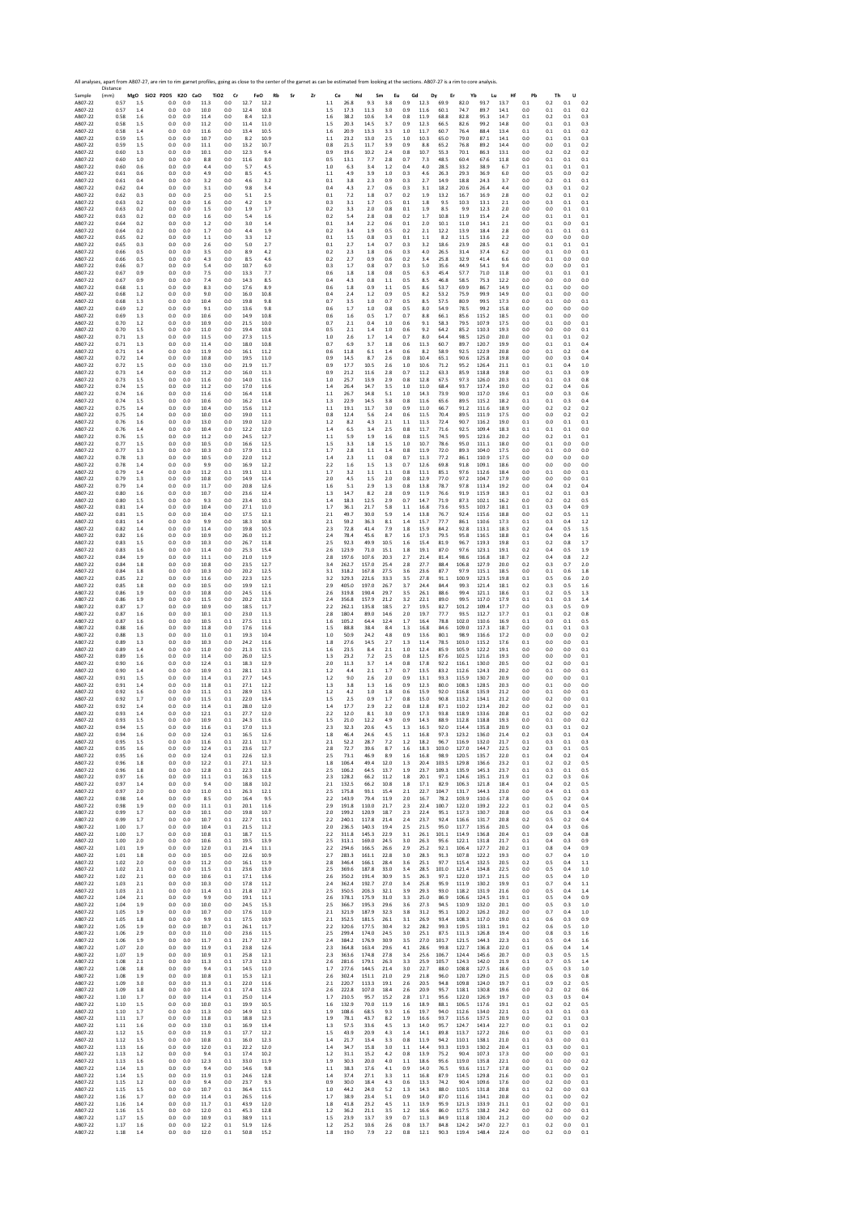All analyses, apart from AB07-27, are rim to rim garnet profiles, going as close to the center of the garnet as can be estimated from looking at the sections. AB07-27 is a rim to core analysis.

| Sample | Distance (mm) | MgO | SiO2 | P2O5 | K2O | CaO | TiO2 | Cr | FeO | Rb | Sr | Zr | Ce | Nd | Sm | Eu | Gd | Dy | Er | Yb | Lu | Hf | Pb | Th | U |
|---|---|---|---|---|---|---|---|---|---|---|---|---|---|---|---|---|---|---|---|---|---|---|---|---|---|
| AB07-22 | 0.57 | 1.5 | | 0.0 | 0.0 | 11.3 | 0.0 | 12.7 | 12.2 | | | 1.1 | 26.8 | 9.3 | 3.8 | 0.9 | 12.3 | 69.9 | 82.0 | 93.7 | 13.7 | 0.1 | 0.2 | 0.1 | 0.2 |
| AB07-22 | 0.57 | 1.4 | | 0.0 | 0.0 | 10.0 | 0.0 | 12.4 | 10.8 | | | 1.5 | 17.3 | 11.3 | 3.0 | 0.9 | 11.6 | 60.1 | 74.7 | 89.7 | 14.1 | 0.0 | 0.1 | 0.1 | 0.2 |
| AB07-22 | 0.58 | 1.6 | | 0.0 | 0.0 | 11.4 | 0.0 | 8.4 | 12.3 | | | 1.6 | 38.2 | 10.6 | 3.4 | 0.8 | 11.9 | 68.8 | 82.8 | 95.3 | 14.7 | 0.1 | 0.2 | 0.1 | 0.3 |
| AB07-22 | 0.58 | 1.5 | | 0.0 | 0.0 | 11.2 | 0.0 | 11.4 | 11.0 | | | 1.5 | 20.3 | 14.5 | 3.7 | 0.9 | 12.3 | 66.5 | 82.6 | 99.2 | 14.8 | 0.0 | 0.1 | 0.1 | 0.3 |
| AB07-22 | 0.58 | 1.4 | | 0.0 | 0.0 | 11.6 | 0.0 | 13.4 | 10.5 | | | 1.6 | 20.9 | 13.3 | 3.3 | 1.0 | 11.7 | 60.7 | 76.4 | 88.4 | 13.4 | 0.1 | 0.1 | 0.1 | 0.2 |
| AB07-22 | 0.59 | 1.5 | | 0.0 | 0.0 | 10.7 | 0.0 | 8.2 | 10.9 | | | 1.1 | 23.2 | 13.0 | 2.5 | 1.0 | 10.3 | 65.0 | 79.0 | 87.1 | 14.1 | 0.0 | 0.1 | 0.1 | 0.3 |
| AB07-22 | 0.59 | 1.5 | | 0.0 | 0.0 | 11.1 | 0.0 | 13.2 | 10.7 | | | 0.8 | 21.5 | 11.7 | 3.9 | 0.9 | 8.8 | 65.2 | 76.8 | 89.2 | 14.4 | 0.0 | 0.0 | 0.1 | 0.2 |
| AB07-22 | 0.60 | 1.3 | | 0.0 | 0.0 | 10.1 | 0.0 | 12.3 | 9.4 | | | 0.9 | 19.6 | 10.2 | 2.4 | 0.8 | 10.7 | 55.3 | 70.1 | 86.3 | 13.1 | 0.0 | 0.2 | 0.2 | 0.2 |
| AB07-22 | 0.60 | 1.0 | | 0.0 | 0.0 | 8.8 | 0.0 | 11.6 | 8.0 | | | 0.5 | 13.1 | 7.7 | 2.8 | 0.7 | 7.3 | 48.5 | 60.4 | 67.6 | 11.8 | 0.0 | 0.1 | 0.1 | 0.1 |
| AB07-22 | 0.60 | 0.6 | | 0.0 | 0.0 | 4.4 | 0.0 | 5.7 | 4.5 | | | 1.0 | 6.3 | 3.4 | 1.2 | 0.4 | 4.0 | 28.5 | 33.2 | 38.9 | 6.7 | 0.1 | 0.1 | 0.1 | 0.1 |
| AB07-22 | 0.61 | 0.6 | | 0.0 | 0.0 | 4.9 | 0.0 | 8.5 | 4.5 | | | 1.1 | 4.9 | 3.9 | 1.0 | 0.3 | 4.6 | 26.3 | 29.3 | 36.9 | 6.0 | 0.0 | 0.5 | 0.0 | 0.2 |
| AB07-22 | 0.61 | 0.4 | | 0.0 | 0.0 | 3.2 | 0.0 | 4.6 | 3.2 | | | 0.1 | 3.8 | 2.3 | 0.9 | 0.3 | 2.7 | 14.9 | 18.8 | 24.3 | 3.7 | 0.0 | 0.2 | 0.1 | 0.1 |
| AB07-22 | 0.62 | 0.4 | | 0.0 | 0.0 | 3.1 | 0.0 | 9.8 | 3.4 | | | 0.4 | 4.3 | 2.7 | 0.6 | 0.3 | 3.1 | 18.2 | 20.6 | 26.4 | 4.4 | 0.0 | 0.3 | 0.1 | 0.2 |
| AB07-22 | 0.62 | 0.3 | | 0.0 | 0.0 | 2.5 | 0.0 | 5.1 | 2.5 | | | 0.1 | 7.2 | 1.8 | 0.7 | 0.2 | 1.9 | 13.2 | 16.7 | 16.9 | 2.8 | 0.0 | 0.2 | 0.1 | 0.2 |
| AB07-22 | 0.63 | 0.2 | | 0.0 | 0.0 | 1.6 | 0.0 | 4.2 | 1.9 | | | 0.3 | 3.1 | 1.7 | 0.5 | 0.1 | 1.8 | 9.5 | 10.3 | 13.1 | 2.1 | 0.0 | 0.3 | 0.1 | 0.1 |
| AB07-22 | 0.63 | 0.2 | | 0.0 | 0.0 | 1.5 | 0.0 | 1.9 | 1.7 | | | 0.2 | 3.3 | 2.0 | 0.8 | 0.1 | 1.9 | 8.5 | 9.9 | 12.3 | 2.0 | 0.0 | 0.0 | 0.1 | 0.1 |
| AB07-22 | 0.63 | 0.2 | | 0.0 | 0.0 | 1.6 | 0.0 | 5.4 | 1.6 | | | 0.2 | 5.4 | 2.8 | 0.8 | 0.2 | 1.7 | 10.8 | 11.9 | 15.4 | 2.4 | 0.0 | 0.1 | 0.1 | 0.1 |
| AB07-22 | 0.64 | 0.2 | | 0.0 | 0.0 | 1.2 | 0.0 | 3.0 | 1.4 | | | 0.1 | 3.4 | 2.2 | 0.6 | 0.1 | 2.0 | 10.1 | 11.0 | 14.1 | 2.1 | 0.0 | 0.1 | 0.0 | 0.1 |
| AB07-22 | 0.64 | 0.2 | | 0.0 | 0.0 | 1.7 | 0.0 | 4.4 | 1.9 | | | 0.2 | 3.4 | 1.9 | 0.5 | 0.2 | 2.1 | 12.2 | 13.9 | 18.4 | 2.8 | 0.0 | 0.1 | 0.1 | 0.1 |
| AB07-22 | 0.65 | 0.2 | | 0.0 | 0.0 | 1.1 | 0.0 | 3.3 | 1.2 | | | 0.1 | 1.5 | 0.8 | 0.3 | 0.1 | 1.1 | 8.2 | 11.5 | 13.6 | 2.2 | 0.0 | 0.0 | 0.0 | 0.0 |
| AB07-22 | 0.65 | 0.3 | | 0.0 | 0.0 | 2.6 | 0.0 | 5.0 | 2.7 | | | 0.1 | 2.7 | 1.4 | 0.7 | 0.3 | 3.2 | 18.6 | 23.9 | 28.5 | 4.8 | 0.0 | 0.1 | 0.1 | 0.1 |
| AB07-22 | 0.66 | 0.5 | | 0.0 | 0.0 | 3.5 | 0.0 | 8.9 | 4.2 | | | 0.2 | 2.3 | 1.8 | 0.6 | 0.3 | 4.0 | 26.5 | 31.4 | 37.4 | 6.2 | 0.0 | 0.1 | 0.0 | 0.1 |
| AB07-22 | 0.66 | 0.5 | | 0.0 | 0.0 | 4.3 | 0.0 | 8.5 | 4.6 | | | 0.2 | 2.7 | 0.9 | 0.6 | 0.2 | 3.4 | 25.8 | 32.9 | 41.4 | 6.6 | 0.0 | 0.1 | 0.0 | 0.0 |
| AB07-22 | 0.66 | 0.7 | | 0.0 | 0.0 | 5.4 | 0.0 | 10.7 | 6.0 | | | 0.3 | 1.7 | 0.8 | 0.7 | 0.3 | 5.0 | 35.6 | 44.9 | 54.1 | 9.4 | 0.0 | 0.0 | 0.0 | 0.1 |
| AB07-22 | 0.67 | 0.9 | | 0.0 | 0.0 | 7.5 | 0.0 | 13.3 | 7.7 | | | 0.6 | 1.8 | 1.8 | 0.8 | 0.5 | 6.3 | 45.4 | 57.7 | 71.0 | 11.8 | 0.0 | 0.1 | 0.1 | 0.1 |
| AB07-22 | 0.67 | 0.9 | | 0.0 | 0.0 | 7.4 | 0.0 | 14.3 | 8.5 | | | 0.4 | 4.3 | 0.8 | 1.1 | 0.5 | 8.5 | 46.8 | 58.5 | 75.3 | 12.2 | 0.0 | 0.0 | 0.0 | 0.0 |
| AB07-22 | 0.68 | 1.1 | | 0.0 | 0.0 | 8.3 | 0.0 | 17.6 | 8.9 | | | 0.6 | 1.8 | 0.9 | 1.1 | 0.5 | 8.6 | 53.7 | 69.9 | 86.7 | 14.9 | 0.0 | 0.1 | 0.0 | 0.0 |
| AB07-22 | 0.68 | 1.2 | | 0.0 | 0.0 | 9.0 | 0.0 | 16.0 | 10.8 | | | 0.4 | 2.4 | 1.2 | 0.9 | 0.5 | 8.2 | 53.2 | 75.9 | 99.9 | 14.9 | 0.0 | 0.1 | 0.0 | 0.0 |
| AB07-22 | 0.68 | 1.3 | | 0.0 | 0.0 | 10.4 | 0.0 | 19.8 | 9.8 | | | 0.7 | 3.5 | 1.0 | 0.7 | 0.5 | 8.5 | 57.5 | 80.9 | 99.5 | 17.3 | 0.0 | 0.1 | 0.0 | 0.1 |
| AB07-22 | 0.69 | 1.2 | | 0.0 | 0.0 | 9.1 | 0.0 | 13.6 | 9.8 | | | 0.6 | 1.7 | 1.0 | 0.8 | 0.5 | 8.0 | 54.9 | 78.5 | 99.2 | 15.8 | 0.0 | 0.0 | 0.0 | 0.0 |
| AB07-22 | 0.69 | 1.3 | | 0.0 | 0.0 | 10.6 | 0.0 | 14.9 | 10.8 | | | 0.6 | 1.6 | 0.5 | 1.7 | 0.7 | 8.8 | 66.1 | 85.6 | 115.2 | 18.5 | 0.0 | 0.1 | 0.0 | 0.0 |
| AB07-22 | 0.70 | 1.2 | | 0.0 | 0.0 | 10.9 | 0.0 | 21.5 | 10.0 | | | 0.7 | 2.1 | 0.4 | 1.0 | 0.6 | 9.1 | 58.3 | 79.5 | 107.9 | 17.5 | 0.0 | 0.1 | 0.0 | 0.1 |
| AB07-22 | 0.70 | 1.5 | | 0.0 | 0.0 | 11.0 | 0.0 | 19.4 | 10.8 | | | 0.5 | 2.1 | 1.4 | 1.0 | 0.6 | 9.2 | 64.2 | 85.2 | 110.3 | 19.3 | 0.0 | 0.0 | 0.0 | 0.1 |
| AB07-22 | 0.71 | 1.3 | | 0.0 | 0.0 | 11.5 | 0.0 | 27.3 | 11.5 | | | 1.0 | 2.6 | 1.7 | 1.4 | 0.7 | 8.0 | 64.4 | 98.5 | 125.0 | 20.0 | 0.0 | 0.1 | 0.1 | 0.2 |
| AB07-22 | 0.71 | 1.3 | | 0.0 | 0.0 | 11.4 | 0.0 | 18.0 | 10.8 | | | 0.7 | 6.9 | 3.7 | 1.8 | 0.6 | 11.3 | 60.7 | 89.7 | 120.7 | 19.9 | 0.0 | 0.1 | 0.1 | 0.4 |
| AB07-22 | 0.71 | 1.4 | | 0.0 | 0.0 | 11.9 | 0.0 | 16.1 | 11.2 | | | 0.6 | 11.8 | 6.1 | 1.4 | 0.6 | 8.2 | 58.9 | 92.5 | 122.9 | 20.8 | 0.0 | 0.1 | 0.2 | 0.4 |
| AB07-22 | 0.72 | 1.4 | | 0.0 | 0.0 | 10.8 | 0.0 | 19.5 | 11.0 | | | 0.9 | 14.5 | 8.7 | 2.6 | 0.8 | 10.4 | 65.1 | 90.6 | 125.8 | 19.8 | 0.0 | 0.0 | 0.3 | 0.4 |
| AB07-22 | 0.72 | 1.5 | | 0.0 | 0.0 | 13.0 | 0.0 | 21.9 | 11.7 | | | 0.9 | 17.7 | 10.5 | 2.6 | 1.0 | 10.6 | 71.2 | 95.2 | 126.4 | 21.1 | 0.1 | 0.1 | 0.4 | 1.0 |
| AB07-22 | 0.73 | 1.4 | | 0.0 | 0.0 | 11.2 | 0.0 | 16.0 | 11.3 | | | 0.9 | 21.2 | 11.6 | 2.8 | 0.7 | 11.2 | 63.3 | 85.9 | 118.8 | 19.8 | 0.0 | 0.1 | 0.3 | 0.9 |
| AB07-22 | 0.73 | 1.5 | | 0.0 | 0.0 | 11.6 | 0.0 | 14.0 | 11.6 | | | 1.0 | 25.7 | 13.9 | 2.9 | 0.8 | 12.8 | 67.5 | 97.3 | 126.0 | 20.3 | 0.1 | 0.1 | 0.3 | 0.8 |
| AB07-22 | 0.74 | 1.5 | | 0.0 | 0.0 | 11.2 | 0.0 | 17.0 | 11.6 | | | 1.4 | 26.4 | 14.7 | 3.5 | 1.0 | 11.0 | 68.4 | 93.7 | 117.4 | 19.0 | 0.0 | 0.2 | 0.4 | 0.6 |
| AB07-22 | 0.74 | 1.6 | | 0.0 | 0.0 | 11.6 | 0.0 | 16.4 | 11.8 | | | 1.1 | 26.7 | 14.8 | 5.1 | 1.0 | 14.3 | 73.9 | 90.0 | 117.0 | 19.6 | 0.1 | 0.0 | 0.3 | 0.6 |
| AB07-22 | 0.74 | 1.5 | | 0.0 | 0.0 | 10.6 | 0.0 | 16.2 | 11.4 | | | 1.3 | 22.9 | 14.5 | 3.8 | 0.8 | 11.6 | 65.6 | 89.5 | 115.2 | 18.2 | 0.1 | 0.1 | 0.3 | 0.4 |
| AB07-22 | 0.75 | 1.4 | | 0.0 | 0.0 | 10.4 | 0.0 | 15.6 | 11.2 | | | 1.1 | 19.1 | 11.7 | 3.0 | 0.9 | 11.0 | 66.7 | 91.2 | 111.6 | 18.9 | 0.0 | 0.2 | 0.2 | 0.2 |
| AB07-22 | 0.75 | 1.4 | | 0.0 | 0.0 | 10.0 | 0.0 | 19.0 | 11.1 | | | 0.8 | 12.4 | 5.6 | 2.4 | 0.6 | 11.5 | 70.4 | 89.5 | 111.9 | 17.5 | 0.0 | 0.0 | 0.2 | 0.2 |
| AB07-22 | 0.76 | 1.6 | | 0.0 | 0.0 | 13.0 | 0.0 | 19.0 | 12.0 | | | 1.2 | 8.2 | 4.3 | 2.1 | 1.1 | 11.3 | 72.4 | 90.7 | 116.2 | 19.0 | 0.1 | 0.0 | 0.1 | 0.1 |
| AB07-22 | 0.76 | 1.4 | | 0.0 | 0.0 | 10.4 | 0.0 | 12.2 | 12.0 | | | 1.4 | 6.5 | 3.4 | 2.5 | 0.8 | 11.7 | 71.6 | 92.5 | 109.4 | 18.3 | 0.1 | 0.1 | 0.1 | 0.0 |
| AB07-22 | 0.76 | 1.5 | | 0.0 | 0.0 | 11.2 | 0.0 | 24.5 | 12.7 | | | 1.1 | 5.9 | 1.9 | 1.6 | 0.8 | 11.5 | 74.5 | 99.5 | 123.6 | 20.2 | 0.0 | 0.2 | 0.1 | 0.1 |
| AB07-22 | 0.77 | 1.5 | | 0.0 | 0.0 | 10.5 | 0.0 | 16.6 | 12.5 | | | 1.5 | 3.3 | 1.8 | 1.5 | 1.0 | 10.7 | 78.6 | 95.0 | 111.1 | 18.0 | 0.0 | 0.1 | 0.0 | 0.0 |
| AB07-22 | 0.77 | 1.3 | | 0.0 | 0.0 | 10.3 | 0.0 | 17.9 | 11.1 | | | 1.7 | 2.8 | 1.1 | 1.4 | 0.8 | 11.9 | 72.0 | 89.3 | 104.0 | 17.5 | 0.0 | 0.1 | 0.0 | 0.0 |
| AB07-22 | 0.78 | 1.3 | | 0.0 | 0.0 | 10.5 | 0.0 | 22.0 | 11.2 | | | 1.4 | 2.3 | 1.1 | 0.8 | 0.7 | 11.3 | 77.2 | 86.1 | 110.9 | 17.5 | 0.0 | 0.0 | 0.0 | 0.0 |
| AB07-22 | 0.78 | 1.4 | | 0.0 | 0.0 | 9.9 | 0.0 | 16.9 | 12.2 | | | 2.2 | 1.6 | 1.5 | 1.3 | 0.7 | 12.6 | 69.8 | 91.8 | 109.1 | 18.6 | 0.0 | 0.0 | 0.0 | 0.0 |
| AB07-22 | 0.79 | 1.4 | | 0.0 | 0.0 | 11.2 | 0.1 | 19.1 | 12.1 | | | 1.7 | 3.2 | 1.1 | 1.1 | 0.8 | 11.1 | 85.1 | 97.6 | 112.6 | 18.4 | 0.0 | 0.1 | 0.0 | 0.1 |
| AB07-22 | 0.79 | 1.5 | | 0.0 | 0.0 | 10.8 | 0.0 | 14.9 | 11.4 | | | 2.0 | 4.5 | 1.5 | 2.0 | 0.8 | 12.9 | 77.0 | 97.2 | 104.7 | 17.9 | 0.0 | 0.0 | 0.0 | 0.1 |
| AB07-22 | 0.79 | 1.4 | | 0.0 | 0.0 | 11.7 | 0.0 | 20.8 | 12.6 | | | 1.6 | 5.1 | 2.9 | 1.3 | 0.8 | 13.8 | 78.7 | 97.8 | 113.4 | 19.2 | 0.0 | 0.4 | 0.2 | 0.4 |
| AB07-22 | 0.80 | 1.6 | | 0.0 | 0.0 | 10.7 | 0.0 | 23.6 | 12.4 | | | 1.3 | 14.7 | 8.2 | 2.8 | 0.9 | 11.9 | 76.6 | 91.9 | 115.9 | 18.3 | 0.1 | 0.2 | 0.1 | 0.3 |
| AB07-22 | 0.80 | 1.5 | | 0.0 | 0.0 | 9.3 | 0.0 | 23.4 | 10.1 | | | 1.4 | 18.3 | 12.5 | 2.9 | 0.7 | 14.7 | 71.9 | 87.3 | 102.1 | 16.2 | 0.0 | 0.2 | 0.2 | 0.5 |
| AB07-22 | 0.81 | 1.4 | | 0.0 | 0.0 | 10.4 | 0.0 | 27.1 | 11.0 | | | 1.7 | 36.1 | 21.7 | 5.8 | 1.1 | 16.8 | 73.6 | 93.5 | 103.7 | 18.1 | 0.1 | 0.3 | 0.4 | 0.9 |
| AB07-22 | 0.81 | 1.5 | | 0.0 | 0.0 | 10.4 | 0.0 | 17.5 | 12.1 | | | 2.1 | 49.7 | 30.0 | 5.9 | 1.4 | 13.8 | 76.7 | 92.4 | 115.6 | 18.8 | 0.0 | 0.2 | 0.5 | 1.1 |
| AB07-22 | 0.81 | 1.4 | | 0.0 | 0.0 | 9.9 | 0.0 | 18.3 | 10.8 | | | 2.1 | 59.2 | 36.3 | 8.1 | 1.4 | 15.7 | 77.7 | 86.1 | 110.6 | 17.3 | 0.1 | 0.3 | 0.4 | 1.2 |
| AB07-22 | 0.82 | 1.4 | | 0.0 | 0.0 | 11.4 | 0.0 | 19.8 | 10.5 | | | 3.5 | 72.8 | 41.4 | 7.9 | 1.8 | 15.9 | 84.2 | 92.8 | 113.1 | 18.3 | 0.2 | 0.4 | 0.5 | 1.5 |
| AB07-22 | 0.82 | 1.6 | | 0.0 | 0.0 | 10.9 | 0.0 | 26.0 | 11.2 | | | 2.4 | 78.4 | 45.6 | 8.7 | 1.6 | 17.3 | 79.5 | 95.8 | 116.5 | 18.8 | 0.1 | 0.4 | 0.4 | 1.6 |
| AB07-22 | 0.83 | 1.5 | | 0.0 | 0.0 | 10.3 | 0.0 | 26.7 | 11.8 | | | 2.5 | 92.3 | 49.9 | 10.5 | 1.6 | 15.4 | 81.9 | 96.7 | 119.3 | 19.8 | 0.1 | 0.2 | 0.8 | 1.7 |
| AB07-22 | 0.83 | 1.6 | | 0.0 | 0.0 | 11.4 | 0.0 | 25.3 | 15.4 | | | 2.6 | 123.9 | 71.0 | 15.1 | 1.8 | 19.1 | 87.0 | 97.6 | 123.1 | 19.1 | 0.2 | 0.4 | 0.5 | 1.9 |
| AB07-22 | 0.84 | 1.9 | | 0.0 | 0.0 | 11.1 | 0.0 | 21.0 | 11.9 | | | 2.8 | 197.6 | 107.6 | 20.3 | 2.7 | 21.4 | 81.4 | 98.6 | 116.8 | 18.7 | 0.2 | 0.4 | 0.8 | 2.2 |
| AB07-22 | 0.84 | 1.8 | | 0.0 | 0.0 | 10.8 | 0.0 | 23.5 | 12.7 | | | 3.4 | 262.7 | 157.0 | 25.4 | 2.8 | 27.7 | 88.4 | 106.8 | 127.9 | 20.0 | 0.2 | 0.3 | 0.7 | 2.0 |
| AB07-22 | 0.84 | 1.8 | | 0.0 | 0.0 | 10.3 | 0.0 | 20.2 | 12.5 | | | 3.1 | 318.2 | 167.8 | 27.5 | 3.6 | 23.6 | 87.7 | 97.9 | 115.1 | 18.5 | 0.0 | 0.1 | 0.6 | 1.8 |
| AB07-22 | 0.85 | 2.2 | | 0.0 | 0.0 | 11.6 | 0.0 | 22.3 | 12.5 | | | 3.2 | 329.3 | 221.6 | 33.3 | 3.5 | 27.8 | 91.1 | 100.9 | 123.5 | 19.8 | 0.1 | 0.5 | 0.6 | 2.0 |
| AB07-22 | 0.85 | 1.8 | | 0.0 | 0.0 | 10.5 | 0.0 | 19.9 | 12.1 | | | 2.9 | 405.0 | 197.0 | 26.7 | 3.7 | 24.4 | 84.4 | 99.3 | 121.4 | 18.1 | 0.2 | 0.3 | 0.5 | 1.6 |
| AB07-22 | 0.86 | 1.9 | | 0.0 | 0.0 | 10.8 | 0.0 | 24.5 | 11.6 | | | 2.6 | 319.8 | 190.4 | 29.7 | 3.5 | 26.1 | 88.6 | 99.4 | 121.1 | 18.6 | 0.1 | 0.2 | 0.5 | 1.3 |
| AB07-22 | 0.86 | 1.9 | | 0.0 | 0.0 | 11.5 | 0.0 | 20.2 | 12.3 | | | 2.4 | 356.8 | 157.9 | 21.2 | 3.2 | 22.1 | 89.0 | 99.5 | 117.0 | 17.9 | 0.1 | 0.1 | 0.3 | 1.4 |
| AB07-22 | 0.87 | 1.7 | | 0.0 | 0.0 | 10.9 | 0.0 | 18.5 | 11.7 | | | 2.2 | 262.1 | 135.8 | 18.5 | 2.7 | 19.5 | 82.7 | 101.2 | 109.4 | 17.7 | 0.0 | 0.3 | 0.5 | 0.9 |
| AB07-22 | 0.87 | 1.6 | | 0.0 | 0.0 | 10.1 | 0.0 | 23.0 | 11.3 | | | 2.8 | 180.4 | 89.0 | 14.6 | 2.0 | 19.7 | 77.7 | 93.5 | 112.7 | 17.7 | 0.1 | 0.1 | 0.2 | 0.8 |
| AB07-22 | 0.87 | 1.6 | | 0.0 | 0.0 | 10.3 | 0.1 | 27.5 | 11.1 | | | 1.6 | 105.2 | 64.4 | 12.4 | 1.7 | 16.4 | 78.8 | 102.0 | 110.6 | 16.9 | 0.1 | 0.0 | 0.1 | 0.5 |
| AB07-22 | 0.88 | 1.6 | | 0.0 | 0.0 | 11.8 | 0.0 | 17.6 | 11.6 | | | 1.5 | 88.8 | 38.4 | 8.4 | 1.3 | 16.8 | 84.6 | 109.0 | 117.3 | 18.7 | 0.0 | 0.1 | 0.1 | 0.3 |
| AB07-22 | 0.88 | 1.3 | | 0.0 | 0.0 | 11.0 | 0.1 | 19.3 | 10.4 | | | 1.0 | 50.9 | 24.2 | 4.8 | 0.9 | 13.6 | 80.1 | 98.9 | 116.6 | 17.2 | 0.0 | 0.0 | 0.0 | 0.1 |
| AB07-22 | 0.89 | 1.3 | | 0.0 | 0.0 | 10.3 | 0.0 | 24.2 | 11.6 | | | 1.8 | 27.6 | 14.5 | 2.7 | 1.3 | 11.4 | 78.5 | 103.0 | 115.2 | 17.6 | 0.1 | 0.0 | 0.0 | 0.1 |
| AB07-22 | 0.89 | 1.4 | | 0.0 | 0.0 | 11.3 | 0.0 | 21.3 | 11.5 | | | 1.6 | 23.5 | 8.4 | 2.1 | 1.0 | 12.4 | 85.9 | 105.9 | 122.2 | 19.1 | 0.0 | 0.0 | 0.0 | 0.1 |
| AB07-22 | 0.89 | 1.6 | | 0.0 | 0.0 | 11.4 | 0.0 | 26.0 | 12.5 | | | 1.3 | 23.2 | 7.2 | 2.5 | 0.8 | 12.5 | 87.6 | 102.5 | 121.6 | 19.3 | 0.0 | 0.0 | 0.0 | 0.1 |
| AB07-22 | 0.90 | 1.6 | | 0.0 | 0.0 | 12.4 | 0.1 | 18.3 | 12.9 | | | 2.0 | 11.3 | 3.7 | 1.4 | 0.8 | 17.8 | 92.2 | 116.1 | 130.0 | 20.5 | 0.0 | 0.2 | 0.0 | 0.1 |
| AB07-22 | 0.90 | 1.4 | | 0.0 | 0.0 | 10.9 | 0.1 | 28.1 | 12.3 | | | 1.2 | 4.4 | 2.1 | 1.7 | 0.7 | 13.5 | 83.2 | 112.6 | 124.3 | 20.2 | 0.0 | 0.1 | 0.0 | 0.1 |
| AB07-22 | 0.91 | 1.5 | | 0.0 | 0.0 | 11.4 | 0.1 | 27.7 | 14.5 | | | 1.2 | 9.0 | 2.6 | 2.0 | 0.9 | 13.1 | 93.3 | 115.9 | 130.7 | 20.9 | 0.0 | 0.0 | 0.0 | 0.1 |
| AB07-22 | 0.91 | 1.4 | | 0.0 | 0.0 | 11.8 | 0.1 | 27.1 | 12.2 | | | 1.3 | 3.8 | 1.3 | 1.6 | 0.9 | 12.3 | 80.0 | 108.3 | 128.5 | 20.3 | 0.0 | 0.1 | 0.0 | 0.0 |
| AB07-22 | 0.92 | 1.6 | | 0.0 | 0.0 | 11.1 | 0.1 | 28.9 | 12.5 | | | 1.2 | 4.2 | 1.0 | 1.8 | 0.6 | 15.9 | 92.0 | 116.8 | 135.9 | 21.2 | 0.0 | 0.1 | 0.0 | 0.1 |
| AB07-22 | 0.92 | 1.7 | | 0.0 | 0.0 | 11.5 | 0.1 | 22.0 | 13.4 | | | 1.5 | 2.5 | 0.9 | 1.7 | 0.8 | 15.0 | 90.8 | 113.2 | 134.1 | 21.2 | 0.0 | 0.2 | 0.0 | 0.1 |
| AB07-22 | 0.92 | 1.4 | | 0.0 | 0.0 | 11.4 | 0.1 | 28.0 | 12.0 | | | 1.4 | 17.7 | 2.9 | 2.2 | 0.8 | 12.8 | 87.1 | 110.2 | 123.4 | 20.2 | 0.0 | 0.2 | 0.0 | 0.1 |
| AB07-22 | 0.93 | 1.4 | | 0.0 | 0.0 | 12.1 | 0.1 | 27.7 | 12.0 | | | 2.2 | 12.0 | 8.1 | 3.0 | 0.9 | 17.3 | 93.8 | 118.9 | 133.6 | 20.8 | 0.1 | 0.2 | 0.0 | 0.2 |
| AB07-22 | 0.93 | 1.5 | | 0.0 | 0.0 | 10.9 | 0.1 | 24.3 | 11.6 | | | 1.5 | 21.0 | 12.2 | 4.9 | 0.9 | 14.3 | 88.9 | 112.8 | 118.8 | 19.3 | 0.0 | 0.1 | 0.0 | 0.2 |
| AB07-22 | 0.94 | 1.5 | | 0.0 | 0.0 | 11.6 | 0.1 | 17.0 | 11.3 | | | 2.3 | 32.3 | 20.6 | 4.5 | 1.3 | 16.3 | 92.0 | 114.4 | 135.8 | 20.9 | 0.0 | 0.3 | 0.1 | 0.2 |
| AB07-22 | 0.94 | 1.6 | | 0.0 | 0.0 | 12.4 | 0.1 | 16.5 | 12.6 | | | 1.8 | 46.4 | 24.6 | 4.5 | 1.1 | 16.8 | 97.3 | 123.2 | 136.0 | 21.4 | 0.2 | 0.3 | 0.1 | 0.4 |
| AB07-22 | 0.95 | 1.5 | | 0.0 | 0.0 | 11.6 | 0.1 | 22.1 | 11.7 | | | 2.1 | 52.2 | 28.7 | 7.2 | 1.2 | 18.2 | 96.7 | 116.9 | 132.0 | 21.7 | 0.1 | 0.3 | 0.1 | 0.3 |
| AB07-22 | 0.95 | 1.6 | | 0.0 | 0.0 | 12.4 | 0.1 | 23.6 | 12.7 | | | 2.8 | 72.7 | 39.6 | 8.7 | 1.6 | 18.3 | 103.0 | 127.0 | 144.7 | 22.5 | 0.2 | 0.3 | 0.1 | 0.5 |
| AB07-22 | 0.95 | 1.6 | | 0.0 | 0.0 | 12.4 | 0.1 | 22.6 | 12.3 | | | 2.5 | 73.1 | 46.9 | 8.9 | 1.6 | 16.8 | 98.9 | 120.5 | 135.7 | 22.0 | 0.1 | 0.4 | 0.2 | 0.4 |
| AB07-22 | 0.96 | 1.8 | | 0.0 | 0.0 | 12.2 | 0.1 | 27.1 | 12.3 | | | 1.8 | 106.4 | 49.4 | 12.0 | 1.3 | 20.4 | 103.5 | 129.8 | 136.6 | 23.2 | 0.1 | 0.2 | 0.2 | 0.5 |
| AB07-22 | 0.96 | 1.8 | | 0.0 | 0.0 | 12.8 | 0.1 | 22.3 | 12.8 | | | 2.5 | 106.2 | 64.5 | 13.7 | 1.9 | 23.7 | 109.3 | 135.9 | 145.3 | 23.7 | 0.1 | 0.3 | 0.1 | 0.5 |
| AB07-22 | 0.97 | 1.6 | | 0.0 | 0.0 | 11.1 | 0.1 | 16.3 | 11.5 | | | 2.3 | 128.2 | 66.2 | 11.2 | 1.8 | 20.1 | 97.1 | 124.6 | 135.1 | 21.9 | 0.1 | 0.2 | 0.3 | 0.6 |
| AB07-22 | 0.97 | 1.4 | | 0.0 | 0.0 | 9.4 | 0.0 | 18.8 | 10.2 | | | 2.1 | 132.5 | 66.2 | 10.8 | 1.8 | 17.1 | 82.9 | 106.3 | 121.8 | 18.4 | 0.1 | 0.4 | 0.2 | 0.5 |
| AB07-22 | 0.97 | 2.0 | | 0.0 | 0.0 | 11.0 | 0.1 | 26.3 | 12.1 | | | 2.5 | 175.8 | 93.1 | 15.4 | 2.1 | 22.7 | 104.7 | 131.7 | 144.3 | 23.0 | 0.0 | 0.4 | 0.1 | 0.3 |
| AB07-22 | 0.98 | 1.4 | | 0.0 | 0.0 | 8.5 | 0.0 | 16.4 | 9.5 | | | 2.2 | 143.9 | 79.4 | 11.9 | 2.0 | 16.7 | 78.2 | 103.9 | 110.6 | 17.8 | 0.0 | 0.5 | 0.2 | 0.4 |
| AB07-22 | 0.98 | 1.9 | | 0.0 | 0.0 | 11.1 | 0.1 | 20.1 | 11.6 | | | 2.9 | 191.8 | 110.0 | 21.7 | 2.3 | 22.4 | 100.7 | 122.0 | 139.2 | 22.2 | 0.1 | 0.2 | 0.4 | 0.5 |
| AB07-22 | 0.99 | 1.7 | | 0.0 | 0.0 | 10.1 | 0.0 | 19.8 | 10.7 | | | 2.0 | 199.2 | 120.9 | 18.7 | 2.3 | 22.4 | 95.1 | 117.3 | 130.7 | 20.8 | 0.0 | 0.6 | 0.3 | 0.4 |
| AB07-22 | 0.99 | 1.7 | | 0.0 | 0.0 | 10.7 | 0.1 | 22.7 | 11.1 | | | 2.2 | 240.1 | 117.8 | 21.4 | 2.4 | 23.7 | 92.4 | 116.6 | 131.7 | 20.8 | 0.2 | 0.5 | 0.2 | 0.4 |
| AB07-22 | 1.00 | 1.7 | | 0.0 | 0.0 | 10.4 | 0.1 | 21.5 | 11.2 | | | 2.0 | 236.5 | 140.3 | 19.4 | 2.5 | 21.5 | 95.0 | 117.7 | 135.6 | 20.5 | 0.0 | 0.4 | 0.3 | 0.6 |
| AB07-22 | 1.00 | 1.7 | | 0.0 | 0.0 | 10.8 | 0.1 | 18.7 | 11.5 | | | 2.2 | 311.8 | 145.3 | 22.9 | 3.1 | 26.1 | 101.1 | 114.9 | 136.8 | 20.4 | 0.1 | 0.9 | 0.4 | 0.8 |
| AB07-22 | 1.00 | 2.0 | | 0.0 | 0.0 | 10.6 | 0.1 | 19.5 | 13.9 | | | 2.5 | 313.1 | 169.0 | 24.5 | 3.0 | 26.3 | 95.6 | 122.1 | 131.8 | 21.7 | 0.1 | 0.4 | 0.3 | 0.9 |
| AB07-22 | 1.01 | 1.9 | | 0.0 | 0.0 | 12.0 | 0.1 | 21.4 | 11.1 | | | 2.2 | 294.6 | 166.5 | 26.6 | 2.9 | 25.2 | 92.1 | 106.4 | 127.7 | 20.2 | 0.1 | 0.8 | 0.4 | 0.9 |
| AB07-22 | 1.01 | 1.8 | | 0.0 | 0.0 | 10.5 | 0.0 | 22.6 | 10.9 | | | 2.7 | 283.3 | 161.1 | 22.8 | 3.0 | 28.3 | 91.3 | 107.8 | 122.2 | 19.3 | 0.0 | 0.7 | 0.4 | 1.0 |
| AB07-22 | 1.02 | 2.0 | | 0.0 | 0.0 | 11.2 | 0.0 | 16.1 | 11.9 | | | 2.8 | 346.4 | 166.1 | 28.4 | 3.6 | 25.1 | 97.7 | 115.4 | 132.5 | 20.5 | 0.2 | 0.5 | 0.4 | 1.1 |
| AB07-22 | 1.02 | 2.1 | | 0.0 | 0.0 | 11.5 | 0.1 | 23.6 | 13.0 | | | 2.5 | 369.6 | 187.8 | 33.0 | 3.4 | 28.5 | 101.0 | 121.4 | 134.8 | 22.5 | 0.0 | 0.5 | 0.4 | 1.0 |
| AB07-22 | 1.02 | 2.1 | | 0.0 | 0.0 | 10.6 | 0.1 | 17.1 | 13.6 | | | 2.6 | 350.2 | 191.4 | 30.9 | 3.5 | 26.3 | 97.1 | 122.0 | 137.1 | 21.5 | 0.0 | 0.5 | 0.4 | 1.0 |
| AB07-22 | 1.03 | 2.1 | | 0.0 | 0.0 | 10.3 | 0.0 | 17.8 | 11.2 | | | 2.4 | 362.4 | 192.7 | 27.0 | 3.4 | 25.8 | 95.9 | 111.9 | 130.2 | 19.9 | 0.1 | 0.7 | 0.4 | 1.1 |
| AB07-22 | 1.03 | 2.1 | | 0.0 | 0.0 | 11.4 | 0.1 | 21.8 | 12.7 | | | 2.5 | 350.5 | 203.3 | 32.1 | 3.9 | 29.3 | 93.0 | 118.2 | 131.6 | 21.6 | 0.0 | 0.5 | 0.4 | 1.4 |
| AB07-22 | 1.04 | 2.1 | | 0.0 | 0.0 | 9.9 | 0.0 | 19.1 | 11.1 | | | 2.6 | 378.1 | 175.9 | 31.0 | 3.3 | 25.0 | 86.9 | 106.6 | 124.5 | 19.1 | 0.1 | 0.5 | 0.4 | 0.9 |
| AB07-22 | 1.04 | 1.9 | | 0.0 | 0.0 | 10.0 | 0.0 | 24.5 | 15.3 | | | 2.5 | 366.7 | 195.3 | 29.6 | 3.6 | 27.3 | 94.5 | 110.9 | 132.0 | 20.1 | 0.0 | 0.5 | 0.3 | 1.0 |
| AB07-22 | 1.05 | 1.9 | | 0.0 | 0.0 | 10.7 | 0.0 | 17.6 | 11.0 | | | 2.1 | 321.9 | 187.9 | 32.3 | 3.8 | 31.2 | 95.1 | 120.2 | 126.2 | 20.2 | 0.0 | 0.7 | 0.4 | 1.0 |
| AB07-22 | 1.05 | 1.8 | | 0.0 | 0.0 | 9.9 | 0.1 | 17.5 | 10.9 | | | 2.1 | 352.5 | 181.5 | 26.1 | 3.1 | 26.9 | 93.4 | 108.3 | 117.0 | 19.0 | 0.1 | 0.6 | 0.3 | 0.9 |
| AB07-22 | 1.05 | 1.9 | | 0.0 | 0.0 | 10.7 | 0.1 | 26.1 | 11.7 | | | 2.2 | 320.6 | 177.5 | 30.4 | 3.2 | 28.2 | 99.3 | 119.5 | 133.1 | 19.1 | 0.2 | 0.6 | 0.5 | 1.0 |
| AB07-22 | 1.06 | 2.9 | | 0.0 | 0.0 | 11.0 | 0.0 | 23.6 | 11.5 | | | 2.5 | 299.4 | 174.0 | 24.5 | 3.0 | 25.1 | 87.5 | 111.3 | 126.8 | 19.4 | 0.0 | 0.8 | 0.3 | 1.6 |
| AB07-22 | 1.06 | 1.9 | | 0.0 | 0.0 | 11.7 | 0.1 | 21.7 | 12.7 | | | 2.4 | 384.2 | 176.9 | 30.9 | 3.5 | 27.0 | 101.7 | 121.5 | 144.3 | 22.3 | 0.1 | 0.5 | 0.4 | 1.4 |
| AB07-22 | 1.07 | 2.0 | | 0.0 | 0.0 | 11.9 | 0.1 | 23.8 | 12.6 | | | 2.3 | 364.8 | 163.4 | 29.6 | 4.1 | 28.6 | 99.8 | 122.7 | 136.8 | 22.0 | 0.1 | 0.6 | 0.4 | 1.4 |
| AB07-22 | 1.07 | 1.9 | | 0.0 | 0.0 | 10.9 | 0.1 | 25.8 | 12.1 | | | 2.3 | 363.6 | 174.8 | 27.8 | 3.4 | 25.6 | 106.7 | 124.4 | 145.6 | 20.7 | 0.0 | 0.3 | 0.5 | 1.5 |
| AB07-22 | 1.08 | 2.1 | | 0.0 | 0.0 | 11.3 | 0.1 | 17.3 | 12.3 | | | 2.6 | 281.6 | 179.1 | 26.3 | 3.3 | 25.9 | 105.7 | 124.3 | 142.0 | 21.9 | 0.1 | 0.7 | 0.5 | 1.4 |
| AB07-22 | 1.08 | 1.8 | | 0.0 | 0.0 | 9.4 | 0.1 | 14.5 | 11.0 | | | 1.7 | 277.6 | 144.5 | 21.4 | 3.0 | 22.7 | 88.0 | 108.8 | 127.5 | 18.6 | 0.0 | 0.5 | 0.3 | 1.0 |
| AB07-22 | 1.08 | 1.9 | | 0.0 | 0.0 | 10.8 | 0.1 | 15.3 | 12.1 | | | 2.6 | 302.4 | 151.1 | 21.0 | 2.9 | 21.8 | 96.0 | 120.7 | 129.0 | 21.5 | 0.0 | 0.6 | 0.3 | 0.8 |
| AB07-22 | 1.09 | 3.0 | | 0.0 | 0.0 | 11.3 | 0.1 | 22.0 | 11.6 | | | 2.1 | 220.7 | 113.3 | 19.1 | 2.6 | 20.5 | 94.8 | 109.8 | 124.0 | 19.7 | 0.1 | 0.9 | 0.2 | 0.5 |
| AB07-22 | 1.09 | 1.8 | | 0.0 | 0.0 | 11.4 | 0.1 | 17.4 | 12.5 | | | 2.6 | 222.8 | 107.0 | 18.4 | 2.6 | 20.9 | 95.7 | 118.1 | 130.8 | 19.6 | 0.0 | 0.2 | 0.2 | 0.6 |
| AB07-22 | 1.10 | 1.7 | | 0.0 | 0.0 | 11.4 | 0.1 | 25.0 | 11.4 | | | 1.7 | 210.5 | 95.7 | 15.2 | 2.8 | 17.1 | 95.6 | 122.0 | 126.9 | 19.7 | 0.0 | 0.3 | 0.3 | 0.4 |
| AB07-22 | 1.10 | 1.5 | | 0.0 | 0.0 | 10.0 | 0.1 | 19.9 | 10.5 | | | 1.6 | 132.9 | 70.0 | 11.9 | 1.6 | 18.9 | 88.1 | 106.5 | 117.6 | 19.1 | 0.1 | 0.2 | 0.2 | 0.5 |
| AB07-22 | 1.10 | 1.7 | | 0.0 | 0.0 | 11.3 | 0.0 | 14.9 | 12.1 | | | 1.9 | 108.6 | 68.5 | 9.3 | 1.6 | 19.7 | 94.0 | 112.6 | 134.0 | 22.1 | 0.1 | 0.3 | 0.1 | 0.3 |
| AB07-22 | 1.11 | 1.7 | | 0.0 | 0.0 | 11.8 | 0.1 | 18.8 | 12.5 | | | 1.9 | 78.1 | 43.7 | 8.2 | 1.9 | 16.6 | 93.7 | 115.6 | 137.5 | 20.9 | 0.0 | 0.2 | 0.1 | 0.3 |
| AB07-22 | 1.11 | 1.6 | | 0.0 | 0.0 | 13.0 | 0.1 | 16.9 | 13.4 | | | 1.3 | 57.5 | 33.6 | 4.5 | 1.3 | 14.0 | 95.7 | 124.7 | 143.4 | 22.7 | 0.0 | 0.1 | 0.1 | 0.2 |
| AB07-22 | 1.12 | 1.5 | | 0.0 | 0.0 | 11.9 | 0.1 | 17.7 | 12.2 | | | 1.5 | 43.9 | 20.9 | 4.3 | 1.4 | 14.1 | 89.8 | 113.7 | 127.2 | 20.6 | 0.0 | 0.1 | 0.0 | 0.1 |
| AB07-22 | 1.12 | 1.5 | | 0.0 | 0.0 | 10.8 | 0.1 | 16.0 | 12.3 | | | 1.4 | 21.7 | 13.4 | 3.3 | 0.8 | 11.9 | 94.2 | 110.1 | 138.1 | 21.0 | 0.1 | 0.3 | 0.0 | 0.1 |
| AB07-22 | 1.13 | 1.6 | | 0.0 | 0.0 | 12.0 | 0.1 | 22.2 | 12.0 | | | 1.4 | 34.7 | 15.8 | 3.0 | 1.1 | 14.4 | 93.3 | 119.3 | 130.2 | 20.4 | 0.1 | 0.3 | 0.0 | 0.1 |
| AB07-22 | 1.13 | 1.2 | | 0.0 | 0.0 | 9.4 | 0.1 | 17.4 | 10.2 | | | 1.2 | 31.1 | 15.2 | 4.2 | 0.8 | 13.9 | 75.2 | 90.4 | 107.3 | 17.3 | 0.0 | 0.0 | 0.0 | 0.0 |
| AB07-22 | 1.13 | 1.6 | | 0.0 | 0.0 | 12.3 | 0.1 | 33.0 | 11.9 | | | 1.9 | 30.3 | 20.0 | 4.0 | 1.1 | 18.6 | 95.6 | 119.0 | 135.8 | 22.1 | 0.0 | 0.1 | 0.0 | 0.2 |
| AB07-22 | 1.14 | 1.3 | | 0.0 | 0.0 | 9.4 | 0.0 | 14.6 | 9.8 | | | 1.1 | 38.3 | 17.6 | 4.1 | 0.9 | 14.0 | 76.5 | 93.6 | 111.7 | 17.8 | 0.0 | 0.1 | 0.0 | 0.1 |
| AB07-22 | 1.14 | 1.5 | | 0.0 | 0.0 | 11.9 | 0.1 | 24.6 | 12.8 | | | 1.4 | 37.4 | 27.1 | 3.3 | 1.1 | 16.8 | 87.9 | 114.5 | 129.8 | 21.6 | 0.0 | 0.1 | 0.0 | 0.1 |
| AB07-22 | 1.15 | 1.2 | | 0.0 | 0.0 | 9.4 | 0.0 | 23.7 | 9.3 | | | 0.9 | 30.0 | 18.4 | 4.3 | 0.6 | 13.3 | 74.2 | 90.4 | 109.6 | 17.6 | 0.0 | 0.2 | 0.0 | 0.1 |
| AB07-22 | 1.15 | 1.5 | | 0.0 | 0.0 | 10.7 | 0.1 | 36.4 | 11.5 | | | 1.0 | 44.2 | 24.0 | 5.2 | 1.3 | 14.3 | 88.0 | 110.5 | 131.8 | 20.8 | 0.1 | 0.2 | 0.0 | 0.3 |
| AB07-22 | 1.16 | 1.7 | | 0.0 | 0.0 | 11.4 | 0.1 | 26.5 | 11.6 | | | 1.7 | 38.9 | 23.4 | 5.1 | 0.9 | 14.0 | 87.0 | 111.6 | 134.1 | 20.8 | 0.0 | 0.1 | 0.0 | 0.2 |
| AB07-22 | 1.16 | 1.4 | | 0.0 | 0.0 | 11.7 | 0.1 | 43.9 | 12.0 | | | 1.8 | 41.8 | 23.2 | 4.5 | 1.1 | 13.9 | 95.9 | 121.3 | 133.9 | 21.1 | 0.1 | 0.2 | 0.0 | 0.1 |
| AB07-22 | 1.16 | 1.5 | | 0.0 | 0.0 | 12.0 | 0.1 | 45.3 | 12.8 | | | 1.2 | 36.2 | 21.1 | 3.5 | 1.2 | 16.6 | 86.0 | 117.5 | 138.2 | 24.2 | 0.0 | 0.2 | 0.0 | 0.1 |
| AB07-22 | 1.17 | 1.5 | | 0.0 | 0.0 | 10.9 | 0.1 | 38.9 | 11.1 | | | 1.5 | 23.9 | 13.7 | 3.9 | 0.7 | 11.3 | 84.9 | 111.8 | 130.4 | 21.2 | 0.0 | 0.2 | 0.0 | 0.1 |
| AB07-22 | 1.17 | 1.6 | | 0.0 | 0.0 | 12.2 | 0.1 | 51.9 | 12.6 | | | 1.2 | 25.2 | 10.6 | 2.6 | 0.8 | 13.7 | 84.8 | 124.2 | 147.0 | 22.7 | 0.1 | 0.2 | 0.0 | 0.1 |
| AB07-22 | 1.18 | 1.4 | | 0.0 | 0.0 | 12.0 | 0.1 | 50.8 | 15.2 | | | 1.8 | 19.0 | 7.9 | 2.2 | 0.8 | 12.1 | 90.3 | 119.4 | 148.4 | 22.4 | 0.0 | 0.2 | 0.0 | 0.1 |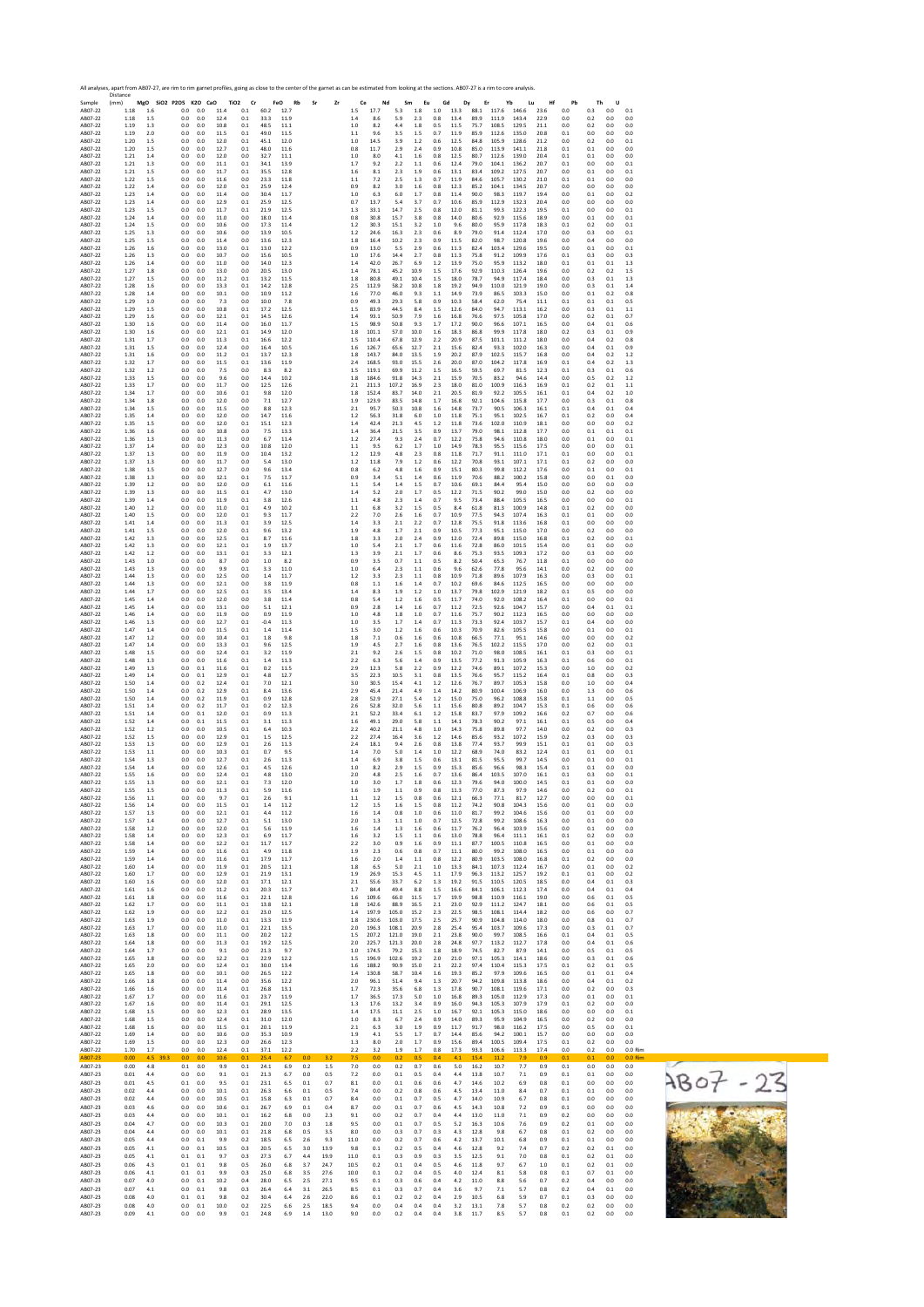All analyses, apart from AB07-27, are rim to rim garnet profiles, going as close to the centre of the garnet as can be estimated from looking at the sections. AB07-27 is a rim to core analysis.

| Sample | Distance (mm) | MgO | SiO2 | P2O5 | K2O | CaO | TiO2 | Cr | FeO | Rb | Sr | Zr | Ce | Nd | Sm | Eu | Gd | Dy | Er | Yb | Lu | Hf | Pb | Th | U | |
|---|---|---|---|---|---|---|---|---|---|---|---|---|---|---|---|---|---|---|---|---|---|---|---|---|---|---|
| AB07-22 | 1.18 | 1.6 | | 0.0 | 0.0 | 11.4 | 0.1 | 60.2 | 12.7 | | | 1.5 | 17.7 | 5.3 | 1.8 | 1.0 | 13.3 | 88.1 | 117.6 | 146.6 | 23.6 | 0.0 | 0.3 | 0.0 | 0.1 | |
| AB07-22 | 1.18 | 1.5 | | 0.0 | 0.0 | 12.4 | 0.1 | 33.3 | 11.9 | | | 1.4 | 8.6 | 5.9 | 2.3 | 0.8 | 13.4 | 89.9 | 111.9 | 143.4 | 22.9 | 0.0 | 0.2 | 0.0 | 0.0 | |
| AB07-22 | 1.19 | 1.3 | | 0.0 | 0.0 | 10.8 | 0.1 | 48.5 | 11.1 | | | 1.0 | 8.2 | 4.4 | 1.8 | 0.5 | 11.5 | 75.7 | 108.5 | 129.5 | 21.1 | 0.0 | 0.2 | 0.0 | 0.0 | |
| AB07-22 | 1.19 | 2.0 | | 0.0 | 0.0 | 11.5 | 0.1 | 49.0 | 11.5 | | | 1.1 | 9.6 | 3.5 | 1.5 | 0.7 | 11.9 | 85.9 | 112.6 | 135.0 | 20.8 | 0.1 | 0.0 | 0.0 | 0.0 | |
| AB07-22 | 1.20 | 1.5 | | 0.0 | 0.0 | 12.0 | 0.1 | 45.1 | 12.0 | | | 1.0 | 14.5 | 3.9 | 1.2 | 0.6 | 12.5 | 84.8 | 105.9 | 128.6 | 21.2 | 0.0 | 0.2 | 0.0 | 0.1 | |
| AB07-22 | 1.20 | 1.5 | | 0.0 | 0.0 | 12.7 | 0.1 | 48.0 | 11.6 | | | 0.8 | 11.7 | 2.9 | 2.4 | 0.9 | 10.8 | 85.0 | 113.9 | 141.1 | 21.8 | 0.1 | 0.1 | 0.0 | 0.0 | |
| AB07-22 | 1.21 | 1.4 | | 0.0 | 0.0 | 12.0 | 0.1 | 32.7 | 11.1 | | | 1.0 | 8.0 | 4.1 | 1.6 | 0.8 | 12.5 | 80.7 | 112.6 | 139.0 | 20.4 | 0.1 | 0.1 | 0.0 | 0.0 | |
| AB07-22 | 1.21 | 1.3 | | 0.0 | 0.0 | 11.1 | 0.1 | 34.1 | 13.9 | | | 1.7 | 9.2 | 2.2 | 1.1 | 0.6 | 12.4 | 79.0 | 104.1 | 136.2 | 20.7 | 0.1 | 0.0 | 0.0 | 0.1 | |
| AB07-22 | 1.21 | 1.5 | | 0.0 | 0.0 | 11.7 | 0.1 | 35.5 | 12.8 | | | 1.6 | 8.1 | 2.3 | 1.9 | 0.6 | 13.1 | 83.4 | 109.2 | 127.5 | 20.7 | 0.0 | 0.1 | 0.0 | 0.1 | |
| AB07-22 | 1.22 | 1.5 | | 0.0 | 0.0 | 11.6 | 0.0 | 23.3 | 11.8 | | | 1.1 | 7.2 | 2.5 | 1.3 | 0.7 | 11.9 | 84.6 | 105.7 | 130.2 | 21.0 | 0.1 | 0.1 | 0.0 | 0.0 | |
| AB07-22 | 1.22 | 1.4 | | 0.0 | 0.0 | 12.0 | 0.1 | 25.9 | 12.4 | | | 0.9 | 8.2 | 3.0 | 1.6 | 0.8 | 12.3 | 85.2 | 104.1 | 134.5 | 20.7 | 0.0 | 0.0 | 0.0 | 0.0 | |
| AB07-22 | 1.23 | 1.4 | | 0.0 | 0.0 | 11.4 | 0.0 | 30.4 | 11.7 | | | 1.0 | 6.3 | 6.0 | 1.7 | 0.8 | 11.4 | 90.0 | 98.3 | 119.7 | 19.4 | 0.0 | 0.1 | 0.0 | 0.2 | |
| AB07-22 | 1.23 | 1.4 | | 0.0 | 0.0 | 12.9 | 0.1 | 25.9 | 12.5 | | | 0.7 | 13.7 | 5.4 | 3.7 | 0.7 | 10.6 | 85.9 | 112.9 | 132.3 | 20.4 | 0.0 | 0.0 | 0.0 | 0.0 | |
| AB07-22 | 1.23 | 1.5 | | 0.0 | 0.0 | 11.7 | 0.1 | 21.9 | 12.5 | | | 1.3 | 33.1 | 14.7 | 2.5 | 0.8 | 12.0 | 81.1 | 99.3 | 122.3 | 19.5 | 0.1 | 0.0 | 0.0 | 0.1 | |
| AB07-22 | 1.24 | 1.4 | | 0.0 | 0.0 | 11.0 | 0.0 | 18.0 | 11.4 | | | 0.8 | 30.8 | 15.7 | 3.8 | 0.8 | 14.0 | 80.6 | 92.9 | 115.6 | 18.9 | 0.0 | 0.1 | 0.0 | 0.1 | |
| AB07-22 | 1.24 | 1.5 | | 0.0 | 0.0 | 10.6 | 0.0 | 17.3 | 11.4 | | | 1.2 | 30.3 | 15.1 | 3.2 | 1.0 | 9.6 | 80.0 | 95.9 | 117.8 | 18.3 | 0.1 | 0.2 | 0.0 | 0.1 | |
| AB07-22 | 1.25 | 1.3 | | 0.0 | 0.0 | 10.6 | 0.0 | 13.9 | 10.5 | | | 1.2 | 24.6 | 16.3 | 2.3 | 0.6 | 8.9 | 79.0 | 91.4 | 112.4 | 17.0 | 0.0 | 0.3 | 0.0 | 0.1 | |
| AB07-22 | 1.25 | 1.5 | | 0.0 | 0.0 | 11.4 | 0.0 | 13.6 | 12.3 | | | 1.8 | 16.4 | 10.2 | 2.3 | 0.9 | 11.5 | 82.0 | 98.7 | 120.8 | 19.6 | 0.0 | 0.4 | 0.0 | 0.0 | |
| AB07-22 | 1.26 | 1.6 | | 0.0 | 0.0 | 13.0 | 0.1 | 13.0 | 12.2 | | | 0.9 | 13.0 | 5.5 | 2.9 | 0.6 | 11.3 | 82.4 | 103.4 | 129.6 | 19.5 | 0.0 | 0.1 | 0.0 | 0.1 | |
| AB07-22 | 1.26 | 1.3 | | 0.0 | 0.0 | 10.7 | 0.0 | 15.6 | 10.5 | | | 1.0 | 17.6 | 14.4 | 2.7 | 0.8 | 11.3 | 75.8 | 91.2 | 109.9 | 17.6 | 0.1 | 0.3 | 0.0 | 0.3 | |
| AB07-22 | 1.26 | 1.4 | | 0.0 | 0.0 | 11.0 | 0.0 | 14.0 | 12.3 | | | 1.4 | 42.0 | 26.7 | 6.9 | 1.2 | 13.9 | 75.0 | 95.9 | 113.2 | 18.0 | 0.1 | 0.1 | 0.1 | 1.3 | |
| AB07-22 | 1.27 | 1.8 | | 0.0 | 0.0 | 13.0 | 0.0 | 20.5 | 13.0 | | | 1.4 | 78.1 | 45.2 | 10.9 | 1.5 | 17.6 | 92.9 | 110.3 | 126.4 | 19.6 | 0.0 | 0.2 | 0.2 | 1.5 | |
| AB07-22 | 1.27 | 1.5 | | 0.0 | 0.0 | 11.2 | 0.1 | 13.2 | 11.5 | | | 1.8 | 80.8 | 49.1 | 10.4 | 1.5 | 18.0 | 78.7 | 94.9 | 117.4 | 18.4 | 0.0 | 0.3 | 0.1 | 1.3 | |
| AB07-22 | 1.28 | 1.6 | | 0.0 | 0.0 | 13.3 | 0.1 | 14.2 | 12.8 | | | 2.5 | 112.9 | 58.2 | 10.8 | 1.8 | 19.2 | 94.9 | 110.0 | 121.9 | 19.0 | 0.0 | 0.3 | 0.1 | 1.4 | |
| AB07-22 | 1.28 | 1.4 | | 0.0 | 0.0 | 10.1 | 0.0 | 10.9 | 11.2 | | | 1.6 | 77.0 | 46.0 | 9.3 | 1.1 | 14.9 | 73.9 | 86.5 | 103.3 | 15.0 | 0.0 | 0.1 | 0.2 | 0.8 | |
| AB07-22 | 1.29 | 1.0 | | 0.0 | 0.0 | 7.3 | 0.0 | 10.0 | 7.8 | | | 0.9 | 49.3 | 29.3 | 5.8 | 0.9 | 10.3 | 58.4 | 62.0 | 75.4 | 11.1 | 0.1 | 0.1 | 0.1 | 0.5 | |
| AB07-22 | 1.29 | 1.5 | | 0.0 | 0.0 | 10.8 | 0.1 | 17.2 | 12.5 | | | 1.5 | 83.9 | 44.5 | 8.4 | 1.5 | 12.6 | 84.0 | 94.7 | 113.1 | 16.2 | 0.0 | 0.3 | 0.1 | 1.1 | |
| AB07-22 | 1.29 | 1.6 | | 0.0 | 0.0 | 12.1 | 0.1 | 14.5 | 12.6 | | | 1.4 | 93.1 | 50.9 | 7.9 | 1.6 | 16.8 | 76.6 | 97.5 | 105.8 | 17.0 | 0.0 | 0.2 | 0.1 | 0.7 | |
| AB07-22 | 1.30 | 1.6 | | 0.0 | 0.0 | 11.4 | 0.0 | 16.0 | 11.7 | | | 1.5 | 98.9 | 50.8 | 9.3 | 1.7 | 17.2 | 90.0 | 96.6 | 107.1 | 16.5 | 0.0 | 0.4 | 0.1 | 0.6 | |
| AB07-22 | 1.30 | 1.6 | | 0.0 | 0.0 | 12.1 | 0.1 | 14.9 | 12.0 | | | 1.8 | 101.1 | 57.0 | 10.0 | 1.6 | 18.3 | 86.8 | 99.9 | 117.8 | 18.0 | 0.2 | 0.3 | 0.1 | 0.9 | |
| AB07-22 | 1.31 | 1.7 | | 0.0 | 0.0 | 11.3 | 0.1 | 16.6 | 12.2 | | | 1.5 | 110.4 | 67.8 | 12.9 | 2.2 | 20.9 | 87.5 | 101.1 | 111.2 | 18.0 | 0.0 | 0.4 | 0.2 | 0.8 | |
| AB07-22 | 1.31 | 1.5 | | 0.0 | 0.0 | 12.4 | 0.0 | 16.4 | 10.5 | | | 1.6 | 126.7 | 65.6 | 12.7 | 2.1 | 15.6 | 82.4 | 93.3 | 102.0 | 16.3 | 0.0 | 0.4 | 0.1 | 0.9 | |
| AB07-22 | 1.31 | 1.6 | | 0.0 | 0.0 | 11.2 | 0.1 | 13.7 | 12.3 | | | 1.8 | 143.7 | 84.0 | 13.5 | 1.9 | 20.2 | 87.9 | 102.5 | 115.7 | 16.8 | 0.0 | 0.4 | 0.2 | 1.2 | |
| AB07-22 | 1.32 | 1.7 | | 0.0 | 0.0 | 11.5 | 0.1 | 13.6 | 11.9 | | | 2.4 | 168.5 | 93.0 | 15.5 | 2.6 | 20.0 | 87.0 | 104.2 | 117.8 | 16.9 | 0.1 | 0.4 | 0.2 | 1.3 | |
| AB07-22 | 1.32 | 1.2 | | 0.0 | 0.0 | 7.5 | 0.0 | 8.3 | 8.2 | | | 1.5 | 119.1 | 69.9 | 11.2 | 1.5 | 16.5 | 59.5 | 69.7 | 81.5 | 12.3 | 0.1 | 0.3 | 0.1 | 0.6 | |
| AB07-22 | 1.33 | 1.5 | | 0.0 | 0.0 | 9.6 | 0.0 | 14.4 | 10.2 | | | 1.8 | 184.6 | 91.8 | 14.3 | 2.1 | 15.9 | 70.5 | 83.2 | 94.6 | 14.4 | 0.0 | 0.5 | 0.2 | 1.2 | |
| AB07-22 | 1.33 | 1.7 | | 0.0 | 0.0 | 11.7 | 0.0 | 12.5 | 12.6 | | | 2.1 | 211.3 | 107.2 | 16.9 | 2.3 | 18.0 | 81.0 | 100.9 | 116.3 | 16.9 | 0.1 | 0.2 | 0.1 | 1.1 | |
| AB07-22 | 1.34 | 1.7 | | 0.0 | 0.0 | 10.6 | 0.1 | 9.8 | 12.0 | | | 1.8 | 152.4 | 83.7 | 14.0 | 2.1 | 20.5 | 81.9 | 92.2 | 105.5 | 16.1 | 0.1 | 0.4 | 0.2 | 1.0 | |
| AB07-22 | 1.34 | 1.8 | | 0.0 | 0.0 | 12.0 | 0.0 | 7.1 | 12.7 | | | 1.9 | 123.9 | 83.5 | 14.8 | 1.7 | 16.8 | 92.1 | 104.6 | 115.8 | 17.7 | 0.0 | 0.3 | 0.1 | 0.8 | |
| AB07-22 | 1.34 | 1.5 | | 0.0 | 0.0 | 11.5 | 0.0 | 8.8 | 12.3 | | | 2.1 | 95.7 | 50.3 | 10.8 | 1.6 | 14.8 | 73.7 | 90.5 | 106.3 | 16.1 | 0.1 | 0.4 | 0.1 | 0.4 | |
| AB07-22 | 1.35 | 1.4 | | 0.0 | 0.0 | 12.0 | 0.0 | 14.7 | 11.6 | | | 1.2 | 56.3 | 31.8 | 6.0 | 1.0 | 11.8 | 75.1 | 95.1 | 102.5 | 16.7 | 0.1 | 0.2 | 0.0 | 0.4 | |
| AB07-22 | 1.35 | 1.5 | | 0.0 | 0.0 | 12.0 | 0.1 | 15.1 | 12.3 | | | 1.4 | 42.4 | 21.3 | 4.5 | 1.2 | 11.8 | 73.6 | 102.0 | 110.9 | 18.1 | 0.0 | 0.0 | 0.0 | 0.2 | |
| AB07-22 | 1.36 | 1.6 | | 0.0 | 0.0 | 10.8 | 0.0 | 7.5 | 13.3 | | | 1.4 | 36.4 | 21.5 | 3.5 | 0.9 | 13.7 | 79.0 | 98.1 | 112.8 | 17.7 | 0.0 | 0.1 | 0.1 | 0.1 | |
| AB07-22 | 1.36 | 1.3 | | 0.0 | 0.0 | 11.7 | 0.0 | 6.7 | 11.4 | | | 1.2 | 27.4 | 9.3 | 2.4 | 0.7 | 12.2 | 75.8 | 94.6 | 110.8 | 18.0 | 0.0 | 0.1 | 0.0 | 0.1 | |
| AB07-22 | 1.37 | 1.4 | | 0.0 | 0.0 | 12.3 | 0.0 | 10.8 | 12.0 | | | 1.1 | 9.5 | 6.2 | 1.7 | 1.0 | 14.9 | 78.3 | 95.5 | 115.6 | 17.5 | 0.0 | 0.0 | 0.0 | 0.1 | |
| AB07-22 | 1.37 | 1.3 | | 0.0 | 0.0 | 11.9 | 0.0 | 10.4 | 13.2 | | | 1.2 | 12.9 | 4.8 | 2.3 | 0.8 | 11.8 | 71.7 | 91.1 | 111.0 | 17.1 | 0.1 | 0.0 | 0.0 | 0.1 | |
| AB07-22 | 1.37 | 1.3 | | 0.0 | 0.0 | 11.7 | 0.0 | 5.4 | 13.0 | | | 1.2 | 11.8 | 7.9 | 1.2 | 0.6 | 12.2 | 70.8 | 93.1 | 107.1 | 17.1 | 0.1 | 0.2 | 0.0 | 0.0 | |
| AB07-22 | 1.38 | 1.5 | | 0.0 | 0.0 | 12.7 | 0.0 | 9.6 | 13.4 | | | 0.8 | 6.2 | 4.8 | 1.6 | 0.9 | 15.1 | 80.3 | 99.8 | 112.2 | 17.6 | 0.0 | 0.1 | 0.0 | 0.1 | |
| AB07-22 | 1.38 | 1.3 | | 0.0 | 0.0 | 12.1 | 0.1 | 7.5 | 11.7 | | | 0.9 | 3.4 | 5.1 | 1.4 | 0.6 | 11.9 | 70.6 | 88.2 | 100.2 | 15.8 | 0.0 | 0.0 | 0.1 | 0.0 | |
| AB07-22 | 1.39 | 1.2 | | 0.0 | 0.0 | 12.0 | 0.0 | 6.1 | 11.6 | | | 1.1 | 5.4 | 1.4 | 1.5 | 0.7 | 10.6 | 69.1 | 84.4 | 95.4 | 15.0 | 0.0 | 0.0 | 0.0 | 0.0 | |
| AB07-22 | 1.39 | 1.3 | | 0.0 | 0.0 | 11.5 | 0.1 | 4.7 | 13.0 | | | 1.4 | 5.2 | 2.0 | 1.7 | 0.5 | 12.2 | 71.5 | 90.2 | 99.0 | 15.0 | 0.0 | 0.2 | 0.0 | 0.0 | |
| AB07-22 | 1.39 | 1.4 | | 0.0 | 0.0 | 11.9 | 0.1 | 3.8 | 12.6 | | | 1.1 | 4.8 | 2.3 | 1.4 | 0.7 | 9.5 | 73.4 | 88.4 | 105.5 | 16.5 | 0.0 | 0.0 | 0.0 | 0.1 | |
| AB07-22 | 1.40 | 1.2 | | 0.0 | 0.0 | 11.0 | 0.1 | 4.9 | 10.2 | | | 1.1 | 6.8 | 3.2 | 1.5 | 0.5 | 8.4 | 61.8 | 81.3 | 100.9 | 14.8 | 0.1 | 0.2 | 0.0 | 0.0 | |
| AB07-22 | 1.40 | 1.5 | | 0.0 | 0.0 | 12.0 | 0.1 | 9.3 | 11.7 | | | 2.2 | 7.0 | 2.6 | 1.6 | 0.7 | 10.9 | 77.5 | 94.3 | 107.4 | 16.3 | 0.1 | 0.1 | 0.0 | 0.0 | |
| AB07-22 | 1.41 | 1.4 | | 0.0 | 0.0 | 11.3 | 0.1 | 3.9 | 12.5 | | | 1.4 | 3.3 | 2.1 | 2.2 | 0.7 | 12.8 | 75.5 | 91.8 | 113.6 | 16.8 | 0.1 | 0.0 | 0.0 | 0.0 | |
| AB07-22 | 1.41 | 1.5 | | 0.0 | 0.0 | 12.0 | 0.1 | 9.6 | 13.2 | | | 1.9 | 4.8 | 1.7 | 2.1 | 0.9 | 10.5 | 77.3 | 95.1 | 115.0 | 17.0 | 0.0 | 0.2 | 0.0 | 0.0 | |
| AB07-22 | 1.42 | 1.3 | | 0.0 | 0.0 | 12.5 | 0.1 | 8.7 | 11.6 | | | 1.8 | 3.3 | 2.0 | 2.4 | 0.9 | 12.0 | 72.4 | 89.8 | 115.0 | 16.8 | 0.1 | 0.2 | 0.0 | 0.1 | |
| AB07-22 | 1.42 | 1.3 | | 0.0 | 0.0 | 12.1 | 0.1 | 1.9 | 13.7 | | | 1.0 | 5.4 | 2.1 | 1.7 | 0.6 | 11.6 | 72.8 | 86.0 | 101.5 | 15.4 | 0.0 | 0.1 | 0.0 | 0.0 | |
| AB07-22 | 1.42 | 1.2 | | 0.0 | 0.0 | 13.1 | 0.1 | 3.3 | 12.1 | | | 1.3 | 3.9 | 2.1 | 1.7 | 0.6 | 8.6 | 75.3 | 93.5 | 109.3 | 17.2 | 0.0 | 0.3 | 0.0 | 0.0 | |
| AB07-22 | 1.43 | 1.0 | | 0.0 | 0.0 | 8.7 | 0.0 | 1.0 | 8.2 | | | 0.9 | 3.5 | 0.7 | 1.1 | 0.5 | 8.2 | 50.4 | 65.3 | 76.7 | 11.8 | 0.1 | 0.0 | 0.0 | 0.0 | |
| AB07-22 | 1.43 | 1.3 | | 0.0 | 0.0 | 9.9 | 0.1 | 3.3 | 11.0 | | | 1.0 | 6.4 | 2.3 | 1.1 | 0.6 | 9.6 | 62.6 | 77.8 | 95.6 | 14.1 | 0.0 | 0.2 | 0.0 | 0.0 | |
| AB07-22 | 1.44 | 1.3 | | 0.0 | 0.0 | 12.5 | 0.0 | 1.4 | 11.7 | | | 1.2 | 3.3 | 2.3 | 1.1 | 0.8 | 10.9 | 71.8 | 89.6 | 107.9 | 16.3 | 0.0 | 0.3 | 0.1 | 0.0 | |
| AB07-22 | 1.44 | 1.3 | | 0.0 | 0.0 | 12.1 | 0.0 | 3.8 | 11.9 | | | 0.8 | 1.1 | 1.6 | 1.4 | 0.7 | 10.2 | 69.6 | 84.6 | 112.5 | 16.5 | 0.0 | 0.0 | 0.0 | 0.0 | |
| AB07-22 | 1.44 | 1.7 | | 0.0 | 0.0 | 12.5 | 0.1 | 3.5 | 13.4 | | | 1.4 | 8.3 | 1.9 | 1.2 | 1.0 | 13.7 | 79.8 | 102.9 | 121.9 | 18.2 | 0.1 | 0.5 | 0.0 | 0.0 | |
| AB07-22 | 1.45 | 1.4 | | 0.0 | 0.0 | 12.0 | 0.0 | 3.8 | 11.4 | | | 0.8 | 5.4 | 1.2 | 1.6 | 0.5 | 11.7 | 74.0 | 92.0 | 108.2 | 16.4 | 0.1 | 0.0 | 0.0 | 0.1 | |
| AB07-22 | 1.45 | 1.4 | | 0.0 | 0.0 | 13.1 | 0.0 | 5.1 | 12.1 | | | 0.9 | 2.8 | 1.4 | 1.6 | 0.7 | 11.2 | 72.5 | 92.6 | 104.7 | 15.7 | 0.0 | 0.4 | 0.1 | 0.1 | |
| AB07-22 | 1.46 | 1.4 | | 0.0 | 0.0 | 11.9 | 0.0 | 0.9 | 11.9 | | | 1.0 | 4.8 | 1.8 | 1.0 | 0.7 | 11.6 | 75.7 | 90.2 | 112.3 | 16.5 | 0.0 | 0.0 | 0.0 | 0.0 | |
| AB07-22 | 1.46 | 1.3 | | 0.0 | 0.0 | 12.7 | 0.1 | -0.4 | 11.3 | | | 1.0 | 3.5 | 1.7 | 1.4 | 0.7 | 11.3 | 73.3 | 92.4 | 103.7 | 15.7 | 0.1 | 0.4 | 0.0 | 0.0 | |
| AB07-22 | 1.47 | 1.4 | | 0.0 | 0.0 | 11.5 | 0.1 | 1.4 | 11.4 | | | 1.5 | 3.0 | 1.2 | 1.6 | 0.6 | 10.3 | 70.9 | 82.6 | 105.5 | 15.8 | 0.0 | 0.1 | 0.0 | 0.1 | |
| AB07-22 | 1.47 | 1.2 | | 0.0 | 0.0 | 10.4 | 0.1 | 1.8 | 9.8 | | | 1.8 | 7.1 | 0.6 | 1.6 | 0.6 | 10.8 | 66.5 | 77.1 | 95.1 | 14.6 | 0.0 | 0.0 | 0.0 | 0.2 | |
| AB07-22 | 1.47 | 1.4 | | 0.0 | 0.0 | 13.3 | 0.1 | 9.6 | 12.5 | | | 1.9 | 4.5 | 2.7 | 1.6 | 0.8 | 13.6 | 76.5 | 102.2 | 115.5 | 17.0 | 0.0 | 0.2 | 0.0 | 0.1 | |
| AB07-22 | 1.48 | 1.5 | | 0.0 | 0.0 | 12.4 | 0.1 | 3.2 | 11.9 | | | 2.1 | 9.2 | 2.6 | 1.5 | 0.8 | 10.2 | 71.0 | 98.0 | 108.5 | 16.1 | 0.1 | 0.3 | 0.0 | 0.1 | |
| AB07-22 | 1.48 | 1.3 | | 0.0 | 0.0 | 11.6 | 0.1 | 1.4 | 11.3 | | | 2.2 | 6.3 | 5.6 | 1.4 | 0.9 | 13.5 | 77.2 | 91.3 | 105.9 | 16.3 | 0.1 | 0.6 | 0.0 | 0.1 | |
| AB07-22 | 1.49 | 1.3 | | 0.0 | 0.1 | 11.6 | 0.1 | 0.2 | 11.5 | | | 2.9 | 12.3 | 5.8 | 2.2 | 0.9 | 12.2 | 74.6 | 89.1 | 107.2 | 15.3 | 0.0 | 1.0 | 0.0 | 0.2 | |
| AB07-22 | 1.49 | 1.4 | | 0.0 | 0.1 | 12.9 | 0.1 | 4.8 | 12.7 | | | 3.5 | 22.3 | 10.5 | 3.1 | 0.8 | 13.5 | 76.6 | 95.7 | 115.2 | 16.4 | 0.1 | 0.8 | 0.0 | 0.3 | |
| AB07-22 | 1.50 | 1.4 | | 0.0 | 0.2 | 12.4 | 0.1 | 7.0 | 12.1 | | | 3.0 | 30.5 | 15.4 | 4.1 | 1.2 | 12.6 | 76.7 | 89.7 | 105.3 | 15.8 | 0.0 | 1.0 | 0.0 | 0.4 | |
| AB07-22 | 1.50 | 1.4 | | 0.0 | 0.2 | 12.9 | 0.1 | 8.4 | 13.6 | | | 2.9 | 45.4 | 21.4 | 4.9 | 1.4 | 14.2 | 80.9 | 100.4 | 106.9 | 16.0 | 0.0 | 1.3 | 0.0 | 0.6 | |
| AB07-22 | 1.50 | 1.4 | | 0.0 | 0.2 | 11.9 | 0.1 | 0.9 | 12.8 | | | 2.8 | 52.9 | 27.1 | 5.4 | 1.2 | 15.0 | 75.0 | 96.2 | 108.8 | 15.8 | 0.1 | 1.1 | 0.0 | 0.5 | |
| AB07-22 | 1.51 | 1.4 | | 0.0 | 0.2 | 11.7 | 0.1 | 0.2 | 12.3 | | | 2.6 | 52.8 | 32.0 | 5.6 | 1.1 | 15.6 | 80.8 | 89.2 | 104.7 | 15.3 | 0.1 | 0.6 | 0.0 | 0.6 | |
| AB07-22 | 1.51 | 1.4 | | 0.0 | 0.1 | 12.0 | 0.1 | 0.9 | 11.3 | | | 2.1 | 52.2 | 33.4 | 6.1 | 1.2 | 15.8 | 83.7 | 97.9 | 109.2 | 16.6 | 0.2 | 0.7 | 0.0 | 0.6 | |
| AB07-22 | 1.52 | 1.4 | | 0.0 | 0.1 | 11.5 | 0.1 | 3.1 | 11.3 | | | 1.6 | 49.1 | 29.0 | 5.8 | 1.1 | 14.1 | 78.3 | 90.2 | 97.1 | 16.1 | 0.1 | 0.5 | 0.0 | 0.4 | |
| AB07-22 | 1.52 | 1.2 | | 0.0 | 0.0 | 10.5 | 0.1 | 6.4 | 10.3 | | | 2.2 | 40.2 | 21.1 | 4.8 | 1.0 | 14.3 | 75.8 | 89.8 | 97.7 | 14.0 | 0.0 | 0.2 | 0.0 | 0.3 | |
| AB07-22 | 1.52 | 1.5 | | 0.0 | 0.0 | 12.9 | 0.1 | 1.5 | 12.5 | | | 2.2 | 27.4 | 16.4 | 3.6 | 1.2 | 14.6 | 85.6 | 93.2 | 107.2 | 15.9 | 0.2 | 0.3 | 0.0 | 0.3 | |
| AB07-22 | 1.53 | 1.3 | | 0.0 | 0.0 | 12.9 | 0.1 | 2.6 | 11.3 | | | 2.4 | 18.1 | 9.4 | 2.6 | 0.8 | 13.8 | 77.4 | 93.7 | 99.9 | 15.1 | 0.1 | 0.1 | 0.0 | 0.3 | |
| AB07-22 | 1.53 | 1.1 | | 0.0 | 0.0 | 10.3 | 0.1 | 0.7 | 9.5 | | | 1.4 | 7.0 | 5.0 | 1.4 | 1.0 | 12.2 | 68.9 | 74.0 | 83.2 | 12.4 | 0.1 | 0.1 | 0.0 | 0.1 | |
| AB07-22 | 1.54 | 1.3 | | 0.0 | 0.0 | 12.7 | 0.1 | 2.6 | 11.3 | | | 1.4 | 6.9 | 3.8 | 1.5 | 0.6 | 13.1 | 81.5 | 95.5 | 99.7 | 14.5 | 0.0 | 0.1 | 0.0 | 0.1 | |
| AB07-22 | 1.54 | 1.4 | | 0.0 | 0.0 | 12.6 | 0.1 | 4.5 | 12.6 | | | 1.0 | 8.2 | 2.9 | 1.5 | 0.9 | 15.3 | 85.6 | 96.6 | 98.3 | 15.4 | 0.1 | 0.1 | 0.0 | 0.0 | |
| AB07-22 | 1.55 | 1.6 | | 0.0 | 0.0 | 12.4 | 0.1 | 4.8 | 13.0 | | | 2.0 | 4.8 | 2.5 | 1.6 | 0.7 | 13.6 | 86.4 | 103.5 | 107.0 | 16.1 | 0.1 | 0.3 | 0.0 | 0.1 | |
| AB07-22 | 1.55 | 1.3 | | 0.0 | 0.0 | 12.1 | 0.1 | 7.3 | 12.0 | | | 1.0 | 3.0 | 1.7 | 1.8 | 0.6 | 12.3 | 79.6 | 94.0 | 100.0 | 14.5 | 0.1 | 0.1 | 0.0 | 0.0 | |
| AB07-22 | 1.55 | 1.5 | | 0.0 | 0.0 | 11.3 | 0.1 | 5.9 | 11.6 | | | 1.6 | 1.9 | 1.1 | 0.9 | 0.8 | 11.3 | 77.0 | 87.3 | 97.9 | 14.6 | 0.0 | 0.2 | 0.0 | 0.1 | |
| AB07-22 | 1.56 | 1.1 | | 0.0 | 0.0 | 9.7 | 0.1 | 2.6 | 9.1 | | | 1.1 | 1.2 | 1.5 | 0.8 | 0.6 | 12.1 | 66.3 | 77.1 | 81.7 | 12.7 | 0.0 | 0.0 | 0.0 | 0.1 | |
| AB07-22 | 1.56 | 1.4 | | 0.0 | 0.0 | 11.5 | 0.1 | 1.4 | 11.2 | | | 1.2 | 1.5 | 1.6 | 1.5 | 0.8 | 11.2 | 74.2 | 90.8 | 104.3 | 15.6 | 0.0 | 0.1 | 0.0 | 0.0 | |
| AB07-22 | 1.57 | 1.3 | | 0.0 | 0.0 | 12.1 | 0.1 | 4.4 | 11.2 | | | 1.6 | 1.4 | 0.8 | 1.0 | 0.6 | 11.0 | 81.7 | 99.2 | 104.6 | 15.6 | 0.0 | 0.1 | 0.0 | 0.0 | |
| AB07-22 | 1.57 | 1.4 | | 0.0 | 0.0 | 12.7 | 0.1 | 5.1 | 13.0 | | | 2.0 | 1.3 | 1.1 | 1.0 | 0.7 | 12.5 | 72.8 | 99.2 | 108.6 | 16.3 | 0.0 | 0.1 | 0.0 | 0.0 | |
| AB07-22 | 1.58 | 1.2 | | 0.0 | 0.0 | 12.0 | 0.1 | 5.6 | 11.9 | | | 1.6 | 1.4 | 1.3 | 1.6 | 0.6 | 11.7 | 76.2 | 96.4 | 103.9 | 15.6 | 0.0 | 0.1 | 0.0 | 0.0 | |
| AB07-22 | 1.58 | 1.4 | | 0.0 | 0.0 | 12.3 | 0.1 | 6.9 | 11.7 | | | 1.6 | 3.2 | 1.5 | 1.1 | 0.6 | 13.0 | 78.8 | 96.4 | 111.1 | 16.1 | 0.1 | 0.2 | 0.0 | 0.0 | |
| AB07-22 | 1.58 | 1.4 | | 0.0 | 0.0 | 12.2 | 0.1 | 11.7 | 11.7 | | | 2.2 | 3.0 | 0.9 | 1.6 | 0.9 | 11.1 | 87.7 | 100.5 | 110.8 | 16.5 | 0.0 | 0.1 | 0.0 | 0.0 | |
| AB07-22 | 1.59 | 1.4 | | 0.0 | 0.0 | 11.6 | 0.1 | 4.9 | 11.8 | | | 1.9 | 2.3 | 0.6 | 0.8 | 0.7 | 11.1 | 80.0 | 99.2 | 108.0 | 16.5 | 0.0 | 0.1 | 0.0 | 0.0 | |
| AB07-22 | 1.59 | 1.4 | | 0.0 | 0.0 | 11.6 | 0.1 | 17.9 | 11.7 | | | 1.6 | 2.0 | 1.4 | 1.1 | 0.8 | 12.2 | 80.9 | 103.5 | 108.0 | 16.8 | 0.1 | 0.2 | 0.0 | 0.0 | |
| AB07-22 | 1.60 | 1.4 | | 0.0 | 0.0 | 11.9 | 0.1 | 20.5 | 12.1 | | | 1.8 | 6.5 | 5.0 | 2.1 | 1.0 | 13.3 | 84.1 | 107.3 | 112.4 | 16.7 | 0.0 | 0.1 | 0.0 | 0.2 | |
| AB07-22 | 1.60 | 1.7 | | 0.0 | 0.0 | 12.9 | 0.1 | 21.9 | 13.1 | | | 1.9 | 26.9 | 15.3 | 4.5 | 1.1 | 17.9 | 96.3 | 113.2 | 125.7 | 19.2 | 0.1 | 0.1 | 0.0 | 0.2 | |
| AB07-22 | 1.60 | 1.6 | | 0.0 | 0.0 | 12.0 | 0.1 | 17.1 | 12.1 | | | 2.1 | 55.6 | 33.7 | 6.2 | 1.3 | 19.2 | 91.5 | 110.5 | 120.5 | 18.5 | 0.0 | 0.4 | 0.1 | 0.3 | |
| AB07-22 | 1.61 | 1.6 | | 0.0 | 0.0 | 11.2 | 0.1 | 20.3 | 11.7 | | | 1.7 | 84.4 | 49.4 | 8.8 | 1.5 | 16.6 | 84.1 | 106.1 | 112.3 | 17.4 | 0.0 | 0.4 | 0.1 | 0.4 | |
| AB07-22 | 1.61 | 1.8 | | 0.0 | 0.0 | 11.6 | 0.1 | 22.1 | 12.8 | | | 1.6 | 109.6 | 66.0 | 11.5 | 1.7 | 19.9 | 98.8 | 110.9 | 116.1 | 19.0 | 0.0 | 0.6 | 0.1 | 0.5 | |
| AB07-22 | 1.62 | 1.7 | | 0.0 | 0.0 | 11.1 | 0.1 | 13.8 | 12.1 | | | 1.8 | 142.6 | 88.9 | 16.5 | 2.1 | 23.0 | 92.9 | 111.2 | 124.7 | 18.1 | 0.0 | 0.6 | 0.1 | 0.5 | |
| AB07-22 | 1.62 | 1.9 | | 0.0 | 0.0 | 11.4 | 0.1 | 19.0 | 12.5 | | | 1.4 | 197.9 | 105.0 | 15.2 | 2.3 | 22.5 | 98.5 | 108.1 | 114.4 | 18.2 | 0.0 | 0.6 | 0.0 | 0.7 | |
| AB07-22 | 1.63 | 1.9 | | 0.0 | 0.0 | 11.0 | 0.1 | 13.3 | 11.9 | | | 1.8 | 230.6 | 103.0 | 17.5 | 2.5 | 25.7 | 90.9 | 104.8 | 114.0 | 18.0 | 0.0 | 0.8 | 0.1 | 0.7 | |
| AB07-22 | 1.63 | 1.7 | | 0.0 | 0.0 | 11.0 | 0.1 | 22.1 | 13.5 | | | 2.0 | 196.3 | 108.1 | 20.9 | 2.8 | 25.4 | 95.4 | 103.7 | 109.6 | 17.3 | 0.0 | 0.3 | 0.1 | 0.7 | |
| AB07-22 | 1.63 | 1.8 | | 0.0 | 0.0 | 11.1 | 0.0 | 20.2 | 12.2 | | | 1.5 | 207.2 | 121.0 | 19.0 | 2.1 | 23.8 | 90.0 | 99.7 | 108.5 | 16.6 | 0.1 | 0.4 | 0.1 | 0.5 | |
| AB07-22 | 1.64 | 1.8 | | 0.0 | 0.0 | 11.3 | 0.1 | 19.2 | 12.5 | | | 2.0 | 225.7 | 121.3 | 20.0 | 2.8 | 24.8 | 97.7 | 113.2 | 112.7 | 17.8 | 0.0 | 0.4 | 0.1 | 0.6 | |
| AB07-22 | 1.64 | 1.7 | | 0.0 | 0.0 | 9.1 | 0.0 | 21.3 | 9.7 | | | 1.0 | 174.5 | 79.2 | 15.3 | 1.8 | 18.9 | 74.5 | 82.7 | 87.9 | 14.1 | 0.0 | 0.5 | 0.1 | 0.5 | |
| AB07-22 | 1.65 | 1.8 | | 0.0 | 0.0 | 12.2 | 0.1 | 22.9 | 12.2 | | | 1.5 | 196.9 | 102.6 | 19.2 | 2.0 | 21.0 | 97.1 | 105.3 | 114.1 | 18.6 | 0.0 | 0.3 | 0.1 | 0.6 | |
| AB07-22 | 1.65 | 2.0 | | 0.0 | 0.0 | 12.4 | 0.1 | 30.0 | 13.4 | | | 1.6 | 188.2 | 90.9 | 15.0 | 2.1 | 22.2 | 97.4 | 110.4 | 115.3 | 17.5 | 0.1 | 0.2 | 0.1 | 0.5 | |
| AB07-22 | 1.65 | 1.8 | | 0.0 | 0.0 | 10.1 | 0.0 | 26.5 | 12.2 | | | 1.4 | 130.8 | 58.7 | 10.4 | 1.6 | 19.3 | 85.2 | 97.9 | 109.6 | 16.5 | 0.0 | 0.1 | 0.1 | 0.4 | |
| AB07-22 | 1.66 | 1.8 | | 0.0 | 0.0 | 11.4 | 0.0 | 35.6 | 12.2 | | | 2.0 | 96.1 | 51.4 | 9.4 | 1.3 | 20.7 | 94.2 | 109.8 | 113.8 | 18.6 | 0.0 | 0.4 | 0.1 | 0.2 | |
| AB07-22 | 1.66 | 1.6 | | 0.0 | 0.0 | 11.4 | 0.1 | 26.8 | 13.1 | | | 1.7 | 72.3 | 35.6 | 6.8 | 1.3 | 17.8 | 90.7 | 108.1 | 119.6 | 17.1 | 0.0 | 0.2 | 0.0 | 0.3 | |
| AB07-22 | 1.67 | 1.7 | | 0.0 | 0.0 | 11.6 | 0.1 | 23.7 | 11.9 | | | 1.7 | 36.5 | 17.3 | 5.0 | 1.0 | 16.8 | 89.3 | 105.0 | 112.9 | 17.3 | 0.0 | 0.1 | 0.0 | 0.1 | |
| AB07-22 | 1.67 | 1.6 | | 0.0 | 0.0 | 11.4 | 0.1 | 29.1 | 12.5 | | | 1.3 | 17.6 | 13.2 | 3.4 | 0.9 | 16.0 | 94.3 | 105.3 | 107.9 | 17.9 | 0.1 | 0.2 | 0.0 | 0.0 | |
| AB07-22 | 1.68 | 1.5 | | 0.0 | 0.0 | 12.3 | 0.1 | 28.9 | 13.5 | | | 1.4 | 17.5 | 11.1 | 2.5 | 1.0 | 16.7 | 92.1 | 105.3 | 115.0 | 18.6 | 0.0 | 0.1 | 0.0 | 0.1 | |
| AB07-22 | 1.68 | 1.5 | | 0.0 | 0.0 | 12.4 | 0.1 | 31.0 | 12.0 | | | 1.0 | 8.3 | 6.7 | 2.4 | 0.9 | 14.0 | 89.3 | 95.9 | 104.9 | 16.5 | 0.0 | 0.2 | 0.0 | 0.0 | |
| AB07-22 | 1.68 | 1.6 | | 0.0 | 0.0 | 11.5 | 0.1 | 20.1 | 11.9 | | | 2.1 | 6.3 | 3.0 | 1.9 | 0.9 | 11.7 | 91.7 | 98.0 | 116.2 | 17.5 | 0.0 | 0.5 | 0.0 | 0.1 | |
| AB07-22 | 1.69 | 1.4 | | 0.0 | 0.0 | 10.8 | 0.0 | 35.3 | 10.9 | | | 1.9 | 4.1 | 5.5 | 1.7 | 0.7 | 14.4 | 85.6 | 94.2 | 100.1 | 15.7 | 0.0 | 0.0 | 0.0 | 0.0 | |
| AB07-22 | 1.69 | 1.5 | | 0.0 | 0.0 | 12.3 | 0.0 | 26.6 | 12.3 | | | 1.3 | 8.0 | 2.0 | 1.7 | 0.9 | 15.6 | 89.4 | 100.5 | 109.4 | 17.5 | 0.1 | 0.2 | 0.0 | 0.0 | |
| AB07-22 | 1.70 | 3.7 | | 0.0 | 0.0 | 12.4 | 0.1 | 37.1 | 12.2 | | | 2.2 | 3.2 | 1.9 | 1.7 | 0.8 | 17.3 | 93.3 | 106.6 | 113.3 | 17.4 | 0.0 | 0.2 | 0.0 | 0.0 | Rim |
| AB07-23 | 0.00 | 4.5 | 39.3 | 0.0 | 0.0 | 10.6 | 0.1 | 25.4 | 6.7 | 0.0 | 3.2 | 7.5 | 0.0 | 0.2 | 0.5 | 0.4 | 4.1 | 15.4 | 11.2 | 7.9 | 0.9 | 0.1 | 0.0 | 0.0 | 0.0 | Rim |
| AB07-23 | 0.00 | 4.8 | | 0.1 | 0.0 | 9.9 | 0.1 | 24.1 | 6.9 | 0.2 | 1.5 | 7.0 | 0.0 | 0.2 | 0.7 | 0.6 | 5.0 | 16.2 | 10.7 | 7.7 | 0.9 | 0.1 | 0.0 | 0.0 | 0.0 | |
| AB07-23 | 0.01 | 4.4 | | 0.0 | 0.0 | 9.1 | 0.1 | 21.3 | 6.7 | 0.0 | 0.5 | 7.2 | 0.0 | 0.1 | 0.5 | 0.4 | 4.4 | 13.8 | 10.7 | 7.1 | 0.9 | 0.1 | 0.1 | 0.0 | 0.0 | |
| AB07-23 | 0.01 | 4.5 | | 0.1 | 0.0 | 9.5 | 0.1 | 23.1 | 6.5 | 0.1 | 0.7 | 8.1 | 0.0 | 0.1 | 0.6 | 0.6 | 4.7 | 14.6 | 10.2 | 6.9 | 0.8 | 0.1 | 0.0 | 0.0 | 0.0 | |
| AB07-23 | 0.02 | 4.4 | | 0.0 | 0.0 | 10.1 | 0.1 | 26.3 | 6.6 | 0.1 | 0.5 | 7.4 | 0.0 | 0.2 | 0.8 | 0.6 | 4.5 | 13.4 | 11.0 | 8.4 | 0.7 | 0.1 | 0.1 | 0.0 | 0.0 | |
| AB07-23 | 0.02 | 4.4 | | 0.0 | 0.0 | 10.5 | 0.1 | 15.8 | 6.3 | 0.1 | 0.7 | 8.4 | 0.0 | 0.1 | 0.7 | 0.5 | 4.7 | 14.0 | 10.9 | 6.7 | 0.8 | 0.1 | 0.0 | 0.0 | 0.0 | |
| AB07-23 | 0.03 | 4.6 | | 0.0 | 0.0 | 10.6 | 0.1 | 26.7 | 6.9 | 0.1 | 0.4 | 8.7 | 0.0 | 0.1 | 0.7 | 0.6 | 4.5 | 14.3 | 10.8 | 7.2 | 0.9 | 0.1 | 0.0 | 0.0 | 0.0 | |
| AB07-23 | 0.03 | 4.4 | | 0.0 | 0.0 | 10.1 | 0.1 | 16.2 | 6.8 | 0.0 | 2.3 | 9.1 | 0.0 | 0.2 | 0.7 | 0.4 | 4.4 | 13.0 | 11.0 | 7.1 | 0.9 | 0.2 | 0.0 | 0.0 | 0.0 | |
| AB07-23 | 0.04 | 4.7 | | 0.0 | 0.0 | 10.3 | 0.1 | 20.0 | 7.0 | 0.3 | 1.8 | 9.5 | 0.0 | 0.1 | 0.7 | 0.5 | 5.2 | 16.3 | 10.6 | 7.6 | 0.9 | 0.2 | 0.1 | 0.0 | 0.0 | |
| AB07-23 | 0.04 | 4.4 | | 0.0 | 0.0 | 10.1 | 0.1 | 21.8 | 6.8 | 0.5 | 3.5 | 8.0 | 0.0 | 0.3 | 0.7 | 0.3 | 4.3 | 12.8 | 9.8 | 6.7 | 0.8 | 0.1 | 0.2 | 0.0 | 0.0 | |
| AB07-23 | 0.05 | 4.4 | | 0.0 | 0.1 | 9.9 | 0.2 | 18.5 | 6.5 | 2.6 | 9.3 | 11.0 | 0.0 | 0.2 | 0.7 | 0.6 | 4.2 | 13.7 | 10.1 | 6.8 | 0.9 | 0.1 | 0.1 | 0.0 | 0.0 | |
| AB07-23 | 0.05 | 4.1 | | 0.0 | 0.1 | 10.5 | 0.3 | 20.5 | 6.5 | 3.0 | 13.9 | 9.8 | 0.1 | 0.2 | 0.5 | 0.4 | 4.6 | 12.8 | 9.2 | 7.4 | 0.7 | 0.2 | 0.2 | 0.1 | 0.0 | |
| AB07-23 | 0.05 | 4.1 | | 0.1 | 0.1 | 9.7 | 0.3 | 27.3 | 6.7 | 4.4 | 19.9 | 11.0 | 0.1 | 0.3 | 0.9 | 0.3 | 3.5 | 12.5 | 9.1 | 7.0 | 0.8 | 0.1 | 0.2 | 0.1 | 0.0 | |
| AB07-23 | 0.06 | 4.3 | | 0.1 | 0.1 | 9.8 | 0.5 | 26.0 | 6.8 | 3.7 | 24.7 | 10.5 | 0.2 | 0.1 | 0.4 | 0.5 | 4.6 | 11.8 | 9.7 | 6.7 | 1.0 | 0.1 | 0.2 | 0.1 | 0.0 | |
| AB07-23 | 0.06 | 4.1 | | 0.1 | 0.1 | 9.9 | 0.3 | 25.0 | 6.8 | 3.5 | 27.6 | 10.0 | 0.1 | 0.2 | 0.4 | 0.5 | 4.0 | 12.4 | 8.1 | 5.8 | 0.8 | 0.1 | 0.7 | 0.1 | 0.0 | |
| AB07-23 | 0.07 | 4.0 | | 0.0 | 0.1 | 10.2 | 0.4 | 28.0 | 5.5 | 2.5 | 27.1 | 9.5 | 0.1 | 0.3 | 0.6 | 0.4 | 4.2 | 11.0 | 8.8 | 5.6 | 0.7 | 0.2 | 0.4 | 0.0 | 0.0 | |
| AB07-23 | 0.07 | 4.1 | | 0.0 | 0.1 | 9.8 | 0.3 | 26.4 | 6.4 | 3.1 | 26.5 | 8.5 | 0.1 | 0.3 | 0.7 | 0.4 | 3.6 | 9.7 | 7.1 | 5.7 | 0.8 | 0.2 | 0.4 | 0.1 | 0.0 | |
| AB07-23 | 0.08 | 4.0 | | 0.1 | 0.1 | 9.8 | 0.2 | 30.4 | 6.4 | 2.6 | 22.0 | 8.6 | 0.1 | 0.2 | 0.2 | 0.4 | 2.9 | 10.5 | 6.8 | 5.9 | 0.7 | 0.1 | 0.3 | 0.0 | 0.0 | |
| AB07-23 | 0.08 | 4.0 | | 0.0 | 0.1 | 10.0 | 0.2 | 22.5 | 6.6 | 2.5 | 18.5 | 9.4 | 0.0 | 0.4 | 0.4 | 0.4 | 3.2 | 13.1 | 7.8 | 5.7 | 0.8 | 0.2 | 0.1 | 0.0 | 0.0 | |
| AB07-23 | 0.09 | 4.1 | | 0.0 | 0.0 | 9.9 | 0.1 | 24.8 | 6.9 | 1.4 | 13.0 | 9.0 | 0.0 | 0.2 | 0.4 | 0.4 | 3.8 | 11.7 | 8.5 | 5.7 | 0.8 | 0.1 | 0.2 | 0.0 | 0.0 | |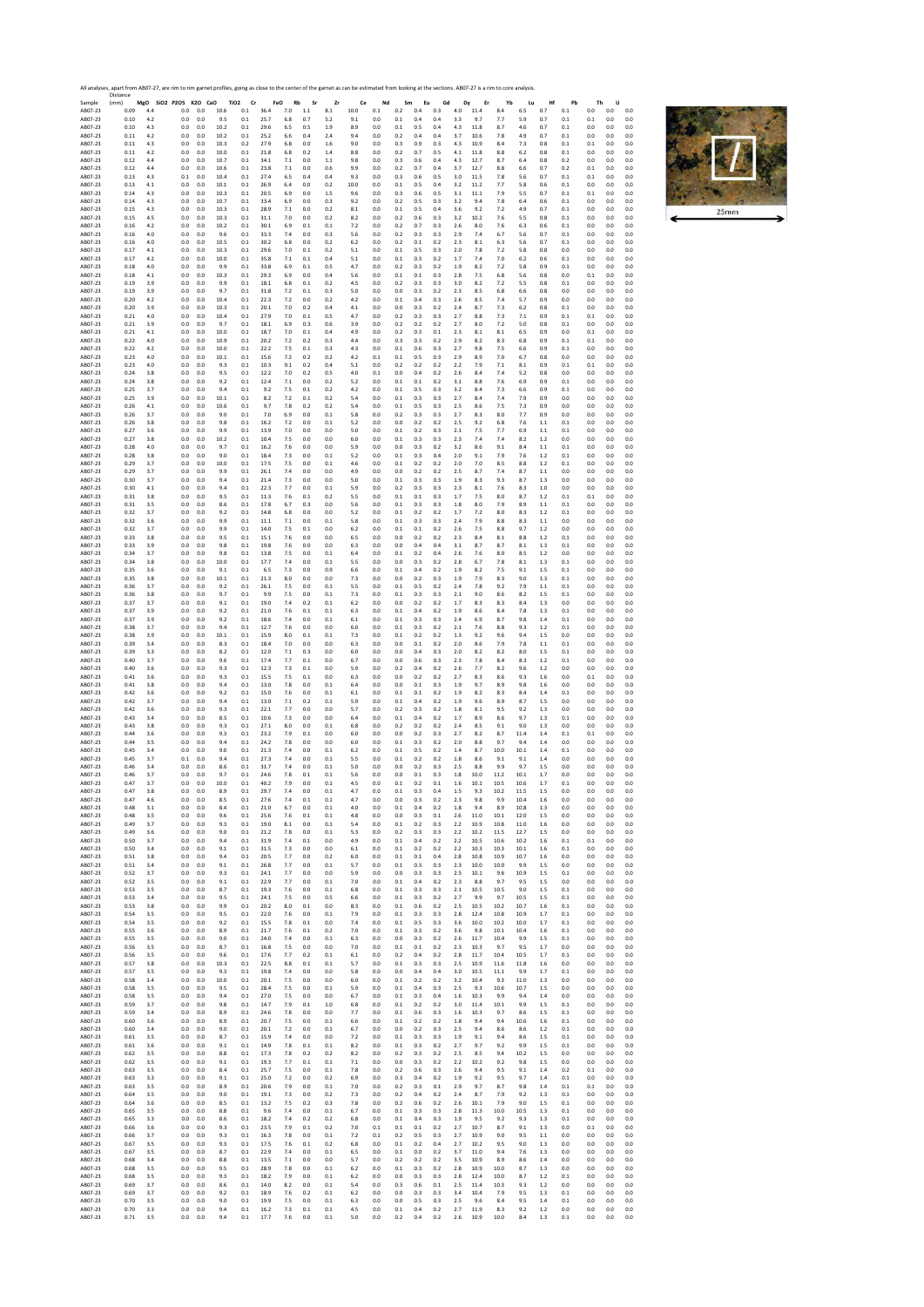All analyses, apart from AB07-27, are rim to rim garnet profiles, going as close to the center of the garnet as can be estimated from looking at the sections. AB07-27 is a rim to core analysis.

| Sample | Distance (mm) | MgO | SiO2 | P2O5 | K2O | CaO | TiO2 | Cr | FeO | Rb | Sr | Zr | Ce | Nd | Sm | Eu | Gd | Dy | Er | Yb | Lu | Hf | Pb | Th | U |
|---|---|---|---|---|---|---|---|---|---|---|---|---|---|---|---|---|---|---|---|---|---|---|---|---|---|
| AB07-23 | 0.09 | 4.4 | | 0.0 | 0.0 | 10.6 | 0.1 | 36.4 | 7.0 | 1.1 | 8.1 | 10.0 | 0.1 | 0.2 | 0.4 | 0.3 | 4.0 | 11.4 | 8.4 | 6.5 | 0.7 | 0.1 | 0.0 | 0.0 | 0.0 |
| AB07-23 | 0.10 | 4.2 | | 0.0 | 0.0 | 9.5 | 0.1 | 25.7 | 6.8 | 0.7 | 5.2 | 9.1 | 0.0 | 0.1 | 0.4 | 0.4 | 3.3 | 9.7 | 7.7 | 5.9 | 0.7 | 0.1 | 0.1 | 0.0 | 0.0 |
| AB07-23 | 0.10 | 4.3 | | 0.0 | 0.0 | 10.2 | 0.1 | 29.6 | 6.5 | 0.5 | 1.9 | 8.9 | 0.0 | 0.1 | 0.5 | 0.4 | 4.3 | 11.8 | 8.8 | 4.6 | 0.7 | 0.1 | 0.0 | 0.0 | 0.0 |
| AB07-23 | 0.11 | 4.2 | | 0.0 | 0.0 | 10.2 | 0.1 | 25.2 | 6.6 | 0.4 | 2.4 | 9.4 | 0.0 | 0.2 | 0.4 | 0.4 | 3.7 | 10.6 | 7.8 | 4.9 | 0.7 | 0.1 | 0.0 | 0.0 | 0.0 |
| AB07-23 | 0.11 | 4.3 | | 0.0 | 0.0 | 10.3 | 0.2 | 27.9 | 6.8 | 0.0 | 1.6 | 9.0 | 0.0 | 0.3 | 0.9 | 0.3 | 4.3 | 10.9 | 8.4 | 7.3 | 0.8 | 0.1 | 0.1 | 0.0 | 0.0 |
| AB07-23 | 0.11 | 4.2 | | 0.0 | 0.0 | 10.0 | 0.1 | 21.8 | 6.8 | 0.2 | 1.4 | 8.8 | 0.0 | 0.2 | 0.7 | 0.5 | 4.1 | 11.8 | 8.8 | 6.2 | 0.8 | 0.1 | 0.0 | 0.0 | 0.0 |
| AB07-23 | 0.12 | 4.4 | | 0.0 | 0.0 | 10.7 | 0.1 | 34.1 | 7.1 | 0.0 | 1.1 | 9.8 | 0.0 | 0.3 | 0.6 | 0.4 | 4.3 | 12.7 | 8.7 | 6.4 | 0.8 | 0.2 | 0.0 | 0.0 | 0.0 |
| AB07-23 | 0.12 | 4.4 | | 0.0 | 0.0 | 10.6 | 0.1 | 23.8 | 7.1 | 0.0 | 0.6 | 9.9 | 0.0 | 0.2 | 0.7 | 0.4 | 3.7 | 12.7 | 8.8 | 6.6 | 0.7 | 0.2 | 0.1 | 0.0 | 0.0 |
| AB07-23 | 0.13 | 4.3 | | 0.1 | 0.0 | 10.4 | 0.1 | 27.4 | 6.5 | 0.4 | 0.4 | 9.3 | 0.0 | 0.3 | 0.6 | 0.5 | 3.0 | 11.5 | 7.8 | 5.6 | 0.7 | 0.1 | 0.1 | 0.0 | 0.0 |
| AB07-23 | 0.13 | 4.1 | | 0.0 | 0.0 | 10.1 | 0.1 | 26.9 | 6.4 | 0.0 | 0.2 | 10.0 | 0.0 | 0.1 | 0.5 | 0.4 | 3.2 | 11.2 | 7.7 | 5.8 | 0.6 | 0.1 | 0.0 | 0.0 | 0.0 |
| AB07-23 | 0.14 | 4.3 | | 0.0 | 0.0 | 10.3 | 0.1 | 20.5 | 6.9 | 0.0 | 1.5 | 9.6 | 0.0 | 0.3 | 0.6 | 0.5 | 3.1 | 11.1 | 7.9 | 5.5 | 0.7 | 0.1 | 0.1 | 0.0 | 0.0 |
| AB07-23 | 0.14 | 4.3 | | 0.0 | 0.0 | 10.7 | 0.1 | 33.4 | 6.9 | 0.0 | 0.3 | 9.2 | 0.0 | 0.2 | 0.5 | 0.3 | 3.2 | 9.4 | 7.8 | 6.4 | 0.6 | 0.1 | 0.0 | 0.0 | 0.0 |
| AB07-23 | 0.15 | 4.3 | | 0.0 | 0.0 | 10.3 | 0.1 | 28.9 | 7.1 | 0.0 | 0.2 | 8.1 | 0.0 | 0.1 | 0.5 | 0.4 | 3.6 | 9.2 | 7.2 | 4.9 | 0.7 | 0.1 | 0.0 | 0.0 | 0.0 |
| AB07-23 | 0.15 | 4.5 | | 0.0 | 0.0 | 10.3 | 0.1 | 31.1 | 7.0 | 0.0 | 0.2 | 8.2 | 0.0 | 0.2 | 0.6 | 0.3 | 3.2 | 10.2 | 7.6 | 5.5 | 0.8 | 0.1 | 0.0 | 0.0 | 0.0 |
| AB07-23 | 0.16 | 4.2 | | 0.0 | 0.0 | 10.2 | 0.1 | 30.1 | 6.9 | 0.1 | 0.1 | 7.2 | 0.0 | 0.2 | 0.7 | 0.3 | 2.6 | 8.0 | 7.6 | 6.3 | 0.6 | 0.1 | 0.0 | 0.0 | 0.0 |
| AB07-23 | 0.16 | 4.0 | | 0.0 | 0.0 | 9.6 | 0.1 | 33.3 | 7.4 | 0.0 | 0.3 | 5.6 | 0.0 | 0.2 | 0.3 | 0.3 | 2.9 | 7.4 | 6.7 | 5.6 | 0.7 | 0.1 | 0.0 | 0.0 | 0.0 |
| AB07-23 | 0.16 | 4.0 | | 0.0 | 0.0 | 10.5 | 0.1 | 30.2 | 6.8 | 0.0 | 0.2 | 6.2 | 0.0 | 0.2 | 0.1 | 0.2 | 2.3 | 8.1 | 6.3 | 5.6 | 0.7 | 0.1 | 0.0 | 0.0 | 0.0 |
| AB07-23 | 0.17 | 4.1 | | 0.0 | 0.0 | 10.3 | 0.1 | 29.6 | 7.0 | 0.1 | 0.2 | 5.1 | 0.0 | 0.1 | 0.5 | 0.3 | 2.0 | 7.8 | 7.2 | 5.8 | 0.8 | 0.0 | 0.0 | 0.0 | 0.0 |
| AB07-23 | 0.17 | 4.2 | | 0.0 | 0.0 | 10.0 | 0.1 | 35.8 | 7.1 | 0.1 | 0.4 | 5.1 | 0.0 | 0.1 | 0.3 | 0.2 | 1.7 | 7.4 | 7.0 | 6.2 | 0.6 | 0.1 | 0.0 | 0.0 | 0.0 |
| AB07-23 | 0.18 | 4.0 | | 0.0 | 0.0 | 9.9 | 0.1 | 33.8 | 6.9 | 0.1 | 0.5 | 4.7 | 0.0 | 0.2 | 0.3 | 0.2 | 1.9 | 8.2 | 7.2 | 5.8 | 0.9 | 0.1 | 0.0 | 0.0 | 0.0 |
| AB07-23 | 0.18 | 4.1 | | 0.0 | 0.0 | 10.3 | 0.1 | 29.3 | 6.9 | 0.0 | 0.4 | 5.6 | 0.0 | 0.1 | 0.1 | 0.3 | 2.8 | 7.5 | 6.8 | 5.6 | 0.8 | 0.0 | 0.0 | 0.1 | 0.0 |
| AB07-23 | 0.19 | 3.9 | | 0.0 | 0.0 | 9.9 | 0.1 | 18.1 | 6.8 | 0.1 | 0.2 | 4.5 | 0.0 | 0.2 | 0.3 | 0.3 | 3.0 | 8.2 | 7.2 | 5.5 | 0.8 | 0.1 | 0.0 | 0.0 | 0.0 |
| AB07-23 | 0.19 | 3.9 | | 0.0 | 0.0 | 9.7 | 0.1 | 31.8 | 7.2 | 0.1 | 0.3 | 5.0 | 0.0 | 0.0 | 0.3 | 0.2 | 2.3 | 8.5 | 6.8 | 6.6 | 0.8 | 0.0 | 0.0 | 0.0 | 0.0 |
| AB07-23 | 0.20 | 4.2 | | 0.0 | 0.0 | 10.4 | 0.1 | 22.3 | 7.2 | 0.0 | 0.2 | 4.2 | 0.0 | 0.1 | 0.4 | 0.3 | 2.6 | 8.5 | 7.4 | 5.7 | 0.9 | 0.0 | 0.0 | 0.0 | 0.0 |
| AB07-23 | 0.20 | 3.9 | | 0.0 | 0.0 | 10.3 | 0.1 | 20.1 | 7.0 | 0.2 | 0.4 | 4.1 | 0.0 | 0.0 | 0.3 | 0.2 | 2.4 | 8.7 | 7.3 | 6.2 | 0.8 | 0.1 | 0.0 | 0.0 | 0.0 |
| AB07-23 | 0.21 | 4.0 | | 0.0 | 0.0 | 10.4 | 0.1 | 27.9 | 7.0 | 0.1 | 0.5 | 4.7 | 0.0 | 0.2 | 0.3 | 0.3 | 2.7 | 8.8 | 7.3 | 7.1 | 0.9 | 0.1 | 0.1 | 0.0 | 0.0 |
| AB07-23 | 0.21 | 3.9 | | 0.0 | 0.0 | 9.7 | 0.1 | 18.1 | 6.9 | 0.3 | 0.6 | 3.9 | 0.0 | 0.2 | 0.2 | 0.2 | 2.7 | 8.0 | 7.2 | 5.0 | 0.8 | 0.1 | 0.0 | 0.0 | 0.0 |
| AB07-23 | 0.21 | 4.1 | | 0.0 | 0.0 | 10.0 | 0.1 | 18.7 | 7.0 | 0.1 | 0.4 | 4.9 | 0.0 | 0.2 | 0.3 | 0.1 | 2.3 | 8.1 | 8.1 | 6.5 | 0.9 | 0.0 | 0.1 | 0.0 | 0.0 |
| AB07-23 | 0.22 | 4.0 | | 0.0 | 0.0 | 10.9 | 0.1 | 20.2 | 7.2 | 0.2 | 0.3 | 4.4 | 0.0 | 0.3 | 0.3 | 0.2 | 2.9 | 8.2 | 8.3 | 6.8 | 0.9 | 0.1 | 0.1 | 0.0 | 0.0 |
| AB07-23 | 0.22 | 4.2 | | 0.0 | 0.0 | 10.0 | 0.1 | 22.2 | 7.5 | 0.1 | 0.3 | 4.3 | 0.0 | 0.1 | 0.6 | 0.3 | 2.7 | 9.8 | 7.5 | 6.6 | 0.9 | 0.1 | 0.0 | 0.0 | 0.0 |
| AB07-23 | 0.23 | 4.0 | | 0.0 | 0.0 | 10.1 | 0.1 | 15.6 | 7.2 | 0.2 | 0.2 | 4.2 | 0.1 | 0.1 | 0.5 | 0.3 | 2.9 | 8.9 | 7.0 | 6.7 | 0.8 | 0.0 | 0.0 | 0.0 | 0.0 |
| AB07-23 | 0.23 | 4.0 | | 0.0 | 0.0 | 9.3 | 0.1 | 10.3 | 9.1 | 0.2 | 0.4 | 5.1 | 0.0 | 0.2 | 0.2 | 0.2 | 2.2 | 7.9 | 7.1 | 8.1 | 0.9 | 0.1 | 0.1 | 0.0 | 0.0 |
| AB07-23 | 0.24 | 3.8 | | 0.0 | 0.0 | 9.5 | 0.1 | 12.2 | 7.0 | 0.2 | 0.5 | 4.0 | 0.1 | 0.0 | 0.4 | 0.2 | 2.6 | 8.4 | 7.4 | 5.2 | 0.8 | 0.0 | 0.0 | 0.0 | 0.0 |
| AB07-23 | 0.24 | 3.8 | | 0.0 | 0.0 | 9.2 | 0.1 | 12.4 | 7.1 | 0.0 | 0.2 | 5.2 | 0.0 | 0.1 | 0.1 | 0.2 | 3.1 | 8.8 | 7.6 | 6.9 | 0.9 | 0.1 | 0.0 | 0.0 | 0.0 |
| AB07-23 | 0.25 | 3.7 | | 0.0 | 0.0 | 9.4 | 0.1 | 9.2 | 7.5 | 0.1 | 0.2 | 4.2 | 0.0 | 0.1 | 0.5 | 0.3 | 3.2 | 8.4 | 7.3 | 6.6 | 0.9 | 0.1 | 0.0 | 0.0 | 0.0 |
| AB07-23 | 0.25 | 3.9 | | 0.0 | 0.0 | 10.1 | 0.1 | 8.2 | 7.2 | 0.1 | 0.2 | 5.4 | 0.0 | 0.1 | 0.3 | 0.3 | 2.7 | 8.4 | 7.4 | 7.9 | 0.9 | 0.0 | 0.0 | 0.0 | 0.0 |
| AB07-23 | 0.26 | 4.1 | | 0.0 | 0.0 | 10.6 | 0.1 | 9.7 | 7.8 | 0.2 | 0.2 | 5.4 | 0.0 | 0.1 | 0.5 | 0.3 | 2.5 | 8.6 | 7.5 | 7.3 | 0.9 | 0.0 | 0.0 | 0.0 | 0.0 |
| AB07-23 | 0.26 | 3.7 | | 0.0 | 0.0 | 9.0 | 0.1 | 7.0 | 6.9 | 0.0 | 0.1 | 5.8 | 0.0 | 0.2 | 0.3 | 0.3 | 2.7 | 8.3 | 8.0 | 7.7 | 0.9 | 0.0 | 0.0 | 0.0 | 0.0 |
| AB07-23 | 0.26 | 3.8 | | 0.0 | 0.0 | 9.8 | 0.1 | 16.2 | 7.2 | 0.0 | 0.1 | 5.2 | 0.0 | 0.0 | 0.2 | 0.2 | 2.5 | 9.2 | 6.8 | 7.6 | 1.1 | 0.1 | 0.0 | 0.0 | 0.0 |
| AB07-23 | 0.27 | 3.6 | | 0.0 | 0.0 | 9.9 | 0.1 | 13.9 | 7.0 | 0.0 | 0.0 | 5.0 | 0.0 | 0.1 | 0.2 | 0.3 | 2.1 | 7.5 | 7.7 | 6.9 | 1.1 | 0.1 | 0.0 | 0.0 | 0.0 |
| AB07-23 | 0.27 | 3.8 | | 0.0 | 0.0 | 10.2 | 0.1 | 10.4 | 7.5 | 0.0 | 0.0 | 6.0 | 0.0 | 0.1 | 0.3 | 0.3 | 2.3 | 7.4 | 7.4 | 8.2 | 1.2 | 0.0 | 0.0 | 0.0 | 0.0 |
| AB07-23 | 0.28 | 4.0 | | 0.0 | 0.0 | 9.7 | 0.1 | 16.2 | 7.6 | 0.0 | 0.0 | 5.9 | 0.0 | 0.0 | 0.3 | 0.2 | 3.2 | 8.6 | 9.1 | 8.4 | 1.1 | 0.1 | 0.0 | 0.0 | 0.0 |
| AB07-23 | 0.28 | 3.8 | | 0.0 | 0.0 | 9.0 | 0.1 | 18.4 | 7.3 | 0.0 | 0.1 | 5.2 | 0.0 | 0.1 | 0.3 | 0.4 | 2.0 | 9.1 | 7.9 | 7.6 | 1.2 | 0.1 | 0.0 | 0.0 | 0.0 |
| AB07-23 | 0.29 | 3.7 | | 0.0 | 0.0 | 10.0 | 0.1 | 17.5 | 7.5 | 0.0 | 0.1 | 4.6 | 0.0 | 0.1 | 0.2 | 0.2 | 2.0 | 7.0 | 8.5 | 8.8 | 1.2 | 0.1 | 0.0 | 0.0 | 0.0 |
| AB07-23 | 0.29 | 3.7 | | 0.0 | 0.0 | 9.9 | 0.1 | 26.1 | 7.4 | 0.0 | 0.0 | 4.9 | 0.0 | 0.0 | 0.2 | 0.2 | 2.5 | 8.7 | 7.4 | 8.7 | 1.1 | 0.0 | 0.0 | 0.0 | 0.0 |
| AB07-23 | 0.30 | 3.7 | | 0.0 | 0.0 | 9.4 | 0.1 | 21.4 | 7.3 | 0.0 | 0.0 | 5.0 | 0.0 | 0.1 | 0.3 | 0.3 | 1.9 | 8.3 | 9.3 | 8.7 | 1.3 | 0.0 | 0.0 | 0.0 | 0.0 |
| AB07-23 | 0.30 | 4.1 | | 0.0 | 0.0 | 9.4 | 0.1 | 22.3 | 7.7 | 0.0 | 0.1 | 5.9 | 0.0 | 0.2 | 0.3 | 0.3 | 2.3 | 8.1 | 7.6 | 8.3 | 1.0 | 0.0 | 0.0 | 0.0 | 0.0 |
| AB07-23 | 0.31 | 3.8 | | 0.0 | 0.0 | 9.5 | 0.1 | 11.3 | 7.6 | 0.1 | 0.2 | 5.5 | 0.0 | 0.1 | 0.1 | 0.3 | 1.7 | 7.5 | 8.0 | 8.7 | 1.2 | 0.1 | 0.1 | 0.0 | 0.0 |
| AB07-23 | 0.31 | 3.5 | | 0.0 | 0.0 | 8.6 | 0.1 | 17.8 | 6.7 | 0.3 | 0.0 | 5.6 | 0.0 | 0.1 | 0.3 | 0.3 | 1.8 | 8.0 | 7.9 | 8.9 | 1.1 | 0.1 | 0.0 | 0.0 | 0.0 |
| AB07-23 | 0.32 | 3.7 | | 0.0 | 0.0 | 9.2 | 0.1 | 14.8 | 6.8 | 0.0 | 0.0 | 5.2 | 0.0 | 0.1 | 0.2 | 0.2 | 1.7 | 7.2 | 8.0 | 8.3 | 1.2 | 0.1 | 0.0 | 0.0 | 0.0 |
| AB07-23 | 0.32 | 3.6 | | 0.0 | 0.0 | 9.9 | 0.1 | 11.1 | 7.1 | 0.0 | 0.1 | 5.8 | 0.0 | 0.1 | 0.3 | 0.3 | 2.4 | 7.9 | 8.8 | 8.3 | 1.1 | 0.0 | 0.0 | 0.0 | 0.0 |
| AB07-23 | 0.32 | 3.7 | | 0.0 | 0.0 | 9.9 | 0.1 | 14.0 | 7.5 | 0.1 | 0.0 | 6.2 | 0.0 | 0.1 | 0.1 | 0.2 | 2.6 | 7.5 | 8.8 | 9.7 | 1.2 | 0.0 | 0.0 | 0.0 | 0.0 |
| AB07-23 | 0.33 | 3.8 | | 0.0 | 0.0 | 9.5 | 0.1 | 15.1 | 7.6 | 0.0 | 0.0 | 6.5 | 0.0 | 0.0 | 0.2 | 0.2 | 2.3 | 8.4 | 8.1 | 8.8 | 1.2 | 0.1 | 0.0 | 0.0 | 0.0 |
| AB07-23 | 0.33 | 3.9 | | 0.0 | 0.0 | 9.8 | 0.1 | 19.8 | 7.6 | 0.0 | 0.0 | 6.3 | 0.0 | 0.0 | 0.4 | 0.4 | 3.1 | 8.7 | 8.7 | 8.1 | 1.3 | 0.1 | 0.0 | 0.0 | 0.0 |
| AB07-23 | 0.34 | 3.7 | | 0.0 | 0.0 | 9.8 | 0.1 | 13.8 | 7.5 | 0.0 | 0.1 | 6.4 | 0.0 | 0.1 | 0.2 | 0.4 | 2.6 | 7.6 | 8.0 | 8.5 | 1.2 | 0.0 | 0.0 | 0.0 | 0.0 |
| AB07-23 | 0.34 | 3.8 | | 0.0 | 0.0 | 10.0 | 0.1 | 17.7 | 7.4 | 0.0 | 0.1 | 5.5 | 0.0 | 0.0 | 0.3 | 0.2 | 2.8 | 6.7 | 7.8 | 8.1 | 1.3 | 0.1 | 0.0 | 0.0 | 0.0 |
| AB07-23 | 0.35 | 3.6 | | 0.0 | 0.0 | 9.1 | 0.1 | 6.5 | 7.3 | 0.0 | 0.9 | 6.6 | 0.0 | 0.1 | 0.4 | 0.2 | 1.9 | 8.2 | 7.5 | 9.1 | 1.5 | 0.1 | 0.0 | 0.0 | 0.0 |
| AB07-23 | 0.35 | 3.8 | | 0.0 | 0.0 | 10.1 | 0.1 | 21.3 | 8.0 | 0.0 | 0.0 | 7.3 | 0.0 | 0.0 | 0.2 | 0.3 | 1.9 | 7.9 | 8.3 | 9.0 | 1.3 | 0.1 | 0.0 | 0.0 | 0.0 |
| AB07-23 | 0.36 | 3.7 | | 0.0 | 0.0 | 9.2 | 0.1 | 26.1 | 7.5 | 0.0 | 0.1 | 5.5 | 0.0 | 0.1 | 0.5 | 0.2 | 2.4 | 7.8 | 9.2 | 7.9 | 1.1 | 0.1 | 0.0 | 0.0 | 0.0 |
| AB07-23 | 0.36 | 3.8 | | 0.0 | 0.0 | 9.7 | 0.1 | 9.9 | 7.5 | 0.0 | 0.1 | 7.3 | 0.0 | 0.1 | 0.3 | 0.3 | 2.1 | 9.0 | 8.6 | 8.2 | 1.5 | 0.1 | 0.0 | 0.0 | 0.0 |
| AB07-23 | 0.37 | 3.7 | | 0.0 | 0.0 | 9.1 | 0.1 | 19.0 | 7.4 | 0.2 | 0.1 | 6.2 | 0.0 | 0.0 | 0.2 | 0.2 | 1.7 | 8.3 | 8.3 | 8.4 | 1.3 | 0.0 | 0.0 | 0.0 | 0.0 |
| AB07-23 | 0.37 | 3.9 | | 0.0 | 0.0 | 9.2 | 0.1 | 21.0 | 7.6 | 0.1 | 0.1 | 6.3 | 0.0 | 0.1 | 0.4 | 0.2 | 1.9 | 8.6 | 8.4 | 7.8 | 1.3 | 0.1 | 0.0 | 0.0 | 0.0 |
| AB07-23 | 0.37 | 3.9 | | 0.0 | 0.0 | 9.2 | 0.1 | 18.6 | 7.4 | 0.0 | 0.1 | 6.1 | 0.0 | 0.1 | 0.3 | 0.3 | 2.4 | 6.9 | 8.7 | 9.8 | 1.4 | 0.1 | 0.0 | 0.0 | 0.0 |
| AB07-23 | 0.38 | 3.7 | | 0.0 | 0.0 | 9.4 | 0.1 | 12.7 | 7.6 | 0.0 | 0.0 | 6.0 | 0.0 | 0.1 | 0.3 | 0.2 | 2.1 | 7.6 | 8.8 | 9.3 | 1.2 | 0.1 | 0.0 | 0.0 | 0.0 |
| AB07-23 | 0.38 | 3.9 | | 0.0 | 0.0 | 10.1 | 0.1 | 15.9 | 8.0 | 0.1 | 0.1 | 7.3 | 0.0 | 0.1 | 0.2 | 0.2 | 1.3 | 9.2 | 9.6 | 9.4 | 1.5 | 0.0 | 0.0 | 0.0 | 0.0 |
| AB07-23 | 0.39 | 3.4 | | 0.0 | 0.0 | 8.3 | 0.1 | 18.4 | 7.0 | 0.0 | 0.0 | 6.3 | 0.0 | 0.0 | 0.1 | 0.2 | 2.0 | 8.6 | 7.9 | 7.8 | 1.1 | 0.1 | 0.0 | 0.0 | 0.0 |
| AB07-23 | 0.39 | 3.3 | | 0.0 | 0.0 | 8.2 | 0.1 | 12.0 | 7.1 | 0.3 | 0.0 | 6.0 | 0.0 | 0.0 | 0.4 | 0.3 | 2.0 | 8.2 | 8.2 | 8.0 | 1.5 | 0.1 | 0.0 | 0.0 | 0.0 |
| AB07-23 | 0.40 | 3.7 | | 0.0 | 0.0 | 9.6 | 0.1 | 17.4 | 7.7 | 0.1 | 0.0 | 6.7 | 0.0 | 0.0 | 0.6 | 0.3 | 2.3 | 7.8 | 8.4 | 8.3 | 1.2 | 0.1 | 0.0 | 0.0 | 0.0 |
| AB07-23 | 0.40 | 3.6 | | 0.0 | 0.0 | 9.3 | 0.1 | 12.3 | 7.3 | 0.1 | 0.0 | 5.9 | 0.0 | 0.2 | 0.4 | 0.2 | 2.6 | 7.7 | 8.2 | 9.6 | 1.2 | 0.0 | 0.0 | 0.0 | 0.0 |
| AB07-23 | 0.41 | 3.6 | | 0.0 | 0.0 | 9.3 | 0.1 | 15.5 | 7.5 | 0.1 | 0.0 | 6.3 | 0.0 | 0.0 | 0.2 | 0.2 | 2.7 | 8.3 | 8.6 | 9.3 | 1.6 | 0.0 | 0.1 | 0.0 | 0.0 |
| AB07-23 | 0.41 | 3.8 | | 0.0 | 0.0 | 9.4 | 0.1 | 13.0 | 7.8 | 0.0 | 0.1 | 6.4 | 0.0 | 0.0 | 0.1 | 0.3 | 1.9 | 9.7 | 8.9 | 9.8 | 1.6 | 0.0 | 0.0 | 0.0 | 0.0 |
| AB07-23 | 0.42 | 3.6 | | 0.0 | 0.0 | 9.2 | 0.1 | 15.0 | 7.6 | 0.0 | 0.1 | 6.1 | 0.0 | 0.1 | 0.1 | 0.2 | 1.9 | 8.2 | 8.3 | 8.4 | 1.4 | 0.1 | 0.0 | 0.0 | 0.0 |
| AB07-23 | 0.42 | 3.7 | | 0.0 | 0.0 | 9.4 | 0.1 | 13.0 | 7.1 | 0.2 | 0.1 | 5.9 | 0.0 | 0.1 | 0.4 | 0.2 | 1.9 | 9.6 | 8.9 | 8.7 | 1.5 | 0.0 | 0.0 | 0.0 | 0.0 |
| AB07-23 | 0.42 | 3.6 | | 0.0 | 0.0 | 9.3 | 0.1 | 22.1 | 7.7 | 0.0 | 0.0 | 5.7 | 0.0 | 0.2 | 0.3 | 0.2 | 1.8 | 8.1 | 9.5 | 9.2 | 1.3 | 0.0 | 0.0 | 0.0 | 0.0 |
| AB07-23 | 0.43 | 3.4 | | 0.0 | 0.0 | 8.5 | 0.1 | 10.6 | 7.3 | 0.0 | 0.0 | 6.4 | 0.0 | 0.1 | 0.4 | 0.2 | 1.7 | 8.9 | 8.6 | 9.7 | 1.3 | 0.1 | 0.0 | 0.0 | 0.0 |
| AB07-23 | 0.43 | 3.8 | | 0.0 | 0.0 | 9.3 | 0.1 | 27.1 | 8.0 | 0.0 | 0.1 | 6.8 | 0.0 | 0.2 | 0.2 | 0.2 | 2.4 | 8.5 | 9.1 | 9.0 | 1.3 | 0.0 | 0.0 | 0.0 | 0.0 |
| AB07-23 | 0.44 | 3.6 | | 0.0 | 0.0 | 9.3 | 0.1 | 23.2 | 7.9 | 0.1 | 0.0 | 6.0 | 0.0 | 0.0 | 0.2 | 0.3 | 2.7 | 8.2 | 8.7 | 11.4 | 1.4 | 0.1 | 0.1 | 0.0 | 0.0 |
| AB07-23 | 0.44 | 3.5 | | 0.0 | 0.0 | 9.4 | 0.1 | 24.2 | 7.8 | 0.0 | 0.0 | 6.0 | 0.0 | 0.1 | 0.3 | 0.2 | 2.0 | 8.8 | 9.7 | 9.4 | 1.4 | 0.0 | 0.0 | 0.0 | 0.0 |
| AB07-23 | 0.45 | 3.4 | | 0.0 | 0.0 | 9.0 | 0.1 | 21.3 | 7.4 | 0.0 | 0.1 | 6.2 | 0.0 | 0.1 | 0.5 | 0.2 | 1.4 | 8.7 | 10.0 | 10.1 | 1.4 | 0.1 | 0.0 | 0.0 | 0.0 |
| AB07-23 | 0.45 | 3.7 | | 0.1 | 0.0 | 9.4 | 0.1 | 27.3 | 7.4 | 0.0 | 0.1 | 5.5 | 0.0 | 0.1 | 0.2 | 0.2 | 1.8 | 8.6 | 9.1 | 9.1 | 1.4 | 0.0 | 0.0 | 0.0 | 0.0 |
| AB07-23 | 0.46 | 3.4 | | 0.0 | 0.0 | 8.6 | 0.1 | 31.7 | 7.4 | 0.0 | 0.1 | 5.0 | 0.0 | 0.0 | 0.2 | 0.3 | 2.5 | 8.8 | 9.9 | 9.7 | 1.5 | 0.0 | 0.0 | 0.0 | 0.0 |
| AB07-23 | 0.46 | 3.7 | | 0.0 | 0.0 | 9.7 | 0.1 | 24.6 | 7.8 | 0.1 | 0.1 | 5.6 | 0.0 | 0.0 | 0.1 | 0.3 | 1.8 | 10.0 | 11.2 | 10.1 | 1.7 | 0.0 | 0.0 | 0.0 | 0.0 |
| AB07-23 | 0.47 | 3.7 | | 0.0 | 0.0 | 10.0 | 0.1 | 40.2 | 7.9 | 0.0 | 0.1 | 4.5 | 0.0 | 0.1 | 0.2 | 0.1 | 1.6 | 10.1 | 10.5 | 10.6 | 1.7 | 0.1 | 0.0 | 0.0 | 0.0 |
| AB07-23 | 0.47 | 3.8 | | 0.0 | 0.0 | 8.9 | 0.1 | 29.7 | 7.4 | 0.0 | 0.1 | 4.7 | 0.0 | 0.1 | 0.3 | 0.4 | 1.5 | 9.3 | 10.2 | 11.5 | 1.5 | 0.0 | 0.0 | 0.0 | 0.0 |
| AB07-23 | 0.47 | 4.6 | | 0.0 | 0.0 | 8.5 | 0.1 | 27.6 | 7.4 | 0.1 | 0.1 | 4.7 | 0.0 | 0.0 | 0.3 | 0.2 | 2.3 | 9.8 | 9.9 | 10.4 | 1.6 | 0.0 | 0.0 | 0.0 | 0.0 |
| AB07-23 | 0.48 | 3.1 | | 0.0 | 0.0 | 8.4 | 0.1 | 21.0 | 6.7 | 0.0 | 0.1 | 4.0 | 0.0 | 0.1 | 0.4 | 0.2 | 1.8 | 9.4 | 8.9 | 10.8 | 1.3 | 0.0 | 0.0 | 0.0 | 0.0 |
| AB07-23 | 0.48 | 3.5 | | 0.0 | 0.0 | 9.6 | 0.1 | 25.6 | 7.6 | 0.1 | 0.1 | 4.8 | 0.0 | 0.0 | 0.3 | 0.1 | 2.6 | 11.0 | 10.1 | 12.0 | 1.5 | 0.0 | 0.0 | 0.0 | 0.0 |
| AB07-23 | 0.49 | 3.7 | | 0.0 | 0.0 | 9.3 | 0.1 | 19.0 | 8.1 | 0.0 | 0.1 | 5.4 | 0.0 | 0.1 | 0.2 | 0.3 | 2.2 | 10.9 | 10.8 | 11.0 | 1.6 | 0.0 | 0.0 | 0.0 | 0.0 |
| AB07-23 | 0.49 | 3.6 | | 0.0 | 0.0 | 9.0 | 0.1 | 21.2 | 7.8 | 0.0 | 0.1 | 5.3 | 0.0 | 0.2 | 0.3 | 0.3 | 2.2 | 10.2 | 11.5 | 12.7 | 1.5 | 0.0 | 0.0 | 0.0 | 0.0 |
| AB07-23 | 0.50 | 3.7 | | 0.0 | 0.0 | 9.4 | 0.1 | 31.9 | 7.4 | 0.1 | 0.0 | 4.9 | 0.0 | 0.1 | 0.4 | 0.2 | 2.2 | 10.5 | 10.6 | 10.2 | 1.6 | 0.1 | 0.1 | 0.0 | 0.0 |
| AB07-23 | 0.50 | 3.4 | | 0.0 | 0.0 | 9.1 | 0.1 | 31.5 | 7.3 | 0.0 | 0.0 | 6.1 | 0.0 | 0.1 | 0.2 | 0.2 | 2.2 | 10.3 | 10.3 | 10.1 | 1.6 | 0.1 | 0.0 | 0.0 | 0.0 |
| AB07-23 | 0.51 | 3.8 | | 0.0 | 0.0 | 9.4 | 0.1 | 20.5 | 7.7 | 0.0 | 0.2 | 6.0 | 0.0 | 0.1 | 0.1 | 0.4 | 2.8 | 10.8 | 10.9 | 10.7 | 1.6 | 0.0 | 0.0 | 0.0 | 0.0 |
| AB07-23 | 0.51 | 3.4 | | 0.0 | 0.0 | 9.1 | 0.1 | 26.8 | 7.7 | 0.0 | 0.1 | 5.7 | 0.0 | 0.1 | 0.3 | 0.3 | 2.3 | 10.0 | 10.0 | 9.9 | 1.5 | 0.0 | 0.0 | 0.0 | 0.0 |
| AB07-23 | 0.52 | 3.7 | | 0.0 | 0.0 | 9.3 | 0.1 | 24.1 | 7.7 | 0.0 | 0.0 | 5.9 | 0.0 | 0.0 | 0.3 | 0.3 | 2.5 | 10.1 | 9.6 | 10.9 | 1.5 | 0.1 | 0.0 | 0.0 | 0.0 |
| AB07-23 | 0.52 | 3.5 | | 0.0 | 0.0 | 9.1 | 0.1 | 22.9 | 7.7 | 0.0 | 0.1 | 7.0 | 0.0 | 0.1 | 0.4 | 0.2 | 2.3 | 8.8 | 9.7 | 9.5 | 1.5 | 0.0 | 0.0 | 0.0 | 0.0 |
| AB07-23 | 0.53 | 3.5 | | 0.0 | 0.0 | 8.7 | 0.1 | 19.3 | 7.6 | 0.0 | 0.1 | 6.8 | 0.0 | 0.1 | 0.3 | 0.3 | 2.1 | 10.5 | 10.5 | 9.0 | 1.5 | 0.1 | 0.0 | 0.0 | 0.0 |
| AB07-23 | 0.53 | 3.4 | | 0.0 | 0.0 | 9.5 | 0.1 | 24.1 | 7.5 | 0.0 | 0.5 | 6.6 | 0.0 | 0.1 | 0.3 | 0.2 | 2.7 | 9.9 | 9.7 | 10.5 | 1.5 | 0.1 | 0.0 | 0.0 | 0.0 |
| AB07-23 | 0.53 | 3.8 | | 0.0 | 0.0 | 9.9 | 0.1 | 20.2 | 8.0 | 0.1 | 0.0 | 8.3 | 0.0 | 0.1 | 0.6 | 0.2 | 2.5 | 10.5 | 10.2 | 10.7 | 1.6 | 0.1 | 0.0 | 0.0 | 0.0 |
| AB07-23 | 0.54 | 3.5 | | 0.0 | 0.0 | 9.5 | 0.1 | 22.0 | 7.6 | 0.0 | 0.1 | 7.9 | 0.0 | 0.1 | 0.3 | 0.3 | 2.8 | 12.4 | 10.8 | 10.9 | 1.7 | 0.1 | 0.0 | 0.0 | 0.0 |
| AB07-23 | 0.54 | 3.5 | | 0.0 | 0.0 | 9.2 | 0.1 | 15.5 | 7.8 | 0.1 | 0.0 | 7.4 | 0.0 | 0.1 | 0.5 | 0.3 | 3.6 | 10.0 | 10.2 | 10.0 | 1.7 | 0.1 | 0.0 | 0.0 | 0.0 |
| AB07-23 | 0.55 | 3.6 | | 0.0 | 0.0 | 8.9 | 0.1 | 21.7 | 7.6 | 0.1 | 0.2 | 7.0 | 0.0 | 0.1 | 0.3 | 0.2 | 3.6 | 9.8 | 10.1 | 10.4 | 1.6 | 0.1 | 0.0 | 0.0 | 0.0 |
| AB07-23 | 0.55 | 3.5 | | 0.0 | 0.0 | 9.0 | 0.1 | 24.0 | 7.4 | 0.0 | 0.1 | 6.3 | 0.0 | 0.0 | 0.3 | 0.2 | 2.6 | 11.7 | 10.4 | 9.9 | 1.5 | 0.1 | 0.0 | 0.0 | 0.0 |
| AB07-23 | 0.56 | 3.5 | | 0.0 | 0.0 | 8.7 | 0.1 | 16.8 | 7.5 | 0.0 | 0.0 | 7.0 | 0.0 | 0.1 | 0.1 | 0.2 | 2.3 | 10.3 | 9.7 | 9.5 | 1.7 | 0.0 | 0.0 | 0.0 | 0.0 |
| AB07-23 | 0.56 | 3.5 | | 0.0 | 0.0 | 9.6 | 0.1 | 17.6 | 7.7 | 0.2 | 0.1 | 6.1 | 0.0 | 0.2 | 0.4 | 0.2 | 2.8 | 11.7 | 10.4 | 10.5 | 1.7 | 0.1 | 0.0 | 0.0 | 0.0 |
| AB07-23 | 0.57 | 3.8 | | 0.0 | 0.0 | 10.3 | 0.1 | 22.5 | 8.8 | 0.1 | 0.1 | 5.7 | 0.0 | 0.1 | 0.3 | 0.3 | 2.5 | 10.9 | 11.6 | 11.8 | 1.6 | 0.0 | 0.0 | 0.0 | 0.0 |
| AB07-23 | 0.57 | 3.5 | | 0.0 | 0.0 | 9.3 | 0.1 | 19.8 | 7.4 | 0.0 | 0.0 | 5.8 | 0.0 | 0.0 | 0.4 | 0.4 | 3.0 | 10.5 | 11.1 | 9.9 | 1.7 | 0.1 | 0.0 | 0.0 | 0.0 |
| AB07-23 | 0.58 | 3.4 | | 0.0 | 0.0 | 10.0 | 0.1 | 20.1 | 7.5 | 0.0 | 0.0 | 6.0 | 0.0 | 0.1 | 0.2 | 0.2 | 3.2 | 10.4 | 9.3 | 11.0 | 1.3 | 0.0 | 0.0 | 0.0 | 0.0 |
| AB07-23 | 0.58 | 3.5 | | 0.0 | 0.0 | 9.5 | 0.1 | 28.4 | 7.5 | 0.1 | 0.1 | 5.9 | 0.0 | 0.1 | 0.4 | 0.3 | 2.5 | 9.3 | 10.6 | 10.7 | 1.5 | 0.0 | 0.0 | 0.0 | 0.0 |
| AB07-23 | 0.58 | 3.5 | | 0.0 | 0.0 | 9.4 | 0.1 | 27.0 | 7.5 | 0.0 | 0.0 | 6.7 | 0.0 | 0.1 | 0.3 | 0.4 | 1.6 | 10.3 | 9.9 | 9.4 | 1.4 | 0.0 | 0.0 | 0.0 | 0.0 |
| AB07-23 | 0.59 | 3.7 | | 0.0 | 0.0 | 9.8 | 0.1 | 14.7 | 7.9 | 0.1 | 1.0 | 6.8 | 0.0 | 0.1 | 0.2 | 0.2 | 3.0 | 11.4 | 10.1 | 9.9 | 1.5 | 0.1 | 0.0 | 0.0 | 0.0 |
| AB07-23 | 0.59 | 3.4 | | 0.0 | 0.0 | 8.9 | 0.1 | 24.6 | 7.8 | 0.0 | 0.0 | 7.7 | 0.0 | 0.1 | 0.6 | 0.3 | 1.6 | 10.3 | 9.7 | 8.6 | 1.5 | 0.1 | 0.0 | 0.0 | 0.0 |
| AB07-23 | 0.60 | 3.6 | | 0.0 | 0.0 | 8.9 | 0.1 | 20.7 | 7.5 | 0.0 | 0.1 | 6.6 | 0.0 | 0.0 | 0.2 | 0.2 | 1.8 | 9.4 | 9.4 | 10.6 | 1.6 | 0.1 | 0.0 | 0.0 | 0.0 |
| AB07-23 | 0.60 | 3.4 | | 0.0 | 0.0 | 9.0 | 0.1 | 20.1 | 7.2 | 0.0 | 0.1 | 6.7 | 0.0 | 0.0 | 0.2 | 0.3 | 2.5 | 9.4 | 8.6 | 8.6 | 1.2 | 0.1 | 0.0 | 0.0 | 0.0 |
| AB07-23 | 0.61 | 3.5 | | 0.0 | 0.0 | 8.7 | 0.1 | 15.9 | 7.4 | 0.0 | 0.0 | 7.2 | 0.0 | 0.1 | 0.3 | 0.3 | 1.9 | 9.1 | 9.4 | 8.6 | 1.5 | 0.1 | 0.0 | 0.0 | 0.0 |
| AB07-23 | 0.61 | 3.6 | | 0.0 | 0.0 | 9.1 | 0.1 | 14.9 | 7.8 | 0.1 | 0.1 | 8.2 | 0.0 | 0.1 | 0.3 | 0.2 | 2.7 | 9.7 | 9.2 | 9.9 | 1.5 | 0.1 | 0.0 | 0.0 | 0.0 |
| AB07-23 | 0.62 | 3.5 | | 0.0 | 0.0 | 8.8 | 0.1 | 17.3 | 7.8 | 0.2 | 0.2 | 8.2 | 0.0 | 0.2 | 0.3 | 0.2 | 2.5 | 8.5 | 9.4 | 10.2 | 1.5 | 0.0 | 0.0 | 0.0 | 0.0 |
| AB07-23 | 0.62 | 3.5 | | 0.0 | 0.0 | 9.1 | 0.1 | 19.3 | 7.7 | 0.1 | 0.1 | 7.1 | 0.0 | 0.0 | 0.3 | 0.2 | 2.2 | 10.2 | 9.2 | 9.8 | 1.5 | 0.0 | 0.0 | 0.0 | 0.0 |
| AB07-23 | 0.63 | 3.5 | | 0.0 | 0.0 | 8.4 | 0.1 | 25.7 | 7.5 | 0.1 | 0.1 | 7.8 | 0.0 | 0.2 | 0.6 | 0.3 | 2.6 | 9.4 | 9.5 | 9.1 | 1.4 | 0.2 | 0.1 | 0.0 | 0.0 |
| AB07-23 | 0.63 | 3.3 | | 0.0 | 0.0 | 9.1 | 0.1 | 25.0 | 7.2 | 0.0 | 0.2 | 6.9 | 0.0 | 0.3 | 0.4 | 0.2 | 1.9 | 9.2 | 9.5 | 9.7 | 1.4 | 0.1 | 0.0 | 0.0 | 0.0 |
| AB07-23 | 0.63 | 3.5 | | 0.0 | 0.0 | 8.9 | 0.1 | 20.6 | 7.9 | 0.0 | 0.1 | 7.0 | 0.0 | 0.2 | 0.3 | 0.1 | 2.9 | 9.7 | 8.7 | 9.8 | 1.4 | 0.1 | 0.1 | 0.0 | 0.0 |
| AB07-23 | 0.64 | 3.5 | | 0.0 | 0.0 | 9.0 | 0.1 | 19.1 | 7.3 | 0.0 | 0.2 | 7.3 | 0.0 | 0.2 | 0.4 | 0.2 | 2.4 | 8.7 | 7.9 | 9.2 | 1.3 | 0.1 | 0.0 | 0.0 | 0.0 |
| AB07-23 | 0.64 | 3.6 | | 0.0 | 0.0 | 8.5 | 0.1 | 13.2 | 7.5 | 0.2 | 0.3 | 7.8 | 0.0 | 0.2 | 0.6 | 0.2 | 2.6 | 10.1 | 7.9 | 9.0 | 1.5 | 0.1 | 0.0 | 0.0 | 0.0 |
| AB07-23 | 0.65 | 3.5 | | 0.0 | 0.0 | 8.8 | 0.1 | 9.6 | 7.4 | 0.0 | 0.1 | 6.7 | 0.0 | 0.1 | 0.3 | 0.3 | 2.8 | 11.3 | 10.0 | 10.5 | 1.3 | 0.1 | 0.0 | 0.0 | 0.0 |
| AB07-23 | 0.65 | 3.3 | | 0.0 | 0.0 | 8.6 | 0.1 | 18.2 | 7.4 | 0.2 | 0.2 | 6.8 | 0.0 | 0.1 | 0.4 | 0.3 | 1.9 | 9.5 | 9.2 | 9.3 | 1.3 | 0.1 | 0.0 | 0.0 | 0.0 |
| AB07-23 | 0.66 | 3.6 | | 0.0 | 0.0 | 9.3 | 0.1 | 23.5 | 7.9 | 0.1 | 0.2 | 7.0 | 0.1 | 0.1 | 0.1 | 0.2 | 2.7 | 10.7 | 8.7 | 9.1 | 1.3 | 0.0 | 0.0 | 0.1 | 0.0 |
| AB07-23 | 0.66 | 3.7 | | 0.0 | 0.0 | 9.3 | 0.1 | 16.3 | 7.8 | 0.0 | 0.1 | 7.2 | 0.1 | 0.2 | 0.5 | 0.3 | 2.7 | 10.9 | 9.0 | 9.5 | 1.1 | 0.0 | 0.0 | 0.0 | 0.0 |
| AB07-23 | 0.67 | 3.5 | | 0.0 | 0.0 | 9.3 | 0.1 | 17.5 | 7.6 | 0.1 | 0.2 | 6.8 | 0.0 | 0.1 | 0.2 | 0.4 | 2.7 | 10.2 | 9.5 | 9.0 | 1.3 | 0.0 | 0.0 | 0.0 | 0.0 |
| AB07-23 | 0.67 | 3.5 | | 0.0 | 0.0 | 8.7 | 0.1 | 22.9 | 7.4 | 0.0 | 0.1 | 6.5 | 0.0 | 0.1 | 0.0 | 0.2 | 3.7 | 11.0 | 9.4 | 7.6 | 1.3 | 0.0 | 0.0 | 0.0 | 0.0 |
| AB07-23 | 0.68 | 3.4 | | 0.0 | 0.0 | 8.8 | 0.1 | 13.5 | 7.1 | 0.0 | 0.0 | 5.7 | 0.0 | 0.2 | 0.2 | 0.2 | 3.5 | 10.9 | 8.9 | 8.6 | 1.4 | 0.0 | 0.0 | 0.0 | 0.0 |
| AB07-23 | 0.68 | 3.5 | | 0.0 | 0.0 | 9.5 | 0.1 | 28.9 | 7.8 | 0.0 | 0.1 | 6.2 | 0.0 | 0.1 | 0.3 | 0.2 | 2.8 | 10.9 | 10.0 | 8.7 | 1.3 | 0.0 | 0.0 | 0.0 | 0.0 |
| AB07-23 | 0.68 | 3.4 | | 0.0 | 0.0 | 9.3 | 0.1 | 18.2 | 7.9 | 0.0 | 0.1 | 6.2 | 0.0 | 0.0 | 0.3 | 0.3 | 2.8 | 12.4 | 10.0 | 8.7 | 1.2 | 0.1 | 0.0 | 0.0 | 0.0 |
| AB07-23 | 0.69 | 3.7 | | 0.0 | 0.0 | 8.6 | 0.1 | 14.0 | 8.2 | 0.0 | 0.1 | 5.4 | 0.0 | 0.3 | 0.6 | 0.1 | 2.5 | 11.4 | 10.3 | 9.3 | 1.2 | 0.0 | 0.0 | 0.0 | 0.0 |
| AB07-23 | 0.69 | 3.7 | | 0.0 | 0.0 | 9.2 | 0.1 | 18.9 | 7.6 | 0.2 | 0.1 | 6.2 | 0.0 | 0.0 | 0.3 | 0.3 | 3.4 | 10.4 | 7.9 | 9.5 | 1.3 | 0.0 | 0.0 | 0.0 | 0.0 |
| AB07-23 | 0.70 | 3.5 | | 0.0 | 0.0 | 9.0 | 0.1 | 19.9 | 7.5 | 0.0 | 0.1 | 6.3 | 0.0 | 0.0 | 0.5 | 0.3 | 2.5 | 9.6 | 8.4 | 9.5 | 1.4 | 0.1 | 0.0 | 0.0 | 0.0 |
| AB07-23 | 0.70 | 3.3 | | 0.0 | 0.0 | 9.4 | 0.1 | 16.2 | 7.3 | 0.1 | 0.1 | 4.5 | 0.0 | 0.1 | 0.2 | 0.2 | 2.7 | 11.9 | 8.3 | 9.2 | 1.2 | 0.0 | 0.0 | 0.0 | 0.0 |
| AB07-23 | 0.71 | 3.5 | | 0.0 | 0.0 | 9.4 | 0.1 | 17.7 | 7.6 | 0.0 | 0.1 | 5.0 | 0.0 | 0.2 | 0.4 | 0.2 | 2.6 | 10.9 | 10.0 | 8.4 | 1.3 | 0.1 | 0.0 | 0.0 | 0.0 |

25mm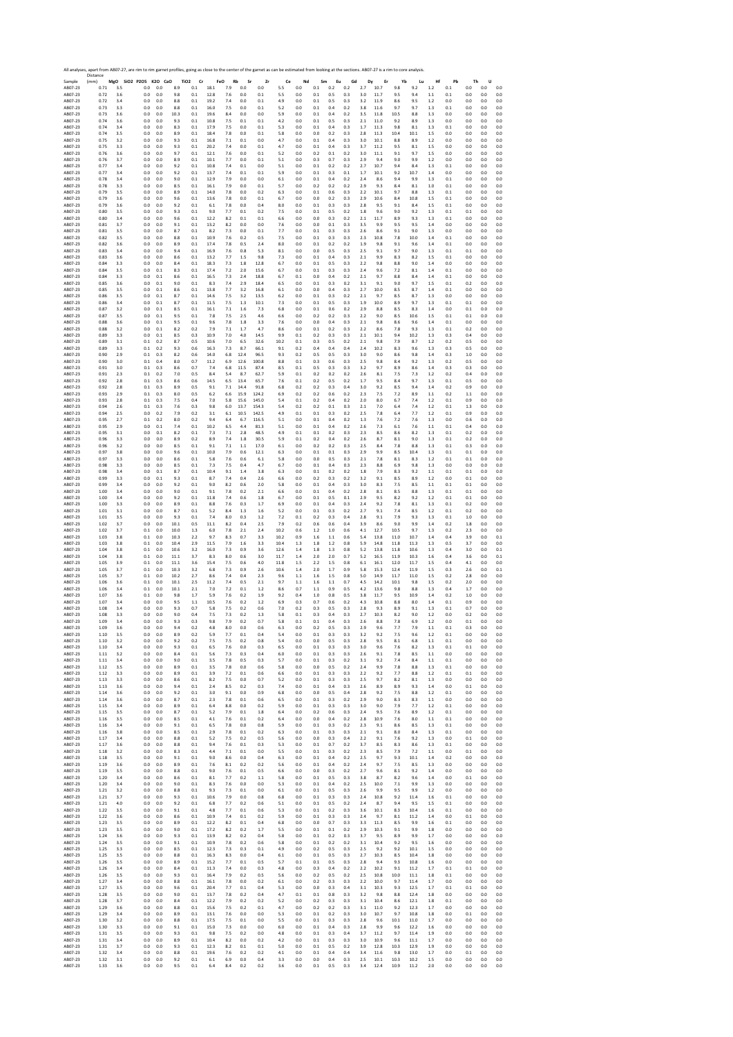All analyses, apart from AB07-27, are rim to rim garnet profiles, going as close to the center of the garnet as can be estimated from looking at the sections. AB07-27 is a rim to core analysis.

| Sample | Distance (mm) | MgO | SiO2 | P2O5 | K2O | CaO | TiO2 | Cr | FeO | Rb | Sr | Zr | Ce | Nd | Sm | Eu | Gd | Dy | Er | Yb | Lu | Hf | Pb | Th | U |
|---|---|---|---|---|---|---|---|---|---|---|---|---|---|---|---|---|---|---|---|---|---|---|---|---|---|
| AB07-23 | 0.71 | 3.5 | | 0.0 | 0.0 | 8.9 | 0.1 | 18.1 | 7.9 | 0.0 | 0.0 | 5.5 | 0.0 | 0.1 | 0.2 | 0.2 | 2.7 | 10.7 | 9.8 | 9.2 | 1.2 | 0.1 | 0.0 | 0.0 | 0.0 |
| AB07-23 | 0.72 | 3.6 | | 0.0 | 0.0 | 9.8 | 0.1 | 12.8 | 7.6 | 0.0 | 0.1 | 5.5 | 0.0 | 0.1 | 0.5 | 0.3 | 3.0 | 11.7 | 9.5 | 9.4 | 1.1 | 0.1 | 0.0 | 0.0 | 0.0 |
| AB07-23 | 0.72 | 3.4 | | 0.0 | 0.0 | 8.8 | 0.1 | 19.2 | 7.4 | 0.0 | 0.1 | 4.9 | 0.0 | 0.1 | 0.5 | 0.3 | 3.2 | 11.9 | 8.6 | 9.5 | 1.2 | 0.0 | 0.0 | 0.0 | 0.0 |
| AB07-23 | 0.73 | 3.3 | | 0.0 | 0.0 | 8.8 | 0.1 | 16.0 | 7.5 | 0.0 | 0.1 | 5.2 | 0.0 | 0.1 | 0.4 | 0.2 | 3.8 | 11.6 | 9.7 | 9.7 | 1.3 | 0.1 | 0.0 | 0.0 | 0.0 |
| AB07-23 | 0.73 | 3.6 | | 0.0 | 0.0 | 10.3 | 0.1 | 19.6 | 8.4 | 0.0 | 0.0 | 5.9 | 0.0 | 0.1 | 0.4 | 0.2 | 3.5 | 11.8 | 10.5 | 8.8 | 1.3 | 0.0 | 0.0 | 0.0 | 0.0 |
| AB07-23 | 0.74 | 3.6 | | 0.0 | 0.0 | 9.3 | 0.1 | 10.8 | 7.5 | 0.1 | 0.1 | 4.2 | 0.0 | 0.1 | 0.5 | 0.3 | 2.1 | 11.0 | 9.2 | 8.9 | 1.3 | 0.0 | 0.0 | 0.0 | 0.0 |
| AB07-23 | 0.74 | 3.4 | | 0.0 | 0.0 | 8.3 | 0.1 | 17.9 | 7.5 | 0.0 | 0.1 | 5.3 | 0.0 | 0.1 | 0.4 | 0.3 | 1.7 | 11.3 | 9.8 | 8.1 | 1.3 | 0.1 | 0.0 | 0.0 | 0.0 |
| AB07-23 | 0.74 | 3.5 | | 0.0 | 0.0 | 8.9 | 0.1 | 18.4 | 7.8 | 0.0 | 0.1 | 5.8 | 0.0 | 0.0 | 0.2 | 0.3 | 2.8 | 11.3 | 10.4 | 10.1 | 1.5 | 0.0 | 0.0 | 0.0 | 0.0 |
| AB07-23 | 0.75 | 3.2 | | 0.0 | 0.0 | 9.3 | 0.1 | 16.8 | 7.1 | 0.1 | 0.0 | 4.7 | 0.0 | 0.1 | 0.4 | 0.3 | 3.0 | 10.1 | 8.8 | 8.9 | 1.2 | 0.0 | 0.0 | 0.0 | 0.0 |
| AB07-23 | 0.75 | 3.3 | | 0.0 | 0.0 | 9.3 | 0.1 | 20.2 | 7.4 | 0.0 | 0.1 | 4.7 | 0.0 | 0.1 | 0.4 | 0.3 | 3.7 | 11.2 | 9.5 | 8.1 | 1.5 | 0.0 | 0.0 | 0.0 | 0.0 |
| AB07-23 | 0.76 | 3.6 | | 0.0 | 0.0 | 9.7 | 0.1 | 12.1 | 7.6 | 0.0 | 0.1 | 5.2 | 0.0 | 0.2 | 0.1 | 0.2 | 3.0 | 11.1 | 9.1 | 9.7 | 1.5 | 0.0 | 0.0 | 0.0 | 0.0 |
| AB07-23 | 0.76 | 3.7 | | 0.0 | 0.0 | 8.9 | 0.1 | 10.1 | 7.7 | 0.0 | 0.1 | 5.1 | 0.0 | 0.3 | 0.7 | 0.3 | 2.9 | 9.4 | 9.0 | 9.9 | 1.2 | 0.0 | 0.0 | 0.0 | 0.0 |
| AB07-23 | 0.77 | 3.4 | | 0.0 | 0.0 | 9.2 | 0.1 | 10.8 | 7.4 | 0.1 | 0.0 | 5.1 | 0.0 | 0.1 | 0.2 | 0.2 | 2.7 | 10.7 | 9.4 | 8.4 | 1.3 | 0.1 | 0.0 | 0.0 | 0.0 |
| AB07-23 | 0.77 | 3.4 | | 0.0 | 0.0 | 9.2 | 0.1 | 13.7 | 7.4 | 0.1 | 0.1 | 5.9 | 0.0 | 0.1 | 0.3 | 0.1 | 1.7 | 10.1 | 9.2 | 10.7 | 1.4 | 0.0 | 0.0 | 0.0 | 0.0 |
| AB07-23 | 0.78 | 3.4 | | 0.0 | 0.0 | 9.0 | 0.1 | 12.9 | 7.9 | 0.0 | 0.0 | 6.1 | 0.0 | 0.1 | 0.4 | 0.2 | 2.4 | 8.6 | 9.4 | 9.9 | 1.3 | 0.1 | 0.0 | 0.0 | 0.0 |
| AB07-23 | 0.78 | 3.3 | | 0.0 | 0.0 | 8.5 | 0.1 | 16.1 | 7.9 | 0.0 | 0.1 | 5.7 | 0.0 | 0.2 | 0.2 | 0.2 | 2.9 | 9.3 | 8.4 | 8.1 | 1.0 | 0.1 | 0.0 | 0.0 | 0.0 |
| AB07-23 | 0.79 | 3.5 | | 0.0 | 0.0 | 8.9 | 0.1 | 14.0 | 7.8 | 0.0 | 0.2 | 6.3 | 0.0 | 0.1 | 0.6 | 0.3 | 2.2 | 10.1 | 9.7 | 8.8 | 1.3 | 0.1 | 0.0 | 0.0 | 0.0 |
| AB07-23 | 0.79 | 3.6 | | 0.0 | 0.0 | 9.6 | 0.1 | 13.6 | 7.8 | 0.0 | 0.1 | 6.7 | 0.0 | 0.0 | 0.2 | 0.3 | 2.9 | 10.6 | 8.4 | 10.8 | 1.5 | 0.1 | 0.0 | 0.0 | 0.0 |
| AB07-23 | 0.79 | 3.6 | | 0.0 | 0.0 | 9.2 | 0.1 | 6.1 | 7.8 | 0.0 | 0.4 | 8.0 | 0.0 | 0.1 | 0.3 | 0.3 | 2.8 | 9.5 | 9.1 | 8.4 | 1.5 | 0.1 | 0.0 | 0.0 | 0.0 |
| AB07-23 | 0.80 | 3.5 | | 0.0 | 0.0 | 9.3 | 0.1 | 9.0 | 7.7 | 0.1 | 0.2 | 7.5 | 0.0 | 0.1 | 0.5 | 0.2 | 1.8 | 9.6 | 9.0 | 9.2 | 1.3 | 0.1 | 0.1 | 0.0 | 0.0 |
| AB07-23 | 0.80 | 3.4 | | 0.0 | 0.0 | 9.6 | 0.1 | 12.2 | 8.2 | 0.1 | 0.1 | 6.6 | 0.0 | 0.0 | 0.3 | 0.2 | 2.1 | 11.7 | 8.9 | 9.3 | 1.3 | 0.1 | 0.0 | 0.0 | 0.0 |
| AB07-23 | 0.81 | 3.7 | | 0.0 | 0.0 | 9.1 | 0.1 | 13.2 | 8.2 | 0.0 | 0.0 | 7.6 | 0.0 | 0.0 | 0.1 | 0.3 | 3.5 | 9.9 | 9.5 | 9.5 | 1.4 | 0.0 | 0.0 | 0.0 | 0.0 |
| AB07-23 | 0.81 | 3.5 | | 0.0 | 0.0 | 8.7 | 0.1 | 8.2 | 7.3 | 0.0 | 0.1 | 7.7 | 0.0 | 0.1 | 0.3 | 0.3 | 2.6 | 8.6 | 9.1 | 9.0 | 1.3 | 0.0 | 0.0 | 0.0 | 0.0 |
| AB07-23 | 0.82 | 3.5 | | 0.0 | 0.0 | 8.8 | 0.1 | 10.9 | 7.6 | 0.2 | 0.5 | 7.5 | 0.0 | 0.1 | 0.3 | 0.3 | 2.3 | 10.8 | 7.8 | 10.0 | 1.4 | 0.1 | 0.0 | 0.0 | 0.0 |
| AB07-23 | 0.82 | 3.6 | | 0.0 | 0.0 | 8.9 | 0.1 | 17.4 | 7.8 | 0.5 | 2.4 | 8.0 | 0.0 | 0.1 | 0.2 | 0.2 | 1.9 | 9.8 | 9.1 | 9.6 | 1.4 | 0.1 | 0.0 | 0.0 | 0.0 |
| AB07-23 | 0.83 | 3.4 | | 0.0 | 0.0 | 9.4 | 0.1 | 16.9 | 7.6 | 0.8 | 5.3 | 8.1 | 0.0 | 0.0 | 0.5 | 0.3 | 2.5 | 9.1 | 9.7 | 9.0 | 1.3 | 0.1 | 0.1 | 0.0 | 0.0 |
| AB07-23 | 0.83 | 3.6 | | 0.0 | 0.0 | 8.6 | 0.1 | 13.2 | 7.7 | 1.5 | 9.8 | 7.3 | 0.0 | 0.1 | 0.4 | 0.3 | 2.1 | 9.9 | 8.3 | 8.2 | 1.5 | 0.1 | 0.0 | 0.0 | 0.0 |
| AB07-23 | 0.84 | 3.3 | | 0.0 | 0.0 | 8.4 | 0.1 | 18.3 | 7.3 | 1.8 | 12.8 | 6.7 | 0.0 | 0.1 | 0.5 | 0.3 | 2.2 | 9.8 | 8.8 | 9.0 | 1.4 | 0.0 | 0.0 | 0.0 | 0.0 |
| AB07-23 | 0.84 | 3.5 | | 0.0 | 0.1 | 8.3 | 0.1 | 17.4 | 7.2 | 2.0 | 15.6 | 6.7 | 0.0 | 0.1 | 0.3 | 0.3 | 2.4 | 9.6 | 7.2 | 8.1 | 1.4 | 0.1 | 0.0 | 0.0 | 0.0 |
| AB07-23 | 0.84 | 3.3 | | 0.0 | 0.1 | 8.6 | 0.1 | 16.5 | 7.3 | 2.4 | 18.8 | 6.7 | 0.1 | 0.0 | 0.4 | 0.2 | 2.1 | 9.7 | 8.8 | 8.4 | 1.4 | 0.1 | 0.0 | 0.0 | 0.0 |
| AB07-23 | 0.85 | 3.6 | | 0.0 | 0.1 | 9.0 | 0.1 | 8.3 | 7.4 | 2.9 | 18.4 | 6.5 | 0.0 | 0.1 | 0.3 | 0.2 | 3.1 | 9.1 | 9.0 | 9.7 | 1.5 | 0.1 | 0.2 | 0.0 | 0.0 |
| AB07-23 | 0.85 | 3.5 | | 0.0 | 0.1 | 8.6 | 0.1 | 13.8 | 7.7 | 3.2 | 16.8 | 6.1 | 0.0 | 0.0 | 0.4 | 0.3 | 2.7 | 10.0 | 8.5 | 8.7 | 1.4 | 0.1 | 0.0 | 0.0 | 0.0 |
| AB07-23 | 0.86 | 3.5 | | 0.0 | 0.1 | 8.7 | 0.1 | 14.6 | 7.5 | 3.2 | 13.5 | 6.2 | 0.0 | 0.1 | 0.3 | 0.2 | 2.1 | 9.7 | 8.5 | 8.7 | 1.3 | 0.0 | 0.0 | 0.0 | 0.0 |
| AB07-23 | 0.86 | 3.4 | | 0.0 | 0.1 | 8.7 | 0.1 | 11.5 | 7.5 | 1.3 | 10.1 | 7.3 | 0.0 | 0.1 | 0.5 | 0.3 | 1.9 | 10.0 | 8.9 | 9.7 | 1.3 | 0.1 | 0.1 | 0.0 | 0.0 |
| AB07-23 | 0.87 | 3.2 | | 0.0 | 0.1 | 8.5 | 0.1 | 16.1 | 7.1 | 1.6 | 7.3 | 6.8 | 0.0 | 0.1 | 0.6 | 0.2 | 2.9 | 8.8 | 8.5 | 8.3 | 1.4 | 0.0 | 0.1 | 0.0 | 0.0 |
| AB07-23 | 0.87 | 3.5 | | 0.0 | 0.1 | 9.5 | 0.1 | 7.8 | 7.5 | 2.5 | 4.6 | 6.6 | 0.0 | 0.2 | 0.2 | 0.3 | 2.2 | 9.0 | 8.5 | 10.6 | 1.5 | 0.1 | 0.1 | 0.0 | 0.0 |
| AB07-23 | 0.88 | 3.6 | | 0.0 | 0.1 | 9.5 | 0.1 | 9.6 | 7.8 | 1.8 | 3.3 | 7.6 | 0.0 | 0.0 | 0.4 | 0.3 | 2.1 | 9.8 | 8.6 | 9.6 | 1.4 | 0.1 | 0.0 | 0.0 | 0.0 |
| AB07-23 | 0.88 | 3.2 | | 0.0 | 0.1 | 8.2 | 0.2 | 7.9 | 7.1 | 1.7 | 4.7 | 8.6 | 0.0 | 0.1 | 0.2 | 0.3 | 2.2 | 8.6 | 7.8 | 9.3 | 1.3 | 0.1 | 0.2 | 0.0 | 0.0 |
| AB07-23 | 0.89 | 3.3 | | 0.0 | 0.1 | 8.5 | 0.3 | 10.9 | 7.0 | 4.0 | 14.5 | 9.9 | 0.1 | 0.2 | 0.3 | 0.3 | 2.1 | 10.1 | 9.4 | 10.2 | 1.3 | 0.3 | 0.4 | 0.0 | 0.0 |
| AB07-23 | 0.89 | 3.1 | | 0.1 | 0.2 | 8.7 | 0.5 | 10.6 | 7.0 | 6.5 | 32.6 | 10.2 | 0.1 | 0.3 | 0.5 | 0.2 | 2.1 | 9.8 | 7.9 | 8.7 | 1.2 | 0.2 | 0.5 | 0.0 | 0.0 |
| AB07-23 | 0.89 | 3.3 | | 0.1 | 0.2 | 9.3 | 0.6 | 16.3 | 7.3 | 8.7 | 66.1 | 9.1 | 0.2 | 0.4 | 0.4 | 0.4 | 2.4 | 10.2 | 8.3 | 9.6 | 1.3 | 0.3 | 0.5 | 0.0 | 0.0 |
| AB07-23 | 0.90 | 2.9 | | 0.1 | 0.3 | 8.2 | 0.6 | 14.0 | 6.8 | 12.4 | 96.5 | 9.3 | 0.2 | 0.5 | 0.5 | 0.3 | 3.0 | 9.0 | 8.6 | 9.8 | 1.4 | 0.3 | 1.0 | 0.0 | 0.0 |
| AB07-23 | 0.90 | 3.0 | | 0.1 | 0.4 | 8.0 | 0.7 | 11.2 | 6.9 | 12.6 | 100.8 | 8.8 | 0.1 | 0.3 | 0.6 | 0.3 | 2.5 | 9.8 | 8.4 | 9.2 | 1.3 | 0.2 | 0.5 | 0.0 | 0.0 |
| AB07-23 | 0.91 | 3.0 | | 0.1 | 0.3 | 8.6 | 0.7 | 7.4 | 6.8 | 11.5 | 87.4 | 8.5 | 0.1 | 0.5 | 0.3 | 0.3 | 3.2 | 9.7 | 8.9 | 8.6 | 1.4 | 0.3 | 0.3 | 0.0 | 0.0 |
| AB07-23 | 0.91 | 2.3 | | 0.1 | 0.2 | 7.0 | 0.5 | 8.4 | 5.4 | 8.7 | 62.7 | 5.9 | 0.1 | 0.2 | 0.2 | 0.2 | 2.6 | 8.1 | 7.5 | 7.3 | 1.2 | 0.2 | 0.4 | 0.0 | 0.0 |
| AB07-23 | 0.92 | 2.8 | | 0.1 | 0.3 | 8.6 | 0.6 | 14.5 | 6.5 | 13.4 | 65.7 | 7.6 | 0.1 | 0.2 | 0.5 | 0.2 | 1.7 | 9.5 | 8.4 | 9.7 | 1.3 | 0.1 | 0.5 | 0.0 | 0.0 |
| AB07-23 | 0.92 | 2.8 | | 0.1 | 0.3 | 8.9 | 0.5 | 9.1 | 7.1 | 14.4 | 91.8 | 6.8 | 0.2 | 0.2 | 0.3 | 0.4 | 3.0 | 9.2 | 8.5 | 9.4 | 1.4 | 0.2 | 0.9 | 0.0 | 0.0 |
| AB07-23 | 0.93 | 2.9 | | 0.1 | 0.3 | 8.0 | 0.5 | 6.2 | 6.6 | 15.9 | 124.2 | 6.9 | 0.2 | 0.2 | 0.6 | 0.2 | 2.3 | 7.5 | 7.2 | 8.9 | 1.1 | 0.2 | 1.1 | 0.0 | 0.0 |
| AB07-23 | 0.93 | 2.8 | | 0.1 | 0.3 | 7.5 | 0.4 | 7.0 | 5.8 | 15.6 | 145.0 | 5.4 | 0.1 | 0.2 | 0.4 | 0.2 | 2.0 | 8.0 | 6.7 | 7.4 | 1.2 | 0.1 | 0.9 | 0.0 | 0.0 |
| AB07-23 | 0.94 | 2.6 | | 0.1 | 0.3 | 7.6 | 0.3 | 9.8 | 6.0 | 13.7 | 154.3 | 5.4 | 0.2 | 0.2 | 0.1 | 0.3 | 2.1 | 7.0 | 6.4 | 7.4 | 1.2 | 0.1 | 1.3 | 0.0 | 0.0 |
| AB07-23 | 0.94 | 2.5 | | 0.0 | 0.2 | 7.9 | 0.2 | 3.1 | 6.1 | 10.5 | 142.5 | 4.9 | 0.1 | 0.3 | 0.2 | 0.2 | 2.5 | 7.8 | 6.4 | 7.7 | 1.2 | 0.1 | 0.9 | 0.0 | 0.0 |
| AB07-23 | 0.95 | 2.7 | | 0.1 | 0.2 | 8.0 | 0.2 | 9.4 | 6.4 | 6.7 | 116.5 | 5.1 | 0.0 | 0.1 | 0.4 | 0.2 | 1.3 | 7.6 | 7.2 | 7.6 | 1.3 | 0.0 | 0.6 | 0.0 | 0.0 |
| AB07-23 | 0.95 | 2.9 | | 0.0 | 0.1 | 7.4 | 0.1 | 10.2 | 6.5 | 4.4 | 81.3 | 5.1 | 0.0 | 0.1 | 0.4 | 0.2 | 2.6 | 7.3 | 6.1 | 7.6 | 1.1 | 0.1 | 0.4 | 0.0 | 0.0 |
| AB07-23 | 0.95 | 3.1 | | 0.0 | 0.1 | 8.2 | 0.1 | 7.3 | 7.1 | 2.8 | 48.5 | 4.9 | 0.1 | 0.1 | 0.2 | 0.3 | 2.3 | 8.5 | 8.6 | 8.2 | 1.3 | 0.1 | 0.2 | 0.0 | 0.0 |
| AB07-23 | 0.96 | 3.3 | | 0.0 | 0.0 | 8.9 | 0.2 | 8.9 | 7.4 | 1.8 | 30.5 | 5.9 | 0.1 | 0.2 | 0.4 | 0.2 | 2.6 | 8.7 | 8.1 | 9.0 | 1.3 | 0.1 | 0.2 | 0.0 | 0.0 |
| AB07-23 | 0.96 | 3.2 | | 0.0 | 0.0 | 8.5 | 0.1 | 9.1 | 7.1 | 1.1 | 17.0 | 6.1 | 0.0 | 0.2 | 0.2 | 0.3 | 2.5 | 8.4 | 7.8 | 8.8 | 1.3 | 0.1 | 0.3 | 0.0 | 0.0 |
| AB07-23 | 0.97 | 3.8 | | 0.0 | 0.0 | 9.6 | 0.1 | 10.0 | 7.9 | 0.6 | 12.1 | 6.3 | 0.0 | 0.1 | 0.1 | 0.3 | 2.9 | 9.9 | 8.5 | 10.4 | 1.3 | 0.1 | 0.1 | 0.0 | 0.0 |
| AB07-23 | 0.97 | 3.3 | | 0.0 | 0.0 | 8.6 | 0.1 | 5.8 | 7.6 | 0.6 | 6.1 | 5.8 | 0.0 | 0.0 | 0.5 | 0.3 | 2.1 | 7.8 | 8.1 | 8.3 | 1.2 | 0.1 | 0.1 | 0.0 | 0.0 |
| AB07-23 | 0.98 | 3.3 | | 0.0 | 0.0 | 8.5 | 0.1 | 7.3 | 7.5 | 0.4 | 4.7 | 6.7 | 0.0 | 0.1 | 0.4 | 0.3 | 2.3 | 8.8 | 6.9 | 9.8 | 1.3 | 0.0 | 0.0 | 0.0 | 0.0 |
| AB07-23 | 0.98 | 3.4 | | 0.0 | 0.1 | 8.7 | 0.1 | 10.4 | 9.1 | 1.4 | 3.8 | 6.3 | 0.0 | 0.1 | 0.2 | 0.2 | 1.8 | 7.9 | 8.3 | 9.2 | 1.1 | 0.1 | 0.1 | 0.0 | 0.0 |
| AB07-23 | 0.99 | 3.3 | | 0.0 | 0.1 | 9.3 | 0.1 | 8.7 | 7.4 | 0.4 | 2.6 | 6.6 | 0.0 | 0.2 | 0.3 | 0.2 | 3.2 | 9.1 | 8.5 | 8.9 | 1.2 | 0.0 | 0.1 | 0.0 | 0.0 |
| AB07-23 | 0.99 | 3.4 | | 0.0 | 0.0 | 9.2 | 0.1 | 9.0 | 8.2 | 0.6 | 2.0 | 5.8 | 0.0 | 0.1 | 0.4 | 0.3 | 3.0 | 8.3 | 7.5 | 8.5 | 1.1 | 0.1 | 0.1 | 0.0 | 0.0 |
| AB07-23 | 1.00 | 3.4 | | 0.0 | 0.0 | 9.0 | 0.1 | 9.1 | 7.8 | 0.2 | 2.1 | 6.6 | 0.0 | 0.1 | 0.4 | 0.2 | 2.8 | 8.1 | 8.5 | 8.8 | 1.3 | 0.1 | 0.1 | 0.0 | 0.0 |
| AB07-23 | 1.00 | 3.4 | | 0.0 | 0.0 | 9.2 | 0.1 | 11.8 | 7.4 | 0.6 | 1.8 | 6.7 | 0.0 | 0.1 | 0.5 | 0.1 | 2.9 | 9.5 | 8.2 | 9.2 | 1.2 | 0.1 | 0.1 | 0.0 | 0.0 |
| AB07-23 | 1.00 | 3.3 | | 0.0 | 0.0 | 8.9 | 0.1 | 8.8 | 7.6 | 0.3 | 1.7 | 6.9 | 0.0 | 0.1 | 0.4 | 0.3 | 2.4 | 9.2 | 7.8 | 8.1 | 1.3 | 0.1 | 0.2 | 0.0 | 0.0 |
| AB07-23 | 1.01 | 3.1 | | 0.0 | 0.0 | 8.7 | 0.1 | 5.2 | 8.4 | 1.3 | 1.6 | 5.2 | 0.0 | 0.1 | 0.3 | 0.2 | 2.7 | 9.1 | 7.4 | 8.5 | 1.2 | 0.1 | 0.2 | 0.0 | 0.0 |
| AB07-23 | 1.01 | 3.5 | | 0.0 | 0.0 | 9.3 | 0.1 | 7.4 | 8.0 | 0.3 | 1.2 | 7.2 | 0.1 | 0.2 | 0.3 | 0.4 | 2.8 | 9.1 | 7.9 | 9.3 | 1.3 | 0.1 | 1.0 | 0.0 | 0.0 |
| AB07-23 | 1.02 | 3.7 | | 0.0 | 0.0 | 10.1 | 0.5 | 11.1 | 8.2 | 0.4 | 2.5 | 7.9 | 0.2 | 0.6 | 0.6 | 0.4 | 3.9 | 8.6 | 9.0 | 9.9 | 1.4 | 0.2 | 1.8 | 0.0 | 0.0 |
| AB07-23 | 1.02 | 3.7 | | 0.1 | 0.0 | 10.0 | 1.3 | 6.0 | 7.8 | 2.1 | 2.4 | 10.2 | 0.6 | 1.2 | 1.0 | 0.6 | 4.1 | 12.7 | 10.5 | 9.7 | 1.3 | 0.2 | 2.3 | 0.0 | 0.0 |
| AB07-23 | 1.03 | 3.8 | | 0.1 | 0.0 | 10.3 | 2.2 | 9.7 | 8.3 | 0.7 | 3.3 | 10.2 | 0.9 | 1.6 | 1.1 | 0.6 | 5.4 | 13.8 | 11.0 | 10.7 | 1.4 | 0.4 | 3.9 | 0.0 | 0.1 |
| AB07-23 | 1.03 | 3.8 | | 0.1 | 0.0 | 10.4 | 2.9 | 11.5 | 7.9 | 1.6 | 3.3 | 10.4 | 1.3 | 1.8 | 1.2 | 0.8 | 5.9 | 14.8 | 11.8 | 11.3 | 1.3 | 0.5 | 3.7 | 0.0 | 0.0 |
| AB07-23 | 1.04 | 3.8 | | 0.1 | 0.0 | 10.6 | 3.2 | 16.0 | 7.3 | 0.9 | 3.6 | 12.6 | 1.4 | 1.8 | 1.3 | 0.8 | 5.2 | 13.8 | 11.8 | 10.6 | 1.3 | 0.4 | 3.0 | 0.0 | 0.1 |
| AB07-23 | 1.04 | 3.8 | | 0.1 | 0.0 | 11.1 | 3.7 | 8.3 | 8.0 | 0.6 | 3.0 | 11.7 | 1.4 | 2.0 | 2.0 | 0.7 | 5.2 | 16.5 | 11.9 | 10.3 | 1.6 | 0.4 | 3.6 | 0.0 | 0.1 |
| AB07-23 | 1.05 | 3.9 | | 0.1 | 0.0 | 11.1 | 3.6 | 15.4 | 7.5 | 0.6 | 4.0 | 11.8 | 1.5 | 2.2 | 1.5 | 0.8 | 6.1 | 16.1 | 12.0 | 11.7 | 1.5 | 0.4 | 4.1 | 0.0 | 0.0 |
| AB07-23 | 1.05 | 3.7 | | 0.1 | 0.0 | 10.3 | 3.2 | 6.8 | 7.3 | 0.9 | 2.6 | 10.6 | 1.4 | 2.0 | 1.7 | 0.9 | 5.8 | 15.3 | 12.4 | 11.9 | 1.5 | 0.3 | 2.6 | 0.0 | 0.1 |
| AB07-23 | 1.05 | 3.7 | | 0.1 | 0.0 | 10.2 | 2.7 | 8.6 | 7.4 | 0.4 | 2.3 | 9.6 | 1.1 | 1.6 | 1.5 | 0.8 | 5.0 | 14.9 | 11.7 | 11.0 | 1.5 | 0.2 | 2.8 | 0.0 | 0.0 |
| AB07-23 | 1.06 | 3.6 | | 0.1 | 0.0 | 10.1 | 2.5 | 11.2 | 7.4 | 0.5 | 2.1 | 9.7 | 1.1 | 1.6 | 1.1 | 0.7 | 4.5 | 14.2 | 10.1 | 9.8 | 1.5 | 0.2 | 2.0 | 0.0 | 0.0 |
| AB07-23 | 1.06 | 3.4 | | 0.1 | 0.0 | 10.1 | 2.1 | 7.0 | 7.2 | 0.1 | 1.2 | 8.6 | 0.7 | 1.1 | 0.9 | 0.5 | 4.2 | 13.6 | 9.8 | 8.8 | 1.3 | 0.4 | 1.7 | 0.0 | 0.0 |
| AB07-23 | 1.07 | 3.6 | | 0.1 | 0.0 | 9.8 | 1.7 | 5.9 | 7.6 | 0.2 | 1.9 | 9.2 | 0.4 | 1.0 | 0.8 | 0.5 | 3.8 | 11.7 | 9.5 | 10.9 | 1.4 | 0.2 | 1.0 | 0.0 | 0.0 |
| AB07-23 | 1.07 | 3.4 | | 0.0 | 0.0 | 9.5 | 1.1 | 10.5 | 7.6 | 0.2 | 1.2 | 6.9 | 0.3 | 0.7 | 0.6 | 0.2 | 4.3 | 10.8 | 8.8 | 8.0 | 1.4 | 0.1 | 0.9 | 0.0 | 0.0 |
| AB07-23 | 1.08 | 3.4 | | 0.0 | 0.0 | 9.3 | 0.7 | 5.8 | 7.5 | 0.2 | 0.6 | 7.0 | 0.2 | 0.3 | 0.5 | 0.3 | 2.8 | 9.3 | 8.9 | 9.1 | 1.3 | 0.1 | 0.7 | 0.0 | 0.0 |
| AB07-23 | 1.08 | 3.3 | | 0.0 | 0.0 | 9.0 | 0.4 | 7.5 | 7.3 | 0.2 | 1.3 | 5.8 | 0.1 | 0.3 | 0.4 | 0.3 | 2.7 | 10.3 | 8.2 | 9.0 | 1.2 | 0.0 | 0.2 | 0.0 | 0.0 |
| AB07-23 | 1.09 | 3.4 | | 0.0 | 0.0 | 9.3 | 0.3 | 9.8 | 7.9 | 0.2 | 0.7 | 5.8 | 0.1 | 0.1 | 0.4 | 0.3 | 2.6 | 8.8 | 7.8 | 6.9 | 1.2 | 0.0 | 0.1 | 0.0 | 0.0 |
| AB07-23 | 1.09 | 3.6 | | 0.0 | 0.0 | 9.4 | 0.2 | 4.8 | 8.0 | 0.0 | 0.6 | 6.3 | 0.0 | 0.2 | 0.5 | 0.3 | 2.9 | 9.6 | 7.7 | 7.9 | 1.1 | 0.1 | 0.3 | 0.0 | 0.0 |
| AB07-23 | 1.10 | 3.5 | | 0.0 | 0.0 | 8.9 | 0.2 | 5.9 | 7.7 | 0.1 | 0.4 | 5.4 | 0.0 | 0.1 | 0.3 | 0.3 | 3.2 | 9.2 | 7.5 | 9.6 | 1.2 | 0.1 | 0.0 | 0.0 | 0.0 |
| AB07-23 | 1.10 | 3.2 | | 0.0 | 0.0 | 9.2 | 0.2 | 7.5 | 7.5 | 0.2 | 0.8 | 5.4 | 0.0 | 0.0 | 0.5 | 0.3 | 2.8 | 9.5 | 8.1 | 6.8 | 1.1 | 0.1 | 0.0 | 0.0 | 0.0 |
| AB07-23 | 1.10 | 3.4 | | 0.0 | 0.0 | 9.3 | 0.1 | 6.5 | 7.6 | 0.0 | 0.3 | 6.5 | 0.0 | 0.1 | 0.3 | 0.3 | 3.0 | 9.6 | 7.6 | 8.2 | 1.3 | 0.1 | 0.1 | 0.0 | 0.0 |
| AB07-23 | 1.11 | 3.2 | | 0.0 | 0.0 | 8.4 | 0.1 | 5.6 | 7.3 | 0.3 | 0.4 | 6.0 | 0.0 | 0.1 | 0.3 | 0.3 | 2.6 | 9.1 | 7.8 | 8.5 | 1.1 | 0.0 | 0.0 | 0.0 | 0.0 |
| AB07-23 | 1.11 | 3.4 | | 0.0 | 0.0 | 9.0 | 0.1 | 3.5 | 7.8 | 0.5 | 0.3 | 5.7 | 0.0 | 0.1 | 0.3 | 0.2 | 3.1 | 9.2 | 7.4 | 8.4 | 1.1 | 0.1 | 0.0 | 0.0 | 0.0 |
| AB07-23 | 1.12 | 3.5 | | 0.0 | 0.0 | 8.9 | 0.1 | 3.5 | 7.8 | 0.0 | 0.6 | 5.8 | 0.0 | 0.0 | 0.5 | 0.2 | 2.4 | 9.9 | 7.8 | 8.8 | 1.3 | 0.1 | 0.0 | 0.0 | 0.0 |
| AB07-23 | 1.12 | 3.3 | | 0.0 | 0.0 | 8.9 | 0.1 | 3.9 | 7.2 | 0.1 | 0.6 | 6.6 | 0.0 | 0.1 | 0.3 | 0.3 | 2.2 | 9.2 | 7.7 | 8.8 | 1.2 | 0.1 | 0.1 | 0.0 | 0.0 |
| AB07-23 | 1.13 | 3.3 | | 0.0 | 0.0 | 8.6 | 0.1 | 8.2 | 7.5 | 0.0 | 0.7 | 5.2 | 0.0 | 0.1 | 0.3 | 0.3 | 2.5 | 9.7 | 8.2 | 8.1 | 1.3 | 0.0 | 0.0 | 0.0 | 0.0 |
| AB07-23 | 1.13 | 3.6 | | 0.0 | 0.0 | 9.4 | 0.1 | 2.4 | 8.5 | 0.2 | 0.3 | 7.4 | 0.0 | 0.1 | 0.4 | 0.3 | 2.6 | 8.9 | 8.9 | 9.3 | 1.4 | 0.0 | 0.1 | 0.0 | 0.0 |
| AB07-23 | 1.14 | 3.6 | | 0.0 | 0.0 | 9.2 | 0.1 | 3.0 | 9.1 | 0.0 | 0.9 | 6.8 | 0.0 | 0.0 | 0.5 | 0.4 | 2.8 | 9.2 | 7.5 | 8.8 | 1.2 | 0.1 | 0.0 | 0.0 | 0.0 |
| AB07-23 | 1.14 | 3.5 | | 0.0 | 0.0 | 8.7 | 0.1 | 2.3 | 7.8 | 0.1 | 0.6 | 6.5 | 0.0 | 0.1 | 0.3 | 0.2 | 2.9 | 9.0 | 8.3 | 8.3 | 1.1 | 0.0 | 0.0 | 0.0 | 0.0 |
| AB07-23 | 1.15 | 3.4 | | 0.0 | 0.0 | 8.9 | 0.1 | 6.4 | 8.8 | 0.0 | 0.2 | 5.9 | 0.0 | 0.1 | 0.3 | 0.3 | 3.0 | 9.0 | 7.9 | 7.7 | 1.2 | 0.1 | 0.0 | 0.0 | 0.0 |
| AB07-23 | 1.15 | 3.5 | | 0.0 | 0.0 | 8.7 | 0.1 | 5.2 | 7.9 | 0.1 | 1.8 | 6.4 | 0.0 | 0.2 | 0.6 | 0.3 | 2.4 | 9.5 | 7.6 | 8.9 | 1.2 | 0.1 | 0.0 | 0.0 | 0.0 |
| AB07-23 | 1.16 | 3.5 | | 0.0 | 0.0 | 8.5 | 0.1 | 4.1 | 7.6 | 0.1 | 0.2 | 6.4 | 0.0 | 0.0 | 0.4 | 0.2 | 2.8 | 10.9 | 7.6 | 8.0 | 1.1 | 0.1 | 0.0 | 0.0 | 0.0 |
| AB07-23 | 1.16 | 3.4 | | 0.0 | 0.0 | 9.1 | 0.1 | 6.5 | 7.8 | 0.0 | 0.8 | 5.9 | 0.0 | 0.1 | 0.3 | 0.2 | 2.3 | 9.1 | 8.6 | 8.5 | 1.3 | 0.1 | 0.0 | 0.0 | 0.0 |
| AB07-23 | 1.16 | 3.8 | | 0.0 | 0.0 | 8.5 | 0.1 | 2.9 | 7.8 | 0.1 | 0.2 | 6.3 | 0.0 | 0.1 | 0.3 | 0.3 | 2.1 | 9.1 | 8.0 | 8.4 | 1.3 | 0.1 | 0.0 | 0.0 | 0.0 |
| AB07-23 | 1.17 | 3.4 | | 0.0 | 0.0 | 8.8 | 0.1 | 5.2 | 7.5 | 0.2 | 0.5 | 5.6 | 0.0 | 0.0 | 0.3 | 0.4 | 2.2 | 9.1 | 7.6 | 9.2 | 1.3 | 0.0 | 0.1 | 0.0 | 0.0 |
| AB07-23 | 1.17 | 3.6 | | 0.0 | 0.0 | 8.8 | 0.1 | 9.4 | 7.6 | 0.1 | 0.3 | 5.3 | 0.0 | 0.1 | 0.7 | 0.2 | 3.7 | 8.5 | 8.3 | 8.6 | 1.3 | 0.1 | 0.0 | 0.0 | 0.0 |
| AB07-23 | 1.18 | 3.2 | | 0.0 | 0.0 | 8.3 | 0.1 | 4.4 | 7.1 | 0.1 | 0.0 | 5.5 | 0.0 | 0.1 | 0.3 | 0.2 | 2.3 | 8.5 | 7.9 | 7.2 | 1.1 | 0.0 | 0.1 | 0.0 | 0.0 |
| AB07-23 | 1.18 | 3.5 | | 0.0 | 0.0 | 9.1 | 0.1 | 9.0 | 8.6 | 0.0 | 0.4 | 6.3 | 0.0 | 0.1 | 0.4 | 0.2 | 2.5 | 9.7 | 9.3 | 10.1 | 1.4 | 0.2 | 0.0 | 0.0 | 0.0 |
| AB07-23 | 1.19 | 3.6 | | 0.0 | 0.0 | 8.9 | 0.1 | 7.6 | 8.1 | 0.2 | 0.2 | 5.6 | 0.0 | 0.1 | 0.4 | 0.2 | 2.4 | 9.7 | 7.5 | 8.5 | 1.3 | 0.0 | 0.0 | 0.0 | 0.0 |
| AB07-23 | 1.19 | 3.5 | | 0.0 | 0.0 | 8.8 | 0.1 | 9.0 | 7.6 | 0.1 | 0.5 | 6.6 | 0.0 | 0.0 | 0.3 | 0.2 | 2.7 | 9.6 | 8.1 | 9.2 | 1.4 | 0.0 | 0.0 | 0.0 | 0.0 |
| AB07-23 | 1.20 | 3.4 | | 0.0 | 0.0 | 8.6 | 0.1 | 8.1 | 7.7 | 0.2 | 1.1 | 5.8 | 0.0 | 0.1 | 0.5 | 0.3 | 3.8 | 8.7 | 8.2 | 9.6 | 1.4 | 0.0 | 0.1 | 0.0 | 0.0 |
| AB07-23 | 1.20 | 3.4 | | 0.0 | 0.0 | 9.0 | 0.1 | 8.3 | 7.6 | 0.0 | 0.0 | 5.3 | 0.0 | 0.1 | 0.4 | 0.2 | 2.5 | 10.0 | 7.1 | 9.9 | 1.3 | 0.0 | 0.0 | 0.0 | 0.0 |
| AB07-23 | 1.21 | 3.2 | | 0.0 | 0.0 | 8.8 | 0.1 | 9.3 | 7.3 | 0.1 | 0.0 | 6.1 | 0.0 | 0.1 | 0.5 | 0.3 | 2.6 | 9.9 | 9.5 | 9.9 | 1.2 | 0.0 | 0.0 | 0.0 | 0.0 |
| AB07-23 | 1.21 | 3.7 | | 0.0 | 0.0 | 9.3 | 0.1 | 10.6 | 7.9 | 0.0 | 0.8 | 6.8 | 0.0 | 0.1 | 0.3 | 0.3 | 2.4 | 10.8 | 9.2 | 11.4 | 1.6 | 0.1 | 0.0 | 0.0 | 0.0 |
| AB07-23 | 1.21 | 4.0 | | 0.0 | 0.0 | 9.2 | 0.1 | 6.8 | 7.7 | 0.2 | 0.6 | 5.1 | 0.0 | 0.1 | 0.5 | 0.2 | 2.4 | 8.7 | 9.4 | 9.5 | 1.5 | 0.1 | 0.0 | 0.0 | 0.0 |
| AB07-23 | 1.22 | 3.5 | | 0.0 | 0.0 | 9.1 | 0.1 | 4.8 | 7.7 | 0.1 | 0.6 | 5.3 | 0.0 | 0.1 | 0.2 | 0.3 | 3.6 | 10.1 | 8.3 | 10.4 | 1.6 | 0.1 | 0.0 | 0.0 | 0.0 |
| AB07-23 | 1.22 | 3.6 | | 0.0 | 0.0 | 8.6 | 0.1 | 10.9 | 7.4 | 0.1 | 0.2 | 5.9 | 0.0 | 0.1 | 0.3 | 0.3 | 2.4 | 9.7 | 8.1 | 11.2 | 1.4 | 0.0 | 0.0 | 0.0 | 0.0 |
| AB07-23 | 1.23 | 3.5 | | 0.0 | 0.0 | 8.9 | 0.1 | 12.2 | 8.2 | 0.1 | 0.4 | 6.8 | 0.0 | 0.0 | 0.7 | 0.3 | 3.3 | 11.3 | 8.5 | 9.9 | 1.6 | 0.1 | 0.0 | 0.0 | 0.0 |
| AB07-23 | 1.23 | 3.5 | | 0.0 | 0.0 | 9.0 | 0.1 | 17.2 | 8.2 | 0.2 | 1.7 | 5.5 | 0.0 | 0.1 | 0.1 | 0.2 | 2.9 | 10.3 | 9.1 | 9.9 | 1.8 | 0.0 | 0.0 | 0.0 | 0.0 |
| AB07-23 | 1.24 | 3.6 | | 0.0 | 0.0 | 9.3 | 0.1 | 13.9 | 8.2 | 0.2 | 0.4 | 5.8 | 0.0 | 0.1 | 0.2 | 0.3 | 3.7 | 9.5 | 8.9 | 9.9 | 1.7 | 0.0 | 0.0 | 0.0 | 0.0 |
| AB07-23 | 1.24 | 3.5 | | 0.0 | 0.0 | 9.1 | 0.1 | 10.9 | 7.8 | 0.2 | 0.6 | 5.8 | 0.0 | 0.1 | 0.2 | 0.2 | 3.1 | 10.4 | 9.2 | 9.5 | 1.6 | 0.0 | 0.0 | 0.0 | 0.0 |
| AB07-23 | 1.25 | 3.3 | | 0.0 | 0.0 | 8.5 | 0.1 | 12.3 | 7.3 | 0.3 | 0.1 | 4.9 | 0.0 | 0.2 | 0.5 | 0.3 | 2.5 | 9.2 | 9.2 | 10.1 | 1.5 | 0.0 | 0.0 | 0.0 | 0.0 |
| AB07-23 | 1.25 | 3.5 | | 0.0 | 0.0 | 8.8 | 0.1 | 16.3 | 8.3 | 0.0 | 0.4 | 6.1 | 0.0 | 0.1 | 0.5 | 0.3 | 2.7 | 10.3 | 8.5 | 10.4 | 1.8 | 0.0 | 0.0 | 0.0 | 0.0 |
| AB07-23 | 1.26 | 3.5 | | 0.0 | 0.0 | 8.9 | 0.1 | 15.2 | 7.7 | 0.1 | 0.5 | 5.7 | 0.1 | 0.1 | 0.5 | 0.3 | 2.8 | 9.4 | 9.3 | 10.8 | 1.6 | 0.0 | 0.0 | 0.0 | 0.0 |
| AB07-23 | 1.26 | 3.4 | | 0.0 | 0.0 | 8.4 | 0.1 | 11.3 | 7.4 | 0.0 | 0.3 | 4.8 | 0.0 | 0.3 | 0.4 | 0.2 | 2.2 | 10.2 | 9.1 | 11.2 | 1.7 | 0.1 | 0.1 | 0.0 | 0.0 |
| AB07-23 | 1.26 | 3.5 | | 0.0 | 0.0 | 9.3 | 0.1 | 16.4 | 7.9 | 0.2 | 0.5 | 5.6 | 0.0 | 0.2 | 0.5 | 0.2 | 2.5 | 10.8 | 10.0 | 11.1 | 1.8 | 0.1 | 0.0 | 0.0 | 0.0 |
| AB07-23 | 1.27 | 3.4 | | 0.0 | 0.0 | 8.8 | 0.1 | 16.1 | 7.8 | 0.0 | 0.2 | 6.1 | 0.0 | 0.2 | 0.3 | 0.3 | 2.2 | 10.0 | 9.7 | 11.4 | 1.7 | 0.0 | 0.0 | 0.0 | 0.0 |
| AB07-23 | 1.27 | 3.5 | | 0.0 | 0.0 | 9.6 | 0.1 | 20.4 | 7.7 | 0.1 | 0.4 | 5.3 | 0.0 | 0.0 | 0.3 | 0.4 | 3.1 | 10.3 | 9.3 | 12.5 | 1.7 | 0.1 | 0.1 | 0.0 | 0.0 |
| AB07-23 | 1.28 | 3.5 | | 0.0 | 0.0 | 9.0 | 0.1 | 13.7 | 7.8 | 0.2 | 0.4 | 4.7 | 0.1 | 0.1 | 0.8 | 0.3 | 3.2 | 9.8 | 8.8 | 12.4 | 1.8 | 0.0 | 0.0 | 0.0 | 0.0 |
| AB07-23 | 1.28 | 3.7 | | 0.0 | 0.0 | 8.4 | 0.1 | 12.2 | 7.9 | 0.2 | 0.2 | 5.2 | 0.0 | 0.2 | 0.3 | 0.3 | 3.1 | 10.4 | 8.6 | 12.1 | 1.8 | 0.1 | 0.0 | 0.0 | 0.0 |
| AB07-23 | 1.29 | 3.6 | | 0.0 | 0.0 | 8.8 | 0.1 | 15.6 | 7.5 | 0.2 | 0.1 | 4.7 | 0.0 | 0.2 | 0.2 | 0.3 | 3.1 | 11.0 | 9.2 | 12.3 | 1.7 | 0.0 | 0.0 | 0.0 | 0.0 |
| AB07-23 | 1.29 | 3.4 | | 0.0 | 0.0 | 8.9 | 0.1 | 13.1 | 7.6 | 0.0 | 0.0 | 5.3 | 0.0 | 0.1 | 0.2 | 0.3 | 3.0 | 10.7 | 9.7 | 10.8 | 1.8 | 0.0 | 0.1 | 0.0 | 0.0 |
| AB07-23 | 1.30 | 3.2 | | 0.0 | 0.0 | 8.8 | 0.1 | 17.5 | 7.5 | 0.1 | 0.0 | 5.5 | 0.0 | 0.1 | 0.3 | 0.3 | 2.8 | 9.6 | 10.1 | 11.0 | 1.7 | 0.0 | 0.0 | 0.0 | 0.0 |
| AB07-23 | 1.30 | 3.3 | | 0.0 | 0.0 | 9.1 | 0.1 | 15.0 | 7.3 | 0.0 | 0.0 | 6.0 | 0.0 | 0.1 | 0.4 | 0.3 | 2.8 | 9.9 | 9.6 | 12.2 | 1.6 | 0.0 | 0.0 | 0.0 | 0.0 |
| AB07-23 | 1.31 | 3.5 | | 0.0 | 0.0 | 9.3 | 0.1 | 9.8 | 7.5 | 0.2 | 0.0 | 4.8 | 0.0 | 0.1 | 0.3 | 0.4 | 3.7 | 11.2 | 9.7 | 11.4 | 1.9 | 0.0 | 0.0 | 0.0 | 0.0 |
| AB07-23 | 1.31 | 3.4 | | 0.0 | 0.0 | 8.9 | 0.1 | 10.4 | 8.2 | 0.0 | 0.2 | 4.2 | 0.0 | 0.1 | 0.3 | 0.3 | 3.0 | 10.9 | 9.6 | 11.1 | 1.7 | 0.0 | 0.0 | 0.0 | 0.0 |
| AB07-23 | 1.31 | 3.7 | | 0.0 | 0.0 | 9.3 | 0.1 | 12.3 | 8.2 | 0.1 | 0.1 | 5.0 | 0.0 | 0.1 | 0.5 | 0.2 | 3.9 | 12.8 | 10.3 | 12.9 | 1.9 | 0.0 | 0.0 | 0.0 | 0.0 |
| AB07-23 | 1.32 | 3.4 | | 0.0 | 0.0 | 8.8 | 0.1 | 19.6 | 7.6 | 0.2 | 0.2 | 4.1 | 0.0 | 0.1 | 0.4 | 0.4 | 3.4 | 11.6 | 9.8 | 13.0 | 1.7 | 0.0 | 0.1 | 0.0 | 0.0 |
| AB07-23 | 1.32 | 3.1 | | 0.0 | 0.0 | 9.2 | 0.1 | 6.1 | 6.9 | 0.0 | 0.4 | 3.3 | 0.0 | 0.0 | 0.4 | 0.3 | 2.5 | 10.1 | 10.3 | 10.2 | 1.5 | 0.0 | 0.0 | 0.0 | 0.0 |
| AB07-23 | 1.33 | 3.6 | | 0.0 | 0.0 | 9.5 | 0.1 | 6.4 | 8.4 | 0.2 | 0.2 | 3.6 | 0.0 | 0.1 | 0.5 | 0.3 | 3.4 | 12.4 | 10.9 | 11.2 | 2.0 | 0.0 | 0.0 | 0.0 | 0.0 |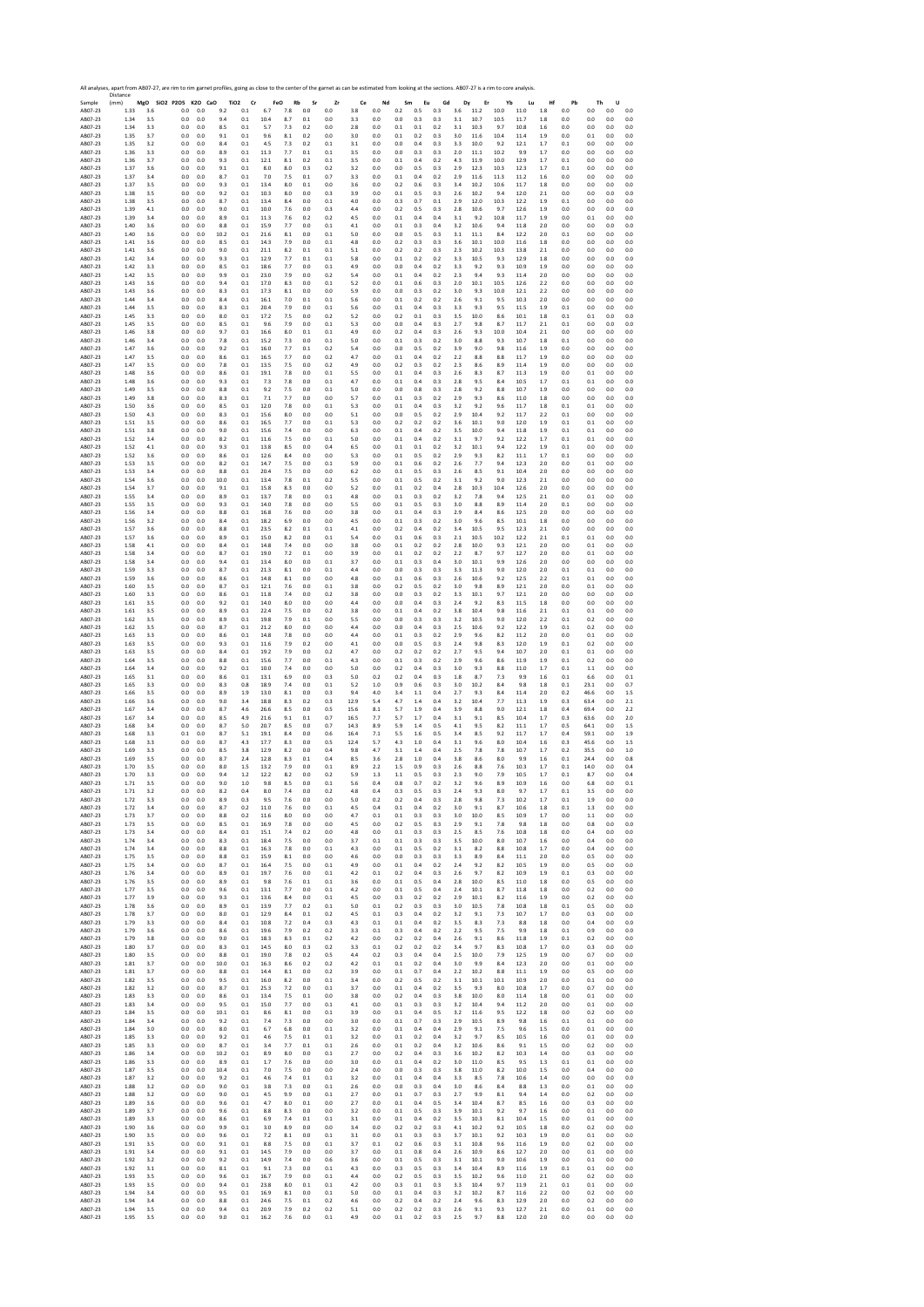All analyses, apart from AB07-27, are rim to rim garnet profiles, going as close to the center of the garnet as can be estimated from looking at the sections. AB07-27 is a rim to core analysis.

| Sample | Distance (mm) | MgO | SiO2 | P2O5 | K2O | CaO | TiO2 | Cr | FeO | Rb | Sr | Zr | Ce | Nd | Sm | Eu | Gd | Dy | Er | Yb | Lu | Hf | Pb | Th | U |
|---|---|---|---|---|---|---|---|---|---|---|---|---|---|---|---|---|---|---|---|---|---|---|---|---|---|
| AB07-23 | 1.33 | 3.6 | | 0.0 | 0.0 | 9.2 | 0.1 | 6.7 | 7.8 | 0.0 | 0.0 | 3.8 | 0.0 | 0.2 | 0.5 | 0.3 | 3.6 | 11.2 | 10.0 | 11.0 | 1.8 | 0.0 | 0.0 | 0.0 | 0.0 |
| AB07-23 | 1.34 | 3.5 | | 0.0 | 0.0 | 9.4 | 0.1 | 10.4 | 8.7 | 0.1 | 0.0 | 3.3 | 0.0 | 0.0 | 0.3 | 0.3 | 3.1 | 10.7 | 10.5 | 11.7 | 1.8 | 0.0 | 0.0 | 0.0 | 0.0 |
| AB07-23 | 1.34 | 3.3 | | 0.0 | 0.0 | 8.5 | 0.1 | 5.7 | 7.3 | 0.2 | 0.0 | 2.8 | 0.0 | 0.1 | 0.1 | 0.2 | 3.1 | 10.3 | 9.7 | 10.8 | 1.6 | 0.0 | 0.0 | 0.0 | 0.0 |
| AB07-23 | 1.35 | 3.7 | | 0.0 | 0.0 | 9.1 | 0.1 | 9.6 | 8.1 | 0.2 | 0.0 | 3.0 | 0.0 | 0.1 | 0.2 | 0.3 | 3.0 | 11.6 | 10.4 | 11.4 | 1.9 | 0.0 | 0.1 | 0.0 | 0.0 |
| AB07-23 | 1.35 | 3.2 | | 0.0 | 0.0 | 8.4 | 0.1 | 4.5 | 7.3 | 0.2 | 0.1 | 3.1 | 0.0 | 0.0 | 0.4 | 0.3 | 3.3 | 10.0 | 9.2 | 12.1 | 1.7 | 0.1 | 0.0 | 0.0 | 0.0 |
| AB07-23 | 1.36 | 3.3 | | 0.0 | 0.0 | 8.9 | 0.1 | 11.3 | 7.7 | 0.1 | 0.1 | 3.5 | 0.0 | 0.0 | 0.3 | 0.3 | 2.0 | 11.1 | 10.2 | 9.9 | 1.7 | 0.0 | 0.0 | 0.0 | 0.0 |
| AB07-23 | 1.36 | 3.7 | | 0.0 | 0.0 | 9.3 | 0.1 | 12.1 | 8.1 | 0.2 | 0.1 | 3.5 | 0.0 | 0.1 | 0.4 | 0.2 | 4.3 | 11.9 | 10.0 | 12.9 | 1.7 | 0.1 | 0.0 | 0.0 | 0.0 |
| AB07-23 | 1.37 | 3.6 | | 0.0 | 0.0 | 9.1 | 0.1 | 8.0 | 8.0 | 0.3 | 0.2 | 3.2 | 0.0 | 0.0 | 0.5 | 0.3 | 2.9 | 12.3 | 10.3 | 12.3 | 1.7 | 0.1 | 0.0 | 0.0 | 0.0 |
| AB07-23 | 1.37 | 3.4 | | 0.0 | 0.0 | 8.7 | 0.1 | 7.0 | 7.5 | 0.1 | 0.7 | 3.3 | 0.0 | 0.1 | 0.4 | 0.2 | 2.9 | 11.6 | 11.3 | 11.2 | 1.6 | 0.0 | 0.0 | 0.0 | 0.0 |
| AB07-23 | 1.37 | 3.5 | | 0.0 | 0.0 | 9.3 | 0.1 | 13.4 | 8.0 | 0.1 | 0.0 | 3.6 | 0.0 | 0.2 | 0.6 | 0.3 | 3.4 | 10.2 | 10.6 | 11.7 | 1.8 | 0.0 | 0.0 | 0.0 | 0.0 |
| AB07-23 | 1.38 | 3.5 | | 0.0 | 0.0 | 9.2 | 0.1 | 10.3 | 8.0 | 0.0 | 0.3 | 3.9 | 0.0 | 0.1 | 0.5 | 0.3 | 2.6 | 10.2 | 9.4 | 12.0 | 2.1 | 0.0 | 0.0 | 0.0 | 0.0 |
| AB07-23 | 1.38 | 3.5 | | 0.0 | 0.0 | 8.7 | 0.1 | 13.4 | 8.4 | 0.0 | 0.1 | 4.0 | 0.0 | 0.3 | 0.7 | 0.1 | 2.9 | 12.0 | 10.3 | 12.2 | 1.9 | 0.1 | 0.0 | 0.0 | 0.0 |
| AB07-23 | 1.39 | 4.1 | | 0.0 | 0.0 | 9.0 | 0.1 | 10.0 | 7.6 | 0.0 | 0.3 | 4.4 | 0.0 | 0.2 | 0.5 | 0.3 | 2.8 | 10.6 | 9.7 | 12.6 | 1.9 | 0.0 | 0.0 | 0.0 | 0.0 |
| AB07-23 | 1.39 | 3.4 | | 0.0 | 0.0 | 8.9 | 0.1 | 11.3 | 7.6 | 0.2 | 0.2 | 4.5 | 0.0 | 0.1 | 0.4 | 0.4 | 3.1 | 9.2 | 10.8 | 11.7 | 1.9 | 0.0 | 0.1 | 0.0 | 0.0 |
| AB07-23 | 1.40 | 3.6 | | 0.0 | 0.0 | 8.8 | 0.1 | 15.9 | 7.7 | 0.0 | 0.1 | 4.1 | 0.0 | 0.1 | 0.3 | 0.4 | 3.2 | 10.6 | 9.4 | 11.8 | 2.0 | 0.0 | 0.0 | 0.0 | 0.0 |
| AB07-23 | 1.40 | 3.6 | | 0.0 | 0.0 | 10.2 | 0.1 | 21.6 | 8.1 | 0.0 | 0.1 | 5.0 | 0.0 | 0.0 | 0.5 | 0.3 | 3.1 | 11.1 | 8.4 | 12.2 | 2.0 | 0.1 | 0.0 | 0.0 | 0.0 |
| AB07-23 | 1.41 | 3.6 | | 0.0 | 0.0 | 8.5 | 0.1 | 14.3 | 7.9 | 0.0 | 0.1 | 4.8 | 0.0 | 0.2 | 0.3 | 0.3 | 3.6 | 10.1 | 10.0 | 11.6 | 1.8 | 0.0 | 0.0 | 0.0 | 0.0 |
| AB07-23 | 1.41 | 3.6 | | 0.0 | 0.0 | 9.0 | 0.1 | 21.1 | 8.2 | 0.1 | 0.1 | 5.1 | 0.0 | 0.2 | 0.2 | 0.3 | 2.3 | 10.2 | 10.3 | 13.8 | 2.1 | 0.0 | 0.0 | 0.0 | 0.0 |
| AB07-23 | 1.42 | 3.4 | | 0.0 | 0.0 | 9.3 | 0.1 | 12.9 | 7.7 | 0.1 | 0.1 | 5.8 | 0.0 | 0.1 | 0.2 | 0.2 | 3.3 | 10.5 | 9.3 | 12.9 | 1.8 | 0.0 | 0.0 | 0.0 | 0.0 |
| AB07-23 | 1.42 | 3.3 | | 0.0 | 0.0 | 8.5 | 0.1 | 18.6 | 7.7 | 0.0 | 0.1 | 4.9 | 0.0 | 0.0 | 0.4 | 0.2 | 3.3 | 9.2 | 9.3 | 10.9 | 1.9 | 0.0 | 0.0 | 0.0 | 0.0 |
| AB07-23 | 1.42 | 3.5 | | 0.0 | 0.0 | 9.9 | 0.1 | 23.0 | 7.9 | 0.0 | 0.2 | 5.4 | 0.0 | 0.1 | 0.4 | 0.2 | 2.3 | 9.4 | 9.3 | 11.4 | 2.0 | 0.0 | 0.0 | 0.0 | 0.0 |
| AB07-23 | 1.43 | 3.6 | | 0.0 | 0.0 | 9.4 | 0.1 | 17.0 | 8.3 | 0.0 | 0.1 | 5.2 | 0.0 | 0.1 | 0.6 | 0.3 | 2.0 | 10.1 | 10.5 | 12.6 | 2.2 | 0.0 | 0.0 | 0.0 | 0.0 |
| AB07-23 | 1.43 | 3.6 | | 0.0 | 0.0 | 8.3 | 0.1 | 17.3 | 8.1 | 0.0 | 0.0 | 5.9 | 0.0 | 0.0 | 0.3 | 0.2 | 3.0 | 9.3 | 10.0 | 12.1 | 2.2 | 0.0 | 0.0 | 0.0 | 0.0 |
| AB07-23 | 1.44 | 3.4 | | 0.0 | 0.0 | 8.4 | 0.1 | 16.1 | 7.0 | 0.1 | 0.1 | 5.6 | 0.0 | 0.1 | 0.2 | 0.2 | 2.6 | 9.1 | 9.5 | 10.3 | 2.0 | 0.0 | 0.0 | 0.0 | 0.0 |
| AB07-23 | 1.44 | 3.5 | | 0.0 | 0.0 | 8.3 | 0.1 | 20.4 | 7.9 | 0.0 | 0.1 | 5.6 | 0.0 | 0.1 | 0.4 | 0.3 | 3.3 | 9.3 | 9.5 | 11.5 | 1.9 | 0.1 | 0.0 | 0.0 | 0.0 |
| AB07-23 | 1.45 | 3.3 | | 0.0 | 0.0 | 8.0 | 0.1 | 17.2 | 7.5 | 0.0 | 0.2 | 5.2 | 0.0 | 0.2 | 0.1 | 0.3 | 3.5 | 10.0 | 8.6 | 10.1 | 1.8 | 0.1 | 0.1 | 0.0 | 0.0 |
| AB07-23 | 1.45 | 3.5 | | 0.0 | 0.0 | 8.5 | 0.1 | 9.6 | 7.9 | 0.0 | 0.1 | 5.3 | 0.0 | 0.0 | 0.4 | 0.3 | 2.7 | 9.8 | 8.7 | 11.7 | 2.1 | 0.1 | 0.0 | 0.0 | 0.0 |
| AB07-23 | 1.46 | 3.8 | | 0.0 | 0.0 | 9.7 | 0.1 | 16.6 | 8.0 | 0.1 | 0.1 | 4.9 | 0.0 | 0.2 | 0.4 | 0.3 | 2.6 | 9.3 | 10.0 | 10.4 | 2.1 | 0.0 | 0.0 | 0.0 | 0.0 |
| AB07-23 | 1.46 | 3.4 | | 0.0 | 0.0 | 7.8 | 0.1 | 15.2 | 7.3 | 0.0 | 0.1 | 5.0 | 0.0 | 0.1 | 0.3 | 0.2 | 3.0 | 8.8 | 9.3 | 10.7 | 1.8 | 0.1 | 0.0 | 0.0 | 0.0 |
| AB07-23 | 1.47 | 3.6 | | 0.0 | 0.0 | 9.2 | 0.1 | 16.0 | 7.7 | 0.1 | 0.2 | 5.4 | 0.0 | 0.0 | 0.5 | 0.2 | 3.9 | 9.0 | 9.8 | 11.6 | 1.9 | 0.0 | 0.0 | 0.0 | 0.0 |
| AB07-23 | 1.47 | 3.5 | | 0.0 | 0.0 | 8.6 | 0.1 | 16.5 | 7.7 | 0.0 | 0.2 | 4.7 | 0.0 | 0.1 | 0.4 | 0.2 | 2.2 | 8.8 | 8.8 | 11.7 | 1.9 | 0.0 | 0.0 | 0.0 | 0.0 |
| AB07-23 | 1.47 | 3.5 | | 0.0 | 0.0 | 7.8 | 0.1 | 13.5 | 7.5 | 0.0 | 0.2 | 4.9 | 0.0 | 0.2 | 0.3 | 0.2 | 2.3 | 8.6 | 8.9 | 11.4 | 1.9 | 0.0 | 0.0 | 0.0 | 0.0 |
| AB07-23 | 1.48 | 3.6 | | 0.0 | 0.0 | 8.6 | 0.1 | 19.1 | 7.8 | 0.0 | 0.1 | 5.5 | 0.0 | 0.1 | 0.4 | 0.3 | 2.6 | 8.3 | 8.7 | 11.3 | 1.9 | 0.0 | 0.1 | 0.0 | 0.0 |
| AB07-23 | 1.48 | 3.6 | | 0.0 | 0.0 | 9.3 | 0.1 | 7.3 | 7.8 | 0.0 | 0.1 | 4.7 | 0.0 | 0.1 | 0.4 | 0.3 | 2.8 | 9.5 | 8.4 | 10.5 | 1.7 | 0.1 | 0.1 | 0.0 | 0.0 |
| AB07-23 | 1.49 | 3.5 | | 0.0 | 0.0 | 8.8 | 0.1 | 9.2 | 7.5 | 0.1 | 0.0 | 5.0 | 0.0 | 0.0 | 0.8 | 0.3 | 2.8 | 9.2 | 8.8 | 10.7 | 1.9 | 0.0 | 0.0 | 0.0 | 0.0 |
| AB07-23 | 1.49 | 3.8 | | 0.0 | 0.0 | 8.3 | 0.1 | 7.1 | 7.7 | 0.0 | 0.0 | 5.7 | 0.0 | 0.1 | 0.3 | 0.2 | 2.9 | 9.3 | 8.6 | 11.0 | 1.8 | 0.0 | 0.0 | 0.0 | 0.0 |
| AB07-23 | 1.50 | 3.6 | | 0.0 | 0.0 | 8.5 | 0.1 | 12.0 | 7.8 | 0.0 | 0.1 | 5.3 | 0.0 | 0.1 | 0.4 | 0.3 | 3.2 | 9.2 | 9.6 | 11.7 | 1.8 | 0.1 | 0.1 | 0.0 | 0.0 |
| AB07-23 | 1.50 | 4.3 | | 0.0 | 0.0 | 8.3 | 0.1 | 15.6 | 8.0 | 0.0 | 0.0 | 5.1 | 0.0 | 0.0 | 0.5 | 0.2 | 2.9 | 10.4 | 9.2 | 11.7 | 2.2 | 0.1 | 0.0 | 0.0 | 0.0 |
| AB07-23 | 1.51 | 3.5 | | 0.0 | 0.0 | 8.6 | 0.1 | 16.5 | 7.7 | 0.0 | 0.1 | 5.3 | 0.0 | 0.2 | 0.2 | 0.2 | 3.6 | 10.1 | 9.0 | 12.0 | 1.9 | 0.1 | 0.1 | 0.0 | 0.0 |
| AB07-23 | 1.51 | 3.8 | | 0.0 | 0.0 | 9.0 | 0.1 | 15.6 | 7.4 | 0.0 | 0.0 | 6.3 | 0.0 | 0.1 | 0.4 | 0.2 | 3.5 | 10.0 | 9.4 | 11.8 | 1.9 | 0.1 | 0.1 | 0.0 | 0.0 |
| AB07-23 | 1.52 | 3.4 | | 0.0 | 0.0 | 8.2 | 0.1 | 11.6 | 7.5 | 0.0 | 0.1 | 5.0 | 0.0 | 0.1 | 0.4 | 0.2 | 3.1 | 9.7 | 9.2 | 12.2 | 1.7 | 0.1 | 0.1 | 0.0 | 0.0 |
| AB07-23 | 1.52 | 4.1 | | 0.0 | 0.0 | 9.3 | 0.1 | 13.8 | 8.5 | 0.0 | 0.4 | 6.5 | 0.0 | 0.1 | 0.1 | 0.2 | 3.2 | 10.1 | 9.4 | 12.2 | 1.9 | 0.1 | 0.0 | 0.0 | 0.0 |
| AB07-23 | 1.52 | 3.6 | | 0.0 | 0.0 | 8.6 | 0.1 | 12.6 | 8.4 | 0.0 | 0.0 | 5.3 | 0.0 | 0.1 | 0.5 | 0.2 | 2.9 | 9.3 | 8.2 | 11.1 | 1.7 | 0.1 | 0.0 | 0.0 | 0.0 |
| AB07-23 | 1.53 | 3.5 | | 0.0 | 0.0 | 8.2 | 0.1 | 14.7 | 7.5 | 0.0 | 0.1 | 5.9 | 0.0 | 0.1 | 0.6 | 0.2 | 2.6 | 7.7 | 9.4 | 12.3 | 2.0 | 0.0 | 0.1 | 0.0 | 0.0 |
| AB07-23 | 1.53 | 3.4 | | 0.0 | 0.0 | 8.8 | 0.1 | 20.4 | 7.5 | 0.0 | 0.0 | 6.2 | 0.0 | 0.1 | 0.5 | 0.3 | 2.6 | 8.5 | 9.1 | 10.4 | 2.0 | 0.0 | 0.0 | 0.0 | 0.0 |
| AB07-23 | 1.54 | 3.6 | | 0.0 | 0.0 | 10.0 | 0.1 | 13.4 | 7.8 | 0.1 | 0.2 | 5.5 | 0.0 | 0.1 | 0.5 | 0.2 | 3.1 | 9.2 | 9.0 | 12.3 | 2.1 | 0.0 | 0.0 | 0.0 | 0.0 |
| AB07-23 | 1.54 | 3.7 | | 0.0 | 0.0 | 9.1 | 0.1 | 15.8 | 8.3 | 0.0 | 0.0 | 5.2 | 0.0 | 0.1 | 0.2 | 0.4 | 2.8 | 10.3 | 10.4 | 12.6 | 2.0 | 0.0 | 0.0 | 0.0 | 0.0 |
| AB07-23 | 1.55 | 3.4 | | 0.0 | 0.0 | 8.9 | 0.1 | 13.7 | 7.8 | 0.0 | 0.1 | 4.8 | 0.0 | 0.1 | 0.3 | 0.2 | 3.2 | 7.8 | 9.4 | 12.5 | 2.1 | 0.0 | 0.1 | 0.0 | 0.0 |
| AB07-23 | 1.55 | 3.5 | | 0.0 | 0.0 | 9.3 | 0.1 | 14.0 | 7.8 | 0.0 | 0.0 | 5.5 | 0.0 | 0.1 | 0.5 | 0.3 | 3.0 | 8.8 | 8.9 | 11.4 | 2.0 | 0.1 | 0.0 | 0.0 | 0.0 |
| AB07-23 | 1.56 | 3.5 | | 0.0 | 0.0 | 8.8 | 0.1 | 16.8 | 7.6 | 0.0 | 0.0 | 3.8 | 0.0 | 0.1 | 0.4 | 0.3 | 2.9 | 8.4 | 8.6 | 12.5 | 2.0 | 0.0 | 0.0 | 0.0 | 0.0 |
| AB07-23 | 1.56 | 3.2 | | 0.0 | 0.0 | 8.4 | 0.1 | 18.2 | 6.9 | 0.0 | 0.0 | 4.5 | 0.0 | 0.1 | 0.3 | 0.2 | 3.0 | 9.6 | 8.5 | 10.1 | 1.8 | 0.0 | 0.0 | 0.0 | 0.0 |
| AB07-23 | 1.57 | 3.6 | | 0.0 | 0.0 | 8.8 | 0.1 | 23.5 | 8.2 | 0.1 | 0.1 | 4.1 | 0.0 | 0.2 | 0.4 | 0.2 | 3.4 | 10.5 | 9.5 | 12.3 | 2.1 | 0.0 | 0.0 | 0.0 | 0.0 |
| AB07-23 | 1.57 | 3.6 | | 0.0 | 0.0 | 8.9 | 0.1 | 15.0 | 8.2 | 0.0 | 0.1 | 5.4 | 0.0 | 0.1 | 0.6 | 0.3 | 2.1 | 10.5 | 10.2 | 12.2 | 2.1 | 0.1 | 0.1 | 0.0 | 0.0 |
| AB07-23 | 1.58 | 4.1 | | 0.0 | 0.0 | 8.4 | 0.1 | 14.8 | 7.4 | 0.0 | 0.0 | 3.8 | 0.0 | 0.1 | 0.2 | 0.2 | 2.8 | 10.0 | 9.3 | 12.1 | 2.0 | 0.0 | 0.1 | 0.0 | 0.0 |
| AB07-23 | 1.58 | 3.4 | | 0.0 | 0.0 | 8.7 | 0.1 | 19.0 | 7.2 | 0.1 | 0.0 | 3.9 | 0.0 | 0.1 | 0.2 | 0.2 | 2.2 | 8.7 | 9.7 | 12.7 | 2.0 | 0.0 | 0.1 | 0.0 | 0.0 |
| AB07-23 | 1.58 | 3.4 | | 0.0 | 0.0 | 9.4 | 0.1 | 13.4 | 8.0 | 0.0 | 0.1 | 3.7 | 0.0 | 0.1 | 0.3 | 0.4 | 3.0 | 10.1 | 9.9 | 12.6 | 2.0 | 0.0 | 0.0 | 0.0 | 0.0 |
| AB07-23 | 1.59 | 3.3 | | 0.0 | 0.0 | 8.7 | 0.1 | 21.3 | 8.1 | 0.0 | 0.1 | 4.4 | 0.0 | 0.0 | 0.3 | 0.3 | 3.3 | 11.3 | 9.0 | 12.0 | 2.0 | 0.1 | 0.1 | 0.0 | 0.0 |
| AB07-23 | 1.59 | 3.6 | | 0.0 | 0.0 | 8.6 | 0.1 | 14.8 | 8.1 | 0.0 | 0.0 | 4.8 | 0.0 | 0.1 | 0.6 | 0.3 | 2.6 | 10.6 | 9.2 | 12.5 | 2.2 | 0.1 | 0.1 | 0.0 | 0.0 |
| AB07-23 | 1.60 | 3.5 | | 0.0 | 0.0 | 8.7 | 0.1 | 12.1 | 7.6 | 0.0 | 0.1 | 3.8 | 0.0 | 0.2 | 0.5 | 0.2 | 3.0 | 9.8 | 8.9 | 12.1 | 2.0 | 0.0 | 0.1 | 0.0 | 0.0 |
| AB07-23 | 1.60 | 3.3 | | 0.0 | 0.0 | 8.6 | 0.1 | 11.8 | 7.4 | 0.0 | 0.2 | 3.8 | 0.0 | 0.0 | 0.3 | 0.2 | 3.3 | 10.1 | 9.7 | 12.1 | 2.0 | 0.0 | 0.0 | 0.0 | 0.0 |
| AB07-23 | 1.61 | 3.5 | | 0.0 | 0.0 | 9.2 | 0.1 | 14.0 | 8.0 | 0.0 | 0.0 | 4.4 | 0.0 | 0.0 | 0.4 | 0.3 | 2.4 | 9.2 | 8.3 | 11.5 | 1.8 | 0.0 | 0.0 | 0.0 | 0.0 |
| AB07-23 | 1.61 | 3.5 | | 0.0 | 0.0 | 8.9 | 0.1 | 22.4 | 7.5 | 0.0 | 0.2 | 3.8 | 0.0 | 0.1 | 0.4 | 0.2 | 3.8 | 10.4 | 9.8 | 11.6 | 2.1 | 0.1 | 0.1 | 0.0 | 0.0 |
| AB07-23 | 1.62 | 3.5 | | 0.0 | 0.0 | 8.9 | 0.1 | 19.8 | 7.9 | 0.1 | 0.0 | 5.5 | 0.0 | 0.0 | 0.3 | 0.3 | 3.2 | 10.5 | 9.0 | 12.0 | 2.2 | 0.1 | 0.2 | 0.0 | 0.0 |
| AB07-23 | 1.62 | 3.5 | | 0.0 | 0.0 | 8.7 | 0.1 | 21.2 | 8.0 | 0.0 | 0.0 | 4.4 | 0.0 | 0.0 | 0.4 | 0.3 | 2.5 | 10.6 | 9.2 | 12.2 | 1.9 | 0.1 | 0.2 | 0.0 | 0.0 |
| AB07-23 | 1.63 | 3.3 | | 0.0 | 0.0 | 8.6 | 0.1 | 14.8 | 7.8 | 0.0 | 0.0 | 4.4 | 0.0 | 0.1 | 0.3 | 0.2 | 2.9 | 9.6 | 8.2 | 11.2 | 2.0 | 0.0 | 0.1 | 0.0 | 0.0 |
| AB07-23 | 1.63 | 3.5 | | 0.0 | 0.0 | 9.3 | 0.1 | 11.6 | 7.9 | 0.2 | 0.0 | 4.1 | 0.0 | 0.0 | 0.5 | 0.3 | 2.4 | 9.8 | 8.3 | 12.0 | 1.9 | 0.1 | 0.2 | 0.0 | 0.0 |
| AB07-23 | 1.63 | 3.5 | | 0.0 | 0.0 | 8.4 | 0.1 | 19.2 | 7.9 | 0.0 | 0.2 | 4.7 | 0.0 | 0.2 | 0.2 | 0.2 | 2.7 | 9.5 | 9.4 | 10.7 | 2.0 | 0.1 | 0.1 | 0.0 | 0.0 |
| AB07-23 | 1.64 | 3.5 | | 0.0 | 0.0 | 8.8 | 0.1 | 15.6 | 7.7 | 0.0 | 0.1 | 4.3 | 0.0 | 0.1 | 0.3 | 0.2 | 2.9 | 9.6 | 8.5 | 11.9 | 1.9 | 0.1 | 0.2 | 0.0 | 0.0 |
| AB07-23 | 1.64 | 3.4 | | 0.0 | 0.0 | 9.2 | 0.1 | 10.0 | 7.4 | 0.0 | 0.0 | 5.0 | 0.0 | 0.2 | 0.4 | 0.3 | 3.0 | 9.3 | 8.8 | 11.0 | 1.7 | 0.1 | 1.1 | 0.0 | 0.0 |
| AB07-23 | 1.65 | 3.1 | | 0.0 | 0.0 | 8.6 | 0.1 | 13.1 | 6.9 | 0.0 | 0.3 | 5.0 | 0.2 | 0.2 | 0.4 | 0.3 | 1.8 | 8.7 | 7.3 | 9.9 | 1.6 | 0.1 | 6.6 | 0.0 | 0.1 |
| AB07-23 | 1.65 | 3.3 | | 0.0 | 0.0 | 8.3 | 0.8 | 18.9 | 7.4 | 0.0 | 0.1 | 5.2 | 1.0 | 0.9 | 0.6 | 0.3 | 3.0 | 10.2 | 8.4 | 9.8 | 1.8 | 0.1 | 23.1 | 0.0 | 0.7 |
| AB07-23 | 1.66 | 3.5 | | 0.0 | 0.0 | 8.9 | 1.9 | 13.0 | 8.1 | 0.0 | 0.3 | 9.4 | 4.0 | 3.4 | 1.1 | 0.4 | 2.7 | 9.3 | 8.4 | 11.4 | 2.0 | 0.2 | 46.6 | 0.0 | 1.5 |
| AB07-23 | 1.66 | 3.6 | | 0.0 | 0.0 | 9.0 | 3.4 | 18.8 | 8.3 | 0.2 | 0.3 | 12.9 | 5.4 | 4.7 | 1.4 | 0.4 | 3.2 | 10.4 | 7.7 | 11.3 | 1.9 | 0.3 | 63.4 | 0.0 | 2.1 |
| AB07-23 | 1.67 | 3.4 | | 0.0 | 0.0 | 8.7 | 4.6 | 26.6 | 8.5 | 0.0 | 0.5 | 15.6 | 8.1 | 5.7 | 1.9 | 0.4 | 3.9 | 8.8 | 9.0 | 12.1 | 1.8 | 0.4 | 69.4 | 0.0 | 2.2 |
| AB07-23 | 1.67 | 3.4 | | 0.0 | 0.0 | 8.5 | 4.9 | 21.6 | 9.1 | 0.1 | 0.7 | 16.5 | 7.7 | 5.7 | 1.7 | 0.4 | 3.1 | 9.1 | 8.5 | 10.4 | 1.7 | 0.3 | 63.6 | 0.0 | 2.0 |
| AB07-23 | 1.68 | 3.4 | | 0.0 | 0.0 | 8.7 | 5.0 | 20.7 | 8.5 | 0.0 | 0.7 | 14.3 | 8.9 | 5.9 | 1.4 | 0.5 | 4.1 | 9.5 | 8.2 | 11.1 | 1.7 | 0.5 | 64.1 | 0.0 | 1.5 |
| AB07-23 | 1.68 | 3.3 | | 0.1 | 0.0 | 8.7 | 5.1 | 19.1 | 8.4 | 0.0 | 0.6 | 16.4 | 7.1 | 5.5 | 1.6 | 0.5 | 3.4 | 8.5 | 9.2 | 11.7 | 1.7 | 0.4 | 59.1 | 0.0 | 1.9 |
| AB07-23 | 1.68 | 3.3 | | 0.0 | 0.0 | 8.7 | 4.3 | 17.7 | 8.3 | 0.0 | 0.5 | 12.4 | 5.7 | 4.3 | 1.0 | 0.4 | 3.1 | 9.6 | 8.0 | 10.4 | 1.6 | 0.3 | 45.6 | 0.0 | 1.5 |
| AB07-23 | 1.69 | 3.3 | | 0.0 | 0.0 | 8.5 | 3.8 | 12.9 | 8.2 | 0.0 | 0.4 | 9.8 | 4.7 | 3.1 | 1.4 | 0.4 | 2.5 | 7.8 | 7.8 | 10.7 | 1.7 | 0.2 | 35.5 | 0.0 | 1.0 |
| AB07-23 | 1.69 | 3.5 | | 0.0 | 0.0 | 8.7 | 2.4 | 12.8 | 8.3 | 0.1 | 0.4 | 8.5 | 3.6 | 2.8 | 1.0 | 0.4 | 3.8 | 8.6 | 8.0 | 9.9 | 1.6 | 0.1 | 24.4 | 0.0 | 0.8 |
| AB07-23 | 1.70 | 3.5 | | 0.0 | 0.0 | 8.0 | 1.5 | 13.2 | 7.9 | 0.0 | 0.1 | 8.9 | 2.2 | 1.5 | 0.9 | 0.3 | 2.6 | 8.8 | 7.6 | 10.3 | 1.7 | 0.1 | 14.0 | 0.0 | 0.4 |
| AB07-23 | 1.70 | 3.3 | | 0.0 | 0.0 | 9.4 | 1.2 | 12.2 | 8.2 | 0.0 | 0.2 | 5.9 | 1.3 | 1.1 | 0.5 | 0.3 | 2.3 | 9.0 | 7.9 | 10.5 | 1.7 | 0.1 | 8.7 | 0.0 | 0.4 |
| AB07-23 | 1.71 | 3.5 | | 0.0 | 0.0 | 9.0 | 1.0 | 9.8 | 8.5 | 0.0 | 0.1 | 5.6 | 0.4 | 0.8 | 0.7 | 0.2 | 3.2 | 9.6 | 8.9 | 10.9 | 1.6 | 0.0 | 6.8 | 0.0 | 0.1 |
| AB07-23 | 1.71 | 3.2 | | 0.0 | 0.0 | 8.2 | 0.4 | 8.0 | 7.4 | 0.0 | 0.2 | 4.8 | 0.4 | 0.3 | 0.5 | 0.3 | 2.4 | 9.3 | 8.0 | 9.7 | 1.7 | 0.1 | 3.5 | 0.0 | 0.0 |
| AB07-23 | 1.72 | 3.3 | | 0.0 | 0.0 | 8.9 | 0.3 | 9.5 | 7.6 | 0.0 | 0.0 | 5.0 | 0.2 | 0.2 | 0.4 | 0.3 | 2.8 | 9.8 | 7.3 | 10.2 | 1.7 | 0.1 | 1.9 | 0.0 | 0.0 |
| AB07-23 | 1.72 | 3.4 | | 0.0 | 0.0 | 8.7 | 0.2 | 11.0 | 7.6 | 0.0 | 0.1 | 4.5 | 0.4 | 0.1 | 0.4 | 0.2 | 3.0 | 9.1 | 8.7 | 10.6 | 1.8 | 0.1 | 1.3 | 0.0 | 0.0 |
| AB07-23 | 1.73 | 3.7 | | 0.0 | 0.0 | 8.8 | 0.2 | 11.6 | 8.0 | 0.0 | 0.0 | 4.7 | 0.1 | 0.1 | 0.3 | 0.3 | 3.0 | 10.0 | 8.5 | 10.9 | 1.7 | 0.0 | 1.1 | 0.0 | 0.0 |
| AB07-23 | 1.73 | 3.5 | | 0.0 | 0.0 | 8.5 | 0.1 | 16.9 | 7.8 | 0.0 | 0.0 | 4.5 | 0.0 | 0.2 | 0.5 | 0.3 | 2.9 | 9.1 | 7.8 | 9.8 | 1.8 | 0.0 | 0.8 | 0.0 | 0.0 |
| AB07-23 | 1.73 | 3.4 | | 0.0 | 0.0 | 8.4 | 0.1 | 15.1 | 7.4 | 0.2 | 0.0 | 4.8 | 0.0 | 0.1 | 0.3 | 0.3 | 2.5 | 8.5 | 7.6 | 10.8 | 1.8 | 0.0 | 0.4 | 0.0 | 0.0 |
| AB07-23 | 1.74 | 3.4 | | 0.0 | 0.0 | 8.3 | 0.1 | 18.4 | 7.5 | 0.0 | 0.0 | 3.7 | 0.1 | 0.1 | 0.3 | 0.3 | 3.5 | 10.0 | 8.0 | 10.7 | 1.6 | 0.0 | 0.4 | 0.0 | 0.0 |
| AB07-23 | 1.74 | 3.4 | | 0.0 | 0.0 | 8.8 | 0.1 | 16.3 | 7.8 | 0.0 | 0.1 | 4.3 | 0.0 | 0.1 | 0.5 | 0.2 | 3.1 | 8.2 | 8.8 | 10.8 | 1.7 | 0.0 | 0.4 | 0.0 | 0.0 |
| AB07-23 | 1.75 | 3.5 | | 0.0 | 0.0 | 8.8 | 0.1 | 15.9 | 8.1 | 0.0 | 0.0 | 4.6 | 0.0 | 0.0 | 0.3 | 0.3 | 3.3 | 8.9 | 8.4 | 11.1 | 2.0 | 0.0 | 0.5 | 0.0 | 0.0 |
| AB07-23 | 1.75 | 3.4 | | 0.0 | 0.0 | 8.7 | 0.1 | 16.4 | 7.5 | 0.0 | 0.1 | 4.9 | 0.0 | 0.1 | 0.4 | 0.2 | 2.4 | 9.2 | 8.2 | 10.5 | 1.9 | 0.0 | 0.5 | 0.0 | 0.0 |
| AB07-23 | 1.76 | 3.4 | | 0.0 | 0.0 | 8.9 | 0.1 | 19.7 | 7.6 | 0.0 | 0.1 | 4.2 | 0.1 | 0.2 | 0.4 | 0.3 | 2.6 | 9.7 | 8.2 | 10.9 | 1.9 | 0.1 | 0.3 | 0.0 | 0.0 |
| AB07-23 | 1.76 | 3.5 | | 0.0 | 0.0 | 8.9 | 0.1 | 9.8 | 7.6 | 0.1 | 0.1 | 3.6 | 0.0 | 0.1 | 0.5 | 0.4 | 2.8 | 10.0 | 8.5 | 11.0 | 1.8 | 0.0 | 0.5 | 0.0 | 0.0 |
| AB07-23 | 1.77 | 3.5 | | 0.0 | 0.0 | 9.6 | 0.1 | 13.1 | 7.7 | 0.0 | 0.1 | 4.2 | 0.0 | 0.1 | 0.5 | 0.4 | 2.4 | 10.1 | 8.7 | 11.8 | 1.8 | 0.0 | 0.2 | 0.0 | 0.0 |
| AB07-23 | 1.77 | 3.9 | | 0.0 | 0.0 | 9.3 | 0.1 | 13.6 | 8.4 | 0.0 | 0.1 | 4.5 | 0.0 | 0.3 | 0.2 | 0.2 | 2.9 | 10.1 | 8.2 | 11.6 | 1.9 | 0.0 | 0.2 | 0.0 | 0.0 |
| AB07-23 | 1.78 | 3.6 | | 0.0 | 0.0 | 8.9 | 0.1 | 13.9 | 7.7 | 0.2 | 0.1 | 5.0 | 0.1 | 0.2 | 0.3 | 0.3 | 3.0 | 10.5 | 7.8 | 10.8 | 1.8 | 0.1 | 0.5 | 0.0 | 0.0 |
| AB07-23 | 1.78 | 3.7 | | 0.0 | 0.0 | 8.0 | 0.1 | 12.9 | 8.4 | 0.1 | 0.2 | 4.5 | 0.1 | 0.3 | 0.4 | 0.2 | 3.2 | 9.1 | 7.3 | 10.7 | 1.7 | 0.0 | 0.3 | 0.0 | 0.0 |
| AB07-23 | 1.79 | 3.3 | | 0.0 | 0.0 | 8.4 | 0.1 | 10.8 | 7.2 | 0.4 | 0.3 | 4.3 | 0.1 | 0.1 | 0.4 | 0.2 | 3.5 | 8.3 | 7.3 | 8.8 | 1.8 | 0.0 | 0.4 | 0.0 | 0.0 |
| AB07-23 | 1.79 | 3.6 | | 0.0 | 0.0 | 8.6 | 0.1 | 19.6 | 7.9 | 0.2 | 0.2 | 3.3 | 0.1 | 0.3 | 0.4 | 0.2 | 2.2 | 9.5 | 7.5 | 9.9 | 1.8 | 0.1 | 0.9 | 0.0 | 0.0 |
| AB07-23 | 1.79 | 3.8 | | 0.0 | 0.0 | 9.0 | 0.1 | 18.3 | 8.3 | 0.1 | 0.2 | 4.2 | 0.0 | 0.2 | 0.2 | 0.4 | 2.6 | 9.1 | 8.6 | 11.8 | 1.9 | 0.1 | 0.2 | 0.0 | 0.0 |
| AB07-23 | 1.80 | 3.7 | | 0.0 | 0.0 | 8.3 | 0.1 | 14.5 | 8.0 | 0.3 | 0.2 | 3.3 | 0.1 | 0.2 | 0.2 | 0.2 | 3.4 | 9.7 | 8.3 | 10.8 | 1.7 | 0.0 | 0.3 | 0.0 | 0.0 |
| AB07-23 | 1.80 | 3.5 | | 0.0 | 0.0 | 8.8 | 0.1 | 19.0 | 7.8 | 0.2 | 0.5 | 4.4 | 0.2 | 0.3 | 0.4 | 0.4 | 2.5 | 10.0 | 7.9 | 12.5 | 1.9 | 0.0 | 0.7 | 0.0 | 0.0 |
| AB07-23 | 1.81 | 3.7 | | 0.0 | 0.0 | 10.0 | 0.1 | 16.3 | 8.6 | 0.2 | 0.2 | 4.2 | 0.1 | 0.1 | 0.2 | 0.4 | 3.0 | 9.9 | 8.4 | 12.3 | 2.0 | 0.0 | 0.1 | 0.0 | 0.0 |
| AB07-23 | 1.81 | 3.7 | | 0.0 | 0.0 | 8.8 | 0.1 | 14.4 | 8.1 | 0.0 | 0.2 | 3.9 | 0.0 | 0.1 | 0.7 | 0.4 | 2.2 | 10.2 | 8.8 | 11.1 | 1.9 | 0.0 | 0.5 | 0.0 | 0.0 |
| AB07-23 | 1.82 | 3.5 | | 0.0 | 0.0 | 9.5 | 0.1 | 16.0 | 8.2 | 0.0 | 0.1 | 3.4 | 0.0 | 0.2 | 0.5 | 0.2 | 3.1 | 10.1 | 10.1 | 10.9 | 2.0 | 0.0 | 0.1 | 0.0 | 0.0 |
| AB07-23 | 1.82 | 3.2 | | 0.0 | 0.0 | 8.7 | 0.1 | 25.3 | 7.2 | 0.0 | 0.1 | 3.7 | 0.0 | 0.1 | 0.4 | 0.2 | 3.5 | 9.3 | 8.0 | 10.8 | 1.7 | 0.0 | 0.7 | 0.0 | 0.0 |
| AB07-23 | 1.83 | 3.3 | | 0.0 | 0.0 | 8.6 | 0.1 | 13.4 | 7.5 | 0.1 | 0.0 | 3.8 | 0.0 | 0.2 | 0.4 | 0.3 | 3.8 | 10.0 | 8.0 | 11.4 | 1.8 | 0.0 | 0.1 | 0.0 | 0.0 |
| AB07-23 | 1.83 | 3.4 | | 0.0 | 0.0 | 9.5 | 0.1 | 15.0 | 7.7 | 0.0 | 0.1 | 4.1 | 0.0 | 0.1 | 0.3 | 0.3 | 3.2 | 10.4 | 9.4 | 11.2 | 2.0 | 0.0 | 0.1 | 0.0 | 0.0 |
| AB07-23 | 1.84 | 3.5 | | 0.0 | 0.0 | 10.1 | 0.1 | 8.6 | 8.1 | 0.0 | 0.1 | 3.9 | 0.0 | 0.1 | 0.4 | 0.5 | 3.2 | 11.6 | 9.5 | 12.2 | 1.8 | 0.0 | 0.2 | 0.0 | 0.0 |
| AB07-23 | 1.84 | 3.4 | | 0.0 | 0.0 | 9.2 | 0.1 | 7.4 | 7.3 | 0.0 | 0.0 | 3.0 | 0.0 | 0.1 | 0.7 | 0.3 | 2.9 | 10.5 | 8.9 | 9.8 | 1.6 | 0.1 | 0.1 | 0.0 | 0.0 |
| AB07-23 | 1.84 | 3.0 | | 0.0 | 0.0 | 8.0 | 0.1 | 6.7 | 6.8 | 0.0 | 0.1 | 3.2 | 0.0 | 0.1 | 0.4 | 0.4 | 2.9 | 9.1 | 7.5 | 9.6 | 1.5 | 0.0 | 0.1 | 0.0 | 0.0 |
| AB07-23 | 1.85 | 3.3 | | 0.0 | 0.0 | 9.2 | 0.1 | 4.6 | 7.5 | 0.1 | 0.1 | 3.2 | 0.0 | 0.1 | 0.2 | 0.4 | 3.2 | 9.7 | 8.5 | 10.5 | 1.6 | 0.0 | 0.1 | 0.0 | 0.0 |
| AB07-23 | 1.85 | 3.3 | | 0.0 | 0.0 | 8.7 | 0.1 | 3.4 | 7.7 | 0.1 | 0.1 | 2.6 | 0.0 | 0.1 | 0.2 | 0.4 | 3.2 | 10.6 | 8.6 | 9.1 | 1.5 | 0.0 | 0.2 | 0.0 | 0.0 |
| AB07-23 | 1.86 | 3.4 | | 0.0 | 0.0 | 10.2 | 0.1 | 8.9 | 8.0 | 0.0 | 0.1 | 2.7 | 0.0 | 0.2 | 0.4 | 0.3 | 3.6 | 10.2 | 8.2 | 10.3 | 1.4 | 0.0 | 0.3 | 0.0 | 0.0 |
| AB07-23 | 1.86 | 3.3 | | 0.0 | 0.0 | 8.9 | 0.1 | 1.7 | 7.6 | 0.0 | 0.0 | 3.0 | 0.0 | 0.1 | 0.4 | 0.2 | 3.0 | 11.0 | 8.5 | 9.5 | 1.3 | 0.1 | 0.1 | 0.0 | 0.0 |
| AB07-23 | 1.87 | 3.5 | | 0.0 | 0.0 | 10.4 | 0.1 | 7.0 | 7.5 | 0.0 | 0.0 | 2.4 | 0.0 | 0.0 | 0.3 | 0.3 | 3.8 | 11.0 | 8.2 | 10.0 | 1.5 | 0.0 | 0.4 | 0.0 | 0.0 |
| AB07-23 | 1.87 | 3.2 | | 0.0 | 0.0 | 9.2 | 0.1 | 4.6 | 7.4 | 0.1 | 0.1 | 3.2 | 0.0 | 0.1 | 0.4 | 0.4 | 3.3 | 8.5 | 7.8 | 10.6 | 1.4 | 0.0 | 0.0 | 0.0 | 0.0 |
| AB07-23 | 1.88 | 3.2 | | 0.0 | 0.0 | 9.0 | 0.1 | 3.8 | 7.3 | 0.0 | 0.1 | 2.6 | 0.0 | 0.0 | 0.3 | 0.4 | 3.0 | 8.6 | 8.4 | 8.8 | 1.3 | 0.0 | 0.1 | 0.0 | 0.0 |
| AB07-23 | 1.88 | 3.2 | | 0.0 | 0.0 | 9.0 | 0.1 | 4.5 | 9.9 | 0.0 | 0.1 | 2.7 | 0.0 | 0.1 | 0.7 | 0.3 | 2.7 | 9.9 | 8.1 | 9.4 | 1.4 | 0.0 | 0.2 | 0.0 | 0.0 |
| AB07-23 | 1.89 | 3.6 | | 0.0 | 0.0 | 9.6 | 0.1 | 4.7 | 8.0 | 0.1 | 0.0 | 2.7 | 0.0 | 0.1 | 0.4 | 0.5 | 3.4 | 10.4 | 8.7 | 8.5 | 1.6 | 0.0 | 0.3 | 0.0 | 0.0 |
| AB07-23 | 1.89 | 3.7 | | 0.0 | 0.0 | 9.6 | 0.1 | 8.8 | 8.3 | 0.0 | 0.0 | 3.2 | 0.0 | 0.1 | 0.5 | 0.3 | 3.9 | 10.1 | 9.2 | 9.7 | 1.6 | 0.0 | 0.1 | 0.0 | 0.0 |
| AB07-23 | 1.89 | 3.3 | | 0.0 | 0.0 | 8.6 | 0.1 | 6.9 | 7.4 | 0.1 | 0.1 | 3.1 | 0.0 | 0.1 | 0.4 | 0.2 | 3.5 | 10.3 | 8.1 | 10.4 | 1.5 | 0.0 | 0.1 | 0.0 | 0.0 |
| AB07-23 | 1.90 | 3.6 | | 0.0 | 0.0 | 9.9 | 0.1 | 3.0 | 8.9 | 0.0 | 0.0 | 3.4 | 0.0 | 0.2 | 0.2 | 0.3 | 4.1 | 10.2 | 9.2 | 10.5 | 1.8 | 0.0 | 0.2 | 0.0 | 0.0 |
| AB07-23 | 1.90 | 3.5 | | 0.0 | 0.0 | 9.6 | 0.1 | 7.2 | 8.1 | 0.0 | 0.1 | 3.1 | 0.0 | 0.1 | 0.3 | 0.3 | 3.7 | 10.1 | 9.2 | 10.3 | 1.9 | 0.0 | 0.1 | 0.0 | 0.0 |
| AB07-23 | 1.91 | 3.5 | | 0.0 | 0.0 | 9.1 | 0.1 | 8.8 | 7.5 | 0.0 | 0.1 | 3.7 | 0.1 | 0.2 | 0.6 | 0.3 | 3.1 | 10.8 | 9.6 | 11.6 | 1.9 | 0.0 | 0.2 | 0.0 | 0.0 |
| AB07-23 | 1.91 | 3.4 | | 0.0 | 0.0 | 9.1 | 0.1 | 14.5 | 7.9 | 0.0 | 0.0 | 3.7 | 0.0 | 0.1 | 0.8 | 0.4 | 2.6 | 10.9 | 8.6 | 12.7 | 2.0 | 0.0 | 0.1 | 0.0 | 0.0 |
| AB07-23 | 1.92 | 3.2 | | 0.0 | 0.0 | 9.2 | 0.1 | 14.9 | 7.4 | 0.0 | 0.6 | 3.6 | 0.0 | 0.1 | 0.5 | 0.3 | 3.1 | 10.1 | 9.0 | 10.6 | 1.9 | 0.0 | 0.1 | 0.0 | 0.0 |
| AB07-23 | 1.92 | 3.1 | | 0.0 | 0.0 | 8.1 | 0.1 | 9.1 | 7.3 | 0.0 | 0.1 | 4.3 | 0.0 | 0.3 | 0.5 | 0.3 | 3.4 | 10.4 | 8.9 | 11.6 | 1.9 | 0.1 | 0.1 | 0.0 | 0.0 |
| AB07-23 | 1.93 | 3.5 | | 0.0 | 0.0 | 9.6 | 0.1 | 16.7 | 7.9 | 0.0 | 0.1 | 4.4 | 0.0 | 0.2 | 0.5 | 0.3 | 3.5 | 10.2 | 9.6 | 11.0 | 2.1 | 0.0 | 0.2 | 0.0 | 0.0 |
| AB07-23 | 1.93 | 3.5 | | 0.0 | 0.0 | 9.4 | 0.1 | 23.8 | 8.0 | 0.1 | 0.1 | 4.2 | 0.0 | 0.3 | 0.1 | 0.3 | 3.3 | 10.4 | 9.7 | 11.9 | 2.1 | 0.1 | 0.1 | 0.0 | 0.0 |
| AB07-23 | 1.94 | 3.5 | | 0.0 | 0.0 | 9.5 | 0.1 | 16.9 | 8.1 | 0.0 | 0.1 | 5.0 | 0.0 | 0.1 | 0.4 | 0.3 | 3.2 | 10.2 | 8.7 | 11.6 | 2.2 | 0.0 | 0.2 | 0.0 | 0.0 |
| AB07-23 | 1.94 | 3.4 | | 0.0 | 0.0 | 8.8 | 0.1 | 24.6 | 7.5 | 0.1 | 0.2 | 4.6 | 0.0 | 0.2 | 0.4 | 0.2 | 2.4 | 9.6 | 8.3 | 12.9 | 2.0 | 0.0 | 0.2 | 0.0 | 0.0 |
| AB07-23 | 1.94 | 3.5 | | 0.0 | 0.0 | 9.4 | 0.1 | 20.9 | 7.9 | 0.2 | 0.2 | 5.1 | 0.0 | 0.2 | 0.2 | 0.3 | 2.6 | 9.1 | 9.3 | 12.7 | 2.1 | 0.0 | 0.1 | 0.0 | 0.0 |
| AB07-23 | 1.95 | 3.5 | | 0.0 | 0.0 | 9.0 | 0.1 | 16.2 | 7.6 | 0.0 | 0.1 | 4.9 | 0.0 | 0.1 | 0.2 | 0.3 | 2.5 | 9.7 | 8.8 | 12.0 | 2.0 | 0.0 | 0.0 | 0.0 | 0.0 |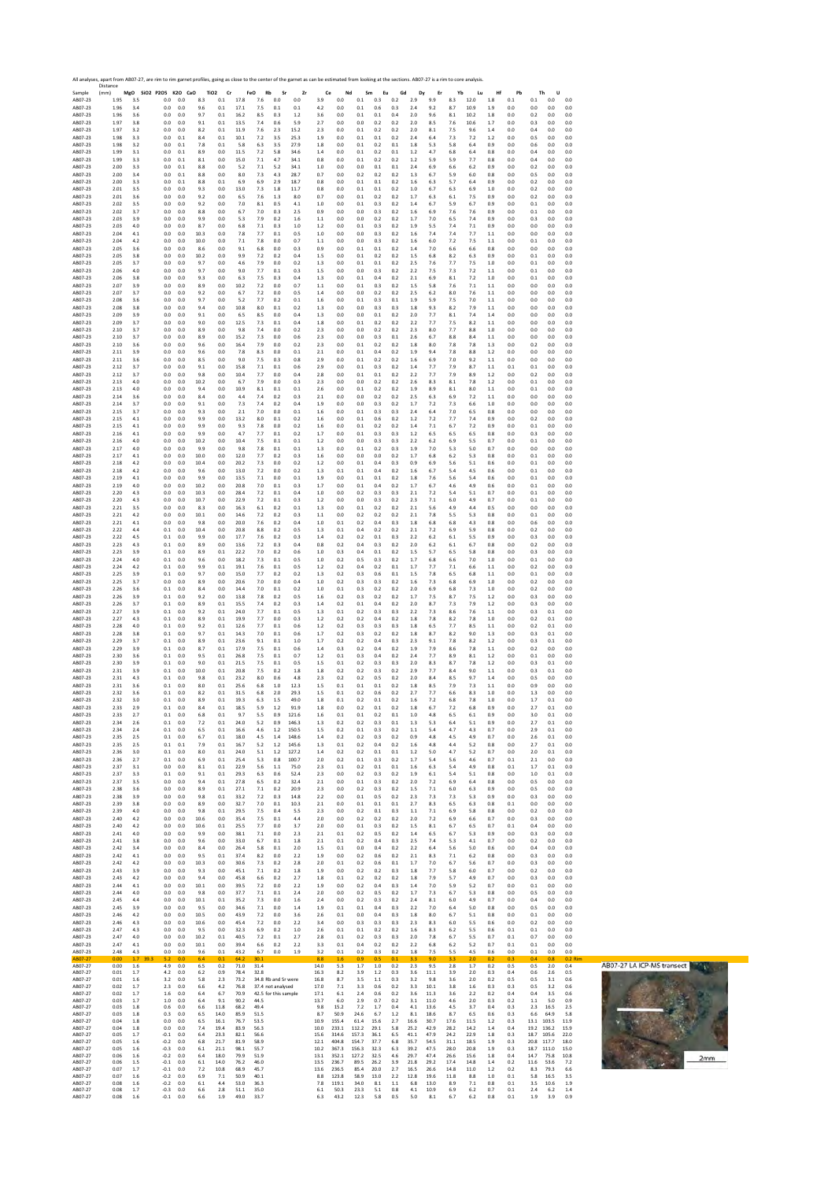All analyses, apart from AB07-27, are rim to rim garnet profiles, going as close to the center of the garnet as can be estimated from looking at the sections. AB07-27 is a rim to core analysis.

| Sample | Distance (mm) | MgO | SiO2 | P2O5 | K2O | CaO | TiO2 | Cr | FeO | Rb | Sr | Zr | Ce | Nd | Sm | Eu | Gd | Dy | Er | Yb | Lu | Hf | Pb | Th | U | |
|---|---|---|---|---|---|---|---|---|---|---|---|---|---|---|---|---|---|---|---|---|---|---|---|---|---|---|
| AB07-23 | 1.95 | 3.5 | | 0.0 | 0.0 | 8.3 | 0.1 | 17.8 | 7.6 | 0.0 | 0.0 | 3.9 | 0.0 | 0.1 | 0.3 | 0.2 | 2.9 | 9.9 | 8.3 | 12.0 | 1.8 | 0.1 | 0.1 | 0.0 | 0.0 | |
| AB07-23 | 1.96 | 3.4 | | 0.0 | 0.0 | 9.6 | 0.1 | 17.1 | 7.5 | 0.1 | 0.1 | 4.2 | 0.0 | 0.1 | 0.6 | 0.3 | 2.4 | 9.2 | 8.7 | 10.9 | 1.9 | 0.0 | 0.0 | 0.0 | 0.0 | |
| AB07-23 | 1.96 | 3.6 | | 0.0 | 0.0 | 9.7 | 0.1 | 16.2 | 8.5 | 0.3 | 1.2 | 3.6 | 0.0 | 0.1 | 0.1 | 0.4 | 2.0 | 9.6 | 8.1 | 10.2 | 1.8 | 0.0 | 0.2 | 0.0 | 0.0 | |
| AB07-23 | 1.97 | 3.8 | | 0.0 | 0.0 | 9.1 | 0.1 | 13.5 | 7.4 | 0.6 | 5.9 | 2.7 | 0.0 | 0.0 | 0.2 | 0.2 | 2.0 | 8.5 | 7.6 | 10.6 | 1.7 | 0.0 | 0.3 | 0.0 | 0.0 | |
| AB07-23 | 1.97 | 3.2 | | 0.0 | 0.0 | 8.2 | 0.1 | 11.9 | 7.6 | 2.3 | 15.2 | 2.3 | 0.0 | 0.1 | 0.2 | 0.2 | 2.0 | 8.1 | 7.5 | 9.6 | 1.4 | 0.0 | 0.4 | 0.0 | 0.0 | |
| AB07-23 | 1.98 | 3.3 | | 0.0 | 0.1 | 8.4 | 0.1 | 10.1 | 7.2 | 3.5 | 25.3 | 1.9 | 0.0 | 0.1 | 0.1 | 0.2 | 2.4 | 6.4 | 7.3 | 7.2 | 1.2 | 0.0 | 0.5 | 0.0 | 0.0 | |
| AB07-23 | 1.98 | 3.2 | | 0.0 | 0.1 | 7.8 | 0.1 | 5.8 | 6.3 | 3.5 | 27.9 | 1.8 | 0.0 | 0.1 | 0.2 | 0.1 | 1.8 | 5.3 | 5.8 | 6.4 | 0.9 | 0.0 | 0.6 | 0.0 | 0.0 | |
| AB07-23 | 1.99 | 3.1 | | 0.0 | 0.1 | 8.9 | 0.1 | 11.5 | 7.2 | 5.8 | 34.6 | 1.4 | 0.0 | 0.1 | 0.2 | 0.1 | 1.2 | 4.7 | 6.8 | 6.4 | 0.8 | 0.0 | 0.4 | 0.0 | 0.0 | |
| AB07-23 | 1.99 | 3.3 | | 0.0 | 0.1 | 8.1 | 0.1 | 15.0 | 7.1 | 4.7 | 34.1 | 0.8 | 0.0 | 0.1 | 0.2 | 0.2 | 1.2 | 5.9 | 5.9 | 7.7 | 0.8 | 0.0 | 0.4 | 0.0 | 0.0 | |
| AB07-23 | 2.00 | 3.3 | | 0.0 | 0.1 | 8.8 | 0.0 | 5.2 | 7.1 | 5.2 | 34.1 | 1.0 | 0.0 | 0.0 | 0.1 | 0.1 | 2.4 | 6.9 | 6.6 | 6.2 | 0.9 | 0.0 | 0.2 | 0.0 | 0.0 | |
| AB07-23 | 2.00 | 3.4 | | 0.0 | 0.1 | 8.8 | 0.0 | 8.0 | 7.3 | 4.3 | 28.7 | 0.7 | 0.0 | 0.2 | 0.2 | 0.2 | 1.3 | 6.7 | 5.9 | 6.0 | 0.8 | 0.0 | 0.5 | 0.0 | 0.0 | |
| AB07-23 | 2.00 | 3.3 | | 0.0 | 0.1 | 8.1 | 0.1 | 6.9 | 6.9 | 2.9 | 18.7 | 0.8 | 0.0 | 0.1 | 0.1 | 0.2 | 1.6 | 6.3 | 5.7 | 6.4 | 0.9 | 0.0 | 0.2 | 0.0 | 0.0 | |
| AB07-23 | 2.01 | 3.5 | | 0.0 | 0.0 | 9.3 | 0.0 | 13.0 | 7.3 | 1.8 | 11.7 | 0.8 | 0.0 | 0.1 | 0.1 | 0.2 | 1.0 | 6.7 | 6.3 | 6.9 | 1.0 | 0.0 | 0.2 | 0.0 | 0.0 | |
| AB07-23 | 2.01 | 3.6 | | 0.0 | 0.0 | 9.2 | 0.0 | 6.5 | 7.6 | 1.3 | 8.0 | 0.7 | 0.0 | 0.1 | 0.2 | 0.2 | 1.7 | 6.3 | 6.1 | 7.5 | 0.9 | 0.0 | 0.2 | 0.0 | 0.0 | |
| AB07-23 | 2.02 | 3.5 | | 0.0 | 0.0 | 9.2 | 0.0 | 7.0 | 8.1 | 0.5 | 4.1 | 1.0 | 0.0 | 0.1 | 0.3 | 0.2 | 1.4 | 6.7 | 5.9 | 6.7 | 0.9 | 0.0 | 0.1 | 0.0 | 0.0 | |
| AB07-23 | 2.02 | 3.7 | | 0.0 | 0.0 | 8.8 | 0.0 | 6.7 | 7.0 | 0.3 | 2.5 | 0.9 | 0.0 | 0.0 | 0.3 | 0.2 | 1.6 | 6.9 | 7.6 | 7.6 | 0.9 | 0.0 | 0.1 | 0.0 | 0.0 | |
| AB07-23 | 2.03 | 3.9 | | 0.0 | 0.0 | 9.9 | 0.0 | 5.3 | 7.9 | 0.2 | 1.6 | 1.1 | 0.0 | 0.0 | 0.2 | 0.2 | 1.7 | 7.0 | 6.5 | 7.4 | 0.9 | 0.0 | 0.3 | 0.0 | 0.0 | |
| AB07-23 | 2.03 | 4.0 | | 0.0 | 0.0 | 8.7 | 0.0 | 6.8 | 7.1 | 0.3 | 1.0 | 1.2 | 0.0 | 0.1 | 0.3 | 0.2 | 1.9 | 5.5 | 7.4 | 7.1 | 0.9 | 0.0 | 0.0 | 0.0 | 0.0 | |
| AB07-23 | 2.04 | 4.1 | | 0.0 | 0.0 | 10.3 | 0.0 | 7.8 | 7.7 | 0.1 | 0.5 | 1.0 | 0.0 | 0.0 | 0.3 | 0.2 | 1.6 | 7.4 | 7.4 | 7.7 | 1.1 | 0.0 | 0.0 | 0.0 | 0.0 | |
| AB07-23 | 2.04 | 4.2 | | 0.0 | 0.0 | 10.0 | 0.0 | 7.1 | 7.8 | 0.0 | 0.7 | 1.1 | 0.0 | 0.0 | 0.3 | 0.2 | 1.6 | 6.0 | 7.2 | 7.5 | 1.1 | 0.0 | 0.1 | 0.0 | 0.0 | |
| AB07-23 | 2.05 | 3.6 | | 0.0 | 0.0 | 8.6 | 0.0 | 9.1 | 6.8 | 0.0 | 0.3 | 0.9 | 0.0 | 0.1 | 0.1 | 0.2 | 1.4 | 7.0 | 6.6 | 6.6 | 0.8 | 0.0 | 0.0 | 0.0 | 0.0 | |
| AB07-23 | 2.05 | 3.8 | | 0.0 | 0.0 | 10.2 | 0.0 | 9.9 | 7.2 | 0.2 | 0.4 | 1.5 | 0.0 | 0.1 | 0.2 | 0.2 | 1.5 | 6.8 | 8.2 | 6.3 | 0.9 | 0.0 | 0.1 | 0.0 | 0.0 | |
| AB07-23 | 2.05 | 3.7 | | 0.0 | 0.0 | 9.7 | 0.0 | 4.6 | 7.9 | 0.0 | 0.2 | 1.3 | 0.0 | 0.1 | 0.1 | 0.2 | 2.5 | 7.6 | 7.7 | 7.5 | 1.0 | 0.0 | 0.1 | 0.0 | 0.0 | |
| AB07-23 | 2.06 | 4.0 | | 0.0 | 0.0 | 9.7 | 0.0 | 9.0 | 7.7 | 0.1 | 0.3 | 1.5 | 0.0 | 0.0 | 0.3 | 0.2 | 2.2 | 7.5 | 7.3 | 7.2 | 1.1 | 0.0 | 0.1 | 0.0 | 0.0 | |
| AB07-23 | 2.06 | 3.8 | | 0.0 | 0.0 | 9.3 | 0.0 | 6.3 | 7.5 | 0.3 | 0.4 | 1.3 | 0.0 | 0.1 | 0.4 | 0.2 | 2.1 | 6.9 | 8.1 | 7.2 | 1.0 | 0.0 | 0.1 | 0.0 | 0.0 | |
| AB07-23 | 2.07 | 3.9 | | 0.0 | 0.0 | 8.9 | 0.0 | 10.2 | 7.2 | 0.0 | 0.7 | 1.1 | 0.0 | 0.1 | 0.3 | 0.2 | 1.5 | 5.8 | 7.6 | 7.1 | 1.1 | 0.0 | 0.0 | 0.0 | 0.0 | |
| AB07-23 | 2.07 | 3.7 | | 0.0 | 0.0 | 9.2 | 0.0 | 6.7 | 7.2 | 0.0 | 0.5 | 1.4 | 0.0 | 0.0 | 0.2 | 0.2 | 2.5 | 6.2 | 8.0 | 7.6 | 1.1 | 0.0 | 0.0 | 0.0 | 0.0 | |
| AB07-23 | 2.08 | 3.6 | | 0.0 | 0.0 | 9.7 | 0.0 | 5.2 | 7.7 | 0.2 | 0.1 | 1.6 | 0.0 | 0.1 | 0.3 | 0.1 | 1.9 | 5.9 | 7.5 | 7.0 | 1.1 | 0.0 | 0.0 | 0.0 | 0.0 | |
| AB07-23 | 2.08 | 3.8 | | 0.0 | 0.0 | 9.4 | 0.0 | 10.8 | 8.0 | 0.1 | 0.2 | 1.3 | 0.0 | 0.0 | 0.3 | 0.3 | 1.8 | 9.3 | 8.2 | 7.9 | 1.1 | 0.0 | 0.0 | 0.0 | 0.0 | |
| AB07-23 | 2.09 | 3.9 | | 0.0 | 0.0 | 9.1 | 0.0 | 6.5 | 8.5 | 0.0 | 0.4 | 1.3 | 0.0 | 0.0 | 0.1 | 0.2 | 2.0 | 7.7 | 8.1 | 7.4 | 1.4 | 0.0 | 0.0 | 0.0 | 0.0 | |
| AB07-23 | 2.09 | 3.7 | | 0.0 | 0.0 | 9.0 | 0.0 | 12.5 | 7.3 | 0.1 | 0.4 | 1.8 | 0.0 | 0.1 | 0.2 | 0.2 | 2.2 | 7.7 | 7.5 | 8.2 | 1.1 | 0.0 | 0.0 | 0.0 | 0.0 | |
| AB07-23 | 2.10 | 3.7 | | 0.0 | 0.0 | 8.9 | 0.0 | 9.8 | 7.4 | 0.0 | 0.2 | 2.3 | 0.0 | 0.0 | 0.2 | 0.2 | 2.3 | 8.0 | 7.7 | 8.8 | 1.0 | 0.0 | 0.0 | 0.0 | 0.0 | |
| AB07-23 | 2.10 | 3.7 | | 0.0 | 0.0 | 8.9 | 0.0 | 15.2 | 7.3 | 0.0 | 0.6 | 2.3 | 0.0 | 0.0 | 0.3 | 0.1 | 2.6 | 6.7 | 8.8 | 8.4 | 1.1 | 0.0 | 0.0 | 0.0 | 0.0 | |
| AB07-23 | 2.10 | 3.6 | | 0.0 | 0.0 | 9.6 | 0.0 | 16.4 | 7.9 | 0.0 | 0.2 | 2.3 | 0.0 | 0.1 | 0.2 | 0.2 | 1.8 | 8.0 | 7.8 | 7.8 | 1.3 | 0.0 | 0.2 | 0.0 | 0.0 | |
| AB07-23 | 2.11 | 3.9 | | 0.0 | 0.0 | 9.6 | 0.0 | 7.8 | 8.3 | 0.0 | 0.1 | 2.1 | 0.0 | 0.1 | 0.4 | 0.2 | 1.9 | 9.4 | 7.8 | 8.8 | 1.2 | 0.0 | 0.0 | 0.0 | 0.0 | |
| AB07-23 | 2.11 | 3.6 | | 0.0 | 0.0 | 8.5 | 0.0 | 9.0 | 7.5 | 0.3 | 0.8 | 2.9 | 0.0 | 0.1 | 0.2 | 0.2 | 1.6 | 6.9 | 7.0 | 9.2 | 1.1 | 0.0 | 0.0 | 0.0 | 0.0 | |
| AB07-23 | 2.12 | 3.7 | | 0.0 | 0.0 | 9.1 | 0.0 | 15.8 | 7.1 | 0.1 | 0.6 | 2.9 | 0.0 | 0.1 | 0.3 | 0.2 | 1.4 | 7.7 | 7.9 | 8.7 | 1.1 | 0.1 | 0.1 | 0.0 | 0.0 | |
| AB07-23 | 2.12 | 3.7 | | 0.0 | 0.0 | 9.8 | 0.0 | 10.4 | 7.7 | 0.0 | 0.4 | 2.8 | 0.0 | 0.0 | 0.1 | 0.2 | 2.2 | 7.7 | 7.9 | 8.9 | 1.2 | 0.0 | 0.2 | 0.0 | 0.0 | |
| AB07-23 | 2.13 | 4.0 | | 0.0 | 0.0 | 10.2 | 0.0 | 6.7 | 7.9 | 0.0 | 0.3 | 2.3 | 0.0 | 0.0 | 0.2 | 0.2 | 2.6 | 8.3 | 8.1 | 7.8 | 1.2 | 0.0 | 0.1 | 0.0 | 0.0 | |
| AB07-23 | 2.13 | 4.0 | | 0.0 | 0.0 | 9.4 | 0.0 | 10.9 | 8.1 | 0.1 | 0.1 | 2.6 | 0.0 | 0.1 | 0.2 | 0.2 | 1.9 | 8.9 | 8.1 | 8.0 | 1.1 | 0.0 | 0.1 | 0.0 | 0.0 | |
| AB07-23 | 2.14 | 3.6 | | 0.0 | 0.0 | 8.4 | 0.0 | 4.4 | 7.4 | 0.2 | 0.3 | 2.1 | 0.0 | 0.0 | 0.2 | 0.2 | 2.5 | 6.3 | 6.9 | 7.2 | 1.1 | 0.0 | 0.0 | 0.0 | 0.0 | |
| AB07-23 | 2.14 | 3.7 | | 0.0 | 0.0 | 9.1 | 0.0 | 7.3 | 7.4 | 0.2 | 0.4 | 1.9 | 0.0 | 0.0 | 0.3 | 0.2 | 1.7 | 7.2 | 7.3 | 6.6 | 1.0 | 0.0 | 0.0 | 0.0 | 0.0 | |
| AB07-23 | 2.15 | 3.7 | | 0.0 | 0.0 | 9.3 | 0.0 | 2.1 | 7.0 | 0.0 | 0.1 | 1.6 | 0.0 | 0.1 | 0.3 | 0.3 | 2.4 | 6.4 | 7.0 | 6.5 | 0.8 | 0.0 | 0.0 | 0.0 | 0.0 | |
| AB07-23 | 2.15 | 4.1 | | 0.0 | 0.0 | 9.9 | 0.0 | 13.2 | 8.0 | 0.1 | 0.2 | 1.6 | 0.0 | 0.1 | 0.6 | 0.2 | 1.2 | 7.2 | 7.7 | 7.4 | 0.9 | 0.0 | 0.2 | 0.0 | 0.0 | |
| AB07-23 | 2.15 | 4.1 | | 0.0 | 0.0 | 9.9 | 0.0 | 9.3 | 7.8 | 0.0 | 0.2 | 1.6 | 0.0 | 0.1 | 0.2 | 0.2 | 1.4 | 7.1 | 6.7 | 7.2 | 0.9 | 0.0 | 0.1 | 0.0 | 0.0 | |
| AB07-23 | 2.16 | 4.1 | | 0.0 | 0.0 | 9.9 | 0.0 | 4.7 | 7.7 | 0.1 | 0.2 | 1.7 | 0.0 | 0.1 | 0.3 | 0.3 | 1.2 | 6.5 | 6.5 | 6.5 | 0.8 | 0.0 | 0.3 | 0.0 | 0.0 | |
| AB07-23 | 2.16 | 4.0 | | 0.0 | 0.0 | 10.2 | 0.0 | 10.4 | 7.5 | 0.1 | 0.1 | 1.2 | 0.0 | 0.0 | 0.3 | 0.3 | 2.2 | 6.2 | 6.9 | 5.5 | 0.7 | 0.0 | 0.1 | 0.0 | 0.0 | |
| AB07-23 | 2.17 | 4.0 | | 0.0 | 0.0 | 9.9 | 0.0 | 9.8 | 7.8 | 0.1 | 0.1 | 1.3 | 0.0 | 0.1 | 0.2 | 0.3 | 1.9 | 7.0 | 5.3 | 5.0 | 0.7 | 0.0 | 0.0 | 0.0 | 0.0 | |
| AB07-23 | 2.17 | 4.1 | | 0.0 | 0.0 | 10.0 | 0.0 | 12.0 | 7.7 | 0.2 | 0.3 | 1.6 | 0.0 | 0.0 | 0.0 | 0.2 | 1.7 | 6.8 | 6.2 | 5.3 | 0.8 | 0.0 | 0.1 | 0.0 | 0.0 | |
| AB07-23 | 2.18 | 4.2 | | 0.0 | 0.0 | 10.4 | 0.0 | 20.2 | 7.3 | 0.0 | 0.2 | 1.2 | 0.0 | 0.1 | 0.4 | 0.3 | 0.9 | 6.9 | 5.6 | 5.1 | 0.6 | 0.0 | 0.1 | 0.0 | 0.0 | |
| AB07-23 | 2.18 | 4.2 | | 0.0 | 0.0 | 9.6 | 0.0 | 13.0 | 7.2 | 0.0 | 0.2 | 1.3 | 0.1 | 0.1 | 0.4 | 0.2 | 1.6 | 6.7 | 5.4 | 4.5 | 0.6 | 0.0 | 0.1 | 0.0 | 0.0 | |
| AB07-23 | 2.19 | 4.1 | | 0.0 | 0.0 | 9.9 | 0.0 | 13.5 | 7.1 | 0.0 | 0.1 | 1.9 | 0.0 | 0.1 | 0.1 | 0.2 | 1.8 | 7.6 | 5.6 | 5.4 | 0.6 | 0.0 | 0.1 | 0.0 | 0.0 | |
| AB07-23 | 2.19 | 4.0 | | 0.0 | 0.0 | 10.2 | 0.0 | 20.8 | 7.0 | 0.1 | 0.3 | 1.7 | 0.0 | 0.1 | 0.4 | 0.2 | 1.7 | 6.7 | 4.6 | 4.9 | 0.6 | 0.0 | 0.1 | 0.0 | 0.0 | |
| AB07-23 | 2.20 | 4.3 | | 0.0 | 0.0 | 10.3 | 0.0 | 28.4 | 7.2 | 0.1 | 0.4 | 1.0 | 0.0 | 0.2 | 0.3 | 0.3 | 2.1 | 7.2 | 5.4 | 5.1 | 0.7 | 0.0 | 0.1 | 0.0 | 0.0 | |
| AB07-23 | 2.20 | 4.3 | | 0.0 | 0.0 | 10.7 | 0.0 | 22.9 | 7.2 | 0.1 | 0.3 | 1.2 | 0.0 | 0.0 | 0.3 | 0.2 | 2.3 | 7.1 | 6.0 | 4.9 | 0.7 | 0.0 | 0.1 | 0.0 | 0.0 | |
| AB07-23 | 2.21 | 3.5 | | 0.0 | 0.0 | 8.3 | 0.0 | 16.3 | 6.1 | 0.2 | 0.1 | 1.3 | 0.0 | 0.1 | 0.2 | 0.2 | 2.1 | 5.6 | 4.9 | 4.4 | 0.5 | 0.0 | 0.0 | 0.0 | 0.0 | |
| AB07-23 | 2.21 | 4.2 | | 0.0 | 0.0 | 10.1 | 0.0 | 14.6 | 7.2 | 0.2 | 0.3 | 1.1 | 0.0 | 0.2 | 0.2 | 0.2 | 2.1 | 7.8 | 5.5 | 5.3 | 0.8 | 0.0 | 0.1 | 0.0 | 0.0 | |
| AB07-23 | 2.21 | 4.1 | | 0.0 | 0.0 | 9.8 | 0.0 | 20.0 | 7.6 | 0.2 | 0.4 | 1.0 | 0.1 | 0.2 | 0.4 | 0.3 | 1.8 | 6.8 | 6.8 | 4.3 | 0.8 | 0.0 | 0.6 | 0.0 | 0.0 | |
| AB07-23 | 2.22 | 4.4 | | 0.1 | 0.0 | 10.4 | 0.0 | 20.8 | 8.8 | 0.2 | 0.5 | 1.3 | 0.1 | 0.4 | 0.2 | 0.2 | 2.1 | 7.2 | 6.9 | 5.9 | 0.8 | 0.0 | 0.2 | 0.0 | 0.0 | |
| AB07-23 | 2.22 | 4.5 | | 0.1 | 0.0 | 9.9 | 0.0 | 17.7 | 7.6 | 0.2 | 0.3 | 1.4 | 0.2 | 0.2 | 0.1 | 0.3 | 2.2 | 6.2 | 6.1 | 5.5 | 0.9 | 0.0 | 0.3 | 0.0 | 0.0 | |
| AB07-23 | 2.23 | 4.3 | | 0.1 | 0.0 | 8.9 | 0.0 | 13.6 | 7.2 | 0.3 | 0.4 | 0.8 | 0.2 | 0.4 | 0.3 | 0.2 | 2.0 | 6.2 | 6.1 | 6.7 | 0.8 | 0.0 | 0.2 | 0.0 | 0.0 | |
| AB07-23 | 2.23 | 3.9 | | 0.1 | 0.0 | 8.9 | 0.1 | 22.2 | 7.0 | 0.2 | 0.6 | 1.0 | 0.3 | 0.4 | 0.1 | 0.2 | 1.5 | 5.7 | 6.5 | 5.8 | 0.8 | 0.0 | 0.3 | 0.0 | 0.0 | |
| AB07-23 | 2.24 | 4.0 | | 0.1 | 0.0 | 9.6 | 0.0 | 18.2 | 7.3 | 0.1 | 0.5 | 1.0 | 0.2 | 0.5 | 0.3 | 0.2 | 1.7 | 6.8 | 6.6 | 7.0 | 1.0 | 0.0 | 0.1 | 0.0 | 0.0 | |
| AB07-23 | 2.24 | 4.2 | | 0.1 | 0.0 | 9.9 | 0.1 | 19.1 | 7.6 | 0.1 | 0.5 | 1.2 | 0.2 | 0.4 | 0.2 | 0.1 | 1.7 | 7.7 | 7.1 | 6.6 | 1.1 | 0.0 | 0.2 | 0.0 | 0.0 | |
| AB07-23 | 2.25 | 3.9 | | 0.1 | 0.0 | 9.7 | 0.0 | 15.0 | 7.7 | 0.2 | 0.2 | 1.3 | 0.2 | 0.3 | 0.6 | 0.1 | 1.5 | 7.8 | 6.5 | 6.8 | 1.1 | 0.0 | 0.1 | 0.0 | 0.0 | |
| AB07-23 | 2.25 | 3.7 | | 0.0 | 0.0 | 8.9 | 0.0 | 20.6 | 7.0 | 0.0 | 0.4 | 1.0 | 0.2 | 0.3 | 0.3 | 0.2 | 1.6 | 7.3 | 6.8 | 6.9 | 1.0 | 0.0 | 0.2 | 0.0 | 0.0 | |
| AB07-23 | 2.26 | 3.6 | | 0.1 | 0.0 | 8.4 | 0.0 | 14.4 | 7.0 | 0.1 | 0.2 | 1.0 | 0.1 | 0.3 | 0.2 | 0.2 | 2.0 | 6.9 | 6.8 | 7.3 | 1.0 | 0.0 | 0.2 | 0.0 | 0.0 | |
| AB07-23 | 2.26 | 3.9 | | 0.1 | 0.0 | 9.2 | 0.0 | 13.8 | 7.8 | 0.2 | 0.5 | 1.6 | 0.2 | 0.3 | 0.2 | 0.2 | 1.7 | 7.5 | 8.7 | 7.5 | 1.2 | 0.0 | 0.3 | 0.0 | 0.0 | |
| AB07-23 | 2.26 | 3.7 | | 0.1 | 0.0 | 8.9 | 0.1 | 15.5 | 7.4 | 0.2 | 0.3 | 1.4 | 0.2 | 0.1 | 0.4 | 0.2 | 2.0 | 8.7 | 7.3 | 7.9 | 1.2 | 0.0 | 0.3 | 0.0 | 0.0 | |
| AB07-23 | 2.27 | 3.9 | | 0.1 | 0.0 | 9.2 | 0.1 | 24.0 | 7.7 | 0.1 | 0.5 | 1.3 | 0.1 | 0.2 | 0.3 | 0.3 | 2.3 | 7.3 | 8.6 | 7.6 | 1.1 | 0.0 | 0.3 | 0.1 | 0.0 | |
| AB07-23 | 2.27 | 4.3 | | 0.1 | 0.0 | 8.9 | 0.1 | 19.9 | 7.7 | 0.0 | 0.3 | 1.2 | 0.2 | 0.2 | 0.4 | 0.2 | 1.8 | 7.8 | 8.2 | 7.8 | 1.0 | 0.0 | 0.2 | 0.1 | 0.0 | |
| AB07-23 | 2.28 | 4.0 | | 0.1 | 0.0 | 9.2 | 0.1 | 12.6 | 7.7 | 0.1 | 0.6 | 1.2 | 0.2 | 0.3 | 0.3 | 0.3 | 1.8 | 6.5 | 7.7 | 8.5 | 1.1 | 0.0 | 0.2 | 0.1 | 0.0 | |
| AB07-23 | 2.28 | 3.8 | | 0.1 | 0.0 | 9.7 | 0.1 | 14.3 | 7.0 | 0.1 | 0.6 | 1.7 | 0.2 | 0.3 | 0.2 | 0.2 | 1.8 | 8.7 | 8.2 | 9.0 | 1.3 | 0.0 | 0.3 | 0.1 | 0.0 | |
| AB07-23 | 2.29 | 3.7 | | 0.1 | 0.0 | 8.9 | 0.1 | 23.6 | 9.1 | 0.1 | 1.0 | 1.7 | 0.2 | 0.2 | 0.4 | 0.3 | 2.3 | 9.1 | 7.8 | 8.2 | 1.2 | 0.0 | 0.3 | 0.1 | 0.0 | |
| AB07-23 | 2.29 | 3.9 | | 0.1 | 0.0 | 8.7 | 0.1 | 17.9 | 7.5 | 0.1 | 0.6 | 1.4 | 0.3 | 0.2 | 0.4 | 0.2 | 1.9 | 7.9 | 8.6 | 7.8 | 1.1 | 0.0 | 0.2 | 0.0 | 0.0 | |
| AB07-23 | 2.30 | 3.6 | | 0.1 | 0.0 | 9.5 | 0.1 | 26.8 | 7.5 | 0.1 | 0.7 | 1.2 | 0.1 | 0.3 | 0.4 | 0.2 | 2.4 | 7.7 | 8.9 | 8.1 | 1.2 | 0.0 | 0.1 | 0.0 | 0.0 | |
| AB07-23 | 2.30 | 3.9 | | 0.1 | 0.0 | 9.0 | 0.1 | 21.5 | 7.5 | 0.1 | 0.5 | 1.5 | 0.1 | 0.2 | 0.3 | 0.3 | 2.0 | 8.3 | 8.7 | 7.8 | 1.2 | 0.0 | 0.3 | 0.1 | 0.0 | |
| AB07-23 | 2.31 | 3.9 | | 0.1 | 0.0 | 10.0 | 0.1 | 20.8 | 7.5 | 0.2 | 1.8 | 1.8 | 0.2 | 0.2 | 0.3 | 0.2 | 2.9 | 7.7 | 8.4 | 9.0 | 1.1 | 0.0 | 0.3 | 0.1 | 0.0 | |
| AB07-23 | 2.31 | 4.3 | | 0.1 | 0.0 | 9.8 | 0.1 | 23.2 | 8.0 | 0.6 | 4.8 | 2.3 | 0.2 | 0.2 | 0.5 | 0.2 | 2.0 | 8.4 | 8.5 | 9.7 | 1.4 | 0.0 | 0.5 | 0.0 | 0.0 | |
| AB07-23 | 2.31 | 3.6 | | 0.1 | 0.0 | 8.0 | 0.1 | 25.6 | 6.8 | 1.0 | 12.3 | 1.5 | 0.1 | 0.1 | 0.1 | 0.2 | 1.8 | 8.5 | 7.9 | 7.3 | 1.1 | 0.0 | 0.9 | 0.0 | 0.0 | |
| AB07-23 | 2.32 | 3.6 | | 0.1 | 0.0 | 8.2 | 0.1 | 31.5 | 6.8 | 2.0 | 29.3 | 1.5 | 0.1 | 0.2 | 0.6 | 0.2 | 2.7 | 7.7 | 6.6 | 8.3 | 1.0 | 0.0 | 1.3 | 0.0 | 0.0 | |
| AB07-23 | 2.32 | 3.0 | | 0.1 | 0.0 | 8.9 | 0.1 | 19.3 | 6.3 | 1.5 | 49.0 | 1.8 | 0.1 | 0.2 | 0.1 | 0.2 | 1.6 | 7.2 | 6.8 | 7.8 | 1.0 | 0.0 | 1.7 | 0.1 | 0.0 | |
| AB07-23 | 2.33 | 2.9 | | 0.1 | 0.0 | 8.4 | 0.1 | 18.5 | 5.9 | 1.2 | 91.9 | 1.8 | 0.0 | 0.2 | 0.1 | 0.2 | 1.8 | 6.7 | 7.2 | 6.8 | 0.9 | 0.0 | 2.7 | 0.1 | 0.0 | |
| AB07-23 | 2.33 | 2.7 | | 0.1 | 0.0 | 6.8 | 0.1 | 9.7 | 5.5 | 0.9 | 121.6 | 1.6 | 0.1 | 0.1 | 0.2 | 0.1 | 1.0 | 4.8 | 6.5 | 6.1 | 0.9 | 0.0 | 3.0 | 0.1 | 0.0 | |
| AB07-23 | 2.34 | 2.6 | | 0.1 | 0.0 | 7.2 | 0.1 | 24.0 | 5.2 | 0.9 | 146.3 | 1.3 | 0.2 | 0.2 | 0.3 | 0.1 | 1.3 | 5.3 | 6.4 | 5.1 | 0.9 | 0.0 | 2.7 | 0.1 | 0.0 | |
| AB07-23 | 2.34 | 2.4 | | 0.1 | 0.0 | 6.5 | 0.1 | 16.6 | 4.6 | 1.2 | 150.5 | 1.5 | 0.2 | 0.1 | 0.3 | 0.2 | 1.1 | 5.4 | 4.7 | 4.3 | 0.7 | 0.0 | 2.9 | 0.1 | 0.0 | |
| AB07-23 | 2.35 | 2.5 | | 0.1 | 0.0 | 6.7 | 0.1 | 18.0 | 4.5 | 1.4 | 148.6 | 1.4 | 0.2 | 0.2 | 0.3 | 0.2 | 0.9 | 4.8 | 4.5 | 4.9 | 0.7 | 0.0 | 2.6 | 0.1 | 0.0 | |
| AB07-23 | 2.35 | 2.5 | | 0.1 | 0.1 | 7.9 | 0.1 | 16.7 | 5.2 | 1.2 | 145.6 | 1.3 | 0.1 | 0.2 | 0.4 | 0.2 | 1.6 | 4.8 | 4.4 | 5.2 | 0.8 | 0.0 | 2.7 | 0.1 | 0.0 | |
| AB07-23 | 2.36 | 3.0 | | 0.1 | 0.0 | 8.0 | 0.1 | 24.0 | 5.1 | 1.2 | 127.2 | 1.4 | 0.2 | 0.2 | 0.1 | 0.1 | 1.2 | 5.0 | 4.7 | 5.2 | 0.7 | 0.0 | 2.0 | 0.1 | 0.0 | |
| AB07-23 | 2.36 | 2.7 | | 0.1 | 0.0 | 6.9 | 0.1 | 25.4 | 5.3 | 0.8 | 100.7 | 2.0 | 0.2 | 0.1 | 0.3 | 0.2 | 1.7 | 5.4 | 5.6 | 4.6 | 0.7 | 0.1 | 2.1 | 0.0 | 0.0 | |
| AB07-23 | 2.37 | 3.1 | | 0.0 | 0.0 | 8.1 | 0.1 | 22.9 | 5.6 | 1.1 | 75.0 | 2.3 | 0.1 | 0.2 | 0.1 | 0.1 | 1.6 | 6.3 | 5.4 | 4.9 | 0.8 | 0.1 | 1.7 | 0.1 | 0.0 | |
| AB07-23 | 2.37 | 3.3 | | 0.1 | 0.0 | 9.1 | 0.1 | 29.3 | 6.3 | 0.6 | 52.4 | 2.3 | 0.0 | 0.2 | 0.3 | 0.2 | 1.9 | 6.1 | 5.4 | 5.1 | 0.8 | 0.0 | 1.0 | 0.1 | 0.0 | |
| AB07-23 | 2.37 | 3.5 | | 0.0 | 0.0 | 9.4 | 0.1 | 27.8 | 6.5 | 0.2 | 32.4 | 2.1 | 0.0 | 0.1 | 0.3 | 0.2 | 2.0 | 7.2 | 6.9 | 6.4 | 0.8 | 0.0 | 0.5 | 0.0 | 0.0 | |
| AB07-23 | 2.38 | 3.6 | | 0.0 | 0.0 | 8.9 | 0.1 | 27.1 | 7.1 | 0.2 | 20.9 | 2.3 | 0.0 | 0.2 | 0.3 | 0.2 | 1.5 | 7.1 | 6.0 | 6.3 | 0.9 | 0.0 | 0.5 | 0.0 | 0.0 | |
| AB07-23 | 2.38 | 3.9 | | 0.0 | 0.0 | 9.8 | 0.1 | 33.2 | 7.2 | 0.3 | 14.8 | 2.2 | 0.0 | 0.1 | 0.5 | 0.2 | 2.3 | 7.3 | 7.3 | 5.3 | 0.9 | 0.0 | 0.3 | 0.0 | 0.0 | |
| AB07-23 | 2.39 | 3.8 | | 0.0 | 0.0 | 8.9 | 0.0 | 32.7 | 7.0 | 0.1 | 10.3 | 2.1 | 0.0 | 0.1 | 0.1 | 0.1 | 2.7 | 8.3 | 6.5 | 6.3 | 0.8 | 0.1 | 0.3 | 0.0 | 0.0 | |
| AB07-23 | 2.39 | 4.0 | | 0.0 | 0.0 | 9.8 | 0.1 | 29.5 | 7.5 | 0.4 | 5.5 | 2.3 | 0.0 | 0.2 | 0.1 | 0.3 | 1.1 | 7.1 | 6.9 | 5.8 | 0.8 | 0.0 | 0.2 | 0.0 | 0.0 | |
| AB07-23 | 2.40 | 4.2 | | 0.0 | 0.0 | 10.6 | 0.0 | 35.4 | 7.5 | 0.1 | 4.4 | 2.0 | 0.0 | 0.2 | 0.2 | 0.2 | 2.0 | 7.2 | 6.9 | 6.6 | 0.7 | 0.0 | 0.3 | 0.0 | 0.0 | |
| AB07-23 | 2.40 | 4.2 | | 0.0 | 0.0 | 10.6 | 0.1 | 25.5 | 7.7 | 0.0 | 3.7 | 2.0 | 0.0 | 0.1 | 0.3 | 0.2 | 1.5 | 8.1 | 6.7 | 6.5 | 0.7 | 0.1 | 0.4 | 0.0 | 0.0 | |
| AB07-23 | 2.41 | 4.0 | | 0.0 | 0.0 | 9.9 | 0.0 | 38.1 | 7.1 | 0.0 | 2.3 | 2.1 | 0.1 | 0.2 | 0.5 | 0.2 | 1.4 | 6.5 | 6.7 | 5.3 | 0.9 | 0.0 | 0.3 | 0.0 | 0.0 | |
| AB07-23 | 2.41 | 3.8 | | 0.0 | 0.0 | 9.6 | 0.0 | 33.0 | 6.7 | 0.1 | 1.8 | 2.1 | 0.1 | 0.2 | 0.4 | 0.3 | 2.5 | 7.4 | 5.3 | 4.1 | 0.7 | 0.0 | 0.2 | 0.0 | 0.0 | |
| AB07-23 | 2.42 | 3.4 | | 0.0 | 0.0 | 8.4 | 0.0 | 26.4 | 5.8 | 0.1 | 2.0 | 1.5 | 0.1 | 0.0 | 0.4 | 0.2 | 2.2 | 6.4 | 5.6 | 5.0 | 0.6 | 0.0 | 0.4 | 0.0 | 0.0 | |
| AB07-23 | 2.42 | 4.1 | | 0.0 | 0.0 | 9.5 | 0.1 | 37.4 | 8.2 | 0.0 | 2.2 | 1.9 | 0.0 | 0.2 | 0.6 | 0.2 | 2.1 | 8.3 | 7.1 | 6.2 | 0.8 | 0.0 | 0.3 | 0.0 | 0.0 | |
| AB07-23 | 2.42 | 4.2 | | 0.0 | 0.0 | 10.3 | 0.0 | 30.6 | 7.3 | 0.2 | 2.8 | 2.0 | 0.1 | 0.2 | 0.6 | 0.1 | 1.7 | 7.0 | 6.7 | 5.6 | 0.7 | 0.0 | 0.3 | 0.0 | 0.0 | |
| AB07-23 | 2.43 | 3.9 | | 0.0 | 0.0 | 9.3 | 0.0 | 45.1 | 7.1 | 0.2 | 1.8 | 1.9 | 0.0 | 0.2 | 0.2 | 0.3 | 1.8 | 7.7 | 5.8 | 6.0 | 0.7 | 0.0 | 0.2 | 0.0 | 0.0 | |
| AB07-23 | 2.43 | 4.2 | | 0.0 | 0.0 | 9.4 | 0.0 | 45.8 | 6.6 | 0.2 | 2.7 | 1.8 | 0.1 | 0.2 | 0.2 | 0.2 | 1.8 | 7.9 | 5.7 | 4.9 | 0.7 | 0.0 | 0.3 | 0.0 | 0.0 | |
| AB07-23 | 2.44 | 4.1 | | 0.0 | 0.0 | 10.1 | 0.0 | 39.5 | 7.2 | 0.0 | 2.2 | 1.9 | 0.0 | 0.2 | 0.4 | 0.3 | 1.4 | 7.0 | 5.9 | 5.2 | 0.7 | 0.0 | 0.1 | 0.0 | 0.0 | |
| AB07-23 | 2.44 | 4.0 | | 0.0 | 0.0 | 9.8 | 0.0 | 37.7 | 7.1 | 0.1 | 2.4 | 2.0 | 0.0 | 0.2 | 0.5 | 0.2 | 1.7 | 7.3 | 6.7 | 5.3 | 0.8 | 0.0 | 0.5 | 0.0 | 0.0 | |
| AB07-23 | 2.45 | 4.4 | | 0.0 | 0.0 | 10.1 | 0.1 | 35.2 | 7.3 | 0.0 | 1.6 | 2.4 | 0.0 | 0.2 | 0.3 | 0.2 | 2.4 | 8.1 | 6.0 | 4.9 | 0.7 | 0.0 | 0.4 | 0.0 | 0.0 | |
| AB07-23 | 2.45 | 3.9 | | 0.0 | 0.0 | 9.5 | 0.0 | 34.6 | 7.1 | 0.0 | 1.4 | 1.9 | 0.1 | 0.1 | 0.4 | 0.3 | 2.2 | 7.0 | 6.4 | 5.0 | 0.8 | 0.0 | 0.5 | 0.0 | 0.0 | |
| AB07-23 | 2.46 | 4.2 | | 0.0 | 0.0 | 10.5 | 0.0 | 43.9 | 7.2 | 0.0 | 3.6 | 2.6 | 0.1 | 0.0 | 0.4 | 0.3 | 1.8 | 8.0 | 6.7 | 5.1 | 0.8 | 0.0 | 0.1 | 0.0 | 0.0 | |
| AB07-23 | 2.46 | 4.3 | | 0.0 | 0.0 | 10.6 | 0.0 | 45.4 | 7.2 | 0.0 | 2.2 | 3.4 | 0.0 | 0.0 | 0.3 | 0.3 | 2.3 | 8.3 | 6.0 | 5.5 | 0.6 | 0.0 | 0.2 | 0.0 | 0.0 | |
| AB07-23 | 2.47 | 4.3 | | 0.0 | 0.0 | 9.5 | 0.0 | 32.3 | 6.9 | 0.2 | 1.0 | 2.6 | 0.1 | 0.1 | 0.2 | 0.2 | 1.6 | 8.3 | 6.2 | 5.5 | 0.6 | 0.1 | 0.1 | 0.0 | 0.0 | |
| AB07-23 | 2.47 | 4.0 | | 0.0 | 0.0 | 10.2 | 0.1 | 40.5 | 7.2 | 0.1 | 2.7 | 2.8 | 0.1 | 0.2 | 0.3 | 0.3 | 2.0 | 7.8 | 6.7 | 5.5 | 0.7 | 0.1 | 0.7 | 0.0 | 0.0 | |
| AB07-23 | 2.47 | 4.1 | | 0.0 | 0.0 | 10.1 | 0.0 | 39.4 | 6.6 | 0.2 | 2.2 | 3.3 | 0.1 | 0.4 | 0.2 | 0.2 | 2.2 | 6.8 | 6.2 | 5.2 | 0.7 | 0.1 | 0.1 | 0.0 | 0.0 | |
| AB07-23 | 2.48 | 4.3 | | 0.0 | 0.0 | 9.6 | 0.1 | 43.2 | 6.7 | 0.0 | 1.9 | 3.2 | 0.1 | 0.2 | 0.3 | 0.2 | 1.8 | 7.5 | 5.5 | 4.5 | 0.6 | 0.0 | 0.1 | 0.0 | 0.0 | |
| AB07-27 | 0.00 | 1.7 | 39.3 | 5.2 | 0.0 | 6.4 | 0.1 | 64.2 | 30.1 | | | 8.8 | 1.6 | 0.9 | 0.5 | 0.1 | 3.3 | 9.0 | 3.3 | 2.0 | 0.2 | 0.3 | 0.4 | 0.8 | 0.2 | Rim |
| AB07-27 | 0.00 | 1.6 | | 4.9 | 0.0 | 6.5 | 0.2 | 71.0 | 31.4 | | | 8.8 | 1.6 | 4.0 | 1.3 | 0.3 | 2.3 | 9.5 | 2.8 | 1.7 | 0.2 | 0.3 | 0.5 | 2.0 | 0.4 | |
| AB07-27 | 0.01 | 1.7 | | 4.2 | 0.0 | 6.2 | 0.9 | 78.4 | 32.8 | | | 16.3 | 8.2 | 3.9 | 1.2 | 0.3 | 3.6 | 11.1 | 3.9 | 2.0 | 0.3 | 0.4 | 0.6 | 2.6 | 0.5 | |
| AB07-27 | 0.01 | 1.6 | | 3.2 | 0.0 | 5.8 | 2.3 | 73.2 | 34.8 | Rb and Sr were | | 16.8 | 8.7 | 3.5 | 1.1 | 0.3 | 3.2 | 9.8 | 3.6 | 2.0 | 0.2 | 0.5 | 0.5 | 3.1 | 0.6 | |
| AB07-27 | 0.02 | 1.7 | | 2.3 | 0.0 | 6.6 | 4.2 | 76.8 | 37.4 | not analysed | | 17.0 | 7.1 | 3.3 | 0.6 | 0.2 | 3.3 | 10.1 | 3.8 | 1.6 | 0.3 | 0.3 | 0.5 | 3.2 | 0.6 | |
| AB07-27 | 0.02 | 1.7 | | 1.6 | 0.0 | 6.4 | 6.7 | 70.9 | 42.5 | for this sample | | 17.1 | 6.1 | 2.4 | 0.6 | 0.2 | 3.6 | 11.3 | 3.6 | 2.2 | 0.2 | 0.4 | 0.4 | 3.5 | 0.6 | |
| AB07-27 | 0.03 | 1.7 | | 1.0 | 0.0 | 6.4 | 9.1 | 90.2 | 44.5 | | | 13.7 | 6.0 | 2.9 | 0.7 | 0.2 | 3.1 | 11.0 | 4.6 | 2.0 | 0.3 | 0.2 | 1.1 | 5.0 | 0.9 | |
| AB07-27 | 0.03 | 1.8 | | 0.6 | 0.0 | 6.6 | 11.8 | 68.2 | 49.4 | | | 9.8 | 15.2 | 7.2 | 1.7 | 0.4 | 4.1 | 13.6 | 4.5 | 3.7 | 0.4 | 0.3 | 2.3 | 16.5 | 2.5 | |
| AB07-27 | 0.03 | 1.8 | | 0.3 | 0.0 | 6.5 | 14.0 | 85.9 | 51.5 | | | 8.7 | 50.9 | 24.6 | 6.7 | 1.2 | 8.1 | 18.6 | 8.7 | 6.5 | 0.6 | 0.3 | 6.6 | 64.9 | 5.8 | |
| AB07-27 | 0.04 | 1.8 | | 0.0 | 0.0 | 6.5 | 16.1 | 76.7 | 53.5 | | | 10.9 | 155.4 | 61.4 | 15.6 | 2.7 | 16.6 | 30.7 | 17.6 | 11.5 | 1.2 | 0.3 | 13.1 | 103.5 | 11.9 | |
| AB07-27 | 0.04 | 1.8 | | 0.0 | 0.0 | 7.4 | 19.4 | 83.9 | 56.3 | | | 10.0 | 233.1 | 112.2 | 29.1 | 5.8 | 25.2 | 42.9 | 28.2 | 14.2 | 1.4 | 0.4 | 19.2 | 136.2 | 15.9 | |
| AB07-27 | 0.05 | 1.7 | | -0.1 | 0.0 | 6.4 | 23.3 | 82.1 | 56.6 | | | 15.6 | 314.6 | 157.3 | 36.1 | 6.5 | 41.1 | 47.9 | 24.2 | 22.9 | 1.8 | 0.3 | 18.7 | 105.6 | 22.0 | |
| AB07-27 | 0.05 | 1.6 | | -0.2 | 0.0 | 6.8 | 21.7 | 81.9 | 58.9 | | | 12.1 | 404.8 | 154.7 | 37.7 | 6.8 | 35.7 | 54.5 | 31.1 | 18.5 | 1.9 | 0.3 | 20.8 | 117.7 | 18.0 | |
| AB07-27 | 0.05 | 1.6 | | -0.3 | 0.0 | 6.1 | 21.1 | 98.1 | 55.7 | | | 10.2 | 367.3 | 156.3 | 32.3 | 6.3 | 39.2 | 47.5 | 28.0 | 20.8 | 1.9 | 0.3 | 18.7 | 111.0 | 15.0 | |
| AB07-27 | 0.06 | 1.6 | | -0.2 | 0.0 | 6.4 | 18.0 | 79.9 | 51.9 | | | 13.1 | 352.1 | 127.2 | 32.5 | 4.6 | 29.7 | 47.4 | 26.6 | 15.6 | 1.8 | 0.4 | 14.7 | 75.8 | 10.8 | |
| AB07-27 | 0.06 | 1.5 | | -0.1 | 0.0 | 6.1 | 14.0 | 76.2 | 46.0 | | | 13.5 | 236.7 | 89.5 | 26.2 | 3.9 | 21.8 | 29.2 | 17.4 | 14.8 | 1.4 | 0.2 | 11.6 | 53.6 | 7.2 | |
| AB07-27 | 0.07 | 1.7 | | -0.1 | 0.0 | 7.2 | 10.8 | 68.9 | 45.7 | | | 15.6 | 236.5 | 85.4 | 20.0 | 2.7 | 16.5 | 26.6 | 14.8 | 11.0 | 1.2 | 0.2 | 8.3 | 79.3 | 6.6 | |
| AB07-27 | 0.07 | 1.6 | | -0.2 | 0.0 | 6.9 | 7.1 | 50.9 | 40.1 | | | 8.8 | 123.8 | 58.9 | 13.0 | 2.2 | 12.8 | 19.6 | 11.8 | 8.8 | 1.0 | 0.1 | 5.8 | 16.5 | 3.5 | |
| AB07-27 | 0.08 | 1.6 | | -0.2 | 0.0 | 6.1 | 4.4 | 53.0 | 36.3 | | | 7.8 | 119.1 | 34.0 | 8.1 | 1.1 | 6.8 | 13.0 | 8.9 | 7.1 | 0.8 | 0.1 | 3.5 | 10.6 | 1.9 | |
| AB07-27 | 0.08 | 1.7 | | -0.3 | 0.0 | 6.6 | 2.8 | 51.1 | 35.0 | | | 6.1 | 50.3 | 23.3 | 5.1 | 0.8 | 4.1 | 10.9 | 6.9 | 6.2 | 0.7 | 0.1 | 2.4 | 6.2 | 1.4 | |
| AB07-27 | 0.08 | 1.6 | | -0.1 | 0.0 | 6.6 | 1.9 | 49.0 | 33.7 | | | 6.3 | 43.2 | 12.3 | 5.8 | 0.5 | 5.0 | 8.1 | 6.7 | 6.2 | 0.8 | 0.1 | 1.9 | 3.9 | 0.9 | |

AB07-27 LA ICP-MS transect

2mm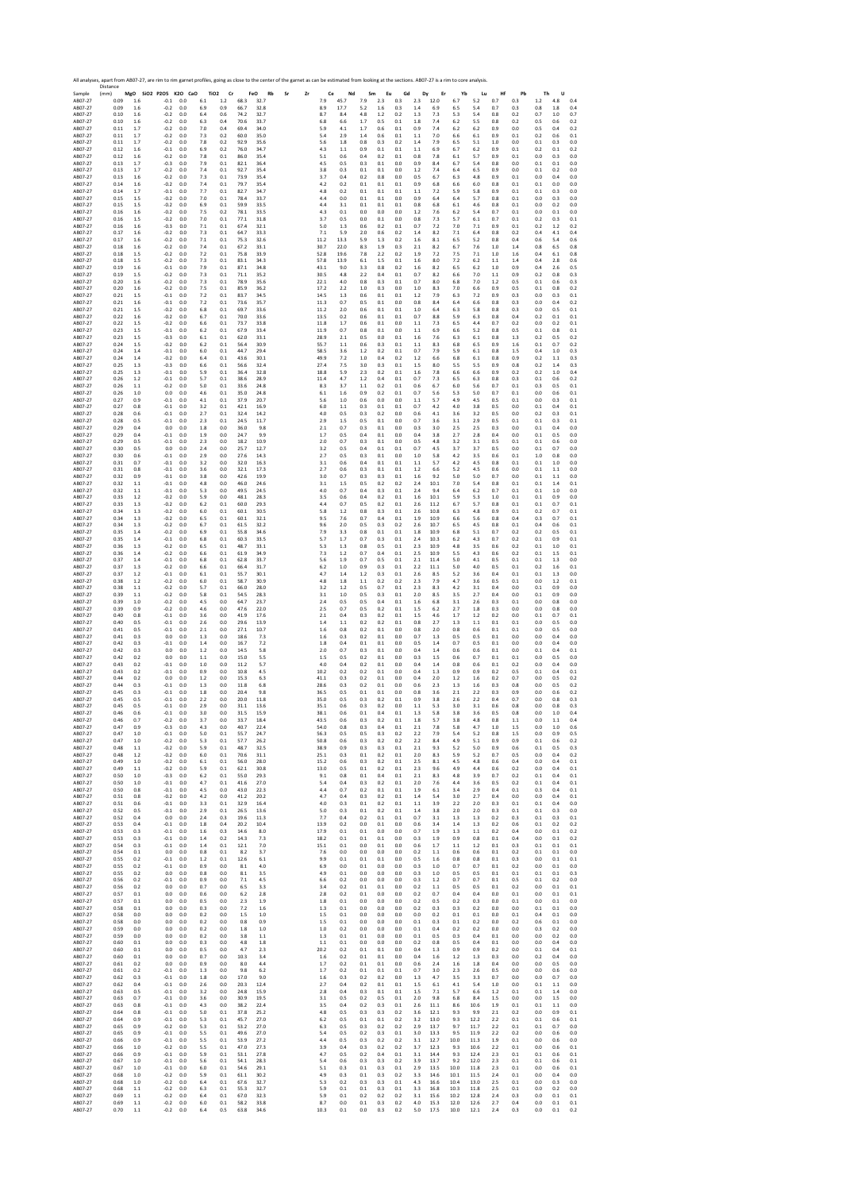All analyses, apart from AB07-27, are rim to rim garnet profiles, going as close to the center of the garnet as can be estimated from looking at the sections. AB07-27 is a rim to core analysis.

| Sample | Distance (mm) | MgO | SiO2 | P2O5 | K2O | CaO | TiO2 | FeO | Rb | Sr | Zr | Ce | Nd | Sm | Eu | Gd | Dy | Er | Yb | Lu | Hf | Pb | Th | U |
|---|---|---|---|---|---|---|---|---|---|---|---|---|---|---|---|---|---|---|---|---|---|---|---|---|
| AB07-27 | 0.09 | 1.6 | -0.1 | 0.0 | 6.1 | 1.2 | 68.3 | 32.7 | | | 7.9 | 45.7 | 7.9 | 2.3 | 0.3 | 2.3 | 12.0 | 6.7 | 5.2 | 0.7 | 0.3 | 1.2 | 4.8 | 0.4 |
| AB07-27 | 0.09 | 1.6 | -0.2 | 0.0 | 6.9 | 0.9 | 66.7 | 32.8 | | | 8.9 | 17.7 | 5.2 | 1.6 | 0.3 | 1.4 | 6.9 | 6.5 | 5.4 | 0.7 | 0.3 | 0.8 | 1.8 | 0.4 |
| AB07-27 | 0.10 | 1.6 | -0.2 | 0.0 | 6.4 | 0.6 | 74.2 | 32.7 | | | 8.7 | 8.4 | 4.8 | 1.2 | 0.2 | 1.3 | 7.3 | 5.3 | 5.4 | 0.8 | 0.2 | 0.7 | 1.0 | 0.7 |
| AB07-27 | 0.10 | 1.6 | -0.2 | 0.0 | 6.3 | 0.4 | 70.6 | 33.7 | | | 6.8 | 6.6 | 1.7 | 0.5 | 0.1 | 1.8 | 7.4 | 6.2 | 5.5 | 0.8 | 0.2 | 0.5 | 0.6 | 0.2 |
| AB07-27 | 0.11 | 1.7 | -0.2 | 0.0 | 7.0 | 0.4 | 69.4 | 34.0 | | | 5.9 | 4.1 | 1.7 | 0.6 | 0.1 | 0.9 | 7.4 | 6.2 | 6.2 | 0.9 | 0.0 | 0.5 | 0.4 | 0.2 |
| AB07-27 | 0.11 | 1.7 | -0.2 | 0.0 | 7.3 | 0.2 | 60.0 | 35.0 | | | 5.4 | 2.9 | 1.4 | 0.6 | 0.1 | 1.1 | 7.0 | 6.6 | 6.1 | 0.9 | 0.1 | 0.2 | 0.6 | 0.1 |
| AB07-27 | 0.11 | 1.7 | -0.2 | 0.0 | 7.8 | 0.2 | 92.9 | 35.6 | | | 5.6 | 1.8 | 0.8 | 0.3 | 0.2 | 1.4 | 7.9 | 6.5 | 5.1 | 1.0 | 0.0 | 0.1 | 0.3 | 0.0 |
| AB07-27 | 0.12 | 1.6 | -0.1 | 0.0 | 6.9 | 0.2 | 76.0 | 34.7 | | | 4.3 | 1.1 | 0.9 | 0.1 | 0.1 | 1.1 | 6.9 | 6.7 | 6.2 | 0.9 | 0.1 | 0.2 | 0.1 | 0.2 |
| AB07-27 | 0.12 | 1.6 | -0.2 | 0.0 | 7.8 | 0.1 | 86.0 | 35.4 | | | 5.1 | 0.6 | 0.4 | 0.2 | 0.1 | 0.8 | 7.8 | 6.1 | 5.7 | 0.9 | 0.1 | 0.0 | 0.3 | 0.0 |
| AB07-27 | 0.13 | 1.7 | -0.3 | 0.0 | 7.9 | 0.1 | 82.1 | 36.4 | | | 4.5 | 0.5 | 0.3 | 0.1 | 0.0 | 0.9 | 8.4 | 6.7 | 5.4 | 0.8 | 0.0 | 0.1 | 0.1 | 0.0 |
| AB07-27 | 0.13 | 1.7 | -0.2 | 0.0 | 7.4 | 0.1 | 92.7 | 35.4 | | | 3.8 | 0.3 | 0.1 | 0.1 | 0.0 | 1.2 | 7.4 | 6.4 | 6.5 | 0.9 | 0.0 | 0.1 | 0.2 | 0.0 |
| AB07-27 | 0.13 | 1.6 | -0.2 | 0.0 | 7.3 | 0.1 | 73.9 | 35.4 | | | 3.7 | 0.4 | 0.2 | 0.8 | 0.0 | 0.5 | 6.7 | 6.3 | 4.8 | 0.9 | 0.1 | 0.0 | 0.4 | 0.0 |
| AB07-27 | 0.14 | 1.6 | -0.2 | 0.0 | 7.4 | 0.1 | 79.7 | 35.4 | | | 4.2 | 0.2 | 0.1 | 0.1 | 0.1 | 0.9 | 6.8 | 6.6 | 6.0 | 0.8 | 0.1 | 0.1 | 0.0 | 0.0 |
| AB07-27 | 0.14 | 1.7 | -0.1 | 0.0 | 7.7 | 0.1 | 82.7 | 34.7 | | | 4.8 | 0.2 | 0.1 | 0.1 | 0.1 | 1.1 | 7.2 | 5.9 | 5.8 | 0.9 | 0.1 | 0.1 | 0.3 | 0.0 |
| AB07-27 | 0.15 | 1.5 | -0.2 | 0.0 | 7.0 | 0.1 | 78.4 | 33.7 | | | 4.4 | 0.0 | 0.1 | 0.1 | 0.0 | 0.9 | 6.4 | 6.4 | 5.7 | 0.8 | 0.1 | 0.0 | 0.3 | 0.0 |
| AB07-27 | 0.15 | 1.5 | -0.2 | 0.0 | 6.9 | 0.1 | 59.9 | 33.5 | | | 4.4 | 3.1 | 0.1 | 0.1 | 0.1 | 0.8 | 6.8 | 6.1 | 4.6 | 0.8 | 0.1 | 0.0 | 0.2 | 0.0 |
| AB07-27 | 0.16 | 1.6 | -0.2 | 0.0 | 7.5 | 0.2 | 78.1 | 33.5 | | | 4.3 | 0.1 | 0.0 | 0.0 | 0.0 | 1.2 | 7.6 | 6.2 | 5.4 | 0.7 | 0.1 | 0.0 | 0.1 | 0.0 |
| AB07-27 | 0.16 | 1.5 | -0.2 | 0.0 | 7.0 | 0.1 | 77.1 | 31.8 | | | 3.7 | 0.5 | 0.0 | 0.1 | 0.0 | 0.8 | 7.3 | 5.7 | 6.1 | 0.7 | 0.1 | 0.2 | 0.3 | 0.1 |
| AB07-27 | 0.16 | 1.6 | -0.3 | 0.0 | 7.1 | 0.1 | 67.4 | 32.1 | | | 5.0 | 1.3 | 0.6 | 0.2 | 0.1 | 0.7 | 7.2 | 7.0 | 7.1 | 0.9 | 0.1 | 0.2 | 1.2 | 0.2 |
| AB07-27 | 0.17 | 1.6 | -0.2 | 0.0 | 7.3 | 0.1 | 64.7 | 33.3 | | | 7.1 | 5.9 | 2.0 | 0.6 | 0.2 | 1.4 | 8.2 | 7.1 | 6.4 | 0.8 | 0.2 | 0.4 | 4.1 | 0.4 |
| AB07-27 | 0.17 | 1.6 | -0.2 | 0.0 | 7.1 | 0.1 | 75.3 | 32.6 | | | 11.2 | 13.3 | 5.9 | 1.3 | 0.2 | 1.6 | 8.1 | 6.5 | 5.2 | 0.8 | 0.4 | 0.6 | 5.4 | 0.6 |
| AB07-27 | 0.18 | 1.6 | -0.2 | 0.0 | 7.4 | 0.1 | 67.2 | 33.1 | | | 30.7 | 22.0 | 8.3 | 1.9 | 0.3 | 2.1 | 8.2 | 6.7 | 7.6 | 1.0 | 1.4 | 0.8 | 6.5 | 0.8 |
| AB07-27 | 0.18 | 1.5 | -0.2 | 0.0 | 7.2 | 0.1 | 75.8 | 33.9 | | | 52.8 | 19.6 | 7.8 | 2.2 | 0.2 | 1.9 | 7.2 | 7.5 | 7.1 | 1.0 | 1.6 | 0.4 | 6.1 | 0.8 |
| AB07-27 | 0.18 | 1.5 | -0.2 | 0.0 | 7.3 | 0.1 | 83.1 | 34.3 | | | 57.8 | 13.9 | 6.1 | 1.5 | 0.1 | 1.6 | 8.0 | 7.2 | 6.2 | 1.1 | 1.4 | 0.4 | 2.8 | 0.6 |
| AB07-27 | 0.19 | 1.6 | -0.1 | 0.0 | 7.9 | 0.1 | 87.1 | 34.8 | | | 43.1 | 9.0 | 3.3 | 0.8 | 0.2 | 1.6 | 8.2 | 6.5 | 6.2 | 1.0 | 0.9 | 0.4 | 2.6 | 0.5 |
| AB07-27 | 0.19 | 1.5 | -0.2 | 0.0 | 7.3 | 0.1 | 71.1 | 35.2 | | | 30.5 | 4.8 | 2.2 | 0.4 | 0.1 | 0.7 | 8.2 | 6.6 | 7.0 | 1.1 | 0.9 | 0.2 | 0.8 | 0.3 |
| AB07-27 | 0.20 | 1.6 | -0.2 | 0.0 | 7.3 | 0.1 | 78.9 | 35.6 | | | 22.1 | 4.0 | 0.8 | 0.3 | 0.1 | 0.7 | 8.0 | 6.8 | 7.0 | 1.2 | 0.5 | 0.1 | 0.6 | 0.3 |
| AB07-27 | 0.20 | 1.6 | -0.2 | 0.0 | 7.5 | 0.1 | 85.9 | 36.2 | | | 17.2 | 2.2 | 1.0 | 0.3 | 0.0 | 1.0 | 8.3 | 7.0 | 6.6 | 0.9 | 0.5 | 0.1 | 0.8 | 0.2 |
| AB07-27 | 0.21 | 1.5 | -0.1 | 0.0 | 7.2 | 0.1 | 83.7 | 34.5 | | | 14.5 | 1.3 | 0.6 | 0.1 | 0.1 | 1.2 | 7.9 | 6.3 | 7.2 | 0.9 | 0.3 | 0.0 | 0.3 | 0.1 |
| AB07-27 | 0.21 | 1.6 | -0.1 | 0.0 | 7.2 | 0.1 | 73.6 | 35.7 | | | 11.3 | 0.7 | 0.5 | 0.1 | 0.0 | 0.8 | 8.4 | 6.4 | 6.6 | 0.8 | 0.3 | 0.0 | 0.4 | 0.2 |
| AB07-27 | 0.21 | 1.5 | -0.2 | 0.0 | 6.8 | 0.1 | 69.7 | 33.6 | | | 11.2 | 2.0 | 0.6 | 0.1 | 0.1 | 1.0 | 6.4 | 6.3 | 5.8 | 0.8 | 0.3 | 0.0 | 0.5 | 0.1 |
| AB07-27 | 0.22 | 1.6 | -0.2 | 0.0 | 6.7 | 0.1 | 70.0 | 33.6 | | | 13.5 | 0.2 | 0.6 | 0.1 | 0.1 | 0.7 | 8.8 | 5.9 | 6.3 | 0.8 | 0.4 | 0.2 | 0.1 | 0.1 |
| AB07-27 | 0.22 | 1.5 | -0.2 | 0.0 | 6.6 | 0.1 | 73.7 | 33.8 | | | 11.8 | 1.7 | 0.6 | 0.1 | 0.0 | 1.1 | 7.3 | 6.5 | 4.4 | 0.7 | 0.2 | 0.0 | 0.2 | 0.1 |
| AB07-27 | 0.23 | 1.5 | -0.1 | 0.0 | 6.2 | 0.1 | 67.9 | 33.4 | | | 11.9 | 0.7 | 0.8 | 0.1 | 0.0 | 1.1 | 6.9 | 6.6 | 5.2 | 0.8 | 0.5 | 0.1 | 0.8 | 0.1 |
| AB07-27 | 0.23 | 1.5 | -0.3 | 0.0 | 6.1 | 0.1 | 62.0 | 33.1 | | | 28.9 | 2.1 | 0.5 | 0.0 | 0.1 | 1.6 | 7.6 | 6.3 | 6.1 | 0.8 | 1.3 | 0.2 | 0.5 | 0.2 |
| AB07-27 | 0.24 | 1.5 | -0.2 | 0.0 | 6.2 | 0.1 | 56.4 | 30.9 | | | 55.7 | 1.1 | 0.6 | 0.3 | 0.1 | 1.1 | 8.3 | 6.8 | 6.5 | 0.9 | 1.6 | 0.1 | 0.7 | 0.2 |
| AB07-27 | 0.24 | 1.4 | -0.1 | 0.0 | 6.0 | 0.1 | 44.7 | 29.4 | | | 58.5 | 3.6 | 1.2 | 0.2 | 0.1 | 0.7 | 7.9 | 5.9 | 6.1 | 0.8 | 1.5 | 0.4 | 1.0 | 0.3 |
| AB07-27 | 0.24 | 1.4 | -0.2 | 0.0 | 6.4 | 0.1 | 43.6 | 30.1 | | | 49.9 | 7.2 | 1.0 | 0.4 | 0.2 | 1.2 | 6.6 | 6.8 | 6.1 | 0.8 | 0.9 | 0.2 | 1.1 | 0.3 |
| AB07-27 | 0.25 | 1.3 | -0.3 | 0.0 | 6.6 | 0.1 | 56.6 | 32.4 | | | 27.4 | 7.5 | 3.0 | 0.3 | 0.1 | 1.5 | 8.0 | 5.5 | 5.5 | 0.9 | 0.8 | 0.2 | 1.4 | 0.3 |
| AB07-27 | 0.25 | 1.3 | -0.1 | 0.0 | 5.9 | 0.1 | 36.4 | 32.8 | | | 18.8 | 5.9 | 2.3 | 0.2 | 0.1 | 1.6 | 7.8 | 6.6 | 6.6 | 0.9 | 0.2 | 0.2 | 1.0 | 0.4 |
| AB07-27 | 0.26 | 1.2 | -0.1 | 0.0 | 5.7 | 0.1 | 38.6 | 28.9 | | | 11.4 | 4.7 | 1.2 | 0.4 | 0.1 | 0.7 | 7.3 | 6.5 | 6.3 | 0.8 | 0.3 | 0.1 | 0.6 | 0.2 |
| AB07-27 | 0.26 | 1.1 | -0.2 | 0.0 | 5.0 | 0.1 | 33.6 | 24.8 | | | 8.3 | 3.7 | 1.1 | 0.2 | 0.1 | 0.6 | 6.7 | 6.0 | 5.6 | 0.7 | 0.1 | 0.3 | 0.5 | 0.1 |
| AB07-27 | 0.26 | 1.0 | 0.0 | 0.0 | 4.6 | 0.1 | 35.0 | 24.8 | | | 6.1 | 1.6 | 0.9 | 0.2 | 0.1 | 0.7 | 5.6 | 5.3 | 5.0 | 0.7 | 0.1 | 0.0 | 0.6 | 0.0 |
| AB07-27 | 0.27 | 0.9 | -0.1 | 0.0 | 4.1 | 0.1 | 37.9 | 20.7 | | | 5.6 | 1.0 | 0.6 | 0.0 | 0.0 | 1.1 | 5.7 | 4.9 | 4.5 | 0.5 | 0.1 | 0.0 | 0.3 | 0.1 |
| AB07-27 | 0.27 | 0.8 | -0.1 | 0.0 | 3.2 | 0.1 | 42.1 | 16.9 | | | 6.0 | 1.1 | 0.3 | 0.1 | 0.1 | 0.7 | 4.2 | 4.0 | 3.8 | 0.5 | 0.0 | 0.1 | 0.4 | 0.1 |
| AB07-27 | 0.28 | 0.6 | -0.1 | 0.0 | 2.7 | 0.1 | 32.4 | 14.2 | | | 4.0 | 0.5 | 0.3 | 0.2 | 0.0 | 0.6 | 4.1 | 3.6 | 3.2 | 0.5 | 0.0 | 0.2 | 0.3 | 0.1 |
| AB07-27 | 0.28 | 0.5 | -0.1 | 0.0 | 2.3 | 0.1 | 24.5 | 11.7 | | | 2.9 | 1.5 | 0.5 | 0.1 | 0.0 | 0.7 | 3.6 | 3.1 | 2.9 | 0.5 | 0.1 | 0.1 | 0.3 | 0.1 |
| AB07-27 | 0.29 | 0.4 | 0.0 | 0.0 | 1.8 | 0.0 | 36.0 | 9.8 | | | 2.1 | 0.7 | 0.3 | 0.1 | 0.0 | 0.3 | 3.0 | 2.5 | 2.5 | 0.3 | 0.0 | 0.1 | 0.4 | 0.0 |
| AB07-27 | 0.29 | 0.4 | -0.1 | 0.0 | 1.9 | 0.0 | 24.7 | 9.9 | | | 1.7 | 0.5 | 0.4 | 0.1 | 0.0 | 0.4 | 3.8 | 2.7 | 2.8 | 0.4 | 0.0 | 0.1 | 0.5 | 0.0 |
| AB07-27 | 0.29 | 0.5 | -0.1 | 0.0 | 2.3 | 0.0 | 18.2 | 10.9 | | | 2.0 | 0.7 | 0.3 | 0.1 | 0.0 | 0.5 | 4.8 | 3.2 | 3.1 | 0.5 | 0.1 | 0.1 | 0.6 | 0.0 |
| AB07-27 | 0.30 | 0.5 | 0.0 | 0.0 | 2.4 | 0.0 | 25.7 | 12.7 | | | 3.2 | 0.5 | 0.4 | 0.1 | 0.1 | 0.7 | 4.5 | 3.7 | 3.7 | 0.5 | 0.0 | 0.1 | 0.7 | 0.0 |
| AB07-27 | 0.30 | 0.6 | -0.1 | 0.0 | 2.9 | 0.0 | 27.6 | 14.3 | | | 2.7 | 0.5 | 0.3 | 0.1 | 0.0 | 1.0 | 5.8 | 4.2 | 3.5 | 0.6 | 0.1 | 1.0 | 0.8 | 0.0 |
| AB07-27 | 0.31 | 0.7 | -0.1 | 0.0 | 3.2 | 0.0 | 32.0 | 16.3 | | | 3.1 | 0.6 | 0.4 | 0.1 | 0.1 | 1.1 | 5.7 | 4.2 | 4.5 | 0.8 | 0.1 | 0.1 | 1.0 | 0.0 |
| AB07-27 | 0.31 | 0.8 | -0.1 | 0.0 | 3.6 | 0.0 | 32.1 | 17.5 | | | 2.7 | 0.6 | 0.3 | 0.1 | 0.1 | 1.2 | 6.6 | 5.2 | 4.5 | 0.6 | 0.0 | 0.1 | 1.1 | 0.0 |
| AB07-27 | 0.32 | 0.9 | -0.1 | 0.0 | 3.8 | 0.0 | 42.6 | 19.9 | | | 3.0 | 0.7 | 0.3 | 0.3 | 0.1 | 1.6 | 9.2 | 5.0 | 5.0 | 0.7 | 0.0 | 0.1 | 1.1 | 0.0 |
| AB07-27 | 0.32 | 1.1 | -0.1 | 0.0 | 4.8 | 0.0 | 46.0 | 24.6 | | | 3.1 | 1.5 | 0.5 | 0.2 | 0.2 | 2.4 | 10.1 | 7.0 | 5.4 | 0.8 | 0.1 | 0.1 | 1.4 | 0.1 |
| AB07-27 | 0.32 | 1.1 | -0.1 | 0.0 | 5.3 | 0.0 | 49.5 | 24.5 | | | 4.0 | 0.7 | 0.4 | 0.3 | 0.1 | 2.4 | 9.4 | 6.4 | 6.2 | 0.7 | 0.1 | 0.1 | 1.0 | 0.0 |
| AB07-27 | 0.33 | 1.2 | -0.2 | 0.0 | 5.9 | 0.0 | 48.1 | 28.3 | | | 3.5 | 0.6 | 0.4 | 0.2 | 0.1 | 1.6 | 10.1 | 5.9 | 5.3 | 1.0 | 0.1 | 0.1 | 0.9 | 0.0 |
| AB07-27 | 0.33 | 1.3 | -0.2 | 0.0 | 6.2 | 0.1 | 60.0 | 29.3 | | | 4.4 | 0.7 | 0.5 | 0.2 | 0.1 | 2.6 | 11.2 | 6.7 | 5.7 | 0.8 | 0.1 | 0.1 | 0.7 | 0.1 |
| AB07-27 | 0.34 | 1.3 | -0.2 | 0.0 | 6.0 | 0.1 | 60.1 | 30.5 | | | 5.8 | 1.2 | 0.8 | 0.3 | 0.1 | 2.6 | 10.8 | 6.3 | 4.8 | 0.9 | 0.1 | 0.2 | 0.7 | 0.1 |
| AB07-27 | 0.34 | 1.3 | -0.2 | 0.0 | 6.5 | 0.1 | 60.1 | 32.1 | | | 9.5 | 7.6 | 0.7 | 0.4 | 0.1 | 1.9 | 10.9 | 6.6 | 5.6 | 0.8 | 0.4 | 0.3 | 0.7 | 0.1 |
| AB07-27 | 0.34 | 1.3 | -0.2 | 0.0 | 6.7 | 0.1 | 61.5 | 32.2 | | | 9.6 | 2.0 | 0.5 | 0.3 | 0.2 | 2.6 | 10.7 | 6.5 | 4.5 | 0.8 | 0.1 | 0.4 | 0.6 | 0.1 |
| AB07-27 | 0.35 | 1.4 | -0.2 | 0.0 | 6.9 | 0.1 | 55.8 | 34.6 | | | 7.9 | 3.3 | 0.8 | 0.1 | 0.1 | 1.8 | 10.9 | 6.8 | 5.1 | 0.7 | 0.2 | 0.2 | 0.5 | 0.1 |
| AB07-27 | 0.35 | 1.4 | -0.1 | 0.0 | 6.8 | 0.1 | 60.3 | 33.5 | | | 5.7 | 1.7 | 0.7 | 0.3 | 0.1 | 2.4 | 10.3 | 6.2 | 4.3 | 0.7 | 0.2 | 0.1 | 0.9 | 0.1 |
| AB07-27 | 0.36 | 1.3 | -0.2 | 0.0 | 6.5 | 0.1 | 48.7 | 33.1 | | | 5.3 | 1.3 | 0.8 | 0.5 | 0.1 | 2.3 | 10.9 | 4.8 | 3.5 | 0.6 | 0.2 | 0.1 | 1.0 | 0.1 |
| AB07-27 | 0.36 | 1.4 | -0.2 | 0.0 | 6.6 | 0.1 | 61.9 | 34.9 | | | 7.3 | 1.2 | 0.7 | 0.4 | 0.1 | 2.5 | 10.9 | 5.5 | 4.3 | 0.6 | 0.2 | 0.1 | 1.5 | 0.1 |
| AB07-27 | 0.37 | 1.4 | -0.1 | 0.0 | 6.8 | 0.1 | 62.8 | 33.7 | | | 5.6 | 1.9 | 0.7 | 0.5 | 0.1 | 2.1 | 11.4 | 5.0 | 4.1 | 0.5 | 0.1 | 0.1 | 1.3 | 0.0 |
| AB07-27 | 0.37 | 1.3 | -0.2 | 0.0 | 6.6 | 0.1 | 66.4 | 31.7 | | | 6.2 | 1.0 | 0.9 | 0.3 | 0.1 | 2.2 | 11.1 | 5.0 | 4.0 | 0.5 | 0.1 | 0.2 | 1.6 | 0.1 |
| AB07-27 | 0.37 | 1.2 | -0.1 | 0.0 | 6.1 | 0.1 | 55.7 | 30.1 | | | 4.7 | 1.4 | 1.2 | 0.3 | 0.1 | 2.6 | 8.5 | 5.2 | 3.6 | 0.4 | 0.1 | 0.1 | 1.3 | 0.0 |
| AB07-27 | 0.38 | 1.2 | -0.2 | 0.0 | 6.0 | 0.1 | 58.7 | 30.9 | | | 4.8 | 1.8 | 1.1 | 0.2 | 0.2 | 2.3 | 7.9 | 4.7 | 3.6 | 0.5 | 0.1 | 0.0 | 1.2 | 0.1 |
| AB07-27 | 0.38 | 1.1 | -0.2 | 0.0 | 5.7 | 0.1 | 66.0 | 28.0 | | | 3.2 | 1.2 | 0.5 | 0.7 | 0.1 | 2.3 | 8.3 | 4.2 | 3.1 | 0.4 | 0.0 | 0.1 | 0.9 | 0.0 |
| AB07-27 | 0.39 | 1.1 | -0.2 | 0.0 | 5.8 | 0.1 | 54.5 | 28.3 | | | 3.1 | 1.0 | 0.5 | 0.3 | 0.1 | 2.0 | 8.5 | 3.5 | 2.7 | 0.4 | 0.0 | 0.1 | 0.9 | 0.0 |
| AB07-27 | 0.39 | 1.0 | -0.2 | 0.0 | 4.5 | 0.0 | 64.7 | 23.7 | | | 2.4 | 0.5 | 0.5 | 0.4 | 0.1 | 1.6 | 6.8 | 3.1 | 2.6 | 0.3 | 0.1 | 0.0 | 0.8 | 0.0 |
| AB07-27 | 0.39 | 0.9 | -0.2 | 0.0 | 4.6 | 0.0 | 47.6 | 22.0 | | | 2.5 | 0.7 | 0.5 | 0.2 | 0.1 | 1.5 | 6.2 | 2.7 | 1.8 | 0.3 | 0.0 | 0.0 | 0.8 | 0.0 |
| AB07-27 | 0.40 | 0.8 | -0.1 | 0.0 | 3.6 | 0.0 | 41.9 | 17.6 | | | 2.1 | 0.4 | 0.3 | 0.2 | 0.1 | 1.5 | 4.6 | 1.7 | 1.2 | 0.2 | 0.0 | 0.1 | 0.7 | 0.1 |
| AB07-27 | 0.40 | 0.5 | -0.1 | 0.0 | 2.6 | 0.0 | 29.6 | 13.9 | | | 1.4 | 1.1 | 0.2 | 0.2 | 0.1 | 0.8 | 2.7 | 1.3 | 1.1 | 0.1 | 0.1 | 0.0 | 0.5 | 0.0 |
| AB07-27 | 0.41 | 0.5 | -0.1 | 0.0 | 2.1 | 0.0 | 27.1 | 10.7 | | | 1.5 | 0.2 | 0.2 | 0.1 | 0.0 | 0.8 | 2.0 | 0.8 | 0.6 | 0.1 | 0.1 | 0.0 | 0.5 | 0.0 |
| AB07-27 | 0.41 | 0.3 | 0.0 | 0.0 | 1.3 | 0.0 | 18.6 | 7.3 | | | 1.6 | 0.3 | 0.2 | 0.1 | 0.0 | 0.7 | 1.3 | 0.5 | 0.5 | 0.1 | 0.0 | 0.0 | 0.4 | 0.0 |
| AB07-27 | 0.42 | 0.3 | -0.1 | 0.0 | 1.4 | 0.0 | 16.7 | 7.2 | | | 1.8 | 0.4 | 0.1 | 0.1 | 0.0 | 0.5 | 1.4 | 0.7 | 0.5 | 0.1 | 0.0 | 0.0 | 0.4 | 0.0 |
| AB07-27 | 0.42 | 0.3 | 0.0 | 0.0 | 1.2 | 0.0 | 14.5 | 5.8 | | | 2.0 | 0.7 | 0.3 | 0.1 | 0.0 | 0.4 | 1.4 | 0.6 | 0.6 | 0.1 | 0.0 | 0.1 | 0.4 | 0.1 |
| AB07-27 | 0.42 | 0.2 | 0.0 | 0.0 | 1.1 | 0.0 | 15.0 | 5.5 | | | 1.5 | 0.5 | 0.2 | 0.1 | 0.0 | 0.3 | 1.5 | 0.6 | 0.7 | 0.1 | 0.1 | 0.0 | 0.5 | 0.0 |
| AB07-27 | 0.43 | 0.2 | -0.1 | 0.0 | 1.0 | 0.0 | 11.2 | 5.7 | | | 4.0 | 0.4 | 0.2 | 0.1 | 0.0 | 0.4 | 1.4 | 0.8 | 0.6 | 0.1 | 0.2 | 0.0 | 0.4 | 0.0 |
| AB07-27 | 0.43 | 0.2 | -0.1 | 0.0 | 0.9 | 0.0 | 10.8 | 4.5 | | | 10.2 | 0.2 | 0.2 | 0.1 | 0.0 | 0.4 | 1.3 | 0.9 | 0.9 | 0.2 | 0.5 | 0.1 | 0.4 | 0.1 |
| AB07-27 | 0.44 | 0.2 | 0.0 | 0.0 | 1.2 | 0.0 | 15.3 | 6.3 | | | 41.1 | 0.3 | 0.2 | 0.1 | 0.0 | 0.4 | 2.0 | 1.2 | 1.6 | 0.2 | 0.7 | 0.0 | 0.5 | 0.2 |
| AB07-27 | 0.44 | 0.3 | -0.1 | 0.0 | 1.3 | 0.0 | 11.8 | 6.8 | | | 28.6 | 0.3 | 0.2 | 0.1 | 0.0 | 0.6 | 2.3 | 1.3 | 1.6 | 0.3 | 0.8 | 0.0 | 0.5 | 0.2 |
| AB07-27 | 0.45 | 0.3 | -0.1 | 0.0 | 1.8 | 0.0 | 20.4 | 9.8 | | | 36.5 | 0.5 | 0.1 | 0.1 | 0.0 | 0.8 | 3.6 | 2.1 | 2.2 | 0.3 | 0.9 | 0.0 | 0.6 | 0.2 |
| AB07-27 | 0.45 | 0.5 | -0.1 | 0.0 | 2.2 | 0.0 | 20.0 | 11.8 | | | 35.0 | 0.5 | 0.3 | 0.2 | 0.1 | 0.9 | 3.8 | 2.6 | 2.2 | 0.4 | 0.7 | 0.0 | 0.8 | 0.3 |
| AB07-27 | 0.45 | 0.5 | -0.1 | 0.0 | 2.9 | 0.0 | 31.1 | 13.6 | | | 35.1 | 0.6 | 0.3 | 0.2 | 0.0 | 1.1 | 5.3 | 3.0 | 3.1 | 0.6 | 0.8 | 0.0 | 0.8 | 0.3 |
| AB07-27 | 0.46 | 0.6 | -0.1 | 0.0 | 3.0 | 0.0 | 31.5 | 15.9 | | | 38.1 | 0.6 | 0.1 | 0.4 | 0.1 | 1.3 | 5.8 | 3.8 | 3.6 | 0.5 | 0.8 | 0.0 | 1.0 | 0.4 |
| AB07-27 | 0.46 | 0.7 | -0.2 | 0.0 | 3.7 | 0.0 | 33.7 | 18.4 | | | 43.5 | 0.6 | 0.3 | 0.2 | 0.1 | 1.8 | 5.7 | 3.8 | 4.8 | 0.8 | 1.1 | 0.0 | 1.1 | 0.4 |
| AB07-27 | 0.47 | 0.9 | -0.3 | 0.0 | 4.3 | 0.0 | 40.7 | 22.4 | | | 54.0 | 0.8 | 0.3 | 0.4 | 0.1 | 2.1 | 7.8 | 5.8 | 4.7 | 1.0 | 1.5 | 0.0 | 1.0 | 0.6 |
| AB07-27 | 0.47 | 1.0 | -0.1 | 0.0 | 5.0 | 0.1 | 55.7 | 24.7 | | | 56.3 | 0.5 | 0.5 | 0.3 | 0.2 | 2.2 | 7.9 | 5.4 | 5.2 | 0.8 | 1.5 | 0.0 | 0.9 | 0.5 |
| AB07-27 | 0.47 | 1.0 | -0.2 | 0.0 | 5.3 | 0.1 | 57.7 | 26.2 | | | 50.8 | 0.6 | 0.3 | 0.2 | 0.2 | 2.2 | 8.4 | 4.9 | 5.1 | 0.9 | 0.9 | 0.1 | 0.6 | 0.2 |
| AB07-27 | 0.48 | 1.1 | -0.2 | 0.0 | 5.9 | 0.1 | 48.7 | 32.5 | | | 38.9 | 0.9 | 0.3 | 0.3 | 0.1 | 2.1 | 9.3 | 5.2 | 5.0 | 0.9 | 0.6 | 0.1 | 0.5 | 0.3 |
| AB07-27 | 0.48 | 1.2 | -0.2 | 0.0 | 6.0 | 0.1 | 70.6 | 31.1 | | | 25.1 | 0.3 | 0.1 | 0.2 | 0.1 | 2.0 | 8.3 | 5.9 | 5.2 | 0.7 | 0.5 | 0.0 | 0.4 | 0.2 |
| AB07-27 | 0.49 | 1.0 | -0.2 | 0.0 | 6.1 | 0.1 | 56.0 | 28.0 | | | 15.2 | 0.6 | 0.3 | 0.2 | 0.1 | 2.5 | 8.1 | 4.5 | 4.8 | 0.6 | 0.4 | 0.0 | 0.4 | 0.1 |
| AB07-27 | 0.49 | 1.1 | -0.2 | 0.0 | 5.9 | 0.1 | 62.1 | 30.8 | | | 13.0 | 0.5 | 0.1 | 0.2 | 0.1 | 2.3 | 9.6 | 4.9 | 4.4 | 0.6 | 0.2 | 0.0 | 0.4 | 0.1 |
| AB07-27 | 0.50 | 1.0 | -0.3 | 0.0 | 6.2 | 0.1 | 55.0 | 29.3 | | | 9.1 | 0.8 | 0.1 | 0.4 | 0.1 | 2.1 | 8.3 | 4.8 | 3.9 | 0.7 | 0.2 | 0.1 | 0.4 | 0.1 |
| AB07-27 | 0.50 | 1.0 | -0.1 | 0.0 | 4.7 | 0.1 | 41.6 | 27.0 | | | 5.4 | 0.4 | 0.3 | 0.2 | 0.1 | 2.0 | 7.6 | 4.4 | 3.6 | 0.5 | 0.2 | 0.1 | 0.4 | 0.1 |
| AB07-27 | 0.50 | 0.8 | -0.1 | 0.0 | 4.5 | 0.0 | 43.0 | 22.3 | | | 4.4 | 0.7 | 0.2 | 0.1 | 0.1 | 1.9 | 6.1 | 3.4 | 2.9 | 0.4 | 0.1 | 0.3 | 0.4 | 0.1 |
| AB07-27 | 0.51 | 0.8 | -0.2 | 0.0 | 4.2 | 0.0 | 41.2 | 20.2 | | | 4.7 | 0.4 | 0.3 | 0.2 | 0.1 | 1.4 | 5.4 | 3.0 | 2.7 | 0.4 | 0.0 | 0.0 | 0.4 | 0.1 |
| AB07-27 | 0.51 | 0.6 | -0.1 | 0.0 | 3.3 | 0.1 | 32.9 | 16.4 | | | 4.0 | 0.3 | 0.1 | 0.2 | 0.1 | 1.1 | 3.9 | 2.2 | 2.0 | 0.3 | 0.1 | 0.1 | 0.4 | 0.0 |
| AB07-27 | 0.52 | 0.5 | -0.1 | 0.0 | 2.9 | 0.1 | 26.5 | 13.6 | | | 5.0 | 0.3 | 0.1 | 0.2 | 0.1 | 1.4 | 3.8 | 2.0 | 2.0 | 0.3 | 0.1 | 0.1 | 0.3 | 0.0 |
| AB07-27 | 0.52 | 0.4 | 0.0 | 0.0 | 2.4 | 0.3 | 19.6 | 11.3 | | | 7.7 | 0.4 | 0.2 | 0.1 | 0.1 | 0.7 | 3.1 | 1.3 | 1.3 | 0.2 | 0.3 | 0.1 | 0.3 | 0.1 |
| AB07-27 | 0.53 | 0.4 | -0.1 | 0.0 | 1.8 | 0.4 | 20.2 | 10.4 | | | 13.9 | 0.2 | 0.0 | 0.1 | 0.0 | 0.6 | 3.4 | 1.4 | 1.3 | 0.2 | 0.6 | 0.1 | 0.2 | 0.2 |
| AB07-27 | 0.53 | 0.3 | -0.1 | 0.0 | 1.6 | 0.3 | 14.6 | 8.0 | | | 17.9 | 0.1 | 0.1 | 0.0 | 0.0 | 0.7 | 1.9 | 1.3 | 1.1 | 0.2 | 0.4 | 0.0 | 0.1 | 0.2 |
| AB07-27 | 0.53 | 0.3 | -0.1 | 0.0 | 1.4 | 0.2 | 14.3 | 7.3 | | | 18.2 | 0.1 | 0.1 | 0.1 | 0.0 | 0.3 | 1.9 | 0.9 | 0.8 | 0.1 | 0.4 | 0.0 | 0.1 | 0.2 |
| AB07-27 | 0.54 | 0.3 | -0.1 | 0.0 | 1.4 | 0.1 | 12.1 | 7.0 | | | 15.1 | 0.1 | 0.0 | 0.1 | 0.0 | 0.6 | 1.7 | 1.1 | 1.2 | 0.1 | 0.3 | 0.1 | 0.1 | 0.1 |
| AB07-27 | 0.54 | 0.1 | 0.0 | 0.0 | 0.8 | 0.1 | 8.2 | 3.7 | | | 7.6 | 0.0 | 0.0 | 0.0 | 0.0 | 0.2 | 1.1 | 0.6 | 0.6 | 0.1 | 0.2 | 0.1 | 0.0 | 0.0 |
| AB07-27 | 0.55 | 0.2 | -0.1 | 0.0 | 1.2 | 0.1 | 12.6 | 6.1 | | | 9.9 | 0.1 | 0.1 | 0.1 | 0.0 | 0.5 | 1.6 | 0.8 | 0.8 | 0.1 | 0.3 | 0.0 | 0.1 | 0.1 |
| AB07-27 | 0.55 | 0.2 | -0.1 | 0.0 | 0.9 | 0.0 | 8.1 | 4.0 | | | 6.9 | 0.0 | 0.1 | 0.0 | 0.0 | 0.3 | 1.0 | 0.7 | 0.7 | 0.1 | 0.2 | 0.0 | 0.1 | 0.0 |
| AB07-27 | 0.55 | 0.2 | 0.0 | 0.0 | 0.8 | 0.0 | 8.1 | 3.5 | | | 4.9 | 0.1 | 0.0 | 0.0 | 0.0 | 0.3 | 1.0 | 0.5 | 0.5 | 0.1 | 0.1 | 0.1 | 0.1 | 0.3 |
| AB07-27 | 0.56 | 0.2 | -0.1 | 0.0 | 0.9 | 0.0 | 7.1 | 4.5 | | | 6.6 | 0.2 | 0.0 | 0.0 | 0.0 | 0.3 | 1.2 | 0.7 | 0.7 | 0.1 | 0.5 | 0.1 | 0.2 | 0.0 |
| AB07-27 | 0.56 | 0.2 | 0.0 | 0.0 | 0.7 | 0.0 | 6.5 | 3.3 | | | 3.4 | 0.2 | 0.1 | 0.1 | 0.0 | 0.2 | 1.1 | 0.5 | 0.5 | 0.1 | 0.2 | 0.0 | 0.1 | 0.1 |
| AB07-27 | 0.57 | 0.1 | 0.0 | 0.0 | 0.6 | 0.0 | 6.2 | 2.8 | | | 2.8 | 0.2 | 0.1 | 0.0 | 0.0 | 0.2 | 0.7 | 0.4 | 0.4 | 0.0 | 0.1 | 0.0 | 0.1 | 0.1 |
| AB07-27 | 0.57 | 0.1 | 0.0 | 0.0 | 0.5 | 0.0 | 2.3 | 1.9 | | | 1.8 | 0.1 | 0.0 | 0.0 | 0.0 | 0.2 | 0.5 | 0.2 | 0.3 | 0.0 | 0.1 | 0.0 | 0.1 | 0.0 |
| AB07-27 | 0.58 | 0.1 | 0.0 | 0.0 | 0.3 | 0.0 | 7.2 | 1.6 | | | 1.3 | 0.1 | 0.0 | 0.0 | 0.0 | 0.2 | 0.3 | 0.3 | 0.2 | 0.0 | 0.1 | 0.0 | 0.1 | 0.0 |
| AB07-27 | 0.58 | 0.0 | 0.0 | 0.0 | 0.2 | 0.0 | 1.5 | 1.0 | | | 1.5 | 0.1 | 0.0 | 0.0 | 0.0 | 0.0 | 0.2 | 0.1 | 0.1 | 0.0 | 0.1 | 0.4 | 0.1 | 0.0 |
| AB07-27 | 0.58 | 0.0 | 0.0 | 0.0 | 0.2 | 0.0 | 0.8 | 0.9 | | | 1.5 | 0.1 | 0.0 | 0.0 | 0.0 | 0.1 | 0.3 | 0.1 | 0.2 | 0.0 | 0.2 | 0.6 | 0.1 | 0.0 |
| AB07-27 | 0.59 | 0.0 | 0.0 | 0.0 | 0.2 | 0.0 | 1.8 | 1.0 | | | 1.0 | 0.2 | 0.0 | 0.0 | 0.0 | 0.1 | 0.4 | 0.2 | 0.2 | 0.0 | 0.0 | 0.3 | 0.2 | 0.0 |
| AB07-27 | 0.59 | 0.0 | 0.0 | 0.0 | 0.2 | 0.0 | 3.8 | 1.1 | | | 1.3 | 0.1 | 0.1 | 0.0 | 0.0 | 0.1 | 0.5 | 0.3 | 0.4 | 0.1 | 0.0 | 0.0 | 0.2 | 0.0 |
| AB07-27 | 0.60 | 0.1 | 0.0 | 0.0 | 0.3 | 0.0 | 4.8 | 1.8 | | | 1.1 | 0.1 | 0.0 | 0.0 | 0.0 | 0.2 | 0.8 | 0.5 | 0.4 | 0.1 | 0.0 | 0.0 | 0.4 | 0.0 |
| AB07-27 | 0.60 | 0.1 | 0.0 | 0.0 | 0.5 | 0.0 | 4.7 | 2.3 | | | 20.2 | 0.2 | 0.1 | 0.1 | 0.0 | 0.4 | 1.3 | 0.9 | 0.9 | 0.2 | 0.1 | 0.0 | 0.4 | 0.1 |
| AB07-27 | 0.60 | 0.1 | 0.0 | 0.0 | 0.7 | 0.0 | 10.3 | 3.4 | | | 1.6 | 0.2 | 0.1 | 0.1 | 0.0 | 0.4 | 1.6 | 1.2 | 1.3 | 0.3 | 0.0 | 0.2 | 0.4 | 0.0 |
| AB07-27 | 0.61 | 0.2 | 0.0 | 0.0 | 0.9 | 0.0 | 8.0 | 4.4 | | | 1.7 | 0.2 | 0.1 | 0.1 | 0.0 | 0.6 | 2.4 | 1.6 | 1.8 | 0.4 | 0.0 | 0.0 | 0.5 | 0.0 |
| AB07-27 | 0.61 | 0.2 | -0.1 | 0.0 | 1.3 | 0.0 | 9.8 | 6.2 | | | 1.7 | 0.2 | 0.1 | 0.1 | 0.1 | 0.7 | 3.0 | 2.3 | 2.6 | 0.5 | 0.0 | 0.0 | 0.6 | 0.0 |
| AB07-27 | 0.62 | 0.3 | -0.1 | 0.0 | 1.8 | 0.0 | 17.0 | 9.0 | | | 1.6 | 0.3 | 0.2 | 0.2 | 0.0 | 1.3 | 4.7 | 3.5 | 3.3 | 0.7 | 0.0 | 0.0 | 0.7 | 0.0 |
| AB07-27 | 0.62 | 0.4 | -0.1 | 0.0 | 2.6 | 0.0 | 20.3 | 12.4 | | | 2.7 | 0.4 | 0.2 | 0.1 | 0.1 | 1.5 | 6.1 | 4.1 | 5.4 | 1.0 | 0.0 | 0.1 | 1.1 | 0.0 |
| AB07-27 | 0.63 | 0.5 | -0.1 | 0.0 | 3.2 | 0.0 | 24.8 | 15.9 | | | 2.8 | 0.4 | 0.3 | 0.1 | 0.1 | 1.5 | 7.1 | 5.7 | 6.6 | 1.2 | 0.1 | 0.1 | 1.4 | 0.0 |
| AB07-27 | 0.63 | 0.7 | -0.1 | 0.0 | 3.6 | 0.0 | 30.9 | 19.5 | | | 3.1 | 0.5 | 0.2 | 0.5 | 0.1 | 2.0 | 9.8 | 6.8 | 8.4 | 1.5 | 0.0 | 0.0 | 1.5 | 0.0 |
| AB07-27 | 0.63 | 0.8 | -0.1 | 0.0 | 4.3 | 0.0 | 38.2 | 22.4 | | | 3.5 | 0.4 | 0.2 | 0.3 | 0.1 | 2.6 | 11.1 | 8.6 | 10.6 | 1.9 | 0.1 | 0.1 | 1.1 | 0.0 |
| AB07-27 | 0.64 | 0.8 | -0.1 | 0.0 | 5.0 | 0.1 | 37.8 | 25.2 | | | 4.8 | 0.5 | 0.3 | 0.3 | 0.2 | 3.6 | 12.1 | 9.3 | 9.9 | 2.1 | 0.2 | 0.0 | 0.9 | 0.1 |
| AB07-27 | 0.64 | 0.9 | -0.1 | 0.0 | 5.3 | 0.1 | 45.7 | 27.0 | | | 6.2 | 0.5 | 0.1 | 0.1 | 0.2 | 3.2 | 13.0 | 9.3 | 12.2 | 2.2 | 0.1 | 0.1 | 0.6 | 0.1 |
| AB07-27 | 0.65 | 0.9 | -0.2 | 0.0 | 5.3 | 0.1 | 53.2 | 27.0 | | | 6.3 | 0.5 | 0.3 | 0.2 | 0.2 | 2.9 | 13.7 | 9.7 | 11.7 | 2.2 | 0.1 | 0.1 | 0.7 | 0.0 |
| AB07-27 | 0.65 | 0.9 | -0.1 | 0.0 | 5.5 | 0.1 | 49.6 | 27.0 | | | 5.4 | 0.5 | 0.2 | 0.3 | 0.1 | 3.0 | 13.3 | 9.5 | 11.9 | 2.2 | 0.0 | 0.0 | 0.6 | 0.0 |
| AB07-27 | 0.66 | 0.9 | -0.1 | 0.0 | 5.5 | 0.1 | 53.9 | 27.2 | | | 4.4 | 0.5 | 0.3 | 0.2 | 0.2 | 3.1 | 12.7 | 10.0 | 11.3 | 1.9 | 0.1 | 0.0 | 0.6 | 0.0 |
| AB07-27 | 0.66 | 1.0 | -0.2 | 0.0 | 5.5 | 0.1 | 47.0 | 27.3 | | | 3.9 | 0.4 | 0.3 | 0.2 | 0.2 | 3.7 | 12.3 | 9.3 | 10.6 | 2.2 | 0.1 | 0.0 | 0.6 | 0.1 |
| AB07-27 | 0.66 | 0.9 | -0.1 | 0.0 | 5.9 | 0.1 | 53.1 | 27.8 | | | 4.7 | 0.5 | 0.2 | 0.4 | 0.1 | 3.1 | 14.4 | 9.3 | 12.4 | 2.3 | 0.1 | 0.1 | 0.6 | 0.1 |
| AB07-27 | 0.67 | 1.0 | -0.1 | 0.0 | 5.6 | 0.1 | 54.1 | 28.3 | | | 5.4 | 0.6 | 0.3 | 0.3 | 0.2 | 3.9 | 13.7 | 9.2 | 12.0 | 2.3 | 0.1 | 0.1 | 0.6 | 0.1 |
| AB07-27 | 0.67 | 1.0 | -0.1 | 0.0 | 6.0 | 0.1 | 54.6 | 29.1 | | | 5.1 | 0.3 | 0.1 | 0.3 | 0.1 | 2.9 | 13.5 | 10.0 | 11.8 | 2.3 | 0.1 | 0.0 | 0.6 | 0.1 |
| AB07-27 | 0.68 | 1.0 | -0.2 | 0.0 | 6.0 | 0.1 | 61.1 | 30.2 | | | 4.9 | 0.3 | 0.1 | 0.3 | 0.2 | 3.3 | 14.6 | 10.1 | 11.5 | 2.4 | 0.1 | 0.0 | 0.4 | 0.0 |
| AB07-27 | 0.68 | 1.0 | -0.2 | 0.0 | 6.4 | 0.1 | 67.6 | 32.7 | | | 5.3 | 0.2 | 0.3 | 0.3 | 0.1 | 4.3 | 16.6 | 10.4 | 13.0 | 2.5 | 0.1 | 0.0 | 0.3 | 0.0 |
| AB07-27 | 0.68 | 1.1 | -0.2 | 0.0 | 6.3 | 0.1 | 55.3 | 32.7 | | | 5.9 | 0.1 | 0.1 | 0.3 | 0.1 | 3.3 | 16.8 | 10.3 | 11.8 | 2.5 | 0.1 | 0.0 | 0.2 | 0.0 |
| AB07-27 | 0.69 | 1.1 | -0.2 | 0.0 | 6.4 | 0.1 | 67.0 | 32.3 | | | 5.9 | 0.1 | 0.2 | 0.2 | 0.2 | 3.1 | 15.6 | 10.2 | 12.8 | 2.4 | 0.3 | 0.0 | 0.1 | 0.1 |
| AB07-27 | 0.69 | 1.1 | -0.2 | 0.0 | 6.0 | 0.1 | 58.2 | 33.8 | | | 8.7 | 0.0 | 0.1 | 0.3 | 0.2 | 4.0 | 15.3 | 12.0 | 12.6 | 2.7 | 0.4 | 0.0 | 0.1 | 0.1 |
| AB07-27 | 0.70 | 1.1 | -0.2 | 0.0 | 6.4 | 0.5 | 63.8 | 34.6 | | | 10.3 | 0.1 | 0.0 | 0.3 | 0.2 | 5.0 | 17.5 | 10.0 | 12.1 | 2.4 | 0.3 | 0.0 | 0.1 | 0.2 |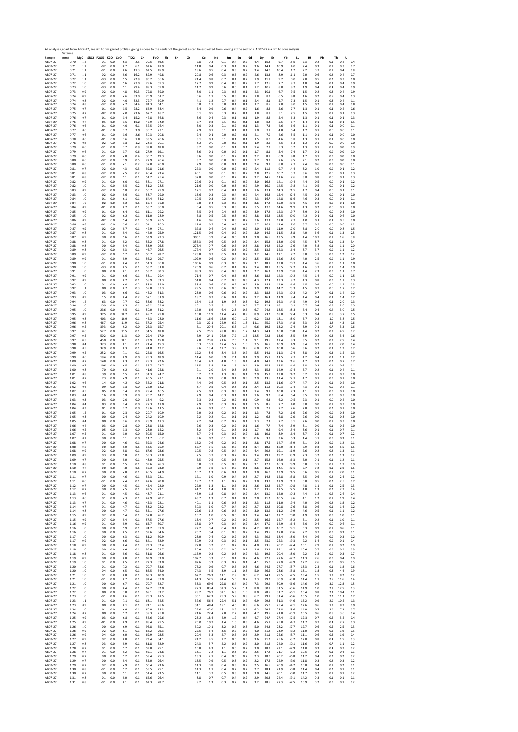All analyses, apart from AB07-27, are rim to rim garnet profiles, going as close to the center of the garnet as can be estimated from looking at the sections. AB07-27 is a rim to core analysis.

| Sample | Distance (mm) | MgO | SiO2 | P2O5 | K2O | CaO | TiO2 | Cr | FeO | Rb | Sr | Zr | Ce | Nd | Sm | Eu | Gd | Dy | Er | Yb | Lu | Hf | Pb | Th | U |
|---|---|---|---|---|---|---|---|---|---|---|---|---|---|---|---|---|---|---|---|---|---|---|---|---|---|
| AB07-27 | 0.70 | 1.2 | | -0.1 | 0.0 | 6.3 | 2.3 | 70.5 | 36.5 | | | 9.8 | 0.3 | 0.1 | 0.4 | 0.2 | 4.4 | 15.8 | 9.7 | 13.5 | 2.3 | 0.2 | 0.1 | 0.2 | 0.4 |
| AB07-27 | 0.71 | 1.2 | | -0.2 | 0.0 | 6.7 | 6.1 | 62.6 | 41.9 | | | 11.8 | 0.4 | 0.3 | 0.4 | 0.2 | 3.6 | 14.4 | 10.9 | 14.0 | 2.4 | 0.3 | 0.1 | 0.3 | 0.7 |
| AB07-27 | 0.71 | 1.1 | | -0.1 | 0.0 | 6.6 | 11.3 | 62.5 | 45.9 | | | 18.6 | 0.5 | 0.4 | 0.3 | 0.2 | 3.4 | 14.0 | 10.4 | 11.7 | 2.2 | 0.7 | 0.1 | 0.4 | 0.8 |
| AB07-27 | 0.71 | 1.1 | | -0.2 | 0.0 | 5.6 | 16.2 | 82.9 | 49.8 | | | 20.8 | 0.6 | 0.3 | 0.5 | 0.2 | 2.6 | 13.3 | 8.9 | 11.1 | 2.0 | 0.6 | 0.2 | 0.4 | 0.7 |
| AB07-27 | 0.72 | 1.1 | | -0.3 | 0.0 | 5.5 | 22.9 | 95.2 | 56.6 | | | 21.4 | 0.8 | 0.7 | 0.4 | 0.2 | 2.9 | 11.8 | 9.2 | 10.0 | 2.0 | 0.5 | 0.2 | 0.3 | 1.0 |
| AB07-27 | 0.72 | 1.0 | | -0.2 | 0.0 | 5.6 | 27.0 | 79.6 | 59.3 | | | 17.7 | 0.9 | 0.4 | 0.3 | 0.2 | 2.7 | 12.6 | 7.7 | 9.7 | 1.8 | 0.4 | 0.3 | 0.4 | 0.9 |
| AB07-27 | 0.73 | 1.0 | | -0.3 | 0.0 | 5.1 | 29.4 | 89.3 | 59.0 | | | 11.2 | 0.9 | 0.6 | 0.5 | 0.1 | 2.2 | 10.5 | 8.0 | 8.2 | 1.9 | 0.4 | 0.4 | 0.4 | 0.9 |
| AB07-27 | 0.73 | 0.9 | | -0.2 | 0.0 | 4.8 | 30.3 | 79.8 | 59.0 | | | 8.0 | 1.1 | 0.3 | 0.5 | 0.1 | 2.3 | 10.1 | 6.7 | 9.5 | 1.5 | 0.2 | 0.3 | 0.4 | 0.9 |
| AB07-27 | 0.74 | 0.9 | | -0.2 | 0.0 | 4.6 | 33.0 | 70.9 | 61.7 | | | 5.6 | 1.1 | 0.5 | 0.3 | 0.2 | 2.8 | 8.7 | 6.5 | 8.8 | 1.6 | 0.2 | 0.5 | 0.4 | 1.3 |
| AB07-27 | 0.74 | 0.8 | | -0.2 | 0.0 | 4.0 | 32.3 | 72.7 | 60.9 | | | 4.1 | 1.2 | 0.7 | 0.4 | 0.1 | 2.4 | 8.1 | 5.7 | 7.3 | 1.5 | 0.1 | 0.3 | 0.4 | 1.1 |
| AB07-27 | 0.74 | 0.8 | | -0.2 | 0.0 | 4.2 | 34.4 | 84.3 | 64.1 | | | 5.8 | 1.1 | 0.8 | 0.4 | 0.1 | 1.7 | 8.5 | 7.0 | 8.0 | 1.5 | 0.2 | 0.2 | 0.4 | 0.8 |
| AB07-27 | 0.75 | 0.7 | | -0.1 | 0.0 | 3.5 | 28.2 | 66.9 | 53.4 | | | 5.4 | 0.9 | 0.6 | 0.4 | 0.2 | 1.6 | 8.4 | 5.6 | 7.7 | 1.3 | 0.1 | 0.1 | 0.2 | 0.6 |
| AB07-27 | 0.75 | 0.7 | | -0.2 | 0.0 | 4.0 | 23.6 | 62.7 | 48.7 | | | 5.1 | 0.5 | 0.3 | 0.2 | 0.1 | 1.8 | 8.8 | 5.1 | 7.5 | 1.5 | 0.2 | 0.2 | 0.1 | 0.3 |
| AB07-27 | 0.76 | 0.7 | | -0.1 | 0.0 | 3.4 | 15.2 | 47.8 | 36.8 | | | 3.6 | 0.4 | 0.3 | 0.1 | 0.1 | 1.9 | 8.4 | 5.4 | 6.3 | 1.3 | 0.1 | 0.1 | 0.1 | 0.3 |
| AB07-27 | 0.76 | 0.7 | | -0.1 | 0.0 | 3.5 | 10.2 | 42.9 | 34.0 | | | 3.7 | 0.3 | 0.2 | 0.1 | 0.2 | 1.8 | 8.4 | 5.5 | 6.7 | 1.4 | 0.1 | 0.1 | 0.1 | 0.1 |
| AB07-27 | 0.76 | 0.6 | | -0.1 | 0.0 | 4.0 | 6.1 | 37.5 | 26.4 | | | 3.0 | 0.3 | 0.1 | 0.2 | 0.1 | 1.3 | 7.3 | 4.6 | 6.6 | 1.1 | 0.1 | 0.1 | 0.0 | 0.1 |
| AB07-27 | 0.77 | 0.6 | | -0.1 | 0.0 | 3.7 | 3.9 | 30.7 | 23.1 | | | 2.9 | 0.1 | 0.1 | 0.1 | 0.1 | 2.0 | 7.9 | 4.8 | 6.4 | 1.2 | 0.1 | 0.0 | 0.0 | 0.1 |
| AB07-27 | 0.77 | 0.6 | | -0.1 | 0.0 | 3.6 | 2.6 | 30.3 | 20.8 | | | 2.4 | 0.1 | 0.0 | 0.2 | 0.1 | 2.1 | 7.0 | 4.6 | 5.5 | 1.1 | 0.1 | 0.1 | 0.0 | 0.0 |
| AB07-27 | 0.78 | 0.6 | | -0.1 | 0.0 | 3.6 | 1.8 | 33.5 | 20.6 | | | 3.1 | 0.1 | 0.1 | 0.1 | 0.1 | 1.5 | 8.0 | 4.6 | 5.8 | 1.3 | 0.1 | 0.1 | 0.0 | 0.0 |
| AB07-27 | 0.78 | 0.6 | | -0.2 | 0.0 | 3.8 | 1.2 | 28.3 | 20.1 | | | 3.2 | 0.0 | 0.0 | 0.2 | 0.1 | 1.9 | 8.9 | 4.5 | 6.3 | 1.2 | 0.1 | 0.0 | 0.0 | 0.0 |
| AB07-27 | 0.79 | 0.6 | | -0.1 | 0.0 | 3.7 | 0.9 | 39.8 | 18.8 | | | 3.2 | 0.0 | 0.1 | 0.1 | 0.1 | 1.4 | 7.7 | 5.3 | 5.7 | 1.3 | 0.1 | 0.1 | 0.0 | 0.0 |
| AB07-27 | 0.79 | 0.6 | | -0.1 | 0.0 | 3.7 | 0.6 | 27.9 | 19.1 | | | 3.6 | 0.1 | 0.0 | 0.2 | 0.1 | 1.7 | 8.1 | 5.4 | 7.4 | 1.7 | 0.1 | 0.0 | 0.0 | 0.0 |
| AB07-27 | 0.79 | 0.6 | | -0.1 | 0.0 | 4.0 | 0.4 | 30.7 | 19.3 | | | 3.6 | 0.0 | 0.1 | 0.2 | 0.1 | 2.2 | 8.8 | 6.9 | 8.8 | 1.7 | 0.1 | 0.0 | 0.0 | 0.0 |
| AB07-27 | 0.80 | 0.6 | | -0.2 | 0.0 | 3.9 | 0.5 | 27.9 | 20.4 | | | 3.7 | 0.0 | 0.0 | 0.3 | 0.1 | 1.7 | 9.7 | 7.6 | 9.5 | 2.1 | 0.2 | 0.0 | 0.0 | 0.0 |
| AB07-27 | 0.80 | 0.6 | | -0.1 | 0.0 | 4.1 | 0.2 | 37.0 | 20.0 | | | 7.9 | 0.0 | 0.0 | 0.1 | 0.1 | 2.4 | 9.9 | 8.0 | 12.7 | 2.4 | 0.6 | 0.0 | 0.0 | 0.1 |
| AB07-27 | 0.81 | 0.7 | | -0.2 | 0.0 | 4.3 | 0.3 | 39.8 | 21.6 | | | 27.3 | 0.0 | 0.0 | 0.2 | 0.2 | 2.4 | 11.9 | 9.7 | 14.4 | 3.2 | 1.0 | 0.0 | 0.1 | 0.2 |
| AB07-27 | 0.81 | 0.8 | | -0.2 | 0.0 | 4.5 | 0.2 | 46.4 | 23.4 | | | 40.1 | 0.0 | 0.1 | 0.3 | 0.2 | 2.8 | 12.5 | 10.7 | 15.7 | 3.6 | 0.9 | 0.0 | 0.1 | 0.3 |
| AB07-27 | 0.81 | 0.8 | | -0.2 | 0.0 | 5.1 | 0.1 | 51.2 | 25.4 | | | 37.8 | 0.0 | 0.1 | 0.2 | 0.2 | 3.2 | 14.5 | 11.6 | 17.6 | 3.8 | 0.8 | 0.0 | 0.1 | 0.3 |
| AB07-27 | 0.82 | 0.9 | | -0.1 | 0.0 | 6.0 | 0.1 | 53.1 | 27.1 | | | 29.6 | 0.1 | 0.1 | 0.2 | 0.2 | 3.0 | 16.8 | 14.1 | 20.4 | 4.4 | 0.5 | 0.0 | 0.1 | 0.2 |
| AB07-27 | 0.82 | 1.0 | | -0.1 | 0.0 | 5.5 | 0.2 | 51.2 | 28.5 | | | 21.6 | 0.0 | 0.0 | 0.3 | 0.2 | 2.9 | 16.0 | 14.5 | 19.8 | 4.1 | 0.5 | 0.0 | 0.1 | 0.2 |
| AB07-27 | 0.83 | 0.9 | | -0.2 | 0.0 | 5.8 | 0.2 | 56.7 | 29.9 | | | 17.1 | 0.2 | 0.4 | 0.1 | 0.1 | 2.6 | 17.4 | 14.3 | 21.5 | 4.7 | 0.4 | 0.0 | 0.1 | 0.1 |
| AB07-27 | 0.83 | 1.0 | | -0.2 | 0.0 | 5.6 | 0.1 | 58.7 | 29.0 | | | 13.6 | 0.3 | 0.3 | 0.4 | 0.2 | 4.4 | 16.8 | 15.4 | 22.4 | 4.5 | 0.3 | 0.0 | 0.1 | 0.0 |
| AB07-27 | 0.84 | 1.0 | | -0.1 | 0.0 | 6.1 | 0.1 | 64.4 | 31.2 | | | 10.5 | 0.3 | 0.2 | 0.4 | 0.2 | 4.3 | 16.7 | 14.8 | 21.6 | 4.6 | 0.3 | 0.0 | 0.1 | 0.1 |
| AB07-27 | 0.84 | 1.0 | | -0.2 | 0.0 | 6.2 | 0.1 | 62.4 | 30.8 | | | 8.8 | 0.4 | 0.3 | 0.6 | 0.1 | 3.6 | 17.2 | 15.0 | 20.0 | 4.6 | 0.2 | 0.0 | 0.1 | 0.0 |
| AB07-27 | 0.84 | 0.9 | | -0.1 | 0.0 | 6.2 | 0.1 | 53.7 | 30.0 | | | 6.4 | 0.5 | 0.3 | 0.3 | 0.2 | 3.5 | 17.0 | 14.6 | 21.9 | 4.3 | 0.2 | 0.0 | 0.2 | 0.0 |
| AB07-27 | 0.85 | 0.9 | | -0.1 | 0.0 | 6.4 | 0.1 | 61.1 | 29.2 | | | 5.5 | 0.4 | 0.4 | 0.3 | 0.2 | 3.9 | 17.2 | 12.3 | 19.7 | 3.9 | 0.1 | 0.0 | 0.3 | 0.0 |
| AB07-27 | 0.85 | 1.0 | | -0.2 | 0.0 | 6.2 | 0.1 | 61.0 | 28.9 | | | 5.8 | 0.5 | 0.5 | 0.3 | 0.2 | 3.8 | 15.8 | 13.5 | 20.0 | 4.2 | 0.1 | 0.1 | 0.6 | 0.0 |
| AB07-27 | 0.86 | 0.9 | | -0.2 | 0.0 | 5.4 | 0.1 | 53.9 | 28.5 | | | 4.6 | 0.6 | 0.3 | 0.3 | 0.2 | 3.6 | 17.3 | 12.8 | 17.7 | 4.0 | 0.1 | 0.1 | 0.5 | 0.0 |
| AB07-27 | 0.86 | 0.8 | | -0.2 | 0.0 | 5.6 | 0.1 | 54.1 | 26.3 | | | 12.8 | 0.5 | 0.4 | 0.3 | 0.2 | 3.7 | 16.3 | 11.4 | 17.6 | 3.7 | 0.9 | 0.0 | 0.6 | 0.2 |
| AB07-27 | 0.87 | 0.9 | | -0.2 | 0.0 | 5.7 | 0.1 | 47.9 | 27.1 | | | 37.8 | 0.6 | 0.4 | 0.3 | 0.2 | 3.0 | 14.6 | 11.9 | 17.0 | 3.8 | 2.0 | 0.0 | 0.8 | 0.5 |
| AB07-27 | 0.87 | 0.8 | | -0.1 | 0.0 | 5.4 | 0.1 | 44.0 | 25.9 | | | 121.5 | 0.6 | 0.4 | 0.2 | 0.2 | 3.0 | 14.5 | 11.5 | 18.8 | 4.0 | 6.6 | 0.1 | 1.3 | 2.5 |
| AB07-27 | 0.87 | 0.9 | | 0.0 | 0.0 | 5.6 | 0.1 | 53.9 | 27.3 | | | 306.1 | 0.9 | 0.4 | 0.5 | 0.1 | 3.0 | 16.6 | 13.5 | 19.9 | 4.4 | 10.7 | 0.1 | 1.6 | 3.8 |
| AB07-27 | 0.88 | 0.8 | | -0.1 | 0.0 | 5.2 | 0.1 | 55.2 | 27.8 | | | 356.3 | 0.6 | 0.5 | 0.3 | 0.2 | 2.4 | 15.3 | 13.0 | 20.5 | 4.5 | 8.7 | 0.1 | 1.3 | 3.4 |
| AB07-27 | 0.88 | 0.8 | | 0.0 | 0.0 | 5.4 | 0.1 | 53.9 | 26.5 | | | 275.4 | 0.7 | 0.6 | 0.3 | 0.2 | 2.8 | 14.2 | 12.2 | 17.6 | 4.0 | 5.8 | 0.1 | 1.1 | 2.0 |
| AB07-27 | 0.89 | 0.8 | | -0.2 | 0.0 | 5.3 | 0.1 | 46.7 | 26.5 | | | 177.4 | 0.7 | 0.5 | 0.3 | 0.2 | 2.5 | 13.6 | 12.3 | 16.4 | 3.7 | 3.7 | 0.0 | 1.1 | 1.2 |
| AB07-27 | 0.89 | 0.9 | | -0.2 | 0.0 | 5.7 | 0.1 | 50.7 | 28.7 | | | 123.8 | 0.7 | 0.5 | 0.4 | 0.2 | 3.2 | 14.6 | 12.1 | 17.7 | 3.8 | 3.1 | 0.0 | 1.2 | 1.2 |
| AB07-27 | 0.89 | 0.9 | | -0.1 | 0.0 | 5.9 | 0.1 | 56.2 | 29.7 | | | 102.9 | 0.6 | 0.2 | 0.4 | 0.2 | 3.5 | 15.4 | 12.6 | 18.0 | 4.0 | 2.5 | 0.0 | 1.1 | 0.9 |
| AB07-27 | 0.90 | 1.0 | | -0.1 | 0.0 | 6.4 | 0.1 | 54.3 | 30.8 | | | 106.6 | 0.9 | 0.3 | 0.6 | 0.2 | 3.1 | 18.1 | 13.8 | 20.7 | 4.4 | 3.6 | 0.0 | 1.1 | 1.0 |
| AB07-27 | 0.90 | 1.0 | | -0.3 | 0.0 | 6.5 | 0.1 | 53.2 | 31.8 | | | 120.9 | 0.6 | 0.2 | 0.4 | 0.2 | 3.4 | 18.8 | 15.5 | 22.2 | 4.6 | 3.7 | 0.1 | 1.4 | 0.9 |
| AB07-27 | 0.91 | 1.0 | | 0.0 | 0.0 | 6.1 | 0.1 | 53.2 | 30.3 | | | 98.3 | 0.5 | 0.4 | 0.3 | 0.1 | 2.7 | 16.3 | 13.9 | 20.8 | 4.4 | 2.3 | 0.0 | 1.1 | 0.7 |
| AB07-27 | 0.91 | 0.9 | | -0.1 | 0.0 | 6.6 | 0.1 | 53.1 | 29.4 | | | 71.4 | 0.7 | 0.4 | 0.5 | 0.3 | 3.6 | 18.4 | 14.3 | 20.2 | 4.5 | 1.4 | 0.0 | 1.1 | 0.5 |
| AB07-27 | 0.92 | 0.9 | | 0.0 | 0.0 | 6.2 | 0.1 | 58.9 | 33.3 | | | 51.0 | 0.4 | 0.2 | 0.3 | 0.3 | 4.3 | 17.4 | 13.3 | 19.2 | 4.3 | 0.8 | 0.0 | 1.2 | 0.3 |
| AB07-27 | 0.92 | 1.0 | | -0.1 | 0.0 | 6.0 | 0.2 | 58.8 | 35.0 | | | 38.4 | 0.6 | 0.5 | 0.7 | 0.2 | 3.9 | 18.8 | 14.9 | 21.6 | 4.5 | 0.9 | 0.0 | 1.2 | 0.3 |
| AB07-27 | 0.92 | 1.1 | | 0.0 | 0.0 | 6.7 | 0.3 | 59.8 | 33.3 | | | 29.5 | 0.7 | 0.6 | 0.5 | 0.2 | 3.9 | 19.1 | 14.2 | 23.3 | 4.5 | 0.7 | 0.0 | 1.7 | 0.2 |
| AB07-27 | 0.93 | 1.0 | | 0.3 | 0.0 | 6.6 | 0.1 | 45.2 | 31.3 | | | 23.0 | 0.6 | 0.6 | 0.2 | 0.2 | 3.3 | 18.8 | 14.3 | 20.3 | 4.2 | 0.7 | 0.1 | 1.4 | 0.2 |
| AB07-27 | 0.93 | 0.9 | | 1.5 | 0.0 | 6.4 | 0.2 | 52.1 | 31.9 | | | 18.7 | 0.7 | 0.6 | 0.4 | 0.2 | 3.2 | 16.4 | 11.9 | 19.4 | 4.4 | 0.4 | 0.1 | 1.4 | 0.2 |
| AB07-27 | 0.94 | 1.2 | | 6.3 | 0.0 | 7.7 | 0.2 | 53.6 | 33.2 | | | 16.4 | 1.8 | 1.9 | 0.8 | 0.3 | 4.2 | 19.8 | 16.3 | 24.5 | 4.9 | 0.4 | 0.1 | 2.0 | 0.3 |
| AB07-27 | 0.94 | 1.0 | | 13.9 | 0.0 | 8.5 | 0.1 | 48.2 | 33.6 | | | 15.1 | 3.5 | 3.1 | 1.9 | 0.3 | 5.7 | 22.4 | 18.1 | 26.1 | 5.7 | 0.4 | 0.3 | 2.6 | 0.3 |
| AB07-27 | 0.95 | 1.0 | | 23.6 | 0.0 | 9.5 | 0.1 | 50.0 | 31.2 | | | 17.0 | 6.6 | 6.4 | 2.3 | 0.6 | 6.7 | 24.2 | 18.5 | 28.3 | 6.4 | 0.4 | 0.4 | 3.0 | 0.5 |
| AB07-27 | 0.95 | 0.9 | | 32.5 | 0.0 | 10.2 | 0.1 | 49.7 | 29.8 | | | 15.0 | 11.0 | 11.4 | 4.2 | 0.9 | 8.9 | 23.2 | 18.8 | 27.4 | 6.3 | 0.4 | 0.8 | 3.7 | 0.5 |
| AB07-27 | 0.95 | 0.8 | | 40.3 | 0.0 | 10.9 | 0.1 | 45.3 | 28.0 | | | 11.6 | 16.6 | 18.0 | 6.0 | 1.2 | 9.2 | 23.2 | 18.1 | 28.0 | 5.7 | 0.2 | 1.0 | 3.8 | 0.5 |
| AB07-27 | 0.96 | 0.8 | | 46.7 | 0.0 | 11.9 | 0.1 | 37.2 | 25.4 | | | 9.3 | 22.1 | 22.9 | 6.9 | 1.3 | 11.1 | 25.0 | 17.3 | 24.8 | 5.3 | 0.2 | 1.2 | 4.3 | 0.6 |
| AB07-27 | 0.96 | 0.5 | | 39.3 | 0.0 | 9.2 | 0.0 | 26.3 | 15.7 | | | 6.1 | 20.4 | 20.1 | 6.5 | 1.4 | 9.6 | 19.5 | 13.2 | 17.4 | 3.9 | 0.1 | 0.7 | 3.3 | 0.6 |
| AB07-27 | 0.97 | 0.6 | | 52.7 | 0.0 | 11.5 | 0.1 | 34.5 | 18.8 | | | 7.5 | 26.5 | 28.8 | 8.9 | 1.7 | 14.3 | 24.4 | 16.0 | 20.8 | 4.4 | 0.2 | 0.7 | 4.5 | 0.7 |
| AB07-27 | 0.97 | 0.5 | | 50.2 | 0.0 | 11.3 | 0.0 | 29.4 | 17.0 | | | 6.9 | 24.1 | 26.0 | 7.9 | 1.6 | 12.5 | 22.3 | 13.6 | 18.5 | 3.9 | 0.2 | 0.8 | 3.4 | 0.6 |
| AB07-27 | 0.97 | 0.5 | | 45.0 | 0.0 | 10.1 | 0.1 | 23.9 | 15.8 | | | 7.0 | 20.8 | 21.6 | 7.5 | 1.4 | 9.1 | 19.6 | 12.4 | 18.3 | 3.5 | 0.2 | 0.7 | 2.5 | 0.4 |
| AB07-27 | 0.98 | 0.4 | | 37.3 | 0.0 | 8.1 | 0.1 | 21.4 | 15.3 | | | 6.3 | 16.1 | 17.4 | 5.2 | 1.0 | 7.5 | 16.5 | 10.9 | 14.9 | 3.4 | 0.2 | 0.7 | 2.0 | 0.4 |
| AB07-27 | 0.98 | 0.5 | | 32.9 | 0.0 | 8.3 | 0.1 | 24.8 | 17.2 | | | 9.6 | 13.4 | 12.7 | 3.9 | 0.9 | 6.0 | 15.0 | 10.0 | 16.6 | 3.6 | 0.2 | 0.3 | 1.7 | 0.2 |
| AB07-27 | 0.99 | 0.5 | | 25.2 | 0.0 | 7.1 | 0.1 | 22.8 | 16.5 | | | 12.2 | 8.6 | 8.4 | 3.3 | 0.7 | 5.5 | 14.1 | 11.3 | 17.4 | 3.8 | 0.3 | 0.3 | 1.5 | 0.3 |
| AB07-27 | 0.99 | 0.6 | | 19.4 | 0.0 | 6.9 | 0.0 | 25.3 | 18.9 | | | 14.4 | 6.0 | 5.9 | 2.1 | 0.4 | 3.9 | 15.1 | 11.5 | 17.7 | 4.2 | 0.4 | 0.3 | 1.1 | 0.2 |
| AB07-27 | 1.00 | 0.7 | | 14.8 | 0.0 | 6.3 | 0.1 | 29.3 | 22.6 | | | 13.4 | 4.3 | 4.8 | 1.3 | 0.4 | 4.0 | 14.9 | 13.6 | 21.6 | 4.7 | 0.3 | 0.2 | 0.7 | 0.2 |
| AB07-27 | 1.00 | 0.7 | | 10.6 | 0.0 | 6.5 | 0.1 | 35.7 | 23.7 | | | 11.5 | 3.8 | 2.9 | 1.6 | 0.4 | 3.9 | 15.8 | 13.5 | 24.9 | 5.8 | 0.2 | 0.1 | 0.6 | 0.1 |
| AB07-27 | 1.00 | 0.8 | | 7.0 | 0.0 | 6.2 | 0.1 | 41.6 | 25.8 | | | 9.1 | 2.0 | 2.4 | 0.8 | 0.3 | 4.3 | 15.8 | 14.9 | 27.4 | 5.7 | 0.2 | 0.1 | 0.4 | 0.1 |
| AB07-27 | 1.01 | 0.8 | | 3.9 | 0.0 | 5.5 | 0.1 | 34.3 | 24.7 | | | 6.2 | 1.2 | 1.3 | 0.8 | 0.1 | 2.9 | 15.7 | 13.8 | 24.2 | 5.2 | 0.1 | 0.1 | 0.3 | 0.0 |
| AB07-27 | 1.01 | 0.7 | | 2.3 | 0.0 | 4.9 | 0.1 | 40.5 | 22.1 | | | 4.6 | 0.9 | 0.8 | 0.4 | 0.3 | 2.9 | 13.6 | 11.4 | 22.1 | 4.7 | 0.1 | 0.0 | 0.2 | 0.0 |
| AB07-27 | 1.02 | 0.6 | | 1.4 | 0.0 | 4.2 | 0.0 | 36.2 | 21.8 | | | 4.4 | 0.6 | 0.5 | 0.3 | 0.1 | 2.5 | 13.5 | 11.6 | 20.7 | 4.7 | 0.1 | 0.1 | 0.2 | 0.0 |
| AB07-27 | 1.02 | 0.6 | | 0.9 | 0.0 | 3.8 | 0.0 | 27.0 | 18.2 | | | 3.7 | 0.5 | 0.4 | 0.3 | 0.1 | 2.4 | 11.4 | 10.3 | 17.4 | 4.3 | 0.1 | 0.0 | 0.2 | 0.1 |
| AB07-27 | 1.02 | 0.5 | | 0.5 | 0.0 | 3.4 | 0.0 | 29.4 | 16.5 | | | 2.5 | 0.3 | 0.3 | 0.3 | 0.1 | 1.4 | 9.9 | 10.0 | 17.3 | 4.1 | 0.1 | 0.0 | 0.2 | 0.0 |
| AB07-27 | 1.03 | 0.4 | | 1.6 | 0.0 | 2.9 | 0.0 | 26.2 | 14.2 | | | 2.9 | 0.4 | 0.3 | 0.1 | 0.1 | 1.6 | 9.2 | 8.4 | 16.4 | 3.5 | 0.1 | 0.0 | 0.3 | 0.0 |
| AB07-27 | 1.03 | 0.3 | | 0.3 | 0.0 | 2.0 | 0.0 | 15.4 | 9.2 | | | 2.3 | 0.3 | 0.2 | 0.2 | 0.1 | 0.9 | 6.3 | 6.2 | 10.5 | 2.3 | 0.1 | 0.0 | 0.2 | 0.0 |
| AB07-27 | 1.04 | 0.4 | | 0.3 | 0.0 | 2.4 | 0.0 | 22.3 | 12.0 | | | 2.9 | 0.2 | 0.3 | 0.2 | 0.1 | 1.5 | 8.5 | 7.7 | 14.0 | 3.0 | 0.0 | 0.1 | 0.3 | 0.0 |
| AB07-27 | 1.04 | 0.3 | | 0.1 | 0.0 | 2.2 | 0.0 | 19.6 | 11.5 | | | 2.6 | 0.3 | 0.1 | 0.1 | 0.1 | 1.0 | 7.1 | 7.2 | 12.6 | 2.8 | 0.1 | 0.2 | 0.2 | 0.0 |
| AB07-27 | 1.05 | 1.5 | | 0.1 | 0.0 | 2.3 | 0.0 | 20.7 | 10.9 | | | 2.0 | 0.3 | 0.2 | 0.2 | 0.1 | 1.3 | 7.3 | 7.2 | 11.6 | 2.6 | 0.0 | 0.0 | 0.3 | 0.0 |
| AB07-27 | 1.05 | 0.3 | | 0.0 | 0.0 | 2.4 | 0.0 | 24.2 | 10.9 | | | 2.2 | 0.2 | 0.1 | 0.1 | 0.1 | 1.2 | 6.8 | 6.8 | 12.0 | 2.6 | 0.0 | 0.1 | 0.3 | 0.0 |
| AB07-27 | 1.05 | 0.4 | | 0.0 | 0.0 | 2.6 | 0.0 | 28.9 | 12.3 | | | 2.2 | 0.4 | 0.2 | 0.2 | 0.1 | 1.3 | 7.3 | 7.2 | 13.1 | 2.6 | 0.0 | 0.1 | 0.3 | 0.0 |
| AB07-27 | 1.06 | 0.4 | | 0.3 | 0.0 | 2.8 | 0.0 | 28.8 | 12.8 | | | 2.6 | 0.3 | 0.2 | 0.2 | 0.1 | 1.6 | 7.7 | 7.4 | 13.9 | 3.1 | 0.0 | 0.1 | 0.5 | 0.0 |
| AB07-27 | 1.06 | 0.5 | | 0.5 | 0.0 | 3.3 | 0.0 | 28.0 | 15.2 | | | 3.2 | 0.4 | 0.1 | 0.3 | 0.1 | 1.7 | 9.4 | 9.4 | 15.4 | 3.6 | 0.1 | 0.1 | 0.7 | 0.1 |
| AB07-27 | 1.07 | 0.5 | | 0.1 | 0.0 | 3.0 | 0.0 | 30.5 | 15.0 | | | 6.7 | 0.4 | 0.3 | 0.2 | 0.2 | 1.8 | 10.1 | 8.9 | 16.4 | 3.7 | 0.3 | 0.1 | 0.7 | 0.2 |
| AB07-27 | 1.07 | 0.2 | | 0.0 | 0.0 | 1.1 | 0.0 | 11.7 | 6.2 | | | 3.6 | 0.2 | 0.1 | 0.1 | 0.0 | 0.6 | 3.7 | 3.6 | 6.3 | 1.4 | 0.1 | 0.0 | 0.3 | 0.1 |
| AB07-27 | 1.08 | 0.7 | | 0.0 | 0.0 | 4.6 | 0.1 | 39.3 | 24.6 | | | 16.2 | 0.6 | 0.2 | 0.2 | 0.1 | 2.8 | 17.5 | 14.7 | 25.9 | 6.1 | 0.3 | 0.0 | 1.2 | 0.1 |
| AB07-27 | 1.08 | 0.8 | | 0.0 | 0.0 | 5.0 | 0.1 | 52.5 | 26.9 | | | 13.7 | 0.6 | 0.6 | 0.3 | 0.1 | 3.4 | 18.8 | 18.0 | 31.4 | 6.9 | 0.3 | 0.2 | 1.5 | 0.1 |
| AB07-27 | 1.08 | 0.9 | | 0.2 | 0.0 | 5.8 | 0.1 | 67.6 | 28.6 | | | 10.5 | 0.8 | 0.5 | 0.4 | 0.2 | 4.4 | 20.2 | 19.1 | 31.9 | 7.6 | 0.2 | 0.2 | 1.3 | 0.1 |
| AB07-27 | 1.09 | 0.9 | | 0.3 | 0.0 | 5.8 | 0.1 | 55.3 | 27.8 | | | 7.5 | 0.7 | 0.3 | 0.2 | 0.2 | 3.4 | 19.9 | 19.2 | 33.9 | 7.3 | 0.2 | 0.2 | 1.3 | 0.2 |
| AB07-27 | 1.09 | 0.7 | | 0.0 | 0.0 | 5.0 | 0.1 | 48.0 | 25.5 | | | 5.5 | 0.5 | 0.5 | 0.3 | 0.1 | 2.7 | 15.8 | 16.0 | 26.3 | 6.0 | 0.1 | 0.1 | 1.2 | 0.1 |
| AB07-27 | 1.10 | 0.8 | | 0.1 | 0.0 | 5.5 | 0.1 | 59.6 | 26.3 | | | 6.0 | 0.7 | 0.5 | 0.3 | 0.2 | 3.1 | 17.7 | 16.3 | 28.9 | 6.8 | 0.1 | 0.1 | 1.7 | 0.0 |
| AB07-27 | 1.10 | 0.7 | | 0.0 | 0.0 | 4.8 | 0.1 | 50.3 | 23.0 | | | 6.9 | 0.8 | 0.4 | 0.5 | 0.1 | 3.6 | 16.3 | 14.1 | 27.1 | 5.7 | 0.2 | 0.1 | 2.0 | 0.1 |
| AB07-27 | 1.10 | 0.7 | | 0.0 | 0.0 | 4.8 | 0.1 | 46.5 | 24.9 | | | 10.7 | 1.3 | 0.6 | 0.4 | 0.1 | 3.0 | 16.0 | 13.9 | 24.5 | 5.6 | 0.5 | 0.1 | 2.0 | 0.1 |
| AB07-27 | 1.11 | 0.7 | | 0.0 | 0.0 | 4.6 | 0.1 | 52.3 | 22.1 | | | 17.1 | 1.0 | 0.9 | 0.4 | 0.3 | 2.7 | 14.8 | 12.8 | 23.8 | 5.5 | 0.6 | 0.2 | 2.4 | 0.2 |
| AB07-27 | 1.11 | 0.6 | | -0.1 | 0.0 | 4.4 | 0.1 | 47.6 | 20.8 | | | 19.7 | 1.2 | 1.1 | 0.2 | 0.2 | 3.0 | 13.7 | 12.9 | 21.7 | 5.0 | 0.5 | 0.2 | 2.5 | 0.2 |
| AB07-27 | 1.12 | 0.7 | | 0.0 | 0.0 | 4.5 | 0.1 | 45.4 | 22.0 | | | 27.0 | 1.3 | 1.1 | 0.6 | 0.1 | 2.6 | 12.8 | 12.7 | 20.8 | 4.8 | 1.1 | 0.1 | 2.5 | 0.3 |
| AB07-27 | 1.12 | 0.7 | | 0.0 | 0.0 | 4.5 | 0.1 | 49.5 | 23.1 | | | 41.7 | 1.4 | 1.0 | 0.8 | 0.2 | 3.2 | 13.5 | 12.5 | 22.5 | 4.8 | 1.3 | 0.2 | 2.7 | 0.4 |
| AB07-27 | 1.13 | 0.6 | | -0.1 | 0.0 | 4.5 | 0.1 | 48.7 | 21.1 | | | 45.9 | 1.8 | 0.8 | 0.4 | 0.2 | 2.4 | 13.0 | 12.0 | 20.3 | 4.4 | 1.2 | 0.2 | 2.6 | 0.4 |
| AB07-27 | 1.13 | 0.6 | | 0.1 | 0.0 | 4.3 | 0.1 | 47.9 | 20.2 | | | 43.7 | 1.3 | 0.7 | 0.4 | 0.1 | 2.0 | 11.2 | 10.5 | 19.6 | 4.1 | 1.2 | 0.1 | 1.9 | 0.4 |
| AB07-27 | 1.13 | 0.7 | | 0.1 | 0.0 | 4.6 | 0.1 | 45.3 | 22.1 | | | 40.1 | 1.1 | 0.6 | 0.3 | 0.1 | 2.3 | 11.8 | 11.0 | 19.4 | 4.0 | 0.9 | 0.2 | 1.8 | 0.2 |
| AB07-27 | 1.14 | 0.7 | | 0.1 | 0.0 | 4.7 | 0.1 | 53.2 | 22.2 | | | 30.3 | 1.0 | 0.7 | 0.4 | 0.2 | 2.7 | 12.4 | 10.8 | 17.6 | 3.8 | 0.6 | 0.1 | 1.4 | 0.2 |
| AB07-27 | 1.14 | 0.8 | | 0.0 | 0.0 | 4.7 | 0.1 | 55.1 | 27.6 | | | 22.6 | 1.2 | 0.6 | 0.6 | 0.2 | 3.0 | 13.9 | 11.2 | 19.9 | 4.6 | 0.5 | 0.1 | 1.1 | 0.2 |
| AB07-27 | 1.15 | 0.9 | | 0.2 | 0.0 | 5.4 | 0.1 | 57.8 | 26.2 | | | 16.7 | 1.0 | 0.5 | 0.6 | 0.1 | 3.4 | 14.0 | 12.7 | 20.0 | 4.9 | 0.3 | 0.0 | 1.0 | 0.1 |
| AB07-27 | 1.15 | 0.9 | | 0.7 | 0.0 | 5.4 | 0.1 | 57.5 | 27.6 | | | 13.4 | 0.7 | 0.2 | 0.2 | 0.2 | 2.5 | 16.5 | 12.7 | 23.2 | 5.1 | 0.2 | 0.1 | 1.0 | 0.1 |
| AB07-27 | 1.16 | 0.9 | | -0.1 | 0.0 | 5.9 | 0.1 | 65.7 | 30.7 | | | 13.8 | 0.7 | 0.3 | 0.4 | 0.2 | 3.4 | 17.0 | 14.9 | 26.4 | 6.0 | 0.4 | 0.0 | 0.6 | 0.1 |
| AB07-27 | 1.16 | 1.0 | | 0.0 | 0.0 | 5.9 | 0.1 | 74.2 | 31.9 | | | 22.2 | 0.4 | 0.4 | 0.4 | 0.2 | 4.2 | 20.1 | 16.2 | 29.1 | 6.3 | 0.9 | 0.1 | 0.6 | 0.1 |
| AB07-27 | 1.16 | 1.0 | | 0.0 | 0.0 | 6.5 | 0.1 | 59.6 | 34.6 | | | 25.7 | 0.4 | 0.1 | 0.3 | 0.2 | 3.4 | 19.5 | 17.0 | 30.6 | 7.2 | 0.7 | 0.0 | 0.3 | 0.1 |
| AB07-27 | 1.17 | 1.0 | | 0.0 | 0.0 | 6.3 | 0.1 | 81.2 | 30.9 | | | 23.0 | 0.4 | 0.2 | 0.2 | 0.3 | 4.3 | 20.9 | 18.4 | 38.0 | 8.4 | 0.6 | 0.0 | 0.3 | 0.2 |
| AB07-27 | 1.17 | 0.9 | | 0.2 | 0.0 | 6.6 | 0.1 | 84.1 | 32.9 | | | 30.9 | 0.3 | 0.3 | 0.2 | 0.1 | 3.5 | 23.0 | 22.3 | 39.3 | 9.2 | 1.4 | 0.0 | 0.1 | 0.4 |
| AB07-27 | 1.18 | 0.9 | | 0.0 | 0.0 | 6.4 | 0.1 | 73.3 | 32.4 | | | 77.0 | 0.2 | 0.1 | 0.2 | 0.2 | 4.0 | 23.6 | 20.2 | 42.4 | 10.1 | 2.9 | 0.1 | 0.2 | 1.0 |
| AB07-27 | 1.18 | 1.0 | | 0.0 | 0.0 | 6.4 | 0.1 | 85.4 | 33.7 | | | 126.4 | 0.2 | 0.2 | 0.5 | 0.2 | 3.6 | 23.3 | 22.1 | 42.5 | 10.4 | 3.7 | 0.0 | 0.2 | 0.9 |
| AB07-27 | 1.18 | 0.8 | | -0.1 | 0.0 | 5.6 | 0.1 | 51.8 | 26.6 | | | 115.9 | 0.3 | 0.2 | 0.3 | 0.2 | 4.3 | 19.5 | 20.4 | 38.0 | 9.2 | 2.8 | 0.0 | 0.3 | 0.7 |
| AB07-27 | 1.19 | 0.9 | | 0.0 | 0.0 | 6.8 | 0.1 | 69.9 | 33.0 | | | 107.7 | 0.3 | 0.1 | 0.4 | 0.2 | 4.6 | 22.8 | 27.6 | 47.7 | 11.3 | 2.6 | 0.0 | 0.4 | 1.0 |
| AB07-27 | 1.19 | 1.0 | | 0.1 | 0.0 | 6.5 | 0.1 | 77.3 | 33.0 | | | 87.6 | 0.3 | 0.3 | 0.2 | 0.1 | 4.1 | 25.0 | 27.0 | 49.9 | 12.2 | 2.6 | 0.0 | 0.5 | 0.5 |
| AB07-27 | 1.20 | 1.0 | | -0.1 | 0.0 | 7.2 | 0.1 | 70.7 | 33.6 | | | 76.2 | 0.9 | 0.7 | 0.6 | 0.3 | 4.6 | 24.5 | 27.7 | 53.7 | 13.3 | 2.3 | 0.1 | 1.8 | 0.6 |
| AB07-27 | 1.20 | 1.0 | | 0.4 | 0.0 | 6.5 | 0.1 | 86.5 | 34.0 | | | 74.3 | 6.5 | 3.9 | 1.1 | 0.3 | 5.0 | 26.5 | 28.6 | 55.8 | 13.1 | 1.8 | 0.8 | 4.4 | 0.9 |
| AB07-27 | 1.21 | 1.0 | | 0.1 | 0.0 | 6.8 | 0.1 | 68.3 | 40.9 | | | 62.2 | 26.3 | 11.1 | 2.9 | 0.6 | 6.2 | 24.3 | 29.5 | 57.5 | 13.4 | 1.5 | 1.7 | 8.2 | 1.2 |
| AB07-27 | 1.21 | 1.0 | | -0.1 | 0.0 | 6.7 | 0.1 | 92.4 | 37.0 | | | 41.3 | 52.5 | 24.4 | 5.0 | 0.7 | 7.3 | 29.2 | 30.9 | 63.8 | 14.4 | 1.1 | 2.5 | 11.6 | 1.4 |
| AB07-27 | 1.21 | 1.0 | | 0.0 | 0.0 | 6.7 | 0.1 | 70.7 | 32.7 | | | 33.3 | 69.6 | 29.8 | 6.4 | 0.9 | 7.3 | 29.9 | 30.9 | 66.6 | 14.6 | 0.6 | 3.0 | 12.8 | 1.5 |
| AB07-27 | 1.22 | 1.0 | | 0.0 | 0.0 | 6.4 | 0.1 | 67.2 | 32.0 | | | 27.3 | 83.4 | 32.3 | 5.7 | 1.1 | 8.0 | 30.8 | 31.5 | 65.6 | 14.9 | 1.0 | 2.8 | 12.5 | 1.3 |
| AB07-27 | 1.22 | 1.0 | | 0.0 | 0.0 | 7.0 | 0.1 | 69.1 | 33.2 | | | 28.2 | 76.7 | 32.1 | 6.3 | 1.0 | 8.0 | 28.5 | 31.7 | 66.1 | 15.4 | 0.8 | 2.3 | 10.4 | 1.1 |
| AB07-27 | 1.23 | 1.0 | | -0.1 | 0.0 | 6.6 | 0.1 | 73.3 | 42.5 | | | 35.1 | 62.3 | 25.3 | 5.9 | 0.8 | 6.7 | 29.1 | 31.4 | 66.6 | 15.5 | 1.0 | 2.2 | 11.1 | 1.2 |
| AB07-27 | 1.23 | 1.1 | | -0.1 | 0.0 | 7.1 | 0.1 | 68.1 | 32.5 | | | 37.6 | 56.4 | 22.4 | 5.1 | 0.7 | 6.9 | 29.8 | 31.3 | 64.6 | 15.2 | 0.9 | 2.0 | 10.5 | 1.3 |
| AB07-27 | 1.23 | 0.9 | | 0.0 | 0.0 | 6.1 | 0.1 | 74.1 | 28.6 | | | 31.1 | 48.4 | 19.1 | 4.6 | 0.8 | 6.6 | 25.0 | 25.4 | 57.1 | 12.6 | 0.6 | 1.7 | 8.7 | 0.9 |
| AB07-27 | 1.24 | 1.0 | | -0.1 | 0.0 | 6.9 | 0.1 | 60.0 | 33.3 | | | 27.6 | 42.0 | 18.1 | 3.9 | 0.6 | 6.2 | 29.6 | 28.8 | 58.6 | 14.0 | 0.7 | 2.0 | 7.2 | 0.7 |
| AB07-27 | 1.24 | 0.7 | | 0.0 | 0.0 | 5.2 | 0.1 | 39.3 | 25.8 | | | 21.6 | 22.4 | 7.8 | 2.2 | 0.4 | 4.7 | 19.5 | 21.8 | 45.9 | 10.5 | 0.6 | 0.8 | 3.6 | 0.4 |
| AB07-27 | 1.25 | 0.9 | | -0.3 | 0.0 | 6.8 | 0.1 | 56.6 | 29.6 | | | 23.2 | 18.4 | 6.9 | 1.9 | 0.4 | 4.7 | 24.7 | 27.4 | 52.5 | 12.3 | 0.7 | 0.5 | 3.5 | 0.4 |
| AB07-27 | 1.25 | 0.9 | | -0.1 | 0.0 | 6.9 | 0.1 | 88.4 | 29.5 | | | 26.0 | 10.7 | 4.4 | 1.5 | 0.3 | 4.6 | 25.1 | 25.0 | 54.7 | 11.7 | 0.7 | 0.4 | 2.7 | 0.3 |
| AB07-27 | 1.26 | 1.0 | | 0.0 | 0.0 | 6.9 | 0.1 | 96.8 | 35.1 | | | 30.2 | 10.1 | 3.2 | 0.7 | 0.3 | 5.0 | 24.3 | 28.2 | 57.7 | 12.7 | 0.6 | 0.5 | 2.5 | 0.3 |
| AB07-27 | 1.26 | 0.9 | | 0.2 | 0.0 | 6.1 | 0.1 | 62.2 | 29.3 | | | 22.5 | 6.4 | 3.5 | 0.9 | 0.2 | 4.0 | 21.2 | 23.9 | 49.2 | 11.0 | 0.6 | 0.5 | 1.9 | 0.3 |
| AB07-27 | 1.26 | 0.9 | | 0.4 | 0.0 | 6.0 | 0.1 | 69.9 | 28.5 | | | 20.4 | 6.3 | 2.7 | 0.6 | 0.3 | 2.9 | 21.1 | 22.6 | 45.7 | 11.1 | 0.6 | 0.4 | 1.9 | 0.4 |
| AB07-27 | 1.27 | 0.9 | | 0.2 | 0.0 | 6.0 | 0.1 | 73.4 | 34.1 | | | 24.2 | 8.5 | 2.2 | 0.6 | 0.3 | 3.6 | 21.2 | 25.6 | 53.2 | 12.0 | 0.8 | 0.4 | 1.5 | 0.3 |
| AB07-27 | 1.27 | 0.8 | | 0.3 | 0.0 | 5.9 | 0.1 | 81.8 | 32.9 | | | 24.3 | 5.7 | 2.2 | 0.6 | 0.2 | 3.0 | 21.4 | 24.0 | 50.1 | 11.6 | 0.5 | 0.7 | 1.1 | 0.3 |
| AB07-27 | 1.28 | 0.7 | | 0.1 | 0.0 | 5.7 | 0.1 | 59.8 | 25.1 | | | 16.8 | 4.3 | 1.1 | 0.5 | 0.2 | 3.0 | 18.7 | 22.1 | 47.9 | 11.0 | 0.3 | 0.4 | 0.7 | 0.2 |
| AB07-27 | 1.28 | 0.7 | | 0.1 | 0.0 | 5.2 | 0.1 | 59.1 | 24.8 | | | 13.1 | 2.2 | 1.1 | 0.3 | 0.2 | 2.5 | 17.2 | 21.7 | 47.2 | 10.5 | 0.4 | 0.1 | 0.4 | 0.1 |
| AB07-27 | 1.29 | 0.7 | | 0.0 | 0.0 | 5.2 | 0.1 | 58.4 | 25.3 | | | 13.3 | 2.1 | 0.4 | 0.5 | 0.2 | 2.3 | 18.0 | 20.2 | 46.8 | 11.2 | 0.4 | 0.2 | 0.2 | 0.2 |
| AB07-27 | 1.29 | 0.7 | | 0.0 | 0.0 | 5.4 | 0.1 | 55.0 | 26.4 | | | 13.5 | 0.9 | 0.5 | 0.3 | 0.2 | 2.2 | 17.4 | 22.9 | 49.0 | 11.8 | 0.3 | 0.2 | 0.3 | 0.2 |
| AB07-27 | 1.29 | 0.7 | | 0.2 | 0.0 | 4.9 | 0.1 | 50.4 | 23.6 | | | 14.3 | 0.8 | 0.4 | 0.3 | 0.2 | 2.5 | 16.6 | 20.9 | 44.2 | 10.8 | 0.4 | 0.1 | 0.2 | 0.1 |
| AB07-27 | 1.30 | 0.8 | | -0.1 | 0.0 | 5.2 | 0.1 | 55.5 | 25.1 | | | 14.3 | 1.1 | 0.4 | 0.2 | 0.2 | 2.7 | 18.4 | 21.9 | 50.8 | 11.4 | 0.4 | 0.2 | 0.1 | 0.1 |
| AB07-27 | 1.30 | 0.7 | | 0.0 | 0.0 | 5.1 | 0.1 | 51.4 | 23.5 | | | 11.1 | 0.7 | 0.5 | 0.3 | 0.1 | 3.0 | 14.6 | 20.1 | 50.0 | 11.7 | 0.2 | 0.1 | 0.1 | 0.1 |
| AB07-27 | 1.31 | 0.8 | | -0.1 | 0.0 | 5.0 | 0.1 | 62.6 | 26.4 | | | 8.8 | 0.7 | 0.7 | 0.4 | 0.2 | 2.9 | 20.8 | 24.4 | 59.1 | 14.2 | 0.3 | 0.1 | 0.1 | 0.1 |
| AB07-27 | 1.31 | 0.8 | | -0.1 | 0.0 | 6.1 | 0.1 | 62.3 | 28.7 | | | 9.2 | 1.3 | 0.3 | 0.2 | 0.2 | 3.2 | 18.6 | 27.3 | 67.5 | 15.9 | 0.2 | 0.0 | 0.1 | 0.2 |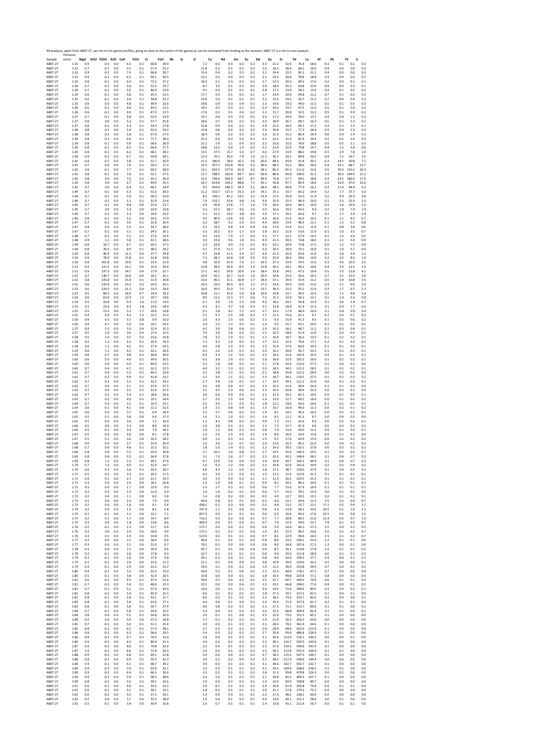All analyses, apart from AB07-27, are rim to rim garnet profiles, going as close to the center of the garnet as can be estimated from looking at the sections. AB07-27 is a rim to core analysis.

| Sample | Distance (mm) | MgO | SiO2 | P2O5 | K2O | CaO | TiO2 | Cr | FeO | Rb | Sr | Zr | Ce | Nd | Sm | Eu | Gd | Dy | Er | Yb | Lu | Hf | Pb | Th | U |
|---|---|---|---|---|---|---|---|---|---|---|---|---|---|---|---|---|---|---|---|---|---|---|---|---|---|
| AB07-27 | 1.31 | 0.9 | | -0.3 | 0.0 | | 6.5 | 0.1 | 60.8 | 29.9 | | | 7.2 | 0.6 | 0.3 | 0.3 | 0.2 | 3.5 | 21.2 | 32.9 | 76.4 | 18.6 | 0.3 | 0.1 | 0.1 |
| AB07-27 | 1.32 | 0.7 | | -0.1 | 0.0 | | 5.1 | 0.1 | 57.4 | 23.2 | | | 11.8 | 0.2 | 0.1 | 0.2 | 0.2 | 2.6 | 18.3 | 26.4 | 66.1 | 16.0 | 0.4 | 0.0 | 0.0 |
| AB07-27 | 1.32 | 0.9 | | -0.2 | 0.0 | | 7.0 | 0.1 | 68.8 | 29.7 | | | 15.4 | 0.4 | 0.2 | 0.3 | 0.2 | 3.2 | 24.4 | 33.3 | 85.1 | 21.1 | 0.4 | 0.0 | 0.0 |
| AB07-27 | 1.33 | 0.9 | | -0.2 | 0.0 | | 6.5 | 0.1 | 60.1 | 30.3 | | | 13.1 | 0.2 | 0.0 | 0.3 | 0.2 | 3.1 | 24.5 | 30.8 | 78.8 | 18.8 | 0.3 | 0.0 | 0.0 |
| AB07-27 | 1.33 | 0.8 | | -0.1 | 0.0 | | 6.4 | 0.1 | 72.5 | 27.2 | | | 10.3 | 0.1 | 0.3 | 0.3 | 0.2 | 2.7 | 22.3 | 30.3 | 69.3 | 17.6 | 0.2 | 0.0 | 0.1 |
| AB07-27 | 1.34 | 0.7 | | -0.2 | 0.0 | | 5.6 | 0.1 | 53.3 | 25.7 | | | 8.7 | 1.0 | 0.1 | 0.3 | 0.2 | 2.6 | 18.9 | 25.5 | 64.8 | 15.6 | 0.4 | 0.0 | 0.2 |
| AB07-27 | 1.34 | 0.7 | | -0.1 | 0.0 | | 5.0 | 0.1 | 46.9 | 23.9 | | | 9.1 | 0.2 | 0.1 | 0.1 | 0.1 | 2.8 | 17.2 | 23.4 | 58.2 | 13.9 | 0.4 | 0.1 | 0.2 |
| AB07-27 | 1.34 | 0.6 | | -0.1 | 0.0 | | 4.8 | 0.1 | 35.5 | 21.5 | | | 17.7 | 0.3 | 0.1 | 0.2 | 0.1 | 1.7 | 14.9 | 20.6 | 49.8 | 12.2 | 0.7 | 0.1 | 0.3 |
| AB07-27 | 1.35 | 0.6 | | -0.1 | 0.0 | | 4.4 | 0.1 | 39.8 | 22.3 | | | 23.6 | 0.3 | 0.1 | 0.2 | 0.1 | 2.2 | 15.6 | 19.2 | 50.7 | 11.5 | 0.7 | 0.0 | 0.3 |
| AB07-27 | 1.35 | 0.6 | | 0.0 | 0.0 | | 4.8 | 0.1 | 39.9 | 22.6 | | | 19.6 | 0.4 | 0.3 | 0.4 | 0.1 | 2.3 | 14.9 | 19.2 | 49.0 | 11.5 | 0.5 | 0.1 | 0.3 |
| AB07-27 | 1.36 | 0.6 | | -0.1 | 0.0 | | 4.8 | 0.1 | 44.2 | 21.5 | | | 19.1 | 0.5 | 0.3 | 0.1 | 0.1 | 2.4 | 14.2 | 19.7 | 47.5 | 11.6 | 0.5 | 0.1 | 0.2 |
| AB07-27 | 1.36 | 0.6 | | -0.1 | 0.0 | | 4.6 | 0.1 | 47.0 | 21.5 | | | 17.6 | 0.5 | 0.1 | 0.4 | 0.2 | 2.2 | 15.7 | 20.8 | 52.5 | 12.2 | 0.5 | 0.1 | 0.2 |
| AB07-27 | 1.37 | 0.7 | | -0.1 | 0.0 | | 4.8 | 0.1 | 52.5 | 23.9 | | | 19.7 | 0.4 | 0.5 | 0.3 | 0.1 | 3.0 | 17.2 | 24.4 | 59.0 | 13.7 | 0.4 | 0.0 | 0.2 |
| AB07-27 | 1.37 | 0.8 | | 0.0 | 0.0 | | 5.2 | 0.1 | 57.7 | 25.8 | | | 18.6 | 0.7 | 0.6 | 0.2 | 0.2 | 3.0 | 18.9 | 26.7 | 68.7 | 16.3 | 0.5 | 0.1 | 0.2 |
| AB07-27 | 1.37 | 0.8 | | -0.2 | 0.0 | | 5.3 | 0.1 | 54.3 | 27.8 | | | 15.8 | 0.9 | 0.4 | 0.3 | 0.1 | 2.4 | 21.3 | 30.2 | 69.5 | 17.2 | 0.3 | 0.1 | 0.1 |
| AB07-27 | 1.38 | 0.8 | | -0.1 | 0.0 | | 5.6 | 0.1 | 63.3 | 26.3 | | | 13.8 | 0.6 | 0.6 | 0.2 | 0.2 | 2.4 | 20.8 | 29.7 | 77.2 | 18.4 | 0.3 | 0.0 | 0.2 |
| AB07-27 | 1.38 | 0.8 | | -0.1 | 0.0 | | 5.8 | 0.1 | 67.0 | 27.5 | | | 18.4 | 0.6 | 0.2 | 0.3 | 0.2 | 3.0 | 21.3 | 31.2 | 80.4 | 19.4 | 0.6 | 0.0 | 0.3 |
| AB07-27 | 1.39 | 0.8 | | -0.1 | 0.0 | | 6.0 | 0.1 | 71.7 | 28.3 | | | 25.3 | 0.6 | 0.3 | 0.3 | 0.2 | 3.2 | 22.2 | 31.3 | 81.9 | 19.4 | 0.5 | 0.2 | 0.2 |
| AB07-27 | 1.39 | 0.8 | | -0.1 | 0.0 | | 5.8 | 0.1 | 58.6 | 26.9 | | | 21.2 | 2.4 | 1.1 | 0.4 | 0.3 | 3.2 | 22.6 | 31.0 | 78.9 | 18.8 | 0.5 | 0.5 | 0.3 |
| AB07-27 | 1.39 | 0.8 | | -0.1 | 0.0 | | 6.5 | 0.1 | 66.6 | 27.5 | | | 18.8 | 13.2 | 6.0 | 1.4 | 0.2 | 3.2 | 23.4 | 32.6 | 79.8 | 19.7 | 0.4 | 1.3 | 0.6 |
| AB07-27 | 1.40 | 0.8 | | -0.1 | 0.0 | | 6.2 | 0.1 | 68.1 | 28.2 | | | 13.5 | 37.5 | 15.7 | 3.3 | 0.7 | 6.6 | 27.9 | 33.9 | 88.2 | 19.8 | 0.5 | 2.9 | 1.4 |
| AB07-27 | 1.40 | 0.9 | | -0.2 | 0.0 | | 6.7 | 0.1 | 59.8 | 28.1 | | | 12.4 | 79.1 | 35.0 | 7.9 | 1.4 | 11.3 | 36.1 | 39.1 | 89.9 | 20.3 | 0.4 | 7.1 | 3.5 |
| AB07-27 | 1.41 | 0.8 | | -0.2 | 0.0 | | 5.8 | 0.1 | 52.7 | 26.9 | | | 11.2 | 180.9 | 78.0 | 16.2 | 3.6 | 20.6 | 48.4 | 43.9 | 91.8 | 20.1 | 0.3 | 14.5 | 7.1 |
| AB07-27 | 1.41 | 0.7 | | 0.0 | 0.0 | | 7.0 | 0.1 | 59.2 | 27.2 | | | 12.5 | 357.5 | 155.8 | 35.6 | 6.2 | 36.4 | 68.5 | 55.5 | 98.0 | 20.6 | 0.4 | 25.1 | 12.7 |
| AB07-27 | 1.42 | 0.8 | | -0.1 | 0.0 | | 7.7 | 0.1 | 60.5 | 28.0 | | | 13.1 | 655.5 | 277.9 | 55.9 | 9.2 | 58.1 | 85.2 | 65.3 | 111.0 | 22.6 | 0.5 | 34.3 | 20.2 |
| AB07-27 | 1.42 | 0.8 | | -0.1 | 0.0 | | 7.8 | 0.1 | 52.1 | 27.5 | | | 11.7 | 788.5 | 323.4 | 64.7 | 10.5 | 59.4 | 86.4 | 64.8 | 109.0 | 21.3 | 0.3 | 30.3 | 21.2 |
| AB07-27 | 1.42 | 0.8 | | 0.0 | 0.0 | | 7.2 | 0.1 | 55.2 | 26.0 | | | 11.5 | 736.6 | 303.4 | 58.7 | 8.7 | 49.6 | 75.8 | 57.7 | 99.5 | 18.8 | 0.4 | 23.5 | 17.9 |
| AB07-27 | 1.43 | 0.8 | | 0.0 | 0.0 | | 6.7 | 0.1 | 49.9 | 25.3 | | | 10.7 | 614.8 | 254.2 | 48.8 | 7.2 | 41.1 | 59.8 | 47.7 | 85.4 | 18.0 | 0.2 | 16.9 | 16.6 |
| AB07-27 | 1.43 | 0.7 | | 0.0 | 0.0 | | 6.4 | 0.1 | 46.1 | 24.9 | | | 9.5 | 459.4 | 186.3 | 34.3 | 5.1 | 28.4 | 48.3 | 40.6 | 77.9 | 16.2 | 0.3 | 11.6 | 9.2 |
| AB07-27 | 1.44 | 0.7 | | -0.1 | 0.0 | | 6.3 | 0.1 | 51.2 | 26.3 | | | 11.2 | 316.7 | 127.3 | 25.3 | 3.4 | 19.1 | 37.1 | 33.7 | 64.2 | 14.4 | 0.2 | 7.7 | 5.6 |
| AB07-27 | 1.44 | 0.7 | | -0.1 | 0.0 | | 5.6 | 0.1 | 36.3 | 23.0 | | | 8.2 | 199.1 | 81.2 | 14.5 | 2.2 | 13.9 | 27.3 | 25.9 | 53.3 | 11.4 | 0.2 | 4.9 | 3.8 |
| AB07-27 | 1.44 | 0.7 | | -0.1 | 0.0 | | 5.3 | 0.1 | 31.4 | 23.4 | | | 7.9 | 132.7 | 53.6 | 9.8 | 1.6 | 9.6 | 25.9 | 22.5 | 48.9 | 10.0 | 0.1 | 3.5 | 2.5 |
| AB07-27 | 1.45 | 0.7 | | -0.1 | 0.0 | | 4.8 | 0.0 | 23.4 | 22.7 | | | 6.9 | 95.4 | 37.8 | 7.7 | 1.4 | 7.9 | 20.4 | 20.9 | 46.5 | 10.0 | 0.2 | 2.6 | 2.2 |
| AB07-27 | 1.45 | 0.7 | | 0.0 | 0.0 | | 5.4 | 0.0 | 24.9 | 22.8 | | | 5.3 | 67.2 | 28.7 | 4.6 | 1.0 | 6.0 | 16.6 | 19.3 | 44.5 | 9.4 | 0.2 | 1.9 | 1.4 |
| AB07-27 | 1.46 | 0.7 | | -0.1 | 0.0 | | 5.3 | 0.0 | 19.0 | 25.2 | | | 5.1 | 52.1 | 19.2 | 3.8 | 0.5 | 5.3 | 17.1 | 20.1 | 43.6 | 9.7 | 0.1 | 1.7 | 1.9 |
| AB07-27 | 1.46 | 0.8 | | -0.1 | 0.0 | | 5.5 | 0.0 | 24.0 | 27.0 | | | 4.5 | 40.0 | 13.6 | 3.6 | 0.7 | 4.6 | 16.6 | 21.3 | 45.0 | 10.5 | 0.1 | 1.1 | 0.7 |
| AB07-27 | 1.47 | 0.7 | | -0.2 | 0.0 | | 5.6 | 0.1 | 22.8 | 26.4 | | | 5.2 | 28.7 | 9.2 | 2.0 | 0.3 | 4.4 | 18.0 | 19.9 | 48.3 | 11.1 | 0.1 | 1.2 | 0.8 |
| AB07-27 | 1.47 | 0.8 | | 0.0 | 0.0 | | 5.5 | 0.1 | 24.7 | 28.4 | | | 5.1 | 23.5 | 9.8 | 1.4 | 0.4 | 3.8 | 17.0 | 21.4 | 52.1 | 11.9 | 0.1 | 0.8 | 0.6 |
| AB07-27 | 1.47 | 0.7 | | -0.1 | 0.0 | | 5.1 | 0.1 | 24.5 | 26.1 | | | 3.3 | 20.2 | 8.3 | 1.7 | 0.5 | 2.8 | 16.2 | 21.9 | 53.6 | 11.9 | 0.1 | 1.0 | 0.7 |
| AB07-27 | 1.48 | 0.7 | | -0.1 | 0.0 | | 5.1 | 0.1 | 27.6 | 25.4 | | | 4.2 | 19.3 | 7.9 | 1.7 | 0.4 | 3.2 | 17.7 | 22.2 | 57.9 | 14.2 | 0.1 | 1.3 | 0.5 |
| AB07-27 | 1.48 | 0.9 | | 1.2 | 0.0 | | 5.8 | 0.1 | 41.1 | 28.6 | | | 3.9 | 23.4 | 9.6 | 1.8 | 0.5 | 4.9 | 21.5 | 30.3 | 74.8 | 18.0 | 0.1 | 1.2 | 0.9 |
| AB07-27 | 1.49 | 0.8 | | 10.7 | 0.0 | | 6.7 | 0.1 | 39.2 | 27.3 | | | 2.3 | 23.9 | 9.4 | 2.3 | 0.5 | 4.5 | 23.1 | 29.4 | 73.8 | 17.5 | 0.0 | 1.3 | 0.9 |
| AB07-27 | 1.49 | 0.8 | | 26.4 | 0.0 | | 8.9 | 0.1 | 38.5 | 24.2 | | | 4.2 | 27.4 | 11.3 | 2.7 | 0.4 | 5.0 | 20.5 | 26.9 | 70.1 | 16.9 | 0.1 | 1.0 | 0.9 |
| AB07-27 | 1.50 | 0.8 | | 46.4 | 0.0 | | 11.5 | 0.0 | 27.7 | 24.8 | | | 4.7 | 23.8 | 11.5 | 3.4 | 0.7 | 6.6 | 21.2 | 25.9 | 63.6 | 15.6 | 0.1 | 1.8 | 1.2 |
| AB07-27 | 1.50 | 0.9 | | 78.9 | 0.0 | | 15.8 | 0.1 | 21.8 | 23.8 | | | 7.2 | 28.7 | 16.8 | 5.8 | 0.9 | 9.6 | 25.0 | 26.4 | 58.6 | 14.0 | 0.2 | 3.2 | 1.9 |
| AB07-27 | 1.50 | 0.8 | | 101.8 | 0.0 | | 19.6 | 0.1 | 15.4 | 21.0 | | | 9.8 | 32.6 | 21.4 | 7.0 | 1.1 | 14.5 | 27.3 | 23.9 | 54.5 | 11.6 | 0.3 | 3.6 | 2.5 |
| AB07-27 | 1.51 | 0.9 | | 121.5 | 0.0 | | 22.2 | 0.0 | 15.9 | 20.6 | | | 12.8 | 39.0 | 26.9 | 8.5 | 1.4 | 15.8 | 30.2 | 24.5 | 49.2 | 10.6 | 0.4 | 3.9 | 3.3 |
| AB07-27 | 1.51 | 0.9 | | 137.3 | 0.0 | | 24.7 | 0.0 | 17.9 | 23.7 | | | 17.1 | 43.1 | 29.8 | 10.6 | 1.6 | 18.4 | 33.8 | 24.3 | 47.5 | 10.4 | 0.5 | 3.3 | 4.1 |
| AB07-27 | 1.52 | 0.7 | | 139.7 | 0.0 | | 24.8 | 0.0 | 14.2 | 20.1 | | | 23.9 | 43.1 | 32.7 | 11.4 | 1.6 | 20.4 | 34.8 | 25.6 | 50.6 | 10.5 | 0.7 | 3.5 | 3.9 |
| AB07-27 | 1.52 | 0.8 | | 145.8 | 0.0 | | 25.8 | 0.1 | 11.4 | 20.8 | | | 23.6 | 40.1 | 31.1 | 10.8 | 1.7 | 18.6 | 37.1 | 24.9 | 53.4 | 11.2 | 0.5 | 2.9 | 3.5 |
| AB07-27 | 1.52 | 0.6 | | 135.4 | 0.0 | | 23.2 | 0.2 | 14.0 | 20.3 | | | 20.3 | 32.0 | 26.9 | 8.3 | 1.5 | 17.3 | 33.6 | 24.9 | 53.0 | 11.6 | 0.3 | 2.1 | 2.9 |
| AB07-27 | 1.53 | 0.6 | | 120.5 | 0.0 | | 21.2 | 0.4 | 14.3 | 18.6 | | | 16.0 | 30.5 | 21.9 | 7.5 | 1.1 | 13.5 | 30.3 | 23.2 | 55.1 | 12.4 | 0.3 | 1.7 | 2.1 |
| AB07-27 | 1.53 | 0.5 | | 86.5 | 0.0 | | 16.0 | 0.7 | 10.4 | 18.2 | | | 10.8 | 21.1 | 15.0 | 5.4 | 0.8 | 10.0 | 23.8 | 23.7 | 56.5 | 12.5 | 0.2 | 1.2 | 1.4 |
| AB07-27 | 1.54 | 0.6 | | 63.9 | 0.0 | | 12.9 | 1.2 | 19.7 | 19.8 | | | 8.9 | 15.2 | 11.3 | 3.7 | 0.6 | 7.5 | 21.2 | 22.0 | 56.2 | 13.1 | 0.1 | 1.0 | 0.8 |
| AB07-27 | 1.54 | 0.5 | | 42.8 | 0.0 | | 9.4 | 1.6 | 17.0 | 19.3 | | | 6.7 | 9.9 | 7.0 | 2.5 | 0.4 | 4.6 | 18.2 | 20.1 | 56.8 | 12.9 | 0.1 | 0.6 | 0.7 |
| AB07-27 | 1.55 | 0.5 | | 25.6 | 0.0 | | 6.5 | 1.8 | 14.0 | 18.9 | | | 4.3 | 8.1 | 4.7 | 1.8 | 0.3 | 3.1 | 13.8 | 18.4 | 51.4 | 12.3 | 0.1 | 0.4 | 0.6 |
| AB07-27 | 1.55 | 0.5 | | 15.3 | 0.0 | | 5.2 | 1.7 | 10.6 | 16.8 | | | 3.1 | 5.4 | 4.2 | 1.1 | 0.3 | 2.7 | 13.2 | 17.0 | 48.9 | 10.6 | 0.1 | 0.4 | 0.4 |
| AB07-27 | 1.55 | 0.4 | | 9.6 | 0.0 | | 4.3 | 1.3 | 12.5 | 15.2 | | | 2.5 | 5.1 | 2.5 | 0.8 | 0.2 | 1.7 | 11.3 | 15.6 | 42.1 | 9.7 | 0.1 | 0.3 | 0.3 |
| AB07-27 | 1.56 | 0.4 | | 6.5 | 0.0 | | 3.7 | 0.8 | 9.9 | 15.0 | | | 2.0 | 4.3 | 2.5 | 0.6 | 0.2 | 1.3 | 9.5 | 15.4 | 41.3 | 9.5 | 0.1 | 0.3 | 0.2 |
| AB07-27 | 1.56 | 0.4 | | 4.1 | 0.0 | | 3.3 | 0.6 | 10.1 | 14.2 | | | 2.0 | 2.5 | 1.3 | 0.5 | 0.1 | 1.4 | 9.2 | 15.7 | 43.1 | 10.0 | 0.1 | 0.2 | 0.2 |
| AB07-27 | 1.57 | 0.4 | | 3.3 | 0.0 | | 3.3 | 0.4 | 12.4 | 15.3 | | | 4.2 | 3.9 | 1.8 | 0.4 | 0.1 | 1.4 | 10.2 | 16.1 | 48.7 | 11.2 | 0.1 | 0.3 | 0.2 |
| AB07-27 | 1.57 | 0.5 | | 2.0 | 0.0 | | 3.6 | 0.3 | 17.4 | 15.5 | | | 7.0 | 3.9 | 1.6 | 0.3 | 0.1 | 1.5 | 10.5 | 18.6 | 51.9 | 12.0 | 0.1 | 0.2 | 0.2 |
| AB07-27 | 1.58 | 0.5 | | 1.4 | 0.0 | | 3.5 | 0.2 | 23.6 | 16.8 | | | 7.8 | 3.2 | 1.0 | 0.2 | 0.1 | 1.2 | 10.9 | 18.7 | 56.2 | 13.3 | 0.1 | 0.2 | 0.1 |
| AB07-27 | 1.58 | 0.5 | | 1.2 | 0.0 | | 4.2 | 0.1 | 29.9 | 19.3 | | | 7.2 | 4.2 | 1.4 | 0.3 | 0.1 | 1.7 | 12.5 | 22.5 | 70.6 | 17.1 | 0.2 | 0.2 | 0.1 |
| AB07-27 | 1.58 | 0.6 | | 1.1 | 0.0 | | 4.2 | 0.1 | 27.4 | 19.5 | | | 4.9 | 5.8 | 1.2 | 0.3 | 0.1 | 2.3 | 15.4 | 27.0 | 83.6 | 20.3 | 0.1 | 0.1 | 0.1 |
| AB07-27 | 1.59 | 0.6 | | 1.1 | 0.0 | | 4.5 | 0.1 | 32.1 | 20.4 | | | 6.3 | 2.4 | 1.9 | 0.3 | 0.1 | 2.0 | 16.1 | 30.4 | 95.7 | 23.3 | 0.1 | 0.1 | 0.1 |
| AB07-27 | 1.59 | 0.6 | | 0.7 | 0.0 | | 4.8 | 0.1 | 39.8 | 20.6 | | | 6.9 | 3.3 | 1.1 | 0.5 | 0.2 | 2.2 | 18.2 | 31.6 | 102.9 | 25.0 | 0.2 | 0.1 | 0.2 |
| AB07-27 | 1.60 | 0.6 | | 0.9 | 0.0 | | 4.9 | 0.1 | 39.0 | 20.5 | | | 6.5 | 3.8 | 1.4 | 0.3 | 0.1 | 2.6 | 16.6 | 32.5 | 105.2 | 26.0 | 0.1 | 0.2 | 0.1 |
| AB07-27 | 1.60 | 0.6 | | 0.9 | 0.0 | | 5.0 | 0.1 | 40.0 | 22.5 | | | 5.2 | 1.9 | 0.8 | 0.2 | 0.1 | 2.1 | 17.8 | 33.4 | 112.6 | 27.3 | 0.1 | 0.0 | 0.0 |
| AB07-27 | 1.60 | 0.7 | | 0.4 | 0.0 | | 4.7 | 0.1 | 32.3 | 22.5 | | | 4.0 | 3.2 | 1.3 | 0.1 | 0.1 | 2.0 | 18.1 | 34.5 | 115.2 | 28.2 | 0.1 | 0.1 | 0.1 |
| AB07-27 | 1.61 | 0.7 | | 0.4 | 0.0 | | 5.3 | 0.1 | 44.3 | 23.8 | | | 3.2 | 3.8 | 1.5 | 0.3 | 0.2 | 2.1 | 18.8 | 35.8 | 122.2 | 28.9 | 0.0 | 0.2 | 0.0 |
| AB07-27 | 1.61 | 0.7 | | 0.2 | 0.0 | | 4.9 | 0.1 | 41.8 | 23.2 | | | 3.2 | 4.0 | 1.1 | 0.2 | 0.1 | 2.5 | 18.7 | 34.1 | 114.5 | 27.5 | 0.1 | 0.2 | 0.1 |
| AB07-27 | 1.62 | 0.7 | | 0.3 | 0.0 | | 5.1 | 0.1 | 33.2 | 24.2 | | | 2.7 | 3.8 | 1.4 | 0.1 | 0.2 | 1.7 | 19.5 | 34.3 | 111.2 | 25.9 | 0.0 | 0.1 | 0.1 |
| AB07-27 | 1.62 | 0.7 | | 0.4 | 0.0 | | 5.1 | 0.1 | 27.0 | 27.5 | | | 2.6 | 4.8 | 0.6 | 0.7 | 0.2 | 2.5 | 16.3 | 31.6 | 99.6 | 24.3 | 0.1 | 0.1 | 0.0 |
| AB07-27 | 1.63 | 0.7 | | 0.4 | 0.0 | | 5.5 | 0.1 | 21.6 | 25.5 | | | 3.1 | 4.5 | 1.3 | 0.6 | 0.2 | 2.3 | 16.4 | 26.8 | 90.4 | 21.0 | 0.0 | 0.2 | 0.1 |
| AB07-27 | 1.63 | 0.7 | | 0.2 | 0.0 | | 5.4 | 0.1 | 18.6 | 26.6 | | | 2.6 | 6.6 | 0.9 | 0.4 | 0.1 | 2.1 | 15.2 | 26.5 | 81.5 | 19.0 | 0.0 | 0.1 | 0.1 |
| AB07-27 | 1.63 | 0.7 | | 0.2 | 0.0 | | 4.9 | 0.1 | 19.1 | 24.4 | | | 2.7 | 3.5 | 1.5 | 0.4 | 0.2 | 1.6 | 13.9 | 22.7 | 69.2 | 16.4 | 0.0 | 0.1 | 0.2 |
| AB07-27 | 1.64 | 0.7 | | 0.2 | 0.0 | | 5.1 | 0.1 | 14.3 | 23.1 | | | 2.5 | 4.5 | 2.1 | 0.5 | 0.1 | 1.8 | 12.1 | 19.6 | 64.2 | 14.6 | 0.1 | 0.2 | 0.1 |
| AB07-27 | 1.64 | 0.6 | | 0.1 | 0.0 | | 4.1 | 0.0 | 11.2 | 21.5 | | | 1.9 | 2.5 | 0.8 | 0.4 | 0.1 | 1.5 | 10.7 | 16.9 | 49.0 | 11.3 | 0.0 | 0.2 | 0.1 |
| AB07-27 | 1.65 | 0.6 | | 0.0 | 0.0 | | 3.7 | 0.1 | 6.9 | 18.4 | | | 1.5 | 3.7 | 0.6 | 0.2 | 0.2 | 1.4 | 8.1 | 14.5 | 46.2 | 10.5 | 0.0 | 0.1 | 0.1 |
| AB07-27 | 1.65 | 0.5 | | 0.1 | 0.0 | | 3.6 | 0.0 | 9.4 | 17.3 | | | 1.6 | 2.1 | 1.0 | 0.5 | 0.1 | 1.4 | 8.5 | 12.2 | 41.3 | 9.7 | 0.0 | 0.4 | 0.0 |
| AB07-27 | 1.65 | 0.5 | | 0.0 | 0.0 | | 3.4 | 0.0 | 7.5 | 16.9 | | | 1.2 | 4.1 | 0.8 | 0.2 | 0.1 | 0.9 | 7.5 | 13.1 | 41.6 | 9.5 | 0.0 | 0.3 | 0.2 |
| AB07-27 | 1.66 | 0.5 | | 0.0 | 0.0 | | 3.3 | 0.0 | 8.4 | 16.0 | | | 1.4 | 3.8 | 0.5 | 0.1 | 0.1 | 1.3 | 7.5 | 12.7 | 41.3 | 9.6 | 0.0 | 0.3 | 0.1 |
| AB07-27 | 1.66 | 0.5 | | -0.1 | 0.0 | | 3.6 | 0.0 | 7.4 | 18.2 | | | 1.0 | 1.2 | 0.6 | 0.3 | 0.2 | 0.8 | 7.9 | 13.6 | 50.0 | 11.2 | 0.0 | 0.1 | 0.1 |
| AB07-27 | 1.67 | 0.5 | | 0.0 | 0.0 | | 4.0 | 0.0 | 8.1 | 17.8 | | | 1.5 | 2.0 | 1.0 | 0.3 | 0.1 | 1.4 | 8.4 | 16.0 | 54.4 | 12.6 | 0.0 | 0.1 | 0.0 |
| AB07-27 | 1.67 | 0.5 | | 0.1 | 0.0 | | 3.6 | 0.0 | 10.3 | 18.2 | | | 0.9 | 2.2 | 0.5 | 0.2 | 0.1 | 1.3 | 9.1 | 17.6 | 63.9 | 15.9 | 0.0 | 0.2 | 0.2 |
| AB07-27 | 1.68 | 0.6 | | 0.4 | 0.0 | | 3.7 | 0.1 | 15.6 | 20.9 | | | 2.2 | 3.0 | 1.2 | 0.1 | 0.1 | 2.0 | 12.6 | 25.3 | 85.2 | 21.0 | 0.0 | 0.4 | 0.2 |
| AB07-27 | 1.68 | 0.7 | | 0.6 | 0.0 | | 4.8 | 0.1 | 15.2 | 23.2 | | | 1.8 | 5.0 | 1.4 | 0.3 | 0.1 | 2.2 | 14.3 | 30.3 | 110.1 | 27.8 | 0.0 | 0.3 | 0.2 |
| AB07-27 | 1.68 | 0.8 | | 0.8 | 0.0 | | 5.3 | 0.1 | 29.4 | 26.8 | | | 2.7 | 10.1 | 1.8 | 0.8 | 0.2 | 2.7 | 19.5 | 35.4 | 140.3 | 34.5 | 0.1 | 0.3 | 0.5 |
| AB07-27 | 1.69 | 0.8 | | 0.8 | 0.0 | | 5.5 | 0.1 | 34.0 | 27.8 | | | 3.1 | 7.3 | 2.6 | 0.7 | 0.3 | 2.5 | 20.2 | 42.2 | 148.4 | 38.3 | 0.1 | 0.4 | 0.3 |
| AB07-27 | 1.69 | 0.8 | | 1.2 | 0.0 | | 5.3 | 0.1 | 39.1 | 27.4 | | | 4.7 | 12.4 | 3.0 | 0.9 | 0.2 | 1.9 | 19.8 | 44.7 | 169.2 | 40.9 | 0.1 | 0.6 | 0.3 |
| AB07-27 | 1.70 | 0.7 | | 1.4 | 0.0 | | 4.9 | 0.1 | 31.0 | 24.7 | | | 5.6 | 6.3 | 2.2 | 0.6 | 0.2 | 2.5 | 19.8 | 42.4 | 161.6 | 39.9 | 0.2 | 0.3 | 0.2 |
| AB07-27 | 1.70 | 0.6 | | 0.3 | 0.0 | | 5.0 | 0.1 | 24.2 | 20.7 | | | 6.6 | 4.3 | 1.2 | 0.4 | 0.1 | 1.8 | 17.5 | 38.7 | 150.0 | 37.0 | 0.1 | 0.4 | 0.2 |
| AB07-27 | 1.71 | 0.5 | | 0.5 | 0.0 | | 3.3 | 0.1 | 20.2 | 17.5 | | | 4.3 | 3.9 | 1.3 | 0.4 | 0.1 | 1.5 | 13.2 | 31.9 | 122.9 | 31.3 | 0.1 | 0.1 | 0.1 |
| AB07-27 | 1.71 | 0.4 | | 0.1 | 0.0 | | 2.7 | 0.0 | 21.1 | 14.3 | | | 3.0 | 2.4 | 0.4 | 0.2 | 0.1 | 1.1 | 11.2 | 26.1 | 103.5 | 25.3 | 0.1 | 0.1 | 0.1 |
| AB07-27 | 1.71 | 0.3 | | 0.0 | 0.0 | | 2.4 | 0.0 | 16.1 | 10.8 | | | 2.2 | 1.9 | 0.8 | 0.1 | 0.1 | 0.9 | 8.2 | 20.3 | 80.2 | 20.6 | 0.1 | 0.1 | 0.1 |
| AB07-27 | 1.72 | 0.3 | | 0.0 | 0.0 | | 1.7 | 0.0 | 13.0 | 9.0 | | | 1.9 | 1.7 | 0.3 | 0.2 | 0.0 | 0.6 | 7.7 | 15.6 | 67.9 | 16.9 | 0.1 | 0.1 | 0.1 |
| AB07-27 | 1.72 | 0.2 | | 0.3 | 0.0 | | 1.3 | 0.0 | 11.0 | 6.9 | | | 1.4 | 1.6 | 0.2 | 0.1 | 0.0 | 0.6 | 5.7 | 15.0 | 59.1 | 15.4 | 0.0 | 0.1 | 0.0 |
| AB07-27 | 1.73 | 0.2 | | 0.4 | 0.0 | | 1.1 | 0.0 | 8.2 | 5.8 | | | 1.4 | 0.8 | 0.2 | 0.0 | 0.0 | 0.5 | 4.9 | 12.7 | 50.5 | 13.1 | 0.2 | 0.1 | 0.1 |
| AB07-27 | 1.73 | 0.1 | | 0.0 | 0.0 | | 1.0 | 0.0 | 7.9 | 4.9 | | | 44.9 | 0.8 | 0.2 | 0.1 | 0.0 | 0.3 | 4.0 | 11.1 | 44.4 | 11.3 | 5.5 | 0.2 | 0.4 |
| AB07-27 | 1.73 | 0.2 | | 0.0 | 0.0 | | 1.0 | 0.0 | 9.1 | 5.4 | | | 438.5 | 0.5 | 0.3 | 0.0 | 0.0 | 0.5 | 4.8 | 13.1 | 53.7 | 13.1 | 17.1 | 0.5 | 0.9 |
| AB07-27 | 1.74 | 0.2 | | 0.0 | 0.0 | | 1.3 | 0.0 | 8.1 | 5.8 | | | 797.9 | 1.1 | 0.1 | 0.0 | 0.1 | 0.8 | 5.2 | 13.9 | 58.1 | 15.0 | 20.5 | 0.2 | 1.0 |
| AB07-27 | 1.74 | 0.2 | | -0.1 | 0.0 | | 1.5 | 0.0 | 12.1 | 7.1 | | | 857.5 | 0.3 | 0.1 | 0.1 | 0.1 | 0.6 | 6.5 | 16.6 | 69.2 | 17.6 | 16.1 | 0.5 | 0.8 |
| AB07-27 | 1.75 | 0.2 | | 0.1 | 0.0 | | 1.7 | 0.0 | 14.7 | 8.4 | | | 712.2 | 0.3 | 0.2 | 0.0 | 0.1 | 0.7 | 7.7 | 20.8 | 86.5 | 21.6 | 12.3 | 0.3 | 0.7 |
| AB07-27 | 1.75 | 0.3 | | 0.0 | 0.0 | | 1.8 | 0.0 | 13.8 | 8.6 | | | 400.4 | 0.3 | 0.1 | 0.0 | 0.1 | 0.7 | 7.9 | 22.4 | 94.0 | 23.7 | 7.4 | 0.1 | 0.3 |
| AB07-27 | 1.76 | 0.2 | | -0.1 | 0.0 | | 1.3 | 0.0 | 11.7 | 6.4 | | | 172.7 | 0.3 | 0.0 | 0.1 | 0.0 | 0.4 | 5.9 | 16.0 | 66.1 | 17.2 | 3.5 | 0.0 | 0.2 |
| AB07-27 | 1.76 | 0.3 | | 0.0 | 0.0 | | 2.0 | 0.0 | 18.0 | 9.4 | | | 175.1 | 0.2 | 0.2 | 0.1 | 0.0 | 1.0 | 8.5 | 22.2 | 96.5 | 24.6 | 3.5 | 0.1 | 0.2 |
| AB07-27 | 1.76 | 0.3 | | 0.1 | 0.0 | | 1.9 | 0.0 | 14.8 | 9.5 | | | 123.5 | 0.2 | 0.1 | 0.1 | 0.0 | 0.7 | 8.5 | 22.9 | 94.6 | 24.4 | 2.5 | 0.1 | 0.2 |
| AB07-27 | 1.77 | 0.3 | | 0.0 | 0.0 | | 2.1 | 0.0 | 18.0 | 9.6 | | | 96.8 | 0.1 | 0.1 | 0.1 | 0.0 | 0.8 | 8.4 | 23.5 | 100.5 | 25.4 | 2.2 | 0.1 | 0.1 |
| AB07-27 | 1.77 | 0.3 | | 0.0 | 0.0 | | 2.1 | 0.0 | 21.0 | 9.7 | | | 70.5 | 0.3 | 0.0 | 0.0 | 0.0 | 0.8 | 9.0 | 24.8 | 107.6 | 27.2 | 1.3 | 0.0 | 0.1 |
| AB07-27 | 1.78 | 0.3 | | 0.0 | 0.0 | | 2.1 | 0.0 | 16.0 | 9.6 | | | 45.7 | 0.1 | 0.1 | 0.0 | 0.0 | 0.9 | 8.7 | 24.1 | 114.6 | 27.8 | 1.0 | 0.1 | 0.2 |
| AB07-27 | 1.78 | 0.3 | | -0.1 | 0.0 | | 2.0 | 0.0 | 17.8 | 9.9 | | | 32.7 | 0.1 | 0.1 | 0.1 | 0.1 | 0.8 | 9.9 | 25.0 | 111.8 | 28.0 | 0.6 | 0.1 | 0.2 |
| AB07-27 | 1.79 | 0.3 | | -0.1 | 0.0 | | 2.0 | 0.0 | 17.9 | 9.8 | | | 20.1 | 0.3 | 0.0 | 0.1 | 0.0 | 0.8 | 8.9 | 24.6 | 109.3 | 27.7 | 0.4 | 0.0 | 0.1 |
| AB07-27 | 1.79 | 0.3 | | -0.1 | 0.0 | | 2.4 | 0.0 | 21.4 | 12.2 | | | 21.1 | 0.5 | 0.0 | 0.0 | 0.1 | 0.8 | 10.9 | 29.4 | 133.6 | 34.2 | 0.5 | 0.0 | 0.0 |
| AB07-27 | 1.79 | 0.4 | | -0.1 | 0.0 | | 2.9 | 0.0 | 23.2 | 13.2 | | | 24.9 | 0.1 | 0.0 | 0.1 | 0.0 | 1.4 | 12.2 | 36.0 | 153.8 | 39.4 | 0.7 | 0.4 | 0.1 |
| AB07-27 | 1.80 | 0.4 | | -0.1 | 0.0 | | 3.2 | 0.0 | 22.5 | 15.0 | | | 30.6 | 0.2 | 0.1 | 0.0 | 0.1 | 1.2 | 15.3 | 40.9 | 178.1 | 47.5 | 0.7 | 0.0 | 0.4 |
| AB07-27 | 1.80 | 0.5 | | -0.1 | 0.0 | | 3.8 | 0.0 | 32.4 | 18.5 | | | 33.8 | 0.0 | 0.0 | 0.1 | 0.1 | 1.8 | 16.5 | 49.8 | 223.8 | 57.2 | 0.8 | 0.0 | 0.3 |
| AB07-27 | 1.81 | 0.6 | | -0.1 | 0.0 | | 4.3 | 0.1 | 37.4 | 21.4 | | | 30.0 | 0.7 | 0.0 | 0.2 | 0.1 | 2.5 | 22.7 | 60.7 | 269.3 | 70.0 | 0.6 | 0.1 | 0.3 |
| AB07-27 | 1.81 | 0.7 | | -0.3 | 0.0 | | 5.0 | 0.1 | 48.0 | 23.3 | | | 22.1 | 0.0 | 0.0 | 0.4 | 0.1 | 2.5 | 23.5 | 66.8 | 294.0 | 77.4 | 0.4 | 0.0 | 0.2 |
| AB07-27 | 1.81 | 0.7 | | -0.2 | 0.0 | | 5.1 | 0.1 | 57.0 | 25.0 | | | 14.0 | 0.2 | 0.1 | 0.2 | 0.1 | 2.6 | 24.5 | 72.6 | 309.6 | 80.5 | 0.3 | 0.0 | 0.2 |
| AB07-27 | 1.82 | 0.8 | | -0.2 | 0.0 | | 5.4 | 0.1 | 45.9 | 25.5 | | | 9.6 | 0.1 | 0.2 | 0.5 | 0.1 | 2.8 | 27.3 | 70.1 | 317.5 | 82.5 | 0.1 | 0.0 | 0.0 |
| AB07-27 | 1.82 | 0.8 | | -0.2 | 0.0 | | 5.8 | 0.1 | 53.1 | 27.7 | | | 8.0 | 0.5 | 0.1 | 0.1 | 0.2 | 2.2 | 28.5 | 73.0 | 325.7 | 85.6 | 0.2 | 0.0 | 0.1 |
| AB07-27 | 1.83 | 0.8 | | -0.1 | 0.0 | | 5.9 | 0.1 | 61.6 | 27.1 | | | 4.4 | 0.4 | 0.1 | 0.4 | 0.1 | 2.4 | 29.3 | 72.9 | 327.9 | 81.7 | 0.2 | 0.1 | 0.0 |
| AB07-27 | 1.83 | 0.8 | | -0.1 | 0.0 | | 5.6 | 0.1 | 54.7 | 27.4 | | | 4.6 | 0.8 | 0.2 | 0.1 | 0.2 | 2.1 | 27.2 | 71.1 | 313.7 | 80.6 | 0.1 | 0.0 | 0.1 |
| AB07-27 | 1.84 | 0.7 | | -0.1 | 0.0 | | 5.5 | 0.1 | 54.0 | 25.2 | | | 3.3 | 0.9 | 0.1 | 0.3 | 0.1 | 2.0 | 25.2 | 68.8 | 309.4 | 81.4 | 0.1 | 0.1 | 0.0 |
| AB07-27 | 1.84 | 0.8 | | 0.0 | 0.0 | | 5.5 | 0.1 | 54.8 | 26.0 | | | 2.9 | 0.1 | 0.1 | 0.0 | 0.1 | 3.5 | 25.9 | 73.0 | 321.5 | 85.1 | 0.1 | 0.0 | 0.0 |
| AB07-27 | 1.84 | 0.5 | | 0.0 | 0.0 | | 4.4 | 0.0 | 37.3 | 18.8 | | | 1.7 | 0.1 | 0.2 | 0.2 | 0.1 | 1.9 | 21.0 | 56.3 | 250.3 | 65.6 | 0.0 | 0.0 | 0.0 |
| AB07-27 | 1.85 | 0.7 | | -0.1 | 0.0 | | 5.6 | 0.1 | 51.5 | 25.4 | | | 2.0 | 0.0 | 0.1 | 0.3 | 0.1 | 2.1 | 28.3 | 78.1 | 362.4 | 94.6 | 0.1 | 0.0 | 0.0 |
| AB07-27 | 1.85 | 0.8 | | -0.1 | 0.0 | | 6.2 | 0.1 | 57.4 | 28.1 | | | 2.7 | 0.3 | 0.2 | 0.2 | 0.1 | 2.6 | 29.4 | 90.6 | 423.0 | 112.9 | 0.1 | 0.0 | 0.0 |
| AB07-27 | 1.86 | 0.8 | | -0.1 | 0.0 | | 6.3 | 0.1 | 58.6 | 29.5 | | | 2.4 | 0.9 | 0.2 | 0.3 | 0.2 | 2.7 | 35.8 | 99.4 | 486.8 | 126.9 | 0.1 | 0.1 | 0.0 |
| AB07-27 | 1.86 | 0.9 | | -0.2 | 0.0 | | 6.7 | 0.1 | 70.3 | 31.0 | | | 2.0 | 0.0 | 0.1 | 0.2 | 0.1 | 3.1 | 36.6 | 113.0 | 516.2 | 140.5 | 0.0 | 0.1 | 0.0 |
| AB07-27 | 1.86 | 0.9 | | -0.2 | 0.0 | | 6.3 | 0.1 | 80.4 | 31.3 | | | 4.4 | 0.2 | 0.2 | 0.2 | 0.2 | 2.3 | 36.1 | 116.7 | 529.3 | 143.0 | 0.1 | 0.0 | 0.0 |
| AB07-27 | 1.87 | 0.9 | | -0.2 | 0.0 | | 6.6 | 0.1 | 70.8 | 32.4 | | | 2.5 | 0.4 | 0.1 | 0.3 | 0.1 | 2.2 | 37.6 | 114.2 | 540.6 | 145.4 | 0.1 | 0.0 | 0.0 |
| AB07-27 | 1.87 | 1.0 | | -0.1 | 0.0 | | 6.6 | 0.1 | 71.8 | 32.5 | | | 2.5 | 0.0 | 0.1 | 0.2 | 0.2 | 3.5 | 39.3 | 113.9 | 555.3 | 146.4 | 0.1 | 0.0 | 0.0 |
| AB07-27 | 1.88 | 0.9 | | -0.2 | 0.0 | | 6.8 | 0.1 | 64.1 | 31.8 | | | 3.4 | 0.0 | 0.0 | 0.2 | 0.2 | 3.7 | 38.5 | 115.3 | 547.5 | 146.7 | 0.1 | 0.0 | 0.0 |
| AB07-27 | 1.88 | 0.9 | | -0.1 | 0.0 | | 6.9 | 0.1 | 55.5 | 32.3 | | | 3.0 | 0.2 | 0.2 | 0.4 | 0.2 | 3.3 | 38.2 | 117.0 | 530.6 | 144.4 | 0.0 | 0.0 | 0.0 |
| AB07-27 | 1.89 | 0.9 | | -0.1 | 0.0 | | 6.1 | 0.1 | 68.7 | 29.2 | | | 3.0 | 0.0 | 0.1 | 0.2 | 0.2 | 3.1 | 36.6 | 102.7 | 502.7 | 132.7 | 0.1 | 0.0 | 0.0 |
| AB07-27 | 1.89 | 0.9 | | -0.3 | 0.0 | | 7.0 | 0.1 | 63.0 | 32.1 | | | 3.3 | 0.3 | 0.1 | 0.2 | 0.2 | 3.2 | 39.5 | 109.4 | 508.6 | 138.1 | 0.1 | 0.1 | 0.0 |
| AB07-27 | 1.89 | 0.9 | | -0.2 | 0.0 | | 6.4 | 0.1 | 66.5 | 30.6 | | | 3.5 | 0.5 | 0.1 | 0.3 | 0.2 | 2.8 | 31.3 | 99.8 | 479.8 | 126.3 | 0.0 | 0.1 | 0.0 |
| AB07-27 | 1.90 | 0.9 | | -0.2 | 0.0 | | 5.9 | 0.1 | 38.3 | 28.6 | | | 2.4 | 1.0 | 0.1 | 0.2 | 0.1 | 2.1 | 29.8 | 81.3 | 400.3 | 107.7 | 0.1 | 0.0 | 0.0 |
| AB07-27 | 1.90 | 0.8 | | -0.2 | 0.0 | | 5.5 | 0.1 | 39.1 | 25.6 | | | 3.9 | 0.4 | 0.2 | 0.3 | 0.1 | 1.9 | 24.4 | 69.9 | 338.8 | 89.7 | 0.0 | 0.0 | 0.0 |
| AB07-27 | 1.91 | 0.6 | | -0.1 | 0.0 | | 4.6 | 0.1 | 33.3 | 23.2 | | | 2.0 | 0.1 | 0.1 | 0.3 | 0.1 | 2.4 | 20.9 | 61.9 | 293.8 | 79.8 | 0.0 | 0.1 | 0.0 |
| AB07-27 | 1.91 | 0.6 | | -0.1 | 0.0 | | 5.1 | 0.1 | 30.1 | 22.1 | | | 1.8 | 0.2 | 0.1 | 0.1 | 0.1 | 2.0 | 21.1 | 57.8 | 279.3 | 75.3 | 0.0 | 0.0 | 0.0 |
| AB07-27 | 1.92 | 0.6 | | -0.2 | 0.0 | | 4.2 | 0.1 | 27.2 | 19.1 | | | 1.3 | 0.9 | 0.4 | 0.1 | 0.1 | 2.2 | 17.3 | 48.1 | 238.1 | 64.0 | 0.0 | 0.0 | 0.0 |
| AB07-27 | 1.92 | 0.5 | | 0.0 | 0.0 | | 3.7 | 0.0 | 25.2 | 18.0 | | | 1.4 | 0.4 | 0.1 | 0.2 | 0.1 | 0.9 | 14.0 | 45.1 | 221.1 | 58.6 | 0.0 | 0.1 | 0.0 |
| AB07-27 | 1.92 | 0.5 | | -0.1 | 0.0 | | 3.9 | 0.0 | 30.9 | 16.8 | | | 1.6 | 0.7 | 0.1 | 0.1 | 0.1 | 1.4 | 13.8 | 43.1 | 211.4 | 56.7 | 0.0 | 0.1 | 0.0 |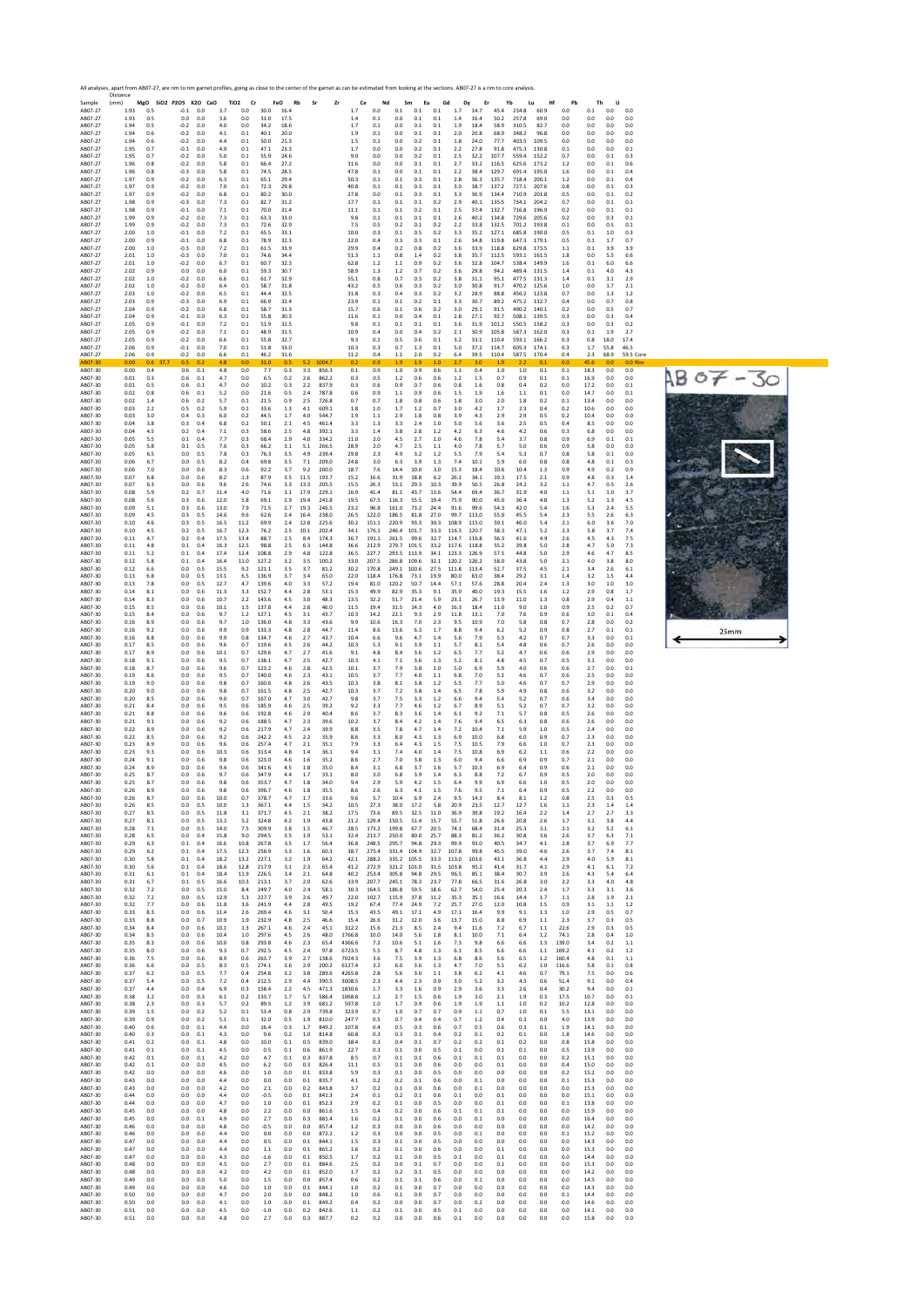All analyses, apart from AB07-27, are rim to rim garnet profiles, going as close to the center of the garnet as can be estimated from looking at the sections. AB07-27 is rim to core analysis.

| Sample | Distance (mm) | MgO | SiO2 | P2O5 | K2O | CaO | TiO2 | Cr | FeO | Rb | Sr | Zr | Ce | Nd | Sm | Eu | Gd | Dy | Er | Yb | Lu | Hf | Pb | Th | U | |
|---|---|---|---|---|---|---|---|---|---|---|---|---|---|---|---|---|---|---|---|---|---|---|---|---|---|---|
| AB07-27 | 1.93 | 0.5 | | -0.1 | 0.0 | 3.7 | 0.0 | 30.0 | 16.4 | | | 1.7 | 0.0 | 0.1 | 0.1 | 0.1 | 1.7 | 14.7 | 45.4 | 234.8 | 60.9 | 0.0 | 0.1 | 0.0 | 0.0 | |
| AB07-27 | 1.93 | 0.5 | | 0.0 | 0.0 | 3.6 | 0.0 | 31.0 | 17.5 | | | 1.4 | 0.1 | 0.0 | 0.1 | 0.1 | 1.4 | 16.4 | 50.2 | 257.8 | 69.0 | 0.0 | 0.0 | 0.0 | 0.0 | |
| AB07-27 | 1.94 | 0.5 | | -0.2 | 0.0 | 4.0 | 0.0 | 34.2 | 18.6 | | | 1.7 | 0.1 | 0.0 | 0.1 | 0.1 | 1.9 | 18.4 | 58.9 | 310.5 | 82.7 | 0.0 | 0.0 | 0.0 | 0.0 | |
| AB07-27 | 1.94 | 0.6 | | -0.2 | 0.0 | 4.1 | 0.1 | 40.1 | 20.0 | | | 1.9 | 0.1 | 0.0 | 0.1 | 0.1 | 2.0 | 20.8 | 68.9 | 348.2 | 96.8 | 0.0 | 0.0 | 0.0 | 0.0 | |
| AB07-27 | 1.94 | 0.6 | | -0.2 | 0.0 | 4.4 | 0.1 | 50.0 | 21.3 | | | 1.5 | 0.1 | 0.0 | 0.2 | 0.1 | 1.8 | 24.0 | 77.7 | 403.5 | 109.5 | 0.0 | 0.0 | 0.0 | 0.0 | |
| AB07-27 | 1.95 | 0.7 | | -0.1 | 0.0 | 4.9 | 0.1 | 47.1 | 23.3 | | | 1.7 | 0.0 | 0.0 | 0.2 | 0.1 | 2.2 | 27.8 | 91.8 | 475.3 | 130.8 | 0.1 | 0.0 | 0.0 | 0.1 | |
| AB07-27 | 1.95 | 0.7 | | -0.2 | 0.0 | 5.0 | 0.1 | 55.9 | 24.6 | | | 9.0 | 0.0 | 0.0 | 0.1 | 0.1 | 2.5 | 32.2 | 107.7 | 559.4 | 152.2 | 0.7 | 0.0 | 0.1 | 0.3 | |
| AB07-27 | 1.96 | 0.8 | | -0.2 | 0.0 | 5.8 | 0.1 | 66.4 | 27.2 | | | 31.6 | 0.0 | 0.0 | 0.1 | 0.1 | 2.7 | 33.2 | 116.5 | 625.6 | 173.2 | 1.2 | 0.0 | 0.1 | 0.6 | |
| AB07-27 | 1.96 | 0.8 | | -0.3 | 0.0 | 5.8 | 0.1 | 74.5 | 28.5 | | | 47.8 | 0.1 | 0.0 | 0.1 | 0.1 | 2.2 | 38.4 | 129.7 | 691.4 | 195.0 | 1.6 | 0.0 | 0.1 | 0.4 | |
| AB07-27 | 1.97 | 0.9 | | -0.2 | 0.0 | 6.3 | 0.1 | 65.1 | 29.4 | | | 50.3 | 0.1 | 0.1 | 0.3 | 0.1 | 2.8 | 36.3 | 135.7 | 718.4 | 200.1 | 1.2 | 0.0 | 0.1 | 0.4 | |
| AB07-27 | 1.97 | 0.9 | | -0.2 | 0.0 | 7.0 | 0.1 | 72.3 | 29.8 | | | 40.8 | 0.1 | 0.1 | 0.3 | 0.1 | 3.0 | 38.7 | 137.2 | 727.1 | 207.6 | 0.8 | 0.0 | 0.1 | 0.3 | |
| AB07-27 | 1.97 | 0.9 | | -0.2 | 0.0 | 6.8 | 0.1 | 80.2 | 30.0 | | | 27.8 | 0.0 | 0.1 | 0.3 | 0.1 | 3.3 | 36.9 | 134.4 | 710.9 | 201.8 | 0.5 | 0.0 | 0.1 | 0.2 | |
| AB07-27 | 1.98 | 0.9 | | -0.3 | 0.0 | 7.3 | 0.1 | 82.7 | 31.2 | | | 17.7 | 0.1 | 0.1 | 0.1 | 0.2 | 2.9 | 40.1 | 135.5 | 734.1 | 204.2 | 0.7 | 0.0 | 0.1 | 0.1 | |
| AB07-27 | 1.98 | 0.9 | | -0.1 | 0.0 | 7.1 | 0.1 | 70.0 | 31.4 | | | 11.1 | 0.1 | 0.1 | 0.2 | 0.1 | 2.5 | 37.4 | 132.7 | 716.8 | 196.9 | 0.2 | 0.0 | 0.1 | 0.1 | |
| AB07-27 | 1.99 | 0.9 | | -0.2 | 0.0 | 7.3 | 0.1 | 63.3 | 33.0 | | | 9.8 | 0.1 | 0.1 | 0.1 | 0.1 | 2.6 | 40.2 | 134.8 | 729.6 | 205.6 | 0.2 | 0.0 | 0.3 | 0.1 | |
| AB07-27 | 1.99 | 0.9 | | -0.2 | 0.0 | 7.3 | 0.1 | 72.6 | 32.9 | | | 7.5 | 0.5 | 0.2 | 0.1 | 0.2 | 2.2 | 33.8 | 132.5 | 701.2 | 193.8 | 0.1 | 0.0 | 0.5 | 0.1 | |
| AB07-27 | 2.00 | 1.0 | | -0.1 | 0.0 | 7.2 | 0.1 | 65.5 | 33.1 | | | 10.0 | 0.3 | 0.1 | 0.5 | 0.2 | 3.3 | 35.2 | 127.1 | 685.8 | 190.0 | 0.5 | 0.1 | 1.0 | 0.3 | |
| AB07-27 | 2.00 | 0.9 | | -0.1 | 0.0 | 6.8 | 0.1 | 78.9 | 32.3 | | | 22.0 | 0.4 | 0.3 | 0.3 | 0.1 | 2.6 | 34.8 | 119.8 | 647.3 | 179.1 | 0.5 | 0.1 | 1.7 | 0.7 | |
| AB07-27 | 2.00 | 1.0 | | -0.3 | 0.0 | 7.2 | 0.1 | 61.5 | 33.9 | | | 29.9 | 0.4 | 0.2 | 0.8 | 0.2 | 3.6 | 33.9 | 118.8 | 629.8 | 173.5 | 1.1 | 0.1 | 3.9 | 3.9 | |
| AB07-27 | 2.01 | 1.0 | | -0.3 | 0.0 | 7.0 | 0.1 | 74.6 | 34.4 | | | 51.3 | 1.1 | 0.8 | 1.4 | 0.2 | 3.8 | 35.7 | 112.5 | 593.1 | 161.5 | 1.8 | 0.0 | 5.5 | 6.6 | |
| AB07-27 | 2.01 | 1.0 | | -0.2 | 0.0 | 6.7 | 0.1 | 60.7 | 32.3 | | | 62.8 | 1.2 | 1.1 | 0.9 | 0.2 | 3.6 | 32.8 | 104.7 | 538.4 | 149.9 | 1.6 | 0.1 | 6.0 | 6.6 | |
| AB07-27 | 2.02 | 0.9 | | 0.0 | 0.0 | 6.0 | 0.1 | 59.3 | 30.7 | | | 58.9 | 1.3 | 1.2 | 0.7 | 0.2 | 3.6 | 29.8 | 94.2 | 489.4 | 131.5 | 1.4 | 0.1 | 4.0 | 4.3 | |
| AB07-27 | 2.02 | 1.0 | | -0.2 | 0.0 | 6.6 | 0.1 | 61.7 | 32.9 | | | 55.1 | 0.8 | 0.7 | 0.3 | 0.2 | 3.8 | 31.1 | 95.1 | 477.5 | 131.3 | 1.4 | 0.1 | 3.1 | 2.9 | |
| AB07-27 | 2.02 | 1.0 | | -0.2 | 0.0 | 6.4 | 0.1 | 58.7 | 31.8 | | | 43.2 | 0.5 | 0.6 | 0.3 | 0.2 | 3.0 | 30.8 | 91.7 | 470.2 | 125.6 | 1.0 | 0.0 | 1.7 | 2.1 | |
| AB07-27 | 2.03 | 1.0 | | -0.2 | 0.0 | 6.5 | 0.1 | 44.4 | 32.5 | | | 31.8 | 0.3 | 0.4 | 0.3 | 0.2 | 3.2 | 28.9 | 88.8 | 456.2 | 123.8 | 0.7 | 0.0 | 1.3 | 1.2 | |
| AB07-27 | 2.03 | 0.9 | | -0.3 | 0.0 | 6.9 | 0.1 | 66.9 | 32.4 | | | 23.9 | 0.1 | 0.1 | 0.2 | 0.1 | 3.3 | 30.7 | 89.2 | 475.2 | 132.7 | 0.4 | 0.0 | 0.7 | 0.8 | |
| AB07-27 | 2.04 | 0.9 | | -0.2 | 0.0 | 6.8 | 0.1 | 58.7 | 31.3 | | | 15.7 | 0.6 | 0.1 | 0.6 | 0.2 | 3.0 | 29.1 | 91.5 | 490.2 | 140.1 | 0.2 | 0.0 | 0.5 | 0.7 | |
| AB07-27 | 2.04 | 0.9 | | -0.1 | 0.0 | 6.3 | 0.1 | 55.8 | 30.3 | | | 11.6 | 0.1 | 0.0 | 0.4 | 0.1 | 2.8 | 27.1 | 92.7 | 508.1 | 139.5 | 0.3 | 0.0 | 0.3 | 0.4 | |
| AB07-27 | 2.05 | 0.9 | | -0.1 | 0.0 | 7.2 | 0.1 | 51.9 | 32.5 | | | 9.8 | 0.1 | 0.1 | 0.1 | 0.1 | 3.6 | 31.9 | 101.2 | 550.5 | 158.2 | 0.3 | 0.0 | 0.3 | 0.2 | |
| AB07-27 | 2.05 | 0.9 | | -0.2 | 0.0 | 7.1 | 0.1 | 48.9 | 31.5 | | | 10.9 | 0.4 | 0.0 | 0.4 | 0.2 | 2.1 | 30.9 | 105.8 | 587.3 | 162.0 | 0.3 | 0.1 | 1.9 | 2.7 | |
| AB07-27 | 2.05 | 0.9 | | -0.2 | 0.0 | 6.6 | 0.1 | 55.8 | 32.7 | | | 9.3 | 0.1 | 0.5 | 0.6 | 0.1 | 3.2 | 33.1 | 110.4 | 593.1 | 166.2 | 0.3 | 0.8 | 18.0 | 17.4 | |
| AB07-27 | 2.06 | 0.9 | | -0.1 | 0.0 | 7.0 | 0.1 | 51.8 | 33.0 | | | 10.3 | 0.3 | 0.7 | 1.3 | 0.1 | 5.0 | 37.2 | 114.7 | 605.3 | 174.1 | 0.3 | 1.7 | 55.8 | 46.5 | |
| AB07-27 | 2.06 | 0.9 | | -0.2 | 0.0 | 6.6 | 0.1 | 46.2 | 31.6 | | | 11.2 | 0.4 | 1.1 | 2.0 | 0.2 | 6.4 | 39.5 | 110.4 | 587.5 | 170.4 | 0.4 | 2.3 | 68.9 | 59.5 | Core |
| AB07-30 | 0.00 | 0.6 | 37.7 | 0.5 | 0.2 | 4.8 | 0.0 | 31.0 | 0.5 | 5.2 | 1004.7 | 0.2 | 0.9 | 1.9 | 1.9 | 1.0 | 2.7 | 3.0 | 1.9 | 2.2 | 0.1 | 0.0 | 45.6 | 0.0 | 0.0 | Rim |
| AB07-30 | 0.00 | 0.4 | | 0.6 | 0.1 | 4.7 | 0.0 | 7.7 | 0.3 | 3.3 | 856.3 | 0.1 | 0.9 | 1.0 | 0.9 | 0.6 | 1.1 | 0.4 | 1.0 | 1.0 | 0.1 | 0.1 | 18.3 | 0.0 | 0.0 | |
| AB07-30 | 0.01 | 0.3 | | 0.6 | 0.1 | 4.7 | 0.0 | 6.5 | 0.2 | 2.6 | 862.2 | 0.3 | 0.5 | 1.2 | 0.6 | 0.6 | 1.2 | 1.5 | 0.7 | 0.9 | 0.1 | 0.1 | 16.9 | 0.0 | 0.0 | |
| AB07-30 | 0.01 | 0.5 | | 0.6 | 0.1 | 4.7 | 0.0 | 10.2 | 0.3 | 2.2 | 837.9 | 0.3 | 0.6 | 0.9 | 0.7 | 0.6 | 0.8 | 1.6 | 0.8 | 0.4 | 0.2 | 0.0 | 17.2 | 0.0 | 0.1 | |
| AB07-30 | 0.02 | 0.8 | | 0.6 | 0.1 | 5.2 | 0.0 | 21.6 | 0.5 | 2.4 | 787.8 | 0.6 | 0.9 | 1.1 | 0.9 | 0.6 | 1.5 | 1.9 | 1.6 | 1.1 | 0.1 | 0.0 | 14.7 | 0.0 | 0.1 | |
| AB07-30 | 0.02 | 1.4 | | 0.6 | 0.2 | 5.7 | 0.1 | 21.5 | 0.9 | 2.5 | 728.8 | 0.7 | 0.7 | 1.8 | 0.8 | 0.6 | 1.8 | 3.0 | 2.0 | 1.8 | 0.2 | 0.1 | 13.4 | 0.0 | 0.0 | |
| AB07-30 | 0.03 | 2.2 | | 0.5 | 0.2 | 5.9 | 0.1 | 33.6 | 1.3 | 4.1 | 609.1 | 1.8 | 1.0 | 1.7 | 1.2 | 0.7 | 3.0 | 4.2 | 1.7 | 2.3 | 0.4 | 0.2 | 10.6 | 0.0 | 0.0 | |
| AB07-30 | 0.03 | 3.0 | | 0.4 | 0.3 | 6.0 | 0.2 | 44.5 | 1.7 | 4.0 | 544.7 | 1.9 | 1.1 | 2.9 | 1.8 | 0.8 | 3.9 | 4.3 | 2.9 | 2.9 | 0.5 | 0.2 | 10.4 | 0.0 | 0.0 | |
| AB07-30 | 0.04 | 3.8 | | 0.3 | 0.4 | 6.8 | 0.2 | 50.1 | 2.1 | 4.5 | 461.4 | 3.3 | 1.3 | 3.3 | 2.4 | 1.0 | 5.0 | 5.6 | 3.6 | 2.5 | 0.5 | 0.4 | 8.5 | 0.0 | 0.0 | |
| AB07-30 | 0.04 | 4.5 | | 0.2 | 0.4 | 7.1 | 0.3 | 58.6 | 2.5 | 4.8 | 392.1 | 3.3 | 1.4 | 3.8 | 2.8 | 1.2 | 4.2 | 6.3 | 4.6 | 4.2 | 0.6 | 0.3 | 6.8 | 0.0 | 0.0 | |
| AB07-30 | 0.05 | 5.5 | | 0.1 | 0.4 | 7.7 | 0.3 | 68.4 | 2.9 | 4.0 | 334.2 | 11.0 | 2.0 | 4.5 | 2.7 | 1.0 | 4.6 | 7.8 | 5.4 | 3.7 | 0.8 | 0.9 | 6.9 | 0.1 | 0.1 | |
| AB07-30 | 0.05 | 5.8 | | 0.1 | 0.5 | 7.6 | 0.3 | 66.2 | 3.1 | 5.1 | 266.5 | 28.9 | 2.0 | 4.7 | 2.5 | 1.1 | 4.0 | 7.8 | 5.7 | 5.0 | 0.6 | 0.9 | 5.8 | 0.0 | 0.0 | |
| AB07-30 | 0.05 | 6.5 | | 0.0 | 0.5 | 7.8 | 0.3 | 76.3 | 3.5 | 4.9 | 239.4 | 29.8 | 2.3 | 4.9 | 3.2 | 1.2 | 5.5 | 7.9 | 5.4 | 5.3 | 0.7 | 0.8 | 5.8 | 0.1 | 0.0 | |
| AB07-30 | 0.06 | 6.7 | | 0.0 | 0.5 | 8.2 | 0.4 | 69.8 | 3.5 | 7.1 | 209.0 | 24.8 | 3.0 | 6.3 | 3.9 | 1.3 | 7.4 | 10.1 | 5.9 | 6.0 | 0.8 | 0.8 | 4.8 | 0.1 | 0.3 | |
| AB07-30 | 0.06 | 7.0 | | 0.0 | 0.6 | 8.3 | 0.6 | 92.2 | 3.7 | 9.2 | 200.0 | 18.7 | 7.6 | 14.4 | 10.0 | 3.0 | 15.3 | 18.4 | 10.6 | 10.4 | 1.3 | 0.9 | 4.9 | 0.2 | 0.9 | |
| AB07-30 | 0.07 | 6.8 | | 0.0 | 0.6 | 8.2 | 1.3 | 87.9 | 3.5 | 11.5 | 193.7 | 15.2 | 16.6 | 31.9 | 18.8 | 6.2 | 26.1 | 34.1 | 19.3 | 17.5 | 2.1 | 0.9 | 4.8 | 0.3 | 1.4 | |
| AB07-30 | 0.07 | 6.3 | | 0.0 | 0.6 | 9.6 | 2.6 | 74.6 | 3.3 | 13.3 | 205.5 | 15.5 | 26.3 | 53.1 | 29.3 | 10.3 | 39.9 | 50.5 | 26.8 | 24.2 | 3.2 | 1.1 | 4.7 | 0.5 | 2.6 | |
| AB07-30 | 0.08 | 5.9 | | 0.2 | 0.7 | 11.4 | 4.0 | 71.6 | 3.1 | 17.9 | 229.1 | 16.9 | 41.4 | 81.1 | 43.7 | 13.6 | 54.4 | 69.4 | 36.7 | 31.9 | 4.0 | 1.1 | 5.1 | 1.0 | 3.7 | |
| AB07-30 | 0.08 | 5.6 | | 0.3 | 0.6 | 12.0 | 5.8 | 69.1 | 2.9 | 19.4 | 241.8 | 19.5 | 67.5 | 116.3 | 55.5 | 19.4 | 75.9 | 90.0 | 45.0 | 36.4 | 4.8 | 1.3 | 5.2 | 1.3 | 4.5 | |
| AB07-30 | 0.09 | 5.1 | | 0.3 | 0.6 | 13.0 | 7.9 | 71.5 | 2.7 | 19.3 | 246.5 | 23.2 | 96.8 | 161.0 | 73.2 | 24.4 | 91.6 | 99.6 | 54.3 | 42.0 | 5.4 | 1.6 | 5.3 | 2.4 | 5.5 | |
| AB07-30 | 0.09 | 4.5 | | 0.3 | 0.5 | 14.6 | 9.6 | 62.6 | 2.4 | 16.4 | 238.0 | 26.5 | 122.0 | 186.5 | 81.8 | 27.0 | 99.7 | 113.0 | 55.0 | 45.5 | 5.4 | 2.3 | 5.5 | 2.6 | 6.3 | |
| AB07-30 | 0.10 | 4.6 | | 0.3 | 0.5 | 16.5 | 11.2 | 69.9 | 2.4 | 12.8 | 225.6 | 30.2 | 151.1 | 220.9 | 93.3 | 30.3 | 108.9 | 115.0 | 59.1 | 46.0 | 5.4 | 2.1 | 6.0 | 3.6 | 7.0 | |
| AB07-30 | 0.10 | 4.5 | | 0.2 | 0.5 | 16.7 | 12.3 | 76.2 | 2.5 | 10.1 | 202.4 | 34.1 | 176.1 | 246.4 | 101.7 | 33.3 | 116.3 | 120.7 | 58.3 | 47.1 | 5.2 | 2.3 | 5.8 | 3.7 | 7.4 | |
| AB07-30 | 0.11 | 4.7 | | 0.2 | 0.4 | 17.5 | 13.4 | 88.7 | 2.5 | 8.4 | 174.3 | 36.7 | 191.1 | 261.5 | 99.6 | 32.7 | 114.7 | 116.8 | 56.3 | 41.6 | 4.9 | 2.6 | 4.5 | 4.3 | 7.5 | |
| AB07-30 | 0.11 | 4.8 | | 0.1 | 0.4 | 16.3 | 12.5 | 98.8 | 2.5 | 6.3 | 144.8 | 36.6 | 212.9 | 279.7 | 101.5 | 33.2 | 117.6 | 118.8 | 55.2 | 39.8 | 5.0 | 2.8 | 4.7 | 5.0 | 7.3 | |
| AB07-30 | 0.11 | 5.2 | | 0.1 | 0.4 | 17.4 | 12.4 | 108.8 | 2.9 | 4.8 | 122.8 | 36.5 | 227.7 | 293.5 | 113.9 | 34.1 | 123.3 | 126.9 | 57.5 | 44.8 | 5.0 | 2.9 | 4.6 | 4.7 | 8.5 | |
| AB07-30 | 0.12 | 5.8 | | 0.1 | 0.4 | 16.4 | 11.0 | 127.2 | 3.2 | 3.5 | 100.2 | 33.0 | 207.5 | 286.8 | 109.6 | 32.1 | 120.2 | 126.2 | 58.0 | 43.8 | 5.0 | 2.1 | 4.0 | 3.8 | 8.0 | |
| AB07-30 | 0.12 | 6.6 | | 0.0 | 0.5 | 15.5 | 9.2 | 121.1 | 3.5 | 3.7 | 81.2 | 30.2 | 170.8 | 249.1 | 100.6 | 27.5 | 111.8 | 113.4 | 52.7 | 37.5 | 4.5 | 2.1 | 3.4 | 2.6 | 6.1 | |
| AB07-30 | 0.13 | 6.8 | | 0.0 | 0.5 | 13.1 | 6.5 | 136.9 | 3.7 | 3.4 | 65.0 | 22.0 | 118.4 | 176.8 | 73.1 | 19.9 | 80.0 | 83.0 | 38.4 | 29.2 | 3.1 | 1.4 | 3.2 | 1.5 | 4.4 | |
| AB07-30 | 0.13 | 7.8 | | 0.0 | 0.5 | 12.7 | 4.7 | 139.6 | 4.0 | 3.3 | 57.2 | 19.4 | 81.0 | 120.2 | 50.7 | 14.4 | 57.1 | 57.6 | 28.8 | 20.4 | 2.4 | 1.3 | 3.0 | 1.0 | 3.0 | |
| AB07-30 | 0.14 | 8.1 | | 0.0 | 0.6 | 11.3 | 3.3 | 152.7 | 4.4 | 2.8 | 53.1 | 15.3 | 49.9 | 82.9 | 35.3 | 9.1 | 35.9 | 40.0 | 19.3 | 15.5 | 1.6 | 1.2 | 2.9 | 0.8 | 1.7 | |
| AB07-30 | 0.14 | 8.3 | | 0.0 | 0.6 | 10.7 | 2.2 | 143.6 | 4.5 | 3.0 | 48.3 | 13.5 | 32.2 | 51.7 | 21.4 | 5.9 | 23.1 | 26.7 | 13.9 | 11.0 | 1.3 | 0.8 | 2.9 | 0.4 | 1.1 | |
| AB07-30 | 0.15 | 8.5 | | 0.0 | 0.6 | 10.1 | 1.5 | 137.8 | 4.4 | 2.8 | 46.0 | 11.5 | 19.4 | 31.5 | 14.3 | 4.0 | 16.3 | 18.4 | 11.0 | 9.0 | 1.0 | 0.9 | 2.5 | 0.2 | 0.7 | |
| AB07-30 | 0.15 | 8.4 | | 0.0 | 0.6 | 9.7 | 1.2 | 127.1 | 4.5 | 3.1 | 43.7 | 10.3 | 14.2 | 22.1 | 9.3 | 2.9 | 11.8 | 13.1 | 7.0 | 7.6 | 0.9 | 0.6 | 3.0 | 0.1 | 0.4 | |
| AB07-30 | 0.16 | 8.9 | | 0.0 | 0.6 | 9.7 | 1.0 | 136.0 | 4.8 | 3.3 | 43.6 | 9.9 | 10.6 | 16.3 | 7.0 | 2.3 | 9.5 | 10.9 | 7.0 | 5.8 | 0.8 | 0.7 | 2.8 | 0.0 | 0.2 | |
| AB07-30 | 0.16 | 9.2 | | 0.0 | 0.6 | 9.9 | 0.9 | 133.3 | 4.8 | 2.8 | 44.7 | 11.4 | 8.6 | 13.6 | 6.3 | 1.7 | 8.8 | 9.4 | 6.2 | 5.2 | 0.9 | 0.8 | 2.7 | 0.1 | 0.1 | |
| AB07-30 | 0.16 | 8.8 | | 0.0 | 0.6 | 9.9 | 0.8 | 134.7 | 4.6 | 2.7 | 43.7 | 10.4 | 6.6 | 9.6 | 4.7 | 1.4 | 5.6 | 7.9 | 5.3 | 4.2 | 0.7 | 0.7 | 3.3 | 0.0 | 0.1 | |
| AB07-30 | 0.17 | 8.5 | | 0.0 | 0.6 | 9.6 | 0.7 | 119.6 | 4.5 | 2.6 | 44.2 | 10.3 | 5.3 | 9.1 | 3.9 | 1.1 | 5.7 | 8.1 | 5.4 | 4.8 | 0.6 | 0.7 | 2.6 | 0.0 | 0.0 | |
| AB07-30 | 0.17 | 8.9 | | 0.0 | 0.6 | 10.1 | 0.7 | 129.6 | 4.7 | 2.7 | 41.6 | 9.1 | 4.8 | 8.4 | 3.6 | 1.2 | 6.5 | 7.7 | 5.2 | 4.7 | 0.6 | 0.6 | 2.9 | 0.0 | 0.0 | |
| AB07-30 | 0.18 | 9.1 | | 0.0 | 0.6 | 9.5 | 0.7 | 138.1 | 4.7 | 2.5 | 42.7 | 10.3 | 4.1 | 7.1 | 3.6 | 1.3 | 5.2 | 8.1 | 4.8 | 4.5 | 0.7 | 0.5 | 3.1 | 0.0 | 0.0 | |
| AB07-30 | 0.18 | 8.7 | | 0.0 | 0.6 | 9.6 | 0.7 | 123.2 | 4.6 | 2.8 | 42.5 | 10.1 | 3.7 | 7.9 | 3.8 | 1.0 | 5.0 | 6.9 | 5.9 | 4.0 | 0.6 | 0.6 | 2.7 | 0.0 | 0.1 | |
| AB07-30 | 0.19 | 8.6 | | 0.0 | 0.6 | 9.5 | 0.7 | 140.0 | 4.6 | 2.3 | 43.1 | 10.5 | 3.7 | 7.7 | 4.0 | 1.1 | 6.8 | 7.0 | 5.1 | 4.6 | 0.7 | 0.6 | 2.5 | 0.0 | 0.0 | |
| AB07-30 | 0.19 | 9.0 | | 0.0 | 0.6 | 9.8 | 0.7 | 160.6 | 4.8 | 2.6 | 43.5 | 10.3 | 3.8 | 8.1 | 3.8 | 1.2 | 5.5 | 7.7 | 5.0 | 4.6 | 0.7 | 0.7 | 2.9 | 0.0 | 0.0 | |
| AB07-30 | 0.20 | 9.0 | | 0.0 | 0.6 | 9.8 | 0.7 | 161.5 | 4.8 | 2.5 | 42.7 | 10.3 | 3.7 | 7.2 | 3.8 | 1.4 | 6.5 | 7.8 | 5.9 | 4.9 | 0.8 | 0.6 | 3.2 | 0.0 | 0.0 | |
| AB07-30 | 0.20 | 8.5 | | 0.0 | 0.6 | 9.0 | 0.7 | 167.0 | 4.7 | 3.0 | 42.7 | 9.8 | 3.7 | 7.5 | 3.3 | 1.2 | 6.6 | 9.4 | 5.4 | 5.2 | 0.7 | 0.6 | 3.4 | 0.0 | 0.0 | |
| AB07-30 | 0.21 | 8.4 | | 0.0 | 0.6 | 9.5 | 0.6 | 185.9 | 4.6 | 2.5 | 39.2 | 9.2 | 3.3 | 7.7 | 4.6 | 1.2 | 6.7 | 8.9 | 5.1 | 5.2 | 0.7 | 0.7 | 3.2 | 0.0 | 0.0 | |
| AB07-30 | 0.21 | 8.8 | | 0.0 | 0.6 | 9.6 | 0.6 | 192.8 | 4.6 | 2.9 | 40.4 | 8.6 | 3.7 | 8.3 | 3.6 | 1.4 | 6.1 | 9.2 | 7.1 | 5.7 | 0.8 | 0.5 | 2.6 | 0.0 | 0.0 | |
| AB07-30 | 0.21 | 9.1 | | 0.0 | 0.6 | 9.2 | 0.6 | 188.5 | 4.7 | 2.3 | 39.6 | 10.2 | 3.7 | 8.4 | 4.2 | 1.4 | 7.6 | 9.4 | 6.5 | 6.3 | 0.8 | 0.6 | 2.6 | 0.0 | 0.0 | |
| AB07-30 | 0.22 | 8.9 | | 0.0 | 0.6 | 9.2 | 0.6 | 217.9 | 4.7 | 2.4 | 39.9 | 8.8 | 3.5 | 7.8 | 4.7 | 1.4 | 7.2 | 10.4 | 7.1 | 5.9 | 1.0 | 0.5 | 2.4 | 0.0 | 0.0 | |
| AB07-30 | 0.22 | 8.5 | | 0.0 | 0.6 | 9.2 | 0.6 | 242.2 | 4.5 | 2.2 | 35.9 | 8.6 | 3.3 | 8.0 | 4.3 | 1.3 | 6.9 | 10.0 | 6.8 | 6.0 | 0.9 | 0.7 | 2.3 | 0.0 | 0.0 | |
| AB07-30 | 0.23 | 8.9 | | 0.0 | 0.6 | 9.6 | 0.6 | 257.4 | 4.7 | 2.1 | 35.1 | 7.9 | 3.3 | 6.4 | 4.3 | 1.5 | 7.5 | 10.5 | 7.9 | 6.6 | 1.0 | 0.7 | 2.3 | 0.0 | 0.0 | |
| AB07-30 | 0.23 | 9.3 | | 0.0 | 0.6 | 10.3 | 0.6 | 313.4 | 4.8 | 1.4 | 36.1 | 9.4 | 3.1 | 7.4 | 4.0 | 1.4 | 7.5 | 10.8 | 6.9 | 6.2 | 1.1 | 0.6 | 2.2 | 0.0 | 0.0 | |
| AB07-30 | 0.24 | 9.1 | | 0.0 | 0.6 | 9.8 | 0.6 | 323.0 | 4.6 | 1.6 | 35.2 | 8.6 | 2.7 | 7.0 | 3.8 | 1.3 | 6.0 | 9.4 | 6.6 | 6.9 | 0.9 | 0.7 | 2.1 | 0.0 | 0.0 | |
| AB07-30 | 0.24 | 8.9 | | 0.0 | 0.6 | 9.4 | 0.6 | 341.6 | 4.5 | 1.8 | 35.0 | 8.4 | 3.1 | 6.8 | 3.7 | 1.6 | 5.7 | 10.3 | 6.9 | 6.4 | 0.9 | 0.6 | 2.1 | 0.0 | 0.0 | |
| AB07-30 | 0.25 | 8.7 | | 0.0 | 0.6 | 9.7 | 0.6 | 347.9 | 4.4 | 1.7 | 33.1 | 8.0 | 3.0 | 6.8 | 3.9 | 1.4 | 6.3 | 8.8 | 7.2 | 6.7 | 0.9 | 0.5 | 2.0 | 0.0 | 0.0 | |
| AB07-30 | 0.25 | 8.7 | | 0.0 | 0.6 | 9.8 | 0.6 | 353.7 | 4.7 | 1.8 | 34.0 | 9.4 | 2.9 | 5.9 | 4.2 | 1.5 | 6.4 | 9.9 | 6.9 | 6.6 | 1.0 | 0.5 | 2.0 | 0.0 | 0.0 | |
| AB07-30 | 0.26 | 8.9 | | 0.0 | 0.6 | 9.8 | 0.6 | 396.7 | 4.6 | 1.8 | 35.5 | 8.6 | 2.6 | 6.3 | 4.1 | 1.5 | 7.6 | 9.5 | 7.1 | 6.4 | 0.9 | 0.5 | 2.2 | 0.0 | 0.0 | |
| AB07-30 | 0.26 | 8.7 | | 0.0 | 0.6 | 10.0 | 0.7 | 378.7 | 4.7 | 1.7 | 33.6 | 9.6 | 5.7 | 10.4 | 6.9 | 2.4 | 9.5 | 14.3 | 8.4 | 8.1 | 1.2 | 0.8 | 2.5 | 0.3 | 0.5 | |
| AB07-30 | 0.26 | 8.5 | | 0.0 | 0.5 | 10.0 | 1.3 | 367.1 | 4.4 | 1.5 | 34.2 | 10.5 | 27.3 | 38.0 | 17.2 | 5.8 | 20.9 | 23.5 | 12.7 | 12.7 | 1.6 | 1.1 | 2.3 | 1.4 | 1.4 | |
| AB07-30 | 0.27 | 8.5 | | 0.0 | 0.5 | 11.8 | 3.1 | 371.7 | 4.5 | 2.1 | 38.2 | 17.5 | 73.6 | 89.5 | 32.5 | 11.0 | 36.9 | 39.8 | 19.2 | 16.4 | 2.2 | 1.4 | 2.7 | 2.7 | 3.3 | |
| AB07-30 | 0.27 | 8.1 | | 0.0 | 0.5 | 13.1 | 5.2 | 324.8 | 4.2 | 1.9 | 43.8 | 21.2 | 129.4 | 150.5 | 51.4 | 15.7 | 55.7 | 51.8 | 26.6 | 20.8 | 2.6 | 1.7 | 3.1 | 3.8 | 4.4 | |
| AB07-30 | 0.28 | 7.1 | | 0.0 | 0.5 | 14.0 | 7.5 | 309.9 | 3.8 | 1.5 | 46.7 | 28.5 | 173.2 | 199.8 | 67.7 | 20.5 | 74.1 | 68.4 | 31.4 | 25.3 | 3.1 | 2.1 | 3.2 | 5.2 | 6.1 | |
| AB07-30 | 0.28 | 6.5 | | 0.0 | 0.4 | 15.8 | 9.0 | 294.5 | 3.5 | 1.9 | 53.1 | 32.4 | 213.7 | 250.0 | 80.0 | 25.7 | 88.3 | 81.2 | 36.2 | 30.8 | 3.6 | 2.6 | 3.7 | 6.3 | 7.1 | |
| AB07-30 | 0.29 | 6.3 | | 0.1 | 0.4 | 16.6 | 10.8 | 267.8 | 3.5 | 1.7 | 56.4 | 36.8 | 248.5 | 295.7 | 94.8 | 29.3 | 99.9 | 93.0 | 40.5 | 34.7 | 4.1 | 2.8 | 3.7 | 6.9 | 7.7 | |
| AB07-30 | 0.29 | 6.2 | | 0.1 | 0.4 | 17.5 | 12.3 | 256.9 | 3.3 | 1.6 | 60.3 | 38.7 | 275.4 | 331.4 | 104.9 | 32.7 | 107.8 | 99.8 | 45.5 | 39.0 | 4.6 | 2.6 | 3.7 | 7.4 | 8.1 | |
| AB07-30 | 0.30 | 5.8 | | 0.1 | 0.4 | 18.2 | 13.2 | 227.1 | 3.2 | 1.9 | 64.2 | 42.1 | 288.2 | 335.2 | 105.5 | 33.3 | 113.0 | 103.6 | 43.1 | 36.8 | 4.4 | 2.9 | 4.0 | 5.9 | 8.1 | |
| AB07-30 | 0.30 | 5.6 | | 0.1 | 0.4 | 18.6 | 12.8 | 217.9 | 3.1 | 2.3 | 65.4 | 41.2 | 272.9 | 321.2 | 101.0 | 31.5 | 103.8 | 95.2 | 41.4 | 31.7 | 4.1 | 2.9 | 4.1 | 6.1 | 7.2 | |
| AB07-30 | 0.31 | 6.1 | | 0.1 | 0.4 | 18.4 | 11.9 | 226.5 | 3.4 | 2.4 | 64.8 | 40.2 | 253.4 | 305.8 | 94.8 | 29.5 | 96.5 | 85.1 | 38.4 | 30.7 | 3.9 | 2.6 | 4.3 | 5.4 | 6.4 | |
| AB07-30 | 0.31 | 6.7 | | 0.1 | 0.5 | 16.6 | 10.3 | 213.1 | 3.7 | 2.0 | 62.6 | 33.9 | 207.7 | 245.1 | 78.3 | 23.7 | 77.8 | 66.5 | 31.6 | 26.8 | 3.0 | 2.2 | 3.3 | 4.0 | 4.8 | |
| AB07-30 | 0.32 | 7.2 | | 0.0 | 0.5 | 15.0 | 8.4 | 249.7 | 4.0 | 2.4 | 58.1 | 30.3 | 164.5 | 186.8 | 59.5 | 18.6 | 62.7 | 54.0 | 25.4 | 20.3 | 2.4 | 1.7 | 3.3 | 3.1 | 3.6 | |
| AB07-30 | 0.32 | 7.2 | | 0.0 | 0.5 | 12.9 | 5.3 | 227.7 | 3.9 | 2.6 | 49.7 | 22.0 | 102.7 | 115.9 | 37.8 | 11.2 | 35.3 | 35.1 | 16.6 | 14.4 | 1.7 | 1.1 | 2.8 | 1.9 | 2.1 | |
| AB07-30 | 0.32 | 7.7 | | 0.0 | 0.6 | 11.8 | 3.6 | 241.9 | 4.4 | 2.8 | 49.5 | 19.2 | 67.4 | 77.4 | 24.9 | 7.2 | 25.7 | 27.0 | 12.0 | 10.8 | 1.5 | 0.9 | 3.1 | 1.1 | 1.2 | |
| AB07-30 | 0.33 | 8.3 | | 0.0 | 0.6 | 11.4 | 2.6 | 269.4 | 4.6 | 3.1 | 50.4 | 15.3 | 43.5 | 49.1 | 17.1 | 4.9 | 17.1 | 16.4 | 9.9 | 9.1 | 1.3 | 1.0 | 2.9 | 0.5 | 0.7 | |
| AB07-30 | 0.33 | 8.8 | | 0.0 | 0.7 | 10.9 | 1.9 | 232.9 | 4.8 | 2.5 | 46.6 | 15.4 | 26.6 | 31.2 | 12.0 | 3.6 | 13.7 | 15.0 | 8.8 | 6.9 | 1.1 | 2.3 | 3.7 | 0.3 | 0.5 | |
| AB07-30 | 0.34 | 8.4 | | 0.0 | 0.6 | 10.1 | 1.3 | 267.1 | 4.6 | 2.4 | 45.1 | 312.2 | 15.6 | 21.3 | 8.5 | 2.4 | 9.4 | 11.6 | 7.2 | 6.7 | 1.1 | 22.6 | 2.9 | 0.3 | 0.5 | |
| AB07-30 | 0.34 | 8.5 | | 0.0 | 0.6 | 10.4 | 1.0 | 297.6 | 4.5 | 2.6 | 48.0 | 1766.8 | 10.0 | 14.0 | 5.6 | 1.8 | 8.1 | 10.0 | 7.1 | 6.4 | 1.2 | 74.1 | 2.8 | 0.4 | 1.0 | |
| AB07-30 | 0.35 | 8.3 | | 0.0 | 0.6 | 10.0 | 0.8 | 293.8 | 4.6 | 2.3 | 65.4 | 4366.6 | 7.2 | 10.6 | 5.1 | 1.6 | 7.3 | 9.8 | 6.6 | 6.6 | 1.3 | 139.0 | 3.4 | 0.2 | 1.1 | |
| AB07-30 | 0.35 | 8.0 | | 0.0 | 0.6 | 9.3 | 0.7 | 292.5 | 4.5 | 2.4 | 97.8 | 6723.5 | 5.5 | 8.7 | 4.8 | 1.3 | 6.1 | 8.5 | 6.6 | 6.6 | 1.1 | 169.2 | 4.1 | 0.2 | 1.2 | |
| AB07-30 | 0.36 | 7.5 | | 0.0 | 0.6 | 8.9 | 0.6 | 263.7 | 3.9 | 2.7 | 138.6 | 7024.3 | 3.6 | 7.5 | 3.9 | 1.3 | 6.8 | 8.6 | 5.6 | 6.5 | 1.2 | 160.4 | 4.8 | 0.1 | 1.1 | |
| AB07-30 | 0.36 | 6.6 | | 0.0 | 0.5 | 8.3 | 0.5 | 274.1 | 3.6 | 2.9 | 200.2 | 6127.4 | 3.2 | 6.0 | 3.6 | 1.3 | 4.7 | 7.0 | 5.1 | 6.2 | 1.0 | 116.6 | 5.8 | 0.1 | 0.8 | |
| AB07-30 | 0.37 | 6.2 | | 0.0 | 0.5 | 7.7 | 0.4 | 254.8 | 3.2 | 3.8 | 289.6 | 4265.8 | 2.8 | 5.6 | 3.0 | 1.1 | 3.8 | 6.2 | 4.1 | 4.6 | 0.7 | 79.1 | 7.5 | 0.0 | 0.6 | |
| AB07-30 | 0.37 | 5.4 | | 0.0 | 0.5 | 7.2 | 0.4 | 212.5 | 2.9 | 4.4 | 390.5 | 3008.5 | 2.3 | 4.4 | 2.3 | 0.9 | 3.0 | 5.2 | 3.2 | 4.3 | 0.6 | 51.4 | 9.1 | 0.0 | 0.4 | |
| AB07-30 | 0.37 | 4.4 | | 0.0 | 0.4 | 6.9 | 0.3 | 158.4 | 2.2 | 4.5 | 471.3 | 1830.6 | 1.7 | 3.3 | 1.6 | 0.9 | 2.9 | 3.6 | 3.3 | 2.6 | 0.4 | 30.2 | 9.4 | 0.0 | 0.1 | |
| AB07-30 | 0.38 | 3.2 | | 0.0 | 0.3 | 6.1 | 0.2 | 133.7 | 1.7 | 5.7 | 586.4 | 1068.8 | 1.2 | 2.7 | 1.5 | 0.6 | 1.9 | 3.0 | 2.1 | 1.9 | 0.3 | 17.5 | 10.7 | 0.0 | 0.1 | |
| AB07-30 | 0.38 | 2.3 | | 0.0 | 0.3 | 5.7 | 0.2 | 89.5 | 1.2 | 3.9 | 681.2 | 597.8 | 1.0 | 1.7 | 0.9 | 0.6 | 1.9 | 1.9 | 1.1 | 1.0 | 0.2 | 10.2 | 12.8 | 0.0 | 0.0 | |
| AB07-30 | 0.39 | 1.5 | | 0.0 | 0.2 | 5.2 | 0.1 | 53.4 | 0.8 | 2.9 | 739.8 | 323.9 | 0.7 | 1.0 | 0.7 | 0.7 | 0.9 | 1.1 | 0.7 | 1.0 | 0.1 | 5.5 | 13.1 | 0.0 | 0.0 | |
| AB07-30 | 0.39 | 0.9 | | 0.0 | 0.2 | 5.1 | 0.1 | 32.0 | 0.5 | 1.9 | 810.0 | 247.7 | 0.5 | 0.7 | 0.4 | 0.4 | 0.7 | 1.2 | 0.4 | 0.3 | 0.0 | 4.0 | 13.9 | 0.0 | 0.0 | |
| AB07-30 | 0.40 | 0.6 | | 0.0 | 0.1 | 4.4 | 0.0 | 16.4 | 0.3 | 1.7 | 849.2 | 107.8 | 0.4 | 0.5 | 0.3 | 0.6 | 0.7 | 0.5 | 0.6 | 0.3 | 0.1 | 1.9 | 14.1 | 0.0 | 0.0 | |
| AB07-30 | 0.40 | 0.3 | | 0.0 | 0.1 | 4.3 | 0.0 | 9.6 | 0.2 | 1.0 | 814.8 | 60.8 | 0.3 | 0.3 | 0.1 | 0.4 | 0.2 | 0.2 | 0.1 | 0.2 | 0.0 | 1.4 | 14.6 | 0.0 | 0.0 | |
| AB07-30 | 0.41 | 0.2 | | 0.0 | 0.1 | 4.8 | 0.0 | 10.0 | 0.1 | 0.5 | 839.0 | 38.4 | 0.3 | 0.4 | 0.1 | 0.7 | 0.2 | 0.2 | 0.1 | 0.2 | 0.0 | 0.8 | 15.8 | 0.0 | 0.0 | |
| AB07-30 | 0.41 | 0.1 | | 0.0 | 0.1 | 4.5 | 0.0 | 0.5 | 0.1 | 0.6 | 861.9 | 22.7 | 0.3 | 0.1 | 0.0 | 0.5 | 0.1 | 0.0 | 0.1 | 0.1 | 0.0 | 0.5 | 13.9 | 0.0 | 0.0 | |
| AB07-30 | 0.42 | 0.1 | | 0.0 | 0.1 | 4.2 | 0.0 | 4.7 | 0.1 | 0.3 | 837.8 | 8.5 | 0.7 | 0.1 | 0.1 | 0.6 | 0.1 | 0.1 | 0.1 | 0.1 | 0.0 | 0.2 | 15.1 | 0.0 | 0.0 | |
| AB07-30 | 0.42 | 0.1 | | 0.0 | 0.0 | 4.5 | 0.0 | 6.2 | 0.0 | 0.3 | 826.4 | 11.1 | 0.5 | 0.1 | 0.0 | 0.6 | 0.0 | 0.0 | 0.1 | 0.0 | 0.0 | 0.4 | 15.0 | 0.0 | 0.0 | |
| AB07-30 | 0.42 | 0.0 | | 0.0 | 0.0 | 4.6 | 0.0 | 1.0 | 0.0 | 0.1 | 833.8 | 5.9 | 0.3 | 0.1 | 0.0 | 0.5 | 0.0 | 0.0 | 0.0 | 0.0 | 0.0 | 0.2 | 15.2 | 0.0 | 0.0 | |
| AB07-30 | 0.43 | 0.0 | | 0.0 | 0.0 | 4.6 | 0.0 | 0.0 | 0.0 | 0.1 | 835.7 | 4.1 | 0.2 | 0.2 | 0.1 | 0.6 | 0.0 | 0.1 | 0.0 | 0.0 | 0.0 | 0.1 | 15.3 | 0.0 | 0.0 | |
| AB07-30 | 0.43 | 0.0 | | 0.0 | 0.0 | 4.2 | 0.0 | 2.1 | 0.0 | 0.2 | 843.8 | 3.7 | 0.2 | 0.1 | 0.0 | 0.6 | 0.0 | 0.1 | 0.0 | 0.0 | 0.0 | 0.0 | 15.3 | 0.0 | 0.0 | |
| AB07-30 | 0.44 | 0.0 | | 0.0 | 0.0 | 4.4 | 0.0 | -0.5 | 0.0 | 0.1 | 841.3 | 2.4 | 0.1 | 0.2 | 0.1 | 0.6 | 0.1 | 0.0 | 0.1 | 0.0 | 0.0 | 0.0 | 15.1 | 0.0 | 0.0 | |
| AB07-30 | 0.44 | 0.0 | | 0.0 | 0.0 | 4.7 | 0.0 | 1.0 | 0.0 | 0.1 | 852.3 | 2.9 | 0.2 | 0.1 | 0.0 | 0.5 | 0.0 | 0.0 | 0.0 | 0.0 | 0.0 | 0.1 | 13.8 | 0.0 | 0.0 | |
| AB07-30 | 0.45 | 0.0 | | 0.0 | 0.0 | 4.8 | 0.0 | 2.2 | 0.0 | 0.0 | 861.6 | 1.5 | 0.4 | 0.2 | 0.0 | 0.6 | 0.1 | 0.1 | 0.0 | 0.0 | 0.0 | 0.0 | 15.9 | 0.0 | 0.0 | |
| AB07-30 | 0.45 | 0.0 | | 0.0 | 0.1 | 4.9 | 0.0 | 2.7 | 0.0 | 0.3 | 881.4 | 1.6 | 0.2 | 0.1 | 0.0 | 0.6 | 0.0 | 0.1 | 0.0 | 0.0 | 0.0 | 0.0 | 16.4 | 0.0 | 0.0 | |
| AB07-30 | 0.46 | 0.0 | | 0.0 | 0.0 | 4.8 | 0.0 | -0.5 | 0.0 | 0.0 | 857.4 | 1.2 | 0.3 | 0.0 | 0.0 | 0.6 | 0.0 | 0.0 | 0.0 | 0.0 | 0.0 | 0.0 | 14.2 | 0.0 | 0.0 | |
| AB07-30 | 0.46 | 0.0 | | 0.0 | 0.0 | 4.4 | 0.0 | 0.0 | 0.0 | 0.0 | 872.2 | 1.2 | 0.3 | 0.0 | 0.0 | 0.5 | 0.0 | 0.1 | 0.0 | 0.0 | 0.0 | 0.1 | 15.2 | 0.0 | 0.0 | |
| AB07-30 | 0.47 | 0.0 | | 0.0 | 0.0 | 4.4 | 0.0 | 0.5 | 0.0 | 0.1 | 844.1 | 1.5 | 0.3 | 0.1 | 0.0 | 0.5 | 0.1 | 0.0 | 0.0 | 0.0 | 0.0 | 0.0 | 14.3 | 0.0 | 0.0 | |
| AB07-30 | 0.47 | 0.0 | | 0.0 | 0.0 | 4.4 | 0.0 | 1.1 | 0.0 | 0.1 | 865.2 | 1.6 | 0.2 | 0.1 | 0.0 | 0.6 | 0.0 | 0.0 | 0.0 | 0.0 | 0.0 | 0.0 | 15.3 | 0.0 | 0.0 | |
| AB07-30 | 0.47 | 0.0 | | 0.0 | 0.0 | 4.3 | 0.0 | -1.6 | 0.0 | 0.1 | 850.5 | 1.7 | 0.2 | 0.1 | 0.0 | 0.5 | 0.1 | 0.1 | 0.0 | 0.0 | 0.0 | 0.0 | 14.4 | 0.0 | 0.0 | |
| AB07-30 | 0.48 | 0.0 | | 0.0 | 0.0 | 4.5 | 0.0 | 2.7 | 0.0 | 0.1 | 884.6 | 2.5 | 0.2 | 0.0 | 0.0 | 0.7 | 0.0 | 0.0 | 0.0 | 0.0 | 0.0 | 0.0 | 15.3 | 0.0 | 0.0 | |
| AB07-30 | 0.48 | 0.0 | | 0.0 | 0.0 | 4.2 | 0.0 | 4.2 | 0.0 | 0.1 | 852.0 | 1.7 | 0.2 | 0.1 | 0.0 | 0.5 | 0.0 | 0.0 | 0.0 | 0.0 | 0.0 | 0.0 | 14.2 | 0.0 | 0.0 | |
| AB07-30 | 0.49 | 0.0 | | 0.0 | 0.0 | 5.0 | 0.0 | 1.5 | 0.0 | 0.0 | 857.4 | 0.6 | 0.2 | 0.1 | 0.0 | 0.6 | 0.0 | 0.0 | 0.1 | 0.0 | 0.0 | 0.0 | 14.5 | 0.0 | 0.0 | |
| AB07-30 | 0.49 | 0.0 | | 0.0 | 0.0 | 4.6 | 0.0 | 1.0 | 0.0 | 0.1 | 844.1 | 1.0 | 0.2 | 0.1 | 0.0 | 0.6 | 0.0 | 0.0 | 0.0 | 0.0 | 0.0 | 0.0 | 14.3 | 0.0 | 0.0 | |
| AB07-30 | 0.50 | 0.0 | | 0.0 | 0.0 | 4.7 | 0.0 | 2.0 | 0.0 | 0.0 | 848.2 | 1.0 | 0.6 | 0.1 | 0.0 | 0.7 | 0.0 | 0.0 | 0.0 | 0.0 | 0.0 | 0.0 | 14.4 | 0.0 | 0.0 | |
| AB07-30 | 0.50 | 0.0 | | 0.0 | 0.0 | 4.1 | 0.0 | 1.0 | 0.0 | 0.1 | 849.2 | 0.8 | 0.3 | 0.1 | 0.0 | 0.6 | 0.0 | 0.1 | 0.0 | 0.0 | 0.0 | 0.0 | 14.5 | 0.0 | 0.0 | |
| AB07-30 | 0.51 | 0.0 | | 0.0 | 0.0 | 4.5 | 0.0 | -1.0 | 0.0 | 0.2 | 842.6 | 1.1 | 0.2 | 0.1 | 0.0 | 0.6 | 0.0 | 0.0 | 0.0 | 0.0 | 0.0 | 0.0 | 14.1 | 0.0 | 0.0 | |
| AB07-30 | 0.51 | 0.0 | | 0.0 | 0.0 | 4.8 | 0.0 | 2.7 | 0.0 | 0.3 | 887.7 | 0.2 | 0.2 | 0.0 | 0.0 | 0.6 | 0.1 | 0.0 | 0.0 | 0.0 | 0.0 | 0.0 | 15.8 | 0.0 | 0.0 | |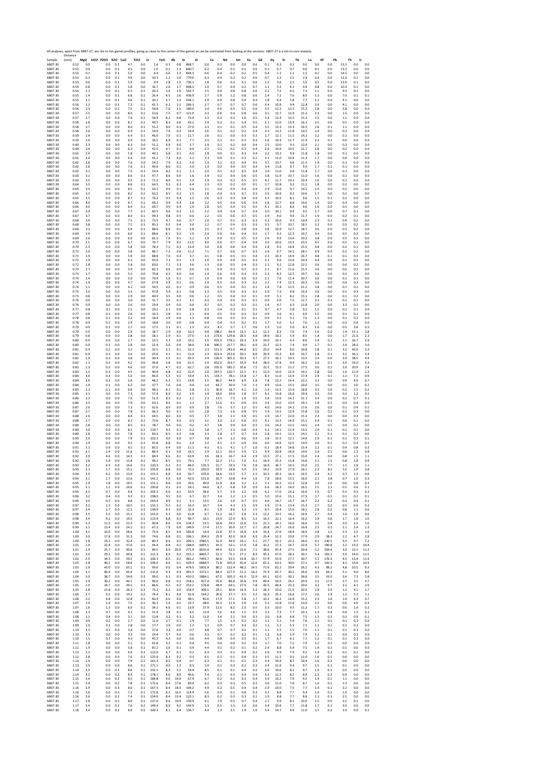All analyses, apart from AB07-27, are rim to rim garnet profiles, going as close to the center of the garnet as can be estimated from looking at the sections. AB07-27 is a rim to core analysis.

| Sample | Distance (mm) | MgO | SiO2 | P2O5 | K2O | CaO | TiO2 | Cr | FeO | Rb | Sr | Zr | Ce | Nd | Sm | Eu | Gd | Dy | Er | Yb | Lu | Hf | Pb | Th | U |
|---|---|---|---|---|---|---|---|---|---|---|---|---|---|---|---|---|---|---|---|---|---|---|---|---|---|
| AB07-30 | 0.52 | 0.0 | 0.0 | 0.1 | 4.7 | 0.0 | 1.6 | 0.1 | 0.8 | 868.7 | 0.0 | 0.3 | 0.0 | 0.0 | 0.6 | 0.1 | 0.3 | 0.2 | 0.0 | 0.0 | 0.0 | 15.5 | 0.0 | 0.0 |
| AB07-30 | 0.52 | 0.0 | 0.0 | 0.1 | 4.5 | 0.0 | 1.0 | 0.2 | 1.3 | 840.7 | 0.2 | 0.4 | 0.2 | 0.1 | 0.6 | 0.1 | 0.7 | 0.7 | 0.6 | 0.1 | 0.0 | 13.3 | 0.0 | 0.0 |
| AB07-30 | 0.53 | 0.1 | 0.0 | 0.1 | 5.0 | 0.0 | 4.4 | 0.6 | 1.3 | 844.3 | 0.6 | 0.4 | 0.2 | 0.2 | 0.5 | 0.4 | 1.1 | 1.1 | 1.5 | 0.2 | 0.0 | 14.5 | 0.0 | 0.0 |
| AB07-30 | 0.53 | 0.3 | 0.0 | 0.1 | 4.9 | 0.0 | 10.3 | 1.2 | 2.0 | 779.0 | 0.3 | 0.4 | 0.2 | 0.2 | 0.6 | 0.7 | 2.2 | 2.5 | 2.4 | 0.4 | 0.0 | 12.3 | 0.1 | 0.0 |
| AB07-30 | 0.53 | 0.6 | 0.0 | 0.1 | 5.9 | 0.0 | 9.9 | 1.8 | 1.5 | 736.1 | 1.8 | 0.6 | 0.3 | 0.1 | 0.6 | 1.2 | 3.6 | 2.5 | 3.5 | 0.5 | 0.0 | 13.0 | 0.1 | 0.0 |
| AB07-30 | 0.54 | 0.8 | 0.0 | 0.1 | 5.8 | 0.0 | 16.7 | 2.6 | 1.7 | 608.3 | 1.0 | 0.7 | 0.4 | 0.2 | 0.7 | 1.1 | 5.2 | 4.1 | 4.4 | 0.8 | 0.0 | 10.3 | 0.1 | 0.0 |
| AB07-30 | 0.54 | 1.1 | 0.0 | 0.1 | 6.3 | 0.1 | 20.3 | 3.6 | 1.9 | 542.7 | 1.5 | 0.9 | 0.8 | 0.8 | 0.6 | 2.2 | 7.5 | 6.3 | 7.3 | 1.1 | 0.0 | 9.3 | 0.1 | 0.0 |
| AB07-30 | 0.55 | 1.4 | 0.0 | 0.1 | 6.8 | 0.1 | 26.4 | 4.5 | 2.6 | 436.9 | 2.7 | 0.9 | 1.2 | 0.8 | 0.6 | 2.4 | 7.2 | 7.6 | 8.0 | 1.3 | 0.0 | 7.0 | 0.1 | 0.1 |
| AB07-30 | 0.55 | 1.1 | 0.0 | 0.1 | 4.6 | 0.1 | 20.1 | 3.7 | 1.3 | 244.1 | 1.9 | 0.9 | 0.8 | 0.4 | 0.4 | 1.8 | 6.4 | 5.8 | 7.7 | 1.1 | 0.0 | 4.1 | 0.0 | 0.0 |
| AB07-30 | 0.56 | 2.2 | 0.0 | 0.1 | 7.2 | 0.1 | 41.1 | 6.2 | 2.1 | 266.3 | 2.7 | 0.7 | 0.7 | 0.7 | 0.6 | 3.4 | 10.9 | 9.9 | 12.4 | 2.0 | 0.0 | 4.1 | 0.0 | 0.0 |
| AB07-30 | 0.56 | 2.3 | 0.0 | 0.1 | 7.5 | 0.1 | 59.8 | 7.0 | 1.5 | 180.0 | 2.4 | 0.6 | 0.5 | 0.5 | 0.6 | 3.5 | 12.2 | 12.5 | 15.2 | 1.8 | 0.0 | 2.8 | 0.0 | 0.0 |
| AB07-30 | 0.57 | 2.5 | 0.0 | 0.0 | 8.0 | 0.1 | 53.6 | 7.5 | 0.7 | 121.9 | 3.3 | 0.6 | 0.4 | 0.8 | 0.6 | 3.5 | 12.7 | 12.9 | 15.2 | 2.3 | 0.0 | 1.5 | 0.0 | 0.0 |
| AB07-30 | 0.57 | 2.7 | 0.0 | 0.0 | 7.9 | 0.1 | 54.9 | 8.2 | 0.8 | 73.4 | 2.3 | 0.3 | 0.2 | 1.0 | 0.5 | 3.4 | 12.4 | 13.5 | 15.2 | 2.5 | 0.0 | 1.1 | 0.0 | 0.0 |
| AB07-30 | 0.58 | 2.8 | 0.0 | 0.0 | 8.1 | 0.1 | 49.5 | 8.3 | 0.6 | 43.2 | 2.9 | 0.2 | 0.1 | 0.4 | 0.5 | 2.1 | 12.0 | 13.9 | 16.1 | 2.5 | 0.0 | 0.5 | 0.0 | 0.0 |
| AB07-30 | 0.58 | 2.7 | 0.0 | 0.0 | 8.0 | 0.1 | 55.2 | 8.0 | 0.3 | 27.0 | 3.3 | 0.1 | 0.1 | 0.5 | 0.4 | 3.5 | 13.1 | 13.3 | 16.5 | 2.6 | 0.1 | 1.1 | 0.0 | 0.0 |
| AB07-30 | 0.58 | 2.6 | 0.0 | 0.0 | 6.9 | 0.1 | 54.9 | 7.4 | 0.2 | 14.4 | 2.6 | 0.1 | 0.2 | 0.2 | 0.4 | 3.3 | 13.2 | 11.8 | 14.5 | 2.4 | 0.0 | 0.2 | 0.0 | 0.0 |
| AB07-30 | 0.59 | 2.4 | 0.0 | 0.0 | 6.4 | 0.1 | 46.0 | 7.0 | 0.1 | 11.7 | 2.6 | 0.1 | 0.0 | 0.3 | 0.3 | 2.7 | 12.1 | 11.5 | 14.2 | 2.2 | 0.0 | 0.2 | 0.0 | 0.0 |
| AB07-30 | 0.59 | 2.4 | 0.0 | 0.0 | 6.9 | 0.0 | 36.5 | 6.9 | 0.1 | 7.7 | 2.5 | 0.1 | 0.1 | 0.3 | 0.3 | 2.6 | 10.3 | 11.7 | 11.9 | 2.1 | 0.1 | 0.0 | 0.0 | 0.0 |
| AB07-30 | 0.60 | 2.3 | 0.0 | 0.0 | 6.3 | 0.0 | 51.2 | 6.9 | 0.0 | 5.7 | 1.9 | 0.1 | 0.2 | 0.4 | 0.4 | 2.5 | 10.0 | 9.3 | 12.6 | 2.1 | 0.0 | 0.2 | 0.0 | 0.0 |
| AB07-30 | 0.60 | 2.4 | 0.0 | 0.0 | 6.3 | 0.0 | 42.5 | 6.7 | 0.1 | 6.0 | 2.5 | 0.1 | 0.1 | 0.3 | 0.4 | 2.6 | 10.6 | 10.5 | 11.7 | 1.8 | 0.0 | 0.2 | 0.0 | 0.0 |
| AB07-30 | 0.61 | 2.4 | 0.0 | 0.0 | 5.8 | 0.0 | 40.1 | 6.8 | 0.1 | 6.0 | 1.8 | 0.0 | 0.1 | 0.3 | 0.4 | 2.2 | 10.2 | 9.9 | 11.8 | 1.8 | 0.0 | 0.1 | 0.0 | 0.0 |
| AB07-30 | 0.61 | 2.4 | 0.0 | 0.0 | 6.4 | 0.0 | 41.1 | 7.2 | 0.0 | 2.1 | 2.3 | 0.0 | 0.1 | 0.3 | 0.2 | 3.1 | 11.0 | 10.6 | 11.3 | 1.7 | 0.0 | 0.0 | 0.0 | 0.0 |
| AB07-30 | 0.62 | 2.8 | 0.0 | 0.0 | 7.6 | 0.0 | 54.2 | 7.9 | 0.2 | 5.6 | 1.9 | 1.1 | 0.2 | 0.4 | 0.5 | 3.5 | 10.7 | 9.6 | 11.5 | 1.9 | 0.0 | 0.1 | 0.0 | 0.0 |
| AB07-30 | 0.62 | 2.8 | 0.0 | 0.0 | 7.6 | 0.1 | 49.9 | 8.0 | 0.1 | 2.0 | 1.9 | 0.2 | 0.4 | 0.5 | 0.4 | 3.4 | 11.8 | 9.7 | 9.9 | 1.7 | 0.1 | 0.1 | 0.0 | 0.0 |
| AB07-30 | 0.63 | 3.1 | 0.0 | 0.0 | 7.5 | 0.1 | 54.4 | 8.2 | 0.1 | 2.1 | 2.0 | 0.1 | 0.2 | 0.5 | 0.4 | 2.9 | 11.0 | 9.0 | 11.8 | 1.7 | 0.0 | 0.1 | 0.0 | 0.0 |
| AB07-30 | 0.63 | 3.1 | 0.0 | 0.0 | 8.6 | 0.1 | 47.7 | 8.6 | 0.0 | 1.6 | 1.9 | 0.2 | 0.4 | 0.6 | 0.5 | 3.8 | 11.9 | 10.7 | 11.0 | 1.6 | 0.0 | 0.1 | 0.0 | 0.0 |
| AB07-30 | 0.63 | 3.5 | 0.0 | 0.0 | 9.5 | 0.1 | 71.3 | 8.9 | 0.1 | 2.3 | 1.9 | 0.3 | 0.2 | 0.5 | 0.5 | 4.1 | 11.7 | 10.2 | 10.4 | 1.6 | 0.0 | 0.1 | 0.0 | 0.0 |
| AB07-30 | 0.64 | 3.5 | 0.0 | 0.0 | 8.6 | 0.1 | 64.5 | 9.3 | 0.2 | 6.4 | 2.3 | 0.3 | 0.2 | 0.5 | 0.5 | 2.7 | 10.8 | 9.2 | 11.2 | 1.8 | 0.0 | 0.2 | 0.0 | 0.0 |
| AB07-30 | 0.64 | 3.5 | 0.0 | 0.0 | 8.5 | 0.1 | 56.1 | 9.0 | 0.1 | 5.4 | 2.1 | 0.4 | 0.4 | 0.4 | 0.4 | 2.9 | 13.6 | 9.7 | 10.2 | 1.4 | 0.0 | 0.2 | 0.0 | 0.0 |
| AB07-30 | 0.65 | 3.3 | 0.0 | 0.0 | 8.2 | 0.1 | 63.2 | 8.5 | 0.2 | 1.5 | 1.8 | 0.4 | 0.3 | 0.7 | 0.3 | 3.6 | 10.9 | 9.2 | 10.6 | 1.7 | 0.0 | 0.2 | 0.0 | 0.0 |
| AB07-30 | 0.65 | 3.5 | 0.0 | 0.0 | 8.7 | 0.1 | 76.2 | 9.3 | 0.4 | 1.5 | 2.6 | 0.3 | 0.3 | 0.8 | 0.4 | 3.3 | 10.5 | 8.1 | 9.6 | 1.5 | 0.1 | 0.2 | 0.0 | 0.0 |
| AB07-30 | 0.66 | 4.0 | 0.0 | 0.0 | 8.7 | 0.1 | 69.2 | 9.9 | 0.4 | 1.8 | 2.2 | 0.5 | 0.4 | 0.6 | 0.4 | 2.8 | 12.7 | 8.8 | 10.6 | 1.4 | 0.0 | 0.3 | 0.0 | 0.0 |
| AB07-30 | 0.66 | 4.0 | 0.0 | 0.0 | 8.4 | 0.1 | 69.7 | 9.9 | 0.4 | 1.4 | 2.8 | 0.5 | 0.4 | 0.5 | 0.5 | 4.1 | 10.1 | 8.6 | 9.6 | 1.6 | 0.0 | 0.5 | 0.0 | 0.0 |
| AB07-30 | 0.67 | 3.9 | 0.0 | 0.0 | 7.7 | 0.1 | 82.5 | 9.6 | 0.3 | 1.5 | 2.2 | 0.4 | 0.4 | 0.7 | 0.4 | 3.0 | 10.1 | 9.4 | 9.5 | 1.7 | 0.0 | 0.7 | 0.1 | 0.0 |
| AB07-30 | 0.67 | 3.7 | 0.0 | 0.0 | 8.0 | 0.1 | 99.3 | 9.8 | 0.5 | 0.6 | 2.2 | 0.5 | 0.6 | 0.7 | 0.5 | 2.9 | 9.0 | 9.9 | 11.7 | 1.9 | 0.0 | 0.2 | 0.1 | 0.0 |
| AB07-30 | 0.68 | 3.9 | 0.0 | 0.0 | 7.5 | 0.1 | 73.5 | 9.7 | 0.6 | 0.7 | 2.0 | 0.7 | 0.5 | 0.3 | 0.3 | 3.2 | 10.6 | 9.3 | 14.9 | 2.3 | 0.1 | 0.4 | 0.2 | 0.0 |
| AB07-30 | 0.68 | 3.8 | 0.0 | 0.0 | 7.2 | 0.1 | 85.3 | 9.5 | 0.4 | 3.6 | 2.2 | 0.7 | 0.4 | 0.3 | 0.3 | 3.5 | 9.7 | 10.7 | 18.1 | 3.2 | 0.0 | 0.3 | 0.2 | 0.0 |
| AB07-30 | 0.68 | 3.2 | 0.0 | 0.0 | 6.9 | 0.1 | 88.0 | 8.8 | 0.1 | 5.8 | 2.5 | 0.7 | 0.7 | 0.8 | 0.4 | 2.8 | 10.9 | 12.7 | 18.7 | 3.6 | 0.0 | 0.5 | 0.2 | 0.0 |
| AB07-30 | 0.69 | 2.9 | 0.0 | 0.0 | 6.0 | 0.1 | 89.6 | 8.1 | 0.2 | 1.9 | 2.4 | 0.9 | 0.6 | 0.4 | 0.2 | 2.7 | 9.2 | 12.3 | 19.7 | 3.4 | 0.0 | 0.5 | 0.2 | 0.0 |
| AB07-30 | 0.69 | 2.6 | 0.0 | 0.0 | 6.0 | 0.1 | 81.5 | 7.6 | 0.1 | 5.1 | 1.9 | 0.9 | 0.3 | 0.5 | 0.3 | 2.6 | 9.9 | 13.6 | 20.2 | 3.8 | 0.0 | 0.5 | 0.2 | 0.0 |
| AB07-30 | 0.70 | 2.5 | 0.0 | 0.0 | 6.7 | 0.0 | 79.7 | 7.9 | 0.2 | 11.0 | 4.0 | 0.6 | 0.7 | 0.4 | 0.4 | 3.0 | 10.6 | 13.5 | 25.5 | 4.5 | 0.0 | 0.5 | 0.1 | 0.0 |
| AB07-30 | 0.70 | 2.3 | 0.0 | 0.0 | 5.8 | 0.0 | 78.3 | 7.2 | 0.3 | 13.4 | 2.0 | 0.8 | 0.6 | 0.4 | 0.4 | 2.8 | 9.3 | 14.4 | 25.5 | 4.8 | 0.0 | 0.2 | 0.1 | 0.0 |
| AB07-30 | 0.71 | 2.0 | 0.0 | 0.0 | 5.8 | 0.0 | 86.7 | 7.2 | 0.4 | 11.2 | 7.1 | 0.7 | 0.6 | 0.7 | 0.3 | 2.6 | 9.7 | 14.2 | 28.1 | 4.9 | 0.0 | 0.2 | 0.2 | 0.0 |
| AB07-30 | 0.71 | 1.9 | 0.0 | 0.0 | 5.9 | 0.0 | 88.8 | 7.0 | 0.4 | 3.7 | 3.1 | 0.8 | 0.5 | 0.1 | 0.4 | 2.5 | 10.3 | 14.9 | 26.7 | 4.8 | 0.1 | 0.1 | 0.3 | 0.0 |
| AB07-30 | 0.72 | 1.9 | 0.0 | 0.0 | 6.1 | 0.0 | 93.0 | 7.1 | 0.1 | 1.3 | 1.0 | 0.9 | 0.9 | 0.5 | 0.3 | 2.1 | 9.6 | 13.6 | 24.3 | 4.4 | 0.0 | 0.1 | 0.3 | 0.0 |
| AB07-30 | 0.72 | 1.8 | 0.0 | 0.0 | 5.8 | 0.0 | 83.0 | 7.1 | 3.3 | 3.6 | 1.3 | 0.6 | 0.5 | 0.4 | 0.3 | 2.1 | 9.2 | 12.8 | 22.1 | 3.6 | 0.0 | 0.0 | 0.2 | 0.0 |
| AB07-30 | 0.73 | 1.7 | 0.0 | 0.0 | 5.9 | 0.0 | 82.3 | 6.6 | 0.0 | 0.6 | 1.6 | 0.4 | 0.3 | 0.3 | 0.3 | 2.1 | 8.7 | 11.6 | 21.5 | 3.6 | 0.0 | 0.0 | 0.2 | 0.0 |
| AB07-30 | 0.73 | 1.7 | 0.0 | 0.0 | 5.5 | 0.0 | 70.8 | 6.3 | 0.0 | 0.6 | 1.4 | 0.6 | 0.9 | 0.3 | 0.3 | 2.3 | 8.3 | 12.5 | 19.7 | 3.6 | 0.0 | 0.0 | 0.2 | 0.0 |
| AB07-30 | 0.74 | 1.4 | 0.0 | 0.0 | 5.0 | 0.0 | 70.9 | 5.6 | 0.1 | 0.7 | 1.0 | 0.4 | 0.6 | 0.6 | 0.2 | 2.1 | 7.6 | 11.4 | 20.7 | 3.6 | 0.0 | 0.1 | 0.1 | 0.0 |
| AB07-30 | 0.74 | 1.4 | 0.0 | 0.0 | 4.7 | 0.0 | 67.8 | 5.4 | 0.1 | 0.6 | 1.4 | 0.5 | 0.4 | 0.3 | 0.2 | 2.2 | 7.4 | 12.3 | 20.2 | 3.6 | 0.0 | 0.0 | 0.2 | 0.0 |
| AB07-30 | 0.74 | 1.1 | 0.0 | 0.0 | 4.2 | 0.0 | 54.5 | 4.6 | 0.1 | 0.9 | 0.6 | 0.5 | 0.4 | 0.2 | 0.1 | 1.4 | 7.8 | 12.5 | 21.2 | 3.8 | 0.0 | 0.1 | 0.2 | 0.0 |
| AB07-30 | 0.75 | 1.0 | 0.0 | 0.0 | 3.5 | 0.0 | 47.8 | 3.9 | 0.1 | 0.8 | 1.3 | 0.5 | 0.4 | 0.3 | 0.2 | 2.0 | 7.3 | 9.8 | 19.2 | 3.6 | 0.0 | 0.1 | 0.3 | 0.0 |
| AB07-30 | 0.75 | 0.8 | 0.0 | 0.0 | 2.9 | 0.0 | 40.9 | 3.5 | 0.0 | 0.6 | 1.2 | 0.5 | 0.4 | 0.2 | 0.1 | 0.9 | 5.1 | 8.2 | 15.1 | 2.8 | 0.0 | 0.1 | 0.2 | 0.0 |
| AB07-30 | 0.76 | 0.9 | 0.0 | 0.0 | 3.0 | 0.0 | 31.7 | 3.5 | 0.1 | 3.1 | 0.3 | 0.4 | 0.5 | 0.3 | 0.1 | 0.9 | 5.0 | 7.5 | 12.7 | 2.3 | 0.1 | 0.1 | 0.1 | 0.0 |
| AB07-30 | 0.76 | 0.9 | 0.0 | 0.0 | 2.6 | 0.0 | 29.9 | 3.4 | 0.0 | 0.6 | 0.7 | 0.5 | 0.2 | 0.3 | 0.1 | 1.4 | 4.7 | 6.3 | 11.8 | 2.0 | 0.0 | 3.3 | 0.3 | 0.0 |
| AB07-30 | 0.77 | 0.8 | 0.1 | 0.0 | 2.5 | 0.0 | 20.2 | 3.1 | 0.0 | 2.8 | 0.3 | 0.4 | 0.3 | 0.1 | 0.1 | 0.7 | 4.7 | 5.8 | 9.2 | 1.5 | 0.0 | 0.1 | 0.1 | 0.0 |
| AB07-30 | 0.77 | 0.8 | 0.1 | 0.0 | 2.6 | 0.0 | 16.3 | 2.8 | 0.1 | 2.1 | 0.4 | 0.5 | 0.4 | 0.3 | 0.2 | 0.9 | 3.6 | 4.1 | 6.9 | 1.5 | 0.0 | 0.1 | 0.1 | 0.0 |
| AB07-30 | 0.78 | 0.8 | 0.1 | 0.0 | 3.2 | 0.0 | 18.4 | 2.9 | 0.0 | 1.3 | 0.8 | 0.4 | 0.5 | 0.2 | 0.1 | 0.9 | 3.5 | 5.1 | 7.6 | 1.3 | 0.0 | 0.1 | 0.2 | 0.0 |
| AB07-30 | 0.78 | 0.9 | 0.1 | 0.0 | 2.9 | 0.0 | 18.8 | 3.0 | 0.0 | 0.8 | 0.4 | 0.4 | 0.3 | 0.2 | 0.1 | 1.7 | 5.0 | 5.1 | 7.6 | 1.2 | 0.0 | 0.2 | 0.4 | 0.0 |
| AB07-30 | 0.79 | 0.9 | 0.1 | 0.0 | 2.7 | 0.0 | 17.5 | 3.1 | 0.1 | 1.3 | 0.3 | 8.2 | 5.7 | 1.7 | 0.6 | 2.3 | 5.0 | 5.0 | 8.2 | 1.6 | 0.0 | 0.5 | 3.8 | 0.5 |
| AB07-30 | 0.79 | 0.9 | 0.0 | 0.0 | 2.9 | 0.0 | 18.7 | 2.9 | 0.0 | 10.3 | 0.8 | 108.2 | 66.9 | 12.1 | 3.2 | 11.2 | 8.3 | 7.0 | 7.4 | 1.6 | 0.0 | 1.4 | 15.1 | 1.8 |
| AB07-30 | 0.79 | 0.8 | 0.0 | 0.0 | 2.8 | 0.0 | 18.1 | 2.9 | 0.1 | 27.0 | 1.3 | 273.6 | 129.8 | 26.5 | 4.8 | 14.9 | 10.2 | 5.9 | 8.5 | 1.4 | 0.0 | 1.7 | 21.5 | 2.2 |
| AB07-30 | 0.80 | 0.9 | 0.0 | 0.0 | 2.7 | 0.0 | 23.5 | 3.1 | 0.0 | 33.2 | 1.5 | 331.0 | 178.2 | 29.3 | 5.9 | 19.0 | 10.1 | 6.4 | 8.6 | 1.4 | 0.1 | 2.1 | 26.7 | 2.6 |
| AB07-30 | 0.80 | 0.9 | 0.1 | 0.0 | 2.8 | 0.0 | 22.4 | 3.0 | 0.0 | 38.0 | 1.8 | 400.5 | 217.7 | 39.1 | 6.9 | 21.7 | 13.3 | 7.4 | 9.9 | 1.7 | 0.1 | 2.9 | 28.5 | 3.0 |
| AB07-30 | 0.81 | 0.9 | 0.2 | 0.0 | 3.2 | 0.0 | 32.5 | 3.1 | 0.1 | 52.1 | 2.3 | 511.5 | 241.0 | 44.0 | 8.5 | 25.0 | 14.4 | 8.0 | 10.8 | 1.8 | 0.1 | 3.2 | 43.0 | 3.3 |
| AB07-30 | 0.81 | 0.9 | 0.3 | 0.0 | 3.4 | 0.0 | 25.6 | 3.1 | 0.1 | 51.4 | 2.3 | 423.4 | 253.6 | 50.1 | 8.0 | 26.9 | 13.3 | 8.0 | 10.7 | 1.8 | 0.1 | 3.5 | 36.1 | 3.4 |
| AB07-30 | 0.82 | 1.0 | 0.3 | 0.0 | 3.8 | 0.0 | 30.4 | 3.5 | 0.1 | 65.5 | 2.4 | 526.9 | 305.2 | 50.3 | 9.7 | 27.5 | 16.1 | 10.5 | 13.5 | 2.4 | 0.0 | 3.9 | 38.5 | 4.4 |
| AB07-30 | 0.82 | 1.1 | 0.3 | 0.0 | 4.2 | 0.0 | 39.8 | 3.8 | 0.0 | 61.5 | 2.9 | 452.0 | 253.7 | 55.4 | 9.4 | 28.0 | 17.8 | 9.9 | 16.1 | 3.0 | 0.1 | 3.4 | 33.0 | 3.3 |
| AB07-30 | 0.83 | 1.3 | 0.3 | 0.0 | 4.6 | 0.0 | 37.0 | 4.7 | 0.2 | 62.7 | 2.8 | 335.0 | 185.2 | 35.6 | 7.5 | 22.5 | 15.5 | 11.2 | 17.5 | 3.0 | 0.1 | 2.6 | 20.9 | 2.4 |
| AB07-30 | 0.83 | 1.3 | 0.3 | 0.0 | 4.5 | 0.0 | 40.9 | 4.8 | 0.2 | 31.4 | 2.0 | 207.5 | 120.7 | 21.1 | 4.1 | 11.0 | 13.0 | 12.0 | 19.1 | 2.8 | 0.0 | 1.6 | 11.9 | 1.3 |
| AB07-30 | 0.84 | 1.4 | 0.3 | 0.0 | 5.0 | 0.0 | 46.0 | 5.5 | 0.1 | 19.4 | 1.5 | 133.7 | 78.1 | 13.8 | 2.7 | 8.3 | 11.0 | 12.9 | 17.4 | 2.9 | 0.1 | 1.2 | 7.2 | 0.9 |
| AB07-30 | 0.84 | 1.6 | 0.2 | 0.0 | 5.6 | 0.0 | 48.2 | 6.2 | 0.1 | 14.8 | 1.5 | 86.2 | 44.9 | 8.9 | 1.8 | 7.8 | 12.2 | 14.4 | 22.2 | 3.1 | 0.0 | 0.9 | 4.9 | 0.7 |
| AB07-30 | 0.84 | 1.9 | 0.1 | 0.0 | 6.3 | 0.0 | 37.7 | 7.6 | 0.0 | 9.4 | 1.4 | 64.7 | 30.9 | 7.0 | 1.3 | 4.9 | 13.6 | 15.5 | 20.6 | 3.5 | 0.0 | 0.5 | 3.0 | 0.2 |
| AB07-30 | 0.85 | 2.1 | 0.1 | 0.0 | 6.8 | 0.0 | 48.3 | 8.1 | 0.1 | 5.8 | 1.5 | 36.9 | 18.7 | 4.2 | 1.0 | 5.4 | 13.5 | 15.4 | 18.9 | 3.5 | 0.0 | 0.2 | 2.1 | 0.2 |
| AB07-30 | 0.85 | 2.1 | 0.0 | 0.0 | 7.3 | 0.0 | 57.4 | 8.0 | 0.2 | 2.9 | 1.4 | 18.6 | 10.0 | 1.8 | 0.7 | 4.3 | 13.8 | 16.0 | 19.4 | 3.3 | 0.0 | 0.2 | 1.2 | 0.2 |
| AB07-30 | 0.86 | 2.3 | 0.0 | 0.0 | 7.6 | 0.0 | 51.0 | 8.3 | 0.2 | 2.1 | 2.3 | 13.5 | 7.5 | 1.0 | 0.5 | 3.8 | 13.6 | 14.2 | 21.1 | 3.4 | 0.0 | 0.2 | 0.7 | 0.1 |
| AB07-30 | 0.86 | 2.5 | 0.0 | 0.0 | 7.9 | 0.0 | 63.3 | 8.6 | 0.1 | 1.1 | 2.7 | 12.6 | 4.1 | 0.9 | 0.5 | 3.4 | 13.0 | 13.9 | 19.1 | 2.9 | 0.1 | 0.0 | 0.4 | 0.0 |
| AB07-30 | 0.87 | 2.6 | 0.0 | 0.0 | 7.3 | 0.1 | 62.6 | 8.9 | 0.0 | 0.9 | 2.8 | 7.6 | 3.7 | 1.2 | 0.5 | 4.0 | 14.6 | 14.2 | 17.6 | 2.6 | 0.0 | 0.1 | 0.4 | 0.1 |
| AB07-30 | 0.87 | 2.7 | 0.0 | 0.0 | 7.8 | 0.1 | 66.3 | 9.0 | 0.1 | 0.5 | 2.8 | 7.3 | 1.6 | 0.8 | 0.5 | 3.4 | 13.5 | 12.9 | 15.8 | 2.6 | 0.1 | 0.1 | 0.3 | 0.0 |
| AB07-30 | 0.88 | 2.6 | 0.0 | 0.0 | 8.4 | 0.1 | 64.5 | 8.6 | 0.0 | 0.5 | 2.7 | 3.8 | 2.1 | 0.6 | 0.5 | 2.9 | 14.7 | 12.0 | 15.3 | 2.3 | 0.0 | 0.0 | 0.3 | 0.0 |
| AB07-30 | 0.88 | 2.7 | 0.0 | 0.0 | 8.2 | 0.1 | 73.6 | 8.7 | 0.0 | 0.3 | 3.1 | 2.0 | 2.2 | 0.6 | 0.5 | 4.1 | 13.2 | 14.0 | 15.1 | 2.4 | 0.1 | 0.0 | 0.1 | 0.0 |
| AB07-30 | 0.89 | 2.8 | 0.0 | 0.0 | 8.5 | 0.1 | 78.7 | 9.0 | 0.0 | 0.2 | 4.7 | 1.8 | 0.9 | 0.4 | 0.3 | 3.6 | 14.3 | 12.5 | 14.5 | 2.4 | 0.1 | 0.0 | 0.2 | 0.0 |
| AB07-30 | 0.89 | 3.0 | 0.0 | 0.0 | 8.1 | 0.1 | 110.7 | 9.3 | 0.2 | 0.2 | 3.8 | 1.7 | 1.3 | 0.8 | 0.4 | 3.2 | 14.1 | 11.9 | 13.5 | 2.4 | 0.1 | 0.1 | 0.1 | 0.0 |
| AB07-30 | 0.89 | 2.8 | 0.0 | 0.0 | 7.8 | 0.1 | 83.3 | 8.5 | 0.3 | 0.8 | 3.3 | 2.8 | 1.7 | 0.7 | 0.4 | 2.8 | 14.1 | 12.3 | 14.1 | 2.1 | 0.1 | 0.1 | 0.2 | 0.0 |
| AB07-30 | 0.90 | 2.9 | 0.0 | 0.0 | 7.9 | 0.1 | 102.3 | 9.0 | 0.0 | 0.7 | 3.8 | 3.4 | 1.2 | 0.6 | 0.4 | 3.8 | 15.5 | 12.1 | 14.9 | 1.9 | 0.1 | 0.1 | 0.3 | 0.1 |
| AB07-30 | 0.90 | 2.9 | 0.2 | 0.0 | 9.2 | 0.1 | 91.8 | 8.8 | 0.1 | 3.4 | 3.2 | 4.1 | 2.3 | 0.9 | 0.6 | 4.6 | 14.9 | 12.5 | 13.9 | 2.0 | 0.1 | 0.1 | 0.3 | 0.1 |
| AB07-30 | 0.91 | 3.1 | 0.9 | 0.0 | 9.5 | 0.1 | 83.5 | 9.4 | 0.0 | 11.1 | 4.3 | 6.1 | 4.1 | 1.7 | 1.0 | 6.1 | 18.4 | 14.8 | 15.4 | 2.2 | 0.1 | 0.4 | 0.8 | 0.3 |
| AB07-30 | 0.91 | 3.1 | 2.4 | 0.0 | 11.6 | 0.1 | 86.4 | 9.1 | 0.0 | 33.3 | 2.9 | 12.1 | 10.3 | 3.9 | 2.1 | 9.9 | 20.8 | 16.0 | 14.9 | 2.4 | 0.1 | 0.6 | 1.3 | 0.8 |
| AB07-30 | 0.92 | 2.9 | 4.6 | 0.0 | 14.1 | 0.1 | 84.9 | 8.6 | 0.1 | 63.9 | 3.6 | 18.3 | 16.7 | 6.4 | 2.9 | 13.5 | 27.1 | 17.5 | 15.0 | 2.4 | 0.0 | 0.8 | 1.5 | 1.1 |
| AB07-30 | 0.92 | 2.8 | 5.9 | 0.0 | 15.8 | 0.1 | 90.2 | 8.5 | 0.1 | 79.1 | 7.7 | 22.3 | 17.1 | 7.0 | 3.1 | 14.9 | 25.3 | 15.8 | 14.6 | 2.1 | 1.5 | 0.8 | 1.8 | 0.9 |
| AB07-30 | 0.93 | 3.2 | 6.5 | 0.0 | 16.6 | 0.1 | 120.3 | 9.2 | 0.1 | 84.0 | 135.3 | 21.7 | 19.3 | 7.6 | 2.8 | 16.0 | 26.7 | 16.5 | 15.0 | 2.5 | 7.7 | 1.1 | 1.9 | 1.1 |
| AB07-30 | 0.93 | 3.1 | 5.7 | 0.0 | 15.1 | 0.1 | 103.9 | 8.8 | 0.0 | 72.2 | 293.0 | 19.9 | 18.8 | 5.4 | 2.5 | 14.2 | 23.9 | 17.0 | 16.1 | 2.3 | 8.3 | 1.0 | 1.9 | 0.8 |
| AB07-30 | 0.94 | 3.0 | 4.2 | 0.0 | 13.9 | 0.1 | 131.5 | 8.8 | 0.0 | 56.7 | 235.0 | 18.6 | 13.5 | 5.7 | 2.2 | 10.3 | 20.3 | 16.3 | 16.5 | 2.4 | 6.1 | 0.7 | 1.3 | 0.6 |
| AB07-30 | 0.94 | 3.1 | 2.7 | 0.0 | 12.6 | 0.1 | 141.2 | 9.0 | 0.0 | 42.0 | 151.0 | 16.7 | 10.8 | 4.4 | 1.6 | 7.8 | 18.6 | 15.5 | 16.0 | 2.1 | 3.8 | 0.7 | 1.0 | 0.3 |
| AB07-30 | 0.95 | 2.9 | 1.8 | 0.0 | 10.5 | 0.1 | 151.1 | 8.8 | 0.0 | 29.6 | 90.0 | 11.8 | 8.8 | 3.2 | 1.2 | 7.1 | 16.2 | 13.3 | 12.8 | 2.4 | 2.0 | 0.6 | 0.8 | 0.3 |
| AB07-30 | 0.95 | 3.1 | 1.2 | 0.0 | 10.6 | 0.1 | 190.8 | 9.2 | 0.1 | 18.1 | 64.0 | 8.7 | 6.8 | 3.0 | 0.9 | 6.6 | 18.3 | 14.0 | 16.5 | 2.5 | 1.1 | 0.5 | 0.6 | 0.1 |
| AB07-30 | 0.95 | 3.2 | 0.7 | 0.0 | 9.4 | 0.1 | 203.1 | 9.6 | 0.1 | 10.9 | 36.6 | 5.7 | 2.9 | 1.2 | 0.8 | 6.2 | 17.0 | 14.2 | 16.0 | 2.5 | 0.7 | 0.1 | 0.5 | 0.2 |
| AB07-30 | 0.96 | 3.2 | 0.4 | 0.0 | 9.2 | 0.1 | 198.0 | 9.5 | 0.0 | 6.7 | 22.7 | 3.4 | 2.2 | 1.3 | 0.5 | 5.0 | 15.6 | 15.1 | 17.5 | 2.7 | 0.5 | 0.1 | 0.2 | 0.1 |
| AB07-30 | 0.96 | 3.0 | 0.5 | 0.0 | 8.8 | 0.1 | 165.4 | 8.9 | 0.1 | 5.1 | 13.5 | 2.6 | 2.0 | 0.7 | 0.5 | 4.6 | 14.7 | 13.7 | 16.7 | 2.2 | 0.2 | 0.2 | 0.4 | 0.1 |
| AB07-30 | 0.97 | 3.3 | 1.3 | 0.0 | 10.5 | 0.1 | 155.1 | 9.2 | 0.2 | 16.3 | 10.7 | 3.4 | 4.3 | 2.5 | 0.9 | 5.9 | 17.4 | 13.4 | 15.3 | 2.7 | 0.2 | 0.5 | 0.6 | 0.2 |
| AB07-30 | 0.97 | 3.4 | 2.7 | 0.0 | 12.2 | 0.1 | 138.9 | 9.3 | 0.0 | 32.3 | 8.1 | 5.8 | 8.6 | 3.3 | 1.5 | 8.5 | 19.4 | 15.6 | 18.1 | 2.8 | 0.2 | 0.8 | 1.1 | 0.6 |
| AB07-30 | 0.98 | 3.5 | 5.5 | 0.0 | 15.1 | 0.1 | 141.0 | 9.1 | 0.0 | 61.8 | 6.7 | 11.1 | 16.7 | 5.8 | 2.3 | 12.2 | 23.5 | 16.2 | 16.9 | 2.7 | 0.3 | 1.0 | 1.4 | 0.6 |
| AB07-30 | 0.98 | 3.4 | 9.2 | 0.0 | 19.5 | 0.1 | 113.9 | 8.8 | 0.3 | 96.7 | 16.1 | 13.9 | 22.9 | 8.5 | 3.2 | 16.3 | 22.1 | 16.4 | 16.2 | 2.9 | 0.6 | 1.7 | 1.6 | 1.0 |
| AB07-30 | 0.99 | 3.3 | 11.5 | 0.0 | 22.3 | 0.1 | 90.8 | 8.6 | 0.4 | 134.3 | 21.5 | 16.8 | 29.3 | 12.0 | 3.5 | 21.1 | 24.1 | 16.0 | 16.0 | 3.1 | 0.4 | 2.0 | 2.2 | 1.0 |
| AB07-30 | 0.99 | 3.1 | 13.4 | 0.0 | 24.1 | 0.1 | 67.2 | 7.9 | 0.0 | 149.9 | 17.4 | 17.5 | 30.0 | 12.7 | 3.7 | 20.8 | 24.7 | 16.0 | 16.9 | 2.5 | 0.2 | 2.1 | 2.4 | 1.3 |
| AB07-30 | 1.00 | 3.2 | 16.0 | 0.0 | 28.6 | 0.1 | 75.6 | 8.5 | 0.0 | 185.8 | 14.4 | 21.8 | 37.3 | 15.0 | 4.4 | 23.4 | 27.6 | 18.9 | 18.5 | 2.8 | 1.5 | 2.3 | 2.5 | 1.6 |
| AB07-30 | 1.00 | 3.0 | 17.8 | 0.0 | 31.5 | 0.0 | 74.6 | 8.8 | 0.1 | 206.1 | 304.3 | 25.9 | 42.0 | 16.0 | 4.9 | 25.4 | 31.3 | 19.0 | 17.9 | 2.9 | 38.3 | 2.2 | 4.7 | 2.8 |
| AB07-30 | 1.00 | 2.8 | 19.1 | 0.0 | 32.4 | 0.0 | 80.3 | 8.4 | 0.2 | 209.1 | 2985.5 | 31.9 | 44.0 | 16.1 | 5.1 | 27.7 | 32.1 | 22.2 | 26.0 | 4.1 | 130.5 | 3.3 | 9.7 | 7.2 |
| AB07-30 | 1.01 | 2.9 | 22.4 | 0.0 | 37.0 | 0.1 | 94.4 | 8.8 | 0.1 | 248.9 | 6491.1 | 41.3 | 52.1 | 17.9 | 5.8 | 32.2 | 37.3 | 24.7 | 32.4 | 5.7 | 190.8 | 3.2 | 13.2 | 10.4 |
| AB07-30 | 1.01 | 2.9 | 25.7 | 0.0 | 40.0 | 0.1 | 89.5 | 8.9 | 20.9 | 271.4 | 8102.4 | 44.4 | 61.5 | 23.6 | 7.1 | 38.6 | 45.4 | 27.5 | 30.4 | 5.2 | 204.4 | 3.0 | 12.3 | 11.2 |
| AB07-30 | 1.02 | 3.0 | 29.3 | 0.0 | 44.8 | 0.1 | 111.3 | 8.9 | 0.2 | 315.1 | 8465.7 | 51.1 | 72.1 | 27.1 | 8.4 | 45.5 | 47.0 | 28.3 | 30.1 | 5.4 | 193.1 | 3.9 | 14.0 | 11.5 |
| AB07-30 | 1.02 | 2.9 | 34.5 | 0.0 | 50.5 | 0.1 | 106.3 | 8.5 | 0.2 | 381.2 | 7491.7 | 60.6 | 91.3 | 33.8 | 10.7 | 57.9 | 55.9 | 27.7 | 30.7 | 5.1 | 176.5 | 4.5 | 13.4 | 11.4 |
| AB07-30 | 1.03 | 2.8 | 40.2 | 0.0 | 58.8 | 0.1 | 106.9 | 8.6 | 0.1 | 429.3 | 6884.5 | 71.8 | 105.4 | 42.4 | 12.0 | 65.2 | 63.2 | 30.0 | 27.2 | 4.7 | 142.3 | 4.3 | 13.4 | 10.9 |
| AB07-30 | 1.03 | 2.9 | 43.0 | 0.0 | 65.1 | 0.1 | 99.6 | 9.0 | 0.4 | 479.5 | 5001.9 | 80.2 | 122.4 | 48.2 | 14.5 | 71.6 | 62.2 | 29.4 | 26.2 | 4.3 | 98.2 | 4.8 | 10.5 | 9.3 |
| AB07-30 | 1.04 | 3.1 | 46.9 | 0.0 | 65.0 | 0.2 | 115.0 | 9.3 | 0.3 | 491.5 | 3372.1 | 84.3 | 127.5 | 51.2 | 14.2 | 75.9 | 65.7 | 30.2 | 26.0 | 4.0 | 64.3 | 5.1 | 9.0 | 8.6 |
| AB07-30 | 1.04 | 3.0 | 38.7 | 0.0 | 54.8 | 0.3 | 99.0 | 9.1 | 0.3 | 410.2 | 1884.1 | 67.0 | 105.3 | 41.0 | 12.9 | 65.1 | 62.0 | 30.1 | 26.8 | 3.5 | 33.0 | 3.6 | 7.3 | 5.8 |
| AB07-30 | 1.05 | 2.9 | 30.2 | 0.0 | 46.1 | 0.3 | 96.0 | 8.8 | 0.2 | 318.2 | 927.4 | 55.6 | 86.8 | 35.8 | 9.9 | 49.4 | 50.5 | 26.1 | 20.4 | 3.2 | 17.6 | 2.7 | 5.5 | 3.7 |
| AB07-30 | 1.05 | 2.9 | 24.7 | 0.0 | 39.2 | 0.3 | 86.6 | 9.2 | 0.2 | 253.2 | 576.8 | 44.9 | 69.1 | 27.0 | 7.8 | 42.5 | 40.4 | 23.3 | 20.0 | 3.2 | 9.7 | 2.1 | 4.1 | 2.9 |
| AB07-30 | 1.05 | 2.8 | 15.8 | 0.0 | 26.2 | 0.3 | 75.2 | 8.2 | 0.0 | 154.5 | 306.1 | 29.1 | 40.6 | 14.4 | 5.3 | 26.3 | 33.0 | 21.5 | 20.5 | 2.9 | 5.9 | 1.2 | 4.1 | 1.7 |
| AB07-30 | 1.06 | 2.7 | 9.5 | 0.0 | 19.3 | 0.2 | 74.4 | 8.1 | 0.0 | 92.4 | 164.2 | 20.6 | 27.7 | 9.5 | 3.2 | 16.3 | 25.3 | 16.6 | 17.5 | 2.6 | 2.4 | 1.2 | 5.2 | 1.1 |
| AB07-30 | 1.06 | 2.2 | 4.8 | 0.0 | 12.8 | 0.1 | 60.4 | 6.6 | 0.0 | 48.1 | 85.6 | 17.9 | 17.1 | 5.8 | 1.7 | 10.2 | 16.2 | 14.0 | 15.2 | 2.3 | 1.6 | 1.0 | 6.3 | 0.7 |
| AB07-30 | 1.07 | 1.9 | 2.4 | 0.0 | 7.5 | 0.1 | 36.3 | 5.4 | 0.1 | 23.7 | 48.6 | 16.3 | 11.9 | 3.9 | 1.0 | 5.3 | 12.8 | 11.8 | 13.0 | 2.2 | 0.6 | 0.6 | 4.9 | 0.3 |
| AB07-30 | 1.07 | 1.6 | 1.3 | 0.0 | 6.0 | 0.1 | 34.1 | 4.6 | 0.1 | 13.9 | 27.9 | 12.0 | 8.5 | 2.3 | 0.5 | 3.5 | 10.0 | 9.5 | 11.2 | 1.7 | 0.3 | 0.6 | 2.6 | 0.2 |
| AB07-30 | 1.08 | 1.3 | 0.7 | 0.0 | 4.2 | 0.1 | 21.4 | 3.8 | 0.1 | 6.5 | 13.4 | 5.6 | 4.0 | 1.5 | 0.3 | 2.3 | 7.3 | 7.7 | 10.1 | 1.3 | 0.4 | 0.4 | 1.5 | 0.1 |
| AB07-30 | 1.08 | 1.1 | 0.4 | 0.0 | 3.1 | 0.0 | 12.8 | 3.2 | 0.1 | 3.2 | 11.0 | 3.4 | 2.1 | 0.4 | 0.3 | 2.0 | 6.8 | 6.8 | 7.5 | 1.3 | 0.2 | 0.2 | 0.9 | 0.1 |
| AB07-30 | 1.09 | 0.9 | 0.2 | 0.0 | 2.7 | 0.0 | 11.0 | 2.7 | 0.1 | 1.9 | 7.7 | 1.5 | 1.3 | 0.3 | 0.2 | 1.1 | 5.1 | 5.4 | 7.6 | 1.1 | 0.1 | 0.1 | 0.3 | 0.0 |
| AB07-30 | 1.09 | 1.0 | 0.1 | 0.0 | 2.8 | 0.0 | 17.7 | 2.9 | 0.0 | 1.3 | 5.3 | 0.9 | 0.7 | 0.3 | 0.2 | 1.1 | 5.2 | 5.5 | 7.1 | 1.1 | 0.1 | 0.1 | 0.2 | 0.0 |
| AB07-30 | 1.10 | 1.1 | 0.1 | 0.0 | 3.4 | 0.0 | 27.6 | 3.2 | 0.0 | 0.7 | 4.8 | 0.7 | 0.7 | 0.2 | 0.1 | 1.1 | 5.5 | 5.5 | 7.0 | 1.1 | 0.1 | 0.1 | 0.1 | 0.0 |
| AB07-30 | 1.10 | 1.3 | 0.0 | 0.0 | 3.3 | 0.0 | 24.4 | 3.7 | 0.0 | 0.6 | 4.3 | 0.7 | 0.2 | 0.2 | 0.1 | 1.2 | 6.8 | 5.9 | 7.9 | 1.2 | 0.1 | 0.0 | 0.1 | 0.0 |
| AB07-30 | 1.10 | 1.5 | 0.1 | 0.0 | 4.3 | 0.0 | 45.3 | 4.3 | 0.0 | 0.6 | 4.4 | 0.8 | 0.4 | 0.3 | 0.1 | 1.7 | 6.7 | 6.1 | 7.1 | 1.2 | 0.1 | 0.1 | 0.1 | 0.0 |
| AB07-30 | 1.11 | 1.8 | 0.0 | 0.0 | 5.1 | 0.1 | 61.8 | 5.2 | 0.1 | 0.4 | 4.5 | 0.4 | 0.0 | 0.2 | 0.2 | 1.7 | 7.0 | 7.2 | 7.9 | 1.2 | 0.1 | 0.0 | 0.1 | 0.0 |
| AB07-30 | 1.11 | 1.9 | 0.0 | 0.0 | 5.8 | 0.1 | 87.2 | 5.6 | 0.1 | 0.4 | 4.4 | 0.1 | 0.2 | 0.1 | 0.2 | 2.4 | 8.8 | 6.9 | 7.5 | 1.4 | 0.1 | 0.1 | 0.0 | 0.0 |
| AB07-30 | 1.12 | 2.3 | 0.0 | 0.0 | 6.9 | 0.1 | 112.0 | 6.7 | 0.1 | 0.2 | 6.3 | 0.3 | 0.1 | 0.4 | 0.2 | 2.6 | 9.9 | 7.9 | 9.1 | 1.4 | 0.2 | 0.1 | 0.1 | 0.0 |
| AB07-30 | 1.12 | 2.8 | 0.0 | 0.0 | 7.6 | 0.1 | 125.9 | 8.1 | 0.2 | 0.3 | 6.5 | 0.1 | 0.1 | 0.4 | 0.3 | 3.5 | 11.2 | 9.3 | 11.0 | 1.6 | 0.1 | 0.0 | 0.0 | 0.0 |
| AB07-30 | 1.13 | 2.9 | 0.0 | 0.0 | 7.9 | 0.1 | 161.3 | 8.2 | 0.4 | 0.7 | 6.3 | 0.1 | 0.1 | 0.3 | 0.3 | 3.4 | 10.9 | 8.7 | 10.4 | 1.6 | 0.2 | 0.0 | 0.0 | 0.0 |
| AB07-30 | 1.13 | 2.9 | 0.0 | 0.0 | 8.6 | 0.1 | 171.1 | 9.0 | 1.3 | 8.3 | 5.9 | 0.1 | 0.3 | 0.2 | 0.3 | 3.4 | 11.6 | 9.4 | 9.7 | 1.5 | 0.1 | 0.1 | 0.0 | 0.0 |
| AB07-30 | 1.14 | 2.9 | 0.0 | 0.1 | 8.6 | 0.1 | 152.1 | 8.3 | 5.2 | 24.4 | 8.5 | 0.1 | 0.1 | 0.4 | 0.2 | 3.6 | 10.6 | 8.1 | 9.7 | 1.6 | 0.1 | 0.5 | 0.0 | 0.0 |
| AB07-30 | 1.14 | 3.2 | 0.0 | 0.1 | 8.9 | 0.1 | 178.1 | 8.6 | 8.9 | 46.6 | 7.4 | 0.1 | 0.3 | 0.4 | 0.4 | 3.5 | 11.5 | 8.5 | 8.9 | 1.3 | 0.2 | 0.9 | 0.0 | 0.0 |
| AB07-30 | 1.15 | 3.4 | 0.0 | 0.2 | 8.5 | 0.1 | 186.8 | 9.0 | 14.9 | 67.4 | 6.7 | 0.2 | 0.2 | 0.3 | 0.4 | 3.0 | 10.2 | 7.9 | 9.2 | 1.4 | 0.1 | 1.1 | 0.0 | 0.0 |
| AB07-30 | 1.15 | 3.4 | 0.0 | 0.2 | 7.8 | 0.1 | 172.6 | 8.4 | 17.8 | 83.0 | 6.2 | 0.3 | 0.3 | 0.5 | 0.3 | 3.6 | 11.0 | 7.8 | 8.7 | 1.4 | 0.1 | 1.3 | 0.0 | 0.0 |
| AB07-30 | 1.16 | 3.4 | 0.0 | 0.3 | 8.0 | 0.1 | 167.5 | 8.4 | 18.3 | 104.2 | 4.9 | 0.2 | 0.5 | 0.4 | 0.4 | 2.9 | 10.0 | 7.5 | 7.7 | 1.4 | 0.1 | 2.2 | 0.0 | 0.0 |
| AB07-30 | 1.16 | 3.6 | 0.0 | 0.3 | 7.1 | 0.1 | 172.8 | 8.2 | 16.5 | 114.4 | 5.6 | 0.4 | 0.1 | 0.8 | 0.3 | 3.2 | 8.8 | 7.7 | 9.4 | 1.4 | 0.1 | 1.9 | 0.0 | 0.0 |
| AB07-30 | 1.16 | 3.6 | 0.0 | 0.2 | 7.4 | 0.1 | 154.6 | 8.4 | 13.4 | 122.1 | 8.3 | 0.2 | 0.3 | 0.3 | 0.2 | 1.9 | 8.8 | 7.7 | 8.8 | 1.3 | 0.1 | 2.5 | 0.0 | 0.0 |
| AB07-30 | 1.17 | 3.8 | 0.0 | 0.2 | 8.0 | 0.1 | 137.0 | 8.4 | 10.9 | 139.9 | 4.1 | 1.9 | 0.5 | 0.7 | 0.4 | 2.7 | 9.9 | 8.1 | 10.0 | 1.5 | 0.0 | 2.2 | 0.1 | 0.0 |
| AB07-30 | 1.17 | 3.4 | 0.0 | 0.2 | 7.6 | 0.2 | 149.4 | 8.0 | 9.1 | 143.9 | 5.3 | 0.5 | 1.5 | 1.0 | 0.6 | 3.4 | 10.6 | 7.7 | 11.8 | 1.7 | 0.1 | 3.0 | 0.0 | 0.0 |
| AB07-30 | 1.18 | 3.4 | 0.0 | 0.2 | 8.0 | 0.5 | 100.3 | 8.1 | 6.4 | 136.7 | 4.4 | 1.3 | 3.1 | 1.9 | 1.0 | 5.4 | 14.7 | 9.9 | 11.0 | 2.1 | 0.2 | 2.4 | 0.0 | 0.1 |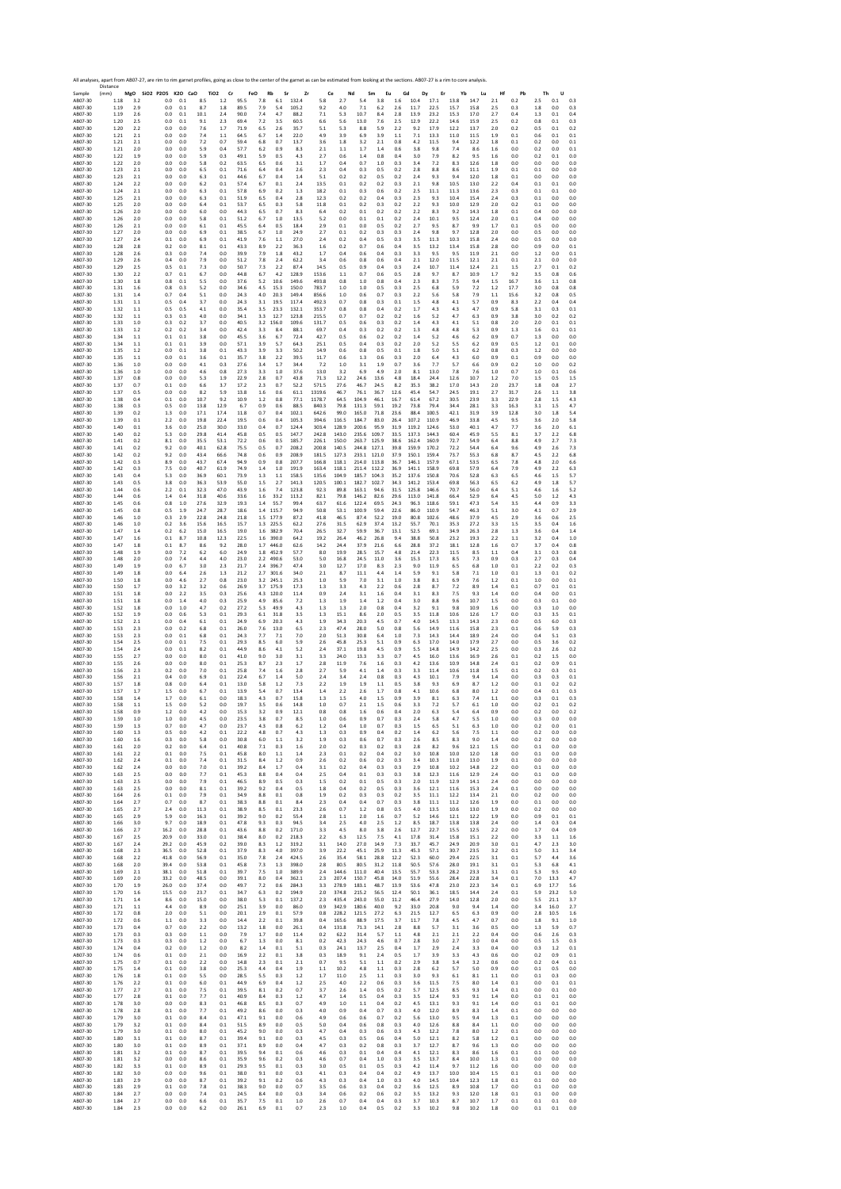All analyses, apart from AB07-27, are rim to rim garnet profiles, going as close to the center of the garnet as can be estimated from looking at the sections. AB07-27 is a rim to core analysis.

| Sample | Distance (mm) | MgO | SiO2 | P2O5 | K2O | CaO | TiO2 | Cr | FeO | Rb | Sr | Zr | Ce | Nd | Sm | Eu | Gd | Dy | Er | Yb | Lu | Hf | Pb | Th | U |
|---|---|---|---|---|---|---|---|---|---|---|---|---|---|---|---|---|---|---|---|---|---|---|---|---|---|
| AB07-30 | 1.18 | 3.2 | | 0.0 | 0.1 | 8.5 | 1.2 | 95.5 | 7.8 | 6.1 | 132.4 | 5.8 | 2.7 | 5.4 | 3.8 | 1.6 | 10.4 | 17.1 | 13.8 | 14.7 | 2.1 | 0.2 | 2.5 | 0.1 | 0.3 |
| AB07-30 | 1.19 | 2.9 | | 0.0 | 0.1 | 8.7 | 1.8 | 89.5 | 7.9 | 5.4 | 105.2 | 9.2 | 4.0 | 7.1 | 6.2 | 2.6 | 11.7 | 22.5 | 15.7 | 15.8 | 2.5 | 0.3 | 1.8 | 0.0 | 0.3 |
| AB07-30 | 1.19 | 2.6 | | 0.0 | 0.1 | 10.1 | 2.4 | 90.0 | 7.4 | 4.7 | 88.2 | 7.1 | 5.3 | 10.7 | 8.4 | 2.8 | 13.9 | 23.2 | 15.3 | 17.0 | 2.7 | 0.4 | 1.3 | 0.1 | 0.4 |
| AB07-30 | 1.20 | 2.5 | | 0.0 | 0.1 | 9.1 | 2.3 | 69.4 | 7.2 | 3.5 | 60.5 | 6.6 | 5.6 | 13.0 | 7.6 | 2.5 | 12.9 | 22.2 | 14.6 | 15.9 | 2.5 | 0.2 | 0.8 | 0.1 | 0.3 |
| AB07-30 | 1.20 | 2.2 | | 0.0 | 0.0 | 7.6 | 1.7 | 71.9 | 6.5 | 2.6 | 35.7 | 5.1 | 5.3 | 8.8 | 5.9 | 2.2 | 9.2 | 17.9 | 12.2 | 13.7 | 2.0 | 0.2 | 0.5 | 0.1 | 0.2 |
| AB07-30 | 1.21 | 2.1 | | 0.0 | 0.0 | 7.4 | 1.1 | 64.5 | 6.7 | 1.4 | 22.0 | 4.9 | 3.9 | 6.9 | 3.9 | 1.1 | 7.1 | 13.3 | 11.0 | 11.5 | 1.9 | 0.1 | 0.6 | 0.1 | 0.1 |
| AB07-30 | 1.21 | 2.1 | | 0.0 | 0.0 | 7.2 | 0.7 | 59.4 | 6.8 | 0.7 | 13.7 | 3.6 | 1.8 | 3.2 | 2.1 | 0.8 | 4.2 | 11.5 | 9.4 | 12.2 | 1.8 | 0.1 | 0.2 | 0.0 | 0.1 |
| AB07-30 | 1.21 | 2.0 | | 0.0 | 0.0 | 5.9 | 0.4 | 57.7 | 6.2 | 0.9 | 8.3 | 2.1 | 1.1 | 1.7 | 1.4 | 0.6 | 3.8 | 9.8 | 7.4 | 8.6 | 1.6 | 0.0 | 0.2 | 0.0 | 0.1 |
| AB07-30 | 1.22 | 1.9 | | 0.0 | 0.0 | 5.9 | 0.3 | 49.1 | 5.9 | 0.5 | 4.3 | 2.7 | 0.6 | 1.4 | 0.8 | 0.4 | 3.0 | 7.9 | 8.2 | 9.5 | 1.6 | 0.0 | 0.2 | 0.1 | 0.0 |
| AB07-30 | 1.22 | 2.0 | | 0.0 | 0.0 | 5.8 | 0.2 | 63.5 | 6.5 | 0.6 | 3.1 | 1.7 | 0.4 | 0.7 | 1.0 | 0.3 | 3.4 | 7.2 | 8.3 | 12.6 | 1.8 | 0.0 | 0.0 | 0.0 | 0.0 |
| AB07-30 | 1.23 | 2.1 | | 0.0 | 0.0 | 6.5 | 0.1 | 71.6 | 6.4 | 0.4 | 2.6 | 2.3 | 0.4 | 0.3 | 0.5 | 0.2 | 2.8 | 8.8 | 8.6 | 11.1 | 1.9 | 0.1 | 0.1 | 0.0 | 0.0 |
| AB07-30 | 1.23 | 2.1 | | 0.0 | 0.0 | 6.3 | 0.1 | 44.6 | 6.7 | 0.4 | 1.4 | 5.1 | 0.2 | 0.2 | 0.5 | 0.2 | 2.4 | 9.3 | 9.4 | 12.0 | 1.8 | 0.1 | 0.0 | 0.0 | 0.0 |
| AB07-30 | 1.24 | 2.2 | | 0.0 | 0.0 | 6.2 | 0.1 | 57.4 | 6.7 | 0.1 | 2.4 | 13.5 | 0.1 | 0.2 | 0.2 | 0.3 | 2.1 | 9.8 | 10.5 | 13.0 | 2.2 | 0.4 | 0.1 | 0.1 | 0.0 |
| AB07-30 | 1.24 | 2.1 | | 0.0 | 0.0 | 6.3 | 0.1 | 57.8 | 6.9 | 0.2 | 1.3 | 18.2 | 0.1 | 0.3 | 0.6 | 0.2 | 2.5 | 11.1 | 11.3 | 13.6 | 2.3 | 0.3 | 0.1 | 0.1 | 0.0 |
| AB07-30 | 1.25 | 2.1 | | 0.0 | 0.0 | 6.3 | 0.1 | 51.9 | 6.5 | 0.4 | 2.8 | 12.3 | 0.2 | 0.2 | 0.4 | 0.3 | 2.3 | 9.3 | 10.4 | 15.4 | 2.4 | 0.3 | 0.1 | 0.0 | 0.0 |
| AB07-30 | 1.25 | 2.0 | | 0.0 | 0.0 | 6.4 | 0.1 | 53.7 | 6.5 | 0.3 | 5.8 | 11.8 | 0.1 | 0.2 | 0.3 | 0.2 | 2.2 | 9.3 | 10.0 | 12.9 | 2.0 | 0.2 | 0.1 | 0.0 | 0.0 |
| AB07-30 | 1.26 | 2.0 | | 0.0 | 0.0 | 6.0 | 0.0 | 44.3 | 6.5 | 0.7 | 8.3 | 6.4 | 0.2 | 0.1 | 0.2 | 0.2 | 2.2 | 8.3 | 9.2 | 14.3 | 1.8 | 0.1 | 0.4 | 0.0 | 0.0 |
| AB07-30 | 1.26 | 2.0 | | 0.0 | 0.0 | 5.8 | 0.1 | 51.2 | 6.7 | 1.0 | 13.5 | 5.2 | 0.0 | 0.1 | 0.1 | 0.2 | 2.4 | 10.1 | 9.5 | 12.4 | 2.0 | 0.1 | 0.4 | 0.0 | 0.0 |
| AB07-30 | 1.26 | 2.1 | | 0.0 | 0.0 | 6.1 | 0.1 | 45.5 | 6.4 | 0.5 | 18.4 | 2.9 | 0.1 | 0.0 | 0.5 | 0.2 | 2.7 | 9.5 | 8.7 | 9.9 | 1.7 | 0.1 | 0.5 | 0.0 | 0.0 |
| AB07-30 | 1.27 | 2.0 | | 0.0 | 0.0 | 6.9 | 0.1 | 38.5 | 6.7 | 1.0 | 24.9 | 2.7 | 0.1 | 0.2 | 0.3 | 0.3 | 2.4 | 9.8 | 9.7 | 12.8 | 2.0 | 0.0 | 0.5 | 0.0 | 0.0 |
| AB07-30 | 1.27 | 2.4 | | 0.1 | 0.0 | 6.9 | 0.1 | 41.9 | 7.6 | 1.1 | 27.0 | 2.4 | 0.2 | 0.4 | 0.5 | 0.3 | 3.5 | 11.3 | 10.3 | 15.8 | 2.4 | 0.0 | 0.5 | 0.0 | 0.0 |
| AB07-30 | 1.28 | 2.8 | | 0.2 | 0.0 | 8.1 | 0.1 | 43.3 | 8.9 | 2.2 | 36.3 | 1.6 | 0.2 | 0.7 | 0.6 | 0.4 | 3.5 | 13.2 | 13.4 | 15.8 | 2.8 | 0.0 | 0.9 | 0.0 | 0.1 |
| AB07-30 | 1.28 | 2.6 | | 0.3 | 0.0 | 7.4 | 0.0 | 39.9 | 7.9 | 1.8 | 43.2 | 1.7 | 0.4 | 0.6 | 0.4 | 0.3 | 3.3 | 9.5 | 9.5 | 11.9 | 2.1 | 0.0 | 1.2 | 0.0 | 0.1 |
| AB07-30 | 1.29 | 2.6 | | 0.4 | 0.0 | 7.9 | 0.0 | 51.2 | 7.8 | 2.4 | 62.2 | 3.4 | 0.6 | 0.8 | 0.6 | 0.4 | 2.1 | 12.0 | 11.5 | 12.1 | 2.1 | 0.1 | 2.1 | 0.0 | 0.0 |
| AB07-30 | 1.29 | 2.5 | | 0.5 | 0.1 | 7.3 | 0.0 | 50.7 | 7.3 | 2.2 | 87.4 | 14.5 | 0.5 | 0.9 | 0.4 | 0.3 | 2.4 | 10.7 | 11.4 | 12.4 | 2.1 | 1.5 | 2.7 | 0.1 | 0.2 |
| AB07-30 | 1.30 | 2.2 | | 0.7 | 0.1 | 6.7 | 0.0 | 44.8 | 6.7 | 4.2 | 128.9 | 153.6 | 1.1 | 0.7 | 0.6 | 0.5 | 2.8 | 9.7 | 8.7 | 10.9 | 1.7 | 9.2 | 3.5 | 0.8 | 0.6 |
| AB07-30 | 1.30 | 1.8 | | 0.8 | 0.1 | 5.5 | 0.0 | 37.6 | 5.2 | 10.6 | 149.6 | 493.8 | 0.8 | 1.0 | 0.8 | 0.4 | 2.3 | 8.3 | 7.5 | 9.4 | 1.5 | 16.7 | 3.6 | 1.1 | 0.8 |
| AB07-30 | 1.31 | 1.6 | | 0.8 | 0.3 | 5.2 | 0.0 | 34.6 | 4.5 | 15.3 | 150.0 | 783.7 | 1.0 | 1.0 | 0.5 | 0.3 | 2.5 | 6.8 | 5.9 | 7.2 | 1.2 | 17.7 | 3.0 | 0.8 | 0.8 |
| AB07-30 | 1.31 | 1.4 | | 0.7 | 0.4 | 5.1 | 0.0 | 24.3 | 4.0 | 20.3 | 149.4 | 856.6 | 1.0 | 0.6 | 0.7 | 0.3 | 2.2 | 5.6 | 5.8 | 7.9 | 1.1 | 15.6 | 3.2 | 0.8 | 0.5 |
| AB07-30 | 1.31 | 1.1 | | 0.5 | 0.4 | 3.7 | 0.0 | 24.3 | 3.1 | 19.5 | 117.4 | 492.3 | 0.7 | 0.8 | 0.3 | 0.1 | 1.5 | 4.8 | 4.1 | 5.7 | 0.9 | 8.3 | 2.2 | 0.4 | 0.4 |
| AB07-30 | 1.32 | 1.1 | | 0.5 | 0.5 | 4.1 | 0.0 | 35.4 | 3.5 | 23.3 | 132.1 | 353.7 | 0.8 | 0.8 | 0.4 | 0.2 | 1.7 | 4.3 | 4.3 | 4.7 | 0.9 | 5.8 | 3.1 | 0.3 | 0.1 |
| AB07-30 | 1.32 | 1.1 | | 0.3 | 0.3 | 4.0 | 0.0 | 34.1 | 3.3 | 12.7 | 123.8 | 215.5 | 0.7 | 0.7 | 0.2 | 0.2 | 1.6 | 5.2 | 4.7 | 6.3 | 0.9 | 3.8 | 3.0 | 0.2 | 0.2 |
| AB07-30 | 1.33 | 1.0 | | 0.3 | 0.2 | 3.7 | 0.0 | 40.5 | 3.2 | 156.0 | 109.6 | 131.7 | 0.5 | 0.6 | 0.3 | 0.2 | 1.4 | 4.3 | 4.1 | 5.1 | 0.8 | 2.0 | 2.0 | 0.1 | 0.1 |
| AB07-30 | 1.33 | 1.2 | | 0.2 | 0.2 | 3.4 | 0.0 | 42.4 | 3.3 | 8.4 | 88.1 | 69.7 | 0.4 | 0.3 | 0.2 | 0.2 | 1.3 | 4.8 | 4.8 | 5.3 | 0.9 | 1.3 | 1.6 | 0.1 | 0.1 |
| AB07-30 | 1.34 | 1.1 | | 0.1 | 0.1 | 3.8 | 0.0 | 45.5 | 3.6 | 6.7 | 72.4 | 42.7 | 0.5 | 0.6 | 0.2 | 0.2 | 1.4 | 5.2 | 4.6 | 6.2 | 0.9 | 0.7 | 1.3 | 0.0 | 0.0 |
| AB07-30 | 1.34 | 1.1 | | 0.1 | 0.1 | 3.9 | 0.0 | 57.1 | 3.9 | 5.7 | 64.3 | 25.1 | 0.5 | 0.4 | 0.3 | 0.2 | 1.2 | 5.5 | 5.5 | 6.2 | 0.9 | 0.5 | 1.2 | 0.1 | 0.0 |
| AB07-30 | 1.35 | 1.2 | | 0.0 | 0.1 | 3.8 | 0.1 | 43.3 | 3.9 | 3.3 | 50.2 | 14.9 | 0.6 | 0.8 | 0.5 | 0.1 | 1.8 | 5.0 | 5.1 | 6.2 | 0.8 | 0.3 | 1.2 | 0.0 | 0.0 |
| AB07-30 | 1.35 | 1.1 | | 0.0 | 0.1 | 3.6 | 0.1 | 35.7 | 3.8 | 2.2 | 39.5 | 11.7 | 0.6 | 1.3 | 0.6 | 0.3 | 2.0 | 6.4 | 4.3 | 6.0 | 0.9 | 0.1 | 0.9 | 0.0 | 0.0 |
| AB07-30 | 1.36 | 1.0 | | 0.0 | 0.0 | 4.1 | 0.3 | 27.6 | 3.4 | 1.7 | 34.4 | 7.2 | 1.0 | 3.1 | 1.9 | 0.7 | 3.6 | 7.7 | 5.7 | 6.6 | 0.9 | 0.2 | 1.0 | 0.0 | 0.2 |
| AB07-30 | 1.36 | 1.0 | | 0.0 | 0.0 | 4.6 | 0.8 | 27.3 | 3.3 | 1.0 | 37.6 | 13.0 | 3.2 | 6.9 | 4.9 | 2.0 | 8.1 | 13.0 | 7.8 | 7.6 | 1.0 | 0.7 | 1.0 | 0.1 | 0.6 |
| AB07-30 | 1.37 | 0.8 | | 0.0 | 0.0 | 5.3 | 1.9 | 22.9 | 2.8 | 0.7 | 43.8 | 71.3 | 12.2 | 24.6 | 13.6 | 4.8 | 18.4 | 24.4 | 12.6 | 10.7 | 1.2 | 7.0 | 1.5 | 0.5 | 1.5 |
| AB07-30 | 1.37 | 0.7 | | 0.1 | 0.0 | 6.6 | 3.7 | 17.2 | 2.3 | 0.7 | 52.2 | 571.5 | 27.6 | 46.7 | 24.5 | 8.2 | 35.3 | 38.2 | 17.0 | 14.3 | 2.0 | 23.7 | 1.8 | 0.8 | 2.7 |
| AB07-30 | 1.37 | 0.5 | | 0.0 | 0.0 | 8.2 | 5.9 | 13.8 | 1.6 | 0.6 | 61.1 | 1319.6 | 46.7 | 76.1 | 36.7 | 12.6 | 45.4 | 54.7 | 24.5 | 19.1 | 2.7 | 31.7 | 2.6 | 1.1 | 3.8 |
| AB07-30 | 1.38 | 0.4 | | 0.1 | 0.0 | 10.7 | 9.2 | 10.9 | 1.2 | 0.8 | 77.1 | 1178.7 | 64.5 | 104.9 | 46.1 | 16.7 | 61.4 | 67.2 | 30.5 | 23.9 | 3.3 | 22.9 | 2.8 | 1.5 | 4.3 |
| AB07-30 | 1.38 | 0.3 | | 0.5 | 0.0 | 13.8 | 12.9 | 6.7 | 0.9 | 0.6 | 88.5 | 840.3 | 79.8 | 131.3 | 59.1 | 19.2 | 73.8 | 79.4 | 34.4 | 28.1 | 3.3 | 16.3 | 3.1 | 1.5 | 4.7 |
| AB07-30 | 1.39 | 0.2 | | 1.3 | 0.0 | 17.1 | 17.4 | 11.8 | 0.7 | 0.4 | 102.1 | 642.6 | 99.0 | 165.0 | 71.8 | 23.6 | 88.4 | 100.5 | 42.1 | 31.9 | 3.9 | 12.8 | 3.0 | 1.8 | 5.4 |
| AB07-30 | 1.39 | 0.1 | | 2.2 | 0.0 | 19.8 | 23.4 | 19.5 | 0.6 | 0.4 | 105.3 | 394.6 | 116.5 | 184.7 | 83.0 | 26.4 | 107.2 | 110.9 | 46.9 | 33.8 | 4.5 | 9.5 | 3.6 | 2.0 | 5.8 |
| AB07-30 | 1.40 | 0.1 | | 3.6 | 0.0 | 25.0 | 30.0 | 33.0 | 0.4 | 0.7 | 124.4 | 303.4 | 128.9 | 200.6 | 95.9 | 31.9 | 119.2 | 124.6 | 53.0 | 40.1 | 4.7 | 7.7 | 3.6 | 2.0 | 6.1 |
| AB07-30 | 1.40 | 0.2 | | 5.3 | 0.0 | 29.8 | 41.4 | 45.8 | 0.5 | 0.5 | 147.7 | 242.8 | 143.0 | 235.6 | 109.7 | 33.5 | 137.3 | 144.3 | 60.4 | 45.9 | 5.5 | 8.1 | 3.7 | 2.2 | 6.8 |
| AB07-30 | 1.41 | 0.2 | | 8.1 | 0.0 | 35.5 | 53.1 | 72.2 | 0.6 | 0.5 | 185.7 | 226.1 | 150.0 | 263.7 | 125.9 | 38.6 | 162.4 | 160.9 | 72.7 | 54.9 | 6.4 | 8.8 | 4.9 | 2.7 | 7.3 |
| AB07-30 | 1.41 | 0.2 | | 9.2 | 0.0 | 40.1 | 62.8 | 75.5 | 0.5 | 0.7 | 208.2 | 200.8 | 140.5 | 244.8 | 127.1 | 39.8 | 159.9 | 170.2 | 72.2 | 54.4 | 6.4 | 9.6 | 4.9 | 2.6 | 7.3 |
| AB07-30 | 1.42 | 0.2 | | 9.2 | 0.0 | 43.4 | 66.6 | 74.8 | 0.6 | 0.9 | 208.9 | 181.5 | 127.3 | 233.1 | 121.0 | 37.9 | 150.1 | 159.4 | 73.7 | 55.3 | 6.8 | 8.7 | 4.5 | 2.2 | 6.8 |
| AB07-30 | 1.42 | 0.3 | | 8.9 | 0.0 | 43.7 | 67.4 | 94.9 | 0.9 | 0.8 | 207.7 | 166.8 | 118.1 | 214.0 | 113.8 | 36.7 | 146.1 | 157.9 | 67.1 | 53.5 | 6.5 | 7.8 | 4.8 | 2.0 | 6.6 |
| AB07-30 | 1.42 | 0.3 | | 7.5 | 0.0 | 40.7 | 61.9 | 74.9 | 1.4 | 1.0 | 191.9 | 163.4 | 118.1 | 211.4 | 112.2 | 36.9 | 141.1 | 158.9 | 69.8 | 57.9 | 6.4 | 7.9 | 4.9 | 2.2 | 6.3 |
| AB07-30 | 1.43 | 0.4 | | 5.3 | 0.0 | 36.9 | 60.1 | 73.9 | 1.3 | 1.1 | 158.5 | 135.6 | 104.9 | 185.7 | 104.3 | 35.2 | 137.6 | 150.8 | 70.6 | 52.8 | 6.3 | 6.5 | 4.6 | 1.5 | 5.7 |
| AB07-30 | 1.43 | 0.5 | | 3.8 | 0.0 | 36.3 | 53.9 | 55.0 | 1.5 | 2.7 | 141.3 | 120.5 | 100.1 | 182.7 | 102.7 | 34.3 | 141.2 | 153.4 | 69.8 | 56.3 | 6.5 | 6.2 | 4.9 | 1.8 | 5.7 |
| AB07-30 | 1.44 | 0.6 | | 2.2 | 0.1 | 32.3 | 47.0 | 43.9 | 1.6 | 7.4 | 123.8 | 92.3 | 89.8 | 163.1 | 94.6 | 31.5 | 125.8 | 146.6 | 70.7 | 56.0 | 6.4 | 5.1 | 4.6 | 1.6 | 5.2 |
| AB07-30 | 1.44 | 0.6 | | 1.4 | 0.4 | 31.8 | 40.6 | 33.6 | 1.6 | 33.2 | 113.2 | 82.1 | 79.8 | 146.2 | 82.6 | 29.6 | 113.0 | 141.8 | 66.4 | 52.9 | 6.4 | 4.5 | 4.9 | 1.2 | 4.3 |
| AB07-30 | 1.45 | 0.6 | | 0.8 | 1.0 | 27.6 | 32.9 | 19.3 | 1.4 | 55.7 | 99.4 | 63.7 | 61.6 | 122.4 | 69.5 | 24.3 | 96.3 | 118.6 | 59.1 | 47.3 | 5.4 | 3.5 | 4.4 | 0.9 | 3.3 |
| AB07-30 | 1.45 | 0.8 | | 0.5 | 1.9 | 24.7 | 28.7 | 18.6 | 1.4 | 115.7 | 94.9 | 50.8 | 53.1 | 100.9 | 59.4 | 22.6 | 86.0 | 110.9 | 54.7 | 46.3 | 5.1 | 3.0 | 4.1 | 0.7 | 2.9 |
| AB07-30 | 1.46 | 1.0 | | 0.3 | 2.9 | 22.8 | 24.8 | 21.8 | 1.5 | 177.9 | 87.2 | 41.8 | 46.5 | 87.4 | 52.2 | 19.0 | 80.8 | 102.6 | 48.6 | 37.9 | 4.5 | 2.9 | 3.6 | 0.6 | 2.5 |
| AB07-30 | 1.46 | 1.0 | | 0.2 | 3.6 | 15.6 | 16.5 | 15.7 | 1.3 | 225.5 | 62.2 | 27.6 | 31.5 | 62.9 | 37.4 | 13.2 | 55.7 | 70.1 | 35.3 | 27.2 | 3.3 | 1.5 | 3.5 | 0.4 | 1.6 |
| AB07-30 | 1.47 | 1.4 | | 0.2 | 6.2 | 15.0 | 16.5 | 19.0 | 1.6 | 382.9 | 70.4 | 26.5 | 32.7 | 59.9 | 36.7 | 13.1 | 52.5 | 69.1 | 34.9 | 26.3 | 2.8 | 1.3 | 3.6 | 0.4 | 1.4 |
| AB07-30 | 1.47 | 1.6 | | 0.1 | 8.7 | 10.8 | 12.3 | 22.5 | 1.6 | 390.0 | 64.2 | 19.2 | 26.4 | 46.2 | 26.8 | 9.4 | 38.8 | 50.8 | 23.2 | 19.3 | 2.2 | 1.1 | 3.2 | 0.4 | 1.0 |
| AB07-30 | 1.47 | 1.8 | | 0.1 | 8.7 | 8.6 | 9.2 | 28.0 | 1.7 | 446.0 | 62.6 | 14.2 | 24.4 | 37.9 | 21.6 | 6.6 | 28.8 | 37.2 | 18.1 | 12.8 | 1.6 | 0.7 | 3.7 | 0.4 | 0.8 |
| AB07-30 | 1.48 | 1.9 | | 0.0 | 7.2 | 6.2 | 6.0 | 24.9 | 1.8 | 452.9 | 57.7 | 8.0 | 19.9 | 28.5 | 15.7 | 4.8 | 21.4 | 22.3 | 11.5 | 8.5 | 1.1 | 0.4 | 3.1 | 0.3 | 0.8 |
| AB07-30 | 1.48 | 2.0 | | 0.0 | 7.4 | 4.4 | 4.0 | 23.0 | 2.2 | 490.6 | 53.0 | 5.0 | 16.8 | 24.5 | 11.0 | 3.6 | 15.3 | 17.3 | 8.5 | 7.3 | 0.9 | 0.3 | 2.7 | 0.3 | 0.4 |
| AB07-30 | 1.49 | 1.9 | | 0.0 | 6.7 | 3.0 | 2.3 | 21.7 | 2.4 | 396.7 | 47.4 | 3.0 | 12.7 | 17.0 | 8.3 | 2.3 | 9.0 | 11.9 | 6.5 | 6.8 | 1.0 | 0.1 | 2.2 | 0.2 | 0.3 |
| AB07-30 | 1.49 | 1.8 | | 0.0 | 6.4 | 2.6 | 1.3 | 21.2 | 2.7 | 301.6 | 34.0 | 2.1 | 8.7 | 11.1 | 4.4 | 1.4 | 5.9 | 9.1 | 5.8 | 7.1 | 1.0 | 0.1 | 1.3 | 0.1 | 0.2 |
| AB07-30 | 1.50 | 1.8 | | 0.0 | 4.6 | 2.7 | 0.8 | 23.0 | 3.2 | 245.1 | 25.3 | 1.0 | 5.9 | 7.0 | 3.1 | 1.0 | 3.8 | 8.1 | 6.9 | 7.6 | 1.2 | 0.1 | 1.0 | 0.0 | 0.1 |
| AB07-30 | 1.50 | 1.7 | | 0.0 | 3.2 | 3.2 | 0.6 | 26.9 | 3.7 | 175.9 | 17.3 | 1.3 | 3.3 | 4.3 | 2.2 | 0.6 | 2.8 | 8.7 | 7.2 | 8.9 | 1.4 | 0.1 | 0.7 | 0.1 | 0.1 |
| AB07-30 | 1.51 | 1.8 | | 0.0 | 2.2 | 3.5 | 0.3 | 25.6 | 4.3 | 120.0 | 11.4 | 0.9 | 2.4 | 3.1 | 1.6 | 0.4 | 3.1 | 8.3 | 7.5 | 9.3 | 1.4 | 0.0 | 0.4 | 0.0 | 0.1 |
| AB07-30 | 1.51 | 1.8 | | 0.0 | 1.4 | 4.0 | 0.3 | 25.9 | 4.9 | 85.6 | 7.2 | 1.3 | 1.9 | 1.4 | 1.2 | 0.4 | 3.0 | 8.8 | 9.6 | 10.7 | 1.5 | 0.0 | 0.3 | 0.1 | 0.0 |
| AB07-30 | 1.52 | 1.8 | | 0.0 | 1.0 | 4.7 | 0.2 | 27.2 | 5.3 | 49.9 | 4.3 | 1.3 | 1.3 | 2.0 | 0.8 | 0.4 | 3.2 | 9.1 | 9.8 | 10.9 | 1.6 | 0.0 | 0.3 | 1.0 | 0.0 |
| AB07-30 | 1.52 | 1.9 | | 0.0 | 0.6 | 5.3 | 0.1 | 29.3 | 6.1 | 31.8 | 3.5 | 1.3 | 15.1 | 8.6 | 2.0 | 0.5 | 3.5 | 11.8 | 10.6 | 12.6 | 1.7 | 0.0 | 0.3 | 3.5 | 0.1 |
| AB07-30 | 1.52 | 2.1 | | 0.0 | 0.4 | 6.1 | 0.1 | 24.9 | 6.9 | 20.3 | 4.3 | 1.9 | 34.3 | 20.3 | 4.5 | 0.7 | 4.0 | 14.5 | 13.3 | 14.3 | 2.3 | 0.0 | 0.5 | 6.0 | 0.3 |
| AB07-30 | 1.53 | 2.3 | | 0.0 | 0.2 | 6.8 | 0.1 | 26.0 | 7.6 | 13.0 | 6.5 | 2.3 | 47.4 | 28.0 | 5.0 | 0.8 | 5.6 | 14.9 | 11.6 | 15.8 | 2.3 | 0.1 | 0.6 | 5.9 | 0.3 |
| AB07-30 | 1.53 | 2.3 | | 0.0 | 0.1 | 6.8 | 0.1 | 24.3 | 7.7 | 7.1 | 7.0 | 2.0 | 51.3 | 30.8 | 6.4 | 1.0 | 7.3 | 14.3 | 14.4 | 18.9 | 2.4 | 0.0 | 0.4 | 5.1 | 0.3 |
| AB07-30 | 1.54 | 2.5 | | 0.0 | 0.1 | 7.5 | 0.1 | 29.3 | 8.5 | 6.0 | 5.9 | 2.6 | 45.8 | 25.3 | 5.1 | 0.9 | 6.3 | 17.0 | 14.0 | 17.9 | 2.7 | 0.0 | 0.5 | 3.6 | 0.2 |
| AB07-30 | 1.54 | 2.4 | | 0.0 | 0.1 | 8.2 | 0.1 | 44.9 | 8.6 | 4.1 | 5.2 | 2.4 | 37.1 | 19.8 | 4.5 | 0.9 | 5.5 | 14.8 | 14.9 | 14.2 | 2.5 | 0.0 | 0.3 | 2.6 | 0.2 |
| AB07-30 | 1.55 | 2.7 | | 0.0 | 0.0 | 8.0 | 0.1 | 41.0 | 9.0 | 3.0 | 3.1 | 3.3 | 24.0 | 13.3 | 3.3 | 0.7 | 4.5 | 16.0 | 13.6 | 16.9 | 2.6 | 0.1 | 0.2 | 1.5 | 0.0 |
| AB07-30 | 1.55 | 2.6 | | 0.0 | 0.0 | 8.0 | 0.1 | 25.3 | 8.7 | 2.3 | 1.7 | 2.8 | 11.9 | 7.6 | 1.6 | 0.3 | 4.2 | 13.6 | 10.9 | 14.8 | 2.4 | 0.1 | 0.2 | 0.9 | 0.1 |
| AB07-30 | 1.56 | 2.3 | | 0.2 | 0.0 | 7.0 | 0.1 | 25.8 | 7.4 | 1.6 | 2.8 | 2.7 | 5.9 | 4.1 | 1.4 | 0.3 | 3.3 | 11.4 | 10.6 | 11.8 | 1.5 | 0.1 | 0.2 | 0.3 | 0.1 |
| AB07-30 | 1.56 | 2.1 | | 0.4 | 0.0 | 6.9 | 0.1 | 22.4 | 6.7 | 1.4 | 5.0 | 2.4 | 3.4 | 2.4 | 0.8 | 0.3 | 4.3 | 10.1 | 7.9 | 9.4 | 1.4 | 0.0 | 0.3 | 0.3 | 0.1 |
| AB07-30 | 1.57 | 1.8 | | 0.8 | 0.0 | 6.4 | 0.1 | 13.0 | 5.8 | 1.2 | 7.3 | 2.2 | 1.9 | 1.9 | 1.1 | 0.5 | 3.8 | 9.3 | 6.9 | 8.7 | 1.2 | 0.0 | 0.1 | 0.2 | 0.2 |
| AB07-30 | 1.57 | 1.7 | | 1.5 | 0.0 | 6.7 | 0.1 | 13.9 | 5.4 | 0.7 | 13.4 | 1.4 | 2.2 | 2.6 | 1.7 | 0.8 | 4.1 | 10.6 | 6.8 | 8.0 | 1.2 | 0.0 | 0.4 | 0.1 | 0.3 |
| AB07-30 | 1.58 | 1.4 | | 1.7 | 0.0 | 6.1 | 0.0 | 18.3 | 4.3 | 0.7 | 15.8 | 1.3 | 1.5 | 4.0 | 1.5 | 0.9 | 3.9 | 8.1 | 6.3 | 7.4 | 1.1 | 0.0 | 0.3 | 0.1 | 0.3 |
| AB07-30 | 1.58 | 1.1 | | 1.5 | 0.0 | 5.2 | 0.0 | 19.7 | 3.5 | 0.6 | 14.8 | 1.0 | 0.7 | 2.1 | 1.5 | 0.6 | 3.3 | 7.2 | 5.7 | 6.1 | 1.0 | 0.0 | 0.2 | 0.1 | 0.2 |
| AB07-30 | 1.58 | 0.9 | | 1.2 | 0.0 | 4.2 | 0.0 | 15.3 | 3.2 | 0.9 | 12.1 | 0.8 | 0.8 | 1.6 | 0.6 | 0.4 | 2.0 | 6.3 | 5.4 | 6.4 | 0.9 | 0.0 | 0.2 | 0.0 | 0.2 |
| AB07-30 | 1.59 | 1.0 | | 1.0 | 0.0 | 4.5 | 0.0 | 23.5 | 3.8 | 0.7 | 8.5 | 1.0 | 0.6 | 0.9 | 0.7 | 0.3 | 2.4 | 5.8 | 4.7 | 5.5 | 1.0 | 0.0 | 0.3 | 0.0 | 0.0 |
| AB07-30 | 1.59 | 1.3 | | 0.7 | 0.0 | 4.7 | 0.0 | 23.7 | 4.3 | 0.8 | 6.2 | 1.2 | 0.4 | 1.0 | 0.7 | 0.3 | 1.5 | 6.5 | 5.1 | 6.3 | 1.0 | 0.0 | 0.2 | 0.0 | 0.1 |
| AB07-30 | 1.60 | 1.3 | | 0.5 | 0.0 | 4.2 | 0.1 | 22.2 | 4.8 | 0.7 | 4.3 | 1.3 | 0.3 | 0.9 | 0.4 | 0.2 | 1.4 | 6.2 | 5.6 | 7.5 | 1.1 | 0.0 | 0.2 | 0.0 | 0.0 |
| AB07-30 | 1.60 | 1.6 | | 0.3 | 0.0 | 5.8 | 0.0 | 30.8 | 6.0 | 1.1 | 3.2 | 1.9 | 0.3 | 0.6 | 0.7 | 0.3 | 2.6 | 8.5 | 8.3 | 9.0 | 1.4 | 0.0 | 0.2 | 0.0 | 0.0 |
| AB07-30 | 1.61 | 2.0 | | 0.2 | 0.0 | 6.4 | 0.1 | 40.8 | 7.1 | 0.3 | 1.6 | 2.0 | 0.2 | 0.3 | 0.2 | 0.3 | 2.8 | 8.2 | 9.6 | 12.1 | 1.5 | 0.0 | 0.1 | 0.0 | 0.0 |
| AB07-30 | 1.61 | 2.2 | | 0.1 | 0.0 | 7.5 | 0.1 | 45.8 | 8.0 | 1.1 | 1.4 | 2.3 | 0.1 | 0.2 | 0.4 | 0.2 | 3.0 | 10.8 | 10.0 | 12.0 | 1.8 | 0.0 | 0.1 | 0.0 | 0.0 |
| AB07-30 | 1.62 | 2.4 | | 0.1 | 0.0 | 7.4 | 0.1 | 31.5 | 8.4 | 1.2 | 0.9 | 2.6 | 0.2 | 0.6 | 0.2 | 0.3 | 3.4 | 10.3 | 11.0 | 13.0 | 1.9 | 0.1 | 0.0 | 0.0 | 0.0 |
| AB07-30 | 1.62 | 2.4 | | 0.0 | 0.0 | 7.0 | 0.1 | 39.2 | 8.4 | 1.7 | 0.4 | 3.1 | 0.2 | 0.4 | 0.3 | 0.3 | 2.9 | 10.8 | 10.2 | 14.8 | 2.2 | 0.0 | 0.1 | 0.0 | 0.0 |
| AB07-30 | 1.63 | 2.5 | | 0.0 | 0.0 | 7.7 | 0.1 | 45.3 | 8.8 | 0.4 | 0.4 | 2.5 | 0.4 | 0.1 | 0.3 | 0.3 | 3.8 | 12.3 | 11.6 | 12.9 | 2.4 | 0.0 | 0.1 | 0.0 | 0.0 |
| AB07-30 | 1.63 | 2.5 | | 0.0 | 0.0 | 7.9 | 0.1 | 46.5 | 8.9 | 0.5 | 0.3 | 1.5 | 0.2 | 0.1 | 0.5 | 0.3 | 2.0 | 11.9 | 12.9 | 14.1 | 2.4 | 0.0 | 0.0 | 0.0 | 0.0 |
| AB07-30 | 1.63 | 2.5 | | 0.0 | 0.0 | 8.1 | 0.1 | 39.2 | 9.2 | 0.4 | 0.5 | 1.8 | 0.4 | 0.2 | 0.5 | 0.3 | 3.6 | 12.1 | 11.6 | 15.3 | 2.4 | 0.1 | 0.0 | 0.0 | 0.0 |
| AB07-30 | 1.64 | 2.6 | | 0.1 | 0.0 | 7.9 | 0.1 | 34.9 | 8.8 | 0.1 | 0.8 | 1.9 | 0.2 | 0.3 | 0.3 | 0.2 | 3.5 | 11.1 | 12.2 | 13.4 | 2.1 | 0.0 | 0.2 | 0.0 | 0.0 |
| AB07-30 | 1.64 | 2.7 | | 0.7 | 0.0 | 8.7 | 0.1 | 38.3 | 8.8 | 0.1 | 8.4 | 2.3 | 0.4 | 0.4 | 0.7 | 0.3 | 3.8 | 11.1 | 11.2 | 12.6 | 1.9 | 0.0 | 0.1 | 0.0 | 0.0 |
| AB07-30 | 1.65 | 2.7 | | 2.4 | 0.0 | 11.3 | 0.1 | 38.9 | 8.5 | 0.1 | 23.3 | 2.6 | 0.7 | 1.2 | 0.8 | 0.5 | 4.0 | 13.5 | 10.6 | 13.0 | 1.9 | 0.0 | 0.2 | 0.0 | 0.1 |
| AB07-30 | 1.65 | 2.9 | | 5.9 | 0.0 | 16.3 | 0.1 | 39.2 | 9.0 | 0.2 | 55.4 | 2.8 | 1.1 | 2.0 | 1.6 | 0.7 | 5.2 | 14.6 | 12.1 | 12.2 | 1.9 | 0.0 | 0.9 | 0.1 | 0.1 |
| AB07-30 | 1.66 | 3.0 | | 9.7 | 0.0 | 18.9 | 0.1 | 47.8 | 9.3 | 0.3 | 94.5 | 3.4 | 2.5 | 4.0 | 2.5 | 1.2 | 8.5 | 18.7 | 13.8 | 13.8 | 2.4 | 0.0 | 1.4 | 0.3 | 0.4 |
| AB07-30 | 1.66 | 2.7 | | 16.2 | 0.0 | 28.8 | 0.1 | 43.6 | 8.8 | 0.4 | 171.0 | 3.3 | 4.5 | 8.0 | 3.8 | 2.6 | 12.7 | 22.7 | 15.5 | 12.5 | 2.2 | 0.0 | 1.7 | 0.4 | 0.9 |
| AB07-30 | 1.67 | 2.5 | | 20.9 | 0.0 | 33.0 | 0.1 | 38.4 | 8.0 | 0.2 | 218.3 | 2.2 | 6.3 | 12.5 | 7.5 | 4.1 | 17.8 | 31.4 | 15.8 | 15.1 | 2.2 | 0.0 | 3.3 | 1.1 | 1.6 |
| AB07-30 | 1.67 | 2.4 | | 29.2 | 0.0 | 45.9 | 0.2 | 39.0 | 8.3 | 1.2 | 319.2 | 3.1 | 14.0 | 27.0 | 14.9 | 7.3 | 33.7 | 45.7 | 24.9 | 20.9 | 3.0 | 0.1 | 4.7 | 2.3 | 3.0 |
| AB07-30 | 1.68 | 2.3 | | 36.5 | 0.0 | 52.8 | 0.1 | 37.9 | 8.3 | 4.0 | 397.0 | 3.9 | 22.2 | 45.1 | 25.9 | 11.3 | 45.3 | 57.1 | 30.7 | 23.5 | 3.2 | 0.1 | 5.0 | 3.1 | 3.4 |
| AB07-30 | 1.68 | 2.2 | | 41.8 | 0.0 | 56.9 | 0.1 | 35.0 | 7.8 | 2.4 | 424.5 | 2.6 | 35.4 | 58.1 | 28.8 | 12.2 | 52.3 | 60.0 | 29.4 | 22.5 | 3.1 | 0.1 | 5.7 | 4.4 | 3.6 |
| AB07-30 | 1.68 | 2.0 | | 39.4 | 0.0 | 53.8 | 0.1 | 45.8 | 7.3 | 1.3 | 398.0 | 2.8 | 80.5 | 80.5 | 31.2 | 11.8 | 50.5 | 57.6 | 28.0 | 19.1 | 3.1 | 0.1 | 5.3 | 6.8 | 4.1 |
| AB07-30 | 1.69 | 2.1 | | 38.1 | 0.0 | 51.8 | 0.1 | 39.7 | 7.5 | 1.0 | 389.9 | 2.4 | 144.6 | 111.0 | 40.4 | 13.5 | 55.7 | 53.3 | 28.2 | 23.3 | 3.1 | 0.1 | 5.3 | 9.5 | 4.0 |
| AB07-30 | 1.69 | 2.0 | | 33.2 | 0.0 | 48.5 | 0.0 | 39.1 | 8.0 | 0.4 | 362.1 | 2.3 | 207.4 | 150.7 | 45.8 | 14.0 | 51.9 | 55.6 | 28.4 | 22.8 | 3.4 | 0.1 | 7.0 | 13.3 | 4.7 |
| AB07-30 | 1.70 | 1.9 | | 26.0 | 0.0 | 37.4 | 0.0 | 49.7 | 7.2 | 0.6 | 284.3 | 3.3 | 278.9 | 183.1 | 48.7 | 13.9 | 53.6 | 47.8 | 23.0 | 22.3 | 3.4 | 0.1 | 6.9 | 17.7 | 5.6 |
| AB07-30 | 1.70 | 1.6 | | 15.5 | 0.0 | 23.7 | 0.1 | 34.7 | 6.3 | 0.2 | 194.9 | 2.0 | 374.8 | 215.2 | 56.5 | 12.4 | 50.1 | 36.1 | 18.5 | 14.4 | 2.4 | 0.1 | 5.9 | 23.2 | 5.0 |
| AB07-30 | 1.71 | 1.4 | | 8.6 | 0.0 | 15.0 | 0.0 | 38.0 | 5.3 | 0.1 | 137.2 | 2.3 | 435.4 | 243.0 | 55.0 | 11.2 | 46.4 | 27.9 | 14.0 | 12.8 | 2.0 | 0.0 | 5.5 | 21.1 | 3.7 |
| AB07-30 | 1.71 | 1.1 | | 4.4 | 0.0 | 8.9 | 0.0 | 25.1 | 3.9 | 0.0 | 86.0 | 0.9 | 342.9 | 180.6 | 40.0 | 9.2 | 33.0 | 20.8 | 9.0 | 9.4 | 1.4 | 0.0 | 3.4 | 16.0 | 2.7 |
| AB07-30 | 1.72 | 0.8 | | 2.0 | 0.0 | 5.1 | 0.0 | 20.1 | 2.9 | 0.1 | 57.9 | 0.8 | 228.2 | 121.5 | 27.2 | 6.3 | 21.5 | 12.7 | 6.5 | 6.3 | 0.9 | 0.0 | 2.8 | 10.5 | 1.6 |
| AB07-30 | 1.72 | 0.6 | | 1.1 | 0.0 | 3.3 | 0.0 | 14.4 | 2.2 | 0.1 | 39.8 | 0.4 | 165.6 | 88.9 | 17.5 | 3.7 | 11.7 | 7.8 | 4.5 | 4.7 | 0.7 | 0.0 | 1.8 | 9.1 | 1.0 |
| AB07-30 | 1.73 | 0.4 | | 0.7 | 0.0 | 2.2 | 0.0 | 13.2 | 1.8 | 0.0 | 26.1 | 0.4 | 131.8 | 71.3 | 14.1 | 2.8 | 8.8 | 5.7 | 3.1 | 3.6 | 0.5 | 0.0 | 1.3 | 5.9 | 0.7 |
| AB07-30 | 1.73 | 0.3 | | 0.3 | 0.0 | 1.1 | 0.0 | 7.9 | 1.7 | 0.0 | 11.4 | 0.2 | 62.2 | 31.4 | 5.7 | 1.1 | 4.8 | 2.1 | 2.1 | 2.2 | 0.4 | 0.0 | 0.6 | 2.6 | 0.3 |
| AB07-30 | 1.73 | 0.3 | | 0.3 | 0.0 | 1.2 | 0.0 | 6.7 | 1.3 | 0.0 | 8.1 | 0.2 | 42.3 | 24.3 | 4.6 | 0.7 | 2.8 | 3.0 | 2.7 | 3.0 | 0.4 | 0.0 | 0.5 | 1.5 | 0.3 |
| AB07-30 | 1.74 | 0.4 | | 0.2 | 0.0 | 1.2 | 0.0 | 8.2 | 1.4 | 0.1 | 5.1 | 0.3 | 24.1 | 13.7 | 2.5 | 0.4 | 1.7 | 2.9 | 2.4 | 3.3 | 0.4 | 0.0 | 0.3 | 1.2 | 0.1 |
| AB07-30 | 1.74 | 0.6 | | 0.1 | 0.0 | 2.1 | 0.0 | 16.9 | 2.2 | 0.1 | 3.8 | 0.3 | 18.9 | 9.1 | 2.4 | 0.5 | 1.7 | 3.9 | 3.3 | 4.3 | 0.6 | 0.0 | 0.2 | 0.9 | 0.1 |
| AB07-30 | 1.75 | 0.7 | | 0.1 | 0.0 | 2.2 | 0.0 | 14.8 | 2.3 | 0.1 | 2.1 | 0.7 | 9.5 | 5.1 | 1.1 | 0.2 | 2.9 | 3.8 | 3.4 | 3.2 | 0.6 | 0.0 | 0.2 | 0.4 | 0.1 |
| AB07-30 | 1.75 | 1.4 | | 0.1 | 0.0 | 3.8 | 0.0 | 25.3 | 4.4 | 0.4 | 1.9 | 1.1 | 10.2 | 4.8 | 1.1 | 0.3 | 2.8 | 6.2 | 5.7 | 5.0 | 0.9 | 0.0 | 0.1 | 0.5 | 0.0 |
| AB07-30 | 1.76 | 1.8 | | 0.1 | 0.0 | 5.5 | 0.0 | 28.5 | 5.5 | 0.3 | 1.2 | 1.7 | 11.0 | 2.5 | 1.1 | 0.3 | 3.0 | 9.3 | 6.1 | 8.1 | 1.1 | 0.0 | 0.1 | 0.3 | 0.0 |
| AB07-30 | 1.76 | 2.2 | | 0.1 | 0.0 | 6.0 | 0.1 | 44.9 | 6.9 | 0.4 | 1.2 | 2.5 | 4.0 | 2.2 | 0.6 | 0.3 | 3.6 | 11.5 | 7.5 | 8.0 | 1.4 | 0.0 | 0.1 | 0.1 | 0.0 |
| AB07-30 | 1.77 | 2.7 | | 0.1 | 0.0 | 7.5 | 0.1 | 39.5 | 8.1 | 0.2 | 0.7 | 3.7 | 2.6 | 1.4 | 0.5 | 0.2 | 5.7 | 12.5 | 8.5 | 9.3 | 1.4 | 0.1 | 0.0 | 0.1 | 0.0 |
| AB07-30 | 1.77 | 2.8 | | 0.1 | 0.0 | 7.7 | 0.1 | 40.9 | 8.4 | 0.3 | 1.2 | 4.7 | 1.4 | 0.5 | 0.4 | 0.3 | 3.5 | 12.4 | 9.3 | 9.1 | 1.4 | 0.0 | 0.1 | 0.1 | 0.0 |
| AB07-30 | 1.78 | 3.0 | | 0.0 | 0.0 | 8.3 | 0.1 | 46.8 | 8.5 | 0.3 | 0.7 | 4.9 | 1.0 | 1.1 | 0.4 | 0.2 | 4.5 | 13.1 | 9.3 | 9.1 | 1.4 | 0.0 | 0.1 | 0.0 | 0.0 |
| AB07-30 | 1.78 | 2.8 | | 0.1 | 0.0 | 7.7 | 0.1 | 49.2 | 8.6 | 0.0 | 0.3 | 4.0 | 0.9 | 0.4 | 0.7 | 0.3 | 4.0 | 12.0 | 8.9 | 8.3 | 1.4 | 0.1 | 0.0 | 0.0 | 0.0 |
| AB07-30 | 1.79 | 3.0 | | 0.1 | 0.0 | 8.4 | 0.1 | 47.1 | 9.1 | 0.0 | 0.6 | 4.9 | 0.6 | 0.6 | 0.7 | 0.2 | 5.6 | 13.0 | 9.5 | 9.4 | 1.3 | 0.1 | 0.0 | 0.0 | 0.0 |
| AB07-30 | 1.79 | 3.2 | | 0.1 | 0.0 | 8.4 | 0.1 | 51.5 | 8.9 | 0.0 | 0.5 | 5.0 | 0.4 | 0.6 | 0.8 | 0.3 | 4.0 | 12.6 | 8.8 | 8.4 | 1.1 | 0.0 | 0.0 | 0.0 | 0.0 |
| AB07-30 | 1.79 | 3.0 | | 0.1 | 0.0 | 8.0 | 0.1 | 45.2 | 9.0 | 0.0 | 0.3 | 4.7 | 0.4 | 0.3 | 0.6 | 0.3 | 4.3 | 12.2 | 7.8 | 8.0 | 1.2 | 0.1 | 0.0 | 0.0 | 0.0 |
| AB07-30 | 1.80 | 3.1 | | 0.1 | 0.0 | 8.7 | 0.1 | 39.4 | 9.1 | 0.0 | 0.3 | 4.5 | 0.3 | 0.5 | 0.6 | 0.4 | 5.0 | 12.1 | 8.2 | 5.8 | 1.2 | 0.1 | 0.0 | 0.0 | 0.0 |
| AB07-30 | 1.80 | 3.0 | | 0.1 | 0.0 | 8.9 | 0.1 | 37.1 | 8.9 | 0.0 | 0.4 | 4.7 | 0.3 | 0.2 | 0.8 | 0.3 | 3.7 | 12.7 | 8.7 | 9.6 | 1.3 | 0.0 | 0.0 | 0.0 | 0.0 |
| AB07-30 | 1.81 | 3.2 | | 0.1 | 0.0 | 8.7 | 0.1 | 39.5 | 9.4 | 0.1 | 0.6 | 4.6 | 0.3 | 0.1 | 0.4 | 0.4 | 4.1 | 12.1 | 8.3 | 8.6 | 1.6 | 0.1 | 0.1 | 0.0 | 0.0 |
| AB07-30 | 1.81 | 3.2 | | 0.0 | 0.0 | 8.6 | 0.1 | 35.9 | 9.6 | 0.2 | 0.3 | 4.6 | 0.7 | 0.4 | 1.0 | 0.3 | 3.5 | 13.7 | 8.4 | 10.0 | 1.3 | 0.1 | 0.0 | 0.0 | 0.0 |
| AB07-30 | 1.82 | 3.3 | | 0.1 | 0.0 | 8.9 | 0.1 | 29.3 | 9.5 | 0.1 | 0.3 | 3.0 | 0.5 | 0.1 | 0.5 | 0.3 | 4.2 | 11.4 | 9.7 | 11.2 | 1.6 | 0.0 | 0.0 | 0.0 | 0.0 |
| AB07-30 | 1.82 | 3.0 | | 0.0 | 0.0 | 9.6 | 0.1 | 38.0 | 9.1 | 0.3 | 0.3 | 4.1 | 0.3 | 0.4 | 0.4 | 0.2 | 4.9 | 13.7 | 10.0 | 10.4 | 1.5 | 0.1 | 0.1 | 0.0 | 0.0 |
| AB07-30 | 1.83 | 2.9 | | 0.0 | 0.0 | 8.7 | 0.1 | 39.2 | 9.1 | 0.2 | 0.6 | 4.3 | 0.3 | 0.4 | 1.0 | 0.3 | 4.0 | 14.5 | 10.4 | 12.3 | 1.8 | 0.1 | 0.1 | 0.0 | 0.0 |
| AB07-30 | 1.83 | 2.9 | | 0.1 | 0.0 | 7.8 | 0.1 | 38.3 | 9.0 | 0.0 | 0.7 | 3.5 | 0.6 | 0.3 | 0.4 | 0.2 | 3.6 | 12.5 | 8.9 | 10.8 | 1.7 | 0.0 | 0.1 | 0.0 | 0.0 |
| AB07-30 | 1.84 | 2.7 | | 0.0 | 0.0 | 7.4 | 0.1 | 24.5 | 8.4 | 0.0 | 0.3 | 3.4 | 0.6 | 0.2 | 0.6 | 0.2 | 3.5 | 13.2 | 9.3 | 10.2 | 1.6 | 0.0 | 0.0 | 0.0 | 0.0 |
| AB07-30 | 1.84 | 2.7 | | 0.0 | 0.0 | 6.6 | 0.1 | 35.7 | 7.5 | 0.1 | 1.0 | 2.6 | 0.7 | 0.4 | 0.4 | 0.3 | 3.7 | 10.3 | 8.7 | 10.7 | 1.7 | 0.1 | 0.1 | 0.1 | 0.0 |
| AB07-30 | 1.84 | 2.3 | | 0.0 | 0.0 | 6.2 | 0.0 | 26.1 | 6.9 | 0.1 | 0.7 | 2.3 | 1.0 | 0.4 | 0.5 | 0.2 | 3.3 | 10.2 | 9.8 | 10.2 | 1.8 | 0.0 | 0.1 | 0.1 | 0.0 |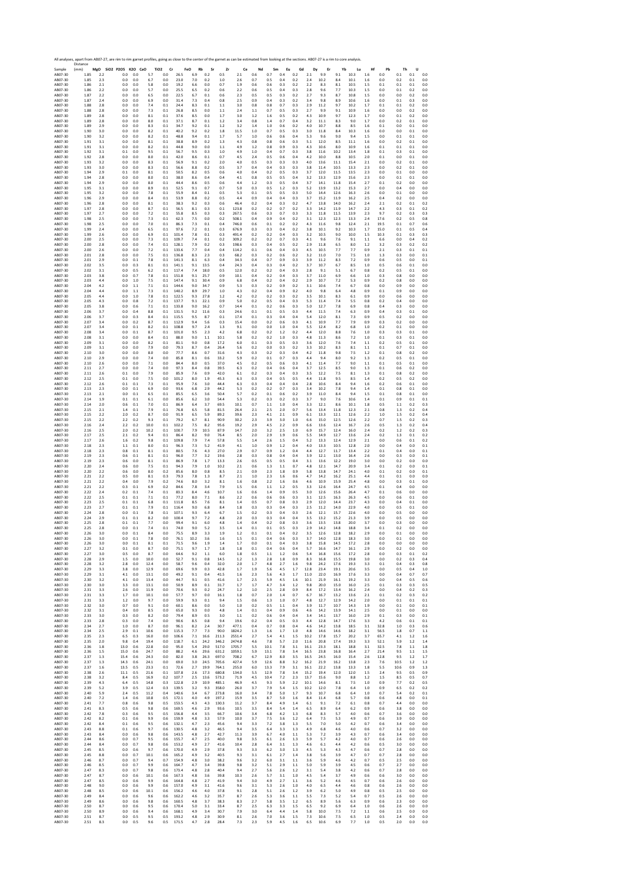All analyses, apart from AB07-27, are rim to rim garnet profiles, going as close to the center of the garnet as can be estimated from looking at the sections. AB07-27 is a rim to core analysis.

| Sample | Distance (mm) | MgO | SiO2 | P2O5 | K2O | CaO | TiO2 | Cr | FeO | Rb | Sr | Zr | Ce | Nd | Sm | Eu | Gd | Dy | Er | Yb | Lu | Hf | Pb | Th | U |
|---|---|---|---|---|---|---|---|---|---|---|---|---|---|---|---|---|---|---|---|---|---|---|---|---|---|
| AB07-30 | 1.85 | 2.2 | | 0.0 | 0.0 | 5.7 | 0.0 | 26.5 | 6.9 | 0.2 | 0.5 | 2.1 | 0.6 | 0.7 | 0.4 | 0.2 | 2.1 | 9.9 | 9.1 | 10.3 | 1.6 | 0.0 | 0.1 | 0.1 | 0.0 |
| AB07-30 | 1.85 | 2.3 | | 0.0 | 0.0 | 6.7 | 0.0 | 23.0 | 7.0 | 0.2 | 1.0 | 2.6 | 0.7 | 0.5 | 0.4 | 0.2 | 2.4 | 10.2 | 8.4 | 10.1 | 1.6 | 0.0 | 0.2 | 0.1 | 0.0 |
| AB07-30 | 1.86 | 2.1 | | 0.0 | 0.0 | 5.8 | 0.0 | 19.2 | 6.6 | 0.0 | 0.7 | 1.9 | 0.6 | 0.6 | 0.3 | 0.2 | 2.2 | 8.3 | 8.1 | 10.5 | 1.5 | 0.1 | 0.1 | 0.1 | 0.0 |
| AB07-30 | 1.86 | 2.2 | | 0.0 | 0.0 | 5.7 | 0.0 | 25.5 | 6.5 | 0.2 | 0.6 | 2.2 | 0.6 | 0.5 | 0.4 | 0.3 | 2.8 | 9.6 | 7.7 | 10.3 | 1.5 | 0.0 | 0.1 | 0.2 | 0.0 |
| AB07-30 | 1.87 | 2.2 | | 0.0 | 0.0 | 6.5 | 0.0 | 22.5 | 6.7 | 0.1 | 0.6 | 2.3 | 0.5 | 0.5 | 0.3 | 0.2 | 2.7 | 9.3 | 8.7 | 10.8 | 1.5 | 0.0 | 0.0 | 0.2 | 0.0 |
| AB07-30 | 1.87 | 2.4 | | 0.0 | 0.0 | 6.9 | 0.0 | 31.4 | 7.3 | 0.4 | 0.8 | 2.5 | 0.9 | 0.4 | 0.3 | 0.2 | 3.4 | 9.8 | 8.9 | 10.6 | 1.6 | 0.0 | 0.1 | 0.3 | 0.0 |
| AB07-30 | 1.88 | 2.8 | | 0.0 | 0.0 | 7.4 | 0.1 | 24.4 | 8.3 | 0.1 | 1.1 | 3.0 | 0.8 | 0.8 | 0.7 | 0.3 | 2.9 | 11.2 | 9.7 | 10.2 | 1.7 | 0.1 | 0.1 | 0.2 | 0.0 |
| AB07-30 | 1.88 | 2.8 | | 0.0 | 0.0 | 7.3 | 0.1 | 26.8 | 8.5 | 0.0 | 1.1 | 2.4 | 1.1 | 0.7 | 0.5 | 0.3 | 2.7 | 9.9 | 9.1 | 10.9 | 1.6 | 0.0 | 0.0 | 0.2 | 0.0 |
| AB07-30 | 1.89 | 2.8 | | 0.0 | 0.0 | 8.1 | 0.1 | 37.6 | 8.5 | 0.0 | 1.7 | 3.0 | 1.2 | 1.6 | 0.5 | 0.2 | 4.3 | 10.9 | 9.7 | 12.3 | 1.7 | 0.0 | 0.1 | 0.2 | 0.0 |
| AB07-30 | 1.89 | 2.8 | | 0.0 | 0.0 | 8.0 | 0.1 | 37.1 | 8.7 | 0.1 | 1.2 | 3.4 | 0.8 | 1.4 | 0.7 | 0.4 | 3.2 | 11.1 | 8.3 | 9.0 | 1.7 | 0.0 | 0.2 | 0.1 | 0.0 |
| AB07-30 | 1.89 | 2.9 | | 0.0 | 0.0 | 8.3 | 0.1 | 34.7 | 9.2 | 0.1 | 1.2 | 3.2 | 1.4 | 1.0 | 0.6 | 0.2 | 4.0 | 10.7 | 8.8 | 8.5 | 1.6 | 0.1 | 0.0 | 0.1 | 0.0 |
| AB07-30 | 1.90 | 3.0 | | 0.0 | 0.0 | 8.2 | 0.1 | 40.2 | 9.2 | 0.2 | 1.8 | 11.5 | 1.0 | 0.7 | 0.5 | 0.3 | 3.0 | 11.8 | 8.4 | 10.3 | 1.6 | 0.0 | 0.0 | 0.1 | 0.0 |
| AB07-30 | 1.90 | 3.2 | | 0.0 | 0.0 | 8.2 | 0.1 | 48.8 | 9.4 | 0.1 | 1.7 | 5.7 | 1.0 | 0.6 | 0.6 | 0.4 | 5.3 | 9.6 | 9.0 | 9.4 | 1.5 | 0.0 | 0.1 | 0.1 | 0.0 |
| AB07-30 | 1.91 | 3.1 | | 0.0 | 0.0 | 8.1 | 0.1 | 38.8 | 8.9 | 0.2 | 1.3 | 4.3 | 0.8 | 0.8 | 0.6 | 0.3 | 5.1 | 12.0 | 8.5 | 11.1 | 1.6 | 0.0 | 0.2 | 0.1 | 0.0 |
| AB07-30 | 1.91 | 3.1 | | 0.0 | 0.0 | 8.2 | 0.1 | 44.8 | 9.0 | 0.0 | 1.1 | 4.9 | 1.2 | 0.8 | 0.9 | 0.3 | 4.3 | 10.6 | 8.0 | 10.9 | 1.6 | 0.1 | 0.1 | 0.1 | 0.0 |
| AB07-30 | 1.92 | 3.1 | | 0.1 | 0.0 | 9.5 | 0.1 | 56.7 | 9.5 | 0.3 | 1.0 | 4.9 | 1.0 | 0.4 | 0.7 | 0.3 | 3.8 | 11.6 | 10.2 | 13.4 | 1.8 | 0.1 | 0.3 | 0.1 | 0.0 |
| AB07-30 | 1.92 | 2.8 | | 0.0 | 0.0 | 8.0 | 0.1 | 42.0 | 8.6 | 0.1 | 0.7 | 4.5 | 2.4 | 0.5 | 0.6 | 0.4 | 4.2 | 10.0 | 8.8 | 10.5 | 2.0 | 0.1 | 0.0 | 0.1 | 0.0 |
| AB07-30 | 1.93 | 3.2 | | 0.0 | 0.0 | 8.3 | 0.1 | 56.9 | 9.1 | 0.2 | 2.0 | 4.0 | 0.5 | 0.3 | 0.3 | 0.3 | 4.0 | 13.6 | 11.1 | 15.4 | 2.1 | 0.0 | 0.2 | 0.1 | 0.0 |
| AB07-30 | 1.93 | 3.0 | | 0.0 | 0.0 | 8.3 | 0.1 | 56.6 | 8.8 | 0.2 | 0.5 | 3.7 | 0.4 | 0.4 | 0.3 | 0.3 | 3.8 | 11.4 | 10.5 | 13.3 | 2.3 | 0.0 | 0.2 | 0.1 | 0.0 |
| AB07-30 | 1.94 | 2.9 | | 0.1 | 0.0 | 8.1 | 0.1 | 50.5 | 8.2 | 0.5 | 0.6 | 4.0 | 0.4 | 0.2 | 0.5 | 0.3 | 3.7 | 12.0 | 11.5 | 13.5 | 2.3 | 0.0 | 0.1 | 0.0 | 0.0 |
| AB07-30 | 1.94 | 2.8 | | 0.0 | 0.0 | 8.0 | 0.1 | 38.0 | 8.6 | 0.4 | 0.4 | 4.1 | 0.8 | 0.5 | 0.5 | 0.4 | 3.2 | 13.3 | 12.9 | 15.6 | 2.3 | 0.0 | 0.1 | 0.1 | 0.0 |
| AB07-30 | 1.94 | 2.9 | | 0.0 | 0.0 | 8.0 | 0.1 | 44.4 | 8.6 | 0.5 | 0.6 | 4.4 | 1.2 | 0.3 | 0.5 | 0.4 | 3.7 | 14.1 | 11.8 | 15.4 | 2.7 | 0.1 | 0.2 | 0.0 | 0.0 |
| AB07-30 | 1.95 | 3.1 | | 0.0 | 0.0 | 8.9 | 0.1 | 52.5 | 9.1 | 0.7 | 0.7 | 5.0 | 0.3 | 0.5 | 1.2 | 0.3 | 5.2 | 13.9 | 13.2 | 15.3 | 2.7 | 0.0 | 0.4 | 0.0 | 0.0 |
| AB07-30 | 1.95 | 3.2 | | 0.0 | 0.0 | 7.8 | 0.1 | 55.9 | 8.4 | 0.1 | 0.5 | 5.3 | 0.1 | 0.5 | 0.5 | 0.3 | 5.0 | 14.4 | 12.6 | 16.3 | 2.6 | 0.0 | 0.1 | 0.0 | 0.0 |
| AB07-30 | 1.96 | 2.9 | | 0.0 | 0.0 | 8.4 | 0.1 | 53.9 | 8.8 | 0.2 | 0.5 | 4.4 | 0.9 | 0.4 | 0.4 | 0.3 | 3.7 | 15.2 | 11.9 | 16.2 | 2.5 | 0.4 | 0.2 | 0.0 | 0.0 |
| AB07-30 | 1.96 | 2.8 | | 0.0 | 0.0 | 8.1 | 0.1 | 38.3 | 9.2 | 0.3 | 0.6 | 46.4 | 0.2 | 0.4 | 0.3 | 0.2 | 4.7 | 13.8 | 14.0 | 16.2 | 2.4 | 2.1 | 0.2 | 0.1 | 0.2 |
| AB07-30 | 1.97 | 2.8 | | 0.0 | 0.0 | 8.7 | 0.1 | 56.5 | 8.1 | 0.3 | 0.1 | 123.8 | 0.2 | 0.2 | 0.7 | 0.2 | 3.3 | 14.2 | 11.9 | 14.7 | 2.2 | 4.3 | 0.3 | 0.1 | 0.2 |
| AB07-30 | 1.97 | 2.7 | | 0.0 | 0.0 | 7.2 | 0.1 | 55.8 | 8.5 | 0.3 | 0.3 | 267.5 | 0.6 | 0.3 | 0.7 | 0.3 | 3.3 | 11.8 | 11.5 | 13.9 | 2.3 | 9.7 | 0.2 | 0.3 | 0.3 |
| AB07-30 | 1.98 | 2.5 | | 0.0 | 0.0 | 7.3 | 0.1 | 62.3 | 7.5 | 0.0 | 0.2 | 508.1 | 0.4 | 0.9 | 0.4 | 0.2 | 3.1 | 12.3 | 12.3 | 13.3 | 2.4 | 17.6 | 0.2 | 0.5 | 0.8 |
| AB07-30 | 1.98 | 2.5 | | 0.0 | 0.0 | 7.0 | 0.1 | 86.3 | 7.3 | 0.1 | 0.4 | 746.0 | 0.6 | 0.1 | 0.2 | 0.2 | 4.3 | 11.6 | 9.8 | 12.4 | 2.1 | 19.5 | 0.1 | 0.7 | 0.6 |
| AB07-30 | 1.99 | 2.4 | | 0.0 | 0.0 | 6.5 | 0.1 | 97.6 | 7.2 | 0.1 | 0.3 | 676.9 | 0.3 | 0.3 | 0.4 | 0.2 | 3.8 | 10.1 | 9.2 | 10.3 | 1.7 | 15.0 | 0.1 | 0.5 | 0.4 |
| AB07-30 | 1.99 | 2.6 | | 0.0 | 0.0 | 6.9 | 0.1 | 101.4 | 7.8 | 0.1 | 0.3 | 491.4 | 0.2 | 0.2 | 0.4 | 0.3 | 3.2 | 10.5 | 9.0 | 10.0 | 1.5 | 10.3 | 0.1 | 0.3 | 0.3 |
| AB07-30 | 2.00 | 2.5 | | 0.0 | 0.0 | 7.3 | 0.1 | 109.7 | 7.4 | 0.1 | 0.2 | 309.2 | 0.2 | 0.2 | 0.7 | 0.3 | 4.1 | 9.6 | 7.6 | 9.1 | 1.1 | 6.6 | 0.0 | 0.4 | 0.2 |
| AB07-30 | 2.00 | 2.8 | | 0.0 | 0.0 | 7.4 | 0.1 | 128.1 | 7.9 | 0.2 | 0.3 | 198.6 | 0.3 | 0.4 | 0.5 | 0.2 | 2.9 | 11.8 | 6.5 | 8.0 | 1.2 | 3.2 | 0.3 | 0.2 | 0.2 |
| AB07-30 | 2.00 | 2.6 | | 0.0 | 0.0 | 7.2 | 0.1 | 133.6 | 7.7 | 0.4 | 0.4 | 114.2 | 0.1 | 0.6 | 0.4 | 0.3 | 4.5 | 10.5 | 7.7 | 7.7 | 0.9 | 2.1 | 0.3 | 0.1 | 0.1 |
| AB07-30 | 2.01 | 2.8 | | 0.0 | 0.0 | 7.5 | 0.1 | 136.8 | 8.3 | 2.3 | 0.3 | 68.2 | 0.3 | 0.2 | 0.6 | 0.2 | 3.2 | 11.0 | 7.0 | 7.5 | 1.0 | 1.3 | 0.3 | 0.0 | 0.1 |
| AB07-30 | 2.01 | 2.9 | | 0.0 | 0.1 | 7.8 | 0.1 | 141.3 | 8.1 | 6.3 | 0.4 | 34.3 | 0.4 | 0.7 | 0.9 | 0.3 | 3.9 | 11.2 | 8.3 | 7.2 | 0.9 | 0.6 | 0.5 | 0.0 | 0.1 |
| AB07-30 | 2.02 | 3.5 | | 0.0 | 0.3 | 8.1 | 0.1 | 141.1 | 9.1 | 13.5 | 0.4 | 24.3 | 0.4 | 0.3 | 0.4 | 0.2 | 3.7 | 10.7 | 6.7 | 8.5 | 1.0 | 0.5 | 0.6 | 0.1 | 0.0 |
| AB07-30 | 2.02 | 3.1 | | 0.0 | 0.5 | 6.2 | 0.1 | 117.4 | 7.4 | 18.0 | 0.5 | 12.0 | 0.2 | 0.2 | 0.4 | 0.3 | 2.8 | 9.1 | 5.1 | 6.7 | 0.8 | 0.2 | 0.5 | 0.1 | 0.0 |
| AB07-30 | 2.03 | 3.8 | | 0.0 | 0.7 | 7.8 | 0.1 | 151.8 | 9.1 | 25.7 | 0.9 | 10.1 | 0.4 | 0.2 | 0.4 | 0.3 | 3.7 | 11.0 | 6.9 | 6.6 | 1.0 | 0.3 | 0.8 | 0.0 | 0.0 |
| AB07-30 | 2.03 | 4.4 | | 0.0 | 1.0 | 7.5 | 0.1 | 147.4 | 9.1 | 30.4 | 0.9 | 6.8 | 0.4 | 0.2 | 0.4 | 0.2 | 2.9 | 10.7 | 7.2 | 5.3 | 0.9 | 0.2 | 0.8 | 0.0 | 0.0 |
| AB07-30 | 2.04 | 4.2 | | 0.0 | 1.1 | 7.1 | 0.1 | 144.6 | 9.0 | 34.7 | 0.9 | 5.3 | 0.3 | 0.2 | 0.9 | 0.2 | 3.1 | 10.6 | 7.4 | 6.7 | 0.8 | 0.0 | 0.9 | 0.0 | 0.0 |
| AB07-30 | 2.04 | 4.4 | | 0.0 | 1.1 | 7.3 | 0.1 | 140.2 | 8.9 | 29.7 | 1.0 | 4.3 | 0.2 | 0.4 | 0.9 | 0.2 | 4.0 | 9.8 | 6.4 | 4.8 | 0.9 | 0.1 | 0.9 | 0.0 | 0.0 |
| AB07-30 | 2.05 | 4.4 | | 0.0 | 1.0 | 7.8 | 0.1 | 122.5 | 9.3 | 27.8 | 1.2 | 4.2 | 0.2 | 0.2 | 0.3 | 0.2 | 3.5 | 10.1 | 8.3 | 6.1 | 0.9 | 0.0 | 0.6 | 0.0 | 0.0 |
| AB07-30 | 2.05 | 4.3 | | 0.0 | 0.8 | 7.2 | 0.1 | 137.7 | 9.1 | 22.1 | 0.9 | 5.0 | 0.2 | 0.5 | 0.4 | 0.3 | 5.3 | 11.4 | 7.4 | 5.5 | 0.8 | 0.2 | 0.4 | 0.0 | 0.0 |
| AB07-30 | 2.05 | 3.8 | | 0.0 | 0.6 | 7.1 | 0.1 | 133.8 | 9.0 | 16.2 | 0.7 | 14.4 | 0.1 | 0.2 | 0.6 | 0.3 | 5.0 | 12.7 | 7.8 | 6.9 | 0.8 | 0.4 | 0.3 | 0.0 | 0.0 |
| AB07-30 | 2.06 | 3.7 | | 0.0 | 0.4 | 8.8 | 0.1 | 131.5 | 9.2 | 11.6 | 0.3 | 24.6 | 0.1 | 0.1 | 0.5 | 0.3 | 4.4 | 11.5 | 7.4 | 6.3 | 0.9 | 0.4 | 0.3 | 0.1 | 0.0 |
| AB07-30 | 2.06 | 3.7 | | 0.0 | 0.3 | 8.4 | 0.1 | 115.5 | 9.5 | 8.7 | 0.1 | 17.4 | 0.1 | 0.3 | 0.4 | 0.4 | 5.4 | 12.0 | 8.1 | 7.3 | 0.9 | 0.5 | 0.2 | 0.0 | 0.0 |
| AB07-30 | 2.07 | 3.4 | | 0.0 | 0.2 | 8.7 | 0.1 | 112.9 | 9.4 | 5.6 | 0.3 | 15.4 | 0.0 | 0.2 | 0.6 | 0.3 | 4.1 | 10.9 | 7.7 | 7.9 | 0.9 | 0.3 | 0.2 | 0.0 | 0.0 |
| AB07-30 | 2.07 | 3.4 | | 0.0 | 0.1 | 8.2 | 0.1 | 108.8 | 9.7 | 2.4 | 1.3 | 9.1 | 0.0 | 0.0 | 1.0 | 0.4 | 5.5 | 12.4 | 8.2 | 6.8 | 1.0 | 0.2 | 0.1 | 0.0 | 0.0 |
| AB07-30 | 2.08 | 3.4 | | 0.0 | 0.1 | 8.7 | 0.1 | 101.0 | 9.5 | 2.3 | 4.2 | 6.8 | 0.2 | 0.2 | 1.2 | 0.2 | 4.4 | 12.0 | 8.8 | 7.6 | 1.0 | 0.3 | 0.3 | 0.1 | 0.0 |
| AB07-30 | 2.08 | 3.1 | | 0.0 | 0.0 | 8.4 | 0.1 | 88.0 | 9.0 | 1.1 | 10.1 | 5.8 | 0.2 | 0.2 | 1.0 | 0.3 | 4.8 | 11.3 | 8.6 | 7.2 | 1.0 | 0.1 | 0.3 | 0.1 | 0.0 |
| AB07-30 | 2.09 | 3.1 | | 0.0 | 0.0 | 8.2 | 0.1 | 81.1 | 9.0 | 0.8 | 17.2 | 6.0 | 0.1 | 0.3 | 0.5 | 0.3 | 3.6 | 12.0 | 7.6 | 7.4 | 1.1 | 0.2 | 0.5 | 0.1 | 0.0 |
| AB07-30 | 2.09 | 3.1 | | 0.0 | 0.0 | 7.9 | 0.0 | 79.3 | 8.7 | 0.4 | 26.4 | 5.6 | 0.2 | 0.0 | 0.3 | 0.2 | 3.3 | 10.2 | 8.3 | 8.1 | 1.1 | 0.1 | 0.7 | 0.1 | 0.0 |
| AB07-30 | 2.10 | 3.0 | | 0.0 | 0.0 | 8.0 | 0.0 | 77.7 | 8.6 | 0.7 | 31.6 | 4.3 | 0.3 | 0.2 | 0.3 | 0.4 | 4.2 | 11.8 | 9.8 | 7.5 | 1.2 | 0.1 | 0.8 | 0.2 | 0.0 |
| AB07-30 | 2.10 | 2.9 | | 0.0 | 0.0 | 7.4 | 0.0 | 85.8 | 8.1 | 0.6 | 33.2 | 5.9 | 0.2 | 0.1 | 0.7 | 0.3 | 4.4 | 9.4 | 8.0 | 9.2 | 1.3 | 0.2 | 0.5 | 0.1 | 0.0 |
| AB07-30 | 2.10 | 2.6 | | 0.0 | 0.0 | 7.1 | 0.0 | 84.4 | 8.0 | 0.5 | 37.0 | 4.5 | 0.2 | 0.5 | 0.6 | 0.3 | 4.1 | 11.4 | 7.7 | 9.0 | 1.1 | 0.1 | 0.5 | 0.1 | 0.0 |
| AB07-30 | 2.11 | 2.7 | | 0.0 | 0.0 | 7.4 | 0.0 | 97.3 | 8.4 | 0.8 | 39.5 | 6.3 | 0.2 | 0.4 | 0.6 | 0.4 | 3.7 | 12.5 | 8.5 | 9.0 | 1.3 | 0.1 | 0.6 | 0.2 | 0.0 |
| AB07-30 | 2.11 | 2.6 | | 0.1 | 0.0 | 7.9 | 0.0 | 85.9 | 7.6 | 0.9 | 42.0 | 6.1 | 0.2 | 0.3 | 0.4 | 0.3 | 3.5 | 12.2 | 7.5 | 8.1 | 1.3 | 0.1 | 0.8 | 0.2 | 0.0 |
| AB07-30 | 2.12 | 2.5 | | 0.1 | 0.0 | 7.5 | 0.0 | 101.2 | 8.0 | 1.9 | 45.3 | 6.3 | 0.3 | 0.4 | 0.5 | 0.5 | 4.4 | 11.8 | 9.5 | 8.5 | 1.4 | 0.2 | 0.5 | 0.2 | 0.0 |
| AB07-30 | 2.12 | 2.6 | | 0.1 | 0.1 | 7.3 | 0.1 | 95.9 | 7.6 | 3.0 | 44.4 | 6.3 | 0.3 | 0.4 | 0.4 | 0.4 | 2.8 | 10.6 | 8.4 | 9.4 | 1.6 | 0.2 | 0.6 | 0.1 | 0.0 |
| AB07-30 | 2.13 | 2.3 | | 0.0 | 0.1 | 6.9 | 0.0 | 93.6 | 6.8 | 2.9 | 44.2 | 5.3 | 0.2 | 0.2 | 0.7 | 0.3 | 3.4 | 10.2 | 7.8 | 9.4 | 1.4 | 0.1 | 0.8 | 0.1 | 0.0 |
| AB07-30 | 2.13 | 2.1 | | 0.0 | 0.1 | 6.5 | 0.1 | 85.5 | 6.5 | 3.6 | 50.4 | 5.7 | 0.2 | 0.1 | 0.6 | 0.2 | 3.9 | 11.0 | 8.4 | 9.4 | 1.5 | 0.1 | 0.8 | 0.1 | 0.0 |
| AB07-30 | 2.14 | 1.9 | | 0.1 | 0.1 | 6.1 | 0.0 | 85.6 | 6.2 | 3.0 | 54.4 | 5.3 | 0.2 | 0.3 | 0.2 | 0.3 | 3.7 | 9.0 | 7.6 | 10.6 | 1.4 | 0.1 | 0.9 | 0.1 | 0.1 |
| AB07-30 | 2.14 | 2.0 | | 0.6 | 0.1 | 7.0 | 0.1 | 86.9 | 6.4 | 3.7 | 69.5 | 10.1 | 0.7 | 1.1 | 1.0 | 0.4 | 3.3 | 12.1 | 8.6 | 10.1 | 1.8 | 0.5 | 1.1 | 0.2 | 0.3 |
| AB07-30 | 2.15 | 2.1 | | 1.4 | 0.1 | 7.9 | 0.1 | 76.8 | 6.5 | 5.8 | 81.5 | 26.4 | 2.1 | 2.5 | 2.0 | 0.7 | 5.6 | 13.4 | 11.8 | 12.3 | 2.1 | 0.8 | 1.3 | 0.2 | 0.4 |
| AB07-30 | 2.15 | 2.2 | | 2.0 | 0.2 | 8.7 | 0.0 | 91.0 | 6.5 | 5.9 | 89.2 | 39.6 | 2.3 | 4.1 | 2.1 | 0.9 | 6.1 | 13.3 | 12.1 | 12.6 | 2.2 | 1.0 | 1.5 | 0.2 | 0.4 |
| AB07-30 | 2.15 | 2.2 | | 2.2 | 0.2 | 9.3 | 0.1 | 79.2 | 6.7 | 8.1 | 90.9 | 30.2 | 2.3 | 3.9 | 3.0 | 1.0 | 6.6 | 15.0 | 12.5 | 12.6 | 2.2 | 0.7 | 1.5 | 0.2 | 0.3 |
| AB07-30 | 2.16 | 2.4 | | 2.2 | 0.2 | 10.0 | 0.1 | 102.2 | 7.5 | 8.2 | 95.6 | 19.2 | 2.9 | 4.5 | 2.2 | 0.9 | 6.6 | 13.6 | 12.4 | 16.7 | 2.6 | 0.5 | 1.3 | 0.2 | 0.4 |
| AB07-30 | 2.16 | 2.5 | | 2.0 | 0.2 | 10.2 | 0.1 | 100.7 | 7.9 | 10.5 | 87.9 | 14.7 | 2.0 | 3.2 | 2.5 | 1.0 | 6.9 | 15.7 | 12.4 | 16.0 | 2.4 | 0.2 | 1.2 | 0.2 | 0.3 |
| AB07-30 | 2.17 | 2.5 | | 2.1 | 0.2 | 9.4 | 0.1 | 86.4 | 8.2 | 9.0 | 76.4 | 8.5 | 2.0 | 2.9 | 1.9 | 0.6 | 5.5 | 14.9 | 12.7 | 13.6 | 2.4 | 0.2 | 1.3 | 0.1 | 0.2 |
| AB07-30 | 2.17 | 2.6 | | 1.6 | 0.2 | 9.8 | 0.1 | 109.8 | 7.9 | 7.4 | 57.8 | 5.5 | 1.4 | 2.6 | 1.5 | 0.4 | 5.2 | 13.3 | 12.4 | 12.9 | 2.1 | 0.0 | 0.6 | 0.1 | 0.2 |
| AB07-30 | 2.18 | 2.3 | | 1.1 | 0.1 | 8.0 | 0.1 | 96.3 | 7.3 | 5.2 | 41.9 | 4.1 | 1.0 | 0.9 | 1.2 | 0.4 | 4.0 | 13.3 | 10.5 | 12.8 | 2.0 | 0.0 | 0.4 | 0.0 | 0.1 |
| AB07-30 | 2.18 | 2.3 | | 0.8 | 0.1 | 8.1 | 0.1 | 80.5 | 7.6 | 4.3 | 27.0 | 2.9 | 0.7 | 0.9 | 1.2 | 0.4 | 4.4 | 12.7 | 11.7 | 13.4 | 2.2 | 0.1 | 0.4 | 0.0 | 0.1 |
| AB07-30 | 2.19 | 2.3 | | 0.6 | 0.1 | 8.1 | 0.1 | 96.0 | 7.7 | 3.2 | 19.6 | 2.8 | 0.3 | 0.8 | 0.4 | 0.4 | 3.9 | 12.1 | 13.0 | 16.4 | 2.6 | 0.0 | 0.3 | 0.0 | 0.1 |
| AB07-30 | 2.19 | 2.3 | | 0.6 | 0.0 | 8.1 | 0.1 | 86.9 | 7.8 | 1.7 | 13.3 | 2.6 | 0.5 | 0.5 | 0.5 | 0.4 | 3.1 | 13.6 | 12.2 | 19.0 | 3.0 | 0.0 | 0.2 | 0.0 | 0.0 |
| AB07-30 | 2.20 | 2.4 | | 0.6 | 0.0 | 7.5 | 0.1 | 94.3 | 7.9 | 1.0 | 10.2 | 2.1 | 0.6 | 1.3 | 1.1 | 0.7 | 4.8 | 12.1 | 14.7 | 20.9 | 3.4 | 0.1 | 0.2 | 0.0 | 0.1 |
| AB07-30 | 2.20 | 2.2 | | 0.6 | 0.0 | 8.0 | 0.2 | 85.6 | 8.0 | 0.8 | 8.5 | 2.1 | 0.9 | 2.3 | 1.8 | 0.9 | 5.8 | 13.8 | 14.7 | 24.1 | 4.0 | 0.1 | 0.2 | 0.0 | 0.1 |
| AB07-30 | 2.21 | 2.2 | | 0.5 | 0.0 | 8.1 | 0.3 | 79.3 | 7.8 | 1.3 | 8.7 | 2.1 | 1.0 | 2.3 | 1.6 | 0.6 | 4.7 | 14.2 | 16.2 | 25.1 | 4.4 | 0.1 | 0.1 | 0.0 | 0.0 |
| AB07-30 | 2.21 | 2.2 | | 0.4 | 0.0 | 7.9 | 0.2 | 74.6 | 8.0 | 3.2 | 8.1 | 1.6 | 0.8 | 2.2 | 1.6 | 0.6 | 4.6 | 10.9 | 15.9 | 25.4 | 4.8 | 0.0 | 0.3 | 0.1 | 0.0 |
| AB07-30 | 2.21 | 2.2 | | 0.3 | 0.1 | 6.9 | 0.2 | 84.6 | 7.8 | 3.4 | 7.9 | 1.5 | 0.6 | 1.1 | 1.2 | 0.5 | 3.3 | 12.6 | 16.4 | 24.7 | 4.5 | 0.1 | 0.4 | 0.0 | 0.0 |
| AB07-30 | 2.22 | 2.4 | | 0.2 | 0.1 | 7.4 | 0.1 | 83.3 | 8.4 | 4.6 | 10.7 | 1.6 | 0.6 | 1.4 | 0.9 | 0.5 | 3.0 | 12.6 | 15.6 | 26.4 | 4.7 | 0.1 | 0.6 | 0.0 | 0.0 |
| AB07-30 | 2.22 | 2.5 | | 0.1 | 0.1 | 7.1 | 0.1 | 77.2 | 8.0 | 7.1 | 8.6 | 2.2 | 0.6 | 0.6 | 0.6 | 0.3 | 3.1 | 12.5 | 16.3 | 26.3 | 4.5 | 0.0 | 0.6 | 0.1 | 0.0 |
| AB07-30 | 2.23 | 2.5 | | 0.1 | 0.1 | 6.8 | 0.1 | 111.8 | 8.5 | 7.6 | 8.1 | 1.4 | 0.5 | 0.7 | 0.8 | 0.3 | 2.9 | 12.0 | 14.4 | 23.7 | 4.3 | 0.0 | 0.4 | 0.1 | 0.0 |
| AB07-30 | 2.23 | 2.7 | | 0.1 | 0.1 | 7.9 | 0.1 | 116.4 | 9.0 | 6.8 | 8.4 | 1.8 | 0.3 | 0.3 | 0.4 | 0.3 | 2.5 | 11.2 | 14.0 | 22.9 | 4.0 | 0.0 | 0.5 | 0.1 | 0.0 |
| AB07-30 | 2.24 | 2.8 | | 0.0 | 0.1 | 7.8 | 0.1 | 107.1 | 9.3 | 6.4 | 6.7 | 1.5 | 0.2 | 0.3 | 0.4 | 0.3 | 2.6 | 12.1 | 15.7 | 22.6 | 4.0 | 0.0 | 0.5 | 0.0 | 0.0 |
| AB07-30 | 2.24 | 2.9 | | 0.1 | 0.1 | 8.2 | 0.0 | 100.4 | 9.7 | 7.2 | 4.8 | 2.0 | 0.3 | 0.3 | 0.4 | 0.4 | 3.5 | 13.2 | 15.2 | 21.3 | 3.9 | 0.0 | 0.5 | 0.0 | 0.0 |
| AB07-30 | 2.25 | 2.8 | | 0.1 | 0.1 | 7.7 | 0.0 | 99.4 | 9.1 | 6.0 | 4.8 | 1.4 | 0.4 | 0.2 | 0.8 | 0.3 | 3.6 | 13.5 | 13.8 | 20.0 | 3.7 | 0.0 | 0.3 | 0.0 | 0.0 |
| AB07-30 | 2.25 | 2.8 | | 0.0 | 0.1 | 7.4 | 0.1 | 74.0 | 9.0 | 5.2 | 3.5 | 1.4 | 0.1 | 0.1 | 0.5 | 0.3 | 2.9 | 14.2 | 14.8 | 18.8 | 3.4 | 0.1 | 0.2 | 0.0 | 0.0 |
| AB07-30 | 2.26 | 3.0 | | 0.0 | 0.1 | 8.4 | 0.0 | 75.5 | 8.9 | 3.3 | 1.9 | 1.2 | 0.1 | 0.1 | 0.4 | 0.2 | 3.5 | 12.6 | 12.8 | 18.2 | 2.9 | 0.0 | 0.1 | 0.0 | 0.0 |
| AB07-30 | 2.26 | 3.0 | | 0.0 | 0.1 | 7.8 | 0.0 | 76.1 | 10.2 | 3.6 | 1.6 | 1.5 | 0.1 | 0.4 | 0.6 | 0.3 | 3.7 | 14.0 | 12.8 | 18.3 | 3.0 | 0.0 | 0.1 | 0.0 | 0.0 |
| AB07-30 | 2.27 | 3.0 | | 0.0 | 0.1 | 8.1 | 0.1 | 71.5 | 9.6 | 1.9 | 1.4 | 1.7 | 0.0 | 0.1 | 0.4 | 0.3 | 3.8 | 15.8 | 14.5 | 17.2 | 2.8 | 0.0 | 0.0 | 0.0 | 0.0 |
| AB07-30 | 2.27 | 3.2 | | 0.1 | 0.0 | 8.7 | 0.0 | 75.1 | 9.7 | 1.7 | 1.8 | 1.8 | 0.1 | 0.4 | 0.6 | 0.4 | 5.7 | 16.6 | 14.7 | 16.1 | 2.9 | 0.0 | 0.2 | 0.0 | 0.0 |
| AB07-30 | 2.27 | 3.0 | | 0.5 | 0.0 | 8.7 | 0.0 | 64.6 | 9.2 | 1.1 | 6.0 | 1.8 | 0.5 | 1.1 | 1.2 | 0.6 | 5.4 | 16.8 | 15.6 | 17.2 | 2.8 | 0.0 | 0.3 | 0.1 | 0.2 |
| AB07-30 | 2.28 | 2.9 | | 1.5 | 0.0 | 10.0 | 0.0 | 52.7 | 9.1 | 0.8 | 14.5 | 1.2 | 1.3 | 2.8 | 1.8 | 0.9 | 8.3 | 16.8 | 15.5 | 19.8 | 3.0 | 0.0 | 0.2 | 0.3 | 0.4 |
| AB07-30 | 2.28 | 3.2 | | 2.8 | 0.0 | 12.4 | 0.0 | 58.7 | 9.6 | 0.4 | 32.0 | 2.0 | 1.7 | 4.8 | 2.7 | 1.6 | 9.8 | 24.2 | 17.6 | 19.3 | 3.3 | 0.1 | 0.4 | 0.3 | 0.8 |
| AB07-30 | 2.29 | 3.3 | | 3.8 | 0.0 | 12.9 | 0.0 | 69.6 | 9.9 | 0.3 | 42.8 | 1.7 | 1.9 | 5.6 | 4.5 | 1.7 | 12.8 | 23.4 | 19.1 | 20.6 | 3.5 | 0.0 | 0.5 | 0.4 | 1.0 |
| AB07-30 | 2.29 | 3.1 | | 4.1 | 0.0 | 13.1 | 0.0 | 49.2 | 9.1 | 0.4 | 41.5 | 1.6 | 2.3 | 5.6 | 4.3 | 1.7 | 11.0 | 22.0 | 16.9 | 17.6 | 3.3 | 0.0 | 0.4 | 0.7 | 0.7 |
| AB07-30 | 2.30 | 3.2 | | 4.1 | 0.0 | 13.4 | 0.0 | 44.7 | 9.1 | 0.5 | 41.6 | 1.7 | 2.5 | 5.9 | 4.5 | 1.6 | 10.1 | 21.9 | 16.1 | 19.2 | 3.3 | 0.0 | 0.4 | 0.5 | 0.6 |
| AB07-30 | 2.30 | 3.0 | | 3.3 | 0.0 | 13.1 | 0.0 | 50.9 | 8.9 | 0.1 | 31.7 | 1.7 | 1.7 | 4.7 | 3.4 | 1.2 | 9.8 | 20.0 | 15.0 | 16.0 | 2.5 | 0.1 | 0.3 | 0.3 | 0.5 |
| AB07-30 | 2.31 | 3.3 | | 2.6 | 0.0 | 11.9 | 0.0 | 70.6 | 9.3 | 0.2 | 24.7 | 1.2 | 1.0 | 2.5 | 2.8 | 0.9 | 8.4 | 17.2 | 13.4 | 16.2 | 2.4 | 0.0 | 0.4 | 0.2 | 0.3 |
| AB07-30 | 2.31 | 3.3 | | 1.7 | 0.0 | 10.1 | 0.0 | 57.7 | 9.7 | 0.0 | 16.1 | 1.8 | 0.7 | 2.0 | 1.4 | 0.7 | 6.7 | 16.7 | 13.2 | 13.6 | 2.1 | 0.1 | 0.2 | 0.3 | 0.2 |
| AB07-30 | 2.31 | 3.3 | | 1.2 | 0.0 | 9.7 | 0.0 | 59.9 | 9.3 | 0.1 | 9.4 | 1.5 | 0.6 | 1.3 | 1.0 | 0.7 | 4.8 | 12.7 | 12.9 | 14.2 | 2.0 | 0.0 | 0.1 | 0.1 | 0.1 |
| AB07-30 | 2.32 | 3.0 | | 0.7 | 0.0 | 9.1 | 0.0 | 60.1 | 8.6 | 0.0 | 5.0 | 1.0 | 0.2 | 0.5 | 1.1 | 0.4 | 3.9 | 11.7 | 10.7 | 14.3 | 1.9 | 0.0 | 0.1 | 0.0 | 0.1 |
| AB07-30 | 2.32 | 3.1 | | 0.4 | 0.0 | 8.5 | 0.0 | 65.0 | 9.3 | 0.0 | 4.8 | 1.4 | 0.1 | 0.4 | 0.9 | 0.6 | 4.6 | 14.2 | 13.9 | 14.1 | 2.5 | 0.0 | 0.1 | 0.0 | 0.0 |
| AB07-30 | 2.33 | 3.0 | | 0.3 | 0.0 | 8.2 | 0.0 | 79.4 | 8.9 | 0.5 | 3.0 | 1.1 | 0.2 | 0.6 | 0.4 | 0.4 | 3.4 | 14.1 | 13.7 | 16.0 | 2.9 | 0.1 | 0.3 | 0.0 | 0.1 |
| AB07-30 | 2.33 | 2.8 | | 0.3 | 0.0 | 7.4 | 0.0 | 90.6 | 8.5 | 0.8 | 9.4 | 19.6 | 0.2 | 0.4 | 0.5 | 0.3 | 4.4 | 12.8 | 14.7 | 17.6 | 3.3 | 4.2 | 0.6 | 0.1 | 0.1 |
| AB07-30 | 2.34 | 2.7 | | 1.0 | 0.0 | 8.7 | 0.0 | 96.1 | 8.2 | 2.4 | 30.7 | 477.1 | 0.4 | 0.7 | 0.8 | 0.4 | 4.6 | 14.2 | 13.8 | 18.5 | 3.1 | 32.8 | 1.0 | 0.3 | 0.6 |
| AB07-30 | 2.34 | 2.5 | | 2.9 | 0.1 | 10.6 | 0.0 | 115.3 | 7.7 | 7.9 | 90.0 | 1824.2 | 1.3 | 1.6 | 1.7 | 1.0 | 4.8 | 14.6 | 14.6 | 18.2 | 3.1 | 56.5 | 1.8 | 0.7 | 1.1 |
| AB07-30 | 2.35 | 2.3 | | 6.5 | 0.3 | 16.0 | 0.0 | 106.6 | 7.1 | 16.6 | 211.3 | 2551.4 | 2.7 | 5.4 | 4.1 | 1.5 | 10.2 | 17.8 | 15.7 | 20.2 | 3.7 | 65.7 | 4.1 | 1.2 | 1.6 |
| AB07-30 | 2.35 | 2.0 | | 9.8 | 0.4 | 19.4 | 0.0 | 118.7 | 6.1 | 24.2 | 346.2 | 2474.8 | 4.4 | 7.8 | 5.7 | 2.0 | 11.6 | 20.8 | 17.4 | 19.3 | 3.3 | 52.1 | 5.9 | 1.2 | 1.4 |
| AB07-30 | 2.36 | 1.8 | | 13.0 | 0.6 | 22.8 | 0.0 | 95.0 | 5.4 | 29.0 | 517.0 | 1705.7 | 5.5 | 10.1 | 7.8 | 3.1 | 16.1 | 23.3 | 18.1 | 18.8 | 3.1 | 32.5 | 7.8 | 1.1 | 1.8 |
| AB07-30 | 2.36 | 1.5 | | 15.0 | 0.6 | 24.7 | 0.0 | 88.2 | 4.6 | 29.6 | 631.2 | 1059.1 | 5.9 | 13.1 | 7.8 | 3.4 | 16.5 | 23.8 | 16.8 | 16.4 | 2.7 | 21.4 | 9.5 | 1.1 | 1.5 |
| AB07-30 | 2.37 | 1.3 | | 15.4 | 0.6 | 24.3 | 0.0 | 82.0 | 3.8 | 26.3 | 697.0 | 708.2 | 6.7 | 12.9 | 8.0 | 3.5 | 16.5 | 24.5 | 16.0 | 15.4 | 2.6 | 12.8 | 9.5 | 1.2 | 1.7 |
| AB07-30 | 2.37 | 1.3 | | 14.3 | 0.6 | 24.1 | 0.0 | 69.0 | 3.0 | 24.5 | 705.6 | 427.4 | 5.9 | 12.6 | 8.8 | 3.2 | 16.2 | 21.9 | 16.2 | 13.8 | 2.3 | 7.6 | 10.5 | 1.2 | 1.2 |
| AB07-30 | 2.37 | 1.6 | | 13.5 | 0.5 | 23.3 | 0.1 | 72.6 | 2.7 | 19.9 | 764.1 | 255.0 | 6.0 | 13.3 | 7.9 | 3.1 | 16.1 | 22.2 | 13.8 | 13.3 | 1.8 | 5.5 | 10.6 | 0.9 | 1.3 |
| AB07-30 | 2.38 | 2.6 | | 11.1 | 0.5 | 21.6 | 0.1 | 107.8 | 2.6 | 17.3 | 680.8 | 134.0 | 5.5 | 12.9 | 7.8 | 3.4 | 15.2 | 19.4 | 12.0 | 12.0 | 1.5 | 2.4 | 9.5 | 0.5 | 0.9 |
| AB07-30 | 2.38 | 3.2 | | 8.4 | 0.5 | 16.9 | 0.2 | 107.7 | 2.5 | 13.6 | 573.2 | 71.9 | 4.5 | 10.4 | 7.2 | 2.3 | 13.7 | 15.6 | 9.0 | 8.8 | 1.2 | 1.5 | 8.5 | 0.5 | 0.7 |
| AB07-30 | 2.39 | 4.3 | | 6.4 | 0.5 | 14.8 | 0.3 | 122.8 | 2.9 | 10.9 | 485.1 | 46.9 | 4.5 | 9.3 | 5.9 | 2.2 | 10.1 | 14.6 | 8.1 | 7.5 | 1.0 | 0.9 | 7.7 | 0.2 | 0.5 |
| AB07-30 | 2.39 | 5.2 | | 3.9 | 0.5 | 12.4 | 0.3 | 139.5 | 3.2 | 9.3 | 358.0 | 26.0 | 3.7 | 7.9 | 5.4 | 1.5 | 10.2 | 12.0 | 7.8 | 6.4 | 1.0 | 0.9 | 6.5 | 0.2 | 0.2 |
| AB07-30 | 2.40 | 5.9 | | 2.4 | 0.5 | 11.2 | 0.4 | 140.6 | 3.4 | 6.7 | 273.8 | 16.0 | 3.4 | 7.8 | 5.0 | 1.7 | 9.3 | 10.7 | 6.8 | 6.4 | 1.0 | 0.7 | 5.4 | 0.2 | 0.1 |
| AB07-30 | 2.40 | 7.2 | | 1.4 | 0.6 | 10.8 | 0.5 | 172.1 | 4.0 | 4.9 | 197.2 | 15.9 | 3.5 | 8.7 | 5.0 | 1.6 | 8.4 | 11.4 | 6.8 | 5.7 | 0.8 | 0.6 | 4.8 | 0.0 | 0.1 |
| AB07-30 | 2.41 | 7.7 | | 0.8 | 0.6 | 9.8 | 0.5 | 153.5 | 4.3 | 4.3 | 130.3 | 11.2 | 3.7 | 8.4 | 4.9 | 1.4 | 6.1 | 9.1 | 7.2 | 6.1 | 0.8 | 0.7 | 4.4 | 0.0 | 0.0 |
| AB07-30 | 2.41 | 8.3 | | 0.5 | 0.6 | 9.8 | 0.6 | 169.5 | 4.6 | 2.9 | 93.6 | 10.5 | 3.5 | 8.4 | 5.4 | 1.4 | 6.5 | 8.9 | 6.4 | 6.2 | 0.9 | 0.6 | 3.8 | 0.0 | 0.0 |
| AB07-30 | 2.42 | 7.8 | | 0.3 | 0.6 | 9.5 | 0.5 | 156.8 | 4.4 | 3.5 | 66.7 | 10.6 | 3.4 | 6.8 | 4.2 | 1.3 | 6.8 | 8.3 | 5.7 | 4.0 | 0.6 | 0.7 | 3.6 | 0.0 | 0.0 |
| AB07-30 | 2.42 | 8.2 | | 0.1 | 0.6 | 9.9 | 0.6 | 159.9 | 4.8 | 3.3 | 57.9 | 10.0 | 3.7 | 7.5 | 3.6 | 1.2 | 6.4 | 7.5 | 5.3 | 4.9 | 0.7 | 0.6 | 3.9 | 0.0 | 0.0 |
| AB07-30 | 2.42 | 8.4 | | 0.1 | 0.6 | 9.5 | 0.6 | 132.1 | 4.7 | 2.3 | 45.6 | 9.4 | 3.3 | 7.2 | 3.8 | 1.3 | 5.5 | 7.0 | 5.0 | 4.2 | 0.7 | 0.6 | 3.4 | 0.0 | 0.0 |
| AB07-30 | 2.43 | 8.8 | | 0.1 | 0.6 | 9.7 | 0.6 | 130.5 | 4.8 | 3.2 | 46.5 | 9.4 | 3.5 | 6.4 | 3.3 | 1.3 | 4.9 | 6.8 | 4.6 | 4.0 | 0.6 | 0.7 | 3.2 | 0.0 | 0.0 |
| AB07-30 | 2.43 | 8.4 | | 0.0 | 0.6 | 9.8 | 0.6 | 143.5 | 4.8 | 2.7 | 42.7 | 11.3 | 3.9 | 6.7 | 4.0 | 1.1 | 5.3 | 7.2 | 3.9 | 4.3 | 0.7 | 0.6 | 3.4 | 0.0 | 0.0 |
| AB07-30 | 2.44 | 8.6 | | 0.0 | 0.7 | 9.5 | 0.6 | 155.7 | 4.7 | 2.5 | 40.0 | 9.8 | 3.5 | 6.1 | 2.6 | 1.3 | 5.9 | 5.7 | 4.2 | 4.0 | 0.7 | 0.6 | 2.6 | 0.0 | 0.0 |
| AB07-30 | 2.44 | 8.4 | | 0.0 | 0.7 | 9.8 | 0.6 | 153.2 | 4.9 | 2.7 | 41.6 | 10.4 | 2.8 | 6.4 | 3.1 | 1.3 | 4.6 | 6.1 | 4.4 | 4.2 | 0.6 | 0.5 | 3.0 | 0.0 | 0.0 |
| AB07-30 | 2.45 | 8.5 | | 0.0 | 0.6 | 9.7 | 0.6 | 170.0 | 4.9 | 2.9 | 37.8 | 9.3 | 3.3 | 6.2 | 3.0 | 1.3 | 4.5 | 5.3 | 4.3 | 4.7 | 0.6 | 0.7 | 2.8 | 0.0 | 0.0 |
| AB07-30 | 2.45 | 8.8 | | 0.0 | 0.7 | 10.1 | 0.6 | 165.2 | 4.9 | 3.2 | 40.5 | 9.3 | 3.1 | 6.1 | 2.7 | 1.4 | 3.8 | 5.6 | 3.9 | 4.7 | 0.7 | 0.7 | 2.8 | 0.0 | 0.0 |
| AB07-30 | 2.46 | 8.7 | | 0.0 | 0.7 | 9.4 | 0.7 | 154.9 | 4.8 | 3.0 | 38.2 | 9.6 | 3.2 | 6.0 | 3.1 | 1.1 | 3.6 | 5.9 | 4.6 | 4.2 | 0.7 | 0.5 | 2.5 | 0.0 | 0.0 |
| AB07-30 | 2.46 | 8.5 | | 0.0 | 0.7 | 9.9 | 0.6 | 164.7 | 4.7 | 3.4 | 39.8 | 9.8 | 3.2 | 5.1 | 2.9 | 1.1 | 5.0 | 5.9 | 3.9 | 4.5 | 0.6 | 0.7 | 2.7 | 0.0 | 0.0 |
| AB07-30 | 2.47 | 8.3 | | 0.0 | 0.7 | 9.8 | 0.6 | 173.4 | 4.8 | 2.8 | 40.4 | 9.4 | 2.7 | 5.6 | 2.6 | 1.2 | 3.1 | 5.4 | 3.8 | 4.2 | 0.6 | 0.7 | 2.8 | 0.0 | 0.0 |
| AB07-30 | 2.47 | 8.7 | | 0.0 | 0.6 | 10.1 | 0.6 | 167.3 | 4.8 | 3.6 | 39.8 | 10.3 | 2.6 | 5.7 | 3.1 | 1.0 | 4.5 | 5.4 | 3.7 | 4.9 | 0.6 | 0.6 | 3.0 | 0.0 | 0.0 |
| AB07-30 | 2.47 | 8.5 | | 0.0 | 0.6 | 9.9 | 0.6 | 164.8 | 4.8 | 2.7 | 41.9 | 9.4 | 3.0 | 4.9 | 2.7 | 1.1 | 3.6 | 5.2 | 4.6 | 4.5 | 0.7 | 0.6 | 2.6 | 0.0 | 0.0 |
| AB07-30 | 2.48 | 9.0 | | 0.0 | 0.6 | 9.9 | 0.6 | 157.0 | 4.9 | 3.1 | 41.6 | 9.6 | 3.1 | 5.3 | 2.6 | 1.0 | 4.0 | 6.5 | 4.4 | 4.6 | 0.8 | 0.6 | 2.6 | 0.0 | 0.0 |
| AB07-30 | 2.48 | 8.5 | | 0.0 | 0.6 | 10.1 | 0.6 | 156.2 | 4.6 | 4.0 | 37.8 | 9.1 | 2.8 | 5.1 | 2.6 | 1.2 | 3.9 | 6.2 | 5.0 | 4.9 | 0.8 | 0.5 | 2.5 | 0.0 | 0.0 |
| AB07-30 | 2.49 | 8.4 | | 0.0 | 0.6 | 9.6 | 0.6 | 162.2 | 4.6 | 3.2 | 35.7 | 8.7 | 2.6 | 5.3 | 3.6 | 1.1 | 5.5 | 7.3 | 5.2 | 5.4 | 0.7 | 0.5 | 2.6 | 0.0 | 0.0 |
| AB07-30 | 2.49 | 8.6 | | 0.0 | 0.6 | 9.8 | 0.6 | 160.5 | 4.8 | 3.7 | 38.3 | 8.3 | 2.7 | 5.8 | 3.5 | 1.2 | 6.5 | 8.9 | 5.6 | 6.3 | 0.9 | 0.6 | 2.3 | 0.0 | 0.0 |
| AB07-30 | 2.50 | 8.7 | | 0.0 | 0.6 | 9.5 | 0.6 | 170.4 | 5.0 | 3.1 | 33.4 | 8.7 | 2.5 | 6.3 | 3.3 | 1.5 | 6.5 | 9.2 | 6.9 | 6.4 | 1.0 | 0.6 | 2.6 | 0.0 | 0.0 |
| AB07-30 | 2.50 | 8.9 | | 0.0 | 0.6 | 9.4 | 0.6 | 168.1 | 4.9 | 3.4 | 30.7 | 7.9 | 3.0 | 6.4 | 4.4 | 1.4 | 5.8 | 10.0 | 7.5 | 7.2 | 1.1 | 0.6 | 2.5 | 0.0 | 0.0 |
| AB07-30 | 2.51 | 8.7 | | 0.0 | 0.5 | 9.5 | 0.5 | 193.2 | 4.8 | 2.9 | 30.9 | 8.1 | 2.6 | 7.0 | 3.6 | 1.5 | 7.3 | 10.6 | 7.5 | 6.5 | 1.0 | 0.5 | 2.4 | 0.0 | 0.0 |
| AB07-30 | 2.51 | 8.3 | | 0.0 | 0.5 | 9.6 | 0.5 | 171.5 | 4.7 | 2.8 | 28.4 | 7.3 | 2.3 | 5.9 | 4.5 | 1.6 | 6.5 | 10.6 | 6.9 | 7.7 | 1.0 | 0.5 | 2.0 | 0.0 | 0.0 |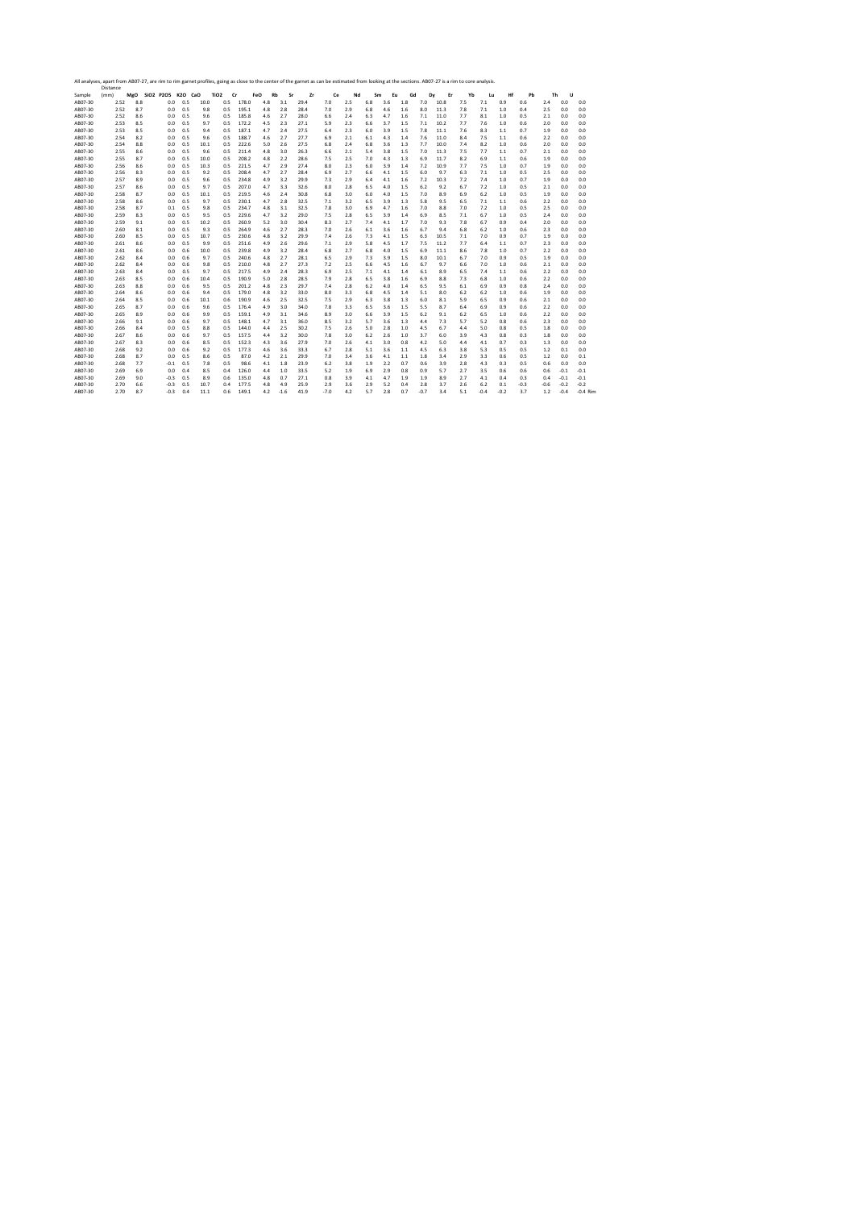All analyses, apart from AB07-27, are rim to rim garnet profiles, going as close to the center of the garnet as can be estimated from looking at the sections. AB07-27 is a rim to core analysis.

| Sample | Distance (mm) | MgO | SiO2 | P2O5 | K2O | CaO | TiO2 | Cr | FeO | Rb | Sr | Zr | Ce | Nd | Sm | Eu | Gd | Dy | Er | Yb | Lu | Hf | Pb | Th | U |
|---|---|---|---|---|---|---|---|---|---|---|---|---|---|---|---|---|---|---|---|---|---|---|---|---|---|
| AB07-30 | 2.52 | 8.8 | | 0.0 | 0.5 | 10.0 | 0.5 | 178.0 | 4.8 | 3.1 | 29.4 | 7.0 | 2.5 | 6.8 | 3.6 | 1.8 | 7.0 | 10.8 | 7.5 | 7.1 | 0.9 | 0.6 | 2.4 | 0.0 | 0.0 |
| AB07-30 | 2.52 | 8.7 | | 0.0 | 0.5 | 9.8 | 0.5 | 195.1 | 4.8 | 2.8 | 28.4 | 7.0 | 2.9 | 6.8 | 4.6 | 1.6 | 8.0 | 11.3 | 7.8 | 7.1 | 1.0 | 0.4 | 2.5 | 0.0 | 0.0 |
| AB07-30 | 2.52 | 8.6 | | 0.0 | 0.5 | 9.6 | 0.5 | 185.8 | 4.6 | 2.7 | 28.0 | 6.6 | 2.4 | 6.3 | 4.7 | 1.6 | 7.1 | 11.0 | 7.7 | 8.1 | 1.0 | 0.5 | 2.1 | 0.0 | 0.0 |
| AB07-30 | 2.53 | 8.5 | | 0.0 | 0.5 | 9.7 | 0.5 | 172.2 | 4.5 | 2.3 | 27.1 | 5.9 | 2.3 | 6.6 | 3.7 | 1.5 | 7.1 | 10.2 | 7.7 | 7.6 | 1.0 | 0.6 | 2.0 | 0.0 | 0.0 |
| AB07-30 | 2.53 | 8.5 | | 0.0 | 0.5 | 9.4 | 0.5 | 187.1 | 4.7 | 2.4 | 27.5 | 6.4 | 2.3 | 6.0 | 3.9 | 1.5 | 7.8 | 11.1 | 7.6 | 8.3 | 1.1 | 0.7 | 1.9 | 0.0 | 0.0 |
| AB07-30 | 2.54 | 8.2 | | 0.0 | 0.5 | 9.6 | 0.5 | 188.7 | 4.6 | 2.7 | 27.7 | 6.9 | 2.1 | 6.1 | 4.3 | 1.4 | 7.6 | 11.0 | 8.4 | 7.5 | 1.1 | 0.6 | 2.2 | 0.0 | 0.0 |
| AB07-30 | 2.54 | 8.8 | | 0.0 | 0.5 | 10.1 | 0.5 | 222.6 | 5.0 | 2.6 | 27.5 | 6.8 | 2.4 | 6.8 | 3.6 | 1.3 | 7.7 | 10.0 | 7.4 | 8.2 | 1.0 | 0.6 | 2.0 | 0.0 | 0.0 |
| AB07-30 | 2.55 | 8.6 | | 0.0 | 0.5 | 9.6 | 0.5 | 211.4 | 4.8 | 3.0 | 26.3 | 6.6 | 2.1 | 5.4 | 3.8 | 1.5 | 7.0 | 11.3 | 7.5 | 7.7 | 1.1 | 0.7 | 2.1 | 0.0 | 0.0 |
| AB07-30 | 2.55 | 8.7 | | 0.0 | 0.5 | 10.0 | 0.5 | 208.2 | 4.8 | 2.2 | 28.6 | 7.5 | 2.5 | 7.0 | 4.3 | 1.3 | 6.9 | 11.7 | 8.2 | 6.9 | 1.1 | 0.6 | 1.9 | 0.0 | 0.0 |
| AB07-30 | 2.56 | 8.6 | | 0.0 | 0.5 | 10.3 | 0.5 | 221.5 | 4.7 | 2.9 | 27.4 | 8.0 | 2.3 | 6.0 | 3.9 | 1.4 | 7.2 | 10.9 | 7.7 | 7.5 | 1.0 | 0.7 | 1.9 | 0.0 | 0.0 |
| AB07-30 | 2.56 | 8.3 | | 0.0 | 0.5 | 9.2 | 0.5 | 208.4 | 4.7 | 2.7 | 28.4 | 6.9 | 2.7 | 6.6 | 4.1 | 1.5 | 6.0 | 9.7 | 6.3 | 7.1 | 1.0 | 0.5 | 2.5 | 0.0 | 0.0 |
| AB07-30 | 2.57 | 8.9 | | 0.0 | 0.5 | 9.6 | 0.5 | 234.8 | 4.9 | 3.2 | 29.9 | 7.3 | 2.9 | 6.4 | 4.1 | 1.6 | 7.2 | 10.3 | 7.2 | 7.4 | 1.0 | 0.7 | 1.9 | 0.0 | 0.0 |
| AB07-30 | 2.57 | 8.6 | | 0.0 | 0.5 | 9.7 | 0.5 | 207.0 | 4.7 | 3.3 | 32.6 | 8.0 | 2.8 | 6.5 | 4.0 | 1.5 | 6.2 | 9.2 | 6.7 | 7.2 | 1.0 | 0.5 | 2.1 | 0.0 | 0.0 |
| AB07-30 | 2.58 | 8.7 | | 0.0 | 0.5 | 10.1 | 0.5 | 219.5 | 4.6 | 2.4 | 30.8 | 6.8 | 3.0 | 6.0 | 4.0 | 1.5 | 7.0 | 8.9 | 6.9 | 6.2 | 1.0 | 0.5 | 1.9 | 0.0 | 0.0 |
| AB07-30 | 2.58 | 8.6 | | 0.0 | 0.5 | 9.7 | 0.5 | 230.1 | 4.7 | 2.8 | 32.5 | 7.1 | 3.2 | 6.5 | 3.9 | 1.3 | 5.8 | 9.5 | 6.5 | 7.1 | 1.1 | 0.6 | 2.2 | 0.0 | 0.0 |
| AB07-30 | 2.58 | 8.7 | | 0.1 | 0.5 | 9.8 | 0.5 | 234.7 | 4.8 | 3.1 | 32.5 | 7.8 | 3.0 | 6.9 | 4.7 | 1.6 | 7.0 | 8.8 | 7.0 | 7.2 | 1.0 | 0.5 | 2.5 | 0.0 | 0.0 |
| AB07-30 | 2.59 | 8.3 | | 0.0 | 0.5 | 9.5 | 0.5 | 229.6 | 4.7 | 3.2 | 29.0 | 7.5 | 2.8 | 6.5 | 3.9 | 1.4 | 6.9 | 8.5 | 7.1 | 6.7 | 1.0 | 0.5 | 2.4 | 0.0 | 0.0 |
| AB07-30 | 2.59 | 9.1 | | 0.0 | 0.5 | 10.2 | 0.5 | 260.9 | 5.2 | 3.0 | 30.4 | 8.3 | 2.7 | 7.4 | 4.1 | 1.7 | 7.0 | 9.3 | 7.8 | 6.7 | 0.9 | 0.4 | 2.0 | 0.0 | 0.0 |
| AB07-30 | 2.60 | 8.1 | | 0.0 | 0.5 | 9.3 | 0.5 | 264.9 | 4.6 | 2.7 | 28.3 | 7.0 | 2.6 | 6.1 | 3.6 | 1.6 | 6.7 | 9.4 | 6.8 | 6.2 | 1.0 | 0.6 | 2.3 | 0.0 | 0.0 |
| AB07-30 | 2.60 | 8.5 | | 0.0 | 0.5 | 10.7 | 0.5 | 230.6 | 4.8 | 3.2 | 29.9 | 7.4 | 2.6 | 7.3 | 4.1 | 1.5 | 6.3 | 10.5 | 7.1 | 7.0 | 0.9 | 0.7 | 1.9 | 0.0 | 0.0 |
| AB07-30 | 2.61 | 8.6 | | 0.0 | 0.5 | 9.9 | 0.5 | 251.6 | 4.9 | 2.6 | 29.6 | 7.1 | 2.9 | 5.8 | 4.5 | 1.7 | 7.5 | 11.2 | 7.7 | 6.4 | 1.1 | 0.7 | 2.3 | 0.0 | 0.0 |
| AB07-30 | 2.61 | 8.6 | | 0.0 | 0.6 | 10.0 | 0.5 | 239.8 | 4.9 | 3.2 | 28.4 | 6.8 | 2.7 | 6.8 | 4.0 | 1.5 | 6.9 | 11.1 | 8.6 | 7.8 | 1.0 | 0.7 | 2.2 | 0.0 | 0.0 |
| AB07-30 | 2.62 | 8.4 | | 0.0 | 0.6 | 9.7 | 0.5 | 240.6 | 4.8 | 2.7 | 28.1 | 6.5 | 2.9 | 7.3 | 3.9 | 1.5 | 8.0 | 10.1 | 6.7 | 7.0 | 0.9 | 0.5 | 1.9 | 0.0 | 0.0 |
| AB07-30 | 2.62 | 8.4 | | 0.0 | 0.6 | 9.8 | 0.5 | 210.0 | 4.8 | 2.7 | 27.3 | 7.2 | 2.5 | 6.6 | 4.5 | 1.6 | 6.7 | 9.7 | 6.6 | 7.0 | 1.0 | 0.6 | 2.1 | 0.0 | 0.0 |
| AB07-30 | 2.63 | 8.4 | | 0.0 | 0.5 | 9.7 | 0.5 | 217.5 | 4.9 | 2.4 | 28.3 | 6.9 | 2.5 | 7.1 | 4.1 | 1.4 | 6.1 | 8.9 | 6.5 | 7.4 | 1.1 | 0.6 | 2.2 | 0.0 | 0.0 |
| AB07-30 | 2.63 | 8.5 | | 0.0 | 0.6 | 10.4 | 0.5 | 190.9 | 5.0 | 2.8 | 28.5 | 7.9 | 2.8 | 6.5 | 3.8 | 1.6 | 6.9 | 8.8 | 7.3 | 6.8 | 1.0 | 0.6 | 2.2 | 0.0 | 0.0 |
| AB07-30 | 2.63 | 8.8 | | 0.0 | 0.6 | 9.5 | 0.5 | 201.2 | 4.8 | 2.3 | 29.7 | 7.4 | 2.8 | 6.2 | 4.0 | 1.4 | 6.5 | 9.5 | 6.1 | 6.9 | 0.9 | 0.8 | 2.4 | 0.0 | 0.0 |
| AB07-30 | 2.64 | 8.6 | | 0.0 | 0.6 | 9.4 | 0.5 | 179.0 | 4.8 | 3.2 | 33.0 | 8.0 | 3.3 | 6.8 | 4.5 | 1.4 | 5.1 | 8.0 | 6.2 | 6.2 | 1.0 | 0.6 | 1.9 | 0.0 | 0.0 |
| AB07-30 | 2.64 | 8.5 | | 0.0 | 0.6 | 10.1 | 0.6 | 190.9 | 4.6 | 2.5 | 32.5 | 7.5 | 2.9 | 6.3 | 3.8 | 1.3 | 6.0 | 8.1 | 5.9 | 6.5 | 0.9 | 0.6 | 2.1 | 0.0 | 0.0 |
| AB07-30 | 2.65 | 8.7 | | 0.0 | 0.6 | 9.6 | 0.5 | 176.4 | 4.9 | 3.0 | 34.0 | 7.8 | 3.3 | 6.5 | 3.6 | 1.5 | 5.5 | 8.7 | 6.4 | 6.9 | 0.9 | 0.6 | 2.2 | 0.0 | 0.0 |
| AB07-30 | 2.65 | 8.9 | | 0.0 | 0.6 | 9.9 | 0.5 | 159.1 | 4.9 | 3.1 | 34.6 | 8.9 | 3.0 | 6.6 | 3.9 | 1.5 | 6.2 | 9.1 | 6.2 | 6.5 | 1.0 | 0.6 | 2.2 | 0.0 | 0.0 |
| AB07-30 | 2.66 | 9.1 | | 0.0 | 0.6 | 9.7 | 0.5 | 148.1 | 4.7 | 3.1 | 36.0 | 8.5 | 3.2 | 5.7 | 3.6 | 1.3 | 4.4 | 7.3 | 5.7 | 5.2 | 0.8 | 0.6 | 2.3 | 0.0 | 0.0 |
| AB07-30 | 2.66 | 8.4 | | 0.0 | 0.5 | 8.8 | 0.5 | 144.0 | 4.4 | 2.5 | 30.2 | 7.5 | 2.6 | 5.0 | 2.8 | 1.0 | 4.5 | 6.7 | 4.4 | 5.0 | 0.8 | 0.5 | 1.8 | 0.0 | 0.0 |
| AB07-30 | 2.67 | 8.6 | | 0.0 | 0.6 | 9.7 | 0.5 | 157.5 | 4.4 | 3.2 | 30.0 | 7.8 | 3.0 | 6.2 | 2.6 | 1.0 | 3.7 | 6.0 | 3.9 | 4.3 | 0.8 | 0.3 | 1.8 | 0.0 | 0.0 |
| AB07-30 | 2.67 | 8.3 | | 0.0 | 0.6 | 8.5 | 0.5 | 152.3 | 4.3 | 3.6 | 27.9 | 7.0 | 2.6 | 4.1 | 3.0 | 0.8 | 4.2 | 5.0 | 4.4 | 4.1 | 0.7 | 0.3 | 1.3 | 0.0 | 0.0 |
| AB07-30 | 2.68 | 9.2 | | 0.0 | 0.6 | 9.2 | 0.5 | 177.3 | 4.6 | 3.6 | 33.3 | 6.7 | 2.8 | 5.1 | 3.6 | 1.1 | 4.5 | 6.3 | 3.8 | 5.3 | 0.5 | 0.5 | 1.2 | 0.1 | 0.0 |
| AB07-30 | 2.68 | 8.7 | | 0.0 | 0.5 | 8.6 | 0.5 | 87.0 | 4.2 | 2.1 | 29.9 | 7.0 | 3.4 | 3.6 | 4.1 | 1.1 | 1.8 | 3.4 | 2.9 | 3.3 | 0.6 | 0.5 | 1.2 | 0.0 | 0.1 |
| AB07-30 | 2.68 | 7.7 | | -0.1 | 0.5 | 7.8 | 0.5 | 98.6 | 4.1 | 1.8 | 23.9 | 6.2 | 3.8 | 1.9 | 2.2 | 0.7 | 0.6 | 3.9 | 2.8 | 4.3 | 0.3 | 0.5 | 0.6 | 0.0 | 0.0 |
| AB07-30 | 2.69 | 6.9 | | 0.0 | 0.4 | 8.5 | 0.4 | 126.0 | 4.4 | 1.0 | 33.5 | 5.2 | 1.9 | 6.9 | 2.9 | 0.8 | 0.9 | 5.7 | 2.7 | 3.5 | 0.6 | 0.6 | 0.6 | -0.1 | -0.1 |
| AB07-30 | 2.69 | 9.0 | | -0.3 | 0.5 | 8.9 | 0.6 | 135.0 | 4.8 | 0.7 | 27.1 | 0.8 | 3.9 | 4.1 | 4.7 | 1.9 | 1.9 | 8.9 | 2.7 | 4.1 | 0.4 | 0.3 | 0.4 | -0.1 | -0.1 |
| AB07-30 | 2.70 | 6.6 | | -0.3 | 0.5 | 10.7 | 0.4 | 177.5 | 4.8 | 4.9 | 25.9 | 2.9 | 3.6 | 2.9 | 5.2 | 0.4 | 2.8 | 3.7 | 2.6 | 6.2 | 0.1 | -0.3 | -0.6 | -0.2 | -0.2 |
| AB07-30 | 2.70 | 8.7 | | -0.3 | 0.4 | 11.1 | 0.6 | 149.1 | 4.2 | -1.6 | 41.9 | -7.0 | 4.2 | 5.7 | 2.8 | 0.7 | -0.7 | 3.4 | 5.1 | -0.4 | -0.2 | 3.7 | 1.2 | -0.4 | -0.4 Rim |